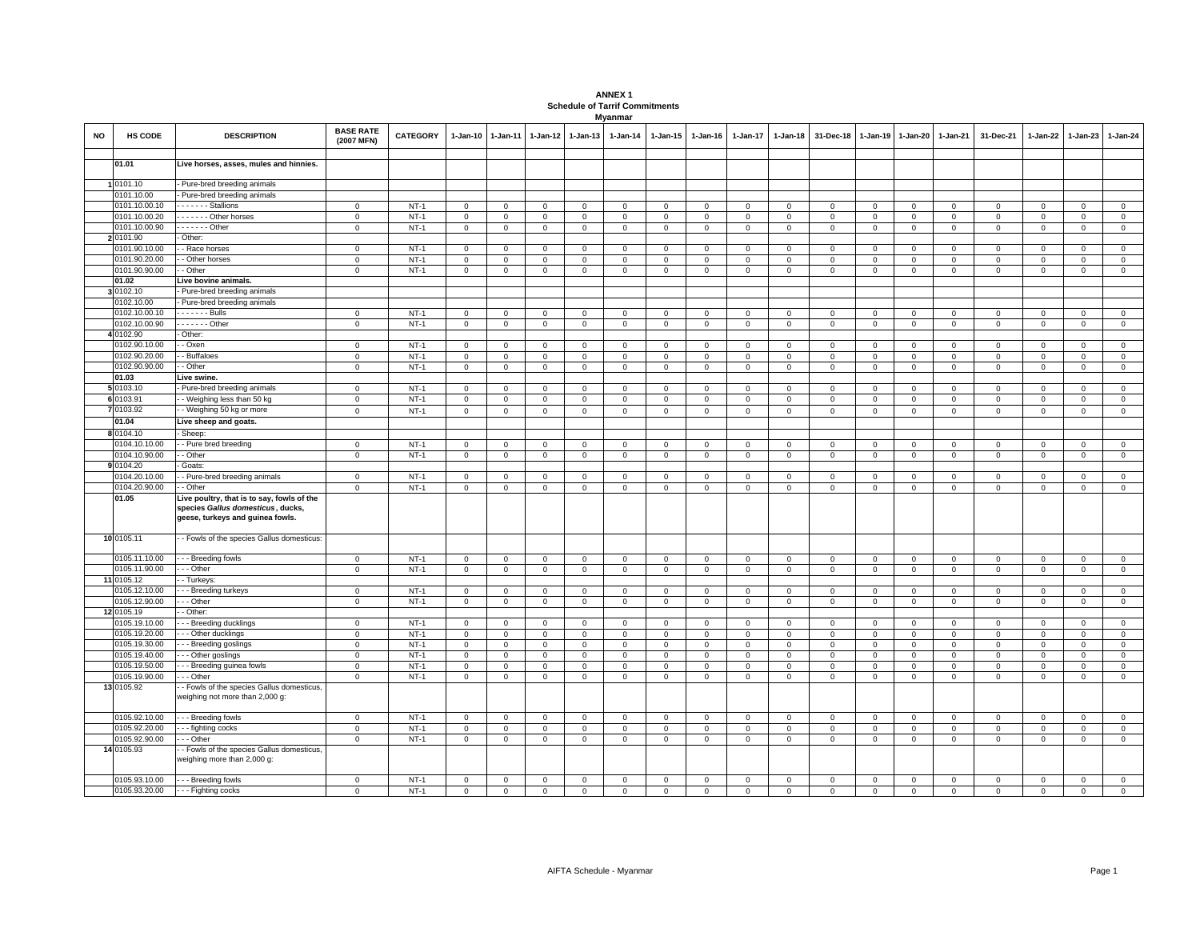**ANNEX 1**
**Schedule of Tarrif Commitments**
**Myanmar**

| NO | HS CODE | DESCRIPTION | BASE RATE (2007 MFN) | CATEGORY | 1-Jan-10 | 1-Jan-11 | 1-Jan-12 | 1-Jan-13 | 1-Jan-14 | 1-Jan-15 | 1-Jan-16 | 1-Jan-17 | 1-Jan-18 | 31-Dec-18 | 1-Jan-19 | 1-Jan-20 | 1-Jan-21 | 31-Dec-21 | 1-Jan-22 | 1-Jan-23 | 1-Jan-24 |
|---|---|---|---|---|---|---|---|---|---|---|---|---|---|---|---|---|---|---|---|---|---|
| | **01.01** | **Live horses, asses, mules and hinnies.** | | | | | | | | | | | | | | | | | | | |
| 1 | 0101.10 | - Pure-bred breeding animals | | | | | | | | | | | | | | | | | | | |
| | 0101.10.00 | - Pure-bred breeding animals | | | | | | | | | | | | | | | | | | | |
| | 0101.10.00.10 | - - - - - - - Stallions | 0 | NT-1 | 0 | 0 | 0 | 0 | 0 | 0 | 0 | 0 | 0 | 0 | 0 | 0 | 0 | 0 | 0 | 0 | 0 |
| | 0101.10.00.20 | - - - - - - - Other horses | 0 | NT-1 | 0 | 0 | 0 | 0 | 0 | 0 | 0 | 0 | 0 | 0 | 0 | 0 | 0 | 0 | 0 | 0 | 0 |
| | 0101.10.00.90 | - - - - - - - Other | 0 | NT-1 | 0 | 0 | 0 | 0 | 0 | 0 | 0 | 0 | 0 | 0 | 0 | 0 | 0 | 0 | 0 | 0 | 0 |
| 2 | 0101.90 | - Other: | | | | | | | | | | | | | | | | | | | |
| | 0101.90.10.00 | - - Race horses | 0 | NT-1 | 0 | 0 | 0 | 0 | 0 | 0 | 0 | 0 | 0 | 0 | 0 | 0 | 0 | 0 | 0 | 0 | 0 |
| | 0101.90.20.00 | - - Other horses | 0 | NT-1 | 0 | 0 | 0 | 0 | 0 | 0 | 0 | 0 | 0 | 0 | 0 | 0 | 0 | 0 | 0 | 0 | 0 |
| | 0101.90.90.00 | - - Other | 0 | NT-1 | 0 | 0 | 0 | 0 | 0 | 0 | 0 | 0 | 0 | 0 | 0 | 0 | 0 | 0 | 0 | 0 | 0 |
| | **01.02** | **Live bovine animals.** | | | | | | | | | | | | | | | | | | | |
| 3 | 0102.10 | - Pure-bred breeding animals | | | | | | | | | | | | | | | | | | | |
| | 0102.10.00 | - Pure-bred breeding animals | | | | | | | | | | | | | | | | | | | |
| | 0102.10.00.10 | - - - - - - - Bulls | 0 | NT-1 | 0 | 0 | 0 | 0 | 0 | 0 | 0 | 0 | 0 | 0 | 0 | 0 | 0 | 0 | 0 | 0 | 0 |
| | 0102.10.00.90 | - - - - - - - Other | 0 | NT-1 | 0 | 0 | 0 | 0 | 0 | 0 | 0 | 0 | 0 | 0 | 0 | 0 | 0 | 0 | 0 | 0 | 0 |
| 4 | 0102.90 | - Other: | | | | | | | | | | | | | | | | | | | |
| | 0102.90.10.00 | - - Oxen | 0 | NT-1 | 0 | 0 | 0 | 0 | 0 | 0 | 0 | 0 | 0 | 0 | 0 | 0 | 0 | 0 | 0 | 0 | 0 |
| | 0102.90.20.00 | - - Buffaloes | 0 | NT-1 | 0 | 0 | 0 | 0 | 0 | 0 | 0 | 0 | 0 | 0 | 0 | 0 | 0 | 0 | 0 | 0 | 0 |
| | 0102.90.90.00 | - - Other | 0 | NT-1 | 0 | 0 | 0 | 0 | 0 | 0 | 0 | 0 | 0 | 0 | 0 | 0 | 0 | 0 | 0 | 0 | 0 |
| | **01.03** | **Live swine.** | | | | | | | | | | | | | | | | | | | |
| 5 | 0103.10 | - Pure-bred breeding animals | 0 | NT-1 | 0 | 0 | 0 | 0 | 0 | 0 | 0 | 0 | 0 | 0 | 0 | 0 | 0 | 0 | 0 | 0 | 0 |
| 6 | 0103.91 | - - Weighing less than 50 kg | 0 | NT-1 | 0 | 0 | 0 | 0 | 0 | 0 | 0 | 0 | 0 | 0 | 0 | 0 | 0 | 0 | 0 | 0 | 0 |
| 7 | 0103.92 | - - Weighing 50 kg or more | 0 | NT-1 | 0 | 0 | 0 | 0 | 0 | 0 | 0 | 0 | 0 | 0 | 0 | 0 | 0 | 0 | 0 | 0 | 0 |
| | **01.04** | **Live sheep and goats.** | | | | | | | | | | | | | | | | | | | |
| 8 | 0104.10 | - Sheep: | | | | | | | | | | | | | | | | | | | |
| | 0104.10.10.00 | - - Pure bred breeding | 0 | NT-1 | 0 | 0 | 0 | 0 | 0 | 0 | 0 | 0 | 0 | 0 | 0 | 0 | 0 | 0 | 0 | 0 | 0 |
| | 0104.10.90.00 | - - Other | 0 | NT-1 | 0 | 0 | 0 | 0 | 0 | 0 | 0 | 0 | 0 | 0 | 0 | 0 | 0 | 0 | 0 | 0 | 0 |
| 9 | 0104.20 | - Goats: | | | | | | | | | | | | | | | | | | | |
| | 0104.20.10.00 | - - Pure-bred breeding animals | 0 | NT-1 | 0 | 0 | 0 | 0 | 0 | 0 | 0 | 0 | 0 | 0 | 0 | 0 | 0 | 0 | 0 | 0 | 0 |
| | 0104.20.90.00 | - - Other | 0 | NT-1 | 0 | 0 | 0 | 0 | 0 | 0 | 0 | 0 | 0 | 0 | 0 | 0 | 0 | 0 | 0 | 0 | 0 |
| | **01.05** | **Live poultry, that is to say, fowls of the species *Gallus domesticus*, ducks, geese, turkeys and guinea fowls.** | | | | | | | | | | | | | | | | | | | |
| 10 | 0105.11 | - - Fowls of the species Gallus domesticus: | | | | | | | | | | | | | | | | | | | |
| | 0105.11.10.00 | - - - Breeding fowls | 0 | NT-1 | 0 | 0 | 0 | 0 | 0 | 0 | 0 | 0 | 0 | 0 | 0 | 0 | 0 | 0 | 0 | 0 | 0 |
| | 0105.11.90.00 | - - - Other | 0 | NT-1 | 0 | 0 | 0 | 0 | 0 | 0 | 0 | 0 | 0 | 0 | 0 | 0 | 0 | 0 | 0 | 0 | 0 |
| 11 | 0105.12 | - - Turkeys: | | | | | | | | | | | | | | | | | | | |
| | 0105.12.10.00 | - - - Breeding turkeys | 0 | NT-1 | 0 | 0 | 0 | 0 | 0 | 0 | 0 | 0 | 0 | 0 | 0 | 0 | 0 | 0 | 0 | 0 | 0 |
| | 0105.12.90.00 | - - - Other | 0 | NT-1 | 0 | 0 | 0 | 0 | 0 | 0 | 0 | 0 | 0 | 0 | 0 | 0 | 0 | 0 | 0 | 0 | 0 |
| 12 | 0105.19 | - - Other: | | | | | | | | | | | | | | | | | | | |
| | 0105.19.10.00 | - - - Breeding ducklings | 0 | NT-1 | 0 | 0 | 0 | 0 | 0 | 0 | 0 | 0 | 0 | 0 | 0 | 0 | 0 | 0 | 0 | 0 | 0 |
| | 0105.19.20.00 | - - - Other ducklings | 0 | NT-1 | 0 | 0 | 0 | 0 | 0 | 0 | 0 | 0 | 0 | 0 | 0 | 0 | 0 | 0 | 0 | 0 | 0 |
| | 0105.19.30.00 | - - - Breeding goslings | 0 | NT-1 | 0 | 0 | 0 | 0 | 0 | 0 | 0 | 0 | 0 | 0 | 0 | 0 | 0 | 0 | 0 | 0 | 0 |
| | 0105.19.40.00 | - - - Other goslings | 0 | NT-1 | 0 | 0 | 0 | 0 | 0 | 0 | 0 | 0 | 0 | 0 | 0 | 0 | 0 | 0 | 0 | 0 | 0 |
| | 0105.19.50.00 | - - - Breeding guinea fowls | 0 | NT-1 | 0 | 0 | 0 | 0 | 0 | 0 | 0 | 0 | 0 | 0 | 0 | 0 | 0 | 0 | 0 | 0 | 0 |
| | 0105.19.90.00 | - - - Other | 0 | NT-1 | 0 | 0 | 0 | 0 | 0 | 0 | 0 | 0 | 0 | 0 | 0 | 0 | 0 | 0 | 0 | 0 | 0 |
| 13 | 0105.92 | - - Fowls of the species Gallus domesticus, weighing not more than 2,000 g: | | | | | | | | | | | | | | | | | | | |
| | 0105.92.10.00 | - - - Breeding fowls | 0 | NT-1 | 0 | 0 | 0 | 0 | 0 | 0 | 0 | 0 | 0 | 0 | 0 | 0 | 0 | 0 | 0 | 0 | 0 |
| | 0105.92.20.00 | - - - fighting cocks | 0 | NT-1 | 0 | 0 | 0 | 0 | 0 | 0 | 0 | 0 | 0 | 0 | 0 | 0 | 0 | 0 | 0 | 0 | 0 |
| | 0105.92.90.00 | - - - Other | 0 | NT-1 | 0 | 0 | 0 | 0 | 0 | 0 | 0 | 0 | 0 | 0 | 0 | 0 | 0 | 0 | 0 | 0 | 0 |
| 14 | 0105.93 | - - Fowls of the species Gallus domesticus, weighing more than 2,000 g: | | | | | | | | | | | | | | | | | | | |
| | 0105.93.10.00 | - - - Breeding fowls | 0 | NT-1 | 0 | 0 | 0 | 0 | 0 | 0 | 0 | 0 | 0 | 0 | 0 | 0 | 0 | 0 | 0 | 0 | 0 |
| | 0105.93.20.00 | - - - Fighting cocks | 0 | NT-1 | 0 | 0 | 0 | 0 | 0 | 0 | 0 | 0 | 0 | 0 | 0 | 0 | 0 | 0 | 0 | 0 | 0 |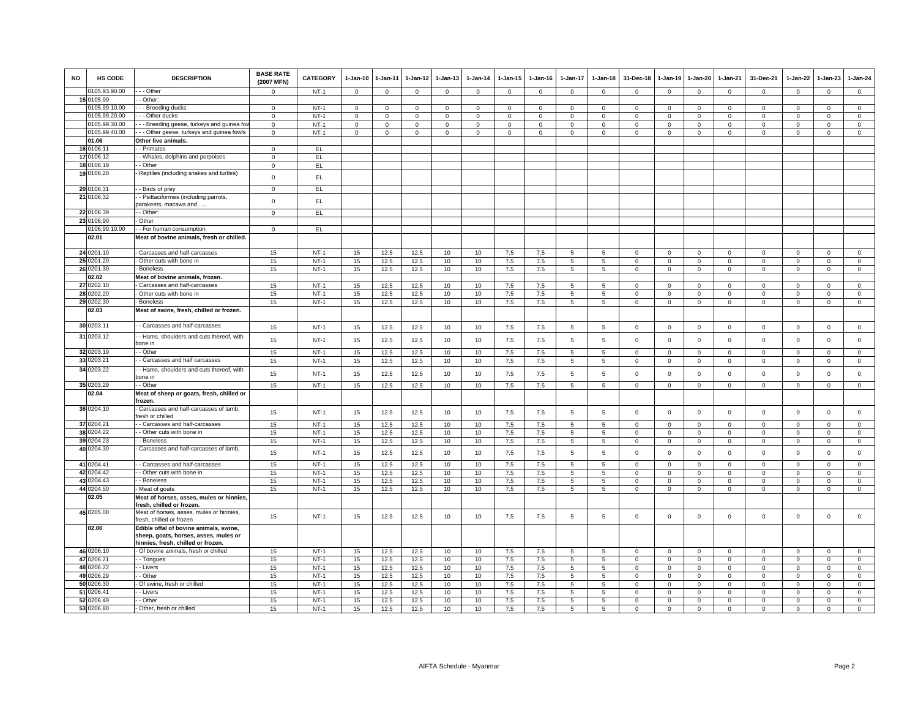| NO | HS CODE | DESCRIPTION | BASE RATE (2007 MFN) | CATEGORY | 1-Jan-10 | 1-Jan-11 | 1-Jan-12 | 1-Jan-13 | 1-Jan-14 | 1-Jan-15 | 1-Jan-16 | 1-Jan-17 | 1-Jan-18 | 31-Dec-18 | 1-Jan-19 | 1-Jan-20 | 1-Jan-21 | 31-Dec-21 | 1-Jan-22 | 1-Jan-23 | 1-Jan-24 |
|---|---|---|---|---|---|---|---|---|---|---|---|---|---|---|---|---|---|---|---|---|---|
| | 0105.93.90.00 | - - - Other | 0 | NT-1 | 0 | 0 | 0 | 0 | 0 | 0 | 0 | 0 | 0 | 0 | 0 | 0 | 0 | 0 | 0 | 0 | 0 |
| 15 | 0105.99 | - - Other: | | | | | | | | | | | | | | | | | | | |
| | 0105.99.10.00 | - - - Breeding ducks | 0 | NT-1 | 0 | 0 | 0 | 0 | 0 | 0 | 0 | 0 | 0 | 0 | 0 | 0 | 0 | 0 | 0 | 0 | 0 |
| | 0105.99.20.00 | - - - Other ducks | 0 | NT-1 | 0 | 0 | 0 | 0 | 0 | 0 | 0 | 0 | 0 | 0 | 0 | 0 | 0 | 0 | 0 | 0 | 0 |
| | 0105.99.30.00 | - - - Breeding geese, turkeys and guinea fow | 0 | NT-1 | 0 | 0 | 0 | 0 | 0 | 0 | 0 | 0 | 0 | 0 | 0 | 0 | 0 | 0 | 0 | 0 | 0 |
| | 0105.99.40.00 | - - - Other geese, turkeys and guinea fowls | 0 | NT-1 | 0 | 0 | 0 | 0 | 0 | 0 | 0 | 0 | 0 | 0 | 0 | 0 | 0 | 0 | 0 | 0 | 0 |
| | 01.06 | **Other live animals.** | | | | | | | | | | | | | | | | | | | |
| 16 | 0106.11 | - - Primates | 0 | EL | | | | | | | | | | | | | | | | | |
| 17 | 0106.12 | - - Whales, dolphins and porpoises | 0 | EL | | | | | | | | | | | | | | | | | |
| 18 | 0106.19 | - - Other | 0 | EL | | | | | | | | | | | | | | | | | |
| 19 | 0106.20 | - Reptiles (including snakes and turtles) | 0 | EL | | | | | | | | | | | | | | | | | |
| 20 | 0106.31 | - - Birds of prey | 0 | EL | | | | | | | | | | | | | | | | | |
| 21 | 0106.32 | - - Psittaciformes (including parrots, parakeets, macaws and .... | 0 | EL | | | | | | | | | | | | | | | | | |
| 22 | 0106.39 | - - Other: | 0 | EL | | | | | | | | | | | | | | | | | |
| 23 | 0106.90 | - Other | | | | | | | | | | | | | | | | | | | |
| | 0106.90.10.00 | - - For human consumption | 0 | EL | | | | | | | | | | | | | | | | | |
| | 02.01 | **Meat of bovine animals, fresh or chilled.** | | | | | | | | | | | | | | | | | | | |
| 24 | 0201.10 | - Carcasses and half-carcasses | 15 | NT-1 | 15 | 12.5 | 12.5 | 10 | 10 | 7.5 | 7.5 | 5 | 5 | 0 | 0 | 0 | 0 | 0 | 0 | 0 | 0 |
| 25 | 0201.20 | - Other cuts with bone in | 15 | NT-1 | 15 | 12.5 | 12.5 | 10 | 10 | 7.5 | 7.5 | 5 | 5 | 0 | 0 | 0 | 0 | 0 | 0 | 0 | 0 |
| 26 | 0201.30 | - Boneless | 15 | NT-1 | 15 | 12.5 | 12.5 | 10 | 10 | 7.5 | 7.5 | 5 | 5 | 0 | 0 | 0 | 0 | 0 | 0 | 0 | 0 |
| | 02.02 | **Meat of bovine animals, frozen.** | | | | | | | | | | | | | | | | | | | |
| 27 | 0202.10 | - Carcasses and half-carcasses | 15 | NT-1 | 15 | 12.5 | 12.5 | 10 | 10 | 7.5 | 7.5 | 5 | 5 | 0 | 0 | 0 | 0 | 0 | 0 | 0 | 0 |
| 28 | 0202.20 | - Other cuts with bone in | 15 | NT-1 | 15 | 12.5 | 12.5 | 10 | 10 | 7.5 | 7.5 | 5 | 5 | 0 | 0 | 0 | 0 | 0 | 0 | 0 | 0 |
| 29 | 0202.30 | - Boneless | 15 | NT-1 | 15 | 12.5 | 12.5 | 10 | 10 | 7.5 | 7.5 | 5 | 5 | 0 | 0 | 0 | 0 | 0 | 0 | 0 | 0 |
| | 02.03 | **Meat of swine, fresh, chilled or frozen.** | | | | | | | | | | | | | | | | | | | |
| 30 | 0203.11 | - - Carcasses and half-carcasses | 15 | NT-1 | 15 | 12.5 | 12.5 | 10 | 10 | 7.5 | 7.5 | 5 | 5 | 0 | 0 | 0 | 0 | 0 | 0 | 0 | 0 |
| 31 | 0203.12 | - - Hams, shoulders and cuts thereof, with bone in | 15 | NT-1 | 15 | 12.5 | 12.5 | 10 | 10 | 7.5 | 7.5 | 5 | 5 | 0 | 0 | 0 | 0 | 0 | 0 | 0 | 0 |
| 32 | 0203.19 | - - Other | 15 | NT-1 | 15 | 12.5 | 12.5 | 10 | 10 | 7.5 | 7.5 | 5 | 5 | 0 | 0 | 0 | 0 | 0 | 0 | 0 | 0 |
| 33 | 0203.21 | - - Carcasses and half carcasses | 15 | NT-1 | 15 | 12.5 | 12.5 | 10 | 10 | 7.5 | 7.5 | 5 | 5 | 0 | 0 | 0 | 0 | 0 | 0 | 0 | 0 |
| 34 | 0203.22 | - - Hams, shoulders and cuts thereof, with bone in | 15 | NT-1 | 15 | 12.5 | 12.5 | 10 | 10 | 7.5 | 7.5 | 5 | 5 | 0 | 0 | 0 | 0 | 0 | 0 | 0 | 0 |
| 35 | 0203.29 | - - Other | 15 | NT-1 | 15 | 12.5 | 12.5 | 10 | 10 | 7.5 | 7.5 | 5 | 5 | 0 | 0 | 0 | 0 | 0 | 0 | 0 | 0 |
| | 02.04 | **Meat of sheep or goats, fresh, chilled or frozen.** | | | | | | | | | | | | | | | | | | | |
| 36 | 0204.10 | - Carcasses and half-carcasses of lamb, fresh or chilled | 15 | NT-1 | 15 | 12.5 | 12.5 | 10 | 10 | 7.5 | 7.5 | 5 | 5 | 0 | 0 | 0 | 0 | 0 | 0 | 0 | 0 |
| 37 | 0204.21 | - - Carcasses and half-carcasses | 15 | NT-1 | 15 | 12.5 | 12.5 | 10 | 10 | 7.5 | 7.5 | 5 | 5 | 0 | 0 | 0 | 0 | 0 | 0 | 0 | 0 |
| 38 | 0204.22 | - - Other cuts with bone in | 15 | NT-1 | 15 | 12.5 | 12.5 | 10 | 10 | 7.5 | 7.5 | 5 | 5 | 0 | 0 | 0 | 0 | 0 | 0 | 0 | 0 |
| 39 | 0204.23 | - - Boneless | 15 | NT-1 | 15 | 12.5 | 12.5 | 10 | 10 | 7.5 | 7.5 | 5 | 5 | 0 | 0 | 0 | 0 | 0 | 0 | 0 | 0 |
| 40 | 0204.30 | - Carcasses and half-carcasses of lamb, | 15 | NT-1 | 15 | 12.5 | 12.5 | 10 | 10 | 7.5 | 7.5 | 5 | 5 | 0 | 0 | 0 | 0 | 0 | 0 | 0 | 0 |
| 41 | 0204.41 | - - Carcasses and half-carcasses | 15 | NT-1 | 15 | 12.5 | 12.5 | 10 | 10 | 7.5 | 7.5 | 5 | 5 | 0 | 0 | 0 | 0 | 0 | 0 | 0 | 0 |
| 42 | 0204.42 | - - Other cuts with bone in | 15 | NT-1 | 15 | 12.5 | 12.5 | 10 | 10 | 7.5 | 7.5 | 5 | 5 | 0 | 0 | 0 | 0 | 0 | 0 | 0 | 0 |
| 43 | 0204.43 | - - Boneless | 15 | NT-1 | 15 | 12.5 | 12.5 | 10 | 10 | 7.5 | 7.5 | 5 | 5 | 0 | 0 | 0 | 0 | 0 | 0 | 0 | 0 |
| 44 | 0204.50 | - Meat of goats | 15 | NT-1 | 15 | 12.5 | 12.5 | 10 | 10 | 7.5 | 7.5 | 5 | 5 | 0 | 0 | 0 | 0 | 0 | 0 | 0 | 0 |
| | 02.05 | **Meat of horses, asses, mules or hinnies, fresh, chilled or frozen.** | | | | | | | | | | | | | | | | | | | |
| 45 | 0205.00 | Meat of horses, asses, mules or hinnies, fresh, chilled or frozen | 15 | NT-1 | 15 | 12.5 | 12.5 | 10 | 10 | 7.5 | 7.5 | 5 | 5 | 0 | 0 | 0 | 0 | 0 | 0 | 0 | 0 |
| | 02.06 | **Edible offal of bovine animals, swine, sheep, goats, horses, asses, mules or hinnies, fresh, chilled or frozen.** | | | | | | | | | | | | | | | | | | | |
| 46 | 0206.10 | - Of bovine animals, fresh or chilled | 15 | NT-1 | 15 | 12.5 | 12.5 | 10 | 10 | 7.5 | 7.5 | 5 | 5 | 0 | 0 | 0 | 0 | 0 | 0 | 0 | 0 |
| 47 | 0206.21 | - - Tongues | 15 | NT-1 | 15 | 12.5 | 12.5 | 10 | 10 | 7.5 | 7.5 | 5 | 5 | 0 | 0 | 0 | 0 | 0 | 0 | 0 | 0 |
| 48 | 0206.22 | - - Livers | 15 | NT-1 | 15 | 12.5 | 12.5 | 10 | 10 | 7.5 | 7.5 | 5 | 5 | 0 | 0 | 0 | 0 | 0 | 0 | 0 | 0 |
| 49 | 0206.29 | - - Other | 15 | NT-1 | 15 | 12.5 | 12.5 | 10 | 10 | 7.5 | 7.5 | 5 | 5 | 0 | 0 | 0 | 0 | 0 | 0 | 0 | 0 |
| 50 | 0206.30 | - Of swine, fresh or chilled | 15 | NT-1 | 15 | 12.5 | 12.5 | 10 | 10 | 7.5 | 7.5 | 5 | 5 | 0 | 0 | 0 | 0 | 0 | 0 | 0 | 0 |
| 51 | 0206.41 | - - Livers | 15 | NT-1 | 15 | 12.5 | 12.5 | 10 | 10 | 7.5 | 7.5 | 5 | 5 | 0 | 0 | 0 | 0 | 0 | 0 | 0 | 0 |
| 52 | 0206.49 | - - Other | 15 | NT-1 | 15 | 12.5 | 12.5 | 10 | 10 | 7.5 | 7.5 | 5 | 5 | 0 | 0 | 0 | 0 | 0 | 0 | 0 | 0 |
| 53 | 0206.80 | - Other, fresh or chilled | 15 | NT-1 | 15 | 12.5 | 12.5 | 10 | 10 | 7.5 | 7.5 | 5 | 5 | 0 | 0 | 0 | 0 | 0 | 0 | 0 | 0 |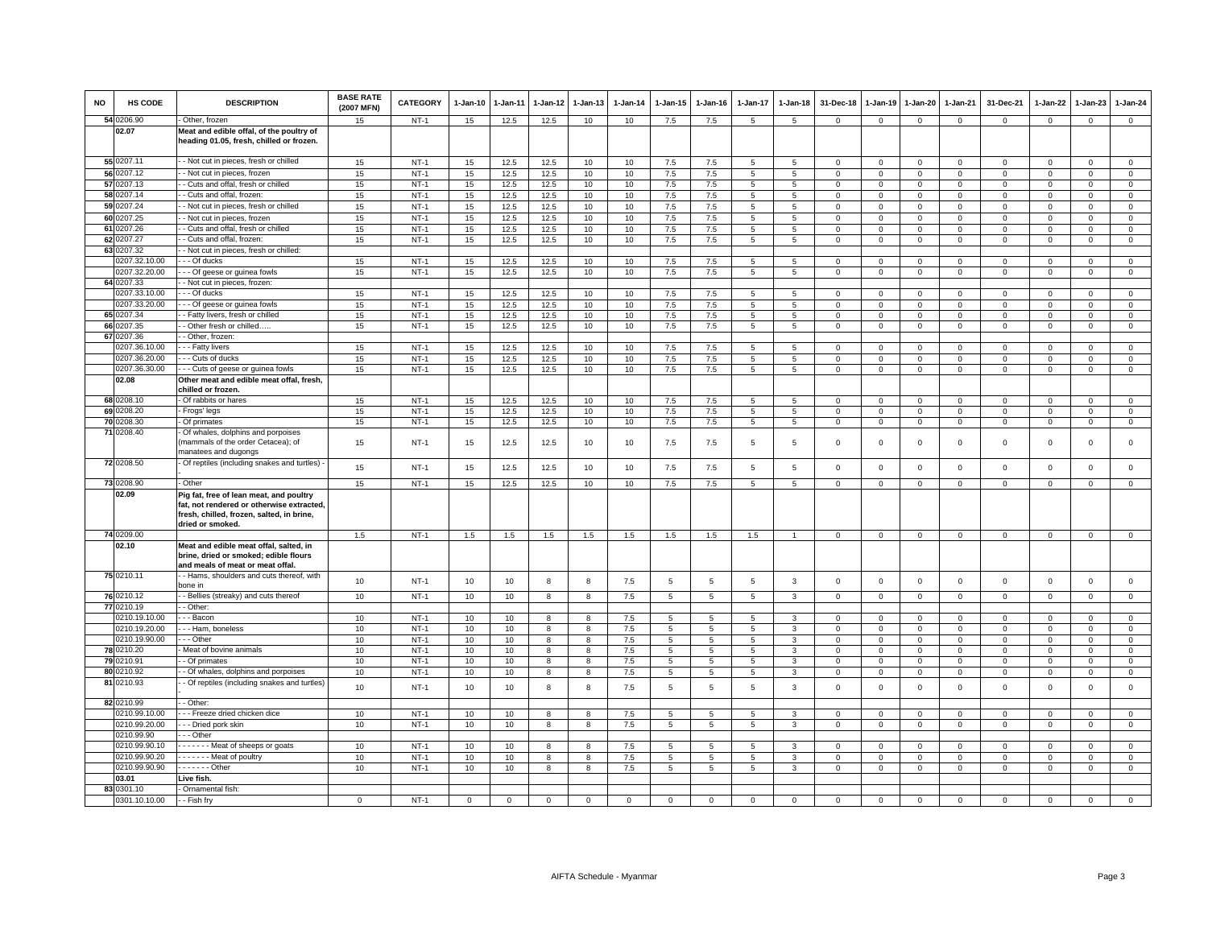| NO | HS CODE | DESCRIPTION | BASE RATE (2007 MFN) | CATEGORY | 1-Jan-10 | 1-Jan-11 | 1-Jan-12 | 1-Jan-13 | 1-Jan-14 | 1-Jan-15 | 1-Jan-16 | 1-Jan-17 | 1-Jan-18 | 31-Dec-18 | 1-Jan-19 | 1-Jan-20 | 1-Jan-21 | 31-Dec-21 | 1-Jan-22 | 1-Jan-23 | 1-Jan-24 |
|---|---|---|---|---|---|---|---|---|---|---|---|---|---|---|---|---|---|---|---|---|---|
| 54 | 0206.90 | - Other, frozen | 15 | NT-1 | 15 | 12.5 | 12.5 | 10 | 10 | 7.5 | 7.5 | 5 | 5 | 0 | 0 | 0 | 0 | 0 | 0 | 0 | 0 |
| | **02.07** | **Meat and edible offal, of the poultry of heading 01.05, fresh, chilled or frozen.** | | | | | | | | | | | | | | | | | | | |
| 55 | 0207.11 | - - Not cut in pieces, fresh or chilled | 15 | NT-1 | 15 | 12.5 | 12.5 | 10 | 10 | 7.5 | 7.5 | 5 | 5 | 0 | 0 | 0 | 0 | 0 | 0 | 0 | 0 |
| 56 | 0207.12 | - - Not cut in pieces, frozen | 15 | NT-1 | 15 | 12.5 | 12.5 | 10 | 10 | 7.5 | 7.5 | 5 | 5 | 0 | 0 | 0 | 0 | 0 | 0 | 0 | 0 |
| 57 | 0207.13 | - - Cuts and offal, fresh or chilled | 15 | NT-1 | 15 | 12.5 | 12.5 | 10 | 10 | 7.5 | 7.5 | 5 | 5 | 0 | 0 | 0 | 0 | 0 | 0 | 0 | 0 |
| 58 | 0207.14 | - - Cuts and offal, frozen: | 15 | NT-1 | 15 | 12.5 | 12.5 | 10 | 10 | 7.5 | 7.5 | 5 | 5 | 0 | 0 | 0 | 0 | 0 | 0 | 0 | 0 |
| 59 | 0207.24 | - - Not cut in pieces, fresh or chilled | 15 | NT-1 | 15 | 12.5 | 12.5 | 10 | 10 | 7.5 | 7.5 | 5 | 5 | 0 | 0 | 0 | 0 | 0 | 0 | 0 | 0 |
| 60 | 0207.25 | - - Not cut in pieces, frozen | 15 | NT-1 | 15 | 12.5 | 12.5 | 10 | 10 | 7.5 | 7.5 | 5 | 5 | 0 | 0 | 0 | 0 | 0 | 0 | 0 | 0 |
| 61 | 0207.26 | - - Cuts and offal, fresh or chilled | 15 | NT-1 | 15 | 12.5 | 12.5 | 10 | 10 | 7.5 | 7.5 | 5 | 5 | 0 | 0 | 0 | 0 | 0 | 0 | 0 | 0 |
| 62 | 0207.27 | - - Cuts and offal, frozen: | 15 | NT-1 | 15 | 12.5 | 12.5 | 10 | 10 | 7.5 | 7.5 | 5 | 5 | 0 | 0 | 0 | 0 | 0 | 0 | 0 | 0 |
| 63 | 0207.32 | - - Not cut in pieces, fresh or chilled: | | | | | | | | | | | | | | | | | | | |
| | 0207.32.10.00 | - - - Of ducks | 15 | NT-1 | 15 | 12.5 | 12.5 | 10 | 10 | 7.5 | 7.5 | 5 | 5 | 0 | 0 | 0 | 0 | 0 | 0 | 0 | 0 |
| | 0207.32.20.00 | - - - Of geese or guinea fowls | 15 | NT-1 | 15 | 12.5 | 12.5 | 10 | 10 | 7.5 | 7.5 | 5 | 5 | 0 | 0 | 0 | 0 | 0 | 0 | 0 | 0 |
| 64 | 0207.33 | - - Not cut in pieces, frozen: | | | | | | | | | | | | | | | | | | | |
| | 0207.33.10.00 | - - - Of ducks | 15 | NT-1 | 15 | 12.5 | 12.5 | 10 | 10 | 7.5 | 7.5 | 5 | 5 | 0 | 0 | 0 | 0 | 0 | 0 | 0 | 0 |
| | 0207.33.20.00 | - - - Of geese or guinea fowls | 15 | NT-1 | 15 | 12.5 | 12.5 | 10 | 10 | 7.5 | 7.5 | 5 | 5 | 0 | 0 | 0 | 0 | 0 | 0 | 0 | 0 |
| 65 | 0207.34 | - - Fatty livers, fresh or chilled | 15 | NT-1 | 15 | 12.5 | 12.5 | 10 | 10 | 7.5 | 7.5 | 5 | 5 | 0 | 0 | 0 | 0 | 0 | 0 | 0 | 0 |
| 66 | 0207.35 | - - Other fresh or chilled..... | 15 | NT-1 | 15 | 12.5 | 12.5 | 10 | 10 | 7.5 | 7.5 | 5 | 5 | 0 | 0 | 0 | 0 | 0 | 0 | 0 | 0 |
| 67 | 0207.36 | - - Other, frozen: | | | | | | | | | | | | | | | | | | | |
| | 0207.36.10.00 | - - - Fatty livers | 15 | NT-1 | 15 | 12.5 | 12.5 | 10 | 10 | 7.5 | 7.5 | 5 | 5 | 0 | 0 | 0 | 0 | 0 | 0 | 0 | 0 |
| | 0207.36.20.00 | - - - Cuts of ducks | 15 | NT-1 | 15 | 12.5 | 12.5 | 10 | 10 | 7.5 | 7.5 | 5 | 5 | 0 | 0 | 0 | 0 | 0 | 0 | 0 | 0 |
| | 0207.36.30.00 | - - - Cuts of geese or guinea fowls | 15 | NT-1 | 15 | 12.5 | 12.5 | 10 | 10 | 7.5 | 7.5 | 5 | 5 | 0 | 0 | 0 | 0 | 0 | 0 | 0 | 0 |
| | **02.08** | **Other meat and edible meat offal, fresh, chilled or frozen.** | | | | | | | | | | | | | | | | | | | |
| 68 | 0208.10 | - Of rabbits or hares | 15 | NT-1 | 15 | 12.5 | 12.5 | 10 | 10 | 7.5 | 7.5 | 5 | 5 | 0 | 0 | 0 | 0 | 0 | 0 | 0 | 0 |
| 69 | 0208.20 | - Frogs' legs | 15 | NT-1 | 15 | 12.5 | 12.5 | 10 | 10 | 7.5 | 7.5 | 5 | 5 | 0 | 0 | 0 | 0 | 0 | 0 | 0 | 0 |
| 70 | 0208.30 | - Of primates | 15 | NT-1 | 15 | 12.5 | 12.5 | 10 | 10 | 7.5 | 7.5 | 5 | 5 | 0 | 0 | 0 | 0 | 0 | 0 | 0 | 0 |
| 71 | 0208.40 | - Of whales, dolphins and porpoises (mammals of the order Cetacea); of manatees and dugongs | 15 | NT-1 | 15 | 12.5 | 12.5 | 10 | 10 | 7.5 | 7.5 | 5 | 5 | 0 | 0 | 0 | 0 | 0 | 0 | 0 | 0 |
| 72 | 0208.50 | - Of reptiles (including snakes and turtles) - | 15 | NT-1 | 15 | 12.5 | 12.5 | 10 | 10 | 7.5 | 7.5 | 5 | 5 | 0 | 0 | 0 | 0 | 0 | 0 | 0 | 0 |
| 73 | 0208.90 | - Other | 15 | NT-1 | 15 | 12.5 | 12.5 | 10 | 10 | 7.5 | 7.5 | 5 | 5 | 0 | 0 | 0 | 0 | 0 | 0 | 0 | 0 |
| | **02.09** | **Pig fat, free of lean meat, and poultry fat, not rendered or otherwise extracted, fresh, chilled, frozen, salted, in brine, dried or smoked.** | | | | | | | | | | | | | | | | | | | |
| 74 | 0209.00 | | 1.5 | NT-1 | 1.5 | 1.5 | 1.5 | 1.5 | 1.5 | 1.5 | 1.5 | 1.5 | 1 | 0 | 0 | 0 | 0 | 0 | 0 | 0 | 0 |
| | **02.10** | **Meat and edible meat offal, salted, in brine, dried or smoked; edible flours and meals of meat or meat offal.** | | | | | | | | | | | | | | | | | | | |
| 75 | 0210.11 | - - Hams, shoulders and cuts thereof, with bone in | 10 | NT-1 | 10 | 10 | 8 | 8 | 7.5 | 5 | 5 | 5 | 3 | 0 | 0 | 0 | 0 | 0 | 0 | 0 | 0 |
| 76 | 0210.12 | - - Bellies (streaky) and cuts thereof | 10 | NT-1 | 10 | 10 | 8 | 8 | 7.5 | 5 | 5 | 5 | 3 | 0 | 0 | 0 | 0 | 0 | 0 | 0 | 0 |
| 77 | 0210.19 | - - Other: | | | | | | | | | | | | | | | | | | | |
| | 0210.19.10.00 | - - - Bacon | 10 | NT-1 | 10 | 10 | 8 | 8 | 7.5 | 5 | 5 | 5 | 3 | 0 | 0 | 0 | 0 | 0 | 0 | 0 | 0 |
| | 0210.19.20.00 | - - - Ham, boneless | 10 | NT-1 | 10 | 10 | 8 | 8 | 7.5 | 5 | 5 | 5 | 3 | 0 | 0 | 0 | 0 | 0 | 0 | 0 | 0 |
| | 0210.19.90.00 | - - - Other | 10 | NT-1 | 10 | 10 | 8 | 8 | 7.5 | 5 | 5 | 5 | 3 | 0 | 0 | 0 | 0 | 0 | 0 | 0 | 0 |
| 78 | 0210.20 | - Meat of bovine animals | 10 | NT-1 | 10 | 10 | 8 | 8 | 7.5 | 5 | 5 | 5 | 3 | 0 | 0 | 0 | 0 | 0 | 0 | 0 | 0 |
| 79 | 0210.91 | - - Of primates | 10 | NT-1 | 10 | 10 | 8 | 8 | 7.5 | 5 | 5 | 5 | 3 | 0 | 0 | 0 | 0 | 0 | 0 | 0 | 0 |
| 80 | 0210.92 | - - Of whales, dolphins and porpoises | 10 | NT-1 | 10 | 10 | 8 | 8 | 7.5 | 5 | 5 | 5 | 3 | 0 | 0 | 0 | 0 | 0 | 0 | 0 | 0 |
| 81 | 0210.93 | - - Of reptiles (including snakes and turtles) | 10 | NT-1 | 10 | 10 | 8 | 8 | 7.5 | 5 | 5 | 5 | 3 | 0 | 0 | 0 | 0 | 0 | 0 | 0 | 0 |
| 82 | 0210.99 | - - Other: | | | | | | | | | | | | | | | | | | | |
| | 0210.99.10.00 | - - - Freeze dried chicken dice | 10 | NT-1 | 10 | 10 | 8 | 8 | 7.5 | 5 | 5 | 5 | 3 | 0 | 0 | 0 | 0 | 0 | 0 | 0 | 0 |
| | 0210.99.20.00 | - - - Dried pork skin | 10 | NT-1 | 10 | 10 | 8 | 8 | 7.5 | 5 | 5 | 5 | 3 | 0 | 0 | 0 | 0 | 0 | 0 | 0 | 0 |
| | 0210.99.90 | - - - Other | | | | | | | | | | | | | | | | | | | |
| | 0210.99.90.10 | - - - - - - - Meat of sheeps or goats | 10 | NT-1 | 10 | 10 | 8 | 8 | 7.5 | 5 | 5 | 5 | 3 | 0 | 0 | 0 | 0 | 0 | 0 | 0 | 0 |
| | 0210.99.90.20 | - - - - - - - Meat of poultry | 10 | NT-1 | 10 | 10 | 8 | 8 | 7.5 | 5 | 5 | 5 | 3 | 0 | 0 | 0 | 0 | 0 | 0 | 0 | 0 |
| | 0210.99.90.90 | - - - - - - - Other | 10 | NT-1 | 10 | 10 | 8 | 8 | 7.5 | 5 | 5 | 5 | 3 | 0 | 0 | 0 | 0 | 0 | 0 | 0 | 0 |
| | **03.01** | **Live fish.** | | | | | | | | | | | | | | | | | | | |
| 83 | 0301.10 | - Ornamental fish: | | | | | | | | | | | | | | | | | | | |
| | 0301.10.10.00 | - - Fish fry | 0 | NT-1 | 0 | 0 | 0 | 0 | 0 | 0 | 0 | 0 | 0 | 0 | 0 | 0 | 0 | 0 | 0 | 0 | 0 |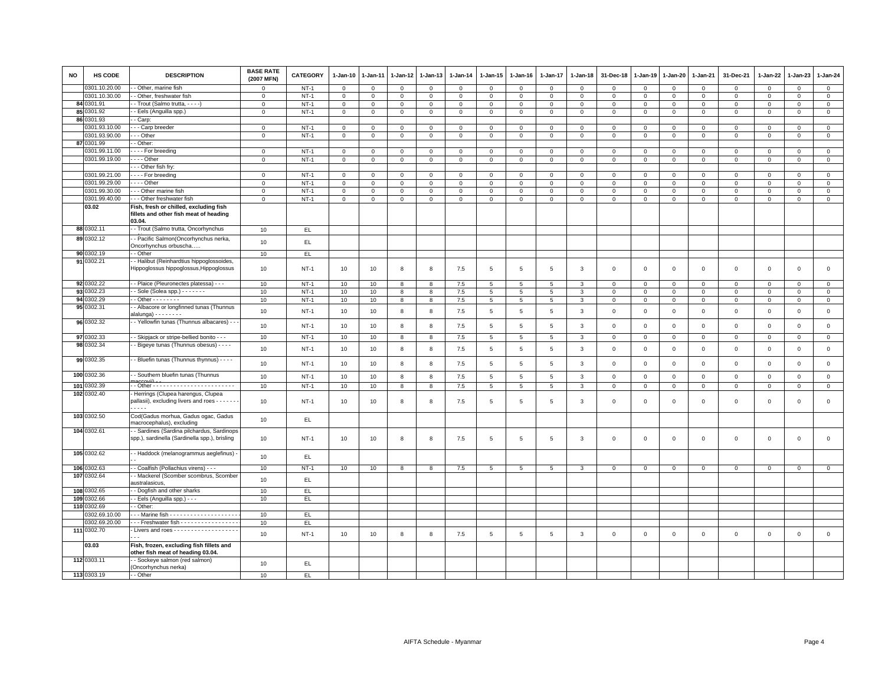| NO | HS CODE | DESCRIPTION | BASE RATE (2007 MFN) | CATEGORY | 1-Jan-10 | 1-Jan-11 | 1-Jan-12 | 1-Jan-13 | 1-Jan-14 | 1-Jan-15 | 1-Jan-16 | 1-Jan-17 | 1-Jan-18 | 31-Dec-18 | 1-Jan-19 | 1-Jan-20 | 1-Jan-21 | 31-Dec-21 | 1-Jan-22 | 1-Jan-23 | 1-Jan-24 |
|---|---|---|---|---|---|---|---|---|---|---|---|---|---|---|---|---|---|---|---|---|---|
| | 0301.10.20.00 | - - Other, marine fish | 0 | NT-1 | 0 | 0 | 0 | 0 | 0 | 0 | 0 | 0 | 0 | 0 | 0 | 0 | 0 | 0 | 0 | 0 | 0 |
| | 0301.10.30.00 | - - Other, freshwater fish | 0 | NT-1 | 0 | 0 | 0 | 0 | 0 | 0 | 0 | 0 | 0 | 0 | 0 | 0 | 0 | 0 | 0 | 0 | 0 |
| 84 | 0301.91 | - - Trout (Salmo trutta, - - - -) | 0 | NT-1 | 0 | 0 | 0 | 0 | 0 | 0 | 0 | 0 | 0 | 0 | 0 | 0 | 0 | 0 | 0 | 0 | 0 |
| 85 | 0301.92 | - - Eels (Anguilla spp.) | 0 | NT-1 | 0 | 0 | 0 | 0 | 0 | 0 | 0 | 0 | 0 | 0 | 0 | 0 | 0 | 0 | 0 | 0 | 0 |
| 86 | 0301.93 | - - Carp: | | | | | | | | | | | | | | | | | | | |
| | 0301.93.10.00 | - - - Carp breeder | 0 | NT-1 | 0 | 0 | 0 | 0 | 0 | 0 | 0 | 0 | 0 | 0 | 0 | 0 | 0 | 0 | 0 | 0 | 0 |
| | 0301.93.90.00 | - - - Other | 0 | NT-1 | 0 | 0 | 0 | 0 | 0 | 0 | 0 | 0 | 0 | 0 | 0 | 0 | 0 | 0 | 0 | 0 | 0 |
| 87 | 0301.99 | - - Other: | | | | | | | | | | | | | | | | | | | |
| | 0301.99.11.00 | - - - - For breeding | 0 | NT-1 | 0 | 0 | 0 | 0 | 0 | 0 | 0 | 0 | 0 | 0 | 0 | 0 | 0 | 0 | 0 | 0 | 0 |
| | 0301.99.19.00 | - - - - Other | 0 | NT-1 | 0 | 0 | 0 | 0 | 0 | 0 | 0 | 0 | 0 | 0 | 0 | 0 | 0 | 0 | 0 | 0 | 0 |
| | | - - - Other fish fry: | | | | | | | | | | | | | | | | | | | |
| | 0301.99.21.00 | - - - - For breeding | 0 | NT-1 | 0 | 0 | 0 | 0 | 0 | 0 | 0 | 0 | 0 | 0 | 0 | 0 | 0 | 0 | 0 | 0 | 0 |
| | 0301.99.29.00 | - - - - Other | 0 | NT-1 | 0 | 0 | 0 | 0 | 0 | 0 | 0 | 0 | 0 | 0 | 0 | 0 | 0 | 0 | 0 | 0 | 0 |
| | 0301.99.30.00 | - - - Other marine fish | 0 | NT-1 | 0 | 0 | 0 | 0 | 0 | 0 | 0 | 0 | 0 | 0 | 0 | 0 | 0 | 0 | 0 | 0 | 0 |
| | 0301.99.40.00 | - - - Other freshwater fish | 0 | NT-1 | 0 | 0 | 0 | 0 | 0 | 0 | 0 | 0 | 0 | 0 | 0 | 0 | 0 | 0 | 0 | 0 | 0 |
| | **03.02** | **Fish, fresh or chilled, excluding fish fillets and other fish meat of heading 03.04.** | | | | | | | | | | | | | | | | | | | |
| 88 | 0302.11 | - - Trout (Salmo trutta, Oncorhynchus | 10 | EL | | | | | | | | | | | | | | | | | |
| 89 | 0302.12 | - - Pacific Salmon(Oncorhynchus nerka, Oncorhynchus orbuscha..... | 10 | EL | | | | | | | | | | | | | | | | | |
| 90 | 0302.19 | - - Other | 10 | EL | | | | | | | | | | | | | | | | | |
| 91 | 0302.21 | - - Halibut (Reinhardtius hippoglossoides, Hippoglossus hippoglossus,Hippoglossus | 10 | NT-1 | 10 | 10 | 8 | 8 | 7.5 | 5 | 5 | 5 | 3 | 0 | 0 | 0 | 0 | 0 | 0 | 0 | 0 |
| 92 | 0302.22 | - - Plaice (Pleuronectes platessa) - - - | 10 | NT-1 | 10 | 10 | 8 | 8 | 7.5 | 5 | 5 | 5 | 3 | 0 | 0 | 0 | 0 | 0 | 0 | 0 | 0 |
| 93 | 0302.23 | - - Sole (Solea spp.) - - - - - - - | 10 | NT-1 | 10 | 10 | 8 | 8 | 7.5 | 5 | 5 | 5 | 3 | 0 | 0 | 0 | 0 | 0 | 0 | 0 | 0 |
| 94 | 0302.29 | - - Other - - - - - - - - | 10 | NT-1 | 10 | 10 | 8 | 8 | 7.5 | 5 | 5 | 5 | 3 | 0 | 0 | 0 | 0 | 0 | 0 | 0 | 0 |
| 95 | 0302.31 | - - Albacore or longfinned tunas (Thunnus alalunga) - - - - - - - - | 10 | NT-1 | 10 | 10 | 8 | 8 | 7.5 | 5 | 5 | 5 | 3 | 0 | 0 | 0 | 0 | 0 | 0 | 0 | 0 |
| 96 | 0302.32 | - - Yellowfin tunas (Thunnus albacares) - - - | 10 | NT-1 | 10 | 10 | 8 | 8 | 7.5 | 5 | 5 | 5 | 3 | 0 | 0 | 0 | 0 | 0 | 0 | 0 | 0 |
| 97 | 0302.33 | - - Skipjack or stripe-bellied bonito - - - | 10 | NT-1 | 10 | 10 | 8 | 8 | 7.5 | 5 | 5 | 5 | 3 | 0 | 0 | 0 | 0 | 0 | 0 | 0 | 0 |
| 98 | 0302.34 | - - Bigeye tunas (Thunnus obesus) - - - - | 10 | NT-1 | 10 | 10 | 8 | 8 | 7.5 | 5 | 5 | 5 | 3 | 0 | 0 | 0 | 0 | 0 | 0 | 0 | 0 |
| 99 | 0302.35 | - - Bluefin tunas (Thunnus thynnus) - - - - | 10 | NT-1 | 10 | 10 | 8 | 8 | 7.5 | 5 | 5 | 5 | 3 | 0 | 0 | 0 | 0 | 0 | 0 | 0 | 0 |
| 100 | 0302.36 | - - Southern bluefin tunas (Thunnus maccoyii) - - | 10 | NT-1 | 10 | 10 | 8 | 8 | 7.5 | 5 | 5 | 5 | 3 | 0 | 0 | 0 | 0 | 0 | 0 | 0 | 0 |
| 101 | 0302.39 | - - Other - - - - - - - - - - - - - - - - - - - - - - - - - | 10 | NT-1 | 10 | 10 | 8 | 8 | 7.5 | 5 | 5 | 5 | 3 | 0 | 0 | 0 | 0 | 0 | 0 | 0 | 0 |
| 102 | 0302.40 | - Herrings (Clupea harengus, Clupea pallasii), excluding livers and roes - - - - - - - - - - - - | 10 | NT-1 | 10 | 10 | 8 | 8 | 7.5 | 5 | 5 | 5 | 3 | 0 | 0 | 0 | 0 | 0 | 0 | 0 | 0 |
| 103 | 0302.50 | Cod(Gadus morhua, Gadus ogac, Gadus macrocephalus), excluding | 10 | EL | | | | | | | | | | | | | | | | | |
| 104 | 0302.61 | - - Sardines (Sardina pilchardus, Sardinops spp.), sardinella (Sardinella spp.), brisling | 10 | NT-1 | 10 | 10 | 8 | 8 | 7.5 | 5 | 5 | 5 | 3 | 0 | 0 | 0 | 0 | 0 | 0 | 0 | 0 |
| 105 | 0302.62 | - - Haddock (melanogrammus aeglefinus) - - - | 10 | EL | | | | | | | | | | | | | | | | | |
| 106 | 0302.63 | - - Coalfish (Pollachius virens) - - - | 10 | NT-1 | 10 | 10 | 8 | 8 | 7.5 | 5 | 5 | 5 | 3 | 0 | 0 | 0 | 0 | 0 | 0 | 0 | 0 |
| 107 | 0302.64 | - - Mackerel (Scomber scombrus, Scomber australasicus, | 10 | EL | | | | | | | | | | | | | | | | | |
| 108 | 0302.65 | - - Dogfish and other sharks | 10 | EL | | | | | | | | | | | | | | | | | |
| 109 | 0302.66 | - - Eels (Anguilla spp.) - - - | 10 | EL | | | | | | | | | | | | | | | | | |
| 110 | 0302.69 | - - Other: | | | | | | | | | | | | | | | | | | | |
| | 0302.69.10.00 | - - - Marine fish - - - - - - - - - - - - - - - - - - - - - | 10 | EL | | | | | | | | | | | | | | | | | |
| | 0302.69.20.00 | - - - Freshwater fish - - - - - - - - - - - - - - - - - | 10 | EL | | | | | | | | | | | | | | | | | |
| 111 | 0302.70 | - Livers and roes - - - - - - - - - - - - - - - - - - - - - | 10 | NT-1 | 10 | 10 | 8 | 8 | 7.5 | 5 | 5 | 5 | 3 | 0 | 0 | 0 | 0 | 0 | 0 | 0 | 0 |
| | **03.03** | **Fish, frozen, excluding fish fillets and other fish meat of heading 03.04.** | | | | | | | | | | | | | | | | | | | |
| 112 | 0303.11 | - - Sockeye salmon (red salmon) (Oncorhynchus nerka) | 10 | EL | | | | | | | | | | | | | | | | | |
| 113 | 0303.19 | - - Other | 10 | EL | | | | | | | | | | | | | | | | | |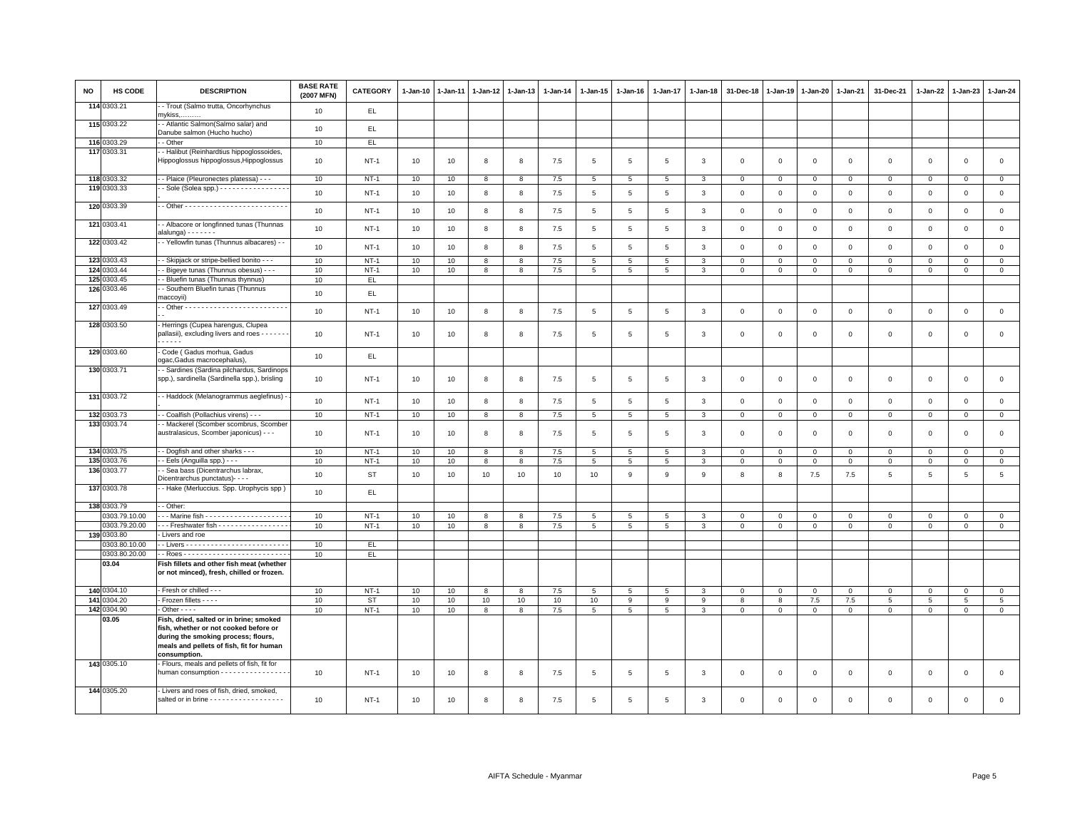| NO | HS CODE | DESCRIPTION | BASE RATE (2007 MFN) | CATEGORY | 1-Jan-10 | 1-Jan-11 | 1-Jan-12 | 1-Jan-13 | 1-Jan-14 | 1-Jan-15 | 1-Jan-16 | 1-Jan-17 | 1-Jan-18 | 31-Dec-18 | 1-Jan-19 | 1-Jan-20 | 1-Jan-21 | 31-Dec-21 | 1-Jan-22 | 1-Jan-23 | 1-Jan-24 |
|---|---|---|---|---|---|---|---|---|---|---|---|---|---|---|---|---|---|---|---|---|---|
| 114 | 0303.21 | - - Trout (Salmo trutta, Oncorhynchus mykiss,……… | 10 | EL | | | | | | | | | | | | | | | | | |
| 115 | 0303.22 | - - Atlantic Salmon(Salmo salar) and Danube salmon (Hucho hucho) | 10 | EL | | | | | | | | | | | | | | | | | |
| 116 | 0303.29 | - - Other | 10 | EL | | | | | | | | | | | | | | | | | |
| 117 | 0303.31 | - - Halibut (Reinhardtius hippoglossoides, Hippoglossus hippoglossus,Hippoglossus | 10 | NT-1 | 10 | 10 | 8 | 8 | 7.5 | 5 | 5 | 5 | 3 | 0 | 0 | 0 | 0 | 0 | 0 | 0 | 0 |
| 118 | 0303.32 | - - Plaice (Pleuronectes platessa) - - - | 10 | NT-1 | 10 | 10 | 8 | 8 | 7.5 | 5 | 5 | 5 | 3 | 0 | 0 | 0 | 0 | 0 | 0 | 0 | 0 |
| 119 | 0303.33 | - - Sole (Solea spp.) - - - - - - - - - - - - - - - - - | 10 | NT-1 | 10 | 10 | 8 | 8 | 7.5 | 5 | 5 | 5 | 3 | 0 | 0 | 0 | 0 | 0 | 0 | 0 | 0 |
| 120 | 0303.39 | - - Other - - - - - - - - - - - - - - - - - - - - - - - - - | 10 | NT-1 | 10 | 10 | 8 | 8 | 7.5 | 5 | 5 | 5 | 3 | 0 | 0 | 0 | 0 | 0 | 0 | 0 | 0 |
| 121 | 0303.41 | - - Albacore or longfinned tunas (Thunnas alalunga) - - - - - - - | 10 | NT-1 | 10 | 10 | 8 | 8 | 7.5 | 5 | 5 | 5 | 3 | 0 | 0 | 0 | 0 | 0 | 0 | 0 | 0 |
| 122 | 0303.42 | - - Yellowfin tunas (Thunnus albacares) - - | 10 | NT-1 | 10 | 10 | 8 | 8 | 7.5 | 5 | 5 | 5 | 3 | 0 | 0 | 0 | 0 | 0 | 0 | 0 | 0 |
| 123 | 0303.43 | - - Skipjack or stripe-bellied bonito - - - | 10 | NT-1 | 10 | 10 | 8 | 8 | 7.5 | 5 | 5 | 5 | 3 | 0 | 0 | 0 | 0 | 0 | 0 | 0 | 0 |
| 124 | 0303.44 | - - Bigeye tunas (Thunnus obesus) - - - | 10 | NT-1 | 10 | 10 | 8 | 8 | 7.5 | 5 | 5 | 5 | 3 | 0 | 0 | 0 | 0 | 0 | 0 | 0 | 0 |
| 125 | 0303.45 | - - Bluefin tunas (Thunnus thynnus) | 10 | EL | | | | | | | | | | | | | | | | | |
| 126 | 0303.46 | - - Southern Bluefin tunas (Thunnus maccoyii) | 10 | EL | | | | | | | | | | | | | | | | | |
| 127 | 0303.49 | - - Other - - - - - - - - - - - - - - - - - - - - - - - - - - - | 10 | NT-1 | 10 | 10 | 8 | 8 | 7.5 | 5 | 5 | 5 | 3 | 0 | 0 | 0 | 0 | 0 | 0 | 0 | 0 |
| 128 | 0303.50 | - Herrings (Cupea harengus, Clupea pallasii), excluding livers and roes - - - - - - - - - - - - - | 10 | NT-1 | 10 | 10 | 8 | 8 | 7.5 | 5 | 5 | 5 | 3 | 0 | 0 | 0 | 0 | 0 | 0 | 0 | 0 |
| 129 | 0303.60 | - Code ( Gadus morhua, Gadus ogac,Gadus macrocephalus), | 10 | EL | | | | | | | | | | | | | | | | | |
| 130 | 0303.71 | - - Sardines (Sardina pilchardus, Sardinops spp.), sardinella (Sardinella spp.), brisling | 10 | NT-1 | 10 | 10 | 8 | 8 | 7.5 | 5 | 5 | 5 | 3 | 0 | 0 | 0 | 0 | 0 | 0 | 0 | 0 |
| 131 | 0303.72 | - - Haddock (Melanogrammus aeglefinus) - - | 10 | NT-1 | 10 | 10 | 8 | 8 | 7.5 | 5 | 5 | 5 | 3 | 0 | 0 | 0 | 0 | 0 | 0 | 0 | 0 |
| 132 | 0303.73 | - - Coalfish (Pollachius virens) - - - | 10 | NT-1 | 10 | 10 | 8 | 8 | 7.5 | 5 | 5 | 5 | 3 | 0 | 0 | 0 | 0 | 0 | 0 | 0 | 0 |
| 133 | 0303.74 | - - Mackerel (Scomber scombrus, Scomber australasicus, Scomber japonicus) - - - | 10 | NT-1 | 10 | 10 | 8 | 8 | 7.5 | 5 | 5 | 5 | 3 | 0 | 0 | 0 | 0 | 0 | 0 | 0 | 0 |
| 134 | 0303.75 | - - Dogfish and other sharks - - - | 10 | NT-1 | 10 | 10 | 8 | 8 | 7.5 | 5 | 5 | 5 | 3 | 0 | 0 | 0 | 0 | 0 | 0 | 0 | 0 |
| 135 | 0303.76 | - - Eels (Anguilla spp.) - - - | 10 | NT-1 | 10 | 10 | 8 | 8 | 7.5 | 5 | 5 | 5 | 3 | 0 | 0 | 0 | 0 | 0 | 0 | 0 | 0 |
| 136 | 0303.77 | - - Sea bass (Dicentrarchus labrax, Dicentrarchus punctatus)- - - | 10 | ST | 10 | 10 | 10 | 10 | 10 | 10 | 9 | 9 | 9 | 8 | 8 | 7.5 | 7.5 | 5 | 5 | 5 | 5 |
| 137 | 0303.78 | - - Hake (Merluccius. Spp. Urophycis spp ) | 10 | EL | | | | | | | | | | | | | | | | | |
| 138 | 0303.79 | - - Other: | | | | | | | | | | | | | | | | | | | |
| | 0303.79.10.00 | - - - Marine fish - - - - - - - - - - - - - - - - - - - - | 10 | NT-1 | 10 | 10 | 8 | 8 | 7.5 | 5 | 5 | 5 | 3 | 0 | 0 | 0 | 0 | 0 | 0 | 0 | 0 |
| | 0303.79.20.00 | - - - Freshwater fish - - - - - - - - - - - - - - - - - | 10 | NT-1 | 10 | 10 | 8 | 8 | 7.5 | 5 | 5 | 5 | 3 | 0 | 0 | 0 | 0 | 0 | 0 | 0 | 0 |
| 139 | 0303.80 | - Livers and roe | | | | | | | | | | | | | | | | | | | |
| | 0303.80.10.00 | - - Livers - - - - - - - - - - - - - - - - - - - - - - - - - | 10 | EL | | | | | | | | | | | | | | | | | |
| | 0303.80.20.00 | - - Roes - - - - - - - - - - - - - - - - - - - - - - - - - - | 10 | EL | | | | | | | | | | | | | | | | | |
| | **03.04** | **Fish fillets and other fish meat (whether or not minced), fresh, chilled or frozen.** | | | | | | | | | | | | | | | | | | | |
| 140 | 0304.10 | - Fresh or chilled - - - | 10 | NT-1 | 10 | 10 | 8 | 8 | 7.5 | 5 | 5 | 5 | 3 | 0 | 0 | 0 | 0 | 0 | 0 | 0 | 0 |
| 141 | 0304.20 | - Frozen fillets - - - - | 10 | ST | 10 | 10 | 10 | 10 | 10 | 10 | 9 | 9 | 9 | 8 | 8 | 7.5 | 7.5 | 5 | 5 | 5 | 5 |
| 142 | 0304.90 | - Other - - - - | 10 | NT-1 | 10 | 10 | 8 | 8 | 7.5 | 5 | 5 | 5 | 3 | 0 | 0 | 0 | 0 | 0 | 0 | 0 | 0 |
| | **03.05** | **Fish, dried, salted or in brine; smoked fish, whether or not cooked before or during the smoking process; flours, meals and pellets of fish, fit for human consumption.** | | | | | | | | | | | | | | | | | | | |
| 143 | 0305.10 | - Flours, meals and pellets of fish, fit for human consumption - - - - - - - - - - - - - - - - - | 10 | NT-1 | 10 | 10 | 8 | 8 | 7.5 | 5 | 5 | 5 | 3 | 0 | 0 | 0 | 0 | 0 | 0 | 0 | 0 |
| 144 | 0305.20 | - Livers and roes of fish, dried, smoked, salted or in brine - - - - - - - - - - - - - - - - - - - | 10 | NT-1 | 10 | 10 | 8 | 8 | 7.5 | 5 | 5 | 5 | 3 | 0 | 0 | 0 | 0 | 0 | 0 | 0 | 0 |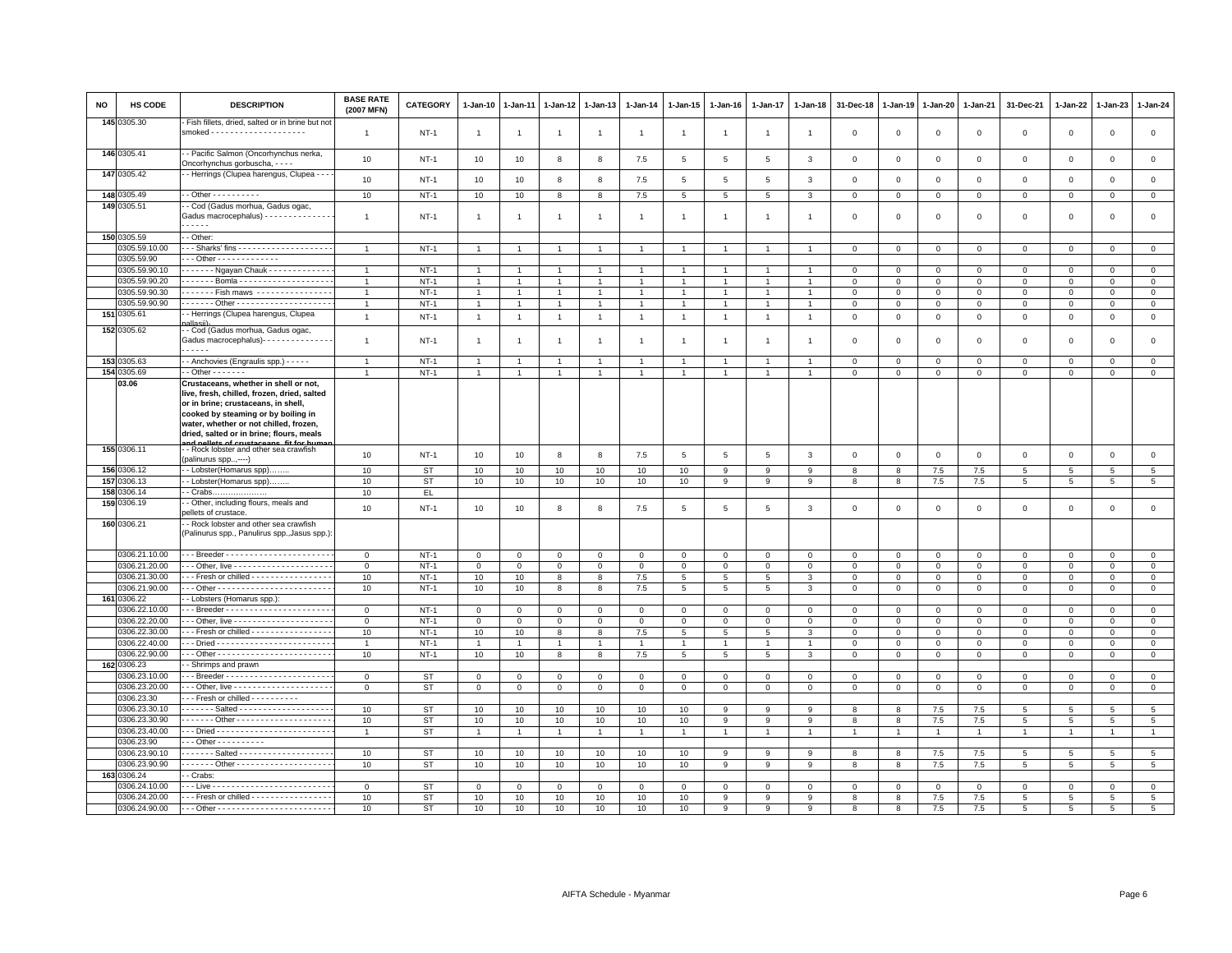| NO | HS CODE | DESCRIPTION | BASE RATE (2007 MFN) | CATEGORY | 1-Jan-10 | 1-Jan-11 | 1-Jan-12 | 1-Jan-13 | 1-Jan-14 | 1-Jan-15 | 1-Jan-16 | 1-Jan-17 | 1-Jan-18 | 31-Dec-18 | 1-Jan-19 | 1-Jan-20 | 1-Jan-21 | 31-Dec-21 | 1-Jan-22 | 1-Jan-23 | 1-Jan-24 |
|---|---|---|---|---|---|---|---|---|---|---|---|---|---|---|---|---|---|---|---|---|---|
| 145 | 0305.30 | - Fish fillets, dried, salted or in brine but not smoked - - - - - - - - - - - - - - - - - - - - - | 1 | NT-1 | 1 | 1 | 1 | 1 | 1 | 1 | 1 | 1 | 1 | 0 | 0 | 0 | 0 | 0 | 0 | 0 | 0 |
| 146 | 0305.41 | - - Pacific Salmon (Oncorhynchus nerka, Oncorhynchus gorbuscha, - - - - | 10 | NT-1 | 10 | 10 | 8 | 8 | 7.5 | 5 | 5 | 5 | 3 | 0 | 0 | 0 | 0 | 0 | 0 | 0 | 0 |
| 147 | 0305.42 | - - Herrings (Clupea harengus, Clupea - - - - | 10 | NT-1 | 10 | 10 | 8 | 8 | 7.5 | 5 | 5 | 5 | 3 | 0 | 0 | 0 | 0 | 0 | 0 | 0 | 0 |
| 148 | 0305.49 | - - Other - - - - - - - - - - | 10 | NT-1 | 10 | 10 | 8 | 8 | 7.5 | 5 | 5 | 5 | 3 | 0 | 0 | 0 | 0 | 0 | 0 | 0 | 0 |
| 149 | 0305.51 | - - Cod (Gadus morhua, Gadus ogac, Gadus macrocephalus) - - - - - - - - - - - - - - - - - - - - | 1 | NT-1 | 1 | 1 | 1 | 1 | 1 | 1 | 1 | 1 | 1 | 0 | 0 | 0 | 0 | 0 | 0 | 0 | 0 |
| 150 | 0305.59 | - - Other: | | | | | | | | | | | | | | | | | | | |
| | 0305.59.10.00 | - - - Sharks' fins - - - - - - - - - - - - - - - - - - - - | 1 | NT-1 | 1 | 1 | 1 | 1 | 1 | 1 | 1 | 1 | 1 | 0 | 0 | 0 | 0 | 0 | 0 | 0 | 0 |
| | 0305.59.90 | - - - Other - - - - - - - - - - - - - | | | | | | | | | | | | | | | | | | | |
| | 0305.59.90.10 | - - - - - - - Ngayan Chauk - - - - - - - - - - - - - | 1 | NT-1 | 1 | 1 | 1 | 1 | 1 | 1 | 1 | 1 | 1 | 0 | 0 | 0 | 0 | 0 | 0 | 0 | 0 |
| | 0305.59.90.20 | - - - - - - - Bomla - - - - - - - - - - - - - - - - - - - - | 1 | NT-1 | 1 | 1 | 1 | 1 | 1 | 1 | 1 | 1 | 1 | 0 | 0 | 0 | 0 | 0 | 0 | 0 | 0 |
| | 0305.59.90.30 | - - - - - - - Fish maws - - - - - - - - - - - - - - - - | 1 | NT-1 | 1 | 1 | 1 | 1 | 1 | 1 | 1 | 1 | 1 | 0 | 0 | 0 | 0 | 0 | 0 | 0 | 0 |
| | 0305.59.90.90 | - - - - - - - Other - - - - - - - - - - - - - - - - - - - - | 1 | NT-1 | 1 | 1 | 1 | 1 | 1 | 1 | 1 | 1 | 1 | 0 | 0 | 0 | 0 | 0 | 0 | 0 | 0 |
| 151 | 0305.61 | - - Herrings (Clupea harengus, Clupea pallasii)- | 1 | NT-1 | 1 | 1 | 1 | 1 | 1 | 1 | 1 | 1 | 1 | 0 | 0 | 0 | 0 | 0 | 0 | 0 | 0 |
| 152 | 0305.62 | - - Cod (Gadus morhua, Gadus ogac, Gadus macrocephalus)- - - - - - - - - - - - - - - - - - - - - | 1 | NT-1 | 1 | 1 | 1 | 1 | 1 | 1 | 1 | 1 | 1 | 0 | 0 | 0 | 0 | 0 | 0 | 0 | 0 |
| 153 | 0305.63 | - - Anchovies (Engraulis spp.) - - - - - | 1 | NT-1 | 1 | 1 | 1 | 1 | 1 | 1 | 1 | 1 | 1 | 0 | 0 | 0 | 0 | 0 | 0 | 0 | 0 |
| 154 | 0305.69 | - - Other - - - - - - - | 1 | NT-1 | 1 | 1 | 1 | 1 | 1 | 1 | 1 | 1 | 1 | 0 | 0 | 0 | 0 | 0 | 0 | 0 | 0 |
| | **03.06** | **Crustaceans, whether in shell or not, live, fresh, chilled, frozen, dried, salted or in brine; crustaceans, in shell, cooked by steaming or by boiling in water, whether or not chilled, frozen, dried, salted or in brine; flours, meals and pellets of crustaceans, fit for human** | | | | | | | | | | | | | | | | | | | |
| 155 | 0306.11 | - - Rock lobster and other sea crawfish (palinurus spp..,----) | 10 | NT-1 | 10 | 10 | 8 | 8 | 7.5 | 5 | 5 | 5 | 3 | 0 | 0 | 0 | 0 | 0 | 0 | 0 | 0 |
| 156 | 0306.12 | - - Lobster(Homarus spp)........ | 10 | ST | 10 | 10 | 10 | 10 | 10 | 10 | 9 | 9 | 9 | 8 | 8 | 7.5 | 7.5 | 5 | 5 | 5 | 5 |
| 157 | 0306.13 | - - Lobster(Homarus spp)........ | 10 | ST | 10 | 10 | 10 | 10 | 10 | 10 | 9 | 9 | 9 | 8 | 8 | 7.5 | 7.5 | 5 | 5 | 5 | 5 |
| 158 | 0306.14 | - - Crabs...................... | 10 | EL | | | | | | | | | | | | | | | | | |
| 159 | 0306.19 | - - Other, including flours, meals and pellets of crustace. | 10 | NT-1 | 10 | 10 | 8 | 8 | 7.5 | 5 | 5 | 5 | 3 | 0 | 0 | 0 | 0 | 0 | 0 | 0 | 0 |
| 160 | 0306.21 | - - Rock lobster and other sea crawfish (Palinurus spp., Panulirus spp.,Jasus spp.): | | | | | | | | | | | | | | | | | | | |
| | 0306.21.10.00 | - - - Breeder - - - - - - - - - - - - - - - - - - - - - - | 0 | NT-1 | 0 | 0 | 0 | 0 | 0 | 0 | 0 | 0 | 0 | 0 | 0 | 0 | 0 | 0 | 0 | 0 | 0 |
| | 0306.21.20.00 | - - - Other, live - - - - - - - - - - - - - - - - - - - - - | 0 | NT-1 | 0 | 0 | 0 | 0 | 0 | 0 | 0 | 0 | 0 | 0 | 0 | 0 | 0 | 0 | 0 | 0 | 0 |
| | 0306.21.30.00 | - - - Fresh or chilled - - - - - - - - - - - - - - - - - | 10 | NT-1 | 10 | 10 | 8 | 8 | 7.5 | 5 | 5 | 5 | 3 | 0 | 0 | 0 | 0 | 0 | 0 | 0 | 0 |
| | 0306.21.90.00 | - - - Other - - - - - - - - - - - - - - - - - - - - - - - - | 10 | NT-1 | 10 | 10 | 8 | 8 | 7.5 | 5 | 5 | 5 | 3 | 0 | 0 | 0 | 0 | 0 | 0 | 0 | 0 |
| 161 | 0306.22 | - - Lobsters (Homarus spp.): | | | | | | | | | | | | | | | | | | | |
| | 0306.22.10.00 | - - - Breeder - - - - - - - - - - - - - - - - - - - - - - | 0 | NT-1 | 0 | 0 | 0 | 0 | 0 | 0 | 0 | 0 | 0 | 0 | 0 | 0 | 0 | 0 | 0 | 0 | 0 |
| | 0306.22.20.00 | - - - Other, live - - - - - - - - - - - - - - - - - - - - - | 0 | NT-1 | 0 | 0 | 0 | 0 | 0 | 0 | 0 | 0 | 0 | 0 | 0 | 0 | 0 | 0 | 0 | 0 | 0 |
| | 0306.22.30.00 | - - - Fresh or chilled - - - - - - - - - - - - - - - - - | 10 | NT-1 | 10 | 10 | 8 | 8 | 7.5 | 5 | 5 | 5 | 3 | 0 | 0 | 0 | 0 | 0 | 0 | 0 | 0 |
| | 0306.22.40.00 | - - - Dried - - - - - - - - - - - - - - - - - - - - - - - - | 1 | NT-1 | 1 | 1 | 1 | 1 | 1 | 1 | 1 | 1 | 1 | 0 | 0 | 0 | 0 | 0 | 0 | 0 | 0 |
| | 0306.22.90.00 | - - - Other - - - - - - - - - - - - - - - - - - - - - - - - | 10 | NT-1 | 10 | 10 | 8 | 8 | 7.5 | 5 | 5 | 5 | 3 | 0 | 0 | 0 | 0 | 0 | 0 | 0 | 0 |
| 162 | 0306.23 | - - Shrimps and prawn | | | | | | | | | | | | | | | | | | | |
| | 0306.23.10.00 | - - - Breeder - - - - - - - - - - - - - - - - - - - - - - | 0 | ST | 0 | 0 | 0 | 0 | 0 | 0 | 0 | 0 | 0 | 0 | 0 | 0 | 0 | 0 | 0 | 0 | 0 |
| | 0306.23.20.00 | - - - Other, live - - - - - - - - - - - - - - - - - - - - - | 0 | ST | 0 | 0 | 0 | 0 | 0 | 0 | 0 | 0 | 0 | 0 | 0 | 0 | 0 | 0 | 0 | 0 | 0 |
| | 0306.23.30 | - - - Fresh or chilled - - - - - - - - - - | | | | | | | | | | | | | | | | | | | |
| | 0306.23.30.10 | - - - - - - - Salted - - - - - - - - - - - - - - - - - - - - | 10 | ST | 10 | 10 | 10 | 10 | 10 | 10 | 9 | 9 | 9 | 8 | 8 | 7.5 | 7.5 | 5 | 5 | 5 | 5 |
| | 0306.23.30.90 | - - - - - - - Other - - - - - - - - - - - - - - - - - - - - | 10 | ST | 10 | 10 | 10 | 10 | 10 | 10 | 9 | 9 | 9 | 8 | 8 | 7.5 | 7.5 | 5 | 5 | 5 | 5 |
| | 0306.23.40.00 | - - - Dried - - - - - - - - - - - - - - - - - - - - - - - - | 1 | ST | 1 | 1 | 1 | 1 | 1 | 1 | 1 | 1 | 1 | 1 | 1 | 1 | 1 | 1 | 1 | 1 | 1 |
| | 0306.23.90 | - - - Other - - - - - - - - - - | | | | | | | | | | | | | | | | | | | |
| | 0306.23.90.10 | - - - - - - - Salted - - - - - - - - - - - - - - - - - - - - | 10 | ST | 10 | 10 | 10 | 10 | 10 | 10 | 9 | 9 | 9 | 8 | 8 | 7.5 | 7.5 | 5 | 5 | 5 | 5 |
| | 0306.23.90.90 | - - - - - - - Other - - - - - - - - - - - - - - - - - - - - | 10 | ST | 10 | 10 | 10 | 10 | 10 | 10 | 9 | 9 | 9 | 8 | 8 | 7.5 | 7.5 | 5 | 5 | 5 | 5 |
| 163 | 0306.24 | - - Crabs: | | | | | | | | | | | | | | | | | | | |
| | 0306.24.10.00 | - - - Live - - - - - - - - - - - - - - - - - - - - - - - - | 0 | ST | 0 | 0 | 0 | 0 | 0 | 0 | 0 | 0 | 0 | 0 | 0 | 0 | 0 | 0 | 0 | 0 | 0 |
| | 0306.24.20.00 | - - - Fresh or chilled - - - - - - - - - - - - - - - - - | 10 | ST | 10 | 10 | 10 | 10 | 10 | 10 | 9 | 9 | 9 | 8 | 8 | 7.5 | 7.5 | 5 | 5 | 5 | 5 |
| | 0306.24.90.00 | - - - Other - - - - - - - - - - - - - - - - - - - - - - - - | 10 | ST | 10 | 10 | 10 | 10 | 10 | 10 | 9 | 9 | 9 | 8 | 8 | 7.5 | 7.5 | 5 | 5 | 5 | 5 |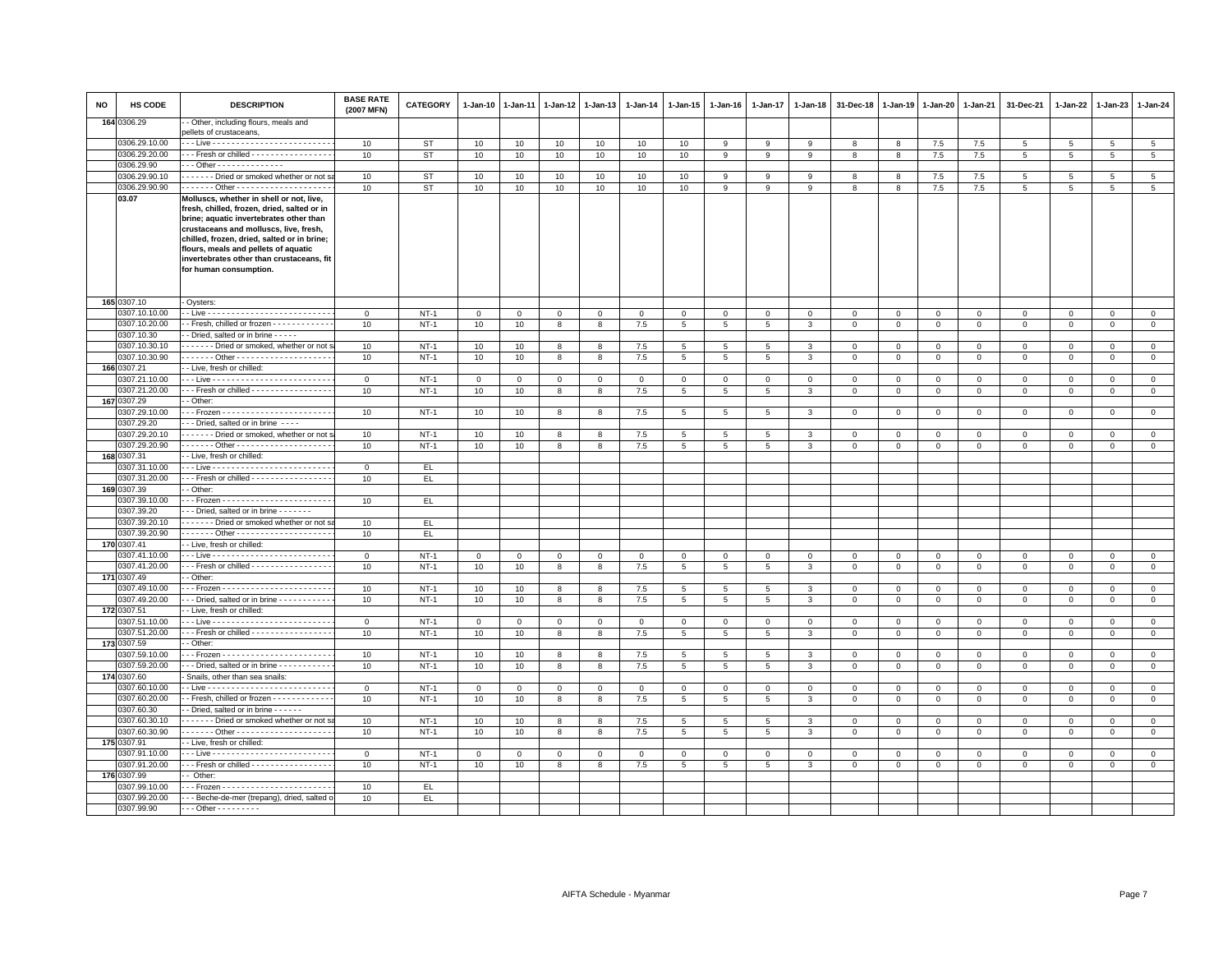| NO | HS CODE | DESCRIPTION | BASE RATE (2007 MFN) | CATEGORY | 1-Jan-10 | 1-Jan-11 | 1-Jan-12 | 1-Jan-13 | 1-Jan-14 | 1-Jan-15 | 1-Jan-16 | 1-Jan-17 | 1-Jan-18 | 31-Dec-18 | 1-Jan-19 | 1-Jan-20 | 1-Jan-21 | 31-Dec-21 | 1-Jan-22 | 1-Jan-23 | 1-Jan-24 |
|---|---|---|---|---|---|---|---|---|---|---|---|---|---|---|---|---|---|---|---|---|---|
| 164 | 0306.29 | - - Other, including flours, meals and pellets of crustaceans, | | | | | | | | | | | | | | | | | | | |
| | 0306.29.10.00 | - - - Live - - - - - - - - - - - - - - - - - - - - - - - - - | 10 | ST | 10 | 10 | 10 | 10 | 10 | 10 | 9 | 9 | 9 | 8 | 8 | 7.5 | 7.5 | 5 | 5 | 5 | 5 |
| | 0306.29.20.00 | - - - Fresh or chilled - - - - - - - - - - - - - - - - - | 10 | ST | 10 | 10 | 10 | 10 | 10 | 10 | 9 | 9 | 9 | 8 | 8 | 7.5 | 7.5 | 5 | 5 | 5 | 5 |
| | 0306.29.90 | - - - Other - - - - - - - - - - - - - - - | | | | | | | | | | | | | | | | | | | |
| | 0306.29.90.10 | - - - - - - - Dried or smoked whether or not sa | 10 | ST | 10 | 10 | 10 | 10 | 10 | 10 | 9 | 9 | 9 | 8 | 8 | 7.5 | 7.5 | 5 | 5 | 5 | 5 |
| | 0306.29.90.90 | - - - - - - - Other - - - - - - - - - - - - - - - - - - - - | 10 | ST | 10 | 10 | 10 | 10 | 10 | 10 | 9 | 9 | 9 | 8 | 8 | 7.5 | 7.5 | 5 | 5 | 5 | 5 |
| | **03.07** | **Molluscs, whether in shell or not, live, fresh, chilled, frozen, dried, salted or in brine; aquatic invertebrates other than crustaceans and molluscs, live, fresh, chilled, frozen, dried, salted or in brine; flours, meals and pellets of aquatic invertebrates other than crustaceans, fit for human consumption.** | | | | | | | | | | | | | | | | | | | |
| 165 | 0307.10 | - Oysters: | | | | | | | | | | | | | | | | | | | |
| | 0307.10.10.00 | - - Live - - - - - - - - - - - - - - - - - - - - - - - - - - - | 0 | NT-1 | 0 | 0 | 0 | 0 | 0 | 0 | 0 | 0 | 0 | 0 | 0 | 0 | 0 | 0 | 0 | 0 | 0 |
| | 0307.10.20.00 | - - Fresh, chilled or frozen - - - - - - - - - - - - - | 10 | NT-1 | 10 | 10 | 8 | 8 | 7.5 | 5 | 5 | 5 | 3 | 0 | 0 | 0 | 0 | 0 | 0 | 0 | 0 |
| | 0307.10.30 | - - Dried, salted or in brine - - - - - | | | | | | | | | | | | | | | | | | | |
| | 0307.10.30.10 | - - - - - - - Dried or smoked, whether or not s | 10 | NT-1 | 10 | 10 | 8 | 8 | 7.5 | 5 | 5 | 5 | 3 | 0 | 0 | 0 | 0 | 0 | 0 | 0 | 0 |
| | 0307.10.30.90 | - - - - - - - Other - - - - - - - - - - - - - - - - - - - - | 10 | NT-1 | 10 | 10 | 8 | 8 | 7.5 | 5 | 5 | 5 | 3 | 0 | 0 | 0 | 0 | 0 | 0 | 0 | 0 |
| 166 | 0307.21 | - - Live, fresh or chilled: | | | | | | | | | | | | | | | | | | | |
| | 0307.21.10.00 | - - - Live - - - - - - - - - - - - - - - - - - - - - - - - - | 0 | NT-1 | 0 | 0 | 0 | 0 | 0 | 0 | 0 | 0 | 0 | 0 | 0 | 0 | 0 | 0 | 0 | 0 | 0 |
| | 0307.21.20.00 | - - - Fresh or chilled - - - - - - - - - - - - - - - - - | 10 | NT-1 | 10 | 10 | 8 | 8 | 7.5 | 5 | 5 | 5 | 3 | 0 | 0 | 0 | 0 | 0 | 0 | 0 | 0 |
| 167 | 0307.29 | - - Other: | | | | | | | | | | | | | | | | | | | |
| | 0307.29.10.00 | - - - Frozen - - - - - - - - - - - - - - - - - - - - - - - | 10 | NT-1 | 10 | 10 | 8 | 8 | 7.5 | 5 | 5 | 5 | 3 | 0 | 0 | 0 | 0 | 0 | 0 | 0 | 0 |
| | 0307.29.20 | - - - Dried, salted or in brine - - - - | | | | | | | | | | | | | | | | | | | |
| | 0307.29.20.10 | - - - - - - - Dried or smoked, whether or not s | 10 | NT-1 | 10 | 10 | 8 | 8 | 7.5 | 5 | 5 | 5 | 3 | 0 | 0 | 0 | 0 | 0 | 0 | 0 | 0 |
| | 0307.29.20.90 | - - - - - - - Other - - - - - - - - - - - - - - - - - - - - | 10 | NT-1 | 10 | 10 | 8 | 8 | 7.5 | 5 | 5 | 5 | 3 | 0 | 0 | 0 | 0 | 0 | 0 | 0 | 0 |
| 168 | 0307.31 | - - Live, fresh or chilled: | | | | | | | | | | | | | | | | | | | |
| | 0307.31.10.00 | - - - Live - - - - - - - - - - - - - - - - - - - - - - - - - | 0 | EL | | | | | | | | | | | | | | | | | |
| | 0307.31.20.00 | - - - Fresh or chilled - - - - - - - - - - - - - - - - - | 10 | EL | | | | | | | | | | | | | | | | | |
| 169 | 0307.39 | - - Other: | | | | | | | | | | | | | | | | | | | |
| | 0307.39.10.00 | - - - Frozen - - - - - - - - - - - - - - - - - - - - - - - | 10 | EL | | | | | | | | | | | | | | | | | |
| | 0307.39.20 | - - - Dried, salted or in brine - - - - - - - | | | | | | | | | | | | | | | | | | | |
| | 0307.39.20.10 | - - - - - - - Dried or smoked whether or not sa | 10 | EL | | | | | | | | | | | | | | | | | |
| | 0307.39.20.90 | - - - - - - - Other - - - - - - - - - - - - - - - - - - - - | 10 | EL | | | | | | | | | | | | | | | | | |
| 170 | 0307.41 | - - Live, fresh or chilled: | | | | | | | | | | | | | | | | | | | |
| | 0307.41.10.00 | - - - Live - - - - - - - - - - - - - - - - - - - - - - - - - | 0 | NT-1 | 0 | 0 | 0 | 0 | 0 | 0 | 0 | 0 | 0 | 0 | 0 | 0 | 0 | 0 | 0 | 0 | 0 |
| | 0307.41.20.00 | - - - Fresh or chilled - - - - - - - - - - - - - - - - - | 10 | NT-1 | 10 | 10 | 8 | 8 | 7.5 | 5 | 5 | 5 | 3 | 0 | 0 | 0 | 0 | 0 | 0 | 0 | 0 |
| 171 | 0307.49 | - - Other: | | | | | | | | | | | | | | | | | | | |
| | 0307.49.10.00 | - - - Frozen - - - - - - - - - - - - - - - - - - - - - - - | 10 | NT-1 | 10 | 10 | 8 | 8 | 7.5 | 5 | 5 | 5 | 3 | 0 | 0 | 0 | 0 | 0 | 0 | 0 | 0 |
| | 0307.49.20.00 | - - - Dried, salted or in brine - - - - - - - - - - - | 10 | NT-1 | 10 | 10 | 8 | 8 | 7.5 | 5 | 5 | 5 | 3 | 0 | 0 | 0 | 0 | 0 | 0 | 0 | 0 |
| 172 | 0307.51 | - - Live, fresh or chilled: | | | | | | | | | | | | | | | | | | | |
| | 0307.51.10.00 | - - - Live - - - - - - - - - - - - - - - - - - - - - - - - - | 0 | NT-1 | 0 | 0 | 0 | 0 | 0 | 0 | 0 | 0 | 0 | 0 | 0 | 0 | 0 | 0 | 0 | 0 | 0 |
| | 0307.51.20.00 | - - - Fresh or chilled - - - - - - - - - - - - - - - - - | 10 | NT-1 | 10 | 10 | 8 | 8 | 7.5 | 5 | 5 | 5 | 3 | 0 | 0 | 0 | 0 | 0 | 0 | 0 | 0 |
| 173 | 0307.59 | - - Other: | | | | | | | | | | | | | | | | | | | |
| | 0307.59.10.00 | - - - Frozen - - - - - - - - - - - - - - - - - - - - - - - | 10 | NT-1 | 10 | 10 | 8 | 8 | 7.5 | 5 | 5 | 5 | 3 | 0 | 0 | 0 | 0 | 0 | 0 | 0 | 0 |
| | 0307.59.20.00 | - - - Dried, salted or in brine - - - - - - - - - - - | 10 | NT-1 | 10 | 10 | 8 | 8 | 7.5 | 5 | 5 | 5 | 3 | 0 | 0 | 0 | 0 | 0 | 0 | 0 | 0 |
| 174 | 0307.60 | - Snails, other than sea snails: | | | | | | | | | | | | | | | | | | | |
| | 0307.60.10.00 | - - Live - - - - - - - - - - - - - - - - - - - - - - - - - - - | 0 | NT-1 | 0 | 0 | 0 | 0 | 0 | 0 | 0 | 0 | 0 | 0 | 0 | 0 | 0 | 0 | 0 | 0 | 0 |
| | 0307.60.20.00 | - - Fresh, chilled or frozen - - - - - - - - - - - - - | 10 | NT-1 | 10 | 10 | 8 | 8 | 7.5 | 5 | 5 | 5 | 3 | 0 | 0 | 0 | 0 | 0 | 0 | 0 | 0 |
| | 0307.60.30 | - - Dried, salted or in brine - - - - - - | | | | | | | | | | | | | | | | | | | |
| | 0307.60.30.10 | - - - - - - - Dried or smoked whether or not sa | 10 | NT-1 | 10 | 10 | 8 | 8 | 7.5 | 5 | 5 | 5 | 3 | 0 | 0 | 0 | 0 | 0 | 0 | 0 | 0 |
| | 0307.60.30.90 | - - - - - - - Other - - - - - - - - - - - - - - - - - - - - | 10 | NT-1 | 10 | 10 | 8 | 8 | 7.5 | 5 | 5 | 5 | 3 | 0 | 0 | 0 | 0 | 0 | 0 | 0 | 0 |
| 175 | 0307.91 | - - Live, fresh or chilled: | | | | | | | | | | | | | | | | | | | |
| | 0307.91.10.00 | - - - Live - - - - - - - - - - - - - - - - - - - - - - - - - | 0 | NT-1 | 0 | 0 | 0 | 0 | 0 | 0 | 0 | 0 | 0 | 0 | 0 | 0 | 0 | 0 | 0 | 0 | 0 |
| | 0307.91.20.00 | - - - Fresh or chilled - - - - - - - - - - - - - - - - - | 10 | NT-1 | 10 | 10 | 8 | 8 | 7.5 | 5 | 5 | 5 | 3 | 0 | 0 | 0 | 0 | 0 | 0 | 0 | 0 |
| 176 | 0307.99 | - - Other: | | | | | | | | | | | | | | | | | | | |
| | 0307.99.10.00 | - - - Frozen - - - - - - - - - - - - - - - - - - - - - - - | 10 | EL | | | | | | | | | | | | | | | | | |
| | 0307.99.20.00 | - - - Beche-de-mer (trepang), dried, salted o | 10 | EL | | | | | | | | | | | | | | | | | |
| | 0307.99.90 | - - - Other - - - - - - - - - | | | | | | | | | | | | | | | | | | | |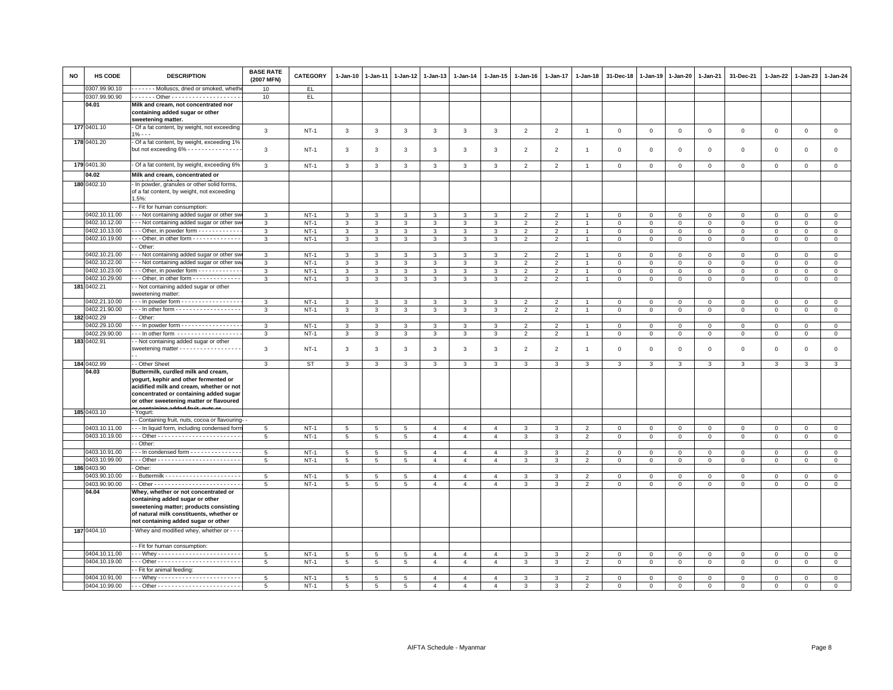| NO | HS CODE | DESCRIPTION | BASE RATE (2007 MFN) | CATEGORY | 1-Jan-10 | 1-Jan-11 | 1-Jan-12 | 1-Jan-13 | 1-Jan-14 | 1-Jan-15 | 1-Jan-16 | 1-Jan-17 | 1-Jan-18 | 31-Dec-18 | 1-Jan-19 | 1-Jan-20 | 1-Jan-21 | 31-Dec-21 | 1-Jan-22 | 1-Jan-23 | 1-Jan-24 |
|---|---|---|---|---|---|---|---|---|---|---|---|---|---|---|---|---|---|---|---|---|---|
| | 0307.99.90.10 | - - - - - - Molluscs, dried or smoked, whethe | 10 | EL | | | | | | | | | | | | | | | | | |
| | 0307.99.90.90 | - - - - - - Other - - - - - - - - - - - - - - - - - - - | 10 | EL | | | | | | | | | | | | | | | | | |
| | **04.01** | **Milk and cream, not concentrated nor containing added sugar or other sweetening matter.** | | | | | | | | | | | | | | | | | | | |
| 177 | 0401.10 | - Of a fat content, by weight, not exceeding 1% - - - | 3 | NT-1 | 3 | 3 | 3 | 3 | 3 | 3 | 2 | 2 | 1 | 0 | 0 | 0 | 0 | 0 | 0 | 0 | 0 |
| 178 | 0401.20 | - Of a fat content, by weight, exceeding 1% but not exceeding 6% - - - - - - - - - - - - - - - | 3 | NT-1 | 3 | 3 | 3 | 3 | 3 | 3 | 2 | 2 | 1 | 0 | 0 | 0 | 0 | 0 | 0 | 0 | 0 |
| 179 | 0401.30 | - Of a fat content, by weight, exceeding 6% | 3 | NT-1 | 3 | 3 | 3 | 3 | 3 | 3 | 2 | 2 | 1 | 0 | 0 | 0 | 0 | 0 | 0 | 0 | 0 |
| | **04.02** | **Milk and cream, concentrated or** | | | | | | | | | | | | | | | | | | | |
| 180 | 0402.10 | - In powder, granules or other solid forms, of a fat content, by weight, not exceeding 1.5%: | | | | | | | | | | | | | | | | | | | |
| | | - - Fit for human consumption: | | | | | | | | | | | | | | | | | | | |
| | 0402.10.11.00 | - - - Not containing added sugar or other sw | 3 | NT-1 | 3 | 3 | 3 | 3 | 3 | 3 | 2 | 2 | 1 | 0 | 0 | 0 | 0 | 0 | 0 | 0 | 0 |
| | 0402.10.12.00 | - - - Not containing added sugar or other sw | 3 | NT-1 | 3 | 3 | 3 | 3 | 3 | 3 | 2 | 2 | 1 | 0 | 0 | 0 | 0 | 0 | 0 | 0 | 0 |
| | 0402.10.13.00 | - - - Other, in powder form - - - - - - - - - - - - | 3 | NT-1 | 3 | 3 | 3 | 3 | 3 | 3 | 2 | 2 | 1 | 0 | 0 | 0 | 0 | 0 | 0 | 0 | 0 |
| | 0402.10.19.00 | - - - Other, in other form - - - - - - - - - - - - - - | 3 | NT-1 | 3 | 3 | 3 | 3 | 3 | 3 | 2 | 2 | 1 | 0 | 0 | 0 | 0 | 0 | 0 | 0 | 0 |
| | | - - Other: | | | | | | | | | | | | | | | | | | | |
| | 0402.10.21.00 | - - - Not containing added sugar or other sw | 3 | NT-1 | 3 | 3 | 3 | 3 | 3 | 3 | 2 | 2 | 1 | 0 | 0 | 0 | 0 | 0 | 0 | 0 | 0 |
| | 0402.10.22.00 | - - - Not containing added sugar or other sw | 3 | NT-1 | 3 | 3 | 3 | 3 | 3 | 3 | 2 | 2 | 1 | 0 | 0 | 0 | 0 | 0 | 0 | 0 | 0 |
| | 0402.10.23.00 | - - - Other, in powder form - - - - - - - - - - - - | 3 | NT-1 | 3 | 3 | 3 | 3 | 3 | 3 | 2 | 2 | 1 | 0 | 0 | 0 | 0 | 0 | 0 | 0 | 0 |
| | 0402.10.29.00 | - - - Other, in other form - - - - - - - - - - - - - - | 3 | NT-1 | 3 | 3 | 3 | 3 | 3 | 3 | 2 | 2 | 1 | 0 | 0 | 0 | 0 | 0 | 0 | 0 | 0 |
| 181 | 0402.21 | - - Not containing added sugar or other sweetening matter: | | | | | | | | | | | | | | | | | | | |
| | 0402.21.10.00 | - - - In powder form - - - - - - - - - - - - - - - - - | 3 | NT-1 | 3 | 3 | 3 | 3 | 3 | 3 | 2 | 2 | 1 | 0 | 0 | 0 | 0 | 0 | 0 | 0 | 0 |
| | 0402.21.90.00 | - - - In other form - - - - - - - - - - - - - - - - - - | 3 | NT-1 | 3 | 3 | 3 | 3 | 3 | 3 | 2 | 2 | 1 | 0 | 0 | 0 | 0 | 0 | 0 | 0 | 0 |
| 182 | 0402.29 | - - Other: | | | | | | | | | | | | | | | | | | | |
| | 0402.29.10.00 | - - - In powder form - - - - - - - - - - - - - - - - - | 3 | NT-1 | 3 | 3 | 3 | 3 | 3 | 3 | 2 | 2 | 1 | 0 | 0 | 0 | 0 | 0 | 0 | 0 | 0 |
| | 0402.29.90.00 | - - - In other form - - - - - - - - - - - - - - - - - - | 3 | NT-1 | 3 | 3 | 3 | 3 | 3 | 3 | 2 | 2 | 1 | 0 | 0 | 0 | 0 | 0 | 0 | 0 | 0 |
| 183 | 0402.91 | - - Not containing added sugar or other sweetening matter - - - - - - - - - - - - - - - - - - - | 3 | NT-1 | 3 | 3 | 3 | 3 | 3 | 3 | 2 | 2 | 1 | 0 | 0 | 0 | 0 | 0 | 0 | 0 | 0 |
| 184 | 0402.99 | - - Other Sheet | 3 | ST | 3 | 3 | 3 | 3 | 3 | 3 | 3 | 3 | 3 | 3 | 3 | 3 | 3 | 3 | 3 | 3 | 3 |
| | **04.03** | **Buttermilk, curdled milk and cream, yogurt, kephir and other fermented or acidified milk and cream, whether or not concentrated or containing added sugar or other sweetening matter or flavoured or containing added fruit, nuts or** | | | | | | | | | | | | | | | | | | | |
| 185 | 0403.10 | - Yogurt: | | | | | | | | | | | | | | | | | | | |
| | | - - Containing fruit, nuts, cocoa or flavouring- - | | | | | | | | | | | | | | | | | | | |
| | 0403.10.11.00 | - - - In liquid form, including condensed form | 5 | NT-1 | 5 | 5 | 5 | 4 | 4 | 4 | 3 | 3 | 2 | 0 | 0 | 0 | 0 | 0 | 0 | 0 | 0 |
| | 0403.10.19.00 | - - - Other - - - - - - - - - - - - - - - - - - - - - - - | 5 | NT-1 | 5 | 5 | 5 | 4 | 4 | 4 | 3 | 3 | 2 | 0 | 0 | 0 | 0 | 0 | 0 | 0 | 0 |
| | | - - Other: | | | | | | | | | | | | | | | | | | | |
| | 0403.10.91.00 | - - - In condensed form - - - - - - - - - - - - - - | 5 | NT-1 | 5 | 5 | 5 | 4 | 4 | 4 | 3 | 3 | 2 | 0 | 0 | 0 | 0 | 0 | 0 | 0 | 0 |
| | 0403.10.99.00 | - - - Other - - - - - - - - - - - - - - - - - - - - - - - | 5 | NT-1 | 5 | 5 | 5 | 4 | 4 | 4 | 3 | 3 | 2 | 0 | 0 | 0 | 0 | 0 | 0 | 0 | 0 |
| 186 | 0403.90 | - Other: | | | | | | | | | | | | | | | | | | | |
| | 0403.90.10.00 | - - Buttermilk - - - - - - - - - - - - - - - - - - - - - | 5 | NT-1 | 5 | 5 | 5 | 4 | 4 | 4 | 3 | 3 | 2 | 0 | 0 | 0 | 0 | 0 | 0 | 0 | 0 |
| | 0403.90.90.00 | - - Other - - - - - - - - - - - - - - - - - - - - - - - - | 5 | NT-1 | 5 | 5 | 5 | 4 | 4 | 4 | 3 | 3 | 2 | 0 | 0 | 0 | 0 | 0 | 0 | 0 | 0 |
| | **04.04** | **Whey, whether or not concentrated or containing added sugar or other sweetening matter; products consisting of natural milk constituents, whether or not containing added sugar or other** | | | | | | | | | | | | | | | | | | | |
| 187 | 0404.10 | - Whey and modified whey, whether or - - - | | | | | | | | | | | | | | | | | | | |
| | | - - Fit for human consumption: | | | | | | | | | | | | | | | | | | | |
| | 0404.10.11.00 | - - - Whey - - - - - - - - - - - - - - - - - - - - - - - | 5 | NT-1 | 5 | 5 | 5 | 4 | 4 | 4 | 3 | 3 | 2 | 0 | 0 | 0 | 0 | 0 | 0 | 0 | 0 |
| | 0404.10.19.00 | - - - Other - - - - - - - - - - - - - - - - - - - - - - - | 5 | NT-1 | 5 | 5 | 5 | 4 | 4 | 4 | 3 | 3 | 2 | 0 | 0 | 0 | 0 | 0 | 0 | 0 | 0 |
| | | - - Fit for animal feeding: | | | | | | | | | | | | | | | | | | | |
| | 0404.10.91.00 | - - - Whey - - - - - - - - - - - - - - - - - - - - - - - | 5 | NT-1 | 5 | 5 | 5 | 4 | 4 | 4 | 3 | 3 | 2 | 0 | 0 | 0 | 0 | 0 | 0 | 0 | 0 |
| | 0404.10.99.00 | - - - Other - - - - - - - - - - - - - - - - - - - - - - - | 5 | NT-1 | 5 | 5 | 5 | 4 | 4 | 4 | 3 | 3 | 2 | 0 | 0 | 0 | 0 | 0 | 0 | 0 | 0 |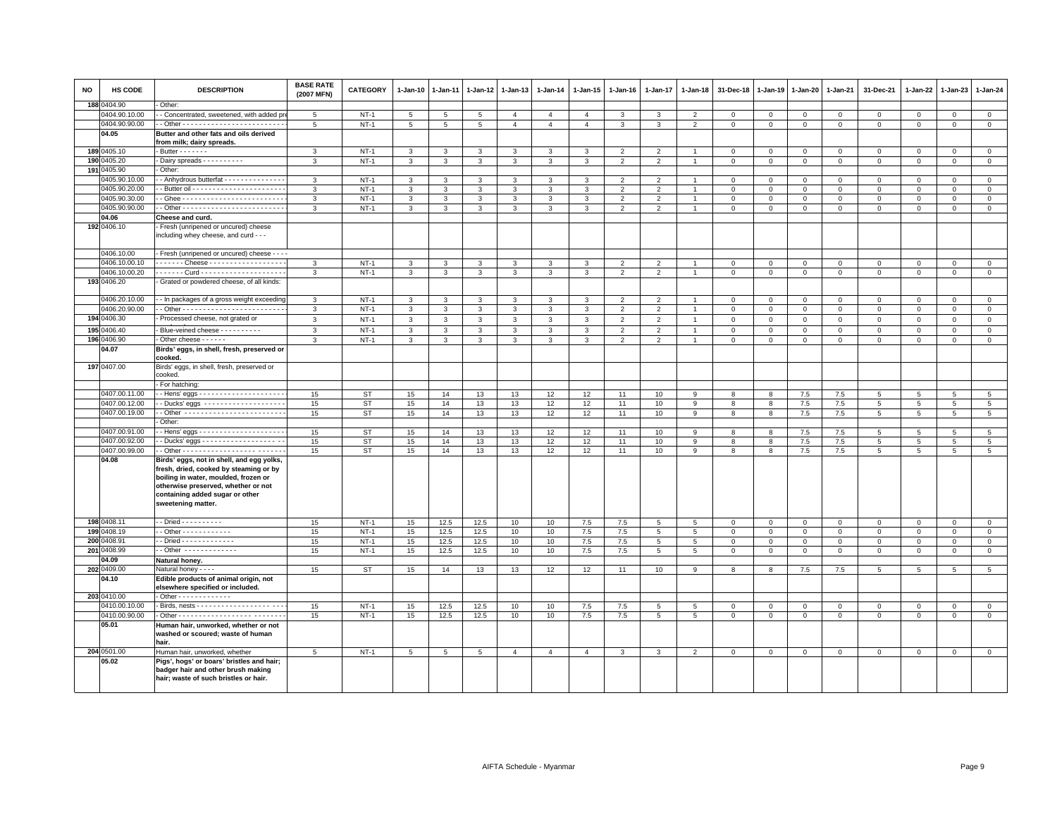| NO | HS CODE | DESCRIPTION | BASE RATE (2007 MFN) | CATEGORY | 1-Jan-10 | 1-Jan-11 | 1-Jan-12 | 1-Jan-13 | 1-Jan-14 | 1-Jan-15 | 1-Jan-16 | 1-Jan-17 | 1-Jan-18 | 31-Dec-18 | 1-Jan-19 | 1-Jan-20 | 1-Jan-21 | 31-Dec-21 | 1-Jan-22 | 1-Jan-23 | 1-Jan-24 |
|---|---|---|---|---|---|---|---|---|---|---|---|---|---|---|---|---|---|---|---|---|---|
| 188 | 0404.90 | - Other: | | | | | | | | | | | | | | | | | | | |
| | 0404.90.10.00 | - - Concentrated, sweetened, with added pre | 5 | NT-1 | 5 | 5 | 5 | 4 | 4 | 4 | 3 | 3 | 2 | 0 | 0 | 0 | 0 | 0 | 0 | 0 | 0 |
| | 0404.90.90.00 | - - Other - - - - - - - - - - - - - - - - - - - - - - - - | 5 | NT-1 | 5 | 5 | 5 | 4 | 4 | 4 | 3 | 3 | 2 | 0 | 0 | 0 | 0 | 0 | 0 | 0 | 0 |
| | **04.05** | **Butter and other fats and oils derived from milk; dairy spreads.** | | | | | | | | | | | | | | | | | | | |
| 189 | 0405.10 | - Butter - - - - - - - | 3 | NT-1 | 3 | 3 | 3 | 3 | 3 | 3 | 2 | 2 | 1 | 0 | 0 | 0 | 0 | 0 | 0 | 0 | 0 |
| 190 | 0405.20 | - Dairy spreads - - - - - - - - - - | 3 | NT-1 | 3 | 3 | 3 | 3 | 3 | 3 | 2 | 2 | 1 | 0 | 0 | 0 | 0 | 0 | 0 | 0 | 0 |
| 191 | 0405.90 | - Other: | | | | | | | | | | | | | | | | | | | |
| | 0405.90.10.00 | - - Anhydrous butterfat - - - - - - - - - - - - - - - | 3 | NT-1 | 3 | 3 | 3 | 3 | 3 | 3 | 2 | 2 | 1 | 0 | 0 | 0 | 0 | 0 | 0 | 0 | 0 |
| | 0405.90.20.00 | - - Butter oil - - - - - - - - - - - - - - - - - - - - - - - | 3 | NT-1 | 3 | 3 | 3 | 3 | 3 | 3 | 2 | 2 | 1 | 0 | 0 | 0 | 0 | 0 | 0 | 0 | 0 |
| | 0405.90.30.00 | - - Ghee - - - - - - - - - - - - - - - - - - - - - - - - - | 3 | NT-1 | 3 | 3 | 3 | 3 | 3 | 3 | 2 | 2 | 1 | 0 | 0 | 0 | 0 | 0 | 0 | 0 | 0 |
| | 0405.90.90.00 | - - Other - - - - - - - - - - - - - - - - - - - - - - - - | 3 | NT-1 | 3 | 3 | 3 | 3 | 3 | 3 | 2 | 2 | 1 | 0 | 0 | 0 | 0 | 0 | 0 | 0 | 0 |
| | **04.06** | **Cheese and curd.** | | | | | | | | | | | | | | | | | | | |
| 192 | 0406.10 | - Fresh (unripened or uncured) cheese including whey cheese, and curd - - - | | | | | | | | | | | | | | | | | | | |
| | 0406.10.00 | - Fresh (unripened or uncured) cheese - - - - | | | | | | | | | | | | | | | | | | | |
| | 0406.10.00.10 | - - - - - - - Cheese - - - - - - - - - - - - - - - - - - | 3 | NT-1 | 3 | 3 | 3 | 3 | 3 | 3 | 2 | 2 | 1 | 0 | 0 | 0 | 0 | 0 | 0 | 0 | 0 |
| | 0406.10.00.20 | - - - - - - - Curd - - - - - - - - - - - - - - - - - - - - | 3 | NT-1 | 3 | 3 | 3 | 3 | 3 | 3 | 2 | 2 | 1 | 0 | 0 | 0 | 0 | 0 | 0 | 0 | 0 |
| 193 | 0406.20 | - Grated or powdered cheese, of all kinds: | | | | | | | | | | | | | | | | | | | |
| | 0406.20.10.00 | - - In packages of a gross weight exceeding | 3 | NT-1 | 3 | 3 | 3 | 3 | 3 | 3 | 2 | 2 | 1 | 0 | 0 | 0 | 0 | 0 | 0 | 0 | 0 |
| | 0406.20.90.00 | - - Other - - - - - - - - - - - - - - - - - - - - - - - - | 3 | NT-1 | 3 | 3 | 3 | 3 | 3 | 3 | 2 | 2 | 1 | 0 | 0 | 0 | 0 | 0 | 0 | 0 | 0 |
| 194 | 0406.30 | - Processed cheese, not grated or | 3 | NT-1 | 3 | 3 | 3 | 3 | 3 | 3 | 2 | 2 | 1 | 0 | 0 | 0 | 0 | 0 | 0 | 0 | 0 |
| 195 | 0406.40 | - Blue-veined cheese - - - - - - - - - - | 3 | NT-1 | 3 | 3 | 3 | 3 | 3 | 3 | 2 | 2 | 1 | 0 | 0 | 0 | 0 | 0 | 0 | 0 | 0 |
| 196 | 0406.90 | - Other cheese - - - - - - | 3 | NT-1 | 3 | 3 | 3 | 3 | 3 | 3 | 2 | 2 | 1 | 0 | 0 | 0 | 0 | 0 | 0 | 0 | 0 |
| | **04.07** | **Birds' eggs, in shell, fresh, preserved or cooked.** | | | | | | | | | | | | | | | | | | | |
| 197 | 0407.00 | Birds' eggs, in shell, fresh, preserved or cooked. | | | | | | | | | | | | | | | | | | | |
| | | - For hatching: | | | | | | | | | | | | | | | | | | | |
| | 0407.00.11.00 | - - Hens' eggs - - - - - - - - - - - - - - - - - - - - - | 15 | ST | 15 | 14 | 13 | 13 | 12 | 12 | 11 | 10 | 9 | 8 | 8 | 7.5 | 7.5 | 5 | 5 | 5 | 5 |
| | 0407.00.12.00 | - - Ducks' eggs - - - - - - - - - - - - - - - - - - - - | 15 | ST | 15 | 14 | 13 | 13 | 12 | 12 | 11 | 10 | 9 | 8 | 8 | 7.5 | 7.5 | 5 | 5 | 5 | 5 |
| | 0407.00.19.00 | - - Other - - - - - - - - - - - - - - - - - - - - - - - - | 15 | ST | 15 | 14 | 13 | 13 | 12 | 12 | 11 | 10 | 9 | 8 | 8 | 7.5 | 7.5 | 5 | 5 | 5 | 5 |
| | | - Other: | | | | | | | | | | | | | | | | | | | |
| | 0407.00.91.00 | - - Hens' eggs - - - - - - - - - - - - - - - - - - - - - | 15 | ST | 15 | 14 | 13 | 13 | 12 | 12 | 11 | 10 | 9 | 8 | 8 | 7.5 | 7.5 | 5 | 5 | 5 | 5 |
| | 0407.00.92.00 | - - Ducks' eggs - - - - - - - - - - - - - - - - - - - - | 15 | ST | 15 | 14 | 13 | 13 | 12 | 12 | 11 | 10 | 9 | 8 | 8 | 7.5 | 7.5 | 5 | 5 | 5 | 5 |
| | 0407.00.99.00 | - - Other - - - - - - - - - - - - - - - - - - - - - - - - | 15 | ST | 15 | 14 | 13 | 13 | 12 | 12 | 11 | 10 | 9 | 8 | 8 | 7.5 | 7.5 | 5 | 5 | 5 | 5 |
| | **04.08** | **Birds' eggs, not in shell, and egg yolks, fresh, dried, cooked by steaming or by boiling in water, moulded, frozen or otherwise preserved, whether or not containing added sugar or other sweetening matter.** | | | | | | | | | | | | | | | | | | | |
| 198 | 0408.11 | - - Dried - - - - - - - - - - | 15 | NT-1 | 15 | 12.5 | 12.5 | 10 | 10 | 7.5 | 7.5 | 5 | 5 | 0 | 0 | 0 | 0 | 0 | 0 | 0 | 0 |
| 199 | 0408.19 | - - Other - - - - - - - - - - - - | 15 | NT-1 | 15 | 12.5 | 12.5 | 10 | 10 | 7.5 | 7.5 | 5 | 5 | 0 | 0 | 0 | 0 | 0 | 0 | 0 | 0 |
| 200 | 0408.91 | - - Dried - - - - - - - - - - - - - | 15 | NT-1 | 15 | 12.5 | 12.5 | 10 | 10 | 7.5 | 7.5 | 5 | 5 | 0 | 0 | 0 | 0 | 0 | 0 | 0 | 0 |
| 201 | 0408.99 | - - Other - - - - - - - - - - - - - | 15 | NT-1 | 15 | 12.5 | 12.5 | 10 | 10 | 7.5 | 7.5 | 5 | 5 | 0 | 0 | 0 | 0 | 0 | 0 | 0 | 0 |
| | **04.09** | **Natural honey.** | | | | | | | | | | | | | | | | | | | |
| 202 | 0409.00 | Natural honey - - - - | 15 | ST | 15 | 14 | 13 | 13 | 12 | 12 | 11 | 10 | 9 | 8 | 8 | 7.5 | 7.5 | 5 | 5 | 5 | 5 |
| | **04.10** | **Edible products of animal origin, not elsewhere specified or included.** | | | | | | | | | | | | | | | | | | | |
| 203 | 0410.00 | - Other - - - - - - - - - - - - - | | | | | | | | | | | | | | | | | | | |
| | 0410.00.10.00 | - Birds, nests - - - - - - - - - - - - - - - - - - - - - - | 15 | NT-1 | 15 | 12.5 | 12.5 | 10 | 10 | 7.5 | 7.5 | 5 | 5 | 0 | 0 | 0 | 0 | 0 | 0 | 0 | 0 |
| | 0410.00.90.00 | - Other - - - - - - - - - - - - - - - - - - - - - - - - - | 15 | NT-1 | 15 | 12.5 | 12.5 | 10 | 10 | 7.5 | 7.5 | 5 | 5 | 0 | 0 | 0 | 0 | 0 | 0 | 0 | 0 |
| | **05.01** | **Human hair, unworked, whether or not washed or scoured; waste of human hair.** | | | | | | | | | | | | | | | | | | | |
| 204 | 0501.00 | Human hair, unworked, whether | 5 | NT-1 | 5 | 5 | 5 | 4 | 4 | 4 | 3 | 3 | 2 | 0 | 0 | 0 | 0 | 0 | 0 | 0 | 0 |
| | **05.02** | **Pigs', hogs' or boars' bristles and hair; badger hair and other brush making hair; waste of such bristles or hair.** | | | | | | | | | | | | | | | | | | | |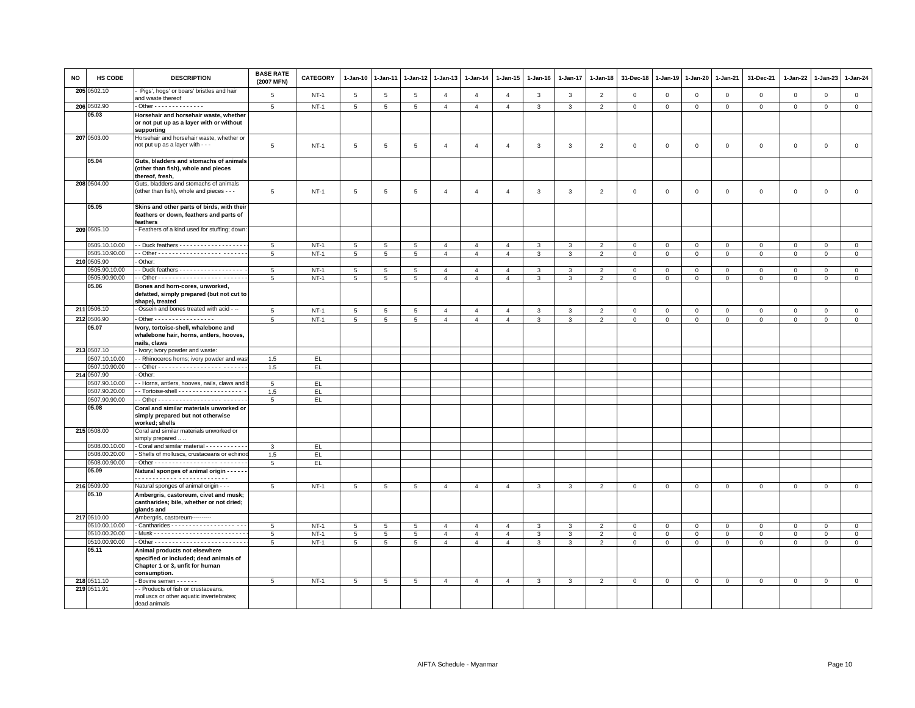| NO | HS CODE | DESCRIPTION | BASE RATE (2007 MFN) | CATEGORY | 1-Jan-10 | 1-Jan-11 | 1-Jan-12 | 1-Jan-13 | 1-Jan-14 | 1-Jan-15 | 1-Jan-16 | 1-Jan-17 | 1-Jan-18 | 31-Dec-18 | 1-Jan-19 | 1-Jan-20 | 1-Jan-21 | 31-Dec-21 | 1-Jan-22 | 1-Jan-23 | 1-Jan-24 |
|---|---|---|---|---|---|---|---|---|---|---|---|---|---|---|---|---|---|---|---|---|---|
| 205 | 0502.10 | - Pigs', hogs' or boars' bristles and hair and waste thereof | 5 | NT-1 | 5 | 5 | 5 | 4 | 4 | 4 | 3 | 3 | 2 | 0 | 0 | 0 | 0 | 0 | 0 | 0 | 0 |
| 206 | 0502.90 | - Other - - - - - - - - - - - - - - | 5 | NT-1 | 5 | 5 | 5 | 4 | 4 | 4 | 3 | 3 | 2 | 0 | 0 | 0 | 0 | 0 | 0 | 0 | 0 |
| | 05.03 | **Horsehair and horsehair waste, whether or not put up as a layer with or without supporting** | | | | | | | | | | | | | | | | | | | |
| 207 | 0503.00 | Horsehair and horsehair waste, whether or not put up as a layer with - - - | 5 | NT-1 | 5 | 5 | 5 | 4 | 4 | 4 | 3 | 3 | 2 | 0 | 0 | 0 | 0 | 0 | 0 | 0 | 0 |
| | 05.04 | **Guts, bladders and stomachs of animals (other than fish), whole and pieces thereof, fresh,** | | | | | | | | | | | | | | | | | | | |
| 208 | 0504.00 | Guts, bladders and stomachs of animals (other than fish), whole and pieces - - - | 5 | NT-1 | 5 | 5 | 5 | 4 | 4 | 4 | 3 | 3 | 2 | 0 | 0 | 0 | 0 | 0 | 0 | 0 | 0 |
| | 05.05 | **Skins and other parts of birds, with their feathers or down, feathers and parts of feathers** | | | | | | | | | | | | | | | | | | | |
| 209 | 0505.10 | - Feathers of a kind used for stuffing; down: | | | | | | | | | | | | | | | | | | | |
| | 0505.10.10.00 | - - Duck feathers - - - - - - - - - - - - - - - - - - - | 5 | NT-1 | 5 | 5 | 5 | 4 | 4 | 4 | 3 | 3 | 2 | 0 | 0 | 0 | 0 | 0 | 0 | 0 | 0 |
| | 0505.10.90.00 | - - Other - - - - - - - - - - - - - - - - - - - - - - - - - | 5 | NT-1 | 5 | 5 | 5 | 4 | 4 | 4 | 3 | 3 | 2 | 0 | 0 | 0 | 0 | 0 | 0 | 0 | 0 |
| 210 | 0505.90 | - Other: | | | | | | | | | | | | | | | | | | | |
| | 0505.90.10.00 | - - Duck feathers - - - - - - - - - - - - - - - - - - | 5 | NT-1 | 5 | 5 | 5 | 4 | 4 | 4 | 3 | 3 | 2 | 0 | 0 | 0 | 0 | 0 | 0 | 0 | 0 |
| | 0505.90.90.00 | - - Other - - - - - - - - - - - - - - - - - - - - - - - - - | 5 | NT-1 | 5 | 5 | 5 | 4 | 4 | 4 | 3 | 3 | 2 | 0 | 0 | 0 | 0 | 0 | 0 | 0 | 0 |
| | 05.06 | **Bones and horn-cores, unworked, defatted, simply prepared (but not cut to shape), treated** | | | | | | | | | | | | | | | | | | | |
| 211 | 0506.10 | - Ossein and bones treated with acid - -- | 5 | NT-1 | 5 | 5 | 5 | 4 | 4 | 4 | 3 | 3 | 2 | 0 | 0 | 0 | 0 | 0 | 0 | 0 | 0 |
| 212 | 0506.90 | - Other - - - - - - - - - - - - - - - - - | 5 | NT-1 | 5 | 5 | 5 | 4 | 4 | 4 | 3 | 3 | 2 | 0 | 0 | 0 | 0 | 0 | 0 | 0 | 0 |
| | 05.07 | **Ivory, tortoise-shell, whalebone and whalebone hair, horns, antlers, hooves, nails, claws** | | | | | | | | | | | | | | | | | | | |
| 213 | 0507.10 | - Ivory; ivory powder and waste: | | | | | | | | | | | | | | | | | | | |
| | 0507.10.10.00 | - - Rhinoceros horns; ivory powder and wast | 1.5 | EL | | | | | | | | | | | | | | | | | |
| | 0507.10.90.00 | - - Other - - - - - - - - - - - - - - - - - - - - - - - - - | 1.5 | EL | | | | | | | | | | | | | | | | | |
| 214 | 0507.90 | - Other: | | | | | | | | | | | | | | | | | | | |
| | 0507.90.10.00 | - - Horns, antlers, hooves, nails, claws and b | 5 | EL | | | | | | | | | | | | | | | | | |
| | 0507.90.20.00 | - - Tortoise-shell - - - - - - - - - - - - - - - - - - - | 1.5 | EL | | | | | | | | | | | | | | | | | |
| | 0507.90.90.00 | - - Other - - - - - - - - - - - - - - - - - - - - - - - - - | 5 | EL | | | | | | | | | | | | | | | | | |
| | 05.08 | **Coral and similar materials unworked or simply prepared but not otherwise worked; shells** | | | | | | | | | | | | | | | | | | | |
| 215 | 0508.00 | Coral and similar materials unworked or simply prepared .. .. | | | | | | | | | | | | | | | | | | | |
| | 0508.00.10.00 | - Coral and similar material - - - - - - - - - - - - | 3 | EL | | | | | | | | | | | | | | | | | |
| | 0508.00.20.00 | - Shells of molluscs, crustaceans or echinod | 1.5 | EL | | | | | | | | | | | | | | | | | |
| | 0508.00.90.00 | - Other - - - - - - - - - - - - - - - - - - - - - - - - - - | 5 | EL | | | | | | | | | | | | | | | | | |
| | 05.09 | **Natural sponges of animal origin - - - - - - - - - - - - - - - - - - - - - - - - - - - - - -** | | | | | | | | | | | | | | | | | | | |
| 216 | 0509.00 | Natural sponges of animal origin - - - | 5 | NT-1 | 5 | 5 | 5 | 4 | 4 | 4 | 3 | 3 | 2 | 0 | 0 | 0 | 0 | 0 | 0 | 0 | 0 |
| | 05.10 | **Ambergris, castoreum, civet and musk; cantharides; bile, whether or not dried; glands and** | | | | | | | | | | | | | | | | | | | |
| 217 | 0510.00 | Ambergris, castoreum---------- | | | | | | | | | | | | | | | | | | | |
| | 0510.00.10.00 | - Cantharides - - - - - - - - - - - - - - - - - - - - - - | 5 | NT-1 | 5 | 5 | 5 | 4 | 4 | 4 | 3 | 3 | 2 | 0 | 0 | 0 | 0 | 0 | 0 | 0 | 0 |
| | 0510.00.20.00 | - Musk - - - - - - - - - - - - - - - - - - - - - - - - - - - | 5 | NT-1 | 5 | 5 | 5 | 4 | 4 | 4 | 3 | 3 | 2 | 0 | 0 | 0 | 0 | 0 | 0 | 0 | 0 |
| | 0510.00.90.00 | - Other - - - - - - - - - - - - - - - - - - - - - - - - - - | 5 | NT-1 | 5 | 5 | 5 | 4 | 4 | 4 | 3 | 3 | 2 | 0 | 0 | 0 | 0 | 0 | 0 | 0 | 0 |
| | 05.11 | **Animal products not elsewhere specified or included; dead animals of Chapter 1 or 3, unfit for human consumption.** | | | | | | | | | | | | | | | | | | | |
| 218 | 0511.10 | - Bovine semen - - - - - - | 5 | NT-1 | 5 | 5 | 5 | 4 | 4 | 4 | 3 | 3 | 2 | 0 | 0 | 0 | 0 | 0 | 0 | 0 | 0 |
| 219 | 0511.91 | - - Products of fish or crustaceans, molluscs or other aquatic invertebrates; dead animals | | | | | | | | | | | | | | | | | | | |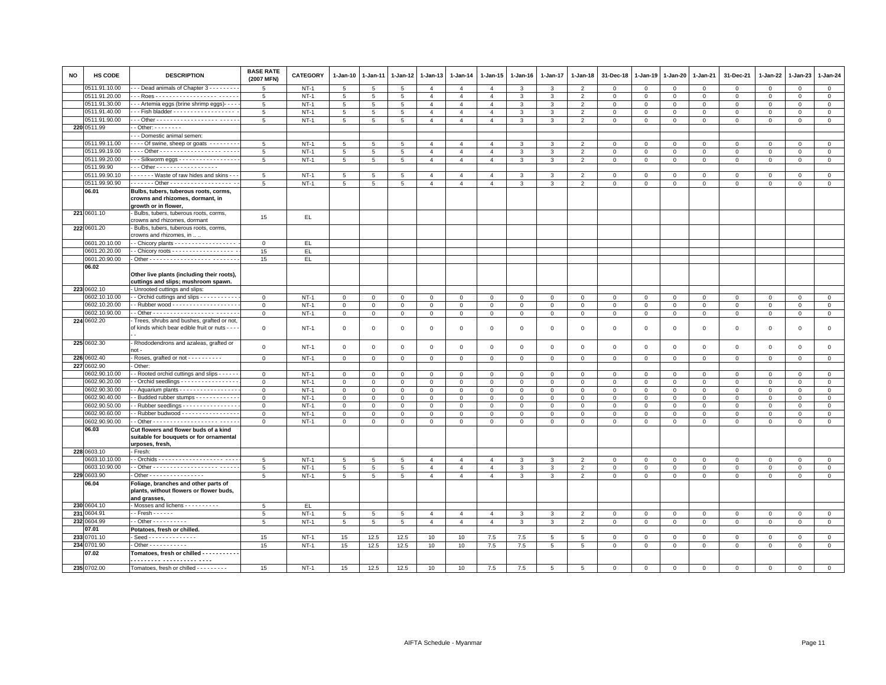| NO | HS CODE | DESCRIPTION | BASE RATE (2007 MFN) | CATEGORY | 1-Jan-10 | 1-Jan-11 | 1-Jan-12 | 1-Jan-13 | 1-Jan-14 | 1-Jan-15 | 1-Jan-16 | 1-Jan-17 | 1-Jan-18 | 31-Dec-18 | 1-Jan-19 | 1-Jan-20 | 1-Jan-21 | 31-Dec-21 | 1-Jan-22 | 1-Jan-23 | 1-Jan-24 |
|---|---|---|---|---|---|---|---|---|---|---|---|---|---|---|---|---|---|---|---|---|---|
| | 0511.91.10.00 | - - - Dead animals of Chapter 3 - - - - - - - - - | 5 | NT-1 | 5 | 5 | 5 | 4 | 4 | 4 | 3 | 3 | 2 | 0 | 0 | 0 | 0 | 0 | 0 | 0 | 0 |
| | 0511.91.20.00 | - - - Roes - - - - - - - - - - - - - - - - - - - - - - - - - | 5 | NT-1 | 5 | 5 | 5 | 4 | 4 | 4 | 3 | 3 | 2 | 0 | 0 | 0 | 0 | 0 | 0 | 0 | 0 |
| | 0511.91.30.00 | - - - Artemia eggs (brine shrimp eggs)- - - - | 5 | NT-1 | 5 | 5 | 5 | 4 | 4 | 4 | 3 | 3 | 2 | 0 | 0 | 0 | 0 | 0 | 0 | 0 | 0 |
| | 0511.91.40.00 | - - - Fish bladder - - - - - - - - - - - - - - - - - - - | 5 | NT-1 | 5 | 5 | 5 | 4 | 4 | 4 | 3 | 3 | 2 | 0 | 0 | 0 | 0 | 0 | 0 | 0 | 0 |
| | 0511.91.90.00 | - - - Other - - - - - - - - - - - - - - - - - - - - - - - - | 5 | NT-1 | 5 | 5 | 5 | 4 | 4 | 4 | 3 | 3 | 2 | 0 | 0 | 0 | 0 | 0 | 0 | 0 | 0 |
| 220 | 0511.99 | - - Other: - - - - - - - - | | | | | | | | | | | | | | | | | | | |
| | | - - - Domestic animal semen: | | | | | | | | | | | | | | | | | | | |
| | 0511.99.11.00 | - - - - Of swine, sheep or goats - - - - - - - - - | 5 | NT-1 | 5 | 5 | 5 | 4 | 4 | 4 | 3 | 3 | 2 | 0 | 0 | 0 | 0 | 0 | 0 | 0 | 0 |
| | 0511.99.19.00 | - - - - Other - - - - - - - - - - - - - - - - - - - - - - - - | 5 | NT-1 | 5 | 5 | 5 | 4 | 4 | 4 | 3 | 3 | 2 | 0 | 0 | 0 | 0 | 0 | 0 | 0 | 0 |
| | 0511.99.20.00 | - - - Silkworm eggs - - - - - - - - - - - - - - - - - - | 5 | NT-1 | 5 | 5 | 5 | 4 | 4 | 4 | 3 | 3 | 2 | 0 | 0 | 0 | 0 | 0 | 0 | 0 | 0 |
| | 0511.99.90 | - - - Other - - - - - - - - - - - - - - - - - - - | | | | | | | | | | | | | | | | | | | |
| | 0511.99.90.10 | - - - - - - - Waste of raw hides and skins - - - | 5 | NT-1 | 5 | 5 | 5 | 4 | 4 | 4 | 3 | 3 | 2 | 0 | 0 | 0 | 0 | 0 | 0 | 0 | 0 |
| | 0511.99.90.90 | - - - - - - - Other - - - - - - - - - - - - - - - - - - - | 5 | NT-1 | 5 | 5 | 5 | 4 | 4 | 4 | 3 | 3 | 2 | 0 | 0 | 0 | 0 | 0 | 0 | 0 | 0 |
| | **06.01** | **Bulbs, tubers, tuberous roots, corms, crowns and rhizomes, dormant, in growth or in flower,** | | | | | | | | | | | | | | | | | | | |
| 221 | 0601.10 | - Bulbs, tubers, tuberous roots, corms, crowns and rhizomes, dormant | 15 | EL | | | | | | | | | | | | | | | | | |
| 222 | 0601.20 | - Bulbs, tubers, tuberous roots, corms, crowns and rhizomes, in .. .. | | | | | | | | | | | | | | | | | | | |
| | 0601.20.10.00 | - - Chicory plants - - - - - - - - - - - - - - - - - - - | 0 | EL | | | | | | | | | | | | | | | | | |
| | 0601.20.20.00 | - - Chicory roots - - - - - - - - - - - - - - - - - - - - | 15 | EL | | | | | | | | | | | | | | | | | |
| | 0601.20.90.00 | - Other - - - - - - - - - - - - - - - - - - - - - - - - - - - | 15 | EL | | | | | | | | | | | | | | | | | |
| | **06.02** | **Other live plants (including their roots), cuttings and slips; mushroom spawn.** | | | | | | | | | | | | | | | | | | | |
| 223 | 0602.10 | - Unrooted cuttings and slips: | | | | | | | | | | | | | | | | | | | |
| | 0602.10.10.00 | - - Orchid cuttings and slips - - - - - - - - - - - - | 0 | NT-1 | 0 | 0 | 0 | 0 | 0 | 0 | 0 | 0 | 0 | 0 | 0 | 0 | 0 | 0 | 0 | 0 | 0 |
| | 0602.10.20.00 | - - Rubber wood - - - - - - - - - - - - - - - - - - - - | 0 | NT-1 | 0 | 0 | 0 | 0 | 0 | 0 | 0 | 0 | 0 | 0 | 0 | 0 | 0 | 0 | 0 | 0 | 0 |
| | 0602.10.90.00 | - - Other - - - - - - - - - - - - - - - - - - - - - - - - - | 0 | NT-1 | 0 | 0 | 0 | 0 | 0 | 0 | 0 | 0 | 0 | 0 | 0 | 0 | 0 | 0 | 0 | 0 | 0 |
| 224 | 0602.20 | - Trees, shrubs and bushes, grafted or not, of kinds which bear edible fruit or nuts - - - - - | 0 | NT-1 | 0 | 0 | 0 | 0 | 0 | 0 | 0 | 0 | 0 | 0 | 0 | 0 | 0 | 0 | 0 | 0 | 0 |
| 225 | 0602.30 | - Rhododendrons and azaleas, grafted or not - | 0 | NT-1 | 0 | 0 | 0 | 0 | 0 | 0 | 0 | 0 | 0 | 0 | 0 | 0 | 0 | 0 | 0 | 0 | 0 |
| 226 | 0602.40 | - Roses, grafted or not - - - - - - - - - - | 0 | NT-1 | 0 | 0 | 0 | 0 | 0 | 0 | 0 | 0 | 0 | 0 | 0 | 0 | 0 | 0 | 0 | 0 | 0 |
| 227 | 0602.90 | - Other: | | | | | | | | | | | | | | | | | | | |
| | 0602.90.10.00 | - - Rooted orchid cuttings and slips - - - - - - | 0 | NT-1 | 0 | 0 | 0 | 0 | 0 | 0 | 0 | 0 | 0 | 0 | 0 | 0 | 0 | 0 | 0 | 0 | 0 |
| | 0602.90.20.00 | - - Orchid seedlings - - - - - - - - - - - - - - - - - | 0 | NT-1 | 0 | 0 | 0 | 0 | 0 | 0 | 0 | 0 | 0 | 0 | 0 | 0 | 0 | 0 | 0 | 0 | 0 |
| | 0602.90.30.00 | - - Aquarium plants - - - - - - - - - - - - - - - - - | 0 | NT-1 | 0 | 0 | 0 | 0 | 0 | 0 | 0 | 0 | 0 | 0 | 0 | 0 | 0 | 0 | 0 | 0 | 0 |
| | 0602.90.40.00 | - - Budded rubber stumps - - - - - - - - - - - - - | 0 | NT-1 | 0 | 0 | 0 | 0 | 0 | 0 | 0 | 0 | 0 | 0 | 0 | 0 | 0 | 0 | 0 | 0 | 0 |
| | 0602.90.50.00 | - - Rubber seedlings - - - - - - - - - - - - - - - - - | 0 | NT-1 | 0 | 0 | 0 | 0 | 0 | 0 | 0 | 0 | 0 | 0 | 0 | 0 | 0 | 0 | 0 | 0 | 0 |
| | 0602.90.60.00 | - - Rubber budwood - - - - - - - - - - - - - - - - - | 0 | NT-1 | 0 | 0 | 0 | 0 | 0 | 0 | 0 | 0 | 0 | 0 | 0 | 0 | 0 | 0 | 0 | 0 | 0 |
| | 0602.90.90.00 | - - Other - - - - - - - - - - - - - - - - - - - - - - - - - | 0 | NT-1 | 0 | 0 | 0 | 0 | 0 | 0 | 0 | 0 | 0 | 0 | 0 | 0 | 0 | 0 | 0 | 0 | 0 |
| | **06.03** | **Cut flowers and flower buds of a kind suitable for bouquets or for ornamental urposes, fresh,** | | | | | | | | | | | | | | | | | | | |
| 228 | 0603.10 | - Fresh: | | | | | | | | | | | | | | | | | | | |
| | 0603.10.10.00 | - - Orchids - - - - - - - - - - - - - - - - - - - - - - - - | 5 | NT-1 | 5 | 5 | 5 | 4 | 4 | 4 | 3 | 3 | 2 | 0 | 0 | 0 | 0 | 0 | 0 | 0 | 0 |
| | 0603.10.90.00 | - - Other - - - - - - - - - - - - - - - - - - - - - - - - - | 5 | NT-1 | 5 | 5 | 5 | 4 | 4 | 4 | 3 | 3 | 2 | 0 | 0 | 0 | 0 | 0 | 0 | 0 | 0 |
| 229 | 0603.90 | - Other - - - - - - - - - - - - - - - - | 5 | NT-1 | 5 | 5 | 5 | 4 | 4 | 4 | 3 | 3 | 2 | 0 | 0 | 0 | 0 | 0 | 0 | 0 | 0 |
| | **06.04** | **Foliage, branches and other parts of plants, without flowers or flower buds, and grasses,** | | | | | | | | | | | | | | | | | | | |
| 230 | 0604.10 | - Mosses and lichens - - - - - - - - - - | 5 | EL | | | | | | | | | | | | | | | | | |
| 231 | 0604.91 | - - Fresh - - - - - - | 5 | NT-1 | 5 | 5 | 5 | 4 | 4 | 4 | 3 | 3 | 2 | 0 | 0 | 0 | 0 | 0 | 0 | 0 | 0 |
| 232 | 0604.99 | - - Other - - - - - - - - - - | 5 | NT-1 | 5 | 5 | 5 | 4 | 4 | 4 | 3 | 3 | 2 | 0 | 0 | 0 | 0 | 0 | 0 | 0 | 0 |
| | **07.01** | **Potatoes, fresh or chilled.** | | | | | | | | | | | | | | | | | | | |
| 233 | 0701.10 | - Seed - - - - - - - - - - - - - - | 15 | NT-1 | 15 | 12.5 | 12.5 | 10 | 10 | 7.5 | 7.5 | 5 | 5 | 0 | 0 | 0 | 0 | 0 | 0 | 0 | 0 |
| 234 | 0701.90 | - Other - - - - - - - - - - - | 15 | NT-1 | 15 | 12.5 | 12.5 | 10 | 10 | 7.5 | 7.5 | 5 | 5 | 0 | 0 | 0 | 0 | 0 | 0 | 0 | 0 |
| | **07.02** | **Tomatoes, fresh or chilled - - - - - - - - - - - - - - - - - - - - - - - - - - - - - - -** | | | | | | | | | | | | | | | | | | | |
| 235 | 0702.00 | Tomatoes, fresh or chilled - - - - - - - - - | 15 | NT-1 | 15 | 12.5 | 12.5 | 10 | 10 | 7.5 | 7.5 | 5 | 5 | 0 | 0 | 0 | 0 | 0 | 0 | 0 | 0 |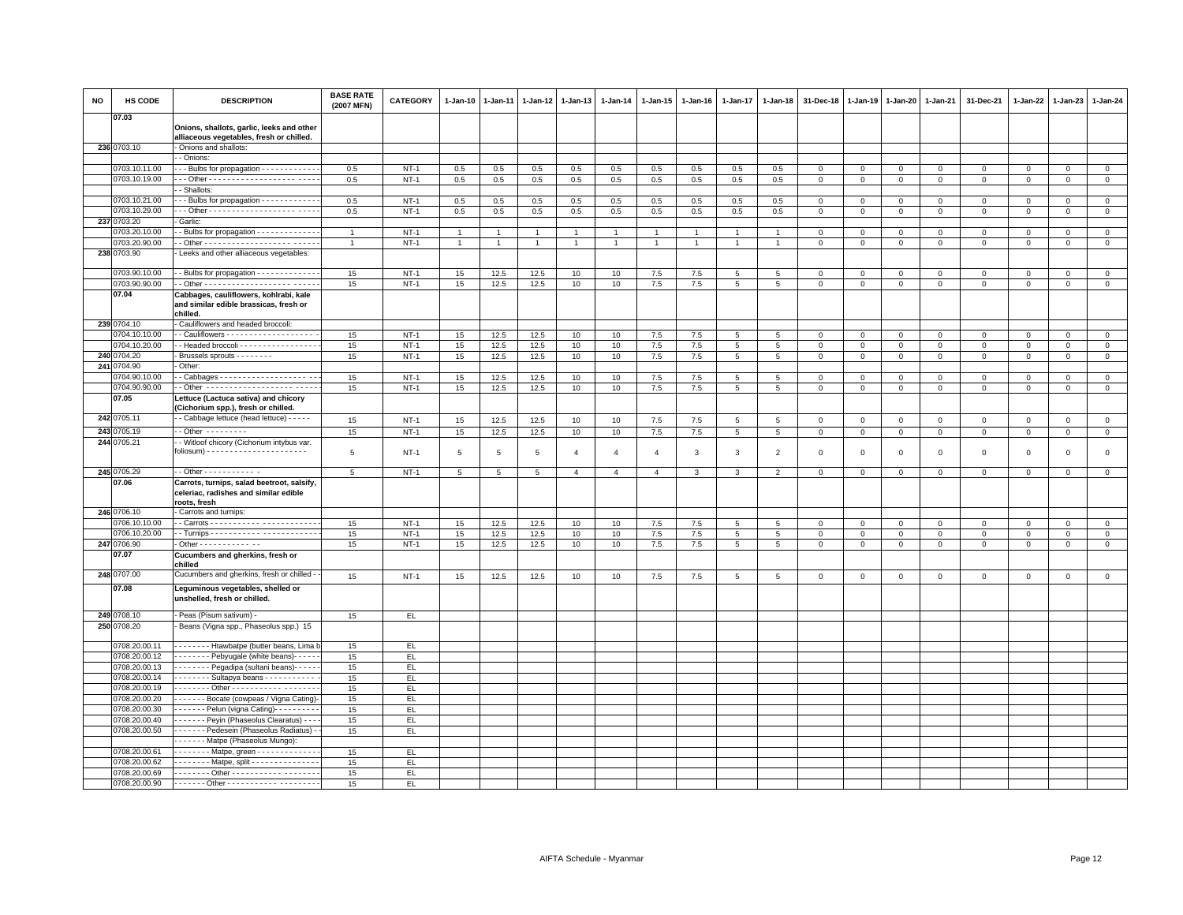| NO | HS CODE | DESCRIPTION | BASE RATE (2007 MFN) | CATEGORY | 1-Jan-10 | 1-Jan-11 | 1-Jan-12 | 1-Jan-13 | 1-Jan-14 | 1-Jan-15 | 1-Jan-16 | 1-Jan-17 | 1-Jan-18 | 31-Dec-18 | 1-Jan-19 | 1-Jan-20 | 1-Jan-21 | 31-Dec-21 | 1-Jan-22 | 1-Jan-23 | 1-Jan-24 |
|---|---|---|---|---|---|---|---|---|---|---|---|---|---|---|---|---|---|---|---|---|---|
| | 07.03 | **Onions, shallots, garlic, leeks and other alliaceous vegetables, fresh or chilled.** | | | | | | | | | | | | | | | | | | | |
| 236 | 0703.10 | - Onions and shallots: | | | | | | | | | | | | | | | | | | | |
| | | - - Onions: | | | | | | | | | | | | | | | | | | | |
| | 0703.10.11.00 | - - - Bulbs for propagation - - - - - - - - - - - - - | 0.5 | NT-1 | 0.5 | 0.5 | 0.5 | 0.5 | 0.5 | 0.5 | 0.5 | 0.5 | 0.5 | 0 | 0 | 0 | 0 | 0 | 0 | 0 | 0 |
| | 0703.10.19.00 | - - - Other - - - - - - - - - - - - - - - - - - - - - - - - | 0.5 | NT-1 | 0.5 | 0.5 | 0.5 | 0.5 | 0.5 | 0.5 | 0.5 | 0.5 | 0.5 | 0 | 0 | 0 | 0 | 0 | 0 | 0 | 0 |
| | | - - Shallots: | | | | | | | | | | | | | | | | | | | |
| | 0703.10.21.00 | - - - Bulbs for propagation - - - - - - - - - - - - - | 0.5 | NT-1 | 0.5 | 0.5 | 0.5 | 0.5 | 0.5 | 0.5 | 0.5 | 0.5 | 0.5 | 0 | 0 | 0 | 0 | 0 | 0 | 0 | 0 |
| | 0703.10.29.00 | - - - Other - - - - - - - - - - - - - - - - - - - - - - - - | 0.5 | NT-1 | 0.5 | 0.5 | 0.5 | 0.5 | 0.5 | 0.5 | 0.5 | 0.5 | 0.5 | 0 | 0 | 0 | 0 | 0 | 0 | 0 | 0 |
| 237 | 0703.20 | - Garlic: | | | | | | | | | | | | | | | | | | | |
| | 0703.20.10.00 | - - Bulbs for propagation - - - - - - - - - - - - - - | 1 | NT-1 | 1 | 1 | 1 | 1 | 1 | 1 | 1 | 1 | 1 | 0 | 0 | 0 | 0 | 0 | 0 | 0 | 0 |
| | 0703.20.90.00 | - - Other - - - - - - - - - - - - - - - - - - - - - - - - | 1 | NT-1 | 1 | 1 | 1 | 1 | 1 | 1 | 1 | 1 | 1 | 0 | 0 | 0 | 0 | 0 | 0 | 0 | 0 |
| 238 | 0703.90 | - Leeks and other alliaceous vegetables: | | | | | | | | | | | | | | | | | | | |
| | 0703.90.10.00 | - - Bulbs for propagation - - - - - - - - - - - - - - | 15 | NT-1 | 15 | 12.5 | 12.5 | 10 | 10 | 7.5 | 7.5 | 5 | 5 | 0 | 0 | 0 | 0 | 0 | 0 | 0 | 0 |
| | 0703.90.90.00 | - - Other - - - - - - - - - - - - - - - - - - - - - - - - | 15 | NT-1 | 15 | 12.5 | 12.5 | 10 | 10 | 7.5 | 7.5 | 5 | 5 | 0 | 0 | 0 | 0 | 0 | 0 | 0 | 0 |
| | 07.04 | **Cabbages, cauliflowers, kohlrabi, kale and similar edible brassicas, fresh or chilled.** | | | | | | | | | | | | | | | | | | | |
| 239 | 0704.10 | - Cauliflowers and headed broccoli: | | | | | | | | | | | | | | | | | | | |
| | 0704.10.10.00 | - - Cauliflowers - - - - - - - - - - - - - - - - - - - - | 15 | NT-1 | 15 | 12.5 | 12.5 | 10 | 10 | 7.5 | 7.5 | 5 | 5 | 0 | 0 | 0 | 0 | 0 | 0 | 0 | 0 |
| | 0704.10.20.00 | - - Headed broccoli - - - - - - - - - - - - - - - - - - | 15 | NT-1 | 15 | 12.5 | 12.5 | 10 | 10 | 7.5 | 7.5 | 5 | 5 | 0 | 0 | 0 | 0 | 0 | 0 | 0 | 0 |
| 240 | 0704.20 | - Brussels sprouts - - - - - - - - | 15 | NT-1 | 15 | 12.5 | 12.5 | 10 | 10 | 7.5 | 7.5 | 5 | 5 | 0 | 0 | 0 | 0 | 0 | 0 | 0 | 0 |
| 241 | 0704.90 | - Other: | | | | | | | | | | | | | | | | | | | |
| | 0704.90.10.00 | - - Cabbages - - - - - - - - - - - - - - - - - - - - - - | 15 | NT-1 | 15 | 12.5 | 12.5 | 10 | 10 | 7.5 | 7.5 | 5 | 5 | 0 | 0 | 0 | 0 | 0 | 0 | 0 | 0 |
| | 0704.90.90.00 | - - Other - - - - - - - - - - - - - - - - - - - - - - - - | 15 | NT-1 | 15 | 12.5 | 12.5 | 10 | 10 | 7.5 | 7.5 | 5 | 5 | 0 | 0 | 0 | 0 | 0 | 0 | 0 | 0 |
| | 07.05 | **Lettuce (Lactuca sativa) and chicory (Cichorium spp.), fresh or chilled.** | | | | | | | | | | | | | | | | | | | |
| 242 | 0705.11 | - - Cabbage lettuce (head lettuce) - - - - - | 15 | NT-1 | 15 | 12.5 | 12.5 | 10 | 10 | 7.5 | 7.5 | 5 | 5 | 0 | 0 | 0 | 0 | 0 | 0 | 0 | 0 |
| 243 | 0705.19 | - - Other - - - - - - - - - | 15 | NT-1 | 15 | 12.5 | 12.5 | 10 | 10 | 7.5 | 7.5 | 5 | 5 | 0 | 0 | 0 | 0 | 0 | 0 | 0 | 0 |
| 244 | 0705.21 | - - Witloof chicory (Cichorium intybus var. foliosum) - - - - - - - - - - - - - - - - - - - - - - | 5 | NT-1 | 5 | 5 | 5 | 4 | 4 | 4 | 3 | 3 | 2 | 0 | 0 | 0 | 0 | 0 | 0 | 0 | 0 |
| 245 | 0705.29 | - - Other - - - - - - - - - - - - | 5 | NT-1 | 5 | 5 | 5 | 4 | 4 | 4 | 3 | 3 | 2 | 0 | 0 | 0 | 0 | 0 | 0 | 0 | 0 |
| | 07.06 | **Carrots, turnips, salad beetroot, salsify, celeriac, radishes and similar edible roots, fresh** | | | | | | | | | | | | | | | | | | | |
| 246 | 0706.10 | - Carrots and turnips: | | | | | | | | | | | | | | | | | | | |
| | 0706.10.10.00 | - - Carrots - - - - - - - - - - - - - - - - - - - - - - - - | 15 | NT-1 | 15 | 12.5 | 12.5 | 10 | 10 | 7.5 | 7.5 | 5 | 5 | 0 | 0 | 0 | 0 | 0 | 0 | 0 | 0 |
| | 0706.10.20.00 | - - Turnips - - - - - - - - - - - - - - - - - - - - - - - - | 15 | NT-1 | 15 | 12.5 | 12.5 | 10 | 10 | 7.5 | 7.5 | 5 | 5 | 0 | 0 | 0 | 0 | 0 | 0 | 0 | 0 |
| 247 | 0706.90 | - Other - - - - - - - - - - - - - - | 15 | NT-1 | 15 | 12.5 | 12.5 | 10 | 10 | 7.5 | 7.5 | 5 | 5 | 0 | 0 | 0 | 0 | 0 | 0 | 0 | 0 |
| | 07.07 | **Cucumbers and gherkins, fresh or chilled** | | | | | | | | | | | | | | | | | | | |
| 248 | 0707.00 | Cucumbers and gherkins, fresh or chilled - - | 15 | NT-1 | 15 | 12.5 | 12.5 | 10 | 10 | 7.5 | 7.5 | 5 | 5 | 0 | 0 | 0 | 0 | 0 | 0 | 0 | 0 |
| | 07.08 | **Leguminous vegetables, shelled or unshelled, fresh or chilled.** | | | | | | | | | | | | | | | | | | | |
| 249 | 0708.10 | - Peas (Pisum sativum) - | 15 | EL | | | | | | | | | | | | | | | | | |
| 250 | 0708.20 | - Beans (Vigna spp., Phaseolus spp.) 15 | | | | | | | | | | | | | | | | | | | |
| | 0708.20.00.11 | - - - - - - - - Htawbatpe (butter beans, Lima b | 15 | EL | | | | | | | | | | | | | | | | | |
| | 0708.20.00.12 | - - - - - - - - Pebyugale (white beans)- - - - - - | 15 | EL | | | | | | | | | | | | | | | | | |
| | 0708.20.00.13 | - - - - - - - - Pegadipa (sultani beans)- - - - - - | 15 | EL | | | | | | | | | | | | | | | | | |
| | 0708.20.00.14 | - - - - - - - - Sultapya beans - - - - - - - - - - - - | 15 | EL | | | | | | | | | | | | | | | | | |
| | 0708.20.00.19 | - - - - - - - - Other - - - - - - - - - - - - - - - - - - - | 15 | EL | | | | | | | | | | | | | | | | | |
| | 0708.20.00.20 | - - - - - - - Bocate (cowpeas / Vigna Cating)- | 15 | EL | | | | | | | | | | | | | | | | | |
| | 0708.20.00.30 | - - - - - - - Pelun (vigna Cating)- - - - - - - - - - | 15 | EL | | | | | | | | | | | | | | | | | |
| | 0708.20.00.40 | - - - - - - - Peyin (Phaseolus Clearatus) - - - - | 15 | EL | | | | | | | | | | | | | | | | | |
| | 0708.20.00.50 | - - - - - - - Pedesein (Phaseolus Radiatus) - - | 15 | EL | | | | | | | | | | | | | | | | | |
| | | - - - - - - - Matpe (Phaseolus Mungo): | | | | | | | | | | | | | | | | | | | |
| | 0708.20.00.61 | - - - - - - - - Matpe, green - - - - - - - - - - - - - - | 15 | EL | | | | | | | | | | | | | | | | | |
| | 0708.20.00.62 | - - - - - - - - Matpe, split - - - - - - - - - - - - - - - | 15 | EL | | | | | | | | | | | | | | | | | |
| | 0708.20.00.69 | - - - - - - - - Other - - - - - - - - - - - - - - - - - - - | 15 | EL | | | | | | | | | | | | | | | | | |
| | 0708.20.00.90 | - - - - - - - Other - - - - - - - - - - - - - - - - - - - - | 15 | EL | | | | | | | | | | | | | | | | | |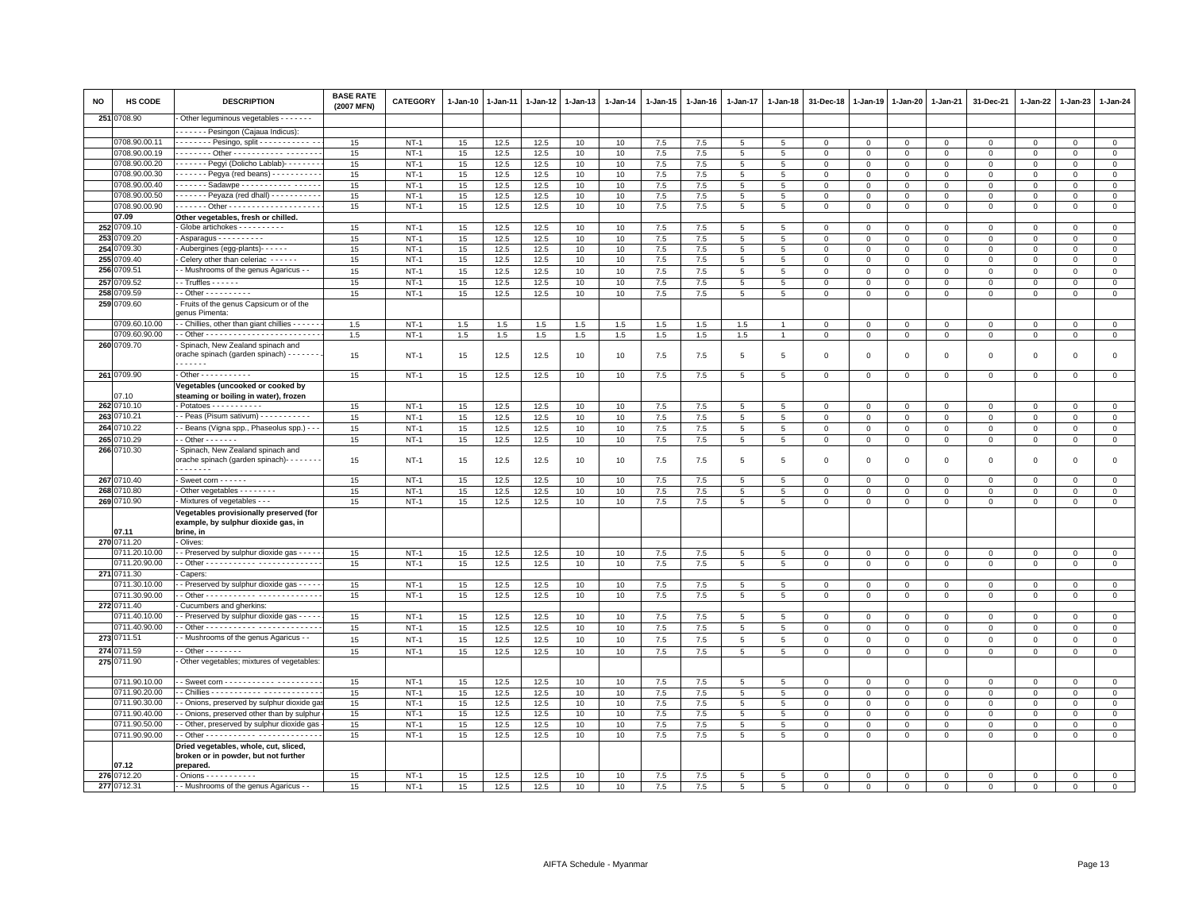| NO | HS CODE | DESCRIPTION | BASE RATE (2007 MFN) | CATEGORY | 1-Jan-10 | 1-Jan-11 | 1-Jan-12 | 1-Jan-13 | 1-Jan-14 | 1-Jan-15 | 1-Jan-16 | 1-Jan-17 | 1-Jan-18 | 31-Dec-18 | 1-Jan-19 | 1-Jan-20 | 1-Jan-21 | 31-Dec-21 | 1-Jan-22 | 1-Jan-23 | 1-Jan-24 |
|---|---|---|---|---|---|---|---|---|---|---|---|---|---|---|---|---|---|---|---|---|---|
| 251 | 0708.90 | - Other leguminous vegetables - - - - - - - | | | | | | | | | | | | | | | | | | | |
| | | - - - - - - - Pesingon (Cajaua Indicus): | | | | | | | | | | | | | | | | | | | |
| | 0708.90.00.11 | - - - - - - - - Pesingo, split - - - - - - - - - - - - - | 15 | NT-1 | 15 | 12.5 | 12.5 | 10 | 10 | 7.5 | 7.5 | 5 | 5 | 0 | 0 | 0 | 0 | 0 | 0 | 0 | 0 |
| | 0708.90.00.19 | - - - - - - - - Other - - - - - - - - - - - - - - - - - - - | 15 | NT-1 | 15 | 12.5 | 12.5 | 10 | 10 | 7.5 | 7.5 | 5 | 5 | 0 | 0 | 0 | 0 | 0 | 0 | 0 | 0 |
| | 0708.90.00.20 | - - - - - - - Pegyi (Dolicho Lablab)- - - - - - - - | 15 | NT-1 | 15 | 12.5 | 12.5 | 10 | 10 | 7.5 | 7.5 | 5 | 5 | 0 | 0 | 0 | 0 | 0 | 0 | 0 | 0 |
| | 0708.90.00.30 | - - - - - - - Pegya (red beans) - - - - - - - - - - - | 15 | NT-1 | 15 | 12.5 | 12.5 | 10 | 10 | 7.5 | 7.5 | 5 | 5 | 0 | 0 | 0 | 0 | 0 | 0 | 0 | 0 |
| | 0708.90.00.40 | - - - - - - - Sadawpe - - - - - - - - - - - - - - - - - | 15 | NT-1 | 15 | 12.5 | 12.5 | 10 | 10 | 7.5 | 7.5 | 5 | 5 | 0 | 0 | 0 | 0 | 0 | 0 | 0 | 0 |
| | 0708.90.00.50 | - - - - - - - Peyaza (red dhall) - - - - - - - - - - - | 15 | NT-1 | 15 | 12.5 | 12.5 | 10 | 10 | 7.5 | 7.5 | 5 | 5 | 0 | 0 | 0 | 0 | 0 | 0 | 0 | 0 |
| | 0708.90.00.90 | - - - - - - - Other - - - - - - - - - - - - - - - - - - - - | 15 | NT-1 | 15 | 12.5 | 12.5 | 10 | 10 | 7.5 | 7.5 | 5 | 5 | 0 | 0 | 0 | 0 | 0 | 0 | 0 | 0 |
| | 07.09 | **Other vegetables, fresh or chilled.** | | | | | | | | | | | | | | | | | | | |
| 252 | 0709.10 | - Globe artichokes - - - - - - - - - - | 15 | NT-1 | 15 | 12.5 | 12.5 | 10 | 10 | 7.5 | 7.5 | 5 | 5 | 0 | 0 | 0 | 0 | 0 | 0 | 0 | 0 |
| 253 | 0709.20 | - Asparagus - - - - - - - - - - | 15 | NT-1 | 15 | 12.5 | 12.5 | 10 | 10 | 7.5 | 7.5 | 5 | 5 | 0 | 0 | 0 | 0 | 0 | 0 | 0 | 0 |
| 254 | 0709.30 | - Aubergines (egg-plants)- - - - - - | 15 | NT-1 | 15 | 12.5 | 12.5 | 10 | 10 | 7.5 | 7.5 | 5 | 5 | 0 | 0 | 0 | 0 | 0 | 0 | 0 | 0 |
| 255 | 0709.40 | - Celery other than celeriac - - - - - - | 15 | NT-1 | 15 | 12.5 | 12.5 | 10 | 10 | 7.5 | 7.5 | 5 | 5 | 0 | 0 | 0 | 0 | 0 | 0 | 0 | 0 |
| 256 | 0709.51 | - - Mushrooms of the genus Agaricus - - | 15 | NT-1 | 15 | 12.5 | 12.5 | 10 | 10 | 7.5 | 7.5 | 5 | 5 | 0 | 0 | 0 | 0 | 0 | 0 | 0 | 0 |
| 257 | 0709.52 | - - Truffles - - - - - - | 15 | NT-1 | 15 | 12.5 | 12.5 | 10 | 10 | 7.5 | 7.5 | 5 | 5 | 0 | 0 | 0 | 0 | 0 | 0 | 0 | 0 |
| 258 | 0709.59 | - - Other - - - - - - - - - - | 15 | NT-1 | 15 | 12.5 | 12.5 | 10 | 10 | 7.5 | 7.5 | 5 | 5 | 0 | 0 | 0 | 0 | 0 | 0 | 0 | 0 |
| 259 | 0709.60 | - Fruits of the genus Capsicum or of the genus Pimenta: | | | | | | | | | | | | | | | | | | | |
| | 0709.60.10.00 | - - Chillies, other than giant chillies - - - - - - | 1.5 | NT-1 | 1.5 | 1.5 | 1.5 | 1.5 | 1.5 | 1.5 | 1.5 | 1.5 | 1 | 0 | 0 | 0 | 0 | 0 | 0 | 0 | 0 |
| | 0709.60.90.00 | - - Other - - - - - - - - - - - - - - - - - - - - - - - - - | 1.5 | NT-1 | 1.5 | 1.5 | 1.5 | 1.5 | 1.5 | 1.5 | 1.5 | 1.5 | 1 | 0 | 0 | 0 | 0 | 0 | 0 | 0 | 0 |
| 260 | 0709.70 | - Spinach, New Zealand spinach and orache spinach (garden spinach) - - - - - - - - - - - - - - | 15 | NT-1 | 15 | 12.5 | 12.5 | 10 | 10 | 7.5 | 7.5 | 5 | 5 | 0 | 0 | 0 | 0 | 0 | 0 | 0 | 0 |
| 261 | 0709.90 | - Other - - - - - - - - - - - | 15 | NT-1 | 15 | 12.5 | 12.5 | 10 | 10 | 7.5 | 7.5 | 5 | 5 | 0 | 0 | 0 | 0 | 0 | 0 | 0 | 0 |
| | 07.10 | **Vegetables (uncooked or cooked by steaming or boiling in water), frozen** | | | | | | | | | | | | | | | | | | | |
| 262 | 0710.10 | - Potatoes - - - - - - - - - - - | 15 | NT-1 | 15 | 12.5 | 12.5 | 10 | 10 | 7.5 | 7.5 | 5 | 5 | 0 | 0 | 0 | 0 | 0 | 0 | 0 | 0 |
| 263 | 0710.21 | - - Peas (Pisum sativum) - - - - - - - - - - - | 15 | NT-1 | 15 | 12.5 | 12.5 | 10 | 10 | 7.5 | 7.5 | 5 | 5 | 0 | 0 | 0 | 0 | 0 | 0 | 0 | 0 |
| 264 | 0710.22 | - - Beans (Vigna spp., Phaseolus spp.) - - - | 15 | NT-1 | 15 | 12.5 | 12.5 | 10 | 10 | 7.5 | 7.5 | 5 | 5 | 0 | 0 | 0 | 0 | 0 | 0 | 0 | 0 |
| 265 | 0710.29 | - - Other - - - - - - - | 15 | NT-1 | 15 | 12.5 | 12.5 | 10 | 10 | 7.5 | 7.5 | 5 | 5 | 0 | 0 | 0 | 0 | 0 | 0 | 0 | 0 |
| 266 | 0710.30 | - Spinach, New Zealand spinach and orache spinach (garden spinach)- - - - - - - - - - - - - - - | 15 | NT-1 | 15 | 12.5 | 12.5 | 10 | 10 | 7.5 | 7.5 | 5 | 5 | 0 | 0 | 0 | 0 | 0 | 0 | 0 | 0 |
| 267 | 0710.40 | - Sweet corn - - - - - - | 15 | NT-1 | 15 | 12.5 | 12.5 | 10 | 10 | 7.5 | 7.5 | 5 | 5 | 0 | 0 | 0 | 0 | 0 | 0 | 0 | 0 |
| 268 | 0710.80 | - Other vegetables - - - - - - - - | 15 | NT-1 | 15 | 12.5 | 12.5 | 10 | 10 | 7.5 | 7.5 | 5 | 5 | 0 | 0 | 0 | 0 | 0 | 0 | 0 | 0 |
| 269 | 0710.90 | - Mixtures of vegetables - - - | 15 | NT-1 | 15 | 12.5 | 12.5 | 10 | 10 | 7.5 | 7.5 | 5 | 5 | 0 | 0 | 0 | 0 | 0 | 0 | 0 | 0 |
| | 07.11 | **Vegetables provisionally preserved (for example, by sulphur dioxide gas, in brine, in** | | | | | | | | | | | | | | | | | | | |
| 270 | 0711.20 | - Olives: | | | | | | | | | | | | | | | | | | | |
| | 0711.20.10.00 | - - Preserved by sulphur dioxide gas - - - - - | 15 | NT-1 | 15 | 12.5 | 12.5 | 10 | 10 | 7.5 | 7.5 | 5 | 5 | 0 | 0 | 0 | 0 | 0 | 0 | 0 | 0 |
| | 0711.20.90.00 | - - Other - - - - - - - - - - - - - - - - - - - - - - - - | 15 | NT-1 | 15 | 12.5 | 12.5 | 10 | 10 | 7.5 | 7.5 | 5 | 5 | 0 | 0 | 0 | 0 | 0 | 0 | 0 | 0 |
| 271 | 0711.30 | - Capers: | | | | | | | | | | | | | | | | | | | |
| | 0711.30.10.00 | - - Preserved by sulphur dioxide gas - - - - - | 15 | NT-1 | 15 | 12.5 | 12.5 | 10 | 10 | 7.5 | 7.5 | 5 | 5 | 0 | 0 | 0 | 0 | 0 | 0 | 0 | 0 |
| | 0711.30.90.00 | - - Other - - - - - - - - - - - - - - - - - - - - - - - - | 15 | NT-1 | 15 | 12.5 | 12.5 | 10 | 10 | 7.5 | 7.5 | 5 | 5 | 0 | 0 | 0 | 0 | 0 | 0 | 0 | 0 |
| 272 | 0711.40 | - Cucumbers and gherkins: | | | | | | | | | | | | | | | | | | | |
| | 0711.40.10.00 | - - Preserved by sulphur dioxide gas - - - - - | 15 | NT-1 | 15 | 12.5 | 12.5 | 10 | 10 | 7.5 | 7.5 | 5 | 5 | 0 | 0 | 0 | 0 | 0 | 0 | 0 | 0 |
| | 0711.40.90.00 | - - Other - - - - - - - - - - - - - - - - - - - - - - - - | 15 | NT-1 | 15 | 12.5 | 12.5 | 10 | 10 | 7.5 | 7.5 | 5 | 5 | 0 | 0 | 0 | 0 | 0 | 0 | 0 | 0 |
| 273 | 0711.51 | - - Mushrooms of the genus Agaricus - - | 15 | NT-1 | 15 | 12.5 | 12.5 | 10 | 10 | 7.5 | 7.5 | 5 | 5 | 0 | 0 | 0 | 0 | 0 | 0 | 0 | 0 |
| 274 | 0711.59 | - - Other - - - - - - - - | 15 | NT-1 | 15 | 12.5 | 12.5 | 10 | 10 | 7.5 | 7.5 | 5 | 5 | 0 | 0 | 0 | 0 | 0 | 0 | 0 | 0 |
| 275 | 0711.90 | - Other vegetables; mixtures of vegetables: | | | | | | | | | | | | | | | | | | | |
| | 0711.90.10.00 | - - Sweet corn - - - - - - - - - - - - - - - - - - - - - | 15 | NT-1 | 15 | 12.5 | 12.5 | 10 | 10 | 7.5 | 7.5 | 5 | 5 | 0 | 0 | 0 | 0 | 0 | 0 | 0 | 0 |
| | 0711.90.20.00 | - - Chillies - - - - - - - - - - - - - - - - - - - - - - - | 15 | NT-1 | 15 | 12.5 | 12.5 | 10 | 10 | 7.5 | 7.5 | 5 | 5 | 0 | 0 | 0 | 0 | 0 | 0 | 0 | 0 |
| | 0711.90.30.00 | - - Onions, preserved by sulphur dioxide gas | 15 | NT-1 | 15 | 12.5 | 12.5 | 10 | 10 | 7.5 | 7.5 | 5 | 5 | 0 | 0 | 0 | 0 | 0 | 0 | 0 | 0 |
| | 0711.90.40.00 | - - Onions, preserved other than by sulphur | 15 | NT-1 | 15 | 12.5 | 12.5 | 10 | 10 | 7.5 | 7.5 | 5 | 5 | 0 | 0 | 0 | 0 | 0 | 0 | 0 | 0 |
| | 0711.90.50.00 | - - Other, preserved by sulphur dioxide gas | 15 | NT-1 | 15 | 12.5 | 12.5 | 10 | 10 | 7.5 | 7.5 | 5 | 5 | 0 | 0 | 0 | 0 | 0 | 0 | 0 | 0 |
| | 0711.90.90.00 | - - Other - - - - - - - - - - - - - - - - - - - - - - - - | 15 | NT-1 | 15 | 12.5 | 12.5 | 10 | 10 | 7.5 | 7.5 | 5 | 5 | 0 | 0 | 0 | 0 | 0 | 0 | 0 | 0 |
| | 07.12 | **Dried vegetables, whole, cut, sliced, broken or in powder, but not further prepared.** | | | | | | | | | | | | | | | | | | | |
| 276 | 0712.20 | - Onions - - - - - - - - - - - | 15 | NT-1 | 15 | 12.5 | 12.5 | 10 | 10 | 7.5 | 7.5 | 5 | 5 | 0 | 0 | 0 | 0 | 0 | 0 | 0 | 0 |
| 277 | 0712.31 | - - Mushrooms of the genus Agaricus - - | 15 | NT-1 | 15 | 12.5 | 12.5 | 10 | 10 | 7.5 | 7.5 | 5 | 5 | 0 | 0 | 0 | 0 | 0 | 0 | 0 | 0 |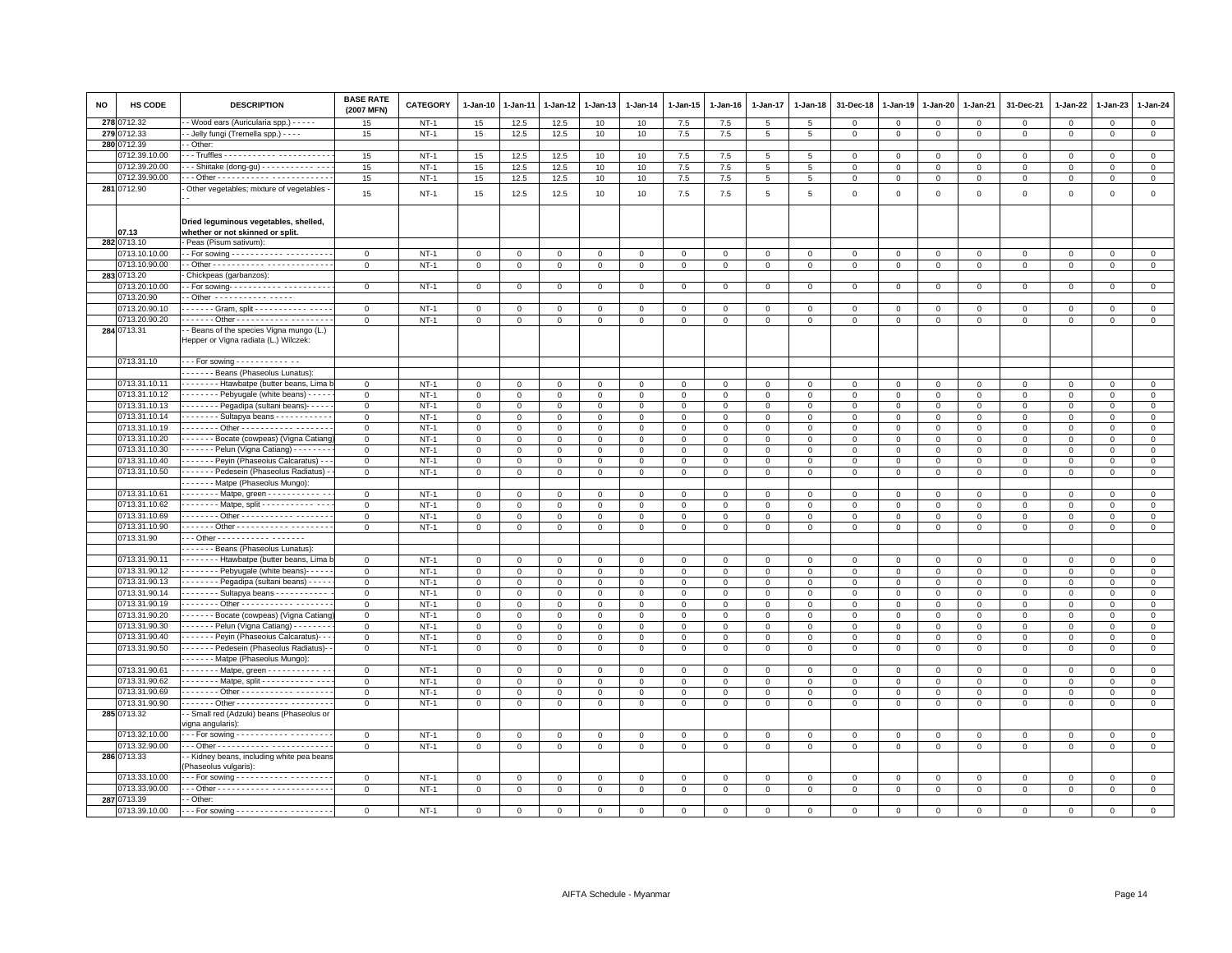| NO | HS CODE | DESCRIPTION | BASE RATE (2007 MFN) | CATEGORY | 1-Jan-10 | 1-Jan-11 | 1-Jan-12 | 1-Jan-13 | 1-Jan-14 | 1-Jan-15 | 1-Jan-16 | 1-Jan-17 | 1-Jan-18 | 31-Dec-18 | 1-Jan-19 | 1-Jan-20 | 1-Jan-21 | 31-Dec-21 | 1-Jan-22 | 1-Jan-23 | 1-Jan-24 |
|---|---|---|---|---|---|---|---|---|---|---|---|---|---|---|---|---|---|---|---|---|---|
| 278 | 0712.32 | - - Wood ears (Auricularia spp.) - - - - - | 15 | NT-1 | 15 | 12.5 | 12.5 | 10 | 10 | 7.5 | 7.5 | 5 | 5 | 0 | 0 | 0 | 0 | 0 | 0 | 0 | 0 |
| 279 | 0712.33 | - - Jelly fungi (Tremella spp.) - - - - | 15 | NT-1 | 15 | 12.5 | 12.5 | 10 | 10 | 7.5 | 7.5 | 5 | 5 | 0 | 0 | 0 | 0 | 0 | 0 | 0 | 0 |
| 280 | 0712.39 | - - Other: | | | | | | | | | | | | | | | | | | | |
| | 0712.39.10.00 | - - - Truffles - - - - - - - - - - - - - - - - - - - - - - - | 15 | NT-1 | 15 | 12.5 | 12.5 | 10 | 10 | 7.5 | 7.5 | 5 | 5 | 0 | 0 | 0 | 0 | 0 | 0 | 0 | 0 |
| | 0712.39.20.00 | - - - Shiitake (dong-gu) - - - - - - - - - - - - - - | 15 | NT-1 | 15 | 12.5 | 12.5 | 10 | 10 | 7.5 | 7.5 | 5 | 5 | 0 | 0 | 0 | 0 | 0 | 0 | 0 | 0 |
| | 0712.39.90.00 | - - - Other - - - - - - - - - - - - - - - - - - - - - - - | 15 | NT-1 | 15 | 12.5 | 12.5 | 10 | 10 | 7.5 | 7.5 | 5 | 5 | 0 | 0 | 0 | 0 | 0 | 0 | 0 | 0 |
| 281 | 0712.90 | - Other vegetables; mixture of vegetables - - - | 15 | NT-1 | 15 | 12.5 | 12.5 | 10 | 10 | 7.5 | 7.5 | 5 | 5 | 0 | 0 | 0 | 0 | 0 | 0 | 0 | 0 |
| | 07.13 | **Dried leguminous vegetables, shelled, whether or not skinned or split.** | | | | | | | | | | | | | | | | | | | |
| 282 | 0713.10 | - Peas (Pisum sativum): | | | | | | | | | | | | | | | | | | | |
| | 0713.10.10.00 | - - For sowing - - - - - - - - - - - - - - - - - - - - - | 0 | NT-1 | 0 | 0 | 0 | 0 | 0 | 0 | 0 | 0 | 0 | 0 | 0 | 0 | 0 | 0 | 0 | 0 | 0 |
| | 0713.10.90.00 | - - Other - - - - - - - - - - - - - - - - - - - - - - - | 0 | NT-1 | 0 | 0 | 0 | 0 | 0 | 0 | 0 | 0 | 0 | 0 | 0 | 0 | 0 | 0 | 0 | 0 | 0 |
| 283 | 0713.20 | - Chickpeas (garbanzos): | | | | | | | | | | | | | | | | | | | |
| | 0713.20.10.00 | - - For sowing- - - - - - - - - - - - - - - - - - - - - | 0 | NT-1 | 0 | 0 | 0 | 0 | 0 | 0 | 0 | 0 | 0 | 0 | 0 | 0 | 0 | 0 | 0 | 0 | 0 |
| | 0713.20.90 | - - Other - - - - - - - - - - - - - - - | | | | | | | | | | | | | | | | | | | |
| | 0713.20.90.10 | - - - - - - - Gram, split - - - - - - - - - - - - - - - | 0 | NT-1 | 0 | 0 | 0 | 0 | 0 | 0 | 0 | 0 | 0 | 0 | 0 | 0 | 0 | 0 | 0 | 0 | 0 |
| | 0713.20.90.20 | - - - - - - - Other - - - - - - - - - - - - - - - - - - | 0 | NT-1 | 0 | 0 | 0 | 0 | 0 | 0 | 0 | 0 | 0 | 0 | 0 | 0 | 0 | 0 | 0 | 0 | 0 |
| 284 | 0713.31 | - - Beans of the species Vigna mungo (L.) Hepper or Vigna radiata (L.) Wilczek: | | | | | | | | | | | | | | | | | | | |
| | 0713.31.10 | - - - For sowing - - - - - - - - - - - - - - | | | | | | | | | | | | | | | | | | | |
| | | - - - - - - - Beans (Phaseolus Lunatus): | | | | | | | | | | | | | | | | | | | |
| | 0713.31.10.11 | - - - - - - - - - Htawbatpe (butter beans, Lima b | 0 | NT-1 | 0 | 0 | 0 | 0 | 0 | 0 | 0 | 0 | 0 | 0 | 0 | 0 | 0 | 0 | 0 | 0 | 0 |
| | 0713.31.10.12 | - - - - - - - - - Pebyugale (white beans) - - - - - | 0 | NT-1 | 0 | 0 | 0 | 0 | 0 | 0 | 0 | 0 | 0 | 0 | 0 | 0 | 0 | 0 | 0 | 0 | 0 |
| | 0713.31.10.13 | - - - - - - - - - Pegadipa (sultani beans)- - - - - | 0 | NT-1 | 0 | 0 | 0 | 0 | 0 | 0 | 0 | 0 | 0 | 0 | 0 | 0 | 0 | 0 | 0 | 0 | 0 |
| | 0713.31.10.14 | - - - - - - - - - Sultapya beans - - - - - - - - - - - - | 0 | NT-1 | 0 | 0 | 0 | 0 | 0 | 0 | 0 | 0 | 0 | 0 | 0 | 0 | 0 | 0 | 0 | 0 | 0 |
| | 0713.31.10.19 | - - - - - - - - - Other - - - - - - - - - - - - - - - - - | 0 | NT-1 | 0 | 0 | 0 | 0 | 0 | 0 | 0 | 0 | 0 | 0 | 0 | 0 | 0 | 0 | 0 | 0 | 0 |
| | 0713.31.10.20 | - - - - - - - Bocate (cowpeas) (Vigna Catiang) | 0 | NT-1 | 0 | 0 | 0 | 0 | 0 | 0 | 0 | 0 | 0 | 0 | 0 | 0 | 0 | 0 | 0 | 0 | 0 |
| | 0713.31.10.30 | - - - - - - - Pelun (Vigna Catiang) - - - - - - - - - | 0 | NT-1 | 0 | 0 | 0 | 0 | 0 | 0 | 0 | 0 | 0 | 0 | 0 | 0 | 0 | 0 | 0 | 0 | 0 |
| | 0713.31.10.40 | - - - - - - - Peyin (Phaseoius Calcaratus) - - - | 0 | NT-1 | 0 | 0 | 0 | 0 | 0 | 0 | 0 | 0 | 0 | 0 | 0 | 0 | 0 | 0 | 0 | 0 | 0 |
| | 0713.31.10.50 | - - - - - - - Pedesein (Phaseolus Radiatus) - - | 0 | NT-1 | 0 | 0 | 0 | 0 | 0 | 0 | 0 | 0 | 0 | 0 | 0 | 0 | 0 | 0 | 0 | 0 | 0 |
| | | - - - - - - - Matpe (Phaseolus Mungo): | | | | | | | | | | | | | | | | | | | |
| | 0713.31.10.61 | - - - - - - - - - Matpe, green - - - - - - - - - - - - - | 0 | NT-1 | 0 | 0 | 0 | 0 | 0 | 0 | 0 | 0 | 0 | 0 | 0 | 0 | 0 | 0 | 0 | 0 | 0 |
| | 0713.31.10.62 | - - - - - - - - - Matpe, split - - - - - - - - - - - - - - | 0 | NT-1 | 0 | 0 | 0 | 0 | 0 | 0 | 0 | 0 | 0 | 0 | 0 | 0 | 0 | 0 | 0 | 0 | 0 |
| | 0713.31.10.69 | - - - - - - - - - Other - - - - - - - - - - - - - - - - - | 0 | NT-1 | 0 | 0 | 0 | 0 | 0 | 0 | 0 | 0 | 0 | 0 | 0 | 0 | 0 | 0 | 0 | 0 | 0 |
| | 0713.31.10.90 | - - - - - - - Other - - - - - - - - - - - - - - - - - - | 0 | NT-1 | 0 | 0 | 0 | 0 | 0 | 0 | 0 | 0 | 0 | 0 | 0 | 0 | 0 | 0 | 0 | 0 | 0 |
| | 0713.31.90 | - - - Other - - - - - - - - - - - - - - - - - - - | | | | | | | | | | | | | | | | | | | |
| | | - - - - - - - Beans (Phaseolus Lunatus): | | | | | | | | | | | | | | | | | | | |
| | 0713.31.90.11 | - - - - - - - - - Htawbatpe (butter beans, Lima b | 0 | NT-1 | 0 | 0 | 0 | 0 | 0 | 0 | 0 | 0 | 0 | 0 | 0 | 0 | 0 | 0 | 0 | 0 | 0 |
| | 0713.31.90.12 | - - - - - - - - - Pebyugale (white beans)- - - - - - | 0 | NT-1 | 0 | 0 | 0 | 0 | 0 | 0 | 0 | 0 | 0 | 0 | 0 | 0 | 0 | 0 | 0 | 0 | 0 |
| | 0713.31.90.13 | - - - - - - - - - Pegadipa (sultani beans) - - - - - | 0 | NT-1 | 0 | 0 | 0 | 0 | 0 | 0 | 0 | 0 | 0 | 0 | 0 | 0 | 0 | 0 | 0 | 0 | 0 |
| | 0713.31.90.14 | - - - - - - - - - Sultapya beans - - - - - - - - - - - - | 0 | NT-1 | 0 | 0 | 0 | 0 | 0 | 0 | 0 | 0 | 0 | 0 | 0 | 0 | 0 | 0 | 0 | 0 | 0 |
| | 0713.31.90.19 | - - - - - - - - - Other - - - - - - - - - - - - - - - - - | 0 | NT-1 | 0 | 0 | 0 | 0 | 0 | 0 | 0 | 0 | 0 | 0 | 0 | 0 | 0 | 0 | 0 | 0 | 0 |
| | 0713.31.90.20 | - - - - - - - Bocate (cowpeas) (Vigna Catiang) | 0 | NT-1 | 0 | 0 | 0 | 0 | 0 | 0 | 0 | 0 | 0 | 0 | 0 | 0 | 0 | 0 | 0 | 0 | 0 |
| | 0713.31.90.30 | - - - - - - - Pelun (Vigna Catiang) - - - - - - - - - | 0 | NT-1 | 0 | 0 | 0 | 0 | 0 | 0 | 0 | 0 | 0 | 0 | 0 | 0 | 0 | 0 | 0 | 0 | 0 |
| | 0713.31.90.40 | - - - - - - - Peyin (Phaseoius Calcaratus)- - - | 0 | NT-1 | 0 | 0 | 0 | 0 | 0 | 0 | 0 | 0 | 0 | 0 | 0 | 0 | 0 | 0 | 0 | 0 | 0 |
| | 0713.31.90.50 | - - - - - - - Pedesein (Phaseolus Radiatus)- - | 0 | NT-1 | 0 | 0 | 0 | 0 | 0 | 0 | 0 | 0 | 0 | 0 | 0 | 0 | 0 | 0 | 0 | 0 | 0 |
| | | - - - - - - - Matpe (Phaseolus Mungo): | | | | | | | | | | | | | | | | | | | |
| | 0713.31.90.61 | - - - - - - - - - Matpe, green - - - - - - - - - - - - - | 0 | NT-1 | 0 | 0 | 0 | 0 | 0 | 0 | 0 | 0 | 0 | 0 | 0 | 0 | 0 | 0 | 0 | 0 | 0 |
| | 0713.31.90.62 | - - - - - - - - - Matpe, split - - - - - - - - - - - - - - | 0 | NT-1 | 0 | 0 | 0 | 0 | 0 | 0 | 0 | 0 | 0 | 0 | 0 | 0 | 0 | 0 | 0 | 0 | 0 |
| | 0713.31.90.69 | - - - - - - - - - Other - - - - - - - - - - - - - - - - - | 0 | NT-1 | 0 | 0 | 0 | 0 | 0 | 0 | 0 | 0 | 0 | 0 | 0 | 0 | 0 | 0 | 0 | 0 | 0 |
| | 0713.31.90.90 | - - - - - - - Other - - - - - - - - - - - - - - - - - - | 0 | NT-1 | 0 | 0 | 0 | 0 | 0 | 0 | 0 | 0 | 0 | 0 | 0 | 0 | 0 | 0 | 0 | 0 | 0 |
| 285 | 0713.32 | - - Small red (Adzuki) beans (Phaseolus or vigna angularis): | | | | | | | | | | | | | | | | | | | |
| | 0713.32.10.00 | - - - For sowing - - - - - - - - - - - - - - - - - - - - | 0 | NT-1 | 0 | 0 | 0 | 0 | 0 | 0 | 0 | 0 | 0 | 0 | 0 | 0 | 0 | 0 | 0 | 0 | 0 |
| | 0713.32.90.00 | - - - Other - - - - - - - - - - - - - - - - - - - - - - - | 0 | NT-1 | 0 | 0 | 0 | 0 | 0 | 0 | 0 | 0 | 0 | 0 | 0 | 0 | 0 | 0 | 0 | 0 | 0 |
| 286 | 0713.33 | - - Kidney beans, including white pea beans (Phaseolus vulgaris): | | | | | | | | | | | | | | | | | | | |
| | 0713.33.10.00 | - - - For sowing - - - - - - - - - - - - - - - - - - - - | 0 | NT-1 | 0 | 0 | 0 | 0 | 0 | 0 | 0 | 0 | 0 | 0 | 0 | 0 | 0 | 0 | 0 | 0 | 0 |
| | 0713.33.90.00 | - - - Other - - - - - - - - - - - - - - - - - - - - - - - | 0 | NT-1 | 0 | 0 | 0 | 0 | 0 | 0 | 0 | 0 | 0 | 0 | 0 | 0 | 0 | 0 | 0 | 0 | 0 |
| 287 | 0713.39 | - - Other: | | | | | | | | | | | | | | | | | | | |
| | 0713.39.10.00 | - - - For sowing - - - - - - - - - - - - - - - - - - - - | 0 | NT-1 | 0 | 0 | 0 | 0 | 0 | 0 | 0 | 0 | 0 | 0 | 0 | 0 | 0 | 0 | 0 | 0 | 0 |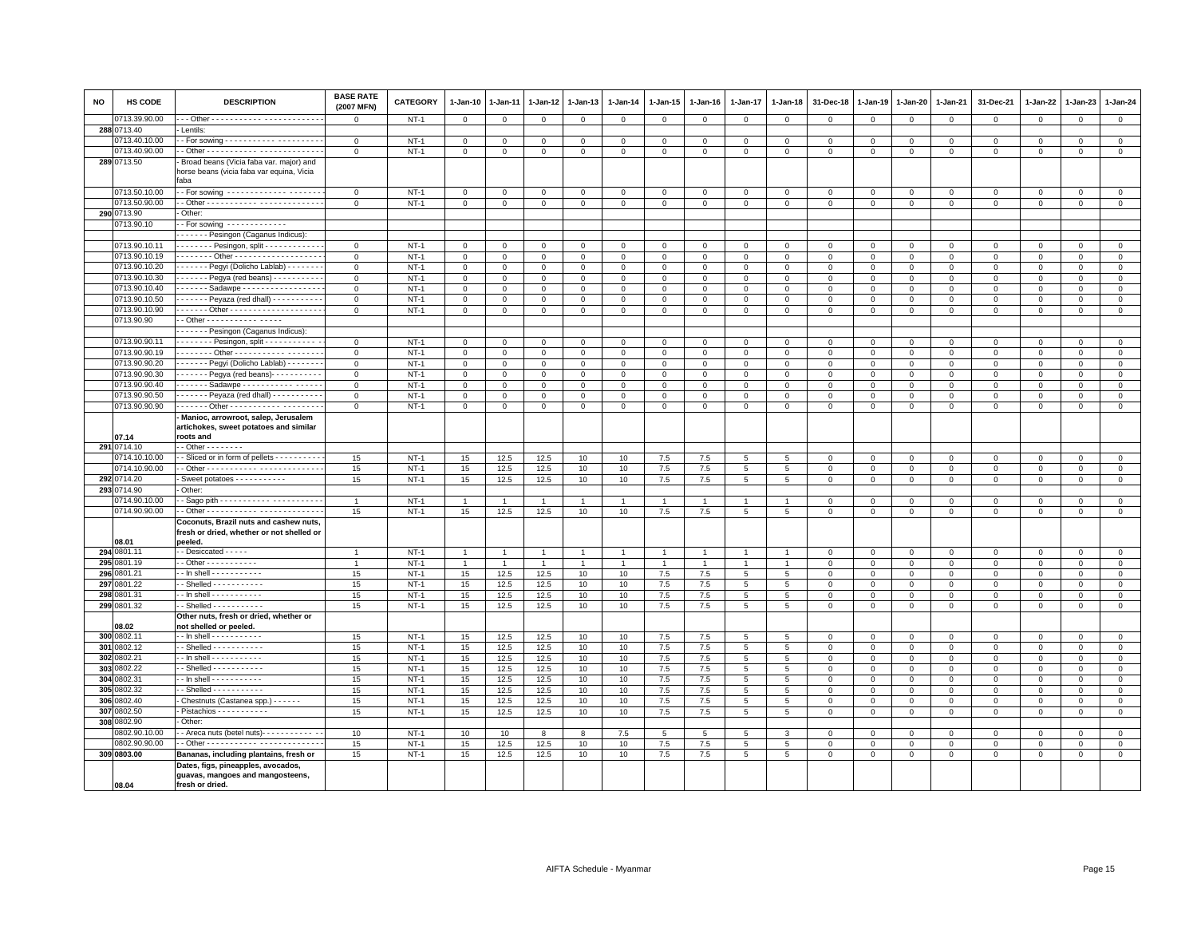| NO | HS CODE | DESCRIPTION | BASE RATE (2007 MFN) | CATEGORY | 1-Jan-10 | 1-Jan-11 | 1-Jan-12 | 1-Jan-13 | 1-Jan-14 | 1-Jan-15 | 1-Jan-16 | 1-Jan-17 | 1-Jan-18 | 31-Dec-18 | 1-Jan-19 | 1-Jan-20 | 1-Jan-21 | 31-Dec-21 | 1-Jan-22 | 1-Jan-23 | 1-Jan-24 |
|---|---|---|---|---|---|---|---|---|---|---|---|---|---|---|---|---|---|---|---|---|---|
| | 0713.39.90.00 | - - - Other - - - - - - - - - - - - - - - - - - - - - - - - | 0 | NT-1 | 0 | 0 | 0 | 0 | 0 | 0 | 0 | 0 | 0 | 0 | 0 | 0 | 0 | 0 | 0 | 0 | 0 |
| 288 | 0713.40 | - Lentils: | | | | | | | | | | | | | | | | | | | |
| | 0713.40.10.00 | - - For sowing - - - - - - - - - - - - - - - - - - - - - | 0 | NT-1 | 0 | 0 | 0 | 0 | 0 | 0 | 0 | 0 | 0 | 0 | 0 | 0 | 0 | 0 | 0 | 0 | 0 |
| | 0713.40.90.00 | - - Other - - - - - - - - - - - - - - - - - - - - - - - - | 0 | NT-1 | 0 | 0 | 0 | 0 | 0 | 0 | 0 | 0 | 0 | 0 | 0 | 0 | 0 | 0 | 0 | 0 | 0 |
| 289 | 0713.50 | - Broad beans (Vicia faba var. major) and horse beans (vicia faba var equina, Vicia faba | | | | | | | | | | | | | | | | | | | |
| | 0713.50.10.00 | - - For sowing - - - - - - - - - - - - - - - - - - - - | 0 | NT-1 | 0 | 0 | 0 | 0 | 0 | 0 | 0 | 0 | 0 | 0 | 0 | 0 | 0 | 0 | 0 | 0 | 0 |
| | 0713.50.90.00 | - - Other - - - - - - - - - - - - - - - - - - - - - - - - | 0 | NT-1 | 0 | 0 | 0 | 0 | 0 | 0 | 0 | 0 | 0 | 0 | 0 | 0 | 0 | 0 | 0 | 0 | 0 |
| 290 | 0713.90 | - Other: | | | | | | | | | | | | | | | | | | | |
| | 0713.90.10 | - - For sowing - - - - - - - - - - - - - | | | | | | | | | | | | | | | | | | | |
| | | - - - - - - - Pesingon (Caganus Indicus): | | | | | | | | | | | | | | | | | | | |
| | 0713.90.10.11 | - - - - - - - - Pesingon, split - - - - - - - - - - - - - | 0 | NT-1 | 0 | 0 | 0 | 0 | 0 | 0 | 0 | 0 | 0 | 0 | 0 | 0 | 0 | 0 | 0 | 0 | 0 |
| | 0713.90.10.19 | - - - - - - - - Other - - - - - - - - - - - - - - - - - - - | 0 | NT-1 | 0 | 0 | 0 | 0 | 0 | 0 | 0 | 0 | 0 | 0 | 0 | 0 | 0 | 0 | 0 | 0 | 0 |
| | 0713.90.10.20 | - - - - - - - Pegyi (Dolicho Lablab) - - - - - - - - | 0 | NT-1 | 0 | 0 | 0 | 0 | 0 | 0 | 0 | 0 | 0 | 0 | 0 | 0 | 0 | 0 | 0 | 0 | 0 |
| | 0713.90.10.30 | - - - - - - - Pegya (red beans) - - - - - - - - - - - | 0 | NT-1 | 0 | 0 | 0 | 0 | 0 | 0 | 0 | 0 | 0 | 0 | 0 | 0 | 0 | 0 | 0 | 0 | 0 |
| | 0713.90.10.40 | - - - - - - - Sadawpe - - - - - - - - - - - - - - - - - - | 0 | NT-1 | 0 | 0 | 0 | 0 | 0 | 0 | 0 | 0 | 0 | 0 | 0 | 0 | 0 | 0 | 0 | 0 | 0 |
| | 0713.90.10.50 | - - - - - - - Peyaza (red dhall) - - - - - - - - - - - | 0 | NT-1 | 0 | 0 | 0 | 0 | 0 | 0 | 0 | 0 | 0 | 0 | 0 | 0 | 0 | 0 | 0 | 0 | 0 |
| | 0713.90.10.90 | - - - - - - - Other - - - - - - - - - - - - - - - - - - - - | 0 | NT-1 | 0 | 0 | 0 | 0 | 0 | 0 | 0 | 0 | 0 | 0 | 0 | 0 | 0 | 0 | 0 | 0 | 0 |
| | 0713.90.90 | - - Other - - - - - - - - - - - - - - - - - | | | | | | | | | | | | | | | | | | | |
| | | - - - - - - - Pesingon (Caganus Indicus): | | | | | | | | | | | | | | | | | | | |
| | 0713.90.90.11 | - - - - - - - - Pesingon, split - - - - - - - - - - - - | 0 | NT-1 | 0 | 0 | 0 | 0 | 0 | 0 | 0 | 0 | 0 | 0 | 0 | 0 | 0 | 0 | 0 | 0 | 0 |
| | 0713.90.90.19 | - - - - - - - - Other - - - - - - - - - - - - - - - - - - - | 0 | NT-1 | 0 | 0 | 0 | 0 | 0 | 0 | 0 | 0 | 0 | 0 | 0 | 0 | 0 | 0 | 0 | 0 | 0 |
| | 0713.90.90.20 | - - - - - - - Pegyi (Dolicho Lablab) - - - - - - - - | 0 | NT-1 | 0 | 0 | 0 | 0 | 0 | 0 | 0 | 0 | 0 | 0 | 0 | 0 | 0 | 0 | 0 | 0 | 0 |
| | 0713.90.90.30 | - - - - - - - Pegya (red beans)- - - - - - - - - - - | 0 | NT-1 | 0 | 0 | 0 | 0 | 0 | 0 | 0 | 0 | 0 | 0 | 0 | 0 | 0 | 0 | 0 | 0 | 0 |
| | 0713.90.90.40 | - - - - - - - Sadawpe - - - - - - - - - - - - - - - - - - | 0 | NT-1 | 0 | 0 | 0 | 0 | 0 | 0 | 0 | 0 | 0 | 0 | 0 | 0 | 0 | 0 | 0 | 0 | 0 |
| | 0713.90.90.50 | - - - - - - - Peyaza (red dhall) - - - - - - - - - - - | 0 | NT-1 | 0 | 0 | 0 | 0 | 0 | 0 | 0 | 0 | 0 | 0 | 0 | 0 | 0 | 0 | 0 | 0 | 0 |
| | 0713.90.90.90 | - - - - - - - Other - - - - - - - - - - - - - - - - - - - - | 0 | NT-1 | 0 | 0 | 0 | 0 | 0 | 0 | 0 | 0 | 0 | 0 | 0 | 0 | 0 | 0 | 0 | 0 | 0 |
| | 07.14 | **Manioc, arrowroot, salep, Jerusalem artichokes, sweet potatoes and similar roots and** | | | | | | | | | | | | | | | | | | | |
| 291 | 0714.10 | - - Other - - - - - - - - | | | | | | | | | | | | | | | | | | | |
| | 0714.10.10.00 | - - Sliced or in form of pellets - - - - - - - - - - - | 15 | NT-1 | 15 | 12.5 | 12.5 | 10 | 10 | 7.5 | 7.5 | 5 | 5 | 0 | 0 | 0 | 0 | 0 | 0 | 0 | 0 |
| | 0714.10.90.00 | - - Other - - - - - - - - - - - - - - - - - - - - - - - - | 15 | NT-1 | 15 | 12.5 | 12.5 | 10 | 10 | 7.5 | 7.5 | 5 | 5 | 0 | 0 | 0 | 0 | 0 | 0 | 0 | 0 |
| 292 | 0714.20 | - Sweet potatoes - - - - - - - - - - - | 15 | NT-1 | 15 | 12.5 | 12.5 | 10 | 10 | 7.5 | 7.5 | 5 | 5 | 0 | 0 | 0 | 0 | 0 | 0 | 0 | 0 |
| 293 | 0714.90 | - Other: | | | | | | | | | | | | | | | | | | | |
| | 0714.90.10.00 | - - Sago pith - - - - - - - - - - - - - - - - - - - - - - | 1 | NT-1 | 1 | 1 | 1 | 1 | 1 | 1 | 1 | 1 | 1 | 0 | 0 | 0 | 0 | 0 | 0 | 0 | 0 |
| | 0714.90.90.00 | - - Other - - - - - - - - - - - - - - - - - - - - - - - - | 15 | NT-1 | 15 | 12.5 | 12.5 | 10 | 10 | 7.5 | 7.5 | 5 | 5 | 0 | 0 | 0 | 0 | 0 | 0 | 0 | 0 |
| | 08.01 | **Coconuts, Brazil nuts and cashew nuts, fresh or dried, whether or not shelled or peeled.** | | | | | | | | | | | | | | | | | | | |
| 294 | 0801.11 | - - Desiccated - - - - - | 1 | NT-1 | 1 | 1 | 1 | 1 | 1 | 1 | 1 | 1 | 1 | 0 | 0 | 0 | 0 | 0 | 0 | 0 | 0 |
| 295 | 0801.19 | - - Other - - - - - - - - - - - | 1 | NT-1 | 1 | 1 | 1 | 1 | 1 | 1 | 1 | 1 | 1 | 0 | 0 | 0 | 0 | 0 | 0 | 0 | 0 |
| 296 | 0801.21 | - - In shell - - - - - - - - - - - | 15 | NT-1 | 15 | 12.5 | 12.5 | 10 | 10 | 7.5 | 7.5 | 5 | 5 | 0 | 0 | 0 | 0 | 0 | 0 | 0 | 0 |
| 297 | 0801.22 | - - Shelled - - - - - - - - - - - | 15 | NT-1 | 15 | 12.5 | 12.5 | 10 | 10 | 7.5 | 7.5 | 5 | 5 | 0 | 0 | 0 | 0 | 0 | 0 | 0 | 0 |
| 298 | 0801.31 | - - In shell - - - - - - - - - - - | 15 | NT-1 | 15 | 12.5 | 12.5 | 10 | 10 | 7.5 | 7.5 | 5 | 5 | 0 | 0 | 0 | 0 | 0 | 0 | 0 | 0 |
| 299 | 0801.32 | - - Shelled - - - - - - - - - - - | 15 | NT-1 | 15 | 12.5 | 12.5 | 10 | 10 | 7.5 | 7.5 | 5 | 5 | 0 | 0 | 0 | 0 | 0 | 0 | 0 | 0 |
| | 08.02 | **Other nuts, fresh or dried, whether or not shelled or peeled.** | | | | | | | | | | | | | | | | | | | |
| 300 | 0802.11 | - - In shell - - - - - - - - - - - | 15 | NT-1 | 15 | 12.5 | 12.5 | 10 | 10 | 7.5 | 7.5 | 5 | 5 | 0 | 0 | 0 | 0 | 0 | 0 | 0 | 0 |
| 301 | 0802.12 | - - Shelled - - - - - - - - - - - | 15 | NT-1 | 15 | 12.5 | 12.5 | 10 | 10 | 7.5 | 7.5 | 5 | 5 | 0 | 0 | 0 | 0 | 0 | 0 | 0 | 0 |
| 302 | 0802.21 | - - In shell - - - - - - - - - - - | 15 | NT-1 | 15 | 12.5 | 12.5 | 10 | 10 | 7.5 | 7.5 | 5 | 5 | 0 | 0 | 0 | 0 | 0 | 0 | 0 | 0 |
| 303 | 0802.22 | - - Shelled - - - - - - - - - - - | 15 | NT-1 | 15 | 12.5 | 12.5 | 10 | 10 | 7.5 | 7.5 | 5 | 5 | 0 | 0 | 0 | 0 | 0 | 0 | 0 | 0 |
| 304 | 0802.31 | - - In shell - - - - - - - - - - - | 15 | NT-1 | 15 | 12.5 | 12.5 | 10 | 10 | 7.5 | 7.5 | 5 | 5 | 0 | 0 | 0 | 0 | 0 | 0 | 0 | 0 |
| 305 | 0802.32 | - - Shelled - - - - - - - - - - - | 15 | NT-1 | 15 | 12.5 | 12.5 | 10 | 10 | 7.5 | 7.5 | 5 | 5 | 0 | 0 | 0 | 0 | 0 | 0 | 0 | 0 |
| 306 | 0802.40 | - Chestnuts (Castanea spp.) - - - - - - | 15 | NT-1 | 15 | 12.5 | 12.5 | 10 | 10 | 7.5 | 7.5 | 5 | 5 | 0 | 0 | 0 | 0 | 0 | 0 | 0 | 0 |
| 307 | 0802.50 | - Pistachios - - - - - - - - - - - | 15 | NT-1 | 15 | 12.5 | 12.5 | 10 | 10 | 7.5 | 7.5 | 5 | 5 | 0 | 0 | 0 | 0 | 0 | 0 | 0 | 0 |
| 308 | 0802.90 | - Other: | | | | | | | | | | | | | | | | | | | |
| | 0802.90.10.00 | - - Areca nuts (betel nuts)- - - - - - - - - - - - | 10 | NT-1 | 10 | 10 | 8 | 8 | 7.5 | 5 | 5 | 5 | 3 | 0 | 0 | 0 | 0 | 0 | 0 | 0 | 0 |
| | 0802.90.90.00 | - - Other - - - - - - - - - - - - - - - - - - - - - - - - | 15 | NT-1 | 15 | 12.5 | 12.5 | 10 | 10 | 7.5 | 7.5 | 5 | 5 | 0 | 0 | 0 | 0 | 0 | 0 | 0 | 0 |
| 309 | 0803.00 | **Bananas, including plantains, fresh or** | 15 | NT-1 | 15 | 12.5 | 12.5 | 10 | 10 | 7.5 | 7.5 | 5 | 5 | 0 | 0 | 0 | 0 | 0 | 0 | 0 | 0 |
| | 08.04 | **Dates, figs, pineapples, avocados, guavas, mangoes and mangosteens, fresh or dried.** | | | | | | | | | | | | | | | | | | | |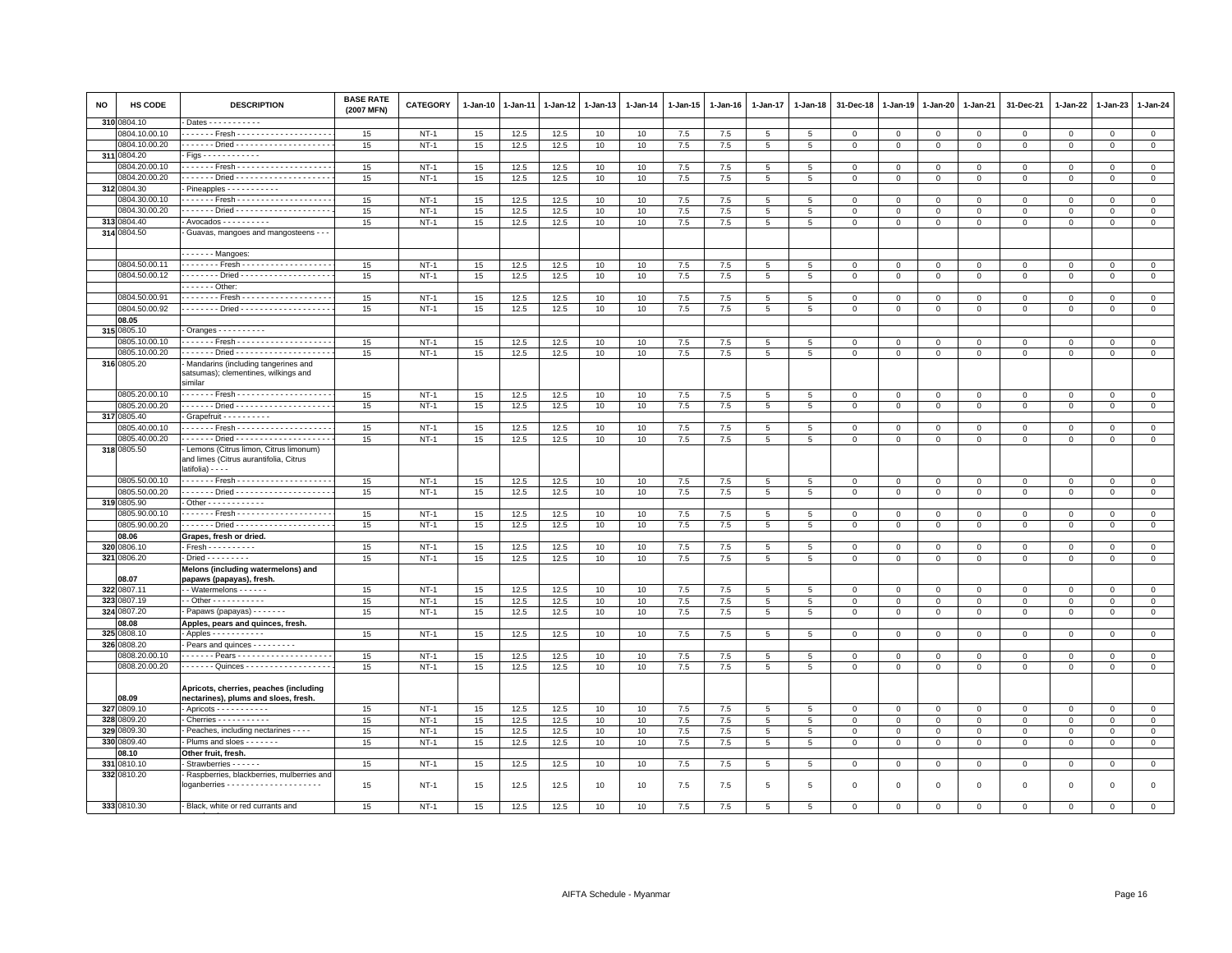| NO | HS CODE | DESCRIPTION | BASE RATE (2007 MFN) | CATEGORY | 1-Jan-10 | 1-Jan-11 | 1-Jan-12 | 1-Jan-13 | 1-Jan-14 | 1-Jan-15 | 1-Jan-16 | 1-Jan-17 | 1-Jan-18 | 31-Dec-18 | 1-Jan-19 | 1-Jan-20 | 1-Jan-21 | 31-Dec-21 | 1-Jan-22 | 1-Jan-23 | 1-Jan-24 |
|---|---|---|---|---|---|---|---|---|---|---|---|---|---|---|---|---|---|---|---|---|---|
| 310 | 0804.10 | - Dates - - - - - - - - - - - | | | | | | | | | | | | | | | | | | | |
| | 0804.10.00.10 | - - - - - - - Fresh - - - - - - - - - - - - - - - - - - - - | 15 | NT-1 | 15 | 12.5 | 12.5 | 10 | 10 | 7.5 | 7.5 | 5 | 5 | 0 | 0 | 0 | 0 | 0 | 0 | 0 | 0 |
| | 0804.10.00.20 | - - - - - - - Dried - - - - - - - - - - - - - - - - - - - - | 15 | NT-1 | 15 | 12.5 | 12.5 | 10 | 10 | 7.5 | 7.5 | 5 | 5 | 0 | 0 | 0 | 0 | 0 | 0 | 0 | 0 |
| 311 | 0804.20 | - Figs - - - - - - - - - - - - | | | | | | | | | | | | | | | | | | | |
| | 0804.20.00.10 | - - - - - - - Fresh - - - - - - - - - - - - - - - - - - - - | 15 | NT-1 | 15 | 12.5 | 12.5 | 10 | 10 | 7.5 | 7.5 | 5 | 5 | 0 | 0 | 0 | 0 | 0 | 0 | 0 | 0 |
| | 0804.20.00.20 | - - - - - - - Dried - - - - - - - - - - - - - - - - - - - - | 15 | NT-1 | 15 | 12.5 | 12.5 | 10 | 10 | 7.5 | 7.5 | 5 | 5 | 0 | 0 | 0 | 0 | 0 | 0 | 0 | 0 |
| 312 | 0804.30 | - Pineapples - - - - - - - - - - - | | | | | | | | | | | | | | | | | | | |
| | 0804.30.00.10 | - - - - - - - Fresh - - - - - - - - - - - - - - - - - - - - | 15 | NT-1 | 15 | 12.5 | 12.5 | 10 | 10 | 7.5 | 7.5 | 5 | 5 | 0 | 0 | 0 | 0 | 0 | 0 | 0 | 0 |
| | 0804.30.00.20 | - - - - - - - Dried - - - - - - - - - - - - - - - - - - - - | 15 | NT-1 | 15 | 12.5 | 12.5 | 10 | 10 | 7.5 | 7.5 | 5 | 5 | 0 | 0 | 0 | 0 | 0 | 0 | 0 | 0 |
| 313 | 0804.40 | - Avocados - - - - - - - - - - | 15 | NT-1 | 15 | 12.5 | 12.5 | 10 | 10 | 7.5 | 7.5 | 5 | 5 | 0 | 0 | 0 | 0 | 0 | 0 | 0 | 0 |
| 314 | 0804.50 | - Guavas, mangoes and mangosteens - - - | | | | | | | | | | | | | | | | | | | |
| | | - - - - - - - Mangoes: | | | | | | | | | | | | | | | | | | | |
| | 0804.50.00.11 | - - - - - - - - Fresh - - - - - - - - - - - - - - - - - - - | 15 | NT-1 | 15 | 12.5 | 12.5 | 10 | 10 | 7.5 | 7.5 | 5 | 5 | 0 | 0 | 0 | 0 | 0 | 0 | 0 | 0 |
| | 0804.50.00.12 | - - - - - - - - Dried - - - - - - - - - - - - - - - - - - - | 15 | NT-1 | 15 | 12.5 | 12.5 | 10 | 10 | 7.5 | 7.5 | 5 | 5 | 0 | 0 | 0 | 0 | 0 | 0 | 0 | 0 |
| | | - - - - - - - Other: | | | | | | | | | | | | | | | | | | | |
| | 0804.50.00.91 | - - - - - - - - Fresh - - - - - - - - - - - - - - - - - - - | 15 | NT-1 | 15 | 12.5 | 12.5 | 10 | 10 | 7.5 | 7.5 | 5 | 5 | 0 | 0 | 0 | 0 | 0 | 0 | 0 | 0 |
| | 0804.50.00.92 | - - - - - - - - Dried - - - - - - - - - - - - - - - - - - - | 15 | NT-1 | 15 | 12.5 | 12.5 | 10 | 10 | 7.5 | 7.5 | 5 | 5 | 0 | 0 | 0 | 0 | 0 | 0 | 0 | 0 |
| | **08.05** | | | | | | | | | | | | | | | | | | | | |
| 315 | 0805.10 | - Oranges - - - - - - - - - - | | | | | | | | | | | | | | | | | | | |
| | 0805.10.00.10 | - - - - - - - Fresh - - - - - - - - - - - - - - - - - - - - | 15 | NT-1 | 15 | 12.5 | 12.5 | 10 | 10 | 7.5 | 7.5 | 5 | 5 | 0 | 0 | 0 | 0 | 0 | 0 | 0 | 0 |
| | 0805.10.00.20 | - - - - - - - Dried - - - - - - - - - - - - - - - - - - - - | 15 | NT-1 | 15 | 12.5 | 12.5 | 10 | 10 | 7.5 | 7.5 | 5 | 5 | 0 | 0 | 0 | 0 | 0 | 0 | 0 | 0 |
| 316 | 0805.20 | - Mandarins (including tangerines and satsumas); clementines, wilkings and similar | | | | | | | | | | | | | | | | | | | |
| | 0805.20.00.10 | - - - - - - - Fresh - - - - - - - - - - - - - - - - - - - - | 15 | NT-1 | 15 | 12.5 | 12.5 | 10 | 10 | 7.5 | 7.5 | 5 | 5 | 0 | 0 | 0 | 0 | 0 | 0 | 0 | 0 |
| | 0805.20.00.20 | - - - - - - - Dried - - - - - - - - - - - - - - - - - - - - | 15 | NT-1 | 15 | 12.5 | 12.5 | 10 | 10 | 7.5 | 7.5 | 5 | 5 | 0 | 0 | 0 | 0 | 0 | 0 | 0 | 0 |
| 317 | 0805.40 | - Grapefruit - - - - - - - - - - | | | | | | | | | | | | | | | | | | | |
| | 0805.40.00.10 | - - - - - - - Fresh - - - - - - - - - - - - - - - - - - - - | 15 | NT-1 | 15 | 12.5 | 12.5 | 10 | 10 | 7.5 | 7.5 | 5 | 5 | 0 | 0 | 0 | 0 | 0 | 0 | 0 | 0 |
| | 0805.40.00.20 | - - - - - - - Dried - - - - - - - - - - - - - - - - - - - - | 15 | NT-1 | 15 | 12.5 | 12.5 | 10 | 10 | 7.5 | 7.5 | 5 | 5 | 0 | 0 | 0 | 0 | 0 | 0 | 0 | 0 |
| 318 | 0805.50 | - Lemons (Citrus limon, Citrus limonum) and limes (Citrus aurantifolia, Citrus latifolia) - - - - | | | | | | | | | | | | | | | | | | | |
| | 0805.50.00.10 | - - - - - - - Fresh - - - - - - - - - - - - - - - - - - - - | 15 | NT-1 | 15 | 12.5 | 12.5 | 10 | 10 | 7.5 | 7.5 | 5 | 5 | 0 | 0 | 0 | 0 | 0 | 0 | 0 | 0 |
| | 0805.50.00.20 | - - - - - - - Dried - - - - - - - - - - - - - - - - - - - - | 15 | NT-1 | 15 | 12.5 | 12.5 | 10 | 10 | 7.5 | 7.5 | 5 | 5 | 0 | 0 | 0 | 0 | 0 | 0 | 0 | 0 |
| 319 | 0805.90 | - Other - - - - - - - - - - - - | | | | | | | | | | | | | | | | | | | |
| | 0805.90.00.10 | - - - - - - - Fresh - - - - - - - - - - - - - - - - - - - - | 15 | NT-1 | 15 | 12.5 | 12.5 | 10 | 10 | 7.5 | 7.5 | 5 | 5 | 0 | 0 | 0 | 0 | 0 | 0 | 0 | 0 |
| | 0805.90.00.20 | - - - - - - - Dried - - - - - - - - - - - - - - - - - - - - | 15 | NT-1 | 15 | 12.5 | 12.5 | 10 | 10 | 7.5 | 7.5 | 5 | 5 | 0 | 0 | 0 | 0 | 0 | 0 | 0 | 0 |
| | **08.06** | **Grapes, fresh or dried.** | | | | | | | | | | | | | | | | | | | |
| 320 | 0806.10 | - Fresh - - - - - - - - - - | 15 | NT-1 | 15 | 12.5 | 12.5 | 10 | 10 | 7.5 | 7.5 | 5 | 5 | 0 | 0 | 0 | 0 | 0 | 0 | 0 | 0 |
| 321 | 0806.20 | - Dried - - - - - - - - - | 15 | NT-1 | 15 | 12.5 | 12.5 | 10 | 10 | 7.5 | 7.5 | 5 | 5 | 0 | 0 | 0 | 0 | 0 | 0 | 0 | 0 |
| | **08.07** | **Melons (including watermelons) and papaws (papayas), fresh.** | | | | | | | | | | | | | | | | | | | |
| 322 | 0807.11 | - - Watermelons - - - - - - | 15 | NT-1 | 15 | 12.5 | 12.5 | 10 | 10 | 7.5 | 7.5 | 5 | 5 | 0 | 0 | 0 | 0 | 0 | 0 | 0 | 0 |
| 323 | 0807.19 | - - Other - - - - - - - - - - - | 15 | NT-1 | 15 | 12.5 | 12.5 | 10 | 10 | 7.5 | 7.5 | 5 | 5 | 0 | 0 | 0 | 0 | 0 | 0 | 0 | 0 |
| 324 | 0807.20 | - Papaws (papayas) - - - - - - - | 15 | NT-1 | 15 | 12.5 | 12.5 | 10 | 10 | 7.5 | 7.5 | 5 | 5 | 0 | 0 | 0 | 0 | 0 | 0 | 0 | 0 |
| | **08.08** | **Apples, pears and quinces, fresh.** | | | | | | | | | | | | | | | | | | | |
| 325 | 0808.10 | - Apples - - - - - - - - - - - | 15 | NT-1 | 15 | 12.5 | 12.5 | 10 | 10 | 7.5 | 7.5 | 5 | 5 | 0 | 0 | 0 | 0 | 0 | 0 | 0 | 0 |
| 326 | 0808.20 | - Pears and quinces - - - - - - - - - | | | | | | | | | | | | | | | | | | | |
| | 0808.20.00.10 | - - - - - - - Pears - - - - - - - - - - - - - - - - - - - - | 15 | NT-1 | 15 | 12.5 | 12.5 | 10 | 10 | 7.5 | 7.5 | 5 | 5 | 0 | 0 | 0 | 0 | 0 | 0 | 0 | 0 |
| | 0808.20.00.20 | - - - - - - - Quinces - - - - - - - - - - - - - - - - - - | 15 | NT-1 | 15 | 12.5 | 12.5 | 10 | 10 | 7.5 | 7.5 | 5 | 5 | 0 | 0 | 0 | 0 | 0 | 0 | 0 | 0 |
| | **08.09** | **Apricots, cherries, peaches (including nectarines), plums and sloes, fresh.** | | | | | | | | | | | | | | | | | | | |
| 327 | 0809.10 | - Apricots - - - - - - - - - - - | 15 | NT-1 | 15 | 12.5 | 12.5 | 10 | 10 | 7.5 | 7.5 | 5 | 5 | 0 | 0 | 0 | 0 | 0 | 0 | 0 | 0 |
| 328 | 0809.20 | - Cherries - - - - - - - - - - - | 15 | NT-1 | 15 | 12.5 | 12.5 | 10 | 10 | 7.5 | 7.5 | 5 | 5 | 0 | 0 | 0 | 0 | 0 | 0 | 0 | 0 |
| 329 | 0809.30 | - Peaches, including nectarines - - - - | 15 | NT-1 | 15 | 12.5 | 12.5 | 10 | 10 | 7.5 | 7.5 | 5 | 5 | 0 | 0 | 0 | 0 | 0 | 0 | 0 | 0 |
| 330 | 0809.40 | - Plums and sloes - - - - - - - | 15 | NT-1 | 15 | 12.5 | 12.5 | 10 | 10 | 7.5 | 7.5 | 5 | 5 | 0 | 0 | 0 | 0 | 0 | 0 | 0 | 0 |
| | **08.10** | **Other fruit, fresh.** | | | | | | | | | | | | | | | | | | | |
| 331 | 0810.10 | - Strawberries - - - - - - | 15 | NT-1 | 15 | 12.5 | 12.5 | 10 | 10 | 7.5 | 7.5 | 5 | 5 | 0 | 0 | 0 | 0 | 0 | 0 | 0 | 0 |
| 332 | 0810.20 | - Raspberries, blackberries, mulberries and loganberries - - - - - - - - - - - - - - - - - - - - | 15 | NT-1 | 15 | 12.5 | 12.5 | 10 | 10 | 7.5 | 7.5 | 5 | 5 | 0 | 0 | 0 | 0 | 0 | 0 | 0 | 0 |
| 333 | 0810.30 | - Black, white or red currants and | 15 | NT-1 | 15 | 12.5 | 12.5 | 10 | 10 | 7.5 | 7.5 | 5 | 5 | 0 | 0 | 0 | 0 | 0 | 0 | 0 | 0 |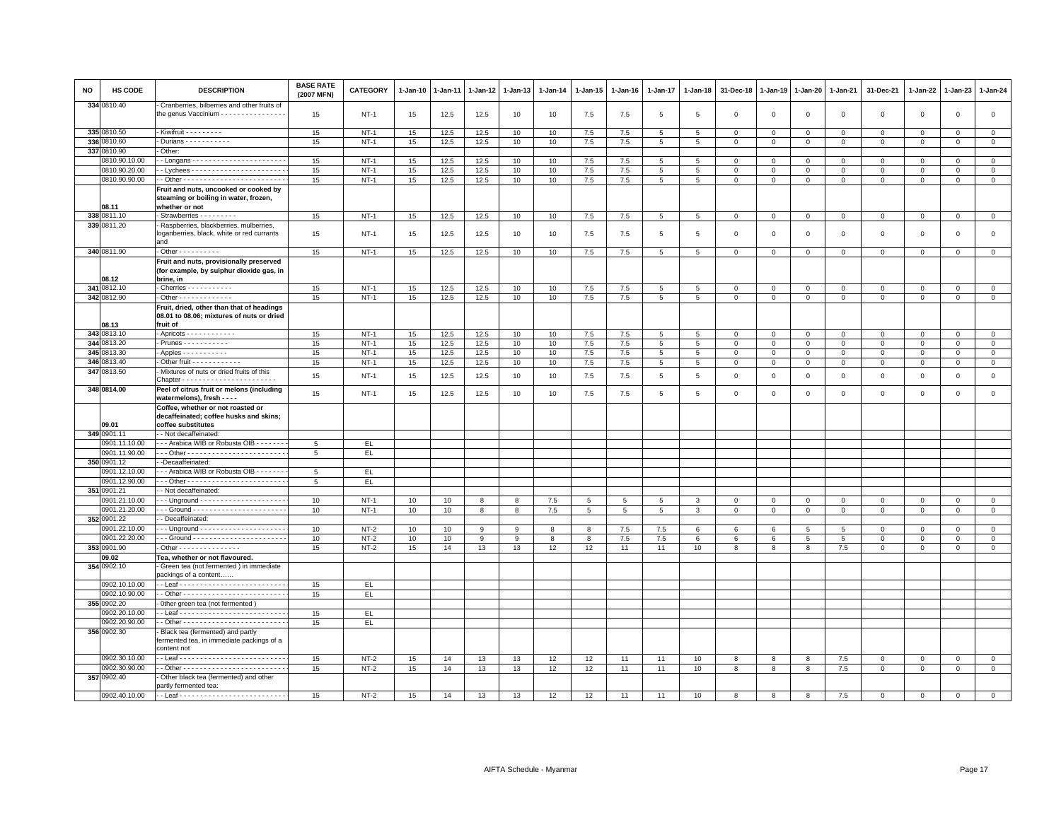| NO | HS CODE | DESCRIPTION | BASE RATE (2007 MFN) | CATEGORY | 1-Jan-10 | 1-Jan-11 | 1-Jan-12 | 1-Jan-13 | 1-Jan-14 | 1-Jan-15 | 1-Jan-16 | 1-Jan-17 | 1-Jan-18 | 31-Dec-18 | 1-Jan-19 | 1-Jan-20 | 1-Jan-21 | 31-Dec-21 | 1-Jan-22 | 1-Jan-23 | 1-Jan-24 |
|---|---|---|---|---|---|---|---|---|---|---|---|---|---|---|---|---|---|---|---|---|---|
| 334 | 0810.40 | - Cranberries, bilberries and other fruits of the genus Vaccinium - - - - - - - - - - - - - - - - | 15 | NT-1 | 15 | 12.5 | 12.5 | 10 | 10 | 7.5 | 7.5 | 5 | 5 | 0 | 0 | 0 | 0 | 0 | 0 | 0 | 0 |
| 335 | 0810.50 | - Kiwifruit - - - - - - - - - | 15 | NT-1 | 15 | 12.5 | 12.5 | 10 | 10 | 7.5 | 7.5 | 5 | 5 | 0 | 0 | 0 | 0 | 0 | 0 | 0 | 0 |
| 336 | 0810.60 | - Durians - - - - - - - - - - - | 15 | NT-1 | 15 | 12.5 | 12.5 | 10 | 10 | 7.5 | 7.5 | 5 | 5 | 0 | 0 | 0 | 0 | 0 | 0 | 0 | 0 |
| 337 | 0810.90 | - Other: | | | | | | | | | | | | | | | | | | | |
| | 0810.90.10.00 | - - Longans - - - - - - - - - - - - - - - - - - - - - - - | 15 | NT-1 | 15 | 12.5 | 12.5 | 10 | 10 | 7.5 | 7.5 | 5 | 5 | 0 | 0 | 0 | 0 | 0 | 0 | 0 | 0 |
| | 0810.90.20.00 | - - Lychees - - - - - - - - - - - - - - - - - - - - - - - | 15 | NT-1 | 15 | 12.5 | 12.5 | 10 | 10 | 7.5 | 7.5 | 5 | 5 | 0 | 0 | 0 | 0 | 0 | 0 | 0 | 0 |
| | 0810.90.90.00 | - - Other - - - - - - - - - - - - - - - - - - - - - - - - - | 15 | NT-1 | 15 | 12.5 | 12.5 | 10 | 10 | 7.5 | 7.5 | 5 | 5 | 0 | 0 | 0 | 0 | 0 | 0 | 0 | 0 |
| | 08.11 | **Fruit and nuts, uncooked or cooked by steaming or boiling in water, frozen, whether or not** | | | | | | | | | | | | | | | | | | | |
| 338 | 0811.10 | - Strawberries - - - - - - - - - | 15 | NT-1 | 15 | 12.5 | 12.5 | 10 | 10 | 7.5 | 7.5 | 5 | 5 | 0 | 0 | 0 | 0 | 0 | 0 | 0 | 0 |
| 339 | 0811.20 | - Raspberries, blackberries, mulberries, loganberries, black, white or red currants and | 15 | NT-1 | 15 | 12.5 | 12.5 | 10 | 10 | 7.5 | 7.5 | 5 | 5 | 0 | 0 | 0 | 0 | 0 | 0 | 0 | 0 |
| 340 | 0811.90 | - Other - - - - - - - - - - | 15 | NT-1 | 15 | 12.5 | 12.5 | 10 | 10 | 7.5 | 7.5 | 5 | 5 | 0 | 0 | 0 | 0 | 0 | 0 | 0 | 0 |
| | 08.12 | **Fruit and nuts, provisionally preserved (for example, by sulphur dioxide gas, in brine, in** | | | | | | | | | | | | | | | | | | | |
| 341 | 0812.10 | - Cherries - - - - - - - - - - - | 15 | NT-1 | 15 | 12.5 | 12.5 | 10 | 10 | 7.5 | 7.5 | 5 | 5 | 0 | 0 | 0 | 0 | 0 | 0 | 0 | 0 |
| 342 | 0812.90 | - Other - - - - - - - - - - - - - | 15 | NT-1 | 15 | 12.5 | 12.5 | 10 | 10 | 7.5 | 7.5 | 5 | 5 | 0 | 0 | 0 | 0 | 0 | 0 | 0 | 0 |
| | 08.13 | **Fruit, dried, other than that of headings 08.01 to 08.06; mixtures of nuts or dried fruit of** | | | | | | | | | | | | | | | | | | | |
| 343 | 0813.10 | - Apricots - - - - - - - - - - - - | 15 | NT-1 | 15 | 12.5 | 12.5 | 10 | 10 | 7.5 | 7.5 | 5 | 5 | 0 | 0 | 0 | 0 | 0 | 0 | 0 | 0 |
| 344 | 0813.20 | - Prunes - - - - - - - - - - - | 15 | NT-1 | 15 | 12.5 | 12.5 | 10 | 10 | 7.5 | 7.5 | 5 | 5 | 0 | 0 | 0 | 0 | 0 | 0 | 0 | 0 |
| 345 | 0813.30 | - Apples - - - - - - - - - - - | 15 | NT-1 | 15 | 12.5 | 12.5 | 10 | 10 | 7.5 | 7.5 | 5 | 5 | 0 | 0 | 0 | 0 | 0 | 0 | 0 | 0 |
| 346 | 0813.40 | - Other fruit - - - - - - - - - - - - | 15 | NT-1 | 15 | 12.5 | 12.5 | 10 | 10 | 7.5 | 7.5 | 5 | 5 | 0 | 0 | 0 | 0 | 0 | 0 | 0 | 0 |
| 347 | 0813.50 | - Mixtures of nuts or dried fruits of this Chapter - - - - - - - - - - - - - - - - - - - - - - - | 15 | NT-1 | 15 | 12.5 | 12.5 | 10 | 10 | 7.5 | 7.5 | 5 | 5 | 0 | 0 | 0 | 0 | 0 | 0 | 0 | 0 |
| 348 | 0814.00 | **Peel of citrus fruit or melons (including watermelons), fresh - - - -** | 15 | NT-1 | 15 | 12.5 | 12.5 | 10 | 10 | 7.5 | 7.5 | 5 | 5 | 0 | 0 | 0 | 0 | 0 | 0 | 0 | 0 |
| | 09.01 | **Coffee, whether or not roasted or decaffeinated; coffee husks and skins; coffee substitutes** | | | | | | | | | | | | | | | | | | | |
| 349 | 0901.11 | - - Not decaffeinated: | | | | | | | | | | | | | | | | | | | |
| | 0901.11.10.00 | - - - Arabica WIB or Robusta OIB - - - - - - - | 5 | EL | | | | | | | | | | | | | | | | | |
| | 0901.11.90.00 | - - - Other - - - - - - - - - - - - - - - - - - - - - - - - | 5 | EL | | | | | | | | | | | | | | | | | |
| 350 | 0901.12 | - -Decaaffeinated: | | | | | | | | | | | | | | | | | | | |
| | 0901.12.10.00 | - - - Arabica WIB or Robusta OIB - - - - - - - | 5 | EL | | | | | | | | | | | | | | | | | |
| | 0901.12.90.00 | - - - Other - - - - - - - - - - - - - - - - - - - - - - - - | 5 | EL | | | | | | | | | | | | | | | | | |
| 351 | 0901.21 | - - Not decaffeinated: | | | | | | | | | | | | | | | | | | | |
| | 0901.21.10.00 | - - - Unground - - - - - - - - - - - - - - - - - - - - - | 10 | NT-1 | 10 | 10 | 8 | 8 | 7.5 | 5 | 5 | 5 | 3 | 0 | 0 | 0 | 0 | 0 | 0 | 0 | 0 |
| | 0901.21.20.00 | - - - Ground - - - - - - - - - - - - - - - - - - - - - - - | 10 | NT-1 | 10 | 10 | 8 | 8 | 7.5 | 5 | 5 | 5 | 3 | 0 | 0 | 0 | 0 | 0 | 0 | 0 | 0 |
| 352 | 0901.22 | - - Decaffeinated: | | | | | | | | | | | | | | | | | | | |
| | 0901.22.10.00 | - - - Unground - - - - - - - - - - - - - - - - - - - - - | 10 | NT-2 | 10 | 10 | 9 | 9 | 8 | 8 | 7.5 | 7.5 | 6 | 6 | 6 | 5 | 5 | 0 | 0 | 0 | 0 |
| | 0901.22.20.00 | - - - Ground - - - - - - - - - - - - - - - - - - - - - - - | 10 | NT-2 | 10 | 10 | 9 | 9 | 8 | 8 | 7.5 | 7.5 | 6 | 6 | 6 | 5 | 5 | 0 | 0 | 0 | 0 |
| 353 | 0901.90 | - Other - - - - - - - - - - - - - - - | 15 | NT-2 | 15 | 14 | 13 | 13 | 12 | 12 | 11 | 11 | 10 | 8 | 8 | 8 | 7.5 | 0 | 0 | 0 | 0 |
| | 09.02 | **Tea, whether or not flavoured.** | | | | | | | | | | | | | | | | | | | |
| 354 | 0902.10 | - Green tea (not fermented ) in immediate packings of a content…… | | | | | | | | | | | | | | | | | | | |
| | 0902.10.10.00 | - - Leaf - - - - - - - - - - - - - - - - - - - - - - - - - - | 15 | EL | | | | | | | | | | | | | | | | | |
| | 0902.10.90.00 | - - Other - - - - - - - - - - - - - - - - - - - - - - - - - | 15 | EL | | | | | | | | | | | | | | | | | |
| 355 | 0902.20 | - 0ther green tea (not fermented ) | | | | | | | | | | | | | | | | | | | |
| | 0902.20.10.00 | - - Leaf - - - - - - - - - - - - - - - - - - - - - - - - - - | 15 | EL | | | | | | | | | | | | | | | | | |
| | 0902.20.90.00 | - - Other - - - - - - - - - - - - - - - - - - - - - - - - - | 15 | EL | | | | | | | | | | | | | | | | | |
| 356 | 0902.30 | - Black tea (fermented) and partly fermented tea, in immediate packings of a content not | | | | | | | | | | | | | | | | | | | |
| | 0902.30.10.00 | - - Leaf - - - - - - - - - - - - - - - - - - - - - - - - - - | 15 | NT-2 | 15 | 14 | 13 | 13 | 12 | 12 | 11 | 11 | 10 | 8 | 8 | 8 | 7.5 | 0 | 0 | 0 | 0 |
| | 0902.30.90.00 | - - Other - - - - - - - - - - - - - - - - - - - - - - - - - | 15 | NT-2 | 15 | 14 | 13 | 13 | 12 | 12 | 11 | 11 | 10 | 8 | 8 | 8 | 7.5 | 0 | 0 | 0 | 0 |
| 357 | 0902.40 | - Other black tea (fermented) and other partly fermented tea: | | | | | | | | | | | | | | | | | | | |
| | 0902.40.10.00 | - - Leaf - - - - - - - - - - - - - - - - - - - - - - - - - - | 15 | NT-2 | 15 | 14 | 13 | 13 | 12 | 12 | 11 | 11 | 10 | 8 | 8 | 8 | 7.5 | 0 | 0 | 0 | 0 |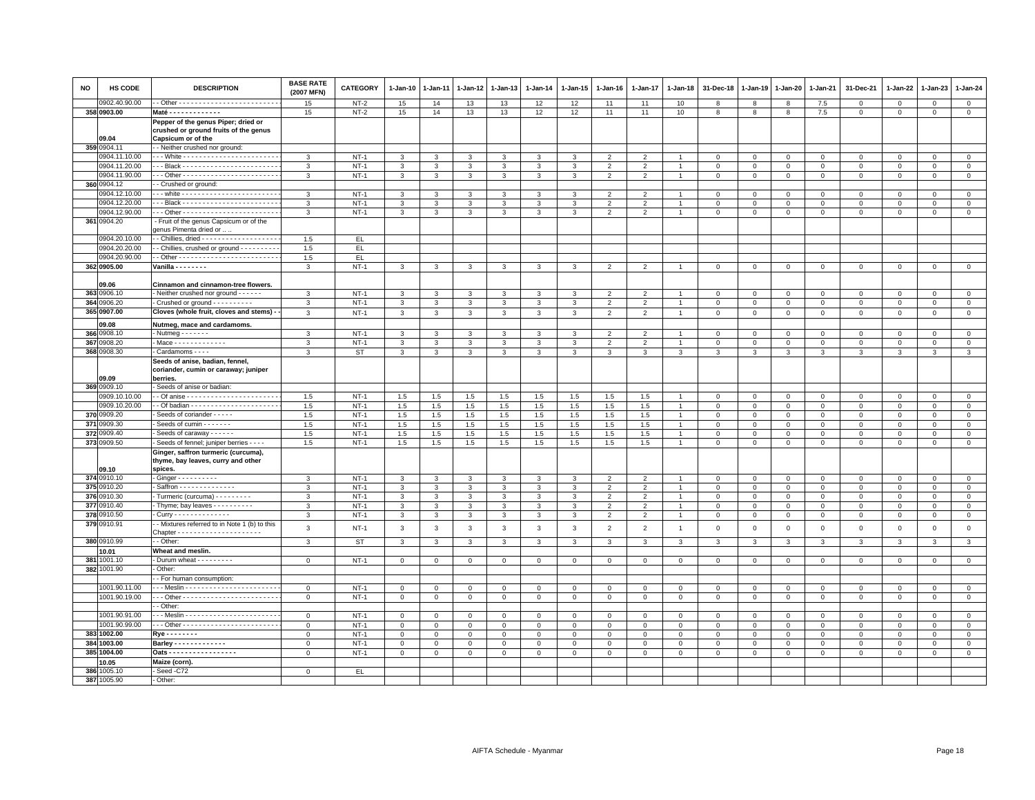| NO | HS CODE | DESCRIPTION | BASE RATE (2007 MFN) | CATEGORY | 1-Jan-10 | 1-Jan-11 | 1-Jan-12 | 1-Jan-13 | 1-Jan-14 | 1-Jan-15 | 1-Jan-16 | 1-Jan-17 | 1-Jan-18 | 31-Dec-18 | 1-Jan-19 | 1-Jan-20 | 1-Jan-21 | 31-Dec-21 | 1-Jan-22 | 1-Jan-23 | 1-Jan-24 |
|---|---|---|---|---|---|---|---|---|---|---|---|---|---|---|---|---|---|---|---|---|---|
| | 0902.40.90.00 | - - Other - - - - - - - - - - - - - - - - - - - - - - - - - | 15 | NT-2 | 15 | 14 | 13 | 13 | 12 | 12 | 11 | 11 | 10 | 8 | 8 | 8 | 7.5 | 0 | 0 | 0 | 0 |
| 358 | 0903.00 | **Maté - - - - - - - - - - - - -** | 15 | NT-2 | 15 | 14 | 13 | 13 | 12 | 12 | 11 | 11 | 10 | 8 | 8 | 8 | 7.5 | 0 | 0 | 0 | 0 |
| | 09.04 | **Pepper of the genus Piper; dried or crushed or ground fruits of the genus Capsicum or of the** | | | | | | | | | | | | | | | | | | | |
| 359 | 0904.11 | - - Neither crushed nor ground: | | | | | | | | | | | | | | | | | | | |
| | 0904.11.10.00 | - - - White - - - - - - - - - - - - - - - - - - - - - - - - | 3 | NT-1 | 3 | 3 | 3 | 3 | 3 | 3 | 2 | 2 | 1 | 0 | 0 | 0 | 0 | 0 | 0 | 0 | 0 |
| | 0904.11.20.00 | - - - Black - - - - - - - - - - - - - - - - - - - - - - - - | 3 | NT-1 | 3 | 3 | 3 | 3 | 3 | 3 | 2 | 2 | 1 | 0 | 0 | 0 | 0 | 0 | 0 | 0 | 0 |
| | 0904.11.90.00 | - - - Other - - - - - - - - - - - - - - - - - - - - - - - - | 3 | NT-1 | 3 | 3 | 3 | 3 | 3 | 3 | 2 | 2 | 1 | 0 | 0 | 0 | 0 | 0 | 0 | 0 | 0 |
| 360 | 0904.12 | - - Crushed or ground: | | | | | | | | | | | | | | | | | | | |
| | 0904.12.10.00 | - - - white - - - - - - - - - - - - - - - - - - - - - - - - | 3 | NT-1 | 3 | 3 | 3 | 3 | 3 | 3 | 2 | 2 | 1 | 0 | 0 | 0 | 0 | 0 | 0 | 0 | 0 |
| | 0904.12.20.00 | - - - Black - - - - - - - - - - - - - - - - - - - - - - - - | 3 | NT-1 | 3 | 3 | 3 | 3 | 3 | 3 | 2 | 2 | 1 | 0 | 0 | 0 | 0 | 0 | 0 | 0 | 0 |
| | 0904.12.90.00 | - - - Other - - - - - - - - - - - - - - - - - - - - - - - - | 3 | NT-1 | 3 | 3 | 3 | 3 | 3 | 3 | 2 | 2 | 1 | 0 | 0 | 0 | 0 | 0 | 0 | 0 | 0 |
| 361 | 0904.20 | - Fruit of the genus Capsicum or of the genus Pimenta dried or .. .. | | | | | | | | | | | | | | | | | | | |
| | 0904.20.10.00 | - - Chillies, dried - - - - - - - - - - - - - - - - - - - | 1.5 | EL | | | | | | | | | | | | | | | | | |
| | 0904.20.20.00 | - - Chillies, crushed or ground - - - - - - - - - - | 1.5 | EL | | | | | | | | | | | | | | | | | |
| | 0904.20.90.00 | - - Other - - - - - - - - - - - - - - - - - - - - - - - - - | 1.5 | EL | | | | | | | | | | | | | | | | | |
| 362 | 0905.00 | **Vanilla - - - - - - - -** | 3 | NT-1 | 3 | 3 | 3 | 3 | 3 | 3 | 2 | 2 | 1 | 0 | 0 | 0 | 0 | 0 | 0 | 0 | 0 |
| | 09.06 | **Cinnamon and cinnamon-tree flowers.** | | | | | | | | | | | | | | | | | | | |
| 363 | 0906.10 | - Neither crushed nor ground - - - - - - | 3 | NT-1 | 3 | 3 | 3 | 3 | 3 | 3 | 2 | 2 | 1 | 0 | 0 | 0 | 0 | 0 | 0 | 0 | 0 |
| 364 | 0906.20 | - Crushed or ground - - - - - - - - - - | 3 | NT-1 | 3 | 3 | 3 | 3 | 3 | 3 | 2 | 2 | 1 | 0 | 0 | 0 | 0 | 0 | 0 | 0 | 0 |
| 365 | 0907.00 | **Cloves (whole fruit, cloves and stems) - -** | 3 | NT-1 | 3 | 3 | 3 | 3 | 3 | 3 | 2 | 2 | 1 | 0 | 0 | 0 | 0 | 0 | 0 | 0 | 0 |
| | 09.08 | **Nutmeg, mace and cardamoms.** | | | | | | | | | | | | | | | | | | | |
| 366 | 0908.10 | - Nutmeg - - - - - - - | 3 | NT-1 | 3 | 3 | 3 | 3 | 3 | 3 | 2 | 2 | 1 | 0 | 0 | 0 | 0 | 0 | 0 | 0 | 0 |
| 367 | 0908.20 | - Mace - - - - - - - - - - - - - | 3 | NT-1 | 3 | 3 | 3 | 3 | 3 | 3 | 2 | 2 | 1 | 0 | 0 | 0 | 0 | 0 | 0 | 0 | 0 |
| 368 | 0908.30 | - Cardamoms - - - - | 3 | ST | 3 | 3 | 3 | 3 | 3 | 3 | 3 | 3 | 3 | 3 | 3 | 3 | 3 | 3 | 3 | 3 | 3 |
| | 09.09 | **Seeds of anise, badian, fennel, coriander, cumin or caraway; juniper berries.** | | | | | | | | | | | | | | | | | | | |
| 369 | 0909.10 | - Seeds of anise or badian: | | | | | | | | | | | | | | | | | | | |
| | 0909.10.10.00 | - - Of anise - - - - - - - - - - - - - - - - - - - - - - - | 1.5 | NT-1 | 1.5 | 1.5 | 1.5 | 1.5 | 1.5 | 1.5 | 1.5 | 1.5 | 1 | 0 | 0 | 0 | 0 | 0 | 0 | 0 | 0 |
| | 0909.10.20.00 | - - Of badian - - - - - - - - - - - - - - - - - - - - - - | 1.5 | NT-1 | 1.5 | 1.5 | 1.5 | 1.5 | 1.5 | 1.5 | 1.5 | 1.5 | 1 | 0 | 0 | 0 | 0 | 0 | 0 | 0 | 0 |
| 370 | 0909.20 | - Seeds of coriander - - - - - | 1.5 | NT-1 | 1.5 | 1.5 | 1.5 | 1.5 | 1.5 | 1.5 | 1.5 | 1.5 | 1 | 0 | 0 | 0 | 0 | 0 | 0 | 0 | 0 |
| 371 | 0909.30 | - Seeds of cumin - - - - - - - | 1.5 | NT-1 | 1.5 | 1.5 | 1.5 | 1.5 | 1.5 | 1.5 | 1.5 | 1.5 | 1 | 0 | 0 | 0 | 0 | 0 | 0 | 0 | 0 |
| 372 | 0909.40 | - Seeds of caraway - - - - - - | 1.5 | NT-1 | 1.5 | 1.5 | 1.5 | 1.5 | 1.5 | 1.5 | 1.5 | 1.5 | 1 | 0 | 0 | 0 | 0 | 0 | 0 | 0 | 0 |
| 373 | 0909.50 | - Seeds of fennel; juniper berries - - - - | 1.5 | NT-1 | 1.5 | 1.5 | 1.5 | 1.5 | 1.5 | 1.5 | 1.5 | 1.5 | 1 | 0 | 0 | 0 | 0 | 0 | 0 | 0 | 0 |
| | 09.10 | **Ginger, saffron turmeric (curcuma), thyme, bay leaves, curry and other spices.** | | | | | | | | | | | | | | | | | | | |
| 374 | 0910.10 | - Ginger - - - - - - - - - - | 3 | NT-1 | 3 | 3 | 3 | 3 | 3 | 3 | 2 | 2 | 1 | 0 | 0 | 0 | 0 | 0 | 0 | 0 | 0 |
| 375 | 0910.20 | - Saffron - - - - - - - - - - - - - - | 3 | NT-1 | 3 | 3 | 3 | 3 | 3 | 3 | 2 | 2 | 1 | 0 | 0 | 0 | 0 | 0 | 0 | 0 | 0 |
| 376 | 0910.30 | - Turmeric (curcuma) - - - - - - - - - | 3 | NT-1 | 3 | 3 | 3 | 3 | 3 | 3 | 2 | 2 | 1 | 0 | 0 | 0 | 0 | 0 | 0 | 0 | 0 |
| 377 | 0910.40 | - Thyme; bay leaves - - - - - - - - - - | 3 | NT-1 | 3 | 3 | 3 | 3 | 3 | 3 | 2 | 2 | 1 | 0 | 0 | 0 | 0 | 0 | 0 | 0 | 0 |
| 378 | 0910.50 | - Curry - - - - - - - - - - - - - - | 3 | NT-1 | 3 | 3 | 3 | 3 | 3 | 3 | 2 | 2 | 1 | 0 | 0 | 0 | 0 | 0 | 0 | 0 | 0 |
| 379 | 0910.91 | - - Mixtures referred to in Note 1 (b) to this Chapter - - - - - - - - - - - - - - - - - - - - - | 3 | NT-1 | 3 | 3 | 3 | 3 | 3 | 3 | 2 | 2 | 1 | 0 | 0 | 0 | 0 | 0 | 0 | 0 | 0 |
| 380 | 0910.99 | - - Other: | 3 | ST | 3 | 3 | 3 | 3 | 3 | 3 | 3 | 3 | 3 | 3 | 3 | 3 | 3 | 3 | 3 | 3 | 3 |
| | 10.01 | **Wheat and meslin.** | | | | | | | | | | | | | | | | | | | |
| 381 | 1001.10 | - Durum wheat - - - - - - - - - | 0 | NT-1 | 0 | 0 | 0 | 0 | 0 | 0 | 0 | 0 | 0 | 0 | 0 | 0 | 0 | 0 | 0 | 0 | 0 |
| 382 | 1001.90 | - Other: | | | | | | | | | | | | | | | | | | | |
| | | - - For human consumption: | | | | | | | | | | | | | | | | | | | |
| | 1001.90.11.00 | - - - Meslin - - - - - - - - - - - - - - - - - - - - - - - | 0 | NT-1 | 0 | 0 | 0 | 0 | 0 | 0 | 0 | 0 | 0 | 0 | 0 | 0 | 0 | 0 | 0 | 0 | 0 |
| | 1001.90.19.00 | - - - Other - - - - - - - - - - - - - - - - - - - - - - - - | 0 | NT-1 | 0 | 0 | 0 | 0 | 0 | 0 | 0 | 0 | 0 | 0 | 0 | 0 | 0 | 0 | 0 | 0 | 0 |
| | | - - Other: | | | | | | | | | | | | | | | | | | | |
| | 1001.90.91.00 | - - - Meslin - - - - - - - - - - - - - - - - - - - - - - - | 0 | NT-1 | 0 | 0 | 0 | 0 | 0 | 0 | 0 | 0 | 0 | 0 | 0 | 0 | 0 | 0 | 0 | 0 | 0 |
| | 1001.90.99.00 | - - - Other - - - - - - - - - - - - - - - - - - - - - - - - | 0 | NT-1 | 0 | 0 | 0 | 0 | 0 | 0 | 0 | 0 | 0 | 0 | 0 | 0 | 0 | 0 | 0 | 0 | 0 |
| 383 | 1002.00 | **Rye - - - - - - - -** | 0 | NT-1 | 0 | 0 | 0 | 0 | 0 | 0 | 0 | 0 | 0 | 0 | 0 | 0 | 0 | 0 | 0 | 0 | 0 |
| 384 | 1003.00 | **Barley - - - - - - - - - - - - -** | 0 | NT-1 | 0 | 0 | 0 | 0 | 0 | 0 | 0 | 0 | 0 | 0 | 0 | 0 | 0 | 0 | 0 | 0 | 0 |
| 385 | 1004.00 | **Oats - - - - - - - - - - - - - - - - -** | 0 | NT-1 | 0 | 0 | 0 | 0 | 0 | 0 | 0 | 0 | 0 | 0 | 0 | 0 | 0 | 0 | 0 | 0 | 0 |
| | 10.05 | **Maize (corn).** | | | | | | | | | | | | | | | | | | | |
| 386 | 1005.10 | - Seed -C72 | 0 | EL | | | | | | | | | | | | | | | | | |
| 387 | 1005.90 | - Other: | | | | | | | | | | | | | | | | | | | |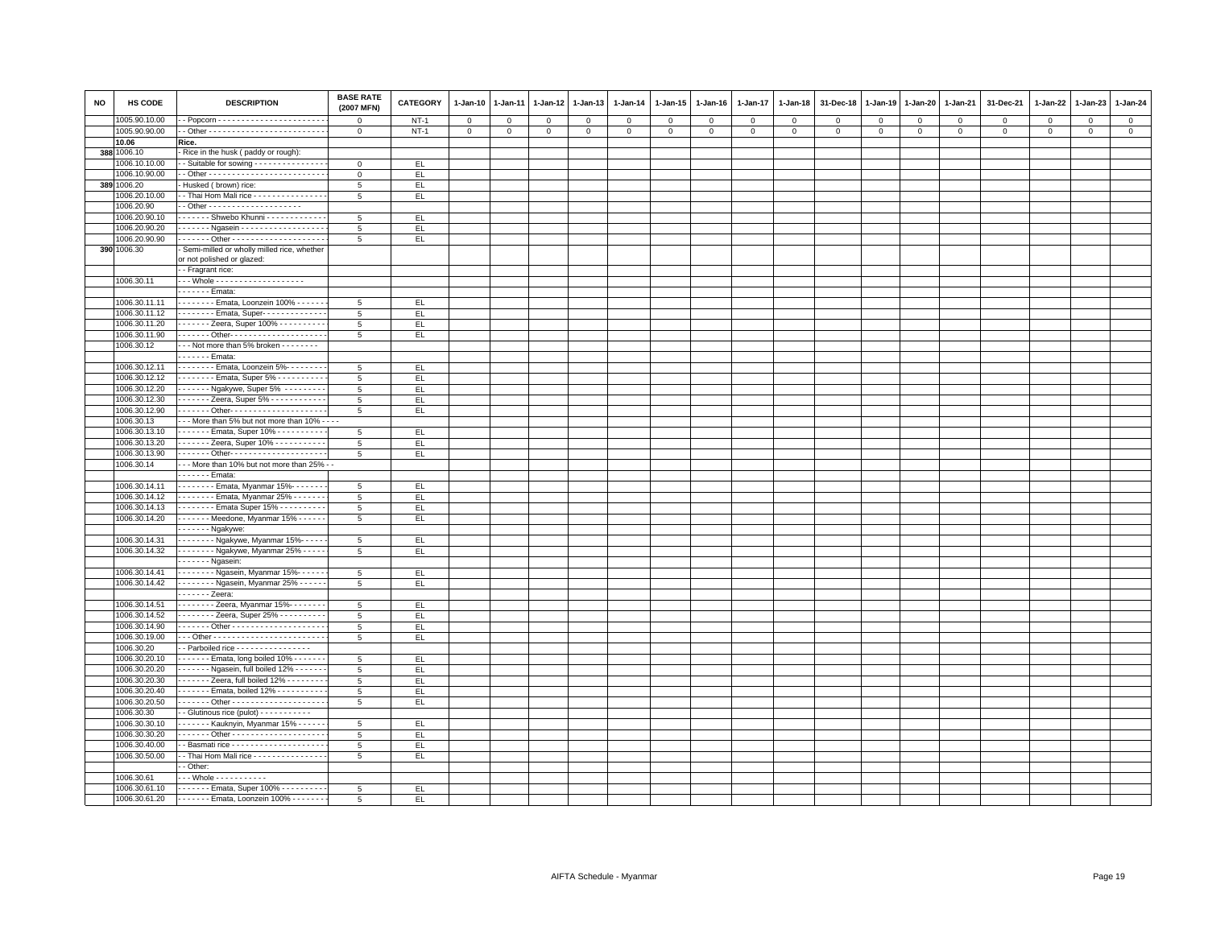| NO | HS CODE | DESCRIPTION | BASE RATE (2007 MFN) | CATEGORY | 1-Jan-10 | 1-Jan-11 | 1-Jan-12 | 1-Jan-13 | 1-Jan-14 | 1-Jan-15 | 1-Jan-16 | 1-Jan-17 | 1-Jan-18 | 31-Dec-18 | 1-Jan-19 | 1-Jan-20 | 1-Jan-21 | 31-Dec-21 | 1-Jan-22 | 1-Jan-23 | 1-Jan-24 |
|---|---|---|---|---|---|---|---|---|---|---|---|---|---|---|---|---|---|---|---|---|---|
| | 1005.90.10.00 | - - Popcorn - - - - - - - - - - - - - - - - - - - - - - - | 0 | NT-1 | 0 | 0 | 0 | 0 | 0 | 0 | 0 | 0 | 0 | 0 | 0 | 0 | 0 | 0 | 0 | 0 | 0 |
| | 1005.90.90.00 | - - Other - - - - - - - - - - - - - - - - - - - - - - - - - | 0 | NT-1 | 0 | 0 | 0 | 0 | 0 | 0 | 0 | 0 | 0 | 0 | 0 | 0 | 0 | 0 | 0 | 0 | 0 |
| | **10.06** | **Rice.** | | | | | | | | | | | | | | | | | | | |
| 388 | 1006.10 | - Rice in the husk ( paddy or rough): | | | | | | | | | | | | | | | | | | | |
| | 1006.10.10.00 | - - Suitable for sowing - - - - - - - - - - - - - - - - | 0 | EL | | | | | | | | | | | | | | | | | |
| | 1006.10.90.00 | - - Other - - - - - - - - - - - - - - - - - - - - - - - - - | 0 | EL | | | | | | | | | | | | | | | | | |
| 389 | 1006.20 | - Husked ( brown) rice: | 5 | EL | | | | | | | | | | | | | | | | | |
| | 1006.20.10.00 | - - Thai Hom Mali rice - - - - - - - - - - - - - - - - | 5 | EL | | | | | | | | | | | | | | | | | |
| | 1006.20.90 | - - Other - - - - - - - - - - - - - - - - - - - - | | | | | | | | | | | | | | | | | | | |
| | 1006.20.90.10 | - - - - - - - Shwebo Khunni - - - - - - - - - - - - - | 5 | EL | | | | | | | | | | | | | | | | | |
| | 1006.20.90.20 | - - - - - - - Ngasein - - - - - - - - - - - - - - - - - - | 5 | EL | | | | | | | | | | | | | | | | | |
| | 1006.20.90.90 | - - - - - - - Other - - - - - - - - - - - - - - - - - - - - | 5 | EL | | | | | | | | | | | | | | | | | |
| 390 | 1006.30 | - Semi-milled or wholly milled rice, whether or not polished or glazed: | | | | | | | | | | | | | | | | | | | |
| | | - - Fragrant rice: | | | | | | | | | | | | | | | | | | | |
| | 1006.30.11 | - - - Whole - - - - - - - - - - - - - - - - - - - - | | | | | | | | | | | | | | | | | | | |
| | | - - - - - - - Emata: | | | | | | | | | | | | | | | | | | | |
| | 1006.30.11.11 | - - - - - - - - Emata, Loonzein 100% - - - - - - - | 5 | EL | | | | | | | | | | | | | | | | | |
| | 1006.30.11.12 | - - - - - - - - Emata, Super- - - - - - - - - - - - - - | 5 | EL | | | | | | | | | | | | | | | | | |
| | 1006.30.11.20 | - - - - - - - Zeera, Super 100% - - - - - - - - - - | 5 | EL | | | | | | | | | | | | | | | | | |
| | 1006.30.11.90 | - - - - - - - Other- - - - - - - - - - - - - - - - - - - - - | 5 | EL | | | | | | | | | | | | | | | | | |
| | 1006.30.12 | - - - Not more than 5% broken - - - - - - - - | | | | | | | | | | | | | | | | | | | |
| | | - - - - - - - Emata: | | | | | | | | | | | | | | | | | | | |
| | 1006.30.12.11 | - - - - - - - - Emata, Loonzein 5%- - - - - - - - - | 5 | EL | | | | | | | | | | | | | | | | | |
| | 1006.30.12.12 | - - - - - - - - Emata, Super 5% - - - - - - - - - - - | 5 | EL | | | | | | | | | | | | | | | | | |
| | 1006.30.12.20 | - - - - - - - Ngakywe, Super 5% - - - - - - - - - | 5 | EL | | | | | | | | | | | | | | | | | |
| | 1006.30.12.30 | - - - - - - - Zeera, Super 5% - - - - - - - - - - - - | 5 | EL | | | | | | | | | | | | | | | | | |
| | 1006.30.12.90 | - - - - - - - Other- - - - - - - - - - - - - - - - - - - - - | 5 | EL | | | | | | | | | | | | | | | | | |
| | 1006.30.13 | - - - More than 5% but not more than 10% - - - - | | | | | | | | | | | | | | | | | | | |
| | 1006.30.13.10 | - - - - - - - Emata, Super 10% - - - - - - - - - - - | 5 | EL | | | | | | | | | | | | | | | | | |
| | 1006.30.13.20 | - - - - - - - Zeera, Super 10% - - - - - - - - - - - | 5 | EL | | | | | | | | | | | | | | | | | |
| | 1006.30.13.90 | - - - - - - - Other- - - - - - - - - - - - - - - - - - - - - | 5 | EL | | | | | | | | | | | | | | | | | |
| | 1006.30.14 | - - - More than 10% but not more than 25% - - | | | | | | | | | | | | | | | | | | | |
| | | - - - - - - - Emata: | | | | | | | | | | | | | | | | | | | |
| | 1006.30.14.11 | - - - - - - - - Emata, Myanmar 15%- - - - - - - - | 5 | EL | | | | | | | | | | | | | | | | | |
| | 1006.30.14.12 | - - - - - - - - Emata, Myanmar 25% - - - - - - - | 5 | EL | | | | | | | | | | | | | | | | | |
| | 1006.30.14.13 | - - - - - - - - Emata Super 15% - - - - - - - - - - - | 5 | EL | | | | | | | | | | | | | | | | | |
| | 1006.30.14.20 | - - - - - - - Meedone, Myanmar 15% - - - - - - | 5 | EL | | | | | | | | | | | | | | | | | |
| | | - - - - - - - Ngakywe: | | | | | | | | | | | | | | | | | | | |
| | 1006.30.14.31 | - - - - - - - - Ngakywe, Myanmar 15%- - - - - - | 5 | EL | | | | | | | | | | | | | | | | | |
| | 1006.30.14.32 | - - - - - - - - Ngakywe, Myanmar 25% - - - - - - | 5 | EL | | | | | | | | | | | | | | | | | |
| | | - - - - - - - Ngasein: | | | | | | | | | | | | | | | | | | | |
| | 1006.30.14.41 | - - - - - - - - Ngasein, Myanmar 15%- - - - - - - | 5 | EL | | | | | | | | | | | | | | | | | |
| | 1006.30.14.42 | - - - - - - - - Ngasein, Myanmar 25% - - - - - - | 5 | EL | | | | | | | | | | | | | | | | | |
| | | - - - - - - - Zeera: | | | | | | | | | | | | | | | | | | | |
| | 1006.30.14.51 | - - - - - - - - Zeera, Myanmar 15%- - - - - - - - | 5 | EL | | | | | | | | | | | | | | | | | |
| | 1006.30.14.52 | - - - - - - - - Zeera, Super 25% - - - - - - - - - - | 5 | EL | | | | | | | | | | | | | | | | | |
| | 1006.30.14.90 | - - - - - - - Other - - - - - - - - - - - - - - - - - - - - | 5 | EL | | | | | | | | | | | | | | | | | |
| | 1006.30.19.00 | - - - Other - - - - - - - - - - - - - - - - - - - - - - - - | 5 | EL | | | | | | | | | | | | | | | | | |
| | 1006.30.20 | - - Parboiled rice - - - - - - - - - - - - - - - - | | | | | | | | | | | | | | | | | | | |
| | 1006.30.20.10 | - - - - - - - Emata, long boiled 10% - - - - - - - | 5 | EL | | | | | | | | | | | | | | | | | |
| | 1006.30.20.20 | - - - - - - - Ngasein, full boiled 12% - - - - - - - | 5 | EL | | | | | | | | | | | | | | | | | |
| | 1006.30.20.30 | - - - - - - - Zeera, full boiled 12% - - - - - - - - - | 5 | EL | | | | | | | | | | | | | | | | | |
| | 1006.30.20.40 | - - - - - - - Emata, boiled 12% - - - - - - - - - - - | 5 | EL | | | | | | | | | | | | | | | | | |
| | 1006.30.20.50 | - - - - - - - Other - - - - - - - - - - - - - - - - - - - - | 5 | EL | | | | | | | | | | | | | | | | | |
| | 1006.30.30 | - - Glutinous rice (pulot) - - - - - - - - - - - | | | | | | | | | | | | | | | | | | | |
| | 1006.30.30.10 | - - - - - - - Kauknyin, Myanmar 15% - - - - - - | 5 | EL | | | | | | | | | | | | | | | | | |
| | 1006.30.30.20 | - - - - - - - Other - - - - - - - - - - - - - - - - - - - - | 5 | EL | | | | | | | | | | | | | | | | | |
| | 1006.30.40.00 | - - Basmati rice - - - - - - - - - - - - - - - - - - - - - | 5 | EL | | | | | | | | | | | | | | | | | |
| | 1006.30.50.00 | - - Thai Hom Mali rice - - - - - - - - - - - - - - - - | 5 | EL | | | | | | | | | | | | | | | | | |
| | | - - Other: | | | | | | | | | | | | | | | | | | | |
| | 1006.30.61 | - - - Whole - - - - - - - - - - - | | | | | | | | | | | | | | | | | | | |
| | 1006.30.61.10 | - - - - - - - Emata, Super 100% - - - - - - - - - - | 5 | EL | | | | | | | | | | | | | | | | | |
| | 1006.30.61.20 | - - - - - - - Emata, Loonzein 100% - - - - - - - - | 5 | EL | | | | | | | | | | | | | | | | | |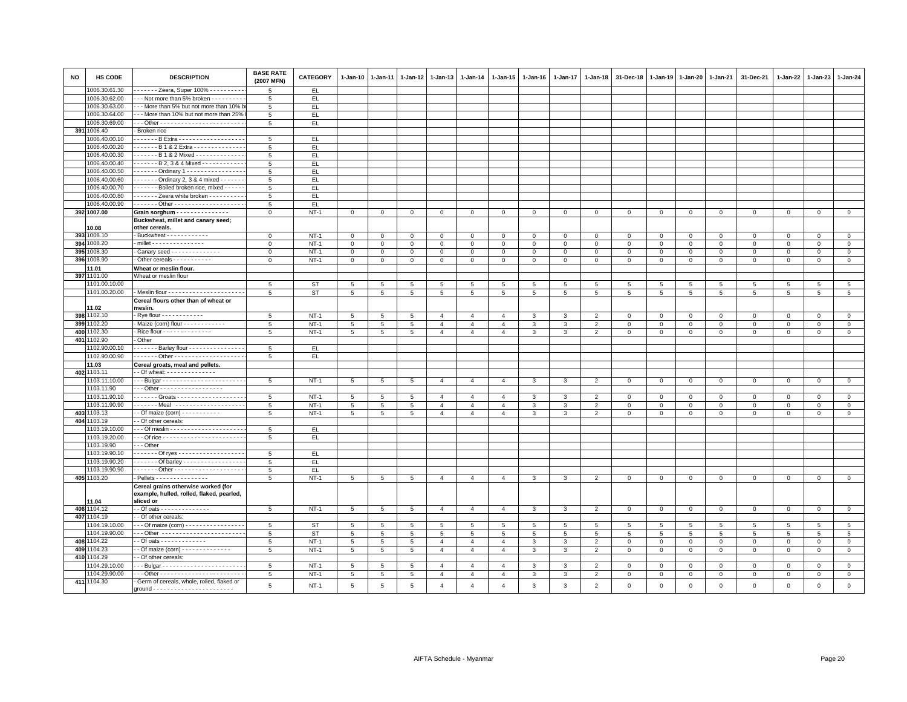| NO | HS CODE | DESCRIPTION | BASE RATE (2007 MFN) | CATEGORY | 1-Jan-10 | 1-Jan-11 | 1-Jan-12 | 1-Jan-13 | 1-Jan-14 | 1-Jan-15 | 1-Jan-16 | 1-Jan-17 | 1-Jan-18 | 31-Dec-18 | 1-Jan-19 | 1-Jan-20 | 1-Jan-21 | 31-Dec-21 | 1-Jan-22 | 1-Jan-23 | 1-Jan-24 |
|---|---|---|---|---|---|---|---|---|---|---|---|---|---|---|---|---|---|---|---|---|---|
| | 1006.30.61.30 | - - - - - - - Zeera, Super 100% - - - - - - - - - - | 5 | EL | | | | | | | | | | | | | | | | | |
| | 1006.30.62.00 | - - - Not more than 5% broken - - - - - - - - - - | 5 | EL | | | | | | | | | | | | | | | | | |
| | 1006.30.63.00 | - - - More than 5% but not more than 10% br | 5 | EL | | | | | | | | | | | | | | | | | |
| | 1006.30.64.00 | - - - More than 10% but not more than 25% | 5 | EL | | | | | | | | | | | | | | | | | |
| | 1006.30.69.00 | - - - Other - - - - - - - - - - - - - - - - - - - - - - - - | 5 | EL | | | | | | | | | | | | | | | | | |
| 391 | 1006.40 | - Broken rice | | | | | | | | | | | | | | | | | | | |
| | 1006.40.00.10 | - - - - - - - B Extra - - - - - - - - - - - - - - - - - - - | 5 | EL | | | | | | | | | | | | | | | | | |
| | 1006.40.00.20 | - - - - - - - B 1 & 2 Extra - - - - - - - - - - - - - - - | 5 | EL | | | | | | | | | | | | | | | | | |
| | 1006.40.00.30 | - - - - - - - B 1 & 2 Mixed - - - - - - - - - - - - - - | 5 | EL | | | | | | | | | | | | | | | | | |
| | 1006.40.00.40 | - - - - - - - B 2, 3 & 4 Mixed - - - - - - - - - - - - | 5 | EL | | | | | | | | | | | | | | | | | |
| | 1006.40.00.50 | - - - - - - - Ordinary 1 - - - - - - - - - - - - - - - - - | 5 | EL | | | | | | | | | | | | | | | | | |
| | 1006.40.00.60 | - - - - - - - Ordinary 2, 3 & 4 mixed - - - - - - - | 5 | EL | | | | | | | | | | | | | | | | | |
| | 1006.40.00.70 | - - - - - - - Boiled broken rice, mixed - - - - - - | 5 | EL | | | | | | | | | | | | | | | | | |
| | 1006.40.00.80 | - - - - - - - Zeera white broken - - - - - - - - - - - | 5 | EL | | | | | | | | | | | | | | | | | |
| | 1006.40.00.90 | - - - - - - - Other - - - - - - - - - - - - - - - - - - - - - | 5 | EL | | | | | | | | | | | | | | | | | |
| 392 | 1007.00 | **Grain sorghum - - - - - - - - - - - - - - - -** | 0 | NT-1 | 0 | 0 | 0 | 0 | 0 | 0 | 0 | 0 | 0 | 0 | 0 | 0 | 0 | 0 | 0 | 0 | 0 |
| | **10.08** | **Buckwheat, millet and canary seed; other cereals.** | | | | | | | | | | | | | | | | | | | |
| 393 | 1008.10 | - Buckwheat - - - - - - - - - - - - - | 0 | NT-1 | 0 | 0 | 0 | 0 | 0 | 0 | 0 | 0 | 0 | 0 | 0 | 0 | 0 | 0 | 0 | 0 | 0 |
| 394 | 1008.20 | - millet - - - - - - - - - - - - - - - - | 0 | NT-1 | 0 | 0 | 0 | 0 | 0 | 0 | 0 | 0 | 0 | 0 | 0 | 0 | 0 | 0 | 0 | 0 | 0 |
| 395 | 1008.30 | - Canary seed - - - - - - - - - - - - - - | 0 | NT-1 | 0 | 0 | 0 | 0 | 0 | 0 | 0 | 0 | 0 | 0 | 0 | 0 | 0 | 0 | 0 | 0 | 0 |
| 396 | 1008.90 | - Other cereals - - - - - - - - - - - - | 0 | NT-1 | 0 | 0 | 0 | 0 | 0 | 0 | 0 | 0 | 0 | 0 | 0 | 0 | 0 | 0 | 0 | 0 | 0 |
| | **11.01** | **Wheat or meslin flour.** | | | | | | | | | | | | | | | | | | | |
| 397 | 1101.00 | Wheat or meslin flour | | | | | | | | | | | | | | | | | | | |
| | 1101.00.10.00 | | 5 | ST | 5 | 5 | 5 | 5 | 5 | 5 | 5 | 5 | 5 | 5 | 5 | 5 | 5 | 5 | 5 | 5 | 5 |
| | 1101.00.20.00 | - Meslin flour - - - - - - - - - - - - - - - - - - - - - - | 5 | ST | 5 | 5 | 5 | 5 | 5 | 5 | 5 | 5 | 5 | 5 | 5 | 5 | 5 | 5 | 5 | 5 | 5 |
| | **11.02** | **Cereal flours other than of wheat or meslin.** | | | | | | | | | | | | | | | | | | | |
| 398 | 1102.10 | - Rye flour - - - - - - - - - - - - | 5 | NT-1 | 5 | 5 | 5 | 4 | 4 | 4 | 3 | 3 | 2 | 0 | 0 | 0 | 0 | 0 | 0 | 0 | 0 |
| 399 | 1102.20 | - Maize (corn) flour - - - - - - - - - - - - | 5 | NT-1 | 5 | 5 | 5 | 4 | 4 | 4 | 3 | 3 | 2 | 0 | 0 | 0 | 0 | 0 | 0 | 0 | 0 |
| 400 | 1102.30 | - Rice flour - - - - - - - - - - - - - - | 5 | NT-1 | 5 | 5 | 5 | 4 | 4 | 4 | 3 | 3 | 2 | 0 | 0 | 0 | 0 | 0 | 0 | 0 | 0 |
| 401 | 1102.90 | - Other | | | | | | | | | | | | | | | | | | | |
| | 1102.90.00.10 | - - - - - - - Barley flour - - - - - - - - - - - - - - - - | 5 | EL | | | | | | | | | | | | | | | | | |
| | 1102.90.00.90 | - - - - - - - Other - - - - - - - - - - - - - - - - - - - - - | 5 | EL | | | | | | | | | | | | | | | | | |
| | **11.03** | **Cereal groats, meal and pellets.** | | | | | | | | | | | | | | | | | | | |
| 402 | 1103.11 | - - Of wheat: - - - - - - - - - - - - - - | | | | | | | | | | | | | | | | | | | |
| | 1103.11.10.00 | - - - Bulgar - - - - - - - - - - - - - - - - - - - - - - - - | 5 | NT-1 | 5 | 5 | 5 | 4 | 4 | 4 | 3 | 3 | 2 | 0 | 0 | 0 | 0 | 0 | 0 | 0 | 0 |
| | 1103.11.90 | - - - Other - - - - - - - - - - - - - - - - - - | | | | | | | | | | | | | | | | | | | |
| | 1103.11.90.10 | - - - - - - - Groats - - - - - - - - - - - - - - - - - - - - | 5 | NT-1 | 5 | 5 | 5 | 4 | 4 | 4 | 3 | 3 | 2 | 0 | 0 | 0 | 0 | 0 | 0 | 0 | 0 |
| | 1103.11.90.90 | - - - - - - - Meal - - - - - - - - - - - - - - - - - - - - | 5 | NT-1 | 5 | 5 | 5 | 4 | 4 | 4 | 3 | 3 | 2 | 0 | 0 | 0 | 0 | 0 | 0 | 0 | 0 |
| 403 | 1103.13 | - - Of maize (corn) - - - - - - - - - - - | 5 | NT-1 | 5 | 5 | 5 | 4 | 4 | 4 | 3 | 3 | 2 | 0 | 0 | 0 | 0 | 0 | 0 | 0 | 0 |
| 404 | 1103.19 | - - Of other cereals: | | | | | | | | | | | | | | | | | | | |
| | 1103.19.10.00 | - - - Of meslin - - - - - - - - - - - - - - - - - - - - - - | 5 | EL | | | | | | | | | | | | | | | | | |
| | 1103.19.20.00 | - - - Of rice - - - - - - - - - - - - - - - - - - - - - - - - | 5 | EL | | | | | | | | | | | | | | | | | |
| | 1103.19.90 | - - - Other | | | | | | | | | | | | | | | | | | | |
| | 1103.19.90.10 | - - - - - - - Of ryes - - - - - - - - - - - - - - - - - - - | 5 | EL | | | | | | | | | | | | | | | | | |
| | 1103.19.90.20 | - - - - - - - Of barley - - - - - - - - - - - - - - - - - - | 5 | EL | | | | | | | | | | | | | | | | | |
| | 1103.19.90.90 | - - - - - - - Other - - - - - - - - - - - - - - - - - - - - - | 5 | EL | | | | | | | | | | | | | | | | | |
| 405 | 1103.20 | - Pellets - - - - - - - - - - - - - - - - | 5 | NT-1 | 5 | 5 | 5 | 4 | 4 | 4 | 3 | 3 | 2 | 0 | 0 | 0 | 0 | 0 | 0 | 0 | 0 |
| | **11.04** | **Cereal grains otherwise worked (for example, hulled, rolled, flaked, pearled, sliced or** | | | | | | | | | | | | | | | | | | | |
| 406 | 1104.12 | - - Of oats - - - - - - - - - - - - - - - | 5 | NT-1 | 5 | 5 | 5 | 4 | 4 | 4 | 3 | 3 | 2 | 0 | 0 | 0 | 0 | 0 | 0 | 0 | 0 |
| 407 | 1104.19 | - - Of other cereals: | | | | | | | | | | | | | | | | | | | |
| | 1104.19.10.00 | - - - Of maize (corn) - - - - - - - - - - - - - - - - - - | 5 | ST | 5 | 5 | 5 | 5 | 5 | 5 | 5 | 5 | 5 | 5 | 5 | 5 | 5 | 5 | 5 | 5 | 5 |
| | 1104.19.90.00 | - - - Other - - - - - - - - - - - - - - - - - - - - - - - - | 5 | ST | 5 | 5 | 5 | 5 | 5 | 5 | 5 | 5 | 5 | 5 | 5 | 5 | 5 | 5 | 5 | 5 | 5 |
| 408 | 1104.22 | - - Of oats - - - - - - - - - - - - - - | 5 | NT-1 | 5 | 5 | 5 | 4 | 4 | 4 | 3 | 3 | 2 | 0 | 0 | 0 | 0 | 0 | 0 | 0 | 0 |
| 409 | 1104.23 | - - Of maize (corn) - - - - - - - - - - - - - - | 5 | NT-1 | 5 | 5 | 5 | 4 | 4 | 4 | 3 | 3 | 2 | 0 | 0 | 0 | 0 | 0 | 0 | 0 | 0 |
| 410 | 1104.29 | - - Of other cereals: | | | | | | | | | | | | | | | | | | | |
| | 1104.29.10.00 | - - - Bulgar - - - - - - - - - - - - - - - - - - - - - - - - | 5 | NT-1 | 5 | 5 | 5 | 4 | 4 | 4 | 3 | 3 | 2 | 0 | 0 | 0 | 0 | 0 | 0 | 0 | 0 |
| | 1104.29.90.00 | - - - Other - - - - - - - - - - - - - - - - - - - - - - - - | 5 | NT-1 | 5 | 5 | 5 | 4 | 4 | 4 | 3 | 3 | 2 | 0 | 0 | 0 | 0 | 0 | 0 | 0 | 0 |
| 411 | 1104.30 | - Germ of cereals, whole, rolled, flaked or ground - - - - - - - - - - - - - - - - - - - - - - - | 5 | NT-1 | 5 | 5 | 5 | 4 | 4 | 4 | 3 | 3 | 2 | 0 | 0 | 0 | 0 | 0 | 0 | 0 | 0 |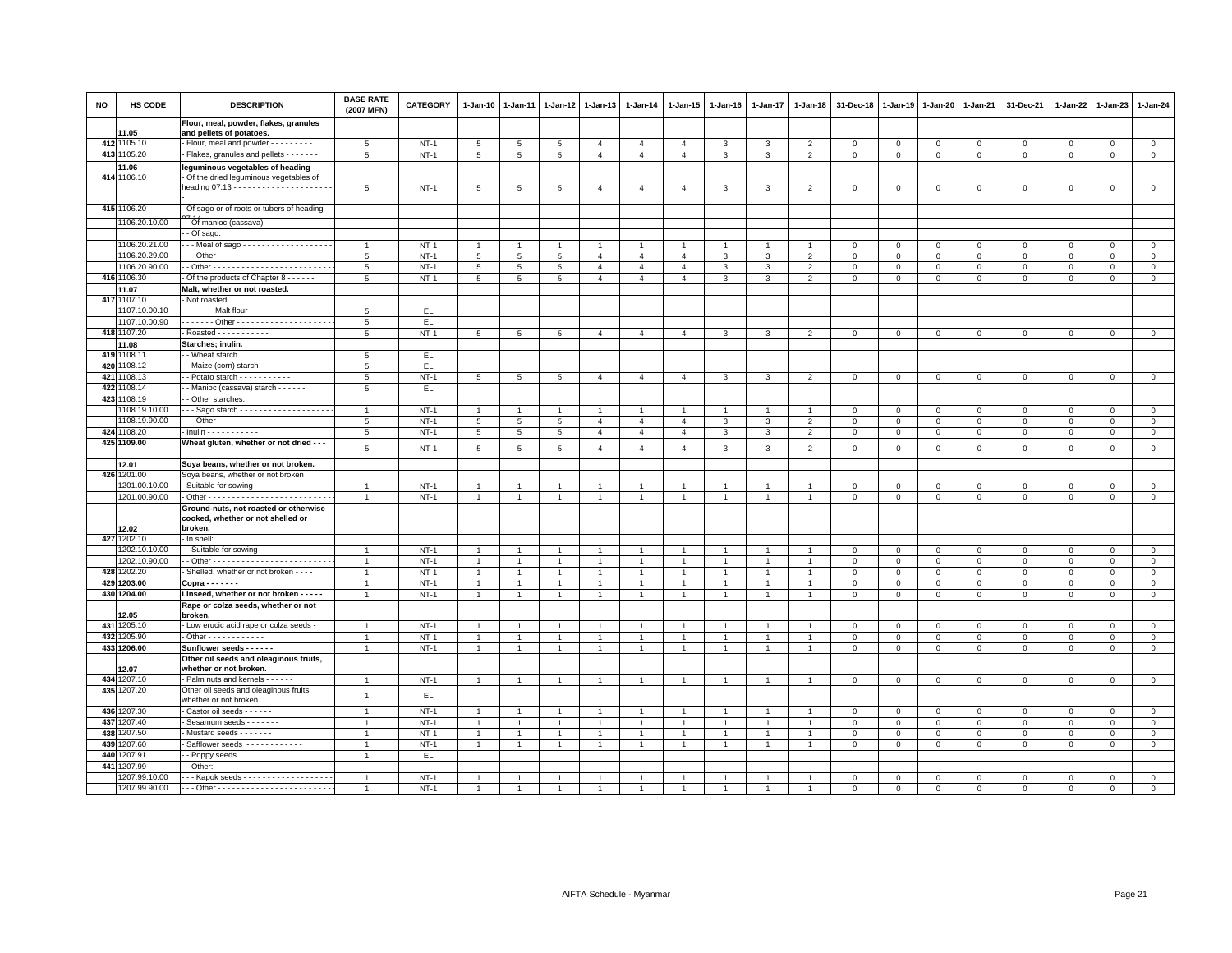| NO | HS CODE | DESCRIPTION | BASE RATE (2007 MFN) | CATEGORY | 1-Jan-10 | 1-Jan-11 | 1-Jan-12 | 1-Jan-13 | 1-Jan-14 | 1-Jan-15 | 1-Jan-16 | 1-Jan-17 | 1-Jan-18 | 31-Dec-18 | 1-Jan-19 | 1-Jan-20 | 1-Jan-21 | 31-Dec-21 | 1-Jan-22 | 1-Jan-23 | 1-Jan-24 |
|---|---|---|---|---|---|---|---|---|---|---|---|---|---|---|---|---|---|---|---|---|---|
| | 11.05 | **Flour, meal, powder, flakes, granules and pellets of potatoes.** | | | | | | | | | | | | | | | | | | | |
| 412 | 1105.10 | - Flour, meal and powder - - - - - - - - - | 5 | NT-1 | 5 | 5 | 5 | 4 | 4 | 4 | 3 | 3 | 2 | 0 | 0 | 0 | 0 | 0 | 0 | 0 | 0 |
| 413 | 1105.20 | - Flakes, granules and pellets - - - - - - - | 5 | NT-1 | 5 | 5 | 5 | 4 | 4 | 4 | 3 | 3 | 2 | 0 | 0 | 0 | 0 | 0 | 0 | 0 | 0 |
| | 11.06 | **leguminous vegetables of heading** | | | | | | | | | | | | | | | | | | | |
| 414 | 1106.10 | - Of the dried leguminous vegetables of heading 07.13 - - - - - - - - - - - - - - - - - - - - - | 5 | NT-1 | 5 | 5 | 5 | 4 | 4 | 4 | 3 | 3 | 2 | 0 | 0 | 0 | 0 | 0 | 0 | 0 | 0 |
| 415 | 1106.20 | - Of sago or of roots or tubers of heading 07.14 | | | | | | | | | | | | | | | | | | | |
| | 1106.20.10.00 | - - Of manioc (cassava) - - - - - - - - - - - - | | | | | | | | | | | | | | | | | | | |
| | | - - Of sago: | | | | | | | | | | | | | | | | | | | |
| | 1106.20.21.00 | - - - Meal of sago - - - - - - - - - - - - - - - - - - | 1 | NT-1 | 1 | 1 | 1 | 1 | 1 | 1 | 1 | 1 | 1 | 0 | 0 | 0 | 0 | 0 | 0 | 0 | 0 |
| | 1106.20.29.00 | - - - Other - - - - - - - - - - - - - - - - - - - - - - - - | 5 | NT-1 | 5 | 5 | 5 | 4 | 4 | 4 | 3 | 3 | 2 | 0 | 0 | 0 | 0 | 0 | 0 | 0 | 0 |
| | 1106.20.90.00 | - - Other - - - - - - - - - - - - - - - - - - - - - - - - - | 5 | NT-1 | 5 | 5 | 5 | 4 | 4 | 4 | 3 | 3 | 2 | 0 | 0 | 0 | 0 | 0 | 0 | 0 | 0 |
| 416 | 1106.30 | - Of the products of Chapter 8 - - - - - - | 5 | NT-1 | 5 | 5 | 5 | 4 | 4 | 4 | 3 | 3 | 2 | 0 | 0 | 0 | 0 | 0 | 0 | 0 | 0 |
| | 11.07 | **Malt, whether or not roasted.** | | | | | | | | | | | | | | | | | | | |
| 417 | 1107.10 | - Not roasted | | | | | | | | | | | | | | | | | | | |
| | 1107.10.00.10 | - - - - - - - Malt flour - - - - - - - - - - - - - - - - - - | 5 | EL | | | | | | | | | | | | | | | | | |
| | 1107.10.00.90 | - - - - - - - Other - - - - - - - - - - - - - - - - - - - - | 5 | EL | | | | | | | | | | | | | | | | | |
| 418 | 1107.20 | - Roasted - - - - - - - - - - - | 5 | NT-1 | 5 | 5 | 5 | 4 | 4 | 4 | 3 | 3 | 2 | 0 | 0 | 0 | 0 | 0 | 0 | 0 | 0 |
| | 11.08 | **Starches; inulin.** | | | | | | | | | | | | | | | | | | | |
| 419 | 1108.11 | - - Wheat starch | 5 | EL | | | | | | | | | | | | | | | | | |
| 420 | 1108.12 | - - Maize (corn) starch - - - - | 5 | EL | | | | | | | | | | | | | | | | | |
| 421 | 1108.13 | - - Potato starch - - - - - - - - - - - | 5 | NT-1 | 5 | 5 | 5 | 4 | 4 | 4 | 3 | 3 | 2 | 0 | 0 | 0 | 0 | 0 | 0 | 0 | 0 |
| 422 | 1108.14 | - - Manioc (cassava) starch - - - - - - | 5 | EL | | | | | | | | | | | | | | | | | |
| 423 | 1108.19 | - - Other starches: | | | | | | | | | | | | | | | | | | | |
| | 1108.19.10.00 | - - - Sago starch - - - - - - - - - - - - - - - - - - - | 1 | NT-1 | 1 | 1 | 1 | 1 | 1 | 1 | 1 | 1 | 1 | 0 | 0 | 0 | 0 | 0 | 0 | 0 | 0 |
| | 1108.19.90.00 | - - - Other - - - - - - - - - - - - - - - - - - - - - - - - | 5 | NT-1 | 5 | 5 | 5 | 4 | 4 | 4 | 3 | 3 | 2 | 0 | 0 | 0 | 0 | 0 | 0 | 0 | 0 |
| 424 | 1108.20 | - Inulin - - - - - - - - - - - | 5 | NT-1 | 5 | 5 | 5 | 4 | 4 | 4 | 3 | 3 | 2 | 0 | 0 | 0 | 0 | 0 | 0 | 0 | 0 |
| 425 | **1109.00** | **Wheat gluten, whether or not dried - - -** | 5 | NT-1 | 5 | 5 | 5 | 4 | 4 | 4 | 3 | 3 | 2 | 0 | 0 | 0 | 0 | 0 | 0 | 0 | 0 |
| | 12.01 | **Soya beans, whether or not broken.** | | | | | | | | | | | | | | | | | | | |
| 426 | 1201.00 | Soya beans, whether or not broken | | | | | | | | | | | | | | | | | | | |
| | 1201.00.10.00 | - Suitable for sowing - - - - - - - - - - - - - - - - | 1 | NT-1 | 1 | 1 | 1 | 1 | 1 | 1 | 1 | 1 | 1 | 0 | 0 | 0 | 0 | 0 | 0 | 0 | 0 |
| | 1201.00.90.00 | - Other - - - - - - - - - - - - - - - - - - - - - - - - - - | 1 | NT-1 | 1 | 1 | 1 | 1 | 1 | 1 | 1 | 1 | 1 | 0 | 0 | 0 | 0 | 0 | 0 | 0 | 0 |
| | 12.02 | **Ground-nuts, not roasted or otherwise cooked, whether or not shelled or broken.** | | | | | | | | | | | | | | | | | | | |
| 427 | 1202.10 | - In shell: | | | | | | | | | | | | | | | | | | | |
| | 1202.10.10.00 | - - Suitable for sowing - - - - - - - - - - - - - - - | 1 | NT-1 | 1 | 1 | 1 | 1 | 1 | 1 | 1 | 1 | 1 | 0 | 0 | 0 | 0 | 0 | 0 | 0 | 0 |
| | 1202.10.90.00 | - - Other - - - - - - - - - - - - - - - - - - - - - - - - - | 1 | NT-1 | 1 | 1 | 1 | 1 | 1 | 1 | 1 | 1 | 1 | 0 | 0 | 0 | 0 | 0 | 0 | 0 | 0 |
| 428 | 1202.20 | - Shelled, whether or not broken - - - - | 1 | NT-1 | 1 | 1 | 1 | 1 | 1 | 1 | 1 | 1 | 1 | 0 | 0 | 0 | 0 | 0 | 0 | 0 | 0 |
| 429 | **1203.00** | **Copra - - - - - - -** | 1 | NT-1 | 1 | 1 | 1 | 1 | 1 | 1 | 1 | 1 | 1 | 0 | 0 | 0 | 0 | 0 | 0 | 0 | 0 |
| 430 | **1204.00** | **Linseed, whether or not broken - - - - -** | 1 | NT-1 | 1 | 1 | 1 | 1 | 1 | 1 | 1 | 1 | 1 | 0 | 0 | 0 | 0 | 0 | 0 | 0 | 0 |
| | 12.05 | **Rape or colza seeds, whether or not broken.** | | | | | | | | | | | | | | | | | | | |
| 431 | 1205.10 | - Low erucic acid rape or colza seeds - | 1 | NT-1 | 1 | 1 | 1 | 1 | 1 | 1 | 1 | 1 | 1 | 0 | 0 | 0 | 0 | 0 | 0 | 0 | 0 |
| 432 | 1205.90 | - Other - - - - - - - - - - - - | 1 | NT-1 | 1 | 1 | 1 | 1 | 1 | 1 | 1 | 1 | 1 | 0 | 0 | 0 | 0 | 0 | 0 | 0 | 0 |
| 433 | **1206.00** | **Sunflower seeds - - - - - -** | 1 | NT-1 | 1 | 1 | 1 | 1 | 1 | 1 | 1 | 1 | 1 | 0 | 0 | 0 | 0 | 0 | 0 | 0 | 0 |
| | 12.07 | **Other oil seeds and oleaginous fruits, whether or not broken.** | | | | | | | | | | | | | | | | | | | |
| 434 | 1207.10 | - Palm nuts and kernels - - - - - - | 1 | NT-1 | 1 | 1 | 1 | 1 | 1 | 1 | 1 | 1 | 1 | 0 | 0 | 0 | 0 | 0 | 0 | 0 | 0 |
| 435 | 1207.20 | Other oil seeds and oleaginous fruits, whether or not broken. | 1 | EL | | | | | | | | | | | | | | | | | |
| 436 | 1207.30 | - Castor oil seeds - - - - - - | 1 | NT-1 | 1 | 1 | 1 | 1 | 1 | 1 | 1 | 1 | 1 | 0 | 0 | 0 | 0 | 0 | 0 | 0 | 0 |
| 437 | 1207.40 | - Sesamum seeds - - - - - - - | 1 | NT-1 | 1 | 1 | 1 | 1 | 1 | 1 | 1 | 1 | 1 | 0 | 0 | 0 | 0 | 0 | 0 | 0 | 0 |
| 438 | 1207.50 | - Mustard seeds - - - - - - - | 1 | NT-1 | 1 | 1 | 1 | 1 | 1 | 1 | 1 | 1 | 1 | 0 | 0 | 0 | 0 | 0 | 0 | 0 | 0 |
| 439 | 1207.60 | - Safflower seeds - - - - - - - - - - - - | 1 | NT-1 | 1 | 1 | 1 | 1 | 1 | 1 | 1 | 1 | 1 | 0 | 0 | 0 | 0 | 0 | 0 | 0 | 0 |
| 440 | 1207.91 | - - Poppy seeds.. .. .. .. .. | 1 | EL | | | | | | | | | | | | | | | | | |
| 441 | 1207.99 | - - Other: | | | | | | | | | | | | | | | | | | | |
| | 1207.99.10.00 | - - - Kapok seeds - - - - - - - - - - - - - - - - - - - | 1 | NT-1 | 1 | 1 | 1 | 1 | 1 | 1 | 1 | 1 | 1 | 0 | 0 | 0 | 0 | 0 | 0 | 0 | 0 |
| | 1207.99.90.00 | - - - Other - - - - - - - - - - - - - - - - - - - - - - - - | 1 | NT-1 | 1 | 1 | 1 | 1 | 1 | 1 | 1 | 1 | 1 | 0 | 0 | 0 | 0 | 0 | 0 | 0 | 0 |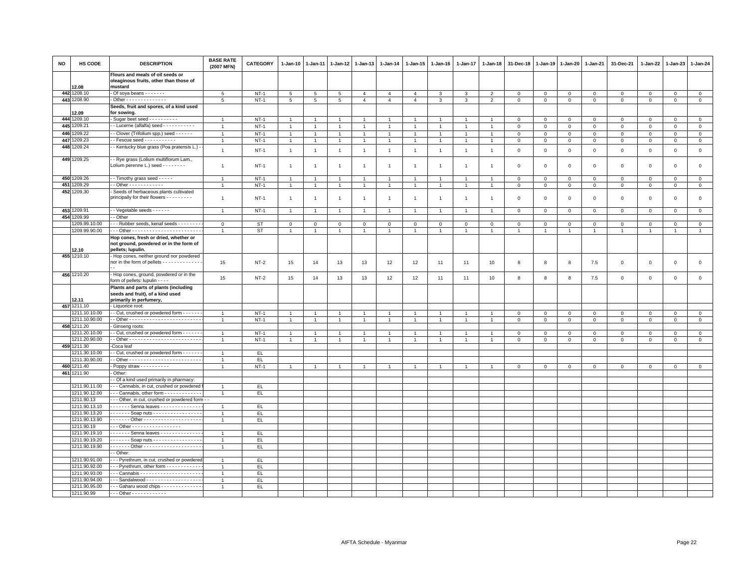| NO | HS CODE | DESCRIPTION | BASE RATE (2007 MFN) | CATEGORY | 1-Jan-10 | 1-Jan-11 | 1-Jan-12 | 1-Jan-13 | 1-Jan-14 | 1-Jan-15 | 1-Jan-16 | 1-Jan-17 | 1-Jan-18 | 31-Dec-18 | 1-Jan-19 | 1-Jan-20 | 1-Jan-21 | 31-Dec-21 | 1-Jan-22 | 1-Jan-23 | 1-Jan-24 |
|---|---|---|---|---|---|---|---|---|---|---|---|---|---|---|---|---|---|---|---|---|---|
| | 12.08 | **Flours and meals of oil seeds or oleaginous fruits, other than those of mustard** | | | | | | | | | | | | | | | | | | | |
| 442 | 1208.10 | - Of soya beans - - - - - - - | 5 | NT-1 | 5 | 5 | 5 | 4 | 4 | 4 | 3 | 3 | 2 | 0 | 0 | 0 | 0 | 0 | 0 | 0 | 0 |
| 443 | 1208.90 | - Other - - - - - - - - - - - - - - | 5 | NT-1 | 5 | 5 | 5 | 4 | 4 | 4 | 3 | 3 | 2 | 0 | 0 | 0 | 0 | 0 | 0 | 0 | 0 |
| | 12.09 | **Seeds, fruit and spores, of a kind used for sowing.** | | | | | | | | | | | | | | | | | | | |
| 444 | 1209.10 | - Sugar beet seed - - - - - - - - - - | 1 | NT-1 | 1 | 1 | 1 | 1 | 1 | 1 | 1 | 1 | 1 | 0 | 0 | 0 | 0 | 0 | 0 | 0 | 0 |
| 445 | 1209.21 | - - Lucerne (alfalfa) seed - - - - - - - - - - - | 1 | NT-1 | 1 | 1 | 1 | 1 | 1 | 1 | 1 | 1 | 1 | 0 | 0 | 0 | 0 | 0 | 0 | 0 | 0 |
| 446 | 1209.22 | - - Clover (Trifolium spp.) seed - - - - - - | 1 | NT-1 | 1 | 1 | 1 | 1 | 1 | 1 | 1 | 1 | 1 | 0 | 0 | 0 | 0 | 0 | 0 | 0 | 0 |
| 447 | 1209.23 | - - Fescue seed - - - - - - - - - - - | 1 | NT-1 | 1 | 1 | 1 | 1 | 1 | 1 | 1 | 1 | 1 | 0 | 0 | 0 | 0 | 0 | 0 | 0 | 0 |
| 448 | 1209.24 | - - Kentucky blue grass (Poa pratensis L.) - | 1 | NT-1 | 1 | 1 | 1 | 1 | 1 | 1 | 1 | 1 | 1 | 0 | 0 | 0 | 0 | 0 | 0 | 0 | 0 |
| 449 | 1209.25 | - - Rye grass (Lolium multiflorum Lam., Lolium perenne L.) seed - - - - - - - - | 1 | NT-1 | 1 | 1 | 1 | 1 | 1 | 1 | 1 | 1 | 1 | 0 | 0 | 0 | 0 | 0 | 0 | 0 | 0 |
| 450 | 1209.26 | - - Timothy grass seed - - - - - | 1 | NT-1 | 1 | 1 | 1 | 1 | 1 | 1 | 1 | 1 | 1 | 0 | 0 | 0 | 0 | 0 | 0 | 0 | 0 |
| 451 | 1209.29 | - - Other - - - - - - - - - - - - | 1 | NT-1 | 1 | 1 | 1 | 1 | 1 | 1 | 1 | 1 | 1 | 0 | 0 | 0 | 0 | 0 | 0 | 0 | 0 |
| 452 | 1209.30 | - Seeds of herbaceous plants cultivated principally for their flowers - - - - - - - - - | 1 | NT-1 | 1 | 1 | 1 | 1 | 1 | 1 | 1 | 1 | 1 | 0 | 0 | 0 | 0 | 0 | 0 | 0 | 0 |
| 453 | 1209.91 | - - Vegetable seeds - - - - - - | 1 | NT-1 | 1 | 1 | 1 | 1 | 1 | 1 | 1 | 1 | 1 | 0 | 0 | 0 | 0 | 0 | 0 | 0 | 0 |
| 454 | 1209.99 | - - Other | | | | | | | | | | | | | | | | | | | |
| | 1209.99.10.00 | - - - Rubber seeds, kenaf seeds - - - - - - - - - | 0 | ST | 0 | 0 | 0 | 0 | 0 | 0 | 0 | 0 | 0 | 0 | 0 | 0 | 0 | 0 | 0 | 0 | 0 |
| | 1209.99.90.00 | - - - Other - - - - - - - - - - - - - - - - - - - - - - - - | 1 | ST | 1 | 1 | 1 | 1 | 1 | 1 | 1 | 1 | 1 | 1 | 1 | 1 | 1 | 1 | 1 | 1 | 1 |
| | 12.10 | **Hop cones, fresh or dried, whether or not ground, powdered or in the form of pellets; lupulin.** | | | | | | | | | | | | | | | | | | | |
| 455 | 1210.10 | - Hop cones, neither ground nor powdered nor in the form of pellets - - - - - - - - - - - - - - - - | 15 | NT-2 | 15 | 14 | 13 | 13 | 12 | 12 | 11 | 11 | 10 | 8 | 8 | 8 | 7.5 | 0 | 0 | 0 | 0 |
| 456 | 1210.20 | - Hop cones, ground, powdered or in the form of pellets: lupulin - - - - | 15 | NT-2 | 15 | 14 | 13 | 13 | 12 | 12 | 11 | 11 | 10 | 8 | 8 | 8 | 7.5 | 0 | 0 | 0 | 0 |
| | 12.11 | **Plants and parts of plants (including seeds and fruit), of a kind used primarily in perfumery,** | | | | | | | | | | | | | | | | | | | |
| 457 | 1211.10 | - Liquorice root: | | | | | | | | | | | | | | | | | | | |
| | 1211.10.10.00 | - - Cut, crushed or powdered form - - - - - - - | 1 | NT-1 | 1 | 1 | 1 | 1 | 1 | 1 | 1 | 1 | 1 | 0 | 0 | 0 | 0 | 0 | 0 | 0 | 0 |
| | 1211.10.90.00 | - - Other - - - - - - - - - - - - - - - - - - - - - - - - - - | 1 | NT-1 | 1 | 1 | 1 | 1 | 1 | 1 | 1 | 1 | 1 | 0 | 0 | 0 | 0 | 0 | 0 | 0 | 0 |
| 458 | 1211.20 | - Ginseng roots: | | | | | | | | | | | | | | | | | | | |
| | 1211.20.10.00 | - - Cut, crushed or powdered form - - - - - - - | 1 | NT-1 | 1 | 1 | 1 | 1 | 1 | 1 | 1 | 1 | 1 | 0 | 0 | 0 | 0 | 0 | 0 | 0 | 0 |
| | 1211.20.90.00 | - - Other - - - - - - - - - - - - - - - - - - - - - - - - - - | 1 | NT-1 | 1 | 1 | 1 | 1 | 1 | 1 | 1 | 1 | 1 | 0 | 0 | 0 | 0 | 0 | 0 | 0 | 0 |
| 459 | 1211.30 | -Coca leaf | | | | | | | | | | | | | | | | | | | |
| | 1211.30.10.00 | - - Cut, crushed or powdered form - - - - - - - | 1 | EL | | | | | | | | | | | | | | | | | |
| | 1211.30.90.00 | - - Other - - - - - - - - - - - - - - - - - - - - - - - - - - | 1 | EL | | | | | | | | | | | | | | | | | |
| 460 | 1211.40 | - Poppy straw - - - - - - - - - - | 1 | NT-1 | 1 | 1 | 1 | 1 | 1 | 1 | 1 | 1 | 1 | 0 | 0 | 0 | 0 | 0 | 0 | 0 | 0 |
| 461 | 1211.90 | - Other: | | | | | | | | | | | | | | | | | | | |
| | | - - Of a kind used primarily in pharmacy: | | | | | | | | | | | | | | | | | | | |
| | 1211.90.11.00 | - - - Cannabis, in cut, crushed or powdered f | 1 | EL | | | | | | | | | | | | | | | | | |
| | 1211.90.12.00 | - - - Cannabis, other form - - - - - - - - - - - - - | 1 | EL | | | | | | | | | | | | | | | | | |
| | 1211.90.13 | - - - Other, in cut, crushed or powdered form - - | | | | | | | | | | | | | | | | | | | |
| | 1211.90.13.10 | - - - - - - - Senna leaves - - - - - - - - - - - - - - - | 1 | EL | | | | | | | | | | | | | | | | | |
| | 1211.90.13.20 | - - - - - - - Soap nuts - - - - - - - - - - - - - - - - - - | 1 | EL | | | | | | | | | | | | | | | | | |
| | 1211.90.13.90 | - - - - - - - Other - - - - - - - - - - - - - - - - - - - - - | 1 | EL | | | | | | | | | | | | | | | | | |
| | 1211.90.19 | - - - Other - - - - - - - - - - - - - - - - - - | | | | | | | | | | | | | | | | | | | |
| | 1211.90.19.10 | - - - - - - - Senna leaves - - - - - - - - - - - - - - - | 1 | EL | | | | | | | | | | | | | | | | | |
| | 1211.90.19.20 | - - - - - - - Soap nuts - - - - - - - - - - - - - - - - - - | 1 | EL | | | | | | | | | | | | | | | | | |
| | 1211.90.19.90 | - - - - - - - Other - - - - - - - - - - - - - - - - - - - - - | 1 | EL | | | | | | | | | | | | | | | | | |
| | | - - Other: | | | | | | | | | | | | | | | | | | | |
| | 1211.90.91.00 | - - - Pyrethrum, in cut, crushed or powdered | 1 | EL | | | | | | | | | | | | | | | | | |
| | 1211.90.92.00 | - - - Pyrethrum, other form - - - - - - - - - - - - - | 1 | EL | | | | | | | | | | | | | | | | | |
| | 1211.90.93.00 | - - - Cannabis - - - - - - - - - - - - - - - - - - - - - - - | 1 | EL | | | | | | | | | | | | | | | | | |
| | 1211.90.94.00 | - - - Sandalwood - - - - - - - - - - - - - - - - - - - - - | 1 | EL | | | | | | | | | | | | | | | | | |
| | 1211.90.95.00 | - - - Gaharu wood chips - - - - - - - - - - - - - - - - | 1 | EL | | | | | | | | | | | | | | | | | |
| | 1211.90.99 | - - - Other - - - - - - - - - - - - - | | | | | | | | | | | | | | | | | | | |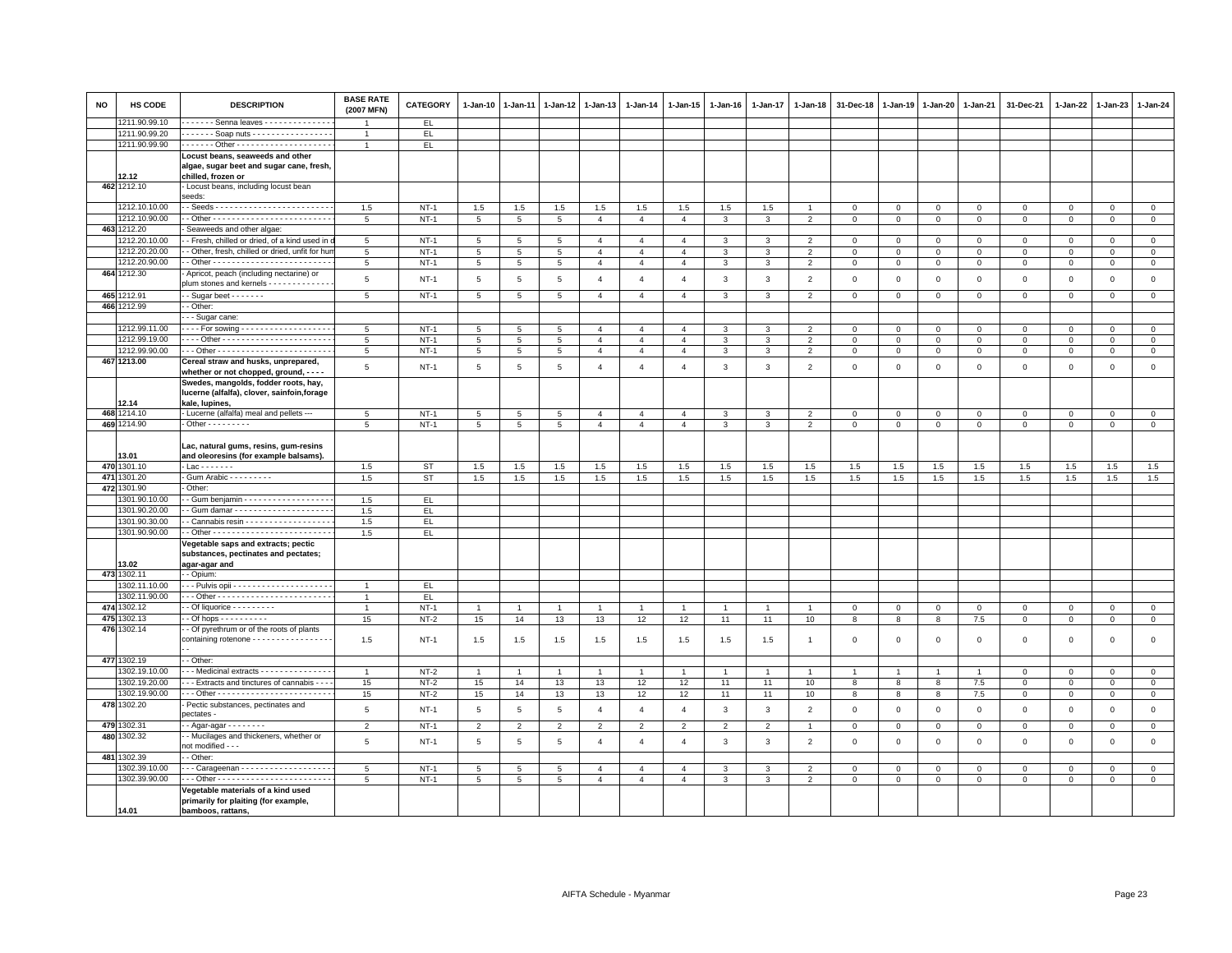| NO | HS CODE | DESCRIPTION | BASE RATE (2007 MFN) | CATEGORY | 1-Jan-10 | 1-Jan-11 | 1-Jan-12 | 1-Jan-13 | 1-Jan-14 | 1-Jan-15 | 1-Jan-16 | 1-Jan-17 | 1-Jan-18 | 31-Dec-18 | 1-Jan-19 | 1-Jan-20 | 1-Jan-21 | 31-Dec-21 | 1-Jan-22 | 1-Jan-23 | 1-Jan-24 |
|---|---|---|---|---|---|---|---|---|---|---|---|---|---|---|---|---|---|---|---|---|---|
| | 1211.90.99.10 | - - - - - - - Senna leaves - - - - - - - - - - - - - - | 1 | EL | | | | | | | | | | | | | | | | | |
| | 1211.90.99.20 | - - - - - - - Soap nuts - - - - - - - - - - - - - - - - - | 1 | EL | | | | | | | | | | | | | | | | | |
| | 1211.90.99.90 | - - - - - - - Other - - - - - - - - - - - - - - - - - - - - | 1 | EL | | | | | | | | | | | | | | | | | |
| | 12.12 | **Locust beans, seaweeds and other algae, sugar beet and sugar cane, fresh, chilled, frozen or** | | | | | | | | | | | | | | | | | | | |
| 462 | 1212.10 | - Locust beans, including locust bean seeds: | | | | | | | | | | | | | | | | | | | |
| | 1212.10.10.00 | - - Seeds - - - - - - - - - - - - - - - - - - - - - - - - - | 1.5 | NT-1 | 1.5 | 1.5 | 1.5 | 1.5 | 1.5 | 1.5 | 1.5 | 1.5 | 1 | 0 | 0 | 0 | 0 | 0 | 0 | 0 | 0 |
| | 1212.10.90.00 | - - Other - - - - - - - - - - - - - - - - - - - - - - - - - | 5 | NT-1 | 5 | 5 | 5 | 4 | 4 | 4 | 3 | 3 | 2 | 0 | 0 | 0 | 0 | 0 | 0 | 0 | 0 |
| 463 | 1212.20 | - Seaweeds and other algae: | | | | | | | | | | | | | | | | | | | |
| | 1212.20.10.00 | - - Fresh, chilled or dried, of a kind used in d | 5 | NT-1 | 5 | 5 | 5 | 4 | 4 | 4 | 3 | 3 | 2 | 0 | 0 | 0 | 0 | 0 | 0 | 0 | 0 |
| | 1212.20.20.00 | - - Other, fresh, chilled or dried, unfit for hum | 5 | NT-1 | 5 | 5 | 5 | 4 | 4 | 4 | 3 | 3 | 2 | 0 | 0 | 0 | 0 | 0 | 0 | 0 | 0 |
| | 1212.20.90.00 | - - Other - - - - - - - - - - - - - - - - - - - - - - - - - | 5 | NT-1 | 5 | 5 | 5 | 4 | 4 | 4 | 3 | 3 | 2 | 0 | 0 | 0 | 0 | 0 | 0 | 0 | 0 |
| 464 | 1212.30 | - Apricot, peach (including nectarine) or plum stones and kernels - - - - - - - - - - - - - | 5 | NT-1 | 5 | 5 | 5 | 4 | 4 | 4 | 3 | 3 | 2 | 0 | 0 | 0 | 0 | 0 | 0 | 0 | 0 |
| 465 | 1212.91 | - - Sugar beet - - - - - - - | 5 | NT-1 | 5 | 5 | 5 | 4 | 4 | 4 | 3 | 3 | 2 | 0 | 0 | 0 | 0 | 0 | 0 | 0 | 0 |
| 466 | 1212.99 | - - Other: | | | | | | | | | | | | | | | | | | | |
| | | - - - Sugar cane: | | | | | | | | | | | | | | | | | | | |
| | 1212.99.11.00 | - - - - For sowing - - - - - - - - - - - - - - - - - - - | 5 | NT-1 | 5 | 5 | 5 | 4 | 4 | 4 | 3 | 3 | 2 | 0 | 0 | 0 | 0 | 0 | 0 | 0 | 0 |
| | 1212.99.19.00 | - - - - Other - - - - - - - - - - - - - - - - - - - - - - - | 5 | NT-1 | 5 | 5 | 5 | 4 | 4 | 4 | 3 | 3 | 2 | 0 | 0 | 0 | 0 | 0 | 0 | 0 | 0 |
| | 1212.99.90.00 | - - - Other - - - - - - - - - - - - - - - - - - - - - - - - | 5 | NT-1 | 5 | 5 | 5 | 4 | 4 | 4 | 3 | 3 | 2 | 0 | 0 | 0 | 0 | 0 | 0 | 0 | 0 |
| 467 | 1213.00 | **Cereal straw and husks, unprepared, whether or not chopped, ground, - - - -** | 5 | NT-1 | 5 | 5 | 5 | 4 | 4 | 4 | 3 | 3 | 2 | 0 | 0 | 0 | 0 | 0 | 0 | 0 | 0 |
| | 12.14 | **Swedes, mangolds, fodder roots, hay, lucerne (alfalfa), clover, sainfoin,forage kale, lupines,** | | | | | | | | | | | | | | | | | | | |
| 468 | 1214.10 | - Lucerne (alfalfa) meal and pellets --- | 5 | NT-1 | 5 | 5 | 5 | 4 | 4 | 4 | 3 | 3 | 2 | 0 | 0 | 0 | 0 | 0 | 0 | 0 | 0 |
| 469 | 1214.90 | - Other - - - - - - - - - | 5 | NT-1 | 5 | 5 | 5 | 4 | 4 | 4 | 3 | 3 | 2 | 0 | 0 | 0 | 0 | 0 | 0 | 0 | 0 |
| | 13.01 | **Lac, natural gums, resins, gum-resins and oleoresins (for example balsams).** | | | | | | | | | | | | | | | | | | | |
| 470 | 1301.10 | - Lac - - - - - - - | 1.5 | ST | 1.5 | 1.5 | 1.5 | 1.5 | 1.5 | 1.5 | 1.5 | 1.5 | 1.5 | 1.5 | 1.5 | 1.5 | 1.5 | 1.5 | 1.5 | 1.5 | 1.5 |
| 471 | 1301.20 | - Gum Arabic - - - - - - - - - | 1.5 | ST | 1.5 | 1.5 | 1.5 | 1.5 | 1.5 | 1.5 | 1.5 | 1.5 | 1.5 | 1.5 | 1.5 | 1.5 | 1.5 | 1.5 | 1.5 | 1.5 | 1.5 |
| 472 | 1301.90 | - Other: | | | | | | | | | | | | | | | | | | | |
| | 1301.90.10.00 | - - Gum benjamin - - - - - - - - - - - - - - - - - - - | 1.5 | EL | | | | | | | | | | | | | | | | | |
| | 1301.90.20.00 | - - Gum damar - - - - - - - - - - - - - - - - - - - - - | 1.5 | EL | | | | | | | | | | | | | | | | | |
| | 1301.90.30.00 | - - Cannabis resin - - - - - - - - - - - - - - - - - - - | 1.5 | EL | | | | | | | | | | | | | | | | | |
| | 1301.90.90.00 | - - Other - - - - - - - - - - - - - - - - - - - - - - - - - | 1.5 | EL | | | | | | | | | | | | | | | | | |
| | 13.02 | **Vegetable saps and extracts; pectic substances, pectinates and pectates; agar-agar and** | | | | | | | | | | | | | | | | | | | |
| 473 | 1302.11 | - - Opium: | | | | | | | | | | | | | | | | | | | |
| | 1302.11.10.00 | - - - Pulvis opii - - - - - - - - - - - - - - - - - - - - - | 1 | EL | | | | | | | | | | | | | | | | | |
| | 1302.11.90.00 | - - - Other - - - - - - - - - - - - - - - - - - - - - - - - | 1 | EL | | | | | | | | | | | | | | | | | |
| 474 | 1302.12 | - - Of liquorice - - - - - - - - - | 1 | NT-1 | 1 | 1 | 1 | 1 | 1 | 1 | 1 | 1 | 1 | 0 | 0 | 0 | 0 | 0 | 0 | 0 | 0 |
| 475 | 1302.13 | - - Of hops - - - - - - - - - - | 15 | NT-2 | 15 | 14 | 13 | 13 | 12 | 12 | 11 | 11 | 10 | 8 | 8 | 8 | 7.5 | 0 | 0 | 0 | 0 |
| 476 | 1302.14 | - - Of pyrethrum or of the roots of plants containing rotenone - - - - - - - - - - - - - - - - - - | 1.5 | NT-1 | 1.5 | 1.5 | 1.5 | 1.5 | 1.5 | 1.5 | 1.5 | 1.5 | 1 | 0 | 0 | 0 | 0 | 0 | 0 | 0 | 0 |
| 477 | 1302.19 | - - Other: | | | | | | | | | | | | | | | | | | | |
| | 1302.19.10.00 | - - - Medicinal extracts - - - - - - - - - - - - - - - | 1 | NT-2 | 1 | 1 | 1 | 1 | 1 | 1 | 1 | 1 | 1 | 1 | 1 | 1 | 1 | 0 | 0 | 0 | 0 |
| | 1302.19.20.00 | - - - Extracts and tinctures of cannabis - - - - | 15 | NT-2 | 15 | 14 | 13 | 13 | 12 | 12 | 11 | 11 | 10 | 8 | 8 | 8 | 7.5 | 0 | 0 | 0 | 0 |
| | 1302.19.90.00 | - - - Other - - - - - - - - - - - - - - - - - - - - - - - - | 15 | NT-2 | 15 | 14 | 13 | 13 | 12 | 12 | 11 | 11 | 10 | 8 | 8 | 8 | 7.5 | 0 | 0 | 0 | 0 |
| 478 | 1302.20 | - Pectic substances, pectinates and pectates - | 5 | NT-1 | 5 | 5 | 5 | 4 | 4 | 4 | 3 | 3 | 2 | 0 | 0 | 0 | 0 | 0 | 0 | 0 | 0 |
| 479 | 1302.31 | - - Agar-agar - - - - - - - - | 2 | NT-1 | 2 | 2 | 2 | 2 | 2 | 2 | 2 | 2 | 1 | 0 | 0 | 0 | 0 | 0 | 0 | 0 | 0 |
| 480 | 1302.32 | - - Mucilages and thickeners, whether or not modified - - - | 5 | NT-1 | 5 | 5 | 5 | 4 | 4 | 4 | 3 | 3 | 2 | 0 | 0 | 0 | 0 | 0 | 0 | 0 | 0 |
| 481 | 1302.39 | - - Other: | | | | | | | | | | | | | | | | | | | |
| | 1302.39.10.00 | - - - Carageenan - - - - - - - - - - - - - - - - - - - | 5 | NT-1 | 5 | 5 | 5 | 4 | 4 | 4 | 3 | 3 | 2 | 0 | 0 | 0 | 0 | 0 | 0 | 0 | 0 |
| | 1302.39.90.00 | - - - Other - - - - - - - - - - - - - - - - - - - - - - - - | 5 | NT-1 | 5 | 5 | 5 | 4 | 4 | 4 | 3 | 3 | 2 | 0 | 0 | 0 | 0 | 0 | 0 | 0 | 0 |
| | 14.01 | **Vegetable materials of a kind used primarily for plaiting (for example, bamboos, rattans,** | | | | | | | | | | | | | | | | | | | |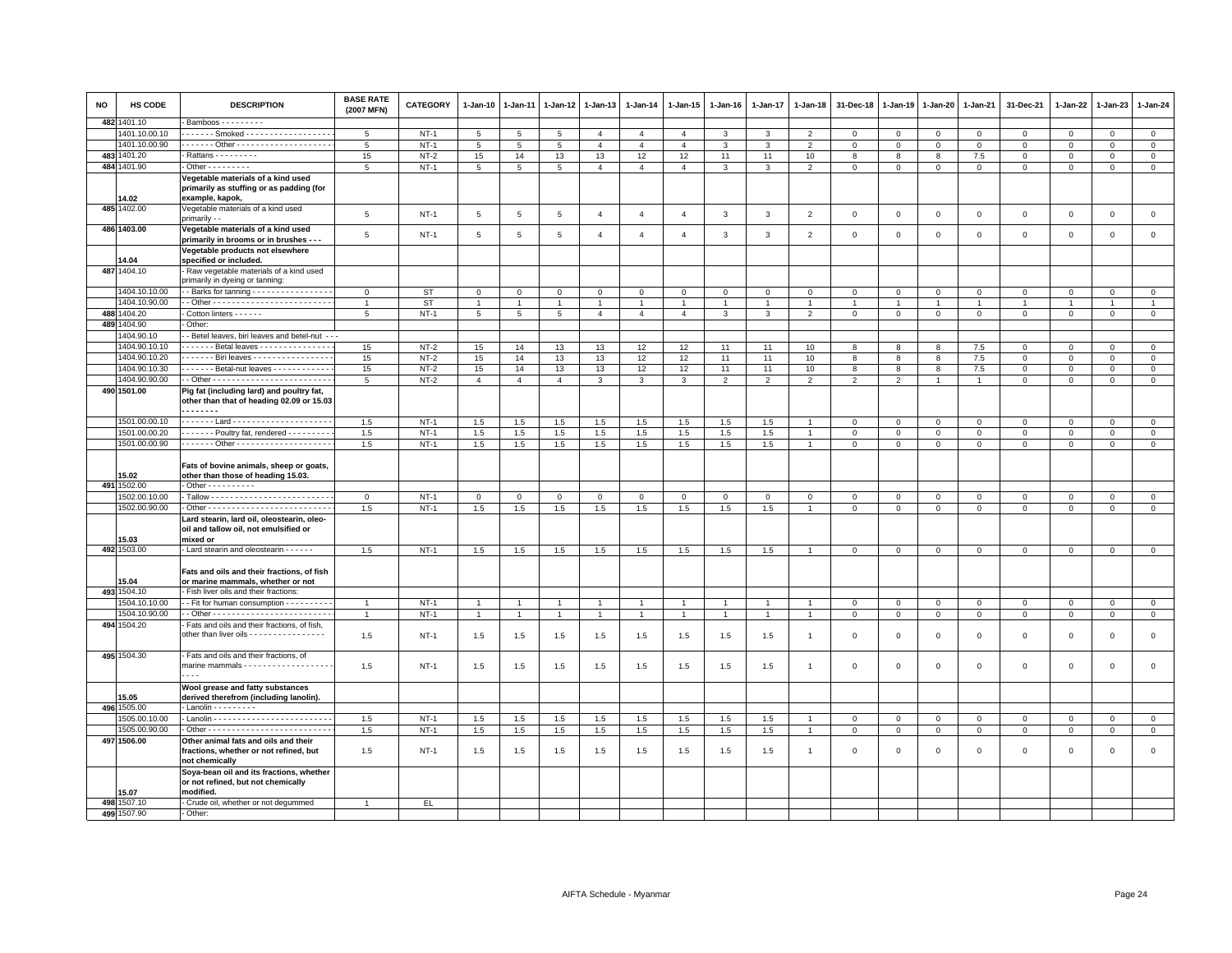| NO | HS CODE | DESCRIPTION | BASE RATE (2007 MFN) | CATEGORY | 1-Jan-10 | 1-Jan-11 | 1-Jan-12 | 1-Jan-13 | 1-Jan-14 | 1-Jan-15 | 1-Jan-16 | 1-Jan-17 | 1-Jan-18 | 31-Dec-18 | 1-Jan-19 | 1-Jan-20 | 1-Jan-21 | 31-Dec-21 | 1-Jan-22 | 1-Jan-23 | 1-Jan-24 |
|---|---|---|---|---|---|---|---|---|---|---|---|---|---|---|---|---|---|---|---|---|---|
| 482 | 1401.10 | - Bamboos - - - - - - - - - | | | | | | | | | | | | | | | | | | | |
| | 1401.10.00.10 | - - - - - - - Smoked - - - - - - - - - - - - - - - - - - | 5 | NT-1 | 5 | 5 | 5 | 4 | 4 | 4 | 3 | 3 | 2 | 0 | 0 | 0 | 0 | 0 | 0 | 0 | 0 |
| | 1401.10.00.90 | - - - - - - - Other - - - - - - - - - - - - - - - - - - - - | 5 | NT-1 | 5 | 5 | 5 | 4 | 4 | 4 | 3 | 3 | 2 | 0 | 0 | 0 | 0 | 0 | 0 | 0 | 0 |
| 483 | 1401.20 | - Rattans - - - - - - - - - | 15 | NT-2 | 15 | 14 | 13 | 13 | 12 | 12 | 11 | 11 | 10 | 8 | 8 | 8 | 7.5 | 0 | 0 | 0 | 0 |
| 484 | 1401.90 | - Other - - - - - - - - - | 5 | NT-1 | 5 | 5 | 5 | 4 | 4 | 4 | 3 | 3 | 2 | 0 | 0 | 0 | 0 | 0 | 0 | 0 | 0 |
| | 14.02 | **Vegetable materials of a kind used primarily as stuffing or as padding (for example, kapok,** | | | | | | | | | | | | | | | | | | | |
| 485 | 1402.00 | Vegetable materials of a kind used primarily - - | 5 | NT-1 | 5 | 5 | 5 | 4 | 4 | 4 | 3 | 3 | 2 | 0 | 0 | 0 | 0 | 0 | 0 | 0 | 0 |
| 486 | 1403.00 | **Vegetable materials of a kind used primarily in brooms or in brushes - - -** | 5 | NT-1 | 5 | 5 | 5 | 4 | 4 | 4 | 3 | 3 | 2 | 0 | 0 | 0 | 0 | 0 | 0 | 0 | 0 |
| | 14.04 | **Vegetable products not elsewhere specified or included.** | | | | | | | | | | | | | | | | | | | |
| 487 | 1404.10 | - Raw vegetable materials of a kind used primarily in dyeing or tanning: | | | | | | | | | | | | | | | | | | | |
| | 1404.10.10.00 | - - Barks for tanning - - - - - - - - - - - - - - - - - | 0 | ST | 0 | 0 | 0 | 0 | 0 | 0 | 0 | 0 | 0 | 0 | 0 | 0 | 0 | 0 | 0 | 0 | 0 |
| | 1404.10.90.00 | - - Other - - - - - - - - - - - - - - - - - - - - - - - - - | 1 | ST | 1 | 1 | 1 | 1 | 1 | 1 | 1 | 1 | 1 | 1 | 1 | 1 | 1 | 1 | 1 | 1 | 1 |
| 488 | 1404.20 | - Cotton linters - - - - - - | 5 | NT-1 | 5 | 5 | 5 | 4 | 4 | 4 | 3 | 3 | 2 | 0 | 0 | 0 | 0 | 0 | 0 | 0 | 0 |
| 489 | 1404.90 | - Other: | | | | | | | | | | | | | | | | | | | |
| | 1404.90.10 | - - Betel leaves, biri leaves and betel-nut - - - | | | | | | | | | | | | | | | | | | | |
| | 1404.90.10.10 | - - - - - - - Betal leaves - - - - - - - - - - - - - - - - | 15 | NT-2 | 15 | 14 | 13 | 13 | 12 | 12 | 11 | 11 | 10 | 8 | 8 | 8 | 7.5 | 0 | 0 | 0 | 0 |
| | 1404.90.10.20 | - - - - - - - Biri leaves - - - - - - - - - - - - - - - - - | 15 | NT-2 | 15 | 14 | 13 | 13 | 12 | 12 | 11 | 11 | 10 | 8 | 8 | 8 | 7.5 | 0 | 0 | 0 | 0 |
| | 1404.90.10.30 | - - - - - - - Betal-nut leaves - - - - - - - - - - - - - | 15 | NT-2 | 15 | 14 | 13 | 13 | 12 | 12 | 11 | 11 | 10 | 8 | 8 | 8 | 7.5 | 0 | 0 | 0 | 0 |
| | 1404.90.90.00 | - - Other - - - - - - - - - - - - - - - - - - - - - - - - - | 5 | NT-2 | 4 | 4 | 4 | 3 | 3 | 3 | 2 | 2 | 2 | 2 | 2 | 1 | 1 | 0 | 0 | 0 | 0 |
| 490 | 1501.00 | **Pig fat (including lard) and poultry fat, other than that of heading 02.09 or 15.03 - - - - - - - -** | | | | | | | | | | | | | | | | | | | |
| | 1501.00.00.10 | - - - - - - - Lard - - - - - - - - - - - - - - - - - - - - - | 1.5 | NT-1 | 1.5 | 1.5 | 1.5 | 1.5 | 1.5 | 1.5 | 1.5 | 1.5 | 1 | 0 | 0 | 0 | 0 | 0 | 0 | 0 | 0 |
| | 1501.00.00.20 | - - - - - - - Poultry fat, rendered - - - - - - - - - - | 1.5 | NT-1 | 1.5 | 1.5 | 1.5 | 1.5 | 1.5 | 1.5 | 1.5 | 1.5 | 1 | 0 | 0 | 0 | 0 | 0 | 0 | 0 | 0 |
| | 1501.00.00.90 | - - - - - - - Other - - - - - - - - - - - - - - - - - - - - | 1.5 | NT-1 | 1.5 | 1.5 | 1.5 | 1.5 | 1.5 | 1.5 | 1.5 | 1.5 | 1 | 0 | 0 | 0 | 0 | 0 | 0 | 0 | 0 |
| | 15.02 | **Fats of bovine animals, sheep or goats, other than those of heading 15.03.** | | | | | | | | | | | | | | | | | | | |
| 491 | 1502.00 | - Other - - - - - - - - - - | | | | | | | | | | | | | | | | | | | |
| | 1502.00.10.00 | - Tallow - - - - - - - - - - - - - - - - - - - - - - - - - - | 0 | NT-1 | 0 | 0 | 0 | 0 | 0 | 0 | 0 | 0 | 0 | 0 | 0 | 0 | 0 | 0 | 0 | 0 | 0 |
| | 1502.00.90.00 | - Other - - - - - - - - - - - - - - - - - - - - - - - - - - | 1.5 | NT-1 | 1.5 | 1.5 | 1.5 | 1.5 | 1.5 | 1.5 | 1.5 | 1.5 | 1 | 0 | 0 | 0 | 0 | 0 | 0 | 0 | 0 |
| | 15.03 | **Lard stearin, lard oil, oleostearin, oleo-oil and tallow oil, not emulsified or mixed or** | | | | | | | | | | | | | | | | | | | |
| 492 | 1503.00 | - Lard stearin and oleostearin - - - - - - | 1.5 | NT-1 | 1.5 | 1.5 | 1.5 | 1.5 | 1.5 | 1.5 | 1.5 | 1.5 | 1 | 0 | 0 | 0 | 0 | 0 | 0 | 0 | 0 |
| | 15.04 | **Fats and oils and their fractions, of fish or marine mammals, whether or not** | | | | | | | | | | | | | | | | | | | |
| 493 | 1504.10 | - Fish liver oils and their fractions: | | | | | | | | | | | | | | | | | | | |
| | 1504.10.10.00 | - - Fit for human consumption - - - - - - - - - - | 1 | NT-1 | 1 | 1 | 1 | 1 | 1 | 1 | 1 | 1 | 1 | 0 | 0 | 0 | 0 | 0 | 0 | 0 | 0 |
| | 1504.10.90.00 | - - Other - - - - - - - - - - - - - - - - - - - - - - - - - | 1 | NT-1 | 1 | 1 | 1 | 1 | 1 | 1 | 1 | 1 | 1 | 0 | 0 | 0 | 0 | 0 | 0 | 0 | 0 |
| 494 | 1504.20 | - Fats and oils and their fractions, of fish, other than liver oils - - - - - - - - - - - - - - - - | 1.5 | NT-1 | 1.5 | 1.5 | 1.5 | 1.5 | 1.5 | 1.5 | 1.5 | 1.5 | 1 | 0 | 0 | 0 | 0 | 0 | 0 | 0 | 0 |
| 495 | 1504.30 | - Fats and oils and their fractions, of marine mammals - - - - - - - - - - - - - - - - - - - - - - | 1.5 | NT-1 | 1.5 | 1.5 | 1.5 | 1.5 | 1.5 | 1.5 | 1.5 | 1.5 | 1 | 0 | 0 | 0 | 0 | 0 | 0 | 0 | 0 |
| | 15.05 | **Wool grease and fatty substances derived therefrom (including lanolin).** | | | | | | | | | | | | | | | | | | | |
| 496 | 1505.00 | - Lanolin - - - - - - - - - | | | | | | | | | | | | | | | | | | | |
| | 1505.00.10.00 | - Lanolin - - - - - - - - - - - - - - - - - - - - - - - - - | 1.5 | NT-1 | 1.5 | 1.5 | 1.5 | 1.5 | 1.5 | 1.5 | 1.5 | 1.5 | 1 | 0 | 0 | 0 | 0 | 0 | 0 | 0 | 0 |
| | 1505.00.90.00 | - Other - - - - - - - - - - - - - - - - - - - - - - - - - - | 1.5 | NT-1 | 1.5 | 1.5 | 1.5 | 1.5 | 1.5 | 1.5 | 1.5 | 1.5 | 1 | 0 | 0 | 0 | 0 | 0 | 0 | 0 | 0 |
| 497 | 1506.00 | **Other animal fats and oils and their fractions, whether or not refined, but not chemically** | 1.5 | NT-1 | 1.5 | 1.5 | 1.5 | 1.5 | 1.5 | 1.5 | 1.5 | 1.5 | 1 | 0 | 0 | 0 | 0 | 0 | 0 | 0 | 0 |
| | 15.07 | **Soya-bean oil and its fractions, whether or not refined, but not chemically modified.** | | | | | | | | | | | | | | | | | | | |
| 498 | 1507.10 | - Crude oil, whether or not degummed | 1 | EL | | | | | | | | | | | | | | | | | |
| 499 | 1507.90 | - Other: | | | | | | | | | | | | | | | | | | | |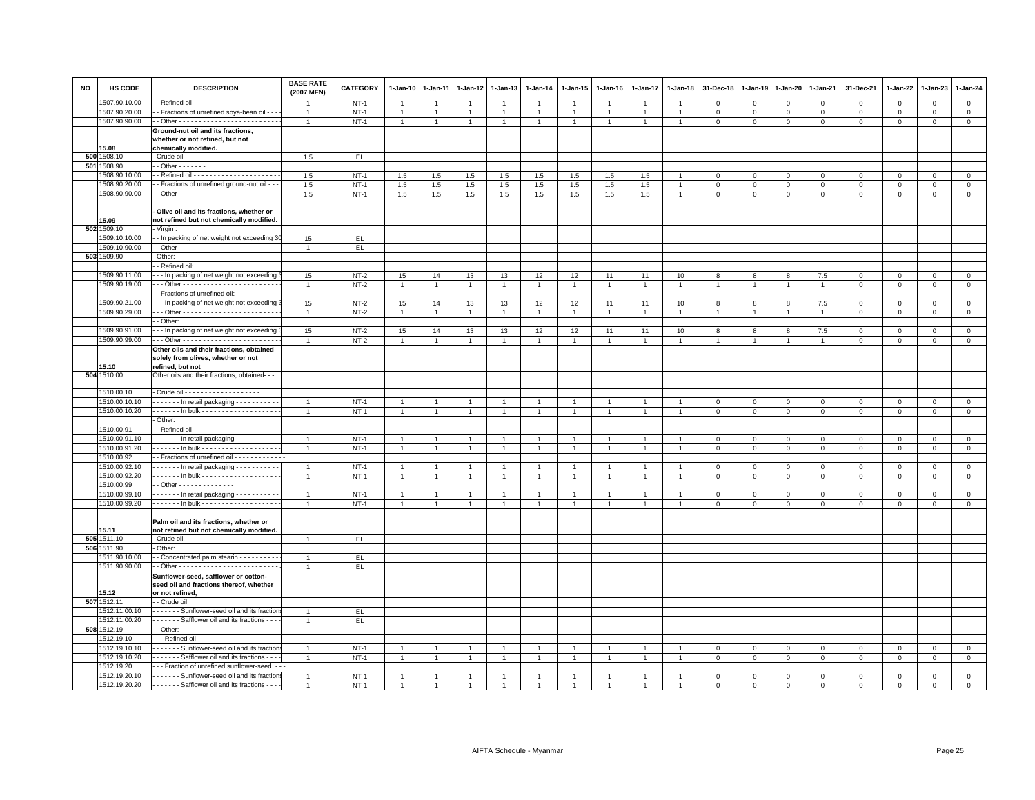| NO | HS CODE | DESCRIPTION | BASE RATE (2007 MFN) | CATEGORY | 1-Jan-10 | 1-Jan-11 | 1-Jan-12 | 1-Jan-13 | 1-Jan-14 | 1-Jan-15 | 1-Jan-16 | 1-Jan-17 | 1-Jan-18 | 31-Dec-18 | 1-Jan-19 | 1-Jan-20 | 1-Jan-21 | 31-Dec-21 | 1-Jan-22 | 1-Jan-23 | 1-Jan-24 |
|---|---|---|---|---|---|---|---|---|---|---|---|---|---|---|---|---|---|---|---|---|---|
| | 1507.90.10.00 | - - Refined oil - - - - - - - - - - - - - - - - - - - - - - | 1 | NT-1 | 1 | 1 | 1 | 1 | 1 | 1 | 1 | 1 | 1 | 0 | 0 | 0 | 0 | 0 | 0 | 0 | 0 |
| | 1507.90.20.00 | - - Fractions of unrefined soya-bean oil - - - | 1 | NT-1 | 1 | 1 | 1 | 1 | 1 | 1 | 1 | 1 | 1 | 0 | 0 | 0 | 0 | 0 | 0 | 0 | 0 |
| | 1507.90.90.00 | - - Other - - - - - - - - - - - - - - - - - - - - - - - - - | 1 | NT-1 | 1 | 1 | 1 | 1 | 1 | 1 | 1 | 1 | 1 | 0 | 0 | 0 | 0 | 0 | 0 | 0 | 0 |
| | 15.08 | **Ground-nut oil and its fractions, whether or not refined, but not chemically modified.** | | | | | | | | | | | | | | | | | | | |
| 500 | 1508.10 | - Crude oil | 1.5 | EL | | | | | | | | | | | | | | | | | |
| 501 | 1508.90 | - - Other - - - - - - - | | | | | | | | | | | | | | | | | | | |
| | 1508.90.10.00 | - - Refined oil - - - - - - - - - - - - - - - - - - - - - - | 1.5 | NT-1 | 1.5 | 1.5 | 1.5 | 1.5 | 1.5 | 1.5 | 1.5 | 1.5 | 1 | 0 | 0 | 0 | 0 | 0 | 0 | 0 | 0 |
| | 1508.90.20.00 | - - Fractions of unrefined ground-nut oil - - - | 1.5 | NT-1 | 1.5 | 1.5 | 1.5 | 1.5 | 1.5 | 1.5 | 1.5 | 1.5 | 1 | 0 | 0 | 0 | 0 | 0 | 0 | 0 | 0 |
| | 1508.90.90.00 | - - Other - - - - - - - - - - - - - - - - - - - - - - - - - | 1.5 | NT-1 | 1.5 | 1.5 | 1.5 | 1.5 | 1.5 | 1.5 | 1.5 | 1.5 | 1 | 0 | 0 | 0 | 0 | 0 | 0 | 0 | 0 |
| | 15.09 | **- Olive oil and its fractions, whether or not refined but not chemically modified.** | | | | | | | | | | | | | | | | | | | |
| 502 | 1509.10 | - Virgin : | | | | | | | | | | | | | | | | | | | |
| | 1509.10.10.00 | - - In packing of net weight not exceeding 30 | 15 | EL | | | | | | | | | | | | | | | | | |
| | 1509.10.90.00 | - - Other - - - - - - - - - - - - - - - - - - - - - - - - - | 1 | EL | | | | | | | | | | | | | | | | | |
| 503 | 1509.90 | - Other: | | | | | | | | | | | | | | | | | | | |
| | | - - Refined oil: | | | | | | | | | | | | | | | | | | | |
| | 1509.90.11.00 | - - - In packing of net weight not exceeding 3 | 15 | NT-2 | 15 | 14 | 13 | 13 | 12 | 12 | 11 | 11 | 10 | 8 | 8 | 8 | 7.5 | 0 | 0 | 0 | 0 |
| | 1509.90.19.00 | - - - Other - - - - - - - - - - - - - - - - - - - - - - - - | 1 | NT-2 | 1 | 1 | 1 | 1 | 1 | 1 | 1 | 1 | 1 | 1 | 1 | 1 | 1 | 0 | 0 | 0 | 0 |
| | | - - Fractions of unrefined oil: | | | | | | | | | | | | | | | | | | | |
| | 1509.90.21.00 | - - - In packing of net weight not exceeding 3 | 15 | NT-2 | 15 | 14 | 13 | 13 | 12 | 12 | 11 | 11 | 10 | 8 | 8 | 8 | 7.5 | 0 | 0 | 0 | 0 |
| | 1509.90.29.00 | - - - Other - - - - - - - - - - - - - - - - - - - - - - - - | 1 | NT-2 | 1 | 1 | 1 | 1 | 1 | 1 | 1 | 1 | 1 | 1 | 1 | 1 | 1 | 0 | 0 | 0 | 0 |
| | | - - Other: | | | | | | | | | | | | | | | | | | | |
| | 1509.90.91.00 | - - - In packing of net weight not exceeding 3 | 15 | NT-2 | 15 | 14 | 13 | 13 | 12 | 12 | 11 | 11 | 10 | 8 | 8 | 8 | 7.5 | 0 | 0 | 0 | 0 |
| | 1509.90.99.00 | - - - Other - - - - - - - - - - - - - - - - - - - - - - - - | 1 | NT-2 | 1 | 1 | 1 | 1 | 1 | 1 | 1 | 1 | 1 | 1 | 1 | 1 | 1 | 0 | 0 | 0 | 0 |
| | 15.10 | **Other oils and their fractions, obtained solely from olives, whether or not refined, but not** | | | | | | | | | | | | | | | | | | | |
| 504 | 1510.00 | Other oils and their fractions, obtained- - - | | | | | | | | | | | | | | | | | | | |
| | 1510.00.10 | - Crude oil - - - - - - - - - - - - - - - - - - - | | | | | | | | | | | | | | | | | | | |
| | 1510.00.10.10 | - - - - - - - In retail packaging - - - - - - - - - - - | 1 | NT-1 | 1 | 1 | 1 | 1 | 1 | 1 | 1 | 1 | 1 | 0 | 0 | 0 | 0 | 0 | 0 | 0 | 0 |
| | 1510.00.10.20 | - - - - - - - In bulk - - - - - - - - - - - - - - - - - - - | 1 | NT-1 | 1 | 1 | 1 | 1 | 1 | 1 | 1 | 1 | 1 | 0 | 0 | 0 | 0 | 0 | 0 | 0 | 0 |
| | | - Other: | | | | | | | | | | | | | | | | | | | |
| | 1510.00.91 | - - Refined oil - - - - - - - - - - - - | | | | | | | | | | | | | | | | | | | |
| | 1510.00.91.10 | - - - - - - - In retail packaging - - - - - - - - - - - | 1 | NT-1 | 1 | 1 | 1 | 1 | 1 | 1 | 1 | 1 | 1 | 0 | 0 | 0 | 0 | 0 | 0 | 0 | 0 |
| | 1510.00.91.20 | - - - - - - - In bulk - - - - - - - - - - - - - - - - - - - | 1 | NT-1 | 1 | 1 | 1 | 1 | 1 | 1 | 1 | 1 | 1 | 0 | 0 | 0 | 0 | 0 | 0 | 0 | 0 |
| | 1510.00.92 | - - Fractions of unrefined oil - - - - - - - - - - - - - | | | | | | | | | | | | | | | | | | | |
| | 1510.00.92.10 | - - - - - - - In retail packaging - - - - - - - - - - - | 1 | NT-1 | 1 | 1 | 1 | 1 | 1 | 1 | 1 | 1 | 1 | 0 | 0 | 0 | 0 | 0 | 0 | 0 | 0 |
| | 1510.00.92.20 | - - - - - - - In bulk - - - - - - - - - - - - - - - - - - - | 1 | NT-1 | 1 | 1 | 1 | 1 | 1 | 1 | 1 | 1 | 1 | 0 | 0 | 0 | 0 | 0 | 0 | 0 | 0 |
| | 1510.00.99 | - - Other - - - - - - - - - - - - - - | | | | | | | | | | | | | | | | | | | |
| | 1510.00.99.10 | - - - - - - - In retail packaging - - - - - - - - - - - | 1 | NT-1 | 1 | 1 | 1 | 1 | 1 | 1 | 1 | 1 | 1 | 0 | 0 | 0 | 0 | 0 | 0 | 0 | 0 |
| | 1510.00.99.20 | - - - - - - - In bulk - - - - - - - - - - - - - - - - - - - | 1 | NT-1 | 1 | 1 | 1 | 1 | 1 | 1 | 1 | 1 | 1 | 0 | 0 | 0 | 0 | 0 | 0 | 0 | 0 |
| | 15.11 | **Palm oil and its fractions, whether or not refined but not chemically modified.** | | | | | | | | | | | | | | | | | | | |
| 505 | 1511.10 | - Crude oil: | 1 | EL | | | | | | | | | | | | | | | | | |
| 506 | 1511.90 | - Other: | | | | | | | | | | | | | | | | | | | |
| | 1511.90.10.00 | - - Concentrated palm stearin - - - - - - - - - - | 1 | EL | | | | | | | | | | | | | | | | | |
| | 1511.90.90.00 | - - Other - - - - - - - - - - - - - - - - - - - - - - - - - | 1 | EL | | | | | | | | | | | | | | | | | |
| | 15.12 | **Sunflower-seed, safflower or cotton-seed oil and fractions thereof, whether or not refined,** | | | | | | | | | | | | | | | | | | | |
| 507 | 1512.11 | - - Crude oil | | | | | | | | | | | | | | | | | | | |
| | 1512.11.00.10 | - - - - - - - Sunflower-seed oil and its fractions | 1 | EL | | | | | | | | | | | | | | | | | |
| | 1512.11.00.20 | - - - - - - - Safflower oil and its fractions - - - | 1 | EL | | | | | | | | | | | | | | | | | |
| 508 | 1512.19 | - - Other: | | | | | | | | | | | | | | | | | | | |
| | 1512.19.10 | - - - Refined oil - - - - - - - - - - - - - - - - | | | | | | | | | | | | | | | | | | | |
| | 1512.19.10.10 | - - - - - - - Sunflower-seed oil and its fractions | 1 | NT-1 | 1 | 1 | 1 | 1 | 1 | 1 | 1 | 1 | 1 | 0 | 0 | 0 | 0 | 0 | 0 | 0 | 0 |
| | 1512.19.10.20 | - - - - - - - Safflower oil and its fractions - - - | 1 | NT-1 | 1 | 1 | 1 | 1 | 1 | 1 | 1 | 1 | 1 | 0 | 0 | 0 | 0 | 0 | 0 | 0 | 0 |
| | 1512.19.20 | - - - Fraction of unrefined sunflower-seed - - - | | | | | | | | | | | | | | | | | | | |
| | 1512.19.20.10 | - - - - - - - Sunflower-seed oil and its fractions | 1 | NT-1 | 1 | 1 | 1 | 1 | 1 | 1 | 1 | 1 | 1 | 0 | 0 | 0 | 0 | 0 | 0 | 0 | 0 |
| | 1512.19.20.20 | - - - - - - - Safflower oil and its fractions - - - | 1 | NT-1 | 1 | 1 | 1 | 1 | 1 | 1 | 1 | 1 | 1 | 0 | 0 | 0 | 0 | 0 | 0 | 0 | 0 |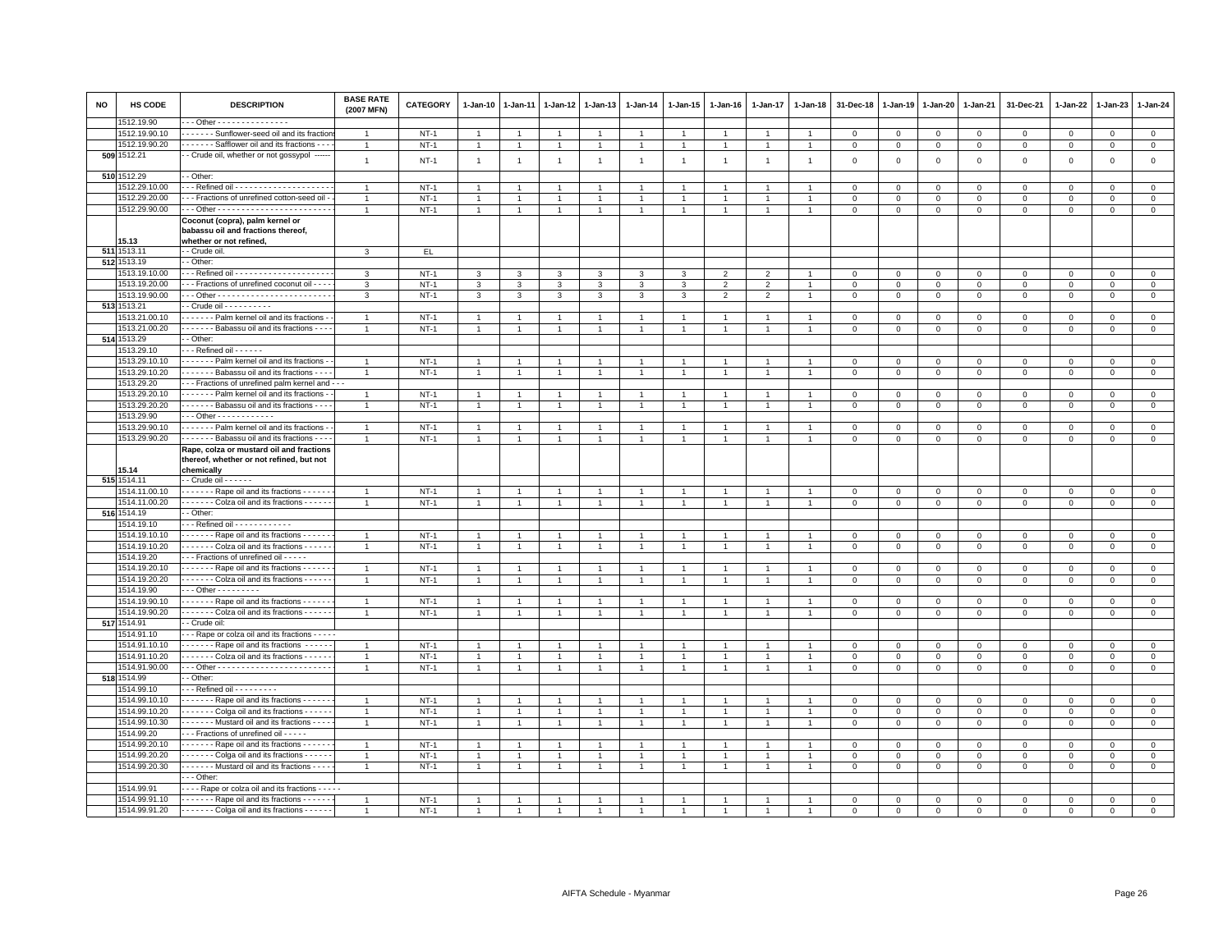| NO | HS CODE | DESCRIPTION | BASE RATE (2007 MFN) | CATEGORY | 1-Jan-10 | 1-Jan-11 | 1-Jan-12 | 1-Jan-13 | 1-Jan-14 | 1-Jan-15 | 1-Jan-16 | 1-Jan-17 | 1-Jan-18 | 31-Dec-18 | 1-Jan-19 | 1-Jan-20 | 1-Jan-21 | 31-Dec-21 | 1-Jan-22 | 1-Jan-23 | 1-Jan-24 |
|---|---|---|---|---|---|---|---|---|---|---|---|---|---|---|---|---|---|---|---|---|---|
| | 1512.19.90 | - - - Other - - - - - - - - - - - - - - - | | | | | | | | | | | | | | | | | | | |
| | 1512.19.90.10 | - - - - - - - Sunflower-seed oil and its fractions | 1 | NT-1 | 1 | 1 | 1 | 1 | 1 | 1 | 1 | 1 | 1 | 0 | 0 | 0 | 0 | 0 | 0 | 0 | 0 |
| | 1512.19.90.20 | - - - - - - - Safflower oil and its fractions - - - | 1 | NT-1 | 1 | 1 | 1 | 1 | 1 | 1 | 1 | 1 | 1 | 0 | 0 | 0 | 0 | 0 | 0 | 0 | 0 |
| 509 | 1512.21 | - - Crude oil, whether or not gossypol ------ | 1 | NT-1 | 1 | 1 | 1 | 1 | 1 | 1 | 1 | 1 | 1 | 0 | 0 | 0 | 0 | 0 | 0 | 0 | 0 |
| 510 | 1512.29 | - - Other: | | | | | | | | | | | | | | | | | | | |
| | 1512.29.10.00 | - - - Refined oil - - - - - - - - - - - - - - - - - - - - | 1 | NT-1 | 1 | 1 | 1 | 1 | 1 | 1 | 1 | 1 | 1 | 0 | 0 | 0 | 0 | 0 | 0 | 0 | 0 |
| | 1512.29.20.00 | - - - Fractions of unrefined cotton-seed oil - | 1 | NT-1 | 1 | 1 | 1 | 1 | 1 | 1 | 1 | 1 | 1 | 0 | 0 | 0 | 0 | 0 | 0 | 0 | 0 |
| | 1512.29.90.00 | - - - Other - - - - - - - - - - - - - - - - - - - - - - - | 1 | NT-1 | 1 | 1 | 1 | 1 | 1 | 1 | 1 | 1 | 1 | 0 | 0 | 0 | 0 | 0 | 0 | 0 | 0 |
| | 15.13 | **Coconut (copra), palm kernel or babassu oil and fractions thereof, whether or not refined,** | | | | | | | | | | | | | | | | | | | |
| 511 | 1513.11 | - - Crude oil. | 3 | EL | | | | | | | | | | | | | | | | | |
| 512 | 1513.19 | - - Other: | | | | | | | | | | | | | | | | | | | |
| | 1513.19.10.00 | - - - Refined oil - - - - - - - - - - - - - - - - - - - - | 3 | NT-1 | 3 | 3 | 3 | 3 | 3 | 3 | 2 | 2 | 1 | 0 | 0 | 0 | 0 | 0 | 0 | 0 | 0 |
| | 1513.19.20.00 | - - - Fractions of unrefined coconut oil - - - - | 3 | NT-1 | 3 | 3 | 3 | 3 | 3 | 3 | 2 | 2 | 1 | 0 | 0 | 0 | 0 | 0 | 0 | 0 | 0 |
| | 1513.19.90.00 | - - - Other - - - - - - - - - - - - - - - - - - - - - - - | 3 | NT-1 | 3 | 3 | 3 | 3 | 3 | 3 | 2 | 2 | 1 | 0 | 0 | 0 | 0 | 0 | 0 | 0 | 0 |
| 513 | 1513.21 | - - Crude oil - - - - - - - - - - | | | | | | | | | | | | | | | | | | | |
| | 1513.21.00.10 | - - - - - - - Palm kernel oil and its fractions - - | 1 | NT-1 | 1 | 1 | 1 | 1 | 1 | 1 | 1 | 1 | 1 | 0 | 0 | 0 | 0 | 0 | 0 | 0 | 0 |
| | 1513.21.00.20 | - - - - - - - Babassu oil and its fractions - - - - | 1 | NT-1 | 1 | 1 | 1 | 1 | 1 | 1 | 1 | 1 | 1 | 0 | 0 | 0 | 0 | 0 | 0 | 0 | 0 |
| 514 | 1513.29 | - - Other: | | | | | | | | | | | | | | | | | | | |
| | 1513.29.10 | - - - Refined oil - - - - - - | | | | | | | | | | | | | | | | | | | |
| | 1513.29.10.10 | - - - - - - - Palm kernel oil and its fractions - - | 1 | NT-1 | 1 | 1 | 1 | 1 | 1 | 1 | 1 | 1 | 1 | 0 | 0 | 0 | 0 | 0 | 0 | 0 | 0 |
| | 1513.29.10.20 | - - - - - - - Babassu oil and its fractions - - - - | 1 | NT-1 | 1 | 1 | 1 | 1 | 1 | 1 | 1 | 1 | 1 | 0 | 0 | 0 | 0 | 0 | 0 | 0 | 0 |
| | 1513.29.20 | - - - Fractions of unrefined palm kernel and - - - | | | | | | | | | | | | | | | | | | | |
| | 1513.29.20.10 | - - - - - - - Palm kernel oil and its fractions - - | 1 | NT-1 | 1 | 1 | 1 | 1 | 1 | 1 | 1 | 1 | 1 | 0 | 0 | 0 | 0 | 0 | 0 | 0 | 0 |
| | 1513.29.20.20 | - - - - - - - Babassu oil and its fractions - - - - | 1 | NT-1 | 1 | 1 | 1 | 1 | 1 | 1 | 1 | 1 | 1 | 0 | 0 | 0 | 0 | 0 | 0 | 0 | 0 |
| | 1513.29.90 | - - - Other - - - - - - - - - - - - | | | | | | | | | | | | | | | | | | | |
| | 1513.29.90.10 | - - - - - - - Palm kernel oil and its fractions - - | 1 | NT-1 | 1 | 1 | 1 | 1 | 1 | 1 | 1 | 1 | 1 | 0 | 0 | 0 | 0 | 0 | 0 | 0 | 0 |
| | 1513.29.90.20 | - - - - - - - Babassu oil and its fractions - - - - | 1 | NT-1 | 1 | 1 | 1 | 1 | 1 | 1 | 1 | 1 | 1 | 0 | 0 | 0 | 0 | 0 | 0 | 0 | 0 |
| | 15.14 | **Rape, colza or mustard oil and fractions thereof, whether or not refined, but not chemically** | | | | | | | | | | | | | | | | | | | |
| 515 | 1514.11 | - - Crude oil - - - - - - | | | | | | | | | | | | | | | | | | | |
| | 1514.11.00.10 | - - - - - - - Rape oil and its fractions - - - - - - - | 1 | NT-1 | 1 | 1 | 1 | 1 | 1 | 1 | 1 | 1 | 1 | 0 | 0 | 0 | 0 | 0 | 0 | 0 | 0 |
| | 1514.11.00.20 | - - - - - - - Colza oil and its fractions - - - - - - | 1 | NT-1 | 1 | 1 | 1 | 1 | 1 | 1 | 1 | 1 | 1 | 0 | 0 | 0 | 0 | 0 | 0 | 0 | 0 |
| 516 | 1514.19 | - - Other: | | | | | | | | | | | | | | | | | | | |
| | 1514.19.10 | - - - Refined oil - - - - - - - - - - - - | | | | | | | | | | | | | | | | | | | |
| | 1514.19.10.10 | - - - - - - - Rape oil and its fractions - - - - - - - | 1 | NT-1 | 1 | 1 | 1 | 1 | 1 | 1 | 1 | 1 | 1 | 0 | 0 | 0 | 0 | 0 | 0 | 0 | 0 |
| | 1514.19.10.20 | - - - - - - - Colza oil and its fractions - - - - - - | 1 | NT-1 | 1 | 1 | 1 | 1 | 1 | 1 | 1 | 1 | 1 | 0 | 0 | 0 | 0 | 0 | 0 | 0 | 0 |
| | 1514.19.20 | - - - Fractions of unrefined oil - - - - - | | | | | | | | | | | | | | | | | | | |
| | 1514.19.20.10 | - - - - - - - Rape oil and its fractions - - - - - - - | 1 | NT-1 | 1 | 1 | 1 | 1 | 1 | 1 | 1 | 1 | 1 | 0 | 0 | 0 | 0 | 0 | 0 | 0 | 0 |
| | 1514.19.20.20 | - - - - - - - Colza oil and its fractions - - - - - - | 1 | NT-1 | 1 | 1 | 1 | 1 | 1 | 1 | 1 | 1 | 1 | 0 | 0 | 0 | 0 | 0 | 0 | 0 | 0 |
| | 1514.19.90 | - - - Other - - - - - - - - - | | | | | | | | | | | | | | | | | | | |
| | 1514.19.90.10 | - - - - - - - Rape oil and its fractions - - - - - - - | 1 | NT-1 | 1 | 1 | 1 | 1 | 1 | 1 | 1 | 1 | 1 | 0 | 0 | 0 | 0 | 0 | 0 | 0 | 0 |
| | 1514.19.90.20 | - - - - - - - Colza oil and its fractions - - - - - - | 1 | NT-1 | 1 | 1 | 1 | 1 | 1 | 1 | 1 | 1 | 1 | 0 | 0 | 0 | 0 | 0 | 0 | 0 | 0 |
| 517 | 1514.91 | - - Crude oil: | | | | | | | | | | | | | | | | | | | |
| | 1514.91.10 | - - - Rape or colza oil and its fractions - - - - - | | | | | | | | | | | | | | | | | | | |
| | 1514.91.10.10 | - - - - - - - Rape oil and its fractions - - - - - - | 1 | NT-1 | 1 | 1 | 1 | 1 | 1 | 1 | 1 | 1 | 1 | 0 | 0 | 0 | 0 | 0 | 0 | 0 | 0 |
| | 1514.91.10.20 | - - - - - - - Colza oil and its fractions - - - - - - | 1 | NT-1 | 1 | 1 | 1 | 1 | 1 | 1 | 1 | 1 | 1 | 0 | 0 | 0 | 0 | 0 | 0 | 0 | 0 |
| | 1514.91.90.00 | - - - Other - - - - - - - - - - - - - - - - - - - - - - - | 1 | NT-1 | 1 | 1 | 1 | 1 | 1 | 1 | 1 | 1 | 1 | 0 | 0 | 0 | 0 | 0 | 0 | 0 | 0 |
| 518 | 1514.99 | - - Other: | | | | | | | | | | | | | | | | | | | |
| | 1514.99.10 | - - - Refined oil - - - - - - - - - | | | | | | | | | | | | | | | | | | | |
| | 1514.99.10.10 | - - - - - - - Rape oil and its fractions - - - - - - - | 1 | NT-1 | 1 | 1 | 1 | 1 | 1 | 1 | 1 | 1 | 1 | 0 | 0 | 0 | 0 | 0 | 0 | 0 | 0 |
| | 1514.99.10.20 | - - - - - - - Colga oil and its fractions - - - - - - | 1 | NT-1 | 1 | 1 | 1 | 1 | 1 | 1 | 1 | 1 | 1 | 0 | 0 | 0 | 0 | 0 | 0 | 0 | 0 |
| | 1514.99.10.30 | - - - - - - - Mustard oil and its fractions - - - - | 1 | NT-1 | 1 | 1 | 1 | 1 | 1 | 1 | 1 | 1 | 1 | 0 | 0 | 0 | 0 | 0 | 0 | 0 | 0 |
| | 1514.99.20 | - - - Fractions of unrefined oil - - - - - | | | | | | | | | | | | | | | | | | | |
| | 1514.99.20.10 | - - - - - - - Rape oil and its fractions - - - - - - - | 1 | NT-1 | 1 | 1 | 1 | 1 | 1 | 1 | 1 | 1 | 1 | 0 | 0 | 0 | 0 | 0 | 0 | 0 | 0 |
| | 1514.99.20.20 | - - - - - - - Colga oil and its fractions - - - - - - | 1 | NT-1 | 1 | 1 | 1 | 1 | 1 | 1 | 1 | 1 | 1 | 0 | 0 | 0 | 0 | 0 | 0 | 0 | 0 |
| | 1514.99.20.30 | - - - - - - - Mustard oil and its fractions - - - - | 1 | NT-1 | 1 | 1 | 1 | 1 | 1 | 1 | 1 | 1 | 1 | 0 | 0 | 0 | 0 | 0 | 0 | 0 | 0 |
| | | - - - Other: | | | | | | | | | | | | | | | | | | | |
| | 1514.99.91 | - - - - Rape or colza oil and its fractions - - - - - | | | | | | | | | | | | | | | | | | | |
| | 1514.99.91.10 | - - - - - - - Rape oil and its fractions - - - - - - - | 1 | NT-1 | 1 | 1 | 1 | 1 | 1 | 1 | 1 | 1 | 1 | 0 | 0 | 0 | 0 | 0 | 0 | 0 | 0 |
| | 1514.99.91.20 | - - - - - - - Colga oil and its fractions - - - - - - | 1 | NT-1 | 1 | 1 | 1 | 1 | 1 | 1 | 1 | 1 | 1 | 0 | 0 | 0 | 0 | 0 | 0 | 0 | 0 |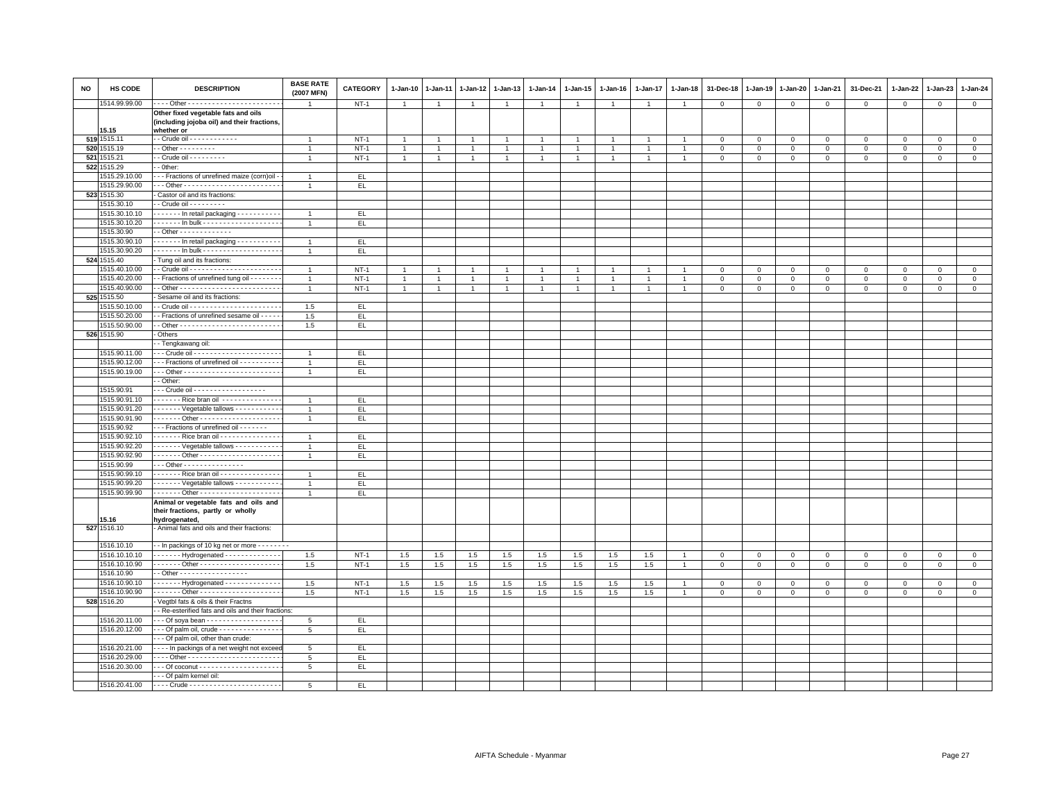| NO | HS CODE | DESCRIPTION | BASE RATE (2007 MFN) | CATEGORY | 1-Jan-10 | 1-Jan-11 | 1-Jan-12 | 1-Jan-13 | 1-Jan-14 | 1-Jan-15 | 1-Jan-16 | 1-Jan-17 | 1-Jan-18 | 31-Dec-18 | 1-Jan-19 | 1-Jan-20 | 1-Jan-21 | 31-Dec-21 | 1-Jan-22 | 1-Jan-23 | 1-Jan-24 |
|---|---|---|---|---|---|---|---|---|---|---|---|---|---|---|---|---|---|---|---|---|---|
| | 1514.99.99.00 | - - - - Other - - - - - - - - - - - - - - - - - - - - - - - | 1 | NT-1 | 1 | 1 | 1 | 1 | 1 | 1 | 1 | 1 | 1 | 0 | 0 | 0 | 0 | 0 | 0 | 0 | 0 |
| | 15.15 | **Other fixed vegetable fats and oils (including jojoba oil) and their fractions, whether or** | | | | | | | | | | | | | | | | | | | |
| 519 | 1515.11 | - - Crude oil - - - - - - - - - - - - | 1 | NT-1 | 1 | 1 | 1 | 1 | 1 | 1 | 1 | 1 | 1 | 0 | 0 | 0 | 0 | 0 | 0 | 0 | 0 |
| 520 | 1515.19 | - - Other - - - - - - - - - | 1 | NT-1 | 1 | 1 | 1 | 1 | 1 | 1 | 1 | 1 | 1 | 0 | 0 | 0 | 0 | 0 | 0 | 0 | 0 |
| 521 | 1515.21 | - - Crude oil - - - - - - - - - | 1 | NT-1 | 1 | 1 | 1 | 1 | 1 | 1 | 1 | 1 | 1 | 0 | 0 | 0 | 0 | 0 | 0 | 0 | 0 |
| 522 | 1515.29 | - - 0ther: | | | | | | | | | | | | | | | | | | | |
| | 1515.29.10.00 | - - - Fractions of unrefined maize (corn)oil - | 1 | EL | | | | | | | | | | | | | | | | | |
| | 1515.29.90.00 | - - - Other - - - - - - - - - - - - - - - - - - - - - - - | 1 | EL | | | | | | | | | | | | | | | | | |
| 523 | 1515.30 | - Castor oil and its fractions: | | | | | | | | | | | | | | | | | | | |
| | 1515.30.10 | - - Crude oil - - - - - - - - - | | | | | | | | | | | | | | | | | | | |
| | 1515.30.10.10 | - - - - - - - In retail packaging - - - - - - - - - - - | 1 | EL | | | | | | | | | | | | | | | | | |
| | 1515.30.10.20 | - - - - - - - In bulk - - - - - - - - - - - - - - - - - - - | 1 | EL | | | | | | | | | | | | | | | | | |
| | 1515.30.90 | - - Other - - - - - - - - - - - - - | | | | | | | | | | | | | | | | | | | |
| | 1515.30.90.10 | - - - - - - - In retail packaging - - - - - - - - - - - | 1 | EL | | | | | | | | | | | | | | | | | |
| | 1515.30.90.20 | - - - - - - - In bulk - - - - - - - - - - - - - - - - - - - | 1 | EL | | | | | | | | | | | | | | | | | |
| 524 | 1515.40 | - Tung oil and its fractions: | | | | | | | | | | | | | | | | | | | |
| | 1515.40.10.00 | - - Crude oil - - - - - - - - - - - - - - - - - - - - - - - | 1 | NT-1 | 1 | 1 | 1 | 1 | 1 | 1 | 1 | 1 | 1 | 0 | 0 | 0 | 0 | 0 | 0 | 0 | 0 |
| | 1515.40.20.00 | - - Fractions of unrefined tung oil - - - - - - - | 1 | NT-1 | 1 | 1 | 1 | 1 | 1 | 1 | 1 | 1 | 1 | 0 | 0 | 0 | 0 | 0 | 0 | 0 | 0 |
| | 1515.40.90.00 | - - Other - - - - - - - - - - - - - - - - - - - - - - - - - | 1 | NT-1 | 1 | 1 | 1 | 1 | 1 | 1 | 1 | 1 | 1 | 0 | 0 | 0 | 0 | 0 | 0 | 0 | 0 |
| 525 | 1515.50 | - Sesame oil and its fractions: | | | | | | | | | | | | | | | | | | | |
| | 1515.50.10.00 | - - Crude oil - - - - - - - - - - - - - - - - - - - - - - - | 1.5 | EL | | | | | | | | | | | | | | | | | |
| | 1515.50.20.00 | - - Fractions of unrefined sesame oil - - - - - | 1.5 | EL | | | | | | | | | | | | | | | | | |
| | 1515.50.90.00 | - - Other - - - - - - - - - - - - - - - - - - - - - - - - - | 1.5 | EL | | | | | | | | | | | | | | | | | |
| 526 | 1515.90 | - Others | | | | | | | | | | | | | | | | | | | |
| | | - - Tengkawang oil: | | | | | | | | | | | | | | | | | | | |
| | 1515.90.11.00 | - - - Crude oil - - - - - - - - - - - - - - - - - - - - - - | 1 | EL | | | | | | | | | | | | | | | | | |
| | 1515.90.12.00 | - - - Fractions of unrefined oil - - - - - - - - - - | 1 | EL | | | | | | | | | | | | | | | | | |
| | 1515.90.19.00 | - - - Other - - - - - - - - - - - - - - - - - - - - - - - - | 1 | EL | | | | | | | | | | | | | | | | | |
| | | - - Other: | | | | | | | | | | | | | | | | | | | |
| | 1515.90.91 | - - - Crude oil - - - - - - - - - - - - - - - - - - | | | | | | | | | | | | | | | | | | | |
| | 1515.90.91.10 | - - - - - - - Rice bran oil - - - - - - - - - - - - - - - | 1 | EL | | | | | | | | | | | | | | | | | |
| | 1515.90.91.20 | - - - - - - - Vegetable tallows - - - - - - - - - - - - | 1 | EL | | | | | | | | | | | | | | | | | |
| | 1515.90.91.90 | - - - - - - - Other - - - - - - - - - - - - - - - - - - - - | 1 | EL | | | | | | | | | | | | | | | | | |
| | 1515.90.92 | - - - Fractions of unrefined oil - - - - - - - - | | | | | | | | | | | | | | | | | | | |
| | 1515.90.92.10 | - - - - - - - Rice bran oil - - - - - - - - - - - - - - - - | 1 | EL | | | | | | | | | | | | | | | | | |
| | 1515.90.92.20 | - - - - - - - Vegetable tallows - - - - - - - - - - - - | 1 | EL | | | | | | | | | | | | | | | | | |
| | 1515.90.92.90 | - - - - - - - Other - - - - - - - - - - - - - - - - - - - - | 1 | EL | | | | | | | | | | | | | | | | | |
| | 1515.90.99 | - - - Other - - - - - - - - - - - - - - - - | | | | | | | | | | | | | | | | | | | |
| | 1515.90.99.10 | - - - - - - - Rice bran oil - - - - - - - - - - - - - - - - | 1 | EL | | | | | | | | | | | | | | | | | |
| | 1515.90.99.20 | - - - - - - - Vegetable tallows - - - - - - - - - - - - | 1 | EL | | | | | | | | | | | | | | | | | |
| | 1515.90.99.90 | - - - - - - - Other - - - - - - - - - - - - - - - - - - - - | 1 | EL | | | | | | | | | | | | | | | | | |
| | 15.16 | **Animal or vegetable fats and oils and their fractions, partly or wholly hydrogenated,** | | | | | | | | | | | | | | | | | | | |
| 527 | 1516.10 | - Animal fats and oils and their fractions: | | | | | | | | | | | | | | | | | | | |
| | 1516.10.10 | - - In packings of 10 kg net or more - - - - - - - - | | | | | | | | | | | | | | | | | | | |
| | 1516.10.10.10 | - - - - - - - Hydrogenated - - - - - - - - - - - - - - | 1.5 | NT-1 | 1.5 | 1.5 | 1.5 | 1.5 | 1.5 | 1.5 | 1.5 | 1.5 | 1 | 0 | 0 | 0 | 0 | 0 | 0 | 0 | 0 |
| | 1516.10.10.90 | - - - - - - - Other - - - - - - - - - - - - - - - - - - - - | 1.5 | NT-1 | 1.5 | 1.5 | 1.5 | 1.5 | 1.5 | 1.5 | 1.5 | 1.5 | 1 | 0 | 0 | 0 | 0 | 0 | 0 | 0 | 0 |
| | 1516.10.90 | - - Other - - - - - - - - - - - - - - - - - | | | | | | | | | | | | | | | | | | | |
| | 1516.10.90.10 | - - - - - - - Hydrogenated - - - - - - - - - - - - - - | 1.5 | NT-1 | 1.5 | 1.5 | 1.5 | 1.5 | 1.5 | 1.5 | 1.5 | 1.5 | 1 | 0 | 0 | 0 | 0 | 0 | 0 | 0 | 0 |
| | 1516.10.90.90 | - - - - - - - Other - - - - - - - - - - - - - - - - - - - - | 1.5 | NT-1 | 1.5 | 1.5 | 1.5 | 1.5 | 1.5 | 1.5 | 1.5 | 1.5 | 1 | 0 | 0 | 0 | 0 | 0 | 0 | 0 | 0 |
| 528 | 1516.20 | - Vegtbl fats & oils & their Fractns | | | | | | | | | | | | | | | | | | | |
| | | - - Re-esterified fats and oils and their fractions: | | | | | | | | | | | | | | | | | | | |
| | 1516.20.11.00 | - - - Of soya bean - - - - - - - - - - - - - - - - - - - | 5 | EL | | | | | | | | | | | | | | | | | |
| | 1516.20.12.00 | - - - Of palm oil, crude - - - - - - - - - - - - - - - - | 5 | EL | | | | | | | | | | | | | | | | | |
| | | - - - Of palm oil, other than crude: | | | | | | | | | | | | | | | | | | | |
| | 1516.20.21.00 | - - - - In packings of a net weight not exceed | 5 | EL | | | | | | | | | | | | | | | | | |
| | 1516.20.29.00 | - - - - Other - - - - - - - - - - - - - - - - - - - - - - - | 5 | EL | | | | | | | | | | | | | | | | | |
| | 1516.20.30.00 | - - - Of coconut - - - - - - - - - - - - - - - - - - - - - | 5 | EL | | | | | | | | | | | | | | | | | |
| | | - - - Of palm kernel oil: | | | | | | | | | | | | | | | | | | | |
| | 1516.20.41.00 | - - - - Crude - - - - - - - - - - - - - - - - - - - - - - - | 5 | EL | | | | | | | | | | | | | | | | | |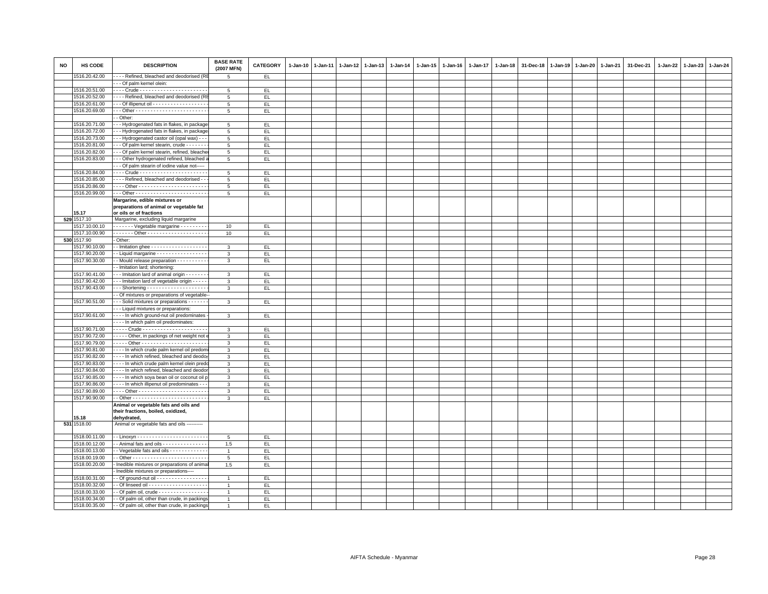| NO | HS CODE | DESCRIPTION | BASE RATE (2007 MFN) | CATEGORY | 1-Jan-10 | 1-Jan-11 | 1-Jan-12 | 1-Jan-13 | 1-Jan-14 | 1-Jan-15 | 1-Jan-16 | 1-Jan-17 | 1-Jan-18 | 31-Dec-18 | 1-Jan-19 | 1-Jan-20 | 1-Jan-21 | 31-Dec-21 | 1-Jan-22 | 1-Jan-23 | 1-Jan-24 |
|---|---|---|---|---|---|---|---|---|---|---|---|---|---|---|---|---|---|---|---|---|---|
| | 1516.20.42.00 | - - - - Refined, bleached and deodorised (RE | 5 | EL | | | | | | | | | | | | | | | | | |
| | | - - - Of palm kernel olein: | | | | | | | | | | | | | | | | | | | |
| | 1516.20.51.00 | - - - - Crude - - - - - - - - - - - - - - - - - - - - - - | 5 | EL | | | | | | | | | | | | | | | | | |
| | 1516.20.52.00 | - - - - Refined, bleached and deodorised (RE | 5 | EL | | | | | | | | | | | | | | | | | |
| | 1516.20.61.00 | - - - Of illipenut oil - - - - - - - - - - - - - - - - - - | 5 | EL | | | | | | | | | | | | | | | | | |
| | 1516.20.69.00 | - - - Other - - - - - - - - - - - - - - - - - - - - - - - - | 5 | EL | | | | | | | | | | | | | | | | | |
| | | - - Other: | | | | | | | | | | | | | | | | | | | |
| | 1516.20.71.00 | - - - Hydrogenated fats in flakes, in package | 5 | EL | | | | | | | | | | | | | | | | | |
| | 1516.20.72.00 | - - - Hydrogenated fats in flakes, in package | 5 | EL | | | | | | | | | | | | | | | | | |
| | 1516.20.73.00 | - - - Hydrogenated castor oil (opal wax) - - - | 5 | EL | | | | | | | | | | | | | | | | | |
| | 1516.20.81.00 | - - - Of palm kernel stearin, crude - - - - - - - | 5 | EL | | | | | | | | | | | | | | | | | |
| | 1516.20.82.00 | - - - Of palm kernel stearin, refined, bleache | 5 | EL | | | | | | | | | | | | | | | | | |
| | 1516.20.83.00 | - - - Other hydrogenated refined, bleached a | 5 | EL | | | | | | | | | | | | | | | | | |
| | | - - - Of palm stearin of iodine value not----- | | | | | | | | | | | | | | | | | | | |
| | 1516.20.84.00 | - - - - Crude - - - - - - - - - - - - - - - - - - - - - - | 5 | EL | | | | | | | | | | | | | | | | | |
| | 1516.20.85.00 | - - - - Refined, bleached and deodorised - - | 5 | EL | | | | | | | | | | | | | | | | | |
| | 1516.20.86.00 | - - - - Other - - - - - - - - - - - - - - - - - - - - - - | 5 | EL | | | | | | | | | | | | | | | | | |
| | 1516.20.99.00 | - - - Other - - - - - - - - - - - - - - - - - - - - - - - - | 5 | EL | | | | | | | | | | | | | | | | | |
| | 15.17 | **Margarine, edible mixtures or preparations of animal or vegetable fat or oils or of fractions** | | | | | | | | | | | | | | | | | | | |
| 529 | 1517.10 | Margarine, excluding liquid margarine | | | | | | | | | | | | | | | | | | | |
| | 1517.10.00.10 | - - - - - - - Vegetable margarine - - - - - - - - - | 10 | EL | | | | | | | | | | | | | | | | | |
| | 1517.10.00.90 | - - - - - - - Other - - - - - - - - - - - - - - - - - - - - | 10 | EL | | | | | | | | | | | | | | | | | |
| 530 | 1517.90 | - Other: | | | | | | | | | | | | | | | | | | | |
| | 1517.90.10.00 | - - Imitation ghee - - - - - - - - - - - - - - - - - - - | 3 | EL | | | | | | | | | | | | | | | | | |
| | 1517.90.20.00 | - - Liquid margarine - - - - - - - - - - - - - - - - - | 3 | EL | | | | | | | | | | | | | | | | | |
| | 1517.90.30.00 | - - Mould release preparation - - - - - - - - - - | 3 | EL | | | | | | | | | | | | | | | | | |
| | | - - Imitation lard; shortening: | | | | | | | | | | | | | | | | | | | |
| | 1517.90.41.00 | - - - Imitation lard of animal origin - - - - - - - | 3 | EL | | | | | | | | | | | | | | | | | |
| | 1517.90.42.00 | - - - Imitation lard of vegetable origin - - - - - | 3 | EL | | | | | | | | | | | | | | | | | |
| | 1517.90.43.00 | - - - Shortening - - - - - - - - - - - - - - - - - - - - | 3 | EL | | | | | | | | | | | | | | | | | |
| | | - - Of mixtures or preparations of vegetable-- | | | | | | | | | | | | | | | | | | | |
| | 1517.90.51.00 | - - - Solid mixtures or preparations - - - - - - | 3 | EL | | | | | | | | | | | | | | | | | |
| | | - - - Liquid mixtures or preparations: | | | | | | | | | | | | | | | | | | | |
| | 1517.90.61.00 | - - - - In which ground-nut oil predominates - | 3 | EL | | | | | | | | | | | | | | | | | |
| | | - - - - In which palm oil predominates: | | | | | | | | | | | | | | | | | | | |
| | 1517.90.71.00 | - - - - - Crude - - - - - - - - - - - - - - - - - - - - - | 3 | EL | | | | | | | | | | | | | | | | | |
| | 1517.90.72.00 | - - - - - Other, in packings of net weight not e | 3 | EL | | | | | | | | | | | | | | | | | |
| | 1517.90.79.00 | - - - - - Other - - - - - - - - - - - - - - - - - - - - - - | 3 | EL | | | | | | | | | | | | | | | | | |
| | 1517.90.81.00 | - - - - In which crude palm kernel oil predomi | 3 | EL | | | | | | | | | | | | | | | | | |
| | 1517.90.82.00 | - - - - In which refined, bleached and deodor | 3 | EL | | | | | | | | | | | | | | | | | |
| | 1517.90.83.00 | - - - - In which crude palm kernel olein predo | 3 | EL | | | | | | | | | | | | | | | | | |
| | 1517.90.84.00 | - - - - In which refined, bleached and deodor | 3 | EL | | | | | | | | | | | | | | | | | |
| | 1517.90.85.00 | - - - - In which soya bean oil or coconut oil p | 3 | EL | | | | | | | | | | | | | | | | | |
| | 1517.90.86.00 | - - - - In which illipenut oil predominates - - - | 3 | EL | | | | | | | | | | | | | | | | | |
| | 1517.90.89.00 | - - - - Other - - - - - - - - - - - - - - - - - - - - - - | 3 | EL | | | | | | | | | | | | | | | | | |
| | 1517.90.90.00 | - - Other - - - - - - - - - - - - - - - - - - - - - - - - - | 3 | EL | | | | | | | | | | | | | | | | | |
| | 15.18 | **Animal or vegetable fats and oils and their fractions, boiled, oxidized, dehydrated,** | | | | | | | | | | | | | | | | | | | |
| 531 | 1518.00 | Animal or vegetable fats and oils ---------- | | | | | | | | | | | | | | | | | | | |
| | 1518.00.11.00 | - - Linoxyn - - - - - - - - - - - - - - - - - - - - - - - | 5 | EL | | | | | | | | | | | | | | | | | |
| | 1518.00.12.00 | - - Animal fats and oils - - - - - - - - - - - - - - - | 1.5 | EL | | | | | | | | | | | | | | | | | |
| | 1518.00.13.00 | - - Vegetable fats and oils - - - - - - - - - - - - - | 1 | EL | | | | | | | | | | | | | | | | | |
| | 1518.00.19.00 | - - Other - - - - - - - - - - - - - - - - - - - - - - - - - | 5 | EL | | | | | | | | | | | | | | | | | |
| | 1518.00.20.00 | - Inedible mixtures or preparations of animal | 1.5 | EL | | | | | | | | | | | | | | | | | |
| | | - Inedible mixtures or preparations---- | | | | | | | | | | | | | | | | | | | |
| | 1518.00.31.00 | - - Of ground-nut oil - - - - - - - - - - - - - - - - - | 1 | EL | | | | | | | | | | | | | | | | | |
| | 1518.00.32.00 | - - Of linseed oil - - - - - - - - - - - - - - - - - - - - | 1 | EL | | | | | | | | | | | | | | | | | |
| | 1518.00.33.00 | - - Of palm oil, crude - - - - - - - - - - - - - - - - | 1 | EL | | | | | | | | | | | | | | | | | |
| | 1518.00.34.00 | - - Of palm oil, other than crude, in packings | 1 | EL | | | | | | | | | | | | | | | | | |
| | 1518.00.35.00 | - - Of palm oil, other than crude, in packings | 1 | EL | | | | | | | | | | | | | | | | | |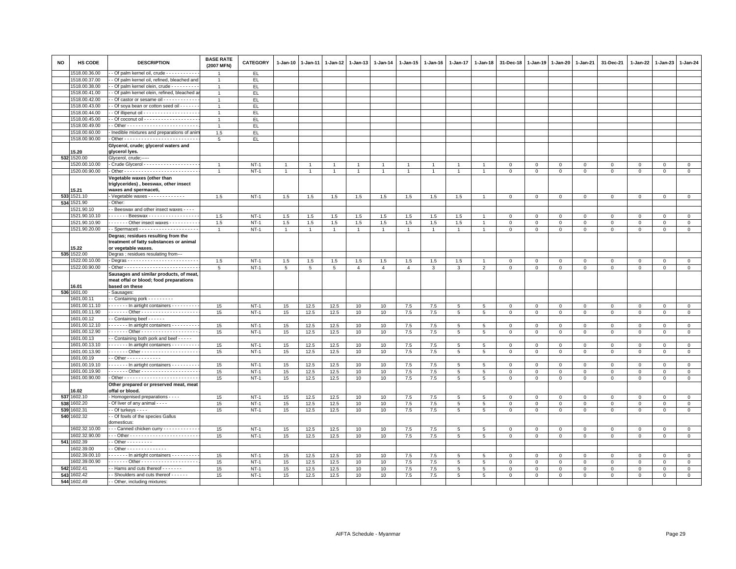| NO | HS CODE | DESCRIPTION | BASE RATE (2007 MFN) | CATEGORY | 1-Jan-10 | 1-Jan-11 | 1-Jan-12 | 1-Jan-13 | 1-Jan-14 | 1-Jan-15 | 1-Jan-16 | 1-Jan-17 | 1-Jan-18 | 31-Dec-18 | 1-Jan-19 | 1-Jan-20 | 1-Jan-21 | 31-Dec-21 | 1-Jan-22 | 1-Jan-23 | 1-Jan-24 |
|---|---|---|---|---|---|---|---|---|---|---|---|---|---|---|---|---|---|---|---|---|---|
| | 1518.00.36.00 | - - Of palm kernel oil, crude - - - - - - - - - - - - | 1 | EL | | | | | | | | | | | | | | | | | |
| | 1518.00.37.00 | - - Of palm kernel oil, refined, bleached and | 1 | EL | | | | | | | | | | | | | | | | | |
| | 1518.00.38.00 | - - Of palm kernel olein, crude - - - - - - - - - - | 1 | EL | | | | | | | | | | | | | | | | | |
| | 1518.00.41.00 | - - Of palm kernel olein, refined, bleached ar | 1 | EL | | | | | | | | | | | | | | | | | |
| | 1518.00.42.00 | - - Of castor or sesame oil - - - - - - - - - - - - - | 1 | EL | | | | | | | | | | | | | | | | | |
| | 1518.00.43.00 | - - Of soya bean or cotton seed oil - - - - - - - | 1 | EL | | | | | | | | | | | | | | | | | |
| | 1518.00.44.00 | - - Of illipenut oil - - - - - - - - - - - - - - - - - - - - | 1 | EL | | | | | | | | | | | | | | | | | |
| | 1518.00.45.00 | - - Of coconut oil - - - - - - - - - - - - - - - - - - - | 1 | EL | | | | | | | | | | | | | | | | | |
| | 1518.00.49.00 | - - Other - - - - - - - - - - - - - - - - - - - - - - - - - | 1 | EL | | | | | | | | | | | | | | | | | |
| | 1518.00.60.00 | - Inedible mixtures and preparations of anim | 1.5 | EL | | | | | | | | | | | | | | | | | |
| | 1518.00.90.00 | - Other - - - - - - - - - - - - - - - - - - - - - - - - - - | 5 | EL | | | | | | | | | | | | | | | | | |
| | 15.20 | **Glycerol, crude; glycerol waters and glycerol lyes.** | | | | | | | | | | | | | | | | | | | |
| 532 | 1520.00 | Glycerol, crude;----- | | | | | | | | | | | | | | | | | | | |
| | 1520.00.10.00 | - Crude Glycerol - - - - - - - - - - - - - - - - - - - - | 1 | NT-1 | 1 | 1 | 1 | 1 | 1 | 1 | 1 | 1 | 1 | 0 | 0 | 0 | 0 | 0 | 0 | 0 | 0 |
| | 1520.00.90.00 | - Other - - - - - - - - - - - - - - - - - - - - - - - - - - | 1 | NT-1 | 1 | 1 | 1 | 1 | 1 | 1 | 1 | 1 | 1 | 0 | 0 | 0 | 0 | 0 | 0 | 0 | 0 |
| | 15.21 | **Vegetable waxes (other than triglycerides) , beeswax, other insect waxes and spermaceti,** | | | | | | | | | | | | | | | | | | | |
| 533 | 1521.10 | - Vegetable waxes - - - - - - - - - - - - - | 1.5 | NT-1 | 1.5 | 1.5 | 1.5 | 1.5 | 1.5 | 1.5 | 1.5 | 1.5 | 1 | 0 | 0 | 0 | 0 | 0 | 0 | 0 | 0 |
| 534 | 1521.90 | - Other: | | | | | | | | | | | | | | | | | | | |
| | 1521.90.10 | - - Beeswax and other insect waxes - - - - | | | | | | | | | | | | | | | | | | | |
| | 1521.90.10.10 | - - - - - - - Beeswax - - - - - - - - - - - - - - - - - - | 1.5 | NT-1 | 1.5 | 1.5 | 1.5 | 1.5 | 1.5 | 1.5 | 1.5 | 1.5 | 1 | 0 | 0 | 0 | 0 | 0 | 0 | 0 | 0 |
| | 1521.90.10.90 | - - - - - - - Other insect waxes - - - - - - - - - - | 1.5 | NT-1 | 1.5 | 1.5 | 1.5 | 1.5 | 1.5 | 1.5 | 1.5 | 1.5 | 1 | 0 | 0 | 0 | 0 | 0 | 0 | 0 | 0 |
| | 1521.90.20.00 | - - Spermaceti - - - - - - - - - - - - - - - - - - - - - | 1 | NT-1 | 1 | 1 | 1 | 1 | 1 | 1 | 1 | 1 | 1 | 0 | 0 | 0 | 0 | 0 | 0 | 0 | 0 |
| | 15.22 | **Degras; residues resulting from the treatment of fatty substances or animal or vegetable waxes.** | | | | | | | | | | | | | | | | | | | |
| 535 | 1522.00 | Degras ; residues resulating from--- | | | | | | | | | | | | | | | | | | | |
| | 1522.00.10.00 | - Degras - - - - - - - - - - - - - - - - - - - - - - - - - | 1.5 | NT-1 | 1.5 | 1.5 | 1.5 | 1.5 | 1.5 | 1.5 | 1.5 | 1.5 | 1 | 0 | 0 | 0 | 0 | 0 | 0 | 0 | 0 |
| | 1522.00.90.00 | - Other - - - - - - - - - - - - - - - - - - - - - - - - - - | 5 | NT-1 | 5 | 5 | 5 | 4 | 4 | 4 | 3 | 3 | 2 | 0 | 0 | 0 | 0 | 0 | 0 | 0 | 0 |
| | 16.01 | **Sausages and similar products, of meat, meat offal or blood; food preparations based on these** | | | | | | | | | | | | | | | | | | | |
| 536 | 1601.00 | - Sausages: | | | | | | | | | | | | | | | | | | | |
| | 1601.00.11 | - - Containing pork - - - - - - - - - - | | | | | | | | | | | | | | | | | | | |
| | 1601.00.11.10 | - - - - - - - In airtight containers - - - - - - - - - - | 15 | NT-1 | 15 | 12.5 | 12.5 | 10 | 10 | 7.5 | 7.5 | 5 | 5 | 0 | 0 | 0 | 0 | 0 | 0 | 0 | 0 |
| | 1601.00.11.90 | - - - - - - - Other - - - - - - - - - - - - - - - - - - - - | 15 | NT-1 | 15 | 12.5 | 12.5 | 10 | 10 | 7.5 | 7.5 | 5 | 5 | 0 | 0 | 0 | 0 | 0 | 0 | 0 | 0 |
| | 1601.00.12 | - - Containing beef - - - - - - | | | | | | | | | | | | | | | | | | | |
| | 1601.00.12.10 | - - - - - - - In airtight containers - - - - - - - - - - | 15 | NT-1 | 15 | 12.5 | 12.5 | 10 | 10 | 7.5 | 7.5 | 5 | 5 | 0 | 0 | 0 | 0 | 0 | 0 | 0 | 0 |
| | 1601.00.12.90 | - - - - - - - Other - - - - - - - - - - - - - - - - - - - - | 15 | NT-1 | 15 | 12.5 | 12.5 | 10 | 10 | 7.5 | 7.5 | 5 | 5 | 0 | 0 | 0 | 0 | 0 | 0 | 0 | 0 |
| | 1601.00.13 | - - Containing both pork and beef - - - - - | | | | | | | | | | | | | | | | | | | |
| | 1601.00.13.10 | - - - - - - - In airtight containers - - - - - - - - - - | 15 | NT-1 | 15 | 12.5 | 12.5 | 10 | 10 | 7.5 | 7.5 | 5 | 5 | 0 | 0 | 0 | 0 | 0 | 0 | 0 | 0 |
| | 1601.00.13.90 | - - - - - - - Other - - - - - - - - - - - - - - - - - - - - | 15 | NT-1 | 15 | 12.5 | 12.5 | 10 | 10 | 7.5 | 7.5 | 5 | 5 | 0 | 0 | 0 | 0 | 0 | 0 | 0 | 0 |
| | 1601.00.19 | - - Other - - - - - - - - - - - - | | | | | | | | | | | | | | | | | | | |
| | 1601.00.19.10 | - - - - - - - In airtight containers - - - - - - - - - - | 15 | NT-1 | 15 | 12.5 | 12.5 | 10 | 10 | 7.5 | 7.5 | 5 | 5 | 0 | 0 | 0 | 0 | 0 | 0 | 0 | 0 |
| | 1601.00.19.90 | - - - - - - - Other - - - - - - - - - - - - - - - - - - - - | 15 | NT-1 | 15 | 12.5 | 12.5 | 10 | 10 | 7.5 | 7.5 | 5 | 5 | 0 | 0 | 0 | 0 | 0 | 0 | 0 | 0 |
| | 1601.00.90.00 | - Other - - - - - - - - - - - - - - - - - - - - - - - - - - | 15 | NT-1 | 15 | 12.5 | 12.5 | 10 | 10 | 7.5 | 7.5 | 5 | 5 | 0 | 0 | 0 | 0 | 0 | 0 | 0 | 0 |
| | 16.02 | **Other prepared or preserved meat, meat offal or blood.** | | | | | | | | | | | | | | | | | | | |
| 537 | 1602.10 | - Homogenised preparations - - - - | 15 | NT-1 | 15 | 12.5 | 12.5 | 10 | 10 | 7.5 | 7.5 | 5 | 5 | 0 | 0 | 0 | 0 | 0 | 0 | 0 | 0 |
| 538 | 1602.20 | - Of liver of any animal - - - - | 15 | NT-1 | 15 | 12.5 | 12.5 | 10 | 10 | 7.5 | 7.5 | 5 | 5 | 0 | 0 | 0 | 0 | 0 | 0 | 0 | 0 |
| 539 | 1602.31 | - - Of turkeys - - - - | 15 | NT-1 | 15 | 12.5 | 12.5 | 10 | 10 | 7.5 | 7.5 | 5 | 5 | 0 | 0 | 0 | 0 | 0 | 0 | 0 | 0 |
| 540 | 1602.32 | - - Of fowls of the species Gallus domesticus: | | | | | | | | | | | | | | | | | | | |
| | 1602.32.10.00 | - - - Canned chicken curry - - - - - - - - - - - - - | 15 | NT-1 | 15 | 12.5 | 12.5 | 10 | 10 | 7.5 | 7.5 | 5 | 5 | 0 | 0 | 0 | 0 | 0 | 0 | 0 | 0 |
| | 1602.32.90.00 | - - - Other - - - - - - - - - - - - - - - - - - - - - - - - | 15 | NT-1 | 15 | 12.5 | 12.5 | 10 | 10 | 7.5 | 7.5 | 5 | 5 | 0 | 0 | 0 | 0 | 0 | 0 | 0 | 0 |
| 541 | 1602.39 | - - Other - - - - - - - - - - | | | | | | | | | | | | | | | | | | | |
| | 1602.39.00 | - - Other - - - - - - - - - - - - - - | | | | | | | | | | | | | | | | | | | |
| | 1602.39.00.10 | - - - - - - - In airtight containers - - - - - - - - - - | 15 | NT-1 | 15 | 12.5 | 12.5 | 10 | 10 | 7.5 | 7.5 | 5 | 5 | 0 | 0 | 0 | 0 | 0 | 0 | 0 | 0 |
| | 1602.39.00.90 | - - - - - - - Other - - - - - - - - - - - - - - - - - - - - | 15 | NT-1 | 15 | 12.5 | 12.5 | 10 | 10 | 7.5 | 7.5 | 5 | 5 | 0 | 0 | 0 | 0 | 0 | 0 | 0 | 0 |
| 542 | 1602.41 | - - Hams and cuts thereof - - - - - - - | 15 | NT-1 | 15 | 12.5 | 12.5 | 10 | 10 | 7.5 | 7.5 | 5 | 5 | 0 | 0 | 0 | 0 | 0 | 0 | 0 | 0 |
| 543 | 1602.42 | - - Shoulders and cuts thereof - - - - - - | 15 | NT-1 | 15 | 12.5 | 12.5 | 10 | 10 | 7.5 | 7.5 | 5 | 5 | 0 | 0 | 0 | 0 | 0 | 0 | 0 | 0 |
| 544 | 1602.49 | - - Other, including mixtures: | | | | | | | | | | | | | | | | | | | |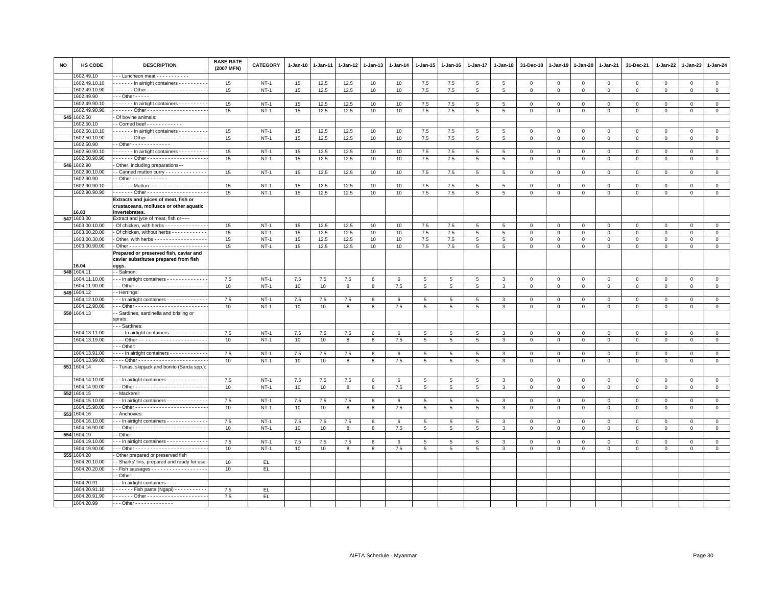| NO | HS CODE | DESCRIPTION | BASE RATE (2007 MFN) | CATEGORY | 1-Jan-10 | 1-Jan-11 | 1-Jan-12 | 1-Jan-13 | 1-Jan-14 | 1-Jan-15 | 1-Jan-16 | 1-Jan-17 | 1-Jan-18 | 31-Dec-18 | 1-Jan-19 | 1-Jan-20 | 1-Jan-21 | 31-Dec-21 | 1-Jan-22 | 1-Jan-23 | 1-Jan-24 |
|---|---|---|---|---|---|---|---|---|---|---|---|---|---|---|---|---|---|---|---|---|---|
| | 1602.49.10 | - - - Luncheon meat - - - - - - - - - - - | | | | | | | | | | | | | | | | | | | |
| | 1602.49.10.10 | - - - - - - - In airtight containers - - - - - - - - - | 15 | NT-1 | 15 | 12.5 | 12.5 | 10 | 10 | 7.5 | 7.5 | 5 | 5 | 0 | 0 | 0 | 0 | 0 | 0 | 0 | 0 |
| | 1602.49.10.90 | - - - - - - - Other - - - - - - - - - - - - - - - - - - - - | 15 | NT-1 | 15 | 12.5 | 12.5 | 10 | 10 | 7.5 | 7.5 | 5 | 5 | 0 | 0 | 0 | 0 | 0 | 0 | 0 | 0 |
| | 1602.49.90 | - - - Other - - - - - | | | | | | | | | | | | | | | | | | | |
| | 1602.49.90.10 | - - - - - - - In airtight containers - - - - - - - - - | 15 | NT-1 | 15 | 12.5 | 12.5 | 10 | 10 | 7.5 | 7.5 | 5 | 5 | 0 | 0 | 0 | 0 | 0 | 0 | 0 | 0 |
| | 1602.49.90.90 | - - - - - - - Other - - - - - - - - - - - - - - - - - - - - | 15 | NT-1 | 15 | 12.5 | 12.5 | 10 | 10 | 7.5 | 7.5 | 5 | 5 | 0 | 0 | 0 | 0 | 0 | 0 | 0 | 0 |
| 545 | 1602.50 | - Of bovine animals: | | | | | | | | | | | | | | | | | | | |
| | 1602.50.10 | - - Corned beef - - - - - - - - - - - - | | | | | | | | | | | | | | | | | | | |
| | 1602.50.10.10 | - - - - - - - In airtight containers - - - - - - - - - | 15 | NT-1 | 15 | 12.5 | 12.5 | 10 | 10 | 7.5 | 7.5 | 5 | 5 | 0 | 0 | 0 | 0 | 0 | 0 | 0 | 0 |
| | 1602.50.10.90 | - - - - - - - Other - - - - - - - - - - - - - - - - - - - - | 15 | NT-1 | 15 | 12.5 | 12.5 | 10 | 10 | 7.5 | 7.5 | 5 | 5 | 0 | 0 | 0 | 0 | 0 | 0 | 0 | 0 |
| | 1602.50.90 | - - Other - - - - - - - - - - - - - | | | | | | | | | | | | | | | | | | | |
| | 1602.50.90.10 | - - - - - - - In airtight containers - - - - - - - - - | 15 | NT-1 | 15 | 12.5 | 12.5 | 10 | 10 | 7.5 | 7.5 | 5 | 5 | 0 | 0 | 0 | 0 | 0 | 0 | 0 | 0 |
| | 1602.50.90.90 | - - - - - - - Other - - - - - - - - - - - - - - - - - - - - | 15 | NT-1 | 15 | 12.5 | 12.5 | 10 | 10 | 7.5 | 7.5 | 5 | 5 | 0 | 0 | 0 | 0 | 0 | 0 | 0 | 0 |
| 546 | 1602.90 | - Other, including preparations--- | | | | | | | | | | | | | | | | | | | |
| | 1602.90.10.00 | - - Canned mutton curry - - - - - - - - - - - - - - | 15 | NT-1 | 15 | 12.5 | 12.5 | 10 | 10 | 7.5 | 7.5 | 5 | 5 | 0 | 0 | 0 | 0 | 0 | 0 | 0 | 0 |
| | 1602.90.90 | - - Other - - - - - - - - - - - - | | | | | | | | | | | | | | | | | | | |
| | 1602.90.90.10 | - - - - - - - Mutton - - - - - - - - - - - - - - - - - - - | 15 | NT-1 | 15 | 12.5 | 12.5 | 10 | 10 | 7.5 | 7.5 | 5 | 5 | 0 | 0 | 0 | 0 | 0 | 0 | 0 | 0 |
| | 1602.90.90.90 | - - - - - - - Other - - - - - - - - - - - - - - - - - - - - | 15 | NT-1 | 15 | 12.5 | 12.5 | 10 | 10 | 7.5 | 7.5 | 5 | 5 | 0 | 0 | 0 | 0 | 0 | 0 | 0 | 0 |
| | **16.03** | **Extracts and juices of meat, fish or crustaceans, molluscs or other aquatic invertebrates.** | | | | | | | | | | | | | | | | | | | |
| 547 | 1603.00 | Extract and jyce of meat, fish or----- | | | | | | | | | | | | | | | | | | | |
| | 1603.00.10.00 | - Of chicken, with herbs - - - - - - - - - - - - - - | 15 | NT-1 | 15 | 12.5 | 12.5 | 10 | 10 | 7.5 | 7.5 | 5 | 5 | 0 | 0 | 0 | 0 | 0 | 0 | 0 | 0 |
| | 1603.00.20.00 | - Of chicken, without herbs - - - - - - - - - - - - | 15 | NT-1 | 15 | 12.5 | 12.5 | 10 | 10 | 7.5 | 7.5 | 5 | 5 | 0 | 0 | 0 | 0 | 0 | 0 | 0 | 0 |
| | 1603.00.30.00 | - Other, with herbs - - - - - - - - - - - - - - - - - - | 15 | NT-1 | 15 | 12.5 | 12.5 | 10 | 10 | 7.5 | 7.5 | 5 | 5 | 0 | 0 | 0 | 0 | 0 | 0 | 0 | 0 |
| | 1603.00.90.00 | - Other - - - - - - - - - - - - - - - - - - - - - - - - - - - | 15 | NT-1 | 15 | 12.5 | 12.5 | 10 | 10 | 7.5 | 7.5 | 5 | 5 | 0 | 0 | 0 | 0 | 0 | 0 | 0 | 0 |
| | **16.04** | **Prepared or preserved fish, caviar and caviar substitutes prepared from fish eggs.** | | | | | | | | | | | | | | | | | | | |
| 548 | 1604.11 | - - Salmon: | | | | | | | | | | | | | | | | | | | |
| | 1604.11.10.00 | - - - In airtight containers - - - - - - - - - - - - - - | 7.5 | NT-1 | 7.5 | 7.5 | 7.5 | 6 | 6 | 5 | 5 | 5 | 3 | 0 | 0 | 0 | 0 | 0 | 0 | 0 | 0 |
| | 1604.11.90.00 | - - - Other - - - - - - - - - - - - - - - - - - - - - - - - - | 10 | NT-1 | 10 | 10 | 8 | 8 | 7.5 | 5 | 5 | 5 | 3 | 0 | 0 | 0 | 0 | 0 | 0 | 0 | 0 |
| 549 | 1604.12 | - - Herrings: | | | | | | | | | | | | | | | | | | | |
| | 1604.12.10.00 | - - - In airtight containers - - - - - - - - - - - - - - | 7.5 | NT-1 | 7.5 | 7.5 | 7.5 | 6 | 6 | 5 | 5 | 5 | 3 | 0 | 0 | 0 | 0 | 0 | 0 | 0 | 0 |
| | 1604.12.90.00 | - - - Other - - - - - - - - - - - - - - - - - - - - - - - - - | 10 | NT-1 | 10 | 10 | 8 | 8 | 7.5 | 5 | 5 | 5 | 3 | 0 | 0 | 0 | 0 | 0 | 0 | 0 | 0 |
| 550 | 1604.13 | - - Sardines, sardinella and brisling or sprats: | | | | | | | | | | | | | | | | | | | |
| | | - - - Sardines: | | | | | | | | | | | | | | | | | | | |
| | 1604.13.11.00 | - - - - In airtight containers - - - - - - - - - - - - - | 7.5 | NT-1 | 7.5 | 7.5 | 7.5 | 6 | 6 | 5 | 5 | 5 | 3 | 0 | 0 | 0 | 0 | 0 | 0 | 0 | 0 |
| | 1604.13.19.00 | - - - - Other - - - - - - - - - - - - - - - - - - - - - - - - | 10 | NT-1 | 10 | 10 | 8 | 8 | 7.5 | 5 | 5 | 5 | 3 | 0 | 0 | 0 | 0 | 0 | 0 | 0 | 0 |
| | | - - - Other: | | | | | | | | | | | | | | | | | | | |
| | 1604.13.91.00 | - - - - In airtight containers - - - - - - - - - - - - - | 7.5 | NT-1 | 7.5 | 7.5 | 7.5 | 6 | 6 | 5 | 5 | 5 | 3 | 0 | 0 | 0 | 0 | 0 | 0 | 0 | 0 |
| | 1604.13.99.00 | - - - - Other - - - - - - - - - - - - - - - - - - - - - - - - | 10 | NT-1 | 10 | 10 | 8 | 8 | 7.5 | 5 | 5 | 5 | 3 | 0 | 0 | 0 | 0 | 0 | 0 | 0 | 0 |
| 551 | 1604.14 | - - Tunas, skipjack and bonito (Sarda spp.): | | | | | | | | | | | | | | | | | | | |
| | 1604.14.10.00 | - - - In airtight containers - - - - - - - - - - - - - - | 7.5 | NT-1 | 7.5 | 7.5 | 7.5 | 6 | 6 | 5 | 5 | 5 | 3 | 0 | 0 | 0 | 0 | 0 | 0 | 0 | 0 |
| | 1604.14.90.00 | - - - Other - - - - - - - - - - - - - - - - - - - - - - - - - | 10 | NT-1 | 10 | 10 | 8 | 8 | 7.5 | 5 | 5 | 5 | 3 | 0 | 0 | 0 | 0 | 0 | 0 | 0 | 0 |
| 552 | 1604.15 | - - Mackerel: | | | | | | | | | | | | | | | | | | | |
| | 1604.15.10.00 | - - - In airtight containers - - - - - - - - - - - - - - | 7.5 | NT-1 | 7.5 | 7.5 | 7.5 | 6 | 6 | 5 | 5 | 5 | 3 | 0 | 0 | 0 | 0 | 0 | 0 | 0 | 0 |
| | 1604.15.90.00 | - - - Other - - - - - - - - - - - - - - - - - - - - - - - - - | 10 | NT-1 | 10 | 10 | 8 | 8 | 7.5 | 5 | 5 | 5 | 3 | 0 | 0 | 0 | 0 | 0 | 0 | 0 | 0 |
| 553 | 1604.16 | - - Anchovies: | | | | | | | | | | | | | | | | | | | |
| | 1604.16.10.00 | - - - In airtight containers - - - - - - - - - - - - - - | 7.5 | NT-1 | 7.5 | 7.5 | 7.5 | 6 | 6 | 5 | 5 | 5 | 3 | 0 | 0 | 0 | 0 | 0 | 0 | 0 | 0 |
| | 1604.16.90.00 | - - - Other - - - - - - - - - - - - - - - - - - - - - - - - - | 10 | NT-1 | 10 | 10 | 8 | 8 | 7.5 | 5 | 5 | 5 | 3 | 0 | 0 | 0 | 0 | 0 | 0 | 0 | 0 |
| 554 | 1604.19 | - - Other: | | | | | | | | | | | | | | | | | | | |
| | 1604.19.10.00 | - - - In airtight containers - - - - - - - - - - - - - - | 7.5 | NT-1 | 7.5 | 7.5 | 7.5 | 6 | 6 | 5 | 5 | 5 | 3 | 0 | 0 | 0 | 0 | 0 | 0 | 0 | 0 |
| | 1604.19.90.00 | - - - Other - - - - - - - - - - - - - - - - - - - - - - - - - | 10 | NT-1 | 10 | 10 | 8 | 8 | 7.5 | 5 | 5 | 5 | 3 | 0 | 0 | 0 | 0 | 0 | 0 | 0 | 0 |
| 555 | 1604.20 | - Other prepared or preserved fish | | | | | | | | | | | | | | | | | | | |
| | 1604.20.10.00 | - - Sharks' fins, prepared and ready for use - | 10 | EL | | | | | | | | | | | | | | | | | |
| | 1604.20.20.00 | - - Fish sausages - - - - - - - - - - - - - - - - - - - | 10 | EL | | | | | | | | | | | | | | | | | |
| | | - - Other: | | | | | | | | | | | | | | | | | | | |
| | 1604.20.91 | - - - In airtight containers - - - | | | | | | | | | | | | | | | | | | | |
| | 1604.20.91.10 | - - - - - - - Fish paste (Ngapi) - - - - - - - - - - - | 7.5 | EL | | | | | | | | | | | | | | | | | |
| | 1604.20.91.90 | - - - - - - - Other - - - - - - - - - - - - - - - - - - - - | 7.5 | EL | | | | | | | | | | | | | | | | | |
| | 1604.20.99 | - - - Other - - - - - - - - - - - - - | | | | | | | | | | | | | | | | | | | |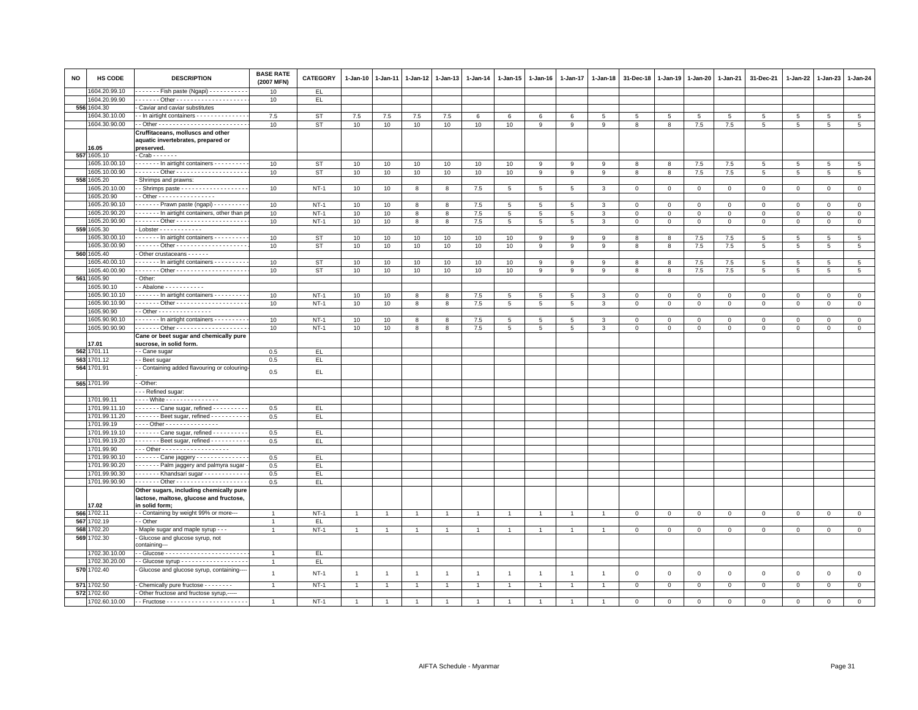| NO | HS CODE | DESCRIPTION | BASE RATE (2007 MFN) | CATEGORY | 1-Jan-10 | 1-Jan-11 | 1-Jan-12 | 1-Jan-13 | 1-Jan-14 | 1-Jan-15 | 1-Jan-16 | 1-Jan-17 | 1-Jan-18 | 31-Dec-18 | 1-Jan-19 | 1-Jan-20 | 1-Jan-21 | 31-Dec-21 | 1-Jan-22 | 1-Jan-23 | 1-Jan-24 |
|---|---|---|---|---|---|---|---|---|---|---|---|---|---|---|---|---|---|---|---|---|---|
| | 1604.20.99.10 | - - - - - - Fish paste (Ngapi) - - - - - - - - - - - | 10 | EL | | | | | | | | | | | | | | | | | |
| | 1604.20.99.90 | - - - - - - Other - - - - - - - - - - - - - - - - - - - - | 10 | EL | | | | | | | | | | | | | | | | | |
| 556 | 1604.30 | - Caviar and caviar substitutes | | | | | | | | | | | | | | | | | | | |
| | 1604.30.10.00 | - - In airtight containers - - - - - - - - - - - - - - - | 7.5 | ST | 7.5 | 7.5 | 7.5 | 7.5 | 6 | 6 | 6 | 6 | 5 | 5 | 5 | 5 | 5 | 5 | 5 | 5 | 5 |
| | 1604.30.90.00 | - - Other - - - - - - - - - - - - - - - - - - - - - - - - - | 10 | ST | 10 | 10 | 10 | 10 | 10 | 10 | 9 | 9 | 9 | 8 | 8 | 7.5 | 7.5 | 5 | 5 | 5 | 5 |
| | 16.05 | **Cruffitaceans, molluscs and other aquatic invertebrates, prepared or preserved.** | | | | | | | | | | | | | | | | | | | |
| 557 | 1605.10 | - Crab - - - - - - - | | | | | | | | | | | | | | | | | | | |
| | 1605.10.00.10 | - - - - - - In airtight containers - - - - - - - - - - | 10 | ST | 10 | 10 | 10 | 10 | 10 | 10 | 9 | 9 | 9 | 8 | 8 | 7.5 | 7.5 | 5 | 5 | 5 | 5 |
| | 1605.10.00.90 | - - - - - - Other - - - - - - - - - - - - - - - - - - - - | 10 | ST | 10 | 10 | 10 | 10 | 10 | 10 | 9 | 9 | 9 | 8 | 8 | 7.5 | 7.5 | 5 | 5 | 5 | 5 |
| 558 | 1605.20 | - Shrimps and prawns: | | | | | | | | | | | | | | | | | | | |
| | 1605.20.10.00 | - - Shrimps paste - - - - - - - - - - - - - - - - - - - | 10 | NT-1 | 10 | 10 | 8 | 8 | 7.5 | 5 | 5 | 5 | 3 | 0 | 0 | 0 | 0 | 0 | 0 | 0 | 0 |
| | 1605.20.90 | - - Other - - - - - - - - - - - - - - - - | | | | | | | | | | | | | | | | | | | |
| | 1605.20.90.10 | - - - - - - - Prawn paste (ngapi) - - - - - - - - - - | 10 | NT-1 | 10 | 10 | 8 | 8 | 7.5 | 5 | 5 | 5 | 3 | 0 | 0 | 0 | 0 | 0 | 0 | 0 | 0 |
| | 1605.20.90.20 | - - - - - - - In airtight containers, other than pr | 10 | NT-1 | 10 | 10 | 8 | 8 | 7.5 | 5 | 5 | 5 | 3 | 0 | 0 | 0 | 0 | 0 | 0 | 0 | 0 |
| | 1605.20.90.90 | - - - - - - - Other - - - - - - - - - - - - - - - - - - - - | 10 | NT-1 | 10 | 10 | 8 | 8 | 7.5 | 5 | 5 | 5 | 3 | 0 | 0 | 0 | 0 | 0 | 0 | 0 | 0 |
| 559 | 1605.30 | - Lobster - - - - - - - - - - - - | | | | | | | | | | | | | | | | | | | |
| | 1605.30.00.10 | - - - - - - - In airtight containers - - - - - - - - - - | 10 | ST | 10 | 10 | 10 | 10 | 10 | 10 | 9 | 9 | 9 | 8 | 8 | 7.5 | 7.5 | 5 | 5 | 5 | 5 |
| | 1605.30.00.90 | - - - - - - - Other - - - - - - - - - - - - - - - - - - - - | 10 | ST | 10 | 10 | 10 | 10 | 10 | 10 | 9 | 9 | 9 | 8 | 8 | 7.5 | 7.5 | 5 | 5 | 5 | 5 |
| 560 | 1605.40 | - Other crustaceans - - - - - - | | | | | | | | | | | | | | | | | | | |
| | 1605.40.00.10 | - - - - - - - In airtight containers - - - - - - - - - - | 10 | ST | 10 | 10 | 10 | 10 | 10 | 10 | 9 | 9 | 9 | 8 | 8 | 7.5 | 7.5 | 5 | 5 | 5 | 5 |
| | 1605.40.00.90 | - - - - - - - Other - - - - - - - - - - - - - - - - - - - - | 10 | ST | 10 | 10 | 10 | 10 | 10 | 10 | 9 | 9 | 9 | 8 | 8 | 7.5 | 7.5 | 5 | 5 | 5 | 5 |
| 561 | 1605.90 | - Other: | | | | | | | | | | | | | | | | | | | |
| | 1605.90.10 | - - Abalone - - - - - - - - - - - | | | | | | | | | | | | | | | | | | | |
| | 1605.90.10.10 | - - - - - - - In airtight containers - - - - - - - - - - | 10 | NT-1 | 10 | 10 | 8 | 8 | 7.5 | 5 | 5 | 5 | 3 | 0 | 0 | 0 | 0 | 0 | 0 | 0 | 0 |
| | 1605.90.10.90 | - - - - - - - Other - - - - - - - - - - - - - - - - - - - - | 10 | NT-1 | 10 | 10 | 8 | 8 | 7.5 | 5 | 5 | 5 | 3 | 0 | 0 | 0 | 0 | 0 | 0 | 0 | 0 |
| | 1605.90.90 | - - Other - - - - - - - - - - - - - - - | | | | | | | | | | | | | | | | | | | |
| | 1605.90.90.10 | - - - - - - - In airtight containers - - - - - - - - - - | 10 | NT-1 | 10 | 10 | 8 | 8 | 7.5 | 5 | 5 | 5 | 3 | 0 | 0 | 0 | 0 | 0 | 0 | 0 | 0 |
| | 1605.90.90.90 | - - - - - - - Other - - - - - - - - - - - - - - - - - - - - | 10 | NT-1 | 10 | 10 | 8 | 8 | 7.5 | 5 | 5 | 5 | 3 | 0 | 0 | 0 | 0 | 0 | 0 | 0 | 0 |
| | 17.01 | **Cane or beet sugar and chemically pure sucrose, in solid form.** | | | | | | | | | | | | | | | | | | | |
| 562 | 1701.11 | - - Cane sugar | 0.5 | EL | | | | | | | | | | | | | | | | | |
| 563 | 1701.12 | - - Beet sugar | 0.5 | EL | | | | | | | | | | | | | | | | | |
| 564 | 1701.91 | - - Containing added flavouring or colouring- - | 0.5 | EL | | | | | | | | | | | | | | | | | |
| 565 | 1701.99 | - -Other: | | | | | | | | | | | | | | | | | | | |
| | | - - - Refined sugar: | | | | | | | | | | | | | | | | | | | |
| | 1701.99.11 | - - - - White - - - - - - - - - - - - - - - | | | | | | | | | | | | | | | | | | | |
| | 1701.99.11.10 | - - - - - - - Cane sugar, refined - - - - - - - - - - | 0.5 | EL | | | | | | | | | | | | | | | | | |
| | 1701.99.11.20 | - - - - - - - Beet sugar, refined - - - - - - - - - - - | 0.5 | EL | | | | | | | | | | | | | | | | | |
| | 1701.99.19 | - - - - Other - - - - - - - - - - - - - - - | | | | | | | | | | | | | | | | | | | |
| | 1701.99.19.10 | - - - - - - - Cane sugar, refined - - - - - - - - - - | 0.5 | EL | | | | | | | | | | | | | | | | | |
| | 1701.99.19.20 | - - - - - - - Beet sugar, refined - - - - - - - - - - - | 0.5 | EL | | | | | | | | | | | | | | | | | |
| | 1701.99.90 | - - - Other - - - - - - - - - - - - - - - - - - - - | | | | | | | | | | | | | | | | | | | |
| | 1701.99.90.10 | - - - - - - - Cane jaggery - - - - - - - - - - - - - - - | 0.5 | EL | | | | | | | | | | | | | | | | | |
| | 1701.99.90.20 | - - - - - - - Palm jaggery and palmyra sugar - | 0.5 | EL | | | | | | | | | | | | | | | | | |
| | 1701.99.90.30 | - - - - - - - Khandsari sugar - - - - - - - - - - - - - | 0.5 | EL | | | | | | | | | | | | | | | | | |
| | 1701.99.90.90 | - - - - - - - Other - - - - - - - - - - - - - - - - - - - - | 0.5 | EL | | | | | | | | | | | | | | | | | |
| | 17.02 | **Other sugars, including chemically pure lactose, maltose, glucose and fructose, in solid form;** | | | | | | | | | | | | | | | | | | | |
| 566 | 1702.11 | - - Containing by weight 99% or more--- | 1 | NT-1 | 1 | 1 | 1 | 1 | 1 | 1 | 1 | 1 | 1 | 0 | 0 | 0 | 0 | 0 | 0 | 0 | 0 |
| 567 | 1702.19 | - - Other | 1 | EL | | | | | | | | | | | | | | | | | |
| 568 | 1702.20 | - Maple sugar and maple syrup - - - | 1 | NT-1 | 1 | 1 | 1 | 1 | 1 | 1 | 1 | 1 | 1 | 0 | 0 | 0 | 0 | 0 | 0 | 0 | 0 |
| 569 | 1702.30 | - Glucose and glucose syrup, not containing--- | | | | | | | | | | | | | | | | | | | |
| | 1702.30.10.00 | - - Glucose - - - - - - - - - - - - - - - - - - - - - - - | 1 | EL | | | | | | | | | | | | | | | | | |
| | 1702.30.20.00 | - - Glucose syrup - - - - - - - - - - - - - - - - - - - | 1 | EL | | | | | | | | | | | | | | | | | |
| 570 | 1702.40 | - Glucose and glucose syrup, containing---- | 1 | NT-1 | 1 | 1 | 1 | 1 | 1 | 1 | 1 | 1 | 1 | 0 | 0 | 0 | 0 | 0 | 0 | 0 | 0 |
| 571 | 1702.50 | - Chemically pure fructose - - - - - - - - | 1 | NT-1 | 1 | 1 | 1 | 1 | 1 | 1 | 1 | 1 | 1 | 0 | 0 | 0 | 0 | 0 | 0 | 0 | 0 |
| 572 | 1702.60 | - Other fructose and fructose syrup,----- | | | | | | | | | | | | | | | | | | | |
| | 1702.60.10.00 | - - Fructose - - - - - - - - - - - - - - - - - - - - - - - | 1 | NT-1 | 1 | 1 | 1 | 1 | 1 | 1 | 1 | 1 | 1 | 0 | 0 | 0 | 0 | 0 | 0 | 0 | 0 |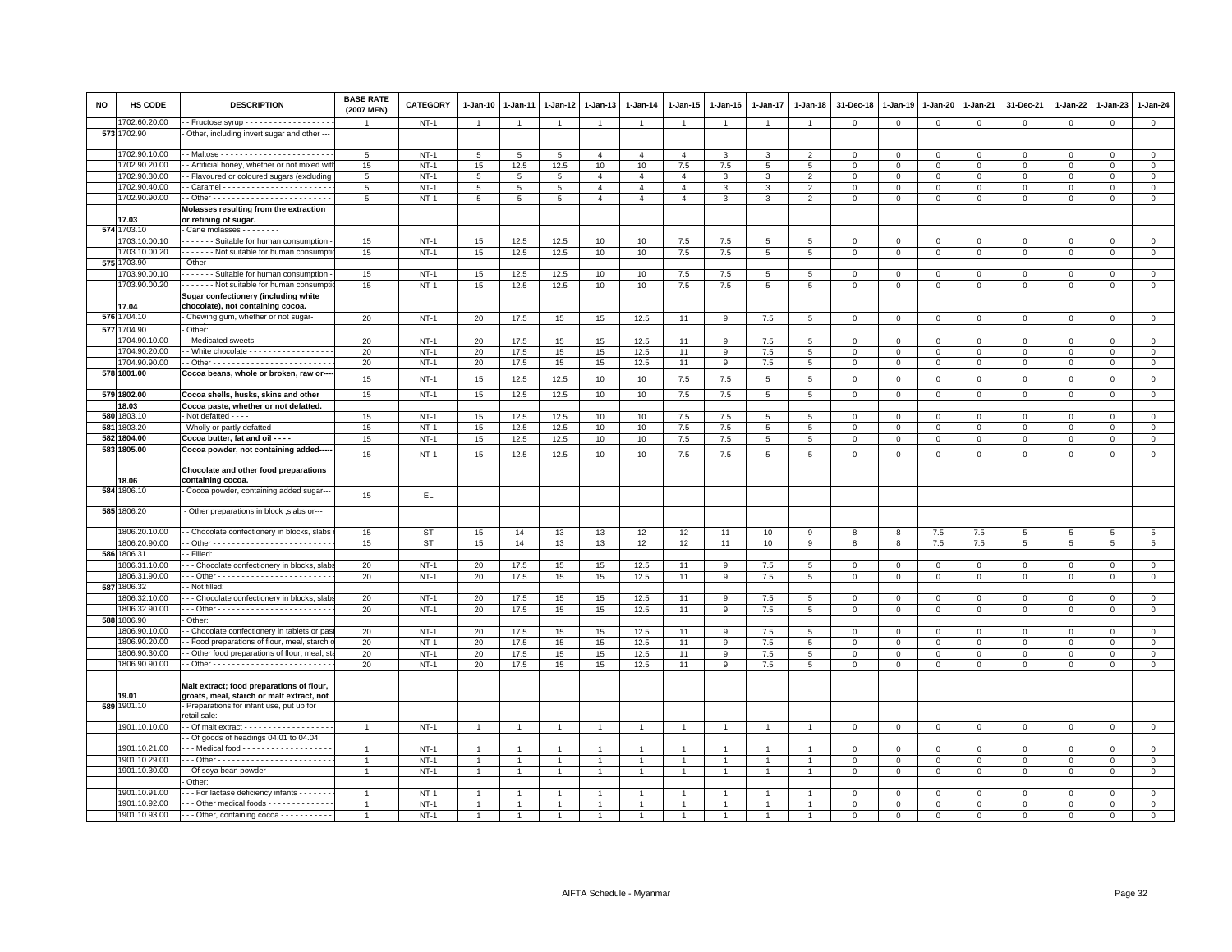| NO | HS CODE | DESCRIPTION | BASE RATE (2007 MFN) | CATEGORY | 1-Jan-10 | 1-Jan-11 | 1-Jan-12 | 1-Jan-13 | 1-Jan-14 | 1-Jan-15 | 1-Jan-16 | 1-Jan-17 | 1-Jan-18 | 31-Dec-18 | 1-Jan-19 | 1-Jan-20 | 1-Jan-21 | 31-Dec-21 | 1-Jan-22 | 1-Jan-23 | 1-Jan-24 |
|---|---|---|---|---|---|---|---|---|---|---|---|---|---|---|---|---|---|---|---|---|---|
| | 1702.60.20.00 | - - Fructose syrup - - - - - - - - - - - - - - - - - - | 1 | NT-1 | 1 | 1 | 1 | 1 | 1 | 1 | 1 | 1 | 1 | 0 | 0 | 0 | 0 | 0 | 0 | 0 | 0 |
| 573 | 1702.90 | - Other, including invert sugar and other --- | | | | | | | | | | | | | | | | | | | |
| | 1702.90.10.00 | - - Maltose - - - - - - - - - - - - - - - - - - - - - - - - | 5 | NT-1 | 5 | 5 | 5 | 4 | 4 | 4 | 3 | 3 | 2 | 0 | 0 | 0 | 0 | 0 | 0 | 0 | 0 |
| | 1702.90.20.00 | - - Artificial honey, whether or not mixed with | 15 | NT-1 | 15 | 12.5 | 12.5 | 10 | 10 | 7.5 | 7.5 | 5 | 5 | 0 | 0 | 0 | 0 | 0 | 0 | 0 | 0 |
| | 1702.90.30.00 | - - Flavoured or coloured sugars (excluding | 5 | NT-1 | 5 | 5 | 5 | 4 | 4 | 4 | 3 | 3 | 2 | 0 | 0 | 0 | 0 | 0 | 0 | 0 | 0 |
| | 1702.90.40.00 | - - Caramel - - - - - - - - - - - - - - - - - - - - - - - | 5 | NT-1 | 5 | 5 | 5 | 4 | 4 | 4 | 3 | 3 | 2 | 0 | 0 | 0 | 0 | 0 | 0 | 0 | 0 |
| | 1702.90.90.00 | - - Other - - - - - - - - - - - - - - - - - - - - - - - - | 5 | NT-1 | 5 | 5 | 5 | 4 | 4 | 4 | 3 | 3 | 2 | 0 | 0 | 0 | 0 | 0 | 0 | 0 | 0 |
| | 17.03 | **Molasses resulting from the extraction or refining of sugar.** | | | | | | | | | | | | | | | | | | | |
| 574 | 1703.10 | - Cane molasses - - - - - - - - | | | | | | | | | | | | | | | | | | | |
| | 1703.10.00.10 | - - - - - - - Suitable for human consumption - | 15 | NT-1 | 15 | 12.5 | 12.5 | 10 | 10 | 7.5 | 7.5 | 5 | 5 | 0 | 0 | 0 | 0 | 0 | 0 | 0 | 0 |
| | 1703.10.00.20 | - - - - - - - Not suitable for human consumptio | 15 | NT-1 | 15 | 12.5 | 12.5 | 10 | 10 | 7.5 | 7.5 | 5 | 5 | 0 | 0 | 0 | 0 | 0 | 0 | 0 | 0 |
| 575 | 1703.90 | - Other - - - - - - - - - - - - | | | | | | | | | | | | | | | | | | | |
| | 1703.90.00.10 | - - - - - - - Suitable for human consumption - | 15 | NT-1 | 15 | 12.5 | 12.5 | 10 | 10 | 7.5 | 7.5 | 5 | 5 | 0 | 0 | 0 | 0 | 0 | 0 | 0 | 0 |
| | 1703.90.00.20 | - - - - - - - Not suitable for human consumptio | 15 | NT-1 | 15 | 12.5 | 12.5 | 10 | 10 | 7.5 | 7.5 | 5 | 5 | 0 | 0 | 0 | 0 | 0 | 0 | 0 | 0 |
| | 17.04 | **Sugar confectionery (including white chocolate), not containing cocoa.** | | | | | | | | | | | | | | | | | | | |
| 576 | 1704.10 | - Chewing gum, whether or not sugar- | 20 | NT-1 | 20 | 17.5 | 15 | 15 | 12.5 | 11 | 9 | 7.5 | 5 | 0 | 0 | 0 | 0 | 0 | 0 | 0 | 0 |
| 577 | 1704.90 | - Other: | | | | | | | | | | | | | | | | | | | |
| | 1704.90.10.00 | - - Medicated sweets - - - - - - - - - - - - - - - - | 20 | NT-1 | 20 | 17.5 | 15 | 15 | 12.5 | 11 | 9 | 7.5 | 5 | 0 | 0 | 0 | 0 | 0 | 0 | 0 | 0 |
| | 1704.90.20.00 | - - White chocolate - - - - - - - - - - - - - - - - - - | 20 | NT-1 | 20 | 17.5 | 15 | 15 | 12.5 | 11 | 9 | 7.5 | 5 | 0 | 0 | 0 | 0 | 0 | 0 | 0 | 0 |
| | 1704.90.90.00 | - - Other - - - - - - - - - - - - - - - - - - - - - - - - | 20 | NT-1 | 20 | 17.5 | 15 | 15 | 12.5 | 11 | 9 | 7.5 | 5 | 0 | 0 | 0 | 0 | 0 | 0 | 0 | 0 |
| 578 | **1801.00** | **Cocoa beans, whole or broken, raw or----** | 15 | NT-1 | 15 | 12.5 | 12.5 | 10 | 10 | 7.5 | 7.5 | 5 | 5 | 0 | 0 | 0 | 0 | 0 | 0 | 0 | 0 |
| 579 | **1802.00** | **Cocoa shells, husks, skins and other** | 15 | NT-1 | 15 | 12.5 | 12.5 | 10 | 10 | 7.5 | 7.5 | 5 | 5 | 0 | 0 | 0 | 0 | 0 | 0 | 0 | 0 |
| | **18.03** | **Cocoa paste, whether or not defatted.** | | | | | | | | | | | | | | | | | | | |
| 580 | 1803.10 | - Not defatted - - - - | 15 | NT-1 | 15 | 12.5 | 12.5 | 10 | 10 | 7.5 | 7.5 | 5 | 5 | 0 | 0 | 0 | 0 | 0 | 0 | 0 | 0 |
| 581 | 1803.20 | - Wholly or partly defatted - - - - - - | 15 | NT-1 | 15 | 12.5 | 12.5 | 10 | 10 | 7.5 | 7.5 | 5 | 5 | 0 | 0 | 0 | 0 | 0 | 0 | 0 | 0 |
| 582 | **1804.00** | **Cocoa butter, fat and oil - - - -** | 15 | NT-1 | 15 | 12.5 | 12.5 | 10 | 10 | 7.5 | 7.5 | 5 | 5 | 0 | 0 | 0 | 0 | 0 | 0 | 0 | 0 |
| 583 | **1805.00** | **Cocoa powder, not containing added-----** | 15 | NT-1 | 15 | 12.5 | 12.5 | 10 | 10 | 7.5 | 7.5 | 5 | 5 | 0 | 0 | 0 | 0 | 0 | 0 | 0 | 0 |
| | 18.06 | **Chocolate and other food preparations containing cocoa.** | | | | | | | | | | | | | | | | | | | |
| 584 | 1806.10 | - Cocoa powder, containing added sugar--- | 15 | EL | | | | | | | | | | | | | | | | | |
| 585 | 1806.20 | - Other preparations in block ,slabs or--- | | | | | | | | | | | | | | | | | | | |
| | 1806.20.10.00 | - - Chocolate confectionery in blocks, slabs | 15 | ST | 15 | 14 | 13 | 13 | 12 | 12 | 11 | 10 | 9 | 8 | 8 | 7.5 | 7.5 | 5 | 5 | 5 | 5 |
| | 1806.20.90.00 | - - Other - - - - - - - - - - - - - - - - - - - - - - - - | 15 | ST | 15 | 14 | 13 | 13 | 12 | 12 | 11 | 10 | 9 | 8 | 8 | 7.5 | 7.5 | 5 | 5 | 5 | 5 |
| 586 | 1806.31 | - - Filled: | | | | | | | | | | | | | | | | | | | |
| | 1806.31.10.00 | - - - Chocolate confectionery in blocks, slabs | 20 | NT-1 | 20 | 17.5 | 15 | 15 | 12.5 | 11 | 9 | 7.5 | 5 | 0 | 0 | 0 | 0 | 0 | 0 | 0 | 0 |
| | 1806.31.90.00 | - - - Other - - - - - - - - - - - - - - - - - - - - - - - | 20 | NT-1 | 20 | 17.5 | 15 | 15 | 12.5 | 11 | 9 | 7.5 | 5 | 0 | 0 | 0 | 0 | 0 | 0 | 0 | 0 |
| 587 | 1806.32 | - - Not filled: | | | | | | | | | | | | | | | | | | | |
| | 1806.32.10.00 | - - - Chocolate confectionery in blocks, slabs | 20 | NT-1 | 20 | 17.5 | 15 | 15 | 12.5 | 11 | 9 | 7.5 | 5 | 0 | 0 | 0 | 0 | 0 | 0 | 0 | 0 |
| | 1806.32.90.00 | - - - Other - - - - - - - - - - - - - - - - - - - - - - - | 20 | NT-1 | 20 | 17.5 | 15 | 15 | 12.5 | 11 | 9 | 7.5 | 5 | 0 | 0 | 0 | 0 | 0 | 0 | 0 | 0 |
| 588 | 1806.90 | - Other: | | | | | | | | | | | | | | | | | | | |
| | 1806.90.10.00 | - - Chocolate confectionery in tablets or past | 20 | NT-1 | 20 | 17.5 | 15 | 15 | 12.5 | 11 | 9 | 7.5 | 5 | 0 | 0 | 0 | 0 | 0 | 0 | 0 | 0 |
| | 1806.90.20.00 | - - Food preparations of flour, meal, starch o | 20 | NT-1 | 20 | 17.5 | 15 | 15 | 12.5 | 11 | 9 | 7.5 | 5 | 0 | 0 | 0 | 0 | 0 | 0 | 0 | 0 |
| | 1806.90.30.00 | - - Other food preparations of flour, meal, sta | 20 | NT-1 | 20 | 17.5 | 15 | 15 | 12.5 | 11 | 9 | 7.5 | 5 | 0 | 0 | 0 | 0 | 0 | 0 | 0 | 0 |
| | 1806.90.90.00 | - - Other - - - - - - - - - - - - - - - - - - - - - - - - | 20 | NT-1 | 20 | 17.5 | 15 | 15 | 12.5 | 11 | 9 | 7.5 | 5 | 0 | 0 | 0 | 0 | 0 | 0 | 0 | 0 |
| | 19.01 | **Malt extract; food preparations of flour, groats, meal, starch or malt extract, not** | | | | | | | | | | | | | | | | | | | |
| 589 | 1901.10 | - Preparations for infant use, put up for retail sale: | | | | | | | | | | | | | | | | | | | |
| | 1901.10.10.00 | - - Of malt extract - - - - - - - - - - - - - - - - - - | 1 | NT-1 | 1 | 1 | 1 | 1 | 1 | 1 | 1 | 1 | 1 | 0 | 0 | 0 | 0 | 0 | 0 | 0 | 0 |
| | | - - Of goods of headings 04.01 to 04.04: | | | | | | | | | | | | | | | | | | | |
| | 1901.10.21.00 | - - - Medical food - - - - - - - - - - - - - - - - - - - | 1 | NT-1 | 1 | 1 | 1 | 1 | 1 | 1 | 1 | 1 | 1 | 0 | 0 | 0 | 0 | 0 | 0 | 0 | 0 |
| | 1901.10.29.00 | - - - Other - - - - - - - - - - - - - - - - - - - - - - - | 1 | NT-1 | 1 | 1 | 1 | 1 | 1 | 1 | 1 | 1 | 1 | 0 | 0 | 0 | 0 | 0 | 0 | 0 | 0 |
| | 1901.10.30.00 | - - Of soya bean powder - - - - - - - - - - - - - - | 1 | NT-1 | 1 | 1 | 1 | 1 | 1 | 1 | 1 | 1 | 1 | 0 | 0 | 0 | 0 | 0 | 0 | 0 | 0 |
| | | - Other: | | | | | | | | | | | | | | | | | | | |
| | 1901.10.91.00 | - - - For lactase deficiency infants - - - - - - - | 1 | NT-1 | 1 | 1 | 1 | 1 | 1 | 1 | 1 | 1 | 1 | 0 | 0 | 0 | 0 | 0 | 0 | 0 | 0 |
| | 1901.10.92.00 | - - - Other medical foods - - - - - - - - - - - - - - | 1 | NT-1 | 1 | 1 | 1 | 1 | 1 | 1 | 1 | 1 | 1 | 0 | 0 | 0 | 0 | 0 | 0 | 0 | 0 |
| | 1901.10.93.00 | - - - Other, containing cocoa - - - - - - - - - - - | 1 | NT-1 | 1 | 1 | 1 | 1 | 1 | 1 | 1 | 1 | 1 | 0 | 0 | 0 | 0 | 0 | 0 | 0 | 0 |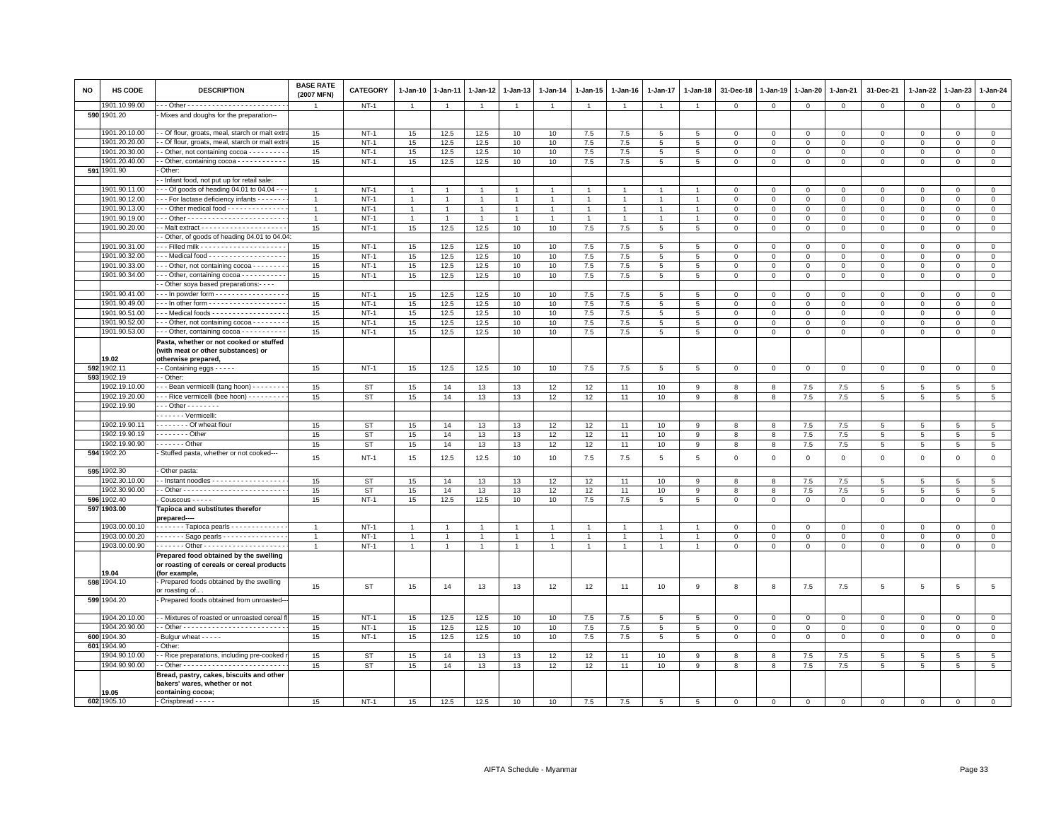| NO | HS CODE | DESCRIPTION | BASE RATE (2007 MFN) | CATEGORY | 1-Jan-10 | 1-Jan-11 | 1-Jan-12 | 1-Jan-13 | 1-Jan-14 | 1-Jan-15 | 1-Jan-16 | 1-Jan-17 | 1-Jan-18 | 31-Dec-18 | 1-Jan-19 | 1-Jan-20 | 1-Jan-21 | 31-Dec-21 | 1-Jan-22 | 1-Jan-23 | 1-Jan-24 |
|---|---|---|---|---|---|---|---|---|---|---|---|---|---|---|---|---|---|---|---|---|---|
| | 1901.10.99.00 | - - - Other - - - - - - - - - - - - - - - - - - - - - - - - | 1 | NT-1 | 1 | 1 | 1 | 1 | 1 | 1 | 1 | 1 | 1 | 0 | 0 | 0 | 0 | 0 | 0 | 0 | 0 |
| 590 | 1901.20 | - Mixes and doughs for the preparation-- | | | | | | | | | | | | | | | | | | | |
| | 1901.20.10.00 | - - Of flour, groats, meal, starch or malt extra | 15 | NT-1 | 15 | 12.5 | 12.5 | 10 | 10 | 7.5 | 7.5 | 5 | 5 | 0 | 0 | 0 | 0 | 0 | 0 | 0 | 0 |
| | 1901.20.20.00 | - - Of flour, groats, meal, starch or malt extra | 15 | NT-1 | 15 | 12.5 | 12.5 | 10 | 10 | 7.5 | 7.5 | 5 | 5 | 0 | 0 | 0 | 0 | 0 | 0 | 0 | 0 |
| | 1901.20.30.00 | - - Other, not containing cocoa - - - - - - - - - | 15 | NT-1 | 15 | 12.5 | 12.5 | 10 | 10 | 7.5 | 7.5 | 5 | 5 | 0 | 0 | 0 | 0 | 0 | 0 | 0 | 0 |
| | 1901.20.40.00 | - - Other, containing cocoa - - - - - - - - - - - | 15 | NT-1 | 15 | 12.5 | 12.5 | 10 | 10 | 7.5 | 7.5 | 5 | 5 | 0 | 0 | 0 | 0 | 0 | 0 | 0 | 0 |
| 591 | 1901.90 | - Other: | | | | | | | | | | | | | | | | | | | |
| | | - - Infant food, not put up for retail sale: | | | | | | | | | | | | | | | | | | | |
| | 1901.90.11.00 | - - - Of goods of heading 04.01 to 04.04 - - - | 1 | NT-1 | 1 | 1 | 1 | 1 | 1 | 1 | 1 | 1 | 1 | 0 | 0 | 0 | 0 | 0 | 0 | 0 | 0 |
| | 1901.90.12.00 | - - - For lactase deficiency infants - - - - - - - | 1 | NT-1 | 1 | 1 | 1 | 1 | 1 | 1 | 1 | 1 | 1 | 0 | 0 | 0 | 0 | 0 | 0 | 0 | 0 |
| | 1901.90.13.00 | - - - Other medical food - - - - - - - - - - - - - - | 1 | NT-1 | 1 | 1 | 1 | 1 | 1 | 1 | 1 | 1 | 1 | 0 | 0 | 0 | 0 | 0 | 0 | 0 | 0 |
| | 1901.90.19.00 | - - - Other - - - - - - - - - - - - - - - - - - - - - - - - | 1 | NT-1 | 1 | 1 | 1 | 1 | 1 | 1 | 1 | 1 | 1 | 0 | 0 | 0 | 0 | 0 | 0 | 0 | 0 |
| | 1901.90.20.00 | - - Malt extract - - - - - - - - - - - - - - - - - - - - - | 15 | NT-1 | 15 | 12.5 | 12.5 | 10 | 10 | 7.5 | 7.5 | 5 | 5 | 0 | 0 | 0 | 0 | 0 | 0 | 0 | 0 |
| | | - - Other, of goods of heading 04.01 to 04.04: | | | | | | | | | | | | | | | | | | | |
| | 1901.90.31.00 | - - - Filled milk - - - - - - - - - - - - - - - - - - - - - | 15 | NT-1 | 15 | 12.5 | 12.5 | 10 | 10 | 7.5 | 7.5 | 5 | 5 | 0 | 0 | 0 | 0 | 0 | 0 | 0 | 0 |
| | 1901.90.32.00 | - - - Medical food - - - - - - - - - - - - - - - - - - - | 15 | NT-1 | 15 | 12.5 | 12.5 | 10 | 10 | 7.5 | 7.5 | 5 | 5 | 0 | 0 | 0 | 0 | 0 | 0 | 0 | 0 |
| | 1901.90.33.00 | - - - Other, not containing cocoa - - - - - - - - | 15 | NT-1 | 15 | 12.5 | 12.5 | 10 | 10 | 7.5 | 7.5 | 5 | 5 | 0 | 0 | 0 | 0 | 0 | 0 | 0 | 0 |
| | 1901.90.34.00 | - - - Other, containing cocoa - - - - - - - - - - - | 15 | NT-1 | 15 | 12.5 | 12.5 | 10 | 10 | 7.5 | 7.5 | 5 | 5 | 0 | 0 | 0 | 0 | 0 | 0 | 0 | 0 |
| | | - - Other soya based preparations:- - - - | | | | | | | | | | | | | | | | | | | |
| | 1901.90.41.00 | - - - In powder form - - - - - - - - - - - - - - - - - | 15 | NT-1 | 15 | 12.5 | 12.5 | 10 | 10 | 7.5 | 7.5 | 5 | 5 | 0 | 0 | 0 | 0 | 0 | 0 | 0 | 0 |
| | 1901.90.49.00 | - - - In other form - - - - - - - - - - - - - - - - - - | 15 | NT-1 | 15 | 12.5 | 12.5 | 10 | 10 | 7.5 | 7.5 | 5 | 5 | 0 | 0 | 0 | 0 | 0 | 0 | 0 | 0 |
| | 1901.90.51.00 | - - - Medical foods - - - - - - - - - - - - - - - - - - | 15 | NT-1 | 15 | 12.5 | 12.5 | 10 | 10 | 7.5 | 7.5 | 5 | 5 | 0 | 0 | 0 | 0 | 0 | 0 | 0 | 0 |
| | 1901.90.52.00 | - - - Other, not containing cocoa - - - - - - - - | 15 | NT-1 | 15 | 12.5 | 12.5 | 10 | 10 | 7.5 | 7.5 | 5 | 5 | 0 | 0 | 0 | 0 | 0 | 0 | 0 | 0 |
| | 1901.90.53.00 | - - - Other, containing cocoa - - - - - - - - - - - | 15 | NT-1 | 15 | 12.5 | 12.5 | 10 | 10 | 7.5 | 7.5 | 5 | 5 | 0 | 0 | 0 | 0 | 0 | 0 | 0 | 0 |
| | 19.02 | **Pasta, whether or not cooked or stuffed (with meat or other substances) or otherwise prepared,** | | | | | | | | | | | | | | | | | | | |
| 592 | 1902.11 | - - Containing eggs - - - - - | 15 | NT-1 | 15 | 12.5 | 12.5 | 10 | 10 | 7.5 | 7.5 | 5 | 5 | 0 | 0 | 0 | 0 | 0 | 0 | 0 | 0 |
| 593 | 1902.19 | - - Other: | | | | | | | | | | | | | | | | | | | |
| | 1902.19.10.00 | - - - Bean vermicelli (tang hoon) - - - - - - - - - | 15 | ST | 15 | 14 | 13 | 13 | 12 | 12 | 11 | 10 | 9 | 8 | 8 | 7.5 | 7.5 | 5 | 5 | 5 | 5 |
| | 1902.19.20.00 | - - - Rice vermicelli (bee hoon) - - - - - - - - - - | 15 | ST | 15 | 14 | 13 | 13 | 12 | 12 | 11 | 10 | 9 | 8 | 8 | 7.5 | 7.5 | 5 | 5 | 5 | 5 |
| | 1902.19.90 | - - - Other - - - - - - - - | | | | | | | | | | | | | | | | | | | |
| | | - - - - - - - Vermicelli: | | | | | | | | | | | | | | | | | | | |
| | 1902.19.90.11 | - - - - - - - - Of wheat flour | 15 | ST | 15 | 14 | 13 | 13 | 12 | 12 | 11 | 10 | 9 | 8 | 8 | 7.5 | 7.5 | 5 | 5 | 5 | 5 |
| | 1902.19.90.19 | - - - - - - - - Other | 15 | ST | 15 | 14 | 13 | 13 | 12 | 12 | 11 | 10 | 9 | 8 | 8 | 7.5 | 7.5 | 5 | 5 | 5 | 5 |
| | 1902.19.90.90 | - - - - - - - Other | 15 | ST | 15 | 14 | 13 | 13 | 12 | 12 | 11 | 10 | 9 | 8 | 8 | 7.5 | 7.5 | 5 | 5 | 5 | 5 |
| 594 | 1902.20 | - Stuffed pasta, whether or not cooked--- | 15 | NT-1 | 15 | 12.5 | 12.5 | 10 | 10 | 7.5 | 7.5 | 5 | 5 | 0 | 0 | 0 | 0 | 0 | 0 | 0 | 0 |
| 595 | 1902.30 | - Other pasta: | | | | | | | | | | | | | | | | | | | |
| | 1902.30.10.00 | - - Instant noodles - - - - - - - - - - - - - - - - - - | 15 | ST | 15 | 14 | 13 | 13 | 12 | 12 | 11 | 10 | 9 | 8 | 8 | 7.5 | 7.5 | 5 | 5 | 5 | 5 |
| | 1902.30.90.00 | - - Other - - - - - - - - - - - - - - - - - - - - - - - - - | 15 | ST | 15 | 14 | 13 | 13 | 12 | 12 | 11 | 10 | 9 | 8 | 8 | 7.5 | 7.5 | 5 | 5 | 5 | 5 |
| 596 | 1902.40 | - Couscous - - - - - | 15 | NT-1 | 15 | 12.5 | 12.5 | 10 | 10 | 7.5 | 7.5 | 5 | 5 | 0 | 0 | 0 | 0 | 0 | 0 | 0 | 0 |
| 597 | **1903.00** | **Tapioca and substitutes therefor prepared----** | | | | | | | | | | | | | | | | | | | |
| | 1903.00.00.10 | - - - - - - - Tapioca pearls - - - - - - - - - - - - - | 1 | NT-1 | 1 | 1 | 1 | 1 | 1 | 1 | 1 | 1 | 1 | 0 | 0 | 0 | 0 | 0 | 0 | 0 | 0 |
| | 1903.00.00.20 | - - - - - - - Sago pearls - - - - - - - - - - - - - - - | 1 | NT-1 | 1 | 1 | 1 | 1 | 1 | 1 | 1 | 1 | 1 | 0 | 0 | 0 | 0 | 0 | 0 | 0 | 0 |
| | 1903.00.00.90 | - - - - - - - Other - - - - - - - - - - - - - - - - - - - - | 1 | NT-1 | 1 | 1 | 1 | 1 | 1 | 1 | 1 | 1 | 1 | 0 | 0 | 0 | 0 | 0 | 0 | 0 | 0 |
| | 19.04 | **Prepared food obtained by the swelling or roasting of cereals or cereal products (for example,** | | | | | | | | | | | | | | | | | | | |
| 598 | 1904.10 | - Prepared foods obtained by the swelling or roasting of.. . | 15 | ST | 15 | 14 | 13 | 13 | 12 | 12 | 11 | 10 | 9 | 8 | 8 | 7.5 | 7.5 | 5 | 5 | 5 | 5 |
| 599 | 1904.20 | - Prepared foods obtained from unroasted-- | | | | | | | | | | | | | | | | | | | |
| | 1904.20.10.00 | - - Mixtures of roasted or unroasted cereal fl | 15 | NT-1 | 15 | 12.5 | 12.5 | 10 | 10 | 7.5 | 7.5 | 5 | 5 | 0 | 0 | 0 | 0 | 0 | 0 | 0 | 0 |
| | 1904.20.90.00 | - - Other - - - - - - - - - - - - - - - - - - - - - - - - - | 15 | NT-1 | 15 | 12.5 | 12.5 | 10 | 10 | 7.5 | 7.5 | 5 | 5 | 0 | 0 | 0 | 0 | 0 | 0 | 0 | 0 |
| 600 | 1904.30 | - Bulgur wheat - - - - - | 15 | NT-1 | 15 | 12.5 | 12.5 | 10 | 10 | 7.5 | 7.5 | 5 | 5 | 0 | 0 | 0 | 0 | 0 | 0 | 0 | 0 |
| 601 | 1904.90 | - Other: | | | | | | | | | | | | | | | | | | | |
| | 1904.90.10.00 | - - Rice preparations, including pre-cooked r | 15 | ST | 15 | 14 | 13 | 13 | 12 | 12 | 11 | 10 | 9 | 8 | 8 | 7.5 | 7.5 | 5 | 5 | 5 | 5 |
| | 1904.90.90.00 | - - Other - - - - - - - - - - - - - - - - - - - - - - - - - | 15 | ST | 15 | 14 | 13 | 13 | 12 | 12 | 11 | 10 | 9 | 8 | 8 | 7.5 | 7.5 | 5 | 5 | 5 | 5 |
| | 19.05 | **Bread, pastry, cakes, biscuits and other bakers' wares, whether or not containing cocoa;** | | | | | | | | | | | | | | | | | | | |
| 602 | 1905.10 | - Crispbread - - - - - | 15 | NT-1 | 15 | 12.5 | 12.5 | 10 | 10 | 7.5 | 7.5 | 5 | 5 | 0 | 0 | 0 | 0 | 0 | 0 | 0 | 0 |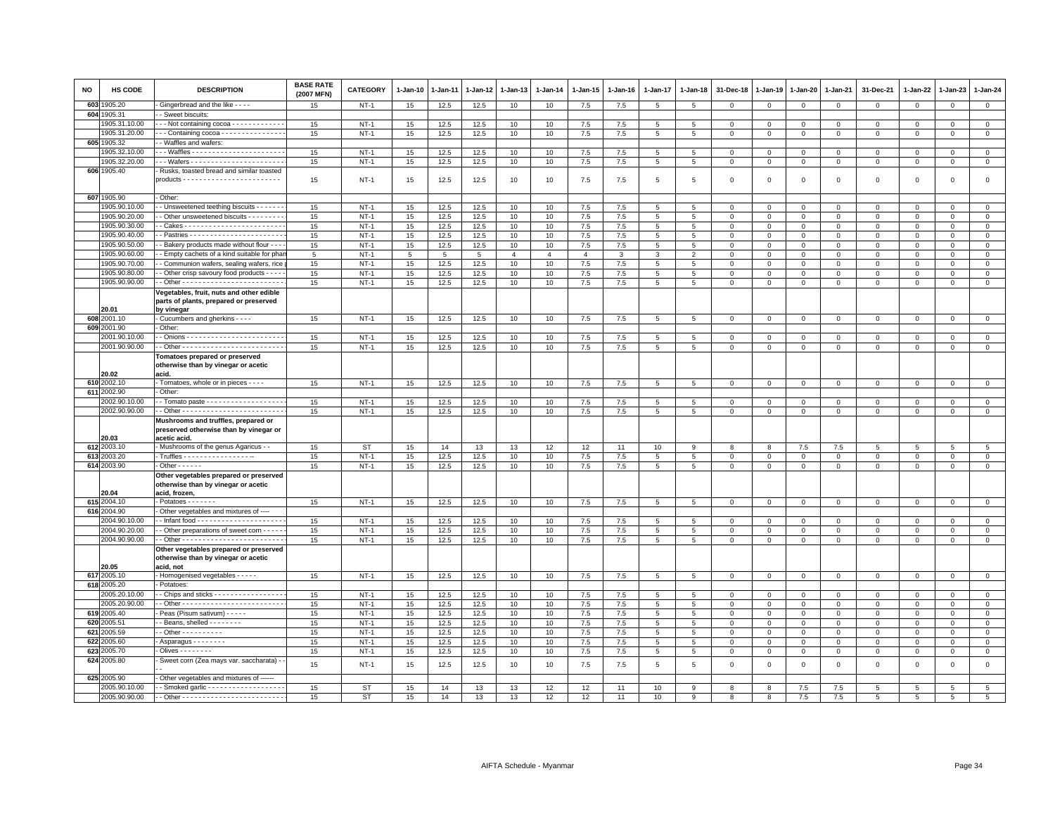| NO | HS CODE | DESCRIPTION | BASE RATE (2007 MFN) | CATEGORY | 1-Jan-10 | 1-Jan-11 | 1-Jan-12 | 1-Jan-13 | 1-Jan-14 | 1-Jan-15 | 1-Jan-16 | 1-Jan-17 | 1-Jan-18 | 31-Dec-18 | 1-Jan-19 | 1-Jan-20 | 1-Jan-21 | 31-Dec-21 | 1-Jan-22 | 1-Jan-23 | 1-Jan-24 |
|---|---|---|---|---|---|---|---|---|---|---|---|---|---|---|---|---|---|---|---|---|---|
| 603 | 1905.20 | - Gingerbread and the like - - - - | 15 | NT-1 | 15 | 12.5 | 12.5 | 10 | 10 | 7.5 | 7.5 | 5 | 5 | 0 | 0 | 0 | 0 | 0 | 0 | 0 | 0 |
| 604 | 1905.31 | - - Sweet biscuits: | | | | | | | | | | | | | | | | | | | |
| | 1905.31.10.00 | - - - Not containing cocoa - - - - - - - - - - - - - | 15 | NT-1 | 15 | 12.5 | 12.5 | 10 | 10 | 7.5 | 7.5 | 5 | 5 | 0 | 0 | 0 | 0 | 0 | 0 | 0 | 0 |
| | 1905.31.20.00 | - - - Containing cocoa - - - - - - - - - - - - - - - - | 15 | NT-1 | 15 | 12.5 | 12.5 | 10 | 10 | 7.5 | 7.5 | 5 | 5 | 0 | 0 | 0 | 0 | 0 | 0 | 0 | 0 |
| 605 | 1905.32 | - - Waffles and wafers: | | | | | | | | | | | | | | | | | | | |
| | 1905.32.10.00 | - - - Waffles - - - - - - - - - - - - - - - - - - - - - - - | 15 | NT-1 | 15 | 12.5 | 12.5 | 10 | 10 | 7.5 | 7.5 | 5 | 5 | 0 | 0 | 0 | 0 | 0 | 0 | 0 | 0 |
| | 1905.32.20.00 | - - - Wafers - - - - - - - - - - - - - - - - - - - - - - - | 15 | NT-1 | 15 | 12.5 | 12.5 | 10 | 10 | 7.5 | 7.5 | 5 | 5 | 0 | 0 | 0 | 0 | 0 | 0 | 0 | 0 |
| 606 | 1905.40 | - Rusks, toasted bread and similar toasted products - - - - - - - - - - - - - - - - - - - - - - - - | 15 | NT-1 | 15 | 12.5 | 12.5 | 10 | 10 | 7.5 | 7.5 | 5 | 5 | 0 | 0 | 0 | 0 | 0 | 0 | 0 | 0 |
| 607 | 1905.90 | - Other: | | | | | | | | | | | | | | | | | | | |
| | 1905.90.10.00 | - - Unsweetened teething biscuits - - - - - - - | 15 | NT-1 | 15 | 12.5 | 12.5 | 10 | 10 | 7.5 | 7.5 | 5 | 5 | 0 | 0 | 0 | 0 | 0 | 0 | 0 | 0 |
| | 1905.90.20.00 | - - Other unsweetened biscuits - - - - - - - - - | 15 | NT-1 | 15 | 12.5 | 12.5 | 10 | 10 | 7.5 | 7.5 | 5 | 5 | 0 | 0 | 0 | 0 | 0 | 0 | 0 | 0 |
| | 1905.90.30.00 | - - Cakes - - - - - - - - - - - - - - - - - - - - - - - - - | 15 | NT-1 | 15 | 12.5 | 12.5 | 10 | 10 | 7.5 | 7.5 | 5 | 5 | 0 | 0 | 0 | 0 | 0 | 0 | 0 | 0 |
| | 1905.90.40.00 | - - Pastries - - - - - - - - - - - - - - - - - - - - - - - - | 15 | NT-1 | 15 | 12.5 | 12.5 | 10 | 10 | 7.5 | 7.5 | 5 | 5 | 0 | 0 | 0 | 0 | 0 | 0 | 0 | 0 |
| | 1905.90.50.00 | - - Bakery products made without flour - - - - | 15 | NT-1 | 15 | 12.5 | 12.5 | 10 | 10 | 7.5 | 7.5 | 5 | 5 | 0 | 0 | 0 | 0 | 0 | 0 | 0 | 0 |
| | 1905.90.60.00 | - - Empty cachets of a kind suitable for phar | 5 | NT-1 | 5 | 5 | 5 | 4 | 4 | 4 | 3 | 3 | 2 | 0 | 0 | 0 | 0 | 0 | 0 | 0 | 0 |
| | 1905.90.70.00 | - - Communion wafers, sealing wafers, rice p | 15 | NT-1 | 15 | 12.5 | 12.5 | 10 | 10 | 7.5 | 7.5 | 5 | 5 | 0 | 0 | 0 | 0 | 0 | 0 | 0 | 0 |
| | 1905.90.80.00 | - - Other crisp savoury food products - - - - - | 15 | NT-1 | 15 | 12.5 | 12.5 | 10 | 10 | 7.5 | 7.5 | 5 | 5 | 0 | 0 | 0 | 0 | 0 | 0 | 0 | 0 |
| | 1905.90.90.00 | - - Other - - - - - - - - - - - - - - - - - - - - - - - - - | 15 | NT-1 | 15 | 12.5 | 12.5 | 10 | 10 | 7.5 | 7.5 | 5 | 5 | 0 | 0 | 0 | 0 | 0 | 0 | 0 | 0 |
| | **20.01** | **Vegetables, fruit, nuts and other edible parts of plants, prepared or preserved by vinegar** | | | | | | | | | | | | | | | | | | | |
| 608 | 2001.10 | - Cucumbers and gherkins - - - - | 15 | NT-1 | 15 | 12.5 | 12.5 | 10 | 10 | 7.5 | 7.5 | 5 | 5 | 0 | 0 | 0 | 0 | 0 | 0 | 0 | 0 |
| 609 | 2001.90 | - Other: | | | | | | | | | | | | | | | | | | | |
| | 2001.90.10.00 | - - Onions - - - - - - - - - - - - - - - - - - - - - - - - | 15 | NT-1 | 15 | 12.5 | 12.5 | 10 | 10 | 7.5 | 7.5 | 5 | 5 | 0 | 0 | 0 | 0 | 0 | 0 | 0 | 0 |
| | 2001.90.90.00 | - - Other - - - - - - - - - - - - - - - - - - - - - - - - - | 15 | NT-1 | 15 | 12.5 | 12.5 | 10 | 10 | 7.5 | 7.5 | 5 | 5 | 0 | 0 | 0 | 0 | 0 | 0 | 0 | 0 |
| | **20.02** | **Tomatoes prepared or preserved otherwise than by vinegar or acetic acid.** | | | | | | | | | | | | | | | | | | | |
| 610 | 2002.10 | - Tomatoes, whole or in pieces - - - - | 15 | NT-1 | 15 | 12.5 | 12.5 | 10 | 10 | 7.5 | 7.5 | 5 | 5 | 0 | 0 | 0 | 0 | 0 | 0 | 0 | 0 |
| 611 | 2002.90 | - Other: | | | | | | | | | | | | | | | | | | | |
| | 2002.90.10.00 | - - Tomato paste - - - - - - - - - - - - - - - - - - - - | 15 | NT-1 | 15 | 12.5 | 12.5 | 10 | 10 | 7.5 | 7.5 | 5 | 5 | 0 | 0 | 0 | 0 | 0 | 0 | 0 | 0 |
| | 2002.90.90.00 | - - Other - - - - - - - - - - - - - - - - - - - - - - - - - | 15 | NT-1 | 15 | 12.5 | 12.5 | 10 | 10 | 7.5 | 7.5 | 5 | 5 | 0 | 0 | 0 | 0 | 0 | 0 | 0 | 0 |
| | **20.03** | **Mushrooms and truffles, prepared or preserved otherwise than by vinegar or acetic acid.** | | | | | | | | | | | | | | | | | | | |
| 612 | 2003.10 | - Mushrooms of the genus Agaricus - - | 15 | ST | 15 | 14 | 13 | 13 | 12 | 12 | 11 | 10 | 9 | 8 | 8 | 7.5 | 7.5 | 5 | 5 | 5 | 5 |
| 613 | 2003.20 | - Truffles - - - - - - - - - - - - - - - - -- | 15 | NT-1 | 15 | 12.5 | 12.5 | 10 | 10 | 7.5 | 7.5 | 5 | 5 | 0 | 0 | 0 | 0 | 0 | 0 | 0 | 0 |
| 614 | 2003.90 | - Other - - - - - - | 15 | NT-1 | 15 | 12.5 | 12.5 | 10 | 10 | 7.5 | 7.5 | 5 | 5 | 0 | 0 | 0 | 0 | 0 | 0 | 0 | 0 |
| | **20.04** | **Other vegetables prepared or preserved otherwise than by vinegar or acetic acid, frozen,** | | | | | | | | | | | | | | | | | | | |
| 615 | 2004.10 | - Potatoes - - - - - - - | 15 | NT-1 | 15 | 12.5 | 12.5 | 10 | 10 | 7.5 | 7.5 | 5 | 5 | 0 | 0 | 0 | 0 | 0 | 0 | 0 | 0 |
| 616 | 2004.90 | - Other vegetables and mixtures of ---- | | | | | | | | | | | | | | | | | | | |
| | 2004.90.10.00 | - - Infant food - - - - - - - - - - - - - - - - - - - - - - | 15 | NT-1 | 15 | 12.5 | 12.5 | 10 | 10 | 7.5 | 7.5 | 5 | 5 | 0 | 0 | 0 | 0 | 0 | 0 | 0 | 0 |
| | 2004.90.20.00 | - - Other preparations of sweet corn - - - - - - | 15 | NT-1 | 15 | 12.5 | 12.5 | 10 | 10 | 7.5 | 7.5 | 5 | 5 | 0 | 0 | 0 | 0 | 0 | 0 | 0 | 0 |
| | 2004.90.90.00 | - - Other - - - - - - - - - - - - - - - - - - - - - - - - - | 15 | NT-1 | 15 | 12.5 | 12.5 | 10 | 10 | 7.5 | 7.5 | 5 | 5 | 0 | 0 | 0 | 0 | 0 | 0 | 0 | 0 |
| | **20.05** | **Other vegetables prepared or preserved otherwise than by vinegar or acetic acid, not** | | | | | | | | | | | | | | | | | | | |
| 617 | 2005.10 | - Homogenised vegetables - - - - - | 15 | NT-1 | 15 | 12.5 | 12.5 | 10 | 10 | 7.5 | 7.5 | 5 | 5 | 0 | 0 | 0 | 0 | 0 | 0 | 0 | 0 |
| 618 | 2005.20 | - Potatoes: | | | | | | | | | | | | | | | | | | | |
| | 2005.20.10.00 | - - Chips and sticks - - - - - - - - - - - - - - - - - - | 15 | NT-1 | 15 | 12.5 | 12.5 | 10 | 10 | 7.5 | 7.5 | 5 | 5 | 0 | 0 | 0 | 0 | 0 | 0 | 0 | 0 |
| | 2005.20.90.00 | - - Other - - - - - - - - - - - - - - - - - - - - - - - - - | 15 | NT-1 | 15 | 12.5 | 12.5 | 10 | 10 | 7.5 | 7.5 | 5 | 5 | 0 | 0 | 0 | 0 | 0 | 0 | 0 | 0 |
| 619 | 2005.40 | - Peas (Pisum sativum) - - - - - | 15 | NT-1 | 15 | 12.5 | 12.5 | 10 | 10 | 7.5 | 7.5 | 5 | 5 | 0 | 0 | 0 | 0 | 0 | 0 | 0 | 0 |
| 620 | 2005.51 | - - Beans, shelled - - - - - - - - | 15 | NT-1 | 15 | 12.5 | 12.5 | 10 | 10 | 7.5 | 7.5 | 5 | 5 | 0 | 0 | 0 | 0 | 0 | 0 | 0 | 0 |
| 621 | 2005.59 | - - Other - - - - - - - - - - | 15 | NT-1 | 15 | 12.5 | 12.5 | 10 | 10 | 7.5 | 7.5 | 5 | 5 | 0 | 0 | 0 | 0 | 0 | 0 | 0 | 0 |
| 622 | 2005.60 | - Asparagus - - - - - - - - | 15 | NT-1 | 15 | 12.5 | 12.5 | 10 | 10 | 7.5 | 7.5 | 5 | 5 | 0 | 0 | 0 | 0 | 0 | 0 | 0 | 0 |
| 623 | 2005.70 | - Olives - - - - - - - - | 15 | NT-1 | 15 | 12.5 | 12.5 | 10 | 10 | 7.5 | 7.5 | 5 | 5 | 0 | 0 | 0 | 0 | 0 | 0 | 0 | 0 |
| 624 | 2005.80 | - Sweet corn (Zea mays var. saccharata) - - - | 15 | NT-1 | 15 | 12.5 | 12.5 | 10 | 10 | 7.5 | 7.5 | 5 | 5 | 0 | 0 | 0 | 0 | 0 | 0 | 0 | 0 |
| 625 | 2005.90 | - Other vegetables and mixtures of ------ | | | | | | | | | | | | | | | | | | | |
| | 2005.90.10.00 | - - Smoked garlic - - - - - - - - - - - - - - - - - - - | 15 | ST | 15 | 14 | 13 | 13 | 12 | 12 | 11 | 10 | 9 | 8 | 8 | 7.5 | 7.5 | 5 | 5 | 5 | 5 |
| | 2005.90.90.00 | - - Other - - - - - - - - - - - - - - - - - - - - - - - - - | 15 | ST | 15 | 14 | 13 | 13 | 12 | 12 | 11 | 10 | 9 | 8 | 8 | 7.5 | 7.5 | 5 | 5 | 5 | 5 |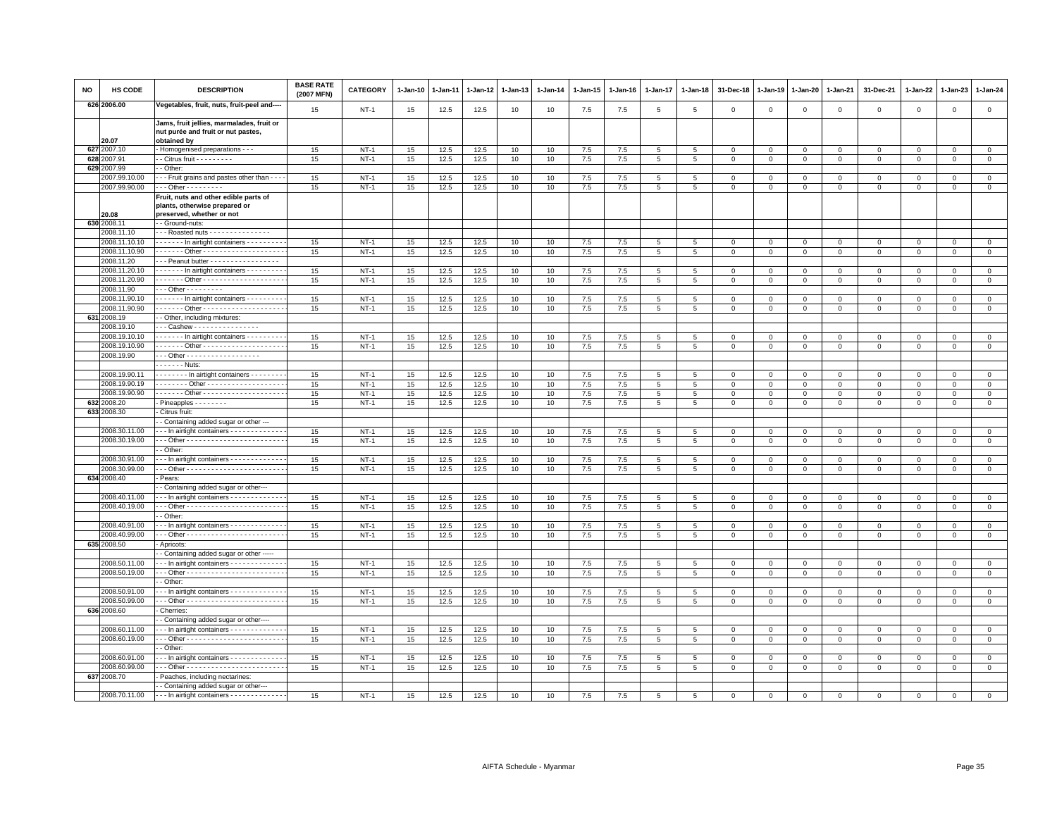| NO | HS CODE | DESCRIPTION | BASE RATE (2007 MFN) | CATEGORY | 1-Jan-10 | 1-Jan-11 | 1-Jan-12 | 1-Jan-13 | 1-Jan-14 | 1-Jan-15 | 1-Jan-16 | 1-Jan-17 | 1-Jan-18 | 31-Dec-18 | 1-Jan-19 | 1-Jan-20 | 1-Jan-21 | 31-Dec-21 | 1-Jan-22 | 1-Jan-23 | 1-Jan-24 |
|---|---|---|---|---|---|---|---|---|---|---|---|---|---|---|---|---|---|---|---|---|---|
| 626 | 2006.00 | Vegetables, fruit, nuts, fruit-peel and---- | 15 | NT-1 | 15 | 12.5 | 12.5 | 10 | 10 | 7.5 | 7.5 | 5 | 5 | 0 | 0 | 0 | 0 | 0 | 0 | 0 | 0 |
| | 20.07 | Jams, fruit jellies, marmalades, fruit or nut purée and fruit or nut pastes, obtained by | | | | | | | | | | | | | | | | | | | |
| 627 | 2007.10 | - Homogenised preparations - - - | 15 | NT-1 | 15 | 12.5 | 12.5 | 10 | 10 | 7.5 | 7.5 | 5 | 5 | 0 | 0 | 0 | 0 | 0 | 0 | 0 | 0 |
| 628 | 2007.91 | - - Citrus fruit - - - - - - - - - | 15 | NT-1 | 15 | 12.5 | 12.5 | 10 | 10 | 7.5 | 7.5 | 5 | 5 | 0 | 0 | 0 | 0 | 0 | 0 | 0 | 0 |
| 629 | 2007.99 | - - Other: | | | | | | | | | | | | | | | | | | | |
| | 2007.99.10.00 | - - - Fruit grains and pastes other than - - - | 15 | NT-1 | 15 | 12.5 | 12.5 | 10 | 10 | 7.5 | 7.5 | 5 | 5 | 0 | 0 | 0 | 0 | 0 | 0 | 0 | 0 |
| | 2007.99.90.00 | - - - Other - - - - - - - - - | 15 | NT-1 | 15 | 12.5 | 12.5 | 10 | 10 | 7.5 | 7.5 | 5 | 5 | 0 | 0 | 0 | 0 | 0 | 0 | 0 | 0 |
| | 20.08 | Fruit, nuts and other edible parts of plants, otherwise prepared or preserved, whether or not | | | | | | | | | | | | | | | | | | | |
| 630 | 2008.11 | - - Ground-nuts: | | | | | | | | | | | | | | | | | | | |
| | 2008.11.10 | - - - Roasted nuts - - - - - - - - - - - - - - - | | | | | | | | | | | | | | | | | | | |
| | 2008.11.10.10 | - - - - - - - In airtight containers - - - - - - - - - | 15 | NT-1 | 15 | 12.5 | 12.5 | 10 | 10 | 7.5 | 7.5 | 5 | 5 | 0 | 0 | 0 | 0 | 0 | 0 | 0 | 0 |
| | 2008.11.10.90 | - - - - - - - Other - - - - - - - - - - - - - - - - - - - - | 15 | NT-1 | 15 | 12.5 | 12.5 | 10 | 10 | 7.5 | 7.5 | 5 | 5 | 0 | 0 | 0 | 0 | 0 | 0 | 0 | 0 |
| | 2008.11.20 | - - - Peanut butter - - - - - - - - - - - - - - - - - | | | | | | | | | | | | | | | | | | | |
| | 2008.11.20.10 | - - - - - - - In airtight containers - - - - - - - - - | 15 | NT-1 | 15 | 12.5 | 12.5 | 10 | 10 | 7.5 | 7.5 | 5 | 5 | 0 | 0 | 0 | 0 | 0 | 0 | 0 | 0 |
| | 2008.11.20.90 | - - - - - - - Other - - - - - - - - - - - - - - - - - - - - | 15 | NT-1 | 15 | 12.5 | 12.5 | 10 | 10 | 7.5 | 7.5 | 5 | 5 | 0 | 0 | 0 | 0 | 0 | 0 | 0 | 0 |
| | 2008.11.90 | - - - Other - - - - - - - - - | | | | | | | | | | | | | | | | | | | |
| | 2008.11.90.10 | - - - - - - - In airtight containers - - - - - - - - - | 15 | NT-1 | 15 | 12.5 | 12.5 | 10 | 10 | 7.5 | 7.5 | 5 | 5 | 0 | 0 | 0 | 0 | 0 | 0 | 0 | 0 |
| | 2008.11.90.90 | - - - - - - - Other - - - - - - - - - - - - - - - - - - - - | 15 | NT-1 | 15 | 12.5 | 12.5 | 10 | 10 | 7.5 | 7.5 | 5 | 5 | 0 | 0 | 0 | 0 | 0 | 0 | 0 | 0 |
| 631 | 2008.19 | - - Other, including mixtures: | | | | | | | | | | | | | | | | | | | |
| | 2008.19.10 | - - - Cashew - - - - - - - - - - - - - - - - | | | | | | | | | | | | | | | | | | | |
| | 2008.19.10.10 | - - - - - - - In airtight containers - - - - - - - - - | 15 | NT-1 | 15 | 12.5 | 12.5 | 10 | 10 | 7.5 | 7.5 | 5 | 5 | 0 | 0 | 0 | 0 | 0 | 0 | 0 | 0 |
| | 2008.19.10.90 | - - - - - - - Other - - - - - - - - - - - - - - - - - - - - | 15 | NT-1 | 15 | 12.5 | 12.5 | 10 | 10 | 7.5 | 7.5 | 5 | 5 | 0 | 0 | 0 | 0 | 0 | 0 | 0 | 0 |
| | 2008.19.90 | - - - Other - - - - - - - - - - - - - - - - - - | | | | | | | | | | | | | | | | | | | |
| | | - - - - - - - Nuts: | | | | | | | | | | | | | | | | | | | |
| | 2008.19.90.11 | - - - - - - - - In airtight containers - - - - - - - - | 15 | NT-1 | 15 | 12.5 | 12.5 | 10 | 10 | 7.5 | 7.5 | 5 | 5 | 0 | 0 | 0 | 0 | 0 | 0 | 0 | 0 |
| | 2008.19.90.19 | - - - - - - - - Other - - - - - - - - - - - - - - - - - - | 15 | NT-1 | 15 | 12.5 | 12.5 | 10 | 10 | 7.5 | 7.5 | 5 | 5 | 0 | 0 | 0 | 0 | 0 | 0 | 0 | 0 |
| | 2008.19.90.90 | - - - - - - - Other - - - - - - - - - - - - - - - - - - - - | 15 | NT-1 | 15 | 12.5 | 12.5 | 10 | 10 | 7.5 | 7.5 | 5 | 5 | 0 | 0 | 0 | 0 | 0 | 0 | 0 | 0 |
| 632 | 2008.20 | - Pineapples - - - - - - - - | 15 | NT-1 | 15 | 12.5 | 12.5 | 10 | 10 | 7.5 | 7.5 | 5 | 5 | 0 | 0 | 0 | 0 | 0 | 0 | 0 | 0 |
| 633 | 2008.30 | - Citrus fruit: | | | | | | | | | | | | | | | | | | | |
| | | - - Containing added sugar or other --- | | | | | | | | | | | | | | | | | | | |
| | 2008.30.11.00 | - - - In airtight containers - - - - - - - - - - - - - | 15 | NT-1 | 15 | 12.5 | 12.5 | 10 | 10 | 7.5 | 7.5 | 5 | 5 | 0 | 0 | 0 | 0 | 0 | 0 | 0 | 0 |
| | 2008.30.19.00 | - - - Other - - - - - - - - - - - - - - - - - - - - - - - - | 15 | NT-1 | 15 | 12.5 | 12.5 | 10 | 10 | 7.5 | 7.5 | 5 | 5 | 0 | 0 | 0 | 0 | 0 | 0 | 0 | 0 |
| | | - - Other: | | | | | | | | | | | | | | | | | | | |
| | 2008.30.91.00 | - - - In airtight containers - - - - - - - - - - - - - | 15 | NT-1 | 15 | 12.5 | 12.5 | 10 | 10 | 7.5 | 7.5 | 5 | 5 | 0 | 0 | 0 | 0 | 0 | 0 | 0 | 0 |
| | 2008.30.99.00 | - - - Other - - - - - - - - - - - - - - - - - - - - - - - - | 15 | NT-1 | 15 | 12.5 | 12.5 | 10 | 10 | 7.5 | 7.5 | 5 | 5 | 0 | 0 | 0 | 0 | 0 | 0 | 0 | 0 |
| 634 | 2008.40 | - Pears: | | | | | | | | | | | | | | | | | | | |
| | | - - Containing added sugar or other--- | | | | | | | | | | | | | | | | | | | |
| | 2008.40.11.00 | - - - In airtight containers - - - - - - - - - - - - - | 15 | NT-1 | 15 | 12.5 | 12.5 | 10 | 10 | 7.5 | 7.5 | 5 | 5 | 0 | 0 | 0 | 0 | 0 | 0 | 0 | 0 |
| | 2008.40.19.00 | - - - Other - - - - - - - - - - - - - - - - - - - - - - - - | 15 | NT-1 | 15 | 12.5 | 12.5 | 10 | 10 | 7.5 | 7.5 | 5 | 5 | 0 | 0 | 0 | 0 | 0 | 0 | 0 | 0 |
| | | - - Other: | | | | | | | | | | | | | | | | | | | |
| | 2008.40.91.00 | - - - In airtight containers - - - - - - - - - - - - - | 15 | NT-1 | 15 | 12.5 | 12.5 | 10 | 10 | 7.5 | 7.5 | 5 | 5 | 0 | 0 | 0 | 0 | 0 | 0 | 0 | 0 |
| | 2008.40.99.00 | - - - Other - - - - - - - - - - - - - - - - - - - - - - - - | 15 | NT-1 | 15 | 12.5 | 12.5 | 10 | 10 | 7.5 | 7.5 | 5 | 5 | 0 | 0 | 0 | 0 | 0 | 0 | 0 | 0 |
| 635 | 2008.50 | - Apricots: | | | | | | | | | | | | | | | | | | | |
| | | - - Containing added sugar or other ----- | | | | | | | | | | | | | | | | | | | |
| | 2008.50.11.00 | - - - In airtight containers - - - - - - - - - - - - - | 15 | NT-1 | 15 | 12.5 | 12.5 | 10 | 10 | 7.5 | 7.5 | 5 | 5 | 0 | 0 | 0 | 0 | 0 | 0 | 0 | 0 |
| | 2008.50.19.00 | - - - Other - - - - - - - - - - - - - - - - - - - - - - - - | 15 | NT-1 | 15 | 12.5 | 12.5 | 10 | 10 | 7.5 | 7.5 | 5 | 5 | 0 | 0 | 0 | 0 | 0 | 0 | 0 | 0 |
| | | - - Other: | | | | | | | | | | | | | | | | | | | |
| | 2008.50.91.00 | - - - In airtight containers - - - - - - - - - - - - - | 15 | NT-1 | 15 | 12.5 | 12.5 | 10 | 10 | 7.5 | 7.5 | 5 | 5 | 0 | 0 | 0 | 0 | 0 | 0 | 0 | 0 |
| | 2008.50.99.00 | - - - Other - - - - - - - - - - - - - - - - - - - - - - - - | 15 | NT-1 | 15 | 12.5 | 12.5 | 10 | 10 | 7.5 | 7.5 | 5 | 5 | 0 | 0 | 0 | 0 | 0 | 0 | 0 | 0 |
| 636 | 2008.60 | - Cherries: | | | | | | | | | | | | | | | | | | | |
| | | - - Containing added sugar or other---- | | | | | | | | | | | | | | | | | | | |
| | 2008.60.11.00 | - - - In airtight containers - - - - - - - - - - - - - | 15 | NT-1 | 15 | 12.5 | 12.5 | 10 | 10 | 7.5 | 7.5 | 5 | 5 | 0 | 0 | 0 | 0 | 0 | 0 | 0 | 0 |
| | 2008.60.19.00 | - - - Other - - - - - - - - - - - - - - - - - - - - - - - - | 15 | NT-1 | 15 | 12.5 | 12.5 | 10 | 10 | 7.5 | 7.5 | 5 | 5 | 0 | 0 | 0 | 0 | 0 | 0 | 0 | 0 |
| | | - - Other: | | | | | | | | | | | | | | | | | | | |
| | 2008.60.91.00 | - - - In airtight containers - - - - - - - - - - - - - | 15 | NT-1 | 15 | 12.5 | 12.5 | 10 | 10 | 7.5 | 7.5 | 5 | 5 | 0 | 0 | 0 | 0 | 0 | 0 | 0 | 0 |
| | 2008.60.99.00 | - - - Other - - - - - - - - - - - - - - - - - - - - - - - - | 15 | NT-1 | 15 | 12.5 | 12.5 | 10 | 10 | 7.5 | 7.5 | 5 | 5 | 0 | 0 | 0 | 0 | 0 | 0 | 0 | 0 |
| 637 | 2008.70 | - Peaches, including nectarines: | | | | | | | | | | | | | | | | | | | |
| | | - - Containing added sugar or other--- | | | | | | | | | | | | | | | | | | | |
| | 2008.70.11.00 | - - - In airtight containers - - - - - - - - - - - - - | 15 | NT-1 | 15 | 12.5 | 12.5 | 10 | 10 | 7.5 | 7.5 | 5 | 5 | 0 | 0 | 0 | 0 | 0 | 0 | 0 | 0 |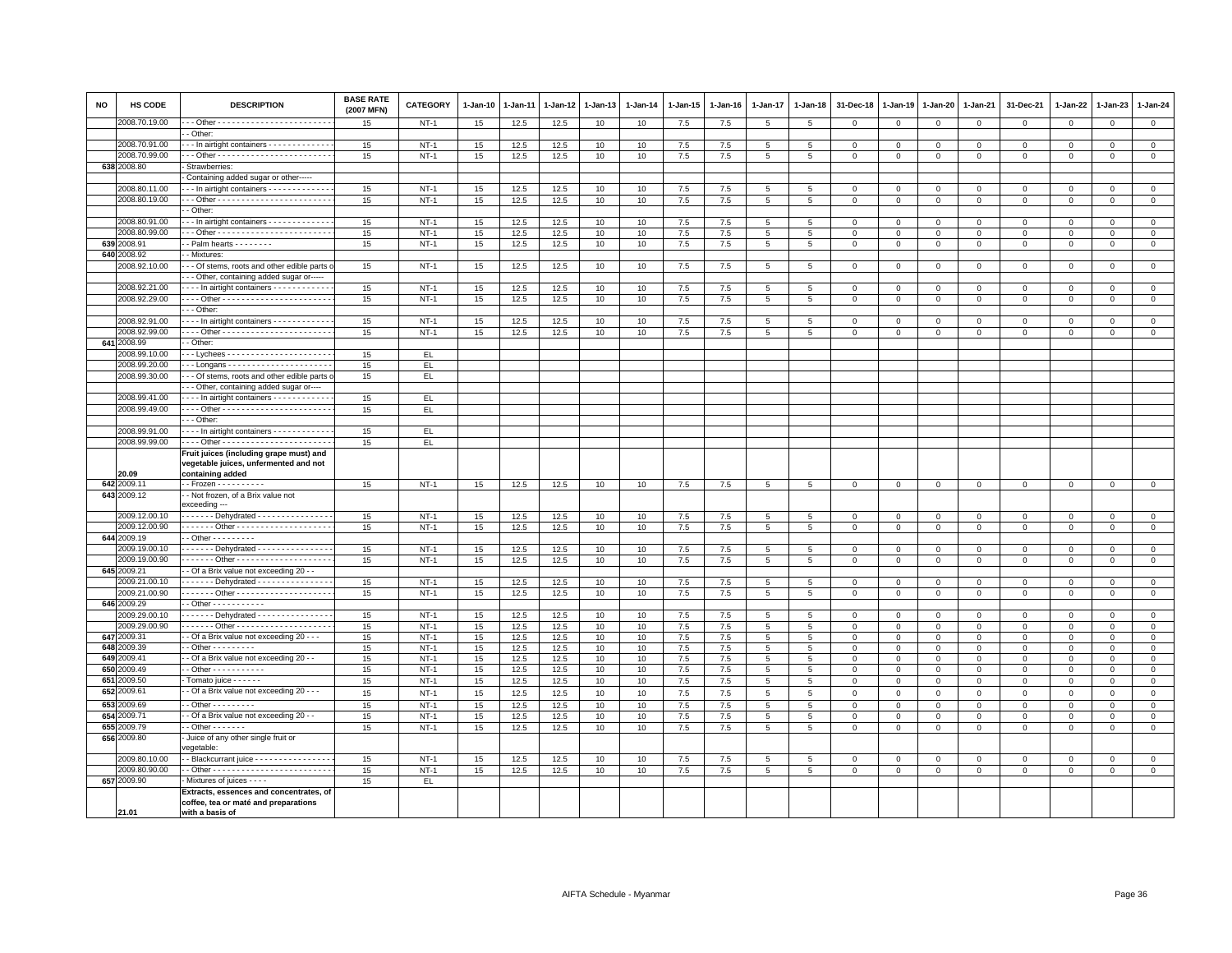| NO | HS CODE | DESCRIPTION | BASE RATE (2007 MFN) | CATEGORY | 1-Jan-10 | 1-Jan-11 | 1-Jan-12 | 1-Jan-13 | 1-Jan-14 | 1-Jan-15 | 1-Jan-16 | 1-Jan-17 | 1-Jan-18 | 31-Dec-18 | 1-Jan-19 | 1-Jan-20 | 1-Jan-21 | 31-Dec-21 | 1-Jan-22 | 1-Jan-23 | 1-Jan-24 |
|---|---|---|---|---|---|---|---|---|---|---|---|---|---|---|---|---|---|---|---|---|---|
| | 2008.70.19.00 | - - - Other - - - - - - - - - - - - - - - - - - - - - - - - | 15 | NT-1 | 15 | 12.5 | 12.5 | 10 | 10 | 7.5 | 7.5 | 5 | 5 | 0 | 0 | 0 | 0 | 0 | 0 | 0 | 0 |
| | | - - Other: | | | | | | | | | | | | | | | | | | | |
| | 2008.70.91.00 | - - - In airtight containers - - - - - - - - - - - - - | 15 | NT-1 | 15 | 12.5 | 12.5 | 10 | 10 | 7.5 | 7.5 | 5 | 5 | 0 | 0 | 0 | 0 | 0 | 0 | 0 | 0 |
| | 2008.70.99.00 | - - - Other - - - - - - - - - - - - - - - - - - - - - - - - | 15 | NT-1 | 15 | 12.5 | 12.5 | 10 | 10 | 7.5 | 7.5 | 5 | 5 | 0 | 0 | 0 | 0 | 0 | 0 | 0 | 0 |
| 638 | 2008.80 | - Strawberries: | | | | | | | | | | | | | | | | | | | |
| | | - Containing added sugar or other----- | | | | | | | | | | | | | | | | | | | |
| | 2008.80.11.00 | - - - In airtight containers - - - - - - - - - - - - - | 15 | NT-1 | 15 | 12.5 | 12.5 | 10 | 10 | 7.5 | 7.5 | 5 | 5 | 0 | 0 | 0 | 0 | 0 | 0 | 0 | 0 |
| | 2008.80.19.00 | - - - Other - - - - - - - - - - - - - - - - - - - - - - - - | 15 | NT-1 | 15 | 12.5 | 12.5 | 10 | 10 | 7.5 | 7.5 | 5 | 5 | 0 | 0 | 0 | 0 | 0 | 0 | 0 | 0 |
| | | - - Other: | | | | | | | | | | | | | | | | | | | |
| | 2008.80.91.00 | - - - In airtight containers - - - - - - - - - - - - - | 15 | NT-1 | 15 | 12.5 | 12.5 | 10 | 10 | 7.5 | 7.5 | 5 | 5 | 0 | 0 | 0 | 0 | 0 | 0 | 0 | 0 |
| | 2008.80.99.00 | - - - Other - - - - - - - - - - - - - - - - - - - - - - - - | 15 | NT-1 | 15 | 12.5 | 12.5 | 10 | 10 | 7.5 | 7.5 | 5 | 5 | 0 | 0 | 0 | 0 | 0 | 0 | 0 | 0 |
| 639 | 2008.91 | - - Palm hearts - - - - - - - - | 15 | NT-1 | 15 | 12.5 | 12.5 | 10 | 10 | 7.5 | 7.5 | 5 | 5 | 0 | 0 | 0 | 0 | 0 | 0 | 0 | 0 |
| 640 | 2008.92 | - - Mixtures: | | | | | | | | | | | | | | | | | | | |
| | 2008.92.10.00 | - - - Of stems, roots and other edible parts o | 15 | NT-1 | 15 | 12.5 | 12.5 | 10 | 10 | 7.5 | 7.5 | 5 | 5 | 0 | 0 | 0 | 0 | 0 | 0 | 0 | 0 |
| | | - - - Other, containing added sugar or----- | | | | | | | | | | | | | | | | | | | |
| | 2008.92.21.00 | - - - - In airtight containers - - - - - - - - - - - - - | 15 | NT-1 | 15 | 12.5 | 12.5 | 10 | 10 | 7.5 | 7.5 | 5 | 5 | 0 | 0 | 0 | 0 | 0 | 0 | 0 | 0 |
| | 2008.92.29.00 | - - - - Other - - - - - - - - - - - - - - - - - - - - - - - | 15 | NT-1 | 15 | 12.5 | 12.5 | 10 | 10 | 7.5 | 7.5 | 5 | 5 | 0 | 0 | 0 | 0 | 0 | 0 | 0 | 0 |
| | | - - - Other: | | | | | | | | | | | | | | | | | | | |
| | 2008.92.91.00 | - - - - In airtight containers - - - - - - - - - - - - - | 15 | NT-1 | 15 | 12.5 | 12.5 | 10 | 10 | 7.5 | 7.5 | 5 | 5 | 0 | 0 | 0 | 0 | 0 | 0 | 0 | 0 |
| | 2008.92.99.00 | - - - - Other - - - - - - - - - - - - - - - - - - - - - - - | 15 | NT-1 | 15 | 12.5 | 12.5 | 10 | 10 | 7.5 | 7.5 | 5 | 5 | 0 | 0 | 0 | 0 | 0 | 0 | 0 | 0 |
| 641 | 2008.99 | - - Other: | | | | | | | | | | | | | | | | | | | |
| | 2008.99.10.00 | - - - Lychees - - - - - - - - - - - - - - - - - - - - - - - | 15 | EL | | | | | | | | | | | | | | | | | |
| | 2008.99.20.00 | - - - Longans - - - - - - - - - - - - - - - - - - - - - - | 15 | EL | | | | | | | | | | | | | | | | | |
| | 2008.99.30.00 | - - - Of stems, roots and other edible parts o | 15 | EL | | | | | | | | | | | | | | | | | |
| | | - - - Other, containing added sugar or---- | | | | | | | | | | | | | | | | | | | |
| | 2008.99.41.00 | - - - - In airtight containers - - - - - - - - - - - - - | 15 | EL | | | | | | | | | | | | | | | | | |
| | 2008.99.49.00 | - - - - Other - - - - - - - - - - - - - - - - - - - - - - - | 15 | EL | | | | | | | | | | | | | | | | | |
| | | - - - Other: | | | | | | | | | | | | | | | | | | | |
| | 2008.99.91.00 | - - - - In airtight containers - - - - - - - - - - - - - | 15 | EL | | | | | | | | | | | | | | | | | |
| | 2008.99.99.00 | - - - - Other - - - - - - - - - - - - - - - - - - - - - - - | 15 | EL | | | | | | | | | | | | | | | | | |
| | 20.09 | **Fruit juices (including grape must) and vegetable juices, unfermented and not containing added** | | | | | | | | | | | | | | | | | | | |
| 642 | 2009.11 | - - Frozen - - - - - - - - - - | 15 | NT-1 | 15 | 12.5 | 12.5 | 10 | 10 | 7.5 | 7.5 | 5 | 5 | 0 | 0 | 0 | 0 | 0 | 0 | 0 | 0 |
| 643 | 2009.12 | - - Not frozen, of a Brix value not exceeding --- | | | | | | | | | | | | | | | | | | | |
| | 2009.12.00.10 | - - - - - - - Dehydrated - - - - - - - - - - - - - - - - | 15 | NT-1 | 15 | 12.5 | 12.5 | 10 | 10 | 7.5 | 7.5 | 5 | 5 | 0 | 0 | 0 | 0 | 0 | 0 | 0 | 0 |
| | 2009.12.00.90 | - - - - - - - Other - - - - - - - - - - - - - - - - - - - - | 15 | NT-1 | 15 | 12.5 | 12.5 | 10 | 10 | 7.5 | 7.5 | 5 | 5 | 0 | 0 | 0 | 0 | 0 | 0 | 0 | 0 |
| 644 | 2009.19 | - - Other - - - - - - - - - | | | | | | | | | | | | | | | | | | | |
| | 2009.19.00.10 | - - - - - - - Dehydrated - - - - - - - - - - - - - - - - | 15 | NT-1 | 15 | 12.5 | 12.5 | 10 | 10 | 7.5 | 7.5 | 5 | 5 | 0 | 0 | 0 | 0 | 0 | 0 | 0 | 0 |
| | 2009.19.00.90 | - - - - - - - Other - - - - - - - - - - - - - - - - - - - - | 15 | NT-1 | 15 | 12.5 | 12.5 | 10 | 10 | 7.5 | 7.5 | 5 | 5 | 0 | 0 | 0 | 0 | 0 | 0 | 0 | 0 |
| 645 | 2009.21 | - - Of a Brix value not exceeding 20 - - | | | | | | | | | | | | | | | | | | | |
| | 2009.21.00.10 | - - - - - - - Dehydrated - - - - - - - - - - - - - - - - | 15 | NT-1 | 15 | 12.5 | 12.5 | 10 | 10 | 7.5 | 7.5 | 5 | 5 | 0 | 0 | 0 | 0 | 0 | 0 | 0 | 0 |
| | 2009.21.00.90 | - - - - - - - Other - - - - - - - - - - - - - - - - - - - - | 15 | NT-1 | 15 | 12.5 | 12.5 | 10 | 10 | 7.5 | 7.5 | 5 | 5 | 0 | 0 | 0 | 0 | 0 | 0 | 0 | 0 |
| 646 | 2009.29 | - - Other - - - - - - - - - - - | | | | | | | | | | | | | | | | | | | |
| | 2009.29.00.10 | - - - - - - - Dehydrated - - - - - - - - - - - - - - - - | 15 | NT-1 | 15 | 12.5 | 12.5 | 10 | 10 | 7.5 | 7.5 | 5 | 5 | 0 | 0 | 0 | 0 | 0 | 0 | 0 | 0 |
| | 2009.29.00.90 | - - - - - - - Other - - - - - - - - - - - - - - - - - - - - | 15 | NT-1 | 15 | 12.5 | 12.5 | 10 | 10 | 7.5 | 7.5 | 5 | 5 | 0 | 0 | 0 | 0 | 0 | 0 | 0 | 0 |
| 647 | 2009.31 | - - Of a Brix value not exceeding 20 - - - | 15 | NT-1 | 15 | 12.5 | 12.5 | 10 | 10 | 7.5 | 7.5 | 5 | 5 | 0 | 0 | 0 | 0 | 0 | 0 | 0 | 0 |
| 648 | 2009.39 | - - Other - - - - - - - - - | 15 | NT-1 | 15 | 12.5 | 12.5 | 10 | 10 | 7.5 | 7.5 | 5 | 5 | 0 | 0 | 0 | 0 | 0 | 0 | 0 | 0 |
| 649 | 2009.41 | - - Of a Brix value not exceeding 20 - - | 15 | NT-1 | 15 | 12.5 | 12.5 | 10 | 10 | 7.5 | 7.5 | 5 | 5 | 0 | 0 | 0 | 0 | 0 | 0 | 0 | 0 |
| 650 | 2009.49 | - - Other - - - - - - - - - - - | 15 | NT-1 | 15 | 12.5 | 12.5 | 10 | 10 | 7.5 | 7.5 | 5 | 5 | 0 | 0 | 0 | 0 | 0 | 0 | 0 | 0 |
| 651 | 2009.50 | - Tomato juice - - - - - - | 15 | NT-1 | 15 | 12.5 | 12.5 | 10 | 10 | 7.5 | 7.5 | 5 | 5 | 0 | 0 | 0 | 0 | 0 | 0 | 0 | 0 |
| 652 | 2009.61 | - - Of a Brix value not exceeding 20 - - - | 15 | NT-1 | 15 | 12.5 | 12.5 | 10 | 10 | 7.5 | 7.5 | 5 | 5 | 0 | 0 | 0 | 0 | 0 | 0 | 0 | 0 |
| 653 | 2009.69 | - - Other - - - - - - - - - | 15 | NT-1 | 15 | 12.5 | 12.5 | 10 | 10 | 7.5 | 7.5 | 5 | 5 | 0 | 0 | 0 | 0 | 0 | 0 | 0 | 0 |
| 654 | 2009.71 | - - Of a Brix value not exceeding 20 - - | 15 | NT-1 | 15 | 12.5 | 12.5 | 10 | 10 | 7.5 | 7.5 | 5 | 5 | 0 | 0 | 0 | 0 | 0 | 0 | 0 | 0 |
| 655 | 2009.79 | - - Other - - - - - - - | 15 | NT-1 | 15 | 12.5 | 12.5 | 10 | 10 | 7.5 | 7.5 | 5 | 5 | 0 | 0 | 0 | 0 | 0 | 0 | 0 | 0 |
| 656 | 2009.80 | - Juice of any other single fruit or vegetable: | | | | | | | | | | | | | | | | | | | |
| | 2009.80.10.00 | - - Blackcurrant juice - - - - - - - - - - - - - - - - - | 15 | NT-1 | 15 | 12.5 | 12.5 | 10 | 10 | 7.5 | 7.5 | 5 | 5 | 0 | 0 | 0 | 0 | 0 | 0 | 0 | 0 |
| | 2009.80.90.00 | - - Other - - - - - - - - - - - - - - - - - - - - - - - - - | 15 | NT-1 | 15 | 12.5 | 12.5 | 10 | 10 | 7.5 | 7.5 | 5 | 5 | 0 | 0 | 0 | 0 | 0 | 0 | 0 | 0 |
| 657 | 2009.90 | - Mixtures of juices - - - - | 15 | EL | | | | | | | | | | | | | | | | | |
| | 21.01 | **Extracts, essences and concentrates, of coffee, tea or maté and preparations with a basis of** | | | | | | | | | | | | | | | | | | | |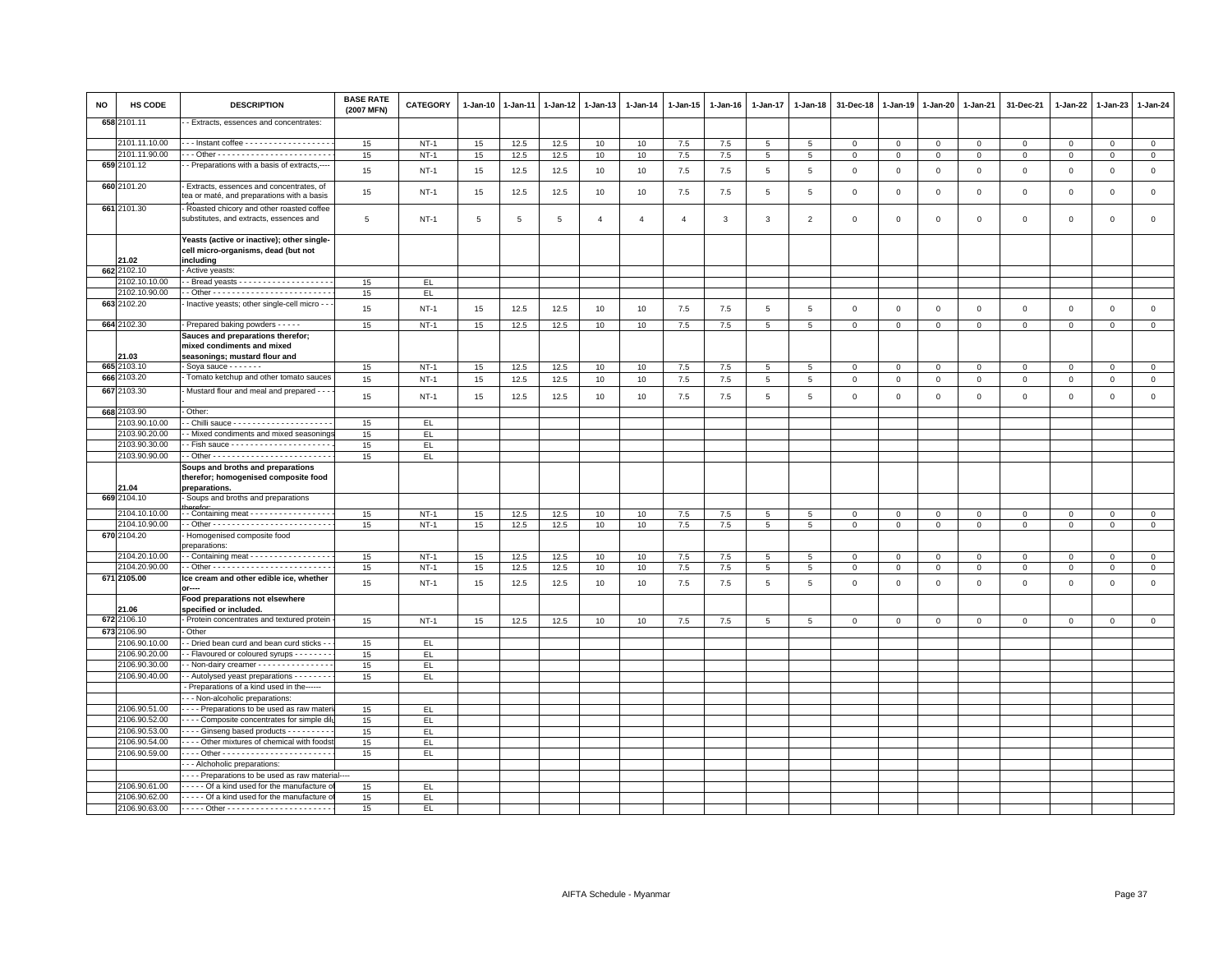| NO | HS CODE | DESCRIPTION | BASE RATE (2007 MFN) | CATEGORY | 1-Jan-10 | 1-Jan-11 | 1-Jan-12 | 1-Jan-13 | 1-Jan-14 | 1-Jan-15 | 1-Jan-16 | 1-Jan-17 | 1-Jan-18 | 31-Dec-18 | 1-Jan-19 | 1-Jan-20 | 1-Jan-21 | 31-Dec-21 | 1-Jan-22 | 1-Jan-23 | 1-Jan-24 |
|---|---|---|---|---|---|---|---|---|---|---|---|---|---|---|---|---|---|---|---|---|---|
| 658 | 2101.11 | - - Extracts, essences and concentrates: | | | | | | | | | | | | | | | | | | | |
| | 2101.11.10.00 | - - - Instant coffee - - - - - - - - - - - - - - - - - - | 15 | NT-1 | 15 | 12.5 | 12.5 | 10 | 10 | 7.5 | 7.5 | 5 | 5 | 0 | 0 | 0 | 0 | 0 | 0 | 0 | 0 |
| | 2101.11.90.00 | - - - Other - - - - - - - - - - - - - - - - - - - - - - - - | 15 | NT-1 | 15 | 12.5 | 12.5 | 10 | 10 | 7.5 | 7.5 | 5 | 5 | 0 | 0 | 0 | 0 | 0 | 0 | 0 | 0 |
| 659 | 2101.12 | - - Preparations with a basis of extracts,---- | 15 | NT-1 | 15 | 12.5 | 12.5 | 10 | 10 | 7.5 | 7.5 | 5 | 5 | 0 | 0 | 0 | 0 | 0 | 0 | 0 | 0 |
| 660 | 2101.20 | - Extracts, essences and concentrates, of tea or maté, and preparations with a basis | 15 | NT-1 | 15 | 12.5 | 12.5 | 10 | 10 | 7.5 | 7.5 | 5 | 5 | 0 | 0 | 0 | 0 | 0 | 0 | 0 | 0 |
| 661 | 2101.30 | - Roasted chicory and other roasted coffee substitutes, and extracts, essences and | 5 | NT-1 | 5 | 5 | 5 | 4 | 4 | 4 | 3 | 3 | 2 | 0 | 0 | 0 | 0 | 0 | 0 | 0 | 0 |
| | 21.02 | **Yeasts (active or inactive); other single-cell micro-organisms, dead (but not including** | | | | | | | | | | | | | | | | | | | |
| 662 | 2102.10 | - Active yeasts: | | | | | | | | | | | | | | | | | | | |
| | 2102.10.10.00 | - - Bread yeasts - - - - - - - - - - - - - - - - - - - - | 15 | EL | | | | | | | | | | | | | | | | | |
| | 2102.10.90.00 | - - Other - - - - - - - - - - - - - - - - - - - - - - - - - | 15 | EL | | | | | | | | | | | | | | | | | |
| 663 | 2102.20 | - Inactive yeasts; other single-cell micro - - - | 15 | NT-1 | 15 | 12.5 | 12.5 | 10 | 10 | 7.5 | 7.5 | 5 | 5 | 0 | 0 | 0 | 0 | 0 | 0 | 0 | 0 |
| 664 | 2102.30 | - Prepared baking powders - - - - - | 15 | NT-1 | 15 | 12.5 | 12.5 | 10 | 10 | 7.5 | 7.5 | 5 | 5 | 0 | 0 | 0 | 0 | 0 | 0 | 0 | 0 |
| | 21.03 | **Sauces and preparations therefor; mixed condiments and mixed seasonings; mustard flour and** | | | | | | | | | | | | | | | | | | | |
| 665 | 2103.10 | - Soya sauce - - - - - - - | 15 | NT-1 | 15 | 12.5 | 12.5 | 10 | 10 | 7.5 | 7.5 | 5 | 5 | 0 | 0 | 0 | 0 | 0 | 0 | 0 | 0 |
| 666 | 2103.20 | - Tomato ketchup and other tomato sauces | 15 | NT-1 | 15 | 12.5 | 12.5 | 10 | 10 | 7.5 | 7.5 | 5 | 5 | 0 | 0 | 0 | 0 | 0 | 0 | 0 | 0 |
| 667 | 2103.30 | - Mustard flour and meal and prepared - - - - | 15 | NT-1 | 15 | 12.5 | 12.5 | 10 | 10 | 7.5 | 7.5 | 5 | 5 | 0 | 0 | 0 | 0 | 0 | 0 | 0 | 0 |
| 668 | 2103.90 | - Other: | | | | | | | | | | | | | | | | | | | |
| | 2103.90.10.00 | - - Chilli sauce - - - - - - - - - - - - - - - - - - - - - | 15 | EL | | | | | | | | | | | | | | | | | |
| | 2103.90.20.00 | - - Mixed condiments and mixed seasonings | 15 | EL | | | | | | | | | | | | | | | | | |
| | 2103.90.30.00 | - - Fish sauce - - - - - - - - - - - - - - - - - - - - - - | 15 | EL | | | | | | | | | | | | | | | | | |
| | 2103.90.90.00 | - - Other - - - - - - - - - - - - - - - - - - - - - - - - - | 15 | EL | | | | | | | | | | | | | | | | | |
| | 21.04 | **Soups and broths and preparations therefor; homogenised composite food preparations.** | | | | | | | | | | | | | | | | | | | |
| 669 | 2104.10 | - Soups and broths and preparations therefor: | | | | | | | | | | | | | | | | | | | |
| | 2104.10.10.00 | - - Containing meat - - - - - - - - - - - - - - - - - - | 15 | NT-1 | 15 | 12.5 | 12.5 | 10 | 10 | 7.5 | 7.5 | 5 | 5 | 0 | 0 | 0 | 0 | 0 | 0 | 0 | 0 |
| | 2104.10.90.00 | - - Other - - - - - - - - - - - - - - - - - - - - - - - - - | 15 | NT-1 | 15 | 12.5 | 12.5 | 10 | 10 | 7.5 | 7.5 | 5 | 5 | 0 | 0 | 0 | 0 | 0 | 0 | 0 | 0 |
| 670 | 2104.20 | - Homogenised composite food preparations: | | | | | | | | | | | | | | | | | | | |
| | 2104.20.10.00 | - - Containing meat - - - - - - - - - - - - - - - - - - | 15 | NT-1 | 15 | 12.5 | 12.5 | 10 | 10 | 7.5 | 7.5 | 5 | 5 | 0 | 0 | 0 | 0 | 0 | 0 | 0 | 0 |
| | 2104.20.90.00 | - - Other - - - - - - - - - - - - - - - - - - - - - - - - - | 15 | NT-1 | 15 | 12.5 | 12.5 | 10 | 10 | 7.5 | 7.5 | 5 | 5 | 0 | 0 | 0 | 0 | 0 | 0 | 0 | 0 |
| 671 | 2105.00 | **Ice cream and other edible ice, whether or----** | 15 | NT-1 | 15 | 12.5 | 12.5 | 10 | 10 | 7.5 | 7.5 | 5 | 5 | 0 | 0 | 0 | 0 | 0 | 0 | 0 | 0 |
| | 21.06 | **Food preparations not elsewhere specified or included.** | | | | | | | | | | | | | | | | | | | |
| 672 | 2106.10 | - Protein concentrates and textured protein - | 15 | NT-1 | 15 | 12.5 | 12.5 | 10 | 10 | 7.5 | 7.5 | 5 | 5 | 0 | 0 | 0 | 0 | 0 | 0 | 0 | 0 |
| 673 | 2106.90 | - Other | | | | | | | | | | | | | | | | | | | |
| | 2106.90.10.00 | - - Dried bean curd and bean curd sticks - - - | 15 | EL | | | | | | | | | | | | | | | | | |
| | 2106.90.20.00 | - - Flavoured or coloured syrups - - - - - - - - | 15 | EL | | | | | | | | | | | | | | | | | |
| | 2106.90.30.00 | - - Non-dairy creamer - - - - - - - - - - - - - - - - | 15 | EL | | | | | | | | | | | | | | | | | |
| | 2106.90.40.00 | - - Autolysed yeast preparations - - - - - - - - | 15 | EL | | | | | | | | | | | | | | | | | |
| | | - Preparations of a kind used in the------ | | | | | | | | | | | | | | | | | | | |
| | | - - - Non-alcoholic preparations: | | | | | | | | | | | | | | | | | | | |
| | 2106.90.51.00 | - - - - Preparations to be used as raw materi | 15 | EL | | | | | | | | | | | | | | | | | |
| | 2106.90.52.00 | - - - - Composite concentrates for simple dilu | 15 | EL | | | | | | | | | | | | | | | | | |
| | 2106.90.53.00 | - - - - Ginseng based products - - - - - - - - - - | 15 | EL | | | | | | | | | | | | | | | | | |
| | 2106.90.54.00 | - - - - Other mixtures of chemical with foodst | 15 | EL | | | | | | | | | | | | | | | | | |
| | 2106.90.59.00 | - - - - Other - - - - - - - - - - - - - - - - - - - - - - - | 15 | EL | | | | | | | | | | | | | | | | | |
| | | - - - Alchoholic preparations: | | | | | | | | | | | | | | | | | | | |
| | | - - - - Preparations to be used as raw material---- | | | | | | | | | | | | | | | | | | | |
| | 2106.90.61.00 | - - - - - Of a kind used for the manufacture of | 15 | EL | | | | | | | | | | | | | | | | | |
| | 2106.90.62.00 | - - - - - Of a kind used for the manufacture of | 15 | EL | | | | | | | | | | | | | | | | | |
| | 2106.90.63.00 | - - - - - Other - - - - - - - - - - - - - - - - - - - - - - | 15 | EL | | | | | | | | | | | | | | | | | |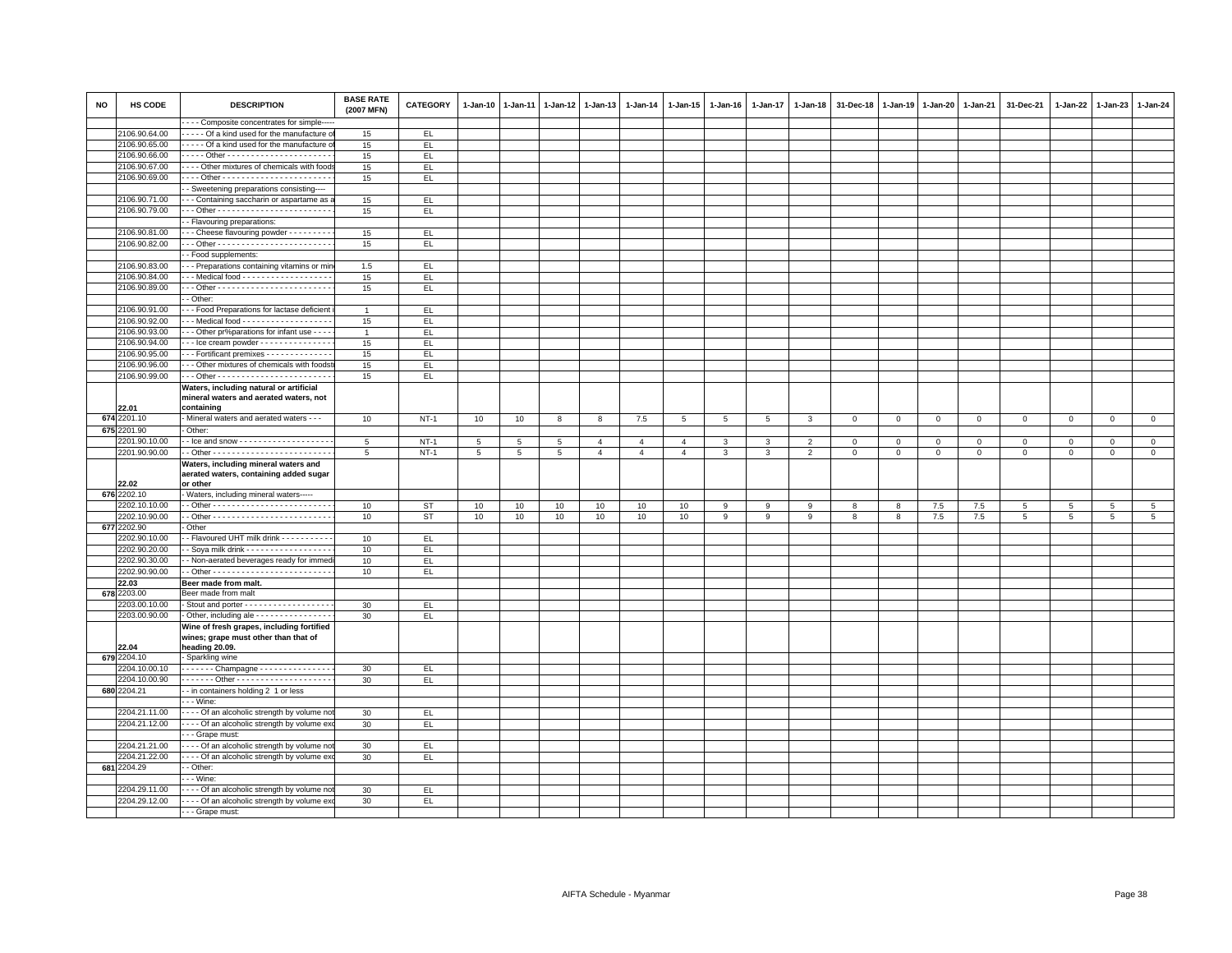| NO | HS CODE | DESCRIPTION | BASE RATE (2007 MFN) | CATEGORY | 1-Jan-10 | 1-Jan-11 | 1-Jan-12 | 1-Jan-13 | 1-Jan-14 | 1-Jan-15 | 1-Jan-16 | 1-Jan-17 | 1-Jan-18 | 31-Dec-18 | 1-Jan-19 | 1-Jan-20 | 1-Jan-21 | 31-Dec-21 | 1-Jan-22 | 1-Jan-23 | 1-Jan-24 |
|---|---|---|---|---|---|---|---|---|---|---|---|---|---|---|---|---|---|---|---|---|---|
| | | - - - - Composite concentrates for simple----- | | | | | | | | | | | | | | | | | | | |
| | 2106.90.64.00 | - - - - - Of a kind used for the manufacture of | 15 | EL | | | | | | | | | | | | | | | | | |
| | 2106.90.65.00 | - - - - - Of a kind used for the manufacture of | 15 | EL | | | | | | | | | | | | | | | | | |
| | 2106.90.66.00 | - - - - - Other - - - - - - - - - - - - - - - - - - - - - - | 15 | EL | | | | | | | | | | | | | | | | | |
| | 2106.90.67.00 | - - - - Other mixtures of chemicals with foods | 15 | EL | | | | | | | | | | | | | | | | | |
| | 2106.90.69.00 | - - - - Other - - - - - - - - - - - - - - - - - - - - - - - - | 15 | EL | | | | | | | | | | | | | | | | | |
| | | - - Sweetening preparations consisting---- | | | | | | | | | | | | | | | | | | | |
| | 2106.90.71.00 | - - - Containing saccharin or aspartame as a | 15 | EL | | | | | | | | | | | | | | | | | |
| | 2106.90.79.00 | - - - Other - - - - - - - - - - - - - - - - - - - - - - - - | 15 | EL | | | | | | | | | | | | | | | | | |
| | | - - Flavouring preparations: | | | | | | | | | | | | | | | | | | | |
| | 2106.90.81.00 | - - - Cheese flavouring powder - - - - - - - - - | 15 | EL | | | | | | | | | | | | | | | | | |
| | 2106.90.82.00 | - - - Other - - - - - - - - - - - - - - - - - - - - - - - - | 15 | EL | | | | | | | | | | | | | | | | | |
| | | - - Food supplements: | | | | | | | | | | | | | | | | | | | |
| | 2106.90.83.00 | - - - Preparations containing vitamins or min | 1.5 | EL | | | | | | | | | | | | | | | | | |
| | 2106.90.84.00 | - - - Medical food - - - - - - - - - - - - - - - - - - - | 15 | EL | | | | | | | | | | | | | | | | | |
| | 2106.90.89.00 | - - - Other - - - - - - - - - - - - - - - - - - - - - - - - | 15 | EL | | | | | | | | | | | | | | | | | |
| | | - - Other: | | | | | | | | | | | | | | | | | | | |
| | 2106.90.91.00 | - - - Food Preparations for lactase deficient i | 1 | EL | | | | | | | | | | | | | | | | | |
| | 2106.90.92.00 | - - - Medical food - - - - - - - - - - - - - - - - - - - | 15 | EL | | | | | | | | | | | | | | | | | |
| | 2106.90.93.00 | - - - Other pr%parations for infant use - - - - | 1 | EL | | | | | | | | | | | | | | | | | |
| | 2106.90.94.00 | - - - Ice cream powder - - - - - - - - - - - - - - - | 15 | EL | | | | | | | | | | | | | | | | | |
| | 2106.90.95.00 | - - - Fortificant premixes - - - - - - - - - - - - - - | 15 | EL | | | | | | | | | | | | | | | | | |
| | 2106.90.96.00 | - - - Other mixtures of chemicals with foodst | 15 | EL | | | | | | | | | | | | | | | | | |
| | 2106.90.99.00 | - - - Other - - - - - - - - - - - - - - - - - - - - - - - - | 15 | EL | | | | | | | | | | | | | | | | | |
| | 22.01 | **Waters, including natural or artificial mineral waters and aerated waters, not containing** | | | | | | | | | | | | | | | | | | | |
| 674 | 2201.10 | - Mineral waters and aerated waters - - - | 10 | NT-1 | 10 | 10 | 8 | 8 | 7.5 | 5 | 5 | 5 | 3 | 0 | 0 | 0 | 0 | 0 | 0 | 0 | 0 |
| 675 | 2201.90 | - Other: | | | | | | | | | | | | | | | | | | | |
| | 2201.90.10.00 | - - Ice and snow - - - - - - - - - - - - - - - - - - - - | 5 | NT-1 | 5 | 5 | 5 | 4 | 4 | 4 | 3 | 3 | 2 | 0 | 0 | 0 | 0 | 0 | 0 | 0 | 0 |
| | 2201.90.90.00 | - - Other - - - - - - - - - - - - - - - - - - - - - - - - - | 5 | NT-1 | 5 | 5 | 5 | 4 | 4 | 4 | 3 | 3 | 2 | 0 | 0 | 0 | 0 | 0 | 0 | 0 | 0 |
| | 22.02 | **Waters, including mineral waters and aerated waters, containing added sugar or other** | | | | | | | | | | | | | | | | | | | |
| 676 | 2202.10 | - Waters, including mineral waters----- | | | | | | | | | | | | | | | | | | | |
| | 2202.10.10.00 | - - Other - - - - - - - - - - - - - - - - - - - - - - - - - | 10 | ST | 10 | 10 | 10 | 10 | 10 | 10 | 9 | 9 | 9 | 8 | 8 | 7.5 | 7.5 | 5 | 5 | 5 | 5 |
| | 2202.10.90.00 | - - Other - - - - - - - - - - - - - - - - - - - - - - - - - | 10 | ST | 10 | 10 | 10 | 10 | 10 | 10 | 9 | 9 | 9 | 8 | 8 | 7.5 | 7.5 | 5 | 5 | 5 | 5 |
| 677 | 2202.90 | - Other | | | | | | | | | | | | | | | | | | | |
| | 2202.90.10.00 | - - Flavoured UHT milk drink - - - - - - - - - - - | 10 | EL | | | | | | | | | | | | | | | | | |
| | 2202.90.20.00 | - - Soya milk drink - - - - - - - - - - - - - - - - - - | 10 | EL | | | | | | | | | | | | | | | | | |
| | 2202.90.30.00 | - - Non-aerated beverages ready for immedi | 10 | EL | | | | | | | | | | | | | | | | | |
| | 2202.90.90.00 | - - Other - - - - - - - - - - - - - - - - - - - - - - - - - | 10 | EL | | | | | | | | | | | | | | | | | |
| | 22.03 | **Beer made from malt.** | | | | | | | | | | | | | | | | | | | |
| 678 | 2203.00 | Beer made from malt | | | | | | | | | | | | | | | | | | | |
| | 2203.00.10.00 | - Stout and porter - - - - - - - - - - - - - - - - - - | 30 | EL | | | | | | | | | | | | | | | | | |
| | 2203.00.90.00 | - Other, including ale - - - - - - - - - - - - - - - - | 30 | EL | | | | | | | | | | | | | | | | | |
| | 22.04 | **Wine of fresh grapes, including fortified wines; grape must other than that of heading 20.09.** | | | | | | | | | | | | | | | | | | | |
| 679 | 2204.10 | - Sparkling wine | | | | | | | | | | | | | | | | | | | |
| | 2204.10.00.10 | - - - - - - - Champagne - - - - - - - - - - - - - - - | 30 | EL | | | | | | | | | | | | | | | | | |
| | 2204.10.00.90 | - - - - - - - Other - - - - - - - - - - - - - - - - - - - - | 30 | EL | | | | | | | | | | | | | | | | | |
| 680 | 2204.21 | - - in containers holding 2 1 or less | | | | | | | | | | | | | | | | | | | |
| | | - - - Wine: | | | | | | | | | | | | | | | | | | | |
| | 2204.21.11.00 | - - - - Of an alcoholic strength by volume not | 30 | EL | | | | | | | | | | | | | | | | | |
| | 2204.21.12.00 | - - - - Of an alcoholic strength by volume exc | 30 | EL | | | | | | | | | | | | | | | | | |
| | | - - - Grape must: | | | | | | | | | | | | | | | | | | | |
| | 2204.21.21.00 | - - - - Of an alcoholic strength by volume not | 30 | EL | | | | | | | | | | | | | | | | | |
| | 2204.21.22.00 | - - - - Of an alcoholic strength by volume exc | 30 | EL | | | | | | | | | | | | | | | | | |
| 681 | 2204.29 | - - Other: | | | | | | | | | | | | | | | | | | | |
| | | - - - Wine: | | | | | | | | | | | | | | | | | | | |
| | 2204.29.11.00 | - - - - Of an alcoholic strength by volume not | 30 | EL | | | | | | | | | | | | | | | | | |
| | 2204.29.12.00 | - - - - Of an alcoholic strength by volume exc | 30 | EL | | | | | | | | | | | | | | | | | |
| | | - - - Grape must: | | | | | | | | | | | | | | | | | | | |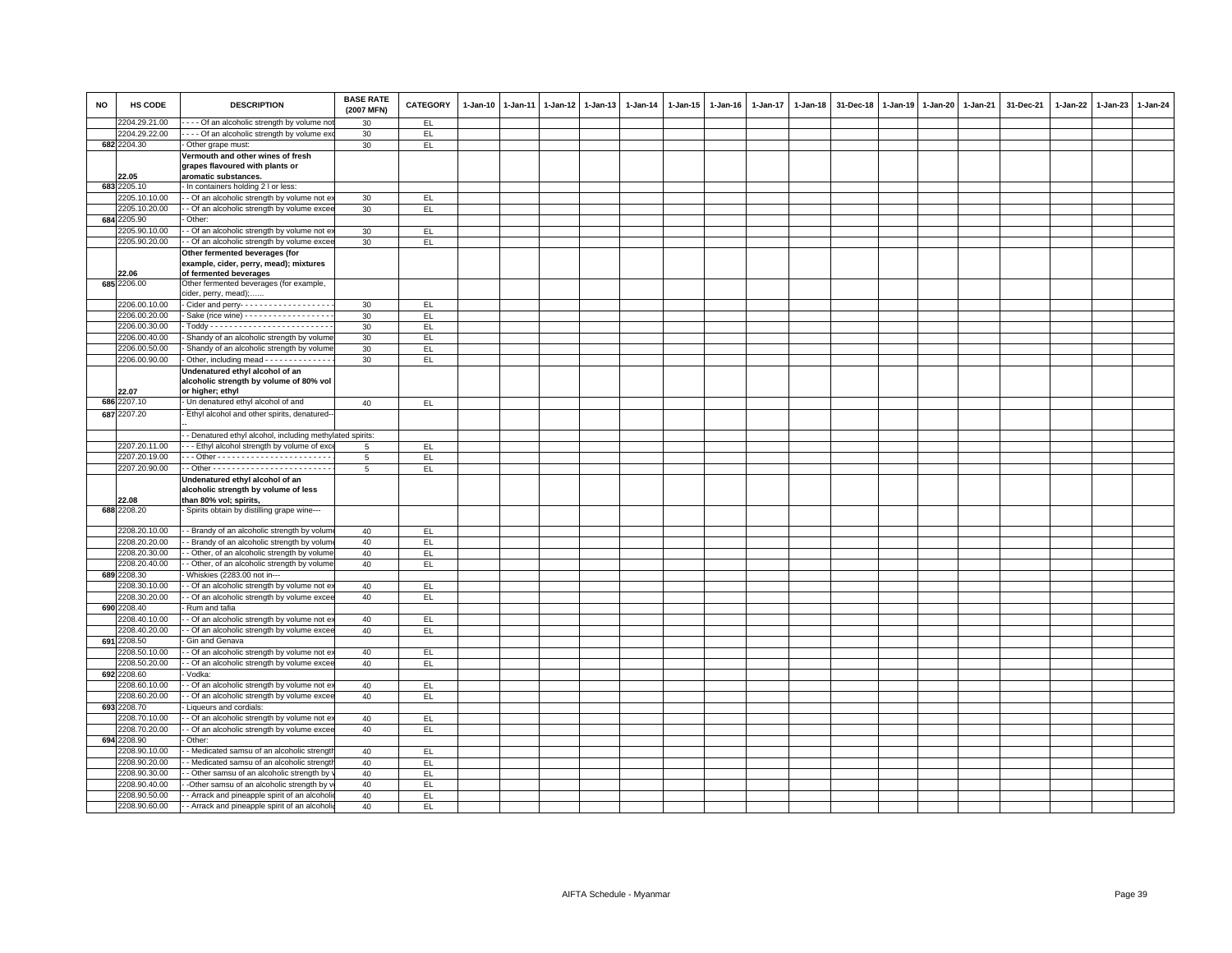| NO | HS CODE | DESCRIPTION | BASE RATE (2007 MFN) | CATEGORY | 1-Jan-10 | 1-Jan-11 | 1-Jan-12 | 1-Jan-13 | 1-Jan-14 | 1-Jan-15 | 1-Jan-16 | 1-Jan-17 | 1-Jan-18 | 31-Dec-18 | 1-Jan-19 | 1-Jan-20 | 1-Jan-21 | 31-Dec-21 | 1-Jan-22 | 1-Jan-23 | 1-Jan-24 |
|---|---|---|---|---|---|---|---|---|---|---|---|---|---|---|---|---|---|---|---|---|---|
| | 2204.29.21.00 | - - - - Of an alcoholic strength by volume not | 30 | EL | | | | | | | | | | | | | | | | | |
| | 2204.29.22.00 | - - - - Of an alcoholic strength by volume exc | 30 | EL | | | | | | | | | | | | | | | | | |
| 682 | 2204.30 | - Other grape must: | 30 | EL | | | | | | | | | | | | | | | | | |
| | 22.05 | **Vermouth and other wines of fresh grapes flavoured with plants or aromatic substances.** | | | | | | | | | | | | | | | | | | | |
| 683 | 2205.10 | - In containers holding 2 l or less: | | | | | | | | | | | | | | | | | | | |
| | 2205.10.10.00 | - - Of an alcoholic strength by volume not ex | 30 | EL | | | | | | | | | | | | | | | | | |
| | 2205.10.20.00 | - - Of an alcoholic strength by volume excee | 30 | EL | | | | | | | | | | | | | | | | | |
| 684 | 2205.90 | - Other: | | | | | | | | | | | | | | | | | | | |
| | 2205.90.10.00 | - - Of an alcoholic strength by volume not ex | 30 | EL | | | | | | | | | | | | | | | | | |
| | 2205.90.20.00 | - - Of an alcoholic strength by volume excee | 30 | EL | | | | | | | | | | | | | | | | | |
| | 22.06 | **Other fermented beverages (for example, cider, perry, mead); mixtures of fermented beverages** | | | | | | | | | | | | | | | | | | | |
| 685 | 2206.00 | Other fermented beverages (for example, cider, perry, mead);...... | | | | | | | | | | | | | | | | | | | |
| | 2206.00.10.00 | - Cider and perry- - - - - - - - - - - - - - - - - - - | 30 | EL | | | | | | | | | | | | | | | | | |
| | 2206.00.20.00 | - Sake (rice wine) - - - - - - - - - - - - - - - - - - | 30 | EL | | | | | | | | | | | | | | | | | |
| | 2206.00.30.00 | - Toddy - - - - - - - - - - - - - - - - - - - - - - - - - | 30 | EL | | | | | | | | | | | | | | | | | |
| | 2206.00.40.00 | - Shandy of an alcoholic strength by volume | 30 | EL | | | | | | | | | | | | | | | | | |
| | 2206.00.50.00 | - Shandy of an alcoholic strength by volume | 30 | EL | | | | | | | | | | | | | | | | | |
| | 2206.00.90.00 | - Other, including mead - - - - - - - - - - - - - - | 30 | EL | | | | | | | | | | | | | | | | | |
| | 22.07 | **Undenatured ethyl alcohol of an alcoholic strength by volume of 80% vol or higher; ethyl** | | | | | | | | | | | | | | | | | | | |
| 686 | 2207.10 | - Un denatured ethyl alcohol of and | 40 | EL | | | | | | | | | | | | | | | | | |
| 687 | 2207.20 | - Ethyl alcohol and other spirits, denatured-- -- | | | | | | | | | | | | | | | | | | | |
| | | - - Denatured ethyl alcohol, including methylated spirits: | | | | | | | | | | | | | | | | | | | |
| | 2207.20.11.00 | - - - Ethyl alcohol strength by volume of exce | 5 | EL | | | | | | | | | | | | | | | | | |
| | 2207.20.19.00 | - - - Other - - - - - - - - - - - - - - - - - - - - - - - - | 5 | EL | | | | | | | | | | | | | | | | | |
| | 2207.20.90.00 | - - Other - - - - - - - - - - - - - - - - - - - - - - - - - | 5 | EL | | | | | | | | | | | | | | | | | |
| | 22.08 | **Undenatured ethyl alcohol of an alcoholic strength by volume of less than 80% vol; spirits,** | | | | | | | | | | | | | | | | | | | |
| 688 | 2208.20 | - Spirits obtain by distilling grape wine--- | | | | | | | | | | | | | | | | | | | |
| | 2208.20.10.00 | - - Brandy of an alcoholic strength by volume | 40 | EL | | | | | | | | | | | | | | | | | |
| | 2208.20.20.00 | - - Brandy of an alcoholic strength by volume | 40 | EL | | | | | | | | | | | | | | | | | |
| | 2208.20.30.00 | - - Other, of an alcoholic strength by volume | 40 | EL | | | | | | | | | | | | | | | | | |
| | 2208.20.40.00 | - - Other, of an alcoholic strength by volume | 40 | EL | | | | | | | | | | | | | | | | | |
| 689 | 2208.30 | - Whiskies (2283.00 not in--- | | | | | | | | | | | | | | | | | | | |
| | 2208.30.10.00 | - - Of an alcoholic strength by volume not ex | 40 | EL | | | | | | | | | | | | | | | | | |
| | 2208.30.20.00 | - - Of an alcoholic strength by volume excee | 40 | EL | | | | | | | | | | | | | | | | | |
| 690 | 2208.40 | - Rum and tafia | | | | | | | | | | | | | | | | | | | |
| | 2208.40.10.00 | - - Of an alcoholic strength by volume not ex | 40 | EL | | | | | | | | | | | | | | | | | |
| | 2208.40.20.00 | - - Of an alcoholic strength by volume excee | 40 | EL | | | | | | | | | | | | | | | | | |
| 691 | 2208.50 | - Gin and Genava | | | | | | | | | | | | | | | | | | | |
| | 2208.50.10.00 | - - Of an alcoholic strength by volume not ex | 40 | EL | | | | | | | | | | | | | | | | | |
| | 2208.50.20.00 | - - Of an alcoholic strength by volume excee | 40 | EL | | | | | | | | | | | | | | | | | |
| 692 | 2208.60 | - Vodka: | | | | | | | | | | | | | | | | | | | |
| | 2208.60.10.00 | - - Of an alcoholic strength by volume not ex | 40 | EL | | | | | | | | | | | | | | | | | |
| | 2208.60.20.00 | - - Of an alcoholic strength by volume excee | 40 | EL | | | | | | | | | | | | | | | | | |
| 693 | 2208.70 | - Liqueurs and cordials: | | | | | | | | | | | | | | | | | | | |
| | 2208.70.10.00 | - - Of an alcoholic strength by volume not ex | 40 | EL | | | | | | | | | | | | | | | | | |
| | 2208.70.20.00 | - - Of an alcoholic strength by volume excee | 40 | EL | | | | | | | | | | | | | | | | | |
| 694 | 2208.90 | - Other: | | | | | | | | | | | | | | | | | | | |
| | 2208.90.10.00 | - - Medicated samsu of an alcoholic strength | 40 | EL | | | | | | | | | | | | | | | | | |
| | 2208.90.20.00 | - - Medicated samsu of an alcoholic strength | 40 | EL | | | | | | | | | | | | | | | | | |
| | 2208.90.30.00 | - - Other samsu of an alcoholic strength by v | 40 | EL | | | | | | | | | | | | | | | | | |
| | 2208.90.40.00 | - -Other samsu of an alcoholic strength by v | 40 | EL | | | | | | | | | | | | | | | | | |
| | 2208.90.50.00 | - - Arrack and pineapple spirit of an alcoholi | 40 | EL | | | | | | | | | | | | | | | | | |
| | 2208.90.60.00 | - - Arrack and pineapple spirit of an alcoholi | 40 | EL | | | | | | | | | | | | | | | | | |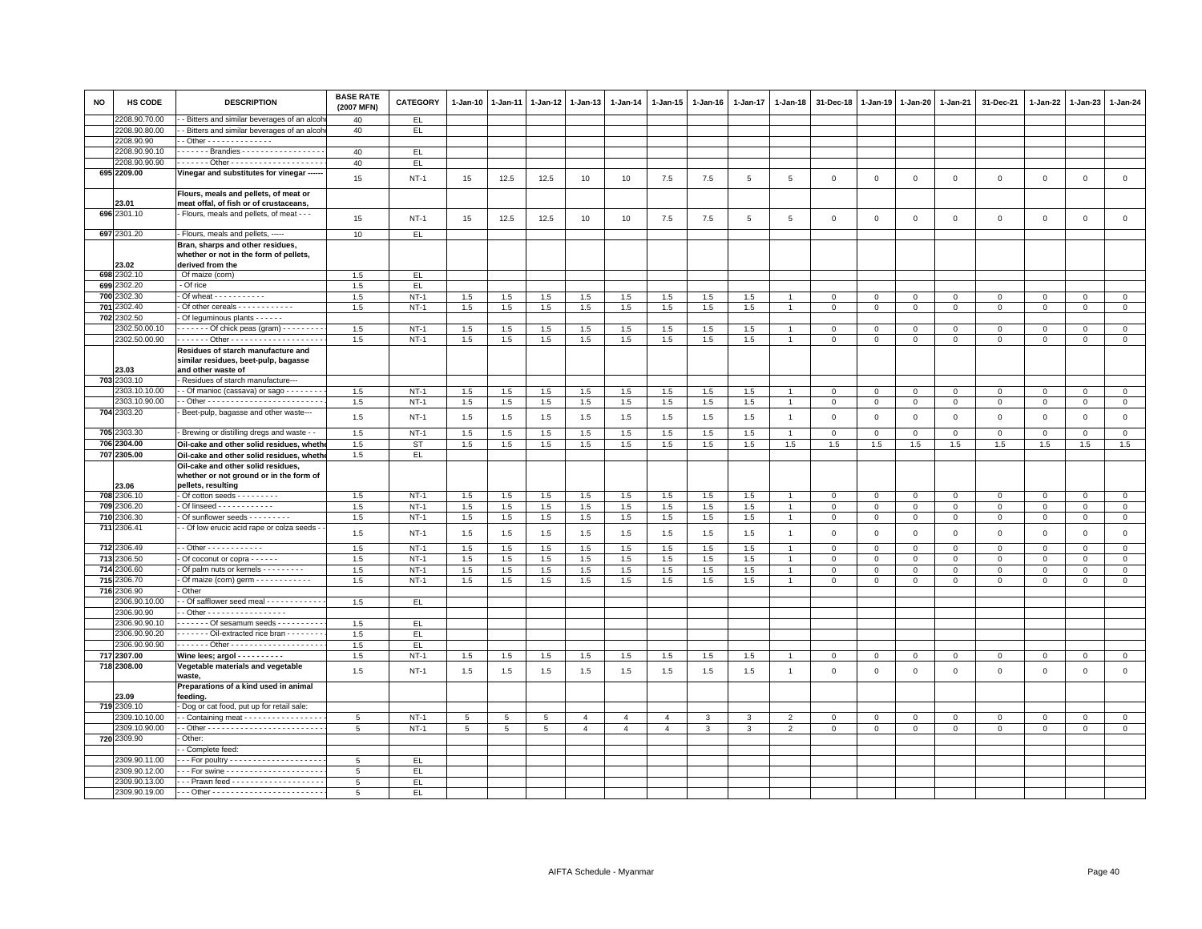| NO | HS CODE | DESCRIPTION | BASE RATE (2007 MFN) | CATEGORY | 1-Jan-10 | 1-Jan-11 | 1-Jan-12 | 1-Jan-13 | 1-Jan-14 | 1-Jan-15 | 1-Jan-16 | 1-Jan-17 | 1-Jan-18 | 31-Dec-18 | 1-Jan-19 | 1-Jan-20 | 1-Jan-21 | 31-Dec-21 | 1-Jan-22 | 1-Jan-23 | 1-Jan-24 |
|---|---|---|---|---|---|---|---|---|---|---|---|---|---|---|---|---|---|---|---|---|---|
| | 2208.90.70.00 | - - Bitters and similar beverages of an alcoh | 40 | EL | | | | | | | | | | | | | | | | | |
| | 2208.90.80.00 | - - Bitters and similar beverages of an alcoh | 40 | EL | | | | | | | | | | | | | | | | | |
| | 2208.90.90 | - - Other - - - - - - - - - - - - - - | | | | | | | | | | | | | | | | | | | |
| | 2208.90.90.10 | - - - - - - - Brandies - - - - - - - - - - - - - - - - - - | 40 | EL | | | | | | | | | | | | | | | | | |
| | 2208.90.90.90 | - - - - - - - Other - - - - - - - - - - - - - - - - - - - - | 40 | EL | | | | | | | | | | | | | | | | | |
| 695 | 2209.00 | **Vinegar and substitutes for vinegar ------** | 15 | NT-1 | 15 | 12.5 | 12.5 | 10 | 10 | 7.5 | 7.5 | 5 | 5 | 0 | 0 | 0 | 0 | 0 | 0 | 0 | 0 |
| | 23.01 | **Flours, meals and pellets, of meat or meat offal, of fish or of crustaceans,** | | | | | | | | | | | | | | | | | | | |
| 696 | 2301.10 | - Flours, meals and pellets, of meat - - - | 15 | NT-1 | 15 | 12.5 | 12.5 | 10 | 10 | 7.5 | 7.5 | 5 | 5 | 0 | 0 | 0 | 0 | 0 | 0 | 0 | 0 |
| 697 | 2301.20 | - Flours, meals and pellets, ----- | 10 | EL | | | | | | | | | | | | | | | | | |
| | 23.02 | **Bran, sharps and other residues, whether or not in the form of pellets, derived from the** | | | | | | | | | | | | | | | | | | | |
| 698 | 2302.10 | Of maize (corn) | 1.5 | EL | | | | | | | | | | | | | | | | | |
| 699 | 2302.20 | - Of rice | 1.5 | EL | | | | | | | | | | | | | | | | | |
| 700 | 2302.30 | - Of wheat - - - - - - - - - - - | 1.5 | NT-1 | 1.5 | 1.5 | 1.5 | 1.5 | 1.5 | 1.5 | 1.5 | 1.5 | 1 | 0 | 0 | 0 | 0 | 0 | 0 | 0 | 0 |
| 701 | 2302.40 | - Of other cereals - - - - - - - - - - - - | 1.5 | NT-1 | 1.5 | 1.5 | 1.5 | 1.5 | 1.5 | 1.5 | 1.5 | 1.5 | 1 | 0 | 0 | 0 | 0 | 0 | 0 | 0 | 0 |
| 702 | 2302.50 | - Of leguminous plants - - - - - - | | | | | | | | | | | | | | | | | | | |
| | 2302.50.00.10 | - - - - - - - Of chick peas (gram) - - - - - - - - - | 1.5 | NT-1 | 1.5 | 1.5 | 1.5 | 1.5 | 1.5 | 1.5 | 1.5 | 1.5 | 1 | 0 | 0 | 0 | 0 | 0 | 0 | 0 | 0 |
| | 2302.50.00.90 | - - - - - - - Other - - - - - - - - - - - - - - - - - - - - | 1.5 | NT-1 | 1.5 | 1.5 | 1.5 | 1.5 | 1.5 | 1.5 | 1.5 | 1.5 | 1 | 0 | 0 | 0 | 0 | 0 | 0 | 0 | 0 |
| | 23.03 | **Residues of starch manufacture and similar residues, beet-pulp, bagasse and other waste of** | | | | | | | | | | | | | | | | | | | |
| 703 | 2303.10 | - Residues of starch manufacture--- | | | | | | | | | | | | | | | | | | | |
| | 2303.10.10.00 | - - Of manioc (cassava) or sago - - - - - - - - | 1.5 | NT-1 | 1.5 | 1.5 | 1.5 | 1.5 | 1.5 | 1.5 | 1.5 | 1.5 | 1 | 0 | 0 | 0 | 0 | 0 | 0 | 0 | 0 |
| | 2303.10.90.00 | - - Other - - - - - - - - - - - - - - - - - - - - - - - - - | 1.5 | NT-1 | 1.5 | 1.5 | 1.5 | 1.5 | 1.5 | 1.5 | 1.5 | 1.5 | 1 | 0 | 0 | 0 | 0 | 0 | 0 | 0 | 0 |
| 704 | 2303.20 | - Beet-pulp, bagasse and other waste--- | 1.5 | NT-1 | 1.5 | 1.5 | 1.5 | 1.5 | 1.5 | 1.5 | 1.5 | 1.5 | 1 | 0 | 0 | 0 | 0 | 0 | 0 | 0 | 0 |
| 705 | 2303.30 | - Brewing or distilling dregs and waste - - | 1.5 | NT-1 | 1.5 | 1.5 | 1.5 | 1.5 | 1.5 | 1.5 | 1.5 | 1.5 | 1 | 0 | 0 | 0 | 0 | 0 | 0 | 0 | 0 |
| 706 | 2304.00 | **Oil-cake and other solid residues, whethe** | 1.5 | ST | 1.5 | 1.5 | 1.5 | 1.5 | 1.5 | 1.5 | 1.5 | 1.5 | 1.5 | 1.5 | 1.5 | 1.5 | 1.5 | 1.5 | 1.5 | 1.5 | 1.5 |
| 707 | 2305.00 | **Oil-cake and other solid residues, whethe** | 1.5 | EL | | | | | | | | | | | | | | | | | |
| | 23.06 | **Oil-cake and other solid residues, whether or not ground or in the form of pellets, resulting** | | | | | | | | | | | | | | | | | | | |
| 708 | 2306.10 | - Of cotton seeds - - - - - - - - - - | 1.5 | NT-1 | 1.5 | 1.5 | 1.5 | 1.5 | 1.5 | 1.5 | 1.5 | 1.5 | 1 | 0 | 0 | 0 | 0 | 0 | 0 | 0 | 0 |
| 709 | 2306.20 | - Of linseed - - - - - - - - - - - - | 1.5 | NT-1 | 1.5 | 1.5 | 1.5 | 1.5 | 1.5 | 1.5 | 1.5 | 1.5 | 1 | 0 | 0 | 0 | 0 | 0 | 0 | 0 | 0 |
| 710 | 2306.30 | - Of sunflower seeds - - - - - - - - - - | 1.5 | NT-1 | 1.5 | 1.5 | 1.5 | 1.5 | 1.5 | 1.5 | 1.5 | 1.5 | 1 | 0 | 0 | 0 | 0 | 0 | 0 | 0 | 0 |
| 711 | 2306.41 | - - Of low erucic acid rape or colza seeds - - | 1.5 | NT-1 | 1.5 | 1.5 | 1.5 | 1.5 | 1.5 | 1.5 | 1.5 | 1.5 | 1 | 0 | 0 | 0 | 0 | 0 | 0 | 0 | 0 |
| 712 | 2306.49 | - - Other - - - - - - - - - - - - | 1.5 | NT-1 | 1.5 | 1.5 | 1.5 | 1.5 | 1.5 | 1.5 | 1.5 | 1.5 | 1 | 0 | 0 | 0 | 0 | 0 | 0 | 0 | 0 |
| 713 | 2306.50 | - Of coconut or copra - - - - - - | 1.5 | NT-1 | 1.5 | 1.5 | 1.5 | 1.5 | 1.5 | 1.5 | 1.5 | 1.5 | 1 | 0 | 0 | 0 | 0 | 0 | 0 | 0 | 0 |
| 714 | 2306.60 | - Of palm nuts or kernels - - - - - - - - - - | 1.5 | NT-1 | 1.5 | 1.5 | 1.5 | 1.5 | 1.5 | 1.5 | 1.5 | 1.5 | 1 | 0 | 0 | 0 | 0 | 0 | 0 | 0 | 0 |
| 715 | 2306.70 | - Of maize (corn) germ - - - - - - - - - - - - - | 1.5 | NT-1 | 1.5 | 1.5 | 1.5 | 1.5 | 1.5 | 1.5 | 1.5 | 1.5 | 1 | 0 | 0 | 0 | 0 | 0 | 0 | 0 | 0 |
| 716 | 2306.90 | - Other | | | | | | | | | | | | | | | | | | | |
| | 2306.90.10.00 | - - Of safflower seed meal - - - - - - - - - - - - - | 1.5 | EL | | | | | | | | | | | | | | | | | |
| | 2306.90.90 | - - Other - - - - - - - - - - - - - - - - - - | | | | | | | | | | | | | | | | | | | |
| | 2306.90.90.10 | - - - - - - - Of sesamum seeds - - - - - - - - - - - | 1.5 | EL | | | | | | | | | | | | | | | | | |
| | 2306.90.90.20 | - - - - - - - Oil-extracted rice bran - - - - - - - - | 1.5 | EL | | | | | | | | | | | | | | | | | |
| | 2306.90.90.90 | - - - - - - - Other - - - - - - - - - - - - - - - - - - - - | 1.5 | EL | | | | | | | | | | | | | | | | | |
| 717 | 2307.00 | **Wine lees; argol - - - - - - - - - - -** | 1.5 | NT-1 | 1.5 | 1.5 | 1.5 | 1.5 | 1.5 | 1.5 | 1.5 | 1.5 | 1 | 0 | 0 | 0 | 0 | 0 | 0 | 0 | 0 |
| 718 | 2308.00 | **Vegetable materials and vegetable waste,** | 1.5 | NT-1 | 1.5 | 1.5 | 1.5 | 1.5 | 1.5 | 1.5 | 1.5 | 1.5 | 1 | 0 | 0 | 0 | 0 | 0 | 0 | 0 | 0 |
| | 23.09 | **Preparations of a kind used in animal feeding.** | | | | | | | | | | | | | | | | | | | |
| 719 | 2309.10 | - Dog or cat food, put up for retail sale: | | | | | | | | | | | | | | | | | | | |
| | 2309.10.10.00 | - - Containing meat - - - - - - - - - - - - - - - - - - | 5 | NT-1 | 5 | 5 | 5 | 4 | 4 | 4 | 3 | 3 | 2 | 0 | 0 | 0 | 0 | 0 | 0 | 0 | 0 |
| | 2309.10.90.00 | - - Other - - - - - - - - - - - - - - - - - - - - - - - - - | 5 | NT-1 | 5 | 5 | 5 | 4 | 4 | 4 | 3 | 3 | 2 | 0 | 0 | 0 | 0 | 0 | 0 | 0 | 0 |
| 720 | 2309.90 | - Other: | | | | | | | | | | | | | | | | | | | |
| | | - - Complete feed: | | | | | | | | | | | | | | | | | | | |
| | 2309.90.11.00 | - - - For poultry - - - - - - - - - - - - - - - - - - - - - | 5 | EL | | | | | | | | | | | | | | | | | |
| | 2309.90.12.00 | - - - For swine - - - - - - - - - - - - - - - - - - - - - - | 5 | EL | | | | | | | | | | | | | | | | | |
| | 2309.90.13.00 | - - - Prawn feed - - - - - - - - - - - - - - - - - - - - - | 5 | EL | | | | | | | | | | | | | | | | | |
| | 2309.90.19.00 | - - - Other - - - - - - - - - - - - - - - - - - - - - - - - - | 5 | EL | | | | | | | | | | | | | | | | | |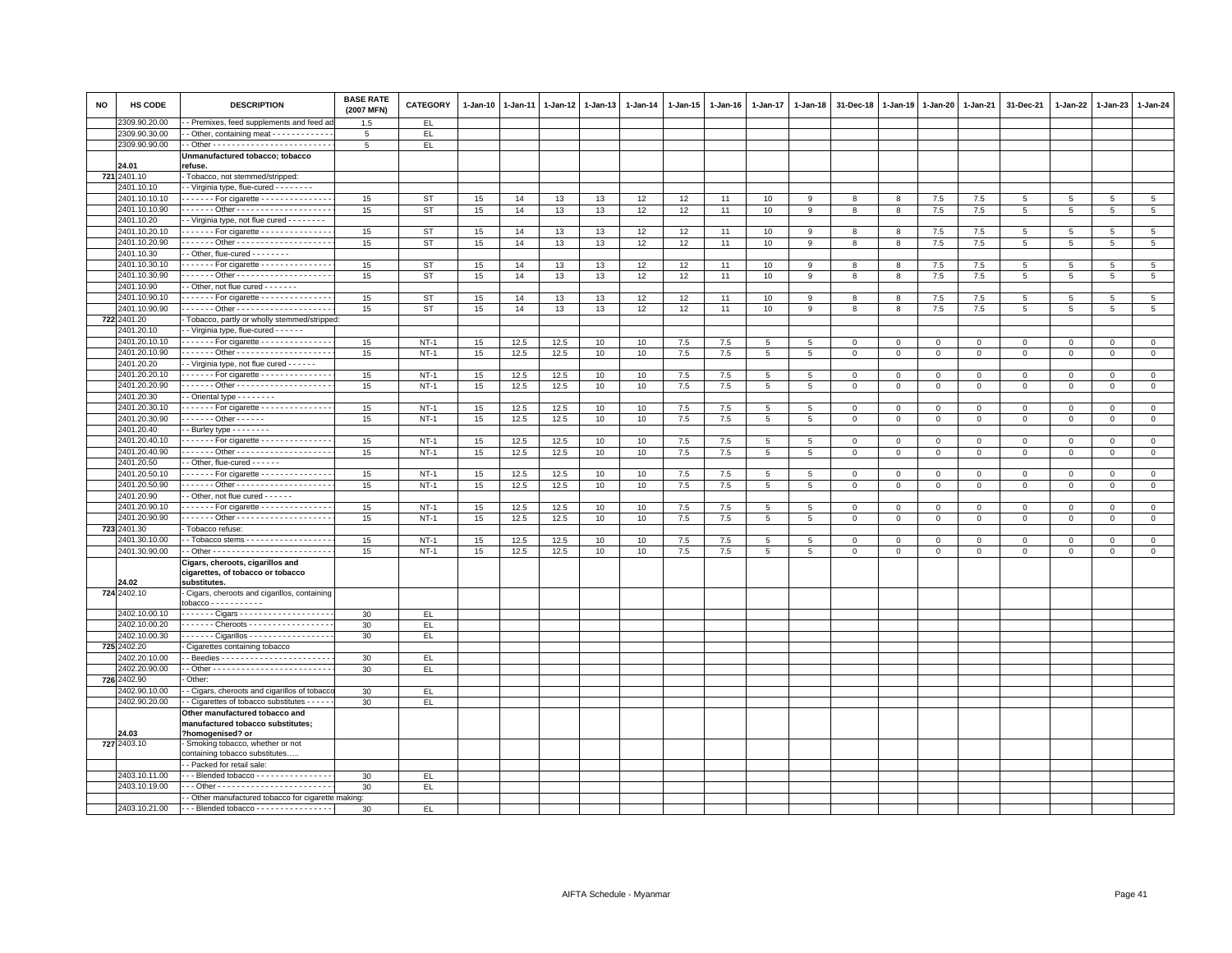| NO | HS CODE | DESCRIPTION | BASE RATE (2007 MFN) | CATEGORY | 1-Jan-10 | 1-Jan-11 | 1-Jan-12 | 1-Jan-13 | 1-Jan-14 | 1-Jan-15 | 1-Jan-16 | 1-Jan-17 | 1-Jan-18 | 31-Dec-18 | 1-Jan-19 | 1-Jan-20 | 1-Jan-21 | 31-Dec-21 | 1-Jan-22 | 1-Jan-23 | 1-Jan-24 |
|---|---|---|---|---|---|---|---|---|---|---|---|---|---|---|---|---|---|---|---|---|---|
| | 2309.90.20.00 | - - Premixes, feed supplements and feed ad | 1.5 | EL | | | | | | | | | | | | | | | | | |
| | 2309.90.30.00 | - - Other, containing meat - - - - - - - - - - - - - | 5 | EL | | | | | | | | | | | | | | | | | |
| | 2309.90.90.00 | - - Other - - - - - - - - - - - - - - - - - - - - - - - - - | 5 | EL | | | | | | | | | | | | | | | | | |
| | 24.01 | **Unmanufactured tobacco; tobacco refuse.** | | | | | | | | | | | | | | | | | | | |
| 721 | 2401.10 | - Tobacco, not stemmed/stripped: | | | | | | | | | | | | | | | | | | | |
| | 2401.10.10 | - - Virginia type, flue-cured - - - - - - - - | | | | | | | | | | | | | | | | | | | |
| | 2401.10.10.10 | - - - - - - - For cigarette - - - - - - - - - - - - - - - | 15 | ST | 15 | 14 | 13 | 13 | 12 | 12 | 11 | 10 | 9 | 8 | 8 | 7.5 | 7.5 | 5 | 5 | 5 | 5 |
| | 2401.10.10.90 | - - - - - - - Other - - - - - - - - - - - - - - - - - - - - | 15 | ST | 15 | 14 | 13 | 13 | 12 | 12 | 11 | 10 | 9 | 8 | 8 | 7.5 | 7.5 | 5 | 5 | 5 | 5 |
| | 2401.10.20 | - - Virginia type, not flue cured - - - - - - - - | | | | | | | | | | | | | | | | | | | |
| | 2401.10.20.10 | - - - - - - - For cigarette - - - - - - - - - - - - - - - | 15 | ST | 15 | 14 | 13 | 13 | 12 | 12 | 11 | 10 | 9 | 8 | 8 | 7.5 | 7.5 | 5 | 5 | 5 | 5 |
| | 2401.10.20.90 | - - - - - - - Other - - - - - - - - - - - - - - - - - - - - | 15 | ST | 15 | 14 | 13 | 13 | 12 | 12 | 11 | 10 | 9 | 8 | 8 | 7.5 | 7.5 | 5 | 5 | 5 | 5 |
| | 2401.10.30 | - - Other, flue-cured - - - - - - - - | | | | | | | | | | | | | | | | | | | |
| | 2401.10.30.10 | - - - - - - - For cigarette - - - - - - - - - - - - - - - | 15 | ST | 15 | 14 | 13 | 13 | 12 | 12 | 11 | 10 | 9 | 8 | 8 | 7.5 | 7.5 | 5 | 5 | 5 | 5 |
| | 2401.10.30.90 | - - - - - - - Other - - - - - - - - - - - - - - - - - - - - | 15 | ST | 15 | 14 | 13 | 13 | 12 | 12 | 11 | 10 | 9 | 8 | 8 | 7.5 | 7.5 | 5 | 5 | 5 | 5 |
| | 2401.10.90 | - - Other, not flue cured - - - - - - - | | | | | | | | | | | | | | | | | | | |
| | 2401.10.90.10 | - - - - - - - For cigarette - - - - - - - - - - - - - - - | 15 | ST | 15 | 14 | 13 | 13 | 12 | 12 | 11 | 10 | 9 | 8 | 8 | 7.5 | 7.5 | 5 | 5 | 5 | 5 |
| | 2401.10.90.90 | - - - - - - - Other - - - - - - - - - - - - - - - - - - - - | 15 | ST | 15 | 14 | 13 | 13 | 12 | 12 | 11 | 10 | 9 | 8 | 8 | 7.5 | 7.5 | 5 | 5 | 5 | 5 |
| 722 | 2401.20 | - Tobacco, partly or wholly stemmed/stripped: | | | | | | | | | | | | | | | | | | | |
| | 2401.20.10 | - - Virginia type, flue-cured - - - - - - | | | | | | | | | | | | | | | | | | | |
| | 2401.20.10.10 | - - - - - - - For cigarette - - - - - - - - - - - - - - - | 15 | NT-1 | 15 | 12.5 | 12.5 | 10 | 10 | 7.5 | 7.5 | 5 | 5 | 0 | 0 | 0 | 0 | 0 | 0 | 0 | 0 |
| | 2401.20.10.90 | - - - - - - - Other - - - - - - - - - - - - - - - - - - - - | 15 | NT-1 | 15 | 12.5 | 12.5 | 10 | 10 | 7.5 | 7.5 | 5 | 5 | 0 | 0 | 0 | 0 | 0 | 0 | 0 | 0 |
| | 2401.20.20 | - - Virginia type, not flue cured - - - - - - | | | | | | | | | | | | | | | | | | | |
| | 2401.20.20.10 | - - - - - - - For cigarette - - - - - - - - - - - - - - - | 15 | NT-1 | 15 | 12.5 | 12.5 | 10 | 10 | 7.5 | 7.5 | 5 | 5 | 0 | 0 | 0 | 0 | 0 | 0 | 0 | 0 |
| | 2401.20.20.90 | - - - - - - - Other - - - - - - - - - - - - - - - - - - - - | 15 | NT-1 | 15 | 12.5 | 12.5 | 10 | 10 | 7.5 | 7.5 | 5 | 5 | 0 | 0 | 0 | 0 | 0 | 0 | 0 | 0 |
| | 2401.20.30 | - - Oriental type - - - - - - - - | | | | | | | | | | | | | | | | | | | |
| | 2401.20.30.10 | - - - - - - - For cigarette - - - - - - - - - - - - - - - | 15 | NT-1 | 15 | 12.5 | 12.5 | 10 | 10 | 7.5 | 7.5 | 5 | 5 | 0 | 0 | 0 | 0 | 0 | 0 | 0 | 0 |
| | 2401.20.30.90 | - - - - - - - Other - - - - - - | 15 | NT-1 | 15 | 12.5 | 12.5 | 10 | 10 | 7.5 | 7.5 | 5 | 5 | 0 | 0 | 0 | 0 | 0 | 0 | 0 | 0 |
| | 2401.20.40 | - - Burley type - - - - - - - - | | | | | | | | | | | | | | | | | | | |
| | 2401.20.40.10 | - - - - - - - For cigarette - - - - - - - - - - - - - - - | 15 | NT-1 | 15 | 12.5 | 12.5 | 10 | 10 | 7.5 | 7.5 | 5 | 5 | 0 | 0 | 0 | 0 | 0 | 0 | 0 | 0 |
| | 2401.20.40.90 | - - - - - - - Other - - - - - - - - - - - - - - - - - - - - | 15 | NT-1 | 15 | 12.5 | 12.5 | 10 | 10 | 7.5 | 7.5 | 5 | 5 | 0 | 0 | 0 | 0 | 0 | 0 | 0 | 0 |
| | 2401.20.50 | - - Other, flue-cured - - - - - - | | | | | | | | | | | | | | | | | | | |
| | 2401.20.50.10 | - - - - - - - For cigarette - - - - - - - - - - - - - - - | 15 | NT-1 | 15 | 12.5 | 12.5 | 10 | 10 | 7.5 | 7.5 | 5 | 5 | 0 | 0 | 0 | 0 | 0 | 0 | 0 | 0 |
| | 2401.20.50.90 | - - - - - - - Other - - - - - - - - - - - - - - - - - - - - | 15 | NT-1 | 15 | 12.5 | 12.5 | 10 | 10 | 7.5 | 7.5 | 5 | 5 | 0 | 0 | 0 | 0 | 0 | 0 | 0 | 0 |
| | 2401.20.90 | - - Other, not flue cured - - - - - - | | | | | | | | | | | | | | | | | | | |
| | 2401.20.90.10 | - - - - - - - For cigarette - - - - - - - - - - - - - - - | 15 | NT-1 | 15 | 12.5 | 12.5 | 10 | 10 | 7.5 | 7.5 | 5 | 5 | 0 | 0 | 0 | 0 | 0 | 0 | 0 | 0 |
| | 2401.20.90.90 | - - - - - - - Other - - - - - - - - - - - - - - - - - - - - | 15 | NT-1 | 15 | 12.5 | 12.5 | 10 | 10 | 7.5 | 7.5 | 5 | 5 | 0 | 0 | 0 | 0 | 0 | 0 | 0 | 0 |
| 723 | 2401.30 | - Tobacco refuse: | | | | | | | | | | | | | | | | | | | |
| | 2401.30.10.00 | - - Tobacco stems - - - - - - - - - - - - - - - - - - | 15 | NT-1 | 15 | 12.5 | 12.5 | 10 | 10 | 7.5 | 7.5 | 5 | 5 | 0 | 0 | 0 | 0 | 0 | 0 | 0 | 0 |
| | 2401.30.90.00 | - - Other - - - - - - - - - - - - - - - - - - - - - - - - - | 15 | NT-1 | 15 | 12.5 | 12.5 | 10 | 10 | 7.5 | 7.5 | 5 | 5 | 0 | 0 | 0 | 0 | 0 | 0 | 0 | 0 |
| | 24.02 | **Cigars, cheroots, cigarillos and cigarettes, of tobacco or tobacco substitutes.** | | | | | | | | | | | | | | | | | | | |
| 724 | 2402.10 | - Cigars, cheroots and cigarillos, containing tobacco - - - - - - - - - - - | | | | | | | | | | | | | | | | | | | |
| | 2402.10.00.10 | - - - - - - - Cigars - - - - - - - - - - - - - - - - - - - - | 30 | EL | | | | | | | | | | | | | | | | | |
| | 2402.10.00.20 | - - - - - - - Cheroots - - - - - - - - - - - - - - - - - - | 30 | EL | | | | | | | | | | | | | | | | | |
| | 2402.10.00.30 | - - - - - - - Cigarillos - - - - - - - - - - - - - - - - - | 30 | EL | | | | | | | | | | | | | | | | | |
| 725 | 2402.20 | - Cigarettes containing tobacco | | | | | | | | | | | | | | | | | | | |
| | 2402.20.10.00 | - - Beedies - - - - - - - - - - - - - - - - - - - - - - - - | 30 | EL | | | | | | | | | | | | | | | | | |
| | 2402.20.90.00 | - - Other - - - - - - - - - - - - - - - - - - - - - - - - - | 30 | EL | | | | | | | | | | | | | | | | | |
| 726 | 2402.90 | - Other: | | | | | | | | | | | | | | | | | | | |
| | 2402.90.10.00 | - - Cigars, cheroots and cigarillos of tobacco | 30 | EL | | | | | | | | | | | | | | | | | |
| | 2402.90.20.00 | - - Cigarettes of tobacco substitutes - - - - - | 30 | EL | | | | | | | | | | | | | | | | | |
| | 24.03 | **Other manufactured tobacco and manufactured tobacco substitutes; ?homogenised? or** | | | | | | | | | | | | | | | | | | | |
| 727 | 2403.10 | - Smoking tobacco, whether or not containing tobacco substitutes….. | | | | | | | | | | | | | | | | | | | |
| | | - - Packed for retail sale: | | | | | | | | | | | | | | | | | | | |
| | 2403.10.11.00 | - - - Blended tobacco - - - - - - - - - - - - - - - - | 30 | EL | | | | | | | | | | | | | | | | | |
| | 2403.10.19.00 | - - - Other - - - - - - - - - - - - - - - - - - - - - - - - | 30 | EL | | | | | | | | | | | | | | | | | |
| | | - - Other manufactured tobacco for cigarette making: | | | | | | | | | | | | | | | | | | | |
| | 2403.10.21.00 | - - - Blended tobacco - - - - - - - - - - - - - - - - | 30 | EL | | | | | | | | | | | | | | | | | |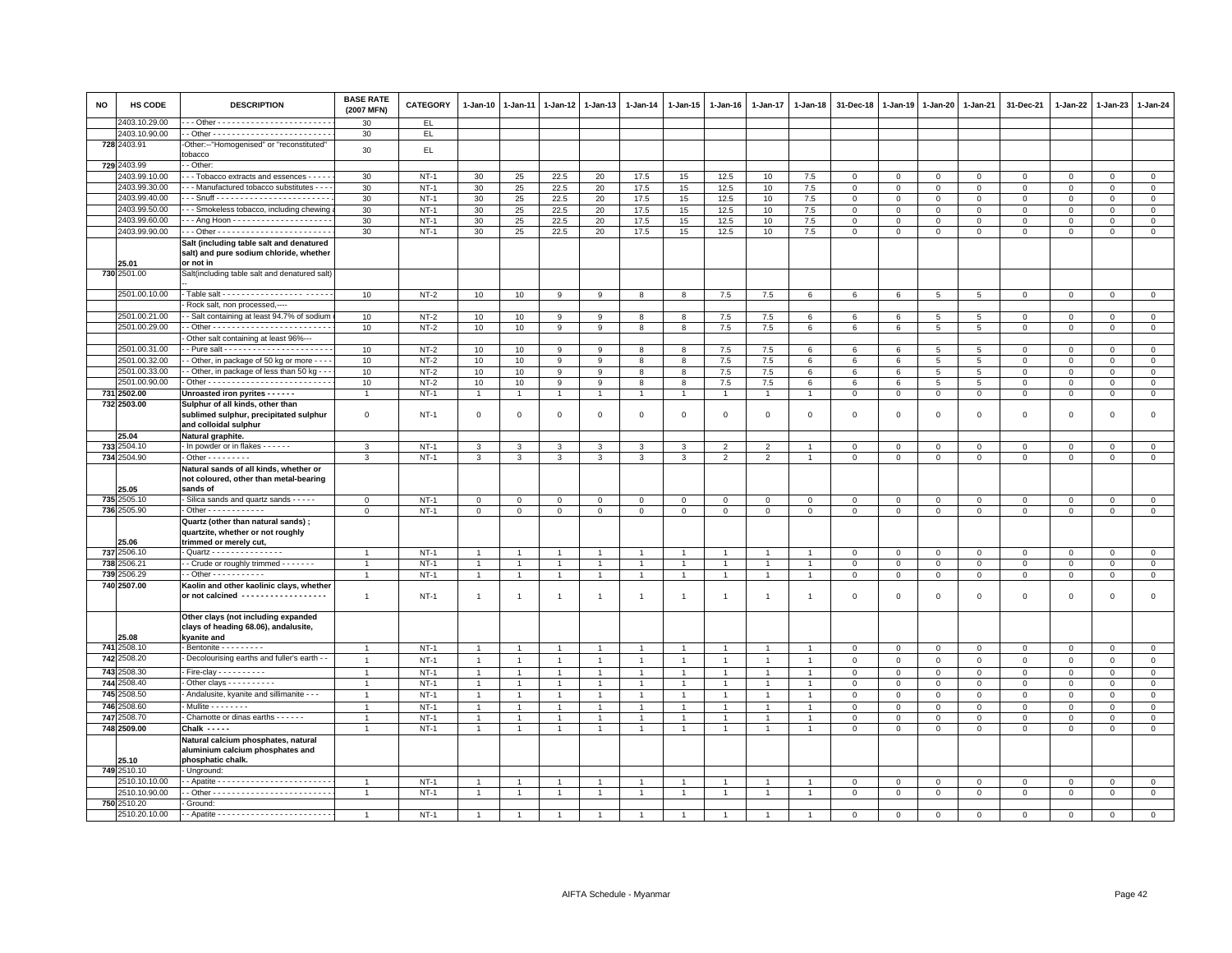| NO | HS CODE | DESCRIPTION | BASE RATE (2007 MFN) | CATEGORY | 1-Jan-10 | 1-Jan-11 | 1-Jan-12 | 1-Jan-13 | 1-Jan-14 | 1-Jan-15 | 1-Jan-16 | 1-Jan-17 | 1-Jan-18 | 31-Dec-18 | 1-Jan-19 | 1-Jan-20 | 1-Jan-21 | 31-Dec-21 | 1-Jan-22 | 1-Jan-23 | 1-Jan-24 |
|---|---|---|---|---|---|---|---|---|---|---|---|---|---|---|---|---|---|---|---|---|---|
| | 2403.10.29.00 | - - - Other - - - - - - - - - - - - - - - - - - - - - - - - - | 30 | EL | | | | | | | | | | | | | | | | | |
| | 2403.10.90.00 | - - Other - - - - - - - - - - - - - - - - - - - - - - - - - | 30 | EL | | | | | | | | | | | | | | | | | |
| 728 | 2403.91 | -Other:--"Homogenised" or "reconstituted" tobacco | 30 | EL | | | | | | | | | | | | | | | | | |
| 729 | 2403.99 | - - Other: | | | | | | | | | | | | | | | | | | | |
| | 2403.99.10.00 | - - - Tobacco extracts and essences - - - - - | 30 | NT-1 | 30 | 25 | 22.5 | 20 | 17.5 | 15 | 12.5 | 10 | 7.5 | 0 | 0 | 0 | 0 | 0 | 0 | 0 | 0 |
| | 2403.99.30.00 | - - - Manufactured tobacco substitutes - - - - | 30 | NT-1 | 30 | 25 | 22.5 | 20 | 17.5 | 15 | 12.5 | 10 | 7.5 | 0 | 0 | 0 | 0 | 0 | 0 | 0 | 0 |
| | 2403.99.40.00 | - - - Snuff - - - - - - - - - - - - - - - - - - - - - - - - | 30 | NT-1 | 30 | 25 | 22.5 | 20 | 17.5 | 15 | 12.5 | 10 | 7.5 | 0 | 0 | 0 | 0 | 0 | 0 | 0 | 0 |
| | 2403.99.50.00 | - - - Smokeless tobacco, including chewing a | 30 | NT-1 | 30 | 25 | 22.5 | 20 | 17.5 | 15 | 12.5 | 10 | 7.5 | 0 | 0 | 0 | 0 | 0 | 0 | 0 | 0 |
| | 2403.99.60.00 | - - - Ang Hoon - - - - - - - - - - - - - - - - - - - - - | 30 | NT-1 | 30 | 25 | 22.5 | 20 | 17.5 | 15 | 12.5 | 10 | 7.5 | 0 | 0 | 0 | 0 | 0 | 0 | 0 | 0 |
| | 2403.99.90.00 | - - - Other - - - - - - - - - - - - - - - - - - - - - - - - - | 30 | NT-1 | 30 | 25 | 22.5 | 20 | 17.5 | 15 | 12.5 | 10 | 7.5 | 0 | 0 | 0 | 0 | 0 | 0 | 0 | 0 |
| | 25.01 | **Salt (including table salt and denatured salt) and pure sodium chloride, whether or not in** | | | | | | | | | | | | | | | | | | | |
| 730 | 2501.00 | Salt(including table salt and denatured salt) -- | | | | | | | | | | | | | | | | | | | |
| | 2501.00.10.00 | - Table salt - - - - - - - - - - - - - - - - - - - - - - - | 10 | NT-2 | 10 | 10 | 9 | 9 | 8 | 8 | 7.5 | 7.5 | 6 | 6 | 6 | 5 | 5 | 0 | 0 | 0 | 0 |
| | | - Rock salt, non processed,---- | | | | | | | | | | | | | | | | | | | |
| | 2501.00.21.00 | - - Salt containing at least 94.7% of sodium | 10 | NT-2 | 10 | 10 | 9 | 9 | 8 | 8 | 7.5 | 7.5 | 6 | 6 | 6 | 5 | 5 | 0 | 0 | 0 | 0 |
| | 2501.00.29.00 | - - Other - - - - - - - - - - - - - - - - - - - - - - - - - | 10 | NT-2 | 10 | 10 | 9 | 9 | 8 | 8 | 7.5 | 7.5 | 6 | 6 | 6 | 5 | 5 | 0 | 0 | 0 | 0 |
| | | - Other salt containing at least 96%--- | | | | | | | | | | | | | | | | | | | |
| | 2501.00.31.00 | - - Pure salt - - - - - - - - - - - - - - - - - - - - - - - | 10 | NT-2 | 10 | 10 | 9 | 9 | 8 | 8 | 7.5 | 7.5 | 6 | 6 | 6 | 5 | 5 | 0 | 0 | 0 | 0 |
| | 2501.00.32.00 | - - Other, in package of 50 kg or more - - - - | 10 | NT-2 | 10 | 10 | 9 | 9 | 8 | 8 | 7.5 | 7.5 | 6 | 6 | 6 | 5 | 5 | 0 | 0 | 0 | 0 |
| | 2501.00.33.00 | - - Other, in package of less than 50 kg - - - | 10 | NT-2 | 10 | 10 | 9 | 9 | 8 | 8 | 7.5 | 7.5 | 6 | 6 | 6 | 5 | 5 | 0 | 0 | 0 | 0 |
| | 2501.00.90.00 | - Other - - - - - - - - - - - - - - - - - - - - - - - - - - | 10 | NT-2 | 10 | 10 | 9 | 9 | 8 | 8 | 7.5 | 7.5 | 6 | 6 | 6 | 5 | 5 | 0 | 0 | 0 | 0 |
| 731 | 2502.00 | **Unroasted iron pyrites - - - - - -** | 1 | NT-1 | 1 | 1 | 1 | 1 | 1 | 1 | 1 | 1 | 1 | 0 | 0 | 0 | 0 | 0 | 0 | 0 | 0 |
| 732 | 2503.00 | **Sulphur of all kinds, other than sublimed sulphur, precipitated sulphur and colloidal sulphur** | 0 | NT-1 | 0 | 0 | 0 | 0 | 0 | 0 | 0 | 0 | 0 | 0 | 0 | 0 | 0 | 0 | 0 | 0 | 0 |
| | 25.04 | **Natural graphite.** | | | | | | | | | | | | | | | | | | | |
| 733 | 2504.10 | - In powder or in flakes - - - - - - | 3 | NT-1 | 3 | 3 | 3 | 3 | 3 | 3 | 2 | 2 | 1 | 0 | 0 | 0 | 0 | 0 | 0 | 0 | 0 |
| 734 | 2504.90 | - Other - - - - - - - - - | 3 | NT-1 | 3 | 3 | 3 | 3 | 3 | 3 | 2 | 2 | 1 | 0 | 0 | 0 | 0 | 0 | 0 | 0 | 0 |
| | 25.05 | **Natural sands of all kinds, whether or not coloured, other than metal-bearing sands of** | | | | | | | | | | | | | | | | | | | |
| 735 | 2505.10 | - Silica sands and quartz sands - - - - - | 0 | NT-1 | 0 | 0 | 0 | 0 | 0 | 0 | 0 | 0 | 0 | 0 | 0 | 0 | 0 | 0 | 0 | 0 | 0 |
| 736 | 2505.90 | - Other - - - - - - - - - - - - | 0 | NT-1 | 0 | 0 | 0 | 0 | 0 | 0 | 0 | 0 | 0 | 0 | 0 | 0 | 0 | 0 | 0 | 0 | 0 |
| | 25.06 | **Quartz (other than natural sands) ; quartzite, whether or not roughly trimmed or merely cut,** | | | | | | | | | | | | | | | | | | | |
| 737 | 2506.10 | - Quartz - - - - - - - - - - - - - - - | 1 | NT-1 | 1 | 1 | 1 | 1 | 1 | 1 | 1 | 1 | 1 | 0 | 0 | 0 | 0 | 0 | 0 | 0 | 0 |
| 738 | 2506.21 | - - Crude or roughly trimmed - - - - - - - | 1 | NT-1 | 1 | 1 | 1 | 1 | 1 | 1 | 1 | 1 | 1 | 0 | 0 | 0 | 0 | 0 | 0 | 0 | 0 |
| 739 | 2506.29 | - - Other - - - - - - - - - - - | 1 | NT-1 | 1 | 1 | 1 | 1 | 1 | 1 | 1 | 1 | 1 | 0 | 0 | 0 | 0 | 0 | 0 | 0 | 0 |
| 740 | 2507.00 | **Kaolin and other kaolinic clays, whether or not calcined - - - - - - - - - - - - - - - - - -** | 1 | NT-1 | 1 | 1 | 1 | 1 | 1 | 1 | 1 | 1 | 1 | 0 | 0 | 0 | 0 | 0 | 0 | 0 | 0 |
| | 25.08 | **Other clays (not including expanded clays of heading 68.06), andalusite, kyanite and** | | | | | | | | | | | | | | | | | | | |
| 741 | 2508.10 | - Bentonite - - - - - - - - - | 1 | NT-1 | 1 | 1 | 1 | 1 | 1 | 1 | 1 | 1 | 1 | 0 | 0 | 0 | 0 | 0 | 0 | 0 | 0 |
| 742 | 2508.20 | - Decolourising earths and fuller's earth - - | 1 | NT-1 | 1 | 1 | 1 | 1 | 1 | 1 | 1 | 1 | 1 | 0 | 0 | 0 | 0 | 0 | 0 | 0 | 0 |
| 743 | 2508.30 | - Fire-clay - - - - - - - - - - | 1 | NT-1 | 1 | 1 | 1 | 1 | 1 | 1 | 1 | 1 | 1 | 0 | 0 | 0 | 0 | 0 | 0 | 0 | 0 |
| 744 | 2508.40 | - Other clays - - - - - - - - - - | 1 | NT-1 | 1 | 1 | 1 | 1 | 1 | 1 | 1 | 1 | 1 | 0 | 0 | 0 | 0 | 0 | 0 | 0 | 0 |
| 745 | 2508.50 | - Andalusite, kyanite and sillimanite - - - | 1 | NT-1 | 1 | 1 | 1 | 1 | 1 | 1 | 1 | 1 | 1 | 0 | 0 | 0 | 0 | 0 | 0 | 0 | 0 |
| 746 | 2508.60 | - Mullite - - - - - - - - | 1 | NT-1 | 1 | 1 | 1 | 1 | 1 | 1 | 1 | 1 | 1 | 0 | 0 | 0 | 0 | 0 | 0 | 0 | 0 |
| 747 | 2508.70 | - Chamotte or dinas earths - - - - - - | 1 | NT-1 | 1 | 1 | 1 | 1 | 1 | 1 | 1 | 1 | 1 | 0 | 0 | 0 | 0 | 0 | 0 | 0 | 0 |
| 748 | 2509.00 | **Chalk - - - - -** | 1 | NT-1 | 1 | 1 | 1 | 1 | 1 | 1 | 1 | 1 | 1 | 0 | 0 | 0 | 0 | 0 | 0 | 0 | 0 |
| | 25.10 | **Natural calcium phosphates, natural aluminium calcium phosphates and phosphatic chalk.** | | | | | | | | | | | | | | | | | | | |
| 749 | 2510.10 | - Unground: | | | | | | | | | | | | | | | | | | | |
| | 2510.10.10.00 | - - Apatite - - - - - - - - - - - - - - - - - - - - - - - - - | 1 | NT-1 | 1 | 1 | 1 | 1 | 1 | 1 | 1 | 1 | 1 | 0 | 0 | 0 | 0 | 0 | 0 | 0 | 0 |
| | 2510.10.90.00 | - - Other - - - - - - - - - - - - - - - - - - - - - - - - - | 1 | NT-1 | 1 | 1 | 1 | 1 | 1 | 1 | 1 | 1 | 1 | 0 | 0 | 0 | 0 | 0 | 0 | 0 | 0 |
| 750 | 2510.20 | - Ground: | | | | | | | | | | | | | | | | | | | |
| | 2510.20.10.00 | - - Apatite - - - - - - - - - - - - - - - - - - - - - - - - - | 1 | NT-1 | 1 | 1 | 1 | 1 | 1 | 1 | 1 | 1 | 1 | 0 | 0 | 0 | 0 | 0 | 0 | 0 | 0 |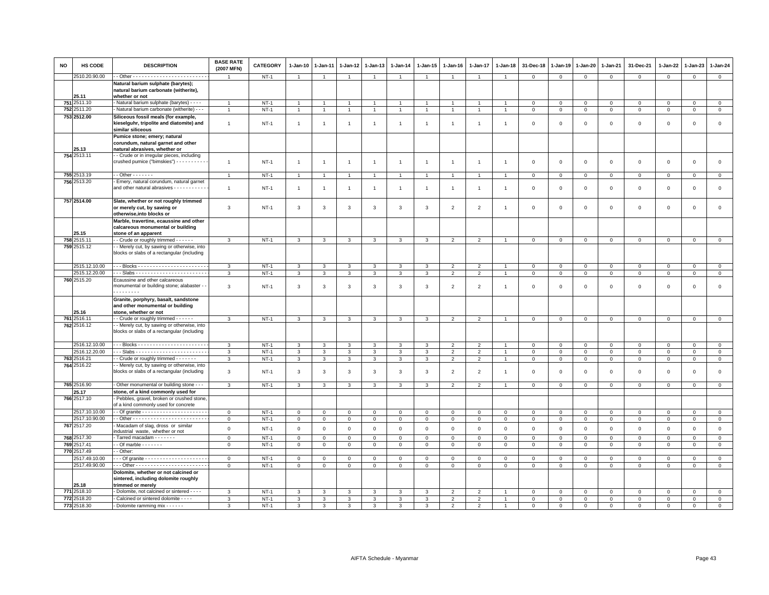| NO | HS CODE | DESCRIPTION | BASE RATE (2007 MFN) | CATEGORY | 1-Jan-10 | 1-Jan-11 | 1-Jan-12 | 1-Jan-13 | 1-Jan-14 | 1-Jan-15 | 1-Jan-16 | 1-Jan-17 | 1-Jan-18 | 31-Dec-18 | 1-Jan-19 | 1-Jan-20 | 1-Jan-21 | 31-Dec-21 | 1-Jan-22 | 1-Jan-23 | 1-Jan-24 |
|---|---|---|---|---|---|---|---|---|---|---|---|---|---|---|---|---|---|---|---|---|---|
| | 2510.20.90.00 | - - Other - - - - - - - - - - - - - - - - - - - - - - - - - | 1 | NT-1 | 1 | 1 | 1 | 1 | 1 | 1 | 1 | 1 | 1 | 0 | 0 | 0 | 0 | 0 | 0 | 0 | 0 |
| | 25.11 | **Natural barium sulphate (barytes); natural barium carbonate (witherite), whether or not** | | | | | | | | | | | | | | | | | | | |
| 751 | 2511.10 | - Natural barium sulphate (barytes) - - - - | 1 | NT-1 | 1 | 1 | 1 | 1 | 1 | 1 | 1 | 1 | 1 | 0 | 0 | 0 | 0 | 0 | 0 | 0 | 0 |
| 752 | 2511.20 | - Natural barium carbonate (witherite) - - - | 1 | NT-1 | 1 | 1 | 1 | 1 | 1 | 1 | 1 | 1 | 1 | 0 | 0 | 0 | 0 | 0 | 0 | 0 | 0 |
| 753 | 2512.00 | **Siliceous fossil meals (for example, kieselguhr, tripolite and diatomite) and similar siliceous** | 1 | NT-1 | 1 | 1 | 1 | 1 | 1 | 1 | 1 | 1 | 1 | 0 | 0 | 0 | 0 | 0 | 0 | 0 | 0 |
| | 25.13 | **Pumice stone; emery; natural corundum, natural garnet and other natural abrasives, whether or** | | | | | | | | | | | | | | | | | | | |
| 754 | 2513.11 | - - Crude or in irregular pieces, including crushed pumice ("bimskies") - - - - - - - - - - - | 1 | NT-1 | 1 | 1 | 1 | 1 | 1 | 1 | 1 | 1 | 1 | 0 | 0 | 0 | 0 | 0 | 0 | 0 | 0 |
| 755 | 2513.19 | - - Other - - - - - - - | 1 | NT-1 | 1 | 1 | 1 | 1 | 1 | 1 | 1 | 1 | 1 | 0 | 0 | 0 | 0 | 0 | 0 | 0 | 0 |
| 756 | 2513.20 | - Emery, natural corundum, natural garnet and other natural abrasives - - - - - - - - - - - | 1 | NT-1 | 1 | 1 | 1 | 1 | 1 | 1 | 1 | 1 | 1 | 0 | 0 | 0 | 0 | 0 | 0 | 0 | 0 |
| 757 | 2514.00 | **Slate, whether or not roughly trimmed or merely cut, by sawing or otherwise,into blocks or** | 3 | NT-1 | 3 | 3 | 3 | 3 | 3 | 3 | 2 | 2 | 1 | 0 | 0 | 0 | 0 | 0 | 0 | 0 | 0 |
| | 25.15 | **Marble, travertine, ecaussine and other calcareous monumental or building stone of an apparent** | | | | | | | | | | | | | | | | | | | |
| 758 | 2515.11 | - - Crude or roughly trimmed - - - - - - | 3 | NT-1 | 3 | 3 | 3 | 3 | 3 | 3 | 2 | 2 | 1 | 0 | 0 | 0 | 0 | 0 | 0 | 0 | 0 |
| 759 | 2515.12 | - - Merely cut, by sawing or otherwise, into blocks or slabs of a rectangular (including | | | | | | | | | | | | | | | | | | | |
| | 2515.12.10.00 | - - - Blocks - - - - - - - - - - - - - - - - - - - - - - - - | 3 | NT-1 | 3 | 3 | 3 | 3 | 3 | 3 | 2 | 2 | 1 | 0 | 0 | 0 | 0 | 0 | 0 | 0 | 0 |
| | 2515.12.20.00 | - - - Slabs - - - - - - - - - - - - - - - - - - - - - - - - | 3 | NT-1 | 3 | 3 | 3 | 3 | 3 | 3 | 2 | 2 | 1 | 0 | 0 | 0 | 0 | 0 | 0 | 0 | 0 |
| 760 | 2515.20 | Ecaussine and other calcareous monumental or building stone; alabaster - - - - - - - - - - - | 3 | NT-1 | 3 | 3 | 3 | 3 | 3 | 3 | 2 | 2 | 1 | 0 | 0 | 0 | 0 | 0 | 0 | 0 | 0 |
| | 25.16 | **Granite, porphyry, basalt, sandstone and other monumental or building stone, whether or not** | | | | | | | | | | | | | | | | | | | |
| 761 | 2516.11 | - - Crude or roughly trimmed - - - - - - | 3 | NT-1 | 3 | 3 | 3 | 3 | 3 | 3 | 2 | 2 | 1 | 0 | 0 | 0 | 0 | 0 | 0 | 0 | 0 |
| 762 | 2516.12 | - - Merely cut, by sawing or otherwise, into blocks or slabs of a rectangular (including | | | | | | | | | | | | | | | | | | | |
| | 2516.12.10.00 | - - - Blocks - - - - - - - - - - - - - - - - - - - - - - - - | 3 | NT-1 | 3 | 3 | 3 | 3 | 3 | 3 | 2 | 2 | 1 | 0 | 0 | 0 | 0 | 0 | 0 | 0 | 0 |
| | 2516.12.20.00 | - - - Slabs - - - - - - - - - - - - - - - - - - - - - - - - | 3 | NT-1 | 3 | 3 | 3 | 3 | 3 | 3 | 2 | 2 | 1 | 0 | 0 | 0 | 0 | 0 | 0 | 0 | 0 |
| 763 | 2516.21 | - - Crude or roughly trimmed - - - - - - - | 3 | NT-1 | 3 | 3 | 3 | 3 | 3 | 3 | 2 | 2 | 1 | 0 | 0 | 0 | 0 | 0 | 0 | 0 | 0 |
| 764 | 2516.22 | - - Merely cut, by sawing or otherwise, into blocks or slabs of a rectangular (including | 3 | NT-1 | 3 | 3 | 3 | 3 | 3 | 3 | 2 | 2 | 1 | 0 | 0 | 0 | 0 | 0 | 0 | 0 | 0 |
| 765 | 2516.90 | - Other monumental or building stone - - - | 3 | NT-1 | 3 | 3 | 3 | 3 | 3 | 3 | 2 | 2 | 1 | 0 | 0 | 0 | 0 | 0 | 0 | 0 | 0 |
| | 25.17 | **stone, of a kind commonly used for** | | | | | | | | | | | | | | | | | | | |
| 766 | 2517.10 | - Pebbles, gravel, broken or crushed stone, of a kind commonly used for concrete | | | | | | | | | | | | | | | | | | | |
| | 2517.10.10.00 | - - Of granite - - - - - - - - - - - - - - - - - - - - - - - | 0 | NT-1 | 0 | 0 | 0 | 0 | 0 | 0 | 0 | 0 | 0 | 0 | 0 | 0 | 0 | 0 | 0 | 0 | 0 |
| | 2517.10.90.00 | - - Other - - - - - - - - - - - - - - - - - - - - - - - - - | 0 | NT-1 | 0 | 0 | 0 | 0 | 0 | 0 | 0 | 0 | 0 | 0 | 0 | 0 | 0 | 0 | 0 | 0 | 0 |
| 767 | 2517.20 | - Macadam of slag, dross or similar industrial waste, whether or not | 0 | NT-1 | 0 | 0 | 0 | 0 | 0 | 0 | 0 | 0 | 0 | 0 | 0 | 0 | 0 | 0 | 0 | 0 | 0 |
| 768 | 2517.30 | - Tarred macadam - - - - - - - | 0 | NT-1 | 0 | 0 | 0 | 0 | 0 | 0 | 0 | 0 | 0 | 0 | 0 | 0 | 0 | 0 | 0 | 0 | 0 |
| 769 | 2517.41 | - - Of marble - - - - - - - | 0 | NT-1 | 0 | 0 | 0 | 0 | 0 | 0 | 0 | 0 | 0 | 0 | 0 | 0 | 0 | 0 | 0 | 0 | 0 |
| 770 | 2517.49 | - - Other: | | | | | | | | | | | | | | | | | | | |
| | 2517.49.10.00 | - - - Of granite - - - - - - - - - - - - - - - - - - - - - - | 0 | NT-1 | 0 | 0 | 0 | 0 | 0 | 0 | 0 | 0 | 0 | 0 | 0 | 0 | 0 | 0 | 0 | 0 | 0 |
| | 2517.49.90.00 | - - - Other - - - - - - - - - - - - - - - - - - - - - - - - | 0 | NT-1 | 0 | 0 | 0 | 0 | 0 | 0 | 0 | 0 | 0 | 0 | 0 | 0 | 0 | 0 | 0 | 0 | 0 |
| | 25.18 | **Dolomite, whether or not calcined or sintered, including dolomite roughly trimmed or merely** | | | | | | | | | | | | | | | | | | | |
| 771 | 2518.10 | - Dolomite, not calcined or sintered - - - - | 3 | NT-1 | 3 | 3 | 3 | 3 | 3 | 3 | 2 | 2 | 1 | 0 | 0 | 0 | 0 | 0 | 0 | 0 | 0 |
| 772 | 2518.20 | - Calcined or sintered dolomite - - - - | 3 | NT-1 | 3 | 3 | 3 | 3 | 3 | 3 | 2 | 2 | 1 | 0 | 0 | 0 | 0 | 0 | 0 | 0 | 0 |
| 773 | 2518.30 | - Dolomite ramming mix - - - - - - | 3 | NT-1 | 3 | 3 | 3 | 3 | 3 | 3 | 2 | 2 | 1 | 0 | 0 | 0 | 0 | 0 | 0 | 0 | 0 |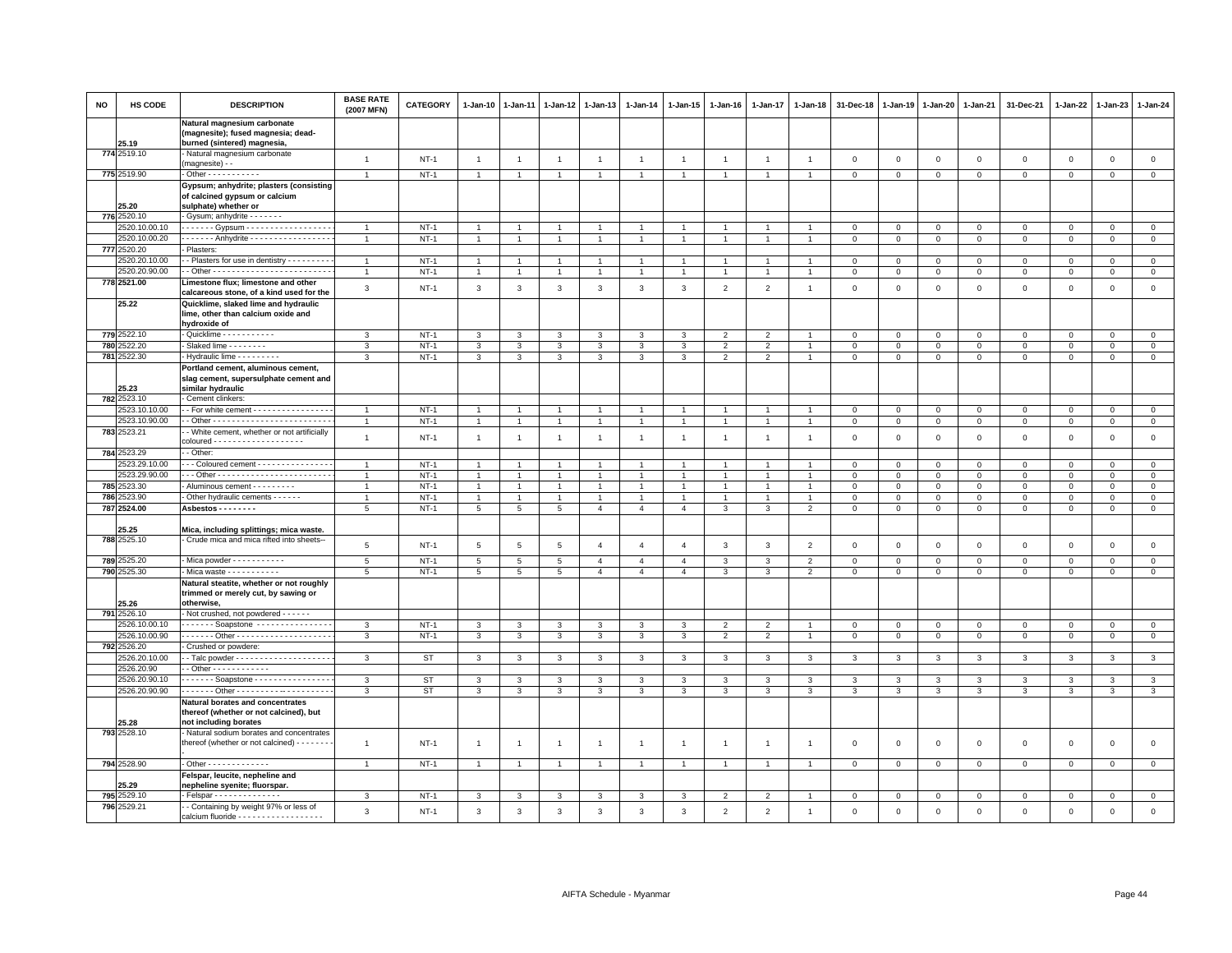| NO | HS CODE | DESCRIPTION | BASE RATE (2007 MFN) | CATEGORY | 1-Jan-10 | 1-Jan-11 | 1-Jan-12 | 1-Jan-13 | 1-Jan-14 | 1-Jan-15 | 1-Jan-16 | 1-Jan-17 | 1-Jan-18 | 31-Dec-18 | 1-Jan-19 | 1-Jan-20 | 1-Jan-21 | 31-Dec-21 | 1-Jan-22 | 1-Jan-23 | 1-Jan-24 |
|---|---|---|---|---|---|---|---|---|---|---|---|---|---|---|---|---|---|---|---|---|---|
| | 25.19 | **Natural magnesium carbonate (magnesite); fused magnesia; dead-burned (sintered) magnesia,** | | | | | | | | | | | | | | | | | | | |
| 774 | 2519.10 | - Natural magnesium carbonate (magnesite) - - | 1 | NT-1 | 1 | 1 | 1 | 1 | 1 | 1 | 1 | 1 | 1 | 0 | 0 | 0 | 0 | 0 | 0 | 0 | 0 |
| 775 | 2519.90 | - Other - - - - - - - - - - - | 1 | NT-1 | 1 | 1 | 1 | 1 | 1 | 1 | 1 | 1 | 1 | 0 | 0 | 0 | 0 | 0 | 0 | 0 | 0 |
| | 25.20 | **Gypsum; anhydrite; plasters (consisting of calcined gypsum or calcium sulphate) whether or** | | | | | | | | | | | | | | | | | | | |
| 776 | 2520.10 | - Gysum; anhydrite - - - - - - - | | | | | | | | | | | | | | | | | | | |
| | 2520.10.00.10 | - - - - - - - Gypsum - - - - - - - - - - - - - - - - - - | 1 | NT-1 | 1 | 1 | 1 | 1 | 1 | 1 | 1 | 1 | 1 | 0 | 0 | 0 | 0 | 0 | 0 | 0 | 0 |
| | 2520.10.00.20 | - - - - - - - Anhydrite - - - - - - - - - - - - - - - - - | 1 | NT-1 | 1 | 1 | 1 | 1 | 1 | 1 | 1 | 1 | 1 | 0 | 0 | 0 | 0 | 0 | 0 | 0 | 0 |
| 777 | 2520.20 | - Plasters: | | | | | | | | | | | | | | | | | | | |
| | 2520.20.10.00 | - - Plasters for use in dentistry - - - - - - - - - - | 1 | NT-1 | 1 | 1 | 1 | 1 | 1 | 1 | 1 | 1 | 1 | 0 | 0 | 0 | 0 | 0 | 0 | 0 | 0 |
| | 2520.20.90.00 | - - Other - - - - - - - - - - - - - - - - - - - - - - - - - | 1 | NT-1 | 1 | 1 | 1 | 1 | 1 | 1 | 1 | 1 | 1 | 0 | 0 | 0 | 0 | 0 | 0 | 0 | 0 |
| 778 | 2521.00 | **Limestone flux; limestone and other calcareous stone, of a kind used for the** | 3 | NT-1 | 3 | 3 | 3 | 3 | 3 | 3 | 2 | 2 | 1 | 0 | 0 | 0 | 0 | 0 | 0 | 0 | 0 |
| | 25.22 | **Quicklime, slaked lime and hydraulic lime, other than calcium oxide and hydroxide of** | | | | | | | | | | | | | | | | | | | |
| 779 | 2522.10 | - Quicklime - - - - - - - - - - - | 3 | NT-1 | 3 | 3 | 3 | 3 | 3 | 3 | 2 | 2 | 1 | 0 | 0 | 0 | 0 | 0 | 0 | 0 | 0 |
| 780 | 2522.20 | - Slaked lime - - - - - - - - | 3 | NT-1 | 3 | 3 | 3 | 3 | 3 | 3 | 2 | 2 | 1 | 0 | 0 | 0 | 0 | 0 | 0 | 0 | 0 |
| 781 | 2522.30 | - Hydraulic lime - - - - - - - - - | 3 | NT-1 | 3 | 3 | 3 | 3 | 3 | 3 | 2 | 2 | 1 | 0 | 0 | 0 | 0 | 0 | 0 | 0 | 0 |
| | 25.23 | **Portland cement, aluminous cement, slag cement, supersulphate cement and similar hydraulic** | | | | | | | | | | | | | | | | | | | |
| 782 | 2523.10 | - Cement clinkers: | | | | | | | | | | | | | | | | | | | |
| | 2523.10.10.00 | - - For white cement - - - - - - - - - - - - - - - - - | 1 | NT-1 | 1 | 1 | 1 | 1 | 1 | 1 | 1 | 1 | 1 | 0 | 0 | 0 | 0 | 0 | 0 | 0 | 0 |
| | 2523.10.90.00 | - - Other - - - - - - - - - - - - - - - - - - - - - - - - - | 1 | NT-1 | 1 | 1 | 1 | 1 | 1 | 1 | 1 | 1 | 1 | 0 | 0 | 0 | 0 | 0 | 0 | 0 | 0 |
| 783 | 2523.21 | - - White cement, whether or not artificially coloured - - - - - - - - - - - - - - - - - - - - | 1 | NT-1 | 1 | 1 | 1 | 1 | 1 | 1 | 1 | 1 | 1 | 0 | 0 | 0 | 0 | 0 | 0 | 0 | 0 |
| 784 | 2523.29 | - - Other: | | | | | | | | | | | | | | | | | | | |
| | 2523.29.10.00 | - - - Coloured cement - - - - - - - - - - - - - - - - | 1 | NT-1 | 1 | 1 | 1 | 1 | 1 | 1 | 1 | 1 | 1 | 0 | 0 | 0 | 0 | 0 | 0 | 0 | 0 |
| | 2523.29.90.00 | - - - Other - - - - - - - - - - - - - - - - - - - - - - - - | 1 | NT-1 | 1 | 1 | 1 | 1 | 1 | 1 | 1 | 1 | 1 | 0 | 0 | 0 | 0 | 0 | 0 | 0 | 0 |
| 785 | 2523.30 | - Aluminous cement - - - - - - - - - | 1 | NT-1 | 1 | 1 | 1 | 1 | 1 | 1 | 1 | 1 | 1 | 0 | 0 | 0 | 0 | 0 | 0 | 0 | 0 |
| 786 | 2523.90 | - Other hydraulic cements - - - - - - | 1 | NT-1 | 1 | 1 | 1 | 1 | 1 | 1 | 1 | 1 | 1 | 0 | 0 | 0 | 0 | 0 | 0 | 0 | 0 |
| 787 | 2524.00 | **Asbestos - - - - - - - -** | 5 | NT-1 | 5 | 5 | 5 | 4 | 4 | 4 | 3 | 3 | 2 | 0 | 0 | 0 | 0 | 0 | 0 | 0 | 0 |
| | 25.25 | **Mica, including splittings; mica waste.** | | | | | | | | | | | | | | | | | | | |
| 788 | 2525.10 | - Crude mica and mica rifted into sheets-- | 5 | NT-1 | 5 | 5 | 5 | 4 | 4 | 4 | 3 | 3 | 2 | 0 | 0 | 0 | 0 | 0 | 0 | 0 | 0 |
| 789 | 2525.20 | - Mica powder - - - - - - - - - - - | 5 | NT-1 | 5 | 5 | 5 | 4 | 4 | 4 | 3 | 3 | 2 | 0 | 0 | 0 | 0 | 0 | 0 | 0 | 0 |
| 790 | 2525.30 | - Mica waste - - - - - - - - - - - | 5 | NT-1 | 5 | 5 | 5 | 4 | 4 | 4 | 3 | 3 | 2 | 0 | 0 | 0 | 0 | 0 | 0 | 0 | 0 |
| | 25.26 | **Natural steatite, whether or not roughly trimmed or merely cut, by sawing or otherwise,** | | | | | | | | | | | | | | | | | | | |
| 791 | 2526.10 | - Not crushed, not powdered - - - - - - | | | | | | | | | | | | | | | | | | | |
| | 2526.10.00.10 | - - - - - - - Soapstone - - - - - - - - - - - - - - - - | 3 | NT-1 | 3 | 3 | 3 | 3 | 3 | 3 | 2 | 2 | 1 | 0 | 0 | 0 | 0 | 0 | 0 | 0 | 0 |
| | 2526.10.00.90 | - - - - - - - Other - - - - - - - - - - - - - - - - - - - - | 3 | NT-1 | 3 | 3 | 3 | 3 | 3 | 3 | 2 | 2 | 1 | 0 | 0 | 0 | 0 | 0 | 0 | 0 | 0 |
| 792 | 2526.20 | - Crushed or powdere: | | | | | | | | | | | | | | | | | | | |
| | 2526.20.10.00 | - - Talc powder - - - - - - - - - - - - - - - - - - - - - | 3 | ST | 3 | 3 | 3 | 3 | 3 | 3 | 3 | 3 | 3 | 3 | 3 | 3 | 3 | 3 | 3 | 3 | 3 |
| | 2526.20.90 | - - Other - - - - - - - - - - - - | | | | | | | | | | | | | | | | | | | |
| | 2526.20.90.10 | - - - - - - - Soapstone - - - - - - - - - - - - - - - - | 3 | ST | 3 | 3 | 3 | 3 | 3 | 3 | 3 | 3 | 3 | 3 | 3 | 3 | 3 | 3 | 3 | 3 | 3 |
| | 2526.20.90.90 | - - - - - - - Other - - - - - - - - - - - - - - - - - - - - | 3 | ST | 3 | 3 | 3 | 3 | 3 | 3 | 3 | 3 | 3 | 3 | 3 | 3 | 3 | 3 | 3 | 3 | 3 |
| | 25.28 | **Natural borates and concentrates thereof (whether or not calcined), but not including borates** | | | | | | | | | | | | | | | | | | | |
| 793 | 2528.10 | - Natural sodium borates and concentrates thereof (whether or not calcined) - - - - - - - - | 1 | NT-1 | 1 | 1 | 1 | 1 | 1 | 1 | 1 | 1 | 1 | 0 | 0 | 0 | 0 | 0 | 0 | 0 | 0 |
| 794 | 2528.90 | - Other - - - - - - - - - - - - - | 1 | NT-1 | 1 | 1 | 1 | 1 | 1 | 1 | 1 | 1 | 1 | 0 | 0 | 0 | 0 | 0 | 0 | 0 | 0 |
| | 25.29 | **Felspar, leucite, nepheline and nepheline syenite; fluorspar.** | | | | | | | | | | | | | | | | | | | |
| 795 | 2529.10 | - Felspar - - - - - - - - - - - - - - | 3 | NT-1 | 3 | 3 | 3 | 3 | 3 | 3 | 2 | 2 | 1 | 0 | 0 | 0 | 0 | 0 | 0 | 0 | 0 |
| 796 | 2529.21 | - - Containing by weight 97% or less of calcium fluoride - - - - - - - - - - - - - - - - - - - | 3 | NT-1 | 3 | 3 | 3 | 3 | 3 | 3 | 2 | 2 | 1 | 0 | 0 | 0 | 0 | 0 | 0 | 0 | 0 |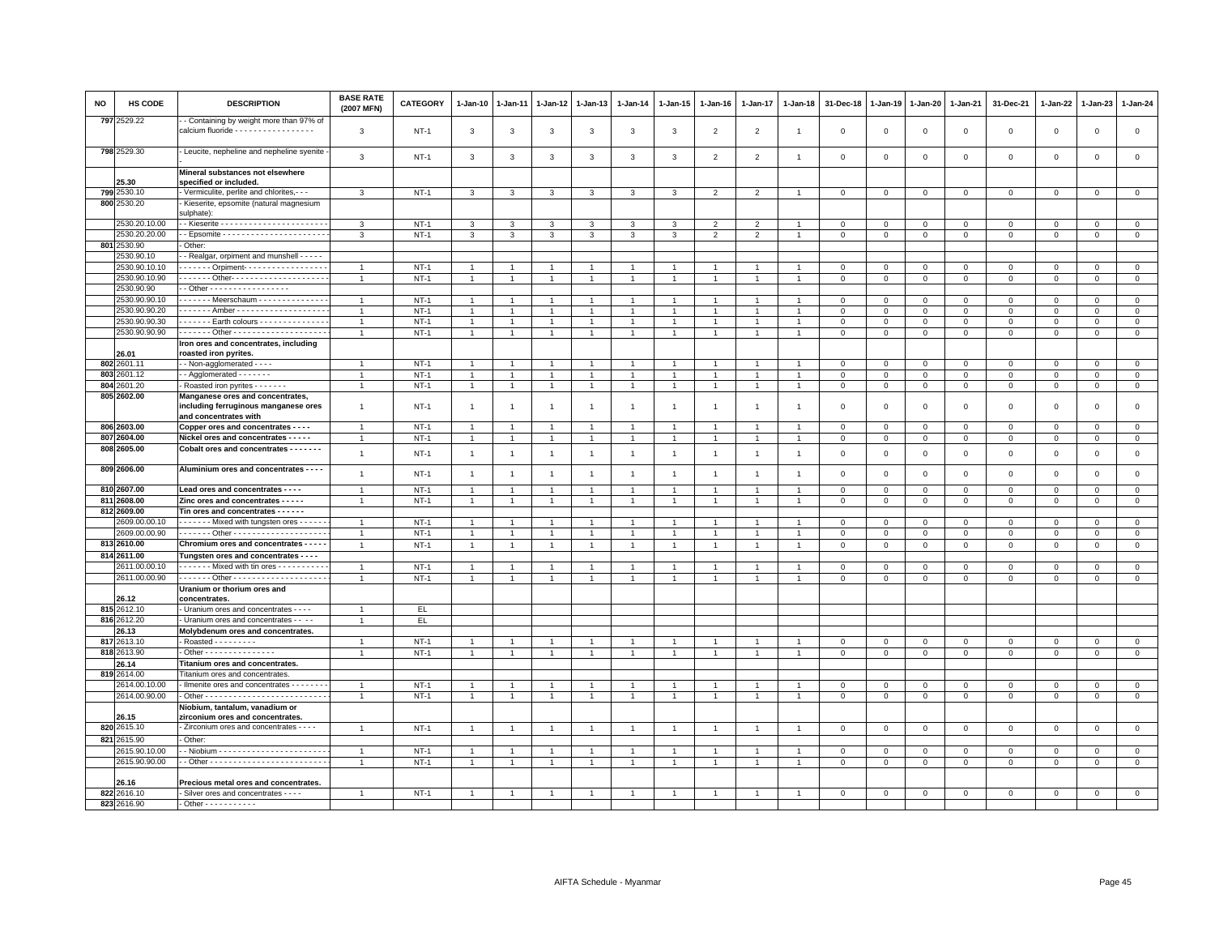| NO | HS CODE | DESCRIPTION | BASE RATE (2007 MFN) | CATEGORY | 1-Jan-10 | 1-Jan-11 | 1-Jan-12 | 1-Jan-13 | 1-Jan-14 | 1-Jan-15 | 1-Jan-16 | 1-Jan-17 | 1-Jan-18 | 31-Dec-18 | 1-Jan-19 | 1-Jan-20 | 1-Jan-21 | 31-Dec-21 | 1-Jan-22 | 1-Jan-23 | 1-Jan-24 |
|---|---|---|---|---|---|---|---|---|---|---|---|---|---|---|---|---|---|---|---|---|---|
| 797 | 2529.22 | - - Containing by weight more than 97% of calcium fluoride - - - - - - - - - - - - - - - - - | 3 | NT-1 | 3 | 3 | 3 | 3 | 3 | 3 | 2 | 2 | 1 | 0 | 0 | 0 | 0 | 0 | 0 | 0 | 0 |
| 798 | 2529.30 | - Leucite, nepheline and nepheline syenite - | 3 | NT-1 | 3 | 3 | 3 | 3 | 3 | 3 | 2 | 2 | 1 | 0 | 0 | 0 | 0 | 0 | 0 | 0 | 0 |
| | 25.30 | **Mineral substances not elsewhere specified or included.** | | | | | | | | | | | | | | | | | | | |
| 799 | 2530.10 | - Vermiculite, perlite and chlorites,- - - | 3 | NT-1 | 3 | 3 | 3 | 3 | 3 | 3 | 2 | 2 | 1 | 0 | 0 | 0 | 0 | 0 | 0 | 0 | 0 |
| 800 | 2530.20 | - Kieserite, epsomite (natural magnesium sulphate): | | | | | | | | | | | | | | | | | | | |
| | 2530.20.10.00 | - - Kieserite - - - - - - - - - - - - - - - - - - - - - - | 3 | NT-1 | 3 | 3 | 3 | 3 | 3 | 3 | 2 | 2 | 1 | 0 | 0 | 0 | 0 | 0 | 0 | 0 | 0 |
| | 2530.20.20.00 | - - Epsomite - - - - - - - - - - - - - - - - - - - - - - | 3 | NT-1 | 3 | 3 | 3 | 3 | 3 | 3 | 2 | 2 | 1 | 0 | 0 | 0 | 0 | 0 | 0 | 0 | 0 |
| 801 | 2530.90 | - Other: | | | | | | | | | | | | | | | | | | | |
| | 2530.90.10 | - - Realgar, orpiment and munshell - - - - - | | | | | | | | | | | | | | | | | | | |
| | 2530.90.10.10 | - - - - - - - Orpiment- - - - - - - - - - - - - - - - - - | 1 | NT-1 | 1 | 1 | 1 | 1 | 1 | 1 | 1 | 1 | 1 | 0 | 0 | 0 | 0 | 0 | 0 | 0 | 0 |
| | 2530.90.10.90 | - - - - - - - Other- - - - - - - - - - - - - - - - - - - - | 1 | NT-1 | 1 | 1 | 1 | 1 | 1 | 1 | 1 | 1 | 1 | 0 | 0 | 0 | 0 | 0 | 0 | 0 | 0 |
| | 2530.90.90 | - - Other - - - - - - - - - - - - - - - - - | | | | | | | | | | | | | | | | | | | |
| | 2530.90.90.10 | - - - - - - - Meerschaum - - - - - - - - - - - - - - - | 1 | NT-1 | 1 | 1 | 1 | 1 | 1 | 1 | 1 | 1 | 1 | 0 | 0 | 0 | 0 | 0 | 0 | 0 | 0 |
| | 2530.90.90.20 | - - - - - - - Amber - - - - - - - - - - - - - - - - - - - | 1 | NT-1 | 1 | 1 | 1 | 1 | 1 | 1 | 1 | 1 | 1 | 0 | 0 | 0 | 0 | 0 | 0 | 0 | 0 |
| | 2530.90.90.30 | - - - - - - - Earth colours - - - - - - - - - - - - - - | 1 | NT-1 | 1 | 1 | 1 | 1 | 1 | 1 | 1 | 1 | 1 | 0 | 0 | 0 | 0 | 0 | 0 | 0 | 0 |
| | 2530.90.90.90 | - - - - - - - Other - - - - - - - - - - - - - - - - - - - | 1 | NT-1 | 1 | 1 | 1 | 1 | 1 | 1 | 1 | 1 | 1 | 0 | 0 | 0 | 0 | 0 | 0 | 0 | 0 |
| | 26.01 | **Iron ores and concentrates, including roasted iron pyrites.** | | | | | | | | | | | | | | | | | | | |
| 802 | 2601.11 | - - Non-agglomerated - - - - | 1 | NT-1 | 1 | 1 | 1 | 1 | 1 | 1 | 1 | 1 | 1 | 0 | 0 | 0 | 0 | 0 | 0 | 0 | 0 |
| 803 | 2601.12 | - - Agglomerated - - - - - - - | 1 | NT-1 | 1 | 1 | 1 | 1 | 1 | 1 | 1 | 1 | 1 | 0 | 0 | 0 | 0 | 0 | 0 | 0 | 0 |
| 804 | 2601.20 | - Roasted iron pyrites - - - - - - - | 1 | NT-1 | 1 | 1 | 1 | 1 | 1 | 1 | 1 | 1 | 1 | 0 | 0 | 0 | 0 | 0 | 0 | 0 | 0 |
| 805 | 2602.00 | **Manganese ores and concentrates, including ferruginous manganese ores and concentrates with** | 1 | NT-1 | 1 | 1 | 1 | 1 | 1 | 1 | 1 | 1 | 1 | 0 | 0 | 0 | 0 | 0 | 0 | 0 | 0 |
| 806 | 2603.00 | **Copper ores and concentrates - - - -** | 1 | NT-1 | 1 | 1 | 1 | 1 | 1 | 1 | 1 | 1 | 1 | 0 | 0 | 0 | 0 | 0 | 0 | 0 | 0 |
| 807 | 2604.00 | **Nickel ores and concentrates - - - - -** | 1 | NT-1 | 1 | 1 | 1 | 1 | 1 | 1 | 1 | 1 | 1 | 0 | 0 | 0 | 0 | 0 | 0 | 0 | 0 |
| 808 | 2605.00 | **Cobalt ores and concentrates - - - - - - -** | 1 | NT-1 | 1 | 1 | 1 | 1 | 1 | 1 | 1 | 1 | 1 | 0 | 0 | 0 | 0 | 0 | 0 | 0 | 0 |
| 809 | 2606.00 | **Aluminium ores and concentrates - - - -** | 1 | NT-1 | 1 | 1 | 1 | 1 | 1 | 1 | 1 | 1 | 1 | 0 | 0 | 0 | 0 | 0 | 0 | 0 | 0 |
| 810 | 2607.00 | **Lead ores and concentrates - - - -** | 1 | NT-1 | 1 | 1 | 1 | 1 | 1 | 1 | 1 | 1 | 1 | 0 | 0 | 0 | 0 | 0 | 0 | 0 | 0 |
| 811 | 2608.00 | **Zinc ores and concentrates - - - - -** | 1 | NT-1 | 1 | 1 | 1 | 1 | 1 | 1 | 1 | 1 | 1 | 0 | 0 | 0 | 0 | 0 | 0 | 0 | 0 |
| 812 | 2609.00 | **Tin ores and concentrates - - - - - -** | | | | | | | | | | | | | | | | | | | |
| | 2609.00.00.10 | - - - - - - - Mixed with tungsten ores - - - - - - | 1 | NT-1 | 1 | 1 | 1 | 1 | 1 | 1 | 1 | 1 | 1 | 0 | 0 | 0 | 0 | 0 | 0 | 0 | 0 |
| | 2609.00.00.90 | - - - - - - - Other - - - - - - - - - - - - - - - - - - - | 1 | NT-1 | 1 | 1 | 1 | 1 | 1 | 1 | 1 | 1 | 1 | 0 | 0 | 0 | 0 | 0 | 0 | 0 | 0 |
| 813 | 2610.00 | **Chromium ores and concentrates - - - - -** | 1 | NT-1 | 1 | 1 | 1 | 1 | 1 | 1 | 1 | 1 | 1 | 0 | 0 | 0 | 0 | 0 | 0 | 0 | 0 |
| 814 | 2611.00 | **Tungsten ores and concentrates - - - -** | | | | | | | | | | | | | | | | | | | |
| | 2611.00.00.10 | - - - - - - - Mixed with tin ores - - - - - - - - - - - | 1 | NT-1 | 1 | 1 | 1 | 1 | 1 | 1 | 1 | 1 | 1 | 0 | 0 | 0 | 0 | 0 | 0 | 0 | 0 |
| | 2611.00.00.90 | - - - - - - - Other - - - - - - - - - - - - - - - - - - - | 1 | NT-1 | 1 | 1 | 1 | 1 | 1 | 1 | 1 | 1 | 1 | 0 | 0 | 0 | 0 | 0 | 0 | 0 | 0 |
| | 26.12 | **Uranium or thorium ores and concentrates.** | | | | | | | | | | | | | | | | | | | |
| 815 | 2612.10 | - Uranium ores and concentrates - - - - | 1 | EL | | | | | | | | | | | | | | | | | |
| 816 | 2612.20 | - Uranium ores and concentrates - - - - | 1 | EL | | | | | | | | | | | | | | | | | |
| | 26.13 | **Molybdenum ores and concentrates.** | | | | | | | | | | | | | | | | | | | |
| 817 | 2613.10 | - Roasted - - - - - - - - - | 1 | NT-1 | 1 | 1 | 1 | 1 | 1 | 1 | 1 | 1 | 1 | 0 | 0 | 0 | 0 | 0 | 0 | 0 | 0 |
| 818 | 2613.90 | - Other - - - - - - - - - - - - - - - | 1 | NT-1 | 1 | 1 | 1 | 1 | 1 | 1 | 1 | 1 | 1 | 0 | 0 | 0 | 0 | 0 | 0 | 0 | 0 |
| | 26.14 | **Titanium ores and concentrates.** | | | | | | | | | | | | | | | | | | | |
| 819 | 2614.00 | Titanium ores and concentrates. | | | | | | | | | | | | | | | | | | | |
| | 2614.00.10.00 | - Ilmenite ores and concentrates - - - - - - - - | 1 | NT-1 | 1 | 1 | 1 | 1 | 1 | 1 | 1 | 1 | 1 | 0 | 0 | 0 | 0 | 0 | 0 | 0 | 0 |
| | 2614.00.90.00 | - Other - - - - - - - - - - - - - - - - - - - - - - - - - | 1 | NT-1 | 1 | 1 | 1 | 1 | 1 | 1 | 1 | 1 | 1 | 0 | 0 | 0 | 0 | 0 | 0 | 0 | 0 |
| | 26.15 | **Niobium, tantalum, vanadium or zirconium ores and concentrates.** | | | | | | | | | | | | | | | | | | | |
| 820 | 2615.10 | - Zirconium ores and concentrates - - - - | 1 | NT-1 | 1 | 1 | 1 | 1 | 1 | 1 | 1 | 1 | 1 | 0 | 0 | 0 | 0 | 0 | 0 | 0 | 0 |
| 821 | 2615.90 | - Other: | | | | | | | | | | | | | | | | | | | |
| | 2615.90.10.00 | - - Niobium - - - - - - - - - - - - - - - - - - - - - - - | 1 | NT-1 | 1 | 1 | 1 | 1 | 1 | 1 | 1 | 1 | 1 | 0 | 0 | 0 | 0 | 0 | 0 | 0 | 0 |
| | 2615.90.90.00 | - - Other - - - - - - - - - - - - - - - - - - - - - - - - | 1 | NT-1 | 1 | 1 | 1 | 1 | 1 | 1 | 1 | 1 | 1 | 0 | 0 | 0 | 0 | 0 | 0 | 0 | 0 |
| | 26.16 | **Precious metal ores and concentrates.** | | | | | | | | | | | | | | | | | | | |
| 822 | 2616.10 | - Silver ores and concentrates - - - - | 1 | NT-1 | 1 | 1 | 1 | 1 | 1 | 1 | 1 | 1 | 1 | 0 | 0 | 0 | 0 | 0 | 0 | 0 | 0 |
| 823 | 2616.90 | - Other - - - - - - - - - - - | | | | | | | | | | | | | | | | | | | |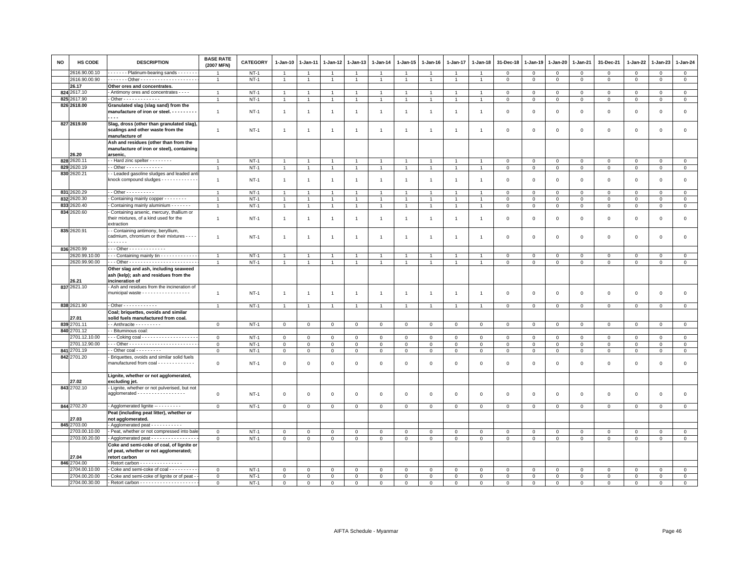| NO | HS CODE | DESCRIPTION | BASE RATE (2007 MFN) | CATEGORY | 1-Jan-10 | 1-Jan-11 | 1-Jan-12 | 1-Jan-13 | 1-Jan-14 | 1-Jan-15 | 1-Jan-16 | 1-Jan-17 | 1-Jan-18 | 31-Dec-18 | 1-Jan-19 | 1-Jan-20 | 1-Jan-21 | 31-Dec-21 | 1-Jan-22 | 1-Jan-23 | 1-Jan-24 |
|---|---|---|---|---|---|---|---|---|---|---|---|---|---|---|---|---|---|---|---|---|---|
| | 2616.90.00.10 | - - - - - - Platinum-bearing sands - - - - - - - | 1 | NT-1 | 1 | 1 | 1 | 1 | 1 | 1 | 1 | 1 | 1 | 0 | 0 | 0 | 0 | 0 | 0 | 0 | 0 |
| | 2616.90.00.90 | - - - - - - - Other - - - - - - - - - - - - - - - - - - - - | 1 | NT-1 | 1 | 1 | 1 | 1 | 1 | 1 | 1 | 1 | 1 | 0 | 0 | 0 | 0 | 0 | 0 | 0 | 0 |
| | **26.17** | **Other ores and concentrates.** | | | | | | | | | | | | | | | | | | | |
| 824 | 2617.10 | - Antimony ores and concentrates - - - - | 1 | NT-1 | 1 | 1 | 1 | 1 | 1 | 1 | 1 | 1 | 1 | 0 | 0 | 0 | 0 | 0 | 0 | 0 | 0 |
| 825 | 2617.90 | - Other - - - - - - - - - - - - - | 1 | NT-1 | 1 | 1 | 1 | 1 | 1 | 1 | 1 | 1 | 1 | 0 | 0 | 0 | 0 | 0 | 0 | 0 | 0 |
| 826 | 2618.00 | **Granulated slag (slag sand) from the manufacture of iron or steel. - - - - - - - - - - - - -** | 1 | NT-1 | 1 | 1 | 1 | 1 | 1 | 1 | 1 | 1 | 1 | 0 | 0 | 0 | 0 | 0 | 0 | 0 | 0 |
| 827 | 2619.00 | **Slag, dross (other than granulated slag), scalings and other waste from the manufacture of** | 1 | NT-1 | 1 | 1 | 1 | 1 | 1 | 1 | 1 | 1 | 1 | 0 | 0 | 0 | 0 | 0 | 0 | 0 | 0 |
| | **26.20** | **Ash and residues (other than from the manufacture of iron or steel), containing arsenic,** | | | | | | | | | | | | | | | | | | | |
| 828 | 2620.11 | - - Hard zinc spelter - - - - - - - - - | 1 | NT-1 | 1 | 1 | 1 | 1 | 1 | 1 | 1 | 1 | 1 | 0 | 0 | 0 | 0 | 0 | 0 | 0 | 0 |
| 829 | 2620.19 | - - Other - - - - - - - - - - - - - | 1 | NT-1 | 1 | 1 | 1 | 1 | 1 | 1 | 1 | 1 | 1 | 0 | 0 | 0 | 0 | 0 | 0 | 0 | 0 |
| 830 | 2620.21 | - - Leaded gasoline sludges and leaded anti knock compound sludges - - - - - - - - - - - - - | 1 | NT-1 | 1 | 1 | 1 | 1 | 1 | 1 | 1 | 1 | 1 | 0 | 0 | 0 | 0 | 0 | 0 | 0 | 0 |
| 831 | 2620.29 | - - Other - - - - - - - - - - | 1 | NT-1 | 1 | 1 | 1 | 1 | 1 | 1 | 1 | 1 | 1 | 0 | 0 | 0 | 0 | 0 | 0 | 0 | 0 |
| 832 | 2620.30 | - Containing mainly copper - - - - - - - - | 1 | NT-1 | 1 | 1 | 1 | 1 | 1 | 1 | 1 | 1 | 1 | 0 | 0 | 0 | 0 | 0 | 0 | 0 | 0 |
| 833 | 2620.40 | - Containing mainly aluminium - - - - - - - | 1 | NT-1 | 1 | 1 | 1 | 1 | 1 | 1 | 1 | 1 | 1 | 0 | 0 | 0 | 0 | 0 | 0 | 0 | 0 |
| 834 | 2620.60 | - Containing arsenic, mercury, thallium or their mixtures, of a kind used for the extraction | 1 | NT-1 | 1 | 1 | 1 | 1 | 1 | 1 | 1 | 1 | 1 | 0 | 0 | 0 | 0 | 0 | 0 | 0 | 0 |
| 835 | 2620.91 | - - Containing antimony, beryllium, cadmium, chromium or their mixtures - - - - - - - - - - - | 1 | NT-1 | 1 | 1 | 1 | 1 | 1 | 1 | 1 | 1 | 1 | 0 | 0 | 0 | 0 | 0 | 0 | 0 | 0 |
| 836 | 2620.99 | - - - Other - - - - - - - - - - - - - | | | | | | | | | | | | | | | | | | | |
| | 2620.99.10.00 | - - - Containing mainly tin - - - - - - - - - - - - - | 1 | NT-1 | 1 | 1 | 1 | 1 | 1 | 1 | 1 | 1 | 1 | 0 | 0 | 0 | 0 | 0 | 0 | 0 | 0 |
| | 2620.99.90.00 | - - - Other - - - - - - - - - - - - - - - - - - - - - - - - | 1 | NT-1 | 1 | 1 | 1 | 1 | 1 | 1 | 1 | 1 | 1 | 0 | 0 | 0 | 0 | 0 | 0 | 0 | 0 |
| | **26.21** | **Other slag and ash, including seaweed ash (kelp); ash and residues from the incineration of** | | | | | | | | | | | | | | | | | | | |
| 837 | 2621.10 | - Ash and residues from the incineration of municipal waste - - - - - - - - - - - - - - - - - | 1 | NT-1 | 1 | 1 | 1 | 1 | 1 | 1 | 1 | 1 | 1 | 0 | 0 | 0 | 0 | 0 | 0 | 0 | 0 |
| 838 | 2621.90 | - Other - - - - - - - - - - - - | 1 | NT-1 | 1 | 1 | 1 | 1 | 1 | 1 | 1 | 1 | 1 | 0 | 0 | 0 | 0 | 0 | 0 | 0 | 0 |
| | **27.01** | **Coal; briquettes, ovoids and similar solid fuels manufactured from coal.** | | | | | | | | | | | | | | | | | | | |
| 839 | 2701.11 | - - Anthracite - - - - - - - - - | 0 | NT-1 | 0 | 0 | 0 | 0 | 0 | 0 | 0 | 0 | 0 | 0 | 0 | 0 | 0 | 0 | 0 | 0 | 0 |
| 840 | 2701.12 | - - Bituminous coal: | | | | | | | | | | | | | | | | | | | |
| | 2701.12.10.00 | - - - Coking coal - - - - - - - - - - - - - - - - - - - - | 0 | NT-1 | 0 | 0 | 0 | 0 | 0 | 0 | 0 | 0 | 0 | 0 | 0 | 0 | 0 | 0 | 0 | 0 | 0 |
| | 2701.12.90.00 | - - - Other - - - - - - - - - - - - - - - - - - - - - - - - | 0 | NT-1 | 0 | 0 | 0 | 0 | 0 | 0 | 0 | 0 | 0 | 0 | 0 | 0 | 0 | 0 | 0 | 0 | 0 |
| 841 | 2701.19 | - - Other coal - - - - - - - - - | 0 | NT-1 | 0 | 0 | 0 | 0 | 0 | 0 | 0 | 0 | 0 | 0 | 0 | 0 | 0 | 0 | 0 | 0 | 0 |
| 842 | 2701.20 | - Briquettes, ovoids and similar solid fuels manufactured from coal - - - - - - - - - - - - - | 0 | NT-1 | 0 | 0 | 0 | 0 | 0 | 0 | 0 | 0 | 0 | 0 | 0 | 0 | 0 | 0 | 0 | 0 | 0 |
| | **27.02** | **Lignite, whether or not agglomerated, excluding jet.** | | | | | | | | | | | | | | | | | | | |
| 843 | 2702.10 | - Lignite, whether or not pulverised, but not agglomerated - - - - - - - - - - - - - - - - - | 0 | NT-1 | 0 | 0 | 0 | 0 | 0 | 0 | 0 | 0 | 0 | 0 | 0 | 0 | 0 | 0 | 0 | 0 | 0 |
| 844 | 2702.20 | - Agglomerated lignite -- - - - - - - - - - | 0 | NT-1 | 0 | 0 | 0 | 0 | 0 | 0 | 0 | 0 | 0 | 0 | 0 | 0 | 0 | 0 | 0 | 0 | 0 |
| | **27.03** | **Peat (including peat litter), whether or not agglomerated.** | | | | | | | | | | | | | | | | | | | |
| 845 | 2703.00 | - Agglomerated peat - - - - - - - - - - - | | | | | | | | | | | | | | | | | | | |
| | 2703.00.10.00 | - Peat, whether or not compressed into bale | 0 | NT-1 | 0 | 0 | 0 | 0 | 0 | 0 | 0 | 0 | 0 | 0 | 0 | 0 | 0 | 0 | 0 | 0 | 0 |
| | 2703.00.20.00 | - Agglomerated peat - - - - - - - - - - - - - - - - | 0 | NT-1 | 0 | 0 | 0 | 0 | 0 | 0 | 0 | 0 | 0 | 0 | 0 | 0 | 0 | 0 | 0 | 0 | 0 |
| | **27.04** | **Coke and semi-coke of coal, of lignite or of peat, whether or not agglomerated; retort carbon** | | | | | | | | | | | | | | | | | | | |
| 846 | 2704.00 | - Retort carbon - - - - - - - - - - - - - - - | | | | | | | | | | | | | | | | | | | |
| | 2704.00.10.00 | - Coke and semi-coke of coal - - - - - - - - - - | 0 | NT-1 | 0 | 0 | 0 | 0 | 0 | 0 | 0 | 0 | 0 | 0 | 0 | 0 | 0 | 0 | 0 | 0 | 0 |
| | 2704.00.20.00 | - Coke and semi-coke of lignite or of peat - - | 0 | NT-1 | 0 | 0 | 0 | 0 | 0 | 0 | 0 | 0 | 0 | 0 | 0 | 0 | 0 | 0 | 0 | 0 | 0 |
| | 2704.00.30.00 | - Retort carbon - - - - - - - - - - - - - - - - - - - - - | 0 | NT-1 | 0 | 0 | 0 | 0 | 0 | 0 | 0 | 0 | 0 | 0 | 0 | 0 | 0 | 0 | 0 | 0 | 0 |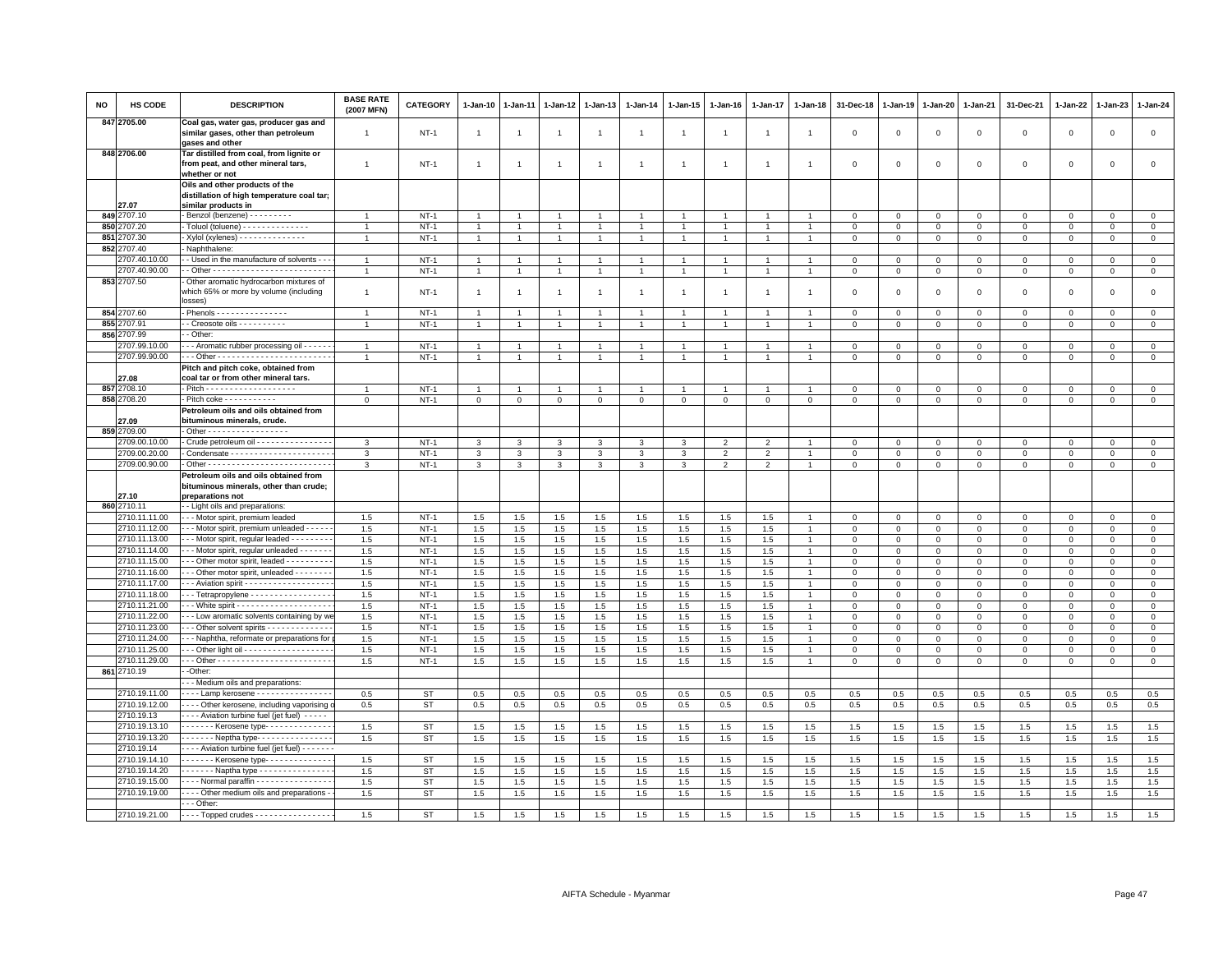| NO | HS CODE | DESCRIPTION | BASE RATE (2007 MFN) | CATEGORY | 1-Jan-10 | 1-Jan-11 | 1-Jan-12 | 1-Jan-13 | 1-Jan-14 | 1-Jan-15 | 1-Jan-16 | 1-Jan-17 | 1-Jan-18 | 31-Dec-18 | 1-Jan-19 | 1-Jan-20 | 1-Jan-21 | 31-Dec-21 | 1-Jan-22 | 1-Jan-23 | 1-Jan-24 |
|---|---|---|---|---|---|---|---|---|---|---|---|---|---|---|---|---|---|---|---|---|---|
| 847 | 2705.00 | Coal gas, water gas, producer gas and similar gases, other than petroleum gases and other | 1 | NT-1 | 1 | 1 | 1 | 1 | 1 | 1 | 1 | 1 | 1 | 0 | 0 | 0 | 0 | 0 | 0 | 0 | 0 |
| 848 | 2706.00 | Tar distilled from coal, from lignite or from peat, and other mineral tars, whether or not | 1 | NT-1 | 1 | 1 | 1 | 1 | 1 | 1 | 1 | 1 | 1 | 0 | 0 | 0 | 0 | 0 | 0 | 0 | 0 |
| | 27.07 | Oils and other products of the distillation of high temperature coal tar; similar products in | | | | | | | | | | | | | | | | | | | |
| 849 | 2707.10 | - Benzol (benzene) - - - - - - - - - | 1 | NT-1 | 1 | 1 | 1 | 1 | 1 | 1 | 1 | 1 | 1 | 0 | 0 | 0 | 0 | 0 | 0 | 0 | 0 |
| 850 | 2707.20 | - Toluol (toluene) - - - - - - - - - - - - - - | 1 | NT-1 | 1 | 1 | 1 | 1 | 1 | 1 | 1 | 1 | 1 | 0 | 0 | 0 | 0 | 0 | 0 | 0 | 0 |
| 851 | 2707.30 | - Xylol (xylenes) - - - - - - - - - - - - - - | 1 | NT-1 | 1 | 1 | 1 | 1 | 1 | 1 | 1 | 1 | 1 | 0 | 0 | 0 | 0 | 0 | 0 | 0 | 0 |
| 852 | 2707.40 | - Naphthalene: | | | | | | | | | | | | | | | | | | | |
| | 2707.40.10.00 | - - Used in the manufacture of solvents - - - | 1 | NT-1 | 1 | 1 | 1 | 1 | 1 | 1 | 1 | 1 | 1 | 0 | 0 | 0 | 0 | 0 | 0 | 0 | 0 |
| | 2707.40.90.00 | - - Other - - - - - - - - - - - - - - - - - - - - - - - - | 1 | NT-1 | 1 | 1 | 1 | 1 | 1 | 1 | 1 | 1 | 1 | 0 | 0 | 0 | 0 | 0 | 0 | 0 | 0 |
| 853 | 2707.50 | - Other aromatic hydrocarbon mixtures of which 65% or more by volume (including losses) | 1 | NT-1 | 1 | 1 | 1 | 1 | 1 | 1 | 1 | 1 | 1 | 0 | 0 | 0 | 0 | 0 | 0 | 0 | 0 |
| 854 | 2707.60 | - Phenols - - - - - - - - - - - - - - - | 1 | NT-1 | 1 | 1 | 1 | 1 | 1 | 1 | 1 | 1 | 1 | 0 | 0 | 0 | 0 | 0 | 0 | 0 | 0 |
| 855 | 2707.91 | - - Creosote oils - - - - - - - - - - | 1 | NT-1 | 1 | 1 | 1 | 1 | 1 | 1 | 1 | 1 | 1 | 0 | 0 | 0 | 0 | 0 | 0 | 0 | 0 |
| 856 | 2707.99 | - - Other: | | | | | | | | | | | | | | | | | | | |
| | 2707.99.10.00 | - - - Aromatic rubber processing oil - - - - - - | 1 | NT-1 | 1 | 1 | 1 | 1 | 1 | 1 | 1 | 1 | 1 | 0 | 0 | 0 | 0 | 0 | 0 | 0 | 0 |
| | 2707.99.90.00 | - - - Other - - - - - - - - - - - - - - - - - - - - - - - | 1 | NT-1 | 1 | 1 | 1 | 1 | 1 | 1 | 1 | 1 | 1 | 0 | 0 | 0 | 0 | 0 | 0 | 0 | 0 |
| | 27.08 | Pitch and pitch coke, obtained from coal tar or from other mineral tars. | | | | | | | | | | | | | | | | | | | |
| 857 | 2708.10 | - Pitch - - - - - - - - - - - - - - - - - - - | 1 | NT-1 | 1 | 1 | 1 | 1 | 1 | 1 | 1 | 1 | 1 | 0 | 0 | 0 | 0 | 0 | 0 | 0 | 0 |
| 858 | 2708.20 | - Pitch coke - - - - - - - - - - - | 0 | NT-1 | 0 | 0 | 0 | 0 | 0 | 0 | 0 | 0 | 0 | 0 | 0 | 0 | 0 | 0 | 0 | 0 | 0 |
| | 27.09 | Petroleum oils and oils obtained from bituminous minerals, crude. | | | | | | | | | | | | | | | | | | | |
| 859 | 2709.00 | - Other - - - - - - - - - - - - - - - - - | | | | | | | | | | | | | | | | | | | |
| | 2709.00.10.00 | - Crude petroleum oil - - - - - - - - - - - - - - - - | 3 | NT-1 | 3 | 3 | 3 | 3 | 3 | 3 | 2 | 2 | 1 | 0 | 0 | 0 | 0 | 0 | 0 | 0 | 0 |
| | 2709.00.20.00 | - Condensate - - - - - - - - - - - - - - - - - - - - - | 3 | NT-1 | 3 | 3 | 3 | 3 | 3 | 3 | 2 | 2 | 1 | 0 | 0 | 0 | 0 | 0 | 0 | 0 | 0 |
| | 2709.00.90.00 | - Other - - - - - - - - - - - - - - - - - - - - - - - - - | 3 | NT-1 | 3 | 3 | 3 | 3 | 3 | 3 | 2 | 2 | 1 | 0 | 0 | 0 | 0 | 0 | 0 | 0 | 0 |
| | 27.10 | Petroleum oils and oils obtained from bituminous minerals, other than crude; preparations not | | | | | | | | | | | | | | | | | | | |
| 860 | 2710.11 | - - Light oils and preparations: | | | | | | | | | | | | | | | | | | | |
| | 2710.11.11.00 | - - - Motor spirit, premium leaded | 1.5 | NT-1 | 1.5 | 1.5 | 1.5 | 1.5 | 1.5 | 1.5 | 1.5 | 1.5 | 1 | 0 | 0 | 0 | 0 | 0 | 0 | 0 | 0 |
| | 2710.11.12.00 | - - - Motor spirit, premium unleaded - - - - - - | 1.5 | NT-1 | 1.5 | 1.5 | 1.5 | 1.5 | 1.5 | 1.5 | 1.5 | 1.5 | 1 | 0 | 0 | 0 | 0 | 0 | 0 | 0 | 0 |
| | 2710.11.13.00 | - - - Motor spirit, regular leaded - - - - - - - - - | 1.5 | NT-1 | 1.5 | 1.5 | 1.5 | 1.5 | 1.5 | 1.5 | 1.5 | 1.5 | 1 | 0 | 0 | 0 | 0 | 0 | 0 | 0 | 0 |
| | 2710.11.14.00 | - - - Motor spirit, regular unleaded - - - - - - - | 1.5 | NT-1 | 1.5 | 1.5 | 1.5 | 1.5 | 1.5 | 1.5 | 1.5 | 1.5 | 1 | 0 | 0 | 0 | 0 | 0 | 0 | 0 | 0 |
| | 2710.11.15.00 | - - - Other motor spirit, leaded - - - - - - - - - - | 1.5 | NT-1 | 1.5 | 1.5 | 1.5 | 1.5 | 1.5 | 1.5 | 1.5 | 1.5 | 1 | 0 | 0 | 0 | 0 | 0 | 0 | 0 | 0 |
| | 2710.11.16.00 | - - - Other motor spirit, unleaded - - - - - - - - | 1.5 | NT-1 | 1.5 | 1.5 | 1.5 | 1.5 | 1.5 | 1.5 | 1.5 | 1.5 | 1 | 0 | 0 | 0 | 0 | 0 | 0 | 0 | 0 |
| | 2710.11.17.00 | - - - Aviation spirit - - - - - - - - - - - - - - - - - - - | 1.5 | NT-1 | 1.5 | 1.5 | 1.5 | 1.5 | 1.5 | 1.5 | 1.5 | 1.5 | 1 | 0 | 0 | 0 | 0 | 0 | 0 | 0 | 0 |
| | 2710.11.18.00 | - - - Tetrapropylene - - - - - - - - - - - - - - - - - - | 1.5 | NT-1 | 1.5 | 1.5 | 1.5 | 1.5 | 1.5 | 1.5 | 1.5 | 1.5 | 1 | 0 | 0 | 0 | 0 | 0 | 0 | 0 | 0 |
| | 2710.11.21.00 | - - - White spirit - - - - - - - - - - - - - - - - - - - - | 1.5 | NT-1 | 1.5 | 1.5 | 1.5 | 1.5 | 1.5 | 1.5 | 1.5 | 1.5 | 1 | 0 | 0 | 0 | 0 | 0 | 0 | 0 | 0 |
| | 2710.11.22.00 | - - - Low aromatic solvents containing by we | 1.5 | NT-1 | 1.5 | 1.5 | 1.5 | 1.5 | 1.5 | 1.5 | 1.5 | 1.5 | 1 | 0 | 0 | 0 | 0 | 0 | 0 | 0 | 0 |
| | 2710.11.23.00 | - - - Other solvent spirits - - - - - - - - - - - - - - | 1.5 | NT-1 | 1.5 | 1.5 | 1.5 | 1.5 | 1.5 | 1.5 | 1.5 | 1.5 | 1 | 0 | 0 | 0 | 0 | 0 | 0 | 0 | 0 |
| | 2710.11.24.00 | - - - Naphtha, reformate or preparations for p | 1.5 | NT-1 | 1.5 | 1.5 | 1.5 | 1.5 | 1.5 | 1.5 | 1.5 | 1.5 | 1 | 0 | 0 | 0 | 0 | 0 | 0 | 0 | 0 |
| | 2710.11.25.00 | - - - Other light oil - - - - - - - - - - - - - - - - - - - | 1.5 | NT-1 | 1.5 | 1.5 | 1.5 | 1.5 | 1.5 | 1.5 | 1.5 | 1.5 | 1 | 0 | 0 | 0 | 0 | 0 | 0 | 0 | 0 |
| | 2710.11.29.00 | - - - Other - - - - - - - - - - - - - - - - - - - - - - - - | 1.5 | NT-1 | 1.5 | 1.5 | 1.5 | 1.5 | 1.5 | 1.5 | 1.5 | 1.5 | 1 | 0 | 0 | 0 | 0 | 0 | 0 | 0 | 0 |
| 861 | 2710.19 | - -Other: | | | | | | | | | | | | | | | | | | | |
| | | - - - Medium oils and preparations: | | | | | | | | | | | | | | | | | | | |
| | 2710.19.11.00 | - - - - Lamp kerosene - - - - - - - - - - - - - - - - | 0.5 | ST | 0.5 | 0.5 | 0.5 | 0.5 | 0.5 | 0.5 | 0.5 | 0.5 | 0.5 | 0.5 | 0.5 | 0.5 | 0.5 | 0.5 | 0.5 | 0.5 | 0.5 |
| | 2710.19.12.00 | - - - - Other kerosene, including vaporising o | 0.5 | ST | 0.5 | 0.5 | 0.5 | 0.5 | 0.5 | 0.5 | 0.5 | 0.5 | 0.5 | 0.5 | 0.5 | 0.5 | 0.5 | 0.5 | 0.5 | 0.5 | 0.5 |
| | 2710.19.13 | - - - - Aviation turbine fuel (jet fuel) - - - - - | | | | | | | | | | | | | | | | | | | |
| | 2710.19.13.10 | - - - - - - - Kerosene type- - - - - - - - - - - - - - | 1.5 | ST | 1.5 | 1.5 | 1.5 | 1.5 | 1.5 | 1.5 | 1.5 | 1.5 | 1.5 | 1.5 | 1.5 | 1.5 | 1.5 | 1.5 | 1.5 | 1.5 | 1.5 |
| | 2710.19.13.20 | - - - - - - - Neptha type- - - - - - - - - - - - - - - - | 1.5 | ST | 1.5 | 1.5 | 1.5 | 1.5 | 1.5 | 1.5 | 1.5 | 1.5 | 1.5 | 1.5 | 1.5 | 1.5 | 1.5 | 1.5 | 1.5 | 1.5 | 1.5 |
| | 2710.19.14 | - - - - Aviation turbine fuel (jet fuel) - - - - - - - | | | | | | | | | | | | | | | | | | | |
| | 2710.19.14.10 | - - - - - - - Kerosene type- - - - - - - - - - - - - - | 1.5 | ST | 1.5 | 1.5 | 1.5 | 1.5 | 1.5 | 1.5 | 1.5 | 1.5 | 1.5 | 1.5 | 1.5 | 1.5 | 1.5 | 1.5 | 1.5 | 1.5 | 1.5 |
| | 2710.19.14.20 | - - - - - - - Naptha type - - - - - - - - - - - - - - - | 1.5 | ST | 1.5 | 1.5 | 1.5 | 1.5 | 1.5 | 1.5 | 1.5 | 1.5 | 1.5 | 1.5 | 1.5 | 1.5 | 1.5 | 1.5 | 1.5 | 1.5 | 1.5 |
| | 2710.19.15.00 | - - - - Normal paraffin - - - - - - - - - - - - - - - - | 1.5 | ST | 1.5 | 1.5 | 1.5 | 1.5 | 1.5 | 1.5 | 1.5 | 1.5 | 1.5 | 1.5 | 1.5 | 1.5 | 1.5 | 1.5 | 1.5 | 1.5 | 1.5 |
| | 2710.19.19.00 | - - - - Other medium oils and preparations - - | 1.5 | ST | 1.5 | 1.5 | 1.5 | 1.5 | 1.5 | 1.5 | 1.5 | 1.5 | 1.5 | 1.5 | 1.5 | 1.5 | 1.5 | 1.5 | 1.5 | 1.5 | 1.5 |
| | | - - - Other: | | | | | | | | | | | | | | | | | | | |
| | 2710.19.21.00 | - - - - Topped crudes - - - - - - - - - - - - - - - - - | 1.5 | ST | 1.5 | 1.5 | 1.5 | 1.5 | 1.5 | 1.5 | 1.5 | 1.5 | 1.5 | 1.5 | 1.5 | 1.5 | 1.5 | 1.5 | 1.5 | 1.5 | 1.5 |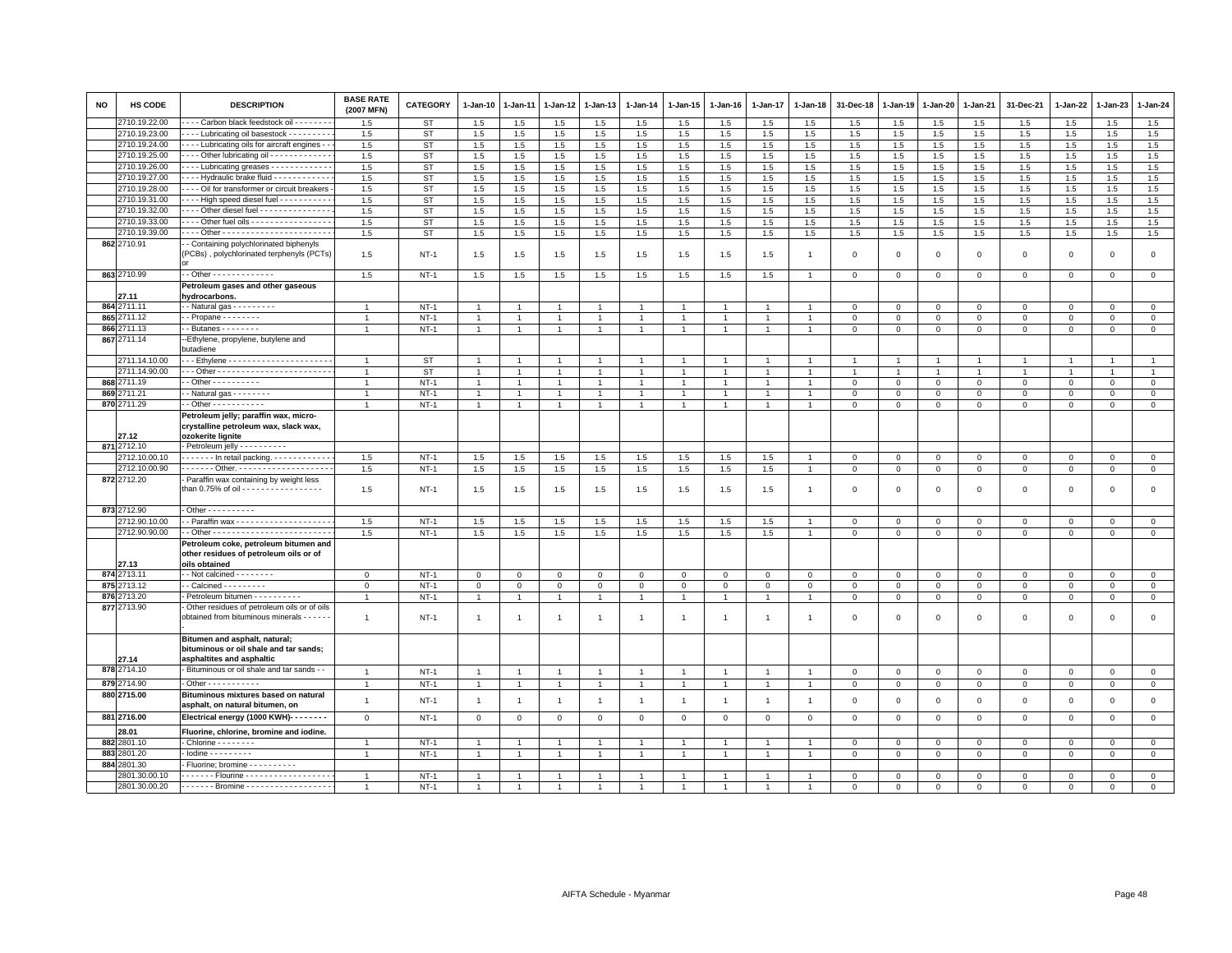| NO | HS CODE | DESCRIPTION | BASE RATE (2007 MFN) | CATEGORY | 1-Jan-10 | 1-Jan-11 | 1-Jan-12 | 1-Jan-13 | 1-Jan-14 | 1-Jan-15 | 1-Jan-16 | 1-Jan-17 | 1-Jan-18 | 31-Dec-18 | 1-Jan-19 | 1-Jan-20 | 1-Jan-21 | 31-Dec-21 | 1-Jan-22 | 1-Jan-23 | 1-Jan-24 |
|---|---|---|---|---|---|---|---|---|---|---|---|---|---|---|---|---|---|---|---|---|---|
| | 2710.19.22.00 | - - - - Carbon black feedstock oil - - - - - - - - | 1.5 | ST | 1.5 | 1.5 | 1.5 | 1.5 | 1.5 | 1.5 | 1.5 | 1.5 | 1.5 | 1.5 | 1.5 | 1.5 | 1.5 | 1.5 | 1.5 | 1.5 | 1.5 |
| | 2710.19.23.00 | - - - - Lubricating oil basestock - - - - - - - - - - | 1.5 | ST | 1.5 | 1.5 | 1.5 | 1.5 | 1.5 | 1.5 | 1.5 | 1.5 | 1.5 | 1.5 | 1.5 | 1.5 | 1.5 | 1.5 | 1.5 | 1.5 | 1.5 |
| | 2710.19.24.00 | - - - - Lubricating oils for aircraft engines - - - | 1.5 | ST | 1.5 | 1.5 | 1.5 | 1.5 | 1.5 | 1.5 | 1.5 | 1.5 | 1.5 | 1.5 | 1.5 | 1.5 | 1.5 | 1.5 | 1.5 | 1.5 | 1.5 |
| | 2710.19.25.00 | - - - - Other lubricating oil - - - - - - - - - - - - - - | 1.5 | ST | 1.5 | 1.5 | 1.5 | 1.5 | 1.5 | 1.5 | 1.5 | 1.5 | 1.5 | 1.5 | 1.5 | 1.5 | 1.5 | 1.5 | 1.5 | 1.5 | 1.5 |
| | 2710.19.26.00 | - - - - Lubricating greases - - - - - - - - - - - - - - | 1.5 | ST | 1.5 | 1.5 | 1.5 | 1.5 | 1.5 | 1.5 | 1.5 | 1.5 | 1.5 | 1.5 | 1.5 | 1.5 | 1.5 | 1.5 | 1.5 | 1.5 | 1.5 |
| | 2710.19.27.00 | - - - - Hydraulic brake fluid - - - - - - - - - - - - - - | 1.5 | ST | 1.5 | 1.5 | 1.5 | 1.5 | 1.5 | 1.5 | 1.5 | 1.5 | 1.5 | 1.5 | 1.5 | 1.5 | 1.5 | 1.5 | 1.5 | 1.5 | 1.5 |
| | 2710.19.28.00 | - - - - Oil for transformer or circuit breakers - | 1.5 | ST | 1.5 | 1.5 | 1.5 | 1.5 | 1.5 | 1.5 | 1.5 | 1.5 | 1.5 | 1.5 | 1.5 | 1.5 | 1.5 | 1.5 | 1.5 | 1.5 | 1.5 |
| | 2710.19.31.00 | - - - - High speed diesel fuel - - - - - - - - - - - - | 1.5 | ST | 1.5 | 1.5 | 1.5 | 1.5 | 1.5 | 1.5 | 1.5 | 1.5 | 1.5 | 1.5 | 1.5 | 1.5 | 1.5 | 1.5 | 1.5 | 1.5 | 1.5 |
| | 2710.19.32.00 | - - - - Other diesel fuel - - - - - - - - - - - - - - - - | 1.5 | ST | 1.5 | 1.5 | 1.5 | 1.5 | 1.5 | 1.5 | 1.5 | 1.5 | 1.5 | 1.5 | 1.5 | 1.5 | 1.5 | 1.5 | 1.5 | 1.5 | 1.5 |
| | 2710.19.33.00 | - - - - Other fuel oils - - - - - - - - - - - - - - - - - - | 1.5 | ST | 1.5 | 1.5 | 1.5 | 1.5 | 1.5 | 1.5 | 1.5 | 1.5 | 1.5 | 1.5 | 1.5 | 1.5 | 1.5 | 1.5 | 1.5 | 1.5 | 1.5 |
| | 2710.19.39.00 | - - - - Other - - - - - - - - - - - - - - - - - - - - - - - - | 1.5 | ST | 1.5 | 1.5 | 1.5 | 1.5 | 1.5 | 1.5 | 1.5 | 1.5 | 1.5 | 1.5 | 1.5 | 1.5 | 1.5 | 1.5 | 1.5 | 1.5 | 1.5 |
| 862 | 2710.91 | - - Containing polychlorinated biphenyls (PCBs) , polychlorinated terphenyls (PCTs) or | 1.5 | NT-1 | 1.5 | 1.5 | 1.5 | 1.5 | 1.5 | 1.5 | 1.5 | 1.5 | 1 | 0 | 0 | 0 | 0 | 0 | 0 | 0 | 0 |
| 863 | 2710.99 | - - Other - - - - - - - - - - - - - - | 1.5 | NT-1 | 1.5 | 1.5 | 1.5 | 1.5 | 1.5 | 1.5 | 1.5 | 1.5 | 1 | 0 | 0 | 0 | 0 | 0 | 0 | 0 | 0 |
| | **27.11** | **Petroleum gases and other gaseous hydrocarbons.** | | | | | | | | | | | | | | | | | | | |
| 864 | 2711.11 | - - Natural gas - - - - - - - - - - | 1 | NT-1 | 1 | 1 | 1 | 1 | 1 | 1 | 1 | 1 | 1 | 0 | 0 | 0 | 0 | 0 | 0 | 0 | 0 |
| 865 | 2711.12 | - - Propane - - - - - - - - - | 1 | NT-1 | 1 | 1 | 1 | 1 | 1 | 1 | 1 | 1 | 1 | 0 | 0 | 0 | 0 | 0 | 0 | 0 | 0 |
| 866 | 2711.13 | - - Butanes - - - - - - - - - | 1 | NT-1 | 1 | 1 | 1 | 1 | 1 | 1 | 1 | 1 | 1 | 0 | 0 | 0 | 0 | 0 | 0 | 0 | 0 |
| 867 | 2711.14 | --Ethylene, propylene, butylene and butadiene | | | | | | | | | | | | | | | | | | | |
| | 2711.14.10.00 | - - - Ethylene - - - - - - - - - - - - - - - - - - - - - - - | 1 | ST | 1 | 1 | 1 | 1 | 1 | 1 | 1 | 1 | 1 | 1 | 1 | 1 | 1 | 1 | 1 | 1 | 1 |
| | 2711.14.90.00 | - - - Other - - - - - - - - - - - - - - - - - - - - - - - - - | 1 | ST | 1 | 1 | 1 | 1 | 1 | 1 | 1 | 1 | 1 | 1 | 1 | 1 | 1 | 1 | 1 | 1 | 1 |
| 868 | 2711.19 | - - Other - - - - - - - - - - - | 1 | NT-1 | 1 | 1 | 1 | 1 | 1 | 1 | 1 | 1 | 1 | 0 | 0 | 0 | 0 | 0 | 0 | 0 | 0 |
| 869 | 2711.21 | - - Natural gas - - - - - - - - - | 1 | NT-1 | 1 | 1 | 1 | 1 | 1 | 1 | 1 | 1 | 1 | 0 | 0 | 0 | 0 | 0 | 0 | 0 | 0 |
| 870 | 2711.29 | - - Other - - - - - - - - - - - - | 1 | NT-1 | 1 | 1 | 1 | 1 | 1 | 1 | 1 | 1 | 1 | 0 | 0 | 0 | 0 | 0 | 0 | 0 | 0 |
| | **27.12** | **Petroleum jelly; paraffin wax, micro-crystalline petroleum wax, slack wax, ozokerite lignite** | | | | | | | | | | | | | | | | | | | |
| 871 | 2712.10 | - Petroleum jelly - - - - - - - - - - - | | | | | | | | | | | | | | | | | | | |
| | 2712.10.00.10 | - - - - - - - In retail packing. - - - - - - - - - - - - - - | 1.5 | NT-1 | 1.5 | 1.5 | 1.5 | 1.5 | 1.5 | 1.5 | 1.5 | 1.5 | 1 | 0 | 0 | 0 | 0 | 0 | 0 | 0 | 0 |
| | 2712.10.00.90 | - - - - - - - Other. - - - - - - - - - - - - - - - - - - - - - | 1.5 | NT-1 | 1.5 | 1.5 | 1.5 | 1.5 | 1.5 | 1.5 | 1.5 | 1.5 | 1 | 0 | 0 | 0 | 0 | 0 | 0 | 0 | 0 |
| 872 | 2712.20 | - Paraffin wax containing by weight less than 0.75% of oil - - - - - - - - - - - - - - - - - - | 1.5 | NT-1 | 1.5 | 1.5 | 1.5 | 1.5 | 1.5 | 1.5 | 1.5 | 1.5 | 1 | 0 | 0 | 0 | 0 | 0 | 0 | 0 | 0 |
| 873 | 2712.90 | - Other - - - - - - - - - - - | | | | | | | | | | | | | | | | | | | |
| | 2712.90.10.00 | - - Paraffin wax - - - - - - - - - - - - - - - - - - - - - - | 1.5 | NT-1 | 1.5 | 1.5 | 1.5 | 1.5 | 1.5 | 1.5 | 1.5 | 1.5 | 1 | 0 | 0 | 0 | 0 | 0 | 0 | 0 | 0 |
| | 2712.90.90.00 | - - Other - - - - - - - - - - - - - - - - - - - - - - - - - - | 1.5 | NT-1 | 1.5 | 1.5 | 1.5 | 1.5 | 1.5 | 1.5 | 1.5 | 1.5 | 1 | 0 | 0 | 0 | 0 | 0 | 0 | 0 | 0 |
| | **27.13** | **Petroleum coke, petroleum bitumen and other residues of petroleum oils or of oils obtained** | | | | | | | | | | | | | | | | | | | |
| 874 | 2713.11 | - - Not calcined - - - - - - - - - | 0 | NT-1 | 0 | 0 | 0 | 0 | 0 | 0 | 0 | 0 | 0 | 0 | 0 | 0 | 0 | 0 | 0 | 0 | 0 |
| 875 | 2713.12 | - - Calcined - - - - - - - - - - | 0 | NT-1 | 0 | 0 | 0 | 0 | 0 | 0 | 0 | 0 | 0 | 0 | 0 | 0 | 0 | 0 | 0 | 0 | 0 |
| 876 | 2713.20 | - Petroleum bitumen - - - - - - - - - - - | 1 | NT-1 | 1 | 1 | 1 | 1 | 1 | 1 | 1 | 1 | 1 | 0 | 0 | 0 | 0 | 0 | 0 | 0 | 0 |
| 877 | 2713.90 | - Other residues of petroleum oils or of oils obtained from bituminous minerals - - - - - - - | 1 | NT-1 | 1 | 1 | 1 | 1 | 1 | 1 | 1 | 1 | 1 | 0 | 0 | 0 | 0 | 0 | 0 | 0 | 0 |
| | **27.14** | **Bitumen and asphalt, natural; bituminous or oil shale and tar sands; asphaltites and asphaltic** | | | | | | | | | | | | | | | | | | | |
| 878 | 2714.10 | - Bituminous or oil shale and tar sands - - | 1 | NT-1 | 1 | 1 | 1 | 1 | 1 | 1 | 1 | 1 | 1 | 0 | 0 | 0 | 0 | 0 | 0 | 0 | 0 |
| 879 | 2714.90 | - Other - - - - - - - - - - - - | 1 | NT-1 | 1 | 1 | 1 | 1 | 1 | 1 | 1 | 1 | 1 | 0 | 0 | 0 | 0 | 0 | 0 | 0 | 0 |
| 880 | **2715.00** | **Bituminous mixtures based on natural asphalt, on natural bitumen, on** | 1 | NT-1 | 1 | 1 | 1 | 1 | 1 | 1 | 1 | 1 | 1 | 0 | 0 | 0 | 0 | 0 | 0 | 0 | 0 |
| 881 | **2716.00** | **Electrical energy (1000 KWH)- - - - - - - -** | 0 | NT-1 | 0 | 0 | 0 | 0 | 0 | 0 | 0 | 0 | 0 | 0 | 0 | 0 | 0 | 0 | 0 | 0 | 0 |
| | **28.01** | **Fluorine, chlorine, bromine and iodine.** | | | | | | | | | | | | | | | | | | | |
| 882 | 2801.10 | - Chlorine - - - - - - - - - | 1 | NT-1 | 1 | 1 | 1 | 1 | 1 | 1 | 1 | 1 | 1 | 0 | 0 | 0 | 0 | 0 | 0 | 0 | 0 |
| 883 | 2801.20 | - Iodine - - - - - - - - - - | 1 | NT-1 | 1 | 1 | 1 | 1 | 1 | 1 | 1 | 1 | 1 | 0 | 0 | 0 | 0 | 0 | 0 | 0 | 0 |
| 884 | 2801.30 | - Fluorine; bromine - - - - - - - - - - - | | | | | | | | | | | | | | | | | | | |
| | 2801.30.00.10 | - - - - - - - Flourine - - - - - - - - - - - - - - - - - - - | 1 | NT-1 | 1 | 1 | 1 | 1 | 1 | 1 | 1 | 1 | 1 | 0 | 0 | 0 | 0 | 0 | 0 | 0 | 0 |
| | 2801.30.00.20 | - - - - - - - Bromine - - - - - - - - - - - - - - - - - - - | 1 | NT-1 | 1 | 1 | 1 | 1 | 1 | 1 | 1 | 1 | 1 | 0 | 0 | 0 | 0 | 0 | 0 | 0 | 0 |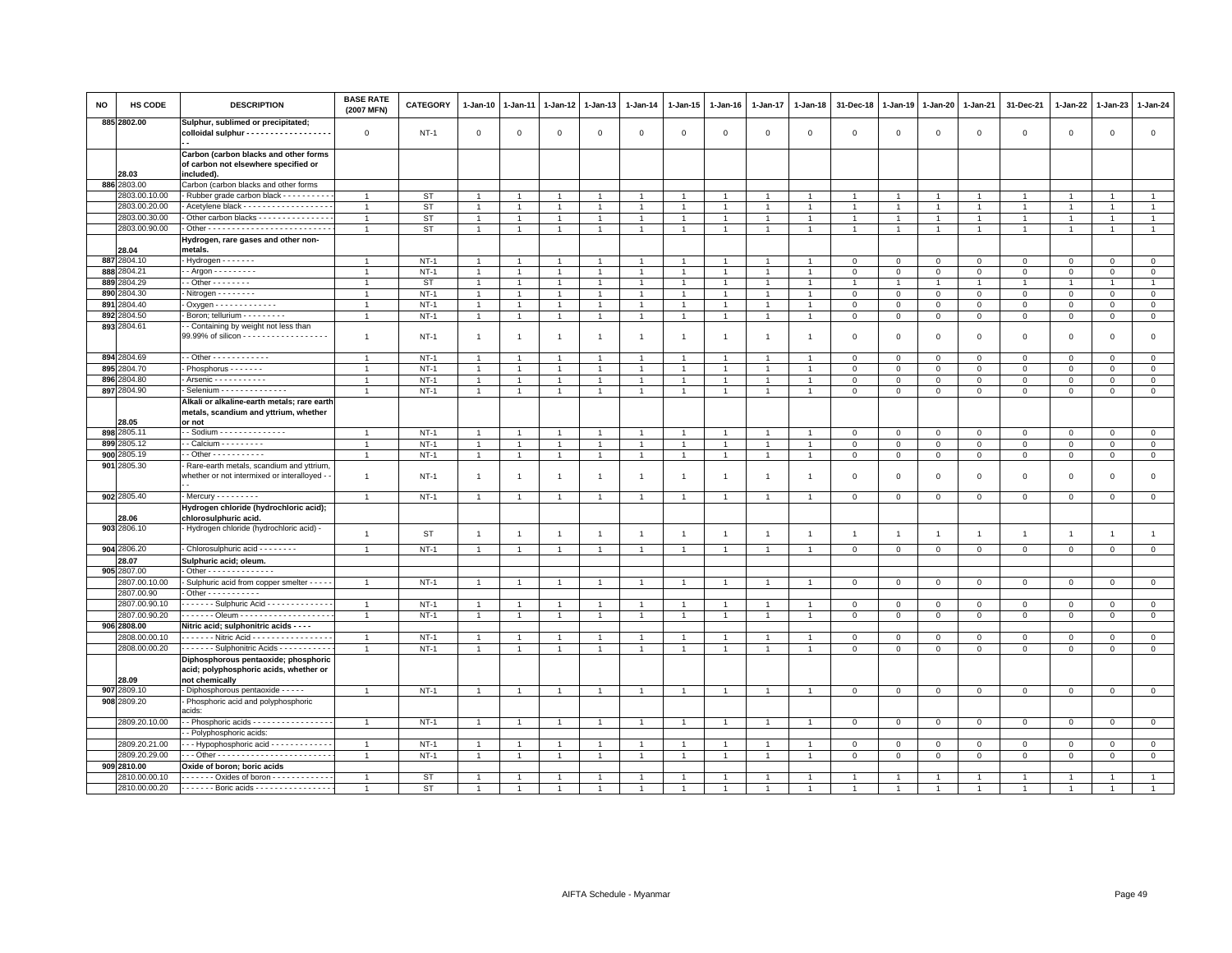| NO | HS CODE | DESCRIPTION | BASE RATE (2007 MFN) | CATEGORY | 1-Jan-10 | 1-Jan-11 | 1-Jan-12 | 1-Jan-13 | 1-Jan-14 | 1-Jan-15 | 1-Jan-16 | 1-Jan-17 | 1-Jan-18 | 31-Dec-18 | 1-Jan-19 | 1-Jan-20 | 1-Jan-21 | 31-Dec-21 | 1-Jan-22 | 1-Jan-23 | 1-Jan-24 |
|---|---|---|---|---|---|---|---|---|---|---|---|---|---|---|---|---|---|---|---|---|---|
| 885 | 2802.00 | **Sulphur, sublimed or precipitated; colloidal sulphur - - - - - - - - - - - - - - - - - - - -** | 0 | NT-1 | 0 | 0 | 0 | 0 | 0 | 0 | 0 | 0 | 0 | 0 | 0 | 0 | 0 | 0 | 0 | 0 | 0 |
| | 28.03 | **Carbon (carbon blacks and other forms of carbon not elsewhere specified or included).** | | | | | | | | | | | | | | | | | | | |
| 886 | 2803.00 | Carbon (carbon blacks and other forms | | | | | | | | | | | | | | | | | | | |
| | 2803.00.10.00 | - Rubber grade carbon black - - - - - - - - - - - | 1 | ST | 1 | 1 | 1 | 1 | 1 | 1 | 1 | 1 | 1 | 1 | 1 | 1 | 1 | 1 | 1 | 1 | 1 |
| | 2803.00.20.00 | - Acetylene black - - - - - - - - - - - - - - - - - - | 1 | ST | 1 | 1 | 1 | 1 | 1 | 1 | 1 | 1 | 1 | 1 | 1 | 1 | 1 | 1 | 1 | 1 | 1 |
| | 2803.00.30.00 | - Other carbon blacks - - - - - - - - - - - - - - - | 1 | ST | 1 | 1 | 1 | 1 | 1 | 1 | 1 | 1 | 1 | 1 | 1 | 1 | 1 | 1 | 1 | 1 | 1 |
| | 2803.00.90.00 | - Other - - - - - - - - - - - - - - - - - - - - - - - - - - | 1 | ST | 1 | 1 | 1 | 1 | 1 | 1 | 1 | 1 | 1 | 1 | 1 | 1 | 1 | 1 | 1 | 1 | 1 |
| | 28.04 | **Hydrogen, rare gases and other non-metals.** | | | | | | | | | | | | | | | | | | | |
| 887 | 2804.10 | - Hydrogen - - - - - - - | 1 | NT-1 | 1 | 1 | 1 | 1 | 1 | 1 | 1 | 1 | 1 | 0 | 0 | 0 | 0 | 0 | 0 | 0 | 0 |
| 888 | 2804.21 | - - Argon - - - - - - - - - | 1 | NT-1 | 1 | 1 | 1 | 1 | 1 | 1 | 1 | 1 | 1 | 0 | 0 | 0 | 0 | 0 | 0 | 0 | 0 |
| 889 | 2804.29 | - - Other - - - - - - - - | 1 | ST | 1 | 1 | 1 | 1 | 1 | 1 | 1 | 1 | 1 | 1 | 1 | 1 | 1 | 1 | 1 | 1 | 1 |
| 890 | 2804.30 | - Nitrogen - - - - - - - - | 1 | NT-1 | 1 | 1 | 1 | 1 | 1 | 1 | 1 | 1 | 1 | 0 | 0 | 0 | 0 | 0 | 0 | 0 | 0 |
| 891 | 2804.40 | - Oxygen - - - - - - - - - - - - - | 1 | NT-1 | 1 | 1 | 1 | 1 | 1 | 1 | 1 | 1 | 1 | 0 | 0 | 0 | 0 | 0 | 0 | 0 | 0 |
| 892 | 2804.50 | - Boron; tellurium - - - - - - - - - | 1 | NT-1 | 1 | 1 | 1 | 1 | 1 | 1 | 1 | 1 | 1 | 0 | 0 | 0 | 0 | 0 | 0 | 0 | 0 |
| 893 | 2804.61 | - - Containing by weight not less than 99.99% of silicon - - - - - - - - - - - - - - - - - - | 1 | NT-1 | 1 | 1 | 1 | 1 | 1 | 1 | 1 | 1 | 1 | 0 | 0 | 0 | 0 | 0 | 0 | 0 | 0 |
| 894 | 2804.69 | - - Other - - - - - - - - - - - - | 1 | NT-1 | 1 | 1 | 1 | 1 | 1 | 1 | 1 | 1 | 1 | 0 | 0 | 0 | 0 | 0 | 0 | 0 | 0 |
| 895 | 2804.70 | - Phosphorus - - - - - - - | 1 | NT-1 | 1 | 1 | 1 | 1 | 1 | 1 | 1 | 1 | 1 | 0 | 0 | 0 | 0 | 0 | 0 | 0 | 0 |
| 896 | 2804.80 | - Arsenic - - - - - - - - - - - | 1 | NT-1 | 1 | 1 | 1 | 1 | 1 | 1 | 1 | 1 | 1 | 0 | 0 | 0 | 0 | 0 | 0 | 0 | 0 |
| 897 | 2804.90 | - Selenium - - - - - - - - - - - - - - | 1 | NT-1 | 1 | 1 | 1 | 1 | 1 | 1 | 1 | 1 | 1 | 0 | 0 | 0 | 0 | 0 | 0 | 0 | 0 |
| | 28.05 | **Alkali or alkaline-earth metals; rare earth metals, scandium and yttrium, whether or not** | | | | | | | | | | | | | | | | | | | |
| 898 | 2805.11 | - - Sodium - - - - - - - - - - - - - - | 1 | NT-1 | 1 | 1 | 1 | 1 | 1 | 1 | 1 | 1 | 1 | 0 | 0 | 0 | 0 | 0 | 0 | 0 | 0 |
| 899 | 2805.12 | - - Calcium - - - - - - - - - | 1 | NT-1 | 1 | 1 | 1 | 1 | 1 | 1 | 1 | 1 | 1 | 0 | 0 | 0 | 0 | 0 | 0 | 0 | 0 |
| 900 | 2805.19 | - - Other - - - - - - - - - - - | 1 | NT-1 | 1 | 1 | 1 | 1 | 1 | 1 | 1 | 1 | 1 | 0 | 0 | 0 | 0 | 0 | 0 | 0 | 0 |
| 901 | 2805.30 | - Rare-earth metals, scandium and yttrium, whether or not intermixed or interalloyed - - - - | 1 | NT-1 | 1 | 1 | 1 | 1 | 1 | 1 | 1 | 1 | 1 | 0 | 0 | 0 | 0 | 0 | 0 | 0 | 0 |
| 902 | 2805.40 | - Mercury - - - - - - - - - | 1 | NT-1 | 1 | 1 | 1 | 1 | 1 | 1 | 1 | 1 | 1 | 0 | 0 | 0 | 0 | 0 | 0 | 0 | 0 |
| | 28.06 | **Hydrogen chloride (hydrochloric acid); chlorosulphuric acid.** | | | | | | | | | | | | | | | | | | | |
| 903 | 2806.10 | - Hydrogen chloride (hydrochloric acid) - | 1 | ST | 1 | 1 | 1 | 1 | 1 | 1 | 1 | 1 | 1 | 1 | 1 | 1 | 1 | 1 | 1 | 1 | 1 |
| 904 | 2806.20 | - Chlorosulphuric acid - - - - - - - - | 1 | NT-1 | 1 | 1 | 1 | 1 | 1 | 1 | 1 | 1 | 1 | 0 | 0 | 0 | 0 | 0 | 0 | 0 | 0 |
| | 28.07 | **Sulphuric acid; oleum.** | | | | | | | | | | | | | | | | | | | |
| 905 | 2807.00 | - Other - - - - - - - - - - - - - - | | | | | | | | | | | | | | | | | | | |
| | 2807.00.10.00 | - Sulphuric acid from copper smelter - - - - - | 1 | NT-1 | 1 | 1 | 1 | 1 | 1 | 1 | 1 | 1 | 1 | 0 | 0 | 0 | 0 | 0 | 0 | 0 | 0 |
| | 2807.00.90 | - Other - - - - - - - - - - - | | | | | | | | | | | | | | | | | | | |
| | 2807.00.90.10 | - - - - - - - Sulphuric Acid - - - - - - - - - - - - - | 1 | NT-1 | 1 | 1 | 1 | 1 | 1 | 1 | 1 | 1 | 1 | 0 | 0 | 0 | 0 | 0 | 0 | 0 | 0 |
| | 2807.00.90.20 | - - - - - - - Oleum - - - - - - - - - - - - - - - - - - - - | 1 | NT-1 | 1 | 1 | 1 | 1 | 1 | 1 | 1 | 1 | 1 | 0 | 0 | 0 | 0 | 0 | 0 | 0 | 0 |
| 906 | **2808.00** | **Nitric acid; sulphonitric acids - - - -** | | | | | | | | | | | | | | | | | | | |
| | 2808.00.00.10 | - - - - - - - Nitric Acid - - - - - - - - - - - - - - - - - | 1 | NT-1 | 1 | 1 | 1 | 1 | 1 | 1 | 1 | 1 | 1 | 0 | 0 | 0 | 0 | 0 | 0 | 0 | 0 |
| | 2808.00.00.20 | - - - - - - - Sulphonitric Acids - - - - - - - - - - - | 1 | NT-1 | 1 | 1 | 1 | 1 | 1 | 1 | 1 | 1 | 1 | 0 | 0 | 0 | 0 | 0 | 0 | 0 | 0 |
| | 28.09 | **Diphosphorous pentaoxide; phosphoric acid; polyphosphoric acids, whether or not chemically** | | | | | | | | | | | | | | | | | | | |
| 907 | 2809.10 | - Diphosphorous pentaoxide - - - - - | 1 | NT-1 | 1 | 1 | 1 | 1 | 1 | 1 | 1 | 1 | 1 | 0 | 0 | 0 | 0 | 0 | 0 | 0 | 0 |
| 908 | 2809.20 | - Phosphoric acid and polyphosphoric acids: | | | | | | | | | | | | | | | | | | | |
| | 2809.20.10.00 | - - Phosphoric acids - - - - - - - - - - - - - - - - - | 1 | NT-1 | 1 | 1 | 1 | 1 | 1 | 1 | 1 | 1 | 1 | 0 | 0 | 0 | 0 | 0 | 0 | 0 | 0 |
| | | - - Polyphosphoric acids: | | | | | | | | | | | | | | | | | | | |
| | 2809.20.21.00 | - - - Hypophosphoric acid - - - - - - - - - - - - - | 1 | NT-1 | 1 | 1 | 1 | 1 | 1 | 1 | 1 | 1 | 1 | 0 | 0 | 0 | 0 | 0 | 0 | 0 | 0 |
| | 2809.20.29.00 | - - - Other - - - - - - - - - - - - - - - - - - - - - - - - | 1 | NT-1 | 1 | 1 | 1 | 1 | 1 | 1 | 1 | 1 | 1 | 0 | 0 | 0 | 0 | 0 | 0 | 0 | 0 |
| 909 | **2810.00** | **Oxide of boron; boric acids** | | | | | | | | | | | | | | | | | | | |
| | 2810.00.00.10 | - - - - - - - Oxides of boron - - - - - - - - - - - - - | 1 | ST | 1 | 1 | 1 | 1 | 1 | 1 | 1 | 1 | 1 | 1 | 1 | 1 | 1 | 1 | 1 | 1 | 1 |
| | 2810.00.00.20 | - - - - - - - Boric acids - - - - - - - - - - - - - - - - - | 1 | ST | 1 | 1 | 1 | 1 | 1 | 1 | 1 | 1 | 1 | 1 | 1 | 1 | 1 | 1 | 1 | 1 | 1 |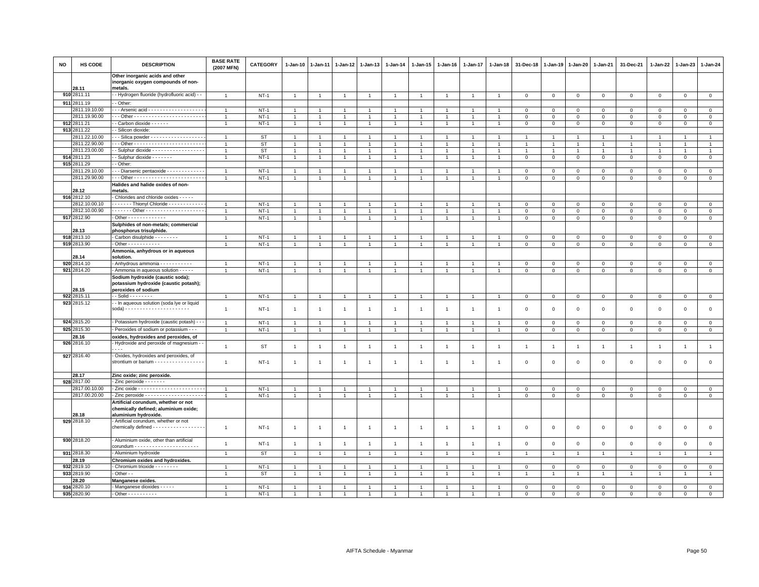| NO | HS CODE | DESCRIPTION | BASE RATE (2007 MFN) | CATEGORY | 1-Jan-10 | 1-Jan-11 | 1-Jan-12 | 1-Jan-13 | 1-Jan-14 | 1-Jan-15 | 1-Jan-16 | 1-Jan-17 | 1-Jan-18 | 31-Dec-18 | 1-Jan-19 | 1-Jan-20 | 1-Jan-21 | 31-Dec-21 | 1-Jan-22 | 1-Jan-23 | 1-Jan-24 |
|---|---|---|---|---|---|---|---|---|---|---|---|---|---|---|---|---|---|---|---|---|---|
| | 28.11 | **Other inorganic acids and other inorganic oxygen compounds of non-metals.** | | | | | | | | | | | | | | | | | | | |
| 910 | 2811.11 | - - Hydrogen fluoride (hydrofluoric acid) - - | 1 | NT-1 | 1 | 1 | 1 | 1 | 1 | 1 | 1 | 1 | 1 | 0 | 0 | 0 | 0 | 0 | 0 | 0 | 0 |
| 911 | 2811.19 | - - Other: | | | | | | | | | | | | | | | | | | | |
| | 2811.19.10.00 | - - - Arsenic acid - - - - - - - - - - - - - - - - - - - - | 1 | NT-1 | 1 | 1 | 1 | 1 | 1 | 1 | 1 | 1 | 1 | 0 | 0 | 0 | 0 | 0 | 0 | 0 | 0 |
| | 2811.19.90.00 | - - - Other - - - - - - - - - - - - - - - - - - - - - - - - | 1 | NT-1 | 1 | 1 | 1 | 1 | 1 | 1 | 1 | 1 | 1 | 0 | 0 | 0 | 0 | 0 | 0 | 0 | 0 |
| 912 | 2811.21 | - - Carbon dioxide - - - - - - | 1 | NT-1 | 1 | 1 | 1 | 1 | 1 | 1 | 1 | 1 | 1 | 0 | 0 | 0 | 0 | 0 | 0 | 0 | 0 |
| 913 | 2811.22 | - - Silicon dioxide: | | | | | | | | | | | | | | | | | | | |
| | 2811.22.10.00 | - - - Silica powder - - - - - - - - - - - - - - - - - - - | 1 | ST | 1 | 1 | 1 | 1 | 1 | 1 | 1 | 1 | 1 | 1 | 1 | 1 | 1 | 1 | 1 | 1 | 1 |
| | 2811.22.90.00 | - - - Other - - - - - - - - - - - - - - - - - - - - - - - - | 1 | ST | 1 | 1 | 1 | 1 | 1 | 1 | 1 | 1 | 1 | 1 | 1 | 1 | 1 | 1 | 1 | 1 | 1 |
| | 2811.23.00.00 | - - Sulphur dioxide - - - - - - - - - - - - - - - - - - | 1 | ST | 1 | 1 | 1 | 1 | 1 | 1 | 1 | 1 | 1 | 1 | 1 | 1 | 1 | 1 | 1 | 1 | 1 |
| 914 | 2811.23 | - - Sulphur dioxide - - - - - - - | 1 | NT-1 | 1 | 1 | 1 | 1 | 1 | 1 | 1 | 1 | 1 | 0 | 0 | 0 | 0 | 0 | 0 | 0 | 0 |
| 915 | 2811.29 | - - Other: | | | | | | | | | | | | | | | | | | | |
| | 2811.29.10.00 | - - - Diarsenic pentaoxide - - - - - - - - - - - - - | 1 | NT-1 | 1 | 1 | 1 | 1 | 1 | 1 | 1 | 1 | 1 | 0 | 0 | 0 | 0 | 0 | 0 | 0 | 0 |
| | 2811.29.90.00 | - - - Other - - - - - - - - - - - - - - - - - - - - - - - - | 1 | NT-1 | 1 | 1 | 1 | 1 | 1 | 1 | 1 | 1 | 1 | 0 | 0 | 0 | 0 | 0 | 0 | 0 | 0 |
| | 28.12 | **Halides and halide oxides of non-metals.** | | | | | | | | | | | | | | | | | | | |
| 916 | 2812.10 | - Chlorides and chloride oxides - - - - - | | | | | | | | | | | | | | | | | | | |
| | 2812.10.00.10 | - - - - - - - Thionyl Chloride - - - - - - - - - - - - | 1 | NT-1 | 1 | 1 | 1 | 1 | 1 | 1 | 1 | 1 | 1 | 0 | 0 | 0 | 0 | 0 | 0 | 0 | 0 |
| | 2812.10.00.90 | - - - - - - - Other - - - - - - - - - - - - - - - - - - - - | 1 | NT-1 | 1 | 1 | 1 | 1 | 1 | 1 | 1 | 1 | 1 | 0 | 0 | 0 | 0 | 0 | 0 | 0 | 0 |
| 917 | 2812.90 | - Other - - - - - - - - - - - - - | 1 | NT-1 | 1 | 1 | 1 | 1 | 1 | 1 | 1 | 1 | 1 | 0 | 0 | 0 | 0 | 0 | 0 | 0 | 0 |
| | 28.13 | **Sulphides of non-metals; commercial phosphorus trisulphide.** | | | | | | | | | | | | | | | | | | | |
| 918 | 2813.10 | - Carbon disulphide - - - - - - - - | 1 | NT-1 | 1 | 1 | 1 | 1 | 1 | 1 | 1 | 1 | 1 | 0 | 0 | 0 | 0 | 0 | 0 | 0 | 0 |
| 919 | 2813.90 | - Other - - - - - - - - - - - | 1 | NT-1 | 1 | 1 | 1 | 1 | 1 | 1 | 1 | 1 | 1 | 0 | 0 | 0 | 0 | 0 | 0 | 0 | 0 |
| | 28.14 | **Ammonia, anhydrous or in aqueous solution.** | | | | | | | | | | | | | | | | | | | |
| 920 | 2814.10 | - Anhydrous ammonia - - - - - - - - - - - | 1 | NT-1 | 1 | 1 | 1 | 1 | 1 | 1 | 1 | 1 | 1 | 0 | 0 | 0 | 0 | 0 | 0 | 0 | 0 |
| 921 | 2814.20 | - Ammonia in aqueous solution - - - - - | 1 | NT-1 | 1 | 1 | 1 | 1 | 1 | 1 | 1 | 1 | 1 | 0 | 0 | 0 | 0 | 0 | 0 | 0 | 0 |
| | 28.15 | **Sodium hydroxide (caustic soda); potassium hydroxide (caustic potash); peroxides of sodium** | | | | | | | | | | | | | | | | | | | |
| 922 | 2815.11 | - - Solid - - - - - - - - | 1 | NT-1 | 1 | 1 | 1 | 1 | 1 | 1 | 1 | 1 | 1 | 0 | 0 | 0 | 0 | 0 | 0 | 0 | 0 |
| 923 | 2815.12 | - - In aqueous solution (soda lye or liquid soda) - - - - - - - - - - - - - - - - - - - - - - | 1 | NT-1 | 1 | 1 | 1 | 1 | 1 | 1 | 1 | 1 | 1 | 0 | 0 | 0 | 0 | 0 | 0 | 0 | 0 |
| 924 | 2815.20 | - Potassium hydroxide (caustic potash) - - - | 1 | NT-1 | 1 | 1 | 1 | 1 | 1 | 1 | 1 | 1 | 1 | 0 | 0 | 0 | 0 | 0 | 0 | 0 | 0 |
| 925 | 2815.30 | - Peroxides of sodium or potassium - - - | 1 | NT-1 | 1 | 1 | 1 | 1 | 1 | 1 | 1 | 1 | 1 | 0 | 0 | 0 | 0 | 0 | 0 | 0 | 0 |
| | 28.16 | **oxides, hydroxides and peroxides, of** | | | | | | | | | | | | | | | | | | | |
| 926 | 2816.10 | - Hydroxide and peroxide of magnesium - - - - - | 1 | ST | 1 | 1 | 1 | 1 | 1 | 1 | 1 | 1 | 1 | 1 | 1 | 1 | 1 | 1 | 1 | 1 | 1 |
| 927 | 2816.40 | - Oxides, hydroxides and peroxides, of strontium or barium - - - - - - - - - - - - - - - - - | 1 | NT-1 | 1 | 1 | 1 | 1 | 1 | 1 | 1 | 1 | 1 | 0 | 0 | 0 | 0 | 0 | 0 | 0 | 0 |
| | 28.17 | **Zinc oxide; zinc peroxide.** | | | | | | | | | | | | | | | | | | | |
| 928 | 2817.00 | - Zinc peroxide - - - - - - - | | | | | | | | | | | | | | | | | | | |
| | 2817.00.10.00 | - Zinc oxide - - - - - - - - - - - - - - - - - - - - - - - | 1 | NT-1 | 1 | 1 | 1 | 1 | 1 | 1 | 1 | 1 | 1 | 0 | 0 | 0 | 0 | 0 | 0 | 0 | 0 |
| | 2817.00.20.00 | - Zinc peroxide - - - - - - - - - - - - - - - - - - - - - | 1 | NT-1 | 1 | 1 | 1 | 1 | 1 | 1 | 1 | 1 | 1 | 0 | 0 | 0 | 0 | 0 | 0 | 0 | 0 |
| | 28.18 | **Artificial corundum, whether or not chemically defined; aluminium oxide; aluminium hydroxide.** | | | | | | | | | | | | | | | | | | | |
| 929 | 2818.10 | - Artificial corundum, whether or not chemically defined - - - - - - - - - - - - - - - - - - | 1 | NT-1 | 1 | 1 | 1 | 1 | 1 | 1 | 1 | 1 | 1 | 0 | 0 | 0 | 0 | 0 | 0 | 0 | 0 |
| 930 | 2818.20 | - Aluminium oxide, other than artificial corundum - - - - - - - - - - - - - - - - - - - - - - | 1 | NT-1 | 1 | 1 | 1 | 1 | 1 | 1 | 1 | 1 | 1 | 0 | 0 | 0 | 0 | 0 | 0 | 0 | 0 |
| 931 | 2818.30 | - Aluminium hydroxide | 1 | ST | 1 | 1 | 1 | 1 | 1 | 1 | 1 | 1 | 1 | 1 | 1 | 1 | 1 | 1 | 1 | 1 | 1 |
| | 28.19 | **Chromium oxides and hydroxides.** | | | | | | | | | | | | | | | | | | | |
| 932 | 2819.10 | - Chromium trioxide - - - - - - - - | 1 | NT-1 | 1 | 1 | 1 | 1 | 1 | 1 | 1 | 1 | 1 | 0 | 0 | 0 | 0 | 0 | 0 | 0 | 0 |
| 933 | 2819.90 | - Other - - | 1 | ST | 1 | 1 | 1 | 1 | 1 | 1 | 1 | 1 | 1 | 1 | 1 | 1 | 1 | 1 | 1 | 1 | 1 |
| | 28.20 | **Manganese oxides.** | | | | | | | | | | | | | | | | | | | |
| 934 | 2820.10 | - Manganese dioxides - - - - - | 1 | NT-1 | 1 | 1 | 1 | 1 | 1 | 1 | 1 | 1 | 1 | 0 | 0 | 0 | 0 | 0 | 0 | 0 | 0 |
| 935 | 2820.90 | - Other - - - - - - - - - - | 1 | NT-1 | 1 | 1 | 1 | 1 | 1 | 1 | 1 | 1 | 1 | 0 | 0 | 0 | 0 | 0 | 0 | 0 | 0 |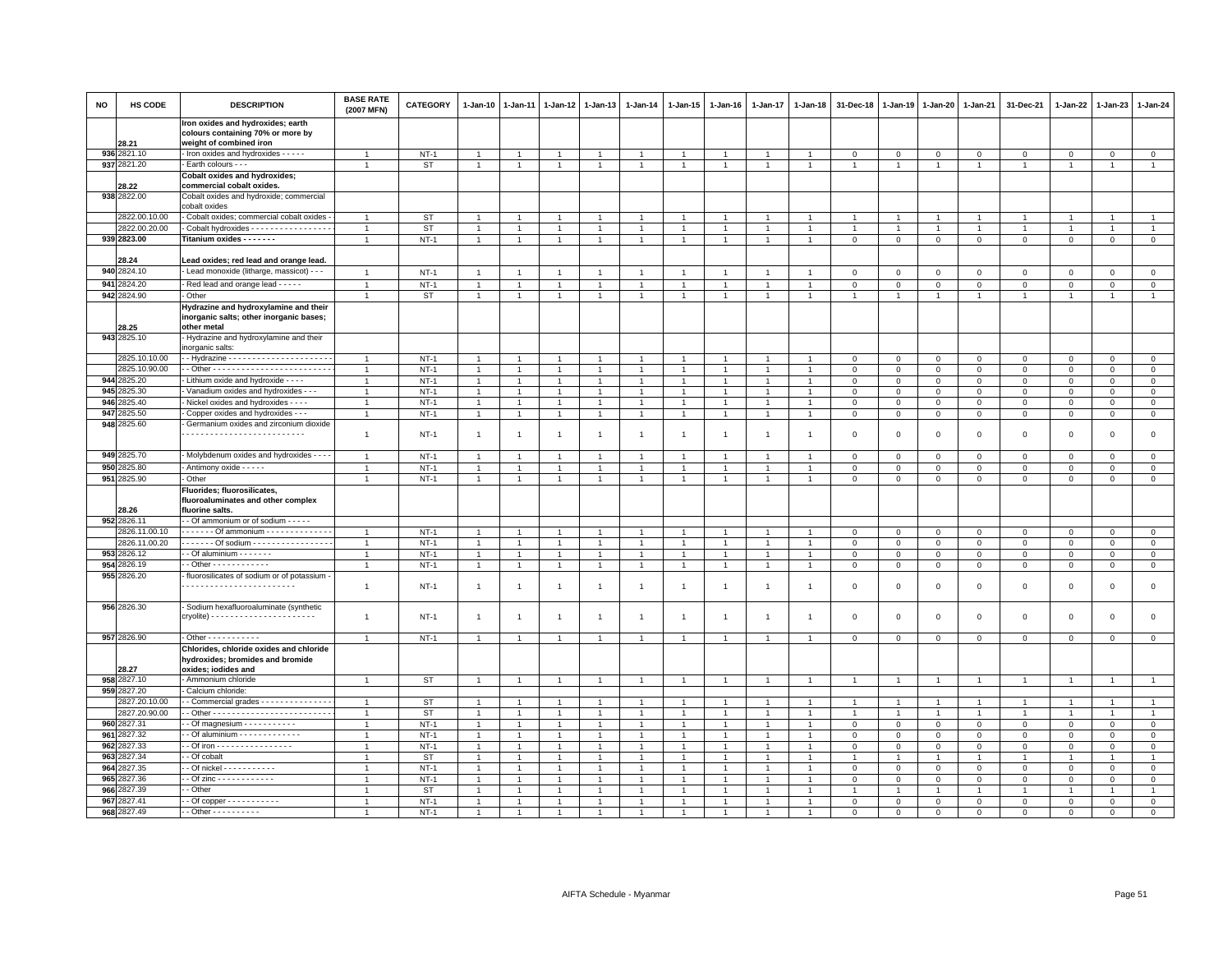| NO | HS CODE | DESCRIPTION | BASE RATE (2007 MFN) | CATEGORY | 1-Jan-10 | 1-Jan-11 | 1-Jan-12 | 1-Jan-13 | 1-Jan-14 | 1-Jan-15 | 1-Jan-16 | 1-Jan-17 | 1-Jan-18 | 31-Dec-18 | 1-Jan-19 | 1-Jan-20 | 1-Jan-21 | 31-Dec-21 | 1-Jan-22 | 1-Jan-23 | 1-Jan-24 |
|---|---|---|---|---|---|---|---|---|---|---|---|---|---|---|---|---|---|---|---|---|---|
| | 28.21 | **Iron oxides and hydroxides; earth colours containing 70% or more by weight of combined iron** | | | | | | | | | | | | | | | | | | | |
| 936 | 2821.10 | - Iron oxides and hydroxides - - - - - | 1 | NT-1 | 1 | 1 | 1 | 1 | 1 | 1 | 1 | 1 | 1 | 0 | 0 | 0 | 0 | 0 | 0 | 0 | 0 |
| 937 | 2821.20 | - Earth colours - - - | 1 | ST | 1 | 1 | 1 | 1 | 1 | 1 | 1 | 1 | 1 | 1 | 1 | 1 | 1 | 1 | 1 | 1 | 1 |
| | 28.22 | **Cobalt oxides and hydroxides; commercial cobalt oxides.** | | | | | | | | | | | | | | | | | | | |
| 938 | 2822.00 | Cobalt oxides and hydroxide; commercial cobalt oxides | | | | | | | | | | | | | | | | | | | |
| | 2822.00.10.00 | - Cobalt oxides; commercial cobalt oxides - | 1 | ST | 1 | 1 | 1 | 1 | 1 | 1 | 1 | 1 | 1 | 1 | 1 | 1 | 1 | 1 | 1 | 1 | 1 |
| | 2822.00.20.00 | - Cobalt hydroxides - - - - - - - - - - - - - - - - - | 1 | ST | 1 | 1 | 1 | 1 | 1 | 1 | 1 | 1 | 1 | 1 | 1 | 1 | 1 | 1 | 1 | 1 | 1 |
| 939 | 2823.00 | **Titanium oxides - - - - - - -** | 1 | NT-1 | 1 | 1 | 1 | 1 | 1 | 1 | 1 | 1 | 1 | 0 | 0 | 0 | 0 | 0 | 0 | 0 | 0 |
| | 28.24 | **Lead oxides; red lead and orange lead.** | | | | | | | | | | | | | | | | | | | |
| 940 | 2824.10 | - Lead monoxide (litharge, massicot) - - - | 1 | NT-1 | 1 | 1 | 1 | 1 | 1 | 1 | 1 | 1 | 1 | 0 | 0 | 0 | 0 | 0 | 0 | 0 | 0 |
| 941 | 2824.20 | - Red lead and orange lead - - - - - | 1 | NT-1 | 1 | 1 | 1 | 1 | 1 | 1 | 1 | 1 | 1 | 0 | 0 | 0 | 0 | 0 | 0 | 0 | 0 |
| 942 | 2824.90 | - Other | 1 | ST | 1 | 1 | 1 | 1 | 1 | 1 | 1 | 1 | 1 | 1 | 1 | 1 | 1 | 1 | 1 | 1 | 1 |
| | 28.25 | **Hydrazine and hydroxylamine and their inorganic salts; other inorganic bases; other metal** | | | | | | | | | | | | | | | | | | | |
| 943 | 2825.10 | - Hydrazine and hydroxylamine and their inorganic salts: | | | | | | | | | | | | | | | | | | | |
| | 2825.10.10.00 | - - Hydrazine - - - - - - - - - - - - - - - - - - - - - - | 1 | NT-1 | 1 | 1 | 1 | 1 | 1 | 1 | 1 | 1 | 1 | 0 | 0 | 0 | 0 | 0 | 0 | 0 | 0 |
| | 2825.10.90.00 | - - Other - - - - - - - - - - - - - - - - - - - - - - - - - | 1 | NT-1 | 1 | 1 | 1 | 1 | 1 | 1 | 1 | 1 | 1 | 0 | 0 | 0 | 0 | 0 | 0 | 0 | 0 |
| 944 | 2825.20 | - Lithium oxide and hydroxide - - - - | 1 | NT-1 | 1 | 1 | 1 | 1 | 1 | 1 | 1 | 1 | 1 | 0 | 0 | 0 | 0 | 0 | 0 | 0 | 0 |
| 945 | 2825.30 | - Vanadium oxides and hydroxides - - - | 1 | NT-1 | 1 | 1 | 1 | 1 | 1 | 1 | 1 | 1 | 1 | 0 | 0 | 0 | 0 | 0 | 0 | 0 | 0 |
| 946 | 2825.40 | - Nickel oxides and hydroxides - - - - | 1 | NT-1 | 1 | 1 | 1 | 1 | 1 | 1 | 1 | 1 | 1 | 0 | 0 | 0 | 0 | 0 | 0 | 0 | 0 |
| 947 | 2825.50 | - Copper oxides and hydroxides - - - | 1 | NT-1 | 1 | 1 | 1 | 1 | 1 | 1 | 1 | 1 | 1 | 0 | 0 | 0 | 0 | 0 | 0 | 0 | 0 |
| 948 | 2825.60 | - Germanium oxides and zirconium dioxide - - - - - - - - - - - - - - - - - - - - - - - - - - | 1 | NT-1 | 1 | 1 | 1 | 1 | 1 | 1 | 1 | 1 | 1 | 0 | 0 | 0 | 0 | 0 | 0 | 0 | 0 |
| 949 | 2825.70 | - Molybdenum oxides and hydroxides - - - - | 1 | NT-1 | 1 | 1 | 1 | 1 | 1 | 1 | 1 | 1 | 1 | 0 | 0 | 0 | 0 | 0 | 0 | 0 | 0 |
| 950 | 2825.80 | - Antimony oxide - - - - - | 1 | NT-1 | 1 | 1 | 1 | 1 | 1 | 1 | 1 | 1 | 1 | 0 | 0 | 0 | 0 | 0 | 0 | 0 | 0 |
| 951 | 2825.90 | - Other | 1 | NT-1 | 1 | 1 | 1 | 1 | 1 | 1 | 1 | 1 | 1 | 0 | 0 | 0 | 0 | 0 | 0 | 0 | 0 |
| | 28.26 | **Fluorides; fluorosilicates, fluoroaluminates and other complex fluorine salts.** | | | | | | | | | | | | | | | | | | | |
| 952 | 2826.11 | - - Of ammonium or of sodium - - - - - | | | | | | | | | | | | | | | | | | | |
| | 2826.11.00.10 | - - - - - - - Of ammonium - - - - - - - - - - - - - - | 1 | NT-1 | 1 | 1 | 1 | 1 | 1 | 1 | 1 | 1 | 1 | 0 | 0 | 0 | 0 | 0 | 0 | 0 | 0 |
| | 2826.11.00.20 | - - - - - - - Of sodium - - - - - - - - - - - - - - - - - | 1 | NT-1 | 1 | 1 | 1 | 1 | 1 | 1 | 1 | 1 | 1 | 0 | 0 | 0 | 0 | 0 | 0 | 0 | 0 |
| 953 | 2826.12 | - - Of aluminium - - - - - - - | 1 | NT-1 | 1 | 1 | 1 | 1 | 1 | 1 | 1 | 1 | 1 | 0 | 0 | 0 | 0 | 0 | 0 | 0 | 0 |
| 954 | 2826.19 | - - Other - - - - - - - - - - - - | 1 | NT-1 | 1 | 1 | 1 | 1 | 1 | 1 | 1 | 1 | 1 | 0 | 0 | 0 | 0 | 0 | 0 | 0 | 0 |
| 955 | 2826.20 | - fluorosilicates of sodium or of potassium - - - - - - - - - - - - - - - - - - - - - - - - | 1 | NT-1 | 1 | 1 | 1 | 1 | 1 | 1 | 1 | 1 | 1 | 0 | 0 | 0 | 0 | 0 | 0 | 0 | 0 |
| 956 | 2826.30 | - Sodium hexafluoroaluminate (synthetic cryolite) - - - - - - - - - - - - - - - - - - - - - - - | 1 | NT-1 | 1 | 1 | 1 | 1 | 1 | 1 | 1 | 1 | 1 | 0 | 0 | 0 | 0 | 0 | 0 | 0 | 0 |
| 957 | 2826.90 | - Other - - - - - - - - - - - | 1 | NT-1 | 1 | 1 | 1 | 1 | 1 | 1 | 1 | 1 | 1 | 0 | 0 | 0 | 0 | 0 | 0 | 0 | 0 |
| | 28.27 | **Chlorides, chloride oxides and chloride hydroxides; bromides and bromide oxides; iodides and** | | | | | | | | | | | | | | | | | | | |
| 958 | 2827.10 | - Ammonium chloride | 1 | ST | 1 | 1 | 1 | 1 | 1 | 1 | 1 | 1 | 1 | 1 | 1 | 1 | 1 | 1 | 1 | 1 | 1 |
| 959 | 2827.20 | - Calcium chloride: | | | | | | | | | | | | | | | | | | | |
| | 2827.20.10.00 | - - Commercial grades - - - - - - - - - - - - - - - | 1 | ST | 1 | 1 | 1 | 1 | 1 | 1 | 1 | 1 | 1 | 1 | 1 | 1 | 1 | 1 | 1 | 1 | 1 |
| | 2827.20.90.00 | - - Other - - - - - - - - - - - - - - - - - - - - - - - - - | 1 | ST | 1 | 1 | 1 | 1 | 1 | 1 | 1 | 1 | 1 | 1 | 1 | 1 | 1 | 1 | 1 | 1 | 1 |
| 960 | 2827.31 | - - Of magnesium - - - - - - - - - - - | 1 | NT-1 | 1 | 1 | 1 | 1 | 1 | 1 | 1 | 1 | 1 | 0 | 0 | 0 | 0 | 0 | 0 | 0 | 0 |
| 961 | 2827.32 | - - Of aluminium - - - - - - - - - - - - - - | 1 | NT-1 | 1 | 1 | 1 | 1 | 1 | 1 | 1 | 1 | 1 | 0 | 0 | 0 | 0 | 0 | 0 | 0 | 0 |
| 962 | 2827.33 | - - Of iron - - - - - - - - - - - - - - - - - | 1 | NT-1 | 1 | 1 | 1 | 1 | 1 | 1 | 1 | 1 | 1 | 0 | 0 | 0 | 0 | 0 | 0 | 0 | 0 |
| 963 | 2827.34 | - - Of cobalt | 1 | ST | 1 | 1 | 1 | 1 | 1 | 1 | 1 | 1 | 1 | 1 | 1 | 1 | 1 | 1 | 1 | 1 | 1 |
| 964 | 2827.35 | - - Of nickel - - - - - - - - - - - | 1 | NT-1 | 1 | 1 | 1 | 1 | 1 | 1 | 1 | 1 | 1 | 0 | 0 | 0 | 0 | 0 | 0 | 0 | 0 |
| 965 | 2827.36 | - - Of zinc - - - - - - - - - - - - | 1 | NT-1 | 1 | 1 | 1 | 1 | 1 | 1 | 1 | 1 | 1 | 0 | 0 | 0 | 0 | 0 | 0 | 0 | 0 |
| 966 | 2827.39 | - - Other | 1 | ST | 1 | 1 | 1 | 1 | 1 | 1 | 1 | 1 | 1 | 1 | 1 | 1 | 1 | 1 | 1 | 1 | 1 |
| 967 | 2827.41 | - - Of copper - - - - - - - - - - - | 1 | NT-1 | 1 | 1 | 1 | 1 | 1 | 1 | 1 | 1 | 1 | 0 | 0 | 0 | 0 | 0 | 0 | 0 | 0 |
| 968 | 2827.49 | - - Other - - - - - - - - - - | 1 | NT-1 | 1 | 1 | 1 | 1 | 1 | 1 | 1 | 1 | 1 | 0 | 0 | 0 | 0 | 0 | 0 | 0 | 0 |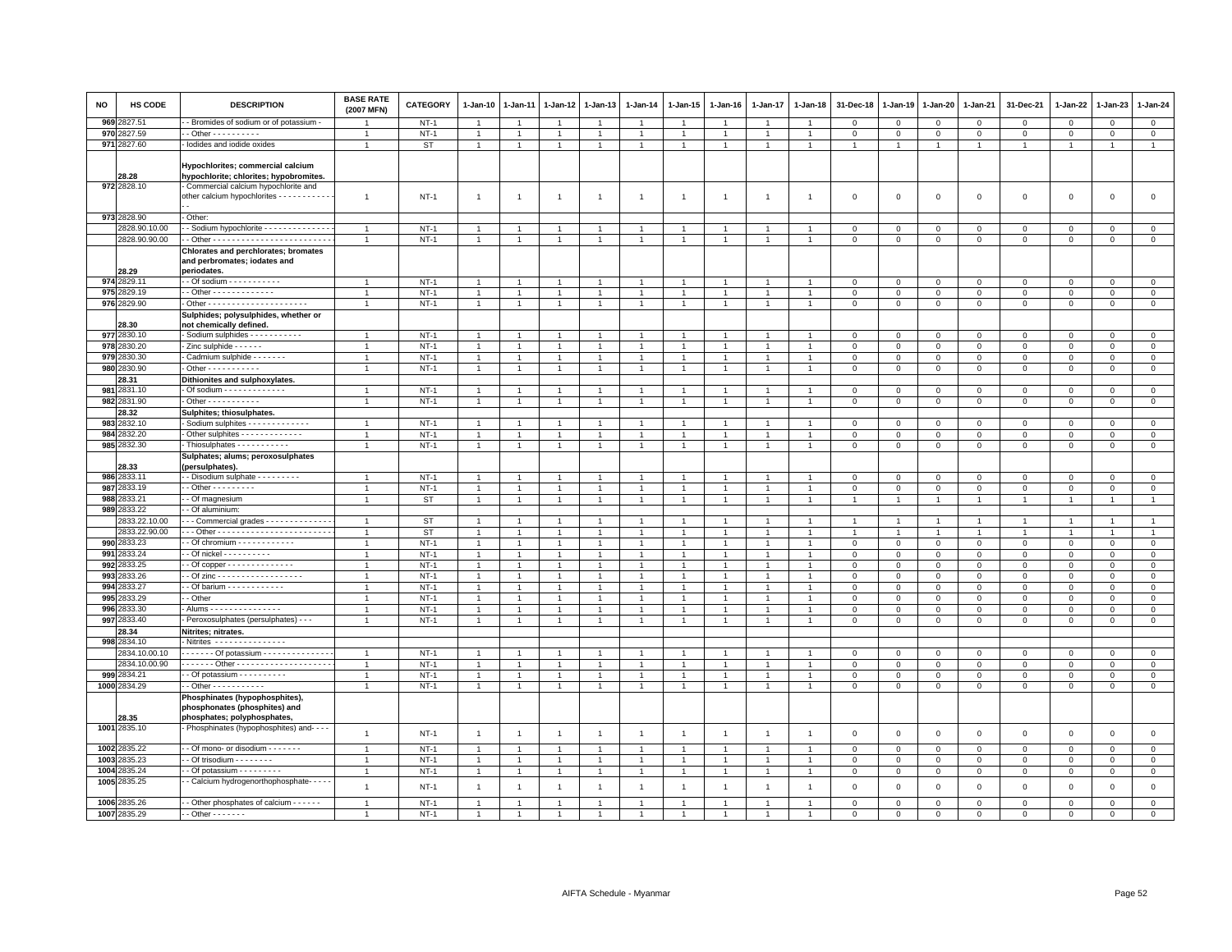| NO | HS CODE | DESCRIPTION | BASE RATE (2007 MFN) | CATEGORY | 1-Jan-10 | 1-Jan-11 | 1-Jan-12 | 1-Jan-13 | 1-Jan-14 | 1-Jan-15 | 1-Jan-16 | 1-Jan-17 | 1-Jan-18 | 31-Dec-18 | 1-Jan-19 | 1-Jan-20 | 1-Jan-21 | 31-Dec-21 | 1-Jan-22 | 1-Jan-23 | 1-Jan-24 |
|---|---|---|---|---|---|---|---|---|---|---|---|---|---|---|---|---|---|---|---|---|---|
| 969 | 2827.51 | - - Bromides of sodium or of potassium - | 1 | NT-1 | 1 | 1 | 1 | 1 | 1 | 1 | 1 | 1 | 1 | 0 | 0 | 0 | 0 | 0 | 0 | 0 | 0 |
| 970 | 2827.59 | - - Other - - - - - - - - - - | 1 | NT-1 | 1 | 1 | 1 | 1 | 1 | 1 | 1 | 1 | 1 | 0 | 0 | 0 | 0 | 0 | 0 | 0 | 0 |
| 971 | 2827.60 | - Iodides and iodide oxides | 1 | ST | 1 | 1 | 1 | 1 | 1 | 1 | 1 | 1 | 1 | 1 | 1 | 1 | 1 | 1 | 1 | 1 | 1 |
| | 28.28 | **Hypochlorites; commercial calcium hypochlorite; chlorites; hypobromites.** | | | | | | | | | | | | | | | | | | | |
| 972 | 2828.10 | - Commercial calcium hypochlorite and other calcium hypochlorites - - - - - - - - - - - - - | 1 | NT-1 | 1 | 1 | 1 | 1 | 1 | 1 | 1 | 1 | 1 | 0 | 0 | 0 | 0 | 0 | 0 | 0 | 0 |
| 973 | 2828.90 | - Other: | | | | | | | | | | | | | | | | | | | |
| | 2828.90.10.00 | - - Sodium hypochlorite - - - - - - - - - - - - - - - | 1 | NT-1 | 1 | 1 | 1 | 1 | 1 | 1 | 1 | 1 | 1 | 0 | 0 | 0 | 0 | 0 | 0 | 0 | 0 |
| | 2828.90.90.00 | - - Other - - - - - - - - - - - - - - - - - - - - - - - - - | 1 | NT-1 | 1 | 1 | 1 | 1 | 1 | 1 | 1 | 1 | 1 | 0 | 0 | 0 | 0 | 0 | 0 | 0 | 0 |
| | 28.29 | **Chlorates and perchlorates; bromates and perbromates; iodates and periodates.** | | | | | | | | | | | | | | | | | | | |
| 974 | 2829.11 | - - Of sodium - - - - - - - - - - - | 1 | NT-1 | 1 | 1 | 1 | 1 | 1 | 1 | 1 | 1 | 1 | 0 | 0 | 0 | 0 | 0 | 0 | 0 | 0 |
| 975 | 2829.19 | - - Other - - - - - - - - - - - - - | 1 | NT-1 | 1 | 1 | 1 | 1 | 1 | 1 | 1 | 1 | 1 | 0 | 0 | 0 | 0 | 0 | 0 | 0 | 0 |
| 976 | 2829.90 | - Other - - - - - - - - - - - - - - - - - - - - - | 1 | NT-1 | 1 | 1 | 1 | 1 | 1 | 1 | 1 | 1 | 1 | 0 | 0 | 0 | 0 | 0 | 0 | 0 | 0 |
| | 28.30 | **Sulphides; polysulphides, whether or not chemically defined.** | | | | | | | | | | | | | | | | | | | |
| 977 | 2830.10 | - Sodium sulphides - - - - - - - - - - - | 1 | NT-1 | 1 | 1 | 1 | 1 | 1 | 1 | 1 | 1 | 1 | 0 | 0 | 0 | 0 | 0 | 0 | 0 | 0 |
| 978 | 2830.20 | - Zinc sulphide - - - - - - | 1 | NT-1 | 1 | 1 | 1 | 1 | 1 | 1 | 1 | 1 | 1 | 0 | 0 | 0 | 0 | 0 | 0 | 0 | 0 |
| 979 | 2830.30 | - Cadmium sulphide - - - - - - - | 1 | NT-1 | 1 | 1 | 1 | 1 | 1 | 1 | 1 | 1 | 1 | 0 | 0 | 0 | 0 | 0 | 0 | 0 | 0 |
| 980 | 2830.90 | - Other - - - - - - - - - - - | 1 | NT-1 | 1 | 1 | 1 | 1 | 1 | 1 | 1 | 1 | 1 | 0 | 0 | 0 | 0 | 0 | 0 | 0 | 0 |
| | 28.31 | **Dithionites and sulphoxylates.** | | | | | | | | | | | | | | | | | | | |
| 981 | 2831.10 | - Of sodium - - - - - - - - - - - - - | 1 | NT-1 | 1 | 1 | 1 | 1 | 1 | 1 | 1 | 1 | 1 | 0 | 0 | 0 | 0 | 0 | 0 | 0 | 0 |
| 982 | 2831.90 | - Other - - - - - - - - - - | 1 | NT-1 | 1 | 1 | 1 | 1 | 1 | 1 | 1 | 1 | 1 | 0 | 0 | 0 | 0 | 0 | 0 | 0 | 0 |
| | 28.32 | **Sulphites; thiosulphates.** | | | | | | | | | | | | | | | | | | | |
| 983 | 2832.10 | - Sodium sulphites - - - - - - - - - - - - - | 1 | NT-1 | 1 | 1 | 1 | 1 | 1 | 1 | 1 | 1 | 1 | 0 | 0 | 0 | 0 | 0 | 0 | 0 | 0 |
| 984 | 2832.20 | - Other sulphites - - - - - - - - - - - - - - | 1 | NT-1 | 1 | 1 | 1 | 1 | 1 | 1 | 1 | 1 | 1 | 0 | 0 | 0 | 0 | 0 | 0 | 0 | 0 |
| 985 | 2832.30 | - Thiosulphates - - - - - - - - - - - | 1 | NT-1 | 1 | 1 | 1 | 1 | 1 | 1 | 1 | 1 | 1 | 0 | 0 | 0 | 0 | 0 | 0 | 0 | 0 |
| | 28.33 | **Sulphates; alums; peroxosulphates (persulphates).** | | | | | | | | | | | | | | | | | | | |
| 986 | 2833.11 | - - Disodium sulphate - - - - - - - - - | 1 | NT-1 | 1 | 1 | 1 | 1 | 1 | 1 | 1 | 1 | 1 | 0 | 0 | 0 | 0 | 0 | 0 | 0 | 0 |
| 987 | 2833.19 | - - Other - - - - - - - - - | 1 | NT-1 | 1 | 1 | 1 | 1 | 1 | 1 | 1 | 1 | 1 | 0 | 0 | 0 | 0 | 0 | 0 | 0 | 0 |
| 988 | 2833.21 | - - Of magnesium | 1 | ST | 1 | 1 | 1 | 1 | 1 | 1 | 1 | 1 | 1 | 1 | 1 | 1 | 1 | 1 | 1 | 1 | 1 |
| 989 | 2833.22 | - - Of aluminium: | | | | | | | | | | | | | | | | | | | |
| | 2833.22.10.00 | - - - Commercial grades - - - - - - - - - - - - - - | 1 | ST | 1 | 1 | 1 | 1 | 1 | 1 | 1 | 1 | 1 | 1 | 1 | 1 | 1 | 1 | 1 | 1 | 1 |
| | 2833.22.90.00 | - - - Other - - - - - - - - - - - - - - - - - - - - - - - - | 1 | ST | 1 | 1 | 1 | 1 | 1 | 1 | 1 | 1 | 1 | 1 | 1 | 1 | 1 | 1 | 1 | 1 | 1 |
| 990 | 2833.23 | - - Of chromium - - - - - - - - - - - - | 1 | NT-1 | 1 | 1 | 1 | 1 | 1 | 1 | 1 | 1 | 1 | 0 | 0 | 0 | 0 | 0 | 0 | 0 | 0 |
| 991 | 2833.24 | - - Of nickel - - - - - - - - - - | 1 | NT-1 | 1 | 1 | 1 | 1 | 1 | 1 | 1 | 1 | 1 | 0 | 0 | 0 | 0 | 0 | 0 | 0 | 0 |
| 992 | 2833.25 | - - Of copper - - - - - - - - - - - - - - - | 1 | NT-1 | 1 | 1 | 1 | 1 | 1 | 1 | 1 | 1 | 1 | 0 | 0 | 0 | 0 | 0 | 0 | 0 | 0 |
| 993 | 2833.26 | - - Of zinc - - - - - - - - - - - - - - - - - - | 1 | NT-1 | 1 | 1 | 1 | 1 | 1 | 1 | 1 | 1 | 1 | 0 | 0 | 0 | 0 | 0 | 0 | 0 | 0 |
| 994 | 2833.27 | - - Of barium - - - - - - - - - - - - | 1 | NT-1 | 1 | 1 | 1 | 1 | 1 | 1 | 1 | 1 | 1 | 0 | 0 | 0 | 0 | 0 | 0 | 0 | 0 |
| 995 | 2833.29 | - - Other | 1 | NT-1 | 1 | 1 | 1 | 1 | 1 | 1 | 1 | 1 | 1 | 0 | 0 | 0 | 0 | 0 | 0 | 0 | 0 |
| 996 | 2833.30 | - Alums - - - - - - - - - - - - - - - | 1 | NT-1 | 1 | 1 | 1 | 1 | 1 | 1 | 1 | 1 | 1 | 0 | 0 | 0 | 0 | 0 | 0 | 0 | 0 |
| 997 | 2833.40 | - Peroxosulphates (persulphates) - - - | 1 | NT-1 | 1 | 1 | 1 | 1 | 1 | 1 | 1 | 1 | 1 | 0 | 0 | 0 | 0 | 0 | 0 | 0 | 0 |
| | 28.34 | **Nitrites; nitrates.** | | | | | | | | | | | | | | | | | | | |
| 998 | 2834.10 | - Nitrites - - - - - - - - - - - - - - - | | | | | | | | | | | | | | | | | | | |
| | 2834.10.00.10 | - - - - - - Of potassium - - - - - - - - - - - - - - - | 1 | NT-1 | 1 | 1 | 1 | 1 | 1 | 1 | 1 | 1 | 1 | 0 | 0 | 0 | 0 | 0 | 0 | 0 | 0 |
| | 2834.10.00.90 | - - - - - - Other - - - - - - - - - - - - - - - - - - - - | 1 | NT-1 | 1 | 1 | 1 | 1 | 1 | 1 | 1 | 1 | 1 | 0 | 0 | 0 | 0 | 0 | 0 | 0 | 0 |
| 999 | 2834.21 | - - Of potassium - - - - - - - - - - | 1 | NT-1 | 1 | 1 | 1 | 1 | 1 | 1 | 1 | 1 | 1 | 0 | 0 | 0 | 0 | 0 | 0 | 0 | 0 |
| 1000 | 2834.29 | - - Other - - - - - - - - - - - | 1 | NT-1 | 1 | 1 | 1 | 1 | 1 | 1 | 1 | 1 | 1 | 0 | 0 | 0 | 0 | 0 | 0 | 0 | 0 |
| | 28.35 | **Phosphinates (hypophosphites), phosphonates (phosphites) and phosphates; polyphosphates,** | | | | | | | | | | | | | | | | | | | |
| 1001 | 2835.10 | - Phosphinates (hypophosphites) and- - - - | 1 | NT-1 | 1 | 1 | 1 | 1 | 1 | 1 | 1 | 1 | 1 | 0 | 0 | 0 | 0 | 0 | 0 | 0 | 0 |
| 1002 | 2835.22 | - - Of mono- or disodium - - - - - - - | 1 | NT-1 | 1 | 1 | 1 | 1 | 1 | 1 | 1 | 1 | 1 | 0 | 0 | 0 | 0 | 0 | 0 | 0 | 0 |
| 1003 | 2835.23 | - - Of trisodium - - - - - - - - | 1 | NT-1 | 1 | 1 | 1 | 1 | 1 | 1 | 1 | 1 | 1 | 0 | 0 | 0 | 0 | 0 | 0 | 0 | 0 |
| 1004 | 2835.24 | - - Of potassium - - - - - - - - - | 1 | NT-1 | 1 | 1 | 1 | 1 | 1 | 1 | 1 | 1 | 1 | 0 | 0 | 0 | 0 | 0 | 0 | 0 | 0 |
| 1005 | 2835.25 | - - Calcium hydrogenorthophosphate- - - - - | 1 | NT-1 | 1 | 1 | 1 | 1 | 1 | 1 | 1 | 1 | 1 | 0 | 0 | 0 | 0 | 0 | 0 | 0 | 0 |
| 1006 | 2835.26 | - - Other phosphates of calcium - - - - - - | 1 | NT-1 | 1 | 1 | 1 | 1 | 1 | 1 | 1 | 1 | 1 | 0 | 0 | 0 | 0 | 0 | 0 | 0 | 0 |
| 1007 | 2835.29 | - - Other - - - - - - - | 1 | NT-1 | 1 | 1 | 1 | 1 | 1 | 1 | 1 | 1 | 1 | 0 | 0 | 0 | 0 | 0 | 0 | 0 | 0 |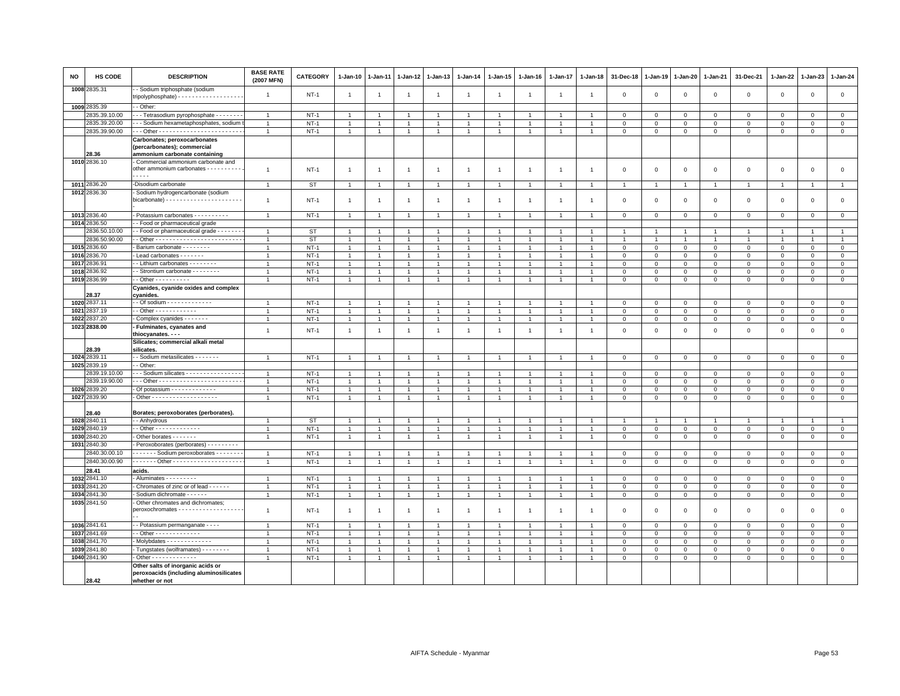| NO | HS CODE | DESCRIPTION | BASE RATE (2007 MFN) | CATEGORY | 1-Jan-10 | 1-Jan-11 | 1-Jan-12 | 1-Jan-13 | 1-Jan-14 | 1-Jan-15 | 1-Jan-16 | 1-Jan-17 | 1-Jan-18 | 31-Dec-18 | 1-Jan-19 | 1-Jan-20 | 1-Jan-21 | 31-Dec-21 | 1-Jan-22 | 1-Jan-23 | 1-Jan-24 |
|---|---|---|---|---|---|---|---|---|---|---|---|---|---|---|---|---|---|---|---|---|---|
| 1008 | 2835.31 | - - Sodium triphosphate (sodium tripolyphosphate) - - - - - - - - - - - - - - - - - - - | 1 | NT-1 | 1 | 1 | 1 | 1 | 1 | 1 | 1 | 1 | 1 | 0 | 0 | 0 | 0 | 0 | 0 | 0 | 0 |
| 1009 | 2835.39 | - - Other: | | | | | | | | | | | | | | | | | | | |
| | 2835.39.10.00 | - - - Tetrasodium pyrophosphate - - - - - - - - | 1 | NT-1 | 1 | 1 | 1 | 1 | 1 | 1 | 1 | 1 | 1 | 0 | 0 | 0 | 0 | 0 | 0 | 0 | 0 |
| | 2835.39.20.00 | - - - Sodium hexametaphosphates, sodium t | 1 | NT-1 | 1 | 1 | 1 | 1 | 1 | 1 | 1 | 1 | 1 | 0 | 0 | 0 | 0 | 0 | 0 | 0 | 0 |
| | 2835.39.90.00 | - - - Other - - - - - - - - - - - - - - - - - - - - - - - - | 1 | NT-1 | 1 | 1 | 1 | 1 | 1 | 1 | 1 | 1 | 1 | 0 | 0 | 0 | 0 | 0 | 0 | 0 | 0 |
| | 28.36 | **Carbonates; peroxocarbonates (percarbonates); commercial ammonium carbonate containing** | | | | | | | | | | | | | | | | | | | |
| 1010 | 2836.10 | - Commercial ammonium carbonate and other ammonium carbonates - - - - - - - - - - - - - - - - | 1 | NT-1 | 1 | 1 | 1 | 1 | 1 | 1 | 1 | 1 | 1 | 0 | 0 | 0 | 0 | 0 | 0 | 0 | 0 |
| 1011 | 2836.20 | -Disodium carbonate | 1 | ST | 1 | 1 | 1 | 1 | 1 | 1 | 1 | 1 | 1 | 1 | 1 | 1 | 1 | 1 | 1 | 1 | 1 |
| 1012 | 2836.30 | - Sodium hydrogencarbonate (sodium bicarbonate) - - - - - - - - - - - - - - - - - - - - - - - | 1 | NT-1 | 1 | 1 | 1 | 1 | 1 | 1 | 1 | 1 | 1 | 0 | 0 | 0 | 0 | 0 | 0 | 0 | 0 |
| 1013 | 2836.40 | - Potassium carbonates - - - - - - - - - - - | 1 | NT-1 | 1 | 1 | 1 | 1 | 1 | 1 | 1 | 1 | 1 | 0 | 0 | 0 | 0 | 0 | 0 | 0 | 0 |
| 1014 | 2836.50 | - - Food or pharmaceutical grade | | | | | | | | | | | | | | | | | | | |
| | 2836.50.10.00 | - - Food or pharmaceutical grade - - - - - - - - | 1 | ST | 1 | 1 | 1 | 1 | 1 | 1 | 1 | 1 | 1 | 1 | 1 | 1 | 1 | 1 | 1 | 1 | 1 |
| | 2836.50.90.00 | - - Other - - - - - - - - - - - - - - - - - - - - - - - - - | 1 | ST | 1 | 1 | 1 | 1 | 1 | 1 | 1 | 1 | 1 | 1 | 1 | 1 | 1 | 1 | 1 | 1 | 1 |
| 1015 | 2836.60 | - Barium carbonate - - - - - - - - - | 1 | NT-1 | 1 | 1 | 1 | 1 | 1 | 1 | 1 | 1 | 1 | 0 | 0 | 0 | 0 | 0 | 0 | 0 | 0 |
| 1016 | 2836.70 | - Lead carbonates - - - - - - - - | 1 | NT-1 | 1 | 1 | 1 | 1 | 1 | 1 | 1 | 1 | 1 | 0 | 0 | 0 | 0 | 0 | 0 | 0 | 0 |
| 1017 | 2836.91 | - - Lithium carbonates - - - - - - - - - | 1 | NT-1 | 1 | 1 | 1 | 1 | 1 | 1 | 1 | 1 | 1 | 0 | 0 | 0 | 0 | 0 | 0 | 0 | 0 |
| 1018 | 2836.92 | - - Strontium carbonate - - - - - - - - - | 1 | NT-1 | 1 | 1 | 1 | 1 | 1 | 1 | 1 | 1 | 1 | 0 | 0 | 0 | 0 | 0 | 0 | 0 | 0 |
| 1019 | 2836.99 | - - Other - - - - - - - - - - - | 1 | NT-1 | 1 | 1 | 1 | 1 | 1 | 1 | 1 | 1 | 1 | 0 | 0 | 0 | 0 | 0 | 0 | 0 | 0 |
| | 28.37 | **Cyanides, cyanide oxides and complex cyanides.** | | | | | | | | | | | | | | | | | | | |
| 1020 | 2837.11 | - - Of sodium - - - - - - - - - - - - - - | 1 | NT-1 | 1 | 1 | 1 | 1 | 1 | 1 | 1 | 1 | 1 | 0 | 0 | 0 | 0 | 0 | 0 | 0 | 0 |
| 1021 | 2837.19 | - - Other - - - - - - - - - - - - - | 1 | NT-1 | 1 | 1 | 1 | 1 | 1 | 1 | 1 | 1 | 1 | 0 | 0 | 0 | 0 | 0 | 0 | 0 | 0 |
| 1022 | 2837.20 | - Complex cyanides - - - - - - - - | 1 | NT-1 | 1 | 1 | 1 | 1 | 1 | 1 | 1 | 1 | 1 | 0 | 0 | 0 | 0 | 0 | 0 | 0 | 0 |
| 1023 | **2838.00** | **- Fulminates, cyanates and thiocyanates. - - -** | 1 | NT-1 | 1 | 1 | 1 | 1 | 1 | 1 | 1 | 1 | 1 | 0 | 0 | 0 | 0 | 0 | 0 | 0 | 0 |
| | 28.39 | **Silicates; commercial alkali metal silicates.** | | | | | | | | | | | | | | | | | | | |
| 1024 | 2839.11 | - - Sodium metasilicates - - - - - - - - | 1 | NT-1 | 1 | 1 | 1 | 1 | 1 | 1 | 1 | 1 | 1 | 0 | 0 | 0 | 0 | 0 | 0 | 0 | 0 |
| 1025 | 2839.19 | - - Other: | | | | | | | | | | | | | | | | | | | |
| | 2839.19.10.00 | - - - Sodium silicates - - - - - - - - - - - - - - - - - - | 1 | NT-1 | 1 | 1 | 1 | 1 | 1 | 1 | 1 | 1 | 1 | 0 | 0 | 0 | 0 | 0 | 0 | 0 | 0 |
| | 2839.19.90.00 | - - - Other - - - - - - - - - - - - - - - - - - - - - - - - | 1 | NT-1 | 1 | 1 | 1 | 1 | 1 | 1 | 1 | 1 | 1 | 0 | 0 | 0 | 0 | 0 | 0 | 0 | 0 |
| 1026 | 2839.20 | - Of potassium - - - - - - - - - - - - - - | 1 | NT-1 | 1 | 1 | 1 | 1 | 1 | 1 | 1 | 1 | 1 | 0 | 0 | 0 | 0 | 0 | 0 | 0 | 0 |
| 1027 | 2839.90 | - Other - - - - - - - - - - - - - - - - - - - - | 1 | NT-1 | 1 | 1 | 1 | 1 | 1 | 1 | 1 | 1 | 1 | 0 | 0 | 0 | 0 | 0 | 0 | 0 | 0 |
| | 28.40 | **Borates; peroxoborates (perborates).** | | | | | | | | | | | | | | | | | | | |
| 1028 | 2840.11 | - - Anhydrous | 1 | ST | 1 | 1 | 1 | 1 | 1 | 1 | 1 | 1 | 1 | 1 | 1 | 1 | 1 | 1 | 1 | 1 | 1 |
| 1029 | 2840.19 | - - Other - - - - - - - - - - - - - | 1 | NT-1 | 1 | 1 | 1 | 1 | 1 | 1 | 1 | 1 | 1 | 0 | 0 | 0 | 0 | 0 | 0 | 0 | 0 |
| 1030 | 2840.20 | - Other borates - - - - - - - - | 1 | NT-1 | 1 | 1 | 1 | 1 | 1 | 1 | 1 | 1 | 1 | 0 | 0 | 0 | 0 | 0 | 0 | 0 | 0 |
| 1031 | 2840.30 | - Peroxoborates (perborates) - - - - - - - - - - | | | | | | | | | | | | | | | | | | | |
| | 2840.30.00.10 | - - - - - - - Sodium peroxoborates - - - - - - - - - | 1 | NT-1 | 1 | 1 | 1 | 1 | 1 | 1 | 1 | 1 | 1 | 0 | 0 | 0 | 0 | 0 | 0 | 0 | 0 |
| | 2840.30.00.90 | - - - - - - - Other - - - - - - - - - - - - - - - - - - - - - | 1 | NT-1 | 1 | 1 | 1 | 1 | 1 | 1 | 1 | 1 | 1 | 0 | 0 | 0 | 0 | 0 | 0 | 0 | 0 |
| | **28.41** | **acids.** | | | | | | | | | | | | | | | | | | | |
| 1032 | 2841.10 | - Aluminates - - - - - - - - - - | 1 | NT-1 | 1 | 1 | 1 | 1 | 1 | 1 | 1 | 1 | 1 | 0 | 0 | 0 | 0 | 0 | 0 | 0 | 0 |
| 1033 | 2841.20 | - Chromates of zinc or of lead - - - - - - | 1 | NT-1 | 1 | 1 | 1 | 1 | 1 | 1 | 1 | 1 | 1 | 0 | 0 | 0 | 0 | 0 | 0 | 0 | 0 |
| 1034 | 2841.30 | - Sodium dichromate - - - - - - | 1 | NT-1 | 1 | 1 | 1 | 1 | 1 | 1 | 1 | 1 | 1 | 0 | 0 | 0 | 0 | 0 | 0 | 0 | 0 |
| 1035 | 2841.50 | - Other chromates and dichromates; peroxochromates - - - - - - - - - - - - - - - - - - - - - | 1 | NT-1 | 1 | 1 | 1 | 1 | 1 | 1 | 1 | 1 | 1 | 0 | 0 | 0 | 0 | 0 | 0 | 0 | 0 |
| 1036 | 2841.61 | - - Potassium permanganate - - - - | 1 | NT-1 | 1 | 1 | 1 | 1 | 1 | 1 | 1 | 1 | 1 | 0 | 0 | 0 | 0 | 0 | 0 | 0 | 0 |
| 1037 | 2841.69 | - - Other - - - - - - - - - - - - - - | 1 | NT-1 | 1 | 1 | 1 | 1 | 1 | 1 | 1 | 1 | 1 | 0 | 0 | 0 | 0 | 0 | 0 | 0 | 0 |
| 1038 | 2841.70 | - Molybdates - - - - - - - - - - - - - - | 1 | NT-1 | 1 | 1 | 1 | 1 | 1 | 1 | 1 | 1 | 1 | 0 | 0 | 0 | 0 | 0 | 0 | 0 | 0 |
| 1039 | 2841.80 | - Tungstates (wolframates) - - - - - - - - - | 1 | NT-1 | 1 | 1 | 1 | 1 | 1 | 1 | 1 | 1 | 1 | 0 | 0 | 0 | 0 | 0 | 0 | 0 | 0 |
| 1040 | 2841.90 | - Other - - - - - - - - - - - - - - | 1 | NT-1 | 1 | 1 | 1 | 1 | 1 | 1 | 1 | 1 | 1 | 0 | 0 | 0 | 0 | 0 | 0 | 0 | 0 |
| | 28.42 | **Other salts of inorganic acids or peroxoacids (including aluminosilicates whether or not** | | | | | | | | | | | | | | | | | | | |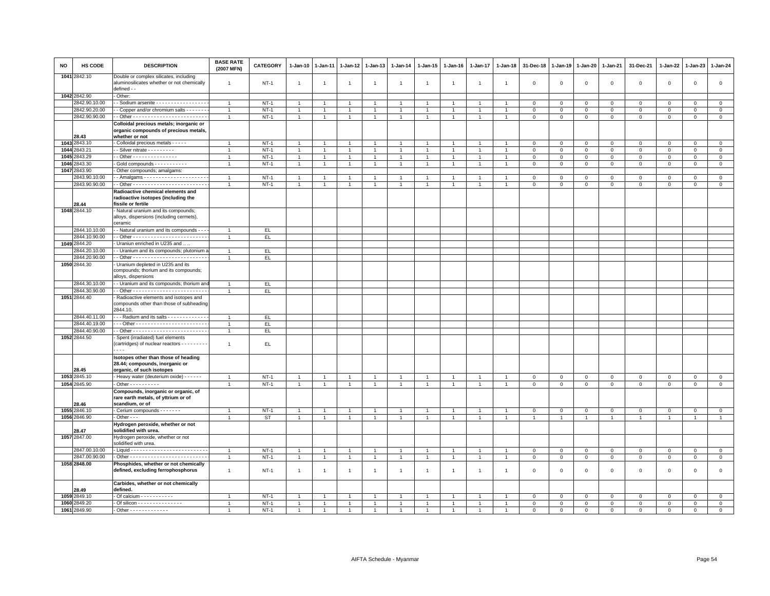| NO | HS CODE | DESCRIPTION | BASE RATE (2007 MFN) | CATEGORY | 1-Jan-10 | 1-Jan-11 | 1-Jan-12 | 1-Jan-13 | 1-Jan-14 | 1-Jan-15 | 1-Jan-16 | 1-Jan-17 | 1-Jan-18 | 31-Dec-18 | 1-Jan-19 | 1-Jan-20 | 1-Jan-21 | 31-Dec-21 | 1-Jan-22 | 1-Jan-23 | 1-Jan-24 |
|---|---|---|---|---|---|---|---|---|---|---|---|---|---|---|---|---|---|---|---|---|---|
| 1041 | 2842.10 | Double or complex silicates, including aluminosilicates whether or not chemically defined - - | 1 | NT-1 | 1 | 1 | 1 | 1 | 1 | 1 | 1 | 1 | 1 | 0 | 0 | 0 | 0 | 0 | 0 | 0 | 0 |
| 1042 | 2842.90 | - Other: | | | | | | | | | | | | | | | | | | | |
| | 2842.90.10.00 | - - Sodium arsenite - - - - - - - - - - - - - - - - - - | 1 | NT-1 | 1 | 1 | 1 | 1 | 1 | 1 | 1 | 1 | 1 | 0 | 0 | 0 | 0 | 0 | 0 | 0 | 0 |
| | 2842.90.20.00 | - - Copper and/or chromium salts - - - - - - - | 1 | NT-1 | 1 | 1 | 1 | 1 | 1 | 1 | 1 | 1 | 1 | 0 | 0 | 0 | 0 | 0 | 0 | 0 | 0 |
| | 2842.90.90.00 | - - Other - - - - - - - - - - - - - - - - - - - - - - - - - | 1 | NT-1 | 1 | 1 | 1 | 1 | 1 | 1 | 1 | 1 | 1 | 0 | 0 | 0 | 0 | 0 | 0 | 0 | 0 |
| | 28.43 | **Colloidal precious metals; inorganic or organic compounds of precious metals, whether or not** | | | | | | | | | | | | | | | | | | | |
| 1043 | 2843.10 | - Colloidal precious metals - - - - - | 1 | NT-1 | 1 | 1 | 1 | 1 | 1 | 1 | 1 | 1 | 1 | 0 | 0 | 0 | 0 | 0 | 0 | 0 | 0 |
| 1044 | 2843.21 | - - Silver nitrate - - - - - - - - - | 1 | NT-1 | 1 | 1 | 1 | 1 | 1 | 1 | 1 | 1 | 1 | 0 | 0 | 0 | 0 | 0 | 0 | 0 | 0 |
| 1045 | 2843.29 | - - Other - - - - - - - - - - - - - - - | 1 | NT-1 | 1 | 1 | 1 | 1 | 1 | 1 | 1 | 1 | 1 | 0 | 0 | 0 | 0 | 0 | 0 | 0 | 0 |
| 1046 | 2843.30 | - Gold compounds - - - - - - - - - - - | 1 | NT-1 | 1 | 1 | 1 | 1 | 1 | 1 | 1 | 1 | 1 | 0 | 0 | 0 | 0 | 0 | 0 | 0 | 0 |
| 1047 | 2843.90 | - Other compounds; amalgams: | | | | | | | | | | | | | | | | | | | |
| | 2843.90.10.00 | - - Amalgams - - - - - - - - - - - - - - - - - - - - - - | 1 | NT-1 | 1 | 1 | 1 | 1 | 1 | 1 | 1 | 1 | 1 | 0 | 0 | 0 | 0 | 0 | 0 | 0 | 0 |
| | 2843.90.90.00 | - - Other - - - - - - - - - - - - - - - - - - - - - - - - - | 1 | NT-1 | 1 | 1 | 1 | 1 | 1 | 1 | 1 | 1 | 1 | 0 | 0 | 0 | 0 | 0 | 0 | 0 | 0 |
| | 28.44 | **Radioactive chemical elements and radioactive isotopes (including the fissile or fertile** | | | | | | | | | | | | | | | | | | | |
| 1048 | 2844.10 | - Natural uranium and its compounds; alloys, dispersions (including cermets), ceramic | | | | | | | | | | | | | | | | | | | |
| | 2844.10.10.00 | - - Natural uranium and its compounds - - - | 1 | EL | | | | | | | | | | | | | | | | | |
| | 2844.10.90.00 | - - Other - - - - - - - - - - - - - - - - - - - - - - - - - | 1 | EL | | | | | | | | | | | | | | | | | |
| 1049 | 2844.20 | - Uraniun enriched in U235 and .... | | | | | | | | | | | | | | | | | | | |
| | 2844.20.10.00 | - - Uranium and its compounds; plutonium a | 1 | EL | | | | | | | | | | | | | | | | | |
| | 2844.20.90.00 | - - Other - - - - - - - - - - - - - - - - - - - - - - - - - | 1 | EL | | | | | | | | | | | | | | | | | |
| 1050 | 2844.30 | - Uranium depleted in U235 and its compounds; thorium and its compounds; alloys, dispersions | | | | | | | | | | | | | | | | | | | |
| | 2844.30.10.00 | - - Uranium and its compounds; thorium and | 1 | EL | | | | | | | | | | | | | | | | | |
| | 2844.30.90.00 | - - Other - - - - - - - - - - - - - - - - - - - - - - - - - | 1 | EL | | | | | | | | | | | | | | | | | |
| 1051 | 2844.40 | - Radioactive elements and isotopes and compounds other than those of subheading 2844.10, | | | | | | | | | | | | | | | | | | | |
| | 2844.40.11.00 | - - - Radium and its salts - - - - - - - - - - - - - - | 1 | EL | | | | | | | | | | | | | | | | | |
| | 2844.40.19.00 | - - - Other - - - - - - - - - - - - - - - - - - - - - - - - | 1 | EL | | | | | | | | | | | | | | | | | |
| | 2844.40.90.00 | - - Other - - - - - - - - - - - - - - - - - - - - - - - - - | 1 | EL | | | | | | | | | | | | | | | | | |
| 1052 | 2844.50 | - Spent (irradiated) fuel elements (cartridges) of nuclear reactors - - - - - - - - - - - - - | 1 | EL | | | | | | | | | | | | | | | | | |
| | 28.45 | **Isotopes other than those of heading 28.44; compounds, inorganic or organic, of such isotopes** | | | | | | | | | | | | | | | | | | | |
| 1053 | 2845.10 | - Heavy water (deuterium oxide) - - - - - - | 1 | NT-1 | 1 | 1 | 1 | 1 | 1 | 1 | 1 | 1 | 1 | 0 | 0 | 0 | 0 | 0 | 0 | 0 | 0 |
| 1054 | 2845.90 | - Other - - - - - - - - - - | 1 | NT-1 | 1 | 1 | 1 | 1 | 1 | 1 | 1 | 1 | 1 | 0 | 0 | 0 | 0 | 0 | 0 | 0 | 0 |
| | 28.46 | **Compounds, inorganic or organic, of rare earth metals, of yttrium or of scandium, or of** | | | | | | | | | | | | | | | | | | | |
| 1055 | 2846.10 | - Cerium compounds - - - - - - - | 1 | NT-1 | 1 | 1 | 1 | 1 | 1 | 1 | 1 | 1 | 1 | 0 | 0 | 0 | 0 | 0 | 0 | 0 | 0 |
| 1056 | 2846.90 | - Other - - - | 1 | ST | 1 | 1 | 1 | 1 | 1 | 1 | 1 | 1 | 1 | 1 | 1 | 1 | 1 | 1 | 1 | 1 | 1 |
| | 28.47 | **Hydrogen peroxide, whether or not solidified with urea.** | | | | | | | | | | | | | | | | | | | |
| 1057 | 2847.00 | Hydrogen peroxide, whether or not solidified with urea. | | | | | | | | | | | | | | | | | | | |
| | 2847.00.10.00 | - Liquid - - - - - - - - - - - - - - - - - - - - - - - - - - | 1 | NT-1 | 1 | 1 | 1 | 1 | 1 | 1 | 1 | 1 | 1 | 0 | 0 | 0 | 0 | 0 | 0 | 0 | 0 |
| | 2847.00.90.00 | - Other - - - - - - - - - - - - - - - - - - - - - - - - - - | 1 | NT-1 | 1 | 1 | 1 | 1 | 1 | 1 | 1 | 1 | 1 | 0 | 0 | 0 | 0 | 0 | 0 | 0 | 0 |
| 1058 | **2848.00** | **Phosphides, whether or not chemically defined, excluding ferrophosphorus** | 1 | NT-1 | 1 | 1 | 1 | 1 | 1 | 1 | 1 | 1 | 1 | 0 | 0 | 0 | 0 | 0 | 0 | 0 | 0 |
| | 28.49 | **Carbides, whether or not chemically defined.** | | | | | | | | | | | | | | | | | | | |
| 1059 | 2849.10 | - Of calcium - - - - - - - - - - - | 1 | NT-1 | 1 | 1 | 1 | 1 | 1 | 1 | 1 | 1 | 1 | 0 | 0 | 0 | 0 | 0 | 0 | 0 | 0 |
| 1060 | 2849.20 | - Of silicon - - - - - - - - - - - - - - - | 1 | NT-1 | 1 | 1 | 1 | 1 | 1 | 1 | 1 | 1 | 1 | 0 | 0 | 0 | 0 | 0 | 0 | 0 | 0 |
| 1061 | 2849.90 | - Other - - - - - - - - - - - - - - | 1 | NT-1 | 1 | 1 | 1 | 1 | 1 | 1 | 1 | 1 | 1 | 0 | 0 | 0 | 0 | 0 | 0 | 0 | 0 |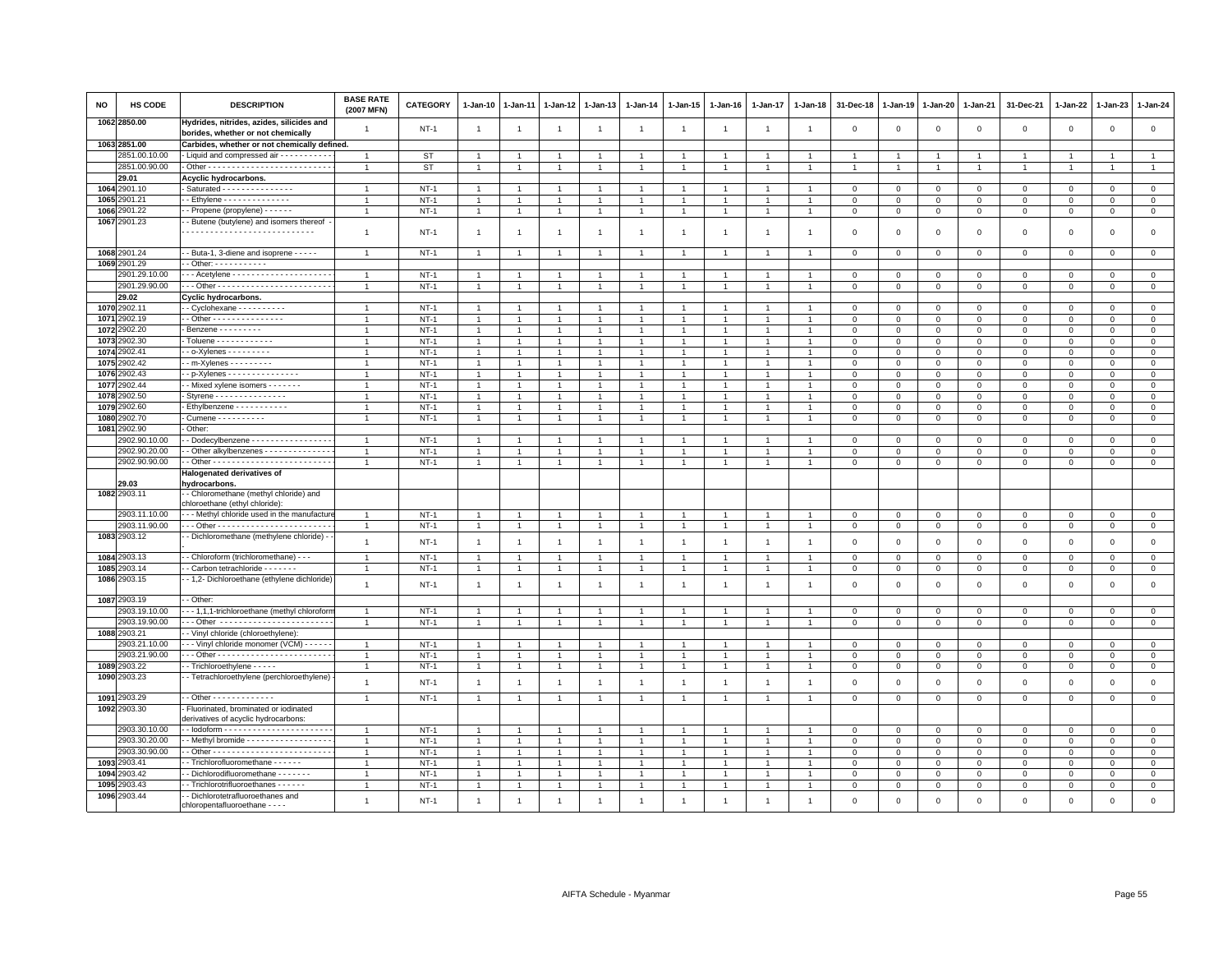| NO | HS CODE | DESCRIPTION | BASE RATE (2007 MFN) | CATEGORY | 1-Jan-10 | 1-Jan-11 | 1-Jan-12 | 1-Jan-13 | 1-Jan-14 | 1-Jan-15 | 1-Jan-16 | 1-Jan-17 | 1-Jan-18 | 31-Dec-18 | 1-Jan-19 | 1-Jan-20 | 1-Jan-21 | 31-Dec-21 | 1-Jan-22 | 1-Jan-23 | 1-Jan-24 |
|---|---|---|---|---|---|---|---|---|---|---|---|---|---|---|---|---|---|---|---|---|---|
| 1062 | 2850.00 | Hydrides, nitrides, azides, silicides and borides, whether or not chemically | 1 | NT-1 | 1 | 1 | 1 | 1 | 1 | 1 | 1 | 1 | 1 | 0 | 0 | 0 | 0 | 0 | 0 | 0 | 0 |
| 1063 | 2851.00 | Carbides, whether or not chemically defined. | | | | | | | | | | | | | | | | | | | |
| | 2851.00.10.00 | - Liquid and compressed air - - - - - - - - - - - | 1 | ST | 1 | 1 | 1 | 1 | 1 | 1 | 1 | 1 | 1 | 1 | 1 | 1 | 1 | 1 | 1 | 1 | 1 |
| | 2851.00.90.00 | - Other - - - - - - - - - - - - - - - - - - - - - - - - - - | 1 | ST | 1 | 1 | 1 | 1 | 1 | 1 | 1 | 1 | 1 | 1 | 1 | 1 | 1 | 1 | 1 | 1 | 1 |
| | 29.01 | Acyclic hydrocarbons. | | | | | | | | | | | | | | | | | | | |
| 1064 | 2901.10 | - Saturated - - - - - - - - - - - - - - - | 1 | NT-1 | 1 | 1 | 1 | 1 | 1 | 1 | 1 | 1 | 1 | 0 | 0 | 0 | 0 | 0 | 0 | 0 | 0 |
| 1065 | 2901.21 | - - Ethylene - - - - - - - - - - - - - - | 1 | NT-1 | 1 | 1 | 1 | 1 | 1 | 1 | 1 | 1 | 1 | 0 | 0 | 0 | 0 | 0 | 0 | 0 | 0 |
| 1066 | 2901.22 | - - Propene (propylene) - - - - - - | 1 | NT-1 | 1 | 1 | 1 | 1 | 1 | 1 | 1 | 1 | 1 | 0 | 0 | 0 | 0 | 0 | 0 | 0 | 0 |
| 1067 | 2901.23 | - - Butene (butylene) and isomers thereof - - - - - - - - - - - - - - - - - - - - - - - - - - - - - | 1 | NT-1 | 1 | 1 | 1 | 1 | 1 | 1 | 1 | 1 | 1 | 0 | 0 | 0 | 0 | 0 | 0 | 0 | 0 |
| 1068 | 2901.24 | - - Buta-1, 3-diene and isoprene - - - - - | 1 | NT-1 | 1 | 1 | 1 | 1 | 1 | 1 | 1 | 1 | 1 | 0 | 0 | 0 | 0 | 0 | 0 | 0 | 0 |
| 1069 | 2901.29 | - - Other: - - - - - - - - - - - | | | | | | | | | | | | | | | | | | | |
| | 2901.29.10.00 | - - - Acetylene - - - - - - - - - - - - - - - - - - - - - | 1 | NT-1 | 1 | 1 | 1 | 1 | 1 | 1 | 1 | 1 | 1 | 0 | 0 | 0 | 0 | 0 | 0 | 0 | 0 |
| | 2901.29.90.00 | - - - Other - - - - - - - - - - - - - - - - - - - - - - - - | 1 | NT-1 | 1 | 1 | 1 | 1 | 1 | 1 | 1 | 1 | 1 | 0 | 0 | 0 | 0 | 0 | 0 | 0 | 0 |
| | 29.02 | Cyclic hydrocarbons. | | | | | | | | | | | | | | | | | | | |
| 1070 | 2902.11 | - - Cyclohexane - - - - - - - - - - | 1 | NT-1 | 1 | 1 | 1 | 1 | 1 | 1 | 1 | 1 | 1 | 0 | 0 | 0 | 0 | 0 | 0 | 0 | 0 |
| 1071 | 2902.19 | - - Other - - - - - - - - - - - - - - - | 1 | NT-1 | 1 | 1 | 1 | 1 | 1 | 1 | 1 | 1 | 1 | 0 | 0 | 0 | 0 | 0 | 0 | 0 | 0 |
| 1072 | 2902.20 | - Benzene - - - - - - - - - - | 1 | NT-1 | 1 | 1 | 1 | 1 | 1 | 1 | 1 | 1 | 1 | 0 | 0 | 0 | 0 | 0 | 0 | 0 | 0 |
| 1073 | 2902.30 | - Toluene - - - - - - - - - - - - - | 1 | NT-1 | 1 | 1 | 1 | 1 | 1 | 1 | 1 | 1 | 1 | 0 | 0 | 0 | 0 | 0 | 0 | 0 | 0 |
| 1074 | 2902.41 | - - o-Xylenes - - - - - - - - - - | 1 | NT-1 | 1 | 1 | 1 | 1 | 1 | 1 | 1 | 1 | 1 | 0 | 0 | 0 | 0 | 0 | 0 | 0 | 0 |
| 1075 | 2902.42 | - - m-Xylenes - - - - - - - - - - | 1 | NT-1 | 1 | 1 | 1 | 1 | 1 | 1 | 1 | 1 | 1 | 0 | 0 | 0 | 0 | 0 | 0 | 0 | 0 |
| 1076 | 2902.43 | - - p-Xylenes - - - - - - - - - - - - - - - | 1 | NT-1 | 1 | 1 | 1 | 1 | 1 | 1 | 1 | 1 | 1 | 0 | 0 | 0 | 0 | 0 | 0 | 0 | 0 |
| 1077 | 2902.44 | - - Mixed xylene isomers - - - - - - - | 1 | NT-1 | 1 | 1 | 1 | 1 | 1 | 1 | 1 | 1 | 1 | 0 | 0 | 0 | 0 | 0 | 0 | 0 | 0 |
| 1078 | 2902.50 | - Styrene - - - - - - - - - - - - - - - | 1 | NT-1 | 1 | 1 | 1 | 1 | 1 | 1 | 1 | 1 | 1 | 0 | 0 | 0 | 0 | 0 | 0 | 0 | 0 |
| 1079 | 2902.60 | - Ethylbenzene - - - - - - - - - - - | 1 | NT-1 | 1 | 1 | 1 | 1 | 1 | 1 | 1 | 1 | 1 | 0 | 0 | 0 | 0 | 0 | 0 | 0 | 0 |
| 1080 | 2902.70 | - Cumene - - - - - - - - - - | 1 | NT-1 | 1 | 1 | 1 | 1 | 1 | 1 | 1 | 1 | 1 | 0 | 0 | 0 | 0 | 0 | 0 | 0 | 0 |
| 1081 | 2902.90 | - Other: | | | | | | | | | | | | | | | | | | | |
| | 2902.90.10.00 | - - Dodecylbenzene - - - - - - - - - - - - - - - - - | 1 | NT-1 | 1 | 1 | 1 | 1 | 1 | 1 | 1 | 1 | 1 | 0 | 0 | 0 | 0 | 0 | 0 | 0 | 0 |
| | 2902.90.20.00 | - - Other alkylbenzenes - - - - - - - - - - - - - - - | 1 | NT-1 | 1 | 1 | 1 | 1 | 1 | 1 | 1 | 1 | 1 | 0 | 0 | 0 | 0 | 0 | 0 | 0 | 0 |
| | 2902.90.90.00 | - - Other - - - - - - - - - - - - - - - - - - - - - - - - - | 1 | NT-1 | 1 | 1 | 1 | 1 | 1 | 1 | 1 | 1 | 1 | 0 | 0 | 0 | 0 | 0 | 0 | 0 | 0 |
| | 29.03 | Halogenated derivatives of hydrocarbons. | | | | | | | | | | | | | | | | | | | |
| 1082 | 2903.11 | - - Chloromethane (methyl chloride) and chloroethane (ethyl chloride): | | | | | | | | | | | | | | | | | | | |
| | 2903.11.10.00 | - - - Methyl chloride used in the manufacture | 1 | NT-1 | 1 | 1 | 1 | 1 | 1 | 1 | 1 | 1 | 1 | 0 | 0 | 0 | 0 | 0 | 0 | 0 | 0 |
| | 2903.11.90.00 | - - - Other - - - - - - - - - - - - - - - - - - - - - - - - | 1 | NT-1 | 1 | 1 | 1 | 1 | 1 | 1 | 1 | 1 | 1 | 0 | 0 | 0 | 0 | 0 | 0 | 0 | 0 |
| 1083 | 2903.12 | - - Dichloromethane (methylene chloride) - - | 1 | NT-1 | 1 | 1 | 1 | 1 | 1 | 1 | 1 | 1 | 1 | 0 | 0 | 0 | 0 | 0 | 0 | 0 | 0 |
| 1084 | 2903.13 | - - Chloroform (trichloromethane) - - - | 1 | NT-1 | 1 | 1 | 1 | 1 | 1 | 1 | 1 | 1 | 1 | 0 | 0 | 0 | 0 | 0 | 0 | 0 | 0 |
| 1085 | 2903.14 | - - Carbon tetrachloride - - - - - - - | 1 | NT-1 | 1 | 1 | 1 | 1 | 1 | 1 | 1 | 1 | 1 | 0 | 0 | 0 | 0 | 0 | 0 | 0 | 0 |
| 1086 | 2903.15 | - - 1,2- Dichloroethane (ethylene dichloride) | 1 | NT-1 | 1 | 1 | 1 | 1 | 1 | 1 | 1 | 1 | 1 | 0 | 0 | 0 | 0 | 0 | 0 | 0 | 0 |
| 1087 | 2903.19 | - - Other: | | | | | | | | | | | | | | | | | | | |
| | 2903.19.10.00 | - - - 1,1,1-trichloroethane (methyl chloroform | 1 | NT-1 | 1 | 1 | 1 | 1 | 1 | 1 | 1 | 1 | 1 | 0 | 0 | 0 | 0 | 0 | 0 | 0 | 0 |
| | 2903.19.90.00 | - - - Other - - - - - - - - - - - - - - - - - - - - - - - - | 1 | NT-1 | 1 | 1 | 1 | 1 | 1 | 1 | 1 | 1 | 1 | 0 | 0 | 0 | 0 | 0 | 0 | 0 | 0 |
| 1088 | 2903.21 | - - Vinyl chloride (chloroethylene): | | | | | | | | | | | | | | | | | | | |
| | 2903.21.10.00 | - - - Vinyl chloride monomer (VCM) - - - - - - | 1 | NT-1 | 1 | 1 | 1 | 1 | 1 | 1 | 1 | 1 | 1 | 0 | 0 | 0 | 0 | 0 | 0 | 0 | 0 |
| | 2903.21.90.00 | - - - Other - - - - - - - - - - - - - - - - - - - - - - - - | 1 | NT-1 | 1 | 1 | 1 | 1 | 1 | 1 | 1 | 1 | 1 | 0 | 0 | 0 | 0 | 0 | 0 | 0 | 0 |
| 1089 | 2903.22 | - - Trichloroethylene - - - - - | 1 | NT-1 | 1 | 1 | 1 | 1 | 1 | 1 | 1 | 1 | 1 | 0 | 0 | 0 | 0 | 0 | 0 | 0 | 0 |
| 1090 | 2903.23 | - - Tetrachloroethylene (perchloroethylene) - | 1 | NT-1 | 1 | 1 | 1 | 1 | 1 | 1 | 1 | 1 | 1 | 0 | 0 | 0 | 0 | 0 | 0 | 0 | 0 |
| 1091 | 2903.29 | - - Other - - - - - - - - - - - - - | 1 | NT-1 | 1 | 1 | 1 | 1 | 1 | 1 | 1 | 1 | 1 | 0 | 0 | 0 | 0 | 0 | 0 | 0 | 0 |
| 1092 | 2903.30 | - Fluorinated, brominated or iodinated derivatives of acyclic hydrocarbons: | | | | | | | | | | | | | | | | | | | |
| | 2903.30.10.00 | - - Iodoform - - - - - - - - - - - - - - - - - - - - - - - | 1 | NT-1 | 1 | 1 | 1 | 1 | 1 | 1 | 1 | 1 | 1 | 0 | 0 | 0 | 0 | 0 | 0 | 0 | 0 |
| | 2903.30.20.00 | - - Methyl bromide - - - - - - - - - - - - - - - - - - | 1 | NT-1 | 1 | 1 | 1 | 1 | 1 | 1 | 1 | 1 | 1 | 0 | 0 | 0 | 0 | 0 | 0 | 0 | 0 |
| | 2903.30.90.00 | - - Other - - - - - - - - - - - - - - - - - - - - - - - - - | 1 | NT-1 | 1 | 1 | 1 | 1 | 1 | 1 | 1 | 1 | 1 | 0 | 0 | 0 | 0 | 0 | 0 | 0 | 0 |
| 1093 | 2903.41 | - - Trichlorofluoromethane - - - - - - | 1 | NT-1 | 1 | 1 | 1 | 1 | 1 | 1 | 1 | 1 | 1 | 0 | 0 | 0 | 0 | 0 | 0 | 0 | 0 |
| 1094 | 2903.42 | - - Dichlorodifluoromethane - - - - - - - | 1 | NT-1 | 1 | 1 | 1 | 1 | 1 | 1 | 1 | 1 | 1 | 0 | 0 | 0 | 0 | 0 | 0 | 0 | 0 |
| 1095 | 2903.43 | - - Trichlorotrifluoroethanes - - - - - - | 1 | NT-1 | 1 | 1 | 1 | 1 | 1 | 1 | 1 | 1 | 1 | 0 | 0 | 0 | 0 | 0 | 0 | 0 | 0 |
| 1096 | 2903.44 | - - Dichlorotetrafluoroethanes and chloropentafluoroethane - - - - | 1 | NT-1 | 1 | 1 | 1 | 1 | 1 | 1 | 1 | 1 | 1 | 0 | 0 | 0 | 0 | 0 | 0 | 0 | 0 |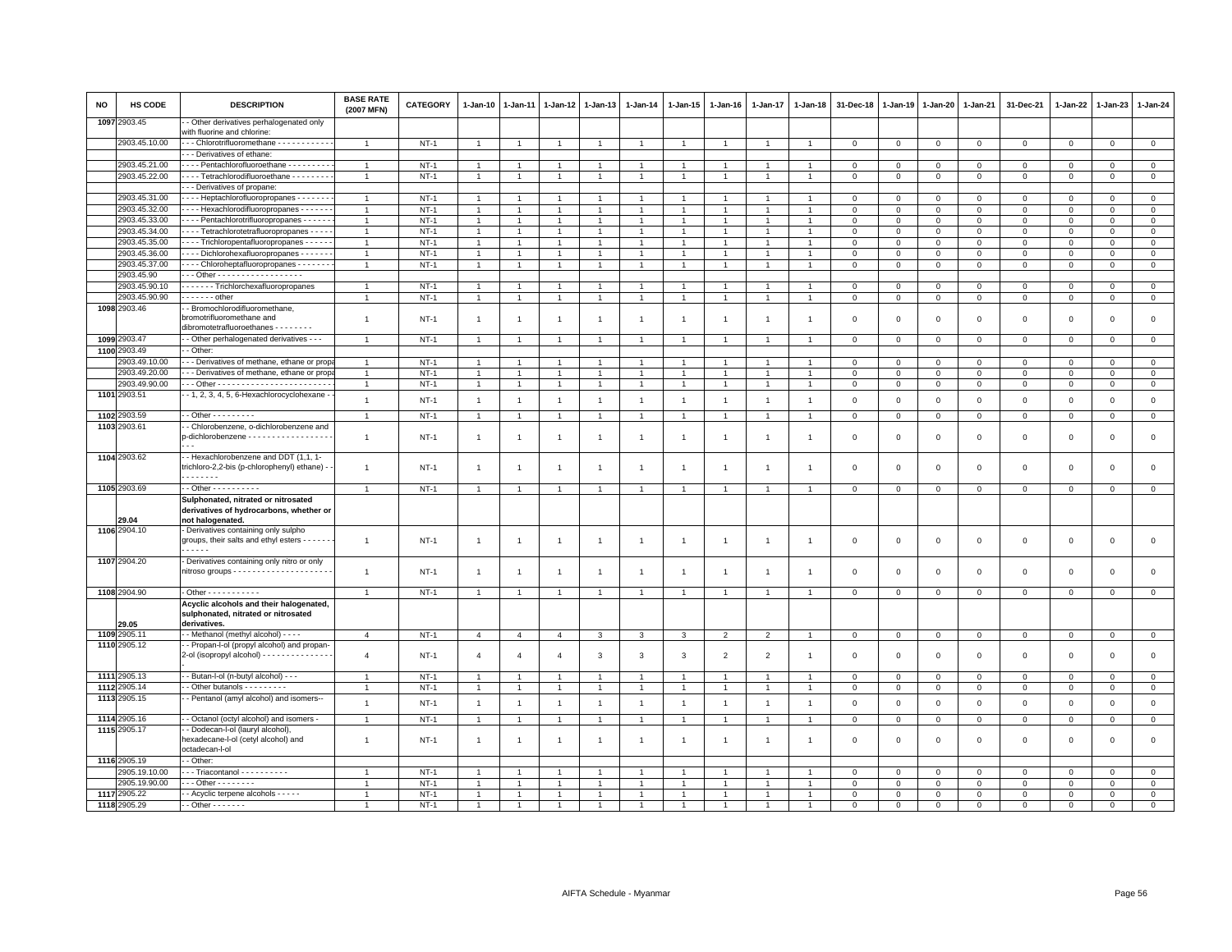| NO | HS CODE | DESCRIPTION | BASE RATE (2007 MFN) | CATEGORY | 1-Jan-10 | 1-Jan-11 | 1-Jan-12 | 1-Jan-13 | 1-Jan-14 | 1-Jan-15 | 1-Jan-16 | 1-Jan-17 | 1-Jan-18 | 31-Dec-18 | 1-Jan-19 | 1-Jan-20 | 1-Jan-21 | 31-Dec-21 | 1-Jan-22 | 1-Jan-23 | 1-Jan-24 |
|---|---|---|---|---|---|---|---|---|---|---|---|---|---|---|---|---|---|---|---|---|---|
| 1097 | 2903.45 | - - Other derivatives perhalogenated only with fluorine and chlorine: | | | | | | | | | | | | | | | | | | | |
| | 2903.45.10.00 | - - - Chlorotrifluoromethane - - - - - - - - - - - - | 1 | NT-1 | 1 | 1 | 1 | 1 | 1 | 1 | 1 | 1 | 1 | 0 | 0 | 0 | 0 | 0 | 0 | 0 | 0 |
| | | - - - Derivatives of ethane: | | | | | | | | | | | | | | | | | | | |
| | 2903.45.21.00 | - - - - Pentachlorofluoroethane - - - - - - - - - - | 1 | NT-1 | 1 | 1 | 1 | 1 | 1 | 1 | 1 | 1 | 1 | 0 | 0 | 0 | 0 | 0 | 0 | 0 | 0 |
| | 2903.45.22.00 | - - - - Tetrachlorodifluoroethane - - - - - - - - - | 1 | NT-1 | 1 | 1 | 1 | 1 | 1 | 1 | 1 | 1 | 1 | 0 | 0 | 0 | 0 | 0 | 0 | 0 | 0 |
| | | - - - Derivatives of propane: | | | | | | | | | | | | | | | | | | | |
| | 2903.45.31.00 | - - - - Heptachlorofluoropropanes - - - - - - - - | 1 | NT-1 | 1 | 1 | 1 | 1 | 1 | 1 | 1 | 1 | 1 | 0 | 0 | 0 | 0 | 0 | 0 | 0 | 0 |
| | 2903.45.32.00 | - - - - Hexachlorodifluoropropanes - - - - - - - | 1 | NT-1 | 1 | 1 | 1 | 1 | 1 | 1 | 1 | 1 | 1 | 0 | 0 | 0 | 0 | 0 | 0 | 0 | 0 |
| | 2903.45.33.00 | - - - - Pentachlorotrifluoropropanes - - - - - - - | 1 | NT-1 | 1 | 1 | 1 | 1 | 1 | 1 | 1 | 1 | 1 | 0 | 0 | 0 | 0 | 0 | 0 | 0 | 0 |
| | 2903.45.34.00 | - - - - Tetrachlorotetrafluoropropanes - - - - - | 1 | NT-1 | 1 | 1 | 1 | 1 | 1 | 1 | 1 | 1 | 1 | 0 | 0 | 0 | 0 | 0 | 0 | 0 | 0 |
| | 2903.45.35.00 | - - - - Trichloropentafluoropropanes - - - - - - | 1 | NT-1 | 1 | 1 | 1 | 1 | 1 | 1 | 1 | 1 | 1 | 0 | 0 | 0 | 0 | 0 | 0 | 0 | 0 |
| | 2903.45.36.00 | - - - - Dichlorohexafluoropropanes - - - - - - - | 1 | NT-1 | 1 | 1 | 1 | 1 | 1 | 1 | 1 | 1 | 1 | 0 | 0 | 0 | 0 | 0 | 0 | 0 | 0 |
| | 2903.45.37.00 | - - - - Chloroheptafluoropropanes - - - - - - - - | 1 | NT-1 | 1 | 1 | 1 | 1 | 1 | 1 | 1 | 1 | 1 | 0 | 0 | 0 | 0 | 0 | 0 | 0 | 0 |
| | 2903.45.90 | - - - Other - - - - - - - - - - - - - - - - - - - | | | | | | | | | | | | | | | | | | | |
| | 2903.45.90.10 | - - - - - - - Trichlorchexafluoropropanes | 1 | NT-1 | 1 | 1 | 1 | 1 | 1 | 1 | 1 | 1 | 1 | 0 | 0 | 0 | 0 | 0 | 0 | 0 | 0 |
| | 2903.45.90.90 | - - - - - - - other | 1 | NT-1 | 1 | 1 | 1 | 1 | 1 | 1 | 1 | 1 | 1 | 0 | 0 | 0 | 0 | 0 | 0 | 0 | 0 |
| 1098 | 2903.46 | - - Bromochlorodifluoromethane, bromotrifluoromethane and dibromotetrafluoroethanes - - - - - - - - | 1 | NT-1 | 1 | 1 | 1 | 1 | 1 | 1 | 1 | 1 | 1 | 0 | 0 | 0 | 0 | 0 | 0 | 0 | 0 |
| 1099 | 2903.47 | - - Other perhalogenated derivatives - - - | 1 | NT-1 | 1 | 1 | 1 | 1 | 1 | 1 | 1 | 1 | 1 | 0 | 0 | 0 | 0 | 0 | 0 | 0 | 0 |
| 1100 | 2903.49 | - - Other: | | | | | | | | | | | | | | | | | | | |
| | 2903.49.10.00 | - - - Derivatives of methane, ethane or propa | 1 | NT-1 | 1 | 1 | 1 | 1 | 1 | 1 | 1 | 1 | 1 | 0 | 0 | 0 | 0 | 0 | 0 | 0 | 0 |
| | 2903.49.20.00 | - - - Derivatives of methane, ethane or propa | 1 | NT-1 | 1 | 1 | 1 | 1 | 1 | 1 | 1 | 1 | 1 | 0 | 0 | 0 | 0 | 0 | 0 | 0 | 0 |
| | 2903.49.90.00 | - - - Other - - - - - - - - - - - - - - - - - - - - - - - - | 1 | NT-1 | 1 | 1 | 1 | 1 | 1 | 1 | 1 | 1 | 1 | 0 | 0 | 0 | 0 | 0 | 0 | 0 | 0 |
| 1101 | 2903.51 | - - 1, 2, 3, 4, 5, 6-Hexachlorocyclohexane - - | 1 | NT-1 | 1 | 1 | 1 | 1 | 1 | 1 | 1 | 1 | 1 | 0 | 0 | 0 | 0 | 0 | 0 | 0 | 0 |
| 1102 | 2903.59 | - - Other - - - - - - - - - | 1 | NT-1 | 1 | 1 | 1 | 1 | 1 | 1 | 1 | 1 | 1 | 0 | 0 | 0 | 0 | 0 | 0 | 0 | 0 |
| 1103 | 2903.61 | - - Chlorobenzene, o-dichlorobenzene and p-dichlorobenzene - - - - - - - - - - - - - - - - - - - | 1 | NT-1 | 1 | 1 | 1 | 1 | 1 | 1 | 1 | 1 | 1 | 0 | 0 | 0 | 0 | 0 | 0 | 0 | 0 |
| 1104 | 2903.62 | - - Hexachlorobenzene and DDT (1,1,1-trichloro-2,2-bis (p-chlorophenyl) ethane) - - - - - - - - - - | 1 | NT-1 | 1 | 1 | 1 | 1 | 1 | 1 | 1 | 1 | 1 | 0 | 0 | 0 | 0 | 0 | 0 | 0 | 0 |
| 1105 | 2903.69 | - - Other - - - - - - - - - - | 1 | NT-1 | 1 | 1 | 1 | 1 | 1 | 1 | 1 | 1 | 1 | 0 | 0 | 0 | 0 | 0 | 0 | 0 | 0 |
| | 29.04 | **Sulphonated, nitrated or nitrosated derivatives of hydrocarbons, whether or not halogenated.** | | | | | | | | | | | | | | | | | | | |
| 1106 | 2904.10 | - Derivatives containing only sulpho groups, their salts and ethyl esters - - - - - - - - - - - - - | 1 | NT-1 | 1 | 1 | 1 | 1 | 1 | 1 | 1 | 1 | 1 | 0 | 0 | 0 | 0 | 0 | 0 | 0 | 0 |
| 1107 | 2904.20 | - Derivatives containing only nitro or only nitroso groups - - - - - - - - - - - - - - - - - - - - - | 1 | NT-1 | 1 | 1 | 1 | 1 | 1 | 1 | 1 | 1 | 1 | 0 | 0 | 0 | 0 | 0 | 0 | 0 | 0 |
| 1108 | 2904.90 | - Other - - - - - - - - - - - | 1 | NT-1 | 1 | 1 | 1 | 1 | 1 | 1 | 1 | 1 | 1 | 0 | 0 | 0 | 0 | 0 | 0 | 0 | 0 |
| | 29.05 | **Acyclic alcohols and their halogenated, sulphonated, nitrated or nitrosated derivatives.** | | | | | | | | | | | | | | | | | | | |
| 1109 | 2905.11 | - - Methanol (methyl alcohol) - - - - | 4 | NT-1 | 4 | 4 | 4 | 3 | 3 | 3 | 2 | 2 | 1 | 0 | 0 | 0 | 0 | 0 | 0 | 0 | 0 |
| 1110 | 2905.12 | - - Propan-l-ol (propyl alcohol) and propan-2-ol (isopropyl alcohol) - - - - - - - - - - - - - - - | 4 | NT-1 | 4 | 4 | 4 | 3 | 3 | 3 | 2 | 2 | 1 | 0 | 0 | 0 | 0 | 0 | 0 | 0 | 0 |
| 1111 | 2905.13 | - - Butan-l-ol (n-butyl alcohol) - - - | 1 | NT-1 | 1 | 1 | 1 | 1 | 1 | 1 | 1 | 1 | 1 | 0 | 0 | 0 | 0 | 0 | 0 | 0 | 0 |
| 1112 | 2905.14 | - - Other butanols - - - - - - - - - - | 1 | NT-1 | 1 | 1 | 1 | 1 | 1 | 1 | 1 | 1 | 1 | 0 | 0 | 0 | 0 | 0 | 0 | 0 | 0 |
| 1113 | 2905.15 | - - Pentanol (amyl alcohol) and isomers-- | 1 | NT-1 | 1 | 1 | 1 | 1 | 1 | 1 | 1 | 1 | 1 | 0 | 0 | 0 | 0 | 0 | 0 | 0 | 0 |
| 1114 | 2905.16 | - - Octanol (octyl alcohol) and isomers - | 1 | NT-1 | 1 | 1 | 1 | 1 | 1 | 1 | 1 | 1 | 1 | 0 | 0 | 0 | 0 | 0 | 0 | 0 | 0 |
| 1115 | 2905.17 | - - Dodecan-l-ol (lauryl alcohol), hexadecane-l-ol (cetyl alcohol) and octadecan-l-ol | 1 | NT-1 | 1 | 1 | 1 | 1 | 1 | 1 | 1 | 1 | 1 | 0 | 0 | 0 | 0 | 0 | 0 | 0 | 0 |
| 1116 | 2905.19 | - - Other: | | | | | | | | | | | | | | | | | | | |
| | 2905.19.10.00 | - - - Triacontanol - - - - - - - - - - - | 1 | NT-1 | 1 | 1 | 1 | 1 | 1 | 1 | 1 | 1 | 1 | 0 | 0 | 0 | 0 | 0 | 0 | 0 | 0 |
| | 2905.19.90.00 | - - - Other - - - - - - - - - | 1 | NT-1 | 1 | 1 | 1 | 1 | 1 | 1 | 1 | 1 | 1 | 0 | 0 | 0 | 0 | 0 | 0 | 0 | 0 |
| 1117 | 2905.22 | - - Acyclic terpene alcohols - - - - - | 1 | NT-1 | 1 | 1 | 1 | 1 | 1 | 1 | 1 | 1 | 1 | 0 | 0 | 0 | 0 | 0 | 0 | 0 | 0 |
| 1118 | 2905.29 | - - Other - - - - - - - | 1 | NT-1 | 1 | 1 | 1 | 1 | 1 | 1 | 1 | 1 | 1 | 0 | 0 | 0 | 0 | 0 | 0 | 0 | 0 |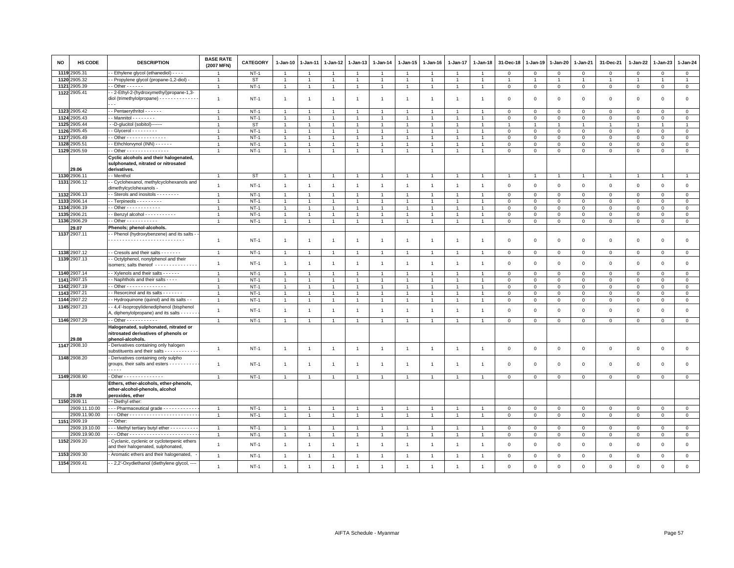| NO | HS CODE | DESCRIPTION | BASE RATE (2007 MFN) | CATEGORY | 1-Jan-10 | 1-Jan-11 | 1-Jan-12 | 1-Jan-13 | 1-Jan-14 | 1-Jan-15 | 1-Jan-16 | 1-Jan-17 | 1-Jan-18 | 31-Dec-18 | 1-Jan-19 | 1-Jan-20 | 1-Jan-21 | 31-Dec-21 | 1-Jan-22 | 1-Jan-23 | 1-Jan-24 |
|---|---|---|---|---|---|---|---|---|---|---|---|---|---|---|---|---|---|---|---|---|---|
| 1119 | 2905.31 | - - Ethylene glycol (ethanediol) - - - - | 1 | NT-1 | 1 | 1 | 1 | 1 | 1 | 1 | 1 | 1 | 1 | 0 | 0 | 0 | 0 | 0 | 0 | 0 | 0 |
| 1120 | 2905.32 | - - Propylene glycol (propane-1,2-diol) - | 1 | ST | 1 | 1 | 1 | 1 | 1 | 1 | 1 | 1 | 1 | 1 | 1 | 1 | 1 | 1 | 1 | 1 | 1 |
| 1121 | 2905.39 | - - Other - - - - - - | 1 | NT-1 | 1 | 1 | 1 | 1 | 1 | 1 | 1 | 1 | 1 | 0 | 0 | 0 | 0 | 0 | 0 | 0 | 0 |
| 1122 | 2905.41 | - - 2-Ethyl-2-(hydroxymethyl)propane-1,3-diol (trimethylolpropane) - - - - - - - - - - - - - - - - - | 1 | NT-1 | 1 | 1 | 1 | 1 | 1 | 1 | 1 | 1 | 1 | 0 | 0 | 0 | 0 | 0 | 0 | 0 | 0 |
| 1123 | 2905.42 | - - Pentaerythritol - - - - - - | 1 | NT-1 | 1 | 1 | 1 | 1 | 1 | 1 | 1 | 1 | 1 | 0 | 0 | 0 | 0 | 0 | 0 | 0 | 0 |
| 1124 | 2905.43 | - - Mannitol - - - - - - - - | 1 | NT-1 | 1 | 1 | 1 | 1 | 1 | 1 | 1 | 1 | 1 | 0 | 0 | 0 | 0 | 0 | 0 | 0 | 0 |
| 1125 | 2905.44 | - -D-glucitol (sobitol)------- | 1 | ST | 1 | 1 | 1 | 1 | 1 | 1 | 1 | 1 | 1 | 1 | 1 | 1 | 1 | 1 | 1 | 1 | 1 |
| 1126 | 2905.45 | - - Glycerol - - - - - - - - - | 1 | NT-1 | 1 | 1 | 1 | 1 | 1 | 1 | 1 | 1 | 1 | 0 | 0 | 0 | 0 | 0 | 0 | 0 | 0 |
| 1127 | 2905.49 | - - Other - - - - - - - - - - - - - - | 1 | NT-1 | 1 | 1 | 1 | 1 | 1 | 1 | 1 | 1 | 1 | 0 | 0 | 0 | 0 | 0 | 0 | 0 | 0 |
| 1128 | 2905.51 | - - Ethchlorvynol (INN) - - - - - - | 1 | NT-1 | 1 | 1 | 1 | 1 | 1 | 1 | 1 | 1 | 1 | 0 | 0 | 0 | 0 | 0 | 0 | 0 | 0 |
| 1129 | 2905.59 | - - Other - - - - - - - - - - - - - - - | 1 | NT-1 | 1 | 1 | 1 | 1 | 1 | 1 | 1 | 1 | 1 | 0 | 0 | 0 | 0 | 0 | 0 | 0 | 0 |
| | 29.06 | **Cyclic alcohols and their halogenated, sulphonated, nitrated or nitrosated derivatives.** | | | | | | | | | | | | | | | | | | | |
| 1130 | 2906.11 | - - Menthol | 1 | ST | 1 | 1 | 1 | 1 | 1 | 1 | 1 | 1 | 1 | 1 | 1 | 1 | 1 | 1 | 1 | 1 | 1 |
| 1131 | 2906.12 | - - Cyclohexanol, methylcyclohexanols and dimethylcyclohexanols - | 1 | NT-1 | 1 | 1 | 1 | 1 | 1 | 1 | 1 | 1 | 1 | 0 | 0 | 0 | 0 | 0 | 0 | 0 | 0 |
| 1132 | 2906.13 | - - Sterols and inositols - - - - - - - - | 1 | NT-1 | 1 | 1 | 1 | 1 | 1 | 1 | 1 | 1 | 1 | 0 | 0 | 0 | 0 | 0 | 0 | 0 | 0 |
| 1133 | 2906.14 | - - Terpineols - - - - - - - - - | 1 | NT-1 | 1 | 1 | 1 | 1 | 1 | 1 | 1 | 1 | 1 | 0 | 0 | 0 | 0 | 0 | 0 | 0 | 0 |
| 1134 | 2906.19 | - - Other - - - - - - - - - - - - | 1 | NT-1 | 1 | 1 | 1 | 1 | 1 | 1 | 1 | 1 | 1 | 0 | 0 | 0 | 0 | 0 | 0 | 0 | 0 |
| 1135 | 2906.21 | - - Benzyl alcohol - - - - - - - - - - - | 1 | NT-1 | 1 | 1 | 1 | 1 | 1 | 1 | 1 | 1 | 1 | 0 | 0 | 0 | 0 | 0 | 0 | 0 | 0 |
| 1136 | 2906.29 | - - Other - - - - - - - - - - - | 1 | NT-1 | 1 | 1 | 1 | 1 | 1 | 1 | 1 | 1 | 1 | 0 | 0 | 0 | 0 | 0 | 0 | 0 | 0 |
| | 29.07 | **Phenols; phenol-alcohols.** | | | | | | | | | | | | | | | | | | | |
| 1137 | 2907.11 | - - Phenol (hydroxybenzene) and its salts - - - - - - - - - - - - - - - - - - - - - - - - - - - - - | 1 | NT-1 | 1 | 1 | 1 | 1 | 1 | 1 | 1 | 1 | 1 | 0 | 0 | 0 | 0 | 0 | 0 | 0 | 0 |
| 1138 | 2907.12 | - - Cresols and their salts - - - - - - - | 1 | NT-1 | 1 | 1 | 1 | 1 | 1 | 1 | 1 | 1 | 1 | 0 | 0 | 0 | 0 | 0 | 0 | 0 | 0 |
| 1139 | 2907.13 | - - Octylphenol, nonylphenol and their isomers; salts thereof - - - - - - - - - - - - - - - | 1 | NT-1 | 1 | 1 | 1 | 1 | 1 | 1 | 1 | 1 | 1 | 0 | 0 | 0 | 0 | 0 | 0 | 0 | 0 |
| 1140 | 2907.14 | - - Xylenols and their salts - - - - - - | 1 | NT-1 | 1 | 1 | 1 | 1 | 1 | 1 | 1 | 1 | 1 | 0 | 0 | 0 | 0 | 0 | 0 | 0 | 0 |
| 1141 | 2907.15 | - - Naphthols and their salts - - - - | 1 | NT-1 | 1 | 1 | 1 | 1 | 1 | 1 | 1 | 1 | 1 | 0 | 0 | 0 | 0 | 0 | 0 | 0 | 0 |
| 1142 | 2907.19 | - - Other - - - - - - - - - - - - - - | 1 | NT-1 | 1 | 1 | 1 | 1 | 1 | 1 | 1 | 1 | 1 | 0 | 0 | 0 | 0 | 0 | 0 | 0 | 0 |
| 1143 | 2907.21 | - - Resorcinol and its salts - - - - - - - | 1 | NT-1 | 1 | 1 | 1 | 1 | 1 | 1 | 1 | 1 | 1 | 0 | 0 | 0 | 0 | 0 | 0 | 0 | 0 |
| 1144 | 2907.22 | - - Hydroquinone (quinol) and its salts - - | 1 | NT-1 | 1 | 1 | 1 | 1 | 1 | 1 | 1 | 1 | 1 | 0 | 0 | 0 | 0 | 0 | 0 | 0 | 0 |
| 1145 | 2907.23 | - - 4,4'-Isopropylidenediphenol (bisphenol A, diphenylolpropane) and its salts - - - - - - | 1 | NT-1 | 1 | 1 | 1 | 1 | 1 | 1 | 1 | 1 | 1 | 0 | 0 | 0 | 0 | 0 | 0 | 0 | 0 |
| 1146 | 2907.29 | - - Other - - - - - - - - - - - | 1 | NT-1 | 1 | 1 | 1 | 1 | 1 | 1 | 1 | 1 | 1 | 0 | 0 | 0 | 0 | 0 | 0 | 0 | 0 |
| | 29.08 | **Halogenated, sulphonated, nitrated or nitrosated derivatives of phenols or phenol-alcohols.** | | | | | | | | | | | | | | | | | | | |
| 1147 | 2908.10 | - Derivatives containing only halogen substituents and their salts - - - - - - - - - - - - | 1 | NT-1 | 1 | 1 | 1 | 1 | 1 | 1 | 1 | 1 | 1 | 0 | 0 | 0 | 0 | 0 | 0 | 0 | 0 |
| 1148 | 2908.20 | - Derivatives containing only sulpho groups, their salts and esters - - - - - - - - - - - - - - - | 1 | NT-1 | 1 | 1 | 1 | 1 | 1 | 1 | 1 | 1 | 1 | 0 | 0 | 0 | 0 | 0 | 0 | 0 | 0 |
| 1149 | 2908.90 | - Other - - - - - - - - - - - - - - | 1 | NT-1 | 1 | 1 | 1 | 1 | 1 | 1 | 1 | 1 | 1 | 0 | 0 | 0 | 0 | 0 | 0 | 0 | 0 |
| | 29.09 | **Ethers, ether-alcohols, ether-phenols, ether-alcohol-phenols, alcohol peroxides, ether** | | | | | | | | | | | | | | | | | | | |
| 1150 | 2909.11 | - - Diethyl ether: | | | | | | | | | | | | | | | | | | | |
| | 2909.11.10.00 | - - - Pharmaceutical grade - - - - - - - - - - - - - | 1 | NT-1 | 1 | 1 | 1 | 1 | 1 | 1 | 1 | 1 | 1 | 0 | 0 | 0 | 0 | 0 | 0 | 0 | 0 |
| | 2909.11.90.00 | - - - Other - - - - - - - - - - - - - - - - - - - - - - - - | 1 | NT-1 | 1 | 1 | 1 | 1 | 1 | 1 | 1 | 1 | 1 | 0 | 0 | 0 | 0 | 0 | 0 | 0 | 0 |
| 1151 | 2909.19 | - - Other: | | | | | | | | | | | | | | | | | | | |
| | 2909.19.10.00 | - - - Methyl tertiary butyl ether - - - - - - - - - - | 1 | NT-1 | 1 | 1 | 1 | 1 | 1 | 1 | 1 | 1 | 1 | 0 | 0 | 0 | 0 | 0 | 0 | 0 | 0 |
| | 2909.19.90.00 | - - - Other - - - - - - - - - - - - - - - - - - - - - - - - | 1 | NT-1 | 1 | 1 | 1 | 1 | 1 | 1 | 1 | 1 | 1 | 0 | 0 | 0 | 0 | 0 | 0 | 0 | 0 |
| 1152 | 2909.20 | - Cyclanic, cyclenic or cycloterpenic ethers and their halogenated, sulphonated, | 1 | NT-1 | 1 | 1 | 1 | 1 | 1 | 1 | 1 | 1 | 1 | 0 | 0 | 0 | 0 | 0 | 0 | 0 | 0 |
| 1153 | 2909.30 | - Aromatic ethers and their halogenated, - | 1 | NT-1 | 1 | 1 | 1 | 1 | 1 | 1 | 1 | 1 | 1 | 0 | 0 | 0 | 0 | 0 | 0 | 0 | 0 |
| 1154 | 2909.41 | - - 2,2'-Oxydiethanol (diethylene glycol, ---- | 1 | NT-1 | 1 | 1 | 1 | 1 | 1 | 1 | 1 | 1 | 1 | 0 | 0 | 0 | 0 | 0 | 0 | 0 | 0 |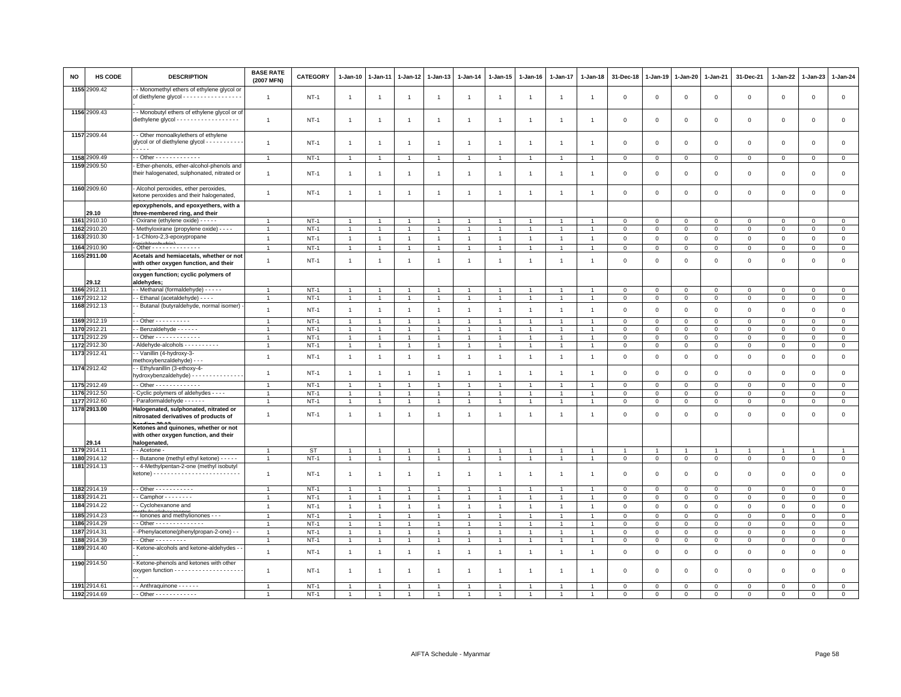| NO | HS CODE | DESCRIPTION | BASE RATE (2007 MFN) | CATEGORY | 1-Jan-10 | 1-Jan-11 | 1-Jan-12 | 1-Jan-13 | 1-Jan-14 | 1-Jan-15 | 1-Jan-16 | 1-Jan-17 | 1-Jan-18 | 31-Dec-18 | 1-Jan-19 | 1-Jan-20 | 1-Jan-21 | 31-Dec-21 | 1-Jan-22 | 1-Jan-23 | 1-Jan-24 |
|---|---|---|---|---|---|---|---|---|---|---|---|---|---|---|---|---|---|---|---|---|---|
| 1155 | 2909.42 | - - Monomethyl ethers of ethylene glycol or of diethylene glycol - - - - - - - - - - - - - - - - - - | 1 | NT-1 | 1 | 1 | 1 | 1 | 1 | 1 | 1 | 1 | 1 | 0 | 0 | 0 | 0 | 0 | 0 | 0 | 0 |
| 1156 | 2909.43 | - - Monobutyl ethers of ethylene glycol or of diethylene glycol - - - - - - - - - - - - - - - - - - | 1 | NT-1 | 1 | 1 | 1 | 1 | 1 | 1 | 1 | 1 | 1 | 0 | 0 | 0 | 0 | 0 | 0 | 0 | 0 |
| 1157 | 2909.44 | - - Other monoalkylethers of ethylene glycol or of diethylene glycol - - - - - - - - - - - - - - - - | 1 | NT-1 | 1 | 1 | 1 | 1 | 1 | 1 | 1 | 1 | 1 | 0 | 0 | 0 | 0 | 0 | 0 | 0 | 0 |
| 1158 | 2909.49 | - - Other - - - - - - - - - - - - - | 1 | NT-1 | 1 | 1 | 1 | 1 | 1 | 1 | 1 | 1 | 1 | 0 | 0 | 0 | 0 | 0 | 0 | 0 | 0 |
| 1159 | 2909.50 | - Ether-phenols, ether-alcohol-phenols and their halogenated, sulphonated, nitrated or | 1 | NT-1 | 1 | 1 | 1 | 1 | 1 | 1 | 1 | 1 | 1 | 0 | 0 | 0 | 0 | 0 | 0 | 0 | 0 |
| 1160 | 2909.60 | - Alcohol peroxides, ether peroxides, ketone peroxides and their halogenated, | 1 | NT-1 | 1 | 1 | 1 | 1 | 1 | 1 | 1 | 1 | 1 | 0 | 0 | 0 | 0 | 0 | 0 | 0 | 0 |
| | **29.10** | **epoxyphenols, and epoxyethers, with a three-membered ring, and their** | | | | | | | | | | | | | | | | | | | |
| 1161 | 2910.10 | - Oxirane (ethylene oxide) - - - - - | 1 | NT-1 | 1 | 1 | 1 | 1 | 1 | 1 | 1 | 1 | 1 | 0 | 0 | 0 | 0 | 0 | 0 | 0 | 0 |
| 1162 | 2910.20 | - Methyloxirane (propylene oxide) - - - - | 1 | NT-1 | 1 | 1 | 1 | 1 | 1 | 1 | 1 | 1 | 1 | 0 | 0 | 0 | 0 | 0 | 0 | 0 | 0 |
| 1163 | 2910.30 | - 1-Chloro-2,3-epoxypropane (epichlorohydrin) | 1 | NT-1 | 1 | 1 | 1 | 1 | 1 | 1 | 1 | 1 | 1 | 0 | 0 | 0 | 0 | 0 | 0 | 0 | 0 |
| 1164 | 2910.90 | - Other - - - - - - - - - - - - - - | 1 | NT-1 | 1 | 1 | 1 | 1 | 1 | 1 | 1 | 1 | 1 | 0 | 0 | 0 | 0 | 0 | 0 | 0 | 0 |
| 1165 | **2911.00** | **Acetals and hemiacetals, whether or not with other oxygen function, and their** | 1 | NT-1 | 1 | 1 | 1 | 1 | 1 | 1 | 1 | 1 | 1 | 0 | 0 | 0 | 0 | 0 | 0 | 0 | 0 |
| | **29.12** | **oxygen function; cyclic polymers of aldehydes;** | | | | | | | | | | | | | | | | | | | |
| 1166 | 2912.11 | - - Methanal (formaldehyde) - - - - - | 1 | NT-1 | 1 | 1 | 1 | 1 | 1 | 1 | 1 | 1 | 1 | 0 | 0 | 0 | 0 | 0 | 0 | 0 | 0 |
| 1167 | 2912.12 | - - Ethanal (acetaldehyde) - - - - | 1 | NT-1 | 1 | 1 | 1 | 1 | 1 | 1 | 1 | 1 | 1 | 0 | 0 | 0 | 0 | 0 | 0 | 0 | 0 |
| 1168 | 2912.13 | - - Butanal (butyraldehyde, normal isomer) - | 1 | NT-1 | 1 | 1 | 1 | 1 | 1 | 1 | 1 | 1 | 1 | 0 | 0 | 0 | 0 | 0 | 0 | 0 | 0 |
| 1169 | 2912.19 | - - Other - - - - - - - - - - | 1 | NT-1 | 1 | 1 | 1 | 1 | 1 | 1 | 1 | 1 | 1 | 0 | 0 | 0 | 0 | 0 | 0 | 0 | 0 |
| 1170 | 2912.21 | - - Benzaldehyde - - - - - - | 1 | NT-1 | 1 | 1 | 1 | 1 | 1 | 1 | 1 | 1 | 1 | 0 | 0 | 0 | 0 | 0 | 0 | 0 | 0 |
| 1171 | 2912.29 | - - Other - - - - - - - - - - - - | 1 | NT-1 | 1 | 1 | 1 | 1 | 1 | 1 | 1 | 1 | 1 | 0 | 0 | 0 | 0 | 0 | 0 | 0 | 0 |
| 1172 | 2912.30 | - Aldehyde-alcohols - - - - - - - - - - | 1 | NT-1 | 1 | 1 | 1 | 1 | 1 | 1 | 1 | 1 | 1 | 0 | 0 | 0 | 0 | 0 | 0 | 0 | 0 |
| 1173 | 2912.41 | - - Vanillin (4-hydroxy-3-methoxybenzaldehyde) - - - | 1 | NT-1 | 1 | 1 | 1 | 1 | 1 | 1 | 1 | 1 | 1 | 0 | 0 | 0 | 0 | 0 | 0 | 0 | 0 |
| 1174 | 2912.42 | - - Ethylvanillin (3-ethoxy-4-hydroxybenzaldehyde) - - - - - - - - - - - - - - - | 1 | NT-1 | 1 | 1 | 1 | 1 | 1 | 1 | 1 | 1 | 1 | 0 | 0 | 0 | 0 | 0 | 0 | 0 | 0 |
| 1175 | 2912.49 | - - Other - - - - - - - - - - - - - | 1 | NT-1 | 1 | 1 | 1 | 1 | 1 | 1 | 1 | 1 | 1 | 0 | 0 | 0 | 0 | 0 | 0 | 0 | 0 |
| 1176 | 2912.50 | - Cyclic polymers of aldehydes - - - - | 1 | NT-1 | 1 | 1 | 1 | 1 | 1 | 1 | 1 | 1 | 1 | 0 | 0 | 0 | 0 | 0 | 0 | 0 | 0 |
| 1177 | 2912.60 | - Paraformaldehyde - - - - - - | 1 | NT-1 | 1 | 1 | 1 | 1 | 1 | 1 | 1 | 1 | 1 | 0 | 0 | 0 | 0 | 0 | 0 | 0 | 0 |
| 1178 | **2913.00** | **Halogenated, sulphonated, nitrated or nitrosated derivatives of products of heading 29.12** | 1 | NT-1 | 1 | 1 | 1 | 1 | 1 | 1 | 1 | 1 | 1 | 0 | 0 | 0 | 0 | 0 | 0 | 0 | 0 |
| | **29.14** | **Ketones and quinones, whether or not with other oxygen function, and their halogenated,** | | | | | | | | | | | | | | | | | | | |
| 1179 | 2914.11 | - - Acetone - | 1 | ST | 1 | 1 | 1 | 1 | 1 | 1 | 1 | 1 | 1 | 1 | 1 | 1 | 1 | 1 | 1 | 1 | 1 |
| 1180 | 2914.12 | - - Butanone (methyl ethyl ketone) - - - - - | 1 | NT-1 | 1 | 1 | 1 | 1 | 1 | 1 | 1 | 1 | 1 | 0 | 0 | 0 | 0 | 0 | 0 | 0 | 0 |
| 1181 | 2914.13 | - - 4-Methylpentan-2-one (methyl isobutyl ketone) - - - - - - - - - - - - - - - - - - - - - - - - - | 1 | NT-1 | 1 | 1 | 1 | 1 | 1 | 1 | 1 | 1 | 1 | 0 | 0 | 0 | 0 | 0 | 0 | 0 | 0 |
| 1182 | 2914.19 | - - Other - - - - - - - - - - - | 1 | NT-1 | 1 | 1 | 1 | 1 | 1 | 1 | 1 | 1 | 1 | 0 | 0 | 0 | 0 | 0 | 0 | 0 | 0 |
| 1183 | 2914.21 | - - Camphor - - - - - - - - | 1 | NT-1 | 1 | 1 | 1 | 1 | 1 | 1 | 1 | 1 | 1 | 0 | 0 | 0 | 0 | 0 | 0 | 0 | 0 |
| 1184 | 2914.22 | - - Cyclohexanone and methylcyclohexanones | 1 | NT-1 | 1 | 1 | 1 | 1 | 1 | 1 | 1 | 1 | 1 | 0 | 0 | 0 | 0 | 0 | 0 | 0 | 0 |
| 1185 | 2914.23 | - - Ionones and methylionones - - - | 1 | NT-1 | 1 | 1 | 1 | 1 | 1 | 1 | 1 | 1 | 1 | 0 | 0 | 0 | 0 | 0 | 0 | 0 | 0 |
| 1186 | 2914.29 | - - Other - - - - - - - - - - - - - - | 1 | NT-1 | 1 | 1 | 1 | 1 | 1 | 1 | 1 | 1 | 1 | 0 | 0 | 0 | 0 | 0 | 0 | 0 | 0 |
| 1187 | 2914.31 | - -Phenylacetone(phenylpropan-2-one) - - | 1 | NT-1 | 1 | 1 | 1 | 1 | 1 | 1 | 1 | 1 | 1 | 0 | 0 | 0 | 0 | 0 | 0 | 0 | 0 |
| 1188 | 2914.39 | - - Other - - - - - - - - - | 1 | NT-1 | 1 | 1 | 1 | 1 | 1 | 1 | 1 | 1 | 1 | 0 | 0 | 0 | 0 | 0 | 0 | 0 | 0 |
| 1189 | 2914.40 | - Ketone-alcohols and ketone-aldehydes - - - | 1 | NT-1 | 1 | 1 | 1 | 1 | 1 | 1 | 1 | 1 | 1 | 0 | 0 | 0 | 0 | 0 | 0 | 0 | 0 |
| 1190 | 2914.50 | - Ketone-phenols and ketones with other oxygen function - - - - - - - - - - - - - - - - - - - - - - | 1 | NT-1 | 1 | 1 | 1 | 1 | 1 | 1 | 1 | 1 | 1 | 0 | 0 | 0 | 0 | 0 | 0 | 0 | 0 |
| 1191 | 2914.61 | - - Anthraquinone - - - - - - | 1 | NT-1 | 1 | 1 | 1 | 1 | 1 | 1 | 1 | 1 | 1 | 0 | 0 | 0 | 0 | 0 | 0 | 0 | 0 |
| 1192 | 2914.69 | - - Other - - - - - - - - - - - - | 1 | NT-1 | 1 | 1 | 1 | 1 | 1 | 1 | 1 | 1 | 1 | 0 | 0 | 0 | 0 | 0 | 0 | 0 | 0 |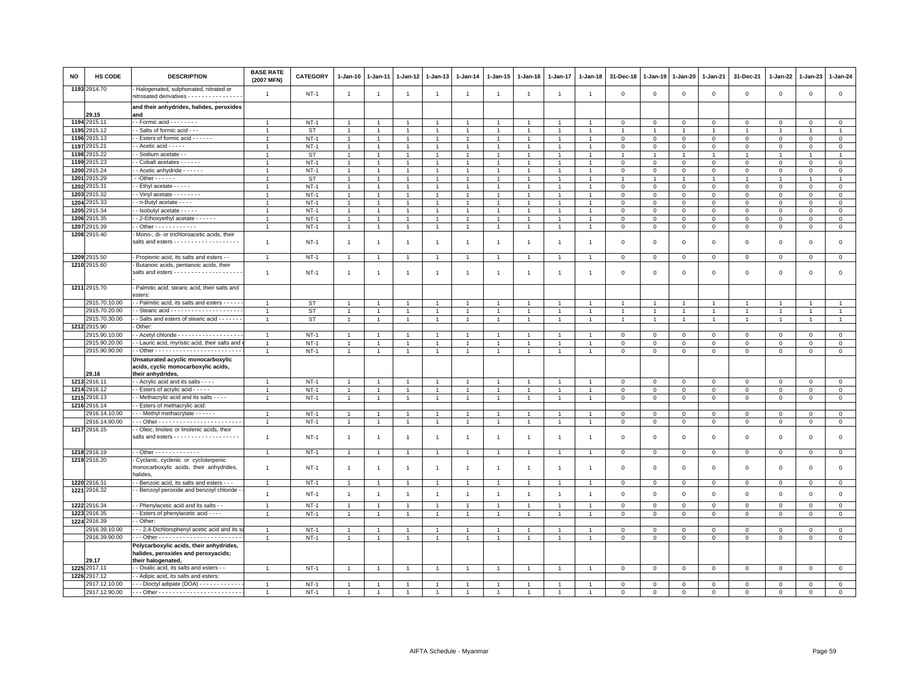| NO | HS CODE | DESCRIPTION | BASE RATE (2007 MFN) | CATEGORY | 1-Jan-10 | 1-Jan-11 | 1-Jan-12 | 1-Jan-13 | 1-Jan-14 | 1-Jan-15 | 1-Jan-16 | 1-Jan-17 | 1-Jan-18 | 31-Dec-18 | 1-Jan-19 | 1-Jan-20 | 1-Jan-21 | 31-Dec-21 | 1-Jan-22 | 1-Jan-23 | 1-Jan-24 |
|---|---|---|---|---|---|---|---|---|---|---|---|---|---|---|---|---|---|---|---|---|---|
| 1193 | 2914.70 | - Halogenated, sulphonated, nitrated or nitrosated derivatives - - - - - - - - - - - - - - - - | 1 | NT-1 | 1 | 1 | 1 | 1 | 1 | 1 | 1 | 1 | 1 | 0 | 0 | 0 | 0 | 0 | 0 | 0 | 0 |
| | 29.15 | and their anhydrides, halides, peroxides and | | | | | | | | | | | | | | | | | | | |
| 1194 | 2915.11 | - - Formic acid - - - - - - - - | 1 | NT-1 | 1 | 1 | 1 | 1 | 1 | 1 | 1 | 1 | 1 | 0 | 0 | 0 | 0 | 0 | 0 | 0 | 0 |
| 1195 | 2915.12 | - - Salts of formic acid - - - | 1 | ST | 1 | 1 | 1 | 1 | 1 | 1 | 1 | 1 | 1 | 1 | 1 | 1 | 1 | 1 | 1 | 1 | 1 |
| 1196 | 2915.13 | - - Esters of formic acid - - - - - - | 1 | NT-1 | 1 | 1 | 1 | 1 | 1 | 1 | 1 | 1 | 1 | 0 | 0 | 0 | 0 | 0 | 0 | 0 | 0 |
| 1197 | 2915.21 | - - Acetic acid - - - - - | 1 | NT-1 | 1 | 1 | 1 | 1 | 1 | 1 | 1 | 1 | 1 | 0 | 0 | 0 | 0 | 0 | 0 | 0 | 0 |
| 1198 | 2915.22 | - - Sodium acetate - - | 1 | ST | 1 | 1 | 1 | 1 | 1 | 1 | 1 | 1 | 1 | 1 | 1 | 1 | 1 | 1 | 1 | 1 | 1 |
| 1199 | 2915.23 | - - Cobalt acetates - - - - - - | 1 | NT-1 | 1 | 1 | 1 | 1 | 1 | 1 | 1 | 1 | 1 | 0 | 0 | 0 | 0 | 0 | 0 | 0 | 0 |
| 1200 | 2915.24 | - - Acetic anhydride - - - - - - | 1 | NT-1 | 1 | 1 | 1 | 1 | 1 | 1 | 1 | 1 | 1 | 0 | 0 | 0 | 0 | 0 | 0 | 0 | 0 |
| 1201 | 2915.29 | - -Other - - - - - - | 1 | ST | 1 | 1 | 1 | 1 | 1 | 1 | 1 | 1 | 1 | 1 | 1 | 1 | 1 | 1 | 1 | 1 | 1 |
| 1202 | 2915.31 | - - Ethyl acetate - - - - - | 1 | NT-1 | 1 | 1 | 1 | 1 | 1 | 1 | 1 | 1 | 1 | 0 | 0 | 0 | 0 | 0 | 0 | 0 | 0 |
| 1203 | 2915.32 | - - Vinyl acetate - - - - - - - - | 1 | NT-1 | 1 | 1 | 1 | 1 | 1 | 1 | 1 | 1 | 1 | 0 | 0 | 0 | 0 | 0 | 0 | 0 | 0 |
| 1204 | 2915.33 | - - n-Butyl acetate - - - - | 1 | NT-1 | 1 | 1 | 1 | 1 | 1 | 1 | 1 | 1 | 1 | 0 | 0 | 0 | 0 | 0 | 0 | 0 | 0 |
| 1205 | 2915.34 | - - Isobutyl acetate - - - - - | 1 | NT-1 | 1 | 1 | 1 | 1 | 1 | 1 | 1 | 1 | 1 | 0 | 0 | 0 | 0 | 0 | 0 | 0 | 0 |
| 1206 | 2915.35 | - - 2-Ethoxyethyl acetate - - - - - - | 1 | NT-1 | 1 | 1 | 1 | 1 | 1 | 1 | 1 | 1 | 1 | 0 | 0 | 0 | 0 | 0 | 0 | 0 | 0 |
| 1207 | 2915.39 | - - Other - - - - - - - - - - - - | 1 | NT-1 | 1 | 1 | 1 | 1 | 1 | 1 | 1 | 1 | 1 | 0 | 0 | 0 | 0 | 0 | 0 | 0 | 0 |
| 1208 | 2915.40 | - Mono-, di- or trichloroacetic acids, their salts and esters - - - - - - - - - - - - - - - - - - - | 1 | NT-1 | 1 | 1 | 1 | 1 | 1 | 1 | 1 | 1 | 1 | 0 | 0 | 0 | 0 | 0 | 0 | 0 | 0 |
| 1209 | 2915.50 | - Propionic acid, its salts and esters - - | 1 | NT-1 | 1 | 1 | 1 | 1 | 1 | 1 | 1 | 1 | 1 | 0 | 0 | 0 | 0 | 0 | 0 | 0 | 0 |
| 1210 | 2915.60 | - Butanoic acids, pentanoic acids, their salts and esters - - - - - - - - - - - - - - - - - - - - | 1 | NT-1 | 1 | 1 | 1 | 1 | 1 | 1 | 1 | 1 | 1 | 0 | 0 | 0 | 0 | 0 | 0 | 0 | 0 |
| 1211 | 2915.70 | - Palmitic acid, stearic acid, their salts and esters: | | | | | | | | | | | | | | | | | | | |
| | 2915.70.10.00 | - - Palmitic acid, its salts and esters - - - - - | 1 | ST | 1 | 1 | 1 | 1 | 1 | 1 | 1 | 1 | 1 | 1 | 1 | 1 | 1 | 1 | 1 | 1 | 1 |
| | 2915.70.20.00 | - - Stearic acid - - - - - - - - - - - - - - - - - - - - | 1 | ST | 1 | 1 | 1 | 1 | 1 | 1 | 1 | 1 | 1 | 1 | 1 | 1 | 1 | 1 | 1 | 1 | 1 |
| | 2915.70.30.00 | - - Salts and esters of stearic acid - - - - - - - | 1 | ST | 1 | 1 | 1 | 1 | 1 | 1 | 1 | 1 | 1 | 1 | 1 | 1 | 1 | 1 | 1 | 1 | 1 |
| 1212 | 2915.90 | - Other: | | | | | | | | | | | | | | | | | | | |
| | 2915.90.10.00 | - - Acetyl chloride - - - - - - - - - - - - - - - - - - | 1 | NT-1 | 1 | 1 | 1 | 1 | 1 | 1 | 1 | 1 | 1 | 0 | 0 | 0 | 0 | 0 | 0 | 0 | 0 |
| | 2915.90.20.00 | - - Lauric acid, myristic acid, their salts and e | 1 | NT-1 | 1 | 1 | 1 | 1 | 1 | 1 | 1 | 1 | 1 | 0 | 0 | 0 | 0 | 0 | 0 | 0 | 0 |
| | 2915.90.90.00 | - - Other - - - - - - - - - - - - - - - - - - - - - - - - | 1 | NT-1 | 1 | 1 | 1 | 1 | 1 | 1 | 1 | 1 | 1 | 0 | 0 | 0 | 0 | 0 | 0 | 0 | 0 |
| | 29.16 | **Unsaturated acyclic monocarboxylic acids, cyclic monocarboxylic acids, their anhydrides,** | | | | | | | | | | | | | | | | | | | |
| 1213 | 2916.11 | - - Acrylic acid and its salts - - - - | 1 | NT-1 | 1 | 1 | 1 | 1 | 1 | 1 | 1 | 1 | 1 | 0 | 0 | 0 | 0 | 0 | 0 | 0 | 0 |
| 1214 | 2916.12 | - - Esters of acrylic acid - - - - - | 1 | NT-1 | 1 | 1 | 1 | 1 | 1 | 1 | 1 | 1 | 1 | 0 | 0 | 0 | 0 | 0 | 0 | 0 | 0 |
| 1215 | 2916.13 | - - Methacrylic acid and its salts - - - - | 1 | NT-1 | 1 | 1 | 1 | 1 | 1 | 1 | 1 | 1 | 1 | 0 | 0 | 0 | 0 | 0 | 0 | 0 | 0 |
| 1216 | 2916.14 | - - Esters of methacrylic acid: | | | | | | | | | | | | | | | | | | | |
| | 2916.14.10.00 | - - - Methyl methacrylate - - - - - - | 1 | NT-1 | 1 | 1 | 1 | 1 | 1 | 1 | 1 | 1 | 1 | 0 | 0 | 0 | 0 | 0 | 0 | 0 | 0 |
| | 2916.14.90.00 | - - - Other - - - - - - - - - - - - - - - - - - - - - - - | 1 | NT-1 | 1 | 1 | 1 | 1 | 1 | 1 | 1 | 1 | 1 | 0 | 0 | 0 | 0 | 0 | 0 | 0 | 0 |
| 1217 | 2916.15 | - - Oleic, linoleic or linolenic acids, their salts and esters - - - - - - - - - - - - - - - - - - - | 1 | NT-1 | 1 | 1 | 1 | 1 | 1 | 1 | 1 | 1 | 1 | 0 | 0 | 0 | 0 | 0 | 0 | 0 | 0 |
| 1218 | 2916.19 | - - Other - - - - - - - - - - - - - | 1 | NT-1 | 1 | 1 | 1 | 1 | 1 | 1 | 1 | 1 | 1 | 0 | 0 | 0 | 0 | 0 | 0 | 0 | 0 |
| 1219 | 2916.20 | - Cyclanic, cyclenic or cycloterpenic monocarboxylic acids, their anhydrides, halides, | 1 | NT-1 | 1 | 1 | 1 | 1 | 1 | 1 | 1 | 1 | 1 | 0 | 0 | 0 | 0 | 0 | 0 | 0 | 0 |
| 1220 | 2916.31 | - - Benzoic acid, its salts and esters - - - | 1 | NT-1 | 1 | 1 | 1 | 1 | 1 | 1 | 1 | 1 | 1 | 0 | 0 | 0 | 0 | 0 | 0 | 0 | 0 |
| 1221 | 2916.32 | - - Benzoyl peroxide and benzoyl chloride - - | 1 | NT-1 | 1 | 1 | 1 | 1 | 1 | 1 | 1 | 1 | 1 | 0 | 0 | 0 | 0 | 0 | 0 | 0 | 0 |
| 1222 | 2916.34 | - - Phenylacetic acid and its salts - - | 1 | NT-1 | 1 | 1 | 1 | 1 | 1 | 1 | 1 | 1 | 1 | 0 | 0 | 0 | 0 | 0 | 0 | 0 | 0 |
| 1223 | 2916.35 | - - Esters of phenylacetic acid - - - - | 1 | NT-1 | 1 | 1 | 1 | 1 | 1 | 1 | 1 | 1 | 1 | 0 | 0 | 0 | 0 | 0 | 0 | 0 | 0 |
| 1224 | 2916.39 | - - Other: | | | | | | | | | | | | | | | | | | | |
| | 2916.39.10.00 | - - - 2,4-Dichlorophenyl acetic acid and its sa | 1 | NT-1 | 1 | 1 | 1 | 1 | 1 | 1 | 1 | 1 | 1 | 0 | 0 | 0 | 0 | 0 | 0 | 0 | 0 |
| | 2916.39.90.00 | - - - Other - - - - - - - - - - - - - - - - - - - - - - - | 1 | NT-1 | 1 | 1 | 1 | 1 | 1 | 1 | 1 | 1 | 1 | 0 | 0 | 0 | 0 | 0 | 0 | 0 | 0 |
| | 29.17 | **Polycarboxylic acids, their anhydrides, halides, peroxides and peroxyacids; their halogenated,** | | | | | | | | | | | | | | | | | | | |
| 1225 | 2917.11 | - - Oxalic acid, its salts and esters - - | 1 | NT-1 | 1 | 1 | 1 | 1 | 1 | 1 | 1 | 1 | 1 | 0 | 0 | 0 | 0 | 0 | 0 | 0 | 0 |
| 1226 | 2917.12 | - - Adipic acid, its salts and esters: | | | | | | | | | | | | | | | | | | | |
| | 2917.12.10.00 | - - - Dioctyl adipate (DOA) - - - - - - - - - - - - - | 1 | NT-1 | 1 | 1 | 1 | 1 | 1 | 1 | 1 | 1 | 1 | 0 | 0 | 0 | 0 | 0 | 0 | 0 | 0 |
| | 2917.12.90.00 | - - - Other - - - - - - - - - - - - - - - - - - - - - - - | 1 | NT-1 | 1 | 1 | 1 | 1 | 1 | 1 | 1 | 1 | 1 | 0 | 0 | 0 | 0 | 0 | 0 | 0 | 0 |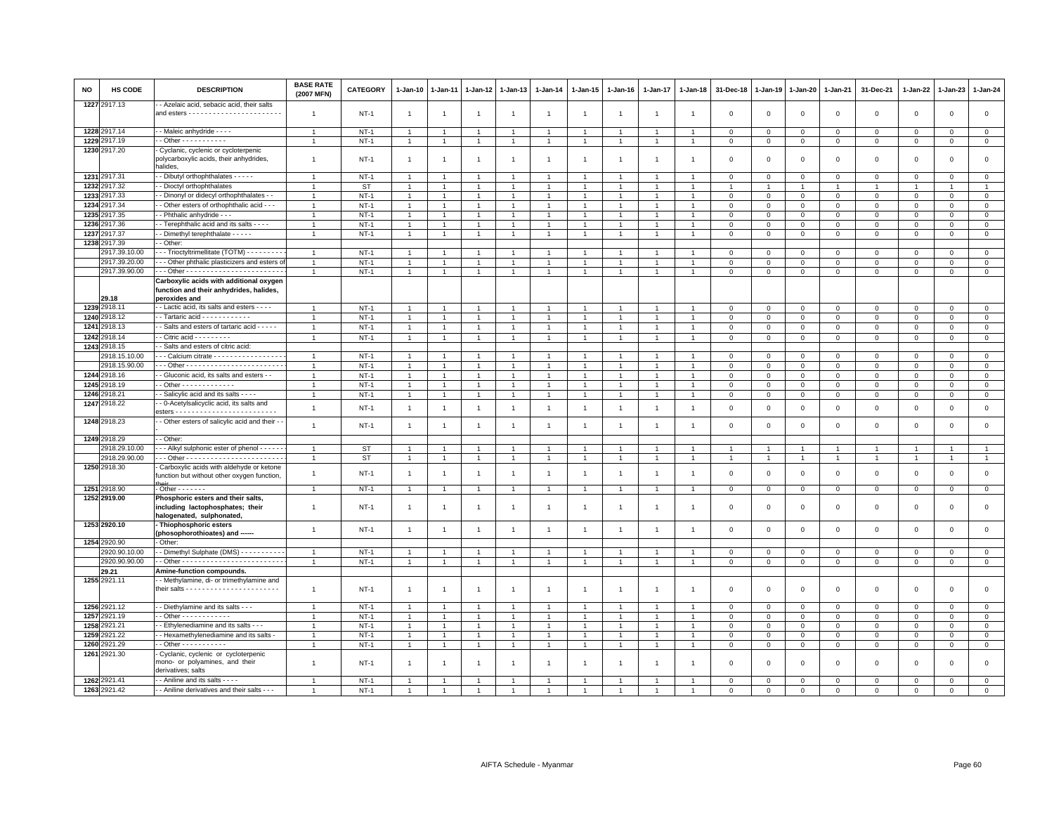| NO | HS CODE | DESCRIPTION | BASE RATE (2007 MFN) | CATEGORY | 1-Jan-10 | 1-Jan-11 | 1-Jan-12 | 1-Jan-13 | 1-Jan-14 | 1-Jan-15 | 1-Jan-16 | 1-Jan-17 | 1-Jan-18 | 31-Dec-18 | 1-Jan-19 | 1-Jan-20 | 1-Jan-21 | 31-Dec-21 | 1-Jan-22 | 1-Jan-23 | 1-Jan-24 |
|---|---|---|---|---|---|---|---|---|---|---|---|---|---|---|---|---|---|---|---|---|---|
| 1227 | 2917.13 | - - Azelaic acid, sebacic acid, their salts and esters - - - - - - - - - - - - - - - - - - - - - - - | 1 | NT-1 | 1 | 1 | 1 | 1 | 1 | 1 | 1 | 1 | 1 | 0 | 0 | 0 | 0 | 0 | 0 | 0 | 0 |
| 1228 | 2917.14 | - - Maleic anhydride - - - - | 1 | NT-1 | 1 | 1 | 1 | 1 | 1 | 1 | 1 | 1 | 1 | 0 | 0 | 0 | 0 | 0 | 0 | 0 | 0 |
| 1229 | 2917.19 | - - Other - - - - - - - - - - - | 1 | NT-1 | 1 | 1 | 1 | 1 | 1 | 1 | 1 | 1 | 1 | 0 | 0 | 0 | 0 | 0 | 0 | 0 | 0 |
| 1230 | 2917.20 | - Cyclanic, cyclenic or cycloterpenic polycarboxylic acids, their anhydrides, halides, | 1 | NT-1 | 1 | 1 | 1 | 1 | 1 | 1 | 1 | 1 | 1 | 0 | 0 | 0 | 0 | 0 | 0 | 0 | 0 |
| 1231 | 2917.31 | - - Dibutyl orthophthalates - - - - - | 1 | NT-1 | 1 | 1 | 1 | 1 | 1 | 1 | 1 | 1 | 1 | 0 | 0 | 0 | 0 | 0 | 0 | 0 | 0 |
| 1232 | 2917.32 | - - Dioctyl orthophthalates | 1 | ST | 1 | 1 | 1 | 1 | 1 | 1 | 1 | 1 | 1 | 1 | 1 | 1 | 1 | 1 | 1 | 1 | 1 |
| 1233 | 2917.33 | - - Dinonyl or didecyl orthophthalates - - | 1 | NT-1 | 1 | 1 | 1 | 1 | 1 | 1 | 1 | 1 | 1 | 0 | 0 | 0 | 0 | 0 | 0 | 0 | 0 |
| 1234 | 2917.34 | - - Other esters of orthophthalic acid - - - | 1 | NT-1 | 1 | 1 | 1 | 1 | 1 | 1 | 1 | 1 | 1 | 0 | 0 | 0 | 0 | 0 | 0 | 0 | 0 |
| 1235 | 2917.35 | - - Phthalic anhydride - - - | 1 | NT-1 | 1 | 1 | 1 | 1 | 1 | 1 | 1 | 1 | 1 | 0 | 0 | 0 | 0 | 0 | 0 | 0 | 0 |
| 1236 | 2917.36 | - - Terephthalic acid and its salts - - - - | 1 | NT-1 | 1 | 1 | 1 | 1 | 1 | 1 | 1 | 1 | 1 | 0 | 0 | 0 | 0 | 0 | 0 | 0 | 0 |
| 1237 | 2917.37 | - - Dimethyl terephthalate - - - - - | 1 | NT-1 | 1 | 1 | 1 | 1 | 1 | 1 | 1 | 1 | 1 | 0 | 0 | 0 | 0 | 0 | 0 | 0 | 0 |
| 1238 | 2917.39 | - - Other: | | | | | | | | | | | | | | | | | | | |
| | 2917.39.10.00 | - - - Trioctyltrimellitate (TOTM) - - - - - - - - - | 1 | NT-1 | 1 | 1 | 1 | 1 | 1 | 1 | 1 | 1 | 1 | 0 | 0 | 0 | 0 | 0 | 0 | 0 | 0 |
| | 2917.39.20.00 | - - - Other phthalic plasticizers and esters of | 1 | NT-1 | 1 | 1 | 1 | 1 | 1 | 1 | 1 | 1 | 1 | 0 | 0 | 0 | 0 | 0 | 0 | 0 | 0 |
| | 2917.39.90.00 | - - - Other - - - - - - - - - - - - - - - - - - - - - - - - | 1 | NT-1 | 1 | 1 | 1 | 1 | 1 | 1 | 1 | 1 | 1 | 0 | 0 | 0 | 0 | 0 | 0 | 0 | 0 |
| | 29.18 | **Carboxylic acids with additional oxygen function and their anhydrides, halides, peroxides and** | | | | | | | | | | | | | | | | | | | |
| 1239 | 2918.11 | - - Lactic acid, its salts and esters - - - - | 1 | NT-1 | 1 | 1 | 1 | 1 | 1 | 1 | 1 | 1 | 1 | 0 | 0 | 0 | 0 | 0 | 0 | 0 | 0 |
| 1240 | 2918.12 | - - Tartaric acid - - - - - - - - - - - - | 1 | NT-1 | 1 | 1 | 1 | 1 | 1 | 1 | 1 | 1 | 1 | 0 | 0 | 0 | 0 | 0 | 0 | 0 | 0 |
| 1241 | 2918.13 | - - Salts and esters of tartaric acid - - - - - | 1 | NT-1 | 1 | 1 | 1 | 1 | 1 | 1 | 1 | 1 | 1 | 0 | 0 | 0 | 0 | 0 | 0 | 0 | 0 |
| 1242 | 2918.14 | - - Citric acid - - - - - - - - - | 1 | NT-1 | 1 | 1 | 1 | 1 | 1 | 1 | 1 | 1 | 1 | 0 | 0 | 0 | 0 | 0 | 0 | 0 | 0 |
| 1243 | 2918.15 | - - Salts and esters of citric acid: | | | | | | | | | | | | | | | | | | | |
| | 2918.15.10.00 | - - - Calcium citrate - - - - - - - - - - - - - - - - - - | 1 | NT-1 | 1 | 1 | 1 | 1 | 1 | 1 | 1 | 1 | 1 | 0 | 0 | 0 | 0 | 0 | 0 | 0 | 0 |
| | 2918.15.90.00 | - - - Other - - - - - - - - - - - - - - - - - - - - - - - - | 1 | NT-1 | 1 | 1 | 1 | 1 | 1 | 1 | 1 | 1 | 1 | 0 | 0 | 0 | 0 | 0 | 0 | 0 | 0 |
| 1244 | 2918.16 | - - Gluconic acid, its salts and esters - - | 1 | NT-1 | 1 | 1 | 1 | 1 | 1 | 1 | 1 | 1 | 1 | 0 | 0 | 0 | 0 | 0 | 0 | 0 | 0 |
| 1245 | 2918.19 | - - Other - - - - - - - - - - - - - | 1 | NT-1 | 1 | 1 | 1 | 1 | 1 | 1 | 1 | 1 | 1 | 0 | 0 | 0 | 0 | 0 | 0 | 0 | 0 |
| 1246 | 2918.21 | - - Salicylic acid and its salts - - - - | 1 | NT-1 | 1 | 1 | 1 | 1 | 1 | 1 | 1 | 1 | 1 | 0 | 0 | 0 | 0 | 0 | 0 | 0 | 0 |
| 1247 | 2918.22 | - - 0-Acetylsalicylic acid, its salts and esters - - - - - - - - - - - - - - - - - - - - - - - - - | 1 | NT-1 | 1 | 1 | 1 | 1 | 1 | 1 | 1 | 1 | 1 | 0 | 0 | 0 | 0 | 0 | 0 | 0 | 0 |
| 1248 | 2918.23 | - - Other esters of salicylic acid and their - - - | 1 | NT-1 | 1 | 1 | 1 | 1 | 1 | 1 | 1 | 1 | 1 | 0 | 0 | 0 | 0 | 0 | 0 | 0 | 0 |
| 1249 | 2918.29 | - - Other: | | | | | | | | | | | | | | | | | | | |
| | 2918.29.10.00 | - - - Alkyl sulphonic ester of phenol - - - - - - | 1 | ST | 1 | 1 | 1 | 1 | 1 | 1 | 1 | 1 | 1 | 1 | 1 | 1 | 1 | 1 | 1 | 1 | 1 |
| | 2918.29.90.00 | - - - Other - - - - - - - - - - - - - - - - - - - - - - - - | 1 | ST | 1 | 1 | 1 | 1 | 1 | 1 | 1 | 1 | 1 | 1 | 1 | 1 | 1 | 1 | 1 | 1 | 1 |
| 1250 | 2918.30 | - Carboxylic acids with aldehyde or ketone function but without other oxygen function, their | 1 | NT-1 | 1 | 1 | 1 | 1 | 1 | 1 | 1 | 1 | 1 | 0 | 0 | 0 | 0 | 0 | 0 | 0 | 0 |
| 1251 | 2918.90 | - Other - - - - - - - | 1 | NT-1 | 1 | 1 | 1 | 1 | 1 | 1 | 1 | 1 | 1 | 0 | 0 | 0 | 0 | 0 | 0 | 0 | 0 |
| 1252 | 2919.00 | **Phosphoric esters and their salts, including lactophosphates; their halogenated, sulphonated,** | 1 | NT-1 | 1 | 1 | 1 | 1 | 1 | 1 | 1 | 1 | 1 | 0 | 0 | 0 | 0 | 0 | 0 | 0 | 0 |
| 1253 | 2920.10 | **- Thiophosphoric esters (phosophorothioates) and ------** | 1 | NT-1 | 1 | 1 | 1 | 1 | 1 | 1 | 1 | 1 | 1 | 0 | 0 | 0 | 0 | 0 | 0 | 0 | 0 |
| 1254 | 2920.90 | - Other: | | | | | | | | | | | | | | | | | | | |
| | 2920.90.10.00 | - - Dimethyl Sulphate (DMS) - - - - - - - - - - - | 1 | NT-1 | 1 | 1 | 1 | 1 | 1 | 1 | 1 | 1 | 1 | 0 | 0 | 0 | 0 | 0 | 0 | 0 | 0 |
| | 2920.90.90.00 | - - Other - - - - - - - - - - - - - - - - - - - - - - - - - | 1 | NT-1 | 1 | 1 | 1 | 1 | 1 | 1 | 1 | 1 | 1 | 0 | 0 | 0 | 0 | 0 | 0 | 0 | 0 |
| | 29.21 | **Amine-function compounds.** | | | | | | | | | | | | | | | | | | | |
| 1255 | 2921.11 | - - Methylamine, di- or trimethylamine and their salts - - - - - - - - - - - - - - - - - - - - - - - | 1 | NT-1 | 1 | 1 | 1 | 1 | 1 | 1 | 1 | 1 | 1 | 0 | 0 | 0 | 0 | 0 | 0 | 0 | 0 |
| 1256 | 2921.12 | - - Diethylamine and its salts - - - | 1 | NT-1 | 1 | 1 | 1 | 1 | 1 | 1 | 1 | 1 | 1 | 0 | 0 | 0 | 0 | 0 | 0 | 0 | 0 |
| 1257 | 2921.19 | - - Other - - - - - - - - - - - - | 1 | NT-1 | 1 | 1 | 1 | 1 | 1 | 1 | 1 | 1 | 1 | 0 | 0 | 0 | 0 | 0 | 0 | 0 | 0 |
| 1258 | 2921.21 | - - Ethylenediamine and its salts - - - | 1 | NT-1 | 1 | 1 | 1 | 1 | 1 | 1 | 1 | 1 | 1 | 0 | 0 | 0 | 0 | 0 | 0 | 0 | 0 |
| 1259 | 2921.22 | - - Hexamethylenediamine and its salts - | 1 | NT-1 | 1 | 1 | 1 | 1 | 1 | 1 | 1 | 1 | 1 | 0 | 0 | 0 | 0 | 0 | 0 | 0 | 0 |
| 1260 | 2921.29 | - - Other - - - - - - - - - - - | 1 | NT-1 | 1 | 1 | 1 | 1 | 1 | 1 | 1 | 1 | 1 | 0 | 0 | 0 | 0 | 0 | 0 | 0 | 0 |
| 1261 | 2921.30 | - Cyclanic, cyclenic or cycloterpenic mono- or polyamines, and their derivatives; salts | 1 | NT-1 | 1 | 1 | 1 | 1 | 1 | 1 | 1 | 1 | 1 | 0 | 0 | 0 | 0 | 0 | 0 | 0 | 0 |
| 1262 | 2921.41 | - - Aniline and its salts - - - - | 1 | NT-1 | 1 | 1 | 1 | 1 | 1 | 1 | 1 | 1 | 1 | 0 | 0 | 0 | 0 | 0 | 0 | 0 | 0 |
| 1263 | 2921.42 | - - Aniline derivatives and their salts - - - | 1 | NT-1 | 1 | 1 | 1 | 1 | 1 | 1 | 1 | 1 | 1 | 0 | 0 | 0 | 0 | 0 | 0 | 0 | 0 |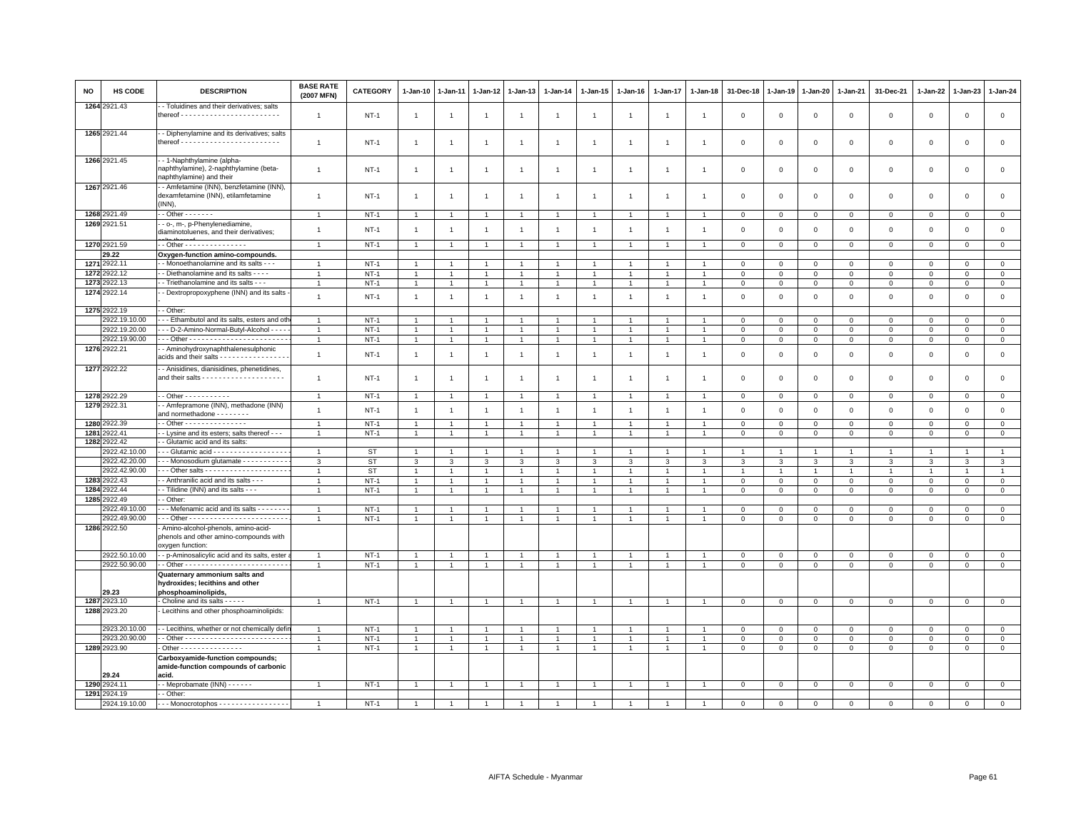| NO | HS CODE | DESCRIPTION | BASE RATE (2007 MFN) | CATEGORY | 1-Jan-10 | 1-Jan-11 | 1-Jan-12 | 1-Jan-13 | 1-Jan-14 | 1-Jan-15 | 1-Jan-16 | 1-Jan-17 | 1-Jan-18 | 31-Dec-18 | 1-Jan-19 | 1-Jan-20 | 1-Jan-21 | 31-Dec-21 | 1-Jan-22 | 1-Jan-23 | 1-Jan-24 |
|---|---|---|---|---|---|---|---|---|---|---|---|---|---|---|---|---|---|---|---|---|---|
| 1264 | 2921.43 | - - Toluidines and their derivatives; salts thereof - - - - - - - - - - - - - - - - - - - - - - - - | 1 | NT-1 | 1 | 1 | 1 | 1 | 1 | 1 | 1 | 1 | 1 | 0 | 0 | 0 | 0 | 0 | 0 | 0 | 0 |
| 1265 | 2921.44 | - - Diphenylamine and its derivatives; salts thereof - - - - - - - - - - - - - - - - - - - - - - - - | 1 | NT-1 | 1 | 1 | 1 | 1 | 1 | 1 | 1 | 1 | 1 | 0 | 0 | 0 | 0 | 0 | 0 | 0 | 0 |
| 1266 | 2921.45 | - - 1-Naphthylamine (alpha-naphthylamine), 2-naphthylamine (beta-naphthylamine) and their | 1 | NT-1 | 1 | 1 | 1 | 1 | 1 | 1 | 1 | 1 | 1 | 0 | 0 | 0 | 0 | 0 | 0 | 0 | 0 |
| 1267 | 2921.46 | - - Amfetamine (INN), benzfetamine (INN), dexamfetamine (INN), etilamfetamine (INN), | 1 | NT-1 | 1 | 1 | 1 | 1 | 1 | 1 | 1 | 1 | 1 | 0 | 0 | 0 | 0 | 0 | 0 | 0 | 0 |
| 1268 | 2921.49 | - - Other - - - - - - - | 1 | NT-1 | 1 | 1 | 1 | 1 | 1 | 1 | 1 | 1 | 1 | 0 | 0 | 0 | 0 | 0 | 0 | 0 | 0 |
| 1269 | 2921.51 | - - o-, m-, p-Phenylenediamine, diaminotoluenes, and their derivatives; | 1 | NT-1 | 1 | 1 | 1 | 1 | 1 | 1 | 1 | 1 | 1 | 0 | 0 | 0 | 0 | 0 | 0 | 0 | 0 |
| 1270 | 2921.59 | - - Other - - - - - - - - - - - - - - - | 1 | NT-1 | 1 | 1 | 1 | 1 | 1 | 1 | 1 | 1 | 1 | 0 | 0 | 0 | 0 | 0 | 0 | 0 | 0 |
| | **29.22** | **Oxygen-function amino-compounds.** | | | | | | | | | | | | | | | | | | | |
| 1271 | 2922.11 | - - Monoethanolamine and its salts - - - | 1 | NT-1 | 1 | 1 | 1 | 1 | 1 | 1 | 1 | 1 | 1 | 0 | 0 | 0 | 0 | 0 | 0 | 0 | 0 |
| 1272 | 2922.12 | - - Diethanolamine and its salts - - - - | 1 | NT-1 | 1 | 1 | 1 | 1 | 1 | 1 | 1 | 1 | 1 | 0 | 0 | 0 | 0 | 0 | 0 | 0 | 0 |
| 1273 | 2922.13 | - - Triethanolamine and its salts - - - | 1 | NT-1 | 1 | 1 | 1 | 1 | 1 | 1 | 1 | 1 | 1 | 0 | 0 | 0 | 0 | 0 | 0 | 0 | 0 |
| 1274 | 2922.14 | - - Dextropropoxyphene (INN) and its salts - | 1 | NT-1 | 1 | 1 | 1 | 1 | 1 | 1 | 1 | 1 | 1 | 0 | 0 | 0 | 0 | 0 | 0 | 0 | 0 |
| 1275 | 2922.19 | - - Other: | | | | | | | | | | | | | | | | | | | |
| | 2922.19.10.00 | - - - Ethambutol and its salts, esters and oth | 1 | NT-1 | 1 | 1 | 1 | 1 | 1 | 1 | 1 | 1 | 1 | 0 | 0 | 0 | 0 | 0 | 0 | 0 | 0 |
| | 2922.19.20.00 | - - - D-2-Amino-Normal-Butyl-Alcohol - - - - | 1 | NT-1 | 1 | 1 | 1 | 1 | 1 | 1 | 1 | 1 | 1 | 0 | 0 | 0 | 0 | 0 | 0 | 0 | 0 |
| | 2922.19.90.00 | - - - Other - - - - - - - - - - - - - - - - - - - - - - - | 1 | NT-1 | 1 | 1 | 1 | 1 | 1 | 1 | 1 | 1 | 1 | 0 | 0 | 0 | 0 | 0 | 0 | 0 | 0 |
| 1276 | 2922.21 | - - Aminohydroxynaphthalenesulphonic acids and their salts - - - - - - - - - - - - - - - - - | 1 | NT-1 | 1 | 1 | 1 | 1 | 1 | 1 | 1 | 1 | 1 | 0 | 0 | 0 | 0 | 0 | 0 | 0 | 0 |
| 1277 | 2922.22 | - - Anisidines, dianisidines, phenetidines, and their salts - - - - - - - - - - - - - - - - - - - - | 1 | NT-1 | 1 | 1 | 1 | 1 | 1 | 1 | 1 | 1 | 1 | 0 | 0 | 0 | 0 | 0 | 0 | 0 | 0 |
| 1278 | 2922.29 | - - Other - - - - - - - - - - - | 1 | NT-1 | 1 | 1 | 1 | 1 | 1 | 1 | 1 | 1 | 1 | 0 | 0 | 0 | 0 | 0 | 0 | 0 | 0 |
| 1279 | 2922.31 | - - Amfepramone (INN), methadone (INN) and normethadone - - - - - - - - | 1 | NT-1 | 1 | 1 | 1 | 1 | 1 | 1 | 1 | 1 | 1 | 0 | 0 | 0 | 0 | 0 | 0 | 0 | 0 |
| 1280 | 2922.39 | - - Other - - - - - - - - - - - - - - - | 1 | NT-1 | 1 | 1 | 1 | 1 | 1 | 1 | 1 | 1 | 1 | 0 | 0 | 0 | 0 | 0 | 0 | 0 | 0 |
| 1281 | 2922.41 | - - Lysine and its esters; salts thereof - - - | 1 | NT-1 | 1 | 1 | 1 | 1 | 1 | 1 | 1 | 1 | 1 | 0 | 0 | 0 | 0 | 0 | 0 | 0 | 0 |
| 1282 | 2922.42 | - - Glutamic acid and its salts: | | | | | | | | | | | | | | | | | | | |
| | 2922.42.10.00 | - - - Glutamic acid - - - - - - - - - - - - - - - - - - - | 1 | ST | 1 | 1 | 1 | 1 | 1 | 1 | 1 | 1 | 1 | 1 | 1 | 1 | 1 | 1 | 1 | 1 | 1 |
| | 2922.42.20.00 | - - - Monosodium glutamate - - - - - - - - - - - | 3 | ST | 3 | 3 | 3 | 3 | 3 | 3 | 3 | 3 | 3 | 3 | 3 | 3 | 3 | 3 | 3 | 3 | 3 |
| | 2922.42.90.00 | - - - Other salts - - - - - - - - - - - - - - - - - - - - - | 1 | ST | 1 | 1 | 1 | 1 | 1 | 1 | 1 | 1 | 1 | 1 | 1 | 1 | 1 | 1 | 1 | 1 | 1 |
| 1283 | 2922.43 | - - Anthranilic acid and its salts - - - | 1 | NT-1 | 1 | 1 | 1 | 1 | 1 | 1 | 1 | 1 | 1 | 0 | 0 | 0 | 0 | 0 | 0 | 0 | 0 |
| 1284 | 2922.44 | - - Tilidine (INN) and its salts - - - | 1 | NT-1 | 1 | 1 | 1 | 1 | 1 | 1 | 1 | 1 | 1 | 0 | 0 | 0 | 0 | 0 | 0 | 0 | 0 |
| 1285 | 2922.49 | - - Other: | | | | | | | | | | | | | | | | | | | |
| | 2922.49.10.00 | - - - Mefenamic acid and its salts - - - - - - - - | 1 | NT-1 | 1 | 1 | 1 | 1 | 1 | 1 | 1 | 1 | 1 | 0 | 0 | 0 | 0 | 0 | 0 | 0 | 0 |
| | 2922.49.90.00 | - - - Other - - - - - - - - - - - - - - - - - - - - - - - - | 1 | NT-1 | 1 | 1 | 1 | 1 | 1 | 1 | 1 | 1 | 1 | 0 | 0 | 0 | 0 | 0 | 0 | 0 | 0 |
| 1286 | 2922.50 | - Amino-alcohol-phenols, amino-acid-phenols and other amino-compounds with oxygen function: | | | | | | | | | | | | | | | | | | | |
| | 2922.50.10.00 | - - p-Aminosalicylic acid and its salts, ester a | 1 | NT-1 | 1 | 1 | 1 | 1 | 1 | 1 | 1 | 1 | 1 | 0 | 0 | 0 | 0 | 0 | 0 | 0 | 0 |
| | 2922.50.90.00 | - - Other - - - - - - - - - - - - - - - - - - - - - - - - - | 1 | NT-1 | 1 | 1 | 1 | 1 | 1 | 1 | 1 | 1 | 1 | 0 | 0 | 0 | 0 | 0 | 0 | 0 | 0 |
| | **29.23** | **Quaternary ammonium salts and hydroxides; lecithins and other phosphoaminolipids,** | | | | | | | | | | | | | | | | | | | |
| 1287 | 2923.10 | - Choline and its salts - - - - - | 1 | NT-1 | 1 | 1 | 1 | 1 | 1 | 1 | 1 | 1 | 1 | 0 | 0 | 0 | 0 | 0 | 0 | 0 | 0 |
| 1288 | 2923.20 | - Lecithins and other phosphoaminolipids: | | | | | | | | | | | | | | | | | | | |
| | 2923.20.10.00 | - - Lecithins, whether or not chemically defin | 1 | NT-1 | 1 | 1 | 1 | 1 | 1 | 1 | 1 | 1 | 1 | 0 | 0 | 0 | 0 | 0 | 0 | 0 | 0 |
| | 2923.20.90.00 | - - Other - - - - - - - - - - - - - - - - - - - - - - - - - | 1 | NT-1 | 1 | 1 | 1 | 1 | 1 | 1 | 1 | 1 | 1 | 0 | 0 | 0 | 0 | 0 | 0 | 0 | 0 |
| 1289 | 2923.90 | - Other - - - - - - - - - - - - - - - | 1 | NT-1 | 1 | 1 | 1 | 1 | 1 | 1 | 1 | 1 | 1 | 0 | 0 | 0 | 0 | 0 | 0 | 0 | 0 |
| | **29.24** | **Carboxyamide-function compounds; amide-function compounds of carbonic acid.** | | | | | | | | | | | | | | | | | | | |
| 1290 | 2924.11 | - - Meprobamate (INN) - - - - - - | 1 | NT-1 | 1 | 1 | 1 | 1 | 1 | 1 | 1 | 1 | 1 | 0 | 0 | 0 | 0 | 0 | 0 | 0 | 0 |
| 1291 | 2924.19 | - - Other: | | | | | | | | | | | | | | | | | | | |
| | 2924.19.10.00 | - - - Monocrotophos - - - - - - - - - - - - - - - - - | 1 | NT-1 | 1 | 1 | 1 | 1 | 1 | 1 | 1 | 1 | 1 | 0 | 0 | 0 | 0 | 0 | 0 | 0 | 0 |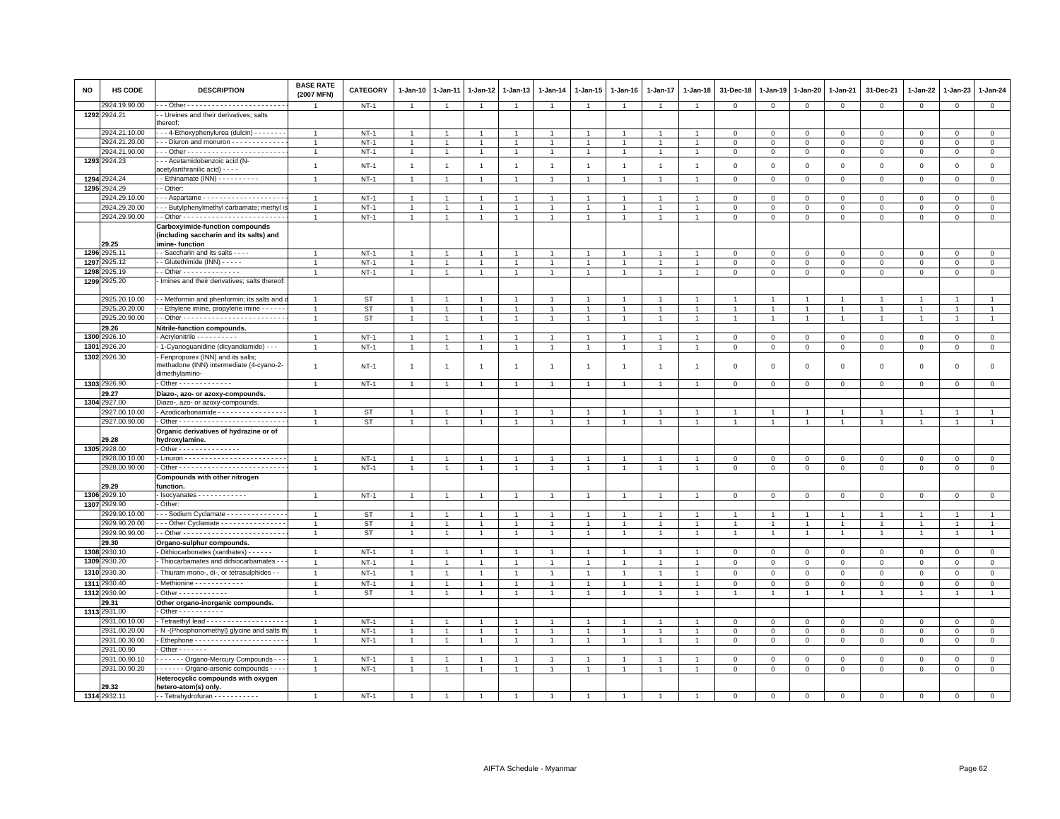| NO | HS CODE | DESCRIPTION | BASE RATE (2007 MFN) | CATEGORY | 1-Jan-10 | 1-Jan-11 | 1-Jan-12 | 1-Jan-13 | 1-Jan-14 | 1-Jan-15 | 1-Jan-16 | 1-Jan-17 | 1-Jan-18 | 31-Dec-18 | 1-Jan-19 | 1-Jan-20 | 1-Jan-21 | 31-Dec-21 | 1-Jan-22 | 1-Jan-23 | 1-Jan-24 |
|---|---|---|---|---|---|---|---|---|---|---|---|---|---|---|---|---|---|---|---|---|---|
| | 2924.19.90.00 | - - - Other - - - - - - - - - - - - - - - - - - - - - - - - | 1 | NT-1 | 1 | 1 | 1 | 1 | 1 | 1 | 1 | 1 | 1 | 0 | 0 | 0 | 0 | 0 | 0 | 0 | 0 |
| 1292 | 2924.21 | - - Ureines and their derivatives; salts thereof: | | | | | | | | | | | | | | | | | | | |
| | 2924.21.10.00 | - - - 4-Ethoxyphenylurea (dulcin) - - - - - - - - | 1 | NT-1 | 1 | 1 | 1 | 1 | 1 | 1 | 1 | 1 | 1 | 0 | 0 | 0 | 0 | 0 | 0 | 0 | 0 |
| | 2924.21.20.00 | - - - Diuron and monuron - - - - - - - - - - - - - | 1 | NT-1 | 1 | 1 | 1 | 1 | 1 | 1 | 1 | 1 | 1 | 0 | 0 | 0 | 0 | 0 | 0 | 0 | 0 |
| | 2924.21.90.00 | - - - Other - - - - - - - - - - - - - - - - - - - - - - - - | 1 | NT-1 | 1 | 1 | 1 | 1 | 1 | 1 | 1 | 1 | 1 | 0 | 0 | 0 | 0 | 0 | 0 | 0 | 0 |
| 1293 | 2924.23 | - - - Acetamidobenzoic acid (N-acetylanthranilic acid) - - - - | 1 | NT-1 | 1 | 1 | 1 | 1 | 1 | 1 | 1 | 1 | 1 | 0 | 0 | 0 | 0 | 0 | 0 | 0 | 0 |
| 1294 | 2924.24 | - - Ethinamate (INN) - - - - - - - - - - | 1 | NT-1 | 1 | 1 | 1 | 1 | 1 | 1 | 1 | 1 | 1 | 0 | 0 | 0 | 0 | 0 | 0 | 0 | 0 |
| 1295 | 2924.29 | - - Other: | | | | | | | | | | | | | | | | | | | |
| | 2924.29.10.00 | - - - Aspartame - - - - - - - - - - - - - - - - - - - - | 1 | NT-1 | 1 | 1 | 1 | 1 | 1 | 1 | 1 | 1 | 1 | 0 | 0 | 0 | 0 | 0 | 0 | 0 | 0 |
| | 2924.29.20.00 | - - - Butylphenylmethyl carbamate; methyl is | 1 | NT-1 | 1 | 1 | 1 | 1 | 1 | 1 | 1 | 1 | 1 | 0 | 0 | 0 | 0 | 0 | 0 | 0 | 0 |
| | 2924.29.90.00 | - - Other - - - - - - - - - - - - - - - - - - - - - - - - - | 1 | NT-1 | 1 | 1 | 1 | 1 | 1 | 1 | 1 | 1 | 1 | 0 | 0 | 0 | 0 | 0 | 0 | 0 | 0 |
| | 29.25 | **Carboxyimide-function compounds (including saccharin and its salts) and imine- function** | | | | | | | | | | | | | | | | | | | |
| 1296 | 2925.11 | - - Saccharin and its salts - - - - | 1 | NT-1 | 1 | 1 | 1 | 1 | 1 | 1 | 1 | 1 | 1 | 0 | 0 | 0 | 0 | 0 | 0 | 0 | 0 |
| 1297 | 2925.12 | - - Glutethimide (INN) - - - - - | 1 | NT-1 | 1 | 1 | 1 | 1 | 1 | 1 | 1 | 1 | 1 | 0 | 0 | 0 | 0 | 0 | 0 | 0 | 0 |
| 1298 | 2925.19 | - - Other - - - - - - - - - - - - - - | 1 | NT-1 | 1 | 1 | 1 | 1 | 1 | 1 | 1 | 1 | 1 | 0 | 0 | 0 | 0 | 0 | 0 | 0 | 0 |
| 1299 | 2925.20 | - Imines and their derivatives; salts thereof: | | | | | | | | | | | | | | | | | | | |
| | 2925.20.10.00 | - - Metformin and phenformin; its salts and d | 1 | ST | 1 | 1 | 1 | 1 | 1 | 1 | 1 | 1 | 1 | 1 | 1 | 1 | 1 | 1 | 1 | 1 | 1 |
| | 2925.20.20.00 | - - Ethylene imine, propylene imine - - - - - - | 1 | ST | 1 | 1 | 1 | 1 | 1 | 1 | 1 | 1 | 1 | 1 | 1 | 1 | 1 | 1 | 1 | 1 | 1 |
| | 2925.20.90.00 | - - Other - - - - - - - - - - - - - - - - - - - - - - - - - | 1 | ST | 1 | 1 | 1 | 1 | 1 | 1 | 1 | 1 | 1 | 1 | 1 | 1 | 1 | 1 | 1 | 1 | 1 |
| | 29.26 | **Nitrile-function compounds.** | | | | | | | | | | | | | | | | | | | |
| 1300 | 2926.10 | - Acrylonitrile - - - - - - - - - - | 1 | NT-1 | 1 | 1 | 1 | 1 | 1 | 1 | 1 | 1 | 1 | 0 | 0 | 0 | 0 | 0 | 0 | 0 | 0 |
| 1301 | 2926.20 | - 1-Cyanoguanidine (dicyandiamide) - - - | 1 | NT-1 | 1 | 1 | 1 | 1 | 1 | 1 | 1 | 1 | 1 | 0 | 0 | 0 | 0 | 0 | 0 | 0 | 0 |
| 1302 | 2926.30 | - Fenproporex (INN) and its salts; methadone (INN) intermediate (4-cyano-2-dimethylamino- | 1 | NT-1 | 1 | 1 | 1 | 1 | 1 | 1 | 1 | 1 | 1 | 0 | 0 | 0 | 0 | 0 | 0 | 0 | 0 |
| 1303 | 2926.90 | - Other - - - - - - - - - - - - - | 1 | NT-1 | 1 | 1 | 1 | 1 | 1 | 1 | 1 | 1 | 1 | 0 | 0 | 0 | 0 | 0 | 0 | 0 | 0 |
| | 29.27 | **Diazo-, azo- or azoxy-compounds.** | | | | | | | | | | | | | | | | | | | |
| 1304 | 2927.00 | Diazo-, azo- or azoxy-compounds. | | | | | | | | | | | | | | | | | | | |
| | 2927.00.10.00 | - Azodicarbonamide - - - - - - - - - - - - - - - - - | 1 | ST | 1 | 1 | 1 | 1 | 1 | 1 | 1 | 1 | 1 | 1 | 1 | 1 | 1 | 1 | 1 | 1 | 1 |
| | 2927.00.90.00 | - Other - - - - - - - - - - - - - - - - - - - - - - - - - - | 1 | ST | 1 | 1 | 1 | 1 | 1 | 1 | 1 | 1 | 1 | 1 | 1 | 1 | 1 | 1 | 1 | 1 | 1 |
| | 29.28 | **Organic derivatives of hydrazine or of hydroxylamine.** | | | | | | | | | | | | | | | | | | | |
| 1305 | 2928.00 | - Other - - - - - - - - - - - - - - - | | | | | | | | | | | | | | | | | | | |
| | 2928.00.10.00 | - Linuron - - - - - - - - - - - - - - - - - - - - - - - - - | 1 | NT-1 | 1 | 1 | 1 | 1 | 1 | 1 | 1 | 1 | 1 | 0 | 0 | 0 | 0 | 0 | 0 | 0 | 0 |
| | 2928.00.90.00 | - Other - - - - - - - - - - - - - - - - - - - - - - - - - - | 1 | NT-1 | 1 | 1 | 1 | 1 | 1 | 1 | 1 | 1 | 1 | 0 | 0 | 0 | 0 | 0 | 0 | 0 | 0 |
| | 29.29 | **Compounds with other nitrogen function.** | | | | | | | | | | | | | | | | | | | |
| 1306 | 2929.10 | - Isocyanates - - - - - - - - - - - - | 1 | NT-1 | 1 | 1 | 1 | 1 | 1 | 1 | 1 | 1 | 1 | 0 | 0 | 0 | 0 | 0 | 0 | 0 | 0 |
| 1307 | 2929.90 | - Other: | | | | | | | | | | | | | | | | | | | |
| | 2929.90.10.00 | - - - Sodium Cyclamate - - - - - - - - - - - - - - | 1 | ST | 1 | 1 | 1 | 1 | 1 | 1 | 1 | 1 | 1 | 1 | 1 | 1 | 1 | 1 | 1 | 1 | 1 |
| | 2929.90.20.00 | - - - Other Cyclamate - - - - - - - - - - - - - - - - | 1 | ST | 1 | 1 | 1 | 1 | 1 | 1 | 1 | 1 | 1 | 1 | 1 | 1 | 1 | 1 | 1 | 1 | 1 |
| | 2929.90.90.00 | - - Other - - - - - - - - - - - - - - - - - - - - - - - - - | 1 | ST | 1 | 1 | 1 | 1 | 1 | 1 | 1 | 1 | 1 | 1 | 1 | 1 | 1 | 1 | 1 | 1 | 1 |
| | 29.30 | **Organo-sulphur compounds.** | | | | | | | | | | | | | | | | | | | |
| 1308 | 2930.10 | - Dithiocarbonates (xanthates) - - - - - - | 1 | NT-1 | 1 | 1 | 1 | 1 | 1 | 1 | 1 | 1 | 1 | 0 | 0 | 0 | 0 | 0 | 0 | 0 | 0 |
| 1309 | 2930.20 | - Thiocarbamates and dithiocarbamates - - | 1 | NT-1 | 1 | 1 | 1 | 1 | 1 | 1 | 1 | 1 | 1 | 0 | 0 | 0 | 0 | 0 | 0 | 0 | 0 |
| 1310 | 2930.30 | - Thiuram mono-, di-, or tetrasulphides - - | 1 | NT-1 | 1 | 1 | 1 | 1 | 1 | 1 | 1 | 1 | 1 | 0 | 0 | 0 | 0 | 0 | 0 | 0 | 0 |
| 1311 | 2930.40 | - Methionine - - - - - - - - - - - - | 1 | NT-1 | 1 | 1 | 1 | 1 | 1 | 1 | 1 | 1 | 1 | 0 | 0 | 0 | 0 | 0 | 0 | 0 | 0 |
| 1312 | 2930.90 | - Other - - - - - - - - - - - - | 1 | ST | 1 | 1 | 1 | 1 | 1 | 1 | 1 | 1 | 1 | 1 | 1 | 1 | 1 | 1 | 1 | 1 | 1 |
| | 29.31 | **Other organo-inorganic compounds.** | | | | | | | | | | | | | | | | | | | |
| 1313 | 2931.00 | - Other - - - - - - - - - - - | | | | | | | | | | | | | | | | | | | |
| | 2931.00.10.00 | - Tetraethyl lead - - - - - - - - - - - - - - - - - - - - | 1 | NT-1 | 1 | 1 | 1 | 1 | 1 | 1 | 1 | 1 | 1 | 0 | 0 | 0 | 0 | 0 | 0 | 0 | 0 |
| | 2931.00.20.00 | - N -(Phosphonomethyl) glycine and salts th | 1 | NT-1 | 1 | 1 | 1 | 1 | 1 | 1 | 1 | 1 | 1 | 0 | 0 | 0 | 0 | 0 | 0 | 0 | 0 |
| | 2931.00.30.00 | - Ethephone - - - - - - - - - - - - - - - - - - - - - - - | 1 | NT-1 | 1 | 1 | 1 | 1 | 1 | 1 | 1 | 1 | 1 | 0 | 0 | 0 | 0 | 0 | 0 | 0 | 0 |
| | 2931.00.90 | - Other - - - - - - - | | | | | | | | | | | | | | | | | | | |
| | 2931.00.90.10 | - - - - - - - Organo-Mercury Compounds - - - | 1 | NT-1 | 1 | 1 | 1 | 1 | 1 | 1 | 1 | 1 | 1 | 0 | 0 | 0 | 0 | 0 | 0 | 0 | 0 |
| | 2931.00.90.20 | - - - - - - - Organo-arsenic compounds - - - - | 1 | NT-1 | 1 | 1 | 1 | 1 | 1 | 1 | 1 | 1 | 1 | 0 | 0 | 0 | 0 | 0 | 0 | 0 | 0 |
| | 29.32 | **Heterocyclic compounds with oxygen hetero-atom(s) only.** | | | | | | | | | | | | | | | | | | | |
| 1314 | 2932.11 | - - Tetrahydrofuran - - - - - - - - - - - | 1 | NT-1 | 1 | 1 | 1 | 1 | 1 | 1 | 1 | 1 | 1 | 0 | 0 | 0 | 0 | 0 | 0 | 0 | 0 |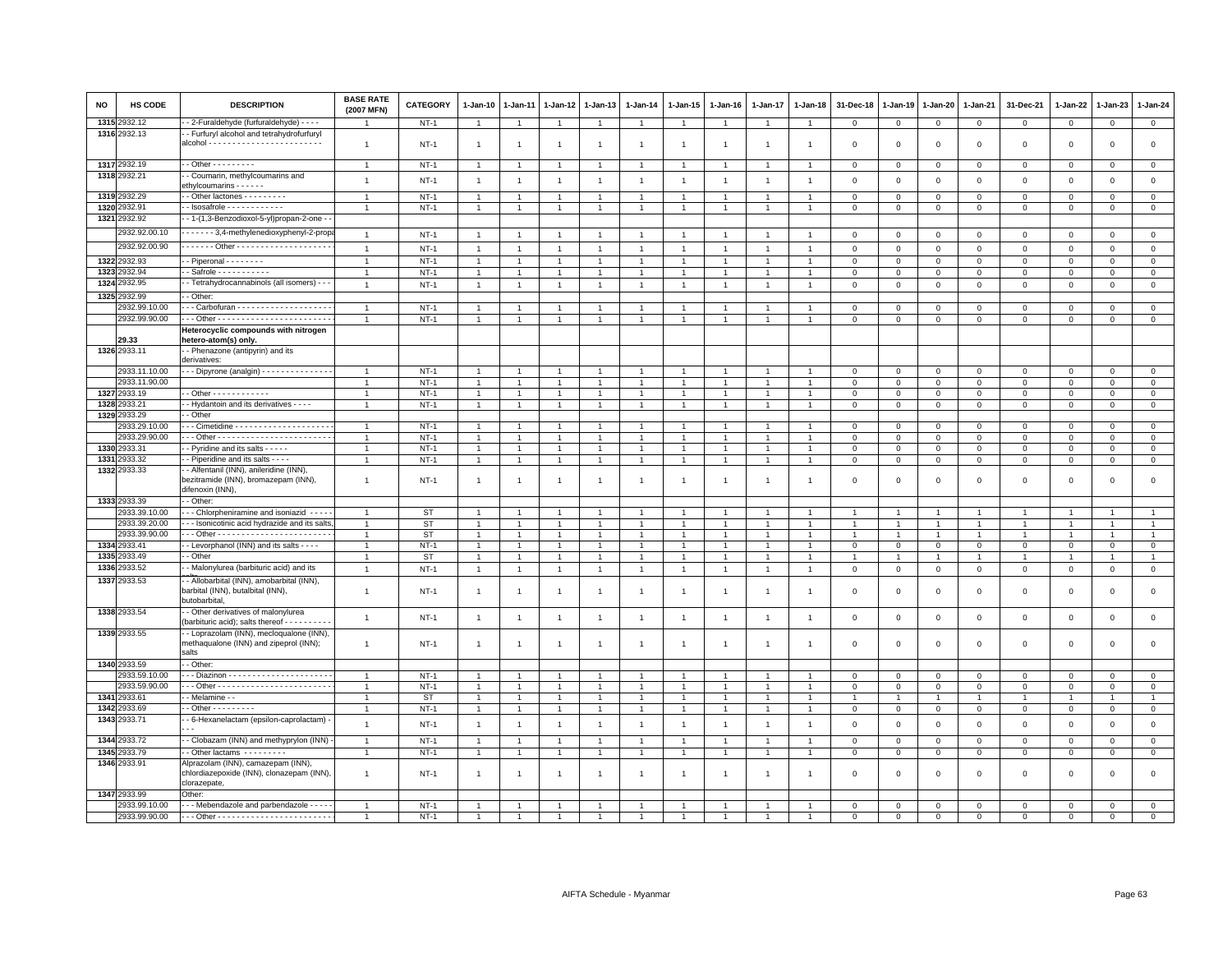| NO | HS CODE | DESCRIPTION | BASE RATE (2007 MFN) | CATEGORY | 1-Jan-10 | 1-Jan-11 | 1-Jan-12 | 1-Jan-13 | 1-Jan-14 | 1-Jan-15 | 1-Jan-16 | 1-Jan-17 | 1-Jan-18 | 31-Dec-18 | 1-Jan-19 | 1-Jan-20 | 1-Jan-21 | 31-Dec-21 | 1-Jan-22 | 1-Jan-23 | 1-Jan-24 |
|---|---|---|---|---|---|---|---|---|---|---|---|---|---|---|---|---|---|---|---|---|---|
| 1315 | 2932.12 | - - 2-Furaldehyde (furfuraldehyde) - - - - | 1 | NT-1 | 1 | 1 | 1 | 1 | 1 | 1 | 1 | 1 | 1 | 0 | 0 | 0 | 0 | 0 | 0 | 0 | 0 |
| 1316 | 2932.13 | - - Furfuryl alcohol and tetrahydrofurfuryl alcohol - - - - - - - - - - - - - - - - - - - - - - - - | 1 | NT-1 | 1 | 1 | 1 | 1 | 1 | 1 | 1 | 1 | 1 | 0 | 0 | 0 | 0 | 0 | 0 | 0 | 0 |
| 1317 | 2932.19 | - - Other - - - - - - - - - | 1 | NT-1 | 1 | 1 | 1 | 1 | 1 | 1 | 1 | 1 | 1 | 0 | 0 | 0 | 0 | 0 | 0 | 0 | 0 |
| 1318 | 2932.21 | - - Coumarin, methylcoumarins and ethylcoumarins - - - - - - | 1 | NT-1 | 1 | 1 | 1 | 1 | 1 | 1 | 1 | 1 | 1 | 0 | 0 | 0 | 0 | 0 | 0 | 0 | 0 |
| 1319 | 2932.29 | - - Other lactones - - - - - - - - - | 1 | NT-1 | 1 | 1 | 1 | 1 | 1 | 1 | 1 | 1 | 1 | 0 | 0 | 0 | 0 | 0 | 0 | 0 | 0 |
| 1320 | 2932.91 | - - Isosafrole - - - - - - - - - - - - | 1 | NT-1 | 1 | 1 | 1 | 1 | 1 | 1 | 1 | 1 | 1 | 0 | 0 | 0 | 0 | 0 | 0 | 0 | 0 |
| 1321 | 2932.92 | - - 1-(1,3-Benzodioxol-5-yl)propan-2-one - - | | | | | | | | | | | | | | | | | | | |
| | 2932.92.00.10 | - - - - - - - 3,4-methylenedioxyphenyl-2-propa | 1 | NT-1 | 1 | 1 | 1 | 1 | 1 | 1 | 1 | 1 | 1 | 0 | 0 | 0 | 0 | 0 | 0 | 0 | 0 |
| | 2932.92.00.90 | - - - - - - - Other - - - - - - - - - - - - - - - - - - - - | 1 | NT-1 | 1 | 1 | 1 | 1 | 1 | 1 | 1 | 1 | 1 | 0 | 0 | 0 | 0 | 0 | 0 | 0 | 0 |
| 1322 | 2932.93 | - - Piperonal - - - - - - - - | 1 | NT-1 | 1 | 1 | 1 | 1 | 1 | 1 | 1 | 1 | 1 | 0 | 0 | 0 | 0 | 0 | 0 | 0 | 0 |
| 1323 | 2932.94 | - - Safrole - - - - - - - - - - - | 1 | NT-1 | 1 | 1 | 1 | 1 | 1 | 1 | 1 | 1 | 1 | 0 | 0 | 0 | 0 | 0 | 0 | 0 | 0 |
| 1324 | 2932.95 | - - Tetrahydrocannabinols (all isomers) - - - | 1 | NT-1 | 1 | 1 | 1 | 1 | 1 | 1 | 1 | 1 | 1 | 0 | 0 | 0 | 0 | 0 | 0 | 0 | 0 |
| 1325 | 2932.99 | - - Other: | | | | | | | | | | | | | | | | | | | |
| | 2932.99.10.00 | - - - Carbofuran - - - - - - - - - - - - - - - - - - - - | 1 | NT-1 | 1 | 1 | 1 | 1 | 1 | 1 | 1 | 1 | 1 | 0 | 0 | 0 | 0 | 0 | 0 | 0 | 0 |
| | 2932.99.90.00 | - - - Other - - - - - - - - - - - - - - - - - - - - - - - - | 1 | NT-1 | 1 | 1 | 1 | 1 | 1 | 1 | 1 | 1 | 1 | 0 | 0 | 0 | 0 | 0 | 0 | 0 | 0 |
| | 29.33 | **Heterocyclic compounds with nitrogen hetero-atom(s) only.** | | | | | | | | | | | | | | | | | | | |
| 1326 | 2933.11 | - - Phenazone (antipyrin) and its derivatives: | | | | | | | | | | | | | | | | | | | |
| | 2933.11.10.00 | - - - Dipyrone (analgin) - - - - - - - - - - - - - - - | 1 | NT-1 | 1 | 1 | 1 | 1 | 1 | 1 | 1 | 1 | 1 | 0 | 0 | 0 | 0 | 0 | 0 | 0 | 0 |
| | 2933.11.90.00 | | 1 | NT-1 | 1 | 1 | 1 | 1 | 1 | 1 | 1 | 1 | 1 | 0 | 0 | 0 | 0 | 0 | 0 | 0 | 0 |
| 1327 | 2933.19 | - - Other - - - - - - - - - - - - | 1 | NT-1 | 1 | 1 | 1 | 1 | 1 | 1 | 1 | 1 | 1 | 0 | 0 | 0 | 0 | 0 | 0 | 0 | 0 |
| 1328 | 2933.21 | - - Hydantoin and its derivatives - - - - | 1 | NT-1 | 1 | 1 | 1 | 1 | 1 | 1 | 1 | 1 | 1 | 0 | 0 | 0 | 0 | 0 | 0 | 0 | 0 |
| 1329 | 2933.29 | - - Other | | | | | | | | | | | | | | | | | | | |
| | 2933.29.10.00 | - - - Cimetidine - - - - - - - - - - - - - - - - - - - - | 1 | NT-1 | 1 | 1 | 1 | 1 | 1 | 1 | 1 | 1 | 1 | 0 | 0 | 0 | 0 | 0 | 0 | 0 | 0 |
| | 2933.29.90.00 | - - - Other - - - - - - - - - - - - - - - - - - - - - - - - | 1 | NT-1 | 1 | 1 | 1 | 1 | 1 | 1 | 1 | 1 | 1 | 0 | 0 | 0 | 0 | 0 | 0 | 0 | 0 |
| 1330 | 2933.31 | - - Pyridine and its salts - - - - - | 1 | NT-1 | 1 | 1 | 1 | 1 | 1 | 1 | 1 | 1 | 1 | 0 | 0 | 0 | 0 | 0 | 0 | 0 | 0 |
| 1331 | 2933.32 | - - Piperidine and its salts - - - - | 1 | NT-1 | 1 | 1 | 1 | 1 | 1 | 1 | 1 | 1 | 1 | 0 | 0 | 0 | 0 | 0 | 0 | 0 | 0 |
| 1332 | 2933.33 | - - Alfentanil (INN), anileridine (INN), bezitramide (INN), bromazepam (INN), difenoxin (INN), | 1 | NT-1 | 1 | 1 | 1 | 1 | 1 | 1 | 1 | 1 | 1 | 0 | 0 | 0 | 0 | 0 | 0 | 0 | 0 |
| 1333 | 2933.39 | - - Other: | | | | | | | | | | | | | | | | | | | |
| | 2933.39.10.00 | - - - Chlorpheniramine and isoniazid - - - - - | 1 | ST | 1 | 1 | 1 | 1 | 1 | 1 | 1 | 1 | 1 | 1 | 1 | 1 | 1 | 1 | 1 | 1 | 1 |
| | 2933.39.20.00 | - - - Isonicotinic acid hydrazide and its salts, | 1 | ST | 1 | 1 | 1 | 1 | 1 | 1 | 1 | 1 | 1 | 1 | 1 | 1 | 1 | 1 | 1 | 1 | 1 |
| | 2933.39.90.00 | - - - Other - - - - - - - - - - - - - - - - - - - - - - - - | 1 | ST | 1 | 1 | 1 | 1 | 1 | 1 | 1 | 1 | 1 | 1 | 1 | 1 | 1 | 1 | 1 | 1 | 1 |
| 1334 | 2933.41 | - - Levorphanol (INN) and its salts - - - - | 1 | NT-1 | 1 | 1 | 1 | 1 | 1 | 1 | 1 | 1 | 1 | 0 | 0 | 0 | 0 | 0 | 0 | 0 | 0 |
| 1335 | 2933.49 | - - Other | 1 | ST | 1 | 1 | 1 | 1 | 1 | 1 | 1 | 1 | 1 | 1 | 1 | 1 | 1 | 1 | 1 | 1 | 1 |
| 1336 | 2933.52 | - - Malonylurea (barbituric acid) and its salts | 1 | NT-1 | 1 | 1 | 1 | 1 | 1 | 1 | 1 | 1 | 1 | 0 | 0 | 0 | 0 | 0 | 0 | 0 | 0 |
| 1337 | 2933.53 | - - Allobarbital (INN), amobarbital (INN), barbital (INN), butalbital (INN), butobarbital, | 1 | NT-1 | 1 | 1 | 1 | 1 | 1 | 1 | 1 | 1 | 1 | 0 | 0 | 0 | 0 | 0 | 0 | 0 | 0 |
| 1338 | 2933.54 | - - Other derivatives of malonylurea (barbituric acid); salts thereof - - - - - - - - - - | 1 | NT-1 | 1 | 1 | 1 | 1 | 1 | 1 | 1 | 1 | 1 | 0 | 0 | 0 | 0 | 0 | 0 | 0 | 0 |
| 1339 | 2933.55 | - - Loprazolam (INN), mecloqualone (INN), methaqualone (INN) and zipeprol (INN); salts | 1 | NT-1 | 1 | 1 | 1 | 1 | 1 | 1 | 1 | 1 | 1 | 0 | 0 | 0 | 0 | 0 | 0 | 0 | 0 |
| 1340 | 2933.59 | - - Other: | | | | | | | | | | | | | | | | | | | |
| | 2933.59.10.00 | - - - Diazinon - - - - - - - - - - - - - - - - - - - - - - | 1 | NT-1 | 1 | 1 | 1 | 1 | 1 | 1 | 1 | 1 | 1 | 0 | 0 | 0 | 0 | 0 | 0 | 0 | 0 |
| | 2933.59.90.00 | - - - Other - - - - - - - - - - - - - - - - - - - - - - - - | 1 | NT-1 | 1 | 1 | 1 | 1 | 1 | 1 | 1 | 1 | 1 | 0 | 0 | 0 | 0 | 0 | 0 | 0 | 0 |
| 1341 | 2933.61 | - - Melamine - - | 1 | ST | 1 | 1 | 1 | 1 | 1 | 1 | 1 | 1 | 1 | 1 | 1 | 1 | 1 | 1 | 1 | 1 | 1 |
| 1342 | 2933.69 | - - Other - - - - - - - - - | 1 | NT-1 | 1 | 1 | 1 | 1 | 1 | 1 | 1 | 1 | 1 | 0 | 0 | 0 | 0 | 0 | 0 | 0 | 0 |
| 1343 | 2933.71 | - - 6-Hexanelactam (epsilon-caprolactam) - - - - | 1 | NT-1 | 1 | 1 | 1 | 1 | 1 | 1 | 1 | 1 | 1 | 0 | 0 | 0 | 0 | 0 | 0 | 0 | 0 |
| 1344 | 2933.72 | - - Clobazam (INN) and methyprylon (INN) - | 1 | NT-1 | 1 | 1 | 1 | 1 | 1 | 1 | 1 | 1 | 1 | 0 | 0 | 0 | 0 | 0 | 0 | 0 | 0 |
| 1345 | 2933.79 | - - Other lactams - - - - - - - - - | 1 | NT-1 | 1 | 1 | 1 | 1 | 1 | 1 | 1 | 1 | 1 | 0 | 0 | 0 | 0 | 0 | 0 | 0 | 0 |
| 1346 | 2933.91 | Alprazolam (INN), camazepam (INN), chlordiazepoxide (INN), clonazepam (INN), clorazepate, | 1 | NT-1 | 1 | 1 | 1 | 1 | 1 | 1 | 1 | 1 | 1 | 0 | 0 | 0 | 0 | 0 | 0 | 0 | 0 |
| 1347 | 2933.99 | Other: | | | | | | | | | | | | | | | | | | | |
| | 2933.99.10.00 | - - - Mebendazole and parbendazole - - - - - | 1 | NT-1 | 1 | 1 | 1 | 1 | 1 | 1 | 1 | 1 | 1 | 0 | 0 | 0 | 0 | 0 | 0 | 0 | 0 |
| | 2933.99.90.00 | - - - Other - - - - - - - - - - - - - - - - - - - - - - - - | 1 | NT-1 | 1 | 1 | 1 | 1 | 1 | 1 | 1 | 1 | 1 | 0 | 0 | 0 | 0 | 0 | 0 | 0 | 0 |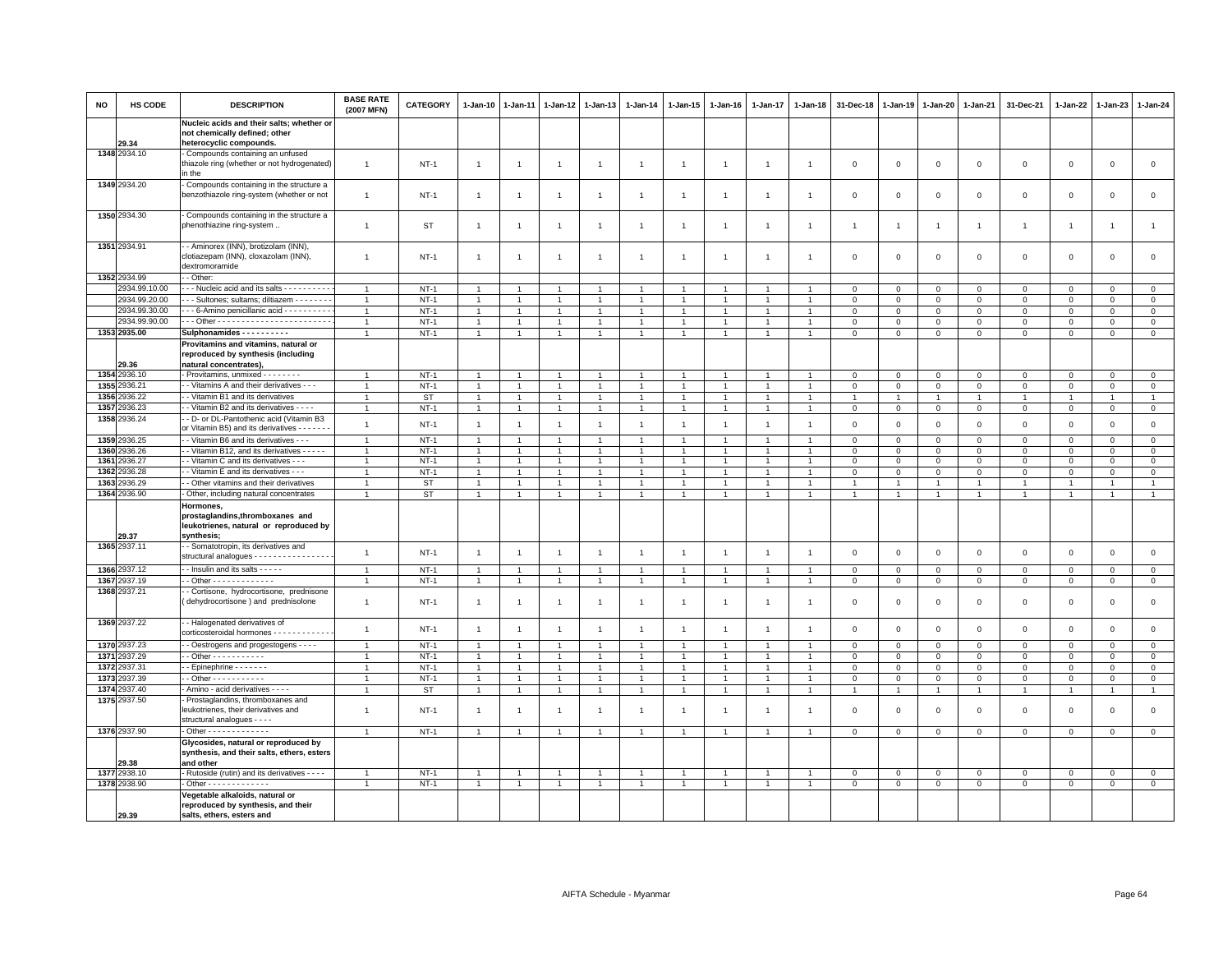| NO | HS CODE | DESCRIPTION | BASE RATE (2007 MFN) | CATEGORY | 1-Jan-10 | 1-Jan-11 | 1-Jan-12 | 1-Jan-13 | 1-Jan-14 | 1-Jan-15 | 1-Jan-16 | 1-Jan-17 | 1-Jan-18 | 31-Dec-18 | 1-Jan-19 | 1-Jan-20 | 1-Jan-21 | 31-Dec-21 | 1-Jan-22 | 1-Jan-23 | 1-Jan-24 |
|---|---|---|---|---|---|---|---|---|---|---|---|---|---|---|---|---|---|---|---|---|---|
| | 29.34 | **Nucleic acids and their salts; whether or not chemically defined; other heterocyclic compounds.** | | | | | | | | | | | | | | | | | | | |
| 1348 | 2934.10 | - Compounds containing an unfused thiazole ring (whether or not hydrogenated) in the | 1 | NT-1 | 1 | 1 | 1 | 1 | 1 | 1 | 1 | 1 | 1 | 0 | 0 | 0 | 0 | 0 | 0 | 0 | 0 |
| 1349 | 2934.20 | - Compounds containing in the structure a benzothiazole ring-system (whether or not | 1 | NT-1 | 1 | 1 | 1 | 1 | 1 | 1 | 1 | 1 | 1 | 0 | 0 | 0 | 0 | 0 | 0 | 0 | 0 |
| 1350 | 2934.30 | - Compounds containing in the structure a phenothiazine ring-system .. | 1 | ST | 1 | 1 | 1 | 1 | 1 | 1 | 1 | 1 | 1 | 1 | 1 | 1 | 1 | 1 | 1 | 1 | 1 |
| 1351 | 2934.91 | - - Aminorex (INN), brotizolam (INN), clotiazepam (INN), cloxazolam (INN), dextromoramide | 1 | NT-1 | 1 | 1 | 1 | 1 | 1 | 1 | 1 | 1 | 1 | 0 | 0 | 0 | 0 | 0 | 0 | 0 | 0 |
| 1352 | 2934.99 | - - Other: | | | | | | | | | | | | | | | | | | | |
| | 2934.99.10.00 | - - - Nucleic acid and its salts - - - - - - - - - - | 1 | NT-1 | 1 | 1 | 1 | 1 | 1 | 1 | 1 | 1 | 1 | 0 | 0 | 0 | 0 | 0 | 0 | 0 | 0 |
| | 2934.99.20.00 | - - - Sultones; sultams; diltiazem - - - - - - - - | 1 | NT-1 | 1 | 1 | 1 | 1 | 1 | 1 | 1 | 1 | 1 | 0 | 0 | 0 | 0 | 0 | 0 | 0 | 0 |
| | 2934.99.30.00 | - - - 6-Amino penicillanic acid - - - - - - - - - - | 1 | NT-1 | 1 | 1 | 1 | 1 | 1 | 1 | 1 | 1 | 1 | 0 | 0 | 0 | 0 | 0 | 0 | 0 | 0 |
| | 2934.99.90.00 | - - - Other - - - - - - - - - - - - - - - - - - - - - - - | 1 | NT-1 | 1 | 1 | 1 | 1 | 1 | 1 | 1 | 1 | 1 | 0 | 0 | 0 | 0 | 0 | 0 | 0 | 0 |
| 1353 | **2935.00** | **Sulphonamides - - - - - - - - - -** | 1 | NT-1 | 1 | 1 | 1 | 1 | 1 | 1 | 1 | 1 | 1 | 0 | 0 | 0 | 0 | 0 | 0 | 0 | 0 |
| | 29.36 | **Provitamins and vitamins, natural or reproduced by synthesis (including natural concentrates),** | | | | | | | | | | | | | | | | | | | |
| 1354 | 2936.10 | - Provitamins, unmixed - - - - - - - - | 1 | NT-1 | 1 | 1 | 1 | 1 | 1 | 1 | 1 | 1 | 1 | 0 | 0 | 0 | 0 | 0 | 0 | 0 | 0 |
| 1355 | 2936.21 | - - Vitamins A and their derivatives - - - | 1 | NT-1 | 1 | 1 | 1 | 1 | 1 | 1 | 1 | 1 | 1 | 0 | 0 | 0 | 0 | 0 | 0 | 0 | 0 |
| 1356 | 2936.22 | - - Vitamin B1 and its derivatives | 1 | ST | 1 | 1 | 1 | 1 | 1 | 1 | 1 | 1 | 1 | 1 | 1 | 1 | 1 | 1 | 1 | 1 | 1 |
| 1357 | 2936.23 | - - Vitamin B2 and its derivatives - - - - | 1 | NT-1 | 1 | 1 | 1 | 1 | 1 | 1 | 1 | 1 | 1 | 0 | 0 | 0 | 0 | 0 | 0 | 0 | 0 |
| 1358 | 2936.24 | - - D- or DL-Pantothenic acid (Vitamin B3 or Vitamin B5) and its derivatives - - - - - - - | 1 | NT-1 | 1 | 1 | 1 | 1 | 1 | 1 | 1 | 1 | 1 | 0 | 0 | 0 | 0 | 0 | 0 | 0 | 0 |
| 1359 | 2936.25 | - - Vitamin B6 and its derivatives - - - | 1 | NT-1 | 1 | 1 | 1 | 1 | 1 | 1 | 1 | 1 | 1 | 0 | 0 | 0 | 0 | 0 | 0 | 0 | 0 |
| 1360 | 2936.26 | - - Vitamin B12, and its derivatives - - - - - | 1 | NT-1 | 1 | 1 | 1 | 1 | 1 | 1 | 1 | 1 | 1 | 0 | 0 | 0 | 0 | 0 | 0 | 0 | 0 |
| 1361 | 2936.27 | - - Vitamin C and its derivatives - - - | 1 | NT-1 | 1 | 1 | 1 | 1 | 1 | 1 | 1 | 1 | 1 | 0 | 0 | 0 | 0 | 0 | 0 | 0 | 0 |
| 1362 | 2936.28 | - - Vitamin E and its derivatives - - - | 1 | NT-1 | 1 | 1 | 1 | 1 | 1 | 1 | 1 | 1 | 1 | 0 | 0 | 0 | 0 | 0 | 0 | 0 | 0 |
| 1363 | 2936.29 | - - Other vitamins and their derivatives | 1 | ST | 1 | 1 | 1 | 1 | 1 | 1 | 1 | 1 | 1 | 1 | 1 | 1 | 1 | 1 | 1 | 1 | 1 |
| 1364 | 2936.90 | - Other, including natural concentrates | 1 | ST | 1 | 1 | 1 | 1 | 1 | 1 | 1 | 1 | 1 | 1 | 1 | 1 | 1 | 1 | 1 | 1 | 1 |
| | 29.37 | **Hormones, prostaglandins,thromboxanes and leukotrienes, natural or reproduced by synthesis;** | | | | | | | | | | | | | | | | | | | |
| 1365 | 2937.11 | - - Somatotropin, its derivatives and structural analogues - - - - - - - - - - - - - - - - - | 1 | NT-1 | 1 | 1 | 1 | 1 | 1 | 1 | 1 | 1 | 1 | 0 | 0 | 0 | 0 | 0 | 0 | 0 | 0 |
| 1366 | 2937.12 | - - Insulin and its salts - - - - - | 1 | NT-1 | 1 | 1 | 1 | 1 | 1 | 1 | 1 | 1 | 1 | 0 | 0 | 0 | 0 | 0 | 0 | 0 | 0 |
| 1367 | 2937.19 | - - Other - - - - - - - - - - - - - | 1 | NT-1 | 1 | 1 | 1 | 1 | 1 | 1 | 1 | 1 | 1 | 0 | 0 | 0 | 0 | 0 | 0 | 0 | 0 |
| 1368 | 2937.21 | - - Cortisone, hydrocortisone, prednisone ( dehydrocortisone ) and prednisolone | 1 | NT-1 | 1 | 1 | 1 | 1 | 1 | 1 | 1 | 1 | 1 | 0 | 0 | 0 | 0 | 0 | 0 | 0 | 0 |
| 1369 | 2937.22 | - - Halogenated derivatives of corticosteroidal hormones - - - - - - - - - - - - - | 1 | NT-1 | 1 | 1 | 1 | 1 | 1 | 1 | 1 | 1 | 1 | 0 | 0 | 0 | 0 | 0 | 0 | 0 | 0 |
| 1370 | 2937.23 | - - Oestrogens and progestogens - - - - | 1 | NT-1 | 1 | 1 | 1 | 1 | 1 | 1 | 1 | 1 | 1 | 0 | 0 | 0 | 0 | 0 | 0 | 0 | 0 |
| 1371 | 2937.29 | - - Other - - - - - - - - - - - | 1 | NT-1 | 1 | 1 | 1 | 1 | 1 | 1 | 1 | 1 | 1 | 0 | 0 | 0 | 0 | 0 | 0 | 0 | 0 |
| 1372 | 2937.31 | - - Epinephrine - - - - - - - | 1 | NT-1 | 1 | 1 | 1 | 1 | 1 | 1 | 1 | 1 | 1 | 0 | 0 | 0 | 0 | 0 | 0 | 0 | 0 |
| 1373 | 2937.39 | - - Other - - - - - - - - - - - | 1 | NT-1 | 1 | 1 | 1 | 1 | 1 | 1 | 1 | 1 | 1 | 0 | 0 | 0 | 0 | 0 | 0 | 0 | 0 |
| 1374 | 2937.40 | - Amino - acid derivatives - - - - | 1 | ST | 1 | 1 | 1 | 1 | 1 | 1 | 1 | 1 | 1 | 1 | 1 | 1 | 1 | 1 | 1 | 1 | 1 |
| 1375 | 2937.50 | - Prostaglandins, thromboxanes and leukotrienes, their derivatives and structural analogues - - - - | 1 | NT-1 | 1 | 1 | 1 | 1 | 1 | 1 | 1 | 1 | 1 | 0 | 0 | 0 | 0 | 0 | 0 | 0 | 0 |
| 1376 | 2937.90 | - Other - - - - - - - - - - - - - | 1 | NT-1 | 1 | 1 | 1 | 1 | 1 | 1 | 1 | 1 | 1 | 0 | 0 | 0 | 0 | 0 | 0 | 0 | 0 |
| | 29.38 | **Glycosides, natural or reproduced by synthesis, and their salts, ethers, esters and other** | | | | | | | | | | | | | | | | | | | |
| 1377 | 2938.10 | - Rutoside (rutin) and its derivatives - - - - | 1 | NT-1 | 1 | 1 | 1 | 1 | 1 | 1 | 1 | 1 | 1 | 0 | 0 | 0 | 0 | 0 | 0 | 0 | 0 |
| 1378 | 2938.90 | - Other - - - - - - - - - - - - - | 1 | NT-1 | 1 | 1 | 1 | 1 | 1 | 1 | 1 | 1 | 1 | 0 | 0 | 0 | 0 | 0 | 0 | 0 | 0 |
| | 29.39 | **Vegetable alkaloids, natural or reproduced by synthesis, and their salts, ethers, esters and** | | | | | | | | | | | | | | | | | | | |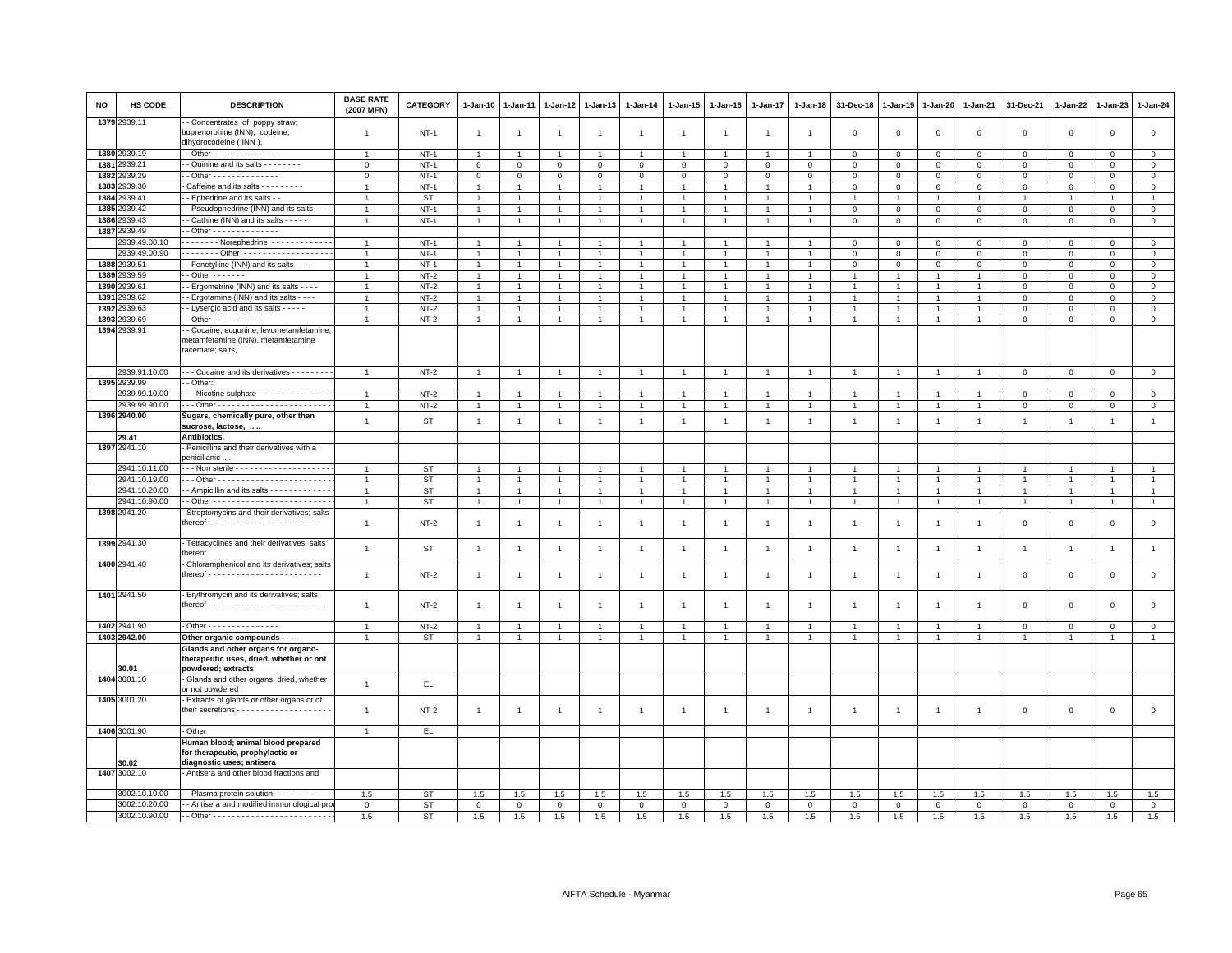| NO | HS CODE | DESCRIPTION | BASE RATE (2007 MFN) | CATEGORY | 1-Jan-10 | 1-Jan-11 | 1-Jan-12 | 1-Jan-13 | 1-Jan-14 | 1-Jan-15 | 1-Jan-16 | 1-Jan-17 | 1-Jan-18 | 31-Dec-18 | 1-Jan-19 | 1-Jan-20 | 1-Jan-21 | 31-Dec-21 | 1-Jan-22 | 1-Jan-23 | 1-Jan-24 |
|---|---|---|---|---|---|---|---|---|---|---|---|---|---|---|---|---|---|---|---|---|---|
| 1379 | 2939.11 | - - Concentrates of poppy straw; buprenorphine (INN), codeine, dihydrocodeine ( INN ), | 1 | NT-1 | 1 | 1 | 1 | 1 | 1 | 1 | 1 | 1 | 1 | 0 | 0 | 0 | 0 | 0 | 0 | 0 | 0 |
| 1380 | 2939.19 | - - Other - - - - - - - - - - - - - - | 1 | NT-1 | 1 | 1 | 1 | 1 | 1 | 1 | 1 | 1 | 1 | 0 | 0 | 0 | 0 | 0 | 0 | 0 | 0 |
| 1381 | 2939.21 | - - Quinine and its salts - - - - - - - - | 0 | NT-1 | 0 | 0 | 0 | 0 | 0 | 0 | 0 | 0 | 0 | 0 | 0 | 0 | 0 | 0 | 0 | 0 | 0 |
| 1382 | 2939.29 | - - Other - - - - - - - - - - - - - - | 0 | NT-1 | 0 | 0 | 0 | 0 | 0 | 0 | 0 | 0 | 0 | 0 | 0 | 0 | 0 | 0 | 0 | 0 | 0 |
| 1383 | 2939.30 | - Caffeine and its salts - - - - - - - - - | 1 | NT-1 | 1 | 1 | 1 | 1 | 1 | 1 | 1 | 1 | 1 | 0 | 0 | 0 | 0 | 0 | 0 | 0 | 0 |
| 1384 | 2939.41 | - - Ephedrine and its salts - - | 1 | ST | 1 | 1 | 1 | 1 | 1 | 1 | 1 | 1 | 1 | 1 | 1 | 1 | 1 | 1 | 1 | 1 | 1 |
| 1385 | 2939.42 | - - Pseudophedrine (INN) and its salts - - - | 1 | NT-1 | 1 | 1 | 1 | 1 | 1 | 1 | 1 | 1 | 1 | 0 | 0 | 0 | 0 | 0 | 0 | 0 | 0 |
| 1386 | 2939.43 | - - Cathine (INN) and its salts - - - - - | 1 | NT-1 | 1 | 1 | 1 | 1 | 1 | 1 | 1 | 1 | 1 | 0 | 0 | 0 | 0 | 0 | 0 | 0 | 0 |
| 1387 | 2939.49 | - - Other - - - - - - - - - - - - - - | | | | | | | | | | | | | | | | | | | |
| | 2939.49.00.10 | - - - - - - - - Norephedrine - - - - - - - - - - - - - | 1 | NT-1 | 1 | 1 | 1 | 1 | 1 | 1 | 1 | 1 | 1 | 0 | 0 | 0 | 0 | 0 | 0 | 0 | 0 |
| | 2939.49.00.90 | - - - - - - - - Other - - - - - - - - - - - - - - - - - - | 1 | NT-1 | 1 | 1 | 1 | 1 | 1 | 1 | 1 | 1 | 1 | 0 | 0 | 0 | 0 | 0 | 0 | 0 | 0 |
| 1388 | 2939.51 | - - Fenetylline (INN) and its salts - - - - | 1 | NT-1 | 1 | 1 | 1 | 1 | 1 | 1 | 1 | 1 | 1 | 0 | 0 | 0 | 0 | 0 | 0 | 0 | 0 |
| 1389 | 2939.59 | - - Other - - - - - - - | 1 | NT-2 | 1 | 1 | 1 | 1 | 1 | 1 | 1 | 1 | 1 | 1 | 1 | 1 | 1 | 0 | 0 | 0 | 0 |
| 1390 | 2939.61 | - - Ergometrine (INN) and its salts - - - - | 1 | NT-2 | 1 | 1 | 1 | 1 | 1 | 1 | 1 | 1 | 1 | 1 | 1 | 1 | 1 | 0 | 0 | 0 | 0 |
| 1391 | 2939.62 | - - Ergotamine (INN) and its salts - - - - | 1 | NT-2 | 1 | 1 | 1 | 1 | 1 | 1 | 1 | 1 | 1 | 1 | 1 | 1 | 1 | 0 | 0 | 0 | 0 |
| 1392 | 2939.63 | - - Lysergic acid and its salts - - - - - | 1 | NT-2 | 1 | 1 | 1 | 1 | 1 | 1 | 1 | 1 | 1 | 1 | 1 | 1 | 1 | 0 | 0 | 0 | 0 |
| 1393 | 2939.69 | - - Other - - - - - - - - - - | 1 | NT-2 | 1 | 1 | 1 | 1 | 1 | 1 | 1 | 1 | 1 | 1 | 1 | 1 | 1 | 0 | 0 | 0 | 0 |
| 1394 | 2939.91 | - - Cocaine, ecgonine, levometamfetamine, metamfetamine (INN), metamfetamine racemate; salts, | | | | | | | | | | | | | | | | | | | |
| | 2939.91.10.00 | - - - Cocaine and its derivatives - - - - - - - - - | 1 | NT-2 | 1 | 1 | 1 | 1 | 1 | 1 | 1 | 1 | 1 | 1 | 1 | 1 | 1 | 0 | 0 | 0 | 0 |
| 1395 | 2939.99 | - - Other: | | | | | | | | | | | | | | | | | | | |
| | 2939.99.10.00 | - - - Nicotine sulphate - - - - - - - - - - - - - - - | 1 | NT-2 | 1 | 1 | 1 | 1 | 1 | 1 | 1 | 1 | 1 | 1 | 1 | 1 | 1 | 0 | 0 | 0 | 0 |
| | 2939.99.90.00 | - - - Other - - - - - - - - - - - - - - - - - - - - - - - - | 1 | NT-2 | 1 | 1 | 1 | 1 | 1 | 1 | 1 | 1 | 1 | 1 | 1 | 1 | 1 | 0 | 0 | 0 | 0 |
| 1396 | **2940.00** | **Sugars, chemically pure, other than sucrose, lactose, .. ..** | 1 | ST | 1 | 1 | 1 | 1 | 1 | 1 | 1 | 1 | 1 | 1 | 1 | 1 | 1 | 1 | 1 | 1 | 1 |
| | **29.41** | **Antibiotics.** | | | | | | | | | | | | | | | | | | | |
| 1397 | 2941.10 | - Penicillins and their derivatives with a penicillanic .. .. | | | | | | | | | | | | | | | | | | | |
| | 2941.10.11.00 | - - - Non sterile - - - - - - - - - - - - - - - - - - - - | 1 | ST | 1 | 1 | 1 | 1 | 1 | 1 | 1 | 1 | 1 | 1 | 1 | 1 | 1 | 1 | 1 | 1 | 1 |
| | 2941.10.19.00 | - - - Other - - - - - - - - - - - - - - - - - - - - - - - - | 1 | ST | 1 | 1 | 1 | 1 | 1 | 1 | 1 | 1 | 1 | 1 | 1 | 1 | 1 | 1 | 1 | 1 | 1 |
| | 2941.10.20.00 | - - Ampicillin and its salts - - - - - - - - - - - - - | 1 | ST | 1 | 1 | 1 | 1 | 1 | 1 | 1 | 1 | 1 | 1 | 1 | 1 | 1 | 1 | 1 | 1 | 1 |
| | 2941.10.90.00 | - - Other - - - - - - - - - - - - - - - - - - - - - - - - - | 1 | ST | 1 | 1 | 1 | 1 | 1 | 1 | 1 | 1 | 1 | 1 | 1 | 1 | 1 | 1 | 1 | 1 | 1 |
| 1398 | 2941.20 | - Streptomycins and their derivatives; salts thereof - - - - - - - - - - - - - - - - - - - - - - - - | 1 | NT-2 | 1 | 1 | 1 | 1 | 1 | 1 | 1 | 1 | 1 | 1 | 1 | 1 | 1 | 0 | 0 | 0 | 0 |
| 1399 | 2941.30 | - Tetracyclines and their derivatives; salts thereof | 1 | ST | 1 | 1 | 1 | 1 | 1 | 1 | 1 | 1 | 1 | 1 | 1 | 1 | 1 | 1 | 1 | 1 | 1 |
| 1400 | 2941.40 | - Chloramphenicol and its derivatives; salts thereof - - - - - - - - - - - - - - - - - - - - - - - - | 1 | NT-2 | 1 | 1 | 1 | 1 | 1 | 1 | 1 | 1 | 1 | 1 | 1 | 1 | 1 | 0 | 0 | 0 | 0 |
| 1401 | 2941.50 | - Erythromycin and its derivatives; salts thereof - - - - - - - - - - - - - - - - - - - - - - - - - | 1 | NT-2 | 1 | 1 | 1 | 1 | 1 | 1 | 1 | 1 | 1 | 1 | 1 | 1 | 1 | 0 | 0 | 0 | 0 |
| 1402 | 2941.90 | - Other - - - - - - - - - - - - - - - | 1 | NT-2 | 1 | 1 | 1 | 1 | 1 | 1 | 1 | 1 | 1 | 1 | 1 | 1 | 1 | 0 | 0 | 0 | 0 |
| 1403 | **2942.00** | **Other organic compounds - - - -** | 1 | ST | 1 | 1 | 1 | 1 | 1 | 1 | 1 | 1 | 1 | 1 | 1 | 1 | 1 | 1 | 1 | 1 | 1 |
| | **30.01** | **Glands and other organs for organo-therapeutic uses, dried, whether or not powdered; extracts** | | | | | | | | | | | | | | | | | | | |
| 1404 | 3001.10 | - Glands and other organs, dried, whether or not powdered | 1 | EL | | | | | | | | | | | | | | | | | |
| 1405 | 3001.20 | - Extracts of glands or other organs or of their secretions - - - - - - - - - - - - - - - - - - - - | 1 | NT-2 | 1 | 1 | 1 | 1 | 1 | 1 | 1 | 1 | 1 | 1 | 1 | 1 | 1 | 0 | 0 | 0 | 0 |
| 1406 | 3001.90 | - Other | 1 | EL | | | | | | | | | | | | | | | | | |
| | **30.02** | **Human blood; animal blood prepared for therapeutic, prophylactic or diagnostic uses; antisera** | | | | | | | | | | | | | | | | | | | |
| 1407 | 3002.10 | - Antisera and other blood fractions and | | | | | | | | | | | | | | | | | | | |
| | 3002.10.10.00 | - - Plasma protein solution - - - - - - - - - - - - - | 1.5 | ST | 1.5 | 1.5 | 1.5 | 1.5 | 1.5 | 1.5 | 1.5 | 1.5 | 1.5 | 1.5 | 1.5 | 1.5 | 1.5 | 1.5 | 1.5 | 1.5 | 1.5 |
| | 3002.10.20.00 | - - Antisera and modified immunological pro | 0 | ST | 0 | 0 | 0 | 0 | 0 | 0 | 0 | 0 | 0 | 0 | 0 | 0 | 0 | 0 | 0 | 0 | 0 |
| | 3002.10.90.00 | - - Other - - - - - - - - - - - - - - - - - - - - - - - - - | 1.5 | ST | 1.5 | 1.5 | 1.5 | 1.5 | 1.5 | 1.5 | 1.5 | 1.5 | 1.5 | 1.5 | 1.5 | 1.5 | 1.5 | 1.5 | 1.5 | 1.5 | 1.5 |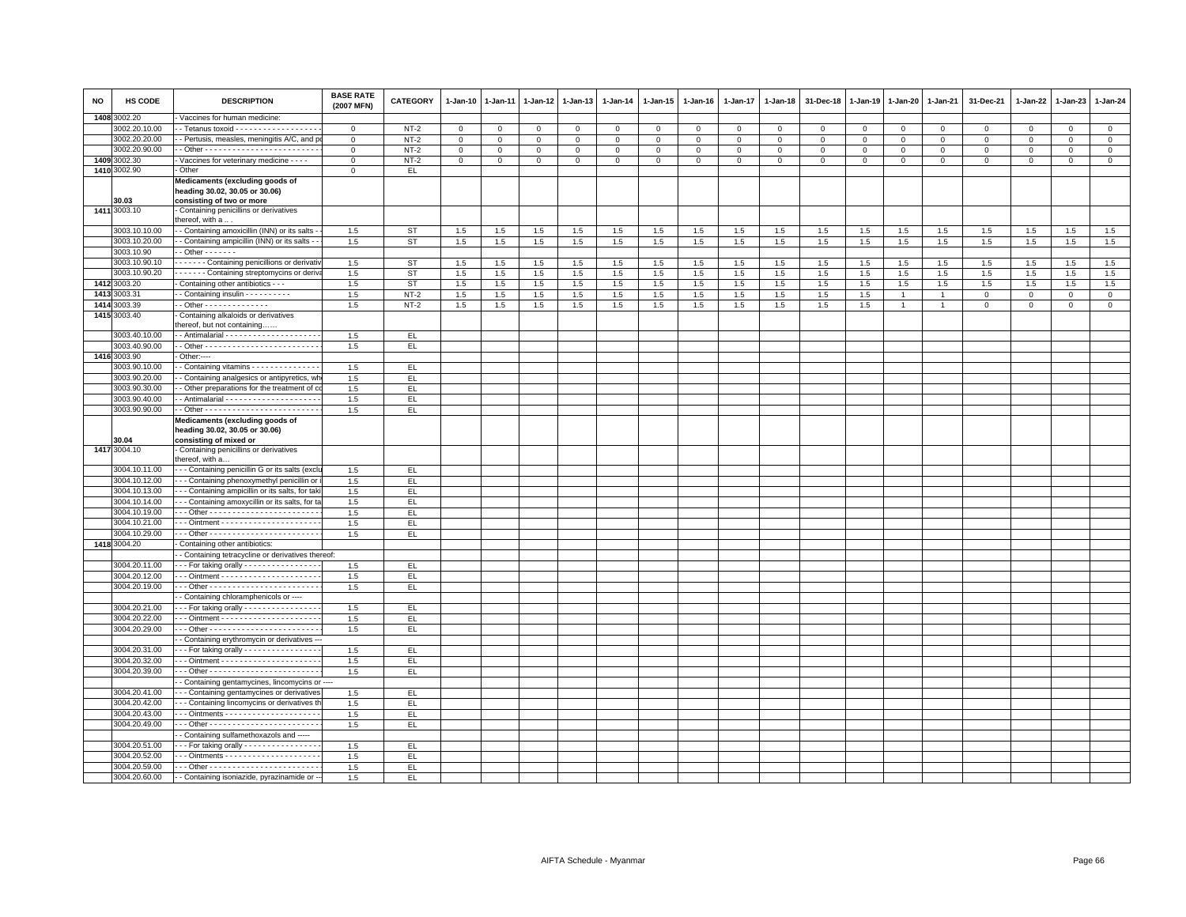| NO | HS CODE | DESCRIPTION | BASE RATE (2007 MFN) | CATEGORY | 1-Jan-10 | 1-Jan-11 | 1-Jan-12 | 1-Jan-13 | 1-Jan-14 | 1-Jan-15 | 1-Jan-16 | 1-Jan-17 | 1-Jan-18 | 31-Dec-18 | 1-Jan-19 | 1-Jan-20 | 1-Jan-21 | 31-Dec-21 | 1-Jan-22 | 1-Jan-23 | 1-Jan-24 |
|---|---|---|---|---|---|---|---|---|---|---|---|---|---|---|---|---|---|---|---|---|---|
| 1408 | 3002.20 | - Vaccines for human medicine: | | | | | | | | | | | | | | | | | | | |
| | 3002.20.10.00 | - - Tetanus toxoid - - - - - - - - - - - - - - - - - - - | 0 | NT-2 | 0 | 0 | 0 | 0 | 0 | 0 | 0 | 0 | 0 | 0 | 0 | 0 | 0 | 0 | 0 | 0 | 0 |
| | 3002.20.20.00 | - - Pertusis, measles, meningitis A/C, and po | 0 | NT-2 | 0 | 0 | 0 | 0 | 0 | 0 | 0 | 0 | 0 | 0 | 0 | 0 | 0 | 0 | 0 | 0 | 0 |
| | 3002.20.90.00 | - - Other - - - - - - - - - - - - - - - - - - - - - - - - - | 0 | NT-2 | 0 | 0 | 0 | 0 | 0 | 0 | 0 | 0 | 0 | 0 | 0 | 0 | 0 | 0 | 0 | 0 | 0 |
| 1409 | 3002.30 | - Vaccines for veterinary medicine - - - - | 0 | NT-2 | 0 | 0 | 0 | 0 | 0 | 0 | 0 | 0 | 0 | 0 | 0 | 0 | 0 | 0 | 0 | 0 | 0 |
| 1410 | 3002.90 | - Other | 0 | EL | | | | | | | | | | | | | | | | | |
| | 30.03 | **Medicaments (excluding goods of heading 30.02, 30.05 or 30.06) consisting of two or more** | | | | | | | | | | | | | | | | | | | |
| 1411 | 3003.10 | - Containing penicillins or derivatives thereof, with a . . | | | | | | | | | | | | | | | | | | | |
| | 3003.10.10.00 | - - Containing amoxicillin (INN) or its salts - - | 1.5 | ST | 1.5 | 1.5 | 1.5 | 1.5 | 1.5 | 1.5 | 1.5 | 1.5 | 1.5 | 1.5 | 1.5 | 1.5 | 1.5 | 1.5 | 1.5 | 1.5 | 1.5 |
| | 3003.10.20.00 | - - Containing ampicillin (INN) or its salts - - | 1.5 | ST | 1.5 | 1.5 | 1.5 | 1.5 | 1.5 | 1.5 | 1.5 | 1.5 | 1.5 | 1.5 | 1.5 | 1.5 | 1.5 | 1.5 | 1.5 | 1.5 | 1.5 |
| | 3003.10.90 | - - Other - - - - - - - | | | | | | | | | | | | | | | | | | | |
| | 3003.10.90.10 | - - - - - - - Containing penicillions or derivativ | 1.5 | ST | 1.5 | 1.5 | 1.5 | 1.5 | 1.5 | 1.5 | 1.5 | 1.5 | 1.5 | 1.5 | 1.5 | 1.5 | 1.5 | 1.5 | 1.5 | 1.5 | 1.5 |
| | 3003.10.90.20 | - - - - - - - Containing streptomycins or deriva | 1.5 | ST | 1.5 | 1.5 | 1.5 | 1.5 | 1.5 | 1.5 | 1.5 | 1.5 | 1.5 | 1.5 | 1.5 | 1.5 | 1.5 | 1.5 | 1.5 | 1.5 | 1.5 |
| 1412 | 3003.20 | - Containing other antibiotics - - - | 1.5 | ST | 1.5 | 1.5 | 1.5 | 1.5 | 1.5 | 1.5 | 1.5 | 1.5 | 1.5 | 1.5 | 1.5 | 1.5 | 1.5 | 1.5 | 1.5 | 1.5 | 1.5 |
| 1413 | 3003.31 | - - Containing insulin - - - - - - - - - - | 1.5 | NT-2 | 1.5 | 1.5 | 1.5 | 1.5 | 1.5 | 1.5 | 1.5 | 1.5 | 1.5 | 1.5 | 1.5 | 1 | 1 | 0 | 0 | 0 | 0 |
| 1414 | 3003.39 | - - Other - - - - - - - - - - - - - - | 1.5 | NT-2 | 1.5 | 1.5 | 1.5 | 1.5 | 1.5 | 1.5 | 1.5 | 1.5 | 1.5 | 1.5 | 1.5 | 1 | 1 | 0 | 0 | 0 | 0 |
| 1415 | 3003.40 | - Containing alkaloids or derivatives thereof, but not containing…… | | | | | | | | | | | | | | | | | | | |
| | 3003.40.10.00 | - - Antimalarial - - - - - - - - - - - - - - - - - - - - - | 1.5 | EL | | | | | | | | | | | | | | | | | |
| | 3003.40.90.00 | - - Other - - - - - - - - - - - - - - - - - - - - - - - - - | 1.5 | EL | | | | | | | | | | | | | | | | | |
| 1416 | 3003.90 | - Other:---- | | | | | | | | | | | | | | | | | | | |
| | 3003.90.10.00 | - - Containing vitamins - - - - - - - - - - - - - - - | 1.5 | EL | | | | | | | | | | | | | | | | | |
| | 3003.90.20.00 | - - Containing analgesics or antipyretics, wh | 1.5 | EL | | | | | | | | | | | | | | | | | |
| | 3003.90.30.00 | - - Other preparations for the treatment of co | 1.5 | EL | | | | | | | | | | | | | | | | | |
| | 3003.90.40.00 | - - Antimalarial - - - - - - - - - - - - - - - - - - - - - | 1.5 | EL | | | | | | | | | | | | | | | | | |
| | 3003.90.90.00 | - - Other - - - - - - - - - - - - - - - - - - - - - - - - - | 1.5 | EL | | | | | | | | | | | | | | | | | |
| | 30.04 | **Medicaments (excluding goods of heading 30.02, 30.05 or 30.06) consisting of mixed or** | | | | | | | | | | | | | | | | | | | |
| 1417 | 3004.10 | - Containing penicillins or derivatives thereof, with a… | | | | | | | | | | | | | | | | | | | |
| | 3004.10.11.00 | - - - Containing penicillin G or its salts (exclu | 1.5 | EL | | | | | | | | | | | | | | | | | |
| | 3004.10.12.00 | - - - Containing phenoxymethyl penicillin or i | 1.5 | EL | | | | | | | | | | | | | | | | | |
| | 3004.10.13.00 | - - - Containing ampicillin or its salts, for taki | 1.5 | EL | | | | | | | | | | | | | | | | | |
| | 3004.10.14.00 | - - - Containing amoxycillin or its salts, for ta | 1.5 | EL | | | | | | | | | | | | | | | | | |
| | 3004.10.19.00 | - - - Other - - - - - - - - - - - - - - - - - - - - - - - - | 1.5 | EL | | | | | | | | | | | | | | | | | |
| | 3004.10.21.00 | - - - Ointment - - - - - - - - - - - - - - - - - - - - - - | 1.5 | EL | | | | | | | | | | | | | | | | | |
| | 3004.10.29.00 | - - - Other - - - - - - - - - - - - - - - - - - - - - - - - | 1.5 | EL | | | | | | | | | | | | | | | | | |
| 1418 | 3004.20 | - Containing other antibiotics: | | | | | | | | | | | | | | | | | | | |
| | | - - Containing tetracycline or derivatives thereof: | | | | | | | | | | | | | | | | | | | |
| | 3004.20.11.00 | - - - For taking orally - - - - - - - - - - - - - - - - - | 1.5 | EL | | | | | | | | | | | | | | | | | |
| | 3004.20.12.00 | - - - Ointment - - - - - - - - - - - - - - - - - - - - - - | 1.5 | EL | | | | | | | | | | | | | | | | | |
| | 3004.20.19.00 | - - - Other - - - - - - - - - - - - - - - - - - - - - - - - | 1.5 | EL | | | | | | | | | | | | | | | | | |
| | | - - Containing chloramphenicols or ---- | | | | | | | | | | | | | | | | | | | |
| | 3004.20.21.00 | - - - For taking orally - - - - - - - - - - - - - - - - - | 1.5 | EL | | | | | | | | | | | | | | | | | |
| | 3004.20.22.00 | - - - Ointment - - - - - - - - - - - - - - - - - - - - - - | 1.5 | EL | | | | | | | | | | | | | | | | | |
| | 3004.20.29.00 | - - - Other - - - - - - - - - - - - - - - - - - - - - - - - | 1.5 | EL | | | | | | | | | | | | | | | | | |
| | | - - Containing erythromycin or derivatives --- | | | | | | | | | | | | | | | | | | | |
| | 3004.20.31.00 | - - - For taking orally - - - - - - - - - - - - - - - - - | 1.5 | EL | | | | | | | | | | | | | | | | | |
| | 3004.20.32.00 | - - - Ointment - - - - - - - - - - - - - - - - - - - - - - | 1.5 | EL | | | | | | | | | | | | | | | | | |
| | 3004.20.39.00 | - - - Other - - - - - - - - - - - - - - - - - - - - - - - - | 1.5 | EL | | | | | | | | | | | | | | | | | |
| | | - - Containing gentamycines, lincomycins or ---- | | | | | | | | | | | | | | | | | | | |
| | 3004.20.41.00 | - - - Containing gentamycines or derivatives | 1.5 | EL | | | | | | | | | | | | | | | | | |
| | 3004.20.42.00 | - - - Containing lincomycins or derivatives th | 1.5 | EL | | | | | | | | | | | | | | | | | |
| | 3004.20.43.00 | - - - Ointments - - - - - - - - - - - - - - - - - - - - - | 1.5 | EL | | | | | | | | | | | | | | | | | |
| | 3004.20.49.00 | - - - Other - - - - - - - - - - - - - - - - - - - - - - - - | 1.5 | EL | | | | | | | | | | | | | | | | | |
| | | - - Containing sulfamethoxazols and ----- | | | | | | | | | | | | | | | | | | | |
| | 3004.20.51.00 | - - - For taking orally - - - - - - - - - - - - - - - - - | 1.5 | EL | | | | | | | | | | | | | | | | | |
| | 3004.20.52.00 | - - - Ointments - - - - - - - - - - - - - - - - - - - - - | 1.5 | EL | | | | | | | | | | | | | | | | | |
| | 3004.20.59.00 | - - - Other - - - - - - - - - - - - - - - - - - - - - - - - | 1.5 | EL | | | | | | | | | | | | | | | | | |
| | 3004.20.60.00 | - - Containing isoniazide, pyrazinamide or -- | 1.5 | EL | | | | | | | | | | | | | | | | | |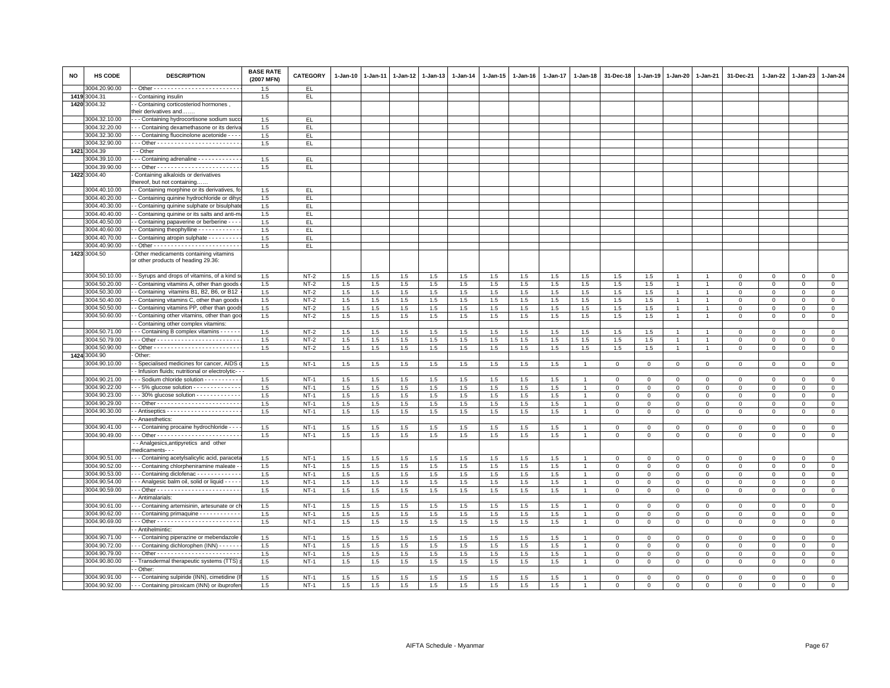| NO | HS CODE | DESCRIPTION | BASE RATE (2007 MFN) | CATEGORY | 1-Jan-10 | 1-Jan-11 | 1-Jan-12 | 1-Jan-13 | 1-Jan-14 | 1-Jan-15 | 1-Jan-16 | 1-Jan-17 | 1-Jan-18 | 31-Dec-18 | 1-Jan-19 | 1-Jan-20 | 1-Jan-21 | 31-Dec-21 | 1-Jan-22 | 1-Jan-23 | 1-Jan-24 |
|---|---|---|---|---|---|---|---|---|---|---|---|---|---|---|---|---|---|---|---|---|---|
| | 3004.20.90.00 | - - Other - - - - - - - - - - - - - - - - - - - - - - - - - | 1.5 | EL | | | | | | | | | | | | | | | | | |
| 1419 | 3004.31 | - - Containing insulin | 1.5 | EL | | | | | | | | | | | | | | | | | |
| 1420 | 3004.32 | - - Containing corticosteriod hormones , their derivatives and……. | | | | | | | | | | | | | | | | | | | |
| | 3004.32.10.00 | - - - Containing hydrocortisone sodium succi | 1.5 | EL | | | | | | | | | | | | | | | | | |
| | 3004.32.20.00 | - - - Containing dexamethasone or its deriva | 1.5 | EL | | | | | | | | | | | | | | | | | |
| | 3004.32.30.00 | - - - Containing fluocinolone acetonide - - - - | 1.5 | EL | | | | | | | | | | | | | | | | | |
| | 3004.32.90.00 | - - - Other - - - - - - - - - - - - - - - - - - - - - - - - | 1.5 | EL | | | | | | | | | | | | | | | | | |
| 1421 | 3004.39 | - - Other | | | | | | | | | | | | | | | | | | | |
| | 3004.39.10.00 | - - - Containing adrenaline - - - - - - - - - - - - - | 1.5 | EL | | | | | | | | | | | | | | | | | |
| | 3004.39.90.00 | - - - Other - - - - - - - - - - - - - - - - - - - - - - - - | 1.5 | EL | | | | | | | | | | | | | | | | | |
| 1422 | 3004.40 | - Containing alkaloids or derivatives thereof, but not containing…… | | | | | | | | | | | | | | | | | | | |
| | 3004.40.10.00 | - - Containing morphine or its derivatives, fo | 1.5 | EL | | | | | | | | | | | | | | | | | |
| | 3004.40.20.00 | - - Containing quinine hydrochloride or dihyd | 1.5 | EL | | | | | | | | | | | | | | | | | |
| | 3004.40.30.00 | - - Containing quinine sulphate or bisulphate | 1.5 | EL | | | | | | | | | | | | | | | | | |
| | 3004.40.40.00 | - - Containing quinine or its salts and anti-ma | 1.5 | EL | | | | | | | | | | | | | | | | | |
| | 3004.40.50.00 | - - Containing papaverine or berberine - - - - | 1.5 | EL | | | | | | | | | | | | | | | | | |
| | 3004.40.60.00 | - - Containing theophylline - - - - - - - - - - - - - | 1.5 | EL | | | | | | | | | | | | | | | | | |
| | 3004.40.70.00 | - - Containing atropin sulphate - - - - - - - - - - | 1.5 | EL | | | | | | | | | | | | | | | | | |
| | 3004.40.90.00 | - - Other - - - - - - - - - - - - - - - - - - - - - - - - - | 1.5 | EL | | | | | | | | | | | | | | | | | |
| 1423 | 3004.50 | - Other medicaments containing vitamins or other products of heading 29.36: | | | | | | | | | | | | | | | | | | | |
| | 3004.50.10.00 | - - Syrups and drops of vitamins, of a kind su | 1.5 | NT-2 | 1.5 | 1.5 | 1.5 | 1.5 | 1.5 | 1.5 | 1.5 | 1.5 | 1.5 | 1.5 | 1.5 | 1 | 1 | 0 | 0 | 0 | 0 |
| | 3004.50.20.00 | - - Containing vitamins A, other than goods o | 1.5 | NT-2 | 1.5 | 1.5 | 1.5 | 1.5 | 1.5 | 1.5 | 1.5 | 1.5 | 1.5 | 1.5 | 1.5 | 1 | 1 | 0 | 0 | 0 | 0 |
| | 3004.50.30.00 | - - Containing vitamins B1, B2, B6, or B12 | 1.5 | NT-2 | 1.5 | 1.5 | 1.5 | 1.5 | 1.5 | 1.5 | 1.5 | 1.5 | 1.5 | 1.5 | 1.5 | 1 | 1 | 0 | 0 | 0 | 0 |
| | 3004.50.40.00 | - - Containing vitamins C, other than goods o | 1.5 | NT-2 | 1.5 | 1.5 | 1.5 | 1.5 | 1.5 | 1.5 | 1.5 | 1.5 | 1.5 | 1.5 | 1.5 | 1 | 1 | 0 | 0 | 0 | 0 |
| | 3004.50.50.00 | - - Containing vitamins PP, other than goods | 1.5 | NT-2 | 1.5 | 1.5 | 1.5 | 1.5 | 1.5 | 1.5 | 1.5 | 1.5 | 1.5 | 1.5 | 1.5 | 1 | 1 | 0 | 0 | 0 | 0 |
| | 3004.50.60.00 | - - Containing other vitamins, other than goo | 1.5 | NT-2 | 1.5 | 1.5 | 1.5 | 1.5 | 1.5 | 1.5 | 1.5 | 1.5 | 1.5 | 1.5 | 1.5 | 1 | 1 | 0 | 0 | 0 | 0 |
| | | - - Containing other complex vitamins: | | | | | | | | | | | | | | | | | | | |
| | 3004.50.71.00 | - - - Containing B complex vitamins - - - - - - | 1.5 | NT-2 | 1.5 | 1.5 | 1.5 | 1.5 | 1.5 | 1.5 | 1.5 | 1.5 | 1.5 | 1.5 | 1.5 | 1 | 1 | 0 | 0 | 0 | 0 |
| | 3004.50.79.00 | - - - Other - - - - - - - - - - - - - - - - - - - - - - - - | 1.5 | NT-2 | 1.5 | 1.5 | 1.5 | 1.5 | 1.5 | 1.5 | 1.5 | 1.5 | 1.5 | 1.5 | 1.5 | 1 | 1 | 0 | 0 | 0 | 0 |
| | 3004.50.90.00 | - - Other - - - - - - - - - - - - - - - - - - - - - - - - - | 1.5 | NT-2 | 1.5 | 1.5 | 1.5 | 1.5 | 1.5 | 1.5 | 1.5 | 1.5 | 1.5 | 1.5 | 1.5 | 1 | 1 | 0 | 0 | 0 | 0 |
| 1424 | 3004.90 | - Other: | | | | | | | | | | | | | | | | | | | |
| | 3004.90.10.00 | - - Specialised medicines for cancer, AIDS o | 1.5 | NT-1 | 1.5 | 1.5 | 1.5 | 1.5 | 1.5 | 1.5 | 1.5 | 1.5 | 1 | 0 | 0 | 0 | 0 | 0 | 0 | 0 | 0 |
| | | - - Infusion fluids; nutritional or electrolytic- - - | | | | | | | | | | | | | | | | | | | |
| | 3004.90.21.00 | - - - Sodium chloride solution - - - - - - - - - - - | 1.5 | NT-1 | 1.5 | 1.5 | 1.5 | 1.5 | 1.5 | 1.5 | 1.5 | 1.5 | 1 | 0 | 0 | 0 | 0 | 0 | 0 | 0 | 0 |
| | 3004.90.22.00 | - - - 5% glucose solution - - - - - - - - - - - - - - | 1.5 | NT-1 | 1.5 | 1.5 | 1.5 | 1.5 | 1.5 | 1.5 | 1.5 | 1.5 | 1 | 0 | 0 | 0 | 0 | 0 | 0 | 0 | 0 |
| | 3004.90.23.00 | - - - 30% glucose solution - - - - - - - - - - - - - | 1.5 | NT-1 | 1.5 | 1.5 | 1.5 | 1.5 | 1.5 | 1.5 | 1.5 | 1.5 | 1 | 0 | 0 | 0 | 0 | 0 | 0 | 0 | 0 |
| | 3004.90.29.00 | - - - Other - - - - - - - - - - - - - - - - - - - - - - - - | 1.5 | NT-1 | 1.5 | 1.5 | 1.5 | 1.5 | 1.5 | 1.5 | 1.5 | 1.5 | 1 | 0 | 0 | 0 | 0 | 0 | 0 | 0 | 0 |
| | 3004.90.30.00 | - - Antiseptics - - - - - - - - - - - - - - - - - - - - - | 1.5 | NT-1 | 1.5 | 1.5 | 1.5 | 1.5 | 1.5 | 1.5 | 1.5 | 1.5 | 1 | 0 | 0 | 0 | 0 | 0 | 0 | 0 | 0 |
| | | - - Anaesthetics: | | | | | | | | | | | | | | | | | | | |
| | 3004.90.41.00 | - - - Containing procaine hydrochloride - - - - | 1.5 | NT-1 | 1.5 | 1.5 | 1.5 | 1.5 | 1.5 | 1.5 | 1.5 | 1.5 | 1 | 0 | 0 | 0 | 0 | 0 | 0 | 0 | 0 |
| | 3004.90.49.00 | - - - Other - - - - - - - - - - - - - - - - - - - - - - - - | 1.5 | NT-1 | 1.5 | 1.5 | 1.5 | 1.5 | 1.5 | 1.5 | 1.5 | 1.5 | 1 | 0 | 0 | 0 | 0 | 0 | 0 | 0 | 0 |
| | | - - Analgesics,antipyretics and other medicaments- - - | | | | | | | | | | | | | | | | | | | |
| | 3004.90.51.00 | - - - Containing acetylsalicylic acid, paraceta | 1.5 | NT-1 | 1.5 | 1.5 | 1.5 | 1.5 | 1.5 | 1.5 | 1.5 | 1.5 | 1 | 0 | 0 | 0 | 0 | 0 | 0 | 0 | 0 |
| | 3004.90.52.00 | - - - Containing chlorpheniramine maleate - | 1.5 | NT-1 | 1.5 | 1.5 | 1.5 | 1.5 | 1.5 | 1.5 | 1.5 | 1.5 | 1 | 0 | 0 | 0 | 0 | 0 | 0 | 0 | 0 |
| | 3004.90.53.00 | - - - Containing diclofenac - - - - - - - - - - - - - | 1.5 | NT-1 | 1.5 | 1.5 | 1.5 | 1.5 | 1.5 | 1.5 | 1.5 | 1.5 | 1 | 0 | 0 | 0 | 0 | 0 | 0 | 0 | 0 |
| | 3004.90.54.00 | - - - Analgesic balm oil, solid or liquid - - - - - | 1.5 | NT-1 | 1.5 | 1.5 | 1.5 | 1.5 | 1.5 | 1.5 | 1.5 | 1.5 | 1 | 0 | 0 | 0 | 0 | 0 | 0 | 0 | 0 |
| | 3004.90.59.00 | - - - Other - - - - - - - - - - - - - - - - - - - - - - - - | 1.5 | NT-1 | 1.5 | 1.5 | 1.5 | 1.5 | 1.5 | 1.5 | 1.5 | 1.5 | 1 | 0 | 0 | 0 | 0 | 0 | 0 | 0 | 0 |
| | | - - Antimalarials: | | | | | | | | | | | | | | | | | | | |
| | 3004.90.61.00 | - - - Containing artemisinin, artesunate or ch | 1.5 | NT-1 | 1.5 | 1.5 | 1.5 | 1.5 | 1.5 | 1.5 | 1.5 | 1.5 | 1 | 0 | 0 | 0 | 0 | 0 | 0 | 0 | 0 |
| | 3004.90.62.00 | - - - Containing primaquine - - - - - - - - - - - - | 1.5 | NT-1 | 1.5 | 1.5 | 1.5 | 1.5 | 1.5 | 1.5 | 1.5 | 1.5 | 1 | 0 | 0 | 0 | 0 | 0 | 0 | 0 | 0 |
| | 3004.90.69.00 | - - - Other - - - - - - - - - - - - - - - - - - - - - - - - | 1.5 | NT-1 | 1.5 | 1.5 | 1.5 | 1.5 | 1.5 | 1.5 | 1.5 | 1.5 | 1 | 0 | 0 | 0 | 0 | 0 | 0 | 0 | 0 |
| | | - - Antihelmintic: | | | | | | | | | | | | | | | | | | | |
| | 3004.90.71.00 | - - - Containing piperazine or mebendazole ( | 1.5 | NT-1 | 1.5 | 1.5 | 1.5 | 1.5 | 1.5 | 1.5 | 1.5 | 1.5 | 1 | 0 | 0 | 0 | 0 | 0 | 0 | 0 | 0 |
| | 3004.90.72.00 | - - - Containing dichlorophen (INN) - - - - - - | 1.5 | NT-1 | 1.5 | 1.5 | 1.5 | 1.5 | 1.5 | 1.5 | 1.5 | 1.5 | 1 | 0 | 0 | 0 | 0 | 0 | 0 | 0 | 0 |
| | 3004.90.79.00 | - - - Other - - - - - - - - - - - - - - - - - - - - - - - - | 1.5 | NT-1 | 1.5 | 1.5 | 1.5 | 1.5 | 1.5 | 1.5 | 1.5 | 1.5 | 1 | 0 | 0 | 0 | 0 | 0 | 0 | 0 | 0 |
| | 3004.90.80.00 | - - Transdermal therapeutic systems (TTS) p | 1.5 | NT-1 | 1.5 | 1.5 | 1.5 | 1.5 | 1.5 | 1.5 | 1.5 | 1.5 | 1 | 0 | 0 | 0 | 0 | 0 | 0 | 0 | 0 |
| | | - - Other: | | | | | | | | | | | | | | | | | | | |
| | 3004.90.91.00 | - - - Containing sulpiride (INN), cimetidine (IN | 1.5 | NT-1 | 1.5 | 1.5 | 1.5 | 1.5 | 1.5 | 1.5 | 1.5 | 1.5 | 1 | 0 | 0 | 0 | 0 | 0 | 0 | 0 | 0 |
| | 3004.90.92.00 | - - - Containing piroxicam (INN) or ibuprofen | 1.5 | NT-1 | 1.5 | 1.5 | 1.5 | 1.5 | 1.5 | 1.5 | 1.5 | 1.5 | 1 | 0 | 0 | 0 | 0 | 0 | 0 | 0 | 0 |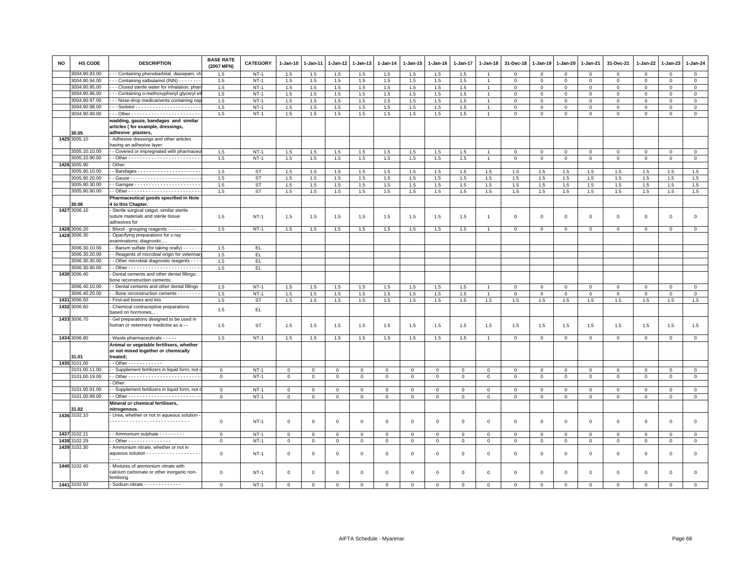| NO | HS CODE | DESCRIPTION | BASE RATE (2007 MFN) | CATEGORY | 1-Jan-10 | 1-Jan-11 | 1-Jan-12 | 1-Jan-13 | 1-Jan-14 | 1-Jan-15 | 1-Jan-16 | 1-Jan-17 | 1-Jan-18 | 31-Dec-18 | 1-Jan-19 | 1-Jan-20 | 1-Jan-21 | 31-Dec-21 | 1-Jan-22 | 1-Jan-23 | 1-Jan-24 |
|---|---|---|---|---|---|---|---|---|---|---|---|---|---|---|---|---|---|---|---|---|---|
| | 3004.90.93.00 | - - - Containing phenobarbital, diazepam, ch | 1.5 | NT-1 | 1.5 | 1.5 | 1.5 | 1.5 | 1.5 | 1.5 | 1.5 | 1.5 | 1 | 0 | 0 | 0 | 0 | 0 | 0 | 0 | 0 |
| | 3004.90.94.00 | - - - Containing salbutamol (INN) - - - - - - - - | 1.5 | NT-1 | 1.5 | 1.5 | 1.5 | 1.5 | 1.5 | 1.5 | 1.5 | 1.5 | 1 | 0 | 0 | 0 | 0 | 0 | 0 | 0 | 0 |
| | 3004.90.95.00 | - - - Closed sterile water for inhalation, phar | 1.5 | NT-1 | 1.5 | 1.5 | 1.5 | 1.5 | 1.5 | 1.5 | 1.5 | 1.5 | 1 | 0 | 0 | 0 | 0 | 0 | 0 | 0 | 0 |
| | 3004.90.96.00 | - - - Containing o-methoxyphenyl glyceryl et | 1.5 | NT-1 | 1.5 | 1.5 | 1.5 | 1.5 | 1.5 | 1.5 | 1.5 | 1.5 | 1 | 0 | 0 | 0 | 0 | 0 | 0 | 0 | 0 |
| | 3004.90.97.00 | - - - Nose-drop medicaments containing nap | 1.5 | NT-1 | 1.5 | 1.5 | 1.5 | 1.5 | 1.5 | 1.5 | 1.5 | 1.5 | 1 | 0 | 0 | 0 | 0 | 0 | 0 | 0 | 0 |
| | 3004.90.98.00 | - - - Sorbitol - - - - - - - - - - - - - - - - - - - - - - - | 1.5 | NT-1 | 1.5 | 1.5 | 1.5 | 1.5 | 1.5 | 1.5 | 1.5 | 1.5 | 1 | 0 | 0 | 0 | 0 | 0 | 0 | 0 | 0 |
| | 3004.90.99.00 | - - - Other - - - - - - - - - - - - - - - - - - - - - - - - | 1.5 | NT-1 | 1.5 | 1.5 | 1.5 | 1.5 | 1.5 | 1.5 | 1.5 | 1.5 | 1 | 0 | 0 | 0 | 0 | 0 | 0 | 0 | 0 |
| | 30.05 | **wadding, gauze, bandages and similar articles ( for example, dressings, adhesive plasters,** | | | | | | | | | | | | | | | | | | | |
| 1425 | 3005.10 | - Adhesive dressings and other articles having an adhesive layer: | | | | | | | | | | | | | | | | | | | |
| | 3005.10.10.00 | - - Covered or impregnated with pharmaceu | 1.5 | NT-1 | 1.5 | 1.5 | 1.5 | 1.5 | 1.5 | 1.5 | 1.5 | 1.5 | 1 | 0 | 0 | 0 | 0 | 0 | 0 | 0 | 0 |
| | 3005.10.90.00 | - - Other - - - - - - - - - - - - - - - - - - - - - - - - - | 1.5 | NT-1 | 1.5 | 1.5 | 1.5 | 1.5 | 1.5 | 1.5 | 1.5 | 1.5 | 1 | 0 | 0 | 0 | 0 | 0 | 0 | 0 | 0 |
| 1426 | 3005.90 | - Other: | | | | | | | | | | | | | | | | | | | |
| | 3005.90.10.00 | - - Bandages - - - - - - - - - - - - - - - - - - - - - - | 1.5 | ST | 1.5 | 1.5 | 1.5 | 1.5 | 1.5 | 1.5 | 1.5 | 1.5 | 1.5 | 1.5 | 1.5 | 1.5 | 1.5 | 1.5 | 1.5 | 1.5 | 1.5 |
| | 3005.90.20.00 | - - Gauze - - - - - - - - - - - - - - - - - - - - - - - - | 1.5 | ST | 1.5 | 1.5 | 1.5 | 1.5 | 1.5 | 1.5 | 1.5 | 1.5 | 1.5 | 1.5 | 1.5 | 1.5 | 1.5 | 1.5 | 1.5 | 1.5 | 1.5 |
| | 3005.90.30.00 | - - Gamgee - - - - - - - - - - - - - - - - - - - - - - - | 1.5 | ST | 1.5 | 1.5 | 1.5 | 1.5 | 1.5 | 1.5 | 1.5 | 1.5 | 1.5 | 1.5 | 1.5 | 1.5 | 1.5 | 1.5 | 1.5 | 1.5 | 1.5 |
| | 3005.90.90.00 | - - Other - - - - - - - - - - - - - - - - - - - - - - - - - | 1.5 | ST | 1.5 | 1.5 | 1.5 | 1.5 | 1.5 | 1.5 | 1.5 | 1.5 | 1.5 | 1.5 | 1.5 | 1.5 | 1.5 | 1.5 | 1.5 | 1.5 | 1.5 |
| | 30.06 | **Pharmaceutical goods specified in Note 4 to this Chapter.** | | | | | | | | | | | | | | | | | | | |
| 1427 | 3006.10 | - Sterile surgical catgut, similar sterile suture materials and sterile tissue adhesives for | 1.5 | NT-1 | 1.5 | 1.5 | 1.5 | 1.5 | 1.5 | 1.5 | 1.5 | 1.5 | 1 | 0 | 0 | 0 | 0 | 0 | 0 | 0 | 0 |
| 1428 | 3006.20 | - Blood - grouping reagents - - - - - - - - - - | 1.5 | NT-1 | 1.5 | 1.5 | 1.5 | 1.5 | 1.5 | 1.5 | 1.5 | 1.5 | 1 | 0 | 0 | 0 | 0 | 0 | 0 | 0 | 0 |
| 1429 | 3006.30 | - Opacifying preparations for x-ray examinations; diagnostic.... | | | | | | | | | | | | | | | | | | | |
| | 3006.30.10.00 | - - Barium sulfate (for taking orally) - - - - - - | 1.5 | EL | | | | | | | | | | | | | | | | | |
| | 3006.30.20.00 | - - Reagents of microbial origin for veterinar | 1.5 | EL | | | | | | | | | | | | | | | | | |
| | 3006.30.30.00 | - - Other microbial diagnostic reagents - - - - | 1.5 | EL | | | | | | | | | | | | | | | | | |
| | 3006.30.90.00 | - - Other - - - - - - - - - - - - - - - - - - - - - - - - - | 1.5 | EL | | | | | | | | | | | | | | | | | |
| 1430 | 3006.40 | - Dental cements and other dental fillings; bone reconstruction cements: | | | | | | | | | | | | | | | | | | | |
| | 3006.40.10.00 | - - Dental cements and other dental fillings - | 1.5 | NT-1 | 1.5 | 1.5 | 1.5 | 1.5 | 1.5 | 1.5 | 1.5 | 1.5 | 1 | 0 | 0 | 0 | 0 | 0 | 0 | 0 | 0 |
| | 3006.40.20.00 | - - Bone reconstruction cements - - - - - - - - | 1.5 | NT-1 | 1.5 | 1.5 | 1.5 | 1.5 | 1.5 | 1.5 | 1.5 | 1.5 | 1 | 0 | 0 | 0 | 0 | 0 | 0 | 0 | 0 |
| 1431 | 3006.50 | - First-aid boxes and kits | 1.5 | ST | 1.5 | 1.5 | 1.5 | 1.5 | 1.5 | 1.5 | 1.5 | 1.5 | 1.5 | 1.5 | 1.5 | 1.5 | 1.5 | 1.5 | 1.5 | 1.5 | 1.5 |
| 1432 | 3006.60 | - Chemical contraceptive preparations based on hormones,... | 1.5 | EL | | | | | | | | | | | | | | | | | |
| 1433 | 3006.70 | - Gel preparations designed to be used in human or veterinary medicine as a --- | 1.5 | ST | 1.5 | 1.5 | 1.5 | 1.5 | 1.5 | 1.5 | 1.5 | 1.5 | 1.5 | 1.5 | 1.5 | 1.5 | 1.5 | 1.5 | 1.5 | 1.5 | 1.5 |
| 1434 | 3006.80 | - Waste pharmaceuticals - - - - - | 1.5 | NT-1 | 1.5 | 1.5 | 1.5 | 1.5 | 1.5 | 1.5 | 1.5 | 1.5 | 1 | 0 | 0 | 0 | 0 | 0 | 0 | 0 | 0 |
| | 31.01 | **Animal or vegetable fertilisers, whether or not mixed together or chemically treated;** | | | | | | | | | | | | | | | | | | | |
| 1435 | 3101.00 | - - Other - - - - - - - - - - - - | | | | | | | | | | | | | | | | | | | |
| | 3101.00.11.00 | - - Supplement fertilizers in liquid form, not c | 0 | NT-1 | 0 | 0 | 0 | 0 | 0 | 0 | 0 | 0 | 0 | 0 | 0 | 0 | 0 | 0 | 0 | 0 | 0 |
| | 3101.00.19.00 | - - Other - - - - - - - - - - - - - - - - - - - - - - - - - | 0 | NT-1 | 0 | 0 | 0 | 0 | 0 | 0 | 0 | 0 | 0 | 0 | 0 | 0 | 0 | 0 | 0 | 0 | 0 |
| | | - Other: | | | | | | | | | | | | | | | | | | | |
| | 3101.00.91.00 | - - Supplement fertilizers in liquid form, not c | 0 | NT-1 | 0 | 0 | 0 | 0 | 0 | 0 | 0 | 0 | 0 | 0 | 0 | 0 | 0 | 0 | 0 | 0 | 0 |
| | 3101.00.99.00 | - - Other - - - - - - - - - - - - - - - - - - - - - - - - - | 0 | NT-1 | 0 | 0 | 0 | 0 | 0 | 0 | 0 | 0 | 0 | 0 | 0 | 0 | 0 | 0 | 0 | 0 | 0 |
| | 31.02 | **Mineral or chemical fertilisers, nitrogenous.** | | | | | | | | | | | | | | | | | | | |
| 1436 | 3102.10 | - Urea, whether or not in aqueous solution - - - - - - - - - - - - - - - - - - - - - - - - - - - - - | 0 | NT-1 | 0 | 0 | 0 | 0 | 0 | 0 | 0 | 0 | 0 | 0 | 0 | 0 | 0 | 0 | 0 | 0 | 0 |
| 1437 | 3102.21 | - - Ammonium sulphate - - - - - - - - - | 0 | NT-1 | 0 | 0 | 0 | 0 | 0 | 0 | 0 | 0 | 0 | 0 | 0 | 0 | 0 | 0 | 0 | 0 | 0 |
| 1438 | 3102.29 | - - Other - - - - - - - - - - - - - - - | 0 | NT-1 | 0 | 0 | 0 | 0 | 0 | 0 | 0 | 0 | 0 | 0 | 0 | 0 | 0 | 0 | 0 | 0 | 0 |
| 1439 | 3102.30 | - Ammonium nitrate, whether or not in aqueous solution - - - - - - - - - - - - - - - - - - - - - - - | 0 | NT-1 | 0 | 0 | 0 | 0 | 0 | 0 | 0 | 0 | 0 | 0 | 0 | 0 | 0 | 0 | 0 | 0 | 0 |
| 1440 | 3102.40 | - Mixtures of ammonium nitrate with calcium carbonate or other inorganic non-fertilising | 0 | NT-1 | 0 | 0 | 0 | 0 | 0 | 0 | 0 | 0 | 0 | 0 | 0 | 0 | 0 | 0 | 0 | 0 | 0 |
| 1441 | 3102.50 | - Sodium nitrate - - - - - - - - - - - - - | 0 | NT-1 | 0 | 0 | 0 | 0 | 0 | 0 | 0 | 0 | 0 | 0 | 0 | 0 | 0 | 0 | 0 | 0 | 0 |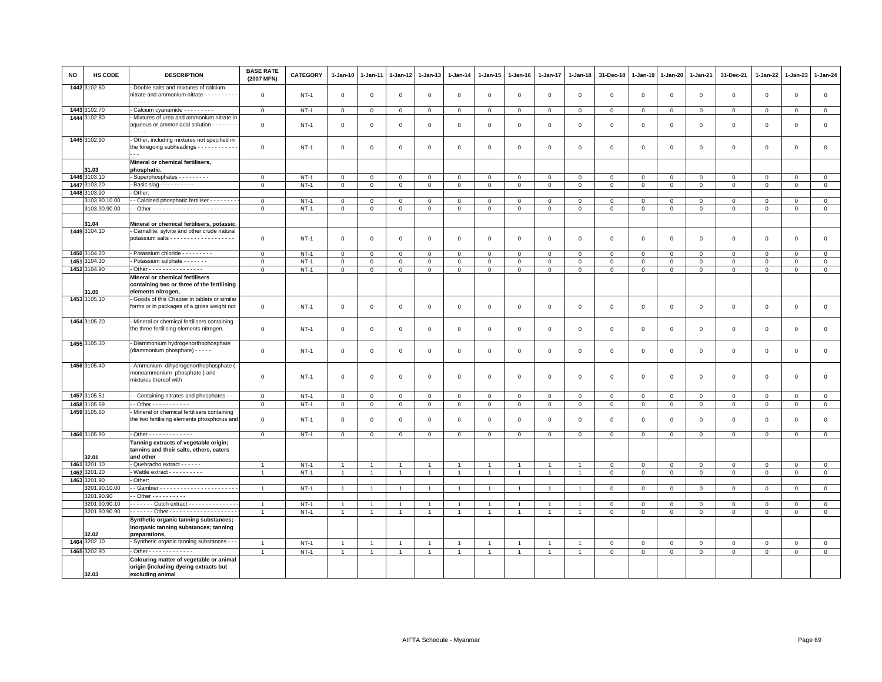| NO | HS CODE | DESCRIPTION | BASE RATE (2007 MFN) | CATEGORY | 1-Jan-10 | 1-Jan-11 | 1-Jan-12 | 1-Jan-13 | 1-Jan-14 | 1-Jan-15 | 1-Jan-16 | 1-Jan-17 | 1-Jan-18 | 31-Dec-18 | 1-Jan-19 | 1-Jan-20 | 1-Jan-21 | 31-Dec-21 | 1-Jan-22 | 1-Jan-23 | 1-Jan-24 |
|---|---|---|---|---|---|---|---|---|---|---|---|---|---|---|---|---|---|---|---|---|---|
| 1442 | 3102.60 | - Double salts and mixtures of calcium nitrate and ammonium nitrate - - - - - - - - - - - - - - - - | 0 | NT-1 | 0 | 0 | 0 | 0 | 0 | 0 | 0 | 0 | 0 | 0 | 0 | 0 | 0 | 0 | 0 | 0 | 0 |
| 1443 | 3102.70 | - Calcium cyanamide - - - - - - - - - | 0 | NT-1 | 0 | 0 | 0 | 0 | 0 | 0 | 0 | 0 | 0 | 0 | 0 | 0 | 0 | 0 | 0 | 0 | 0 |
| 1444 | 3102.80 | - Mixtures of urea and ammonium nitrate in aqueous or ammoniacal solution - - - - - - - - - - - - | 0 | NT-1 | 0 | 0 | 0 | 0 | 0 | 0 | 0 | 0 | 0 | 0 | 0 | 0 | 0 | 0 | 0 | 0 | 0 |
| 1445 | 3102.90 | - Other, including mixtures not specified in the foregoing subheadings - - - - - - - - - - - - - - - | 0 | NT-1 | 0 | 0 | 0 | 0 | 0 | 0 | 0 | 0 | 0 | 0 | 0 | 0 | 0 | 0 | 0 | 0 | 0 |
| | 31.03 | **Mineral or chemical fertilisers, phosphatic.** | | | | | | | | | | | | | | | | | | | |
| 1446 | 3103.10 | - Superphosphates - - - - - - - - - | 0 | NT-1 | 0 | 0 | 0 | 0 | 0 | 0 | 0 | 0 | 0 | 0 | 0 | 0 | 0 | 0 | 0 | 0 | 0 |
| 1447 | 3103.20 | - Basic slag - - - - - - - - - - | 0 | NT-1 | 0 | 0 | 0 | 0 | 0 | 0 | 0 | 0 | 0 | 0 | 0 | 0 | 0 | 0 | 0 | 0 | 0 |
| 1448 | 3103.90 | - Other: | | | | | | | | | | | | | | | | | | | |
| | 3103.90.10.00 | - - Calcined phosphatic fertiliser - - - - - - - - | 0 | NT-1 | 0 | 0 | 0 | 0 | 0 | 0 | 0 | 0 | 0 | 0 | 0 | 0 | 0 | 0 | 0 | 0 | 0 |
| | 3103.90.90.00 | - - Other - - - - - - - - - - - - - - - - - - - - - - - - - | 0 | NT-1 | 0 | 0 | 0 | 0 | 0 | 0 | 0 | 0 | 0 | 0 | 0 | 0 | 0 | 0 | 0 | 0 | 0 |
| | 31.04 | **Mineral or chemical fertilisers, potassic.** | | | | | | | | | | | | | | | | | | | |
| 1449 | 3104.10 | - Carnallite, sylvite and other crude natural potassium salts - - - - - - - - - - - - - - - - - - - | 0 | NT-1 | 0 | 0 | 0 | 0 | 0 | 0 | 0 | 0 | 0 | 0 | 0 | 0 | 0 | 0 | 0 | 0 | 0 |
| 1450 | 3104.20 | - Potassium chloride - - - - - - - - - | 0 | NT-1 | 0 | 0 | 0 | 0 | 0 | 0 | 0 | 0 | 0 | 0 | 0 | 0 | 0 | 0 | 0 | 0 | 0 |
| 1451 | 3104.30 | - Potassium sulphate - - - - - - - | 0 | NT-1 | 0 | 0 | 0 | 0 | 0 | 0 | 0 | 0 | 0 | 0 | 0 | 0 | 0 | 0 | 0 | 0 | 0 |
| 1452 | 3104.90 | - Other - - - - - - - - - - - - - - - - | 0 | NT-1 | 0 | 0 | 0 | 0 | 0 | 0 | 0 | 0 | 0 | 0 | 0 | 0 | 0 | 0 | 0 | 0 | 0 |
| | 31.05 | **Mineral or chemical fertilisers containing two or three of the fertilising elements nitrogen,** | | | | | | | | | | | | | | | | | | | |
| 1453 | 3105.10 | - Goods of this Chapter in tablets or similar forms or in packages of a gross weight not | 0 | NT-1 | 0 | 0 | 0 | 0 | 0 | 0 | 0 | 0 | 0 | 0 | 0 | 0 | 0 | 0 | 0 | 0 | 0 |
| 1454 | 3105.20 | - Mineral or chemical fertilisers containing the three fertilising elements nitrogen, | 0 | NT-1 | 0 | 0 | 0 | 0 | 0 | 0 | 0 | 0 | 0 | 0 | 0 | 0 | 0 | 0 | 0 | 0 | 0 |
| 1455 | 3105.30 | - Diammonium hydrogenorthophosphate (diammonium phosphate) - - - - - | 0 | NT-1 | 0 | 0 | 0 | 0 | 0 | 0 | 0 | 0 | 0 | 0 | 0 | 0 | 0 | 0 | 0 | 0 | 0 |
| 1456 | 3105.40 | - Ammonium dihydrogenorthophosphate ( monoammonium phosphate ) and mixtures thereof with | 0 | NT-1 | 0 | 0 | 0 | 0 | 0 | 0 | 0 | 0 | 0 | 0 | 0 | 0 | 0 | 0 | 0 | 0 | 0 |
| 1457 | 3105.51 | - - Containing nitrates and phosphates - - | 0 | NT-1 | 0 | 0 | 0 | 0 | 0 | 0 | 0 | 0 | 0 | 0 | 0 | 0 | 0 | 0 | 0 | 0 | 0 |
| 1458 | 3105.59 | - - Other - - - - - - - - - - - | 0 | NT-1 | 0 | 0 | 0 | 0 | 0 | 0 | 0 | 0 | 0 | 0 | 0 | 0 | 0 | 0 | 0 | 0 | 0 |
| 1459 | 3105.60 | - Mineral or chemical fertilisers containing the two fertilising elements phosphorus and | 0 | NT-1 | 0 | 0 | 0 | 0 | 0 | 0 | 0 | 0 | 0 | 0 | 0 | 0 | 0 | 0 | 0 | 0 | 0 |
| 1460 | 3105.90 | - Other - - - - - - - - - - - - - | 0 | NT-1 | 0 | 0 | 0 | 0 | 0 | 0 | 0 | 0 | 0 | 0 | 0 | 0 | 0 | 0 | 0 | 0 | 0 |
| | 32.01 | **Tanning extracts of vegetable origin; tannins and their salts, ethers, eaters and other** | | | | | | | | | | | | | | | | | | | |
| 1461 | 3201.10 | - Quebracho extract - - - - - - | 1 | NT-1 | 1 | 1 | 1 | 1 | 1 | 1 | 1 | 1 | 1 | 0 | 0 | 0 | 0 | 0 | 0 | 0 | 0 |
| 1462 | 3201.20 | - Wattle extract - - - - - - - - - - | 1 | NT-1 | 1 | 1 | 1 | 1 | 1 | 1 | 1 | 1 | 1 | 0 | 0 | 0 | 0 | 0 | 0 | 0 | 0 |
| 1463 | 3201.90 | - Other: | | | | | | | | | | | | | | | | | | | |
| | 3201.90.10.00 | - - Gambier - - - - - - - - - - - - - - - - - - - - - - - | 1 | NT-1 | 1 | 1 | 1 | 1 | 1 | 1 | 1 | 1 | 1 | 0 | 0 | 0 | 0 | 0 | 0 | 0 | 0 |
| | 3201.90.90 | - - Other - - - - - - - - - - | | | | | | | | | | | | | | | | | | | |
| | 3201.90.90.10 | - - - - - - - Cutch extract - - - - - - - - - - - - - - - | 1 | NT-1 | 1 | 1 | 1 | 1 | 1 | 1 | 1 | 1 | 1 | 0 | 0 | 0 | 0 | 0 | 0 | 0 | 0 |
| | 3201.90.90.90 | - - - - - - - Other - - - - - - - - - - - - - - - - - - - - | 1 | NT-1 | 1 | 1 | 1 | 1 | 1 | 1 | 1 | 1 | 1 | 0 | 0 | 0 | 0 | 0 | 0 | 0 | 0 |
| | 32.02 | **Synthetic organic tanning substances; inorganic tanning substances; tanning preparations,** | | | | | | | | | | | | | | | | | | | |
| 1464 | 3202.10 | - Synthetic organic tanning substances - - - | 1 | NT-1 | 1 | 1 | 1 | 1 | 1 | 1 | 1 | 1 | 1 | 0 | 0 | 0 | 0 | 0 | 0 | 0 | 0 |
| 1465 | 3202.90 | - Other - - - - - - - - - - - - - - | 1 | NT-1 | 1 | 1 | 1 | 1 | 1 | 1 | 1 | 1 | 1 | 0 | 0 | 0 | 0 | 0 | 0 | 0 | 0 |
| | 32.03 | **Colouring matter of vegetable or animal origin (including dyeing extracts but excluding animal** | | | | | | | | | | | | | | | | | | | |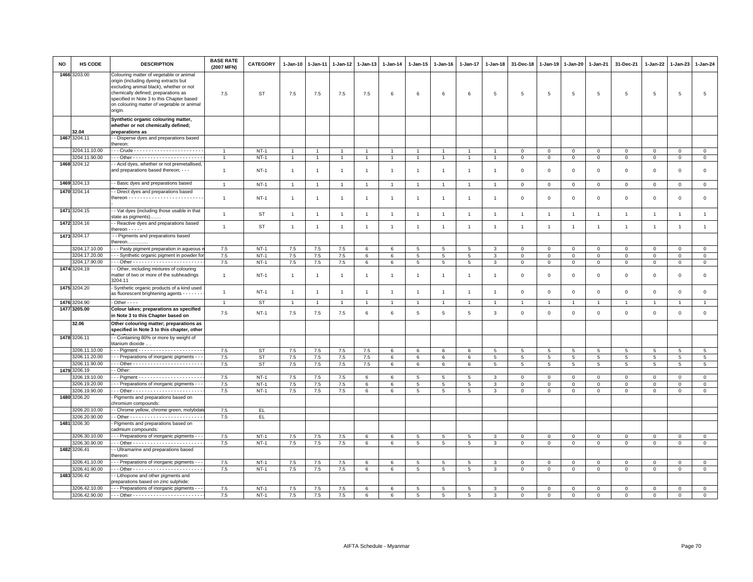| NO | HS CODE | DESCRIPTION | BASE RATE (2007 MFN) | CATEGORY | 1-Jan-10 | 1-Jan-11 | 1-Jan-12 | 1-Jan-13 | 1-Jan-14 | 1-Jan-15 | 1-Jan-16 | 1-Jan-17 | 1-Jan-18 | 31-Dec-18 | 1-Jan-19 | 1-Jan-20 | 1-Jan-21 | 31-Dec-21 | 1-Jan-22 | 1-Jan-23 | 1-Jan-24 |
|---|---|---|---|---|---|---|---|---|---|---|---|---|---|---|---|---|---|---|---|---|---|
| 1466 | 3203.00 | Colouring matter of vegetable or animal origin (including dyeing extracts but excluding animal black), whether or not chemically defined; preparations as specified in Note 3 to this Chapter based on colouring matter of vegetable or animal origin. | 7.5 | ST | 7.5 | 7.5 | 7.5 | 7.5 | 6 | 6 | 6 | 6 | 5 | 5 | 5 | 5 | 5 | 5 | 5 | 5 | 5 |
| | 32.04 | **Synthetic organic colouring matter, whether or not chemically defined; preparations as** | | | | | | | | | | | | | | | | | | | |
| 1467 | 3204.11 | - - Disperse dyes and preparations based thereon: | | | | | | | | | | | | | | | | | | | |
| | 3204.11.10.00 | - - - Crude - - - - - - - - - - - - - - - - - - - - - - - - | 1 | NT-1 | 1 | 1 | 1 | 1 | 1 | 1 | 1 | 1 | 1 | 0 | 0 | 0 | 0 | 0 | 0 | 0 | 0 |
| | 3204.11.90.00 | - - - Other - - - - - - - - - - - - - - - - - - - - - - - - | 1 | NT-1 | 1 | 1 | 1 | 1 | 1 | 1 | 1 | 1 | 1 | 0 | 0 | 0 | 0 | 0 | 0 | 0 | 0 |
| 1468 | 3204.12 | - - Acid dyes, whether or not premetallised, and preparations based thereon; - - - | 1 | NT-1 | 1 | 1 | 1 | 1 | 1 | 1 | 1 | 1 | 1 | 0 | 0 | 0 | 0 | 0 | 0 | 0 | 0 |
| 1469 | 3204.13 | - - Basic dyes and preparations based thereon | 1 | NT-1 | 1 | 1 | 1 | 1 | 1 | 1 | 1 | 1 | 1 | 0 | 0 | 0 | 0 | 0 | 0 | 0 | 0 |
| 1470 | 3204.14 | - - Direct dyes and preparations based thereon - - - - - - - - - - - - - - - - - - - - - - - - - | 1 | NT-1 | 1 | 1 | 1 | 1 | 1 | 1 | 1 | 1 | 1 | 0 | 0 | 0 | 0 | 0 | 0 | 0 | 0 |
| 1471 | 3204.15 | - - Vat dyes (including those usable in that state as pigments)....... | 1 | ST | 1 | 1 | 1 | 1 | 1 | 1 | 1 | 1 | 1 | 1 | 1 | 1 | 1 | 1 | 1 | 1 | 1 |
| 1472 | 3204.16 | - - Reactive dyes and preparations based thereon - - - - - | 1 | ST | 1 | 1 | 1 | 1 | 1 | 1 | 1 | 1 | 1 | 1 | 1 | 1 | 1 | 1 | 1 | 1 | 1 |
| 1473 | 3204.17 | - - Pigments and preparations based thereon............. | | | | | | | | | | | | | | | | | | | |
| | 3204.17.10.00 | - - - Pasty pigment preparation in aqueous m | 7.5 | NT-1 | 7.5 | 7.5 | 7.5 | 6 | 6 | 5 | 5 | 5 | 3 | 0 | 0 | 0 | 0 | 0 | 0 | 0 | 0 |
| | 3204.17.20.00 | - - - Synthetic organic pigment in powder for | 7.5 | NT-1 | 7.5 | 7.5 | 7.5 | 6 | 6 | 5 | 5 | 5 | 3 | 0 | 0 | 0 | 0 | 0 | 0 | 0 | 0 |
| | 3204.17.90.00 | - - - Other - - - - - - - - - - - - - - - - - - - - - - - - | 7.5 | NT-1 | 7.5 | 7.5 | 7.5 | 6 | 6 | 5 | 5 | 5 | 3 | 0 | 0 | 0 | 0 | 0 | 0 | 0 | 0 |
| 1474 | 3204.19 | - - Other, including mixtures of colouring matter of two or more of the subheadings 3204.11 | 1 | NT-1 | 1 | 1 | 1 | 1 | 1 | 1 | 1 | 1 | 1 | 0 | 0 | 0 | 0 | 0 | 0 | 0 | 0 |
| 1475 | 3204.20 | - Synthetic organic products of a kind used as fluorescent brightening agents - - - - - - - | 1 | NT-1 | 1 | 1 | 1 | 1 | 1 | 1 | 1 | 1 | 1 | 0 | 0 | 0 | 0 | 0 | 0 | 0 | 0 |
| 1476 | 3204.90 | - Other - - - - | 1 | ST | 1 | 1 | 1 | 1 | 1 | 1 | 1 | 1 | 1 | 1 | 1 | 1 | 1 | 1 | 1 | 1 | 1 |
| 1477 | 3205.00 | **Colour lakes; preparations as specified in Note 3 to this Chapter based on** | 7.5 | NT-1 | 7.5 | 7.5 | 7.5 | 6 | 6 | 5 | 5 | 5 | 3 | 0 | 0 | 0 | 0 | 0 | 0 | 0 | 0 |
| | 32.06 | **Other colouring matter; preparations as specified in Note 3 to this chapter, other** | | | | | | | | | | | | | | | | | | | |
| 1478 | 3206.11 | - - Containing 80% or more by weight of titanium dioxide ... | | | | | | | | | | | | | | | | | | | |
| | 3206.11.10.00 | - - - Pigment - - - - - - - - - - - - - - - - - - - - - - | 7.5 | ST | 7.5 | 7.5 | 7.5 | 7.5 | 6 | 6 | 6 | 6 | 5 | 5 | 5 | 5 | 5 | 5 | 5 | 5 | 5 |
| | 3206.11.20.00 | - - - Preparations of inorganic pigments - - - | 7.5 | ST | 7.5 | 7.5 | 7.5 | 7.5 | 6 | 6 | 6 | 6 | 5 | 5 | 5 | 5 | 5 | 5 | 5 | 5 | 5 |
| | 3206.11.90.00 | - - - Other - - - - - - - - - - - - - - - - - - - - - - - - | 7.5 | ST | 7.5 | 7.5 | 7.5 | 7.5 | 6 | 6 | 6 | 6 | 5 | 5 | 5 | 5 | 5 | 5 | 5 | 5 | 5 |
| 1479 | 3206.19 | - - Other: | | | | | | | | | | | | | | | | | | | |
| | 3206.19.10.00 | - - - Pigment - - - - - - - - - - - - - - - - - - - - - - | 7.5 | NT-1 | 7.5 | 7.5 | 7.5 | 6 | 6 | 5 | 5 | 5 | 3 | 0 | 0 | 0 | 0 | 0 | 0 | 0 | 0 |
| | 3206.19.20.00 | - - - Preparations of inorganic pigments - - - | 7.5 | NT-1 | 7.5 | 7.5 | 7.5 | 6 | 6 | 5 | 5 | 5 | 3 | 0 | 0 | 0 | 0 | 0 | 0 | 0 | 0 |
| | 3206.19.90.00 | - - - Other - - - - - - - - - - - - - - - - - - - - - - - - | 7.5 | NT-1 | 7.5 | 7.5 | 7.5 | 6 | 6 | 5 | 5 | 5 | 3 | 0 | 0 | 0 | 0 | 0 | 0 | 0 | 0 |
| 1480 | 3206.20 | - Pigments and preparations based on chromium compounds: | | | | | | | | | | | | | | | | | | | |
| | 3206.20.10.00 | - - Chrome yellow, chrome green, molybdate | 7.5 | EL | | | | | | | | | | | | | | | | | |
| | 3206.20.90.00 | - - Other - - - - - - - - - - - - - - - - - - - - - - - - | 7.5 | EL | | | | | | | | | | | | | | | | | |
| 1481 | 3206.30 | - Pigments and preparations based on cadmium compounds: | | | | | | | | | | | | | | | | | | | |
| | 3206.30.10.00 | - - - Preparations of inorganic pigments - - - | 7.5 | NT-1 | 7.5 | 7.5 | 7.5 | 6 | 6 | 5 | 5 | 5 | 3 | 0 | 0 | 0 | 0 | 0 | 0 | 0 | 0 |
| | 3206.30.90.00 | - - - Other - - - - - - - - - - - - - - - - - - - - - - - - | 7.5 | NT-1 | 7.5 | 7.5 | 7.5 | 6 | 6 | 5 | 5 | 5 | 3 | 0 | 0 | 0 | 0 | 0 | 0 | 0 | 0 |
| 1482 | 3206.41 | - - Ultramarine and preparations based thereon: | | | | | | | | | | | | | | | | | | | |
| | 3206.41.10.00 | - - - Preparations of inorganic pigments - - - | 7.5 | NT-1 | 7.5 | 7.5 | 7.5 | 6 | 6 | 5 | 5 | 5 | 3 | 0 | 0 | 0 | 0 | 0 | 0 | 0 | 0 |
| | 3206.41.90.00 | - - - Other - - - - - - - - - - - - - - - - - - - - - - - - | 7.5 | NT-1 | 7.5 | 7.5 | 7.5 | 6 | 6 | 5 | 5 | 5 | 3 | 0 | 0 | 0 | 0 | 0 | 0 | 0 | 0 |
| 1483 | 3206.42 | - - Lithopone and other pigments and preparations based on zinc sulphide: | | | | | | | | | | | | | | | | | | | |
| | 3206.42.10.00 | - - - Preparations of inorganic pigments - - - | 7.5 | NT-1 | 7.5 | 7.5 | 7.5 | 6 | 6 | 5 | 5 | 5 | 3 | 0 | 0 | 0 | 0 | 0 | 0 | 0 | 0 |
| | 3206.42.90.00 | - - - Other - - - - - - - - - - - - - - - - - - - - - - - - | 7.5 | NT-1 | 7.5 | 7.5 | 7.5 | 6 | 6 | 5 | 5 | 5 | 3 | 0 | 0 | 0 | 0 | 0 | 0 | 0 | 0 |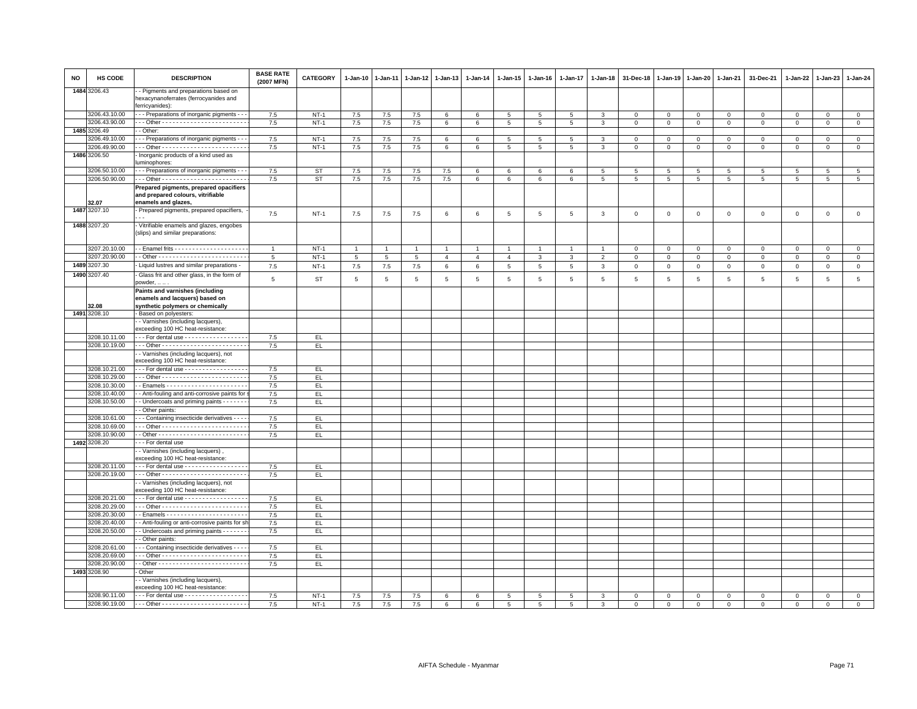| NO | HS CODE | DESCRIPTION | BASE RATE (2007 MFN) | CATEGORY | 1-Jan-10 | 1-Jan-11 | 1-Jan-12 | 1-Jan-13 | 1-Jan-14 | 1-Jan-15 | 1-Jan-16 | 1-Jan-17 | 1-Jan-18 | 31-Dec-18 | 1-Jan-19 | 1-Jan-20 | 1-Jan-21 | 31-Dec-21 | 1-Jan-22 | 1-Jan-23 | 1-Jan-24 |
|---|---|---|---|---|---|---|---|---|---|---|---|---|---|---|---|---|---|---|---|---|---|
| 1484 | 3206.43 | - - Pigments and preparations based on hexacynanoferrates (ferrocyanides and ferricyanides): | | | | | | | | | | | | | | | | | | | |
| | 3206.43.10.00 | - - - Preparations of inorganic pigments - - - | 7.5 | NT-1 | 7.5 | 7.5 | 7.5 | 6 | 6 | 5 | 5 | 5 | 3 | 0 | 0 | 0 | 0 | 0 | 0 | 0 | 0 |
| | 3206.43.90.00 | - - - Other - - - - - - - - - - - - - - - - - - - - - - - - | 7.5 | NT-1 | 7.5 | 7.5 | 7.5 | 6 | 6 | 5 | 5 | 5 | 3 | 0 | 0 | 0 | 0 | 0 | 0 | 0 | 0 |
| 1485 | 3206.49 | - - Other: | | | | | | | | | | | | | | | | | | | |
| | 3206.49.10.00 | - - - Preparations of inorganic pigments - - - | 7.5 | NT-1 | 7.5 | 7.5 | 7.5 | 6 | 6 | 5 | 5 | 5 | 3 | 0 | 0 | 0 | 0 | 0 | 0 | 0 | 0 |
| | 3206.49.90.00 | - - - Other - - - - - - - - - - - - - - - - - - - - - - - - | 7.5 | NT-1 | 7.5 | 7.5 | 7.5 | 6 | 6 | 5 | 5 | 5 | 3 | 0 | 0 | 0 | 0 | 0 | 0 | 0 | 0 |
| 1486 | 3206.50 | - Inorganic products of a kind used as luminophores: | | | | | | | | | | | | | | | | | | | |
| | 3206.50.10.00 | - - - Preparations of inorganic pigments - - - | 7.5 | ST | 7.5 | 7.5 | 7.5 | 7.5 | 6 | 6 | 6 | 6 | 5 | 5 | 5 | 5 | 5 | 5 | 5 | 5 | 5 |
| | 3206.50.90.00 | - - - Other - - - - - - - - - - - - - - - - - - - - - - - - | 7.5 | ST | 7.5 | 7.5 | 7.5 | 7.5 | 6 | 6 | 6 | 6 | 5 | 5 | 5 | 5 | 5 | 5 | 5 | 5 | 5 |
| | 32.07 | **Prepared pigments, prepared opacifiers and prepared colours, vitrifiable enamels and glazes,** | | | | | | | | | | | | | | | | | | | |
| 1487 | 3207.10 | - Prepared pigments, prepared opacifiers, - - - | 7.5 | NT-1 | 7.5 | 7.5 | 7.5 | 6 | 6 | 5 | 5 | 5 | 3 | 0 | 0 | 0 | 0 | 0 | 0 | 0 | 0 |
| 1488 | 3207.20 | - Vitrifiable enamels and glazes, engobes (slips) and similar preparations: | | | | | | | | | | | | | | | | | | | |
| | 3207.20.10.00 | - - Enamel frits - - - - - - - - - - - - - - - - - - - - - | 1 | NT-1 | 1 | 1 | 1 | 1 | 1 | 1 | 1 | 1 | 1 | 0 | 0 | 0 | 0 | 0 | 0 | 0 | 0 |
| | 3207.20.90.00 | - - Other - - - - - - - - - - - - - - - - - - - - - - - - - | 5 | NT-1 | 5 | 5 | 5 | 4 | 4 | 4 | 3 | 3 | 2 | 0 | 0 | 0 | 0 | 0 | 0 | 0 | 0 |
| 1489 | 3207.30 | - Liquid lustres and similar preparations - | 7.5 | NT-1 | 7.5 | 7.5 | 7.5 | 6 | 6 | 5 | 5 | 5 | 3 | 0 | 0 | 0 | 0 | 0 | 0 | 0 | 0 |
| 1490 | 3207.40 | - Glass frit and other glass, in the form of powder, .. .. . | 5 | ST | 5 | 5 | 5 | 5 | 5 | 5 | 5 | 5 | 5 | 5 | 5 | 5 | 5 | 5 | 5 | 5 | 5 |
| | 32.08 | **Paints and varnishes (including enamels and lacquers) based on synthetic polymers or chemically** | | | | | | | | | | | | | | | | | | | |
| 1491 | 3208.10 | - Based on polyesters: | | | | | | | | | | | | | | | | | | | |
| | | - - Varnishes (including lacquers), exceeding 100 HC heat-resistance: | | | | | | | | | | | | | | | | | | | |
| | 3208.10.11.00 | - - - For dental use - - - - - - - - - - - - - - - - - - | 7.5 | EL | | | | | | | | | | | | | | | | | |
| | 3208.10.19.00 | - - - Other - - - - - - - - - - - - - - - - - - - - - - - - | 7.5 | EL | | | | | | | | | | | | | | | | | |
| | | - - Varnishes (including lacquers), not exceeding 100 HC heat-resistance: | | | | | | | | | | | | | | | | | | | |
| | 3208.10.21.00 | - - - For dental use - - - - - - - - - - - - - - - - - - | 7.5 | EL | | | | | | | | | | | | | | | | | |
| | 3208.10.29.00 | - - - Other - - - - - - - - - - - - - - - - - - - - - - - - | 7.5 | EL | | | | | | | | | | | | | | | | | |
| | 3208.10.30.00 | - - Enamels - - - - - - - - - - - - - - - - - - - - - - - | 7.5 | EL | | | | | | | | | | | | | | | | | |
| | 3208.10.40.00 | - - Anti-fouling and anti-corrosive paints for s | 7.5 | EL | | | | | | | | | | | | | | | | | |
| | 3208.10.50.00 | - - Undercoats and priming paints - - - - - - - | 7.5 | EL | | | | | | | | | | | | | | | | | |
| | | - - Other paints: | | | | | | | | | | | | | | | | | | | |
| | 3208.10.61.00 | - - - Containing insecticide derivatives - - - - | 7.5 | EL | | | | | | | | | | | | | | | | | |
| | 3208.10.69.00 | - - - Other - - - - - - - - - - - - - - - - - - - - - - - - | 7.5 | EL | | | | | | | | | | | | | | | | | |
| | 3208.10.90.00 | - - Other - - - - - - - - - - - - - - - - - - - - - - - - - | 7.5 | EL | | | | | | | | | | | | | | | | | |
| 1492 | 3208.20 | - - - For dental use | | | | | | | | | | | | | | | | | | | |
| | | - - Varnishes (including lacquers) , exceeding 100 HC heat-resistance: | | | | | | | | | | | | | | | | | | | |
| | 3208.20.11.00 | - - - For dental use - - - - - - - - - - - - - - - - - - | 7.5 | EL | | | | | | | | | | | | | | | | | |
| | 3208.20.19.00 | - - - Other - - - - - - - - - - - - - - - - - - - - - - - - | 7.5 | EL | | | | | | | | | | | | | | | | | |
| | | - - Varnishes (including lacquers), not exceeding 100 HC heat-resistance: | | | | | | | | | | | | | | | | | | | |
| | 3208.20.21.00 | - - - For dental use - - - - - - - - - - - - - - - - - - | 7.5 | EL | | | | | | | | | | | | | | | | | |
| | 3208.20.29.00 | - - - Other - - - - - - - - - - - - - - - - - - - - - - - - | 7.5 | EL | | | | | | | | | | | | | | | | | |
| | 3208.20.30.00 | - - Enamels - - - - - - - - - - - - - - - - - - - - - - - | 7.5 | EL | | | | | | | | | | | | | | | | | |
| | 3208.20.40.00 | - - Anti-fouling or anti-corrosive paints for sh | 7.5 | EL | | | | | | | | | | | | | | | | | |
| | 3208.20.50.00 | - - Undercoats and priming paints - - - - - - - | 7.5 | EL | | | | | | | | | | | | | | | | | |
| | | - - Other paints: | | | | | | | | | | | | | | | | | | | |
| | 3208.20.61.00 | - - - Containing insecticide derivatives - - - - | 7.5 | EL | | | | | | | | | | | | | | | | | |
| | 3208.20.69.00 | - - - Other - - - - - - - - - - - - - - - - - - - - - - - - | 7.5 | EL | | | | | | | | | | | | | | | | | |
| | 3208.20.90.00 | - - Other - - - - - - - - - - - - - - - - - - - - - - - - - | 7.5 | EL | | | | | | | | | | | | | | | | | |
| 1493 | 3208.90 | - Other | | | | | | | | | | | | | | | | | | | |
| | | - - Varnishes (including lacquers), exceeding 100 HC heat-resistance: | | | | | | | | | | | | | | | | | | | |
| | 3208.90.11.00 | - - - For dental use - - - - - - - - - - - - - - - - - - | 7.5 | NT-1 | 7.5 | 7.5 | 7.5 | 6 | 6 | 5 | 5 | 5 | 3 | 0 | 0 | 0 | 0 | 0 | 0 | 0 | 0 |
| | 3208.90.19.00 | - - - Other - - - - - - - - - - - - - - - - - - - - - - - - | 7.5 | NT-1 | 7.5 | 7.5 | 7.5 | 6 | 6 | 5 | 5 | 5 | 3 | 0 | 0 | 0 | 0 | 0 | 0 | 0 | 0 |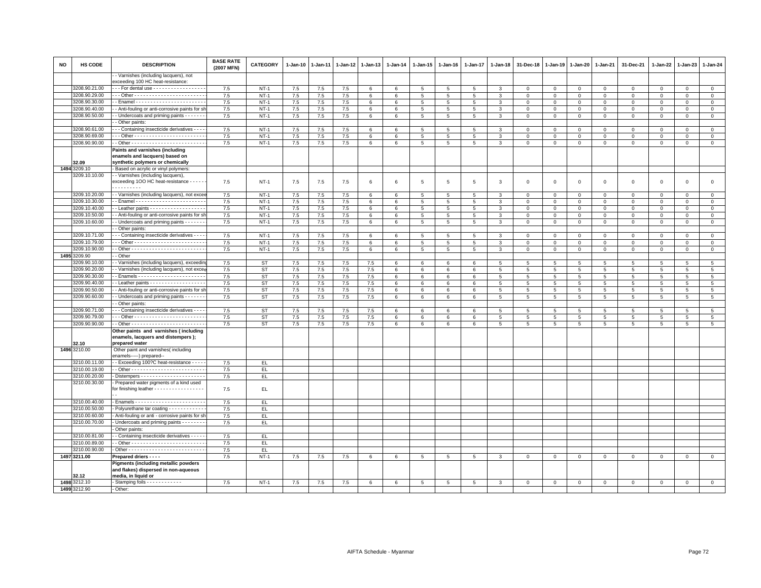| NO | HS CODE | DESCRIPTION | BASE RATE (2007 MFN) | CATEGORY | 1-Jan-10 | 1-Jan-11 | 1-Jan-12 | 1-Jan-13 | 1-Jan-14 | 1-Jan-15 | 1-Jan-16 | 1-Jan-17 | 1-Jan-18 | 31-Dec-18 | 1-Jan-19 | 1-Jan-20 | 1-Jan-21 | 31-Dec-21 | 1-Jan-22 | 1-Jan-23 | 1-Jan-24 |
|---|---|---|---|---|---|---|---|---|---|---|---|---|---|---|---|---|---|---|---|---|---|
| | | - - Varnishes (including lacquers), not exceeding 100 HC heat-resistance: | | | | | | | | | | | | | | | | | | | |
| | 3208.90.21.00 | - - - For dental use - - - - - - - - - - - - - - - - - - | 7.5 | NT-1 | 7.5 | 7.5 | 7.5 | 6 | 6 | 5 | 5 | 5 | 3 | 0 | 0 | 0 | 0 | 0 | 0 | 0 | 0 |
| | 3208.90.29.00 | - - - Other - - - - - - - - - - - - - - - - - - - - - - - - | 7.5 | NT-1 | 7.5 | 7.5 | 7.5 | 6 | 6 | 5 | 5 | 5 | 3 | 0 | 0 | 0 | 0 | 0 | 0 | 0 | 0 |
| | 3208.90.30.00 | - - Enamel - - - - - - - - - - - - - - - - - - - - - - - - | 7.5 | NT-1 | 7.5 | 7.5 | 7.5 | 6 | 6 | 5 | 5 | 5 | 3 | 0 | 0 | 0 | 0 | 0 | 0 | 0 | 0 |
| | 3208.90.40.00 | - - Anti-fouling or anti-corrosive paints for sh | 7.5 | NT-1 | 7.5 | 7.5 | 7.5 | 6 | 6 | 5 | 5 | 5 | 3 | 0 | 0 | 0 | 0 | 0 | 0 | 0 | 0 |
| | 3208.90.50.00 | - - Undercoats and priming paints - - - - - - - | 7.5 | NT-1 | 7.5 | 7.5 | 7.5 | 6 | 6 | 5 | 5 | 5 | 3 | 0 | 0 | 0 | 0 | 0 | 0 | 0 | 0 |
| | | - - Other paints: | | | | | | | | | | | | | | | | | | | |
| | 3208.90.61.00 | - - - Containing insecticide derivatives - - - - | 7.5 | NT-1 | 7.5 | 7.5 | 7.5 | 6 | 6 | 5 | 5 | 5 | 3 | 0 | 0 | 0 | 0 | 0 | 0 | 0 | 0 |
| | 3208.90.69.00 | - - - Other - - - - - - - - - - - - - - - - - - - - - - - - | 7.5 | NT-1 | 7.5 | 7.5 | 7.5 | 6 | 6 | 5 | 5 | 5 | 3 | 0 | 0 | 0 | 0 | 0 | 0 | 0 | 0 |
| | 3208.90.90.00 | - - Other - - - - - - - - - - - - - - - - - - - - - - - - - | 7.5 | NT-1 | 7.5 | 7.5 | 7.5 | 6 | 6 | 5 | 5 | 5 | 3 | 0 | 0 | 0 | 0 | 0 | 0 | 0 | 0 |
| | **32.09** | **Paints and varnishes (including enamels and lacquers) based on synthetic polymers or chemically** | | | | | | | | | | | | | | | | | | | |
| 1494 | 3209.10 | - Based on acrylic or vinyl polymers: | | | | | | | | | | | | | | | | | | | |
| | 3209.10.10.00 | - - Varnishes (including lacquers), exceeding 1OO HC heat-resistance - - - - - - - - - - - - - - - | 7.5 | NT-1 | 7.5 | 7.5 | 7.5 | 6 | 6 | 5 | 5 | 5 | 3 | 0 | 0 | 0 | 0 | 0 | 0 | 0 | 0 |
| | 3209.10.20.00 | - - Varnishes (including lacquers), not excee | 7.5 | NT-1 | 7.5 | 7.5 | 7.5 | 6 | 6 | 5 | 5 | 5 | 3 | 0 | 0 | 0 | 0 | 0 | 0 | 0 | 0 |
| | 3209.10.30.00 | - - Enamel - - - - - - - - - - - - - - - - - - - - - - - - | 7.5 | NT-1 | 7.5 | 7.5 | 7.5 | 6 | 6 | 5 | 5 | 5 | 3 | 0 | 0 | 0 | 0 | 0 | 0 | 0 | 0 |
| | 3209.10.40.00 | - - Leather paints - - - - - - - - - - - - - - - - - - - | 7.5 | NT-1 | 7.5 | 7.5 | 7.5 | 6 | 6 | 5 | 5 | 5 | 3 | 0 | 0 | 0 | 0 | 0 | 0 | 0 | 0 |
| | 3209.10.50.00 | - - Anti-fouling or anti-corrosive paints for sh | 7.5 | NT-1 | 7.5 | 7.5 | 7.5 | 6 | 6 | 5 | 5 | 5 | 3 | 0 | 0 | 0 | 0 | 0 | 0 | 0 | 0 |
| | 3209.10.60.00 | - - Undercoats and priming paints - - - - - - - | 7.5 | NT-1 | 7.5 | 7.5 | 7.5 | 6 | 6 | 5 | 5 | 5 | 3 | 0 | 0 | 0 | 0 | 0 | 0 | 0 | 0 |
| | | - - Other paints: | | | | | | | | | | | | | | | | | | | |
| | 3209.10.71.00 | - - - Containing insecticide derivatives - - - - | 7.5 | NT-1 | 7.5 | 7.5 | 7.5 | 6 | 6 | 5 | 5 | 5 | 3 | 0 | 0 | 0 | 0 | 0 | 0 | 0 | 0 |
| | 3209.10.79.00 | - - - Other - - - - - - - - - - - - - - - - - - - - - - - - | 7.5 | NT-1 | 7.5 | 7.5 | 7.5 | 6 | 6 | 5 | 5 | 5 | 3 | 0 | 0 | 0 | 0 | 0 | 0 | 0 | 0 |
| | 3209.10.90.00 | - - Other - - - - - - - - - - - - - - - - - - - - - - - - - | 7.5 | NT-1 | 7.5 | 7.5 | 7.5 | 6 | 6 | 5 | 5 | 5 | 3 | 0 | 0 | 0 | 0 | 0 | 0 | 0 | 0 |
| 1495 | 3209.90 | - - Other | | | | | | | | | | | | | | | | | | | |
| | 3209.90.10.00 | - - Varnishes (including lacquers), exceeding | 7.5 | ST | 7.5 | 7.5 | 7.5 | 7.5 | 6 | 6 | 6 | 6 | 5 | 5 | 5 | 5 | 5 | 5 | 5 | 5 | 5 |
| | 3209.90.20.00 | - - Varnishes (including lacquers), not excee | 7.5 | ST | 7.5 | 7.5 | 7.5 | 7.5 | 6 | 6 | 6 | 6 | 5 | 5 | 5 | 5 | 5 | 5 | 5 | 5 | 5 |
| | 3209.90.30.00 | - - Enamels - - - - - - - - - - - - - - - - - - - - - - - | 7.5 | ST | 7.5 | 7.5 | 7.5 | 7.5 | 6 | 6 | 6 | 6 | 5 | 5 | 5 | 5 | 5 | 5 | 5 | 5 | 5 |
| | 3209.90.40.00 | - - Leather paints - - - - - - - - - - - - - - - - - - - | 7.5 | ST | 7.5 | 7.5 | 7.5 | 7.5 | 6 | 6 | 6 | 6 | 5 | 5 | 5 | 5 | 5 | 5 | 5 | 5 | 5 |
| | 3209.90.50.00 | - - Anti-fouling or anti-corrosive paints for sh | 7.5 | ST | 7.5 | 7.5 | 7.5 | 7.5 | 6 | 6 | 6 | 6 | 5 | 5 | 5 | 5 | 5 | 5 | 5 | 5 | 5 |
| | 3209.90.60.00 | - - Undercoats and priming paints - - - - - - - | 7.5 | ST | 7.5 | 7.5 | 7.5 | 7.5 | 6 | 6 | 6 | 6 | 5 | 5 | 5 | 5 | 5 | 5 | 5 | 5 | 5 |
| | | - - Other paints: | | | | | | | | | | | | | | | | | | | |
| | 3209.90.71.00 | - - - Containing insecticide derivatives - - - - | 7.5 | ST | 7.5 | 7.5 | 7.5 | 7.5 | 6 | 6 | 6 | 6 | 5 | 5 | 5 | 5 | 5 | 5 | 5 | 5 | 5 |
| | 3209.90.79.00 | - - - Other - - - - - - - - - - - - - - - - - - - - - - - - | 7.5 | ST | 7.5 | 7.5 | 7.5 | 7.5 | 6 | 6 | 6 | 6 | 5 | 5 | 5 | 5 | 5 | 5 | 5 | 5 | 5 |
| | 3209.90.90.00 | - - Other - - - - - - - - - - - - - - - - - - - - - - - - - | 7.5 | ST | 7.5 | 7.5 | 7.5 | 7.5 | 6 | 6 | 6 | 6 | 5 | 5 | 5 | 5 | 5 | 5 | 5 | 5 | 5 |
| | **32.10** | **Other paints and varnishes ( including enamels, lacquers and distempers ); prepared water** | | | | | | | | | | | | | | | | | | | |
| 1496 | 3210.00 | Other paint and varnishes( including enamels-----) prepared-- | | | | | | | | | | | | | | | | | | | |
| | 3210.00.11.00 | - - Exceeding 100?C heat-resistance - - - - - | 7.5 | EL | | | | | | | | | | | | | | | | | |
| | 3210.00.19.00 | - - Other - - - - - - - - - - - - - - - - - - - - - - - - - | 7.5 | EL | | | | | | | | | | | | | | | | | |
| | 3210.00.20.00 | - Distempers - - - - - - - - - - - - - - - - - - - - - - | 7.5 | EL | | | | | | | | | | | | | | | | | |
| | 3210.00.30.00 | - Prepared water pigments of a kind used for finishing leather - - - - - - - - - - - - - - - - - - - | 7.5 | EL | | | | | | | | | | | | | | | | | |
| | 3210.00.40.00 | - Enamels - - - - - - - - - - - - - - - - - - - - - - - - | 7.5 | EL | | | | | | | | | | | | | | | | | |
| | 3210.00.50.00 | - Polyurethane tar coating - - - - - - - - - - - - - | 7.5 | EL | | | | | | | | | | | | | | | | | |
| | 3210.00.60.00 | - Anti-fouling or anti - corrosive paints for sh | 7.5 | EL | | | | | | | | | | | | | | | | | |
| | 3210.00.70.00 | - Undercoats and priming paints - - - - - - - - - | 7.5 | EL | | | | | | | | | | | | | | | | | |
| | | - Other paints: | | | | | | | | | | | | | | | | | | | |
| | 3210.00.81.00 | - - Containing insecticide derivatives - - - - - | 7.5 | EL | | | | | | | | | | | | | | | | | |
| | 3210.00.89.00 | - - Other - - - - - - - - - - - - - - - - - - - - - - - - - | 7.5 | EL | | | | | | | | | | | | | | | | | |
| | 3210.00.90.00 | - Other - - - - - - - - - - - - - - - - - - - - - - - - - - | 7.5 | EL | | | | | | | | | | | | | | | | | |
| 1497 | **3211.00** | **Prepared driers - - - -** | 7.5 | NT-1 | 7.5 | 7.5 | 7.5 | 6 | 6 | 5 | 5 | 5 | 3 | 0 | 0 | 0 | 0 | 0 | 0 | 0 | 0 |
| | **32.12** | **Pigments (including metallic powders and flakes) dispersed in non-aqueous media, in liquid or** | | | | | | | | | | | | | | | | | | | |
| 1498 | 3212.10 | - Stamping foils - - - - - - - - - - - - - | 7.5 | NT-1 | 7.5 | 7.5 | 7.5 | 6 | 6 | 5 | 5 | 5 | 3 | 0 | 0 | 0 | 0 | 0 | 0 | 0 | 0 |
| 1499 | 3212.90 | - Other: | | | | | | | | | | | | | | | | | | | |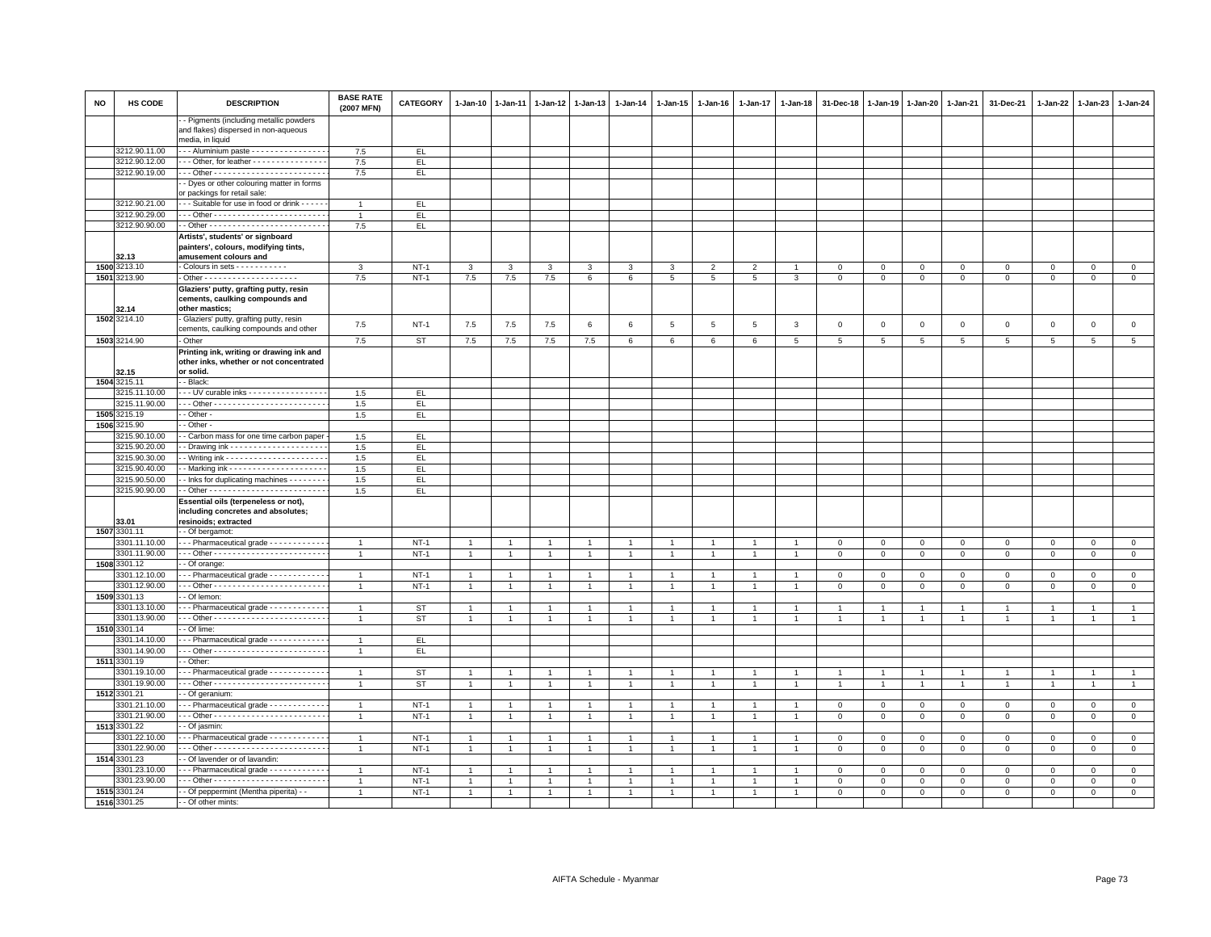| NO | HS CODE | DESCRIPTION | BASE RATE (2007 MFN) | CATEGORY | 1-Jan-10 | 1-Jan-11 | 1-Jan-12 | 1-Jan-13 | 1-Jan-14 | 1-Jan-15 | 1-Jan-16 | 1-Jan-17 | 1-Jan-18 | 31-Dec-18 | 1-Jan-19 | 1-Jan-20 | 1-Jan-21 | 31-Dec-21 | 1-Jan-22 | 1-Jan-23 | 1-Jan-24 |
|---|---|---|---|---|---|---|---|---|---|---|---|---|---|---|---|---|---|---|---|---|---|
| | | - - Pigments (including metallic powders and flakes) dispersed in non-aqueous media, in liquid | | | | | | | | | | | | | | | | | | | |
| | 3212.90.11.00 | - - - Aluminium paste - - - - - - - - - - - - - - - - | 7.5 | EL | | | | | | | | | | | | | | | | | |
| | 3212.90.12.00 | - - - Other, for leather - - - - - - - - - - - - - - - - | 7.5 | EL | | | | | | | | | | | | | | | | | |
| | 3212.90.19.00 | - - - Other - - - - - - - - - - - - - - - - - - - - - - - - | 7.5 | EL | | | | | | | | | | | | | | | | | |
| | | - - Dyes or other colouring matter in forms or packings for retail sale: | | | | | | | | | | | | | | | | | | | |
| | 3212.90.21.00 | - - - Suitable for use in food or drink - - - - - - | 1 | EL | | | | | | | | | | | | | | | | | |
| | 3212.90.29.00 | - - - Other - - - - - - - - - - - - - - - - - - - - - - - - | 1 | EL | | | | | | | | | | | | | | | | | |
| | 3212.90.90.00 | - - Other - - - - - - - - - - - - - - - - - - - - - - - - - | 7.5 | EL | | | | | | | | | | | | | | | | | |
| | 32.13 | **Artists', students' or signboard painters', colours, modifying tints, amusement colours and** | | | | | | | | | | | | | | | | | | | |
| 1500 | 3213.10 | - Colours in sets - - - - - - - - - - - | 3 | NT-1 | 3 | 3 | 3 | 3 | 3 | 3 | 2 | 2 | 1 | 0 | 0 | 0 | 0 | 0 | 0 | 0 | 0 |
| 1501 | 3213.90 | - Other - - - - - - - - - - - - - - - - - - - - | 7.5 | NT-1 | 7.5 | 7.5 | 7.5 | 6 | 6 | 5 | 5 | 5 | 3 | 0 | 0 | 0 | 0 | 0 | 0 | 0 | 0 |
| | 32.14 | **Glaziers' putty, grafting putty, resin cements, caulking compounds and other mastics;** | | | | | | | | | | | | | | | | | | | |
| 1502 | 3214.10 | - Glaziers' putty, grafting putty, resin cements, caulking compounds and other | 7.5 | NT-1 | 7.5 | 7.5 | 7.5 | 6 | 6 | 5 | 5 | 5 | 3 | 0 | 0 | 0 | 0 | 0 | 0 | 0 | 0 |
| 1503 | 3214.90 | - Other | 7.5 | ST | 7.5 | 7.5 | 7.5 | 7.5 | 6 | 6 | 6 | 6 | 5 | 5 | 5 | 5 | 5 | 5 | 5 | 5 | 5 |
| | 32.15 | **Printing ink, writing or drawing ink and other inks, whether or not concentrated or solid.** | | | | | | | | | | | | | | | | | | | |
| 1504 | 3215.11 | - - Black: | | | | | | | | | | | | | | | | | | | |
| | 3215.11.10.00 | - - - UV curable inks - - - - - - - - - - - - - - - - - | 1.5 | EL | | | | | | | | | | | | | | | | | |
| | 3215.11.90.00 | - - - Other - - - - - - - - - - - - - - - - - - - - - - - - | 1.5 | EL | | | | | | | | | | | | | | | | | |
| 1505 | 3215.19 | - - Other - | 1.5 | EL | | | | | | | | | | | | | | | | | |
| 1506 | 3215.90 | - - Other - | | | | | | | | | | | | | | | | | | | |
| | 3215.90.10.00 | - - Carbon mass for one time carbon paper - | 1.5 | EL | | | | | | | | | | | | | | | | | |
| | 3215.90.20.00 | - - Drawing ink - - - - - - - - - - - - - - - - - - - - - | 1.5 | EL | | | | | | | | | | | | | | | | | |
| | 3215.90.30.00 | - - Writing ink - - - - - - - - - - - - - - - - - - - - - - | 1.5 | EL | | | | | | | | | | | | | | | | | |
| | 3215.90.40.00 | - - Marking ink - - - - - - - - - - - - - - - - - - - - - | 1.5 | EL | | | | | | | | | | | | | | | | | |
| | 3215.90.50.00 | - - Inks for duplicating machines - - - - - - - - | 1.5 | EL | | | | | | | | | | | | | | | | | |
| | 3215.90.90.00 | - - Other - - - - - - - - - - - - - - - - - - - - - - - - - | 1.5 | EL | | | | | | | | | | | | | | | | | |
| | 33.01 | **Essential oils (terpeneless or not), including concretes and absolutes; resinoids; extracted** | | | | | | | | | | | | | | | | | | | |
| 1507 | 3301.11 | - - Of bergamot: | | | | | | | | | | | | | | | | | | | |
| | 3301.11.10.00 | - - - Pharmaceutical grade - - - - - - - - - - - - | 1 | NT-1 | 1 | 1 | 1 | 1 | 1 | 1 | 1 | 1 | 1 | 0 | 0 | 0 | 0 | 0 | 0 | 0 | 0 |
| | 3301.11.90.00 | - - - Other - - - - - - - - - - - - - - - - - - - - - - - - | 1 | NT-1 | 1 | 1 | 1 | 1 | 1 | 1 | 1 | 1 | 1 | 0 | 0 | 0 | 0 | 0 | 0 | 0 | 0 |
| 1508 | 3301.12 | - - Of orange: | | | | | | | | | | | | | | | | | | | |
| | 3301.12.10.00 | - - - Pharmaceutical grade - - - - - - - - - - - - | 1 | NT-1 | 1 | 1 | 1 | 1 | 1 | 1 | 1 | 1 | 1 | 0 | 0 | 0 | 0 | 0 | 0 | 0 | 0 |
| | 3301.12.90.00 | - - - Other - - - - - - - - - - - - - - - - - - - - - - - - | 1 | NT-1 | 1 | 1 | 1 | 1 | 1 | 1 | 1 | 1 | 1 | 0 | 0 | 0 | 0 | 0 | 0 | 0 | 0 |
| 1509 | 3301.13 | - - Of lemon: | | | | | | | | | | | | | | | | | | | |
| | 3301.13.10.00 | - - - Pharmaceutical grade - - - - - - - - - - - - | 1 | ST | 1 | 1 | 1 | 1 | 1 | 1 | 1 | 1 | 1 | 1 | 1 | 1 | 1 | 1 | 1 | 1 | 1 |
| | 3301.13.90.00 | - - - Other - - - - - - - - - - - - - - - - - - - - - - - - | 1 | ST | 1 | 1 | 1 | 1 | 1 | 1 | 1 | 1 | 1 | 1 | 1 | 1 | 1 | 1 | 1 | 1 | 1 |
| 1510 | 3301.14 | - - Of lime: | | | | | | | | | | | | | | | | | | | |
| | 3301.14.10.00 | - - - Pharmaceutical grade - - - - - - - - - - - - | 1 | EL | | | | | | | | | | | | | | | | | |
| | 3301.14.90.00 | - - - Other - - - - - - - - - - - - - - - - - - - - - - - - | 1 | EL | | | | | | | | | | | | | | | | | |
| 1511 | 3301.19 | - - Other: | | | | | | | | | | | | | | | | | | | |
| | 3301.19.10.00 | - - - Pharmaceutical grade - - - - - - - - - - - - | 1 | ST | 1 | 1 | 1 | 1 | 1 | 1 | 1 | 1 | 1 | 1 | 1 | 1 | 1 | 1 | 1 | 1 | 1 |
| | 3301.19.90.00 | - - - Other - - - - - - - - - - - - - - - - - - - - - - - - | 1 | ST | 1 | 1 | 1 | 1 | 1 | 1 | 1 | 1 | 1 | 1 | 1 | 1 | 1 | 1 | 1 | 1 | 1 |
| 1512 | 3301.21 | - - Of geranium: | | | | | | | | | | | | | | | | | | | |
| | 3301.21.10.00 | - - - Pharmaceutical grade - - - - - - - - - - - - | 1 | NT-1 | 1 | 1 | 1 | 1 | 1 | 1 | 1 | 1 | 1 | 0 | 0 | 0 | 0 | 0 | 0 | 0 | 0 |
| | 3301.21.90.00 | - - - Other - - - - - - - - - - - - - - - - - - - - - - - - | 1 | NT-1 | 1 | 1 | 1 | 1 | 1 | 1 | 1 | 1 | 1 | 0 | 0 | 0 | 0 | 0 | 0 | 0 | 0 |
| 1513 | 3301.22 | - - Of jasmin: | | | | | | | | | | | | | | | | | | | |
| | 3301.22.10.00 | - - - Pharmaceutical grade - - - - - - - - - - - - | 1 | NT-1 | 1 | 1 | 1 | 1 | 1 | 1 | 1 | 1 | 1 | 0 | 0 | 0 | 0 | 0 | 0 | 0 | 0 |
| | 3301.22.90.00 | - - - Other - - - - - - - - - - - - - - - - - - - - - - - - | 1 | NT-1 | 1 | 1 | 1 | 1 | 1 | 1 | 1 | 1 | 1 | 0 | 0 | 0 | 0 | 0 | 0 | 0 | 0 |
| 1514 | 3301.23 | - - Of lavender or of lavandin: | | | | | | | | | | | | | | | | | | | |
| | 3301.23.10.00 | - - - Pharmaceutical grade - - - - - - - - - - - - | 1 | NT-1 | 1 | 1 | 1 | 1 | 1 | 1 | 1 | 1 | 1 | 0 | 0 | 0 | 0 | 0 | 0 | 0 | 0 |
| | 3301.23.90.00 | - - - Other - - - - - - - - - - - - - - - - - - - - - - - - | 1 | NT-1 | 1 | 1 | 1 | 1 | 1 | 1 | 1 | 1 | 1 | 0 | 0 | 0 | 0 | 0 | 0 | 0 | 0 |
| 1515 | 3301.24 | - - Of peppermint (Mentha piperita) - - | 1 | NT-1 | 1 | 1 | 1 | 1 | 1 | 1 | 1 | 1 | 1 | 0 | 0 | 0 | 0 | 0 | 0 | 0 | 0 |
| 1516 | 3301.25 | - - Of other mints: | | | | | | | | | | | | | | | | | | | |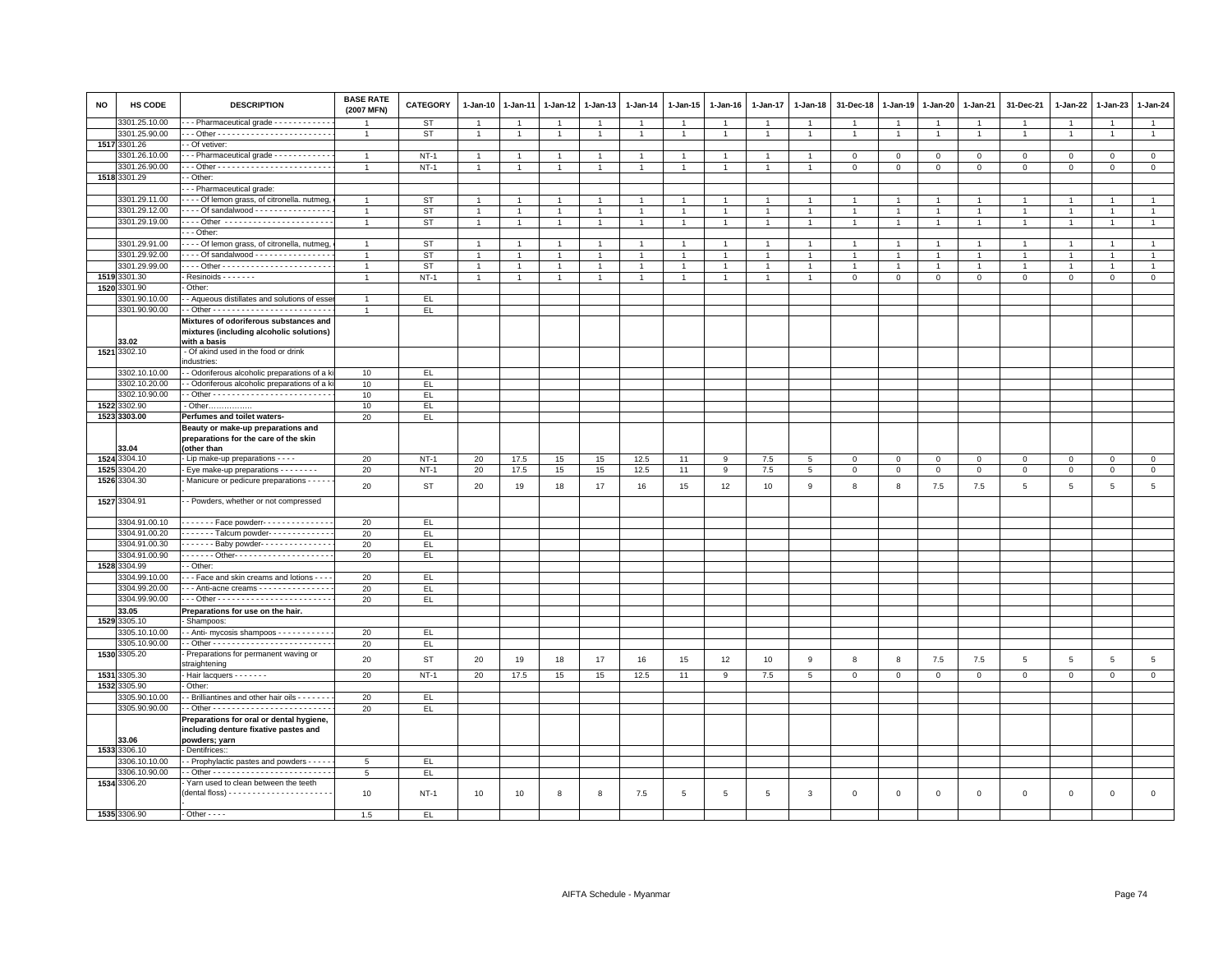| NO | HS CODE | DESCRIPTION | BASE RATE (2007 MFN) | CATEGORY | 1-Jan-10 | 1-Jan-11 | 1-Jan-12 | 1-Jan-13 | 1-Jan-14 | 1-Jan-15 | 1-Jan-16 | 1-Jan-17 | 1-Jan-18 | 31-Dec-18 | 1-Jan-19 | 1-Jan-20 | 1-Jan-21 | 31-Dec-21 | 1-Jan-22 | 1-Jan-23 | 1-Jan-24 |
|---|---|---|---|---|---|---|---|---|---|---|---|---|---|---|---|---|---|---|---|---|---|
| | 3301.25.10.00 | - - - Pharmaceutical grade - - - - - - - - - - - - | 1 | ST | 1 | 1 | 1 | 1 | 1 | 1 | 1 | 1 | 1 | 1 | 1 | 1 | 1 | 1 | 1 | 1 | 1 |
| | 3301.25.90.00 | - - - Other - - - - - - - - - - - - - - - - - - - - - - - - | 1 | ST | 1 | 1 | 1 | 1 | 1 | 1 | 1 | 1 | 1 | 1 | 1 | 1 | 1 | 1 | 1 | 1 | 1 |
| 1517 | 3301.26 | - - Of vetiver: | | | | | | | | | | | | | | | | | | | |
| | 3301.26.10.00 | - - - Pharmaceutical grade - - - - - - - - - - - - | 1 | NT-1 | 1 | 1 | 1 | 1 | 1 | 1 | 1 | 1 | 1 | 0 | 0 | 0 | 0 | 0 | 0 | 0 | 0 |
| | 3301.26.90.00 | - - - Other - - - - - - - - - - - - - - - - - - - - - - - - | 1 | NT-1 | 1 | 1 | 1 | 1 | 1 | 1 | 1 | 1 | 1 | 0 | 0 | 0 | 0 | 0 | 0 | 0 | 0 |
| 1518 | 3301.29 | - - Other: | | | | | | | | | | | | | | | | | | | |
| | | - - - Pharmaceutical grade: | | | | | | | | | | | | | | | | | | | |
| | 3301.29.11.00 | - - - - Of lemon grass, of citronella. nutmeg, | 1 | ST | 1 | 1 | 1 | 1 | 1 | 1 | 1 | 1 | 1 | 1 | 1 | 1 | 1 | 1 | 1 | 1 | 1 |
| | 3301.29.12.00 | - - - - Of sandalwood - - - - - - - - - - - - - - - - | 1 | ST | 1 | 1 | 1 | 1 | 1 | 1 | 1 | 1 | 1 | 1 | 1 | 1 | 1 | 1 | 1 | 1 | 1 |
| | 3301.29.19.00 | - - - - Other - - - - - - - - - - - - - - - - - - - - - - | 1 | ST | 1 | 1 | 1 | 1 | 1 | 1 | 1 | 1 | 1 | 1 | 1 | 1 | 1 | 1 | 1 | 1 | 1 |
| | | - - - Other: | | | | | | | | | | | | | | | | | | | |
| | 3301.29.91.00 | - - - - Of lemon grass, of citronella, nutmeg, | 1 | ST | 1 | 1 | 1 | 1 | 1 | 1 | 1 | 1 | 1 | 1 | 1 | 1 | 1 | 1 | 1 | 1 | 1 |
| | 3301.29.92.00 | - - - - Of sandalwood - - - - - - - - - - - - - - - - | 1 | ST | 1 | 1 | 1 | 1 | 1 | 1 | 1 | 1 | 1 | 1 | 1 | 1 | 1 | 1 | 1 | 1 | 1 |
| | 3301.29.99.00 | - - - - Other - - - - - - - - - - - - - - - - - - - - - - | 1 | ST | 1 | 1 | 1 | 1 | 1 | 1 | 1 | 1 | 1 | 1 | 1 | 1 | 1 | 1 | 1 | 1 | 1 |
| 1519 | 3301.30 | - Resinoids - - - - - - - | 1 | NT-1 | 1 | 1 | 1 | 1 | 1 | 1 | 1 | 1 | 1 | 0 | 0 | 0 | 0 | 0 | 0 | 0 | 0 |
| 1520 | 3301.90 | - Other: | | | | | | | | | | | | | | | | | | | |
| | 3301.90.10.00 | - - Aqueous distillates and solutions of esser | 1 | EL | | | | | | | | | | | | | | | | | |
| | 3301.90.90.00 | - - Other - - - - - - - - - - - - - - - - - - - - - - - - | 1 | EL | | | | | | | | | | | | | | | | | |
| | 33.02 | **Mixtures of odoriferous substances and mixtures (including alcoholic solutions) with a basis** | | | | | | | | | | | | | | | | | | | |
| 1521 | 3302.10 | - Of akind used in the food or drink industries: | | | | | | | | | | | | | | | | | | | |
| | 3302.10.10.00 | - - Odoriferous alcoholic preparations of a ki | 10 | EL | | | | | | | | | | | | | | | | | |
| | 3302.10.20.00 | - - Odoriferous alcoholic preparations of a ki | 10 | EL | | | | | | | | | | | | | | | | | |
| | 3302.10.90.00 | - - Other - - - - - - - - - - - - - - - - - - - - - - - - | 10 | EL | | | | | | | | | | | | | | | | | |
| 1522 | 3302.90 | - Other…………….. | 10 | EL | | | | | | | | | | | | | | | | | |
| 1523 | **3303.00** | **Perfumes and toilet waters-** | 20 | EL | | | | | | | | | | | | | | | | | |
| | 33.04 | **Beauty or make-up preparations and preparations for the care of the skin (other than** | | | | | | | | | | | | | | | | | | | |
| 1524 | 3304.10 | - Lip make-up preparations - - - - | 20 | NT-1 | 20 | 17.5 | 15 | 15 | 12.5 | 11 | 9 | 7.5 | 5 | 0 | 0 | 0 | 0 | 0 | 0 | 0 | 0 |
| 1525 | 3304.20 | - Eye make-up preparations - - - - - - - - | 20 | NT-1 | 20 | 17.5 | 15 | 15 | 12.5 | 11 | 9 | 7.5 | 5 | 0 | 0 | 0 | 0 | 0 | 0 | 0 | 0 |
| 1526 | 3304.30 | - Manicure or pedicure preparations - - - - - - | 20 | ST | 20 | 19 | 18 | 17 | 16 | 15 | 12 | 10 | 9 | 8 | 8 | 7.5 | 7.5 | 5 | 5 | 5 | 5 |
| 1527 | 3304.91 | - - Powders, whether or not compressed | | | | | | | | | | | | | | | | | | | |
| | 3304.91.00.10 | - - - - - - - Face powderr- - - - - - - - - - - - - - | 20 | EL | | | | | | | | | | | | | | | | | |
| | 3304.91.00.20 | - - - - - - - Talcum powder- - - - - - - - - - - - - | 20 | EL | | | | | | | | | | | | | | | | | |
| | 3304.91.00.30 | - - - - - - - Baby powder- - - - - - - - - - - - - - - | 20 | EL | | | | | | | | | | | | | | | | | |
| | 3304.91.00.90 | - - - - - - - Other- - - - - - - - - - - - - - - - - - - - | 20 | EL | | | | | | | | | | | | | | | | | |
| 1528 | 3304.99 | - - Other: | | | | | | | | | | | | | | | | | | | |
| | 3304.99.10.00 | - - - Face and skin creams and lotions - - - - | 20 | EL | | | | | | | | | | | | | | | | | |
| | 3304.99.20.00 | - - - Anti-acne creams - - - - - - - - - - - - - - - | 20 | EL | | | | | | | | | | | | | | | | | |
| | 3304.99.90.00 | - - - Other - - - - - - - - - - - - - - - - - - - - - - - | 20 | EL | | | | | | | | | | | | | | | | | |
| | **33.05** | **Preparations for use on the hair.** | | | | | | | | | | | | | | | | | | | |
| 1529 | 3305.10 | - Shampoos: | | | | | | | | | | | | | | | | | | | |
| | 3305.10.10.00 | - - Anti- mycosis shampoos - - - - - - - - - - - | 20 | EL | | | | | | | | | | | | | | | | | |
| | 3305.10.90.00 | - - Other - - - - - - - - - - - - - - - - - - - - - - - - | 20 | EL | | | | | | | | | | | | | | | | | |
| 1530 | 3305.20 | - Preparations for permanent waving or straightening | 20 | ST | 20 | 19 | 18 | 17 | 16 | 15 | 12 | 10 | 9 | 8 | 8 | 7.5 | 7.5 | 5 | 5 | 5 | 5 |
| 1531 | 3305.30 | - Hair lacquers - - - - - - - | 20 | NT-1 | 20 | 17.5 | 15 | 15 | 12.5 | 11 | 9 | 7.5 | 5 | 0 | 0 | 0 | 0 | 0 | 0 | 0 | 0 |
| 1532 | 3305.90 | - Other: | | | | | | | | | | | | | | | | | | | |
| | 3305.90.10.00 | - - Brilliantines and other hair oils - - - - - - - | 20 | EL | | | | | | | | | | | | | | | | | |
| | 3305.90.90.00 | - - Other - - - - - - - - - - - - - - - - - - - - - - - - | 20 | EL | | | | | | | | | | | | | | | | | |
| | 33.06 | **Preparations for oral or dental hygiene, including denture fixative pastes and powders; yarn** | | | | | | | | | | | | | | | | | | | |
| 1533 | 3306.10 | - Dentifrices:: | | | | | | | | | | | | | | | | | | | |
| | 3306.10.10.00 | - - Prophylactic pastes and powders - - - - - | 5 | EL | | | | | | | | | | | | | | | | | |
| | 3306.10.90.00 | - - Other - - - - - - - - - - - - - - - - - - - - - - - - | 5 | EL | | | | | | | | | | | | | | | | | |
| 1534 | 3306.20 | - Yarn used to clean between the teeth (dental floss) - - - - - - - - - - - - - - - - - - - - - - | 10 | NT-1 | 10 | 10 | 8 | 8 | 7.5 | 5 | 5 | 5 | 3 | 0 | 0 | 0 | 0 | 0 | 0 | 0 | 0 |
| 1535 | 3306.90 | - Other - - - - | 1.5 | EL | | | | | | | | | | | | | | | | | |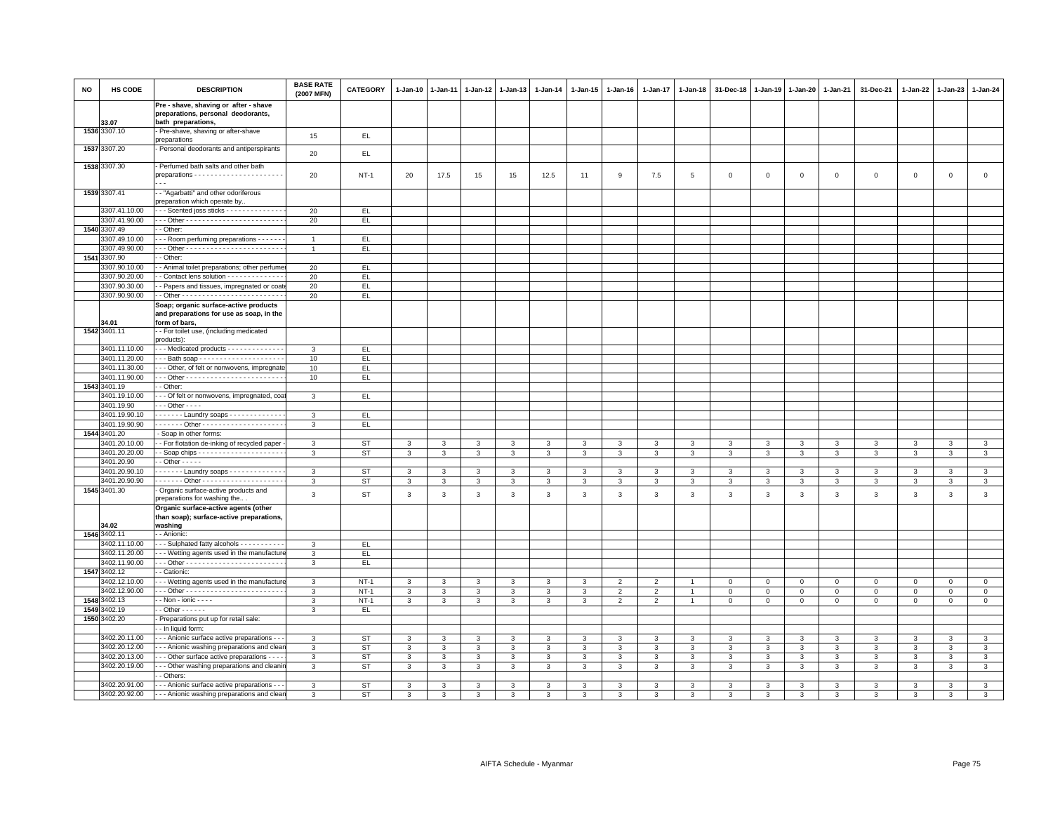| NO | HS CODE | DESCRIPTION | BASE RATE (2007 MFN) | CATEGORY | 1-Jan-10 | 1-Jan-11 | 1-Jan-12 | 1-Jan-13 | 1-Jan-14 | 1-Jan-15 | 1-Jan-16 | 1-Jan-17 | 1-Jan-18 | 31-Dec-18 | 1-Jan-19 | 1-Jan-20 | 1-Jan-21 | 31-Dec-21 | 1-Jan-22 | 1-Jan-23 | 1-Jan-24 |
|---|---|---|---|---|---|---|---|---|---|---|---|---|---|---|---|---|---|---|---|---|---|
| | 33.07 | **Pre - shave, shaving or after - shave preparations, personal deodorants, bath preparations,** | | | | | | | | | | | | | | | | | | | |
| 1536 | 3307.10 | - Pre-shave, shaving or after-shave preparations | 15 | EL | | | | | | | | | | | | | | | | | |
| 1537 | 3307.20 | - Personal deodorants and antiperspirants | 20 | EL | | | | | | | | | | | | | | | | | |
| 1538 | 3307.30 | - Perfumed bath salts and other bath preparations - - - - - - - - - - - - - - - - - - - - - - - - - | 20 | NT-1 | 20 | 17.5 | 15 | 15 | 12.5 | 11 | 9 | 7.5 | 5 | 0 | 0 | 0 | 0 | 0 | 0 | 0 | 0 |
| 1539 | 3307.41 | - - "Agarbatti" and other odoriferous preparation which operate by.. | | | | | | | | | | | | | | | | | | | |
| | 3307.41.10.00 | - - - Scented joss sticks - - - - - - - - - - - - - - - | 20 | EL | | | | | | | | | | | | | | | | | |
| | 3307.41.90.00 | - - - Other - - - - - - - - - - - - - - - - - - - - - - - - | 20 | EL | | | | | | | | | | | | | | | | | |
| 1540 | 3307.49 | - - Other: | | | | | | | | | | | | | | | | | | | |
| | 3307.49.10.00 | - - - Room perfuming preparations - - - - - - - | 1 | EL | | | | | | | | | | | | | | | | | |
| | 3307.49.90.00 | - - - Other - - - - - - - - - - - - - - - - - - - - - - - - | 1 | EL | | | | | | | | | | | | | | | | | |
| 1541 | 3307.90 | - - Other: | | | | | | | | | | | | | | | | | | | |
| | 3307.90.10.00 | - - Animal toilet preparations; other perfumer | 20 | EL | | | | | | | | | | | | | | | | | |
| | 3307.90.20.00 | - - Contact lens solution - - - - - - - - - - - - - - | 20 | EL | | | | | | | | | | | | | | | | | |
| | 3307.90.30.00 | - - Papers and tissues, impregnated or coate | 20 | EL | | | | | | | | | | | | | | | | | |
| | 3307.90.90.00 | - - Other - - - - - - - - - - - - - - - - - - - - - - - - - | 20 | EL | | | | | | | | | | | | | | | | | |
| | 34.01 | **Soap; organic surface-active products and preparations for use as soap, in the form of bars,** | | | | | | | | | | | | | | | | | | | |
| 1542 | 3401.11 | - - For toilet use, (including medicated products): | | | | | | | | | | | | | | | | | | | |
| | 3401.11.10.00 | - - - Medicated products - - - - - - - - - - - - - - | 3 | EL | | | | | | | | | | | | | | | | | |
| | 3401.11.20.00 | - - - Bath soap - - - - - - - - - - - - - - - - - - - - - | 10 | EL | | | | | | | | | | | | | | | | | |
| | 3401.11.30.00 | - - - Other, of felt or nonwovens, impregnate | 10 | EL | | | | | | | | | | | | | | | | | |
| | 3401.11.90.00 | - - - Other - - - - - - - - - - - - - - - - - - - - - - - - | 10 | EL | | | | | | | | | | | | | | | | | |
| 1543 | 3401.19 | - - Other: | | | | | | | | | | | | | | | | | | | |
| | 3401.19.10.00 | - - - Of felt or nonwovens, impregnated, coat | 3 | EL | | | | | | | | | | | | | | | | | |
| | 3401.19.90 | - - - Other - - - - | | | | | | | | | | | | | | | | | | | |
| | 3401.19.90.10 | - - - - - - - Laundry soaps - - - - - - - - - - - - - - | 3 | EL | | | | | | | | | | | | | | | | | |
| | 3401.19.90.90 | - - - - - - - Other - - - - - - - - - - - - - - - - - - - - | 3 | EL | | | | | | | | | | | | | | | | | |
| 1544 | 3401.20 | - Soap in other forms: | | | | | | | | | | | | | | | | | | | |
| | 3401.20.10.00 | - - For flotation de-inking of recycled paper - | 3 | ST | 3 | 3 | 3 | 3 | 3 | 3 | 3 | 3 | 3 | 3 | 3 | 3 | 3 | 3 | 3 | 3 | 3 |
| | 3401.20.20.00 | - - Soap chips - - - - - - - - - - - - - - - - - - - - - - | 3 | ST | 3 | 3 | 3 | 3 | 3 | 3 | 3 | 3 | 3 | 3 | 3 | 3 | 3 | 3 | 3 | 3 | 3 |
| | 3401.20.90 | - - Other - - - - - | | | | | | | | | | | | | | | | | | | |
| | 3401.20.90.10 | - - - - - - - Laundry soaps - - - - - - - - - - - - - - | 3 | ST | 3 | 3 | 3 | 3 | 3 | 3 | 3 | 3 | 3 | 3 | 3 | 3 | 3 | 3 | 3 | 3 | 3 |
| | 3401.20.90.90 | - - - - - - - Other - - - - - - - - - - - - - - - - - - - - | 3 | ST | 3 | 3 | 3 | 3 | 3 | 3 | 3 | 3 | 3 | 3 | 3 | 3 | 3 | 3 | 3 | 3 | 3 |
| 1545 | 3401.30 | - Organic surface-active products and preparations for washing the.. . | 3 | ST | 3 | 3 | 3 | 3 | 3 | 3 | 3 | 3 | 3 | 3 | 3 | 3 | 3 | 3 | 3 | 3 | 3 |
| | 34.02 | **Organic surface-active agents (other than soap); surface-active preparations, washing** | | | | | | | | | | | | | | | | | | | |
| 1546 | 3402.11 | - - Anionic: | | | | | | | | | | | | | | | | | | | |
| | 3402.11.10.00 | - - - Sulphated fatty alcohols - - - - - - - - - - - | 3 | EL | | | | | | | | | | | | | | | | | |
| | 3402.11.20.00 | - - - Wetting agents used in the manufacture | 3 | EL | | | | | | | | | | | | | | | | | |
| | 3402.11.90.00 | - - - Other - - - - - - - - - - - - - - - - - - - - - - - - | 3 | EL | | | | | | | | | | | | | | | | | |
| 1547 | 3402.12 | - - Cationic: | | | | | | | | | | | | | | | | | | | |
| | 3402.12.10.00 | - - - Wetting agents used in the manufacture | 3 | NT-1 | 3 | 3 | 3 | 3 | 3 | 3 | 2 | 2 | 1 | 0 | 0 | 0 | 0 | 0 | 0 | 0 | 0 |
| | 3402.12.90.00 | - - - Other - - - - - - - - - - - - - - - - - - - - - - - - | 3 | NT-1 | 3 | 3 | 3 | 3 | 3 | 3 | 2 | 2 | 1 | 0 | 0 | 0 | 0 | 0 | 0 | 0 | 0 |
| 1548 | 3402.13 | - - Non - ionic - - - - | 3 | NT-1 | 3 | 3 | 3 | 3 | 3 | 3 | 2 | 2 | 1 | 0 | 0 | 0 | 0 | 0 | 0 | 0 | 0 |
| 1549 | 3402.19 | - - Other - - - - - - | 3 | EL | | | | | | | | | | | | | | | | | |
| 1550 | 3402.20 | - Preparations put up for retail sale: | | | | | | | | | | | | | | | | | | | |
| | | - - In liquid form: | | | | | | | | | | | | | | | | | | | |
| | 3402.20.11.00 | - - - Anionic surface active preparations - - - | 3 | ST | 3 | 3 | 3 | 3 | 3 | 3 | 3 | 3 | 3 | 3 | 3 | 3 | 3 | 3 | 3 | 3 | 3 |
| | 3402.20.12.00 | - - - Anionic washing preparations and clean | 3 | ST | 3 | 3 | 3 | 3 | 3 | 3 | 3 | 3 | 3 | 3 | 3 | 3 | 3 | 3 | 3 | 3 | 3 |
| | 3402.20.13.00 | - - - Other surface active preparations - - - - | 3 | ST | 3 | 3 | 3 | 3 | 3 | 3 | 3 | 3 | 3 | 3 | 3 | 3 | 3 | 3 | 3 | 3 | 3 |
| | 3402.20.19.00 | - - - Other washing preparations and cleanin | 3 | ST | 3 | 3 | 3 | 3 | 3 | 3 | 3 | 3 | 3 | 3 | 3 | 3 | 3 | 3 | 3 | 3 | 3 |
| | | - - Others: | | | | | | | | | | | | | | | | | | | |
| | 3402.20.91.00 | - - - Anionic surface active preparations - - - | 3 | ST | 3 | 3 | 3 | 3 | 3 | 3 | 3 | 3 | 3 | 3 | 3 | 3 | 3 | 3 | 3 | 3 | 3 |
| | 3402.20.92.00 | - - - Anionic washing preparations and clean | 3 | ST | 3 | 3 | 3 | 3 | 3 | 3 | 3 | 3 | 3 | 3 | 3 | 3 | 3 | 3 | 3 | 3 | 3 |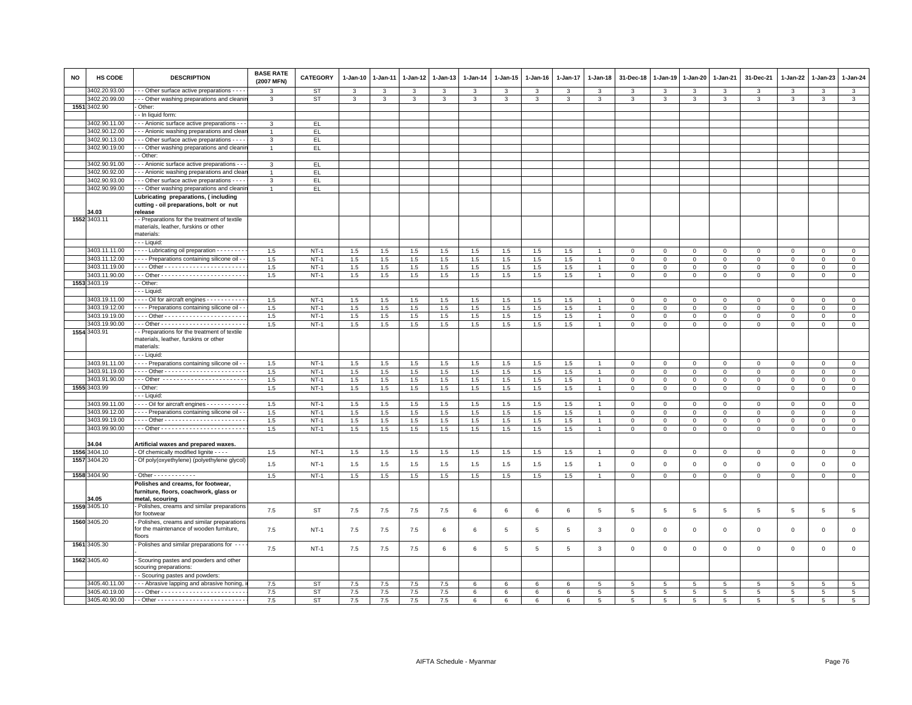| NO | HS CODE | DESCRIPTION | BASE RATE (2007 MFN) | CATEGORY | 1-Jan-10 | 1-Jan-11 | 1-Jan-12 | 1-Jan-13 | 1-Jan-14 | 1-Jan-15 | 1-Jan-16 | 1-Jan-17 | 1-Jan-18 | 31-Dec-18 | 1-Jan-19 | 1-Jan-20 | 1-Jan-21 | 31-Dec-21 | 1-Jan-22 | 1-Jan-23 | 1-Jan-24 |
|---|---|---|---|---|---|---|---|---|---|---|---|---|---|---|---|---|---|---|---|---|---|
| | 3402.20.93.00 | - - - Other surface active preparations - - - - | 3 | ST | 3 | 3 | 3 | 3 | 3 | 3 | 3 | 3 | 3 | 3 | 3 | 3 | 3 | 3 | 3 | 3 | 3 |
| | 3402.20.99.00 | - - - Other washing preparations and cleanin | 3 | ST | 3 | 3 | 3 | 3 | 3 | 3 | 3 | 3 | 3 | 3 | 3 | 3 | 3 | 3 | 3 | 3 | 3 |
| 1551 | 3402.90 | - Other: | | | | | | | | | | | | | | | | | | | |
| | | - - In liquid form: | | | | | | | | | | | | | | | | | | | |
| | 3402.90.11.00 | - - - Anionic surface active preparations - - - | 3 | EL | | | | | | | | | | | | | | | | | |
| | 3402.90.12.00 | - - - Anionic washing preparations and clean | 1 | EL | | | | | | | | | | | | | | | | | |
| | 3402.90.13.00 | - - - Other surface active preparations - - - - | 3 | EL | | | | | | | | | | | | | | | | | |
| | 3402.90.19.00 | - - - Other washing preparations and cleanin | 1 | EL | | | | | | | | | | | | | | | | | |
| | | - - Other: | | | | | | | | | | | | | | | | | | | |
| | 3402.90.91.00 | - - - Anionic surface active preparations - - - | 3 | EL | | | | | | | | | | | | | | | | | |
| | 3402.90.92.00 | - - - Anionic washing preparations and clean | 1 | EL | | | | | | | | | | | | | | | | | |
| | 3402.90.93.00 | - - - Other surface active preparations - - - - | 3 | EL | | | | | | | | | | | | | | | | | |
| | 3402.90.99.00 | - - - Other washing preparations and cleanin | 1 | EL | | | | | | | | | | | | | | | | | |
| | 34.03 | **Lubricating preparations, ( including cutting - oil preparations, bolt or nut release** | | | | | | | | | | | | | | | | | | | |
| 1552 | 3403.11 | - - Preparations for the treatment of textile materials, leather, furskins or other materials: | | | | | | | | | | | | | | | | | | | |
| | | - - - Liquid: | | | | | | | | | | | | | | | | | | | |
| | 3403.11.11.00 | - - - - Lubricating oil preparation - - - - - - - - - | 1.5 | NT-1 | 1.5 | 1.5 | 1.5 | 1.5 | 1.5 | 1.5 | 1.5 | 1.5 | 1 | 0 | 0 | 0 | 0 | 0 | 0 | 0 | 0 |
| | 3403.11.12.00 | - - - - Preparations containing silicone oil - - | 1.5 | NT-1 | 1.5 | 1.5 | 1.5 | 1.5 | 1.5 | 1.5 | 1.5 | 1.5 | 1 | 0 | 0 | 0 | 0 | 0 | 0 | 0 | 0 |
| | 3403.11.19.00 | - - - - Other - - - - - - - - - - - - - - - - - - - - - - - | 1.5 | NT-1 | 1.5 | 1.5 | 1.5 | 1.5 | 1.5 | 1.5 | 1.5 | 1.5 | 1 | 0 | 0 | 0 | 0 | 0 | 0 | 0 | 0 |
| | 3403.11.90.00 | - - - Other - - - - - - - - - - - - - - - - - - - - - - - - | 1.5 | NT-1 | 1.5 | 1.5 | 1.5 | 1.5 | 1.5 | 1.5 | 1.5 | 1.5 | 1 | 0 | 0 | 0 | 0 | 0 | 0 | 0 | 0 |
| 1553 | 3403.19 | - - Other: | | | | | | | | | | | | | | | | | | | |
| | | - - - Liquid: | | | | | | | | | | | | | | | | | | | |
| | 3403.19.11.00 | - - - - Oil for aircraft engines - - - - - - - - - - - | 1.5 | NT-1 | 1.5 | 1.5 | 1.5 | 1.5 | 1.5 | 1.5 | 1.5 | 1.5 | 1 | 0 | 0 | 0 | 0 | 0 | 0 | 0 | 0 |
| | 3403.19.12.00 | - - - - Preparations containing silicone oil - - | 1.5 | NT-1 | 1.5 | 1.5 | 1.5 | 1.5 | 1.5 | 1.5 | 1.5 | 1.5 | 1 | 0 | 0 | 0 | 0 | 0 | 0 | 0 | 0 |
| | 3403.19.19.00 | - - - - Other - - - - - - - - - - - - - - - - - - - - - - - | 1.5 | NT-1 | 1.5 | 1.5 | 1.5 | 1.5 | 1.5 | 1.5 | 1.5 | 1.5 | 1 | 0 | 0 | 0 | 0 | 0 | 0 | 0 | 0 |
| | 3403.19.90.00 | - - - Other - - - - - - - - - - - - - - - - - - - - - - - - | 1.5 | NT-1 | 1.5 | 1.5 | 1.5 | 1.5 | 1.5 | 1.5 | 1.5 | 1.5 | 1 | 0 | 0 | 0 | 0 | 0 | 0 | 0 | 0 |
| 1554 | 3403.91 | - - Preparations for the treatment of textile materials, leather, furskins or other materials: | | | | | | | | | | | | | | | | | | | |
| | | - - - Liquid: | | | | | | | | | | | | | | | | | | | |
| | 3403.91.11.00 | - - - - Preparations containing silicone oil - - | 1.5 | NT-1 | 1.5 | 1.5 | 1.5 | 1.5 | 1.5 | 1.5 | 1.5 | 1.5 | 1 | 0 | 0 | 0 | 0 | 0 | 0 | 0 | 0 |
| | 3403.91.19.00 | - - - - Other - - - - - - - - - - - - - - - - - - - - - - - | 1.5 | NT-1 | 1.5 | 1.5 | 1.5 | 1.5 | 1.5 | 1.5 | 1.5 | 1.5 | 1 | 0 | 0 | 0 | 0 | 0 | 0 | 0 | 0 |
| | 3403.91.90.00 | - - - Other - - - - - - - - - - - - - - - - - - - - - - - - | 1.5 | NT-1 | 1.5 | 1.5 | 1.5 | 1.5 | 1.5 | 1.5 | 1.5 | 1.5 | 1 | 0 | 0 | 0 | 0 | 0 | 0 | 0 | 0 |
| 1555 | 3403.99 | - - Other: | 1.5 | NT-1 | 1.5 | 1.5 | 1.5 | 1.5 | 1.5 | 1.5 | 1.5 | 1.5 | 1 | 0 | 0 | 0 | 0 | 0 | 0 | 0 | 0 |
| | | - - - Liquid: | | | | | | | | | | | | | | | | | | | |
| | 3403.99.11.00 | - - - - Oil for aircraft engines - - - - - - - - - - - | 1.5 | NT-1 | 1.5 | 1.5 | 1.5 | 1.5 | 1.5 | 1.5 | 1.5 | 1.5 | 1 | 0 | 0 | 0 | 0 | 0 | 0 | 0 | 0 |
| | 3403.99.12.00 | - - - - Preparations containing silicone oil - - | 1.5 | NT-1 | 1.5 | 1.5 | 1.5 | 1.5 | 1.5 | 1.5 | 1.5 | 1.5 | 1 | 0 | 0 | 0 | 0 | 0 | 0 | 0 | 0 |
| | 3403.99.19.00 | - - - - Other - - - - - - - - - - - - - - - - - - - - - - - | 1.5 | NT-1 | 1.5 | 1.5 | 1.5 | 1.5 | 1.5 | 1.5 | 1.5 | 1.5 | 1 | 0 | 0 | 0 | 0 | 0 | 0 | 0 | 0 |
| | 3403.99.90.00 | - - - Other - - - - - - - - - - - - - - - - - - - - - - - - | 1.5 | NT-1 | 1.5 | 1.5 | 1.5 | 1.5 | 1.5 | 1.5 | 1.5 | 1.5 | 1 | 0 | 0 | 0 | 0 | 0 | 0 | 0 | 0 |
| | 34.04 | **Artificial waxes and prepared waxes.** | | | | | | | | | | | | | | | | | | | |
| 1556 | 3404.10 | - Of chemically modified lignite - - - - | 1.5 | NT-1 | 1.5 | 1.5 | 1.5 | 1.5 | 1.5 | 1.5 | 1.5 | 1.5 | 1 | 0 | 0 | 0 | 0 | 0 | 0 | 0 | 0 |
| 1557 | 3404.20 | - Of poly(oxyethylene) (polyethylene glycol) | 1.5 | NT-1 | 1.5 | 1.5 | 1.5 | 1.5 | 1.5 | 1.5 | 1.5 | 1.5 | 1 | 0 | 0 | 0 | 0 | 0 | 0 | 0 | 0 |
| 1558 | 3404.90 | - Other - - - - - - - - - - - - | 1.5 | NT-1 | 1.5 | 1.5 | 1.5 | 1.5 | 1.5 | 1.5 | 1.5 | 1.5 | 1 | 0 | 0 | 0 | 0 | 0 | 0 | 0 | 0 |
| | 34.05 | **Polishes and creams, for footwear, furniture, floors, coachwork, glass or metal, scouring** | | | | | | | | | | | | | | | | | | | |
| 1559 | 3405.10 | - Polishes, creams and similar preparations for footwear | 7.5 | ST | 7.5 | 7.5 | 7.5 | 7.5 | 6 | 6 | 6 | 6 | 5 | 5 | 5 | 5 | 5 | 5 | 5 | 5 | 5 |
| 1560 | 3405.20 | - Polishes, creams and similar preparations for the maintenance of wooden furniture, floors | 7.5 | NT-1 | 7.5 | 7.5 | 7.5 | 6 | 6 | 5 | 5 | 5 | 3 | 0 | 0 | 0 | 0 | 0 | 0 | 0 | 0 |
| 1561 | 3405.30 | - Polishes and similar preparations for - - - - | 7.5 | NT-1 | 7.5 | 7.5 | 7.5 | 6 | 6 | 5 | 5 | 5 | 3 | 0 | 0 | 0 | 0 | 0 | 0 | 0 | 0 |
| 1562 | 3405.40 | - Scouring pastes and powders and other scouring preparations: | | | | | | | | | | | | | | | | | | | |
| | | - - Scouring pastes and powders: | | | | | | | | | | | | | | | | | | | |
| | 3405.40.11.00 | - - - Abrasive lapping and abrasive honing, i | 7.5 | ST | 7.5 | 7.5 | 7.5 | 7.5 | 6 | 6 | 6 | 6 | 5 | 5 | 5 | 5 | 5 | 5 | 5 | 5 | 5 |
| | 3405.40.19.00 | - - - Other - - - - - - - - - - - - - - - - - - - - - - - - | 7.5 | ST | 7.5 | 7.5 | 7.5 | 7.5 | 6 | 6 | 6 | 6 | 5 | 5 | 5 | 5 | 5 | 5 | 5 | 5 | 5 |
| | 3405.40.90.00 | - - Other - - - - - - - - - - - - - - - - - - - - - - - - - | 7.5 | ST | 7.5 | 7.5 | 7.5 | 7.5 | 6 | 6 | 6 | 6 | 5 | 5 | 5 | 5 | 5 | 5 | 5 | 5 | 5 |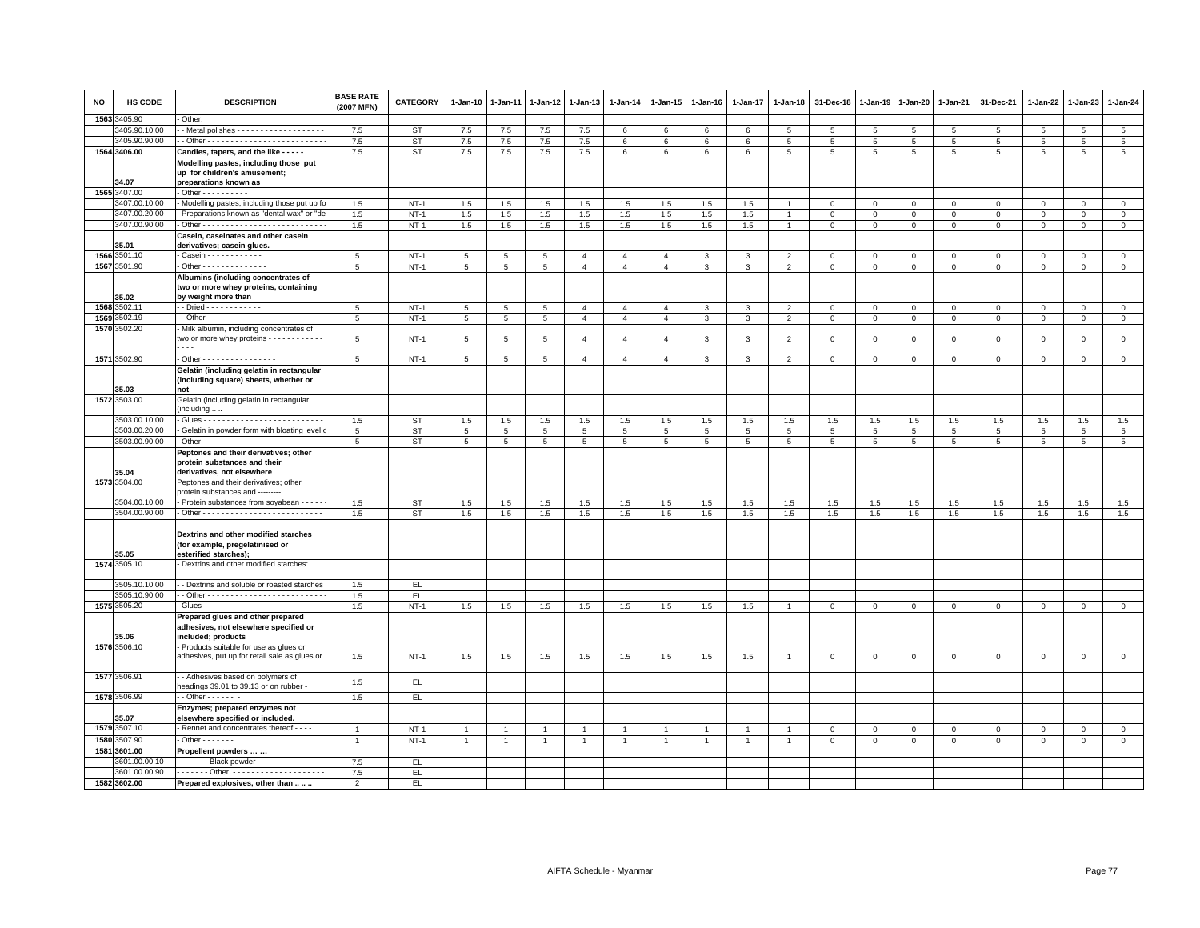| NO | HS CODE | DESCRIPTION | BASE RATE (2007 MFN) | CATEGORY | 1-Jan-10 | 1-Jan-11 | 1-Jan-12 | 1-Jan-13 | 1-Jan-14 | 1-Jan-15 | 1-Jan-16 | 1-Jan-17 | 1-Jan-18 | 31-Dec-18 | 1-Jan-19 | 1-Jan-20 | 1-Jan-21 | 31-Dec-21 | 1-Jan-22 | 1-Jan-23 | 1-Jan-24 |
|---|---|---|---|---|---|---|---|---|---|---|---|---|---|---|---|---|---|---|---|---|---|
| 1563 | 3405.90 | - Other: | | | | | | | | | | | | | | | | | | | |
| | 3405.90.10.00 | - - Metal polishes - - - - - - - - - - - - - - - - - - - | 7.5 | ST | 7.5 | 7.5 | 7.5 | 7.5 | 6 | 6 | 6 | 6 | 5 | 5 | 5 | 5 | 5 | 5 | 5 | 5 | 5 |
| | 3405.90.90.00 | - - Other - - - - - - - - - - - - - - - - - - - - - - - - - | 7.5 | ST | 7.5 | 7.5 | 7.5 | 7.5 | 6 | 6 | 6 | 6 | 5 | 5 | 5 | 5 | 5 | 5 | 5 | 5 | 5 |
| 1564 | 3406.00 | **Candles, tapers, and the like - - - - -** | 7.5 | ST | 7.5 | 7.5 | 7.5 | 7.5 | 6 | 6 | 6 | 6 | 5 | 5 | 5 | 5 | 5 | 5 | 5 | 5 | 5 |
| | **34.07** | **Modelling pastes, including those put up for children's amusement; preparations known as** | | | | | | | | | | | | | | | | | | | |
| 1565 | 3407.00 | - Other - - - - - - - - - - | | | | | | | | | | | | | | | | | | | |
| | 3407.00.10.00 | - Modelling pastes, including those put up fo | 1.5 | NT-1 | 1.5 | 1.5 | 1.5 | 1.5 | 1.5 | 1.5 | 1.5 | 1.5 | 1 | 0 | 0 | 0 | 0 | 0 | 0 | 0 | 0 |
| | 3407.00.20.00 | - Preparations known as "dental wax" or "de | 1.5 | NT-1 | 1.5 | 1.5 | 1.5 | 1.5 | 1.5 | 1.5 | 1.5 | 1.5 | 1 | 0 | 0 | 0 | 0 | 0 | 0 | 0 | 0 |
| | 3407.00.90.00 | - Other - - - - - - - - - - - - - - - - - - - - - - - - - - | 1.5 | NT-1 | 1.5 | 1.5 | 1.5 | 1.5 | 1.5 | 1.5 | 1.5 | 1.5 | 1 | 0 | 0 | 0 | 0 | 0 | 0 | 0 | 0 |
| | **35.01** | **Casein, caseinates and other casein derivatives; casein glues.** | | | | | | | | | | | | | | | | | | | |
| 1566 | 3501.10 | - Casein - - - - - - - - - - - - | 5 | NT-1 | 5 | 5 | 5 | 4 | 4 | 4 | 3 | 3 | 2 | 0 | 0 | 0 | 0 | 0 | 0 | 0 | 0 |
| 1567 | 3501.90 | - Other - - - - - - - - - - - - - - | 5 | NT-1 | 5 | 5 | 5 | 4 | 4 | 4 | 3 | 3 | 2 | 0 | 0 | 0 | 0 | 0 | 0 | 0 | 0 |
| | **35.02** | **Albumins (including concentrates of two or more whey proteins, containing by weight more than** | | | | | | | | | | | | | | | | | | | |
| 1568 | 3502.11 | - - Dried - - - - - - - - - - - - | 5 | NT-1 | 5 | 5 | 5 | 4 | 4 | 4 | 3 | 3 | 2 | 0 | 0 | 0 | 0 | 0 | 0 | 0 | 0 |
| 1569 | 3502.19 | - - Other - - - - - - - - - - - - - - | 5 | NT-1 | 5 | 5 | 5 | 4 | 4 | 4 | 3 | 3 | 2 | 0 | 0 | 0 | 0 | 0 | 0 | 0 | 0 |
| 1570 | 3502.20 | - Milk albumin, including concentrates of two or more whey proteins - - - - - - - - - - - - - - - - | 5 | NT-1 | 5 | 5 | 5 | 4 | 4 | 4 | 3 | 3 | 2 | 0 | 0 | 0 | 0 | 0 | 0 | 0 | 0 |
| 1571 | 3502.90 | - Other - - - - - - - - - - - - - - - - | 5 | NT-1 | 5 | 5 | 5 | 4 | 4 | 4 | 3 | 3 | 2 | 0 | 0 | 0 | 0 | 0 | 0 | 0 | 0 |
| | **35.03** | **Gelatin (including gelatin in rectangular (including square) sheets, whether or not** | | | | | | | | | | | | | | | | | | | |
| 1572 | 3503.00 | Gelatin (including gelatin in rectangular (including .. .. | | | | | | | | | | | | | | | | | | | |
| | 3503.00.10.00 | - Glues - - - - - - - - - - - - - - - - - - - - - - - - - - | 1.5 | ST | 1.5 | 1.5 | 1.5 | 1.5 | 1.5 | 1.5 | 1.5 | 1.5 | 1.5 | 1.5 | 1.5 | 1.5 | 1.5 | 1.5 | 1.5 | 1.5 | 1.5 |
| | 3503.00.20.00 | - Gelatin in powder form with bloating level o | 5 | ST | 5 | 5 | 5 | 5 | 5 | 5 | 5 | 5 | 5 | 5 | 5 | 5 | 5 | 5 | 5 | 5 | 5 |
| | 3503.00.90.00 | - Other - - - - - - - - - - - - - - - - - - - - - - - - - - | 5 | ST | 5 | 5 | 5 | 5 | 5 | 5 | 5 | 5 | 5 | 5 | 5 | 5 | 5 | 5 | 5 | 5 | 5 |
| | **35.04** | **Peptones and their derivatives; other protein substances and their derivatives, not elsewhere** | | | | | | | | | | | | | | | | | | | |
| 1573 | 3504.00 | Peptones and their derivatives; other protein substances and --------- | | | | | | | | | | | | | | | | | | | |
| | 3504.00.10.00 | - Protein substances from soyabean - - - - - | 1.5 | ST | 1.5 | 1.5 | 1.5 | 1.5 | 1.5 | 1.5 | 1.5 | 1.5 | 1.5 | 1.5 | 1.5 | 1.5 | 1.5 | 1.5 | 1.5 | 1.5 | 1.5 |
| | 3504.00.90.00 | - Other - - - - - - - - - - - - - - - - - - - - - - - - - - | 1.5 | ST | 1.5 | 1.5 | 1.5 | 1.5 | 1.5 | 1.5 | 1.5 | 1.5 | 1.5 | 1.5 | 1.5 | 1.5 | 1.5 | 1.5 | 1.5 | 1.5 | 1.5 |
| | **35.05** | **Dextrins and other modified starches (for example, pregelatinised or esterified starches);** | | | | | | | | | | | | | | | | | | | |
| 1574 | 3505.10 | - Dextrins and other modified starches: | | | | | | | | | | | | | | | | | | | |
| | 3505.10.10.00 | - - Dextrins and soluble or roasted starches | 1.5 | EL | | | | | | | | | | | | | | | | | |
| | 3505.10.90.00 | - - Other - - - - - - - - - - - - - - - - - - - - - - - - - | 1.5 | EL | | | | | | | | | | | | | | | | | |
| 1575 | 3505.20 | - Glues - - - - - - - - - - - - - - | 1.5 | NT-1 | 1.5 | 1.5 | 1.5 | 1.5 | 1.5 | 1.5 | 1.5 | 1.5 | 1 | 0 | 0 | 0 | 0 | 0 | 0 | 0 | 0 |
| | **35.06** | **Prepared glues and other prepared adhesives, not elsewhere specified or included; products** | | | | | | | | | | | | | | | | | | | |
| 1576 | 3506.10 | - Products suitable for use as glues or adhesives, put up for retail sale as glues or | 1.5 | NT-1 | 1.5 | 1.5 | 1.5 | 1.5 | 1.5 | 1.5 | 1.5 | 1.5 | 1 | 0 | 0 | 0 | 0 | 0 | 0 | 0 | 0 |
| 1577 | 3506.91 | - - Adhesives based on polymers of headings 39.01 to 39.13 or on rubber - | 1.5 | EL | | | | | | | | | | | | | | | | | |
| 1578 | 3506.99 | - - Other - - - - - - - | 1.5 | EL | | | | | | | | | | | | | | | | | |
| | **35.07** | **Enzymes; prepared enzymes not elsewhere specified or included.** | | | | | | | | | | | | | | | | | | | |
| 1579 | 3507.10 | - Rennet and concentrates thereof - - - - | 1 | NT-1 | 1 | 1 | 1 | 1 | 1 | 1 | 1 | 1 | 1 | 0 | 0 | 0 | 0 | 0 | 0 | 0 | 0 |
| 1580 | 3507.90 | - Other - - - - - - - | 1 | NT-1 | 1 | 1 | 1 | 1 | 1 | 1 | 1 | 1 | 1 | 0 | 0 | 0 | 0 | 0 | 0 | 0 | 0 |
| 1581 | **3601.00** | **Propellent powders … …** | | | | | | | | | | | | | | | | | | | |
| | 3601.00.00.10 | - - - - - - - Black powder - - - - - - - - - - - - - - | 7.5 | EL | | | | | | | | | | | | | | | | | |
| | 3601.00.00.90 | - - - - - - - Other - - - - - - - - - - - - - - - - - - - - | 7.5 | EL | | | | | | | | | | | | | | | | | |
| 1582 | **3602.00** | **Prepared explosives, other than .. .. ..** | 2 | EL | | | | | | | | | | | | | | | | | |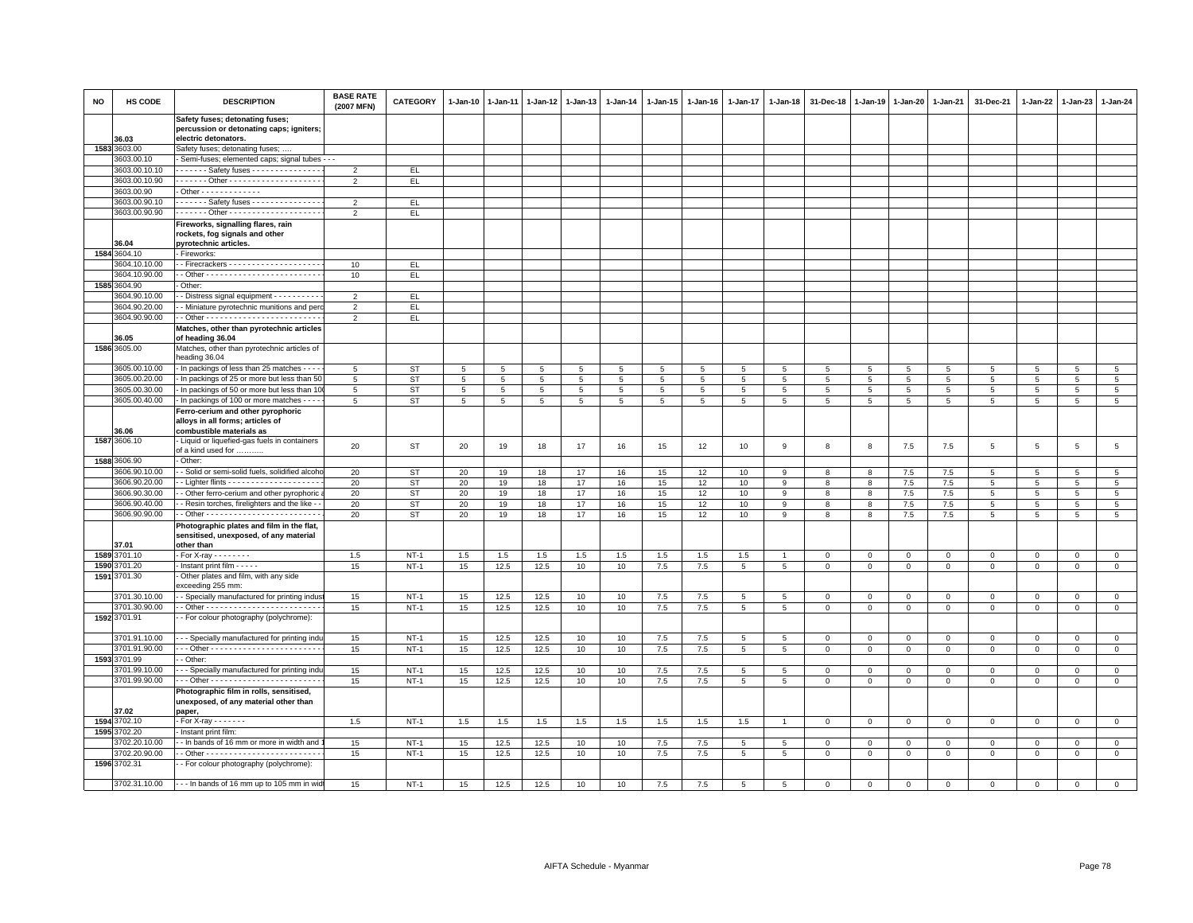| NO | HS CODE | DESCRIPTION | BASE RATE (2007 MFN) | CATEGORY | 1-Jan-10 | 1-Jan-11 | 1-Jan-12 | 1-Jan-13 | 1-Jan-14 | 1-Jan-15 | 1-Jan-16 | 1-Jan-17 | 1-Jan-18 | 31-Dec-18 | 1-Jan-19 | 1-Jan-20 | 1-Jan-21 | 31-Dec-21 | 1-Jan-22 | 1-Jan-23 | 1-Jan-24 |
|---|---|---|---|---|---|---|---|---|---|---|---|---|---|---|---|---|---|---|---|---|---|
| | 36.03 | **Safety fuses; detonating fuses; percussion or detonating caps; igniters; electric detonators.** | | | | | | | | | | | | | | | | | | | |
| 1583 | 3603.00 | Safety fuses; detonating fuses; …. | | | | | | | | | | | | | | | | | | | |
| | 3603.00.10 | - Semi-fuses; elemented caps; signal tubes - - - | | | | | | | | | | | | | | | | | | | |
| | 3603.00.10.10 | - - - - - - - Safety fuses - - - - - - - - - - - - - - - | 2 | EL | | | | | | | | | | | | | | | | | |
| | 3603.00.10.90 | - - - - - - - Other - - - - - - - - - - - - - - - - - - - - | 2 | EL | | | | | | | | | | | | | | | | | |
| | 3603.00.90 | - Other - - - - - - - - - - - - - | | | | | | | | | | | | | | | | | | | |
| | 3603.00.90.10 | - - - - - - - Safety fuses - - - - - - - - - - - - - - - | 2 | EL | | | | | | | | | | | | | | | | | |
| | 3603.00.90.90 | - - - - - - - Other - - - - - - - - - - - - - - - - - - - - | 2 | EL | | | | | | | | | | | | | | | | | |
| | 36.04 | **Fireworks, signalling flares, rain rockets, fog signals and other pyrotechnic articles.** | | | | | | | | | | | | | | | | | | | |
| 1584 | 3604.10 | - Fireworks: | | | | | | | | | | | | | | | | | | | |
| | 3604.10.10.00 | - - Firecrackers - - - - - - - - - - - - - - - - - - - - | 10 | EL | | | | | | | | | | | | | | | | | |
| | 3604.10.90.00 | - - Other - - - - - - - - - - - - - - - - - - - - - - - - | 10 | EL | | | | | | | | | | | | | | | | | |
| 1585 | 3604.90 | - Other: | | | | | | | | | | | | | | | | | | | |
| | 3604.90.10.00 | - - Distress signal equipment - - - - - - - - - - | 2 | EL | | | | | | | | | | | | | | | | | |
| | 3604.90.20.00 | - - Miniature pyrotechnic munitions and perc | 2 | EL | | | | | | | | | | | | | | | | | |
| | 3604.90.90.00 | - - Other - - - - - - - - - - - - - - - - - - - - - - - - | 2 | EL | | | | | | | | | | | | | | | | | |
| | 36.05 | **Matches, other than pyrotechnic articles of heading 36.04** | | | | | | | | | | | | | | | | | | | |
| 1586 | 3605.00 | Matches, other than pyrotechnic articles of heading 36.04 | | | | | | | | | | | | | | | | | | | |
| | 3605.00.10.00 | - In packings of less than 25 matches - - - - | 5 | ST | 5 | 5 | 5 | 5 | 5 | 5 | 5 | 5 | 5 | 5 | 5 | 5 | 5 | 5 | 5 | 5 | 5 |
| | 3605.00.20.00 | - In packings of 25 or more but less than 50 | 5 | ST | 5 | 5 | 5 | 5 | 5 | 5 | 5 | 5 | 5 | 5 | 5 | 5 | 5 | 5 | 5 | 5 | 5 |
| | 3605.00.30.00 | - In packings of 50 or more but less than 100 | 5 | ST | 5 | 5 | 5 | 5 | 5 | 5 | 5 | 5 | 5 | 5 | 5 | 5 | 5 | 5 | 5 | 5 | 5 |
| | 3605.00.40.00 | - In packings of 100 or more matches - - - - | 5 | ST | 5 | 5 | 5 | 5 | 5 | 5 | 5 | 5 | 5 | 5 | 5 | 5 | 5 | 5 | 5 | 5 | 5 |
| | 36.06 | **Ferro-cerium and other pyrophoric alloys in all forms; articles of combustible materials as** | | | | | | | | | | | | | | | | | | | |
| 1587 | 3606.10 | - Liquid or liquefied-gas fuels in containers of a kind used for ……….. | 20 | ST | 20 | 19 | 18 | 17 | 16 | 15 | 12 | 10 | 9 | 8 | 8 | 7.5 | 7.5 | 5 | 5 | 5 | 5 |
| 1588 | 3606.90 | - Other: | | | | | | | | | | | | | | | | | | | |
| | 3606.90.10.00 | - - Solid or semi-solid fuels, solidified alcoho | 20 | ST | 20 | 19 | 18 | 17 | 16 | 15 | 12 | 10 | 9 | 8 | 8 | 7.5 | 7.5 | 5 | 5 | 5 | 5 |
| | 3606.90.20.00 | - - Lighter flints - - - - - - - - - - - - - - - - - - - - | 20 | ST | 20 | 19 | 18 | 17 | 16 | 15 | 12 | 10 | 9 | 8 | 8 | 7.5 | 7.5 | 5 | 5 | 5 | 5 |
| | 3606.90.30.00 | - - Other ferro-cerium and other pyrophoric a | 20 | ST | 20 | 19 | 18 | 17 | 16 | 15 | 12 | 10 | 9 | 8 | 8 | 7.5 | 7.5 | 5 | 5 | 5 | 5 |
| | 3606.90.40.00 | - - Resin torches, firelighters and the like - - | 20 | ST | 20 | 19 | 18 | 17 | 16 | 15 | 12 | 10 | 9 | 8 | 8 | 7.5 | 7.5 | 5 | 5 | 5 | 5 |
| | 3606.90.90.00 | - - Other - - - - - - - - - - - - - - - - - - - - - - - - | 20 | ST | 20 | 19 | 18 | 17 | 16 | 15 | 12 | 10 | 9 | 8 | 8 | 7.5 | 7.5 | 5 | 5 | 5 | 5 |
| | 37.01 | **Photographic plates and film in the flat, sensitised, unexposed, of any material other than** | | | | | | | | | | | | | | | | | | | |
| 1589 | 3701.10 | - For X-ray - - - - - - - - | 1.5 | NT-1 | 1.5 | 1.5 | 1.5 | 1.5 | 1.5 | 1.5 | 1.5 | 1.5 | 1 | 0 | 0 | 0 | 0 | 0 | 0 | 0 | 0 |
| 1590 | 3701.20 | - Instant print film - - - - - | 15 | NT-1 | 15 | 12.5 | 12.5 | 10 | 10 | 7.5 | 7.5 | 5 | 5 | 0 | 0 | 0 | 0 | 0 | 0 | 0 | 0 |
| 1591 | 3701.30 | - Other plates and film, with any side exceeding 255 mm: | | | | | | | | | | | | | | | | | | | |
| | 3701.30.10.00 | - - Specially manufactured for printing indust | 15 | NT-1 | 15 | 12.5 | 12.5 | 10 | 10 | 7.5 | 7.5 | 5 | 5 | 0 | 0 | 0 | 0 | 0 | 0 | 0 | 0 |
| | 3701.30.90.00 | - - Other - - - - - - - - - - - - - - - - - - - - - - - - | 15 | NT-1 | 15 | 12.5 | 12.5 | 10 | 10 | 7.5 | 7.5 | 5 | 5 | 0 | 0 | 0 | 0 | 0 | 0 | 0 | 0 |
| 1592 | 3701.91 | - - For colour photography (polychrome): | | | | | | | | | | | | | | | | | | | |
| | 3701.91.10.00 | - - - Specially manufactured for printing indu | 15 | NT-1 | 15 | 12.5 | 12.5 | 10 | 10 | 7.5 | 7.5 | 5 | 5 | 0 | 0 | 0 | 0 | 0 | 0 | 0 | 0 |
| | 3701.91.90.00 | - - - Other - - - - - - - - - - - - - - - - - - - - - - - | 15 | NT-1 | 15 | 12.5 | 12.5 | 10 | 10 | 7.5 | 7.5 | 5 | 5 | 0 | 0 | 0 | 0 | 0 | 0 | 0 | 0 |
| 1593 | 3701.99 | - - Other: | | | | | | | | | | | | | | | | | | | |
| | 3701.99.10.00 | - - - Specially manufactured for printing indu | 15 | NT-1 | 15 | 12.5 | 12.5 | 10 | 10 | 7.5 | 7.5 | 5 | 5 | 0 | 0 | 0 | 0 | 0 | 0 | 0 | 0 |
| | 3701.99.90.00 | - - - Other - - - - - - - - - - - - - - - - - - - - - - - | 15 | NT-1 | 15 | 12.5 | 12.5 | 10 | 10 | 7.5 | 7.5 | 5 | 5 | 0 | 0 | 0 | 0 | 0 | 0 | 0 | 0 |
| | 37.02 | **Photographic film in rolls, sensitised, unexposed, of any material other than paper,** | | | | | | | | | | | | | | | | | | | |
| 1594 | 3702.10 | - For X-ray - - - - - - - | 1.5 | NT-1 | 1.5 | 1.5 | 1.5 | 1.5 | 1.5 | 1.5 | 1.5 | 1.5 | 1 | 0 | 0 | 0 | 0 | 0 | 0 | 0 | 0 |
| 1595 | 3702.20 | - Instant print film: | | | | | | | | | | | | | | | | | | | |
| | 3702.20.10.00 | - - In bands of 16 mm or more in width and 1 | 15 | NT-1 | 15 | 12.5 | 12.5 | 10 | 10 | 7.5 | 7.5 | 5 | 5 | 0 | 0 | 0 | 0 | 0 | 0 | 0 | 0 |
| | 3702.20.90.00 | - - Other - - - - - - - - - - - - - - - - - - - - - - - - | 15 | NT-1 | 15 | 12.5 | 12.5 | 10 | 10 | 7.5 | 7.5 | 5 | 5 | 0 | 0 | 0 | 0 | 0 | 0 | 0 | 0 |
| 1596 | 3702.31 | - - For colour photography (polychrome): | | | | | | | | | | | | | | | | | | | |
| | 3702.31.10.00 | - - - In bands of 16 mm up to 105 mm in widt | 15 | NT-1 | 15 | 12.5 | 12.5 | 10 | 10 | 7.5 | 7.5 | 5 | 5 | 0 | 0 | 0 | 0 | 0 | 0 | 0 | 0 |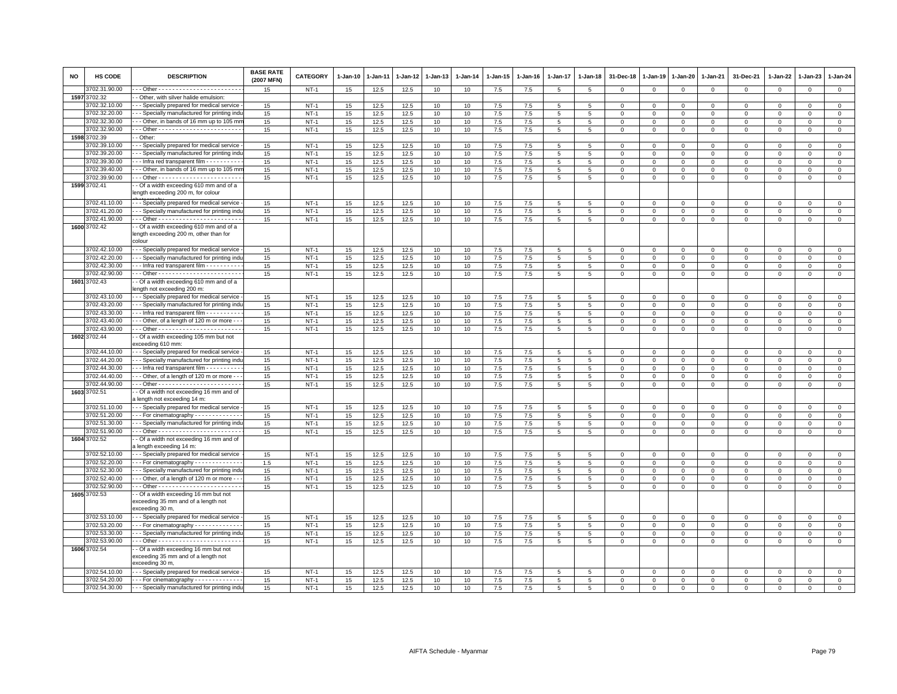| NO | HS CODE | DESCRIPTION | BASE RATE (2007 MFN) | CATEGORY | 1-Jan-10 | 1-Jan-11 | 1-Jan-12 | 1-Jan-13 | 1-Jan-14 | 1-Jan-15 | 1-Jan-16 | 1-Jan-17 | 1-Jan-18 | 31-Dec-18 | 1-Jan-19 | 1-Jan-20 | 1-Jan-21 | 31-Dec-21 | 1-Jan-22 | 1-Jan-23 | 1-Jan-24 |
|---|---|---|---|---|---|---|---|---|---|---|---|---|---|---|---|---|---|---|---|---|---|
| | 3702.31.90.00 | - - - Other - - - - - - - - - - - - - - - - - - - - - - - - | 15 | NT-1 | 15 | 12.5 | 12.5 | 10 | 10 | 7.5 | 7.5 | 5 | 5 | 0 | 0 | 0 | 0 | 0 | 0 | 0 | 0 |
| 1597 | 3702.32 | - - Other, with silver halide emulsion: | | | | | | | | | | | | | | | | | | | |
| | 3702.32.10.00 | - - - Specially prepared for medical service | 15 | NT-1 | 15 | 12.5 | 12.5 | 10 | 10 | 7.5 | 7.5 | 5 | 5 | 0 | 0 | 0 | 0 | 0 | 0 | 0 | 0 |
| | 3702.32.20.00 | - - - Specially manufactured for printing indu | 15 | NT-1 | 15 | 12.5 | 12.5 | 10 | 10 | 7.5 | 7.5 | 5 | 5 | 0 | 0 | 0 | 0 | 0 | 0 | 0 | 0 |
| | 3702.32.30.00 | - - - Other, in bands of 16 mm up to 105 mm | 15 | NT-1 | 15 | 12.5 | 12.5 | 10 | 10 | 7.5 | 7.5 | 5 | 5 | 0 | 0 | 0 | 0 | 0 | 0 | 0 | 0 |
| | 3702.32.90.00 | - - - Other - - - - - - - - - - - - - - - - - - - - - - - - | 15 | NT-1 | 15 | 12.5 | 12.5 | 10 | 10 | 7.5 | 7.5 | 5 | 5 | 0 | 0 | 0 | 0 | 0 | 0 | 0 | 0 |
| 1598 | 3702.39 | - - Other: | | | | | | | | | | | | | | | | | | | |
| | 3702.39.10.00 | - - - Specially prepared for medical service | 15 | NT-1 | 15 | 12.5 | 12.5 | 10 | 10 | 7.5 | 7.5 | 5 | 5 | 0 | 0 | 0 | 0 | 0 | 0 | 0 | 0 |
| | 3702.39.20.00 | - - - Specially manufactured for printing indu | 15 | NT-1 | 15 | 12.5 | 12.5 | 10 | 10 | 7.5 | 7.5 | 5 | 5 | 0 | 0 | 0 | 0 | 0 | 0 | 0 | 0 |
| | 3702.39.30.00 | - - - Infra red transparent film - - - - - - - - - - | 15 | NT-1 | 15 | 12.5 | 12.5 | 10 | 10 | 7.5 | 7.5 | 5 | 5 | 0 | 0 | 0 | 0 | 0 | 0 | 0 | 0 |
| | 3702.39.40.00 | - - - Other, in bands of 16 mm up to 105 mm | 15 | NT-1 | 15 | 12.5 | 12.5 | 10 | 10 | 7.5 | 7.5 | 5 | 5 | 0 | 0 | 0 | 0 | 0 | 0 | 0 | 0 |
| | 3702.39.90.00 | - - - Other - - - - - - - - - - - - - - - - - - - - - - - - | 15 | NT-1 | 15 | 12.5 | 12.5 | 10 | 10 | 7.5 | 7.5 | 5 | 5 | 0 | 0 | 0 | 0 | 0 | 0 | 0 | 0 |
| 1599 | 3702.41 | - - Of a width exceeding 610 mm and of a length exceeding 200 m, for colour photography: | | | | | | | | | | | | | | | | | | | |
| | 3702.41.10.00 | - - - Specially prepared for medical service | 15 | NT-1 | 15 | 12.5 | 12.5 | 10 | 10 | 7.5 | 7.5 | 5 | 5 | 0 | 0 | 0 | 0 | 0 | 0 | 0 | 0 |
| | 3702.41.20.00 | - - - Specially manufactured for printing indu | 15 | NT-1 | 15 | 12.5 | 12.5 | 10 | 10 | 7.5 | 7.5 | 5 | 5 | 0 | 0 | 0 | 0 | 0 | 0 | 0 | 0 |
| | 3702.41.90.00 | - - - Other - - - - - - - - - - - - - - - - - - - - - - - - | 15 | NT-1 | 15 | 12.5 | 12.5 | 10 | 10 | 7.5 | 7.5 | 5 | 5 | 0 | 0 | 0 | 0 | 0 | 0 | 0 | 0 |
| 1600 | 3702.42 | - - Of a width exceeding 610 mm and of a length exceeding 200 m, other than for colour | | | | | | | | | | | | | | | | | | | |
| | 3702.42.10.00 | - - - Specially prepared for medical service | 15 | NT-1 | 15 | 12.5 | 12.5 | 10 | 10 | 7.5 | 7.5 | 5 | 5 | 0 | 0 | 0 | 0 | 0 | 0 | 0 | 0 |
| | 3702.42.20.00 | - - - Specially manufactured for printing indu | 15 | NT-1 | 15 | 12.5 | 12.5 | 10 | 10 | 7.5 | 7.5 | 5 | 5 | 0 | 0 | 0 | 0 | 0 | 0 | 0 | 0 |
| | 3702.42.30.00 | - - - Infra red transparent film - - - - - - - - - - | 15 | NT-1 | 15 | 12.5 | 12.5 | 10 | 10 | 7.5 | 7.5 | 5 | 5 | 0 | 0 | 0 | 0 | 0 | 0 | 0 | 0 |
| | 3702.42.90.00 | - - - Other - - - - - - - - - - - - - - - - - - - - - - - - | 15 | NT-1 | 15 | 12.5 | 12.5 | 10 | 10 | 7.5 | 7.5 | 5 | 5 | 0 | 0 | 0 | 0 | 0 | 0 | 0 | 0 |
| 1601 | 3702.43 | - - Of a width exceeding 610 mm and of a length not exceeding 200 m: | | | | | | | | | | | | | | | | | | | |
| | 3702.43.10.00 | - - - Specially prepared for medical service | 15 | NT-1 | 15 | 12.5 | 12.5 | 10 | 10 | 7.5 | 7.5 | 5 | 5 | 0 | 0 | 0 | 0 | 0 | 0 | 0 | 0 |
| | 3702.43.20.00 | - - - Specially manufactured for printing indu | 15 | NT-1 | 15 | 12.5 | 12.5 | 10 | 10 | 7.5 | 7.5 | 5 | 5 | 0 | 0 | 0 | 0 | 0 | 0 | 0 | 0 |
| | 3702.43.30.00 | - - - Infra red transparent film - - - - - - - - - - | 15 | NT-1 | 15 | 12.5 | 12.5 | 10 | 10 | 7.5 | 7.5 | 5 | 5 | 0 | 0 | 0 | 0 | 0 | 0 | 0 | 0 |
| | 3702.43.40.00 | - - - Other, of a length of 120 m or more - - | 15 | NT-1 | 15 | 12.5 | 12.5 | 10 | 10 | 7.5 | 7.5 | 5 | 5 | 0 | 0 | 0 | 0 | 0 | 0 | 0 | 0 |
| | 3702.43.90.00 | - - - Other - - - - - - - - - - - - - - - - - - - - - - - - | 15 | NT-1 | 15 | 12.5 | 12.5 | 10 | 10 | 7.5 | 7.5 | 5 | 5 | 0 | 0 | 0 | 0 | 0 | 0 | 0 | 0 |
| 1602 | 3702.44 | - - Of a width exceeding 105 mm but not exceeding 610 mm: | | | | | | | | | | | | | | | | | | | |
| | 3702.44.10.00 | - - - Specially prepared for medical service | 15 | NT-1 | 15 | 12.5 | 12.5 | 10 | 10 | 7.5 | 7.5 | 5 | 5 | 0 | 0 | 0 | 0 | 0 | 0 | 0 | 0 |
| | 3702.44.20.00 | - - - Specially manufactured for printing indu | 15 | NT-1 | 15 | 12.5 | 12.5 | 10 | 10 | 7.5 | 7.5 | 5 | 5 | 0 | 0 | 0 | 0 | 0 | 0 | 0 | 0 |
| | 3702.44.30.00 | - - - Infra red transparent film - - - - - - - - - - | 15 | NT-1 | 15 | 12.5 | 12.5 | 10 | 10 | 7.5 | 7.5 | 5 | 5 | 0 | 0 | 0 | 0 | 0 | 0 | 0 | 0 |
| | 3702.44.40.00 | - - - Other, of a length of 120 m or more - - | 15 | NT-1 | 15 | 12.5 | 12.5 | 10 | 10 | 7.5 | 7.5 | 5 | 5 | 0 | 0 | 0 | 0 | 0 | 0 | 0 | 0 |
| | 3702.44.90.00 | - - - Other - - - - - - - - - - - - - - - - - - - - - - - - | 15 | NT-1 | 15 | 12.5 | 12.5 | 10 | 10 | 7.5 | 7.5 | 5 | 5 | 0 | 0 | 0 | 0 | 0 | 0 | 0 | 0 |
| 1603 | 3702.51 | - - Of a width not exceeding 16 mm and of a length not exceeding 14 m: | | | | | | | | | | | | | | | | | | | |
| | 3702.51.10.00 | - - - Specially prepared for medical service | 15 | NT-1 | 15 | 12.5 | 12.5 | 10 | 10 | 7.5 | 7.5 | 5 | 5 | 0 | 0 | 0 | 0 | 0 | 0 | 0 | 0 |
| | 3702.51.20.00 | - - - For cinematography - - - - - - - - - - - - - - | 15 | NT-1 | 15 | 12.5 | 12.5 | 10 | 10 | 7.5 | 7.5 | 5 | 5 | 0 | 0 | 0 | 0 | 0 | 0 | 0 | 0 |
| | 3702.51.30.00 | - - - Specially manufactured for printing indu | 15 | NT-1 | 15 | 12.5 | 12.5 | 10 | 10 | 7.5 | 7.5 | 5 | 5 | 0 | 0 | 0 | 0 | 0 | 0 | 0 | 0 |
| | 3702.51.90.00 | - - - Other - - - - - - - - - - - - - - - - - - - - - - - - | 15 | NT-1 | 15 | 12.5 | 12.5 | 10 | 10 | 7.5 | 7.5 | 5 | 5 | 0 | 0 | 0 | 0 | 0 | 0 | 0 | 0 |
| 1604 | 3702.52 | - - Of a width not exceeding 16 mm and of a length exceeding 14 m: | | | | | | | | | | | | | | | | | | | |
| | 3702.52.10.00 | - - - Specially prepared for medical service | 15 | NT-1 | 15 | 12.5 | 12.5 | 10 | 10 | 7.5 | 7.5 | 5 | 5 | 0 | 0 | 0 | 0 | 0 | 0 | 0 | 0 |
| | 3702.52.20.00 | - - - For cinematography - - - - - - - - - - - - - - | 1.5 | NT-1 | 15 | 12.5 | 12.5 | 10 | 10 | 7.5 | 7.5 | 5 | 5 | 0 | 0 | 0 | 0 | 0 | 0 | 0 | 0 |
| | 3702.52.30.00 | - - - Specially manufactured for printing indu | 15 | NT-1 | 15 | 12.5 | 12.5 | 10 | 10 | 7.5 | 7.5 | 5 | 5 | 0 | 0 | 0 | 0 | 0 | 0 | 0 | 0 |
| | 3702.52.40.00 | - - - Other, of a length of 120 m or more - - | 15 | NT-1 | 15 | 12.5 | 12.5 | 10 | 10 | 7.5 | 7.5 | 5 | 5 | 0 | 0 | 0 | 0 | 0 | 0 | 0 | 0 |
| | 3702.52.90.00 | - - - Other - - - - - - - - - - - - - - - - - - - - - - - - | 15 | NT-1 | 15 | 12.5 | 12.5 | 10 | 10 | 7.5 | 7.5 | 5 | 5 | 0 | 0 | 0 | 0 | 0 | 0 | 0 | 0 |
| 1605 | 3702.53 | - - Of a width exceeding 16 mm but not exceeding 35 mm and of a length not exceeding 30 m, | | | | | | | | | | | | | | | | | | | |
| | 3702.53.10.00 | - - - Specially prepared for medical service | 15 | NT-1 | 15 | 12.5 | 12.5 | 10 | 10 | 7.5 | 7.5 | 5 | 5 | 0 | 0 | 0 | 0 | 0 | 0 | 0 | 0 |
| | 3702.53.20.00 | - - - For cinematography - - - - - - - - - - - - - - | 15 | NT-1 | 15 | 12.5 | 12.5 | 10 | 10 | 7.5 | 7.5 | 5 | 5 | 0 | 0 | 0 | 0 | 0 | 0 | 0 | 0 |
| | 3702.53.30.00 | - - - Specially manufactured for printing indu | 15 | NT-1 | 15 | 12.5 | 12.5 | 10 | 10 | 7.5 | 7.5 | 5 | 5 | 0 | 0 | 0 | 0 | 0 | 0 | 0 | 0 |
| | 3702.53.90.00 | - - - Other - - - - - - - - - - - - - - - - - - - - - - - - | 15 | NT-1 | 15 | 12.5 | 12.5 | 10 | 10 | 7.5 | 7.5 | 5 | 5 | 0 | 0 | 0 | 0 | 0 | 0 | 0 | 0 |
| 1606 | 3702.54 | - - Of a width exceeding 16 mm but not exceeding 35 mm and of a length not exceeding 30 m, | | | | | | | | | | | | | | | | | | | |
| | 3702.54.10.00 | - - - Specially prepared for medical service | 15 | NT-1 | 15 | 12.5 | 12.5 | 10 | 10 | 7.5 | 7.5 | 5 | 5 | 0 | 0 | 0 | 0 | 0 | 0 | 0 | 0 |
| | 3702.54.20.00 | - - - For cinematography - - - - - - - - - - - - - - | 15 | NT-1 | 15 | 12.5 | 12.5 | 10 | 10 | 7.5 | 7.5 | 5 | 5 | 0 | 0 | 0 | 0 | 0 | 0 | 0 | 0 |
| | 3702.54.30.00 | - - - Specially manufactured for printing indu | 15 | NT-1 | 15 | 12.5 | 12.5 | 10 | 10 | 7.5 | 7.5 | 5 | 5 | 0 | 0 | 0 | 0 | 0 | 0 | 0 | 0 |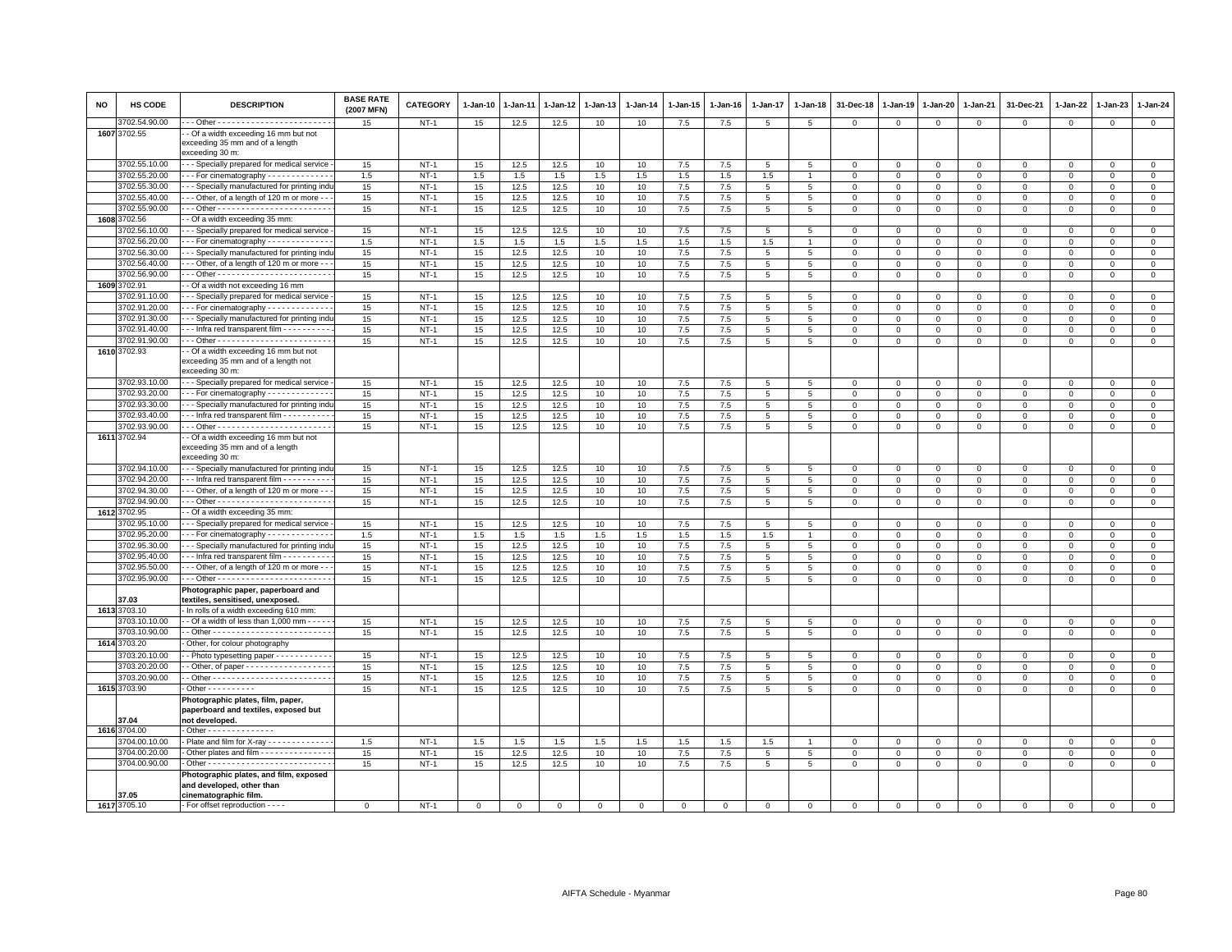| NO | HS CODE | DESCRIPTION | BASE RATE (2007 MFN) | CATEGORY | 1-Jan-10 | 1-Jan-11 | 1-Jan-12 | 1-Jan-13 | 1-Jan-14 | 1-Jan-15 | 1-Jan-16 | 1-Jan-17 | 1-Jan-18 | 31-Dec-18 | 1-Jan-19 | 1-Jan-20 | 1-Jan-21 | 31-Dec-21 | 1-Jan-22 | 1-Jan-23 | 1-Jan-24 |
|---|---|---|---|---|---|---|---|---|---|---|---|---|---|---|---|---|---|---|---|---|---|
| | 3702.54.90.00 | - - - Other - - - - - - - - - - - - - - - - - - - - - - - - | 15 | NT-1 | 15 | 12.5 | 12.5 | 10 | 10 | 7.5 | 7.5 | 5 | 5 | 0 | 0 | 0 | 0 | 0 | 0 | 0 | 0 |
| 1607 | 3702.55 | - - Of a width exceeding 16 mm but not exceeding 35 mm and of a length exceeding 30 m: | | | | | | | | | | | | | | | | | | | |
| | 3702.55.10.00 | - - - Specially prepared for medical service | 15 | NT-1 | 15 | 12.5 | 12.5 | 10 | 10 | 7.5 | 7.5 | 5 | 5 | 0 | 0 | 0 | 0 | 0 | 0 | 0 | 0 |
| | 3702.55.20.00 | - - - For cinematography - - - - - - - - - - - - - - | 1.5 | NT-1 | 1.5 | 1.5 | 1.5 | 1.5 | 1.5 | 1.5 | 1.5 | 1.5 | 1 | 0 | 0 | 0 | 0 | 0 | 0 | 0 | 0 |
| | 3702.55.30.00 | - - - Specially manufactured for printing indu | 15 | NT-1 | 15 | 12.5 | 12.5 | 10 | 10 | 7.5 | 7.5 | 5 | 5 | 0 | 0 | 0 | 0 | 0 | 0 | 0 | 0 |
| | 3702.55.40.00 | - - - Other, of a length of 120 m or more - - - | 15 | NT-1 | 15 | 12.5 | 12.5 | 10 | 10 | 7.5 | 7.5 | 5 | 5 | 0 | 0 | 0 | 0 | 0 | 0 | 0 | 0 |
| | 3702.55.90.00 | - - - Other - - - - - - - - - - - - - - - - - - - - - - - - | 15 | NT-1 | 15 | 12.5 | 12.5 | 10 | 10 | 7.5 | 7.5 | 5 | 5 | 0 | 0 | 0 | 0 | 0 | 0 | 0 | 0 |
| 1608 | 3702.56 | - - Of a width exceeding 35 mm: | | | | | | | | | | | | | | | | | | | |
| | 3702.56.10.00 | - - - Specially prepared for medical service | 15 | NT-1 | 15 | 12.5 | 12.5 | 10 | 10 | 7.5 | 7.5 | 5 | 5 | 0 | 0 | 0 | 0 | 0 | 0 | 0 | 0 |
| | 3702.56.20.00 | - - - For cinematography - - - - - - - - - - - - - - | 1.5 | NT-1 | 1.5 | 1.5 | 1.5 | 1.5 | 1.5 | 1.5 | 1.5 | 1.5 | 1 | 0 | 0 | 0 | 0 | 0 | 0 | 0 | 0 |
| | 3702.56.30.00 | - - - Specially manufactured for printing indu | 15 | NT-1 | 15 | 12.5 | 12.5 | 10 | 10 | 7.5 | 7.5 | 5 | 5 | 0 | 0 | 0 | 0 | 0 | 0 | 0 | 0 |
| | 3702.56.40.00 | - - - Other, of a length of 120 m or more - - - | 15 | NT-1 | 15 | 12.5 | 12.5 | 10 | 10 | 7.5 | 7.5 | 5 | 5 | 0 | 0 | 0 | 0 | 0 | 0 | 0 | 0 |
| | 3702.56.90.00 | - - - Other - - - - - - - - - - - - - - - - - - - - - - - - | 15 | NT-1 | 15 | 12.5 | 12.5 | 10 | 10 | 7.5 | 7.5 | 5 | 5 | 0 | 0 | 0 | 0 | 0 | 0 | 0 | 0 |
| 1609 | 3702.91 | - - Of a width not exceeding 16 mm | | | | | | | | | | | | | | | | | | | |
| | 3702.91.10.00 | - - - Specially prepared for medical service | 15 | NT-1 | 15 | 12.5 | 12.5 | 10 | 10 | 7.5 | 7.5 | 5 | 5 | 0 | 0 | 0 | 0 | 0 | 0 | 0 | 0 |
| | 3702.91.20.00 | - - - For cinematography - - - - - - - - - - - - - - | 15 | NT-1 | 15 | 12.5 | 12.5 | 10 | 10 | 7.5 | 7.5 | 5 | 5 | 0 | 0 | 0 | 0 | 0 | 0 | 0 | 0 |
| | 3702.91.30.00 | - - - Specially manufactured for printing indu | 15 | NT-1 | 15 | 12.5 | 12.5 | 10 | 10 | 7.5 | 7.5 | 5 | 5 | 0 | 0 | 0 | 0 | 0 | 0 | 0 | 0 |
| | 3702.91.40.00 | - - - Infra red transparent film - - - - - - - - - - | 15 | NT-1 | 15 | 12.5 | 12.5 | 10 | 10 | 7.5 | 7.5 | 5 | 5 | 0 | 0 | 0 | 0 | 0 | 0 | 0 | 0 |
| | 3702.91.90.00 | - - - Other - - - - - - - - - - - - - - - - - - - - - - - - | 15 | NT-1 | 15 | 12.5 | 12.5 | 10 | 10 | 7.5 | 7.5 | 5 | 5 | 0 | 0 | 0 | 0 | 0 | 0 | 0 | 0 |
| 1610 | 3702.93 | - - Of a width exceeding 16 mm but not exceeding 35 mm and of a length not exceeding 30 m: | | | | | | | | | | | | | | | | | | | |
| | 3702.93.10.00 | - - - Specially prepared for medical service | 15 | NT-1 | 15 | 12.5 | 12.5 | 10 | 10 | 7.5 | 7.5 | 5 | 5 | 0 | 0 | 0 | 0 | 0 | 0 | 0 | 0 |
| | 3702.93.20.00 | - - - For cinematography - - - - - - - - - - - - - - | 15 | NT-1 | 15 | 12.5 | 12.5 | 10 | 10 | 7.5 | 7.5 | 5 | 5 | 0 | 0 | 0 | 0 | 0 | 0 | 0 | 0 |
| | 3702.93.30.00 | - - - Specially manufactured for printing indu | 15 | NT-1 | 15 | 12.5 | 12.5 | 10 | 10 | 7.5 | 7.5 | 5 | 5 | 0 | 0 | 0 | 0 | 0 | 0 | 0 | 0 |
| | 3702.93.40.00 | - - - Infra red transparent film - - - - - - - - - - | 15 | NT-1 | 15 | 12.5 | 12.5 | 10 | 10 | 7.5 | 7.5 | 5 | 5 | 0 | 0 | 0 | 0 | 0 | 0 | 0 | 0 |
| | 3702.93.90.00 | - - - Other - - - - - - - - - - - - - - - - - - - - - - - - | 15 | NT-1 | 15 | 12.5 | 12.5 | 10 | 10 | 7.5 | 7.5 | 5 | 5 | 0 | 0 | 0 | 0 | 0 | 0 | 0 | 0 |
| 1611 | 3702.94 | - - Of a width exceeding 16 mm but not exceeding 35 mm and of a length exceeding 30 m: | | | | | | | | | | | | | | | | | | | |
| | 3702.94.10.00 | - - - Specially manufactured for printing indu | 15 | NT-1 | 15 | 12.5 | 12.5 | 10 | 10 | 7.5 | 7.5 | 5 | 5 | 0 | 0 | 0 | 0 | 0 | 0 | 0 | 0 |
| | 3702.94.20.00 | - - - Infra red transparent film - - - - - - - - - - | 15 | NT-1 | 15 | 12.5 | 12.5 | 10 | 10 | 7.5 | 7.5 | 5 | 5 | 0 | 0 | 0 | 0 | 0 | 0 | 0 | 0 |
| | 3702.94.30.00 | - - - Other, of a length of 120 m or more - - - | 15 | NT-1 | 15 | 12.5 | 12.5 | 10 | 10 | 7.5 | 7.5 | 5 | 5 | 0 | 0 | 0 | 0 | 0 | 0 | 0 | 0 |
| | 3702.94.90.00 | - - - Other - - - - - - - - - - - - - - - - - - - - - - - - | 15 | NT-1 | 15 | 12.5 | 12.5 | 10 | 10 | 7.5 | 7.5 | 5 | 5 | 0 | 0 | 0 | 0 | 0 | 0 | 0 | 0 |
| 1612 | 3702.95 | - - Of a width exceeding 35 mm: | | | | | | | | | | | | | | | | | | | |
| | 3702.95.10.00 | - - - Specially prepared for medical service | 15 | NT-1 | 15 | 12.5 | 12.5 | 10 | 10 | 7.5 | 7.5 | 5 | 5 | 0 | 0 | 0 | 0 | 0 | 0 | 0 | 0 |
| | 3702.95.20.00 | - - - For cinematography - - - - - - - - - - - - - - | 1.5 | NT-1 | 1.5 | 1.5 | 1.5 | 1.5 | 1.5 | 1.5 | 1.5 | 1.5 | 1 | 0 | 0 | 0 | 0 | 0 | 0 | 0 | 0 |
| | 3702.95.30.00 | - - - Specially manufactured for printing indu | 15 | NT-1 | 15 | 12.5 | 12.5 | 10 | 10 | 7.5 | 7.5 | 5 | 5 | 0 | 0 | 0 | 0 | 0 | 0 | 0 | 0 |
| | 3702.95.40.00 | - - - Infra red transparent film - - - - - - - - - - | 15 | NT-1 | 15 | 12.5 | 12.5 | 10 | 10 | 7.5 | 7.5 | 5 | 5 | 0 | 0 | 0 | 0 | 0 | 0 | 0 | 0 |
| | 3702.95.50.00 | - - - Other, of a length of 120 m or more - - - | 15 | NT-1 | 15 | 12.5 | 12.5 | 10 | 10 | 7.5 | 7.5 | 5 | 5 | 0 | 0 | 0 | 0 | 0 | 0 | 0 | 0 |
| | 3702.95.90.00 | - - - Other - - - - - - - - - - - - - - - - - - - - - - - - | 15 | NT-1 | 15 | 12.5 | 12.5 | 10 | 10 | 7.5 | 7.5 | 5 | 5 | 0 | 0 | 0 | 0 | 0 | 0 | 0 | 0 |
| | 37.03 | **Photographic paper, paperboard and textiles, sensitised, unexposed.** | | | | | | | | | | | | | | | | | | | |
| 1613 | 3703.10 | - In rolls of a width exceeding 610 mm: | | | | | | | | | | | | | | | | | | | |
| | 3703.10.10.00 | - - Of a width of less than 1,000 mm - - - - - | 15 | NT-1 | 15 | 12.5 | 12.5 | 10 | 10 | 7.5 | 7.5 | 5 | 5 | 0 | 0 | 0 | 0 | 0 | 0 | 0 | 0 |
| | 3703.10.90.00 | - - Other - - - - - - - - - - - - - - - - - - - - - - - - - | 15 | NT-1 | 15 | 12.5 | 12.5 | 10 | 10 | 7.5 | 7.5 | 5 | 5 | 0 | 0 | 0 | 0 | 0 | 0 | 0 | 0 |
| 1614 | 3703.20 | - Other, for colour photography | | | | | | | | | | | | | | | | | | | |
| | 3703.20.10.00 | - - Photo typesetting paper - - - - - - - - - - - - | 15 | NT-1 | 15 | 12.5 | 12.5 | 10 | 10 | 7.5 | 7.5 | 5 | 5 | 0 | 0 | 0 | 0 | 0 | 0 | 0 | 0 |
| | 3703.20.20.00 | - - Other, of paper - - - - - - - - - - - - - - - - - - | 15 | NT-1 | 15 | 12.5 | 12.5 | 10 | 10 | 7.5 | 7.5 | 5 | 5 | 0 | 0 | 0 | 0 | 0 | 0 | 0 | 0 |
| | 3703.20.90.00 | - - Other - - - - - - - - - - - - - - - - - - - - - - - - - | 15 | NT-1 | 15 | 12.5 | 12.5 | 10 | 10 | 7.5 | 7.5 | 5 | 5 | 0 | 0 | 0 | 0 | 0 | 0 | 0 | 0 |
| 1615 | 3703.90 | - Other - - - - - - - - - - | 15 | NT-1 | 15 | 12.5 | 12.5 | 10 | 10 | 7.5 | 7.5 | 5 | 5 | 0 | 0 | 0 | 0 | 0 | 0 | 0 | 0 |
| | 37.04 | **Photographic plates, film, paper, paperboard and textiles, exposed but not developed.** | | | | | | | | | | | | | | | | | | | |
| 1616 | 3704.00 | - Other - - - - - - - - - - - - - - | | | | | | | | | | | | | | | | | | | |
| | 3704.00.10.00 | - Plate and film for X-ray - - - - - - - - - - - - - - | 1.5 | NT-1 | 1.5 | 1.5 | 1.5 | 1.5 | 1.5 | 1.5 | 1.5 | 1.5 | 1 | 0 | 0 | 0 | 0 | 0 | 0 | 0 | 0 |
| | 3704.00.20.00 | - Other plates and film - - - - - - - - - - - - - - - | 15 | NT-1 | 15 | 12.5 | 12.5 | 10 | 10 | 7.5 | 7.5 | 5 | 5 | 0 | 0 | 0 | 0 | 0 | 0 | 0 | 0 |
| | 3704.00.90.00 | - Other - - - - - - - - - - - - - - - - - - - - - - - - - - | 15 | NT-1 | 15 | 12.5 | 12.5 | 10 | 10 | 7.5 | 7.5 | 5 | 5 | 0 | 0 | 0 | 0 | 0 | 0 | 0 | 0 |
| | 37.05 | **Photographic plates, and film, exposed and developed, other than cinematographic film.** | | | | | | | | | | | | | | | | | | | |
| 1617 | 3705.10 | - For offset reproduction - - - - | 0 | NT-1 | 0 | 0 | 0 | 0 | 0 | 0 | 0 | 0 | 0 | 0 | 0 | 0 | 0 | 0 | 0 | 0 | 0 |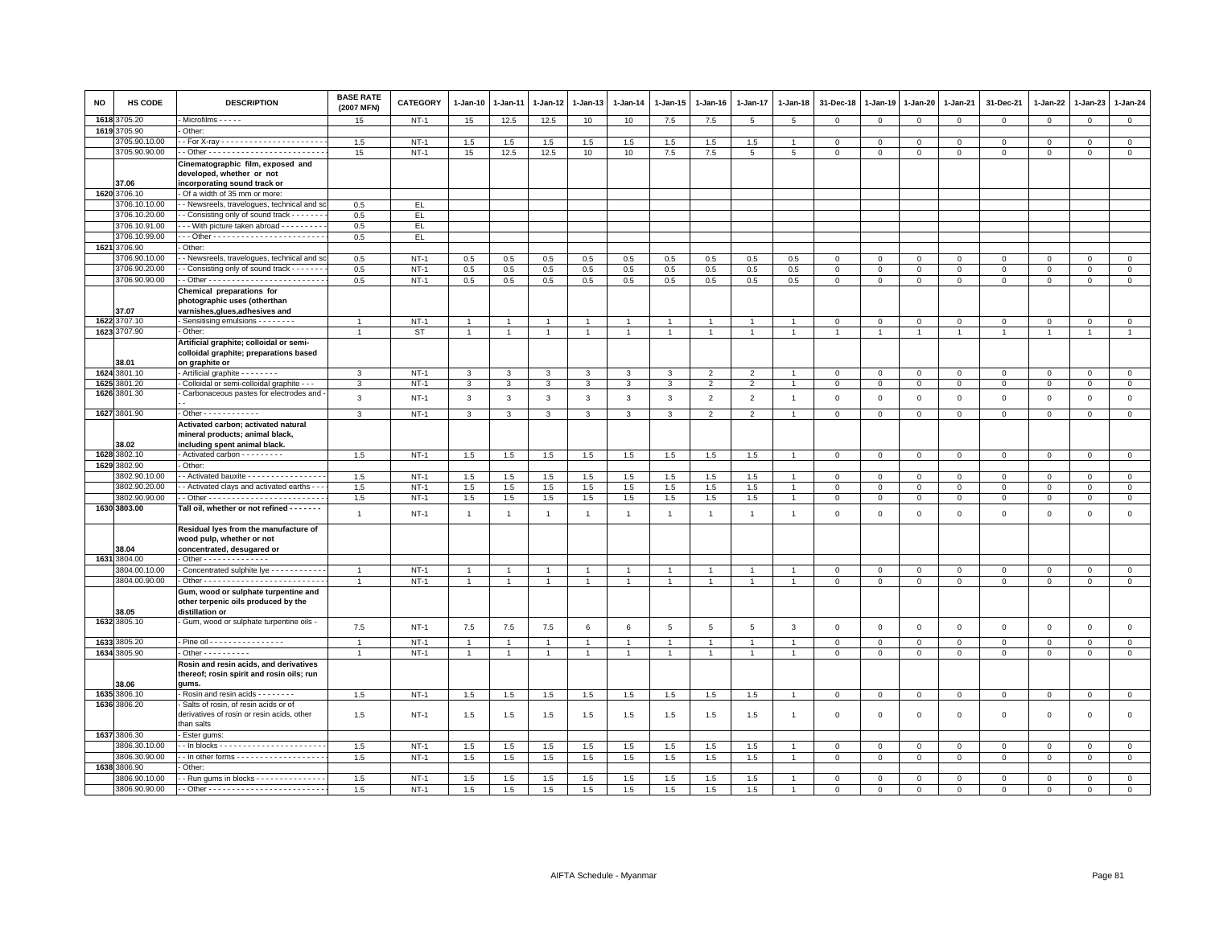| NO | HS CODE | DESCRIPTION | BASE RATE (2007 MFN) | CATEGORY | 1-Jan-10 | 1-Jan-11 | 1-Jan-12 | 1-Jan-13 | 1-Jan-14 | 1-Jan-15 | 1-Jan-16 | 1-Jan-17 | 1-Jan-18 | 31-Dec-18 | 1-Jan-19 | 1-Jan-20 | 1-Jan-21 | 31-Dec-21 | 1-Jan-22 | 1-Jan-23 | 1-Jan-24 |
|---|---|---|---|---|---|---|---|---|---|---|---|---|---|---|---|---|---|---|---|---|---|
| 1618 | 3705.20 | - Microfilms - - - - - | 15 | NT-1 | 15 | 12.5 | 12.5 | 10 | 10 | 7.5 | 7.5 | 5 | 5 | 0 | 0 | 0 | 0 | 0 | 0 | 0 | 0 |
| 1619 | 3705.90 | - Other: | | | | | | | | | | | | | | | | | | | |
| | 3705.90.10.00 | - - For X-ray - - - - - - - - - - - - - - - - - - - - - - - | 1.5 | NT-1 | 1.5 | 1.5 | 1.5 | 1.5 | 1.5 | 1.5 | 1.5 | 1.5 | 1 | 0 | 0 | 0 | 0 | 0 | 0 | 0 | 0 |
| | 3705.90.90.00 | - - Other - - - - - - - - - - - - - - - - - - - - - - - - - | 15 | NT-1 | 15 | 12.5 | 12.5 | 10 | 10 | 7.5 | 7.5 | 5 | 5 | 0 | 0 | 0 | 0 | 0 | 0 | 0 | 0 |
| | 37.06 | **Cinematographic film, exposed and developed, whether or not incorporating sound track or** | | | | | | | | | | | | | | | | | | | |
| 1620 | 3706.10 | - Of a width of 35 mm or more: | | | | | | | | | | | | | | | | | | | |
| | 3706.10.10.00 | - - Newsreels, travelogues, technical and sc | 0.5 | EL | | | | | | | | | | | | | | | | | |
| | 3706.10.20.00 | - - Consisting only of sound track - - - - - - - | 0.5 | EL | | | | | | | | | | | | | | | | | |
| | 3706.10.91.00 | - - - With picture taken abroad - - - - - - - - - | 0.5 | EL | | | | | | | | | | | | | | | | | |
| | 3706.10.99.00 | - - - Other - - - - - - - - - - - - - - - - - - - - - - - - | 0.5 | EL | | | | | | | | | | | | | | | | | |
| 1621 | 3706.90 | - Other: | | | | | | | | | | | | | | | | | | | |
| | 3706.90.10.00 | - - Newsreels, travelogues, technical and sc | 0.5 | NT-1 | 0.5 | 0.5 | 0.5 | 0.5 | 0.5 | 0.5 | 0.5 | 0.5 | 0.5 | 0 | 0 | 0 | 0 | 0 | 0 | 0 | 0 |
| | 3706.90.20.00 | - - Consisting only of sound track - - - - - - - | 0.5 | NT-1 | 0.5 | 0.5 | 0.5 | 0.5 | 0.5 | 0.5 | 0.5 | 0.5 | 0.5 | 0 | 0 | 0 | 0 | 0 | 0 | 0 | 0 |
| | 3706.90.90.00 | - - Other - - - - - - - - - - - - - - - - - - - - - - - - - | 0.5 | NT-1 | 0.5 | 0.5 | 0.5 | 0.5 | 0.5 | 0.5 | 0.5 | 0.5 | 0.5 | 0 | 0 | 0 | 0 | 0 | 0 | 0 | 0 |
| | 37.07 | **Chemical preparations for photographic uses (otherthan varnishes,glues,adhesives and** | | | | | | | | | | | | | | | | | | | |
| 1622 | 3707.10 | - Sensitising emulsions - - - - - - - - | 1 | NT-1 | 1 | 1 | 1 | 1 | 1 | 1 | 1 | 1 | 1 | 0 | 0 | 0 | 0 | 0 | 0 | 0 | 0 |
| 1623 | 3707.90 | - Other: | 1 | ST | 1 | 1 | 1 | 1 | 1 | 1 | 1 | 1 | 1 | 1 | 1 | 1 | 1 | 1 | 1 | 1 | 1 |
| | 38.01 | **Artificial graphite; colloidal or semi-colloidal graphite; preparations based on graphite or** | | | | | | | | | | | | | | | | | | | |
| 1624 | 3801.10 | - Artificial graphite - - - - - - - - | 3 | NT-1 | 3 | 3 | 3 | 3 | 3 | 3 | 2 | 2 | 1 | 0 | 0 | 0 | 0 | 0 | 0 | 0 | 0 |
| 1625 | 3801.20 | - Colloidal or semi-colloidal graphite - - - | 3 | NT-1 | 3 | 3 | 3 | 3 | 3 | 3 | 2 | 2 | 1 | 0 | 0 | 0 | 0 | 0 | 0 | 0 | 0 |
| 1626 | 3801.30 | - Carbonaceous pastes for electrodes and - - - | 3 | NT-1 | 3 | 3 | 3 | 3 | 3 | 3 | 2 | 2 | 1 | 0 | 0 | 0 | 0 | 0 | 0 | 0 | 0 |
| 1627 | 3801.90 | - Other - - - - - - - - - - - - | 3 | NT-1 | 3 | 3 | 3 | 3 | 3 | 3 | 2 | 2 | 1 | 0 | 0 | 0 | 0 | 0 | 0 | 0 | 0 |
| | 38.02 | **Activated carbon; activated natural mineral products; animal black, including spent animal black.** | | | | | | | | | | | | | | | | | | | |
| 1628 | 3802.10 | - Activated carbon - - - - - - - - - | 1.5 | NT-1 | 1.5 | 1.5 | 1.5 | 1.5 | 1.5 | 1.5 | 1.5 | 1.5 | 1 | 0 | 0 | 0 | 0 | 0 | 0 | 0 | 0 |
| 1629 | 3802.90 | - Other: | | | | | | | | | | | | | | | | | | | |
| | 3802.90.10.00 | - - Activated bauxite - - - - - - - - - - - - - - - - - | 1.5 | NT-1 | 1.5 | 1.5 | 1.5 | 1.5 | 1.5 | 1.5 | 1.5 | 1.5 | 1 | 0 | 0 | 0 | 0 | 0 | 0 | 0 | 0 |
| | 3802.90.20.00 | - - Activated clays and activated earths - - - | 1.5 | NT-1 | 1.5 | 1.5 | 1.5 | 1.5 | 1.5 | 1.5 | 1.5 | 1.5 | 1 | 0 | 0 | 0 | 0 | 0 | 0 | 0 | 0 |
| | 3802.90.90.00 | - - Other - - - - - - - - - - - - - - - - - - - - - - - - - | 1.5 | NT-1 | 1.5 | 1.5 | 1.5 | 1.5 | 1.5 | 1.5 | 1.5 | 1.5 | 1 | 0 | 0 | 0 | 0 | 0 | 0 | 0 | 0 |
| 1630 | 3803.00 | **Tall oil, whether or not refined - - - - - - -** | 1 | NT-1 | 1 | 1 | 1 | 1 | 1 | 1 | 1 | 1 | 1 | 0 | 0 | 0 | 0 | 0 | 0 | 0 | 0 |
| | 38.04 | **Residual lyes from the manufacture of wood pulp, whether or not concentrated, desugared or** | | | | | | | | | | | | | | | | | | | |
| 1631 | 3804.00 | - Other - - - - - - - - - - - - - - | | | | | | | | | | | | | | | | | | | |
| | 3804.00.10.00 | - Concentrated sulphite lye - - - - - - - - - - - - | 1 | NT-1 | 1 | 1 | 1 | 1 | 1 | 1 | 1 | 1 | 1 | 0 | 0 | 0 | 0 | 0 | 0 | 0 | 0 |
| | 3804.00.90.00 | - Other - - - - - - - - - - - - - - - - - - - - - - - - - - | 1 | NT-1 | 1 | 1 | 1 | 1 | 1 | 1 | 1 | 1 | 1 | 0 | 0 | 0 | 0 | 0 | 0 | 0 | 0 |
| | 38.05 | **Gum, wood or sulphate turpentine and other terpenic oils produced by the distillation or** | | | | | | | | | | | | | | | | | | | |
| 1632 | 3805.10 | - Gum, wood or sulphate turpentine oils - | 7.5 | NT-1 | 7.5 | 7.5 | 7.5 | 6 | 6 | 5 | 5 | 5 | 3 | 0 | 0 | 0 | 0 | 0 | 0 | 0 | 0 |
| 1633 | 3805.20 | - Pine oil - - - - - - - - - - - - - - - - | 1 | NT-1 | 1 | 1 | 1 | 1 | 1 | 1 | 1 | 1 | 1 | 0 | 0 | 0 | 0 | 0 | 0 | 0 | 0 |
| 1634 | 3805.90 | - Other - - - - - - - - - - | 1 | NT-1 | 1 | 1 | 1 | 1 | 1 | 1 | 1 | 1 | 1 | 0 | 0 | 0 | 0 | 0 | 0 | 0 | 0 |
| | 38.06 | **Rosin and resin acids, and derivatives thereof; rosin spirit and rosin oils; run gums.** | | | | | | | | | | | | | | | | | | | |
| 1635 | 3806.10 | - Rosin and resin acids - - - - - - - - | 1.5 | NT-1 | 1.5 | 1.5 | 1.5 | 1.5 | 1.5 | 1.5 | 1.5 | 1.5 | 1 | 0 | 0 | 0 | 0 | 0 | 0 | 0 | 0 |
| 1636 | 3806.20 | - Salts of rosin, of resin acids or of derivatives of rosin or resin acids, other than salts | 1.5 | NT-1 | 1.5 | 1.5 | 1.5 | 1.5 | 1.5 | 1.5 | 1.5 | 1.5 | 1 | 0 | 0 | 0 | 0 | 0 | 0 | 0 | 0 |
| 1637 | 3806.30 | - Ester gums: | | | | | | | | | | | | | | | | | | | |
| | 3806.30.10.00 | - - In blocks - - - - - - - - - - - - - - - - - - - - - - - | 1.5 | NT-1 | 1.5 | 1.5 | 1.5 | 1.5 | 1.5 | 1.5 | 1.5 | 1.5 | 1 | 0 | 0 | 0 | 0 | 0 | 0 | 0 | 0 |
| | 3806.30.90.00 | - - In other forms - - - - - - - - - - - - - - - - - - - | 1.5 | NT-1 | 1.5 | 1.5 | 1.5 | 1.5 | 1.5 | 1.5 | 1.5 | 1.5 | 1 | 0 | 0 | 0 | 0 | 0 | 0 | 0 | 0 |
| 1638 | 3806.90 | - Other: | | | | | | | | | | | | | | | | | | | |
| | 3806.90.10.00 | - - Run gums in blocks - - - - - - - - - - - - - - - | 1.5 | NT-1 | 1.5 | 1.5 | 1.5 | 1.5 | 1.5 | 1.5 | 1.5 | 1.5 | 1 | 0 | 0 | 0 | 0 | 0 | 0 | 0 | 0 |
| | 3806.90.90.00 | - - Other - - - - - - - - - - - - - - - - - - - - - - - - - | 1.5 | NT-1 | 1.5 | 1.5 | 1.5 | 1.5 | 1.5 | 1.5 | 1.5 | 1.5 | 1 | 0 | 0 | 0 | 0 | 0 | 0 | 0 | 0 |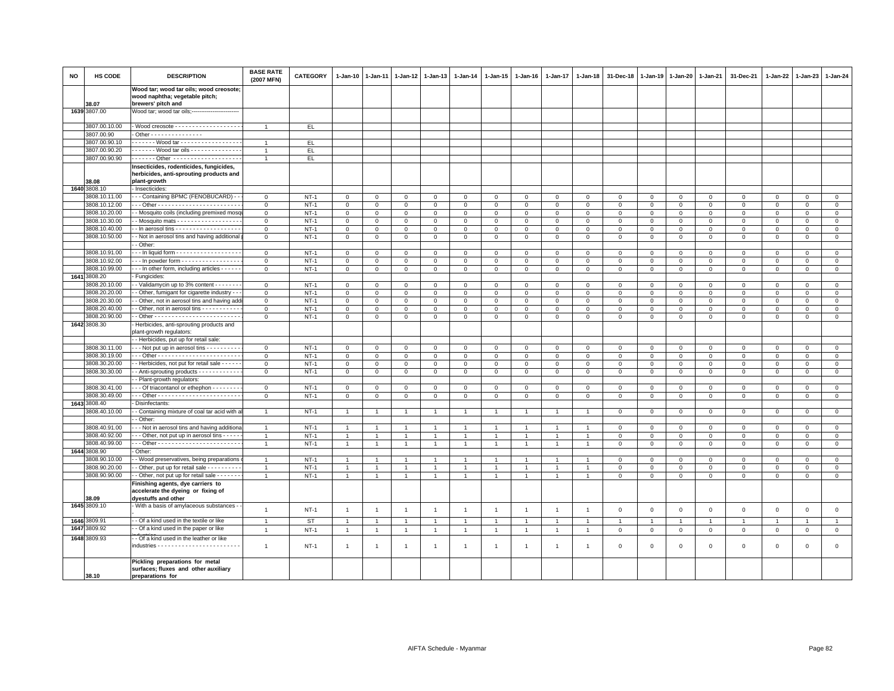| NO | HS CODE | DESCRIPTION | BASE RATE (2007 MFN) | CATEGORY | 1-Jan-10 | 1-Jan-11 | 1-Jan-12 | 1-Jan-13 | 1-Jan-14 | 1-Jan-15 | 1-Jan-16 | 1-Jan-17 | 1-Jan-18 | 31-Dec-18 | 1-Jan-19 | 1-Jan-20 | 1-Jan-21 | 31-Dec-21 | 1-Jan-22 | 1-Jan-23 | 1-Jan-24 |
|---|---|---|---|---|---|---|---|---|---|---|---|---|---|---|---|---|---|---|---|---|---|
| | 38.07 | **Wood tar; wood tar oils; wood creosote; wood naphtha; vegetable pitch; brewers' pitch and** | | | | | | | | | | | | | | | | | | | |
| 1639 | 3807.00 | Wood tar; wood tar oils;------------------------- | | | | | | | | | | | | | | | | | | | |
| | 3807.00.10.00 | - Wood creosote - - - - - - - - - - - - - - - - - - - | 1 | EL | | | | | | | | | | | | | | | | | |
| | 3807.00.90 | - Other - - - - - - - - - - - - - - - | | | | | | | | | | | | | | | | | | | |
| | 3807.00.90.10 | - - - - - - - Wood tar - - - - - - - - - - - - - - - - - | 1 | EL | | | | | | | | | | | | | | | | | |
| | 3807.00.90.20 | - - - - - - - Wood tar oils - - - - - - - - - - - - - - - | 1 | EL | | | | | | | | | | | | | | | | | |
| | 3807.00.90.90 | - - - - - - - Other - - - - - - - - - - - - - - - - - - - - | 1 | EL | | | | | | | | | | | | | | | | | |
| | 38.08 | **Insecticides, rodenticides, fungicides, herbicides, anti-sprouting products and plant-growth** | | | | | | | | | | | | | | | | | | | |
| 1640 | 3808.10 | - Insecticides: | | | | | | | | | | | | | | | | | | | |
| | 3808.10.11.00 | - - - Containing BPMC (FENOBUCARD) - - | 0 | NT-1 | 0 | 0 | 0 | 0 | 0 | 0 | 0 | 0 | 0 | 0 | 0 | 0 | 0 | 0 | 0 | 0 | 0 |
| | 3808.10.12.00 | - - - Other - - - - - - - - - - - - - - - - - - - - - - - - | 0 | NT-1 | 0 | 0 | 0 | 0 | 0 | 0 | 0 | 0 | 0 | 0 | 0 | 0 | 0 | 0 | 0 | 0 | 0 |
| | 3808.10.20.00 | - - Mosquito coils (including premixed mosqu | 0 | NT-1 | 0 | 0 | 0 | 0 | 0 | 0 | 0 | 0 | 0 | 0 | 0 | 0 | 0 | 0 | 0 | 0 | 0 |
| | 3808.10.30.00 | - - Mosquito mats - - - - - - - - - - - - - - - - - - | 0 | NT-1 | 0 | 0 | 0 | 0 | 0 | 0 | 0 | 0 | 0 | 0 | 0 | 0 | 0 | 0 | 0 | 0 | 0 |
| | 3808.10.40.00 | - - In aerosol tins - - - - - - - - - - - - - - - - - - - | 0 | NT-1 | 0 | 0 | 0 | 0 | 0 | 0 | 0 | 0 | 0 | 0 | 0 | 0 | 0 | 0 | 0 | 0 | 0 |
| | 3808.10.50.00 | - - Not in aerosol tins and having additional | 0 | NT-1 | 0 | 0 | 0 | 0 | 0 | 0 | 0 | 0 | 0 | 0 | 0 | 0 | 0 | 0 | 0 | 0 | 0 |
| | | - - Other: | | | | | | | | | | | | | | | | | | | |
| | 3808.10.91.00 | - - - In liquid form - - - - - - - - - - - - - - - - - - | 0 | NT-1 | 0 | 0 | 0 | 0 | 0 | 0 | 0 | 0 | 0 | 0 | 0 | 0 | 0 | 0 | 0 | 0 | 0 |
| | 3808.10.92.00 | - - - In powder form - - - - - - - - - - - - - - - - - | 0 | NT-1 | 0 | 0 | 0 | 0 | 0 | 0 | 0 | 0 | 0 | 0 | 0 | 0 | 0 | 0 | 0 | 0 | 0 |
| | 3808.10.99.00 | - - - In other form, including articles - - - - - - | 0 | NT-1 | 0 | 0 | 0 | 0 | 0 | 0 | 0 | 0 | 0 | 0 | 0 | 0 | 0 | 0 | 0 | 0 | 0 |
| 1641 | 3808.20 | - Fungicides: | | | | | | | | | | | | | | | | | | | |
| | 3808.20.10.00 | - - Validamycin up to 3% content - - - - - - - - | 0 | NT-1 | 0 | 0 | 0 | 0 | 0 | 0 | 0 | 0 | 0 | 0 | 0 | 0 | 0 | 0 | 0 | 0 | 0 |
| | 3808.20.20.00 | - - Other, fumigant for cigarette industry - - - | 0 | NT-1 | 0 | 0 | 0 | 0 | 0 | 0 | 0 | 0 | 0 | 0 | 0 | 0 | 0 | 0 | 0 | 0 | 0 |
| | 3808.20.30.00 | - - Other, not in aerosol tins and having addi | 0 | NT-1 | 0 | 0 | 0 | 0 | 0 | 0 | 0 | 0 | 0 | 0 | 0 | 0 | 0 | 0 | 0 | 0 | 0 |
| | 3808.20.40.00 | - - Other, not in aerosol tins - - - - - - - - - - - - | 0 | NT-1 | 0 | 0 | 0 | 0 | 0 | 0 | 0 | 0 | 0 | 0 | 0 | 0 | 0 | 0 | 0 | 0 | 0 |
| | 3808.20.90.00 | - - Other - - - - - - - - - - - - - - - - - - - - - - - - | 0 | NT-1 | 0 | 0 | 0 | 0 | 0 | 0 | 0 | 0 | 0 | 0 | 0 | 0 | 0 | 0 | 0 | 0 | 0 |
| 1642 | 3808.30 | - Herbicides, anti-sprouting products and plant-growth regulators: | | | | | | | | | | | | | | | | | | | |
| | | - - Herbicides, put up for retail sale: | | | | | | | | | | | | | | | | | | | |
| | 3808.30.11.00 | - - - Not put up in aerosol tins - - - - - - - - - - | 0 | NT-1 | 0 | 0 | 0 | 0 | 0 | 0 | 0 | 0 | 0 | 0 | 0 | 0 | 0 | 0 | 0 | 0 | 0 |
| | 3808.30.19.00 | - - - Other - - - - - - - - - - - - - - - - - - - - - - - - | 0 | NT-1 | 0 | 0 | 0 | 0 | 0 | 0 | 0 | 0 | 0 | 0 | 0 | 0 | 0 | 0 | 0 | 0 | 0 |
| | 3808.30.20.00 | - - Herbicides, not put for retail sale - - - - - - | 0 | NT-1 | 0 | 0 | 0 | 0 | 0 | 0 | 0 | 0 | 0 | 0 | 0 | 0 | 0 | 0 | 0 | 0 | 0 |
| | 3808.30.30.00 | - - Anti-sprouting products - - - - - - - - - - - - - | 0 | NT-1 | 0 | 0 | 0 | 0 | 0 | 0 | 0 | 0 | 0 | 0 | 0 | 0 | 0 | 0 | 0 | 0 | 0 |
| | | - - Plant-growth regulators: | | | | | | | | | | | | | | | | | | | |
| | 3808.30.41.00 | - - - Of triacontanol or ethephon - - - - - - - - - | 0 | NT-1 | 0 | 0 | 0 | 0 | 0 | 0 | 0 | 0 | 0 | 0 | 0 | 0 | 0 | 0 | 0 | 0 | 0 |
| | 3808.30.49.00 | - - - Other - - - - - - - - - - - - - - - - - - - - - - - - | 0 | NT-1 | 0 | 0 | 0 | 0 | 0 | 0 | 0 | 0 | 0 | 0 | 0 | 0 | 0 | 0 | 0 | 0 | 0 |
| 1643 | 3808.40 | - Disinfectants: | | | | | | | | | | | | | | | | | | | |
| | 3808.40.10.00 | - - Containing mixture of coal tar acid with al | 1 | NT-1 | 1 | 1 | 1 | 1 | 1 | 1 | 1 | 1 | 1 | 0 | 0 | 0 | 0 | 0 | 0 | 0 | 0 |
| | | - - Other: | | | | | | | | | | | | | | | | | | | |
| | 3808.40.91.00 | - - - Not in aerosol tins and having additiona | 1 | NT-1 | 1 | 1 | 1 | 1 | 1 | 1 | 1 | 1 | 1 | 0 | 0 | 0 | 0 | 0 | 0 | 0 | 0 |
| | 3808.40.92.00 | - - - Other, not put up in aerosol tins - - - - - - | 1 | NT-1 | 1 | 1 | 1 | 1 | 1 | 1 | 1 | 1 | 1 | 0 | 0 | 0 | 0 | 0 | 0 | 0 | 0 |
| | 3808.40.99.00 | - - - Other - - - - - - - - - - - - - - - - - - - - - - - - | 1 | NT-1 | 1 | 1 | 1 | 1 | 1 | 1 | 1 | 1 | 1 | 0 | 0 | 0 | 0 | 0 | 0 | 0 | 0 |
| 1644 | 3808.90 | - Other: | | | | | | | | | | | | | | | | | | | |
| | 3808.90.10.00 | - - Wood preservatives, being preparations | 1 | NT-1 | 1 | 1 | 1 | 1 | 1 | 1 | 1 | 1 | 1 | 0 | 0 | 0 | 0 | 0 | 0 | 0 | 0 |
| | 3808.90.20.00 | - - Other, put up for retail sale - - - - - - - - - - | 1 | NT-1 | 1 | 1 | 1 | 1 | 1 | 1 | 1 | 1 | 1 | 0 | 0 | 0 | 0 | 0 | 0 | 0 | 0 |
| | 3808.90.90.00 | - - Other, not put up for retail sale - - - - - - - | 1 | NT-1 | 1 | 1 | 1 | 1 | 1 | 1 | 1 | 1 | 1 | 0 | 0 | 0 | 0 | 0 | 0 | 0 | 0 |
| | 38.09 | **Finishing agents, dye carriers to accelerate the dyeing or fixing of dyestuffs and other** | | | | | | | | | | | | | | | | | | | |
| 1645 | 3809.10 | - With a basis of amylaceous substances - - | 1 | NT-1 | 1 | 1 | 1 | 1 | 1 | 1 | 1 | 1 | 1 | 0 | 0 | 0 | 0 | 0 | 0 | 0 | 0 |
| 1646 | 3809.91 | - - Of a kind used in the textile or like | 1 | ST | 1 | 1 | 1 | 1 | 1 | 1 | 1 | 1 | 1 | 1 | 1 | 1 | 1 | 1 | 1 | 1 | 1 |
| 1647 | 3809.92 | - - Of a kind used in the paper or like | 1 | NT-1 | 1 | 1 | 1 | 1 | 1 | 1 | 1 | 1 | 1 | 0 | 0 | 0 | 0 | 0 | 0 | 0 | 0 |
| 1648 | 3809.93 | - - Of a kind used in the leather or like industries - - - - - - - - - - - - - - - - - - - - - - - - | 1 | NT-1 | 1 | 1 | 1 | 1 | 1 | 1 | 1 | 1 | 1 | 0 | 0 | 0 | 0 | 0 | 0 | 0 | 0 |
| | 38.10 | **Pickling preparations for metal surfaces; fluxes and other auxiliary preparations for** | | | | | | | | | | | | | | | | | | | |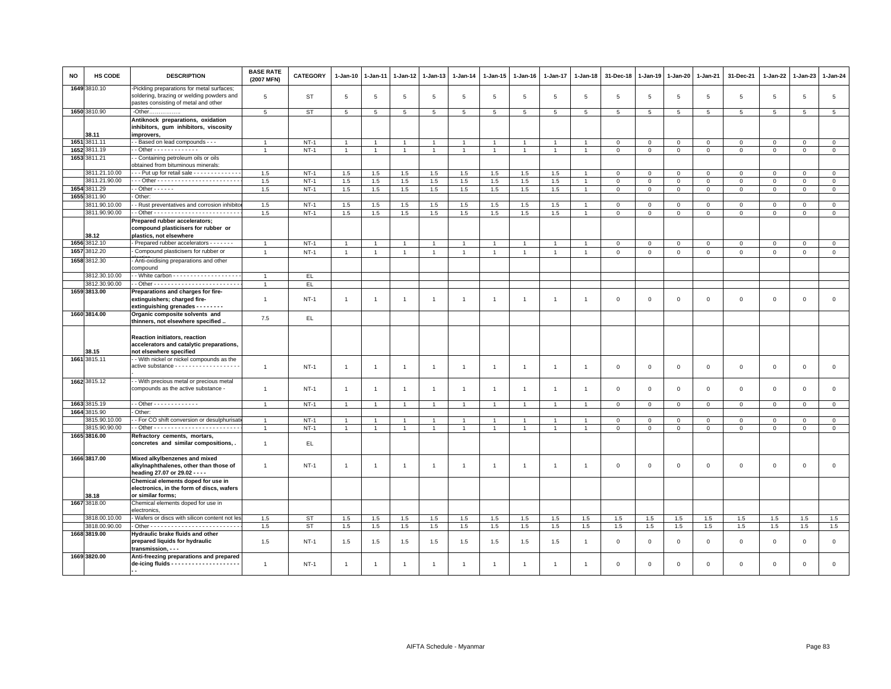| NO | HS CODE | DESCRIPTION | BASE RATE (2007 MFN) | CATEGORY | 1-Jan-10 | 1-Jan-11 | 1-Jan-12 | 1-Jan-13 | 1-Jan-14 | 1-Jan-15 | 1-Jan-16 | 1-Jan-17 | 1-Jan-18 | 31-Dec-18 | 1-Jan-19 | 1-Jan-20 | 1-Jan-21 | 31-Dec-21 | 1-Jan-22 | 1-Jan-23 | 1-Jan-24 |
|---|---|---|---|---|---|---|---|---|---|---|---|---|---|---|---|---|---|---|---|---|---|
| 1649 | 3810.10 | -Pickling preparations for metal surfaces; soldering, brazing or welding powders and pastes consisting of metal and other | 5 | ST | 5 | 5 | 5 | 5 | 5 | 5 | 5 | 5 | 5 | 5 | 5 | 5 | 5 | 5 | 5 | 5 | 5 |
| 1650 | 3810.90 | -Other…………….. | 5 | ST | 5 | 5 | 5 | 5 | 5 | 5 | 5 | 5 | 5 | 5 | 5 | 5 | 5 | 5 | 5 | 5 | 5 |
| | 38.11 | **Antiknock preparations, oxidation inhibitors, gum inhibitors, viscosity improvers,** | | | | | | | | | | | | | | | | | | | |
| 1651 | 3811.11 | - - Based on lead compounds - - - | 1 | NT-1 | 1 | 1 | 1 | 1 | 1 | 1 | 1 | 1 | 1 | 0 | 0 | 0 | 0 | 0 | 0 | 0 | 0 |
| 1652 | 3811.19 | - - Other - - - - - - - - - - - - - | 1 | NT-1 | 1 | 1 | 1 | 1 | 1 | 1 | 1 | 1 | 1 | 0 | 0 | 0 | 0 | 0 | 0 | 0 | 0 |
| 1653 | 3811.21 | - - Containing petroleum oils or oils obtained from bituminous minerals: | | | | | | | | | | | | | | | | | | | |
| | 3811.21.10.00 | - - - Put up for retail sale - - - - - - - - - - - - - - | 1.5 | NT-1 | 1.5 | 1.5 | 1.5 | 1.5 | 1.5 | 1.5 | 1.5 | 1.5 | 1 | 0 | 0 | 0 | 0 | 0 | 0 | 0 | 0 |
| | 3811.21.90.00 | - - - Other - - - - - - - - - - - - - - - - - - - - - - - - | 1.5 | NT-1 | 1.5 | 1.5 | 1.5 | 1.5 | 1.5 | 1.5 | 1.5 | 1.5 | 1 | 0 | 0 | 0 | 0 | 0 | 0 | 0 | 0 |
| 1654 | 3811.29 | - - Other - - - - - - | 1.5 | NT-1 | 1.5 | 1.5 | 1.5 | 1.5 | 1.5 | 1.5 | 1.5 | 1.5 | 1 | 0 | 0 | 0 | 0 | 0 | 0 | 0 | 0 |
| 1655 | 3811.90 | - Other: | | | | | | | | | | | | | | | | | | | |
| | 3811.90.10.00 | - - Rust preventatives and corrosion inhibitor | 1.5 | NT-1 | 1.5 | 1.5 | 1.5 | 1.5 | 1.5 | 1.5 | 1.5 | 1.5 | 1 | 0 | 0 | 0 | 0 | 0 | 0 | 0 | 0 |
| | 3811.90.90.00 | - - Other - - - - - - - - - - - - - - - - - - - - - - - - - | 1.5 | NT-1 | 1.5 | 1.5 | 1.5 | 1.5 | 1.5 | 1.5 | 1.5 | 1.5 | 1 | 0 | 0 | 0 | 0 | 0 | 0 | 0 | 0 |
| | 38.12 | **Prepared rubber accelerators; compound plasticisers for rubber or plastics, not elsewhere** | | | | | | | | | | | | | | | | | | | |
| 1656 | 3812.10 | - Prepared rubber accelerators - - - - - - - | 1 | NT-1 | 1 | 1 | 1 | 1 | 1 | 1 | 1 | 1 | 1 | 0 | 0 | 0 | 0 | 0 | 0 | 0 | 0 |
| 1657 | 3812.20 | - Compound plasticisers for rubber or plastics | 1 | NT-1 | 1 | 1 | 1 | 1 | 1 | 1 | 1 | 1 | 1 | 0 | 0 | 0 | 0 | 0 | 0 | 0 | 0 |
| 1658 | 3812.30 | - Anti-oxidising preparations and other compound | | | | | | | | | | | | | | | | | | | |
| | 3812.30.10.00 | - - White carbon - - - - - - - - - - - - - - - - - - - - | 1 | EL | | | | | | | | | | | | | | | | | |
| | 3812.30.90.00 | - - Other - - - - - - - - - - - - - - - - - - - - - - - - - | 1 | EL | | | | | | | | | | | | | | | | | |
| 1659 | 3813.00 | **Preparations and charges for fire-extinguishers; charged fire-extinguishing grenades - - - - - - - -** | 1 | NT-1 | 1 | 1 | 1 | 1 | 1 | 1 | 1 | 1 | 1 | 0 | 0 | 0 | 0 | 0 | 0 | 0 | 0 |
| 1660 | 3814.00 | **Organic composite solvents and thinners, not elsewhere specified ..** | 7.5 | EL | | | | | | | | | | | | | | | | | |
| | 38.15 | **Reaction initiators, reaction accelerators and catalytic preparations, not elsewhere specified** | | | | | | | | | | | | | | | | | | | |
| 1661 | 3815.11 | - - With nickel or nickel compounds as the active substance - - - - - - - - - - - - - - - - - - - - | 1 | NT-1 | 1 | 1 | 1 | 1 | 1 | 1 | 1 | 1 | 1 | 0 | 0 | 0 | 0 | 0 | 0 | 0 | 0 |
| 1662 | 3815.12 | - - With precious metal or precious metal compounds as the active substance - | 1 | NT-1 | 1 | 1 | 1 | 1 | 1 | 1 | 1 | 1 | 1 | 0 | 0 | 0 | 0 | 0 | 0 | 0 | 0 |
| 1663 | 3815.19 | - - Other - - - - - - - - - - - - - | 1 | NT-1 | 1 | 1 | 1 | 1 | 1 | 1 | 1 | 1 | 1 | 0 | 0 | 0 | 0 | 0 | 0 | 0 | 0 |
| 1664 | 3815.90 | - Other: | | | | | | | | | | | | | | | | | | | |
| | 3815.90.10.00 | - - For CO shift conversion or desulphurisati | 1 | NT-1 | 1 | 1 | 1 | 1 | 1 | 1 | 1 | 1 | 1 | 0 | 0 | 0 | 0 | 0 | 0 | 0 | 0 |
| | 3815.90.90.00 | - - Other - - - - - - - - - - - - - - - - - - - - - - - - - | 1 | NT-1 | 1 | 1 | 1 | 1 | 1 | 1 | 1 | 1 | 1 | 0 | 0 | 0 | 0 | 0 | 0 | 0 | 0 |
| 1665 | 3816.00 | **Refractory cements, mortars, concretes and similar compositions, .** | 1 | EL | | | | | | | | | | | | | | | | | |
| 1666 | 3817.00 | **Mixed alkylbenzenes and mixed alkylnaphthalenes, other than those of heading 27.07 or 29.02 - - - -** | 1 | NT-1 | 1 | 1 | 1 | 1 | 1 | 1 | 1 | 1 | 1 | 0 | 0 | 0 | 0 | 0 | 0 | 0 | 0 |
| | 38.18 | **Chemical elements doped for use in electronics, in the form of discs, wafers or similar forms;** | | | | | | | | | | | | | | | | | | | |
| 1667 | 3818.00 | Chemical elements doped for use in electronics, | | | | | | | | | | | | | | | | | | | |
| | 3818.00.10.00 | - Wafers or discs with silicon content not les | 1.5 | ST | 1.5 | 1.5 | 1.5 | 1.5 | 1.5 | 1.5 | 1.5 | 1.5 | 1.5 | 1.5 | 1.5 | 1.5 | 1.5 | 1.5 | 1.5 | 1.5 | 1.5 |
| | 3818.00.90.00 | - Other - - - - - - - - - - - - - - - - - - - - - - - - - - | 1.5 | ST | 1.5 | 1.5 | 1.5 | 1.5 | 1.5 | 1.5 | 1.5 | 1.5 | 1.5 | 1.5 | 1.5 | 1.5 | 1.5 | 1.5 | 1.5 | 1.5 | 1.5 |
| 1668 | 3819.00 | **Hydraulic brake fluids and other prepared liquids for hydraulic transmission, - - -** | 1.5 | NT-1 | 1.5 | 1.5 | 1.5 | 1.5 | 1.5 | 1.5 | 1.5 | 1.5 | 1 | 0 | 0 | 0 | 0 | 0 | 0 | 0 | 0 |
| 1669 | 3820.00 | **Anti-freezing preparations and prepared de-icing fluids - - - - - - - - - - - - - - - - - - - - - -** | 1 | NT-1 | 1 | 1 | 1 | 1 | 1 | 1 | 1 | 1 | 1 | 0 | 0 | 0 | 0 | 0 | 0 | 0 | 0 |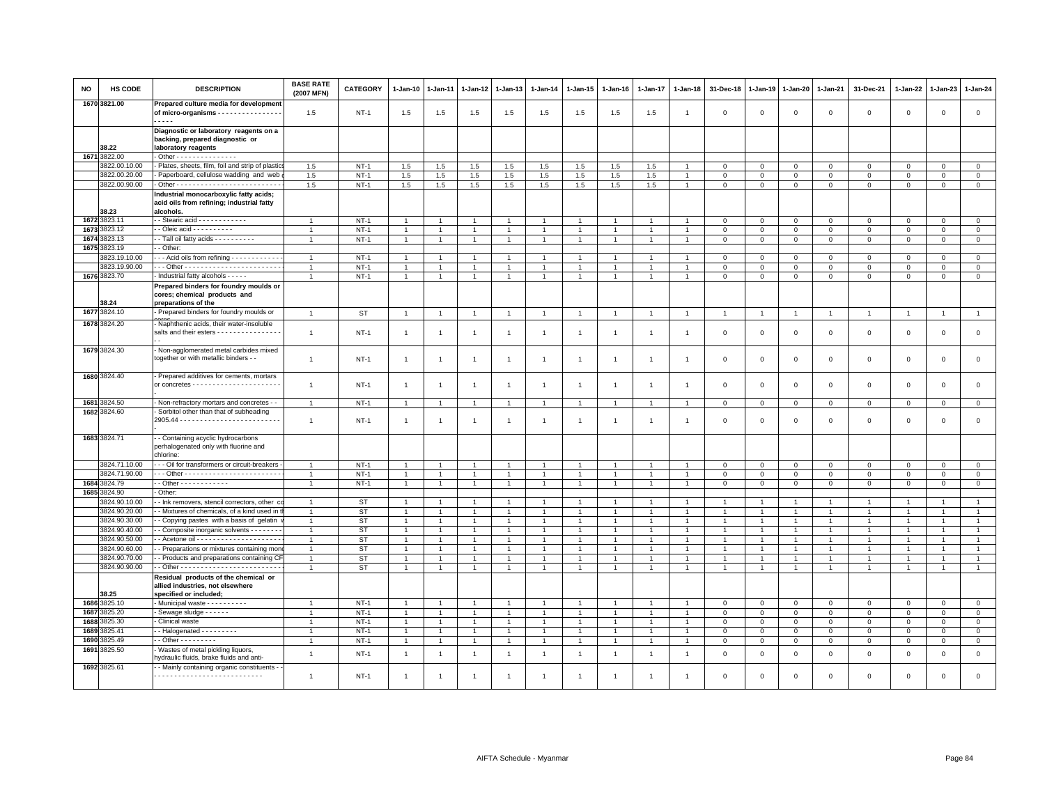| NO | HS CODE | DESCRIPTION | BASE RATE (2007 MFN) | CATEGORY | 1-Jan-10 | 1-Jan-11 | 1-Jan-12 | 1-Jan-13 | 1-Jan-14 | 1-Jan-15 | 1-Jan-16 | 1-Jan-17 | 1-Jan-18 | 31-Dec-18 | 1-Jan-19 | 1-Jan-20 | 1-Jan-21 | 31-Dec-21 | 1-Jan-22 | 1-Jan-23 | 1-Jan-24 |
|---|---|---|---|---|---|---|---|---|---|---|---|---|---|---|---|---|---|---|---|---|---|
| 1670 | 3821.00 | Prepared culture media for development of micro-organisms - - - - - - - - - - - - - - - - - - - - - | 1.5 | NT-1 | 1.5 | 1.5 | 1.5 | 1.5 | 1.5 | 1.5 | 1.5 | 1.5 | 1 | 0 | 0 | 0 | 0 | 0 | 0 | 0 | 0 |
| | 38.22 | Diagnostic or laboratory reagents on a backing, prepared diagnostic or laboratory reagents | | | | | | | | | | | | | | | | | | | |
| 1671 | 3822.00 | - Other - - - - - - - - - - - - - - - | | | | | | | | | | | | | | | | | | | |
| | 3822.00.10.00 | - Plates, sheets, film, foil and strip of plastics | 1.5 | NT-1 | 1.5 | 1.5 | 1.5 | 1.5 | 1.5 | 1.5 | 1.5 | 1.5 | 1 | 0 | 0 | 0 | 0 | 0 | 0 | 0 | 0 |
| | 3822.00.20.00 | - Paperboard, cellulose wadding and web | 1.5 | NT-1 | 1.5 | 1.5 | 1.5 | 1.5 | 1.5 | 1.5 | 1.5 | 1.5 | 1 | 0 | 0 | 0 | 0 | 0 | 0 | 0 | 0 |
| | 3822.00.90.00 | - Other - - - - - - - - - - - - - - - - - - - - - - - - - | 1.5 | NT-1 | 1.5 | 1.5 | 1.5 | 1.5 | 1.5 | 1.5 | 1.5 | 1.5 | 1 | 0 | 0 | 0 | 0 | 0 | 0 | 0 | 0 |
| | 38.23 | Industrial monocarboxylic fatty acids; acid oils from refining; industrial fatty alcohols. | | | | | | | | | | | | | | | | | | | |
| 1672 | 3823.11 | - - Stearic acid - - - - - - - - - - - - | 1 | NT-1 | 1 | 1 | 1 | 1 | 1 | 1 | 1 | 1 | 1 | 0 | 0 | 0 | 0 | 0 | 0 | 0 | 0 |
| 1673 | 3823.12 | - - Oleic acid - - - - - - - - - - | 1 | NT-1 | 1 | 1 | 1 | 1 | 1 | 1 | 1 | 1 | 1 | 0 | 0 | 0 | 0 | 0 | 0 | 0 | 0 |
| 1674 | 3823.13 | - - Tall oil fatty acids - - - - - - - - - - | 1 | NT-1 | 1 | 1 | 1 | 1 | 1 | 1 | 1 | 1 | 1 | 0 | 0 | 0 | 0 | 0 | 0 | 0 | 0 |
| 1675 | 3823.19 | - - Other: | | | | | | | | | | | | | | | | | | | |
| | 3823.19.10.00 | - - - Acid oils from refining - - - - - - - - - - - - - | 1 | NT-1 | 1 | 1 | 1 | 1 | 1 | 1 | 1 | 1 | 1 | 0 | 0 | 0 | 0 | 0 | 0 | 0 | 0 |
| | 3823.19.90.00 | - - - Other - - - - - - - - - - - - - - - - - - - - - - - - | 1 | NT-1 | 1 | 1 | 1 | 1 | 1 | 1 | 1 | 1 | 1 | 0 | 0 | 0 | 0 | 0 | 0 | 0 | 0 |
| 1676 | 3823.70 | - Industrial fatty alcohols - - - - - | 1 | NT-1 | 1 | 1 | 1 | 1 | 1 | 1 | 1 | 1 | 1 | 0 | 0 | 0 | 0 | 0 | 0 | 0 | 0 |
| | 38.24 | Prepared binders for foundry moulds or cores; chemical products and preparations of the | | | | | | | | | | | | | | | | | | | |
| 1677 | 3824.10 | - Prepared binders for foundry moulds or cores | 1 | ST | 1 | 1 | 1 | 1 | 1 | 1 | 1 | 1 | 1 | 1 | 1 | 1 | 1 | 1 | 1 | 1 | 1 |
| 1678 | 3824.20 | - Naphthenic acids, their water-insoluble salts and their esters - - - - - - - - - - - - - - - - - - | 1 | NT-1 | 1 | 1 | 1 | 1 | 1 | 1 | 1 | 1 | 1 | 0 | 0 | 0 | 0 | 0 | 0 | 0 | 0 |
| 1679 | 3824.30 | - Non-agglomerated metal carbides mixed together or with metallic binders - - | 1 | NT-1 | 1 | 1 | 1 | 1 | 1 | 1 | 1 | 1 | 1 | 0 | 0 | 0 | 0 | 0 | 0 | 0 | 0 |
| 1680 | 3824.40 | - Prepared additives for cements, mortars or concretes - - - - - - - - - - - - - - - - - - - - - - - | 1 | NT-1 | 1 | 1 | 1 | 1 | 1 | 1 | 1 | 1 | 1 | 0 | 0 | 0 | 0 | 0 | 0 | 0 | 0 |
| 1681 | 3824.50 | - Non-refractory mortars and concretes - - | 1 | NT-1 | 1 | 1 | 1 | 1 | 1 | 1 | 1 | 1 | 1 | 0 | 0 | 0 | 0 | 0 | 0 | 0 | 0 |
| 1682 | 3824.60 | - Sorbitol other than that of subheading 2905.44 - - - - - - - - - - - - - - - - - - - - - - - - | 1 | NT-1 | 1 | 1 | 1 | 1 | 1 | 1 | 1 | 1 | 1 | 0 | 0 | 0 | 0 | 0 | 0 | 0 | 0 |
| 1683 | 3824.71 | - - Containing acyclic hydrocarbons perhalogenated only with fluorine and chlorine: | | | | | | | | | | | | | | | | | | | |
| | 3824.71.10.00 | - - - Oil for transformers or circuit-breakers - | 1 | NT-1 | 1 | 1 | 1 | 1 | 1 | 1 | 1 | 1 | 1 | 0 | 0 | 0 | 0 | 0 | 0 | 0 | 0 |
| | 3824.71.90.00 | - - - Other - - - - - - - - - - - - - - - - - - - - - - - - | 1 | NT-1 | 1 | 1 | 1 | 1 | 1 | 1 | 1 | 1 | 1 | 0 | 0 | 0 | 0 | 0 | 0 | 0 | 0 |
| 1684 | 3824.79 | - - Other - - - - - - - - - - - - | 1 | NT-1 | 1 | 1 | 1 | 1 | 1 | 1 | 1 | 1 | 1 | 0 | 0 | 0 | 0 | 0 | 0 | 0 | 0 |
| 1685 | 3824.90 | - Other: | | | | | | | | | | | | | | | | | | | |
| | 3824.90.10.00 | - - Ink removers, stencil correctors, other co | 1 | ST | 1 | 1 | 1 | 1 | 1 | 1 | 1 | 1 | 1 | 1 | 1 | 1 | 1 | 1 | 1 | 1 | 1 |
| | 3824.90.20.00 | - - Mixtures of chemicals, of a kind used in t | 1 | ST | 1 | 1 | 1 | 1 | 1 | 1 | 1 | 1 | 1 | 1 | 1 | 1 | 1 | 1 | 1 | 1 | 1 |
| | 3824.90.30.00 | - - Copying pastes with a basis of gelatin | 1 | ST | 1 | 1 | 1 | 1 | 1 | 1 | 1 | 1 | 1 | 1 | 1 | 1 | 1 | 1 | 1 | 1 | 1 |
| | 3824.90.40.00 | - - Composite inorganic solvents - - - - - - - - | 1 | ST | 1 | 1 | 1 | 1 | 1 | 1 | 1 | 1 | 1 | 1 | 1 | 1 | 1 | 1 | 1 | 1 | 1 |
| | 3824.90.50.00 | - - Acetone oil - - - - - - - - - - - - - - - - - - - - - | 1 | ST | 1 | 1 | 1 | 1 | 1 | 1 | 1 | 1 | 1 | 1 | 1 | 1 | 1 | 1 | 1 | 1 | 1 |
| | 3824.90.60.00 | - - Preparations or mixtures containing mono | 1 | ST | 1 | 1 | 1 | 1 | 1 | 1 | 1 | 1 | 1 | 1 | 1 | 1 | 1 | 1 | 1 | 1 | 1 |
| | 3824.90.70.00 | - - Products and preparations containing CF | 1 | ST | 1 | 1 | 1 | 1 | 1 | 1 | 1 | 1 | 1 | 1 | 1 | 1 | 1 | 1 | 1 | 1 | 1 |
| | 3824.90.90.00 | - - Other - - - - - - - - - - - - - - - - - - - - - - - - - | 1 | ST | 1 | 1 | 1 | 1 | 1 | 1 | 1 | 1 | 1 | 1 | 1 | 1 | 1 | 1 | 1 | 1 | 1 |
| | 38.25 | Residual products of the chemical or allied industries, not elsewhere specified or included; | | | | | | | | | | | | | | | | | | | |
| 1686 | 3825.10 | - Municipal waste - - - - - - - - - - | 1 | NT-1 | 1 | 1 | 1 | 1 | 1 | 1 | 1 | 1 | 1 | 0 | 0 | 0 | 0 | 0 | 0 | 0 | 0 |
| 1687 | 3825.20 | - Sewage sludge - - - - - - | 1 | NT-1 | 1 | 1 | 1 | 1 | 1 | 1 | 1 | 1 | 1 | 0 | 0 | 0 | 0 | 0 | 0 | 0 | 0 |
| 1688 | 3825.30 | - Clinical waste | 1 | NT-1 | 1 | 1 | 1 | 1 | 1 | 1 | 1 | 1 | 1 | 0 | 0 | 0 | 0 | 0 | 0 | 0 | 0 |
| 1689 | 3825.41 | - - Halogenated - - - - - - - - - | 1 | NT-1 | 1 | 1 | 1 | 1 | 1 | 1 | 1 | 1 | 1 | 0 | 0 | 0 | 0 | 0 | 0 | 0 | 0 |
| 1690 | 3825.49 | - - Other - - - - - - - - - | 1 | NT-1 | 1 | 1 | 1 | 1 | 1 | 1 | 1 | 1 | 1 | 0 | 0 | 0 | 0 | 0 | 0 | 0 | 0 |
| 1691 | 3825.50 | - Wastes of metal pickling liquors, hydraulic fluids, brake fluids and anti- | 1 | NT-1 | 1 | 1 | 1 | 1 | 1 | 1 | 1 | 1 | 1 | 0 | 0 | 0 | 0 | 0 | 0 | 0 | 0 |
| 1692 | 3825.61 | - - Mainly containing organic constituents - - - - - - - - - - - - - - - - - - - - - - - - - - - - - | 1 | NT-1 | 1 | 1 | 1 | 1 | 1 | 1 | 1 | 1 | 1 | 0 | 0 | 0 | 0 | 0 | 0 | 0 | 0 |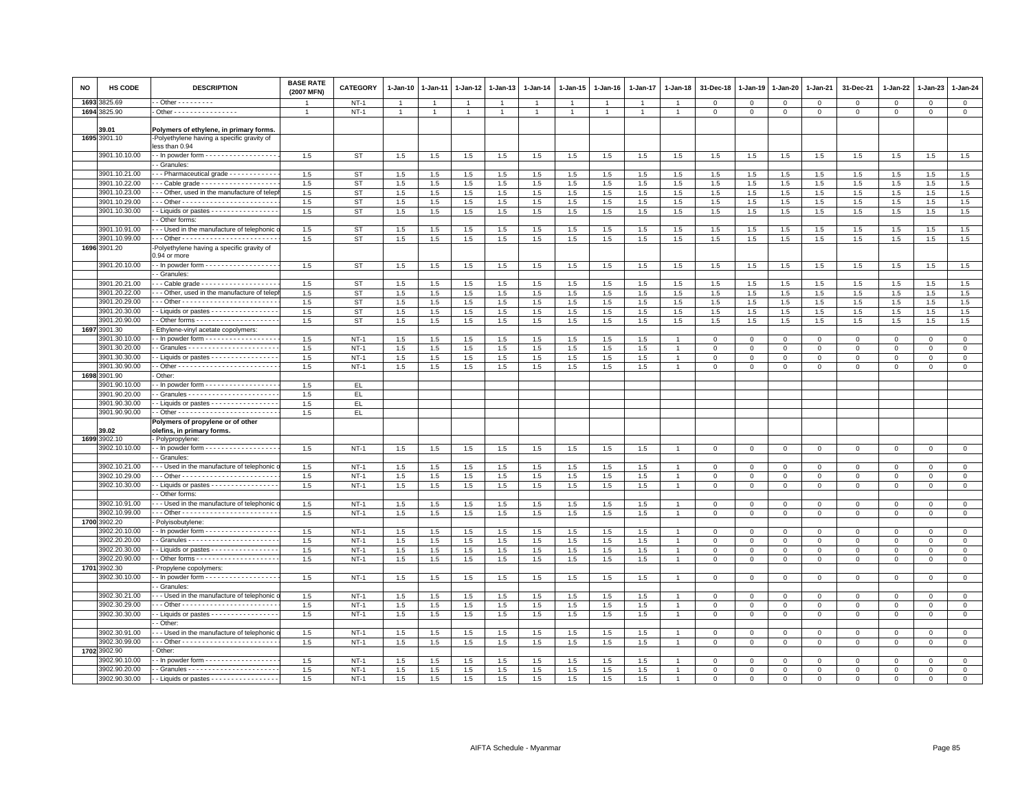| NO | HS CODE | DESCRIPTION | BASE RATE (2007 MFN) | CATEGORY | 1-Jan-10 | 1-Jan-11 | 1-Jan-12 | 1-Jan-13 | 1-Jan-14 | 1-Jan-15 | 1-Jan-16 | 1-Jan-17 | 1-Jan-18 | 31-Dec-18 | 1-Jan-19 | 1-Jan-20 | 1-Jan-21 | 31-Dec-21 | 1-Jan-22 | 1-Jan-23 | 1-Jan-24 |
|---|---|---|---|---|---|---|---|---|---|---|---|---|---|---|---|---|---|---|---|---|---|
| 1693 | 3825.69 | - - Other - - - - - - - - - | 1 | NT-1 | 1 | 1 | 1 | 1 | 1 | 1 | 1 | 1 | 1 | 0 | 0 | 0 | 0 | 0 | 0 | 0 | 0 |
| 1694 | 3825.90 | - Other - - - - - - - - - - - - - - - - | 1 | NT-1 | 1 | 1 | 1 | 1 | 1 | 1 | 1 | 1 | 1 | 0 | 0 | 0 | 0 | 0 | 0 | 0 | 0 |
| | **39.01** | **Polymers of ethylene, in primary forms.** | | | | | | | | | | | | | | | | | | | |
| 1695 | 3901.10 | -Polyethylene having a specific gravity of less than 0.94 | | | | | | | | | | | | | | | | | | | |
| | 3901.10.10.00 | - - In powder form - - - - - - - - - - - - - - - - - - | 1.5 | ST | 1.5 | 1.5 | 1.5 | 1.5 | 1.5 | 1.5 | 1.5 | 1.5 | 1.5 | 1.5 | 1.5 | 1.5 | 1.5 | 1.5 | 1.5 | 1.5 | 1.5 |
| | | - - Granules: | | | | | | | | | | | | | | | | | | | |
| | 3901.10.21.00 | - - - Pharmaceutical grade - - - - - - - - - - - - | 1.5 | ST | 1.5 | 1.5 | 1.5 | 1.5 | 1.5 | 1.5 | 1.5 | 1.5 | 1.5 | 1.5 | 1.5 | 1.5 | 1.5 | 1.5 | 1.5 | 1.5 | 1.5 |
| | 3901.10.22.00 | - - - Cable grade - - - - - - - - - - - - - - - - - - - | 1.5 | ST | 1.5 | 1.5 | 1.5 | 1.5 | 1.5 | 1.5 | 1.5 | 1.5 | 1.5 | 1.5 | 1.5 | 1.5 | 1.5 | 1.5 | 1.5 | 1.5 | 1.5 |
| | 3901.10.23.00 | - - - Other, used in the manufacture of teleph | 1.5 | ST | 1.5 | 1.5 | 1.5 | 1.5 | 1.5 | 1.5 | 1.5 | 1.5 | 1.5 | 1.5 | 1.5 | 1.5 | 1.5 | 1.5 | 1.5 | 1.5 | 1.5 |
| | 3901.10.29.00 | - - - Other - - - - - - - - - - - - - - - - - - - - - - - | 1.5 | ST | 1.5 | 1.5 | 1.5 | 1.5 | 1.5 | 1.5 | 1.5 | 1.5 | 1.5 | 1.5 | 1.5 | 1.5 | 1.5 | 1.5 | 1.5 | 1.5 | 1.5 |
| | 3901.10.30.00 | - - Liquids or pastes - - - - - - - - - - - - - - - - - | 1.5 | ST | 1.5 | 1.5 | 1.5 | 1.5 | 1.5 | 1.5 | 1.5 | 1.5 | 1.5 | 1.5 | 1.5 | 1.5 | 1.5 | 1.5 | 1.5 | 1.5 | 1.5 |
| | | - - Other forms: | | | | | | | | | | | | | | | | | | | |
| | 3901.10.91.00 | - - - Used in the manufacture of telephonic o | 1.5 | ST | 1.5 | 1.5 | 1.5 | 1.5 | 1.5 | 1.5 | 1.5 | 1.5 | 1.5 | 1.5 | 1.5 | 1.5 | 1.5 | 1.5 | 1.5 | 1.5 | 1.5 |
| | 3901.10.99.00 | - - - Other - - - - - - - - - - - - - - - - - - - - - - - | 1.5 | ST | 1.5 | 1.5 | 1.5 | 1.5 | 1.5 | 1.5 | 1.5 | 1.5 | 1.5 | 1.5 | 1.5 | 1.5 | 1.5 | 1.5 | 1.5 | 1.5 | 1.5 |
| 1696 | 3901.20 | -Polyethylene having a specific gravity of 0.94 or more | | | | | | | | | | | | | | | | | | | |
| | 3901.20.10.00 | - - In powder form - - - - - - - - - - - - - - - - - - | 1.5 | ST | 1.5 | 1.5 | 1.5 | 1.5 | 1.5 | 1.5 | 1.5 | 1.5 | 1.5 | 1.5 | 1.5 | 1.5 | 1.5 | 1.5 | 1.5 | 1.5 | 1.5 |
| | | - - Granules: | | | | | | | | | | | | | | | | | | | |
| | 3901.20.21.00 | - - - Cable grade - - - - - - - - - - - - - - - - - - - | 1.5 | ST | 1.5 | 1.5 | 1.5 | 1.5 | 1.5 | 1.5 | 1.5 | 1.5 | 1.5 | 1.5 | 1.5 | 1.5 | 1.5 | 1.5 | 1.5 | 1.5 | 1.5 |
| | 3901.20.22.00 | - - - Other, used in the manufacture of teleph | 1.5 | ST | 1.5 | 1.5 | 1.5 | 1.5 | 1.5 | 1.5 | 1.5 | 1.5 | 1.5 | 1.5 | 1.5 | 1.5 | 1.5 | 1.5 | 1.5 | 1.5 | 1.5 |
| | 3901.20.29.00 | - - - Other - - - - - - - - - - - - - - - - - - - - - - - | 1.5 | ST | 1.5 | 1.5 | 1.5 | 1.5 | 1.5 | 1.5 | 1.5 | 1.5 | 1.5 | 1.5 | 1.5 | 1.5 | 1.5 | 1.5 | 1.5 | 1.5 | 1.5 |
| | 3901.20.30.00 | - - Liquids or pastes - - - - - - - - - - - - - - - - - | 1.5 | ST | 1.5 | 1.5 | 1.5 | 1.5 | 1.5 | 1.5 | 1.5 | 1.5 | 1.5 | 1.5 | 1.5 | 1.5 | 1.5 | 1.5 | 1.5 | 1.5 | 1.5 |
| | 3901.20.90.00 | - - Other forms - - - - - - - - - - - - - - - - - - - - | 1.5 | ST | 1.5 | 1.5 | 1.5 | 1.5 | 1.5 | 1.5 | 1.5 | 1.5 | 1.5 | 1.5 | 1.5 | 1.5 | 1.5 | 1.5 | 1.5 | 1.5 | 1.5 |
| 1697 | 3901.30 | - Ethylene-vinyl acetate copolymers: | | | | | | | | | | | | | | | | | | | |
| | 3901.30.10.00 | - - In powder form - - - - - - - - - - - - - - - - - - | 1.5 | NT-1 | 1.5 | 1.5 | 1.5 | 1.5 | 1.5 | 1.5 | 1.5 | 1.5 | 1 | 0 | 0 | 0 | 0 | 0 | 0 | 0 | 0 |
| | 3901.30.20.00 | - - Granules - - - - - - - - - - - - - - - - - - - - - - | 1.5 | NT-1 | 1.5 | 1.5 | 1.5 | 1.5 | 1.5 | 1.5 | 1.5 | 1.5 | 1 | 0 | 0 | 0 | 0 | 0 | 0 | 0 | 0 |
| | 3901.30.30.00 | - - Liquids or pastes - - - - - - - - - - - - - - - - - | 1.5 | NT-1 | 1.5 | 1.5 | 1.5 | 1.5 | 1.5 | 1.5 | 1.5 | 1.5 | 1 | 0 | 0 | 0 | 0 | 0 | 0 | 0 | 0 |
| | 3901.30.90.00 | - - Other - - - - - - - - - - - - - - - - - - - - - - - - | 1.5 | NT-1 | 1.5 | 1.5 | 1.5 | 1.5 | 1.5 | 1.5 | 1.5 | 1.5 | 1 | 0 | 0 | 0 | 0 | 0 | 0 | 0 | 0 |
| 1698 | 3901.90 | - Other: | | | | | | | | | | | | | | | | | | | |
| | 3901.90.10.00 | - - In powder form - - - - - - - - - - - - - - - - - - | 1.5 | EL | | | | | | | | | | | | | | | | | |
| | 3901.90.20.00 | - - Granules - - - - - - - - - - - - - - - - - - - - - - | 1.5 | EL | | | | | | | | | | | | | | | | | |
| | 3901.90.30.00 | - - Liquids or pastes - - - - - - - - - - - - - - - - - | 1.5 | EL | | | | | | | | | | | | | | | | | |
| | 3901.90.90.00 | - - Other - - - - - - - - - - - - - - - - - - - - - - - - | 1.5 | EL | | | | | | | | | | | | | | | | | |
| | **39.02** | **Polymers of propylene or of other olefins, in primary forms.** | | | | | | | | | | | | | | | | | | | |
| 1699 | 3902.10 | - Polypropylene: | | | | | | | | | | | | | | | | | | | |
| | 3902.10.10.00 | - - In powder form - - - - - - - - - - - - - - - - - - | 1.5 | NT-1 | 1.5 | 1.5 | 1.5 | 1.5 | 1.5 | 1.5 | 1.5 | 1.5 | 1 | 0 | 0 | 0 | 0 | 0 | 0 | 0 | 0 |
| | | - - Granules: | | | | | | | | | | | | | | | | | | | |
| | 3902.10.21.00 | - - - Used in the manufacture of telephonic o | 1.5 | NT-1 | 1.5 | 1.5 | 1.5 | 1.5 | 1.5 | 1.5 | 1.5 | 1.5 | 1 | 0 | 0 | 0 | 0 | 0 | 0 | 0 | 0 |
| | 3902.10.29.00 | - - - Other - - - - - - - - - - - - - - - - - - - - - - - | 1.5 | NT-1 | 1.5 | 1.5 | 1.5 | 1.5 | 1.5 | 1.5 | 1.5 | 1.5 | 1 | 0 | 0 | 0 | 0 | 0 | 0 | 0 | 0 |
| | 3902.10.30.00 | - - Liquids or pastes - - - - - - - - - - - - - - - - - | 1.5 | NT-1 | 1.5 | 1.5 | 1.5 | 1.5 | 1.5 | 1.5 | 1.5 | 1.5 | 1 | 0 | 0 | 0 | 0 | 0 | 0 | 0 | 0 |
| | | - - Other forms: | | | | | | | | | | | | | | | | | | | |
| | 3902.10.91.00 | - - - Used in the manufacture of telephonic o | 1.5 | NT-1 | 1.5 | 1.5 | 1.5 | 1.5 | 1.5 | 1.5 | 1.5 | 1.5 | 1 | 0 | 0 | 0 | 0 | 0 | 0 | 0 | 0 |
| | 3902.10.99.00 | - - - Other - - - - - - - - - - - - - - - - - - - - - - - | 1.5 | NT-1 | 1.5 | 1.5 | 1.5 | 1.5 | 1.5 | 1.5 | 1.5 | 1.5 | 1 | 0 | 0 | 0 | 0 | 0 | 0 | 0 | 0 |
| 1700 | 3902.20 | - Polyisobutylene: | | | | | | | | | | | | | | | | | | | |
| | 3902.20.10.00 | - - In powder form - - - - - - - - - - - - - - - - - - | 1.5 | NT-1 | 1.5 | 1.5 | 1.5 | 1.5 | 1.5 | 1.5 | 1.5 | 1.5 | 1 | 0 | 0 | 0 | 0 | 0 | 0 | 0 | 0 |
| | 3902.20.20.00 | - - Granules - - - - - - - - - - - - - - - - - - - - - - | 1.5 | NT-1 | 1.5 | 1.5 | 1.5 | 1.5 | 1.5 | 1.5 | 1.5 | 1.5 | 1 | 0 | 0 | 0 | 0 | 0 | 0 | 0 | 0 |
| | 3902.20.30.00 | - - Liquids or pastes - - - - - - - - - - - - - - - - - | 1.5 | NT-1 | 1.5 | 1.5 | 1.5 | 1.5 | 1.5 | 1.5 | 1.5 | 1.5 | 1 | 0 | 0 | 0 | 0 | 0 | 0 | 0 | 0 |
| | 3902.20.90.00 | - - Other forms - - - - - - - - - - - - - - - - - - - - | 1.5 | NT-1 | 1.5 | 1.5 | 1.5 | 1.5 | 1.5 | 1.5 | 1.5 | 1.5 | 1 | 0 | 0 | 0 | 0 | 0 | 0 | 0 | 0 |
| 1701 | 3902.30 | - Propylene copolymers: | | | | | | | | | | | | | | | | | | | |
| | 3902.30.10.00 | - - In powder form - - - - - - - - - - - - - - - - - - | 1.5 | NT-1 | 1.5 | 1.5 | 1.5 | 1.5 | 1.5 | 1.5 | 1.5 | 1.5 | 1 | 0 | 0 | 0 | 0 | 0 | 0 | 0 | 0 |
| | | - - Granules: | | | | | | | | | | | | | | | | | | | |
| | 3902.30.21.00 | - - - Used in the manufacture of telephonic o | 1.5 | NT-1 | 1.5 | 1.5 | 1.5 | 1.5 | 1.5 | 1.5 | 1.5 | 1.5 | 1 | 0 | 0 | 0 | 0 | 0 | 0 | 0 | 0 |
| | 3902.30.29.00 | - - - Other - - - - - - - - - - - - - - - - - - - - - - - | 1.5 | NT-1 | 1.5 | 1.5 | 1.5 | 1.5 | 1.5 | 1.5 | 1.5 | 1.5 | 1 | 0 | 0 | 0 | 0 | 0 | 0 | 0 | 0 |
| | 3902.30.30.00 | - - Liquids or pastes - - - - - - - - - - - - - - - - - | 1.5 | NT-1 | 1.5 | 1.5 | 1.5 | 1.5 | 1.5 | 1.5 | 1.5 | 1.5 | 1 | 0 | 0 | 0 | 0 | 0 | 0 | 0 | 0 |
| | | - - Other: | | | | | | | | | | | | | | | | | | | |
| | 3902.30.91.00 | - - - Used in the manufacture of telephonic o | 1.5 | NT-1 | 1.5 | 1.5 | 1.5 | 1.5 | 1.5 | 1.5 | 1.5 | 1.5 | 1 | 0 | 0 | 0 | 0 | 0 | 0 | 0 | 0 |
| | 3902.30.99.00 | - - - Other - - - - - - - - - - - - - - - - - - - - - - - | 1.5 | NT-1 | 1.5 | 1.5 | 1.5 | 1.5 | 1.5 | 1.5 | 1.5 | 1.5 | 1 | 0 | 0 | 0 | 0 | 0 | 0 | 0 | 0 |
| 1702 | 3902.90 | - Other: | | | | | | | | | | | | | | | | | | | |
| | 3902.90.10.00 | - - In powder form - - - - - - - - - - - - - - - - - - | 1.5 | NT-1 | 1.5 | 1.5 | 1.5 | 1.5 | 1.5 | 1.5 | 1.5 | 1.5 | 1 | 0 | 0 | 0 | 0 | 0 | 0 | 0 | 0 |
| | 3902.90.20.00 | - - Granules - - - - - - - - - - - - - - - - - - - - - - | 1.5 | NT-1 | 1.5 | 1.5 | 1.5 | 1.5 | 1.5 | 1.5 | 1.5 | 1.5 | 1 | 0 | 0 | 0 | 0 | 0 | 0 | 0 | 0 |
| | 3902.90.30.00 | - - Liquids or pastes - - - - - - - - - - - - - - - - - | 1.5 | NT-1 | 1.5 | 1.5 | 1.5 | 1.5 | 1.5 | 1.5 | 1.5 | 1.5 | 1 | 0 | 0 | 0 | 0 | 0 | 0 | 0 | 0 |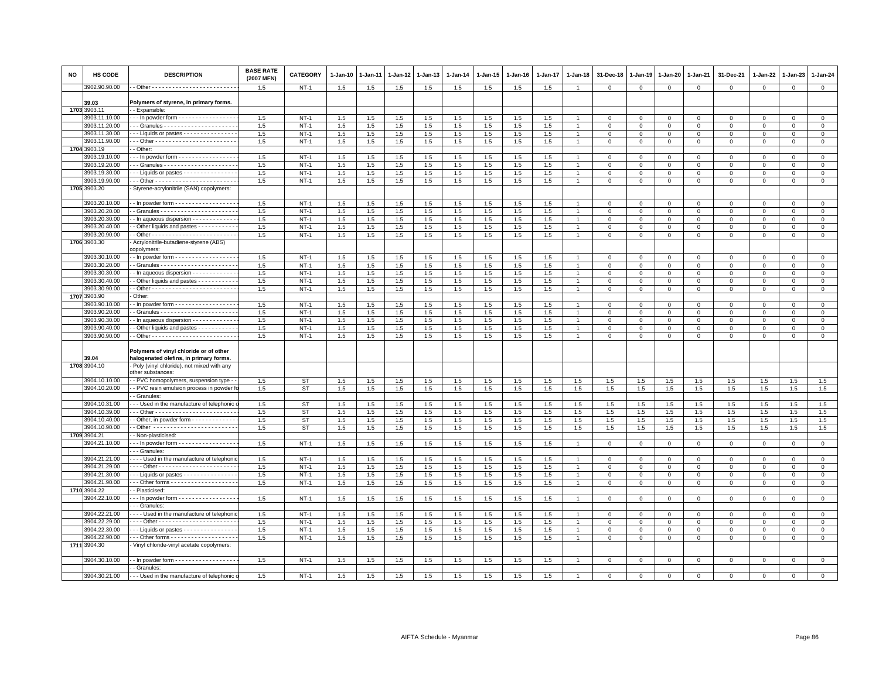| NO | HS CODE | DESCRIPTION | BASE RATE (2007 MFN) | CATEGORY | 1-Jan-10 | 1-Jan-11 | 1-Jan-12 | 1-Jan-13 | 1-Jan-14 | 1-Jan-15 | 1-Jan-16 | 1-Jan-17 | 1-Jan-18 | 31-Dec-18 | 1-Jan-19 | 1-Jan-20 | 1-Jan-21 | 31-Dec-21 | 1-Jan-22 | 1-Jan-23 | 1-Jan-24 |
|---|---|---|---|---|---|---|---|---|---|---|---|---|---|---|---|---|---|---|---|---|---|
| | 3902.90.90.00 | - - Other - - - - - - - - - - - - - - - - - - - - - - - - - | 1.5 | NT-1 | 1.5 | 1.5 | 1.5 | 1.5 | 1.5 | 1.5 | 1.5 | 1.5 | 1 | 0 | 0 | 0 | 0 | 0 | 0 | 0 | 0 |
| | 39.03 | **Polymers of styrene, in primary forms.** | | | | | | | | | | | | | | | | | | | |
| 1703 | 3903.11 | - - Expansible: | | | | | | | | | | | | | | | | | | | |
| | 3903.11.10.00 | - - - In powder form - - - - - - - - - - - - - - - - - | 1.5 | NT-1 | 1.5 | 1.5 | 1.5 | 1.5 | 1.5 | 1.5 | 1.5 | 1.5 | 1 | 0 | 0 | 0 | 0 | 0 | 0 | 0 | 0 |
| | 3903.11.20.00 | - - - Granules - - - - - - - - - - - - - - - - - - - - - | 1.5 | NT-1 | 1.5 | 1.5 | 1.5 | 1.5 | 1.5 | 1.5 | 1.5 | 1.5 | 1 | 0 | 0 | 0 | 0 | 0 | 0 | 0 | 0 |
| | 3903.11.30.00 | - - - Liquids or pastes - - - - - - - - - - - - - - - - | 1.5 | NT-1 | 1.5 | 1.5 | 1.5 | 1.5 | 1.5 | 1.5 | 1.5 | 1.5 | 1 | 0 | 0 | 0 | 0 | 0 | 0 | 0 | 0 |
| | 3903.11.90.00 | - - - Other - - - - - - - - - - - - - - - - - - - - - - - - | 1.5 | NT-1 | 1.5 | 1.5 | 1.5 | 1.5 | 1.5 | 1.5 | 1.5 | 1.5 | 1 | 0 | 0 | 0 | 0 | 0 | 0 | 0 | 0 |
| 1704 | 3903.19 | - - Other: | | | | | | | | | | | | | | | | | | | |
| | 3903.19.10.00 | - - - In powder form - - - - - - - - - - - - - - - - - | 1.5 | NT-1 | 1.5 | 1.5 | 1.5 | 1.5 | 1.5 | 1.5 | 1.5 | 1.5 | 1 | 0 | 0 | 0 | 0 | 0 | 0 | 0 | 0 |
| | 3903.19.20.00 | - - - Granules - - - - - - - - - - - - - - - - - - - - - | 1.5 | NT-1 | 1.5 | 1.5 | 1.5 | 1.5 | 1.5 | 1.5 | 1.5 | 1.5 | 1 | 0 | 0 | 0 | 0 | 0 | 0 | 0 | 0 |
| | 3903.19.30.00 | - - - Liquids or pastes - - - - - - - - - - - - - - - - | 1.5 | NT-1 | 1.5 | 1.5 | 1.5 | 1.5 | 1.5 | 1.5 | 1.5 | 1.5 | 1 | 0 | 0 | 0 | 0 | 0 | 0 | 0 | 0 |
| | 3903.19.90.00 | - - - Other - - - - - - - - - - - - - - - - - - - - - - - - | 1.5 | NT-1 | 1.5 | 1.5 | 1.5 | 1.5 | 1.5 | 1.5 | 1.5 | 1.5 | 1 | 0 | 0 | 0 | 0 | 0 | 0 | 0 | 0 |
| 1705 | 3903.20 | - Styrene-acrylonitrile (SAN) copolymers: | | | | | | | | | | | | | | | | | | | |
| | 3903.20.10.00 | - - In powder form - - - - - - - - - - - - - - - - - - | 1.5 | NT-1 | 1.5 | 1.5 | 1.5 | 1.5 | 1.5 | 1.5 | 1.5 | 1.5 | 1 | 0 | 0 | 0 | 0 | 0 | 0 | 0 | 0 |
| | 3903.20.20.00 | - - Granules - - - - - - - - - - - - - - - - - - - - - - | 1.5 | NT-1 | 1.5 | 1.5 | 1.5 | 1.5 | 1.5 | 1.5 | 1.5 | 1.5 | 1 | 0 | 0 | 0 | 0 | 0 | 0 | 0 | 0 |
| | 3903.20.30.00 | - - In aqueous dispersion - - - - - - - - - - - - - | 1.5 | NT-1 | 1.5 | 1.5 | 1.5 | 1.5 | 1.5 | 1.5 | 1.5 | 1.5 | 1 | 0 | 0 | 0 | 0 | 0 | 0 | 0 | 0 |
| | 3903.20.40.00 | - - Other liquids and pastes - - - - - - - - - - - | 1.5 | NT-1 | 1.5 | 1.5 | 1.5 | 1.5 | 1.5 | 1.5 | 1.5 | 1.5 | 1 | 0 | 0 | 0 | 0 | 0 | 0 | 0 | 0 |
| | 3903.20.90.00 | - - Other - - - - - - - - - - - - - - - - - - - - - - - - - | 1.5 | NT-1 | 1.5 | 1.5 | 1.5 | 1.5 | 1.5 | 1.5 | 1.5 | 1.5 | 1 | 0 | 0 | 0 | 0 | 0 | 0 | 0 | 0 |
| 1706 | 3903.30 | - Acrylonitrile-butadiene-styrene (ABS) copolymers: | | | | | | | | | | | | | | | | | | | |
| | 3903.30.10.00 | - - In powder form - - - - - - - - - - - - - - - - - - | 1.5 | NT-1 | 1.5 | 1.5 | 1.5 | 1.5 | 1.5 | 1.5 | 1.5 | 1.5 | 1 | 0 | 0 | 0 | 0 | 0 | 0 | 0 | 0 |
| | 3903.30.20.00 | - - Granules - - - - - - - - - - - - - - - - - - - - - - | 1.5 | NT-1 | 1.5 | 1.5 | 1.5 | 1.5 | 1.5 | 1.5 | 1.5 | 1.5 | 1 | 0 | 0 | 0 | 0 | 0 | 0 | 0 | 0 |
| | 3903.30.30.00 | - - In aqueous dispersion - - - - - - - - - - - - - | 1.5 | NT-1 | 1.5 | 1.5 | 1.5 | 1.5 | 1.5 | 1.5 | 1.5 | 1.5 | 1 | 0 | 0 | 0 | 0 | 0 | 0 | 0 | 0 |
| | 3903.30.40.00 | - - Other liquids and pastes - - - - - - - - - - - | 1.5 | NT-1 | 1.5 | 1.5 | 1.5 | 1.5 | 1.5 | 1.5 | 1.5 | 1.5 | 1 | 0 | 0 | 0 | 0 | 0 | 0 | 0 | 0 |
| | 3903.30.90.00 | - - Other - - - - - - - - - - - - - - - - - - - - - - - - - | 1.5 | NT-1 | 1.5 | 1.5 | 1.5 | 1.5 | 1.5 | 1.5 | 1.5 | 1.5 | 1 | 0 | 0 | 0 | 0 | 0 | 0 | 0 | 0 |
| 1707 | 3903.90 | - Other: | | | | | | | | | | | | | | | | | | | |
| | 3903.90.10.00 | - - In powder form - - - - - - - - - - - - - - - - - - | 1.5 | NT-1 | 1.5 | 1.5 | 1.5 | 1.5 | 1.5 | 1.5 | 1.5 | 1.5 | 1 | 0 | 0 | 0 | 0 | 0 | 0 | 0 | 0 |
| | 3903.90.20.00 | - - Granules - - - - - - - - - - - - - - - - - - - - - - | 1.5 | NT-1 | 1.5 | 1.5 | 1.5 | 1.5 | 1.5 | 1.5 | 1.5 | 1.5 | 1 | 0 | 0 | 0 | 0 | 0 | 0 | 0 | 0 |
| | 3903.90.30.00 | - - In aqueous dispersion - - - - - - - - - - - - - | 1.5 | NT-1 | 1.5 | 1.5 | 1.5 | 1.5 | 1.5 | 1.5 | 1.5 | 1.5 | 1 | 0 | 0 | 0 | 0 | 0 | 0 | 0 | 0 |
| | 3903.90.40.00 | - - Other liquids and pastes - - - - - - - - - - - | 1.5 | NT-1 | 1.5 | 1.5 | 1.5 | 1.5 | 1.5 | 1.5 | 1.5 | 1.5 | 1 | 0 | 0 | 0 | 0 | 0 | 0 | 0 | 0 |
| | 3903.90.90.00 | - - Other - - - - - - - - - - - - - - - - - - - - - - - - - | 1.5 | NT-1 | 1.5 | 1.5 | 1.5 | 1.5 | 1.5 | 1.5 | 1.5 | 1.5 | 1 | 0 | 0 | 0 | 0 | 0 | 0 | 0 | 0 |
| | 39.04 | **Polymers of vinyl chloride or of other halogenated olefins, in primary forms.** | | | | | | | | | | | | | | | | | | | |
| 1708 | 3904.10 | - Poly (vinyl chloride), not mixed with any other substances: | | | | | | | | | | | | | | | | | | | |
| | 3904.10.10.00 | - - PVC homopolymers, suspension type - - | 1.5 | ST | 1.5 | 1.5 | 1.5 | 1.5 | 1.5 | 1.5 | 1.5 | 1.5 | 1.5 | 1.5 | 1.5 | 1.5 | 1.5 | 1.5 | 1.5 | 1.5 | 1.5 |
| | 3904.10.20.00 | - - PVC resin emulsion process in powder fo | 1.5 | ST | 1.5 | 1.5 | 1.5 | 1.5 | 1.5 | 1.5 | 1.5 | 1.5 | 1.5 | 1.5 | 1.5 | 1.5 | 1.5 | 1.5 | 1.5 | 1.5 | 1.5 |
| | | - - Granules: | | | | | | | | | | | | | | | | | | | |
| | 3904.10.31.00 | - - - Used in the manufacture of telephonic o | 1.5 | ST | 1.5 | 1.5 | 1.5 | 1.5 | 1.5 | 1.5 | 1.5 | 1.5 | 1.5 | 1.5 | 1.5 | 1.5 | 1.5 | 1.5 | 1.5 | 1.5 | 1.5 |
| | 3904.10.39.00 | - - - Other - - - - - - - - - - - - - - - - - - - - - - - - | 1.5 | ST | 1.5 | 1.5 | 1.5 | 1.5 | 1.5 | 1.5 | 1.5 | 1.5 | 1.5 | 1.5 | 1.5 | 1.5 | 1.5 | 1.5 | 1.5 | 1.5 | 1.5 |
| | 3904.10.40.00 | - - Other, in powder form - - - - - - - - - - - - - | 1.5 | ST | 1.5 | 1.5 | 1.5 | 1.5 | 1.5 | 1.5 | 1.5 | 1.5 | 1.5 | 1.5 | 1.5 | 1.5 | 1.5 | 1.5 | 1.5 | 1.5 | 1.5 |
| | 3904.10.90.00 | - - Other - - - - - - - - - - - - - - - - - - - - - - - - - | 1.5 | ST | 1.5 | 1.5 | 1.5 | 1.5 | 1.5 | 1.5 | 1.5 | 1.5 | 1.5 | 1.5 | 1.5 | 1.5 | 1.5 | 1.5 | 1.5 | 1.5 | 1.5 |
| 1709 | 3904.21 | - - Non-plasticised: | | | | | | | | | | | | | | | | | | | |
| | 3904.21.10.00 | - - - In powder form - - - - - - - - - - - - - - - - - | 1.5 | NT-1 | 1.5 | 1.5 | 1.5 | 1.5 | 1.5 | 1.5 | 1.5 | 1.5 | 1 | 0 | 0 | 0 | 0 | 0 | 0 | 0 | 0 |
| | | - - - Granules: | | | | | | | | | | | | | | | | | | | |
| | 3904.21.21.00 | - - - - Used in the manufacture of telephonic | 1.5 | NT-1 | 1.5 | 1.5 | 1.5 | 1.5 | 1.5 | 1.5 | 1.5 | 1.5 | 1 | 0 | 0 | 0 | 0 | 0 | 0 | 0 | 0 |
| | 3904.21.29.00 | - - - - Other - - - - - - - - - - - - - - - - - - - - - - | 1.5 | NT-1 | 1.5 | 1.5 | 1.5 | 1.5 | 1.5 | 1.5 | 1.5 | 1.5 | 1 | 0 | 0 | 0 | 0 | 0 | 0 | 0 | 0 |
| | 3904.21.30.00 | - - - Liquids or pastes - - - - - - - - - - - - - - - - | 1.5 | NT-1 | 1.5 | 1.5 | 1.5 | 1.5 | 1.5 | 1.5 | 1.5 | 1.5 | 1 | 0 | 0 | 0 | 0 | 0 | 0 | 0 | 0 |
| | 3904.21.90.00 | - - - Other forms - - - - - - - - - - - - - - - - - - - | 1.5 | NT-1 | 1.5 | 1.5 | 1.5 | 1.5 | 1.5 | 1.5 | 1.5 | 1.5 | 1 | 0 | 0 | 0 | 0 | 0 | 0 | 0 | 0 |
| 1710 | 3904.22 | - - Plasticised: | | | | | | | | | | | | | | | | | | | |
| | 3904.22.10.00 | - - - In powder form - - - - - - - - - - - - - - - - - | 1.5 | NT-1 | 1.5 | 1.5 | 1.5 | 1.5 | 1.5 | 1.5 | 1.5 | 1.5 | 1 | 0 | 0 | 0 | 0 | 0 | 0 | 0 | 0 |
| | | - - - Granules: | | | | | | | | | | | | | | | | | | | |
| | 3904.22.21.00 | - - - - Used in the manufacture of telephonic | 1.5 | NT-1 | 1.5 | 1.5 | 1.5 | 1.5 | 1.5 | 1.5 | 1.5 | 1.5 | 1 | 0 | 0 | 0 | 0 | 0 | 0 | 0 | 0 |
| | 3904.22.29.00 | - - - - Other - - - - - - - - - - - - - - - - - - - - - - | 1.5 | NT-1 | 1.5 | 1.5 | 1.5 | 1.5 | 1.5 | 1.5 | 1.5 | 1.5 | 1 | 0 | 0 | 0 | 0 | 0 | 0 | 0 | 0 |
| | 3904.22.30.00 | - - - Liquids or pastes - - - - - - - - - - - - - - - - | 1.5 | NT-1 | 1.5 | 1.5 | 1.5 | 1.5 | 1.5 | 1.5 | 1.5 | 1.5 | 1 | 0 | 0 | 0 | 0 | 0 | 0 | 0 | 0 |
| | 3904.22.90.00 | - - - Other forms - - - - - - - - - - - - - - - - - - - | 1.5 | NT-1 | 1.5 | 1.5 | 1.5 | 1.5 | 1.5 | 1.5 | 1.5 | 1.5 | 1 | 0 | 0 | 0 | 0 | 0 | 0 | 0 | 0 |
| 1711 | 3904.30 | - Vinyl chloride-vinyl acetate copolymers: | | | | | | | | | | | | | | | | | | | |
| | 3904.30.10.00 | - - In powder form - - - - - - - - - - - - - - - - - - | 1.5 | NT-1 | 1.5 | 1.5 | 1.5 | 1.5 | 1.5 | 1.5 | 1.5 | 1.5 | 1 | 0 | 0 | 0 | 0 | 0 | 0 | 0 | 0 |
| | | - - Granules: | | | | | | | | | | | | | | | | | | | |
| | 3904.30.21.00 | - - - Used in the manufacture of telephonic o | 1.5 | NT-1 | 1.5 | 1.5 | 1.5 | 1.5 | 1.5 | 1.5 | 1.5 | 1.5 | 1 | 0 | 0 | 0 | 0 | 0 | 0 | 0 | 0 |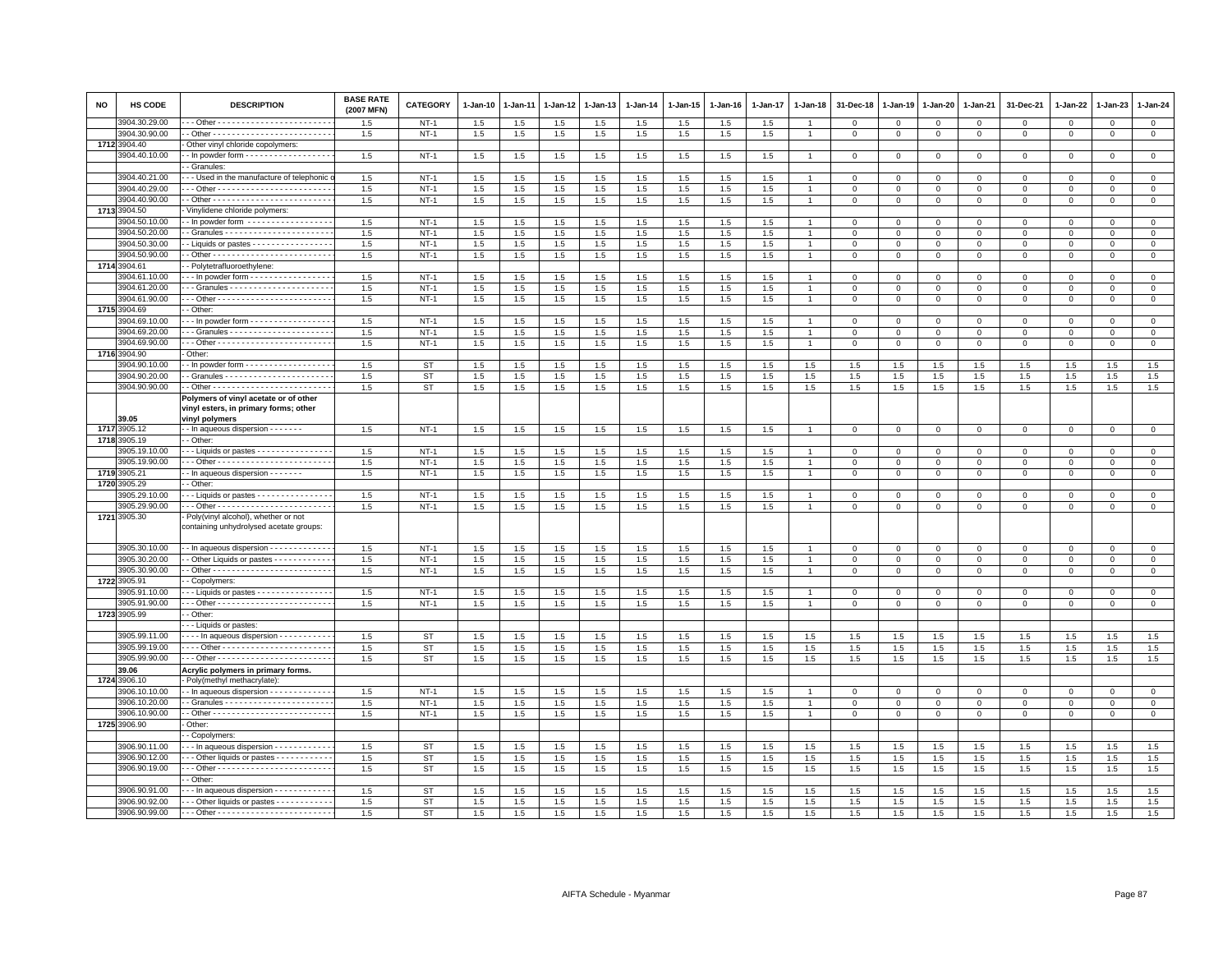| NO | HS CODE | DESCRIPTION | BASE RATE (2007 MFN) | CATEGORY | 1-Jan-10 | 1-Jan-11 | 1-Jan-12 | 1-Jan-13 | 1-Jan-14 | 1-Jan-15 | 1-Jan-16 | 1-Jan-17 | 1-Jan-18 | 31-Dec-18 | 1-Jan-19 | 1-Jan-20 | 1-Jan-21 | 31-Dec-21 | 1-Jan-22 | 1-Jan-23 | 1-Jan-24 |
|---|---|---|---|---|---|---|---|---|---|---|---|---|---|---|---|---|---|---|---|---|---|
| | 3904.30.29.00 | - - - Other - - - - - - - - - - - - - - - - - - - - - - - - | 1.5 | NT-1 | 1.5 | 1.5 | 1.5 | 1.5 | 1.5 | 1.5 | 1.5 | 1.5 | 1 | 0 | 0 | 0 | 0 | 0 | 0 | 0 | 0 |
| | 3904.30.90.00 | - - Other - - - - - - - - - - - - - - - - - - - - - - - - - | 1.5 | NT-1 | 1.5 | 1.5 | 1.5 | 1.5 | 1.5 | 1.5 | 1.5 | 1.5 | 1 | 0 | 0 | 0 | 0 | 0 | 0 | 0 | 0 |
| 1712 | 3904.40 | - Other vinyl chloride copolymers: | | | | | | | | | | | | | | | | | | | |
| | 3904.40.10.00 | - - In powder form - - - - - - - - - - - - - - - - - - | 1.5 | NT-1 | 1.5 | 1.5 | 1.5 | 1.5 | 1.5 | 1.5 | 1.5 | 1.5 | 1 | 0 | 0 | 0 | 0 | 0 | 0 | 0 | 0 |
| | | - - Granules: | | | | | | | | | | | | | | | | | | | |
| | 3904.40.21.00 | - - - Used in the manufacture of telephonic o | 1.5 | NT-1 | 1.5 | 1.5 | 1.5 | 1.5 | 1.5 | 1.5 | 1.5 | 1.5 | 1 | 0 | 0 | 0 | 0 | 0 | 0 | 0 | 0 |
| | 3904.40.29.00 | - - - Other - - - - - - - - - - - - - - - - - - - - - - - - | 1.5 | NT-1 | 1.5 | 1.5 | 1.5 | 1.5 | 1.5 | 1.5 | 1.5 | 1.5 | 1 | 0 | 0 | 0 | 0 | 0 | 0 | 0 | 0 |
| | 3904.40.90.00 | - - Other - - - - - - - - - - - - - - - - - - - - - - - - - | 1.5 | NT-1 | 1.5 | 1.5 | 1.5 | 1.5 | 1.5 | 1.5 | 1.5 | 1.5 | 1 | 0 | 0 | 0 | 0 | 0 | 0 | 0 | 0 |
| 1713 | 3904.50 | - Vinylidene chloride polymers: | | | | | | | | | | | | | | | | | | | |
| | 3904.50.10.00 | - - In powder form - - - - - - - - - - - - - - - - - | 1.5 | NT-1 | 1.5 | 1.5 | 1.5 | 1.5 | 1.5 | 1.5 | 1.5 | 1.5 | 1 | 0 | 0 | 0 | 0 | 0 | 0 | 0 | 0 |
| | 3904.50.20.00 | - - Granules - - - - - - - - - - - - - - - - - - - - - - | 1.5 | NT-1 | 1.5 | 1.5 | 1.5 | 1.5 | 1.5 | 1.5 | 1.5 | 1.5 | 1 | 0 | 0 | 0 | 0 | 0 | 0 | 0 | 0 |
| | 3904.50.30.00 | - - Liquids or pastes - - - - - - - - - - - - - - - - - | 1.5 | NT-1 | 1.5 | 1.5 | 1.5 | 1.5 | 1.5 | 1.5 | 1.5 | 1.5 | 1 | 0 | 0 | 0 | 0 | 0 | 0 | 0 | 0 |
| | 3904.50.90.00 | - - Other - - - - - - - - - - - - - - - - - - - - - - - - - | 1.5 | NT-1 | 1.5 | 1.5 | 1.5 | 1.5 | 1.5 | 1.5 | 1.5 | 1.5 | 1 | 0 | 0 | 0 | 0 | 0 | 0 | 0 | 0 |
| 1714 | 3904.61 | - - Polytetrafluoroethylene: | | | | | | | | | | | | | | | | | | | |
| | 3904.61.10.00 | - - - In powder form - - - - - - - - - - - - - - - - - | 1.5 | NT-1 | 1.5 | 1.5 | 1.5 | 1.5 | 1.5 | 1.5 | 1.5 | 1.5 | 1 | 0 | 0 | 0 | 0 | 0 | 0 | 0 | 0 |
| | 3904.61.20.00 | - - - Granules - - - - - - - - - - - - - - - - - - - - - | 1.5 | NT-1 | 1.5 | 1.5 | 1.5 | 1.5 | 1.5 | 1.5 | 1.5 | 1.5 | 1 | 0 | 0 | 0 | 0 | 0 | 0 | 0 | 0 |
| | 3904.61.90.00 | - - - Other - - - - - - - - - - - - - - - - - - - - - - - - | 1.5 | NT-1 | 1.5 | 1.5 | 1.5 | 1.5 | 1.5 | 1.5 | 1.5 | 1.5 | 1 | 0 | 0 | 0 | 0 | 0 | 0 | 0 | 0 |
| 1715 | 3904.69 | - - Other: | | | | | | | | | | | | | | | | | | | |
| | 3904.69.10.00 | - - - In powder form - - - - - - - - - - - - - - - - - | 1.5 | NT-1 | 1.5 | 1.5 | 1.5 | 1.5 | 1.5 | 1.5 | 1.5 | 1.5 | 1 | 0 | 0 | 0 | 0 | 0 | 0 | 0 | 0 |
| | 3904.69.20.00 | - - - Granules - - - - - - - - - - - - - - - - - - - - - | 1.5 | NT-1 | 1.5 | 1.5 | 1.5 | 1.5 | 1.5 | 1.5 | 1.5 | 1.5 | 1 | 0 | 0 | 0 | 0 | 0 | 0 | 0 | 0 |
| | 3904.69.90.00 | - - - Other - - - - - - - - - - - - - - - - - - - - - - - - | 1.5 | NT-1 | 1.5 | 1.5 | 1.5 | 1.5 | 1.5 | 1.5 | 1.5 | 1.5 | 1 | 0 | 0 | 0 | 0 | 0 | 0 | 0 | 0 |
| 1716 | 3904.90 | - Other: | | | | | | | | | | | | | | | | | | | |
| | 3904.90.10.00 | - - In powder form - - - - - - - - - - - - - - - - - - | 1.5 | ST | 1.5 | 1.5 | 1.5 | 1.5 | 1.5 | 1.5 | 1.5 | 1.5 | 1.5 | 1.5 | 1.5 | 1.5 | 1.5 | 1.5 | 1.5 | 1.5 | 1.5 |
| | 3904.90.20.00 | - - Granules - - - - - - - - - - - - - - - - - - - - - - | 1.5 | ST | 1.5 | 1.5 | 1.5 | 1.5 | 1.5 | 1.5 | 1.5 | 1.5 | 1.5 | 1.5 | 1.5 | 1.5 | 1.5 | 1.5 | 1.5 | 1.5 | 1.5 |
| | 3904.90.90.00 | - - Other - - - - - - - - - - - - - - - - - - - - - - - - - | 1.5 | ST | 1.5 | 1.5 | 1.5 | 1.5 | 1.5 | 1.5 | 1.5 | 1.5 | 1.5 | 1.5 | 1.5 | 1.5 | 1.5 | 1.5 | 1.5 | 1.5 | 1.5 |
| | 39.05 | **Polymers of vinyl acetate or of other vinyl esters, in primary forms; other vinyl polymers** | | | | | | | | | | | | | | | | | | | |
| 1717 | 3905.12 | - - In aqueous dispersion - - - - - - - | 1.5 | NT-1 | 1.5 | 1.5 | 1.5 | 1.5 | 1.5 | 1.5 | 1.5 | 1.5 | 1 | 0 | 0 | 0 | 0 | 0 | 0 | 0 | 0 |
| 1718 | 3905.19 | - - Other: | | | | | | | | | | | | | | | | | | | |
| | 3905.19.10.00 | - - - Liquids or pastes - - - - - - - - - - - - - - - - | 1.5 | NT-1 | 1.5 | 1.5 | 1.5 | 1.5 | 1.5 | 1.5 | 1.5 | 1.5 | 1 | 0 | 0 | 0 | 0 | 0 | 0 | 0 | 0 |
| | 3905.19.90.00 | - - - Other - - - - - - - - - - - - - - - - - - - - - - - - | 1.5 | NT-1 | 1.5 | 1.5 | 1.5 | 1.5 | 1.5 | 1.5 | 1.5 | 1.5 | 1 | 0 | 0 | 0 | 0 | 0 | 0 | 0 | 0 |
| 1719 | 3905.21 | - - In aqueous dispersion - - - - - - - | 1.5 | NT-1 | 1.5 | 1.5 | 1.5 | 1.5 | 1.5 | 1.5 | 1.5 | 1.5 | 1 | 0 | 0 | 0 | 0 | 0 | 0 | 0 | 0 |
| 1720 | 3905.29 | - - Other: | | | | | | | | | | | | | | | | | | | |
| | 3905.29.10.00 | - - - Liquids or pastes - - - - - - - - - - - - - - - - | 1.5 | NT-1 | 1.5 | 1.5 | 1.5 | 1.5 | 1.5 | 1.5 | 1.5 | 1.5 | 1 | 0 | 0 | 0 | 0 | 0 | 0 | 0 | 0 |
| | 3905.29.90.00 | - - - Other - - - - - - - - - - - - - - - - - - - - - - - - | 1.5 | NT-1 | 1.5 | 1.5 | 1.5 | 1.5 | 1.5 | 1.5 | 1.5 | 1.5 | 1 | 0 | 0 | 0 | 0 | 0 | 0 | 0 | 0 |
| 1721 | 3905.30 | - Poly(vinyl alcohol), whether or not containing unhydrolysed acetate groups: | | | | | | | | | | | | | | | | | | | |
| | 3905.30.10.00 | - - In aqueous dispersion - - - - - - - - - - - - - | 1.5 | NT-1 | 1.5 | 1.5 | 1.5 | 1.5 | 1.5 | 1.5 | 1.5 | 1.5 | 1 | 0 | 0 | 0 | 0 | 0 | 0 | 0 | 0 |
| | 3905.30.20.00 | - - Other Liquids or pastes - - - - - - - - - - - - | 1.5 | NT-1 | 1.5 | 1.5 | 1.5 | 1.5 | 1.5 | 1.5 | 1.5 | 1.5 | 1 | 0 | 0 | 0 | 0 | 0 | 0 | 0 | 0 |
| | 3905.30.90.00 | - - Other - - - - - - - - - - - - - - - - - - - - - - - - - | 1.5 | NT-1 | 1.5 | 1.5 | 1.5 | 1.5 | 1.5 | 1.5 | 1.5 | 1.5 | 1 | 0 | 0 | 0 | 0 | 0 | 0 | 0 | 0 |
| 1722 | 3905.91 | - - Copolymers: | | | | | | | | | | | | | | | | | | | |
| | 3905.91.10.00 | - - - Liquids or pastes - - - - - - - - - - - - - - - - | 1.5 | NT-1 | 1.5 | 1.5 | 1.5 | 1.5 | 1.5 | 1.5 | 1.5 | 1.5 | 1 | 0 | 0 | 0 | 0 | 0 | 0 | 0 | 0 |
| | 3905.91.90.00 | - - - Other - - - - - - - - - - - - - - - - - - - - - - - - | 1.5 | NT-1 | 1.5 | 1.5 | 1.5 | 1.5 | 1.5 | 1.5 | 1.5 | 1.5 | 1 | 0 | 0 | 0 | 0 | 0 | 0 | 0 | 0 |
| 1723 | 3905.99 | - - Other: | | | | | | | | | | | | | | | | | | | |
| | | - - - Liquids or pastes: | | | | | | | | | | | | | | | | | | | |
| | 3905.99.11.00 | - - - - In aqueous dispersion - - - - - - - - - - - | 1.5 | ST | 1.5 | 1.5 | 1.5 | 1.5 | 1.5 | 1.5 | 1.5 | 1.5 | 1.5 | 1.5 | 1.5 | 1.5 | 1.5 | 1.5 | 1.5 | 1.5 | 1.5 |
| | 3905.99.19.00 | - - - - Other - - - - - - - - - - - - - - - - - - - - - - - | 1.5 | ST | 1.5 | 1.5 | 1.5 | 1.5 | 1.5 | 1.5 | 1.5 | 1.5 | 1.5 | 1.5 | 1.5 | 1.5 | 1.5 | 1.5 | 1.5 | 1.5 | 1.5 |
| | 3905.99.90.00 | - - - Other - - - - - - - - - - - - - - - - - - - - - - - - | 1.5 | ST | 1.5 | 1.5 | 1.5 | 1.5 | 1.5 | 1.5 | 1.5 | 1.5 | 1.5 | 1.5 | 1.5 | 1.5 | 1.5 | 1.5 | 1.5 | 1.5 | 1.5 |
| | 39.06 | **Acrylic polymers in primary forms.** | | | | | | | | | | | | | | | | | | | |
| 1724 | 3906.10 | - Poly(methyl methacrylate): | | | | | | | | | | | | | | | | | | | |
| | 3906.10.10.00 | - - In aqueous dispersion - - - - - - - - - - - - - | 1.5 | NT-1 | 1.5 | 1.5 | 1.5 | 1.5 | 1.5 | 1.5 | 1.5 | 1.5 | 1 | 0 | 0 | 0 | 0 | 0 | 0 | 0 | 0 |
| | 3906.10.20.00 | - - Granules - - - - - - - - - - - - - - - - - - - - - - | 1.5 | NT-1 | 1.5 | 1.5 | 1.5 | 1.5 | 1.5 | 1.5 | 1.5 | 1.5 | 1 | 0 | 0 | 0 | 0 | 0 | 0 | 0 | 0 |
| | 3906.10.90.00 | - - Other - - - - - - - - - - - - - - - - - - - - - - - - - | 1.5 | NT-1 | 1.5 | 1.5 | 1.5 | 1.5 | 1.5 | 1.5 | 1.5 | 1.5 | 1 | 0 | 0 | 0 | 0 | 0 | 0 | 0 | 0 |
| 1725 | 3906.90 | - Other: | | | | | | | | | | | | | | | | | | | |
| | | - - Copolymers: | | | | | | | | | | | | | | | | | | | |
| | 3906.90.11.00 | - - - In aqueous dispersion - - - - - - - - - - - - | 1.5 | ST | 1.5 | 1.5 | 1.5 | 1.5 | 1.5 | 1.5 | 1.5 | 1.5 | 1.5 | 1.5 | 1.5 | 1.5 | 1.5 | 1.5 | 1.5 | 1.5 | 1.5 |
| | 3906.90.12.00 | - - - Other liquids or pastes - - - - - - - - - - - - | 1.5 | ST | 1.5 | 1.5 | 1.5 | 1.5 | 1.5 | 1.5 | 1.5 | 1.5 | 1.5 | 1.5 | 1.5 | 1.5 | 1.5 | 1.5 | 1.5 | 1.5 | 1.5 |
| | 3906.90.19.00 | - - - Other - - - - - - - - - - - - - - - - - - - - - - - - | 1.5 | ST | 1.5 | 1.5 | 1.5 | 1.5 | 1.5 | 1.5 | 1.5 | 1.5 | 1.5 | 1.5 | 1.5 | 1.5 | 1.5 | 1.5 | 1.5 | 1.5 | 1.5 |
| | | - - Other: | | | | | | | | | | | | | | | | | | | |
| | 3906.90.91.00 | - - - In aqueous dispersion - - - - - - - - - - - - | 1.5 | ST | 1.5 | 1.5 | 1.5 | 1.5 | 1.5 | 1.5 | 1.5 | 1.5 | 1.5 | 1.5 | 1.5 | 1.5 | 1.5 | 1.5 | 1.5 | 1.5 | 1.5 |
| | 3906.90.92.00 | - - - Other liquids or pastes - - - - - - - - - - - - | 1.5 | ST | 1.5 | 1.5 | 1.5 | 1.5 | 1.5 | 1.5 | 1.5 | 1.5 | 1.5 | 1.5 | 1.5 | 1.5 | 1.5 | 1.5 | 1.5 | 1.5 | 1.5 |
| | 3906.90.99.00 | - - - Other - - - - - - - - - - - - - - - - - - - - - - - - | 1.5 | ST | 1.5 | 1.5 | 1.5 | 1.5 | 1.5 | 1.5 | 1.5 | 1.5 | 1.5 | 1.5 | 1.5 | 1.5 | 1.5 | 1.5 | 1.5 | 1.5 | 1.5 |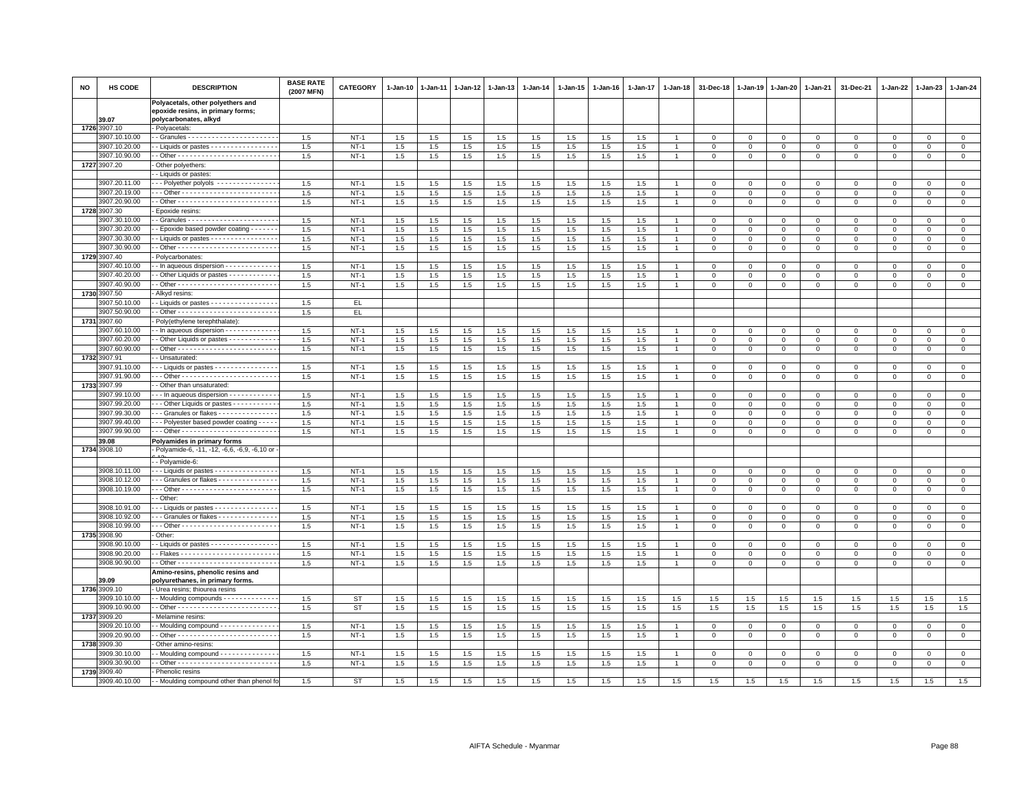| NO | HS CODE | DESCRIPTION | BASE RATE (2007 MFN) | CATEGORY | 1-Jan-10 | 1-Jan-11 | 1-Jan-12 | 1-Jan-13 | 1-Jan-14 | 1-Jan-15 | 1-Jan-16 | 1-Jan-17 | 1-Jan-18 | 31-Dec-18 | 1-Jan-19 | 1-Jan-20 | 1-Jan-21 | 31-Dec-21 | 1-Jan-22 | 1-Jan-23 | 1-Jan-24 |
|---|---|---|---|---|---|---|---|---|---|---|---|---|---|---|---|---|---|---|---|---|---|
| | 39.07 | **Polyacetals, other polyethers and epoxide resins, in primary forms; polycarbonates, alkyd** | | | | | | | | | | | | | | | | | | | |
| 1726 | 3907.10 | - Polyacetals: | | | | | | | | | | | | | | | | | | | |
| | 3907.10.10.00 | - - Granules - - - - - - - - - - - - - - - - - - - - - - - | 1.5 | NT-1 | 1.5 | 1.5 | 1.5 | 1.5 | 1.5 | 1.5 | 1.5 | 1.5 | 1 | 0 | 0 | 0 | 0 | 0 | 0 | 0 | 0 |
| | 3907.10.20.00 | - - Liquids or pastes - - - - - - - - - - - - - - - - - | 1.5 | NT-1 | 1.5 | 1.5 | 1.5 | 1.5 | 1.5 | 1.5 | 1.5 | 1.5 | 1 | 0 | 0 | 0 | 0 | 0 | 0 | 0 | 0 |
| | 3907.10.90.00 | - - Other - - - - - - - - - - - - - - - - - - - - - - - - - | 1.5 | NT-1 | 1.5 | 1.5 | 1.5 | 1.5 | 1.5 | 1.5 | 1.5 | 1.5 | 1 | 0 | 0 | 0 | 0 | 0 | 0 | 0 | 0 |
| 1727 | 3907.20 | - Other polyethers: | | | | | | | | | | | | | | | | | | | |
| | | - - Liquids or pastes: | | | | | | | | | | | | | | | | | | | |
| | 3907.20.11.00 | - - - Polyether polyols - - - - - - - - - - - - - - - | 1.5 | NT-1 | 1.5 | 1.5 | 1.5 | 1.5 | 1.5 | 1.5 | 1.5 | 1.5 | 1 | 0 | 0 | 0 | 0 | 0 | 0 | 0 | 0 |
| | 3907.20.19.00 | - - - Other - - - - - - - - - - - - - - - - - - - - - - - - | 1.5 | NT-1 | 1.5 | 1.5 | 1.5 | 1.5 | 1.5 | 1.5 | 1.5 | 1.5 | 1 | 0 | 0 | 0 | 0 | 0 | 0 | 0 | 0 |
| | 3907.20.90.00 | - - Other - - - - - - - - - - - - - - - - - - - - - - - - - | 1.5 | NT-1 | 1.5 | 1.5 | 1.5 | 1.5 | 1.5 | 1.5 | 1.5 | 1.5 | 1 | 0 | 0 | 0 | 0 | 0 | 0 | 0 | 0 |
| 1728 | 3907.30 | - Epoxide resins: | | | | | | | | | | | | | | | | | | | |
| | 3907.30.10.00 | - - Granules - - - - - - - - - - - - - - - - - - - - - - - | 1.5 | NT-1 | 1.5 | 1.5 | 1.5 | 1.5 | 1.5 | 1.5 | 1.5 | 1.5 | 1 | 0 | 0 | 0 | 0 | 0 | 0 | 0 | 0 |
| | 3907.30.20.00 | - - Epoxide based powder coating - - - - - - - | 1.5 | NT-1 | 1.5 | 1.5 | 1.5 | 1.5 | 1.5 | 1.5 | 1.5 | 1.5 | 1 | 0 | 0 | 0 | 0 | 0 | 0 | 0 | 0 |
| | 3907.30.30.00 | - - Liquids or pastes - - - - - - - - - - - - - - - - - | 1.5 | NT-1 | 1.5 | 1.5 | 1.5 | 1.5 | 1.5 | 1.5 | 1.5 | 1.5 | 1 | 0 | 0 | 0 | 0 | 0 | 0 | 0 | 0 |
| | 3907.30.90.00 | - - Other - - - - - - - - - - - - - - - - - - - - - - - - - | 1.5 | NT-1 | 1.5 | 1.5 | 1.5 | 1.5 | 1.5 | 1.5 | 1.5 | 1.5 | 1 | 0 | 0 | 0 | 0 | 0 | 0 | 0 | 0 |
| 1729 | 3907.40 | - Polycarbonates: | | | | | | | | | | | | | | | | | | | |
| | 3907.40.10.00 | - - In aqueous dispersion - - - - - - - - - - - - - | 1.5 | NT-1 | 1.5 | 1.5 | 1.5 | 1.5 | 1.5 | 1.5 | 1.5 | 1.5 | 1 | 0 | 0 | 0 | 0 | 0 | 0 | 0 | 0 |
| | 3907.40.20.00 | - - Other Liquids or pastes - - - - - - - - - - - - | 1.5 | NT-1 | 1.5 | 1.5 | 1.5 | 1.5 | 1.5 | 1.5 | 1.5 | 1.5 | 1 | 0 | 0 | 0 | 0 | 0 | 0 | 0 | 0 |
| | 3907.40.90.00 | - - Other - - - - - - - - - - - - - - - - - - - - - - - - - | 1.5 | NT-1 | 1.5 | 1.5 | 1.5 | 1.5 | 1.5 | 1.5 | 1.5 | 1.5 | 1 | 0 | 0 | 0 | 0 | 0 | 0 | 0 | 0 |
| 1730 | 3907.50 | - Alkyd resins: | | | | | | | | | | | | | | | | | | | |
| | 3907.50.10.00 | - - Liquids or pastes - - - - - - - - - - - - - - - - - | 1.5 | EL | | | | | | | | | | | | | | | | | |
| | 3907.50.90.00 | - - Other - - - - - - - - - - - - - - - - - - - - - - - - - | 1.5 | EL | | | | | | | | | | | | | | | | | |
| 1731 | 3907.60 | - Poly(ethylene terephthalate): | | | | | | | | | | | | | | | | | | | |
| | 3907.60.10.00 | - - In aqueous dispersion - - - - - - - - - - - - - | 1.5 | NT-1 | 1.5 | 1.5 | 1.5 | 1.5 | 1.5 | 1.5 | 1.5 | 1.5 | 1 | 0 | 0 | 0 | 0 | 0 | 0 | 0 | 0 |
| | 3907.60.20.00 | - - Other Liquids or pastes - - - - - - - - - - - - | 1.5 | NT-1 | 1.5 | 1.5 | 1.5 | 1.5 | 1.5 | 1.5 | 1.5 | 1.5 | 1 | 0 | 0 | 0 | 0 | 0 | 0 | 0 | 0 |
| | 3907.60.90.00 | - - Other - - - - - - - - - - - - - - - - - - - - - - - - - | 1.5 | NT-1 | 1.5 | 1.5 | 1.5 | 1.5 | 1.5 | 1.5 | 1.5 | 1.5 | 1 | 0 | 0 | 0 | 0 | 0 | 0 | 0 | 0 |
| 1732 | 3907.91 | - - Unsaturated: | | | | | | | | | | | | | | | | | | | |
| | 3907.91.10.00 | - - - Liquids or pastes - - - - - - - - - - - - - - - - | 1.5 | NT-1 | 1.5 | 1.5 | 1.5 | 1.5 | 1.5 | 1.5 | 1.5 | 1.5 | 1 | 0 | 0 | 0 | 0 | 0 | 0 | 0 | 0 |
| | 3907.91.90.00 | - - - Other - - - - - - - - - - - - - - - - - - - - - - - - | 1.5 | NT-1 | 1.5 | 1.5 | 1.5 | 1.5 | 1.5 | 1.5 | 1.5 | 1.5 | 1 | 0 | 0 | 0 | 0 | 0 | 0 | 0 | 0 |
| 1733 | 3907.99 | - - Other than unsaturated: | | | | | | | | | | | | | | | | | | | |
| | 3907.99.10.00 | - - - In aqueous dispersion - - - - - - - - - - - - | 1.5 | NT-1 | 1.5 | 1.5 | 1.5 | 1.5 | 1.5 | 1.5 | 1.5 | 1.5 | 1 | 0 | 0 | 0 | 0 | 0 | 0 | 0 | 0 |
| | 3907.99.20.00 | - - - Other Liquids or pastes - - - - - - - - - - - | 1.5 | NT-1 | 1.5 | 1.5 | 1.5 | 1.5 | 1.5 | 1.5 | 1.5 | 1.5 | 1 | 0 | 0 | 0 | 0 | 0 | 0 | 0 | 0 |
| | 3907.99.30.00 | - - - Granules or flakes - - - - - - - - - - - - - - - | 1.5 | NT-1 | 1.5 | 1.5 | 1.5 | 1.5 | 1.5 | 1.5 | 1.5 | 1.5 | 1 | 0 | 0 | 0 | 0 | 0 | 0 | 0 | 0 |
| | 3907.99.40.00 | - - - Polyester based powder coating - - - - - | 1.5 | NT-1 | 1.5 | 1.5 | 1.5 | 1.5 | 1.5 | 1.5 | 1.5 | 1.5 | 1 | 0 | 0 | 0 | 0 | 0 | 0 | 0 | 0 |
| | 3907.99.90.00 | - - - Other - - - - - - - - - - - - - - - - - - - - - - - - | 1.5 | NT-1 | 1.5 | 1.5 | 1.5 | 1.5 | 1.5 | 1.5 | 1.5 | 1.5 | 1 | 0 | 0 | 0 | 0 | 0 | 0 | 0 | 0 |
| | 39.08 | **Polyamides in primary forms** | | | | | | | | | | | | | | | | | | | |
| 1734 | 3908.10 | - Polyamide-6, -11, -12, -6,6, -6,9, -6,10 or -6,12: | | | | | | | | | | | | | | | | | | | |
| | | - - Polyamide-6: | | | | | | | | | | | | | | | | | | | |
| | 3908.10.11.00 | - - - Liquids or pastes - - - - - - - - - - - - - - - - | 1.5 | NT-1 | 1.5 | 1.5 | 1.5 | 1.5 | 1.5 | 1.5 | 1.5 | 1.5 | 1 | 0 | 0 | 0 | 0 | 0 | 0 | 0 | 0 |
| | 3908.10.12.00 | - - - Granules or flakes - - - - - - - - - - - - - - - | 1.5 | NT-1 | 1.5 | 1.5 | 1.5 | 1.5 | 1.5 | 1.5 | 1.5 | 1.5 | 1 | 0 | 0 | 0 | 0 | 0 | 0 | 0 | 0 |
| | 3908.10.19.00 | - - - Other - - - - - - - - - - - - - - - - - - - - - - - - | 1.5 | NT-1 | 1.5 | 1.5 | 1.5 | 1.5 | 1.5 | 1.5 | 1.5 | 1.5 | 1 | 0 | 0 | 0 | 0 | 0 | 0 | 0 | 0 |
| | | - - Other: | | | | | | | | | | | | | | | | | | | |
| | 3908.10.91.00 | - - - Liquids or pastes - - - - - - - - - - - - - - - - | 1.5 | NT-1 | 1.5 | 1.5 | 1.5 | 1.5 | 1.5 | 1.5 | 1.5 | 1.5 | 1 | 0 | 0 | 0 | 0 | 0 | 0 | 0 | 0 |
| | 3908.10.92.00 | - - - Granules or flakes - - - - - - - - - - - - - - - | 1.5 | NT-1 | 1.5 | 1.5 | 1.5 | 1.5 | 1.5 | 1.5 | 1.5 | 1.5 | 1 | 0 | 0 | 0 | 0 | 0 | 0 | 0 | 0 |
| | 3908.10.99.00 | - - - Other - - - - - - - - - - - - - - - - - - - - - - - - | 1.5 | NT-1 | 1.5 | 1.5 | 1.5 | 1.5 | 1.5 | 1.5 | 1.5 | 1.5 | 1 | 0 | 0 | 0 | 0 | 0 | 0 | 0 | 0 |
| 1735 | 3908.90 | - Other: | | | | | | | | | | | | | | | | | | | |
| | 3908.90.10.00 | - - Liquids or pastes - - - - - - - - - - - - - - - - - | 1.5 | NT-1 | 1.5 | 1.5 | 1.5 | 1.5 | 1.5 | 1.5 | 1.5 | 1.5 | 1 | 0 | 0 | 0 | 0 | 0 | 0 | 0 | 0 |
| | 3908.90.20.00 | - - Flakes - - - - - - - - - - - - - - - - - - - - - - - - | 1.5 | NT-1 | 1.5 | 1.5 | 1.5 | 1.5 | 1.5 | 1.5 | 1.5 | 1.5 | 1 | 0 | 0 | 0 | 0 | 0 | 0 | 0 | 0 |
| | 3908.90.90.00 | - - Other - - - - - - - - - - - - - - - - - - - - - - - - - | 1.5 | NT-1 | 1.5 | 1.5 | 1.5 | 1.5 | 1.5 | 1.5 | 1.5 | 1.5 | 1 | 0 | 0 | 0 | 0 | 0 | 0 | 0 | 0 |
| | 39.09 | **Amino-resins, phenolic resins and polyurethanes, in primary forms.** | | | | | | | | | | | | | | | | | | | |
| 1736 | 3909.10 | - Urea resins; thiourea resins | | | | | | | | | | | | | | | | | | | |
| | 3909.10.10.00 | - - Moulding compounds - - - - - - - - - - - - - - | 1.5 | ST | 1.5 | 1.5 | 1.5 | 1.5 | 1.5 | 1.5 | 1.5 | 1.5 | 1.5 | 1.5 | 1.5 | 1.5 | 1.5 | 1.5 | 1.5 | 1.5 | 1.5 |
| | 3909.10.90.00 | - - Other - - - - - - - - - - - - - - - - - - - - - - - - - | 1.5 | ST | 1.5 | 1.5 | 1.5 | 1.5 | 1.5 | 1.5 | 1.5 | 1.5 | 1.5 | 1.5 | 1.5 | 1.5 | 1.5 | 1.5 | 1.5 | 1.5 | 1.5 |
| 1737 | 3909.20 | - Melamine resins: | | | | | | | | | | | | | | | | | | | |
| | 3909.20.10.00 | - - Moulding compound - - - - - - - - - - - - - - - | 1.5 | NT-1 | 1.5 | 1.5 | 1.5 | 1.5 | 1.5 | 1.5 | 1.5 | 1.5 | 1 | 0 | 0 | 0 | 0 | 0 | 0 | 0 | 0 |
| | 3909.20.90.00 | - - Other - - - - - - - - - - - - - - - - - - - - - - - - - | 1.5 | NT-1 | 1.5 | 1.5 | 1.5 | 1.5 | 1.5 | 1.5 | 1.5 | 1.5 | 1 | 0 | 0 | 0 | 0 | 0 | 0 | 0 | 0 |
| 1738 | 3909.30 | - Other amino-resins: | | | | | | | | | | | | | | | | | | | |
| | 3909.30.10.00 | - - Moulding compound - - - - - - - - - - - - - - - | 1.5 | NT-1 | 1.5 | 1.5 | 1.5 | 1.5 | 1.5 | 1.5 | 1.5 | 1.5 | 1 | 0 | 0 | 0 | 0 | 0 | 0 | 0 | 0 |
| | 3909.30.90.00 | - - Other - - - - - - - - - - - - - - - - - - - - - - - - - | 1.5 | NT-1 | 1.5 | 1.5 | 1.5 | 1.5 | 1.5 | 1.5 | 1.5 | 1.5 | 1 | 0 | 0 | 0 | 0 | 0 | 0 | 0 | 0 |
| 1739 | 3909.40 | - Phenolic resins | | | | | | | | | | | | | | | | | | | |
| | 3909.40.10.00 | - - Moulding compound other than phenol fo | 1.5 | ST | 1.5 | 1.5 | 1.5 | 1.5 | 1.5 | 1.5 | 1.5 | 1.5 | 1.5 | 1.5 | 1.5 | 1.5 | 1.5 | 1.5 | 1.5 | 1.5 | 1.5 |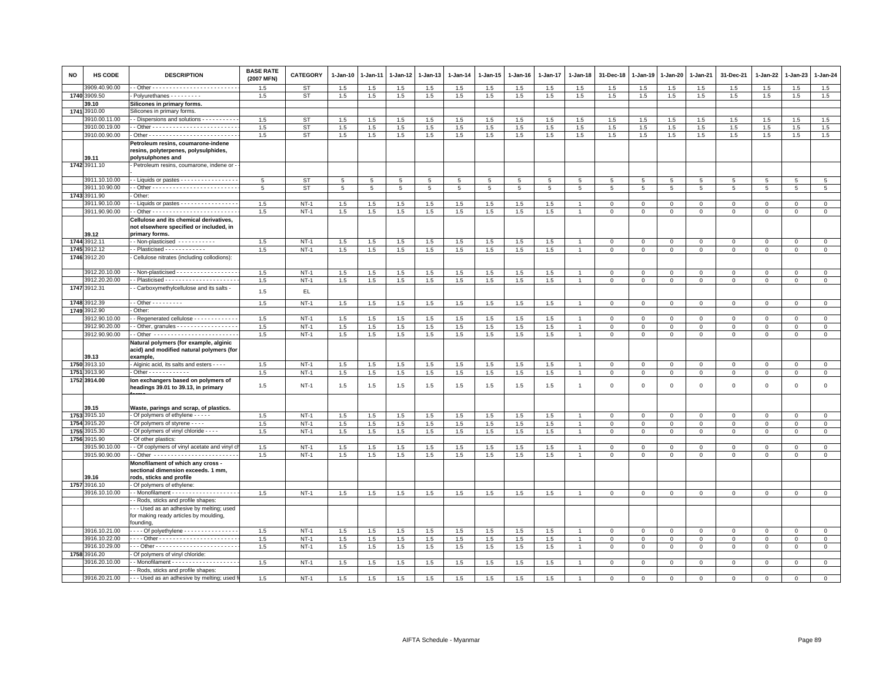| NO | HS CODE | DESCRIPTION | BASE RATE (2007 MFN) | CATEGORY | 1-Jan-10 | 1-Jan-11 | 1-Jan-12 | 1-Jan-13 | 1-Jan-14 | 1-Jan-15 | 1-Jan-16 | 1-Jan-17 | 1-Jan-18 | 31-Dec-18 | 1-Jan-19 | 1-Jan-20 | 1-Jan-21 | 31-Dec-21 | 1-Jan-22 | 1-Jan-23 | 1-Jan-24 |
|---|---|---|---|---|---|---|---|---|---|---|---|---|---|---|---|---|---|---|---|---|---|
| | 3909.40.90.00 | - - Other - - - - - - - - - - - - - - - - - - - - - - - - - | 1.5 | ST | 1.5 | 1.5 | 1.5 | 1.5 | 1.5 | 1.5 | 1.5 | 1.5 | 1.5 | 1.5 | 1.5 | 1.5 | 1.5 | 1.5 | 1.5 | 1.5 | 1.5 |
| 1740 | 3909.50 | - Polyurethanes - - - - - - - - - | 1.5 | ST | 1.5 | 1.5 | 1.5 | 1.5 | 1.5 | 1.5 | 1.5 | 1.5 | 1.5 | 1.5 | 1.5 | 1.5 | 1.5 | 1.5 | 1.5 | 1.5 | 1.5 |
| | **39.10** | **Silicones in primary forms.** | | | | | | | | | | | | | | | | | | | |
| 1741 | 3910.00 | Silicones in primary forms. | | | | | | | | | | | | | | | | | | | |
| | 3910.00.11.00 | - - Dispersions and solutions - - - - - - - - - - - | 1.5 | ST | 1.5 | 1.5 | 1.5 | 1.5 | 1.5 | 1.5 | 1.5 | 1.5 | 1.5 | 1.5 | 1.5 | 1.5 | 1.5 | 1.5 | 1.5 | 1.5 | 1.5 |
| | 3910.00.19.00 | - - Other - - - - - - - - - - - - - - - - - - - - - - - - - | 1.5 | ST | 1.5 | 1.5 | 1.5 | 1.5 | 1.5 | 1.5 | 1.5 | 1.5 | 1.5 | 1.5 | 1.5 | 1.5 | 1.5 | 1.5 | 1.5 | 1.5 | 1.5 |
| | 3910.00.90.00 | - Other - - - - - - - - - - - - - - - - - - - - - - - - - - | 1.5 | ST | 1.5 | 1.5 | 1.5 | 1.5 | 1.5 | 1.5 | 1.5 | 1.5 | 1.5 | 1.5 | 1.5 | 1.5 | 1.5 | 1.5 | 1.5 | 1.5 | 1.5 |
| | **39.11** | **Petroleum resins, coumarone-indene resins, polyterpenes, polysulphides, polysulphones and** | | | | | | | | | | | | | | | | | | | |
| 1742 | 3911.10 | - Petroleum resins, coumarone, indene or - | | | | | | | | | | | | | | | | | | | |
| | 3911.10.10.00 | - - Liquids or pastes - - - - - - - - - - - - - - - - - | 5 | ST | 5 | 5 | 5 | 5 | 5 | 5 | 5 | 5 | 5 | 5 | 5 | 5 | 5 | 5 | 5 | 5 | 5 |
| | 3911.10.90.00 | - - Other - - - - - - - - - - - - - - - - - - - - - - - - - | 5 | ST | 5 | 5 | 5 | 5 | 5 | 5 | 5 | 5 | 5 | 5 | 5 | 5 | 5 | 5 | 5 | 5 | 5 |
| 1743 | 3911.90 | - Other: | | | | | | | | | | | | | | | | | | | |
| | 3911.90.10.00 | - - Liquids or pastes - - - - - - - - - - - - - - - - - | 1.5 | NT-1 | 1.5 | 1.5 | 1.5 | 1.5 | 1.5 | 1.5 | 1.5 | 1.5 | 1 | 0 | 0 | 0 | 0 | 0 | 0 | 0 | 0 |
| | 3911.90.90.00 | - - Other - - - - - - - - - - - - - - - - - - - - - - - - - | 1.5 | NT-1 | 1.5 | 1.5 | 1.5 | 1.5 | 1.5 | 1.5 | 1.5 | 1.5 | 1 | 0 | 0 | 0 | 0 | 0 | 0 | 0 | 0 |
| | **39.12** | **Cellulose and its chemical derivatives, not elsewhere specified or included, in primary forms.** | | | | | | | | | | | | | | | | | | | |
| 1744 | 3912.11 | - - Non-plasticised - - - - - - - - - - - | 1.5 | NT-1 | 1.5 | 1.5 | 1.5 | 1.5 | 1.5 | 1.5 | 1.5 | 1.5 | 1 | 0 | 0 | 0 | 0 | 0 | 0 | 0 | 0 |
| 1745 | 3912.12 | - - Plasticised - - - - - - - - - - - - | 1.5 | NT-1 | 1.5 | 1.5 | 1.5 | 1.5 | 1.5 | 1.5 | 1.5 | 1.5 | 1 | 0 | 0 | 0 | 0 | 0 | 0 | 0 | 0 |
| 1746 | 3912.20 | - Cellulose nitrates (including collodions): | | | | | | | | | | | | | | | | | | | |
| | 3912.20.10.00 | - - Non-plasticised - - - - - - - - - - - - - - - - - - | 1.5 | NT-1 | 1.5 | 1.5 | 1.5 | 1.5 | 1.5 | 1.5 | 1.5 | 1.5 | 1 | 0 | 0 | 0 | 0 | 0 | 0 | 0 | 0 |
| | 3912.20.20.00 | - - Plasticised - - - - - - - - - - - - - - - - - - - - - | 1.5 | NT-1 | 1.5 | 1.5 | 1.5 | 1.5 | 1.5 | 1.5 | 1.5 | 1.5 | 1 | 0 | 0 | 0 | 0 | 0 | 0 | 0 | 0 |
| 1747 | 3912.31 | - - Carboxymethylcellulose and its salts - | 1.5 | EL | | | | | | | | | | | | | | | | | |
| 1748 | 3912.39 | - - Other - - - - - - - - - | 1.5 | NT-1 | 1.5 | 1.5 | 1.5 | 1.5 | 1.5 | 1.5 | 1.5 | 1.5 | 1 | 0 | 0 | 0 | 0 | 0 | 0 | 0 | 0 |
| 1749 | 3912.90 | - Other: | | | | | | | | | | | | | | | | | | | |
| | 3912.90.10.00 | - - Regenerated cellulose - - - - - - - - - - - - - | 1.5 | NT-1 | 1.5 | 1.5 | 1.5 | 1.5 | 1.5 | 1.5 | 1.5 | 1.5 | 1 | 0 | 0 | 0 | 0 | 0 | 0 | 0 | 0 |
| | 3912.90.20.00 | - - Other, granules - - - - - - - - - - - - - - - - - - | 1.5 | NT-1 | 1.5 | 1.5 | 1.5 | 1.5 | 1.5 | 1.5 | 1.5 | 1.5 | 1 | 0 | 0 | 0 | 0 | 0 | 0 | 0 | 0 |
| | 3912.90.90.00 | - - Other - - - - - - - - - - - - - - - - - - - - - - - - | 1.5 | NT-1 | 1.5 | 1.5 | 1.5 | 1.5 | 1.5 | 1.5 | 1.5 | 1.5 | 1 | 0 | 0 | 0 | 0 | 0 | 0 | 0 | 0 |
| | **39.13** | **Natural polymers (for example, alginic acid) and modified natural polymers (for example,** | | | | | | | | | | | | | | | | | | | |
| 1750 | 3913.10 | - Alginic acid, its salts and esters - - - - | 1.5 | NT-1 | 1.5 | 1.5 | 1.5 | 1.5 | 1.5 | 1.5 | 1.5 | 1.5 | 1 | 0 | 0 | 0 | 0 | 0 | 0 | 0 | 0 |
| 1751 | 3913.90 | - Other - - - - - - - - - - - - | 1.5 | NT-1 | 1.5 | 1.5 | 1.5 | 1.5 | 1.5 | 1.5 | 1.5 | 1.5 | 1 | 0 | 0 | 0 | 0 | 0 | 0 | 0 | 0 |
| 1752 | **3914.00** | **Ion exchangers based on polymers of headings 39.01 to 39.13, in primary forms** | 1.5 | NT-1 | 1.5 | 1.5 | 1.5 | 1.5 | 1.5 | 1.5 | 1.5 | 1.5 | 1 | 0 | 0 | 0 | 0 | 0 | 0 | 0 | 0 |
| | **39.15** | **Waste, parings and scrap, of plastics.** | | | | | | | | | | | | | | | | | | | |
| 1753 | 3915.10 | - Of polymers of ethylene - - - - - | 1.5 | NT-1 | 1.5 | 1.5 | 1.5 | 1.5 | 1.5 | 1.5 | 1.5 | 1.5 | 1 | 0 | 0 | 0 | 0 | 0 | 0 | 0 | 0 |
| 1754 | 3915.20 | - Of polymers of styrene - - - - | 1.5 | NT-1 | 1.5 | 1.5 | 1.5 | 1.5 | 1.5 | 1.5 | 1.5 | 1.5 | 1 | 0 | 0 | 0 | 0 | 0 | 0 | 0 | 0 |
| 1755 | 3915.30 | - Of polymers of vinyl chloride - - - - | 1.5 | NT-1 | 1.5 | 1.5 | 1.5 | 1.5 | 1.5 | 1.5 | 1.5 | 1.5 | 1 | 0 | 0 | 0 | 0 | 0 | 0 | 0 | 0 |
| 1756 | 3915.90 | - Of other plastics: | | | | | | | | | | | | | | | | | | | |
| | 3915.90.10.00 | - - Of coplymers of vinyl acetate and vinyl ch | 1.5 | NT-1 | 1.5 | 1.5 | 1.5 | 1.5 | 1.5 | 1.5 | 1.5 | 1.5 | 1 | 0 | 0 | 0 | 0 | 0 | 0 | 0 | 0 |
| | 3915.90.90.00 | - - Other - - - - - - - - - - - - - - - - - - - - - - - - | 1.5 | NT-1 | 1.5 | 1.5 | 1.5 | 1.5 | 1.5 | 1.5 | 1.5 | 1.5 | 1 | 0 | 0 | 0 | 0 | 0 | 0 | 0 | 0 |
| | **39.16** | **Monofilament of which any cross - sectional dimension exceeds. 1 mm, rods, sticks and profile** | | | | | | | | | | | | | | | | | | | |
| 1757 | 3916.10 | - Of polymers of ethylene: | | | | | | | | | | | | | | | | | | | |
| | 3916.10.10.00 | - - Monofilament - - - - - - - - - - - - - - - - - - - | 1.5 | NT-1 | 1.5 | 1.5 | 1.5 | 1.5 | 1.5 | 1.5 | 1.5 | 1.5 | 1 | 0 | 0 | 0 | 0 | 0 | 0 | 0 | 0 |
| | | - - Rods, sticks and profile shapes: | | | | | | | | | | | | | | | | | | | |
| | | - - - Used as an adhesive by melting; used for making ready articles by moulding, founding, | | | | | | | | | | | | | | | | | | | |
| | 3916.10.21.00 | - - - - Of polyethylene - - - - - - - - - - - - - - - - | 1.5 | NT-1 | 1.5 | 1.5 | 1.5 | 1.5 | 1.5 | 1.5 | 1.5 | 1.5 | 1 | 0 | 0 | 0 | 0 | 0 | 0 | 0 | 0 |
| | 3916.10.22.00 | - - - - Other - - - - - - - - - - - - - - - - - - - - - - | 1.5 | NT-1 | 1.5 | 1.5 | 1.5 | 1.5 | 1.5 | 1.5 | 1.5 | 1.5 | 1 | 0 | 0 | 0 | 0 | 0 | 0 | 0 | 0 |
| | 3916.10.29.00 | - - - Other - - - - - - - - - - - - - - - - - - - - - - - | 1.5 | NT-1 | 1.5 | 1.5 | 1.5 | 1.5 | 1.5 | 1.5 | 1.5 | 1.5 | 1 | 0 | 0 | 0 | 0 | 0 | 0 | 0 | 0 |
| 1758 | 3916.20 | - Of polymers of vinyl chloride: | | | | | | | | | | | | | | | | | | | |
| | 3916.20.10.00 | - - Monofilament - - - - - - - - - - - - - - - - - - - | 1.5 | NT-1 | 1.5 | 1.5 | 1.5 | 1.5 | 1.5 | 1.5 | 1.5 | 1.5 | 1 | 0 | 0 | 0 | 0 | 0 | 0 | 0 | 0 |
| | | - - Rods, sticks and profile shapes: | | | | | | | | | | | | | | | | | | | |
| | 3916.20.21.00 | - - - Used as an adhesive by melting; used f | 1.5 | NT-1 | 1.5 | 1.5 | 1.5 | 1.5 | 1.5 | 1.5 | 1.5 | 1.5 | 1 | 0 | 0 | 0 | 0 | 0 | 0 | 0 | 0 |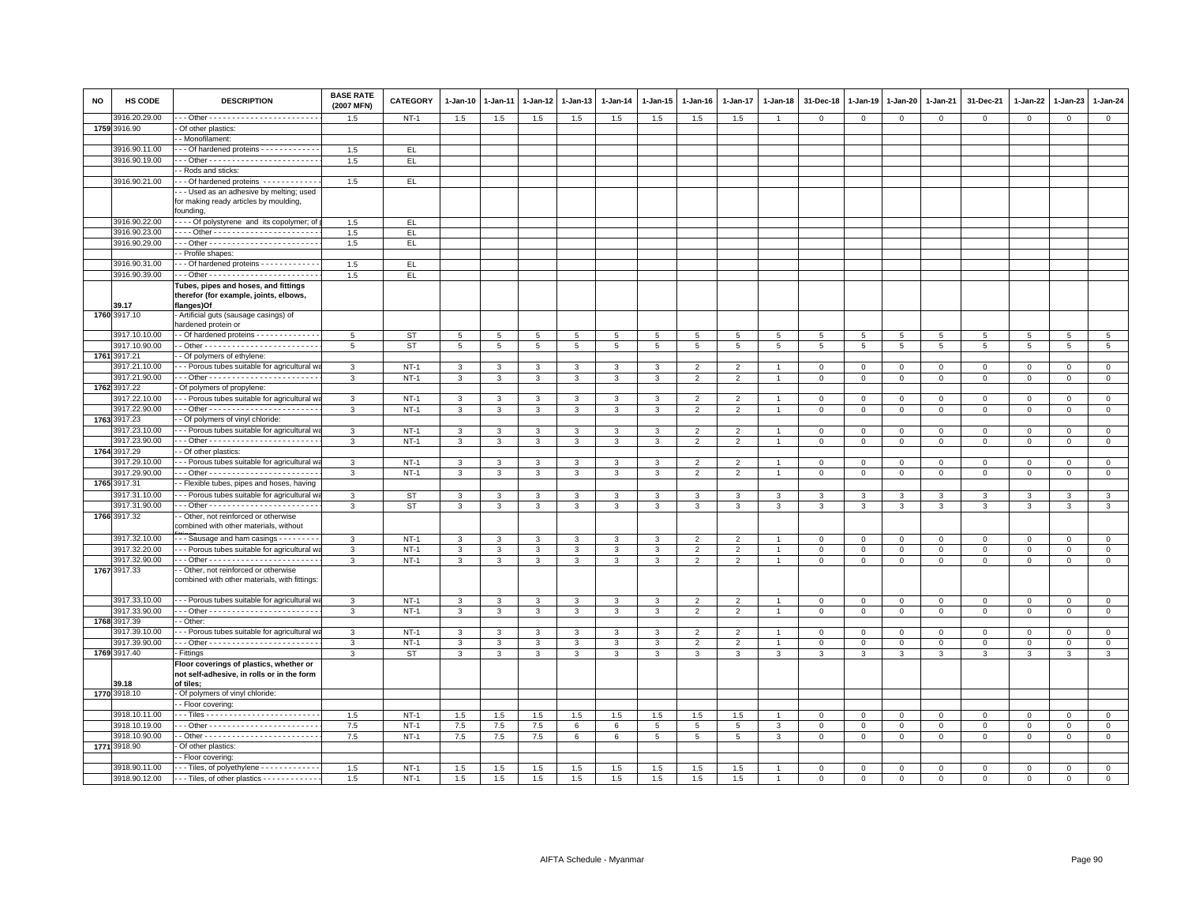| NO | HS CODE | DESCRIPTION | BASE RATE (2007 MFN) | CATEGORY | 1-Jan-10 | 1-Jan-11 | 1-Jan-12 | 1-Jan-13 | 1-Jan-14 | 1-Jan-15 | 1-Jan-16 | 1-Jan-17 | 1-Jan-18 | 31-Dec-18 | 1-Jan-19 | 1-Jan-20 | 1-Jan-21 | 31-Dec-21 | 1-Jan-22 | 1-Jan-23 | 1-Jan-24 |
|---|---|---|---|---|---|---|---|---|---|---|---|---|---|---|---|---|---|---|---|---|---|
| | 3916.20.29.00 | - - - Other - - - - - - - - - - - - - - - - - - - - - - - - | 1.5 | NT-1 | 1.5 | 1.5 | 1.5 | 1.5 | 1.5 | 1.5 | 1.5 | 1.5 | 1 | 0 | 0 | 0 | 0 | 0 | 0 | 0 | 0 |
| 1759 | 3916.90 | - Of other plastics: | | | | | | | | | | | | | | | | | | | |
| | | - - Monofilament: | | | | | | | | | | | | | | | | | | | |
| | 3916.90.11.00 | - - - Of hardened proteins - - - - - - - - - - - - - | 1.5 | EL | | | | | | | | | | | | | | | | | |
| | 3916.90.19.00 | - - - Other - - - - - - - - - - - - - - - - - - - - - - - - | 1.5 | EL | | | | | | | | | | | | | | | | | |
| | | - - Rods and sticks: | | | | | | | | | | | | | | | | | | | |
| | 3916.90.21.00 | - - - Of hardened proteins - - - - - - - - - - - - - | 1.5 | EL | | | | | | | | | | | | | | | | | |
| | | - - - Used as an adhesive by melting; used for making ready articles by moulding, founding, | | | | | | | | | | | | | | | | | | | |
| | 3916.90.22.00 | - - - - Of polystyrene and its copolymer; of | 1.5 | EL | | | | | | | | | | | | | | | | | |
| | 3916.90.23.00 | - - - - Other - - - - - - - - - - - - - - - - - - - - - - - | 1.5 | EL | | | | | | | | | | | | | | | | | |
| | 3916.90.29.00 | - - - Other - - - - - - - - - - - - - - - - - - - - - - - - | 1.5 | EL | | | | | | | | | | | | | | | | | |
| | | - - Profile shapes: | | | | | | | | | | | | | | | | | | | |
| | 3916.90.31.00 | - - - Of hardened proteins - - - - - - - - - - - - - | 1.5 | EL | | | | | | | | | | | | | | | | | |
| | 3916.90.39.00 | - - - Other - - - - - - - - - - - - - - - - - - - - - - - - | 1.5 | EL | | | | | | | | | | | | | | | | | |
| | 39.17 | **Tubes, pipes and hoses, and fittings therefor (for example, joints, elbows, flanges)Of** | | | | | | | | | | | | | | | | | | | |
| 1760 | 3917.10 | - Artificial guts (sausage casings) of hardened protein or | | | | | | | | | | | | | | | | | | | |
| | 3917.10.10.00 | - - Of hardened proteins - - - - - - - - - - - - - - | 5 | ST | 5 | 5 | 5 | 5 | 5 | 5 | 5 | 5 | 5 | 5 | 5 | 5 | 5 | 5 | 5 | 5 | 5 |
| | 3917.10.90.00 | - - Other - - - - - - - - - - - - - - - - - - - - - - - - - | 5 | ST | 5 | 5 | 5 | 5 | 5 | 5 | 5 | 5 | 5 | 5 | 5 | 5 | 5 | 5 | 5 | 5 | 5 |
| 1761 | 3917.21 | - - Of polymers of ethylene: | | | | | | | | | | | | | | | | | | | |
| | 3917.21.10.00 | - - - Porous tubes suitable for agricultural wa | 3 | NT-1 | 3 | 3 | 3 | 3 | 3 | 3 | 2 | 2 | 1 | 0 | 0 | 0 | 0 | 0 | 0 | 0 | 0 |
| | 3917.21.90.00 | - - - Other - - - - - - - - - - - - - - - - - - - - - - - - | 3 | NT-1 | 3 | 3 | 3 | 3 | 3 | 3 | 2 | 2 | 1 | 0 | 0 | 0 | 0 | 0 | 0 | 0 | 0 |
| 1762 | 3917.22 | - Of polymers of propylene: | | | | | | | | | | | | | | | | | | | |
| | 3917.22.10.00 | - - - Porous tubes suitable for agricultural wa | 3 | NT-1 | 3 | 3 | 3 | 3 | 3 | 3 | 2 | 2 | 1 | 0 | 0 | 0 | 0 | 0 | 0 | 0 | 0 |
| | 3917.22.90.00 | - - - Other - - - - - - - - - - - - - - - - - - - - - - - - | 3 | NT-1 | 3 | 3 | 3 | 3 | 3 | 3 | 2 | 2 | 1 | 0 | 0 | 0 | 0 | 0 | 0 | 0 | 0 |
| 1763 | 3917.23 | - - Of polymers of vinyl chloride: | | | | | | | | | | | | | | | | | | | |
| | 3917.23.10.00 | - - - Porous tubes suitable for agricultural wa | 3 | NT-1 | 3 | 3 | 3 | 3 | 3 | 3 | 2 | 2 | 1 | 0 | 0 | 0 | 0 | 0 | 0 | 0 | 0 |
| | 3917.23.90.00 | - - - Other - - - - - - - - - - - - - - - - - - - - - - - - | 3 | NT-1 | 3 | 3 | 3 | 3 | 3 | 3 | 2 | 2 | 1 | 0 | 0 | 0 | 0 | 0 | 0 | 0 | 0 |
| 1764 | 3917.29 | - - Of other plastics: | | | | | | | | | | | | | | | | | | | |
| | 3917.29.10.00 | - - - Porous tubes suitable for agricultural wa | 3 | NT-1 | 3 | 3 | 3 | 3 | 3 | 3 | 2 | 2 | 1 | 0 | 0 | 0 | 0 | 0 | 0 | 0 | 0 |
| | 3917.29.90.00 | - - - Other - - - - - - - - - - - - - - - - - - - - - - - - | 3 | NT-1 | 3 | 3 | 3 | 3 | 3 | 3 | 2 | 2 | 1 | 0 | 0 | 0 | 0 | 0 | 0 | 0 | 0 |
| 1765 | 3917.31 | - - Flexible tubes, pipes and hoses, having | | | | | | | | | | | | | | | | | | | |
| | 3917.31.10.00 | - - - Porous tubes suitable for agricultural wa | 3 | ST | 3 | 3 | 3 | 3 | 3 | 3 | 3 | 3 | 3 | 3 | 3 | 3 | 3 | 3 | 3 | 3 | 3 |
| | 3917.31.90.00 | - - - Other - - - - - - - - - - - - - - - - - - - - - - - - | 3 | ST | 3 | 3 | 3 | 3 | 3 | 3 | 3 | 3 | 3 | 3 | 3 | 3 | 3 | 3 | 3 | 3 | 3 |
| 1766 | 3917.32 | - - Other, not reinforced or otherwise combined with other materials, without | | | | | | | | | | | | | | | | | | | |
| | 3917.32.10.00 | - - - Sausage and ham casings - - - - - - - - - | 3 | NT-1 | 3 | 3 | 3 | 3 | 3 | 3 | 2 | 2 | 1 | 0 | 0 | 0 | 0 | 0 | 0 | 0 | 0 |
| | 3917.32.20.00 | - - - Porous tubes suitable for agricultural wa | 3 | NT-1 | 3 | 3 | 3 | 3 | 3 | 3 | 2 | 2 | 1 | 0 | 0 | 0 | 0 | 0 | 0 | 0 | 0 |
| | 3917.32.90.00 | - - - Other - - - - - - - - - - - - - - - - - - - - - - - - | 3 | NT-1 | 3 | 3 | 3 | 3 | 3 | 3 | 2 | 2 | 1 | 0 | 0 | 0 | 0 | 0 | 0 | 0 | 0 |
| 1767 | 3917.33 | - - Other, not reinforced or otherwise combined with other materials, with fittings: | | | | | | | | | | | | | | | | | | | |
| | 3917.33.10.00 | - - - Porous tubes suitable for agricultural wa | 3 | NT-1 | 3 | 3 | 3 | 3 | 3 | 3 | 2 | 2 | 1 | 0 | 0 | 0 | 0 | 0 | 0 | 0 | 0 |
| | 3917.33.90.00 | - - - Other - - - - - - - - - - - - - - - - - - - - - - - - | 3 | NT-1 | 3 | 3 | 3 | 3 | 3 | 3 | 2 | 2 | 1 | 0 | 0 | 0 | 0 | 0 | 0 | 0 | 0 |
| 1768 | 3917.39 | - - Other: | | | | | | | | | | | | | | | | | | | |
| | 3917.39.10.00 | - - - Porous tubes suitable for agricultural wa | 3 | NT-1 | 3 | 3 | 3 | 3 | 3 | 3 | 2 | 2 | 1 | 0 | 0 | 0 | 0 | 0 | 0 | 0 | 0 |
| | 3917.39.90.00 | - - - Other - - - - - - - - - - - - - - - - - - - - - - - - | 3 | NT-1 | 3 | 3 | 3 | 3 | 3 | 3 | 2 | 2 | 1 | 0 | 0 | 0 | 0 | 0 | 0 | 0 | 0 |
| 1769 | 3917.40 | - Fittings | 3 | ST | 3 | 3 | 3 | 3 | 3 | 3 | 3 | 3 | 3 | 3 | 3 | 3 | 3 | 3 | 3 | 3 | 3 |
| | 39.18 | **Floor coverings of plastics, whether or not self-adhesive, in rolls or in the form of tiles;** | | | | | | | | | | | | | | | | | | | |
| 1770 | 3918.10 | - Of polymers of vinyl chloride: | | | | | | | | | | | | | | | | | | | |
| | | - - Floor covering: | | | | | | | | | | | | | | | | | | | |
| | 3918.10.11.00 | - - - Tiles - - - - - - - - - - - - - - - - - - - - - - - - | 1.5 | NT-1 | 1.5 | 1.5 | 1.5 | 1.5 | 1.5 | 1.5 | 1.5 | 1.5 | 1 | 0 | 0 | 0 | 0 | 0 | 0 | 0 | 0 |
| | 3918.10.19.00 | - - - Other - - - - - - - - - - - - - - - - - - - - - - - - | 7.5 | NT-1 | 7.5 | 7.5 | 7.5 | 6 | 6 | 5 | 5 | 5 | 3 | 0 | 0 | 0 | 0 | 0 | 0 | 0 | 0 |
| | 3918.10.90.00 | - - Other - - - - - - - - - - - - - - - - - - - - - - - - - | 7.5 | NT-1 | 7.5 | 7.5 | 7.5 | 6 | 6 | 5 | 5 | 5 | 3 | 0 | 0 | 0 | 0 | 0 | 0 | 0 | 0 |
| 1771 | 3918.90 | - Of other plastics: | | | | | | | | | | | | | | | | | | | |
| | | - - Floor covering: | | | | | | | | | | | | | | | | | | | |
| | 3918.90.11.00 | - - - Tiles, of polyethylene - - - - - - - - - - - - - | 1.5 | NT-1 | 1.5 | 1.5 | 1.5 | 1.5 | 1.5 | 1.5 | 1.5 | 1.5 | 1 | 0 | 0 | 0 | 0 | 0 | 0 | 0 | 0 |
| | 3918.90.12.00 | - - - Tiles, of other plastics - - - - - - - - - - - - - | 1.5 | NT-1 | 1.5 | 1.5 | 1.5 | 1.5 | 1.5 | 1.5 | 1.5 | 1.5 | 1 | 0 | 0 | 0 | 0 | 0 | 0 | 0 | 0 |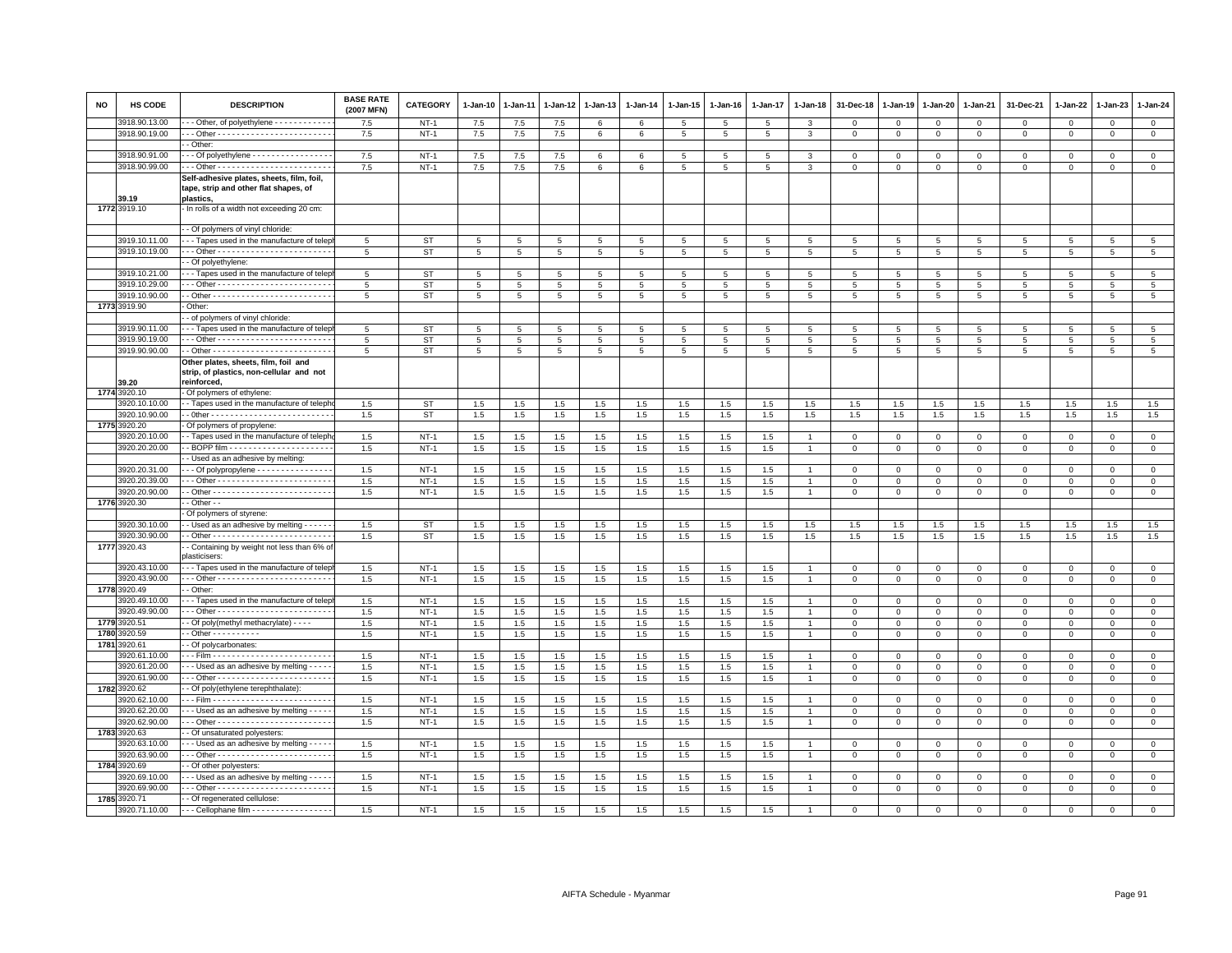| NO | HS CODE | DESCRIPTION | BASE RATE (2007 MFN) | CATEGORY | 1-Jan-10 | 1-Jan-11 | 1-Jan-12 | 1-Jan-13 | 1-Jan-14 | 1-Jan-15 | 1-Jan-16 | 1-Jan-17 | 1-Jan-18 | 31-Dec-18 | 1-Jan-19 | 1-Jan-20 | 1-Jan-21 | 31-Dec-21 | 1-Jan-22 | 1-Jan-23 | 1-Jan-24 |
|---|---|---|---|---|---|---|---|---|---|---|---|---|---|---|---|---|---|---|---|---|---|
| | 3918.90.13.00 | - - - Other, of polyethylene - - - - - - - - - - - - | 7.5 | NT-1 | 7.5 | 7.5 | 7.5 | 6 | 6 | 5 | 5 | 5 | 3 | 0 | 0 | 0 | 0 | 0 | 0 | 0 | 0 |
| | 3918.90.19.00 | - - - Other - - - - - - - - - - - - - - - - - - - - - - - - | 7.5 | NT-1 | 7.5 | 7.5 | 7.5 | 6 | 6 | 5 | 5 | 5 | 3 | 0 | 0 | 0 | 0 | 0 | 0 | 0 | 0 |
| | | - - Other: | | | | | | | | | | | | | | | | | | | |
| | 3918.90.91.00 | - - - Of polyethylene - - - - - - - - - - - - - - - - - | 7.5 | NT-1 | 7.5 | 7.5 | 7.5 | 6 | 6 | 5 | 5 | 5 | 3 | 0 | 0 | 0 | 0 | 0 | 0 | 0 | 0 |
| | 3918.90.99.00 | - - - Other - - - - - - - - - - - - - - - - - - - - - - - - | 7.5 | NT-1 | 7.5 | 7.5 | 7.5 | 6 | 6 | 5 | 5 | 5 | 3 | 0 | 0 | 0 | 0 | 0 | 0 | 0 | 0 |
| | 39.19 | **Self-adhesive plates, sheets, film, foil, tape, strip and other flat shapes, of plastics,** | | | | | | | | | | | | | | | | | | | |
| 1772 | 3919.10 | - In rolls of a width not exceeding 20 cm: | | | | | | | | | | | | | | | | | | | |
| | | - - Of polymers of vinyl chloride: | | | | | | | | | | | | | | | | | | | |
| | 3919.10.11.00 | - - - Tapes used in the manufacture of telepl | 5 | ST | 5 | 5 | 5 | 5 | 5 | 5 | 5 | 5 | 5 | 5 | 5 | 5 | 5 | 5 | 5 | 5 | 5 |
| | 3919.10.19.00 | - - - Other - - - - - - - - - - - - - - - - - - - - - - - - | 5 | ST | 5 | 5 | 5 | 5 | 5 | 5 | 5 | 5 | 5 | 5 | 5 | 5 | 5 | 5 | 5 | 5 | 5 |
| | | - - Of polyethylene: | | | | | | | | | | | | | | | | | | | |
| | 3919.10.21.00 | - - - Tapes used in the manufacture of telepl | 5 | ST | 5 | 5 | 5 | 5 | 5 | 5 | 5 | 5 | 5 | 5 | 5 | 5 | 5 | 5 | 5 | 5 | 5 |
| | 3919.10.29.00 | - - - Other - - - - - - - - - - - - - - - - - - - - - - - - | 5 | ST | 5 | 5 | 5 | 5 | 5 | 5 | 5 | 5 | 5 | 5 | 5 | 5 | 5 | 5 | 5 | 5 | 5 |
| | 3919.10.90.00 | - - Other - - - - - - - - - - - - - - - - - - - - - - - - - | 5 | ST | 5 | 5 | 5 | 5 | 5 | 5 | 5 | 5 | 5 | 5 | 5 | 5 | 5 | 5 | 5 | 5 | 5 |
| 1773 | 3919.90 | - Other: | | | | | | | | | | | | | | | | | | | |
| | | - - of polymers of vinyl chloride: | | | | | | | | | | | | | | | | | | | |
| | 3919.90.11.00 | - - - Tapes used in the manufacture of telepl | 5 | ST | 5 | 5 | 5 | 5 | 5 | 5 | 5 | 5 | 5 | 5 | 5 | 5 | 5 | 5 | 5 | 5 | 5 |
| | 3919.90.19.00 | - - - Other - - - - - - - - - - - - - - - - - - - - - - - - | 5 | ST | 5 | 5 | 5 | 5 | 5 | 5 | 5 | 5 | 5 | 5 | 5 | 5 | 5 | 5 | 5 | 5 | 5 |
| | 3919.90.90.00 | - - Other - - - - - - - - - - - - - - - - - - - - - - - - - | 5 | ST | 5 | 5 | 5 | 5 | 5 | 5 | 5 | 5 | 5 | 5 | 5 | 5 | 5 | 5 | 5 | 5 | 5 |
| | 39.20 | **Other plates, sheets, film, foil and strip, of plastics, non-cellular and not reinforced,** | | | | | | | | | | | | | | | | | | | |
| 1774 | 3920.10 | - Of polymers of ethylene: | | | | | | | | | | | | | | | | | | | |
| | 3920.10.10.00 | - - Tapes used in the manufacture of telepho | 1.5 | ST | 1.5 | 1.5 | 1.5 | 1.5 | 1.5 | 1.5 | 1.5 | 1.5 | 1.5 | 1.5 | 1.5 | 1.5 | 1.5 | 1.5 | 1.5 | 1.5 | 1.5 |
| | 3920.10.90.00 | - - 0ther - - - - - - - - - - - - - - - - - - - - - - - - - | 1.5 | ST | 1.5 | 1.5 | 1.5 | 1.5 | 1.5 | 1.5 | 1.5 | 1.5 | 1.5 | 1.5 | 1.5 | 1.5 | 1.5 | 1.5 | 1.5 | 1.5 | 1.5 |
| 1775 | 3920.20 | - Of polymers of propylene: | | | | | | | | | | | | | | | | | | | |
| | 3920.20.10.00 | - - Tapes used in the manufacture of telepho | 1.5 | NT-1 | 1.5 | 1.5 | 1.5 | 1.5 | 1.5 | 1.5 | 1.5 | 1.5 | 1 | 0 | 0 | 0 | 0 | 0 | 0 | 0 | 0 |
| | 3920.20.20.00 | - - BOPP film - - - - - - - - - - - - - - - - - - - - - | 1.5 | NT-1 | 1.5 | 1.5 | 1.5 | 1.5 | 1.5 | 1.5 | 1.5 | 1.5 | 1 | 0 | 0 | 0 | 0 | 0 | 0 | 0 | 0 |
| | | - - Used as an adhesive by melting: | | | | | | | | | | | | | | | | | | | |
| | 3920.20.31.00 | - - - Of polypropylene - - - - - - - - - - - - - - - - | 1.5 | NT-1 | 1.5 | 1.5 | 1.5 | 1.5 | 1.5 | 1.5 | 1.5 | 1.5 | 1 | 0 | 0 | 0 | 0 | 0 | 0 | 0 | 0 |
| | 3920.20.39.00 | - - - Other - - - - - - - - - - - - - - - - - - - - - - - - | 1.5 | NT-1 | 1.5 | 1.5 | 1.5 | 1.5 | 1.5 | 1.5 | 1.5 | 1.5 | 1 | 0 | 0 | 0 | 0 | 0 | 0 | 0 | 0 |
| | 3920.20.90.00 | - - Other - - - - - - - - - - - - - - - - - - - - - - - - - | 1.5 | NT-1 | 1.5 | 1.5 | 1.5 | 1.5 | 1.5 | 1.5 | 1.5 | 1.5 | 1 | 0 | 0 | 0 | 0 | 0 | 0 | 0 | 0 |
| 1776 | 3920.30 | - - Other - - | | | | | | | | | | | | | | | | | | | |
| | | - Of polymers of styrene: | | | | | | | | | | | | | | | | | | | |
| | 3920.30.10.00 | - - Used as an adhesive by melting - - - - - - | 1.5 | ST | 1.5 | 1.5 | 1.5 | 1.5 | 1.5 | 1.5 | 1.5 | 1.5 | 1.5 | 1.5 | 1.5 | 1.5 | 1.5 | 1.5 | 1.5 | 1.5 | 1.5 |
| | 3920.30.90.00 | - - Other - - - - - - - - - - - - - - - - - - - - - - - - - | 1.5 | ST | 1.5 | 1.5 | 1.5 | 1.5 | 1.5 | 1.5 | 1.5 | 1.5 | 1.5 | 1.5 | 1.5 | 1.5 | 1.5 | 1.5 | 1.5 | 1.5 | 1.5 |
| 1777 | 3920.43 | - - Containing by weight not less than 6% of plasticisers: | | | | | | | | | | | | | | | | | | | |
| | 3920.43.10.00 | - - - Tapes used in the manufacture of telepl | 1.5 | NT-1 | 1.5 | 1.5 | 1.5 | 1.5 | 1.5 | 1.5 | 1.5 | 1.5 | 1 | 0 | 0 | 0 | 0 | 0 | 0 | 0 | 0 |
| | 3920.43.90.00 | - - - Other - - - - - - - - - - - - - - - - - - - - - - - - | 1.5 | NT-1 | 1.5 | 1.5 | 1.5 | 1.5 | 1.5 | 1.5 | 1.5 | 1.5 | 1 | 0 | 0 | 0 | 0 | 0 | 0 | 0 | 0 |
| 1778 | 3920.49 | - - Other: | | | | | | | | | | | | | | | | | | | |
| | 3920.49.10.00 | - - - Tapes used in the manufacture of telepl | 1.5 | NT-1 | 1.5 | 1.5 | 1.5 | 1.5 | 1.5 | 1.5 | 1.5 | 1.5 | 1 | 0 | 0 | 0 | 0 | 0 | 0 | 0 | 0 |
| | 3920.49.90.00 | - - - Other - - - - - - - - - - - - - - - - - - - - - - - - | 1.5 | NT-1 | 1.5 | 1.5 | 1.5 | 1.5 | 1.5 | 1.5 | 1.5 | 1.5 | 1 | 0 | 0 | 0 | 0 | 0 | 0 | 0 | 0 |
| 1779 | 3920.51 | - - Of poly(methyl methacrylate) - - - - | 1.5 | NT-1 | 1.5 | 1.5 | 1.5 | 1.5 | 1.5 | 1.5 | 1.5 | 1.5 | 1 | 0 | 0 | 0 | 0 | 0 | 0 | 0 | 0 |
| 1780 | 3920.59 | - - Other - - - - - - - - - - | 1.5 | NT-1 | 1.5 | 1.5 | 1.5 | 1.5 | 1.5 | 1.5 | 1.5 | 1.5 | 1 | 0 | 0 | 0 | 0 | 0 | 0 | 0 | 0 |
| 1781 | 3920.61 | - - Of polycarbonates: | | | | | | | | | | | | | | | | | | | |
| | 3920.61.10.00 | - - - Film - - - - - - - - - - - - - - - - - - - - - - - - - | 1.5 | NT-1 | 1.5 | 1.5 | 1.5 | 1.5 | 1.5 | 1.5 | 1.5 | 1.5 | 1 | 0 | 0 | 0 | 0 | 0 | 0 | 0 | 0 |
| | 3920.61.20.00 | - - - Used as an adhesive by melting - - - - - | 1.5 | NT-1 | 1.5 | 1.5 | 1.5 | 1.5 | 1.5 | 1.5 | 1.5 | 1.5 | 1 | 0 | 0 | 0 | 0 | 0 | 0 | 0 | 0 |
| | 3920.61.90.00 | - - - Other - - - - - - - - - - - - - - - - - - - - - - - - | 1.5 | NT-1 | 1.5 | 1.5 | 1.5 | 1.5 | 1.5 | 1.5 | 1.5 | 1.5 | 1 | 0 | 0 | 0 | 0 | 0 | 0 | 0 | 0 |
| 1782 | 3920.62 | - - Of poly(ethylene terephthalate): | | | | | | | | | | | | | | | | | | | |
| | 3920.62.10.00 | - - - Film - - - - - - - - - - - - - - - - - - - - - - - - - | 1.5 | NT-1 | 1.5 | 1.5 | 1.5 | 1.5 | 1.5 | 1.5 | 1.5 | 1.5 | 1 | 0 | 0 | 0 | 0 | 0 | 0 | 0 | 0 |
| | 3920.62.20.00 | - - - Used as an adhesive by melting - - - - - | 1.5 | NT-1 | 1.5 | 1.5 | 1.5 | 1.5 | 1.5 | 1.5 | 1.5 | 1.5 | 1 | 0 | 0 | 0 | 0 | 0 | 0 | 0 | 0 |
| | 3920.62.90.00 | - - - Other - - - - - - - - - - - - - - - - - - - - - - - - | 1.5 | NT-1 | 1.5 | 1.5 | 1.5 | 1.5 | 1.5 | 1.5 | 1.5 | 1.5 | 1 | 0 | 0 | 0 | 0 | 0 | 0 | 0 | 0 |
| 1783 | 3920.63 | - - Of unsaturated polyesters: | | | | | | | | | | | | | | | | | | | |
| | 3920.63.10.00 | - - - Used as an adhesive by melting - - - - - | 1.5 | NT-1 | 1.5 | 1.5 | 1.5 | 1.5 | 1.5 | 1.5 | 1.5 | 1.5 | 1 | 0 | 0 | 0 | 0 | 0 | 0 | 0 | 0 |
| | 3920.63.90.00 | - - - Other - - - - - - - - - - - - - - - - - - - - - - - - | 1.5 | NT-1 | 1.5 | 1.5 | 1.5 | 1.5 | 1.5 | 1.5 | 1.5 | 1.5 | 1 | 0 | 0 | 0 | 0 | 0 | 0 | 0 | 0 |
| 1784 | 3920.69 | - - Of other polyesters: | | | | | | | | | | | | | | | | | | | |
| | 3920.69.10.00 | - - - Used as an adhesive by melting - - - - - | 1.5 | NT-1 | 1.5 | 1.5 | 1.5 | 1.5 | 1.5 | 1.5 | 1.5 | 1.5 | 1 | 0 | 0 | 0 | 0 | 0 | 0 | 0 | 0 |
| | 3920.69.90.00 | - - - Other - - - - - - - - - - - - - - - - - - - - - - - - | 1.5 | NT-1 | 1.5 | 1.5 | 1.5 | 1.5 | 1.5 | 1.5 | 1.5 | 1.5 | 1 | 0 | 0 | 0 | 0 | 0 | 0 | 0 | 0 |
| 1785 | 3920.71 | - - Of regenerated cellulose: | | | | | | | | | | | | | | | | | | | |
| | 3920.71.10.00 | - - - Cellophane film - - - - - - - - - - - - - - - - - | 1.5 | NT-1 | 1.5 | 1.5 | 1.5 | 1.5 | 1.5 | 1.5 | 1.5 | 1.5 | 1 | 0 | 0 | 0 | 0 | 0 | 0 | 0 | 0 |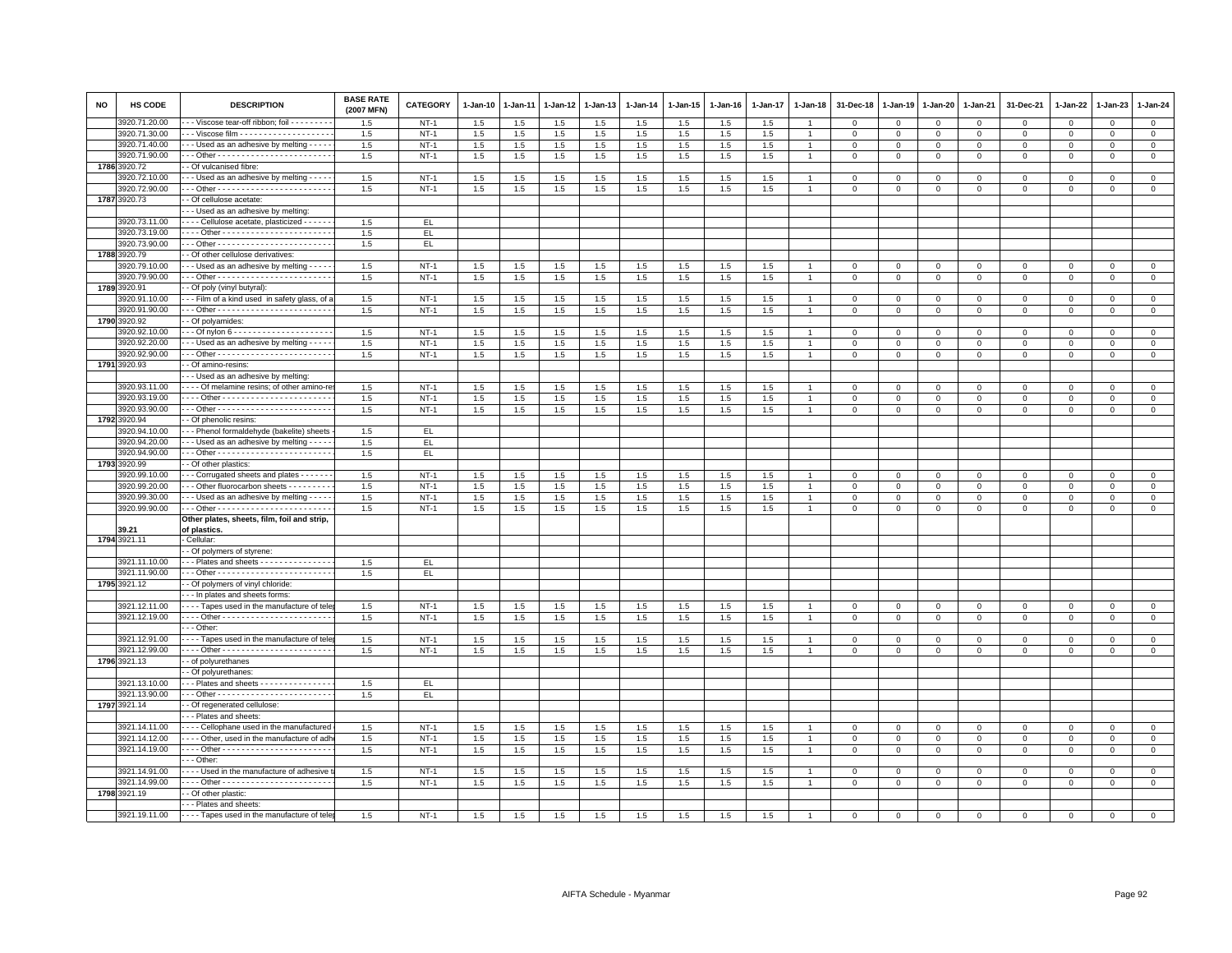| NO | HS CODE | DESCRIPTION | BASE RATE (2007 MFN) | CATEGORY | 1-Jan-10 | 1-Jan-11 | 1-Jan-12 | 1-Jan-13 | 1-Jan-14 | 1-Jan-15 | 1-Jan-16 | 1-Jan-17 | 1-Jan-18 | 31-Dec-18 | 1-Jan-19 | 1-Jan-20 | 1-Jan-21 | 31-Dec-21 | 1-Jan-22 | 1-Jan-23 | 1-Jan-24 |
|---|---|---|---|---|---|---|---|---|---|---|---|---|---|---|---|---|---|---|---|---|---|
| | 3920.71.20.00 | - - - Viscose tear-off ribbon; foil - - - - - - - - - | 1.5 | NT-1 | 1.5 | 1.5 | 1.5 | 1.5 | 1.5 | 1.5 | 1.5 | 1.5 | 1 | 0 | 0 | 0 | 0 | 0 | 0 | 0 | 0 |
| | 3920.71.30.00 | - - - Viscose film - - - - - - - - - - - - - - - - - - - - | 1.5 | NT-1 | 1.5 | 1.5 | 1.5 | 1.5 | 1.5 | 1.5 | 1.5 | 1.5 | 1 | 0 | 0 | 0 | 0 | 0 | 0 | 0 | 0 |
| | 3920.71.40.00 | - - - Used as an adhesive by melting - - - - - | 1.5 | NT-1 | 1.5 | 1.5 | 1.5 | 1.5 | 1.5 | 1.5 | 1.5 | 1.5 | 1 | 0 | 0 | 0 | 0 | 0 | 0 | 0 | 0 |
| | 3920.71.90.00 | - - - Other - - - - - - - - - - - - - - - - - - - - - - - - | 1.5 | NT-1 | 1.5 | 1.5 | 1.5 | 1.5 | 1.5 | 1.5 | 1.5 | 1.5 | 1 | 0 | 0 | 0 | 0 | 0 | 0 | 0 | 0 |
| 1786 | 3920.72 | - - Of vulcanised fibre: | | | | | | | | | | | | | | | | | | | |
| | 3920.72.10.00 | - - - Used as an adhesive by melting - - - - - | 1.5 | NT-1 | 1.5 | 1.5 | 1.5 | 1.5 | 1.5 | 1.5 | 1.5 | 1.5 | 1 | 0 | 0 | 0 | 0 | 0 | 0 | 0 | 0 |
| | 3920.72.90.00 | - - - Other - - - - - - - - - - - - - - - - - - - - - - - - | 1.5 | NT-1 | 1.5 | 1.5 | 1.5 | 1.5 | 1.5 | 1.5 | 1.5 | 1.5 | 1 | 0 | 0 | 0 | 0 | 0 | 0 | 0 | 0 |
| 1787 | 3920.73 | - - Of cellulose acetate: | | | | | | | | | | | | | | | | | | | |
| | | - - - Used as an adhesive by melting: | | | | | | | | | | | | | | | | | | | |
| | 3920.73.11.00 | - - - - Cellulose acetate, plasticized - - - - - - | 1.5 | EL | | | | | | | | | | | | | | | | | |
| | 3920.73.19.00 | - - - - Other - - - - - - - - - - - - - - - - - - - - - - | 1.5 | EL | | | | | | | | | | | | | | | | | |
| | 3920.73.90.00 | - - - Other - - - - - - - - - - - - - - - - - - - - - - - - | 1.5 | EL | | | | | | | | | | | | | | | | | |
| 1788 | 3920.79 | - - Of other cellulose derivatives: | | | | | | | | | | | | | | | | | | | |
| | 3920.79.10.00 | - - - Used as an adhesive by melting - - - - - | 1.5 | NT-1 | 1.5 | 1.5 | 1.5 | 1.5 | 1.5 | 1.5 | 1.5 | 1.5 | 1 | 0 | 0 | 0 | 0 | 0 | 0 | 0 | 0 |
| | 3920.79.90.00 | - - - Other - - - - - - - - - - - - - - - - - - - - - - - - | 1.5 | NT-1 | 1.5 | 1.5 | 1.5 | 1.5 | 1.5 | 1.5 | 1.5 | 1.5 | 1 | 0 | 0 | 0 | 0 | 0 | 0 | 0 | 0 |
| 1789 | 3920.91 | - - Of poly (vinyl butyral): | | | | | | | | | | | | | | | | | | | |
| | 3920.91.10.00 | - - - Film of a kind used in safety glass, of a | 1.5 | NT-1 | 1.5 | 1.5 | 1.5 | 1.5 | 1.5 | 1.5 | 1.5 | 1.5 | 1 | 0 | 0 | 0 | 0 | 0 | 0 | 0 | 0 |
| | 3920.91.90.00 | - - - Other - - - - - - - - - - - - - - - - - - - - - - - - | 1.5 | NT-1 | 1.5 | 1.5 | 1.5 | 1.5 | 1.5 | 1.5 | 1.5 | 1.5 | 1 | 0 | 0 | 0 | 0 | 0 | 0 | 0 | 0 |
| 1790 | 3920.92 | - - Of polyamides: | | | | | | | | | | | | | | | | | | | |
| | 3920.92.10.00 | - - - Of nylon 6 - - - - - - - - - - - - - - - - - - - - - | 1.5 | NT-1 | 1.5 | 1.5 | 1.5 | 1.5 | 1.5 | 1.5 | 1.5 | 1.5 | 1 | 0 | 0 | 0 | 0 | 0 | 0 | 0 | 0 |
| | 3920.92.20.00 | - - - Used as an adhesive by melting - - - - - | 1.5 | NT-1 | 1.5 | 1.5 | 1.5 | 1.5 | 1.5 | 1.5 | 1.5 | 1.5 | 1 | 0 | 0 | 0 | 0 | 0 | 0 | 0 | 0 |
| | 3920.92.90.00 | - - - Other - - - - - - - - - - - - - - - - - - - - - - - - | 1.5 | NT-1 | 1.5 | 1.5 | 1.5 | 1.5 | 1.5 | 1.5 | 1.5 | 1.5 | 1 | 0 | 0 | 0 | 0 | 0 | 0 | 0 | 0 |
| 1791 | 3920.93 | - - Of amino-resins: | | | | | | | | | | | | | | | | | | | |
| | | - - - Used as an adhesive by melting: | | | | | | | | | | | | | | | | | | | |
| | 3920.93.11.00 | - - - - Of melamine resins; of other amino-res | 1.5 | NT-1 | 1.5 | 1.5 | 1.5 | 1.5 | 1.5 | 1.5 | 1.5 | 1.5 | 1 | 0 | 0 | 0 | 0 | 0 | 0 | 0 | 0 |
| | 3920.93.19.00 | - - - - Other - - - - - - - - - - - - - - - - - - - - - - | 1.5 | NT-1 | 1.5 | 1.5 | 1.5 | 1.5 | 1.5 | 1.5 | 1.5 | 1.5 | 1 | 0 | 0 | 0 | 0 | 0 | 0 | 0 | 0 |
| | 3920.93.90.00 | - - - Other - - - - - - - - - - - - - - - - - - - - - - - - | 1.5 | NT-1 | 1.5 | 1.5 | 1.5 | 1.5 | 1.5 | 1.5 | 1.5 | 1.5 | 1 | 0 | 0 | 0 | 0 | 0 | 0 | 0 | 0 |
| 1792 | 3920.94 | - - Of phenolic resins: | | | | | | | | | | | | | | | | | | | |
| | 3920.94.10.00 | - - - Phenol formaldehyde (bakelite) sheets - | 1.5 | EL | | | | | | | | | | | | | | | | | |
| | 3920.94.20.00 | - - - Used as an adhesive by melting - - - - - | 1.5 | EL | | | | | | | | | | | | | | | | | |
| | 3920.94.90.00 | - - - Other - - - - - - - - - - - - - - - - - - - - - - - - | 1.5 | EL | | | | | | | | | | | | | | | | | |
| 1793 | 3920.99 | - - Of other plastics: | | | | | | | | | | | | | | | | | | | |
| | 3920.99.10.00 | - - - Corrugated sheets and plates - - - - - - - | 1.5 | NT-1 | 1.5 | 1.5 | 1.5 | 1.5 | 1.5 | 1.5 | 1.5 | 1.5 | 1 | 0 | 0 | 0 | 0 | 0 | 0 | 0 | 0 |
| | 3920.99.20.00 | - - - Other fluorocarbon sheets - - - - - - - - - - | 1.5 | NT-1 | 1.5 | 1.5 | 1.5 | 1.5 | 1.5 | 1.5 | 1.5 | 1.5 | 1 | 0 | 0 | 0 | 0 | 0 | 0 | 0 | 0 |
| | 3920.99.30.00 | - - - Used as an adhesive by melting - - - - - | 1.5 | NT-1 | 1.5 | 1.5 | 1.5 | 1.5 | 1.5 | 1.5 | 1.5 | 1.5 | 1 | 0 | 0 | 0 | 0 | 0 | 0 | 0 | 0 |
| | 3920.99.90.00 | - - - Other - - - - - - - - - - - - - - - - - - - - - - - - | 1.5 | NT-1 | 1.5 | 1.5 | 1.5 | 1.5 | 1.5 | 1.5 | 1.5 | 1.5 | 1 | 0 | 0 | 0 | 0 | 0 | 0 | 0 | 0 |
| | **39.21** | **Other plates, sheets, film, foil and strip, of plastics.** | | | | | | | | | | | | | | | | | | | |
| 1794 | 3921.11 | - Cellular: | | | | | | | | | | | | | | | | | | | |
| | | - - Of polymers of styrene: | | | | | | | | | | | | | | | | | | | |
| | 3921.11.10.00 | - - - Plates and sheets - - - - - - - - - - - - - - - - | 1.5 | EL | | | | | | | | | | | | | | | | | |
| | 3921.11.90.00 | - - - Other - - - - - - - - - - - - - - - - - - - - - - - - | 1.5 | EL | | | | | | | | | | | | | | | | | |
| 1795 | 3921.12 | - - Of polymers of vinyl chloride: | | | | | | | | | | | | | | | | | | | |
| | | - - - In plates and sheets forms: | | | | | | | | | | | | | | | | | | | |
| | 3921.12.11.00 | - - - - Tapes used in the manufacture of telep | 1.5 | NT-1 | 1.5 | 1.5 | 1.5 | 1.5 | 1.5 | 1.5 | 1.5 | 1.5 | 1 | 0 | 0 | 0 | 0 | 0 | 0 | 0 | 0 |
| | 3921.12.19.00 | - - - - Other - - - - - - - - - - - - - - - - - - - - - - | 1.5 | NT-1 | 1.5 | 1.5 | 1.5 | 1.5 | 1.5 | 1.5 | 1.5 | 1.5 | 1 | 0 | 0 | 0 | 0 | 0 | 0 | 0 | 0 |
| | | - - - Other: | | | | | | | | | | | | | | | | | | | |
| | 3921.12.91.00 | - - - - Tapes used in the manufacture of telep | 1.5 | NT-1 | 1.5 | 1.5 | 1.5 | 1.5 | 1.5 | 1.5 | 1.5 | 1.5 | 1 | 0 | 0 | 0 | 0 | 0 | 0 | 0 | 0 |
| | 3921.12.99.00 | - - - - Other - - - - - - - - - - - - - - - - - - - - - - | 1.5 | NT-1 | 1.5 | 1.5 | 1.5 | 1.5 | 1.5 | 1.5 | 1.5 | 1.5 | 1 | 0 | 0 | 0 | 0 | 0 | 0 | 0 | 0 |
| 1796 | 3921.13 | - - of polyurethanes | | | | | | | | | | | | | | | | | | | |
| | | - - Of polyurethanes: | | | | | | | | | | | | | | | | | | | |
| | 3921.13.10.00 | - - - Plates and sheets - - - - - - - - - - - - - - - - | 1.5 | EL | | | | | | | | | | | | | | | | | |
| | 3921.13.90.00 | - - - Other - - - - - - - - - - - - - - - - - - - - - - - - | 1.5 | EL | | | | | | | | | | | | | | | | | |
| 1797 | 3921.14 | - - Of regenerated cellulose: | | | | | | | | | | | | | | | | | | | |
| | | - - - Plates and sheets: | | | | | | | | | | | | | | | | | | | |
| | 3921.14.11.00 | - - - - Cellophane used in the manufactured | 1.5 | NT-1 | 1.5 | 1.5 | 1.5 | 1.5 | 1.5 | 1.5 | 1.5 | 1.5 | 1 | 0 | 0 | 0 | 0 | 0 | 0 | 0 | 0 |
| | 3921.14.12.00 | - - - - Other, used in the manufacture of adh | 1.5 | NT-1 | 1.5 | 1.5 | 1.5 | 1.5 | 1.5 | 1.5 | 1.5 | 1.5 | 1 | 0 | 0 | 0 | 0 | 0 | 0 | 0 | 0 |
| | 3921.14.19.00 | - - - - Other - - - - - - - - - - - - - - - - - - - - - - | 1.5 | NT-1 | 1.5 | 1.5 | 1.5 | 1.5 | 1.5 | 1.5 | 1.5 | 1.5 | 1 | 0 | 0 | 0 | 0 | 0 | 0 | 0 | 0 |
| | | - - - Other: | | | | | | | | | | | | | | | | | | | |
| | 3921.14.91.00 | - - - - Used in the manufacture of adhesive t | 1.5 | NT-1 | 1.5 | 1.5 | 1.5 | 1.5 | 1.5 | 1.5 | 1.5 | 1.5 | 1 | 0 | 0 | 0 | 0 | 0 | 0 | 0 | 0 |
| | 3921.14.99.00 | - - - - Other - - - - - - - - - - - - - - - - - - - - - - | 1.5 | NT-1 | 1.5 | 1.5 | 1.5 | 1.5 | 1.5 | 1.5 | 1.5 | 1.5 | 1 | 0 | 0 | 0 | 0 | 0 | 0 | 0 | 0 |
| 1798 | 3921.19 | - - Of other plastic: | | | | | | | | | | | | | | | | | | | |
| | | - - - Plates and sheets: | | | | | | | | | | | | | | | | | | | |
| | 3921.19.11.00 | - - - - Tapes used in the manufacture of telep | 1.5 | NT-1 | 1.5 | 1.5 | 1.5 | 1.5 | 1.5 | 1.5 | 1.5 | 1.5 | 1 | 0 | 0 | 0 | 0 | 0 | 0 | 0 | 0 |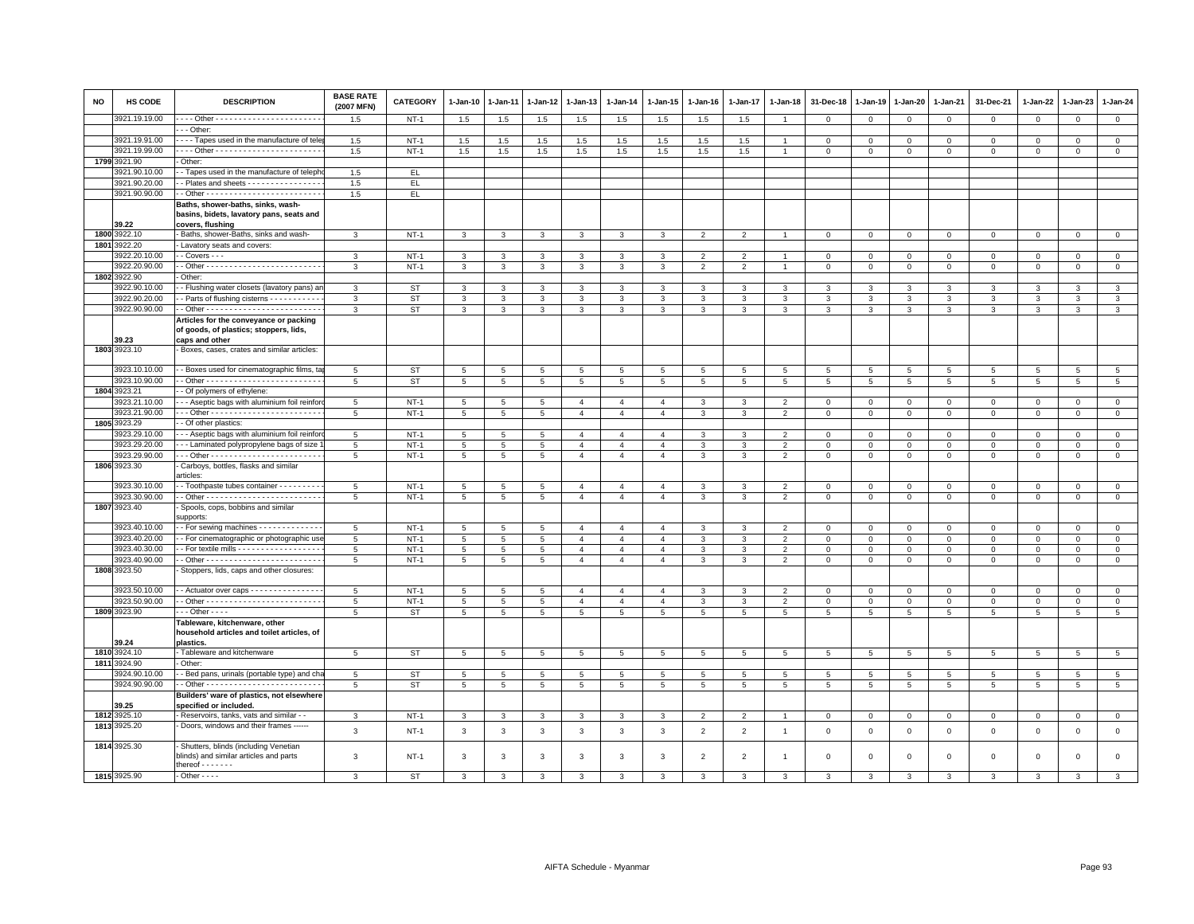| NO | HS CODE | DESCRIPTION | BASE RATE (2007 MFN) | CATEGORY | 1-Jan-10 | 1-Jan-11 | 1-Jan-12 | 1-Jan-13 | 1-Jan-14 | 1-Jan-15 | 1-Jan-16 | 1-Jan-17 | 1-Jan-18 | 31-Dec-18 | 1-Jan-19 | 1-Jan-20 | 1-Jan-21 | 31-Dec-21 | 1-Jan-22 | 1-Jan-23 | 1-Jan-24 |
|---|---|---|---|---|---|---|---|---|---|---|---|---|---|---|---|---|---|---|---|---|---|
| | 3921.19.19.00 | - - - - Other - - - - - - - - - - - - - - - - - - - - - - - | 1.5 | NT-1 | 1.5 | 1.5 | 1.5 | 1.5 | 1.5 | 1.5 | 1.5 | 1.5 | 1 | 0 | 0 | 0 | 0 | 0 | 0 | 0 | 0 |
| | | - - - Other: | | | | | | | | | | | | | | | | | | | |
| | 3921.19.91.00 | - - - - Tapes used in the manufacture of telep | 1.5 | NT-1 | 1.5 | 1.5 | 1.5 | 1.5 | 1.5 | 1.5 | 1.5 | 1.5 | 1 | 0 | 0 | 0 | 0 | 0 | 0 | 0 | 0 |
| | 3921.19.99.00 | - - - - Other - - - - - - - - - - - - - - - - - - - - - - - | 1.5 | NT-1 | 1.5 | 1.5 | 1.5 | 1.5 | 1.5 | 1.5 | 1.5 | 1.5 | 1 | 0 | 0 | 0 | 0 | 0 | 0 | 0 | 0 |
| 1799 | 3921.90 | - Other: | | | | | | | | | | | | | | | | | | | |
| | 3921.90.10.00 | - - Tapes used in the manufacture of telepho | 1.5 | EL | | | | | | | | | | | | | | | | | |
| | 3921.90.20.00 | - - Plates and sheets - - - - - - - - - - - - - - - - | 1.5 | EL | | | | | | | | | | | | | | | | | |
| | 3921.90.90.00 | - - Other - - - - - - - - - - - - - - - - - - - - - - - - | 1.5 | EL | | | | | | | | | | | | | | | | | |
| | 39.22 | **Baths, shower-baths, sinks, wash-basins, bidets, lavatory pans, seats and covers, flushing** | | | | | | | | | | | | | | | | | | | |
| 1800 | 3922.10 | - Baths, shower-Baths, sinks and wash- | 3 | NT-1 | 3 | 3 | 3 | 3 | 3 | 3 | 2 | 2 | 1 | 0 | 0 | 0 | 0 | 0 | 0 | 0 | 0 |
| 1801 | 3922.20 | - Lavatory seats and covers: | | | | | | | | | | | | | | | | | | | |
| | 3922.20.10.00 | - - Covers - - - | 3 | NT-1 | 3 | 3 | 3 | 3 | 3 | 3 | 2 | 2 | 1 | 0 | 0 | 0 | 0 | 0 | 0 | 0 | 0 |
| | 3922.20.90.00 | - - Other - - - - - - - - - - - - - - - - - - - - - - - - | 3 | NT-1 | 3 | 3 | 3 | 3 | 3 | 3 | 2 | 2 | 1 | 0 | 0 | 0 | 0 | 0 | 0 | 0 | 0 |
| 1802 | 3922.90 | - Other: | | | | | | | | | | | | | | | | | | | |
| | 3922.90.10.00 | - - Flushing water closets (lavatory pans) an | 3 | ST | 3 | 3 | 3 | 3 | 3 | 3 | 3 | 3 | 3 | 3 | 3 | 3 | 3 | 3 | 3 | 3 | 3 |
| | 3922.90.20.00 | - - Parts of flushing cisterns - - - - - - - - - - - | 3 | ST | 3 | 3 | 3 | 3 | 3 | 3 | 3 | 3 | 3 | 3 | 3 | 3 | 3 | 3 | 3 | 3 | 3 |
| | 3922.90.90.00 | - - Other - - - - - - - - - - - - - - - - - - - - - - - - | 3 | ST | 3 | 3 | 3 | 3 | 3 | 3 | 3 | 3 | 3 | 3 | 3 | 3 | 3 | 3 | 3 | 3 | 3 |
| | 39.23 | **Articles for the conveyance or packing of goods, of plastics; stoppers, lids, caps and other** | | | | | | | | | | | | | | | | | | | |
| 1803 | 3923.10 | - Boxes, cases, crates and similar articles: | | | | | | | | | | | | | | | | | | | |
| | 3923.10.10.00 | - - Boxes used for cinematographic films, ta | 5 | ST | 5 | 5 | 5 | 5 | 5 | 5 | 5 | 5 | 5 | 5 | 5 | 5 | 5 | 5 | 5 | 5 | 5 |
| | 3923.10.90.00 | - - Other - - - - - - - - - - - - - - - - - - - - - - - - | 5 | ST | 5 | 5 | 5 | 5 | 5 | 5 | 5 | 5 | 5 | 5 | 5 | 5 | 5 | 5 | 5 | 5 | 5 |
| 1804 | 3923.21 | - - Of polymers of ethylene: | | | | | | | | | | | | | | | | | | | |
| | 3923.21.10.00 | - - - Aseptic bags with aluminium foil reinforc | 5 | NT-1 | 5 | 5 | 5 | 4 | 4 | 4 | 3 | 3 | 2 | 0 | 0 | 0 | 0 | 0 | 0 | 0 | 0 |
| | 3923.21.90.00 | - - - Other - - - - - - - - - - - - - - - - - - - - - - - | 5 | NT-1 | 5 | 5 | 5 | 4 | 4 | 4 | 3 | 3 | 2 | 0 | 0 | 0 | 0 | 0 | 0 | 0 | 0 |
| 1805 | 3923.29 | - - Of other plastics: | | | | | | | | | | | | | | | | | | | |
| | 3923.29.10.00 | - - - Aseptic bags with aluminium foil reinforc | 5 | NT-1 | 5 | 5 | 5 | 4 | 4 | 4 | 3 | 3 | 2 | 0 | 0 | 0 | 0 | 0 | 0 | 0 | 0 |
| | 3923.29.20.00 | - - - Laminated polypropylene bags of size 1 | 5 | NT-1 | 5 | 5 | 5 | 4 | 4 | 4 | 3 | 3 | 2 | 0 | 0 | 0 | 0 | 0 | 0 | 0 | 0 |
| | 3923.29.90.00 | - - - Other - - - - - - - - - - - - - - - - - - - - - - - | 5 | NT-1 | 5 | 5 | 5 | 4 | 4 | 4 | 3 | 3 | 2 | 0 | 0 | 0 | 0 | 0 | 0 | 0 | 0 |
| 1806 | 3923.30 | - Carboys, bottles, flasks and similar articles: | | | | | | | | | | | | | | | | | | | |
| | 3923.30.10.00 | - - Toothpaste tubes container - - - - - - - - - | 5 | NT-1 | 5 | 5 | 5 | 4 | 4 | 4 | 3 | 3 | 2 | 0 | 0 | 0 | 0 | 0 | 0 | 0 | 0 |
| | 3923.30.90.00 | - - Other - - - - - - - - - - - - - - - - - - - - - - - - | 5 | NT-1 | 5 | 5 | 5 | 4 | 4 | 4 | 3 | 3 | 2 | 0 | 0 | 0 | 0 | 0 | 0 | 0 | 0 |
| 1807 | 3923.40 | - Spools, cops, bobbins and similar supports: | | | | | | | | | | | | | | | | | | | |
| | 3923.40.10.00 | - - For sewing machines - - - - - - - - - - - - - | 5 | NT-1 | 5 | 5 | 5 | 4 | 4 | 4 | 3 | 3 | 2 | 0 | 0 | 0 | 0 | 0 | 0 | 0 | 0 |
| | 3923.40.20.00 | - - For cinematographic or photographic use | 5 | NT-1 | 5 | 5 | 5 | 4 | 4 | 4 | 3 | 3 | 2 | 0 | 0 | 0 | 0 | 0 | 0 | 0 | 0 |
| | 3923.40.30.00 | - - For textile mills - - - - - - - - - - - - - - - - - - | 5 | NT-1 | 5 | 5 | 5 | 4 | 4 | 4 | 3 | 3 | 2 | 0 | 0 | 0 | 0 | 0 | 0 | 0 | 0 |
| | 3923.40.90.00 | - - Other - - - - - - - - - - - - - - - - - - - - - - - - | 5 | NT-1 | 5 | 5 | 5 | 4 | 4 | 4 | 3 | 3 | 2 | 0 | 0 | 0 | 0 | 0 | 0 | 0 | 0 |
| 1808 | 3923.50 | - Stoppers, lids, caps and other closures: | | | | | | | | | | | | | | | | | | | |
| | 3923.50.10.00 | - - Actuator over caps - - - - - - - - - - - - - - - | 5 | NT-1 | 5 | 5 | 5 | 4 | 4 | 4 | 3 | 3 | 2 | 0 | 0 | 0 | 0 | 0 | 0 | 0 | 0 |
| | 3923.50.90.00 | - - Other - - - - - - - - - - - - - - - - - - - - - - - - | 5 | NT-1 | 5 | 5 | 5 | 4 | 4 | 4 | 3 | 3 | 2 | 0 | 0 | 0 | 0 | 0 | 0 | 0 | 0 |
| 1809 | 3923.90 | - - - Other - - - - | 5 | ST | 5 | 5 | 5 | 5 | 5 | 5 | 5 | 5 | 5 | 5 | 5 | 5 | 5 | 5 | 5 | 5 | 5 |
| | 39.24 | **Tableware, kitchenware, other household articles and toilet articles, of plastics.** | | | | | | | | | | | | | | | | | | | |
| 1810 | 3924.10 | - Tableware and kitchenware | 5 | ST | 5 | 5 | 5 | 5 | 5 | 5 | 5 | 5 | 5 | 5 | 5 | 5 | 5 | 5 | 5 | 5 | 5 |
| 1811 | 3924.90 | - Other: | | | | | | | | | | | | | | | | | | | |
| | 3924.90.10.00 | - - Bed pans, urinals (portable type) and cha | 5 | ST | 5 | 5 | 5 | 5 | 5 | 5 | 5 | 5 | 5 | 5 | 5 | 5 | 5 | 5 | 5 | 5 | 5 |
| | 3924.90.90.00 | - - Other - - - - - - - - - - - - - - - - - - - - - - - - | 5 | ST | 5 | 5 | 5 | 5 | 5 | 5 | 5 | 5 | 5 | 5 | 5 | 5 | 5 | 5 | 5 | 5 | 5 |
| | 39.25 | **Builders' ware of plastics, not elsewhere specified or included.** | | | | | | | | | | | | | | | | | | | |
| 1812 | 3925.10 | - Reservoirs, tanks, vats and similar - - | 3 | NT-1 | 3 | 3 | 3 | 3 | 3 | 3 | 2 | 2 | 1 | 0 | 0 | 0 | 0 | 0 | 0 | 0 | 0 |
| 1813 | 3925.20 | - Doors, windows and their frames ------ | 3 | NT-1 | 3 | 3 | 3 | 3 | 3 | 3 | 2 | 2 | 1 | 0 | 0 | 0 | 0 | 0 | 0 | 0 | 0 |
| 1814 | 3925.30 | - Shutters, blinds (including Venetian blinds) and similar articles and parts thereof - - - - - - - | 3 | NT-1 | 3 | 3 | 3 | 3 | 3 | 3 | 2 | 2 | 1 | 0 | 0 | 0 | 0 | 0 | 0 | 0 | 0 |
| 1815 | 3925.90 | - Other - - - - | 3 | ST | 3 | 3 | 3 | 3 | 3 | 3 | 3 | 3 | 3 | 3 | 3 | 3 | 3 | 3 | 3 | 3 | 3 |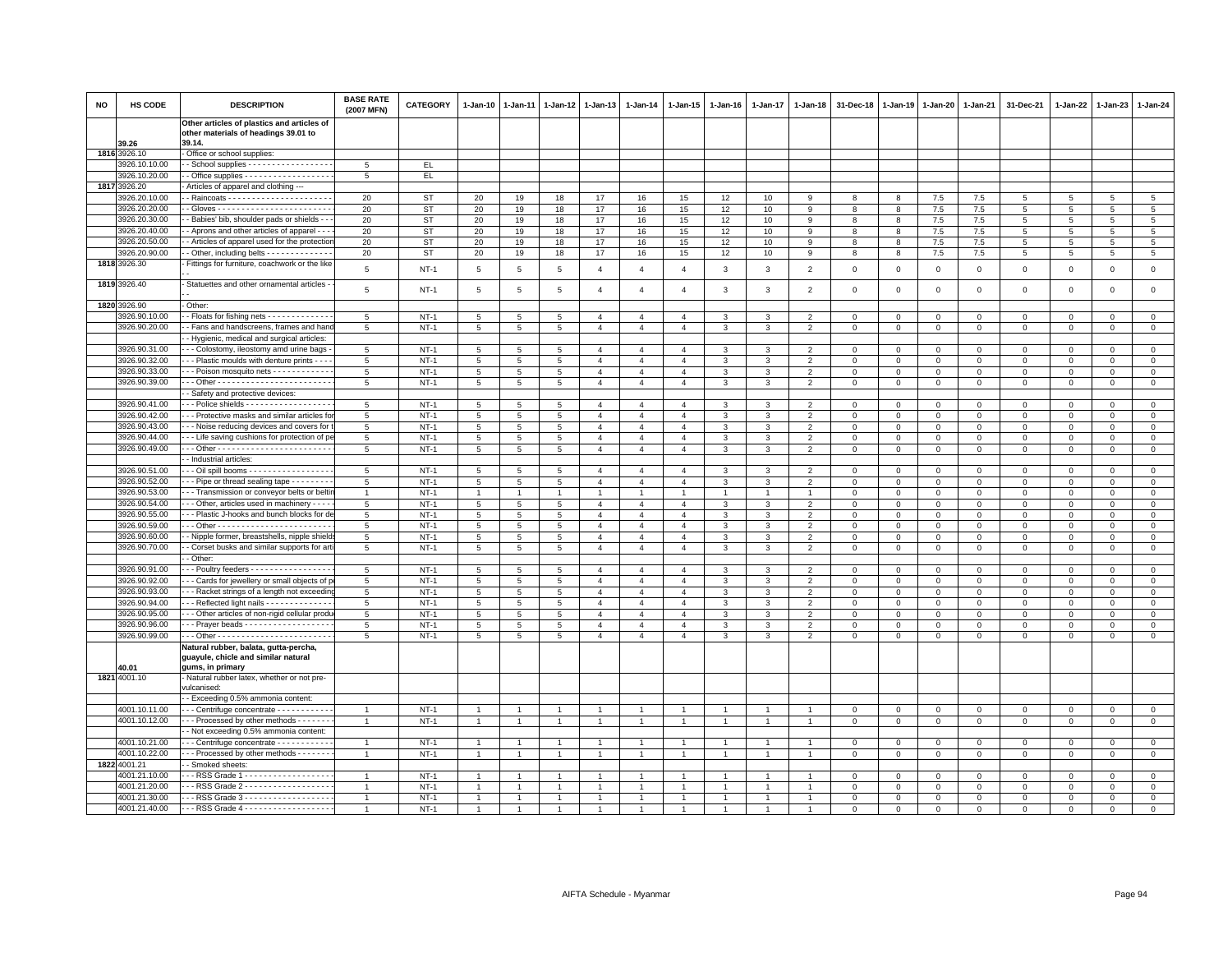| NO | HS CODE | DESCRIPTION | BASE RATE (2007 MFN) | CATEGORY | 1-Jan-10 | 1-Jan-11 | 1-Jan-12 | 1-Jan-13 | 1-Jan-14 | 1-Jan-15 | 1-Jan-16 | 1-Jan-17 | 1-Jan-18 | 31-Dec-18 | 1-Jan-19 | 1-Jan-20 | 1-Jan-21 | 31-Dec-21 | 1-Jan-22 | 1-Jan-23 | 1-Jan-24 |
|---|---|---|---|---|---|---|---|---|---|---|---|---|---|---|---|---|---|---|---|---|---|
| | 39.26 | **Other articles of plastics and articles of other materials of headings 39.01 to 39.14.** | | | | | | | | | | | | | | | | | | | |
| 1816 | 3926.10 | - Office or school supplies: | | | | | | | | | | | | | | | | | | | |
| | 3926.10.10.00 | - - School supplies - - - - - - - - - - - - - - - - - - | 5 | EL | | | | | | | | | | | | | | | | | |
| | 3926.10.20.00 | - - Office supplies - - - - - - - - - - - - - - - - - - | 5 | EL | | | | | | | | | | | | | | | | | |
| 1817 | 3926.20 | - Articles of apparel and clothing --- | | | | | | | | | | | | | | | | | | | |
| | 3926.20.10.00 | - - Raincoats - - - - - - - - - - - - - - - - - - - - - - | 20 | ST | 20 | 19 | 18 | 17 | 16 | 15 | 12 | 10 | 9 | 8 | 8 | 7.5 | 7.5 | 5 | 5 | 5 | 5 |
| | 3926.20.20.00 | - - Gloves - - - - - - - - - - - - - - - - - - - - - - - - | 20 | ST | 20 | 19 | 18 | 17 | 16 | 15 | 12 | 10 | 9 | 8 | 8 | 7.5 | 7.5 | 5 | 5 | 5 | 5 |
| | 3926.20.30.00 | - - Babies' bib, shoulder pads or shields - - - | 20 | ST | 20 | 19 | 18 | 17 | 16 | 15 | 12 | 10 | 9 | 8 | 8 | 7.5 | 7.5 | 5 | 5 | 5 | 5 |
| | 3926.20.40.00 | - - Aprons and other articles of apparel - - - | 20 | ST | 20 | 19 | 18 | 17 | 16 | 15 | 12 | 10 | 9 | 8 | 8 | 7.5 | 7.5 | 5 | 5 | 5 | 5 |
| | 3926.20.50.00 | - - Articles of apparel used for the protection | 20 | ST | 20 | 19 | 18 | 17 | 16 | 15 | 12 | 10 | 9 | 8 | 8 | 7.5 | 7.5 | 5 | 5 | 5 | 5 |
| | 3926.20.90.00 | - - Other, including belts - - - - - - - - - - - - - - | 20 | ST | 20 | 19 | 18 | 17 | 16 | 15 | 12 | 10 | 9 | 8 | 8 | 7.5 | 7.5 | 5 | 5 | 5 | 5 |
| 1818 | 3926.30 | - Fittings for furniture, coachwork or the like - - | 5 | NT-1 | 5 | 5 | 5 | 4 | 4 | 4 | 3 | 3 | 2 | 0 | 0 | 0 | 0 | 0 | 0 | 0 | 0 |
| 1819 | 3926.40 | - Statuettes and other ornamental articles - - - | 5 | NT-1 | 5 | 5 | 5 | 4 | 4 | 4 | 3 | 3 | 2 | 0 | 0 | 0 | 0 | 0 | 0 | 0 | 0 |
| 1820 | 3926.90 | - Other: | | | | | | | | | | | | | | | | | | | |
| | 3926.90.10.00 | - - Floats for fishing nets - - - - - - - - - - - - - - | 5 | NT-1 | 5 | 5 | 5 | 4 | 4 | 4 | 3 | 3 | 2 | 0 | 0 | 0 | 0 | 0 | 0 | 0 | 0 |
| | 3926.90.20.00 | - - Fans and handscreens, frames and hand | 5 | NT-1 | 5 | 5 | 5 | 4 | 4 | 4 | 3 | 3 | 2 | 0 | 0 | 0 | 0 | 0 | 0 | 0 | 0 |
| | | - - Hygienic, medical and surgical articles: | | | | | | | | | | | | | | | | | | | |
| | 3926.90.31.00 | - - - Colostomy, ileostomy amd urine bags - | 5 | NT-1 | 5 | 5 | 5 | 4 | 4 | 4 | 3 | 3 | 2 | 0 | 0 | 0 | 0 | 0 | 0 | 0 | 0 |
| | 3926.90.32.00 | - - - Plastic moulds with denture prints - - - - | 5 | NT-1 | 5 | 5 | 5 | 4 | 4 | 4 | 3 | 3 | 2 | 0 | 0 | 0 | 0 | 0 | 0 | 0 | 0 |
| | 3926.90.33.00 | - - - Poison mosquito nets - - - - - - - - - - - - | 5 | NT-1 | 5 | 5 | 5 | 4 | 4 | 4 | 3 | 3 | 2 | 0 | 0 | 0 | 0 | 0 | 0 | 0 | 0 |
| | 3926.90.39.00 | - - - Other - - - - - - - - - - - - - - - - - - - - - - - - | 5 | NT-1 | 5 | 5 | 5 | 4 | 4 | 4 | 3 | 3 | 2 | 0 | 0 | 0 | 0 | 0 | 0 | 0 | 0 |
| | | - - Safety and protective devices: | | | | | | | | | | | | | | | | | | | |
| | 3926.90.41.00 | - - - Police shields - - - - - - - - - - - - - - - - - - | 5 | NT-1 | 5 | 5 | 5 | 4 | 4 | 4 | 3 | 3 | 2 | 0 | 0 | 0 | 0 | 0 | 0 | 0 | 0 |
| | 3926.90.42.00 | - - - Protective masks and similar articles for | 5 | NT-1 | 5 | 5 | 5 | 4 | 4 | 4 | 3 | 3 | 2 | 0 | 0 | 0 | 0 | 0 | 0 | 0 | 0 |
| | 3926.90.43.00 | - - - Noise reducing devices and covers for t | 5 | NT-1 | 5 | 5 | 5 | 4 | 4 | 4 | 3 | 3 | 2 | 0 | 0 | 0 | 0 | 0 | 0 | 0 | 0 |
| | 3926.90.44.00 | - - - Life saving cushions for protection of pe | 5 | NT-1 | 5 | 5 | 5 | 4 | 4 | 4 | 3 | 3 | 2 | 0 | 0 | 0 | 0 | 0 | 0 | 0 | 0 |
| | 3926.90.49.00 | - - - Other - - - - - - - - - - - - - - - - - - - - - - - - | 5 | NT-1 | 5 | 5 | 5 | 4 | 4 | 4 | 3 | 3 | 2 | 0 | 0 | 0 | 0 | 0 | 0 | 0 | 0 |
| | | - - Industrial articles: | | | | | | | | | | | | | | | | | | | |
| | 3926.90.51.00 | - - - Oil spill booms - - - - - - - - - - - - - - - - - | 5 | NT-1 | 5 | 5 | 5 | 4 | 4 | 4 | 3 | 3 | 2 | 0 | 0 | 0 | 0 | 0 | 0 | 0 | 0 |
| | 3926.90.52.00 | - - - Pipe or thread sealing tape - - - - - - - - - | 5 | NT-1 | 5 | 5 | 5 | 4 | 4 | 4 | 3 | 3 | 2 | 0 | 0 | 0 | 0 | 0 | 0 | 0 | 0 |
| | 3926.90.53.00 | - - - Transmission or conveyor belts or beltin | 1 | NT-1 | 1 | 1 | 1 | 1 | 1 | 1 | 1 | 1 | 1 | 0 | 0 | 0 | 0 | 0 | 0 | 0 | 0 |
| | 3926.90.54.00 | - - - Other, articles used in machinery - - - - - | 5 | NT-1 | 5 | 5 | 5 | 4 | 4 | 4 | 3 | 3 | 2 | 0 | 0 | 0 | 0 | 0 | 0 | 0 | 0 |
| | 3926.90.55.00 | - - - Plastic J-hooks and bunch blocks for de | 5 | NT-1 | 5 | 5 | 5 | 4 | 4 | 4 | 3 | 3 | 2 | 0 | 0 | 0 | 0 | 0 | 0 | 0 | 0 |
| | 3926.90.59.00 | - - - Other - - - - - - - - - - - - - - - - - - - - - - - - | 5 | NT-1 | 5 | 5 | 5 | 4 | 4 | 4 | 3 | 3 | 2 | 0 | 0 | 0 | 0 | 0 | 0 | 0 | 0 |
| | 3926.90.60.00 | - - Nipple former, breastshells, nipple shields | 5 | NT-1 | 5 | 5 | 5 | 4 | 4 | 4 | 3 | 3 | 2 | 0 | 0 | 0 | 0 | 0 | 0 | 0 | 0 |
| | 3926.90.70.00 | - - Corset busks and similar supports for arti | 5 | NT-1 | 5 | 5 | 5 | 4 | 4 | 4 | 3 | 3 | 2 | 0 | 0 | 0 | 0 | 0 | 0 | 0 | 0 |
| | | - - Other: | | | | | | | | | | | | | | | | | | | |
| | 3926.90.91.00 | - - - Poultry feeders - - - - - - - - - - - - - - - - - | 5 | NT-1 | 5 | 5 | 5 | 4 | 4 | 4 | 3 | 3 | 2 | 0 | 0 | 0 | 0 | 0 | 0 | 0 | 0 |
| | 3926.90.92.00 | - - - Cards for jewellery or small objects of p | 5 | NT-1 | 5 | 5 | 5 | 4 | 4 | 4 | 3 | 3 | 2 | 0 | 0 | 0 | 0 | 0 | 0 | 0 | 0 |
| | 3926.90.93.00 | - - - Racket strings of a length not exceeding | 5 | NT-1 | 5 | 5 | 5 | 4 | 4 | 4 | 3 | 3 | 2 | 0 | 0 | 0 | 0 | 0 | 0 | 0 | 0 |
| | 3926.90.94.00 | - - - Reflected light nails - - - - - - - - - - - - - - | 5 | NT-1 | 5 | 5 | 5 | 4 | 4 | 4 | 3 | 3 | 2 | 0 | 0 | 0 | 0 | 0 | 0 | 0 | 0 |
| | 3926.90.95.00 | - - - Other articles of non-rigid cellular produ | 5 | NT-1 | 5 | 5 | 5 | 4 | 4 | 4 | 3 | 3 | 2 | 0 | 0 | 0 | 0 | 0 | 0 | 0 | 0 |
| | 3926.90.96.00 | - - - Prayer beads - - - - - - - - - - - - - - - - - - | 5 | NT-1 | 5 | 5 | 5 | 4 | 4 | 4 | 3 | 3 | 2 | 0 | 0 | 0 | 0 | 0 | 0 | 0 | 0 |
| | 3926.90.99.00 | - - - Other - - - - - - - - - - - - - - - - - - - - - - - - | 5 | NT-1 | 5 | 5 | 5 | 4 | 4 | 4 | 3 | 3 | 2 | 0 | 0 | 0 | 0 | 0 | 0 | 0 | 0 |
| | 40.01 | **Natural rubber, balata, gutta-percha, guayule, chicle and similar natural gums, in primary** | | | | | | | | | | | | | | | | | | | |
| 1821 | 4001.10 | - Natural rubber latex, whether or not pre-vulcanised: | | | | | | | | | | | | | | | | | | | |
| | | - - Exceeding 0.5% ammonia content: | | | | | | | | | | | | | | | | | | | |
| | 4001.10.11.00 | - - - Centrifuge concentrate - - - - - - - - - - - - | 1 | NT-1 | 1 | 1 | 1 | 1 | 1 | 1 | 1 | 1 | 1 | 0 | 0 | 0 | 0 | 0 | 0 | 0 | 0 |
| | 4001.10.12.00 | - - - Processed by other methods - - - - - - - - | 1 | NT-1 | 1 | 1 | 1 | 1 | 1 | 1 | 1 | 1 | 1 | 0 | 0 | 0 | 0 | 0 | 0 | 0 | 0 |
| | | - - Not exceeding 0.5% ammonia content: | | | | | | | | | | | | | | | | | | | |
| | 4001.10.21.00 | - - - Centrifuge concentrate - - - - - - - - - - - - | 1 | NT-1 | 1 | 1 | 1 | 1 | 1 | 1 | 1 | 1 | 1 | 0 | 0 | 0 | 0 | 0 | 0 | 0 | 0 |
| | 4001.10.22.00 | - - - Processed by other methods - - - - - - - - | 1 | NT-1 | 1 | 1 | 1 | 1 | 1 | 1 | 1 | 1 | 1 | 0 | 0 | 0 | 0 | 0 | 0 | 0 | 0 |
| 1822 | 4001.21 | - - Smoked sheets: | | | | | | | | | | | | | | | | | | | |
| | 4001.21.10.00 | - - - RSS Grade 1 - - - - - - - - - - - - - - - - - - - | 1 | NT-1 | 1 | 1 | 1 | 1 | 1 | 1 | 1 | 1 | 1 | 0 | 0 | 0 | 0 | 0 | 0 | 0 | 0 |
| | 4001.21.20.00 | - - - RSS Grade 2 - - - - - - - - - - - - - - - - - - - | 1 | NT-1 | 1 | 1 | 1 | 1 | 1 | 1 | 1 | 1 | 1 | 0 | 0 | 0 | 0 | 0 | 0 | 0 | 0 |
| | 4001.21.30.00 | - - - RSS Grade 3 - - - - - - - - - - - - - - - - - - - | 1 | NT-1 | 1 | 1 | 1 | 1 | 1 | 1 | 1 | 1 | 1 | 0 | 0 | 0 | 0 | 0 | 0 | 0 | 0 |
| | 4001.21.40.00 | - - - RSS Grade 4 - - - - - - - - - - - - - - - - - - - | 1 | NT-1 | 1 | 1 | 1 | 1 | 1 | 1 | 1 | 1 | 1 | 0 | 0 | 0 | 0 | 0 | 0 | 0 | 0 |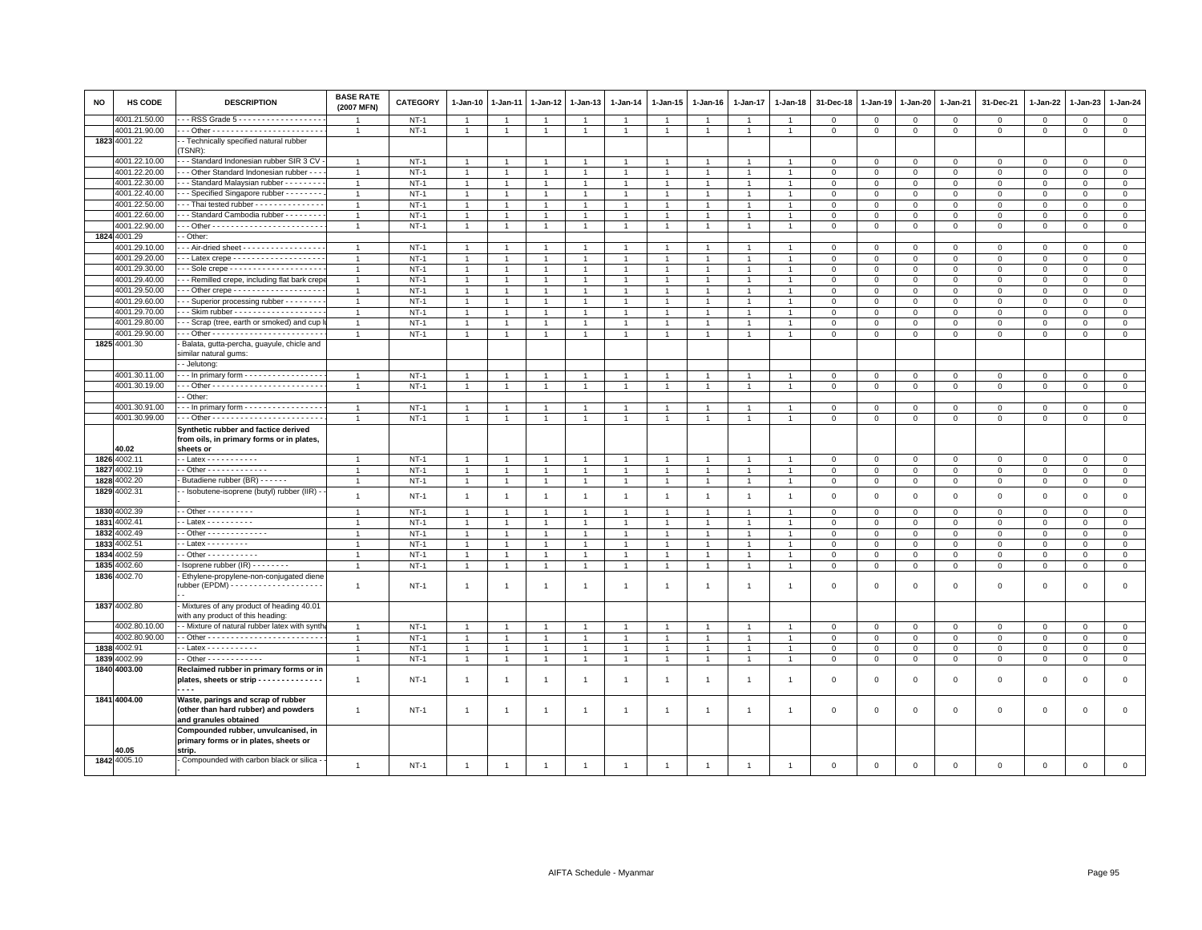| NO | HS CODE | DESCRIPTION | BASE RATE (2007 MFN) | CATEGORY | 1-Jan-10 | 1-Jan-11 | 1-Jan-12 | 1-Jan-13 | 1-Jan-14 | 1-Jan-15 | 1-Jan-16 | 1-Jan-17 | 1-Jan-18 | 31-Dec-18 | 1-Jan-19 | 1-Jan-20 | 1-Jan-21 | 31-Dec-21 | 1-Jan-22 | 1-Jan-23 | 1-Jan-24 |
|---|---|---|---|---|---|---|---|---|---|---|---|---|---|---|---|---|---|---|---|---|---|
| | 4001.21.50.00 | - - - RSS Grade 5 - - - - - - - - - - - - - - - - - - | 1 | NT-1 | 1 | 1 | 1 | 1 | 1 | 1 | 1 | 1 | 1 | 0 | 0 | 0 | 0 | 0 | 0 | 0 | 0 |
| | 4001.21.90.00 | - - - Other - - - - - - - - - - - - - - - - - - - - - - - - | 1 | NT-1 | 1 | 1 | 1 | 1 | 1 | 1 | 1 | 1 | 1 | 0 | 0 | 0 | 0 | 0 | 0 | 0 | 0 |
| 1823 | 4001.22 | - - Technically specified natural rubber (TSNR): | | | | | | | | | | | | | | | | | | | |
| | 4001.22.10.00 | - - - Standard Indonesian rubber SIR 3 CV - | 1 | NT-1 | 1 | 1 | 1 | 1 | 1 | 1 | 1 | 1 | 1 | 0 | 0 | 0 | 0 | 0 | 0 | 0 | 0 |
| | 4001.22.20.00 | - - - Other Standard Indonesian rubber - - - | 1 | NT-1 | 1 | 1 | 1 | 1 | 1 | 1 | 1 | 1 | 1 | 0 | 0 | 0 | 0 | 0 | 0 | 0 | 0 |
| | 4001.22.30.00 | - - - Standard Malaysian rubber - - - - - - - - | 1 | NT-1 | 1 | 1 | 1 | 1 | 1 | 1 | 1 | 1 | 1 | 0 | 0 | 0 | 0 | 0 | 0 | 0 | 0 |
| | 4001.22.40.00 | - - - Specified Singapore rubber - - - - - - - - | 1 | NT-1 | 1 | 1 | 1 | 1 | 1 | 1 | 1 | 1 | 1 | 0 | 0 | 0 | 0 | 0 | 0 | 0 | 0 |
| | 4001.22.50.00 | - - - Thai tested rubber - - - - - - - - - - - - - - - | 1 | NT-1 | 1 | 1 | 1 | 1 | 1 | 1 | 1 | 1 | 1 | 0 | 0 | 0 | 0 | 0 | 0 | 0 | 0 |
| | 4001.22.60.00 | - - - Standard Cambodia rubber - - - - - - - - | 1 | NT-1 | 1 | 1 | 1 | 1 | 1 | 1 | 1 | 1 | 1 | 0 | 0 | 0 | 0 | 0 | 0 | 0 | 0 |
| | 4001.22.90.00 | - - - Other - - - - - - - - - - - - - - - - - - - - - - - - | 1 | NT-1 | 1 | 1 | 1 | 1 | 1 | 1 | 1 | 1 | 1 | 0 | 0 | 0 | 0 | 0 | 0 | 0 | 0 |
| 1824 | 4001.29 | - - Other: | | | | | | | | | | | | | | | | | | | |
| | 4001.29.10.00 | - - - Air-dried sheet - - - - - - - - - - - - - - - - - - | 1 | NT-1 | 1 | 1 | 1 | 1 | 1 | 1 | 1 | 1 | 1 | 0 | 0 | 0 | 0 | 0 | 0 | 0 | 0 |
| | 4001.29.20.00 | - - - Latex crepe - - - - - - - - - - - - - - - - - - - | 1 | NT-1 | 1 | 1 | 1 | 1 | 1 | 1 | 1 | 1 | 1 | 0 | 0 | 0 | 0 | 0 | 0 | 0 | 0 |
| | 4001.29.30.00 | - - - Sole crepe - - - - - - - - - - - - - - - - - - - - | 1 | NT-1 | 1 | 1 | 1 | 1 | 1 | 1 | 1 | 1 | 1 | 0 | 0 | 0 | 0 | 0 | 0 | 0 | 0 |
| | 4001.29.40.00 | - - - Remilled crepe, including flat bark crepe | 1 | NT-1 | 1 | 1 | 1 | 1 | 1 | 1 | 1 | 1 | 1 | 0 | 0 | 0 | 0 | 0 | 0 | 0 | 0 |
| | 4001.29.50.00 | - - - Other crepe - - - - - - - - - - - - - - - - - - - | 1 | NT-1 | 1 | 1 | 1 | 1 | 1 | 1 | 1 | 1 | 1 | 0 | 0 | 0 | 0 | 0 | 0 | 0 | 0 |
| | 4001.29.60.00 | - - - Superior processing rubber - - - - - - - - | 1 | NT-1 | 1 | 1 | 1 | 1 | 1 | 1 | 1 | 1 | 1 | 0 | 0 | 0 | 0 | 0 | 0 | 0 | 0 |
| | 4001.29.70.00 | - - - Skim rubber - - - - - - - - - - - - - - - - - - - | 1 | NT-1 | 1 | 1 | 1 | 1 | 1 | 1 | 1 | 1 | 1 | 0 | 0 | 0 | 0 | 0 | 0 | 0 | 0 |
| | 4001.29.80.00 | - - - Scrap (tree, earth or smoked) and cup l | 1 | NT-1 | 1 | 1 | 1 | 1 | 1 | 1 | 1 | 1 | 1 | 0 | 0 | 0 | 0 | 0 | 0 | 0 | 0 |
| | 4001.29.90.00 | - - - Other - - - - - - - - - - - - - - - - - - - - - - - - | 1 | NT-1 | 1 | 1 | 1 | 1 | 1 | 1 | 1 | 1 | 1 | 0 | 0 | 0 | 0 | 0 | 0 | 0 | 0 |
| 1825 | 4001.30 | - Balata, gutta-percha, guayule, chicle and similar natural gums: | | | | | | | | | | | | | | | | | | | |
| | | - - Jelutong: | | | | | | | | | | | | | | | | | | | |
| | 4001.30.11.00 | - - - In primary form - - - - - - - - - - - - - - - - - | 1 | NT-1 | 1 | 1 | 1 | 1 | 1 | 1 | 1 | 1 | 1 | 0 | 0 | 0 | 0 | 0 | 0 | 0 | 0 |
| | 4001.30.19.00 | - - - Other - - - - - - - - - - - - - - - - - - - - - - - - | 1 | NT-1 | 1 | 1 | 1 | 1 | 1 | 1 | 1 | 1 | 1 | 0 | 0 | 0 | 0 | 0 | 0 | 0 | 0 |
| | | - - Other: | | | | | | | | | | | | | | | | | | | |
| | 4001.30.91.00 | - - - In primary form - - - - - - - - - - - - - - - - - | 1 | NT-1 | 1 | 1 | 1 | 1 | 1 | 1 | 1 | 1 | 1 | 0 | 0 | 0 | 0 | 0 | 0 | 0 | 0 |
| | 4001.30.99.00 | - - - Other - - - - - - - - - - - - - - - - - - - - - - - - | 1 | NT-1 | 1 | 1 | 1 | 1 | 1 | 1 | 1 | 1 | 1 | 0 | 0 | 0 | 0 | 0 | 0 | 0 | 0 |
| | 40.02 | **Synthetic rubber and factice derived from oils, in primary forms or in plates, sheets or** | | | | | | | | | | | | | | | | | | | |
| 1826 | 4002.11 | - - Latex - - - - - - - - - - - | 1 | NT-1 | 1 | 1 | 1 | 1 | 1 | 1 | 1 | 1 | 1 | 0 | 0 | 0 | 0 | 0 | 0 | 0 | 0 |
| 1827 | 4002.19 | - - Other - - - - - - - - - - - - - | 1 | NT-1 | 1 | 1 | 1 | 1 | 1 | 1 | 1 | 1 | 1 | 0 | 0 | 0 | 0 | 0 | 0 | 0 | 0 |
| 1828 | 4002.20 | - Butadiene rubber (BR) - - - - - - | 1 | NT-1 | 1 | 1 | 1 | 1 | 1 | 1 | 1 | 1 | 1 | 0 | 0 | 0 | 0 | 0 | 0 | 0 | 0 |
| 1829 | 4002.31 | - - Isobutene-isoprene (butyl) rubber (IIR) - - | 1 | NT-1 | 1 | 1 | 1 | 1 | 1 | 1 | 1 | 1 | 1 | 0 | 0 | 0 | 0 | 0 | 0 | 0 | 0 |
| 1830 | 4002.39 | - - Other - - - - - - - - - - | 1 | NT-1 | 1 | 1 | 1 | 1 | 1 | 1 | 1 | 1 | 1 | 0 | 0 | 0 | 0 | 0 | 0 | 0 | 0 |
| 1831 | 4002.41 | - - Latex - - - - - - - - - - | 1 | NT-1 | 1 | 1 | 1 | 1 | 1 | 1 | 1 | 1 | 1 | 0 | 0 | 0 | 0 | 0 | 0 | 0 | 0 |
| 1832 | 4002.49 | - - Other - - - - - - - - - - - - - | 1 | NT-1 | 1 | 1 | 1 | 1 | 1 | 1 | 1 | 1 | 1 | 0 | 0 | 0 | 0 | 0 | 0 | 0 | 0 |
| 1833 | 4002.51 | - - Latex - - - - - - - - - | 1 | NT-1 | 1 | 1 | 1 | 1 | 1 | 1 | 1 | 1 | 1 | 0 | 0 | 0 | 0 | 0 | 0 | 0 | 0 |
| 1834 | 4002.59 | - - Other - - - - - - - - - - - | 1 | NT-1 | 1 | 1 | 1 | 1 | 1 | 1 | 1 | 1 | 1 | 0 | 0 | 0 | 0 | 0 | 0 | 0 | 0 |
| 1835 | 4002.60 | - Isoprene rubber (IR) - - - - - - - - | 1 | NT-1 | 1 | 1 | 1 | 1 | 1 | 1 | 1 | 1 | 1 | 0 | 0 | 0 | 0 | 0 | 0 | 0 | 0 |
| 1836 | 4002.70 | - Ethylene-propylene-non-conjugated diene rubber (EPDM) - - - - - - - - - - - - - - - - - - - - - - | 1 | NT-1 | 1 | 1 | 1 | 1 | 1 | 1 | 1 | 1 | 1 | 0 | 0 | 0 | 0 | 0 | 0 | 0 | 0 |
| 1837 | 4002.80 | - Mixtures of any product of heading 40.01 with any product of this heading: | | | | | | | | | | | | | | | | | | | |
| | 4002.80.10.00 | - - Mixture of natural rubber latex with synth | 1 | NT-1 | 1 | 1 | 1 | 1 | 1 | 1 | 1 | 1 | 1 | 0 | 0 | 0 | 0 | 0 | 0 | 0 | 0 |
| | 4002.80.90.00 | - - Other - - - - - - - - - - - - - - - - - - - - - - - - | 1 | NT-1 | 1 | 1 | 1 | 1 | 1 | 1 | 1 | 1 | 1 | 0 | 0 | 0 | 0 | 0 | 0 | 0 | 0 |
| 1838 | 4002.91 | - - Latex - - - - - - - - - - - | 1 | NT-1 | 1 | 1 | 1 | 1 | 1 | 1 | 1 | 1 | 1 | 0 | 0 | 0 | 0 | 0 | 0 | 0 | 0 |
| 1839 | 4002.99 | - - Other - - - - - - - - - - - - | 1 | NT-1 | 1 | 1 | 1 | 1 | 1 | 1 | 1 | 1 | 1 | 0 | 0 | 0 | 0 | 0 | 0 | 0 | 0 |
| 1840 | 4003.00 | **Reclaimed rubber in primary forms or in plates, sheets or strip - - - - - - - - - - - - - - - - -** | 1 | NT-1 | 1 | 1 | 1 | 1 | 1 | 1 | 1 | 1 | 1 | 0 | 0 | 0 | 0 | 0 | 0 | 0 | 0 |
| 1841 | 4004.00 | **Waste, parings and scrap of rubber (other than hard rubber) and powders and granules obtained** | 1 | NT-1 | 1 | 1 | 1 | 1 | 1 | 1 | 1 | 1 | 1 | 0 | 0 | 0 | 0 | 0 | 0 | 0 | 0 |
| | 40.05 | **Compounded rubber, unvulcanised, in primary forms or in plates, sheets or strip.** | | | | | | | | | | | | | | | | | | | |
| 1842 | 4005.10 | - Compounded with carbon black or silica - - | 1 | NT-1 | 1 | 1 | 1 | 1 | 1 | 1 | 1 | 1 | 1 | 0 | 0 | 0 | 0 | 0 | 0 | 0 | 0 |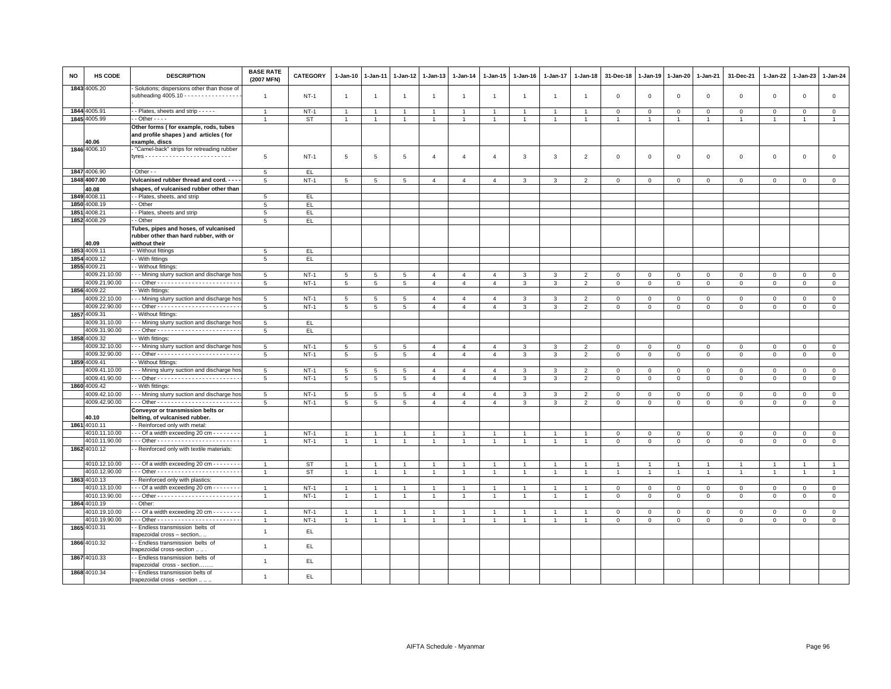| NO | HS CODE | DESCRIPTION | BASE RATE (2007 MFN) | CATEGORY | 1-Jan-10 | 1-Jan-11 | 1-Jan-12 | 1-Jan-13 | 1-Jan-14 | 1-Jan-15 | 1-Jan-16 | 1-Jan-17 | 1-Jan-18 | 31-Dec-18 | 1-Jan-19 | 1-Jan-20 | 1-Jan-21 | 31-Dec-21 | 1-Jan-22 | 1-Jan-23 | 1-Jan-24 |
|---|---|---|---|---|---|---|---|---|---|---|---|---|---|---|---|---|---|---|---|---|---|
| 1843 | 4005.20 | - Solutions; dispersions other than those of subheading 4005.10 - - - - - - - - - - - - - - - - - - | 1 | NT-1 | 1 | 1 | 1 | 1 | 1 | 1 | 1 | 1 | 1 | 0 | 0 | 0 | 0 | 0 | 0 | 0 | 0 |
| 1844 | 4005.91 | - - Plates, sheets and strip - - - - - | 1 | NT-1 | 1 | 1 | 1 | 1 | 1 | 1 | 1 | 1 | 1 | 0 | 0 | 0 | 0 | 0 | 0 | 0 | 0 |
| 1845 | 4005.99 | - - Other - - - - | 1 | ST | 1 | 1 | 1 | 1 | 1 | 1 | 1 | 1 | 1 | 1 | 1 | 1 | 1 | 1 | 1 | 1 | 1 |
| | 40.06 | **Other forms ( for example, rods, tubes and profile shapes ) and articles ( for example, discs** | | | | | | | | | | | | | | | | | | | |
| 1846 | 4006.10 | - "Camel-back" strips for retreading rubber tyres - - - - - - - - - - - - - - - - - - - - - - - - - | 5 | NT-1 | 5 | 5 | 5 | 4 | 4 | 4 | 3 | 3 | 2 | 0 | 0 | 0 | 0 | 0 | 0 | 0 | 0 |
| 1847 | 4006.90 | - Other - - | 5 | EL | | | | | | | | | | | | | | | | | |
| 1848 | 4007.00 | **Vulcanised rubber thread and cord. - - - -** | 5 | NT-1 | 5 | 5 | 5 | 4 | 4 | 4 | 3 | 3 | 2 | 0 | 0 | 0 | 0 | 0 | 0 | 0 | 0 |
| | 40.08 | **shapes, of vulcanised rubber other than** | | | | | | | | | | | | | | | | | | | |
| 1849 | 4008.11 | - - Plates, sheets, and strip | 5 | EL | | | | | | | | | | | | | | | | | |
| 1850 | 4008.19 | - - Other | 5 | EL | | | | | | | | | | | | | | | | | |
| 1851 | 4008.21 | - - Plates, sheets and strip | 5 | EL | | | | | | | | | | | | | | | | | |
| 1852 | 4008.29 | - - Other | 5 | EL | | | | | | | | | | | | | | | | | |
| | 40.09 | **Tubes, pipes and hoses, of vulcanised rubber other than hard rubber, with or without their** | | | | | | | | | | | | | | | | | | | |
| 1853 | 4009.11 | -- Without fittings | 5 | EL | | | | | | | | | | | | | | | | | |
| 1854 | 4009.12 | - - With fittings | 5 | EL | | | | | | | | | | | | | | | | | |
| 1855 | 4009.21 | - - Without fittings: | | | | | | | | | | | | | | | | | | | |
| | 4009.21.10.00 | - - - Mining slurry suction and discharge hos | 5 | NT-1 | 5 | 5 | 5 | 4 | 4 | 4 | 3 | 3 | 2 | 0 | 0 | 0 | 0 | 0 | 0 | 0 | 0 |
| | 4009.21.90.00 | - - - Other - - - - - - - - - - - - - - - - - - - - - - - - | 5 | NT-1 | 5 | 5 | 5 | 4 | 4 | 4 | 3 | 3 | 2 | 0 | 0 | 0 | 0 | 0 | 0 | 0 | 0 |
| 1856 | 4009.22 | - - With fittings: | | | | | | | | | | | | | | | | | | | |
| | 4009.22.10.00 | - - - Mining slurry suction and discharge hos | 5 | NT-1 | 5 | 5 | 5 | 4 | 4 | 4 | 3 | 3 | 2 | 0 | 0 | 0 | 0 | 0 | 0 | 0 | 0 |
| | 4009.22.90.00 | - - - Other - - - - - - - - - - - - - - - - - - - - - - - - | 5 | NT-1 | 5 | 5 | 5 | 4 | 4 | 4 | 3 | 3 | 2 | 0 | 0 | 0 | 0 | 0 | 0 | 0 | 0 |
| 1857 | 4009.31 | - - Without fittings: | | | | | | | | | | | | | | | | | | | |
| | 4009.31.10.00 | - - - Mining slurry suction and discharge hos | 5 | EL | | | | | | | | | | | | | | | | | |
| | 4009.31.90.00 | - - - Other - - - - - - - - - - - - - - - - - - - - - - - - | 5 | EL | | | | | | | | | | | | | | | | | |
| 1858 | 4009.32 | - - With fittings: | | | | | | | | | | | | | | | | | | | |
| | 4009.32.10.00 | - - - Mining slurry suction and discharge hos | 5 | NT-1 | 5 | 5 | 5 | 4 | 4 | 4 | 3 | 3 | 2 | 0 | 0 | 0 | 0 | 0 | 0 | 0 | 0 |
| | 4009.32.90.00 | - - - Other - - - - - - - - - - - - - - - - - - - - - - - - | 5 | NT-1 | 5 | 5 | 5 | 4 | 4 | 4 | 3 | 3 | 2 | 0 | 0 | 0 | 0 | 0 | 0 | 0 | 0 |
| 1859 | 4009.41 | - - Without fittings: | | | | | | | | | | | | | | | | | | | |
| | 4009.41.10.00 | - - - Mining slurry suction and discharge hos | 5 | NT-1 | 5 | 5 | 5 | 4 | 4 | 4 | 3 | 3 | 2 | 0 | 0 | 0 | 0 | 0 | 0 | 0 | 0 |
| | 4009.41.90.00 | - - - Other - - - - - - - - - - - - - - - - - - - - - - - - | 5 | NT-1 | 5 | 5 | 5 | 4 | 4 | 4 | 3 | 3 | 2 | 0 | 0 | 0 | 0 | 0 | 0 | 0 | 0 |
| 1860 | 4009.42 | - - With fittings: | | | | | | | | | | | | | | | | | | | |
| | 4009.42.10.00 | - - - Mining slurry suction and discharge hos | 5 | NT-1 | 5 | 5 | 5 | 4 | 4 | 4 | 3 | 3 | 2 | 0 | 0 | 0 | 0 | 0 | 0 | 0 | 0 |
| | 4009.42.90.00 | - - - Other - - - - - - - - - - - - - - - - - - - - - - - - | 5 | NT-1 | 5 | 5 | 5 | 4 | 4 | 4 | 3 | 3 | 2 | 0 | 0 | 0 | 0 | 0 | 0 | 0 | 0 |
| | 40.10 | **Conveyor or transmission belts or belting, of vulcanised rubber.** | | | | | | | | | | | | | | | | | | | |
| 1861 | 4010.11 | - - Reinforced only with metal: | | | | | | | | | | | | | | | | | | | |
| | 4010.11.10.00 | - - - Of a width exceeding 20 cm - - - - - - - - | 1 | NT-1 | 1 | 1 | 1 | 1 | 1 | 1 | 1 | 1 | 1 | 0 | 0 | 0 | 0 | 0 | 0 | 0 | 0 |
| | 4010.11.90.00 | - - - Other - - - - - - - - - - - - - - - - - - - - - - - - | 1 | NT-1 | 1 | 1 | 1 | 1 | 1 | 1 | 1 | 1 | 1 | 0 | 0 | 0 | 0 | 0 | 0 | 0 | 0 |
| 1862 | 4010.12 | - - Reinforced only with textile materials: | | | | | | | | | | | | | | | | | | | |
| | 4010.12.10.00 | - - - Of a width exceeding 20 cm - - - - - - - - | 1 | ST | 1 | 1 | 1 | 1 | 1 | 1 | 1 | 1 | 1 | 1 | 1 | 1 | 1 | 1 | 1 | 1 | 1 |
| | 4010.12.90.00 | - - - Other - - - - - - - - - - - - - - - - - - - - - - - - | 1 | ST | 1 | 1 | 1 | 1 | 1 | 1 | 1 | 1 | 1 | 1 | 1 | 1 | 1 | 1 | 1 | 1 | 1 |
| 1863 | 4010.13 | - - Reinforced only with plastics: | | | | | | | | | | | | | | | | | | | |
| | 4010.13.10.00 | - - - Of a width exceeding 20 cm - - - - - - - - | 1 | NT-1 | 1 | 1 | 1 | 1 | 1 | 1 | 1 | 1 | 1 | 0 | 0 | 0 | 0 | 0 | 0 | 0 | 0 |
| | 4010.13.90.00 | - - - Other - - - - - - - - - - - - - - - - - - - - - - - - | 1 | NT-1 | 1 | 1 | 1 | 1 | 1 | 1 | 1 | 1 | 1 | 0 | 0 | 0 | 0 | 0 | 0 | 0 | 0 |
| 1864 | 4010.19 | - - Other: | | | | | | | | | | | | | | | | | | | |
| | 4010.19.10.00 | - - - Of a width exceeding 20 cm - - - - - - - - | 1 | NT-1 | 1 | 1 | 1 | 1 | 1 | 1 | 1 | 1 | 1 | 0 | 0 | 0 | 0 | 0 | 0 | 0 | 0 |
| | 4010.19.90.00 | - - - Other - - - - - - - - - - - - - - - - - - - - - - - - | 1 | NT-1 | 1 | 1 | 1 | 1 | 1 | 1 | 1 | 1 | 1 | 0 | 0 | 0 | 0 | 0 | 0 | 0 | 0 |
| 1865 | 4010.31 | - - Endless transmission belts of trapezoidal cross – section.. .. | 1 | EL | | | | | | | | | | | | | | | | | |
| 1866 | 4010.32 | - - Endless transmission belts of trapezoidal cross-section .. .. . | 1 | EL | | | | | | | | | | | | | | | | | |
| 1867 | 4010.33 | - - Endless transmission belts of trapezoidal cross - section…….. | 1 | EL | | | | | | | | | | | | | | | | | |
| 1868 | 4010.34 | - - Endless transmission belts of trapezoidal cross - section .. .. .. | 1 | EL | | | | | | | | | | | | | | | | | |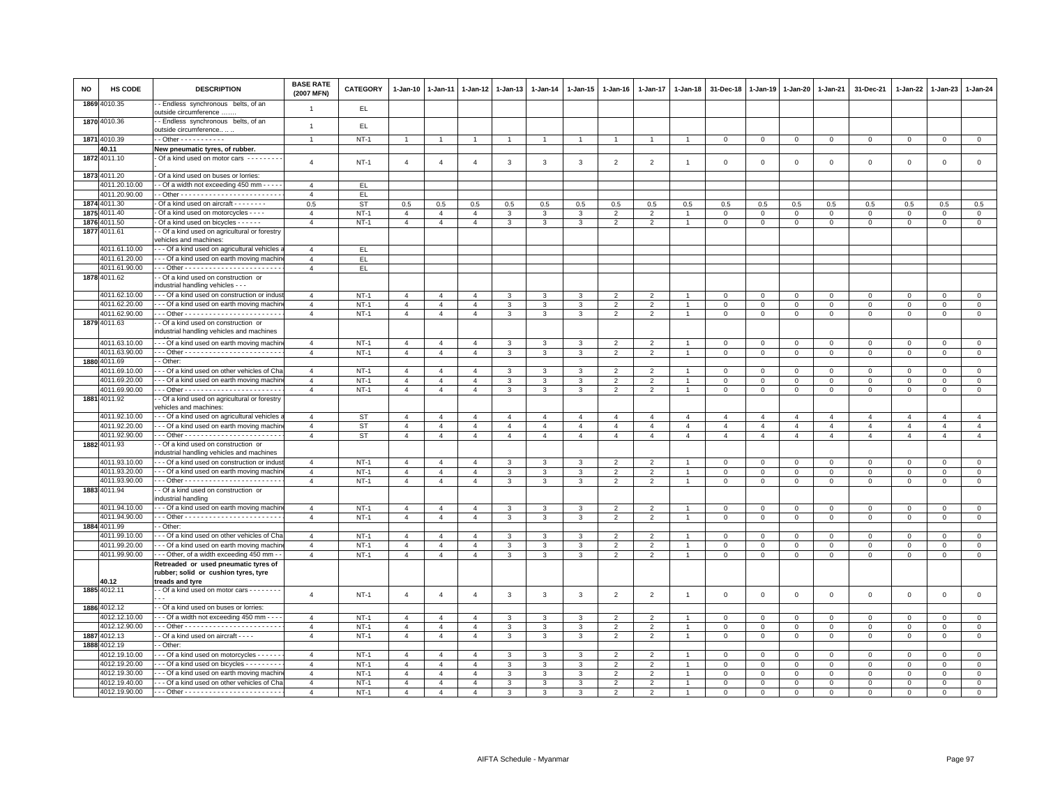| NO | HS CODE | DESCRIPTION | BASE RATE (2007 MFN) | CATEGORY | 1-Jan-10 | 1-Jan-11 | 1-Jan-12 | 1-Jan-13 | 1-Jan-14 | 1-Jan-15 | 1-Jan-16 | 1-Jan-17 | 1-Jan-18 | 31-Dec-18 | 1-Jan-19 | 1-Jan-20 | 1-Jan-21 | 31-Dec-21 | 1-Jan-22 | 1-Jan-23 | 1-Jan-24 |
|---|---|---|---|---|---|---|---|---|---|---|---|---|---|---|---|---|---|---|---|---|---|
| 1869 | 4010.35 | - - Endless synchronous belts, of an outside circumference ……. | 1 | EL | | | | | | | | | | | | | | | | | |
| 1870 | 4010.36 | - - Endless synchronous belts, of an outside circumference.. .. .. | 1 | EL | | | | | | | | | | | | | | | | | |
| 1871 | 4010.39 | - - Other - - - - - - - - - - - | 1 | NT-1 | 1 | 1 | 1 | 1 | 1 | 1 | 1 | 1 | 1 | 0 | 0 | 0 | 0 | 0 | 0 | 0 | 0 |
| | 40.11 | **New pneumatic tyres, of rubber.** | | | | | | | | | | | | | | | | | | | |
| 1872 | 4011.10 | - Of a kind used on motor cars - - - - - - - - - | 4 | NT-1 | 4 | 4 | 4 | 3 | 3 | 3 | 2 | 2 | 1 | 0 | 0 | 0 | 0 | 0 | 0 | 0 | 0 |
| 1873 | 4011.20 | - Of a kind used on buses or lorries: | | | | | | | | | | | | | | | | | | | |
| | 4011.20.10.00 | - - Of a width not exceeding 450 mm - - - - - | 4 | EL | | | | | | | | | | | | | | | | | |
| | 4011.20.90.00 | - - Other - - - - - - - - - - - - - - - - - - - - - - - - - | 4 | EL | | | | | | | | | | | | | | | | | |
| 1874 | 4011.30 | - Of a kind used on aircraft - - - - - - - - | 0.5 | ST | 0.5 | 0.5 | 0.5 | 0.5 | 0.5 | 0.5 | 0.5 | 0.5 | 0.5 | 0.5 | 0.5 | 0.5 | 0.5 | 0.5 | 0.5 | 0.5 | 0.5 |
| 1875 | 4011.40 | - Of a kind used on motorcycles - - - - | 4 | NT-1 | 4 | 4 | 4 | 3 | 3 | 3 | 2 | 2 | 1 | 0 | 0 | 0 | 0 | 0 | 0 | 0 | 0 |
| 1876 | 4011.50 | - Of a kind used on bicycles - - - - - - | 4 | NT-1 | 4 | 4 | 4 | 3 | 3 | 3 | 2 | 2 | 1 | 0 | 0 | 0 | 0 | 0 | 0 | 0 | 0 |
| 1877 | 4011.61 | - - Of a kind used on agricultural or forestry vehicles and machines: | | | | | | | | | | | | | | | | | | | |
| | 4011.61.10.00 | - - - Of a kind used on agricultural vehicles a | 4 | EL | | | | | | | | | | | | | | | | | |
| | 4011.61.20.00 | - - - Of a kind used on earth moving machine | 4 | EL | | | | | | | | | | | | | | | | | |
| | 4011.61.90.00 | - - - Other - - - - - - - - - - - - - - - - - - - - - - - - | 4 | EL | | | | | | | | | | | | | | | | | |
| 1878 | 4011.62 | - - Of a kind used on construction or industrial handling vehicles - - - | | | | | | | | | | | | | | | | | | | |
| | 4011.62.10.00 | - - - Of a kind used on construction or indust | 4 | NT-1 | 4 | 4 | 4 | 3 | 3 | 3 | 2 | 2 | 1 | 0 | 0 | 0 | 0 | 0 | 0 | 0 | 0 |
| | 4011.62.20.00 | - - - Of a kind used on earth moving machine | 4 | NT-1 | 4 | 4 | 4 | 3 | 3 | 3 | 2 | 2 | 1 | 0 | 0 | 0 | 0 | 0 | 0 | 0 | 0 |
| | 4011.62.90.00 | - - - Other - - - - - - - - - - - - - - - - - - - - - - - - | 4 | NT-1 | 4 | 4 | 4 | 3 | 3 | 3 | 2 | 2 | 1 | 0 | 0 | 0 | 0 | 0 | 0 | 0 | 0 |
| 1879 | 4011.63 | - - Of a kind used on construction or industrial handling vehicles and machines | | | | | | | | | | | | | | | | | | | |
| | 4011.63.10.00 | - - - Of a kind used on earth moving machine | 4 | NT-1 | 4 | 4 | 4 | 3 | 3 | 3 | 2 | 2 | 1 | 0 | 0 | 0 | 0 | 0 | 0 | 0 | 0 |
| | 4011.63.90.00 | - - - Other - - - - - - - - - - - - - - - - - - - - - - - - | 4 | NT-1 | 4 | 4 | 4 | 3 | 3 | 3 | 2 | 2 | 1 | 0 | 0 | 0 | 0 | 0 | 0 | 0 | 0 |
| 1880 | 4011.69 | - - Other: | | | | | | | | | | | | | | | | | | | |
| | 4011.69.10.00 | - - - Of a kind used on other vehicles of Cha | 4 | NT-1 | 4 | 4 | 4 | 3 | 3 | 3 | 2 | 2 | 1 | 0 | 0 | 0 | 0 | 0 | 0 | 0 | 0 |
| | 4011.69.20.00 | - - - Of a kind used on earth moving machine | 4 | NT-1 | 4 | 4 | 4 | 3 | 3 | 3 | 2 | 2 | 1 | 0 | 0 | 0 | 0 | 0 | 0 | 0 | 0 |
| | 4011.69.90.00 | - - - Other - - - - - - - - - - - - - - - - - - - - - - - - | 4 | NT-1 | 4 | 4 | 4 | 3 | 3 | 3 | 2 | 2 | 1 | 0 | 0 | 0 | 0 | 0 | 0 | 0 | 0 |
| 1881 | 4011.92 | - - Of a kind used on agricultural or forestry vehicles and machines: | | | | | | | | | | | | | | | | | | | |
| | 4011.92.10.00 | - - - Of a kind used on agricultural vehicles a | 4 | ST | 4 | 4 | 4 | 4 | 4 | 4 | 4 | 4 | 4 | 4 | 4 | 4 | 4 | 4 | 4 | 4 | 4 |
| | 4011.92.20.00 | - - - Of a kind used on earth moving machine | 4 | ST | 4 | 4 | 4 | 4 | 4 | 4 | 4 | 4 | 4 | 4 | 4 | 4 | 4 | 4 | 4 | 4 | 4 |
| | 4011.92.90.00 | - - - Other - - - - - - - - - - - - - - - - - - - - - - - - | 4 | ST | 4 | 4 | 4 | 4 | 4 | 4 | 4 | 4 | 4 | 4 | 4 | 4 | 4 | 4 | 4 | 4 | 4 |
| 1882 | 4011.93 | - - Of a kind used on construction or industrial handling vehicles and machines | | | | | | | | | | | | | | | | | | | |
| | 4011.93.10.00 | - - - Of a kind used on construction or indust | 4 | NT-1 | 4 | 4 | 4 | 3 | 3 | 3 | 2 | 2 | 1 | 0 | 0 | 0 | 0 | 0 | 0 | 0 | 0 |
| | 4011.93.20.00 | - - - Of a kind used on earth moving machine | 4 | NT-1 | 4 | 4 | 4 | 3 | 3 | 3 | 2 | 2 | 1 | 0 | 0 | 0 | 0 | 0 | 0 | 0 | 0 |
| | 4011.93.90.00 | - - - Other - - - - - - - - - - - - - - - - - - - - - - - - | 4 | NT-1 | 4 | 4 | 4 | 3 | 3 | 3 | 2 | 2 | 1 | 0 | 0 | 0 | 0 | 0 | 0 | 0 | 0 |
| 1883 | 4011.94 | - - Of a kind used on construction or industrial handling | | | | | | | | | | | | | | | | | | | |
| | 4011.94.10.00 | - - - Of a kind used on earth moving machine | 4 | NT-1 | 4 | 4 | 4 | 3 | 3 | 3 | 2 | 2 | 1 | 0 | 0 | 0 | 0 | 0 | 0 | 0 | 0 |
| | 4011.94.90.00 | - - - Other - - - - - - - - - - - - - - - - - - - - - - - - | 4 | NT-1 | 4 | 4 | 4 | 3 | 3 | 3 | 2 | 2 | 1 | 0 | 0 | 0 | 0 | 0 | 0 | 0 | 0 |
| 1884 | 4011.99 | - - Other: | | | | | | | | | | | | | | | | | | | |
| | 4011.99.10.00 | - - - Of a kind used on other vehicles of Cha | 4 | NT-1 | 4 | 4 | 4 | 3 | 3 | 3 | 2 | 2 | 1 | 0 | 0 | 0 | 0 | 0 | 0 | 0 | 0 |
| | 4011.99.20.00 | - - - Of a kind used on earth moving machine | 4 | NT-1 | 4 | 4 | 4 | 3 | 3 | 3 | 2 | 2 | 1 | 0 | 0 | 0 | 0 | 0 | 0 | 0 | 0 |
| | 4011.99.90.00 | - - - Other, of a width exceeding 450 mm - - | 4 | NT-1 | 4 | 4 | 4 | 3 | 3 | 3 | 2 | 2 | 1 | 0 | 0 | 0 | 0 | 0 | 0 | 0 | 0 |
| | 40.12 | **Retreaded or used pneumatic tyres of rubber; solid or cushion tyres, tyre treads and tyre** | | | | | | | | | | | | | | | | | | | |
| 1885 | 4012.11 | - - Of a kind used on motor cars - - - - - - - - - - - | 4 | NT-1 | 4 | 4 | 4 | 3 | 3 | 3 | 2 | 2 | 1 | 0 | 0 | 0 | 0 | 0 | 0 | 0 | 0 |
| 1886 | 4012.12 | - - Of a kind used on buses or lorries: | | | | | | | | | | | | | | | | | | | |
| | 4012.12.10.00 | - - - Of a width not exceeding 450 mm - - - - | 4 | NT-1 | 4 | 4 | 4 | 3 | 3 | 3 | 2 | 2 | 1 | 0 | 0 | 0 | 0 | 0 | 0 | 0 | 0 |
| | 4012.12.90.00 | - - - Other - - - - - - - - - - - - - - - - - - - - - - - - | 4 | NT-1 | 4 | 4 | 4 | 3 | 3 | 3 | 2 | 2 | 1 | 0 | 0 | 0 | 0 | 0 | 0 | 0 | 0 |
| 1887 | 4012.13 | - - Of a kind used on aircraft - - - - | 4 | NT-1 | 4 | 4 | 4 | 3 | 3 | 3 | 2 | 2 | 1 | 0 | 0 | 0 | 0 | 0 | 0 | 0 | 0 |
| 1888 | 4012.19 | - - Other: | | | | | | | | | | | | | | | | | | | |
| | 4012.19.10.00 | - - - Of a kind used on motorcycles - - - - - - | 4 | NT-1 | 4 | 4 | 4 | 3 | 3 | 3 | 2 | 2 | 1 | 0 | 0 | 0 | 0 | 0 | 0 | 0 | 0 |
| | 4012.19.20.00 | - - - Of a kind used on bicycles - - - - - - - - - | 4 | NT-1 | 4 | 4 | 4 | 3 | 3 | 3 | 2 | 2 | 1 | 0 | 0 | 0 | 0 | 0 | 0 | 0 | 0 |
| | 4012.19.30.00 | - - - Of a kind used on earth moving machine | 4 | NT-1 | 4 | 4 | 4 | 3 | 3 | 3 | 2 | 2 | 1 | 0 | 0 | 0 | 0 | 0 | 0 | 0 | 0 |
| | 4012.19.40.00 | - - - Of a kind used on other vehicles of Cha | 4 | NT-1 | 4 | 4 | 4 | 3 | 3 | 3 | 2 | 2 | 1 | 0 | 0 | 0 | 0 | 0 | 0 | 0 | 0 |
| | 4012.19.90.00 | - - - Other - - - - - - - - - - - - - - - - - - - - - - - - | 4 | NT-1 | 4 | 4 | 4 | 3 | 3 | 3 | 2 | 2 | 1 | 0 | 0 | 0 | 0 | 0 | 0 | 0 | 0 |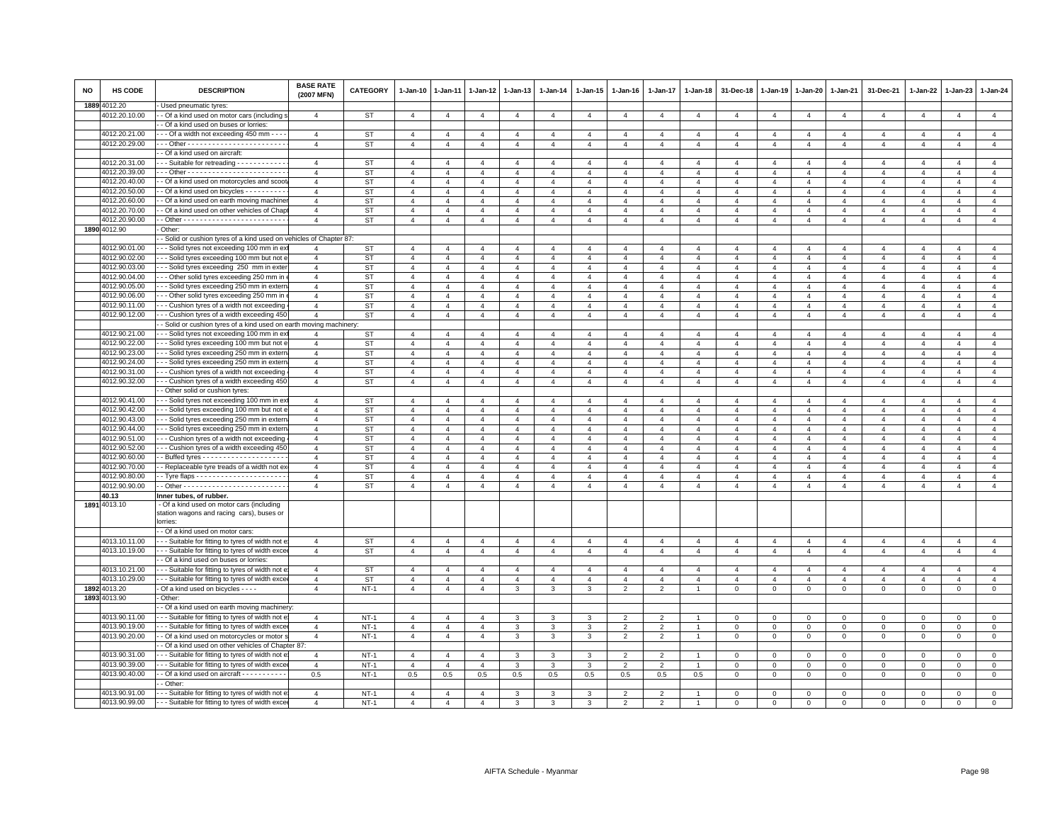| NO | HS CODE | DESCRIPTION | BASE RATE (2007 MFN) | CATEGORY | 1-Jan-10 | 1-Jan-11 | 1-Jan-12 | 1-Jan-13 | 1-Jan-14 | 1-Jan-15 | 1-Jan-16 | 1-Jan-17 | 1-Jan-18 | 31-Dec-18 | 1-Jan-19 | 1-Jan-20 | 1-Jan-21 | 31-Dec-21 | 1-Jan-22 | 1-Jan-23 | 1-Jan-24 |
|---|---|---|---|---|---|---|---|---|---|---|---|---|---|---|---|---|---|---|---|---|---|
| 1889 | 4012.20 | - Used pneumatic tyres: | | | | | | | | | | | | | | | | | | | |
| | 4012.20.10.00 | - - Of a kind used on motor cars (including s | 4 | ST | 4 | 4 | 4 | 4 | 4 | 4 | 4 | 4 | 4 | 4 | 4 | 4 | 4 | 4 | 4 | 4 | 4 |
| | | - - Of a kind used on buses or lorries: | | | | | | | | | | | | | | | | | | | |
| | 4012.20.21.00 | - - - Of a width not exceeding 450 mm - - - - | 4 | ST | 4 | 4 | 4 | 4 | 4 | 4 | 4 | 4 | 4 | 4 | 4 | 4 | 4 | 4 | 4 | 4 | 4 |
| | 4012.20.29.00 | - - - Other - - - - - - - - - - - - - - - - - - - - - - - - | 4 | ST | 4 | 4 | 4 | 4 | 4 | 4 | 4 | 4 | 4 | 4 | 4 | 4 | 4 | 4 | 4 | 4 | 4 |
| | | - - Of a kind used on aircraft: | | | | | | | | | | | | | | | | | | | |
| | 4012.20.31.00 | - - - Suitable for retreading - - - - - - - - - - - - | 4 | ST | 4 | 4 | 4 | 4 | 4 | 4 | 4 | 4 | 4 | 4 | 4 | 4 | 4 | 4 | 4 | 4 | 4 |
| | 4012.20.39.00 | - - - Other - - - - - - - - - - - - - - - - - - - - - - - - | 4 | ST | 4 | 4 | 4 | 4 | 4 | 4 | 4 | 4 | 4 | 4 | 4 | 4 | 4 | 4 | 4 | 4 | 4 |
| | 4012.20.40.00 | - - Of a kind used on motorcycles and scoot | 4 | ST | 4 | 4 | 4 | 4 | 4 | 4 | 4 | 4 | 4 | 4 | 4 | 4 | 4 | 4 | 4 | 4 | 4 |
| | 4012.20.50.00 | - - Of a kind used on bicycles - - - - - - - - - - | 4 | ST | 4 | 4 | 4 | 4 | 4 | 4 | 4 | 4 | 4 | 4 | 4 | 4 | 4 | 4 | 4 | 4 | 4 |
| | 4012.20.60.00 | - - Of a kind used on earth moving machiner | 4 | ST | 4 | 4 | 4 | 4 | 4 | 4 | 4 | 4 | 4 | 4 | 4 | 4 | 4 | 4 | 4 | 4 | 4 |
| | 4012.20.70.00 | - - Of a kind used on other vehicles of Chapt | 4 | ST | 4 | 4 | 4 | 4 | 4 | 4 | 4 | 4 | 4 | 4 | 4 | 4 | 4 | 4 | 4 | 4 | 4 |
| | 4012.20.90.00 | - - Other - - - - - - - - - - - - - - - - - - - - - - - - - | 4 | ST | 4 | 4 | 4 | 4 | 4 | 4 | 4 | 4 | 4 | 4 | 4 | 4 | 4 | 4 | 4 | 4 | 4 |
| 1890 | 4012.90 | - Other: | | | | | | | | | | | | | | | | | | | |
| | | - - Solid or cushion tyres of a kind used on vehicles of Chapter 87: | | | | | | | | | | | | | | | | | | | |
| | 4012.90.01.00 | - - - Solid tyres not exceeding 100 mm in ext | 4 | ST | 4 | 4 | 4 | 4 | 4 | 4 | 4 | 4 | 4 | 4 | 4 | 4 | 4 | 4 | 4 | 4 | 4 |
| | 4012.90.02.00 | - - - Solid tyres exceeding 100 mm but not e | 4 | ST | 4 | 4 | 4 | 4 | 4 | 4 | 4 | 4 | 4 | 4 | 4 | 4 | 4 | 4 | 4 | 4 | 4 |
| | 4012.90.03.00 | - - - Solid tyres exceeding 250 mm in exter | 4 | ST | 4 | 4 | 4 | 4 | 4 | 4 | 4 | 4 | 4 | 4 | 4 | 4 | 4 | 4 | 4 | 4 | 4 |
| | 4012.90.04.00 | - - - Other solid tyres exceeding 250 mm in e | 4 | ST | 4 | 4 | 4 | 4 | 4 | 4 | 4 | 4 | 4 | 4 | 4 | 4 | 4 | 4 | 4 | 4 | 4 |
| | 4012.90.05.00 | - - - Solid tyres exceeding 250 mm in extern | 4 | ST | 4 | 4 | 4 | 4 | 4 | 4 | 4 | 4 | 4 | 4 | 4 | 4 | 4 | 4 | 4 | 4 | 4 |
| | 4012.90.06.00 | - - - Other solid tyres exceeding 250 mm in e | 4 | ST | 4 | 4 | 4 | 4 | 4 | 4 | 4 | 4 | 4 | 4 | 4 | 4 | 4 | 4 | 4 | 4 | 4 |
| | 4012.90.11.00 | - - - Cushion tyres of a width not exceeding | 4 | ST | 4 | 4 | 4 | 4 | 4 | 4 | 4 | 4 | 4 | 4 | 4 | 4 | 4 | 4 | 4 | 4 | 4 |
| | 4012.90.12.00 | - - - Cushion tyres of a width exceeding 450 | 4 | ST | 4 | 4 | 4 | 4 | 4 | 4 | 4 | 4 | 4 | 4 | 4 | 4 | 4 | 4 | 4 | 4 | 4 |
| | | - - Solid or cushion tyres of a kind used on earth moving machinery: | | | | | | | | | | | | | | | | | | | |
| | 4012.90.21.00 | - - - Solid tyres not exceeding 100 mm in ext | 4 | ST | 4 | 4 | 4 | 4 | 4 | 4 | 4 | 4 | 4 | 4 | 4 | 4 | 4 | 4 | 4 | 4 | 4 |
| | 4012.90.22.00 | - - - Solid tyres exceeding 100 mm but not e | 4 | ST | 4 | 4 | 4 | 4 | 4 | 4 | 4 | 4 | 4 | 4 | 4 | 4 | 4 | 4 | 4 | 4 | 4 |
| | 4012.90.23.00 | - - - Solid tyres exceeding 250 mm in extern | 4 | ST | 4 | 4 | 4 | 4 | 4 | 4 | 4 | 4 | 4 | 4 | 4 | 4 | 4 | 4 | 4 | 4 | 4 |
| | 4012.90.24.00 | - - - Solid tyres exceeding 250 mm in extern | 4 | ST | 4 | 4 | 4 | 4 | 4 | 4 | 4 | 4 | 4 | 4 | 4 | 4 | 4 | 4 | 4 | 4 | 4 |
| | 4012.90.31.00 | - - - Cushion tyres of a width not exceeding | 4 | ST | 4 | 4 | 4 | 4 | 4 | 4 | 4 | 4 | 4 | 4 | 4 | 4 | 4 | 4 | 4 | 4 | 4 |
| | 4012.90.32.00 | - - - Cushion tyres of a width exceeding 450 | 4 | ST | 4 | 4 | 4 | 4 | 4 | 4 | 4 | 4 | 4 | 4 | 4 | 4 | 4 | 4 | 4 | 4 | 4 |
| | | - - Other solid or cushion tyres: | | | | | | | | | | | | | | | | | | | |
| | 4012.90.41.00 | - - - Solid tyres not exceeding 100 mm in ext | 4 | ST | 4 | 4 | 4 | 4 | 4 | 4 | 4 | 4 | 4 | 4 | 4 | 4 | 4 | 4 | 4 | 4 | 4 |
| | 4012.90.42.00 | - - - Solid tyres exceeding 100 mm but not e | 4 | ST | 4 | 4 | 4 | 4 | 4 | 4 | 4 | 4 | 4 | 4 | 4 | 4 | 4 | 4 | 4 | 4 | 4 |
| | 4012.90.43.00 | - - - Solid tyres exceeding 250 mm in extern | 4 | ST | 4 | 4 | 4 | 4 | 4 | 4 | 4 | 4 | 4 | 4 | 4 | 4 | 4 | 4 | 4 | 4 | 4 |
| | 4012.90.44.00 | - - - Solid tyres exceeding 250 mm in extern | 4 | ST | 4 | 4 | 4 | 4 | 4 | 4 | 4 | 4 | 4 | 4 | 4 | 4 | 4 | 4 | 4 | 4 | 4 |
| | 4012.90.51.00 | - - - Cushion tyres of a width not exceeding | 4 | ST | 4 | 4 | 4 | 4 | 4 | 4 | 4 | 4 | 4 | 4 | 4 | 4 | 4 | 4 | 4 | 4 | 4 |
| | 4012.90.52.00 | - - - Cushion tyres of a width exceeding 450 | 4 | ST | 4 | 4 | 4 | 4 | 4 | 4 | 4 | 4 | 4 | 4 | 4 | 4 | 4 | 4 | 4 | 4 | 4 |
| | 4012.90.60.00 | - - Buffed tyres - - - - - - - - - - - - - - - - - - - - - | 4 | ST | 4 | 4 | 4 | 4 | 4 | 4 | 4 | 4 | 4 | 4 | 4 | 4 | 4 | 4 | 4 | 4 | 4 |
| | 4012.90.70.00 | - - Replaceable tyre treads of a width not ex | 4 | ST | 4 | 4 | 4 | 4 | 4 | 4 | 4 | 4 | 4 | 4 | 4 | 4 | 4 | 4 | 4 | 4 | 4 |
| | 4012.90.80.00 | - - Tyre flaps - - - - - - - - - - - - - - - - - - - - - - | 4 | ST | 4 | 4 | 4 | 4 | 4 | 4 | 4 | 4 | 4 | 4 | 4 | 4 | 4 | 4 | 4 | 4 | 4 |
| | 4012.90.90.00 | - - Other - - - - - - - - - - - - - - - - - - - - - - - - - | 4 | ST | 4 | 4 | 4 | 4 | 4 | 4 | 4 | 4 | 4 | 4 | 4 | 4 | 4 | 4 | 4 | 4 | 4 |
| | **40.13** | **Inner tubes, of rubber.** | | | | | | | | | | | | | | | | | | | |
| 1891 | 4013.10 | - Of a kind used on motor cars (including station wagons and racing cars), buses or lorries: | | | | | | | | | | | | | | | | | | | |
| | | - - Of a kind used on motor cars: | | | | | | | | | | | | | | | | | | | |
| | 4013.10.11.00 | - - - Suitable for fitting to tyres of width not e | 4 | ST | 4 | 4 | 4 | 4 | 4 | 4 | 4 | 4 | 4 | 4 | 4 | 4 | 4 | 4 | 4 | 4 | 4 |
| | 4013.10.19.00 | - - - Suitable for fitting to tyres of width exce | 4 | ST | 4 | 4 | 4 | 4 | 4 | 4 | 4 | 4 | 4 | 4 | 4 | 4 | 4 | 4 | 4 | 4 | 4 |
| | | - - Of a kind used on buses or lorries: | | | | | | | | | | | | | | | | | | | |
| | 4013.10.21.00 | - - - Suitable for fitting to tyres of width not e | 4 | ST | 4 | 4 | 4 | 4 | 4 | 4 | 4 | 4 | 4 | 4 | 4 | 4 | 4 | 4 | 4 | 4 | 4 |
| | 4013.10.29.00 | - - - Suitable for fitting to tyres of width exce | 4 | ST | 4 | 4 | 4 | 4 | 4 | 4 | 4 | 4 | 4 | 4 | 4 | 4 | 4 | 4 | 4 | 4 | 4 |
| 1892 | 4013.20 | - Of a kind used on bicycles - - - - | 4 | NT-1 | 4 | 4 | 4 | 3 | 3 | 3 | 2 | 2 | 1 | 0 | 0 | 0 | 0 | 0 | 0 | 0 | 0 |
| 1893 | 4013.90 | - Other: | | | | | | | | | | | | | | | | | | | |
| | | - - Of a kind used on earth moving machinery: | | | | | | | | | | | | | | | | | | | |
| | 4013.90.11.00 | - - - Suitable for fitting to tyres of width not e | 4 | NT-1 | 4 | 4 | 4 | 3 | 3 | 3 | 2 | 2 | 1 | 0 | 0 | 0 | 0 | 0 | 0 | 0 | 0 |
| | 4013.90.19.00 | - - - Suitable for fitting to tyres of width exce | 4 | NT-1 | 4 | 4 | 4 | 3 | 3 | 3 | 2 | 2 | 1 | 0 | 0 | 0 | 0 | 0 | 0 | 0 | 0 |
| | 4013.90.20.00 | - - Of a kind used on motorcycles or motor s | 4 | NT-1 | 4 | 4 | 4 | 3 | 3 | 3 | 2 | 2 | 1 | 0 | 0 | 0 | 0 | 0 | 0 | 0 | 0 |
| | | - - Of a kind used on other vehicles of Chapter 87: | | | | | | | | | | | | | | | | | | | |
| | 4013.90.31.00 | - - - Suitable for fitting to tyres of width not e | 4 | NT-1 | 4 | 4 | 4 | 3 | 3 | 3 | 2 | 2 | 1 | 0 | 0 | 0 | 0 | 0 | 0 | 0 | 0 |
| | 4013.90.39.00 | - - - Suitable for fitting to tyres of width exce | 4 | NT-1 | 4 | 4 | 4 | 3 | 3 | 3 | 2 | 2 | 1 | 0 | 0 | 0 | 0 | 0 | 0 | 0 | 0 |
| | 4013.90.40.00 | - - Of a kind used on aircraft - - - - - - - - - - - | 0.5 | NT-1 | 0.5 | 0.5 | 0.5 | 0.5 | 0.5 | 0.5 | 0.5 | 0.5 | 0.5 | 0 | 0 | 0 | 0 | 0 | 0 | 0 | 0 |
| | | - - Other: | | | | | | | | | | | | | | | | | | | |
| | 4013.90.91.00 | - - - Suitable for fitting to tyres of width not e | 4 | NT-1 | 4 | 4 | 4 | 3 | 3 | 3 | 2 | 2 | 1 | 0 | 0 | 0 | 0 | 0 | 0 | 0 | 0 |
| | 4013.90.99.00 | - - - Suitable for fitting to tyres of width exce | 4 | NT-1 | 4 | 4 | 4 | 3 | 3 | 3 | 2 | 2 | 1 | 0 | 0 | 0 | 0 | 0 | 0 | 0 | 0 |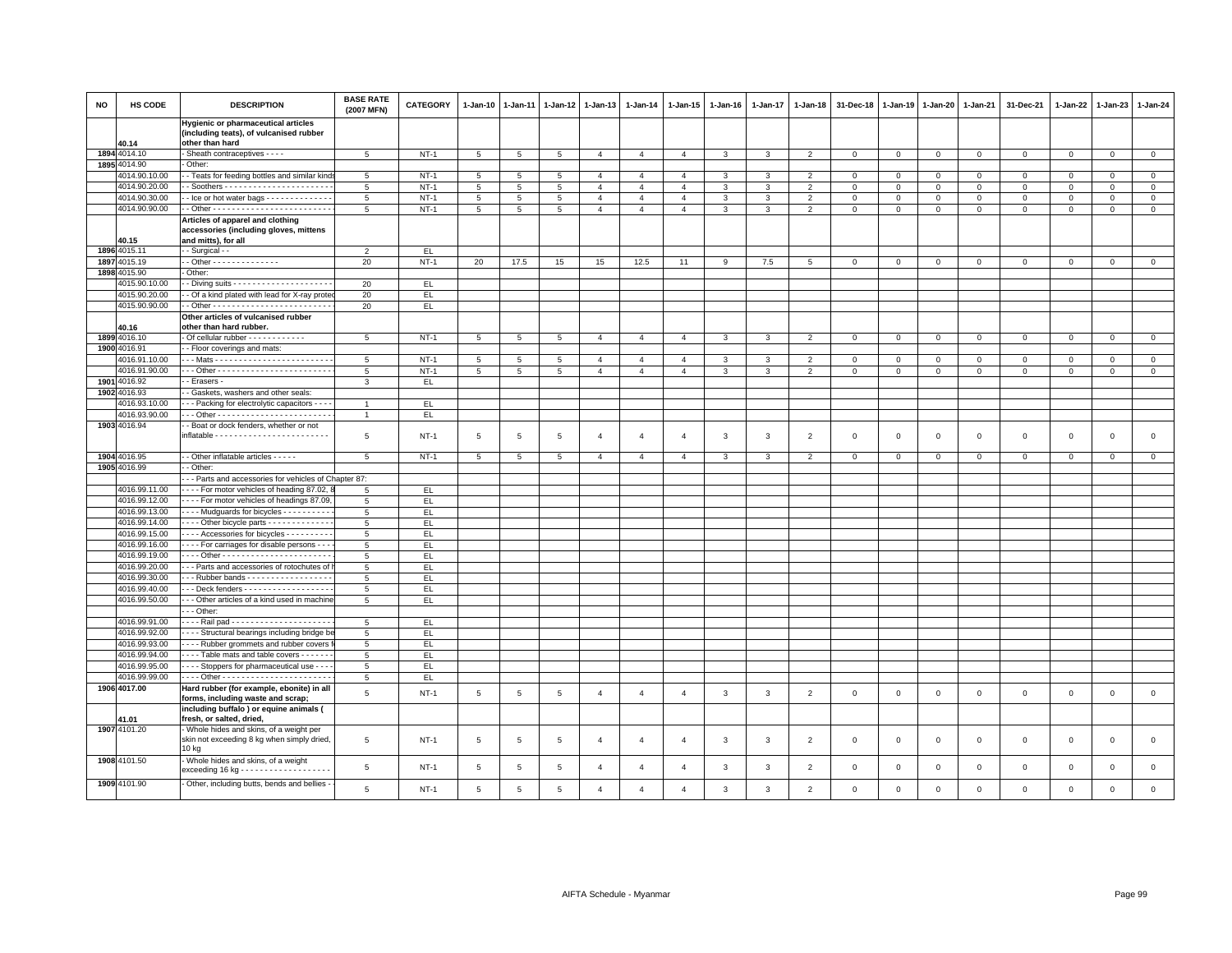| NO | HS CODE | DESCRIPTION | BASE RATE (2007 MFN) | CATEGORY | 1-Jan-10 | 1-Jan-11 | 1-Jan-12 | 1-Jan-13 | 1-Jan-14 | 1-Jan-15 | 1-Jan-16 | 1-Jan-17 | 1-Jan-18 | 31-Dec-18 | 1-Jan-19 | 1-Jan-20 | 1-Jan-21 | 31-Dec-21 | 1-Jan-22 | 1-Jan-23 | 1-Jan-24 |
|---|---|---|---|---|---|---|---|---|---|---|---|---|---|---|---|---|---|---|---|---|---|
| | 40.14 | Hygienic or pharmaceutical articles (including teats), of vulcanised rubber other than hard | | | | | | | | | | | | | | | | | | | |
| 1894 | 4014.10 | - Sheath contraceptives - - - - | 5 | NT-1 | 5 | 5 | 5 | 4 | 4 | 4 | 3 | 3 | 2 | 0 | 0 | 0 | 0 | 0 | 0 | 0 | 0 |
| 1895 | 4014.90 | - Other: | | | | | | | | | | | | | | | | | | | |
| | 4014.90.10.00 | - - Teats for feeding bottles and similar kinds | 5 | NT-1 | 5 | 5 | 5 | 4 | 4 | 4 | 3 | 3 | 2 | 0 | 0 | 0 | 0 | 0 | 0 | 0 | 0 |
| | 4014.90.20.00 | - - Soothers - - - - - - - - - - - - - - - - - - - - - - - | 5 | NT-1 | 5 | 5 | 5 | 4 | 4 | 4 | 3 | 3 | 2 | 0 | 0 | 0 | 0 | 0 | 0 | 0 | 0 |
| | 4014.90.30.00 | - - Ice or hot water bags - - - - - - - - - - - - - - | 5 | NT-1 | 5 | 5 | 5 | 4 | 4 | 4 | 3 | 3 | 2 | 0 | 0 | 0 | 0 | 0 | 0 | 0 | 0 |
| | 4014.90.90.00 | - - Other - - - - - - - - - - - - - - - - - - - - - - - - - | 5 | NT-1 | 5 | 5 | 5 | 4 | 4 | 4 | 3 | 3 | 2 | 0 | 0 | 0 | 0 | 0 | 0 | 0 | 0 |
| | 40.15 | Articles of apparel and clothing accessories (including gloves, mittens and mitts), for all | | | | | | | | | | | | | | | | | | | |
| 1896 | 4015.11 | - - Surgical - - | 2 | EL | | | | | | | | | | | | | | | | | |
| 1897 | 4015.19 | - - Other - - - - - - - - - - - - - - | 20 | NT-1 | 20 | 17.5 | 15 | 15 | 12.5 | 11 | 9 | 7.5 | 5 | 0 | 0 | 0 | 0 | 0 | 0 | 0 | 0 |
| 1898 | 4015.90 | - Other: | | | | | | | | | | | | | | | | | | | |
| | 4015.90.10.00 | - - Diving suits - - - - - - - - - - - - - - - - - - - - - | 20 | EL | | | | | | | | | | | | | | | | | |
| | 4015.90.20.00 | - - Of a kind plated with lead for X-ray protec | 20 | EL | | | | | | | | | | | | | | | | | |
| | 4015.90.90.00 | - - Other - - - - - - - - - - - - - - - - - - - - - - - - - | 20 | EL | | | | | | | | | | | | | | | | | |
| | 40.16 | Other articles of vulcanised rubber other than hard rubber. | | | | | | | | | | | | | | | | | | | |
| 1899 | 4016.10 | - Of cellular rubber - - - - - - - - - - - - | 5 | NT-1 | 5 | 5 | 5 | 4 | 4 | 4 | 3 | 3 | 2 | 0 | 0 | 0 | 0 | 0 | 0 | 0 | 0 |
| 1900 | 4016.91 | - - Floor coverings and mats: | | | | | | | | | | | | | | | | | | | |
| | 4016.91.10.00 | - - - Mats - - - - - - - - - - - - - - - - - - - - - - - - - | 5 | NT-1 | 5 | 5 | 5 | 4 | 4 | 4 | 3 | 3 | 2 | 0 | 0 | 0 | 0 | 0 | 0 | 0 | 0 |
| | 4016.91.90.00 | - - - Other - - - - - - - - - - - - - - - - - - - - - - - - - | 5 | NT-1 | 5 | 5 | 5 | 4 | 4 | 4 | 3 | 3 | 2 | 0 | 0 | 0 | 0 | 0 | 0 | 0 | 0 |
| 1901 | 4016.92 | - - Erasers - | 3 | EL | | | | | | | | | | | | | | | | | |
| 1902 | 4016.93 | - - Gaskets, washers and other seals: | | | | | | | | | | | | | | | | | | | |
| | 4016.93.10.00 | - - - Packing for electrolytic capacitors - - - - | 1 | EL | | | | | | | | | | | | | | | | | |
| | 4016.93.90.00 | - - - Other - - - - - - - - - - - - - - - - - - - - - - - - - | 1 | EL | | | | | | | | | | | | | | | | | |
| 1903 | 4016.94 | - - Boat or dock fenders, whether or not inflatable - - - - - - - - - - - - - - - - - - - - - - - - | 5 | NT-1 | 5 | 5 | 5 | 4 | 4 | 4 | 3 | 3 | 2 | 0 | 0 | 0 | 0 | 0 | 0 | 0 | 0 |
| 1904 | 4016.95 | - - Other inflatable articles - - - - - | 5 | NT-1 | 5 | 5 | 5 | 4 | 4 | 4 | 3 | 3 | 2 | 0 | 0 | 0 | 0 | 0 | 0 | 0 | 0 |
| 1905 | 4016.99 | - - Other: | | | | | | | | | | | | | | | | | | | |
| | | - - - Parts and accessories for vehicles of Chapter 87: | | | | | | | | | | | | | | | | | | | |
| | 4016.99.11.00 | - - - - For motor vehicles of heading 87.02, 8 | 5 | EL | | | | | | | | | | | | | | | | | |
| | 4016.99.12.00 | - - - - For motor vehicles of headings 87.09, | 5 | EL | | | | | | | | | | | | | | | | | |
| | 4016.99.13.00 | - - - - Mudguards for bicycles - - - - - - - - - - | 5 | EL | | | | | | | | | | | | | | | | | |
| | 4016.99.14.00 | - - - - Other bicycle parts - - - - - - - - - - - - - - | 5 | EL | | | | | | | | | | | | | | | | | |
| | 4016.99.15.00 | - - - - Accessories for bicycles - - - - - - - - - - | 5 | EL | | | | | | | | | | | | | | | | | |
| | 4016.99.16.00 | - - - - For carriages for disable persons - - - - | 5 | EL | | | | | | | | | | | | | | | | | |
| | 4016.99.19.00 | - - - - Other - - - - - - - - - - - - - - - - - - - - - - - | 5 | EL | | | | | | | | | | | | | | | | | |
| | 4016.99.20.00 | - - - Parts and accessories of rotochutes of h | 5 | EL | | | | | | | | | | | | | | | | | |
| | 4016.99.30.00 | - - - Rubber bands - - - - - - - - - - - - - - - - - - | 5 | EL | | | | | | | | | | | | | | | | | |
| | 4016.99.40.00 | - - - Deck fenders - - - - - - - - - - - - - - - - - - - | 5 | EL | | | | | | | | | | | | | | | | | |
| | 4016.99.50.00 | - - - Other articles of a kind used in machine | 5 | EL | | | | | | | | | | | | | | | | | |
| | | - - - Other: | | | | | | | | | | | | | | | | | | | |
| | 4016.99.91.00 | - - - - Rail pad - - - - - - - - - - - - - - - - - - - - - | 5 | EL | | | | | | | | | | | | | | | | | |
| | 4016.99.92.00 | - - - - Structural bearings including bridge be | 5 | EL | | | | | | | | | | | | | | | | | |
| | 4016.99.93.00 | - - - - Rubber grommets and rubber covers f | 5 | EL | | | | | | | | | | | | | | | | | |
| | 4016.99.94.00 | - - - - Table mats and table covers - - - - - - | 5 | EL | | | | | | | | | | | | | | | | | |
| | 4016.99.95.00 | - - - - Stoppers for pharmaceutical use - - - - | 5 | EL | | | | | | | | | | | | | | | | | |
| | 4016.99.99.00 | - - - - Other - - - - - - - - - - - - - - - - - - - - - - - | 5 | EL | | | | | | | | | | | | | | | | | |
| 1906 | 4017.00 | Hard rubber (for example, ebonite) in all forms, including waste and scrap; | 5 | NT-1 | 5 | 5 | 5 | 4 | 4 | 4 | 3 | 3 | 2 | 0 | 0 | 0 | 0 | 0 | 0 | 0 | 0 |
| | 41.01 | including buffalo ) or equine animals ( fresh, or salted, dried, | | | | | | | | | | | | | | | | | | | |
| 1907 | 4101.20 | - Whole hides and skins, of a weight per skin not exceeding 8 kg when simply dried, 10 kg | 5 | NT-1 | 5 | 5 | 5 | 4 | 4 | 4 | 3 | 3 | 2 | 0 | 0 | 0 | 0 | 0 | 0 | 0 | 0 |
| 1908 | 4101.50 | - Whole hides and skins, of a weight exceeding 16 kg - - - - - - - - - - - - - - - - - - - | 5 | NT-1 | 5 | 5 | 5 | 4 | 4 | 4 | 3 | 3 | 2 | 0 | 0 | 0 | 0 | 0 | 0 | 0 | 0 |
| 1909 | 4101.90 | - Other, including butts, bends and bellies - | 5 | NT-1 | 5 | 5 | 5 | 4 | 4 | 4 | 3 | 3 | 2 | 0 | 0 | 0 | 0 | 0 | 0 | 0 | 0 |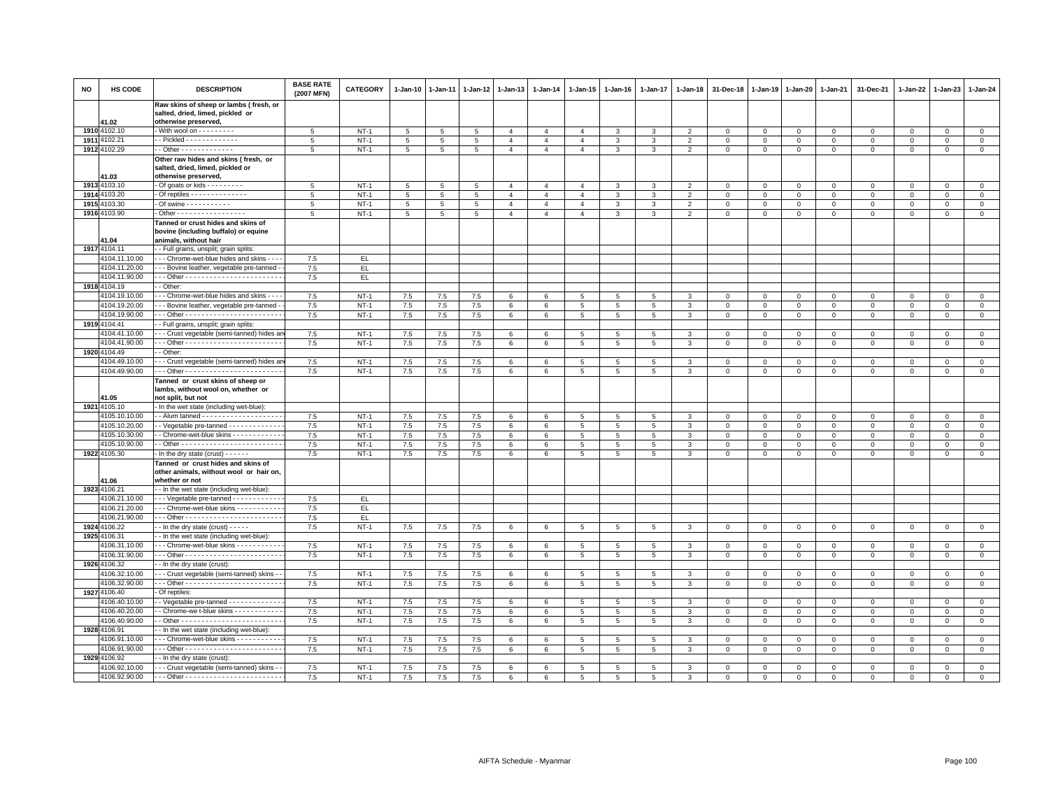| NO | HS CODE | DESCRIPTION | BASE RATE (2007 MFN) | CATEGORY | 1-Jan-10 | 1-Jan-11 | 1-Jan-12 | 1-Jan-13 | 1-Jan-14 | 1-Jan-15 | 1-Jan-16 | 1-Jan-17 | 1-Jan-18 | 31-Dec-18 | 1-Jan-19 | 1-Jan-20 | 1-Jan-21 | 31-Dec-21 | 1-Jan-22 | 1-Jan-23 | 1-Jan-24 |
|---|---|---|---|---|---|---|---|---|---|---|---|---|---|---|---|---|---|---|---|---|---|
| | 41.02 | **Raw skins of sheep or lambs ( fresh, or salted, dried, limed, pickled or otherwise preserved,** | | | | | | | | | | | | | | | | | | | |
| 1910 | 4102.10 | - With wool on - - - - - - - - - | 5 | NT-1 | 5 | 5 | 5 | 4 | 4 | 4 | 3 | 3 | 2 | 0 | 0 | 0 | 0 | 0 | 0 | 0 | 0 |
| 1911 | 4102.21 | - - Pickled - - - - - - - - - - - - - | 5 | NT-1 | 5 | 5 | 5 | 4 | 4 | 4 | 3 | 3 | 2 | 0 | 0 | 0 | 0 | 0 | 0 | 0 | 0 |
| 1912 | 4102.29 | - - Other - - - - - - - - - - - - - | 5 | NT-1 | 5 | 5 | 5 | 4 | 4 | 4 | 3 | 3 | 2 | 0 | 0 | 0 | 0 | 0 | 0 | 0 | 0 |
| | 41.03 | **Other raw hides and skins ( fresh, or salted, dried, limed, pickled or otherwise preserved,** | | | | | | | | | | | | | | | | | | | |
| 1913 | 4103.10 | - Of goats or kids - - - - - - - - - | 5 | NT-1 | 5 | 5 | 5 | 4 | 4 | 4 | 3 | 3 | 2 | 0 | 0 | 0 | 0 | 0 | 0 | 0 | 0 |
| 1914 | 4103.20 | - Of reptiles - - - - - - - - - - - - - - | 5 | NT-1 | 5 | 5 | 5 | 4 | 4 | 4 | 3 | 3 | 2 | 0 | 0 | 0 | 0 | 0 | 0 | 0 | 0 |
| 1915 | 4103.30 | - Of swine - - - - - - - - - - - | 5 | NT-1 | 5 | 5 | 5 | 4 | 4 | 4 | 3 | 3 | 2 | 0 | 0 | 0 | 0 | 0 | 0 | 0 | 0 |
| 1916 | 4103.90 | - Other - - - - - - - - - - - - - - - - - | 5 | NT-1 | 5 | 5 | 5 | 4 | 4 | 4 | 3 | 3 | 2 | 0 | 0 | 0 | 0 | 0 | 0 | 0 | 0 |
| | 41.04 | **Tanned or crust hides and skins of bovine (including buffalo) or equine animals, without hair** | | | | | | | | | | | | | | | | | | | |
| 1917 | 4104.11 | - - Full grains, unsplit; grain splits: | | | | | | | | | | | | | | | | | | | |
| | 4104.11.10.00 | - - - Chrome-wet-blue hides and skins - - - - | 7.5 | EL | | | | | | | | | | | | | | | | | |
| | 4104.11.20.00 | - - - Bovine leather, vegetable pre-tanned - - | 7.5 | EL | | | | | | | | | | | | | | | | | |
| | 4104.11.90.00 | - - - Other - - - - - - - - - - - - - - - - - - - - - - - - | 7.5 | EL | | | | | | | | | | | | | | | | | |
| 1918 | 4104.19 | - - Other: | | | | | | | | | | | | | | | | | | | |
| | 4104.19.10.00 | - - - Chrome-wet-blue hides and skins - - - - | 7.5 | NT-1 | 7.5 | 7.5 | 7.5 | 6 | 6 | 5 | 5 | 5 | 3 | 0 | 0 | 0 | 0 | 0 | 0 | 0 | 0 |
| | 4104.19.20.00 | - - - Bovine leather, vegetable pre-tanned - - | 7.5 | NT-1 | 7.5 | 7.5 | 7.5 | 6 | 6 | 5 | 5 | 5 | 3 | 0 | 0 | 0 | 0 | 0 | 0 | 0 | 0 |
| | 4104.19.90.00 | - - - Other - - - - - - - - - - - - - - - - - - - - - - - - | 7.5 | NT-1 | 7.5 | 7.5 | 7.5 | 6 | 6 | 5 | 5 | 5 | 3 | 0 | 0 | 0 | 0 | 0 | 0 | 0 | 0 |
| 1919 | 4104.41 | - - Full grains, unsplit; grain splits: | | | | | | | | | | | | | | | | | | | |
| | 4104.41.10.00 | - - - Crust vegetable (semi-tanned) hides and | 7.5 | NT-1 | 7.5 | 7.5 | 7.5 | 6 | 6 | 5 | 5 | 5 | 3 | 0 | 0 | 0 | 0 | 0 | 0 | 0 | 0 |
| | 4104.41.90.00 | - - - Other - - - - - - - - - - - - - - - - - - - - - - - - | 7.5 | NT-1 | 7.5 | 7.5 | 7.5 | 6 | 6 | 5 | 5 | 5 | 3 | 0 | 0 | 0 | 0 | 0 | 0 | 0 | 0 |
| 1920 | 4104.49 | - - Other: | | | | | | | | | | | | | | | | | | | |
| | 4104.49.10.00 | - - - Crust vegetable (semi-tanned) hides and | 7.5 | NT-1 | 7.5 | 7.5 | 7.5 | 6 | 6 | 5 | 5 | 5 | 3 | 0 | 0 | 0 | 0 | 0 | 0 | 0 | 0 |
| | 4104.49.90.00 | - - - Other - - - - - - - - - - - - - - - - - - - - - - - - | 7.5 | NT-1 | 7.5 | 7.5 | 7.5 | 6 | 6 | 5 | 5 | 5 | 3 | 0 | 0 | 0 | 0 | 0 | 0 | 0 | 0 |
| | 41.05 | **Tanned or crust skins of sheep or lambs, without wool on, whether or not split, but not** | | | | | | | | | | | | | | | | | | | |
| 1921 | 4105.10 | - In the wet state (including wet-blue): | | | | | | | | | | | | | | | | | | | |
| | 4105.10.10.00 | - - Alum tanned - - - - - - - - - - - - - - - - - - - - | 7.5 | NT-1 | 7.5 | 7.5 | 7.5 | 6 | 6 | 5 | 5 | 5 | 3 | 0 | 0 | 0 | 0 | 0 | 0 | 0 | 0 |
| | 4105.10.20.00 | - - Vegetable pre-tanned - - - - - - - - - - - - - - | 7.5 | NT-1 | 7.5 | 7.5 | 7.5 | 6 | 6 | 5 | 5 | 5 | 3 | 0 | 0 | 0 | 0 | 0 | 0 | 0 | 0 |
| | 4105.10.30.00 | - - Chrome-wet-blue skins - - - - - - - - - - - - - | 7.5 | NT-1 | 7.5 | 7.5 | 7.5 | 6 | 6 | 5 | 5 | 5 | 3 | 0 | 0 | 0 | 0 | 0 | 0 | 0 | 0 |
| | 4105.10.90.00 | - - Other - - - - - - - - - - - - - - - - - - - - - - - - - | 7.5 | NT-1 | 7.5 | 7.5 | 7.5 | 6 | 6 | 5 | 5 | 5 | 3 | 0 | 0 | 0 | 0 | 0 | 0 | 0 | 0 |
| 1922 | 4105.30 | - In the dry state (crust) - - - - - - | 7.5 | NT-1 | 7.5 | 7.5 | 7.5 | 6 | 6 | 5 | 5 | 5 | 3 | 0 | 0 | 0 | 0 | 0 | 0 | 0 | 0 |
| | 41.06 | **Tanned or crust hides and skins of other animals, without wool or hair on, whether or not** | | | | | | | | | | | | | | | | | | | |
| 1923 | 4106.21 | - - In the wet state (including wet-blue): | | | | | | | | | | | | | | | | | | | |
| | 4106.21.10.00 | - - - Vegetable pre-tanned - - - - - - - - - - - - - | 7.5 | EL | | | | | | | | | | | | | | | | | |
| | 4106.21.20.00 | - - - Chrome-wet-blue skins - - - - - - - - - - - - | 7.5 | EL | | | | | | | | | | | | | | | | | |
| | 4106.21.90.00 | - - - Other - - - - - - - - - - - - - - - - - - - - - - - - | 7.5 | EL | | | | | | | | | | | | | | | | | |
| 1924 | 4106.22 | - - In the dry state (crust) - - - - - | 7.5 | NT-1 | 7.5 | 7.5 | 7.5 | 6 | 6 | 5 | 5 | 5 | 3 | 0 | 0 | 0 | 0 | 0 | 0 | 0 | 0 |
| 1925 | 4106.31 | - - In the wet state (including wet-blue): | | | | | | | | | | | | | | | | | | | |
| | 4106.31.10.00 | - - - Chrome-wet-blue skins - - - - - - - - - - - - | 7.5 | NT-1 | 7.5 | 7.5 | 7.5 | 6 | 6 | 5 | 5 | 5 | 3 | 0 | 0 | 0 | 0 | 0 | 0 | 0 | 0 |
| | 4106.31.90.00 | - - - Other - - - - - - - - - - - - - - - - - - - - - - - - | 7.5 | NT-1 | 7.5 | 7.5 | 7.5 | 6 | 6 | 5 | 5 | 5 | 3 | 0 | 0 | 0 | 0 | 0 | 0 | 0 | 0 |
| 1926 | 4106.32 | - - In the dry state (crust): | | | | | | | | | | | | | | | | | | | |
| | 4106.32.10.00 | - - - Crust vegetable (semi-tanned) skins - - | 7.5 | NT-1 | 7.5 | 7.5 | 7.5 | 6 | 6 | 5 | 5 | 5 | 3 | 0 | 0 | 0 | 0 | 0 | 0 | 0 | 0 |
| | 4106.32.90.00 | - - - Other - - - - - - - - - - - - - - - - - - - - - - - - | 7.5 | NT-1 | 7.5 | 7.5 | 7.5 | 6 | 6 | 5 | 5 | 5 | 3 | 0 | 0 | 0 | 0 | 0 | 0 | 0 | 0 |
| 1927 | 4106.40 | - Of reptiles: | | | | | | | | | | | | | | | | | | | |
| | 4106.40.10.00 | - - Vegetable pre-tanned - - - - - - - - - - - - - - | 7.5 | NT-1 | 7.5 | 7.5 | 7.5 | 6 | 6 | 5 | 5 | 5 | 3 | 0 | 0 | 0 | 0 | 0 | 0 | 0 | 0 |
| | 4106.40.20.00 | - - Chrome-we t-blue skins - - - - - - - - - - - - | 7.5 | NT-1 | 7.5 | 7.5 | 7.5 | 6 | 6 | 5 | 5 | 5 | 3 | 0 | 0 | 0 | 0 | 0 | 0 | 0 | 0 |
| | 4106.40.90.00 | - - Other - - - - - - - - - - - - - - - - - - - - - - - - - | 7.5 | NT-1 | 7.5 | 7.5 | 7.5 | 6 | 6 | 5 | 5 | 5 | 3 | 0 | 0 | 0 | 0 | 0 | 0 | 0 | 0 |
| 1928 | 4106.91 | - - In the wet state (including wet-blue): | | | | | | | | | | | | | | | | | | | |
| | 4106.91.10.00 | - - - Chrome-wet-blue skins - - - - - - - - - - - - | 7.5 | NT-1 | 7.5 | 7.5 | 7.5 | 6 | 6 | 5 | 5 | 5 | 3 | 0 | 0 | 0 | 0 | 0 | 0 | 0 | 0 |
| | 4106.91.90.00 | - - - Other - - - - - - - - - - - - - - - - - - - - - - - - | 7.5 | NT-1 | 7.5 | 7.5 | 7.5 | 6 | 6 | 5 | 5 | 5 | 3 | 0 | 0 | 0 | 0 | 0 | 0 | 0 | 0 |
| 1929 | 4106.92 | - - In the dry state (crust): | | | | | | | | | | | | | | | | | | | |
| | 4106.92.10.00 | - - - Crust vegetable (semi-tanned) skins - - | 7.5 | NT-1 | 7.5 | 7.5 | 7.5 | 6 | 6 | 5 | 5 | 5 | 3 | 0 | 0 | 0 | 0 | 0 | 0 | 0 | 0 |
| | 4106.92.90.00 | - - - Other - - - - - - - - - - - - - - - - - - - - - - - - | 7.5 | NT-1 | 7.5 | 7.5 | 7.5 | 6 | 6 | 5 | 5 | 5 | 3 | 0 | 0 | 0 | 0 | 0 | 0 | 0 | 0 |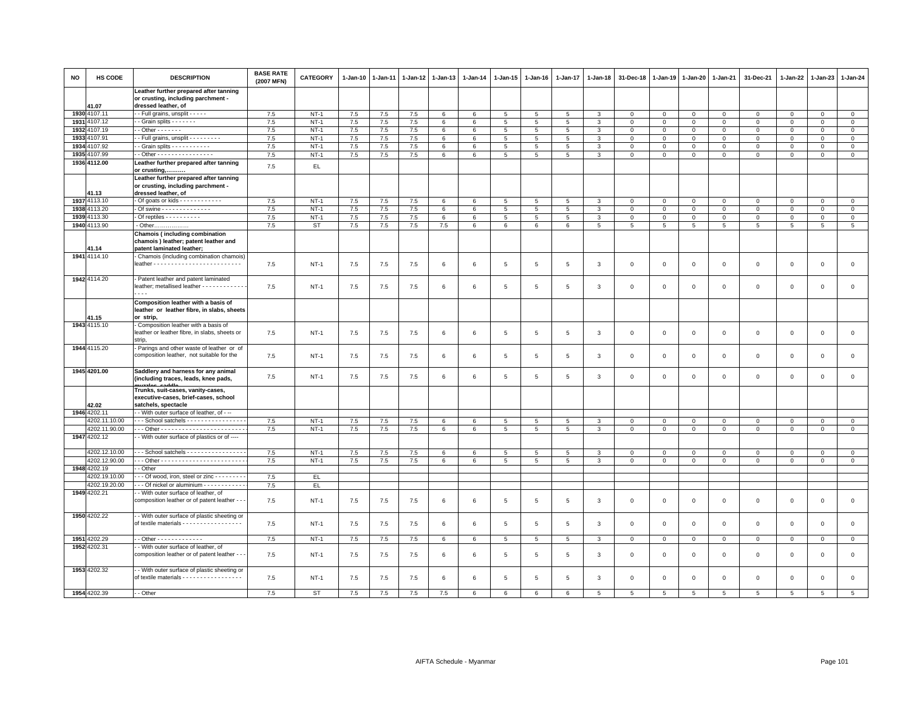| NO | HS CODE | DESCRIPTION | BASE RATE (2007 MFN) | CATEGORY | 1-Jan-10 | 1-Jan-11 | 1-Jan-12 | 1-Jan-13 | 1-Jan-14 | 1-Jan-15 | 1-Jan-16 | 1-Jan-17 | 1-Jan-18 | 31-Dec-18 | 1-Jan-19 | 1-Jan-20 | 1-Jan-21 | 31-Dec-21 | 1-Jan-22 | 1-Jan-23 | 1-Jan-24 |
|---|---|---|---|---|---|---|---|---|---|---|---|---|---|---|---|---|---|---|---|---|---|
| | 41.07 | **Leather further prepared after tanning or crusting, including parchment - dressed leather, of** | | | | | | | | | | | | | | | | | | | |
| 1930 | 4107.11 | - - Full grains, unsplit - - - - - | 7.5 | NT-1 | 7.5 | 7.5 | 7.5 | 6 | 6 | 5 | 5 | 5 | 3 | 0 | 0 | 0 | 0 | 0 | 0 | 0 | 0 |
| 1931 | 4107.12 | - - Grain splits - - - - - - - | 7.5 | NT-1 | 7.5 | 7.5 | 7.5 | 6 | 6 | 5 | 5 | 5 | 3 | 0 | 0 | 0 | 0 | 0 | 0 | 0 | 0 |
| 1932 | 4107.19 | - - Other - - - - - - - | 7.5 | NT-1 | 7.5 | 7.5 | 7.5 | 6 | 6 | 5 | 5 | 5 | 3 | 0 | 0 | 0 | 0 | 0 | 0 | 0 | 0 |
| 1933 | 4107.91 | - - Full grains, unsplit - - - - - - - - - | 7.5 | NT-1 | 7.5 | 7.5 | 7.5 | 6 | 6 | 5 | 5 | 5 | 3 | 0 | 0 | 0 | 0 | 0 | 0 | 0 | 0 |
| 1934 | 4107.92 | - - Grain splits - - - - - - - - - - - | 7.5 | NT-1 | 7.5 | 7.5 | 7.5 | 6 | 6 | 5 | 5 | 5 | 3 | 0 | 0 | 0 | 0 | 0 | 0 | 0 | 0 |
| 1935 | 4107.99 | - - Other - - - - - - - - - - - - - - - - | 7.5 | NT-1 | 7.5 | 7.5 | 7.5 | 6 | 6 | 5 | 5 | 5 | 3 | 0 | 0 | 0 | 0 | 0 | 0 | 0 | 0 |
| 1936 | **4112.00** | **Leather further prepared after tanning or crusting,……….** | 7.5 | EL | | | | | | | | | | | | | | | | | |
| | 41.13 | **Leather further prepared after tanning or crusting, including parchment - dressed leather, of** | | | | | | | | | | | | | | | | | | | |
| 1937 | 4113.10 | - Of goats or kids - - - - - - - - - - - - | 7.5 | NT-1 | 7.5 | 7.5 | 7.5 | 6 | 6 | 5 | 5 | 5 | 3 | 0 | 0 | 0 | 0 | 0 | 0 | 0 | 0 |
| 1938 | 4113.20 | - Of swine - - - - - - - - - - - - - - | 7.5 | NT-1 | 7.5 | 7.5 | 7.5 | 6 | 6 | 5 | 5 | 5 | 3 | 0 | 0 | 0 | 0 | 0 | 0 | 0 | 0 |
| 1939 | 4113.30 | - Of reptiles - - - - - - - - - - | 7.5 | NT-1 | 7.5 | 7.5 | 7.5 | 6 | 6 | 5 | 5 | 5 | 3 | 0 | 0 | 0 | 0 | 0 | 0 | 0 | 0 |
| 1940 | 4113.90 | - Other……………… | 7.5 | ST | 7.5 | 7.5 | 7.5 | 7.5 | 6 | 6 | 6 | 6 | 5 | 5 | 5 | 5 | 5 | 5 | 5 | 5 | 5 |
| | 41.14 | **Chamois ( including combination chamois ) leather; patent leather and patent laminated leather;** | | | | | | | | | | | | | | | | | | | |
| 1941 | 4114.10 | - Chamois (including combination chamois) leather - - - - - - - - - - - - - - - - - - - - - - - - - | 7.5 | NT-1 | 7.5 | 7.5 | 7.5 | 6 | 6 | 5 | 5 | 5 | 3 | 0 | 0 | 0 | 0 | 0 | 0 | 0 | 0 |
| 1942 | 4114.20 | - Patent leather and patent laminated leather; metallised leather - - - - - - - - - - - - - - - - | 7.5 | NT-1 | 7.5 | 7.5 | 7.5 | 6 | 6 | 5 | 5 | 5 | 3 | 0 | 0 | 0 | 0 | 0 | 0 | 0 | 0 |
| | 41.15 | **Composition leather with a basis of leather or leather fibre, in slabs, sheets or strip,** | | | | | | | | | | | | | | | | | | | |
| 1943 | 4115.10 | - Composition leather with a basis of leather or leather fibre, in slabs, sheets or strip, | 7.5 | NT-1 | 7.5 | 7.5 | 7.5 | 6 | 6 | 5 | 5 | 5 | 3 | 0 | 0 | 0 | 0 | 0 | 0 | 0 | 0 |
| 1944 | 4115.20 | - Parings and other waste of leather or of composition leather, not suitable for the | 7.5 | NT-1 | 7.5 | 7.5 | 7.5 | 6 | 6 | 5 | 5 | 5 | 3 | 0 | 0 | 0 | 0 | 0 | 0 | 0 | 0 |
| 1945 | **4201.00** | **Saddlery and harness for any animal (including traces, leads, knee pads, muzzles, saddle** | 7.5 | NT-1 | 7.5 | 7.5 | 7.5 | 6 | 6 | 5 | 5 | 5 | 3 | 0 | 0 | 0 | 0 | 0 | 0 | 0 | 0 |
| | 42.02 | **Trunks, suit-cases, vanity-cases, executive-cases, brief-cases, school satchels, spectacle** | | | | | | | | | | | | | | | | | | | |
| 1946 | 4202.11 | - - With outer surface of leather, of - -- | | | | | | | | | | | | | | | | | | | |
| | 4202.11.10.00 | - - - School satchels - - - - - - - - - - - - - - - - - | 7.5 | NT-1 | 7.5 | 7.5 | 7.5 | 6 | 6 | 5 | 5 | 5 | 3 | 0 | 0 | 0 | 0 | 0 | 0 | 0 | 0 |
| | 4202.11.90.00 | - - - Other - - - - - - - - - - - - - - - - - - - - - - - - | 7.5 | NT-1 | 7.5 | 7.5 | 7.5 | 6 | 6 | 5 | 5 | 5 | 3 | 0 | 0 | 0 | 0 | 0 | 0 | 0 | 0 |
| 1947 | 4202.12 | - - With outer surface of plastics or of ---- | | | | | | | | | | | | | | | | | | | |
| | 4202.12.10.00 | - - - School satchels - - - - - - - - - - - - - - - - - | 7.5 | NT-1 | 7.5 | 7.5 | 7.5 | 6 | 6 | 5 | 5 | 5 | 3 | 0 | 0 | 0 | 0 | 0 | 0 | 0 | 0 |
| | 4202.12.90.00 | - - - Other - - - - - - - - - - - - - - - - - - - - - - - - | 7.5 | NT-1 | 7.5 | 7.5 | 7.5 | 6 | 6 | 5 | 5 | 5 | 3 | 0 | 0 | 0 | 0 | 0 | 0 | 0 | 0 |
| 1948 | 4202.19 | - - Other | | | | | | | | | | | | | | | | | | | |
| | 4202.19.10.00 | - - - Of wood, iron, steel or zinc - - - - - - - - - | 7.5 | EL | | | | | | | | | | | | | | | | | |
| | 4202.19.20.00 | - - - Of nickel or aluminium - - - - - - - - - - - - | 7.5 | EL | | | | | | | | | | | | | | | | | |
| 1949 | 4202.21 | - - With outer surface of leather, of composition leather or of patent leather - - - | 7.5 | NT-1 | 7.5 | 7.5 | 7.5 | 6 | 6 | 5 | 5 | 5 | 3 | 0 | 0 | 0 | 0 | 0 | 0 | 0 | 0 |
| 1950 | 4202.22 | - - With outer surface of plastic sheeting or of textile materials - - - - - - - - - - - - - - - - - | 7.5 | NT-1 | 7.5 | 7.5 | 7.5 | 6 | 6 | 5 | 5 | 5 | 3 | 0 | 0 | 0 | 0 | 0 | 0 | 0 | 0 |
| 1951 | 4202.29 | - - Other - - - - - - - - - - - - - | 7.5 | NT-1 | 7.5 | 7.5 | 7.5 | 6 | 6 | 5 | 5 | 5 | 3 | 0 | 0 | 0 | 0 | 0 | 0 | 0 | 0 |
| 1952 | 4202.31 | - - With outer surface of leather, of composition leather or of patent leather - - - | 7.5 | NT-1 | 7.5 | 7.5 | 7.5 | 6 | 6 | 5 | 5 | 5 | 3 | 0 | 0 | 0 | 0 | 0 | 0 | 0 | 0 |
| 1953 | 4202.32 | - - With outer surface of plastic sheeting or of textile materials - - - - - - - - - - - - - - - - - | 7.5 | NT-1 | 7.5 | 7.5 | 7.5 | 6 | 6 | 5 | 5 | 5 | 3 | 0 | 0 | 0 | 0 | 0 | 0 | 0 | 0 |
| 1954 | 4202.39 | - - Other | 7.5 | ST | 7.5 | 7.5 | 7.5 | 7.5 | 6 | 6 | 6 | 6 | 5 | 5 | 5 | 5 | 5 | 5 | 5 | 5 | 5 |

AIFTA Schedule - Myanmar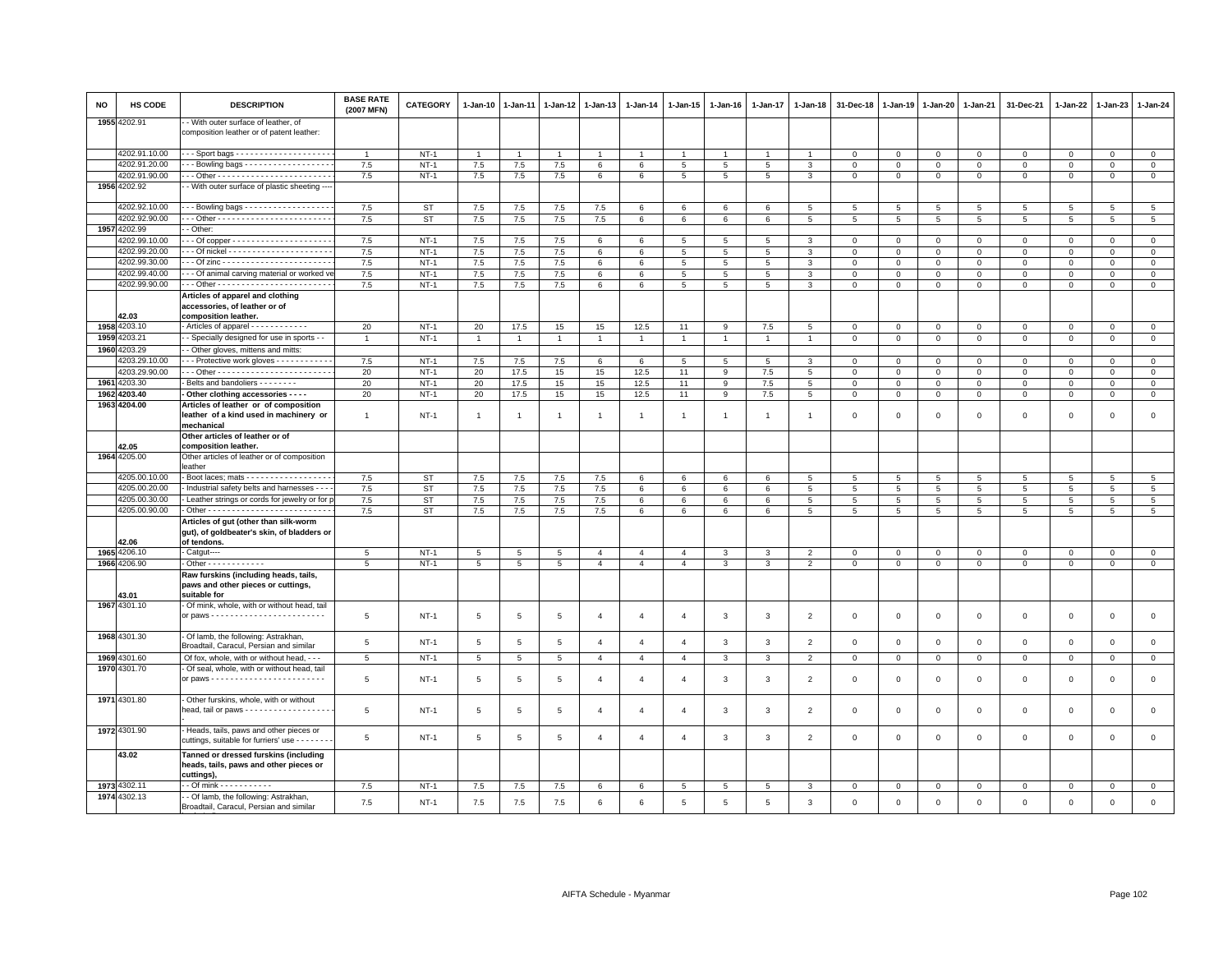| NO | HS CODE | DESCRIPTION | BASE RATE (2007 MFN) | CATEGORY | 1-Jan-10 | 1-Jan-11 | 1-Jan-12 | 1-Jan-13 | 1-Jan-14 | 1-Jan-15 | 1-Jan-16 | 1-Jan-17 | 1-Jan-18 | 31-Dec-18 | 1-Jan-19 | 1-Jan-20 | 1-Jan-21 | 31-Dec-21 | 1-Jan-22 | 1-Jan-23 | 1-Jan-24 |
|---|---|---|---|---|---|---|---|---|---|---|---|---|---|---|---|---|---|---|---|---|---|
| 1955 | 4202.91 | - - With outer surface of leather, of composition leather or of patent leather: | | | | | | | | | | | | | | | | | | | |
| | 4202.91.10.00 | - - - Sport bags - - - - - - - - - - - - - - - - - - - - - | 1 | NT-1 | 1 | 1 | 1 | 1 | 1 | 1 | 1 | 1 | 1 | 0 | 0 | 0 | 0 | 0 | 0 | 0 | 0 |
| | 4202.91.20.00 | - - - Bowling bags - - - - - - - - - - - - - - - - - - | 7.5 | NT-1 | 7.5 | 7.5 | 7.5 | 6 | 6 | 5 | 5 | 5 | 3 | 0 | 0 | 0 | 0 | 0 | 0 | 0 | 0 |
| | 4202.91.90.00 | - - - Other - - - - - - - - - - - - - - - - - - - - - - - - | 7.5 | NT-1 | 7.5 | 7.5 | 7.5 | 6 | 6 | 5 | 5 | 5 | 3 | 0 | 0 | 0 | 0 | 0 | 0 | 0 | 0 |
| 1956 | 4202.92 | - - With outer surface of plastic sheeting ---- | | | | | | | | | | | | | | | | | | | |
| | 4202.92.10.00 | - - - Bowling bags - - - - - - - - - - - - - - - - - - | 7.5 | ST | 7.5 | 7.5 | 7.5 | 7.5 | 6 | 6 | 6 | 6 | 5 | 5 | 5 | 5 | 5 | 5 | 5 | 5 | 5 |
| | 4202.92.90.00 | - - - Other - - - - - - - - - - - - - - - - - - - - - - - - | 7.5 | ST | 7.5 | 7.5 | 7.5 | 7.5 | 6 | 6 | 6 | 6 | 5 | 5 | 5 | 5 | 5 | 5 | 5 | 5 | 5 |
| 1957 | 4202.99 | - - Other: | | | | | | | | | | | | | | | | | | | |
| | 4202.99.10.00 | - - - Of copper - - - - - - - - - - - - - - - - - - - - - | 7.5 | NT-1 | 7.5 | 7.5 | 7.5 | 6 | 6 | 5 | 5 | 5 | 3 | 0 | 0 | 0 | 0 | 0 | 0 | 0 | 0 |
| | 4202.99.20.00 | - - - Of nickel - - - - - - - - - - - - - - - - - - - - - - | 7.5 | NT-1 | 7.5 | 7.5 | 7.5 | 6 | 6 | 5 | 5 | 5 | 3 | 0 | 0 | 0 | 0 | 0 | 0 | 0 | 0 |
| | 4202.99.30.00 | - - - Of zinc - - - - - - - - - - - - - - - - - - - - - - - | 7.5 | NT-1 | 7.5 | 7.5 | 7.5 | 6 | 6 | 5 | 5 | 5 | 3 | 0 | 0 | 0 | 0 | 0 | 0 | 0 | 0 |
| | 4202.99.40.00 | - - - Of animal carving material or worked ve | 7.5 | NT-1 | 7.5 | 7.5 | 7.5 | 6 | 6 | 5 | 5 | 5 | 3 | 0 | 0 | 0 | 0 | 0 | 0 | 0 | 0 |
| | 4202.99.90.00 | - - - Other - - - - - - - - - - - - - - - - - - - - - - - - | 7.5 | NT-1 | 7.5 | 7.5 | 7.5 | 6 | 6 | 5 | 5 | 5 | 3 | 0 | 0 | 0 | 0 | 0 | 0 | 0 | 0 |
| | 42.03 | **Articles of apparel and clothing accessories, of leather or of composition leather.** | | | | | | | | | | | | | | | | | | | |
| 1958 | 4203.10 | - Articles of apparel - - - - - - - - - - - - | 20 | NT-1 | 20 | 17.5 | 15 | 15 | 12.5 | 11 | 9 | 7.5 | 5 | 0 | 0 | 0 | 0 | 0 | 0 | 0 | 0 |
| 1959 | 4203.21 | - - Specially designed for use in sports - - | 1 | NT-1 | 1 | 1 | 1 | 1 | 1 | 1 | 1 | 1 | 1 | 0 | 0 | 0 | 0 | 0 | 0 | 0 | 0 |
| 1960 | 4203.29 | - - Other gloves, mittens and mitts: | | | | | | | | | | | | | | | | | | | |
| | 4203.29.10.00 | - - - Protective work gloves - - - - - - - - - - - - | 7.5 | NT-1 | 7.5 | 7.5 | 7.5 | 6 | 6 | 5 | 5 | 5 | 3 | 0 | 0 | 0 | 0 | 0 | 0 | 0 | 0 |
| | 4203.29.90.00 | - - - Other - - - - - - - - - - - - - - - - - - - - - - - - | 20 | NT-1 | 20 | 17.5 | 15 | 15 | 12.5 | 11 | 9 | 7.5 | 5 | 0 | 0 | 0 | 0 | 0 | 0 | 0 | 0 |
| 1961 | 4203.30 | - Belts and bandoliers - - - - - - - - | 20 | NT-1 | 20 | 17.5 | 15 | 15 | 12.5 | 11 | 9 | 7.5 | 5 | 0 | 0 | 0 | 0 | 0 | 0 | 0 | 0 |
| 1962 | **4203.40** | **- Other clothing accessories - - - -** | 20 | NT-1 | 20 | 17.5 | 15 | 15 | 12.5 | 11 | 9 | 7.5 | 5 | 0 | 0 | 0 | 0 | 0 | 0 | 0 | 0 |
| 1963 | **4204.00** | **Articles of leather or of composition leather of a kind used in machinery or mechanical** | 1 | NT-1 | 1 | 1 | 1 | 1 | 1 | 1 | 1 | 1 | 1 | 0 | 0 | 0 | 0 | 0 | 0 | 0 | 0 |
| | 42.05 | **Other articles of leather or of composition leather.** | | | | | | | | | | | | | | | | | | | |
| 1964 | 4205.00 | Other articles of leather or of composition leather | | | | | | | | | | | | | | | | | | | |
| | 4205.00.10.00 | - Boot laces; mats - - - - - - - - - - - - - - - - - - | 7.5 | ST | 7.5 | 7.5 | 7.5 | 7.5 | 6 | 6 | 6 | 6 | 5 | 5 | 5 | 5 | 5 | 5 | 5 | 5 | 5 |
| | 4205.00.20.00 | - Industrial safety belts and harnesses - - - - | 7.5 | ST | 7.5 | 7.5 | 7.5 | 7.5 | 6 | 6 | 6 | 6 | 5 | 5 | 5 | 5 | 5 | 5 | 5 | 5 | 5 |
| | 4205.00.30.00 | - Leather strings or cords for jewelry or for p | 7.5 | ST | 7.5 | 7.5 | 7.5 | 7.5 | 6 | 6 | 6 | 6 | 5 | 5 | 5 | 5 | 5 | 5 | 5 | 5 | 5 |
| | 4205.00.90.00 | - Other - - - - - - - - - - - - - - - - - - - - - - - - - - | 7.5 | ST | 7.5 | 7.5 | 7.5 | 7.5 | 6 | 6 | 6 | 6 | 5 | 5 | 5 | 5 | 5 | 5 | 5 | 5 | 5 |
| | 42.06 | **Articles of gut (other than silk-worm gut), of goldbeater's skin, of bladders or of tendons.** | | | | | | | | | | | | | | | | | | | |
| 1965 | 4206.10 | - Catgut---- | 5 | NT-1 | 5 | 5 | 5 | 4 | 4 | 4 | 3 | 3 | 2 | 0 | 0 | 0 | 0 | 0 | 0 | 0 | 0 |
| 1966 | 4206.90 | - Other - - - - - - - - - - - - | 5 | NT-1 | 5 | 5 | 5 | 4 | 4 | 4 | 3 | 3 | 2 | 0 | 0 | 0 | 0 | 0 | 0 | 0 | 0 |
| | 43.01 | **Raw furskins (including heads, tails, paws and other pieces or cuttings, suitable for** | | | | | | | | | | | | | | | | | | | |
| 1967 | 4301.10 | - Of mink, whole, with or without head, tail or paws - - - - - - - - - - - - - - - - - - - - - - - - | 5 | NT-1 | 5 | 5 | 5 | 4 | 4 | 4 | 3 | 3 | 2 | 0 | 0 | 0 | 0 | 0 | 0 | 0 | 0 |
| 1968 | 4301.30 | - Of lamb, the following: Astrakhan, Broadtail, Caracul, Persian and similar | 5 | NT-1 | 5 | 5 | 5 | 4 | 4 | 4 | 3 | 3 | 2 | 0 | 0 | 0 | 0 | 0 | 0 | 0 | 0 |
| 1969 | 4301.60 | Of fox, whole, with or without head, - - - | 5 | NT-1 | 5 | 5 | 5 | 4 | 4 | 4 | 3 | 3 | 2 | 0 | 0 | 0 | 0 | 0 | 0 | 0 | 0 |
| 1970 | 4301.70 | - Of seal, whole, with or without head, tail or paws - - - - - - - - - - - - - - - - - - - - - - - - | 5 | NT-1 | 5 | 5 | 5 | 4 | 4 | 4 | 3 | 3 | 2 | 0 | 0 | 0 | 0 | 0 | 0 | 0 | 0 |
| 1971 | 4301.80 | - Other furskins, whole, with or without head, tail or paws - - - - - - - - - - - - - - - - - - - | 5 | NT-1 | 5 | 5 | 5 | 4 | 4 | 4 | 3 | 3 | 2 | 0 | 0 | 0 | 0 | 0 | 0 | 0 | 0 |
| 1972 | 4301.90 | - Heads, tails, paws and other pieces or cuttings, suitable for furriers' use - - - - - - - | 5 | NT-1 | 5 | 5 | 5 | 4 | 4 | 4 | 3 | 3 | 2 | 0 | 0 | 0 | 0 | 0 | 0 | 0 | 0 |
| | 43.02 | **Tanned or dressed furskins (including heads, tails, paws and other pieces or cuttings),** | | | | | | | | | | | | | | | | | | | |
| 1973 | 4302.11 | - - Of mink - - - - - - - - - - - | 7.5 | NT-1 | 7.5 | 7.5 | 7.5 | 6 | 6 | 5 | 5 | 5 | 3 | 0 | 0 | 0 | 0 | 0 | 0 | 0 | 0 |
| 1974 | 4302.13 | - - Of lamb, the following: Astrakhan, Broadtail, Caracul, Persian and similar | 7.5 | NT-1 | 7.5 | 7.5 | 7.5 | 6 | 6 | 5 | 5 | 5 | 3 | 0 | 0 | 0 | 0 | 0 | 0 | 0 | 0 |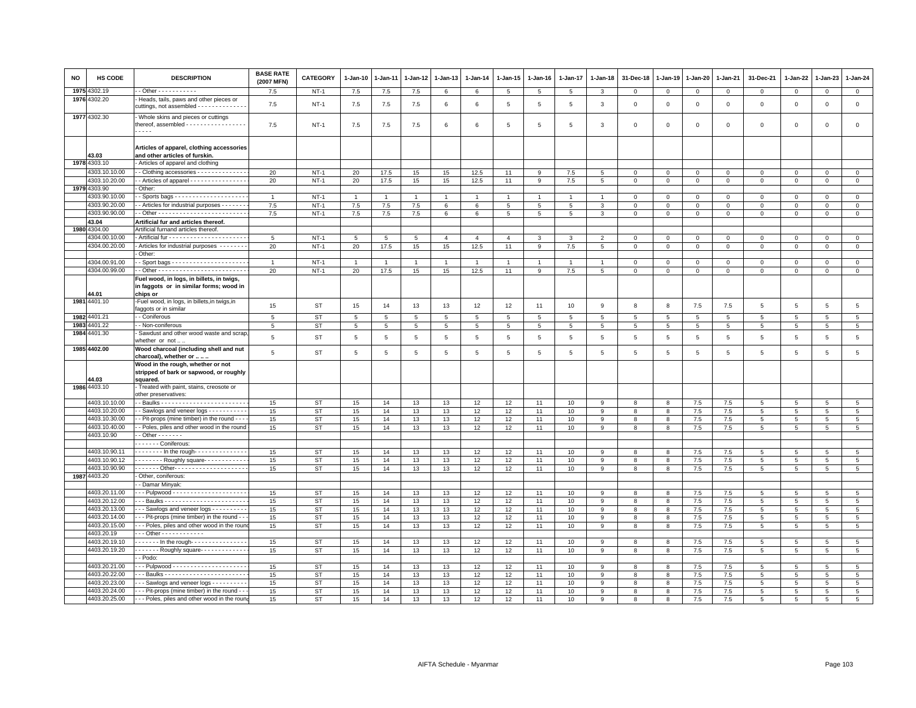| NO | HS CODE | DESCRIPTION | BASE RATE (2007 MFN) | CATEGORY | 1-Jan-10 | 1-Jan-11 | 1-Jan-12 | 1-Jan-13 | 1-Jan-14 | 1-Jan-15 | 1-Jan-16 | 1-Jan-17 | 1-Jan-18 | 31-Dec-18 | 1-Jan-19 | 1-Jan-20 | 1-Jan-21 | 31-Dec-21 | 1-Jan-22 | 1-Jan-23 | 1-Jan-24 |
|---|---|---|---|---|---|---|---|---|---|---|---|---|---|---|---|---|---|---|---|---|---|
| 1975 | 4302.19 | - - Other - - - - - - - - - - - | 7.5 | NT-1 | 7.5 | 7.5 | 7.5 | 6 | 6 | 5 | 5 | 5 | 3 | 0 | 0 | 0 | 0 | 0 | 0 | 0 | 0 |
| 1976 | 4302.20 | - Heads, tails, paws and other pieces or cuttings, not assembled - - - - - - - - - - - - - - | 7.5 | NT-1 | 7.5 | 7.5 | 7.5 | 6 | 6 | 5 | 5 | 5 | 3 | 0 | 0 | 0 | 0 | 0 | 0 | 0 | 0 |
| 1977 | 4302.30 | - Whole skins and pieces or cuttings thereof, assembled - - - - - - - - - - - - - - - - - - - - - - | 7.5 | NT-1 | 7.5 | 7.5 | 7.5 | 6 | 6 | 5 | 5 | 5 | 3 | 0 | 0 | 0 | 0 | 0 | 0 | 0 | 0 |
| | 43.03 | **Articles of apparel, clothing accessories and other articles of furskin.** | | | | | | | | | | | | | | | | | | | |
| 1978 | 4303.10 | - Articles of apparel and clothing | | | | | | | | | | | | | | | | | | | |
| | 4303.10.10.00 | - - Clothing accessories - - - - - - - - - - - - - - | 20 | NT-1 | 20 | 17.5 | 15 | 15 | 12.5 | 11 | 9 | 7.5 | 5 | 0 | 0 | 0 | 0 | 0 | 0 | 0 | 0 |
| | 4303.10.20.00 | - - Articles of apparel - - - - - - - - - - - - - - - - | 20 | NT-1 | 20 | 17.5 | 15 | 15 | 12.5 | 11 | 9 | 7.5 | 5 | 0 | 0 | 0 | 0 | 0 | 0 | 0 | 0 |
| 1979 | 4303.90 | - Other: | | | | | | | | | | | | | | | | | | | |
| | 4303.90.10.00 | - - Sports bags - - - - - - - - - - - - - - - - - - - - - | 1 | NT-1 | 1 | 1 | 1 | 1 | 1 | 1 | 1 | 1 | 1 | 0 | 0 | 0 | 0 | 0 | 0 | 0 | 0 |
| | 4303.90.20.00 | - - Articles for industrial purposes - - - - - - - | 7.5 | NT-1 | 7.5 | 7.5 | 7.5 | 6 | 6 | 5 | 5 | 5 | 3 | 0 | 0 | 0 | 0 | 0 | 0 | 0 | 0 |
| | 4303.90.90.00 | - - Other - - - - - - - - - - - - - - - - - - - - - - - - - | 7.5 | NT-1 | 7.5 | 7.5 | 7.5 | 6 | 6 | 5 | 5 | 5 | 3 | 0 | 0 | 0 | 0 | 0 | 0 | 0 | 0 |
| | 43.04 | **Artificial fur and articles thereof.** | | | | | | | | | | | | | | | | | | | |
| 1980 | 4304.00 | Artificial furnand articles thereof. | | | | | | | | | | | | | | | | | | | |
| | 4304.00.10.00 | - Artificial fur - - - - - - - - - - - - - - - - - - - - - - | 5 | NT-1 | 5 | 5 | 5 | 4 | 4 | 4 | 3 | 3 | 2 | 0 | 0 | 0 | 0 | 0 | 0 | 0 | 0 |
| | 4304.00.20.00 | - Articles for industrial purposes - - - - - - - - | 20 | NT-1 | 20 | 17.5 | 15 | 15 | 12.5 | 11 | 9 | 7.5 | 5 | 0 | 0 | 0 | 0 | 0 | 0 | 0 | 0 |
| | | - Other: | | | | | | | | | | | | | | | | | | | |
| | 4304.00.91.00 | - - Sport bags - - - - - - - - - - - - - - - - - - - - - | 1 | NT-1 | 1 | 1 | 1 | 1 | 1 | 1 | 1 | 1 | 1 | 0 | 0 | 0 | 0 | 0 | 0 | 0 | 0 |
| | 4304.00.99.00 | - - Other - - - - - - - - - - - - - - - - - - - - - - - - - | 20 | NT-1 | 20 | 17.5 | 15 | 15 | 12.5 | 11 | 9 | 7.5 | 5 | 0 | 0 | 0 | 0 | 0 | 0 | 0 | 0 |
| | 44.01 | **Fuel wood, in logs, in billets, in twigs, in faggots or in similar forms; wood in chips or** | | | | | | | | | | | | | | | | | | | |
| 1981 | 4401.10 | -Fuel wood, in logs, in billets,in twigs,in faggots or in similar | 15 | ST | 15 | 14 | 13 | 13 | 12 | 12 | 11 | 10 | 9 | 8 | 8 | 7.5 | 7.5 | 5 | 5 | 5 | 5 |
| 1982 | 4401.21 | - - Coniferous | 5 | ST | 5 | 5 | 5 | 5 | 5 | 5 | 5 | 5 | 5 | 5 | 5 | 5 | 5 | 5 | 5 | 5 | 5 |
| 1983 | 4401.22 | - - Non-coniferous | 5 | ST | 5 | 5 | 5 | 5 | 5 | 5 | 5 | 5 | 5 | 5 | 5 | 5 | 5 | 5 | 5 | 5 | 5 |
| 1984 | 4401.30 | - Sawdust and other wood waste and scrap, whether or not .. .. | 5 | ST | 5 | 5 | 5 | 5 | 5 | 5 | 5 | 5 | 5 | 5 | 5 | 5 | 5 | 5 | 5 | 5 | 5 |
| 1985 | 4402.00 | **Wood charcoal (including shell and nut charcoal), whether or .. .. ..** | 5 | ST | 5 | 5 | 5 | 5 | 5 | 5 | 5 | 5 | 5 | 5 | 5 | 5 | 5 | 5 | 5 | 5 | 5 |
| | 44.03 | **Wood in the rough, whether or not stripped of bark or sapwood, or roughly squared.** | | | | | | | | | | | | | | | | | | | |
| 1986 | 4403.10 | - Treated with paint, stains, creosote or other preservatives: | | | | | | | | | | | | | | | | | | | |
| | 4403.10.10.00 | - - Baulks - - - - - - - - - - - - - - - - - - - - - - - - - | 15 | ST | 15 | 14 | 13 | 13 | 12 | 12 | 11 | 10 | 9 | 8 | 8 | 7.5 | 7.5 | 5 | 5 | 5 | 5 |
| | 4403.10.20.00 | - - Sawlogs and veneer logs - - - - - - - - - - - | 15 | ST | 15 | 14 | 13 | 13 | 12 | 12 | 11 | 10 | 9 | 8 | 8 | 7.5 | 7.5 | 5 | 5 | 5 | 5 |
| | 4403.10.30.00 | - - Pit-props (mine timber) in the round - - - - | 15 | ST | 15 | 14 | 13 | 13 | 12 | 12 | 11 | 10 | 9 | 8 | 8 | 7.5 | 7.5 | 5 | 5 | 5 | 5 |
| | 4403.10.40.00 | - - Poles, piles and other wood in the round | 15 | ST | 15 | 14 | 13 | 13 | 12 | 12 | 11 | 10 | 9 | 8 | 8 | 7.5 | 7.5 | 5 | 5 | 5 | 5 |
| | 4403.10.90 | - - Other - - - - - - - | | | | | | | | | | | | | | | | | | | |
| | | - - - - - - Coniferous: | | | | | | | | | | | | | | | | | | | |
| | 4403.10.90.11 | - - - - - - - In the rough- - - - - - - - - - - - - - - | 15 | ST | 15 | 14 | 13 | 13 | 12 | 12 | 11 | 10 | 9 | 8 | 8 | 7.5 | 7.5 | 5 | 5 | 5 | 5 |
| | 4403.10.90.12 | - - - - - - - - Roughly square- - - - - - - - - - - - | 15 | ST | 15 | 14 | 13 | 13 | 12 | 12 | 11 | 10 | 9 | 8 | 8 | 7.5 | 7.5 | 5 | 5 | 5 | 5 |
| | 4403.10.90.90 | - - - - - - - Other- - - - - - - - - - - - - - - - - - - - - | 15 | ST | 15 | 14 | 13 | 13 | 12 | 12 | 11 | 10 | 9 | 8 | 8 | 7.5 | 7.5 | 5 | 5 | 5 | 5 |
| 1987 | 4403.20 | - Other, coniferous: | | | | | | | | | | | | | | | | | | | |
| | | - - Damar Minyak: | | | | | | | | | | | | | | | | | | | |
| | 4403.20.11.00 | - - - Pulpwood - - - - - - - - - - - - - - - - - - - - - | 15 | ST | 15 | 14 | 13 | 13 | 12 | 12 | 11 | 10 | 9 | 8 | 8 | 7.5 | 7.5 | 5 | 5 | 5 | 5 |
| | 4403.20.12.00 | - - - Baulks - - - - - - - - - - - - - - - - - - - - - - - - | 15 | ST | 15 | 14 | 13 | 13 | 12 | 12 | 11 | 10 | 9 | 8 | 8 | 7.5 | 7.5 | 5 | 5 | 5 | 5 |
| | 4403.20.13.00 | - - - Sawlogs and veneer logs - - - - - - - - - - | 15 | ST | 15 | 14 | 13 | 13 | 12 | 12 | 11 | 10 | 9 | 8 | 8 | 7.5 | 7.5 | 5 | 5 | 5 | 5 |
| | 4403.20.14.00 | - - - Pit-props (mine timber) in the round - - - | 15 | ST | 15 | 14 | 13 | 13 | 12 | 12 | 11 | 10 | 9 | 8 | 8 | 7.5 | 7.5 | 5 | 5 | 5 | 5 |
| | 4403.20.15.00 | - - - Poles, piles and other wood in the round | 15 | ST | 15 | 14 | 13 | 13 | 12 | 12 | 11 | 10 | 9 | 8 | 8 | 7.5 | 7.5 | 5 | 5 | 5 | 5 |
| | 4403.20.19 | - - - Other - - - - - - - - - - - - - | | | | | | | | | | | | | | | | | | | |
| | 4403.20.19.10 | - - - - - - - In the rough- - - - - - - - - - - - - - - - | 15 | ST | 15 | 14 | 13 | 13 | 12 | 12 | 11 | 10 | 9 | 8 | 8 | 7.5 | 7.5 | 5 | 5 | 5 | 5 |
| | 4403.20.19.20 | - - - - - - - Roughly square- - - - - - - - - - - - - | 15 | ST | 15 | 14 | 13 | 13 | 12 | 12 | 11 | 10 | 9 | 8 | 8 | 7.5 | 7.5 | 5 | 5 | 5 | 5 |
| | | - - Podo: | | | | | | | | | | | | | | | | | | | |
| | 4403.20.21.00 | - - - Pulpwood - - - - - - - - - - - - - - - - - - - - - | 15 | ST | 15 | 14 | 13 | 13 | 12 | 12 | 11 | 10 | 9 | 8 | 8 | 7.5 | 7.5 | 5 | 5 | 5 | 5 |
| | 4403.20.22.00 | - - - Baulks - - - - - - - - - - - - - - - - - - - - - - - - | 15 | ST | 15 | 14 | 13 | 13 | 12 | 12 | 11 | 10 | 9 | 8 | 8 | 7.5 | 7.5 | 5 | 5 | 5 | 5 |
| | 4403.20.23.00 | - - - Sawlogs and veneer logs - - - - - - - - - - | 15 | ST | 15 | 14 | 13 | 13 | 12 | 12 | 11 | 10 | 9 | 8 | 8 | 7.5 | 7.5 | 5 | 5 | 5 | 5 |
| | 4403.20.24.00 | - - - Pit-props (mine timber) in the round - - - | 15 | ST | 15 | 14 | 13 | 13 | 12 | 12 | 11 | 10 | 9 | 8 | 8 | 7.5 | 7.5 | 5 | 5 | 5 | 5 |
| | 4403.20.25.00 | - - - Poles, piles and other wood in the round | 15 | ST | 15 | 14 | 13 | 13 | 12 | 12 | 11 | 10 | 9 | 8 | 8 | 7.5 | 7.5 | 5 | 5 | 5 | 5 |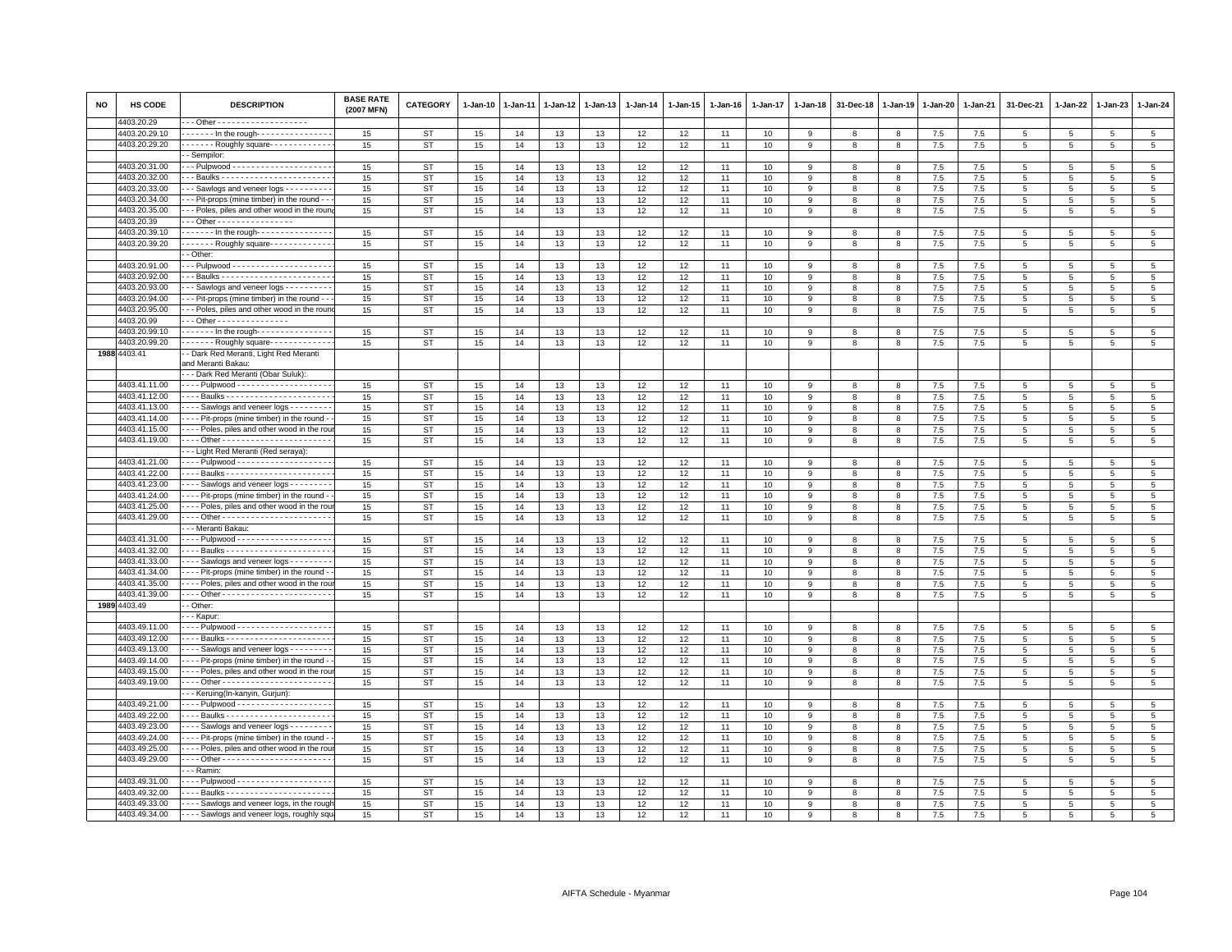| NO | HS CODE | DESCRIPTION | BASE RATE (2007 MFN) | CATEGORY | 1-Jan-10 | 1-Jan-11 | 1-Jan-12 | 1-Jan-13 | 1-Jan-14 | 1-Jan-15 | 1-Jan-16 | 1-Jan-17 | 1-Jan-18 | 31-Dec-18 | 1-Jan-19 | 1-Jan-20 | 1-Jan-21 | 31-Dec-21 | 1-Jan-22 | 1-Jan-23 | 1-Jan-24 |
|---|---|---|---|---|---|---|---|---|---|---|---|---|---|---|---|---|---|---|---|---|---|
| | 4403.20.29 | - - - Other - - - - - - - - - - - - - - - - - - - | | | | | | | | | | | | | | | | | | | |
| | 4403.20.29.10 | - - - - - - - In the rough- - - - - - - - - - - - - - - - | 15 | ST | 15 | 14 | 13 | 13 | 12 | 12 | 11 | 10 | 9 | 8 | 8 | 7.5 | 7.5 | 5 | 5 | 5 | 5 |
| | 4403.20.29.20 | - - - - - - - Roughly square- - - - - - - - - - - - - | 15 | ST | 15 | 14 | 13 | 13 | 12 | 12 | 11 | 10 | 9 | 8 | 8 | 7.5 | 7.5 | 5 | 5 | 5 | 5 |
| | | - - Sempilor: | | | | | | | | | | | | | | | | | | | |
| | 4403.20.31.00 | - - - Pulpwood - - - - - - - - - - - - - - - - - - - - - | 15 | ST | 15 | 14 | 13 | 13 | 12 | 12 | 11 | 10 | 9 | 8 | 8 | 7.5 | 7.5 | 5 | 5 | 5 | 5 |
| | 4403.20.32.00 | - - - Baulks - - - - - - - - - - - - - - - - - - - - - - - - | 15 | ST | 15 | 14 | 13 | 13 | 12 | 12 | 11 | 10 | 9 | 8 | 8 | 7.5 | 7.5 | 5 | 5 | 5 | 5 |
| | 4403.20.33.00 | - - - Sawlogs and veneer logs - - - - - - - - - - | 15 | ST | 15 | 14 | 13 | 13 | 12 | 12 | 11 | 10 | 9 | 8 | 8 | 7.5 | 7.5 | 5 | 5 | 5 | 5 |
| | 4403.20.34.00 | - - - Pit-props (mine timber) in the round - - - | 15 | ST | 15 | 14 | 13 | 13 | 12 | 12 | 11 | 10 | 9 | 8 | 8 | 7.5 | 7.5 | 5 | 5 | 5 | 5 |
| | 4403.20.35.00 | - - - Poles, piles and other wood in the round | 15 | ST | 15 | 14 | 13 | 13 | 12 | 12 | 11 | 10 | 9 | 8 | 8 | 7.5 | 7.5 | 5 | 5 | 5 | 5 |
| | 4403.20.39 | - - - Other - - - - - - - - - - - - - - - - - | | | | | | | | | | | | | | | | | | | |
| | 4403.20.39.10 | - - - - - - - In the rough- - - - - - - - - - - - - - - - | 15 | ST | 15 | 14 | 13 | 13 | 12 | 12 | 11 | 10 | 9 | 8 | 8 | 7.5 | 7.5 | 5 | 5 | 5 | 5 |
| | 4403.20.39.20 | - - - - - - - Roughly square- - - - - - - - - - - - - | 15 | ST | 15 | 14 | 13 | 13 | 12 | 12 | 11 | 10 | 9 | 8 | 8 | 7.5 | 7.5 | 5 | 5 | 5 | 5 |
| | | - - Other: | | | | | | | | | | | | | | | | | | | |
| | 4403.20.91.00 | - - - Pulpwood - - - - - - - - - - - - - - - - - - - - - | 15 | ST | 15 | 14 | 13 | 13 | 12 | 12 | 11 | 10 | 9 | 8 | 8 | 7.5 | 7.5 | 5 | 5 | 5 | 5 |
| | 4403.20.92.00 | - - - Baulks - - - - - - - - - - - - - - - - - - - - - - - - | 15 | ST | 15 | 14 | 13 | 13 | 12 | 12 | 11 | 10 | 9 | 8 | 8 | 7.5 | 7.5 | 5 | 5 | 5 | 5 |
| | 4403.20.93.00 | - - - Sawlogs and veneer logs - - - - - - - - - - | 15 | ST | 15 | 14 | 13 | 13 | 12 | 12 | 11 | 10 | 9 | 8 | 8 | 7.5 | 7.5 | 5 | 5 | 5 | 5 |
| | 4403.20.94.00 | - - - Pit-props (mine timber) in the round - - - | 15 | ST | 15 | 14 | 13 | 13 | 12 | 12 | 11 | 10 | 9 | 8 | 8 | 7.5 | 7.5 | 5 | 5 | 5 | 5 |
| | 4403.20.95.00 | - - - Poles, piles and other wood in the round | 15 | ST | 15 | 14 | 13 | 13 | 12 | 12 | 11 | 10 | 9 | 8 | 8 | 7.5 | 7.5 | 5 | 5 | 5 | 5 |
| | 4403.20.99 | - - - Other - - - - - - - - - - - - - - - - - | | | | | | | | | | | | | | | | | | | |
| | 4403.20.99.10 | - - - - - - - In the rough- - - - - - - - - - - - - - - - | 15 | ST | 15 | 14 | 13 | 13 | 12 | 12 | 11 | 10 | 9 | 8 | 8 | 7.5 | 7.5 | 5 | 5 | 5 | 5 |
| | 4403.20.99.20 | - - - - - - - Roughly square- - - - - - - - - - - - - | 15 | ST | 15 | 14 | 13 | 13 | 12 | 12 | 11 | 10 | 9 | 8 | 8 | 7.5 | 7.5 | 5 | 5 | 5 | 5 |
| 1988 | 4403.41 | - - Dark Red Meranti, Light Red Meranti and Meranti Bakau: | | | | | | | | | | | | | | | | | | | |
| | | - - - Dark Red Meranti (Obar Suluk): | | | | | | | | | | | | | | | | | | | |
| | 4403.41.11.00 | - - - - Pulpwood - - - - - - - - - - - - - - - - - - - - | 15 | ST | 15 | 14 | 13 | 13 | 12 | 12 | 11 | 10 | 9 | 8 | 8 | 7.5 | 7.5 | 5 | 5 | 5 | 5 |
| | 4403.41.12.00 | - - - - Baulks - - - - - - - - - - - - - - - - - - - - - - - | 15 | ST | 15 | 14 | 13 | 13 | 12 | 12 | 11 | 10 | 9 | 8 | 8 | 7.5 | 7.5 | 5 | 5 | 5 | 5 |
| | 4403.41.13.00 | - - - - Sawlogs and veneer logs - - - - - - - - - | 15 | ST | 15 | 14 | 13 | 13 | 12 | 12 | 11 | 10 | 9 | 8 | 8 | 7.5 | 7.5 | 5 | 5 | 5 | 5 |
| | 4403.41.14.00 | - - - - Pit-props (mine timber) in the round - - | 15 | ST | 15 | 14 | 13 | 13 | 12 | 12 | 11 | 10 | 9 | 8 | 8 | 7.5 | 7.5 | 5 | 5 | 5 | 5 |
| | 4403.41.15.00 | - - - - Poles, piles and other wood in the rour | 15 | ST | 15 | 14 | 13 | 13 | 12 | 12 | 11 | 10 | 9 | 8 | 8 | 7.5 | 7.5 | 5 | 5 | 5 | 5 |
| | 4403.41.19.00 | - - - - Other - - - - - - - - - - - - - - - - - - - - - - - | 15 | ST | 15 | 14 | 13 | 13 | 12 | 12 | 11 | 10 | 9 | 8 | 8 | 7.5 | 7.5 | 5 | 5 | 5 | 5 |
| | | - - - Light Red Meranti (Red seraya): | | | | | | | | | | | | | | | | | | | |
| | 4403.41.21.00 | - - - - Pulpwood - - - - - - - - - - - - - - - - - - - - | 15 | ST | 15 | 14 | 13 | 13 | 12 | 12 | 11 | 10 | 9 | 8 | 8 | 7.5 | 7.5 | 5 | 5 | 5 | 5 |
| | 4403.41.22.00 | - - - - Baulks - - - - - - - - - - - - - - - - - - - - - - - | 15 | ST | 15 | 14 | 13 | 13 | 12 | 12 | 11 | 10 | 9 | 8 | 8 | 7.5 | 7.5 | 5 | 5 | 5 | 5 |
| | 4403.41.23.00 | - - - - Sawlogs and veneer logs - - - - - - - - - | 15 | ST | 15 | 14 | 13 | 13 | 12 | 12 | 11 | 10 | 9 | 8 | 8 | 7.5 | 7.5 | 5 | 5 | 5 | 5 |
| | 4403.41.24.00 | - - - - Pit-props (mine timber) in the round - - | 15 | ST | 15 | 14 | 13 | 13 | 12 | 12 | 11 | 10 | 9 | 8 | 8 | 7.5 | 7.5 | 5 | 5 | 5 | 5 |
| | 4403.41.25.00 | - - - - Poles, piles and other wood in the rour | 15 | ST | 15 | 14 | 13 | 13 | 12 | 12 | 11 | 10 | 9 | 8 | 8 | 7.5 | 7.5 | 5 | 5 | 5 | 5 |
| | 4403.41.29.00 | - - - - Other - - - - - - - - - - - - - - - - - - - - - - - | 15 | ST | 15 | 14 | 13 | 13 | 12 | 12 | 11 | 10 | 9 | 8 | 8 | 7.5 | 7.5 | 5 | 5 | 5 | 5 |
| | | - - - Meranti Bakau: | | | | | | | | | | | | | | | | | | | |
| | 4403.41.31.00 | - - - - Pulpwood - - - - - - - - - - - - - - - - - - - - | 15 | ST | 15 | 14 | 13 | 13 | 12 | 12 | 11 | 10 | 9 | 8 | 8 | 7.5 | 7.5 | 5 | 5 | 5 | 5 |
| | 4403.41.32.00 | - - - - Baulks - - - - - - - - - - - - - - - - - - - - - - - | 15 | ST | 15 | 14 | 13 | 13 | 12 | 12 | 11 | 10 | 9 | 8 | 8 | 7.5 | 7.5 | 5 | 5 | 5 | 5 |
| | 4403.41.33.00 | - - - - Sawlogs and veneer logs - - - - - - - - - | 15 | ST | 15 | 14 | 13 | 13 | 12 | 12 | 11 | 10 | 9 | 8 | 8 | 7.5 | 7.5 | 5 | 5 | 5 | 5 |
| | 4403.41.34.00 | - - - - Pit-props (mine timber) in the round - - | 15 | ST | 15 | 14 | 13 | 13 | 12 | 12 | 11 | 10 | 9 | 8 | 8 | 7.5 | 7.5 | 5 | 5 | 5 | 5 |
| | 4403.41.35.00 | - - - - Poles, piles and other wood in the rour | 15 | ST | 15 | 14 | 13 | 13 | 12 | 12 | 11 | 10 | 9 | 8 | 8 | 7.5 | 7.5 | 5 | 5 | 5 | 5 |
| | 4403.41.39.00 | - - - - Other - - - - - - - - - - - - - - - - - - - - - - - | 15 | ST | 15 | 14 | 13 | 13 | 12 | 12 | 11 | 10 | 9 | 8 | 8 | 7.5 | 7.5 | 5 | 5 | 5 | 5 |
| 1989 | 4403.49 | - - Other: | | | | | | | | | | | | | | | | | | | |
| | | - - - Kapur: | | | | | | | | | | | | | | | | | | | |
| | 4403.49.11.00 | - - - - Pulpwood - - - - - - - - - - - - - - - - - - - - | 15 | ST | 15 | 14 | 13 | 13 | 12 | 12 | 11 | 10 | 9 | 8 | 8 | 7.5 | 7.5 | 5 | 5 | 5 | 5 |
| | 4403.49.12.00 | - - - - Baulks - - - - - - - - - - - - - - - - - - - - - - - | 15 | ST | 15 | 14 | 13 | 13 | 12 | 12 | 11 | 10 | 9 | 8 | 8 | 7.5 | 7.5 | 5 | 5 | 5 | 5 |
| | 4403.49.13.00 | - - - - Sawlogs and veneer logs - - - - - - - - - | 15 | ST | 15 | 14 | 13 | 13 | 12 | 12 | 11 | 10 | 9 | 8 | 8 | 7.5 | 7.5 | 5 | 5 | 5 | 5 |
| | 4403.49.14.00 | - - - - Pit-props (mine timber) in the round - - | 15 | ST | 15 | 14 | 13 | 13 | 12 | 12 | 11 | 10 | 9 | 8 | 8 | 7.5 | 7.5 | 5 | 5 | 5 | 5 |
| | 4403.49.15.00 | - - - - Poles, piles and other wood in the rour | 15 | ST | 15 | 14 | 13 | 13 | 12 | 12 | 11 | 10 | 9 | 8 | 8 | 7.5 | 7.5 | 5 | 5 | 5 | 5 |
| | 4403.49.19.00 | - - - - Other - - - - - - - - - - - - - - - - - - - - - - - | 15 | ST | 15 | 14 | 13 | 13 | 12 | 12 | 11 | 10 | 9 | 8 | 8 | 7.5 | 7.5 | 5 | 5 | 5 | 5 |
| | | - - - Keruing(In-kanyin, Gurjun): | | | | | | | | | | | | | | | | | | | |
| | 4403.49.21.00 | - - - - Pulpwood - - - - - - - - - - - - - - - - - - - - | 15 | ST | 15 | 14 | 13 | 13 | 12 | 12 | 11 | 10 | 9 | 8 | 8 | 7.5 | 7.5 | 5 | 5 | 5 | 5 |
| | 4403.49.22.00 | - - - - Baulks - - - - - - - - - - - - - - - - - - - - - - - | 15 | ST | 15 | 14 | 13 | 13 | 12 | 12 | 11 | 10 | 9 | 8 | 8 | 7.5 | 7.5 | 5 | 5 | 5 | 5 |
| | 4403.49.23.00 | - - - - Sawlogs and veneer logs - - - - - - - - - | 15 | ST | 15 | 14 | 13 | 13 | 12 | 12 | 11 | 10 | 9 | 8 | 8 | 7.5 | 7.5 | 5 | 5 | 5 | 5 |
| | 4403.49.24.00 | - - - - Pit-props (mine timber) in the round - - | 15 | ST | 15 | 14 | 13 | 13 | 12 | 12 | 11 | 10 | 9 | 8 | 8 | 7.5 | 7.5 | 5 | 5 | 5 | 5 |
| | 4403.49.25.00 | - - - - Poles, piles and other wood in the rour | 15 | ST | 15 | 14 | 13 | 13 | 12 | 12 | 11 | 10 | 9 | 8 | 8 | 7.5 | 7.5 | 5 | 5 | 5 | 5 |
| | 4403.49.29.00 | - - - - Other - - - - - - - - - - - - - - - - - - - - - - - | 15 | ST | 15 | 14 | 13 | 13 | 12 | 12 | 11 | 10 | 9 | 8 | 8 | 7.5 | 7.5 | 5 | 5 | 5 | 5 |
| | | - - - Ramin: | | | | | | | | | | | | | | | | | | | |
| | 4403.49.31.00 | - - - - Pulpwood - - - - - - - - - - - - - - - - - - - - | 15 | ST | 15 | 14 | 13 | 13 | 12 | 12 | 11 | 10 | 9 | 8 | 8 | 7.5 | 7.5 | 5 | 5 | 5 | 5 |
| | 4403.49.32.00 | - - - - Baulks - - - - - - - - - - - - - - - - - - - - - - - | 15 | ST | 15 | 14 | 13 | 13 | 12 | 12 | 11 | 10 | 9 | 8 | 8 | 7.5 | 7.5 | 5 | 5 | 5 | 5 |
| | 4403.49.33.00 | - - - - Sawlogs and veneer logs, in the rough | 15 | ST | 15 | 14 | 13 | 13 | 12 | 12 | 11 | 10 | 9 | 8 | 8 | 7.5 | 7.5 | 5 | 5 | 5 | 5 |
| | 4403.49.34.00 | - - - - Sawlogs and veneer logs, roughly squ | 15 | ST | 15 | 14 | 13 | 13 | 12 | 12 | 11 | 10 | 9 | 8 | 8 | 7.5 | 7.5 | 5 | 5 | 5 | 5 |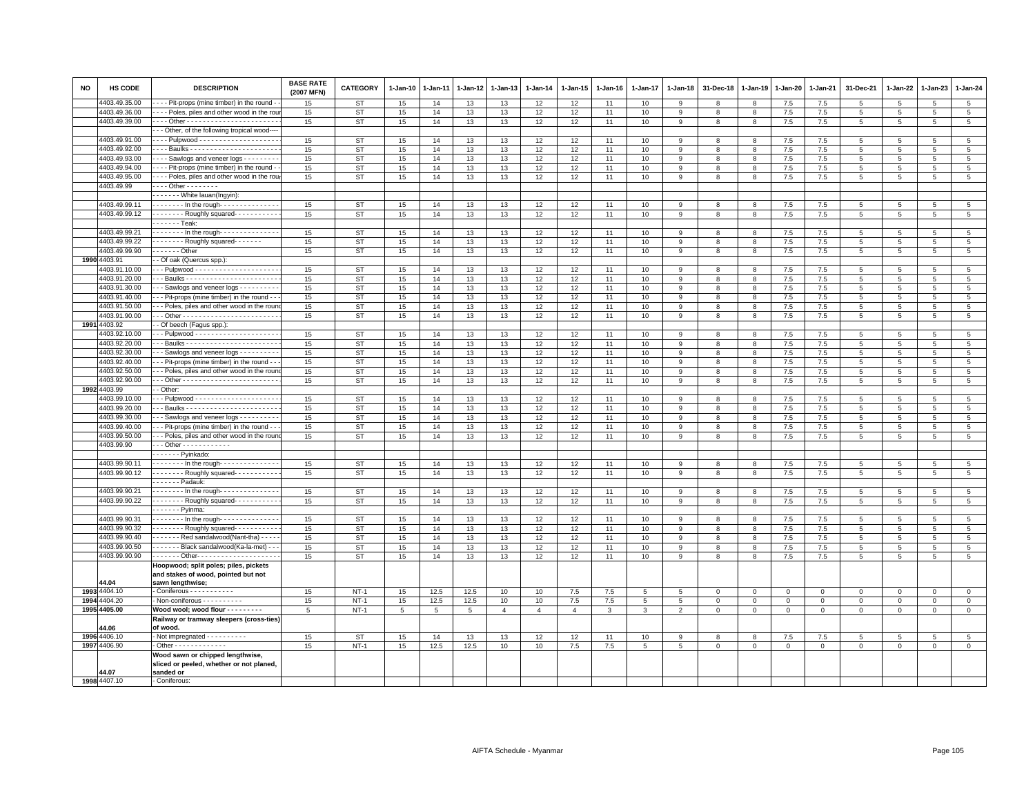| NO | HS CODE | DESCRIPTION | BASE RATE (2007 MFN) | CATEGORY | 1-Jan-10 | 1-Jan-11 | 1-Jan-12 | 1-Jan-13 | 1-Jan-14 | 1-Jan-15 | 1-Jan-16 | 1-Jan-17 | 1-Jan-18 | 31-Dec-18 | 1-Jan-19 | 1-Jan-20 | 1-Jan-21 | 31-Dec-21 | 1-Jan-22 | 1-Jan-23 | 1-Jan-24 |
|---|---|---|---|---|---|---|---|---|---|---|---|---|---|---|---|---|---|---|---|---|---|
| | 4403.49.35.00 | - - - - Pit-props (mine timber) in the round - - | 15 | ST | 15 | 14 | 13 | 13 | 12 | 12 | 11 | 10 | 9 | 8 | 8 | 7.5 | 7.5 | 5 | 5 | 5 | 5 |
| | 4403.49.36.00 | - - - - Poles, piles and other wood in the rour | 15 | ST | 15 | 14 | 13 | 13 | 12 | 12 | 11 | 10 | 9 | 8 | 8 | 7.5 | 7.5 | 5 | 5 | 5 | 5 |
| | 4403.49.39.00 | - - - - Other - - - - - - - - - - - - - - - - - - - - - - | 15 | ST | 15 | 14 | 13 | 13 | 12 | 12 | 11 | 10 | 9 | 8 | 8 | 7.5 | 7.5 | 5 | 5 | 5 | 5 |
| | | - - - Other, of the following tropical wood---- | | | | | | | | | | | | | | | | | | | |
| | 4403.49.91.00 | - - - - Pulpwood - - - - - - - - - - - - - - - - - - - | 15 | ST | 15 | 14 | 13 | 13 | 12 | 12 | 11 | 10 | 9 | 8 | 8 | 7.5 | 7.5 | 5 | 5 | 5 | 5 |
| | 4403.49.92.00 | - - - - Baulks - - - - - - - - - - - - - - - - - - - - - - | 15 | ST | 15 | 14 | 13 | 13 | 12 | 12 | 11 | 10 | 9 | 8 | 8 | 7.5 | 7.5 | 5 | 5 | 5 | 5 |
| | 4403.49.93.00 | - - - - Sawlogs and veneer logs - - - - - - - - - | 15 | ST | 15 | 14 | 13 | 13 | 12 | 12 | 11 | 10 | 9 | 8 | 8 | 7.5 | 7.5 | 5 | 5 | 5 | 5 |
| | 4403.49.94.00 | - - - - Pit-props (mine timber) in the round - - | 15 | ST | 15 | 14 | 13 | 13 | 12 | 12 | 11 | 10 | 9 | 8 | 8 | 7.5 | 7.5 | 5 | 5 | 5 | 5 |
| | 4403.49.95.00 | - - - - Poles, piles and other wood in the rour | 15 | ST | 15 | 14 | 13 | 13 | 12 | 12 | 11 | 10 | 9 | 8 | 8 | 7.5 | 7.5 | 5 | 5 | 5 | 5 |
| | 4403.49.99 | - - - - Other - - - - - - - - | | | | | | | | | | | | | | | | | | | |
| | | - - - - - - - White lauan(Ingyin): | | | | | | | | | | | | | | | | | | | |
| | 4403.49.99.11 | - - - - - - - - In the rough- - - - - - - - - - - - - - - | 15 | ST | 15 | 14 | 13 | 13 | 12 | 12 | 11 | 10 | 9 | 8 | 8 | 7.5 | 7.5 | 5 | 5 | 5 | 5 |
| | 4403.49.99.12 | - - - - - - - - Roughly squared- - - - - - - - - - - | 15 | ST | 15 | 14 | 13 | 13 | 12 | 12 | 11 | 10 | 9 | 8 | 8 | 7.5 | 7.5 | 5 | 5 | 5 | 5 |
| | | - - - - - - - Teak: | | | | | | | | | | | | | | | | | | | |
| | 4403.49.99.21 | - - - - - - - - In the rough- - - - - - - - - - - - - - - | 15 | ST | 15 | 14 | 13 | 13 | 12 | 12 | 11 | 10 | 9 | 8 | 8 | 7.5 | 7.5 | 5 | 5 | 5 | 5 |
| | 4403.49.99.22 | - - - - - - - - Roughly squared- - - - - - - | 15 | ST | 15 | 14 | 13 | 13 | 12 | 12 | 11 | 10 | 9 | 8 | 8 | 7.5 | 7.5 | 5 | 5 | 5 | 5 |
| | 4403.49.99.90 | - - - - - - - Other | 15 | ST | 15 | 14 | 13 | 13 | 12 | 12 | 11 | 10 | 9 | 8 | 8 | 7.5 | 7.5 | 5 | 5 | 5 | 5 |
| 1990 | 4403.91 | - - Of oak (Quercus spp.): | | | | | | | | | | | | | | | | | | | |
| | 4403.91.10.00 | - - - Pulpwood - - - - - - - - - - - - - - - - - - - - - | 15 | ST | 15 | 14 | 13 | 13 | 12 | 12 | 11 | 10 | 9 | 8 | 8 | 7.5 | 7.5 | 5 | 5 | 5 | 5 |
| | 4403.91.20.00 | - - - Baulks - - - - - - - - - - - - - - - - - - - - - - - | 15 | ST | 15 | 14 | 13 | 13 | 12 | 12 | 11 | 10 | 9 | 8 | 8 | 7.5 | 7.5 | 5 | 5 | 5 | 5 |
| | 4403.91.30.00 | - - - Sawlogs and veneer logs - - - - - - - - - - | 15 | ST | 15 | 14 | 13 | 13 | 12 | 12 | 11 | 10 | 9 | 8 | 8 | 7.5 | 7.5 | 5 | 5 | 5 | 5 |
| | 4403.91.40.00 | - - - Pit-props (mine timber) in the round - - - | 15 | ST | 15 | 14 | 13 | 13 | 12 | 12 | 11 | 10 | 9 | 8 | 8 | 7.5 | 7.5 | 5 | 5 | 5 | 5 |
| | 4403.91.50.00 | - - - Poles, piles and other wood in the round | 15 | ST | 15 | 14 | 13 | 13 | 12 | 12 | 11 | 10 | 9 | 8 | 8 | 7.5 | 7.5 | 5 | 5 | 5 | 5 |
| | 4403.91.90.00 | - - - Other - - - - - - - - - - - - - - - - - - - - - - - - | 15 | ST | 15 | 14 | 13 | 13 | 12 | 12 | 11 | 10 | 9 | 8 | 8 | 7.5 | 7.5 | 5 | 5 | 5 | 5 |
| 1991 | 4403.92 | - - Of beech (Fagus spp.): | | | | | | | | | | | | | | | | | | | |
| | 4403.92.10.00 | - - - Pulpwood - - - - - - - - - - - - - - - - - - - - - | 15 | ST | 15 | 14 | 13 | 13 | 12 | 12 | 11 | 10 | 9 | 8 | 8 | 7.5 | 7.5 | 5 | 5 | 5 | 5 |
| | 4403.92.20.00 | - - - Baulks - - - - - - - - - - - - - - - - - - - - - - - | 15 | ST | 15 | 14 | 13 | 13 | 12 | 12 | 11 | 10 | 9 | 8 | 8 | 7.5 | 7.5 | 5 | 5 | 5 | 5 |
| | 4403.92.30.00 | - - - Sawlogs and veneer logs - - - - - - - - - - | 15 | ST | 15 | 14 | 13 | 13 | 12 | 12 | 11 | 10 | 9 | 8 | 8 | 7.5 | 7.5 | 5 | 5 | 5 | 5 |
| | 4403.92.40.00 | - - - Pit-props (mine timber) in the round - - - | 15 | ST | 15 | 14 | 13 | 13 | 12 | 12 | 11 | 10 | 9 | 8 | 8 | 7.5 | 7.5 | 5 | 5 | 5 | 5 |
| | 4403.92.50.00 | - - - Poles, piles and other wood in the round | 15 | ST | 15 | 14 | 13 | 13 | 12 | 12 | 11 | 10 | 9 | 8 | 8 | 7.5 | 7.5 | 5 | 5 | 5 | 5 |
| | 4403.92.90.00 | - - - Other - - - - - - - - - - - - - - - - - - - - - - - - | 15 | ST | 15 | 14 | 13 | 13 | 12 | 12 | 11 | 10 | 9 | 8 | 8 | 7.5 | 7.5 | 5 | 5 | 5 | 5 |
| 1992 | 4403.99 | - - Other: | | | | | | | | | | | | | | | | | | | |
| | 4403.99.10.00 | - - - Pulpwood - - - - - - - - - - - - - - - - - - - - - | 15 | ST | 15 | 14 | 13 | 13 | 12 | 12 | 11 | 10 | 9 | 8 | 8 | 7.5 | 7.5 | 5 | 5 | 5 | 5 |
| | 4403.99.20.00 | - - - Baulks - - - - - - - - - - - - - - - - - - - - - - - | 15 | ST | 15 | 14 | 13 | 13 | 12 | 12 | 11 | 10 | 9 | 8 | 8 | 7.5 | 7.5 | 5 | 5 | 5 | 5 |
| | 4403.99.30.00 | - - - Sawlogs and veneer logs - - - - - - - - - - | 15 | ST | 15 | 14 | 13 | 13 | 12 | 12 | 11 | 10 | 9 | 8 | 8 | 7.5 | 7.5 | 5 | 5 | 5 | 5 |
| | 4403.99.40.00 | - - - Pit-props (mine timber) in the round - - - | 15 | ST | 15 | 14 | 13 | 13 | 12 | 12 | 11 | 10 | 9 | 8 | 8 | 7.5 | 7.5 | 5 | 5 | 5 | 5 |
| | 4403.99.50.00 | - - - Poles, piles and other wood in the round | 15 | ST | 15 | 14 | 13 | 13 | 12 | 12 | 11 | 10 | 9 | 8 | 8 | 7.5 | 7.5 | 5 | 5 | 5 | 5 |
| | 4403.99.90 | - - - Other - - - - - - - - - - - - | | | | | | | | | | | | | | | | | | | |
| | | - - - - - - - Pyinkado: | | | | | | | | | | | | | | | | | | | |
| | 4403.99.90.11 | - - - - - - - - In the rough- - - - - - - - - - - - - - - | 15 | ST | 15 | 14 | 13 | 13 | 12 | 12 | 11 | 10 | 9 | 8 | 8 | 7.5 | 7.5 | 5 | 5 | 5 | 5 |
| | 4403.99.90.12 | - - - - - - - - Roughly squared- - - - - - - - - - - | 15 | ST | 15 | 14 | 13 | 13 | 12 | 12 | 11 | 10 | 9 | 8 | 8 | 7.5 | 7.5 | 5 | 5 | 5 | 5 |
| | | - - - - - - - Padauk: | | | | | | | | | | | | | | | | | | | |
| | 4403.99.90.21 | - - - - - - - - In the rough- - - - - - - - - - - - - - - | 15 | ST | 15 | 14 | 13 | 13 | 12 | 12 | 11 | 10 | 9 | 8 | 8 | 7.5 | 7.5 | 5 | 5 | 5 | 5 |
| | 4403.99.90.22 | - - - - - - - - Roughly squared- - - - - - - - - - - | 15 | ST | 15 | 14 | 13 | 13 | 12 | 12 | 11 | 10 | 9 | 8 | 8 | 7.5 | 7.5 | 5 | 5 | 5 | 5 |
| | | - - - - - - - Pyinma: | | | | | | | | | | | | | | | | | | | |
| | 4403.99.90.31 | - - - - - - - - In the rough- - - - - - - - - - - - - - - | 15 | ST | 15 | 14 | 13 | 13 | 12 | 12 | 11 | 10 | 9 | 8 | 8 | 7.5 | 7.5 | 5 | 5 | 5 | 5 |
| | 4403.99.90.32 | - - - - - - - - Roughly squared- - - - - - - - - - - | 15 | ST | 15 | 14 | 13 | 13 | 12 | 12 | 11 | 10 | 9 | 8 | 8 | 7.5 | 7.5 | 5 | 5 | 5 | 5 |
| | 4403.99.90.40 | - - - - - - - Red sandalwood(Nant-tha) - - - - - | 15 | ST | 15 | 14 | 13 | 13 | 12 | 12 | 11 | 10 | 9 | 8 | 8 | 7.5 | 7.5 | 5 | 5 | 5 | 5 |
| | 4403.99.90.50 | - - - - - - - Black sandalwood(Ka-la-met) - - - | 15 | ST | 15 | 14 | 13 | 13 | 12 | 12 | 11 | 10 | 9 | 8 | 8 | 7.5 | 7.5 | 5 | 5 | 5 | 5 |
| | 4403.99.90.90 | - - - - - - - Other- - - - - - - - - - - - - - - - - - - - | 15 | ST | 15 | 14 | 13 | 13 | 12 | 12 | 11 | 10 | 9 | 8 | 8 | 7.5 | 7.5 | 5 | 5 | 5 | 5 |
| | **44.04** | **Hoopwood; split poles; piles, pickets and stakes of wood, pointed but not sawn lengthwise;** | | | | | | | | | | | | | | | | | | | |
| 1993 | 4404.10 | - Coniferous - - - - - - - - - - - | 15 | NT-1 | 15 | 12.5 | 12.5 | 10 | 10 | 7.5 | 7.5 | 5 | 5 | 0 | 0 | 0 | 0 | 0 | 0 | 0 | 0 |
| 1994 | 4404.20 | - Non-coniferous - - - - - - - - - - | 15 | NT-1 | 15 | 12.5 | 12.5 | 10 | 10 | 7.5 | 7.5 | 5 | 5 | 0 | 0 | 0 | 0 | 0 | 0 | 0 | 0 |
| 1995 | 4405.00 | **Wood wool; wood flour - - - - - - - - -** | 5 | NT-1 | 5 | 5 | 5 | 4 | 4 | 4 | 3 | 3 | 2 | 0 | 0 | 0 | 0 | 0 | 0 | 0 | 0 |
| | **44.06** | **Railway or tramway sleepers (cross-ties) of wood.** | | | | | | | | | | | | | | | | | | | |
| 1996 | 4406.10 | - Not impregnated - - - - - - - - - - | 15 | ST | 15 | 14 | 13 | 13 | 12 | 12 | 11 | 10 | 9 | 8 | 8 | 7.5 | 7.5 | 5 | 5 | 5 | 5 |
| 1997 | 4406.90 | - Other - - - - - - - - - - - - - | 15 | NT-1 | 15 | 12.5 | 12.5 | 10 | 10 | 7.5 | 7.5 | 5 | 5 | 0 | 0 | 0 | 0 | 0 | 0 | 0 | 0 |
| | **44.07** | **Wood sawn or chipped lengthwise, sliced or peeled, whether or not planed, sanded or** | | | | | | | | | | | | | | | | | | | |
| 1998 | 4407.10 | - Coniferous: | | | | | | | | | | | | | | | | | | | |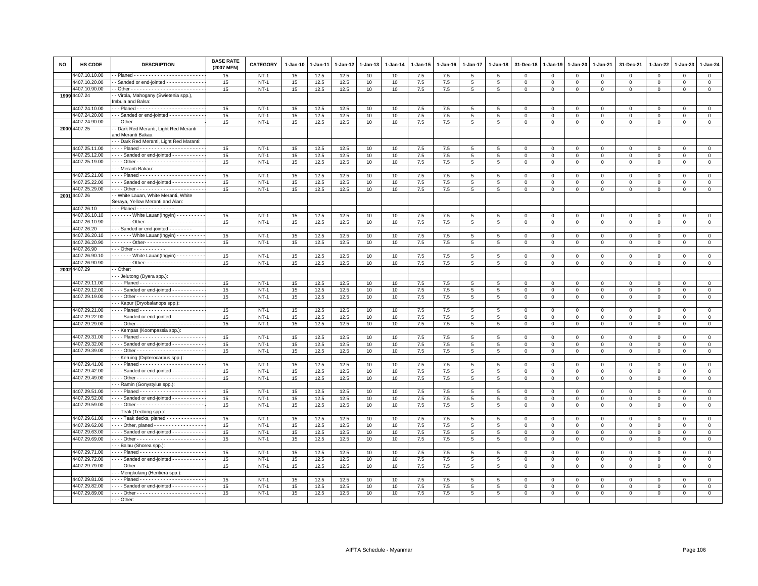| NO | HS CODE | DESCRIPTION | BASE RATE (2007 MFN) | CATEGORY | 1-Jan-10 | 1-Jan-11 | 1-Jan-12 | 1-Jan-13 | 1-Jan-14 | 1-Jan-15 | 1-Jan-16 | 1-Jan-17 | 1-Jan-18 | 31-Dec-18 | 1-Jan-19 | 1-Jan-20 | 1-Jan-21 | 31-Dec-21 | 1-Jan-22 | 1-Jan-23 | 1-Jan-24 |
|---|---|---|---|---|---|---|---|---|---|---|---|---|---|---|---|---|---|---|---|---|---|
| | 4407.10.10.00 | - - Planed - - - - - - - - - - - - - - - - - - - - - - - - | 15 | NT-1 | 15 | 12.5 | 12.5 | 10 | 10 | 7.5 | 7.5 | 5 | 5 | 0 | 0 | 0 | 0 | 0 | 0 | 0 | 0 |
| | 4407.10.20.00 | - - Sanded or end-jointed - - - - - - - - - - - - - | 15 | NT-1 | 15 | 12.5 | 12.5 | 10 | 10 | 7.5 | 7.5 | 5 | 5 | 0 | 0 | 0 | 0 | 0 | 0 | 0 | 0 |
| | 4407.10.90.00 | - - Other - - - - - - - - - - - - - - - - - - - - - - - - | 15 | NT-1 | 15 | 12.5 | 12.5 | 10 | 10 | 7.5 | 7.5 | 5 | 5 | 0 | 0 | 0 | 0 | 0 | 0 | 0 | 0 |
| 1999 | 4407.24 | - - Virola, Mahogany (Swietenia spp.), Imbuia and Balsa: | | | | | | | | | | | | | | | | | | | |
| | 4407.24.10.00 | - - - Planed - - - - - - - - - - - - - - - - - - - - - - - | 15 | NT-1 | 15 | 12.5 | 12.5 | 10 | 10 | 7.5 | 7.5 | 5 | 5 | 0 | 0 | 0 | 0 | 0 | 0 | 0 | 0 |
| | 4407.24.20.00 | - - - Sanded or end-jointed - - - - - - - - - - - - | 15 | NT-1 | 15 | 12.5 | 12.5 | 10 | 10 | 7.5 | 7.5 | 5 | 5 | 0 | 0 | 0 | 0 | 0 | 0 | 0 | 0 |
| | 4407.24.90.00 | - - - Other - - - - - - - - - - - - - - - - - - - - - - - | 15 | NT-1 | 15 | 12.5 | 12.5 | 10 | 10 | 7.5 | 7.5 | 5 | 5 | 0 | 0 | 0 | 0 | 0 | 0 | 0 | 0 |
| 2000 | 4407.25 | - - Dark Red Meranti, Light Red Meranti and Meranti Bakau: | | | | | | | | | | | | | | | | | | | |
| | | - - - Dark Red Meranti, Light Red Maranti: | | | | | | | | | | | | | | | | | | | |
| | 4407.25.11.00 | - - - - Planed - - - - - - - - - - - - - - - - - - - - - - | 15 | NT-1 | 15 | 12.5 | 12.5 | 10 | 10 | 7.5 | 7.5 | 5 | 5 | 0 | 0 | 0 | 0 | 0 | 0 | 0 | 0 |
| | 4407.25.12.00 | - - - - Sanded or end-jointed - - - - - - - - - - - | 15 | NT-1 | 15 | 12.5 | 12.5 | 10 | 10 | 7.5 | 7.5 | 5 | 5 | 0 | 0 | 0 | 0 | 0 | 0 | 0 | 0 |
| | 4407.25.19.00 | - - - - Other - - - - - - - - - - - - - - - - - - - - - - | 15 | NT-1 | 15 | 12.5 | 12.5 | 10 | 10 | 7.5 | 7.5 | 5 | 5 | 0 | 0 | 0 | 0 | 0 | 0 | 0 | 0 |
| | | - - - Meranti Bakau: | | | | | | | | | | | | | | | | | | | |
| | 4407.25.21.00 | - - - - Planed - - - - - - - - - - - - - - - - - - - - - - | 15 | NT-1 | 15 | 12.5 | 12.5 | 10 | 10 | 7.5 | 7.5 | 5 | 5 | 0 | 0 | 0 | 0 | 0 | 0 | 0 | 0 |
| | 4407.25.22.00 | - - - - Sanded or end-jointed - - - - - - - - - - - | 15 | NT-1 | 15 | 12.5 | 12.5 | 10 | 10 | 7.5 | 7.5 | 5 | 5 | 0 | 0 | 0 | 0 | 0 | 0 | 0 | 0 |
| | 4407.25.29.00 | - - - - Other - - - - - - - - - - - - - - - - - - - - - - | 15 | NT-1 | 15 | 12.5 | 12.5 | 10 | 10 | 7.5 | 7.5 | 5 | 5 | 0 | 0 | 0 | 0 | 0 | 0 | 0 | 0 |
| 2001 | 4407.26 | - - White Lauan, White Meranti, White Seraya, Yellow Meranti and Alan: | | | | | | | | | | | | | | | | | | | |
| | 4407.26.10 | - - - Planed - - - - - - - - - - - - - | | | | | | | | | | | | | | | | | | | |
| | 4407.26.10.10 | - - - - - - - White Lauan(Ingyin) - - - - - - - - - - | 15 | NT-1 | 15 | 12.5 | 12.5 | 10 | 10 | 7.5 | 7.5 | 5 | 5 | 0 | 0 | 0 | 0 | 0 | 0 | 0 | 0 |
| | 4407.26.10.90 | - - - - - - - Other- - - - - - - - - - - - - - - - - - - - | 15 | NT-1 | 15 | 12.5 | 12.5 | 10 | 10 | 7.5 | 7.5 | 5 | 5 | 0 | 0 | 0 | 0 | 0 | 0 | 0 | 0 |
| | 4407.26.20 | - - - Sanded or end-jointed - - - - - - - - | | | | | | | | | | | | | | | | | | | |
| | 4407.26.20.10 | - - - - - - - White Lauan(Ingyin) - - - - - - - - - - | 15 | NT-1 | 15 | 12.5 | 12.5 | 10 | 10 | 7.5 | 7.5 | 5 | 5 | 0 | 0 | 0 | 0 | 0 | 0 | 0 | 0 |
| | 4407.26.20.90 | - - - - - - - Other- - - - - - - - - - - - - - - - - - - - | 15 | NT-1 | 15 | 12.5 | 12.5 | 10 | 10 | 7.5 | 7.5 | 5 | 5 | 0 | 0 | 0 | 0 | 0 | 0 | 0 | 0 |
| | 4407.26.90 | - - - Other - - - - - - - - - - - | | | | | | | | | | | | | | | | | | | |
| | 4407.26.90.10 | - - - - - - - White Lauan(Ingyin) - - - - - - - - - - | 15 | NT-1 | 15 | 12.5 | 12.5 | 10 | 10 | 7.5 | 7.5 | 5 | 5 | 0 | 0 | 0 | 0 | 0 | 0 | 0 | 0 |
| | 4407.26.90.90 | - - - - - - - Other- - - - - - - - - - - - - - - - - - - - | 15 | NT-1 | 15 | 12.5 | 12.5 | 10 | 10 | 7.5 | 7.5 | 5 | 5 | 0 | 0 | 0 | 0 | 0 | 0 | 0 | 0 |
| 2002 | 4407.29 | - - Other: | | | | | | | | | | | | | | | | | | | |
| | | - - - Jelutong (Dyera spp.): | | | | | | | | | | | | | | | | | | | |
| | 4407.29.11.00 | - - - - Planed - - - - - - - - - - - - - - - - - - - - - - | 15 | NT-1 | 15 | 12.5 | 12.5 | 10 | 10 | 7.5 | 7.5 | 5 | 5 | 0 | 0 | 0 | 0 | 0 | 0 | 0 | 0 |
| | 4407.29.12.00 | - - - - Sanded or end-jointed - - - - - - - - - - - | 15 | NT-1 | 15 | 12.5 | 12.5 | 10 | 10 | 7.5 | 7.5 | 5 | 5 | 0 | 0 | 0 | 0 | 0 | 0 | 0 | 0 |
| | 4407.29.19.00 | - - - - Other - - - - - - - - - - - - - - - - - - - - - - | 15 | NT-1 | 15 | 12.5 | 12.5 | 10 | 10 | 7.5 | 7.5 | 5 | 5 | 0 | 0 | 0 | 0 | 0 | 0 | 0 | 0 |
| | | - - - Kapur (Dryobalanops spp.): | | | | | | | | | | | | | | | | | | | |
| | 4407.29.21.00 | - - - - Planed - - - - - - - - - - - - - - - - - - - - - - | 15 | NT-1 | 15 | 12.5 | 12.5 | 10 | 10 | 7.5 | 7.5 | 5 | 5 | 0 | 0 | 0 | 0 | 0 | 0 | 0 | 0 |
| | 4407.29.22.00 | - - - - Sanded or end-jointed - - - - - - - - - - - | 15 | NT-1 | 15 | 12.5 | 12.5 | 10 | 10 | 7.5 | 7.5 | 5 | 5 | 0 | 0 | 0 | 0 | 0 | 0 | 0 | 0 |
| | 4407.29.29.00 | - - - - Other - - - - - - - - - - - - - - - - - - - - - - | 15 | NT-1 | 15 | 12.5 | 12.5 | 10 | 10 | 7.5 | 7.5 | 5 | 5 | 0 | 0 | 0 | 0 | 0 | 0 | 0 | 0 |
| | | - - - Kempas (Koompassia spp.): | | | | | | | | | | | | | | | | | | | |
| | 4407.29.31.00 | - - - - Planed - - - - - - - - - - - - - - - - - - - - - - | 15 | NT-1 | 15 | 12.5 | 12.5 | 10 | 10 | 7.5 | 7.5 | 5 | 5 | 0 | 0 | 0 | 0 | 0 | 0 | 0 | 0 |
| | 4407.29.32.00 | - - - - Sanded or end-jointed - - - - - - - - - - - | 15 | NT-1 | 15 | 12.5 | 12.5 | 10 | 10 | 7.5 | 7.5 | 5 | 5 | 0 | 0 | 0 | 0 | 0 | 0 | 0 | 0 |
| | 4407.29.39.00 | - - - - Other - - - - - - - - - - - - - - - - - - - - - - | 15 | NT-1 | 15 | 12.5 | 12.5 | 10 | 10 | 7.5 | 7.5 | 5 | 5 | 0 | 0 | 0 | 0 | 0 | 0 | 0 | 0 |
| | | - - - Keruing (Dipterocarpus spp.): | | | | | | | | | | | | | | | | | | | |
| | 4407.29.41.00 | - - - - Planed - - - - - - - - - - - - - - - - - - - - - - | 15 | NT-1 | 15 | 12.5 | 12.5 | 10 | 10 | 7.5 | 7.5 | 5 | 5 | 0 | 0 | 0 | 0 | 0 | 0 | 0 | 0 |
| | 4407.29.42.00 | - - - - Sanded or end-jointed - - - - - - - - - - - | 15 | NT-1 | 15 | 12.5 | 12.5 | 10 | 10 | 7.5 | 7.5 | 5 | 5 | 0 | 0 | 0 | 0 | 0 | 0 | 0 | 0 |
| | 4407.29.49.00 | - - - - Other - - - - - - - - - - - - - - - - - - - - - - | 15 | NT-1 | 15 | 12.5 | 12.5 | 10 | 10 | 7.5 | 7.5 | 5 | 5 | 0 | 0 | 0 | 0 | 0 | 0 | 0 | 0 |
| | | - - - Ramin (Gonystylus spp.): | | | | | | | | | | | | | | | | | | | |
| | 4407.29.51.00 | - - - - Planed - - - - - - - - - - - - - - - - - - - - - - | 15 | NT-1 | 15 | 12.5 | 12.5 | 10 | 10 | 7.5 | 7.5 | 5 | 5 | 0 | 0 | 0 | 0 | 0 | 0 | 0 | 0 |
| | 4407.29.52.00 | - - - - Sanded or end-jointed - - - - - - - - - - - | 15 | NT-1 | 15 | 12.5 | 12.5 | 10 | 10 | 7.5 | 7.5 | 5 | 5 | 0 | 0 | 0 | 0 | 0 | 0 | 0 | 0 |
| | 4407.29.59.00 | - - - - Other - - - - - - - - - - - - - - - - - - - - - - | 15 | NT-1 | 15 | 12.5 | 12.5 | 10 | 10 | 7.5 | 7.5 | 5 | 5 | 0 | 0 | 0 | 0 | 0 | 0 | 0 | 0 |
| | | - - - Teak (Tectong spp.): | | | | | | | | | | | | | | | | | | | |
| | 4407.29.61.00 | - - - - Teak decks, planed - - - - - - - - - - - - - | 15 | NT-1 | 15 | 12.5 | 12.5 | 10 | 10 | 7.5 | 7.5 | 5 | 5 | 0 | 0 | 0 | 0 | 0 | 0 | 0 | 0 |
| | 4407.29.62.00 | - - - - Other, planed - - - - - - - - - - - - - - - - - | 15 | NT-1 | 15 | 12.5 | 12.5 | 10 | 10 | 7.5 | 7.5 | 5 | 5 | 0 | 0 | 0 | 0 | 0 | 0 | 0 | 0 |
| | 4407.29.63.00 | - - - - Sanded or end-jointed - - - - - - - - - - - | 15 | NT-1 | 15 | 12.5 | 12.5 | 10 | 10 | 7.5 | 7.5 | 5 | 5 | 0 | 0 | 0 | 0 | 0 | 0 | 0 | 0 |
| | 4407.29.69.00 | - - - - Other - - - - - - - - - - - - - - - - - - - - - - | 15 | NT-1 | 15 | 12.5 | 12.5 | 10 | 10 | 7.5 | 7.5 | 5 | 5 | 0 | 0 | 0 | 0 | 0 | 0 | 0 | 0 |
| | | - - - Balau (Shorea spp.): | | | | | | | | | | | | | | | | | | | |
| | 4407.29.71.00 | - - - - Planed - - - - - - - - - - - - - - - - - - - - - - | 15 | NT-1 | 15 | 12.5 | 12.5 | 10 | 10 | 7.5 | 7.5 | 5 | 5 | 0 | 0 | 0 | 0 | 0 | 0 | 0 | 0 |
| | 4407.29.72.00 | - - - - Sanded or end-jointed - - - - - - - - - - - | 15 | NT-1 | 15 | 12.5 | 12.5 | 10 | 10 | 7.5 | 7.5 | 5 | 5 | 0 | 0 | 0 | 0 | 0 | 0 | 0 | 0 |
| | 4407.29.79.00 | - - - - Other - - - - - - - - - - - - - - - - - - - - - - | 15 | NT-1 | 15 | 12.5 | 12.5 | 10 | 10 | 7.5 | 7.5 | 5 | 5 | 0 | 0 | 0 | 0 | 0 | 0 | 0 | 0 |
| | | - - - Mengkulang (Heritiera spp.): | | | | | | | | | | | | | | | | | | | |
| | 4407.29.81.00 | - - - - Planed - - - - - - - - - - - - - - - - - - - - - - | 15 | NT-1 | 15 | 12.5 | 12.5 | 10 | 10 | 7.5 | 7.5 | 5 | 5 | 0 | 0 | 0 | 0 | 0 | 0 | 0 | 0 |
| | 4407.29.82.00 | - - - - Sanded or end-jointed - - - - - - - - - - - | 15 | NT-1 | 15 | 12.5 | 12.5 | 10 | 10 | 7.5 | 7.5 | 5 | 5 | 0 | 0 | 0 | 0 | 0 | 0 | 0 | 0 |
| | 4407.29.89.00 | - - - - Other - - - - - - - - - - - - - - - - - - - - - - | 15 | NT-1 | 15 | 12.5 | 12.5 | 10 | 10 | 7.5 | 7.5 | 5 | 5 | 0 | 0 | 0 | 0 | 0 | 0 | 0 | 0 |
| | | - - - Other: | | | | | | | | | | | | | | | | | | | |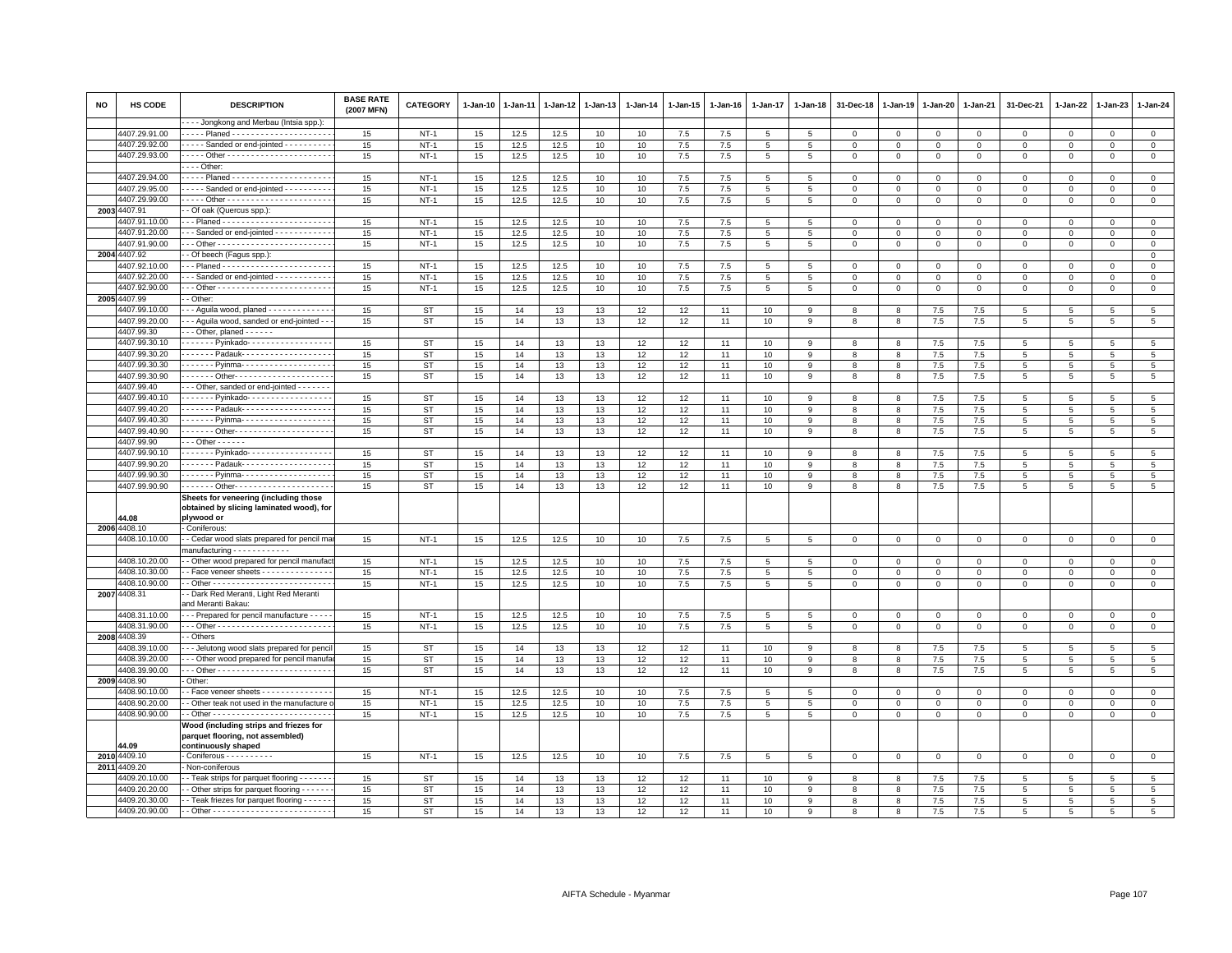| NO | HS CODE | DESCRIPTION | BASE RATE (2007 MFN) | CATEGORY | 1-Jan-10 | 1-Jan-11 | 1-Jan-12 | 1-Jan-13 | 1-Jan-14 | 1-Jan-15 | 1-Jan-16 | 1-Jan-17 | 1-Jan-18 | 31-Dec-18 | 1-Jan-19 | 1-Jan-20 | 1-Jan-21 | 31-Dec-21 | 1-Jan-22 | 1-Jan-23 | 1-Jan-24 |
|---|---|---|---|---|---|---|---|---|---|---|---|---|---|---|---|---|---|---|---|---|---|
| | | - - - - Jongkong and Merbau (Intsia spp.): | | | | | | | | | | | | | | | | | | | |
| | 4407.29.91.00 | - - - - - Planed - - - - - - - - - - - - - - - - - - - - - | 15 | NT-1 | 15 | 12.5 | 12.5 | 10 | 10 | 7.5 | 7.5 | 5 | 5 | 0 | 0 | 0 | 0 | 0 | 0 | 0 | 0 |
| | 4407.29.92.00 | - - - - - Sanded or end-jointed - - - - - - - - - - | 15 | NT-1 | 15 | 12.5 | 12.5 | 10 | 10 | 7.5 | 7.5 | 5 | 5 | 0 | 0 | 0 | 0 | 0 | 0 | 0 | 0 |
| | 4407.29.93.00 | - - - - - Other - - - - - - - - - - - - - - - - - - - - - - | 15 | NT-1 | 15 | 12.5 | 12.5 | 10 | 10 | 7.5 | 7.5 | 5 | 5 | 0 | 0 | 0 | 0 | 0 | 0 | 0 | 0 |
| | | - - - - Other: | | | | | | | | | | | | | | | | | | | |
| | 4407.29.94.00 | - - - - - Planed - - - - - - - - - - - - - - - - - - - - - | 15 | NT-1 | 15 | 12.5 | 12.5 | 10 | 10 | 7.5 | 7.5 | 5 | 5 | 0 | 0 | 0 | 0 | 0 | 0 | 0 | 0 |
| | 4407.29.95.00 | - - - - - Sanded or end-jointed - - - - - - - - - - | 15 | NT-1 | 15 | 12.5 | 12.5 | 10 | 10 | 7.5 | 7.5 | 5 | 5 | 0 | 0 | 0 | 0 | 0 | 0 | 0 | 0 |
| | 4407.29.99.00 | - - - - - Other - - - - - - - - - - - - - - - - - - - - - - | 15 | NT-1 | 15 | 12.5 | 12.5 | 10 | 10 | 7.5 | 7.5 | 5 | 5 | 0 | 0 | 0 | 0 | 0 | 0 | 0 | 0 |
| 2003 | 4407.91 | - - Of oak (Quercus spp.): | | | | | | | | | | | | | | | | | | | |
| | 4407.91.10.00 | - - - Planed - - - - - - - - - - - - - - - - - - - - - - - | 15 | NT-1 | 15 | 12.5 | 12.5 | 10 | 10 | 7.5 | 7.5 | 5 | 5 | 0 | 0 | 0 | 0 | 0 | 0 | 0 | 0 |
| | 4407.91.20.00 | - - - Sanded or end-jointed - - - - - - - - - - - - | 15 | NT-1 | 15 | 12.5 | 12.5 | 10 | 10 | 7.5 | 7.5 | 5 | 5 | 0 | 0 | 0 | 0 | 0 | 0 | 0 | 0 |
| | 4407.91.90.00 | - - - Other - - - - - - - - - - - - - - - - - - - - - - - - | 15 | NT-1 | 15 | 12.5 | 12.5 | 10 | 10 | 7.5 | 7.5 | 5 | 5 | 0 | 0 | 0 | 0 | 0 | 0 | 0 | 0 |
| 2004 | 4407.92 | - - Of beech (Fagus spp.): | | | | | | | | | | | | | | | | | | | 0 |
| | 4407.92.10.00 | - - - Planed - - - - - - - - - - - - - - - - - - - - - - - | 15 | NT-1 | 15 | 12.5 | 12.5 | 10 | 10 | 7.5 | 7.5 | 5 | 5 | 0 | 0 | 0 | 0 | 0 | 0 | 0 | 0 |
| | 4407.92.20.00 | - - - Sanded or end-jointed - - - - - - - - - - - - | 15 | NT-1 | 15 | 12.5 | 12.5 | 10 | 10 | 7.5 | 7.5 | 5 | 5 | 0 | 0 | 0 | 0 | 0 | 0 | 0 | 0 |
| | 4407.92.90.00 | - - - Other - - - - - - - - - - - - - - - - - - - - - - - - | 15 | NT-1 | 15 | 12.5 | 12.5 | 10 | 10 | 7.5 | 7.5 | 5 | 5 | 0 | 0 | 0 | 0 | 0 | 0 | 0 | 0 |
| 2005 | 4407.99 | - - Other: | | | | | | | | | | | | | | | | | | | |
| | 4407.99.10.00 | - - - Aguila wood, planed - - - - - - - - - - - - - - | 15 | ST | 15 | 14 | 13 | 13 | 12 | 12 | 11 | 10 | 9 | 8 | 8 | 7.5 | 7.5 | 5 | 5 | 5 | 5 |
| | 4407.99.20.00 | - - - Aguila wood, sanded or end-jointed - - | 15 | ST | 15 | 14 | 13 | 13 | 12 | 12 | 11 | 10 | 9 | 8 | 8 | 7.5 | 7.5 | 5 | 5 | 5 | 5 |
| | 4407.99.30 | - - - Other, planed - - - - - - | | | | | | | | | | | | | | | | | | | |
| | 4407.99.30.10 | - - - - - - - Pyinkado- - - - - - - - - - - - - - - - - - | 15 | ST | 15 | 14 | 13 | 13 | 12 | 12 | 11 | 10 | 9 | 8 | 8 | 7.5 | 7.5 | 5 | 5 | 5 | 5 |
| | 4407.99.30.20 | - - - - - - - Padauk- - - - - - - - - - - - - - - - - - - | 15 | ST | 15 | 14 | 13 | 13 | 12 | 12 | 11 | 10 | 9 | 8 | 8 | 7.5 | 7.5 | 5 | 5 | 5 | 5 |
| | 4407.99.30.30 | - - - - - - - Pyinma- - - - - - - - - - - - - - - - - - - | 15 | ST | 15 | 14 | 13 | 13 | 12 | 12 | 11 | 10 | 9 | 8 | 8 | 7.5 | 7.5 | 5 | 5 | 5 | 5 |
| | 4407.99.30.90 | - - - - - - - Other- - - - - - - - - - - - - - - - - - - - | 15 | ST | 15 | 14 | 13 | 13 | 12 | 12 | 11 | 10 | 9 | 8 | 8 | 7.5 | 7.5 | 5 | 5 | 5 | 5 |
| | 4407.99.40 | - - - Other, sanded or end-jointed - - - - - - - | | | | | | | | | | | | | | | | | | | |
| | 4407.99.40.10 | - - - - - - - Pyinkado- - - - - - - - - - - - - - - - - - | 15 | ST | 15 | 14 | 13 | 13 | 12 | 12 | 11 | 10 | 9 | 8 | 8 | 7.5 | 7.5 | 5 | 5 | 5 | 5 |
| | 4407.99.40.20 | - - - - - - - Padauk- - - - - - - - - - - - - - - - - - - | 15 | ST | 15 | 14 | 13 | 13 | 12 | 12 | 11 | 10 | 9 | 8 | 8 | 7.5 | 7.5 | 5 | 5 | 5 | 5 |
| | 4407.99.40.30 | - - - - - - - Pyinma- - - - - - - - - - - - - - - - - - - | 15 | ST | 15 | 14 | 13 | 13 | 12 | 12 | 11 | 10 | 9 | 8 | 8 | 7.5 | 7.5 | 5 | 5 | 5 | 5 |
| | 4407.99.40.90 | - - - - - - - Other- - - - - - - - - - - - - - - - - - - - | 15 | ST | 15 | 14 | 13 | 13 | 12 | 12 | 11 | 10 | 9 | 8 | 8 | 7.5 | 7.5 | 5 | 5 | 5 | 5 |
| | 4407.99.90 | - - - Other - - - - - - | | | | | | | | | | | | | | | | | | | |
| | 4407.99.90.10 | - - - - - - - Pyinkado- - - - - - - - - - - - - - - - - - | 15 | ST | 15 | 14 | 13 | 13 | 12 | 12 | 11 | 10 | 9 | 8 | 8 | 7.5 | 7.5 | 5 | 5 | 5 | 5 |
| | 4407.99.90.20 | - - - - - - - Padauk- - - - - - - - - - - - - - - - - - - | 15 | ST | 15 | 14 | 13 | 13 | 12 | 12 | 11 | 10 | 9 | 8 | 8 | 7.5 | 7.5 | 5 | 5 | 5 | 5 |
| | 4407.99.90.30 | - - - - - - - Pyinma- - - - - - - - - - - - - - - - - - - | 15 | ST | 15 | 14 | 13 | 13 | 12 | 12 | 11 | 10 | 9 | 8 | 8 | 7.5 | 7.5 | 5 | 5 | 5 | 5 |
| | 4407.99.90.90 | - - - - - - - Other- - - - - - - - - - - - - - - - - - - - | 15 | ST | 15 | 14 | 13 | 13 | 12 | 12 | 11 | 10 | 9 | 8 | 8 | 7.5 | 7.5 | 5 | 5 | 5 | 5 |
| | 44.08 | **Sheets for veneering (including those obtained by slicing laminated wood), for plywood or** | | | | | | | | | | | | | | | | | | | |
| 2006 | 4408.10 | - Coniferous: | | | | | | | | | | | | | | | | | | | |
| | 4408.10.10.00 | - - Cedar wood slats prepared for pencil manufacturing - - - - - - - - - - - - | 15 | NT-1 | 15 | 12.5 | 12.5 | 10 | 10 | 7.5 | 7.5 | 5 | 5 | 0 | 0 | 0 | 0 | 0 | 0 | 0 | 0 |
| | 4408.10.20.00 | - - Other wood prepared for pencil manufact | 15 | NT-1 | 15 | 12.5 | 12.5 | 10 | 10 | 7.5 | 7.5 | 5 | 5 | 0 | 0 | 0 | 0 | 0 | 0 | 0 | 0 |
| | 4408.10.30.00 | - - Face veneer sheets - - - - - - - - - - - - - - - | 15 | NT-1 | 15 | 12.5 | 12.5 | 10 | 10 | 7.5 | 7.5 | 5 | 5 | 0 | 0 | 0 | 0 | 0 | 0 | 0 | 0 |
| | 4408.10.90.00 | - - Other - - - - - - - - - - - - - - - - - - - - - - - - - | 15 | NT-1 | 15 | 12.5 | 12.5 | 10 | 10 | 7.5 | 7.5 | 5 | 5 | 0 | 0 | 0 | 0 | 0 | 0 | 0 | 0 |
| 2007 | 4408.31 | - - Dark Red Meranti, Light Red Meranti and Meranti Bakau: | | | | | | | | | | | | | | | | | | | |
| | 4408.31.10.00 | - - - Prepared for pencil manufacture - - - - - | 15 | NT-1 | 15 | 12.5 | 12.5 | 10 | 10 | 7.5 | 7.5 | 5 | 5 | 0 | 0 | 0 | 0 | 0 | 0 | 0 | 0 |
| | 4408.31.90.00 | - - - Other - - - - - - - - - - - - - - - - - - - - - - - - | 15 | NT-1 | 15 | 12.5 | 12.5 | 10 | 10 | 7.5 | 7.5 | 5 | 5 | 0 | 0 | 0 | 0 | 0 | 0 | 0 | 0 |
| 2008 | 4408.39 | - - Others | | | | | | | | | | | | | | | | | | | |
| | 4408.39.10.00 | - - - Jelutong wood slats prepared for pencil | 15 | ST | 15 | 14 | 13 | 13 | 12 | 12 | 11 | 10 | 9 | 8 | 8 | 7.5 | 7.5 | 5 | 5 | 5 | 5 |
| | 4408.39.20.00 | - - - Other wood prepared for pencil manufac | 15 | ST | 15 | 14 | 13 | 13 | 12 | 12 | 11 | 10 | 9 | 8 | 8 | 7.5 | 7.5 | 5 | 5 | 5 | 5 |
| | 4408.39.90.00 | - - - Other - - - - - - - - - - - - - - - - - - - - - - - - | 15 | ST | 15 | 14 | 13 | 13 | 12 | 12 | 11 | 10 | 9 | 8 | 8 | 7.5 | 7.5 | 5 | 5 | 5 | 5 |
| 2009 | 4408.90 | - Other: | | | | | | | | | | | | | | | | | | | |
| | 4408.90.10.00 | - - Face veneer sheets - - - - - - - - - - - - - - - | 15 | NT-1 | 15 | 12.5 | 12.5 | 10 | 10 | 7.5 | 7.5 | 5 | 5 | 0 | 0 | 0 | 0 | 0 | 0 | 0 | 0 |
| | 4408.90.20.00 | - - Other teak not used in the manufacture o | 15 | NT-1 | 15 | 12.5 | 12.5 | 10 | 10 | 7.5 | 7.5 | 5 | 5 | 0 | 0 | 0 | 0 | 0 | 0 | 0 | 0 |
| | 4408.90.90.00 | - - Other - - - - - - - - - - - - - - - - - - - - - - - - - | 15 | NT-1 | 15 | 12.5 | 12.5 | 10 | 10 | 7.5 | 7.5 | 5 | 5 | 0 | 0 | 0 | 0 | 0 | 0 | 0 | 0 |
| | 44.09 | **Wood (including strips and friezes for parquet flooring, not assembled) continuously shaped** | | | | | | | | | | | | | | | | | | | |
| 2010 | 4409.10 | - Coniferous - - - - - - - - - - | 15 | NT-1 | 15 | 12.5 | 12.5 | 10 | 10 | 7.5 | 7.5 | 5 | 5 | 0 | 0 | 0 | 0 | 0 | 0 | 0 | 0 |
| 2011 | 4409.20 | - Non-coniferous | | | | | | | | | | | | | | | | | | | |
| | 4409.20.10.00 | - - Teak strips for parquet flooring - - - - - - - | 15 | ST | 15 | 14 | 13 | 13 | 12 | 12 | 11 | 10 | 9 | 8 | 8 | 7.5 | 7.5 | 5 | 5 | 5 | 5 |
| | 4409.20.20.00 | - - Other strips for parquet flooring - - - - - - | 15 | ST | 15 | 14 | 13 | 13 | 12 | 12 | 11 | 10 | 9 | 8 | 8 | 7.5 | 7.5 | 5 | 5 | 5 | 5 |
| | 4409.20.30.00 | - - Teak friezes for parquet flooring - - - - - - | 15 | ST | 15 | 14 | 13 | 13 | 12 | 12 | 11 | 10 | 9 | 8 | 8 | 7.5 | 7.5 | 5 | 5 | 5 | 5 |
| | 4409.20.90.00 | - - Other - - - - - - - - - - - - - - - - - - - - - - - - - | 15 | ST | 15 | 14 | 13 | 13 | 12 | 12 | 11 | 10 | 9 | 8 | 8 | 7.5 | 7.5 | 5 | 5 | 5 | 5 |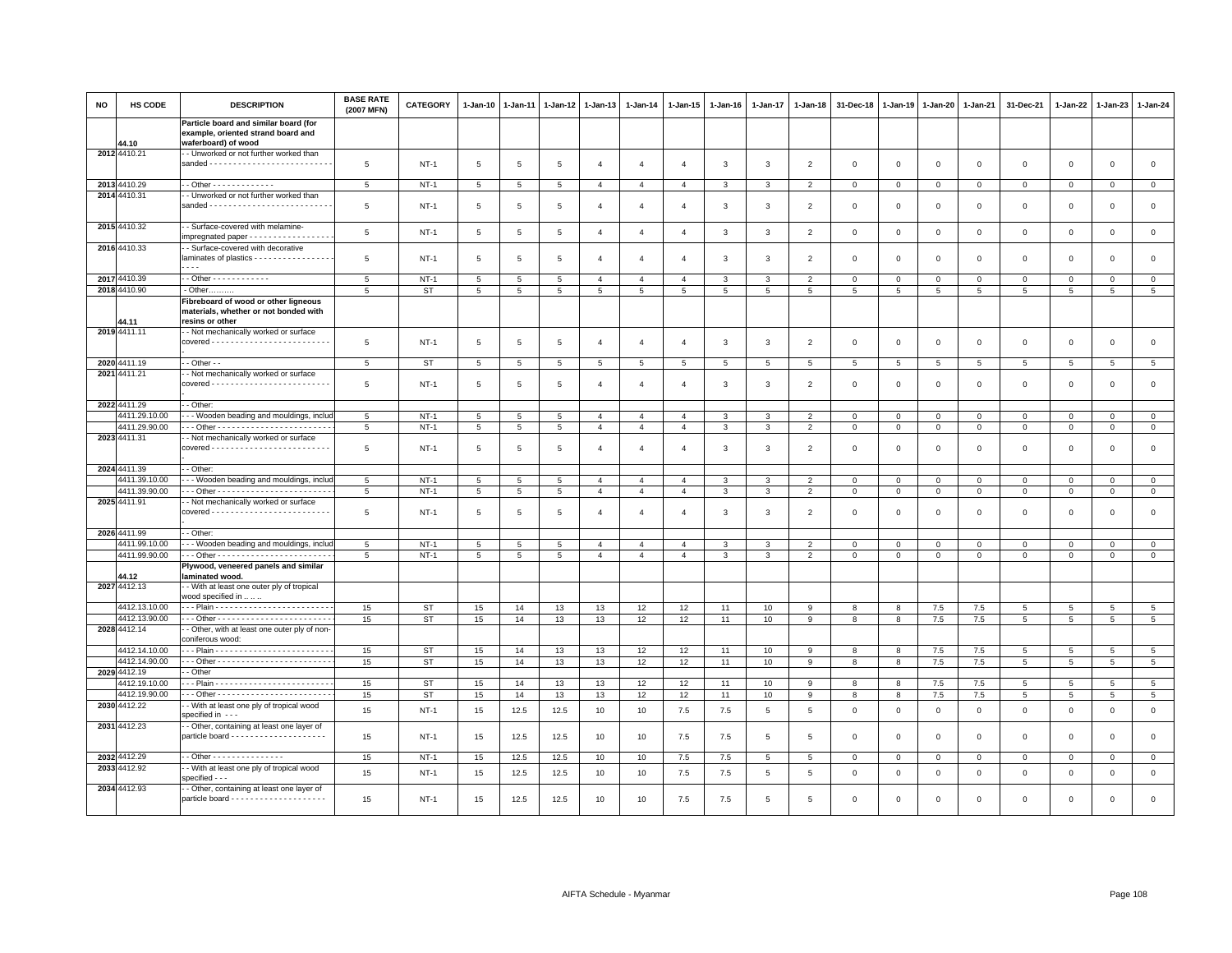| NO | HS CODE | DESCRIPTION | BASE RATE (2007 MFN) | CATEGORY | 1-Jan-10 | 1-Jan-11 | 1-Jan-12 | 1-Jan-13 | 1-Jan-14 | 1-Jan-15 | 1-Jan-16 | 1-Jan-17 | 1-Jan-18 | 31-Dec-18 | 1-Jan-19 | 1-Jan-20 | 1-Jan-21 | 31-Dec-21 | 1-Jan-22 | 1-Jan-23 | 1-Jan-24 |
|---|---|---|---|---|---|---|---|---|---|---|---|---|---|---|---|---|---|---|---|---|---|
| | 44.10 | **Particle board and similar board (for example, oriented strand board and waferboard) of wood** | | | | | | | | | | | | | | | | | | | |
| 2012 | 4410.21 | - - Unworked or not further worked than sanded - - - - - - - - - - - - - - - - - - - - - - - - - | 5 | NT-1 | 5 | 5 | 5 | 4 | 4 | 4 | 3 | 3 | 2 | 0 | 0 | 0 | 0 | 0 | 0 | 0 | 0 |
| 2013 | 4410.29 | - - Other - - - - - - - - - - - - - | 5 | NT-1 | 5 | 5 | 5 | 4 | 4 | 4 | 3 | 3 | 2 | 0 | 0 | 0 | 0 | 0 | 0 | 0 | 0 |
| 2014 | 4410.31 | - - Unworked or not further worked than sanded - - - - - - - - - - - - - - - - - - - - - - - - - | 5 | NT-1 | 5 | 5 | 5 | 4 | 4 | 4 | 3 | 3 | 2 | 0 | 0 | 0 | 0 | 0 | 0 | 0 | 0 |
| 2015 | 4410.32 | - - Surface-covered with melamine-impregnated paper - - - - - - - - - - - - - - - - - | 5 | NT-1 | 5 | 5 | 5 | 4 | 4 | 4 | 3 | 3 | 2 | 0 | 0 | 0 | 0 | 0 | 0 | 0 | 0 |
| 2016 | 4410.33 | - - Surface-covered with decorative laminates of plastics - - - - - - - - - - - - - - - - - - - - - | 5 | NT-1 | 5 | 5 | 5 | 4 | 4 | 4 | 3 | 3 | 2 | 0 | 0 | 0 | 0 | 0 | 0 | 0 | 0 |
| 2017 | 4410.39 | - - Other - - - - - - - - - - - - | 5 | NT-1 | 5 | 5 | 5 | 4 | 4 | 4 | 3 | 3 | 2 | 0 | 0 | 0 | 0 | 0 | 0 | 0 | 0 |
| 2018 | 4410.90 | - Other.......... | 5 | ST | 5 | 5 | 5 | 5 | 5 | 5 | 5 | 5 | 5 | 5 | 5 | 5 | 5 | 5 | 5 | 5 | 5 |
| | 44.11 | **Fibreboard of wood or other ligneous materials, whether or not bonded with resins or other** | | | | | | | | | | | | | | | | | | | |
| 2019 | 4411.11 | - - Not mechanically worked or surface covered - - - - - - - - - - - - - - - - - - - - - - - - - | 5 | NT-1 | 5 | 5 | 5 | 4 | 4 | 4 | 3 | 3 | 2 | 0 | 0 | 0 | 0 | 0 | 0 | 0 | 0 |
| 2020 | 4411.19 | - - Other - - | 5 | ST | 5 | 5 | 5 | 5 | 5 | 5 | 5 | 5 | 5 | 5 | 5 | 5 | 5 | 5 | 5 | 5 | 5 |
| 2021 | 4411.21 | - - Not mechanically worked or surface covered - - - - - - - - - - - - - - - - - - - - - - - - - | 5 | NT-1 | 5 | 5 | 5 | 4 | 4 | 4 | 3 | 3 | 2 | 0 | 0 | 0 | 0 | 0 | 0 | 0 | 0 |
| 2022 | 4411.29 | - - Other: | | | | | | | | | | | | | | | | | | | |
| | 4411.29.10.00 | - - - Wooden beading and mouldings, includ | 5 | NT-1 | 5 | 5 | 5 | 4 | 4 | 4 | 3 | 3 | 2 | 0 | 0 | 0 | 0 | 0 | 0 | 0 | 0 |
| | 4411.29.90.00 | - - - Other - - - - - - - - - - - - - - - - - - - - - - - - | 5 | NT-1 | 5 | 5 | 5 | 4 | 4 | 4 | 3 | 3 | 2 | 0 | 0 | 0 | 0 | 0 | 0 | 0 | 0 |
| 2023 | 4411.31 | - - Not mechanically worked or surface covered - - - - - - - - - - - - - - - - - - - - - - - - - | 5 | NT-1 | 5 | 5 | 5 | 4 | 4 | 4 | 3 | 3 | 2 | 0 | 0 | 0 | 0 | 0 | 0 | 0 | 0 |
| 2024 | 4411.39 | - - Other: | | | | | | | | | | | | | | | | | | | |
| | 4411.39.10.00 | - - - Wooden beading and mouldings, includ | 5 | NT-1 | 5 | 5 | 5 | 4 | 4 | 4 | 3 | 3 | 2 | 0 | 0 | 0 | 0 | 0 | 0 | 0 | 0 |
| | 4411.39.90.00 | - - - Other - - - - - - - - - - - - - - - - - - - - - - - - | 5 | NT-1 | 5 | 5 | 5 | 4 | 4 | 4 | 3 | 3 | 2 | 0 | 0 | 0 | 0 | 0 | 0 | 0 | 0 |
| 2025 | 4411.91 | - - Not mechanically worked or surface covered - - - - - - - - - - - - - - - - - - - - - - - - - | 5 | NT-1 | 5 | 5 | 5 | 4 | 4 | 4 | 3 | 3 | 2 | 0 | 0 | 0 | 0 | 0 | 0 | 0 | 0 |
| 2026 | 4411.99 | - - Other: | | | | | | | | | | | | | | | | | | | |
| | 4411.99.10.00 | - - - Wooden beading and mouldings, includ | 5 | NT-1 | 5 | 5 | 5 | 4 | 4 | 4 | 3 | 3 | 2 | 0 | 0 | 0 | 0 | 0 | 0 | 0 | 0 |
| | 4411.99.90.00 | - - - Other - - - - - - - - - - - - - - - - - - - - - - - - | 5 | NT-1 | 5 | 5 | 5 | 4 | 4 | 4 | 3 | 3 | 2 | 0 | 0 | 0 | 0 | 0 | 0 | 0 | 0 |
| | 44.12 | **Plywood, veneered panels and similar laminated wood.** | | | | | | | | | | | | | | | | | | | |
| 2027 | 4412.13 | - - With at least one outer ply of tropical wood specified in ...... | | | | | | | | | | | | | | | | | | | |
| | 4412.13.10.00 | - - - Plain - - - - - - - - - - - - - - - - - - - - - - - - | 15 | ST | 15 | 14 | 13 | 13 | 12 | 12 | 11 | 10 | 9 | 8 | 8 | 7.5 | 7.5 | 5 | 5 | 5 | 5 |
| | 4412.13.90.00 | - - - Other - - - - - - - - - - - - - - - - - - - - - - - - | 15 | ST | 15 | 14 | 13 | 13 | 12 | 12 | 11 | 10 | 9 | 8 | 8 | 7.5 | 7.5 | 5 | 5 | 5 | 5 |
| 2028 | 4412.14 | - - Other, with at least one outer ply of non-coniferous wood: | | | | | | | | | | | | | | | | | | | |
| | 4412.14.10.00 | - - - Plain - - - - - - - - - - - - - - - - - - - - - - - - | 15 | ST | 15 | 14 | 13 | 13 | 12 | 12 | 11 | 10 | 9 | 8 | 8 | 7.5 | 7.5 | 5 | 5 | 5 | 5 |
| | 4412.14.90.00 | - - - Other - - - - - - - - - - - - - - - - - - - - - - - - | 15 | ST | 15 | 14 | 13 | 13 | 12 | 12 | 11 | 10 | 9 | 8 | 8 | 7.5 | 7.5 | 5 | 5 | 5 | 5 |
| 2029 | 4412.19 | - - Other | | | | | | | | | | | | | | | | | | | |
| | 4412.19.10.00 | - - - Plain - - - - - - - - - - - - - - - - - - - - - - - - | 15 | ST | 15 | 14 | 13 | 13 | 12 | 12 | 11 | 10 | 9 | 8 | 8 | 7.5 | 7.5 | 5 | 5 | 5 | 5 |
| | 4412.19.90.00 | - - - Other - - - - - - - - - - - - - - - - - - - - - - - - | 15 | ST | 15 | 14 | 13 | 13 | 12 | 12 | 11 | 10 | 9 | 8 | 8 | 7.5 | 7.5 | 5 | 5 | 5 | 5 |
| 2030 | 4412.22 | - - With at least one ply of tropical wood specified in - - - | 15 | NT-1 | 15 | 12.5 | 12.5 | 10 | 10 | 7.5 | 7.5 | 5 | 5 | 0 | 0 | 0 | 0 | 0 | 0 | 0 | 0 |
| 2031 | 4412.23 | - - Other, containing at least one layer of particle board - - - - - - - - - - - - - - - - - - - - | 15 | NT-1 | 15 | 12.5 | 12.5 | 10 | 10 | 7.5 | 7.5 | 5 | 5 | 0 | 0 | 0 | 0 | 0 | 0 | 0 | 0 |
| 2032 | 4412.29 | - - Other - - - - - - - - - - - - - - - | 15 | NT-1 | 15 | 12.5 | 12.5 | 10 | 10 | 7.5 | 7.5 | 5 | 5 | 0 | 0 | 0 | 0 | 0 | 0 | 0 | 0 |
| 2033 | 4412.92 | - - With at least one ply of tropical wood specified - - - | 15 | NT-1 | 15 | 12.5 | 12.5 | 10 | 10 | 7.5 | 7.5 | 5 | 5 | 0 | 0 | 0 | 0 | 0 | 0 | 0 | 0 |
| 2034 | 4412.93 | - - Other, containing at least one layer of particle board - - - - - - - - - - - - - - - - - - - - | 15 | NT-1 | 15 | 12.5 | 12.5 | 10 | 10 | 7.5 | 7.5 | 5 | 5 | 0 | 0 | 0 | 0 | 0 | 0 | 0 | 0 |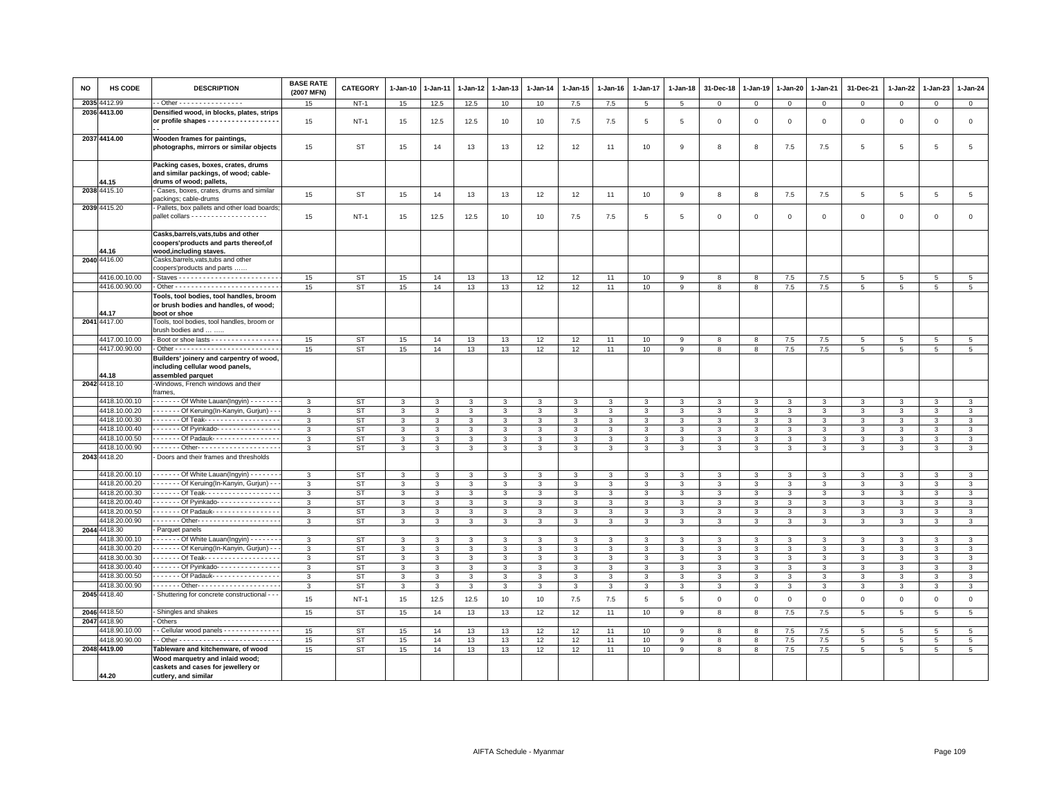| NO | HS CODE | DESCRIPTION | BASE RATE (2007 MFN) | CATEGORY | 1-Jan-10 | 1-Jan-11 | 1-Jan-12 | 1-Jan-13 | 1-Jan-14 | 1-Jan-15 | 1-Jan-16 | 1-Jan-17 | 1-Jan-18 | 31-Dec-18 | 1-Jan-19 | 1-Jan-20 | 1-Jan-21 | 31-Dec-21 | 1-Jan-22 | 1-Jan-23 | 1-Jan-24 |
|---|---|---|---|---|---|---|---|---|---|---|---|---|---|---|---|---|---|---|---|---|---|
| 2035 | 4412.99 | - - Other - - - - - - - - - - - - - - - - | 15 | NT-1 | 15 | 12.5 | 12.5 | 10 | 10 | 7.5 | 7.5 | 5 | 5 | 0 | 0 | 0 | 0 | 0 | 0 | 0 | 0 |
| 2036 | 4413.00 | **Densified wood, in blocks, plates, strips or profile shapes** - - - - - - - - - - - - - - - - - - - - | 15 | NT-1 | 15 | 12.5 | 12.5 | 10 | 10 | 7.5 | 7.5 | 5 | 5 | 0 | 0 | 0 | 0 | 0 | 0 | 0 | 0 |
| 2037 | 4414.00 | **Wooden frames for paintings, photographs, mirrors or similar objects** | 15 | ST | 15 | 14 | 13 | 13 | 12 | 12 | 11 | 10 | 9 | 8 | 8 | 7.5 | 7.5 | 5 | 5 | 5 | 5 |
| | 44.15 | **Packing cases, boxes, crates, drums and similar packings, of wood; cable-drums of wood; pallets,** | | | | | | | | | | | | | | | | | | | |
| 2038 | 4415.10 | - Cases, boxes, crates, drums and similar packings; cable-drums | 15 | ST | 15 | 14 | 13 | 13 | 12 | 12 | 11 | 10 | 9 | 8 | 8 | 7.5 | 7.5 | 5 | 5 | 5 | 5 |
| 2039 | 4415.20 | - Pallets, box pallets and other load boards; pallet collars - - - - - - - - - - - - - - - - - - - | 15 | NT-1 | 15 | 12.5 | 12.5 | 10 | 10 | 7.5 | 7.5 | 5 | 5 | 0 | 0 | 0 | 0 | 0 | 0 | 0 | 0 |
| | 44.16 | **Casks,barrels,vats,tubs and other coopers'products and parts thereof,of wood,including staves.** | | | | | | | | | | | | | | | | | | | |
| 2040 | 4416.00 | Casks,barrels,vats,tubs and other coopers'products and parts …… | | | | | | | | | | | | | | | | | | | |
| | 4416.00.10.00 | - Staves - - - - - - - - - - - - - - - - - - - - - - - - - | 15 | ST | 15 | 14 | 13 | 13 | 12 | 12 | 11 | 10 | 9 | 8 | 8 | 7.5 | 7.5 | 5 | 5 | 5 | 5 |
| | 4416.00.90.00 | - Other - - - - - - - - - - - - - - - - - - - - - - - - - - | 15 | ST | 15 | 14 | 13 | 13 | 12 | 12 | 11 | 10 | 9 | 8 | 8 | 7.5 | 7.5 | 5 | 5 | 5 | 5 |
| | 44.17 | **Tools, tool bodies, tool handles, broom or brush bodies and handles, of wood; boot or shoe** | | | | | | | | | | | | | | | | | | | |
| 2041 | 4417.00 | Tools, tool bodies, tool handles, broom or brush bodies and … ….. | | | | | | | | | | | | | | | | | | | |
| | 4417.00.10.00 | - Boot or shoe lasts - - - - - - - - - - - - - - - - - | 15 | ST | 15 | 14 | 13 | 13 | 12 | 12 | 11 | 10 | 9 | 8 | 8 | 7.5 | 7.5 | 5 | 5 | 5 | 5 |
| | 4417.00.90.00 | - Other - - - - - - - - - - - - - - - - - - - - - - - - - - | 15 | ST | 15 | 14 | 13 | 13 | 12 | 12 | 11 | 10 | 9 | 8 | 8 | 7.5 | 7.5 | 5 | 5 | 5 | 5 |
| | 44.18 | **Builders' joinery and carpentry of wood, including cellular wood panels, assembled parquet** | | | | | | | | | | | | | | | | | | | |
| 2042 | 4418.10 | -Windows, French windows and their frames, | | | | | | | | | | | | | | | | | | | |
| | 4418.10.00.10 | - - - - - - - Of White Lauan(Ingyin) - - - - - - - - | 3 | ST | 3 | 3 | 3 | 3 | 3 | 3 | 3 | 3 | 3 | 3 | 3 | 3 | 3 | 3 | 3 | 3 | 3 |
| | 4418.10.00.20 | - - - - - - - Of Keruing(In-Kanyin, Gurjun) - - - | 3 | ST | 3 | 3 | 3 | 3 | 3 | 3 | 3 | 3 | 3 | 3 | 3 | 3 | 3 | 3 | 3 | 3 | 3 |
| | 4418.10.00.30 | - - - - - - - Of Teak- - - - - - - - - - - - - - - - - - - | 3 | ST | 3 | 3 | 3 | 3 | 3 | 3 | 3 | 3 | 3 | 3 | 3 | 3 | 3 | 3 | 3 | 3 | 3 |
| | 4418.10.00.40 | - - - - - - - Of Pyinkado- - - - - - - - - - - - - - - - | 3 | ST | 3 | 3 | 3 | 3 | 3 | 3 | 3 | 3 | 3 | 3 | 3 | 3 | 3 | 3 | 3 | 3 | 3 |
| | 4418.10.00.50 | - - - - - - - Of Padauk- - - - - - - - - - - - - - - - - | 3 | ST | 3 | 3 | 3 | 3 | 3 | 3 | 3 | 3 | 3 | 3 | 3 | 3 | 3 | 3 | 3 | 3 | 3 |
| | 4418.10.00.90 | - - - - - - - Other- - - - - - - - - - - - - - - - - - - - - | 3 | ST | 3 | 3 | 3 | 3 | 3 | 3 | 3 | 3 | 3 | 3 | 3 | 3 | 3 | 3 | 3 | 3 | 3 |
| 2043 | 4418.20 | - Doors and their frames and thresholds | | | | | | | | | | | | | | | | | | | |
| | 4418.20.00.10 | - - - - - - - Of White Lauan(Ingyin) - - - - - - - - | 3 | ST | 3 | 3 | 3 | 3 | 3 | 3 | 3 | 3 | 3 | 3 | 3 | 3 | 3 | 3 | 3 | 3 | 3 |
| | 4418.20.00.20 | - - - - - - - Of Keruing(In-Kanyin, Gurjun) - - - | 3 | ST | 3 | 3 | 3 | 3 | 3 | 3 | 3 | 3 | 3 | 3 | 3 | 3 | 3 | 3 | 3 | 3 | 3 |
| | 4418.20.00.30 | - - - - - - - Of Teak- - - - - - - - - - - - - - - - - - - | 3 | ST | 3 | 3 | 3 | 3 | 3 | 3 | 3 | 3 | 3 | 3 | 3 | 3 | 3 | 3 | 3 | 3 | 3 |
| | 4418.20.00.40 | - - - - - - - Of Pyinkado- - - - - - - - - - - - - - - - | 3 | ST | 3 | 3 | 3 | 3 | 3 | 3 | 3 | 3 | 3 | 3 | 3 | 3 | 3 | 3 | 3 | 3 | 3 |
| | 4418.20.00.50 | - - - - - - - Of Padauk- - - - - - - - - - - - - - - - - | 3 | ST | 3 | 3 | 3 | 3 | 3 | 3 | 3 | 3 | 3 | 3 | 3 | 3 | 3 | 3 | 3 | 3 | 3 |
| | 4418.20.00.90 | - - - - - - - Other- - - - - - - - - - - - - - - - - - - - - | 3 | ST | 3 | 3 | 3 | 3 | 3 | 3 | 3 | 3 | 3 | 3 | 3 | 3 | 3 | 3 | 3 | 3 | 3 |
| 2044 | 4418.30 | - Parquet panels | | | | | | | | | | | | | | | | | | | |
| | 4418.30.00.10 | - - - - - - - Of White Lauan(Ingyin) - - - - - - - - | 3 | ST | 3 | 3 | 3 | 3 | 3 | 3 | 3 | 3 | 3 | 3 | 3 | 3 | 3 | 3 | 3 | 3 | 3 |
| | 4418.30.00.20 | - - - - - - - Of Keruing(In-Kanyin, Gurjun) - - - | 3 | ST | 3 | 3 | 3 | 3 | 3 | 3 | 3 | 3 | 3 | 3 | 3 | 3 | 3 | 3 | 3 | 3 | 3 |
| | 4418.30.00.30 | - - - - - - - Of Teak- - - - - - - - - - - - - - - - - - - | 3 | ST | 3 | 3 | 3 | 3 | 3 | 3 | 3 | 3 | 3 | 3 | 3 | 3 | 3 | 3 | 3 | 3 | 3 |
| | 4418.30.00.40 | - - - - - - - Of Pyinkado- - - - - - - - - - - - - - - - | 3 | ST | 3 | 3 | 3 | 3 | 3 | 3 | 3 | 3 | 3 | 3 | 3 | 3 | 3 | 3 | 3 | 3 | 3 |
| | 4418.30.00.50 | - - - - - - - Of Padauk- - - - - - - - - - - - - - - - - | 3 | ST | 3 | 3 | 3 | 3 | 3 | 3 | 3 | 3 | 3 | 3 | 3 | 3 | 3 | 3 | 3 | 3 | 3 |
| | 4418.30.00.90 | - - - - - - - Other- - - - - - - - - - - - - - - - - - - - - | 3 | ST | 3 | 3 | 3 | 3 | 3 | 3 | 3 | 3 | 3 | 3 | 3 | 3 | 3 | 3 | 3 | 3 | 3 |
| 2045 | 4418.40 | - Shuttering for concrete constructional - - - | 15 | NT-1 | 15 | 12.5 | 12.5 | 10 | 10 | 7.5 | 7.5 | 5 | 5 | 0 | 0 | 0 | 0 | 0 | 0 | 0 | 0 |
| 2046 | 4418.50 | - Shingles and shakes | 15 | ST | 15 | 14 | 13 | 13 | 12 | 12 | 11 | 10 | 9 | 8 | 8 | 7.5 | 7.5 | 5 | 5 | 5 | 5 |
| 2047 | 4418.90 | - Others | | | | | | | | | | | | | | | | | | | |
| | 4418.90.10.00 | - - Cellular wood panels - - - - - - - - - - - - - - | 15 | ST | 15 | 14 | 13 | 13 | 12 | 12 | 11 | 10 | 9 | 8 | 8 | 7.5 | 7.5 | 5 | 5 | 5 | 5 |
| | 4418.90.90.00 | - - Other - - - - - - - - - - - - - - - - - - - - - - - - | 15 | ST | 15 | 14 | 13 | 13 | 12 | 12 | 11 | 10 | 9 | 8 | 8 | 7.5 | 7.5 | 5 | 5 | 5 | 5 |
| 2048 | 4419.00 | **Tableware and kitchenware, of wood** | 15 | ST | 15 | 14 | 13 | 13 | 12 | 12 | 11 | 10 | 9 | 8 | 8 | 7.5 | 7.5 | 5 | 5 | 5 | 5 |
| | 44.20 | **Wood marquetry and inlaid wood; caskets and cases for jewellery or cutlery, and similar** | | | | | | | | | | | | | | | | | | | |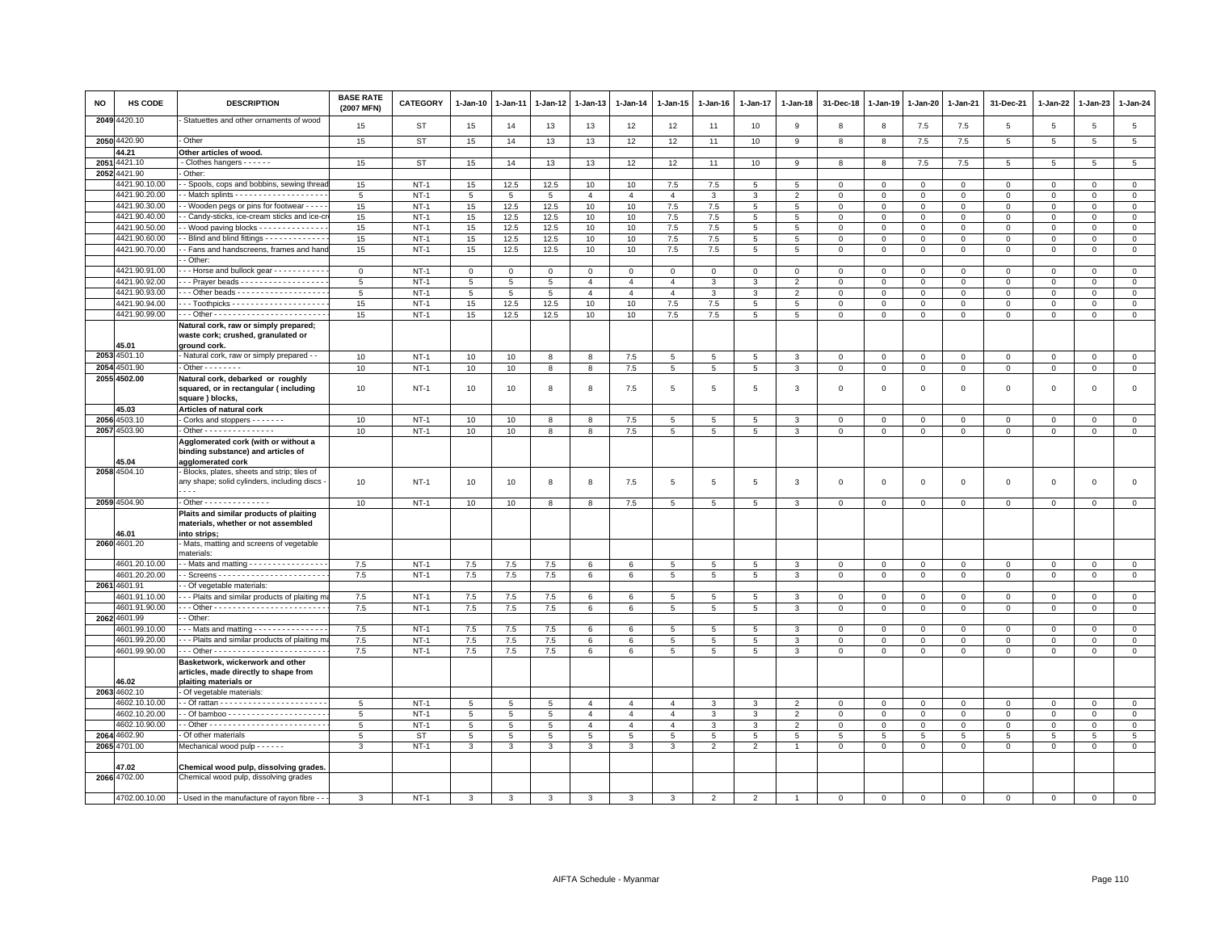| NO | HS CODE | DESCRIPTION | BASE RATE (2007 MFN) | CATEGORY | 1-Jan-10 | 1-Jan-11 | 1-Jan-12 | 1-Jan-13 | 1-Jan-14 | 1-Jan-15 | 1-Jan-16 | 1-Jan-17 | 1-Jan-18 | 31-Dec-18 | 1-Jan-19 | 1-Jan-20 | 1-Jan-21 | 31-Dec-21 | 1-Jan-22 | 1-Jan-23 | 1-Jan-24 |
|---|---|---|---|---|---|---|---|---|---|---|---|---|---|---|---|---|---|---|---|---|---|
| 2049 | 4420.10 | - Statuettes and other ornaments of wood | 15 | ST | 15 | 14 | 13 | 13 | 12 | 12 | 11 | 10 | 9 | 8 | 8 | 7.5 | 7.5 | 5 | 5 | 5 | 5 |
| 2050 | 4420.90 | - Other | 15 | ST | 15 | 14 | 13 | 13 | 12 | 12 | 11 | 10 | 9 | 8 | 8 | 7.5 | 7.5 | 5 | 5 | 5 | 5 |
| | 44.21 | **Other articles of wood.** | | | | | | | | | | | | | | | | | | | |
| 2051 | 4421.10 | - Clothes hangers - - - - - - | 15 | ST | 15 | 14 | 13 | 13 | 12 | 12 | 11 | 10 | 9 | 8 | 8 | 7.5 | 7.5 | 5 | 5 | 5 | 5 |
| 2052 | 4421.90 | - Other: | | | | | | | | | | | | | | | | | | | |
| | 4421.90.10.00 | - - Spools, cops and bobbins, sewing thread | 15 | NT-1 | 15 | 12.5 | 12.5 | 10 | 10 | 7.5 | 7.5 | 5 | 5 | 0 | 0 | 0 | 0 | 0 | 0 | 0 | 0 |
| | 4421.90.20.00 | - - Match splints - - - - - - - - - - - - - - - - - - - | 5 | NT-1 | 5 | 5 | 5 | 4 | 4 | 4 | 3 | 3 | 2 | 0 | 0 | 0 | 0 | 0 | 0 | 0 | 0 |
| | 4421.90.30.00 | - - Wooden pegs or pins for footwear - - - - - | 15 | NT-1 | 15 | 12.5 | 12.5 | 10 | 10 | 7.5 | 7.5 | 5 | 5 | 0 | 0 | 0 | 0 | 0 | 0 | 0 | 0 |
| | 4421.90.40.00 | - - Candy-sticks, ice-cream sticks and ice-cr | 15 | NT-1 | 15 | 12.5 | 12.5 | 10 | 10 | 7.5 | 7.5 | 5 | 5 | 0 | 0 | 0 | 0 | 0 | 0 | 0 | 0 |
| | 4421.90.50.00 | - - Wood paving blocks - - - - - - - - - - - - - - - | 15 | NT-1 | 15 | 12.5 | 12.5 | 10 | 10 | 7.5 | 7.5 | 5 | 5 | 0 | 0 | 0 | 0 | 0 | 0 | 0 | 0 |
| | 4421.90.60.00 | - - Blind and blind fittings - - - - - - - - - - - - - | 15 | NT-1 | 15 | 12.5 | 12.5 | 10 | 10 | 7.5 | 7.5 | 5 | 5 | 0 | 0 | 0 | 0 | 0 | 0 | 0 | 0 |
| | 4421.90.70.00 | - - Fans and handscreens, frames and hand | 15 | NT-1 | 15 | 12.5 | 12.5 | 10 | 10 | 7.5 | 7.5 | 5 | 5 | 0 | 0 | 0 | 0 | 0 | 0 | 0 | 0 |
| | | - - Other: | | | | | | | | | | | | | | | | | | | |
| | 4421.90.91.00 | - - - Horse and bullock gear - - - - - - - - - - - - | 0 | NT-1 | 0 | 0 | 0 | 0 | 0 | 0 | 0 | 0 | 0 | 0 | 0 | 0 | 0 | 0 | 0 | 0 | 0 |
| | 4421.90.92.00 | - - - Prayer beads - - - - - - - - - - - - - - - - - - | 5 | NT-1 | 5 | 5 | 5 | 4 | 4 | 4 | 3 | 3 | 2 | 0 | 0 | 0 | 0 | 0 | 0 | 0 | 0 |
| | 4421.90.93.00 | - - - Other beads - - - - - - - - - - - - - - - - - - - | 5 | NT-1 | 5 | 5 | 5 | 4 | 4 | 4 | 3 | 3 | 2 | 0 | 0 | 0 | 0 | 0 | 0 | 0 | 0 |
| | 4421.90.94.00 | - - - Toothpicks - - - - - - - - - - - - - - - - - - - - | 15 | NT-1 | 15 | 12.5 | 12.5 | 10 | 10 | 7.5 | 7.5 | 5 | 5 | 0 | 0 | 0 | 0 | 0 | 0 | 0 | 0 |
| | 4421.90.99.00 | - - - Other - - - - - - - - - - - - - - - - - - - - - - - - | 15 | NT-1 | 15 | 12.5 | 12.5 | 10 | 10 | 7.5 | 7.5 | 5 | 5 | 0 | 0 | 0 | 0 | 0 | 0 | 0 | 0 |
| | 45.01 | **Natural cork, raw or simply prepared; waste cork; crushed, granulated or ground cork.** | | | | | | | | | | | | | | | | | | | |
| 2053 | 4501.10 | - Natural cork, raw or simply prepared - - | 10 | NT-1 | 10 | 10 | 8 | 8 | 7.5 | 5 | 5 | 5 | 3 | 0 | 0 | 0 | 0 | 0 | 0 | 0 | 0 |
| 2054 | 4501.90 | - Other - - - - - - - - | 10 | NT-1 | 10 | 10 | 8 | 8 | 7.5 | 5 | 5 | 5 | 3 | 0 | 0 | 0 | 0 | 0 | 0 | 0 | 0 |
| 2055 | 4502.00 | **Natural cork, debarked or roughly squared, or in rectangular ( including square ) blocks,** | 10 | NT-1 | 10 | 10 | 8 | 8 | 7.5 | 5 | 5 | 5 | 3 | 0 | 0 | 0 | 0 | 0 | 0 | 0 | 0 |
| | 45.03 | **Articles of natural cork** | | | | | | | | | | | | | | | | | | | |
| 2056 | 4503.10 | - Corks and stoppers - - - - - - - | 10 | NT-1 | 10 | 10 | 8 | 8 | 7.5 | 5 | 5 | 5 | 3 | 0 | 0 | 0 | 0 | 0 | 0 | 0 | 0 |
| 2057 | 4503.90 | - Other - - - - - - - - - - - - - - - | 10 | NT-1 | 10 | 10 | 8 | 8 | 7.5 | 5 | 5 | 5 | 3 | 0 | 0 | 0 | 0 | 0 | 0 | 0 | 0 |
| | 45.04 | **Agglomerated cork (with or without a binding substance) and articles of agglomerated cork** | | | | | | | | | | | | | | | | | | | |
| 2058 | 4504.10 | - Blocks, plates, sheets and strip; tiles of any shape; solid cylinders, including discs - - - - | 10 | NT-1 | 10 | 10 | 8 | 8 | 7.5 | 5 | 5 | 5 | 3 | 0 | 0 | 0 | 0 | 0 | 0 | 0 | 0 |
| 2059 | 4504.90 | - Other - - - - - - - - - - - - - - | 10 | NT-1 | 10 | 10 | 8 | 8 | 7.5 | 5 | 5 | 5 | 3 | 0 | 0 | 0 | 0 | 0 | 0 | 0 | 0 |
| | 46.01 | **Plaits and similar products of plaiting materials, whether or not assembled into strips;** | | | | | | | | | | | | | | | | | | | |
| 2060 | 4601.20 | - Mats, matting and screens of vegetable materials: | | | | | | | | | | | | | | | | | | | |
| | 4601.20.10.00 | - - Mats and matting - - - - - - - - - - - - - - - - - | 7.5 | NT-1 | 7.5 | 7.5 | 7.5 | 6 | 6 | 5 | 5 | 5 | 3 | 0 | 0 | 0 | 0 | 0 | 0 | 0 | 0 |
| | 4601.20.20.00 | - - Screens - - - - - - - - - - - - - - - - - - - - - - - | 7.5 | NT-1 | 7.5 | 7.5 | 7.5 | 6 | 6 | 5 | 5 | 5 | 3 | 0 | 0 | 0 | 0 | 0 | 0 | 0 | 0 |
| 2061 | 4601.91 | - - Of vegetable materials: | | | | | | | | | | | | | | | | | | | |
| | 4601.91.10.00 | - - - Plaits and similar products of plaiting ma | 7.5 | NT-1 | 7.5 | 7.5 | 7.5 | 6 | 6 | 5 | 5 | 5 | 3 | 0 | 0 | 0 | 0 | 0 | 0 | 0 | 0 |
| | 4601.91.90.00 | - - - Other - - - - - - - - - - - - - - - - - - - - - - - - | 7.5 | NT-1 | 7.5 | 7.5 | 7.5 | 6 | 6 | 5 | 5 | 5 | 3 | 0 | 0 | 0 | 0 | 0 | 0 | 0 | 0 |
| 2062 | 4601.99 | - - Other: | | | | | | | | | | | | | | | | | | | |
| | 4601.99.10.00 | - - - Mats and matting - - - - - - - - - - - - - - - | 7.5 | NT-1 | 7.5 | 7.5 | 7.5 | 6 | 6 | 5 | 5 | 5 | 3 | 0 | 0 | 0 | 0 | 0 | 0 | 0 | 0 |
| | 4601.99.20.00 | - - - Plaits and similar products of plaiting ma | 7.5 | NT-1 | 7.5 | 7.5 | 7.5 | 6 | 6 | 5 | 5 | 5 | 3 | 0 | 0 | 0 | 0 | 0 | 0 | 0 | 0 |
| | 4601.99.90.00 | - - - Other - - - - - - - - - - - - - - - - - - - - - - - - | 7.5 | NT-1 | 7.5 | 7.5 | 7.5 | 6 | 6 | 5 | 5 | 5 | 3 | 0 | 0 | 0 | 0 | 0 | 0 | 0 | 0 |
| | 46.02 | **Basketwork, wickerwork and other articles, made directly to shape from plaiting materials or** | | | | | | | | | | | | | | | | | | | |
| 2063 | 4602.10 | - Of vegetable materials: | | | | | | | | | | | | | | | | | | | |
| | 4602.10.10.00 | - - Of rattan - - - - - - - - - - - - - - - - - - - - - - | 5 | NT-1 | 5 | 5 | 5 | 4 | 4 | 4 | 3 | 3 | 2 | 0 | 0 | 0 | 0 | 0 | 0 | 0 | 0 |
| | 4602.10.20.00 | - - Of bamboo - - - - - - - - - - - - - - - - - - - - - | 5 | NT-1 | 5 | 5 | 5 | 4 | 4 | 4 | 3 | 3 | 2 | 0 | 0 | 0 | 0 | 0 | 0 | 0 | 0 |
| | 4602.10.90.00 | - - Other - - - - - - - - - - - - - - - - - - - - - - - - | 5 | NT-1 | 5 | 5 | 5 | 4 | 4 | 4 | 3 | 3 | 2 | 0 | 0 | 0 | 0 | 0 | 0 | 0 | 0 |
| 2064 | 4602.90 | - Of other materials | 5 | ST | 5 | 5 | 5 | 5 | 5 | 5 | 5 | 5 | 5 | 5 | 5 | 5 | 5 | 5 | 5 | 5 | 5 |
| 2065 | 4701.00 | Mechanical wood pulp - - - - - - | 3 | NT-1 | 3 | 3 | 3 | 3 | 3 | 3 | 2 | 2 | 1 | 0 | 0 | 0 | 0 | 0 | 0 | 0 | 0 |
| | 47.02 | **Chemical wood pulp, dissolving grades.** | | | | | | | | | | | | | | | | | | | |
| 2066 | 4702.00 | Chemical wood pulp, dissolving grades | | | | | | | | | | | | | | | | | | | |
| | 4702.00.10.00 | - Used in the manufacture of rayon fibre - - - | 3 | NT-1 | 3 | 3 | 3 | 3 | 3 | 3 | 2 | 2 | 1 | 0 | 0 | 0 | 0 | 0 | 0 | 0 | 0 |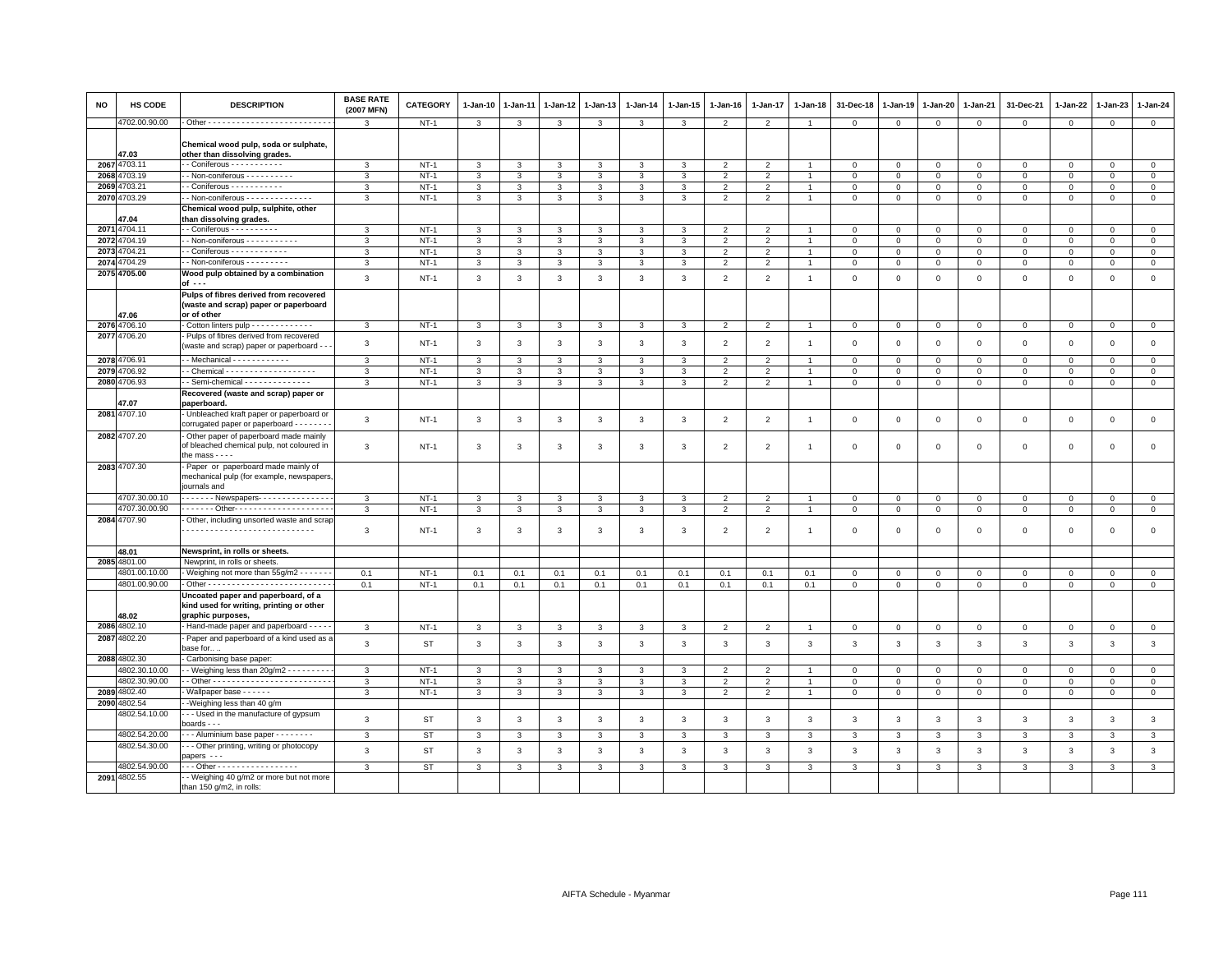| NO | HS CODE | DESCRIPTION | BASE RATE (2007 MFN) | CATEGORY | 1-Jan-10 | 1-Jan-11 | 1-Jan-12 | 1-Jan-13 | 1-Jan-14 | 1-Jan-15 | 1-Jan-16 | 1-Jan-17 | 1-Jan-18 | 31-Dec-18 | 1-Jan-19 | 1-Jan-20 | 1-Jan-21 | 31-Dec-21 | 1-Jan-22 | 1-Jan-23 | 1-Jan-24 |
|---|---|---|---|---|---|---|---|---|---|---|---|---|---|---|---|---|---|---|---|---|---|
| | 4702.00.90.00 | - Other - - - - - - - - - - - - - - - - - - - - - - - - - - | 3 | NT-1 | 3 | 3 | 3 | 3 | 3 | 3 | 2 | 2 | 1 | 0 | 0 | 0 | 0 | 0 | 0 | 0 | 0 |
| | 47.03 | **Chemical wood pulp, soda or sulphate, other than dissolving grades.** | | | | | | | | | | | | | | | | | | | |
| 2067 | 4703.11 | - - Coniferous - - - - - - - - - - - | 3 | NT-1 | 3 | 3 | 3 | 3 | 3 | 3 | 2 | 2 | 1 | 0 | 0 | 0 | 0 | 0 | 0 | 0 | 0 |
| 2068 | 4703.19 | - - Non-coniferous - - - - - - - - - - | 3 | NT-1 | 3 | 3 | 3 | 3 | 3 | 3 | 2 | 2 | 1 | 0 | 0 | 0 | 0 | 0 | 0 | 0 | 0 |
| 2069 | 4703.21 | - - Coniferous - - - - - - - - - - - | 3 | NT-1 | 3 | 3 | 3 | 3 | 3 | 3 | 2 | 2 | 1 | 0 | 0 | 0 | 0 | 0 | 0 | 0 | 0 |
| 2070 | 4703.29 | - - Non-coniferous - - - - - - - - - - - - - - | 3 | NT-1 | 3 | 3 | 3 | 3 | 3 | 3 | 2 | 2 | 1 | 0 | 0 | 0 | 0 | 0 | 0 | 0 | 0 |
| | 47.04 | **Chemical wood pulp, sulphite, other than dissolving grades.** | | | | | | | | | | | | | | | | | | | |
| 2071 | 4704.11 | - - Coniferous - - - - - - - - - - | 3 | NT-1 | 3 | 3 | 3 | 3 | 3 | 3 | 2 | 2 | 1 | 0 | 0 | 0 | 0 | 0 | 0 | 0 | 0 |
| 2072 | 4704.19 | - - Non-coniferous - - - - - - - - - - - | 3 | NT-1 | 3 | 3 | 3 | 3 | 3 | 3 | 2 | 2 | 1 | 0 | 0 | 0 | 0 | 0 | 0 | 0 | 0 |
| 2073 | 4704.21 | - - Coniferous - - - - - - - - - - - - | 3 | NT-1 | 3 | 3 | 3 | 3 | 3 | 3 | 2 | 2 | 1 | 0 | 0 | 0 | 0 | 0 | 0 | 0 | 0 |
| 2074 | 4704.29 | - - Non-coniferous - - - - - - - - - | 3 | NT-1 | 3 | 3 | 3 | 3 | 3 | 3 | 2 | 2 | 1 | 0 | 0 | 0 | 0 | 0 | 0 | 0 | 0 |
| 2075 | 4705.00 | **Wood pulp obtained by a combination of - - -** | 3 | NT-1 | 3 | 3 | 3 | 3 | 3 | 3 | 2 | 2 | 1 | 0 | 0 | 0 | 0 | 0 | 0 | 0 | 0 |
| | 47.06 | **Pulps of fibres derived from recovered (waste and scrap) paper or paperboard or of other** | | | | | | | | | | | | | | | | | | | |
| 2076 | 4706.10 | - Cotton linters pulp - - - - - - - - - - - - - | 3 | NT-1 | 3 | 3 | 3 | 3 | 3 | 3 | 2 | 2 | 1 | 0 | 0 | 0 | 0 | 0 | 0 | 0 | 0 |
| 2077 | 4706.20 | - Pulps of fibres derived from recovered (waste and scrap) paper or paperboard - - - | 3 | NT-1 | 3 | 3 | 3 | 3 | 3 | 3 | 2 | 2 | 1 | 0 | 0 | 0 | 0 | 0 | 0 | 0 | 0 |
| 2078 | 4706.91 | - - Mechanical - - - - - - - - - - - - | 3 | NT-1 | 3 | 3 | 3 | 3 | 3 | 3 | 2 | 2 | 1 | 0 | 0 | 0 | 0 | 0 | 0 | 0 | 0 |
| 2079 | 4706.92 | - - Chemical - - - - - - - - - - - - - - - - - - - | 3 | NT-1 | 3 | 3 | 3 | 3 | 3 | 3 | 2 | 2 | 1 | 0 | 0 | 0 | 0 | 0 | 0 | 0 | 0 |
| 2080 | 4706.93 | - - Semi-chemical - - - - - - - - - - - - - - | 3 | NT-1 | 3 | 3 | 3 | 3 | 3 | 3 | 2 | 2 | 1 | 0 | 0 | 0 | 0 | 0 | 0 | 0 | 0 |
| | 47.07 | **Recovered (waste and scrap) paper or paperboard.** | | | | | | | | | | | | | | | | | | | |
| 2081 | 4707.10 | - Unbleached kraft paper or paperboard or corrugated paper or paperboard - - - - - - - - | 3 | NT-1 | 3 | 3 | 3 | 3 | 3 | 3 | 2 | 2 | 1 | 0 | 0 | 0 | 0 | 0 | 0 | 0 | 0 |
| 2082 | 4707.20 | - Other paper of paperboard made mainly of bleached chemical pulp, not coloured in the mass - - - - | 3 | NT-1 | 3 | 3 | 3 | 3 | 3 | 3 | 2 | 2 | 1 | 0 | 0 | 0 | 0 | 0 | 0 | 0 | 0 |
| 2083 | 4707.30 | - Paper or paperboard made mainly of mechanical pulp (for example, newspapers, journals and | | | | | | | | | | | | | | | | | | | |
| | 4707.30.00.10 | - - - - - - - Newspapers- - - - - - - - - - - - - - - - | 3 | NT-1 | 3 | 3 | 3 | 3 | 3 | 3 | 2 | 2 | 1 | 0 | 0 | 0 | 0 | 0 | 0 | 0 | 0 |
| | 4707.30.00.90 | - - - - - - - Other- - - - - - - - - - - - - - - - - - - - - | 3 | NT-1 | 3 | 3 | 3 | 3 | 3 | 3 | 2 | 2 | 1 | 0 | 0 | 0 | 0 | 0 | 0 | 0 | 0 |
| 2084 | 4707.90 | - Other, including unsorted waste and scrap - - - - - - - - - - - - - - - - - - - - - - - - - - - - | 3 | NT-1 | 3 | 3 | 3 | 3 | 3 | 3 | 2 | 2 | 1 | 0 | 0 | 0 | 0 | 0 | 0 | 0 | 0 |
| | 48.01 | **Newsprint, in rolls or sheets.** | | | | | | | | | | | | | | | | | | | |
| 2085 | 4801.00 | Newprint, in rolls or sheets. | | | | | | | | | | | | | | | | | | | |
| | 4801.00.10.00 | - Weighing not more than 55g/m2 - - - - - - - | 0.1 | NT-1 | 0.1 | 0.1 | 0.1 | 0.1 | 0.1 | 0.1 | 0.1 | 0.1 | 0.1 | 0 | 0 | 0 | 0 | 0 | 0 | 0 | 0 |
| | 4801.00.90.00 | - Other - - - - - - - - - - - - - - - - - - - - - - - - - - | 0.1 | NT-1 | 0.1 | 0.1 | 0.1 | 0.1 | 0.1 | 0.1 | 0.1 | 0.1 | 0.1 | 0 | 0 | 0 | 0 | 0 | 0 | 0 | 0 |
| | 48.02 | **Uncoated paper and paperboard, of a kind used for writing, printing or other graphic purposes,** | | | | | | | | | | | | | | | | | | | |
| 2086 | 4802.10 | - Hand-made paper and paperboard - - - - - | 3 | NT-1 | 3 | 3 | 3 | 3 | 3 | 3 | 2 | 2 | 1 | 0 | 0 | 0 | 0 | 0 | 0 | 0 | 0 |
| 2087 | 4802.20 | - Paper and paperboard of a kind used as a base for.. .. | 3 | ST | 3 | 3 | 3 | 3 | 3 | 3 | 3 | 3 | 3 | 3 | 3 | 3 | 3 | 3 | 3 | 3 | 3 |
| 2088 | 4802.30 | - Carbonising base paper: | | | | | | | | | | | | | | | | | | | |
| | 4802.30.10.00 | - - Weighing less than 20g/m2 - - - - - - - - - - | 3 | NT-1 | 3 | 3 | 3 | 3 | 3 | 3 | 2 | 2 | 1 | 0 | 0 | 0 | 0 | 0 | 0 | 0 | 0 |
| | 4802.30.90.00 | - - Other - - - - - - - - - - - - - - - - - - - - - - - - - | 3 | NT-1 | 3 | 3 | 3 | 3 | 3 | 3 | 2 | 2 | 1 | 0 | 0 | 0 | 0 | 0 | 0 | 0 | 0 |
| 2089 | 4802.40 | - Wallpaper base - - - - - - | 3 | NT-1 | 3 | 3 | 3 | 3 | 3 | 3 | 2 | 2 | 1 | 0 | 0 | 0 | 0 | 0 | 0 | 0 | 0 |
| 2090 | 4802.54 | - -Weighing less than 40 g/m | | | | | | | | | | | | | | | | | | | |
| | 4802.54.10.00 | - - - Used in the manufacture of gypsum boards - - - | 3 | ST | 3 | 3 | 3 | 3 | 3 | 3 | 3 | 3 | 3 | 3 | 3 | 3 | 3 | 3 | 3 | 3 | 3 |
| | 4802.54.20.00 | - - - Aluminium base paper - - - - - - - - - | 3 | ST | 3 | 3 | 3 | 3 | 3 | 3 | 3 | 3 | 3 | 3 | 3 | 3 | 3 | 3 | 3 | 3 | 3 |
| | 4802.54.30.00 | - - - Other printing, writing or photocopy papers - - - | 3 | ST | 3 | 3 | 3 | 3 | 3 | 3 | 3 | 3 | 3 | 3 | 3 | 3 | 3 | 3 | 3 | 3 | 3 |
| | 4802.54.90.00 | - - - Other - - - - - - - - - - - - - - - - - - | 3 | ST | 3 | 3 | 3 | 3 | 3 | 3 | 3 | 3 | 3 | 3 | 3 | 3 | 3 | 3 | 3 | 3 | 3 |
| 2091 | 4802.55 | - - Weighing 40 g/m2 or more but not more than 150 g/m2, in rolls: | | | | | | | | | | | | | | | | | | | |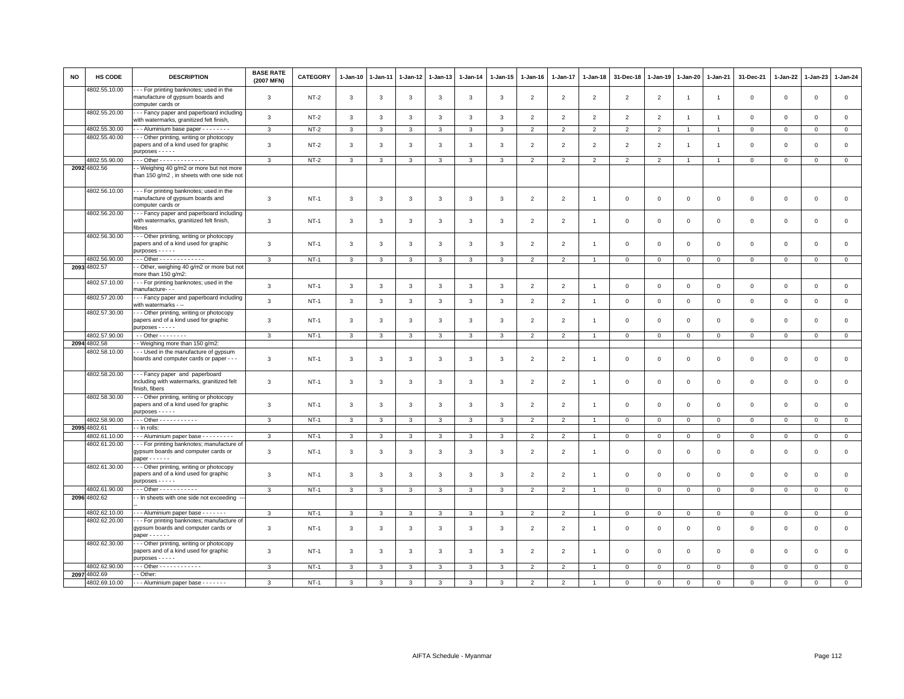| NO | HS CODE | DESCRIPTION | BASE RATE (2007 MFN) | CATEGORY | 1-Jan-10 | 1-Jan-11 | 1-Jan-12 | 1-Jan-13 | 1-Jan-14 | 1-Jan-15 | 1-Jan-16 | 1-Jan-17 | 1-Jan-18 | 31-Dec-18 | 1-Jan-19 | 1-Jan-20 | 1-Jan-21 | 31-Dec-21 | 1-Jan-22 | 1-Jan-23 | 1-Jan-24 |
|---|---|---|---|---|---|---|---|---|---|---|---|---|---|---|---|---|---|---|---|---|---|
| | 4802.55.10.00 | - - - For printing banknotes; used in the manufacture of gypsum boards and computer cards or | 3 | NT-2 | 3 | 3 | 3 | 3 | 3 | 3 | 2 | 2 | 2 | 2 | 2 | 1 | 1 | 0 | 0 | 0 | 0 |
| | 4802.55.20.00 | - - - Fancy paper and paperboard including with watermarks, granitized felt finish, | 3 | NT-2 | 3 | 3 | 3 | 3 | 3 | 3 | 2 | 2 | 2 | 2 | 2 | 1 | 1 | 0 | 0 | 0 | 0 |
| | 4802.55.30.00 | - - - Aluminium base paper - - - - - - - - | 3 | NT-2 | 3 | 3 | 3 | 3 | 3 | 3 | 2 | 2 | 2 | 2 | 2 | 1 | 1 | 0 | 0 | 0 | 0 |
| | 4802.55.40.00 | - - - Other printing, writing or photocopy papers and of a kind used for graphic purposes - - - - - | 3 | NT-2 | 3 | 3 | 3 | 3 | 3 | 3 | 2 | 2 | 2 | 2 | 2 | 1 | 1 | 0 | 0 | 0 | 0 |
| | 4802.55.90.00 | - - - Other - - - - - - - - - - - - - | 3 | NT-2 | 3 | 3 | 3 | 3 | 3 | 3 | 2 | 2 | 2 | 2 | 2 | 1 | 1 | 0 | 0 | 0 | 0 |
| 2092 | 4802.56 | - - Weighing 40 g/m2 or more but not more than 150 g/m2 , in sheets with one side not | | | | | | | | | | | | | | | | | | | |
| | 4802.56.10.00 | - - - For printing banknotes; used in the manufacture of gypsum boards and computer cards or | 3 | NT-1 | 3 | 3 | 3 | 3 | 3 | 3 | 2 | 2 | 1 | 0 | 0 | 0 | 0 | 0 | 0 | 0 | 0 |
| | 4802.56.20.00 | - - - Fancy paper and paperboard including with watermarks, granitized felt finish, fibres | 3 | NT-1 | 3 | 3 | 3 | 3 | 3 | 3 | 2 | 2 | 1 | 0 | 0 | 0 | 0 | 0 | 0 | 0 | 0 |
| | 4802.56.30.00 | - - - Other printing, writing or photocopy papers and of a kind used for graphic purposes - - - - - | 3 | NT-1 | 3 | 3 | 3 | 3 | 3 | 3 | 2 | 2 | 1 | 0 | 0 | 0 | 0 | 0 | 0 | 0 | 0 |
| | 4802.56.90.00 | - - - Other - - - - - - - - - - - - - | 3 | NT-1 | 3 | 3 | 3 | 3 | 3 | 3 | 2 | 2 | 1 | 0 | 0 | 0 | 0 | 0 | 0 | 0 | 0 |
| 2093 | 4802.57 | - - Other, weighing 40 g/m2 or more but not more than 150 g/m2: | | | | | | | | | | | | | | | | | | | |
| | 4802.57.10.00 | - - - For printing banknotes; used in the manufacture- - - | 3 | NT-1 | 3 | 3 | 3 | 3 | 3 | 3 | 2 | 2 | 1 | 0 | 0 | 0 | 0 | 0 | 0 | 0 | 0 |
| | 4802.57.20.00 | - - - Fancy paper and paperboard including with watermarks - -- | 3 | NT-1 | 3 | 3 | 3 | 3 | 3 | 3 | 2 | 2 | 1 | 0 | 0 | 0 | 0 | 0 | 0 | 0 | 0 |
| | 4802.57.30.00 | - - - Other printing, writing or photocopy papers and of a kind used for graphic purposes - - - - - | 3 | NT-1 | 3 | 3 | 3 | 3 | 3 | 3 | 2 | 2 | 1 | 0 | 0 | 0 | 0 | 0 | 0 | 0 | 0 |
| | 4802.57.90.00 | - - Other - - - - - - - - | 3 | NT-1 | 3 | 3 | 3 | 3 | 3 | 3 | 2 | 2 | 1 | 0 | 0 | 0 | 0 | 0 | 0 | 0 | 0 |
| 2094 | 4802.58 | - - Weighing more than 150 g/m2: | | | | | | | | | | | | | | | | | | | |
| | 4802.58.10.00 | - - - Used in the manufacture of gypsum boards and computer cards or paper - - - | 3 | NT-1 | 3 | 3 | 3 | 3 | 3 | 3 | 2 | 2 | 1 | 0 | 0 | 0 | 0 | 0 | 0 | 0 | 0 |
| | 4802.58.20.00 | - - - Fancy paper and paperboard including with watermarks, granitized felt finish, fibers | 3 | NT-1 | 3 | 3 | 3 | 3 | 3 | 3 | 2 | 2 | 1 | 0 | 0 | 0 | 0 | 0 | 0 | 0 | 0 |
| | 4802.58.30.00 | - - - Other printing, writing or photocopy papers and of a kind used for graphic purposes - - - - - | 3 | NT-1 | 3 | 3 | 3 | 3 | 3 | 3 | 2 | 2 | 1 | 0 | 0 | 0 | 0 | 0 | 0 | 0 | 0 |
| | 4802.58.90.00 | - - - Other - - - - - - - - - - - | 3 | NT-1 | 3 | 3 | 3 | 3 | 3 | 3 | 2 | 2 | 1 | 0 | 0 | 0 | 0 | 0 | 0 | 0 | 0 |
| 2095 | 4802.61 | - - In rolls: | | | | | | | | | | | | | | | | | | | |
| | 4802.61.10.00 | - - - Aluminium paper base - - - - - - - - - | 3 | NT-1 | 3 | 3 | 3 | 3 | 3 | 3 | 2 | 2 | 1 | 0 | 0 | 0 | 0 | 0 | 0 | 0 | 0 |
| | 4802.61.20.00 | - - - For printing banknotes; manufacture of gypsum boards and computer cards or paper - - - - - - | 3 | NT-1 | 3 | 3 | 3 | 3 | 3 | 3 | 2 | 2 | 1 | 0 | 0 | 0 | 0 | 0 | 0 | 0 | 0 |
| | 4802.61.30.00 | - - - Other printing, writing or photocopy papers and of a kind used for graphic purposes - - - - - | 3 | NT-1 | 3 | 3 | 3 | 3 | 3 | 3 | 2 | 2 | 1 | 0 | 0 | 0 | 0 | 0 | 0 | 0 | 0 |
| | 4802.61.90.00 | - - - Other - - - - - - - - - - - | 3 | NT-1 | 3 | 3 | 3 | 3 | 3 | 3 | 2 | 2 | 1 | 0 | 0 | 0 | 0 | 0 | 0 | 0 | 0 |
| 2096 | 4802.62 | - - In sheets with one side not exceeding --- | | | | | | | | | | | | | | | | | | | |
| | 4802.62.10.00 | - - - Aluminium paper base - - - - - - - | 3 | NT-1 | 3 | 3 | 3 | 3 | 3 | 3 | 2 | 2 | 1 | 0 | 0 | 0 | 0 | 0 | 0 | 0 | 0 |
| | 4802.62.20.00 | - - - For printing banknotes; manufacture of gypsum boards and computer cards or paper - - - - - - | 3 | NT-1 | 3 | 3 | 3 | 3 | 3 | 3 | 2 | 2 | 1 | 0 | 0 | 0 | 0 | 0 | 0 | 0 | 0 |
| | 4802.62.30.00 | - - - Other printing, writing or photocopy papers and of a kind used for graphic purposes - - - - - | 3 | NT-1 | 3 | 3 | 3 | 3 | 3 | 3 | 2 | 2 | 1 | 0 | 0 | 0 | 0 | 0 | 0 | 0 | 0 |
| | 4802.62.90.00 | - - - Other - - - - - - - - - - - - | 3 | NT-1 | 3 | 3 | 3 | 3 | 3 | 3 | 2 | 2 | 1 | 0 | 0 | 0 | 0 | 0 | 0 | 0 | 0 |
| 2097 | 4802.69 | - - Other: | | | | | | | | | | | | | | | | | | | |
| | 4802.69.10.00 | - - - Aluminium paper base - - - - - - - | 3 | NT-1 | 3 | 3 | 3 | 3 | 3 | 3 | 2 | 2 | 1 | 0 | 0 | 0 | 0 | 0 | 0 | 0 | 0 |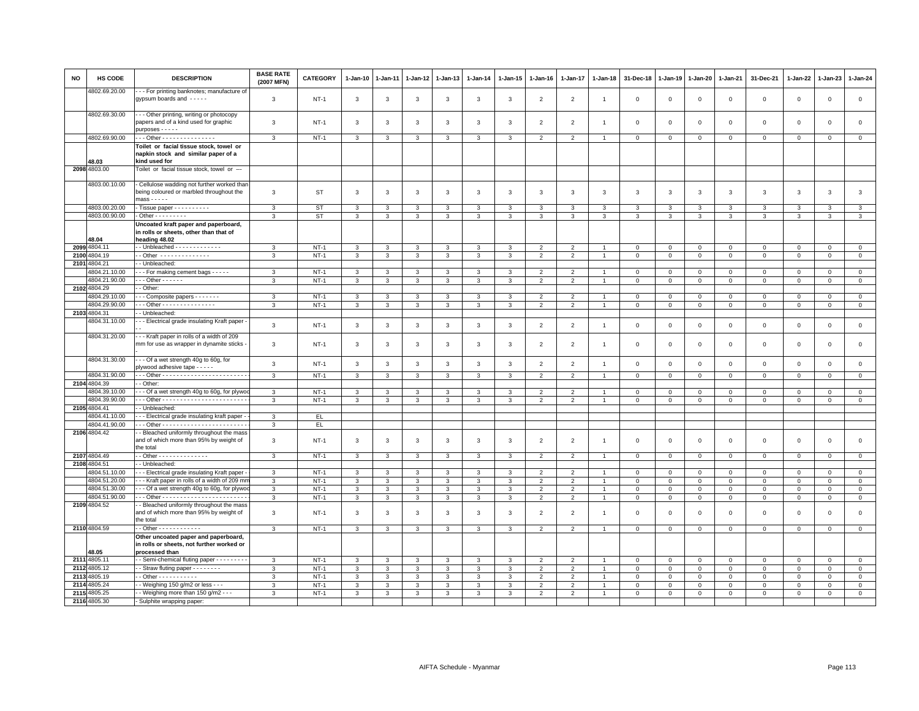| NO | HS CODE | DESCRIPTION | BASE RATE (2007 MFN) | CATEGORY | 1-Jan-10 | 1-Jan-11 | 1-Jan-12 | 1-Jan-13 | 1-Jan-14 | 1-Jan-15 | 1-Jan-16 | 1-Jan-17 | 1-Jan-18 | 31-Dec-18 | 1-Jan-19 | 1-Jan-20 | 1-Jan-21 | 31-Dec-21 | 1-Jan-22 | 1-Jan-23 | 1-Jan-24 |
|---|---|---|---|---|---|---|---|---|---|---|---|---|---|---|---|---|---|---|---|---|---|
| | 4802.69.20.00 | - - - For printing banknotes; manufacture of gypsum boards and - - - - - | 3 | NT-1 | 3 | 3 | 3 | 3 | 3 | 3 | 2 | 2 | 1 | 0 | 0 | 0 | 0 | 0 | 0 | 0 | 0 |
| | 4802.69.30.00 | - - - Other printing, writing or photocopy papers and of a kind used for graphic purposes - - - - - | 3 | NT-1 | 3 | 3 | 3 | 3 | 3 | 3 | 2 | 2 | 1 | 0 | 0 | 0 | 0 | 0 | 0 | 0 | 0 |
| | 4802.69.90.00 | - - - Other - - - - - - - - - - - - - - - | 3 | NT-1 | 3 | 3 | 3 | 3 | 3 | 3 | 2 | 2 | 1 | 0 | 0 | 0 | 0 | 0 | 0 | 0 | 0 |
| | 48.03 | **Toilet or facial tissue stock, towel or napkin stock and similar paper of a kind used for** | | | | | | | | | | | | | | | | | | | |
| 2098 | 4803.00 | Toilet or facial tissue stock, towel or --- | | | | | | | | | | | | | | | | | | | |
| | 4803.00.10.00 | - Cellulose wadding not further worked than being coloured or marbled throughout the mass - - - - - | 3 | ST | 3 | 3 | 3 | 3 | 3 | 3 | 3 | 3 | 3 | 3 | 3 | 3 | 3 | 3 | 3 | 3 | 3 |
| | 4803.00.20.00 | - Tissue paper - - - - - - - - - - | 3 | ST | 3 | 3 | 3 | 3 | 3 | 3 | 3 | 3 | 3 | 3 | 3 | 3 | 3 | 3 | 3 | 3 | 3 |
| | 4803.00.90.00 | - Other - - - - - - - - - | 3 | ST | 3 | 3 | 3 | 3 | 3 | 3 | 3 | 3 | 3 | 3 | 3 | 3 | 3 | 3 | 3 | 3 | 3 |
| | 48.04 | **Uncoated kraft paper and paperboard, in rolls or sheets, other than that of heading 48.02** | | | | | | | | | | | | | | | | | | | |
| 2099 | 4804.11 | - - Unbleached - - - - - - - - - - - - - | 3 | NT-1 | 3 | 3 | 3 | 3 | 3 | 3 | 2 | 2 | 1 | 0 | 0 | 0 | 0 | 0 | 0 | 0 | 0 |
| 2100 | 4804.19 | - - Other - - - - - - - - - - - - - | 3 | NT-1 | 3 | 3 | 3 | 3 | 3 | 3 | 2 | 2 | 1 | 0 | 0 | 0 | 0 | 0 | 0 | 0 | 0 |
| 2101 | 4804.21 | - - Unbleached: | | | | | | | | | | | | | | | | | | | |
| | 4804.21.10.00 | - - - For making cement bags - - - - - | 3 | NT-1 | 3 | 3 | 3 | 3 | 3 | 3 | 2 | 2 | 1 | 0 | 0 | 0 | 0 | 0 | 0 | 0 | 0 |
| | 4804.21.90.00 | - - - Other - - - - - - | 3 | NT-1 | 3 | 3 | 3 | 3 | 3 | 3 | 2 | 2 | 1 | 0 | 0 | 0 | 0 | 0 | 0 | 0 | 0 |
| 2102 | 4804.29 | - - Other: | | | | | | | | | | | | | | | | | | | |
| | 4804.29.10.00 | - - - Composite papers - - - - - - - | 3 | NT-1 | 3 | 3 | 3 | 3 | 3 | 3 | 2 | 2 | 1 | 0 | 0 | 0 | 0 | 0 | 0 | 0 | 0 |
| | 4804.29.90.00 | - - - Other - - - - - - - - - - - - - - - | 3 | NT-1 | 3 | 3 | 3 | 3 | 3 | 3 | 2 | 2 | 1 | 0 | 0 | 0 | 0 | 0 | 0 | 0 | 0 |
| 2103 | 4804.31 | - - Unbleached: | | | | | | | | | | | | | | | | | | | |
| | 4804.31.10.00 | - - - Electrical grade insulating Kraft paper - - - | 3 | NT-1 | 3 | 3 | 3 | 3 | 3 | 3 | 2 | 2 | 1 | 0 | 0 | 0 | 0 | 0 | 0 | 0 | 0 |
| | 4804.31.20.00 | - - - Kraft paper in rolls of a width of 209 mm for use as wrapper in dynamite sticks - - | 3 | NT-1 | 3 | 3 | 3 | 3 | 3 | 3 | 2 | 2 | 1 | 0 | 0 | 0 | 0 | 0 | 0 | 0 | 0 |
| | 4804.31.30.00 | - - - Of a wet strength 40g to 60g, for plywood adhesive tape - - - - - | 3 | NT-1 | 3 | 3 | 3 | 3 | 3 | 3 | 2 | 2 | 1 | 0 | 0 | 0 | 0 | 0 | 0 | 0 | 0 |
| | 4804.31.90.00 | - - - Other - - - - - - - - - - - - - - - - - - - - - - - - | 3 | NT-1 | 3 | 3 | 3 | 3 | 3 | 3 | 2 | 2 | 1 | 0 | 0 | 0 | 0 | 0 | 0 | 0 | 0 |
| 2104 | 4804.39 | - - Other: | | | | | | | | | | | | | | | | | | | |
| | 4804.39.10.00 | - - - Of a wet strength 40g to 60g, for plywood | 3 | NT-1 | 3 | 3 | 3 | 3 | 3 | 3 | 2 | 2 | 1 | 0 | 0 | 0 | 0 | 0 | 0 | 0 | 0 |
| | 4804.39.90.00 | - - - Other - - - - - - - - - - - - - - - - - - - - - - - - | 3 | NT-1 | 3 | 3 | 3 | 3 | 3 | 3 | 2 | 2 | 1 | 0 | 0 | 0 | 0 | 0 | 0 | 0 | 0 |
| 2105 | 4804.41 | - - Unbleached: | | | | | | | | | | | | | | | | | | | |
| | 4804.41.10.00 | - - - Electrical grade insulating kraft paper - - | 3 | EL | | | | | | | | | | | | | | | | | |
| | 4804.41.90.00 | - - - Other - - - - - - - - - - - - - - - - - - - - - - - - | 3 | EL | | | | | | | | | | | | | | | | | |
| 2106 | 4804.42 | - - Bleached uniformly throughout the mass and of which more than 95% by weight of the total | 3 | NT-1 | 3 | 3 | 3 | 3 | 3 | 3 | 2 | 2 | 1 | 0 | 0 | 0 | 0 | 0 | 0 | 0 | 0 |
| 2107 | 4804.49 | - - Other - - - - - - - - - - - - - - | 3 | NT-1 | 3 | 3 | 3 | 3 | 3 | 3 | 2 | 2 | 1 | 0 | 0 | 0 | 0 | 0 | 0 | 0 | 0 |
| 2108 | 4804.51 | - - Unbleached: | | | | | | | | | | | | | | | | | | | |
| | 4804.51.10.00 | - - - Electrical grade insulating Kraft paper - | 3 | NT-1 | 3 | 3 | 3 | 3 | 3 | 3 | 2 | 2 | 1 | 0 | 0 | 0 | 0 | 0 | 0 | 0 | 0 |
| | 4804.51.20.00 | - - - Kraft paper in rolls of a width of 209 mm | 3 | NT-1 | 3 | 3 | 3 | 3 | 3 | 3 | 2 | 2 | 1 | 0 | 0 | 0 | 0 | 0 | 0 | 0 | 0 |
| | 4804.51.30.00 | - - - Of a wet strength 40g to 60g, for plywood | 3 | NT-1 | 3 | 3 | 3 | 3 | 3 | 3 | 2 | 2 | 1 | 0 | 0 | 0 | 0 | 0 | 0 | 0 | 0 |
| | 4804.51.90.00 | - - - Other - - - - - - - - - - - - - - - - - - - - - - - - | 3 | NT-1 | 3 | 3 | 3 | 3 | 3 | 3 | 2 | 2 | 1 | 0 | 0 | 0 | 0 | 0 | 0 | 0 | 0 |
| 2109 | 4804.52 | - - Bleached uniformly throughout the mass and of which more than 95% by weight of the total | 3 | NT-1 | 3 | 3 | 3 | 3 | 3 | 3 | 2 | 2 | 1 | 0 | 0 | 0 | 0 | 0 | 0 | 0 | 0 |
| 2110 | 4804.59 | - - Other - - - - - - - - - - - - | 3 | NT-1 | 3 | 3 | 3 | 3 | 3 | 3 | 2 | 2 | 1 | 0 | 0 | 0 | 0 | 0 | 0 | 0 | 0 |
| | 48.05 | **Other uncoated paper and paperboard, in rolls or sheets, not further worked or processed than** | | | | | | | | | | | | | | | | | | | |
| 2111 | 4805.11 | - - Semi-chemical fluting paper - - - - - - - - - | 3 | NT-1 | 3 | 3 | 3 | 3 | 3 | 3 | 2 | 2 | 1 | 0 | 0 | 0 | 0 | 0 | 0 | 0 | 0 |
| 2112 | 4805.12 | - - Straw fluting paper - - - - - - - - | 3 | NT-1 | 3 | 3 | 3 | 3 | 3 | 3 | 2 | 2 | 1 | 0 | 0 | 0 | 0 | 0 | 0 | 0 | 0 |
| 2113 | 4805.19 | - - Other - - - - - - - - - - - | 3 | NT-1 | 3 | 3 | 3 | 3 | 3 | 3 | 2 | 2 | 1 | 0 | 0 | 0 | 0 | 0 | 0 | 0 | 0 |
| 2114 | 4805.24 | - - Weighing 150 g/m2 or less - - - | 3 | NT-1 | 3 | 3 | 3 | 3 | 3 | 3 | 2 | 2 | 1 | 0 | 0 | 0 | 0 | 0 | 0 | 0 | 0 |
| 2115 | 4805.25 | - - Weighing more than 150 g/m2 - - - | 3 | NT-1 | 3 | 3 | 3 | 3 | 3 | 3 | 2 | 2 | 1 | 0 | 0 | 0 | 0 | 0 | 0 | 0 | 0 |
| 2116 | 4805.30 | - Sulphite wrapping paper: | | | | | | | | | | | | | | | | | | | |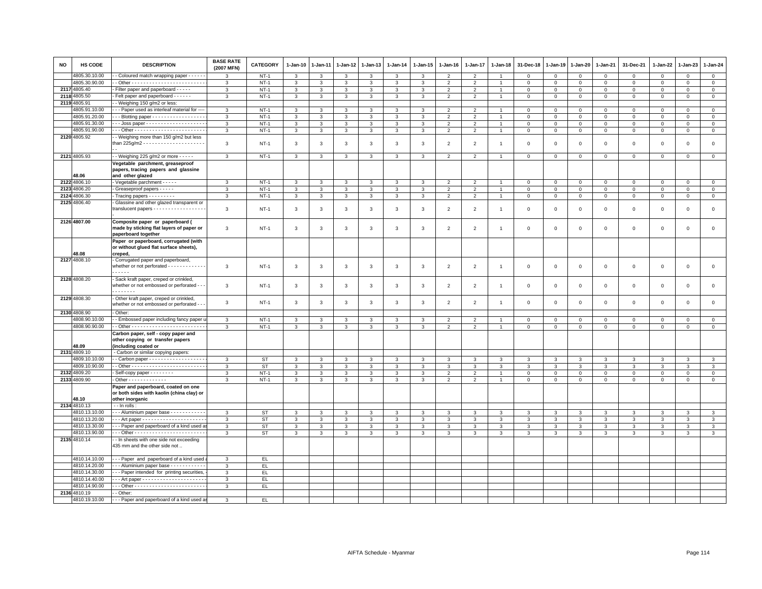| NO | HS CODE | DESCRIPTION | BASE RATE (2007 MFN) | CATEGORY | 1-Jan-10 | 1-Jan-11 | 1-Jan-12 | 1-Jan-13 | 1-Jan-14 | 1-Jan-15 | 1-Jan-16 | 1-Jan-17 | 1-Jan-18 | 31-Dec-18 | 1-Jan-19 | 1-Jan-20 | 1-Jan-21 | 31-Dec-21 | 1-Jan-22 | 1-Jan-23 | 1-Jan-24 |
|---|---|---|---|---|---|---|---|---|---|---|---|---|---|---|---|---|---|---|---|---|---|
| | 4805.30.10.00 | - - Coloured match wrapping paper - - - - - - | 3 | NT-1 | 3 | 3 | 3 | 3 | 3 | 3 | 2 | 2 | 1 | 0 | 0 | 0 | 0 | 0 | 0 | 0 | 0 |
| | 4805.30.90.00 | - - Other - - - - - - - - - - - - - - - - - - - - - - - - - | 3 | NT-1 | 3 | 3 | 3 | 3 | 3 | 3 | 2 | 2 | 1 | 0 | 0 | 0 | 0 | 0 | 0 | 0 | 0 |
| 2117 | 4805.40 | - Filter paper and paperboard - - - - - | 3 | NT-1 | 3 | 3 | 3 | 3 | 3 | 3 | 2 | 2 | 1 | 0 | 0 | 0 | 0 | 0 | 0 | 0 | 0 |
| 2118 | 4805.50 | - Felt paper and paperboard - - - - - - | 3 | NT-1 | 3 | 3 | 3 | 3 | 3 | 3 | 2 | 2 | 1 | 0 | 0 | 0 | 0 | 0 | 0 | 0 | 0 |
| 2119 | 4805.91 | - - Weighing 150 g/m2 or less: | | | | | | | | | | | | | | | | | | | |
| | 4805.91.10.00 | - - - Paper used as interleaf material for ---- | 3 | NT-1 | 3 | 3 | 3 | 3 | 3 | 3 | 2 | 2 | 1 | 0 | 0 | 0 | 0 | 0 | 0 | 0 | 0 |
| | 4805.91.20.00 | - - - Blotting paper - - - - - - - - - - - - - - - - - - | 3 | NT-1 | 3 | 3 | 3 | 3 | 3 | 3 | 2 | 2 | 1 | 0 | 0 | 0 | 0 | 0 | 0 | 0 | 0 |
| | 4805.91.30.00 | - - - Joss paper - - - - - - - - - - - - - - - - - - - - | 3 | NT-1 | 3 | 3 | 3 | 3 | 3 | 3 | 2 | 2 | 1 | 0 | 0 | 0 | 0 | 0 | 0 | 0 | 0 |
| | 4805.91.90.00 | - - - Other - - - - - - - - - - - - - - - - - - - - - - - - | 3 | NT-1 | 3 | 3 | 3 | 3 | 3 | 3 | 2 | 2 | 1 | 0 | 0 | 0 | 0 | 0 | 0 | 0 | 0 |
| 2120 | 4805.92 | - - Weighing more than 150 g/m2 but less than 225g/m2 - - - - - - - - - - - - - - - - - - - - - - - | 3 | NT-1 | 3 | 3 | 3 | 3 | 3 | 3 | 2 | 2 | 1 | 0 | 0 | 0 | 0 | 0 | 0 | 0 | 0 |
| 2121 | 4805.93 | - - Weighing 225 g/m2 or more - - - - - | 3 | NT-1 | 3 | 3 | 3 | 3 | 3 | 3 | 2 | 2 | 1 | 0 | 0 | 0 | 0 | 0 | 0 | 0 | 0 |
| | 48.06 | **Vegetable parchment, greaseproof papers, tracing papers and glassine and other glazed** | | | | | | | | | | | | | | | | | | | |
| 2122 | 4806.10 | - Vegetable parchment - - - - - | 3 | NT-1 | 3 | 3 | 3 | 3 | 3 | 3 | 2 | 2 | 1 | 0 | 0 | 0 | 0 | 0 | 0 | 0 | 0 |
| 2123 | 4806.20 | - Greaseproof papers - - - - - | 3 | NT-1 | 3 | 3 | 3 | 3 | 3 | 3 | 2 | 2 | 1 | 0 | 0 | 0 | 0 | 0 | 0 | 0 | 0 |
| 2124 | 4806.30 | - Tracing papers - - - - - - - - - | 3 | NT-1 | 3 | 3 | 3 | 3 | 3 | 3 | 2 | 2 | 1 | 0 | 0 | 0 | 0 | 0 | 0 | 0 | 0 |
| 2125 | 4806.40 | - Glassine and other glazed transparent or translucent papers - - - - - - - - - - - - - - - - - - - | 3 | NT-1 | 3 | 3 | 3 | 3 | 3 | 3 | 2 | 2 | 1 | 0 | 0 | 0 | 0 | 0 | 0 | 0 | 0 |
| 2126 | **4807.00** | **Composite paper or paperboard ( made by sticking flat layers of paper or paperboard together** | 3 | NT-1 | 3 | 3 | 3 | 3 | 3 | 3 | 2 | 2 | 1 | 0 | 0 | 0 | 0 | 0 | 0 | 0 | 0 |
| | 48.08 | **Paper or paperboard, corrugated (with or without glued flat surface sheets), creped,** | | | | | | | | | | | | | | | | | | | |
| 2127 | 4808.10 | - Corrugated paper and paperboard, whether or not perforated - - - - - - - - - - - - - - - - - - | 3 | NT-1 | 3 | 3 | 3 | 3 | 3 | 3 | 2 | 2 | 1 | 0 | 0 | 0 | 0 | 0 | 0 | 0 | 0 |
| 2128 | 4808.20 | - Sack kraft paper, creped or crinkled, whether or not embossed or perforated - - - - - - - - - - - | 3 | NT-1 | 3 | 3 | 3 | 3 | 3 | 3 | 2 | 2 | 1 | 0 | 0 | 0 | 0 | 0 | 0 | 0 | 0 |
| 2129 | 4808.30 | - Other kraft paper, creped or crinkled, whether or not embossed or perforated - - - | 3 | NT-1 | 3 | 3 | 3 | 3 | 3 | 3 | 2 | 2 | 1 | 0 | 0 | 0 | 0 | 0 | 0 | 0 | 0 |
| 2130 | 4808.90 | - Other: | | | | | | | | | | | | | | | | | | | |
| | 4808.90.10.00 | - - Embossed paper including fancy paper u | 3 | NT-1 | 3 | 3 | 3 | 3 | 3 | 3 | 2 | 2 | 1 | 0 | 0 | 0 | 0 | 0 | 0 | 0 | 0 |
| | 4808.90.90.00 | - - Other - - - - - - - - - - - - - - - - - - - - - - - - - | 3 | NT-1 | 3 | 3 | 3 | 3 | 3 | 3 | 2 | 2 | 1 | 0 | 0 | 0 | 0 | 0 | 0 | 0 | 0 |
| | 48.09 | **Carbon paper, self - copy paper and other copying or transfer papers (including coated or** | | | | | | | | | | | | | | | | | | | |
| 2131 | 4809.10 | - Carbon or similar copying papers: | | | | | | | | | | | | | | | | | | | |
| | 4809.10.10.00 | - - Carbon paper - - - - - - - - - - - - - - - - - - - - | 3 | ST | 3 | 3 | 3 | 3 | 3 | 3 | 3 | 3 | 3 | 3 | 3 | 3 | 3 | 3 | 3 | 3 | 3 |
| | 4809.10.90.00 | - - Other - - - - - - - - - - - - - - - - - - - - - - - - - | 3 | ST | 3 | 3 | 3 | 3 | 3 | 3 | 3 | 3 | 3 | 3 | 3 | 3 | 3 | 3 | 3 | 3 | 3 |
| 2132 | 4809.20 | - Self-copy paper - - - - - - - - | 3 | NT-1 | 3 | 3 | 3 | 3 | 3 | 3 | 2 | 2 | 1 | 0 | 0 | 0 | 0 | 0 | 0 | 0 | 0 |
| 2133 | 4809.90 | - Other - - - - - - - - - - - - - | 3 | NT-1 | 3 | 3 | 3 | 3 | 3 | 3 | 2 | 2 | 1 | 0 | 0 | 0 | 0 | 0 | 0 | 0 | 0 |
| | 48.10 | **Paper and paperboard, coated on one or both sides with kaolin (china clay) or other inorganic** | | | | | | | | | | | | | | | | | | | |
| 2134 | 4810.13 | - - In rolls : | | | | | | | | | | | | | | | | | | | |
| | 4810.13.10.00 | - - - Aluminium paper base - - - - - - - - - - - - | 3 | ST | 3 | 3 | 3 | 3 | 3 | 3 | 3 | 3 | 3 | 3 | 3 | 3 | 3 | 3 | 3 | 3 | 3 |
| | 4810.13.20.00 | - - - Art paper - - - - - - - - - - - - - - - - - - - - - - | 3 | ST | 3 | 3 | 3 | 3 | 3 | 3 | 3 | 3 | 3 | 3 | 3 | 3 | 3 | 3 | 3 | 3 | 3 |
| | 4810.13.30.00 | - - - Paper and paperboard of a kind used as | 3 | ST | 3 | 3 | 3 | 3 | 3 | 3 | 3 | 3 | 3 | 3 | 3 | 3 | 3 | 3 | 3 | 3 | 3 |
| | 4810.13.90.00 | - - - Other - - - - - - - - - - - - - - - - - - - - - - - - | 3 | ST | 3 | 3 | 3 | 3 | 3 | 3 | 3 | 3 | 3 | 3 | 3 | 3 | 3 | 3 | 3 | 3 | 3 |
| 2135 | 4810.14 | - - In sheets with one side not exceeding 435 mm and the other side not .. | | | | | | | | | | | | | | | | | | | |
| | 4810.14.10.00 | - - - Paper and paperboard of a kind used a | 3 | EL | | | | | | | | | | | | | | | | | |
| | 4810.14.20.00 | - - - Aluminium paper base - - - - - - - - - - - - | 3 | EL | | | | | | | | | | | | | | | | | |
| | 4810.14.30.00 | - - - Paper intended for printing securities, - | 3 | EL | | | | | | | | | | | | | | | | | |
| | 4810.14.40.00 | - - - Art paper - - - - - - - - - - - - - - - - - - - - - - | 3 | EL | | | | | | | | | | | | | | | | | |
| | 4810.14.90.00 | - - - Other - - - - - - - - - - - - - - - - - - - - - - - - | 3 | EL | | | | | | | | | | | | | | | | | |
| 2136 | 4810.19 | - - Other: | | | | | | | | | | | | | | | | | | | |
| | 4810.19.10.00 | - - - Paper and paperboard of a kind used as | 3 | EL | | | | | | | | | | | | | | | | | |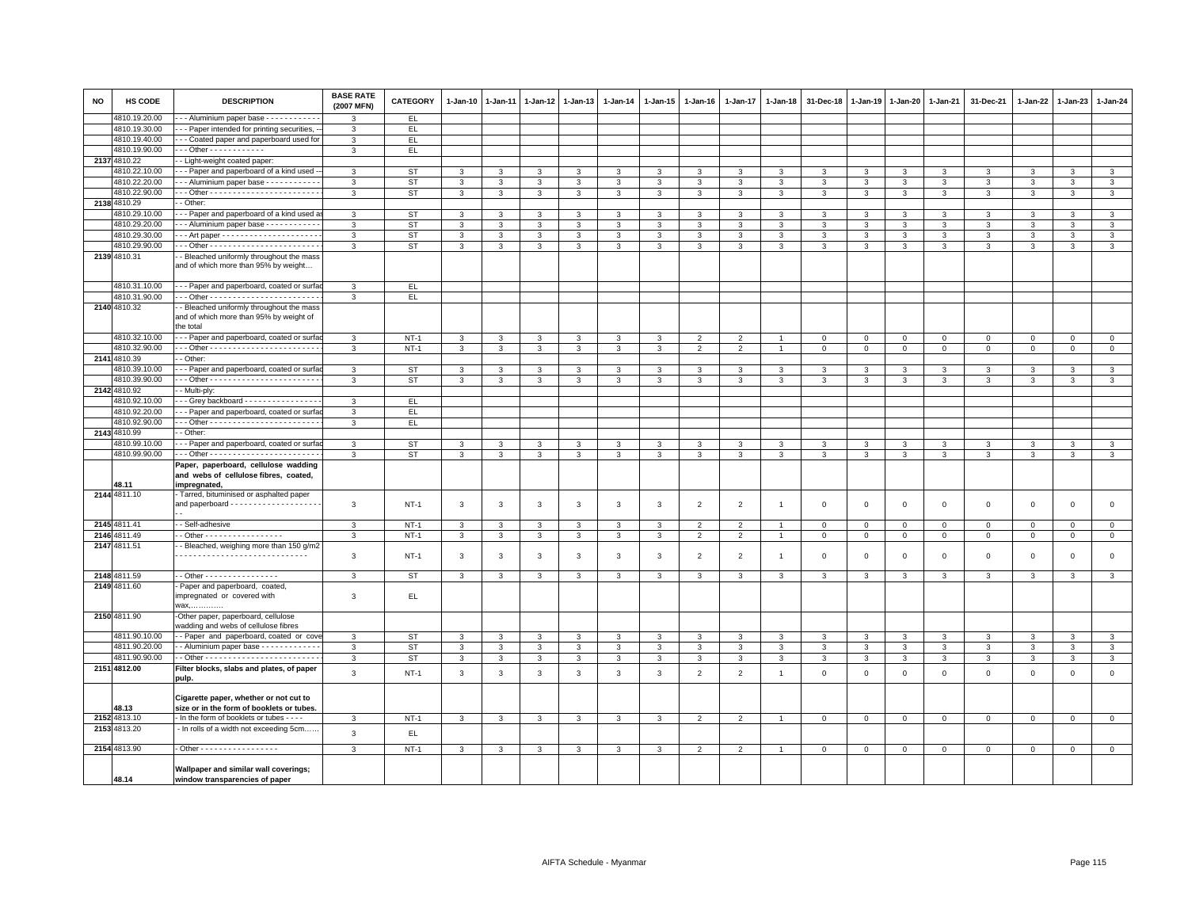| NO | HS CODE | DESCRIPTION | BASE RATE (2007 MFN) | CATEGORY | 1-Jan-10 | 1-Jan-11 | 1-Jan-12 | 1-Jan-13 | 1-Jan-14 | 1-Jan-15 | 1-Jan-16 | 1-Jan-17 | 1-Jan-18 | 31-Dec-18 | 1-Jan-19 | 1-Jan-20 | 1-Jan-21 | 31-Dec-21 | 1-Jan-22 | 1-Jan-23 | 1-Jan-24 |
|---|---|---|---|---|---|---|---|---|---|---|---|---|---|---|---|---|---|---|---|---|---|
| | 4810.19.20.00 | - - - Aluminium paper base - - - - - - - - - - - - | 3 | EL | | | | | | | | | | | | | | | | | |
| | 4810.19.30.00 | - - - Paper intended for printing securities, -- | 3 | EL | | | | | | | | | | | | | | | | | |
| | 4810.19.40.00 | - - - Coated paper and paperboard used for | 3 | EL | | | | | | | | | | | | | | | | | |
| | 4810.19.90.00 | - - - Other - - - - - - - - - - - - | 3 | EL | | | | | | | | | | | | | | | | | |
| 2137 | 4810.22 | - - Light-weight coated paper: | | | | | | | | | | | | | | | | | | | |
| | 4810.22.10.00 | - - - Paper and paperboard of a kind used -- | 3 | ST | 3 | 3 | 3 | 3 | 3 | 3 | 3 | 3 | 3 | 3 | 3 | 3 | 3 | 3 | 3 | 3 | 3 |
| | 4810.22.20.00 | - - - Aluminium paper base - - - - - - - - - - - - | 3 | ST | 3 | 3 | 3 | 3 | 3 | 3 | 3 | 3 | 3 | 3 | 3 | 3 | 3 | 3 | 3 | 3 | 3 |
| | 4810.22.90.00 | - - - Other - - - - - - - - - - - - - - - - - - - - - - - - | 3 | ST | 3 | 3 | 3 | 3 | 3 | 3 | 3 | 3 | 3 | 3 | 3 | 3 | 3 | 3 | 3 | 3 | 3 |
| 2138 | 4810.29 | - - Other: | | | | | | | | | | | | | | | | | | | |
| | 4810.29.10.00 | - - - Paper and paperboard of a kind used as | 3 | ST | 3 | 3 | 3 | 3 | 3 | 3 | 3 | 3 | 3 | 3 | 3 | 3 | 3 | 3 | 3 | 3 | 3 |
| | 4810.29.20.00 | - - - Aluminium paper base - - - - - - - - - - - - | 3 | ST | 3 | 3 | 3 | 3 | 3 | 3 | 3 | 3 | 3 | 3 | 3 | 3 | 3 | 3 | 3 | 3 | 3 |
| | 4810.29.30.00 | - - - Art paper - - - - - - - - - - - - - - - - - - - - - - | 3 | ST | 3 | 3 | 3 | 3 | 3 | 3 | 3 | 3 | 3 | 3 | 3 | 3 | 3 | 3 | 3 | 3 | 3 |
| | 4810.29.90.00 | - - - Other - - - - - - - - - - - - - - - - - - - - - - - - | 3 | ST | 3 | 3 | 3 | 3 | 3 | 3 | 3 | 3 | 3 | 3 | 3 | 3 | 3 | 3 | 3 | 3 | 3 |
| 2139 | 4810.31 | - - Bleached uniformly throughout the mass and of which more than 95% by weight… | | | | | | | | | | | | | | | | | | | |
| | 4810.31.10.00 | - - - Paper and paperboard, coated or surfac | 3 | EL | | | | | | | | | | | | | | | | | |
| | 4810.31.90.00 | - - - Other - - - - - - - - - - - - - - - - - - - - - - - - | 3 | EL | | | | | | | | | | | | | | | | | |
| 2140 | 4810.32 | - - Bleached uniformly throughout the mass and of which more than 95% by weight of the total | | | | | | | | | | | | | | | | | | | |
| | 4810.32.10.00 | - - - Paper and paperboard, coated or surfac | 3 | NT-1 | 3 | 3 | 3 | 3 | 3 | 3 | 2 | 2 | 1 | 0 | 0 | 0 | 0 | 0 | 0 | 0 | 0 |
| | 4810.32.90.00 | - - - Other - - - - - - - - - - - - - - - - - - - - - - - - | 3 | NT-1 | 3 | 3 | 3 | 3 | 3 | 3 | 2 | 2 | 1 | 0 | 0 | 0 | 0 | 0 | 0 | 0 | 0 |
| 2141 | 4810.39 | - - Other: | | | | | | | | | | | | | | | | | | | |
| | 4810.39.10.00 | - - - Paper and paperboard, coated or surfac | 3 | ST | 3 | 3 | 3 | 3 | 3 | 3 | 3 | 3 | 3 | 3 | 3 | 3 | 3 | 3 | 3 | 3 | 3 |
| | 4810.39.90.00 | - - - Other - - - - - - - - - - - - - - - - - - - - - - - - | 3 | ST | 3 | 3 | 3 | 3 | 3 | 3 | 3 | 3 | 3 | 3 | 3 | 3 | 3 | 3 | 3 | 3 | 3 |
| 2142 | 4810.92 | - - Multi-ply: | | | | | | | | | | | | | | | | | | | |
| | 4810.92.10.00 | - - - Grey backboard - - - - - - - - - - - - - - - - - | 3 | EL | | | | | | | | | | | | | | | | | |
| | 4810.92.20.00 | - - - Paper and paperboard, coated or surfac | 3 | EL | | | | | | | | | | | | | | | | | |
| | 4810.92.90.00 | - - - Other - - - - - - - - - - - - - - - - - - - - - - - - | 3 | EL | | | | | | | | | | | | | | | | | |
| 2143 | 4810.99 | - - Other: | | | | | | | | | | | | | | | | | | | |
| | 4810.99.10.00 | - - - Paper and paperboard, coated or surfac | 3 | ST | 3 | 3 | 3 | 3 | 3 | 3 | 3 | 3 | 3 | 3 | 3 | 3 | 3 | 3 | 3 | 3 | 3 |
| | 4810.99.90.00 | - - - Other - - - - - - - - - - - - - - - - - - - - - - - - | 3 | ST | 3 | 3 | 3 | 3 | 3 | 3 | 3 | 3 | 3 | 3 | 3 | 3 | 3 | 3 | 3 | 3 | 3 |
| | 48.11 | **Paper, paperboard, cellulose wadding and webs of cellulose fibres, coated, impregnated,** | | | | | | | | | | | | | | | | | | | |
| 2144 | 4811.10 | - Tarred, bituminised or asphalted paper and paperboard - - - - - - - - - - - - - - - - - - - - - - | 3 | NT-1 | 3 | 3 | 3 | 3 | 3 | 3 | 2 | 2 | 1 | 0 | 0 | 0 | 0 | 0 | 0 | 0 | 0 |
| 2145 | 4811.41 | - - Self-adhesive | 3 | NT-1 | 3 | 3 | 3 | 3 | 3 | 3 | 2 | 2 | 1 | 0 | 0 | 0 | 0 | 0 | 0 | 0 | 0 |
| 2146 | 4811.49 | - - Other - - - - - - - - - - - - - - - - - | 3 | NT-1 | 3 | 3 | 3 | 3 | 3 | 3 | 2 | 2 | 1 | 0 | 0 | 0 | 0 | 0 | 0 | 0 | 0 |
| 2147 | 4811.51 | - - Bleached, weighing more than 150 g/m2 - - - - - - - - - - - - - - - - - - - - - - - - - - - - - | 3 | NT-1 | 3 | 3 | 3 | 3 | 3 | 3 | 2 | 2 | 1 | 0 | 0 | 0 | 0 | 0 | 0 | 0 | 0 |
| 2148 | 4811.59 | - - Other - - - - - - - - - - - - - - - - | 3 | ST | 3 | 3 | 3 | 3 | 3 | 3 | 3 | 3 | 3 | 3 | 3 | 3 | 3 | 3 | 3 | 3 | 3 |
| 2149 | 4811.60 | - Paper and paperboard, coated, impregnated or covered with wax,………… | 3 | EL | | | | | | | | | | | | | | | | | |
| 2150 | 4811.90 | -Other paper, paperboard, cellulose wadding and webs of cellulose fibres | | | | | | | | | | | | | | | | | | | |
| | 4811.90.10.00 | - - Paper and paperboard, coated or cove | 3 | ST | 3 | 3 | 3 | 3 | 3 | 3 | 3 | 3 | 3 | 3 | 3 | 3 | 3 | 3 | 3 | 3 | 3 |
| | 4811.90.20.00 | - - Aluminium paper base - - - - - - - - - - - - - | 3 | ST | 3 | 3 | 3 | 3 | 3 | 3 | 3 | 3 | 3 | 3 | 3 | 3 | 3 | 3 | 3 | 3 | 3 |
| | 4811.90.90.00 | - - Other - - - - - - - - - - - - - - - - - - - - - - - - - | 3 | ST | 3 | 3 | 3 | 3 | 3 | 3 | 3 | 3 | 3 | 3 | 3 | 3 | 3 | 3 | 3 | 3 | 3 |
| 2151 | 4812.00 | **Filter blocks, slabs and plates, of paper pulp.** | 3 | NT-1 | 3 | 3 | 3 | 3 | 3 | 3 | 2 | 2 | 1 | 0 | 0 | 0 | 0 | 0 | 0 | 0 | 0 |
| | 48.13 | **Cigarette paper, whether or not cut to size or in the form of booklets or tubes.** | | | | | | | | | | | | | | | | | | | |
| 2152 | 4813.10 | - In the form of booklets or tubes - - - - | 3 | NT-1 | 3 | 3 | 3 | 3 | 3 | 3 | 2 | 2 | 1 | 0 | 0 | 0 | 0 | 0 | 0 | 0 | 0 |
| 2153 | 4813.20 | - In rolls of a width not exceeding 5cm…… | 3 | EL | | | | | | | | | | | | | | | | | |
| 2154 | 4813.90 | - Other - - - - - - - - - - - - - - - - - | 3 | NT-1 | 3 | 3 | 3 | 3 | 3 | 3 | 2 | 2 | 1 | 0 | 0 | 0 | 0 | 0 | 0 | 0 | 0 |
| | 48.14 | **Wallpaper and similar wall coverings; window transparencies of paper** | | | | | | | | | | | | | | | | | | | |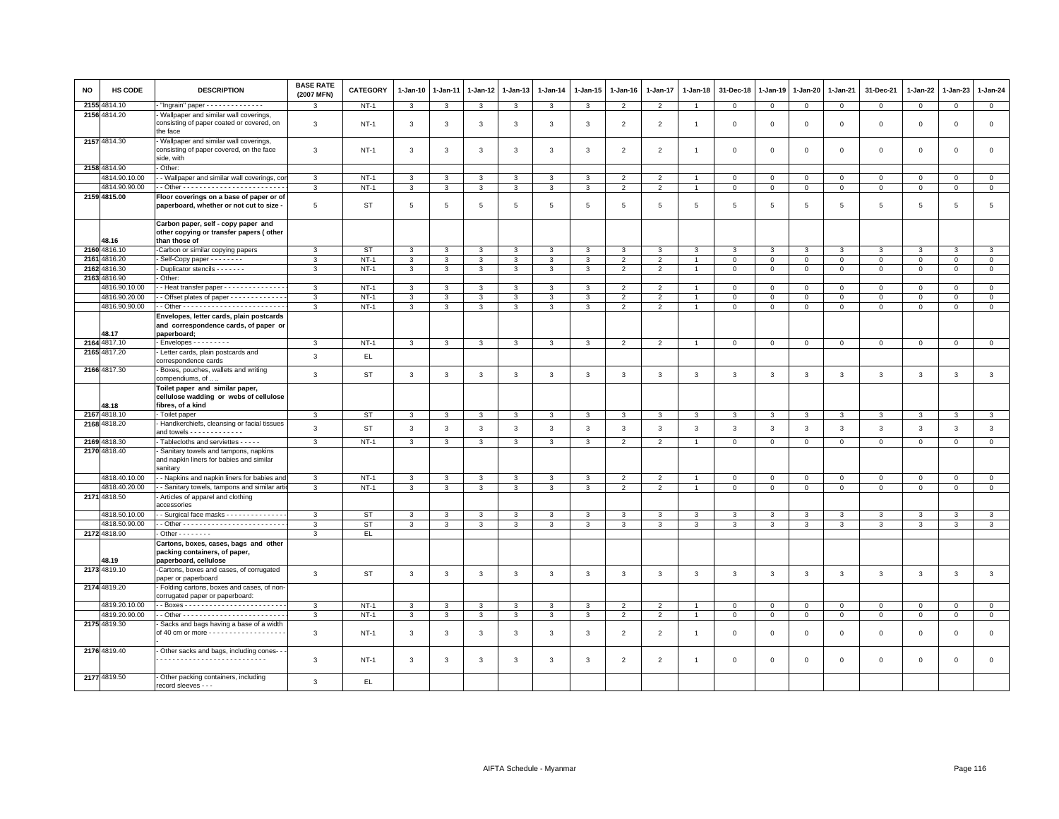| NO | HS CODE | DESCRIPTION | BASE RATE (2007 MFN) | CATEGORY | 1-Jan-10 | 1-Jan-11 | 1-Jan-12 | 1-Jan-13 | 1-Jan-14 | 1-Jan-15 | 1-Jan-16 | 1-Jan-17 | 1-Jan-18 | 31-Dec-18 | 1-Jan-19 | 1-Jan-20 | 1-Jan-21 | 31-Dec-21 | 1-Jan-22 | 1-Jan-23 | 1-Jan-24 |
|---|---|---|---|---|---|---|---|---|---|---|---|---|---|---|---|---|---|---|---|---|---|
| 2155 | 4814.10 | - "Ingrain" paper - - - - - - - - - - - - - - | 3 | NT-1 | 3 | 3 | 3 | 3 | 3 | 3 | 2 | 2 | 1 | 0 | 0 | 0 | 0 | 0 | 0 | 0 | 0 |
| 2156 | 4814.20 | - Wallpaper and similar wall coverings, consisting of paper coated or covered, on the face | 3 | NT-1 | 3 | 3 | 3 | 3 | 3 | 3 | 2 | 2 | 1 | 0 | 0 | 0 | 0 | 0 | 0 | 0 | 0 |
| 2157 | 4814.30 | - Wallpaper and similar wall coverings, consisting of paper covered, on the face side, with | 3 | NT-1 | 3 | 3 | 3 | 3 | 3 | 3 | 2 | 2 | 1 | 0 | 0 | 0 | 0 | 0 | 0 | 0 | 0 |
| 2158 | 4814.90 | - Other: | | | | | | | | | | | | | | | | | | | |
| | 4814.90.10.00 | - - Wallpaper and similar wall coverings, con | 3 | NT-1 | 3 | 3 | 3 | 3 | 3 | 3 | 2 | 2 | 1 | 0 | 0 | 0 | 0 | 0 | 0 | 0 | 0 |
| | 4814.90.90.00 | - - Other - - - - - - - - - - - - - - - - - - - - - - - - - | 3 | NT-1 | 3 | 3 | 3 | 3 | 3 | 3 | 2 | 2 | 1 | 0 | 0 | 0 | 0 | 0 | 0 | 0 | 0 |
| 2159 | 4815.00 | **Floor coverings on a base of paper or of paperboard, whether or not cut to size -** | 5 | ST | 5 | 5 | 5 | 5 | 5 | 5 | 5 | 5 | 5 | 5 | 5 | 5 | 5 | 5 | 5 | 5 | 5 |
| | 48.16 | **Carbon paper, self - copy paper and other copying or transfer papers ( other than those of** | | | | | | | | | | | | | | | | | | | |
| 2160 | 4816.10 | -Carbon or similar copying papers | 3 | ST | 3 | 3 | 3 | 3 | 3 | 3 | 3 | 3 | 3 | 3 | 3 | 3 | 3 | 3 | 3 | 3 | 3 |
| 2161 | 4816.20 | - Self-Copy paper - - - - - - - - | 3 | NT-1 | 3 | 3 | 3 | 3 | 3 | 3 | 2 | 2 | 1 | 0 | 0 | 0 | 0 | 0 | 0 | 0 | 0 |
| 2162 | 4816.30 | - Duplicator stencils - - - - - - - | 3 | NT-1 | 3 | 3 | 3 | 3 | 3 | 3 | 2 | 2 | 1 | 0 | 0 | 0 | 0 | 0 | 0 | 0 | 0 |
| 2163 | 4816.90 | - Other: | | | | | | | | | | | | | | | | | | | |
| | 4816.90.10.00 | - - Heat transfer paper - - - - - - - - - - - - - - - | 3 | NT-1 | 3 | 3 | 3 | 3 | 3 | 3 | 2 | 2 | 1 | 0 | 0 | 0 | 0 | 0 | 0 | 0 | 0 |
| | 4816.90.20.00 | - - Offset plates of paper - - - - - - - - - - - - - | 3 | NT-1 | 3 | 3 | 3 | 3 | 3 | 3 | 2 | 2 | 1 | 0 | 0 | 0 | 0 | 0 | 0 | 0 | 0 |
| | 4816.90.90.00 | - - Other - - - - - - - - - - - - - - - - - - - - - - - - - | 3 | NT-1 | 3 | 3 | 3 | 3 | 3 | 3 | 2 | 2 | 1 | 0 | 0 | 0 | 0 | 0 | 0 | 0 | 0 |
| | 48.17 | **Envelopes, letter cards, plain postcards and correspondence cards, of paper or paperboard;** | | | | | | | | | | | | | | | | | | | |
| 2164 | 4817.10 | - Envelopes - - - - - - - - - | 3 | NT-1 | 3 | 3 | 3 | 3 | 3 | 3 | 2 | 2 | 1 | 0 | 0 | 0 | 0 | 0 | 0 | 0 | 0 |
| 2165 | 4817.20 | - Letter cards, plain postcards and correspondence cards | 3 | EL | | | | | | | | | | | | | | | | | |
| 2166 | 4817.30 | - Boxes, pouches, wallets and writing compendiums, of .. .. | 3 | ST | 3 | 3 | 3 | 3 | 3 | 3 | 3 | 3 | 3 | 3 | 3 | 3 | 3 | 3 | 3 | 3 | 3 |
| | 48.18 | **Toilet paper and similar paper, cellulose wadding or webs of cellulose fibres, of a kind** | | | | | | | | | | | | | | | | | | | |
| 2167 | 4818.10 | - Toilet paper | 3 | ST | 3 | 3 | 3 | 3 | 3 | 3 | 3 | 3 | 3 | 3 | 3 | 3 | 3 | 3 | 3 | 3 | 3 |
| 2168 | 4818.20 | - Handkerchiefs, cleansing or facial tissues and towels - - - - - - - - - - - - - | 3 | ST | 3 | 3 | 3 | 3 | 3 | 3 | 3 | 3 | 3 | 3 | 3 | 3 | 3 | 3 | 3 | 3 | 3 |
| 2169 | 4818.30 | - Tablecloths and serviettes - - - - - | 3 | NT-1 | 3 | 3 | 3 | 3 | 3 | 3 | 2 | 2 | 1 | 0 | 0 | 0 | 0 | 0 | 0 | 0 | 0 |
| 2170 | 4818.40 | - Sanitary towels and tampons, napkins and napkin liners for babies and similar sanitary | | | | | | | | | | | | | | | | | | | |
| | 4818.40.10.00 | - - Napkins and napkin liners for babies and | 3 | NT-1 | 3 | 3 | 3 | 3 | 3 | 3 | 2 | 2 | 1 | 0 | 0 | 0 | 0 | 0 | 0 | 0 | 0 |
| | 4818.40.20.00 | - - Sanitary towels, tampons and similar artic | 3 | NT-1 | 3 | 3 | 3 | 3 | 3 | 3 | 2 | 2 | 1 | 0 | 0 | 0 | 0 | 0 | 0 | 0 | 0 |
| 2171 | 4818.50 | - Articles of apparel and clothing accessories | | | | | | | | | | | | | | | | | | | |
| | 4818.50.10.00 | - - Surgical face masks - - - - - - - - - - - - - - - | 3 | ST | 3 | 3 | 3 | 3 | 3 | 3 | 3 | 3 | 3 | 3 | 3 | 3 | 3 | 3 | 3 | 3 | 3 |
| | 4818.50.90.00 | - - Other - - - - - - - - - - - - - - - - - - - - - - - - - | 3 | ST | 3 | 3 | 3 | 3 | 3 | 3 | 3 | 3 | 3 | 3 | 3 | 3 | 3 | 3 | 3 | 3 | 3 |
| 2172 | 4818.90 | - Other - - - - - - - - | 3 | EL | | | | | | | | | | | | | | | | | |
| | 48.19 | **Cartons, boxes, cases, bags and other packing containers, of paper, paperboard, cellulose** | | | | | | | | | | | | | | | | | | | |
| 2173 | 4819.10 | -Cartons, boxes and cases, of corrugated paper or paperboard | 3 | ST | 3 | 3 | 3 | 3 | 3 | 3 | 3 | 3 | 3 | 3 | 3 | 3 | 3 | 3 | 3 | 3 | 3 |
| 2174 | 4819.20 | - Folding cartons, boxes and cases, of non-corrugated paper or paperboard: | | | | | | | | | | | | | | | | | | | |
| | 4819.20.10.00 | - - Boxes - - - - - - - - - - - - - - - - - - - - - - - - - | 3 | NT-1 | 3 | 3 | 3 | 3 | 3 | 3 | 2 | 2 | 1 | 0 | 0 | 0 | 0 | 0 | 0 | 0 | 0 |
| | 4819.20.90.00 | - - Other - - - - - - - - - - - - - - - - - - - - - - - - - | 3 | NT-1 | 3 | 3 | 3 | 3 | 3 | 3 | 2 | 2 | 1 | 0 | 0 | 0 | 0 | 0 | 0 | 0 | 0 |
| 2175 | 4819.30 | - Sacks and bags having a base of a width of 40 cm or more - - - - - - - - - - - - - - - - - - - | 3 | NT-1 | 3 | 3 | 3 | 3 | 3 | 3 | 2 | 2 | 1 | 0 | 0 | 0 | 0 | 0 | 0 | 0 | 0 |
| 2176 | 4819.40 | - Other sacks and bags, including cones- - - - - - - - - - - - - - - - - - - - - - - - - - - - - - | 3 | NT-1 | 3 | 3 | 3 | 3 | 3 | 3 | 2 | 2 | 1 | 0 | 0 | 0 | 0 | 0 | 0 | 0 | 0 |
| 2177 | 4819.50 | - Other packing containers, including record sleeves - - - | 3 | EL | | | | | | | | | | | | | | | | | |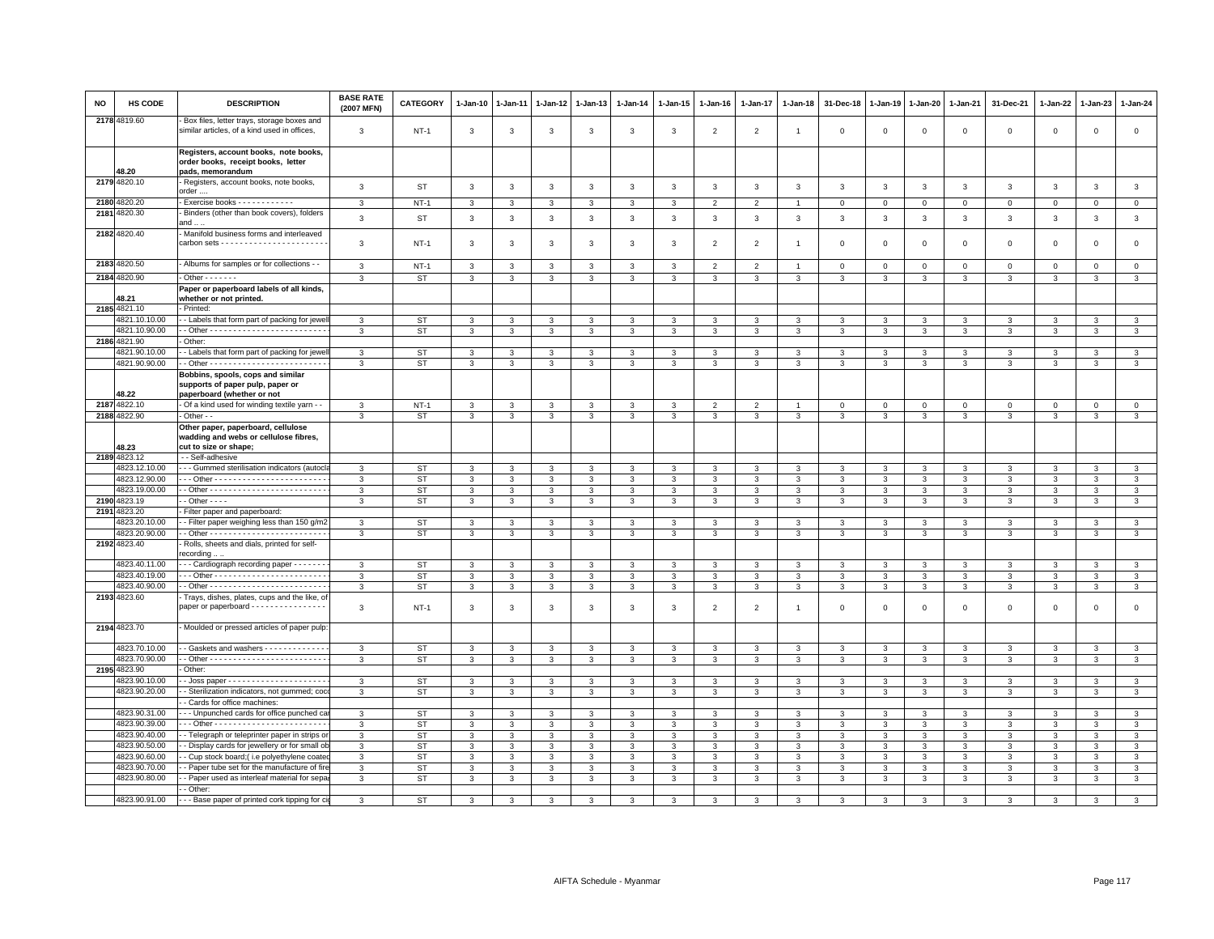| NO | HS CODE | DESCRIPTION | BASE RATE (2007 MFN) | CATEGORY | 1-Jan-10 | 1-Jan-11 | 1-Jan-12 | 1-Jan-13 | 1-Jan-14 | 1-Jan-15 | 1-Jan-16 | 1-Jan-17 | 1-Jan-18 | 31-Dec-18 | 1-Jan-19 | 1-Jan-20 | 1-Jan-21 | 31-Dec-21 | 1-Jan-22 | 1-Jan-23 | 1-Jan-24 |
|---|---|---|---|---|---|---|---|---|---|---|---|---|---|---|---|---|---|---|---|---|---|
| 2178 | 4819.60 | - Box files, letter trays, storage boxes and similar articles, of a kind used in offices, | 3 | NT-1 | 3 | 3 | 3 | 3 | 3 | 3 | 2 | 2 | 1 | 0 | 0 | 0 | 0 | 0 | 0 | 0 | 0 |
| | 48.20 | **Registers, account books, note books, order books, receipt books, letter pads, memorandum** | | | | | | | | | | | | | | | | | | | |
| 2179 | 4820.10 | - Registers, account books, note books, order .... | 3 | ST | 3 | 3 | 3 | 3 | 3 | 3 | 3 | 3 | 3 | 3 | 3 | 3 | 3 | 3 | 3 | 3 | 3 |
| 2180 | 4820.20 | - Exercise books - - - - - - - - - - - - | 3 | NT-1 | 3 | 3 | 3 | 3 | 3 | 3 | 2 | 2 | 1 | 0 | 0 | 0 | 0 | 0 | 0 | 0 | 0 |
| 2181 | 4820.30 | - Binders (other than book covers), folders and .. .. | 3 | ST | 3 | 3 | 3 | 3 | 3 | 3 | 3 | 3 | 3 | 3 | 3 | 3 | 3 | 3 | 3 | 3 | 3 |
| 2182 | 4820.40 | - Manifold business forms and interleaved carbon sets - - - - - - - - - - - - - - - - - - - - - - - | 3 | NT-1 | 3 | 3 | 3 | 3 | 3 | 3 | 2 | 2 | 1 | 0 | 0 | 0 | 0 | 0 | 0 | 0 | 0 |
| 2183 | 4820.50 | - Albums for samples or for collections - - | 3 | NT-1 | 3 | 3 | 3 | 3 | 3 | 3 | 2 | 2 | 1 | 0 | 0 | 0 | 0 | 0 | 0 | 0 | 0 |
| 2184 | 4820.90 | - Other - - - - - - - | 3 | ST | 3 | 3 | 3 | 3 | 3 | 3 | 3 | 3 | 3 | 3 | 3 | 3 | 3 | 3 | 3 | 3 | 3 |
| | 48.21 | **Paper or paperboard labels of all kinds, whether or not printed.** | | | | | | | | | | | | | | | | | | | |
| 2185 | 4821.10 | - Printed: | | | | | | | | | | | | | | | | | | | |
| | 4821.10.10.00 | - - Labels that form part of packing for jewell | 3 | ST | 3 | 3 | 3 | 3 | 3 | 3 | 3 | 3 | 3 | 3 | 3 | 3 | 3 | 3 | 3 | 3 | 3 |
| | 4821.10.90.00 | - - Other - - - - - - - - - - - - - - - - - - - - - - - - - | 3 | ST | 3 | 3 | 3 | 3 | 3 | 3 | 3 | 3 | 3 | 3 | 3 | 3 | 3 | 3 | 3 | 3 | 3 |
| 2186 | 4821.90 | - Other: | | | | | | | | | | | | | | | | | | | |
| | 4821.90.10.00 | - - Labels that form part of packing for jewell | 3 | ST | 3 | 3 | 3 | 3 | 3 | 3 | 3 | 3 | 3 | 3 | 3 | 3 | 3 | 3 | 3 | 3 | 3 |
| | 4821.90.90.00 | - - Other - - - - - - - - - - - - - - - - - - - - - - - - - | 3 | ST | 3 | 3 | 3 | 3 | 3 | 3 | 3 | 3 | 3 | 3 | 3 | 3 | 3 | 3 | 3 | 3 | 3 |
| | 48.22 | **Bobbins, spools, cops and similar supports of paper pulp, paper or paperboard (whether or not** | | | | | | | | | | | | | | | | | | | |
| 2187 | 4822.10 | - Of a kind used for winding textile yarn - - | 3 | NT-1 | 3 | 3 | 3 | 3 | 3 | 3 | 2 | 2 | 1 | 0 | 0 | 0 | 0 | 0 | 0 | 0 | 0 |
| 2188 | 4822.90 | - Other - - | 3 | ST | 3 | 3 | 3 | 3 | 3 | 3 | 3 | 3 | 3 | 3 | 3 | 3 | 3 | 3 | 3 | 3 | 3 |
| | 48.23 | **Other paper, paperboard, cellulose wadding and webs or cellulose fibres, cut to size or shape;** | | | | | | | | | | | | | | | | | | | |
| 2189 | 4823.12 | - - Self-adhesive | | | | | | | | | | | | | | | | | | | |
| | 4823.12.10.00 | - - - Gummed sterilisation indicators (autocla | 3 | ST | 3 | 3 | 3 | 3 | 3 | 3 | 3 | 3 | 3 | 3 | 3 | 3 | 3 | 3 | 3 | 3 | 3 |
| | 4823.12.90.00 | - - - Other - - - - - - - - - - - - - - - - - - - - - - - - | 3 | ST | 3 | 3 | 3 | 3 | 3 | 3 | 3 | 3 | 3 | 3 | 3 | 3 | 3 | 3 | 3 | 3 | 3 |
| | 4823.19.00.00 | - - Other - - - - - - - - - - - - - - - - - - - - - - - - - | 3 | ST | 3 | 3 | 3 | 3 | 3 | 3 | 3 | 3 | 3 | 3 | 3 | 3 | 3 | 3 | 3 | 3 | 3 |
| 2190 | 4823.19 | - - Other - - - - | 3 | ST | 3 | 3 | 3 | 3 | 3 | 3 | 3 | 3 | 3 | 3 | 3 | 3 | 3 | 3 | 3 | 3 | 3 |
| 2191 | 4823.20 | - Filter paper and paperboard: | | | | | | | | | | | | | | | | | | | |
| | 4823.20.10.00 | - - Filter paper weighing less than 150 g/m2 | 3 | ST | 3 | 3 | 3 | 3 | 3 | 3 | 3 | 3 | 3 | 3 | 3 | 3 | 3 | 3 | 3 | 3 | 3 |
| | 4823.20.90.00 | - - Other - - - - - - - - - - - - - - - - - - - - - - - - - | 3 | ST | 3 | 3 | 3 | 3 | 3 | 3 | 3 | 3 | 3 | 3 | 3 | 3 | 3 | 3 | 3 | 3 | 3 |
| 2192 | 4823.40 | - Rolls, sheets and dials, printed for self-recording .. .. | | | | | | | | | | | | | | | | | | | |
| | 4823.40.11.00 | - - - Cardiograph recording paper - - - - - - - | 3 | ST | 3 | 3 | 3 | 3 | 3 | 3 | 3 | 3 | 3 | 3 | 3 | 3 | 3 | 3 | 3 | 3 | 3 |
| | 4823.40.19.00 | - - - Other - - - - - - - - - - - - - - - - - - - - - - - - | 3 | ST | 3 | 3 | 3 | 3 | 3 | 3 | 3 | 3 | 3 | 3 | 3 | 3 | 3 | 3 | 3 | 3 | 3 |
| | 4823.40.90.00 | - - Other - - - - - - - - - - - - - - - - - - - - - - - - - | 3 | ST | 3 | 3 | 3 | 3 | 3 | 3 | 3 | 3 | 3 | 3 | 3 | 3 | 3 | 3 | 3 | 3 | 3 |
| 2193 | 4823.60 | - Trays, dishes, plates, cups and the like, of paper or paperboard - - - - - - - - - - - - - - - - | 3 | NT-1 | 3 | 3 | 3 | 3 | 3 | 3 | 2 | 2 | 1 | 0 | 0 | 0 | 0 | 0 | 0 | 0 | 0 |
| 2194 | 4823.70 | - Moulded or pressed articles of paper pulp: | | | | | | | | | | | | | | | | | | | |
| | 4823.70.10.00 | - - Gaskets and washers - - - - - - - - - - - - - - | 3 | ST | 3 | 3 | 3 | 3 | 3 | 3 | 3 | 3 | 3 | 3 | 3 | 3 | 3 | 3 | 3 | 3 | 3 |
| | 4823.70.90.00 | - - Other - - - - - - - - - - - - - - - - - - - - - - - - - | 3 | ST | 3 | 3 | 3 | 3 | 3 | 3 | 3 | 3 | 3 | 3 | 3 | 3 | 3 | 3 | 3 | 3 | 3 |
| 2195 | 4823.90 | - Other: | | | | | | | | | | | | | | | | | | | |
| | 4823.90.10.00 | - - Joss paper - - - - - - - - - - - - - - - - - - - - - - | 3 | ST | 3 | 3 | 3 | 3 | 3 | 3 | 3 | 3 | 3 | 3 | 3 | 3 | 3 | 3 | 3 | 3 | 3 |
| | 4823.90.20.00 | - - Sterilization indicators, not gummed; coo | 3 | ST | 3 | 3 | 3 | 3 | 3 | 3 | 3 | 3 | 3 | 3 | 3 | 3 | 3 | 3 | 3 | 3 | 3 |
| | | - - Cards for office machines: | | | | | | | | | | | | | | | | | | | |
| | 4823.90.31.00 | - - - Unpunched cards for office punched car | 3 | ST | 3 | 3 | 3 | 3 | 3 | 3 | 3 | 3 | 3 | 3 | 3 | 3 | 3 | 3 | 3 | 3 | 3 |
| | 4823.90.39.00 | - - - Other - - - - - - - - - - - - - - - - - - - - - - - - | 3 | ST | 3 | 3 | 3 | 3 | 3 | 3 | 3 | 3 | 3 | 3 | 3 | 3 | 3 | 3 | 3 | 3 | 3 |
| | 4823.90.40.00 | - - Telegraph or teleprinter paper in strips or | 3 | ST | 3 | 3 | 3 | 3 | 3 | 3 | 3 | 3 | 3 | 3 | 3 | 3 | 3 | 3 | 3 | 3 | 3 |
| | 4823.90.50.00 | - - Display cards for jewellery or for small ob | 3 | ST | 3 | 3 | 3 | 3 | 3 | 3 | 3 | 3 | 3 | 3 | 3 | 3 | 3 | 3 | 3 | 3 | 3 |
| | 4823.90.60.00 | - - Cup stock board;( i.e polyethylene coated | 3 | ST | 3 | 3 | 3 | 3 | 3 | 3 | 3 | 3 | 3 | 3 | 3 | 3 | 3 | 3 | 3 | 3 | 3 |
| | 4823.90.70.00 | - - Paper tube set for the manufacture of fire | 3 | ST | 3 | 3 | 3 | 3 | 3 | 3 | 3 | 3 | 3 | 3 | 3 | 3 | 3 | 3 | 3 | 3 | 3 |
| | 4823.90.80.00 | - - Paper used as interleaf material for sepa | 3 | ST | 3 | 3 | 3 | 3 | 3 | 3 | 3 | 3 | 3 | 3 | 3 | 3 | 3 | 3 | 3 | 3 | 3 |
| | | - - Other: | | | | | | | | | | | | | | | | | | | |
| | 4823.90.91.00 | - - - Base paper of printed cork tipping for ci | 3 | ST | 3 | 3 | 3 | 3 | 3 | 3 | 3 | 3 | 3 | 3 | 3 | 3 | 3 | 3 | 3 | 3 | 3 |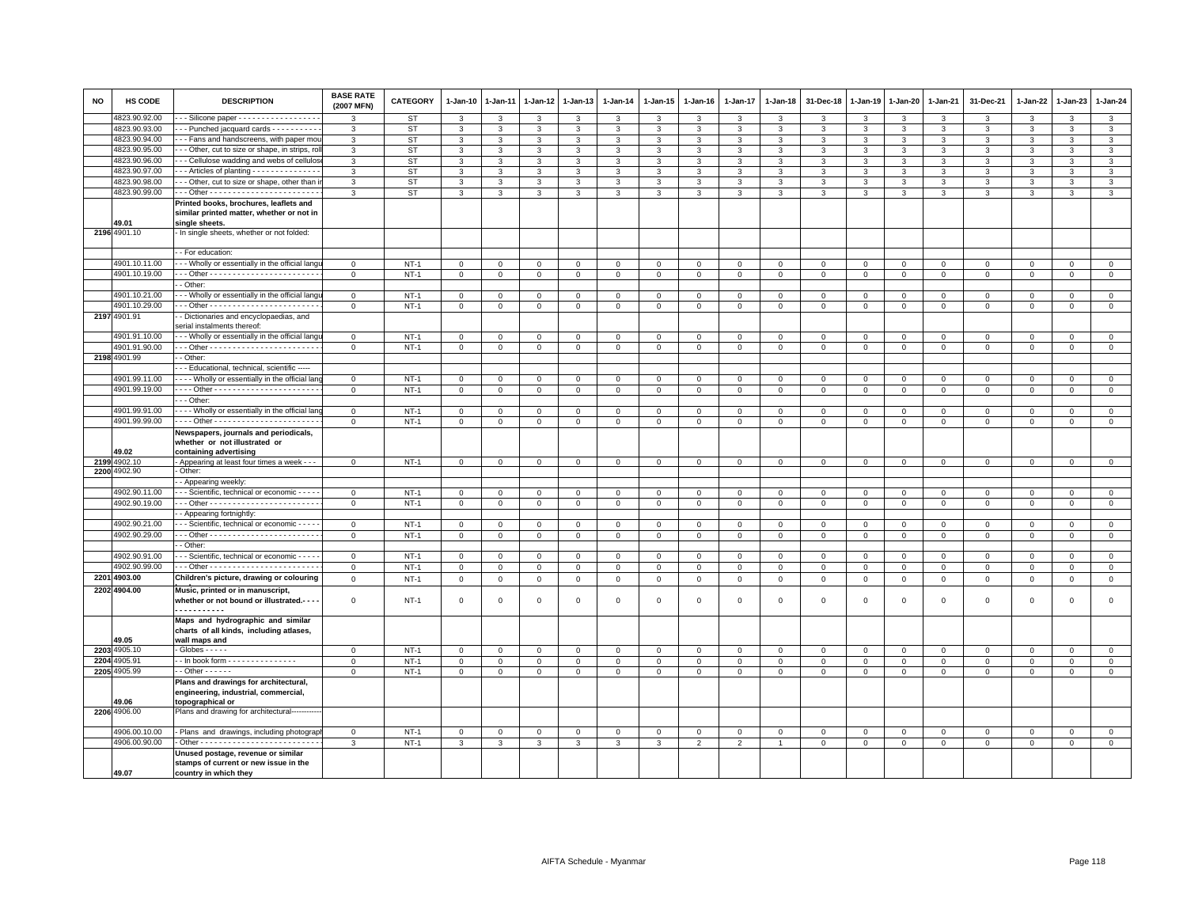| NO | HS CODE | DESCRIPTION | BASE RATE (2007 MFN) | CATEGORY | 1-Jan-10 | 1-Jan-11 | 1-Jan-12 | 1-Jan-13 | 1-Jan-14 | 1-Jan-15 | 1-Jan-16 | 1-Jan-17 | 1-Jan-18 | 31-Dec-18 | 1-Jan-19 | 1-Jan-20 | 1-Jan-21 | 31-Dec-21 | 1-Jan-22 | 1-Jan-23 | 1-Jan-24 |
|---|---|---|---|---|---|---|---|---|---|---|---|---|---|---|---|---|---|---|---|---|---|
| | 4823.90.92.00 | - - - Silicone paper - - - - - - - - - - - - - - - - - - | 3 | ST | 3 | 3 | 3 | 3 | 3 | 3 | 3 | 3 | 3 | 3 | 3 | 3 | 3 | 3 | 3 | 3 | 3 |
| | 4823.90.93.00 | - - - Punched jacquard cards - - - - - - - - - - - | 3 | ST | 3 | 3 | 3 | 3 | 3 | 3 | 3 | 3 | 3 | 3 | 3 | 3 | 3 | 3 | 3 | 3 | 3 |
| | 4823.90.94.00 | - - - Fans and handscreens, with paper mou | 3 | ST | 3 | 3 | 3 | 3 | 3 | 3 | 3 | 3 | 3 | 3 | 3 | 3 | 3 | 3 | 3 | 3 | 3 |
| | 4823.90.95.00 | - - - Other, cut to size or shape, in strips, roll | 3 | ST | 3 | 3 | 3 | 3 | 3 | 3 | 3 | 3 | 3 | 3 | 3 | 3 | 3 | 3 | 3 | 3 | 3 |
| | 4823.90.96.00 | - - - Cellulose wadding and webs of cellulose | 3 | ST | 3 | 3 | 3 | 3 | 3 | 3 | 3 | 3 | 3 | 3 | 3 | 3 | 3 | 3 | 3 | 3 | 3 |
| | 4823.90.97.00 | - - - Articles of planting - - - - - - - - - - - - - - - | 3 | ST | 3 | 3 | 3 | 3 | 3 | 3 | 3 | 3 | 3 | 3 | 3 | 3 | 3 | 3 | 3 | 3 | 3 |
| | 4823.90.98.00 | - - - Other, cut to size or shape, other than in | 3 | ST | 3 | 3 | 3 | 3 | 3 | 3 | 3 | 3 | 3 | 3 | 3 | 3 | 3 | 3 | 3 | 3 | 3 |
| | 4823.90.99.00 | - - - Other - - - - - - - - - - - - - - - - - - - - - - - - | 3 | ST | 3 | 3 | 3 | 3 | 3 | 3 | 3 | 3 | 3 | 3 | 3 | 3 | 3 | 3 | 3 | 3 | 3 |
| | 49.01 | **Printed books, brochures, leaflets and similar printed matter, whether or not in single sheets.** | | | | | | | | | | | | | | | | | | | |
| 2196 | 4901.10 | - In single sheets, whether or not folded: | | | | | | | | | | | | | | | | | | | |
| | | - - For education: | | | | | | | | | | | | | | | | | | | |
| | 4901.10.11.00 | - - - Wholly or essentially in the official langu | 0 | NT-1 | 0 | 0 | 0 | 0 | 0 | 0 | 0 | 0 | 0 | 0 | 0 | 0 | 0 | 0 | 0 | 0 | 0 |
| | 4901.10.19.00 | - - - Other - - - - - - - - - - - - - - - - - - - - - - - - | 0 | NT-1 | 0 | 0 | 0 | 0 | 0 | 0 | 0 | 0 | 0 | 0 | 0 | 0 | 0 | 0 | 0 | 0 | 0 |
| | | - - Other: | | | | | | | | | | | | | | | | | | | |
| | 4901.10.21.00 | - - - Wholly or essentially in the official langu | 0 | NT-1 | 0 | 0 | 0 | 0 | 0 | 0 | 0 | 0 | 0 | 0 | 0 | 0 | 0 | 0 | 0 | 0 | 0 |
| | 4901.10.29.00 | - - - Other - - - - - - - - - - - - - - - - - - - - - - - - | 0 | NT-1 | 0 | 0 | 0 | 0 | 0 | 0 | 0 | 0 | 0 | 0 | 0 | 0 | 0 | 0 | 0 | 0 | 0 |
| 2197 | 4901.91 | - - Dictionaries and encyclopaedias, and serial instalments thereof: | | | | | | | | | | | | | | | | | | | |
| | 4901.91.10.00 | - - - Wholly or essentially in the official langu | 0 | NT-1 | 0 | 0 | 0 | 0 | 0 | 0 | 0 | 0 | 0 | 0 | 0 | 0 | 0 | 0 | 0 | 0 | 0 |
| | 4901.91.90.00 | - - - Other - - - - - - - - - - - - - - - - - - - - - - - - | 0 | NT-1 | 0 | 0 | 0 | 0 | 0 | 0 | 0 | 0 | 0 | 0 | 0 | 0 | 0 | 0 | 0 | 0 | 0 |
| 2198 | 4901.99 | - - Other: | | | | | | | | | | | | | | | | | | | |
| | | - - - Educational, technical, scientific ----- | | | | | | | | | | | | | | | | | | | |
| | 4901.99.11.00 | - - - - Wholly or essentially in the official lang | 0 | NT-1 | 0 | 0 | 0 | 0 | 0 | 0 | 0 | 0 | 0 | 0 | 0 | 0 | 0 | 0 | 0 | 0 | 0 |
| | 4901.99.19.00 | - - - - Other - - - - - - - - - - - - - - - - - - - - - - - | 0 | NT-1 | 0 | 0 | 0 | 0 | 0 | 0 | 0 | 0 | 0 | 0 | 0 | 0 | 0 | 0 | 0 | 0 | 0 |
| | | - - - Other: | | | | | | | | | | | | | | | | | | | |
| | 4901.99.91.00 | - - - - Wholly or essentially in the official lang | 0 | NT-1 | 0 | 0 | 0 | 0 | 0 | 0 | 0 | 0 | 0 | 0 | 0 | 0 | 0 | 0 | 0 | 0 | 0 |
| | 4901.99.99.00 | - - - - Other - - - - - - - - - - - - - - - - - - - - - - - | 0 | NT-1 | 0 | 0 | 0 | 0 | 0 | 0 | 0 | 0 | 0 | 0 | 0 | 0 | 0 | 0 | 0 | 0 | 0 |
| | 49.02 | **Newspapers, journals and periodicals, whether or not illustrated or containing advertising** | | | | | | | | | | | | | | | | | | | |
| 2199 | 4902.10 | - Appearing at least four times a week - - - | 0 | NT-1 | 0 | 0 | 0 | 0 | 0 | 0 | 0 | 0 | 0 | 0 | 0 | 0 | 0 | 0 | 0 | 0 | 0 |
| 2200 | 4902.90 | - Other: | | | | | | | | | | | | | | | | | | | |
| | | - - Appearing weekly: | | | | | | | | | | | | | | | | | | | |
| | 4902.90.11.00 | - - - Scientific, technical or economic - - - - - | 0 | NT-1 | 0 | 0 | 0 | 0 | 0 | 0 | 0 | 0 | 0 | 0 | 0 | 0 | 0 | 0 | 0 | 0 | 0 |
| | 4902.90.19.00 | - - - Other - - - - - - - - - - - - - - - - - - - - - - - - | 0 | NT-1 | 0 | 0 | 0 | 0 | 0 | 0 | 0 | 0 | 0 | 0 | 0 | 0 | 0 | 0 | 0 | 0 | 0 |
| | | - - Appearing fortnightly: | | | | | | | | | | | | | | | | | | | |
| | 4902.90.21.00 | - - - Scientific, technical or economic - - - - - | 0 | NT-1 | 0 | 0 | 0 | 0 | 0 | 0 | 0 | 0 | 0 | 0 | 0 | 0 | 0 | 0 | 0 | 0 | 0 |
| | 4902.90.29.00 | - - - Other - - - - - - - - - - - - - - - - - - - - - - - - | 0 | NT-1 | 0 | 0 | 0 | 0 | 0 | 0 | 0 | 0 | 0 | 0 | 0 | 0 | 0 | 0 | 0 | 0 | 0 |
| | | - - Other: | | | | | | | | | | | | | | | | | | | |
| | 4902.90.91.00 | - - - Scientific, technical or economic - - - - - | 0 | NT-1 | 0 | 0 | 0 | 0 | 0 | 0 | 0 | 0 | 0 | 0 | 0 | 0 | 0 | 0 | 0 | 0 | 0 |
| | 4902.90.99.00 | - - - Other - - - - - - - - - - - - - - - - - - - - - - - - | 0 | NT-1 | 0 | 0 | 0 | 0 | 0 | 0 | 0 | 0 | 0 | 0 | 0 | 0 | 0 | 0 | 0 | 0 | 0 |
| 2201 | 4903.00 | **Children's picture, drawing or colouring** | 0 | NT-1 | 0 | 0 | 0 | 0 | 0 | 0 | 0 | 0 | 0 | 0 | 0 | 0 | 0 | 0 | 0 | 0 | 0 |
| 2202 | 4904.00 | **Music, printed or in manuscript, whether or not bound or illustrated.- - - - - - - - - - - - - -** | 0 | NT-1 | 0 | 0 | 0 | 0 | 0 | 0 | 0 | 0 | 0 | 0 | 0 | 0 | 0 | 0 | 0 | 0 | 0 |
| | 49.05 | **Maps and hydrographic and similar charts of all kinds, including atlases, wall maps and** | | | | | | | | | | | | | | | | | | | |
| 2203 | 4905.10 | - Globes - - - - - | 0 | NT-1 | 0 | 0 | 0 | 0 | 0 | 0 | 0 | 0 | 0 | 0 | 0 | 0 | 0 | 0 | 0 | 0 | 0 |
| 2204 | 4905.91 | - - In book form - - - - - - - - - - - - - - - | 0 | NT-1 | 0 | 0 | 0 | 0 | 0 | 0 | 0 | 0 | 0 | 0 | 0 | 0 | 0 | 0 | 0 | 0 | 0 |
| 2205 | 4905.99 | - - Other - - - - - - | 0 | NT-1 | 0 | 0 | 0 | 0 | 0 | 0 | 0 | 0 | 0 | 0 | 0 | 0 | 0 | 0 | 0 | 0 | 0 |
| | 49.06 | **Plans and drawings for architectural, engineering, industrial, commercial, topographical or** | | | | | | | | | | | | | | | | | | | |
| 2206 | 4906.00 | Plans and drawing for architectural----------- | | | | | | | | | | | | | | | | | | | |
| | 4906.00.10.00 | - Plans and drawings, including photograph | 0 | NT-1 | 0 | 0 | 0 | 0 | 0 | 0 | 0 | 0 | 0 | 0 | 0 | 0 | 0 | 0 | 0 | 0 | 0 |
| | 4906.00.90.00 | - Other - - - - - - - - - - - - - - - - - - - - - - - - - - | 3 | NT-1 | 3 | 3 | 3 | 3 | 3 | 3 | 2 | 2 | 1 | 0 | 0 | 0 | 0 | 0 | 0 | 0 | 0 |
| | 49.07 | **Unused postage, revenue or similar stamps of current or new issue in the country in which they** | | | | | | | | | | | | | | | | | | | |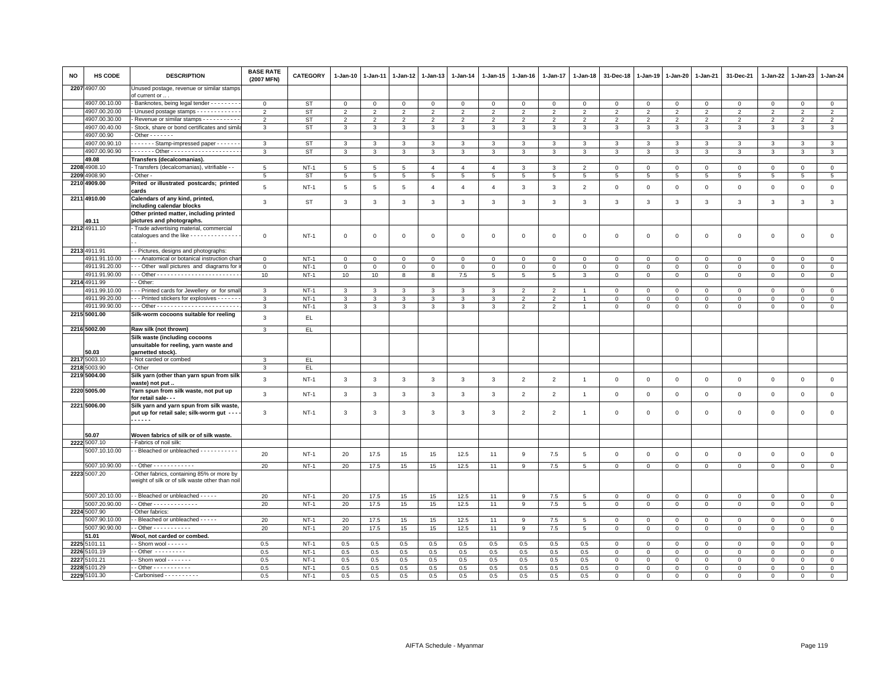| NO | HS CODE | DESCRIPTION | BASE RATE (2007 MFN) | CATEGORY | 1-Jan-10 | 1-Jan-11 | 1-Jan-12 | 1-Jan-13 | 1-Jan-14 | 1-Jan-15 | 1-Jan-16 | 1-Jan-17 | 1-Jan-18 | 31-Dec-18 | 1-Jan-19 | 1-Jan-20 | 1-Jan-21 | 31-Dec-21 | 1-Jan-22 | 1-Jan-23 | 1-Jan-24 |
|---|---|---|---|---|---|---|---|---|---|---|---|---|---|---|---|---|---|---|---|---|---|
| 2207 | 4907.00 | Unused postage, revenue or similar stamps of current or .. . | | | | | | | | | | | | | | | | | | | |
| | 4907.00.10.00 | - Banknotes, being legal tender - - - - - - - - - | 0 | ST | 0 | 0 | 0 | 0 | 0 | 0 | 0 | 0 | 0 | 0 | 0 | 0 | 0 | 0 | 0 | 0 | 0 |
| | 4907.00.20.00 | - Unused postage stamps - - - - - - - - - - - - - | 2 | ST | 2 | 2 | 2 | 2 | 2 | 2 | 2 | 2 | 2 | 2 | 2 | 2 | 2 | 2 | 2 | 2 | 2 |
| | 4907.00.30.00 | - Revenue or similar stamps - - - - - - - - - - - | 2 | ST | 2 | 2 | 2 | 2 | 2 | 2 | 2 | 2 | 2 | 2 | 2 | 2 | 2 | 2 | 2 | 2 | 2 |
| | 4907.00.40.00 | - Stock, share or bond certificates and simila | 3 | ST | 3 | 3 | 3 | 3 | 3 | 3 | 3 | 3 | 3 | 3 | 3 | 3 | 3 | 3 | 3 | 3 | 3 |
| | 4907.00.90 | - Other - - - - - - - | | | | | | | | | | | | | | | | | | | |
| | 4907.00.90.10 | - - - - - - - Stamp-impressed paper - - - - - - - | 3 | ST | 3 | 3 | 3 | 3 | 3 | 3 | 3 | 3 | 3 | 3 | 3 | 3 | 3 | 3 | 3 | 3 | 3 |
| | 4907.00.90.90 | - - - - - - - Other - - - - - - - - - - - - - - - - - - - - | 3 | ST | 3 | 3 | 3 | 3 | 3 | 3 | 3 | 3 | 3 | 3 | 3 | 3 | 3 | 3 | 3 | 3 | 3 |
| | 49.08 | Transfers (decalcomanias). | | | | | | | | | | | | | | | | | | | |
| 2208 | 4908.10 | - Transfers (decalcomanias), vitrifiable - - | 5 | NT-1 | 5 | 5 | 5 | 4 | 4 | 4 | 3 | 3 | 2 | 0 | 0 | 0 | 0 | 0 | 0 | 0 | 0 |
| 2209 | 4908.90 | - Other - | 5 | ST | 5 | 5 | 5 | 5 | 5 | 5 | 5 | 5 | 5 | 5 | 5 | 5 | 5 | 5 | 5 | 5 | 5 |
| 2210 | 4909.00 | Prited or illustrated postcards; printed cards | 5 | NT-1 | 5 | 5 | 5 | 4 | 4 | 4 | 3 | 3 | 2 | 0 | 0 | 0 | 0 | 0 | 0 | 0 | 0 |
| 2211 | 4910.00 | Calendars of any kind, printed, including calendar blocks | 3 | ST | 3 | 3 | 3 | 3 | 3 | 3 | 3 | 3 | 3 | 3 | 3 | 3 | 3 | 3 | 3 | 3 | 3 |
| | 49.11 | Other printed matter, including printed pictures and photographs. | | | | | | | | | | | | | | | | | | | |
| 2212 | 4911.10 | - Trade advertising material, commercial catalogues and the like - - - - - - - - - - - - - - - - - | 0 | NT-1 | 0 | 0 | 0 | 0 | 0 | 0 | 0 | 0 | 0 | 0 | 0 | 0 | 0 | 0 | 0 | 0 | 0 |
| 2213 | 4911.91 | - - Pictures, designs and photographs: | | | | | | | | | | | | | | | | | | | |
| | 4911.91.10.00 | - - - Anatomical or botanical instruction chart | 0 | NT-1 | 0 | 0 | 0 | 0 | 0 | 0 | 0 | 0 | 0 | 0 | 0 | 0 | 0 | 0 | 0 | 0 | 0 |
| | 4911.91.20.00 | - - - Other wall pictures and diagrams for i | 0 | NT-1 | 0 | 0 | 0 | 0 | 0 | 0 | 0 | 0 | 0 | 0 | 0 | 0 | 0 | 0 | 0 | 0 | 0 |
| | 4911.91.90.00 | - - - Other - - - - - - - - - - - - - - - - - - - - - - - - | 10 | NT-1 | 10 | 10 | 8 | 8 | 7.5 | 5 | 5 | 5 | 3 | 0 | 0 | 0 | 0 | 0 | 0 | 0 | 0 |
| 2214 | 4911.99 | - - Other: | | | | | | | | | | | | | | | | | | | |
| | 4911.99.10.00 | - - - Printed cards for Jewellery or for small | 3 | NT-1 | 3 | 3 | 3 | 3 | 3 | 3 | 2 | 2 | 1 | 0 | 0 | 0 | 0 | 0 | 0 | 0 | 0 |
| | 4911.99.20.00 | - - - Printed stickers for explosives - - - - - - - | 3 | NT-1 | 3 | 3 | 3 | 3 | 3 | 3 | 2 | 2 | 1 | 0 | 0 | 0 | 0 | 0 | 0 | 0 | 0 |
| | 4911.99.90.00 | - - - Other - - - - - - - - - - - - - - - - - - - - - - - - | 3 | NT-1 | 3 | 3 | 3 | 3 | 3 | 3 | 2 | 2 | 1 | 0 | 0 | 0 | 0 | 0 | 0 | 0 | 0 |
| 2215 | 5001.00 | Silk-worm cocoons suitable for reeling | 3 | EL | | | | | | | | | | | | | | | | | |
| 2216 | 5002.00 | Raw silk (not thrown) | 3 | EL | | | | | | | | | | | | | | | | | |
| | 50.03 | Silk waste (including cocoons unsuitable for reeling, yarn waste and garnetted stock). | | | | | | | | | | | | | | | | | | | |
| 2217 | 5003.10 | - Not carded or combed | 3 | EL | | | | | | | | | | | | | | | | | |
| 2218 | 5003.90 | - Other | 3 | EL | | | | | | | | | | | | | | | | | |
| 2219 | 5004.00 | Silk yarn (other than yarn spun from silk waste) not put .. | 3 | NT-1 | 3 | 3 | 3 | 3 | 3 | 3 | 2 | 2 | 1 | 0 | 0 | 0 | 0 | 0 | 0 | 0 | 0 |
| 2220 | 5005.00 | Yarn spun from silk waste, not put up for retail sale- - - | 3 | NT-1 | 3 | 3 | 3 | 3 | 3 | 3 | 2 | 2 | 1 | 0 | 0 | 0 | 0 | 0 | 0 | 0 | 0 |
| 2221 | 5006.00 | Silk yarn and yarn spun from silk waste, put up for retail sale; silk-worm gut - - - - - - - - - | 3 | NT-1 | 3 | 3 | 3 | 3 | 3 | 3 | 2 | 2 | 1 | 0 | 0 | 0 | 0 | 0 | 0 | 0 | 0 |
| | 50.07 | Woven fabrics of silk or of silk waste. | | | | | | | | | | | | | | | | | | | |
| 2222 | 5007.10 | - Fabrics of noil silk: | | | | | | | | | | | | | | | | | | | |
| | 5007.10.10.00 | - - Bleached or unbleached - - - - - - - - - - - | 20 | NT-1 | 20 | 17.5 | 15 | 15 | 12.5 | 11 | 9 | 7.5 | 5 | 0 | 0 | 0 | 0 | 0 | 0 | 0 | 0 |
| | 5007.10.90.00 | - - Other - - - - - - - - - - - - | 20 | NT-1 | 20 | 17.5 | 15 | 15 | 12.5 | 11 | 9 | 7.5 | 5 | 0 | 0 | 0 | 0 | 0 | 0 | 0 | 0 |
| 2223 | 5007.20 | - Other fabrics, containing 85% or more by weight of silk or of silk waste other than noil | | | | | | | | | | | | | | | | | | | |
| | 5007.20.10.00 | - - Bleached or unbleached - - - - - | 20 | NT-1 | 20 | 17.5 | 15 | 15 | 12.5 | 11 | 9 | 7.5 | 5 | 0 | 0 | 0 | 0 | 0 | 0 | 0 | 0 |
| | 5007.20.90.00 | - - Other - - - - - - - - - - - - - - | 20 | NT-1 | 20 | 17.5 | 15 | 15 | 12.5 | 11 | 9 | 7.5 | 5 | 0 | 0 | 0 | 0 | 0 | 0 | 0 | 0 |
| 2224 | 5007.90 | - Other fabrics: | | | | | | | | | | | | | | | | | | | |
| | 5007.90.10.00 | - - Bleached or unbleached - - - - - | 20 | NT-1 | 20 | 17.5 | 15 | 15 | 12.5 | 11 | 9 | 7.5 | 5 | 0 | 0 | 0 | 0 | 0 | 0 | 0 | 0 |
| | 5007.90.90.00 | - - Other - - - - - - - - - - - | 20 | NT-1 | 20 | 17.5 | 15 | 15 | 12.5 | 11 | 9 | 7.5 | 5 | 0 | 0 | 0 | 0 | 0 | 0 | 0 | 0 |
| | 51.01 | Wool, not carded or combed. | | | | | | | | | | | | | | | | | | | |
| 2225 | 5101.11 | - - Shorn wool - - - - - - | 0.5 | NT-1 | 0.5 | 0.5 | 0.5 | 0.5 | 0.5 | 0.5 | 0.5 | 0.5 | 0.5 | 0 | 0 | 0 | 0 | 0 | 0 | 0 | 0 |
| 2226 | 5101.19 | - - Other - - - - - - - - - | 0.5 | NT-1 | 0.5 | 0.5 | 0.5 | 0.5 | 0.5 | 0.5 | 0.5 | 0.5 | 0.5 | 0 | 0 | 0 | 0 | 0 | 0 | 0 | 0 |
| 2227 | 5101.21 | - - Shorn wool - - - - - - - | 0.5 | NT-1 | 0.5 | 0.5 | 0.5 | 0.5 | 0.5 | 0.5 | 0.5 | 0.5 | 0.5 | 0 | 0 | 0 | 0 | 0 | 0 | 0 | 0 |
| 2228 | 5101.29 | - - Other - - - - - - - - - - - | 0.5 | NT-1 | 0.5 | 0.5 | 0.5 | 0.5 | 0.5 | 0.5 | 0.5 | 0.5 | 0.5 | 0 | 0 | 0 | 0 | 0 | 0 | 0 | 0 |
| 2229 | 5101.30 | - Carbonised - - - - - - - - - - | 0.5 | NT-1 | 0.5 | 0.5 | 0.5 | 0.5 | 0.5 | 0.5 | 0.5 | 0.5 | 0.5 | 0 | 0 | 0 | 0 | 0 | 0 | 0 | 0 |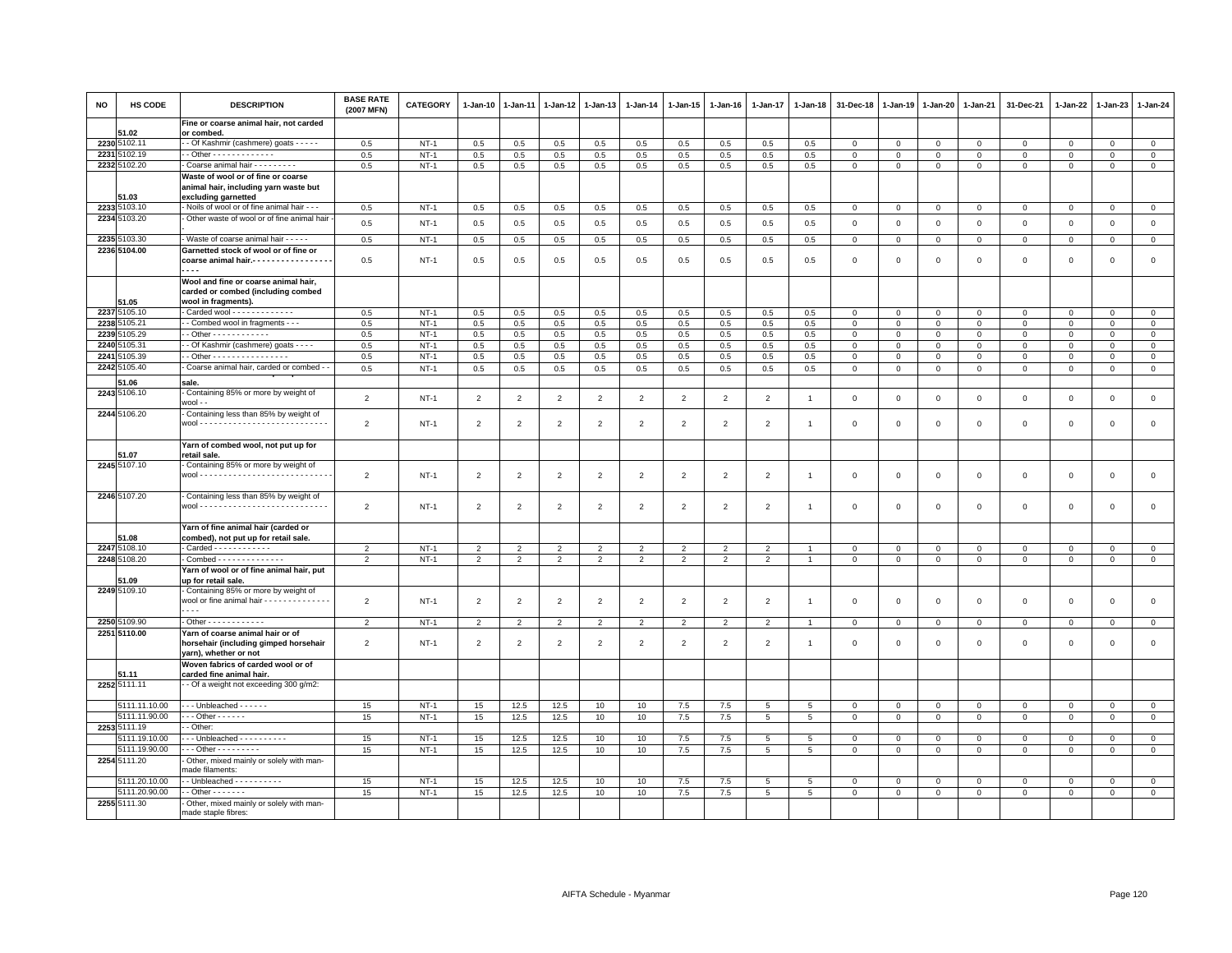| NO | HS CODE | DESCRIPTION | BASE RATE (2007 MFN) | CATEGORY | 1-Jan-10 | 1-Jan-11 | 1-Jan-12 | 1-Jan-13 | 1-Jan-14 | 1-Jan-15 | 1-Jan-16 | 1-Jan-17 | 1-Jan-18 | 31-Dec-18 | 1-Jan-19 | 1-Jan-20 | 1-Jan-21 | 31-Dec-21 | 1-Jan-22 | 1-Jan-23 | 1-Jan-24 |
|---|---|---|---|---|---|---|---|---|---|---|---|---|---|---|---|---|---|---|---|---|---|
| | 51.02 | Fine or coarse animal hair, not carded or combed. | | | | | | | | | | | | | | | | | | | |
| 2230 | 5102.11 | - - Of Kashmir (cashmere) goats - - - - - | 0.5 | NT-1 | 0.5 | 0.5 | 0.5 | 0.5 | 0.5 | 0.5 | 0.5 | 0.5 | 0.5 | 0 | 0 | 0 | 0 | 0 | 0 | 0 | 0 |
| 2231 | 5102.19 | - - Other - - - - - - - - - - - - - | 0.5 | NT-1 | 0.5 | 0.5 | 0.5 | 0.5 | 0.5 | 0.5 | 0.5 | 0.5 | 0.5 | 0 | 0 | 0 | 0 | 0 | 0 | 0 | 0 |
| 2232 | 5102.20 | - Coarse animal hair - - - - - - - - - | 0.5 | NT-1 | 0.5 | 0.5 | 0.5 | 0.5 | 0.5 | 0.5 | 0.5 | 0.5 | 0.5 | 0 | 0 | 0 | 0 | 0 | 0 | 0 | 0 |
| | 51.03 | Waste of wool or of fine or coarse animal hair, including yarn waste but excluding garnetted | | | | | | | | | | | | | | | | | | | |
| 2233 | 5103.10 | - Noils of wool or of fine animal hair - - - | 0.5 | NT-1 | 0.5 | 0.5 | 0.5 | 0.5 | 0.5 | 0.5 | 0.5 | 0.5 | 0.5 | 0 | 0 | 0 | 0 | 0 | 0 | 0 | 0 |
| 2234 | 5103.20 | - Other waste of wool or of fine animal hair - | 0.5 | NT-1 | 0.5 | 0.5 | 0.5 | 0.5 | 0.5 | 0.5 | 0.5 | 0.5 | 0.5 | 0 | 0 | 0 | 0 | 0 | 0 | 0 | 0 |
| 2235 | 5103.30 | - Waste of coarse animal hair - - - - - | 0.5 | NT-1 | 0.5 | 0.5 | 0.5 | 0.5 | 0.5 | 0.5 | 0.5 | 0.5 | 0.5 | 0 | 0 | 0 | 0 | 0 | 0 | 0 | 0 |
| 2236 | 5104.00 | Garnetted stock of wool or of fine or coarse animal hair.- - - - - - - - - - - - - - - - - - - - - | 0.5 | NT-1 | 0.5 | 0.5 | 0.5 | 0.5 | 0.5 | 0.5 | 0.5 | 0.5 | 0.5 | 0 | 0 | 0 | 0 | 0 | 0 | 0 | 0 |
| | 51.05 | Wool and fine or coarse animal hair, carded or combed (including combed wool in fragments). | | | | | | | | | | | | | | | | | | | |
| 2237 | 5105.10 | - Carded wool - - - - - - - - - - - - - | 0.5 | NT-1 | 0.5 | 0.5 | 0.5 | 0.5 | 0.5 | 0.5 | 0.5 | 0.5 | 0.5 | 0 | 0 | 0 | 0 | 0 | 0 | 0 | 0 |
| 2238 | 5105.21 | - - Combed wool in fragments - - - | 0.5 | NT-1 | 0.5 | 0.5 | 0.5 | 0.5 | 0.5 | 0.5 | 0.5 | 0.5 | 0.5 | 0 | 0 | 0 | 0 | 0 | 0 | 0 | 0 |
| 2239 | 5105.29 | - - Other - - - - - - - - - - - - | 0.5 | NT-1 | 0.5 | 0.5 | 0.5 | 0.5 | 0.5 | 0.5 | 0.5 | 0.5 | 0.5 | 0 | 0 | 0 | 0 | 0 | 0 | 0 | 0 |
| 2240 | 5105.31 | - - Of Kashmir (cashmere) goats - - - - | 0.5 | NT-1 | 0.5 | 0.5 | 0.5 | 0.5 | 0.5 | 0.5 | 0.5 | 0.5 | 0.5 | 0 | 0 | 0 | 0 | 0 | 0 | 0 | 0 |
| 2241 | 5105.39 | - - Other - - - - - - - - - - - - - - - - | 0.5 | NT-1 | 0.5 | 0.5 | 0.5 | 0.5 | 0.5 | 0.5 | 0.5 | 0.5 | 0.5 | 0 | 0 | 0 | 0 | 0 | 0 | 0 | 0 |
| 2242 | 5105.40 | - Coarse animal hair, carded or combed - - | 0.5 | NT-1 | 0.5 | 0.5 | 0.5 | 0.5 | 0.5 | 0.5 | 0.5 | 0.5 | 0.5 | 0 | 0 | 0 | 0 | 0 | 0 | 0 | 0 |
| | 51.06 | sale. | | | | | | | | | | | | | | | | | | | |
| 2243 | 5106.10 | - Containing 85% or more by weight of wool - - | 2 | NT-1 | 2 | 2 | 2 | 2 | 2 | 2 | 2 | 2 | 1 | 0 | 0 | 0 | 0 | 0 | 0 | 0 | 0 |
| 2244 | 5106.20 | - Containing less than 85% by weight of wool - - - - - - - - - - - - - - - - - - - - - - - - - - - | 2 | NT-1 | 2 | 2 | 2 | 2 | 2 | 2 | 2 | 2 | 1 | 0 | 0 | 0 | 0 | 0 | 0 | 0 | 0 |
| | 51.07 | Yarn of combed wool, not put up for retail sale. | | | | | | | | | | | | | | | | | | | |
| 2245 | 5107.10 | - Containing 85% or more by weight of wool - - - - - - - - - - - - - - - - - - - - - - - - - - - - | 2 | NT-1 | 2 | 2 | 2 | 2 | 2 | 2 | 2 | 2 | 1 | 0 | 0 | 0 | 0 | 0 | 0 | 0 | 0 |
| 2246 | 5107.20 | - Containing less than 85% by weight of wool - - - - - - - - - - - - - - - - - - - - - - - - - - - | 2 | NT-1 | 2 | 2 | 2 | 2 | 2 | 2 | 2 | 2 | 1 | 0 | 0 | 0 | 0 | 0 | 0 | 0 | 0 |
| | 51.08 | Yarn of fine animal hair (carded or combed), not put up for retail sale. | | | | | | | | | | | | | | | | | | | |
| 2247 | 5108.10 | - Carded - - - - - - - - - - - - | 2 | NT-1 | 2 | 2 | 2 | 2 | 2 | 2 | 2 | 2 | 1 | 0 | 0 | 0 | 0 | 0 | 0 | 0 | 0 |
| 2248 | 5108.20 | - Combed - - - - - - - - - - - - - - | 2 | NT-1 | 2 | 2 | 2 | 2 | 2 | 2 | 2 | 2 | 1 | 0 | 0 | 0 | 0 | 0 | 0 | 0 | 0 |
| | 51.09 | Yarn of wool or of fine animal hair, put up for retail sale. | | | | | | | | | | | | | | | | | | | |
| 2249 | 5109.10 | - Containing 85% or more by weight of wool or fine animal hair - - - - - - - - - - - - - - - - - - | 2 | NT-1 | 2 | 2 | 2 | 2 | 2 | 2 | 2 | 2 | 1 | 0 | 0 | 0 | 0 | 0 | 0 | 0 | 0 |
| 2250 | 5109.90 | - Other - - - - - - - - - - - - | 2 | NT-1 | 2 | 2 | 2 | 2 | 2 | 2 | 2 | 2 | 1 | 0 | 0 | 0 | 0 | 0 | 0 | 0 | 0 |
| 2251 | 5110.00 | Yarn of coarse animal hair or of horsehair (including gimped horsehair yarn), whether or not | 2 | NT-1 | 2 | 2 | 2 | 2 | 2 | 2 | 2 | 2 | 1 | 0 | 0 | 0 | 0 | 0 | 0 | 0 | 0 |
| | 51.11 | Woven fabrics of carded wool or of carded fine animal hair. | | | | | | | | | | | | | | | | | | | |
| 2252 | 5111.11 | - - Of a weight not exceeding 300 g/m2: | | | | | | | | | | | | | | | | | | | |
| | 5111.11.10.00 | - - - Unbleached - - - - - - | 15 | NT-1 | 15 | 12.5 | 12.5 | 10 | 10 | 7.5 | 7.5 | 5 | 5 | 0 | 0 | 0 | 0 | 0 | 0 | 0 | 0 |
| | 5111.11.90.00 | - - - Other - - - - - - | 15 | NT-1 | 15 | 12.5 | 12.5 | 10 | 10 | 7.5 | 7.5 | 5 | 5 | 0 | 0 | 0 | 0 | 0 | 0 | 0 | 0 |
| 2253 | 5111.19 | - - Other: | | | | | | | | | | | | | | | | | | | |
| | 5111.19.10.00 | - - - Unbleached - - - - - - - - - - | 15 | NT-1 | 15 | 12.5 | 12.5 | 10 | 10 | 7.5 | 7.5 | 5 | 5 | 0 | 0 | 0 | 0 | 0 | 0 | 0 | 0 |
| | 5111.19.90.00 | - - - Other - - - - - - - - - | 15 | NT-1 | 15 | 12.5 | 12.5 | 10 | 10 | 7.5 | 7.5 | 5 | 5 | 0 | 0 | 0 | 0 | 0 | 0 | 0 | 0 |
| 2254 | 5111.20 | - Other, mixed mainly or solely with man-made filaments: | | | | | | | | | | | | | | | | | | | |
| | 5111.20.10.00 | - - Unbleached - - - - - - - - - - | 15 | NT-1 | 15 | 12.5 | 12.5 | 10 | 10 | 7.5 | 7.5 | 5 | 5 | 0 | 0 | 0 | 0 | 0 | 0 | 0 | 0 |
| | 5111.20.90.00 | - - Other - - - - - - - | 15 | NT-1 | 15 | 12.5 | 12.5 | 10 | 10 | 7.5 | 7.5 | 5 | 5 | 0 | 0 | 0 | 0 | 0 | 0 | 0 | 0 |
| 2255 | 5111.30 | - Other, mixed mainly or solely with man-made staple fibres: | | | | | | | | | | | | | | | | | | | |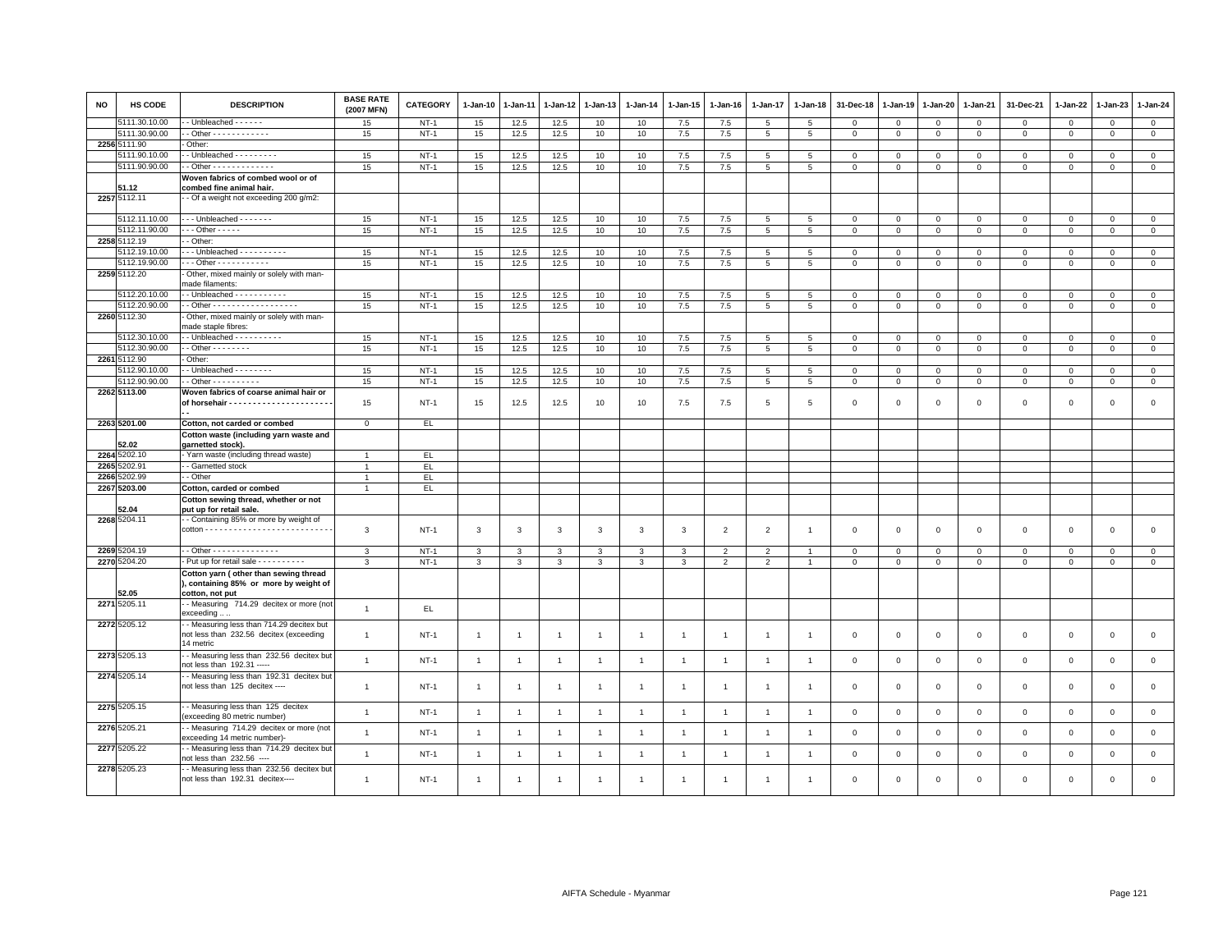| NO | HS CODE | DESCRIPTION | BASE RATE (2007 MFN) | CATEGORY | 1-Jan-10 | 1-Jan-11 | 1-Jan-12 | 1-Jan-13 | 1-Jan-14 | 1-Jan-15 | 1-Jan-16 | 1-Jan-17 | 1-Jan-18 | 31-Dec-18 | 1-Jan-19 | 1-Jan-20 | 1-Jan-21 | 31-Dec-21 | 1-Jan-22 | 1-Jan-23 | 1-Jan-24 |
|---|---|---|---|---|---|---|---|---|---|---|---|---|---|---|---|---|---|---|---|---|---|
| | 5111.30.10.00 | - - Unbleached - - - - - - | 15 | NT-1 | 15 | 12.5 | 12.5 | 10 | 10 | 7.5 | 7.5 | 5 | 5 | 0 | 0 | 0 | 0 | 0 | 0 | 0 | 0 |
| | 5111.30.90.00 | - - Other - - - - - - - - - - - - | 15 | NT-1 | 15 | 12.5 | 12.5 | 10 | 10 | 7.5 | 7.5 | 5 | 5 | 0 | 0 | 0 | 0 | 0 | 0 | 0 | 0 |
| 2256 | 5111.90 | - Other: | | | | | | | | | | | | | | | | | | | |
| | 5111.90.10.00 | - - Unbleached - - - - - - - - - | 15 | NT-1 | 15 | 12.5 | 12.5 | 10 | 10 | 7.5 | 7.5 | 5 | 5 | 0 | 0 | 0 | 0 | 0 | 0 | 0 | 0 |
| | 5111.90.90.00 | - - Other - - - - - - - - - - - - - | 15 | NT-1 | 15 | 12.5 | 12.5 | 10 | 10 | 7.5 | 7.5 | 5 | 5 | 0 | 0 | 0 | 0 | 0 | 0 | 0 | 0 |
| | **51.12** | **Woven fabrics of combed wool or of combed fine animal hair.** | | | | | | | | | | | | | | | | | | | |
| 2257 | 5112.11 | - - Of a weight not exceeding 200 g/m2: | | | | | | | | | | | | | | | | | | | |
| | 5112.11.10.00 | - - - Unbleached - - - - - - - | 15 | NT-1 | 15 | 12.5 | 12.5 | 10 | 10 | 7.5 | 7.5 | 5 | 5 | 0 | 0 | 0 | 0 | 0 | 0 | 0 | 0 |
| | 5112.11.90.00 | - - - Other - - - - - | 15 | NT-1 | 15 | 12.5 | 12.5 | 10 | 10 | 7.5 | 7.5 | 5 | 5 | 0 | 0 | 0 | 0 | 0 | 0 | 0 | 0 |
| 2258 | 5112.19 | - - Other: | | | | | | | | | | | | | | | | | | | |
| | 5112.19.10.00 | - - - Unbleached - - - - - - - - - - | 15 | NT-1 | 15 | 12.5 | 12.5 | 10 | 10 | 7.5 | 7.5 | 5 | 5 | 0 | 0 | 0 | 0 | 0 | 0 | 0 | 0 |
| | 5112.19.90.00 | - - - Other - - - - - - - - - - - | 15 | NT-1 | 15 | 12.5 | 12.5 | 10 | 10 | 7.5 | 7.5 | 5 | 5 | 0 | 0 | 0 | 0 | 0 | 0 | 0 | 0 |
| 2259 | 5112.20 | - Other, mixed mainly or solely with man-made filaments: | | | | | | | | | | | | | | | | | | | |
| | 5112.20.10.00 | - - Unbleached - - - - - - - - - - - | 15 | NT-1 | 15 | 12.5 | 12.5 | 10 | 10 | 7.5 | 7.5 | 5 | 5 | 0 | 0 | 0 | 0 | 0 | 0 | 0 | 0 |
| | 5112.20.90.00 | - - Other - - - - - - - - - - - - - - - - - - | 15 | NT-1 | 15 | 12.5 | 12.5 | 10 | 10 | 7.5 | 7.5 | 5 | 5 | 0 | 0 | 0 | 0 | 0 | 0 | 0 | 0 |
| 2260 | 5112.30 | - Other, mixed mainly or solely with man-made staple fibres: | | | | | | | | | | | | | | | | | | | |
| | 5112.30.10.00 | - - Unbleached - - - - - - - - - - | 15 | NT-1 | 15 | 12.5 | 12.5 | 10 | 10 | 7.5 | 7.5 | 5 | 5 | 0 | 0 | 0 | 0 | 0 | 0 | 0 | 0 |
| | 5112.30.90.00 | - - Other - - - - - - - - | 15 | NT-1 | 15 | 12.5 | 12.5 | 10 | 10 | 7.5 | 7.5 | 5 | 5 | 0 | 0 | 0 | 0 | 0 | 0 | 0 | 0 |
| 2261 | 5112.90 | - Other: | | | | | | | | | | | | | | | | | | | |
| | 5112.90.10.00 | - - Unbleached - - - - - - - - | 15 | NT-1 | 15 | 12.5 | 12.5 | 10 | 10 | 7.5 | 7.5 | 5 | 5 | 0 | 0 | 0 | 0 | 0 | 0 | 0 | 0 |
| | 5112.90.90.00 | - - Other - - - - - - - - - - | 15 | NT-1 | 15 | 12.5 | 12.5 | 10 | 10 | 7.5 | 7.5 | 5 | 5 | 0 | 0 | 0 | 0 | 0 | 0 | 0 | 0 |
| 2262 | **5113.00** | **Woven fabrics of coarse animal hair or of horsehair - - - - - - - - - - - - - - - - - - - - - - -** | 15 | NT-1 | 15 | 12.5 | 12.5 | 10 | 10 | 7.5 | 7.5 | 5 | 5 | 0 | 0 | 0 | 0 | 0 | 0 | 0 | 0 |
| 2263 | **5201.00** | **Cotton, not carded or combed** | 0 | EL | | | | | | | | | | | | | | | | | |
| | **52.02** | **Cotton waste (including yarn waste and garnetted stock).** | | | | | | | | | | | | | | | | | | | |
| 2264 | 5202.10 | - Yarn waste (including thread waste) | 1 | EL | | | | | | | | | | | | | | | | | |
| 2265 | 5202.91 | - - Garnetted stock | 1 | EL | | | | | | | | | | | | | | | | | |
| 2266 | 5202.99 | - - Other | 1 | EL | | | | | | | | | | | | | | | | | |
| 2267 | **5203.00** | **Cotton, carded or combed** | 1 | EL | | | | | | | | | | | | | | | | | |
| | **52.04** | **Cotton sewing thread, whether or not put up for retail sale.** | | | | | | | | | | | | | | | | | | | |
| 2268 | 5204.11 | - - Containing 85% or more by weight of cotton - - - - - - - - - - - - - - - - - - - - - - - - - - | 3 | NT-1 | 3 | 3 | 3 | 3 | 3 | 3 | 2 | 2 | 1 | 0 | 0 | 0 | 0 | 0 | 0 | 0 | 0 |
| 2269 | 5204.19 | - - Other - - - - - - - - - - - - - - | 3 | NT-1 | 3 | 3 | 3 | 3 | 3 | 3 | 2 | 2 | 1 | 0 | 0 | 0 | 0 | 0 | 0 | 0 | 0 |
| 2270 | 5204.20 | - Put up for retail sale - - - - - - - - - - | 3 | NT-1 | 3 | 3 | 3 | 3 | 3 | 3 | 2 | 2 | 1 | 0 | 0 | 0 | 0 | 0 | 0 | 0 | 0 |
| | **52.05** | **Cotton yarn ( other than sewing thread ), containing 85% or more by weight of cotton, not put** | | | | | | | | | | | | | | | | | | | |
| 2271 | 5205.11 | - - Measuring 714.29 decitex or more (not exceeding .. .. | 1 | EL | | | | | | | | | | | | | | | | | |
| 2272 | 5205.12 | - - Measuring less than 714.29 decitex but not less than 232.56 decitex (exceeding 14 metric | 1 | NT-1 | 1 | 1 | 1 | 1 | 1 | 1 | 1 | 1 | 1 | 0 | 0 | 0 | 0 | 0 | 0 | 0 | 0 |
| 2273 | 5205.13 | - - Measuring less than 232.56 decitex but not less than 192.31 ----- | 1 | NT-1 | 1 | 1 | 1 | 1 | 1 | 1 | 1 | 1 | 1 | 0 | 0 | 0 | 0 | 0 | 0 | 0 | 0 |
| 2274 | 5205.14 | - - Measuring less than 192.31 decitex but not less than 125 decitex ---- | 1 | NT-1 | 1 | 1 | 1 | 1 | 1 | 1 | 1 | 1 | 1 | 0 | 0 | 0 | 0 | 0 | 0 | 0 | 0 |
| 2275 | 5205.15 | - - Measuring less than 125 decitex (exceeding 80 metric number) | 1 | NT-1 | 1 | 1 | 1 | 1 | 1 | 1 | 1 | 1 | 1 | 0 | 0 | 0 | 0 | 0 | 0 | 0 | 0 |
| 2276 | 5205.21 | - - Measuring 714.29 decitex or more (not exceeding 14 metric number)- | 1 | NT-1 | 1 | 1 | 1 | 1 | 1 | 1 | 1 | 1 | 1 | 0 | 0 | 0 | 0 | 0 | 0 | 0 | 0 |
| 2277 | 5205.22 | - - Measuring less than 714.29 decitex but not less than 232.56 ---- | 1 | NT-1 | 1 | 1 | 1 | 1 | 1 | 1 | 1 | 1 | 1 | 0 | 0 | 0 | 0 | 0 | 0 | 0 | 0 |
| 2278 | 5205.23 | - - Measuring less than 232.56 decitex but not less than 192.31 decitex---- | 1 | NT-1 | 1 | 1 | 1 | 1 | 1 | 1 | 1 | 1 | 1 | 0 | 0 | 0 | 0 | 0 | 0 | 0 | 0 |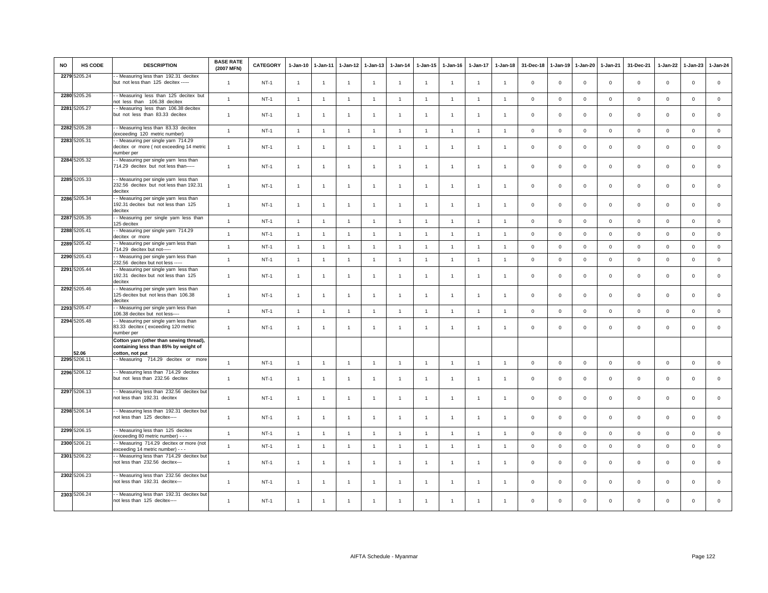| NO | HS CODE | DESCRIPTION | BASE RATE (2007 MFN) | CATEGORY | 1-Jan-10 | 1-Jan-11 | 1-Jan-12 | 1-Jan-13 | 1-Jan-14 | 1-Jan-15 | 1-Jan-16 | 1-Jan-17 | 1-Jan-18 | 31-Dec-18 | 1-Jan-19 | 1-Jan-20 | 1-Jan-21 | 31-Dec-21 | 1-Jan-22 | 1-Jan-23 | 1-Jan-24 |
|---|---|---|---|---|---|---|---|---|---|---|---|---|---|---|---|---|---|---|---|---|---|
| 2279 | 5205.24 | - - Measuring less than 192.31 decitex but not less than 125 decitex ----- | 1 | NT-1 | 1 | 1 | 1 | 1 | 1 | 1 | 1 | 1 | 1 | 0 | 0 | 0 | 0 | 0 | 0 | 0 | 0 |
| 2280 | 5205.26 | - - Measuring less than 125 decitex but not less than 106.38 decitex | 1 | NT-1 | 1 | 1 | 1 | 1 | 1 | 1 | 1 | 1 | 1 | 0 | 0 | 0 | 0 | 0 | 0 | 0 | 0 |
| 2281 | 5205.27 | - - Measuring less than 106.38 decitex but not less than 83.33 decitex | 1 | NT-1 | 1 | 1 | 1 | 1 | 1 | 1 | 1 | 1 | 1 | 0 | 0 | 0 | 0 | 0 | 0 | 0 | 0 |
| 2282 | 5205.28 | - - Measuring less than 83.33 decitex (exceeding 120 metric number) | 1 | NT-1 | 1 | 1 | 1 | 1 | 1 | 1 | 1 | 1 | 1 | 0 | 0 | 0 | 0 | 0 | 0 | 0 | 0 |
| 2283 | 5205.31 | - - Measuring per single yarn 714.29 decitex or more ( not exceeding 14 metric number per | 1 | NT-1 | 1 | 1 | 1 | 1 | 1 | 1 | 1 | 1 | 1 | 0 | 0 | 0 | 0 | 0 | 0 | 0 | 0 |
| 2284 | 5205.32 | - - Measuring per single yarn less than 714.29 decitex but not less than----- | 1 | NT-1 | 1 | 1 | 1 | 1 | 1 | 1 | 1 | 1 | 1 | 0 | 0 | 0 | 0 | 0 | 0 | 0 | 0 |
| 2285 | 5205.33 | - - Measuring per single yarn less than 232.56 decitex but not less than 192.31 decitex | 1 | NT-1 | 1 | 1 | 1 | 1 | 1 | 1 | 1 | 1 | 1 | 0 | 0 | 0 | 0 | 0 | 0 | 0 | 0 |
| 2286 | 5205.34 | - - Measuring per single yarn less than 192.31 decitex but not less than 125 decitex | 1 | NT-1 | 1 | 1 | 1 | 1 | 1 | 1 | 1 | 1 | 1 | 0 | 0 | 0 | 0 | 0 | 0 | 0 | 0 |
| 2287 | 5205.35 | - - Measuring per single yarn less than 125 decitex | 1 | NT-1 | 1 | 1 | 1 | 1 | 1 | 1 | 1 | 1 | 1 | 0 | 0 | 0 | 0 | 0 | 0 | 0 | 0 |
| 2288 | 5205.41 | - - Measuring per single yarn 714.29 decitex or more | 1 | NT-1 | 1 | 1 | 1 | 1 | 1 | 1 | 1 | 1 | 1 | 0 | 0 | 0 | 0 | 0 | 0 | 0 | 0 |
| 2289 | 5205.42 | - - Measuring per single yarn less than 714.29 decitex but not----- | 1 | NT-1 | 1 | 1 | 1 | 1 | 1 | 1 | 1 | 1 | 1 | 0 | 0 | 0 | 0 | 0 | 0 | 0 | 0 |
| 2290 | 5205.43 | - - Measuring per single yarn less than 232.56 decitex but not less ----- | 1 | NT-1 | 1 | 1 | 1 | 1 | 1 | 1 | 1 | 1 | 1 | 0 | 0 | 0 | 0 | 0 | 0 | 0 | 0 |
| 2291 | 5205.44 | - - Measuring per single yarn less than 192.31 decitex but not less than 125 decitex | 1 | NT-1 | 1 | 1 | 1 | 1 | 1 | 1 | 1 | 1 | 1 | 0 | 0 | 0 | 0 | 0 | 0 | 0 | 0 |
| 2292 | 5205.46 | - - Measuring per single yarn less than 125 decitex but not less than 106.38 decitex | 1 | NT-1 | 1 | 1 | 1 | 1 | 1 | 1 | 1 | 1 | 1 | 0 | 0 | 0 | 0 | 0 | 0 | 0 | 0 |
| 2293 | 5205.47 | - - Measuring per single yarn less than 106.38 decitex but not less---- | 1 | NT-1 | 1 | 1 | 1 | 1 | 1 | 1 | 1 | 1 | 1 | 0 | 0 | 0 | 0 | 0 | 0 | 0 | 0 |
| 2294 | 5205.48 | - - Measuring per single yarn less than 83.33 decitex ( exceeding 120 metric number per | 1 | NT-1 | 1 | 1 | 1 | 1 | 1 | 1 | 1 | 1 | 1 | 0 | 0 | 0 | 0 | 0 | 0 | 0 | 0 |
| | 52.06 | **Cotton yarn (other than sewing thread), containing less than 85% by weight of cotton, not put** | | | | | | | | | | | | | | | | | | | |
| 2295 | 5206.11 | - - Measuring 714.29 decitex or more | 1 | NT-1 | 1 | 1 | 1 | 1 | 1 | 1 | 1 | 1 | 1 | 0 | 0 | 0 | 0 | 0 | 0 | 0 | 0 |
| 2296 | 5206.12 | - - Measuring less than 714.29 decitex but not less than 232.56 decitex | 1 | NT-1 | 1 | 1 | 1 | 1 | 1 | 1 | 1 | 1 | 1 | 0 | 0 | 0 | 0 | 0 | 0 | 0 | 0 |
| 2297 | 5206.13 | - - Measuring less than 232.56 decitex but not less than 192.31 decitex | 1 | NT-1 | 1 | 1 | 1 | 1 | 1 | 1 | 1 | 1 | 1 | 0 | 0 | 0 | 0 | 0 | 0 | 0 | 0 |
| 2298 | 5206.14 | - - Measuring less than 192.31 decitex but not less than 125 decitex---- | 1 | NT-1 | 1 | 1 | 1 | 1 | 1 | 1 | 1 | 1 | 1 | 0 | 0 | 0 | 0 | 0 | 0 | 0 | 0 |
| 2299 | 5206.15 | - - Measuring less than 125 decitex (exceeding 80 metric number) - - - | 1 | NT-1 | 1 | 1 | 1 | 1 | 1 | 1 | 1 | 1 | 1 | 0 | 0 | 0 | 0 | 0 | 0 | 0 | 0 |
| 2300 | 5206.21 | - - Measuring 714.29 decitex or more (not exceeding 14 metric number) - - - | 1 | NT-1 | 1 | 1 | 1 | 1 | 1 | 1 | 1 | 1 | 1 | 0 | 0 | 0 | 0 | 0 | 0 | 0 | 0 |
| 2301 | 5206.22 | - - Measuring less than 714.29 decitex but not less than 232.56 decitex--- | 1 | NT-1 | 1 | 1 | 1 | 1 | 1 | 1 | 1 | 1 | 1 | 0 | 0 | 0 | 0 | 0 | 0 | 0 | 0 |
| 2302 | 5206.23 | - - Measuring less than 232.56 decitex but not less than 192.31 decitex--- | 1 | NT-1 | 1 | 1 | 1 | 1 | 1 | 1 | 1 | 1 | 1 | 0 | 0 | 0 | 0 | 0 | 0 | 0 | 0 |
| 2303 | 5206.24 | - - Measuring less than 192.31 decitex but not less than 125 decitex---- | 1 | NT-1 | 1 | 1 | 1 | 1 | 1 | 1 | 1 | 1 | 1 | 0 | 0 | 0 | 0 | 0 | 0 | 0 | 0 |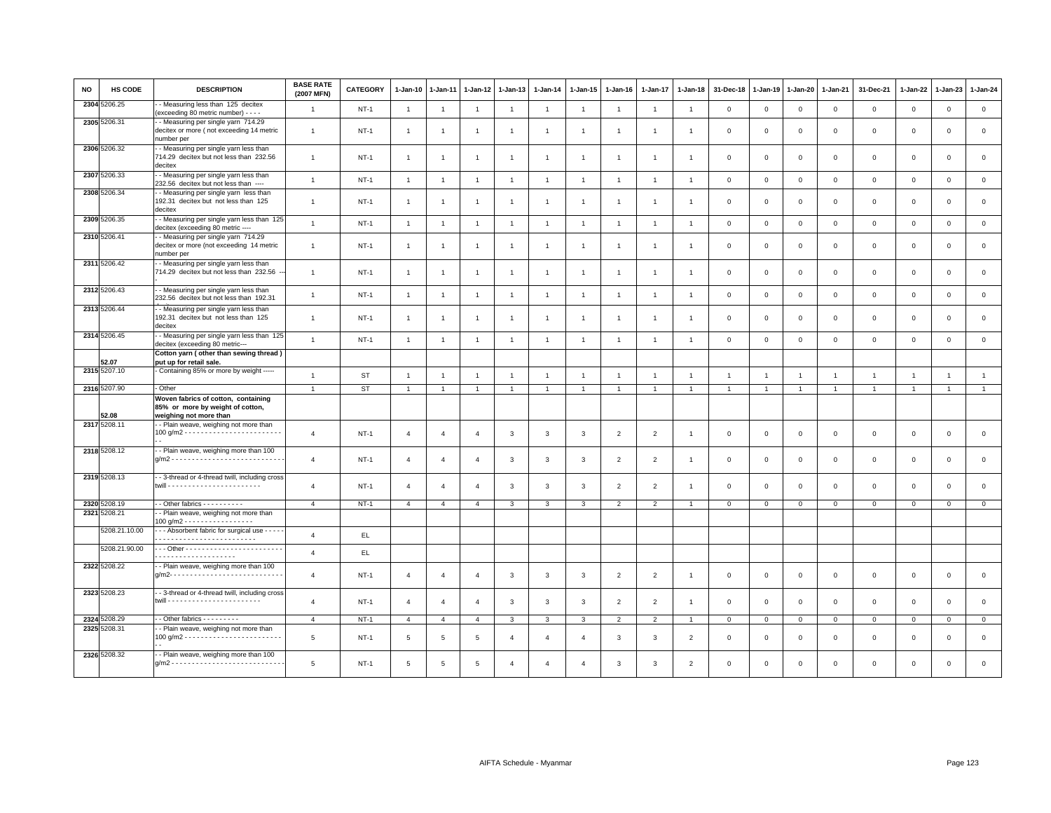| NO | HS CODE | DESCRIPTION | BASE RATE (2007 MFN) | CATEGORY | 1-Jan-10 | 1-Jan-11 | 1-Jan-12 | 1-Jan-13 | 1-Jan-14 | 1-Jan-15 | 1-Jan-16 | 1-Jan-17 | 1-Jan-18 | 31-Dec-18 | 1-Jan-19 | 1-Jan-20 | 1-Jan-21 | 31-Dec-21 | 1-Jan-22 | 1-Jan-23 | 1-Jan-24 |
|---|---|---|---|---|---|---|---|---|---|---|---|---|---|---|---|---|---|---|---|---|---|
| 2304 | 5206.25 | - - Measuring less than 125 decitex (exceeding 80 metric number) - - - - | 1 | NT-1 | 1 | 1 | 1 | 1 | 1 | 1 | 1 | 1 | 1 | 0 | 0 | 0 | 0 | 0 | 0 | 0 | 0 |
| 2305 | 5206.31 | - - Measuring per single yarn 714.29 decitex or more ( not exceeding 14 metric number per | 1 | NT-1 | 1 | 1 | 1 | 1 | 1 | 1 | 1 | 1 | 1 | 0 | 0 | 0 | 0 | 0 | 0 | 0 | 0 |
| 2306 | 5206.32 | - - Measuring per single yarn less than 714.29 decitex but not less than 232.56 decitex | 1 | NT-1 | 1 | 1 | 1 | 1 | 1 | 1 | 1 | 1 | 1 | 0 | 0 | 0 | 0 | 0 | 0 | 0 | 0 |
| 2307 | 5206.33 | - - Measuring per single yarn less than 232.56 decitex but not less than ---- | 1 | NT-1 | 1 | 1 | 1 | 1 | 1 | 1 | 1 | 1 | 1 | 0 | 0 | 0 | 0 | 0 | 0 | 0 | 0 |
| 2308 | 5206.34 | - - Measuring per single yarn less than 192.31 decitex but not less than 125 decitex | 1 | NT-1 | 1 | 1 | 1 | 1 | 1 | 1 | 1 | 1 | 1 | 0 | 0 | 0 | 0 | 0 | 0 | 0 | 0 |
| 2309 | 5206.35 | - - Measuring per single yarn less than 125 decitex (exceeding 80 metric ---- | 1 | NT-1 | 1 | 1 | 1 | 1 | 1 | 1 | 1 | 1 | 1 | 0 | 0 | 0 | 0 | 0 | 0 | 0 | 0 |
| 2310 | 5206.41 | - - Measuring per single yarn 714.29 decitex or more (not exceeding 14 metric number per | 1 | NT-1 | 1 | 1 | 1 | 1 | 1 | 1 | 1 | 1 | 1 | 0 | 0 | 0 | 0 | 0 | 0 | 0 | 0 |
| 2311 | 5206.42 | - - Measuring per single yarn less than 714.29 decitex but not less than 232.56 --- | 1 | NT-1 | 1 | 1 | 1 | 1 | 1 | 1 | 1 | 1 | 1 | 0 | 0 | 0 | 0 | 0 | 0 | 0 | 0 |
| 2312 | 5206.43 | - - Measuring per single yarn less than 232.56 decitex but not less than 192.31 | 1 | NT-1 | 1 | 1 | 1 | 1 | 1 | 1 | 1 | 1 | 1 | 0 | 0 | 0 | 0 | 0 | 0 | 0 | 0 |
| 2313 | 5206.44 | - - Measuring per single yarn less than 192.31 decitex but not less than 125 decitex | 1 | NT-1 | 1 | 1 | 1 | 1 | 1 | 1 | 1 | 1 | 1 | 0 | 0 | 0 | 0 | 0 | 0 | 0 | 0 |
| 2314 | 5206.45 | - - Measuring per single yarn less than 125 decitex (exceeding 80 metric--- | 1 | NT-1 | 1 | 1 | 1 | 1 | 1 | 1 | 1 | 1 | 1 | 0 | 0 | 0 | 0 | 0 | 0 | 0 | 0 |
| | 52.07 | **Cotton yarn ( other than sewing thread ) put up for retail sale.** | | | | | | | | | | | | | | | | | | | |
| 2315 | 5207.10 | - Containing 85% or more by weight ----- | 1 | ST | 1 | 1 | 1 | 1 | 1 | 1 | 1 | 1 | 1 | 1 | 1 | 1 | 1 | 1 | 1 | 1 | 1 |
| 2316 | 5207.90 | - Other | 1 | ST | 1 | 1 | 1 | 1 | 1 | 1 | 1 | 1 | 1 | 1 | 1 | 1 | 1 | 1 | 1 | 1 | 1 |
| | 52.08 | **Woven fabrics of cotton, containing 85% or more by weight of cotton, weighing not more than** | | | | | | | | | | | | | | | | | | | |
| 2317 | 5208.11 | - - Plain weave, weighing not more than 100 g/m2 - - - - - - - - - - - - - - - - - - - - - - - - - - | 4 | NT-1 | 4 | 4 | 4 | 3 | 3 | 3 | 2 | 2 | 1 | 0 | 0 | 0 | 0 | 0 | 0 | 0 | 0 |
| 2318 | 5208.12 | - - Plain weave, weighing more than 100 g/m2 - - - - - - - - - - - - - - - - - - - - - - - - - - - - | 4 | NT-1 | 4 | 4 | 4 | 3 | 3 | 3 | 2 | 2 | 1 | 0 | 0 | 0 | 0 | 0 | 0 | 0 | 0 |
| 2319 | 5208.13 | - - 3-thread or 4-thread twill, including cross twill - - - - - - - - - - - - - - - - - - - - - - - | 4 | NT-1 | 4 | 4 | 4 | 3 | 3 | 3 | 2 | 2 | 1 | 0 | 0 | 0 | 0 | 0 | 0 | 0 | 0 |
| 2320 | 5208.19 | - - Other fabrics - - - - - - - - - - | 4 | NT-1 | 4 | 4 | 4 | 3 | 3 | 3 | 2 | 2 | 1 | 0 | 0 | 0 | 0 | 0 | 0 | 0 | 0 |
| 2321 | 5208.21 | - - Plain weave, weighing not more than 100 g/m2 - - - - - - - - - - - - - - - - - | | | | | | | | | | | | | | | | | | | |
| | 5208.21.10.00 | - - - Absorbent fabric for surgical use - - - - - - - - - - - - - - - - - - - - - - - - - - - - - | 4 | EL | | | | | | | | | | | | | | | | | |
| | 5208.21.90.00 | - - - Other - - - - - - - - - - - - - - - - - - - - - - - - - - - - - - - - - - - - - - - - - - - - | 4 | EL | | | | | | | | | | | | | | | | | |
| 2322 | 5208.22 | - - Plain weave, weighing more than 100 g/m2- - - - - - - - - - - - - - - - - - - - - - - - - - - - | 4 | NT-1 | 4 | 4 | 4 | 3 | 3 | 3 | 2 | 2 | 1 | 0 | 0 | 0 | 0 | 0 | 0 | 0 | 0 |
| 2323 | 5208.23 | - - 3-thread or 4-thread twill, including cross twill - - - - - - - - - - - - - - - - - - - - - - - | 4 | NT-1 | 4 | 4 | 4 | 3 | 3 | 3 | 2 | 2 | 1 | 0 | 0 | 0 | 0 | 0 | 0 | 0 | 0 |
| 2324 | 5208.29 | - - Other fabrics - - - - - - - - - | 4 | NT-1 | 4 | 4 | 4 | 3 | 3 | 3 | 2 | 2 | 1 | 0 | 0 | 0 | 0 | 0 | 0 | 0 | 0 |
| 2325 | 5208.31 | - - Plain weave, weighing not more than 100 g/m2 - - - - - - - - - - - - - - - - - - - - - - - - - - | 5 | NT-1 | 5 | 5 | 5 | 4 | 4 | 4 | 3 | 3 | 2 | 0 | 0 | 0 | 0 | 0 | 0 | 0 | 0 |
| 2326 | 5208.32 | - - Plain weave, weighing more than 100 g/m2 - - - - - - - - - - - - - - - - - - - - - - - - - - - - | 5 | NT-1 | 5 | 5 | 5 | 4 | 4 | 4 | 3 | 3 | 2 | 0 | 0 | 0 | 0 | 0 | 0 | 0 | 0 |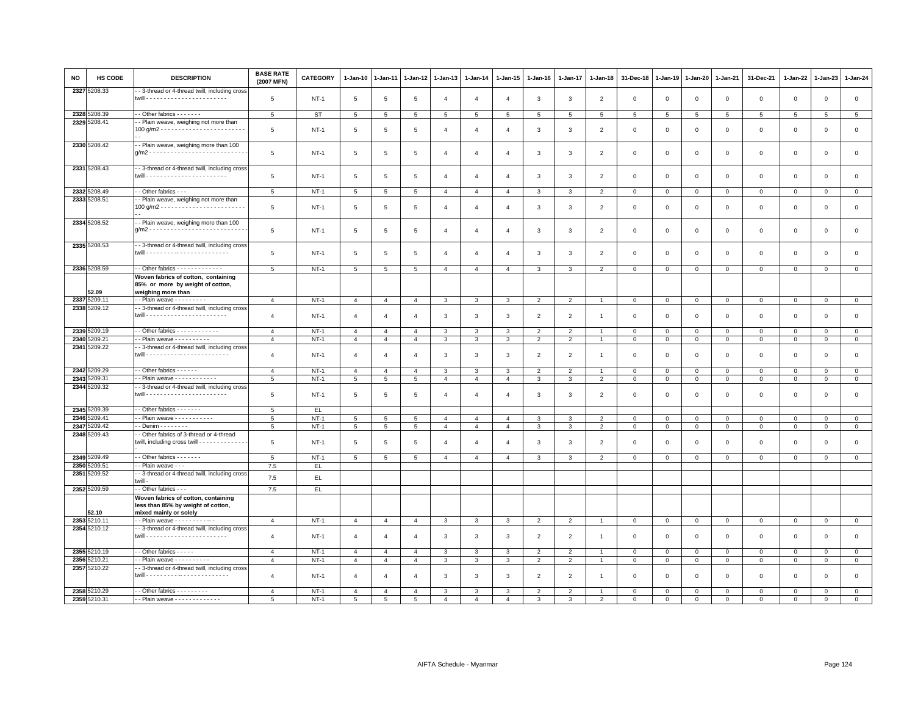| NO | HS CODE | DESCRIPTION | BASE RATE (2007 MFN) | CATEGORY | 1-Jan-10 | 1-Jan-11 | 1-Jan-12 | 1-Jan-13 | 1-Jan-14 | 1-Jan-15 | 1-Jan-16 | 1-Jan-17 | 1-Jan-18 | 31-Dec-18 | 1-Jan-19 | 1-Jan-20 | 1-Jan-21 | 31-Dec-21 | 1-Jan-22 | 1-Jan-23 | 1-Jan-24 |
|---|---|---|---|---|---|---|---|---|---|---|---|---|---|---|---|---|---|---|---|---|---|
| 2327 | 5208.33 | - - 3-thread or 4-thread twill, including cross twill - - - - - - - - - - - - - - - - - - - - - - - | 5 | NT-1 | 5 | 5 | 5 | 4 | 4 | 4 | 3 | 3 | 2 | 0 | 0 | 0 | 0 | 0 | 0 | 0 | 0 |
| 2328 | 5208.39 | - - Other fabrics - - - - - - - | 5 | ST | 5 | 5 | 5 | 5 | 5 | 5 | 5 | 5 | 5 | 5 | 5 | 5 | 5 | 5 | 5 | 5 | 5 |
| 2329 | 5208.41 | - - Plain weave, weighing not more than 100 g/m2 - - - - - - - - - - - - - - - - - - - - - - - - - - | 5 | NT-1 | 5 | 5 | 5 | 4 | 4 | 4 | 3 | 3 | 2 | 0 | 0 | 0 | 0 | 0 | 0 | 0 | 0 |
| 2330 | 5208.42 | - - Plain weave, weighing more than 100 g/m2 - - - - - - - - - - - - - - - - - - - - - - - - - - - | 5 | NT-1 | 5 | 5 | 5 | 4 | 4 | 4 | 3 | 3 | 2 | 0 | 0 | 0 | 0 | 0 | 0 | 0 | 0 |
| 2331 | 5208.43 | - - 3-thread or 4-thread twill, including cross twill - - - - - - - - - - - - - - - - - - - - - - - | 5 | NT-1 | 5 | 5 | 5 | 4 | 4 | 4 | 3 | 3 | 2 | 0 | 0 | 0 | 0 | 0 | 0 | 0 | 0 |
| 2332 | 5208.49 | - - Other fabrics - - - | 5 | NT-1 | 5 | 5 | 5 | 4 | 4 | 4 | 3 | 3 | 2 | 0 | 0 | 0 | 0 | 0 | 0 | 0 | 0 |
| 2333 | 5208.51 | - - Plain weave, weighing not more than 100 g/m2 - - - - - - - - - - - - - - - - - - - - - - - - - - | 5 | NT-1 | 5 | 5 | 5 | 4 | 4 | 4 | 3 | 3 | 2 | 0 | 0 | 0 | 0 | 0 | 0 | 0 | 0 |
| 2334 | 5208.52 | - - Plain weave, weighing more than 100 g/m2 - - - - - - - - - - - - - - - - - - - - - - - - - - - | 5 | NT-1 | 5 | 5 | 5 | 4 | 4 | 4 | 3 | 3 | 2 | 0 | 0 | 0 | 0 | 0 | 0 | 0 | 0 |
| 2335 | 5208.53 | - - 3-thread or 4-thread twill, including cross twill - - - - - - - - - - - - - - - - - - - - - - - | 5 | NT-1 | 5 | 5 | 5 | 4 | 4 | 4 | 3 | 3 | 2 | 0 | 0 | 0 | 0 | 0 | 0 | 0 | 0 |
| 2336 | 5208.59 | - - Other fabrics - - - - - - - - - - - - - | 5 | NT-1 | 5 | 5 | 5 | 4 | 4 | 4 | 3 | 3 | 2 | 0 | 0 | 0 | 0 | 0 | 0 | 0 | 0 |
| | 52.09 | **Woven fabrics of cotton, containing 85% or more by weight of cotton, weighing more than** | | | | | | | | | | | | | | | | | | | |
| 2337 | 5209.11 | - - Plain weave - - - - - - - - - | 4 | NT-1 | 4 | 4 | 4 | 3 | 3 | 3 | 2 | 2 | 1 | 0 | 0 | 0 | 0 | 0 | 0 | 0 | 0 |
| 2338 | 5209.12 | - - 3-thread or 4-thread twill, including cross twill - - - - - - - - - - - - - - - - - - - - - - - | 4 | NT-1 | 4 | 4 | 4 | 3 | 3 | 3 | 2 | 2 | 1 | 0 | 0 | 0 | 0 | 0 | 0 | 0 | 0 |
| 2339 | 5209.19 | - - Other fabrics - - - - - - - - - - - - | 4 | NT-1 | 4 | 4 | 4 | 3 | 3 | 3 | 2 | 2 | 1 | 0 | 0 | 0 | 0 | 0 | 0 | 0 | 0 |
| 2340 | 5209.21 | - - Plain weave - - - - - - - - - - | 4 | NT-1 | 4 | 4 | 4 | 3 | 3 | 3 | 2 | 2 | 1 | 0 | 0 | 0 | 0 | 0 | 0 | 0 | 0 |
| 2341 | 5209.22 | - - 3-thread or 4-thread twill, including cross twill - - - - - - - - - - - - - - - - - - - - - - - | 4 | NT-1 | 4 | 4 | 4 | 3 | 3 | 3 | 2 | 2 | 1 | 0 | 0 | 0 | 0 | 0 | 0 | 0 | 0 |
| 2342 | 5209.29 | - - Other fabrics - - - - - - | 4 | NT-1 | 4 | 4 | 4 | 3 | 3 | 3 | 2 | 2 | 1 | 0 | 0 | 0 | 0 | 0 | 0 | 0 | 0 |
| 2343 | 5209.31 | - - Plain weave - - - - - - - - - - - - | 5 | NT-1 | 5 | 5 | 5 | 4 | 4 | 4 | 3 | 3 | 2 | 0 | 0 | 0 | 0 | 0 | 0 | 0 | 0 |
| 2344 | 5209.32 | - - 3-thread or 4-thread twill, including cross twill - - - - - - - - - - - - - - - - - - - - - - - | 5 | NT-1 | 5 | 5 | 5 | 4 | 4 | 4 | 3 | 3 | 2 | 0 | 0 | 0 | 0 | 0 | 0 | 0 | 0 |
| 2345 | 5209.39 | - - Other fabrics - - - - - - - | 5 | EL | | | | | | | | | | | | | | | | | |
| 2346 | 5209.41 | - - Plain weave - - - - - - - - - - - | 5 | NT-1 | 5 | 5 | 5 | 4 | 4 | 4 | 3 | 3 | 2 | 0 | 0 | 0 | 0 | 0 | 0 | 0 | 0 |
| 2347 | 5209.42 | - - Denim - - - - - - - - | 5 | NT-1 | 5 | 5 | 5 | 4 | 4 | 4 | 3 | 3 | 2 | 0 | 0 | 0 | 0 | 0 | 0 | 0 | 0 |
| 2348 | 5209.43 | - - Other fabrics of 3-thread or 4-thread twill, including cross twill - - - - - - - - - - - - - - - | 5 | NT-1 | 5 | 5 | 5 | 4 | 4 | 4 | 3 | 3 | 2 | 0 | 0 | 0 | 0 | 0 | 0 | 0 | 0 |
| 2349 | 5209.49 | - - Other fabrics - - - - - - - | 5 | NT-1 | 5 | 5 | 5 | 4 | 4 | 4 | 3 | 3 | 2 | 0 | 0 | 0 | 0 | 0 | 0 | 0 | 0 |
| 2350 | 5209.51 | - - Plain weave - - - | 7.5 | EL | | | | | | | | | | | | | | | | | |
| 2351 | 5209.52 | - - 3-thread or 4-thread twill, including cross twill - | 7.5 | EL | | | | | | | | | | | | | | | | | |
| 2352 | 5209.59 | - - Other fabrics - - - | 7.5 | EL | | | | | | | | | | | | | | | | | |
| | 52.10 | **Woven fabrics of cotton, containing less than 85% by weight of cotton, mixed mainly or solely** | | | | | | | | | | | | | | | | | | | |
| 2353 | 5210.11 | - - Plain weave - - - - - - - - - - - - | 4 | NT-1 | 4 | 4 | 4 | 3 | 3 | 3 | 2 | 2 | 1 | 0 | 0 | 0 | 0 | 0 | 0 | 0 | 0 |
| 2354 | 5210.12 | - - 3-thread or 4-thread twill, including cross twill - - - - - - - - - - - - - - - - - - - - - - - | 4 | NT-1 | 4 | 4 | 4 | 3 | 3 | 3 | 2 | 2 | 1 | 0 | 0 | 0 | 0 | 0 | 0 | 0 | 0 |
| 2355 | 5210.19 | - - Other fabrics - - - - - | 4 | NT-1 | 4 | 4 | 4 | 3 | 3 | 3 | 2 | 2 | 1 | 0 | 0 | 0 | 0 | 0 | 0 | 0 | 0 |
| 2356 | 5210.21 | - - Plain weave - - - - - - - - - - | 4 | NT-1 | 4 | 4 | 4 | 3 | 3 | 3 | 2 | 2 | 1 | 0 | 0 | 0 | 0 | 0 | 0 | 0 | 0 |
| 2357 | 5210.22 | - - 3-thread or 4-thread twill, including cross twill - - - - - - - - - - - - - - - - - - - - - - - | 4 | NT-1 | 4 | 4 | 4 | 3 | 3 | 3 | 2 | 2 | 1 | 0 | 0 | 0 | 0 | 0 | 0 | 0 | 0 |
| 2358 | 5210.29 | - - Other fabrics - - - - - - - - - | 4 | NT-1 | 4 | 4 | 4 | 3 | 3 | 3 | 2 | 2 | 1 | 0 | 0 | 0 | 0 | 0 | 0 | 0 | 0 |
| 2359 | 5210.31 | - - Plain weave - - - - - - - - - - - - - | 5 | NT-1 | 5 | 5 | 5 | 4 | 4 | 4 | 3 | 3 | 2 | 0 | 0 | 0 | 0 | 0 | 0 | 0 | 0 |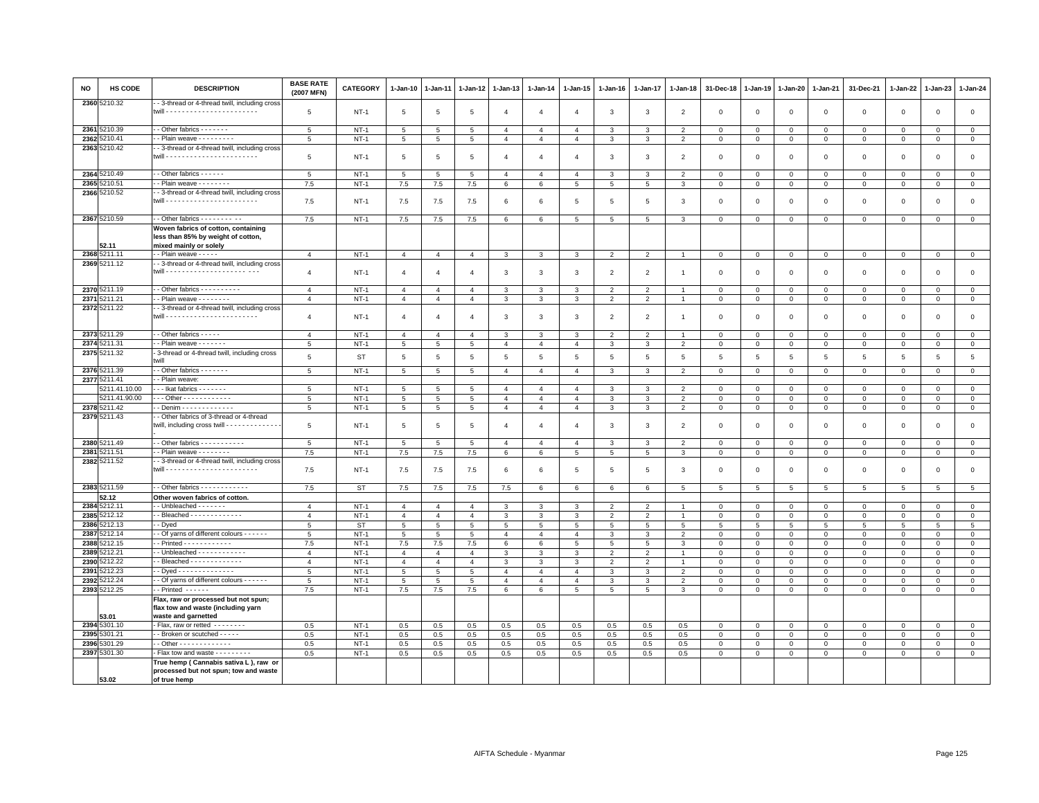| NO | HS CODE | DESCRIPTION | BASE RATE (2007 MFN) | CATEGORY | 1-Jan-10 | 1-Jan-11 | 1-Jan-12 | 1-Jan-13 | 1-Jan-14 | 1-Jan-15 | 1-Jan-16 | 1-Jan-17 | 1-Jan-18 | 31-Dec-18 | 1-Jan-19 | 1-Jan-20 | 1-Jan-21 | 31-Dec-21 | 1-Jan-22 | 1-Jan-23 | 1-Jan-24 |
|---|---|---|---|---|---|---|---|---|---|---|---|---|---|---|---|---|---|---|---|---|---|
| 2360 | 5210.32 | - - 3-thread or 4-thread twill, including cross twill - - - - - - - - - - - - - - - - - - - - - - - | 5 | NT-1 | 5 | 5 | 5 | 4 | 4 | 4 | 3 | 3 | 2 | 0 | 0 | 0 | 0 | 0 | 0 | 0 | 0 |
| 2361 | 5210.39 | - - Other fabrics - - - - - - - | 5 | NT-1 | 5 | 5 | 5 | 4 | 4 | 4 | 3 | 3 | 2 | 0 | 0 | 0 | 0 | 0 | 0 | 0 | 0 |
| 2362 | 5210.41 | - - Plain weave - - - - - - - - - | 5 | NT-1 | 5 | 5 | 5 | 4 | 4 | 4 | 3 | 3 | 2 | 0 | 0 | 0 | 0 | 0 | 0 | 0 | 0 |
| 2363 | 5210.42 | - - 3-thread or 4-thread twill, including cross twill - - - - - - - - - - - - - - - - - - - - - - - | 5 | NT-1 | 5 | 5 | 5 | 4 | 4 | 4 | 3 | 3 | 2 | 0 | 0 | 0 | 0 | 0 | 0 | 0 | 0 |
| 2364 | 5210.49 | - - Other fabrics - - - - - - | 5 | NT-1 | 5 | 5 | 5 | 4 | 4 | 4 | 3 | 3 | 2 | 0 | 0 | 0 | 0 | 0 | 0 | 0 | 0 |
| 2365 | 5210.51 | - - Plain weave - - - - - - - - | 7.5 | NT-1 | 7.5 | 7.5 | 7.5 | 6 | 6 | 5 | 5 | 5 | 3 | 0 | 0 | 0 | 0 | 0 | 0 | 0 | 0 |
| 2366 | 5210.52 | - - 3-thread or 4-thread twill, including cross twill - - - - - - - - - - - - - - - - - - - - - - - | 7.5 | NT-1 | 7.5 | 7.5 | 7.5 | 6 | 6 | 5 | 5 | 5 | 3 | 0 | 0 | 0 | 0 | 0 | 0 | 0 | 0 |
| 2367 | 5210.59 | - - Other fabrics - - - - - - - - - - | 7.5 | NT-1 | 7.5 | 7.5 | 7.5 | 6 | 6 | 5 | 5 | 5 | 3 | 0 | 0 | 0 | 0 | 0 | 0 | 0 | 0 |
| | 52.11 | **Woven fabrics of cotton, containing less than 85% by weight of cotton, mixed mainly or solely** | | | | | | | | | | | | | | | | | | | |
| 2368 | 5211.11 | - - Plain weave - - - - - | 4 | NT-1 | 4 | 4 | 4 | 3 | 3 | 3 | 2 | 2 | 1 | 0 | 0 | 0 | 0 | 0 | 0 | 0 | 0 |
| 2369 | 5211.12 | - - 3-thread or 4-thread twill, including cross twill - - - - - - - - - - - - - - - - - - - - - - - | 4 | NT-1 | 4 | 4 | 4 | 3 | 3 | 3 | 2 | 2 | 1 | 0 | 0 | 0 | 0 | 0 | 0 | 0 | 0 |
| 2370 | 5211.19 | - - Other fabrics - - - - - - - - - - | 4 | NT-1 | 4 | 4 | 4 | 3 | 3 | 3 | 2 | 2 | 1 | 0 | 0 | 0 | 0 | 0 | 0 | 0 | 0 |
| 2371 | 5211.21 | - - Plain weave - - - - - - - - | 4 | NT-1 | 4 | 4 | 4 | 3 | 3 | 3 | 2 | 2 | 1 | 0 | 0 | 0 | 0 | 0 | 0 | 0 | 0 |
| 2372 | 5211.22 | - - 3-thread or 4-thread twill, including cross twill - - - - - - - - - - - - - - - - - - - - - - - | 4 | NT-1 | 4 | 4 | 4 | 3 | 3 | 3 | 2 | 2 | 1 | 0 | 0 | 0 | 0 | 0 | 0 | 0 | 0 |
| 2373 | 5211.29 | - - Other fabrics - - - - - | 4 | NT-1 | 4 | 4 | 4 | 3 | 3 | 3 | 2 | 2 | 1 | 0 | 0 | 0 | 0 | 0 | 0 | 0 | 0 |
| 2374 | 5211.31 | - - Plain weave - - - - - - - | 5 | NT-1 | 5 | 5 | 5 | 4 | 4 | 4 | 3 | 3 | 2 | 0 | 0 | 0 | 0 | 0 | 0 | 0 | 0 |
| 2375 | 5211.32 | - 3-thread or 4-thread twill, including cross twill | 5 | ST | 5 | 5 | 5 | 5 | 5 | 5 | 5 | 5 | 5 | 5 | 5 | 5 | 5 | 5 | 5 | 5 | 5 |
| 2376 | 5211.39 | - - Other fabrics - - - - - - - | 5 | NT-1 | 5 | 5 | 5 | 4 | 4 | 4 | 3 | 3 | 2 | 0 | 0 | 0 | 0 | 0 | 0 | 0 | 0 |
| 2377 | 5211.41 | - - Plain weave: | | | | | | | | | | | | | | | | | | | |
| | 5211.41.10.00 | - - - Ikat fabrics - - - - - - - | 5 | NT-1 | 5 | 5 | 5 | 4 | 4 | 4 | 3 | 3 | 2 | 0 | 0 | 0 | 0 | 0 | 0 | 0 | 0 |
| | 5211.41.90.00 | - - - Other - - - - - - - - - - - - | 5 | NT-1 | 5 | 5 | 5 | 4 | 4 | 4 | 3 | 3 | 2 | 0 | 0 | 0 | 0 | 0 | 0 | 0 | 0 |
| 2378 | 5211.42 | - - Denim - - - - - - - - - - - - - | 5 | NT-1 | 5 | 5 | 5 | 4 | 4 | 4 | 3 | 3 | 2 | 0 | 0 | 0 | 0 | 0 | 0 | 0 | 0 |
| 2379 | 5211.43 | - - Other fabrics of 3-thread or 4-thread twill, including cross twill - - - - - - - - - - - - - - | 5 | NT-1 | 5 | 5 | 5 | 4 | 4 | 4 | 3 | 3 | 2 | 0 | 0 | 0 | 0 | 0 | 0 | 0 | 0 |
| 2380 | 5211.49 | - - Other fabrics - - - - - - - - - - - | 5 | NT-1 | 5 | 5 | 5 | 4 | 4 | 4 | 3 | 3 | 2 | 0 | 0 | 0 | 0 | 0 | 0 | 0 | 0 |
| 2381 | 5211.51 | - - Plain weave - - - - - - - - | 7.5 | NT-1 | 7.5 | 7.5 | 7.5 | 6 | 6 | 5 | 5 | 5 | 3 | 0 | 0 | 0 | 0 | 0 | 0 | 0 | 0 |
| 2382 | 5211.52 | - - 3-thread or 4-thread twill, including cross twill - - - - - - - - - - - - - - - - - - - - - - - | 7.5 | NT-1 | 7.5 | 7.5 | 7.5 | 6 | 6 | 5 | 5 | 5 | 3 | 0 | 0 | 0 | 0 | 0 | 0 | 0 | 0 |
| 2383 | 5211.59 | - - Other fabrics - - - - - - - - - - - - | 7.5 | ST | 7.5 | 7.5 | 7.5 | 7.5 | 6 | 6 | 6 | 6 | 5 | 5 | 5 | 5 | 5 | 5 | 5 | 5 | 5 |
| | 52.12 | **Other woven fabrics of cotton.** | | | | | | | | | | | | | | | | | | | |
| 2384 | 5212.11 | - - Unbleached - - - - - - - | 4 | NT-1 | 4 | 4 | 4 | 3 | 3 | 3 | 2 | 2 | 1 | 0 | 0 | 0 | 0 | 0 | 0 | 0 | 0 |
| 2385 | 5212.12 | - - Bleached - - - - - - - - - - - - - | 4 | NT-1 | 4 | 4 | 4 | 3 | 3 | 3 | 2 | 2 | 1 | 0 | 0 | 0 | 0 | 0 | 0 | 0 | 0 |
| 2386 | 5212.13 | - - Dyed | 5 | ST | 5 | 5 | 5 | 5 | 5 | 5 | 5 | 5 | 5 | 5 | 5 | 5 | 5 | 5 | 5 | 5 | 5 |
| 2387 | 5212.14 | - - Of yarns of different colours - - - - - - | 5 | NT-1 | 5 | 5 | 5 | 4 | 4 | 4 | 3 | 3 | 2 | 0 | 0 | 0 | 0 | 0 | 0 | 0 | 0 |
| 2388 | 5212.15 | - - Printed - - - - - - - - - - - - | 7.5 | NT-1 | 7.5 | 7.5 | 7.5 | 6 | 6 | 5 | 5 | 5 | 3 | 0 | 0 | 0 | 0 | 0 | 0 | 0 | 0 |
| 2389 | 5212.21 | - - Unbleached - - - - - - - - - - - - | 4 | NT-1 | 4 | 4 | 4 | 3 | 3 | 3 | 2 | 2 | 1 | 0 | 0 | 0 | 0 | 0 | 0 | 0 | 0 |
| 2390 | 5212.22 | - - Bleached - - - - - - - - - - - - - | 4 | NT-1 | 4 | 4 | 4 | 3 | 3 | 3 | 2 | 2 | 1 | 0 | 0 | 0 | 0 | 0 | 0 | 0 | 0 |
| 2391 | 5212.23 | - - Dyed - - - - - - - - - - - - - - | 5 | NT-1 | 5 | 5 | 5 | 4 | 4 | 4 | 3 | 3 | 2 | 0 | 0 | 0 | 0 | 0 | 0 | 0 | 0 |
| 2392 | 5212.24 | - - Of yarns of different colours - - - - - - | 5 | NT-1 | 5 | 5 | 5 | 4 | 4 | 4 | 3 | 3 | 2 | 0 | 0 | 0 | 0 | 0 | 0 | 0 | 0 |
| 2393 | 5212.25 | - - Printed - - - - - - | 7.5 | NT-1 | 7.5 | 7.5 | 7.5 | 6 | 6 | 5 | 5 | 5 | 3 | 0 | 0 | 0 | 0 | 0 | 0 | 0 | 0 |
| | 53.01 | **Flax, raw or processed but not spun; flax tow and waste (including yarn waste and garnetted** | | | | | | | | | | | | | | | | | | | |
| 2394 | 5301.10 | - Flax, raw or retted - - - - - - - - | 0.5 | NT-1 | 0.5 | 0.5 | 0.5 | 0.5 | 0.5 | 0.5 | 0.5 | 0.5 | 0.5 | 0 | 0 | 0 | 0 | 0 | 0 | 0 | 0 |
| 2395 | 5301.21 | - - Broken or scutched - - - - - | 0.5 | NT-1 | 0.5 | 0.5 | 0.5 | 0.5 | 0.5 | 0.5 | 0.5 | 0.5 | 0.5 | 0 | 0 | 0 | 0 | 0 | 0 | 0 | 0 |
| 2396 | 5301.29 | - - Other - - - - - - - - - - - - - | 0.5 | NT-1 | 0.5 | 0.5 | 0.5 | 0.5 | 0.5 | 0.5 | 0.5 | 0.5 | 0.5 | 0 | 0 | 0 | 0 | 0 | 0 | 0 | 0 |
| 2397 | 5301.30 | - Flax tow and waste - - - - - - - - - | 0.5 | NT-1 | 0.5 | 0.5 | 0.5 | 0.5 | 0.5 | 0.5 | 0.5 | 0.5 | 0.5 | 0 | 0 | 0 | 0 | 0 | 0 | 0 | 0 |
| | 53.02 | **True hemp ( Cannabis sativa L ), raw or processed but not spun; tow and waste of true hemp** | | | | | | | | | | | | | | | | | | | |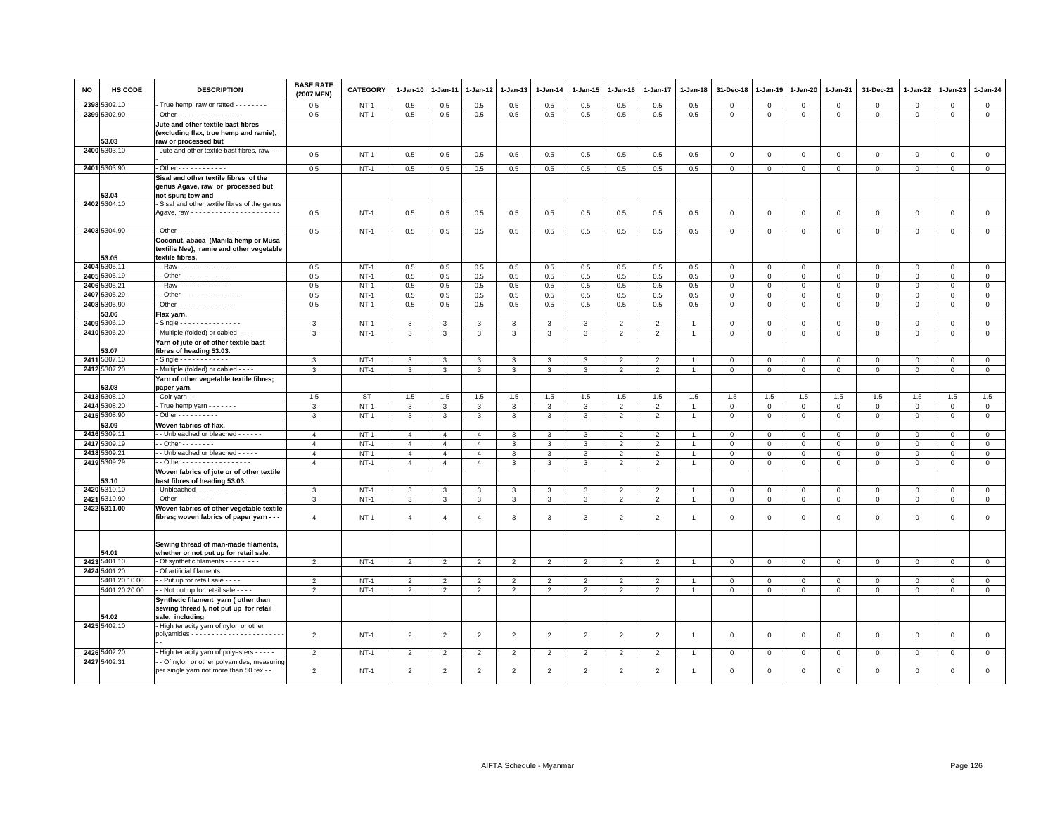| NO | HS CODE | DESCRIPTION | BASE RATE (2007 MFN) | CATEGORY | 1-Jan-10 | 1-Jan-11 | 1-Jan-12 | 1-Jan-13 | 1-Jan-14 | 1-Jan-15 | 1-Jan-16 | 1-Jan-17 | 1-Jan-18 | 31-Dec-18 | 1-Jan-19 | 1-Jan-20 | 1-Jan-21 | 31-Dec-21 | 1-Jan-22 | 1-Jan-23 | 1-Jan-24 |
|---|---|---|---|---|---|---|---|---|---|---|---|---|---|---|---|---|---|---|---|---|---|
| 2398 | 5302.10 | - True hemp, raw or retted - - - - - - - - | 0.5 | NT-1 | 0.5 | 0.5 | 0.5 | 0.5 | 0.5 | 0.5 | 0.5 | 0.5 | 0.5 | 0 | 0 | 0 | 0 | 0 | 0 | 0 | 0 |
| 2399 | 5302.90 | - Other - - - - - - - - - - - - - - - - | 0.5 | NT-1 | 0.5 | 0.5 | 0.5 | 0.5 | 0.5 | 0.5 | 0.5 | 0.5 | 0.5 | 0 | 0 | 0 | 0 | 0 | 0 | 0 | 0 |
| | 53.03 | **Jute and other textile bast fibres (excluding flax, true hemp and ramie), raw or processed but** | | | | | | | | | | | | | | | | | | | |
| 2400 | 5303.10 | - Jute and other textile bast fibres, raw - - - - | 0.5 | NT-1 | 0.5 | 0.5 | 0.5 | 0.5 | 0.5 | 0.5 | 0.5 | 0.5 | 0.5 | 0 | 0 | 0 | 0 | 0 | 0 | 0 | 0 |
| 2401 | 5303.90 | - Other - - - - - - - - - - - - | 0.5 | NT-1 | 0.5 | 0.5 | 0.5 | 0.5 | 0.5 | 0.5 | 0.5 | 0.5 | 0.5 | 0 | 0 | 0 | 0 | 0 | 0 | 0 | 0 |
| | 53.04 | **Sisal and other textile fibres of the genus Agave, raw or processed but not spun; tow and** | | | | | | | | | | | | | | | | | | | |
| 2402 | 5304.10 | - Sisal and other textile fibres of the genus Agave, raw - - - - - - - - - - - - - - - - - - - - - - | 0.5 | NT-1 | 0.5 | 0.5 | 0.5 | 0.5 | 0.5 | 0.5 | 0.5 | 0.5 | 0.5 | 0 | 0 | 0 | 0 | 0 | 0 | 0 | 0 |
| 2403 | 5304.90 | - Other - - - - - - - - - - - - - - - - | 0.5 | NT-1 | 0.5 | 0.5 | 0.5 | 0.5 | 0.5 | 0.5 | 0.5 | 0.5 | 0.5 | 0 | 0 | 0 | 0 | 0 | 0 | 0 | 0 |
| | 53.05 | **Coconut, abaca (Manila hemp or Musa textilis Nee), ramie and other vegetable textile fibres,** | | | | | | | | | | | | | | | | | | | |
| 2404 | 5305.11 | - - Raw - - - - - - - - - - - - - - | 0.5 | NT-1 | 0.5 | 0.5 | 0.5 | 0.5 | 0.5 | 0.5 | 0.5 | 0.5 | 0.5 | 0 | 0 | 0 | 0 | 0 | 0 | 0 | 0 |
| 2405 | 5305.19 | - - Other - - - - - - - - - - - | 0.5 | NT-1 | 0.5 | 0.5 | 0.5 | 0.5 | 0.5 | 0.5 | 0.5 | 0.5 | 0.5 | 0 | 0 | 0 | 0 | 0 | 0 | 0 | 0 |
| 2406 | 5305.21 | - - Raw - - - - - - - - - - - - | 0.5 | NT-1 | 0.5 | 0.5 | 0.5 | 0.5 | 0.5 | 0.5 | 0.5 | 0.5 | 0.5 | 0 | 0 | 0 | 0 | 0 | 0 | 0 | 0 |
| 2407 | 5305.29 | - - Other - - - - - - - - - - - - - - | 0.5 | NT-1 | 0.5 | 0.5 | 0.5 | 0.5 | 0.5 | 0.5 | 0.5 | 0.5 | 0.5 | 0 | 0 | 0 | 0 | 0 | 0 | 0 | 0 |
| 2408 | 5305.90 | - Other - - - - - - - - - - - - - - | 0.5 | NT-1 | 0.5 | 0.5 | 0.5 | 0.5 | 0.5 | 0.5 | 0.5 | 0.5 | 0.5 | 0 | 0 | 0 | 0 | 0 | 0 | 0 | 0 |
| | 53.06 | **Flax yarn.** | | | | | | | | | | | | | | | | | | | |
| 2409 | 5306.10 | - Single - - - - - - - - - - - - - - - - | 3 | NT-1 | 3 | 3 | 3 | 3 | 3 | 3 | 2 | 2 | 1 | 0 | 0 | 0 | 0 | 0 | 0 | 0 | 0 |
| 2410 | 5306.20 | - Multiple (folded) or cabled - - - - | 3 | NT-1 | 3 | 3 | 3 | 3 | 3 | 3 | 2 | 2 | 1 | 0 | 0 | 0 | 0 | 0 | 0 | 0 | 0 |
| | 53.07 | **Yarn of jute or of other textile bast fibres of heading 53.03.** | | | | | | | | | | | | | | | | | | | |
| 2411 | 5307.10 | - Single - - - - - - - - - - - - | 3 | NT-1 | 3 | 3 | 3 | 3 | 3 | 3 | 2 | 2 | 1 | 0 | 0 | 0 | 0 | 0 | 0 | 0 | 0 |
| 2412 | 5307.20 | - Multiple (folded) or cabled - - - - | 3 | NT-1 | 3 | 3 | 3 | 3 | 3 | 3 | 2 | 2 | 1 | 0 | 0 | 0 | 0 | 0 | 0 | 0 | 0 |
| | 53.08 | **Yarn of other vegetable textile fibres; paper yarn.** | | | | | | | | | | | | | | | | | | | |
| 2413 | 5308.10 | - Coir yarn - - | 1.5 | ST | 1.5 | 1.5 | 1.5 | 1.5 | 1.5 | 1.5 | 1.5 | 1.5 | 1.5 | 1.5 | 1.5 | 1.5 | 1.5 | 1.5 | 1.5 | 1.5 | 1.5 |
| 2414 | 5308.20 | - True hemp yarn - - - - - - - | 3 | NT-1 | 3 | 3 | 3 | 3 | 3 | 3 | 2 | 2 | 1 | 0 | 0 | 0 | 0 | 0 | 0 | 0 | 0 |
| 2415 | 5308.90 | - Other - - - - - - - - - - | 3 | NT-1 | 3 | 3 | 3 | 3 | 3 | 3 | 2 | 2 | 1 | 0 | 0 | 0 | 0 | 0 | 0 | 0 | 0 |
| | 53.09 | **Woven fabrics of flax.** | | | | | | | | | | | | | | | | | | | |
| 2416 | 5309.11 | - - Unbleached or bleached - - - - - - | 4 | NT-1 | 4 | 4 | 4 | 3 | 3 | 3 | 2 | 2 | 1 | 0 | 0 | 0 | 0 | 0 | 0 | 0 | 0 |
| 2417 | 5309.19 | - - Other - - - - - - - - | 4 | NT-1 | 4 | 4 | 4 | 3 | 3 | 3 | 2 | 2 | 1 | 0 | 0 | 0 | 0 | 0 | 0 | 0 | 0 |
| 2418 | 5309.21 | - - Unbleached or bleached - - - - - | 4 | NT-1 | 4 | 4 | 4 | 3 | 3 | 3 | 2 | 2 | 1 | 0 | 0 | 0 | 0 | 0 | 0 | 0 | 0 |
| 2419 | 5309.29 | - - Other - - - - - - - - - - - - - - - - - | 4 | NT-1 | 4 | 4 | 4 | 3 | 3 | 3 | 2 | 2 | 1 | 0 | 0 | 0 | 0 | 0 | 0 | 0 | 0 |
| | 53.10 | **Woven fabrics of jute or of other textile bast fibres of heading 53.03.** | | | | | | | | | | | | | | | | | | | |
| 2420 | 5310.10 | - Unbleached - - - - - - - - - - - - | 3 | NT-1 | 3 | 3 | 3 | 3 | 3 | 3 | 2 | 2 | 1 | 0 | 0 | 0 | 0 | 0 | 0 | 0 | 0 |
| 2421 | 5310.90 | - Other - - - - - - - - - | 3 | NT-1 | 3 | 3 | 3 | 3 | 3 | 3 | 2 | 2 | 1 | 0 | 0 | 0 | 0 | 0 | 0 | 0 | 0 |
| 2422 | **5311.00** | **Woven fabrics of other vegetable textile fibres; woven fabrics of paper yarn - - -** | 4 | NT-1 | 4 | 4 | 4 | 3 | 3 | 3 | 2 | 2 | 1 | 0 | 0 | 0 | 0 | 0 | 0 | 0 | 0 |
| | 54.01 | **Sewing thread of man-made filaments, whether or not put up for retail sale.** | | | | | | | | | | | | | | | | | | | |
| 2423 | 5401.10 | - Of synthetic filaments - - - - - - - - | 2 | NT-1 | 2 | 2 | 2 | 2 | 2 | 2 | 2 | 2 | 1 | 0 | 0 | 0 | 0 | 0 | 0 | 0 | 0 |
| 2424 | 5401.20 | - Of artificial filaments: | | | | | | | | | | | | | | | | | | | |
| | 5401.20.10.00 | - - Put up for retail sale - - - - | 2 | NT-1 | 2 | 2 | 2 | 2 | 2 | 2 | 2 | 2 | 1 | 0 | 0 | 0 | 0 | 0 | 0 | 0 | 0 |
| | 5401.20.20.00 | - - Not put up for retail sale - - - - | 2 | NT-1 | 2 | 2 | 2 | 2 | 2 | 2 | 2 | 2 | 1 | 0 | 0 | 0 | 0 | 0 | 0 | 0 | 0 |
| | 54.02 | **Synthetic filament yarn ( other than sewing thread ), not put up for retail sale, including** | | | | | | | | | | | | | | | | | | | |
| 2425 | 5402.10 | - High tenacity yarn of nylon or other polyamides - - - - - - - - - - - - - - - - - - - - - - - - | 2 | NT-1 | 2 | 2 | 2 | 2 | 2 | 2 | 2 | 2 | 1 | 0 | 0 | 0 | 0 | 0 | 0 | 0 | 0 |
| 2426 | 5402.20 | - High tenacity yarn of polyesters - - - - - | 2 | NT-1 | 2 | 2 | 2 | 2 | 2 | 2 | 2 | 2 | 1 | 0 | 0 | 0 | 0 | 0 | 0 | 0 | 0 |
| 2427 | 5402.31 | - - Of nylon or other polyamides, measuring per single yarn not more than 50 tex - - | 2 | NT-1 | 2 | 2 | 2 | 2 | 2 | 2 | 2 | 2 | 1 | 0 | 0 | 0 | 0 | 0 | 0 | 0 | 0 |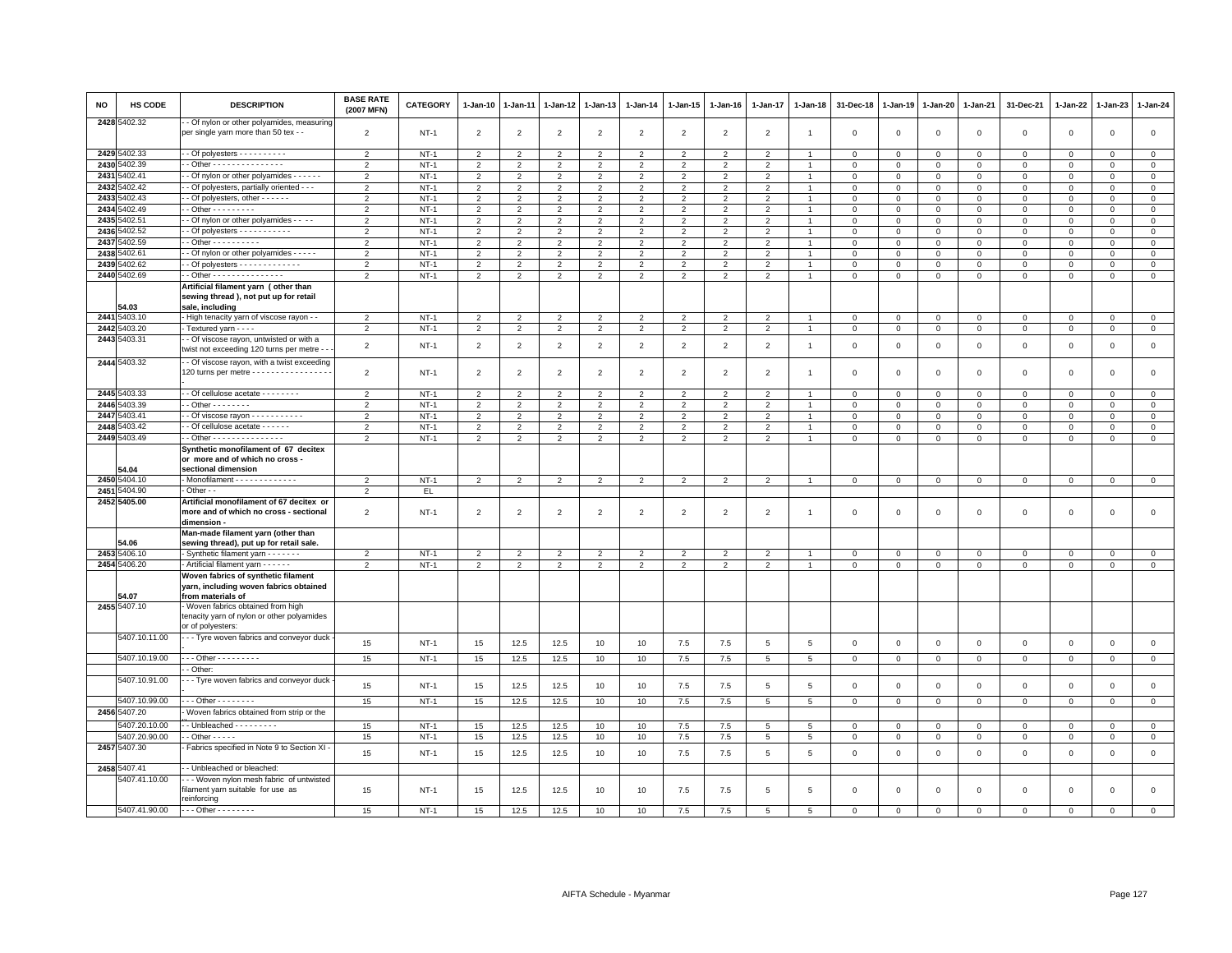| NO | HS CODE | DESCRIPTION | BASE RATE (2007 MFN) | CATEGORY | 1-Jan-10 | 1-Jan-11 | 1-Jan-12 | 1-Jan-13 | 1-Jan-14 | 1-Jan-15 | 1-Jan-16 | 1-Jan-17 | 1-Jan-18 | 31-Dec-18 | 1-Jan-19 | 1-Jan-20 | 1-Jan-21 | 31-Dec-21 | 1-Jan-22 | 1-Jan-23 | 1-Jan-24 |
|---|---|---|---|---|---|---|---|---|---|---|---|---|---|---|---|---|---|---|---|---|---|
| 2428 | 5402.32 | - - Of nylon or other polyamides, measuring per single yarn more than 50 tex - - | 2 | NT-1 | 2 | 2 | 2 | 2 | 2 | 2 | 2 | 2 | 1 | 0 | 0 | 0 | 0 | 0 | 0 | 0 | 0 |
| 2429 | 5402.33 | - - Of polyesters - - - - - - - - - - | 2 | NT-1 | 2 | 2 | 2 | 2 | 2 | 2 | 2 | 2 | 1 | 0 | 0 | 0 | 0 | 0 | 0 | 0 | 0 |
| 2430 | 5402.39 | - - Other - - - - - - - - - - - - - - - | 2 | NT-1 | 2 | 2 | 2 | 2 | 2 | 2 | 2 | 2 | 1 | 0 | 0 | 0 | 0 | 0 | 0 | 0 | 0 |
| 2431 | 5402.41 | - - Of nylon or other polyamides - - - - - - | 2 | NT-1 | 2 | 2 | 2 | 2 | 2 | 2 | 2 | 2 | 1 | 0 | 0 | 0 | 0 | 0 | 0 | 0 | 0 |
| 2432 | 5402.42 | - - Of polyesters, partially oriented - - - | 2 | NT-1 | 2 | 2 | 2 | 2 | 2 | 2 | 2 | 2 | 1 | 0 | 0 | 0 | 0 | 0 | 0 | 0 | 0 |
| 2433 | 5402.43 | - - Of polyesters, other - - - - - - | 2 | NT-1 | 2 | 2 | 2 | 2 | 2 | 2 | 2 | 2 | 1 | 0 | 0 | 0 | 0 | 0 | 0 | 0 | 0 |
| 2434 | 5402.49 | - - Other - - - - - - - - - | 2 | NT-1 | 2 | 2 | 2 | 2 | 2 | 2 | 2 | 2 | 1 | 0 | 0 | 0 | 0 | 0 | 0 | 0 | 0 |
| 2435 | 5402.51 | - - Of nylon or other polyamides - - - - | 2 | NT-1 | 2 | 2 | 2 | 2 | 2 | 2 | 2 | 2 | 1 | 0 | 0 | 0 | 0 | 0 | 0 | 0 | 0 |
| 2436 | 5402.52 | - - Of polyesters - - - - - - - - - - - | 2 | NT-1 | 2 | 2 | 2 | 2 | 2 | 2 | 2 | 2 | 1 | 0 | 0 | 0 | 0 | 0 | 0 | 0 | 0 |
| 2437 | 5402.59 | - - Other - - - - - - - - - - | 2 | NT-1 | 2 | 2 | 2 | 2 | 2 | 2 | 2 | 2 | 1 | 0 | 0 | 0 | 0 | 0 | 0 | 0 | 0 |
| 2438 | 5402.61 | - - Of nylon or other polyamides - - - - - | 2 | NT-1 | 2 | 2 | 2 | 2 | 2 | 2 | 2 | 2 | 1 | 0 | 0 | 0 | 0 | 0 | 0 | 0 | 0 |
| 2439 | 5402.62 | - - Of polyesters - - - - - - - - - - - - - | 2 | NT-1 | 2 | 2 | 2 | 2 | 2 | 2 | 2 | 2 | 1 | 0 | 0 | 0 | 0 | 0 | 0 | 0 | 0 |
| 2440 | 5402.69 | - - Other - - - - - - - - - - - - - - - | 2 | NT-1 | 2 | 2 | 2 | 2 | 2 | 2 | 2 | 2 | 1 | 0 | 0 | 0 | 0 | 0 | 0 | 0 | 0 |
| | 54.03 | **Artificial filament yarn ( other than sewing thread ), not put up for retail sale, including** | | | | | | | | | | | | | | | | | | | |
| 2441 | 5403.10 | - High tenacity yarn of viscose rayon - - | 2 | NT-1 | 2 | 2 | 2 | 2 | 2 | 2 | 2 | 2 | 1 | 0 | 0 | 0 | 0 | 0 | 0 | 0 | 0 |
| 2442 | 5403.20 | - Textured yarn - - - - | 2 | NT-1 | 2 | 2 | 2 | 2 | 2 | 2 | 2 | 2 | 1 | 0 | 0 | 0 | 0 | 0 | 0 | 0 | 0 |
| 2443 | 5403.31 | - - Of viscose rayon, untwisted or with a twist not exceeding 120 turns per metre - - - | 2 | NT-1 | 2 | 2 | 2 | 2 | 2 | 2 | 2 | 2 | 1 | 0 | 0 | 0 | 0 | 0 | 0 | 0 | 0 |
| 2444 | 5403.32 | - - Of viscose rayon, with a twist exceeding 120 turns per metre - - - - - - - - - - - - - - - - - - | 2 | NT-1 | 2 | 2 | 2 | 2 | 2 | 2 | 2 | 2 | 1 | 0 | 0 | 0 | 0 | 0 | 0 | 0 | 0 |
| 2445 | 5403.33 | - - Of cellulose acetate - - - - - - - - - | 2 | NT-1 | 2 | 2 | 2 | 2 | 2 | 2 | 2 | 2 | 1 | 0 | 0 | 0 | 0 | 0 | 0 | 0 | 0 |
| 2446 | 5403.39 | - - Other - - - - - - - - | 2 | NT-1 | 2 | 2 | 2 | 2 | 2 | 2 | 2 | 2 | 1 | 0 | 0 | 0 | 0 | 0 | 0 | 0 | 0 |
| 2447 | 5403.41 | - - Of viscose rayon - - - - - - - - - - - | 2 | NT-1 | 2 | 2 | 2 | 2 | 2 | 2 | 2 | 2 | 1 | 0 | 0 | 0 | 0 | 0 | 0 | 0 | 0 |
| 2448 | 5403.42 | - - Of cellulose acetate - - - - - - | 2 | NT-1 | 2 | 2 | 2 | 2 | 2 | 2 | 2 | 2 | 1 | 0 | 0 | 0 | 0 | 0 | 0 | 0 | 0 |
| 2449 | 5403.49 | - - Other - - - - - - - - - - - - - - - | 2 | NT-1 | 2 | 2 | 2 | 2 | 2 | 2 | 2 | 2 | 1 | 0 | 0 | 0 | 0 | 0 | 0 | 0 | 0 |
| | 54.04 | **Synthetic monofilament of 67 decitex or more and of which no cross - sectional dimension** | | | | | | | | | | | | | | | | | | | |
| 2450 | 5404.10 | - Monofilament - - - - - - - - - - - - - | 2 | NT-1 | 2 | 2 | 2 | 2 | 2 | 2 | 2 | 2 | 1 | 0 | 0 | 0 | 0 | 0 | 0 | 0 | 0 |
| 2451 | 5404.90 | - Other - - | 2 | EL | | | | | | | | | | | | | | | | | |
| 2452 | 5405.00 | **Artificial monofilament of 67 decitex or more and of which no cross - sectional dimension -** | 2 | NT-1 | 2 | 2 | 2 | 2 | 2 | 2 | 2 | 2 | 1 | 0 | 0 | 0 | 0 | 0 | 0 | 0 | 0 |
| | 54.06 | **Man-made filament yarn (other than sewing thread), put up for retail sale.** | | | | | | | | | | | | | | | | | | | |
| 2453 | 5406.10 | - Synthetic filament yarn - - - - - - - | 2 | NT-1 | 2 | 2 | 2 | 2 | 2 | 2 | 2 | 2 | 1 | 0 | 0 | 0 | 0 | 0 | 0 | 0 | 0 |
| 2454 | 5406.20 | - Artificial filament yarn - - - - - - | 2 | NT-1 | 2 | 2 | 2 | 2 | 2 | 2 | 2 | 2 | 1 | 0 | 0 | 0 | 0 | 0 | 0 | 0 | 0 |
| | 54.07 | **Woven fabrics of synthetic filament yarn, including woven fabrics obtained from materials of** | | | | | | | | | | | | | | | | | | | |
| 2455 | 5407.10 | - Woven fabrics obtained from high tenacity yarn of nylon or other polyamides or of polyesters: | | | | | | | | | | | | | | | | | | | |
| | 5407.10.11.00 | - - - Tyre woven fabrics and conveyor duck - | 15 | NT-1 | 15 | 12.5 | 12.5 | 10 | 10 | 7.5 | 7.5 | 5 | 5 | 0 | 0 | 0 | 0 | 0 | 0 | 0 | 0 |
| | 5407.10.19.00 | - - - Other - - - - - - - - - | 15 | NT-1 | 15 | 12.5 | 12.5 | 10 | 10 | 7.5 | 7.5 | 5 | 5 | 0 | 0 | 0 | 0 | 0 | 0 | 0 | 0 |
| | | - - Other: | | | | | | | | | | | | | | | | | | | |
| | 5407.10.91.00 | - - - Tyre woven fabrics and conveyor duck - | 15 | NT-1 | 15 | 12.5 | 12.5 | 10 | 10 | 7.5 | 7.5 | 5 | 5 | 0 | 0 | 0 | 0 | 0 | 0 | 0 | 0 |
| | 5407.10.99.00 | - - - Other - - - - - - - - | 15 | NT-1 | 15 | 12.5 | 12.5 | 10 | 10 | 7.5 | 7.5 | 5 | 5 | 0 | 0 | 0 | 0 | 0 | 0 | 0 | 0 |
| 2456 | 5407.20 | - Woven fabrics obtained from strip or the | | | | | | | | | | | | | | | | | | | |
| | 5407.20.10.00 | - - Unbleached - - - - - - - - - | 15 | NT-1 | 15 | 12.5 | 12.5 | 10 | 10 | 7.5 | 7.5 | 5 | 5 | 0 | 0 | 0 | 0 | 0 | 0 | 0 | 0 |
| | 5407.20.90.00 | - - Other - - - - - | 15 | NT-1 | 15 | 12.5 | 12.5 | 10 | 10 | 7.5 | 7.5 | 5 | 5 | 0 | 0 | 0 | 0 | 0 | 0 | 0 | 0 |
| 2457 | 5407.30 | - Fabrics specified in Note 9 to Section XI - | 15 | NT-1 | 15 | 12.5 | 12.5 | 10 | 10 | 7.5 | 7.5 | 5 | 5 | 0 | 0 | 0 | 0 | 0 | 0 | 0 | 0 |
| 2458 | 5407.41 | - - Unbleached or bleached: | | | | | | | | | | | | | | | | | | | |
| | 5407.41.10.00 | - - - Woven nylon mesh fabric of untwisted filament yarn suitable for use as reinforcing | 15 | NT-1 | 15 | 12.5 | 12.5 | 10 | 10 | 7.5 | 7.5 | 5 | 5 | 0 | 0 | 0 | 0 | 0 | 0 | 0 | 0 |
| | 5407.41.90.00 | - - - Other - - - - - - - - | 15 | NT-1 | 15 | 12.5 | 12.5 | 10 | 10 | 7.5 | 7.5 | 5 | 5 | 0 | 0 | 0 | 0 | 0 | 0 | 0 | 0 |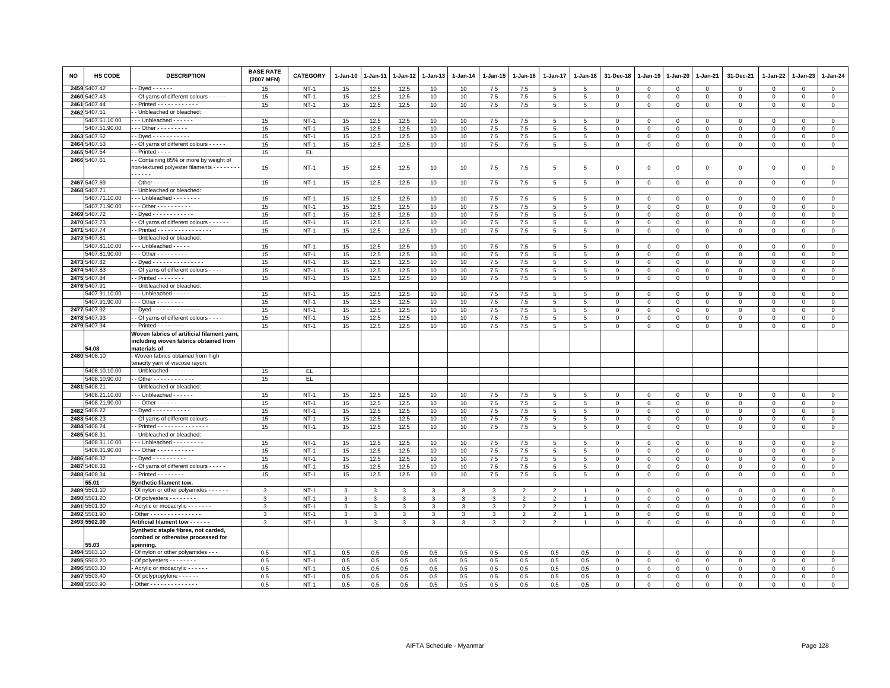| NO | HS CODE | DESCRIPTION | BASE RATE (2007 MFN) | CATEGORY | 1-Jan-10 | 1-Jan-11 | 1-Jan-12 | 1-Jan-13 | 1-Jan-14 | 1-Jan-15 | 1-Jan-16 | 1-Jan-17 | 1-Jan-18 | 31-Dec-18 | 1-Jan-19 | 1-Jan-20 | 1-Jan-21 | 31-Dec-21 | 1-Jan-22 | 1-Jan-23 | 1-Jan-24 |
|---|---|---|---|---|---|---|---|---|---|---|---|---|---|---|---|---|---|---|---|---|---|
| 2459 | 5407.42 | - - Dyed - - - - - - | 15 | NT-1 | 15 | 12.5 | 12.5 | 10 | 10 | 7.5 | 7.5 | 5 | 5 | 0 | 0 | 0 | 0 | 0 | 0 | 0 | 0 |
| 2460 | 5407.43 | - - Of yarns of different colours - - - - - | 15 | NT-1 | 15 | 12.5 | 12.5 | 10 | 10 | 7.5 | 7.5 | 5 | 5 | 0 | 0 | 0 | 0 | 0 | 0 | 0 | 0 |
| 2461 | 5407.44 | - - Printed - - - - - - - - - - - - | 15 | NT-1 | 15 | 12.5 | 12.5 | 10 | 10 | 7.5 | 7.5 | 5 | 5 | 0 | 0 | 0 | 0 | 0 | 0 | 0 | 0 |
| 2462 | 5407.51 | - - Unbleached or bleached: | | | | | | | | | | | | | | | | | | | |
| | 5407.51.10.00 | - - - Unbleached - - - - - - | 15 | NT-1 | 15 | 12.5 | 12.5 | 10 | 10 | 7.5 | 7.5 | 5 | 5 | 0 | 0 | 0 | 0 | 0 | 0 | 0 | 0 |
| | 5407.51.90.00 | - - - Other - - - - - - - - - | 15 | NT-1 | 15 | 12.5 | 12.5 | 10 | 10 | 7.5 | 7.5 | 5 | 5 | 0 | 0 | 0 | 0 | 0 | 0 | 0 | 0 |
| 2463 | 5407.52 | - - Dyed - - - - - - - - - - - | 15 | NT-1 | 15 | 12.5 | 12.5 | 10 | 10 | 7.5 | 7.5 | 5 | 5 | 0 | 0 | 0 | 0 | 0 | 0 | 0 | 0 |
| 2464 | 5407.53 | - - Of yarns of different colours - - - - - | 15 | NT-1 | 15 | 12.5 | 12.5 | 10 | 10 | 7.5 | 7.5 | 5 | 5 | 0 | 0 | 0 | 0 | 0 | 0 | 0 | 0 |
| 2465 | 5407.54 | - - Printed - - - - | 15 | EL | | | | | | | | | | | | | | | | | |
| 2466 | 5407.61 | - - Containing 85% or more by weight of non-textured polyester filaments - - - - - - - - - - - - - - | 15 | NT-1 | 15 | 12.5 | 12.5 | 10 | 10 | 7.5 | 7.5 | 5 | 5 | 0 | 0 | 0 | 0 | 0 | 0 | 0 | 0 |
| 2467 | 5407.69 | - - Other - - - - - - - - - - - | 15 | NT-1 | 15 | 12.5 | 12.5 | 10 | 10 | 7.5 | 7.5 | 5 | 5 | 0 | 0 | 0 | 0 | 0 | 0 | 0 | 0 |
| 2468 | 5407.71 | - - Unbleached or bleached: | | | | | | | | | | | | | | | | | | | |
| | 5407.71.10.00 | - - - Unbleached - - - - - - - - | 15 | NT-1 | 15 | 12.5 | 12.5 | 10 | 10 | 7.5 | 7.5 | 5 | 5 | 0 | 0 | 0 | 0 | 0 | 0 | 0 | 0 |
| | 5407.71.90.00 | - - - Other - - - - - - - - - - | 15 | NT-1 | 15 | 12.5 | 12.5 | 10 | 10 | 7.5 | 7.5 | 5 | 5 | 0 | 0 | 0 | 0 | 0 | 0 | 0 | 0 |
| 2469 | 5407.72 | - - Dyed - - - - - - - - - - - - | 15 | NT-1 | 15 | 12.5 | 12.5 | 10 | 10 | 7.5 | 7.5 | 5 | 5 | 0 | 0 | 0 | 0 | 0 | 0 | 0 | 0 |
| 2470 | 5407.73 | - - Of yarns of different colours - - - - - - | 15 | NT-1 | 15 | 12.5 | 12.5 | 10 | 10 | 7.5 | 7.5 | 5 | 5 | 0 | 0 | 0 | 0 | 0 | 0 | 0 | 0 |
| 2471 | 5407.74 | - - Printed - - - - - - - - - - - - - - - - | 15 | NT-1 | 15 | 12.5 | 12.5 | 10 | 10 | 7.5 | 7.5 | 5 | 5 | 0 | 0 | 0 | 0 | 0 | 0 | 0 | 0 |
| 2472 | 5407.81 | - - Unbleached or bleached: | | | | | | | | | | | | | | | | | | | |
| | 5407.81.10.00 | - - - Unbleached - - - - - | 15 | NT-1 | 15 | 12.5 | 12.5 | 10 | 10 | 7.5 | 7.5 | 5 | 5 | 0 | 0 | 0 | 0 | 0 | 0 | 0 | 0 |
| | 5407.81.90.00 | - - - Other - - - - - - - - - | 15 | NT-1 | 15 | 12.5 | 12.5 | 10 | 10 | 7.5 | 7.5 | 5 | 5 | 0 | 0 | 0 | 0 | 0 | 0 | 0 | 0 |
| 2473 | 5407.82 | - - Dyed - - - - - - - - - - - - - - - | 15 | NT-1 | 15 | 12.5 | 12.5 | 10 | 10 | 7.5 | 7.5 | 5 | 5 | 0 | 0 | 0 | 0 | 0 | 0 | 0 | 0 |
| 2474 | 5407.83 | - - Of yarns of different colours - - - - | 15 | NT-1 | 15 | 12.5 | 12.5 | 10 | 10 | 7.5 | 7.5 | 5 | 5 | 0 | 0 | 0 | 0 | 0 | 0 | 0 | 0 |
| 2475 | 5407.84 | - - Printed - - - - - - - - | 15 | NT-1 | 15 | 12.5 | 12.5 | 10 | 10 | 7.5 | 7.5 | 5 | 5 | 0 | 0 | 0 | 0 | 0 | 0 | 0 | 0 |
| 2476 | 5407.91 | - - Unbleached or bleached: | | | | | | | | | | | | | | | | | | | |
| | 5407.91.10.00 | - - - Unbleached - - - - - | 15 | NT-1 | 15 | 12.5 | 12.5 | 10 | 10 | 7.5 | 7.5 | 5 | 5 | 0 | 0 | 0 | 0 | 0 | 0 | 0 | 0 |
| | 5407.91.90.00 | - - - Other - - - - - - - - | 15 | NT-1 | 15 | 12.5 | 12.5 | 10 | 10 | 7.5 | 7.5 | 5 | 5 | 0 | 0 | 0 | 0 | 0 | 0 | 0 | 0 |
| 2477 | 5407.92 | - - Dyed - - - - - - - - - - - - - - | 15 | NT-1 | 15 | 12.5 | 12.5 | 10 | 10 | 7.5 | 7.5 | 5 | 5 | 0 | 0 | 0 | 0 | 0 | 0 | 0 | 0 |
| 2478 | 5407.93 | - - Of yarns of different colours - - - - | 15 | NT-1 | 15 | 12.5 | 12.5 | 10 | 10 | 7.5 | 7.5 | 5 | 5 | 0 | 0 | 0 | 0 | 0 | 0 | 0 | 0 |
| 2479 | 5407.94 | - - Printed - - - - - - - - | 15 | NT-1 | 15 | 12.5 | 12.5 | 10 | 10 | 7.5 | 7.5 | 5 | 5 | 0 | 0 | 0 | 0 | 0 | 0 | 0 | 0 |
| | 54.08 | **Woven fabrics of artificial filament yarn, including woven fabrics obtained from materials of** | | | | | | | | | | | | | | | | | | | |
| 2480 | 5408.10 | - Woven fabrics obtained from high tenacity yarn of viscose rayon: | | | | | | | | | | | | | | | | | | | |
| | 5408.10.10.00 | - - Unbleached - - - - - - - | 15 | EL | | | | | | | | | | | | | | | | | |
| | 5408.10.90.00 | - - Other - - - - - - - - - - - - | 15 | EL | | | | | | | | | | | | | | | | | |
| 2481 | 5408.21 | - - Unbleached or bleached: | | | | | | | | | | | | | | | | | | | |
| | 5408.21.10.00 | - - - Unbleached - - - - - - | 15 | NT-1 | 15 | 12.5 | 12.5 | 10 | 10 | 7.5 | 7.5 | 5 | 5 | 0 | 0 | 0 | 0 | 0 | 0 | 0 | 0 |
| | 5408.21.90.00 | - - - Other - - - - - - | 15 | NT-1 | 15 | 12.5 | 12.5 | 10 | 10 | 7.5 | 7.5 | 5 | 5 | 0 | 0 | 0 | 0 | 0 | 0 | 0 | 0 |
| 2482 | 5408.22 | - - Dyed - - - - - - - - - - - | 15 | NT-1 | 15 | 12.5 | 12.5 | 10 | 10 | 7.5 | 7.5 | 5 | 5 | 0 | 0 | 0 | 0 | 0 | 0 | 0 | 0 |
| 2483 | 5408.23 | - - Of yarns of different colours - - - - | 15 | NT-1 | 15 | 12.5 | 12.5 | 10 | 10 | 7.5 | 7.5 | 5 | 5 | 0 | 0 | 0 | 0 | 0 | 0 | 0 | 0 |
| 2484 | 5408.24 | - - Printed - - - - - - - - - - - - - - - | 15 | NT-1 | 15 | 12.5 | 12.5 | 10 | 10 | 7.5 | 7.5 | 5 | 5 | 0 | 0 | 0 | 0 | 0 | 0 | 0 | 0 |
| 2485 | 5408.31 | - - Unbleached or bleached: | | | | | | | | | | | | | | | | | | | |
| | 5408.31.10.00 | - - - Unbleached - - - - - - - - - | 15 | NT-1 | 15 | 12.5 | 12.5 | 10 | 10 | 7.5 | 7.5 | 5 | 5 | 0 | 0 | 0 | 0 | 0 | 0 | 0 | 0 |
| | 5408.31.90.00 | - - - Other - - - - - - - - - - - | 15 | NT-1 | 15 | 12.5 | 12.5 | 10 | 10 | 7.5 | 7.5 | 5 | 5 | 0 | 0 | 0 | 0 | 0 | 0 | 0 | 0 |
| 2486 | 5408.32 | - - Dyed - - - - - - - - - - | 15 | NT-1 | 15 | 12.5 | 12.5 | 10 | 10 | 7.5 | 7.5 | 5 | 5 | 0 | 0 | 0 | 0 | 0 | 0 | 0 | 0 |
| 2487 | 5408.33 | - - Of yarns of different colours - - - - - | 15 | NT-1 | 15 | 12.5 | 12.5 | 10 | 10 | 7.5 | 7.5 | 5 | 5 | 0 | 0 | 0 | 0 | 0 | 0 | 0 | 0 |
| 2488 | 5408.34 | - - Printed - - - - - - - - | 15 | NT-1 | 15 | 12.5 | 12.5 | 10 | 10 | 7.5 | 7.5 | 5 | 5 | 0 | 0 | 0 | 0 | 0 | 0 | 0 | 0 |
| | 55.01 | **Synthetic filament tow.** | | | | | | | | | | | | | | | | | | | |
| 2489 | 5501.10 | - Of nylon or other polyamides - - - - - - | 3 | NT-1 | 3 | 3 | 3 | 3 | 3 | 3 | 2 | 2 | 1 | 0 | 0 | 0 | 0 | 0 | 0 | 0 | 0 |
| 2490 | 5501.20 | - Of polyesters - - - - - - - - | 3 | NT-1 | 3 | 3 | 3 | 3 | 3 | 3 | 2 | 2 | 1 | 0 | 0 | 0 | 0 | 0 | 0 | 0 | 0 |
| 2491 | 5501.30 | - Acrylic or modacrylic - - - - - - - | 3 | NT-1 | 3 | 3 | 3 | 3 | 3 | 3 | 2 | 2 | 1 | 0 | 0 | 0 | 0 | 0 | 0 | 0 | 0 |
| 2492 | 5501.90 | - Other - - - - - - - - - - - - - - - - | 3 | NT-1 | 3 | 3 | 3 | 3 | 3 | 3 | 2 | 2 | 1 | 0 | 0 | 0 | 0 | 0 | 0 | 0 | 0 |
| 2493 | 5502.00 | **Artificial filament tow - - - - - -** | 3 | NT-1 | 3 | 3 | 3 | 3 | 3 | 3 | 2 | 2 | 1 | 0 | 0 | 0 | 0 | 0 | 0 | 0 | 0 |
| | 55.03 | **Synthetic staple fibres, not carded, combed or otherwise processed for spinning.** | | | | | | | | | | | | | | | | | | | |
| 2494 | 5503.10 | - Of nylon or other polyamides - - - | 0.5 | NT-1 | 0.5 | 0.5 | 0.5 | 0.5 | 0.5 | 0.5 | 0.5 | 0.5 | 0.5 | 0 | 0 | 0 | 0 | 0 | 0 | 0 | 0 |
| 2495 | 5503.20 | - Of polyesters - - - - - - - - | 0.5 | NT-1 | 0.5 | 0.5 | 0.5 | 0.5 | 0.5 | 0.5 | 0.5 | 0.5 | 0.5 | 0 | 0 | 0 | 0 | 0 | 0 | 0 | 0 |
| 2496 | 5503.30 | - Acrylic or modacrylic - - - - - - | 0.5 | NT-1 | 0.5 | 0.5 | 0.5 | 0.5 | 0.5 | 0.5 | 0.5 | 0.5 | 0.5 | 0 | 0 | 0 | 0 | 0 | 0 | 0 | 0 |
| 2497 | 5503.40 | - Of polypropylene - - - - - - | 0.5 | NT-1 | 0.5 | 0.5 | 0.5 | 0.5 | 0.5 | 0.5 | 0.5 | 0.5 | 0.5 | 0 | 0 | 0 | 0 | 0 | 0 | 0 | 0 |
| 2498 | 5503.90 | - Other - - - - - - - - - - - - - - | 0.5 | NT-1 | 0.5 | 0.5 | 0.5 | 0.5 | 0.5 | 0.5 | 0.5 | 0.5 | 0.5 | 0 | 0 | 0 | 0 | 0 | 0 | 0 | 0 |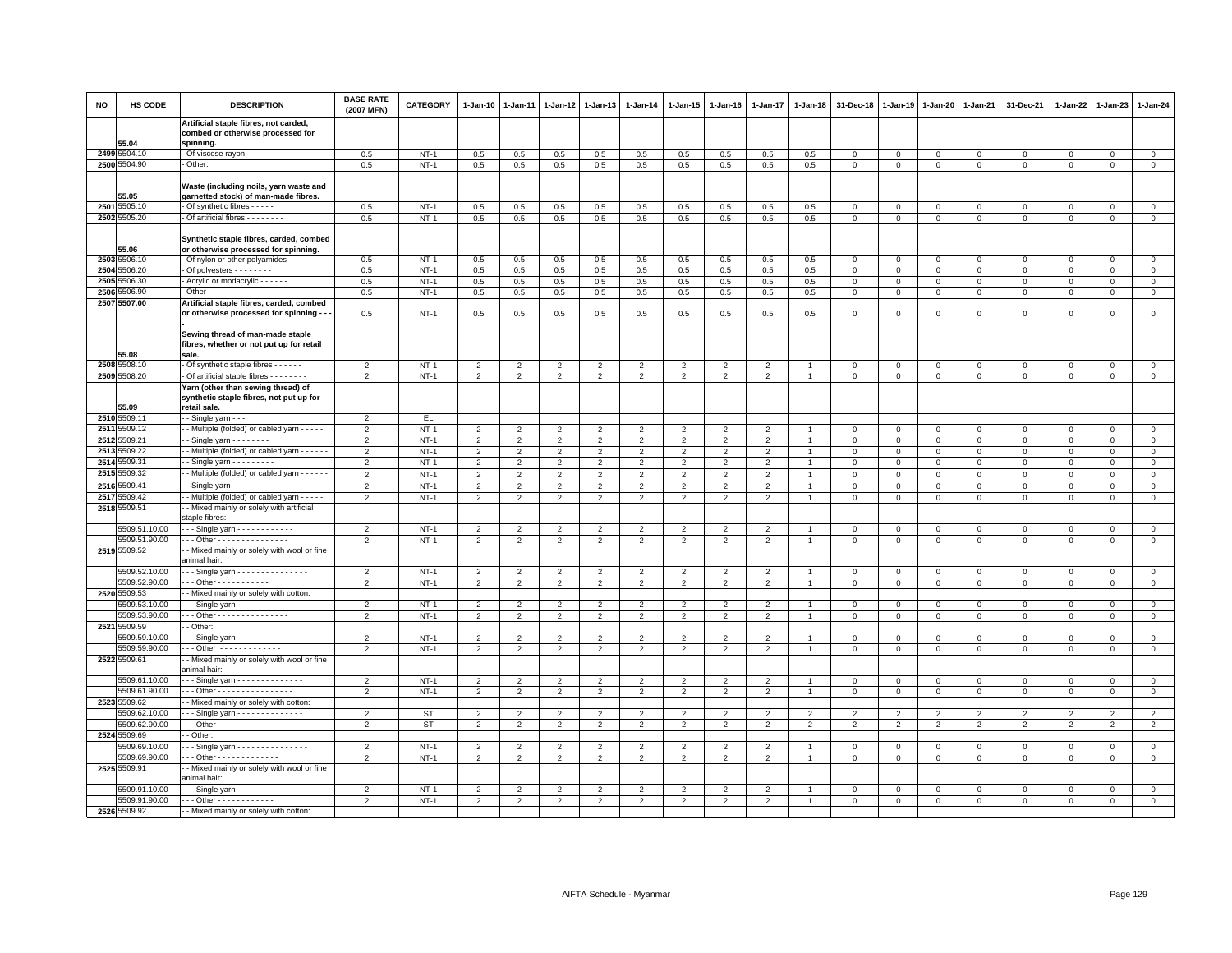| NO | HS CODE | DESCRIPTION | BASE RATE (2007 MFN) | CATEGORY | 1-Jan-10 | 1-Jan-11 | 1-Jan-12 | 1-Jan-13 | 1-Jan-14 | 1-Jan-15 | 1-Jan-16 | 1-Jan-17 | 1-Jan-18 | 31-Dec-18 | 1-Jan-19 | 1-Jan-20 | 1-Jan-21 | 31-Dec-21 | 1-Jan-22 | 1-Jan-23 | 1-Jan-24 |
|---|---|---|---|---|---|---|---|---|---|---|---|---|---|---|---|---|---|---|---|---|---|
| | 55.04 | **Artificial staple fibres, not carded, combed or otherwise processed for spinning.** | | | | | | | | | | | | | | | | | | | |
| 2499 | 5504.10 | - Of viscose rayon - - - - - - - - - - - - - | 0.5 | NT-1 | 0.5 | 0.5 | 0.5 | 0.5 | 0.5 | 0.5 | 0.5 | 0.5 | 0.5 | 0 | 0 | 0 | 0 | 0 | 0 | 0 | 0 |
| 2500 | 5504.90 | - Other: | 0.5 | NT-1 | 0.5 | 0.5 | 0.5 | 0.5 | 0.5 | 0.5 | 0.5 | 0.5 | 0.5 | 0 | 0 | 0 | 0 | 0 | 0 | 0 | 0 |
| | 55.05 | **Waste (including noils, yarn waste and garnetted stock) of man-made fibres.** | | | | | | | | | | | | | | | | | | | |
| 2501 | 5505.10 | - Of synthetic fibres - - - - - | 0.5 | NT-1 | 0.5 | 0.5 | 0.5 | 0.5 | 0.5 | 0.5 | 0.5 | 0.5 | 0.5 | 0 | 0 | 0 | 0 | 0 | 0 | 0 | 0 |
| 2502 | 5505.20 | - Of artificial fibres - - - - - - - - | 0.5 | NT-1 | 0.5 | 0.5 | 0.5 | 0.5 | 0.5 | 0.5 | 0.5 | 0.5 | 0.5 | 0 | 0 | 0 | 0 | 0 | 0 | 0 | 0 |
| | 55.06 | **Synthetic staple fibres, carded, combed or otherwise processed for spinning.** | | | | | | | | | | | | | | | | | | | |
| 2503 | 5506.10 | - Of nylon or other polyamides - - - - - - - | 0.5 | NT-1 | 0.5 | 0.5 | 0.5 | 0.5 | 0.5 | 0.5 | 0.5 | 0.5 | 0.5 | 0 | 0 | 0 | 0 | 0 | 0 | 0 | 0 |
| 2504 | 5506.20 | - Of polyesters - - - - - - - - | 0.5 | NT-1 | 0.5 | 0.5 | 0.5 | 0.5 | 0.5 | 0.5 | 0.5 | 0.5 | 0.5 | 0 | 0 | 0 | 0 | 0 | 0 | 0 | 0 |
| 2505 | 5506.30 | - Acrylic or modacrylic - - - - - - | 0.5 | NT-1 | 0.5 | 0.5 | 0.5 | 0.5 | 0.5 | 0.5 | 0.5 | 0.5 | 0.5 | 0 | 0 | 0 | 0 | 0 | 0 | 0 | 0 |
| 2506 | 5506.90 | - Other - - - - - - - - - - - - - | 0.5 | NT-1 | 0.5 | 0.5 | 0.5 | 0.5 | 0.5 | 0.5 | 0.5 | 0.5 | 0.5 | 0 | 0 | 0 | 0 | 0 | 0 | 0 | 0 |
| 2507 | 5507.00 | **Artificial staple fibres, carded, combed or otherwise processed for spinning - - -** | 0.5 | NT-1 | 0.5 | 0.5 | 0.5 | 0.5 | 0.5 | 0.5 | 0.5 | 0.5 | 0.5 | 0 | 0 | 0 | 0 | 0 | 0 | 0 | 0 |
| | 55.08 | **Sewing thread of man-made staple fibres, whether or not put up for retail sale.** | | | | | | | | | | | | | | | | | | | |
| 2508 | 5508.10 | - Of synthetic staple fibres - - - - - - | 2 | NT-1 | 2 | 2 | 2 | 2 | 2 | 2 | 2 | 2 | 1 | 0 | 0 | 0 | 0 | 0 | 0 | 0 | 0 |
| 2509 | 5508.20 | - Of artificial staple fibres - - - - - - - - | 2 | NT-1 | 2 | 2 | 2 | 2 | 2 | 2 | 2 | 2 | 1 | 0 | 0 | 0 | 0 | 0 | 0 | 0 | 0 |
| | 55.09 | **Yarn (other than sewing thread) of synthetic staple fibres, not put up for retail sale.** | | | | | | | | | | | | | | | | | | | |
| 2510 | 5509.11 | - - Single yarn - - - | 2 | EL | | | | | | | | | | | | | | | | | |
| 2511 | 5509.12 | - - Multiple (folded) or cabled yarn - - - - - | 2 | NT-1 | 2 | 2 | 2 | 2 | 2 | 2 | 2 | 2 | 1 | 0 | 0 | 0 | 0 | 0 | 0 | 0 | 0 |
| 2512 | 5509.21 | - - Single yarn - - - - - - - - | 2 | NT-1 | 2 | 2 | 2 | 2 | 2 | 2 | 2 | 2 | 1 | 0 | 0 | 0 | 0 | 0 | 0 | 0 | 0 |
| 2513 | 5509.22 | - - Multiple (folded) or cabled yarn - - - - - - | 2 | NT-1 | 2 | 2 | 2 | 2 | 2 | 2 | 2 | 2 | 1 | 0 | 0 | 0 | 0 | 0 | 0 | 0 | 0 |
| 2514 | 5509.31 | - - Single yarn - - - - - - - - - | 2 | NT-1 | 2 | 2 | 2 | 2 | 2 | 2 | 2 | 2 | 1 | 0 | 0 | 0 | 0 | 0 | 0 | 0 | 0 |
| 2515 | 5509.32 | - - Multiple (folded) or cabled yarn - - - - - - | 2 | NT-1 | 2 | 2 | 2 | 2 | 2 | 2 | 2 | 2 | 1 | 0 | 0 | 0 | 0 | 0 | 0 | 0 | 0 |
| 2516 | 5509.41 | - - Single yarn - - - - - - - - | 2 | NT-1 | 2 | 2 | 2 | 2 | 2 | 2 | 2 | 2 | 1 | 0 | 0 | 0 | 0 | 0 | 0 | 0 | 0 |
| 2517 | 5509.42 | - - Multiple (folded) or cabled yarn - - - - - | 2 | NT-1 | 2 | 2 | 2 | 2 | 2 | 2 | 2 | 2 | 1 | 0 | 0 | 0 | 0 | 0 | 0 | 0 | 0 |
| 2518 | 5509.51 | - - Mixed mainly or solely with artificial staple fibres: | | | | | | | | | | | | | | | | | | | |
| | 5509.51.10.00 | - - - Single yarn - - - - - - - - - - - - | 2 | NT-1 | 2 | 2 | 2 | 2 | 2 | 2 | 2 | 2 | 1 | 0 | 0 | 0 | 0 | 0 | 0 | 0 | 0 |
| | 5509.51.90.00 | - - - Other - - - - - - - - - - - - - - - | 2 | NT-1 | 2 | 2 | 2 | 2 | 2 | 2 | 2 | 2 | 1 | 0 | 0 | 0 | 0 | 0 | 0 | 0 | 0 |
| 2519 | 5509.52 | - - Mixed mainly or solely with wool or fine animal hair: | | | | | | | | | | | | | | | | | | | |
| | 5509.52.10.00 | - - - Single yarn - - - - - - - - - - - - - - - | 2 | NT-1 | 2 | 2 | 2 | 2 | 2 | 2 | 2 | 2 | 1 | 0 | 0 | 0 | 0 | 0 | 0 | 0 | 0 |
| | 5509.52.90.00 | - - - Other - - - - - - - - - - - | 2 | NT-1 | 2 | 2 | 2 | 2 | 2 | 2 | 2 | 2 | 1 | 0 | 0 | 0 | 0 | 0 | 0 | 0 | 0 |
| 2520 | 5509.53 | - - Mixed mainly or solely with cotton: | | | | | | | | | | | | | | | | | | | |
| | 5509.53.10.00 | - - - Single yarn - - - - - - - - - - - - - - | 2 | NT-1 | 2 | 2 | 2 | 2 | 2 | 2 | 2 | 2 | 1 | 0 | 0 | 0 | 0 | 0 | 0 | 0 | 0 |
| | 5509.53.90.00 | - - - Other - - - - - - - - - - - - - - - | 2 | NT-1 | 2 | 2 | 2 | 2 | 2 | 2 | 2 | 2 | 1 | 0 | 0 | 0 | 0 | 0 | 0 | 0 | 0 |
| 2521 | 5509.59 | - - Other: | | | | | | | | | | | | | | | | | | | |
| | 5509.59.10.00 | - - - Single yarn - - - - - - - - - - | 2 | NT-1 | 2 | 2 | 2 | 2 | 2 | 2 | 2 | 2 | 1 | 0 | 0 | 0 | 0 | 0 | 0 | 0 | 0 |
| | 5509.59.90.00 | - - - Other - - - - - - - - - - - - - | 2 | NT-1 | 2 | 2 | 2 | 2 | 2 | 2 | 2 | 2 | 1 | 0 | 0 | 0 | 0 | 0 | 0 | 0 | 0 |
| 2522 | 5509.61 | - - Mixed mainly or solely with wool or fine animal hair: | | | | | | | | | | | | | | | | | | | |
| | 5509.61.10.00 | - - - Single yarn - - - - - - - - - - - - - - | 2 | NT-1 | 2 | 2 | 2 | 2 | 2 | 2 | 2 | 2 | 1 | 0 | 0 | 0 | 0 | 0 | 0 | 0 | 0 |
| | 5509.61.90.00 | - - - Other - - - - - - - - - - - - - - - - | 2 | NT-1 | 2 | 2 | 2 | 2 | 2 | 2 | 2 | 2 | 1 | 0 | 0 | 0 | 0 | 0 | 0 | 0 | 0 |
| 2523 | 5509.62 | - - Mixed mainly or solely with cotton: | | | | | | | | | | | | | | | | | | | |
| | 5509.62.10.00 | - - - Single yarn - - - - - - - - - - - - - - | 2 | ST | 2 | 2 | 2 | 2 | 2 | 2 | 2 | 2 | 2 | 2 | 2 | 2 | 2 | 2 | 2 | 2 | 2 |
| | 5509.62.90.00 | - - - Other - - - - - - - - - - - - - - - | 2 | ST | 2 | 2 | 2 | 2 | 2 | 2 | 2 | 2 | 2 | 2 | 2 | 2 | 2 | 2 | 2 | 2 | 2 |
| 2524 | 5509.69 | - - Other: | | | | | | | | | | | | | | | | | | | |
| | 5509.69.10.00 | - - - Single yarn - - - - - - - - - - - - - - - | 2 | NT-1 | 2 | 2 | 2 | 2 | 2 | 2 | 2 | 2 | 1 | 0 | 0 | 0 | 0 | 0 | 0 | 0 | 0 |
| | 5509.69.90.00 | - - - Other - - - - - - - - - - - - - | 2 | NT-1 | 2 | 2 | 2 | 2 | 2 | 2 | 2 | 2 | 1 | 0 | 0 | 0 | 0 | 0 | 0 | 0 | 0 |
| 2525 | 5509.91 | - - Mixed mainly or solely with wool or fine animal hair: | | | | | | | | | | | | | | | | | | | |
| | 5509.91.10.00 | - - - Single yarn - - - - - - - - - - - - - - - - | 2 | NT-1 | 2 | 2 | 2 | 2 | 2 | 2 | 2 | 2 | 1 | 0 | 0 | 0 | 0 | 0 | 0 | 0 | 0 |
| | 5509.91.90.00 | - - - Other - - - - - - - - - - - - | 2 | NT-1 | 2 | 2 | 2 | 2 | 2 | 2 | 2 | 2 | 1 | 0 | 0 | 0 | 0 | 0 | 0 | 0 | 0 |
| 2526 | 5509.92 | - - Mixed mainly or solely with cotton: | | | | | | | | | | | | | | | | | | | |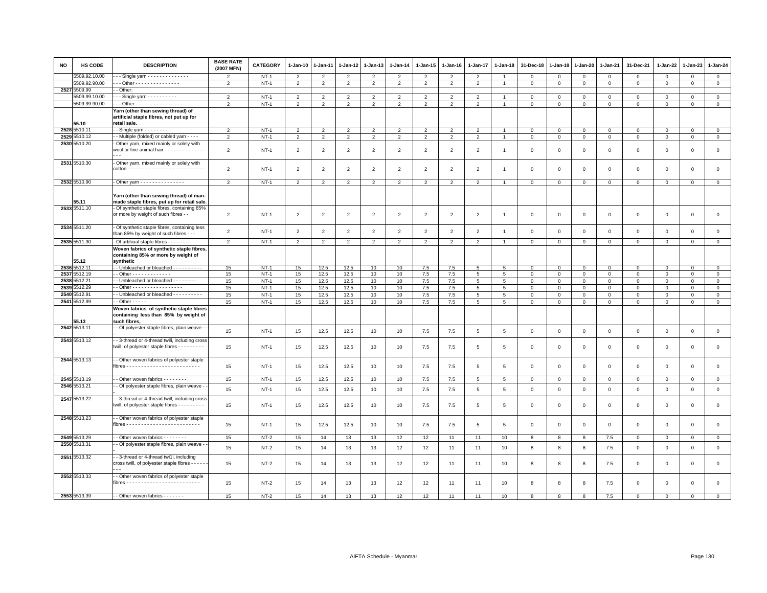| NO | HS CODE | DESCRIPTION | BASE RATE (2007 MFN) | CATEGORY | 1-Jan-10 | 1-Jan-11 | 1-Jan-12 | 1-Jan-13 | 1-Jan-14 | 1-Jan-15 | 1-Jan-16 | 1-Jan-17 | 1-Jan-18 | 31-Dec-18 | 1-Jan-19 | 1-Jan-20 | 1-Jan-21 | 31-Dec-21 | 1-Jan-22 | 1-Jan-23 | 1-Jan-24 |
|---|---|---|---|---|---|---|---|---|---|---|---|---|---|---|---|---|---|---|---|---|---|
| | 5509.92.10.00 | - - - Single yarn - - - - - - - - - - - - - - | 2 | NT-1 | 2 | 2 | 2 | 2 | 2 | 2 | 2 | 2 | 1 | 0 | 0 | 0 | 0 | 0 | 0 | 0 | 0 |
| | 5509.92.90.00 | - - - Other - - - - - - - - - - - - - - - | 2 | NT-1 | 2 | 2 | 2 | 2 | 2 | 2 | 2 | 2 | 1 | 0 | 0 | 0 | 0 | 0 | 0 | 0 | 0 |
| 2527 | 5509.99 | - - Other: | | | | | | | | | | | | | | | | | | | |
| | 5509.99.10.00 | - - - Single yarn - - - - - - - - - - | 2 | NT-1 | 2 | 2 | 2 | 2 | 2 | 2 | 2 | 2 | 1 | 0 | 0 | 0 | 0 | 0 | 0 | 0 | 0 |
| | 5509.99.90.00 | - - - Other - - - - - - - - - - - - - - - - | 2 | NT-1 | 2 | 2 | 2 | 2 | 2 | 2 | 2 | 2 | 1 | 0 | 0 | 0 | 0 | 0 | 0 | 0 | 0 |
| | 55.10 | **Yarn (other than sewing thread) of artificial staple fibres, not put up for retail sale.** | | | | | | | | | | | | | | | | | | | |
| 2528 | 5510.11 | - - Single yarn - - - - - - - - | 2 | NT-1 | 2 | 2 | 2 | 2 | 2 | 2 | 2 | 2 | 1 | 0 | 0 | 0 | 0 | 0 | 0 | 0 | 0 |
| 2529 | 5510.12 | - - Multiple (folded) or cabled yarn - - - - | 2 | NT-1 | 2 | 2 | 2 | 2 | 2 | 2 | 2 | 2 | 1 | 0 | 0 | 0 | 0 | 0 | 0 | 0 | 0 |
| 2530 | 5510.20 | - Other yarn, mixed mainly or solely with wool or fine animal hair - - - - - - - - - - - - - - - - - | 2 | NT-1 | 2 | 2 | 2 | 2 | 2 | 2 | 2 | 2 | 1 | 0 | 0 | 0 | 0 | 0 | 0 | 0 | 0 |
| 2531 | 5510.30 | - Other yarn, mixed mainly or solely with cotton - - - - - - - - - - - - - - - - - - - - - - - - - - | 2 | NT-1 | 2 | 2 | 2 | 2 | 2 | 2 | 2 | 2 | 1 | 0 | 0 | 0 | 0 | 0 | 0 | 0 | 0 |
| 2532 | 5510.90 | - Other yarn - - - - - - - - - - - - - - - | 2 | NT-1 | 2 | 2 | 2 | 2 | 2 | 2 | 2 | 2 | 1 | 0 | 0 | 0 | 0 | 0 | 0 | 0 | 0 |
| | 55.11 | **Yarn (other than sewing thread) of man-made staple fibres, put up for retail sale.** | | | | | | | | | | | | | | | | | | | |
| 2533 | 5511.10 | - Of synthetic staple fibres, containing 85% or more by weight of such fibres - - | 2 | NT-1 | 2 | 2 | 2 | 2 | 2 | 2 | 2 | 2 | 1 | 0 | 0 | 0 | 0 | 0 | 0 | 0 | 0 |
| 2534 | 5511.20 | - Of synthetic staple fibres, containing less than 85% by weight of such fibres - - - | 2 | NT-1 | 2 | 2 | 2 | 2 | 2 | 2 | 2 | 2 | 1 | 0 | 0 | 0 | 0 | 0 | 0 | 0 | 0 |
| 2535 | 5511.30 | - Of artificial staple fibres - - - - - - - | 2 | NT-1 | 2 | 2 | 2 | 2 | 2 | 2 | 2 | 2 | 1 | 0 | 0 | 0 | 0 | 0 | 0 | 0 | 0 |
| | 55.12 | **Woven fabrics of synthetic staple fibres, containing 85% or more by weight of synthetic** | | | | | | | | | | | | | | | | | | | |
| 2536 | 5512.11 | - - Unbleached or bleached - - - - - - - - - - | 15 | NT-1 | 15 | 12.5 | 12.5 | 10 | 10 | 7.5 | 7.5 | 5 | 5 | 0 | 0 | 0 | 0 | 0 | 0 | 0 | 0 |
| 2537 | 5512.19 | - - Other - - - - - - - - - - - - - | 15 | NT-1 | 15 | 12.5 | 12.5 | 10 | 10 | 7.5 | 7.5 | 5 | 5 | 0 | 0 | 0 | 0 | 0 | 0 | 0 | 0 |
| 2538 | 5512.21 | - - Unbleached or bleached - - - - - - - - | 15 | NT-1 | 15 | 12.5 | 12.5 | 10 | 10 | 7.5 | 7.5 | 5 | 5 | 0 | 0 | 0 | 0 | 0 | 0 | 0 | 0 |
| 2539 | 5512.29 | - - Other - - - - - - - - - - - - - - - - - | 15 | NT-1 | 15 | 12.5 | 12.5 | 10 | 10 | 7.5 | 7.5 | 5 | 5 | 0 | 0 | 0 | 0 | 0 | 0 | 0 | 0 |
| 2540 | 5512.91 | - - Unbleached or bleached - - - - - - - - - - | 15 | NT-1 | 15 | 12.5 | 12.5 | 10 | 10 | 7.5 | 7.5 | 5 | 5 | 0 | 0 | 0 | 0 | 0 | 0 | 0 | 0 |
| 2541 | 5512.99 | - - Other - - - - - | 15 | NT-1 | 15 | 12.5 | 12.5 | 10 | 10 | 7.5 | 7.5 | 5 | 5 | 0 | 0 | 0 | 0 | 0 | 0 | 0 | 0 |
| | 55.13 | **Woven fabrics of synthetic staple fibres containing less than 85% by weight of such fibres,** | | | | | | | | | | | | | | | | | | | |
| 2542 | 5513.11 | - - Of polyester staple fibres, plain weave - - - | 15 | NT-1 | 15 | 12.5 | 12.5 | 10 | 10 | 7.5 | 7.5 | 5 | 5 | 0 | 0 | 0 | 0 | 0 | 0 | 0 | 0 |
| 2543 | 5513.12 | - - 3-thread or 4-thread twill, including cross twill, of polyester staple fibres - - - - - - - - - | 15 | NT-1 | 15 | 12.5 | 12.5 | 10 | 10 | 7.5 | 7.5 | 5 | 5 | 0 | 0 | 0 | 0 | 0 | 0 | 0 | 0 |
| 2544 | 5513.13 | - - Other woven fabrics of polyester staple fibres - - - - - - - - - - - - - - - - - - - - - - - - - | 15 | NT-1 | 15 | 12.5 | 12.5 | 10 | 10 | 7.5 | 7.5 | 5 | 5 | 0 | 0 | 0 | 0 | 0 | 0 | 0 | 0 |
| 2545 | 5513.19 | - - Other woven fabrics - - - - - - - - | 15 | NT-1 | 15 | 12.5 | 12.5 | 10 | 10 | 7.5 | 7.5 | 5 | 5 | 0 | 0 | 0 | 0 | 0 | 0 | 0 | 0 |
| 2546 | 5513.21 | - - Of polyester staple fibres, plain weave - - - | 15 | NT-1 | 15 | 12.5 | 12.5 | 10 | 10 | 7.5 | 7.5 | 5 | 5 | 0 | 0 | 0 | 0 | 0 | 0 | 0 | 0 |
| 2547 | 5513.22 | - - 3-thread or 4-thread twill, including cross twill, of polyester staple fibres - - - - - - - - - | 15 | NT-1 | 15 | 12.5 | 12.5 | 10 | 10 | 7.5 | 7.5 | 5 | 5 | 0 | 0 | 0 | 0 | 0 | 0 | 0 | 0 |
| 2548 | 5513.23 | - - Other woven fabrics of polyester staple fibres - - - - - - - - - - - - - - - - - - - - - - - - - | 15 | NT-1 | 15 | 12.5 | 12.5 | 10 | 10 | 7.5 | 7.5 | 5 | 5 | 0 | 0 | 0 | 0 | 0 | 0 | 0 | 0 |
| 2549 | 5513.29 | - - Other woven fabrics - - - - - - - - | 15 | NT-2 | 15 | 14 | 13 | 13 | 12 | 12 | 11 | 11 | 10 | 8 | 8 | 8 | 7.5 | 0 | 0 | 0 | 0 |
| 2550 | 5513.31 | - - Of polyester staple fibres, plain weave - - - | 15 | NT-2 | 15 | 14 | 13 | 13 | 12 | 12 | 11 | 11 | 10 | 8 | 8 | 8 | 7.5 | 0 | 0 | 0 | 0 |
| 2551 | 5513.32 | - - 3-thread or 4-thread twi1l, including cross twill, of polyester staple fibres - - - - - - - - | 15 | NT-2 | 15 | 14 | 13 | 13 | 12 | 12 | 11 | 11 | 10 | 8 | 8 | 8 | 7.5 | 0 | 0 | 0 | 0 |
| 2552 | 5513.33 | - - Other woven fabrics of polyester staple fibres - - - - - - - - - - - - - - - - - - - - - - - - - | 15 | NT-2 | 15 | 14 | 13 | 13 | 12 | 12 | 11 | 11 | 10 | 8 | 8 | 8 | 7.5 | 0 | 0 | 0 | 0 |
| 2553 | 5513.39 | - - Other woven fabrics - - - - - - - | 15 | NT-2 | 15 | 14 | 13 | 13 | 12 | 12 | 11 | 11 | 10 | 8 | 8 | 8 | 7.5 | 0 | 0 | 0 | 0 |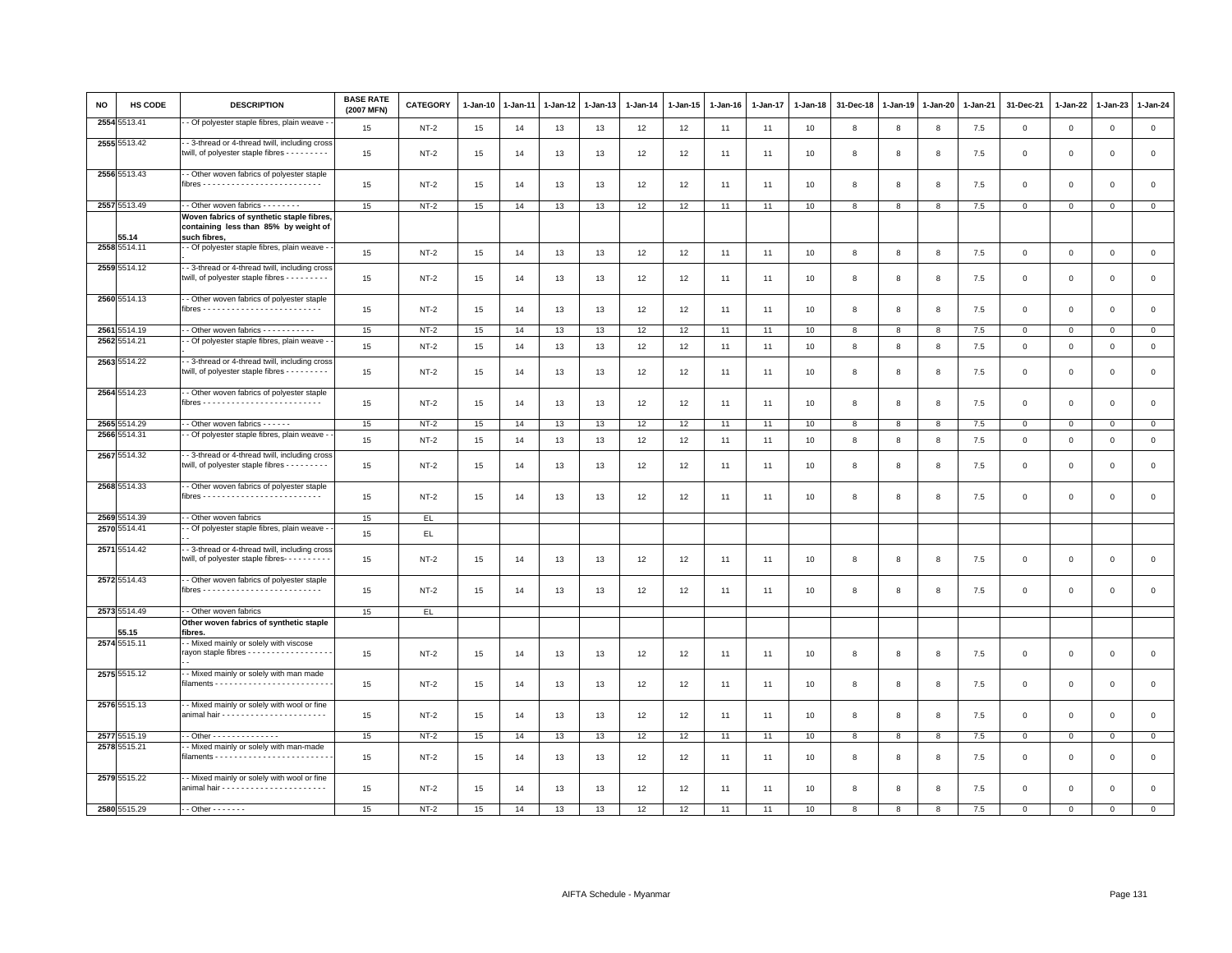| NO | HS CODE | DESCRIPTION | BASE RATE (2007 MFN) | CATEGORY | 1-Jan-10 | 1-Jan-11 | 1-Jan-12 | 1-Jan-13 | 1-Jan-14 | 1-Jan-15 | 1-Jan-16 | 1-Jan-17 | 1-Jan-18 | 31-Dec-18 | 1-Jan-19 | 1-Jan-20 | 1-Jan-21 | 31-Dec-21 | 1-Jan-22 | 1-Jan-23 | 1-Jan-24 |
|---|---|---|---|---|---|---|---|---|---|---|---|---|---|---|---|---|---|---|---|---|---|
| 2554 | 5513.41 | - - Of polyester staple fibres, plain weave - - | 15 | NT-2 | 15 | 14 | 13 | 13 | 12 | 12 | 11 | 11 | 10 | 8 | 8 | 8 | 7.5 | 0 | 0 | 0 | 0 |
| 2555 | 5513.42 | - - 3-thread or 4-thread twill, including cross twill, of polyester staple fibres - - - - - - - - - | 15 | NT-2 | 15 | 14 | 13 | 13 | 12 | 12 | 11 | 11 | 10 | 8 | 8 | 8 | 7.5 | 0 | 0 | 0 | 0 |
| 2556 | 5513.43 | - - Other woven fabrics of polyester staple fibres - - - - - - - - - - - - - - - - - - - - - - - - - | 15 | NT-2 | 15 | 14 | 13 | 13 | 12 | 12 | 11 | 11 | 10 | 8 | 8 | 8 | 7.5 | 0 | 0 | 0 | 0 |
| 2557 | 5513.49 | - - Other woven fabrics - - - - - - - - | 15 | NT-2 | 15 | 14 | 13 | 13 | 12 | 12 | 11 | 11 | 10 | 8 | 8 | 8 | 7.5 | 0 | 0 | 0 | 0 |
| | 55.14 | **Woven fabrics of synthetic staple fibres, containing less than 85% by weight of such fibres,** | | | | | | | | | | | | | | | | | | | |
| 2558 | 5514.11 | - - Of polyester staple fibres, plain weave - - | 15 | NT-2 | 15 | 14 | 13 | 13 | 12 | 12 | 11 | 11 | 10 | 8 | 8 | 8 | 7.5 | 0 | 0 | 0 | 0 |
| 2559 | 5514.12 | - - 3-thread or 4-thread twill, including cross twill, of polyester staple fibres - - - - - - - - - | 15 | NT-2 | 15 | 14 | 13 | 13 | 12 | 12 | 11 | 11 | 10 | 8 | 8 | 8 | 7.5 | 0 | 0 | 0 | 0 |
| 2560 | 5514.13 | - - Other woven fabrics of polyester staple fibres - - - - - - - - - - - - - - - - - - - - - - - - - | 15 | NT-2 | 15 | 14 | 13 | 13 | 12 | 12 | 11 | 11 | 10 | 8 | 8 | 8 | 7.5 | 0 | 0 | 0 | 0 |
| 2561 | 5514.19 | - - Other woven fabrics - - - - - - - - - - - | 15 | NT-2 | 15 | 14 | 13 | 13 | 12 | 12 | 11 | 11 | 10 | 8 | 8 | 8 | 7.5 | 0 | 0 | 0 | 0 |
| 2562 | 5514.21 | - - Of polyester staple fibres, plain weave - - | 15 | NT-2 | 15 | 14 | 13 | 13 | 12 | 12 | 11 | 11 | 10 | 8 | 8 | 8 | 7.5 | 0 | 0 | 0 | 0 |
| 2563 | 5514.22 | - - 3-thread or 4-thread twill, including cross twill, of polyester staple fibres - - - - - - - - - | 15 | NT-2 | 15 | 14 | 13 | 13 | 12 | 12 | 11 | 11 | 10 | 8 | 8 | 8 | 7.5 | 0 | 0 | 0 | 0 |
| 2564 | 5514.23 | - - Other woven fabrics of polyester staple fibres - - - - - - - - - - - - - - - - - - - - - - - - - | 15 | NT-2 | 15 | 14 | 13 | 13 | 12 | 12 | 11 | 11 | 10 | 8 | 8 | 8 | 7.5 | 0 | 0 | 0 | 0 |
| 2565 | 5514.29 | - - Other woven fabrics - - - - - - | 15 | NT-2 | 15 | 14 | 13 | 13 | 12 | 12 | 11 | 11 | 10 | 8 | 8 | 8 | 7.5 | 0 | 0 | 0 | 0 |
| 2566 | 5514.31 | - - Of polyester staple fibres, plain weave - - | 15 | NT-2 | 15 | 14 | 13 | 13 | 12 | 12 | 11 | 11 | 10 | 8 | 8 | 8 | 7.5 | 0 | 0 | 0 | 0 |
| 2567 | 5514.32 | - - 3-thread or 4-thread twill, including cross twill, of polyester staple fibres - - - - - - - - - | 15 | NT-2 | 15 | 14 | 13 | 13 | 12 | 12 | 11 | 11 | 10 | 8 | 8 | 8 | 7.5 | 0 | 0 | 0 | 0 |
| 2568 | 5514.33 | - - Other woven fabrics of polyester staple fibres - - - - - - - - - - - - - - - - - - - - - - - - - | 15 | NT-2 | 15 | 14 | 13 | 13 | 12 | 12 | 11 | 11 | 10 | 8 | 8 | 8 | 7.5 | 0 | 0 | 0 | 0 |
| 2569 | 5514.39 | - - Other woven fabrics | 15 | EL | | | | | | | | | | | | | | | | | |
| 2570 | 5514.41 | - - Of polyester staple fibres, plain weave - - - - | 15 | EL | | | | | | | | | | | | | | | | | |
| 2571 | 5514.42 | - - 3-thread or 4-thread twill, including cross twill, of polyester staple fibres- - - - - - - - - - | 15 | NT-2 | 15 | 14 | 13 | 13 | 12 | 12 | 11 | 11 | 10 | 8 | 8 | 8 | 7.5 | 0 | 0 | 0 | 0 |
| 2572 | 5514.43 | - - Other woven fabrics of polyester staple fibres - - - - - - - - - - - - - - - - - - - - - - - - - | 15 | NT-2 | 15 | 14 | 13 | 13 | 12 | 12 | 11 | 11 | 10 | 8 | 8 | 8 | 7.5 | 0 | 0 | 0 | 0 |
| 2573 | 5514.49 | - - Other woven fabrics | 15 | EL | | | | | | | | | | | | | | | | | |
| | 55.15 | **Other woven fabrics of synthetic staple fibres.** | | | | | | | | | | | | | | | | | | | |
| 2574 | 5515.11 | - - Mixed mainly or solely with viscose rayon staple fibres - - - - - - - - - - - - - - - - - - - - | 15 | NT-2 | 15 | 14 | 13 | 13 | 12 | 12 | 11 | 11 | 10 | 8 | 8 | 8 | 7.5 | 0 | 0 | 0 | 0 |
| 2575 | 5515.12 | - - Mixed mainly or solely with man made filaments - - - - - - - - - - - - - - - - - - - - - - - - | 15 | NT-2 | 15 | 14 | 13 | 13 | 12 | 12 | 11 | 11 | 10 | 8 | 8 | 8 | 7.5 | 0 | 0 | 0 | 0 |
| 2576 | 5515.13 | - - Mixed mainly or solely with wool or fine animal hair - - - - - - - - - - - - - - - - - - - - - - | 15 | NT-2 | 15 | 14 | 13 | 13 | 12 | 12 | 11 | 11 | 10 | 8 | 8 | 8 | 7.5 | 0 | 0 | 0 | 0 |
| 2577 | 5515.19 | - - Other - - - - - - - - - - - - - - | 15 | NT-2 | 15 | 14 | 13 | 13 | 12 | 12 | 11 | 11 | 10 | 8 | 8 | 8 | 7.5 | 0 | 0 | 0 | 0 |
| 2578 | 5515.21 | - - Mixed mainly or solely with man-made filaments - - - - - - - - - - - - - - - - - - - - - - - - | 15 | NT-2 | 15 | 14 | 13 | 13 | 12 | 12 | 11 | 11 | 10 | 8 | 8 | 8 | 7.5 | 0 | 0 | 0 | 0 |
| 2579 | 5515.22 | - - Mixed mainly or solely with wool or fine animal hair - - - - - - - - - - - - - - - - - - - - - - | 15 | NT-2 | 15 | 14 | 13 | 13 | 12 | 12 | 11 | 11 | 10 | 8 | 8 | 8 | 7.5 | 0 | 0 | 0 | 0 |
| 2580 | 5515.29 | - - Other - - - - - - - | 15 | NT-2 | 15 | 14 | 13 | 13 | 12 | 12 | 11 | 11 | 10 | 8 | 8 | 8 | 7.5 | 0 | 0 | 0 | 0 |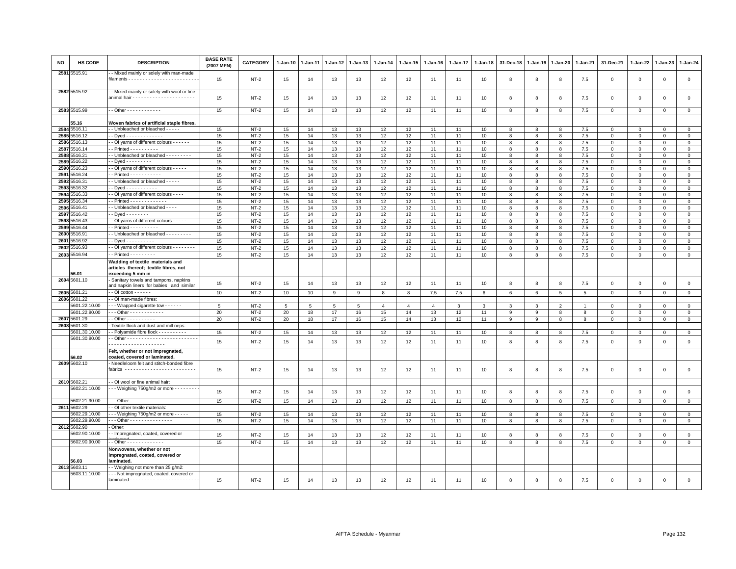| NO | HS CODE | DESCRIPTION | BASE RATE (2007 MFN) | CATEGORY | 1-Jan-10 | 1-Jan-11 | 1-Jan-12 | 1-Jan-13 | 1-Jan-14 | 1-Jan-15 | 1-Jan-16 | 1-Jan-17 | 1-Jan-18 | 31-Dec-18 | 1-Jan-19 | 1-Jan-20 | 1-Jan-21 | 31-Dec-21 | 1-Jan-22 | 1-Jan-23 | 1-Jan-24 |
|---|---|---|---|---|---|---|---|---|---|---|---|---|---|---|---|---|---|---|---|---|---|
| 2581 | 5515.91 | - - Mixed mainly or solely with man-made filaments - - - - - - - - - - - - - - - - - - - - - - - - - | 15 | NT-2 | 15 | 14 | 13 | 13 | 12 | 12 | 11 | 11 | 10 | 8 | 8 | 8 | 7.5 | 0 | 0 | 0 | 0 |
| 2582 | 5515.92 | - - Mixed mainly or solely with wool or fine animal hair - - - - - - - - - - - - - - - - - - - - - - | 15 | NT-2 | 15 | 14 | 13 | 13 | 12 | 12 | 11 | 11 | 10 | 8 | 8 | 8 | 7.5 | 0 | 0 | 0 | 0 |
| 2583 | 5515.99 | - - Other - - - - - - - - - - - - | 15 | NT-2 | 15 | 14 | 13 | 13 | 12 | 12 | 11 | 11 | 10 | 8 | 8 | 8 | 7.5 | 0 | 0 | 0 | 0 |
| | 55.16 | **Woven fabrics of artificial staple fibres.** | | | | | | | | | | | | | | | | | | | |
| 2584 | 5516.11 | - - Unbleached or bleached - - - - - | 15 | NT-2 | 15 | 14 | 13 | 13 | 12 | 12 | 11 | 11 | 10 | 8 | 8 | 8 | 7.5 | 0 | 0 | 0 | 0 |
| 2585 | 5516.12 | - - Dyed - - - - - - - - - - - - - | 15 | NT-2 | 15 | 14 | 13 | 13 | 12 | 12 | 11 | 11 | 10 | 8 | 8 | 8 | 7.5 | 0 | 0 | 0 | 0 |
| 2586 | 5516.13 | - - Of yarns of different colours - - - - - - | 15 | NT-2 | 15 | 14 | 13 | 13 | 12 | 12 | 11 | 11 | 10 | 8 | 8 | 8 | 7.5 | 0 | 0 | 0 | 0 |
| 2587 | 5516.14 | - - Printed - - - - - - - - - - | 15 | NT-2 | 15 | 14 | 13 | 13 | 12 | 12 | 11 | 11 | 10 | 8 | 8 | 8 | 7.5 | 0 | 0 | 0 | 0 |
| 2588 | 5516.21 | - - Unbleached or bleached - - - - - - - - - | 15 | NT-2 | 15 | 14 | 13 | 13 | 12 | 12 | 11 | 11 | 10 | 8 | 8 | 8 | 7.5 | 0 | 0 | 0 | 0 |
| 2589 | 5516.22 | - - Dyed - - - - - - - - - | 15 | NT-2 | 15 | 14 | 13 | 13 | 12 | 12 | 11 | 11 | 10 | 8 | 8 | 8 | 7.5 | 0 | 0 | 0 | 0 |
| 2590 | 5516.23 | - - Of yarns of different colours - - - - - | 15 | NT-2 | 15 | 14 | 13 | 13 | 12 | 12 | 11 | 11 | 10 | 8 | 8 | 8 | 7.5 | 0 | 0 | 0 | 0 |
| 2591 | 5516.24 | - - Printed - - - - - - - - - - - | 15 | NT-2 | 15 | 14 | 13 | 13 | 12 | 12 | 11 | 11 | 10 | 8 | 8 | 8 | 7.5 | 0 | 0 | 0 | 0 |
| 2592 | 5516.31 | - - Unbleached or bleached - - - - - | 15 | NT-2 | 15 | 14 | 13 | 13 | 12 | 12 | 11 | 11 | 10 | 8 | 8 | 8 | 7.5 | 0 | 0 | 0 | 0 |
| 2593 | 5516.32 | - - Dyed - - - - - - - - - - - | 15 | NT-2 | 15 | 14 | 13 | 13 | 12 | 12 | 11 | 11 | 10 | 8 | 8 | 8 | 7.5 | 0 | 0 | 0 | 0 |
| 2594 | 5516.33 | - - Of yarns of different colours - - - - | 15 | NT-2 | 15 | 14 | 13 | 13 | 12 | 12 | 11 | 11 | 10 | 8 | 8 | 8 | 7.5 | 0 | 0 | 0 | 0 |
| 2595 | 5516.34 | - - Printed - - - - - - - - - - - - - | 15 | NT-2 | 15 | 14 | 13 | 13 | 12 | 12 | 11 | 11 | 10 | 8 | 8 | 8 | 7.5 | 0 | 0 | 0 | 0 |
| 2596 | 5516.41 | - - Unbleached or bleached - - - - | 15 | NT-2 | 15 | 14 | 13 | 13 | 12 | 12 | 11 | 11 | 10 | 8 | 8 | 8 | 7.5 | 0 | 0 | 0 | 0 |
| 2597 | 5516.42 | - - Dyed - - - - - - - - | 15 | NT-2 | 15 | 14 | 13 | 13 | 12 | 12 | 11 | 11 | 10 | 8 | 8 | 8 | 7.5 | 0 | 0 | 0 | 0 |
| 2598 | 5516.43 | - - Of yarns of different colours - - - - - | 15 | NT-2 | 15 | 14 | 13 | 13 | 12 | 12 | 11 | 11 | 10 | 8 | 8 | 8 | 7.5 | 0 | 0 | 0 | 0 |
| 2599 | 5516.44 | - - Printed - - - - - - - - - - | 15 | NT-2 | 15 | 14 | 13 | 13 | 12 | 12 | 11 | 11 | 10 | 8 | 8 | 8 | 7.5 | 0 | 0 | 0 | 0 |
| 2600 | 5516.91 | - - Unbleached or bleached - - - - - - - - - | 15 | NT-2 | 15 | 14 | 13 | 13 | 12 | 12 | 11 | 11 | 10 | 8 | 8 | 8 | 7.5 | 0 | 0 | 0 | 0 |
| 2601 | 5516.92 | - - Dyed - - - - - - - - - - | 15 | NT-2 | 15 | 14 | 13 | 13 | 12 | 12 | 11 | 11 | 10 | 8 | 8 | 8 | 7.5 | 0 | 0 | 0 | 0 |
| 2602 | 5516.93 | - - Of yarns of different colours - - - - - - - - | 15 | NT-2 | 15 | 14 | 13 | 13 | 12 | 12 | 11 | 11 | 10 | 8 | 8 | 8 | 7.5 | 0 | 0 | 0 | 0 |
| 2603 | 5516.94 | - - Printed - - - - - - - - - | 15 | NT-2 | 15 | 14 | 13 | 13 | 12 | 12 | 11 | 11 | 10 | 8 | 8 | 8 | 7.5 | 0 | 0 | 0 | 0 |
| | 56.01 | **Wadding of textile materials and articles thereof; textile fibres, not exceeding 5 mm in** | | | | | | | | | | | | | | | | | | | |
| 2604 | 5601.10 | - Sanitary towels and tampons, napkins and napkin liners for babies and similar | 15 | NT-2 | 15 | 14 | 13 | 13 | 12 | 12 | 11 | 11 | 10 | 8 | 8 | 8 | 7.5 | 0 | 0 | 0 | 0 |
| 2605 | 5601.21 | - - Of cotton - - - - - - | 10 | NT-2 | 10 | 10 | 9 | 9 | 8 | 8 | 7.5 | 7.5 | 6 | 6 | 6 | 5 | 5 | 0 | 0 | 0 | 0 |
| 2606 | 5601.22 | - - Of man-made fibres: | | | | | | | | | | | | | | | | | | | |
| | 5601.22.10.00 | - - - Wrapped cigarette tow - - - - - - | 5 | NT-2 | 5 | 5 | 5 | 5 | 4 | 4 | 4 | 3 | 3 | 3 | 3 | 2 | 1 | 0 | 0 | 0 | 0 |
| | 5601.22.90.00 | - - - Other - - - - - - - - - - - - | 20 | NT-2 | 20 | 18 | 17 | 16 | 15 | 14 | 13 | 12 | 11 | 9 | 9 | 8 | 8 | 0 | 0 | 0 | 0 |
| 2607 | 5601.29 | - - Other - - - - - - - - - - | 20 | NT-2 | 20 | 18 | 17 | 16 | 15 | 14 | 13 | 12 | 11 | 9 | 9 | 8 | 8 | 0 | 0 | 0 | 0 |
| 2608 | 5601.30 | - Textile flock and dust and mill neps: | | | | | | | | | | | | | | | | | | | |
| | 5601.30.10.00 | - - Polyamide fibre flock - - - - - - - - - - | 15 | NT-2 | 15 | 14 | 13 | 13 | 12 | 12 | 11 | 11 | 10 | 8 | 8 | 8 | 7.5 | 0 | 0 | 0 | 0 |
| | 5601.30.90.00 | - - Other - - - - - - - - - - - - - - - - - - - - - - - - - - - - - - - - - - - - - - - - - - - - | 15 | NT-2 | 15 | 14 | 13 | 13 | 12 | 12 | 11 | 11 | 10 | 8 | 8 | 8 | 7.5 | 0 | 0 | 0 | 0 |
| | 56.02 | **Felt, whether or not impregnated, coated, covered or laminated.** | | | | | | | | | | | | | | | | | | | |
| 2609 | 5602.10 | - Needleloom felt and stitch-bonded fibre fabrics - - - - - - - - - - - - - - - - - - - - - - - - - | 15 | NT-2 | 15 | 14 | 13 | 13 | 12 | 12 | 11 | 11 | 10 | 8 | 8 | 8 | 7.5 | 0 | 0 | 0 | 0 |
| 2610 | 5602.21 | - - Of wool or fine animal hair: | | | | | | | | | | | | | | | | | | | |
| | 5602.21.10.00 | - - - Weighing 750g/m2 or more - - - - - - - - - | 15 | NT-2 | 15 | 14 | 13 | 13 | 12 | 12 | 11 | 11 | 10 | 8 | 8 | 8 | 7.5 | 0 | 0 | 0 | 0 |
| | 5602.21.90.00 | - - - Other - - - - - - - - - - - - - - - - - | 15 | NT-2 | 15 | 14 | 13 | 13 | 12 | 12 | 11 | 11 | 10 | 8 | 8 | 8 | 7.5 | 0 | 0 | 0 | 0 |
| 2611 | 5602.29 | - - Of other textile materials: | | | | | | | | | | | | | | | | | | | |
| | 5602.29.10.00 | - - - Weighing 750g/m2 or more - - - - - | 15 | NT-2 | 15 | 14 | 13 | 13 | 12 | 12 | 11 | 11 | 10 | 8 | 8 | 8 | 7.5 | 0 | 0 | 0 | 0 |
| | 5602.29.90.00 | - - - Other - - - - - - - - - - - - - - - | 15 | NT-2 | 15 | 14 | 13 | 13 | 12 | 12 | 11 | 11 | 10 | 8 | 8 | 8 | 7.5 | 0 | 0 | 0 | 0 |
| 2612 | 5602.90 | - Other: | | | | | | | | | | | | | | | | | | | |
| | 5602.90.10.00 | - - Impregnated, coated, covered or laminated | 15 | NT-2 | 15 | 14 | 13 | 13 | 12 | 12 | 11 | 11 | 10 | 8 | 8 | 8 | 7.5 | 0 | 0 | 0 | 0 |
| | 5602.90.90.00 | - - Other - - - - - - - - - - - - - | 15 | NT-2 | 15 | 14 | 13 | 13 | 12 | 12 | 11 | 11 | 10 | 8 | 8 | 8 | 7.5 | 0 | 0 | 0 | 0 |
| | 56.03 | **Nonwovens, whether or not impregnated, coated, covered or laminated.** | | | | | | | | | | | | | | | | | | | |
| 2613 | 5603.11 | - - Weighing not more than 25 g/m2: | | | | | | | | | | | | | | | | | | | |
| | 5603.11.10.00 | - - - Not impregnated, coated, covered or laminated - - - - - - - - - - - - - - - - - - - - - - - - | 15 | NT-2 | 15 | 14 | 13 | 13 | 12 | 12 | 11 | 11 | 10 | 8 | 8 | 8 | 7.5 | 0 | 0 | 0 | 0 |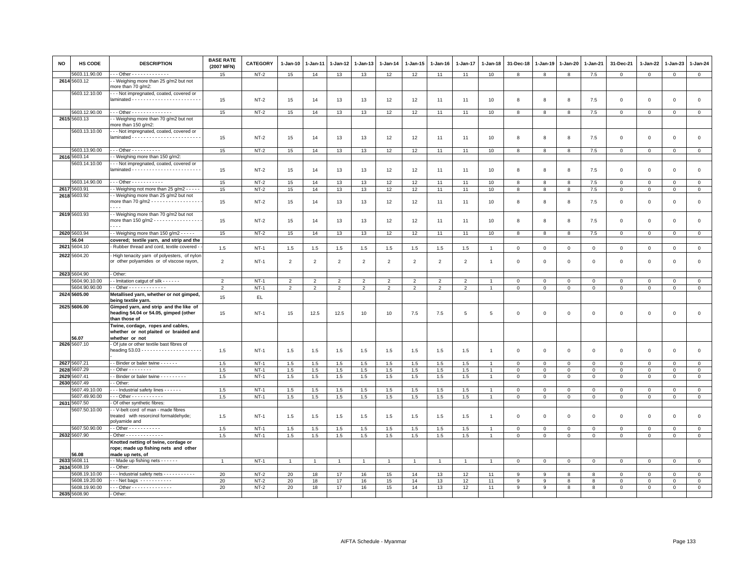| NO | HS CODE | DESCRIPTION | BASE RATE (2007 MFN) | CATEGORY | 1-Jan-10 | 1-Jan-11 | 1-Jan-12 | 1-Jan-13 | 1-Jan-14 | 1-Jan-15 | 1-Jan-16 | 1-Jan-17 | 1-Jan-18 | 31-Dec-18 | 1-Jan-19 | 1-Jan-20 | 1-Jan-21 | 31-Dec-21 | 1-Jan-22 | 1-Jan-23 | 1-Jan-24 |
|---|---|---|---|---|---|---|---|---|---|---|---|---|---|---|---|---|---|---|---|---|---|
| | 5603.11.90.00 | - - - Other - - - - - - - - - - - - - | 15 | NT-2 | 15 | 14 | 13 | 13 | 12 | 12 | 11 | 11 | 10 | 8 | 8 | 8 | 7.5 | 0 | 0 | 0 | 0 |
| 2614 | 5603.12 | - - Weighing more than 25 g/m2 but not more than 70 g/m2: | | | | | | | | | | | | | | | | | | | |
| | 5603.12.10.00 | - - - Not impregnated, coated, covered or laminated - - - - - - - - - - - - - - - - - - - - - - - - | 15 | NT-2 | 15 | 14 | 13 | 13 | 12 | 12 | 11 | 11 | 10 | 8 | 8 | 8 | 7.5 | 0 | 0 | 0 | 0 |
| | 5603.12.90.00 | - - - Other - - - - - - - - - - - - - - | 15 | NT-2 | 15 | 14 | 13 | 13 | 12 | 12 | 11 | 11 | 10 | 8 | 8 | 8 | 7.5 | 0 | 0 | 0 | 0 |
| 2615 | 5603.13 | - - Weighing more than 70 g/m2 but not more than 150 g/m2: | | | | | | | | | | | | | | | | | | | |
| | 5603.13.10.00 | - - - Not impregnated, coated, covered or laminated - - - - - - - - - - - - - - - - - - - - - - - - | 15 | NT-2 | 15 | 14 | 13 | 13 | 12 | 12 | 11 | 11 | 10 | 8 | 8 | 8 | 7.5 | 0 | 0 | 0 | 0 |
| | 5603.13.90.00 | - - - Other - - - - - - - - - - | 15 | NT-2 | 15 | 14 | 13 | 13 | 12 | 12 | 11 | 11 | 10 | 8 | 8 | 8 | 7.5 | 0 | 0 | 0 | 0 |
| 2616 | 5603.14 | - - Weighing more than 150 g/m2: | | | | | | | | | | | | | | | | | | | |
| | 5603.14.10.00 | - - - Not impregnated, coated, covered or laminated - - - - - - - - - - - - - - - - - - - - - - - - | 15 | NT-2 | 15 | 14 | 13 | 13 | 12 | 12 | 11 | 11 | 10 | 8 | 8 | 8 | 7.5 | 0 | 0 | 0 | 0 |
| | 5603.14.90.00 | - - - Other - - - - - - - - - - - | 15 | NT-2 | 15 | 14 | 13 | 13 | 12 | 12 | 11 | 11 | 10 | 8 | 8 | 8 | 7.5 | 0 | 0 | 0 | 0 |
| 2617 | 5603.91 | - - Weighing not more than 25 g/m2 - - - - - | 15 | NT-2 | 15 | 14 | 13 | 13 | 12 | 12 | 11 | 11 | 10 | 8 | 8 | 8 | 7.5 | 0 | 0 | 0 | 0 |
| 2618 | 5603.92 | - - Weighing more than 25 g/m2 but not more than 70 g/m2 - - - - - - - - - - - - - - - - - - - - - | 15 | NT-2 | 15 | 14 | 13 | 13 | 12 | 12 | 11 | 11 | 10 | 8 | 8 | 8 | 7.5 | 0 | 0 | 0 | 0 |
| 2619 | 5603.93 | - - Weighing more than 70 g/m2 but not more than 150 g/m2 - - - - - - - - - - - - - - - - - - - - | 15 | NT-2 | 15 | 14 | 13 | 13 | 12 | 12 | 11 | 11 | 10 | 8 | 8 | 8 | 7.5 | 0 | 0 | 0 | 0 |
| 2620 | 5603.94 | - - Weighing more than 150 g/m2 - - - - - | 15 | NT-2 | 15 | 14 | 13 | 13 | 12 | 12 | 11 | 11 | 10 | 8 | 8 | 8 | 7.5 | 0 | 0 | 0 | 0 |
| | 56.04 | **covered; textile yarn, and strip and the** | | | | | | | | | | | | | | | | | | | |
| 2621 | 5604.10 | - Rubber thread and cord, textile covered - - | 1.5 | NT-1 | 1.5 | 1.5 | 1.5 | 1.5 | 1.5 | 1.5 | 1.5 | 1.5 | 1 | 0 | 0 | 0 | 0 | 0 | 0 | 0 | 0 |
| 2622 | 5604.20 | - High tenacity yarn of polyesters, of nylon or other polyamides or of viscose rayon, | 2 | NT-1 | 2 | 2 | 2 | 2 | 2 | 2 | 2 | 2 | 1 | 0 | 0 | 0 | 0 | 0 | 0 | 0 | 0 |
| 2623 | 5604.90 | - Other: | | | | | | | | | | | | | | | | | | | |
| | 5604.90.10.00 | - - Imitation catgut of silk - - - - - - | 2 | NT-1 | 2 | 2 | 2 | 2 | 2 | 2 | 2 | 2 | 1 | 0 | 0 | 0 | 0 | 0 | 0 | 0 | 0 |
| | 5604.90.90.00 | - - Other - - - - - - - - - - - - - | 2 | NT-1 | 2 | 2 | 2 | 2 | 2 | 2 | 2 | 2 | 1 | 0 | 0 | 0 | 0 | 0 | 0 | 0 | 0 |
| 2624 | 5605.00 | **Metallised yarn, whether or not gimped, being textile yarn.** | 15 | EL | | | | | | | | | | | | | | | | | |
| 2625 | 5606.00 | **Gimped yarn, and strip and the like of heading 54.04 or 54.05, gimped (other than those of** | 15 | NT-1 | 15 | 12.5 | 12.5 | 10 | 10 | 7.5 | 7.5 | 5 | 5 | 0 | 0 | 0 | 0 | 0 | 0 | 0 | 0 |
| | 56.07 | **Twine, cordage, ropes and cables, whether or not plaited or braided and whether or not** | | | | | | | | | | | | | | | | | | | |
| 2626 | 5607.10 | - Of jute or other textile bast fibres of heading 53.03 - - - - - - - - - - - - - - - - - - - - - | 1.5 | NT-1 | 1.5 | 1.5 | 1.5 | 1.5 | 1.5 | 1.5 | 1.5 | 1.5 | 1 | 0 | 0 | 0 | 0 | 0 | 0 | 0 | 0 |
| 2627 | 5607.21 | - - Binder or baler twine - - - - - - | 1.5 | NT-1 | 1.5 | 1.5 | 1.5 | 1.5 | 1.5 | 1.5 | 1.5 | 1.5 | 1 | 0 | 0 | 0 | 0 | 0 | 0 | 0 | 0 |
| 2628 | 5607.29 | - - Other - - - - - - - - | 1.5 | NT-1 | 1.5 | 1.5 | 1.5 | 1.5 | 1.5 | 1.5 | 1.5 | 1.5 | 1 | 0 | 0 | 0 | 0 | 0 | 0 | 0 | 0 |
| 2629 | 5607.41 | - - Binder or baler twine - - - - - - - - - | 1.5 | NT-1 | 1.5 | 1.5 | 1.5 | 1.5 | 1.5 | 1.5 | 1.5 | 1.5 | 1 | 0 | 0 | 0 | 0 | 0 | 0 | 0 | 0 |
| 2630 | 5607.49 | - - Other: | | | | | | | | | | | | | | | | | | | |
| | 5607.49.10.00 | - - - Industrial safety lines - - - - - - | 1.5 | NT-1 | 1.5 | 1.5 | 1.5 | 1.5 | 1.5 | 1.5 | 1.5 | 1.5 | 1 | 0 | 0 | 0 | 0 | 0 | 0 | 0 | 0 |
| | 5607.49.90.00 | - - - Other - - - - - - - - - - - | 1.5 | NT-1 | 1.5 | 1.5 | 1.5 | 1.5 | 1.5 | 1.5 | 1.5 | 1.5 | 1 | 0 | 0 | 0 | 0 | 0 | 0 | 0 | 0 |
| 2631 | 5607.50 | - Of other synthetic fibres: | | | | | | | | | | | | | | | | | | | |
| | 5607.50.10.00 | - - V-belt cord of man - made fibres treated with resorcinol formaldehyde; polyamide and | 1.5 | NT-1 | 1.5 | 1.5 | 1.5 | 1.5 | 1.5 | 1.5 | 1.5 | 1.5 | 1 | 0 | 0 | 0 | 0 | 0 | 0 | 0 | 0 |
| | 5607.50.90.00 | - - Other - - - - - - - - - - - | 1.5 | NT-1 | 1.5 | 1.5 | 1.5 | 1.5 | 1.5 | 1.5 | 1.5 | 1.5 | 1 | 0 | 0 | 0 | 0 | 0 | 0 | 0 | 0 |
| 2632 | 5607.90 | - Other - - - - - - - - - - - - - | 1.5 | NT-1 | 1.5 | 1.5 | 1.5 | 1.5 | 1.5 | 1.5 | 1.5 | 1.5 | 1 | 0 | 0 | 0 | 0 | 0 | 0 | 0 | 0 |
| | 56.08 | **Knotted netting of twine, cordage or rope; made up fishing nets and other made up nets, of** | | | | | | | | | | | | | | | | | | | |
| 2633 | 5608.11 | - - Made up fishing nets - - - - - - | 1 | NT-1 | 1 | 1 | 1 | 1 | 1 | 1 | 1 | 1 | 1 | 0 | 0 | 0 | 0 | 0 | 0 | 0 | 0 |
| 2634 | 5608.19 | - - Other: | | | | | | | | | | | | | | | | | | | |
| | 5608.19.10.00 | - - - Industrial safety nets - - - - - - - - - - - | 20 | NT-2 | 20 | 18 | 17 | 16 | 15 | 14 | 13 | 12 | 11 | 9 | 9 | 8 | 8 | 0 | 0 | 0 | 0 |
| | 5608.19.20.00 | - - - Net bags - - - - - - - - - - - | 20 | NT-2 | 20 | 18 | 17 | 16 | 15 | 14 | 13 | 12 | 11 | 9 | 9 | 8 | 8 | 0 | 0 | 0 | 0 |
| | 5608.19.90.00 | - - - Other - - - - - - - - - - - - - - | 20 | NT-2 | 20 | 18 | 17 | 16 | 15 | 14 | 13 | 12 | 11 | 9 | 9 | 8 | 8 | 0 | 0 | 0 | 0 |
| 2635 | 5608.90 | - Other: | | | | | | | | | | | | | | | | | | | |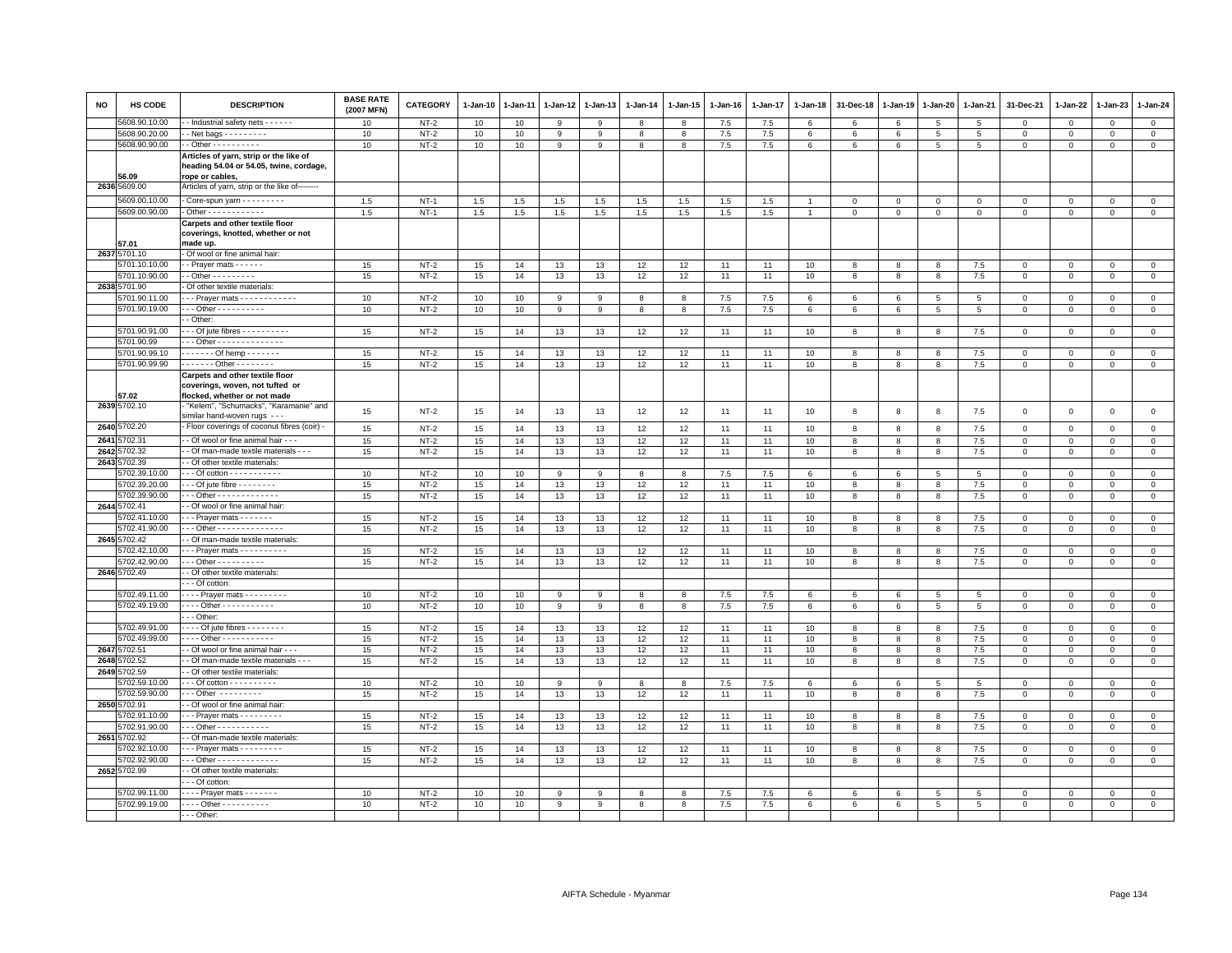| NO | HS CODE | DESCRIPTION | BASE RATE (2007 MFN) | CATEGORY | 1-Jan-10 | 1-Jan-11 | 1-Jan-12 | 1-Jan-13 | 1-Jan-14 | 1-Jan-15 | 1-Jan-16 | 1-Jan-17 | 1-Jan-18 | 31-Dec-18 | 1-Jan-19 | 1-Jan-20 | 1-Jan-21 | 31-Dec-21 | 1-Jan-22 | 1-Jan-23 | 1-Jan-24 |
|---|---|---|---|---|---|---|---|---|---|---|---|---|---|---|---|---|---|---|---|---|---|
| | 5608.90.10.00 | - - Industrial safety nets - - - - - - | 10 | NT-2 | 10 | 10 | 9 | 9 | 8 | 8 | 7.5 | 7.5 | 6 | 6 | 6 | 5 | 5 | 0 | 0 | 0 | 0 |
| | 5608.90.20.00 | - - Net bags - - - - - - - - - | 10 | NT-2 | 10 | 10 | 9 | 9 | 8 | 8 | 7.5 | 7.5 | 6 | 6 | 6 | 5 | 5 | 0 | 0 | 0 | 0 |
| | 5608.90.90.00 | - - Other - - - - - - - - - - | 10 | NT-2 | 10 | 10 | 9 | 9 | 8 | 8 | 7.5 | 7.5 | 6 | 6 | 6 | 5 | 5 | 0 | 0 | 0 | 0 |
| | 56.09 | **Articles of yarn, strip or the like of heading 54.04 or 54.05, twine, cordage, rope or cables,** | | | | | | | | | | | | | | | | | | | |
| 2636 | 5609.00 | Articles of yarn, strip or the like of-------- | | | | | | | | | | | | | | | | | | | |
| | 5609.00.10.00 | - Core-spun yarn - - - - - - - - - | 1.5 | NT-1 | 1.5 | 1.5 | 1.5 | 1.5 | 1.5 | 1.5 | 1.5 | 1.5 | 1 | 0 | 0 | 0 | 0 | 0 | 0 | 0 | 0 |
| | 5609.00.90.00 | - Other - - - - - - - - - - - - | 1.5 | NT-1 | 1.5 | 1.5 | 1.5 | 1.5 | 1.5 | 1.5 | 1.5 | 1.5 | 1 | 0 | 0 | 0 | 0 | 0 | 0 | 0 | 0 |
| | 57.01 | **Carpets and other textile floor coverings, knotted, whether or not made up.** | | | | | | | | | | | | | | | | | | | |
| 2637 | 5701.10 | - Of wool or fine animal hair: | | | | | | | | | | | | | | | | | | | |
| | 5701.10.10.00 | - - Prayer mats - - - - - - | 15 | NT-2 | 15 | 14 | 13 | 13 | 12 | 12 | 11 | 11 | 10 | 8 | 8 | 8 | 7.5 | 0 | 0 | 0 | 0 |
| | 5701.10.90.00 | - - Other - - - - - - - - - | 15 | NT-2 | 15 | 14 | 13 | 13 | 12 | 12 | 11 | 11 | 10 | 8 | 8 | 8 | 7.5 | 0 | 0 | 0 | 0 |
| 2638 | 5701.90 | - Of other textile materials: | | | | | | | | | | | | | | | | | | | |
| | 5701.90.11.00 | - - - Prayer mats - - - - - - - - - - - - | 10 | NT-2 | 10 | 10 | 9 | 9 | 8 | 8 | 7.5 | 7.5 | 6 | 6 | 6 | 5 | 5 | 0 | 0 | 0 | 0 |
| | 5701.90.19.00 | - - - Other - - - - - - - - - - | 10 | NT-2 | 10 | 10 | 9 | 9 | 8 | 8 | 7.5 | 7.5 | 6 | 6 | 6 | 5 | 5 | 0 | 0 | 0 | 0 |
| | | - - Other: | | | | | | | | | | | | | | | | | | | |
| | 5701.90.91.00 | - - - Of jute fibres - - - - - - - - - - | 15 | NT-2 | 15 | 14 | 13 | 13 | 12 | 12 | 11 | 11 | 10 | 8 | 8 | 8 | 7.5 | 0 | 0 | 0 | 0 |
| | 5701.90.99 | - - - Other - - - - - - - - - - - - - - | | | | | | | | | | | | | | | | | | | |
| | 5701.90.99.10 | - - - - - - - Of hemp - - - - - - - | 15 | NT-2 | 15 | 14 | 13 | 13 | 12 | 12 | 11 | 11 | 10 | 8 | 8 | 8 | 7.5 | 0 | 0 | 0 | 0 |
| | 5701.90.99.90 | - - - - - - - Other - - - - - - - - | 15 | NT-2 | 15 | 14 | 13 | 13 | 12 | 12 | 11 | 11 | 10 | 8 | 8 | 8 | 7.5 | 0 | 0 | 0 | 0 |
| | 57.02 | **Carpets and other textile floor coverings, woven, not tufted or flocked, whether or not made** | | | | | | | | | | | | | | | | | | | |
| 2639 | 5702.10 | - "Kelem", "Schumacks", "Karamanie" and similar hand-woven rugs - - - | 15 | NT-2 | 15 | 14 | 13 | 13 | 12 | 12 | 11 | 11 | 10 | 8 | 8 | 8 | 7.5 | 0 | 0 | 0 | 0 |
| 2640 | 5702.20 | - Floor coverings of coconut fibres (coir) - | 15 | NT-2 | 15 | 14 | 13 | 13 | 12 | 12 | 11 | 11 | 10 | 8 | 8 | 8 | 7.5 | 0 | 0 | 0 | 0 |
| 2641 | 5702.31 | - - Of wool or fine animal hair - - - | 15 | NT-2 | 15 | 14 | 13 | 13 | 12 | 12 | 11 | 11 | 10 | 8 | 8 | 8 | 7.5 | 0 | 0 | 0 | 0 |
| 2642 | 5702.32 | - - Of man-made textile materials - - - | 15 | NT-2 | 15 | 14 | 13 | 13 | 12 | 12 | 11 | 11 | 10 | 8 | 8 | 8 | 7.5 | 0 | 0 | 0 | 0 |
| 2643 | 5702.39 | - - Of other textile materials: | | | | | | | | | | | | | | | | | | | |
| | 5702.39.10.00 | - - - Of cotton - - - - - - - - - - - | 10 | NT-2 | 10 | 10 | 9 | 9 | 8 | 8 | 7.5 | 7.5 | 6 | 6 | 6 | 5 | 5 | 0 | 0 | 0 | 0 |
| | 5702.39.20.00 | - - - Of jute fibre - - - - - - - - | 15 | NT-2 | 15 | 14 | 13 | 13 | 12 | 12 | 11 | 11 | 10 | 8 | 8 | 8 | 7.5 | 0 | 0 | 0 | 0 |
| | 5702.39.90.00 | - - - Other - - - - - - - - - - - - - | 15 | NT-2 | 15 | 14 | 13 | 13 | 12 | 12 | 11 | 11 | 10 | 8 | 8 | 8 | 7.5 | 0 | 0 | 0 | 0 |
| 2644 | 5702.41 | - - Of wool or fine animal hair: | | | | | | | | | | | | | | | | | | | |
| | 5702.41.10.00 | - - - Prayer mats - - - - - - - | 15 | NT-2 | 15 | 14 | 13 | 13 | 12 | 12 | 11 | 11 | 10 | 8 | 8 | 8 | 7.5 | 0 | 0 | 0 | 0 |
| | 5702.41.90.00 | - - - Other - - - - - - - - - - - - - - | 15 | NT-2 | 15 | 14 | 13 | 13 | 12 | 12 | 11 | 11 | 10 | 8 | 8 | 8 | 7.5 | 0 | 0 | 0 | 0 |
| 2645 | 5702.42 | - - Of man-made textile materials: | | | | | | | | | | | | | | | | | | | |
| | 5702.42.10.00 | - - - Prayer mats - - - - - - - - - - | 15 | NT-2 | 15 | 14 | 13 | 13 | 12 | 12 | 11 | 11 | 10 | 8 | 8 | 8 | 7.5 | 0 | 0 | 0 | 0 |
| | 5702.42.90.00 | - - - Other - - - - - - - - - - | 15 | NT-2 | 15 | 14 | 13 | 13 | 12 | 12 | 11 | 11 | 10 | 8 | 8 | 8 | 7.5 | 0 | 0 | 0 | 0 |
| 2646 | 5702.49 | - - Of other textile materials: | | | | | | | | | | | | | | | | | | | |
| | | - - - Of cotton: | | | | | | | | | | | | | | | | | | | |
| | 5702.49.11.00 | - - - - Prayer mats - - - - - - - - - | 10 | NT-2 | 10 | 10 | 9 | 9 | 8 | 8 | 7.5 | 7.5 | 6 | 6 | 6 | 5 | 5 | 0 | 0 | 0 | 0 |
| | 5702.49.19.00 | - - - - Other - - - - - - - - - - - | 10 | NT-2 | 10 | 10 | 9 | 9 | 8 | 8 | 7.5 | 7.5 | 6 | 6 | 6 | 5 | 5 | 0 | 0 | 0 | 0 |
| | | - - - Other: | | | | | | | | | | | | | | | | | | | |
| | 5702.49.91.00 | - - - - Of jute fibres - - - - - - - - | 15 | NT-2 | 15 | 14 | 13 | 13 | 12 | 12 | 11 | 11 | 10 | 8 | 8 | 8 | 7.5 | 0 | 0 | 0 | 0 |
| | 5702.49.99.00 | - - - - Other - - - - - - - - - - - | 15 | NT-2 | 15 | 14 | 13 | 13 | 12 | 12 | 11 | 11 | 10 | 8 | 8 | 8 | 7.5 | 0 | 0 | 0 | 0 |
| 2647 | 5702.51 | - - Of wool or fine animal hair - - - | 15 | NT-2 | 15 | 14 | 13 | 13 | 12 | 12 | 11 | 11 | 10 | 8 | 8 | 8 | 7.5 | 0 | 0 | 0 | 0 |
| 2648 | 5702.52 | - - Of man-made textile materials - - - | 15 | NT-2 | 15 | 14 | 13 | 13 | 12 | 12 | 11 | 11 | 10 | 8 | 8 | 8 | 7.5 | 0 | 0 | 0 | 0 |
| 2649 | 5702.59 | - - Of other textile materials: | | | | | | | | | | | | | | | | | | | |
| | 5702.59.10.00 | - - - Of cotton - - - - - - - - - - | 10 | NT-2 | 10 | 10 | 9 | 9 | 8 | 8 | 7.5 | 7.5 | 6 | 6 | 6 | 5 | 5 | 0 | 0 | 0 | 0 |
| | 5702.59.90.00 | - - - Other - - - - - - - - - | 15 | NT-2 | 15 | 14 | 13 | 13 | 12 | 12 | 11 | 11 | 10 | 8 | 8 | 8 | 7.5 | 0 | 0 | 0 | 0 |
| 2650 | 5702.91 | - - Of wool or fine animal hair: | | | | | | | | | | | | | | | | | | | |
| | 5702.91.10.00 | - - - Prayer mats - - - - - - - - - | 15 | NT-2 | 15 | 14 | 13 | 13 | 12 | 12 | 11 | 11 | 10 | 8 | 8 | 8 | 7.5 | 0 | 0 | 0 | 0 |
| | 5702.91.90.00 | - - - Other - - - - - - - - - - - | 15 | NT-2 | 15 | 14 | 13 | 13 | 12 | 12 | 11 | 11 | 10 | 8 | 8 | 8 | 7.5 | 0 | 0 | 0 | 0 |
| 2651 | 5702.92 | - - Of man-made textile materials: | | | | | | | | | | | | | | | | | | | |
| | 5702.92.10.00 | - - - Prayer mats - - - - - - - - - | 15 | NT-2 | 15 | 14 | 13 | 13 | 12 | 12 | 11 | 11 | 10 | 8 | 8 | 8 | 7.5 | 0 | 0 | 0 | 0 |
| | 5702.92.90.00 | - - - Other - - - - - - - - - - - - - | 15 | NT-2 | 15 | 14 | 13 | 13 | 12 | 12 | 11 | 11 | 10 | 8 | 8 | 8 | 7.5 | 0 | 0 | 0 | 0 |
| 2652 | 5702.99 | - - Of other textile materials: | | | | | | | | | | | | | | | | | | | |
| | | - - - Of cotton: | | | | | | | | | | | | | | | | | | | |
| | 5702.99.11.00 | - - - - Prayer mats - - - - - - - | 10 | NT-2 | 10 | 10 | 9 | 9 | 8 | 8 | 7.5 | 7.5 | 6 | 6 | 6 | 5 | 5 | 0 | 0 | 0 | 0 |
| | 5702.99.19.00 | - - - - Other - - - - - - - - - - | 10 | NT-2 | 10 | 10 | 9 | 9 | 8 | 8 | 7.5 | 7.5 | 6 | 6 | 6 | 5 | 5 | 0 | 0 | 0 | 0 |
| | | - - - Other: | | | | | | | | | | | | | | | | | | | |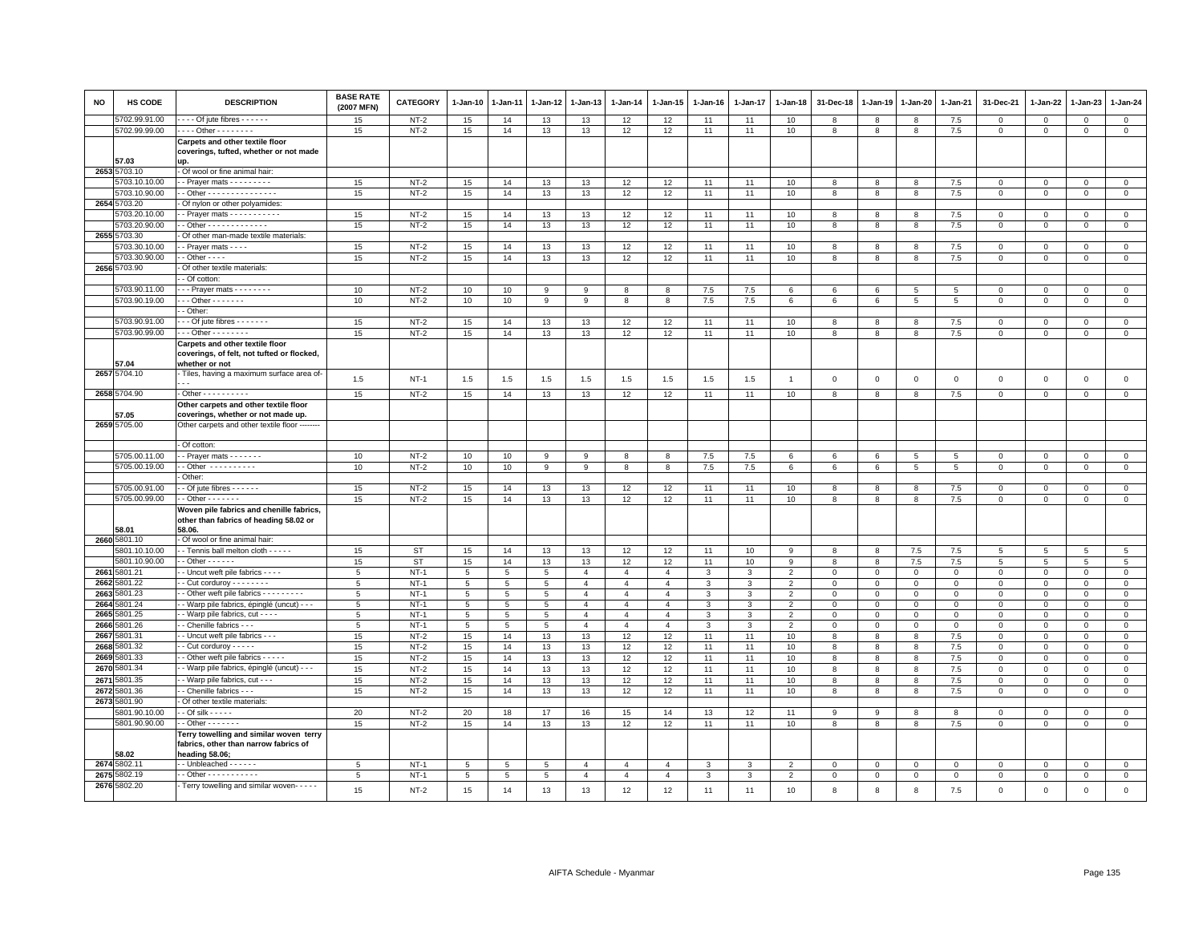| NO | HS CODE | DESCRIPTION | BASE RATE (2007 MFN) | CATEGORY | 1-Jan-10 | 1-Jan-11 | 1-Jan-12 | 1-Jan-13 | 1-Jan-14 | 1-Jan-15 | 1-Jan-16 | 1-Jan-17 | 1-Jan-18 | 31-Dec-18 | 1-Jan-19 | 1-Jan-20 | 1-Jan-21 | 31-Dec-21 | 1-Jan-22 | 1-Jan-23 | 1-Jan-24 |
|---|---|---|---|---|---|---|---|---|---|---|---|---|---|---|---|---|---|---|---|---|---|
| | 5702.99.91.00 | - - - - Of jute fibres - - - - - - | 15 | NT-2 | 15 | 14 | 13 | 13 | 12 | 12 | 11 | 11 | 10 | 8 | 8 | 8 | 7.5 | 0 | 0 | 0 | 0 |
| | 5702.99.99.00 | - - - - Other - - - - - - - - | 15 | NT-2 | 15 | 14 | 13 | 13 | 12 | 12 | 11 | 11 | 10 | 8 | 8 | 8 | 7.5 | 0 | 0 | 0 | 0 |
| | 57.03 | **Carpets and other textile floor coverings, tufted, whether or not made up.** | | | | | | | | | | | | | | | | | | | |
| 2653 | 5703.10 | - Of wool or fine animal hair: | | | | | | | | | | | | | | | | | | | |
| | 5703.10.10.00 | - - Prayer mats - - - - - - - - - | 15 | NT-2 | 15 | 14 | 13 | 13 | 12 | 12 | 11 | 11 | 10 | 8 | 8 | 8 | 7.5 | 0 | 0 | 0 | 0 |
| | 5703.10.90.00 | - - Other - - - - - - - - - - - - - - - | 15 | NT-2 | 15 | 14 | 13 | 13 | 12 | 12 | 11 | 11 | 10 | 8 | 8 | 8 | 7.5 | 0 | 0 | 0 | 0 |
| 2654 | 5703.20 | - Of nylon or other polyamides: | | | | | | | | | | | | | | | | | | | |
| | 5703.20.10.00 | - - Prayer mats - - - - - - - - - - - | 15 | NT-2 | 15 | 14 | 13 | 13 | 12 | 12 | 11 | 11 | 10 | 8 | 8 | 8 | 7.5 | 0 | 0 | 0 | 0 |
| | 5703.20.90.00 | - - Other - - - - - - - - - - - - - | 15 | NT-2 | 15 | 14 | 13 | 13 | 12 | 12 | 11 | 11 | 10 | 8 | 8 | 8 | 7.5 | 0 | 0 | 0 | 0 |
| 2655 | 5703.30 | - Of other man-made textile materials: | | | | | | | | | | | | | | | | | | | |
| | 5703.30.10.00 | - - Prayer mats - - - - | 15 | NT-2 | 15 | 14 | 13 | 13 | 12 | 12 | 11 | 11 | 10 | 8 | 8 | 8 | 7.5 | 0 | 0 | 0 | 0 |
| | 5703.30.90.00 | - - Other - - - - | 15 | NT-2 | 15 | 14 | 13 | 13 | 12 | 12 | 11 | 11 | 10 | 8 | 8 | 8 | 7.5 | 0 | 0 | 0 | 0 |
| 2656 | 5703.90 | - Of other textile materials: | | | | | | | | | | | | | | | | | | | |
| | | - - Of cotton: | | | | | | | | | | | | | | | | | | | |
| | 5703.90.11.00 | - - - Prayer mats - - - - - - - - | 10 | NT-2 | 10 | 10 | 9 | 9 | 8 | 8 | 7.5 | 7.5 | 6 | 6 | 6 | 5 | 5 | 0 | 0 | 0 | 0 |
| | 5703.90.19.00 | - - - Other - - - - - - - | 10 | NT-2 | 10 | 10 | 9 | 9 | 8 | 8 | 7.5 | 7.5 | 6 | 6 | 6 | 5 | 5 | 0 | 0 | 0 | 0 |
| | | - - Other: | | | | | | | | | | | | | | | | | | | |
| | 5703.90.91.00 | - - - Of jute fibres - - - - - - - | 15 | NT-2 | 15 | 14 | 13 | 13 | 12 | 12 | 11 | 11 | 10 | 8 | 8 | 8 | 7.5 | 0 | 0 | 0 | 0 |
| | 5703.90.99.00 | - - - Other - - - - - - - - | 15 | NT-2 | 15 | 14 | 13 | 13 | 12 | 12 | 11 | 11 | 10 | 8 | 8 | 8 | 7.5 | 0 | 0 | 0 | 0 |
| | 57.04 | **Carpets and other textile floor coverings, of felt, not tufted or flocked, whether or not** | | | | | | | | | | | | | | | | | | | |
| 2657 | 5704.10 | - Tiles, having a maximum surface area of- - - | 1.5 | NT-1 | 1.5 | 1.5 | 1.5 | 1.5 | 1.5 | 1.5 | 1.5 | 1.5 | 1 | 0 | 0 | 0 | 0 | 0 | 0 | 0 | 0 |
| 2658 | 5704.90 | - Other - - - - - - - - - - | 15 | NT-2 | 15 | 14 | 13 | 13 | 12 | 12 | 11 | 11 | 10 | 8 | 8 | 8 | 7.5 | 0 | 0 | 0 | 0 |
| | 57.05 | **Other carpets and other textile floor coverings, whether or not made up.** | | | | | | | | | | | | | | | | | | | |
| 2659 | 5705.00 | Other carpets and other textile floor -------- | | | | | | | | | | | | | | | | | | | |
| | | - Of cotton: | | | | | | | | | | | | | | | | | | | |
| | 5705.00.11.00 | - - Prayer mats - - - - - - - | 10 | NT-2 | 10 | 10 | 9 | 9 | 8 | 8 | 7.5 | 7.5 | 6 | 6 | 6 | 5 | 5 | 0 | 0 | 0 | 0 |
| | 5705.00.19.00 | - - Other - - - - - - - - - - | 10 | NT-2 | 10 | 10 | 9 | 9 | 8 | 8 | 7.5 | 7.5 | 6 | 6 | 6 | 5 | 5 | 0 | 0 | 0 | 0 |
| | | - Other: | | | | | | | | | | | | | | | | | | | |
| | 5705.00.91.00 | - - Of jute fibres - - - - - - | 15 | NT-2 | 15 | 14 | 13 | 13 | 12 | 12 | 11 | 11 | 10 | 8 | 8 | 8 | 7.5 | 0 | 0 | 0 | 0 |
| | 5705.00.99.00 | - - Other - - - - - - - | 15 | NT-2 | 15 | 14 | 13 | 13 | 12 | 12 | 11 | 11 | 10 | 8 | 8 | 8 | 7.5 | 0 | 0 | 0 | 0 |
| | 58.01 | **Woven pile fabrics and chenille fabrics, other than fabrics of heading 58.02 or 58.06.** | | | | | | | | | | | | | | | | | | | |
| 2660 | 5801.10 | - Of wool or fine animal hair: | | | | | | | | | | | | | | | | | | | |
| | 5801.10.10.00 | - - Tennis ball melton cloth - - - - - | 15 | ST | 15 | 14 | 13 | 13 | 12 | 12 | 11 | 10 | 9 | 8 | 8 | 7.5 | 7.5 | 5 | 5 | 5 | 5 |
| | 5801.10.90.00 | - - Other - - - - - - | 15 | ST | 15 | 14 | 13 | 13 | 12 | 12 | 11 | 10 | 9 | 8 | 8 | 7.5 | 7.5 | 5 | 5 | 5 | 5 |
| 2661 | 5801.21 | - - Uncut weft pile fabrics - - - - | 5 | NT-1 | 5 | 5 | 5 | 4 | 4 | 4 | 3 | 3 | 2 | 0 | 0 | 0 | 0 | 0 | 0 | 0 | 0 |
| 2662 | 5801.22 | - - Cut corduroy - - - - - - - - - | 5 | NT-1 | 5 | 5 | 5 | 4 | 4 | 4 | 3 | 3 | 2 | 0 | 0 | 0 | 0 | 0 | 0 | 0 | 0 |
| 2663 | 5801.23 | - - Other weft pile fabrics - - - - - - - - - | 5 | NT-1 | 5 | 5 | 5 | 4 | 4 | 4 | 3 | 3 | 2 | 0 | 0 | 0 | 0 | 0 | 0 | 0 | 0 |
| 2664 | 5801.24 | - - Warp pile fabrics, épinglé (uncut) - - - | 5 | NT-1 | 5 | 5 | 5 | 4 | 4 | 4 | 3 | 3 | 2 | 0 | 0 | 0 | 0 | 0 | 0 | 0 | 0 |
| 2665 | 5801.25 | - - Warp pile fabrics, cut - - - - | 5 | NT-1 | 5 | 5 | 5 | 4 | 4 | 4 | 3 | 3 | 2 | 0 | 0 | 0 | 0 | 0 | 0 | 0 | 0 |
| 2666 | 5801.26 | - - Chenille fabrics - - - | 5 | NT-1 | 5 | 5 | 5 | 4 | 4 | 4 | 3 | 3 | 2 | 0 | 0 | 0 | 0 | 0 | 0 | 0 | 0 |
| 2667 | 5801.31 | - - Uncut weft pile fabrics - - - | 15 | NT-2 | 15 | 14 | 13 | 13 | 12 | 12 | 11 | 11 | 10 | 8 | 8 | 8 | 7.5 | 0 | 0 | 0 | 0 |
| 2668 | 5801.32 | - - Cut corduroy - - - - - | 15 | NT-2 | 15 | 14 | 13 | 13 | 12 | 12 | 11 | 11 | 10 | 8 | 8 | 8 | 7.5 | 0 | 0 | 0 | 0 |
| 2669 | 5801.33 | - - Other weft pile fabrics - - - - - | 15 | NT-2 | 15 | 14 | 13 | 13 | 12 | 12 | 11 | 11 | 10 | 8 | 8 | 8 | 7.5 | 0 | 0 | 0 | 0 |
| 2670 | 5801.34 | - - Warp pile fabrics, épinglé (uncut) - - - | 15 | NT-2 | 15 | 14 | 13 | 13 | 12 | 12 | 11 | 11 | 10 | 8 | 8 | 8 | 7.5 | 0 | 0 | 0 | 0 |
| 2671 | 5801.35 | - - Warp pile fabrics, cut - - - | 15 | NT-2 | 15 | 14 | 13 | 13 | 12 | 12 | 11 | 11 | 10 | 8 | 8 | 8 | 7.5 | 0 | 0 | 0 | 0 |
| 2672 | 5801.36 | - - Chenille fabrics - - - | 15 | NT-2 | 15 | 14 | 13 | 13 | 12 | 12 | 11 | 11 | 10 | 8 | 8 | 8 | 7.5 | 0 | 0 | 0 | 0 |
| 2673 | 5801.90 | - Of other textile materials: | | | | | | | | | | | | | | | | | | | |
| | 5801.90.10.00 | - - Of silk - - - - - | 20 | NT-2 | 20 | 18 | 17 | 16 | 15 | 14 | 13 | 12 | 11 | 9 | 9 | 8 | 8 | 0 | 0 | 0 | 0 |
| | 5801.90.90.00 | - - Other - - - - - - - | 15 | NT-2 | 15 | 14 | 13 | 13 | 12 | 12 | 11 | 11 | 10 | 8 | 8 | 8 | 7.5 | 0 | 0 | 0 | 0 |
| | 58.02 | **Terry towelling and similar woven terry fabrics, other than narrow fabrics of heading 58.06;** | | | | | | | | | | | | | | | | | | | |
| 2674 | 5802.11 | - - Unbleached - - - - - - | 5 | NT-1 | 5 | 5 | 5 | 4 | 4 | 4 | 3 | 3 | 2 | 0 | 0 | 0 | 0 | 0 | 0 | 0 | 0 |
| 2675 | 5802.19 | - - Other - - - - - - - - - - - | 5 | NT-1 | 5 | 5 | 5 | 4 | 4 | 4 | 3 | 3 | 2 | 0 | 0 | 0 | 0 | 0 | 0 | 0 | 0 |
| 2676 | 5802.20 | - Terry towelling and similar woven- - - - - | 15 | NT-2 | 15 | 14 | 13 | 13 | 12 | 12 | 11 | 11 | 10 | 8 | 8 | 8 | 7.5 | 0 | 0 | 0 | 0 |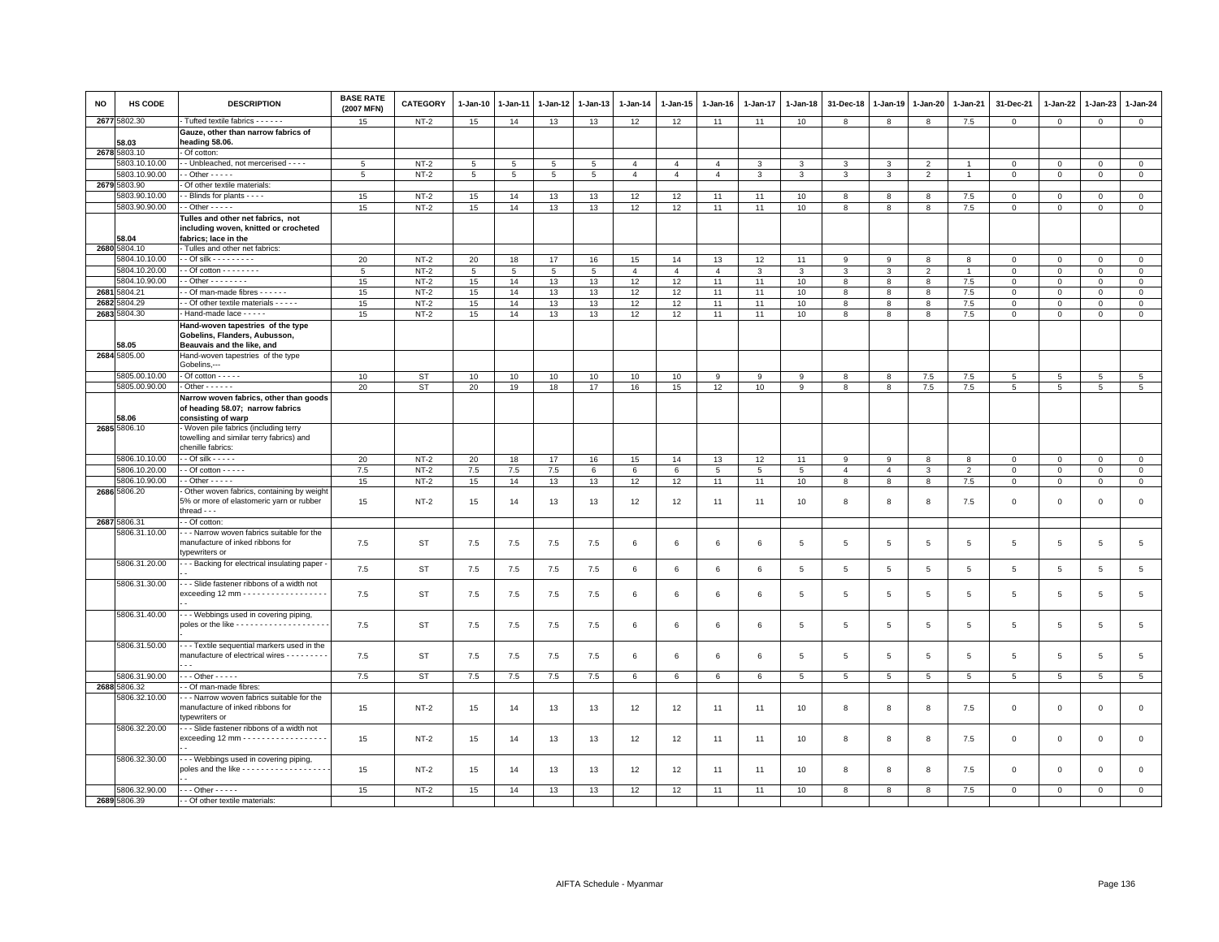| NO | HS CODE | DESCRIPTION | BASE RATE (2007 MFN) | CATEGORY | 1-Jan-10 | 1-Jan-11 | 1-Jan-12 | 1-Jan-13 | 1-Jan-14 | 1-Jan-15 | 1-Jan-16 | 1-Jan-17 | 1-Jan-18 | 31-Dec-18 | 1-Jan-19 | 1-Jan-20 | 1-Jan-21 | 31-Dec-21 | 1-Jan-22 | 1-Jan-23 | 1-Jan-24 |
|---|---|---|---|---|---|---|---|---|---|---|---|---|---|---|---|---|---|---|---|---|---|
| 2677 | 5802.30 | - Tufted textile fabrics - - - - - - | 15 | NT-2 | 15 | 14 | 13 | 13 | 12 | 12 | 11 | 11 | 10 | 8 | 8 | 8 | 7.5 | 0 | 0 | 0 | 0 |
| | 58.03 | **Gauze, other than narrow fabrics of heading 58.06.** | | | | | | | | | | | | | | | | | | | |
| 2678 | 5803.10 | - Of cotton: | | | | | | | | | | | | | | | | | | | |
| | 5803.10.10.00 | - - Unbleached, not mercerised - - - - | 5 | NT-2 | 5 | 5 | 5 | 5 | 4 | 4 | 4 | 3 | 3 | 3 | 3 | 2 | 1 | 0 | 0 | 0 | 0 |
| | 5803.10.90.00 | - - Other - - - - - | 5 | NT-2 | 5 | 5 | 5 | 5 | 4 | 4 | 4 | 3 | 3 | 3 | 3 | 2 | 1 | 0 | 0 | 0 | 0 |
| 2679 | 5803.90 | - Of other textile materials: | | | | | | | | | | | | | | | | | | | |
| | 5803.90.10.00 | - - Blinds for plants - - - - | 15 | NT-2 | 15 | 14 | 13 | 13 | 12 | 12 | 11 | 11 | 10 | 8 | 8 | 8 | 7.5 | 0 | 0 | 0 | 0 |
| | 5803.90.90.00 | - - Other - - - - - | 15 | NT-2 | 15 | 14 | 13 | 13 | 12 | 12 | 11 | 11 | 10 | 8 | 8 | 8 | 7.5 | 0 | 0 | 0 | 0 |
| | 58.04 | **Tulles and other net fabrics, not including woven, knitted or crocheted fabrics; lace in the** | | | | | | | | | | | | | | | | | | | |
| 2680 | 5804.10 | - Tulles and other net fabrics: | | | | | | | | | | | | | | | | | | | |
| | 5804.10.10.00 | - - Of silk - - - - - - - - - | 20 | NT-2 | 20 | 18 | 17 | 16 | 15 | 14 | 13 | 12 | 11 | 9 | 9 | 8 | 8 | 0 | 0 | 0 | 0 |
| | 5804.10.20.00 | - - Of cotton - - - - - - - - | 5 | NT-2 | 5 | 5 | 5 | 5 | 4 | 4 | 4 | 3 | 3 | 3 | 3 | 2 | 1 | 0 | 0 | 0 | 0 |
| | 5804.10.90.00 | - - Other - - - - - - - - | 15 | NT-2 | 15 | 14 | 13 | 13 | 12 | 12 | 11 | 11 | 10 | 8 | 8 | 8 | 7.5 | 0 | 0 | 0 | 0 |
| 2681 | 5804.21 | - - Of man-made fibres - - - - - - | 15 | NT-2 | 15 | 14 | 13 | 13 | 12 | 12 | 11 | 11 | 10 | 8 | 8 | 8 | 7.5 | 0 | 0 | 0 | 0 |
| 2682 | 5804.29 | - - Of other textile materials - - - - - | 15 | NT-2 | 15 | 14 | 13 | 13 | 12 | 12 | 11 | 11 | 10 | 8 | 8 | 8 | 7.5 | 0 | 0 | 0 | 0 |
| 2683 | 5804.30 | - Hand-made lace - - - - - | 15 | NT-2 | 15 | 14 | 13 | 13 | 12 | 12 | 11 | 11 | 10 | 8 | 8 | 8 | 7.5 | 0 | 0 | 0 | 0 |
| | 58.05 | **Hand-woven tapestries of the type Gobelins, Flanders, Aubusson, Beauvais and the like, and** | | | | | | | | | | | | | | | | | | | |
| 2684 | 5805.00 | Hand-woven tapestries of the type Gobelins,--- | | | | | | | | | | | | | | | | | | | |
| | 5805.00.10.00 | - Of cotton - - - - - | 10 | ST | 10 | 10 | 10 | 10 | 10 | 10 | 9 | 9 | 9 | 8 | 8 | 7.5 | 7.5 | 5 | 5 | 5 | 5 |
| | 5805.00.90.00 | - Other - - - - - - | 20 | ST | 20 | 19 | 18 | 17 | 16 | 15 | 12 | 10 | 9 | 8 | 8 | 7.5 | 7.5 | 5 | 5 | 5 | 5 |
| | 58.06 | **Narrow woven fabrics, other than goods of heading 58.07; narrow fabrics consisting of warp** | | | | | | | | | | | | | | | | | | | |
| 2685 | 5806.10 | - Woven pile fabrics (including terry towelling and similar terry fabrics) and chenille fabrics: | | | | | | | | | | | | | | | | | | | |
| | 5806.10.10.00 | - - Of silk - - - - - | 20 | NT-2 | 20 | 18 | 17 | 16 | 15 | 14 | 13 | 12 | 11 | 9 | 9 | 8 | 8 | 0 | 0 | 0 | 0 |
| | 5806.10.20.00 | - - Of cotton - - - - - | 7.5 | NT-2 | 7.5 | 7.5 | 7.5 | 6 | 6 | 6 | 5 | 5 | 5 | 4 | 4 | 3 | 2 | 0 | 0 | 0 | 0 |
| | 5806.10.90.00 | - - Other - - - - - | 15 | NT-2 | 15 | 14 | 13 | 13 | 12 | 12 | 11 | 11 | 10 | 8 | 8 | 8 | 7.5 | 0 | 0 | 0 | 0 |
| 2686 | 5806.20 | - Other woven fabrics, containing by weight 5% or more of elastomeric yarn or rubber thread - - - | 15 | NT-2 | 15 | 14 | 13 | 13 | 12 | 12 | 11 | 11 | 10 | 8 | 8 | 8 | 7.5 | 0 | 0 | 0 | 0 |
| 2687 | 5806.31 | - - Of cotton: | | | | | | | | | | | | | | | | | | | |
| | 5806.31.10.00 | - - - Narrow woven fabrics suitable for the manufacture of inked ribbons for typewriters or | 7.5 | ST | 7.5 | 7.5 | 7.5 | 7.5 | 6 | 6 | 6 | 6 | 5 | 5 | 5 | 5 | 5 | 5 | 5 | 5 | 5 |
| | 5806.31.20.00 | - - - Backing for electrical insulating paper - - - | 7.5 | ST | 7.5 | 7.5 | 7.5 | 7.5 | 6 | 6 | 6 | 6 | 5 | 5 | 5 | 5 | 5 | 5 | 5 | 5 | 5 |
| | 5806.31.30.00 | - - - Slide fastener ribbons of a width not exceeding 12 mm - - - - - - - - - - - - - - - - - - - - | 7.5 | ST | 7.5 | 7.5 | 7.5 | 7.5 | 6 | 6 | 6 | 6 | 5 | 5 | 5 | 5 | 5 | 5 | 5 | 5 | 5 |
| | 5806.31.40.00 | - - - Webbings used in covering piping, poles or the like - - - - - - - - - - - - - - - - - - - - - | 7.5 | ST | 7.5 | 7.5 | 7.5 | 7.5 | 6 | 6 | 6 | 6 | 5 | 5 | 5 | 5 | 5 | 5 | 5 | 5 | 5 |
| | 5806.31.50.00 | - - - Textile sequential markers used in the manufacture of electrical wires - - - - - - - - - - - - | 7.5 | ST | 7.5 | 7.5 | 7.5 | 7.5 | 6 | 6 | 6 | 6 | 5 | 5 | 5 | 5 | 5 | 5 | 5 | 5 | 5 |
| | 5806.31.90.00 | - - - Other - - - - - | 7.5 | ST | 7.5 | 7.5 | 7.5 | 7.5 | 6 | 6 | 6 | 6 | 5 | 5 | 5 | 5 | 5 | 5 | 5 | 5 | 5 |
| 2688 | 5806.32 | - - Of man-made fibres: | | | | | | | | | | | | | | | | | | | |
| | 5806.32.10.00 | - - - Narrow woven fabrics suitable for the manufacture of inked ribbons for typewriters or | 15 | NT-2 | 15 | 14 | 13 | 13 | 12 | 12 | 11 | 11 | 10 | 8 | 8 | 8 | 7.5 | 0 | 0 | 0 | 0 |
| | 5806.32.20.00 | - - - Slide fastener ribbons of a width not exceeding 12 mm - - - - - - - - - - - - - - - - - - - - | 15 | NT-2 | 15 | 14 | 13 | 13 | 12 | 12 | 11 | 11 | 10 | 8 | 8 | 8 | 7.5 | 0 | 0 | 0 | 0 |
| | 5806.32.30.00 | - - - Webbings used in covering piping, poles and the like - - - - - - - - - - - - - - - - - - - - - | 15 | NT-2 | 15 | 14 | 13 | 13 | 12 | 12 | 11 | 11 | 10 | 8 | 8 | 8 | 7.5 | 0 | 0 | 0 | 0 |
| | 5806.32.90.00 | - - - Other - - - - - | 15 | NT-2 | 15 | 14 | 13 | 13 | 12 | 12 | 11 | 11 | 10 | 8 | 8 | 8 | 7.5 | 0 | 0 | 0 | 0 |
| 2689 | 5806.39 | - - Of other textile materials: | | | | | | | | | | | | | | | | | | | |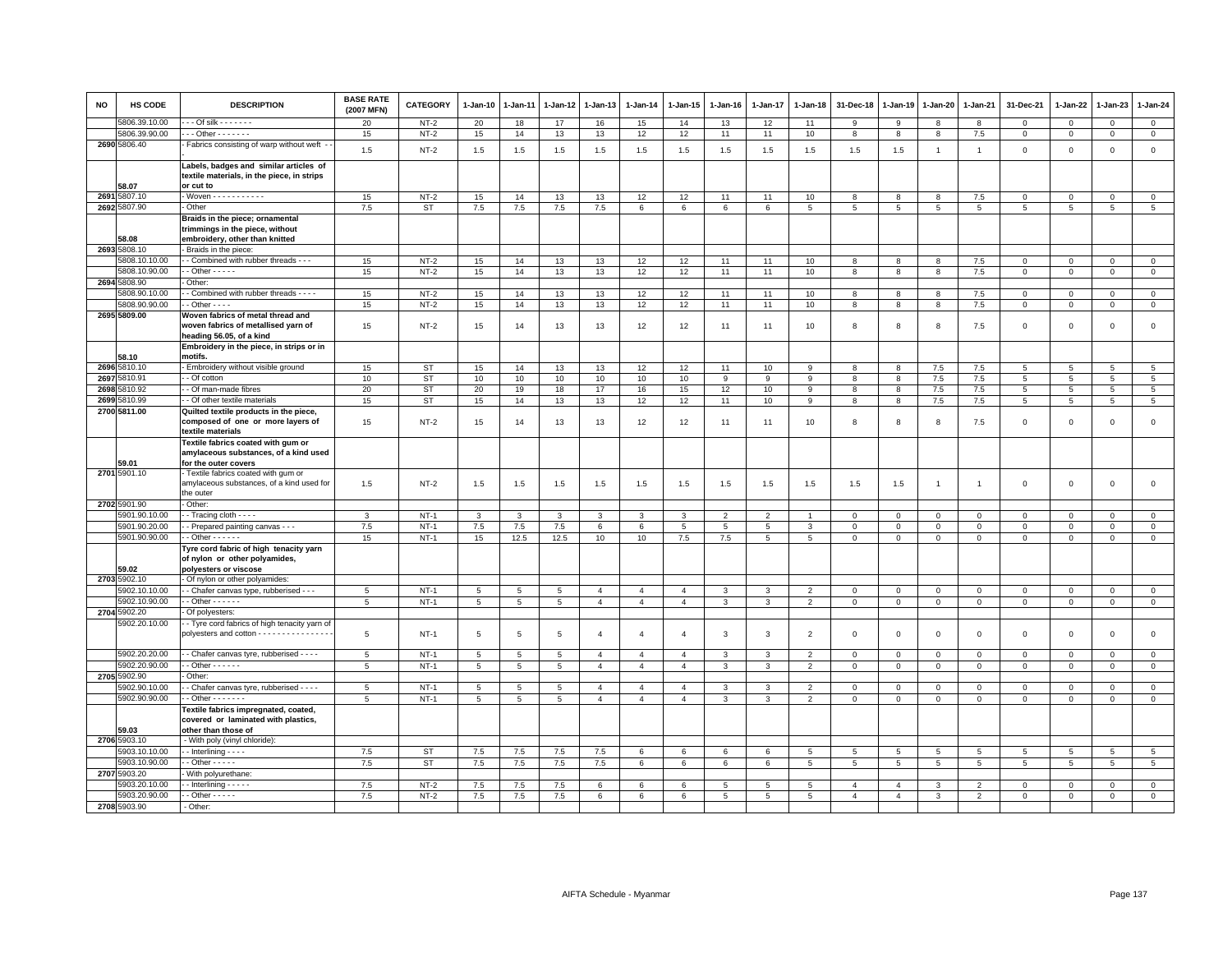| NO | HS CODE | DESCRIPTION | BASE RATE (2007 MFN) | CATEGORY | 1-Jan-10 | 1-Jan-11 | 1-Jan-12 | 1-Jan-13 | 1-Jan-14 | 1-Jan-15 | 1-Jan-16 | 1-Jan-17 | 1-Jan-18 | 31-Dec-18 | 1-Jan-19 | 1-Jan-20 | 1-Jan-21 | 31-Dec-21 | 1-Jan-22 | 1-Jan-23 | 1-Jan-24 |
|---|---|---|---|---|---|---|---|---|---|---|---|---|---|---|---|---|---|---|---|---|---|
| | 5806.39.10.00 | - - - Of silk - - - - - - - | 20 | NT-2 | 20 | 18 | 17 | 16 | 15 | 14 | 13 | 12 | 11 | 9 | 9 | 8 | 8 | 0 | 0 | 0 | 0 |
| | 5806.39.90.00 | - - - Other - - - - - - - | 15 | NT-2 | 15 | 14 | 13 | 13 | 12 | 12 | 11 | 11 | 10 | 8 | 8 | 8 | 7.5 | 0 | 0 | 0 | 0 |
| 2690 | 5806.40 | - Fabrics consisting of warp without weft - - | 1.5 | NT-2 | 1.5 | 1.5 | 1.5 | 1.5 | 1.5 | 1.5 | 1.5 | 1.5 | 1.5 | 1.5 | 1.5 | 1 | 1 | 0 | 0 | 0 | 0 |
| | 58.07 | **Labels, badges and similar articles of textile materials, in the piece, in strips or cut to** | | | | | | | | | | | | | | | | | | | |
| 2691 | 5807.10 | - Woven - - - - - - - - - - - | 15 | NT-2 | 15 | 14 | 13 | 13 | 12 | 12 | 11 | 11 | 10 | 8 | 8 | 8 | 7.5 | 0 | 0 | 0 | 0 |
| 2692 | 5807.90 | - Other | 7.5 | ST | 7.5 | 7.5 | 7.5 | 7.5 | 6 | 6 | 6 | 6 | 5 | 5 | 5 | 5 | 5 | 5 | 5 | 5 | 5 |
| | 58.08 | **Braids in the piece; ornamental trimmings in the piece, without embroidery, other than knitted** | | | | | | | | | | | | | | | | | | | |
| 2693 | 5808.10 | - Braids in the piece: | | | | | | | | | | | | | | | | | | | |
| | 5808.10.10.00 | - - Combined with rubber threads - - - | 15 | NT-2 | 15 | 14 | 13 | 13 | 12 | 12 | 11 | 11 | 10 | 8 | 8 | 8 | 7.5 | 0 | 0 | 0 | 0 |
| | 5808.10.90.00 | - - Other - - - - - | 15 | NT-2 | 15 | 14 | 13 | 13 | 12 | 12 | 11 | 11 | 10 | 8 | 8 | 8 | 7.5 | 0 | 0 | 0 | 0 |
| 2694 | 5808.90 | - Other: | | | | | | | | | | | | | | | | | | | |
| | 5808.90.10.00 | - - Combined with rubber threads - - - - | 15 | NT-2 | 15 | 14 | 13 | 13 | 12 | 12 | 11 | 11 | 10 | 8 | 8 | 8 | 7.5 | 0 | 0 | 0 | 0 |
| | 5808.90.90.00 | - - Other - - - - | 15 | NT-2 | 15 | 14 | 13 | 13 | 12 | 12 | 11 | 11 | 10 | 8 | 8 | 8 | 7.5 | 0 | 0 | 0 | 0 |
| 2695 | 5809.00 | **Woven fabrics of metal thread and woven fabrics of metallised yarn of heading 56.05, of a kind** | 15 | NT-2 | 15 | 14 | 13 | 13 | 12 | 12 | 11 | 11 | 10 | 8 | 8 | 8 | 7.5 | 0 | 0 | 0 | 0 |
| | 58.10 | **Embroidery in the piece, in strips or in motifs.** | | | | | | | | | | | | | | | | | | | |
| 2696 | 5810.10 | - Embroidery without visible ground | 15 | ST | 15 | 14 | 13 | 13 | 12 | 12 | 11 | 10 | 9 | 8 | 8 | 7.5 | 7.5 | 5 | 5 | 5 | 5 |
| 2697 | 5810.91 | - - Of cotton | 10 | ST | 10 | 10 | 10 | 10 | 10 | 10 | 9 | 9 | 9 | 8 | 8 | 7.5 | 7.5 | 5 | 5 | 5 | 5 |
| 2698 | 5810.92 | - - Of man-made fibres | 20 | ST | 20 | 19 | 18 | 17 | 16 | 15 | 12 | 10 | 9 | 8 | 8 | 7.5 | 7.5 | 5 | 5 | 5 | 5 |
| 2699 | 5810.99 | - - Of other textile materials | 15 | ST | 15 | 14 | 13 | 13 | 12 | 12 | 11 | 10 | 9 | 8 | 8 | 7.5 | 7.5 | 5 | 5 | 5 | 5 |
| 2700 | 5811.00 | **Quilted textile products in the piece, composed of one or more layers of textile materials** | 15 | NT-2 | 15 | 14 | 13 | 13 | 12 | 12 | 11 | 11 | 10 | 8 | 8 | 8 | 7.5 | 0 | 0 | 0 | 0 |
| | 59.01 | **Textile fabrics coated with gum or amylaceous substances, of a kind used for the outer covers** | | | | | | | | | | | | | | | | | | | |
| 2701 | 5901.10 | - Textile fabrics coated with gum or amylaceous substances, of a kind used for the outer | 1.5 | NT-2 | 1.5 | 1.5 | 1.5 | 1.5 | 1.5 | 1.5 | 1.5 | 1.5 | 1.5 | 1.5 | 1.5 | 1 | 1 | 0 | 0 | 0 | 0 |
| 2702 | 5901.90 | - Other: | | | | | | | | | | | | | | | | | | | |
| | 5901.90.10.00 | - - Tracing cloth - - - - | 3 | NT-1 | 3 | 3 | 3 | 3 | 3 | 3 | 2 | 2 | 1 | 0 | 0 | 0 | 0 | 0 | 0 | 0 | 0 |
| | 5901.90.20.00 | - - Prepared painting canvas - - - | 7.5 | NT-1 | 7.5 | 7.5 | 7.5 | 6 | 6 | 5 | 5 | 5 | 3 | 0 | 0 | 0 | 0 | 0 | 0 | 0 | 0 |
| | 5901.90.90.00 | - - Other - - - - - - | 15 | NT-1 | 15 | 12.5 | 12.5 | 10 | 10 | 7.5 | 7.5 | 5 | 5 | 0 | 0 | 0 | 0 | 0 | 0 | 0 | 0 |
| | 59.02 | **Tyre cord fabric of high tenacity yarn of nylon or other polyamides, polyesters or viscose** | | | | | | | | | | | | | | | | | | | |
| 2703 | 5902.10 | - Of nylon or other polyamides: | | | | | | | | | | | | | | | | | | | |
| | 5902.10.10.00 | - - Chafer canvas type, rubberised - - - | 5 | NT-1 | 5 | 5 | 5 | 4 | 4 | 4 | 3 | 3 | 2 | 0 | 0 | 0 | 0 | 0 | 0 | 0 | 0 |
| | 5902.10.90.00 | - - Other - - - - - - | 5 | NT-1 | 5 | 5 | 5 | 4 | 4 | 4 | 3 | 3 | 2 | 0 | 0 | 0 | 0 | 0 | 0 | 0 | 0 |
| 2704 | 5902.20 | - Of polyesters: | | | | | | | | | | | | | | | | | | | |
| | 5902.20.10.00 | - - Tyre cord fabrics of high tenacity yarn of polyesters and cotton - - - - - - - - - - - - - - - - | 5 | NT-1 | 5 | 5 | 5 | 4 | 4 | 4 | 3 | 3 | 2 | 0 | 0 | 0 | 0 | 0 | 0 | 0 | 0 |
| | 5902.20.20.00 | - - Chafer canvas tyre, rubberised - - - - | 5 | NT-1 | 5 | 5 | 5 | 4 | 4 | 4 | 3 | 3 | 2 | 0 | 0 | 0 | 0 | 0 | 0 | 0 | 0 |
| | 5902.20.90.00 | - - Other - - - - - - | 5 | NT-1 | 5 | 5 | 5 | 4 | 4 | 4 | 3 | 3 | 2 | 0 | 0 | 0 | 0 | 0 | 0 | 0 | 0 |
| 2705 | 5902.90 | - Other: | | | | | | | | | | | | | | | | | | | |
| | 5902.90.10.00 | - - Chafer canvas tyre, rubberised - - - - | 5 | NT-1 | 5 | 5 | 5 | 4 | 4 | 4 | 3 | 3 | 2 | 0 | 0 | 0 | 0 | 0 | 0 | 0 | 0 |
| | 5902.90.90.00 | - - Other - - - - - - - | 5 | NT-1 | 5 | 5 | 5 | 4 | 4 | 4 | 3 | 3 | 2 | 0 | 0 | 0 | 0 | 0 | 0 | 0 | 0 |
| | 59.03 | **Textile fabrics impregnated, coated, covered or laminated with plastics, other than those of** | | | | | | | | | | | | | | | | | | | |
| 2706 | 5903.10 | - With poly (vinyl chloride): | | | | | | | | | | | | | | | | | | | |
| | 5903.10.10.00 | - - Interlining - - - - | 7.5 | ST | 7.5 | 7.5 | 7.5 | 7.5 | 6 | 6 | 6 | 6 | 5 | 5 | 5 | 5 | 5 | 5 | 5 | 5 | 5 |
| | 5903.10.90.00 | - - Other - - - - - | 7.5 | ST | 7.5 | 7.5 | 7.5 | 7.5 | 6 | 6 | 6 | 6 | 5 | 5 | 5 | 5 | 5 | 5 | 5 | 5 | 5 |
| 2707 | 5903.20 | - With polyurethane: | | | | | | | | | | | | | | | | | | | |
| | 5903.20.10.00 | - - Interlining - - - - - | 7.5 | NT-2 | 7.5 | 7.5 | 7.5 | 6 | 6 | 6 | 5 | 5 | 5 | 4 | 4 | 3 | 2 | 0 | 0 | 0 | 0 |
| | 5903.20.90.00 | - - Other - - - - - | 7.5 | NT-2 | 7.5 | 7.5 | 7.5 | 6 | 6 | 6 | 5 | 5 | 5 | 4 | 4 | 3 | 2 | 0 | 0 | 0 | 0 |
| 2708 | 5903.90 | - Other: | | | | | | | | | | | | | | | | | | | |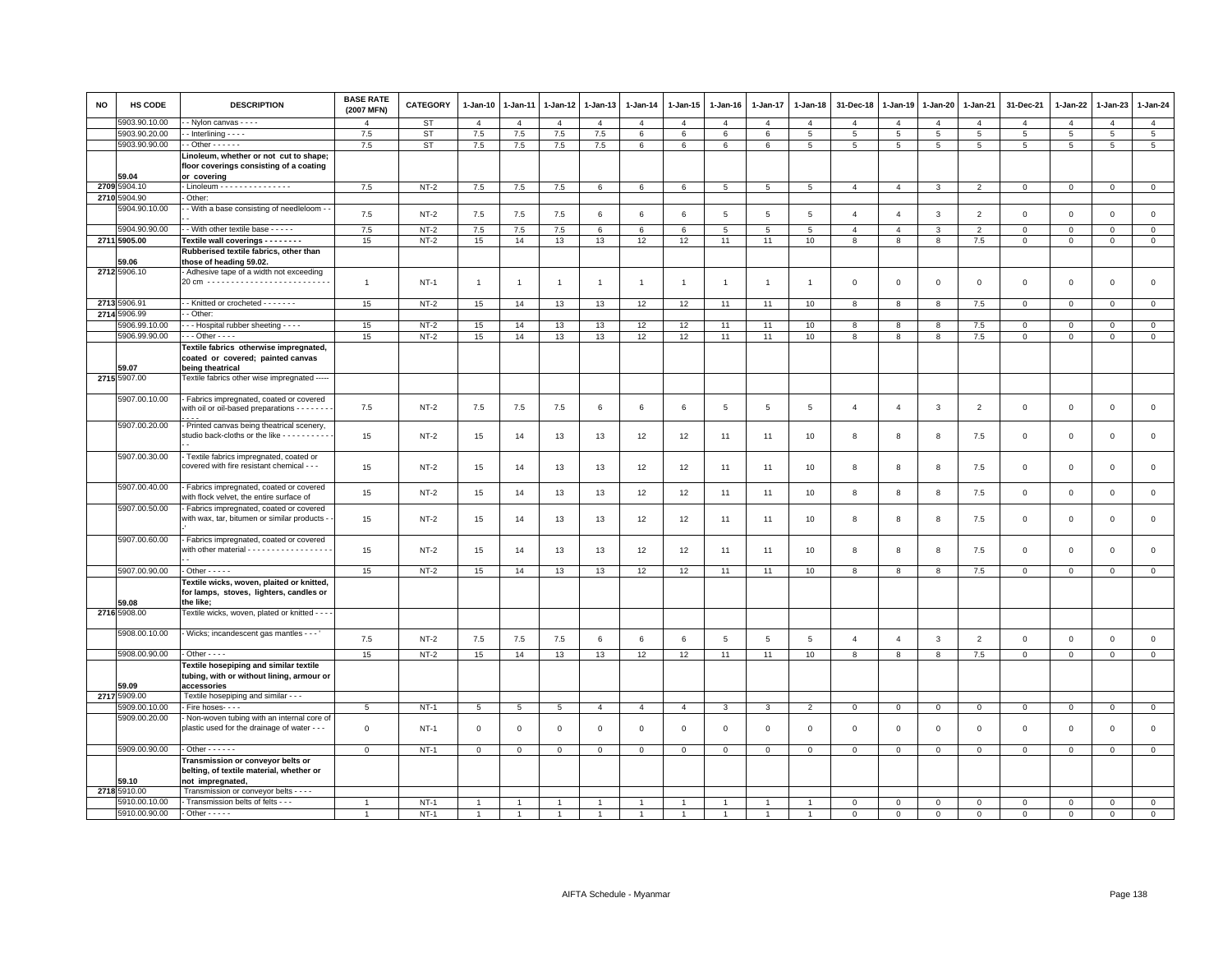| NO | HS CODE | DESCRIPTION | BASE RATE (2007 MFN) | CATEGORY | 1-Jan-10 | 1-Jan-11 | 1-Jan-12 | 1-Jan-13 | 1-Jan-14 | 1-Jan-15 | 1-Jan-16 | 1-Jan-17 | 1-Jan-18 | 31-Dec-18 | 1-Jan-19 | 1-Jan-20 | 1-Jan-21 | 31-Dec-21 | 1-Jan-22 | 1-Jan-23 | 1-Jan-24 |
|---|---|---|---|---|---|---|---|---|---|---|---|---|---|---|---|---|---|---|---|---|---|
| | 5903.90.10.00 | - - Nylon canvas - - - - | 4 | ST | 4 | 4 | 4 | 4 | 4 | 4 | 4 | 4 | 4 | 4 | 4 | 4 | 4 | 4 | 4 | 4 | 4 |
| | 5903.90.20.00 | - - Interlining - - - - | 7.5 | ST | 7.5 | 7.5 | 7.5 | 7.5 | 6 | 6 | 6 | 6 | 5 | 5 | 5 | 5 | 5 | 5 | 5 | 5 | 5 |
| | 5903.90.90.00 | - - Other - - - - - - | 7.5 | ST | 7.5 | 7.5 | 7.5 | 7.5 | 6 | 6 | 6 | 6 | 5 | 5 | 5 | 5 | 5 | 5 | 5 | 5 | 5 |
| | 59.04 | **Linoleum, whether or not cut to shape; floor coverings consisting of a coating or covering** | | | | | | | | | | | | | | | | | | | |
| 2709 | 5904.10 | - Linoleum - - - - - - - - - - - - - - - | 7.5 | NT-2 | 7.5 | 7.5 | 7.5 | 6 | 6 | 6 | 5 | 5 | 5 | 4 | 4 | 3 | 2 | 0 | 0 | 0 | 0 |
| 2710 | 5904.90 | - Other: | | | | | | | | | | | | | | | | | | | |
| | 5904.90.10.00 | - - With a base consisting of needleloom - - - - | 7.5 | NT-2 | 7.5 | 7.5 | 7.5 | 6 | 6 | 6 | 5 | 5 | 5 | 4 | 4 | 3 | 2 | 0 | 0 | 0 | 0 |
| | 5904.90.90.00 | - - With other textile base - - - - - | 7.5 | NT-2 | 7.5 | 7.5 | 7.5 | 6 | 6 | 6 | 5 | 5 | 5 | 4 | 4 | 3 | 2 | 0 | 0 | 0 | 0 |
| 2711 | 5905.00 | **Textile wall coverings - - - - - - - -** | 15 | NT-2 | 15 | 14 | 13 | 13 | 12 | 12 | 11 | 11 | 10 | 8 | 8 | 8 | 7.5 | 0 | 0 | 0 | 0 |
| | 59.06 | **Rubberised textile fabrics, other than those of heading 59.02.** | | | | | | | | | | | | | | | | | | | |
| 2712 | 5906.10 | - Adhesive tape of a width not exceeding 20 cm - - - - - - - - - - - - - - - - - - - - - - - - - - | 1 | NT-1 | 1 | 1 | 1 | 1 | 1 | 1 | 1 | 1 | 1 | 0 | 0 | 0 | 0 | 0 | 0 | 0 | 0 |
| 2713 | 5906.91 | - - Knitted or crocheted - - - - - - - | 15 | NT-2 | 15 | 14 | 13 | 13 | 12 | 12 | 11 | 11 | 10 | 8 | 8 | 8 | 7.5 | 0 | 0 | 0 | 0 |
| 2714 | 5906.99 | - - Other: | | | | | | | | | | | | | | | | | | | |
| | 5906.99.10.00 | - - - Hospital rubber sheeting - - - - | 15 | NT-2 | 15 | 14 | 13 | 13 | 12 | 12 | 11 | 11 | 10 | 8 | 8 | 8 | 7.5 | 0 | 0 | 0 | 0 |
| | 5906.99.90.00 | - - - Other - - - - | 15 | NT-2 | 15 | 14 | 13 | 13 | 12 | 12 | 11 | 11 | 10 | 8 | 8 | 8 | 7.5 | 0 | 0 | 0 | 0 |
| | 59.07 | **Textile fabrics otherwise impregnated, coated or covered; painted canvas being theatrical** | | | | | | | | | | | | | | | | | | | |
| 2715 | 5907.00 | Textile fabrics other wise impregnated ----- | | | | | | | | | | | | | | | | | | | |
| | 5907.00.10.00 | - Fabrics impregnated, coated or covered with oil or oil-based preparations - - - - - - - - - - - | 7.5 | NT-2 | 7.5 | 7.5 | 7.5 | 6 | 6 | 6 | 5 | 5 | 5 | 4 | 4 | 3 | 2 | 0 | 0 | 0 | 0 |
| | 5907.00.20.00 | - Printed canvas being theatrical scenery, studio back-cloths or the like - - - - - - - - - - - - | 15 | NT-2 | 15 | 14 | 13 | 13 | 12 | 12 | 11 | 11 | 10 | 8 | 8 | 8 | 7.5 | 0 | 0 | 0 | 0 |
| | 5907.00.30.00 | - Textile fabrics impregnated, coated or covered with fire resistant chemical - - - | 15 | NT-2 | 15 | 14 | 13 | 13 | 12 | 12 | 11 | 11 | 10 | 8 | 8 | 8 | 7.5 | 0 | 0 | 0 | 0 |
| | 5907.00.40.00 | - Fabrics impregnated, coated or covered with flock velvet, the entire surface of | 15 | NT-2 | 15 | 14 | 13 | 13 | 12 | 12 | 11 | 11 | 10 | 8 | 8 | 8 | 7.5 | 0 | 0 | 0 | 0 |
| | 5907.00.50.00 | - Fabrics impregnated, coated or covered with wax, tar, bitumen or similar products - - -' | 15 | NT-2 | 15 | 14 | 13 | 13 | 12 | 12 | 11 | 11 | 10 | 8 | 8 | 8 | 7.5 | 0 | 0 | 0 | 0 |
| | 5907.00.60.00 | - Fabrics impregnated, coated or covered with other material - - - - - - - - - - - - - - - - - - - - | 15 | NT-2 | 15 | 14 | 13 | 13 | 12 | 12 | 11 | 11 | 10 | 8 | 8 | 8 | 7.5 | 0 | 0 | 0 | 0 |
| | 5907.00.90.00 | - Other - - - - - | 15 | NT-2 | 15 | 14 | 13 | 13 | 12 | 12 | 11 | 11 | 10 | 8 | 8 | 8 | 7.5 | 0 | 0 | 0 | 0 |
| | 59.08 | **Textile wicks, woven, plaited or knitted, for lamps, stoves, lighters, candles or the like;** | | | | | | | | | | | | | | | | | | | |
| 2716 | 5908.00 | Textile wicks, woven, plated or knitted - - - | | | | | | | | | | | | | | | | | | | |
| | 5908.00.10.00 | - Wicks; incandescent gas mantles - - - ' | 7.5 | NT-2 | 7.5 | 7.5 | 7.5 | 6 | 6 | 6 | 5 | 5 | 5 | 4 | 4 | 3 | 2 | 0 | 0 | 0 | 0 |
| | 5908.00.90.00 | - Other - - - - | 15 | NT-2 | 15 | 14 | 13 | 13 | 12 | 12 | 11 | 11 | 10 | 8 | 8 | 8 | 7.5 | 0 | 0 | 0 | 0 |
| | 59.09 | **Textile hosepiping and similar textile tubing, with or without lining, armour or accessories** | | | | | | | | | | | | | | | | | | | |
| 2717 | 5909.00 | Textile hosepiping and similar - - - | | | | | | | | | | | | | | | | | | | |
| | 5909.00.10.00 | - Fire hoses- - - - | 5 | NT-1 | 5 | 5 | 5 | 4 | 4 | 4 | 3 | 3 | 2 | 0 | 0 | 0 | 0 | 0 | 0 | 0 | 0 |
| | 5909.00.20.00 | - Non-woven tubing with an internal core of plastic used for the drainage of water - - - | 0 | NT-1 | 0 | 0 | 0 | 0 | 0 | 0 | 0 | 0 | 0 | 0 | 0 | 0 | 0 | 0 | 0 | 0 | 0 |
| | 5909.00.90.00 | - Other - - - - - - | 0 | NT-1 | 0 | 0 | 0 | 0 | 0 | 0 | 0 | 0 | 0 | 0 | 0 | 0 | 0 | 0 | 0 | 0 | 0 |
| | 59.10 | **Transmission or conveyor belts or belting, of textile material, whether or not impregnated,** | | | | | | | | | | | | | | | | | | | |
| 2718 | 5910.00 | Transmission or conveyor belts - - - - | | | | | | | | | | | | | | | | | | | |
| | 5910.00.10.00 | - Transmission belts of felts - - - | 1 | NT-1 | 1 | 1 | 1 | 1 | 1 | 1 | 1 | 1 | 1 | 0 | 0 | 0 | 0 | 0 | 0 | 0 | 0 |
| | 5910.00.90.00 | - Other - - - - - | 1 | NT-1 | 1 | 1 | 1 | 1 | 1 | 1 | 1 | 1 | 1 | 0 | 0 | 0 | 0 | 0 | 0 | 0 | 0 |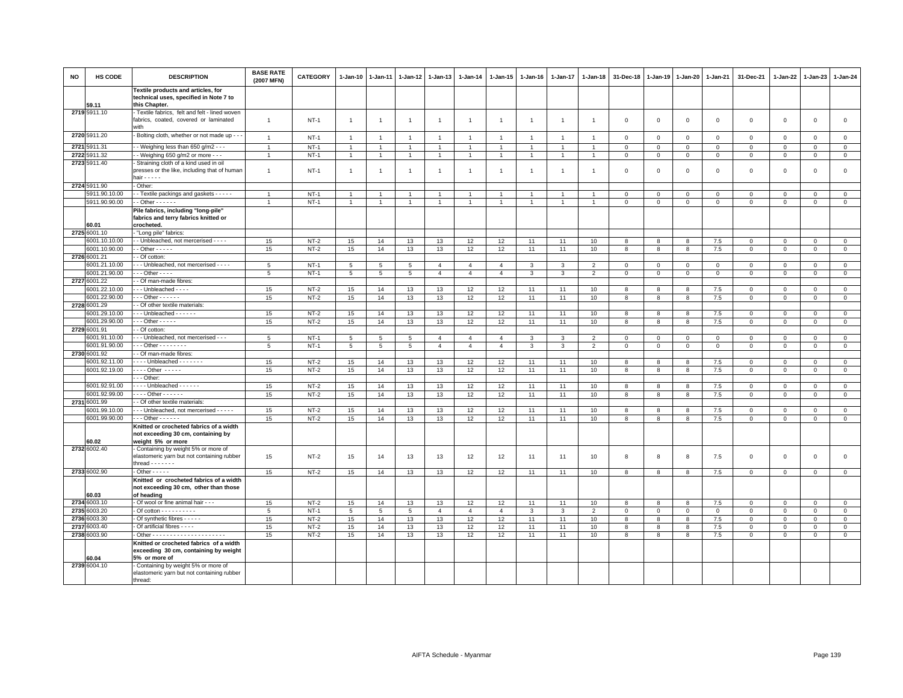| NO | HS CODE | DESCRIPTION | BASE RATE (2007 MFN) | CATEGORY | 1-Jan-10 | 1-Jan-11 | 1-Jan-12 | 1-Jan-13 | 1-Jan-14 | 1-Jan-15 | 1-Jan-16 | 1-Jan-17 | 1-Jan-18 | 31-Dec-18 | 1-Jan-19 | 1-Jan-20 | 1-Jan-21 | 31-Dec-21 | 1-Jan-22 | 1-Jan-23 | 1-Jan-24 |
|---|---|---|---|---|---|---|---|---|---|---|---|---|---|---|---|---|---|---|---|---|---|
| | 59.11 | **Textile products and articles, for technical uses, specified in Note 7 to this Chapter.** | | | | | | | | | | | | | | | | | | | |
| 2719 | 5911.10 | - Textile fabrics, felt and felt - lined woven fabrics, coated, covered or laminated with | 1 | NT-1 | 1 | 1 | 1 | 1 | 1 | 1 | 1 | 1 | 1 | 0 | 0 | 0 | 0 | 0 | 0 | 0 | 0 |
| 2720 | 5911.20 | - Bolting cloth, whether or not made up - - - | 1 | NT-1 | 1 | 1 | 1 | 1 | 1 | 1 | 1 | 1 | 1 | 0 | 0 | 0 | 0 | 0 | 0 | 0 | 0 |
| 2721 | 5911.31 | - - Weighing less than 650 g/m2 - - - | 1 | NT-1 | 1 | 1 | 1 | 1 | 1 | 1 | 1 | 1 | 1 | 0 | 0 | 0 | 0 | 0 | 0 | 0 | 0 |
| 2722 | 5911.32 | - - Weighing 650 g/m2 or more - - - | 1 | NT-1 | 1 | 1 | 1 | 1 | 1 | 1 | 1 | 1 | 1 | 0 | 0 | 0 | 0 | 0 | 0 | 0 | 0 |
| 2723 | 5911.40 | - Straining cloth of a kind used in oil presses or the like, including that of human hair - - - - - | 1 | NT-1 | 1 | 1 | 1 | 1 | 1 | 1 | 1 | 1 | 1 | 0 | 0 | 0 | 0 | 0 | 0 | 0 | 0 |
| 2724 | 5911.90 | - Other: | | | | | | | | | | | | | | | | | | | |
| | 5911.90.10.00 | - - Textile packings and gaskets - - - - - | 1 | NT-1 | 1 | 1 | 1 | 1 | 1 | 1 | 1 | 1 | 1 | 0 | 0 | 0 | 0 | 0 | 0 | 0 | 0 |
| | 5911.90.90.00 | - - Other - - - - - - | 1 | NT-1 | 1 | 1 | 1 | 1 | 1 | 1 | 1 | 1 | 1 | 0 | 0 | 0 | 0 | 0 | 0 | 0 | 0 |
| | 60.01 | **Pile fabrics, including "long-pile" fabrics and terry fabrics knitted or crocheted.** | | | | | | | | | | | | | | | | | | | |
| 2725 | 6001.10 | - "Long pile" fabrics: | | | | | | | | | | | | | | | | | | | |
| | 6001.10.10.00 | - - Unbleached, not mercerised - - - - | 15 | NT-2 | 15 | 14 | 13 | 13 | 12 | 12 | 11 | 11 | 10 | 8 | 8 | 8 | 7.5 | 0 | 0 | 0 | 0 |
| | 6001.10.90.00 | - - Other - - - - - | 15 | NT-2 | 15 | 14 | 13 | 13 | 12 | 12 | 11 | 11 | 10 | 8 | 8 | 8 | 7.5 | 0 | 0 | 0 | 0 |
| 2726 | 6001.21 | - - Of cotton: | | | | | | | | | | | | | | | | | | | |
| | 6001.21.10.00 | - - - Unbleached, not mercerised - - - - | 5 | NT-1 | 5 | 5 | 5 | 4 | 4 | 4 | 3 | 3 | 2 | 0 | 0 | 0 | 0 | 0 | 0 | 0 | 0 |
| | 6001.21.90.00 | - - - Other - - - - | 5 | NT-1 | 5 | 5 | 5 | 4 | 4 | 4 | 3 | 3 | 2 | 0 | 0 | 0 | 0 | 0 | 0 | 0 | 0 |
| 2727 | 6001.22 | - - Of man-made fibres: | | | | | | | | | | | | | | | | | | | |
| | 6001.22.10.00 | - - - Unbleached - - - - | 15 | NT-2 | 15 | 14 | 13 | 13 | 12 | 12 | 11 | 11 | 10 | 8 | 8 | 8 | 7.5 | 0 | 0 | 0 | 0 |
| | 6001.22.90.00 | - - - Other - - - - - - | 15 | NT-2 | 15 | 14 | 13 | 13 | 12 | 12 | 11 | 11 | 10 | 8 | 8 | 8 | 7.5 | 0 | 0 | 0 | 0 |
| 2728 | 6001.29 | - - Of other textile materials: | | | | | | | | | | | | | | | | | | | |
| | 6001.29.10.00 | - - - Unbleached - - - - - - | 15 | NT-2 | 15 | 14 | 13 | 13 | 12 | 12 | 11 | 11 | 10 | 8 | 8 | 8 | 7.5 | 0 | 0 | 0 | 0 |
| | 6001.29.90.00 | - - - Other - - - - - | 15 | NT-2 | 15 | 14 | 13 | 13 | 12 | 12 | 11 | 11 | 10 | 8 | 8 | 8 | 7.5 | 0 | 0 | 0 | 0 |
| 2729 | 6001.91 | - - Of cotton: | | | | | | | | | | | | | | | | | | | |
| | 6001.91.10.00 | - - - Unbleached, not mercerised - - - | 5 | NT-1 | 5 | 5 | 5 | 4 | 4 | 4 | 3 | 3 | 2 | 0 | 0 | 0 | 0 | 0 | 0 | 0 | 0 |
| | 6001.91.90.00 | - - - Other - - - - - - - - | 5 | NT-1 | 5 | 5 | 5 | 4 | 4 | 4 | 3 | 3 | 2 | 0 | 0 | 0 | 0 | 0 | 0 | 0 | 0 |
| 2730 | 6001.92 | - - Of man-made fibres: | | | | | | | | | | | | | | | | | | | |
| | 6001.92.11.00 | - - - - Unbleached - - - - - - - | 15 | NT-2 | 15 | 14 | 13 | 13 | 12 | 12 | 11 | 11 | 10 | 8 | 8 | 8 | 7.5 | 0 | 0 | 0 | 0 |
| | 6001.92.19.00 | - - - - Other - - - - - | 15 | NT-2 | 15 | 14 | 13 | 13 | 12 | 12 | 11 | 11 | 10 | 8 | 8 | 8 | 7.5 | 0 | 0 | 0 | 0 |
| | | - - - Other: | | | | | | | | | | | | | | | | | | | |
| | 6001.92.91.00 | - - - - Unbleached - - - - - - | 15 | NT-2 | 15 | 14 | 13 | 13 | 12 | 12 | 11 | 11 | 10 | 8 | 8 | 8 | 7.5 | 0 | 0 | 0 | 0 |
| | 6001.92.99.00 | - - - - Other - - - - - - | 15 | NT-2 | 15 | 14 | 13 | 13 | 12 | 12 | 11 | 11 | 10 | 8 | 8 | 8 | 7.5 | 0 | 0 | 0 | 0 |
| 2731 | 6001.99 | - - Of other textile materials: | | | | | | | | | | | | | | | | | | | |
| | 6001.99.10.00 | - - - Unbleached, not mercerised - - - - - | 15 | NT-2 | 15 | 14 | 13 | 13 | 12 | 12 | 11 | 11 | 10 | 8 | 8 | 8 | 7.5 | 0 | 0 | 0 | 0 |
| | 6001.99.90.00 | - - - Other - - - - - - | 15 | NT-2 | 15 | 14 | 13 | 13 | 12 | 12 | 11 | 11 | 10 | 8 | 8 | 8 | 7.5 | 0 | 0 | 0 | 0 |
| | 60.02 | **Knitted or crocheted fabrics of a width not exceeding 30 cm, containing by weight 5% or more** | | | | | | | | | | | | | | | | | | | |
| 2732 | 6002.40 | - Containing by weight 5% or more of elastomeric yarn but not containing rubber thread - - - - - - - | 15 | NT-2 | 15 | 14 | 13 | 13 | 12 | 12 | 11 | 11 | 10 | 8 | 8 | 8 | 7.5 | 0 | 0 | 0 | 0 |
| 2733 | 6002.90 | - Other - - - - - | 15 | NT-2 | 15 | 14 | 13 | 13 | 12 | 12 | 11 | 11 | 10 | 8 | 8 | 8 | 7.5 | 0 | 0 | 0 | 0 |
| | 60.03 | **Knitted or crocheted fabrics of a width not exceeding 30 cm, other than those of heading** | | | | | | | | | | | | | | | | | | | |
| 2734 | 6003.10 | - Of wool or fine animal hair - - - | 15 | NT-2 | 15 | 14 | 13 | 13 | 12 | 12 | 11 | 11 | 10 | 8 | 8 | 8 | 7.5 | 0 | 0 | 0 | 0 |
| 2735 | 6003.20 | - Of cotton - - - - - - - - - - | 5 | NT-1 | 5 | 5 | 5 | 4 | 4 | 4 | 3 | 3 | 2 | 0 | 0 | 0 | 0 | 0 | 0 | 0 | 0 |
| 2736 | 6003.30 | - Of synthetic fibres - - - - - | 15 | NT-2 | 15 | 14 | 13 | 13 | 12 | 12 | 11 | 11 | 10 | 8 | 8 | 8 | 7.5 | 0 | 0 | 0 | 0 |
| 2737 | 6003.40 | - Of artificial fibres - - - - | 15 | NT-2 | 15 | 14 | 13 | 13 | 12 | 12 | 11 | 11 | 10 | 8 | 8 | 8 | 7.5 | 0 | 0 | 0 | 0 |
| 2738 | 6003.90 | - Other - - - - - - - - - - - - - - - - - - - - - | 15 | NT-2 | 15 | 14 | 13 | 13 | 12 | 12 | 11 | 11 | 10 | 8 | 8 | 8 | 7.5 | 0 | 0 | 0 | 0 |
| | 60.04 | **Knitted or crocheted fabrics of a width exceeding 30 cm, containing by weight 5% or more of** | | | | | | | | | | | | | | | | | | | |
| 2739 | 6004.10 | - Containing by weight 5% or more of elastomeric yarn but not containing rubber thread: | | | | | | | | | | | | | | | | | | | |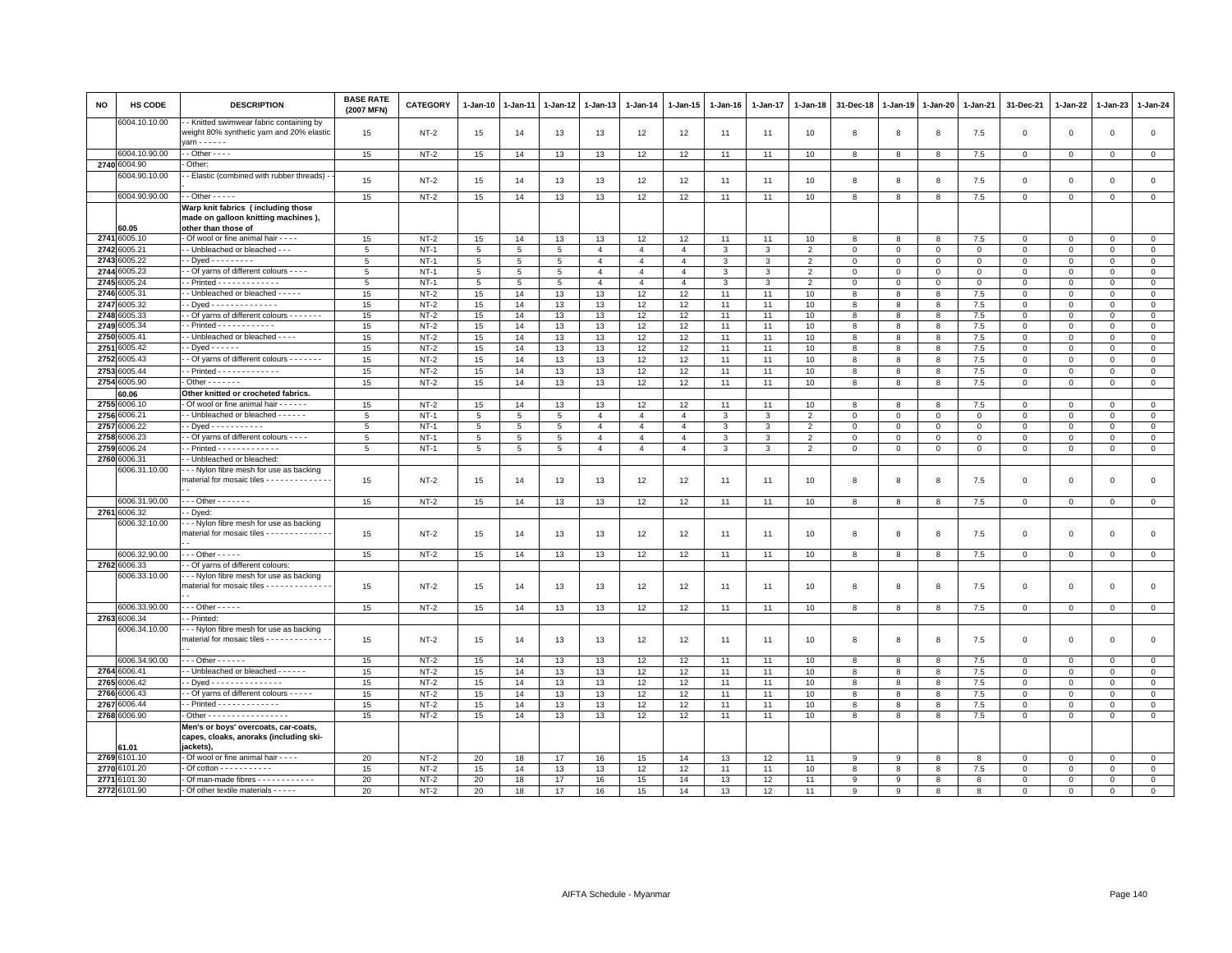| NO | HS CODE | DESCRIPTION | BASE RATE (2007 MFN) | CATEGORY | 1-Jan-10 | 1-Jan-11 | 1-Jan-12 | 1-Jan-13 | 1-Jan-14 | 1-Jan-15 | 1-Jan-16 | 1-Jan-17 | 1-Jan-18 | 31-Dec-18 | 1-Jan-19 | 1-Jan-20 | 1-Jan-21 | 31-Dec-21 | 1-Jan-22 | 1-Jan-23 | 1-Jan-24 |
|---|---|---|---|---|---|---|---|---|---|---|---|---|---|---|---|---|---|---|---|---|---|
| | 6004.10.10.00 | - - Knitted swimwear fabric containing by weight 80% synthetic yarn and 20% elastic yarn - - - - - - | 15 | NT-2 | 15 | 14 | 13 | 13 | 12 | 12 | 11 | 11 | 10 | 8 | 8 | 8 | 7.5 | 0 | 0 | 0 | 0 |
| | 6004.10.90.00 | - - Other - - - - | 15 | NT-2 | 15 | 14 | 13 | 13 | 12 | 12 | 11 | 11 | 10 | 8 | 8 | 8 | 7.5 | 0 | 0 | 0 | 0 |
| 2740 | 6004.90 | - Other: | | | | | | | | | | | | | | | | | | | |
| | 6004.90.10.00 | - - Elastic (combined with rubber threads) - - | 15 | NT-2 | 15 | 14 | 13 | 13 | 12 | 12 | 11 | 11 | 10 | 8 | 8 | 8 | 7.5 | 0 | 0 | 0 | 0 |
| | 6004.90.90.00 | - - Other - - - - - | 15 | NT-2 | 15 | 14 | 13 | 13 | 12 | 12 | 11 | 11 | 10 | 8 | 8 | 8 | 7.5 | 0 | 0 | 0 | 0 |
| | 60.05 | **Warp knit fabrics ( including those made on galloon knitting machines ), other than those of** | | | | | | | | | | | | | | | | | | | |
| 2741 | 6005.10 | - Of wool or fine animal hair - - - - | 15 | NT-2 | 15 | 14 | 13 | 13 | 12 | 12 | 11 | 11 | 10 | 8 | 8 | 8 | 7.5 | 0 | 0 | 0 | 0 |
| 2742 | 6005.21 | - - Unbleached or bleached - - - | 5 | NT-1 | 5 | 5 | 5 | 4 | 4 | 4 | 3 | 3 | 2 | 0 | 0 | 0 | 0 | 0 | 0 | 0 | 0 |
| 2743 | 6005.22 | - - Dyed - - - - - - - - - | 5 | NT-1 | 5 | 5 | 5 | 4 | 4 | 4 | 3 | 3 | 2 | 0 | 0 | 0 | 0 | 0 | 0 | 0 | 0 |
| 2744 | 6005.23 | - - Of yarns of different colours - - - - | 5 | NT-1 | 5 | 5 | 5 | 4 | 4 | 4 | 3 | 3 | 2 | 0 | 0 | 0 | 0 | 0 | 0 | 0 | 0 |
| 2745 | 6005.24 | - - Printed - - - - - - - - - - - - - | 5 | NT-1 | 5 | 5 | 5 | 4 | 4 | 4 | 3 | 3 | 2 | 0 | 0 | 0 | 0 | 0 | 0 | 0 | 0 |
| 2746 | 6005.31 | - - Unbleached or bleached - - - - - | 15 | NT-2 | 15 | 14 | 13 | 13 | 12 | 12 | 11 | 11 | 10 | 8 | 8 | 8 | 7.5 | 0 | 0 | 0 | 0 |
| 2747 | 6005.32 | - - Dyed - - - - - - - - - - - - - - | 15 | NT-2 | 15 | 14 | 13 | 13 | 12 | 12 | 11 | 11 | 10 | 8 | 8 | 8 | 7.5 | 0 | 0 | 0 | 0 |
| 2748 | 6005.33 | - - Of yarns of different colours - - - - - - - | 15 | NT-2 | 15 | 14 | 13 | 13 | 12 | 12 | 11 | 11 | 10 | 8 | 8 | 8 | 7.5 | 0 | 0 | 0 | 0 |
| 2749 | 6005.34 | - - Printed - - - - - - - - - - - - | 15 | NT-2 | 15 | 14 | 13 | 13 | 12 | 12 | 11 | 11 | 10 | 8 | 8 | 8 | 7.5 | 0 | 0 | 0 | 0 |
| 2750 | 6005.41 | - - Unbleached or bleached - - - - | 15 | NT-2 | 15 | 14 | 13 | 13 | 12 | 12 | 11 | 11 | 10 | 8 | 8 | 8 | 7.5 | 0 | 0 | 0 | 0 |
| 2751 | 6005.42 | - - Dyed - - - - - - | 15 | NT-2 | 15 | 14 | 13 | 13 | 12 | 12 | 11 | 11 | 10 | 8 | 8 | 8 | 7.5 | 0 | 0 | 0 | 0 |
| 2752 | 6005.43 | - - Of yarns of different colours - - - - - - - | 15 | NT-2 | 15 | 14 | 13 | 13 | 12 | 12 | 11 | 11 | 10 | 8 | 8 | 8 | 7.5 | 0 | 0 | 0 | 0 |
| 2753 | 6005.44 | - - Printed - - - - - - - - - - - - - | 15 | NT-2 | 15 | 14 | 13 | 13 | 12 | 12 | 11 | 11 | 10 | 8 | 8 | 8 | 7.5 | 0 | 0 | 0 | 0 |
| 2754 | 6005.90 | - Other - - - - - - - | 15 | NT-2 | 15 | 14 | 13 | 13 | 12 | 12 | 11 | 11 | 10 | 8 | 8 | 8 | 7.5 | 0 | 0 | 0 | 0 |
| | 60.06 | **Other knitted or crocheted fabrics.** | | | | | | | | | | | | | | | | | | | |
| 2755 | 6006.10 | - Of wool or fine animal hair - - - - - - | 15 | NT-2 | 15 | 14 | 13 | 13 | 12 | 12 | 11 | 11 | 10 | 8 | 8 | 8 | 7.5 | 0 | 0 | 0 | 0 |
| 2756 | 6006.21 | - - Unbleached or bleached - - - - - - | 5 | NT-1 | 5 | 5 | 5 | 4 | 4 | 4 | 3 | 3 | 2 | 0 | 0 | 0 | 0 | 0 | 0 | 0 | 0 |
| 2757 | 6006.22 | - - Dyed - - - - - - - - - - - | 5 | NT-1 | 5 | 5 | 5 | 4 | 4 | 4 | 3 | 3 | 2 | 0 | 0 | 0 | 0 | 0 | 0 | 0 | 0 |
| 2758 | 6006.23 | - - Of yarns of different colours - - - - | 5 | NT-1 | 5 | 5 | 5 | 4 | 4 | 4 | 3 | 3 | 2 | 0 | 0 | 0 | 0 | 0 | 0 | 0 | 0 |
| 2759 | 6006.24 | - - Printed - - - - - - - - - - - - - | 5 | NT-1 | 5 | 5 | 5 | 4 | 4 | 4 | 3 | 3 | 2 | 0 | 0 | 0 | 0 | 0 | 0 | 0 | 0 |
| 2760 | 6006.31 | - - Unbleached or bleached: | | | | | | | | | | | | | | | | | | | |
| | 6006.31.10.00 | - - - Nylon fibre mesh for use as backing material for mosaic tiles - - - - - - - - - - - - - - - - | 15 | NT-2 | 15 | 14 | 13 | 13 | 12 | 12 | 11 | 11 | 10 | 8 | 8 | 8 | 7.5 | 0 | 0 | 0 | 0 |
| | 6006.31.90.00 | - - - Other - - - - - - - | 15 | NT-2 | 15 | 14 | 13 | 13 | 12 | 12 | 11 | 11 | 10 | 8 | 8 | 8 | 7.5 | 0 | 0 | 0 | 0 |
| 2761 | 6006.32 | - - Dyed: | | | | | | | | | | | | | | | | | | | |
| | 6006.32.10.00 | - - - Nylon fibre mesh for use as backing material for mosaic tiles - - - - - - - - - - - - - - - - | 15 | NT-2 | 15 | 14 | 13 | 13 | 12 | 12 | 11 | 11 | 10 | 8 | 8 | 8 | 7.5 | 0 | 0 | 0 | 0 |
| | 6006.32.90.00 | - - - Other - - - - - | 15 | NT-2 | 15 | 14 | 13 | 13 | 12 | 12 | 11 | 11 | 10 | 8 | 8 | 8 | 7.5 | 0 | 0 | 0 | 0 |
| 2762 | 6006.33 | - - Of yarns of different colours: | | | | | | | | | | | | | | | | | | | |
| | 6006.33.10.00 | - - - Nylon fibre mesh for use as backing material for mosaic tiles - - - - - - - - - - - - - - - - | 15 | NT-2 | 15 | 14 | 13 | 13 | 12 | 12 | 11 | 11 | 10 | 8 | 8 | 8 | 7.5 | 0 | 0 | 0 | 0 |
| | 6006.33.90.00 | - - - Other - - - - - | 15 | NT-2 | 15 | 14 | 13 | 13 | 12 | 12 | 11 | 11 | 10 | 8 | 8 | 8 | 7.5 | 0 | 0 | 0 | 0 |
| 2763 | 6006.34 | - - Printed: | | | | | | | | | | | | | | | | | | | |
| | 6006.34.10.00 | - - - Nylon fibre mesh for use as backing material for mosaic tiles - - - - - - - - - - - - - - - - | 15 | NT-2 | 15 | 14 | 13 | 13 | 12 | 12 | 11 | 11 | 10 | 8 | 8 | 8 | 7.5 | 0 | 0 | 0 | 0 |
| | 6006.34.90.00 | - - - Other - - - - - - | 15 | NT-2 | 15 | 14 | 13 | 13 | 12 | 12 | 11 | 11 | 10 | 8 | 8 | 8 | 7.5 | 0 | 0 | 0 | 0 |
| 2764 | 6006.41 | - - Unbleached or bleached - - - - - - | 15 | NT-2 | 15 | 14 | 13 | 13 | 12 | 12 | 11 | 11 | 10 | 8 | 8 | 8 | 7.5 | 0 | 0 | 0 | 0 |
| 2765 | 6006.42 | - - Dyed - - - - - - - - - - - - - - - | 15 | NT-2 | 15 | 14 | 13 | 13 | 12 | 12 | 11 | 11 | 10 | 8 | 8 | 8 | 7.5 | 0 | 0 | 0 | 0 |
| 2766 | 6006.43 | - - Of yarns of different colours - - - - - | 15 | NT-2 | 15 | 14 | 13 | 13 | 12 | 12 | 11 | 11 | 10 | 8 | 8 | 8 | 7.5 | 0 | 0 | 0 | 0 |
| 2767 | 6006.44 | - - Printed - - - - - - - - - - - - - | 15 | NT-2 | 15 | 14 | 13 | 13 | 12 | 12 | 11 | 11 | 10 | 8 | 8 | 8 | 7.5 | 0 | 0 | 0 | 0 |
| 2768 | 6006.90 | - Other - - - - - - - - - - - - - - - - - | 15 | NT-2 | 15 | 14 | 13 | 13 | 12 | 12 | 11 | 11 | 10 | 8 | 8 | 8 | 7.5 | 0 | 0 | 0 | 0 |
| | 61.01 | **Men's or boys' overcoats, car-coats, capes, cloaks, anoraks (including ski-jackets),** | | | | | | | | | | | | | | | | | | | |
| 2769 | 6101.10 | - Of wool or fine animal hair - - - - | 20 | NT-2 | 20 | 18 | 17 | 16 | 15 | 14 | 13 | 12 | 11 | 9 | 9 | 8 | 8 | 0 | 0 | 0 | 0 |
| 2770 | 6101.20 | - Of cotton - - - - - - - - - - - | 15 | NT-2 | 15 | 14 | 13 | 13 | 12 | 12 | 11 | 11 | 10 | 8 | 8 | 8 | 7.5 | 0 | 0 | 0 | 0 |
| 2771 | 6101.30 | - Of man-made fibres - - - - - - - - - - - - | 20 | NT-2 | 20 | 18 | 17 | 16 | 15 | 14 | 13 | 12 | 11 | 9 | 9 | 8 | 8 | 0 | 0 | 0 | 0 |
| 2772 | 6101.90 | - Of other textile materials - - - - - | 20 | NT-2 | 20 | 18 | 17 | 16 | 15 | 14 | 13 | 12 | 11 | 9 | 9 | 8 | 8 | 0 | 0 | 0 | 0 |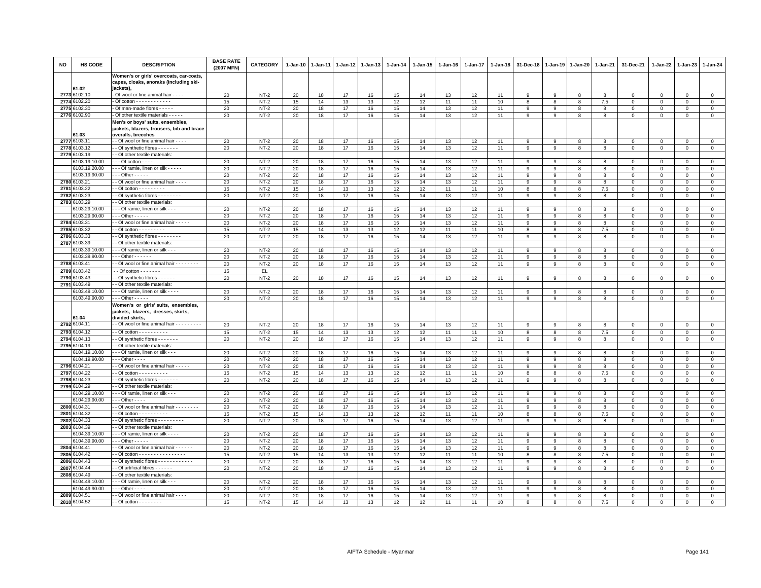| NO | HS CODE | DESCRIPTION | BASE RATE (2007 MFN) | CATEGORY | 1-Jan-10 | 1-Jan-11 | 1-Jan-12 | 1-Jan-13 | 1-Jan-14 | 1-Jan-15 | 1-Jan-16 | 1-Jan-17 | 1-Jan-18 | 31-Dec-18 | 1-Jan-19 | 1-Jan-20 | 1-Jan-21 | 31-Dec-21 | 1-Jan-22 | 1-Jan-23 | 1-Jan-24 |
|---|---|---|---|---|---|---|---|---|---|---|---|---|---|---|---|---|---|---|---|---|---|
| | 61.02 | **Women's or girls' overcoats, car-coats, capes, cloaks, anoraks (including ski-jackets),** | | | | | | | | | | | | | | | | | | | |
| 2773 | 6102.10 | - Of wool or fine animal hair - - - - | 20 | NT-2 | 20 | 18 | 17 | 16 | 15 | 14 | 13 | 12 | 11 | 9 | 9 | 8 | 8 | 0 | 0 | 0 | 0 |
| 2774 | 6102.20 | - Of cotton - - - - - - - - - - - - | 15 | NT-2 | 15 | 14 | 13 | 13 | 12 | 12 | 11 | 11 | 10 | 8 | 8 | 8 | 7.5 | 0 | 0 | 0 | 0 |
| 2775 | 6102.30 | - Of man-made fibres - - - - - | 20 | NT-2 | 20 | 18 | 17 | 16 | 15 | 14 | 13 | 12 | 11 | 9 | 9 | 8 | 8 | 0 | 0 | 0 | 0 |
| 2776 | 6102.90 | - Of other textile materials - - - - - | 20 | NT-2 | 20 | 18 | 17 | 16 | 15 | 14 | 13 | 12 | 11 | 9 | 9 | 8 | 8 | 0 | 0 | 0 | 0 |
| | 61.03 | **Men's or boys' suits, ensembles, jackets, blazers, trousers, bib and brace overalls, breeches** | | | | | | | | | | | | | | | | | | | |
| 2777 | 6103.11 | - - Of wool or fine animal hair - - - - | 20 | NT-2 | 20 | 18 | 17 | 16 | 15 | 14 | 13 | 12 | 11 | 9 | 9 | 8 | 8 | 0 | 0 | 0 | 0 |
| 2778 | 6103.12 | - - Of synthetic fibres - - - - - - - | 20 | NT-2 | 20 | 18 | 17 | 16 | 15 | 14 | 13 | 12 | 11 | 9 | 9 | 8 | 8 | 0 | 0 | 0 | 0 |
| 2779 | 6103.19 | - - Of other textile materials: | | | | | | | | | | | | | | | | | | | |
| | 6103.19.10.00 | - - - Of cotton - - - - | 20 | NT-2 | 20 | 18 | 17 | 16 | 15 | 14 | 13 | 12 | 11 | 9 | 9 | 8 | 8 | 0 | 0 | 0 | 0 |
| | 6103.19.20.00 | - - - Of ramie, linen or silk - - - - - | 20 | NT-2 | 20 | 18 | 17 | 16 | 15 | 14 | 13 | 12 | 11 | 9 | 9 | 8 | 8 | 0 | 0 | 0 | 0 |
| | 6103.19.90.00 | - - - Other - - - - - | 20 | NT-2 | 20 | 18 | 17 | 16 | 15 | 14 | 13 | 12 | 11 | 9 | 9 | 8 | 8 | 0 | 0 | 0 | 0 |
| 2780 | 6103.21 | - - Of wool or fine animal hair - - - - | 20 | NT-2 | 20 | 18 | 17 | 16 | 15 | 14 | 13 | 12 | 11 | 9 | 9 | 8 | 8 | 0 | 0 | 0 | 0 |
| 2781 | 6103.22 | - - Of cotton - - - - - - - - - | 15 | NT-2 | 15 | 14 | 13 | 13 | 12 | 12 | 11 | 11 | 10 | 8 | 8 | 8 | 7.5 | 0 | 0 | 0 | 0 |
| 2782 | 6103.23 | - - Of synthetic fibres - - - - - - - - | 20 | NT-2 | 20 | 18 | 17 | 16 | 15 | 14 | 13 | 12 | 11 | 9 | 9 | 8 | 8 | 0 | 0 | 0 | 0 |
| 2783 | 6103.29 | - - Of other textile materials: | | | | | | | | | | | | | | | | | | | |
| | 6103.29.10.00 | - - - Of ramie, linen or silk - - - | 20 | NT-2 | 20 | 18 | 17 | 16 | 15 | 14 | 13 | 12 | 11 | 9 | 9 | 8 | 8 | 0 | 0 | 0 | 0 |
| | 6103.29.90.00 | - - - Other - - - - - | 20 | NT-2 | 20 | 18 | 17 | 16 | 15 | 14 | 13 | 12 | 11 | 9 | 9 | 8 | 8 | 0 | 0 | 0 | 0 |
| 2784 | 6103.31 | - - Of wool or fine animal hair - - - - - | 20 | NT-2 | 20 | 18 | 17 | 16 | 15 | 14 | 13 | 12 | 11 | 9 | 9 | 8 | 8 | 0 | 0 | 0 | 0 |
| 2785 | 6103.32 | - - Of cotton - - - - - - - - - | 15 | NT-2 | 15 | 14 | 13 | 13 | 12 | 12 | 11 | 11 | 10 | 8 | 8 | 8 | 7.5 | 0 | 0 | 0 | 0 |
| 2786 | 6103.33 | - - Of synthetic fibres - - - - - - - - | 20 | NT-2 | 20 | 18 | 17 | 16 | 15 | 14 | 13 | 12 | 11 | 9 | 9 | 8 | 8 | 0 | 0 | 0 | 0 |
| 2787 | 6103.39 | - - Of other textile materials: | | | | | | | | | | | | | | | | | | | |
| | 6103.39.10.00 | - - - Of ramie, linen or silk - - - | 20 | NT-2 | 20 | 18 | 17 | 16 | 15 | 14 | 13 | 12 | 11 | 9 | 9 | 8 | 8 | 0 | 0 | 0 | 0 |
| | 6103.39.90.00 | - - - Other - - - - - - | 20 | NT-2 | 20 | 18 | 17 | 16 | 15 | 14 | 13 | 12 | 11 | 9 | 9 | 8 | 8 | 0 | 0 | 0 | 0 |
| 2788 | 6103.41 | - - Of wool or fine animal hair - - - - - - - - | 20 | NT-2 | 20 | 18 | 17 | 16 | 15 | 14 | 13 | 12 | 11 | 9 | 9 | 8 | 8 | 0 | 0 | 0 | 0 |
| 2789 | 6103.42 | - - Of cotton - - - - - - - | 15 | EL | | | | | | | | | | | | | | | | | |
| 2790 | 6103.43 | - - Of synthetic fibres - - - - - - | 20 | NT-2 | 20 | 18 | 17 | 16 | 15 | 14 | 13 | 12 | 11 | 9 | 9 | 8 | 8 | 0 | 0 | 0 | 0 |
| 2791 | 6103.49 | - - Of other textile materials: | | | | | | | | | | | | | | | | | | | |
| | 6103.49.10.00 | - - - Of ramie, linen or silk - - - - | 20 | NT-2 | 20 | 18 | 17 | 16 | 15 | 14 | 13 | 12 | 11 | 9 | 9 | 8 | 8 | 0 | 0 | 0 | 0 |
| | 6103.49.90.00 | - - - Other - - - - - | 20 | NT-2 | 20 | 18 | 17 | 16 | 15 | 14 | 13 | 12 | 11 | 9 | 9 | 8 | 8 | 0 | 0 | 0 | 0 |
| | 61.04 | **Women's or girls' suits, ensembles, jackets, blazers, dresses, skirts, divided skirts,** | | | | | | | | | | | | | | | | | | | |
| 2792 | 6104.11 | - - Of wool or fine animal hair - - - - - - - - - | 20 | NT-2 | 20 | 18 | 17 | 16 | 15 | 14 | 13 | 12 | 11 | 9 | 9 | 8 | 8 | 0 | 0 | 0 | 0 |
| 2793 | 6104.12 | - - Of cotton - - - - - - - - - - | 15 | NT-2 | 15 | 14 | 13 | 13 | 12 | 12 | 11 | 11 | 10 | 8 | 8 | 8 | 7.5 | 0 | 0 | 0 | 0 |
| 2794 | 6104.13 | - - Of synthetic fibres - - - - - - - | 20 | NT-2 | 20 | 18 | 17 | 16 | 15 | 14 | 13 | 12 | 11 | 9 | 9 | 8 | 8 | 0 | 0 | 0 | 0 |
| 2795 | 6104.19 | - - Of other textile materials: | | | | | | | | | | | | | | | | | | | |
| | 6104.19.10.00 | - - - Of ramie, linen or silk - - - | 20 | NT-2 | 20 | 18 | 17 | 16 | 15 | 14 | 13 | 12 | 11 | 9 | 9 | 8 | 8 | 0 | 0 | 0 | 0 |
| | 6104.19.90.00 | - - - Other - - - - | 20 | NT-2 | 20 | 18 | 17 | 16 | 15 | 14 | 13 | 12 | 11 | 9 | 9 | 8 | 8 | 0 | 0 | 0 | 0 |
| 2796 | 6104.21 | - - Of wool or fine animal hair - - - - - | 20 | NT-2 | 20 | 18 | 17 | 16 | 15 | 14 | 13 | 12 | 11 | 9 | 9 | 8 | 8 | 0 | 0 | 0 | 0 |
| 2797 | 6104.22 | - - Of cotton - - - - - - - - - - | 15 | NT-2 | 15 | 14 | 13 | 13 | 12 | 12 | 11 | 11 | 10 | 8 | 8 | 8 | 7.5 | 0 | 0 | 0 | 0 |
| 2798 | 6104.23 | - - Of synthetic fibres - - - - - - - | 20 | NT-2 | 20 | 18 | 17 | 16 | 15 | 14 | 13 | 12 | 11 | 9 | 9 | 8 | 8 | 0 | 0 | 0 | 0 |
| 2799 | 6104.29 | - - Of other textile materials: | | | | | | | | | | | | | | | | | | | |
| | 6104.29.10.00 | - - - Of ramie, linen or silk - - - | 20 | NT-2 | 20 | 18 | 17 | 16 | 15 | 14 | 13 | 12 | 11 | 9 | 9 | 8 | 8 | 0 | 0 | 0 | 0 |
| | 6104.29.90.00 | - - - Other - - - - | 20 | NT-2 | 20 | 18 | 17 | 16 | 15 | 14 | 13 | 12 | 11 | 9 | 9 | 8 | 8 | 0 | 0 | 0 | 0 |
| 2800 | 6104.31 | - - Of wool or fine animal hair - - - - - - - - | 20 | NT-2 | 20 | 18 | 17 | 16 | 15 | 14 | 13 | 12 | 11 | 9 | 9 | 8 | 8 | 0 | 0 | 0 | 0 |
| 2801 | 6104.32 | - - Of cotton - - - - - - - - - - | 15 | NT-2 | 15 | 14 | 13 | 13 | 12 | 12 | 11 | 11 | 10 | 8 | 8 | 8 | 7.5 | 0 | 0 | 0 | 0 |
| 2802 | 6104.33 | - - Of synthetic fibres - - - - - - - - - | 20 | NT-2 | 20 | 18 | 17 | 16 | 15 | 14 | 13 | 12 | 11 | 9 | 9 | 8 | 8 | 0 | 0 | 0 | 0 |
| 2803 | 6104.39 | - - Of other textile materials: | | | | | | | | | | | | | | | | | | | |
| | 6104.39.10.00 | - - - Of ramie, linen or silk - - - - | 20 | NT-2 | 20 | 18 | 17 | 16 | 15 | 14 | 13 | 12 | 11 | 9 | 9 | 8 | 8 | 0 | 0 | 0 | 0 |
| | 6104.39.90.00 | - - - Other - - - - - | 20 | NT-2 | 20 | 18 | 17 | 16 | 15 | 14 | 13 | 12 | 11 | 9 | 9 | 8 | 8 | 0 | 0 | 0 | 0 |
| 2804 | 6104.41 | - - Of wool or fine animal hair - - - - - - | 20 | NT-2 | 20 | 18 | 17 | 16 | 15 | 14 | 13 | 12 | 11 | 9 | 9 | 8 | 8 | 0 | 0 | 0 | 0 |
| 2805 | 6104.42 | - - Of cotton - - - - - - - - - - - - - - - - | 15 | NT-2 | 15 | 14 | 13 | 13 | 12 | 12 | 11 | 11 | 10 | 8 | 8 | 8 | 7.5 | 0 | 0 | 0 | 0 |
| 2806 | 6104.43 | - - Of synthetic fibres - - - - - - - - - - - - | 20 | NT-2 | 20 | 18 | 17 | 16 | 15 | 14 | 13 | 12 | 11 | 9 | 9 | 8 | 8 | 0 | 0 | 0 | 0 |
| 2807 | 6104.44 | - - Of artificial fibres - - - - - - | 20 | NT-2 | 20 | 18 | 17 | 16 | 15 | 14 | 13 | 12 | 11 | 9 | 9 | 8 | 8 | 0 | 0 | 0 | 0 |
| 2808 | 6104.49 | - - Of other textile materials: | | | | | | | | | | | | | | | | | | | |
| | 6104.49.10.00 | - - - Of ramie, linen or silk - - - | 20 | NT-2 | 20 | 18 | 17 | 16 | 15 | 14 | 13 | 12 | 11 | 9 | 9 | 8 | 8 | 0 | 0 | 0 | 0 |
| | 6104.49.90.00 | - - - Other - - - - | 20 | NT-2 | 20 | 18 | 17 | 16 | 15 | 14 | 13 | 12 | 11 | 9 | 9 | 8 | 8 | 0 | 0 | 0 | 0 |
| 2809 | 6104.51 | - - Of wool or fine animal hair - - - - | 20 | NT-2 | 20 | 18 | 17 | 16 | 15 | 14 | 13 | 12 | 11 | 9 | 9 | 8 | 8 | 0 | 0 | 0 | 0 |
| 2810 | 6104.52 | - - Of cotton - - - - - - - - | 15 | NT-2 | 15 | 14 | 13 | 13 | 12 | 12 | 11 | 11 | 10 | 8 | 8 | 8 | 7.5 | 0 | 0 | 0 | 0 |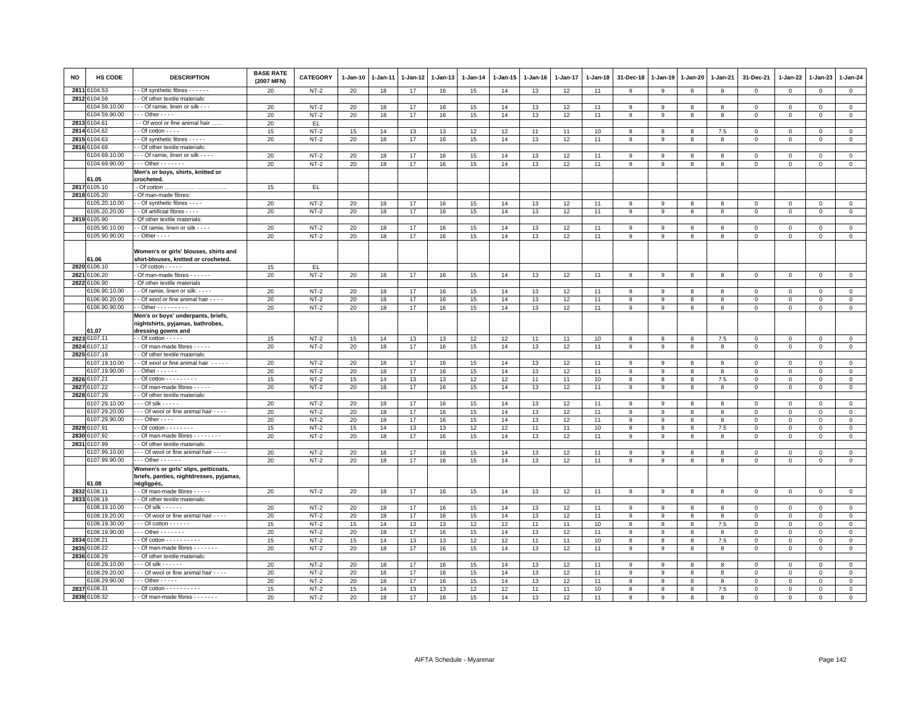| NO | HS CODE | DESCRIPTION | BASE RATE (2007 MFN) | CATEGORY | 1-Jan-10 | 1-Jan-11 | 1-Jan-12 | 1-Jan-13 | 1-Jan-14 | 1-Jan-15 | 1-Jan-16 | 1-Jan-17 | 1-Jan-18 | 31-Dec-18 | 1-Jan-19 | 1-Jan-20 | 1-Jan-21 | 31-Dec-21 | 1-Jan-22 | 1-Jan-23 | 1-Jan-24 |
|---|---|---|---|---|---|---|---|---|---|---|---|---|---|---|---|---|---|---|---|---|---|
| 2811 | 6104.53 | - - Of synthetic fibres - - - - - - | 20 | NT-2 | 20 | 18 | 17 | 16 | 15 | 14 | 13 | 12 | 11 | 9 | 9 | 8 | 8 | 0 | 0 | 0 | 0 |
| 2812 | 6104.59 | - - Of other textile materials: | | | | | | | | | | | | | | | | | | | |
| | 6104.59.10.00 | - - - Of ramie, linen or silk - - - | 20 | NT-2 | 20 | 18 | 17 | 16 | 15 | 14 | 13 | 12 | 11 | 9 | 9 | 8 | 8 | 0 | 0 | 0 | 0 |
| | 6104.59.90.00 | - - - Other - - - - | 20 | NT-2 | 20 | 18 | 17 | 16 | 15 | 14 | 13 | 12 | 11 | 9 | 9 | 8 | 8 | 0 | 0 | 0 | 0 |
| 2813 | 6104.61 | - - Of wool or fine animal hair ...... | 20 | EL | | | | | | | | | | | | | | | | | |
| 2814 | 6104.62 | - - Of cotton - - - - | 15 | NT-2 | 15 | 14 | 13 | 13 | 12 | 12 | 11 | 11 | 10 | 8 | 8 | 8 | 7.5 | 0 | 0 | 0 | 0 |
| 2815 | 6104.63 | - - Of synthetic fibres - - - - - | 20 | NT-2 | 20 | 18 | 17 | 16 | 15 | 14 | 13 | 12 | 11 | 9 | 9 | 8 | 8 | 0 | 0 | 0 | 0 |
| 2816 | 6104.69 | - - Of other textile materials: | | | | | | | | | | | | | | | | | | | |
| | 6104.69.10.00 | - - - Of ramie, linen or silk - - - - | 20 | NT-2 | 20 | 18 | 17 | 16 | 15 | 14 | 13 | 12 | 11 | 9 | 9 | 8 | 8 | 0 | 0 | 0 | 0 |
| | 6104.69.90.00 | - - - Other - - - - - - - | 20 | NT-2 | 20 | 18 | 17 | 16 | 15 | 14 | 13 | 12 | 11 | 9 | 9 | 8 | 8 | 0 | 0 | 0 | 0 |
| | 61.05 | **Men's or boys, shirts, knitted or crocheted.** | | | | | | | | | | | | | | | | | | | |
| 2817 | 6105.10 | - Of cotton ................ ................ | 15 | EL | | | | | | | | | | | | | | | | | |
| 2818 | 6105.20 | - Of man-made fibres: | | | | | | | | | | | | | | | | | | | |
| | 6105.20.10.00 | - - Of synthetic fibres - - - - | 20 | NT-2 | 20 | 18 | 17 | 16 | 15 | 14 | 13 | 12 | 11 | 9 | 9 | 8 | 8 | 0 | 0 | 0 | 0 |
| | 6105.20.20.00 | - - Of artificial fibres - - - - | 20 | NT-2 | 20 | 18 | 17 | 16 | 15 | 14 | 13 | 12 | 11 | 9 | 9 | 8 | 8 | 0 | 0 | 0 | 0 |
| 2819 | 6105.90 | - Of other textile materials: | | | | | | | | | | | | | | | | | | | |
| | 6105.90.10.00 | - - Of ramie, linen or silk - - - - | 20 | NT-2 | 20 | 18 | 17 | 16 | 15 | 14 | 13 | 12 | 11 | 9 | 9 | 8 | 8 | 0 | 0 | 0 | 0 |
| | 6105.90.90.00 | - - Other - - - - | 20 | NT-2 | 20 | 18 | 17 | 16 | 15 | 14 | 13 | 12 | 11 | 9 | 9 | 8 | 8 | 0 | 0 | 0 | 0 |
| | 61.06 | **Women's or girls' blouses, shirts and shirt-blouses, knitted or crocheted.** | | | | | | | | | | | | | | | | | | | |
| 2820 | 6106.10 | '- Of cotton - - - - - | 15 | EL | | | | | | | | | | | | | | | | | |
| 2821 | 6106.20 | - Of man-made fibres - - - - - - | 20 | NT-2 | 20 | 18 | 17 | 16 | 15 | 14 | 13 | 12 | 11 | 9 | 9 | 8 | 8 | 0 | 0 | 0 | 0 |
| 2822 | 6106.90 | - Of other textile materials | | | | | | | | | | | | | | | | | | | |
| | 6106.90.10.00 | - - Of ramie, linen or silk: - - - - | 20 | NT-2 | 20 | 18 | 17 | 16 | 15 | 14 | 13 | 12 | 11 | 9 | 9 | 8 | 8 | 0 | 0 | 0 | 0 |
| | 6106.90.20.00 | - - Of wool or fine animal hair - - - - | 20 | NT-2 | 20 | 18 | 17 | 16 | 15 | 14 | 13 | 12 | 11 | 9 | 9 | 8 | 8 | 0 | 0 | 0 | 0 |
| | 6106.90.90.00 | - - Other - - - - - - - - - - | 20 | NT-2 | 20 | 18 | 17 | 16 | 15 | 14 | 13 | 12 | 11 | 9 | 9 | 8 | 8 | 0 | 0 | 0 | 0 |
| | 61.07 | **Men's or boys' underpants, briefs, nightshirts, pyjamas, bathrobes, dressing gowns and** | | | | | | | | | | | | | | | | | | | |
| 2823 | 6107.11 | - - Of cotton - - - - - | 15 | NT-2 | 15 | 14 | 13 | 13 | 12 | 12 | 11 | 11 | 10 | 8 | 8 | 8 | 7.5 | 0 | 0 | 0 | 0 |
| 2824 | 6107.12 | - - Of man-made fibres - - - - - | 20 | NT-2 | 20 | 18 | 17 | 16 | 15 | 14 | 13 | 12 | 11 | 9 | 9 | 8 | 8 | 0 | 0 | 0 | 0 |
| 2825 | 6107.19 | - - Of other textile materials: | | | | | | | | | | | | | | | | | | | |
| | 6107.19.10.00 | - - Of wool or fine animal hair - - - - - | 20 | NT-2 | 20 | 18 | 17 | 16 | 15 | 14 | 13 | 12 | 11 | 9 | 9 | 8 | 8 | 0 | 0 | 0 | 0 |
| | 6107.19.90.00 | - - Other - - - - - - | 20 | NT-2 | 20 | 18 | 17 | 16 | 15 | 14 | 13 | 12 | 11 | 9 | 9 | 8 | 8 | 0 | 0 | 0 | 0 |
| 2826 | 6107.21 | - - Of cotton - - - - - - - - - - | 15 | NT-2 | 15 | 14 | 13 | 13 | 12 | 12 | 11 | 11 | 10 | 8 | 8 | 8 | 7.5 | 0 | 0 | 0 | 0 |
| 2827 | 6107.22 | - - Of man-made fibres - - - - - | 20 | NT-2 | 20 | 18 | 17 | 16 | 15 | 14 | 13 | 12 | 11 | 9 | 9 | 8 | 8 | 0 | 0 | 0 | 0 |
| 2828 | 6107.29 | - - Of other textile materials: | | | | | | | | | | | | | | | | | | | |
| | 6107.29.10.00 | - - - Of silk - - - - - | 20 | NT-2 | 20 | 18 | 17 | 16 | 15 | 14 | 13 | 12 | 11 | 9 | 9 | 8 | 8 | 0 | 0 | 0 | 0 |
| | 6107.29.20.00 | - - - Of wool or fine animal hair - - - - | 20 | NT-2 | 20 | 18 | 17 | 16 | 15 | 14 | 13 | 12 | 11 | 9 | 9 | 8 | 8 | 0 | 0 | 0 | 0 |
| | 6107.29.90.00 | - - - Other - - - - | 20 | NT-2 | 20 | 18 | 17 | 16 | 15 | 14 | 13 | 12 | 11 | 9 | 9 | 8 | 8 | 0 | 0 | 0 | 0 |
| 2829 | 6107.91 | - - Of cotton - - - - - - - - - | 15 | NT-2 | 15 | 14 | 13 | 13 | 12 | 12 | 11 | 11 | 10 | 8 | 8 | 8 | 7.5 | 0 | 0 | 0 | 0 |
| 2830 | 6107.92 | - - Of man-made fibres - - - - - - - - - | 20 | NT-2 | 20 | 18 | 17 | 16 | 15 | 14 | 13 | 12 | 11 | 9 | 9 | 8 | 8 | 0 | 0 | 0 | 0 |
| 2831 | 6107.99 | - - Of other textile materials: | | | | | | | | | | | | | | | | | | | |
| | 6107.99.10.00 | - - - Of wool or fine animal hair - - - - | 20 | NT-2 | 20 | 18 | 17 | 16 | 15 | 14 | 13 | 12 | 11 | 9 | 9 | 8 | 8 | 0 | 0 | 0 | 0 |
| | 6107.99.90.00 | - - - Other - - - - - - | 20 | NT-2 | 20 | 18 | 17 | 16 | 15 | 14 | 13 | 12 | 11 | 9 | 9 | 8 | 8 | 0 | 0 | 0 | 0 |
| | 61.08 | **Women's or girls' slips, petticoats, briefs, panties, nightdresses, pyjamas, négligpés,** | | | | | | | | | | | | | | | | | | | |
| 2832 | 6108.11 | - - Of man-made fibres - - - - - | 20 | NT-2 | 20 | 18 | 17 | 16 | 15 | 14 | 13 | 12 | 11 | 9 | 9 | 8 | 8 | 0 | 0 | 0 | 0 |
| 2833 | 6108.19 | - - Of other textile materials: | | | | | | | | | | | | | | | | | | | |
| | 6108.19.10.00 | - - - Of silk - - - - - - | 20 | NT-2 | 20 | 18 | 17 | 16 | 15 | 14 | 13 | 12 | 11 | 9 | 9 | 8 | 8 | 0 | 0 | 0 | 0 |
| | 6108.19.20.00 | - - - Of wool or fine animal hair - - - - | 20 | NT-2 | 20 | 18 | 17 | 16 | 15 | 14 | 13 | 12 | 11 | 9 | 9 | 8 | 8 | 0 | 0 | 0 | 0 |
| | 6108.19.30.00 | - - - Of cotton - - - - - - | 15 | NT-2 | 15 | 14 | 13 | 13 | 12 | 12 | 11 | 11 | 10 | 8 | 8 | 8 | 7.5 | 0 | 0 | 0 | 0 |
| | 6108.19.90.00 | - - - Other - - - - - - - | 20 | NT-2 | 20 | 18 | 17 | 16 | 15 | 14 | 13 | 12 | 11 | 9 | 9 | 8 | 8 | 0 | 0 | 0 | 0 |
| 2834 | 6108.21 | - - Of cotton - - - - - - - - - - - | 15 | NT-2 | 15 | 14 | 13 | 13 | 12 | 12 | 11 | 11 | 10 | 8 | 8 | 8 | 7.5 | 0 | 0 | 0 | 0 |
| 2835 | 6108.22 | - - Of man-made fibres - - - - - - - | 20 | NT-2 | 20 | 18 | 17 | 16 | 15 | 14 | 13 | 12 | 11 | 9 | 9 | 8 | 8 | 0 | 0 | 0 | 0 |
| 2836 | 6108.29 | - - Of other textile materials: | | | | | | | | | | | | | | | | | | | |
| | 6108.29.10.00 | - - - Of silk - - - - - - | 20 | NT-2 | 20 | 18 | 17 | 16 | 15 | 14 | 13 | 12 | 11 | 9 | 9 | 8 | 8 | 0 | 0 | 0 | 0 |
| | 6108.29.20.00 | - - - Of wool or fine animal hair - - - - | 20 | NT-2 | 20 | 18 | 17 | 16 | 15 | 14 | 13 | 12 | 11 | 9 | 9 | 8 | 8 | 0 | 0 | 0 | 0 |
| | 6108.29.90.00 | - - - Other - - - - - | 20 | NT-2 | 20 | 18 | 17 | 16 | 15 | 14 | 13 | 12 | 11 | 9 | 9 | 8 | 8 | 0 | 0 | 0 | 0 |
| 2837 | 6108.31 | - - Of cotton - - - - - - - - - - - | 15 | NT-2 | 15 | 14 | 13 | 13 | 12 | 12 | 11 | 11 | 10 | 8 | 8 | 8 | 7.5 | 0 | 0 | 0 | 0 |
| 2838 | 6108.32 | - - Of man-made fibres - - - - - - - | 20 | NT-2 | 20 | 18 | 17 | 16 | 15 | 14 | 13 | 12 | 11 | 9 | 9 | 8 | 8 | 0 | 0 | 0 | 0 |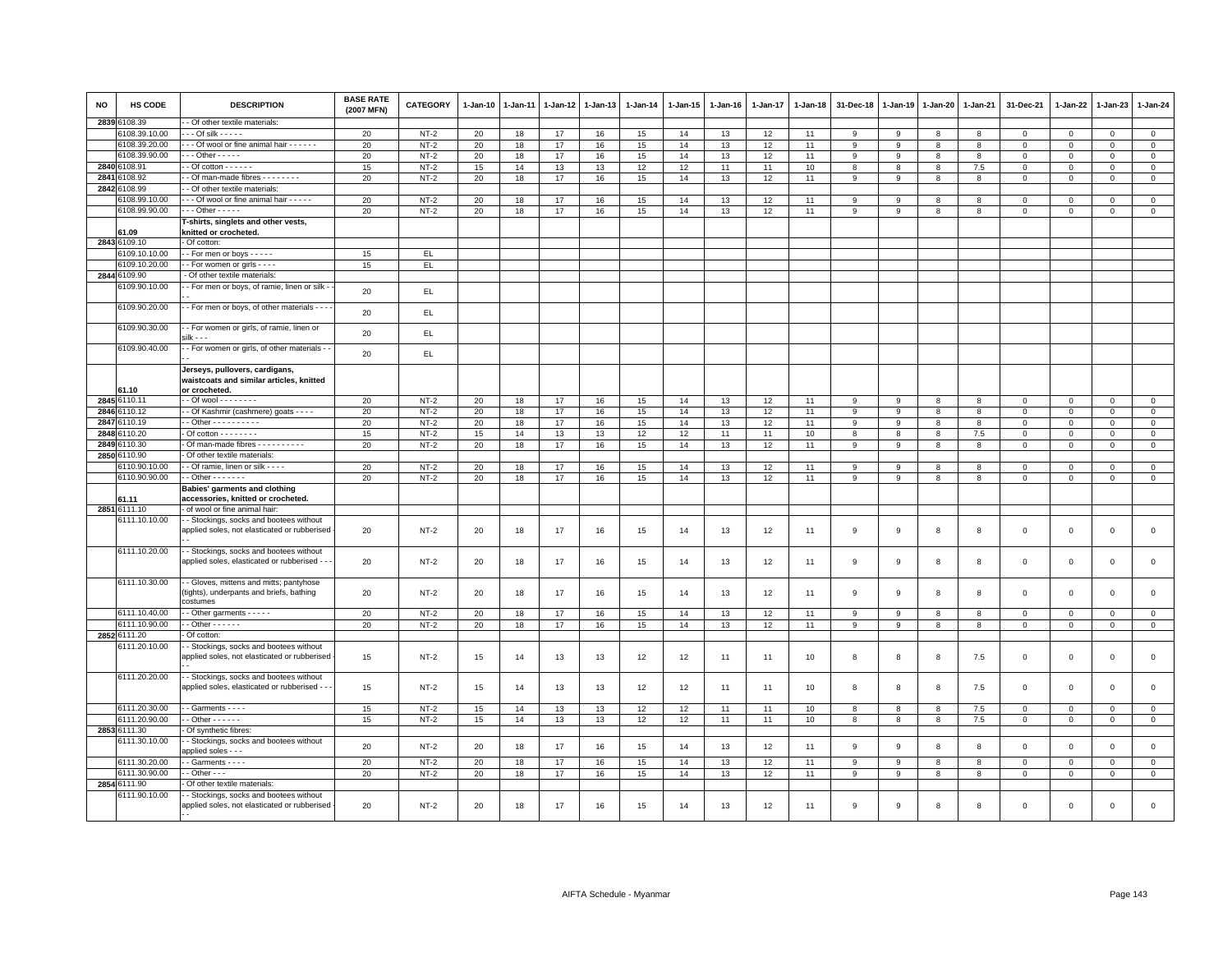| NO | HS CODE | DESCRIPTION | BASE RATE (2007 MFN) | CATEGORY | 1-Jan-10 | 1-Jan-11 | 1-Jan-12 | 1-Jan-13 | 1-Jan-14 | 1-Jan-15 | 1-Jan-16 | 1-Jan-17 | 1-Jan-18 | 31-Dec-18 | 1-Jan-19 | 1-Jan-20 | 1-Jan-21 | 31-Dec-21 | 1-Jan-22 | 1-Jan-23 | 1-Jan-24 |
|---|---|---|---|---|---|---|---|---|---|---|---|---|---|---|---|---|---|---|---|---|---|
| 2839 | 6108.39 | - - Of other textile materials: | | | | | | | | | | | | | | | | | | | |
| | 6108.39.10.00 | - - - Of silk - - - - - | 20 | NT-2 | 20 | 18 | 17 | 16 | 15 | 14 | 13 | 12 | 11 | 9 | 9 | 8 | 8 | 0 | 0 | 0 | 0 |
| | 6108.39.20.00 | - - - Of wool or fine animal hair - - - - - - | 20 | NT-2 | 20 | 18 | 17 | 16 | 15 | 14 | 13 | 12 | 11 | 9 | 9 | 8 | 8 | 0 | 0 | 0 | 0 |
| | 6108.39.90.00 | - - - Other - - - - - | 20 | NT-2 | 20 | 18 | 17 | 16 | 15 | 14 | 13 | 12 | 11 | 9 | 9 | 8 | 8 | 0 | 0 | 0 | 0 |
| 2840 | 6108.91 | - - Of cotton - - - - - - | 15 | NT-2 | 15 | 14 | 13 | 13 | 12 | 12 | 11 | 11 | 10 | 8 | 8 | 8 | 7.5 | 0 | 0 | 0 | 0 |
| 2841 | 6108.92 | - - Of man-made fibres - - - - - - - - | 20 | NT-2 | 20 | 18 | 17 | 16 | 15 | 14 | 13 | 12 | 11 | 9 | 9 | 8 | 8 | 0 | 0 | 0 | 0 |
| 2842 | 6108.99 | - - Of other textile materials: | | | | | | | | | | | | | | | | | | | |
| | 6108.99.10.00 | - - - Of wool or fine animal hair - - - - - | 20 | NT-2 | 20 | 18 | 17 | 16 | 15 | 14 | 13 | 12 | 11 | 9 | 9 | 8 | 8 | 0 | 0 | 0 | 0 |
| | 6108.99.90.00 | - - - Other - - - - - | 20 | NT-2 | 20 | 18 | 17 | 16 | 15 | 14 | 13 | 12 | 11 | 9 | 9 | 8 | 8 | 0 | 0 | 0 | 0 |
| | 61.09 | **T-shirts, singlets and other vests, knitted or crocheted.** | | | | | | | | | | | | | | | | | | | |
| 2843 | 6109.10 | - Of cotton: | | | | | | | | | | | | | | | | | | | |
| | 6109.10.10.00 | - - For men or boys - - - - - | 15 | EL | | | | | | | | | | | | | | | | | |
| | 6109.10.20.00 | - - For women or girls - - - - | 15 | EL | | | | | | | | | | | | | | | | | |
| 2844 | 6109.90 | - Of other textile materials: | | | | | | | | | | | | | | | | | | | |
| | 6109.90.10.00 | - - For men or boys, of ramie, linen or silk - - - - | 20 | EL | | | | | | | | | | | | | | | | | |
| | 6109.90.20.00 | - - For men or boys, of other materials - - - - | 20 | EL | | | | | | | | | | | | | | | | | |
| | 6109.90.30.00 | - - For women or girls, of ramie, linen or silk - - - | 20 | EL | | | | | | | | | | | | | | | | | |
| | 6109.90.40.00 | - - For women or girls, of other materials - - - - | 20 | EL | | | | | | | | | | | | | | | | | |
| | 61.10 | **Jerseys, pullovers, cardigans, waistcoats and similar articles, knitted or crocheted.** | | | | | | | | | | | | | | | | | | | |
| 2845 | 6110.11 | - - Of wool - - - - - - - - | 20 | NT-2 | 20 | 18 | 17 | 16 | 15 | 14 | 13 | 12 | 11 | 9 | 9 | 8 | 8 | 0 | 0 | 0 | 0 |
| 2846 | 6110.12 | - - Of Kashmir (cashmere) goats - - - - | 20 | NT-2 | 20 | 18 | 17 | 16 | 15 | 14 | 13 | 12 | 11 | 9 | 9 | 8 | 8 | 0 | 0 | 0 | 0 |
| 2847 | 6110.19 | - - Other - - - - - - - - - - | 20 | NT-2 | 20 | 18 | 17 | 16 | 15 | 14 | 13 | 12 | 11 | 9 | 9 | 8 | 8 | 0 | 0 | 0 | 0 |
| 2848 | 6110.20 | - Of cotton - - - - - - - - | 15 | NT-2 | 15 | 14 | 13 | 13 | 12 | 12 | 11 | 11 | 10 | 8 | 8 | 8 | 7.5 | 0 | 0 | 0 | 0 |
| 2849 | 6110.30 | - Of man-made fibres - - - - - - - - - - | 20 | NT-2 | 20 | 18 | 17 | 16 | 15 | 14 | 13 | 12 | 11 | 9 | 9 | 8 | 8 | 0 | 0 | 0 | 0 |
| 2850 | 6110.90 | - Of other textile materials: | | | | | | | | | | | | | | | | | | | |
| | 6110.90.10.00 | - - Of ramie, linen or silk - - - - | 20 | NT-2 | 20 | 18 | 17 | 16 | 15 | 14 | 13 | 12 | 11 | 9 | 9 | 8 | 8 | 0 | 0 | 0 | 0 |
| | 6110.90.90.00 | - - Other - - - - - - - | 20 | NT-2 | 20 | 18 | 17 | 16 | 15 | 14 | 13 | 12 | 11 | 9 | 9 | 8 | 8 | 0 | 0 | 0 | 0 |
| | 61.11 | **Babies' garments and clothing accessories, knitted or crocheted.** | | | | | | | | | | | | | | | | | | | |
| 2851 | 6111.10 | - of wool or fine animal hair: | | | | | | | | | | | | | | | | | | | |
| | 6111.10.10.00 | - - Stockings, socks and bootees without applied soles, not elasticated or rubberised - - - | 20 | NT-2 | 20 | 18 | 17 | 16 | 15 | 14 | 13 | 12 | 11 | 9 | 9 | 8 | 8 | 0 | 0 | 0 | 0 |
| | 6111.10.20.00 | - - Stockings, socks and bootees without applied soles, elasticated or rubberised - - - | 20 | NT-2 | 20 | 18 | 17 | 16 | 15 | 14 | 13 | 12 | 11 | 9 | 9 | 8 | 8 | 0 | 0 | 0 | 0 |
| | 6111.10.30.00 | - - Gloves, mittens and mitts; pantyhose (tights), underpants and briefs, bathing costumes | 20 | NT-2 | 20 | 18 | 17 | 16 | 15 | 14 | 13 | 12 | 11 | 9 | 9 | 8 | 8 | 0 | 0 | 0 | 0 |
| | 6111.10.40.00 | - - Other garments - - - - - | 20 | NT-2 | 20 | 18 | 17 | 16 | 15 | 14 | 13 | 12 | 11 | 9 | 9 | 8 | 8 | 0 | 0 | 0 | 0 |
| | 6111.10.90.00 | - - Other - - - - - - | 20 | NT-2 | 20 | 18 | 17 | 16 | 15 | 14 | 13 | 12 | 11 | 9 | 9 | 8 | 8 | 0 | 0 | 0 | 0 |
| 2852 | 6111.20 | - Of cotton: | | | | | | | | | | | | | | | | | | | |
| | 6111.20.10.00 | - - Stockings, socks and bootees without applied soles, not elasticated or rubberised - - - | 15 | NT-2 | 15 | 14 | 13 | 13 | 12 | 12 | 11 | 11 | 10 | 8 | 8 | 8 | 7.5 | 0 | 0 | 0 | 0 |
| | 6111.20.20.00 | - - Stockings, socks and bootees without applied soles, elasticated or rubberised - - - | 15 | NT-2 | 15 | 14 | 13 | 13 | 12 | 12 | 11 | 11 | 10 | 8 | 8 | 8 | 7.5 | 0 | 0 | 0 | 0 |
| | 6111.20.30.00 | - - Garments - - - - | 15 | NT-2 | 15 | 14 | 13 | 13 | 12 | 12 | 11 | 11 | 10 | 8 | 8 | 8 | 7.5 | 0 | 0 | 0 | 0 |
| | 6111.20.90.00 | - - Other - - - - - - | 15 | NT-2 | 15 | 14 | 13 | 13 | 12 | 12 | 11 | 11 | 10 | 8 | 8 | 8 | 7.5 | 0 | 0 | 0 | 0 |
| 2853 | 6111.30 | - Of synthetic fibres: | | | | | | | | | | | | | | | | | | | |
| | 6111.30.10.00 | - - Stockings, socks and bootees without applied soles - - - | 20 | NT-2 | 20 | 18 | 17 | 16 | 15 | 14 | 13 | 12 | 11 | 9 | 9 | 8 | 8 | 0 | 0 | 0 | 0 |
| | 6111.30.20.00 | - - Garments - - - - | 20 | NT-2 | 20 | 18 | 17 | 16 | 15 | 14 | 13 | 12 | 11 | 9 | 9 | 8 | 8 | 0 | 0 | 0 | 0 |
| | 6111.30.90.00 | - - Other - - - | 20 | NT-2 | 20 | 18 | 17 | 16 | 15 | 14 | 13 | 12 | 11 | 9 | 9 | 8 | 8 | 0 | 0 | 0 | 0 |
| 2854 | 6111.90 | - Of other textile materials: | | | | | | | | | | | | | | | | | | | |
| | 6111.90.10.00 | - - Stockings, socks and bootees without applied soles, not elasticated or rubberised - - - | 20 | NT-2 | 20 | 18 | 17 | 16 | 15 | 14 | 13 | 12 | 11 | 9 | 9 | 8 | 8 | 0 | 0 | 0 | 0 |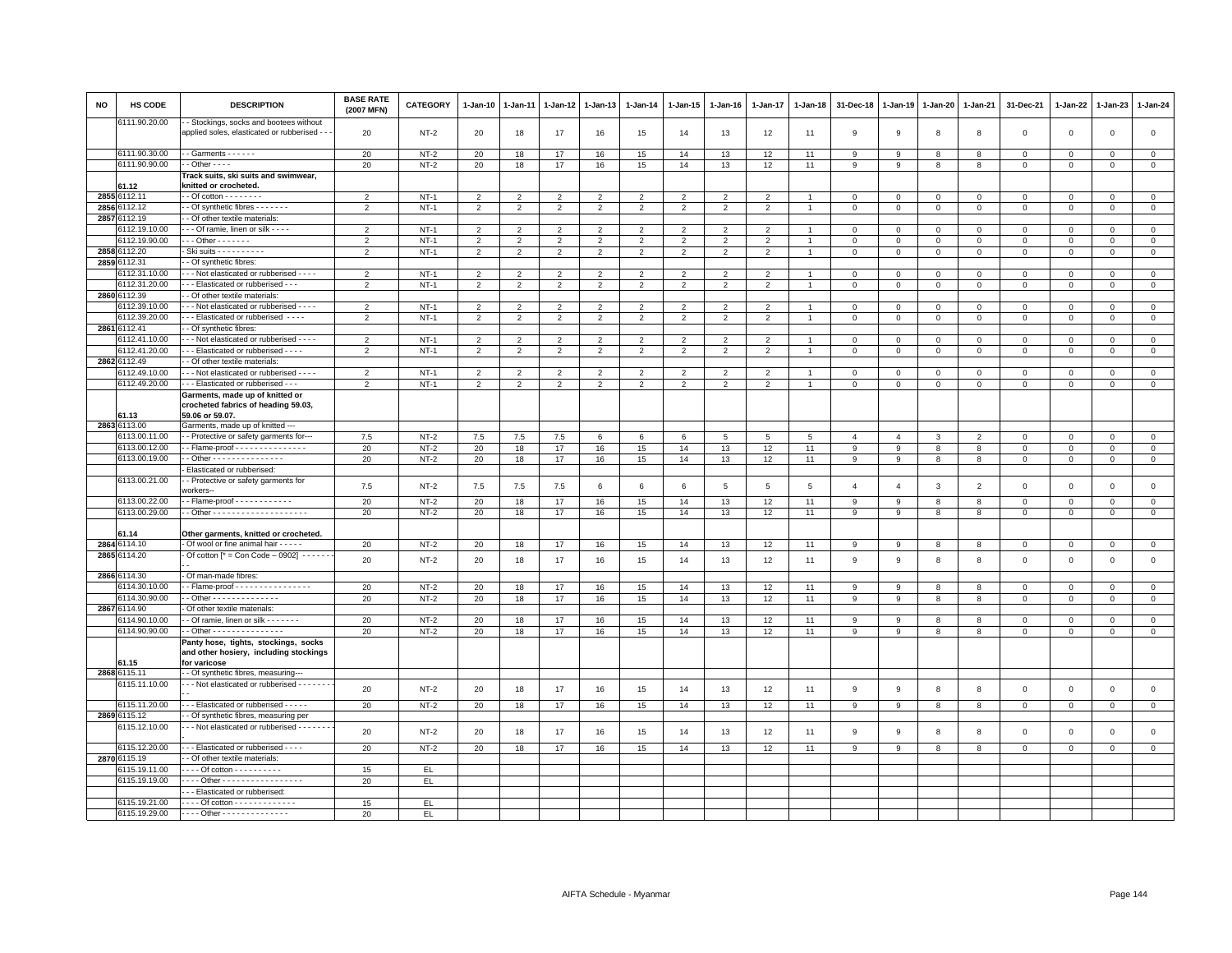| NO | HS CODE | DESCRIPTION | BASE RATE (2007 MFN) | CATEGORY | 1-Jan-10 | 1-Jan-11 | 1-Jan-12 | 1-Jan-13 | 1-Jan-14 | 1-Jan-15 | 1-Jan-16 | 1-Jan-17 | 1-Jan-18 | 31-Dec-18 | 1-Jan-19 | 1-Jan-20 | 1-Jan-21 | 31-Dec-21 | 1-Jan-22 | 1-Jan-23 | 1-Jan-24 |
|---|---|---|---|---|---|---|---|---|---|---|---|---|---|---|---|---|---|---|---|---|---|
| | 6111.90.20.00 | - - Stockings, socks and bootees without applied soles, elasticated or rubberised - - - | 20 | NT-2 | 20 | 18 | 17 | 16 | 15 | 14 | 13 | 12 | 11 | 9 | 9 | 8 | 8 | 0 | 0 | 0 | 0 |
| | 6111.90.30.00 | - - Garments - - - - - - | 20 | NT-2 | 20 | 18 | 17 | 16 | 15 | 14 | 13 | 12 | 11 | 9 | 9 | 8 | 8 | 0 | 0 | 0 | 0 |
| | 6111.90.90.00 | - - Other - - - - | 20 | NT-2 | 20 | 18 | 17 | 16 | 15 | 14 | 13 | 12 | 11 | 9 | 9 | 8 | 8 | 0 | 0 | 0 | 0 |
| | 61.12 | **Track suits, ski suits and swimwear, knitted or crocheted.** | | | | | | | | | | | | | | | | | | | |
| 2855 | 6112.11 | - - Of cotton - - - - - - - - | 2 | NT-1 | 2 | 2 | 2 | 2 | 2 | 2 | 2 | 2 | 1 | 0 | 0 | 0 | 0 | 0 | 0 | 0 | 0 |
| 2856 | 6112.12 | - - Of synthetic fibres - - - - - - - | 2 | NT-1 | 2 | 2 | 2 | 2 | 2 | 2 | 2 | 2 | 1 | 0 | 0 | 0 | 0 | 0 | 0 | 0 | 0 |
| 2857 | 6112.19 | - - Of other textile materials: | | | | | | | | | | | | | | | | | | | |
| | 6112.19.10.00 | - - - Of ramie, linen or silk - - - - | 2 | NT-1 | 2 | 2 | 2 | 2 | 2 | 2 | 2 | 2 | 1 | 0 | 0 | 0 | 0 | 0 | 0 | 0 | 0 |
| | 6112.19.90.00 | - - - Other - - - - - - - | 2 | NT-1 | 2 | 2 | 2 | 2 | 2 | 2 | 2 | 2 | 1 | 0 | 0 | 0 | 0 | 0 | 0 | 0 | 0 |
| 2858 | 6112.20 | - Ski suits - - - - - - - - - - | 2 | NT-1 | 2 | 2 | 2 | 2 | 2 | 2 | 2 | 2 | 1 | 0 | 0 | 0 | 0 | 0 | 0 | 0 | 0 |
| 2859 | 6112.31 | - - Of synthetic fibres: | | | | | | | | | | | | | | | | | | | |
| | 6112.31.10.00 | - - - Not elasticated or rubberised - - - - | 2 | NT-1 | 2 | 2 | 2 | 2 | 2 | 2 | 2 | 2 | 1 | 0 | 0 | 0 | 0 | 0 | 0 | 0 | 0 |
| | 6112.31.20.00 | - - - Elasticated or rubberised - - - | 2 | NT-1 | 2 | 2 | 2 | 2 | 2 | 2 | 2 | 2 | 1 | 0 | 0 | 0 | 0 | 0 | 0 | 0 | 0 |
| 2860 | 6112.39 | - - Of other textile materials: | | | | | | | | | | | | | | | | | | | |
| | 6112.39.10.00 | - - - Not elasticated or rubberised - - - - | 2 | NT-1 | 2 | 2 | 2 | 2 | 2 | 2 | 2 | 2 | 1 | 0 | 0 | 0 | 0 | 0 | 0 | 0 | 0 |
| | 6112.39.20.00 | - - - Elasticated or rubberised - - - - | 2 | NT-1 | 2 | 2 | 2 | 2 | 2 | 2 | 2 | 2 | 1 | 0 | 0 | 0 | 0 | 0 | 0 | 0 | 0 |
| 2861 | 6112.41 | - - Of synthetic fibres: | | | | | | | | | | | | | | | | | | | |
| | 6112.41.10.00 | - - - Not elasticated or rubberised - - - - | 2 | NT-1 | 2 | 2 | 2 | 2 | 2 | 2 | 2 | 2 | 1 | 0 | 0 | 0 | 0 | 0 | 0 | 0 | 0 |
| | 6112.41.20.00 | - - - Elasticated or rubberised - - - - | 2 | NT-1 | 2 | 2 | 2 | 2 | 2 | 2 | 2 | 2 | 1 | 0 | 0 | 0 | 0 | 0 | 0 | 0 | 0 |
| 2862 | 6112.49 | - - Of other textile materials: | | | | | | | | | | | | | | | | | | | |
| | 6112.49.10.00 | - - - Not elasticated or rubberised - - - - | 2 | NT-1 | 2 | 2 | 2 | 2 | 2 | 2 | 2 | 2 | 1 | 0 | 0 | 0 | 0 | 0 | 0 | 0 | 0 |
| | 6112.49.20.00 | - - - Elasticated or rubberised - - - | 2 | NT-1 | 2 | 2 | 2 | 2 | 2 | 2 | 2 | 2 | 1 | 0 | 0 | 0 | 0 | 0 | 0 | 0 | 0 |
| | 61.13 | **Garments, made up of knitted or crocheted fabrics of heading 59.03, 59.06 or 59.07.** | | | | | | | | | | | | | | | | | | | |
| 2863 | 6113.00 | Garments, made up of knitted --- | | | | | | | | | | | | | | | | | | | |
| | 6113.00.11.00 | - - Protective or safety garments for--- | 7.5 | NT-2 | 7.5 | 7.5 | 7.5 | 6 | 6 | 6 | 5 | 5 | 5 | 4 | 4 | 3 | 2 | 0 | 0 | 0 | 0 |
| | 6113.00.12.00 | - - Flame-proof - - - - - - - - - - - - - - - | 20 | NT-2 | 20 | 18 | 17 | 16 | 15 | 14 | 13 | 12 | 11 | 9 | 9 | 8 | 8 | 0 | 0 | 0 | 0 |
| | 6113.00.19.00 | - - Other - - - - - - - - - - - - - - | 20 | NT-2 | 20 | 18 | 17 | 16 | 15 | 14 | 13 | 12 | 11 | 9 | 9 | 8 | 8 | 0 | 0 | 0 | 0 |
| | | - Elasticated or rubberised: | | | | | | | | | | | | | | | | | | | |
| | 6113.00.21.00 | - - Protective or safety garments for workers-- | 7.5 | NT-2 | 7.5 | 7.5 | 7.5 | 6 | 6 | 6 | 5 | 5 | 5 | 4 | 4 | 3 | 2 | 0 | 0 | 0 | 0 |
| | 6113.00.22.00 | - - Flame-proof - - - - - - - - - - - - | 20 | NT-2 | 20 | 18 | 17 | 16 | 15 | 14 | 13 | 12 | 11 | 9 | 9 | 8 | 8 | 0 | 0 | 0 | 0 |
| | 6113.00.29.00 | - - Other - - - - - - - - - - - - - - - - - - - - | 20 | NT-2 | 20 | 18 | 17 | 16 | 15 | 14 | 13 | 12 | 11 | 9 | 9 | 8 | 8 | 0 | 0 | 0 | 0 |
| | 61.14 | **Other garments, knitted or crocheted.** | | | | | | | | | | | | | | | | | | | |
| 2864 | 6114.10 | - Of wool or fine animal hair - - - - - | 20 | NT-2 | 20 | 18 | 17 | 16 | 15 | 14 | 13 | 12 | 11 | 9 | 9 | 8 | 8 | 0 | 0 | 0 | 0 |
| 2865 | 6114.20 | - Of cotton [* = Con Code – 0902] - - - - - - - - | 20 | NT-2 | 20 | 18 | 17 | 16 | 15 | 14 | 13 | 12 | 11 | 9 | 9 | 8 | 8 | 0 | 0 | 0 | 0 |
| 2866 | 6114.30 | - Of man-made fibres: | | | | | | | | | | | | | | | | | | | |
| | 6114.30.10.00 | - - Flame-proof - - - - - - - - - - - - - - - - | 20 | NT-2 | 20 | 18 | 17 | 16 | 15 | 14 | 13 | 12 | 11 | 9 | 9 | 8 | 8 | 0 | 0 | 0 | 0 |
| | 6114.30.90.00 | - - Other - - - - - - - - - - - - - - | 20 | NT-2 | 20 | 18 | 17 | 16 | 15 | 14 | 13 | 12 | 11 | 9 | 9 | 8 | 8 | 0 | 0 | 0 | 0 |
| 2867 | 6114.90 | - Of other textile materials: | | | | | | | | | | | | | | | | | | | |
| | 6114.90.10.00 | - - Of ramie, linen or silk - - - - - - - | 20 | NT-2 | 20 | 18 | 17 | 16 | 15 | 14 | 13 | 12 | 11 | 9 | 9 | 8 | 8 | 0 | 0 | 0 | 0 |
| | 6114.90.90.00 | - - Other - - - - - - - - - - - - - - - | 20 | NT-2 | 20 | 18 | 17 | 16 | 15 | 14 | 13 | 12 | 11 | 9 | 9 | 8 | 8 | 0 | 0 | 0 | 0 |
| | 61.15 | **Panty hose, tights, stockings, socks and other hosiery, including stockings for varicose** | | | | | | | | | | | | | | | | | | | |
| 2868 | 6115.11 | - - Of synthetic fibres, measuring--- | | | | | | | | | | | | | | | | | | | |
| | 6115.11.10.00 | - - - Not elasticated or rubberised - - - - - - - - - | 20 | NT-2 | 20 | 18 | 17 | 16 | 15 | 14 | 13 | 12 | 11 | 9 | 9 | 8 | 8 | 0 | 0 | 0 | 0 |
| | 6115.11.20.00 | - - - Elasticated or rubberised - - - - - | 20 | NT-2 | 20 | 18 | 17 | 16 | 15 | 14 | 13 | 12 | 11 | 9 | 9 | 8 | 8 | 0 | 0 | 0 | 0 |
| 2869 | 6115.12 | - - Of synthetic fibres, measuring per | | | | | | | | | | | | | | | | | | | |
| | 6115.12.10.00 | - - - Not elasticated or rubberised - - - - - - - - | 20 | NT-2 | 20 | 18 | 17 | 16 | 15 | 14 | 13 | 12 | 11 | 9 | 9 | 8 | 8 | 0 | 0 | 0 | 0 |
| | 6115.12.20.00 | - - - Elasticated or rubberised - - - - | 20 | NT-2 | 20 | 18 | 17 | 16 | 15 | 14 | 13 | 12 | 11 | 9 | 9 | 8 | 8 | 0 | 0 | 0 | 0 |
| 2870 | 6115.19 | - - Of other textile materials: | | | | | | | | | | | | | | | | | | | |
| | 6115.19.11.00 | - - - - Of cotton - - - - - - - - - - | 15 | EL | | | | | | | | | | | | | | | | | |
| | 6115.19.19.00 | - - - - Other - - - - - - - - - - - - - - - - - | 20 | EL | | | | | | | | | | | | | | | | | |
| | | - - - Elasticated or rubberised: | | | | | | | | | | | | | | | | | | | |
| | 6115.19.21.00 | - - - - Of cotton - - - - - - - - - - - - - | 15 | EL | | | | | | | | | | | | | | | | | |
| | 6115.19.29.00 | - - - - Other - - - - - - - - - - - - - - | 20 | EL | | | | | | | | | | | | | | | | | |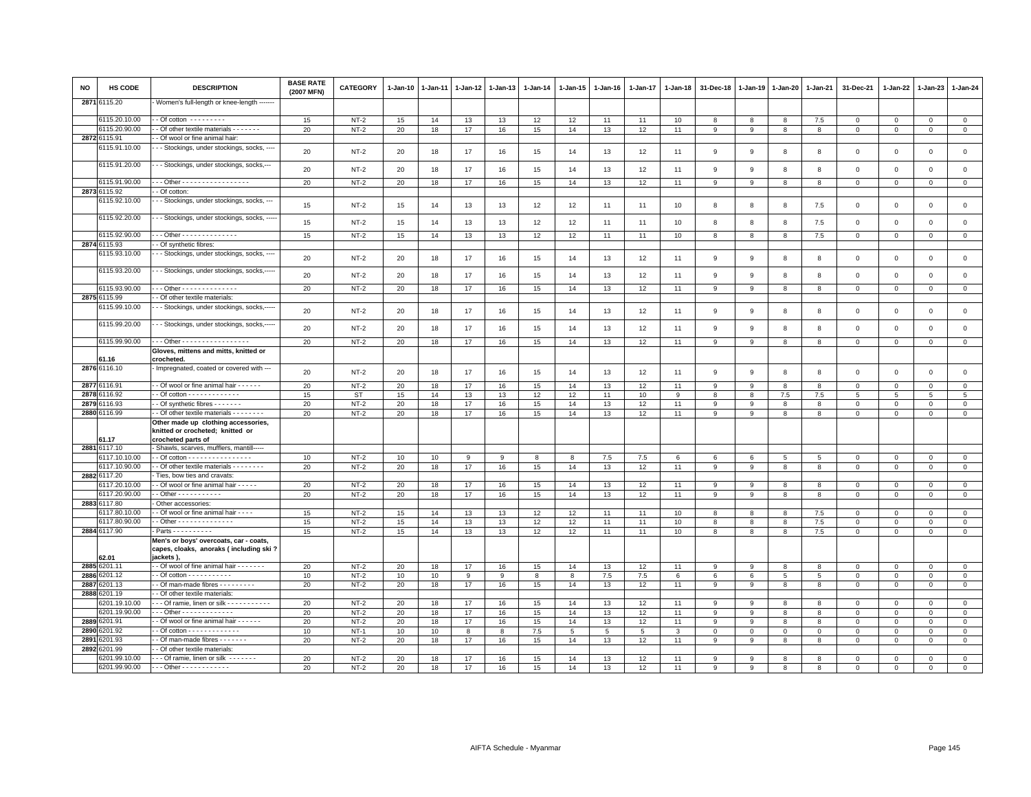| NO | HS CODE | DESCRIPTION | BASE RATE (2007 MFN) | CATEGORY | 1-Jan-10 | 1-Jan-11 | 1-Jan-12 | 1-Jan-13 | 1-Jan-14 | 1-Jan-15 | 1-Jan-16 | 1-Jan-17 | 1-Jan-18 | 31-Dec-18 | 1-Jan-19 | 1-Jan-20 | 1-Jan-21 | 31-Dec-21 | 1-Jan-22 | 1-Jan-23 | 1-Jan-24 |
|---|---|---|---|---|---|---|---|---|---|---|---|---|---|---|---|---|---|---|---|---|---|
| 2871 | 6115.20 | - Women's full-length or knee-length ------- | | | | | | | | | | | | | | | | | | | |
| | 6115.20.10.00 | - - Of cotton - - - - - - - - - | 15 | NT-2 | 15 | 14 | 13 | 13 | 12 | 12 | 11 | 11 | 10 | 8 | 8 | 8 | 7.5 | 0 | 0 | 0 | 0 |
| | 6115.20.90.00 | - - Of other textile materials - - - - - - - | 20 | NT-2 | 20 | 18 | 17 | 16 | 15 | 14 | 13 | 12 | 11 | 9 | 9 | 8 | 8 | 0 | 0 | 0 | 0 |
| 2872 | 6115.91 | - - Of wool or fine animal hair: | | | | | | | | | | | | | | | | | | | |
| | 6115.91.10.00 | - - - Stockings, under stockings, socks, ---- | 20 | NT-2 | 20 | 18 | 17 | 16 | 15 | 14 | 13 | 12 | 11 | 9 | 9 | 8 | 8 | 0 | 0 | 0 | 0 |
| | 6115.91.20.00 | - - - Stockings, under stockings, socks,--- | 20 | NT-2 | 20 | 18 | 17 | 16 | 15 | 14 | 13 | 12 | 11 | 9 | 9 | 8 | 8 | 0 | 0 | 0 | 0 |
| | 6115.91.90.00 | - - - Other - - - - - - - - - - - - - - - - - | 20 | NT-2 | 20 | 18 | 17 | 16 | 15 | 14 | 13 | 12 | 11 | 9 | 9 | 8 | 8 | 0 | 0 | 0 | 0 |
| 2873 | 6115.92 | - - Of cotton: | | | | | | | | | | | | | | | | | | | |
| | 6115.92.10.00 | - - - Stockings, under stockings, socks, --- | 15 | NT-2 | 15 | 14 | 13 | 13 | 12 | 12 | 11 | 11 | 10 | 8 | 8 | 8 | 7.5 | 0 | 0 | 0 | 0 |
| | 6115.92.20.00 | - - - Stockings, under stockings, socks, ----- | 15 | NT-2 | 15 | 14 | 13 | 13 | 12 | 12 | 11 | 11 | 10 | 8 | 8 | 8 | 7.5 | 0 | 0 | 0 | 0 |
| | 6115.92.90.00 | - - - Other - - - - - - - - - - - - - - | 15 | NT-2 | 15 | 14 | 13 | 13 | 12 | 12 | 11 | 11 | 10 | 8 | 8 | 8 | 7.5 | 0 | 0 | 0 | 0 |
| 2874 | 6115.93 | - - Of synthetic fibres: | | | | | | | | | | | | | | | | | | | |
| | 6115.93.10.00 | - - - Stockings, under stockings, socks, ---- | 20 | NT-2 | 20 | 18 | 17 | 16 | 15 | 14 | 13 | 12 | 11 | 9 | 9 | 8 | 8 | 0 | 0 | 0 | 0 |
| | 6115.93.20.00 | - - - Stockings, under stockings, socks,----- | 20 | NT-2 | 20 | 18 | 17 | 16 | 15 | 14 | 13 | 12 | 11 | 9 | 9 | 8 | 8 | 0 | 0 | 0 | 0 |
| | 6115.93.90.00 | - - - Other - - - - - - - - - - - - - - | 20 | NT-2 | 20 | 18 | 17 | 16 | 15 | 14 | 13 | 12 | 11 | 9 | 9 | 8 | 8 | 0 | 0 | 0 | 0 |
| 2875 | 6115.99 | - - Of other textile materials: | | | | | | | | | | | | | | | | | | | |
| | 6115.99.10.00 | - - - Stockings, under stockings, socks,----- | 20 | NT-2 | 20 | 18 | 17 | 16 | 15 | 14 | 13 | 12 | 11 | 9 | 9 | 8 | 8 | 0 | 0 | 0 | 0 |
| | 6115.99.20.00 | - - - Stockings, under stockings, socks,----- | 20 | NT-2 | 20 | 18 | 17 | 16 | 15 | 14 | 13 | 12 | 11 | 9 | 9 | 8 | 8 | 0 | 0 | 0 | 0 |
| | 6115.99.90.00 | - - - Other - - - - - - - - - - - - - - - - - | 20 | NT-2 | 20 | 18 | 17 | 16 | 15 | 14 | 13 | 12 | 11 | 9 | 9 | 8 | 8 | 0 | 0 | 0 | 0 |
| | 61.16 | **Gloves, mittens and mitts, knitted or crocheted.** | | | | | | | | | | | | | | | | | | | |
| 2876 | 6116.10 | - Impregnated, coated or covered with --- | 20 | NT-2 | 20 | 18 | 17 | 16 | 15 | 14 | 13 | 12 | 11 | 9 | 9 | 8 | 8 | 0 | 0 | 0 | 0 |
| 2877 | 6116.91 | - - Of wool or fine animal hair - - - - - - | 20 | NT-2 | 20 | 18 | 17 | 16 | 15 | 14 | 13 | 12 | 11 | 9 | 9 | 8 | 8 | 0 | 0 | 0 | 0 |
| 2878 | 6116.92 | - - Of cotton - - - - - - - - - - - - - | 15 | ST | 15 | 14 | 13 | 13 | 12 | 12 | 11 | 10 | 9 | 8 | 8 | 7.5 | 7.5 | 5 | 5 | 5 | 5 |
| 2879 | 6116.93 | - - Of synthetic fibres - - - - - - - | 20 | NT-2 | 20 | 18 | 17 | 16 | 15 | 14 | 13 | 12 | 11 | 9 | 9 | 8 | 8 | 0 | 0 | 0 | 0 |
| 2880 | 6116.99 | - - Of other textile materials - - - - - - - - | 20 | NT-2 | 20 | 18 | 17 | 16 | 15 | 14 | 13 | 12 | 11 | 9 | 9 | 8 | 8 | 0 | 0 | 0 | 0 |
| | 61.17 | **Other made up clothing accessories, knitted or crocheted; knitted or crocheted parts of** | | | | | | | | | | | | | | | | | | | |
| 2881 | 6117.10 | - Shawls, scarves, mufflers, mantill----- | | | | | | | | | | | | | | | | | | | |
| | 6117.10.10.00 | - - Of cotton - - - - - - - - - - - - - - - - | 10 | NT-2 | 10 | 10 | 9 | 9 | 8 | 8 | 7.5 | 7.5 | 6 | 6 | 6 | 5 | 5 | 0 | 0 | 0 | 0 |
| | 6117.10.90.00 | - - Of other textile materials - - - - - - - - | 20 | NT-2 | 20 | 18 | 17 | 16 | 15 | 14 | 13 | 12 | 11 | 9 | 9 | 8 | 8 | 0 | 0 | 0 | 0 |
| 2882 | 6117.20 | - Ties, bow ties and cravats: | | | | | | | | | | | | | | | | | | | |
| | 6117.20.10.00 | - - Of wool or fine animal hair - - - - - | 20 | NT-2 | 20 | 18 | 17 | 16 | 15 | 14 | 13 | 12 | 11 | 9 | 9 | 8 | 8 | 0 | 0 | 0 | 0 |
| | 6117.20.90.00 | - - Other - - - - - - - - - - - | 20 | NT-2 | 20 | 18 | 17 | 16 | 15 | 14 | 13 | 12 | 11 | 9 | 9 | 8 | 8 | 0 | 0 | 0 | 0 |
| 2883 | 6117.80 | - Other accessories: | | | | | | | | | | | | | | | | | | | |
| | 6117.80.10.00 | - - Of wool or fine animal hair - - - - | 15 | NT-2 | 15 | 14 | 13 | 13 | 12 | 12 | 11 | 11 | 10 | 8 | 8 | 8 | 7.5 | 0 | 0 | 0 | 0 |
| | 6117.80.90.00 | - - Other - - - - - - - - - - - - - - | 15 | NT-2 | 15 | 14 | 13 | 13 | 12 | 12 | 11 | 11 | 10 | 8 | 8 | 8 | 7.5 | 0 | 0 | 0 | 0 |
| 2884 | 6117.90 | - Parts - - - - - - - - - - | 15 | NT-2 | 15 | 14 | 13 | 13 | 12 | 12 | 11 | 11 | 10 | 8 | 8 | 8 | 7.5 | 0 | 0 | 0 | 0 |
| | 62.01 | **Men's or boys' overcoats, car - coats, capes, cloaks, anoraks ( including ski ? jackets ),** | | | | | | | | | | | | | | | | | | | |
| 2885 | 6201.11 | - - Of wool of fine animal hair - - - - - - - | 20 | NT-2 | 20 | 18 | 17 | 16 | 15 | 14 | 13 | 12 | 11 | 9 | 9 | 8 | 8 | 0 | 0 | 0 | 0 |
| 2886 | 6201.12 | - - Of cotton - - - - - - - - - - - | 10 | NT-2 | 10 | 10 | 9 | 9 | 8 | 8 | 7.5 | 7.5 | 6 | 6 | 6 | 5 | 5 | 0 | 0 | 0 | 0 |
| 2887 | 6201.13 | - - Of man-made fibres - - - - - - - - - | 20 | NT-2 | 20 | 18 | 17 | 16 | 15 | 14 | 13 | 12 | 11 | 9 | 9 | 8 | 8 | 0 | 0 | 0 | 0 |
| 2888 | 6201.19 | - - Of other textile materials: | | | | | | | | | | | | | | | | | | | |
| | 6201.19.10.00 | - - - Of ramie, linen or silk - - - - - - - - - - - | 20 | NT-2 | 20 | 18 | 17 | 16 | 15 | 14 | 13 | 12 | 11 | 9 | 9 | 8 | 8 | 0 | 0 | 0 | 0 |
| | 6201.19.90.00 | - - - Other - - - - - - - - - - - - - | 20 | NT-2 | 20 | 18 | 17 | 16 | 15 | 14 | 13 | 12 | 11 | 9 | 9 | 8 | 8 | 0 | 0 | 0 | 0 |
| 2889 | 6201.91 | - - Of wool or fine animal hair - - - - - - | 20 | NT-2 | 20 | 18 | 17 | 16 | 15 | 14 | 13 | 12 | 11 | 9 | 9 | 8 | 8 | 0 | 0 | 0 | 0 |
| 2890 | 6201.92 | - - Of cotton - - - - - - - - - - - - - | 10 | NT-1 | 10 | 10 | 8 | 8 | 7.5 | 5 | 5 | 5 | 3 | 0 | 0 | 0 | 0 | 0 | 0 | 0 | 0 |
| 2891 | 6201.93 | - - Of man-made fibres - - - - - - - | 20 | NT-2 | 20 | 18 | 17 | 16 | 15 | 14 | 13 | 12 | 11 | 9 | 9 | 8 | 8 | 0 | 0 | 0 | 0 |
| 2892 | 6201.99 | - - Of other textile materials: | | | | | | | | | | | | | | | | | | | |
| | 6201.99.10.00 | - - - Of ramie, linen or silk - - - - - - - | 20 | NT-2 | 20 | 18 | 17 | 16 | 15 | 14 | 13 | 12 | 11 | 9 | 9 | 8 | 8 | 0 | 0 | 0 | 0 |
| | 6201.99.90.00 | - - - Other - - - - - - - - - - - - | 20 | NT-2 | 20 | 18 | 17 | 16 | 15 | 14 | 13 | 12 | 11 | 9 | 9 | 8 | 8 | 0 | 0 | 0 | 0 |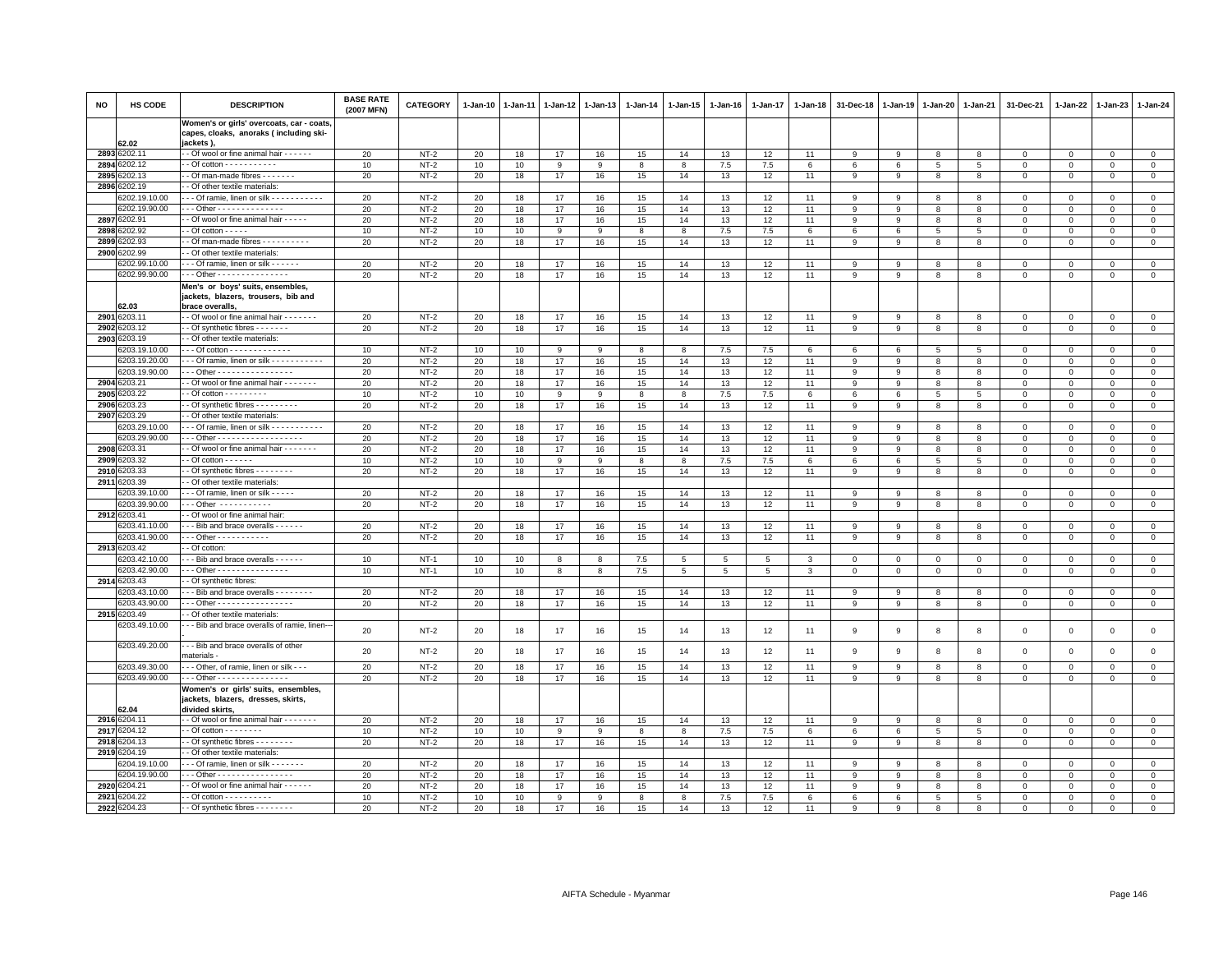| NO | HS CODE | DESCRIPTION | BASE RATE (2007 MFN) | CATEGORY | 1-Jan-10 | 1-Jan-11 | 1-Jan-12 | 1-Jan-13 | 1-Jan-14 | 1-Jan-15 | 1-Jan-16 | 1-Jan-17 | 1-Jan-18 | 31-Dec-18 | 1-Jan-19 | 1-Jan-20 | 1-Jan-21 | 31-Dec-21 | 1-Jan-22 | 1-Jan-23 | 1-Jan-24 |
|---|---|---|---|---|---|---|---|---|---|---|---|---|---|---|---|---|---|---|---|---|---|
| | 62.02 | Women's or girls' overcoats, car - coats, capes, cloaks, anoraks ( including ski-jackets ), | | | | | | | | | | | | | | | | | | | |
| 2893 | 6202.11 | - - Of wool or fine animal hair - - - - - - | 20 | NT-2 | 20 | 18 | 17 | 16 | 15 | 14 | 13 | 12 | 11 | 9 | 9 | 8 | 8 | 0 | 0 | 0 | 0 |
| 2894 | 6202.12 | - - Of cotton - - - - - - - - - - - | 10 | NT-2 | 10 | 10 | 9 | 9 | 8 | 8 | 7.5 | 7.5 | 6 | 6 | 6 | 5 | 5 | 0 | 0 | 0 | 0 |
| 2895 | 6202.13 | - - Of man-made fibres - - - - - - - | 20 | NT-2 | 20 | 18 | 17 | 16 | 15 | 14 | 13 | 12 | 11 | 9 | 9 | 8 | 8 | 0 | 0 | 0 | 0 |
| 2896 | 6202.19 | - - Of other textile materials: | | | | | | | | | | | | | | | | | | | |
| | 6202.19.10.00 | - - - Of ramie, linen or silk - - - - - - - - - - - | 20 | NT-2 | 20 | 18 | 17 | 16 | 15 | 14 | 13 | 12 | 11 | 9 | 9 | 8 | 8 | 0 | 0 | 0 | 0 |
| | 6202.19.90.00 | - - - Other - - - - - - - - - - - - - - - | 20 | NT-2 | 20 | 18 | 17 | 16 | 15 | 14 | 13 | 12 | 11 | 9 | 9 | 8 | 8 | 0 | 0 | 0 | 0 |
| 2897 | 6202.91 | - - Of wool or fine animal hair - - - - - | 20 | NT-2 | 20 | 18 | 17 | 16 | 15 | 14 | 13 | 12 | 11 | 9 | 9 | 8 | 8 | 0 | 0 | 0 | 0 |
| 2898 | 6202.92 | - - Of cotton - - - - - | 10 | NT-2 | 10 | 10 | 9 | 9 | 8 | 8 | 7.5 | 7.5 | 6 | 6 | 6 | 5 | 5 | 0 | 0 | 0 | 0 |
| 2899 | 6202.93 | - - Of man-made fibres - - - - - - - - - - | 20 | NT-2 | 20 | 18 | 17 | 16 | 15 | 14 | 13 | 12 | 11 | 9 | 9 | 8 | 8 | 0 | 0 | 0 | 0 |
| 2900 | 6202.99 | - - Of other textile materials: | | | | | | | | | | | | | | | | | | | |
| | 6202.99.10.00 | - - - Of ramie, linen or silk - - - - - - | 20 | NT-2 | 20 | 18 | 17 | 16 | 15 | 14 | 13 | 12 | 11 | 9 | 9 | 8 | 8 | 0 | 0 | 0 | 0 |
| | 6202.99.90.00 | - - - Other - - - - - - - - - - - - - - - - | 20 | NT-2 | 20 | 18 | 17 | 16 | 15 | 14 | 13 | 12 | 11 | 9 | 9 | 8 | 8 | 0 | 0 | 0 | 0 |
| | 62.03 | Men's or boys' suits, ensembles, jackets, blazers, trousers, bib and brace overalls, | | | | | | | | | | | | | | | | | | | |
| 2901 | 6203.11 | - - Of wool or fine animal hair - - - - - - - | 20 | NT-2 | 20 | 18 | 17 | 16 | 15 | 14 | 13 | 12 | 11 | 9 | 9 | 8 | 8 | 0 | 0 | 0 | 0 |
| 2902 | 6203.12 | - - Of synthetic fibres - - - - - - - | 20 | NT-2 | 20 | 18 | 17 | 16 | 15 | 14 | 13 | 12 | 11 | 9 | 9 | 8 | 8 | 0 | 0 | 0 | 0 |
| 2903 | 6203.19 | - - Of other textile materials: | | | | | | | | | | | | | | | | | | | |
| | 6203.19.10.00 | - - - Of cotton - - - - - - - - - - - - - | 10 | NT-2 | 10 | 10 | 9 | 9 | 8 | 8 | 7.5 | 7.5 | 6 | 6 | 6 | 5 | 5 | 0 | 0 | 0 | 0 |
| | 6203.19.20.00 | - - - Of ramie, linen or silk - - - - - - - - - - - | 20 | NT-2 | 20 | 18 | 17 | 16 | 15 | 14 | 13 | 12 | 11 | 9 | 9 | 8 | 8 | 0 | 0 | 0 | 0 |
| | 6203.19.90.00 | - - - Other - - - - - - - - - - - - - - - - - | 20 | NT-2 | 20 | 18 | 17 | 16 | 15 | 14 | 13 | 12 | 11 | 9 | 9 | 8 | 8 | 0 | 0 | 0 | 0 |
| 2904 | 6203.21 | - - Of wool or fine animal hair - - - - - - - | 20 | NT-2 | 20 | 18 | 17 | 16 | 15 | 14 | 13 | 12 | 11 | 9 | 9 | 8 | 8 | 0 | 0 | 0 | 0 |
| 2905 | 6203.22 | - - Of cotton - - - - - - - - - | 10 | NT-2 | 10 | 10 | 9 | 9 | 8 | 8 | 7.5 | 7.5 | 6 | 6 | 6 | 5 | 5 | 0 | 0 | 0 | 0 |
| 2906 | 6203.23 | - - Of synthetic fibres - - - - - - - - - - | 20 | NT-2 | 20 | 18 | 17 | 16 | 15 | 14 | 13 | 12 | 11 | 9 | 9 | 8 | 8 | 0 | 0 | 0 | 0 |
| 2907 | 6203.29 | - - Of other textile materials: | | | | | | | | | | | | | | | | | | | |
| | 6203.29.10.00 | - - - Of ramie, linen or silk - - - - - - - - - - - | 20 | NT-2 | 20 | 18 | 17 | 16 | 15 | 14 | 13 | 12 | 11 | 9 | 9 | 8 | 8 | 0 | 0 | 0 | 0 |
| | 6203.29.90.00 | - - - Other - - - - - - - - - - - - - - - - - - | 20 | NT-2 | 20 | 18 | 17 | 16 | 15 | 14 | 13 | 12 | 11 | 9 | 9 | 8 | 8 | 0 | 0 | 0 | 0 |
| 2908 | 6203.31 | - - Of wool or fine animal hair - - - - - - - | 20 | NT-2 | 20 | 18 | 17 | 16 | 15 | 14 | 13 | 12 | 11 | 9 | 9 | 8 | 8 | 0 | 0 | 0 | 0 |
| 2909 | 6203.32 | - - Of cotton - - - - - - | 10 | NT-2 | 10 | 10 | 9 | 9 | 8 | 8 | 7.5 | 7.5 | 6 | 6 | 6 | 5 | 5 | 0 | 0 | 0 | 0 |
| 2910 | 6203.33 | - - Of synthetic fibres - - - - - - - - - | 20 | NT-2 | 20 | 18 | 17 | 16 | 15 | 14 | 13 | 12 | 11 | 9 | 9 | 8 | 8 | 0 | 0 | 0 | 0 |
| 2911 | 6203.39 | - - Of other textile materials: | | | | | | | | | | | | | | | | | | | |
| | 6203.39.10.00 | - - - Of ramie, linen or silk - - - - - | 20 | NT-2 | 20 | 18 | 17 | 16 | 15 | 14 | 13 | 12 | 11 | 9 | 9 | 8 | 8 | 0 | 0 | 0 | 0 |
| | 6203.39.90.00 | - - - Other - - - - - - - - - - - | 20 | NT-2 | 20 | 18 | 17 | 16 | 15 | 14 | 13 | 12 | 11 | 9 | 9 | 8 | 8 | 0 | 0 | 0 | 0 |
| 2912 | 6203.41 | - - Of wool or fine animal hair: | | | | | | | | | | | | | | | | | | | |
| | 6203.41.10.00 | - - - Bib and brace overalls - - - - - - | 20 | NT-2 | 20 | 18 | 17 | 16 | 15 | 14 | 13 | 12 | 11 | 9 | 9 | 8 | 8 | 0 | 0 | 0 | 0 |
| | 6203.41.90.00 | - - - Other - - - - - - - - - - - | 20 | NT-2 | 20 | 18 | 17 | 16 | 15 | 14 | 13 | 12 | 11 | 9 | 9 | 8 | 8 | 0 | 0 | 0 | 0 |
| 2913 | 6203.42 | - - Of cotton: | | | | | | | | | | | | | | | | | | | |
| | 6203.42.10.00 | - - - Bib and brace overalls - - - - - - | 10 | NT-1 | 10 | 10 | 8 | 8 | 7.5 | 5 | 5 | 5 | 3 | 0 | 0 | 0 | 0 | 0 | 0 | 0 | 0 |
| | 6203.42.90.00 | - - - Other - - - - - - - - - - - - - - - | 10 | NT-1 | 10 | 10 | 8 | 8 | 7.5 | 5 | 5 | 5 | 3 | 0 | 0 | 0 | 0 | 0 | 0 | 0 | 0 |
| 2914 | 6203.43 | - - Of synthetic fibres: | | | | | | | | | | | | | | | | | | | |
| | 6203.43.10.00 | - - - Bib and brace overalls - - - - - - - - | 20 | NT-2 | 20 | 18 | 17 | 16 | 15 | 14 | 13 | 12 | 11 | 9 | 9 | 8 | 8 | 0 | 0 | 0 | 0 |
| | 6203.43.90.00 | - - - Other - - - - - - - - - - - - - - - - | 20 | NT-2 | 20 | 18 | 17 | 16 | 15 | 14 | 13 | 12 | 11 | 9 | 9 | 8 | 8 | 0 | 0 | 0 | 0 |
| 2915 | 6203.49 | - - Of other textile materials: | | | | | | | | | | | | | | | | | | | |
| | 6203.49.10.00 | - - - Bib and brace overalls of ramie, linen--- | 20 | NT-2 | 20 | 18 | 17 | 16 | 15 | 14 | 13 | 12 | 11 | 9 | 9 | 8 | 8 | 0 | 0 | 0 | 0 |
| | 6203.49.20.00 | - - - Bib and brace overalls of other materials - | 20 | NT-2 | 20 | 18 | 17 | 16 | 15 | 14 | 13 | 12 | 11 | 9 | 9 | 8 | 8 | 0 | 0 | 0 | 0 |
| | 6203.49.30.00 | - - - Other, of ramie, linen or silk - - - | 20 | NT-2 | 20 | 18 | 17 | 16 | 15 | 14 | 13 | 12 | 11 | 9 | 9 | 8 | 8 | 0 | 0 | 0 | 0 |
| | 6203.49.90.00 | - - - Other - - - - - - - - - - - - - - | 20 | NT-2 | 20 | 18 | 17 | 16 | 15 | 14 | 13 | 12 | 11 | 9 | 9 | 8 | 8 | 0 | 0 | 0 | 0 |
| | 62.04 | Women's or girls' suits, ensembles, jackets, blazers, dresses, skirts, divided skirts, | | | | | | | | | | | | | | | | | | | |
| 2916 | 6204.11 | - - Of wool or fine animal hair - - - - - - - | 20 | NT-2 | 20 | 18 | 17 | 16 | 15 | 14 | 13 | 12 | 11 | 9 | 9 | 8 | 8 | 0 | 0 | 0 | 0 |
| 2917 | 6204.12 | - - Of cotton - - - - - - - - | 10 | NT-2 | 10 | 10 | 9 | 9 | 8 | 8 | 7.5 | 7.5 | 6 | 6 | 6 | 5 | 5 | 0 | 0 | 0 | 0 |
| 2918 | 6204.13 | - - Of synthetic fibres - - - - - - - - | 20 | NT-2 | 20 | 18 | 17 | 16 | 15 | 14 | 13 | 12 | 11 | 9 | 9 | 8 | 8 | 0 | 0 | 0 | 0 |
| 2919 | 6204.19 | - - Of other textile materials: | | | | | | | | | | | | | | | | | | | |
| | 6204.19.10.00 | - - - Of ramie, linen or silk - - - - - - - | 20 | NT-2 | 20 | 18 | 17 | 16 | 15 | 14 | 13 | 12 | 11 | 9 | 9 | 8 | 8 | 0 | 0 | 0 | 0 |
| | 6204.19.90.00 | - - - Other - - - - - - - - - - - - - - - - | 20 | NT-2 | 20 | 18 | 17 | 16 | 15 | 14 | 13 | 12 | 11 | 9 | 9 | 8 | 8 | 0 | 0 | 0 | 0 |
| 2920 | 6204.21 | - - Of wool or fine animal hair - - - - - - | 20 | NT-2 | 20 | 18 | 17 | 16 | 15 | 14 | 13 | 12 | 11 | 9 | 9 | 8 | 8 | 0 | 0 | 0 | 0 |
| 2921 | 6204.22 | - - Of cotton - - - - - - - - - - | 10 | NT-2 | 10 | 10 | 9 | 9 | 8 | 8 | 7.5 | 7.5 | 6 | 6 | 6 | 5 | 5 | 0 | 0 | 0 | 0 |
| 2922 | 6204.23 | - - Of synthetic fibres - - - - - - - - | 20 | NT-2 | 20 | 18 | 17 | 16 | 15 | 14 | 13 | 12 | 11 | 9 | 9 | 8 | 8 | 0 | 0 | 0 | 0 |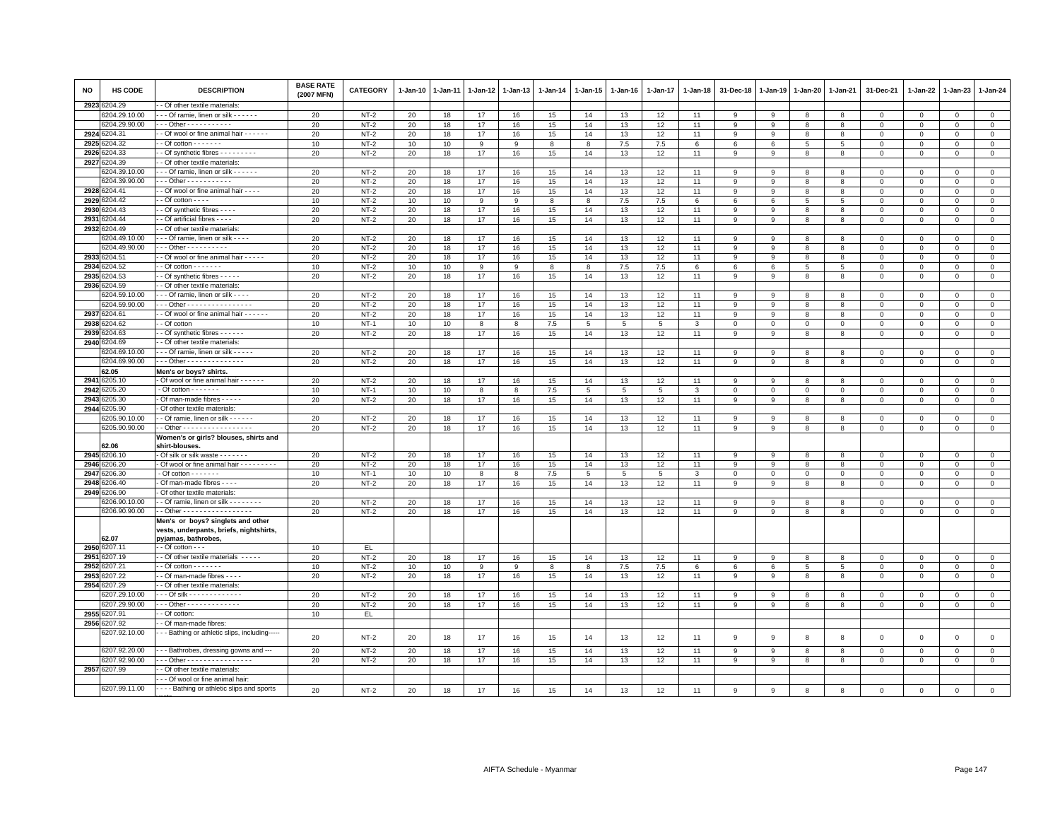| NO | HS CODE | DESCRIPTION | BASE RATE (2007 MFN) | CATEGORY | 1-Jan-10 | 1-Jan-11 | 1-Jan-12 | 1-Jan-13 | 1-Jan-14 | 1-Jan-15 | 1-Jan-16 | 1-Jan-17 | 1-Jan-18 | 31-Dec-18 | 1-Jan-19 | 1-Jan-20 | 1-Jan-21 | 31-Dec-21 | 1-Jan-22 | 1-Jan-23 | 1-Jan-24 |
|---|---|---|---|---|---|---|---|---|---|---|---|---|---|---|---|---|---|---|---|---|---|
| 2923 | 6204.29 | - - Of other textile materials: | | | | | | | | | | | | | | | | | | | |
| | 6204.29.10.00 | - - - Of ramie, linen or silk - - - - - - | 20 | NT-2 | 20 | 18 | 17 | 16 | 15 | 14 | 13 | 12 | 11 | 9 | 9 | 8 | 8 | 0 | 0 | 0 | 0 |
| | 6204.29.90.00 | - - - Other - - - - - - - - - - - | 20 | NT-2 | 20 | 18 | 17 | 16 | 15 | 14 | 13 | 12 | 11 | 9 | 9 | 8 | 8 | 0 | 0 | 0 | 0 |
| 2924 | 6204.31 | - - Of wool or fine animal hair - - - - - - | 20 | NT-2 | 20 | 18 | 17 | 16 | 15 | 14 | 13 | 12 | 11 | 9 | 9 | 8 | 8 | 0 | 0 | 0 | 0 |
| 2925 | 6204.32 | - - Of cotton - - - - - - - | 10 | NT-2 | 10 | 10 | 9 | 9 | 8 | 8 | 7.5 | 7.5 | 6 | 6 | 6 | 5 | 5 | 0 | 0 | 0 | 0 |
| 2926 | 6204.33 | - - Of synthetic fibres - - - - - - - - - | 20 | NT-2 | 20 | 18 | 17 | 16 | 15 | 14 | 13 | 12 | 11 | 9 | 9 | 8 | 8 | 0 | 0 | 0 | 0 |
| 2927 | 6204.39 | - - Of other textile materials: | | | | | | | | | | | | | | | | | | | |
| | 6204.39.10.00 | - - - Of ramie, linen or silk - - - - - - | 20 | NT-2 | 20 | 18 | 17 | 16 | 15 | 14 | 13 | 12 | 11 | 9 | 9 | 8 | 8 | 0 | 0 | 0 | 0 |
| | 6204.39.90.00 | - - - Other - - - - - - - - - - - | 20 | NT-2 | 20 | 18 | 17 | 16 | 15 | 14 | 13 | 12 | 11 | 9 | 9 | 8 | 8 | 0 | 0 | 0 | 0 |
| 2928 | 6204.41 | - - Of wool or fine animal hair - - - - | 20 | NT-2 | 20 | 18 | 17 | 16 | 15 | 14 | 13 | 12 | 11 | 9 | 9 | 8 | 8 | 0 | 0 | 0 | 0 |
| 2929 | 6204.42 | - - Of cotton - - - - | 10 | NT-2 | 10 | 10 | 9 | 9 | 8 | 8 | 7.5 | 7.5 | 6 | 6 | 6 | 5 | 5 | 0 | 0 | 0 | 0 |
| 2930 | 6204.43 | - - Of synthetic fibres - - - - | 20 | NT-2 | 20 | 18 | 17 | 16 | 15 | 14 | 13 | 12 | 11 | 9 | 9 | 8 | 8 | 0 | 0 | 0 | 0 |
| 2931 | 6204.44 | - - Of artificial fibres - - - - | 20 | NT-2 | 20 | 18 | 17 | 16 | 15 | 14 | 13 | 12 | 11 | 9 | 9 | 8 | 8 | 0 | 0 | 0 | 0 |
| 2932 | 6204.49 | - - Of other textile materials: | | | | | | | | | | | | | | | | | | | |
| | 6204.49.10.00 | - - - Of ramie, linen or silk - - - - | 20 | NT-2 | 20 | 18 | 17 | 16 | 15 | 14 | 13 | 12 | 11 | 9 | 9 | 8 | 8 | 0 | 0 | 0 | 0 |
| | 6204.49.90.00 | - - - Other - - - - - - - - - - | 20 | NT-2 | 20 | 18 | 17 | 16 | 15 | 14 | 13 | 12 | 11 | 9 | 9 | 8 | 8 | 0 | 0 | 0 | 0 |
| 2933 | 6204.51 | - - Of wool or fine animal hair - - - - - | 20 | NT-2 | 20 | 18 | 17 | 16 | 15 | 14 | 13 | 12 | 11 | 9 | 9 | 8 | 8 | 0 | 0 | 0 | 0 |
| 2934 | 6204.52 | - - Of cotton - - - - - - - | 10 | NT-2 | 10 | 10 | 9 | 9 | 8 | 8 | 7.5 | 7.5 | 6 | 6 | 6 | 5 | 5 | 0 | 0 | 0 | 0 |
| 2935 | 6204.53 | - - Of synthetic fibres - - - - - | 20 | NT-2 | 20 | 18 | 17 | 16 | 15 | 14 | 13 | 12 | 11 | 9 | 9 | 8 | 8 | 0 | 0 | 0 | 0 |
| 2936 | 6204.59 | - - Of other textile materials: | | | | | | | | | | | | | | | | | | | |
| | 6204.59.10.00 | - - - Of ramie, linen or silk - - - - | 20 | NT-2 | 20 | 18 | 17 | 16 | 15 | 14 | 13 | 12 | 11 | 9 | 9 | 8 | 8 | 0 | 0 | 0 | 0 |
| | 6204.59.90.00 | - - - Other - - - - - - - - - - - - - - - - | 20 | NT-2 | 20 | 18 | 17 | 16 | 15 | 14 | 13 | 12 | 11 | 9 | 9 | 8 | 8 | 0 | 0 | 0 | 0 |
| 2937 | 6204.61 | - - Of wool or fine animal hair - - - - - - | 20 | NT-2 | 20 | 18 | 17 | 16 | 15 | 14 | 13 | 12 | 11 | 9 | 9 | 8 | 8 | 0 | 0 | 0 | 0 |
| 2938 | 6204.62 | - - Of cotton | 10 | NT-1 | 10 | 10 | 8 | 8 | 7.5 | 5 | 5 | 5 | 3 | 0 | 0 | 0 | 0 | 0 | 0 | 0 | 0 |
| 2939 | 6204.63 | - - Of synthetic fibres - - - - - - | 20 | NT-2 | 20 | 18 | 17 | 16 | 15 | 14 | 13 | 12 | 11 | 9 | 9 | 8 | 8 | 0 | 0 | 0 | 0 |
| 2940 | 6204.69 | - - Of other textile materials: | | | | | | | | | | | | | | | | | | | |
| | 6204.69.10.00 | - - - Of ramie, linen or silk - - - - - | 20 | NT-2 | 20 | 18 | 17 | 16 | 15 | 14 | 13 | 12 | 11 | 9 | 9 | 8 | 8 | 0 | 0 | 0 | 0 |
| | 6204.69.90.00 | - - - Other - - - - - - - - - - - - - - | 20 | NT-2 | 20 | 18 | 17 | 16 | 15 | 14 | 13 | 12 | 11 | 9 | 9 | 8 | 8 | 0 | 0 | 0 | 0 |
| | **62.05** | **Men's or boys? shirts.** | | | | | | | | | | | | | | | | | | | |
| 2941 | 6205.10 | - Of wool or fine animal hair - - - - - - | 20 | NT-2 | 20 | 18 | 17 | 16 | 15 | 14 | 13 | 12 | 11 | 9 | 9 | 8 | 8 | 0 | 0 | 0 | 0 |
| 2942 | 6205.20 | - Of cotton - - - - - - - | 10 | NT-1 | 10 | 10 | 8 | 8 | 7.5 | 5 | 5 | 5 | 3 | 0 | 0 | 0 | 0 | 0 | 0 | 0 | 0 |
| 2943 | 6205.30 | - Of man-made fibres - - - - - | 20 | NT-2 | 20 | 18 | 17 | 16 | 15 | 14 | 13 | 12 | 11 | 9 | 9 | 8 | 8 | 0 | 0 | 0 | 0 |
| 2944 | 6205.90 | - Of other textile materials: | | | | | | | | | | | | | | | | | | | |
| | 6205.90.10.00 | - - Of ramie, linen or silk - - - - - - | 20 | NT-2 | 20 | 18 | 17 | 16 | 15 | 14 | 13 | 12 | 11 | 9 | 9 | 8 | 8 | 0 | 0 | 0 | 0 |
| | 6205.90.90.00 | - - Other - - - - - - - - - - - - - - - - - | 20 | NT-2 | 20 | 18 | 17 | 16 | 15 | 14 | 13 | 12 | 11 | 9 | 9 | 8 | 8 | 0 | 0 | 0 | 0 |
| | **62.06** | **Women's or girls? blouses, shirts and shirt-blouses.** | | | | | | | | | | | | | | | | | | | |
| 2945 | 6206.10 | - Of silk or silk waste - - - - - - - | 20 | NT-2 | 20 | 18 | 17 | 16 | 15 | 14 | 13 | 12 | 11 | 9 | 9 | 8 | 8 | 0 | 0 | 0 | 0 |
| 2946 | 6206.20 | - Of wool or fine animal hair - - - - - - - - - | 20 | NT-2 | 20 | 18 | 17 | 16 | 15 | 14 | 13 | 12 | 11 | 9 | 9 | 8 | 8 | 0 | 0 | 0 | 0 |
| 2947 | 6206.30 | - Of cotton - - - - - - - | 10 | NT-1 | 10 | 10 | 8 | 8 | 7.5 | 5 | 5 | 5 | 3 | 0 | 0 | 0 | 0 | 0 | 0 | 0 | 0 |
| 2948 | 6206.40 | - Of man-made fibres - - - - | 20 | NT-2 | 20 | 18 | 17 | 16 | 15 | 14 | 13 | 12 | 11 | 9 | 9 | 8 | 8 | 0 | 0 | 0 | 0 |
| 2949 | 6206.90 | - Of other textile materials: | | | | | | | | | | | | | | | | | | | |
| | 6206.90.10.00 | - - Of ramie, linen or silk - - - - - - - - | 20 | NT-2 | 20 | 18 | 17 | 16 | 15 | 14 | 13 | 12 | 11 | 9 | 9 | 8 | 8 | 0 | 0 | 0 | 0 |
| | 6206.90.90.00 | - - Other - - - - - - - - - - - - - - - - - | 20 | NT-2 | 20 | 18 | 17 | 16 | 15 | 14 | 13 | 12 | 11 | 9 | 9 | 8 | 8 | 0 | 0 | 0 | 0 |
| | **62.07** | **Men's or boys? singlets and other vests, underpants, briefs, nightshirts, pyjamas, bathrobes,** | | | | | | | | | | | | | | | | | | | |
| 2950 | 6207.11 | - - Of cotton - - - | 10 | EL | | | | | | | | | | | | | | | | | |
| 2951 | 6207.19 | - - Of other textile materials - - - - - | 20 | NT-2 | 20 | 18 | 17 | 16 | 15 | 14 | 13 | 12 | 11 | 9 | 9 | 8 | 8 | 0 | 0 | 0 | 0 |
| 2952 | 6207.21 | - - Of cotton - - - - - - - | 10 | NT-2 | 10 | 10 | 9 | 9 | 8 | 8 | 7.5 | 7.5 | 6 | 6 | 6 | 5 | 5 | 0 | 0 | 0 | 0 |
| 2953 | 6207.22 | - - Of man-made fibres - - - - | 20 | NT-2 | 20 | 18 | 17 | 16 | 15 | 14 | 13 | 12 | 11 | 9 | 9 | 8 | 8 | 0 | 0 | 0 | 0 |
| 2954 | 6207.29 | - - Of other textile materials: | | | | | | | | | | | | | | | | | | | |
| | 6207.29.10.00 | - - - Of silk - - - - - - - - - - - - - | 20 | NT-2 | 20 | 18 | 17 | 16 | 15 | 14 | 13 | 12 | 11 | 9 | 9 | 8 | 8 | 0 | 0 | 0 | 0 |
| | 6207.29.90.00 | - - - Other - - - - - - - - - - - - - - | 20 | NT-2 | 20 | 18 | 17 | 16 | 15 | 14 | 13 | 12 | 11 | 9 | 9 | 8 | 8 | 0 | 0 | 0 | 0 |
| 2955 | 6207.91 | - - Of cotton: | 10 | EL | | | | | | | | | | | | | | | | | |
| 2956 | 6207.92 | - - Of man-made fibres: | | | | | | | | | | | | | | | | | | | |
| | 6207.92.10.00 | - - - Bathing or athletic slips, including----- | 20 | NT-2 | 20 | 18 | 17 | 16 | 15 | 14 | 13 | 12 | 11 | 9 | 9 | 8 | 8 | 0 | 0 | 0 | 0 |
| | 6207.92.20.00 | - - - Bathrobes, dressing gowns and --- | 20 | NT-2 | 20 | 18 | 17 | 16 | 15 | 14 | 13 | 12 | 11 | 9 | 9 | 8 | 8 | 0 | 0 | 0 | 0 |
| | 6207.92.90.00 | - - - Other - - - - - - - - - - - - - - - - | 20 | NT-2 | 20 | 18 | 17 | 16 | 15 | 14 | 13 | 12 | 11 | 9 | 9 | 8 | 8 | 0 | 0 | 0 | 0 |
| 2957 | 6207.99 | - - Of other textile materials: | | | | | | | | | | | | | | | | | | | |
| | | - - - Of wool or fine animal hair: | | | | | | | | | | | | | | | | | | | |
| | 6207.99.11.00 | - - - - Bathing or athletic slips and sports vests | 20 | NT-2 | 20 | 18 | 17 | 16 | 15 | 14 | 13 | 12 | 11 | 9 | 9 | 8 | 8 | 0 | 0 | 0 | 0 |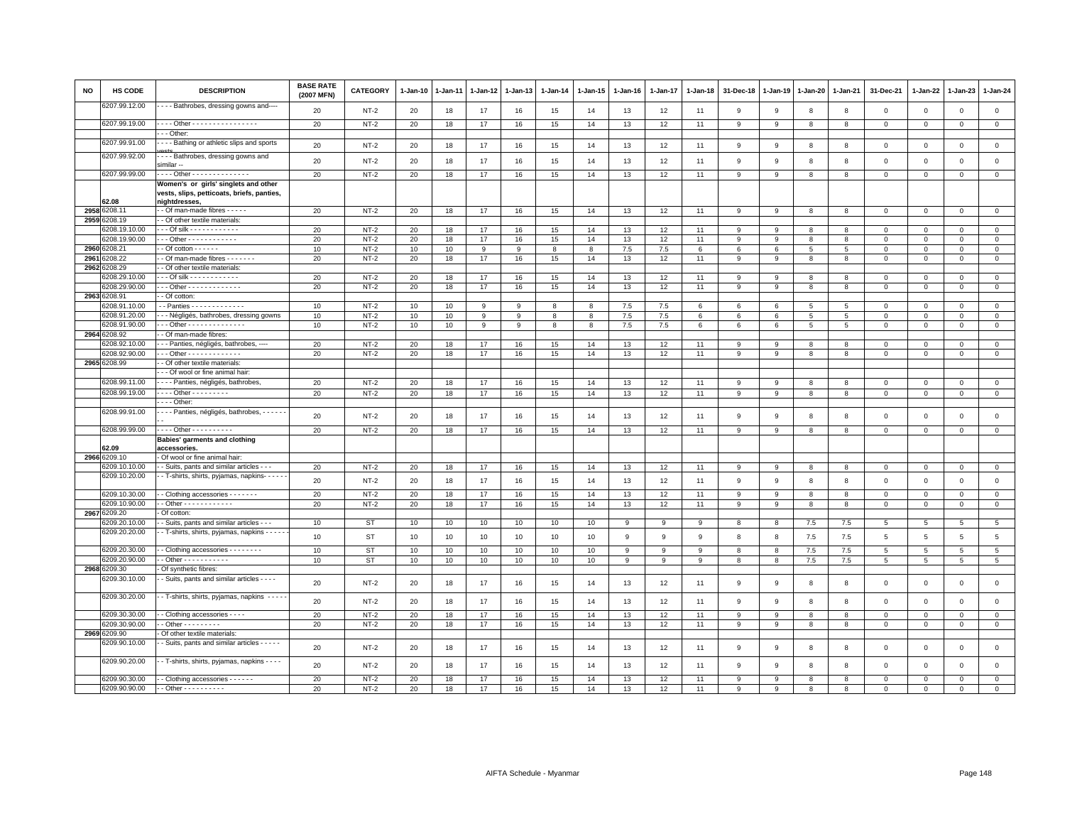| NO | HS CODE | DESCRIPTION | BASE RATE (2007 MFN) | CATEGORY | 1-Jan-10 | 1-Jan-11 | 1-Jan-12 | 1-Jan-13 | 1-Jan-14 | 1-Jan-15 | 1-Jan-16 | 1-Jan-17 | 1-Jan-18 | 31-Dec-18 | 1-Jan-19 | 1-Jan-20 | 1-Jan-21 | 31-Dec-21 | 1-Jan-22 | 1-Jan-23 | 1-Jan-24 |
|---|---|---|---|---|---|---|---|---|---|---|---|---|---|---|---|---|---|---|---|---|---|
| | 6207.99.12.00 | - - - - Bathrobes, dressing gowns and---- | 20 | NT-2 | 20 | 18 | 17 | 16 | 15 | 14 | 13 | 12 | 11 | 9 | 9 | 8 | 8 | 0 | 0 | 0 | 0 |
| | 6207.99.19.00 | - - - - Other - - - - - - - - - - - - - - - - | 20 | NT-2 | 20 | 18 | 17 | 16 | 15 | 14 | 13 | 12 | 11 | 9 | 9 | 8 | 8 | 0 | 0 | 0 | 0 |
| | | - - - Other: | | | | | | | | | | | | | | | | | | | |
| | 6207.99.91.00 | - - - - Bathing or athletic slips and sports vests | 20 | NT-2 | 20 | 18 | 17 | 16 | 15 | 14 | 13 | 12 | 11 | 9 | 9 | 8 | 8 | 0 | 0 | 0 | 0 |
| | 6207.99.92.00 | - - - - Bathrobes, dressing gowns and similar -- | 20 | NT-2 | 20 | 18 | 17 | 16 | 15 | 14 | 13 | 12 | 11 | 9 | 9 | 8 | 8 | 0 | 0 | 0 | 0 |
| | 6207.99.99.00 | - - - - Other - - - - - - - - - - - - - - | 20 | NT-2 | 20 | 18 | 17 | 16 | 15 | 14 | 13 | 12 | 11 | 9 | 9 | 8 | 8 | 0 | 0 | 0 | 0 |
| | 62.08 | **Women's or girls' singlets and other vests, slips, petticoats, briefs, panties, nightdresses,** | | | | | | | | | | | | | | | | | | | |
| 2958 | 6208.11 | - - Of man-made fibres - - - - - | 20 | NT-2 | 20 | 18 | 17 | 16 | 15 | 14 | 13 | 12 | 11 | 9 | 9 | 8 | 8 | 0 | 0 | 0 | 0 |
| 2959 | 6208.19 | - - Of other textile materials: | | | | | | | | | | | | | | | | | | | |
| | 6208.19.10.00 | - - - Of silk - - - - - - - - - - - - | 20 | NT-2 | 20 | 18 | 17 | 16 | 15 | 14 | 13 | 12 | 11 | 9 | 9 | 8 | 8 | 0 | 0 | 0 | 0 |
| | 6208.19.90.00 | - - - Other - - - - - - - - - - - - | 20 | NT-2 | 20 | 18 | 17 | 16 | 15 | 14 | 13 | 12 | 11 | 9 | 9 | 8 | 8 | 0 | 0 | 0 | 0 |
| 2960 | 6208.21 | - - Of cotton - - - - - - | 10 | NT-2 | 10 | 10 | 9 | 9 | 8 | 8 | 7.5 | 7.5 | 6 | 6 | 6 | 5 | 5 | 0 | 0 | 0 | 0 |
| 2961 | 6208.22 | - - Of man-made fibres - - - - - - - | 20 | NT-2 | 20 | 18 | 17 | 16 | 15 | 14 | 13 | 12 | 11 | 9 | 9 | 8 | 8 | 0 | 0 | 0 | 0 |
| 2962 | 6208.29 | - - Of other textile materials: | | | | | | | | | | | | | | | | | | | |
| | 6208.29.10.00 | - - - Of silk - - - - - - - - - - - - | 20 | NT-2 | 20 | 18 | 17 | 16 | 15 | 14 | 13 | 12 | 11 | 9 | 9 | 8 | 8 | 0 | 0 | 0 | 0 |
| | 6208.29.90.00 | - - - Other - - - - - - - - - - - - - | 20 | NT-2 | 20 | 18 | 17 | 16 | 15 | 14 | 13 | 12 | 11 | 9 | 9 | 8 | 8 | 0 | 0 | 0 | 0 |
| 2963 | 6208.91 | - - Of cotton: | | | | | | | | | | | | | | | | | | | |
| | 6208.91.10.00 | - - Panties - - - - - - - - - - - - - | 10 | NT-2 | 10 | 10 | 9 | 9 | 8 | 8 | 7.5 | 7.5 | 6 | 6 | 6 | 5 | 5 | 0 | 0 | 0 | 0 |
| | 6208.91.20.00 | - - - Négligés, bathrobes, dressing gowns | 10 | NT-2 | 10 | 10 | 9 | 9 | 8 | 8 | 7.5 | 7.5 | 6 | 6 | 6 | 5 | 5 | 0 | 0 | 0 | 0 |
| | 6208.91.90.00 | - - - Other - - - - - - - - - - - - - - | 10 | NT-2 | 10 | 10 | 9 | 9 | 8 | 8 | 7.5 | 7.5 | 6 | 6 | 6 | 5 | 5 | 0 | 0 | 0 | 0 |
| 2964 | 6208.92 | - - Of man-made fibres: | | | | | | | | | | | | | | | | | | | |
| | 6208.92.10.00 | - - - Panties, négligés, bathrobes, ---- | 20 | NT-2 | 20 | 18 | 17 | 16 | 15 | 14 | 13 | 12 | 11 | 9 | 9 | 8 | 8 | 0 | 0 | 0 | 0 |
| | 6208.92.90.00 | - - - Other - - - - - - - - - - - - - | 20 | NT-2 | 20 | 18 | 17 | 16 | 15 | 14 | 13 | 12 | 11 | 9 | 9 | 8 | 8 | 0 | 0 | 0 | 0 |
| 2965 | 6208.99 | - - Of other textile materials: | | | | | | | | | | | | | | | | | | | |
| | | - - - Of wool or fine animal hair: | | | | | | | | | | | | | | | | | | | |
| | 6208.99.11.00 | - - - - Panties, négligés, bathrobes, | 20 | NT-2 | 20 | 18 | 17 | 16 | 15 | 14 | 13 | 12 | 11 | 9 | 9 | 8 | 8 | 0 | 0 | 0 | 0 |
| | 6208.99.19.00 | - - - - Other - - - - - - - - - | 20 | NT-2 | 20 | 18 | 17 | 16 | 15 | 14 | 13 | 12 | 11 | 9 | 9 | 8 | 8 | 0 | 0 | 0 | 0 |
| | | - - - - Other: | | | | | | | | | | | | | | | | | | | |
| | 6208.99.91.00 | - - - - Panties, négligés, bathrobes, - - - - - - - - | 20 | NT-2 | 20 | 18 | 17 | 16 | 15 | 14 | 13 | 12 | 11 | 9 | 9 | 8 | 8 | 0 | 0 | 0 | 0 |
| | 6208.99.99.00 | - - - - Other - - - - - - - - - - | 20 | NT-2 | 20 | 18 | 17 | 16 | 15 | 14 | 13 | 12 | 11 | 9 | 9 | 8 | 8 | 0 | 0 | 0 | 0 |
| | 62.09 | **Babies' garments and clothing accessories.** | | | | | | | | | | | | | | | | | | | |
| 2966 | 6209.10 | - Of wool or fine animal hair: | | | | | | | | | | | | | | | | | | | |
| | 6209.10.10.00 | - - Suits, pants and similar articles - - - | 20 | NT-2 | 20 | 18 | 17 | 16 | 15 | 14 | 13 | 12 | 11 | 9 | 9 | 8 | 8 | 0 | 0 | 0 | 0 |
| | 6209.10.20.00 | - - T-shirts, shirts, pyjamas, napkins- - - - - | 20 | NT-2 | 20 | 18 | 17 | 16 | 15 | 14 | 13 | 12 | 11 | 9 | 9 | 8 | 8 | 0 | 0 | 0 | 0 |
| | 6209.10.30.00 | - - Clothing accessories - - - - - - - | 20 | NT-2 | 20 | 18 | 17 | 16 | 15 | 14 | 13 | 12 | 11 | 9 | 9 | 8 | 8 | 0 | 0 | 0 | 0 |
| | 6209.10.90.00 | - - Other - - - - - - - - - - - - | 20 | NT-2 | 20 | 18 | 17 | 16 | 15 | 14 | 13 | 12 | 11 | 9 | 9 | 8 | 8 | 0 | 0 | 0 | 0 |
| 2967 | 6209.20 | - Of cotton: | | | | | | | | | | | | | | | | | | | |
| | 6209.20.10.00 | - - Suits, pants and similar articles - - - | 10 | ST | 10 | 10 | 10 | 10 | 10 | 10 | 9 | 9 | 9 | 8 | 8 | 7.5 | 7.5 | 5 | 5 | 5 | 5 |
| | 6209.20.20.00 | - - T-shirts, shirts, pyjamas, napkins - - - - - | 10 | ST | 10 | 10 | 10 | 10 | 10 | 10 | 9 | 9 | 9 | 8 | 8 | 7.5 | 7.5 | 5 | 5 | 5 | 5 |
| | 6209.20.30.00 | - - Clothing accessories - - - - - - - - | 10 | ST | 10 | 10 | 10 | 10 | 10 | 10 | 9 | 9 | 9 | 8 | 8 | 7.5 | 7.5 | 5 | 5 | 5 | 5 |
| | 6209.20.90.00 | - - Other - - - - - - - - - - - | 10 | ST | 10 | 10 | 10 | 10 | 10 | 10 | 9 | 9 | 9 | 8 | 8 | 7.5 | 7.5 | 5 | 5 | 5 | 5 |
| 2968 | 6209.30 | - Of synthetic fibres: | | | | | | | | | | | | | | | | | | | |
| | 6209.30.10.00 | - - Suits, pants and similar articles - - - - | 20 | NT-2 | 20 | 18 | 17 | 16 | 15 | 14 | 13 | 12 | 11 | 9 | 9 | 8 | 8 | 0 | 0 | 0 | 0 |
| | 6209.30.20.00 | - - T-shirts, shirts, pyjamas, napkins - - - - - | 20 | NT-2 | 20 | 18 | 17 | 16 | 15 | 14 | 13 | 12 | 11 | 9 | 9 | 8 | 8 | 0 | 0 | 0 | 0 |
| | 6209.30.30.00 | - - Clothing accessories - - - - | 20 | NT-2 | 20 | 18 | 17 | 16 | 15 | 14 | 13 | 12 | 11 | 9 | 9 | 8 | 8 | 0 | 0 | 0 | 0 |
| | 6209.30.90.00 | - - Other - - - - - - - - - | 20 | NT-2 | 20 | 18 | 17 | 16 | 15 | 14 | 13 | 12 | 11 | 9 | 9 | 8 | 8 | 0 | 0 | 0 | 0 |
| 2969 | 6209.90 | - Of other textile materials: | | | | | | | | | | | | | | | | | | | |
| | 6209.90.10.00 | - - Suits, pants and similar articles - - - - - | 20 | NT-2 | 20 | 18 | 17 | 16 | 15 | 14 | 13 | 12 | 11 | 9 | 9 | 8 | 8 | 0 | 0 | 0 | 0 |
| | 6209.90.20.00 | - - T-shirts, shirts, pyjamas, napkins - - - - | 20 | NT-2 | 20 | 18 | 17 | 16 | 15 | 14 | 13 | 12 | 11 | 9 | 9 | 8 | 8 | 0 | 0 | 0 | 0 |
| | 6209.90.30.00 | - - Clothing accessories - - - - - - | 20 | NT-2 | 20 | 18 | 17 | 16 | 15 | 14 | 13 | 12 | 11 | 9 | 9 | 8 | 8 | 0 | 0 | 0 | 0 |
| | 6209.90.90.00 | - - Other - - - - - - - - - - | 20 | NT-2 | 20 | 18 | 17 | 16 | 15 | 14 | 13 | 12 | 11 | 9 | 9 | 8 | 8 | 0 | 0 | 0 | 0 |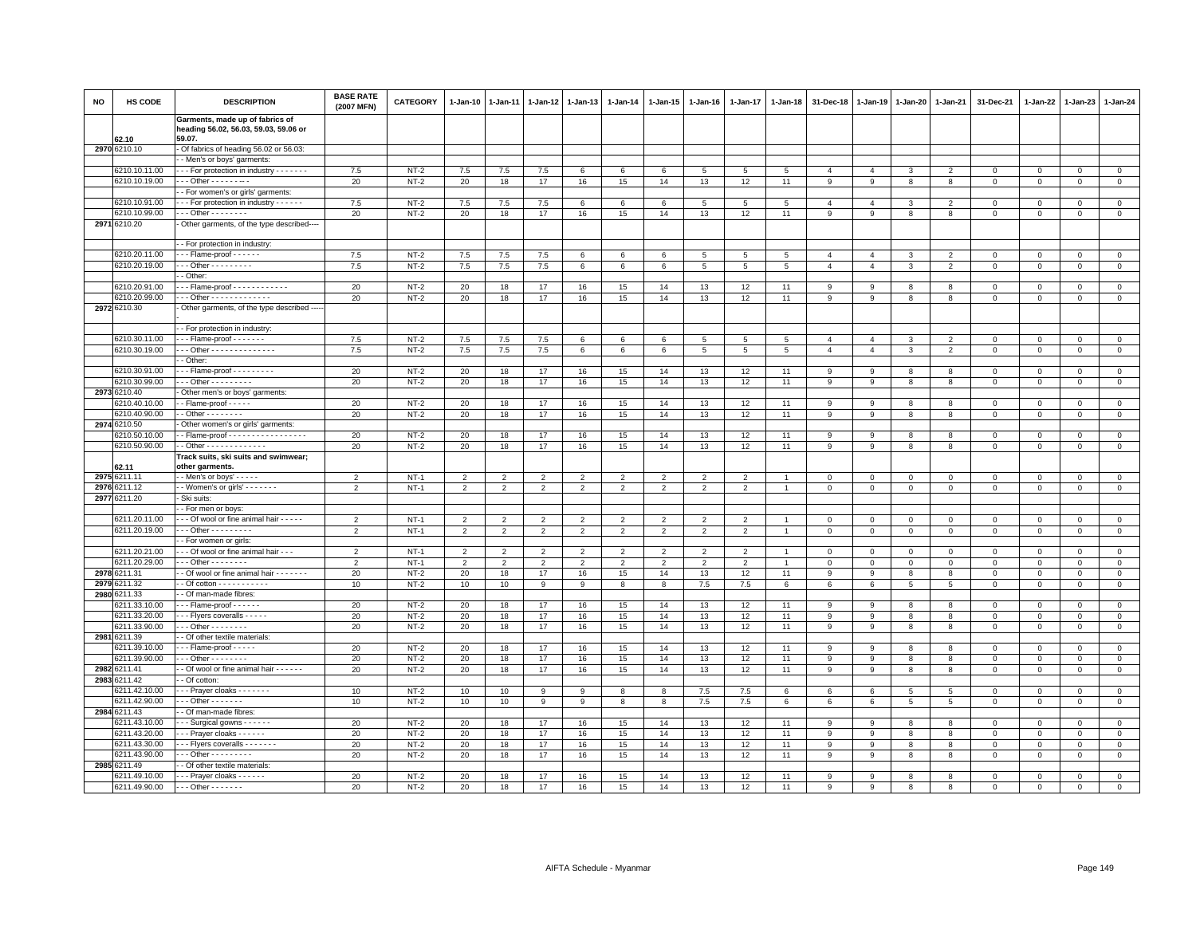| NO | HS CODE | DESCRIPTION | BASE RATE (2007 MFN) | CATEGORY | 1-Jan-10 | 1-Jan-11 | 1-Jan-12 | 1-Jan-13 | 1-Jan-14 | 1-Jan-15 | 1-Jan-16 | 1-Jan-17 | 1-Jan-18 | 31-Dec-18 | 1-Jan-19 | 1-Jan-20 | 1-Jan-21 | 31-Dec-21 | 1-Jan-22 | 1-Jan-23 | 1-Jan-24 |
|---|---|---|---|---|---|---|---|---|---|---|---|---|---|---|---|---|---|---|---|---|---|
| | 62.10 | **Garments, made up of fabrics of heading 56.02, 56.03, 59.03, 59.06 or 59.07.** | | | | | | | | | | | | | | | | | | | |
| 2970 | 6210.10 | - Of fabrics of heading 56.02 or 56.03: | | | | | | | | | | | | | | | | | | | |
| | | - - Men's or boys' garments: | | | | | | | | | | | | | | | | | | | |
| | 6210.10.11.00 | - - - For protection in industry - - - - - - - | 7.5 | NT-2 | 7.5 | 7.5 | 7.5 | 6 | 6 | 6 | 5 | 5 | 5 | 4 | 4 | 3 | 2 | 0 | 0 | 0 | 0 |
| | 6210.10.19.00 | - - - Other - - - - - - - - - | 20 | NT-2 | 20 | 18 | 17 | 16 | 15 | 14 | 13 | 12 | 11 | 9 | 9 | 8 | 8 | 0 | 0 | 0 | 0 |
| | | - - For women's or girls' garments: | | | | | | | | | | | | | | | | | | | |
| | 6210.10.91.00 | - - - For protection in industry - - - - - - | 7.5 | NT-2 | 7.5 | 7.5 | 7.5 | 6 | 6 | 6 | 5 | 5 | 5 | 4 | 4 | 3 | 2 | 0 | 0 | 0 | 0 |
| | 6210.10.99.00 | - - - Other - - - - - - - - | 20 | NT-2 | 20 | 18 | 17 | 16 | 15 | 14 | 13 | 12 | 11 | 9 | 9 | 8 | 8 | 0 | 0 | 0 | 0 |
| 2971 | 6210.20 | - Other garments, of the type described---- | | | | | | | | | | | | | | | | | | | |
| | | - - For protection in industry: | | | | | | | | | | | | | | | | | | | |
| | 6210.20.11.00 | - - - Flame-proof - - - - - - | 7.5 | NT-2 | 7.5 | 7.5 | 7.5 | 6 | 6 | 6 | 5 | 5 | 5 | 4 | 4 | 3 | 2 | 0 | 0 | 0 | 0 |
| | 6210.20.19.00 | - - - Other - - - - - - - - - - | 7.5 | NT-2 | 7.5 | 7.5 | 7.5 | 6 | 6 | 6 | 5 | 5 | 5 | 4 | 4 | 3 | 2 | 0 | 0 | 0 | 0 |
| | | - - Other: | | | | | | | | | | | | | | | | | | | |
| | 6210.20.91.00 | - - - Flame-proof - - - - - - - - - - - - - | 20 | NT-2 | 20 | 18 | 17 | 16 | 15 | 14 | 13 | 12 | 11 | 9 | 9 | 8 | 8 | 0 | 0 | 0 | 0 |
| | 6210.20.99.00 | - - - Other - - - - - - - - - - - - - - | 20 | NT-2 | 20 | 18 | 17 | 16 | 15 | 14 | 13 | 12 | 11 | 9 | 9 | 8 | 8 | 0 | 0 | 0 | 0 |
| 2972 | 6210.30 | - Other garments, of the type described ----- | | | | | | | | | | | | | | | | | | | |
| | | - - For protection in industry: | | | | | | | | | | | | | | | | | | | |
| | 6210.30.11.00 | - - - Flame-proof - - - - - - - - | 7.5 | NT-2 | 7.5 | 7.5 | 7.5 | 6 | 6 | 6 | 5 | 5 | 5 | 4 | 4 | 3 | 2 | 0 | 0 | 0 | 0 |
| | 6210.30.19.00 | - - - Other - - - - - - - - - - - - - - - | 7.5 | NT-2 | 7.5 | 7.5 | 7.5 | 6 | 6 | 6 | 5 | 5 | 5 | 4 | 4 | 3 | 2 | 0 | 0 | 0 | 0 |
| | | - - Other: | | | | | | | | | | | | | | | | | | | |
| | 6210.30.91.00 | - - - Flame-proof - - - - - - - - - - | 20 | NT-2 | 20 | 18 | 17 | 16 | 15 | 14 | 13 | 12 | 11 | 9 | 9 | 8 | 8 | 0 | 0 | 0 | 0 |
| | 6210.30.99.00 | - - - Other - - - - - - - - - - | 20 | NT-2 | 20 | 18 | 17 | 16 | 15 | 14 | 13 | 12 | 11 | 9 | 9 | 8 | 8 | 0 | 0 | 0 | 0 |
| 2973 | 6210.40 | - Other men's or boys' garments: | | | | | | | | | | | | | | | | | | | |
| | 6210.40.10.00 | - - Flame-proof - - - - - | 20 | NT-2 | 20 | 18 | 17 | 16 | 15 | 14 | 13 | 12 | 11 | 9 | 9 | 8 | 8 | 0 | 0 | 0 | 0 |
| | 6210.40.90.00 | - - Other - - - - - - - - | 20 | NT-2 | 20 | 18 | 17 | 16 | 15 | 14 | 13 | 12 | 11 | 9 | 9 | 8 | 8 | 0 | 0 | 0 | 0 |
| 2974 | 6210.50 | - Other women's or girls' garments: | | | | | | | | | | | | | | | | | | | |
| | 6210.50.10.00 | - - Flame-proof - - - - - - - - - - - - - - - - - - | 20 | NT-2 | 20 | 18 | 17 | 16 | 15 | 14 | 13 | 12 | 11 | 9 | 9 | 8 | 8 | 0 | 0 | 0 | 0 |
| | 6210.50.90.00 | - - Other - - - - - - - - - - - - - - | 20 | NT-2 | 20 | 18 | 17 | 16 | 15 | 14 | 13 | 12 | 11 | 9 | 9 | 8 | 8 | 0 | 0 | 0 | 0 |
| | 62.11 | **Track suits, ski suits and swimwear; other garments.** | | | | | | | | | | | | | | | | | | | |
| 2975 | 6211.11 | - - Men's or boys' - - - - - | 2 | NT-1 | 2 | 2 | 2 | 2 | 2 | 2 | 2 | 2 | 1 | 0 | 0 | 0 | 0 | 0 | 0 | 0 | 0 |
| 2976 | 6211.12 | - - Women's or girls' - - - - - - - - | 2 | NT-1 | 2 | 2 | 2 | 2 | 2 | 2 | 2 | 2 | 1 | 0 | 0 | 0 | 0 | 0 | 0 | 0 | 0 |
| 2977 | 6211.20 | - Ski suits: | | | | | | | | | | | | | | | | | | | |
| | | - - For men or boys: | | | | | | | | | | | | | | | | | | | |
| | 6211.20.11.00 | - - - Of wool or fine animal hair - - - - - | 2 | NT-1 | 2 | 2 | 2 | 2 | 2 | 2 | 2 | 2 | 1 | 0 | 0 | 0 | 0 | 0 | 0 | 0 | 0 |
| | 6211.20.19.00 | - - - Other - - - - - - - - - - | 2 | NT-1 | 2 | 2 | 2 | 2 | 2 | 2 | 2 | 2 | 1 | 0 | 0 | 0 | 0 | 0 | 0 | 0 | 0 |
| | | - - For women or girls: | | | | | | | | | | | | | | | | | | | |
| | 6211.20.21.00 | - - - Of wool or fine animal hair - - - | 2 | NT-1 | 2 | 2 | 2 | 2 | 2 | 2 | 2 | 2 | 1 | 0 | 0 | 0 | 0 | 0 | 0 | 0 | 0 |
| | 6211.20.29.00 | - - - Other - - - - - - - - - | 2 | NT-1 | 2 | 2 | 2 | 2 | 2 | 2 | 2 | 2 | 1 | 0 | 0 | 0 | 0 | 0 | 0 | 0 | 0 |
| 2978 | 6211.31 | - - Of wool or fine animal hair - - - - - - - - | 20 | NT-2 | 20 | 18 | 17 | 16 | 15 | 14 | 13 | 12 | 11 | 9 | 9 | 8 | 8 | 0 | 0 | 0 | 0 |
| 2979 | 6211.32 | - - Of cotton - - - - - - - - - - - - | 10 | NT-2 | 10 | 10 | 9 | 9 | 8 | 8 | 7.5 | 7.5 | 6 | 6 | 6 | 5 | 5 | 0 | 0 | 0 | 0 |
| 2980 | 6211.33 | - - Of man-made fibres: | | | | | | | | | | | | | | | | | | | |
| | 6211.33.10.00 | - - - Flame-proof - - - - - - | 20 | NT-2 | 20 | 18 | 17 | 16 | 15 | 14 | 13 | 12 | 11 | 9 | 9 | 8 | 8 | 0 | 0 | 0 | 0 |
| | 6211.33.20.00 | - - - Flyers coveralls - - - - - | 20 | NT-2 | 20 | 18 | 17 | 16 | 15 | 14 | 13 | 12 | 11 | 9 | 9 | 8 | 8 | 0 | 0 | 0 | 0 |
| | 6211.33.90.00 | - - - Other - - - - - - - - - | 20 | NT-2 | 20 | 18 | 17 | 16 | 15 | 14 | 13 | 12 | 11 | 9 | 9 | 8 | 8 | 0 | 0 | 0 | 0 |
| 2981 | 6211.39 | - - Of other textile materials: | | | | | | | | | | | | | | | | | | | |
| | 6211.39.10.00 | - - - Flame-proof - - - - - | 20 | NT-2 | 20 | 18 | 17 | 16 | 15 | 14 | 13 | 12 | 11 | 9 | 9 | 8 | 8 | 0 | 0 | 0 | 0 |
| | 6211.39.90.00 | - - - Other - - - - - - - - - | 20 | NT-2 | 20 | 18 | 17 | 16 | 15 | 14 | 13 | 12 | 11 | 9 | 9 | 8 | 8 | 0 | 0 | 0 | 0 |
| 2982 | 6211.41 | - - Of wool or fine animal hair - - - - - - - | 20 | NT-2 | 20 | 18 | 17 | 16 | 15 | 14 | 13 | 12 | 11 | 9 | 9 | 8 | 8 | 0 | 0 | 0 | 0 |
| 2983 | 6211.42 | - - Of cotton: | | | | | | | | | | | | | | | | | | | |
| | 6211.42.10.00 | - - - Prayer cloaks - - - - - - - - | 10 | NT-2 | 10 | 10 | 9 | 9 | 8 | 8 | 7.5 | 7.5 | 6 | 6 | 6 | 5 | 5 | 0 | 0 | 0 | 0 |
| | 6211.42.90.00 | - - - Other - - - - - - - - | 10 | NT-2 | 10 | 10 | 9 | 9 | 8 | 8 | 7.5 | 7.5 | 6 | 6 | 6 | 5 | 5 | 0 | 0 | 0 | 0 |
| 2984 | 6211.43 | - - Of man-made fibres: | | | | | | | | | | | | | | | | | | | |
| | 6211.43.10.00 | - - - Surgical gowns - - - - - - | 20 | NT-2 | 20 | 18 | 17 | 16 | 15 | 14 | 13 | 12 | 11 | 9 | 9 | 8 | 8 | 0 | 0 | 0 | 0 |
| | 6211.43.20.00 | - - - Prayer cloaks - - - - - - | 20 | NT-2 | 20 | 18 | 17 | 16 | 15 | 14 | 13 | 12 | 11 | 9 | 9 | 8 | 8 | 0 | 0 | 0 | 0 |
| | 6211.43.30.00 | - - - Flyers coveralls - - - - - - - | 20 | NT-2 | 20 | 18 | 17 | 16 | 15 | 14 | 13 | 12 | 11 | 9 | 9 | 8 | 8 | 0 | 0 | 0 | 0 |
| | 6211.43.90.00 | - - - Other - - - - - - - - - - | 20 | NT-2 | 20 | 18 | 17 | 16 | 15 | 14 | 13 | 12 | 11 | 9 | 9 | 8 | 8 | 0 | 0 | 0 | 0 |
| 2985 | 6211.49 | - - Of other textile materials: | | | | | | | | | | | | | | | | | | | |
| | 6211.49.10.00 | - - - Prayer cloaks - - - - - - | 20 | NT-2 | 20 | 18 | 17 | 16 | 15 | 14 | 13 | 12 | 11 | 9 | 9 | 8 | 8 | 0 | 0 | 0 | 0 |
| | 6211.49.90.00 | - - - Other - - - - - - - - | 20 | NT-2 | 20 | 18 | 17 | 16 | 15 | 14 | 13 | 12 | 11 | 9 | 9 | 8 | 8 | 0 | 0 | 0 | 0 |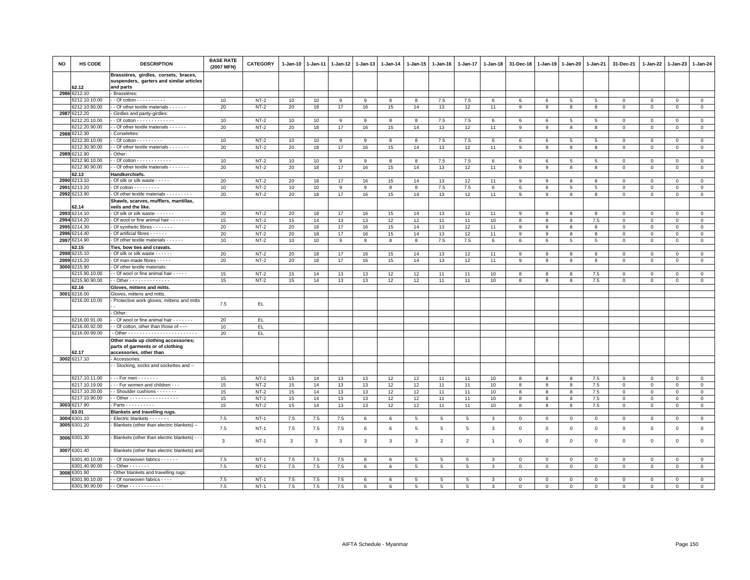| NO | HS CODE | DESCRIPTION | BASE RATE (2007 MFN) | CATEGORY | 1-Jan-10 | 1-Jan-11 | 1-Jan-12 | 1-Jan-13 | 1-Jan-14 | 1-Jan-15 | 1-Jan-16 | 1-Jan-17 | 1-Jan-18 | 31-Dec-18 | 1-Jan-19 | 1-Jan-20 | 1-Jan-21 | 31-Dec-21 | 1-Jan-22 | 1-Jan-23 | 1-Jan-24 |
|---|---|---|---|---|---|---|---|---|---|---|---|---|---|---|---|---|---|---|---|---|---|
| | 62.12 | **Brassiéres, girdles, corsets, braces, suspenders, garters and similar articles and parts** | | | | | | | | | | | | | | | | | | | |
| 2986 | 6212.10 | - Brassiéres: | | | | | | | | | | | | | | | | | | | |
| | 6212.10.10.00 | - - Of cotton - - - - - - - - - - | 10 | NT-2 | 10 | 10 | 9 | 9 | 8 | 8 | 7.5 | 7.5 | 6 | 6 | 6 | 5 | 5 | 0 | 0 | 0 | 0 |
| | 6212.10.90.00 | - - Of other textile materials - - - - - - | 20 | NT-2 | 20 | 18 | 17 | 16 | 15 | 14 | 13 | 12 | 11 | 9 | 9 | 8 | 8 | 0 | 0 | 0 | 0 |
| 2987 | 6212.20 | - Girdles and panty-girdles: | | | | | | | | | | | | | | | | | | | |
| | 6212.20.10.00 | - - Of cotton - - - - - - - - - - - - - | 10 | NT-2 | 10 | 10 | 9 | 9 | 8 | 8 | 7.5 | 7.5 | 6 | 6 | 6 | 5 | 5 | 0 | 0 | 0 | 0 |
| | 6212.20.90.00 | - - Of other textile materials - - - - - - | 20 | NT-2 | 20 | 18 | 17 | 16 | 15 | 14 | 13 | 12 | 11 | 9 | 9 | 8 | 8 | 0 | 0 | 0 | 0 |
| 2988 | 6212.30 | - Corselettes: | | | | | | | | | | | | | | | | | | | |
| | 6212.30.10.00 | - - Of cotton - - - - - - - - - | 10 | NT-2 | 10 | 10 | 9 | 9 | 8 | 8 | 7.5 | 7.5 | 6 | 6 | 6 | 5 | 5 | 0 | 0 | 0 | 0 |
| | 6212.30.90.00 | - - Of other textile materials - - - - - - - | 20 | NT-2 | 20 | 18 | 17 | 16 | 15 | 14 | 13 | 12 | 11 | 9 | 9 | 8 | 8 | 0 | 0 | 0 | 0 |
| 2989 | 6212.90 | - Other: | | | | | | | | | | | | | | | | | | | |
| | 6212.90.10.00 | - - Of cotton - - - - - - - - - - - - | 10 | NT-2 | 10 | 10 | 9 | 9 | 8 | 8 | 7.5 | 7.5 | 6 | 6 | 6 | 5 | 5 | 0 | 0 | 0 | 0 |
| | 6212.90.90.00 | - - Of other textile materials - - - - - - - | 20 | NT-2 | 20 | 18 | 17 | 16 | 15 | 14 | 13 | 12 | 11 | 9 | 9 | 8 | 8 | 0 | 0 | 0 | 0 |
| | 62.13 | **Handkerchiefs.** | | | | | | | | | | | | | | | | | | | |
| 2990 | 6213.10 | - Of silk or silk waste - - - - - | 20 | NT-2 | 20 | 18 | 17 | 16 | 15 | 14 | 13 | 12 | 11 | 9 | 9 | 8 | 8 | 0 | 0 | 0 | 0 |
| 2991 | 6213.20 | - Of cotton - - - - - - - - - | 10 | NT-2 | 10 | 10 | 9 | 9 | 8 | 8 | 7.5 | 7.5 | 6 | 6 | 6 | 5 | 5 | 0 | 0 | 0 | 0 |
| 2992 | 6213.90 | - Of other textile materials - - - - - - - - - | 20 | NT-2 | 20 | 18 | 17 | 16 | 15 | 14 | 13 | 12 | 11 | 9 | 9 | 8 | 8 | 0 | 0 | 0 | 0 |
| | 62.14 | **Shawls, scarves, mufflers, mantillas, veils and the like.** | | | | | | | | | | | | | | | | | | | |
| 2993 | 6214.10 | - Of silk or silk waste- - - - - - | 20 | NT-2 | 20 | 18 | 17 | 16 | 15 | 14 | 13 | 12 | 11 | 9 | 9 | 8 | 8 | 0 | 0 | 0 | 0 |
| 2994 | 6214.20 | - Of wool or fine animal hair - - - - - - - | 15 | NT-2 | 15 | 14 | 13 | 13 | 12 | 12 | 11 | 11 | 10 | 8 | 8 | 8 | 7.5 | 0 | 0 | 0 | 0 |
| 2995 | 6214.30 | - Of synthetic fibres - - - - - - - | 20 | NT-2 | 20 | 18 | 17 | 16 | 15 | 14 | 13 | 12 | 11 | 9 | 9 | 8 | 8 | 0 | 0 | 0 | 0 |
| 2996 | 6214.40 | - Of artificial fibres - - - - - - | 20 | NT-2 | 20 | 18 | 17 | 16 | 15 | 14 | 13 | 12 | 11 | 9 | 9 | 8 | 8 | 0 | 0 | 0 | 0 |
| 2997 | 6214.90 | - Of other textile materials - - - - - - | 10 | NT-2 | 10 | 10 | 9 | 9 | 8 | 8 | 7.5 | 7.5 | 6 | 6 | 6 | 5 | 5 | 0 | 0 | 0 | 0 |
| | 62.15 | **Ties, bow ties and cravats.** | | | | | | | | | | | | | | | | | | | |
| 2998 | 6215.10 | - Of silk or silk waste - - - - - - | 20 | NT-2 | 20 | 18 | 17 | 16 | 15 | 14 | 13 | 12 | 11 | 9 | 9 | 8 | 8 | 0 | 0 | 0 | 0 |
| 2999 | 6215.20 | - Of man-made fibres - - - - - | 20 | NT-2 | 20 | 18 | 17 | 16 | 15 | 14 | 13 | 12 | 11 | 9 | 9 | 8 | 8 | 0 | 0 | 0 | 0 |
| 3000 | 6215.90 | - Of other textile materials: | | | | | | | | | | | | | | | | | | | |
| | 6215.90.10.00 | - - Of wool or fine animal hair - - - - - | 15 | NT-2 | 15 | 14 | 13 | 13 | 12 | 12 | 11 | 11 | 10 | 8 | 8 | 8 | 7.5 | 0 | 0 | 0 | 0 |
| | 6215.90.90.00 | - - Other - - - - - - - - - - - - - - | 15 | NT-2 | 15 | 14 | 13 | 13 | 12 | 12 | 11 | 11 | 10 | 8 | 8 | 8 | 7.5 | 0 | 0 | 0 | 0 |
| | 62.16 | **Gloves, mittens and mitts.** | | | | | | | | | | | | | | | | | | | |
| 3001 | 6216.00 | Gloves, mittens and mitts. | | | | | | | | | | | | | | | | | | | |
| | 6216.00.10.00 | - Protective work gloves, mittens and mitts - - | 7.5 | EL | | | | | | | | | | | | | | | | | |
| | | - Other: | | | | | | | | | | | | | | | | | | | |
| | 6216.00.91.00 | - - Of wool or fine animal hair - - - - - - - | 20 | EL | | | | | | | | | | | | | | | | | |
| | 6216.00.92.00 | - - Of cotton, other than those of ----- | 10 | EL | | | | | | | | | | | | | | | | | |
| | 6216.00.99.00 | - Other - - - - - - - - - - - - - - - - - - - - - - - - | 20 | EL | | | | | | | | | | | | | | | | | |
| | 62.17 | **Other made up clothing accessories; parts of garments or of clothing accessories, other than** | | | | | | | | | | | | | | | | | | | |
| 3002 | 6217.10 | - Accessories: | | | | | | | | | | | | | | | | | | | |
| | | - - Stocking, socks and sockettes and -- | | | | | | | | | | | | | | | | | | | |
| | 6217.10.11.00 | - - - For men - - - - - - - | 15 | NT-2 | 15 | 14 | 13 | 13 | 12 | 12 | 11 | 11 | 10 | 8 | 8 | 8 | 7.5 | 0 | 0 | 0 | 0 |
| | 6217.10.19.00 | - - - For women and children - - - | 15 | NT-2 | 15 | 14 | 13 | 13 | 12 | 12 | 11 | 11 | 10 | 8 | 8 | 8 | 7.5 | 0 | 0 | 0 | 0 |
| | 6217.10.20.00 | - - Shoulder cushions - - - - - - - | 15 | NT-2 | 15 | 14 | 13 | 13 | 12 | 12 | 11 | 11 | 10 | 8 | 8 | 8 | 7.5 | 0 | 0 | 0 | 0 |
| | 6217.10.90.00 | - - Other - - - - - - - - - - - - - - - - - | 15 | NT-2 | 15 | 14 | 13 | 13 | 12 | 12 | 11 | 11 | 10 | 8 | 8 | 8 | 7.5 | 0 | 0 | 0 | 0 |
| 3003 | 6217.90 | - Parts - - - - - - - - - - | 15 | NT-2 | 15 | 14 | 13 | 13 | 12 | 12 | 11 | 11 | 10 | 8 | 8 | 8 | 7.5 | 0 | 0 | 0 | 0 |
| | 63.01 | **Blankets and travelling rugs.** | | | | | | | | | | | | | | | | | | | |
| 3004 | 6301.10 | - Electric blankets - - - - - - - | 7.5 | NT-1 | 7.5 | 7.5 | 7.5 | 6 | 6 | 5 | 5 | 5 | 3 | 0 | 0 | 0 | 0 | 0 | 0 | 0 | 0 |
| 3005 | 6301.20 | - Blankets (other than electric blankets) -- | 7.5 | NT-1 | 7.5 | 7.5 | 7.5 | 6 | 6 | 5 | 5 | 5 | 3 | 0 | 0 | 0 | 0 | 0 | 0 | 0 | 0 |
| 3006 | 6301.30 | - Blankets (other than electric blankets) - - - | 3 | NT-1 | 3 | 3 | 3 | 3 | 3 | 3 | 2 | 2 | 1 | 0 | 0 | 0 | 0 | 0 | 0 | 0 | 0 |
| 3007 | 6301.40 | - Blankets (other than electric blankets) and | | | | | | | | | | | | | | | | | | | |
| | 6301.40.10.00 | - - Of nonwoven fabrics - - - - - - | 7.5 | NT-1 | 7.5 | 7.5 | 7.5 | 6 | 6 | 5 | 5 | 5 | 3 | 0 | 0 | 0 | 0 | 0 | 0 | 0 | 0 |
| | 6301.40.90.00 | - - Other - - - - - - - | 7.5 | NT-1 | 7.5 | 7.5 | 7.5 | 6 | 6 | 5 | 5 | 5 | 3 | 0 | 0 | 0 | 0 | 0 | 0 | 0 | 0 |
| 3008 | 6301.90 | - Other blankets and travelling rugs: | | | | | | | | | | | | | | | | | | | |
| | 6301.90.10.00 | - - Of nonwoven fabrics - - - - | 7.5 | NT-1 | 7.5 | 7.5 | 7.5 | 6 | 6 | 5 | 5 | 5 | 3 | 0 | 0 | 0 | 0 | 0 | 0 | 0 | 0 |
| | 6301.90.90.00 | - - Other - - - - - - - - - - - - | 7.5 | NT-1 | 7.5 | 7.5 | 7.5 | 6 | 6 | 5 | 5 | 5 | 3 | 0 | 0 | 0 | 0 | 0 | 0 | 0 | 0 |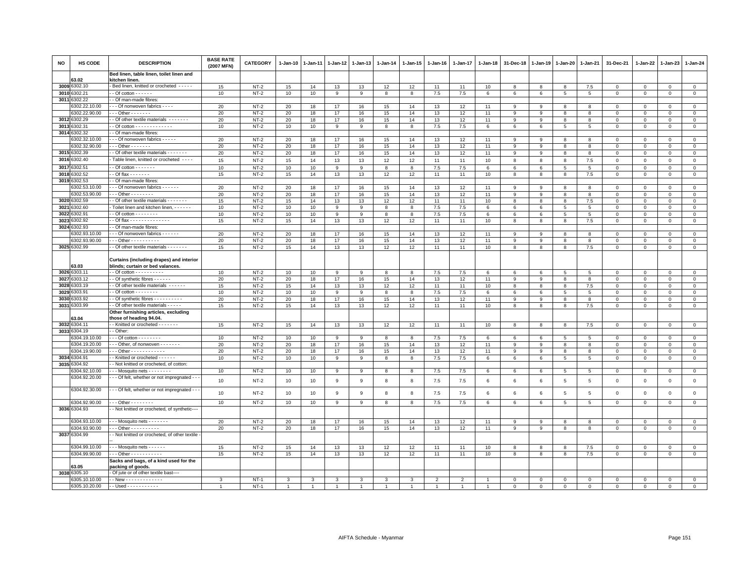| NO | HS CODE | DESCRIPTION | BASE RATE (2007 MFN) | CATEGORY | 1-Jan-10 | 1-Jan-11 | 1-Jan-12 | 1-Jan-13 | 1-Jan-14 | 1-Jan-15 | 1-Jan-16 | 1-Jan-17 | 1-Jan-18 | 31-Dec-18 | 1-Jan-19 | 1-Jan-20 | 1-Jan-21 | 31-Dec-21 | 1-Jan-22 | 1-Jan-23 | 1-Jan-24 |
|---|---|---|---|---|---|---|---|---|---|---|---|---|---|---|---|---|---|---|---|---|---|
| | 63.02 | **Bed linen, table linen, toilet linen and kitchen linen.** | | | | | | | | | | | | | | | | | | | |
| 3009 | 6302.10 | - Bed linen, knitted or crocheted - - - - - | 15 | NT-2 | 15 | 14 | 13 | 13 | 12 | 12 | 11 | 11 | 10 | 8 | 8 | 8 | 7.5 | 0 | 0 | 0 | 0 |
| 3010 | 6302.21 | - - Of cotton - - - - - - | 10 | NT-2 | 10 | 10 | 9 | 9 | 8 | 8 | 7.5 | 7.5 | 6 | 6 | 6 | 5 | 5 | 0 | 0 | 0 | 0 |
| 3011 | 6302.22 | - - Of man-made fibres: | | | | | | | | | | | | | | | | | | | |
| | 6302.22.10.00 | - - - Of nonwoven fabrics - - - - | 20 | NT-2 | 20 | 18 | 17 | 16 | 15 | 14 | 13 | 12 | 11 | 9 | 9 | 8 | 8 | 0 | 0 | 0 | 0 |
| | 6302.22.90.00 | - - - Other - - - - - - - | 20 | NT-2 | 20 | 18 | 17 | 16 | 15 | 14 | 13 | 12 | 11 | 9 | 9 | 8 | 8 | 0 | 0 | 0 | 0 |
| 3012 | 6302.29 | - - Of other textile materials - - - - - - - | 20 | NT-2 | 20 | 18 | 17 | 16 | 15 | 14 | 13 | 12 | 11 | 9 | 9 | 8 | 8 | 0 | 0 | 0 | 0 |
| 3013 | 6302.31 | - - Of cotton - - - - - - - - - - - - - | 10 | NT-2 | 10 | 10 | 9 | 9 | 8 | 8 | 7.5 | 7.5 | 6 | 6 | 6 | 5 | 5 | 0 | 0 | 0 | 0 |
| 3014 | 6302.32 | - - Of man-made fibres: | | | | | | | | | | | | | | | | | | | |
| | 6302.32.10.00 | - - - Of nonwoven fabrics - - - - - | 20 | NT-2 | 20 | 18 | 17 | 16 | 15 | 14 | 13 | 12 | 11 | 9 | 9 | 8 | 8 | 0 | 0 | 0 | 0 |
| | 6302.32.90.00 | - - - Other - - - - - - - | 20 | NT-2 | 20 | 18 | 17 | 16 | 15 | 14 | 13 | 12 | 11 | 9 | 9 | 8 | 8 | 0 | 0 | 0 | 0 |
| 3015 | 6302.39 | - - Of other textile materials - - - - - - - | 20 | NT-2 | 20 | 18 | 17 | 16 | 15 | 14 | 13 | 12 | 11 | 9 | 9 | 8 | 8 | 0 | 0 | 0 | 0 |
| 3016 | 6302.40 | - Table linen, knitted or crocheted - - - - | 15 | NT-2 | 15 | 14 | 13 | 13 | 12 | 12 | 11 | 11 | 10 | 8 | 8 | 8 | 7.5 | 0 | 0 | 0 | 0 |
| 3017 | 6302.51 | - - Of cotton - - - - - - - | 10 | NT-2 | 10 | 10 | 9 | 9 | 8 | 8 | 7.5 | 7.5 | 6 | 6 | 6 | 5 | 5 | 0 | 0 | 0 | 0 |
| 3018 | 6302.52 | - - Of flax - - - - - - - | 15 | NT-2 | 15 | 14 | 13 | 13 | 12 | 12 | 11 | 11 | 10 | 8 | 8 | 8 | 7.5 | 0 | 0 | 0 | 0 |
| 3019 | 6302.53 | - - Of man-made fibres: | | | | | | | | | | | | | | | | | | | |
| | 6302.53.10.00 | - - - Of nonwoven fabrics - - - - - - | 20 | NT-2 | 20 | 18 | 17 | 16 | 15 | 14 | 13 | 12 | 11 | 9 | 9 | 8 | 8 | 0 | 0 | 0 | 0 |
| | 6302.53.90.00 | - - - Other - - - - - - - - | 20 | NT-2 | 20 | 18 | 17 | 16 | 15 | 14 | 13 | 12 | 11 | 9 | 9 | 8 | 8 | 0 | 0 | 0 | 0 |
| 3020 | 6302.59 | - - Of other textile materials - - - - - - - | 15 | NT-2 | 15 | 14 | 13 | 13 | 12 | 12 | 11 | 11 | 10 | 8 | 8 | 8 | 7.5 | 0 | 0 | 0 | 0 |
| 3021 | 6302.60 | - Toilet linen and kitchen linen, - - - - - - | 10 | NT-2 | 10 | 10 | 9 | 9 | 8 | 8 | 7.5 | 7.5 | 6 | 6 | 6 | 5 | 5 | 0 | 0 | 0 | 0 |
| 3022 | 6302.91 | - - Of cotton - - - - - - - - | 10 | NT-2 | 10 | 10 | 9 | 9 | 8 | 8 | 7.5 | 7.5 | 6 | 6 | 6 | 5 | 5 | 0 | 0 | 0 | 0 |
| 3023 | 6302.92 | - - Of flax - - - - - - - - - - - - - - | 15 | NT-2 | 15 | 14 | 13 | 13 | 12 | 12 | 11 | 11 | 10 | 8 | 8 | 8 | 7.5 | 0 | 0 | 0 | 0 |
| 3024 | 6302.93 | - - Of man-made fibres: | | | | | | | | | | | | | | | | | | | |
| | 6302.93.10.00 | - - - Of nonwoven fabrics - - - - - - | 20 | NT-2 | 20 | 18 | 17 | 16 | 15 | 14 | 13 | 12 | 11 | 9 | 9 | 8 | 8 | 0 | 0 | 0 | 0 |
| | 6302.93.90.00 | - - - Other - - - - - - - - - - | 20 | NT-2 | 20 | 18 | 17 | 16 | 15 | 14 | 13 | 12 | 11 | 9 | 9 | 8 | 8 | 0 | 0 | 0 | 0 |
| 3025 | 6302.99 | - - Of other textile materials - - - - - - - | 15 | NT-2 | 15 | 14 | 13 | 13 | 12 | 12 | 11 | 11 | 10 | 8 | 8 | 8 | 7.5 | 0 | 0 | 0 | 0 |
| | 63.03 | **Curtains (including drapes) and interior blinds; curtain or bed valances.** | | | | | | | | | | | | | | | | | | | |
| 3026 | 6303.11 | - - Of cotton - - - - - - - - - - | 10 | NT-2 | 10 | 10 | 9 | 9 | 8 | 8 | 7.5 | 7.5 | 6 | 6 | 6 | 5 | 5 | 0 | 0 | 0 | 0 |
| 3027 | 6303.12 | - - Of synthetic fibres - - - - - - | 20 | NT-2 | 20 | 18 | 17 | 16 | 15 | 14 | 13 | 12 | 11 | 9 | 9 | 8 | 8 | 0 | 0 | 0 | 0 |
| 3028 | 6303.19 | - - Of other textile materials - - - - - - | 15 | NT-2 | 15 | 14 | 13 | 13 | 12 | 12 | 11 | 11 | 10 | 8 | 8 | 8 | 7.5 | 0 | 0 | 0 | 0 |
| 3029 | 6303.91 | - - Of cotton - - - - - - - - | 10 | NT-2 | 10 | 10 | 9 | 9 | 8 | 8 | 7.5 | 7.5 | 6 | 6 | 6 | 5 | 5 | 0 | 0 | 0 | 0 |
| 3030 | 6303.92 | - - Of synthetic fibres - - - - - - - - - - | 20 | NT-2 | 20 | 18 | 17 | 16 | 15 | 14 | 13 | 12 | 11 | 9 | 9 | 8 | 8 | 0 | 0 | 0 | 0 |
| 3031 | 6303.99 | - - Of other textile materials - - - - - | 15 | NT-2 | 15 | 14 | 13 | 13 | 12 | 12 | 11 | 11 | 10 | 8 | 8 | 8 | 7.5 | 0 | 0 | 0 | 0 |
| | 63.04 | **Other furnishing articles, excluding those of heading 94.04.** | | | | | | | | | | | | | | | | | | | |
| 3032 | 6304.11 | - - Knitted or crocheted - - - - - - - | 15 | NT-2 | 15 | 14 | 13 | 13 | 12 | 12 | 11 | 11 | 10 | 8 | 8 | 8 | 7.5 | 0 | 0 | 0 | 0 |
| 3033 | 6304.19 | - - Other: | | | | | | | | | | | | | | | | | | | |
| | 6304.19.10.00 | - - - Of cotton - - - - - - - - | 10 | NT-2 | 10 | 10 | 9 | 9 | 8 | 8 | 7.5 | 7.5 | 6 | 6 | 6 | 5 | 5 | 0 | 0 | 0 | 0 |
| | 6304.19.20.00 | - - - Other, of nonwoven - - - - - - - | 20 | NT-2 | 20 | 18 | 17 | 16 | 15 | 14 | 13 | 12 | 11 | 9 | 9 | 8 | 8 | 0 | 0 | 0 | 0 |
| | 6304.19.90.00 | - - - Other - - - - - - - - - - - - | 20 | NT-2 | 20 | 18 | 17 | 16 | 15 | 14 | 13 | 12 | 11 | 9 | 9 | 8 | 8 | 0 | 0 | 0 | 0 |
| 3034 | 6304.91 | - - Knitted or crocheted - - - - - - | 10 | NT-2 | 10 | 10 | 9 | 9 | 8 | 8 | 7.5 | 7.5 | 6 | 6 | 6 | 5 | 5 | 0 | 0 | 0 | 0 |
| 3035 | 6304.92 | - - Not knitted or crocheted, of cotton: | | | | | | | | | | | | | | | | | | | |
| | 6304.92.10.00 | - - - Mosquito nets - - - - - - - - | 10 | NT-2 | 10 | 10 | 9 | 9 | 8 | 8 | 7.5 | 7.5 | 6 | 6 | 6 | 5 | 5 | 0 | 0 | 0 | 0 |
| | 6304.92.20.00 | - - - Of felt, whether or not impregnated - - - | 10 | NT-2 | 10 | 10 | 9 | 9 | 8 | 8 | 7.5 | 7.5 | 6 | 6 | 6 | 5 | 5 | 0 | 0 | 0 | 0 |
| | 6304.92.30.00 | - - - Of felt, whether or not impregnated - - - | 10 | NT-2 | 10 | 10 | 9 | 9 | 8 | 8 | 7.5 | 7.5 | 6 | 6 | 6 | 5 | 5 | 0 | 0 | 0 | 0 |
| | 6304.92.90.00 | - - - Other - - - - - - - - | 10 | NT-2 | 10 | 10 | 9 | 9 | 8 | 8 | 7.5 | 7.5 | 6 | 6 | 6 | 5 | 5 | 0 | 0 | 0 | 0 |
| 3036 | 6304.93 | - - Not knitted or crocheted, of synthetic---- | | | | | | | | | | | | | | | | | | | |
| | 6304.93.10.00 | - - - Mosquito nets - - - - - - - | 20 | NT-2 | 20 | 18 | 17 | 16 | 15 | 14 | 13 | 12 | 11 | 9 | 9 | 8 | 8 | 0 | 0 | 0 | 0 |
| | 6304.93.90.00 | - - - Other - - - - - - - - - - | 20 | NT-2 | 20 | 18 | 17 | 16 | 15 | 14 | 13 | 12 | 11 | 9 | 9 | 8 | 8 | 0 | 0 | 0 | 0 |
| 3037 | 6304.99 | - - Not knitted or crocheted, of other textile - -- | | | | | | | | | | | | | | | | | | | |
| | 6304.99.10.00 | - - - Mosquito nets - - - - - - | 15 | NT-2 | 15 | 14 | 13 | 13 | 12 | 12 | 11 | 11 | 10 | 8 | 8 | 8 | 7.5 | 0 | 0 | 0 | 0 |
| | 6304.99.90.00 | - - - Other - - - - - - - - - - - | 15 | NT-2 | 15 | 14 | 13 | 13 | 12 | 12 | 11 | 11 | 10 | 8 | 8 | 8 | 7.5 | 0 | 0 | 0 | 0 |
| | 63.05 | **Sacks and bags, of a kind used for the packing of goods.** | | | | | | | | | | | | | | | | | | | |
| 3038 | 6305.10 | - Of jute or of other textile bast---- | | | | | | | | | | | | | | | | | | | |
| | 6305.10.10.00 | - - New - - - - - - - - - - - - - | 3 | NT-1 | 3 | 3 | 3 | 3 | 3 | 3 | 2 | 2 | 1 | 0 | 0 | 0 | 0 | 0 | 0 | 0 | 0 |
| | 6305.10.20.00 | - - Used - - - - - - - - - - - | 1 | NT-1 | 1 | 1 | 1 | 1 | 1 | 1 | 1 | 1 | 1 | 0 | 0 | 0 | 0 | 0 | 0 | 0 | 0 |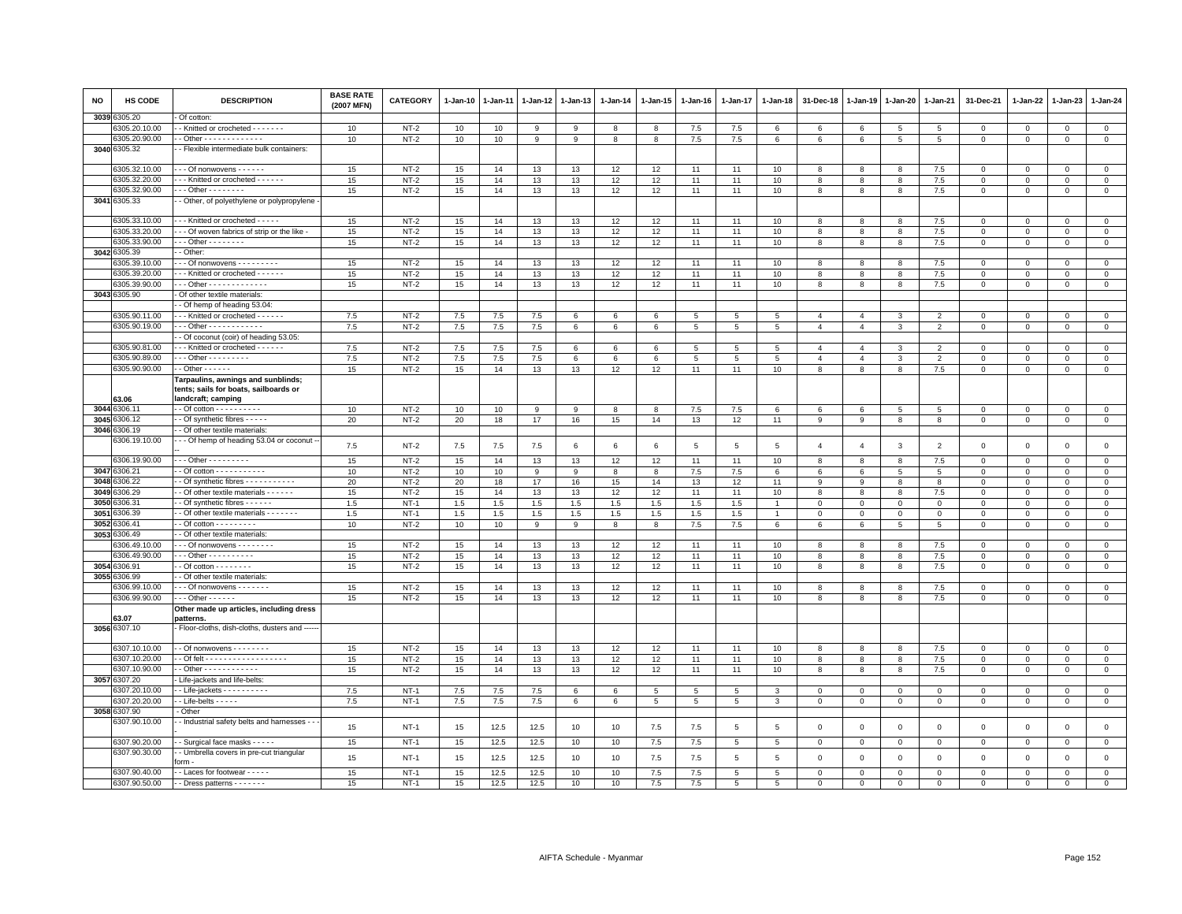| NO | HS CODE | DESCRIPTION | BASE RATE (2007 MFN) | CATEGORY | 1-Jan-10 | 1-Jan-11 | 1-Jan-12 | 1-Jan-13 | 1-Jan-14 | 1-Jan-15 | 1-Jan-16 | 1-Jan-17 | 1-Jan-18 | 31-Dec-18 | 1-Jan-19 | 1-Jan-20 | 1-Jan-21 | 31-Dec-21 | 1-Jan-22 | 1-Jan-23 | 1-Jan-24 |
|---|---|---|---|---|---|---|---|---|---|---|---|---|---|---|---|---|---|---|---|---|---|
| 3039 | 6305.20 | - Of cotton: | | | | | | | | | | | | | | | | | | | |
| | 6305.20.10.00 | - - Knitted or crocheted - - - - - - - | 10 | NT-2 | 10 | 10 | 9 | 9 | 8 | 8 | 7.5 | 7.5 | 6 | 6 | 6 | 5 | 5 | 0 | 0 | 0 | 0 |
| | 6305.20.90.00 | - - Other - - - - - - - - - - - - - | 10 | NT-2 | 10 | 10 | 9 | 9 | 8 | 8 | 7.5 | 7.5 | 6 | 6 | 6 | 5 | 5 | 0 | 0 | 0 | 0 |
| 3040 | 6305.32 | - - Flexible intermediate bulk containers: | | | | | | | | | | | | | | | | | | | |
| | 6305.32.10.00 | - - - Of nonwovens - - - - - - | 15 | NT-2 | 15 | 14 | 13 | 13 | 12 | 12 | 11 | 11 | 10 | 8 | 8 | 8 | 7.5 | 0 | 0 | 0 | 0 |
| | 6305.32.20.00 | - - - Knitted or crocheted - - - - - - | 15 | NT-2 | 15 | 14 | 13 | 13 | 12 | 12 | 11 | 11 | 10 | 8 | 8 | 8 | 7.5 | 0 | 0 | 0 | 0 |
| | 6305.32.90.00 | - - - Other - - - - - - - - | 15 | NT-2 | 15 | 14 | 13 | 13 | 12 | 12 | 11 | 11 | 10 | 8 | 8 | 8 | 7.5 | 0 | 0 | 0 | 0 |
| 3041 | 6305.33 | - - Other, of polyethylene or polypropylene - | | | | | | | | | | | | | | | | | | | |
| | 6305.33.10.00 | - - - Knitted or crocheted - - - - - | 15 | NT-2 | 15 | 14 | 13 | 13 | 12 | 12 | 11 | 11 | 10 | 8 | 8 | 8 | 7.5 | 0 | 0 | 0 | 0 |
| | 6305.33.20.00 | - - - Of woven fabrics of strip or the like - | 15 | NT-2 | 15 | 14 | 13 | 13 | 12 | 12 | 11 | 11 | 10 | 8 | 8 | 8 | 7.5 | 0 | 0 | 0 | 0 |
| | 6305.33.90.00 | - - - Other - - - - - - - - | 15 | NT-2 | 15 | 14 | 13 | 13 | 12 | 12 | 11 | 11 | 10 | 8 | 8 | 8 | 7.5 | 0 | 0 | 0 | 0 |
| 3042 | 6305.39 | - - Other: | | | | | | | | | | | | | | | | | | | |
| | 6305.39.10.00 | - - - Of nonwovens - - - - - - - - - | 15 | NT-2 | 15 | 14 | 13 | 13 | 12 | 12 | 11 | 11 | 10 | 8 | 8 | 8 | 7.5 | 0 | 0 | 0 | 0 |
| | 6305.39.20.00 | - - - Knitted or crocheted - - - - - - | 15 | NT-2 | 15 | 14 | 13 | 13 | 12 | 12 | 11 | 11 | 10 | 8 | 8 | 8 | 7.5 | 0 | 0 | 0 | 0 |
| | 6305.39.90.00 | - - - Other - - - - - - - - - - - - - | 15 | NT-2 | 15 | 14 | 13 | 13 | 12 | 12 | 11 | 11 | 10 | 8 | 8 | 8 | 7.5 | 0 | 0 | 0 | 0 |
| 3043 | 6305.90 | - Of other textile materials: | | | | | | | | | | | | | | | | | | | |
| | | - - Of hemp of heading 53.04: | | | | | | | | | | | | | | | | | | | |
| | 6305.90.11.00 | - - - Knitted or crocheted - - - - - - | 7.5 | NT-2 | 7.5 | 7.5 | 7.5 | 6 | 6 | 6 | 5 | 5 | 5 | 4 | 4 | 3 | 2 | 0 | 0 | 0 | 0 |
| | 6305.90.19.00 | - - - Other - - - - - - - - - - - - | 7.5 | NT-2 | 7.5 | 7.5 | 7.5 | 6 | 6 | 6 | 5 | 5 | 5 | 4 | 4 | 3 | 2 | 0 | 0 | 0 | 0 |
| | | - - Of coconut (coir) of heading 53.05: | | | | | | | | | | | | | | | | | | | |
| | 6305.90.81.00 | - - - Knitted or crocheted - - - - - - | 7.5 | NT-2 | 7.5 | 7.5 | 7.5 | 6 | 6 | 6 | 5 | 5 | 5 | 4 | 4 | 3 | 2 | 0 | 0 | 0 | 0 |
| | 6305.90.89.00 | - - - Other - - - - - - - - - - | 7.5 | NT-2 | 7.5 | 7.5 | 7.5 | 6 | 6 | 6 | 5 | 5 | 5 | 4 | 4 | 3 | 2 | 0 | 0 | 0 | 0 |
| | 6305.90.90.00 | - - Other - - - - - - | 15 | NT-2 | 15 | 14 | 13 | 13 | 12 | 12 | 11 | 11 | 10 | 8 | 8 | 8 | 7.5 | 0 | 0 | 0 | 0 |
| | 63.06 | **Tarpaulins, awnings and sunblinds; tents; sails for boats, sailboards or landcraft; camping** | | | | | | | | | | | | | | | | | | | |
| 3044 | 6306.11 | - - Of cotton - - - - - - - - - - | 10 | NT-2 | 10 | 10 | 9 | 9 | 8 | 8 | 7.5 | 7.5 | 6 | 6 | 6 | 5 | 5 | 0 | 0 | 0 | 0 |
| 3045 | 6306.12 | - - Of synthetic fibres - - - - - | 20 | NT-2 | 20 | 18 | 17 | 16 | 15 | 14 | 13 | 12 | 11 | 9 | 9 | 8 | 8 | 0 | 0 | 0 | 0 |
| 3046 | 6306.19 | - - Of other textile materials: | | | | | | | | | | | | | | | | | | | |
| | 6306.19.10.00 | - - - Of hemp of heading 53.04 or coconut -- | 7.5 | NT-2 | 7.5 | 7.5 | 7.5 | 6 | 6 | 6 | 5 | 5 | 5 | 4 | 4 | 3 | 2 | 0 | 0 | 0 | 0 |
| | 6306.19.90.00 | - - - Other - - - - - - - - - | 15 | NT-2 | 15 | 14 | 13 | 13 | 12 | 12 | 11 | 11 | 10 | 8 | 8 | 8 | 7.5 | 0 | 0 | 0 | 0 |
| 3047 | 6306.21 | - - Of cotton - - - - - - - - - - - | 10 | NT-2 | 10 | 10 | 9 | 9 | 8 | 8 | 7.5 | 7.5 | 6 | 6 | 6 | 5 | 5 | 0 | 0 | 0 | 0 |
| 3048 | 6306.22 | - - Of synthetic fibres - - - - - - - - - - - | 20 | NT-2 | 20 | 18 | 17 | 16 | 15 | 14 | 13 | 12 | 11 | 9 | 9 | 8 | 8 | 0 | 0 | 0 | 0 |
| 3049 | 6306.29 | - - Of other textile materials - - - - - - | 15 | NT-2 | 15 | 14 | 13 | 13 | 12 | 12 | 11 | 11 | 10 | 8 | 8 | 8 | 7.5 | 0 | 0 | 0 | 0 |
| 3050 | 6306.31 | - - Of synthetic fibres - - - - - - | 1.5 | NT-1 | 1.5 | 1.5 | 1.5 | 1.5 | 1.5 | 1.5 | 1.5 | 1.5 | 1 | 0 | 0 | 0 | 0 | 0 | 0 | 0 | 0 |
| 3051 | 6306.39 | - - Of other textile materials - - - - - - - | 1.5 | NT-1 | 1.5 | 1.5 | 1.5 | 1.5 | 1.5 | 1.5 | 1.5 | 1.5 | 1 | 0 | 0 | 0 | 0 | 0 | 0 | 0 | 0 |
| 3052 | 6306.41 | - - Of cotton - - - - - - - - - | 10 | NT-2 | 10 | 10 | 9 | 9 | 8 | 8 | 7.5 | 7.5 | 6 | 6 | 6 | 5 | 5 | 0 | 0 | 0 | 0 |
| 3053 | 6306.49 | - - Of other textile materials: | | | | | | | | | | | | | | | | | | | |
| | 6306.49.10.00 | - - - Of nonwovens - - - - - - - - | 15 | NT-2 | 15 | 14 | 13 | 13 | 12 | 12 | 11 | 11 | 10 | 8 | 8 | 8 | 7.5 | 0 | 0 | 0 | 0 |
| | 6306.49.90.00 | - - - Other - - - - - - - - - - | 15 | NT-2 | 15 | 14 | 13 | 13 | 12 | 12 | 11 | 11 | 10 | 8 | 8 | 8 | 7.5 | 0 | 0 | 0 | 0 |
| 3054 | 6306.91 | - - Of cotton - - - - - - - - | 15 | NT-2 | 15 | 14 | 13 | 13 | 12 | 12 | 11 | 11 | 10 | 8 | 8 | 8 | 7.5 | 0 | 0 | 0 | 0 |
| 3055 | 6306.99 | - - Of other textile materials: | | | | | | | | | | | | | | | | | | | |
| | 6306.99.10.00 | - - - Of nonwovens - - - - - - - | 15 | NT-2 | 15 | 14 | 13 | 13 | 12 | 12 | 11 | 11 | 10 | 8 | 8 | 8 | 7.5 | 0 | 0 | 0 | 0 |
| | 6306.99.90.00 | - - - Other - - - - - - | 15 | NT-2 | 15 | 14 | 13 | 13 | 12 | 12 | 11 | 11 | 10 | 8 | 8 | 8 | 7.5 | 0 | 0 | 0 | 0 |
| | 63.07 | **Other made up articles, including dress patterns.** | | | | | | | | | | | | | | | | | | | |
| 3056 | 6307.10 | - Floor-cloths, dish-cloths, dusters and ------ | | | | | | | | | | | | | | | | | | | |
| | 6307.10.10.00 | - - Of nonwovens - - - - - - - - | 15 | NT-2 | 15 | 14 | 13 | 13 | 12 | 12 | 11 | 11 | 10 | 8 | 8 | 8 | 7.5 | 0 | 0 | 0 | 0 |
| | 6307.10.20.00 | - - Of felt - - - - - - - - - - - - - - - - - - | 15 | NT-2 | 15 | 14 | 13 | 13 | 12 | 12 | 11 | 11 | 10 | 8 | 8 | 8 | 7.5 | 0 | 0 | 0 | 0 |
| | 6307.10.90.00 | - - Other - - - - - - - - - - - - | 15 | NT-2 | 15 | 14 | 13 | 13 | 12 | 12 | 11 | 11 | 10 | 8 | 8 | 8 | 7.5 | 0 | 0 | 0 | 0 |
| 3057 | 6307.20 | - Life-jackets and life-belts: | | | | | | | | | | | | | | | | | | | |
| | 6307.20.10.00 | - - Life-jackets - - - - - - - - - - | 7.5 | NT-1 | 7.5 | 7.5 | 7.5 | 6 | 6 | 5 | 5 | 5 | 3 | 0 | 0 | 0 | 0 | 0 | 0 | 0 | 0 |
| | 6307.20.20.00 | - - Life-belts - - - - - | 7.5 | NT-1 | 7.5 | 7.5 | 7.5 | 6 | 6 | 5 | 5 | 5 | 3 | 0 | 0 | 0 | 0 | 0 | 0 | 0 | 0 |
| 3058 | 6307.90 | - Other | | | | | | | | | | | | | | | | | | | |
| | 6307.90.10.00 | - - Industrial safety belts and harnesses - - - | 15 | NT-1 | 15 | 12.5 | 12.5 | 10 | 10 | 7.5 | 7.5 | 5 | 5 | 0 | 0 | 0 | 0 | 0 | 0 | 0 | 0 |
| | 6307.90.20.00 | - - Surgical face masks - - - - - | 15 | NT-1 | 15 | 12.5 | 12.5 | 10 | 10 | 7.5 | 7.5 | 5 | 5 | 0 | 0 | 0 | 0 | 0 | 0 | 0 | 0 |
| | 6307.90.30.00 | - - Umbrella covers in pre-cut triangular form - | 15 | NT-1 | 15 | 12.5 | 12.5 | 10 | 10 | 7.5 | 7.5 | 5 | 5 | 0 | 0 | 0 | 0 | 0 | 0 | 0 | 0 |
| | 6307.90.40.00 | - - Laces for footwear - - - - - | 15 | NT-1 | 15 | 12.5 | 12.5 | 10 | 10 | 7.5 | 7.5 | 5 | 5 | 0 | 0 | 0 | 0 | 0 | 0 | 0 | 0 |
| | 6307.90.50.00 | - - Dress patterns - - - - - - - | 15 | NT-1 | 15 | 12.5 | 12.5 | 10 | 10 | 7.5 | 7.5 | 5 | 5 | 0 | 0 | 0 | 0 | 0 | 0 | 0 | 0 |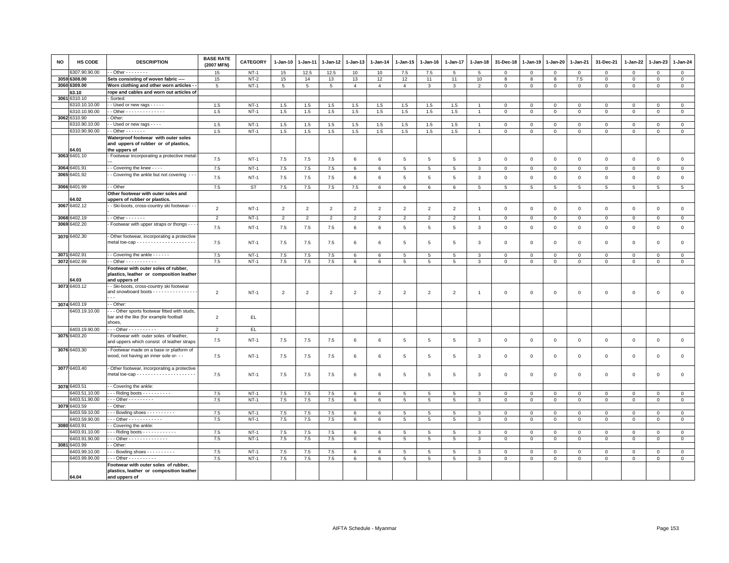| NO | HS CODE | DESCRIPTION | BASE RATE (2007 MFN) | CATEGORY | 1-Jan-10 | 1-Jan-11 | 1-Jan-12 | 1-Jan-13 | 1-Jan-14 | 1-Jan-15 | 1-Jan-16 | 1-Jan-17 | 1-Jan-18 | 31-Dec-18 | 1-Jan-19 | 1-Jan-20 | 1-Jan-21 | 31-Dec-21 | 1-Jan-22 | 1-Jan-23 | 1-Jan-24 |
|---|---|---|---|---|---|---|---|---|---|---|---|---|---|---|---|---|---|---|---|---|---|
| | 6307.90.90.00 | - - Other - - - - - - - - | 15 | NT-1 | 15 | 12.5 | 12.5 | 10 | 10 | 7.5 | 7.5 | 5 | 5 | 0 | 0 | 0 | 0 | 0 | 0 | 0 | 0 |
| 3059 | 6308.00 | **Sets consisting of woven fabric ----** | 15 | NT-2 | 15 | 14 | 13 | 13 | 12 | 12 | 11 | 11 | 10 | 8 | 8 | 8 | 7.5 | 0 | 0 | 0 | 0 |
| 3060 | 6309.00 | **Worn clothing and other worn articles - -** | 5 | NT-1 | 5 | 5 | 5 | 4 | 4 | 4 | 3 | 3 | 2 | 0 | 0 | 0 | 0 | 0 | 0 | 0 | 0 |
| | **63.10** | **rope and cables and worn out articles of** | | | | | | | | | | | | | | | | | | | |
| 3061 | 6310.10 | - Sorted: | | | | | | | | | | | | | | | | | | | |
| | 6310.10.10.00 | - - Used or new rags - - - - - | 1.5 | NT-1 | 1.5 | 1.5 | 1.5 | 1.5 | 1.5 | 1.5 | 1.5 | 1.5 | 1 | 0 | 0 | 0 | 0 | 0 | 0 | 0 | 0 |
| | 6310.10.90.00 | - - Other - - - - - - - - - - - - - - | 1.5 | NT-1 | 1.5 | 1.5 | 1.5 | 1.5 | 1.5 | 1.5 | 1.5 | 1.5 | 1 | 0 | 0 | 0 | 0 | 0 | 0 | 0 | 0 |
| 3062 | 6310.90 | - Other: | | | | | | | | | | | | | | | | | | | |
| | 6310.90.10.00 | - - Used or new rags - - - - | 1.5 | NT-1 | 1.5 | 1.5 | 1.5 | 1.5 | 1.5 | 1.5 | 1.5 | 1.5 | 1 | 0 | 0 | 0 | 0 | 0 | 0 | 0 | 0 |
| | 6310.90.90.00 | - - Other - - - - - - - | 1.5 | NT-1 | 1.5 | 1.5 | 1.5 | 1.5 | 1.5 | 1.5 | 1.5 | 1.5 | 1 | 0 | 0 | 0 | 0 | 0 | 0 | 0 | 0 |
| | **64.01** | **Waterproof footwear with outer soles and uppers of rubber or of plastics, the uppers of** | | | | | | | | | | | | | | | | | | | |
| 3063 | 6401.10 | - Footwear incorporating a protective metal- | 7.5 | NT-1 | 7.5 | 7.5 | 7.5 | 6 | 6 | 5 | 5 | 5 | 3 | 0 | 0 | 0 | 0 | 0 | 0 | 0 | 0 |
| 3064 | 6401.91 | - - Covering the knee - - - - | 7.5 | NT-1 | 7.5 | 7.5 | 7.5 | 6 | 6 | 5 | 5 | 5 | 3 | 0 | 0 | 0 | 0 | 0 | 0 | 0 | 0 |
| 3065 | 6401.92 | - - Covering the ankle but not covering - - - | 7.5 | NT-1 | 7.5 | 7.5 | 7.5 | 6 | 6 | 5 | 5 | 5 | 3 | 0 | 0 | 0 | 0 | 0 | 0 | 0 | 0 |
| 3066 | 6401.99 | - - Other | 7.5 | ST | 7.5 | 7.5 | 7.5 | 7.5 | 6 | 6 | 6 | 6 | 5 | 5 | 5 | 5 | 5 | 5 | 5 | 5 | 5 |
| | **64.02** | **Other footwear with outer soles and uppers of rubber or plastics.** | | | | | | | | | | | | | | | | | | | |
| 3067 | 6402.12 | - - Ski-boots, cross-country ski footwear- - - | 2 | NT-1 | 2 | 2 | 2 | 2 | 2 | 2 | 2 | 2 | 1 | 0 | 0 | 0 | 0 | 0 | 0 | 0 | 0 |
| 3068 | 6402.19 | - - Other - - - - - - - | 2 | NT-1 | 2 | 2 | 2 | 2 | 2 | 2 | 2 | 2 | 1 | 0 | 0 | 0 | 0 | 0 | 0 | 0 | 0 |
| 3069 | 6402.20 | - Footwear with upper straps or thongs - - - | 7.5 | NT-1 | 7.5 | 7.5 | 7.5 | 6 | 6 | 5 | 5 | 5 | 3 | 0 | 0 | 0 | 0 | 0 | 0 | 0 | 0 |
| 3070 | 6402.30 | - Other footwear, incorporating a protective metal toe-cap - - - - - - - - - - - - - - - - - - - - - | 7.5 | NT-1 | 7.5 | 7.5 | 7.5 | 6 | 6 | 5 | 5 | 5 | 3 | 0 | 0 | 0 | 0 | 0 | 0 | 0 | 0 |
| 3071 | 6402.91 | - - Covering the ankle - - - - - - | 7.5 | NT-1 | 7.5 | 7.5 | 7.5 | 6 | 6 | 5 | 5 | 5 | 3 | 0 | 0 | 0 | 0 | 0 | 0 | 0 | 0 |
| 3072 | 6402.99 | - - Other - - - - - - - - - - - | 7.5 | NT-1 | 7.5 | 7.5 | 7.5 | 6 | 6 | 5 | 5 | 5 | 3 | 0 | 0 | 0 | 0 | 0 | 0 | 0 | 0 |
| | **64.03** | **Footwear with outer soles of rubber, plastics, leather or composition leather and uppers of** | | | | | | | | | | | | | | | | | | | |
| 3073 | 6403.12 | - - Ski-boots, cross-country ski footwear and snowboard boots - - - - - - - - - - - - - - - - - - | 2 | NT-1 | 2 | 2 | 2 | 2 | 2 | 2 | 2 | 2 | 1 | 0 | 0 | 0 | 0 | 0 | 0 | 0 | 0 |
| 3074 | 6403.19 | - - Other: | | | | | | | | | | | | | | | | | | | |
| | 6403.19.10.00 | - - - Other sports footwear fitted with studs, bar and the like (for example football shoes, | 2 | EL | | | | | | | | | | | | | | | | | |
| | 6403.19.90.00 | - - - Other - - - - - - - - - - | 2 | EL | | | | | | | | | | | | | | | | | |
| 3075 | 6403.20 | - Footwear with outer soles of leather, and uppers which consist of leather straps | 7.5 | NT-1 | 7.5 | 7.5 | 7.5 | 6 | 6 | 5 | 5 | 5 | 3 | 0 | 0 | 0 | 0 | 0 | 0 | 0 | 0 |
| 3076 | 6403.30 | - Footwear made on a base or platform of wood, not having an inner sole or- - - | 7.5 | NT-1 | 7.5 | 7.5 | 7.5 | 6 | 6 | 5 | 5 | 5 | 3 | 0 | 0 | 0 | 0 | 0 | 0 | 0 | 0 |
| 3077 | 6403.40 | - Other footwear, incorporating a protective metal toe-cap - - - - - - - - - - - - - - - - - - - - - | 7.5 | NT-1 | 7.5 | 7.5 | 7.5 | 6 | 6 | 5 | 5 | 5 | 3 | 0 | 0 | 0 | 0 | 0 | 0 | 0 | 0 |
| 3078 | 6403.51 | - - Covering the ankle: | | | | | | | | | | | | | | | | | | | |
| | 6403.51.10.00 | - - - Riding boots - - - - - - - - - - | 7.5 | NT-1 | 7.5 | 7.5 | 7.5 | 6 | 6 | 5 | 5 | 5 | 3 | 0 | 0 | 0 | 0 | 0 | 0 | 0 | 0 |
| | 6403.51.90.00 | - - - Other - - - - - - - - - | 7.5 | NT-1 | 7.5 | 7.5 | 7.5 | 6 | 6 | 5 | 5 | 5 | 3 | 0 | 0 | 0 | 0 | 0 | 0 | 0 | 0 |
| 3079 | 6403.59 | - - Other: | | | | | | | | | | | | | | | | | | | |
| | 6403.59.10.00 | - - - Bowling shoes - - - - - - - - - - | 7.5 | NT-1 | 7.5 | 7.5 | 7.5 | 6 | 6 | 5 | 5 | 5 | 3 | 0 | 0 | 0 | 0 | 0 | 0 | 0 | 0 |
| | 6403.59.90.00 | - - - Other - - - - - - - - - - - - | 7.5 | NT-1 | 7.5 | 7.5 | 7.5 | 6 | 6 | 5 | 5 | 5 | 3 | 0 | 0 | 0 | 0 | 0 | 0 | 0 | 0 |
| 3080 | 6403.91 | - - Covering the ankle: | | | | | | | | | | | | | | | | | | | |
| | 6403.91.10.00 | - - - Riding boots - - - - - - - - - - - - | 7.5 | NT-1 | 7.5 | 7.5 | 7.5 | 6 | 6 | 5 | 5 | 5 | 3 | 0 | 0 | 0 | 0 | 0 | 0 | 0 | 0 |
| | 6403.91.90.00 | - - - Other - - - - - - - - - - - - - - | 7.5 | NT-1 | 7.5 | 7.5 | 7.5 | 6 | 6 | 5 | 5 | 5 | 3 | 0 | 0 | 0 | 0 | 0 | 0 | 0 | 0 |
| 3081 | 6403.99 | - - Other: | | | | | | | | | | | | | | | | | | | |
| | 6403.99.10.00 | - - - Bowling shoes - - - - - - - - - - | 7.5 | NT-1 | 7.5 | 7.5 | 7.5 | 6 | 6 | 5 | 5 | 5 | 3 | 0 | 0 | 0 | 0 | 0 | 0 | 0 | 0 |
| | 6403.99.90.00 | - - - Other - - - - - - - - - - | 7.5 | NT-1 | 7.5 | 7.5 | 7.5 | 6 | 6 | 5 | 5 | 5 | 3 | 0 | 0 | 0 | 0 | 0 | 0 | 0 | 0 |
| | **64.04** | **Footwear with outer soles of rubber, plastics, leather or composition leather and uppers of** | | | | | | | | | | | | | | | | | | | |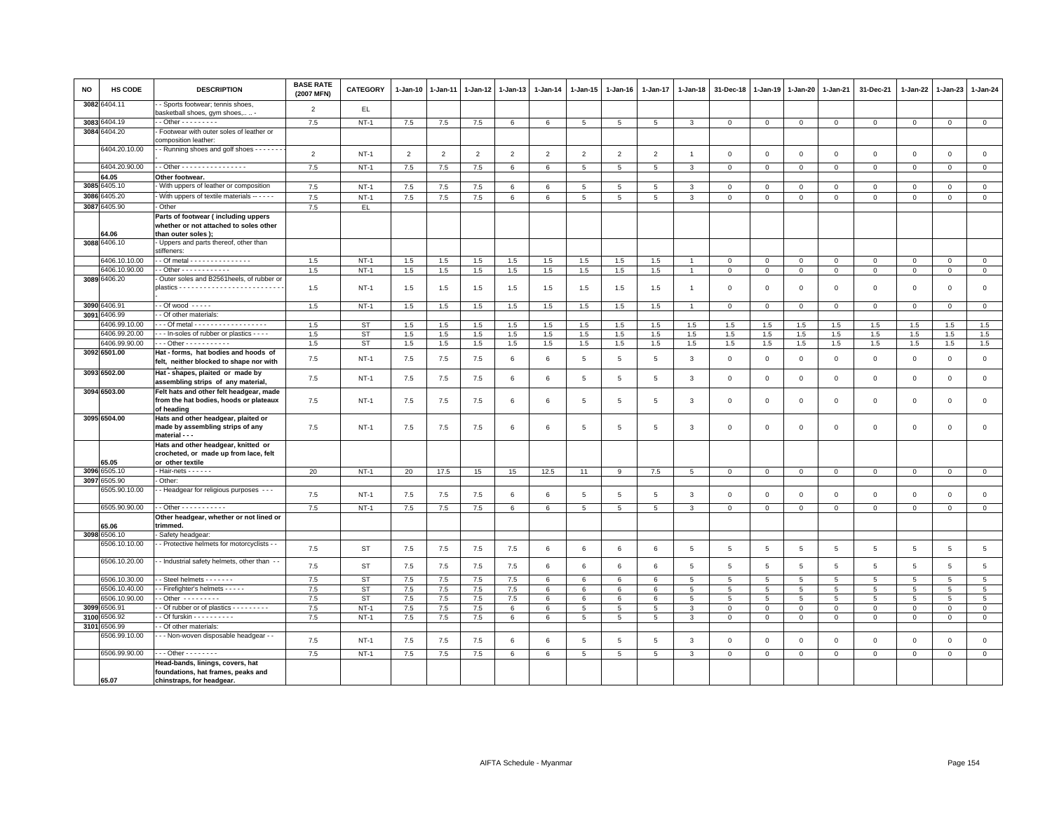| NO | HS CODE | DESCRIPTION | BASE RATE (2007 MFN) | CATEGORY | 1-Jan-10 | 1-Jan-11 | 1-Jan-12 | 1-Jan-13 | 1-Jan-14 | 1-Jan-15 | 1-Jan-16 | 1-Jan-17 | 1-Jan-18 | 31-Dec-18 | 1-Jan-19 | 1-Jan-20 | 1-Jan-21 | 31-Dec-21 | 1-Jan-22 | 1-Jan-23 | 1-Jan-24 |
|---|---|---|---|---|---|---|---|---|---|---|---|---|---|---|---|---|---|---|---|---|---|
| 3082 | 6404.11 | - - Sports footwear; tennis shoes, basketball shoes, gym shoes,.. .. - | 2 | EL | | | | | | | | | | | | | | | | | |
| 3083 | 6404.19 | - - Other - - - - - - - - - | 7.5 | NT-1 | 7.5 | 7.5 | 7.5 | 6 | 6 | 5 | 5 | 5 | 3 | 0 | 0 | 0 | 0 | 0 | 0 | 0 | 0 |
| 3084 | 6404.20 | - Footwear with outer soles of leather or composition leather: | | | | | | | | | | | | | | | | | | | |
| | 6404.20.10.00 | - - Running shoes and golf shoes - - - - - - - - | 2 | NT-1 | 2 | 2 | 2 | 2 | 2 | 2 | 2 | 2 | 1 | 0 | 0 | 0 | 0 | 0 | 0 | 0 | 0 |
| | 6404.20.90.00 | - - Other - - - - - - - - - - - - - - - - | 7.5 | NT-1 | 7.5 | 7.5 | 7.5 | 6 | 6 | 5 | 5 | 5 | 3 | 0 | 0 | 0 | 0 | 0 | 0 | 0 | 0 |
| | 64.05 | **Other footwear.** | | | | | | | | | | | | | | | | | | | |
| 3085 | 6405.10 | - With uppers of leather or composition | 7.5 | NT-1 | 7.5 | 7.5 | 7.5 | 6 | 6 | 5 | 5 | 5 | 3 | 0 | 0 | 0 | 0 | 0 | 0 | 0 | 0 |
| 3086 | 6405.20 | - With uppers of textile materials - - - - - - | 7.5 | NT-1 | 7.5 | 7.5 | 7.5 | 6 | 6 | 5 | 5 | 5 | 3 | 0 | 0 | 0 | 0 | 0 | 0 | 0 | 0 |
| 3087 | 6405.90 | - Other | 7.5 | EL | | | | | | | | | | | | | | | | | |
| | 64.06 | **Parts of footwear ( including uppers whether or not attached to soles other than outer soles );** | | | | | | | | | | | | | | | | | | | |
| 3088 | 6406.10 | - Uppers and parts thereof, other than stiffeners: | | | | | | | | | | | | | | | | | | | |
| | 6406.10.10.00 | - - Of metal - - - - - - - - - - - - - - - | 1.5 | NT-1 | 1.5 | 1.5 | 1.5 | 1.5 | 1.5 | 1.5 | 1.5 | 1.5 | 1 | 0 | 0 | 0 | 0 | 0 | 0 | 0 | 0 |
| | 6406.10.90.00 | - - Other - - - - - - - - - - - - | 1.5 | NT-1 | 1.5 | 1.5 | 1.5 | 1.5 | 1.5 | 1.5 | 1.5 | 1.5 | 1 | 0 | 0 | 0 | 0 | 0 | 0 | 0 | 0 |
| 3089 | 6406.20 | - Outer soles and B2561heels, of rubber or plastics - - - - - - - - - - - - - - - - - - - - - - - - - - - | 1.5 | NT-1 | 1.5 | 1.5 | 1.5 | 1.5 | 1.5 | 1.5 | 1.5 | 1.5 | 1 | 0 | 0 | 0 | 0 | 0 | 0 | 0 | 0 |
| 3090 | 6406.91 | - - Of wood - - - - - | 1.5 | NT-1 | 1.5 | 1.5 | 1.5 | 1.5 | 1.5 | 1.5 | 1.5 | 1.5 | 1 | 0 | 0 | 0 | 0 | 0 | 0 | 0 | 0 |
| 3091 | 6406.99 | - - Of other materials: | | | | | | | | | | | | | | | | | | | |
| | 6406.99.10.00 | - - - Of metal - - - - - - - - - - - - - - - - - - | 1.5 | ST | 1.5 | 1.5 | 1.5 | 1.5 | 1.5 | 1.5 | 1.5 | 1.5 | 1.5 | 1.5 | 1.5 | 1.5 | 1.5 | 1.5 | 1.5 | 1.5 | 1.5 |
| | 6406.99.20.00 | - - - In-soles of rubber or plastics - - - - | 1.5 | ST | 1.5 | 1.5 | 1.5 | 1.5 | 1.5 | 1.5 | 1.5 | 1.5 | 1.5 | 1.5 | 1.5 | 1.5 | 1.5 | 1.5 | 1.5 | 1.5 | 1.5 |
| | 6406.99.90.00 | - - - Other - - - - - - - - - - - | 1.5 | ST | 1.5 | 1.5 | 1.5 | 1.5 | 1.5 | 1.5 | 1.5 | 1.5 | 1.5 | 1.5 | 1.5 | 1.5 | 1.5 | 1.5 | 1.5 | 1.5 | 1.5 |
| 3092 | 6501.00 | **Hat - forms, hat bodies and hoods of felt, neither blocked to shape nor with** | 7.5 | NT-1 | 7.5 | 7.5 | 7.5 | 6 | 6 | 5 | 5 | 5 | 3 | 0 | 0 | 0 | 0 | 0 | 0 | 0 | 0 |
| 3093 | 6502.00 | **Hat - shapes, plaited or made by assembling strips of any material,** | 7.5 | NT-1 | 7.5 | 7.5 | 7.5 | 6 | 6 | 5 | 5 | 5 | 3 | 0 | 0 | 0 | 0 | 0 | 0 | 0 | 0 |
| 3094 | 6503.00 | **Felt hats and other felt headgear, made from the hat bodies, hoods or plateaux of heading** | 7.5 | NT-1 | 7.5 | 7.5 | 7.5 | 6 | 6 | 5 | 5 | 5 | 3 | 0 | 0 | 0 | 0 | 0 | 0 | 0 | 0 |
| 3095 | 6504.00 | **Hats and other headgear, plaited or made by assembling strips of any material - - -** | 7.5 | NT-1 | 7.5 | 7.5 | 7.5 | 6 | 6 | 5 | 5 | 5 | 3 | 0 | 0 | 0 | 0 | 0 | 0 | 0 | 0 |
| | 65.05 | **Hats and other headgear, knitted or crocheted, or made up from lace, felt or other textile** | | | | | | | | | | | | | | | | | | | |
| 3096 | 6505.10 | - Hair-nets - - - - - - | 20 | NT-1 | 20 | 17.5 | 15 | 15 | 12.5 | 11 | 9 | 7.5 | 5 | 0 | 0 | 0 | 0 | 0 | 0 | 0 | 0 |
| 3097 | 6505.90 | - Other: | | | | | | | | | | | | | | | | | | | |
| | 6505.90.10.00 | - - Headgear for religious purposes - - - | 7.5 | NT-1 | 7.5 | 7.5 | 7.5 | 6 | 6 | 5 | 5 | 5 | 3 | 0 | 0 | 0 | 0 | 0 | 0 | 0 | 0 |
| | 6505.90.90.00 | - - Other - - - - - - - - - - - | 7.5 | NT-1 | 7.5 | 7.5 | 7.5 | 6 | 6 | 5 | 5 | 5 | 3 | 0 | 0 | 0 | 0 | 0 | 0 | 0 | 0 |
| | 65.06 | **Other headgear, whether or not lined or trimmed.** | | | | | | | | | | | | | | | | | | | |
| 3098 | 6506.10 | - Safety headgear: | | | | | | | | | | | | | | | | | | | |
| | 6506.10.10.00 | - - Protective helmets for motorcyclists - - | 7.5 | ST | 7.5 | 7.5 | 7.5 | 7.5 | 6 | 6 | 6 | 6 | 5 | 5 | 5 | 5 | 5 | 5 | 5 | 5 | 5 |
| | 6506.10.20.00 | - - Industrial safety helmets, other than - - | 7.5 | ST | 7.5 | 7.5 | 7.5 | 7.5 | 6 | 6 | 6 | 6 | 5 | 5 | 5 | 5 | 5 | 5 | 5 | 5 | 5 |
| | 6506.10.30.00 | - - Steel helmets - - - - - - - | 7.5 | ST | 7.5 | 7.5 | 7.5 | 7.5 | 6 | 6 | 6 | 6 | 5 | 5 | 5 | 5 | 5 | 5 | 5 | 5 | 5 |
| | 6506.10.40.00 | - - Firefighter's helmets - - - - - | 7.5 | ST | 7.5 | 7.5 | 7.5 | 7.5 | 6 | 6 | 6 | 6 | 5 | 5 | 5 | 5 | 5 | 5 | 5 | 5 | 5 |
| | 6506.10.90.00 | - - Other - - - - - - - - - | 7.5 | ST | 7.5 | 7.5 | 7.5 | 7.5 | 6 | 6 | 6 | 6 | 5 | 5 | 5 | 5 | 5 | 5 | 5 | 5 | 5 |
| 3099 | 6506.91 | - - Of rubber or of plastics - - - - - - - - - | 7.5 | NT-1 | 7.5 | 7.5 | 7.5 | 6 | 6 | 5 | 5 | 5 | 3 | 0 | 0 | 0 | 0 | 0 | 0 | 0 | 0 |
| 3100 | 6506.92 | - - Of furskin - - - - - - - - - - | 7.5 | NT-1 | 7.5 | 7.5 | 7.5 | 6 | 6 | 5 | 5 | 5 | 3 | 0 | 0 | 0 | 0 | 0 | 0 | 0 | 0 |
| 3101 | 6506.99 | - - Of other materials: | | | | | | | | | | | | | | | | | | | |
| | 6506.99.10.00 | - - - Non-woven disposable headgear - - | 7.5 | NT-1 | 7.5 | 7.5 | 7.5 | 6 | 6 | 5 | 5 | 5 | 3 | 0 | 0 | 0 | 0 | 0 | 0 | 0 | 0 |
| | 6506.99.90.00 | - - - Other - - - - - - - - | 7.5 | NT-1 | 7.5 | 7.5 | 7.5 | 6 | 6 | 5 | 5 | 5 | 3 | 0 | 0 | 0 | 0 | 0 | 0 | 0 | 0 |
| | 65.07 | **Head-bands, linings, covers, hat foundations, hat frames, peaks and chinstraps, for headgear.** | | | | | | | | | | | | | | | | | | | |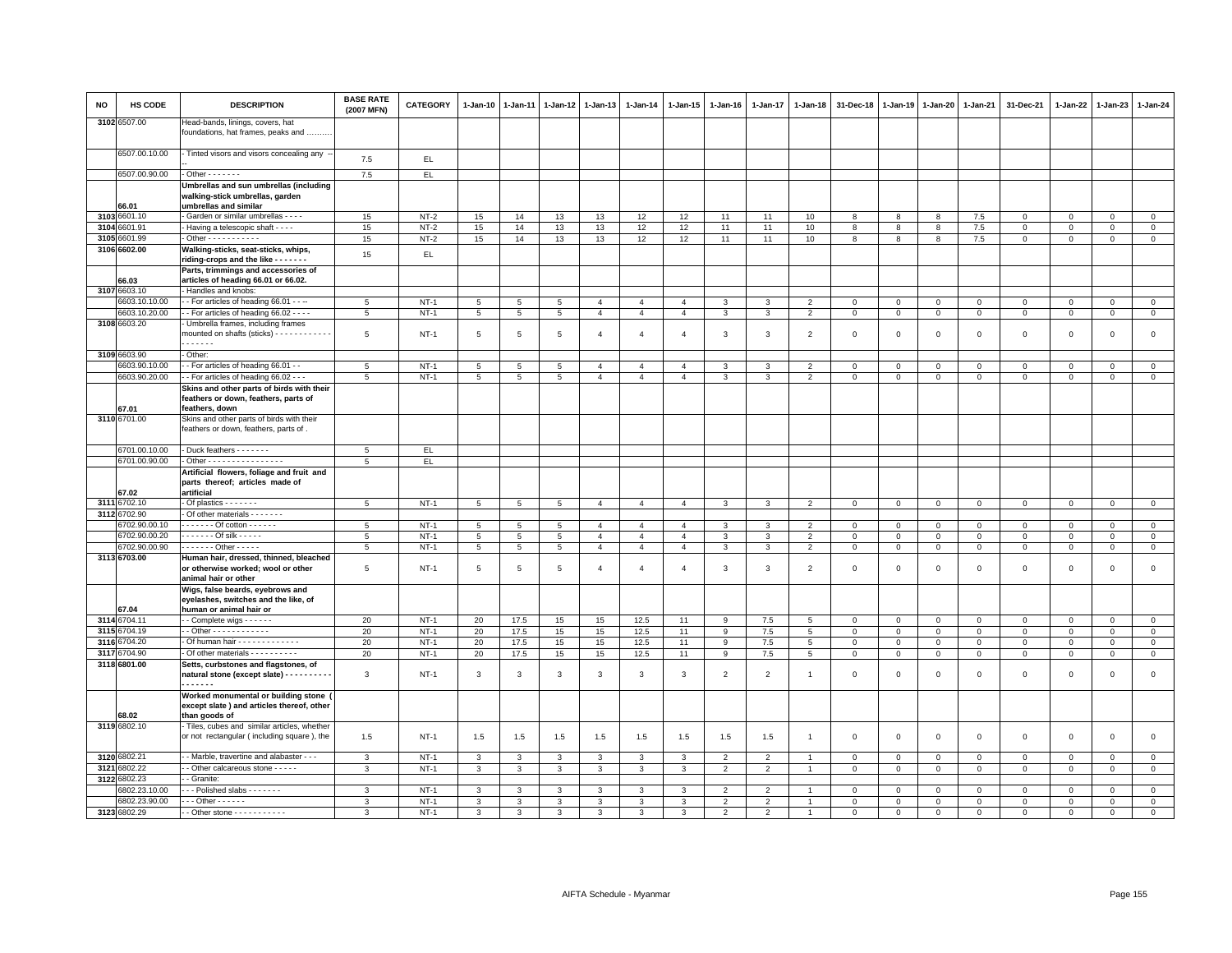| NO | HS CODE | DESCRIPTION | BASE RATE (2007 MFN) | CATEGORY | 1-Jan-10 | 1-Jan-11 | 1-Jan-12 | 1-Jan-13 | 1-Jan-14 | 1-Jan-15 | 1-Jan-16 | 1-Jan-17 | 1-Jan-18 | 31-Dec-18 | 1-Jan-19 | 1-Jan-20 | 1-Jan-21 | 31-Dec-21 | 1-Jan-22 | 1-Jan-23 | 1-Jan-24 |
|---|---|---|---|---|---|---|---|---|---|---|---|---|---|---|---|---|---|---|---|---|---|
| 3102 | 6507.00 | Head-bands, linings, covers, hat foundations, hat frames, peaks and ………. | | | | | | | | | | | | | | | | | | | |
| | 6507.00.10.00 | - Tinted visors and visors concealing any -- | 7.5 | EL | | | | | | | | | | | | | | | | | |
| | 6507.00.90.00 | - Other - - - - - - - | 7.5 | EL | | | | | | | | | | | | | | | | | |
| | 66.01 | **Umbrellas and sun umbrellas (including walking-stick umbrellas, garden umbrellas and similar** | | | | | | | | | | | | | | | | | | | |
| 3103 | 6601.10 | - Garden or similar umbrellas - - - - | 15 | NT-2 | 15 | 14 | 13 | 13 | 12 | 12 | 11 | 11 | 10 | 8 | 8 | 8 | 7.5 | 0 | 0 | 0 | 0 |
| 3104 | 6601.91 | - Having a telescopic shaft - - - - | 15 | NT-2 | 15 | 14 | 13 | 13 | 12 | 12 | 11 | 11 | 10 | 8 | 8 | 8 | 7.5 | 0 | 0 | 0 | 0 |
| 3105 | 6601.99 | - Other - - - - - - - - - - - | 15 | NT-2 | 15 | 14 | 13 | 13 | 12 | 12 | 11 | 11 | 10 | 8 | 8 | 8 | 7.5 | 0 | 0 | 0 | 0 |
| 3106 | **6602.00** | **Walking-sticks, seat-sticks, whips, riding-crops and the like - - - - - - -** | 15 | EL | | | | | | | | | | | | | | | | | |
| | 66.03 | **Parts, trimmings and accessories of articles of heading 66.01 or 66.02.** | | | | | | | | | | | | | | | | | | | |
| 3107 | 6603.10 | - Handles and knobs: | | | | | | | | | | | | | | | | | | | |
| | 6603.10.10.00 | - - For articles of heading 66.01 - - -- | 5 | NT-1 | 5 | 5 | 5 | 4 | 4 | 4 | 3 | 3 | 2 | 0 | 0 | 0 | 0 | 0 | 0 | 0 | 0 |
| | 6603.10.20.00 | - - For articles of heading 66.02 - - - - | 5 | NT-1 | 5 | 5 | 5 | 4 | 4 | 4 | 3 | 3 | 2 | 0 | 0 | 0 | 0 | 0 | 0 | 0 | 0 |
| 3108 | 6603.20 | - Umbrella frames, including frames mounted on shafts (sticks) - - - - - - - - - - - - - - - - - - - | 5 | NT-1 | 5 | 5 | 5 | 4 | 4 | 4 | 3 | 3 | 2 | 0 | 0 | 0 | 0 | 0 | 0 | 0 | 0 |
| 3109 | 6603.90 | - Other: | | | | | | | | | | | | | | | | | | | |
| | 6603.90.10.00 | - - For articles of heading 66.01 - - | 5 | NT-1 | 5 | 5 | 5 | 4 | 4 | 4 | 3 | 3 | 2 | 0 | 0 | 0 | 0 | 0 | 0 | 0 | 0 |
| | 6603.90.20.00 | - - For articles of heading 66.02 - - - | 5 | NT-1 | 5 | 5 | 5 | 4 | 4 | 4 | 3 | 3 | 2 | 0 | 0 | 0 | 0 | 0 | 0 | 0 | 0 |
| | 67.01 | **Skins and other parts of birds with their feathers or down, feathers, parts of feathers, down** | | | | | | | | | | | | | | | | | | | |
| 3110 | 6701.00 | Skins and other parts of birds with their feathers or down, feathers, parts of . | | | | | | | | | | | | | | | | | | | |
| | 6701.00.10.00 | - Duck feathers - - - - - - - | 5 | EL | | | | | | | | | | | | | | | | | |
| | 6701.00.90.00 | - Other - - - - - - - - - - - - - - - - | 5 | EL | | | | | | | | | | | | | | | | | |
| | 67.02 | **Artificial flowers, foliage and fruit and parts thereof; articles made of artificial** | | | | | | | | | | | | | | | | | | | |
| 3111 | 6702.10 | - Of plastics - - - - - - - | 5 | NT-1 | 5 | 5 | 5 | 4 | 4 | 4 | 3 | 3 | 2 | 0 | 0 | 0 | 0 | 0 | 0 | 0 | 0 |
| 3112 | 6702.90 | - Of other materials - - - - - - - | | | | | | | | | | | | | | | | | | | |
| | 6702.90.00.10 | - - - - - - - Of cotton - - - - - - | 5 | NT-1 | 5 | 5 | 5 | 4 | 4 | 4 | 3 | 3 | 2 | 0 | 0 | 0 | 0 | 0 | 0 | 0 | 0 |
| | 6702.90.00.20 | - - - - - - - Of silk - - - - - | 5 | NT-1 | 5 | 5 | 5 | 4 | 4 | 4 | 3 | 3 | 2 | 0 | 0 | 0 | 0 | 0 | 0 | 0 | 0 |
| | 6702.90.00.90 | - - - - - - - Other - - - - - | 5 | NT-1 | 5 | 5 | 5 | 4 | 4 | 4 | 3 | 3 | 2 | 0 | 0 | 0 | 0 | 0 | 0 | 0 | 0 |
| 3113 | **6703.00** | **Human hair, dressed, thinned, bleached or otherwise worked; wool or other animal hair or other** | 5 | NT-1 | 5 | 5 | 5 | 4 | 4 | 4 | 3 | 3 | 2 | 0 | 0 | 0 | 0 | 0 | 0 | 0 | 0 |
| | 67.04 | **Wigs, false beards, eyebrows and eyelashes, switches and the like, of human or animal hair or** | | | | | | | | | | | | | | | | | | | |
| 3114 | 6704.11 | - - Complete wigs - - - - - - | 20 | NT-1 | 20 | 17.5 | 15 | 15 | 12.5 | 11 | 9 | 7.5 | 5 | 0 | 0 | 0 | 0 | 0 | 0 | 0 | 0 |
| 3115 | 6704.19 | - - Other - - - - - - - - - - - - - | 20 | NT-1 | 20 | 17.5 | 15 | 15 | 12.5 | 11 | 9 | 7.5 | 5 | 0 | 0 | 0 | 0 | 0 | 0 | 0 | 0 |
| 3116 | 6704.20 | - Of human hair - - - - - - - - - - - - - - | 20 | NT-1 | 20 | 17.5 | 15 | 15 | 12.5 | 11 | 9 | 7.5 | 5 | 0 | 0 | 0 | 0 | 0 | 0 | 0 | 0 |
| 3117 | 6704.90 | - Of other materials - - - - - - - - - - - | 20 | NT-1 | 20 | 17.5 | 15 | 15 | 12.5 | 11 | 9 | 7.5 | 5 | 0 | 0 | 0 | 0 | 0 | 0 | 0 | 0 |
| 3118 | **6801.00** | **Setts, curbstones and flagstones, of natural stone (except slate) - - - - - - - - - - - - - - - - -** | 3 | NT-1 | 3 | 3 | 3 | 3 | 3 | 3 | 2 | 2 | 1 | 0 | 0 | 0 | 0 | 0 | 0 | 0 | 0 |
| | 68.02 | **Worked monumental or building stone ( except slate ) and articles thereof, other than goods of** | | | | | | | | | | | | | | | | | | | |
| 3119 | 6802.10 | - Tiles, cubes and similar articles, whether or not rectangular ( including square ), the | 1.5 | NT-1 | 1.5 | 1.5 | 1.5 | 1.5 | 1.5 | 1.5 | 1.5 | 1.5 | 1 | 0 | 0 | 0 | 0 | 0 | 0 | 0 | 0 |
| 3120 | 6802.21 | - - Marble, travertine and alabaster - - - | 3 | NT-1 | 3 | 3 | 3 | 3 | 3 | 3 | 2 | 2 | 1 | 0 | 0 | 0 | 0 | 0 | 0 | 0 | 0 |
| 3121 | 6802.22 | - - Other calcareous stone - - - - - | 3 | NT-1 | 3 | 3 | 3 | 3 | 3 | 3 | 2 | 2 | 1 | 0 | 0 | 0 | 0 | 0 | 0 | 0 | 0 |
| 3122 | 6802.23 | - - Granite: | | | | | | | | | | | | | | | | | | | |
| | 6802.23.10.00 | - - - Polished slabs - - - - - - - | 3 | NT-1 | 3 | 3 | 3 | 3 | 3 | 3 | 2 | 2 | 1 | 0 | 0 | 0 | 0 | 0 | 0 | 0 | 0 |
| | 6802.23.90.00 | - - - Other - - - - - - | 3 | NT-1 | 3 | 3 | 3 | 3 | 3 | 3 | 2 | 2 | 1 | 0 | 0 | 0 | 0 | 0 | 0 | 0 | 0 |
| 3123 | 6802.29 | - - Other stone - - - - - - - - - - - | 3 | NT-1 | 3 | 3 | 3 | 3 | 3 | 3 | 2 | 2 | 1 | 0 | 0 | 0 | 0 | 0 | 0 | 0 | 0 |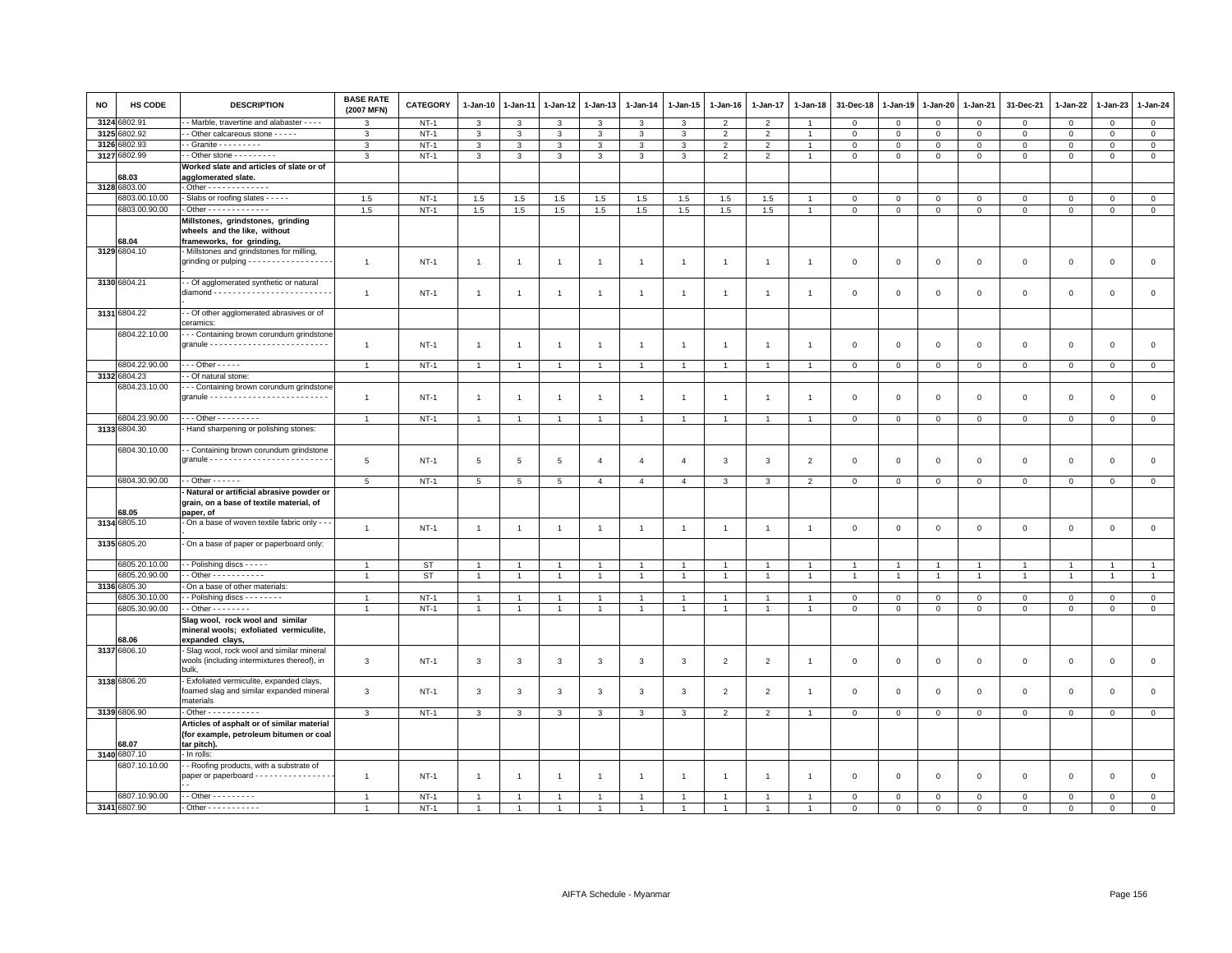| NO | HS CODE | DESCRIPTION | BASE RATE (2007 MFN) | CATEGORY | 1-Jan-10 | 1-Jan-11 | 1-Jan-12 | 1-Jan-13 | 1-Jan-14 | 1-Jan-15 | 1-Jan-16 | 1-Jan-17 | 1-Jan-18 | 31-Dec-18 | 1-Jan-19 | 1-Jan-20 | 1-Jan-21 | 31-Dec-21 | 1-Jan-22 | 1-Jan-23 | 1-Jan-24 |
|---|---|---|---|---|---|---|---|---|---|---|---|---|---|---|---|---|---|---|---|---|---|
| 3124 | 6802.91 | - - Marble, travertine and alabaster - - - - | 3 | NT-1 | 3 | 3 | 3 | 3 | 3 | 3 | 2 | 2 | 1 | 0 | 0 | 0 | 0 | 0 | 0 | 0 | 0 |
| 3125 | 6802.92 | - - Other calcareous stone - - - - - | 3 | NT-1 | 3 | 3 | 3 | 3 | 3 | 3 | 2 | 2 | 1 | 0 | 0 | 0 | 0 | 0 | 0 | 0 | 0 |
| 3126 | 6802.93 | - - Granite - - - - - - - - - | 3 | NT-1 | 3 | 3 | 3 | 3 | 3 | 3 | 2 | 2 | 1 | 0 | 0 | 0 | 0 | 0 | 0 | 0 | 0 |
| 3127 | 6802.99 | - - Other stone - - - - - - - - - | 3 | NT-1 | 3 | 3 | 3 | 3 | 3 | 3 | 2 | 2 | 1 | 0 | 0 | 0 | 0 | 0 | 0 | 0 | 0 |
| | 68.03 | **Worked slate and articles of slate or of agglomerated slate.** | | | | | | | | | | | | | | | | | | | |
| 3128 | 6803.00 | - Other - - - - - - - - - - - - - | | | | | | | | | | | | | | | | | | | |
| | 6803.00.10.00 | - Slabs or roofing slates - - - - - | 1.5 | NT-1 | 1.5 | 1.5 | 1.5 | 1.5 | 1.5 | 1.5 | 1.5 | 1.5 | 1 | 0 | 0 | 0 | 0 | 0 | 0 | 0 | 0 |
| | 6803.00.90.00 | - Other - - - - - - - - - - - - - | 1.5 | NT-1 | 1.5 | 1.5 | 1.5 | 1.5 | 1.5 | 1.5 | 1.5 | 1.5 | 1 | 0 | 0 | 0 | 0 | 0 | 0 | 0 | 0 |
| | 68.04 | **Millstones, grindstones, grinding wheels and the like, without frameworks, for grinding,** | | | | | | | | | | | | | | | | | | | |
| 3129 | 6804.10 | - Millstones and grindstones for milling, grinding or pulping - - - - - - - - - - - - - - - - - - - | 1 | NT-1 | 1 | 1 | 1 | 1 | 1 | 1 | 1 | 1 | 1 | 0 | 0 | 0 | 0 | 0 | 0 | 0 | 0 |
| 3130 | 6804.21 | - - Of agglomerated synthetic or natural diamond - - - - - - - - - - - - - - - - - - - - - - - - - | 1 | NT-1 | 1 | 1 | 1 | 1 | 1 | 1 | 1 | 1 | 1 | 0 | 0 | 0 | 0 | 0 | 0 | 0 | 0 |
| 3131 | 6804.22 | - - Of other agglomerated abrasives or of ceramics: | | | | | | | | | | | | | | | | | | | |
| | 6804.22.10.00 | - - - Containing brown corundum grindstone granule - - - - - - - - - - - - - - - - - - - - - - - - - | 1 | NT-1 | 1 | 1 | 1 | 1 | 1 | 1 | 1 | 1 | 1 | 0 | 0 | 0 | 0 | 0 | 0 | 0 | 0 |
| | 6804.22.90.00 | - - - Other - - - - - | 1 | NT-1 | 1 | 1 | 1 | 1 | 1 | 1 | 1 | 1 | 1 | 0 | 0 | 0 | 0 | 0 | 0 | 0 | 0 |
| 3132 | 6804.23 | - - Of natural stone: | | | | | | | | | | | | | | | | | | | |
| | 6804.23.10.00 | - - - Containing brown corundum grindstone granule - - - - - - - - - - - - - - - - - - - - - - - - - | 1 | NT-1 | 1 | 1 | 1 | 1 | 1 | 1 | 1 | 1 | 1 | 0 | 0 | 0 | 0 | 0 | 0 | 0 | 0 |
| | 6804.23.90.00 | - - - Other - - - - - - - - - | 1 | NT-1 | 1 | 1 | 1 | 1 | 1 | 1 | 1 | 1 | 1 | 0 | 0 | 0 | 0 | 0 | 0 | 0 | 0 |
| 3133 | 6804.30 | - Hand sharpening or polishing stones: | | | | | | | | | | | | | | | | | | | |
| | 6804.30.10.00 | - - Containing brown corundum grindstone granule - - - - - - - - - - - - - - - - - - - - - - - - - | 5 | NT-1 | 5 | 5 | 5 | 4 | 4 | 4 | 3 | 3 | 2 | 0 | 0 | 0 | 0 | 0 | 0 | 0 | 0 |
| | 6804.30.90.00 | - - Other - - - - - - | 5 | NT-1 | 5 | 5 | 5 | 4 | 4 | 4 | 3 | 3 | 2 | 0 | 0 | 0 | 0 | 0 | 0 | 0 | 0 |
| | 68.05 | **- Natural or artificial abrasive powder or grain, on a base of textile material, of paper, of** | | | | | | | | | | | | | | | | | | | |
| 3134 | 6805.10 | - On a base of woven textile fabric only - - - - | 1 | NT-1 | 1 | 1 | 1 | 1 | 1 | 1 | 1 | 1 | 1 | 0 | 0 | 0 | 0 | 0 | 0 | 0 | 0 |
| 3135 | 6805.20 | - On a base of paper or paperboard only: | | | | | | | | | | | | | | | | | | | |
| | 6805.20.10.00 | - - Polishing discs - - - - - | 1 | ST | 1 | 1 | 1 | 1 | 1 | 1 | 1 | 1 | 1 | 1 | 1 | 1 | 1 | 1 | 1 | 1 | 1 |
| | 6805.20.90.00 | - - Other - - - - - - - - - - - | 1 | ST | 1 | 1 | 1 | 1 | 1 | 1 | 1 | 1 | 1 | 1 | 1 | 1 | 1 | 1 | 1 | 1 | 1 |
| 3136 | 6805.30 | - On a base of other materials: | | | | | | | | | | | | | | | | | | | |
| | 6805.30.10.00 | - - Polishing discs - - - - - - - - | 1 | NT-1 | 1 | 1 | 1 | 1 | 1 | 1 | 1 | 1 | 1 | 0 | 0 | 0 | 0 | 0 | 0 | 0 | 0 |
| | 6805.30.90.00 | - - Other - - - - - - - - | 1 | NT-1 | 1 | 1 | 1 | 1 | 1 | 1 | 1 | 1 | 1 | 0 | 0 | 0 | 0 | 0 | 0 | 0 | 0 |
| | 68.06 | **Slag wool, rock wool and similar mineral wools; exfoliated vermiculite, expanded clays,** | | | | | | | | | | | | | | | | | | | |
| 3137 | 6806.10 | - Slag wool, rock wool and similar mineral wools (including intermixtures thereof), in bulk, | 3 | NT-1 | 3 | 3 | 3 | 3 | 3 | 3 | 2 | 2 | 1 | 0 | 0 | 0 | 0 | 0 | 0 | 0 | 0 |
| 3138 | 6806.20 | - Exfoliated vermiculite, expanded clays, foamed slag and similar expanded mineral materials | 3 | NT-1 | 3 | 3 | 3 | 3 | 3 | 3 | 2 | 2 | 1 | 0 | 0 | 0 | 0 | 0 | 0 | 0 | 0 |
| 3139 | 6806.90 | - Other - - - - - - - - - - - | 3 | NT-1 | 3 | 3 | 3 | 3 | 3 | 3 | 2 | 2 | 1 | 0 | 0 | 0 | 0 | 0 | 0 | 0 | 0 |
| | 68.07 | **Articles of asphalt or of similar material (for example, petroleum bitumen or coal tar pitch).** | | | | | | | | | | | | | | | | | | | |
| 3140 | 6807.10 | - In rolls: | | | | | | | | | | | | | | | | | | | |
| | 6807.10.10.00 | - - Roofing products, with a substrate of paper or paperboard - - - - - - - - - - - - - - - - - - - | 1 | NT-1 | 1 | 1 | 1 | 1 | 1 | 1 | 1 | 1 | 1 | 0 | 0 | 0 | 0 | 0 | 0 | 0 | 0 |
| | 6807.10.90.00 | - - Other - - - - - - - - - | 1 | NT-1 | 1 | 1 | 1 | 1 | 1 | 1 | 1 | 1 | 1 | 0 | 0 | 0 | 0 | 0 | 0 | 0 | 0 |
| 3141 | 6807.90 | - Other - - - - - - - - - - - | 1 | NT-1 | 1 | 1 | 1 | 1 | 1 | 1 | 1 | 1 | 1 | 0 | 0 | 0 | 0 | 0 | 0 | 0 | 0 |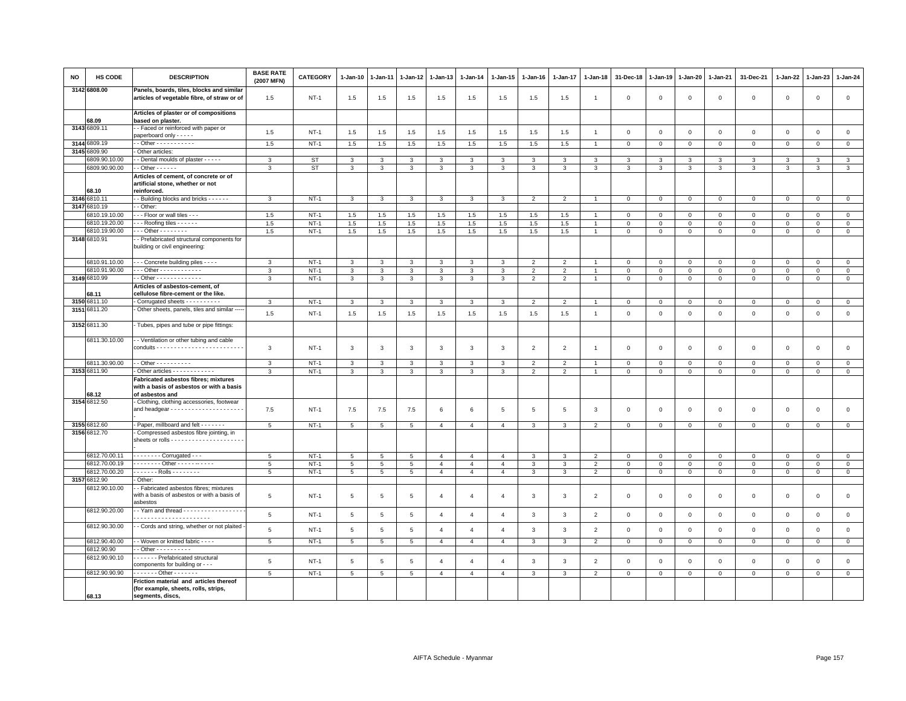| NO | HS CODE | DESCRIPTION | BASE RATE (2007 MFN) | CATEGORY | 1-Jan-10 | 1-Jan-11 | 1-Jan-12 | 1-Jan-13 | 1-Jan-14 | 1-Jan-15 | 1-Jan-16 | 1-Jan-17 | 1-Jan-18 | 31-Dec-18 | 1-Jan-19 | 1-Jan-20 | 1-Jan-21 | 31-Dec-21 | 1-Jan-22 | 1-Jan-23 | 1-Jan-24 |
|---|---|---|---|---|---|---|---|---|---|---|---|---|---|---|---|---|---|---|---|---|---|
| 3142 | 6808.00 | Panels, boards, tiles, blocks and similar articles of vegetable fibre, of straw or of | 1.5 | NT-1 | 1.5 | 1.5 | 1.5 | 1.5 | 1.5 | 1.5 | 1.5 | 1.5 | 1 | 0 | 0 | 0 | 0 | 0 | 0 | 0 | 0 |
| | 68.09 | Articles of plaster or of compositions based on plaster. | | | | | | | | | | | | | | | | | | | |
| 3143 | 6809.11 | - - Faced or reinforced with paper or paperboard only - - - - - | 1.5 | NT-1 | 1.5 | 1.5 | 1.5 | 1.5 | 1.5 | 1.5 | 1.5 | 1.5 | 1 | 0 | 0 | 0 | 0 | 0 | 0 | 0 | 0 |
| 3144 | 6809.19 | - - Other - - - - - - - - - - - | 1.5 | NT-1 | 1.5 | 1.5 | 1.5 | 1.5 | 1.5 | 1.5 | 1.5 | 1.5 | 1 | 0 | 0 | 0 | 0 | 0 | 0 | 0 | 0 |
| 3145 | 6809.90 | - Other articles: | | | | | | | | | | | | | | | | | | | |
| | 6809.90.10.00 | - - Dental moulds of plaster - - - - - | 3 | ST | 3 | 3 | 3 | 3 | 3 | 3 | 3 | 3 | 3 | 3 | 3 | 3 | 3 | 3 | 3 | 3 | 3 |
| | 6809.90.90.00 | - - Other - - - - - - | 3 | ST | 3 | 3 | 3 | 3 | 3 | 3 | 3 | 3 | 3 | 3 | 3 | 3 | 3 | 3 | 3 | 3 | 3 |
| | 68.10 | Articles of cement, of concrete or of artificial stone, whether or not reinforced. | | | | | | | | | | | | | | | | | | | |
| 3146 | 6810.11 | - - Building blocks and bricks - - - - - - | 3 | NT-1 | 3 | 3 | 3 | 3 | 3 | 3 | 2 | 2 | 1 | 0 | 0 | 0 | 0 | 0 | 0 | 0 | 0 |
| 3147 | 6810.19 | - - Other: | | | | | | | | | | | | | | | | | | | |
| | 6810.19.10.00 | - - - Floor or wall tiles - - - | 1.5 | NT-1 | 1.5 | 1.5 | 1.5 | 1.5 | 1.5 | 1.5 | 1.5 | 1.5 | 1 | 0 | 0 | 0 | 0 | 0 | 0 | 0 | 0 |
| | 6810.19.20.00 | - - - Roofing tiles - - - - - - | 1.5 | NT-1 | 1.5 | 1.5 | 1.5 | 1.5 | 1.5 | 1.5 | 1.5 | 1.5 | 1 | 0 | 0 | 0 | 0 | 0 | 0 | 0 | 0 |
| | 6810.19.90.00 | - - - Other - - - - - - - - | 1.5 | NT-1 | 1.5 | 1.5 | 1.5 | 1.5 | 1.5 | 1.5 | 1.5 | 1.5 | 1 | 0 | 0 | 0 | 0 | 0 | 0 | 0 | 0 |
| 3148 | 6810.91 | - - Prefabricated structural components for building or civil engineering: | | | | | | | | | | | | | | | | | | | |
| | 6810.91.10.00 | - - - Concrete building piles - - - - | 3 | NT-1 | 3 | 3 | 3 | 3 | 3 | 3 | 2 | 2 | 1 | 0 | 0 | 0 | 0 | 0 | 0 | 0 | 0 |
| | 6810.91.90.00 | - - - Other - - - - - - - - - - - - | 3 | NT-1 | 3 | 3 | 3 | 3 | 3 | 3 | 2 | 2 | 1 | 0 | 0 | 0 | 0 | 0 | 0 | 0 | 0 |
| 3149 | 6810.99 | - - Other - - - - - - - - - - - - - | 3 | NT-1 | 3 | 3 | 3 | 3 | 3 | 3 | 2 | 2 | 1 | 0 | 0 | 0 | 0 | 0 | 0 | 0 | 0 |
| | 68.11 | Articles of asbestos-cement, of cellulose fibre-cement or the like. | | | | | | | | | | | | | | | | | | | |
| 3150 | 6811.10 | - Corrugated sheets - - - - - - - - - - - | 3 | NT-1 | 3 | 3 | 3 | 3 | 3 | 3 | 2 | 2 | 1 | 0 | 0 | 0 | 0 | 0 | 0 | 0 | 0 |
| 3151 | 6811.20 | - Other sheets, panels, tiles and similar ----- | 1.5 | NT-1 | 1.5 | 1.5 | 1.5 | 1.5 | 1.5 | 1.5 | 1.5 | 1.5 | 1 | 0 | 0 | 0 | 0 | 0 | 0 | 0 | 0 |
| 3152 | 6811.30 | - Tubes, pipes and tube or pipe fittings: | | | | | | | | | | | | | | | | | | | |
| | 6811.30.10.00 | - - Ventilation or other tubing and cable conduits - - - - - - - - - - - - - - - - - - - - - - - - - | 3 | NT-1 | 3 | 3 | 3 | 3 | 3 | 3 | 2 | 2 | 1 | 0 | 0 | 0 | 0 | 0 | 0 | 0 | 0 |
| | 6811.30.90.00 | - - Other - - - - - - - - - - | 3 | NT-1 | 3 | 3 | 3 | 3 | 3 | 3 | 2 | 2 | 1 | 0 | 0 | 0 | 0 | 0 | 0 | 0 | 0 |
| 3153 | 6811.90 | - Other articles - - - - - - - - - - - - | 3 | NT-1 | 3 | 3 | 3 | 3 | 3 | 3 | 2 | 2 | 1 | 0 | 0 | 0 | 0 | 0 | 0 | 0 | 0 |
| | 68.12 | Fabricated asbestos fibres; mixtures with a basis of asbestos or with a basis of asbestos and | | | | | | | | | | | | | | | | | | | |
| 3154 | 6812.50 | - Clothing, clothing accessories, footwear and headgear - - - - - - - - - - - - - - - - - - - - - - | 7.5 | NT-1 | 7.5 | 7.5 | 7.5 | 6 | 6 | 5 | 5 | 5 | 3 | 0 | 0 | 0 | 0 | 0 | 0 | 0 | 0 |
| 3155 | 6812.60 | - Paper, millboard and felt - - - - - - - | 5 | NT-1 | 5 | 5 | 5 | 4 | 4 | 4 | 3 | 3 | 2 | 0 | 0 | 0 | 0 | 0 | 0 | 0 | 0 |
| 3156 | 6812.70 | - Compressed asbestos fibre jointing, in sheets or rolls - - - - - - - - - - - - - - - - - - - - - | | | | | | | | | | | | | | | | | | | |
| | 6812.70.00.11 | - - - - - - - - Corrugated - - - | 5 | NT-1 | 5 | 5 | 5 | 4 | 4 | 4 | 3 | 3 | 2 | 0 | 0 | 0 | 0 | 0 | 0 | 0 | 0 |
| | 6812.70.00.19 | - - - - - - - - Other - - - - - -- - - - - | 5 | NT-1 | 5 | 5 | 5 | 4 | 4 | 4 | 3 | 3 | 2 | 0 | 0 | 0 | 0 | 0 | 0 | 0 | 0 |
| | 6812.70.00.20 | - - - - - - - Rolls - - - - - - - - | 5 | NT-1 | 5 | 5 | 5 | 4 | 4 | 4 | 3 | 3 | 2 | 0 | 0 | 0 | 0 | 0 | 0 | 0 | 0 |
| 3157 | 6812.90 | - Other: | | | | | | | | | | | | | | | | | | | |
| | 6812.90.10.00 | - - Fabricated asbestos fibres; mixtures with a basis of asbestos or with a basis of asbestos | 5 | NT-1 | 5 | 5 | 5 | 4 | 4 | 4 | 3 | 3 | 2 | 0 | 0 | 0 | 0 | 0 | 0 | 0 | 0 |
| | 6812.90.20.00 | - - Yarn and thread - - - - - - - - - - - - - - - - - - - - - - - - - - - - - - - - - - - - - - - | 5 | NT-1 | 5 | 5 | 5 | 4 | 4 | 4 | 3 | 3 | 2 | 0 | 0 | 0 | 0 | 0 | 0 | 0 | 0 |
| | 6812.90.30.00 | - - Cords and string, whether or not plaited - | 5 | NT-1 | 5 | 5 | 5 | 4 | 4 | 4 | 3 | 3 | 2 | 0 | 0 | 0 | 0 | 0 | 0 | 0 | 0 |
| | 6812.90.40.00 | - - Woven or knitted fabric - - - - | 5 | NT-1 | 5 | 5 | 5 | 4 | 4 | 4 | 3 | 3 | 2 | 0 | 0 | 0 | 0 | 0 | 0 | 0 | 0 |
| | 6812.90.90 | - - Other - - - - - - - - - - | | | | | | | | | | | | | | | | | | | |
| | 6812.90.90.10 | - - - - - - Prefabricated structural components for building or - - - | 5 | NT-1 | 5 | 5 | 5 | 4 | 4 | 4 | 3 | 3 | 2 | 0 | 0 | 0 | 0 | 0 | 0 | 0 | 0 |
| | 6812.90.90.90 | - - - - - - - Other - - - - - - - | 5 | NT-1 | 5 | 5 | 5 | 4 | 4 | 4 | 3 | 3 | 2 | 0 | 0 | 0 | 0 | 0 | 0 | 0 | 0 |
| | 68.13 | Friction material and articles thereof (for example, sheets, rolls, strips, segments, discs, | | | | | | | | | | | | | | | | | | | |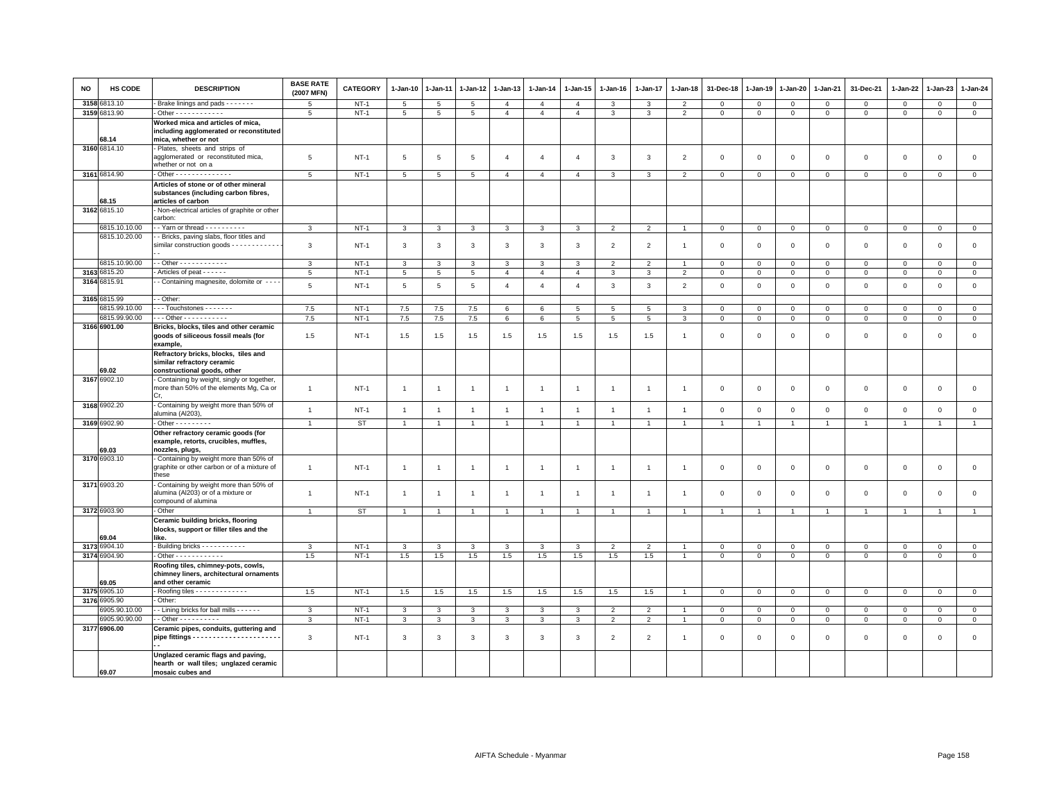| NO | HS CODE | DESCRIPTION | BASE RATE (2007 MFN) | CATEGORY | 1-Jan-10 | 1-Jan-11 | 1-Jan-12 | 1-Jan-13 | 1-Jan-14 | 1-Jan-15 | 1-Jan-16 | 1-Jan-17 | 1-Jan-18 | 31-Dec-18 | 1-Jan-19 | 1-Jan-20 | 1-Jan-21 | 31-Dec-21 | 1-Jan-22 | 1-Jan-23 | 1-Jan-24 |
|---|---|---|---|---|---|---|---|---|---|---|---|---|---|---|---|---|---|---|---|---|---|
| 3158 | 6813.10 | - Brake linings and pads - - - - - - - | 5 | NT-1 | 5 | 5 | 5 | 4 | 4 | 4 | 3 | 3 | 2 | 0 | 0 | 0 | 0 | 0 | 0 | 0 | 0 |
| 3159 | 6813.90 | - Other - - - - - - - - - - - - | 5 | NT-1 | 5 | 5 | 5 | 4 | 4 | 4 | 3 | 3 | 2 | 0 | 0 | 0 | 0 | 0 | 0 | 0 | 0 |
| | 68.14 | **Worked mica and articles of mica, including agglomerated or reconstituted mica, whether or not** | | | | | | | | | | | | | | | | | | | |
| 3160 | 6814.10 | - Plates, sheets and strips of agglomerated or reconstituted mica, whether or not on a | 5 | NT-1 | 5 | 5 | 5 | 4 | 4 | 4 | 3 | 3 | 2 | 0 | 0 | 0 | 0 | 0 | 0 | 0 | 0 |
| 3161 | 6814.90 | - Other - - - - - - - - - - - - - - | 5 | NT-1 | 5 | 5 | 5 | 4 | 4 | 4 | 3 | 3 | 2 | 0 | 0 | 0 | 0 | 0 | 0 | 0 | 0 |
| | 68.15 | **Articles of stone or of other mineral substances (including carbon fibres, articles of carbon** | | | | | | | | | | | | | | | | | | | |
| 3162 | 6815.10 | - Non-electrical articles of graphite or other carbon: | | | | | | | | | | | | | | | | | | | |
| | 6815.10.10.00 | - - Yarn or thread - - - - - - - - - - | 3 | NT-1 | 3 | 3 | 3 | 3 | 3 | 3 | 2 | 2 | 1 | 0 | 0 | 0 | 0 | 0 | 0 | 0 | 0 |
| | 6815.10.20.00 | - - Bricks, paving slabs, floor titles and similar construction goods - - - - - - - - - - - - - - | 3 | NT-1 | 3 | 3 | 3 | 3 | 3 | 3 | 2 | 2 | 1 | 0 | 0 | 0 | 0 | 0 | 0 | 0 | 0 |
| | 6815.10.90.00 | - - Other - - - - - - - - - - - - | 3 | NT-1 | 3 | 3 | 3 | 3 | 3 | 3 | 2 | 2 | 1 | 0 | 0 | 0 | 0 | 0 | 0 | 0 | 0 |
| 3163 | 6815.20 | - Articles of peat - - - - - - | 5 | NT-1 | 5 | 5 | 5 | 4 | 4 | 4 | 3 | 3 | 2 | 0 | 0 | 0 | 0 | 0 | 0 | 0 | 0 |
| 3164 | 6815.91 | - - Containing magnesite, dolomite or - - - - | 5 | NT-1 | 5 | 5 | 5 | 4 | 4 | 4 | 3 | 3 | 2 | 0 | 0 | 0 | 0 | 0 | 0 | 0 | 0 |
| 3165 | 6815.99 | - - Other: | | | | | | | | | | | | | | | | | | | |
| | 6815.99.10.00 | - - - Touchstones - - - - - - - | 7.5 | NT-1 | 7.5 | 7.5 | 7.5 | 6 | 6 | 5 | 5 | 5 | 3 | 0 | 0 | 0 | 0 | 0 | 0 | 0 | 0 |
| | 6815.99.90.00 | - - - Other - - - - - - - - - - - | 7.5 | NT-1 | 7.5 | 7.5 | 7.5 | 6 | 6 | 5 | 5 | 5 | 3 | 0 | 0 | 0 | 0 | 0 | 0 | 0 | 0 |
| 3166 | **6901.00** | **Bricks, blocks, tiles and other ceramic goods of siliceous fossil meals (for example,** | 1.5 | NT-1 | 1.5 | 1.5 | 1.5 | 1.5 | 1.5 | 1.5 | 1.5 | 1.5 | 1 | 0 | 0 | 0 | 0 | 0 | 0 | 0 | 0 |
| | 69.02 | **Refractory bricks, blocks, tiles and similar refractory ceramic constructional goods, other** | | | | | | | | | | | | | | | | | | | |
| 3167 | 6902.10 | - Containing by weight, singly or together, more than 50% of the elements Mg, Ca or Cr, | 1 | NT-1 | 1 | 1 | 1 | 1 | 1 | 1 | 1 | 1 | 1 | 0 | 0 | 0 | 0 | 0 | 0 | 0 | 0 |
| 3168 | 6902.20 | - Containing by weight more than 50% of alumina (Al203), | 1 | NT-1 | 1 | 1 | 1 | 1 | 1 | 1 | 1 | 1 | 1 | 0 | 0 | 0 | 0 | 0 | 0 | 0 | 0 |
| 3169 | 6902.90 | - Other - - - - - - - - - | 1 | ST | 1 | 1 | 1 | 1 | 1 | 1 | 1 | 1 | 1 | 1 | 1 | 1 | 1 | 1 | 1 | 1 | 1 |
| | 69.03 | **Other refractory ceramic goods (for example, retorts, crucibles, muffles, nozzles, plugs,** | | | | | | | | | | | | | | | | | | | |
| 3170 | 6903.10 | - Containing by weight more than 50% of graphite or other carbon or of a mixture of these | 1 | NT-1 | 1 | 1 | 1 | 1 | 1 | 1 | 1 | 1 | 1 | 0 | 0 | 0 | 0 | 0 | 0 | 0 | 0 |
| 3171 | 6903.20 | - Containing by weight more than 50% of alumina (Al203) or of a mixture or compound of alumina | 1 | NT-1 | 1 | 1 | 1 | 1 | 1 | 1 | 1 | 1 | 1 | 0 | 0 | 0 | 0 | 0 | 0 | 0 | 0 |
| 3172 | 6903.90 | - Other | 1 | ST | 1 | 1 | 1 | 1 | 1 | 1 | 1 | 1 | 1 | 1 | 1 | 1 | 1 | 1 | 1 | 1 | 1 |
| | 69.04 | **Ceramic building bricks, flooring blocks, support or filler tiles and the like.** | | | | | | | | | | | | | | | | | | | |
| 3173 | 6904.10 | - Building bricks - - - - - - - - - - - | 3 | NT-1 | 3 | 3 | 3 | 3 | 3 | 3 | 2 | 2 | 1 | 0 | 0 | 0 | 0 | 0 | 0 | 0 | 0 |
| 3174 | 6904.90 | - Other - - - - - - - - - - - - | 1.5 | NT-1 | 1.5 | 1.5 | 1.5 | 1.5 | 1.5 | 1.5 | 1.5 | 1.5 | 1 | 0 | 0 | 0 | 0 | 0 | 0 | 0 | 0 |
| | 69.05 | **Roofing tiles, chimney-pots, cowls, chimney liners, architectural ornaments and other ceramic** | | | | | | | | | | | | | | | | | | | |
| 3175 | 6905.10 | - Roofing tiles - - - - - - - - - - - - - | 1.5 | NT-1 | 1.5 | 1.5 | 1.5 | 1.5 | 1.5 | 1.5 | 1.5 | 1.5 | 1 | 0 | 0 | 0 | 0 | 0 | 0 | 0 | 0 |
| 3176 | 6905.90 | - Other: | | | | | | | | | | | | | | | | | | | |
| | 6905.90.10.00 | - - Lining bricks for ball mills - - - - - - | 3 | NT-1 | 3 | 3 | 3 | 3 | 3 | 3 | 2 | 2 | 1 | 0 | 0 | 0 | 0 | 0 | 0 | 0 | 0 |
| | 6905.90.90.00 | - - Other - - - - - - - - - - | 3 | NT-1 | 3 | 3 | 3 | 3 | 3 | 3 | 2 | 2 | 1 | 0 | 0 | 0 | 0 | 0 | 0 | 0 | 0 |
| 3177 | **6906.00** | **Ceramic pipes, conduits, guttering and pipe fittings - - - - - - - - - - - - - - - - - - - - - - - -** | 3 | NT-1 | 3 | 3 | 3 | 3 | 3 | 3 | 2 | 2 | 1 | 0 | 0 | 0 | 0 | 0 | 0 | 0 | 0 |
| | 69.07 | **Unglazed ceramic flags and paving, hearth or wall tiles; unglazed ceramic mosaic cubes and** | | | | | | | | | | | | | | | | | | | |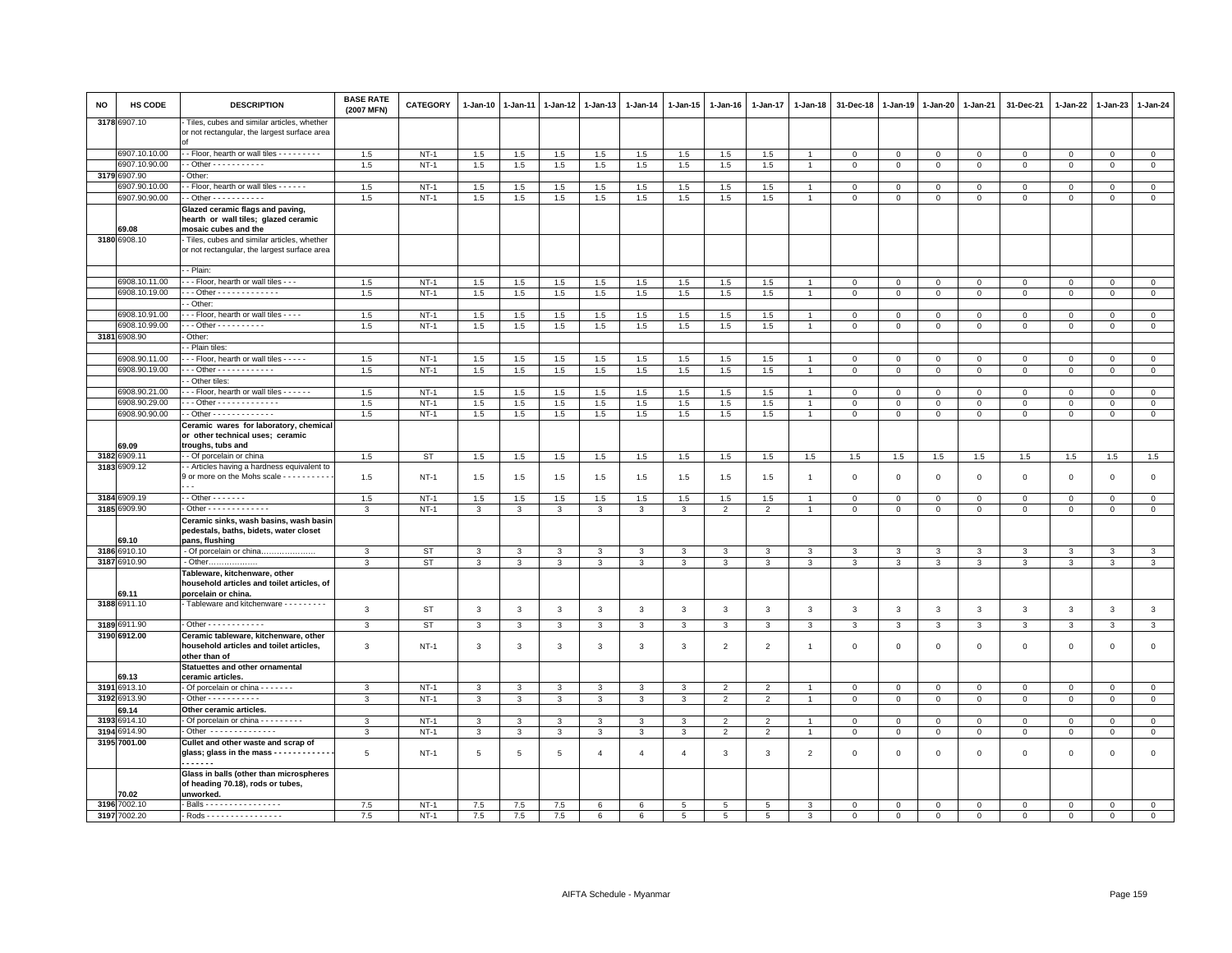| NO | HS CODE | DESCRIPTION | BASE RATE (2007 MFN) | CATEGORY | 1-Jan-10 | 1-Jan-11 | 1-Jan-12 | 1-Jan-13 | 1-Jan-14 | 1-Jan-15 | 1-Jan-16 | 1-Jan-17 | 1-Jan-18 | 31-Dec-18 | 1-Jan-19 | 1-Jan-20 | 1-Jan-21 | 31-Dec-21 | 1-Jan-22 | 1-Jan-23 | 1-Jan-24 |
|---|---|---|---|---|---|---|---|---|---|---|---|---|---|---|---|---|---|---|---|---|---|
| 3178 | 6907.10 | - Tiles, cubes and similar articles, whether or not rectangular, the largest surface area of | | | | | | | | | | | | | | | | | | | |
| | 6907.10.10.00 | - - Floor, hearth or wall tiles - - - - - - - - - | 1.5 | NT-1 | 1.5 | 1.5 | 1.5 | 1.5 | 1.5 | 1.5 | 1.5 | 1.5 | 1 | 0 | 0 | 0 | 0 | 0 | 0 | 0 | 0 |
| | 6907.10.90.00 | - - Other - - - - - - - - - - - | 1.5 | NT-1 | 1.5 | 1.5 | 1.5 | 1.5 | 1.5 | 1.5 | 1.5 | 1.5 | 1 | 0 | 0 | 0 | 0 | 0 | 0 | 0 | 0 |
| 3179 | 6907.90 | - Other: | | | | | | | | | | | | | | | | | | | |
| | 6907.90.10.00 | - - Floor, hearth or wall tiles - - - - - - | 1.5 | NT-1 | 1.5 | 1.5 | 1.5 | 1.5 | 1.5 | 1.5 | 1.5 | 1.5 | 1 | 0 | 0 | 0 | 0 | 0 | 0 | 0 | 0 |
| | 6907.90.90.00 | - - Other - - - - - - - - - - - | 1.5 | NT-1 | 1.5 | 1.5 | 1.5 | 1.5 | 1.5 | 1.5 | 1.5 | 1.5 | 1 | 0 | 0 | 0 | 0 | 0 | 0 | 0 | 0 |
| | 69.08 | **Glazed ceramic flags and paving, hearth or wall tiles; glazed ceramic mosaic cubes and the** | | | | | | | | | | | | | | | | | | | |
| 3180 | 6908.10 | - Tiles, cubes and similar articles, whether or not rectangular, the largest surface area | | | | | | | | | | | | | | | | | | | |
| | | - - Plain: | | | | | | | | | | | | | | | | | | | |
| | 6908.10.11.00 | - - - Floor, hearth or wall tiles - - - | 1.5 | NT-1 | 1.5 | 1.5 | 1.5 | 1.5 | 1.5 | 1.5 | 1.5 | 1.5 | 1 | 0 | 0 | 0 | 0 | 0 | 0 | 0 | 0 |
| | 6908.10.19.00 | - - - Other - - - - - - - - - - - - - | 1.5 | NT-1 | 1.5 | 1.5 | 1.5 | 1.5 | 1.5 | 1.5 | 1.5 | 1.5 | 1 | 0 | 0 | 0 | 0 | 0 | 0 | 0 | 0 |
| | | - - Other: | | | | | | | | | | | | | | | | | | | |
| | 6908.10.91.00 | - - - Floor, hearth or wall tiles - - - - | 1.5 | NT-1 | 1.5 | 1.5 | 1.5 | 1.5 | 1.5 | 1.5 | 1.5 | 1.5 | 1 | 0 | 0 | 0 | 0 | 0 | 0 | 0 | 0 |
| | 6908.10.99.00 | - - - Other - - - - - - - - - - | 1.5 | NT-1 | 1.5 | 1.5 | 1.5 | 1.5 | 1.5 | 1.5 | 1.5 | 1.5 | 1 | 0 | 0 | 0 | 0 | 0 | 0 | 0 | 0 |
| 3181 | 6908.90 | - Other: | | | | | | | | | | | | | | | | | | | |
| | | - - Plain tiles: | | | | | | | | | | | | | | | | | | | |
| | 6908.90.11.00 | - - - Floor, hearth or wall tiles - - - - - | 1.5 | NT-1 | 1.5 | 1.5 | 1.5 | 1.5 | 1.5 | 1.5 | 1.5 | 1.5 | 1 | 0 | 0 | 0 | 0 | 0 | 0 | 0 | 0 |
| | 6908.90.19.00 | - - - Other - - - - - - - - - - - - | 1.5 | NT-1 | 1.5 | 1.5 | 1.5 | 1.5 | 1.5 | 1.5 | 1.5 | 1.5 | 1 | 0 | 0 | 0 | 0 | 0 | 0 | 0 | 0 |
| | | - - Other tiles: | | | | | | | | | | | | | | | | | | | |
| | 6908.90.21.00 | - - - Floor, hearth or wall tiles - - - - - - | 1.5 | NT-1 | 1.5 | 1.5 | 1.5 | 1.5 | 1.5 | 1.5 | 1.5 | 1.5 | 1 | 0 | 0 | 0 | 0 | 0 | 0 | 0 | 0 |
| | 6908.90.29.00 | - - - Other - - - - - - - - - - - - - | 1.5 | NT-1 | 1.5 | 1.5 | 1.5 | 1.5 | 1.5 | 1.5 | 1.5 | 1.5 | 1 | 0 | 0 | 0 | 0 | 0 | 0 | 0 | 0 |
| | 6908.90.90.00 | - - Other - - - - - - - - - - - - - | 1.5 | NT-1 | 1.5 | 1.5 | 1.5 | 1.5 | 1.5 | 1.5 | 1.5 | 1.5 | 1 | 0 | 0 | 0 | 0 | 0 | 0 | 0 | 0 |
| | 69.09 | **Ceramic wares for laboratory, chemical or other technical uses; ceramic troughs, tubs and** | | | | | | | | | | | | | | | | | | | |
| 3182 | 6909.11 | - - Of porcelain or china | 1.5 | ST | 1.5 | 1.5 | 1.5 | 1.5 | 1.5 | 1.5 | 1.5 | 1.5 | 1.5 | 1.5 | 1.5 | 1.5 | 1.5 | 1.5 | 1.5 | 1.5 | 1.5 |
| 3183 | 6909.12 | - - Articles having a hardness equivalent to 9 or more on the Mohs scale - - - - - - - - - - - - - | 1.5 | NT-1 | 1.5 | 1.5 | 1.5 | 1.5 | 1.5 | 1.5 | 1.5 | 1.5 | 1 | 0 | 0 | 0 | 0 | 0 | 0 | 0 | 0 |
| 3184 | 6909.19 | - - Other - - - - - - - | 1.5 | NT-1 | 1.5 | 1.5 | 1.5 | 1.5 | 1.5 | 1.5 | 1.5 | 1.5 | 1 | 0 | 0 | 0 | 0 | 0 | 0 | 0 | 0 |
| 3185 | 6909.90 | - Other - - - - - - - - - - - - - | 3 | NT-1 | 3 | 3 | 3 | 3 | 3 | 3 | 2 | 2 | 1 | 0 | 0 | 0 | 0 | 0 | 0 | 0 | 0 |
| | 69.10 | **Ceramic sinks, wash basins, wash basin pedestals, baths, bidets, water closet pans, flushing** | | | | | | | | | | | | | | | | | | | |
| 3186 | 6910.10 | - Of porcelain or china………………… | 3 | ST | 3 | 3 | 3 | 3 | 3 | 3 | 3 | 3 | 3 | 3 | 3 | 3 | 3 | 3 | 3 | 3 | 3 |
| 3187 | 6910.90 | - Other……………… | 3 | ST | 3 | 3 | 3 | 3 | 3 | 3 | 3 | 3 | 3 | 3 | 3 | 3 | 3 | 3 | 3 | 3 | 3 |
| | 69.11 | **Tableware, kitchenware, other household articles and toilet articles, of porcelain or china.** | | | | | | | | | | | | | | | | | | | |
| 3188 | 6911.10 | - Tableware and kitchenware - - - - - - - - - | 3 | ST | 3 | 3 | 3 | 3 | 3 | 3 | 3 | 3 | 3 | 3 | 3 | 3 | 3 | 3 | 3 | 3 | 3 |
| 3189 | 6911.90 | - Other - - - - - - - - - - - - | 3 | ST | 3 | 3 | 3 | 3 | 3 | 3 | 3 | 3 | 3 | 3 | 3 | 3 | 3 | 3 | 3 | 3 | 3 |
| 3190 | 6912.00 | **Ceramic tableware, kitchenware, other household articles and toilet articles, other than of** | 3 | NT-1 | 3 | 3 | 3 | 3 | 3 | 3 | 2 | 2 | 1 | 0 | 0 | 0 | 0 | 0 | 0 | 0 | 0 |
| | 69.13 | **Statuettes and other ornamental ceramic articles.** | | | | | | | | | | | | | | | | | | | |
| 3191 | 6913.10 | - Of porcelain or china - - - - - - - | 3 | NT-1 | 3 | 3 | 3 | 3 | 3 | 3 | 2 | 2 | 1 | 0 | 0 | 0 | 0 | 0 | 0 | 0 | 0 |
| 3192 | 6913.90 | - Other - - - - - - - - - - - | 3 | NT-1 | 3 | 3 | 3 | 3 | 3 | 3 | 2 | 2 | 1 | 0 | 0 | 0 | 0 | 0 | 0 | 0 | 0 |
| | 69.14 | **Other ceramic articles.** | | | | | | | | | | | | | | | | | | | |
| 3193 | 6914.10 | - Of porcelain or china - - - - - - - - - | 3 | NT-1 | 3 | 3 | 3 | 3 | 3 | 3 | 2 | 2 | 1 | 0 | 0 | 0 | 0 | 0 | 0 | 0 | 0 |
| 3194 | 6914.90 | - Other - - - - - - - - - - - - - - | 3 | NT-1 | 3 | 3 | 3 | 3 | 3 | 3 | 2 | 2 | 1 | 0 | 0 | 0 | 0 | 0 | 0 | 0 | 0 |
| 3195 | 7001.00 | **Cullet and other waste and scrap of glass; glass in the mass - - - - - - - - - - - - - - - - - - -** | 5 | NT-1 | 5 | 5 | 5 | 4 | 4 | 4 | 3 | 3 | 2 | 0 | 0 | 0 | 0 | 0 | 0 | 0 | 0 |
| | 70.02 | **Glass in balls (other than microspheres of heading 70.18), rods or tubes, unworked.** | | | | | | | | | | | | | | | | | | | |
| 3196 | 7002.10 | - Balls - - - - - - - - - - - - - - - - - | 7.5 | NT-1 | 7.5 | 7.5 | 7.5 | 6 | 6 | 5 | 5 | 5 | 3 | 0 | 0 | 0 | 0 | 0 | 0 | 0 | 0 |
| 3197 | 7002.20 | - Rods - - - - - - - - - - - - - - - - - | 7.5 | NT-1 | 7.5 | 7.5 | 7.5 | 6 | 6 | 5 | 5 | 5 | 3 | 0 | 0 | 0 | 0 | 0 | 0 | 0 | 0 |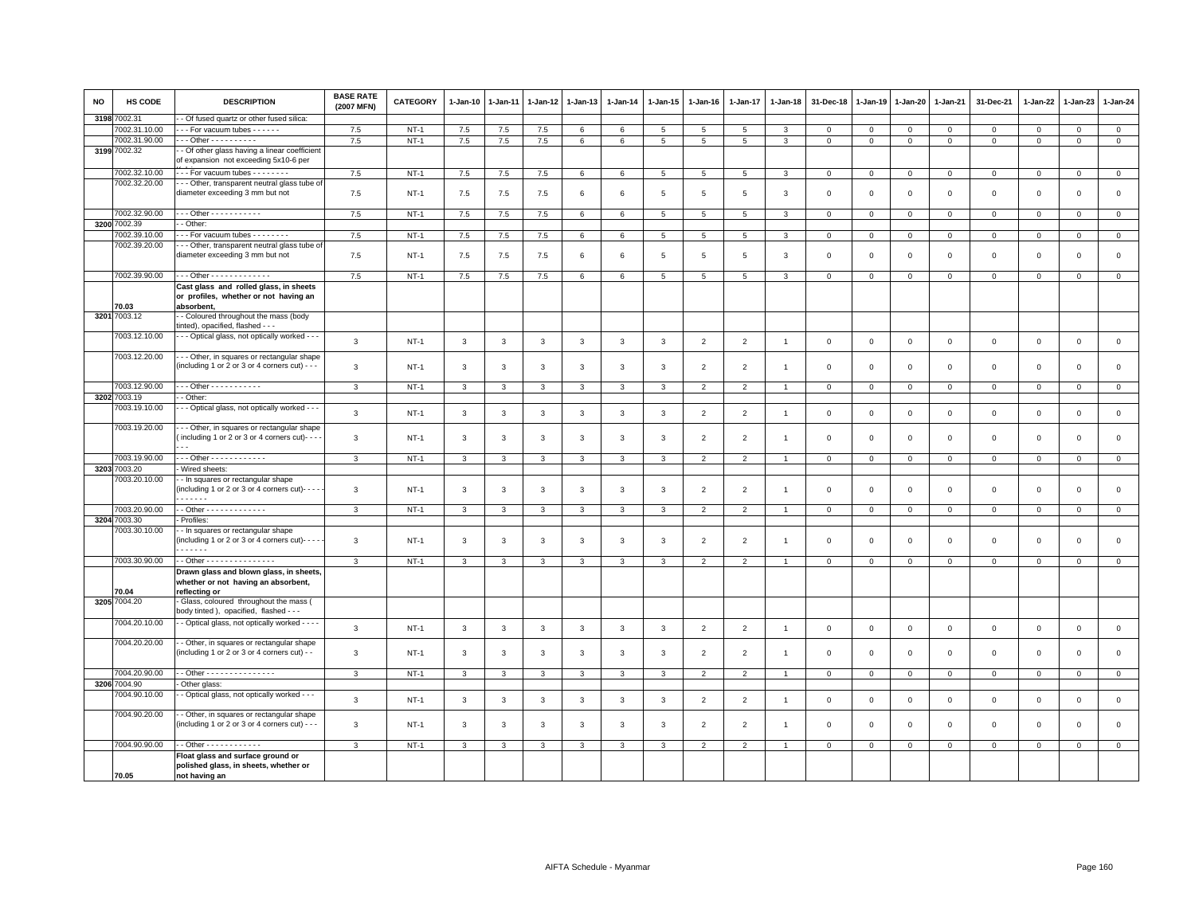| NO | HS CODE | DESCRIPTION | BASE RATE (2007 MFN) | CATEGORY | 1-Jan-10 | 1-Jan-11 | 1-Jan-12 | 1-Jan-13 | 1-Jan-14 | 1-Jan-15 | 1-Jan-16 | 1-Jan-17 | 1-Jan-18 | 31-Dec-18 | 1-Jan-19 | 1-Jan-20 | 1-Jan-21 | 31-Dec-21 | 1-Jan-22 | 1-Jan-23 | 1-Jan-24 |
|---|---|---|---|---|---|---|---|---|---|---|---|---|---|---|---|---|---|---|---|---|---|
| 3198 | 7002.31 | - - Of fused quartz or other fused silica: | | | | | | | | | | | | | | | | | | | |
| | 7002.31.10.00 | - - - For vacuum tubes - - - - - - | 7.5 | NT-1 | 7.5 | 7.5 | 7.5 | 6 | 6 | 5 | 5 | 5 | 3 | 0 | 0 | 0 | 0 | 0 | 0 | 0 | 0 |
| | 7002.31.90.00 | - - - Other - - - - - - - - - - | 7.5 | NT-1 | 7.5 | 7.5 | 7.5 | 6 | 6 | 5 | 5 | 5 | 3 | 0 | 0 | 0 | 0 | 0 | 0 | 0 | 0 |
| 3199 | 7002.32 | - - Of other glass having a linear coefficient of expansion not exceeding 5x10-6 per | | | | | | | | | | | | | | | | | | | |
| | 7002.32.10.00 | - - - For vacuum tubes - - - - - - - - | 7.5 | NT-1 | 7.5 | 7.5 | 7.5 | 6 | 6 | 5 | 5 | 5 | 3 | 0 | 0 | 0 | 0 | 0 | 0 | 0 | 0 |
| | 7002.32.20.00 | - - - Other, transparent neutral glass tube of diameter exceeding 3 mm but not | 7.5 | NT-1 | 7.5 | 7.5 | 7.5 | 6 | 6 | 5 | 5 | 5 | 3 | 0 | 0 | 0 | 0 | 0 | 0 | 0 | 0 |
| | 7002.32.90.00 | - - - Other - - - - - - - - - - - | 7.5 | NT-1 | 7.5 | 7.5 | 7.5 | 6 | 6 | 5 | 5 | 5 | 3 | 0 | 0 | 0 | 0 | 0 | 0 | 0 | 0 |
| 3200 | 7002.39 | - - Other: | | | | | | | | | | | | | | | | | | | |
| | 7002.39.10.00 | - - - For vacuum tubes - - - - - - - - | 7.5 | NT-1 | 7.5 | 7.5 | 7.5 | 6 | 6 | 5 | 5 | 5 | 3 | 0 | 0 | 0 | 0 | 0 | 0 | 0 | 0 |
| | 7002.39.20.00 | - - - Other, transparent neutral glass tube of diameter exceeding 3 mm but not | 7.5 | NT-1 | 7.5 | 7.5 | 7.5 | 6 | 6 | 5 | 5 | 5 | 3 | 0 | 0 | 0 | 0 | 0 | 0 | 0 | 0 |
| | 7002.39.90.00 | - - - Other - - - - - - - - - - - - - | 7.5 | NT-1 | 7.5 | 7.5 | 7.5 | 6 | 6 | 5 | 5 | 5 | 3 | 0 | 0 | 0 | 0 | 0 | 0 | 0 | 0 |
| | 70.03 | **Cast glass and rolled glass, in sheets or profiles, whether or not having an absorbent,** | | | | | | | | | | | | | | | | | | | |
| 3201 | 7003.12 | - - Coloured throughout the mass (body tinted), opacified, flashed - - - | | | | | | | | | | | | | | | | | | | |
| | 7003.12.10.00 | - - - Optical glass, not optically worked - - - | 3 | NT-1 | 3 | 3 | 3 | 3 | 3 | 3 | 2 | 2 | 1 | 0 | 0 | 0 | 0 | 0 | 0 | 0 | 0 |
| | 7003.12.20.00 | - - - Other, in squares or rectangular shape (including 1 or 2 or 3 or 4 corners cut) - - - | 3 | NT-1 | 3 | 3 | 3 | 3 | 3 | 3 | 2 | 2 | 1 | 0 | 0 | 0 | 0 | 0 | 0 | 0 | 0 |
| | 7003.12.90.00 | - - - Other - - - - - - - - - - - | 3 | NT-1 | 3 | 3 | 3 | 3 | 3 | 3 | 2 | 2 | 1 | 0 | 0 | 0 | 0 | 0 | 0 | 0 | 0 |
| 3202 | 7003.19 | - - Other: | | | | | | | | | | | | | | | | | | | |
| | 7003.19.10.00 | - - - Optical glass, not optically worked - - - | 3 | NT-1 | 3 | 3 | 3 | 3 | 3 | 3 | 2 | 2 | 1 | 0 | 0 | 0 | 0 | 0 | 0 | 0 | 0 |
| | 7003.19.20.00 | - - - Other, in squares or rectangular shape ( including 1 or 2 or 3 or 4 corners cut)- - - - - - | 3 | NT-1 | 3 | 3 | 3 | 3 | 3 | 3 | 2 | 2 | 1 | 0 | 0 | 0 | 0 | 0 | 0 | 0 | 0 |
| | 7003.19.90.00 | - - - Other - - - - - - - - - - - - | 3 | NT-1 | 3 | 3 | 3 | 3 | 3 | 3 | 2 | 2 | 1 | 0 | 0 | 0 | 0 | 0 | 0 | 0 | 0 |
| 3203 | 7003.20 | - Wired sheets: | | | | | | | | | | | | | | | | | | | |
| | 7003.20.10.00 | - - In squares or rectangular shape (including 1 or 2 or 3 or 4 corners cut)- - - - - - - - - - - | 3 | NT-1 | 3 | 3 | 3 | 3 | 3 | 3 | 2 | 2 | 1 | 0 | 0 | 0 | 0 | 0 | 0 | 0 | 0 |
| | 7003.20.90.00 | - - Other - - - - - - - - - - - - - | 3 | NT-1 | 3 | 3 | 3 | 3 | 3 | 3 | 2 | 2 | 1 | 0 | 0 | 0 | 0 | 0 | 0 | 0 | 0 |
| 3204 | 7003.30 | - Profiles: | | | | | | | | | | | | | | | | | | | |
| | 7003.30.10.00 | - - In squares or rectangular shape (including 1 or 2 or 3 or 4 corners cut)- - - - - - - - - - - | 3 | NT-1 | 3 | 3 | 3 | 3 | 3 | 3 | 2 | 2 | 1 | 0 | 0 | 0 | 0 | 0 | 0 | 0 | 0 |
| | 7003.30.90.00 | - - Other - - - - - - - - - - - - - - - | 3 | NT-1 | 3 | 3 | 3 | 3 | 3 | 3 | 2 | 2 | 1 | 0 | 0 | 0 | 0 | 0 | 0 | 0 | 0 |
| | 70.04 | **Drawn glass and blown glass, in sheets, whether or not having an absorbent, reflecting or** | | | | | | | | | | | | | | | | | | | |
| 3205 | 7004.20 | - Glass, coloured throughout the mass ( body tinted ), opacified, flashed - - - | | | | | | | | | | | | | | | | | | | |
| | 7004.20.10.00 | - - Optical glass, not optically worked - - - - | 3 | NT-1 | 3 | 3 | 3 | 3 | 3 | 3 | 2 | 2 | 1 | 0 | 0 | 0 | 0 | 0 | 0 | 0 | 0 |
| | 7004.20.20.00 | - - Other, in squares or rectangular shape (including 1 or 2 or 3 or 4 corners cut) - - | 3 | NT-1 | 3 | 3 | 3 | 3 | 3 | 3 | 2 | 2 | 1 | 0 | 0 | 0 | 0 | 0 | 0 | 0 | 0 |
| | 7004.20.90.00 | - - Other - - - - - - - - - - - - - - - | 3 | NT-1 | 3 | 3 | 3 | 3 | 3 | 3 | 2 | 2 | 1 | 0 | 0 | 0 | 0 | 0 | 0 | 0 | 0 |
| 3206 | 7004.90 | - Other glass: | | | | | | | | | | | | | | | | | | | |
| | 7004.90.10.00 | - - Optical glass, not optically worked - - - | 3 | NT-1 | 3 | 3 | 3 | 3 | 3 | 3 | 2 | 2 | 1 | 0 | 0 | 0 | 0 | 0 | 0 | 0 | 0 |
| | 7004.90.20.00 | - - Other, in squares or rectangular shape (including 1 or 2 or 3 or 4 corners cut) - - - | 3 | NT-1 | 3 | 3 | 3 | 3 | 3 | 3 | 2 | 2 | 1 | 0 | 0 | 0 | 0 | 0 | 0 | 0 | 0 |
| | 7004.90.90.00 | - - Other - - - - - - - - - - - - | 3 | NT-1 | 3 | 3 | 3 | 3 | 3 | 3 | 2 | 2 | 1 | 0 | 0 | 0 | 0 | 0 | 0 | 0 | 0 |
| | 70.05 | **Float glass and surface ground or polished glass, in sheets, whether or not having an** | | | | | | | | | | | | | | | | | | | |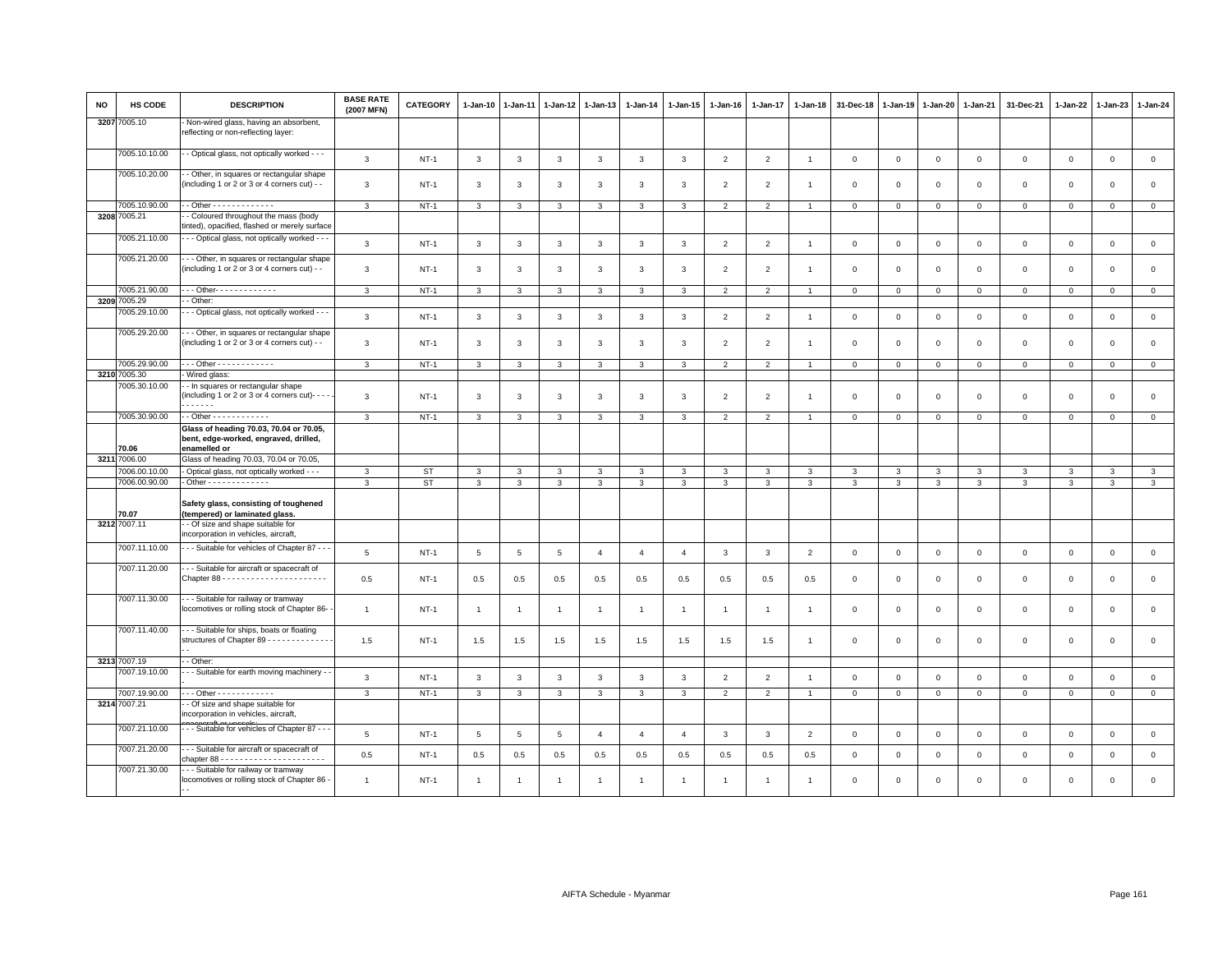| NO | HS CODE | DESCRIPTION | BASE RATE (2007 MFN) | CATEGORY | 1-Jan-10 | 1-Jan-11 | 1-Jan-12 | 1-Jan-13 | 1-Jan-14 | 1-Jan-15 | 1-Jan-16 | 1-Jan-17 | 1-Jan-18 | 31-Dec-18 | 1-Jan-19 | 1-Jan-20 | 1-Jan-21 | 31-Dec-21 | 1-Jan-22 | 1-Jan-23 | 1-Jan-24 |
|---|---|---|---|---|---|---|---|---|---|---|---|---|---|---|---|---|---|---|---|---|---|
| 3207 | 7005.10 | - Non-wired glass, having an absorbent, reflecting or non-reflecting layer: | | | | | | | | | | | | | | | | | | | |
| | 7005.10.10.00 | - - Optical glass, not optically worked - - - | 3 | NT-1 | 3 | 3 | 3 | 3 | 3 | 3 | 2 | 2 | 1 | 0 | 0 | 0 | 0 | 0 | 0 | 0 | 0 |
| | 7005.10.20.00 | - - Other, in squares or rectangular shape (including 1 or 2 or 3 or 4 corners cut) - - | 3 | NT-1 | 3 | 3 | 3 | 3 | 3 | 3 | 2 | 2 | 1 | 0 | 0 | 0 | 0 | 0 | 0 | 0 | 0 |
| | 7005.10.90.00 | - - Other - - - - - - - - - - - - - | 3 | NT-1 | 3 | 3 | 3 | 3 | 3 | 3 | 2 | 2 | 1 | 0 | 0 | 0 | 0 | 0 | 0 | 0 | 0 |
| 3208 | 7005.21 | - - Coloured throughout the mass (body tinted), opacified, flashed or merely surface | | | | | | | | | | | | | | | | | | | |
| | 7005.21.10.00 | - - - Optical glass, not optically worked - - - | 3 | NT-1 | 3 | 3 | 3 | 3 | 3 | 3 | 2 | 2 | 1 | 0 | 0 | 0 | 0 | 0 | 0 | 0 | 0 |
| | 7005.21.20.00 | - - - Other, in squares or rectangular shape (including 1 or 2 or 3 or 4 corners cut) - - | 3 | NT-1 | 3 | 3 | 3 | 3 | 3 | 3 | 2 | 2 | 1 | 0 | 0 | 0 | 0 | 0 | 0 | 0 | 0 |
| | 7005.21.90.00 | - - - Other- - - - - - - - - - - - - | 3 | NT-1 | 3 | 3 | 3 | 3 | 3 | 3 | 2 | 2 | 1 | 0 | 0 | 0 | 0 | 0 | 0 | 0 | 0 |
| 3209 | 7005.29 | - - Other: | | | | | | | | | | | | | | | | | | | |
| | 7005.29.10.00 | - - - Optical glass, not optically worked - - - | 3 | NT-1 | 3 | 3 | 3 | 3 | 3 | 3 | 2 | 2 | 1 | 0 | 0 | 0 | 0 | 0 | 0 | 0 | 0 |
| | 7005.29.20.00 | - - - Other, in squares or rectangular shape (including 1 or 2 or 3 or 4 corners cut) - - | 3 | NT-1 | 3 | 3 | 3 | 3 | 3 | 3 | 2 | 2 | 1 | 0 | 0 | 0 | 0 | 0 | 0 | 0 | 0 |
| | 7005.29.90.00 | - - - Other - - - - - - - - - - - - | 3 | NT-1 | 3 | 3 | 3 | 3 | 3 | 3 | 2 | 2 | 1 | 0 | 0 | 0 | 0 | 0 | 0 | 0 | 0 |
| 3210 | 7005.30 | - Wired glass: | | | | | | | | | | | | | | | | | | | |
| | 7005.30.10.00 | - - In squares or rectangular shape (including 1 or 2 or 3 or 4 corners cut)- - - - - - - - - - - | 3 | NT-1 | 3 | 3 | 3 | 3 | 3 | 3 | 2 | 2 | 1 | 0 | 0 | 0 | 0 | 0 | 0 | 0 | 0 |
| | 7005.30.90.00 | - - Other - - - - - - - - - - - - | 3 | NT-1 | 3 | 3 | 3 | 3 | 3 | 3 | 2 | 2 | 1 | 0 | 0 | 0 | 0 | 0 | 0 | 0 | 0 |
| | **70.06** | **Glass of heading 70.03, 70.04 or 70.05, bent, edge-worked, engraved, drilled, enamelled or** | | | | | | | | | | | | | | | | | | | |
| 3211 | 7006.00 | Glass of heading 70.03, 70.04 or 70.05, | | | | | | | | | | | | | | | | | | | |
| | 7006.00.10.00 | - Optical glass, not optically worked - - - | 3 | ST | 3 | 3 | 3 | 3 | 3 | 3 | 3 | 3 | 3 | 3 | 3 | 3 | 3 | 3 | 3 | 3 | 3 |
| | 7006.00.90.00 | - Other - - - - - - - - - - - - - | 3 | ST | 3 | 3 | 3 | 3 | 3 | 3 | 3 | 3 | 3 | 3 | 3 | 3 | 3 | 3 | 3 | 3 | 3 |
| | **70.07** | **Safety glass, consisting of toughened (tempered) or laminated glass.** | | | | | | | | | | | | | | | | | | | |
| 3212 | 7007.11 | - - Of size and shape suitable for incorporation in vehicles, aircraft, | | | | | | | | | | | | | | | | | | | |
| | 7007.11.10.00 | - - - Suitable for vehicles of Chapter 87 - - - | 5 | NT-1 | 5 | 5 | 5 | 4 | 4 | 4 | 3 | 3 | 2 | 0 | 0 | 0 | 0 | 0 | 0 | 0 | 0 |
| | 7007.11.20.00 | - - - Suitable for aircraft or spacecraft of Chapter 88 - - - - - - - - - - - - - - - - - - - - - - | 0.5 | NT-1 | 0.5 | 0.5 | 0.5 | 0.5 | 0.5 | 0.5 | 0.5 | 0.5 | 0.5 | 0 | 0 | 0 | 0 | 0 | 0 | 0 | 0 |
| | 7007.11.30.00 | - - - Suitable for railway or tramway locomotives or rolling stock of Chapter 86- - | 1 | NT-1 | 1 | 1 | 1 | 1 | 1 | 1 | 1 | 1 | 1 | 0 | 0 | 0 | 0 | 0 | 0 | 0 | 0 |
| | 7007.11.40.00 | - - - Suitable for ships, boats or floating structures of Chapter 89 - - - - - - - - - - - - - - - - | 1.5 | NT-1 | 1.5 | 1.5 | 1.5 | 1.5 | 1.5 | 1.5 | 1.5 | 1.5 | 1 | 0 | 0 | 0 | 0 | 0 | 0 | 0 | 0 |
| 3213 | 7007.19 | - - Other: | | | | | | | | | | | | | | | | | | | |
| | 7007.19.10.00 | - - - Suitable for earth moving machinery - - - | 3 | NT-1 | 3 | 3 | 3 | 3 | 3 | 3 | 2 | 2 | 1 | 0 | 0 | 0 | 0 | 0 | 0 | 0 | 0 |
| | 7007.19.90.00 | - - - Other - - - - - - - - - - - - | 3 | NT-1 | 3 | 3 | 3 | 3 | 3 | 3 | 2 | 2 | 1 | 0 | 0 | 0 | 0 | 0 | 0 | 0 | 0 |
| 3214 | 7007.21 | - - Of size and shape suitable for incorporation in vehicles, aircraft, spacecraft or vessels: | | | | | | | | | | | | | | | | | | | |
| | 7007.21.10.00 | - - - Suitable for vehicles of Chapter 87 - - - | 5 | NT-1 | 5 | 5 | 5 | 4 | 4 | 4 | 3 | 3 | 2 | 0 | 0 | 0 | 0 | 0 | 0 | 0 | 0 |
| | 7007.21.20.00 | - - - Suitable for aircraft or spacecraft of chapter 88 - - - - - - - - - - - - - - - - - - - - - - | 0.5 | NT-1 | 0.5 | 0.5 | 0.5 | 0.5 | 0.5 | 0.5 | 0.5 | 0.5 | 0.5 | 0 | 0 | 0 | 0 | 0 | 0 | 0 | 0 |
| | 7007.21.30.00 | - - - Suitable for railway or tramway locomotives or rolling stock of Chapter 86 - - - | 1 | NT-1 | 1 | 1 | 1 | 1 | 1 | 1 | 1 | 1 | 1 | 0 | 0 | 0 | 0 | 0 | 0 | 0 | 0 |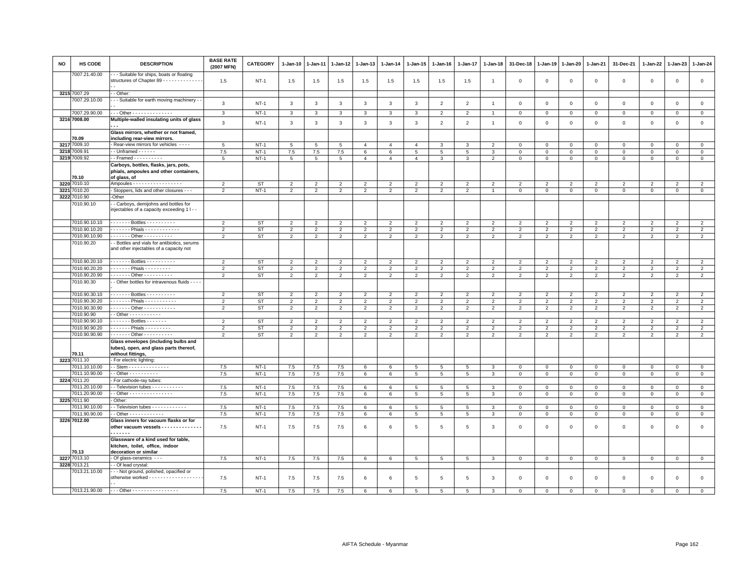| NO | HS CODE | DESCRIPTION | BASE RATE (2007 MFN) | CATEGORY | 1-Jan-10 | 1-Jan-11 | 1-Jan-12 | 1-Jan-13 | 1-Jan-14 | 1-Jan-15 | 1-Jan-16 | 1-Jan-17 | 1-Jan-18 | 31-Dec-18 | 1-Jan-19 | 1-Jan-20 | 1-Jan-21 | 31-Dec-21 | 1-Jan-22 | 1-Jan-23 | 1-Jan-24 |
|---|---|---|---|---|---|---|---|---|---|---|---|---|---|---|---|---|---|---|---|---|---|
| | 7007.21.40.00 | - - - Suitable for ships, boats or floating structures of Chapter 89 - - - - - - - - - - - - - - - - | 1.5 | NT-1 | 1.5 | 1.5 | 1.5 | 1.5 | 1.5 | 1.5 | 1.5 | 1.5 | 1 | 0 | 0 | 0 | 0 | 0 | 0 | 0 | 0 |
| 3215 | 7007.29 | - - Other: | | | | | | | | | | | | | | | | | | | |
| | 7007.29.10.00 | - - - Suitable for earth moving machinery - - - - | 3 | NT-1 | 3 | 3 | 3 | 3 | 3 | 3 | 2 | 2 | 1 | 0 | 0 | 0 | 0 | 0 | 0 | 0 | 0 |
| | 7007.29.90.00 | - - - Other - - - - - - - - - - - - - - - | 3 | NT-1 | 3 | 3 | 3 | 3 | 3 | 3 | 2 | 2 | 1 | 0 | 0 | 0 | 0 | 0 | 0 | 0 | 0 |
| 3216 | 7008.00 | **Multiple-walled insulating units of glass - - -** | 3 | NT-1 | 3 | 3 | 3 | 3 | 3 | 3 | 2 | 2 | 1 | 0 | 0 | 0 | 0 | 0 | 0 | 0 | 0 |
| | **70.09** | **Glass mirrors, whether or not framed, including rear-view mirrors.** | | | | | | | | | | | | | | | | | | | |
| 3217 | 7009.10 | - Rear-view mirrors for vehicles - - - - | 5 | NT-1 | 5 | 5 | 5 | 4 | 4 | 4 | 3 | 3 | 2 | 0 | 0 | 0 | 0 | 0 | 0 | 0 | 0 |
| 3218 | 7009.91 | - - Unframed - - - - - - | 7.5 | NT-1 | 7.5 | 7.5 | 7.5 | 6 | 6 | 5 | 5 | 5 | 3 | 0 | 0 | 0 | 0 | 0 | 0 | 0 | 0 |
| 3219 | 7009.92 | - - Framed - - - - - - - - - - | 5 | NT-1 | 5 | 5 | 5 | 4 | 4 | 4 | 3 | 3 | 2 | 0 | 0 | 0 | 0 | 0 | 0 | 0 | 0 |
| | **70.10** | **Carboys, bottles, flasks, jars, pots, phials, ampoules and other containers, of glass, of** | | | | | | | | | | | | | | | | | | | |
| 3220 | 7010.10 | Ampoules - - - - - - - - - - - - - - - - - | 2 | ST | 2 | 2 | 2 | 2 | 2 | 2 | 2 | 2 | 2 | 2 | 2 | 2 | 2 | 2 | 2 | 2 | 2 |
| 3221 | 7010.20 | - Stoppers, lids and other closures - - - | 2 | NT-1 | 2 | 2 | 2 | 2 | 2 | 2 | 2 | 2 | 1 | 0 | 0 | 0 | 0 | 0 | 0 | 0 | 0 |
| 3222 | 7010.90 | -Other | | | | | | | | | | | | | | | | | | | |
| | 7010.90.10 | - - Carboys, demijohns and bottles for injectables of a capacity exceeding 1 l - - | | | | | | | | | | | | | | | | | | | |
| | 7010.90.10.10 | - - - - - - - Bottles - - - - - - - - - - | 2 | ST | 2 | 2 | 2 | 2 | 2 | 2 | 2 | 2 | 2 | 2 | 2 | 2 | 2 | 2 | 2 | 2 | 2 |
| | 7010.90.10.20 | - - - - - - - Phials - - - - - - - - - - - - | 2 | ST | 2 | 2 | 2 | 2 | 2 | 2 | 2 | 2 | 2 | 2 | 2 | 2 | 2 | 2 | 2 | 2 | 2 |
| | 7010.90.10.90 | - - - - - - - Other - - - - - - - - - - | 2 | ST | 2 | 2 | 2 | 2 | 2 | 2 | 2 | 2 | 2 | 2 | 2 | 2 | 2 | 2 | 2 | 2 | 2 |
| | 7010.90.20 | - - Bottles and vials for antibiotics, serums and other injectables of a capacity not | | | | | | | | | | | | | | | | | | | |
| | 7010.90.20.10 | - - - - - - - Bottles - - - - - - - - - - | 2 | ST | 2 | 2 | 2 | 2 | 2 | 2 | 2 | 2 | 2 | 2 | 2 | 2 | 2 | 2 | 2 | 2 | 2 |
| | 7010.90.20.20 | - - - - - - - Phials - - - - - - - - - | 2 | ST | 2 | 2 | 2 | 2 | 2 | 2 | 2 | 2 | 2 | 2 | 2 | 2 | 2 | 2 | 2 | 2 | 2 |
| | 7010.90.20.90 | - - - - - - - Other - - - - - - - - - - | 2 | ST | 2 | 2 | 2 | 2 | 2 | 2 | 2 | 2 | 2 | 2 | 2 | 2 | 2 | 2 | 2 | 2 | 2 |
| | 7010.90.30 | - - Other bottles for intravenous fluids - - - - | | | | | | | | | | | | | | | | | | | |
| | 7010.90.30.10 | - - - - - - - Bottles - - - - - - - - - - | 2 | ST | 2 | 2 | 2 | 2 | 2 | 2 | 2 | 2 | 2 | 2 | 2 | 2 | 2 | 2 | 2 | 2 | 2 |
| | 7010.90.30.20 | - - - - - - - Phials - - - - - - - - - - - | 2 | ST | 2 | 2 | 2 | 2 | 2 | 2 | 2 | 2 | 2 | 2 | 2 | 2 | 2 | 2 | 2 | 2 | 2 |
| | 7010.90.30.90 | - - - - - - - Other - - - - - - - - - - - | 2 | ST | 2 | 2 | 2 | 2 | 2 | 2 | 2 | 2 | 2 | 2 | 2 | 2 | 2 | 2 | 2 | 2 | 2 |
| | 7010.90.90 | - - Other - - - - - - - - - - - | | | | | | | | | | | | | | | | | | | |
| | 7010.90.90.10 | - - - - - - - Bottles - - - - - - - | 2 | ST | 2 | 2 | 2 | 2 | 2 | 2 | 2 | 2 | 2 | 2 | 2 | 2 | 2 | 2 | 2 | 2 | 2 |
| | 7010.90.90.20 | - - - - - - - Phials - - - - - - - - - | 2 | ST | 2 | 2 | 2 | 2 | 2 | 2 | 2 | 2 | 2 | 2 | 2 | 2 | 2 | 2 | 2 | 2 | 2 |
| | 7010.90.90.90 | - - - - - - - Other - - - - - - - - - - | 2 | ST | 2 | 2 | 2 | 2 | 2 | 2 | 2 | 2 | 2 | 2 | 2 | 2 | 2 | 2 | 2 | 2 | 2 |
| | **70.11** | **Glass envelopes (including bulbs and tubes), open, and glass parts thereof, without fittings,** | | | | | | | | | | | | | | | | | | | |
| 3223 | 7011.10 | - For electric lighting: | | | | | | | | | | | | | | | | | | | |
| | 7011.10.10.00 | - - Stem - - - - - - - - - - - - - - | 7.5 | NT-1 | 7.5 | 7.5 | 7.5 | 6 | 6 | 5 | 5 | 5 | 3 | 0 | 0 | 0 | 0 | 0 | 0 | 0 | 0 |
| | 7011.10.90.00 | - - Other - - - - - - - - - - | 7.5 | NT-1 | 7.5 | 7.5 | 7.5 | 6 | 6 | 5 | 5 | 5 | 3 | 0 | 0 | 0 | 0 | 0 | 0 | 0 | 0 |
| 3224 | 7011.20 | - For cathode-ray tubes: | | | | | | | | | | | | | | | | | | | |
| | 7011.20.10.00 | - - Television tubes - - - - - - - - - - - | 7.5 | NT-1 | 7.5 | 7.5 | 7.5 | 6 | 6 | 5 | 5 | 5 | 3 | 0 | 0 | 0 | 0 | 0 | 0 | 0 | 0 |
| | 7011.20.90.00 | - - Other - - - - - - - - - - - - - - - | 7.5 | NT-1 | 7.5 | 7.5 | 7.5 | 6 | 6 | 5 | 5 | 5 | 3 | 0 | 0 | 0 | 0 | 0 | 0 | 0 | 0 |
| 3225 | 7011.90 | - Other: | | | | | | | | | | | | | | | | | | | |
| | 7011.90.10.00 | - - Television tubes - - - - - - - - - - - - | 7.5 | NT-1 | 7.5 | 7.5 | 7.5 | 6 | 6 | 5 | 5 | 5 | 3 | 0 | 0 | 0 | 0 | 0 | 0 | 0 | 0 |
| | 7011.90.90.00 | - - Other - - - - - - - - - - - - | 7.5 | NT-1 | 7.5 | 7.5 | 7.5 | 6 | 6 | 5 | 5 | 5 | 3 | 0 | 0 | 0 | 0 | 0 | 0 | 0 | 0 |
| 3226 | 7012.00 | **Glass inners for vacuum flasks or for other vacuum vessels - - - - - - - - - - - - - - - - - - - - -** | 7.5 | NT-1 | 7.5 | 7.5 | 7.5 | 6 | 6 | 5 | 5 | 5 | 3 | 0 | 0 | 0 | 0 | 0 | 0 | 0 | 0 |
| | **70.13** | **Glassware of a kind used for table, kitchen, toilet, office, indoor decoration or similar** | | | | | | | | | | | | | | | | | | | |
| 3227 | 7013.10 | - Of glass-ceramics - - - | 7.5 | NT-1 | 7.5 | 7.5 | 7.5 | 6 | 6 | 5 | 5 | 5 | 3 | 0 | 0 | 0 | 0 | 0 | 0 | 0 | 0 |
| 3228 | 7013.21 | - - Of lead crystal: | | | | | | | | | | | | | | | | | | | |
| | 7013.21.10.00 | - - - Not ground, polished, opacified or otherwise worked - - - - - - - - - - - - - - - - - - - - | 7.5 | NT-1 | 7.5 | 7.5 | 7.5 | 6 | 6 | 5 | 5 | 5 | 3 | 0 | 0 | 0 | 0 | 0 | 0 | 0 | 0 |
| | 7013.21.90.00 | - - - Other - - - - - - - - - - - - - - - - | 7.5 | NT-1 | 7.5 | 7.5 | 7.5 | 6 | 6 | 5 | 5 | 5 | 3 | 0 | 0 | 0 | 0 | 0 | 0 | 0 | 0 |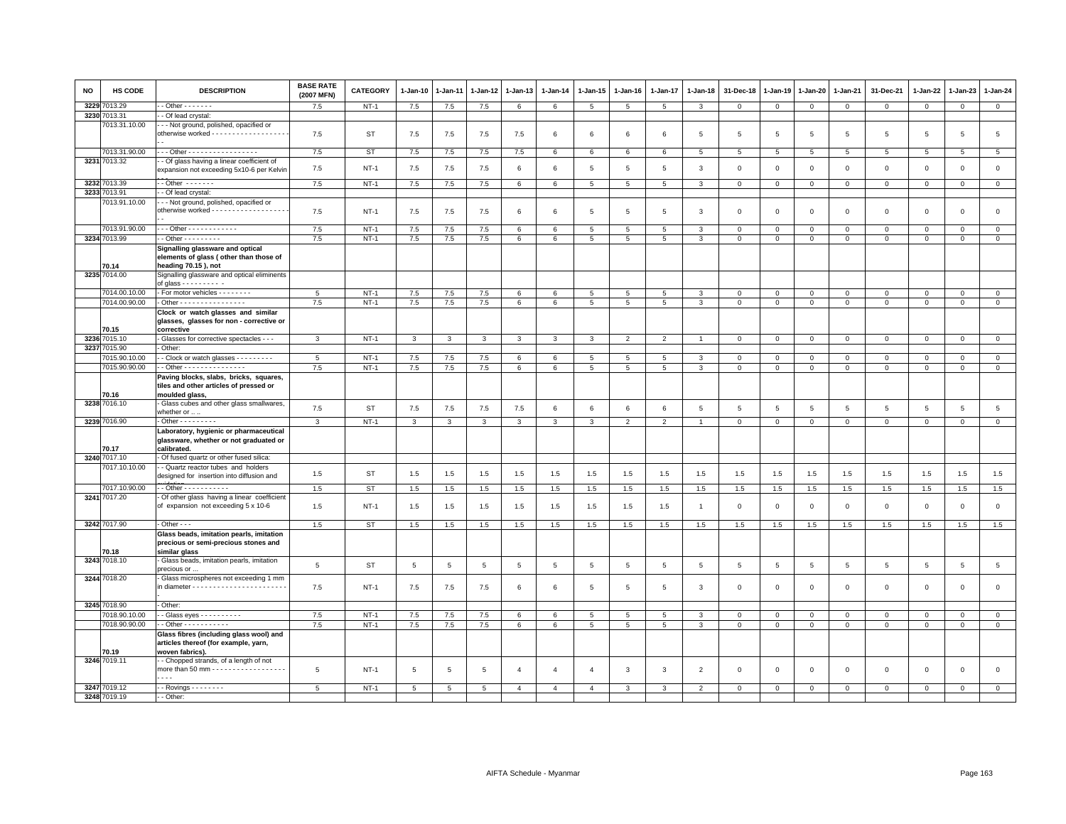| NO | HS CODE | DESCRIPTION | BASE RATE (2007 MFN) | CATEGORY | 1-Jan-10 | 1-Jan-11 | 1-Jan-12 | 1-Jan-13 | 1-Jan-14 | 1-Jan-15 | 1-Jan-16 | 1-Jan-17 | 1-Jan-18 | 31-Dec-18 | 1-Jan-19 | 1-Jan-20 | 1-Jan-21 | 31-Dec-21 | 1-Jan-22 | 1-Jan-23 | 1-Jan-24 |
|---|---|---|---|---|---|---|---|---|---|---|---|---|---|---|---|---|---|---|---|---|---|
| 3229 | 7013.29 | - - Other - - - - - - - | 7.5 | NT-1 | 7.5 | 7.5 | 7.5 | 6 | 6 | 5 | 5 | 5 | 3 | 0 | 0 | 0 | 0 | 0 | 0 | 0 | 0 |
| 3230 | 7013.31 | - - Of lead crystal: | | | | | | | | | | | | | | | | | | | |
| | 7013.31.10.00 | - - - Not ground, polished, opacified or otherwise worked - - - - - - - - - - - - - - - - - - - - | 7.5 | ST | 7.5 | 7.5 | 7.5 | 7.5 | 6 | 6 | 6 | 6 | 5 | 5 | 5 | 5 | 5 | 5 | 5 | 5 | 5 |
| | 7013.31.90.00 | - - - Other - - - - - - - - - - - - - - - - - | 7.5 | ST | 7.5 | 7.5 | 7.5 | 7.5 | 6 | 6 | 6 | 6 | 5 | 5 | 5 | 5 | 5 | 5 | 5 | 5 | 5 |
| 3231 | 7013.32 | - - Of glass having a linear coefficient of expansion not exceeding 5x10-6 per Kelvin | 7.5 | NT-1 | 7.5 | 7.5 | 7.5 | 6 | 6 | 5 | 5 | 5 | 3 | 0 | 0 | 0 | 0 | 0 | 0 | 0 | 0 |
| 3232 | 7013.39 | - - Other - - - - - - - | 7.5 | NT-1 | 7.5 | 7.5 | 7.5 | 6 | 6 | 5 | 5 | 5 | 3 | 0 | 0 | 0 | 0 | 0 | 0 | 0 | 0 |
| 3233 | 7013.91 | - - Of lead crystal: | | | | | | | | | | | | | | | | | | | |
| | 7013.91.10.00 | - - - Not ground, polished, opacified or otherwise worked - - - - - - - - - - - - - - - - - - - - | 7.5 | NT-1 | 7.5 | 7.5 | 7.5 | 6 | 6 | 5 | 5 | 5 | 3 | 0 | 0 | 0 | 0 | 0 | 0 | 0 | 0 |
| | 7013.91.90.00 | - - - Other - - - - - - - - - - - - | 7.5 | NT-1 | 7.5 | 7.5 | 7.5 | 6 | 6 | 5 | 5 | 5 | 3 | 0 | 0 | 0 | 0 | 0 | 0 | 0 | 0 |
| 3234 | 7013.99 | - - Other - - - - - - - - - | 7.5 | NT-1 | 7.5 | 7.5 | 7.5 | 6 | 6 | 5 | 5 | 5 | 3 | 0 | 0 | 0 | 0 | 0 | 0 | 0 | 0 |
| | 70.14 | **Signalling glassware and optical elements of glass ( other than those of heading 70.15 ), not** | | | | | | | | | | | | | | | | | | | |
| 3235 | 7014.00 | Signalling glassware and optical eliminents of glass - - - - - - - - - - | | | | | | | | | | | | | | | | | | | |
| | 7014.00.10.00 | - For motor vehicles - - - - - - - - - | 5 | NT-1 | 7.5 | 7.5 | 7.5 | 6 | 6 | 5 | 5 | 5 | 3 | 0 | 0 | 0 | 0 | 0 | 0 | 0 | 0 |
| | 7014.00.90.00 | - Other - - - - - - - - - - - - - - - - - | 7.5 | NT-1 | 7.5 | 7.5 | 7.5 | 6 | 6 | 5 | 5 | 5 | 3 | 0 | 0 | 0 | 0 | 0 | 0 | 0 | 0 |
| | 70.15 | **Clock or watch glasses and similar glasses, glasses for non - corrective or corrective** | | | | | | | | | | | | | | | | | | | |
| 3236 | 7015.10 | - Glasses for corrective spectacles - - - | 3 | NT-1 | 3 | 3 | 3 | 3 | 3 | 3 | 2 | 2 | 1 | 0 | 0 | 0 | 0 | 0 | 0 | 0 | 0 |
| 3237 | 7015.90 | - Other: | | | | | | | | | | | | | | | | | | | |
| | 7015.90.10.00 | - - Clock or watch glasses - - - - - - - - - | 5 | NT-1 | 7.5 | 7.5 | 7.5 | 6 | 6 | 5 | 5 | 5 | 3 | 0 | 0 | 0 | 0 | 0 | 0 | 0 | 0 |
| | 7015.90.90.00 | - - Other - - - - - - - - - - - - - - - | 7.5 | NT-1 | 7.5 | 7.5 | 7.5 | 6 | 6 | 5 | 5 | 5 | 3 | 0 | 0 | 0 | 0 | 0 | 0 | 0 | 0 |
| | 70.16 | **Paving blocks, slabs, bricks, squares, tiles and other articles of pressed or moulded glass,** | | | | | | | | | | | | | | | | | | | |
| 3238 | 7016.10 | - Glass cubes and other glass smallwares, whether or .. .. | 7.5 | ST | 7.5 | 7.5 | 7.5 | 7.5 | 6 | 6 | 6 | 6 | 5 | 5 | 5 | 5 | 5 | 5 | 5 | 5 | 5 |
| 3239 | 7016.90 | - Other - - - - - - - - - - | 3 | NT-1 | 3 | 3 | 3 | 3 | 3 | 3 | 2 | 2 | 1 | 0 | 0 | 0 | 0 | 0 | 0 | 0 | 0 |
| | 70.17 | **Laboratory, hygienic or pharmaceutical glassware, whether or not graduated or calibrated.** | | | | | | | | | | | | | | | | | | | |
| 3240 | 7017.10 | - Of fused quartz or other fused silica: | | | | | | | | | | | | | | | | | | | |
| | 7017.10.10.00 | - - Quartz reactor tubes and holders designed for insertion into diffusion and oxidation | 1.5 | ST | 1.5 | 1.5 | 1.5 | 1.5 | 1.5 | 1.5 | 1.5 | 1.5 | 1.5 | 1.5 | 1.5 | 1.5 | 1.5 | 1.5 | 1.5 | 1.5 | 1.5 |
| | 7017.10.90.00 | - - Other - - - - - - - - - - - | 1.5 | ST | 1.5 | 1.5 | 1.5 | 1.5 | 1.5 | 1.5 | 1.5 | 1.5 | 1.5 | 1.5 | 1.5 | 1.5 | 1.5 | 1.5 | 1.5 | 1.5 | 1.5 |
| 3241 | 7017.20 | - Of other glass having a linear coefficient of expansion not exceeding 5 x 10-6 | 1.5 | NT-1 | 1.5 | 1.5 | 1.5 | 1.5 | 1.5 | 1.5 | 1.5 | 1.5 | 1 | 0 | 0 | 0 | 0 | 0 | 0 | 0 | 0 |
| 3242 | 7017.90 | - Other - - - | 1.5 | ST | 1.5 | 1.5 | 1.5 | 1.5 | 1.5 | 1.5 | 1.5 | 1.5 | 1.5 | 1.5 | 1.5 | 1.5 | 1.5 | 1.5 | 1.5 | 1.5 | 1.5 |
| | 70.18 | **Glass beads, imitation pearls, imitation precious or semi-precious stones and similar glass** | | | | | | | | | | | | | | | | | | | |
| 3243 | 7018.10 | - Glass beads, imitation pearls, imitation precious or ... | 5 | ST | 5 | 5 | 5 | 5 | 5 | 5 | 5 | 5 | 5 | 5 | 5 | 5 | 5 | 5 | 5 | 5 | 5 |
| 3244 | 7018.20 | - Glass microspheres not exceeding 1 mm in diameter - - - - - - - - - - - - - - - - - - - - - - - - | 7.5 | NT-1 | 7.5 | 7.5 | 7.5 | 6 | 6 | 5 | 5 | 5 | 3 | 0 | 0 | 0 | 0 | 0 | 0 | 0 | 0 |
| 3245 | 7018.90 | - Other: | | | | | | | | | | | | | | | | | | | |
| | 7018.90.10.00 | - - Glass eyes - - - - - - - - - - | 7.5 | NT-1 | 7.5 | 7.5 | 7.5 | 6 | 6 | 5 | 5 | 5 | 3 | 0 | 0 | 0 | 0 | 0 | 0 | 0 | 0 |
| | 7018.90.90.00 | - - Other - - - - - - - - - - - | 7.5 | NT-1 | 7.5 | 7.5 | 7.5 | 6 | 6 | 5 | 5 | 5 | 3 | 0 | 0 | 0 | 0 | 0 | 0 | 0 | 0 |
| | 70.19 | **Glass fibres (including glass wool) and articles thereof (for example, yarn, woven fabrics).** | | | | | | | | | | | | | | | | | | | |
| 3246 | 7019.11 | - - Chopped strands, of a length of not more than 50 mm - - - - - - - - - - - - - - - - - - - - - - | 5 | NT-1 | 5 | 5 | 5 | 4 | 4 | 4 | 3 | 3 | 2 | 0 | 0 | 0 | 0 | 0 | 0 | 0 | 0 |
| 3247 | 7019.12 | - - Rovings - - - - - - - - | 5 | NT-1 | 5 | 5 | 5 | 4 | 4 | 4 | 3 | 3 | 2 | 0 | 0 | 0 | 0 | 0 | 0 | 0 | 0 |
| 3248 | 7019.19 | - - Other: | | | | | | | | | | | | | | | | | | | |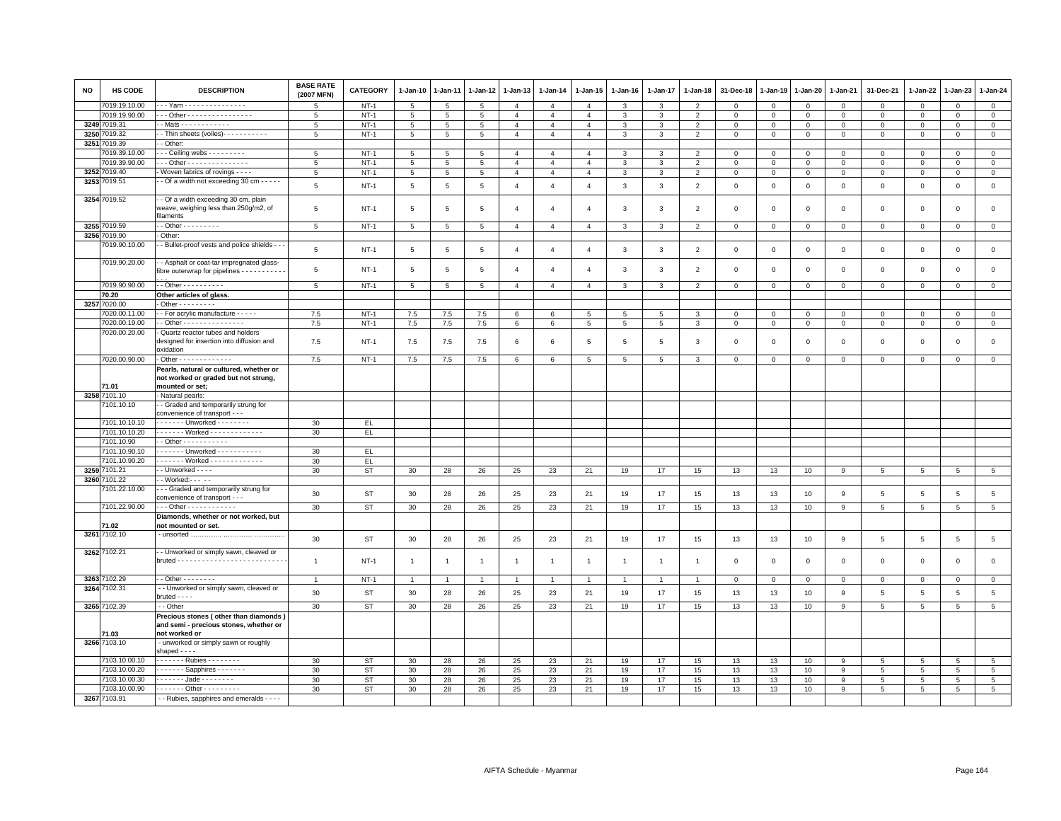| NO | HS CODE | DESCRIPTION | BASE RATE (2007 MFN) | CATEGORY | 1-Jan-10 | 1-Jan-11 | 1-Jan-12 | 1-Jan-13 | 1-Jan-14 | 1-Jan-15 | 1-Jan-16 | 1-Jan-17 | 1-Jan-18 | 31-Dec-18 | 1-Jan-19 | 1-Jan-20 | 1-Jan-21 | 31-Dec-21 | 1-Jan-22 | 1-Jan-23 | 1-Jan-24 |
|---|---|---|---|---|---|---|---|---|---|---|---|---|---|---|---|---|---|---|---|---|---|
| | 7019.19.10.00 | - - - Yarn - - - - - - - - - - - - - - - | 5 | NT-1 | 5 | 5 | 5 | 4 | 4 | 4 | 3 | 3 | 2 | 0 | 0 | 0 | 0 | 0 | 0 | 0 | 0 |
| | 7019.19.90.00 | - - - Other - - - - - - - - - - - - - - - - | 5 | NT-1 | 5 | 5 | 5 | 4 | 4 | 4 | 3 | 3 | 2 | 0 | 0 | 0 | 0 | 0 | 0 | 0 | 0 |
| 3249 | 7019.31 | - - Mats - - - - - - - - - - - - | 5 | NT-1 | 5 | 5 | 5 | 4 | 4 | 4 | 3 | 3 | 2 | 0 | 0 | 0 | 0 | 0 | 0 | 0 | 0 |
| 3250 | 7019.32 | - - Thin sheets (voiles)- - - - - - - - - - - | 5 | NT-1 | 5 | 5 | 5 | 4 | 4 | 4 | 3 | 3 | 2 | 0 | 0 | 0 | 0 | 0 | 0 | 0 | 0 |
| 3251 | 7019.39 | - - Other: | | | | | | | | | | | | | | | | | | | |
| | 7019.39.10.00 | - - - Ceiling webs - - - - - - - - - | 5 | NT-1 | 5 | 5 | 5 | 4 | 4 | 4 | 3 | 3 | 2 | 0 | 0 | 0 | 0 | 0 | 0 | 0 | 0 |
| | 7019.39.90.00 | - - - Other - - - - - - - - - - - - - - - | 5 | NT-1 | 5 | 5 | 5 | 4 | 4 | 4 | 3 | 3 | 2 | 0 | 0 | 0 | 0 | 0 | 0 | 0 | 0 |
| 3252 | 7019.40 | - Woven fabrics of rovings - - - - | 5 | NT-1 | 5 | 5 | 5 | 4 | 4 | 4 | 3 | 3 | 2 | 0 | 0 | 0 | 0 | 0 | 0 | 0 | 0 |
| 3253 | 7019.51 | - - Of a width not exceeding 30 cm - - - - - | 5 | NT-1 | 5 | 5 | 5 | 4 | 4 | 4 | 3 | 3 | 2 | 0 | 0 | 0 | 0 | 0 | 0 | 0 | 0 |
| 3254 | 7019.52 | - - Of a width exceeding 30 cm, plain weave, weighing less than 250g/m2, of filaments | 5 | NT-1 | 5 | 5 | 5 | 4 | 4 | 4 | 3 | 3 | 2 | 0 | 0 | 0 | 0 | 0 | 0 | 0 | 0 |
| 3255 | 7019.59 | - - Other - - - - - - - - - | 5 | NT-1 | 5 | 5 | 5 | 4 | 4 | 4 | 3 | 3 | 2 | 0 | 0 | 0 | 0 | 0 | 0 | 0 | 0 |
| 3256 | 7019.90 | - Other: | | | | | | | | | | | | | | | | | | | |
| | 7019.90.10.00 | - - Bullet-proof vests and police shields - - - | 5 | NT-1 | 5 | 5 | 5 | 4 | 4 | 4 | 3 | 3 | 2 | 0 | 0 | 0 | 0 | 0 | 0 | 0 | 0 |
| | 7019.90.20.00 | - - Asphalt or coat-tar impregnated glass-fibre outerwrap for pipelines - - - - - - - - - - - - - - | 5 | NT-1 | 5 | 5 | 5 | 4 | 4 | 4 | 3 | 3 | 2 | 0 | 0 | 0 | 0 | 0 | 0 | 0 | 0 |
| | 7019.90.90.00 | - - Other - - - - - - - - - - | 5 | NT-1 | 5 | 5 | 5 | 4 | 4 | 4 | 3 | 3 | 2 | 0 | 0 | 0 | 0 | 0 | 0 | 0 | 0 |
| | **70.20** | **Other articles of glass.** | | | | | | | | | | | | | | | | | | | |
| 3257 | 7020.00 | - Other - - - - - - - - - | | | | | | | | | | | | | | | | | | | |
| | 7020.00.11.00 | - - For acrylic manufacture - - - - - | 7.5 | NT-1 | 7.5 | 7.5 | 7.5 | 6 | 6 | 5 | 5 | 5 | 3 | 0 | 0 | 0 | 0 | 0 | 0 | 0 | 0 |
| | 7020.00.19.00 | - - Other - - - - - - - - - - - - - - - | 7.5 | NT-1 | 7.5 | 7.5 | 7.5 | 6 | 6 | 5 | 5 | 5 | 3 | 0 | 0 | 0 | 0 | 0 | 0 | 0 | 0 |
| | 7020.00.20.00 | - Quartz reactor tubes and holders designed for insertion into diffusion and oxidation | 7.5 | NT-1 | 7.5 | 7.5 | 7.5 | 6 | 6 | 5 | 5 | 5 | 3 | 0 | 0 | 0 | 0 | 0 | 0 | 0 | 0 |
| | 7020.00.90.00 | - Other - - - - - - - - - - - - - | 7.5 | NT-1 | 7.5 | 7.5 | 7.5 | 6 | 6 | 5 | 5 | 5 | 3 | 0 | 0 | 0 | 0 | 0 | 0 | 0 | 0 |
| | **71.01** | **Pearls, natural or cultured, whether or not worked or graded but not strung, mounted or set;** | | | | | | | | | | | | | | | | | | | |
| 3258 | 7101.10 | - Natural pearls: | | | | | | | | | | | | | | | | | | | |
| | 7101.10.10 | - - Graded and temporarily strung for convenience of transport - - - | | | | | | | | | | | | | | | | | | | |
| | 7101.10.10.10 | - - - - - - - Unworked - - - - - - - - | 30 | EL | | | | | | | | | | | | | | | | | |
| | 7101.10.10.20 | - - - - - - - Worked - - - - - - - - - - - - - | 30 | EL | | | | | | | | | | | | | | | | | |
| | 7101.10.90 | - - Other - - - - - - - - - - - | | | | | | | | | | | | | | | | | | | |
| | 7101.10.90.10 | - - - - - - - Unworked - - - - - - - - - - - | 30 | EL | | | | | | | | | | | | | | | | | |
| | 7101.10.90.20 | - - - - - - - Worked - - - - - - - - - - - - - | 30 | EL | | | | | | | | | | | | | | | | | |
| 3259 | 7101.21 | - - Unworked - - - - | 30 | ST | 30 | 28 | 26 | 25 | 23 | 21 | 19 | 17 | 15 | 13 | 13 | 10 | 9 | 5 | 5 | 5 | 5 |
| 3260 | 7101.22 | - - Worked:- - - - - | | | | | | | | | | | | | | | | | | | |
| | 7101.22.10.00 | - - - Graded and temporarily strung for convenience of transport - - - | 30 | ST | 30 | 28 | 26 | 25 | 23 | 21 | 19 | 17 | 15 | 13 | 13 | 10 | 9 | 5 | 5 | 5 | 5 |
| | 7101.22.90.00 | - - - Other - - - - - - - - - - - - | 30 | ST | 30 | 28 | 26 | 25 | 23 | 21 | 19 | 17 | 15 | 13 | 13 | 10 | 9 | 5 | 5 | 5 | 5 |
| | **71.02** | **Diamonds, whether or not worked, but not mounted or set.** | | | | | | | | | | | | | | | | | | | |
| 3261 | 7102.10 | - unsorted ………….. …………. ………….. | 30 | ST | 30 | 28 | 26 | 25 | 23 | 21 | 19 | 17 | 15 | 13 | 13 | 10 | 9 | 5 | 5 | 5 | 5 |
| 3262 | 7102.21 | - - Unworked or simply sawn, cleaved or bruted - - - - - - - - - - - - - - - - - - - - - - - - - - - | 1 | NT-1 | 1 | 1 | 1 | 1 | 1 | 1 | 1 | 1 | 1 | 0 | 0 | 0 | 0 | 0 | 0 | 0 | 0 |
| 3263 | 7102.29 | - - Other - - - - - - - - | 1 | NT-1 | 1 | 1 | 1 | 1 | 1 | 1 | 1 | 1 | 1 | 0 | 0 | 0 | 0 | 0 | 0 | 0 | 0 |
| 3264 | 7102.31 | - - Unworked or simply sawn, cleaved or bruted - - - - | 30 | ST | 30 | 28 | 26 | 25 | 23 | 21 | 19 | 17 | 15 | 13 | 13 | 10 | 9 | 5 | 5 | 5 | 5 |
| 3265 | 7102.39 | - - Other | 30 | ST | 30 | 28 | 26 | 25 | 23 | 21 | 19 | 17 | 15 | 13 | 13 | 10 | 9 | 5 | 5 | 5 | 5 |
| | **71.03** | **Precious stones ( other than diamonds ) and semi - precious stones, whether or not worked or** | | | | | | | | | | | | | | | | | | | |
| 3266 | 7103.10 | - unworked or simply sawn or roughly shaped - - - - | | | | | | | | | | | | | | | | | | | |
| | 7103.10.00.10 | - - - - - - - Rubies - - - - - - - - | 30 | ST | 30 | 28 | 26 | 25 | 23 | 21 | 19 | 17 | 15 | 13 | 13 | 10 | 9 | 5 | 5 | 5 | 5 |
| | 7103.10.00.20 | - - - - - - - Sapphires - - - - - - - | 30 | ST | 30 | 28 | 26 | 25 | 23 | 21 | 19 | 17 | 15 | 13 | 13 | 10 | 9 | 5 | 5 | 5 | 5 |
| | 7103.10.00.30 | - - - - - - - Jade - - - - - - - - | 30 | ST | 30 | 28 | 26 | 25 | 23 | 21 | 19 | 17 | 15 | 13 | 13 | 10 | 9 | 5 | 5 | 5 | 5 |
| | 7103.10.00.90 | - - - - - - - Other - - - - - - - - - | 30 | ST | 30 | 28 | 26 | 25 | 23 | 21 | 19 | 17 | 15 | 13 | 13 | 10 | 9 | 5 | 5 | 5 | 5 |
| 3267 | 7103.91 | - - Rubies, sapphires and emeralds - - - - | | | | | | | | | | | | | | | | | | | |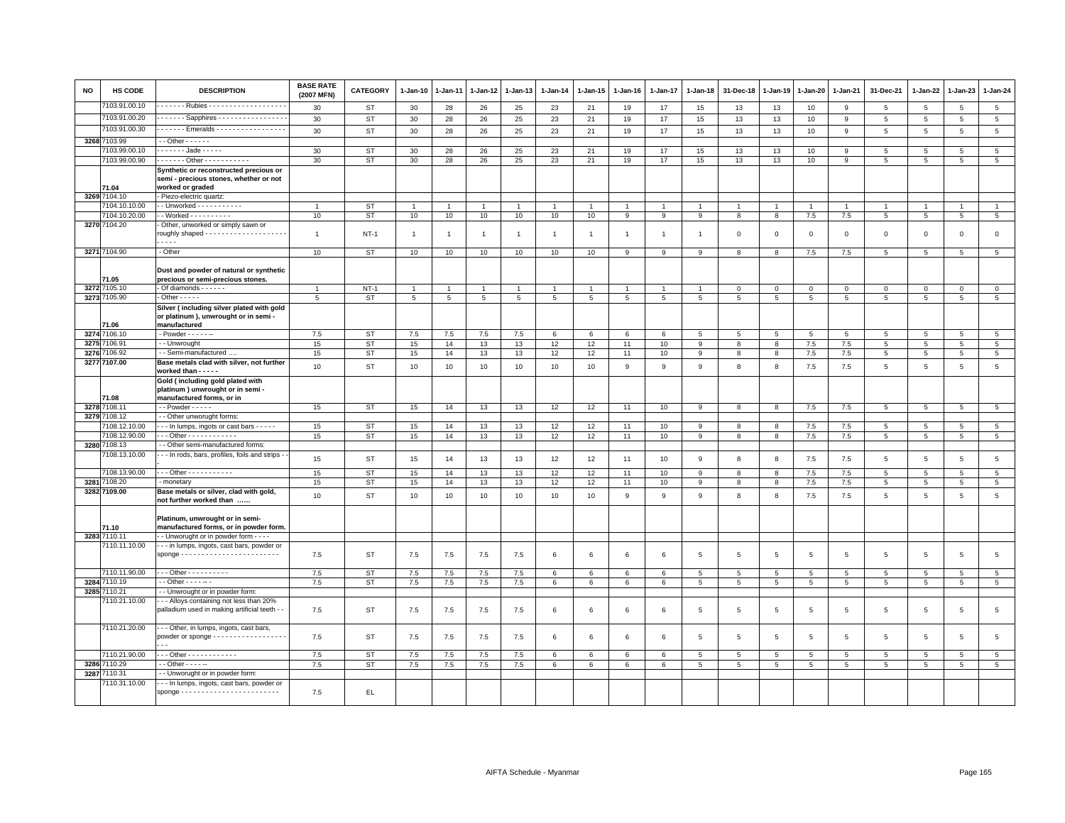| NO | HS CODE | DESCRIPTION | BASE RATE (2007 MFN) | CATEGORY | 1-Jan-10 | 1-Jan-11 | 1-Jan-12 | 1-Jan-13 | 1-Jan-14 | 1-Jan-15 | 1-Jan-16 | 1-Jan-17 | 1-Jan-18 | 31-Dec-18 | 1-Jan-19 | 1-Jan-20 | 1-Jan-21 | 31-Dec-21 | 1-Jan-22 | 1-Jan-23 | 1-Jan-24 |
|---|---|---|---|---|---|---|---|---|---|---|---|---|---|---|---|---|---|---|---|---|---|
| | 7103.91.00.10 | - - - - - - - Rubies - - - - - - - - - - - - - - - - - - - | 30 | ST | 30 | 28 | 26 | 25 | 23 | 21 | 19 | 17 | 15 | 13 | 13 | 10 | 9 | 5 | 5 | 5 | 5 |
| | 7103.91.00.20 | - - - - - - - Sapphires - - - - - - - - - - - - - - - - - | 30 | ST | 30 | 28 | 26 | 25 | 23 | 21 | 19 | 17 | 15 | 13 | 13 | 10 | 9 | 5 | 5 | 5 | 5 |
| | 7103.91.00.30 | - - - - - - - Emeralds - - - - - - - - - - - - - - - - - | 30 | ST | 30 | 28 | 26 | 25 | 23 | 21 | 19 | 17 | 15 | 13 | 13 | 10 | 9 | 5 | 5 | 5 | 5 |
| 3268 | 7103.99 | - - Other - - - - - - | | | | | | | | | | | | | | | | | | | |
| | 7103.99.00.10 | - - - - - - - Jade - - - - - | 30 | ST | 30 | 28 | 26 | 25 | 23 | 21 | 19 | 17 | 15 | 13 | 13 | 10 | 9 | 5 | 5 | 5 | 5 |
| | 7103.99.00.90 | - - - - - - - Other - - - - - - - - - - - | 30 | ST | 30 | 28 | 26 | 25 | 23 | 21 | 19 | 17 | 15 | 13 | 13 | 10 | 9 | 5 | 5 | 5 | 5 |
| | **71.04** | **Synthetic or reconstructed precious or semi - precious stones, whether or not worked or graded** | | | | | | | | | | | | | | | | | | | |
| 3269 | 7104.10 | - Piezo-electric quartz: | | | | | | | | | | | | | | | | | | | |
| | 7104.10.10.00 | - - Unworked - - - - - - - - - - - | 1 | ST | 1 | 1 | 1 | 1 | 1 | 1 | 1 | 1 | 1 | 1 | 1 | 1 | 1 | 1 | 1 | 1 | 1 |
| | 7104.10.20.00 | - - Worked - - - - - - - - - - | 10 | ST | 10 | 10 | 10 | 10 | 10 | 10 | 9 | 9 | 9 | 8 | 8 | 7.5 | 7.5 | 5 | 5 | 5 | 5 |
| 3270 | 7104.20 | - Other, unworked or simply sawn or roughly shaped - - - - - - - - - - - - - - - - - - - - - - - - - | 1 | NT-1 | 1 | 1 | 1 | 1 | 1 | 1 | 1 | 1 | 1 | 0 | 0 | 0 | 0 | 0 | 0 | 0 | 0 |
| 3271 | 7104.90 | - Other | 10 | ST | 10 | 10 | 10 | 10 | 10 | 10 | 9 | 9 | 9 | 8 | 8 | 7.5 | 7.5 | 5 | 5 | 5 | 5 |
| | **71.05** | **Dust and powder of natural or synthetic precious or semi-precious stones.** | | | | | | | | | | | | | | | | | | | |
| 3272 | 7105.10 | - Of diamonds - - - - - - | 1 | NT-1 | 1 | 1 | 1 | 1 | 1 | 1 | 1 | 1 | 1 | 0 | 0 | 0 | 0 | 0 | 0 | 0 | 0 |
| 3273 | 7105.90 | - Other - - - - - | 5 | ST | 5 | 5 | 5 | 5 | 5 | 5 | 5 | 5 | 5 | 5 | 5 | 5 | 5 | 5 | 5 | 5 | 5 |
| | **71.06** | **Silver ( including silver plated with gold or platinum ), unwrought or in semi - manufactured** | | | | | | | | | | | | | | | | | | | |
| 3274 | 7106.10 | - Powder - - - - - -- | 7.5 | ST | 7.5 | 7.5 | 7.5 | 7.5 | 6 | 6 | 6 | 6 | 5 | 5 | 5 | 5 | 5 | 5 | 5 | 5 | 5 |
| 3275 | 7106.91 | - - Unwrought | 15 | ST | 15 | 14 | 13 | 13 | 12 | 12 | 11 | 10 | 9 | 8 | 8 | 7.5 | 7.5 | 5 | 5 | 5 | 5 |
| 3276 | 7106.92 | - - Semi-manufactured .... | 15 | ST | 15 | 14 | 13 | 13 | 12 | 12 | 11 | 10 | 9 | 8 | 8 | 7.5 | 7.5 | 5 | 5 | 5 | 5 |
| 3277 | **7107.00** | **Base metals clad with silver, not further worked than - - - - -** | 10 | ST | 10 | 10 | 10 | 10 | 10 | 10 | 9 | 9 | 9 | 8 | 8 | 7.5 | 7.5 | 5 | 5 | 5 | 5 |
| | **71.08** | **Gold ( including gold plated with platinum ) unwrought or in semi - manufactured forms, or in** | | | | | | | | | | | | | | | | | | | |
| 3278 | 7108.11 | - - Powder - - - - - | 15 | ST | 15 | 14 | 13 | 13 | 12 | 12 | 11 | 10 | 9 | 8 | 8 | 7.5 | 7.5 | 5 | 5 | 5 | 5 |
| 3279 | 7108.12 | - - Other unwrought forms: | | | | | | | | | | | | | | | | | | | |
| | 7108.12.10.00 | - - - In lumps, ingots or cast bars - - - - - | 15 | ST | 15 | 14 | 13 | 13 | 12 | 12 | 11 | 10 | 9 | 8 | 8 | 7.5 | 7.5 | 5 | 5 | 5 | 5 |
| | 7108.12.90.00 | - - - Other - - - - - - - - - - - - | 15 | ST | 15 | 14 | 13 | 13 | 12 | 12 | 11 | 10 | 9 | 8 | 8 | 7.5 | 7.5 | 5 | 5 | 5 | 5 |
| 3280 | 7108.13 | - - Other semi-manufactured forms: | | | | | | | | | | | | | | | | | | | |
| | 7108.13.10.00 | - - - In rods, bars, profiles, foils and strips - - - | 15 | ST | 15 | 14 | 13 | 13 | 12 | 12 | 11 | 10 | 9 | 8 | 8 | 7.5 | 7.5 | 5 | 5 | 5 | 5 |
| | 7108.13.90.00 | - - - Other - - - - - - - - - - - | 15 | ST | 15 | 14 | 13 | 13 | 12 | 12 | 11 | 10 | 9 | 8 | 8 | 7.5 | 7.5 | 5 | 5 | 5 | 5 |
| 3281 | 7108.20 | - monetary | 15 | ST | 15 | 14 | 13 | 13 | 12 | 12 | 11 | 10 | 9 | 8 | 8 | 7.5 | 7.5 | 5 | 5 | 5 | 5 |
| 3282 | **7109.00** | **Base metals or silver, clad with gold, not further worked than ......** | 10 | ST | 10 | 10 | 10 | 10 | 10 | 10 | 9 | 9 | 9 | 8 | 8 | 7.5 | 7.5 | 5 | 5 | 5 | 5 |
| | **71.10** | **Platinum, unwrought or in semi-manufactured forms, or in powder form.** | | | | | | | | | | | | | | | | | | | |
| 3283 | 7110.11 | - - Unwrought or in powder form - - - - | | | | | | | | | | | | | | | | | | | |
| | 7110.11.10.00 | - - - In lumps, ingots, cast bars, powder or sponge - - - - - - - - - - - - - - - - - - - - - - - - | 7.5 | ST | 7.5 | 7.5 | 7.5 | 7.5 | 6 | 6 | 6 | 6 | 5 | 5 | 5 | 5 | 5 | 5 | 5 | 5 | 5 |
| | 7110.11.90.00 | - - - Other - - - - - - - - - - | 7.5 | ST | 7.5 | 7.5 | 7.5 | 7.5 | 6 | 6 | 6 | 6 | 5 | 5 | 5 | 5 | 5 | 5 | 5 | 5 | 5 |
| 3284 | 7110.19 | - - Other - - - - -- - | 7.5 | ST | 7.5 | 7.5 | 7.5 | 7.5 | 6 | 6 | 6 | 6 | 5 | 5 | 5 | 5 | 5 | 5 | 5 | 5 | 5 |
| 3285 | 7110.21 | - - Unwrought or in powder form: | | | | | | | | | | | | | | | | | | | |
| | 7110.21.10.00 | - - - Alloys containing not less than 20% palladium used in making artificial teeth - - | 7.5 | ST | 7.5 | 7.5 | 7.5 | 7.5 | 6 | 6 | 6 | 6 | 5 | 5 | 5 | 5 | 5 | 5 | 5 | 5 | 5 |
| | 7110.21.20.00 | - - - Other, in lumps, ingots, cast bars, powder or sponge - - - - - - - - - - - - - - - - - - - - - | 7.5 | ST | 7.5 | 7.5 | 7.5 | 7.5 | 6 | 6 | 6 | 6 | 5 | 5 | 5 | 5 | 5 | 5 | 5 | 5 | 5 |
| | 7110.21.90.00 | - - - Other - - - - - - - - - - - - - | 7.5 | ST | 7.5 | 7.5 | 7.5 | 7.5 | 6 | 6 | 6 | 6 | 5 | 5 | 5 | 5 | 5 | 5 | 5 | 5 | 5 |
| 3286 | 7110.29 | - - Other - - - - -- | 7.5 | ST | 7.5 | 7.5 | 7.5 | 7.5 | 6 | 6 | 6 | 6 | 5 | 5 | 5 | 5 | 5 | 5 | 5 | 5 | 5 |
| 3287 | 7110.31 | - - Unwrought or in powder form: | | | | | | | | | | | | | | | | | | | |
| | 7110.31.10.00 | - - - In lumps, ingots, cast bars, powder or sponge - - - - - - - - - - - - - - - - - - - - - - - - | 7.5 | EL | | | | | | | | | | | | | | | | | |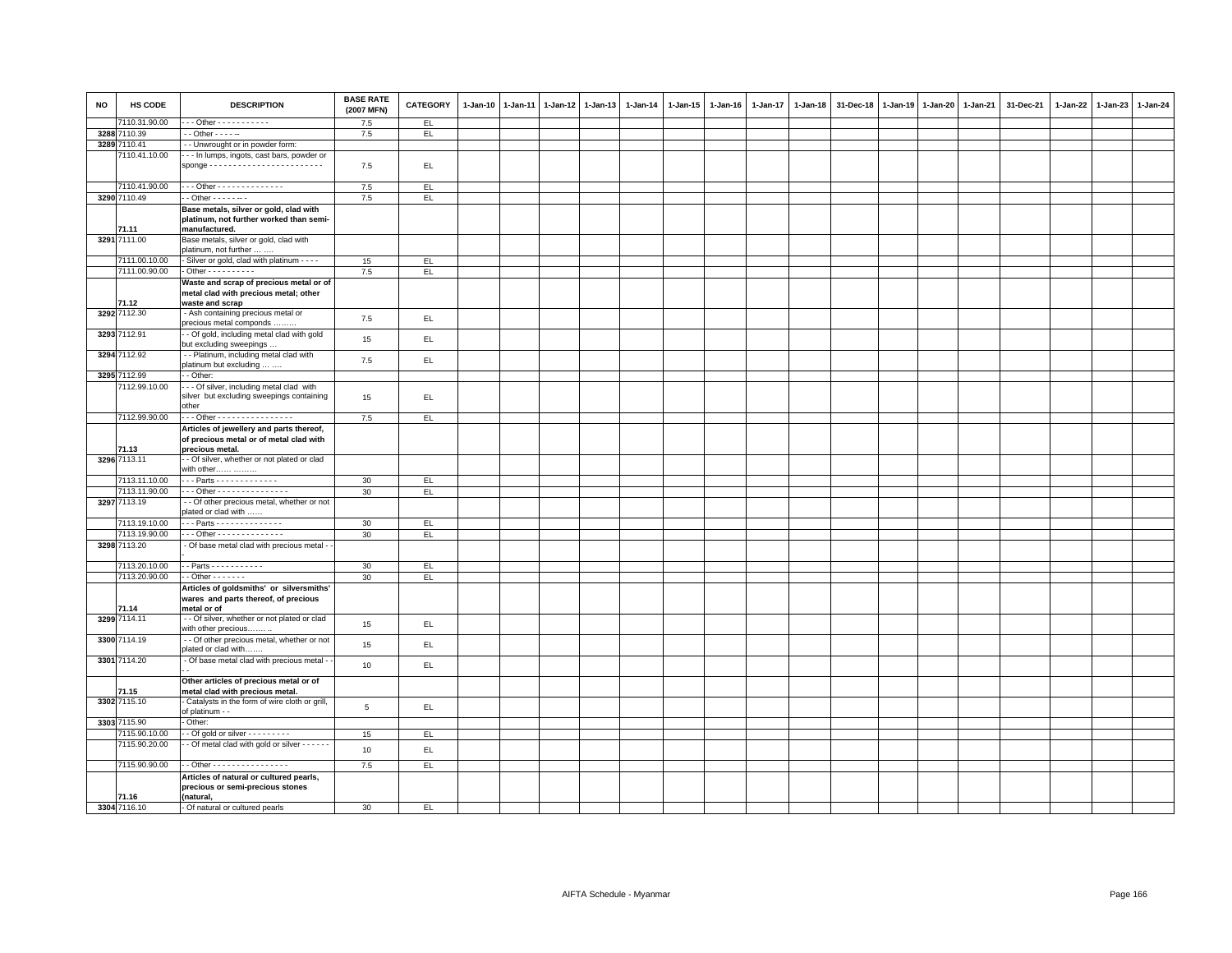| NO | HS CODE | DESCRIPTION | BASE RATE (2007 MFN) | CATEGORY | 1-Jan-10 | 1-Jan-11 | 1-Jan-12 | 1-Jan-13 | 1-Jan-14 | 1-Jan-15 | 1-Jan-16 | 1-Jan-17 | 1-Jan-18 | 31-Dec-18 | 1-Jan-19 | 1-Jan-20 | 1-Jan-21 | 31-Dec-21 | 1-Jan-22 | 1-Jan-23 | 1-Jan-24 |
|---|---|---|---|---|---|---|---|---|---|---|---|---|---|---|---|---|---|---|---|---|---|
| | 7110.31.90.00 | - - - Other - - - - - - - - - - - | 7.5 | EL | | | | | | | | | | | | | | | | | |
| 3288 | 7110.39 | - - Other - - - - -- | 7.5 | EL | | | | | | | | | | | | | | | | | |
| 3289 | 7110.41 | - - Unwrought or in powder form: | | | | | | | | | | | | | | | | | | | |
| | 7110.41.10.00 | - - - In lumps, ingots, cast bars, powder or sponge - - - - - - - - - - - - - - - - - - - - - - - - | 7.5 | EL | | | | | | | | | | | | | | | | | |
| | 7110.41.90.00 | - - - Other - - - - - - - - - - - - - - - | 7.5 | EL | | | | | | | | | | | | | | | | | |
| 3290 | 7110.49 | - - Other - - - - -- - | 7.5 | EL | | | | | | | | | | | | | | | | | |
| | 71.11 | **Base metals, silver or gold, clad with platinum, not further worked than semi-manufactured.** | | | | | | | | | | | | | | | | | | | |
| 3291 | 7111.00 | Base metals, silver or gold, clad with platinum, not further … …. | | | | | | | | | | | | | | | | | | | |
| | 7111.00.10.00 | - Silver or gold, clad with platinum - - - - | 15 | EL | | | | | | | | | | | | | | | | | |
| | 7111.00.90.00 | - Other - - - - - - - - - - | 7.5 | EL | | | | | | | | | | | | | | | | | |
| | 71.12 | **Waste and scrap of precious metal or of metal clad with precious metal; other waste and scrap** | | | | | | | | | | | | | | | | | | | |
| 3292 | 7112.30 | - Ash containing precious metal or precious metal componds ……… | 7.5 | EL | | | | | | | | | | | | | | | | | |
| 3293 | 7112.91 | - - Of gold, including metal clad with gold but excluding sweepings … | 15 | EL | | | | | | | | | | | | | | | | | |
| 3294 | 7112.92 | - - Platinum, including metal clad with platinum but excluding … …. | 7.5 | EL | | | | | | | | | | | | | | | | | |
| 3295 | 7112.99 | - - Other: | | | | | | | | | | | | | | | | | | | |
| | 7112.99.10.00 | - - - Of silver, including metal clad with silver but excluding sweepings containing other | 15 | EL | | | | | | | | | | | | | | | | | |
| | 7112.99.90.00 | - - - Other - - - - - - - - - - - - - - - - | 7.5 | EL | | | | | | | | | | | | | | | | | |
| | 71.13 | **Articles of jewellery and parts thereof, of precious metal or of metal clad with precious metal.** | | | | | | | | | | | | | | | | | | | |
| 3296 | 7113.11 | - - Of silver, whether or not plated or clad with other…… ……… | | | | | | | | | | | | | | | | | | | |
| | 7113.11.10.00 | - - - Parts - - - - - - - - - - - - - | 30 | EL | | | | | | | | | | | | | | | | | |
| | 7113.11.90.00 | - - - Other - - - - - - - - - - - - - - - | 30 | EL | | | | | | | | | | | | | | | | | |
| 3297 | 7113.19 | - - Of other precious metal, whether or not plated or clad with …… | | | | | | | | | | | | | | | | | | | |
| | 7113.19.10.00 | - - - Parts - - - - - - - - - - - - - - | 30 | EL | | | | | | | | | | | | | | | | | |
| | 7113.19.90.00 | - - - Other - - - - - - - - - - - - - - | 30 | EL | | | | | | | | | | | | | | | | | |
| 3298 | 7113.20 | - Of base metal clad with precious metal - - - | | | | | | | | | | | | | | | | | | | |
| | 7113.20.10.00 | - - Parts - - - - - - - - - - - | 30 | EL | | | | | | | | | | | | | | | | | |
| | 7113.20.90.00 | - - Other - - - - - - - | 30 | EL | | | | | | | | | | | | | | | | | |
| | 71.14 | **Articles of goldsmiths' or silversmiths' wares and parts thereof, of precious metal or of** | | | | | | | | | | | | | | | | | | | |
| 3299 | 7114.11 | - - Of silver, whether or not plated or clad with other precious……. .. | 15 | EL | | | | | | | | | | | | | | | | | |
| 3300 | 7114.19 | - - Of other precious metal, whether or not plated or clad with……. | 15 | EL | | | | | | | | | | | | | | | | | |
| 3301 | 7114.20 | - Of base metal clad with precious metal - - - - | 10 | EL | | | | | | | | | | | | | | | | | |
| | 71.15 | **Other articles of precious metal or of metal clad with precious metal.** | | | | | | | | | | | | | | | | | | | |
| 3302 | 7115.10 | - Catalysts in the form of wire cloth or grill, of platinum - - | 5 | EL | | | | | | | | | | | | | | | | | |
| 3303 | 7115.90 | - Other: | | | | | | | | | | | | | | | | | | | |
| | 7115.90.10.00 | - - Of gold or silver - - - - - - - - - | 15 | EL | | | | | | | | | | | | | | | | | |
| | 7115.90.20.00 | - - Of metal clad with gold or silver - - - - - - | 10 | EL | | | | | | | | | | | | | | | | | |
| | 7115.90.90.00 | - - Other - - - - - - - - - - - - - - - - | 7.5 | EL | | | | | | | | | | | | | | | | | |
| | 71.16 | **Articles of natural or cultured pearls, precious or semi-precious stones (natural,** | | | | | | | | | | | | | | | | | | | |
| 3304 | 7116.10 | - Of natural or cultured pearls | 30 | EL | | | | | | | | | | | | | | | | | |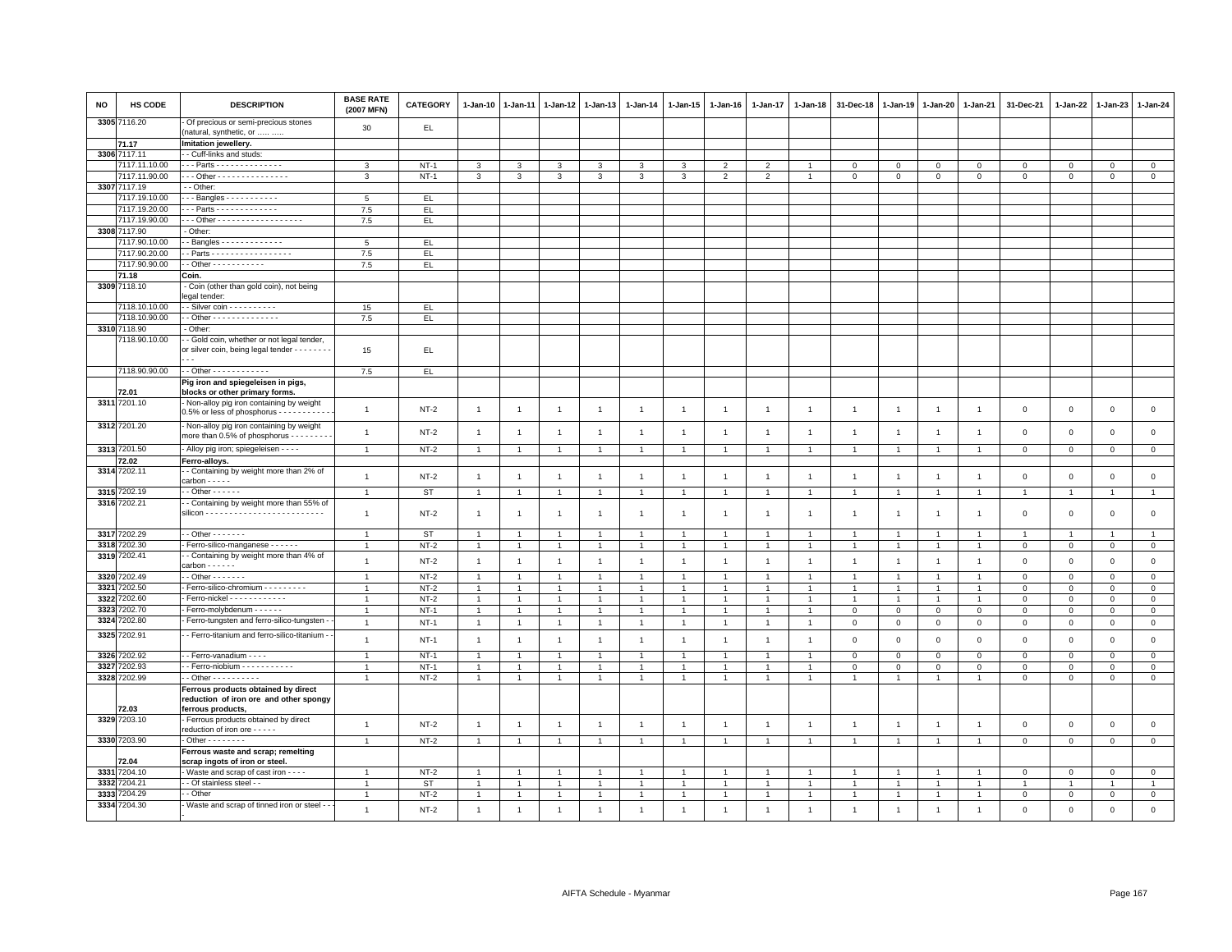| NO | HS CODE | DESCRIPTION | BASE RATE (2007 MFN) | CATEGORY | 1-Jan-10 | 1-Jan-11 | 1-Jan-12 | 1-Jan-13 | 1-Jan-14 | 1-Jan-15 | 1-Jan-16 | 1-Jan-17 | 1-Jan-18 | 31-Dec-18 | 1-Jan-19 | 1-Jan-20 | 1-Jan-21 | 31-Dec-21 | 1-Jan-22 | 1-Jan-23 | 1-Jan-24 |
|---|---|---|---|---|---|---|---|---|---|---|---|---|---|---|---|---|---|---|---|---|---|
| 3305 | 7116.20 | - Of precious or semi-precious stones (natural, synthetic, or ..... ..... | 30 | EL | | | | | | | | | | | | | | | | | |
| | 71.17 | **Imitation jewellery.** | | | | | | | | | | | | | | | | | | | |
| 3306 | 7117.11 | - - Cuff-links and studs: | | | | | | | | | | | | | | | | | | | |
| | 7117.11.10.00 | - - - Parts - - - - - - - - - - - - - - | 3 | NT-1 | 3 | 3 | 3 | 3 | 3 | 3 | 2 | 2 | 1 | 0 | 0 | 0 | 0 | 0 | 0 | 0 | 0 |
| | 7117.11.90.00 | - - - Other - - - - - - - - - - - - - - - | 3 | NT-1 | 3 | 3 | 3 | 3 | 3 | 3 | 2 | 2 | 1 | 0 | 0 | 0 | 0 | 0 | 0 | 0 | 0 |
| 3307 | 7117.19 | - - Other: | | | | | | | | | | | | | | | | | | | |
| | 7117.19.10.00 | - - - Bangles - - - - - - - - - - - | 5 | EL | | | | | | | | | | | | | | | | | |
| | 7117.19.20.00 | - - - Parts - - - - - - - - - - - - - | 7.5 | EL | | | | | | | | | | | | | | | | | |
| | 7117.19.90.00 | - - - Other - - - - - - - - - - - - - - - - - - | 7.5 | EL | | | | | | | | | | | | | | | | | |
| 3308 | 7117.90 | - Other: | | | | | | | | | | | | | | | | | | | |
| | 7117.90.10.00 | - - Bangles - - - - - - - - - - - - - | 5 | EL | | | | | | | | | | | | | | | | | |
| | 7117.90.20.00 | - - Parts - - - - - - - - - - - - - - - - - | 7.5 | EL | | | | | | | | | | | | | | | | | |
| | 7117.90.90.00 | - - Other - - - - - - - - - - - | 7.5 | EL | | | | | | | | | | | | | | | | | |
| | 71.18 | **Coin.** | | | | | | | | | | | | | | | | | | | |
| 3309 | 7118.10 | - Coin (other than gold coin), not being legal tender: | | | | | | | | | | | | | | | | | | | |
| | 7118.10.10.00 | - - Silver coin - - - - - - - - - - | 15 | EL | | | | | | | | | | | | | | | | | |
| | 7118.10.90.00 | - - Other - - - - - - - - - - - - - - | 7.5 | EL | | | | | | | | | | | | | | | | | |
| 3310 | 7118.90 | - Other: | | | | | | | | | | | | | | | | | | | |
| | 7118.90.10.00 | - - Gold coin, whether or not legal tender, or silver coin, being legal tender - - - - - - - - - - - | 15 | EL | | | | | | | | | | | | | | | | | |
| | 7118.90.90.00 | - - Other - - - - - - - - - - - - | 7.5 | EL | | | | | | | | | | | | | | | | | |
| | 72.01 | **Pig iron and spiegeleisen in pigs, blocks or other primary forms.** | | | | | | | | | | | | | | | | | | | |
| 3311 | 7201.10 | - Non-alloy pig iron containing by weight 0.5% or less of phosphorus - - - - - - - - - - - - | 1 | NT-2 | 1 | 1 | 1 | 1 | 1 | 1 | 1 | 1 | 1 | 1 | 1 | 1 | 1 | 0 | 0 | 0 | 0 |
| 3312 | 7201.20 | - Non-alloy pig iron containing by weight more than 0.5% of phosphorus - - - - - - - - - | 1 | NT-2 | 1 | 1 | 1 | 1 | 1 | 1 | 1 | 1 | 1 | 1 | 1 | 1 | 1 | 0 | 0 | 0 | 0 |
| 3313 | 7201.50 | - Alloy pig iron; spiegeleisen - - - - | 1 | NT-2 | 1 | 1 | 1 | 1 | 1 | 1 | 1 | 1 | 1 | 1 | 1 | 1 | 1 | 0 | 0 | 0 | 0 |
| | 72.02 | **Ferro-alloys.** | | | | | | | | | | | | | | | | | | | |
| 3314 | 7202.11 | - - Containing by weight more than 2% of carbon - - - - - | 1 | NT-2 | 1 | 1 | 1 | 1 | 1 | 1 | 1 | 1 | 1 | 1 | 1 | 1 | 1 | 0 | 0 | 0 | 0 |
| 3315 | 7202.19 | - - Other - - - - - - | 1 | ST | 1 | 1 | 1 | 1 | 1 | 1 | 1 | 1 | 1 | 1 | 1 | 1 | 1 | 1 | 1 | 1 | 1 |
| 3316 | 7202.21 | - - Containing by weight more than 55% of silicon - - - - - - - - - - - - - - - - - - - - - - - - - | 1 | NT-2 | 1 | 1 | 1 | 1 | 1 | 1 | 1 | 1 | 1 | 1 | 1 | 1 | 1 | 0 | 0 | 0 | 0 |
| 3317 | 7202.29 | - - Other - - - - - - - | 1 | ST | 1 | 1 | 1 | 1 | 1 | 1 | 1 | 1 | 1 | 1 | 1 | 1 | 1 | 1 | 1 | 1 | 1 |
| 3318 | 7202.30 | - Ferro-silico-manganese - - - - - - | 1 | NT-2 | 1 | 1 | 1 | 1 | 1 | 1 | 1 | 1 | 1 | 1 | 1 | 1 | 1 | 0 | 0 | 0 | 0 |
| 3319 | 7202.41 | - - Containing by weight more than 4% of carbon - - - - - - | 1 | NT-2 | 1 | 1 | 1 | 1 | 1 | 1 | 1 | 1 | 1 | 1 | 1 | 1 | 1 | 0 | 0 | 0 | 0 |
| 3320 | 7202.49 | - - Other - - - - - - - | 1 | NT-2 | 1 | 1 | 1 | 1 | 1 | 1 | 1 | 1 | 1 | 1 | 1 | 1 | 1 | 0 | 0 | 0 | 0 |
| 3321 | 7202.50 | - Ferro-silico-chromium - - - - - - - - - | 1 | NT-2 | 1 | 1 | 1 | 1 | 1 | 1 | 1 | 1 | 1 | 1 | 1 | 1 | 1 | 0 | 0 | 0 | 0 |
| 3322 | 7202.60 | - Ferro-nickel - - - - - - - - - - - - | 1 | NT-2 | 1 | 1 | 1 | 1 | 1 | 1 | 1 | 1 | 1 | 1 | 1 | 1 | 1 | 0 | 0 | 0 | 0 |
| 3323 | 7202.70 | - Ferro-molybdenum - - - - - - | 1 | NT-1 | 1 | 1 | 1 | 1 | 1 | 1 | 1 | 1 | 1 | 0 | 0 | 0 | 0 | 0 | 0 | 0 | 0 |
| 3324 | 7202.80 | - Ferro-tungsten and ferro-silico-tungsten - - | 1 | NT-1 | 1 | 1 | 1 | 1 | 1 | 1 | 1 | 1 | 1 | 0 | 0 | 0 | 0 | 0 | 0 | 0 | 0 |
| 3325 | 7202.91 | - - Ferro-titanium and ferro-silico-titanium - - | 1 | NT-1 | 1 | 1 | 1 | 1 | 1 | 1 | 1 | 1 | 1 | 0 | 0 | 0 | 0 | 0 | 0 | 0 | 0 |
| 3326 | 7202.92 | - - Ferro-vanadium - - - - | 1 | NT-1 | 1 | 1 | 1 | 1 | 1 | 1 | 1 | 1 | 1 | 0 | 0 | 0 | 0 | 0 | 0 | 0 | 0 |
| 3327 | 7202.93 | - - Ferro-niobium - - - - - - - - - - - | 1 | NT-1 | 1 | 1 | 1 | 1 | 1 | 1 | 1 | 1 | 1 | 0 | 0 | 0 | 0 | 0 | 0 | 0 | 0 |
| 3328 | 7202.99 | - - Other - - - - - - - - - - | 1 | NT-2 | 1 | 1 | 1 | 1 | 1 | 1 | 1 | 1 | 1 | 1 | 1 | 1 | 1 | 0 | 0 | 0 | 0 |
| | 72.03 | **Ferrous products obtained by direct reduction of iron ore and other spongy ferrous products,** | | | | | | | | | | | | | | | | | | | |
| 3329 | 7203.10 | - Ferrous products obtained by direct reduction of iron ore - - - - - | 1 | NT-2 | 1 | 1 | 1 | 1 | 1 | 1 | 1 | 1 | 1 | 1 | 1 | 1 | 1 | 0 | 0 | 0 | 0 |
| 3330 | 7203.90 | - Other - - - - - - - - | 1 | NT-2 | 1 | 1 | 1 | 1 | 1 | 1 | 1 | 1 | 1 | 1 | 1 | 1 | 1 | 0 | 0 | 0 | 0 |
| | 72.04 | **Ferrous waste and scrap; remelting scrap ingots of iron or steel.** | | | | | | | | | | | | | | | | | | | |
| 3331 | 7204.10 | - Waste and scrap of cast iron - - - - | 1 | NT-2 | 1 | 1 | 1 | 1 | 1 | 1 | 1 | 1 | 1 | 1 | 1 | 1 | 1 | 0 | 0 | 0 | 0 |
| 3332 | 7204.21 | - - Of stainless steel - - | 1 | ST | 1 | 1 | 1 | 1 | 1 | 1 | 1 | 1 | 1 | 1 | 1 | 1 | 1 | 1 | 1 | 1 | 1 |
| 3333 | 7204.29 | - - Other | 1 | NT-2 | 1 | 1 | 1 | 1 | 1 | 1 | 1 | 1 | 1 | 1 | 1 | 1 | 1 | 0 | 0 | 0 | 0 |
| 3334 | 7204.30 | - Waste and scrap of tinned iron or steel - - - | 1 | NT-2 | 1 | 1 | 1 | 1 | 1 | 1 | 1 | 1 | 1 | 1 | 1 | 1 | 1 | 0 | 0 | 0 | 0 |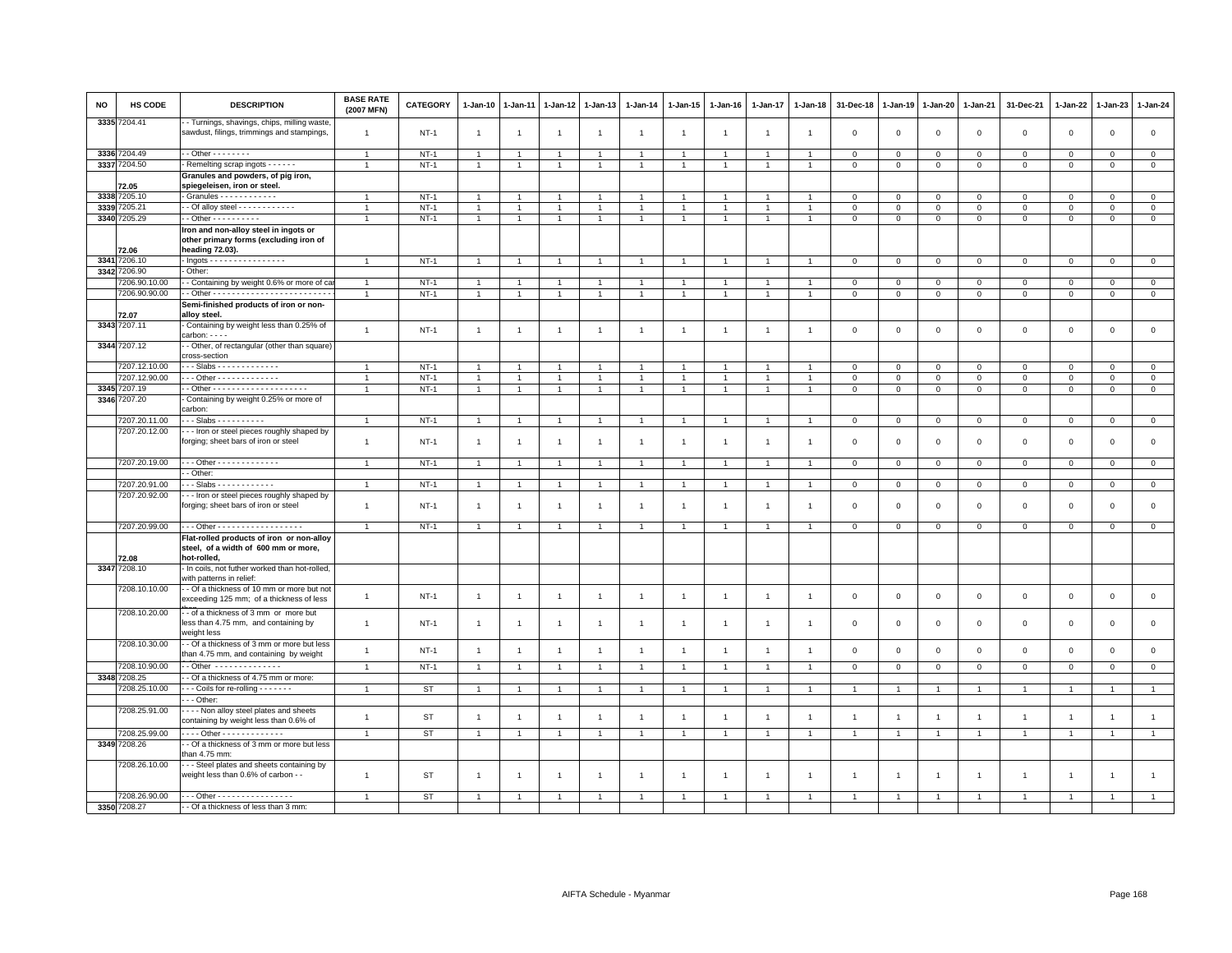| NO | HS CODE | DESCRIPTION | BASE RATE (2007 MFN) | CATEGORY | 1-Jan-10 | 1-Jan-11 | 1-Jan-12 | 1-Jan-13 | 1-Jan-14 | 1-Jan-15 | 1-Jan-16 | 1-Jan-17 | 1-Jan-18 | 31-Dec-18 | 1-Jan-19 | 1-Jan-20 | 1-Jan-21 | 31-Dec-21 | 1-Jan-22 | 1-Jan-23 | 1-Jan-24 |
|---|---|---|---|---|---|---|---|---|---|---|---|---|---|---|---|---|---|---|---|---|---|
| 3335 | 7204.41 | - - Turnings, shavings, chips, milling waste, sawdust, filings, trimmings and stampings, | 1 | NT-1 | 1 | 1 | 1 | 1 | 1 | 1 | 1 | 1 | 1 | 0 | 0 | 0 | 0 | 0 | 0 | 0 | 0 |
| 3336 | 7204.49 | - - Other - - - - - - - - | 1 | NT-1 | 1 | 1 | 1 | 1 | 1 | 1 | 1 | 1 | 1 | 0 | 0 | 0 | 0 | 0 | 0 | 0 | 0 |
| 3337 | 7204.50 | - Remelting scrap ingots - - - - - - | 1 | NT-1 | 1 | 1 | 1 | 1 | 1 | 1 | 1 | 1 | 1 | 0 | 0 | 0 | 0 | 0 | 0 | 0 | 0 |
| | 72.05 | **Granules and powders, of pig iron, spiegeleisen, iron or steel.** | | | | | | | | | | | | | | | | | | | |
| 3338 | 7205.10 | - Granules - - - - - - - - - - - - | 1 | NT-1 | 1 | 1 | 1 | 1 | 1 | 1 | 1 | 1 | 1 | 0 | 0 | 0 | 0 | 0 | 0 | 0 | 0 |
| 3339 | 7205.21 | - - Of alloy steel - - - - - - - - - - - - | 1 | NT-1 | 1 | 1 | 1 | 1 | 1 | 1 | 1 | 1 | 1 | 0 | 0 | 0 | 0 | 0 | 0 | 0 | 0 |
| 3340 | 7205.29 | - - Other - - - - - - - - - - | 1 | NT-1 | 1 | 1 | 1 | 1 | 1 | 1 | 1 | 1 | 1 | 0 | 0 | 0 | 0 | 0 | 0 | 0 | 0 |
| | 72.06 | **Iron and non-alloy steel in ingots or other primary forms (excluding iron of heading 72.03).** | | | | | | | | | | | | | | | | | | | |
| 3341 | 7206.10 | - Ingots - - - - - - - - - - - - - - - - | 1 | NT-1 | 1 | 1 | 1 | 1 | 1 | 1 | 1 | 1 | 1 | 0 | 0 | 0 | 0 | 0 | 0 | 0 | 0 |
| 3342 | 7206.90 | - Other: | | | | | | | | | | | | | | | | | | | |
| | 7206.90.10.00 | - - Containing by weight 0.6% or more of car | 1 | NT-1 | 1 | 1 | 1 | 1 | 1 | 1 | 1 | 1 | 1 | 0 | 0 | 0 | 0 | 0 | 0 | 0 | 0 |
| | 7206.90.90.00 | - - Other - - - - - - - - - - - - - - - - - - - - - - - - - | 1 | NT-1 | 1 | 1 | 1 | 1 | 1 | 1 | 1 | 1 | 1 | 0 | 0 | 0 | 0 | 0 | 0 | 0 | 0 |
| | 72.07 | **Semi-finished products of iron or non-alloy steel.** | | | | | | | | | | | | | | | | | | | |
| 3343 | 7207.11 | - Containing by weight less than 0.25% of carbon: - - - - | 1 | NT-1 | 1 | 1 | 1 | 1 | 1 | 1 | 1 | 1 | 1 | 0 | 0 | 0 | 0 | 0 | 0 | 0 | 0 |
| 3344 | 7207.12 | - - Other, of rectangular (other than square) cross-section | | | | | | | | | | | | | | | | | | | |
| | 7207.12.10.00 | - - - Slabs - - - - - - - - - - - - - - | 1 | NT-1 | 1 | 1 | 1 | 1 | 1 | 1 | 1 | 1 | 1 | 0 | 0 | 0 | 0 | 0 | 0 | 0 | 0 |
| | 7207.12.90.00 | - - - Other - - - - - - - - - - - - - - | 1 | NT-1 | 1 | 1 | 1 | 1 | 1 | 1 | 1 | 1 | 1 | 0 | 0 | 0 | 0 | 0 | 0 | 0 | 0 |
| 3345 | 7207.19 | - - Other - - - - - - - - - - - - - - - - - - - - | 1 | NT-1 | 1 | 1 | 1 | 1 | 1 | 1 | 1 | 1 | 1 | 0 | 0 | 0 | 0 | 0 | 0 | 0 | 0 |
| 3346 | 7207.20 | - Containing by weight 0.25% or more of carbon: | | | | | | | | | | | | | | | | | | | |
| | 7207.20.11.00 | - - - Slabs - - - - - - - - - - | 1 | NT-1 | 1 | 1 | 1 | 1 | 1 | 1 | 1 | 1 | 1 | 0 | 0 | 0 | 0 | 0 | 0 | 0 | 0 |
| | 7207.20.12.00 | - - - Iron or steel pieces roughly shaped by forging; sheet bars of iron or steel | 1 | NT-1 | 1 | 1 | 1 | 1 | 1 | 1 | 1 | 1 | 1 | 0 | 0 | 0 | 0 | 0 | 0 | 0 | 0 |
| | 7207.20.19.00 | - - - Other - - - - - - - - - - - - - - | 1 | NT-1 | 1 | 1 | 1 | 1 | 1 | 1 | 1 | 1 | 1 | 0 | 0 | 0 | 0 | 0 | 0 | 0 | 0 |
| | | - - Other: | | | | | | | | | | | | | | | | | | | |
| | 7207.20.91.00 | - - - Slabs - - - - - - - - - - - - | 1 | NT-1 | 1 | 1 | 1 | 1 | 1 | 1 | 1 | 1 | 1 | 0 | 0 | 0 | 0 | 0 | 0 | 0 | 0 |
| | 7207.20.92.00 | - - - Iron or steel pieces roughly shaped by forging; sheet bars of iron or steel | 1 | NT-1 | 1 | 1 | 1 | 1 | 1 | 1 | 1 | 1 | 1 | 0 | 0 | 0 | 0 | 0 | 0 | 0 | 0 |
| | 7207.20.99.00 | - - - Other - - - - - - - - - - - - - - - - - - | 1 | NT-1 | 1 | 1 | 1 | 1 | 1 | 1 | 1 | 1 | 1 | 0 | 0 | 0 | 0 | 0 | 0 | 0 | 0 |
| | 72.08 | **Flat-rolled products of iron or non-alloy steel, of a width of 600 mm or more, hot-rolled,** | | | | | | | | | | | | | | | | | | | |
| 3347 | 7208.10 | - In coils, not futher worked than hot-rolled, with patterns in relief: | | | | | | | | | | | | | | | | | | | |
| | 7208.10.10.00 | - - Of a thickness of 10 mm or more but not exceeding 125 mm; of a thickness of less than | 1 | NT-1 | 1 | 1 | 1 | 1 | 1 | 1 | 1 | 1 | 1 | 0 | 0 | 0 | 0 | 0 | 0 | 0 | 0 |
| | 7208.10.20.00 | - - of a thickness of 3 mm or more but less than 4.75 mm, and containing by weight less | 1 | NT-1 | 1 | 1 | 1 | 1 | 1 | 1 | 1 | 1 | 1 | 0 | 0 | 0 | 0 | 0 | 0 | 0 | 0 |
| | 7208.10.30.00 | - - Of a thickness of 3 mm or more but less than 4.75 mm, and containing by weight | 1 | NT-1 | 1 | 1 | 1 | 1 | 1 | 1 | 1 | 1 | 1 | 0 | 0 | 0 | 0 | 0 | 0 | 0 | 0 |
| | 7208.10.90.00 | - - Other - - - - - - - - - - - - - - | 1 | NT-1 | 1 | 1 | 1 | 1 | 1 | 1 | 1 | 1 | 1 | 0 | 0 | 0 | 0 | 0 | 0 | 0 | 0 |
| 3348 | 7208.25 | - - Of a thickness of 4.75 mm or more: | | | | | | | | | | | | | | | | | | | |
| | 7208.25.10.00 | - - - Coils for re-rolling - - - - - - - | 1 | ST | 1 | 1 | 1 | 1 | 1 | 1 | 1 | 1 | 1 | 1 | 1 | 1 | 1 | 1 | 1 | 1 | 1 |
| | | - - - Other: | | | | | | | | | | | | | | | | | | | |
| | 7208.25.91.00 | - - - - Non alloy steel plates and sheets containing by weight less than 0.6% of | 1 | ST | 1 | 1 | 1 | 1 | 1 | 1 | 1 | 1 | 1 | 1 | 1 | 1 | 1 | 1 | 1 | 1 | 1 |
| | 7208.25.99.00 | - - - - Other - - - - - - - - - - - - - | 1 | ST | 1 | 1 | 1 | 1 | 1 | 1 | 1 | 1 | 1 | 1 | 1 | 1 | 1 | 1 | 1 | 1 | 1 |
| 3349 | 7208.26 | - - Of a thickness of 3 mm or more but less than 4.75 mm: | | | | | | | | | | | | | | | | | | | |
| | 7208.26.10.00 | - - - Steel plates and sheets containing by weight less than 0.6% of carbon - - | 1 | ST | 1 | 1 | 1 | 1 | 1 | 1 | 1 | 1 | 1 | 1 | 1 | 1 | 1 | 1 | 1 | 1 | 1 |
| | 7208.26.90.00 | - - - Other - - - - - - - - - - - - - - - - | 1 | ST | 1 | 1 | 1 | 1 | 1 | 1 | 1 | 1 | 1 | 1 | 1 | 1 | 1 | 1 | 1 | 1 | 1 |
| 3350 | 7208.27 | - - Of a thickness of less than 3 mm: | | | | | | | | | | | | | | | | | | | |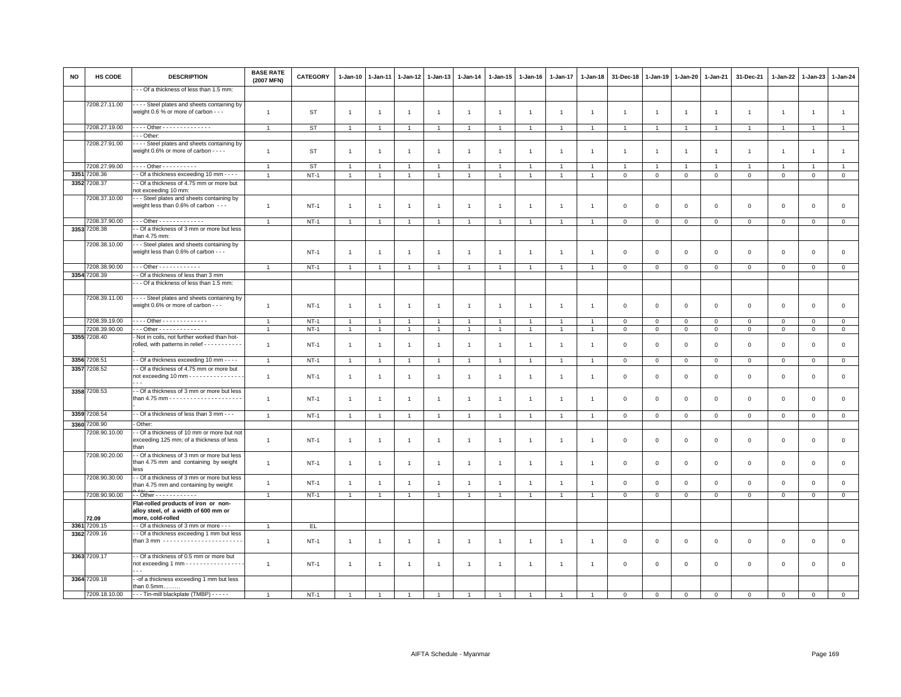| NO | HS CODE | DESCRIPTION | BASE RATE (2007 MFN) | CATEGORY | 1-Jan-10 | 1-Jan-11 | 1-Jan-12 | 1-Jan-13 | 1-Jan-14 | 1-Jan-15 | 1-Jan-16 | 1-Jan-17 | 1-Jan-18 | 31-Dec-18 | 1-Jan-19 | 1-Jan-20 | 1-Jan-21 | 31-Dec-21 | 1-Jan-22 | 1-Jan-23 | 1-Jan-24 |
|---|---|---|---|---|---|---|---|---|---|---|---|---|---|---|---|---|---|---|---|---|---|
| | | - - - Of a thickness of less than 1.5 mm: | | | | | | | | | | | | | | | | | | | |
| | 7208.27.11.00 | - - - - Steel plates and sheets containing by weight 0.6 % or more of carbon - - - | 1 | ST | 1 | 1 | 1 | 1 | 1 | 1 | 1 | 1 | 1 | 1 | 1 | 1 | 1 | 1 | 1 | 1 | 1 |
| | 7208.27.19.00 | - - - - Other - - - - - - - - - - - - - - | 1 | ST | 1 | 1 | 1 | 1 | 1 | 1 | 1 | 1 | 1 | 1 | 1 | 1 | 1 | 1 | 1 | 1 | 1 |
| | | - - - Other: | | | | | | | | | | | | | | | | | | | |
| | 7208.27.91.00 | - - - - Steel plates and sheets containing by weight 0.6% or more of carbon - - - - | 1 | ST | 1 | 1 | 1 | 1 | 1 | 1 | 1 | 1 | 1 | 1 | 1 | 1 | 1 | 1 | 1 | 1 | 1 |
| | 7208.27.99.00 | - - - - Other - - - - - - - - - - | 1 | ST | 1 | 1 | 1 | 1 | 1 | 1 | 1 | 1 | 1 | 1 | 1 | 1 | 1 | 1 | 1 | 1 | 1 |
| 3351 | 7208.36 | - - Of a thickness exceeding 10 mm - - - - | 1 | NT-1 | 1 | 1 | 1 | 1 | 1 | 1 | 1 | 1 | 1 | 0 | 0 | 0 | 0 | 0 | 0 | 0 | 0 |
| 3352 | 7208.37 | - - Of a thickness of 4.75 mm or more but not exceeding 10 mm: | | | | | | | | | | | | | | | | | | | |
| | 7208.37.10.00 | - - - Steel plates and sheets containing by weight less than 0.6% of carbon - - - | 1 | NT-1 | 1 | 1 | 1 | 1 | 1 | 1 | 1 | 1 | 1 | 0 | 0 | 0 | 0 | 0 | 0 | 0 | 0 |
| | 7208.37.90.00 | - - - Other - - - - - - - - - - - - - | 1 | NT-1 | 1 | 1 | 1 | 1 | 1 | 1 | 1 | 1 | 1 | 0 | 0 | 0 | 0 | 0 | 0 | 0 | 0 |
| 3353 | 7208.38 | - - Of a thickness of 3 mm or more but less than 4.75 mm: | | | | | | | | | | | | | | | | | | | |
| | 7208.38.10.00 | - - - Steel plates and sheets containing by weight less than 0.6% of carbon - - - | | NT-1 | 1 | 1 | 1 | 1 | 1 | 1 | 1 | 1 | 1 | 0 | 0 | 0 | 0 | 0 | 0 | 0 | 0 |
| | 7208.38.90.00 | - - - Other - - - - - - - - - - - - | 1 | NT-1 | 1 | 1 | 1 | 1 | 1 | 1 | 1 | 1 | 1 | 0 | 0 | 0 | 0 | 0 | 0 | 0 | 0 |
| 3354 | 7208.39 | - - Of a thickness of less than 3 mm | | | | | | | | | | | | | | | | | | | |
| | | - - - Of a thickness of less than 1.5 mm: | | | | | | | | | | | | | | | | | | | |
| | 7208.39.11.00 | - - - - Steel plates and sheets containing by weight 0.6% or more of carbon - - - | 1 | NT-1 | 1 | 1 | 1 | 1 | 1 | 1 | 1 | 1 | 1 | 0 | 0 | 0 | 0 | 0 | 0 | 0 | 0 |
| | 7208.39.19.00 | - - - - Other - - - - - - - - - - - - - | 1 | NT-1 | 1 | 1 | 1 | 1 | 1 | 1 | 1 | 1 | 1 | 0 | 0 | 0 | 0 | 0 | 0 | 0 | 0 |
| | 7208.39.90.00 | - - - Other - - - - - - - - - - - - | 1 | NT-1 | 1 | 1 | 1 | 1 | 1 | 1 | 1 | 1 | 1 | 0 | 0 | 0 | 0 | 0 | 0 | 0 | 0 |
| 3355 | 7208.40 | - Not in coils, not further worked than hot-rolled, with patterns in relief - - - - - - - - - - - | 1 | NT-1 | 1 | 1 | 1 | 1 | 1 | 1 | 1 | 1 | 1 | 0 | 0 | 0 | 0 | 0 | 0 | 0 | 0 |
| 3356 | 7208.51 | - - Of a thickness exceeding 10 mm - - - - | 1 | NT-1 | 1 | 1 | 1 | 1 | 1 | 1 | 1 | 1 | 1 | 0 | 0 | 0 | 0 | 0 | 0 | 0 | 0 |
| 3357 | 7208.52 | - - Of a thickness of 4.75 mm or more but not exceeding 10 mm - - - - - - - - - - - - - - - - - - - | 1 | NT-1 | 1 | 1 | 1 | 1 | 1 | 1 | 1 | 1 | 1 | 0 | 0 | 0 | 0 | 0 | 0 | 0 | 0 |
| 3358 | 7208.53 | - - Of a thickness of 3 mm or more but less than 4.75 mm - - - - - - - - - - - - - - - - - - - - - - | 1 | NT-1 | 1 | 1 | 1 | 1 | 1 | 1 | 1 | 1 | 1 | 0 | 0 | 0 | 0 | 0 | 0 | 0 | 0 |
| 3359 | 7208.54 | - - Of a thickness of less than 3 mm - - - | 1 | NT-1 | 1 | 1 | 1 | 1 | 1 | 1 | 1 | 1 | 1 | 0 | 0 | 0 | 0 | 0 | 0 | 0 | 0 |
| 3360 | 7208.90 | - Other: | | | | | | | | | | | | | | | | | | | |
| | 7208.90.10.00 | - - Of a thickness of 10 mm or more but not exceeding 125 mm; of a thickness of less than | 1 | NT-1 | 1 | 1 | 1 | 1 | 1 | 1 | 1 | 1 | 1 | 0 | 0 | 0 | 0 | 0 | 0 | 0 | 0 |
| | 7208.90.20.00 | - - Of a thickness of 3 mm or more but less than 4.75 mm and containing by weight less | 1 | NT-1 | 1 | 1 | 1 | 1 | 1 | 1 | 1 | 1 | 1 | 0 | 0 | 0 | 0 | 0 | 0 | 0 | 0 |
| | 7208.90.30.00 | - - Of a thickness of 3 mm or more but less than 4.75 mm and containing by weight | 1 | NT-1 | 1 | 1 | 1 | 1 | 1 | 1 | 1 | 1 | 1 | 0 | 0 | 0 | 0 | 0 | 0 | 0 | 0 |
| | 7208.90.90.00 | - - Other - - - - - - - - - - - - | 1 | NT-1 | 1 | 1 | 1 | 1 | 1 | 1 | 1 | 1 | 1 | 0 | 0 | 0 | 0 | 0 | 0 | 0 | 0 |
| | 72.09 | **Flat-rolled products of iron or non-alloy steel, of a width of 600 mm or more, cold-rolled** | | | | | | | | | | | | | | | | | | | |
| 3361 | 7209.15 | - - Of a thickness of 3 mm or more - - - | 1 | EL | | | | | | | | | | | | | | | | | |
| 3362 | 7209.16 | - - Of a thickness exceeding 1 mm but less than 3 mm - - - - - - - - - - - - - - - - - - - - - - - | 1 | NT-1 | 1 | 1 | 1 | 1 | 1 | 1 | 1 | 1 | 1 | 0 | 0 | 0 | 0 | 0 | 0 | 0 | 0 |
| 3363 | 7209.17 | - - Of a thickness of 0.5 mm or more but not exceeding 1 mm - - - - - - - - - - - - - - - - - - - | 1 | NT-1 | 1 | 1 | 1 | 1 | 1 | 1 | 1 | 1 | 1 | 0 | 0 | 0 | 0 | 0 | 0 | 0 | 0 |
| 3364 | 7209.18 | - -of a thickness exceeding 1 mm but less than 0.5mm……… | | | | | | | | | | | | | | | | | | | |
| | 7209.18.10.00 | - - - Tin-mill blackplate (TMBP) - - - - - | 1 | NT-1 | 1 | 1 | 1 | 1 | 1 | 1 | 1 | 1 | 1 | 0 | 0 | 0 | 0 | 0 | 0 | 0 | 0 |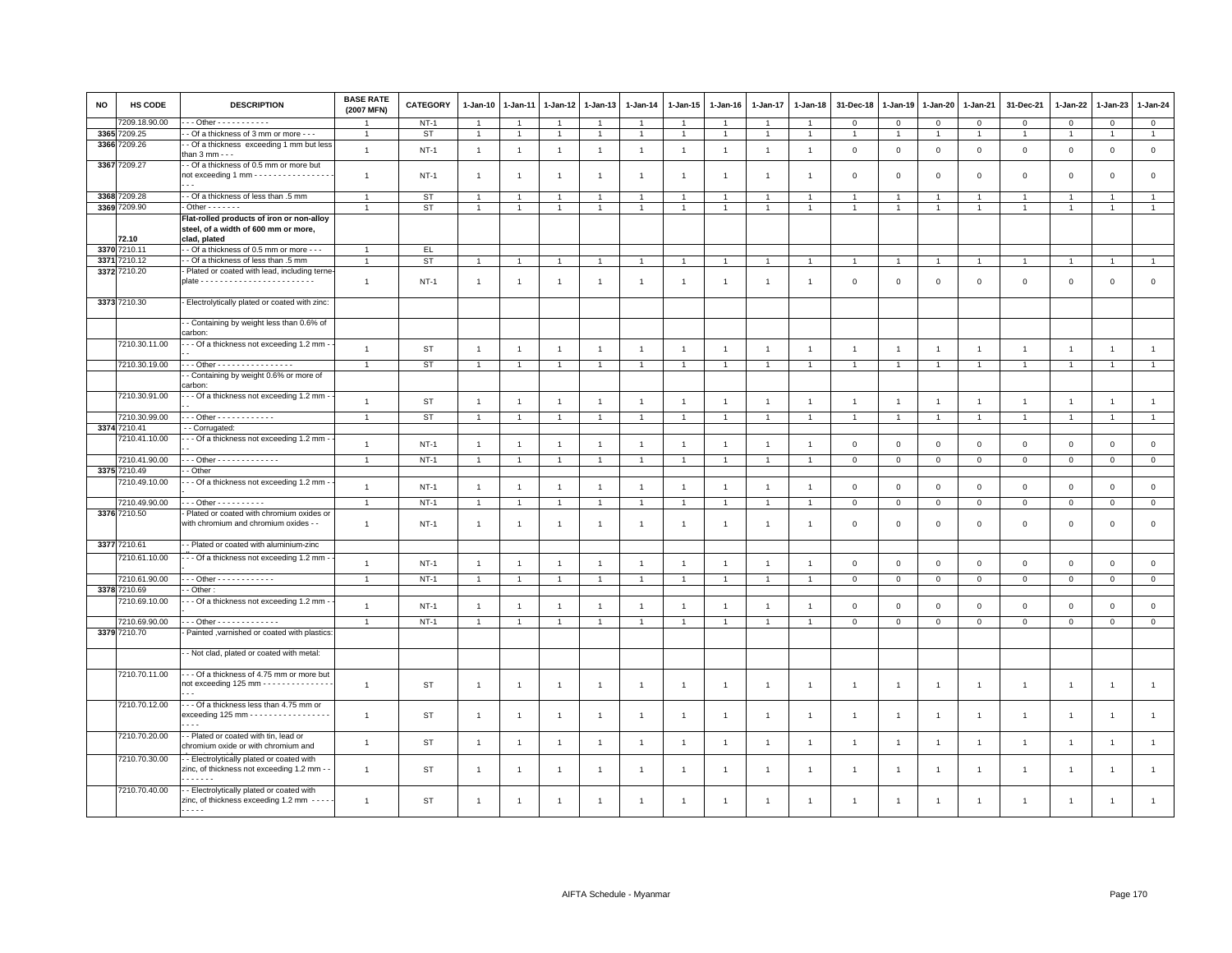| NO | HS CODE | DESCRIPTION | BASE RATE (2007 MFN) | CATEGORY | 1-Jan-10 | 1-Jan-11 | 1-Jan-12 | 1-Jan-13 | 1-Jan-14 | 1-Jan-15 | 1-Jan-16 | 1-Jan-17 | 1-Jan-18 | 31-Dec-18 | 1-Jan-19 | 1-Jan-20 | 1-Jan-21 | 31-Dec-21 | 1-Jan-22 | 1-Jan-23 | 1-Jan-24 |
|---|---|---|---|---|---|---|---|---|---|---|---|---|---|---|---|---|---|---|---|---|---|
| | 7209.18.90.00 | - - - Other - - - - - - - - - - - - | 1 | NT-1 | 1 | 1 | 1 | 1 | 1 | 1 | 1 | 1 | 1 | 0 | 0 | 0 | 0 | 0 | 0 | 0 | 0 |
| 3365 | 7209.25 | - - Of a thickness of 3 mm or more - - - | 1 | ST | 1 | 1 | 1 | 1 | 1 | 1 | 1 | 1 | 1 | 1 | 1 | 1 | 1 | 1 | 1 | 1 | 1 |
| 3366 | 7209.26 | - - Of a thickness exceeding 1 mm but less than 3 mm - - - | 1 | NT-1 | 1 | 1 | 1 | 1 | 1 | 1 | 1 | 1 | 1 | 0 | 0 | 0 | 0 | 0 | 0 | 0 | 0 |
| 3367 | 7209.27 | - - Of a thickness of 0.5 mm or more but not exceeding 1 mm - - - - - - - - - - - - - - - - - - - | 1 | NT-1 | 1 | 1 | 1 | 1 | 1 | 1 | 1 | 1 | 1 | 0 | 0 | 0 | 0 | 0 | 0 | 0 | 0 |
| 3368 | 7209.28 | - - Of a thickness of less than .5 mm | 1 | ST | 1 | 1 | 1 | 1 | 1 | 1 | 1 | 1 | 1 | 1 | 1 | 1 | 1 | 1 | 1 | 1 | 1 |
| 3369 | 7209.90 | - Other - - - - - - - | 1 | ST | 1 | 1 | 1 | 1 | 1 | 1 | 1 | 1 | 1 | 1 | 1 | 1 | 1 | 1 | 1 | 1 | 1 |
| | 72.10 | **Flat-rolled products of iron or non-alloy steel, of a width of 600 mm or more, clad, plated** | | | | | | | | | | | | | | | | | | | |
| 3370 | 7210.11 | - - Of a thickness of 0.5 mm or more - - - | 1 | EL | | | | | | | | | | | | | | | | | |
| 3371 | 7210.12 | - - Of a thickness of less than .5 mm | 1 | ST | 1 | 1 | 1 | 1 | 1 | 1 | 1 | 1 | 1 | 1 | 1 | 1 | 1 | 1 | 1 | 1 | 1 |
| 3372 | 7210.20 | - Plated or coated with lead, including terne-plate - - - - - - - - - - - - - - - - - - - - - - - - | 1 | NT-1 | 1 | 1 | 1 | 1 | 1 | 1 | 1 | 1 | 1 | 0 | 0 | 0 | 0 | 0 | 0 | 0 | 0 |
| 3373 | 7210.30 | - Electrolytically plated or coated with zinc: | | | | | | | | | | | | | | | | | | | |
| | | - - Containing by weight less than 0.6% of carbon: | | | | | | | | | | | | | | | | | | | |
| | 7210.30.11.00 | - - - Of a thickness not exceeding 1.2 mm - - - | 1 | ST | 1 | 1 | 1 | 1 | 1 | 1 | 1 | 1 | 1 | 1 | 1 | 1 | 1 | 1 | 1 | 1 | 1 |
| | 7210.30.19.00 | - - - Other - - - - - - - - - - - - - - - - | 1 | ST | 1 | 1 | 1 | 1 | 1 | 1 | 1 | 1 | 1 | 1 | 1 | 1 | 1 | 1 | 1 | 1 | 1 |
| | | - - Containing by weight 0.6% or more of carbon: | | | | | | | | | | | | | | | | | | | |
| | 7210.30.91.00 | - - - Of a thickness not exceeding 1.2 mm - - - | 1 | ST | 1 | 1 | 1 | 1 | 1 | 1 | 1 | 1 | 1 | 1 | 1 | 1 | 1 | 1 | 1 | 1 | 1 |
| | 7210.30.99.00 | - - - Other - - - - - - - - - - - - | 1 | ST | 1 | 1 | 1 | 1 | 1 | 1 | 1 | 1 | 1 | 1 | 1 | 1 | 1 | 1 | 1 | 1 | 1 |
| 3374 | 7210.41 | - - Corrugated: | | | | | | | | | | | | | | | | | | | |
| | 7210.41.10.00 | - - - Of a thickness not exceeding 1.2 mm - - - | 1 | NT-1 | 1 | 1 | 1 | 1 | 1 | 1 | 1 | 1 | 1 | 0 | 0 | 0 | 0 | 0 | 0 | 0 | 0 |
| | 7210.41.90.00 | - - - Other - - - - - - - - - - - - - | 1 | NT-1 | 1 | 1 | 1 | 1 | 1 | 1 | 1 | 1 | 1 | 0 | 0 | 0 | 0 | 0 | 0 | 0 | 0 |
| 3375 | 7210.49 | - - Other | | | | | | | | | | | | | | | | | | | |
| | 7210.49.10.00 | - - - Of a thickness not exceeding 1.2 mm - - - | 1 | NT-1 | 1 | 1 | 1 | 1 | 1 | 1 | 1 | 1 | 1 | 0 | 0 | 0 | 0 | 0 | 0 | 0 | 0 |
| | 7210.49.90.00 | - - - Other - - - - - - - - - - | 1 | NT-1 | 1 | 1 | 1 | 1 | 1 | 1 | 1 | 1 | 1 | 0 | 0 | 0 | 0 | 0 | 0 | 0 | 0 |
| 3376 | 7210.50 | - Plated or coated with chromium oxides or with chromium and chromium oxides - - | 1 | NT-1 | 1 | 1 | 1 | 1 | 1 | 1 | 1 | 1 | 1 | 0 | 0 | 0 | 0 | 0 | 0 | 0 | 0 |
| 3377 | 7210.61 | - - Plated or coated with aluminium-zinc | | | | | | | | | | | | | | | | | | | |
| | 7210.61.10.00 | - - - Of a thickness not exceeding 1.2 mm - - | 1 | NT-1 | 1 | 1 | 1 | 1 | 1 | 1 | 1 | 1 | 1 | 0 | 0 | 0 | 0 | 0 | 0 | 0 | 0 |
| | 7210.61.90.00 | - - - Other - - - - - - - - - - - - | 1 | NT-1 | 1 | 1 | 1 | 1 | 1 | 1 | 1 | 1 | 1 | 0 | 0 | 0 | 0 | 0 | 0 | 0 | 0 |
| 3378 | 7210.69 | - - Other : | | | | | | | | | | | | | | | | | | | |
| | 7210.69.10.00 | - - - Of a thickness not exceeding 1.2 mm - - | 1 | NT-1 | 1 | 1 | 1 | 1 | 1 | 1 | 1 | 1 | 1 | 0 | 0 | 0 | 0 | 0 | 0 | 0 | 0 |
| | 7210.69.90.00 | - - - Other - - - - - - - - - - - - - | 1 | NT-1 | 1 | 1 | 1 | 1 | 1 | 1 | 1 | 1 | 1 | 0 | 0 | 0 | 0 | 0 | 0 | 0 | 0 |
| 3379 | 7210.70 | - Painted ,varnished or coated with plastics: | | | | | | | | | | | | | | | | | | | |
| | | - - Not clad, plated or coated with metal: | | | | | | | | | | | | | | | | | | | |
| | 7210.70.11.00 | - - - Of a thickness of 4.75 mm or more but not exceeding 125 mm - - - - - - - - - - - - - - - - - | 1 | ST | 1 | 1 | 1 | 1 | 1 | 1 | 1 | 1 | 1 | 1 | 1 | 1 | 1 | 1 | 1 | 1 | 1 |
| | 7210.70.12.00 | - - - Of a thickness less than 4.75 mm or exceeding 125 mm - - - - - - - - - - - - - - - - - - - - - | 1 | ST | 1 | 1 | 1 | 1 | 1 | 1 | 1 | 1 | 1 | 1 | 1 | 1 | 1 | 1 | 1 | 1 | 1 |
| | 7210.70.20.00 | - - Plated or coated with tin, lead or chromium oxide or with chromium and | 1 | ST | 1 | 1 | 1 | 1 | 1 | 1 | 1 | 1 | 1 | 1 | 1 | 1 | 1 | 1 | 1 | 1 | 1 |
| | 7210.70.30.00 | - - Electrolytically plated or coated with zinc, of thickness not exceeding 1.2 mm - - - - - - - - - | 1 | ST | 1 | 1 | 1 | 1 | 1 | 1 | 1 | 1 | 1 | 1 | 1 | 1 | 1 | 1 | 1 | 1 | 1 |
| | 7210.70.40.00 | - - Electrolytically plated or coated with zinc, of thickness exceeding 1.2 mm - - - - - - - - - - | 1 | ST | 1 | 1 | 1 | 1 | 1 | 1 | 1 | 1 | 1 | 1 | 1 | 1 | 1 | 1 | 1 | 1 | 1 |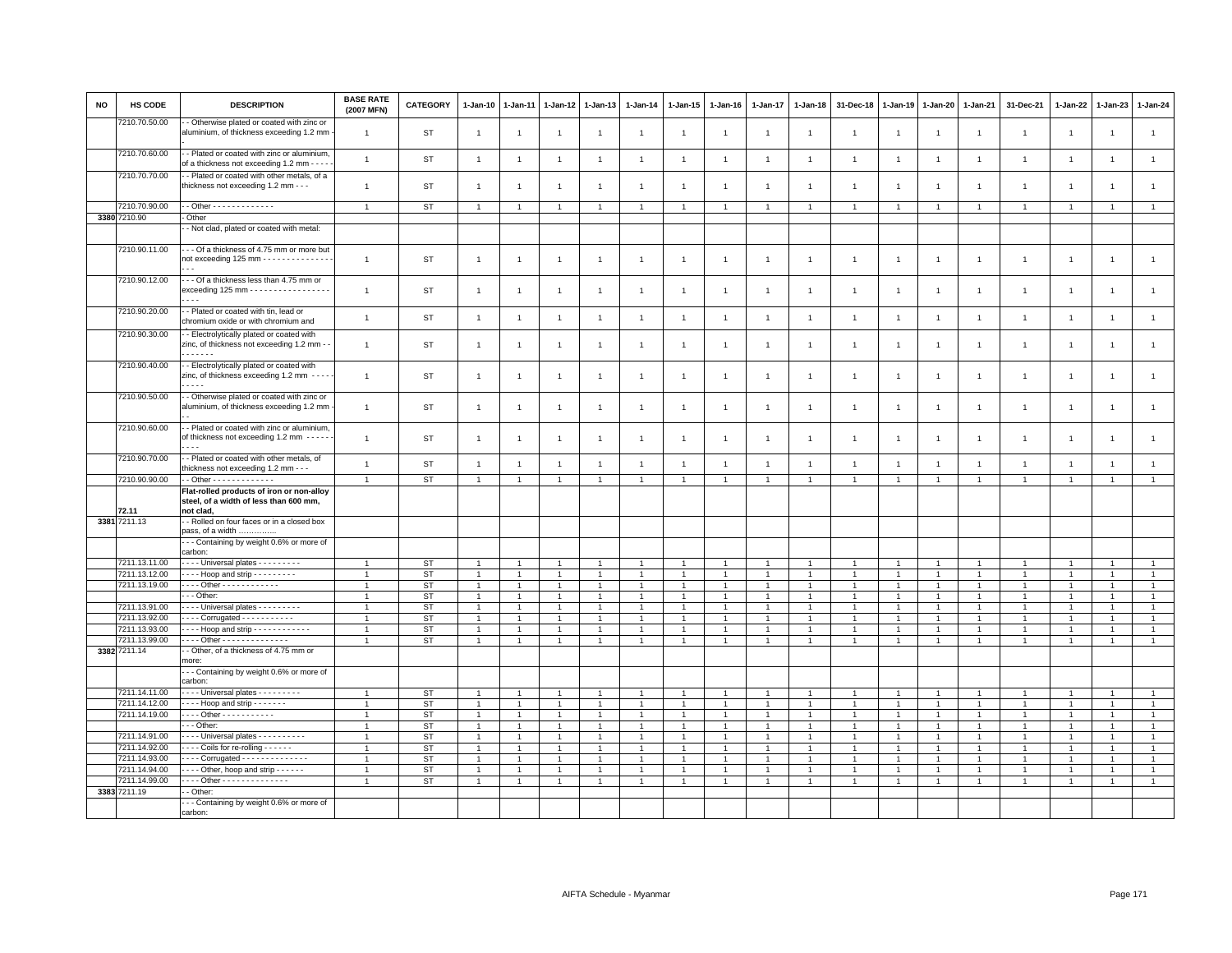| NO | HS CODE | DESCRIPTION | BASE RATE (2007 MFN) | CATEGORY | 1-Jan-10 | 1-Jan-11 | 1-Jan-12 | 1-Jan-13 | 1-Jan-14 | 1-Jan-15 | 1-Jan-16 | 1-Jan-17 | 1-Jan-18 | 31-Dec-18 | 1-Jan-19 | 1-Jan-20 | 1-Jan-21 | 31-Dec-21 | 1-Jan-22 | 1-Jan-23 | 1-Jan-24 |
|---|---|---|---|---|---|---|---|---|---|---|---|---|---|---|---|---|---|---|---|---|---|
| | 7210.70.50.00 | - - Otherwise plated or coated with zinc or aluminium, of thickness exceeding 1.2 mm - - | 1 | ST | 1 | 1 | 1 | 1 | 1 | 1 | 1 | 1 | 1 | 1 | 1 | 1 | 1 | 1 | 1 | 1 | 1 |
| | 7210.70.60.00 | - - Plated or coated with zinc or aluminium, of a thickness not exceeding 1.2 mm - - - - - | 1 | ST | 1 | 1 | 1 | 1 | 1 | 1 | 1 | 1 | 1 | 1 | 1 | 1 | 1 | 1 | 1 | 1 | 1 |
| | 7210.70.70.00 | - - Plated or coated with other metals, of a thickness not exceeding 1.2 mm - - - | 1 | ST | 1 | 1 | 1 | 1 | 1 | 1 | 1 | 1 | 1 | 1 | 1 | 1 | 1 | 1 | 1 | 1 | 1 |
| | 7210.70.90.00 | - - Other - - - - - - - - - - - - - | 1 | ST | 1 | 1 | 1 | 1 | 1 | 1 | 1 | 1 | 1 | 1 | 1 | 1 | 1 | 1 | 1 | 1 | 1 |
| 3380 | 7210.90 | - Other | | | | | | | | | | | | | | | | | | | |
| | | - - Not clad, plated or coated with metal: | | | | | | | | | | | | | | | | | | | |
| | 7210.90.11.00 | - - - Of a thickness of 4.75 mm or more but not exceeding 125 mm - - - - - - - - - - - - - - - - - | 1 | ST | 1 | 1 | 1 | 1 | 1 | 1 | 1 | 1 | 1 | 1 | 1 | 1 | 1 | 1 | 1 | 1 | 1 |
| | 7210.90.12.00 | - - - Of a thickness less than 4.75 mm or exceeding 125 mm - - - - - - - - - - - - - - - - - - - - - | 1 | ST | 1 | 1 | 1 | 1 | 1 | 1 | 1 | 1 | 1 | 1 | 1 | 1 | 1 | 1 | 1 | 1 | 1 |
| | 7210.90.20.00 | - - Plated or coated with tin, lead or chromium oxide or with chromium and | 1 | ST | 1 | 1 | 1 | 1 | 1 | 1 | 1 | 1 | 1 | 1 | 1 | 1 | 1 | 1 | 1 | 1 | 1 |
| | 7210.90.30.00 | - - Electrolytically plated or coated with zinc, of thickness not exceeding 1.2 mm - - - - - - - - | 1 | ST | 1 | 1 | 1 | 1 | 1 | 1 | 1 | 1 | 1 | 1 | 1 | 1 | 1 | 1 | 1 | 1 | 1 |
| | 7210.90.40.00 | - - Electrolytically plated or coated with zinc, of thickness exceeding 1.2 mm - - - - - - - - - - | 1 | ST | 1 | 1 | 1 | 1 | 1 | 1 | 1 | 1 | 1 | 1 | 1 | 1 | 1 | 1 | 1 | 1 | 1 |
| | 7210.90.50.00 | - - Otherwise plated or coated with zinc or aluminium, of thickness exceeding 1.2 mm - - - | 1 | ST | 1 | 1 | 1 | 1 | 1 | 1 | 1 | 1 | 1 | 1 | 1 | 1 | 1 | 1 | 1 | 1 | 1 |
| | 7210.90.60.00 | - - Plated or coated with zinc or aluminium, of thickness not exceeding 1.2 mm - - - - - - - - - - | 1 | ST | 1 | 1 | 1 | 1 | 1 | 1 | 1 | 1 | 1 | 1 | 1 | 1 | 1 | 1 | 1 | 1 | 1 |
| | 7210.90.70.00 | - - Plated or coated with other metals, of thickness not exceeding 1.2 mm - - - | 1 | ST | 1 | 1 | 1 | 1 | 1 | 1 | 1 | 1 | 1 | 1 | 1 | 1 | 1 | 1 | 1 | 1 | 1 |
| | 7210.90.90.00 | - - Other - - - - - - - - - - - - - | 1 | ST | 1 | 1 | 1 | 1 | 1 | 1 | 1 | 1 | 1 | 1 | 1 | 1 | 1 | 1 | 1 | 1 | 1 |
| | 72.11 | **Flat-rolled products of iron or non-alloy steel, of a width of less than 600 mm, not clad,** | | | | | | | | | | | | | | | | | | | |
| 3381 | 7211.13 | - - Rolled on four faces or in a closed box pass, of a width …………… | | | | | | | | | | | | | | | | | | | |
| | | - - - Containing by weight 0.6% or more of carbon: | | | | | | | | | | | | | | | | | | | |
| | 7211.13.11.00 | - - - - Universal plates - - - - - - - - - | 1 | ST | 1 | 1 | 1 | 1 | 1 | 1 | 1 | 1 | 1 | 1 | 1 | 1 | 1 | 1 | 1 | 1 | 1 |
| | 7211.13.12.00 | - - - - Hoop and strip - - - - - - - - - | 1 | ST | 1 | 1 | 1 | 1 | 1 | 1 | 1 | 1 | 1 | 1 | 1 | 1 | 1 | 1 | 1 | 1 | 1 |
| | 7211.13.19.00 | - - - - Other - - - - - - - - - - - - | 1 | ST | 1 | 1 | 1 | 1 | 1 | 1 | 1 | 1 | 1 | 1 | 1 | 1 | 1 | 1 | 1 | 1 | 1 |
| | | - - - Other: | 1 | ST | 1 | 1 | 1 | 1 | 1 | 1 | 1 | 1 | 1 | 1 | 1 | 1 | 1 | 1 | 1 | 1 | 1 |
| | 7211.13.91.00 | - - - - Universal plates - - - - - - - - - | 1 | ST | 1 | 1 | 1 | 1 | 1 | 1 | 1 | 1 | 1 | 1 | 1 | 1 | 1 | 1 | 1 | 1 | 1 |
| | 7211.13.92.00 | - - - - Corrugated - - - - - - - - - - - | 1 | ST | 1 | 1 | 1 | 1 | 1 | 1 | 1 | 1 | 1 | 1 | 1 | 1 | 1 | 1 | 1 | 1 | 1 |
| | 7211.13.93.00 | - - - - Hoop and strip - - - - - - - - - - - - | 1 | ST | 1 | 1 | 1 | 1 | 1 | 1 | 1 | 1 | 1 | 1 | 1 | 1 | 1 | 1 | 1 | 1 | 1 |
| | 7211.13.99.00 | - - - - Other - - - - - - - - - - - - - - | 1 | ST | 1 | 1 | 1 | 1 | 1 | 1 | 1 | 1 | 1 | 1 | 1 | 1 | 1 | 1 | 1 | 1 | 1 |
| 3382 | 7211.14 | - - Other, of a thickness of 4.75 mm or more: | | | | | | | | | | | | | | | | | | | |
| | | - - - Containing by weight 0.6% or more of carbon: | | | | | | | | | | | | | | | | | | | |
| | 7211.14.11.00 | - - - - Universal plates - - - - - - - - - | 1 | ST | 1 | 1 | 1 | 1 | 1 | 1 | 1 | 1 | 1 | 1 | 1 | 1 | 1 | 1 | 1 | 1 | 1 |
| | 7211.14.12.00 | - - - - Hoop and strip - - - - - - - | 1 | ST | 1 | 1 | 1 | 1 | 1 | 1 | 1 | 1 | 1 | 1 | 1 | 1 | 1 | 1 | 1 | 1 | 1 |
| | 7211.14.19.00 | - - - - Other - - - - - - - - - - - | 1 | ST | 1 | 1 | 1 | 1 | 1 | 1 | 1 | 1 | 1 | 1 | 1 | 1 | 1 | 1 | 1 | 1 | 1 |
| | | - - - Other: | 1 | ST | 1 | 1 | 1 | 1 | 1 | 1 | 1 | 1 | 1 | 1 | 1 | 1 | 1 | 1 | 1 | 1 | 1 |
| | 7211.14.91.00 | - - - - Universal plates - - - - - - - - - - | 1 | ST | 1 | 1 | 1 | 1 | 1 | 1 | 1 | 1 | 1 | 1 | 1 | 1 | 1 | 1 | 1 | 1 | 1 |
| | 7211.14.92.00 | - - - - Coils for re-rolling - - - - - - | 1 | ST | 1 | 1 | 1 | 1 | 1 | 1 | 1 | 1 | 1 | 1 | 1 | 1 | 1 | 1 | 1 | 1 | 1 |
| | 7211.14.93.00 | - - - - Corrugated - - - - - - - - - - - - - - - | 1 | ST | 1 | 1 | 1 | 1 | 1 | 1 | 1 | 1 | 1 | 1 | 1 | 1 | 1 | 1 | 1 | 1 | 1 |
| | 7211.14.94.00 | - - - - Other, hoop and strip - - - - - - | 1 | ST | 1 | 1 | 1 | 1 | 1 | 1 | 1 | 1 | 1 | 1 | 1 | 1 | 1 | 1 | 1 | 1 | 1 |
| | 7211.14.99.00 | - - - - Other - - - - - - - - - - - - - - | 1 | ST | 1 | 1 | 1 | 1 | 1 | 1 | 1 | 1 | 1 | 1 | 1 | 1 | 1 | 1 | 1 | 1 | 1 |
| 3383 | 7211.19 | - - Other: | | | | | | | | | | | | | | | | | | | |
| | | - - - Containing by weight 0.6% or more of carbon: | | | | | | | | | | | | | | | | | | | |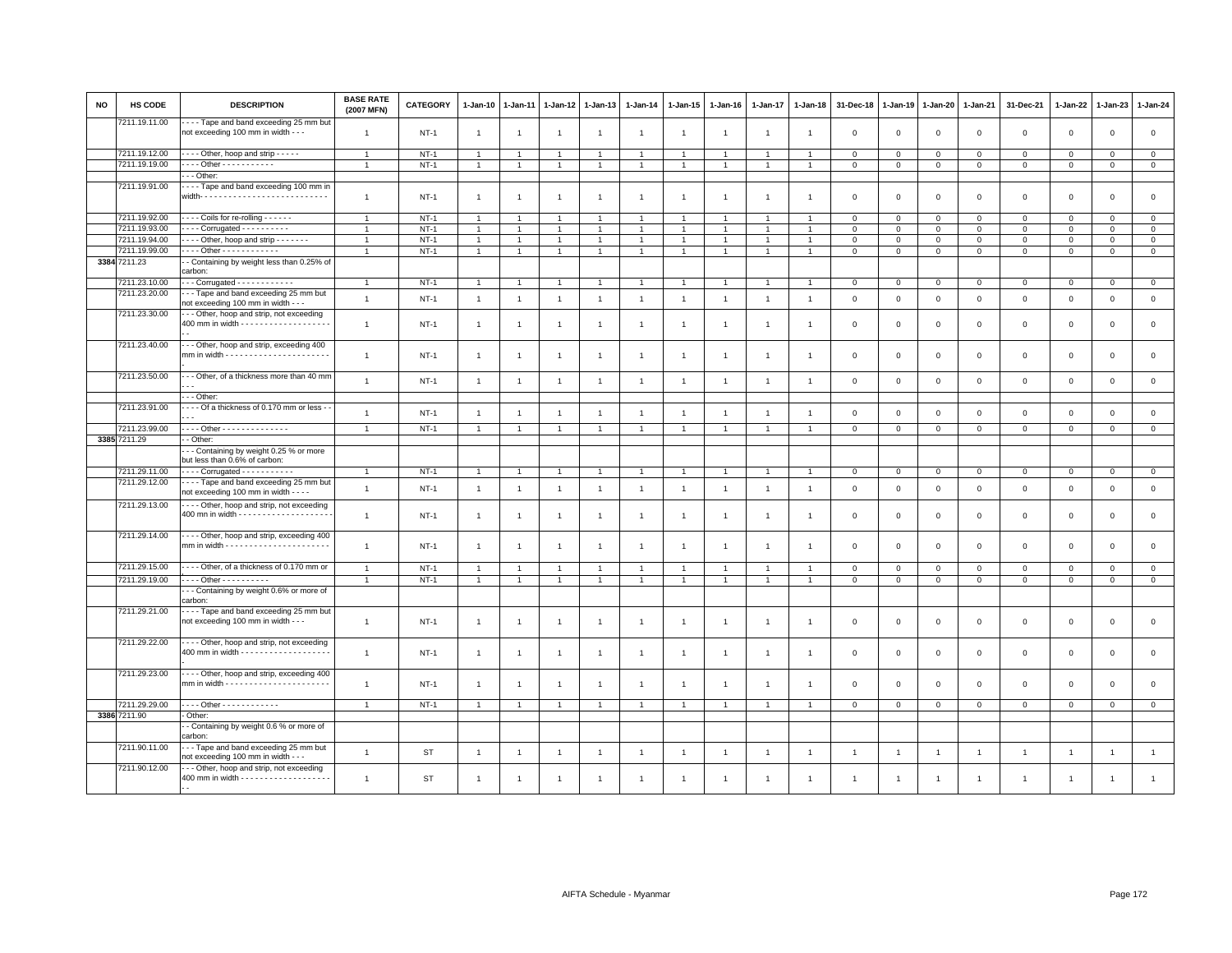| NO | HS CODE | DESCRIPTION | BASE RATE (2007 MFN) | CATEGORY | 1-Jan-10 | 1-Jan-11 | 1-Jan-12 | 1-Jan-13 | 1-Jan-14 | 1-Jan-15 | 1-Jan-16 | 1-Jan-17 | 1-Jan-18 | 31-Dec-18 | 1-Jan-19 | 1-Jan-20 | 1-Jan-21 | 31-Dec-21 | 1-Jan-22 | 1-Jan-23 | 1-Jan-24 |
|---|---|---|---|---|---|---|---|---|---|---|---|---|---|---|---|---|---|---|---|---|---|
| | 7211.19.11.00 | - - - - Tape and band exceeding 25 mm but not exceeding 100 mm in width - - - | 1 | NT-1 | 1 | 1 | 1 | 1 | 1 | 1 | 1 | 1 | 1 | 0 | 0 | 0 | 0 | 0 | 0 | 0 | 0 |
| | 7211.19.12.00 | - - - - Other, hoop and strip - - - - - | 1 | NT-1 | 1 | 1 | 1 | 1 | 1 | 1 | 1 | 1 | 1 | 0 | 0 | 0 | 0 | 0 | 0 | 0 | 0 |
| | 7211.19.19.00 | - - - - Other - - - - - - - - - - - | 1 | NT-1 | 1 | 1 | 1 | 1 | 1 | 1 | 1 | 1 | 1 | 0 | 0 | 0 | 0 | 0 | 0 | 0 | 0 |
| | | - - - Other: | | | | | | | | | | | | | | | | | | | |
| | 7211.19.91.00 | - - - - Tape and band exceeding 100 mm in width- - - - - - - - - - - - - - - - - - - - - - - - - - - | 1 | NT-1 | 1 | 1 | 1 | 1 | 1 | 1 | 1 | 1 | 1 | 0 | 0 | 0 | 0 | 0 | 0 | 0 | 0 |
| | 7211.19.92.00 | - - - - Coils for re-rolling - - - - - - | 1 | NT-1 | 1 | 1 | 1 | 1 | 1 | 1 | 1 | 1 | 1 | 0 | 0 | 0 | 0 | 0 | 0 | 0 | 0 |
| | 7211.19.93.00 | - - - - Corrugated - - - - - - - - - - | 1 | NT-1 | 1 | 1 | 1 | 1 | 1 | 1 | 1 | 1 | 1 | 0 | 0 | 0 | 0 | 0 | 0 | 0 | 0 |
| | 7211.19.94.00 | - - - - Other, hoop and strip - - - - - - - | 1 | NT-1 | 1 | 1 | 1 | 1 | 1 | 1 | 1 | 1 | 1 | 0 | 0 | 0 | 0 | 0 | 0 | 0 | 0 |
| | 7211.19.99.00 | - - - - Other - - - - - - - - - - - - | 1 | NT-1 | 1 | 1 | 1 | 1 | 1 | 1 | 1 | 1 | 1 | 0 | 0 | 0 | 0 | 0 | 0 | 0 | 0 |
| 3384 | 7211.23 | - - Containing by weight less than 0.25% of carbon: | | | | | | | | | | | | | | | | | | | |
| | 7211.23.10.00 | - - - Corrugated - - - - - - - - - - - - | 1 | NT-1 | 1 | 1 | 1 | 1 | 1 | 1 | 1 | 1 | 1 | 0 | 0 | 0 | 0 | 0 | 0 | 0 | 0 |
| | 7211.23.20.00 | - - - Tape and band exceeding 25 mm but not exceeding 100 mm in width - - - | 1 | NT-1 | 1 | 1 | 1 | 1 | 1 | 1 | 1 | 1 | 1 | 0 | 0 | 0 | 0 | 0 | 0 | 0 | 0 |
| | 7211.23.30.00 | - - - Other, hoop and strip, not exceeding 400 mm in width - - - - - - - - - - - - - - - - - - - - - | 1 | NT-1 | 1 | 1 | 1 | 1 | 1 | 1 | 1 | 1 | 1 | 0 | 0 | 0 | 0 | 0 | 0 | 0 | 0 |
| | 7211.23.40.00 | - - - Other, hoop and strip, exceeding 400 mm in width - - - - - - - - - - - - - - - - - - - - - - - | 1 | NT-1 | 1 | 1 | 1 | 1 | 1 | 1 | 1 | 1 | 1 | 0 | 0 | 0 | 0 | 0 | 0 | 0 | 0 |
| | 7211.23.50.00 | - - - Other, of a thickness more than 40 mm - - - | 1 | NT-1 | 1 | 1 | 1 | 1 | 1 | 1 | 1 | 1 | 1 | 0 | 0 | 0 | 0 | 0 | 0 | 0 | 0 |
| | | - - - Other: | | | | | | | | | | | | | | | | | | | |
| | 7211.23.91.00 | - - - - Of a thickness of 0.170 mm or less - - - - - | 1 | NT-1 | 1 | 1 | 1 | 1 | 1 | 1 | 1 | 1 | 1 | 0 | 0 | 0 | 0 | 0 | 0 | 0 | 0 |
| | 7211.23.99.00 | - - - - Other - - - - - - - - - - - - - - | 1 | NT-1 | 1 | 1 | 1 | 1 | 1 | 1 | 1 | 1 | 1 | 0 | 0 | 0 | 0 | 0 | 0 | 0 | 0 |
| 3385 | 7211.29 | - - Other: | | | | | | | | | | | | | | | | | | | |
| | | - - - Containing by weight 0.25 % or more but less than 0.6% of carbon: | | | | | | | | | | | | | | | | | | | |
| | 7211.29.11.00 | - - - - Corrugated - - - - - - - - - - - | 1 | NT-1 | 1 | 1 | 1 | 1 | 1 | 1 | 1 | 1 | 1 | 0 | 0 | 0 | 0 | 0 | 0 | 0 | 0 |
| | 7211.29.12.00 | - - - - Tape and band exceeding 25 mm but not exceeding 100 mm in width - - - - | 1 | NT-1 | 1 | 1 | 1 | 1 | 1 | 1 | 1 | 1 | 1 | 0 | 0 | 0 | 0 | 0 | 0 | 0 | 0 |
| | 7211.29.13.00 | - - - - Other, hoop and strip, not exceeding 400 mn in width - - - - - - - - - - - - - - - - - - - - - | 1 | NT-1 | 1 | 1 | 1 | 1 | 1 | 1 | 1 | 1 | 1 | 0 | 0 | 0 | 0 | 0 | 0 | 0 | 0 |
| | 7211.29.14.00 | - - - - Other, hoop and strip, exceeding 400 mm in width - - - - - - - - - - - - - - - - - - - - - - - | 1 | NT-1 | 1 | 1 | 1 | 1 | 1 | 1 | 1 | 1 | 1 | 0 | 0 | 0 | 0 | 0 | 0 | 0 | 0 |
| | 7211.29.15.00 | - - - - Other, of a thickness of 0.170 mm or | 1 | NT-1 | 1 | 1 | 1 | 1 | 1 | 1 | 1 | 1 | 1 | 0 | 0 | 0 | 0 | 0 | 0 | 0 | 0 |
| | 7211.29.19.00 | - - - - Other - - - - - - - - - - | 1 | NT-1 | 1 | 1 | 1 | 1 | 1 | 1 | 1 | 1 | 1 | 0 | 0 | 0 | 0 | 0 | 0 | 0 | 0 |
| | | - - - Containing by weight 0.6% or more of carbon: | | | | | | | | | | | | | | | | | | | |
| | 7211.29.21.00 | - - - - Tape and band exceeding 25 mm but not exceeding 100 mm in width - - - | 1 | NT-1 | 1 | 1 | 1 | 1 | 1 | 1 | 1 | 1 | 1 | 0 | 0 | 0 | 0 | 0 | 0 | 0 | 0 |
| | 7211.29.22.00 | - - - - Other, hoop and strip, not exceeding 400 mm in width - - - - - - - - - - - - - - - - - - - - | 1 | NT-1 | 1 | 1 | 1 | 1 | 1 | 1 | 1 | 1 | 1 | 0 | 0 | 0 | 0 | 0 | 0 | 0 | 0 |
| | 7211.29.23.00 | - - - - Other, hoop and strip, exceeding 400 mm in width - - - - - - - - - - - - - - - - - - - - - - | 1 | NT-1 | 1 | 1 | 1 | 1 | 1 | 1 | 1 | 1 | 1 | 0 | 0 | 0 | 0 | 0 | 0 | 0 | 0 |
| | 7211.29.29.00 | - - - - Other - - - - - - - - - - - - | 1 | NT-1 | 1 | 1 | 1 | 1 | 1 | 1 | 1 | 1 | 1 | 0 | 0 | 0 | 0 | 0 | 0 | 0 | 0 |
| 3386 | 7211.90 | - Other: | | | | | | | | | | | | | | | | | | | |
| | | - - Containing by weight 0.6 % or more of carbon: | | | | | | | | | | | | | | | | | | | |
| | 7211.90.11.00 | - - - Tape and band exceeding 25 mm but not exceeding 100 mm in width - - - | 1 | ST | 1 | 1 | 1 | 1 | 1 | 1 | 1 | 1 | 1 | 1 | 1 | 1 | 1 | 1 | 1 | 1 | 1 |
| | 7211.90.12.00 | - - - Other, hoop and strip, not exceeding 400 mm in width - - - - - - - - - - - - - - - - - - - - - | 1 | ST | 1 | 1 | 1 | 1 | 1 | 1 | 1 | 1 | 1 | 1 | 1 | 1 | 1 | 1 | 1 | 1 | 1 |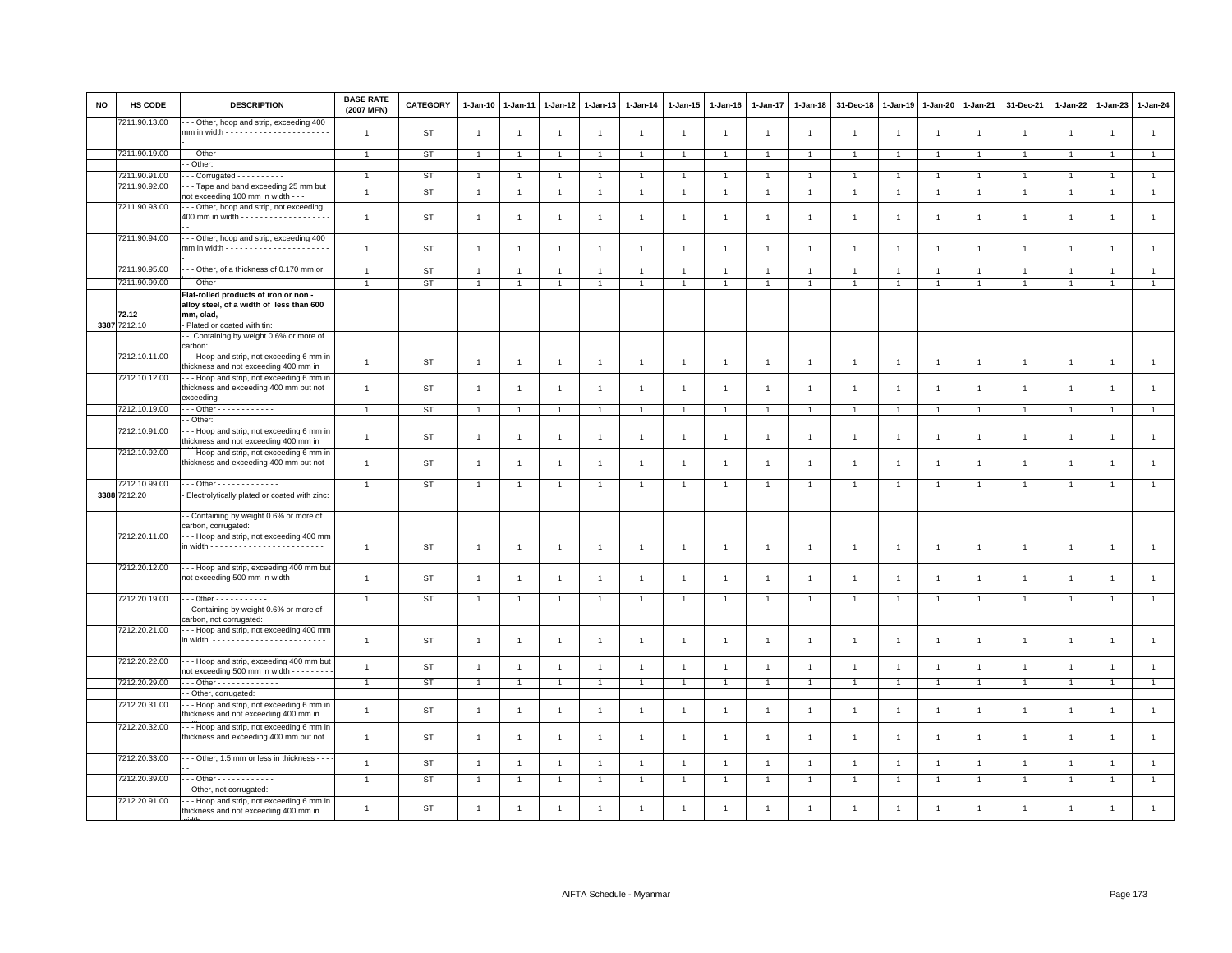| NO | HS CODE | DESCRIPTION | BASE RATE (2007 MFN) | CATEGORY | 1-Jan-10 | 1-Jan-11 | 1-Jan-12 | 1-Jan-13 | 1-Jan-14 | 1-Jan-15 | 1-Jan-16 | 1-Jan-17 | 1-Jan-18 | 31-Dec-18 | 1-Jan-19 | 1-Jan-20 | 1-Jan-21 | 31-Dec-21 | 1-Jan-22 | 1-Jan-23 | 1-Jan-24 |
|---|---|---|---|---|---|---|---|---|---|---|---|---|---|---|---|---|---|---|---|---|---|
| | 7211.90.13.00 | - - - Other, hoop and strip, exceeding 400 mm in width - - - - - - - - - - - - - - - - - - - - - - - | 1 | ST | 1 | 1 | 1 | 1 | 1 | 1 | 1 | 1 | 1 | 1 | 1 | 1 | 1 | 1 | 1 | 1 | 1 |
| | 7211.90.19.00 | - - - Other - - - - - - - - - - - - - | 1 | ST | 1 | 1 | 1 | 1 | 1 | 1 | 1 | 1 | 1 | 1 | 1 | 1 | 1 | 1 | 1 | 1 | 1 |
| | | - - Other: | | | | | | | | | | | | | | | | | | | |
| | 7211.90.91.00 | - - - Corrugated - - - - - - - - - - | 1 | ST | 1 | 1 | 1 | 1 | 1 | 1 | 1 | 1 | 1 | 1 | 1 | 1 | 1 | 1 | 1 | 1 | 1 |
| | 7211.90.92.00 | - - - Tape and band exceeding 25 mm but not exceeding 100 mm in width - - - | 1 | ST | 1 | 1 | 1 | 1 | 1 | 1 | 1 | 1 | 1 | 1 | 1 | 1 | 1 | 1 | 1 | 1 | 1 |
| | 7211.90.93.00 | - - - Other, hoop and strip, not exceeding 400 mm in width - - - - - - - - - - - - - - - - - - - - - | 1 | ST | 1 | 1 | 1 | 1 | 1 | 1 | 1 | 1 | 1 | 1 | 1 | 1 | 1 | 1 | 1 | 1 | 1 |
| | 7211.90.94.00 | - - - Other, hoop and strip, exceeding 400 mm in width - - - - - - - - - - - - - - - - - - - - - - - | 1 | ST | 1 | 1 | 1 | 1 | 1 | 1 | 1 | 1 | 1 | 1 | 1 | 1 | 1 | 1 | 1 | 1 | 1 |
| | 7211.90.95.00 | - - - Other, of a thickness of 0.170 mm or | 1 | ST | 1 | 1 | 1 | 1 | 1 | 1 | 1 | 1 | 1 | 1 | 1 | 1 | 1 | 1 | 1 | 1 | 1 |
| | 7211.90.99.00 | - - - Other - - - - - - - - - - - | 1 | ST | 1 | 1 | 1 | 1 | 1 | 1 | 1 | 1 | 1 | 1 | 1 | 1 | 1 | 1 | 1 | 1 | 1 |
| | 72.12 | **Flat-rolled products of iron or non - alloy steel, of a width of less than 600 mm, clad,** | | | | | | | | | | | | | | | | | | | |
| 3387 | 7212.10 | - Plated or coated with tin: | | | | | | | | | | | | | | | | | | | |
| | | - - Containing by weight 0.6% or more of carbon: | | | | | | | | | | | | | | | | | | | |
| | 7212.10.11.00 | - - - Hoop and strip, not exceeding 6 mm in thickness and not exceeding 400 mm in | 1 | ST | 1 | 1 | 1 | 1 | 1 | 1 | 1 | 1 | 1 | 1 | 1 | 1 | 1 | 1 | 1 | 1 | 1 |
| | 7212.10.12.00 | - - - Hoop and strip, not exceeding 6 mm in thickness and exceeding 400 mm but not exceeding | 1 | ST | 1 | 1 | 1 | 1 | 1 | 1 | 1 | 1 | 1 | 1 | 1 | 1 | 1 | 1 | 1 | 1 | 1 |
| | 7212.10.19.00 | - - - Other - - - - - - - - - - - - | 1 | ST | 1 | 1 | 1 | 1 | 1 | 1 | 1 | 1 | 1 | 1 | 1 | 1 | 1 | 1 | 1 | 1 | 1 |
| | | - - Other: | | | | | | | | | | | | | | | | | | | |
| | 7212.10.91.00 | - - - Hoop and strip, not exceeding 6 mm in thickness and not exceeding 400 mm in | 1 | ST | 1 | 1 | 1 | 1 | 1 | 1 | 1 | 1 | 1 | 1 | 1 | 1 | 1 | 1 | 1 | 1 | 1 |
| | 7212.10.92.00 | - - - Hoop and strip, not exceeding 6 mm in thickness and exceeding 400 mm but not | 1 | ST | 1 | 1 | 1 | 1 | 1 | 1 | 1 | 1 | 1 | 1 | 1 | 1 | 1 | 1 | 1 | 1 | 1 |
| | 7212.10.99.00 | - - - Other - - - - - - - - - - - - - | 1 | ST | 1 | 1 | 1 | 1 | 1 | 1 | 1 | 1 | 1 | 1 | 1 | 1 | 1 | 1 | 1 | 1 | 1 |
| 3388 | 7212.20 | - Electrolytically plated or coated with zinc: | | | | | | | | | | | | | | | | | | | |
| | | - - Containing by weight 0.6% or more of carbon, corrugated: | | | | | | | | | | | | | | | | | | | |
| | 7212.20.11.00 | - - - Hoop and strip, not exceeding 400 mm in width - - - - - - - - - - - - - - - - - - - - - - - - | 1 | ST | 1 | 1 | 1 | 1 | 1 | 1 | 1 | 1 | 1 | 1 | 1 | 1 | 1 | 1 | 1 | 1 | 1 |
| | 7212.20.12.00 | - - - Hoop and strip, exceeding 400 mm but not exceeding 500 mm in width - - - | 1 | ST | 1 | 1 | 1 | 1 | 1 | 1 | 1 | 1 | 1 | 1 | 1 | 1 | 1 | 1 | 1 | 1 | 1 |
| | 7212.20.19.00 | - - - 0ther - - - - - - - - - - - | 1 | ST | 1 | 1 | 1 | 1 | 1 | 1 | 1 | 1 | 1 | 1 | 1 | 1 | 1 | 1 | 1 | 1 | 1 |
| | | - - Containing by weight 0.6% or more of carbon, not corrugated: | | | | | | | | | | | | | | | | | | | |
| | 7212.20.21.00 | - - - Hoop and strip, not exceeding 400 mm in width - - - - - - - - - - - - - - - - - - - - - - - - | 1 | ST | 1 | 1 | 1 | 1 | 1 | 1 | 1 | 1 | 1 | 1 | 1 | 1 | 1 | 1 | 1 | 1 | 1 |
| | 7212.20.22.00 | - - - Hoop and strip, exceeding 400 mm but not exceeding 500 mm in width - - - - - - - - | 1 | ST | 1 | 1 | 1 | 1 | 1 | 1 | 1 | 1 | 1 | 1 | 1 | 1 | 1 | 1 | 1 | 1 | 1 |
| | 7212.20.29.00 | - - - Other - - - - - - - - - - - - - | 1 | ST | 1 | 1 | 1 | 1 | 1 | 1 | 1 | 1 | 1 | 1 | 1 | 1 | 1 | 1 | 1 | 1 | 1 |
| | | - - Other, corrugated: | | | | | | | | | | | | | | | | | | | |
| | 7212.20.31.00 | - - - Hoop and strip, not exceeding 6 mm in thickness and not exceeding 400 mm in | 1 | ST | 1 | 1 | 1 | 1 | 1 | 1 | 1 | 1 | 1 | 1 | 1 | 1 | 1 | 1 | 1 | 1 | 1 |
| | 7212.20.32.00 | - - - Hoop and strip, not exceeding 6 mm in thickness and exceeding 400 mm but not | 1 | ST | 1 | 1 | 1 | 1 | 1 | 1 | 1 | 1 | 1 | 1 | 1 | 1 | 1 | 1 | 1 | 1 | 1 |
| | 7212.20.33.00 | - - - Other, 1.5 mm or less in thickness - - - - - | 1 | ST | 1 | 1 | 1 | 1 | 1 | 1 | 1 | 1 | 1 | 1 | 1 | 1 | 1 | 1 | 1 | 1 | 1 |
| | 7212.20.39.00 | - - - Other - - - - - - - - - - - - | 1 | ST | 1 | 1 | 1 | 1 | 1 | 1 | 1 | 1 | 1 | 1 | 1 | 1 | 1 | 1 | 1 | 1 | 1 |
| | | - - Other, not corrugated: | | | | | | | | | | | | | | | | | | | |
| | 7212.20.91.00 | - - - Hoop and strip, not exceeding 6 mm in thickness and not exceeding 400 mm in width | 1 | ST | 1 | 1 | 1 | 1 | 1 | 1 | 1 | 1 | 1 | 1 | 1 | 1 | 1 | 1 | 1 | 1 | 1 |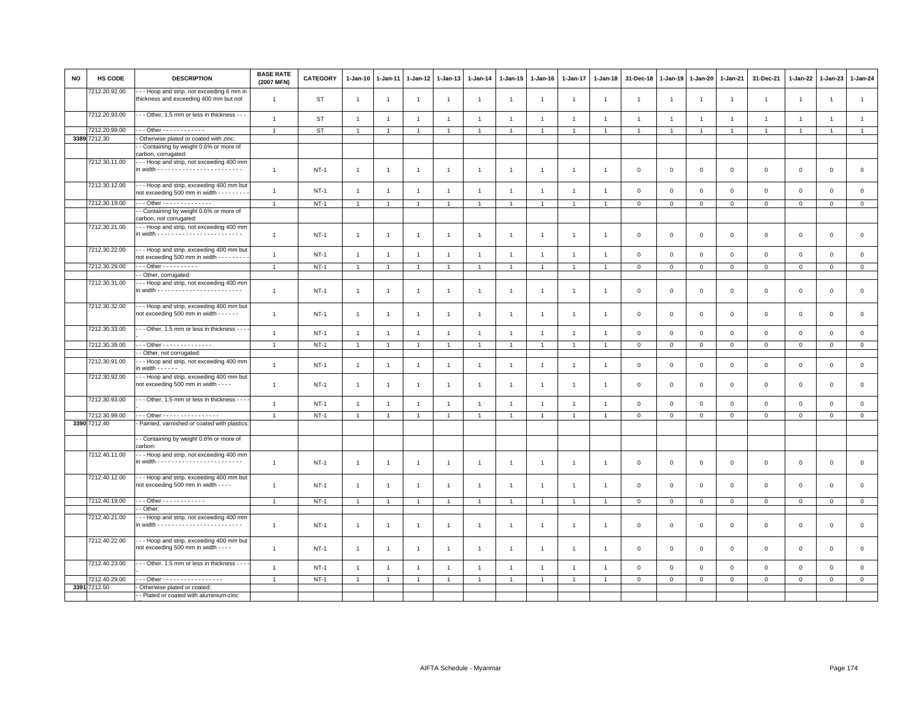| NO | HS CODE | DESCRIPTION | BASE RATE (2007 MFN) | CATEGORY | 1-Jan-10 | 1-Jan-11 | 1-Jan-12 | 1-Jan-13 | 1-Jan-14 | 1-Jan-15 | 1-Jan-16 | 1-Jan-17 | 1-Jan-18 | 31-Dec-18 | 1-Jan-19 | 1-Jan-20 | 1-Jan-21 | 31-Dec-21 | 1-Jan-22 | 1-Jan-23 | 1-Jan-24 |
|---|---|---|---|---|---|---|---|---|---|---|---|---|---|---|---|---|---|---|---|---|---|
| | 7212.20.92.00 | - - - Hoop and strip, not exceeding 6 mm in thickness and exceeding 400 mm but not | 1 | ST | 1 | 1 | 1 | 1 | 1 | 1 | 1 | 1 | 1 | 1 | 1 | 1 | 1 | 1 | 1 | 1 | 1 |
| | 7212.20.93.00 | - - - Other, 1.5 mm or less in thickness - - - | 1 | ST | 1 | 1 | 1 | 1 | 1 | 1 | 1 | 1 | 1 | 1 | 1 | 1 | 1 | 1 | 1 | 1 | 1 |
| | 7212.20.99.00 | - - - Other - - - - - - - - - - - - | 1 | ST | 1 | 1 | 1 | 1 | 1 | 1 | 1 | 1 | 1 | 1 | 1 | 1 | 1 | 1 | 1 | 1 | 1 |
| 3389 | 7212.30 | - Otherwise plated or coated with zinc: | | | | | | | | | | | | | | | | | | | |
| | | - - Containing by weight 0.6% or more of carbon, corrugated: | | | | | | | | | | | | | | | | | | | |
| | 7212.30.11.00 | - - - Hoop and strip, not exceeding 400 mm in width - - - - - - - - - - - - - - - - - - - - - - - - | 1 | NT-1 | 1 | 1 | 1 | 1 | 1 | 1 | 1 | 1 | 1 | 0 | 0 | 0 | 0 | 0 | 0 | 0 | 0 |
| | 7212.30.12.00 | - - - Hoop and strip, exceeding 400 mm but not exceeding 500 mm in width - - - - - - - - | 1 | NT-1 | 1 | 1 | 1 | 1 | 1 | 1 | 1 | 1 | 1 | 0 | 0 | 0 | 0 | 0 | 0 | 0 | 0 |
| | 7212.30.19.00 | - - - Other - - - - - - - - - - - - - - | 1 | NT-1 | 1 | 1 | 1 | 1 | 1 | 1 | 1 | 1 | 1 | 0 | 0 | 0 | 0 | 0 | 0 | 0 | 0 |
| | | - - Containing by weight 0.6% or more of carbon, not corrugated: | | | | | | | | | | | | | | | | | | | |
| | 7212.30.21.00 | - - - Hoop and strip, not exceeding 400 mm in width - - - - - - - - - - - - - - - - - - - - - - - - | 1 | NT-1 | 1 | 1 | 1 | 1 | 1 | 1 | 1 | 1 | 1 | 0 | 0 | 0 | 0 | 0 | 0 | 0 | 0 |
| | 7212.30.22.00 | - - - Hoop and strip, exceeding 400 mm but not exceeding 500 mm in width - - - - - - - - | 1 | NT-1 | 1 | 1 | 1 | 1 | 1 | 1 | 1 | 1 | 1 | 0 | 0 | 0 | 0 | 0 | 0 | 0 | 0 |
| | 7212.30.29.00 | - - - Other - - - - - - - - - - | 1 | NT-1 | 1 | 1 | 1 | 1 | 1 | 1 | 1 | 1 | 1 | 0 | 0 | 0 | 0 | 0 | 0 | 0 | 0 |
| | | - - Other, corrugated: | | | | | | | | | | | | | | | | | | | |
| | 7212.30.31.00 | - - - Hoop and strip, not exceeding 400 mm in width - - - - - - - - - - - - - - - - - - - - - - - - | 1 | NT-1 | 1 | 1 | 1 | 1 | 1 | 1 | 1 | 1 | 1 | 0 | 0 | 0 | 0 | 0 | 0 | 0 | 0 |
| | 7212.30.32.00 | - - - Hoop and strip, exceeding 400 mm but not exceeding 500 mm in width - - - - - - | 1 | NT-1 | 1 | 1 | 1 | 1 | 1 | 1 | 1 | 1 | 1 | 0 | 0 | 0 | 0 | 0 | 0 | 0 | 0 |
| | 7212.30.33.00 | - - - Other, 1.5 mm or less in thickness - - - - | 1 | NT-1 | 1 | 1 | 1 | 1 | 1 | 1 | 1 | 1 | 1 | 0 | 0 | 0 | 0 | 0 | 0 | 0 | 0 |
| | 7212.30.39.00 | - - - Other - - - - - - - - - - - - - - | 1 | NT-1 | 1 | 1 | 1 | 1 | 1 | 1 | 1 | 1 | 1 | 0 | 0 | 0 | 0 | 0 | 0 | 0 | 0 |
| | | - - Other, not corrugated: | | | | | | | | | | | | | | | | | | | |
| | 7212.30.91.00 | - - - Hoop and strip, not exceeding 400 mm in width - - - - - - | 1 | NT-1 | 1 | 1 | 1 | 1 | 1 | 1 | 1 | 1 | 1 | 0 | 0 | 0 | 0 | 0 | 0 | 0 | 0 |
| | 7212.30.92.00 | - - - Hoop and strip, exceeding 400 mm but not exceeding 500 mm in width - - - - | 1 | NT-1 | 1 | 1 | 1 | 1 | 1 | 1 | 1 | 1 | 1 | 0 | 0 | 0 | 0 | 0 | 0 | 0 | 0 |
| | 7212.30.93.00 | - - - Other, 1.5 mm or less in thickness - - - - | 1 | NT-1 | 1 | 1 | 1 | 1 | 1 | 1 | 1 | 1 | 1 | 0 | 0 | 0 | 0 | 0 | 0 | 0 | 0 |
| | 7212.30.99.00 | - - - Other - - - - - - - - - - - - - - - - | 1 | NT-1 | 1 | 1 | 1 | 1 | 1 | 1 | 1 | 1 | 1 | 0 | 0 | 0 | 0 | 0 | 0 | 0 | 0 |
| 3390 | 7212.40 | - Painted, varnished or coated with plastics: | | | | | | | | | | | | | | | | | | | |
| | | - - Containing by weight 0.6% or more of carbon: | | | | | | | | | | | | | | | | | | | |
| | 7212.40.11.00 | - - - Hoop and strip, not exceeding 400 mm in width - - - - - - - - - - - - - - - - - - - - - - - - | 1 | NT-1 | 1 | 1 | 1 | 1 | 1 | 1 | 1 | 1 | 1 | 0 | 0 | 0 | 0 | 0 | 0 | 0 | 0 |
| | 7212.40.12.00 | - - - Hoop and strip, exceeding 400 mm but not exceeding 500 mm in width - - - - | 1 | NT-1 | 1 | 1 | 1 | 1 | 1 | 1 | 1 | 1 | 1 | 0 | 0 | 0 | 0 | 0 | 0 | 0 | 0 |
| | 7212.40.19.00 | - - - Other - - - - - - - - - - - - | 1 | NT-1 | 1 | 1 | 1 | 1 | 1 | 1 | 1 | 1 | 1 | 0 | 0 | 0 | 0 | 0 | 0 | 0 | 0 |
| | | - - Other: | | | | | | | | | | | | | | | | | | | |
| | 7212.40.21.00 | - - - Hoop and strip, not exceeding 400 mm in width - - - - - - - - - - - - - - - - - - - - - - - - | 1 | NT-1 | 1 | 1 | 1 | 1 | 1 | 1 | 1 | 1 | 1 | 0 | 0 | 0 | 0 | 0 | 0 | 0 | 0 |
| | 7212.40.22.00 | - - - Hoop and strip, exceeding 400 mm but not exceeding 500 mm in width - - - - | 1 | NT-1 | 1 | 1 | 1 | 1 | 1 | 1 | 1 | 1 | 1 | 0 | 0 | 0 | 0 | 0 | 0 | 0 | 0 |
| | 7212.40.23.00 | - - - Other, 1.5 mm or less in thickness - - - - | 1 | NT-1 | 1 | 1 | 1 | 1 | 1 | 1 | 1 | 1 | 1 | 0 | 0 | 0 | 0 | 0 | 0 | 0 | 0 |
| | 7212.40.29.00 | - - - Other - - - - - - - - - - - - - - - - - | 1 | NT-1 | 1 | 1 | 1 | 1 | 1 | 1 | 1 | 1 | 1 | 0 | 0 | 0 | 0 | 0 | 0 | 0 | 0 |
| 3391 | 7212.50 | - Otherwise plated or coated: | | | | | | | | | | | | | | | | | | | |
| | | - - Plated or coated with aluminium-zinc | | | | | | | | | | | | | | | | | | | |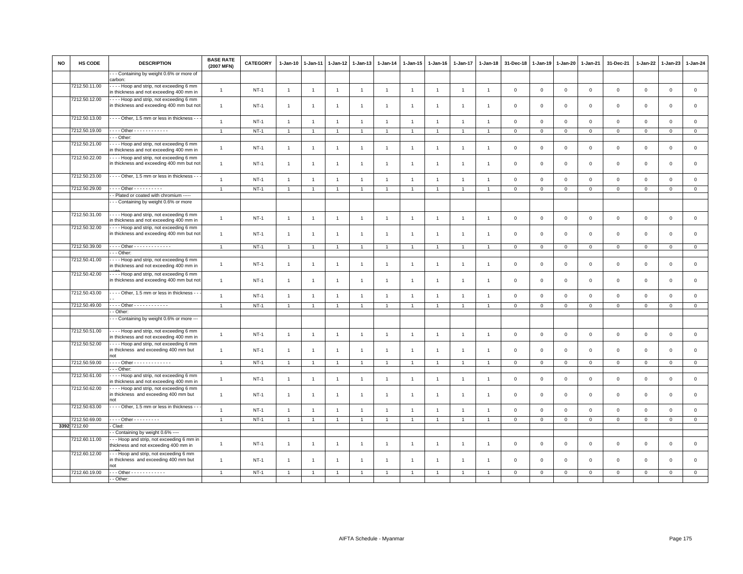| NO | HS CODE | DESCRIPTION | BASE RATE (2007 MFN) | CATEGORY | 1-Jan-10 | 1-Jan-11 | 1-Jan-12 | 1-Jan-13 | 1-Jan-14 | 1-Jan-15 | 1-Jan-16 | 1-Jan-17 | 1-Jan-18 | 31-Dec-18 | 1-Jan-19 | 1-Jan-20 | 1-Jan-21 | 31-Dec-21 | 1-Jan-22 | 1-Jan-23 | 1-Jan-24 |
|---|---|---|---|---|---|---|---|---|---|---|---|---|---|---|---|---|---|---|---|---|---|
| | | - - - Containing by weight 0.6% or more of carbon: | | | | | | | | | | | | | | | | | | | |
| | 7212.50.11.00 | - - - - Hoop and strip, not exceeding 6 mm in thickness and not exceeding 400 mm in | 1 | NT-1 | 1 | 1 | 1 | 1 | 1 | 1 | 1 | 1 | 1 | 0 | 0 | 0 | 0 | 0 | 0 | 0 | 0 |
| | 7212.50.12.00 | - - - - Hoop and strip, not exceeding 6 mm in thickness and exceeding 400 mm but not | 1 | NT-1 | 1 | 1 | 1 | 1 | 1 | 1 | 1 | 1 | 1 | 0 | 0 | 0 | 0 | 0 | 0 | 0 | 0 |
| | 7212.50.13.00 | - - - - Other, 1.5 mm or less in thickness - - - | 1 | NT-1 | 1 | 1 | 1 | 1 | 1 | 1 | 1 | 1 | 1 | 0 | 0 | 0 | 0 | 0 | 0 | 0 | 0 |
| | 7212.50.19.00 | - - - - Other - - - - - - - - - - - - | 1 | NT-1 | 1 | 1 | 1 | 1 | 1 | 1 | 1 | 1 | 1 | 0 | 0 | 0 | 0 | 0 | 0 | 0 | 0 |
| | | - - - Other: | | | | | | | | | | | | | | | | | | | |
| | 7212.50.21.00 | - - - - Hoop and strip, not exceeding 6 mm in thickness and not exceeding 400 mm in | 1 | NT-1 | 1 | 1 | 1 | 1 | 1 | 1 | 1 | 1 | 1 | 0 | 0 | 0 | 0 | 0 | 0 | 0 | 0 |
| | 7212.50.22.00 | - - - - Hoop and strip, not exceeding 6 mm in thickness and exceeding 400 mm but not | 1 | NT-1 | 1 | 1 | 1 | 1 | 1 | 1 | 1 | 1 | 1 | 0 | 0 | 0 | 0 | 0 | 0 | 0 | 0 |
| | 7212.50.23.00 | - - - - Other, 1.5 mm or less in thickness - - - | 1 | NT-1 | 1 | 1 | 1 | 1 | 1 | 1 | 1 | 1 | 1 | 0 | 0 | 0 | 0 | 0 | 0 | 0 | 0 |
| | 7212.50.29.00 | - - - - Other - - - - - - - - - - | 1 | NT-1 | 1 | 1 | 1 | 1 | 1 | 1 | 1 | 1 | 1 | 0 | 0 | 0 | 0 | 0 | 0 | 0 | 0 |
| | | - - Plated or coated with chromium ----- | | | | | | | | | | | | | | | | | | | |
| | | - - - Containing by weight 0.6% or more | | | | | | | | | | | | | | | | | | | |
| | 7212.50.31.00 | - - - - Hoop and strip, not exceeding 6 mm in thickness and not exceeding 400 mm in | 1 | NT-1 | 1 | 1 | 1 | 1 | 1 | 1 | 1 | 1 | 1 | 0 | 0 | 0 | 0 | 0 | 0 | 0 | 0 |
| | 7212.50.32.00 | - - - - Hoop and strip, not exceeding 6 mm in thickness and exceeding 400 mm but not | 1 | NT-1 | 1 | 1 | 1 | 1 | 1 | 1 | 1 | 1 | 1 | 0 | 0 | 0 | 0 | 0 | 0 | 0 | 0 |
| | 7212.50.39.00 | - - - - Other - - - - - - - - - - - - - | 1 | NT-1 | 1 | 1 | 1 | 1 | 1 | 1 | 1 | 1 | 1 | 0 | 0 | 0 | 0 | 0 | 0 | 0 | 0 |
| | | - - - Other: | | | | | | | | | | | | | | | | | | | |
| | 7212.50.41.00 | - - - - Hoop and strip, not exceeding 6 mm in thickness and not exceeding 400 mm in | 1 | NT-1 | 1 | 1 | 1 | 1 | 1 | 1 | 1 | 1 | 1 | 0 | 0 | 0 | 0 | 0 | 0 | 0 | 0 |
| | 7212.50.42.00 | - - - - Hoop and strip, not exceeding 6 mm in thickness and exceeding 400 mm but not | 1 | NT-1 | 1 | 1 | 1 | 1 | 1 | 1 | 1 | 1 | 1 | 0 | 0 | 0 | 0 | 0 | 0 | 0 | 0 |
| | 7212.50.43.00 | - - - - Other, 1.5 mm or less in thickness - - - - | 1 | NT-1 | 1 | 1 | 1 | 1 | 1 | 1 | 1 | 1 | 1 | 0 | 0 | 0 | 0 | 0 | 0 | 0 | 0 |
| | 7212.50.49.00 | - - - - Other - - - - - - - - - - - - | 1 | NT-1 | 1 | 1 | 1 | 1 | 1 | 1 | 1 | 1 | 1 | 0 | 0 | 0 | 0 | 0 | 0 | 0 | 0 |
| | | - - Other: | | | | | | | | | | | | | | | | | | | |
| | | - - - Containing by weight 0.6% or more --- | | | | | | | | | | | | | | | | | | | |
| | 7212.50.51.00 | - - - - Hoop and strip, not exceeding 6 mm in thickness and not exceeding 400 mm in | 1 | NT-1 | 1 | 1 | 1 | 1 | 1 | 1 | 1 | 1 | 1 | 0 | 0 | 0 | 0 | 0 | 0 | 0 | 0 |
| | 7212.50.52.00 | - - - - Hoop and strip, not exceeding 6 mm in thickness and exceeding 400 mm but not | 1 | NT-1 | 1 | 1 | 1 | 1 | 1 | 1 | 1 | 1 | 1 | 0 | 0 | 0 | 0 | 0 | 0 | 0 | 0 |
| | 7212.50.59.00 | - - - - Other - - - - - - - - - - - - - | 1 | NT-1 | 1 | 1 | 1 | 1 | 1 | 1 | 1 | 1 | 1 | 0 | 0 | 0 | 0 | 0 | 0 | 0 | 0 |
| | | - - - Other: | | | | | | | | | | | | | | | | | | | |
| | 7212.50.61.00 | - - - - Hoop and strip, not exceeding 6 mm in thickness and not exceeding 400 mm in | 1 | NT-1 | 1 | 1 | 1 | 1 | 1 | 1 | 1 | 1 | 1 | 0 | 0 | 0 | 0 | 0 | 0 | 0 | 0 |
| | 7212.50.62.00 | - - - - Hoop and strip, not exceeding 6 mm in thickness and exceeding 400 mm but not | 1 | NT-1 | 1 | 1 | 1 | 1 | 1 | 1 | 1 | 1 | 1 | 0 | 0 | 0 | 0 | 0 | 0 | 0 | 0 |
| | 7212.50.63.00 | - - - - Other, 1.5 mm or less in thickness - - - | 1 | NT-1 | 1 | 1 | 1 | 1 | 1 | 1 | 1 | 1 | 1 | 0 | 0 | 0 | 0 | 0 | 0 | 0 | 0 |
| | 7212.50.69.00 | - - - - Other - - - - - - - - - | 1 | NT-1 | 1 | 1 | 1 | 1 | 1 | 1 | 1 | 1 | 1 | 0 | 0 | 0 | 0 | 0 | 0 | 0 | 0 |
| 3392 | 7212.60 | - Clad: | | | | | | | | | | | | | | | | | | | |
| | | - - Containing by weight 0.6% ---- | | | | | | | | | | | | | | | | | | | |
| | 7212.60.11.00 | - - - Hoop and strip, not exceeding 6 mm in thickness and not exceeding 400 mm in | 1 | NT-1 | 1 | 1 | 1 | 1 | 1 | 1 | 1 | 1 | 1 | 0 | 0 | 0 | 0 | 0 | 0 | 0 | 0 |
| | 7212.60.12.00 | - - - Hoop and strip, not exceeding 6 mm in thickness and exceeding 400 mm but not | 1 | NT-1 | 1 | 1 | 1 | 1 | 1 | 1 | 1 | 1 | 1 | 0 | 0 | 0 | 0 | 0 | 0 | 0 | 0 |
| | 7212.60.19.00 | - - - Other - - - - - - - - - - - - | 1 | NT-1 | 1 | 1 | 1 | 1 | 1 | 1 | 1 | 1 | 1 | 0 | 0 | 0 | 0 | 0 | 0 | 0 | 0 |
| | | - - Other: | | | | | | | | | | | | | | | | | | | |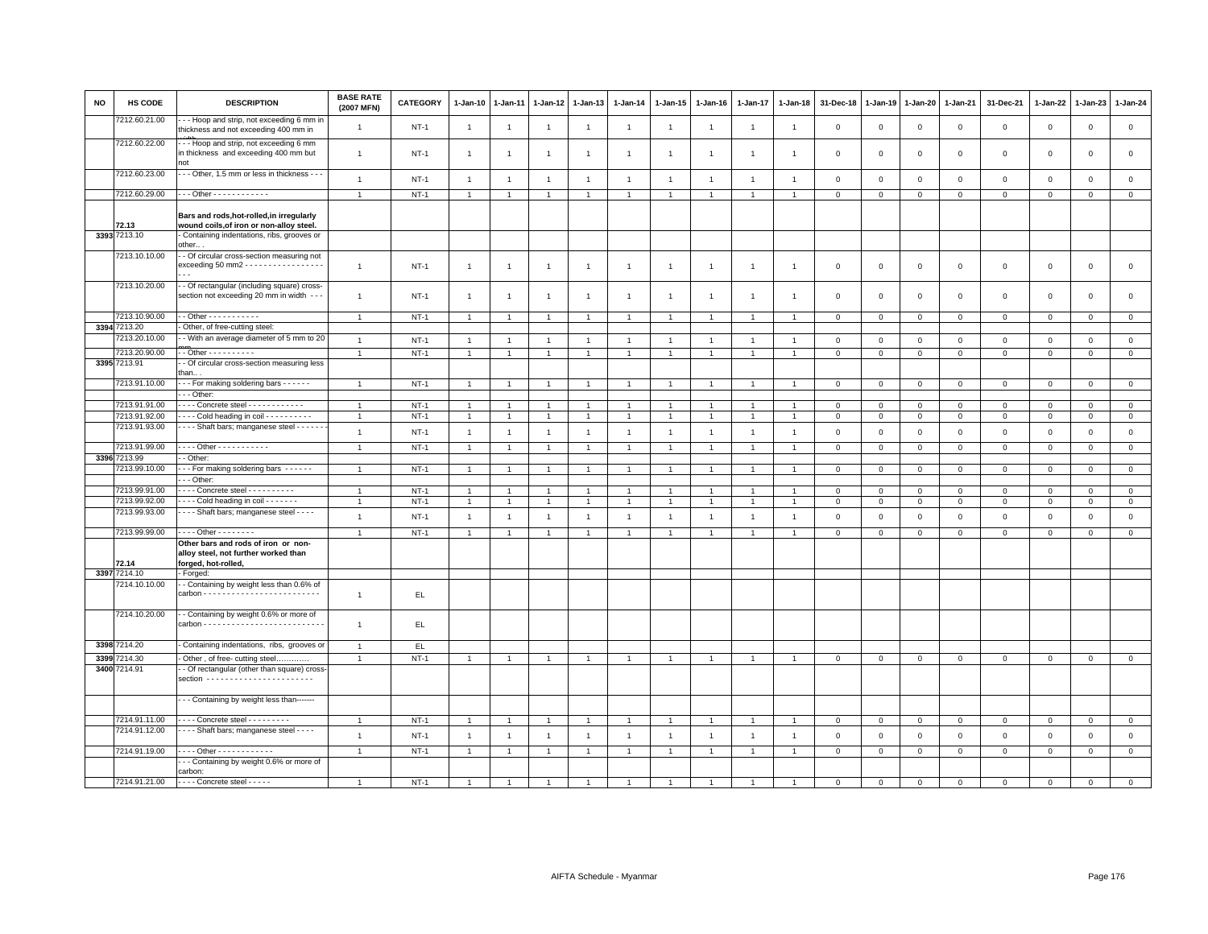| NO | HS CODE | DESCRIPTION | BASE RATE (2007 MFN) | CATEGORY | 1-Jan-10 | 1-Jan-11 | 1-Jan-12 | 1-Jan-13 | 1-Jan-14 | 1-Jan-15 | 1-Jan-16 | 1-Jan-17 | 1-Jan-18 | 31-Dec-18 | 1-Jan-19 | 1-Jan-20 | 1-Jan-21 | 31-Dec-21 | 1-Jan-22 | 1-Jan-23 | 1-Jan-24 |
|---|---|---|---|---|---|---|---|---|---|---|---|---|---|---|---|---|---|---|---|---|---|
| | 7212.60.21.00 | - - - Hoop and strip, not exceeding 6 mm in thickness and not exceeding 400 mm in width | 1 | NT-1 | 1 | 1 | 1 | 1 | 1 | 1 | 1 | 1 | 1 | 0 | 0 | 0 | 0 | 0 | 0 | 0 | 0 |
| | 7212.60.22.00 | - - - Hoop and strip, not exceeding 6 mm in thickness and exceeding 400 mm but not | 1 | NT-1 | 1 | 1 | 1 | 1 | 1 | 1 | 1 | 1 | 1 | 0 | 0 | 0 | 0 | 0 | 0 | 0 | 0 |
| | 7212.60.23.00 | - - - Other, 1.5 mm or less in thickness - - - | 1 | NT-1 | 1 | 1 | 1 | 1 | 1 | 1 | 1 | 1 | 1 | 0 | 0 | 0 | 0 | 0 | 0 | 0 | 0 |
| | 7212.60.29.00 | - - - Other - - - - - - - - - - - - | 1 | NT-1 | 1 | 1 | 1 | 1 | 1 | 1 | 1 | 1 | 1 | 0 | 0 | 0 | 0 | 0 | 0 | 0 | 0 |
| | 72.13 | **Bars and rods,hot-rolled,in irregularly wound coils,of iron or non-alloy steel.** | | | | | | | | | | | | | | | | | | | |
| 3393 | 7213.10 | - Containing indentations, ribs, grooves or other.. . | | | | | | | | | | | | | | | | | | | |
| | 7213.10.10.00 | - - Of circular cross-section measuring not exceeding 50 mm2 - - - - - - - - - - - - - - - - - - - - | 1 | NT-1 | 1 | 1 | 1 | 1 | 1 | 1 | 1 | 1 | 1 | 0 | 0 | 0 | 0 | 0 | 0 | 0 | 0 |
| | 7213.10.20.00 | - - Of rectangular (including square) cross-section not exceeding 20 mm in width - - - | 1 | NT-1 | 1 | 1 | 1 | 1 | 1 | 1 | 1 | 1 | 1 | 0 | 0 | 0 | 0 | 0 | 0 | 0 | 0 |
| | 7213.10.90.00 | - - Other - - - - - - - - - - - | 1 | NT-1 | 1 | 1 | 1 | 1 | 1 | 1 | 1 | 1 | 1 | 0 | 0 | 0 | 0 | 0 | 0 | 0 | 0 |
| 3394 | 7213.20 | - Other, of free-cutting steel: | | | | | | | | | | | | | | | | | | | |
| | 7213.20.10.00 | - - With an average diameter of 5 mm to 20 mm | 1 | NT-1 | 1 | 1 | 1 | 1 | 1 | 1 | 1 | 1 | 1 | 0 | 0 | 0 | 0 | 0 | 0 | 0 | 0 |
| | 7213.20.90.00 | - - Other - - - - - - - - - - | 1 | NT-1 | 1 | 1 | 1 | 1 | 1 | 1 | 1 | 1 | 1 | 0 | 0 | 0 | 0 | 0 | 0 | 0 | 0 |
| 3395 | 7213.91 | - - Of circular cross-section measuring less than.. . | | | | | | | | | | | | | | | | | | | |
| | 7213.91.10.00 | - - - For making soldering bars - - - - - - | 1 | NT-1 | 1 | 1 | 1 | 1 | 1 | 1 | 1 | 1 | 1 | 0 | 0 | 0 | 0 | 0 | 0 | 0 | 0 |
| | | - - - Other: | | | | | | | | | | | | | | | | | | | |
| | 7213.91.91.00 | - - - - Concrete steel - - - - - - - - - - - - - | 1 | NT-1 | 1 | 1 | 1 | 1 | 1 | 1 | 1 | 1 | 1 | 0 | 0 | 0 | 0 | 0 | 0 | 0 | 0 |
| | 7213.91.92.00 | - - - - Cold heading in coil - - - - - - - - - - | 1 | NT-1 | 1 | 1 | 1 | 1 | 1 | 1 | 1 | 1 | 1 | 0 | 0 | 0 | 0 | 0 | 0 | 0 | 0 |
| | 7213.91.93.00 | - - - - Shaft bars; manganese steel - - - - - - | 1 | NT-1 | 1 | 1 | 1 | 1 | 1 | 1 | 1 | 1 | 1 | 0 | 0 | 0 | 0 | 0 | 0 | 0 | 0 |
| | 7213.91.99.00 | - - - - Other - - - - - - - - - - - | 1 | NT-1 | 1 | 1 | 1 | 1 | 1 | 1 | 1 | 1 | 1 | 0 | 0 | 0 | 0 | 0 | 0 | 0 | 0 |
| 3396 | 7213.99 | - - Other: | | | | | | | | | | | | | | | | | | | |
| | 7213.99.10.00 | - - - For making soldering bars - - - - - - | 1 | NT-1 | 1 | 1 | 1 | 1 | 1 | 1 | 1 | 1 | 1 | 0 | 0 | 0 | 0 | 0 | 0 | 0 | 0 |
| | | - - - Other: | | | | | | | | | | | | | | | | | | | |
| | 7213.99.91.00 | - - - - Concrete steel - - - - - - - - - - | 1 | NT-1 | 1 | 1 | 1 | 1 | 1 | 1 | 1 | 1 | 1 | 0 | 0 | 0 | 0 | 0 | 0 | 0 | 0 |
| | 7213.99.92.00 | - - - - Cold heading in coil - - - - - - - | 1 | NT-1 | 1 | 1 | 1 | 1 | 1 | 1 | 1 | 1 | 1 | 0 | 0 | 0 | 0 | 0 | 0 | 0 | 0 |
| | 7213.99.93.00 | - - - - Shaft bars; manganese steel - - - - | 1 | NT-1 | 1 | 1 | 1 | 1 | 1 | 1 | 1 | 1 | 1 | 0 | 0 | 0 | 0 | 0 | 0 | 0 | 0 |
| | 7213.99.99.00 | - - - - Other - - - - - - - - | 1 | NT-1 | 1 | 1 | 1 | 1 | 1 | 1 | 1 | 1 | 1 | 0 | 0 | 0 | 0 | 0 | 0 | 0 | 0 |
| | 72.14 | **Other bars and rods of iron or non-alloy steel, not further worked than forged, hot-rolled,** | | | | | | | | | | | | | | | | | | | |
| 3397 | 7214.10 | - Forged: | | | | | | | | | | | | | | | | | | | |
| | 7214.10.10.00 | - - Containing by weight less than 0.6% of carbon - - - - - - - - - - - - - - - - - - - - - - - - - | 1 | EL | | | | | | | | | | | | | | | | | |
| | 7214.10.20.00 | - - Containing by weight 0.6% or more of carbon - - - - - - - - - - - - - - - - - - - - - - - - - - | 1 | EL | | | | | | | | | | | | | | | | | |
| 3398 | 7214.20 | - Containing indentations, ribs, grooves or | 1 | EL | | | | | | | | | | | | | | | | | |
| 3399 | 7214.30 | - Other , of free- cutting steel………… | 1 | NT-1 | 1 | 1 | 1 | 1 | 1 | 1 | 1 | 1 | 1 | 0 | 0 | 0 | 0 | 0 | 0 | 0 | 0 |
| 3400 | 7214.91 | - - Of rectangular (other than square) cross-section - - - - - - - - - - - - - - - - - - - - - - - | | | | | | | | | | | | | | | | | | | |
| | | - - - Containing by weight less than------- | | | | | | | | | | | | | | | | | | | |
| | 7214.91.11.00 | - - - - Concrete steel - - - - - - - - - | 1 | NT-1 | 1 | 1 | 1 | 1 | 1 | 1 | 1 | 1 | 1 | 0 | 0 | 0 | 0 | 0 | 0 | 0 | 0 |
| | 7214.91.12.00 | - - - - Shaft bars; manganese steel - - - - | 1 | NT-1 | 1 | 1 | 1 | 1 | 1 | 1 | 1 | 1 | 1 | 0 | 0 | 0 | 0 | 0 | 0 | 0 | 0 |
| | 7214.91.19.00 | - - - - Other - - - - - - - - - - - - | 1 | NT-1 | 1 | 1 | 1 | 1 | 1 | 1 | 1 | 1 | 1 | 0 | 0 | 0 | 0 | 0 | 0 | 0 | 0 |
| | | - - - Containing by weight 0.6% or more of carbon: | | | | | | | | | | | | | | | | | | | |
| | 7214.91.21.00 | - - - - Concrete steel - - - - - | 1 | NT-1 | 1 | 1 | 1 | 1 | 1 | 1 | 1 | 1 | 1 | 0 | 0 | 0 | 0 | 0 | 0 | 0 | 0 |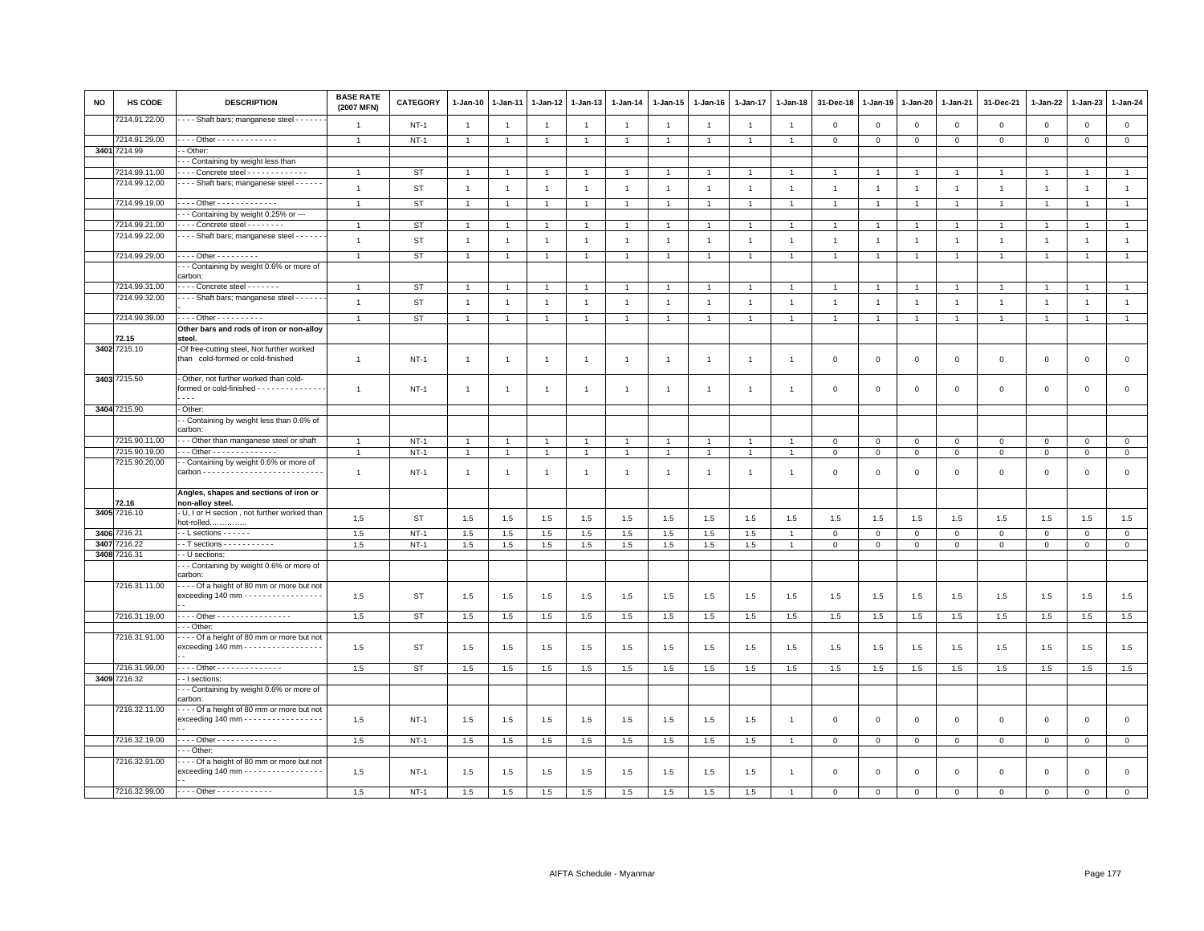| NO | HS CODE | DESCRIPTION | BASE RATE (2007 MFN) | CATEGORY | 1-Jan-10 | 1-Jan-11 | 1-Jan-12 | 1-Jan-13 | 1-Jan-14 | 1-Jan-15 | 1-Jan-16 | 1-Jan-17 | 1-Jan-18 | 31-Dec-18 | 1-Jan-19 | 1-Jan-20 | 1-Jan-21 | 31-Dec-21 | 1-Jan-22 | 1-Jan-23 | 1-Jan-24 |
|---|---|---|---|---|---|---|---|---|---|---|---|---|---|---|---|---|---|---|---|---|---|
| | 7214.91.22.00 | - - - - Shaft bars; manganese steel - - - - - - - | 1 | NT-1 | 1 | 1 | 1 | 1 | 1 | 1 | 1 | 1 | 1 | 0 | 0 | 0 | 0 | 0 | 0 | 0 | 0 |
| | 7214.91.29.00 | - - - - Other - - - - - - - - - - - - - | 1 | NT-1 | 1 | 1 | 1 | 1 | 1 | 1 | 1 | 1 | 1 | 0 | 0 | 0 | 0 | 0 | 0 | 0 | 0 |
| 3401 | 7214.99 | - - Other: | | | | | | | | | | | | | | | | | | | |
| | | - - - Containing by weight less than | | | | | | | | | | | | | | | | | | | |
| | 7214.99.11.00 | - - - - Concrete steel - - - - - - - - - - - - - | 1 | ST | 1 | 1 | 1 | 1 | 1 | 1 | 1 | 1 | 1 | 1 | 1 | 1 | 1 | 1 | 1 | 1 | 1 |
| | 7214.99.12.00 | - - - - Shaft bars; manganese steel - - - - - - | 1 | ST | 1 | 1 | 1 | 1 | 1 | 1 | 1 | 1 | 1 | 1 | 1 | 1 | 1 | 1 | 1 | 1 | 1 |
| | 7214.99.19.00 | - - - - Other - - - - - - - - - - - - - | 1 | ST | 1 | 1 | 1 | 1 | 1 | 1 | 1 | 1 | 1 | 1 | 1 | 1 | 1 | 1 | 1 | 1 | 1 |
| | | - - - Containing by weight 0.25% or --- | | | | | | | | | | | | | | | | | | | |
| | 7214.99.21.00 | - - - - Concrete steel - - - - - - - - | 1 | ST | 1 | 1 | 1 | 1 | 1 | 1 | 1 | 1 | 1 | 1 | 1 | 1 | 1 | 1 | 1 | 1 | 1 |
| | 7214.99.22.00 | - - - - Shaft bars; manganese steel - - - - - - - | 1 | ST | 1 | 1 | 1 | 1 | 1 | 1 | 1 | 1 | 1 | 1 | 1 | 1 | 1 | 1 | 1 | 1 | 1 |
| | 7214.99.29.00 | - - - - Other - - - - - - - - - | 1 | ST | 1 | 1 | 1 | 1 | 1 | 1 | 1 | 1 | 1 | 1 | 1 | 1 | 1 | 1 | 1 | 1 | 1 |
| | | - - - Containing by weight 0.6% or more of carbon: | | | | | | | | | | | | | | | | | | | |
| | 7214.99.31.00 | - - - - Concrete steel - - - - - - - | 1 | ST | 1 | 1 | 1 | 1 | 1 | 1 | 1 | 1 | 1 | 1 | 1 | 1 | 1 | 1 | 1 | 1 | 1 |
| | 7214.99.32.00 | - - - - Shaft bars; manganese steel - - - - - - - | 1 | ST | 1 | 1 | 1 | 1 | 1 | 1 | 1 | 1 | 1 | 1 | 1 | 1 | 1 | 1 | 1 | 1 | 1 |
| | 7214.99.39.00 | - - - - Other - - - - - - - - - - | 1 | ST | 1 | 1 | 1 | 1 | 1 | 1 | 1 | 1 | 1 | 1 | 1 | 1 | 1 | 1 | 1 | 1 | 1 |
| | 72.15 | **Other bars and rods of iron or non-alloy steel.** | | | | | | | | | | | | | | | | | | | |
| 3402 | 7215.10 | -Of free-cutting steel, Not further worked than cold-formed or cold-finished | 1 | NT-1 | 1 | 1 | 1 | 1 | 1 | 1 | 1 | 1 | 1 | 0 | 0 | 0 | 0 | 0 | 0 | 0 | 0 |
| 3403 | 7215.50 | - Other, not further worked than cold-formed or cold-finished - - - - - - - - - - - - - - - - - - - | 1 | NT-1 | 1 | 1 | 1 | 1 | 1 | 1 | 1 | 1 | 1 | 0 | 0 | 0 | 0 | 0 | 0 | 0 | 0 |
| 3404 | 7215.90 | - Other: | | | | | | | | | | | | | | | | | | | |
| | | - - Containing by weight less than 0.6% of carbon: | | | | | | | | | | | | | | | | | | | |
| | 7215.90.11.00 | - - - Other than manganese steel or shaft | 1 | NT-1 | 1 | 1 | 1 | 1 | 1 | 1 | 1 | 1 | 1 | 0 | 0 | 0 | 0 | 0 | 0 | 0 | 0 |
| | 7215.90.19.00 | - - - Other - - - - - - - - - - - - - - | 1 | NT-1 | 1 | 1 | 1 | 1 | 1 | 1 | 1 | 1 | 1 | 0 | 0 | 0 | 0 | 0 | 0 | 0 | 0 |
| | 7215.90.20.00 | - - Containing by weight 0.6% or more of carbon - - - - - - - - - - - - - - - - - - - - - - - - - - | 1 | NT-1 | 1 | 1 | 1 | 1 | 1 | 1 | 1 | 1 | 1 | 0 | 0 | 0 | 0 | 0 | 0 | 0 | 0 |
| | 72.16 | **Angles, shapes and sections of iron or non-alloy steel.** | | | | | | | | | | | | | | | | | | | |
| 3405 | 7216.10 | - U, I or H section , not further worked than hot-rolled,………….. | 1.5 | ST | 1.5 | 1.5 | 1.5 | 1.5 | 1.5 | 1.5 | 1.5 | 1.5 | 1.5 | 1.5 | 1.5 | 1.5 | 1.5 | 1.5 | 1.5 | 1.5 | 1.5 |
| 3406 | 7216.21 | - - L sections - - - - - - | 1.5 | NT-1 | 1.5 | 1.5 | 1.5 | 1.5 | 1.5 | 1.5 | 1.5 | 1.5 | 1 | 0 | 0 | 0 | 0 | 0 | 0 | 0 | 0 |
| 3407 | 7216.22 | - - T sections - - - - - - - - - - - | 1.5 | NT-1 | 1.5 | 1.5 | 1.5 | 1.5 | 1.5 | 1.5 | 1.5 | 1.5 | 1 | 0 | 0 | 0 | 0 | 0 | 0 | 0 | 0 |
| 3408 | 7216.31 | - - U sections: | | | | | | | | | | | | | | | | | | | |
| | | - - - Containing by weight 0.6% or more of carbon: | | | | | | | | | | | | | | | | | | | |
| | 7216.31.11.00 | - - - - Of a height of 80 mm or more but not exceeding 140 mm - - - - - - - - - - - - - - - - - - | 1.5 | ST | 1.5 | 1.5 | 1.5 | 1.5 | 1.5 | 1.5 | 1.5 | 1.5 | 1.5 | 1.5 | 1.5 | 1.5 | 1.5 | 1.5 | 1.5 | 1.5 | 1.5 |
| | 7216.31.19.00 | - - - - Other - - - - - - - - - - - - - - - - | 1.5 | ST | 1.5 | 1.5 | 1.5 | 1.5 | 1.5 | 1.5 | 1.5 | 1.5 | 1.5 | 1.5 | 1.5 | 1.5 | 1.5 | 1.5 | 1.5 | 1.5 | 1.5 |
| | | - - - Other: | | | | | | | | | | | | | | | | | | | |
| | 7216.31.91.00 | - - - - Of a height of 80 mm or more but not exceeding 140 mm - - - - - - - - - - - - - - - - - - - | 1.5 | ST | 1.5 | 1.5 | 1.5 | 1.5 | 1.5 | 1.5 | 1.5 | 1.5 | 1.5 | 1.5 | 1.5 | 1.5 | 1.5 | 1.5 | 1.5 | 1.5 | 1.5 |
| | 7216.31.99.00 | - - - - Other - - - - - - - - - - - - - - | 1.5 | ST | 1.5 | 1.5 | 1.5 | 1.5 | 1.5 | 1.5 | 1.5 | 1.5 | 1.5 | 1.5 | 1.5 | 1.5 | 1.5 | 1.5 | 1.5 | 1.5 | 1.5 |
| 3409 | 7216.32 | - - I sections: | | | | | | | | | | | | | | | | | | | |
| | | - - - Containing by weight 0.6% or more of carbon: | | | | | | | | | | | | | | | | | | | |
| | 7216.32.11.00 | - - - - Of a height of 80 mm or more but not exceeding 140 mm - - - - - - - - - - - - - - - - - - | 1.5 | NT-1 | 1.5 | 1.5 | 1.5 | 1.5 | 1.5 | 1.5 | 1.5 | 1.5 | 1 | 0 | 0 | 0 | 0 | 0 | 0 | 0 | 0 |
| | 7216.32.19.00 | - - - - Other - - - - - - - - - - - - - | 1.5 | NT-1 | 1.5 | 1.5 | 1.5 | 1.5 | 1.5 | 1.5 | 1.5 | 1.5 | 1 | 0 | 0 | 0 | 0 | 0 | 0 | 0 | 0 |
| | | - - - Other: | | | | | | | | | | | | | | | | | | | |
| | 7216.32.91.00 | - - - - Of a height of 80 mm or more but not exceeding 140 mm - - - - - - - - - - - - - - - - - - - | 1.5 | NT-1 | 1.5 | 1.5 | 1.5 | 1.5 | 1.5 | 1.5 | 1.5 | 1.5 | 1 | 0 | 0 | 0 | 0 | 0 | 0 | 0 | 0 |
| | 7216.32.99.00 | - - - - Other - - - - - - - - - - - - | 1.5 | NT-1 | 1.5 | 1.5 | 1.5 | 1.5 | 1.5 | 1.5 | 1.5 | 1.5 | 1 | 0 | 0 | 0 | 0 | 0 | 0 | 0 | 0 |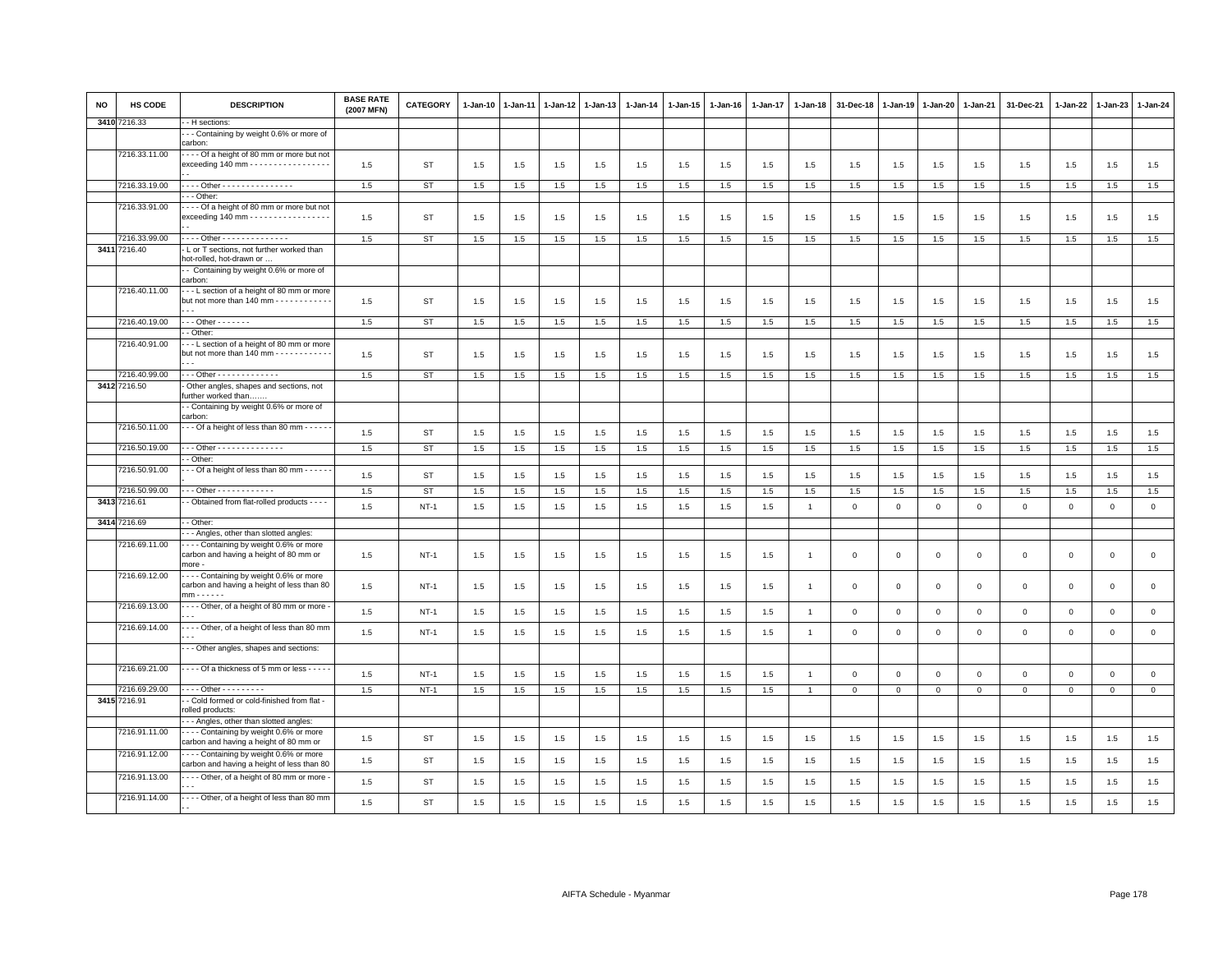| NO | HS CODE | DESCRIPTION | BASE RATE (2007 MFN) | CATEGORY | 1-Jan-10 | 1-Jan-11 | 1-Jan-12 | 1-Jan-13 | 1-Jan-14 | 1-Jan-15 | 1-Jan-16 | 1-Jan-17 | 1-Jan-18 | 31-Dec-18 | 1-Jan-19 | 1-Jan-20 | 1-Jan-21 | 31-Dec-21 | 1-Jan-22 | 1-Jan-23 | 1-Jan-24 |
|---|---|---|---|---|---|---|---|---|---|---|---|---|---|---|---|---|---|---|---|---|---|
| 3410 | 7216.33 | - - H sections: | | | | | | | | | | | | | | | | | | | |
| | | - - - Containing by weight 0.6% or more of carbon: | | | | | | | | | | | | | | | | | | | |
| | 7216.33.11.00 | - - - - Of a height of 80 mm or more but not exceeding 140 mm - - - - - - - - - - - - - - - - - - | 1.5 | ST | 1.5 | 1.5 | 1.5 | 1.5 | 1.5 | 1.5 | 1.5 | 1.5 | 1.5 | 1.5 | 1.5 | 1.5 | 1.5 | 1.5 | 1.5 | 1.5 | 1.5 |
| | 7216.33.19.00 | - - - - Other - - - - - - - - - - - - - - - | 1.5 | ST | 1.5 | 1.5 | 1.5 | 1.5 | 1.5 | 1.5 | 1.5 | 1.5 | 1.5 | 1.5 | 1.5 | 1.5 | 1.5 | 1.5 | 1.5 | 1.5 | 1.5 |
| | | - - - Other: | | | | | | | | | | | | | | | | | | | |
| | 7216.33.91.00 | - - - - Of a height of 80 mm or more but not exceeding 140 mm - - - - - - - - - - - - - - - - - - | 1.5 | ST | 1.5 | 1.5 | 1.5 | 1.5 | 1.5 | 1.5 | 1.5 | 1.5 | 1.5 | 1.5 | 1.5 | 1.5 | 1.5 | 1.5 | 1.5 | 1.5 | 1.5 |
| | 7216.33.99.00 | - - - - Other - - - - - - - - - - - - - - | 1.5 | ST | 1.5 | 1.5 | 1.5 | 1.5 | 1.5 | 1.5 | 1.5 | 1.5 | 1.5 | 1.5 | 1.5 | 1.5 | 1.5 | 1.5 | 1.5 | 1.5 | 1.5 |
| 3411 | 7216.40 | - L or T sections, not further worked than hot-rolled, hot-drawn or … | | | | | | | | | | | | | | | | | | | |
| | | - - Containing by weight 0.6% or more of carbon: | | | | | | | | | | | | | | | | | | | |
| | 7216.40.11.00 | - - - L section of a height of 80 mm or more but not more than 140 mm - - - - - - - - - - - - - - - | 1.5 | ST | 1.5 | 1.5 | 1.5 | 1.5 | 1.5 | 1.5 | 1.5 | 1.5 | 1.5 | 1.5 | 1.5 | 1.5 | 1.5 | 1.5 | 1.5 | 1.5 | 1.5 |
| | 7216.40.19.00 | - - - Other - - - - - - - | 1.5 | ST | 1.5 | 1.5 | 1.5 | 1.5 | 1.5 | 1.5 | 1.5 | 1.5 | 1.5 | 1.5 | 1.5 | 1.5 | 1.5 | 1.5 | 1.5 | 1.5 | 1.5 |
| | | - - Other: | | | | | | | | | | | | | | | | | | | |
| | 7216.40.91.00 | - - - L section of a height of 80 mm or more but not more than 140 mm - - - - - - - - - - - - - - - | 1.5 | ST | 1.5 | 1.5 | 1.5 | 1.5 | 1.5 | 1.5 | 1.5 | 1.5 | 1.5 | 1.5 | 1.5 | 1.5 | 1.5 | 1.5 | 1.5 | 1.5 | 1.5 |
| | 7216.40.99.00 | - - - Other - - - - - - - - - - - - - | 1.5 | ST | 1.5 | 1.5 | 1.5 | 1.5 | 1.5 | 1.5 | 1.5 | 1.5 | 1.5 | 1.5 | 1.5 | 1.5 | 1.5 | 1.5 | 1.5 | 1.5 | 1.5 |
| 3412 | 7216.50 | - Other angles, shapes and sections, not further worked than……. | | | | | | | | | | | | | | | | | | | |
| | | - - Containing by weight 0.6% or more of carbon: | | | | | | | | | | | | | | | | | | | |
| | 7216.50.11.00 | - - - Of a height of less than 80 mm - - - - - - - | 1.5 | ST | 1.5 | 1.5 | 1.5 | 1.5 | 1.5 | 1.5 | 1.5 | 1.5 | 1.5 | 1.5 | 1.5 | 1.5 | 1.5 | 1.5 | 1.5 | 1.5 | 1.5 |
| | 7216.50.19.00 | - - - Other - - - - - - - - - - - - - - | 1.5 | ST | 1.5 | 1.5 | 1.5 | 1.5 | 1.5 | 1.5 | 1.5 | 1.5 | 1.5 | 1.5 | 1.5 | 1.5 | 1.5 | 1.5 | 1.5 | 1.5 | 1.5 |
| | | - - Other: | | | | | | | | | | | | | | | | | | | |
| | 7216.50.91.00 | - - - Of a height of less than 80 mm - - - - - - - | 1.5 | ST | 1.5 | 1.5 | 1.5 | 1.5 | 1.5 | 1.5 | 1.5 | 1.5 | 1.5 | 1.5 | 1.5 | 1.5 | 1.5 | 1.5 | 1.5 | 1.5 | 1.5 |
| | 7216.50.99.00 | - - - Other - - - - - - - - - - - - | 1.5 | ST | 1.5 | 1.5 | 1.5 | 1.5 | 1.5 | 1.5 | 1.5 | 1.5 | 1.5 | 1.5 | 1.5 | 1.5 | 1.5 | 1.5 | 1.5 | 1.5 | 1.5 |
| 3413 | 7216.61 | - - Obtained from flat-rolled products - - - - | 1.5 | NT-1 | 1.5 | 1.5 | 1.5 | 1.5 | 1.5 | 1.5 | 1.5 | 1.5 | 1 | 0 | 0 | 0 | 0 | 0 | 0 | 0 | 0 |
| 3414 | 7216.69 | - - Other: | | | | | | | | | | | | | | | | | | | |
| | | - - - Angles, other than slotted angles: | | | | | | | | | | | | | | | | | | | |
| | 7216.69.11.00 | - - - - Containing by weight 0.6% or more carbon and having a height of 80 mm or more - | 1.5 | NT-1 | 1.5 | 1.5 | 1.5 | 1.5 | 1.5 | 1.5 | 1.5 | 1.5 | 1 | 0 | 0 | 0 | 0 | 0 | 0 | 0 | 0 |
| | 7216.69.12.00 | - - - - Containing by weight 0.6% or more carbon and having a height of less than 80 mm - - - - - - | 1.5 | NT-1 | 1.5 | 1.5 | 1.5 | 1.5 | 1.5 | 1.5 | 1.5 | 1.5 | 1 | 0 | 0 | 0 | 0 | 0 | 0 | 0 | 0 |
| | 7216.69.13.00 | - - - - Other, of a height of 80 mm or more - - - - | 1.5 | NT-1 | 1.5 | 1.5 | 1.5 | 1.5 | 1.5 | 1.5 | 1.5 | 1.5 | 1 | 0 | 0 | 0 | 0 | 0 | 0 | 0 | 0 |
| | 7216.69.14.00 | - - - - Other, of a height of less than 80 mm - - - | 1.5 | NT-1 | 1.5 | 1.5 | 1.5 | 1.5 | 1.5 | 1.5 | 1.5 | 1.5 | 1 | 0 | 0 | 0 | 0 | 0 | 0 | 0 | 0 |
| | | - - - Other angles, shapes and sections: | | | | | | | | | | | | | | | | | | | |
| | 7216.69.21.00 | - - - - Of a thickness of 5 mm or less - - - - - | 1.5 | NT-1 | 1.5 | 1.5 | 1.5 | 1.5 | 1.5 | 1.5 | 1.5 | 1.5 | 1 | 0 | 0 | 0 | 0 | 0 | 0 | 0 | 0 |
| | 7216.69.29.00 | - - - - Other - - - - - - - - - | 1.5 | NT-1 | 1.5 | 1.5 | 1.5 | 1.5 | 1.5 | 1.5 | 1.5 | 1.5 | 1 | 0 | 0 | 0 | 0 | 0 | 0 | 0 | 0 |
| 3415 | 7216.91 | - - Cold formed or cold-finished from flat - rolled products: | | | | | | | | | | | | | | | | | | | |
| | | - - - Angles, other than slotted angles: | | | | | | | | | | | | | | | | | | | |
| | 7216.91.11.00 | - - - - Containing by weight 0.6% or more carbon and having a height of 80 mm or | 1.5 | ST | 1.5 | 1.5 | 1.5 | 1.5 | 1.5 | 1.5 | 1.5 | 1.5 | 1.5 | 1.5 | 1.5 | 1.5 | 1.5 | 1.5 | 1.5 | 1.5 | 1.5 |
| | 7216.91.12.00 | - - - - Containing by weight 0.6% or more carbon and having a height of less than 80 | 1.5 | ST | 1.5 | 1.5 | 1.5 | 1.5 | 1.5 | 1.5 | 1.5 | 1.5 | 1.5 | 1.5 | 1.5 | 1.5 | 1.5 | 1.5 | 1.5 | 1.5 | 1.5 |
| | 7216.91.13.00 | - - - - Other, of a height of 80 mm or more - - - - | 1.5 | ST | 1.5 | 1.5 | 1.5 | 1.5 | 1.5 | 1.5 | 1.5 | 1.5 | 1.5 | 1.5 | 1.5 | 1.5 | 1.5 | 1.5 | 1.5 | 1.5 | 1.5 |
| | 7216.91.14.00 | - - - - Other, of a height of less than 80 mm - - | 1.5 | ST | 1.5 | 1.5 | 1.5 | 1.5 | 1.5 | 1.5 | 1.5 | 1.5 | 1.5 | 1.5 | 1.5 | 1.5 | 1.5 | 1.5 | 1.5 | 1.5 | 1.5 |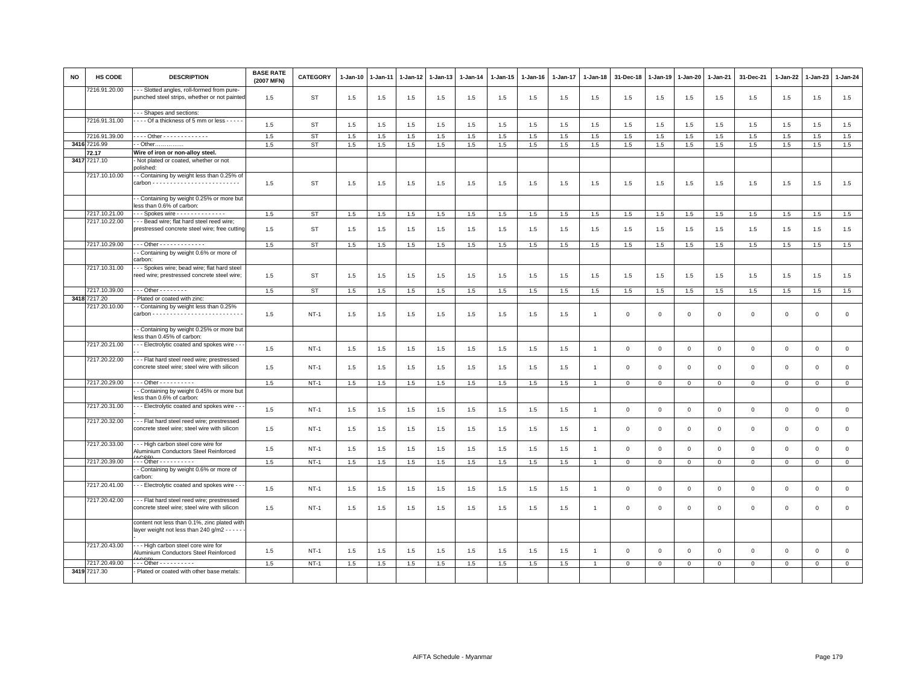| NO | HS CODE | DESCRIPTION | BASE RATE (2007 MFN) | CATEGORY | 1-Jan-10 | 1-Jan-11 | 1-Jan-12 | 1-Jan-13 | 1-Jan-14 | 1-Jan-15 | 1-Jan-16 | 1-Jan-17 | 1-Jan-18 | 31-Dec-18 | 1-Jan-19 | 1-Jan-20 | 1-Jan-21 | 31-Dec-21 | 1-Jan-22 | 1-Jan-23 | 1-Jan-24 |
|---|---|---|---|---|---|---|---|---|---|---|---|---|---|---|---|---|---|---|---|---|---|
| | 7216.91.20.00 | - - - Slotted angles, roll-formed from pure-punched steel strips, whether or not painted | 1.5 | ST | 1.5 | 1.5 | 1.5 | 1.5 | 1.5 | 1.5 | 1.5 | 1.5 | 1.5 | 1.5 | 1.5 | 1.5 | 1.5 | 1.5 | 1.5 | 1.5 | 1.5 |
| | | - - - Shapes and sections: | | | | | | | | | | | | | | | | | | | |
| | 7216.91.31.00 | - - - - Of a thickness of 5 mm or less - - - - - | 1.5 | ST | 1.5 | 1.5 | 1.5 | 1.5 | 1.5 | 1.5 | 1.5 | 1.5 | 1.5 | 1.5 | 1.5 | 1.5 | 1.5 | 1.5 | 1.5 | 1.5 | 1.5 |
| | 7216.91.39.00 | - - - - Other - - - - - - - - - - - - - | 1.5 | ST | 1.5 | 1.5 | 1.5 | 1.5 | 1.5 | 1.5 | 1.5 | 1.5 | 1.5 | 1.5 | 1.5 | 1.5 | 1.5 | 1.5 | 1.5 | 1.5 | 1.5 |
| 3416 | 7216.99 | - - Other…………… | 1.5 | ST | 1.5 | 1.5 | 1.5 | 1.5 | 1.5 | 1.5 | 1.5 | 1.5 | 1.5 | 1.5 | 1.5 | 1.5 | 1.5 | 1.5 | 1.5 | 1.5 | 1.5 |
| | **72.17** | **Wire of iron or non-alloy steel.** | | | | | | | | | | | | | | | | | | | |
| 3417 | 7217.10 | - Not plated or coated, whether or not polished: | | | | | | | | | | | | | | | | | | | |
| | 7217.10.10.00 | - - Containing by weight less than 0.25% of carbon - - - - - - - - - - - - - - - - - - - - - - - - - | 1.5 | ST | 1.5 | 1.5 | 1.5 | 1.5 | 1.5 | 1.5 | 1.5 | 1.5 | 1.5 | 1.5 | 1.5 | 1.5 | 1.5 | 1.5 | 1.5 | 1.5 | 1.5 |
| | | - - Containing by weight 0.25% or more but less than 0.6% of carbon: | | | | | | | | | | | | | | | | | | | |
| | 7217.10.21.00 | - - - Spokes wire - - - - - - - - - - - - - - | 1.5 | ST | 1.5 | 1.5 | 1.5 | 1.5 | 1.5 | 1.5 | 1.5 | 1.5 | 1.5 | 1.5 | 1.5 | 1.5 | 1.5 | 1.5 | 1.5 | 1.5 | 1.5 |
| | 7217.10.22.00 | - - - Bead wire; flat hard steel reed wire; prestressed concrete steel wire; free cutting | 1.5 | ST | 1.5 | 1.5 | 1.5 | 1.5 | 1.5 | 1.5 | 1.5 | 1.5 | 1.5 | 1.5 | 1.5 | 1.5 | 1.5 | 1.5 | 1.5 | 1.5 | 1.5 |
| | 7217.10.29.00 | - - - Other - - - - - - - - - - - - - | 1.5 | ST | 1.5 | 1.5 | 1.5 | 1.5 | 1.5 | 1.5 | 1.5 | 1.5 | 1.5 | 1.5 | 1.5 | 1.5 | 1.5 | 1.5 | 1.5 | 1.5 | 1.5 |
| | | - - Containing by weight 0.6% or more of carbon: | | | | | | | | | | | | | | | | | | | |
| | 7217.10.31.00 | - - - Spokes wire; bead wire; flat hard steel reed wire; prestressed concrete steel wire; | 1.5 | ST | 1.5 | 1.5 | 1.5 | 1.5 | 1.5 | 1.5 | 1.5 | 1.5 | 1.5 | 1.5 | 1.5 | 1.5 | 1.5 | 1.5 | 1.5 | 1.5 | 1.5 |
| | 7217.10.39.00 | - - - Other - - - - - - - - | 1.5 | ST | 1.5 | 1.5 | 1.5 | 1.5 | 1.5 | 1.5 | 1.5 | 1.5 | 1.5 | 1.5 | 1.5 | 1.5 | 1.5 | 1.5 | 1.5 | 1.5 | 1.5 |
| 3418 | 7217.20 | - Plated or coated with zinc: | | | | | | | | | | | | | | | | | | | |
| | 7217.20.10.00 | - - Containing by weight less than 0.25% carbon - - - - - - - - - - - - - - - - - - - - - - - - - | 1.5 | NT-1 | 1.5 | 1.5 | 1.5 | 1.5 | 1.5 | 1.5 | 1.5 | 1.5 | 1 | 0 | 0 | 0 | 0 | 0 | 0 | 0 | 0 |
| | | - - Containing by weight 0.25% or more but less than 0.45% of carbon: | | | | | | | | | | | | | | | | | | | |
| | 7217.20.21.00 | - - - Electrolytic coated and spokes wire - - - - | 1.5 | NT-1 | 1.5 | 1.5 | 1.5 | 1.5 | 1.5 | 1.5 | 1.5 | 1.5 | 1 | 0 | 0 | 0 | 0 | 0 | 0 | 0 | 0 |
| | 7217.20.22.00 | - - - Flat hard steel reed wire; prestressed concrete steel wire; steel wire with silicon | 1.5 | NT-1 | 1.5 | 1.5 | 1.5 | 1.5 | 1.5 | 1.5 | 1.5 | 1.5 | 1 | 0 | 0 | 0 | 0 | 0 | 0 | 0 | 0 |
| | 7217.20.29.00 | - - - Other - - - - - - - - - - | 1.5 | NT-1 | 1.5 | 1.5 | 1.5 | 1.5 | 1.5 | 1.5 | 1.5 | 1.5 | 1 | 0 | 0 | 0 | 0 | 0 | 0 | 0 | 0 |
| | | - - Containing by weight 0.45% or more but less than 0.6% of carbon: | | | | | | | | | | | | | | | | | | | |
| | 7217.20.31.00 | - - - Electrolytic coated and spokes wire - - - | 1.5 | NT-1 | 1.5 | 1.5 | 1.5 | 1.5 | 1.5 | 1.5 | 1.5 | 1.5 | 1 | 0 | 0 | 0 | 0 | 0 | 0 | 0 | 0 |
| | 7217.20.32.00 | - - - Flat hard steel reed wire; prestressed concrete steel wire; steel wire with silicon | 1.5 | NT-1 | 1.5 | 1.5 | 1.5 | 1.5 | 1.5 | 1.5 | 1.5 | 1.5 | 1 | 0 | 0 | 0 | 0 | 0 | 0 | 0 | 0 |
| | 7217.20.33.00 | - - - High carbon steel core wire for Aluminium Conductors Steel Reinforced (ACSR) | 1.5 | NT-1 | 1.5 | 1.5 | 1.5 | 1.5 | 1.5 | 1.5 | 1.5 | 1.5 | 1 | 0 | 0 | 0 | 0 | 0 | 0 | 0 | 0 |
| | 7217.20.39.00 | - - - Other - - - - - - - - - - | 1.5 | NT-1 | 1.5 | 1.5 | 1.5 | 1.5 | 1.5 | 1.5 | 1.5 | 1.5 | 1 | 0 | 0 | 0 | 0 | 0 | 0 | 0 | 0 |
| | | - - Containing by weight 0.6% or more of carbon: | | | | | | | | | | | | | | | | | | | |
| | 7217.20.41.00 | - - - Electrolytic coated and spokes wire - - - | 1.5 | NT-1 | 1.5 | 1.5 | 1.5 | 1.5 | 1.5 | 1.5 | 1.5 | 1.5 | 1 | 0 | 0 | 0 | 0 | 0 | 0 | 0 | 0 |
| | 7217.20.42.00 | - - - Flat hard steel reed wire; prestressed concrete steel wire; steel wire with silicon | 1.5 | NT-1 | 1.5 | 1.5 | 1.5 | 1.5 | 1.5 | 1.5 | 1.5 | 1.5 | 1 | 0 | 0 | 0 | 0 | 0 | 0 | 0 | 0 |
| | | content not less than 0.1%, zinc plated with layer weight not less than 240 g/m2 - - - - - - | | | | | | | | | | | | | | | | | | | |
| | 7217.20.43.00 | - - - High carbon steel core wire for Aluminium Conductors Steel Reinforced (ACSR) | 1.5 | NT-1 | 1.5 | 1.5 | 1.5 | 1.5 | 1.5 | 1.5 | 1.5 | 1.5 | 1 | 0 | 0 | 0 | 0 | 0 | 0 | 0 | 0 |
| | 7217.20.49.00 | - - - Other - - - - - - - - - - | 1.5 | NT-1 | 1.5 | 1.5 | 1.5 | 1.5 | 1.5 | 1.5 | 1.5 | 1.5 | 1 | 0 | 0 | 0 | 0 | 0 | 0 | 0 | 0 |
| 3419 | 7217.30 | - Plated or coated with other base metals: | | | | | | | | | | | | | | | | | | | |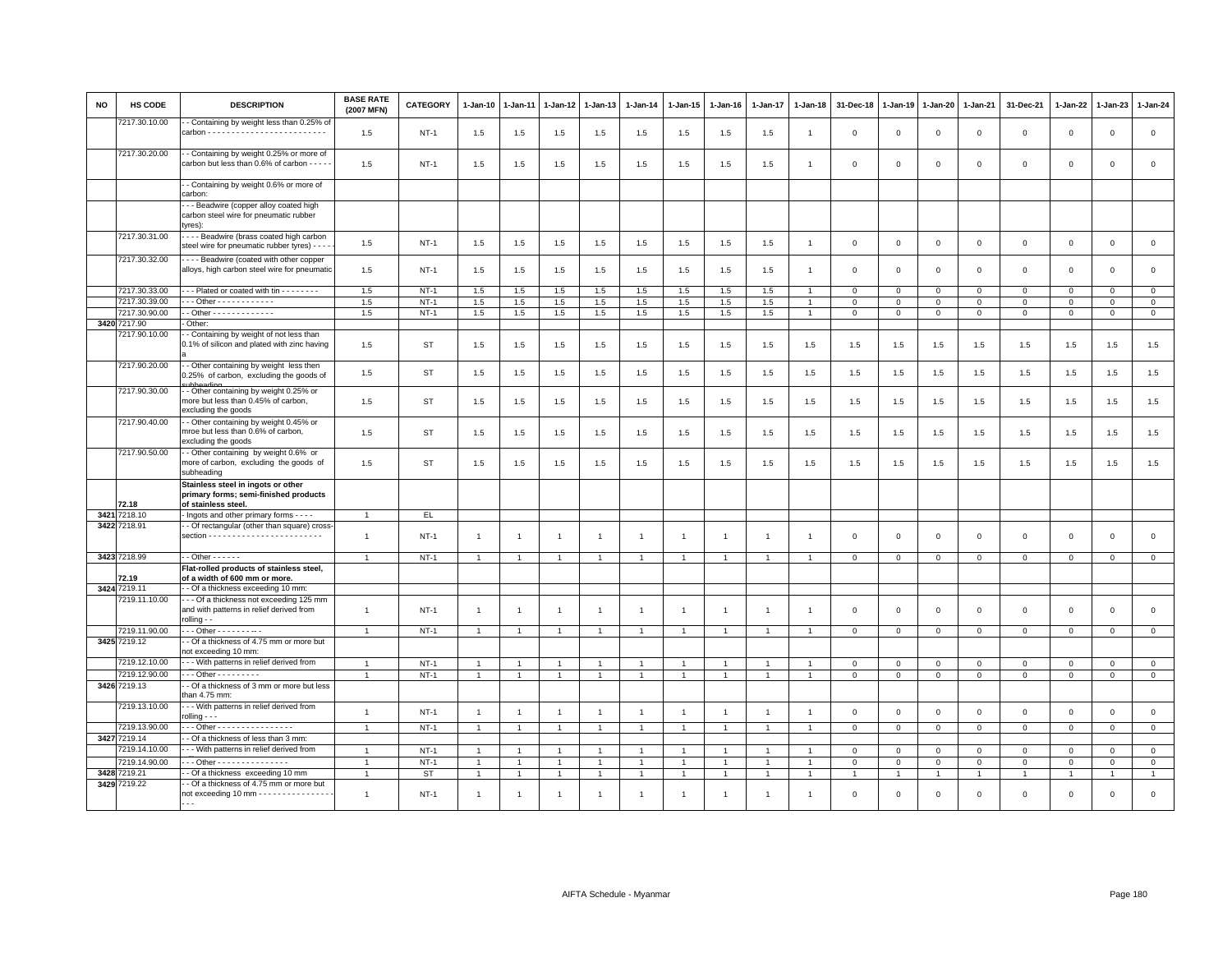| NO | HS CODE | DESCRIPTION | BASE RATE (2007 MFN) | CATEGORY | 1-Jan-10 | 1-Jan-11 | 1-Jan-12 | 1-Jan-13 | 1-Jan-14 | 1-Jan-15 | 1-Jan-16 | 1-Jan-17 | 1-Jan-18 | 31-Dec-18 | 1-Jan-19 | 1-Jan-20 | 1-Jan-21 | 31-Dec-21 | 1-Jan-22 | 1-Jan-23 | 1-Jan-24 |
|---|---|---|---|---|---|---|---|---|---|---|---|---|---|---|---|---|---|---|---|---|---|
| | 7217.30.10.00 | - - Containing by weight less than 0.25% of carbon - - - - - - - - - - - - - - - - - - - - - - - - - | 1.5 | NT-1 | 1.5 | 1.5 | 1.5 | 1.5 | 1.5 | 1.5 | 1.5 | 1.5 | 1 | 0 | 0 | 0 | 0 | 0 | 0 | 0 | 0 |
| | 7217.30.20.00 | - - Containing by weight 0.25% or more of carbon but less than 0.6% of carbon - - - - - | 1.5 | NT-1 | 1.5 | 1.5 | 1.5 | 1.5 | 1.5 | 1.5 | 1.5 | 1.5 | 1 | 0 | 0 | 0 | 0 | 0 | 0 | 0 | 0 |
| | | - - Containing by weight 0.6% or more of carbon: | | | | | | | | | | | | | | | | | | | |
| | | - - - Beadwire (copper alloy coated high carbon steel wire for pneumatic rubber tyres): | | | | | | | | | | | | | | | | | | | |
| | 7217.30.31.00 | - - - - Beadwire (brass coated high carbon steel wire for pneumatic rubber tyres) - - - - | 1.5 | NT-1 | 1.5 | 1.5 | 1.5 | 1.5 | 1.5 | 1.5 | 1.5 | 1.5 | 1 | 0 | 0 | 0 | 0 | 0 | 0 | 0 | 0 |
| | 7217.30.32.00 | - - - - Beadwire (coated with other copper alloys, high carbon steel wire for pneumatic | 1.5 | NT-1 | 1.5 | 1.5 | 1.5 | 1.5 | 1.5 | 1.5 | 1.5 | 1.5 | 1 | 0 | 0 | 0 | 0 | 0 | 0 | 0 | 0 |
| | 7217.30.33.00 | - - - Plated or coated with tin - - - - - - - - | 1.5 | NT-1 | 1.5 | 1.5 | 1.5 | 1.5 | 1.5 | 1.5 | 1.5 | 1.5 | 1 | 0 | 0 | 0 | 0 | 0 | 0 | 0 | 0 |
| | 7217.30.39.00 | - - - Other - - - - - - - - - - - - | 1.5 | NT-1 | 1.5 | 1.5 | 1.5 | 1.5 | 1.5 | 1.5 | 1.5 | 1.5 | 1 | 0 | 0 | 0 | 0 | 0 | 0 | 0 | 0 |
| | 7217.30.90.00 | - - Other - - - - - - - - - - - - - | 1.5 | NT-1 | 1.5 | 1.5 | 1.5 | 1.5 | 1.5 | 1.5 | 1.5 | 1.5 | 1 | 0 | 0 | 0 | 0 | 0 | 0 | 0 | 0 |
| 3420 | 7217.90 | - Other: | | | | | | | | | | | | | | | | | | | |
| | 7217.90.10.00 | - - Containing by weight of not less than 0.1% of silicon and plated with zinc having a | 1.5 | ST | 1.5 | 1.5 | 1.5 | 1.5 | 1.5 | 1.5 | 1.5 | 1.5 | 1.5 | 1.5 | 1.5 | 1.5 | 1.5 | 1.5 | 1.5 | 1.5 | 1.5 |
| | 7217.90.20.00 | - - Other containing by weight less then 0.25% of carbon, excluding the goods of subheading | 1.5 | ST | 1.5 | 1.5 | 1.5 | 1.5 | 1.5 | 1.5 | 1.5 | 1.5 | 1.5 | 1.5 | 1.5 | 1.5 | 1.5 | 1.5 | 1.5 | 1.5 | 1.5 |
| | 7217.90.30.00 | - - Other containing by weight 0.25% or more but less than 0.45% of carbon, excluding the goods | 1.5 | ST | 1.5 | 1.5 | 1.5 | 1.5 | 1.5 | 1.5 | 1.5 | 1.5 | 1.5 | 1.5 | 1.5 | 1.5 | 1.5 | 1.5 | 1.5 | 1.5 | 1.5 |
| | 7217.90.40.00 | - - Other containing by weight 0.45% or mroe but less than 0.6% of carbon, excluding the goods | 1.5 | ST | 1.5 | 1.5 | 1.5 | 1.5 | 1.5 | 1.5 | 1.5 | 1.5 | 1.5 | 1.5 | 1.5 | 1.5 | 1.5 | 1.5 | 1.5 | 1.5 | 1.5 |
| | 7217.90.50.00 | - - Other containing by weight 0.6% or more of carbon, excluding the goods of subheading | 1.5 | ST | 1.5 | 1.5 | 1.5 | 1.5 | 1.5 | 1.5 | 1.5 | 1.5 | 1.5 | 1.5 | 1.5 | 1.5 | 1.5 | 1.5 | 1.5 | 1.5 | 1.5 |
| | 72.18 | **Stainless steel in ingots or other primary forms; semi-finished products of stainless steel.** | | | | | | | | | | | | | | | | | | | |
| 3421 | 7218.10 | - Ingots and other primary forms - - - - | 1 | EL | | | | | | | | | | | | | | | | | |
| 3422 | 7218.91 | - - Of rectangular (other than square) cross-section - - - - - - - - - - - - - - - - - - - - - - - - | 1 | NT-1 | 1 | 1 | 1 | 1 | 1 | 1 | 1 | 1 | 1 | 0 | 0 | 0 | 0 | 0 | 0 | 0 | 0 |
| 3423 | 7218.99 | - - Other - - - - - - | 1 | NT-1 | 1 | 1 | 1 | 1 | 1 | 1 | 1 | 1 | 1 | 0 | 0 | 0 | 0 | 0 | 0 | 0 | 0 |
| | 72.19 | **Flat-rolled products of stainless steel, of a width of 600 mm or more.** | | | | | | | | | | | | | | | | | | | |
| 3424 | 7219.11 | - - Of a thickness exceeding 10 mm: | | | | | | | | | | | | | | | | | | | |
| | 7219.11.10.00 | - - - Of a thickness not exceeding 125 mm and with patterns in relief derived from rolling - - | 1 | NT-1 | 1 | 1 | 1 | 1 | 1 | 1 | 1 | 1 | 1 | 0 | 0 | 0 | 0 | 0 | 0 | 0 | 0 |
| | 7219.11.90.00 | - - - Other - - - - - - - - - | 1 | NT-1 | 1 | 1 | 1 | 1 | 1 | 1 | 1 | 1 | 1 | 0 | 0 | 0 | 0 | 0 | 0 | 0 | 0 |
| 3425 | 7219.12 | - - Of a thickness of 4.75 mm or more but not exceeding 10 mm: | | | | | | | | | | | | | | | | | | | |
| | 7219.12.10.00 | - - - With patterns in relief derived from | 1 | NT-1 | 1 | 1 | 1 | 1 | 1 | 1 | 1 | 1 | 1 | 0 | 0 | 0 | 0 | 0 | 0 | 0 | 0 |
| | 7219.12.90.00 | - - - Other - - - - - - - - - | 1 | NT-1 | 1 | 1 | 1 | 1 | 1 | 1 | 1 | 1 | 1 | 0 | 0 | 0 | 0 | 0 | 0 | 0 | 0 |
| 3426 | 7219.13 | - - Of a thickness of 3 mm or more but less than 4.75 mm: | | | | | | | | | | | | | | | | | | | |
| | 7219.13.10.00 | - - - With patterns in relief derived from rolling - - - | 1 | NT-1 | 1 | 1 | 1 | 1 | 1 | 1 | 1 | 1 | 1 | 0 | 0 | 0 | 0 | 0 | 0 | 0 | 0 |
| | 7219.13.90.00 | - - - Other - - - - - - - - - - - - - - - - | 1 | NT-1 | 1 | 1 | 1 | 1 | 1 | 1 | 1 | 1 | 1 | 0 | 0 | 0 | 0 | 0 | 0 | 0 | 0 |
| 3427 | 7219.14 | - - Of a thickness of less than 3 mm: | | | | | | | | | | | | | | | | | | | |
| | 7219.14.10.00 | - - - With patterns in relief derived from | 1 | NT-1 | 1 | 1 | 1 | 1 | 1 | 1 | 1 | 1 | 1 | 0 | 0 | 0 | 0 | 0 | 0 | 0 | 0 |
| | 7219.14.90.00 | - - - Other - - - - - - - - - - - - - - - | 1 | NT-1 | 1 | 1 | 1 | 1 | 1 | 1 | 1 | 1 | 1 | 0 | 0 | 0 | 0 | 0 | 0 | 0 | 0 |
| 3428 | 7219.21 | - - Of a thickness exceeding 10 mm | 1 | ST | 1 | 1 | 1 | 1 | 1 | 1 | 1 | 1 | 1 | 1 | 1 | 1 | 1 | 1 | 1 | 1 | 1 |
| 3429 | 7219.22 | - - Of a thickness of 4.75 mm or more but not exceeding 10 mm - - - - - - - - - - - - - - - - - - - | 1 | NT-1 | 1 | 1 | 1 | 1 | 1 | 1 | 1 | 1 | 1 | 0 | 0 | 0 | 0 | 0 | 0 | 0 | 0 |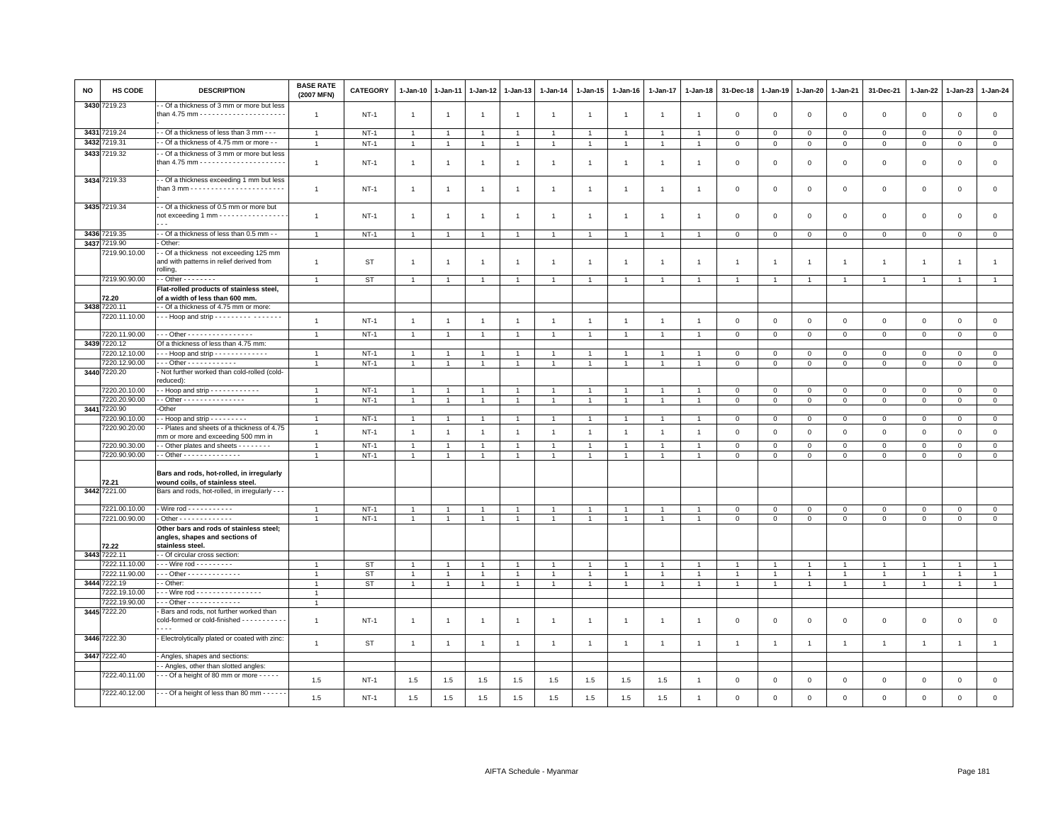| NO | HS CODE | DESCRIPTION | BASE RATE (2007 MFN) | CATEGORY | 1-Jan-10 | 1-Jan-11 | 1-Jan-12 | 1-Jan-13 | 1-Jan-14 | 1-Jan-15 | 1-Jan-16 | 1-Jan-17 | 1-Jan-18 | 31-Dec-18 | 1-Jan-19 | 1-Jan-20 | 1-Jan-21 | 31-Dec-21 | 1-Jan-22 | 1-Jan-23 | 1-Jan-24 |
|---|---|---|---|---|---|---|---|---|---|---|---|---|---|---|---|---|---|---|---|---|---|
| 3430 | 7219.23 | - - Of a thickness of 3 mm or more but less than 4.75 mm - - - - - - - - - - - - - - - - - - - - - - | 1 | NT-1 | 1 | 1 | 1 | 1 | 1 | 1 | 1 | 1 | 1 | 0 | 0 | 0 | 0 | 0 | 0 | 0 | 0 |
| 3431 | 7219.24 | - - Of a thickness of less than 3 mm - - - | 1 | NT-1 | 1 | 1 | 1 | 1 | 1 | 1 | 1 | 1 | 1 | 0 | 0 | 0 | 0 | 0 | 0 | 0 | 0 |
| 3432 | 7219.31 | - - Of a thickness of 4.75 mm or more - - | 1 | NT-1 | 1 | 1 | 1 | 1 | 1 | 1 | 1 | 1 | 1 | 0 | 0 | 0 | 0 | 0 | 0 | 0 | 0 |
| 3433 | 7219.32 | - - Of a thickness of 3 mm or more but less than 4.75 mm - - - - - - - - - - - - - - - - - - - - - | 1 | NT-1 | 1 | 1 | 1 | 1 | 1 | 1 | 1 | 1 | 1 | 0 | 0 | 0 | 0 | 0 | 0 | 0 | 0 |
| 3434 | 7219.33 | - - Of a thickness exceeding 1 mm but less than 3 mm - - - - - - - - - - - - - - - - - - - - - - - | 1 | NT-1 | 1 | 1 | 1 | 1 | 1 | 1 | 1 | 1 | 1 | 0 | 0 | 0 | 0 | 0 | 0 | 0 | 0 |
| 3435 | 7219.34 | - - Of a thickness of 0.5 mm or more but not exceeding 1 mm - - - - - - - - - - - - - - - - - - - | 1 | NT-1 | 1 | 1 | 1 | 1 | 1 | 1 | 1 | 1 | 1 | 0 | 0 | 0 | 0 | 0 | 0 | 0 | 0 |
| 3436 | 7219.35 | - - Of a thickness of less than 0.5 mm - - | 1 | NT-1 | 1 | 1 | 1 | 1 | 1 | 1 | 1 | 1 | 1 | 0 | 0 | 0 | 0 | 0 | 0 | 0 | 0 |
| 3437 | 7219.90 | - Other: | | | | | | | | | | | | | | | | | | | |
| | 7219.90.10.00 | - - Of a thickness not exceeding 125 mm and with patterns in relief derived from rolling, | 1 | ST | 1 | 1 | 1 | 1 | 1 | 1 | 1 | 1 | 1 | 1 | 1 | 1 | 1 | 1 | 1 | 1 | 1 |
| | 7219.90.90.00 | - - Other - - - - - - - - | 1 | ST | 1 | 1 | 1 | 1 | 1 | 1 | 1 | 1 | 1 | 1 | 1 | 1 | 1 | 1 | 1 | 1 | 1 |
| | **72.20** | **Flat-rolled products of stainless steel, of a width of less than 600 mm.** | | | | | | | | | | | | | | | | | | | |
| 3438 | 7220.11 | - - Of a thickness of 4.75 mm or more: | | | | | | | | | | | | | | | | | | | |
| | 7220.11.10.00 | - - - Hoop and strip - - - - - - - - - - - - - - - - - - | 1 | NT-1 | 1 | 1 | 1 | 1 | 1 | 1 | 1 | 1 | 1 | 0 | 0 | 0 | 0 | 0 | 0 | 0 | 0 |
| | 7220.11.90.00 | - - - Other - - - - - - - - - - - - - - - - | 1 | NT-1 | 1 | 1 | 1 | 1 | 1 | 1 | 1 | 1 | 1 | 0 | 0 | 0 | 0 | 0 | 0 | 0 | 0 |
| 3439 | 7220.12 | Of a thickness of less than 4.75 mm: | | | | | | | | | | | | | | | | | | | |
| | 7220.12.10.00 | - - - Hoop and strip - - - - - - - - - - - - - | 1 | NT-1 | 1 | 1 | 1 | 1 | 1 | 1 | 1 | 1 | 1 | 0 | 0 | 0 | 0 | 0 | 0 | 0 | 0 |
| | 7220.12.90.00 | - - - Other - - - - - - - - - - - - | 1 | NT-1 | 1 | 1 | 1 | 1 | 1 | 1 | 1 | 1 | 1 | 0 | 0 | 0 | 0 | 0 | 0 | 0 | 0 |
| 3440 | 7220.20 | - Not further worked than cold-rolled (cold-reduced): | | | | | | | | | | | | | | | | | | | |
| | 7220.20.10.00 | - - Hoop and strip - - - - - - - - - - - - | 1 | NT-1 | 1 | 1 | 1 | 1 | 1 | 1 | 1 | 1 | 1 | 0 | 0 | 0 | 0 | 0 | 0 | 0 | 0 |
| | 7220.20.90.00 | - - Other - - - - - - - - - - - - - - - | 1 | NT-1 | 1 | 1 | 1 | 1 | 1 | 1 | 1 | 1 | 1 | 0 | 0 | 0 | 0 | 0 | 0 | 0 | 0 |
| 3441 | 7220.90 | -Other | | | | | | | | | | | | | | | | | | | |
| | 7220.90.10.00 | - - Hoop and strip - - - - - - - - - | 1 | NT-1 | 1 | 1 | 1 | 1 | 1 | 1 | 1 | 1 | 1 | 0 | 0 | 0 | 0 | 0 | 0 | 0 | 0 |
| | 7220.90.20.00 | - - Plates and sheets of a thickness of 4.75 mm or more and exceeding 500 mm in | 1 | NT-1 | 1 | 1 | 1 | 1 | 1 | 1 | 1 | 1 | 1 | 0 | 0 | 0 | 0 | 0 | 0 | 0 | 0 |
| | 7220.90.30.00 | - - Other plates and sheets - - - - - - - - | 1 | NT-1 | 1 | 1 | 1 | 1 | 1 | 1 | 1 | 1 | 1 | 0 | 0 | 0 | 0 | 0 | 0 | 0 | 0 |
| | 7220.90.90.00 | - - Other - - - - - - - - - - - - - - | 1 | NT-1 | 1 | 1 | 1 | 1 | 1 | 1 | 1 | 1 | 1 | 0 | 0 | 0 | 0 | 0 | 0 | 0 | 0 |
| | **72.21** | **Bars and rods, hot-rolled, in irregularly wound coils, of stainless steel.** | | | | | | | | | | | | | | | | | | | |
| 3442 | 7221.00 | Bars and rods, hot-rolled, in irregularly - - - | | | | | | | | | | | | | | | | | | | |
| | 7221.00.10.00 | - Wire rod - - - - - - - - - - - | 1 | NT-1 | 1 | 1 | 1 | 1 | 1 | 1 | 1 | 1 | 1 | 0 | 0 | 0 | 0 | 0 | 0 | 0 | 0 |
| | 7221.00.90.00 | - Other - - - - - - - - - - - - - | 1 | NT-1 | 1 | 1 | 1 | 1 | 1 | 1 | 1 | 1 | 1 | 0 | 0 | 0 | 0 | 0 | 0 | 0 | 0 |
| | **72.22** | **Other bars and rods of stainless steel; angles, shapes and sections of stainless steel.** | | | | | | | | | | | | | | | | | | | |
| 3443 | 7222.11 | - - Of circular cross section: | | | | | | | | | | | | | | | | | | | |
| | 7222.11.10.00 | - - - Wire rod - - - - - - - - - | 1 | ST | 1 | 1 | 1 | 1 | 1 | 1 | 1 | 1 | 1 | 1 | 1 | 1 | 1 | 1 | 1 | 1 | 1 |
| | 7222.11.90.00 | - - - Other - - - - - - - - - - - - - | 1 | ST | 1 | 1 | 1 | 1 | 1 | 1 | 1 | 1 | 1 | 1 | 1 | 1 | 1 | 1 | 1 | 1 | 1 |
| 3444 | 7222.19 | - - Other: | 1 | ST | 1 | 1 | 1 | 1 | 1 | 1 | 1 | 1 | 1 | 1 | 1 | 1 | 1 | 1 | 1 | 1 | 1 |
| | 7222.19.10.00 | - - - Wire rod - - - - - - - - - - - - - - - - | 1 | | | | | | | | | | | | | | | | | | |
| | 7222.19.90.00 | - - - Other - - - - - - - - - - - - - | 1 | | | | | | | | | | | | | | | | | | |
| 3445 | 7222.20 | - Bars and rods, not further worked than cold-formed or cold-finished - - - - - - - - - - - - - - - | 1 | NT-1 | 1 | 1 | 1 | 1 | 1 | 1 | 1 | 1 | 1 | 0 | 0 | 0 | 0 | 0 | 0 | 0 | 0 |
| 3446 | 7222.30 | - Electrolytically plated or coated with zinc: | 1 | ST | 1 | 1 | 1 | 1 | 1 | 1 | 1 | 1 | 1 | 1 | 1 | 1 | 1 | 1 | 1 | 1 | 1 |
| 3447 | 7222.40 | - Angles, shapes and sections: | | | | | | | | | | | | | | | | | | | |
| | | - - Angles, other than slotted angles: | | | | | | | | | | | | | | | | | | | |
| | 7222.40.11.00 | - - - Of a height of 80 mm or more - - - - - | 1.5 | NT-1 | 1.5 | 1.5 | 1.5 | 1.5 | 1.5 | 1.5 | 1.5 | 1.5 | 1 | 0 | 0 | 0 | 0 | 0 | 0 | 0 | 0 |
| | 7222.40.12.00 | - - - Of a height of less than 80 mm - - - - - - | 1.5 | NT-1 | 1.5 | 1.5 | 1.5 | 1.5 | 1.5 | 1.5 | 1.5 | 1.5 | 1 | 0 | 0 | 0 | 0 | 0 | 0 | 0 | 0 |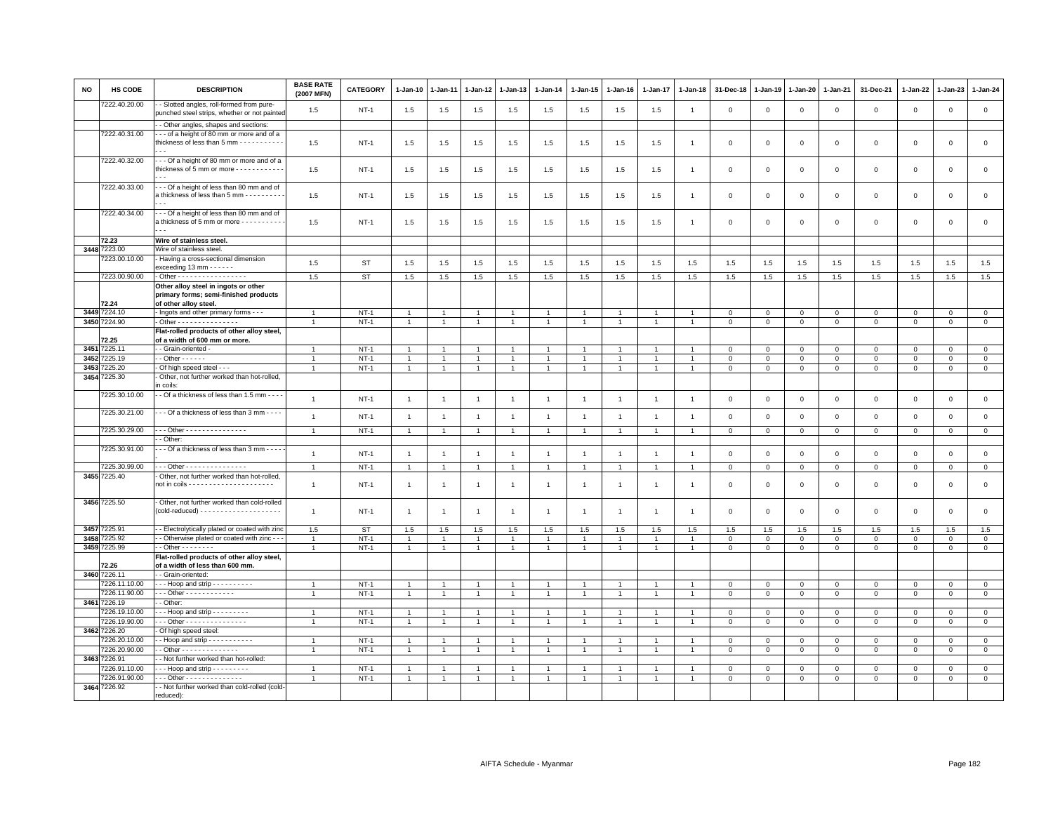| NO | HS CODE | DESCRIPTION | BASE RATE (2007 MFN) | CATEGORY | 1-Jan-10 | 1-Jan-11 | 1-Jan-12 | 1-Jan-13 | 1-Jan-14 | 1-Jan-15 | 1-Jan-16 | 1-Jan-17 | 1-Jan-18 | 31-Dec-18 | 1-Jan-19 | 1-Jan-20 | 1-Jan-21 | 31-Dec-21 | 1-Jan-22 | 1-Jan-23 | 1-Jan-24 |
|---|---|---|---|---|---|---|---|---|---|---|---|---|---|---|---|---|---|---|---|---|---|
| | 7222.40.20.00 | - - Slotted angles, roll-formed from pure-punched steel strips, whether or not painted | 1.5 | NT-1 | 1.5 | 1.5 | 1.5 | 1.5 | 1.5 | 1.5 | 1.5 | 1.5 | 1 | 0 | 0 | 0 | 0 | 0 | 0 | 0 | 0 |
| | | - - Other angles, shapes and sections: | | | | | | | | | | | | | | | | | | | |
| | 7222.40.31.00 | - - - of a height of 80 mm or more and of a thickness of less than 5 mm - - - - - - - - - - - - - - | 1.5 | NT-1 | 1.5 | 1.5 | 1.5 | 1.5 | 1.5 | 1.5 | 1.5 | 1.5 | 1 | 0 | 0 | 0 | 0 | 0 | 0 | 0 | 0 |
| | 7222.40.32.00 | - - - Of a height of 80 mm or more and of a thickness of 5 mm or more - - - - - - - - - - - - - - - | 1.5 | NT-1 | 1.5 | 1.5 | 1.5 | 1.5 | 1.5 | 1.5 | 1.5 | 1.5 | 1 | 0 | 0 | 0 | 0 | 0 | 0 | 0 | 0 |
| | 7222.40.33.00 | - - - Of a height of less than 80 mm and of a thickness of less than 5 mm - - - - - - - - - - - - - | 1.5 | NT-1 | 1.5 | 1.5 | 1.5 | 1.5 | 1.5 | 1.5 | 1.5 | 1.5 | 1 | 0 | 0 | 0 | 0 | 0 | 0 | 0 | 0 |
| | 7222.40.34.00 | - - - Of a height of less than 80 mm and of a thickness of 5 mm or more - - - - - - - - - - - - - - | 1.5 | NT-1 | 1.5 | 1.5 | 1.5 | 1.5 | 1.5 | 1.5 | 1.5 | 1.5 | 1 | 0 | 0 | 0 | 0 | 0 | 0 | 0 | 0 |
| | 72.23 | **Wire of stainless steel.** | | | | | | | | | | | | | | | | | | | |
| 3448 | 7223.00 | Wire of stainless steel. | | | | | | | | | | | | | | | | | | | |
| | 7223.00.10.00 | - Having a cross-sectional dimension exceeding 13 mm - - - - - - | 1.5 | ST | 1.5 | 1.5 | 1.5 | 1.5 | 1.5 | 1.5 | 1.5 | 1.5 | 1.5 | 1.5 | 1.5 | 1.5 | 1.5 | 1.5 | 1.5 | 1.5 | 1.5 |
| | 7223.00.90.00 | - Other - - - - - - - - - - - - - - - - - | 1.5 | ST | 1.5 | 1.5 | 1.5 | 1.5 | 1.5 | 1.5 | 1.5 | 1.5 | 1.5 | 1.5 | 1.5 | 1.5 | 1.5 | 1.5 | 1.5 | 1.5 | 1.5 |
| | 72.24 | **Other alloy steel in ingots or other primary forms; semi-finished products of other alloy steel.** | | | | | | | | | | | | | | | | | | | |
| 3449 | 7224.10 | - Ingots and other primary forms - - - | 1 | NT-1 | 1 | 1 | 1 | 1 | 1 | 1 | 1 | 1 | 1 | 0 | 0 | 0 | 0 | 0 | 0 | 0 | 0 |
| 3450 | 7224.90 | - Other - - - - - - - - - - - - - - - | 1 | NT-1 | 1 | 1 | 1 | 1 | 1 | 1 | 1 | 1 | 1 | 0 | 0 | 0 | 0 | 0 | 0 | 0 | 0 |
| | 72.25 | **Flat-rolled products of other alloy steel, of a width of 600 mm or more.** | | | | | | | | | | | | | | | | | | | |
| 3451 | 7225.11 | - - Grain-oriented - | 1 | NT-1 | 1 | 1 | 1 | 1 | 1 | 1 | 1 | 1 | 1 | 0 | 0 | 0 | 0 | 0 | 0 | 0 | 0 |
| 3452 | 7225.19 | - - Other - - - - - - | 1 | NT-1 | 1 | 1 | 1 | 1 | 1 | 1 | 1 | 1 | 1 | 0 | 0 | 0 | 0 | 0 | 0 | 0 | 0 |
| 3453 | 7225.20 | - Of high speed steel - - - | 1 | NT-1 | 1 | 1 | 1 | 1 | 1 | 1 | 1 | 1 | 1 | 0 | 0 | 0 | 0 | 0 | 0 | 0 | 0 |
| 3454 | 7225.30 | - Other, not further worked than hot-rolled, in coils: | | | | | | | | | | | | | | | | | | | |
| | 7225.30.10.00 | - - Of a thickness of less than 1.5 mm - - - - | 1 | NT-1 | 1 | 1 | 1 | 1 | 1 | 1 | 1 | 1 | 1 | 0 | 0 | 0 | 0 | 0 | 0 | 0 | 0 |
| | 7225.30.21.00 | - - - Of a thickness of less than 3 mm - - - - | 1 | NT-1 | 1 | 1 | 1 | 1 | 1 | 1 | 1 | 1 | 1 | 0 | 0 | 0 | 0 | 0 | 0 | 0 | 0 |
| | 7225.30.29.00 | - - - Other - - - - - - - - - - - - - - - | 1 | NT-1 | 1 | 1 | 1 | 1 | 1 | 1 | 1 | 1 | 1 | 0 | 0 | 0 | 0 | 0 | 0 | 0 | 0 |
| | | - - Other: | | | | | | | | | | | | | | | | | | | |
| | 7225.30.91.00 | - - - Of a thickness of less than 3 mm - - - - - | 1 | NT-1 | 1 | 1 | 1 | 1 | 1 | 1 | 1 | 1 | 1 | 0 | 0 | 0 | 0 | 0 | 0 | 0 | 0 |
| | 7225.30.99.00 | - - - Other - - - - - - - - - - - - - - - | 1 | NT-1 | 1 | 1 | 1 | 1 | 1 | 1 | 1 | 1 | 1 | 0 | 0 | 0 | 0 | 0 | 0 | 0 | 0 |
| 3455 | 7225.40 | - Other, not further worked than hot-rolled, not in coils - - - - - - - - - - - - - - - - - - - - - | 1 | NT-1 | 1 | 1 | 1 | 1 | 1 | 1 | 1 | 1 | 1 | 0 | 0 | 0 | 0 | 0 | 0 | 0 | 0 |
| 3456 | 7225.50 | - Other, not further worked than cold-rolled (cold-reduced) - - - - - - - - - - - - - - - - - - - - | 1 | NT-1 | 1 | 1 | 1 | 1 | 1 | 1 | 1 | 1 | 1 | 0 | 0 | 0 | 0 | 0 | 0 | 0 | 0 |
| 3457 | 7225.91 | - - Electrolytically plated or coated with zinc | 1.5 | ST | 1.5 | 1.5 | 1.5 | 1.5 | 1.5 | 1.5 | 1.5 | 1.5 | 1.5 | 1.5 | 1.5 | 1.5 | 1.5 | 1.5 | 1.5 | 1.5 | 1.5 |
| 3458 | 7225.92 | - - Otherwise plated or coated with zinc - - - | 1 | NT-1 | 1 | 1 | 1 | 1 | 1 | 1 | 1 | 1 | 1 | 0 | 0 | 0 | 0 | 0 | 0 | 0 | 0 |
| 3459 | 7225.99 | - - Other - - - - - - - - | 1 | NT-1 | 1 | 1 | 1 | 1 | 1 | 1 | 1 | 1 | 1 | 0 | 0 | 0 | 0 | 0 | 0 | 0 | 0 |
| | 72.26 | **Flat-rolled products of other alloy steel, of a width of less than 600 mm.** | | | | | | | | | | | | | | | | | | | |
| 3460 | 7226.11 | - - Grain-oriented: | | | | | | | | | | | | | | | | | | | |
| | 7226.11.10.00 | - - - Hoop and strip - - - - - - - - - - | 1 | NT-1 | 1 | 1 | 1 | 1 | 1 | 1 | 1 | 1 | 1 | 0 | 0 | 0 | 0 | 0 | 0 | 0 | 0 |
| | 7226.11.90.00 | - - - Other - - - - - - - - - - - - | 1 | NT-1 | 1 | 1 | 1 | 1 | 1 | 1 | 1 | 1 | 1 | 0 | 0 | 0 | 0 | 0 | 0 | 0 | 0 |
| 3461 | 7226.19 | - - Other: | | | | | | | | | | | | | | | | | | | |
| | 7226.19.10.00 | - - - Hoop and strip - - - - - - - - - | 1 | NT-1 | 1 | 1 | 1 | 1 | 1 | 1 | 1 | 1 | 1 | 0 | 0 | 0 | 0 | 0 | 0 | 0 | 0 |
| | 7226.19.90.00 | - - - Other - - - - - - - - - - - - - - - | 1 | NT-1 | 1 | 1 | 1 | 1 | 1 | 1 | 1 | 1 | 1 | 0 | 0 | 0 | 0 | 0 | 0 | 0 | 0 |
| 3462 | 7226.20 | - Of high speed steel: | | | | | | | | | | | | | | | | | | | |
| | 7226.20.10.00 | - - Hoop and strip - - - - - - - - - - - | 1 | NT-1 | 1 | 1 | 1 | 1 | 1 | 1 | 1 | 1 | 1 | 0 | 0 | 0 | 0 | 0 | 0 | 0 | 0 |
| | 7226.20.90.00 | - - Other - - - - - - - - - - - - - - | 1 | NT-1 | 1 | 1 | 1 | 1 | 1 | 1 | 1 | 1 | 1 | 0 | 0 | 0 | 0 | 0 | 0 | 0 | 0 |
| 3463 | 7226.91 | - - Not further worked than hot-rolled: | | | | | | | | | | | | | | | | | | | |
| | 7226.91.10.00 | - - - Hoop and strip - - - - - - - - - | 1 | NT-1 | 1 | 1 | 1 | 1 | 1 | 1 | 1 | 1 | 1 | 0 | 0 | 0 | 0 | 0 | 0 | 0 | 0 |
| | 7226.91.90.00 | - - - Other - - - - - - - - - - - - - - | 1 | NT-1 | 1 | 1 | 1 | 1 | 1 | 1 | 1 | 1 | 1 | 0 | 0 | 0 | 0 | 0 | 0 | 0 | 0 |
| 3464 | 7226.92 | - - Not further worked than cold-rolled (cold-reduced): | | | | | | | | | | | | | | | | | | | |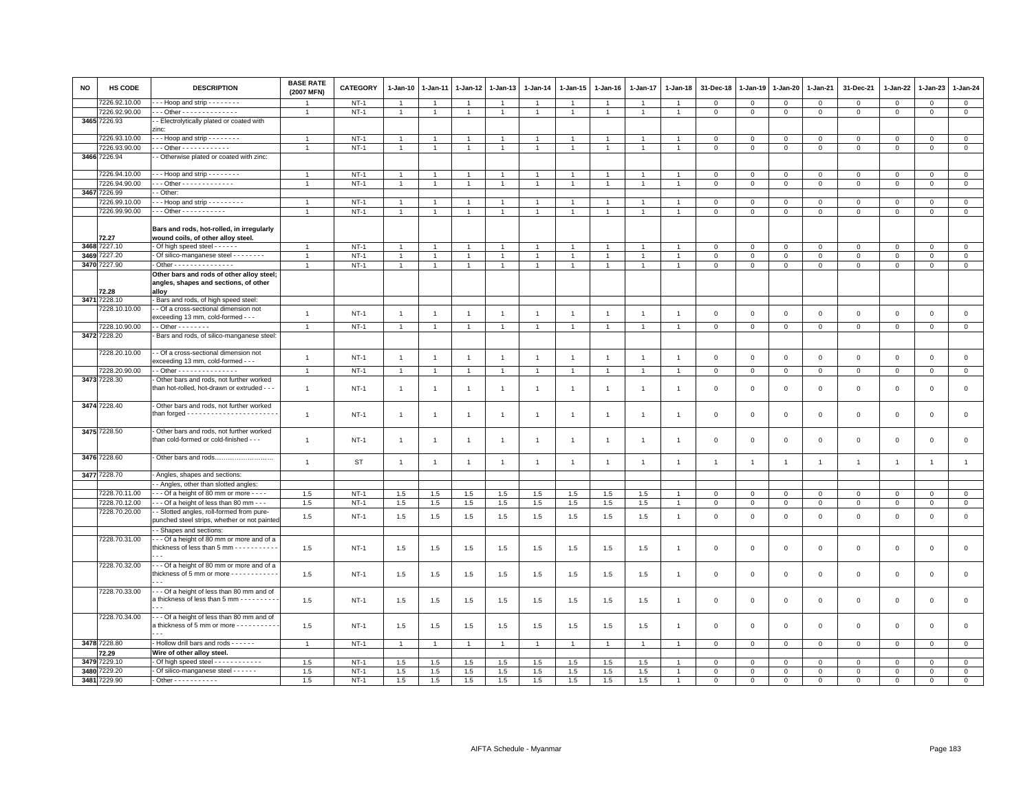| NO | HS CODE | DESCRIPTION | BASE RATE (2007 MFN) | CATEGORY | 1-Jan-10 | 1-Jan-11 | 1-Jan-12 | 1-Jan-13 | 1-Jan-14 | 1-Jan-15 | 1-Jan-16 | 1-Jan-17 | 1-Jan-18 | 31-Dec-18 | 1-Jan-19 | 1-Jan-20 | 1-Jan-21 | 31-Dec-21 | 1-Jan-22 | 1-Jan-23 | 1-Jan-24 |
|---|---|---|---|---|---|---|---|---|---|---|---|---|---|---|---|---|---|---|---|---|---|
| | 7226.92.10.00 | - - - Hoop and strip - - - - - - - - | 1 | NT-1 | 1 | 1 | 1 | 1 | 1 | 1 | 1 | 1 | 1 | 0 | 0 | 0 | 0 | 0 | 0 | 0 | 0 |
| | 7226.92.90.00 | - - - Other - - - - - - - - - - - - - - - | 1 | NT-1 | 1 | 1 | 1 | 1 | 1 | 1 | 1 | 1 | 1 | 0 | 0 | 0 | 0 | 0 | 0 | 0 | 0 |
| 3465 | 7226.93 | - - Electrolytically plated or coated with zinc: | | | | | | | | | | | | | | | | | | | |
| | 7226.93.10.00 | - - - Hoop and strip - - - - - - - - | 1 | NT-1 | 1 | 1 | 1 | 1 | 1 | 1 | 1 | 1 | 1 | 0 | 0 | 0 | 0 | 0 | 0 | 0 | 0 |
| | 7226.93.90.00 | - - - Other - - - - - - - - - - - - - | 1 | NT-1 | 1 | 1 | 1 | 1 | 1 | 1 | 1 | 1 | 1 | 0 | 0 | 0 | 0 | 0 | 0 | 0 | 0 |
| 3466 | 7226.94 | - - Otherwise plated or coated with zinc: | | | | | | | | | | | | | | | | | | | |
| | 7226.94.10.00 | - - - Hoop and strip - - - - - - - - | 1 | NT-1 | 1 | 1 | 1 | 1 | 1 | 1 | 1 | 1 | 1 | 0 | 0 | 0 | 0 | 0 | 0 | 0 | 0 |
| | 7226.94.90.00 | - - - Other - - - - - - - - - - - - - - | 1 | NT-1 | 1 | 1 | 1 | 1 | 1 | 1 | 1 | 1 | 1 | 0 | 0 | 0 | 0 | 0 | 0 | 0 | 0 |
| 3467 | 7226.99 | - - Other: | | | | | | | | | | | | | | | | | | | |
| | 7226.99.10.00 | - - - Hoop and strip - - - - - - - - - | 1 | NT-1 | 1 | 1 | 1 | 1 | 1 | 1 | 1 | 1 | 1 | 0 | 0 | 0 | 0 | 0 | 0 | 0 | 0 |
| | 7226.99.90.00 | - - - Other - - - - - - - - - - - - | 1 | NT-1 | 1 | 1 | 1 | 1 | 1 | 1 | 1 | 1 | 1 | 0 | 0 | 0 | 0 | 0 | 0 | 0 | 0 |
| | 72.27 | **Bars and rods, hot-rolled, in irregularly wound coils, of other alloy steel.** | | | | | | | | | | | | | | | | | | | |
| 3468 | 7227.10 | - Of high speed steel - - - - - - | 1 | NT-1 | 1 | 1 | 1 | 1 | 1 | 1 | 1 | 1 | 1 | 0 | 0 | 0 | 0 | 0 | 0 | 0 | 0 |
| 3469 | 7227.20 | - Of silico-manganese steel - - - - - - - - | 1 | NT-1 | 1 | 1 | 1 | 1 | 1 | 1 | 1 | 1 | 1 | 0 | 0 | 0 | 0 | 0 | 0 | 0 | 0 |
| 3470 | 7227.90 | - Other - - - - - - - - - - - - - - - | 1 | NT-1 | 1 | 1 | 1 | 1 | 1 | 1 | 1 | 1 | 1 | 0 | 0 | 0 | 0 | 0 | 0 | 0 | 0 |
| | 72.28 | **Other bars and rods of other alloy steel; angles, shapes and sections, of other alloy** | | | | | | | | | | | | | | | | | | | |
| 3471 | 7228.10 | - Bars and rods, of high speed steel: | | | | | | | | | | | | | | | | | | | |
| | 7228.10.10.00 | - - Of a cross-sectional dimension not exceeding 13 mm, cold-formed - - - | 1 | NT-1 | 1 | 1 | 1 | 1 | 1 | 1 | 1 | 1 | 1 | 0 | 0 | 0 | 0 | 0 | 0 | 0 | 0 |
| | 7228.10.90.00 | - - Other - - - - - - - - | 1 | NT-1 | 1 | 1 | 1 | 1 | 1 | 1 | 1 | 1 | 1 | 0 | 0 | 0 | 0 | 0 | 0 | 0 | 0 |
| 3472 | 7228.20 | - Bars and rods, of silico-manganese steel: | | | | | | | | | | | | | | | | | | | |
| | 7228.20.10.00 | - - Of a cross-sectional dimension not exceeding 13 mm, cold-formed - - - | 1 | NT-1 | 1 | 1 | 1 | 1 | 1 | 1 | 1 | 1 | 1 | 0 | 0 | 0 | 0 | 0 | 0 | 0 | 0 |
| | 7228.20.90.00 | - - Other - - - - - - - - - - - - - - - | 1 | NT-1 | 1 | 1 | 1 | 1 | 1 | 1 | 1 | 1 | 1 | 0 | 0 | 0 | 0 | 0 | 0 | 0 | 0 |
| 3473 | 7228.30 | - Other bars and rods, not further worked than hot-rolled, hot-drawn or extruded - - - | 1 | NT-1 | 1 | 1 | 1 | 1 | 1 | 1 | 1 | 1 | 1 | 0 | 0 | 0 | 0 | 0 | 0 | 0 | 0 |
| 3474 | 7228.40 | - Other bars and rods, not further worked than forged - - - - - - - - - - - - - - - - - - - - - - - | 1 | NT-1 | 1 | 1 | 1 | 1 | 1 | 1 | 1 | 1 | 1 | 0 | 0 | 0 | 0 | 0 | 0 | 0 | 0 |
| 3475 | 7228.50 | - Other bars and rods, not further worked than cold-formed or cold-finished - - - | 1 | NT-1 | 1 | 1 | 1 | 1 | 1 | 1 | 1 | 1 | 1 | 0 | 0 | 0 | 0 | 0 | 0 | 0 | 0 |
| 3476 | 7228.60 | - Other bars and rods……………………… | 1 | ST | 1 | 1 | 1 | 1 | 1 | 1 | 1 | 1 | 1 | 1 | 1 | 1 | 1 | 1 | 1 | 1 | 1 |
| 3477 | 7228.70 | - Angles, shapes and sections: | | | | | | | | | | | | | | | | | | | |
| | | - - Angles, other than slotted angles: | | | | | | | | | | | | | | | | | | | |
| | 7228.70.11.00 | - - - Of a height of 80 mm or more - - - - | 1.5 | NT-1 | 1.5 | 1.5 | 1.5 | 1.5 | 1.5 | 1.5 | 1.5 | 1.5 | 1 | 0 | 0 | 0 | 0 | 0 | 0 | 0 | 0 |
| | 7228.70.12.00 | - - - Of a height of less than 80 mm - - - | 1.5 | NT-1 | 1.5 | 1.5 | 1.5 | 1.5 | 1.5 | 1.5 | 1.5 | 1.5 | 1 | 0 | 0 | 0 | 0 | 0 | 0 | 0 | 0 |
| | 7228.70.20.00 | - - Slotted angles, roll-formed from pure-punched steel strips, whether or not painted | 1.5 | NT-1 | 1.5 | 1.5 | 1.5 | 1.5 | 1.5 | 1.5 | 1.5 | 1.5 | 1 | 0 | 0 | 0 | 0 | 0 | 0 | 0 | 0 |
| | | - - Shapes and sections: | | | | | | | | | | | | | | | | | | | |
| | 7228.70.31.00 | - - - Of a height of 80 mm or more and of a thickness of less than 5 mm - - - - - - - - - - - - - | 1.5 | NT-1 | 1.5 | 1.5 | 1.5 | 1.5 | 1.5 | 1.5 | 1.5 | 1.5 | 1 | 0 | 0 | 0 | 0 | 0 | 0 | 0 | 0 |
| | 7228.70.32.00 | - - - Of a height of 80 mm or more and of a thickness of 5 mm or more - - - - - - - - - - - - - - - | 1.5 | NT-1 | 1.5 | 1.5 | 1.5 | 1.5 | 1.5 | 1.5 | 1.5 | 1.5 | 1 | 0 | 0 | 0 | 0 | 0 | 0 | 0 | 0 |
| | 7228.70.33.00 | - - - Of a height of less than 80 mm and of a thickness of less than 5 mm - - - - - - - - - - - - | 1.5 | NT-1 | 1.5 | 1.5 | 1.5 | 1.5 | 1.5 | 1.5 | 1.5 | 1.5 | 1 | 0 | 0 | 0 | 0 | 0 | 0 | 0 | 0 |
| | 7228.70.34.00 | - - - Of a height of less than 80 mm and of a thickness of 5 mm or more - - - - - - - - - - - - - | 1.5 | NT-1 | 1.5 | 1.5 | 1.5 | 1.5 | 1.5 | 1.5 | 1.5 | 1.5 | 1 | 0 | 0 | 0 | 0 | 0 | 0 | 0 | 0 |
| 3478 | 7228.80 | - Hollow drill bars and rods - - - - - - | 1 | NT-1 | 1 | 1 | 1 | 1 | 1 | 1 | 1 | 1 | 1 | 0 | 0 | 0 | 0 | 0 | 0 | 0 | 0 |
| | 72.29 | **Wire of other alloy steel.** | | | | | | | | | | | | | | | | | | | |
| 3479 | 7229.10 | - Of high speed steel - - - - - - - - - - - - - | 1.5 | NT-1 | 1.5 | 1.5 | 1.5 | 1.5 | 1.5 | 1.5 | 1.5 | 1.5 | 1 | 0 | 0 | 0 | 0 | 0 | 0 | 0 | 0 |
| 3480 | 7229.20 | - Of silico-manganese steel - - - - - - | 1.5 | NT-1 | 1.5 | 1.5 | 1.5 | 1.5 | 1.5 | 1.5 | 1.5 | 1.5 | 1 | 0 | 0 | 0 | 0 | 0 | 0 | 0 | 0 |
| 3481 | 7229.90 | - Other - - - - - - - - - - - | 1.5 | NT-1 | 1.5 | 1.5 | 1.5 | 1.5 | 1.5 | 1.5 | 1.5 | 1.5 | 1 | 0 | 0 | 0 | 0 | 0 | 0 | 0 | 0 |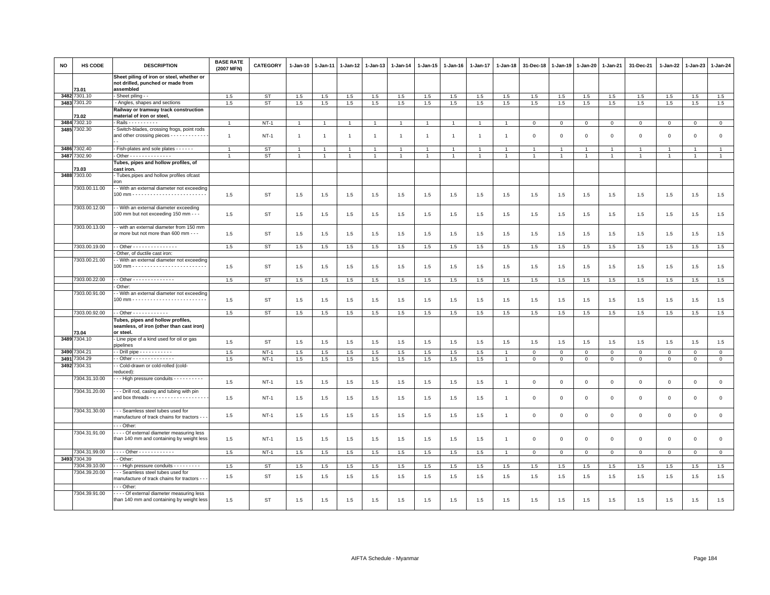| NO | HS CODE | DESCRIPTION | BASE RATE (2007 MFN) | CATEGORY | 1-Jan-10 | 1-Jan-11 | 1-Jan-12 | 1-Jan-13 | 1-Jan-14 | 1-Jan-15 | 1-Jan-16 | 1-Jan-17 | 1-Jan-18 | 31-Dec-18 | 1-Jan-19 | 1-Jan-20 | 1-Jan-21 | 31-Dec-21 | 1-Jan-22 | 1-Jan-23 | 1-Jan-24 |
|---|---|---|---|---|---|---|---|---|---|---|---|---|---|---|---|---|---|---|---|---|---|
| | 73.01 | **Sheet piling of iron or steel, whether or not drilled, punched or made from assembled** | | | | | | | | | | | | | | | | | | | |
| 3482 | 7301.10 | - Sheet piling - - | 1.5 | ST | 1.5 | 1.5 | 1.5 | 1.5 | 1.5 | 1.5 | 1.5 | 1.5 | 1.5 | 1.5 | 1.5 | 1.5 | 1.5 | 1.5 | 1.5 | 1.5 | 1.5 |
| 3483 | 7301.20 | - Angles, shapes and sections | 1.5 | ST | 1.5 | 1.5 | 1.5 | 1.5 | 1.5 | 1.5 | 1.5 | 1.5 | 1.5 | 1.5 | 1.5 | 1.5 | 1.5 | 1.5 | 1.5 | 1.5 | 1.5 |
| | 73.02 | **Railway or tramway track construction material of iron or steel,** | | | | | | | | | | | | | | | | | | | |
| 3484 | 7302.10 | - Rails - - - - - - - - - - | 1 | NT-1 | 1 | 1 | 1 | 1 | 1 | 1 | 1 | 1 | 1 | 0 | 0 | 0 | 0 | 0 | 0 | 0 | 0 |
| 3485 | 7302.30 | - Switch-blades, crossing frogs, point rods and other crossing pieces - - - - - - - - - - - - - - | 1 | NT-1 | 1 | 1 | 1 | 1 | 1 | 1 | 1 | 1 | 1 | 0 | 0 | 0 | 0 | 0 | 0 | 0 | 0 |
| 3486 | 7302.40 | - Fish-plates and sole plates - - - - - - | 1 | ST | 1 | 1 | 1 | 1 | 1 | 1 | 1 | 1 | 1 | 1 | 1 | 1 | 1 | 1 | 1 | 1 | 1 |
| 3487 | 7302.90 | - Other - - - - - - - - - - - - - - | 1 | ST | 1 | 1 | 1 | 1 | 1 | 1 | 1 | 1 | 1 | 1 | 1 | 1 | 1 | 1 | 1 | 1 | 1 |
| | 73.03 | **Tubes, pipes and hollow profiles, of cast iron.** | | | | | | | | | | | | | | | | | | | |
| 3488 | 7303.00 | - Tubes,pipes and hollow profiles ofcast iron | | | | | | | | | | | | | | | | | | | |
| | 7303.00.11.00 | - - With an external diameter not exceeding 100 mm - - - - - - - - - - - - - - - - - - - - - - - - - | 1.5 | ST | 1.5 | 1.5 | 1.5 | 1.5 | 1.5 | 1.5 | 1.5 | 1.5 | 1.5 | 1.5 | 1.5 | 1.5 | 1.5 | 1.5 | 1.5 | 1.5 | 1.5 |
| | 7303.00.12.00 | - - With an external diameter exceeding 100 mm but not exceeding 150 mm - - - | 1.5 | ST | 1.5 | 1.5 | 1.5 | 1.5 | 1.5 | 1.5 | 1.5 | 1.5 | 1.5 | 1.5 | 1.5 | 1.5 | 1.5 | 1.5 | 1.5 | 1.5 | 1.5 |
| | 7303.00.13.00 | - - with an external diameter from 150 mm or more but not more than 600 mm - - - | 1.5 | ST | 1.5 | 1.5 | 1.5 | 1.5 | 1.5 | 1.5 | 1.5 | 1.5 | 1.5 | 1.5 | 1.5 | 1.5 | 1.5 | 1.5 | 1.5 | 1.5 | 1.5 |
| | 7303.00.19.00 | - - Other - - - - - - - - - - - - - - - | 1.5 | ST | 1.5 | 1.5 | 1.5 | 1.5 | 1.5 | 1.5 | 1.5 | 1.5 | 1.5 | 1.5 | 1.5 | 1.5 | 1.5 | 1.5 | 1.5 | 1.5 | 1.5 |
| | | - Other, of ductile cast iron: | | | | | | | | | | | | | | | | | | | |
| | 7303.00.21.00 | - - With an external diameter not exceeding 100 mm - - - - - - - - - - - - - - - - - - - - - - - - - | 1.5 | ST | 1.5 | 1.5 | 1.5 | 1.5 | 1.5 | 1.5 | 1.5 | 1.5 | 1.5 | 1.5 | 1.5 | 1.5 | 1.5 | 1.5 | 1.5 | 1.5 | 1.5 |
| | 7303.00.22.00 | - - Other - - - - - - - - - - - - - - | 1.5 | ST | 1.5 | 1.5 | 1.5 | 1.5 | 1.5 | 1.5 | 1.5 | 1.5 | 1.5 | 1.5 | 1.5 | 1.5 | 1.5 | 1.5 | 1.5 | 1.5 | 1.5 |
| | | - Other: | | | | | | | | | | | | | | | | | | | |
| | 7303.00.91.00 | - - With an external diameter not exceeding 100 mm - - - - - - - - - - - - - - - - - - - - - - - - - | 1.5 | ST | 1.5 | 1.5 | 1.5 | 1.5 | 1.5 | 1.5 | 1.5 | 1.5 | 1.5 | 1.5 | 1.5 | 1.5 | 1.5 | 1.5 | 1.5 | 1.5 | 1.5 |
| | 7303.00.92.00 | - - Other - - - - - - - - - - - - | 1.5 | ST | 1.5 | 1.5 | 1.5 | 1.5 | 1.5 | 1.5 | 1.5 | 1.5 | 1.5 | 1.5 | 1.5 | 1.5 | 1.5 | 1.5 | 1.5 | 1.5 | 1.5 |
| | 73.04 | **Tubes, pipes and hollow profiles, seamless, of iron (other than cast iron) or steel.** | | | | | | | | | | | | | | | | | | | |
| 3489 | 7304.10 | - Line pipe of a kind used for oil or gas pipelines | 1.5 | ST | 1.5 | 1.5 | 1.5 | 1.5 | 1.5 | 1.5 | 1.5 | 1.5 | 1.5 | 1.5 | 1.5 | 1.5 | 1.5 | 1.5 | 1.5 | 1.5 | 1.5 |
| 3490 | 7304.21 | - - Drill pipe - - - - - - - - - - - | 1.5 | NT-1 | 1.5 | 1.5 | 1.5 | 1.5 | 1.5 | 1.5 | 1.5 | 1.5 | 1 | 0 | 0 | 0 | 0 | 0 | 0 | 0 | 0 |
| 3491 | 7304.29 | - - Other - - - - - - - - - - - - - - | 1.5 | NT-1 | 1.5 | 1.5 | 1.5 | 1.5 | 1.5 | 1.5 | 1.5 | 1.5 | 1 | 0 | 0 | 0 | 0 | 0 | 0 | 0 | 0 |
| 3492 | 7304.31 | - - Cold-drawn or cold-rolled (cold-reduced): | | | | | | | | | | | | | | | | | | | |
| | 7304.31.10.00 | - - - High pressure conduits - - - - - - - - - - | 1.5 | NT-1 | 1.5 | 1.5 | 1.5 | 1.5 | 1.5 | 1.5 | 1.5 | 1.5 | 1 | 0 | 0 | 0 | 0 | 0 | 0 | 0 | 0 |
| | 7304.31.20.00 | - - - Drill rod, casing and tubing with pin and box threads - - - - - - - - - - - - - - - - - - - | 1.5 | NT-1 | 1.5 | 1.5 | 1.5 | 1.5 | 1.5 | 1.5 | 1.5 | 1.5 | 1 | 0 | 0 | 0 | 0 | 0 | 0 | 0 | 0 |
| | 7304.31.30.00 | - - - Seamless steel tubes used for manufacture of track chains for tractors - - - | 1.5 | NT-1 | 1.5 | 1.5 | 1.5 | 1.5 | 1.5 | 1.5 | 1.5 | 1.5 | 1 | 0 | 0 | 0 | 0 | 0 | 0 | 0 | 0 |
| | | - - - Other: | | | | | | | | | | | | | | | | | | | |
| | 7304.31.91.00 | - - - - Of external diameter measuring less than 140 mm and containing by weight less | 1.5 | NT-1 | 1.5 | 1.5 | 1.5 | 1.5 | 1.5 | 1.5 | 1.5 | 1.5 | 1 | 0 | 0 | 0 | 0 | 0 | 0 | 0 | 0 |
| | 7304.31.99.00 | - - - - Other - - - - - - - - - - - - | 1.5 | NT-1 | 1.5 | 1.5 | 1.5 | 1.5 | 1.5 | 1.5 | 1.5 | 1.5 | 1 | 0 | 0 | 0 | 0 | 0 | 0 | 0 | 0 |
| 3493 | 7304.39 | - - Other: | | | | | | | | | | | | | | | | | | | |
| | 7304.39.10.00 | - - - High pressure conduits - - - - - - - - - | 1.5 | ST | 1.5 | 1.5 | 1.5 | 1.5 | 1.5 | 1.5 | 1.5 | 1.5 | 1.5 | 1.5 | 1.5 | 1.5 | 1.5 | 1.5 | 1.5 | 1.5 | 1.5 |
| | 7304.39.20.00 | - - - Seamless steel tubes used for manufacture of track chains for tractors - - - | 1.5 | ST | 1.5 | 1.5 | 1.5 | 1.5 | 1.5 | 1.5 | 1.5 | 1.5 | 1.5 | 1.5 | 1.5 | 1.5 | 1.5 | 1.5 | 1.5 | 1.5 | 1.5 |
| | | - - - Other: | | | | | | | | | | | | | | | | | | | |
| | 7304.39.91.00 | - - - - Of external diameter measuring less than 140 mm and containing by weight less | 1.5 | ST | 1.5 | 1.5 | 1.5 | 1.5 | 1.5 | 1.5 | 1.5 | 1.5 | 1.5 | 1.5 | 1.5 | 1.5 | 1.5 | 1.5 | 1.5 | 1.5 | 1.5 |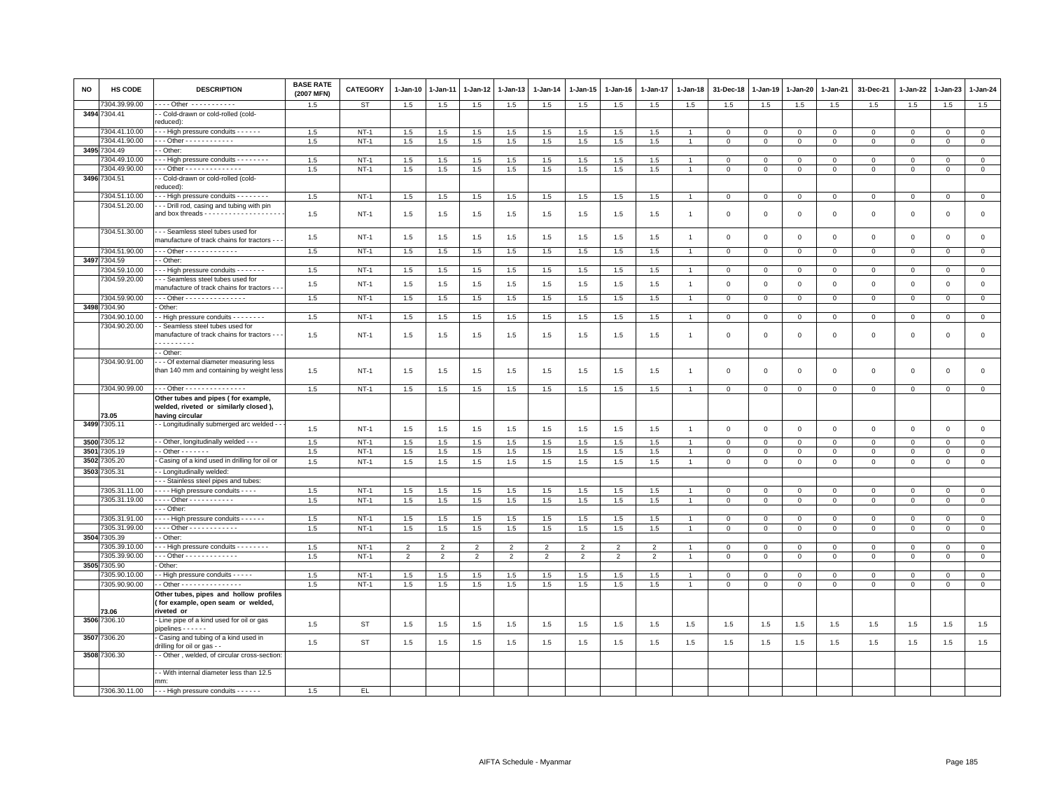| NO | HS CODE | DESCRIPTION | BASE RATE (2007 MFN) | CATEGORY | 1-Jan-10 | 1-Jan-11 | 1-Jan-12 | 1-Jan-13 | 1-Jan-14 | 1-Jan-15 | 1-Jan-16 | 1-Jan-17 | 1-Jan-18 | 31-Dec-18 | 1-Jan-19 | 1-Jan-20 | 1-Jan-21 | 31-Dec-21 | 1-Jan-22 | 1-Jan-23 | 1-Jan-24 |
|---|---|---|---|---|---|---|---|---|---|---|---|---|---|---|---|---|---|---|---|---|---|
| | 7304.39.99.00 | - - - - Other - - - - - - - - - - - | 1.5 | ST | 1.5 | 1.5 | 1.5 | 1.5 | 1.5 | 1.5 | 1.5 | 1.5 | 1.5 | 1.5 | 1.5 | 1.5 | 1.5 | 1.5 | 1.5 | 1.5 | 1.5 |
| 3494 | 7304.41 | - - Cold-drawn or cold-rolled (cold-reduced): | | | | | | | | | | | | | | | | | | | |
| | 7304.41.10.00 | - - - High pressure conduits - - - - - - | 1.5 | NT-1 | 1.5 | 1.5 | 1.5 | 1.5 | 1.5 | 1.5 | 1.5 | 1.5 | 1 | 0 | 0 | 0 | 0 | 0 | 0 | 0 | 0 |
| | 7304.41.90.00 | - - - Other - - - - - - - - - - - - | 1.5 | NT-1 | 1.5 | 1.5 | 1.5 | 1.5 | 1.5 | 1.5 | 1.5 | 1.5 | 1 | 0 | 0 | 0 | 0 | 0 | 0 | 0 | 0 |
| 3495 | 7304.49 | - - Other: | | | | | | | | | | | | | | | | | | | |
| | 7304.49.10.00 | - - - High pressure conduits - - - - - - - - | 1.5 | NT-1 | 1.5 | 1.5 | 1.5 | 1.5 | 1.5 | 1.5 | 1.5 | 1.5 | 1 | 0 | 0 | 0 | 0 | 0 | 0 | 0 | 0 |
| | 7304.49.90.00 | - - - Other - - - - - - - - - - - - - - | 1.5 | NT-1 | 1.5 | 1.5 | 1.5 | 1.5 | 1.5 | 1.5 | 1.5 | 1.5 | 1 | 0 | 0 | 0 | 0 | 0 | 0 | 0 | 0 |
| 3496 | 7304.51 | - - Cold-drawn or cold-rolled (cold-reduced): | | | | | | | | | | | | | | | | | | | |
| | 7304.51.10.00 | - - - High pressure conduits - - - - - - - - | 1.5 | NT-1 | 1.5 | 1.5 | 1.5 | 1.5 | 1.5 | 1.5 | 1.5 | 1.5 | 1 | 0 | 0 | 0 | 0 | 0 | 0 | 0 | 0 |
| | 7304.51.20.00 | - - - Drill rod, casing and tubing with pin and box threads - - - - - - - - - - - - - - - - - - - | 1.5 | NT-1 | 1.5 | 1.5 | 1.5 | 1.5 | 1.5 | 1.5 | 1.5 | 1.5 | 1 | 0 | 0 | 0 | 0 | 0 | 0 | 0 | 0 |
| | 7304.51.30.00 | - - - Seamless steel tubes used for manufacture of track chains for tractors - - - | 1.5 | NT-1 | 1.5 | 1.5 | 1.5 | 1.5 | 1.5 | 1.5 | 1.5 | 1.5 | 1 | 0 | 0 | 0 | 0 | 0 | 0 | 0 | 0 |
| | 7304.51.90.00 | - - - Other - - - - - - - - - - - - - | 1.5 | NT-1 | 1.5 | 1.5 | 1.5 | 1.5 | 1.5 | 1.5 | 1.5 | 1.5 | 1 | 0 | 0 | 0 | 0 | 0 | 0 | 0 | 0 |
| 3497 | 7304.59 | - - Other: | | | | | | | | | | | | | | | | | | | |
| | 7304.59.10.00 | - - - High pressure conduits - - - - - - - | 1.5 | NT-1 | 1.5 | 1.5 | 1.5 | 1.5 | 1.5 | 1.5 | 1.5 | 1.5 | 1 | 0 | 0 | 0 | 0 | 0 | 0 | 0 | 0 |
| | 7304.59.20.00 | - - - Seamless steel tubes used for manufacture of track chains for tractors - - - | 1.5 | NT-1 | 1.5 | 1.5 | 1.5 | 1.5 | 1.5 | 1.5 | 1.5 | 1.5 | 1 | 0 | 0 | 0 | 0 | 0 | 0 | 0 | 0 |
| | 7304.59.90.00 | - - - Other - - - - - - - - - - - - - - - | 1.5 | NT-1 | 1.5 | 1.5 | 1.5 | 1.5 | 1.5 | 1.5 | 1.5 | 1.5 | 1 | 0 | 0 | 0 | 0 | 0 | 0 | 0 | 0 |
| 3498 | 7304.90 | - Other: | | | | | | | | | | | | | | | | | | | |
| | 7304.90.10.00 | - - High pressure conduits - - - - - - - - | 1.5 | NT-1 | 1.5 | 1.5 | 1.5 | 1.5 | 1.5 | 1.5 | 1.5 | 1.5 | 1 | 0 | 0 | 0 | 0 | 0 | 0 | 0 | 0 |
| | 7304.90.20.00 | - - Seamless steel tubes used for manufacture of track chains for tractors - - - - - - - - - - - - | 1.5 | NT-1 | 1.5 | 1.5 | 1.5 | 1.5 | 1.5 | 1.5 | 1.5 | 1.5 | 1 | 0 | 0 | 0 | 0 | 0 | 0 | 0 | 0 |
| | | - - Other: | | | | | | | | | | | | | | | | | | | |
| | 7304.90.91.00 | - - - Of external diameter measuring less than 140 mm and containing by weight less | 1.5 | NT-1 | 1.5 | 1.5 | 1.5 | 1.5 | 1.5 | 1.5 | 1.5 | 1.5 | 1 | 0 | 0 | 0 | 0 | 0 | 0 | 0 | 0 |
| | 7304.90.99.00 | - - - Other - - - - - - - - - - - - - - - | 1.5 | NT-1 | 1.5 | 1.5 | 1.5 | 1.5 | 1.5 | 1.5 | 1.5 | 1.5 | 1 | 0 | 0 | 0 | 0 | 0 | 0 | 0 | 0 |
| | 73.05 | **Other tubes and pipes ( for example, welded, riveted or similarly closed ), having circular** | | | | | | | | | | | | | | | | | | | |
| 3499 | 7305.11 | - - Longitudinally submerged arc welded - - - | 1.5 | NT-1 | 1.5 | 1.5 | 1.5 | 1.5 | 1.5 | 1.5 | 1.5 | 1.5 | 1 | 0 | 0 | 0 | 0 | 0 | 0 | 0 | 0 |
| 3500 | 7305.12 | - - Other, longitudinally welded - - - | 1.5 | NT-1 | 1.5 | 1.5 | 1.5 | 1.5 | 1.5 | 1.5 | 1.5 | 1.5 | 1 | 0 | 0 | 0 | 0 | 0 | 0 | 0 | 0 |
| 3501 | 7305.19 | - - Other - - - - - - - | 1.5 | NT-1 | 1.5 | 1.5 | 1.5 | 1.5 | 1.5 | 1.5 | 1.5 | 1.5 | 1 | 0 | 0 | 0 | 0 | 0 | 0 | 0 | 0 |
| 3502 | 7305.20 | - Casing of a kind used in drilling for oil or | 1.5 | NT-1 | 1.5 | 1.5 | 1.5 | 1.5 | 1.5 | 1.5 | 1.5 | 1.5 | 1 | 0 | 0 | 0 | 0 | 0 | 0 | 0 | 0 |
| 3503 | 7305.31 | - - Longitudinally welded: | | | | | | | | | | | | | | | | | | | |
| | | - - - Stainless steel pipes and tubes: | | | | | | | | | | | | | | | | | | | |
| | 7305.31.11.00 | - - - - High pressure conduits - - - - | 1.5 | NT-1 | 1.5 | 1.5 | 1.5 | 1.5 | 1.5 | 1.5 | 1.5 | 1.5 | 1 | 0 | 0 | 0 | 0 | 0 | 0 | 0 | 0 |
| | 7305.31.19.00 | - - - - Other - - - - - - - - - - - | 1.5 | NT-1 | 1.5 | 1.5 | 1.5 | 1.5 | 1.5 | 1.5 | 1.5 | 1.5 | 1 | 0 | 0 | 0 | 0 | 0 | 0 | 0 | 0 |
| | | - - - Other: | | | | | | | | | | | | | | | | | | | |
| | 7305.31.91.00 | - - - - High pressure conduits - - - - - - | 1.5 | NT-1 | 1.5 | 1.5 | 1.5 | 1.5 | 1.5 | 1.5 | 1.5 | 1.5 | 1 | 0 | 0 | 0 | 0 | 0 | 0 | 0 | 0 |
| | 7305.31.99.00 | - - - - Other - - - - - - - - - - - - | 1.5 | NT-1 | 1.5 | 1.5 | 1.5 | 1.5 | 1.5 | 1.5 | 1.5 | 1.5 | 1 | 0 | 0 | 0 | 0 | 0 | 0 | 0 | 0 |
| 3504 | 7305.39 | - - Other: | | | | | | | | | | | | | | | | | | | |
| | 7305.39.10.00 | - - - High pressure conduits - - - - - - - - | 1.5 | NT-1 | 2 | 2 | 2 | 2 | 2 | 2 | 2 | 2 | 1 | 0 | 0 | 0 | 0 | 0 | 0 | 0 | 0 |
| | 7305.39.90.00 | - - - Other - - - - - - - - - - - - - | 1.5 | NT-1 | 2 | 2 | 2 | 2 | 2 | 2 | 2 | 2 | 1 | 0 | 0 | 0 | 0 | 0 | 0 | 0 | 0 |
| 3505 | 7305.90 | - Other: | | | | | | | | | | | | | | | | | | | |
| | 7305.90.10.00 | - - High pressure conduits - - - - - | 1.5 | NT-1 | 1.5 | 1.5 | 1.5 | 1.5 | 1.5 | 1.5 | 1.5 | 1.5 | 1 | 0 | 0 | 0 | 0 | 0 | 0 | 0 | 0 |
| | 7305.90.90.00 | - - Other - - - - - - - - - - - - - - - | 1.5 | NT-1 | 1.5 | 1.5 | 1.5 | 1.5 | 1.5 | 1.5 | 1.5 | 1.5 | 1 | 0 | 0 | 0 | 0 | 0 | 0 | 0 | 0 |
| | 73.06 | **Other tubes, pipes and hollow profiles ( for example, open seam or welded, riveted or** | | | | | | | | | | | | | | | | | | | |
| 3506 | 7306.10 | - Line pipe of a kind used for oil or gas pipelines - - - - - - | 1.5 | ST | 1.5 | 1.5 | 1.5 | 1.5 | 1.5 | 1.5 | 1.5 | 1.5 | 1.5 | 1.5 | 1.5 | 1.5 | 1.5 | 1.5 | 1.5 | 1.5 | 1.5 |
| 3507 | 7306.20 | - Casing and tubing of a kind used in drilling for oil or gas - - | 1.5 | ST | 1.5 | 1.5 | 1.5 | 1.5 | 1.5 | 1.5 | 1.5 | 1.5 | 1.5 | 1.5 | 1.5 | 1.5 | 1.5 | 1.5 | 1.5 | 1.5 | 1.5 |
| 3508 | 7306.30 | - - Other , welded, of circular cross-section: | | | | | | | | | | | | | | | | | | | |
| | | - - With internal diameter less than 12.5 mm: | | | | | | | | | | | | | | | | | | | |
| | 7306.30.11.00 | - - - High pressure conduits - - - - - - | 1.5 | EL | | | | | | | | | | | | | | | | | |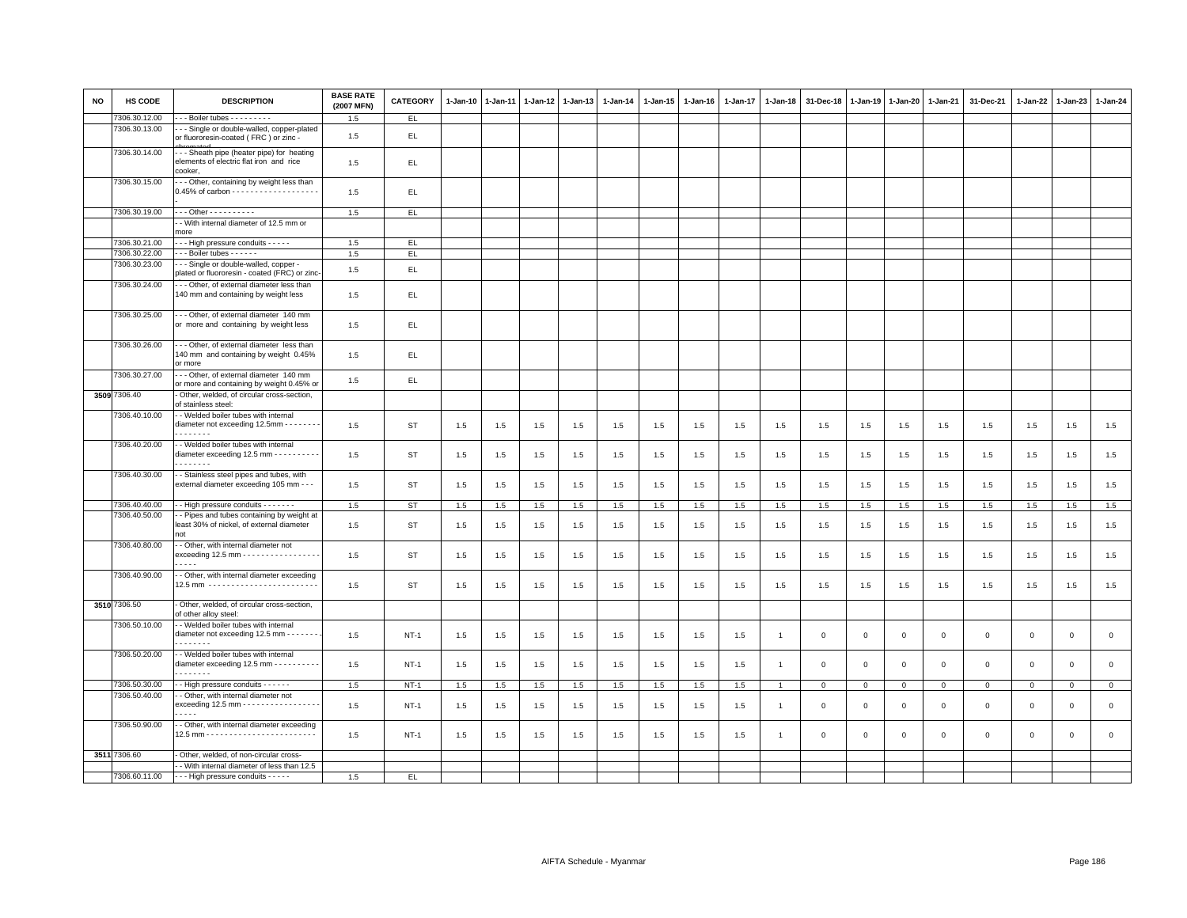| NO | HS CODE | DESCRIPTION | BASE RATE (2007 MFN) | CATEGORY | 1-Jan-10 | 1-Jan-11 | 1-Jan-12 | 1-Jan-13 | 1-Jan-14 | 1-Jan-15 | 1-Jan-16 | 1-Jan-17 | 1-Jan-18 | 31-Dec-18 | 1-Jan-19 | 1-Jan-20 | 1-Jan-21 | 31-Dec-21 | 1-Jan-22 | 1-Jan-23 | 1-Jan-24 |
|---|---|---|---|---|---|---|---|---|---|---|---|---|---|---|---|---|---|---|---|---|---|
| | 7306.30.12.00 | - - - Boiler tubes - - - - - - - - - | 1.5 | EL | | | | | | | | | | | | | | | | | |
| | 7306.30.13.00 | - - - Single or double-walled, copper-plated or fluororesin-coated ( FRC ) or zinc - chromated | 1.5 | EL | | | | | | | | | | | | | | | | | |
| | 7306.30.14.00 | - - - Sheath pipe (heater pipe) for heating elements of electric flat iron and rice cooker, | 1.5 | EL | | | | | | | | | | | | | | | | | |
| | 7306.30.15.00 | - - - Other, containing by weight less than 0.45% of carbon - - - - - - - - - - - - - - - - - - - - | 1.5 | EL | | | | | | | | | | | | | | | | | |
| | 7306.30.19.00 | - - - Other - - - - - - - - - - | 1.5 | EL | | | | | | | | | | | | | | | | | |
| | | - - With internal diameter of 12.5 mm or more | | | | | | | | | | | | | | | | | | | |
| | 7306.30.21.00 | - - - High pressure conduits - - - - - | 1.5 | EL | | | | | | | | | | | | | | | | | |
| | 7306.30.22.00 | - - - Boiler tubes - - - - - - | 1.5 | EL | | | | | | | | | | | | | | | | | |
| | 7306.30.23.00 | - - - Single or double-walled, copper - plated or fluororesin - coated (FRC) or zinc- | 1.5 | EL | | | | | | | | | | | | | | | | | |
| | 7306.30.24.00 | - - - Other, of external diameter less than 140 mm and containing by weight less | 1.5 | EL | | | | | | | | | | | | | | | | | |
| | 7306.30.25.00 | - - - Other, of external diameter 140 mm or more and containing by weight less | 1.5 | EL | | | | | | | | | | | | | | | | | |
| | 7306.30.26.00 | - - - Other, of external diameter less than 140 mm and containing by weight 0.45% or more | 1.5 | EL | | | | | | | | | | | | | | | | | |
| | 7306.30.27.00 | - - - Other, of external diameter 140 mm or more and containing by weight 0.45% or | 1.5 | EL | | | | | | | | | | | | | | | | | |
| 3509 | 7306.40 | - Other, welded, of circular cross-section, of stainless steel: | | | | | | | | | | | | | | | | | | | |
| | 7306.40.10.00 | - - Welded boiler tubes with internal diameter not exceeding 12.5mm - - - - - - - - - - - - - - - | 1.5 | ST | 1.5 | 1.5 | 1.5 | 1.5 | 1.5 | 1.5 | 1.5 | 1.5 | 1.5 | 1.5 | 1.5 | 1.5 | 1.5 | 1.5 | 1.5 | 1.5 | 1.5 |
| | 7306.40.20.00 | - - Welded boiler tubes with internal diameter exceeding 12.5 mm - - - - - - - - - - - - - - - - - - | 1.5 | ST | 1.5 | 1.5 | 1.5 | 1.5 | 1.5 | 1.5 | 1.5 | 1.5 | 1.5 | 1.5 | 1.5 | 1.5 | 1.5 | 1.5 | 1.5 | 1.5 | 1.5 |
| | 7306.40.30.00 | - - Stainless steel pipes and tubes, with external diameter exceeding 105 mm - - - | 1.5 | ST | 1.5 | 1.5 | 1.5 | 1.5 | 1.5 | 1.5 | 1.5 | 1.5 | 1.5 | 1.5 | 1.5 | 1.5 | 1.5 | 1.5 | 1.5 | 1.5 | 1.5 |
| | 7306.40.40.00 | - - High pressure conduits - - - - - - - | 1.5 | ST | 1.5 | 1.5 | 1.5 | 1.5 | 1.5 | 1.5 | 1.5 | 1.5 | 1.5 | 1.5 | 1.5 | 1.5 | 1.5 | 1.5 | 1.5 | 1.5 | 1.5 |
| | 7306.40.50.00 | - - Pipes and tubes containing by weight at least 30% of nickel, of external diameter not | 1.5 | ST | 1.5 | 1.5 | 1.5 | 1.5 | 1.5 | 1.5 | 1.5 | 1.5 | 1.5 | 1.5 | 1.5 | 1.5 | 1.5 | 1.5 | 1.5 | 1.5 | 1.5 |
| | 7306.40.80.00 | - - Other, with internal diameter not exceeding 12.5 mm - - - - - - - - - - - - - - - - - - - - - - | 1.5 | ST | 1.5 | 1.5 | 1.5 | 1.5 | 1.5 | 1.5 | 1.5 | 1.5 | 1.5 | 1.5 | 1.5 | 1.5 | 1.5 | 1.5 | 1.5 | 1.5 | 1.5 |
| | 7306.40.90.00 | - - Other, with internal diameter exceeding 12.5 mm - - - - - - - - - - - - - - - - - - - - - - - - | 1.5 | ST | 1.5 | 1.5 | 1.5 | 1.5 | 1.5 | 1.5 | 1.5 | 1.5 | 1.5 | 1.5 | 1.5 | 1.5 | 1.5 | 1.5 | 1.5 | 1.5 | 1.5 |
| 3510 | 7306.50 | - Other, welded, of circular cross-section, of other alloy steel: | | | | | | | | | | | | | | | | | | | |
| | 7306.50.10.00 | - - Welded boiler tubes with internal diameter not exceeding 12.5 mm - - - - - - - - - - - - - - - | 1.5 | NT-1 | 1.5 | 1.5 | 1.5 | 1.5 | 1.5 | 1.5 | 1.5 | 1.5 | 1 | 0 | 0 | 0 | 0 | 0 | 0 | 0 | 0 |
| | 7306.50.20.00 | - - Welded boiler tubes with internal diameter exceeding 12.5 mm - - - - - - - - - - - - - - - - - - | 1.5 | NT-1 | 1.5 | 1.5 | 1.5 | 1.5 | 1.5 | 1.5 | 1.5 | 1.5 | 1 | 0 | 0 | 0 | 0 | 0 | 0 | 0 | 0 |
| | 7306.50.30.00 | - - High pressure conduits - - - - - - | 1.5 | NT-1 | 1.5 | 1.5 | 1.5 | 1.5 | 1.5 | 1.5 | 1.5 | 1.5 | 1 | 0 | 0 | 0 | 0 | 0 | 0 | 0 | 0 |
| | 7306.50.40.00 | - - Other, with internal diameter not exceeding 12.5 mm - - - - - - - - - - - - - - - - - - - - - - | 1.5 | NT-1 | 1.5 | 1.5 | 1.5 | 1.5 | 1.5 | 1.5 | 1.5 | 1.5 | 1 | 0 | 0 | 0 | 0 | 0 | 0 | 0 | 0 |
| | 7306.50.90.00 | - - Other, with internal diameter exceeding 12.5 mm - - - - - - - - - - - - - - - - - - - - - - - - | 1.5 | NT-1 | 1.5 | 1.5 | 1.5 | 1.5 | 1.5 | 1.5 | 1.5 | 1.5 | 1 | 0 | 0 | 0 | 0 | 0 | 0 | 0 | 0 |
| 3511 | 7306.60 | - Other, welded, of non-circular cross- | | | | | | | | | | | | | | | | | | | |
| | | - - With internal diameter of less than 12.5 | | | | | | | | | | | | | | | | | | | |
| | 7306.60.11.00 | - - - High pressure conduits - - - - - | 1.5 | EL | | | | | | | | | | | | | | | | | |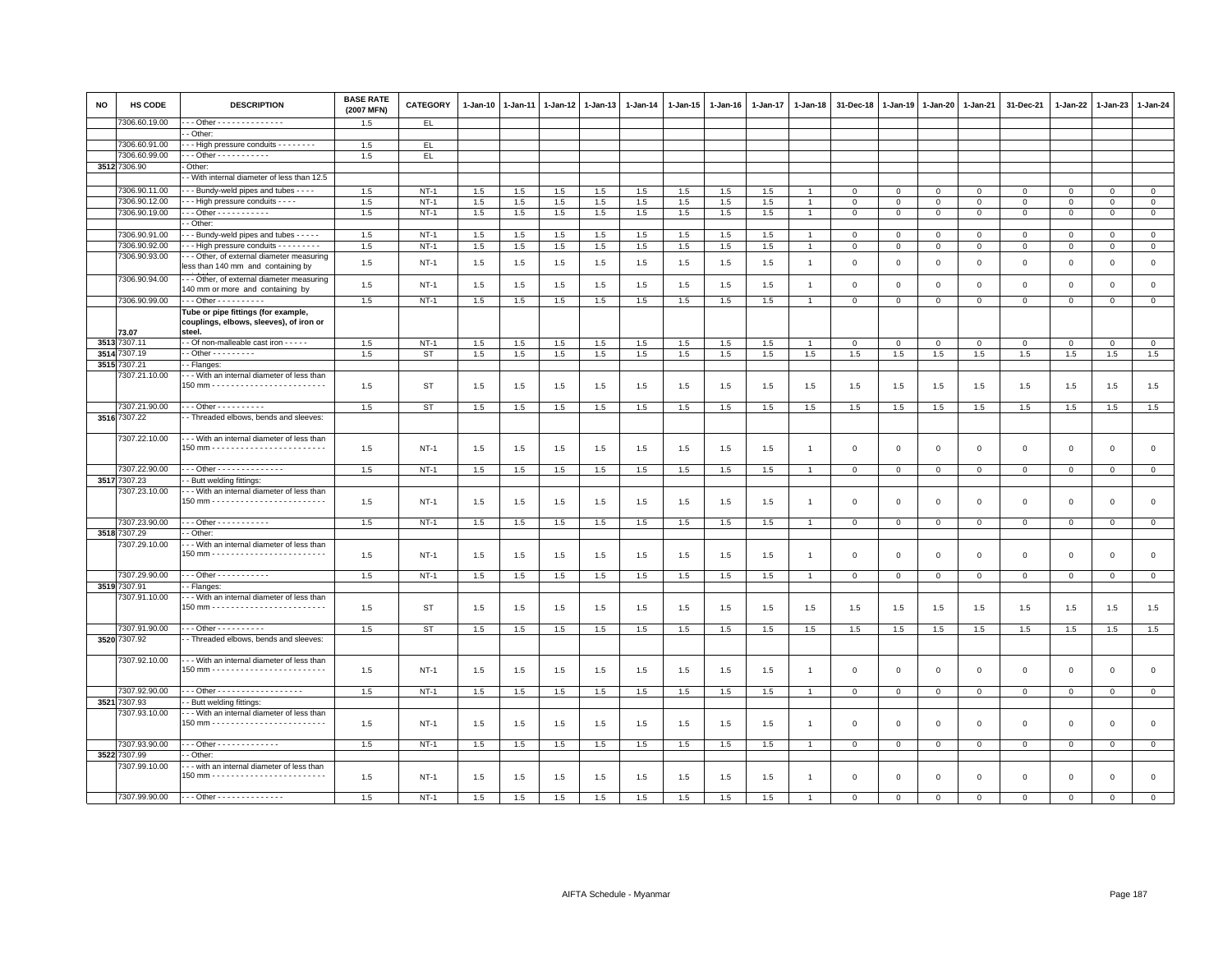| NO | HS CODE | DESCRIPTION | BASE RATE (2007 MFN) | CATEGORY | 1-Jan-10 | 1-Jan-11 | 1-Jan-12 | 1-Jan-13 | 1-Jan-14 | 1-Jan-15 | 1-Jan-16 | 1-Jan-17 | 1-Jan-18 | 31-Dec-18 | 1-Jan-19 | 1-Jan-20 | 1-Jan-21 | 31-Dec-21 | 1-Jan-22 | 1-Jan-23 | 1-Jan-24 |
|---|---|---|---|---|---|---|---|---|---|---|---|---|---|---|---|---|---|---|---|---|---|
| | 7306.60.19.00 | - - - Other - - - - - - - - - - - - - - | 1.5 | EL | | | | | | | | | | | | | | | | | |
| | | - - Other: | | | | | | | | | | | | | | | | | | | |
| | 7306.60.91.00 | - - - High pressure conduits - - - - - - - - | 1.5 | EL | | | | | | | | | | | | | | | | | |
| | 7306.60.99.00 | - - - Other - - - - - - - - - - - | 1.5 | EL | | | | | | | | | | | | | | | | | |
| 3512 | 7306.90 | - Other: | | | | | | | | | | | | | | | | | | | |
| | | - - With internal diameter of less than 12.5 | | | | | | | | | | | | | | | | | | | |
| | 7306.90.11.00 | - - - Bundy-weld pipes and tubes - - - - | 1.5 | NT-1 | 1.5 | 1.5 | 1.5 | 1.5 | 1.5 | 1.5 | 1.5 | 1.5 | 1 | 0 | 0 | 0 | 0 | 0 | 0 | 0 | 0 |
| | 7306.90.12.00 | - - - High pressure conduits - - - - | 1.5 | NT-1 | 1.5 | 1.5 | 1.5 | 1.5 | 1.5 | 1.5 | 1.5 | 1.5 | 1 | 0 | 0 | 0 | 0 | 0 | 0 | 0 | 0 |
| | 7306.90.19.00 | - - - Other - - - - - - - - - - - | 1.5 | NT-1 | 1.5 | 1.5 | 1.5 | 1.5 | 1.5 | 1.5 | 1.5 | 1.5 | 1 | 0 | 0 | 0 | 0 | 0 | 0 | 0 | 0 |
| | | - - Other: | | | | | | | | | | | | | | | | | | | |
| | 7306.90.91.00 | - - - Bundy-weld pipes and tubes - - - - - | 1.5 | NT-1 | 1.5 | 1.5 | 1.5 | 1.5 | 1.5 | 1.5 | 1.5 | 1.5 | 1 | 0 | 0 | 0 | 0 | 0 | 0 | 0 | 0 |
| | 7306.90.92.00 | - - - High pressure conduits - - - - - - - - - | 1.5 | NT-1 | 1.5 | 1.5 | 1.5 | 1.5 | 1.5 | 1.5 | 1.5 | 1.5 | 1 | 0 | 0 | 0 | 0 | 0 | 0 | 0 | 0 |
| | 7306.90.93.00 | - - - Other, of external diameter measuring less than 140 mm and containing by | 1.5 | NT-1 | 1.5 | 1.5 | 1.5 | 1.5 | 1.5 | 1.5 | 1.5 | 1.5 | 1 | 0 | 0 | 0 | 0 | 0 | 0 | 0 | 0 |
| | 7306.90.94.00 | - - - Other, of external diameter measuring 140 mm or more and containing by | 1.5 | NT-1 | 1.5 | 1.5 | 1.5 | 1.5 | 1.5 | 1.5 | 1.5 | 1.5 | 1 | 0 | 0 | 0 | 0 | 0 | 0 | 0 | 0 |
| | 7306.90.99.00 | - - - Other - - - - - - - - - - | 1.5 | NT-1 | 1.5 | 1.5 | 1.5 | 1.5 | 1.5 | 1.5 | 1.5 | 1.5 | 1 | 0 | 0 | 0 | 0 | 0 | 0 | 0 | 0 |
| | 73.07 | **Tube or pipe fittings (for example, couplings, elbows, sleeves), of iron or steel.** | | | | | | | | | | | | | | | | | | | |
| 3513 | 7307.11 | - - Of non-malleable cast iron - - - - - | 1.5 | NT-1 | 1.5 | 1.5 | 1.5 | 1.5 | 1.5 | 1.5 | 1.5 | 1.5 | 1 | 0 | 0 | 0 | 0 | 0 | 0 | 0 | 0 |
| 3514 | 7307.19 | - - Other - - - - - - - - - | 1.5 | ST | 1.5 | 1.5 | 1.5 | 1.5 | 1.5 | 1.5 | 1.5 | 1.5 | 1.5 | 1.5 | 1.5 | 1.5 | 1.5 | 1.5 | 1.5 | 1.5 | 1.5 |
| 3515 | 7307.21 | - - Flanges: | | | | | | | | | | | | | | | | | | | |
| | 7307.21.10.00 | - - - With an internal diameter of less than 150 mm - - - - - - - - - - - - - - - - - - - - - - - - | 1.5 | ST | 1.5 | 1.5 | 1.5 | 1.5 | 1.5 | 1.5 | 1.5 | 1.5 | 1.5 | 1.5 | 1.5 | 1.5 | 1.5 | 1.5 | 1.5 | 1.5 | 1.5 |
| | 7307.21.90.00 | - - - Other - - - - - - - - - - | 1.5 | ST | 1.5 | 1.5 | 1.5 | 1.5 | 1.5 | 1.5 | 1.5 | 1.5 | 1.5 | 1.5 | 1.5 | 1.5 | 1.5 | 1.5 | 1.5 | 1.5 | 1.5 |
| 3516 | 7307.22 | - - Threaded elbows, bends and sleeves: | | | | | | | | | | | | | | | | | | | |
| | 7307.22.10.00 | - - - With an internal diameter of less than 150 mm - - - - - - - - - - - - - - - - - - - - - - - - | 1.5 | NT-1 | 1.5 | 1.5 | 1.5 | 1.5 | 1.5 | 1.5 | 1.5 | 1.5 | 1 | 0 | 0 | 0 | 0 | 0 | 0 | 0 | 0 |
| | 7307.22.90.00 | - - - Other - - - - - - - - - - - - - - | 1.5 | NT-1 | 1.5 | 1.5 | 1.5 | 1.5 | 1.5 | 1.5 | 1.5 | 1.5 | 1 | 0 | 0 | 0 | 0 | 0 | 0 | 0 | 0 |
| 3517 | 7307.23 | - - Butt welding fittings: | | | | | | | | | | | | | | | | | | | |
| | 7307.23.10.00 | - - - With an internal diameter of less than 150 mm - - - - - - - - - - - - - - - - - - - - - - - - | 1.5 | NT-1 | 1.5 | 1.5 | 1.5 | 1.5 | 1.5 | 1.5 | 1.5 | 1.5 | 1 | 0 | 0 | 0 | 0 | 0 | 0 | 0 | 0 |
| | 7307.23.90.00 | - - - Other - - - - - - - - - - - | 1.5 | NT-1 | 1.5 | 1.5 | 1.5 | 1.5 | 1.5 | 1.5 | 1.5 | 1.5 | 1 | 0 | 0 | 0 | 0 | 0 | 0 | 0 | 0 |
| 3518 | 7307.29 | - - Other: | | | | | | | | | | | | | | | | | | | |
| | 7307.29.10.00 | - - - With an internal diameter of less than 150 mm - - - - - - - - - - - - - - - - - - - - - - - - | 1.5 | NT-1 | 1.5 | 1.5 | 1.5 | 1.5 | 1.5 | 1.5 | 1.5 | 1.5 | 1 | 0 | 0 | 0 | 0 | 0 | 0 | 0 | 0 |
| | 7307.29.90.00 | - - - Other - - - - - - - - - - - | 1.5 | NT-1 | 1.5 | 1.5 | 1.5 | 1.5 | 1.5 | 1.5 | 1.5 | 1.5 | 1 | 0 | 0 | 0 | 0 | 0 | 0 | 0 | 0 |
| 3519 | 7307.91 | - - Flanges: | | | | | | | | | | | | | | | | | | | |
| | 7307.91.10.00 | - - - With an internal diameter of less than 150 mm - - - - - - - - - - - - - - - - - - - - - - - - | 1.5 | ST | 1.5 | 1.5 | 1.5 | 1.5 | 1.5 | 1.5 | 1.5 | 1.5 | 1.5 | 1.5 | 1.5 | 1.5 | 1.5 | 1.5 | 1.5 | 1.5 | 1.5 |
| | 7307.91.90.00 | - - - Other - - - - - - - - - - | 1.5 | ST | 1.5 | 1.5 | 1.5 | 1.5 | 1.5 | 1.5 | 1.5 | 1.5 | 1.5 | 1.5 | 1.5 | 1.5 | 1.5 | 1.5 | 1.5 | 1.5 | 1.5 |
| 3520 | 7307.92 | - - Threaded elbows, bends and sleeves: | | | | | | | | | | | | | | | | | | | |
| | 7307.92.10.00 | - - - With an internal diameter of less than 150 mm - - - - - - - - - - - - - - - - - - - - - - - - | 1.5 | NT-1 | 1.5 | 1.5 | 1.5 | 1.5 | 1.5 | 1.5 | 1.5 | 1.5 | 1 | 0 | 0 | 0 | 0 | 0 | 0 | 0 | 0 |
| | 7307.92.90.00 | - - - Other - - - - - - - - - - - - - - - - - - | 1.5 | NT-1 | 1.5 | 1.5 | 1.5 | 1.5 | 1.5 | 1.5 | 1.5 | 1.5 | 1 | 0 | 0 | 0 | 0 | 0 | 0 | 0 | 0 |
| 3521 | 7307.93 | - - Butt welding fittings: | | | | | | | | | | | | | | | | | | | |
| | 7307.93.10.00 | - - - With an internal diameter of less than 150 mm - - - - - - - - - - - - - - - - - - - - - - - - | 1.5 | NT-1 | 1.5 | 1.5 | 1.5 | 1.5 | 1.5 | 1.5 | 1.5 | 1.5 | 1 | 0 | 0 | 0 | 0 | 0 | 0 | 0 | 0 |
| | 7307.93.90.00 | - - - Other - - - - - - - - - - - - - | 1.5 | NT-1 | 1.5 | 1.5 | 1.5 | 1.5 | 1.5 | 1.5 | 1.5 | 1.5 | 1 | 0 | 0 | 0 | 0 | 0 | 0 | 0 | 0 |
| 3522 | 7307.99 | - - Other: | | | | | | | | | | | | | | | | | | | |
| | 7307.99.10.00 | - - - with an internal diameter of less than 150 mm - - - - - - - - - - - - - - - - - - - - - - - - | 1.5 | NT-1 | 1.5 | 1.5 | 1.5 | 1.5 | 1.5 | 1.5 | 1.5 | 1.5 | 1 | 0 | 0 | 0 | 0 | 0 | 0 | 0 | 0 |
| | 7307.99.90.00 | - - - Other - - - - - - - - - - - - - - | 1.5 | NT-1 | 1.5 | 1.5 | 1.5 | 1.5 | 1.5 | 1.5 | 1.5 | 1.5 | 1 | 0 | 0 | 0 | 0 | 0 | 0 | 0 | 0 |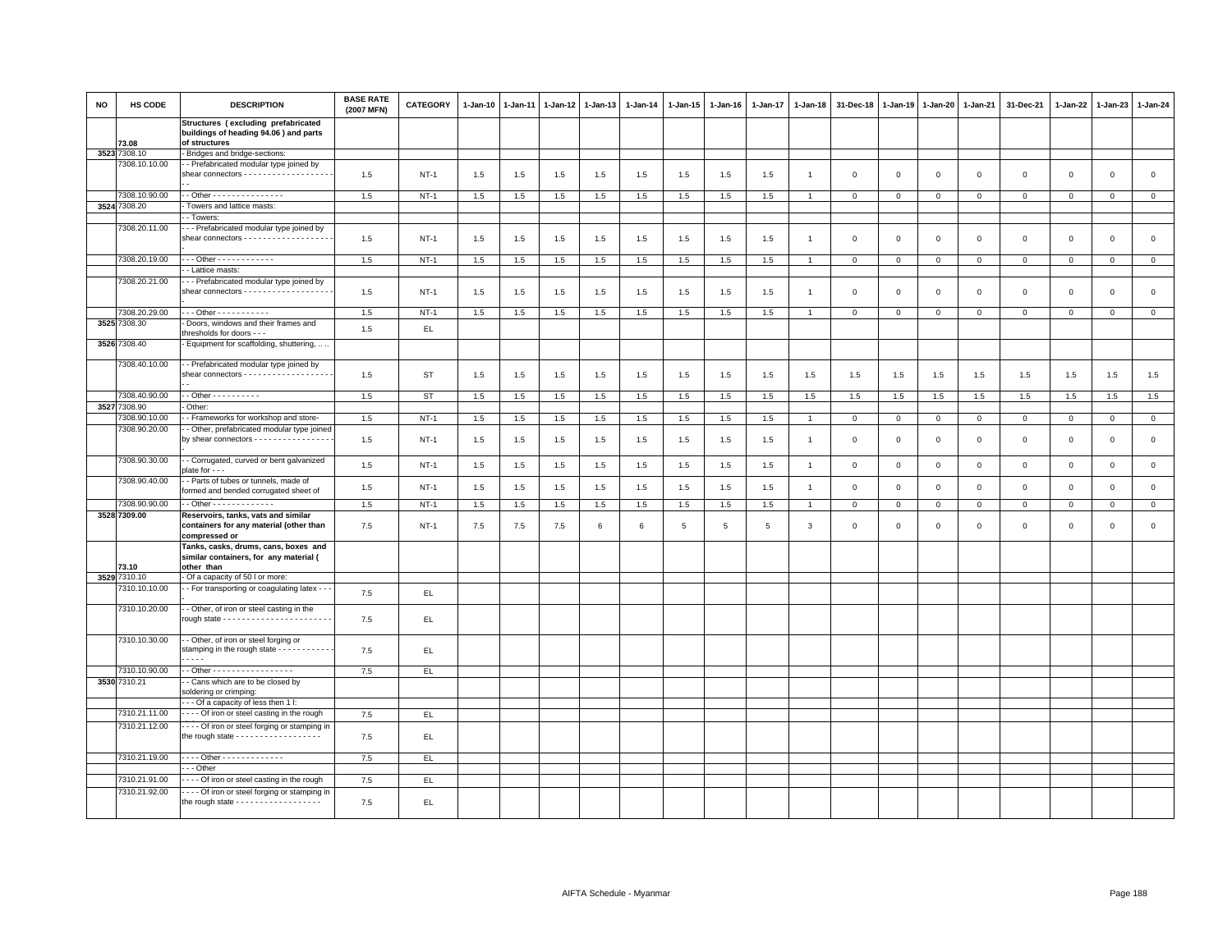| NO | HS CODE | DESCRIPTION | BASE RATE (2007 MFN) | CATEGORY | 1-Jan-10 | 1-Jan-11 | 1-Jan-12 | 1-Jan-13 | 1-Jan-14 | 1-Jan-15 | 1-Jan-16 | 1-Jan-17 | 1-Jan-18 | 31-Dec-18 | 1-Jan-19 | 1-Jan-20 | 1-Jan-21 | 31-Dec-21 | 1-Jan-22 | 1-Jan-23 | 1-Jan-24 |
|---|---|---|---|---|---|---|---|---|---|---|---|---|---|---|---|---|---|---|---|---|---|
| | 73.08 | **Structures ( excluding prefabricated buildings of heading 94.06 ) and parts of structures** | | | | | | | | | | | | | | | | | | | |
| 3523 | 7308.10 | - Bridges and bridge-sections: | | | | | | | | | | | | | | | | | | | |
| | 7308.10.10.00 | - - Prefabricated modular type joined by shear connectors - - - - - - - - - - - - - - - - - - - - - | 1.5 | NT-1 | 1.5 | 1.5 | 1.5 | 1.5 | 1.5 | 1.5 | 1.5 | 1.5 | 1 | 0 | 0 | 0 | 0 | 0 | 0 | 0 | 0 |
| | 7308.10.90.00 | - - Other - - - - - - - - - - - - - - - | 1.5 | NT-1 | 1.5 | 1.5 | 1.5 | 1.5 | 1.5 | 1.5 | 1.5 | 1.5 | 1 | 0 | 0 | 0 | 0 | 0 | 0 | 0 | 0 |
| 3524 | 7308.20 | - Towers and lattice masts: | | | | | | | | | | | | | | | | | | | |
| | | - - Towers: | | | | | | | | | | | | | | | | | | | |
| | 7308.20.11.00 | - - - Prefabricated modular type joined by shear connectors - - - - - - - - - - - - - - - - - - - - | 1.5 | NT-1 | 1.5 | 1.5 | 1.5 | 1.5 | 1.5 | 1.5 | 1.5 | 1.5 | 1 | 0 | 0 | 0 | 0 | 0 | 0 | 0 | 0 |
| | 7308.20.19.00 | - - - Other - - - - - - - - - - - - | 1.5 | NT-1 | 1.5 | 1.5 | 1.5 | 1.5 | 1.5 | 1.5 | 1.5 | 1.5 | 1 | 0 | 0 | 0 | 0 | 0 | 0 | 0 | 0 |
| | | - - Lattice masts: | | | | | | | | | | | | | | | | | | | |
| | 7308.20.21.00 | - - - Prefabricated modular type joined by shear connectors - - - - - - - - - - - - - - - - - - - - | 1.5 | NT-1 | 1.5 | 1.5 | 1.5 | 1.5 | 1.5 | 1.5 | 1.5 | 1.5 | 1 | 0 | 0 | 0 | 0 | 0 | 0 | 0 | 0 |
| | 7308.20.29.00 | - - - Other - - - - - - - - - - - | 1.5 | NT-1 | 1.5 | 1.5 | 1.5 | 1.5 | 1.5 | 1.5 | 1.5 | 1.5 | 1 | 0 | 0 | 0 | 0 | 0 | 0 | 0 | 0 |
| 3525 | 7308.30 | - Doors, windows and their frames and thresholds for doors - - - | 1.5 | EL | | | | | | | | | | | | | | | | | |
| 3526 | 7308.40 | - Equipment for scaffolding, shuttering, .. .. | | | | | | | | | | | | | | | | | | | |
| | 7308.40.10.00 | - - Prefabricated modular type joined by shear connectors - - - - - - - - - - - - - - - - - - - - - | 1.5 | ST | 1.5 | 1.5 | 1.5 | 1.5 | 1.5 | 1.5 | 1.5 | 1.5 | 1.5 | 1.5 | 1.5 | 1.5 | 1.5 | 1.5 | 1.5 | 1.5 | 1.5 |
| | 7308.40.90.00 | - - Other - - - - - - - - - - | 1.5 | ST | 1.5 | 1.5 | 1.5 | 1.5 | 1.5 | 1.5 | 1.5 | 1.5 | 1.5 | 1.5 | 1.5 | 1.5 | 1.5 | 1.5 | 1.5 | 1.5 | 1.5 |
| 3527 | 7308.90 | - Other: | | | | | | | | | | | | | | | | | | | |
| | 7308.90.10.00 | - - Frameworks for workshop and store- | 1.5 | NT-1 | 1.5 | 1.5 | 1.5 | 1.5 | 1.5 | 1.5 | 1.5 | 1.5 | 1 | 0 | 0 | 0 | 0 | 0 | 0 | 0 | 0 |
| | 7308.90.20.00 | - - Other, prefabricated modular type joined by shear connectors - - - - - - - - - - - - - - - - - - | 1.5 | NT-1 | 1.5 | 1.5 | 1.5 | 1.5 | 1.5 | 1.5 | 1.5 | 1.5 | 1 | 0 | 0 | 0 | 0 | 0 | 0 | 0 | 0 |
| | 7308.90.30.00 | - - Corrugated, curved or bent galvanized plate for - - - | 1.5 | NT-1 | 1.5 | 1.5 | 1.5 | 1.5 | 1.5 | 1.5 | 1.5 | 1.5 | 1 | 0 | 0 | 0 | 0 | 0 | 0 | 0 | 0 |
| | 7308.90.40.00 | - - Parts of tubes or tunnels, made of formed and bended corrugated sheet of | 1.5 | NT-1 | 1.5 | 1.5 | 1.5 | 1.5 | 1.5 | 1.5 | 1.5 | 1.5 | 1 | 0 | 0 | 0 | 0 | 0 | 0 | 0 | 0 |
| | 7308.90.90.00 | - - Other - - - - - - - - - - - - - | 1.5 | NT-1 | 1.5 | 1.5 | 1.5 | 1.5 | 1.5 | 1.5 | 1.5 | 1.5 | 1 | 0 | 0 | 0 | 0 | 0 | 0 | 0 | 0 |
| 3528 | 7309.00 | **Reservoirs, tanks, vats and similar containers for any material (other than compressed or** | 7.5 | NT-1 | 7.5 | 7.5 | 7.5 | 6 | 6 | 5 | 5 | 5 | 3 | 0 | 0 | 0 | 0 | 0 | 0 | 0 | 0 |
| | 73.10 | **Tanks, casks, drums, cans, boxes and similar containers, for any material ( other than** | | | | | | | | | | | | | | | | | | | |
| 3529 | 7310.10 | - Of a capacity of 50 l or more: | | | | | | | | | | | | | | | | | | | |
| | 7310.10.10.00 | - - For transporting or coagulating latex - - - - | 7.5 | EL | | | | | | | | | | | | | | | | | |
| | 7310.10.20.00 | - - Other, of iron or steel casting in the rough state - - - - - - - - - - - - - - - - - - - - - - - | 7.5 | EL | | | | | | | | | | | | | | | | | |
| | 7310.10.30.00 | - - Other, of iron or steel forging or stamping in the rough state - - - - - - - - - - - - - - - - - | 7.5 | EL | | | | | | | | | | | | | | | | | |
| | 7310.10.90.00 | - - Other - - - - - - - - - - - - - - - - - | 7.5 | EL | | | | | | | | | | | | | | | | | |
| 3530 | 7310.21 | - - Cans which are to be closed by soldering or crimping: | | | | | | | | | | | | | | | | | | | |
| | | - - - Of a capacity of less then 1 l: | | | | | | | | | | | | | | | | | | | |
| | 7310.21.11.00 | - - - - Of iron or steel casting in the rough | 7.5 | EL | | | | | | | | | | | | | | | | | |
| | 7310.21.12.00 | - - - - Of iron or steel forging or stamping in the rough state - - - - - - - - - - - - - - - - - - | 7.5 | EL | | | | | | | | | | | | | | | | | |
| | 7310.21.19.00 | - - - - Other - - - - - - - - - - - - - | 7.5 | EL | | | | | | | | | | | | | | | | | |
| | | - - - Other | | | | | | | | | | | | | | | | | | | |
| | 7310.21.91.00 | - - - - Of iron or steel casting in the rough | 7.5 | EL | | | | | | | | | | | | | | | | | |
| | 7310.21.92.00 | - - - - Of iron or steel forging or stamping in the rough state - - - - - - - - - - - - - - - - - - | 7.5 | EL | | | | | | | | | | | | | | | | | |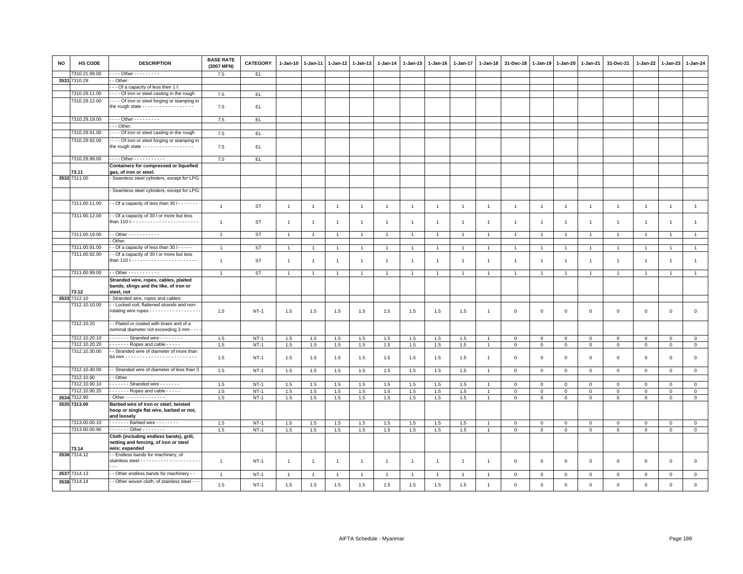| NO | HS CODE | DESCRIPTION | BASE RATE (2007 MFN) | CATEGORY | 1-Jan-10 | 1-Jan-11 | 1-Jan-12 | 1-Jan-13 | 1-Jan-14 | 1-Jan-15 | 1-Jan-16 | 1-Jan-17 | 1-Jan-18 | 31-Dec-18 | 1-Jan-19 | 1-Jan-20 | 1-Jan-21 | 31-Dec-21 | 1-Jan-22 | 1-Jan-23 | 1-Jan-24 |
|---|---|---|---|---|---|---|---|---|---|---|---|---|---|---|---|---|---|---|---|---|---|
| | 7310.21.99.00 | - - - - Other - - - - - - - - - | 7.5 | EL | | | | | | | | | | | | | | | | | |
| 3531 | 7310.29 | - - Other: | | | | | | | | | | | | | | | | | | | |
| | | - - - Of a capacity of less then 1 l: | | | | | | | | | | | | | | | | | | | |
| | 7310.29.11.00 | - - - - Of iron or steel casting in the rough | 7.5 | EL | | | | | | | | | | | | | | | | | |
| | 7310.29.12.00 | - - - - Of iron or steel forging or stamping in the rough state - - - - - - - - - - - - - - - - - - | 7.5 | EL | | | | | | | | | | | | | | | | | |
| | 7310.29.19.00 | - - - - Other - - - - - - - - - | 7.5 | EL | | | | | | | | | | | | | | | | | |
| | | - - - Other: | | | | | | | | | | | | | | | | | | | |
| | 7310.29.91.00 | - - - - Of iron or steel casting in the rough | 7.5 | EL | | | | | | | | | | | | | | | | | |
| | 7310.29.92.00 | - - - - Of iron or steel forging or stamping in the rough state - - - - - - - - - - - - - - - - - - | 7.5 | EL | | | | | | | | | | | | | | | | | |
| | 7310.29.99.00 | - - - - Other - - - - - - - - - - - | 7.5 | EL | | | | | | | | | | | | | | | | | |
| | 73.11 | **Containers for compressed or liquefied gas, of iron or steel.** | | | | | | | | | | | | | | | | | | | |
| 3532 | 7311.00 | - Seamless steel cylinders, except for LPG: | | | | | | | | | | | | | | | | | | | |
| | | - Seamless steel cylinders, except for LPG: | | | | | | | | | | | | | | | | | | | |
| | 7311.00.11.00 | - - Of a capacity of less than 30 l - - - - - - - | 1 | ST | 1 | 1 | 1 | 1 | 1 | 1 | 1 | 1 | 1 | 1 | 1 | 1 | 1 | 1 | 1 | 1 | 1 |
| | 7311.00.12.00 | - - Of a capacity of 30 l or more but less than 110 l- - - - - - - - - - - - - - - - - - - - - - - | 1 | ST | 1 | 1 | 1 | 1 | 1 | 1 | 1 | 1 | 1 | 1 | 1 | 1 | 1 | 1 | 1 | 1 | 1 |
| | 7311.00.19.00 | - - Other - - - - - - - - - - - | 1 | ST | 1 | 1 | 1 | 1 | 1 | 1 | 1 | 1 | 1 | 1 | 1 | 1 | 1 | 1 | 1 | 1 | 1 |
| | | - Other: | | | | | | | | | | | | | | | | | | | |
| | 7311.00.91.00 | - - Of a capacity of less than 30 l - - - - - | 1 | ST | 1 | 1 | 1 | 1 | 1 | 1 | 1 | 1 | 1 | 1 | 1 | 1 | 1 | 1 | 1 | 1 | 1 |
| | 7311.00.92.00 | - - Of a capacity of 30 l or more but less than 110 l - - - - - - - - - - - - - - - - - - - - - - - | 1 | ST | 1 | 1 | 1 | 1 | 1 | 1 | 1 | 1 | 1 | 1 | 1 | 1 | 1 | 1 | 1 | 1 | 1 |
| | 7311.00.99.00 | - - Other - - - - - - - - - - - | 1 | ST | 1 | 1 | 1 | 1 | 1 | 1 | 1 | 1 | 1 | 1 | 1 | 1 | 1 | 1 | 1 | 1 | 1 |
| | 73.12 | **Stranded wire, ropes, cables, plaited bands, slings and the like, of iron or steel, not** | | | | | | | | | | | | | | | | | | | |
| 3533 | 7312.10 | - Stranded wire, ropes and cables: | | | | | | | | | | | | | | | | | | | |
| | 7312.10.10.00 | - - Locked coil, flattened strands and non-rotating wire ropes - - - - - - - - - - - - - - - - - - | 1.5 | NT-1 | 1.5 | 1.5 | 1.5 | 1.5 | 1.5 | 1.5 | 1.5 | 1.5 | 1 | 0 | 0 | 0 | 0 | 0 | 0 | 0 | 0 |
| | 7312.10.20 | - - Plated or coated with brass and of a nominal diameter not exceeding 3 mm - - - | | | | | | | | | | | | | | | | | | | |
| | 7312.10.20.10 | - - - - - - - Stranded wire - - - - - - - - | 1.5 | NT-1 | 1.5 | 1.5 | 1.5 | 1.5 | 1.5 | 1.5 | 1.5 | 1.5 | 1 | 0 | 0 | 0 | 0 | 0 | 0 | 0 | 0 |
| | 7312.10.20.20 | - - - - - - - Ropes and cable - - - - - | 1.5 | NT-1 | 1.5 | 1.5 | 1.5 | 1.5 | 1.5 | 1.5 | 1.5 | 1.5 | 1 | 0 | 0 | 0 | 0 | 0 | 0 | 0 | 0 |
| | 7312.10.30.00 | - - Stranded wire of diameter of more than 64 mm - - - - - - - - - - - - - - - - - - - - - - - - - | 1.5 | NT-1 | 1.5 | 1.5 | 1.5 | 1.5 | 1.5 | 1.5 | 1.5 | 1.5 | 1 | 0 | 0 | 0 | 0 | 0 | 0 | 0 | 0 |
| | 7312.10.40.00 | - - Stranded wire of diameter of less than 3 | 1.5 | NT-1 | 1.5 | 1.5 | 1.5 | 1.5 | 1.5 | 1.5 | 1.5 | 1.5 | 1 | 0 | 0 | 0 | 0 | 0 | 0 | 0 | 0 |
| | 7312.10.90 | - - Other | | | | | | | | | | | | | | | | | | | |
| | 7312.10.90.10 | - - - - - - - Stranded wire - - - - - - - | 1.5 | NT-1 | 1.5 | 1.5 | 1.5 | 1.5 | 1.5 | 1.5 | 1.5 | 1.5 | 1 | 0 | 0 | 0 | 0 | 0 | 0 | 0 | 0 |
| | 7312.10.90.20 | - - - - - - - Ropes and cable - - - - - | 1.5 | NT-1 | 1.5 | 1.5 | 1.5 | 1.5 | 1.5 | 1.5 | 1.5 | 1.5 | 1 | 0 | 0 | 0 | 0 | 0 | 0 | 0 | 0 |
| 3534 | 7312.90 | - Other - - - - - - - - - - - - - - | 1.5 | NT-1 | 1.5 | 1.5 | 1.5 | 1.5 | 1.5 | 1.5 | 1.5 | 1.5 | 1 | 0 | 0 | 0 | 0 | 0 | 0 | 0 | 0 |
| 3535 | 7313.00 | **Barbed wire of iron or steel; twisted hoop or single flat wire, barbed or not, and loosely** | | | | | | | | | | | | | | | | | | | |
| | 7313.00.00.10 | - - - - - - - Barbed wire - - - - - - - - | 1.5 | NT-1 | 1.5 | 1.5 | 1.5 | 1.5 | 1.5 | 1.5 | 1.5 | 1.5 | 1 | 0 | 0 | 0 | 0 | 0 | 0 | 0 | 0 |
| | 7313.00.00.90 | - - - - - - - Other - - - - - - - - | 1.5 | NT-1 | 1.5 | 1.5 | 1.5 | 1.5 | 1.5 | 1.5 | 1.5 | 1.5 | 1 | 0 | 0 | 0 | 0 | 0 | 0 | 0 | 0 |
| | 73.14 | **Cloth (including endless bands), grill, netting and fencing, of iron or steel wire; expanded** | | | | | | | | | | | | | | | | | | | |
| 3536 | 7314.12 | - - Endless bands for machinery, of stainless steel - - - - - - - - - - - - - - - - - - - - - - - - | 1 | NT-1 | 1 | 1 | 1 | 1 | 1 | 1 | 1 | 1 | 1 | 0 | 0 | 0 | 0 | 0 | 0 | 0 | 0 |
| 3537 | 7314.13 | - - Other endless bands for machinery - - | 1 | NT-1 | 1 | 1 | 1 | 1 | 1 | 1 | 1 | 1 | 1 | 0 | 0 | 0 | 0 | 0 | 0 | 0 | 0 |
| 3538 | 7314.14 | - - Other woven cloth, of stainless steel - - - | 1.5 | NT-1 | 1.5 | 1.5 | 1.5 | 1.5 | 1.5 | 1.5 | 1.5 | 1.5 | 1 | 0 | 0 | 0 | 0 | 0 | 0 | 0 | 0 |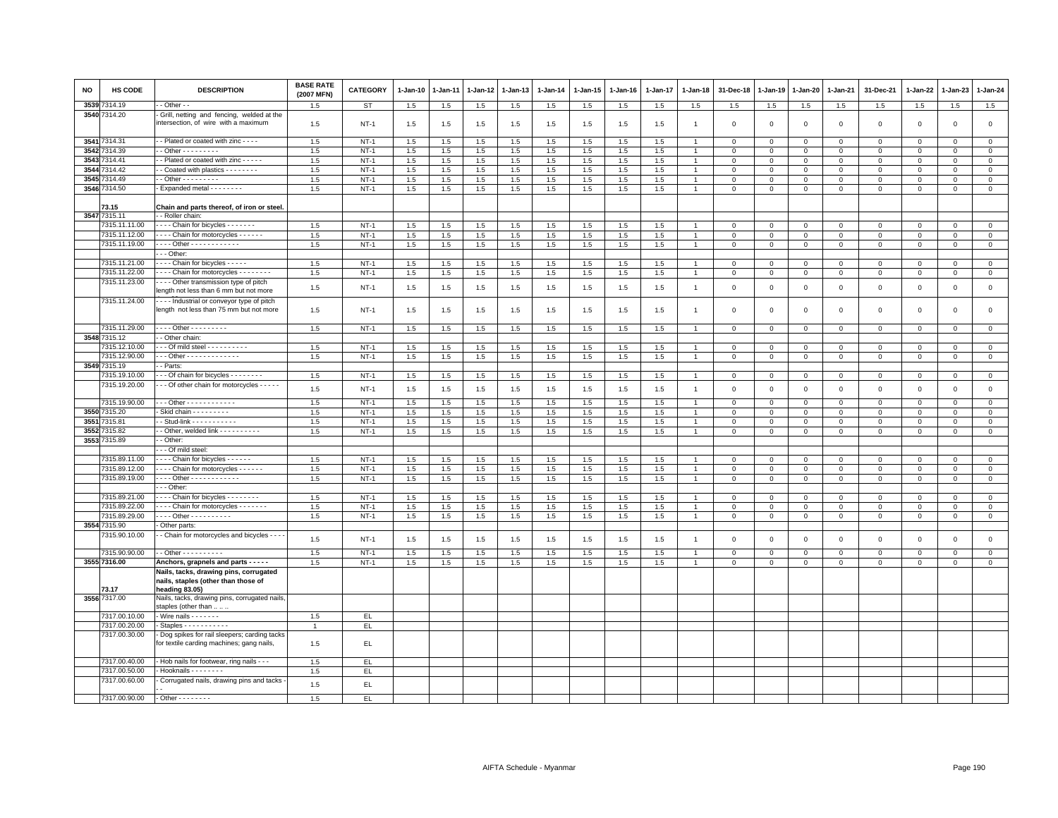| NO | HS CODE | DESCRIPTION | BASE RATE (2007 MFN) | CATEGORY | 1-Jan-10 | 1-Jan-11 | 1-Jan-12 | 1-Jan-13 | 1-Jan-14 | 1-Jan-15 | 1-Jan-16 | 1-Jan-17 | 1-Jan-18 | 31-Dec-18 | 1-Jan-19 | 1-Jan-20 | 1-Jan-21 | 31-Dec-21 | 1-Jan-22 | 1-Jan-23 | 1-Jan-24 |
|---|---|---|---|---|---|---|---|---|---|---|---|---|---|---|---|---|---|---|---|---|---|
| 3539 | 7314.19 | - - Other - - | 1.5 | ST | 1.5 | 1.5 | 1.5 | 1.5 | 1.5 | 1.5 | 1.5 | 1.5 | 1.5 | 1.5 | 1.5 | 1.5 | 1.5 | 1.5 | 1.5 | 1.5 | 1.5 |
| 3540 | 7314.20 | - Grill, netting and fencing, welded at the intersection, of wire with a maximum | 1.5 | NT-1 | 1.5 | 1.5 | 1.5 | 1.5 | 1.5 | 1.5 | 1.5 | 1.5 | 1 | 0 | 0 | 0 | 0 | 0 | 0 | 0 | 0 |
| 3541 | 7314.31 | - - Plated or coated with zinc - - - - | 1.5 | NT-1 | 1.5 | 1.5 | 1.5 | 1.5 | 1.5 | 1.5 | 1.5 | 1.5 | 1 | 0 | 0 | 0 | 0 | 0 | 0 | 0 | 0 |
| 3542 | 7314.39 | - - Other - - - - - - - - - | 1.5 | NT-1 | 1.5 | 1.5 | 1.5 | 1.5 | 1.5 | 1.5 | 1.5 | 1.5 | 1 | 0 | 0 | 0 | 0 | 0 | 0 | 0 | 0 |
| 3543 | 7314.41 | - - Plated or coated with zinc - - - - - | 1.5 | NT-1 | 1.5 | 1.5 | 1.5 | 1.5 | 1.5 | 1.5 | 1.5 | 1.5 | 1 | 0 | 0 | 0 | 0 | 0 | 0 | 0 | 0 |
| 3544 | 7314.42 | - - Coated with plastics - - - - - - - - | 1.5 | NT-1 | 1.5 | 1.5 | 1.5 | 1.5 | 1.5 | 1.5 | 1.5 | 1.5 | 1 | 0 | 0 | 0 | 0 | 0 | 0 | 0 | 0 |
| 3545 | 7314.49 | - - Other - - - - - - - - - | 1.5 | NT-1 | 1.5 | 1.5 | 1.5 | 1.5 | 1.5 | 1.5 | 1.5 | 1.5 | 1 | 0 | 0 | 0 | 0 | 0 | 0 | 0 | 0 |
| 3546 | 7314.50 | - Expanded metal - - - - - - - - | 1.5 | NT-1 | 1.5 | 1.5 | 1.5 | 1.5 | 1.5 | 1.5 | 1.5 | 1.5 | 1 | 0 | 0 | 0 | 0 | 0 | 0 | 0 | 0 |
| | **73.15** | **Chain and parts thereof, of iron or steel.** | | | | | | | | | | | | | | | | | | | |
| 3547 | 7315.11 | - - Roller chain: | | | | | | | | | | | | | | | | | | | |
| | 7315.11.11.00 | - - - - Chain for bicycles - - - - - - - | 1.5 | NT-1 | 1.5 | 1.5 | 1.5 | 1.5 | 1.5 | 1.5 | 1.5 | 1.5 | 1 | 0 | 0 | 0 | 0 | 0 | 0 | 0 | 0 |
| | 7315.11.12.00 | - - - - Chain for motorcycles - - - - - - | 1.5 | NT-1 | 1.5 | 1.5 | 1.5 | 1.5 | 1.5 | 1.5 | 1.5 | 1.5 | 1 | 0 | 0 | 0 | 0 | 0 | 0 | 0 | 0 |
| | 7315.11.19.00 | - - - - Other - - - - - - - - - - - - | 1.5 | NT-1 | 1.5 | 1.5 | 1.5 | 1.5 | 1.5 | 1.5 | 1.5 | 1.5 | 1 | 0 | 0 | 0 | 0 | 0 | 0 | 0 | 0 |
| | | - - - Other: | | | | | | | | | | | | | | | | | | | |
| | 7315.11.21.00 | - - - - Chain for bicycles - - - - - | 1.5 | NT-1 | 1.5 | 1.5 | 1.5 | 1.5 | 1.5 | 1.5 | 1.5 | 1.5 | 1 | 0 | 0 | 0 | 0 | 0 | 0 | 0 | 0 |
| | 7315.11.22.00 | - - - - Chain for motorcycles - - - - - - - - | 1.5 | NT-1 | 1.5 | 1.5 | 1.5 | 1.5 | 1.5 | 1.5 | 1.5 | 1.5 | 1 | 0 | 0 | 0 | 0 | 0 | 0 | 0 | 0 |
| | 7315.11.23.00 | - - - - Other transmission type of pitch length not less than 6 mm but not more | 1.5 | NT-1 | 1.5 | 1.5 | 1.5 | 1.5 | 1.5 | 1.5 | 1.5 | 1.5 | 1 | 0 | 0 | 0 | 0 | 0 | 0 | 0 | 0 |
| | 7315.11.24.00 | - - - - Industrial or conveyor type of pitch length not less than 75 mm but not more | 1.5 | NT-1 | 1.5 | 1.5 | 1.5 | 1.5 | 1.5 | 1.5 | 1.5 | 1.5 | 1 | 0 | 0 | 0 | 0 | 0 | 0 | 0 | 0 |
| | 7315.11.29.00 | - - - - Other - - - - - - - - - | 1.5 | NT-1 | 1.5 | 1.5 | 1.5 | 1.5 | 1.5 | 1.5 | 1.5 | 1.5 | 1 | 0 | 0 | 0 | 0 | 0 | 0 | 0 | 0 |
| 3548 | 7315.12 | - - Other chain: | | | | | | | | | | | | | | | | | | | |
| | 7315.12.10.00 | - - - Of mild steel - - - - - - - - - - | 1.5 | NT-1 | 1.5 | 1.5 | 1.5 | 1.5 | 1.5 | 1.5 | 1.5 | 1.5 | 1 | 0 | 0 | 0 | 0 | 0 | 0 | 0 | 0 |
| | 7315.12.90.00 | - - - Other - - - - - - - - - - - - - | 1.5 | NT-1 | 1.5 | 1.5 | 1.5 | 1.5 | 1.5 | 1.5 | 1.5 | 1.5 | 1 | 0 | 0 | 0 | 0 | 0 | 0 | 0 | 0 |
| 3549 | 7315.19 | - - Parts: | | | | | | | | | | | | | | | | | | | |
| | 7315.19.10.00 | - - - Of chain for bicycles - - - - - - - - | 1.5 | NT-1 | 1.5 | 1.5 | 1.5 | 1.5 | 1.5 | 1.5 | 1.5 | 1.5 | 1 | 0 | 0 | 0 | 0 | 0 | 0 | 0 | 0 |
| | 7315.19.20.00 | - - - Of other chain for motorcycles - - - - - | 1.5 | NT-1 | 1.5 | 1.5 | 1.5 | 1.5 | 1.5 | 1.5 | 1.5 | 1.5 | 1 | 0 | 0 | 0 | 0 | 0 | 0 | 0 | 0 |
| | 7315.19.90.00 | - - - Other - - - - - - - - - - - - | 1.5 | NT-1 | 1.5 | 1.5 | 1.5 | 1.5 | 1.5 | 1.5 | 1.5 | 1.5 | 1 | 0 | 0 | 0 | 0 | 0 | 0 | 0 | 0 |
| 3550 | 7315.20 | - Skid chain - - - - - - - - - | 1.5 | NT-1 | 1.5 | 1.5 | 1.5 | 1.5 | 1.5 | 1.5 | 1.5 | 1.5 | 1 | 0 | 0 | 0 | 0 | 0 | 0 | 0 | 0 |
| 3551 | 7315.81 | - - Stud-link - - - - - - - - - - - | 1.5 | NT-1 | 1.5 | 1.5 | 1.5 | 1.5 | 1.5 | 1.5 | 1.5 | 1.5 | 1 | 0 | 0 | 0 | 0 | 0 | 0 | 0 | 0 |
| 3552 | 7315.82 | - - Other, welded link - - - - - - - - - - | 1.5 | NT-1 | 1.5 | 1.5 | 1.5 | 1.5 | 1.5 | 1.5 | 1.5 | 1.5 | 1 | 0 | 0 | 0 | 0 | 0 | 0 | 0 | 0 |
| 3553 | 7315.89 | - - Other: | | | | | | | | | | | | | | | | | | | |
| | | - - - Of mild steel: | | | | | | | | | | | | | | | | | | | |
| | 7315.89.11.00 | - - - - Chain for bicycles - - - - - - | 1.5 | NT-1 | 1.5 | 1.5 | 1.5 | 1.5 | 1.5 | 1.5 | 1.5 | 1.5 | 1 | 0 | 0 | 0 | 0 | 0 | 0 | 0 | 0 |
| | 7315.89.12.00 | - - - - Chain for motorcycles - - - - - - | 1.5 | NT-1 | 1.5 | 1.5 | 1.5 | 1.5 | 1.5 | 1.5 | 1.5 | 1.5 | 1 | 0 | 0 | 0 | 0 | 0 | 0 | 0 | 0 |
| | 7315.89.19.00 | - - - - Other - - - - - - - - - - - - | 1.5 | NT-1 | 1.5 | 1.5 | 1.5 | 1.5 | 1.5 | 1.5 | 1.5 | 1.5 | 1 | 0 | 0 | 0 | 0 | 0 | 0 | 0 | 0 |
| | | - - - Other: | | | | | | | | | | | | | | | | | | | |
| | 7315.89.21.00 | - - - - Chain for bicycles - - - - - - - - | 1.5 | NT-1 | 1.5 | 1.5 | 1.5 | 1.5 | 1.5 | 1.5 | 1.5 | 1.5 | 1 | 0 | 0 | 0 | 0 | 0 | 0 | 0 | 0 |
| | 7315.89.22.00 | - - - - Chain for motorcycles - - - - - - - | 1.5 | NT-1 | 1.5 | 1.5 | 1.5 | 1.5 | 1.5 | 1.5 | 1.5 | 1.5 | 1 | 0 | 0 | 0 | 0 | 0 | 0 | 0 | 0 |
| | 7315.89.29.00 | - - - - Other - - - - - - - - - - | 1.5 | NT-1 | 1.5 | 1.5 | 1.5 | 1.5 | 1.5 | 1.5 | 1.5 | 1.5 | 1 | 0 | 0 | 0 | 0 | 0 | 0 | 0 | 0 |
| 3554 | 7315.90 | - Other parts: | | | | | | | | | | | | | | | | | | | |
| | 7315.90.10.00 | - - Chain for motorcycles and bicycles - - - - | 1.5 | NT-1 | 1.5 | 1.5 | 1.5 | 1.5 | 1.5 | 1.5 | 1.5 | 1.5 | 1 | 0 | 0 | 0 | 0 | 0 | 0 | 0 | 0 |
| | 7315.90.90.00 | - - Other - - - - - - - - - - | 1.5 | NT-1 | 1.5 | 1.5 | 1.5 | 1.5 | 1.5 | 1.5 | 1.5 | 1.5 | 1 | 0 | 0 | 0 | 0 | 0 | 0 | 0 | 0 |
| 3555 | **7316.00** | **Anchors, grapnels and parts - - - - -** | 1.5 | NT-1 | 1.5 | 1.5 | 1.5 | 1.5 | 1.5 | 1.5 | 1.5 | 1.5 | 1 | 0 | 0 | 0 | 0 | 0 | 0 | 0 | 0 |
| | **73.17** | **Nails, tacks, drawing pins, corrugated nails, staples (other than those of heading 83.05)** | | | | | | | | | | | | | | | | | | | |
| 3556 | 7317.00 | Nails, tacks, drawing pins, corrugated nails, staples (other than .. .. .. | | | | | | | | | | | | | | | | | | | |
| | 7317.00.10.00 | - Wire nails - - - - - - - | 1.5 | EL | | | | | | | | | | | | | | | | | |
| | 7317.00.20.00 | - Staples - - - - - - - - - - - | 1 | EL | | | | | | | | | | | | | | | | | |
| | 7317.00.30.00 | - Dog spikes for rail sleepers; carding tacks for textile carding machines; gang nails, | 1.5 | EL | | | | | | | | | | | | | | | | | |
| | 7317.00.40.00 | - Hob nails for footwear, ring nails - - - | 1.5 | EL | | | | | | | | | | | | | | | | | |
| | 7317.00.50.00 | - Hooknails - - - - - - - - | 1.5 | EL | | | | | | | | | | | | | | | | | |
| | 7317.00.60.00 | - Corrugated nails, drawing pins and tacks - - - | 1.5 | EL | | | | | | | | | | | | | | | | | |
| | 7317.00.90.00 | - Other - - - - - - - - | 1.5 | EL | | | | | | | | | | | | | | | | | |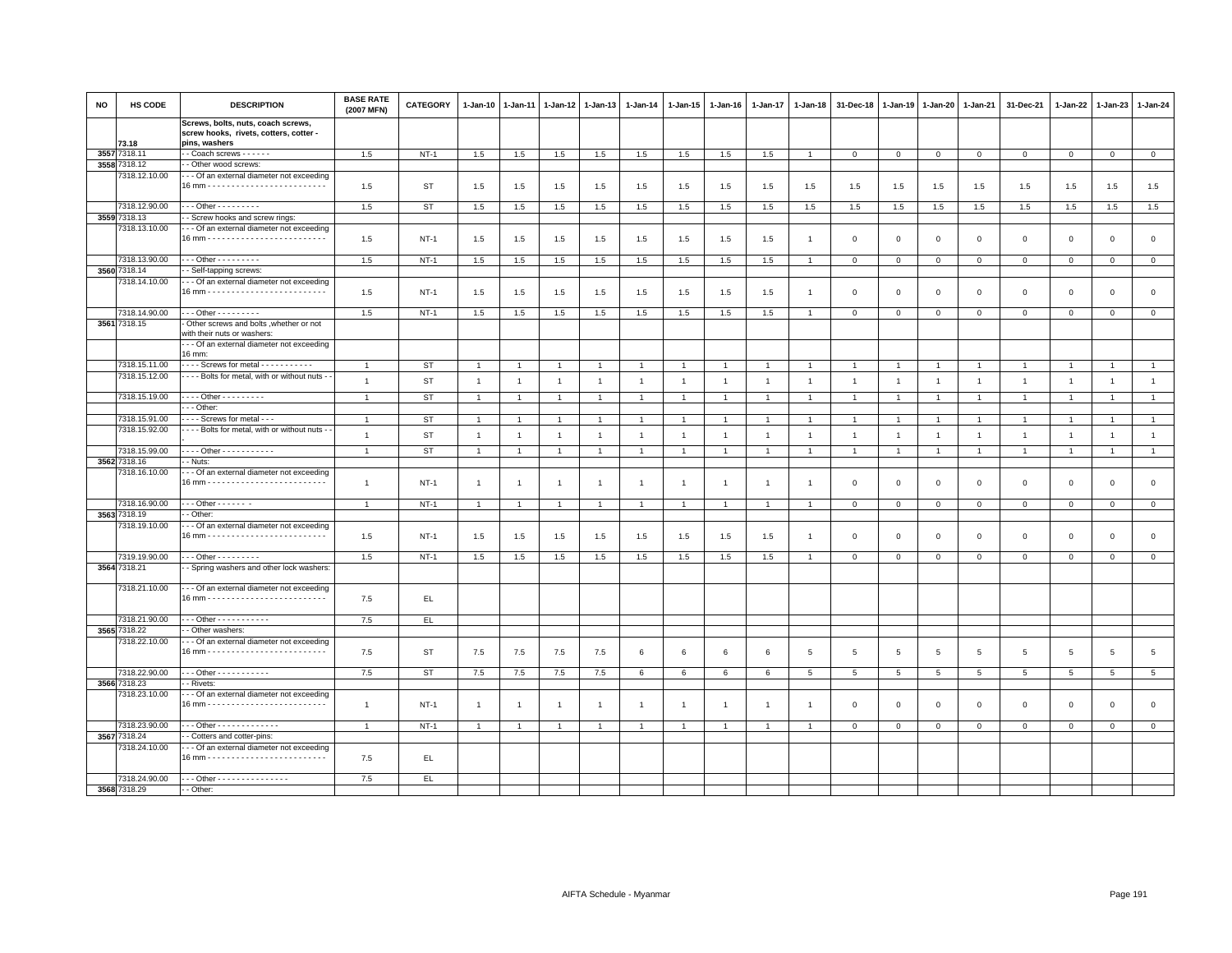| NO | HS CODE | DESCRIPTION | BASE RATE (2007 MFN) | CATEGORY | 1-Jan-10 | 1-Jan-11 | 1-Jan-12 | 1-Jan-13 | 1-Jan-14 | 1-Jan-15 | 1-Jan-16 | 1-Jan-17 | 1-Jan-18 | 31-Dec-18 | 1-Jan-19 | 1-Jan-20 | 1-Jan-21 | 31-Dec-21 | 1-Jan-22 | 1-Jan-23 | 1-Jan-24 |
|---|---|---|---|---|---|---|---|---|---|---|---|---|---|---|---|---|---|---|---|---|---|
| | 73.18 | **Screws, bolts, nuts, coach screws, screw hooks, rivets, cotters, cotter - pins, washers** | | | | | | | | | | | | | | | | | | | |
| 3557 | 7318.11 | - - Coach screws - - - - - - | 1.5 | NT-1 | 1.5 | 1.5 | 1.5 | 1.5 | 1.5 | 1.5 | 1.5 | 1.5 | 1 | 0 | 0 | 0 | 0 | 0 | 0 | 0 | 0 |
| 3558 | 7318.12 | - - Other wood screws: | | | | | | | | | | | | | | | | | | | |
| | 7318.12.10.00 | - - - Of an external diameter not exceeding 16 mm - - - - - - - - - - - - - - - - - - - - - - - - - | 1.5 | ST | 1.5 | 1.5 | 1.5 | 1.5 | 1.5 | 1.5 | 1.5 | 1.5 | 1.5 | 1.5 | 1.5 | 1.5 | 1.5 | 1.5 | 1.5 | 1.5 | 1.5 |
| | 7318.12.90.00 | - - - Other - - - - - - - - - | 1.5 | ST | 1.5 | 1.5 | 1.5 | 1.5 | 1.5 | 1.5 | 1.5 | 1.5 | 1.5 | 1.5 | 1.5 | 1.5 | 1.5 | 1.5 | 1.5 | 1.5 | 1.5 |
| 3559 | 7318.13 | - - Screw hooks and screw rings: | | | | | | | | | | | | | | | | | | | |
| | 7318.13.10.00 | - - - Of an external diameter not exceeding 16 mm - - - - - - - - - - - - - - - - - - - - - - - - - | 1.5 | NT-1 | 1.5 | 1.5 | 1.5 | 1.5 | 1.5 | 1.5 | 1.5 | 1.5 | 1 | 0 | 0 | 0 | 0 | 0 | 0 | 0 | 0 |
| | 7318.13.90.00 | - - - Other - - - - - - - - - | 1.5 | NT-1 | 1.5 | 1.5 | 1.5 | 1.5 | 1.5 | 1.5 | 1.5 | 1.5 | 1 | 0 | 0 | 0 | 0 | 0 | 0 | 0 | 0 |
| 3560 | 7318.14 | - - Self-tapping screws: | | | | | | | | | | | | | | | | | | | |
| | 7318.14.10.00 | - - - Of an external diameter not exceeding 16 mm - - - - - - - - - - - - - - - - - - - - - - - - - | 1.5 | NT-1 | 1.5 | 1.5 | 1.5 | 1.5 | 1.5 | 1.5 | 1.5 | 1.5 | 1 | 0 | 0 | 0 | 0 | 0 | 0 | 0 | 0 |
| | 7318.14.90.00 | - - - Other - - - - - - - - - | 1.5 | NT-1 | 1.5 | 1.5 | 1.5 | 1.5 | 1.5 | 1.5 | 1.5 | 1.5 | 1 | 0 | 0 | 0 | 0 | 0 | 0 | 0 | 0 |
| 3561 | 7318.15 | - Other screws and bolts ,whether or not with their nuts or washers: | | | | | | | | | | | | | | | | | | | |
| | | - - - Of an external diameter not exceeding 16 mm: | | | | | | | | | | | | | | | | | | | |
| | 7318.15.11.00 | - - - - Screws for metal - - - - - - - - - - - | 1 | ST | 1 | 1 | 1 | 1 | 1 | 1 | 1 | 1 | 1 | 1 | 1 | 1 | 1 | 1 | 1 | 1 | 1 |
| | 7318.15.12.00 | - - - - Bolts for metal, with or without nuts - - | 1 | ST | 1 | 1 | 1 | 1 | 1 | 1 | 1 | 1 | 1 | 1 | 1 | 1 | 1 | 1 | 1 | 1 | 1 |
| | 7318.15.19.00 | - - - - Other - - - - - - - - - | 1 | ST | 1 | 1 | 1 | 1 | 1 | 1 | 1 | 1 | 1 | 1 | 1 | 1 | 1 | 1 | 1 | 1 | 1 |
| | | - - - Other: | | | | | | | | | | | | | | | | | | | |
| | 7318.15.91.00 | - - - - Screws for metal - - - | 1 | ST | 1 | 1 | 1 | 1 | 1 | 1 | 1 | 1 | 1 | 1 | 1 | 1 | 1 | 1 | 1 | 1 | 1 |
| | 7318.15.92.00 | - - - - Bolts for metal, with or without nuts - - | 1 | ST | 1 | 1 | 1 | 1 | 1 | 1 | 1 | 1 | 1 | 1 | 1 | 1 | 1 | 1 | 1 | 1 | 1 |
| | 7318.15.99.00 | - - - - Other - - - - - - - - - - - | 1 | ST | 1 | 1 | 1 | 1 | 1 | 1 | 1 | 1 | 1 | 1 | 1 | 1 | 1 | 1 | 1 | 1 | 1 |
| 3562 | 7318.16 | - - Nuts: | | | | | | | | | | | | | | | | | | | |
| | 7318.16.10.00 | - - - Of an external diameter not exceeding 16 mm - - - - - - - - - - - - - - - - - - - - - - - - - | 1 | NT-1 | 1 | 1 | 1 | 1 | 1 | 1 | 1 | 1 | 1 | 0 | 0 | 0 | 0 | 0 | 0 | 0 | 0 |
| | 7318.16.90.00 | - - - Other - - - - - - - | 1 | NT-1 | 1 | 1 | 1 | 1 | 1 | 1 | 1 | 1 | 1 | 0 | 0 | 0 | 0 | 0 | 0 | 0 | 0 |
| 3563 | 7318.19 | - - Other: | | | | | | | | | | | | | | | | | | | |
| | 7318.19.10.00 | - - - Of an external diameter not exceeding 16 mm - - - - - - - - - - - - - - - - - - - - - - - - - | 1.5 | NT-1 | 1.5 | 1.5 | 1.5 | 1.5 | 1.5 | 1.5 | 1.5 | 1.5 | 1 | 0 | 0 | 0 | 0 | 0 | 0 | 0 | 0 |
| | 7319.19.90.00 | - - - Other - - - - - - - - - | 1.5 | NT-1 | 1.5 | 1.5 | 1.5 | 1.5 | 1.5 | 1.5 | 1.5 | 1.5 | 1 | 0 | 0 | 0 | 0 | 0 | 0 | 0 | 0 |
| 3564 | 7318.21 | - - Spring washers and other lock washers: | | | | | | | | | | | | | | | | | | | |
| | 7318.21.10.00 | - - - Of an external diameter not exceeding 16 mm - - - - - - - - - - - - - - - - - - - - - - - - - | 7.5 | EL | | | | | | | | | | | | | | | | | |
| | 7318.21.90.00 | - - - Other - - - - - - - - - - - | 7.5 | EL | | | | | | | | | | | | | | | | | |
| 3565 | 7318.22 | - - Other washers: | | | | | | | | | | | | | | | | | | | |
| | 7318.22.10.00 | - - - Of an external diameter not exceeding 16 mm - - - - - - - - - - - - - - - - - - - - - - - - - | 7.5 | ST | 7.5 | 7.5 | 7.5 | 7.5 | 6 | 6 | 6 | 6 | 5 | 5 | 5 | 5 | 5 | 5 | 5 | 5 | 5 |
| | 7318.22.90.00 | - - - Other - - - - - - - - - - - | 7.5 | ST | 7.5 | 7.5 | 7.5 | 7.5 | 6 | 6 | 6 | 6 | 5 | 5 | 5 | 5 | 5 | 5 | 5 | 5 | 5 |
| 3566 | 7318.23 | - - Rivets: | | | | | | | | | | | | | | | | | | | |
| | 7318.23.10.00 | - - - Of an external diameter not exceeding 16 mm - - - - - - - - - - - - - - - - - - - - - - - - - | 1 | NT-1 | 1 | 1 | 1 | 1 | 1 | 1 | 1 | 1 | 1 | 0 | 0 | 0 | 0 | 0 | 0 | 0 | 0 |
| | 7318.23.90.00 | - - - Other - - - - - - - - - - - - - | 1 | NT-1 | 1 | 1 | 1 | 1 | 1 | 1 | 1 | 1 | 1 | 0 | 0 | 0 | 0 | 0 | 0 | 0 | 0 |
| 3567 | 7318.24 | - - Cotters and cotter-pins: | | | | | | | | | | | | | | | | | | | |
| | 7318.24.10.00 | - - - Of an external diameter not exceeding 16 mm - - - - - - - - - - - - - - - - - - - - - - - - - | 7.5 | EL | | | | | | | | | | | | | | | | | |
| | 7318.24.90.00 | - - - Other - - - - - - - - - - - - - - - | 7.5 | EL | | | | | | | | | | | | | | | | | |
| 3568 | 7318.29 | - - Other: | | | | | | | | | | | | | | | | | | | |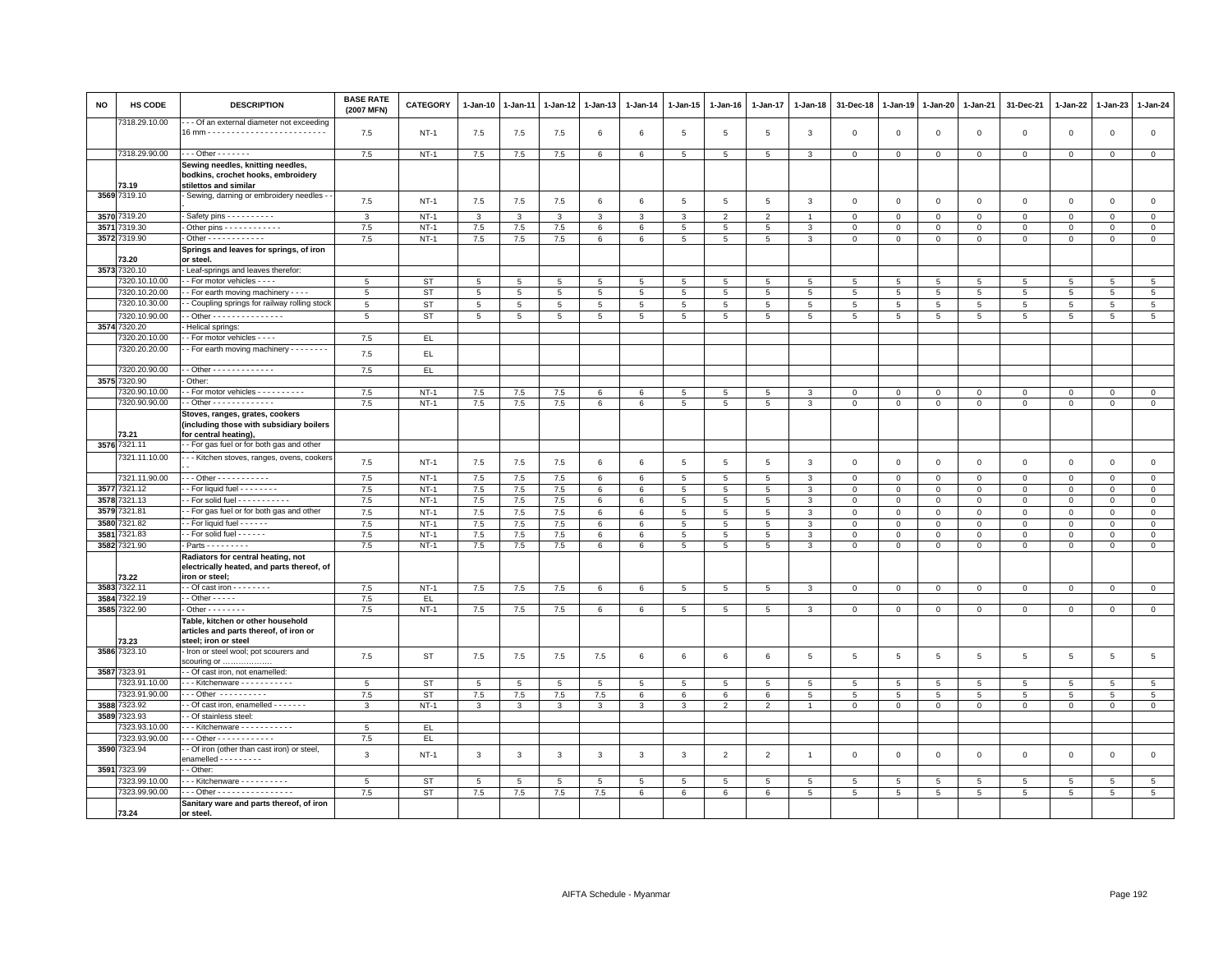| NO | HS CODE | DESCRIPTION | BASE RATE (2007 MFN) | CATEGORY | 1-Jan-10 | 1-Jan-11 | 1-Jan-12 | 1-Jan-13 | 1-Jan-14 | 1-Jan-15 | 1-Jan-16 | 1-Jan-17 | 1-Jan-18 | 31-Dec-18 | 1-Jan-19 | 1-Jan-20 | 1-Jan-21 | 31-Dec-21 | 1-Jan-22 | 1-Jan-23 | 1-Jan-24 |
|---|---|---|---|---|---|---|---|---|---|---|---|---|---|---|---|---|---|---|---|---|---|
| | 7318.29.10.00 | - - - Of an external diameter not exceeding 16 mm - - - - - - - - - - - - - - - - - - - - - - - - - | 7.5 | NT-1 | 7.5 | 7.5 | 7.5 | 6 | 6 | 5 | 5 | 5 | 3 | 0 | 0 | 0 | 0 | 0 | 0 | 0 | 0 |
| | 7318.29.90.00 | - - - Other - - - - - - - | 7.5 | NT-1 | 7.5 | 7.5 | 7.5 | 6 | 6 | 5 | 5 | 5 | 3 | 0 | 0 | 0 | 0 | 0 | 0 | 0 | 0 |
| | 73.19 | **Sewing needles, knitting needles, bodkins, crochet hooks, embroidery stilettos and similar** | | | | | | | | | | | | | | | | | | | |
| 3569 | 7319.10 | - Sewing, darning or embroidery needles - - | 7.5 | NT-1 | 7.5 | 7.5 | 7.5 | 6 | 6 | 5 | 5 | 5 | 3 | 0 | 0 | 0 | 0 | 0 | 0 | 0 | 0 |
| 3570 | 7319.20 | - Safety pins - - - - - - - - - - | 3 | NT-1 | 3 | 3 | 3 | 3 | 3 | 3 | 2 | 2 | 1 | 0 | 0 | 0 | 0 | 0 | 0 | 0 | 0 |
| 3571 | 7319.30 | - Other pins - - - - - - - - - - - - | 7.5 | NT-1 | 7.5 | 7.5 | 7.5 | 6 | 6 | 5 | 5 | 5 | 3 | 0 | 0 | 0 | 0 | 0 | 0 | 0 | 0 |
| 3572 | 7319.90 | - Other - - - - - - - - - - - - | 7.5 | NT-1 | 7.5 | 7.5 | 7.5 | 6 | 6 | 5 | 5 | 5 | 3 | 0 | 0 | 0 | 0 | 0 | 0 | 0 | 0 |
| | 73.20 | **Springs and leaves for springs, of iron or steel.** | | | | | | | | | | | | | | | | | | | |
| 3573 | 7320.10 | - Leaf-springs and leaves therefor: | | | | | | | | | | | | | | | | | | | |
| | 7320.10.10.00 | - - For motor vehicles - - - - | 5 | ST | 5 | 5 | 5 | 5 | 5 | 5 | 5 | 5 | 5 | 5 | 5 | 5 | 5 | 5 | 5 | 5 | 5 |
| | 7320.10.20.00 | - - For earth moving machinery - - - - | 5 | ST | 5 | 5 | 5 | 5 | 5 | 5 | 5 | 5 | 5 | 5 | 5 | 5 | 5 | 5 | 5 | 5 | 5 |
| | 7320.10.30.00 | - - Coupling springs for railway rolling stock | 5 | ST | 5 | 5 | 5 | 5 | 5 | 5 | 5 | 5 | 5 | 5 | 5 | 5 | 5 | 5 | 5 | 5 | 5 |
| | 7320.10.90.00 | - - Other - - - - - - - - - - - - - - - | 5 | ST | 5 | 5 | 5 | 5 | 5 | 5 | 5 | 5 | 5 | 5 | 5 | 5 | 5 | 5 | 5 | 5 | 5 |
| 3574 | 7320.20 | - Helical springs: | | | | | | | | | | | | | | | | | | | |
| | 7320.20.10.00 | - - For motor vehicles - - - - | 7.5 | EL | | | | | | | | | | | | | | | | | |
| | 7320.20.20.00 | - - For earth moving machinery - - - - - - - - | 7.5 | EL | | | | | | | | | | | | | | | | | |
| | 7320.20.90.00 | - - Other - - - - - - - - - - - - - | 7.5 | EL | | | | | | | | | | | | | | | | | |
| 3575 | 7320.90 | - Other: | | | | | | | | | | | | | | | | | | | |
| | 7320.90.10.00 | - - For motor vehicles - - - - - - - - - - - | 7.5 | NT-1 | 7.5 | 7.5 | 7.5 | 6 | 6 | 5 | 5 | 5 | 3 | 0 | 0 | 0 | 0 | 0 | 0 | 0 | 0 |
| | 7320.90.90.00 | - - Other - - - - - - - - - - - - - | 7.5 | NT-1 | 7.5 | 7.5 | 7.5 | 6 | 6 | 5 | 5 | 5 | 3 | 0 | 0 | 0 | 0 | 0 | 0 | 0 | 0 |
| | 73.21 | **Stoves, ranges, grates, cookers (including those with subsidiary boilers for central heating),** | | | | | | | | | | | | | | | | | | | |
| 3576 | 7321.11 | - - For gas fuel or for both gas and other | | | | | | | | | | | | | | | | | | | |
| | 7321.11.10.00 | - - - Kitchen stoves, ranges, ovens, cookers - - | 7.5 | NT-1 | 7.5 | 7.5 | 7.5 | 6 | 6 | 5 | 5 | 5 | 3 | 0 | 0 | 0 | 0 | 0 | 0 | 0 | 0 |
| | 7321.11.90.00 | - - - Other - - - - - - - - - - - | 7.5 | NT-1 | 7.5 | 7.5 | 7.5 | 6 | 6 | 5 | 5 | 5 | 3 | 0 | 0 | 0 | 0 | 0 | 0 | 0 | 0 |
| 3577 | 7321.12 | - - For liquid fuel - - - - - - - - | 7.5 | NT-1 | 7.5 | 7.5 | 7.5 | 6 | 6 | 5 | 5 | 5 | 3 | 0 | 0 | 0 | 0 | 0 | 0 | 0 | 0 |
| 3578 | 7321.13 | - - For solid fuel - - - - - - - - - - - | 7.5 | NT-1 | 7.5 | 7.5 | 7.5 | 6 | 6 | 5 | 5 | 5 | 3 | 0 | 0 | 0 | 0 | 0 | 0 | 0 | 0 |
| 3579 | 7321.81 | - - For gas fuel or for both gas and other | 7.5 | NT-1 | 7.5 | 7.5 | 7.5 | 6 | 6 | 5 | 5 | 5 | 3 | 0 | 0 | 0 | 0 | 0 | 0 | 0 | 0 |
| 3580 | 7321.82 | - - For liquid fuel - - - - - - | 7.5 | NT-1 | 7.5 | 7.5 | 7.5 | 6 | 6 | 5 | 5 | 5 | 3 | 0 | 0 | 0 | 0 | 0 | 0 | 0 | 0 |
| 3581 | 7321.83 | - - For solid fuel - - - - - - | 7.5 | NT-1 | 7.5 | 7.5 | 7.5 | 6 | 6 | 5 | 5 | 5 | 3 | 0 | 0 | 0 | 0 | 0 | 0 | 0 | 0 |
| 3582 | 7321.90 | - Parts - - - - - - - - - | 7.5 | NT-1 | 7.5 | 7.5 | 7.5 | 6 | 6 | 5 | 5 | 5 | 3 | 0 | 0 | 0 | 0 | 0 | 0 | 0 | 0 |
| | 73.22 | **Radiators for central heating, not electrically heated, and parts thereof, of iron or steel;** | | | | | | | | | | | | | | | | | | | |
| 3583 | 7322.11 | - - Of cast iron - - - - - - - - | 7.5 | NT-1 | 7.5 | 7.5 | 7.5 | 6 | 6 | 5 | 5 | 5 | 3 | 0 | 0 | 0 | 0 | 0 | 0 | 0 | 0 |
| 3584 | 7322.19 | - - Other - - - - - | 7.5 | EL | | | | | | | | | | | | | | | | | |
| 3585 | 7322.90 | - Other - - - - - - - - | 7.5 | NT-1 | 7.5 | 7.5 | 7.5 | 6 | 6 | 5 | 5 | 5 | 3 | 0 | 0 | 0 | 0 | 0 | 0 | 0 | 0 |
| | 73.23 | **Table, kitchen or other household articles and parts thereof, of iron or steel; iron or steel** | | | | | | | | | | | | | | | | | | | |
| 3586 | 7323.10 | - Iron or steel wool; pot scourers and scouring or ……………… | 7.5 | ST | 7.5 | 7.5 | 7.5 | 7.5 | 6 | 6 | 6 | 6 | 5 | 5 | 5 | 5 | 5 | 5 | 5 | 5 | 5 |
| 3587 | 7323.91 | - - Of cast iron, not enamelled: | | | | | | | | | | | | | | | | | | | |
| | 7323.91.10.00 | - - - Kitchenware - - - - - - - - - - - | 5 | ST | 5 | 5 | 5 | 5 | 5 | 5 | 5 | 5 | 5 | 5 | 5 | 5 | 5 | 5 | 5 | 5 | 5 |
| | 7323.91.90.00 | - - - Other - - - - - - - - - - | 7.5 | ST | 7.5 | 7.5 | 7.5 | 7.5 | 6 | 6 | 6 | 6 | 5 | 5 | 5 | 5 | 5 | 5 | 5 | 5 | 5 |
| 3588 | 7323.92 | - - Of cast iron, enamelled - - - - - - - | 3 | NT-1 | 3 | 3 | 3 | 3 | 3 | 3 | 2 | 2 | 1 | 0 | 0 | 0 | 0 | 0 | 0 | 0 | 0 |
| 3589 | 7323.93 | - - Of stainless steel: | | | | | | | | | | | | | | | | | | | |
| | 7323.93.10.00 | - - - Kitchenware - - - - - - - - - - - | 5 | EL | | | | | | | | | | | | | | | | | |
| | 7323.93.90.00 | - - - Other - - - - - - - - - - - - | 7.5 | EL | | | | | | | | | | | | | | | | | |
| 3590 | 7323.94 | - - Of iron (other than cast iron) or steel, enamelled - - - - - - - - - | 3 | NT-1 | 3 | 3 | 3 | 3 | 3 | 3 | 2 | 2 | 1 | 0 | 0 | 0 | 0 | 0 | 0 | 0 | 0 |
| 3591 | 7323.99 | - - Other: | | | | | | | | | | | | | | | | | | | |
| | 7323.99.10.00 | - - - Kitchenware - - - - - - - - - - | 5 | ST | 5 | 5 | 5 | 5 | 5 | 5 | 5 | 5 | 5 | 5 | 5 | 5 | 5 | 5 | 5 | 5 | 5 |
| | 7323.99.90.00 | - - - Other - - - - - - - - - - - - - - - - | 7.5 | ST | 7.5 | 7.5 | 7.5 | 7.5 | 6 | 6 | 6 | 6 | 5 | 5 | 5 | 5 | 5 | 5 | 5 | 5 | 5 |
| | 73.24 | **Sanitary ware and parts thereof, of iron or steel.** | | | | | | | | | | | | | | | | | | | |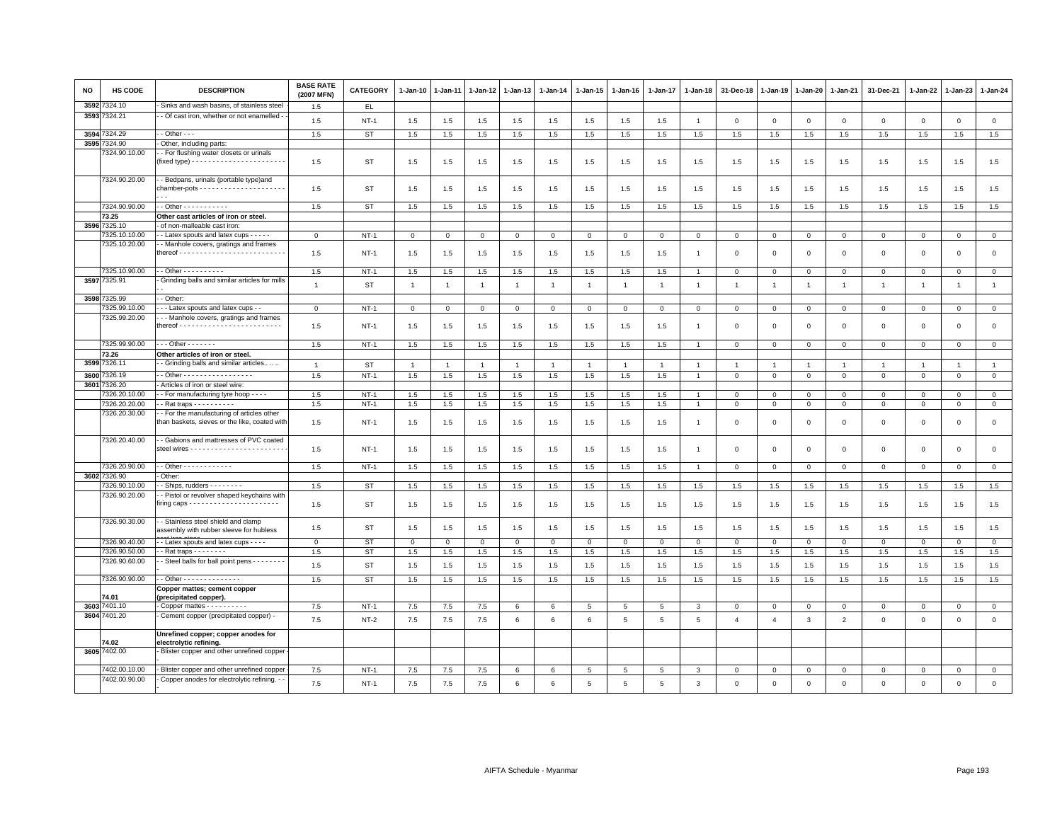| NO | HS CODE | DESCRIPTION | BASE RATE (2007 MFN) | CATEGORY | 1-Jan-10 | 1-Jan-11 | 1-Jan-12 | 1-Jan-13 | 1-Jan-14 | 1-Jan-15 | 1-Jan-16 | 1-Jan-17 | 1-Jan-18 | 31-Dec-18 | 1-Jan-19 | 1-Jan-20 | 1-Jan-21 | 31-Dec-21 | 1-Jan-22 | 1-Jan-23 | 1-Jan-24 |
|---|---|---|---|---|---|---|---|---|---|---|---|---|---|---|---|---|---|---|---|---|---|
| 3592 | 7324.10 | - Sinks and wash basins, of stainless steel | 1.5 | EL | | | | | | | | | | | | | | | | | |
| 3593 | 7324.21 | - - Of cast iron, whether or not enamelled - - | 1.5 | NT-1 | 1.5 | 1.5 | 1.5 | 1.5 | 1.5 | 1.5 | 1.5 | 1.5 | 1 | 0 | 0 | 0 | 0 | 0 | 0 | 0 | 0 |
| 3594 | 7324.29 | - - Other - - - | 1.5 | ST | 1.5 | 1.5 | 1.5 | 1.5 | 1.5 | 1.5 | 1.5 | 1.5 | 1.5 | 1.5 | 1.5 | 1.5 | 1.5 | 1.5 | 1.5 | 1.5 | 1.5 |
| 3595 | 7324.90 | - Other, including parts: | | | | | | | | | | | | | | | | | | | |
| | 7324.90.10.00 | - - For flushing water closets or urinals (fixed type) - - - - - - - - - - - - - - - - - - - - - - - | 1.5 | ST | 1.5 | 1.5 | 1.5 | 1.5 | 1.5 | 1.5 | 1.5 | 1.5 | 1.5 | 1.5 | 1.5 | 1.5 | 1.5 | 1.5 | 1.5 | 1.5 | 1.5 |
| | 7324.90.20.00 | - - Bedpans, urinals (portable type)and chamber-pots - - - - - - - - - - - - - - - - - - - - - - - | 1.5 | ST | 1.5 | 1.5 | 1.5 | 1.5 | 1.5 | 1.5 | 1.5 | 1.5 | 1.5 | 1.5 | 1.5 | 1.5 | 1.5 | 1.5 | 1.5 | 1.5 | 1.5 |
| | 7324.90.90.00 | - - Other - - - - - - - - - - - | 1.5 | ST | 1.5 | 1.5 | 1.5 | 1.5 | 1.5 | 1.5 | 1.5 | 1.5 | 1.5 | 1.5 | 1.5 | 1.5 | 1.5 | 1.5 | 1.5 | 1.5 | 1.5 |
| | **73.25** | **Other cast articles of iron or steel.** | | | | | | | | | | | | | | | | | | | |
| 3596 | 7325.10 | - of non-malleable cast iron: | | | | | | | | | | | | | | | | | | | |
| | 7325.10.10.00 | - - Latex spouts and latex cups - - - - - | 0 | NT-1 | 0 | 0 | 0 | 0 | 0 | 0 | 0 | 0 | 0 | 0 | 0 | 0 | 0 | 0 | 0 | 0 | 0 |
| | 7325.10.20.00 | - - Manhole covers, gratings and frames thereof - - - - - - - - - - - - - - - - - - - - - - - - - - | 1.5 | NT-1 | 1.5 | 1.5 | 1.5 | 1.5 | 1.5 | 1.5 | 1.5 | 1.5 | 1 | 0 | 0 | 0 | 0 | 0 | 0 | 0 | 0 |
| | 7325.10.90.00 | - - Other - - - - - - - - - - | 1.5 | NT-1 | 1.5 | 1.5 | 1.5 | 1.5 | 1.5 | 1.5 | 1.5 | 1.5 | 1 | 0 | 0 | 0 | 0 | 0 | 0 | 0 | 0 |
| 3597 | 7325.91 | - Grinding balls and similar articles for mills - - | 1 | ST | 1 | 1 | 1 | 1 | 1 | 1 | 1 | 1 | 1 | 1 | 1 | 1 | 1 | 1 | 1 | 1 | 1 |
| 3598 | 7325.99 | - - Other: | | | | | | | | | | | | | | | | | | | |
| | 7325.99.10.00 | - - - Latex spouts and latex cups - - | 0 | NT-1 | 0 | 0 | 0 | 0 | 0 | 0 | 0 | 0 | 0 | 0 | 0 | 0 | 0 | 0 | 0 | 0 | 0 |
| | 7325.99.20.00 | - - - Manhole covers, gratings and frames thereof - - - - - - - - - - - - - - - - - - - - - - - - - | 1.5 | NT-1 | 1.5 | 1.5 | 1.5 | 1.5 | 1.5 | 1.5 | 1.5 | 1.5 | 1 | 0 | 0 | 0 | 0 | 0 | 0 | 0 | 0 |
| | 7325.99.90.00 | - - - Other - - - - - - - | 1.5 | NT-1 | 1.5 | 1.5 | 1.5 | 1.5 | 1.5 | 1.5 | 1.5 | 1.5 | 1 | 0 | 0 | 0 | 0 | 0 | 0 | 0 | 0 |
| | **73.26** | **Other articles of iron or steel.** | | | | | | | | | | | | | | | | | | | |
| 3599 | 7326.11 | - - Grinding balls and similar articles.. .. .. | 1 | ST | 1 | 1 | 1 | 1 | 1 | 1 | 1 | 1 | 1 | 1 | 1 | 1 | 1 | 1 | 1 | 1 | 1 |
| 3600 | 7326.19 | - - Other - - - - - - - - - - - - - - - - - | 1.5 | NT-1 | 1.5 | 1.5 | 1.5 | 1.5 | 1.5 | 1.5 | 1.5 | 1.5 | 1 | 0 | 0 | 0 | 0 | 0 | 0 | 0 | 0 |
| 3601 | 7326.20 | - Articles of iron or steel wire: | | | | | | | | | | | | | | | | | | | |
| | 7326.20.10.00 | - - For manufacturing tyre hoop - - - - | 1.5 | NT-1 | 1.5 | 1.5 | 1.5 | 1.5 | 1.5 | 1.5 | 1.5 | 1.5 | 1 | 0 | 0 | 0 | 0 | 0 | 0 | 0 | 0 |
| | 7326.20.20.00 | - - Rat traps - - - - - - - - - - | 1.5 | NT-1 | 1.5 | 1.5 | 1.5 | 1.5 | 1.5 | 1.5 | 1.5 | 1.5 | 1 | 0 | 0 | 0 | 0 | 0 | 0 | 0 | 0 |
| | 7326.20.30.00 | - - For the manufacturing of articles other than baskets, sieves or the like, coated with | 1.5 | NT-1 | 1.5 | 1.5 | 1.5 | 1.5 | 1.5 | 1.5 | 1.5 | 1.5 | 1 | 0 | 0 | 0 | 0 | 0 | 0 | 0 | 0 |
| | 7326.20.40.00 | - - Gabions and mattresses of PVC coated steel wires - - - - - - - - - - - - - - - - - - - - - - - - | 1.5 | NT-1 | 1.5 | 1.5 | 1.5 | 1.5 | 1.5 | 1.5 | 1.5 | 1.5 | 1 | 0 | 0 | 0 | 0 | 0 | 0 | 0 | 0 |
| | 7326.20.90.00 | - - Other - - - - - - - - - - - - | 1.5 | NT-1 | 1.5 | 1.5 | 1.5 | 1.5 | 1.5 | 1.5 | 1.5 | 1.5 | 1 | 0 | 0 | 0 | 0 | 0 | 0 | 0 | 0 |
| 3602 | 7326.90 | - Other: | | | | | | | | | | | | | | | | | | | |
| | 7326.90.10.00 | - - Ships, rudders - - - - - - - - | 1.5 | ST | 1.5 | 1.5 | 1.5 | 1.5 | 1.5 | 1.5 | 1.5 | 1.5 | 1.5 | 1.5 | 1.5 | 1.5 | 1.5 | 1.5 | 1.5 | 1.5 | 1.5 |
| | 7326.90.20.00 | - - Pistol or revolver shaped keychains with firing caps - - - - - - - - - - - - - - - - - - - - - - | 1.5 | ST | 1.5 | 1.5 | 1.5 | 1.5 | 1.5 | 1.5 | 1.5 | 1.5 | 1.5 | 1.5 | 1.5 | 1.5 | 1.5 | 1.5 | 1.5 | 1.5 | 1.5 |
| | 7326.90.30.00 | - - Stainless steel shield and clamp assembly with rubber sleeve for hubless | 1.5 | ST | 1.5 | 1.5 | 1.5 | 1.5 | 1.5 | 1.5 | 1.5 | 1.5 | 1.5 | 1.5 | 1.5 | 1.5 | 1.5 | 1.5 | 1.5 | 1.5 | 1.5 |
| | 7326.90.40.00 | - - Latex spouts and latex cups - - - - | 0 | ST | 0 | 0 | 0 | 0 | 0 | 0 | 0 | 0 | 0 | 0 | 0 | 0 | 0 | 0 | 0 | 0 | 0 |
| | 7326.90.50.00 | - - Rat traps - - - - - - - - | 1.5 | ST | 1.5 | 1.5 | 1.5 | 1.5 | 1.5 | 1.5 | 1.5 | 1.5 | 1.5 | 1.5 | 1.5 | 1.5 | 1.5 | 1.5 | 1.5 | 1.5 | 1.5 |
| | 7326.90.60.00 | - - Steel balls for ball point pens - - - - - - - - | 1.5 | ST | 1.5 | 1.5 | 1.5 | 1.5 | 1.5 | 1.5 | 1.5 | 1.5 | 1.5 | 1.5 | 1.5 | 1.5 | 1.5 | 1.5 | 1.5 | 1.5 | 1.5 |
| | 7326.90.90.00 | - - Other - - - - - - - - - - - - - - | 1.5 | ST | 1.5 | 1.5 | 1.5 | 1.5 | 1.5 | 1.5 | 1.5 | 1.5 | 1.5 | 1.5 | 1.5 | 1.5 | 1.5 | 1.5 | 1.5 | 1.5 | 1.5 |
| | **74.01** | **Copper mattes; cement copper (precipitated copper).** | | | | | | | | | | | | | | | | | | | |
| 3603 | 7401.10 | - Copper mattes - - - - - - - - - - | 7.5 | NT-1 | 7.5 | 7.5 | 7.5 | 6 | 6 | 5 | 5 | 5 | 3 | 0 | 0 | 0 | 0 | 0 | 0 | 0 | 0 |
| 3604 | 7401.20 | - Cement copper (precipitated copper) - | 7.5 | NT-2 | 7.5 | 7.5 | 7.5 | 6 | 6 | 6 | 5 | 5 | 5 | 4 | 4 | 3 | 2 | 0 | 0 | 0 | 0 |
| | **74.02** | **Unrefined copper; copper anodes for electrolytic refining.** | | | | | | | | | | | | | | | | | | | |
| 3605 | 7402.00 | - Blister copper and other unrefined copper - | | | | | | | | | | | | | | | | | | | |
| | 7402.00.10.00 | - Blister copper and other unrefined copper - | 7.5 | NT-1 | 7.5 | 7.5 | 7.5 | 6 | 6 | 5 | 5 | 5 | 3 | 0 | 0 | 0 | 0 | 0 | 0 | 0 | 0 |
| | 7402.00.90.00 | - Copper anodes for electrolytic refining. - - - | 7.5 | NT-1 | 7.5 | 7.5 | 7.5 | 6 | 6 | 5 | 5 | 5 | 3 | 0 | 0 | 0 | 0 | 0 | 0 | 0 | 0 |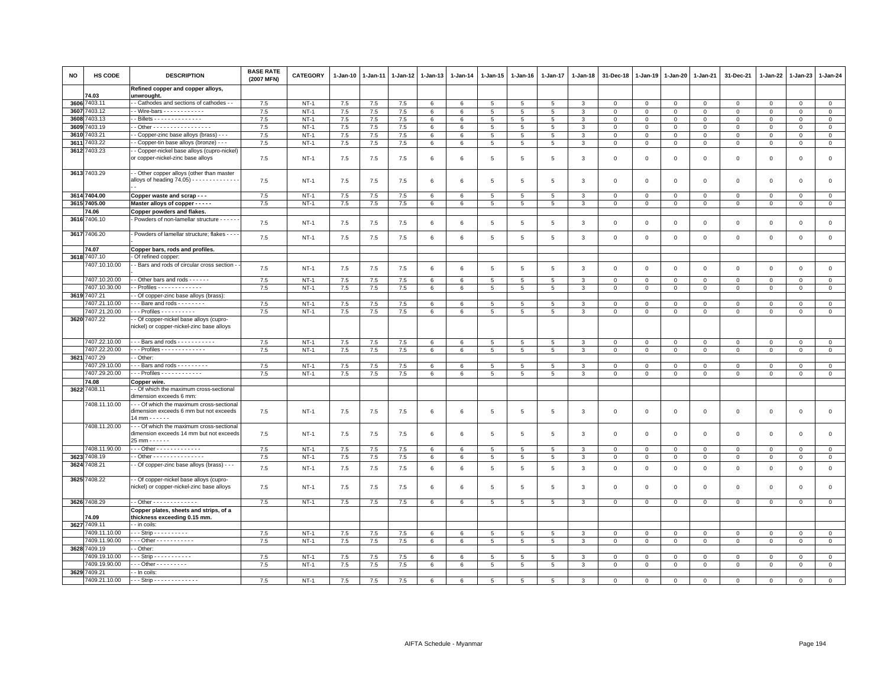| NO | HS CODE | DESCRIPTION | BASE RATE (2007 MFN) | CATEGORY | 1-Jan-10 | 1-Jan-11 | 1-Jan-12 | 1-Jan-13 | 1-Jan-14 | 1-Jan-15 | 1-Jan-16 | 1-Jan-17 | 1-Jan-18 | 31-Dec-18 | 1-Jan-19 | 1-Jan-20 | 1-Jan-21 | 31-Dec-21 | 1-Jan-22 | 1-Jan-23 | 1-Jan-24 |
|---|---|---|---|---|---|---|---|---|---|---|---|---|---|---|---|---|---|---|---|---|---|
| | 74.03 | Refined copper and copper alloys, unwrought. | | | | | | | | | | | | | | | | | | | |
| 3606 | 7403.11 | - - Cathodes and sections of cathodes - - | 7.5 | NT-1 | 7.5 | 7.5 | 7.5 | 6 | 6 | 5 | 5 | 5 | 3 | 0 | 0 | 0 | 0 | 0 | 0 | 0 | 0 |
| 3607 | 7403.12 | - - Wire-bars - - - - - - - - - - - - - | 7.5 | NT-1 | 7.5 | 7.5 | 7.5 | 6 | 6 | 5 | 5 | 5 | 3 | 0 | 0 | 0 | 0 | 0 | 0 | 0 | 0 |
| 3608 | 7403.13 | - - Billets - - - - - - - - - - - - - - - | 7.5 | NT-1 | 7.5 | 7.5 | 7.5 | 6 | 6 | 5 | 5 | 5 | 3 | 0 | 0 | 0 | 0 | 0 | 0 | 0 | 0 |
| 3609 | 7403.19 | - - Other - - - - - - - - - - - - - - - - - | 7.5 | NT-1 | 7.5 | 7.5 | 7.5 | 6 | 6 | 5 | 5 | 5 | 3 | 0 | 0 | 0 | 0 | 0 | 0 | 0 | 0 |
| 3610 | 7403.21 | - - Copper-zinc base alloys (brass) - - - | 7.5 | NT-1 | 7.5 | 7.5 | 7.5 | 6 | 6 | 5 | 5 | 5 | 3 | 0 | 0 | 0 | 0 | 0 | 0 | 0 | 0 |
| 3611 | 7403.22 | - - Copper-tin base alloys (bronze) - - - | 7.5 | NT-1 | 7.5 | 7.5 | 7.5 | 6 | 6 | 5 | 5 | 5 | 3 | 0 | 0 | 0 | 0 | 0 | 0 | 0 | 0 |
| 3612 | 7403.23 | - - Copper-nickel base alloys (cupro-nickel) or copper-nickel-zinc base alloys | 7.5 | NT-1 | 7.5 | 7.5 | 7.5 | 6 | 6 | 5 | 5 | 5 | 3 | 0 | 0 | 0 | 0 | 0 | 0 | 0 | 0 |
| 3613 | 7403.29 | - - Other copper alloys (other than master alloys of heading 74.05) - - - - - - - - - - - - - - - - | 7.5 | NT-1 | 7.5 | 7.5 | 7.5 | 6 | 6 | 5 | 5 | 5 | 3 | 0 | 0 | 0 | 0 | 0 | 0 | 0 | 0 |
| 3614 | 7404.00 | Copper waste and scrap - - - | 7.5 | NT-1 | 7.5 | 7.5 | 7.5 | 6 | 6 | 5 | 5 | 5 | 3 | 0 | 0 | 0 | 0 | 0 | 0 | 0 | 0 |
| 3615 | 7405.00 | Master alloys of copper - - - - - | 7.5 | NT-1 | 7.5 | 7.5 | 7.5 | 6 | 6 | 5 | 5 | 5 | 3 | 0 | 0 | 0 | 0 | 0 | 0 | 0 | 0 |
| | 74.06 | Copper powders and flakes. | | | | | | | | | | | | | | | | | | | |
| 3616 | 7406.10 | - Powders of non-lamellar structure - - - - - - | 7.5 | NT-1 | 7.5 | 7.5 | 7.5 | 6 | 6 | 5 | 5 | 5 | 3 | 0 | 0 | 0 | 0 | 0 | 0 | 0 | 0 |
| 3617 | 7406.20 | - Powders of lamellar structure; flakes - - - - | 7.5 | NT-1 | 7.5 | 7.5 | 7.5 | 6 | 6 | 5 | 5 | 5 | 3 | 0 | 0 | 0 | 0 | 0 | 0 | 0 | 0 |
| | 74.07 | Copper bars, rods and profiles. | | | | | | | | | | | | | | | | | | | |
| 3618 | 7407.10 | - Of refined copper: | | | | | | | | | | | | | | | | | | | |
| | 7407.10.10.00 | - - Bars and rods of circular cross section - - | 7.5 | NT-1 | 7.5 | 7.5 | 7.5 | 6 | 6 | 5 | 5 | 5 | 3 | 0 | 0 | 0 | 0 | 0 | 0 | 0 | 0 |
| | 7407.10.20.00 | - - Other bars and rods - - - - - - | 7.5 | NT-1 | 7.5 | 7.5 | 7.5 | 6 | 6 | 5 | 5 | 5 | 3 | 0 | 0 | 0 | 0 | 0 | 0 | 0 | 0 |
| | 7407.10.30.00 | - - Profiles - - - - - - - - - - - - - - | 7.5 | NT-1 | 7.5 | 7.5 | 7.5 | 6 | 6 | 5 | 5 | 5 | 3 | 0 | 0 | 0 | 0 | 0 | 0 | 0 | 0 |
| 3619 | 7407.21 | - - Of copper-zinc base alloys (brass): | | | | | | | | | | | | | | | | | | | |
| | 7407.21.10.00 | - - - Bare and rods - - - - - - - - | 7.5 | NT-1 | 7.5 | 7.5 | 7.5 | 6 | 6 | 5 | 5 | 5 | 3 | 0 | 0 | 0 | 0 | 0 | 0 | 0 | 0 |
| | 7407.21.20.00 | - - - Profiles - - - - - - - - - - | 7.5 | NT-1 | 7.5 | 7.5 | 7.5 | 6 | 6 | 5 | 5 | 5 | 3 | 0 | 0 | 0 | 0 | 0 | 0 | 0 | 0 |
| 3620 | 7407.22 | - - Of copper-nickel base alloys (cupro-nickel) or copper-nickel-zinc base alloys | | | | | | | | | | | | | | | | | | | |
| | 7407.22.10.00 | - - - Bars and rods - - - - - - - - - - - | 7.5 | NT-1 | 7.5 | 7.5 | 7.5 | 6 | 6 | 5 | 5 | 5 | 3 | 0 | 0 | 0 | 0 | 0 | 0 | 0 | 0 |
| | 7407.22.20.00 | - - - Profiles - - - - - - - - - - - - - | 7.5 | NT-1 | 7.5 | 7.5 | 7.5 | 6 | 6 | 5 | 5 | 5 | 3 | 0 | 0 | 0 | 0 | 0 | 0 | 0 | 0 |
| 3621 | 7407.29 | - - Other: | | | | | | | | | | | | | | | | | | | |
| | 7407.29.10.00 | - - - Bars and rods - - - - - - - - - | 7.5 | NT-1 | 7.5 | 7.5 | 7.5 | 6 | 6 | 5 | 5 | 5 | 3 | 0 | 0 | 0 | 0 | 0 | 0 | 0 | 0 |
| | 7407.29.20.00 | - - - Profiles - - - - - - - - - - - - | 7.5 | NT-1 | 7.5 | 7.5 | 7.5 | 6 | 6 | 5 | 5 | 5 | 3 | 0 | 0 | 0 | 0 | 0 | 0 | 0 | 0 |
| | 74.08 | Copper wire. | | | | | | | | | | | | | | | | | | | |
| 3622 | 7408.11 | - - Of which the maximum cross-sectional dimension exceeds 6 mm: | | | | | | | | | | | | | | | | | | | |
| | 7408.11.10.00 | - - - Of which the maximum cross-sectional dimension exceeds 6 mm but not exceeds 14 mm - - - - - - | 7.5 | NT-1 | 7.5 | 7.5 | 7.5 | 6 | 6 | 5 | 5 | 5 | 3 | 0 | 0 | 0 | 0 | 0 | 0 | 0 | 0 |
| | 7408.11.20.00 | - - - Of which the maximum cross-sectional dimension exceeds 14 mm but not exceeds 25 mm - - - - - - | 7.5 | NT-1 | 7.5 | 7.5 | 7.5 | 6 | 6 | 5 | 5 | 5 | 3 | 0 | 0 | 0 | 0 | 0 | 0 | 0 | 0 |
| | 7408.11.90.00 | - - - Other - - - - - - - - - - - - - | 7.5 | NT-1 | 7.5 | 7.5 | 7.5 | 6 | 6 | 5 | 5 | 5 | 3 | 0 | 0 | 0 | 0 | 0 | 0 | 0 | 0 |
| 3623 | 7408.19 | - - Other - - - - - - - - - - - - - - - | 7.5 | NT-1 | 7.5 | 7.5 | 7.5 | 6 | 6 | 5 | 5 | 5 | 3 | 0 | 0 | 0 | 0 | 0 | 0 | 0 | 0 |
| 3624 | 7408.21 | - - Of copper-zinc base alloys (brass) - - - | 7.5 | NT-1 | 7.5 | 7.5 | 7.5 | 6 | 6 | 5 | 5 | 5 | 3 | 0 | 0 | 0 | 0 | 0 | 0 | 0 | 0 |
| 3625 | 7408.22 | - - Of copper-nickel base alloys (cupro-nickel) or copper-nickel-zinc base alloys | 7.5 | NT-1 | 7.5 | 7.5 | 7.5 | 6 | 6 | 5 | 5 | 5 | 3 | 0 | 0 | 0 | 0 | 0 | 0 | 0 | 0 |
| 3626 | 7408.29 | - - Other - - - - - - - - - - - - - | 7.5 | NT-1 | 7.5 | 7.5 | 7.5 | 6 | 6 | 5 | 5 | 5 | 3 | 0 | 0 | 0 | 0 | 0 | 0 | 0 | 0 |
| | 74.09 | Copper plates, sheets and strips, of a thickness exceeding 0.15 mm. | | | | | | | | | | | | | | | | | | | |
| 3627 | 7409.11 | - - in coils: | | | | | | | | | | | | | | | | | | | |
| | 7409.11.10.00 | - - - Strip - - - - - - - - - - | 7.5 | NT-1 | 7.5 | 7.5 | 7.5 | 6 | 6 | 5 | 5 | 5 | 3 | 0 | 0 | 0 | 0 | 0 | 0 | 0 | 0 |
| | 7409.11.90.00 | - - - Other - - - - - - - - - - - | 7.5 | NT-1 | 7.5 | 7.5 | 7.5 | 6 | 6 | 5 | 5 | 5 | 3 | 0 | 0 | 0 | 0 | 0 | 0 | 0 | 0 |
| 3628 | 7409.19 | - - Other: | | | | | | | | | | | | | | | | | | | |
| | 7409.19.10.00 | - - - Strip - - - - - - - - - - - | 7.5 | NT-1 | 7.5 | 7.5 | 7.5 | 6 | 6 | 5 | 5 | 5 | 3 | 0 | 0 | 0 | 0 | 0 | 0 | 0 | 0 |
| | 7409.19.90.00 | - - - Other - - - - - - - - - | 7.5 | NT-1 | 7.5 | 7.5 | 7.5 | 6 | 6 | 5 | 5 | 5 | 3 | 0 | 0 | 0 | 0 | 0 | 0 | 0 | 0 |
| 3629 | 7409.21 | - - In coils: | | | | | | | | | | | | | | | | | | | |
| | 7409.21.10.00 | - - - Strip - - - - - - - - - - - - - | 7.5 | NT-1 | 7.5 | 7.5 | 7.5 | 6 | 6 | 5 | 5 | 5 | 3 | 0 | 0 | 0 | 0 | 0 | 0 | 0 | 0 |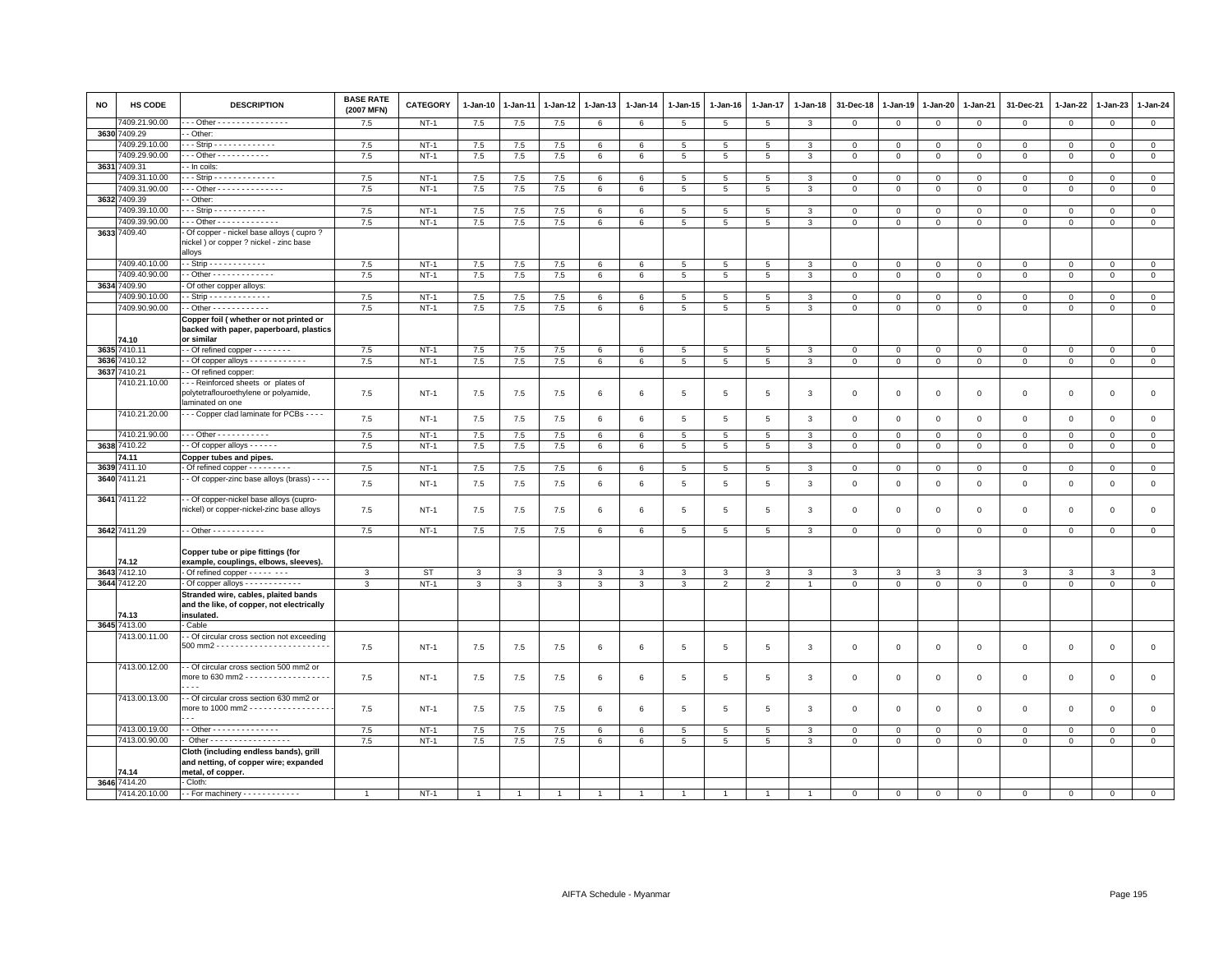| NO | HS CODE | DESCRIPTION | BASE RATE (2007 MFN) | CATEGORY | 1-Jan-10 | 1-Jan-11 | 1-Jan-12 | 1-Jan-13 | 1-Jan-14 | 1-Jan-15 | 1-Jan-16 | 1-Jan-17 | 1-Jan-18 | 31-Dec-18 | 1-Jan-19 | 1-Jan-20 | 1-Jan-21 | 31-Dec-21 | 1-Jan-22 | 1-Jan-23 | 1-Jan-24 |
|---|---|---|---|---|---|---|---|---|---|---|---|---|---|---|---|---|---|---|---|---|---|
| | 7409.21.90.00 | - - - Other - - - - - - - - - - - - - - - - | 7.5 | NT-1 | 7.5 | 7.5 | 7.5 | 6 | 6 | 5 | 5 | 5 | 3 | 0 | 0 | 0 | 0 | 0 | 0 | 0 | 0 |
| 3630 | 7409.29 | - - Other: | | | | | | | | | | | | | | | | | | | |
| | 7409.29.10.00 | - - - Strip - - - - - - - - - - - - - | 7.5 | NT-1 | 7.5 | 7.5 | 7.5 | 6 | 6 | 5 | 5 | 5 | 3 | 0 | 0 | 0 | 0 | 0 | 0 | 0 | 0 |
| | 7409.29.90.00 | - - - Other - - - - - - - - - - - | 7.5 | NT-1 | 7.5 | 7.5 | 7.5 | 6 | 6 | 5 | 5 | 5 | 3 | 0 | 0 | 0 | 0 | 0 | 0 | 0 | 0 |
| 3631 | 7409.31 | - - In coils: | | | | | | | | | | | | | | | | | | | |
| | 7409.31.10.00 | - - - Strip - - - - - - - - - - - - - | 7.5 | NT-1 | 7.5 | 7.5 | 7.5 | 6 | 6 | 5 | 5 | 5 | 3 | 0 | 0 | 0 | 0 | 0 | 0 | 0 | 0 |
| | 7409.31.90.00 | - - - Other - - - - - - - - - - - - - - | 7.5 | NT-1 | 7.5 | 7.5 | 7.5 | 6 | 6 | 5 | 5 | 5 | 3 | 0 | 0 | 0 | 0 | 0 | 0 | 0 | 0 |
| 3632 | 7409.39 | - - Other: | | | | | | | | | | | | | | | | | | | |
| | 7409.39.10.00 | - - - Strip - - - - - - - - - - - | 7.5 | NT-1 | 7.5 | 7.5 | 7.5 | 6 | 6 | 5 | 5 | 5 | 3 | 0 | 0 | 0 | 0 | 0 | 0 | 0 | 0 |
| | 7409.39.90.00 | - - - Other - - - - - - - - - - - - - | 7.5 | NT-1 | 7.5 | 7.5 | 7.5 | 6 | 6 | 5 | 5 | 5 | 3 | 0 | 0 | 0 | 0 | 0 | 0 | 0 | 0 |
| 3633 | 7409.40 | - Of copper - nickel base alloys ( cupro ? nickel ) or copper ? nickel - zinc base alloys | | | | | | | | | | | | | | | | | | | |
| | 7409.40.10.00 | - - Strip - - - - - - - - - - - - | 7.5 | NT-1 | 7.5 | 7.5 | 7.5 | 6 | 6 | 5 | 5 | 5 | 3 | 0 | 0 | 0 | 0 | 0 | 0 | 0 | 0 |
| | 7409.40.90.00 | - - Other - - - - - - - - - - - - - | 7.5 | NT-1 | 7.5 | 7.5 | 7.5 | 6 | 6 | 5 | 5 | 5 | 3 | 0 | 0 | 0 | 0 | 0 | 0 | 0 | 0 |
| 3634 | 7409.90 | - Of other copper alloys: | | | | | | | | | | | | | | | | | | | |
| | 7409.90.10.00 | - - Strip - - - - - - - - - - - - - | 7.5 | NT-1 | 7.5 | 7.5 | 7.5 | 6 | 6 | 5 | 5 | 5 | 3 | 0 | 0 | 0 | 0 | 0 | 0 | 0 | 0 |
| | 7409.90.90.00 | - - Other - - - - - - - - - - - - | 7.5 | NT-1 | 7.5 | 7.5 | 7.5 | 6 | 6 | 5 | 5 | 5 | 3 | 0 | 0 | 0 | 0 | 0 | 0 | 0 | 0 |
| | 74.10 | **Copper foil ( whether or not printed or backed with paper, paperboard, plastics or similar** | | | | | | | | | | | | | | | | | | | |
| 3635 | 7410.11 | - - Of refined copper - - - - - - - - | 7.5 | NT-1 | 7.5 | 7.5 | 7.5 | 6 | 6 | 5 | 5 | 5 | 3 | 0 | 0 | 0 | 0 | 0 | 0 | 0 | 0 |
| 3636 | 7410.12 | - - Of copper alloys - - - - - - - - - - - - | 7.5 | NT-1 | 7.5 | 7.5 | 7.5 | 6 | 6 | 5 | 5 | 5 | 3 | 0 | 0 | 0 | 0 | 0 | 0 | 0 | 0 |
| 3637 | 7410.21 | - - Of refined copper: | | | | | | | | | | | | | | | | | | | |
| | 7410.21.10.00 | - - - Reinforced sheets or plates of polytetraflouroethylene or polyamide, laminated on one | 7.5 | NT-1 | 7.5 | 7.5 | 7.5 | 6 | 6 | 5 | 5 | 5 | 3 | 0 | 0 | 0 | 0 | 0 | 0 | 0 | 0 |
| | 7410.21.20.00 | - - - Copper clad laminate for PCBs - - - - | 7.5 | NT-1 | 7.5 | 7.5 | 7.5 | 6 | 6 | 5 | 5 | 5 | 3 | 0 | 0 | 0 | 0 | 0 | 0 | 0 | 0 |
| | 7410.21.90.00 | - - - Other - - - - - - - - - - - | 7.5 | NT-1 | 7.5 | 7.5 | 7.5 | 6 | 6 | 5 | 5 | 5 | 3 | 0 | 0 | 0 | 0 | 0 | 0 | 0 | 0 |
| 3638 | 7410.22 | - - Of copper alloys - - - - - - | 7.5 | NT-1 | 7.5 | 7.5 | 7.5 | 6 | 6 | 5 | 5 | 5 | 3 | 0 | 0 | 0 | 0 | 0 | 0 | 0 | 0 |
| | 74.11 | **Copper tubes and pipes.** | | | | | | | | | | | | | | | | | | | |
| 3639 | 7411.10 | - Of refined copper - - - - - - - - - | 7.5 | NT-1 | 7.5 | 7.5 | 7.5 | 6 | 6 | 5 | 5 | 5 | 3 | 0 | 0 | 0 | 0 | 0 | 0 | 0 | 0 |
| 3640 | 7411.21 | - - Of copper-zinc base alloys (brass) - - - - | 7.5 | NT-1 | 7.5 | 7.5 | 7.5 | 6 | 6 | 5 | 5 | 5 | 3 | 0 | 0 | 0 | 0 | 0 | 0 | 0 | 0 |
| 3641 | 7411.22 | - - Of copper-nickel base alloys (cupro-nickel) or copper-nickel-zinc base alloys | 7.5 | NT-1 | 7.5 | 7.5 | 7.5 | 6 | 6 | 5 | 5 | 5 | 3 | 0 | 0 | 0 | 0 | 0 | 0 | 0 | 0 |
| 3642 | 7411.29 | - - Other - - - - - - - - - - - | 7.5 | NT-1 | 7.5 | 7.5 | 7.5 | 6 | 6 | 5 | 5 | 5 | 3 | 0 | 0 | 0 | 0 | 0 | 0 | 0 | 0 |
| | 74.12 | **Copper tube or pipe fittings (for example, couplings, elbows, sleeves).** | | | | | | | | | | | | | | | | | | | |
| 3643 | 7412.10 | - Of refined copper - - - - - - - - | 3 | ST | 3 | 3 | 3 | 3 | 3 | 3 | 3 | 3 | 3 | 3 | 3 | 3 | 3 | 3 | 3 | 3 | 3 |
| 3644 | 7412.20 | - Of copper alloys - - - - - - - - - - - - | 3 | NT-1 | 3 | 3 | 3 | 3 | 3 | 3 | 2 | 2 | 1 | 0 | 0 | 0 | 0 | 0 | 0 | 0 | 0 |
| | 74.13 | **Stranded wire, cables, plaited bands and the like, of copper, not electrically insulated.** | | | | | | | | | | | | | | | | | | | |
| 3645 | 7413.00 | - Cable | | | | | | | | | | | | | | | | | | | |
| | 7413.00.11.00 | - - Of circular cross section not exceeding 500 mm2 - - - - - - - - - - - - - - - - - - - - - - - - - | 7.5 | NT-1 | 7.5 | 7.5 | 7.5 | 6 | 6 | 5 | 5 | 5 | 3 | 0 | 0 | 0 | 0 | 0 | 0 | 0 | 0 |
| | 7413.00.12.00 | - - Of circular cross section 500 mm2 or more to 630 mm2 - - - - - - - - - - - - - - - - - - - - - | 7.5 | NT-1 | 7.5 | 7.5 | 7.5 | 6 | 6 | 5 | 5 | 5 | 3 | 0 | 0 | 0 | 0 | 0 | 0 | 0 | 0 |
| | 7413.00.13.00 | - - Of circular cross section 630 mm2 or more to 1000 mm2 - - - - - - - - - - - - - - - - - - - - | 7.5 | NT-1 | 7.5 | 7.5 | 7.5 | 6 | 6 | 5 | 5 | 5 | 3 | 0 | 0 | 0 | 0 | 0 | 0 | 0 | 0 |
| | 7413.00.19.00 | - - Other - - - - - - - - - - - - - - | 7.5 | NT-1 | 7.5 | 7.5 | 7.5 | 6 | 6 | 5 | 5 | 5 | 3 | 0 | 0 | 0 | 0 | 0 | 0 | 0 | 0 |
| | 7413.00.90.00 | - Other - - - - - - - - - - - - - - - - - | 7.5 | NT-1 | 7.5 | 7.5 | 7.5 | 6 | 6 | 5 | 5 | 5 | 3 | 0 | 0 | 0 | 0 | 0 | 0 | 0 | 0 |
| | 74.14 | **Cloth (including endless bands), grill and netting, of copper wire; expanded metal, of copper.** | | | | | | | | | | | | | | | | | | | |
| 3646 | 7414.20 | - Cloth: | | | | | | | | | | | | | | | | | | | |
| | 7414.20.10.00 | - - For machinery - - - - - - - - - - - - | 1 | NT-1 | 1 | 1 | 1 | 1 | 1 | 1 | 1 | 1 | 1 | 0 | 0 | 0 | 0 | 0 | 0 | 0 | 0 |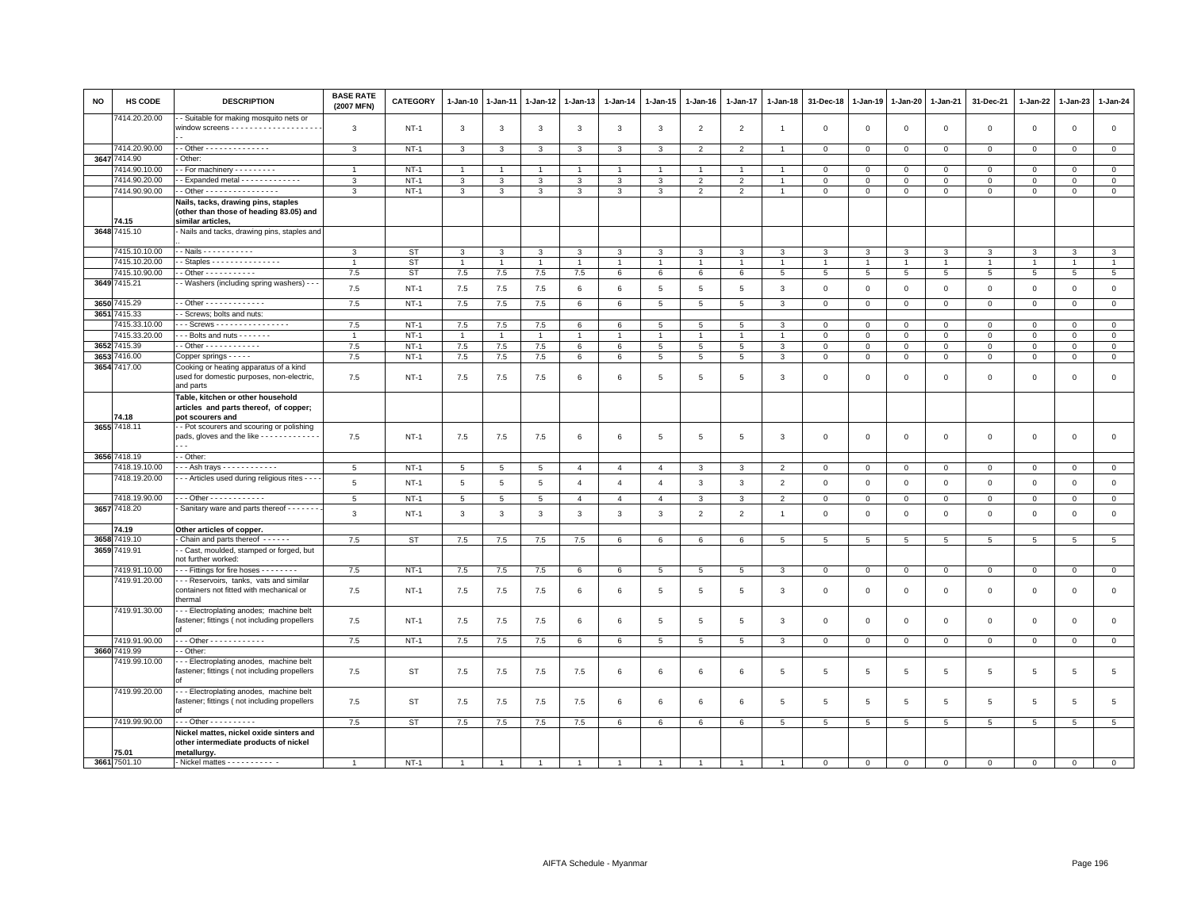| NO | HS CODE | DESCRIPTION | BASE RATE (2007 MFN) | CATEGORY | 1-Jan-10 | 1-Jan-11 | 1-Jan-12 | 1-Jan-13 | 1-Jan-14 | 1-Jan-15 | 1-Jan-16 | 1-Jan-17 | 1-Jan-18 | 31-Dec-18 | 1-Jan-19 | 1-Jan-20 | 1-Jan-21 | 31-Dec-21 | 1-Jan-22 | 1-Jan-23 | 1-Jan-24 |
|---|---|---|---|---|---|---|---|---|---|---|---|---|---|---|---|---|---|---|---|---|---|
| | 7414.20.20.00 | - - Suitable for making mosquito nets or window screens - - - - - - - - - - - - - - - - - - - - - | 3 | NT-1 | 3 | 3 | 3 | 3 | 3 | 3 | 2 | 2 | 1 | 0 | 0 | 0 | 0 | 0 | 0 | 0 | 0 |
| | 7414.20.90.00 | - - Other - - - - - - - - - - - - - - | 3 | NT-1 | 3 | 3 | 3 | 3 | 3 | 3 | 2 | 2 | 1 | 0 | 0 | 0 | 0 | 0 | 0 | 0 | 0 |
| 3647 | 7414.90 | - Other: | | | | | | | | | | | | | | | | | | | |
| | 7414.90.10.00 | - - For machinery - - - - - - - - - | 1 | NT-1 | 1 | 1 | 1 | 1 | 1 | 1 | 1 | 1 | 1 | 0 | 0 | 0 | 0 | 0 | 0 | 0 | 0 |
| | 7414.90.20.00 | - - Expanded metal - - - - - - - - - - - - - | 3 | NT-1 | 3 | 3 | 3 | 3 | 3 | 3 | 2 | 2 | 1 | 0 | 0 | 0 | 0 | 0 | 0 | 0 | 0 |
| | 7414.90.90.00 | - - Other - - - - - - - - - - - - - - - - | 3 | NT-1 | 3 | 3 | 3 | 3 | 3 | 3 | 2 | 2 | 1 | 0 | 0 | 0 | 0 | 0 | 0 | 0 | 0 |
| | 74.15 | **Nails, tacks, drawing pins, staples (other than those of heading 83.05) and similar articles,** | | | | | | | | | | | | | | | | | | | |
| 3648 | 7415.10 | - Nails and tacks, drawing pins, staples and .. | | | | | | | | | | | | | | | | | | | |
| | 7415.10.10.00 | - - Nails - - - - - - - - - - - | 3 | ST | 3 | 3 | 3 | 3 | 3 | 3 | 3 | 3 | 3 | 3 | 3 | 3 | 3 | 3 | 3 | 3 | 3 |
| | 7415.10.20.00 | - - Staples - - - - - - - - - - - - - - - | 1 | ST | 1 | 1 | 1 | 1 | 1 | 1 | 1 | 1 | 1 | 1 | 1 | 1 | 1 | 1 | 1 | 1 | 1 |
| | 7415.10.90.00 | - - Other - - - - - - - - - - - | 7.5 | ST | 7.5 | 7.5 | 7.5 | 7.5 | 6 | 6 | 6 | 6 | 5 | 5 | 5 | 5 | 5 | 5 | 5 | 5 | 5 |
| 3649 | 7415.21 | - - Washers (including spring washers) - - - | 7.5 | NT-1 | 7.5 | 7.5 | 7.5 | 6 | 6 | 5 | 5 | 5 | 3 | 0 | 0 | 0 | 0 | 0 | 0 | 0 | 0 |
| 3650 | 7415.29 | - - Other - - - - - - - - - - - - - | 7.5 | NT-1 | 7.5 | 7.5 | 7.5 | 6 | 6 | 5 | 5 | 5 | 3 | 0 | 0 | 0 | 0 | 0 | 0 | 0 | 0 |
| 3651 | 7415.33 | - - Screws; bolts and nuts: | | | | | | | | | | | | | | | | | | | |
| | 7415.33.10.00 | - - - Screws - - - - - - - - - - - - - - - - | 7.5 | NT-1 | 7.5 | 7.5 | 7.5 | 6 | 6 | 5 | 5 | 5 | 3 | 0 | 0 | 0 | 0 | 0 | 0 | 0 | 0 |
| | 7415.33.20.00 | - - - Bolts and nuts - - - - - - - | 1 | NT-1 | 1 | 1 | 1 | 1 | 1 | 1 | 1 | 1 | 1 | 0 | 0 | 0 | 0 | 0 | 0 | 0 | 0 |
| 3652 | 7415.39 | - - Other - - - - - - - - - - - - | 7.5 | NT-1 | 7.5 | 7.5 | 7.5 | 6 | 6 | 5 | 5 | 5 | 3 | 0 | 0 | 0 | 0 | 0 | 0 | 0 | 0 |
| 3653 | 7416.00 | Copper springs - - - - - | 7.5 | NT-1 | 7.5 | 7.5 | 7.5 | 6 | 6 | 5 | 5 | 5 | 3 | 0 | 0 | 0 | 0 | 0 | 0 | 0 | 0 |
| 3654 | 7417.00 | Cooking or heating apparatus of a kind used for domestic purposes, non-electric, and parts | 7.5 | NT-1 | 7.5 | 7.5 | 7.5 | 6 | 6 | 5 | 5 | 5 | 3 | 0 | 0 | 0 | 0 | 0 | 0 | 0 | 0 |
| | 74.18 | **Table, kitchen or other household articles and parts thereof, of copper; pot scourers and** | | | | | | | | | | | | | | | | | | | |
| 3655 | 7418.11 | - - Pot scourers and scouring or polishing pads, gloves and the like - - - - - - - - - - - - - - - - | 7.5 | NT-1 | 7.5 | 7.5 | 7.5 | 6 | 6 | 5 | 5 | 5 | 3 | 0 | 0 | 0 | 0 | 0 | 0 | 0 | 0 |
| 3656 | 7418.19 | - - Other: | | | | | | | | | | | | | | | | | | | |
| | 7418.19.10.00 | - - - Ash trays - - - - - - - - - - - - | 5 | NT-1 | 5 | 5 | 5 | 4 | 4 | 4 | 3 | 3 | 2 | 0 | 0 | 0 | 0 | 0 | 0 | 0 | 0 |
| | 7418.19.20.00 | - - - Articles used during religious rites - - - - | 5 | NT-1 | 5 | 5 | 5 | 4 | 4 | 4 | 3 | 3 | 2 | 0 | 0 | 0 | 0 | 0 | 0 | 0 | 0 |
| | 7418.19.90.00 | - - - Other - - - - - - - - - - - - | 5 | NT-1 | 5 | 5 | 5 | 4 | 4 | 4 | 3 | 3 | 2 | 0 | 0 | 0 | 0 | 0 | 0 | 0 | 0 |
| 3657 | 7418.20 | - Sanitary ware and parts thereof - - - - - - - - | 3 | NT-1 | 3 | 3 | 3 | 3 | 3 | 3 | 2 | 2 | 1 | 0 | 0 | 0 | 0 | 0 | 0 | 0 | 0 |
| | 74.19 | **Other articles of copper.** | | | | | | | | | | | | | | | | | | | |
| 3658 | 7419.10 | - Chain and parts thereof - - - - - - | 7.5 | ST | 7.5 | 7.5 | 7.5 | 7.5 | 6 | 6 | 6 | 6 | 5 | 5 | 5 | 5 | 5 | 5 | 5 | 5 | 5 |
| 3659 | 7419.91 | - - Cast, moulded, stamped or forged, but not further worked: | | | | | | | | | | | | | | | | | | | |
| | 7419.91.10.00 | - - - Fittings for fire hoses - - - - - - - - | 7.5 | NT-1 | 7.5 | 7.5 | 7.5 | 6 | 6 | 5 | 5 | 5 | 3 | 0 | 0 | 0 | 0 | 0 | 0 | 0 | 0 |
| | 7419.91.20.00 | - - - Reservoirs, tanks, vats and similar containers not fitted with mechanical or thermal | 7.5 | NT-1 | 7.5 | 7.5 | 7.5 | 6 | 6 | 5 | 5 | 5 | 3 | 0 | 0 | 0 | 0 | 0 | 0 | 0 | 0 |
| | 7419.91.30.00 | - - - Electroplating anodes; machine belt fastener; fittings ( not including propellers of | 7.5 | NT-1 | 7.5 | 7.5 | 7.5 | 6 | 6 | 5 | 5 | 5 | 3 | 0 | 0 | 0 | 0 | 0 | 0 | 0 | 0 |
| | 7419.91.90.00 | - - - Other - - - - - - - - - - - - | 7.5 | NT-1 | 7.5 | 7.5 | 7.5 | 6 | 6 | 5 | 5 | 5 | 3 | 0 | 0 | 0 | 0 | 0 | 0 | 0 | 0 |
| 3660 | 7419.99 | - - Other: | | | | | | | | | | | | | | | | | | | |
| | 7419.99.10.00 | - - - Electroplating anodes, machine belt fastener; fittings ( not including propellers of | 7.5 | ST | 7.5 | 7.5 | 7.5 | 7.5 | 6 | 6 | 6 | 6 | 5 | 5 | 5 | 5 | 5 | 5 | 5 | 5 | 5 |
| | 7419.99.20.00 | - - - Electroplating anodes, machine belt fastener; fittings ( not including propellers of | 7.5 | ST | 7.5 | 7.5 | 7.5 | 7.5 | 6 | 6 | 6 | 6 | 5 | 5 | 5 | 5 | 5 | 5 | 5 | 5 | 5 |
| | 7419.99.90.00 | - - - Other - - - - - - - - - - | 7.5 | ST | 7.5 | 7.5 | 7.5 | 7.5 | 6 | 6 | 6 | 6 | 5 | 5 | 5 | 5 | 5 | 5 | 5 | 5 | 5 |
| | 75.01 | **Nickel mattes, nickel oxide sinters and other intermediate products of nickel metallurgy.** | | | | | | | | | | | | | | | | | | | |
| 3661 | 7501.10 | - Nickel mattes - - - - - - - - - - - | 1 | NT-1 | 1 | 1 | 1 | 1 | 1 | 1 | 1 | 1 | 1 | 0 | 0 | 0 | 0 | 0 | 0 | 0 | 0 |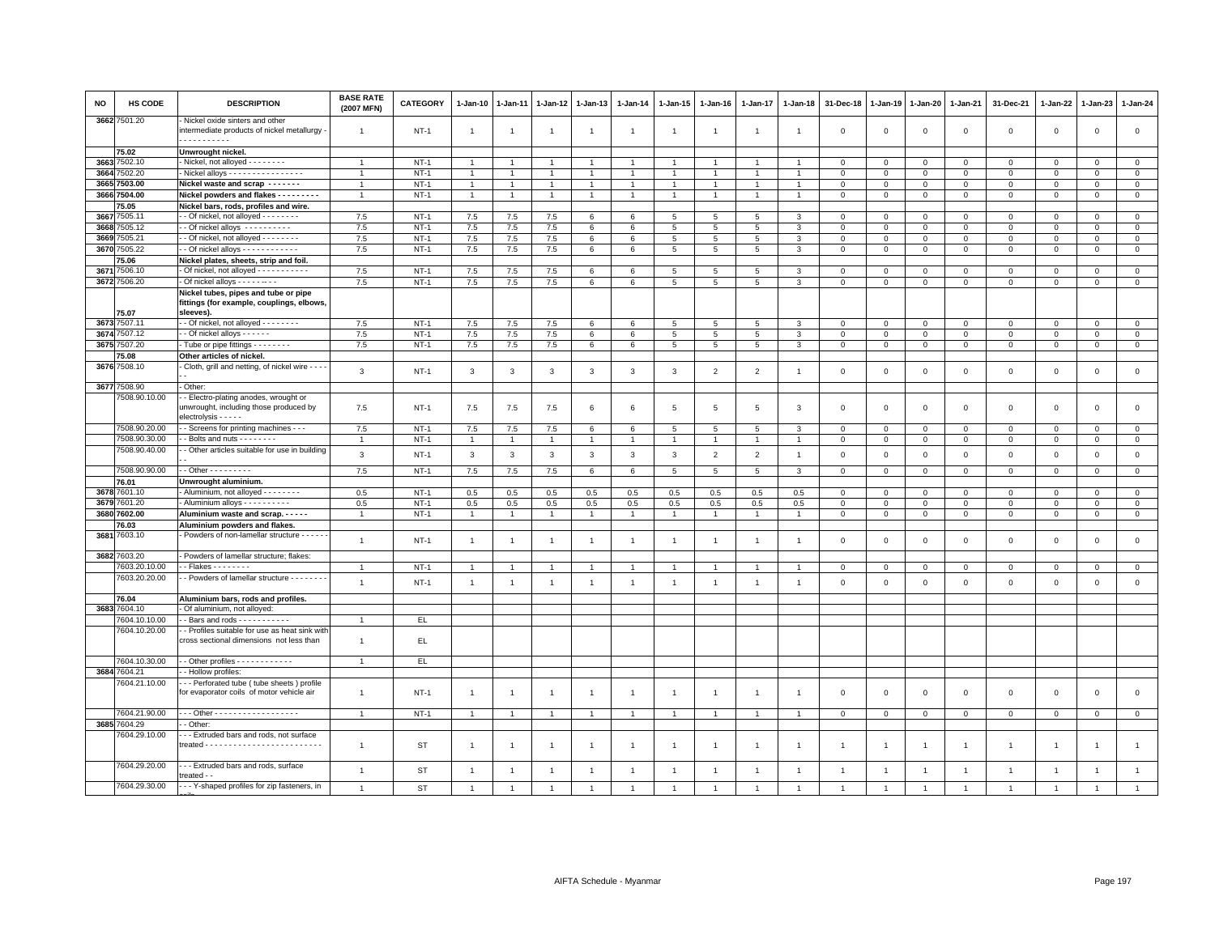| NO | HS CODE | DESCRIPTION | BASE RATE (2007 MFN) | CATEGORY | 1-Jan-10 | 1-Jan-11 | 1-Jan-12 | 1-Jan-13 | 1-Jan-14 | 1-Jan-15 | 1-Jan-16 | 1-Jan-17 | 1-Jan-18 | 31-Dec-18 | 1-Jan-19 | 1-Jan-20 | 1-Jan-21 | 31-Dec-21 | 1-Jan-22 | 1-Jan-23 | 1-Jan-24 |
|---|---|---|---|---|---|---|---|---|---|---|---|---|---|---|---|---|---|---|---|---|---|
| 3662 | 7501.20 | - Nickel oxide sinters and other intermediate products of nickel metallurgy - - - - - - - - - - - - | 1 | NT-1 | 1 | 1 | 1 | 1 | 1 | 1 | 1 | 1 | 1 | 0 | 0 | 0 | 0 | 0 | 0 | 0 | 0 |
| | 75.02 | **Unwrought nickel.** | | | | | | | | | | | | | | | | | | | |
| 3663 | 7502.10 | - Nickel, not alloyed - - - - - - - - | 1 | NT-1 | 1 | 1 | 1 | 1 | 1 | 1 | 1 | 1 | 1 | 0 | 0 | 0 | 0 | 0 | 0 | 0 | 0 |
| 3664 | 7502.20 | - Nickel alloys - - - - - - - - - - - - - - - - | 1 | NT-1 | 1 | 1 | 1 | 1 | 1 | 1 | 1 | 1 | 1 | 0 | 0 | 0 | 0 | 0 | 0 | 0 | 0 |
| 3665 | 7503.00 | **Nickel waste and scrap - - - - - - -** | 1 | NT-1 | 1 | 1 | 1 | 1 | 1 | 1 | 1 | 1 | 1 | 0 | 0 | 0 | 0 | 0 | 0 | 0 | 0 |
| 3666 | 7504.00 | **Nickel powders and flakes - - - - - - - - - -** | 1 | NT-1 | 1 | 1 | 1 | 1 | 1 | 1 | 1 | 1 | 1 | 0 | 0 | 0 | 0 | 0 | 0 | 0 | 0 |
| | 75.05 | **Nickel bars, rods, profiles and wire.** | | | | | | | | | | | | | | | | | | | |
| 3667 | 7505.11 | - - Of nickel, not alloyed - - - - - - - - | 7.5 | NT-1 | 7.5 | 7.5 | 7.5 | 6 | 6 | 5 | 5 | 5 | 3 | 0 | 0 | 0 | 0 | 0 | 0 | 0 | 0 |
| 3668 | 7505.12 | - - Of nickel alloys - - - - - - - - - - | 7.5 | NT-1 | 7.5 | 7.5 | 7.5 | 6 | 6 | 5 | 5 | 5 | 3 | 0 | 0 | 0 | 0 | 0 | 0 | 0 | 0 |
| 3669 | 7505.21 | - - Of nickel, not alloyed - - - - - - - - | 7.5 | NT-1 | 7.5 | 7.5 | 7.5 | 6 | 6 | 5 | 5 | 5 | 3 | 0 | 0 | 0 | 0 | 0 | 0 | 0 | 0 |
| 3670 | 7505.22 | - - Of nickel alloys - - - - - - - - - - - - | 7.5 | NT-1 | 7.5 | 7.5 | 7.5 | 6 | 6 | 5 | 5 | 5 | 3 | 0 | 0 | 0 | 0 | 0 | 0 | 0 | 0 |
| | 75.06 | **Nickel plates, sheets, strip and foil.** | | | | | | | | | | | | | | | | | | | |
| 3671 | 7506.10 | - Of nickel, not alloyed - - - - - - - - - - - | 7.5 | NT-1 | 7.5 | 7.5 | 7.5 | 6 | 6 | 5 | 5 | 5 | 3 | 0 | 0 | 0 | 0 | 0 | 0 | 0 | 0 |
| 3672 | 7506.20 | - Of nickel alloys - - - - - - - - - | 7.5 | NT-1 | 7.5 | 7.5 | 7.5 | 6 | 6 | 5 | 5 | 5 | 3 | 0 | 0 | 0 | 0 | 0 | 0 | 0 | 0 |
| | 75.07 | **Nickel tubes, pipes and tube or pipe fittings (for example, couplings, elbows, sleeves).** | | | | | | | | | | | | | | | | | | | |
| 3673 | 7507.11 | - - Of nickel, not alloyed - - - - - - - - | 7.5 | NT-1 | 7.5 | 7.5 | 7.5 | 6 | 6 | 5 | 5 | 5 | 3 | 0 | 0 | 0 | 0 | 0 | 0 | 0 | 0 |
| 3674 | 7507.12 | - - Of nickel alloys - - - - - - | 7.5 | NT-1 | 7.5 | 7.5 | 7.5 | 6 | 6 | 5 | 5 | 5 | 3 | 0 | 0 | 0 | 0 | 0 | 0 | 0 | 0 |
| 3675 | 7507.20 | - Tube or pipe fittings - - - - - - - - | 7.5 | NT-1 | 7.5 | 7.5 | 7.5 | 6 | 6 | 5 | 5 | 5 | 3 | 0 | 0 | 0 | 0 | 0 | 0 | 0 | 0 |
| | 75.08 | **Other articles of nickel.** | | | | | | | | | | | | | | | | | | | |
| 3676 | 7508.10 | - Cloth, grill and netting, of nickel wire - - - - - - | 3 | NT-1 | 3 | 3 | 3 | 3 | 3 | 3 | 2 | 2 | 1 | 0 | 0 | 0 | 0 | 0 | 0 | 0 | 0 |
| 3677 | 7508.90 | - Other: | | | | | | | | | | | | | | | | | | | |
| | 7508.90.10.00 | - - Electro-plating anodes, wrought or unwrought, including those produced by electrolysis - - - - - | 7.5 | NT-1 | 7.5 | 7.5 | 7.5 | 6 | 6 | 5 | 5 | 5 | 3 | 0 | 0 | 0 | 0 | 0 | 0 | 0 | 0 |
| | 7508.90.20.00 | - - Screens for printing machines - - - | 7.5 | NT-1 | 7.5 | 7.5 | 7.5 | 6 | 6 | 5 | 5 | 5 | 3 | 0 | 0 | 0 | 0 | 0 | 0 | 0 | 0 |
| | 7508.90.30.00 | - - Bolts and nuts - - - - - - - - | 1 | NT-1 | 1 | 1 | 1 | 1 | 1 | 1 | 1 | 1 | 1 | 0 | 0 | 0 | 0 | 0 | 0 | 0 | 0 |
| | 7508.90.40.00 | - - Other articles suitable for use in building - - | 3 | NT-1 | 3 | 3 | 3 | 3 | 3 | 3 | 2 | 2 | 1 | 0 | 0 | 0 | 0 | 0 | 0 | 0 | 0 |
| | 7508.90.90.00 | - - Other - - - - - - - - - | 7.5 | NT-1 | 7.5 | 7.5 | 7.5 | 6 | 6 | 5 | 5 | 5 | 3 | 0 | 0 | 0 | 0 | 0 | 0 | 0 | 0 |
| | 76.01 | **Unwrought aluminium.** | | | | | | | | | | | | | | | | | | | |
| 3678 | 7601.10 | - Aluminium, not alloyed - - - - - - - - | 0.5 | NT-1 | 0.5 | 0.5 | 0.5 | 0.5 | 0.5 | 0.5 | 0.5 | 0.5 | 0.5 | 0 | 0 | 0 | 0 | 0 | 0 | 0 | 0 |
| 3679 | 7601.20 | - Aluminium alloys - - - - - - - - - - | 0.5 | NT-1 | 0.5 | 0.5 | 0.5 | 0.5 | 0.5 | 0.5 | 0.5 | 0.5 | 0.5 | 0 | 0 | 0 | 0 | 0 | 0 | 0 | 0 |
| 3680 | 7602.00 | **Aluminium waste and scrap. - - - - -** | 1 | NT-1 | 1 | 1 | 1 | 1 | 1 | 1 | 1 | 1 | 1 | 0 | 0 | 0 | 0 | 0 | 0 | 0 | 0 |
| | 76.03 | **Aluminium powders and flakes.** | | | | | | | | | | | | | | | | | | | |
| 3681 | 7603.10 | - Powders of non-lamellar structure - - - - - - | 1 | NT-1 | 1 | 1 | 1 | 1 | 1 | 1 | 1 | 1 | 1 | 0 | 0 | 0 | 0 | 0 | 0 | 0 | 0 |
| 3682 | 7603.20 | - Powders of lamellar structure; flakes: | | | | | | | | | | | | | | | | | | | |
| | 7603.20.10.00 | - - Flakes - - - - - - - - | 1 | NT-1 | 1 | 1 | 1 | 1 | 1 | 1 | 1 | 1 | 1 | 0 | 0 | 0 | 0 | 0 | 0 | 0 | 0 |
| | 7603.20.20.00 | - - Powders of lamellar structure - - - - - - - - | 1 | NT-1 | 1 | 1 | 1 | 1 | 1 | 1 | 1 | 1 | 1 | 0 | 0 | 0 | 0 | 0 | 0 | 0 | 0 |
| | 76.04 | **Aluminium bars, rods and profiles.** | | | | | | | | | | | | | | | | | | | |
| 3683 | 7604.10 | - Of aluminium, not alloyed: | | | | | | | | | | | | | | | | | | | |
| | 7604.10.10.00 | - - Bars and rods - - - - - - - - - - - | 1 | EL | | | | | | | | | | | | | | | | | |
| | 7604.10.20.00 | - - Profiles suitable for use as heat sink with cross sectional dimensions not less than | 1 | EL | | | | | | | | | | | | | | | | | |
| | 7604.10.30.00 | - - Other profiles - - - - - - - - - - - - | 1 | EL | | | | | | | | | | | | | | | | | |
| 3684 | 7604.21 | - - Hollow profiles: | | | | | | | | | | | | | | | | | | | |
| | 7604.21.10.00 | - - - Perforated tube ( tube sheets ) profile for evaporator coils of motor vehicle air | 1 | NT-1 | 1 | 1 | 1 | 1 | 1 | 1 | 1 | 1 | 1 | 0 | 0 | 0 | 0 | 0 | 0 | 0 | 0 |
| | 7604.21.90.00 | - - - Other - - - - - - - - - - - - - - - - - - | 1 | NT-1 | 1 | 1 | 1 | 1 | 1 | 1 | 1 | 1 | 1 | 0 | 0 | 0 | 0 | 0 | 0 | 0 | 0 |
| 3685 | 7604.29 | - - Other: | | | | | | | | | | | | | | | | | | | |
| | 7604.29.10.00 | - - - Extruded bars and rods, not surface treated - - - - - - - - - - - - - - - - - - - - - - - - - | 1 | ST | 1 | 1 | 1 | 1 | 1 | 1 | 1 | 1 | 1 | 1 | 1 | 1 | 1 | 1 | 1 | 1 | 1 |
| | 7604.29.20.00 | - - - Extruded bars and rods, surface treated - - | 1 | ST | 1 | 1 | 1 | 1 | 1 | 1 | 1 | 1 | 1 | 1 | 1 | 1 | 1 | 1 | 1 | 1 | 1 |
| | 7604.29.30.00 | - - - Y-shaped profiles for zip fasteners, in coils | 1 | ST | 1 | 1 | 1 | 1 | 1 | 1 | 1 | 1 | 1 | 1 | 1 | 1 | 1 | 1 | 1 | 1 | 1 |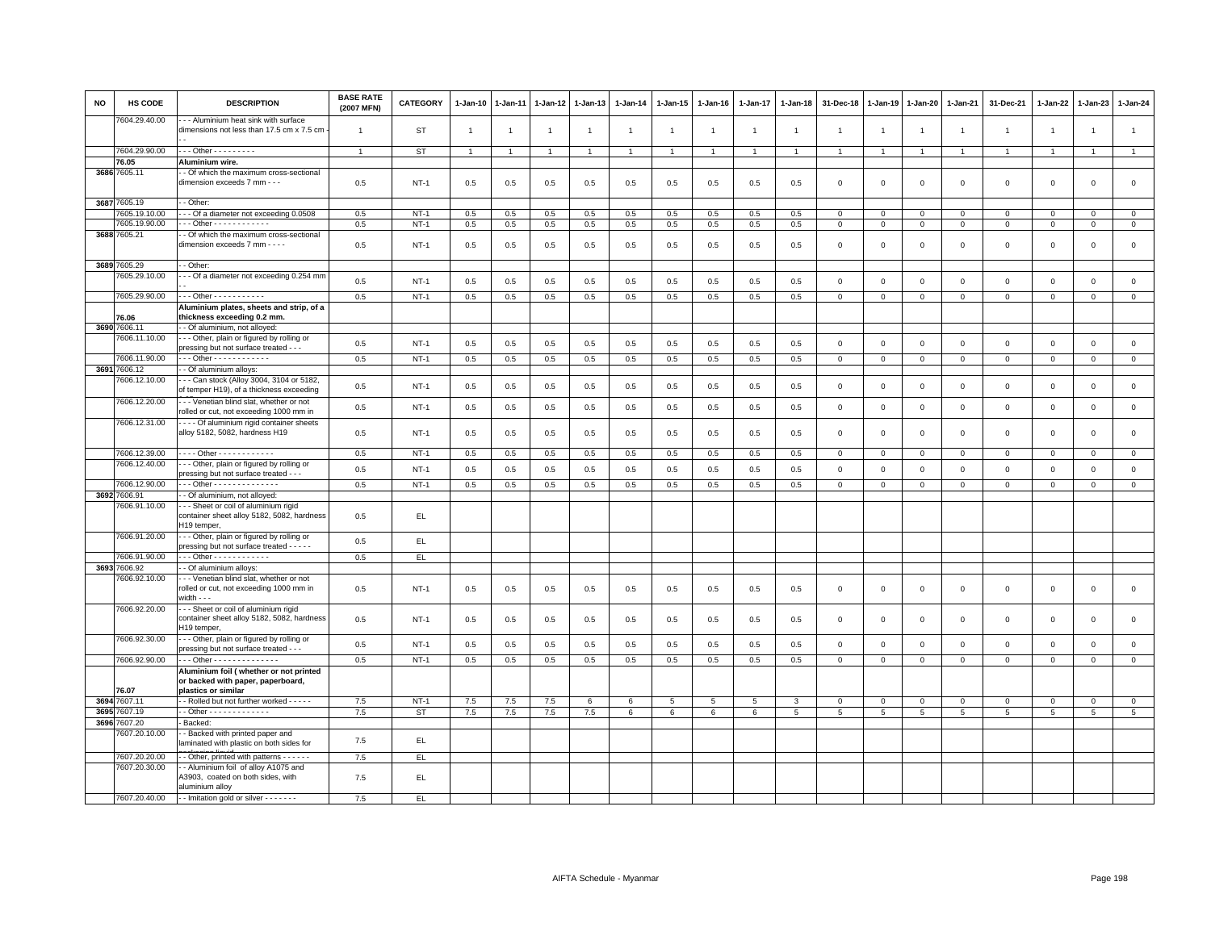| NO | HS CODE | DESCRIPTION | BASE RATE (2007 MFN) | CATEGORY | 1-Jan-10 | 1-Jan-11 | 1-Jan-12 | 1-Jan-13 | 1-Jan-14 | 1-Jan-15 | 1-Jan-16 | 1-Jan-17 | 1-Jan-18 | 31-Dec-18 | 1-Jan-19 | 1-Jan-20 | 1-Jan-21 | 31-Dec-21 | 1-Jan-22 | 1-Jan-23 | 1-Jan-24 |
|---|---|---|---|---|---|---|---|---|---|---|---|---|---|---|---|---|---|---|---|---|---|
| | 7604.29.40.00 | - - - Aluminium heat sink with surface dimensions not less than 17.5 cm x 7.5 cm - - - | 1 | ST | 1 | 1 | 1 | 1 | 1 | 1 | 1 | 1 | 1 | 1 | 1 | 1 | 1 | 1 | 1 | 1 | 1 |
| | 7604.29.90.00 | - - - Other - - - - - - - - - | 1 | ST | 1 | 1 | 1 | 1 | 1 | 1 | 1 | 1 | 1 | 1 | 1 | 1 | 1 | 1 | 1 | 1 | 1 |
| | 76.05 | **Aluminium wire.** | | | | | | | | | | | | | | | | | | | |
| 3686 | 7605.11 | - - Of which the maximum cross-sectional dimension exceeds 7 mm - - - | 0.5 | NT-1 | 0.5 | 0.5 | 0.5 | 0.5 | 0.5 | 0.5 | 0.5 | 0.5 | 0.5 | 0 | 0 | 0 | 0 | 0 | 0 | 0 | 0 |
| 3687 | 7605.19 | - - Other: | | | | | | | | | | | | | | | | | | | |
| | 7605.19.10.00 | - - - Of a diameter not exceeding 0.0508 | 0.5 | NT-1 | 0.5 | 0.5 | 0.5 | 0.5 | 0.5 | 0.5 | 0.5 | 0.5 | 0.5 | 0 | 0 | 0 | 0 | 0 | 0 | 0 | 0 |
| | 7605.19.90.00 | - - - Other - - - - - - - - - - - - | 0.5 | NT-1 | 0.5 | 0.5 | 0.5 | 0.5 | 0.5 | 0.5 | 0.5 | 0.5 | 0.5 | 0 | 0 | 0 | 0 | 0 | 0 | 0 | 0 |
| 3688 | 7605.21 | - - Of which the maximum cross-sectional dimension exceeds 7 mm - - - - | 0.5 | NT-1 | 0.5 | 0.5 | 0.5 | 0.5 | 0.5 | 0.5 | 0.5 | 0.5 | 0.5 | 0 | 0 | 0 | 0 | 0 | 0 | 0 | 0 |
| 3689 | 7605.29 | - - Other: | | | | | | | | | | | | | | | | | | | |
| | 7605.29.10.00 | - - - Of a diameter not exceeding 0.254 mm - - | 0.5 | NT-1 | 0.5 | 0.5 | 0.5 | 0.5 | 0.5 | 0.5 | 0.5 | 0.5 | 0.5 | 0 | 0 | 0 | 0 | 0 | 0 | 0 | 0 |
| | 7605.29.90.00 | - - - Other - - - - - - - - - - - | 0.5 | NT-1 | 0.5 | 0.5 | 0.5 | 0.5 | 0.5 | 0.5 | 0.5 | 0.5 | 0.5 | 0 | 0 | 0 | 0 | 0 | 0 | 0 | 0 |
| | 76.06 | **Aluminium plates, sheets and strip, of a thickness exceeding 0.2 mm.** | | | | | | | | | | | | | | | | | | | |
| 3690 | 7606.11 | - - Of aluminium, not alloyed: | | | | | | | | | | | | | | | | | | | |
| | 7606.11.10.00 | - - - Other, plain or figured by rolling or pressing but not surface treated - - - | 0.5 | NT-1 | 0.5 | 0.5 | 0.5 | 0.5 | 0.5 | 0.5 | 0.5 | 0.5 | 0.5 | 0 | 0 | 0 | 0 | 0 | 0 | 0 | 0 |
| | 7606.11.90.00 | - - - Other - - - - - - - - - - - - | 0.5 | NT-1 | 0.5 | 0.5 | 0.5 | 0.5 | 0.5 | 0.5 | 0.5 | 0.5 | 0.5 | 0 | 0 | 0 | 0 | 0 | 0 | 0 | 0 |
| 3691 | 7606.12 | - - Of aluminium alloys: | | | | | | | | | | | | | | | | | | | |
| | 7606.12.10.00 | - - - Can stock (Alloy 3004, 3104 or 5182, of temper H19), of a thickness exceeding | 0.5 | NT-1 | 0.5 | 0.5 | 0.5 | 0.5 | 0.5 | 0.5 | 0.5 | 0.5 | 0.5 | 0 | 0 | 0 | 0 | 0 | 0 | 0 | 0 |
| | 7606.12.20.00 | - - - Venetian blind slat, whether or not rolled or cut, not exceeding 1000 mm in | 0.5 | NT-1 | 0.5 | 0.5 | 0.5 | 0.5 | 0.5 | 0.5 | 0.5 | 0.5 | 0.5 | 0 | 0 | 0 | 0 | 0 | 0 | 0 | 0 |
| | 7606.12.31.00 | - - - - Of aluminium rigid container sheets alloy 5182, 5082, hardness H19 | 0.5 | NT-1 | 0.5 | 0.5 | 0.5 | 0.5 | 0.5 | 0.5 | 0.5 | 0.5 | 0.5 | 0 | 0 | 0 | 0 | 0 | 0 | 0 | 0 |
| | 7606.12.39.00 | - - - - Other - - - - - - - - - - - - | 0.5 | NT-1 | 0.5 | 0.5 | 0.5 | 0.5 | 0.5 | 0.5 | 0.5 | 0.5 | 0.5 | 0 | 0 | 0 | 0 | 0 | 0 | 0 | 0 |
| | 7606.12.40.00 | - - - Other, plain or figured by rolling or pressing but not surface treated - - - | 0.5 | NT-1 | 0.5 | 0.5 | 0.5 | 0.5 | 0.5 | 0.5 | 0.5 | 0.5 | 0.5 | 0 | 0 | 0 | 0 | 0 | 0 | 0 | 0 |
| | 7606.12.90.00 | - - - Other - - - - - - - - - - - - - - | 0.5 | NT-1 | 0.5 | 0.5 | 0.5 | 0.5 | 0.5 | 0.5 | 0.5 | 0.5 | 0.5 | 0 | 0 | 0 | 0 | 0 | 0 | 0 | 0 |
| 3692 | 7606.91 | - - Of aluminium, not alloyed: | | | | | | | | | | | | | | | | | | | |
| | 7606.91.10.00 | - - - Sheet or coil of aluminium rigid container sheet alloy 5182, 5082, hardness H19 temper, | 0.5 | EL | | | | | | | | | | | | | | | | | |
| | 7606.91.20.00 | - - - Other, plain or figured by rolling or pressing but not surface treated - - - - - | 0.5 | EL | | | | | | | | | | | | | | | | | |
| | 7606.91.90.00 | - - - Other - - - - - - - - - - - - | 0.5 | EL | | | | | | | | | | | | | | | | | |
| 3693 | 7606.92 | - - Of aluminium alloys: | | | | | | | | | | | | | | | | | | | |
| | 7606.92.10.00 | - - - Venetian blind slat, whether or not rolled or cut, not exceeding 1000 mm in width - - - | 0.5 | NT-1 | 0.5 | 0.5 | 0.5 | 0.5 | 0.5 | 0.5 | 0.5 | 0.5 | 0.5 | 0 | 0 | 0 | 0 | 0 | 0 | 0 | 0 |
| | 7606.92.20.00 | - - - Sheet or coil of aluminium rigid container sheet alloy 5182, 5082, hardness H19 temper, | 0.5 | NT-1 | 0.5 | 0.5 | 0.5 | 0.5 | 0.5 | 0.5 | 0.5 | 0.5 | 0.5 | 0 | 0 | 0 | 0 | 0 | 0 | 0 | 0 |
| | 7606.92.30.00 | - - - Other, plain or figured by rolling or pressing but not surface treated - - - | 0.5 | NT-1 | 0.5 | 0.5 | 0.5 | 0.5 | 0.5 | 0.5 | 0.5 | 0.5 | 0.5 | 0 | 0 | 0 | 0 | 0 | 0 | 0 | 0 |
| | 7606.92.90.00 | - - - Other - - - - - - - - - - - - - - - | 0.5 | NT-1 | 0.5 | 0.5 | 0.5 | 0.5 | 0.5 | 0.5 | 0.5 | 0.5 | 0.5 | 0 | 0 | 0 | 0 | 0 | 0 | 0 | 0 |
| | 76.07 | **Aluminium foil ( whether or not printed or backed with paper, paperboard, plastics or similar** | | | | | | | | | | | | | | | | | | | |
| 3694 | 7607.11 | - - Rolled but not further worked - - - - - | 7.5 | NT-1 | 7.5 | 7.5 | 7.5 | 6 | 6 | 5 | 5 | 5 | 3 | 0 | 0 | 0 | 0 | 0 | 0 | 0 | 0 |
| 3695 | 7607.19 | - - Other - - - - - - - - - - - - - | 7.5 | ST | 7.5 | 7.5 | 7.5 | 7.5 | 6 | 6 | 6 | 6 | 5 | 5 | 5 | 5 | 5 | 5 | 5 | 5 | 5 |
| 3696 | 7607.20 | - Backed: | | | | | | | | | | | | | | | | | | | |
| | 7607.20.10.00 | - - Backed with printed paper and laminated with plastic on both sides for packaging liquid | 7.5 | EL | | | | | | | | | | | | | | | | | |
| | 7607.20.20.00 | - - Other, printed with patterns - - - - - - | 7.5 | EL | | | | | | | | | | | | | | | | | |
| | 7607.20.30.00 | - - Aluminium foil of alloy A1075 and A3903, coated on both sides, with aluminium alloy | 7.5 | EL | | | | | | | | | | | | | | | | | |
| | 7607.20.40.00 | - - Imitation gold or silver - - - - - - - | 7.5 | EL | | | | | | | | | | | | | | | | | |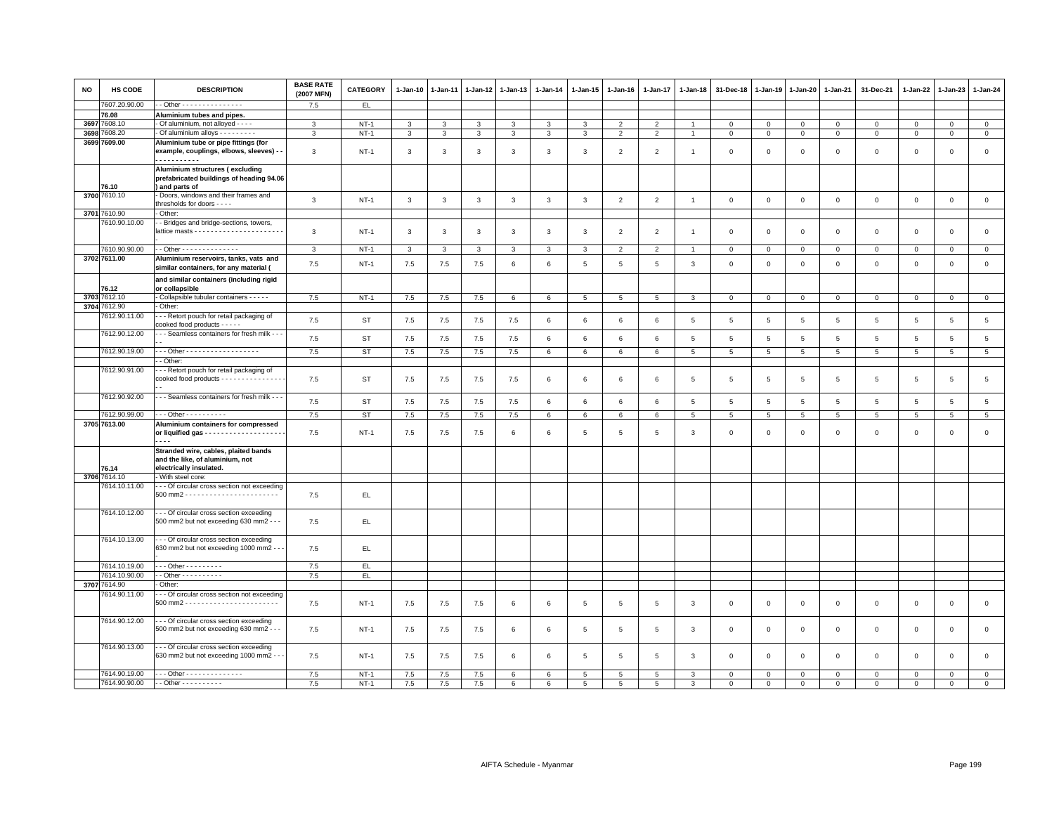| NO | HS CODE | DESCRIPTION | BASE RATE (2007 MFN) | CATEGORY | 1-Jan-10 | 1-Jan-11 | 1-Jan-12 | 1-Jan-13 | 1-Jan-14 | 1-Jan-15 | 1-Jan-16 | 1-Jan-17 | 1-Jan-18 | 31-Dec-18 | 1-Jan-19 | 1-Jan-20 | 1-Jan-21 | 31-Dec-21 | 1-Jan-22 | 1-Jan-23 | 1-Jan-24 |
|---|---|---|---|---|---|---|---|---|---|---|---|---|---|---|---|---|---|---|---|---|---|
| | 7607.20.90.00 | - - Other - - - - - - - - - - - - - - - | 7.5 | EL | | | | | | | | | | | | | | | | | |
| | **76.08** | **Aluminium tubes and pipes.** | | | | | | | | | | | | | | | | | | | |
| 3697 | 7608.10 | - Of aluminium, not alloyed - - - - | 3 | NT-1 | 3 | 3 | 3 | 3 | 3 | 3 | 2 | 2 | 1 | 0 | 0 | 0 | 0 | 0 | 0 | 0 | 0 |
| 3698 | 7608.20 | - Of aluminium alloys - - - - - - - - - | 3 | NT-1 | 3 | 3 | 3 | 3 | 3 | 3 | 2 | 2 | 1 | 0 | 0 | 0 | 0 | 0 | 0 | 0 | 0 |
| 3699 | **7609.00** | **Aluminium tube or pipe fittings (for example, couplings, elbows, sleeves) - - - - - - - - - - - -** | 3 | NT-1 | 3 | 3 | 3 | 3 | 3 | 3 | 2 | 2 | 1 | 0 | 0 | 0 | 0 | 0 | 0 | 0 | 0 |
| | **76.10** | **Aluminium structures ( excluding prefabricated buildings of heading 94.06 ) and parts of** | | | | | | | | | | | | | | | | | | | |
| 3700 | 7610.10 | - Doors, windows and their frames and thresholds for doors - - - - | 3 | NT-1 | 3 | 3 | 3 | 3 | 3 | 3 | 2 | 2 | 1 | 0 | 0 | 0 | 0 | 0 | 0 | 0 | 0 |
| 3701 | 7610.90 | - Other: | | | | | | | | | | | | | | | | | | | |
| | 7610.90.10.00 | - - Bridges and bridge-sections, towers, lattice masts - - - - - - - - - - - - - - - - - - - - - - - | 3 | NT-1 | 3 | 3 | 3 | 3 | 3 | 3 | 2 | 2 | 1 | 0 | 0 | 0 | 0 | 0 | 0 | 0 | 0 |
| | 7610.90.90.00 | - - Other - - - - - - - - - - - - - - | 3 | NT-1 | 3 | 3 | 3 | 3 | 3 | 3 | 2 | 2 | 1 | 0 | 0 | 0 | 0 | 0 | 0 | 0 | 0 |
| 3702 | **7611.00** | **Aluminium reservoirs, tanks, vats and similar containers, for any material (** | 7.5 | NT-1 | 7.5 | 7.5 | 7.5 | 6 | 6 | 5 | 5 | 5 | 3 | 0 | 0 | 0 | 0 | 0 | 0 | 0 | 0 |
| | **76.12** | **and similar containers (including rigid or collapsible** | | | | | | | | | | | | | | | | | | | |
| 3703 | 7612.10 | - Collapsible tubular containers - - - - - | 7.5 | NT-1 | 7.5 | 7.5 | 7.5 | 6 | 6 | 5 | 5 | 5 | 3 | 0 | 0 | 0 | 0 | 0 | 0 | 0 | 0 |
| 3704 | 7612.90 | - Other: | | | | | | | | | | | | | | | | | | | |
| | 7612.90.11.00 | - - - Retort pouch for retail packaging of cooked food products - - - - - | 7.5 | ST | 7.5 | 7.5 | 7.5 | 7.5 | 6 | 6 | 6 | 6 | 5 | 5 | 5 | 5 | 5 | 5 | 5 | 5 | 5 |
| | 7612.90.12.00 | - - - Seamless containers for fresh milk - - - - - | 7.5 | ST | 7.5 | 7.5 | 7.5 | 7.5 | 6 | 6 | 6 | 6 | 5 | 5 | 5 | 5 | 5 | 5 | 5 | 5 | 5 |
| | 7612.90.19.00 | - - - Other - - - - - - - - - - - - - - - - - - | 7.5 | ST | 7.5 | 7.5 | 7.5 | 7.5 | 6 | 6 | 6 | 6 | 5 | 5 | 5 | 5 | 5 | 5 | 5 | 5 | 5 |
| | | - - Other: | | | | | | | | | | | | | | | | | | | |
| | 7612.90.91.00 | - - - Retort pouch for retail packaging of cooked food products - - - - - - - - - - - - - - - - - - | 7.5 | ST | 7.5 | 7.5 | 7.5 | 7.5 | 6 | 6 | 6 | 6 | 5 | 5 | 5 | 5 | 5 | 5 | 5 | 5 | 5 |
| | 7612.90.92.00 | - - - Seamless containers for fresh milk - - - | 7.5 | ST | 7.5 | 7.5 | 7.5 | 7.5 | 6 | 6 | 6 | 6 | 5 | 5 | 5 | 5 | 5 | 5 | 5 | 5 | 5 |
| | 7612.90.99.00 | - - - Other - - - - - - - - - - | 7.5 | ST | 7.5 | 7.5 | 7.5 | 7.5 | 6 | 6 | 6 | 6 | 5 | 5 | 5 | 5 | 5 | 5 | 5 | 5 | 5 |
| 3705 | **7613.00** | **Aluminium containers for compressed or liquified gas - - - - - - - - - - - - - - - - - - - - - - - -** | 7.5 | NT-1 | 7.5 | 7.5 | 7.5 | 6 | 6 | 5 | 5 | 5 | 3 | 0 | 0 | 0 | 0 | 0 | 0 | 0 | 0 |
| | **76.14** | **Stranded wire, cables, plaited bands and the like, of aluminium, not electrically insulated.** | | | | | | | | | | | | | | | | | | | |
| 3706 | 7614.10 | - With steel core: | | | | | | | | | | | | | | | | | | | |
| | 7614.10.11.00 | - - - Of circular cross section not exceeding 500 mm2 - - - - - - - - - - - - - - - - - - - - - - - | 7.5 | EL | | | | | | | | | | | | | | | | | |
| | 7614.10.12.00 | - - - Of circular cross section exceeding 500 mm2 but not exceeding 630 mm2 - - - | 7.5 | EL | | | | | | | | | | | | | | | | | |
| | 7614.10.13.00 | - - - Of circular cross section exceeding 630 mm2 but not exceeding 1000 mm2 - - - - | 7.5 | EL | | | | | | | | | | | | | | | | | |
| | 7614.10.19.00 | - - - Other - - - - - - - - - | 7.5 | EL | | | | | | | | | | | | | | | | | |
| | 7614.10.90.00 | - - Other - - - - - - - - - - | 7.5 | EL | | | | | | | | | | | | | | | | | |
| 3707 | 7614.90 | - Other: | | | | | | | | | | | | | | | | | | | |
| | 7614.90.11.00 | - - - Of circular cross section not exceeding 500 mm2 - - - - - - - - - - - - - - - - - - - - - - - | 7.5 | NT-1 | 7.5 | 7.5 | 7.5 | 6 | 6 | 5 | 5 | 5 | 3 | 0 | 0 | 0 | 0 | 0 | 0 | 0 | 0 |
| | 7614.90.12.00 | - - - Of circular cross section exceeding 500 mm2 but not exceeding 630 mm2 - - - | 7.5 | NT-1 | 7.5 | 7.5 | 7.5 | 6 | 6 | 5 | 5 | 5 | 3 | 0 | 0 | 0 | 0 | 0 | 0 | 0 | 0 |
| | 7614.90.13.00 | - - - Of circular cross section exceeding 630 mm2 but not exceeding 1000 mm2 - - - | 7.5 | NT-1 | 7.5 | 7.5 | 7.5 | 6 | 6 | 5 | 5 | 5 | 3 | 0 | 0 | 0 | 0 | 0 | 0 | 0 | 0 |
| | 7614.90.19.00 | - - - Other - - - - - - - - - - - - - - | 7.5 | NT-1 | 7.5 | 7.5 | 7.5 | 6 | 6 | 5 | 5 | 5 | 3 | 0 | 0 | 0 | 0 | 0 | 0 | 0 | 0 |
| | 7614.90.90.00 | - - Other - - - - - - - - - - | 7.5 | NT-1 | 7.5 | 7.5 | 7.5 | 6 | 6 | 5 | 5 | 5 | 3 | 0 | 0 | 0 | 0 | 0 | 0 | 0 | 0 |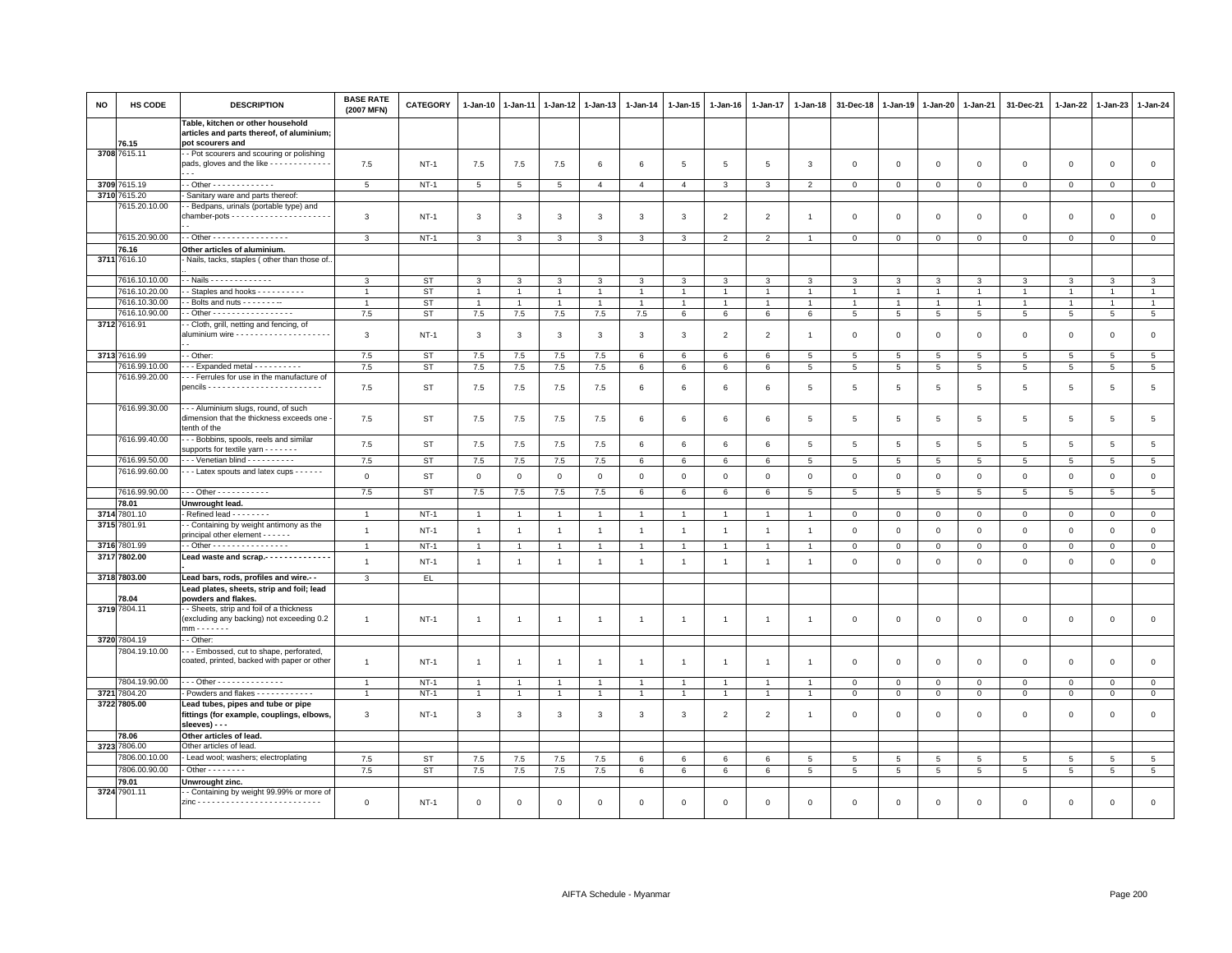| NO | HS CODE | DESCRIPTION | BASE RATE (2007 MFN) | CATEGORY | 1-Jan-10 | 1-Jan-11 | 1-Jan-12 | 1-Jan-13 | 1-Jan-14 | 1-Jan-15 | 1-Jan-16 | 1-Jan-17 | 1-Jan-18 | 31-Dec-18 | 1-Jan-19 | 1-Jan-20 | 1-Jan-21 | 31-Dec-21 | 1-Jan-22 | 1-Jan-23 | 1-Jan-24 |
|---|---|---|---|---|---|---|---|---|---|---|---|---|---|---|---|---|---|---|---|---|---|
| | 76.15 | **Table, kitchen or other household articles and parts thereof, of aluminium; pot scourers and** | | | | | | | | | | | | | | | | | | | |
| 3708 | 7615.11 | - - Pot scourers and scouring or polishing pads, gloves and the like - - - - - - - - - - - - - - - | 7.5 | NT-1 | 7.5 | 7.5 | 7.5 | 6 | 6 | 5 | 5 | 5 | 3 | 0 | 0 | 0 | 0 | 0 | 0 | 0 | 0 |
| 3709 | 7615.19 | - - Other - - - - - - - - - - - - - | 5 | NT-1 | 5 | 5 | 5 | 4 | 4 | 4 | 3 | 3 | 2 | 0 | 0 | 0 | 0 | 0 | 0 | 0 | 0 |
| 3710 | 7615.20 | - Sanitary ware and parts thereof: | | | | | | | | | | | | | | | | | | | |
| | 7615.20.10.00 | - - Bedpans, urinals (portable type) and chamber-pots - - - - - - - - - - - - - - - - - - - - - - - | 3 | NT-1 | 3 | 3 | 3 | 3 | 3 | 3 | 2 | 2 | 1 | 0 | 0 | 0 | 0 | 0 | 0 | 0 | 0 |
| | 7615.20.90.00 | - - Other - - - - - - - - - - - - - - - - | 3 | NT-1 | 3 | 3 | 3 | 3 | 3 | 3 | 2 | 2 | 1 | 0 | 0 | 0 | 0 | 0 | 0 | 0 | 0 |
| | 76.16 | **Other articles of aluminium.** | | | | | | | | | | | | | | | | | | | |
| 3711 | 7616.10 | - Nails, tacks, staples ( other than those of.. .. | | | | | | | | | | | | | | | | | | | |
| | 7616.10.10.00 | - - Nails - - - - - - - - - - - - - - | 3 | ST | 3 | 3 | 3 | 3 | 3 | 3 | 3 | 3 | 3 | 3 | 3 | 3 | 3 | 3 | 3 | 3 | 3 |
| | 7616.10.20.00 | - - Staples and hooks - - - - - - - - - - | 1 | ST | 1 | 1 | 1 | 1 | 1 | 1 | 1 | 1 | 1 | 1 | 1 | 1 | 1 | 1 | 1 | 1 | 1 |
| | 7616.10.30.00 | - - Bolts and nuts - - - - - - - -- | 1 | ST | 1 | 1 | 1 | 1 | 1 | 1 | 1 | 1 | 1 | 1 | 1 | 1 | 1 | 1 | 1 | 1 | 1 |
| | 7616.10.90.00 | - - Other - - - - - - - - - - - - - - - - - | 7.5 | ST | 7.5 | 7.5 | 7.5 | 7.5 | 7.5 | 6 | 6 | 6 | 6 | 5 | 5 | 5 | 5 | 5 | 5 | 5 | 5 |
| 3712 | 7616.91 | - - Cloth, grill, netting and fencing, of aluminium wire - - - - - - - - - - - - - - - - - - - - - - | 3 | NT-1 | 3 | 3 | 3 | 3 | 3 | 3 | 2 | 2 | 1 | 0 | 0 | 0 | 0 | 0 | 0 | 0 | 0 |
| 3713 | 7616.99 | - - Other: | 7.5 | ST | 7.5 | 7.5 | 7.5 | 7.5 | 6 | 6 | 6 | 6 | 5 | 5 | 5 | 5 | 5 | 5 | 5 | 5 | 5 |
| | 7616.99.10.00 | - - - Expanded metal - - - - - - - - - - | 7.5 | ST | 7.5 | 7.5 | 7.5 | 7.5 | 6 | 6 | 6 | 6 | 5 | 5 | 5 | 5 | 5 | 5 | 5 | 5 | 5 |
| | 7616.99.20.00 | - - - Ferrules for use in the manufacture of pencils - - - - - - - - - - - - - - - - - - - - - - - - | 7.5 | ST | 7.5 | 7.5 | 7.5 | 7.5 | 6 | 6 | 6 | 6 | 5 | 5 | 5 | 5 | 5 | 5 | 5 | 5 | 5 |
| | 7616.99.30.00 | - - - Aluminium slugs, round, of such dimension that the thickness exceeds one - tenth of the | 7.5 | ST | 7.5 | 7.5 | 7.5 | 7.5 | 6 | 6 | 6 | 6 | 5 | 5 | 5 | 5 | 5 | 5 | 5 | 5 | 5 |
| | 7616.99.40.00 | - - - Bobbins, spools, reels and similar supports for textile yarn - - - - - - - | 7.5 | ST | 7.5 | 7.5 | 7.5 | 7.5 | 6 | 6 | 6 | 6 | 5 | 5 | 5 | 5 | 5 | 5 | 5 | 5 | 5 |
| | 7616.99.50.00 | - - - Venetian blind - - - - - - - - - - | 7.5 | ST | 7.5 | 7.5 | 7.5 | 7.5 | 6 | 6 | 6 | 6 | 5 | 5 | 5 | 5 | 5 | 5 | 5 | 5 | 5 |
| | 7616.99.60.00 | - - - Latex spouts and latex cups - - - - - - | 0 | ST | 0 | 0 | 0 | 0 | 0 | 0 | 0 | 0 | 0 | 0 | 0 | 0 | 0 | 0 | 0 | 0 | 0 |
| | 7616.99.90.00 | - - - Other - - - - - - - - - - - | 7.5 | ST | 7.5 | 7.5 | 7.5 | 7.5 | 6 | 6 | 6 | 6 | 5 | 5 | 5 | 5 | 5 | 5 | 5 | 5 | 5 |
| | 78.01 | **Unwrought lead.** | | | | | | | | | | | | | | | | | | | |
| 3714 | 7801.10 | - Refined lead - - - - - - - - | 1 | NT-1 | 1 | 1 | 1 | 1 | 1 | 1 | 1 | 1 | 1 | 0 | 0 | 0 | 0 | 0 | 0 | 0 | 0 |
| 3715 | 7801.91 | - - Containing by weight antimony as the principal other element - - - - - - | 1 | NT-1 | 1 | 1 | 1 | 1 | 1 | 1 | 1 | 1 | 1 | 0 | 0 | 0 | 0 | 0 | 0 | 0 | 0 |
| 3716 | 7801.99 | - - Other - - - - - - - - - - - - - - - - | 1 | NT-1 | 1 | 1 | 1 | 1 | 1 | 1 | 1 | 1 | 1 | 0 | 0 | 0 | 0 | 0 | 0 | 0 | 0 |
| 3717 | **7802.00** | **Lead waste and scrap.- - - - - - - - - - - - - - -** | 1 | NT-1 | 1 | 1 | 1 | 1 | 1 | 1 | 1 | 1 | 1 | 0 | 0 | 0 | 0 | 0 | 0 | 0 | 0 |
| 3718 | **7803.00** | **Lead bars, rods, profiles and wire.- -** | 3 | EL | | | | | | | | | | | | | | | | | |
| | 78.04 | **Lead plates, sheets, strip and foil; lead powders and flakes.** | | | | | | | | | | | | | | | | | | | |
| 3719 | 7804.11 | - - Sheets, strip and foil of a thickness (excluding any backing) not exceeding 0.2 mm - - - - - - - | 1 | NT-1 | 1 | 1 | 1 | 1 | 1 | 1 | 1 | 1 | 1 | 0 | 0 | 0 | 0 | 0 | 0 | 0 | 0 |
| 3720 | 7804.19 | - - Other: | | | | | | | | | | | | | | | | | | | |
| | 7804.19.10.00 | - - - Embossed, cut to shape, perforated, coated, printed, backed with paper or other | 1 | NT-1 | 1 | 1 | 1 | 1 | 1 | 1 | 1 | 1 | 1 | 0 | 0 | 0 | 0 | 0 | 0 | 0 | 0 |
| | 7804.19.90.00 | - - - Other - - - - - - - - - - - - - - | 1 | NT-1 | 1 | 1 | 1 | 1 | 1 | 1 | 1 | 1 | 1 | 0 | 0 | 0 | 0 | 0 | 0 | 0 | 0 |
| 3721 | 7804.20 | - Powders and flakes - - - - - - - - - - - - | 1 | NT-1 | 1 | 1 | 1 | 1 | 1 | 1 | 1 | 1 | 1 | 0 | 0 | 0 | 0 | 0 | 0 | 0 | 0 |
| 3722 | **7805.00** | **Lead tubes, pipes and tube or pipe fittings (for example, couplings, elbows, sleeves) - - -** | 3 | NT-1 | 3 | 3 | 3 | 3 | 3 | 3 | 2 | 2 | 1 | 0 | 0 | 0 | 0 | 0 | 0 | 0 | 0 |
| | 78.06 | **Other articles of lead.** | | | | | | | | | | | | | | | | | | | |
| 3723 | 7806.00 | Other articles of lead. | | | | | | | | | | | | | | | | | | | |
| | 7806.00.10.00 | - Lead wool; washers; electroplating | 7.5 | ST | 7.5 | 7.5 | 7.5 | 7.5 | 6 | 6 | 6 | 6 | 5 | 5 | 5 | 5 | 5 | 5 | 5 | 5 | 5 |
| | 7806.00.90.00 | - Other - - - - - - - - | 7.5 | ST | 7.5 | 7.5 | 7.5 | 7.5 | 6 | 6 | 6 | 6 | 5 | 5 | 5 | 5 | 5 | 5 | 5 | 5 | 5 |
| | 79.01 | **Unwrought zinc.** | | | | | | | | | | | | | | | | | | | |
| 3724 | 7901.11 | - - Containing by weight 99.99% or more of zinc - - - - - - - - - - - - - - - - - - - - - - - - - - - | 0 | NT-1 | 0 | 0 | 0 | 0 | 0 | 0 | 0 | 0 | 0 | 0 | 0 | 0 | 0 | 0 | 0 | 0 | 0 |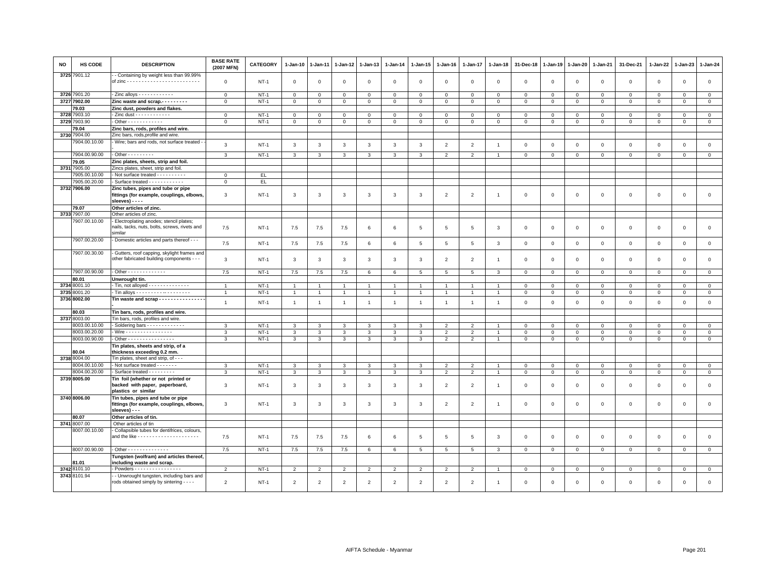| NO | HS CODE | DESCRIPTION | BASE RATE (2007 MFN) | CATEGORY | 1-Jan-10 | 1-Jan-11 | 1-Jan-12 | 1-Jan-13 | 1-Jan-14 | 1-Jan-15 | 1-Jan-16 | 1-Jan-17 | 1-Jan-18 | 31-Dec-18 | 1-Jan-19 | 1-Jan-20 | 1-Jan-21 | 31-Dec-21 | 1-Jan-22 | 1-Jan-23 | 1-Jan-24 |
|---|---|---|---|---|---|---|---|---|---|---|---|---|---|---|---|---|---|---|---|---|---|
| 3725 | 7901.12 | - - Containing by weight less than 99.99% of zinc - - - - - - - - - - - - - - - - - - - - - - - - - | 0 | NT-1 | 0 | 0 | 0 | 0 | 0 | 0 | 0 | 0 | 0 | 0 | 0 | 0 | 0 | 0 | 0 | 0 | 0 |
| 3726 | 7901.20 | - Zinc alloys - - - - - - - - - - - - | 0 | NT-1 | 0 | 0 | 0 | 0 | 0 | 0 | 0 | 0 | 0 | 0 | 0 | 0 | 0 | 0 | 0 | 0 | 0 |
| 3727 | **7902.00** | **Zinc waste and scrap.- - - - - - - - -** | 0 | NT-1 | 0 | 0 | 0 | 0 | 0 | 0 | 0 | 0 | 0 | 0 | 0 | 0 | 0 | 0 | 0 | 0 | 0 |
| | **79.03** | **Zinc dust, powders and flakes.** | | | | | | | | | | | | | | | | | | | |
| 3728 | 7903.10 | - Zinc dust - - - - - - - - - - - - | 0 | NT-1 | 0 | 0 | 0 | 0 | 0 | 0 | 0 | 0 | 0 | 0 | 0 | 0 | 0 | 0 | 0 | 0 | 0 |
| 3729 | 7903.90 | - Other - - - - - - - - - - - - | 0 | NT-1 | 0 | 0 | 0 | 0 | 0 | 0 | 0 | 0 | 0 | 0 | 0 | 0 | 0 | 0 | 0 | 0 | 0 |
| | **79.04** | **Zinc bars, rods, profiles and wire.** | | | | | | | | | | | | | | | | | | | |
| 3730 | 7904.00 | Zinc bars, rods,profile and wire. | | | | | | | | | | | | | | | | | | | |
| | 7904.00.10.00 | - Wire; bars and rods, not surface treated - - | 3 | NT-1 | 3 | 3 | 3 | 3 | 3 | 3 | 2 | 2 | 1 | 0 | 0 | 0 | 0 | 0 | 0 | 0 | 0 |
| | 7904.00.90.00 | - Other - - - - - - - - - | 3 | NT-1 | 3 | 3 | 3 | 3 | 3 | 3 | 2 | 2 | 1 | 0 | 0 | 0 | 0 | 0 | 0 | 0 | 0 |
| | **79.05** | **Zinc plates, sheets, strip and foil.** | | | | | | | | | | | | | | | | | | | |
| 3731 | 7905.00 | Zincs plates, sheet, strip and foil. | | | | | | | | | | | | | | | | | | | |
| | 7905.00.10.00 | - Not surface treated - - - - - - - - - - | 0 | EL | | | | | | | | | | | | | | | | | |
| | 7905.00.20.00 | - Surface treated - - - - - - - - - - - - | 0 | EL | | | | | | | | | | | | | | | | | |
| 3732 | **7906.00** | **Zinc tubes, pipes and tube or pipe fittings (for example, couplings, elbows, sleeves) - - - -** | 3 | NT-1 | 3 | 3 | 3 | 3 | 3 | 3 | 2 | 2 | 1 | 0 | 0 | 0 | 0 | 0 | 0 | 0 | 0 |
| | **79.07** | **Other articles of zinc.** | | | | | | | | | | | | | | | | | | | |
| 3733 | 7907.00 | Other articles of zinc. | | | | | | | | | | | | | | | | | | | |
| | 7907.00.10.00 | - Electroplating anodes; stencil plates; nails, tacks, nuts, bolts, screws, rivets and similar | 7.5 | NT-1 | 7.5 | 7.5 | 7.5 | 6 | 6 | 5 | 5 | 5 | 3 | 0 | 0 | 0 | 0 | 0 | 0 | 0 | 0 |
| | 7907.00.20.00 | - Domestic articles and parts thereof - - - | 7.5 | NT-1 | 7.5 | 7.5 | 7.5 | 6 | 6 | 5 | 5 | 5 | 3 | 0 | 0 | 0 | 0 | 0 | 0 | 0 | 0 |
| | 7907.00.30.00 | - Gutters, roof capping, skylight frames and other fabricated building components - - - | 3 | NT-1 | 3 | 3 | 3 | 3 | 3 | 3 | 2 | 2 | 1 | 0 | 0 | 0 | 0 | 0 | 0 | 0 | 0 |
| | 7907.00.90.00 | - Other - - - - - - - - - - - - - | 7.5 | NT-1 | 7.5 | 7.5 | 7.5 | 6 | 6 | 5 | 5 | 5 | 3 | 0 | 0 | 0 | 0 | 0 | 0 | 0 | 0 |
| | **80.01** | **Unwrought tin.** | | | | | | | | | | | | | | | | | | | |
| 3734 | 8001.10 | - Tin, not alloyed - - - - - - - - - - - - - - - | 1 | NT-1 | 1 | 1 | 1 | 1 | 1 | 1 | 1 | 1 | 1 | 0 | 0 | 0 | 0 | 0 | 0 | 0 | 0 |
| 3735 | 8001.20 | - Tin alloys - - - - - - - - - -- - - - - - - - - | 1 | NT-1 | 1 | 1 | 1 | 1 | 1 | 1 | 1 | 1 | 1 | 0 | 0 | 0 | 0 | 0 | 0 | 0 | 0 |
| 3736 | **8002.00** | **Tin waste and scrap - - - - - - - - - - - - - - - - -** | 1 | NT-1 | 1 | 1 | 1 | 1 | 1 | 1 | 1 | 1 | 1 | 0 | 0 | 0 | 0 | 0 | 0 | 0 | 0 |
| | **80.03** | **Tin bars, rods, profiles and wire.** | | | | | | | | | | | | | | | | | | | |
| 3737 | 8003.00 | Tin bars, rods, profiles and wire. | | | | | | | | | | | | | | | | | | | |
| | 8003.00.10.00 | - Soldering bars - - - - - - - - - - - - - | 3 | NT-1 | 3 | 3 | 3 | 3 | 3 | 3 | 2 | 2 | 1 | 0 | 0 | 0 | 0 | 0 | 0 | 0 | 0 |
| | 8003.00.20.00 | - Wire - - - - - - - - - - - - - - - - | 3 | NT-1 | 3 | 3 | 3 | 3 | 3 | 3 | 2 | 2 | 1 | 0 | 0 | 0 | 0 | 0 | 0 | 0 | 0 |
| | 8003.00.90.00 | - Other - - - - - - - - - - - - - - - - | 3 | NT-1 | 3 | 3 | 3 | 3 | 3 | 3 | 2 | 2 | 1 | 0 | 0 | 0 | 0 | 0 | 0 | 0 | 0 |
| | **80.04** | **Tin plates, sheets and strip, of a thickness exceeding 0.2 mm.** | | | | | | | | | | | | | | | | | | | |
| 3738 | 8004.00 | Tin plates, sheet and strip, of - - - | | | | | | | | | | | | | | | | | | | |
| | 8004.00.10.00 | - Not surface treated - - - - - - - | 3 | NT-1 | 3 | 3 | 3 | 3 | 3 | 3 | 2 | 2 | 1 | 0 | 0 | 0 | 0 | 0 | 0 | 0 | 0 |
| | 8004.00.20.00 | - Surface treated - - - - - - - - - | 3 | NT-1 | 3 | 3 | 3 | 3 | 3 | 3 | 2 | 2 | 1 | 0 | 0 | 0 | 0 | 0 | 0 | 0 | 0 |
| 3739 | **8005.00** | **Tin foil (whether or not printed or backed with paper, paperboard, plastics or similar** | 3 | NT-1 | 3 | 3 | 3 | 3 | 3 | 3 | 2 | 2 | 1 | 0 | 0 | 0 | 0 | 0 | 0 | 0 | 0 |
| 3740 | **8006.00** | **Tin tubes, pipes and tube or pipe fittings (for example, couplings, elbows, sleeves) - - -** | 3 | NT-1 | 3 | 3 | 3 | 3 | 3 | 3 | 2 | 2 | 1 | 0 | 0 | 0 | 0 | 0 | 0 | 0 | 0 |
| | **80.07** | **Other articles of tin.** | | | | | | | | | | | | | | | | | | | |
| 3741 | 8007.00 | Other articles of tin | | | | | | | | | | | | | | | | | | | |
| | 8007.00.10.00 | - Collapsible tubes for dentifrices, colours, and the like - - - - - - - - - - - - - - - - - - - - - | 7.5 | NT-1 | 7.5 | 7.5 | 7.5 | 6 | 6 | 5 | 5 | 5 | 3 | 0 | 0 | 0 | 0 | 0 | 0 | 0 | 0 |
| | 8007.00.90.00 | - Other - - - - - - - - - - - - - - | 7.5 | NT-1 | 7.5 | 7.5 | 7.5 | 6 | 6 | 5 | 5 | 5 | 3 | 0 | 0 | 0 | 0 | 0 | 0 | 0 | 0 |
| | **81.01** | **Tungsten (wolfram) and articles thereof, including waste and scrap.** | | | | | | | | | | | | | | | | | | | |
| 3742 | 8101.10 | - Powders - - - - - - - - - - - - - - - - | 2 | NT-1 | 2 | 2 | 2 | 2 | 2 | 2 | 2 | 2 | 1 | 0 | 0 | 0 | 0 | 0 | 0 | 0 | 0 |
| 3743 | 8101.94 | - - Unwrought tungsten, including bars and rods obtained simply by sintering - - - - | 2 | NT-1 | 2 | 2 | 2 | 2 | 2 | 2 | 2 | 2 | 1 | 0 | 0 | 0 | 0 | 0 | 0 | 0 | 0 |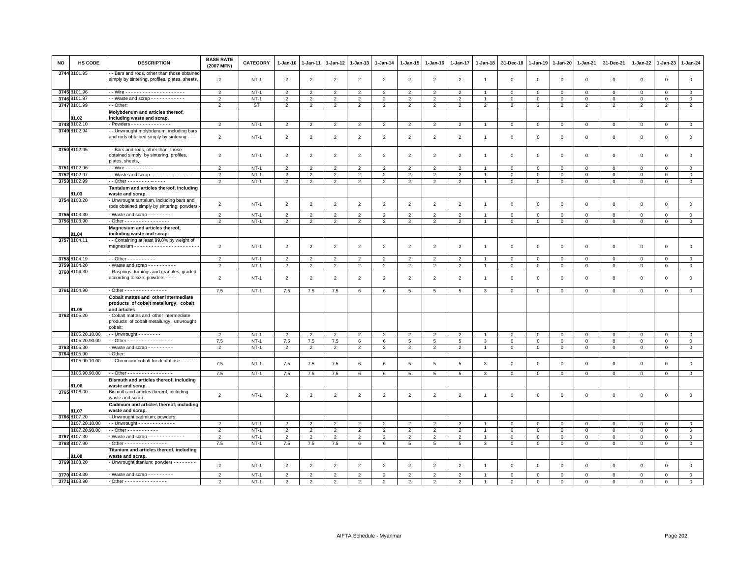| NO | HS CODE | DESCRIPTION | BASE RATE (2007 MFN) | CATEGORY | 1-Jan-10 | 1-Jan-11 | 1-Jan-12 | 1-Jan-13 | 1-Jan-14 | 1-Jan-15 | 1-Jan-16 | 1-Jan-17 | 1-Jan-18 | 31-Dec-18 | 1-Jan-19 | 1-Jan-20 | 1-Jan-21 | 31-Dec-21 | 1-Jan-22 | 1-Jan-23 | 1-Jan-24 |
|---|---|---|---|---|---|---|---|---|---|---|---|---|---|---|---|---|---|---|---|---|---|
| 3744 | 8101.95 | - - Bars and rods, other than those obtained simply by sintering, profiles, plates, sheets, | 2 | NT-1 | 2 | 2 | 2 | 2 | 2 | 2 | 2 | 2 | 1 | 0 | 0 | 0 | 0 | 0 | 0 | 0 | 0 |
| 3745 | 8101.96 | - - Wire - - - - - - - - - - - - - - - - - - - - - | 2 | NT-1 | 2 | 2 | 2 | 2 | 2 | 2 | 2 | 2 | 1 | 0 | 0 | 0 | 0 | 0 | 0 | 0 | 0 |
| 3746 | 8101.97 | - - Waste and scrap - - - - - - - - - - - - | 2 | NT-1 | 2 | 2 | 2 | 2 | 2 | 2 | 2 | 2 | 1 | 0 | 0 | 0 | 0 | 0 | 0 | 0 | 0 |
| 3747 | 8101.99 | - - Other: | 2 | ST | 2 | 2 | 2 | 2 | 2 | 2 | 2 | 2 | 2 | 2 | 2 | 2 | 2 | 2 | 2 | 2 | 2 |
| | 81.02 | **Molybdenum and articles thereof, including waste and scrap.** | | | | | | | | | | | | | | | | | | | |
| 3748 | 8102.10 | - Powders - - - - - - - - - - - - - - | 2 | NT-1 | 2 | 2 | 2 | 2 | 2 | 2 | 2 | 2 | 1 | 0 | 0 | 0 | 0 | 0 | 0 | 0 | 0 |
| 3749 | 8102.94 | - - Unwrought molybdenum, including bars and rods obtained simply by sintering - - - | 2 | NT-1 | 2 | 2 | 2 | 2 | 2 | 2 | 2 | 2 | 1 | 0 | 0 | 0 | 0 | 0 | 0 | 0 | 0 |
| 3750 | 8102.95 | - - Bars and rods, other than those obtained simply by sintering, profiles, plates, sheets, | 2 | NT-1 | 2 | 2 | 2 | 2 | 2 | 2 | 2 | 2 | 1 | 0 | 0 | 0 | 0 | 0 | 0 | 0 | 0 |
| 3751 | 8102.96 | - - Wire - - - - - - - - - - | 2 | NT-1 | 2 | 2 | 2 | 2 | 2 | 2 | 2 | 2 | 1 | 0 | 0 | 0 | 0 | 0 | 0 | 0 | 0 |
| 3752 | 8102.97 | - - Waste and scrap - - - - - - - - - - - - - - | 2 | NT-1 | 2 | 2 | 2 | 2 | 2 | 2 | 2 | 2 | 1 | 0 | 0 | 0 | 0 | 0 | 0 | 0 | 0 |
| 3753 | 8102.99 | - - Other - - - - - - - - - - - - - - | 2 | NT-1 | 2 | 2 | 2 | 2 | 2 | 2 | 2 | 2 | 1 | 0 | 0 | 0 | 0 | 0 | 0 | 0 | 0 |
| | 81.03 | **Tantalum and articles thereof, including waste and scrap.** | | | | | | | | | | | | | | | | | | | |
| 3754 | 8103.20 | - Unwrought tantalum, including bars and rods obtained simply by sintering; powders - | 2 | NT-1 | 2 | 2 | 2 | 2 | 2 | 2 | 2 | 2 | 1 | 0 | 0 | 0 | 0 | 0 | 0 | 0 | 0 |
| 3755 | 8103.30 | - Waste and scrap - - - - - - - - | 2 | NT-1 | 2 | 2 | 2 | 2 | 2 | 2 | 2 | 2 | 1 | 0 | 0 | 0 | 0 | 0 | 0 | 0 | 0 |
| 3756 | 8103.90 | - Other - - - - - - - - - - - - - - - - | 2 | NT-1 | 2 | 2 | 2 | 2 | 2 | 2 | 2 | 2 | 1 | 0 | 0 | 0 | 0 | 0 | 0 | 0 | 0 |
| | 81.04 | **Magnesium and articles thereof, including waste and scrap.** | | | | | | | | | | | | | | | | | | | |
| 3757 | 8104.11 | - - Containing at least 99.8% by weight of magnesium - - - - - - - - - - - - - - - - - - - - - - - - | 2 | NT-1 | 2 | 2 | 2 | 2 | 2 | 2 | 2 | 2 | 1 | 0 | 0 | 0 | 0 | 0 | 0 | 0 | 0 |
| 3758 | 8104.19 | - - Other - - - - - - - - - - | 2 | NT-1 | 2 | 2 | 2 | 2 | 2 | 2 | 2 | 2 | 1 | 0 | 0 | 0 | 0 | 0 | 0 | 0 | 0 |
| 3759 | 8104.20 | - Waste and scrap - - - - - - - - - - | 2 | NT-1 | 2 | 2 | 2 | 2 | 2 | 2 | 2 | 2 | 1 | 0 | 0 | 0 | 0 | 0 | 0 | 0 | 0 |
| 3760 | 8104.30 | - Raspings, turnings and granules, graded according to size; powders - - - - | 2 | NT-1 | 2 | 2 | 2 | 2 | 2 | 2 | 2 | 2 | 1 | 0 | 0 | 0 | 0 | 0 | 0 | 0 | 0 |
| 3761 | 8104.90 | - Other - - - - - - - - - - - - - - - | 7.5 | NT-1 | 7.5 | 7.5 | 7.5 | 6 | 6 | 5 | 5 | 5 | 3 | 0 | 0 | 0 | 0 | 0 | 0 | 0 | 0 |
| | 81.05 | **Cobalt mattes and other intermediate products of cobalt metallurgy; cobalt and articles** | | | | | | | | | | | | | | | | | | | |
| 3762 | 8105.20 | - Cobalt mattes and other intermediate products of cobalt metallurgy; unwrought cobalt; | | | | | | | | | | | | | | | | | | | |
| | 8105.20.10.00 | - - Unwrought - - - - - - - - | 2 | NT-1 | 2 | 2 | 2 | 2 | 2 | 2 | 2 | 2 | 1 | 0 | 0 | 0 | 0 | 0 | 0 | 0 | 0 |
| | 8105.20.90.00 | - - Other - - - - - - - - - - - - - - - - | 7.5 | NT-1 | 7.5 | 7.5 | 7.5 | 6 | 6 | 5 | 5 | 5 | 3 | 0 | 0 | 0 | 0 | 0 | 0 | 0 | 0 |
| 3763 | 8105.30 | - Waste and scrap - - - - - - - - - | 2 | NT-1 | 2 | 2 | 2 | 2 | 2 | 2 | 2 | 2 | 1 | 0 | 0 | 0 | 0 | 0 | 0 | 0 | 0 |
| 3764 | 8105.90 | - Other: | | | | | | | | | | | | | | | | | | | |
| | 8105.90.10.00 | - - Chromium-cobalt for dental use - - - - - - | 7.5 | NT-1 | 7.5 | 7.5 | 7.5 | 6 | 6 | 5 | 5 | 5 | 3 | 0 | 0 | 0 | 0 | 0 | 0 | 0 | 0 |
| | 8105.90.90.00 | - - Other - - - - - - - - - - - - - - - - | 7.5 | NT-1 | 7.5 | 7.5 | 7.5 | 6 | 6 | 5 | 5 | 5 | 3 | 0 | 0 | 0 | 0 | 0 | 0 | 0 | 0 |
| | 81.06 | **Bismuth and articles thereof, including waste and scrap.** | | | | | | | | | | | | | | | | | | | |
| 3765 | 8106.00 | Bismuth and articles thereof, including waste and scrap. | 2 | NT-1 | 2 | 2 | 2 | 2 | 2 | 2 | 2 | 2 | 1 | 0 | 0 | 0 | 0 | 0 | 0 | 0 | 0 |
| | 81.07 | **Cadmium and articles thereof, including waste and scrap.** | | | | | | | | | | | | | | | | | | | |
| 3766 | 8107.20 | - Unwrought cadmium; powders: | | | | | | | | | | | | | | | | | | | |
| | 8107.20.10.00 | - - Unwrought - - - - - - - - - - - - - | 2 | NT-1 | 2 | 2 | 2 | 2 | 2 | 2 | 2 | 2 | 1 | 0 | 0 | 0 | 0 | 0 | 0 | 0 | 0 |
| | 8107.20.90.00 | - - Other - - - - - - - - - - - | 2 | NT-1 | 2 | 2 | 2 | 2 | 2 | 2 | 2 | 2 | 1 | 0 | 0 | 0 | 0 | 0 | 0 | 0 | 0 |
| 3767 | 8107.30 | - Waste and scrap - - - - - - - - - - - - - | 2 | NT-1 | 2 | 2 | 2 | 2 | 2 | 2 | 2 | 2 | 1 | 0 | 0 | 0 | 0 | 0 | 0 | 0 | 0 |
| 3768 | 8107.90 | - Other - - - - - - - - - - - - - - - | 7.5 | NT-1 | 7.5 | 7.5 | 7.5 | 6 | 6 | 5 | 5 | 5 | 3 | 0 | 0 | 0 | 0 | 0 | 0 | 0 | 0 |
| | 81.08 | **Titanium and articles thereof, including waste and scrap.** | | | | | | | | | | | | | | | | | | | |
| 3769 | 8108.20 | - Unwrought titanium; powders - - - - - - - - | 2 | NT-1 | 2 | 2 | 2 | 2 | 2 | 2 | 2 | 2 | 1 | 0 | 0 | 0 | 0 | 0 | 0 | 0 | 0 |
| 3770 | 8108.30 | - Waste and scrap - - - - - - - - - | 2 | NT-1 | 2 | 2 | 2 | 2 | 2 | 2 | 2 | 2 | 1 | 0 | 0 | 0 | 0 | 0 | 0 | 0 | 0 |
| 3771 | 8108.90 | - Other - - - - - - - - - - - - - - - | 2 | NT-1 | 2 | 2 | 2 | 2 | 2 | 2 | 2 | 2 | 1 | 0 | 0 | 0 | 0 | 0 | 0 | 0 | 0 |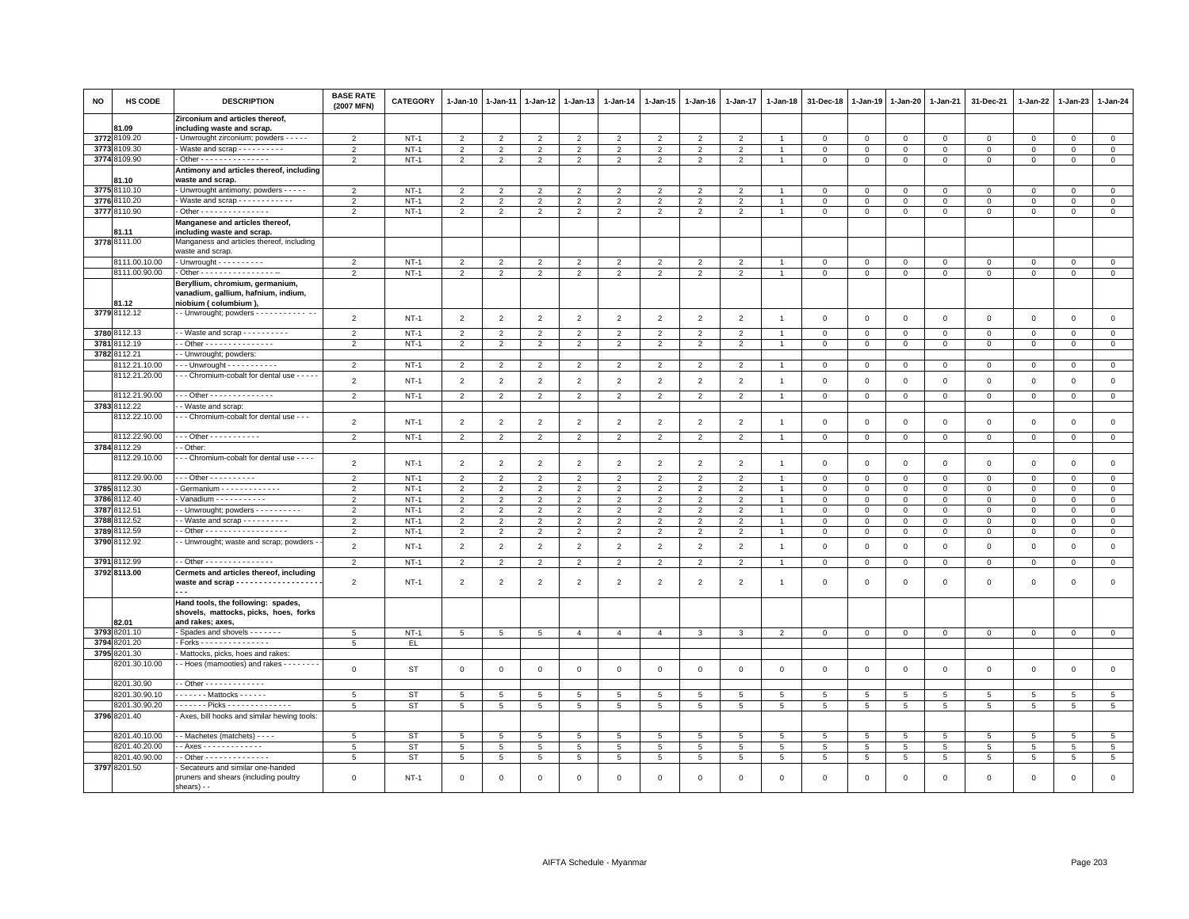| NO | HS CODE | DESCRIPTION | BASE RATE (2007 MFN) | CATEGORY | 1-Jan-10 | 1-Jan-11 | 1-Jan-12 | 1-Jan-13 | 1-Jan-14 | 1-Jan-15 | 1-Jan-16 | 1-Jan-17 | 1-Jan-18 | 31-Dec-18 | 1-Jan-19 | 1-Jan-20 | 1-Jan-21 | 31-Dec-21 | 1-Jan-22 | 1-Jan-23 | 1-Jan-24 |
|---|---|---|---|---|---|---|---|---|---|---|---|---|---|---|---|---|---|---|---|---|---|
| | 81.09 | **Zirconium and articles thereof, including waste and scrap.** | | | | | | | | | | | | | | | | | | | |
| 3772 | 8109.20 | - Unwrought zirconium; powders - - - - - | 2 | NT-1 | 2 | 2 | 2 | 2 | 2 | 2 | 2 | 2 | 1 | 0 | 0 | 0 | 0 | 0 | 0 | 0 | 0 |
| 3773 | 8109.30 | - Waste and scrap - - - - - - - - - - | 2 | NT-1 | 2 | 2 | 2 | 2 | 2 | 2 | 2 | 2 | 1 | 0 | 0 | 0 | 0 | 0 | 0 | 0 | 0 |
| 3774 | 8109.90 | - Other - - - - - - - - - - - - - - - | 2 | NT-1 | 2 | 2 | 2 | 2 | 2 | 2 | 2 | 2 | 1 | 0 | 0 | 0 | 0 | 0 | 0 | 0 | 0 |
| | 81.10 | **Antimony and articles thereof, including waste and scrap.** | | | | | | | | | | | | | | | | | | | |
| 3775 | 8110.10 | - Unwrought antimony; powders - - - - - | 2 | NT-1 | 2 | 2 | 2 | 2 | 2 | 2 | 2 | 2 | 1 | 0 | 0 | 0 | 0 | 0 | 0 | 0 | 0 |
| 3776 | 8110.20 | - Waste and scrap - - - - - - - - - - - | 2 | NT-1 | 2 | 2 | 2 | 2 | 2 | 2 | 2 | 2 | 1 | 0 | 0 | 0 | 0 | 0 | 0 | 0 | 0 |
| 3777 | 8110.90 | - Other - - - - - - - - - - - - - - - | 2 | NT-1 | 2 | 2 | 2 | 2 | 2 | 2 | 2 | 2 | 1 | 0 | 0 | 0 | 0 | 0 | 0 | 0 | 0 |
| | 81.11 | **Manganese and articles thereof, including waste and scrap.** | | | | | | | | | | | | | | | | | | | |
| 3778 | 8111.00 | Manganess and articles thereof, including waste and scrap. | | | | | | | | | | | | | | | | | | | |
| | 8111.00.10.00 | - Unwrought - - - - - - - - - - | 2 | NT-1 | 2 | 2 | 2 | 2 | 2 | 2 | 2 | 2 | 1 | 0 | 0 | 0 | 0 | 0 | 0 | 0 | 0 |
| | 8111.00.90.00 | - Other - - - - - - - - - - - - - - - - -- | 2 | NT-1 | 2 | 2 | 2 | 2 | 2 | 2 | 2 | 2 | 1 | 0 | 0 | 0 | 0 | 0 | 0 | 0 | 0 |
| | 81.12 | **Beryllium, chromium, germanium, vanadium, gallium, hafnium, indium, niobium ( columbium ),** | | | | | | | | | | | | | | | | | | | |
| 3779 | 8112.12 | - - Unwrought; powders - - - - - - - - - - - - -- | 2 | NT-1 | 2 | 2 | 2 | 2 | 2 | 2 | 2 | 2 | 1 | 0 | 0 | 0 | 0 | 0 | 0 | 0 | 0 |
| 3780 | 8112.13 | - - Waste and scrap - - - - - - - - - - | 2 | NT-1 | 2 | 2 | 2 | 2 | 2 | 2 | 2 | 2 | 1 | 0 | 0 | 0 | 0 | 0 | 0 | 0 | 0 |
| 3781 | 8112.19 | - - Other - - - - - - - - - - - - - - - | 2 | NT-1 | 2 | 2 | 2 | 2 | 2 | 2 | 2 | 2 | 1 | 0 | 0 | 0 | 0 | 0 | 0 | 0 | 0 |
| 3782 | 8112.21 | - - Unwrought; powders: | | | | | | | | | | | | | | | | | | | |
| | 8112.21.10.00 | - - - Unwrought - - - - - - - - - - - | 2 | NT-1 | 2 | 2 | 2 | 2 | 2 | 2 | 2 | 2 | 1 | 0 | 0 | 0 | 0 | 0 | 0 | 0 | 0 |
| | 8112.21.20.00 | - - - Chromium-cobalt for dental use - - - - - | 2 | NT-1 | 2 | 2 | 2 | 2 | 2 | 2 | 2 | 2 | 1 | 0 | 0 | 0 | 0 | 0 | 0 | 0 | 0 |
| | 8112.21.90.00 | - - - Other - - - - - - - - - - - - - - | 2 | NT-1 | 2 | 2 | 2 | 2 | 2 | 2 | 2 | 2 | 1 | 0 | 0 | 0 | 0 | 0 | 0 | 0 | 0 |
| 3783 | 8112.22 | - - Waste and scrap: | | | | | | | | | | | | | | | | | | | |
| | 8112.22.10.00 | - - - Chromium-cobalt for dental use - - - | 2 | NT-1 | 2 | 2 | 2 | 2 | 2 | 2 | 2 | 2 | 1 | 0 | 0 | 0 | 0 | 0 | 0 | 0 | 0 |
| | 8112.22.90.00 | - - - Other - - - - - - - - - - - | 2 | NT-1 | 2 | 2 | 2 | 2 | 2 | 2 | 2 | 2 | 1 | 0 | 0 | 0 | 0 | 0 | 0 | 0 | 0 |
| 3784 | 8112.29 | - - Other: | | | | | | | | | | | | | | | | | | | |
| | 8112.29.10.00 | - - - Chromium-cobalt for dental use - - - - | 2 | NT-1 | 2 | 2 | 2 | 2 | 2 | 2 | 2 | 2 | 1 | 0 | 0 | 0 | 0 | 0 | 0 | 0 | 0 |
| | 8112.29.90.00 | - - - Other - - - - - - - - - - | 2 | NT-1 | 2 | 2 | 2 | 2 | 2 | 2 | 2 | 2 | 1 | 0 | 0 | 0 | 0 | 0 | 0 | 0 | 0 |
| 3785 | 8112.30 | - Germanium - - - - - - - - - - - - - | 2 | NT-1 | 2 | 2 | 2 | 2 | 2 | 2 | 2 | 2 | 1 | 0 | 0 | 0 | 0 | 0 | 0 | 0 | 0 |
| 3786 | 8112.40 | - Vanadium - - - - - - - - - - - | 2 | NT-1 | 2 | 2 | 2 | 2 | 2 | 2 | 2 | 2 | 1 | 0 | 0 | 0 | 0 | 0 | 0 | 0 | 0 |
| 3787 | 8112.51 | - - Unwrought; powders - - - - - - - - - - | 2 | NT-1 | 2 | 2 | 2 | 2 | 2 | 2 | 2 | 2 | 1 | 0 | 0 | 0 | 0 | 0 | 0 | 0 | 0 |
| 3788 | 8112.52 | - - Waste and scrap - - - - - - - - - - | 2 | NT-1 | 2 | 2 | 2 | 2 | 2 | 2 | 2 | 2 | 1 | 0 | 0 | 0 | 0 | 0 | 0 | 0 | 0 |
| 3789 | 8112.59 | - - Other - - - - - - - - - - - - - - - - - - | 2 | NT-1 | 2 | 2 | 2 | 2 | 2 | 2 | 2 | 2 | 1 | 0 | 0 | 0 | 0 | 0 | 0 | 0 | 0 |
| 3790 | 8112.92 | - - Unwrought; waste and scrap; powders - - | 2 | NT-1 | 2 | 2 | 2 | 2 | 2 | 2 | 2 | 2 | 1 | 0 | 0 | 0 | 0 | 0 | 0 | 0 | 0 |
| 3791 | 8112.99 | - - Other - - - - - - - - - - - - - - - | 2 | NT-1 | 2 | 2 | 2 | 2 | 2 | 2 | 2 | 2 | 1 | 0 | 0 | 0 | 0 | 0 | 0 | 0 | 0 |
| 3792 | **8113.00** | **Cermets and articles thereof, including waste and scrap - - - - - - - - - - - - - - - - - - - - -** | 2 | NT-1 | 2 | 2 | 2 | 2 | 2 | 2 | 2 | 2 | 1 | 0 | 0 | 0 | 0 | 0 | 0 | 0 | 0 |
| | 82.01 | **Hand tools, the following: spades, shovels, mattocks, picks, hoes, forks and rakes; axes,** | | | | | | | | | | | | | | | | | | | |
| 3793 | 8201.10 | - Spades and shovels - - - - - - - | 5 | NT-1 | 5 | 5 | 5 | 4 | 4 | 4 | 3 | 3 | 2 | 0 | 0 | 0 | 0 | 0 | 0 | 0 | 0 |
| 3794 | 8201.20 | - Forks - - - - - - - - - - - - - - - | 5 | EL | | | | | | | | | | | | | | | | | |
| 3795 | 8201.30 | - Mattocks, picks, hoes and rakes: | | | | | | | | | | | | | | | | | | | |
| | 8201.30.10.00 | - - Hoes (mamooties) and rakes - - - - - - - - | 0 | ST | 0 | 0 | 0 | 0 | 0 | 0 | 0 | 0 | 0 | 0 | 0 | 0 | 0 | 0 | 0 | 0 | 0 |
| | 8201.30.90 | - - Other - - - - - - - - - - - - - | | | | | | | | | | | | | | | | | | | |
| | 8201.30.90.10 | - - - - - - Mattocks - - - - - - | 5 | ST | 5 | 5 | 5 | 5 | 5 | 5 | 5 | 5 | 5 | 5 | 5 | 5 | 5 | 5 | 5 | 5 | 5 |
| | 8201.30.90.20 | - - - - - - Picks - - - - - - - - - - - - - - | 5 | ST | 5 | 5 | 5 | 5 | 5 | 5 | 5 | 5 | 5 | 5 | 5 | 5 | 5 | 5 | 5 | 5 | 5 |
| 3796 | 8201.40 | - Axes, bill hooks and similar hewing tools: | | | | | | | | | | | | | | | | | | | |
| | 8201.40.10.00 | - - Machetes (matchets) - - - - | 5 | ST | 5 | 5 | 5 | 5 | 5 | 5 | 5 | 5 | 5 | 5 | 5 | 5 | 5 | 5 | 5 | 5 | 5 |
| | 8201.40.20.00 | - - Axes - - - - - - - - - - - - - | 5 | ST | 5 | 5 | 5 | 5 | 5 | 5 | 5 | 5 | 5 | 5 | 5 | 5 | 5 | 5 | 5 | 5 | 5 |
| | 8201.40.90.00 | - - Other - - - - - - - - - - - - - - | 5 | ST | 5 | 5 | 5 | 5 | 5 | 5 | 5 | 5 | 5 | 5 | 5 | 5 | 5 | 5 | 5 | 5 | 5 |
| 3797 | 8201.50 | - Secateurs and similar one-handed pruners and shears (including poultry shears) - - | 0 | NT-1 | 0 | 0 | 0 | 0 | 0 | 0 | 0 | 0 | 0 | 0 | 0 | 0 | 0 | 0 | 0 | 0 | 0 |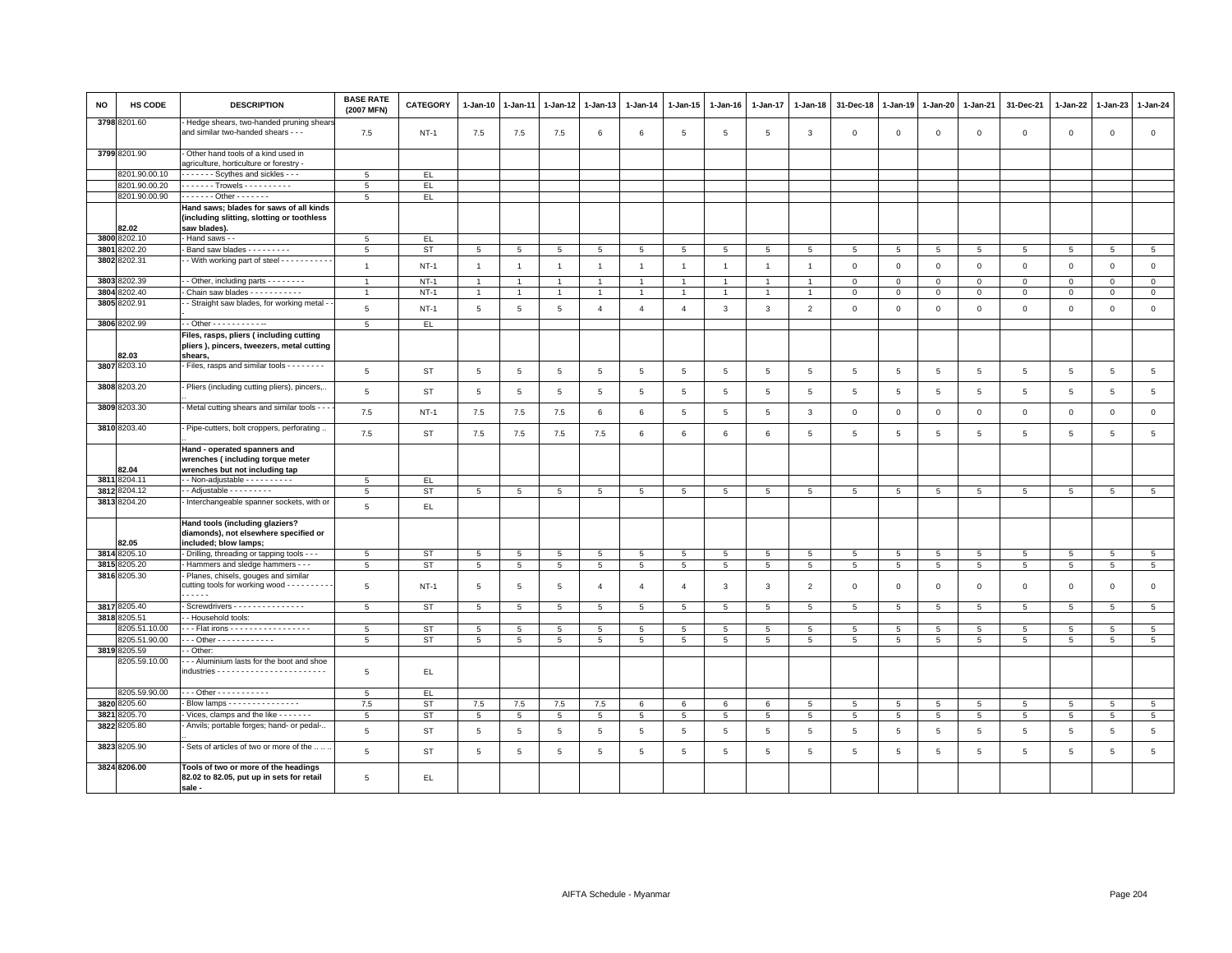| NO | HS CODE | DESCRIPTION | BASE RATE (2007 MFN) | CATEGORY | 1-Jan-10 | 1-Jan-11 | 1-Jan-12 | 1-Jan-13 | 1-Jan-14 | 1-Jan-15 | 1-Jan-16 | 1-Jan-17 | 1-Jan-18 | 31-Dec-18 | 1-Jan-19 | 1-Jan-20 | 1-Jan-21 | 31-Dec-21 | 1-Jan-22 | 1-Jan-23 | 1-Jan-24 |
|---|---|---|---|---|---|---|---|---|---|---|---|---|---|---|---|---|---|---|---|---|---|
| 3798 | 8201.60 | - Hedge shears, two-handed pruning shears and similar two-handed shears - - - | 7.5 | NT-1 | 7.5 | 7.5 | 7.5 | 6 | 6 | 5 | 5 | 5 | 3 | 0 | 0 | 0 | 0 | 0 | 0 | 0 | 0 |
| 3799 | 8201.90 | - Other hand tools of a kind used in agriculture, horticulture or forestry - | | | | | | | | | | | | | | | | | | | |
| | 8201.90.00.10 | - - - - - - - Scythes and sickles - - - | 5 | EL | | | | | | | | | | | | | | | | | |
| | 8201.90.00.20 | - - - - - - - Trowels - - - - - - - - - - | 5 | EL | | | | | | | | | | | | | | | | | |
| | 8201.90.00.90 | - - - - - - - Other - - - - - - - | 5 | EL | | | | | | | | | | | | | | | | | |
| | 82.02 | **Hand saws; blades for saws of all kinds (including slitting, slotting or toothless saw blades).** | | | | | | | | | | | | | | | | | | | |
| 3800 | 8202.10 | - Hand saws - - | 5 | EL | | | | | | | | | | | | | | | | | |
| 3801 | 8202.20 | - Band saw blades - - - - - - - - - | 5 | ST | 5 | 5 | 5 | 5 | 5 | 5 | 5 | 5 | 5 | 5 | 5 | 5 | 5 | 5 | 5 | 5 | 5 |
| 3802 | 8202.31 | - - With working part of steel - - - - - - - - - - - | 1 | NT-1 | 1 | 1 | 1 | 1 | 1 | 1 | 1 | 1 | 1 | 0 | 0 | 0 | 0 | 0 | 0 | 0 | 0 |
| 3803 | 8202.39 | - - Other, including parts - - - - - - - - | 1 | NT-1 | 1 | 1 | 1 | 1 | 1 | 1 | 1 | 1 | 1 | 0 | 0 | 0 | 0 | 0 | 0 | 0 | 0 |
| 3804 | 8202.40 | - Chain saw blades - - - - - - - - - - - | 1 | NT-1 | 1 | 1 | 1 | 1 | 1 | 1 | 1 | 1 | 1 | 0 | 0 | 0 | 0 | 0 | 0 | 0 | 0 |
| 3805 | 8202.91 | - - Straight saw blades, for working metal - - - | 5 | NT-1 | 5 | 5 | 5 | 4 | 4 | 4 | 3 | 3 | 2 | 0 | 0 | 0 | 0 | 0 | 0 | 0 | 0 |
| 3806 | 8202.99 | - - Other - - - - - - - - - - -- | 5 | EL | | | | | | | | | | | | | | | | | |
| | 82.03 | **Files, rasps, pliers ( including cutting pliers ), pincers, tweezers, metal cutting shears,** | | | | | | | | | | | | | | | | | | | |
| 3807 | 8203.10 | - Files, rasps and similar tools - - - - - - - - | 5 | ST | 5 | 5 | 5 | 5 | 5 | 5 | 5 | 5 | 5 | 5 | 5 | 5 | 5 | 5 | 5 | 5 | 5 |
| 3808 | 8203.20 | - Pliers (including cutting pliers), pincers,.. .. | 5 | ST | 5 | 5 | 5 | 5 | 5 | 5 | 5 | 5 | 5 | 5 | 5 | 5 | 5 | 5 | 5 | 5 | 5 |
| 3809 | 8203.30 | - Metal cutting shears and similar tools - - - - | 7.5 | NT-1 | 7.5 | 7.5 | 7.5 | 6 | 6 | 5 | 5 | 5 | 3 | 0 | 0 | 0 | 0 | 0 | 0 | 0 | 0 |
| 3810 | 8203.40 | - Pipe-cutters, bolt croppers, perforating .. .. | 7.5 | ST | 7.5 | 7.5 | 7.5 | 7.5 | 6 | 6 | 6 | 6 | 5 | 5 | 5 | 5 | 5 | 5 | 5 | 5 | 5 |
| | 82.04 | **Hand - operated spanners and wrenches ( including torque meter wrenches but not including tap** | | | | | | | | | | | | | | | | | | | |
| 3811 | 8204.11 | - - Non-adjustable - - - - - - - - - - | 5 | EL | | | | | | | | | | | | | | | | | |
| 3812 | 8204.12 | - - Adjustable - - - - - - - - - | 5 | ST | 5 | 5 | 5 | 5 | 5 | 5 | 5 | 5 | 5 | 5 | 5 | 5 | 5 | 5 | 5 | 5 | 5 |
| 3813 | 8204.20 | - Interchangeable spanner sockets, with or | 5 | EL | | | | | | | | | | | | | | | | | |
| | 82.05 | **Hand tools (including glaziers? diamonds), not elsewhere specified or included; blow lamps;** | | | | | | | | | | | | | | | | | | | |
| 3814 | 8205.10 | - Drilling, threading or tapping tools - - - | 5 | ST | 5 | 5 | 5 | 5 | 5 | 5 | 5 | 5 | 5 | 5 | 5 | 5 | 5 | 5 | 5 | 5 | 5 |
| 3815 | 8205.20 | - Hammers and sledge hammers - - - | 5 | ST | 5 | 5 | 5 | 5 | 5 | 5 | 5 | 5 | 5 | 5 | 5 | 5 | 5 | 5 | 5 | 5 | 5 |
| 3816 | 8205.30 | - Planes, chisels, gouges and similar cutting tools for working wood - - - - - - - - - - - - - - - - | 5 | NT-1 | 5 | 5 | 5 | 4 | 4 | 4 | 3 | 3 | 2 | 0 | 0 | 0 | 0 | 0 | 0 | 0 | 0 |
| 3817 | 8205.40 | - Screwdrivers - - - - - - - - - - - - - - - | 5 | ST | 5 | 5 | 5 | 5 | 5 | 5 | 5 | 5 | 5 | 5 | 5 | 5 | 5 | 5 | 5 | 5 | 5 |
| 3818 | 8205.51 | - - Household tools: | | | | | | | | | | | | | | | | | | | |
| | 8205.51.10.00 | - - - Flat irons - - - - - - - - - - - - - - - - - | 5 | ST | 5 | 5 | 5 | 5 | 5 | 5 | 5 | 5 | 5 | 5 | 5 | 5 | 5 | 5 | 5 | 5 | 5 |
| | 8205.51.90.00 | - - - Other - - - - - - - - - - - - | 5 | ST | 5 | 5 | 5 | 5 | 5 | 5 | 5 | 5 | 5 | 5 | 5 | 5 | 5 | 5 | 5 | 5 | 5 |
| 3819 | 8205.59 | - - Other: | | | | | | | | | | | | | | | | | | | |
| | 8205.59.10.00 | - - - Aluminium lasts for the boot and shoe industries - - - - - - - - - - - - - - - - - - - - - - - | 5 | EL | | | | | | | | | | | | | | | | | |
| | 8205.59.90.00 | - - - Other - - - - - - - - - - - | 5 | EL | | | | | | | | | | | | | | | | | |
| 3820 | 8205.60 | - Blow lamps - - - - - - - - - - - - - - - | 7.5 | ST | 7.5 | 7.5 | 7.5 | 7.5 | 6 | 6 | 6 | 6 | 5 | 5 | 5 | 5 | 5 | 5 | 5 | 5 | 5 |
| 3821 | 8205.70 | - Vices, clamps and the like - - - - - - - | 5 | ST | 5 | 5 | 5 | 5 | 5 | 5 | 5 | 5 | 5 | 5 | 5 | 5 | 5 | 5 | 5 | 5 | 5 |
| 3822 | 8205.80 | - Anvils; portable forges; hand- or pedal-.. .. | 5 | ST | 5 | 5 | 5 | 5 | 5 | 5 | 5 | 5 | 5 | 5 | 5 | 5 | 5 | 5 | 5 | 5 | 5 |
| 3823 | 8205.90 | - Sets of articles of two or more of the .. .. .. | 5 | ST | 5 | 5 | 5 | 5 | 5 | 5 | 5 | 5 | 5 | 5 | 5 | 5 | 5 | 5 | 5 | 5 | 5 |
| 3824 | 8206.00 | **Tools of two or more of the headings 82.02 to 82.05, put up in sets for retail sale -** | 5 | EL | | | | | | | | | | | | | | | | | |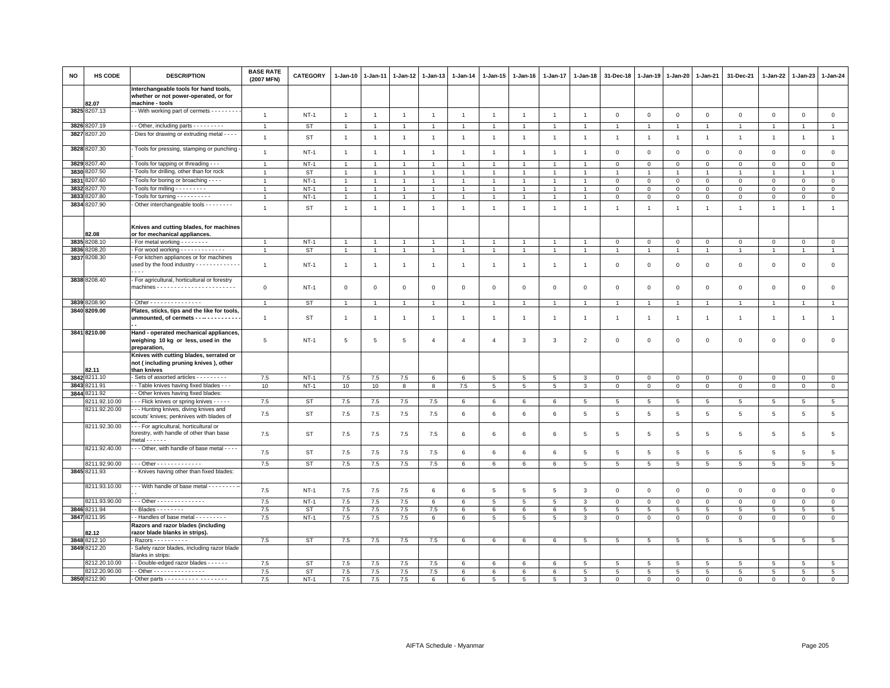| NO | HS CODE | DESCRIPTION | BASE RATE (2007 MFN) | CATEGORY | 1-Jan-10 | 1-Jan-11 | 1-Jan-12 | 1-Jan-13 | 1-Jan-14 | 1-Jan-15 | 1-Jan-16 | 1-Jan-17 | 1-Jan-18 | 31-Dec-18 | 1-Jan-19 | 1-Jan-20 | 1-Jan-21 | 31-Dec-21 | 1-Jan-22 | 1-Jan-23 | 1-Jan-24 |
|---|---|---|---|---|---|---|---|---|---|---|---|---|---|---|---|---|---|---|---|---|---|
| | 82.07 | **Interchangeable tools for hand tools, whether or not power-operated, or for machine - tools** | | | | | | | | | | | | | | | | | | | |
| 3825 | 8207.13 | - - With working part of cermets - - - - - - - - - | 1 | NT-1 | 1 | 1 | 1 | 1 | 1 | 1 | 1 | 1 | 1 | 0 | 0 | 0 | 0 | 0 | 0 | 0 | 0 |
| 3826 | 8207.19 | - - Other, including parts - - - - - - - - - | 1 | ST | 1 | 1 | 1 | 1 | 1 | 1 | 1 | 1 | 1 | 1 | 1 | 1 | 1 | 1 | 1 | 1 | 1 |
| 3827 | 8207.20 | - Dies for drawing or extruding metal - - - - | 1 | ST | 1 | 1 | 1 | 1 | 1 | 1 | 1 | 1 | 1 | 1 | 1 | 1 | 1 | 1 | 1 | 1 | 1 |
| 3828 | 8207.30 | - Tools for pressing, stamping or punching - | 1 | NT-1 | 1 | 1 | 1 | 1 | 1 | 1 | 1 | 1 | 1 | 0 | 0 | 0 | 0 | 0 | 0 | 0 | 0 |
| 3829 | 8207.40 | - Tools for tapping or threading - - - | 1 | NT-1 | 1 | 1 | 1 | 1 | 1 | 1 | 1 | 1 | 1 | 0 | 0 | 0 | 0 | 0 | 0 | 0 | 0 |
| 3830 | 8207.50 | - Tools for drilling, other than for rock | 1 | ST | 1 | 1 | 1 | 1 | 1 | 1 | 1 | 1 | 1 | 1 | 1 | 1 | 1 | 1 | 1 | 1 | 1 |
| 3831 | 8207.60 | - Tools for boring or broaching - - - - | 1 | NT-1 | 1 | 1 | 1 | 1 | 1 | 1 | 1 | 1 | 1 | 0 | 0 | 0 | 0 | 0 | 0 | 0 | 0 |
| 3832 | 8207.70 | - Tools for milling - - - - - - - - - | 1 | NT-1 | 1 | 1 | 1 | 1 | 1 | 1 | 1 | 1 | 1 | 0 | 0 | 0 | 0 | 0 | 0 | 0 | 0 |
| 3833 | 8207.80 | - Tools for turning - - - - - - - - - - | 1 | NT-1 | 1 | 1 | 1 | 1 | 1 | 1 | 1 | 1 | 1 | 0 | 0 | 0 | 0 | 0 | 0 | 0 | 0 |
| 3834 | 8207.90 | - Other interchangeable tools - - - - - - - - | 1 | ST | 1 | 1 | 1 | 1 | 1 | 1 | 1 | 1 | 1 | 1 | 1 | 1 | 1 | 1 | 1 | 1 | 1 |
| | 82.08 | **Knives and cutting blades, for machines or for mechanical appliances.** | | | | | | | | | | | | | | | | | | | |
| 3835 | 8208.10 | - For metal working - - - - - - - - | 1 | NT-1 | 1 | 1 | 1 | 1 | 1 | 1 | 1 | 1 | 1 | 0 | 0 | 0 | 0 | 0 | 0 | 0 | 0 |
| 3836 | 8208.20 | - For wood working - - - - - - - - - - - - - | 1 | ST | 1 | 1 | 1 | 1 | 1 | 1 | 1 | 1 | 1 | 1 | 1 | 1 | 1 | 1 | 1 | 1 | 1 |
| 3837 | 8208.30 | - For kitchen appliances or for machines used by the food industry - - - - - - - - - - - - - - - - | 1 | NT-1 | 1 | 1 | 1 | 1 | 1 | 1 | 1 | 1 | 1 | 0 | 0 | 0 | 0 | 0 | 0 | 0 | 0 |
| 3838 | 8208.40 | - For agricultural, horticultural or forestry machines - - - - - - - - - - - - - - - - - - - - - - - | 0 | NT-1 | 0 | 0 | 0 | 0 | 0 | 0 | 0 | 0 | 0 | 0 | 0 | 0 | 0 | 0 | 0 | 0 | 0 |
| 3839 | 8208.90 | - Other - - - - - - - - - - - - - - - | 1 | ST | 1 | 1 | 1 | 1 | 1 | 1 | 1 | 1 | 1 | 1 | 1 | 1 | 1 | 1 | 1 | 1 | 1 |
| 3840 | 8209.00 | **Plates, sticks, tips and the like for tools, unmounted, of cermets - - -- - - - - - - - - - - -** | 1 | ST | 1 | 1 | 1 | 1 | 1 | 1 | 1 | 1 | 1 | 1 | 1 | 1 | 1 | 1 | 1 | 1 | 1 |
| 3841 | 8210.00 | **Hand - operated mechanical appliances, weighing 10 kg or less, used in the preparation,** | 5 | NT-1 | 5 | 5 | 5 | 4 | 4 | 4 | 3 | 3 | 2 | 0 | 0 | 0 | 0 | 0 | 0 | 0 | 0 |
| | 82.11 | **Knives with cutting blades, serrated or not ( including pruning knives ), other than knives** | | | | | | | | | | | | | | | | | | | |
| 3842 | 8211.10 | - Sets of assorted articles - - - - - - - - - | 7.5 | NT-1 | 7.5 | 7.5 | 7.5 | 6 | 6 | 5 | 5 | 5 | 3 | 0 | 0 | 0 | 0 | 0 | 0 | 0 | 0 |
| 3843 | 8211.91 | - - Table knives having fixed blades - - - | 10 | NT-1 | 10 | 10 | 8 | 8 | 7.5 | 5 | 5 | 5 | 3 | 0 | 0 | 0 | 0 | 0 | 0 | 0 | 0 |
| 3844 | 8211.92 | - - Other knives having fixed blades: | | | | | | | | | | | | | | | | | | | |
| | 8211.92.10.00 | - - - Flick knives or spring knives - - - - - | 7.5 | ST | 7.5 | 7.5 | 7.5 | 7.5 | 6 | 6 | 6 | 6 | 5 | 5 | 5 | 5 | 5 | 5 | 5 | 5 | 5 |
| | 8211.92.20.00 | - - - Hunting knives, diving knives and scouts' knives; penknives with blades of | 7.5 | ST | 7.5 | 7.5 | 7.5 | 7.5 | 6 | 6 | 6 | 6 | 5 | 5 | 5 | 5 | 5 | 5 | 5 | 5 | 5 |
| | 8211.92.30.00 | - - - For agricultural, horticultural or forestry, with handle of other than base metal - - - - - - | 7.5 | ST | 7.5 | 7.5 | 7.5 | 7.5 | 6 | 6 | 6 | 6 | 5 | 5 | 5 | 5 | 5 | 5 | 5 | 5 | 5 |
| | 8211.92.40.00 | - - - Other, with handle of base metal - - - - | 7.5 | ST | 7.5 | 7.5 | 7.5 | 7.5 | 6 | 6 | 6 | 6 | 5 | 5 | 5 | 5 | 5 | 5 | 5 | 5 | 5 |
| | 8211.92.90.00 | - - - Other - - - - - - - - - - - - - | 7.5 | ST | 7.5 | 7.5 | 7.5 | 7.5 | 6 | 6 | 6 | 6 | 5 | 5 | 5 | 5 | 5 | 5 | 5 | 5 | 5 |
| 3845 | 8211.93 | - - Knives having other than fixed blades: | | | | | | | | | | | | | | | | | | | |
| | 8211.93.10.00 | - - - With handle of base metal - - - - - - - - -- - - | 7.5 | NT-1 | 7.5 | 7.5 | 7.5 | 6 | 6 | 5 | 5 | 5 | 3 | 0 | 0 | 0 | 0 | 0 | 0 | 0 | 0 |
| | 8211.93.90.00 | - - - Other - - - - - - - - - - - - - - | 7.5 | NT-1 | 7.5 | 7.5 | 7.5 | 6 | 6 | 5 | 5 | 5 | 3 | 0 | 0 | 0 | 0 | 0 | 0 | 0 | 0 |
| 3846 | 8211.94 | - - Blades - - - - - - - - | 7.5 | ST | 7.5 | 7.5 | 7.5 | 7.5 | 6 | 6 | 6 | 6 | 5 | 5 | 5 | 5 | 5 | 5 | 5 | 5 | 5 |
| 3847 | 8211.95 | - - Handles of base metal - - - - - - - - - | 7.5 | NT-1 | 7.5 | 7.5 | 7.5 | 6 | 6 | 5 | 5 | 5 | 3 | 0 | 0 | 0 | 0 | 0 | 0 | 0 | 0 |
| | 82.12 | **Razors and razor blades (including razor blade blanks in strips).** | | | | | | | | | | | | | | | | | | | |
| 3848 | 8212.10 | - Razors - - - - - - - - - - | 7.5 | ST | 7.5 | 7.5 | 7.5 | 7.5 | 6 | 6 | 6 | 6 | 5 | 5 | 5 | 5 | 5 | 5 | 5 | 5 | 5 |
| 3849 | 8212.20 | - Safety razor blades, including razor blade blanks in strips: | | | | | | | | | | | | | | | | | | | |
| | 8212.20.10.00 | - - Double-edged razor blades - - - - - - | 7.5 | ST | 7.5 | 7.5 | 7.5 | 7.5 | 6 | 6 | 6 | 6 | 5 | 5 | 5 | 5 | 5 | 5 | 5 | 5 | 5 |
| | 8212.20.90.00 | - - Other - - - - - - - - - - - - - - - | 7.5 | ST | 7.5 | 7.5 | 7.5 | 7.5 | 6 | 6 | 6 | 6 | 5 | 5 | 5 | 5 | 5 | 5 | 5 | 5 | 5 |
| 3850 | 8212.90 | - Other parts - - - - - - - - - - - - - - - - - - - - | 7.5 | NT-1 | 7.5 | 7.5 | 7.5 | 6 | 6 | 5 | 5 | 5 | 3 | 0 | 0 | 0 | 0 | 0 | 0 | 0 | 0 |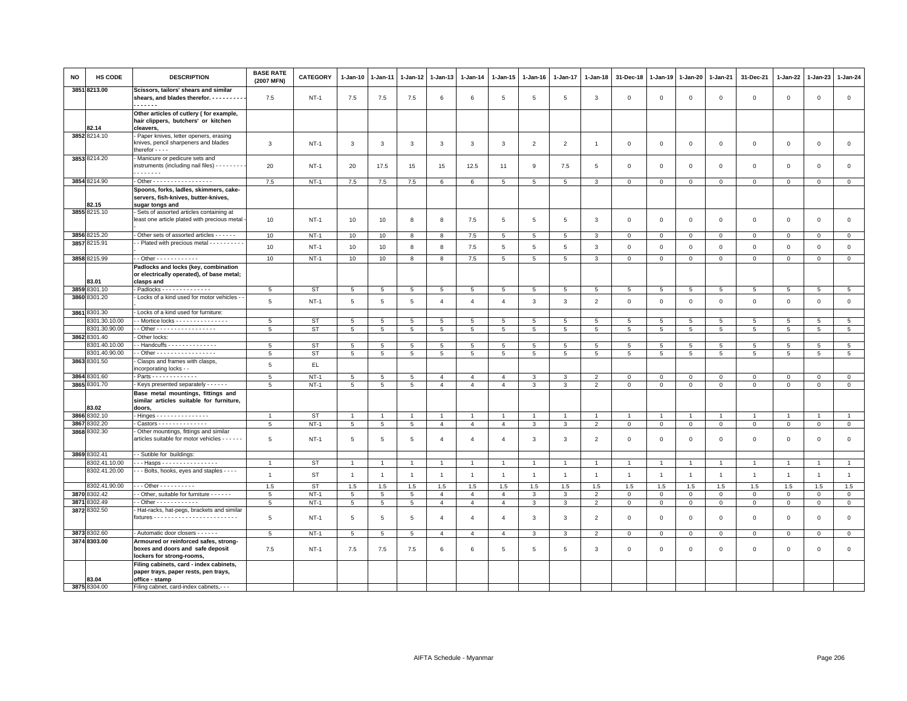| NO | HS CODE | DESCRIPTION | BASE RATE (2007 MFN) | CATEGORY | 1-Jan-10 | 1-Jan-11 | 1-Jan-12 | 1-Jan-13 | 1-Jan-14 | 1-Jan-15 | 1-Jan-16 | 1-Jan-17 | 1-Jan-18 | 31-Dec-18 | 1-Jan-19 | 1-Jan-20 | 1-Jan-21 | 31-Dec-21 | 1-Jan-22 | 1-Jan-23 | 1-Jan-24 |
|---|---|---|---|---|---|---|---|---|---|---|---|---|---|---|---|---|---|---|---|---|---|
| 3851 | 8213.00 | Scissors, tailors' shears and similar shears, and blades therefor. - - - - - - - - - - - - - - - - - | 7.5 | NT-1 | 7.5 | 7.5 | 7.5 | 6 | 6 | 5 | 5 | 5 | 3 | 0 | 0 | 0 | 0 | 0 | 0 | 0 | 0 |
| | 82.14 | Other articles of cutlery ( for example, hair clippers, butchers' or kitchen cleavers, | | | | | | | | | | | | | | | | | | | |
| 3852 | 8214.10 | - Paper knives, letter openers, erasing knives, pencil sharpeners and blades therefor - - - - | 3 | NT-1 | 3 | 3 | 3 | 3 | 3 | 3 | 2 | 2 | 1 | 0 | 0 | 0 | 0 | 0 | 0 | 0 | 0 |
| 3853 | 8214.20 | - Manicure or pedicure sets and instruments (including nail files) - - - - - - - - - - - - - - - - | 20 | NT-1 | 20 | 17.5 | 15 | 15 | 12.5 | 11 | 9 | 7.5 | 5 | 0 | 0 | 0 | 0 | 0 | 0 | 0 | 0 |
| 3854 | 8214.90 | - Other - - - - - - - - - - - - - - - - - - | 7.5 | NT-1 | 7.5 | 7.5 | 7.5 | 6 | 6 | 5 | 5 | 5 | 3 | 0 | 0 | 0 | 0 | 0 | 0 | 0 | 0 |
| | 82.15 | Spoons, forks, ladles, skimmers, cake-servers, fish-knives, butter-knives, sugar tongs and | | | | | | | | | | | | | | | | | | | |
| 3855 | 8215.10 | - Sets of assorted articles containing at least one article plated with precious metal - - | 10 | NT-1 | 10 | 10 | 8 | 8 | 7.5 | 5 | 5 | 5 | 3 | 0 | 0 | 0 | 0 | 0 | 0 | 0 | 0 |
| 3856 | 8215.20 | - Other sets of assorted articles - - - - - - | 10 | NT-1 | 10 | 10 | 8 | 8 | 7.5 | 5 | 5 | 5 | 3 | 0 | 0 | 0 | 0 | 0 | 0 | 0 | 0 |
| 3857 | 8215.91 | - - Plated with precious metal - - - - - - - - - - - | 10 | NT-1 | 10 | 10 | 8 | 8 | 7.5 | 5 | 5 | 5 | 3 | 0 | 0 | 0 | 0 | 0 | 0 | 0 | 0 |
| 3858 | 8215.99 | - - Other - - - - - - - - - - - - | 10 | NT-1 | 10 | 10 | 8 | 8 | 7.5 | 5 | 5 | 5 | 3 | 0 | 0 | 0 | 0 | 0 | 0 | 0 | 0 |
| | 83.01 | Padlocks and locks (key, combination or electrically operated), of base metal; clasps and | | | | | | | | | | | | | | | | | | | |
| 3859 | 8301.10 | - Padlocks - - - - - - - - - - - - - - - | 5 | ST | 5 | 5 | 5 | 5 | 5 | 5 | 5 | 5 | 5 | 5 | 5 | 5 | 5 | 5 | 5 | 5 | 5 |
| 3860 | 8301.20 | - Locks of a kind used for motor vehicles - - | 5 | NT-1 | 5 | 5 | 5 | 4 | 4 | 4 | 3 | 3 | 2 | 0 | 0 | 0 | 0 | 0 | 0 | 0 | 0 |
| 3861 | 8301.30 | - Locks of a kind used for furniture: | | | | | | | | | | | | | | | | | | | |
| | 8301.30.10.00 | - - Mortice locks - - - - - - - - - - - - - - - - | 5 | ST | 5 | 5 | 5 | 5 | 5 | 5 | 5 | 5 | 5 | 5 | 5 | 5 | 5 | 5 | 5 | 5 | 5 |
| | 8301.30.90.00 | - - Other - - - - - - - - - - - - - - - - - - | 5 | ST | 5 | 5 | 5 | 5 | 5 | 5 | 5 | 5 | 5 | 5 | 5 | 5 | 5 | 5 | 5 | 5 | 5 |
| 3862 | 8301.40 | - Other locks: | | | | | | | | | | | | | | | | | | | |
| | 8301.40.10.00 | - - Handcuffs - - - - - - - - - - - - - - - | 5 | ST | 5 | 5 | 5 | 5 | 5 | 5 | 5 | 5 | 5 | 5 | 5 | 5 | 5 | 5 | 5 | 5 | 5 |
| | 8301.40.90.00 | - - Other - - - - - - - - - - - - - - - - - - | 5 | ST | 5 | 5 | 5 | 5 | 5 | 5 | 5 | 5 | 5 | 5 | 5 | 5 | 5 | 5 | 5 | 5 | 5 |
| 3863 | 8301.50 | - Clasps and frames with clasps, incorporating locks - - | 5 | EL | | | | | | | | | | | | | | | | | |
| 3864 | 8301.60 | - Parts - - - - - - - - - - - - - - | 5 | NT-1 | 5 | 5 | 5 | 4 | 4 | 4 | 3 | 3 | 2 | 0 | 0 | 0 | 0 | 0 | 0 | 0 | 0 |
| 3865 | 8301.70 | - Keys presented separately - - - - - - | 5 | NT-1 | 5 | 5 | 5 | 4 | 4 | 4 | 3 | 3 | 2 | 0 | 0 | 0 | 0 | 0 | 0 | 0 | 0 |
| | 83.02 | Base metal mountings, fittings and similar articles suitable for furniture, doors, | | | | | | | | | | | | | | | | | | | |
| 3866 | 8302.10 | - Hinges - - - - - - - - - - - - - - - - | 1 | ST | 1 | 1 | 1 | 1 | 1 | 1 | 1 | 1 | 1 | 1 | 1 | 1 | 1 | 1 | 1 | 1 | 1 |
| 3867 | 8302.20 | - Castors - - - - - - - - - - - - - - - | 5 | NT-1 | 5 | 5 | 5 | 4 | 4 | 4 | 3 | 3 | 2 | 0 | 0 | 0 | 0 | 0 | 0 | 0 | 0 |
| 3868 | 8302.30 | - Other mountings, fittings and similar articles suitable for motor vehicles - - - - - - | 5 | NT-1 | 5 | 5 | 5 | 4 | 4 | 4 | 3 | 3 | 2 | 0 | 0 | 0 | 0 | 0 | 0 | 0 | 0 |
| 3869 | 8302.41 | - - Sutible for buildings: | | | | | | | | | | | | | | | | | | | |
| | 8302.41.10.00 | - - - Hasps - - - - - - - - - - - - - - - - - | 1 | ST | 1 | 1 | 1 | 1 | 1 | 1 | 1 | 1 | 1 | 1 | 1 | 1 | 1 | 1 | 1 | 1 | 1 |
| | 8302.41.20.00 | - - - Bolts, hooks, eyes and staples - - - - | 1 | ST | 1 | 1 | 1 | 1 | 1 | 1 | 1 | 1 | 1 | 1 | 1 | 1 | 1 | 1 | 1 | 1 | 1 |
| | 8302.41.90.00 | - - - Other - - - - - - - - - - - | 1.5 | ST | 1.5 | 1.5 | 1.5 | 1.5 | 1.5 | 1.5 | 1.5 | 1.5 | 1.5 | 1.5 | 1.5 | 1.5 | 1.5 | 1.5 | 1.5 | 1.5 | 1.5 |
| 3870 | 8302.42 | - - Other, suitable for furniture - - - - - - | 5 | NT-1 | 5 | 5 | 5 | 4 | 4 | 4 | 3 | 3 | 2 | 0 | 0 | 0 | 0 | 0 | 0 | 0 | 0 |
| 3871 | 8302.49 | - - Other - - - - - - - - - - - - | 5 | NT-1 | 5 | 5 | 5 | 4 | 4 | 4 | 3 | 3 | 2 | 0 | 0 | 0 | 0 | 0 | 0 | 0 | 0 |
| 3872 | 8302.50 | - Hat-racks, hat-pegs, brackets and similar fixtures - - - - - - - - - - - - - - - - - - - - - - - - - | 5 | NT-1 | 5 | 5 | 5 | 4 | 4 | 4 | 3 | 3 | 2 | 0 | 0 | 0 | 0 | 0 | 0 | 0 | 0 |
| 3873 | 8302.60 | - Automatic door closers - - - - - - | 5 | NT-1 | 5 | 5 | 5 | 4 | 4 | 4 | 3 | 3 | 2 | 0 | 0 | 0 | 0 | 0 | 0 | 0 | 0 |
| 3874 | 8303.00 | Armoured or reinforced safes, strong-boxes and doors and safe deposit lockers for strong-rooms, | 7.5 | NT-1 | 7.5 | 7.5 | 7.5 | 6 | 6 | 5 | 5 | 5 | 3 | 0 | 0 | 0 | 0 | 0 | 0 | 0 | 0 |
| | 83.04 | Filing cabinets, card - index cabinets, paper trays, paper rests, pen trays, office - stamp | | | | | | | | | | | | | | | | | | | |
| 3875 | 8304.00 | Filing cabnet, card-index cabnets,- - - | | | | | | | | | | | | | | | | | | | |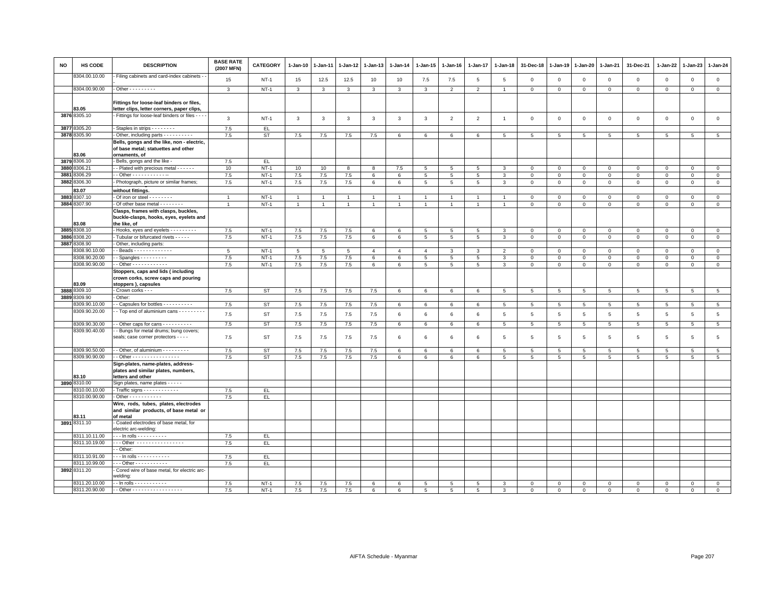| NO | HS CODE | DESCRIPTION | BASE RATE (2007 MFN) | CATEGORY | 1-Jan-10 | 1-Jan-11 | 1-Jan-12 | 1-Jan-13 | 1-Jan-14 | 1-Jan-15 | 1-Jan-16 | 1-Jan-17 | 1-Jan-18 | 31-Dec-18 | 1-Jan-19 | 1-Jan-20 | 1-Jan-21 | 31-Dec-21 | 1-Jan-22 | 1-Jan-23 | 1-Jan-24 |
|---|---|---|---|---|---|---|---|---|---|---|---|---|---|---|---|---|---|---|---|---|---|
| | 8304.00.10.00 | - Filing cabinets and card-index cabinets - - | 15 | NT-1 | 15 | 12.5 | 12.5 | 10 | 10 | 7.5 | 7.5 | 5 | 5 | 0 | 0 | 0 | 0 | 0 | 0 | 0 | 0 |
| | 8304.00.90.00 | - Other - - - - - - - - - | 3 | NT-1 | 3 | 3 | 3 | 3 | 3 | 3 | 2 | 2 | 1 | 0 | 0 | 0 | 0 | 0 | 0 | 0 | 0 |
| | 83.05 | **Fittings for loose-leaf binders or files, letter clips, letter corners, paper clips,** | | | | | | | | | | | | | | | | | | | |
| 3876 | 8305.10 | - Fittings for loose-leaf binders or files - - - - | 3 | NT-1 | 3 | 3 | 3 | 3 | 3 | 3 | 2 | 2 | 1 | 0 | 0 | 0 | 0 | 0 | 0 | 0 | 0 |
| 3877 | 8305.20 | - Staples in strips - - - - - - - - | 7.5 | EL | | | | | | | | | | | | | | | | | |
| 3878 | 8305.90 | - Other, including parts - - - - - - - - - - | 7.5 | ST | 7.5 | 7.5 | 7.5 | 7.5 | 6 | 6 | 6 | 6 | 5 | 5 | 5 | 5 | 5 | 5 | 5 | 5 | 5 |
| | 83.06 | **Bells, gongs and the like, non - electric, of base metal; statuettes and other ornaments, of** | | | | | | | | | | | | | | | | | | | |
| 3879 | 8306.10 | - Bells, gongs and the like - | 7.5 | EL | | | | | | | | | | | | | | | | | |
| 3880 | 8306.21 | - - Plated with precious metal - - - - - - | 10 | NT-1 | 10 | 10 | 8 | 8 | 7.5 | 5 | 5 | 5 | 3 | 0 | 0 | 0 | 0 | 0 | 0 | 0 | 0 |
| 3881 | 8306.29 | - - Other - - - - - - - - - - - -- | 7.5 | NT-1 | 7.5 | 7.5 | 7.5 | 6 | 6 | 5 | 5 | 5 | 3 | 0 | 0 | 0 | 0 | 0 | 0 | 0 | 0 |
| 3882 | 8306.30 | - Photograph, picture or similar frames; | 7.5 | NT-1 | 7.5 | 7.5 | 7.5 | 6 | 6 | 5 | 5 | 5 | 3 | 0 | 0 | 0 | 0 | 0 | 0 | 0 | 0 |
| | 83.07 | **without fittings.** | | | | | | | | | | | | | | | | | | | |
| 3883 | 8307.10 | - Of iron or steel - - - - - - - - | 1 | NT-1 | 1 | 1 | 1 | 1 | 1 | 1 | 1 | 1 | 1 | 0 | 0 | 0 | 0 | 0 | 0 | 0 | 0 |
| 3884 | 8307.90 | - Of other base metal - - - - - - - - | 1 | NT-1 | 1 | 1 | 1 | 1 | 1 | 1 | 1 | 1 | 1 | 0 | 0 | 0 | 0 | 0 | 0 | 0 | 0 |
| | 83.08 | **Clasps, frames with clasps, buckles, buckle-clasps, hooks, eyes, eyelets and the like, of** | | | | | | | | | | | | | | | | | | | |
| 3885 | 8308.10 | - Hooks, eyes and eyelets - - - - - - - - - - | 7.5 | NT-1 | 7.5 | 7.5 | 7.5 | 6 | 6 | 5 | 5 | 5 | 3 | 0 | 0 | 0 | 0 | 0 | 0 | 0 | 0 |
| 3886 | 8308.20 | - Tubular or bifurcated rivets - - - - - | 7.5 | NT-1 | 7.5 | 7.5 | 7.5 | 6 | 6 | 5 | 5 | 5 | 3 | 0 | 0 | 0 | 0 | 0 | 0 | 0 | 0 |
| 3887 | 8308.90 | - Other, including parts: | | | | | | | | | | | | | | | | | | | |
| | 8308.90.10.00 | - - Beads - - - - - - - - - - - - - | 5 | NT-1 | 5 | 5 | 5 | 4 | 4 | 4 | 3 | 3 | 2 | 0 | 0 | 0 | 0 | 0 | 0 | 0 | 0 |
| | 8308.90.20.00 | - - Spangles - - - - - - - - - | 7.5 | NT-1 | 7.5 | 7.5 | 7.5 | 6 | 6 | 5 | 5 | 5 | 3 | 0 | 0 | 0 | 0 | 0 | 0 | 0 | 0 |
| | 8308.90.90.00 | - - Other - - - - - - - - - - - - - - | 7.5 | NT-1 | 7.5 | 7.5 | 7.5 | 6 | 6 | 5 | 5 | 5 | 3 | 0 | 0 | 0 | 0 | 0 | 0 | 0 | 0 |
| | 83.09 | **Stoppers, caps and lids ( including crown corks, screw caps and pouring stoppers ), capsules** | | | | | | | | | | | | | | | | | | | |
| 3888 | 8309.10 | - Crown corks - - - | 7.5 | ST | 7.5 | 7.5 | 7.5 | 7.5 | 6 | 6 | 6 | 6 | 5 | 5 | 5 | 5 | 5 | 5 | 5 | 5 | 5 |
| 3889 | 8309.90 | - Other: | | | | | | | | | | | | | | | | | | | |
| | 8309.90.10.00 | - - Capsules for bottles - - - - - - - - - - - | 7.5 | ST | 7.5 | 7.5 | 7.5 | 7.5 | 6 | 6 | 6 | 6 | 5 | 5 | 5 | 5 | 5 | 5 | 5 | 5 | 5 |
| | 8309.90.20.00 | - - Top end of aluminium cans - - - - - - - - - - | 7.5 | ST | 7.5 | 7.5 | 7.5 | 7.5 | 6 | 6 | 6 | 6 | 5 | 5 | 5 | 5 | 5 | 5 | 5 | 5 | 5 |
| | 8309.90.30.00 | - - Other caps for cans - - - - - - - - - - | 7.5 | ST | 7.5 | 7.5 | 7.5 | 7.5 | 6 | 6 | 6 | 6 | 5 | 5 | 5 | 5 | 5 | 5 | 5 | 5 | 5 |
| | 8309.90.40.00 | - - Bungs for metal drums; bung covers; seals; case corner protectors - - - - | 7.5 | ST | 7.5 | 7.5 | 7.5 | 7.5 | 6 | 6 | 6 | 6 | 5 | 5 | 5 | 5 | 5 | 5 | 5 | 5 | 5 |
| | 8309.90.50.00 | - - Other, of aluminium - - - - - - - - - | 7.5 | ST | 7.5 | 7.5 | 7.5 | 7.5 | 6 | 6 | 6 | 6 | 5 | 5 | 5 | 5 | 5 | 5 | 5 | 5 | 5 |
| | 8309.90.90.00 | - - Other - - - - - - - - - - - - - - - - - | 7.5 | ST | 7.5 | 7.5 | 7.5 | 7.5 | 6 | 6 | 6 | 6 | 5 | 5 | 5 | 5 | 5 | 5 | 5 | 5 | 5 |
| | 83.10 | **Sign-plates, name-plates, address-plates and similar plates, numbers, letters and other** | | | | | | | | | | | | | | | | | | | |
| 3890 | 8310.00 | Sign plates, name plates - - - - - | | | | | | | | | | | | | | | | | | | |
| | 8310.00.10.00 | - Traffic signs - - - - - - - - - - - - | 7.5 | EL | | | | | | | | | | | | | | | | | |
| | 8310.00.90.00 | - Other - - - - - - - - - - - | 7.5 | EL | | | | | | | | | | | | | | | | | |
| | 83.11 | **Wire, rods, tubes, plates, electrodes and similar products, of base metal or of metal** | | | | | | | | | | | | | | | | | | | |
| 3891 | 8311.10 | - Coated electrodes of base metal, for electric arc-welding: | | | | | | | | | | | | | | | | | | | |
| | 8311.10.11.00 | - - - In rolls - - - - - - - - - - | 7.5 | EL | | | | | | | | | | | | | | | | | |
| | 8311.10.19.00 | - - - Other - - - - - - - - - - - - - - - - | 7.5 | EL | | | | | | | | | | | | | | | | | |
| | | - - Other: | | | | | | | | | | | | | | | | | | | |
| | 8311.10.91.00 | - - - In rolls - - - - - - - - - - - | 7.5 | EL | | | | | | | | | | | | | | | | | |
| | 8311.10.99.00 | - - - Other - - - - - - - - - - - | 7.5 | EL | | | | | | | | | | | | | | | | | |
| 3892 | 8311.20 | - Cored wire of base metal, for electric arc-welding: | | | | | | | | | | | | | | | | | | | |
| | 8311.20.10.00 | - - In rolls - - - - - - - - - - - | 7.5 | NT-1 | 7.5 | 7.5 | 7.5 | 6 | 6 | 5 | 5 | 5 | 3 | 0 | 0 | 0 | 0 | 0 | 0 | 0 | 0 |
| | 8311.20.90.00 | - - Other - - - - - - - - - - - - - - - - - | 7.5 | NT-1 | 7.5 | 7.5 | 7.5 | 6 | 6 | 5 | 5 | 5 | 3 | 0 | 0 | 0 | 0 | 0 | 0 | 0 | 0 |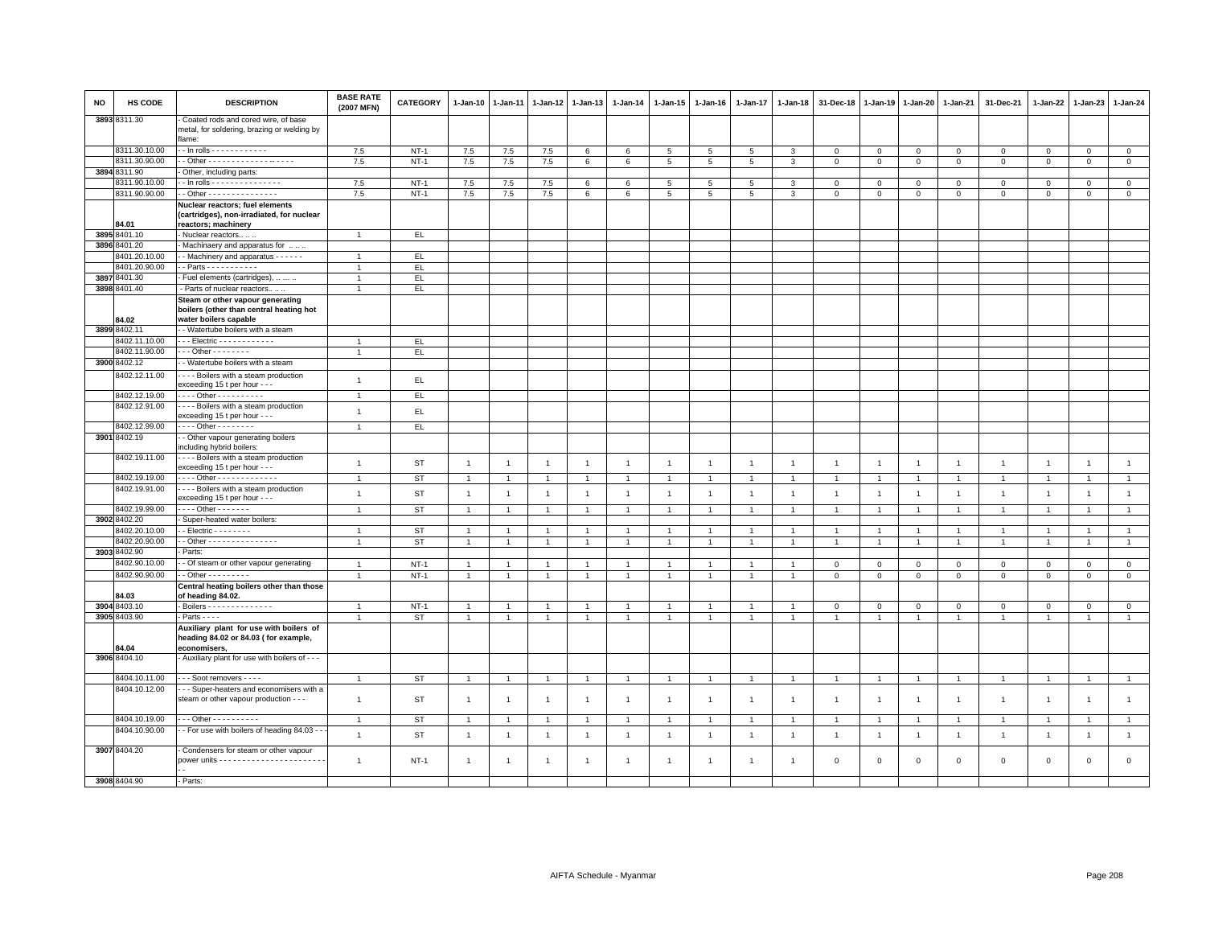| NO | HS CODE | DESCRIPTION | BASE RATE (2007 MFN) | CATEGORY | 1-Jan-10 | 1-Jan-11 | 1-Jan-12 | 1-Jan-13 | 1-Jan-14 | 1-Jan-15 | 1-Jan-16 | 1-Jan-17 | 1-Jan-18 | 31-Dec-18 | 1-Jan-19 | 1-Jan-20 | 1-Jan-21 | 31-Dec-21 | 1-Jan-22 | 1-Jan-23 | 1-Jan-24 |
|---|---|---|---|---|---|---|---|---|---|---|---|---|---|---|---|---|---|---|---|---|---|
| 3893 | 8311.30 | - Coated rods and cored wire, of base metal, for soldering, brazing or welding by flame: | | | | | | | | | | | | | | | | | | | |
| | 8311.30.10.00 | - - In rolls - - - - - - - - - - - - | 7.5 | NT-1 | 7.5 | 7.5 | 7.5 | 6 | 6 | 5 | 5 | 5 | 3 | 0 | 0 | 0 | 0 | 0 | 0 | 0 | 0 |
| | 8311.30.90.00 | - - Other - - - - - - - - - - - - - - - - - - - - | 7.5 | NT-1 | 7.5 | 7.5 | 7.5 | 6 | 6 | 5 | 5 | 5 | 3 | 0 | 0 | 0 | 0 | 0 | 0 | 0 | 0 |
| 3894 | 8311.90 | - Other, including parts: | | | | | | | | | | | | | | | | | | | |
| | 8311.90.10.00 | - - In rolls - - - - - - - - - - - - - - - | 7.5 | NT-1 | 7.5 | 7.5 | 7.5 | 6 | 6 | 5 | 5 | 5 | 3 | 0 | 0 | 0 | 0 | 0 | 0 | 0 | 0 |
| | 8311.90.90.00 | - - Other - - - - - - - - - - - - - - - | 7.5 | NT-1 | 7.5 | 7.5 | 7.5 | 6 | 6 | 5 | 5 | 5 | 3 | 0 | 0 | 0 | 0 | 0 | 0 | 0 | 0 |
| | 84.01 | **Nuclear reactors; fuel elements (cartridges), non-irradiated, for nuclear reactors; machinery** | | | | | | | | | | | | | | | | | | | |
| 3895 | 8401.10 | - Nuclear reactors.. .. .. | 1 | EL | | | | | | | | | | | | | | | | | |
| 3896 | 8401.20 | - Machinaery and apparatus for .. .. .. | | | | | | | | | | | | | | | | | | | |
| | 8401.20.10.00 | - - Machinery and apparatus - - - - - - | 1 | EL | | | | | | | | | | | | | | | | | |
| | 8401.20.90.00 | - - Parts - - - - - - - - - - - | 1 | EL | | | | | | | | | | | | | | | | | |
| 3897 | 8401.30 | - Fuel elements (cartridges), .. ... .. | 1 | EL | | | | | | | | | | | | | | | | | |
| 3898 | 8401.40 | - Parts of nuclear reactors.. .. .. | 1 | EL | | | | | | | | | | | | | | | | | |
| | 84.02 | **Steam or other vapour generating boilers (other than central heating hot water boilers capable** | | | | | | | | | | | | | | | | | | | |
| 3899 | 8402.11 | - - Watertube boilers with a steam | | | | | | | | | | | | | | | | | | | |
| | 8402.11.10.00 | - - - Electric - - - - - - - - - - - - | 1 | EL | | | | | | | | | | | | | | | | | |
| | 8402.11.90.00 | - - - Other - - - - - - - - | 1 | EL | | | | | | | | | | | | | | | | | |
| 3900 | 8402.12 | - - Watertube boilers with a steam | | | | | | | | | | | | | | | | | | | |
| | 8402.12.11.00 | - - - - Boilers with a steam production exceeding 15 t per hour - - - | 1 | EL | | | | | | | | | | | | | | | | | |
| | 8402.12.19.00 | - - - - Other - - - - - - - - - - | 1 | EL | | | | | | | | | | | | | | | | | |
| | 8402.12.91.00 | - - - - Boilers with a steam production exceeding 15 t per hour - - - | 1 | EL | | | | | | | | | | | | | | | | | |
| | 8402.12.99.00 | - - - - Other - - - - - - - - | 1 | EL | | | | | | | | | | | | | | | | | |
| 3901 | 8402.19 | - - Other vapour generating boilers including hybrid boilers: | | | | | | | | | | | | | | | | | | | |
| | 8402.19.11.00 | - - - - Boilers with a steam production exceeding 15 t per hour - - - | 1 | ST | 1 | 1 | 1 | 1 | 1 | 1 | 1 | 1 | 1 | 1 | 1 | 1 | 1 | 1 | 1 | 1 | 1 |
| | 8402.19.19.00 | - - - - Other - - - - - - - - - - - - - | 1 | ST | 1 | 1 | 1 | 1 | 1 | 1 | 1 | 1 | 1 | 1 | 1 | 1 | 1 | 1 | 1 | 1 | 1 |
| | 8402.19.91.00 | - - - - Boilers with a steam production exceeding 15 t per hour - - - | 1 | ST | 1 | 1 | 1 | 1 | 1 | 1 | 1 | 1 | 1 | 1 | 1 | 1 | 1 | 1 | 1 | 1 | 1 |
| | 8402.19.99.00 | - - - - Other - - - - - - - | 1 | ST | 1 | 1 | 1 | 1 | 1 | 1 | 1 | 1 | 1 | 1 | 1 | 1 | 1 | 1 | 1 | 1 | 1 |
| 3902 | 8402.20 | - Super-heated water boilers: | | | | | | | | | | | | | | | | | | | |
| | 8402.20.10.00 | - - Electric - - - - - - - - | 1 | ST | 1 | 1 | 1 | 1 | 1 | 1 | 1 | 1 | 1 | 1 | 1 | 1 | 1 | 1 | 1 | 1 | 1 |
| | 8402.20.90.00 | - - Other - - - - - - - - - - - - - - - | 1 | ST | 1 | 1 | 1 | 1 | 1 | 1 | 1 | 1 | 1 | 1 | 1 | 1 | 1 | 1 | 1 | 1 | 1 |
| 3903 | 8402.90 | - Parts: | | | | | | | | | | | | | | | | | | | |
| | 8402.90.10.00 | - - Of steam or other vapour generating | 1 | NT-1 | 1 | 1 | 1 | 1 | 1 | 1 | 1 | 1 | 1 | 0 | 0 | 0 | 0 | 0 | 0 | 0 | 0 |
| | 8402.90.90.00 | - - Other - - - - - - - - - | 1 | NT-1 | 1 | 1 | 1 | 1 | 1 | 1 | 1 | 1 | 1 | 0 | 0 | 0 | 0 | 0 | 0 | 0 | 0 |
| | 84.03 | **Central heating boilers other than those of heading 84.02.** | | | | | | | | | | | | | | | | | | | |
| 3904 | 8403.10 | - Boilers - - - - - - - - - - - - - - | 1 | NT-1 | 1 | 1 | 1 | 1 | 1 | 1 | 1 | 1 | 1 | 0 | 0 | 0 | 0 | 0 | 0 | 0 | 0 |
| 3905 | 8403.90 | - Parts - - - - | 1 | ST | 1 | 1 | 1 | 1 | 1 | 1 | 1 | 1 | 1 | 1 | 1 | 1 | 1 | 1 | 1 | 1 | 1 |
| | 84.04 | **Auxiliary plant for use with boilers of heading 84.02 or 84.03 ( for example, economisers,** | | | | | | | | | | | | | | | | | | | |
| 3906 | 8404.10 | - Auxiliary plant for use with boilers of - - - | | | | | | | | | | | | | | | | | | | |
| | 8404.10.11.00 | - - - Soot removers - - - - | 1 | ST | 1 | 1 | 1 | 1 | 1 | 1 | 1 | 1 | 1 | 1 | 1 | 1 | 1 | 1 | 1 | 1 | 1 |
| | 8404.10.12.00 | - - - Super-heaters and economisers with a steam or other vapour production - - - | 1 | ST | 1 | 1 | 1 | 1 | 1 | 1 | 1 | 1 | 1 | 1 | 1 | 1 | 1 | 1 | 1 | 1 | 1 |
| | 8404.10.19.00 | - - - Other - - - - - - - - - - | 1 | ST | 1 | 1 | 1 | 1 | 1 | 1 | 1 | 1 | 1 | 1 | 1 | 1 | 1 | 1 | 1 | 1 | 1 |
| | 8404.10.90.00 | - - For use with boilers of heading 84.03 - - - | 1 | ST | 1 | 1 | 1 | 1 | 1 | 1 | 1 | 1 | 1 | 1 | 1 | 1 | 1 | 1 | 1 | 1 | 1 |
| 3907 | 8404.20 | - Condensers for steam or other vapour power units - - - - - - - - - - - - - - - - - - - - - - - - | 1 | NT-1 | 1 | 1 | 1 | 1 | 1 | 1 | 1 | 1 | 1 | 0 | 0 | 0 | 0 | 0 | 0 | 0 | 0 |
| 3908 | 8404.90 | - Parts: | | | | | | | | | | | | | | | | | | | |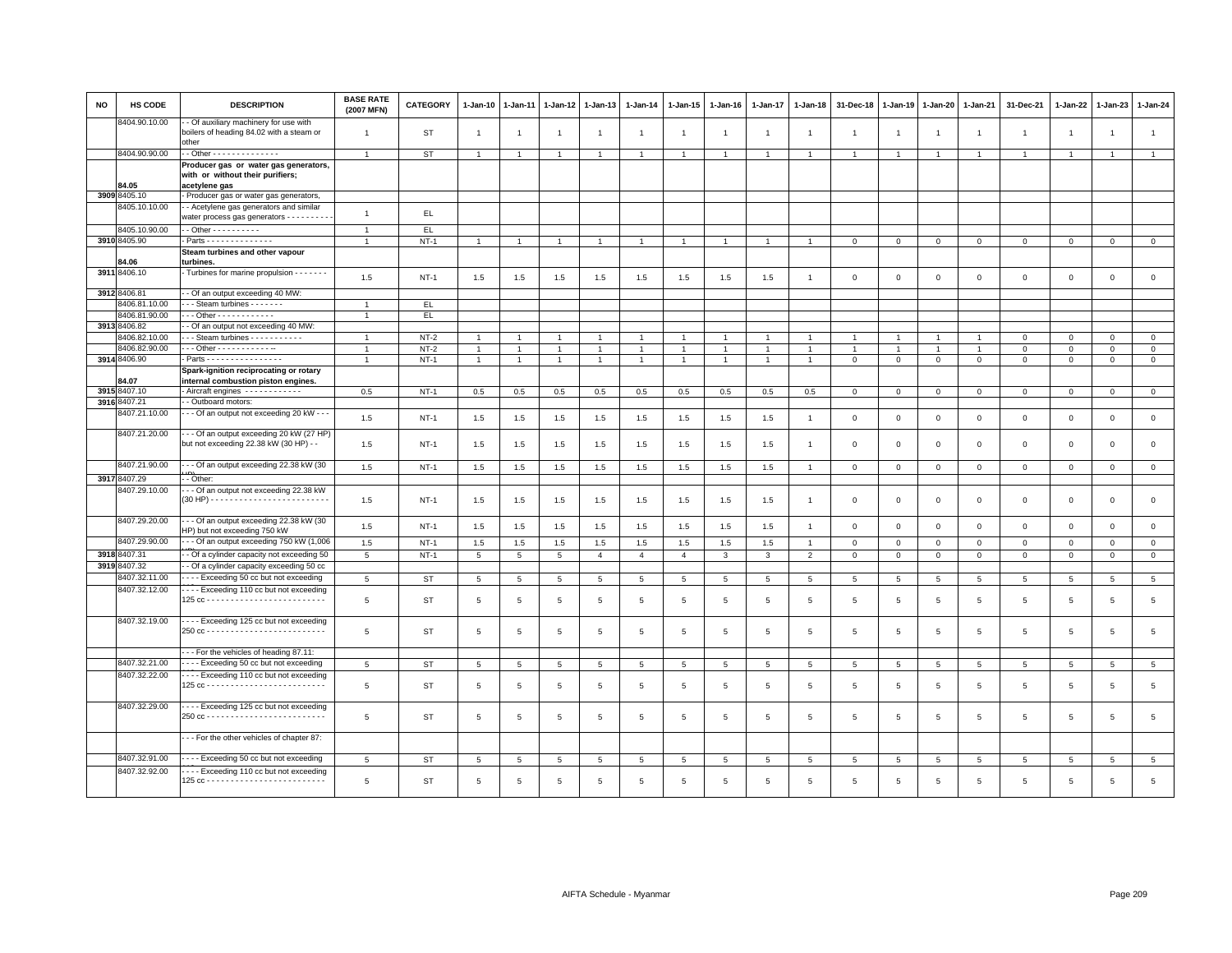| NO | HS CODE | DESCRIPTION | BASE RATE (2007 MFN) | CATEGORY | 1-Jan-10 | 1-Jan-11 | 1-Jan-12 | 1-Jan-13 | 1-Jan-14 | 1-Jan-15 | 1-Jan-16 | 1-Jan-17 | 1-Jan-18 | 31-Dec-18 | 1-Jan-19 | 1-Jan-20 | 1-Jan-21 | 31-Dec-21 | 1-Jan-22 | 1-Jan-23 | 1-Jan-24 |
|---|---|---|---|---|---|---|---|---|---|---|---|---|---|---|---|---|---|---|---|---|---|
| | 8404.90.10.00 | - - Of auxiliary machinery for use with boilers of heading 84.02 with a steam or other | 1 | ST | 1 | 1 | 1 | 1 | 1 | 1 | 1 | 1 | 1 | 1 | 1 | 1 | 1 | 1 | 1 | 1 | 1 |
| | 8404.90.90.00 | - - Other - - - - - - - - - - - - - - | 1 | ST | 1 | 1 | 1 | 1 | 1 | 1 | 1 | 1 | 1 | 1 | 1 | 1 | 1 | 1 | 1 | 1 | 1 |
| | 84.05 | **Producer gas or water gas generators, with or without their purifiers; acetylene gas** | | | | | | | | | | | | | | | | | | | |
| 3909 | 8405.10 | - Producer gas or water gas generators, | | | | | | | | | | | | | | | | | | | |
| | 8405.10.10.00 | - - Acetylene gas generators and similar water process gas generators - - - - - - - - - - | 1 | EL | | | | | | | | | | | | | | | | | |
| | 8405.10.90.00 | - - Other - - - - - - - - - - | 1 | EL | | | | | | | | | | | | | | | | | |
| 3910 | 8405.90 | - Parts - - - - - - - - - - - - - - - | 1 | NT-1 | 1 | 1 | 1 | 1 | 1 | 1 | 1 | 1 | 1 | 0 | 0 | 0 | 0 | 0 | 0 | 0 | 0 |
| | 84.06 | **Steam turbines and other vapour turbines.** | | | | | | | | | | | | | | | | | | | |
| 3911 | 8406.10 | - Turbines for marine propulsion - - - - - - - | 1.5 | NT-1 | 1.5 | 1.5 | 1.5 | 1.5 | 1.5 | 1.5 | 1.5 | 1.5 | 1 | 0 | 0 | 0 | 0 | 0 | 0 | 0 | 0 |
| 3912 | 8406.81 | - - Of an output exceeding 40 MW: | | | | | | | | | | | | | | | | | | | |
| | 8406.81.10.00 | - - - Steam turbines - - - - - - - | 1 | EL | | | | | | | | | | | | | | | | | |
| | 8406.81.90.00 | - - - Other - - - - - - - - - - - - | 1 | EL | | | | | | | | | | | | | | | | | |
| 3913 | 8406.82 | - - Of an output not exceeding 40 MW: | | | | | | | | | | | | | | | | | | | |
| | 8406.82.10.00 | - - - Steam turbines - - - - - - - - - - - | 1 | NT-2 | 1 | 1 | 1 | 1 | 1 | 1 | 1 | 1 | 1 | 1 | 1 | 1 | 1 | 0 | 0 | 0 | 0 |
| | 8406.82.90.00 | - - - Other - - - - - - - - - - - -- | 1 | NT-2 | 1 | 1 | 1 | 1 | 1 | 1 | 1 | 1 | 1 | 1 | 1 | 1 | 1 | 0 | 0 | 0 | 0 |
| 3914 | 8406.90 | - Parts - - - - - - - - - - - - - - - - | 1 | NT-1 | 1 | 1 | 1 | 1 | 1 | 1 | 1 | 1 | 1 | 0 | 0 | 0 | 0 | 0 | 0 | 0 | 0 |
| | 84.07 | **Spark-ignition reciprocating or rotary internal combustion piston engines.** | | | | | | | | | | | | | | | | | | | |
| 3915 | 8407.10 | - Aircraft engines - - - - - - - - - - - - | 0.5 | NT-1 | 0.5 | 0.5 | 0.5 | 0.5 | 0.5 | 0.5 | 0.5 | 0.5 | 0.5 | 0 | 0 | 0 | 0 | 0 | 0 | 0 | 0 |
| 3916 | 8407.21 | - - Outboard motors: | | | | | | | | | | | | | | | | | | | |
| | 8407.21.10.00 | - - - Of an output not exceeding 20 kW - - - | 1.5 | NT-1 | 1.5 | 1.5 | 1.5 | 1.5 | 1.5 | 1.5 | 1.5 | 1.5 | 1 | 0 | 0 | 0 | 0 | 0 | 0 | 0 | 0 |
| | 8407.21.20.00 | - - - Of an output exceeding 20 kW (27 HP) but not exceeding 22.38 kW (30 HP) - - | 1.5 | NT-1 | 1.5 | 1.5 | 1.5 | 1.5 | 1.5 | 1.5 | 1.5 | 1.5 | 1 | 0 | 0 | 0 | 0 | 0 | 0 | 0 | 0 |
| | 8407.21.90.00 | - - - Of an output exceeding 22.38 kW (30 HP) | 1.5 | NT-1 | 1.5 | 1.5 | 1.5 | 1.5 | 1.5 | 1.5 | 1.5 | 1.5 | 1 | 0 | 0 | 0 | 0 | 0 | 0 | 0 | 0 |
| 3917 | 8407.29 | - - Other: | | | | | | | | | | | | | | | | | | | |
| | 8407.29.10.00 | - - - Of an output not exceeding 22.38 kW (30 HP) - - - - - - - - - - - - - - - - - - - - - - - - - | 1.5 | NT-1 | 1.5 | 1.5 | 1.5 | 1.5 | 1.5 | 1.5 | 1.5 | 1.5 | 1 | 0 | 0 | 0 | 0 | 0 | 0 | 0 | 0 |
| | 8407.29.20.00 | - - - Of an output exceeding 22.38 kW (30 HP) but not exceeding 750 kW | 1.5 | NT-1 | 1.5 | 1.5 | 1.5 | 1.5 | 1.5 | 1.5 | 1.5 | 1.5 | 1 | 0 | 0 | 0 | 0 | 0 | 0 | 0 | 0 |
| | 8407.29.90.00 | - - - Of an output exceeding 750 kW (1,006 HP) | 1.5 | NT-1 | 1.5 | 1.5 | 1.5 | 1.5 | 1.5 | 1.5 | 1.5 | 1.5 | 1 | 0 | 0 | 0 | 0 | 0 | 0 | 0 | 0 |
| 3918 | 8407.31 | - - Of a cylinder capacity not exceeding 50 | 5 | NT-1 | 5 | 5 | 5 | 4 | 4 | 4 | 3 | 3 | 2 | 0 | 0 | 0 | 0 | 0 | 0 | 0 | 0 |
| 3919 | 8407.32 | - - Of a cylinder capacity exceeding 50 cc | | | | | | | | | | | | | | | | | | | |
| | 8407.32.11.00 | - - - - Exceeding 50 cc but not exceeding | 5 | ST | 5 | 5 | 5 | 5 | 5 | 5 | 5 | 5 | 5 | 5 | 5 | 5 | 5 | 5 | 5 | 5 | 5 |
| | 8407.32.12.00 | - - - - Exceeding 110 cc but not exceeding 125 cc - - - - - - - - - - - - - - - - - - - - - - - - - | 5 | ST | 5 | 5 | 5 | 5 | 5 | 5 | 5 | 5 | 5 | 5 | 5 | 5 | 5 | 5 | 5 | 5 | 5 |
| | 8407.32.19.00 | - - - - Exceeding 125 cc but not exceeding 250 cc - - - - - - - - - - - - - - - - - - - - - - - - - | 5 | ST | 5 | 5 | 5 | 5 | 5 | 5 | 5 | 5 | 5 | 5 | 5 | 5 | 5 | 5 | 5 | 5 | 5 |
| | | - - - For the vehicles of heading 87.11: | | | | | | | | | | | | | | | | | | | |
| | 8407.32.21.00 | - - - - Exceeding 50 cc but not exceeding | 5 | ST | 5 | 5 | 5 | 5 | 5 | 5 | 5 | 5 | 5 | 5 | 5 | 5 | 5 | 5 | 5 | 5 | 5 |
| | 8407.32.22.00 | - - - - Exceeding 110 cc but not exceeding 125 cc - - - - - - - - - - - - - - - - - - - - - - - - - | 5 | ST | 5 | 5 | 5 | 5 | 5 | 5 | 5 | 5 | 5 | 5 | 5 | 5 | 5 | 5 | 5 | 5 | 5 |
| | 8407.32.29.00 | - - - - Exceeding 125 cc but not exceeding 250 cc - - - - - - - - - - - - - - - - - - - - - - - - - | 5 | ST | 5 | 5 | 5 | 5 | 5 | 5 | 5 | 5 | 5 | 5 | 5 | 5 | 5 | 5 | 5 | 5 | 5 |
| | | - - - For the other vehicles of chapter 87: | | | | | | | | | | | | | | | | | | | |
| | 8407.32.91.00 | - - - - Exceeding 50 cc but not exceeding | 5 | ST | 5 | 5 | 5 | 5 | 5 | 5 | 5 | 5 | 5 | 5 | 5 | 5 | 5 | 5 | 5 | 5 | 5 |
| | 8407.32.92.00 | - - - - Exceeding 110 cc but not exceeding 125 cc - - - - - - - - - - - - - - - - - - - - - - - - - | 5 | ST | 5 | 5 | 5 | 5 | 5 | 5 | 5 | 5 | 5 | 5 | 5 | 5 | 5 | 5 | 5 | 5 | 5 |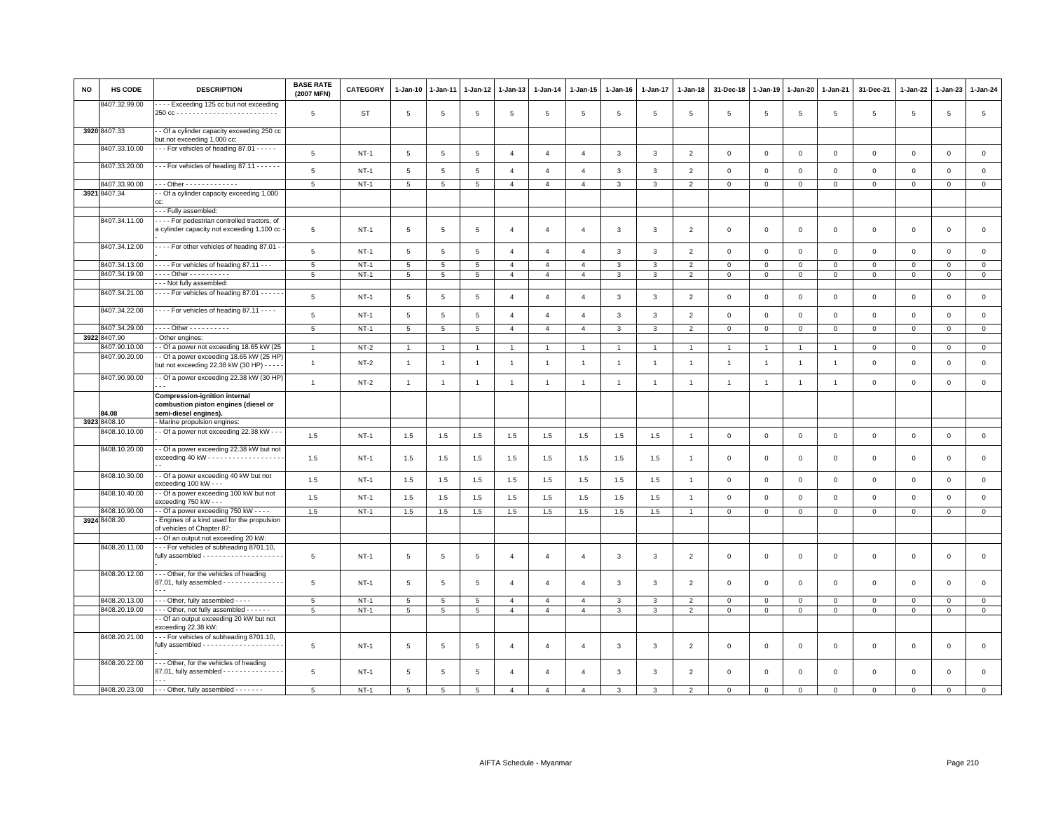| NO | HS CODE | DESCRIPTION | BASE RATE (2007 MFN) | CATEGORY | 1-Jan-10 | 1-Jan-11 | 1-Jan-12 | 1-Jan-13 | 1-Jan-14 | 1-Jan-15 | 1-Jan-16 | 1-Jan-17 | 1-Jan-18 | 31-Dec-18 | 1-Jan-19 | 1-Jan-20 | 1-Jan-21 | 31-Dec-21 | 1-Jan-22 | 1-Jan-23 | 1-Jan-24 |
|---|---|---|---|---|---|---|---|---|---|---|---|---|---|---|---|---|---|---|---|---|---|
| | 8407.32.99.00 | - - - - Exceeding 125 cc but not exceeding 250 cc - - - - - - - - - - - - - - - - - - - - - - - - - | 5 | ST | 5 | 5 | 5 | 5 | 5 | 5 | 5 | 5 | 5 | 5 | 5 | 5 | 5 | 5 | 5 | 5 | 5 |
| 3920 | 8407.33 | - - Of a cylinder capacity exceeding 250 cc but not exceeding 1,000 cc: | | | | | | | | | | | | | | | | | | | |
| | 8407.33.10.00 | - - - For vehicles of heading 87.01 - - - - - | 5 | NT-1 | 5 | 5 | 5 | 4 | 4 | 4 | 3 | 3 | 2 | 0 | 0 | 0 | 0 | 0 | 0 | 0 | 0 |
| | 8407.33.20.00 | - - - For vehicles of heading 87.11 - - - - - - | 5 | NT-1 | 5 | 5 | 5 | 4 | 4 | 4 | 3 | 3 | 2 | 0 | 0 | 0 | 0 | 0 | 0 | 0 | 0 |
| | 8407.33.90.00 | - - - Other - - - - - - - - - - - - - | 5 | NT-1 | 5 | 5 | 5 | 4 | 4 | 4 | 3 | 3 | 2 | 0 | 0 | 0 | 0 | 0 | 0 | 0 | 0 |
| 3921 | 8407.34 | - - Of a cylinder capacity exceeding 1,000 cc: | | | | | | | | | | | | | | | | | | | |
| | | - - - Fully assembled: | | | | | | | | | | | | | | | | | | | |
| | 8407.34.11.00 | - - - - For pedestrian controlled tractors, of a cylinder capacity not exceeding 1,100 cc - - | 5 | NT-1 | 5 | 5 | 5 | 4 | 4 | 4 | 3 | 3 | 2 | 0 | 0 | 0 | 0 | 0 | 0 | 0 | 0 |
| | 8407.34.12.00 | - - - - For other vehicles of heading 87.01 - - - | 5 | NT-1 | 5 | 5 | 5 | 4 | 4 | 4 | 3 | 3 | 2 | 0 | 0 | 0 | 0 | 0 | 0 | 0 | 0 |
| | 8407.34.13.00 | - - - - For vehicles of heading 87.11 - - - | 5 | NT-1 | 5 | 5 | 5 | 4 | 4 | 4 | 3 | 3 | 2 | 0 | 0 | 0 | 0 | 0 | 0 | 0 | 0 |
| | 8407.34.19.00 | - - - - Other - - - - - - - - - - | 5 | NT-1 | 5 | 5 | 5 | 4 | 4 | 4 | 3 | 3 | 2 | 0 | 0 | 0 | 0 | 0 | 0 | 0 | 0 |
| | | - - - Not fully assembled: | | | | | | | | | | | | | | | | | | | |
| | 8407.34.21.00 | - - - - For vehicles of heading 87.01 - - - - - - | 5 | NT-1 | 5 | 5 | 5 | 4 | 4 | 4 | 3 | 3 | 2 | 0 | 0 | 0 | 0 | 0 | 0 | 0 | 0 |
| | 8407.34.22.00 | - - - - For vehicles of heading 87.11 - - - - | 5 | NT-1 | 5 | 5 | 5 | 4 | 4 | 4 | 3 | 3 | 2 | 0 | 0 | 0 | 0 | 0 | 0 | 0 | 0 |
| | 8407.34.29.00 | - - - - Other - - - - - - - - - - | 5 | NT-1 | 5 | 5 | 5 | 4 | 4 | 4 | 3 | 3 | 2 | 0 | 0 | 0 | 0 | 0 | 0 | 0 | 0 |
| 3922 | 8407.90 | - Other engines: | | | | | | | | | | | | | | | | | | | |
| | 8407.90.10.00 | - - Of a power not exceeding 18.65 kW (25 | 1 | NT-2 | 1 | 1 | 1 | 1 | 1 | 1 | 1 | 1 | 1 | 1 | 1 | 1 | 1 | 0 | 0 | 0 | 0 |
| | 8407.90.20.00 | - - Of a power exceeding 18.65 kW (25 HP) but not exceeding 22.38 kW (30 HP) - - - - - | 1 | NT-2 | 1 | 1 | 1 | 1 | 1 | 1 | 1 | 1 | 1 | 1 | 1 | 1 | 1 | 0 | 0 | 0 | 0 |
| | 8407.90.90.00 | - - Of a power exceeding 22.38 kW (30 HP) - - - | 1 | NT-2 | 1 | 1 | 1 | 1 | 1 | 1 | 1 | 1 | 1 | 1 | 1 | 1 | 1 | 0 | 0 | 0 | 0 |
| | 84.08 | **Compression-ignition internal combustion piston engines (diesel or semi-diesel engines).** | | | | | | | | | | | | | | | | | | | |
| 3923 | 8408.10 | - Marine propulsion engines: | | | | | | | | | | | | | | | | | | | |
| | 8408.10.10.00 | - - Of a power not exceeding 22.38 kW - - - | 1.5 | NT-1 | 1.5 | 1.5 | 1.5 | 1.5 | 1.5 | 1.5 | 1.5 | 1.5 | 1 | 0 | 0 | 0 | 0 | 0 | 0 | 0 | 0 |
| | 8408.10.20.00 | - - Of a power exceeding 22.38 kW but not exceeding 40 kW - - - - - - - - - - - - - - - - - - - - - | 1.5 | NT-1 | 1.5 | 1.5 | 1.5 | 1.5 | 1.5 | 1.5 | 1.5 | 1.5 | 1 | 0 | 0 | 0 | 0 | 0 | 0 | 0 | 0 |
| | 8408.10.30.00 | - - Of a power exceeding 40 kW but not exceeding 100 kW - - - | 1.5 | NT-1 | 1.5 | 1.5 | 1.5 | 1.5 | 1.5 | 1.5 | 1.5 | 1.5 | 1 | 0 | 0 | 0 | 0 | 0 | 0 | 0 | 0 |
| | 8408.10.40.00 | - - Of a power exceeding 100 kW but not exceeding 750 kW - - - | 1.5 | NT-1 | 1.5 | 1.5 | 1.5 | 1.5 | 1.5 | 1.5 | 1.5 | 1.5 | 1 | 0 | 0 | 0 | 0 | 0 | 0 | 0 | 0 |
| | 8408.10.90.00 | - - Of a power exceeding 750 kW - - - - | 1.5 | NT-1 | 1.5 | 1.5 | 1.5 | 1.5 | 1.5 | 1.5 | 1.5 | 1.5 | 1 | 0 | 0 | 0 | 0 | 0 | 0 | 0 | 0 |
| 3924 | 8408.20 | - Engines of a kind used for the propulsion of vehicles of Chapter 87: | | | | | | | | | | | | | | | | | | | |
| | | - - Of an output not exceeding 20 kW: | | | | | | | | | | | | | | | | | | | |
| | 8408.20.11.00 | - - - For vehicles of subheading 8701.10, fully assembled - - - - - - - - - - - - - - - - - - - - - | 5 | NT-1 | 5 | 5 | 5 | 4 | 4 | 4 | 3 | 3 | 2 | 0 | 0 | 0 | 0 | 0 | 0 | 0 | 0 |
| | 8408.20.12.00 | - - - Other, for the vehicles of heading 87.01, fully assembled - - - - - - - - - - - - - - - - - - | 5 | NT-1 | 5 | 5 | 5 | 4 | 4 | 4 | 3 | 3 | 2 | 0 | 0 | 0 | 0 | 0 | 0 | 0 | 0 |
| | 8408.20.13.00 | - - - Other, fully assembled - - - - | 5 | NT-1 | 5 | 5 | 5 | 4 | 4 | 4 | 3 | 3 | 2 | 0 | 0 | 0 | 0 | 0 | 0 | 0 | 0 |
| | 8408.20.19.00 | - - - Other, not fully assembled - - - - - - | 5 | NT-1 | 5 | 5 | 5 | 4 | 4 | 4 | 3 | 3 | 2 | 0 | 0 | 0 | 0 | 0 | 0 | 0 | 0 |
| | | - - Of an output exceeding 20 kW but not exceeding 22.38 kW: | | | | | | | | | | | | | | | | | | | |
| | 8408.20.21.00 | - - - For vehicles of subheading 8701.10, fully assembled - - - - - - - - - - - - - - - - - - - - - | 5 | NT-1 | 5 | 5 | 5 | 4 | 4 | 4 | 3 | 3 | 2 | 0 | 0 | 0 | 0 | 0 | 0 | 0 | 0 |
| | 8408.20.22.00 | - - - Other, for the vehicles of heading 87.01, fully assembled - - - - - - - - - - - - - - - - - - | 5 | NT-1 | 5 | 5 | 5 | 4 | 4 | 4 | 3 | 3 | 2 | 0 | 0 | 0 | 0 | 0 | 0 | 0 | 0 |
| | 8408.20.23.00 | - - - Other, fully assembled - - - - - - - | 5 | NT-1 | 5 | 5 | 5 | 4 | 4 | 4 | 3 | 3 | 2 | 0 | 0 | 0 | 0 | 0 | 0 | 0 | 0 |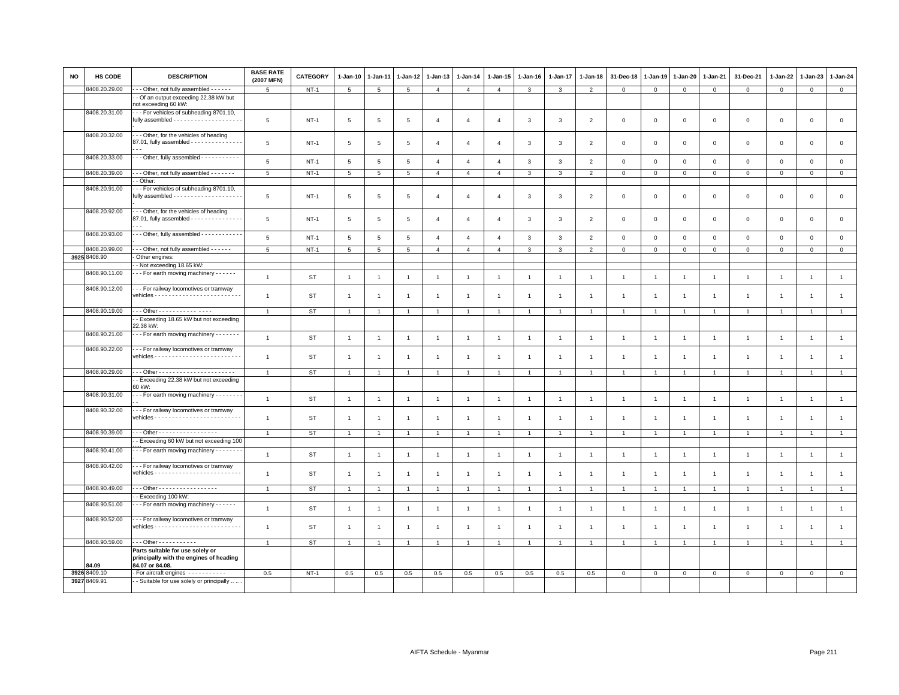| NO | HS CODE | DESCRIPTION | BASE RATE (2007 MFN) | CATEGORY | 1-Jan-10 | 1-Jan-11 | 1-Jan-12 | 1-Jan-13 | 1-Jan-14 | 1-Jan-15 | 1-Jan-16 | 1-Jan-17 | 1-Jan-18 | 31-Dec-18 | 1-Jan-19 | 1-Jan-20 | 1-Jan-21 | 31-Dec-21 | 1-Jan-22 | 1-Jan-23 | 1-Jan-24 |
|---|---|---|---|---|---|---|---|---|---|---|---|---|---|---|---|---|---|---|---|---|---|
| | 8408.20.29.00 | - - - Other, not fully assembled - - - - - - | 5 | NT-1 | 5 | 5 | 5 | 4 | 4 | 4 | 3 | 3 | 2 | 0 | 0 | 0 | 0 | 0 | 0 | 0 | 0 |
| | | - - Of an output exceeding 22.38 kW but not exceeding 60 kW: | | | | | | | | | | | | | | | | | | | |
| | 8408.20.31.00 | - - - For vehicles of subheading 8701.10, fully assembled - - - - - - - - - - - - - - - - - - - - - | 5 | NT-1 | 5 | 5 | 5 | 4 | 4 | 4 | 3 | 3 | 2 | 0 | 0 | 0 | 0 | 0 | 0 | 0 | 0 |
| | 8408.20.32.00 | - - - Other, for the vehicles of heading 87.01, fully assembled - - - - - - - - - - - - - - - - - - | 5 | NT-1 | 5 | 5 | 5 | 4 | 4 | 4 | 3 | 3 | 2 | 0 | 0 | 0 | 0 | 0 | 0 | 0 | 0 |
| | 8408.20.33.00 | - - - Other, fully assembled - - - - - - - - - - - - | 5 | NT-1 | 5 | 5 | 5 | 4 | 4 | 4 | 3 | 3 | 2 | 0 | 0 | 0 | 0 | 0 | 0 | 0 | 0 |
| | 8408.20.39.00 | - - - Other, not fully assembled - - - - - - - | 5 | NT-1 | 5 | 5 | 5 | 4 | 4 | 4 | 3 | 3 | 2 | 0 | 0 | 0 | 0 | 0 | 0 | 0 | 0 |
| | | - - Other: | | | | | | | | | | | | | | | | | | | |
| | 8408.20.91.00 | - - - For vehicles of subheading 8701.10, fully assembled - - - - - - - - - - - - - - - - - - - - - | 5 | NT-1 | 5 | 5 | 5 | 4 | 4 | 4 | 3 | 3 | 2 | 0 | 0 | 0 | 0 | 0 | 0 | 0 | 0 |
| | 8408.20.92.00 | - - - Other, for the vehicles of heading 87.01, fully assembled - - - - - - - - - - - - - - - - - - | 5 | NT-1 | 5 | 5 | 5 | 4 | 4 | 4 | 3 | 3 | 2 | 0 | 0 | 0 | 0 | 0 | 0 | 0 | 0 |
| | 8408.20.93.00 | - - - Other, fully assembled - - - - - - - - - - - - - | 5 | NT-1 | 5 | 5 | 5 | 4 | 4 | 4 | 3 | 3 | 2 | 0 | 0 | 0 | 0 | 0 | 0 | 0 | 0 |
| | 8408.20.99.00 | - - - Other, not fully assembled - - - - - - | 5 | NT-1 | 5 | 5 | 5 | 4 | 4 | 4 | 3 | 3 | 2 | 0 | 0 | 0 | 0 | 0 | 0 | 0 | 0 |
| 3925 | 8408.90 | - Other engines: | | | | | | | | | | | | | | | | | | | |
| | | - - Not exceeding 18.65 kW: | | | | | | | | | | | | | | | | | | | |
| | 8408.90.11.00 | - - - For earth moving machinery - - - - - - | 1 | ST | 1 | 1 | 1 | 1 | 1 | 1 | 1 | 1 | 1 | 1 | 1 | 1 | 1 | 1 | 1 | 1 | 1 |
| | 8408.90.12.00 | - - - For railway locomotives or tramway vehicles - - - - - - - - - - - - - - - - - - - - - - - - - | 1 | ST | 1 | 1 | 1 | 1 | 1 | 1 | 1 | 1 | 1 | 1 | 1 | 1 | 1 | 1 | 1 | 1 | 1 |
| | 8408.90.19.00 | - - - Other - - - - - - - - - - - - - - - - | 1 | ST | 1 | 1 | 1 | 1 | 1 | 1 | 1 | 1 | 1 | 1 | 1 | 1 | 1 | 1 | 1 | 1 | 1 |
| | | - - Exceeding 18.65 kW but not exceeding 22.38 kW: | | | | | | | | | | | | | | | | | | | |
| | 8408.90.21.00 | - - - For earth moving machinery - - - - - - - | 1 | ST | 1 | 1 | 1 | 1 | 1 | 1 | 1 | 1 | 1 | 1 | 1 | 1 | 1 | 1 | 1 | 1 | 1 |
| | 8408.90.22.00 | - - - For railway locomotives or tramway vehicles - - - - - - - - - - - - - - - - - - - - - - - - - | 1 | ST | 1 | 1 | 1 | 1 | 1 | 1 | 1 | 1 | 1 | 1 | 1 | 1 | 1 | 1 | 1 | 1 | 1 |
| | 8408.90.29.00 | - - - Other - - - - - - - - - - - - - - - - - - - - - - - | 1 | ST | 1 | 1 | 1 | 1 | 1 | 1 | 1 | 1 | 1 | 1 | 1 | 1 | 1 | 1 | 1 | 1 | 1 |
| | | - - Exceeding 22.38 kW but not exceeding 60 kW: | | | | | | | | | | | | | | | | | | | |
| | 8408.90.31.00 | - - - For earth moving machinery - - - - - - - - - - | 1 | ST | 1 | 1 | 1 | 1 | 1 | 1 | 1 | 1 | 1 | 1 | 1 | 1 | 1 | 1 | 1 | 1 | 1 |
| | 8408.90.32.00 | - - - For railway locomotives or tramway vehicles - - - - - - - - - - - - - - - - - - - - - - - - - | 1 | ST | 1 | 1 | 1 | 1 | 1 | 1 | 1 | 1 | 1 | 1 | 1 | 1 | 1 | 1 | 1 | 1 | 1 |
| | 8408.90.39.00 | - - - Other - - - - - - - - - - - - - - - - - - | 1 | ST | 1 | 1 | 1 | 1 | 1 | 1 | 1 | 1 | 1 | 1 | 1 | 1 | 1 | 1 | 1 | 1 | 1 |
| | | - - Exceeding 60 kW but not exceeding 100 kW: | | | | | | | | | | | | | | | | | | | |
| | 8408.90.41.00 | - - - For earth moving machinery - - - - - - - - | 1 | ST | 1 | 1 | 1 | 1 | 1 | 1 | 1 | 1 | 1 | 1 | 1 | 1 | 1 | 1 | 1 | 1 | 1 |
| | 8408.90.42.00 | - - - For railway locomotives or tramway vehicles - - - - - - - - - - - - - - - - - - - - - - - - - | 1 | ST | 1 | 1 | 1 | 1 | 1 | 1 | 1 | 1 | 1 | 1 | 1 | 1 | 1 | 1 | 1 | 1 | 1 |
| | 8408.90.49.00 | - - - Other - - - - - - - - - - - - - - - - - - | 1 | ST | 1 | 1 | 1 | 1 | 1 | 1 | 1 | 1 | 1 | 1 | 1 | 1 | 1 | 1 | 1 | 1 | 1 |
| | | - - Exceeding 100 kW: | | | | | | | | | | | | | | | | | | | |
| | 8408.90.51.00 | - - - For earth moving machinery - - - - - - | 1 | ST | 1 | 1 | 1 | 1 | 1 | 1 | 1 | 1 | 1 | 1 | 1 | 1 | 1 | 1 | 1 | 1 | 1 |
| | 8408.90.52.00 | - - - For railway locomotives or tramway vehicles - - - - - - - - - - - - - - - - - - - - - - - - - | 1 | ST | 1 | 1 | 1 | 1 | 1 | 1 | 1 | 1 | 1 | 1 | 1 | 1 | 1 | 1 | 1 | 1 | 1 |
| | 8408.90.59.00 | - - - Other - - - - - - - - - - - - | 1 | ST | 1 | 1 | 1 | 1 | 1 | 1 | 1 | 1 | 1 | 1 | 1 | 1 | 1 | 1 | 1 | 1 | 1 |
| | 84.09 | **Parts suitable for use solely or principally with the engines of heading 84.07 or 84.08.** | | | | | | | | | | | | | | | | | | | |
| 3926 | 8409.10 | - For aircraft engines - - - - - - - - - - - - | 0.5 | NT-1 | 0.5 | 0.5 | 0.5 | 0.5 | 0.5 | 0.5 | 0.5 | 0.5 | 0.5 | 0 | 0 | 0 | 0 | 0 | 0 | 0 | 0 |
| 3927 | 8409.91 | - - Suitable for use solely or principally .. .. . | | | | | | | | | | | | | | | | | | | |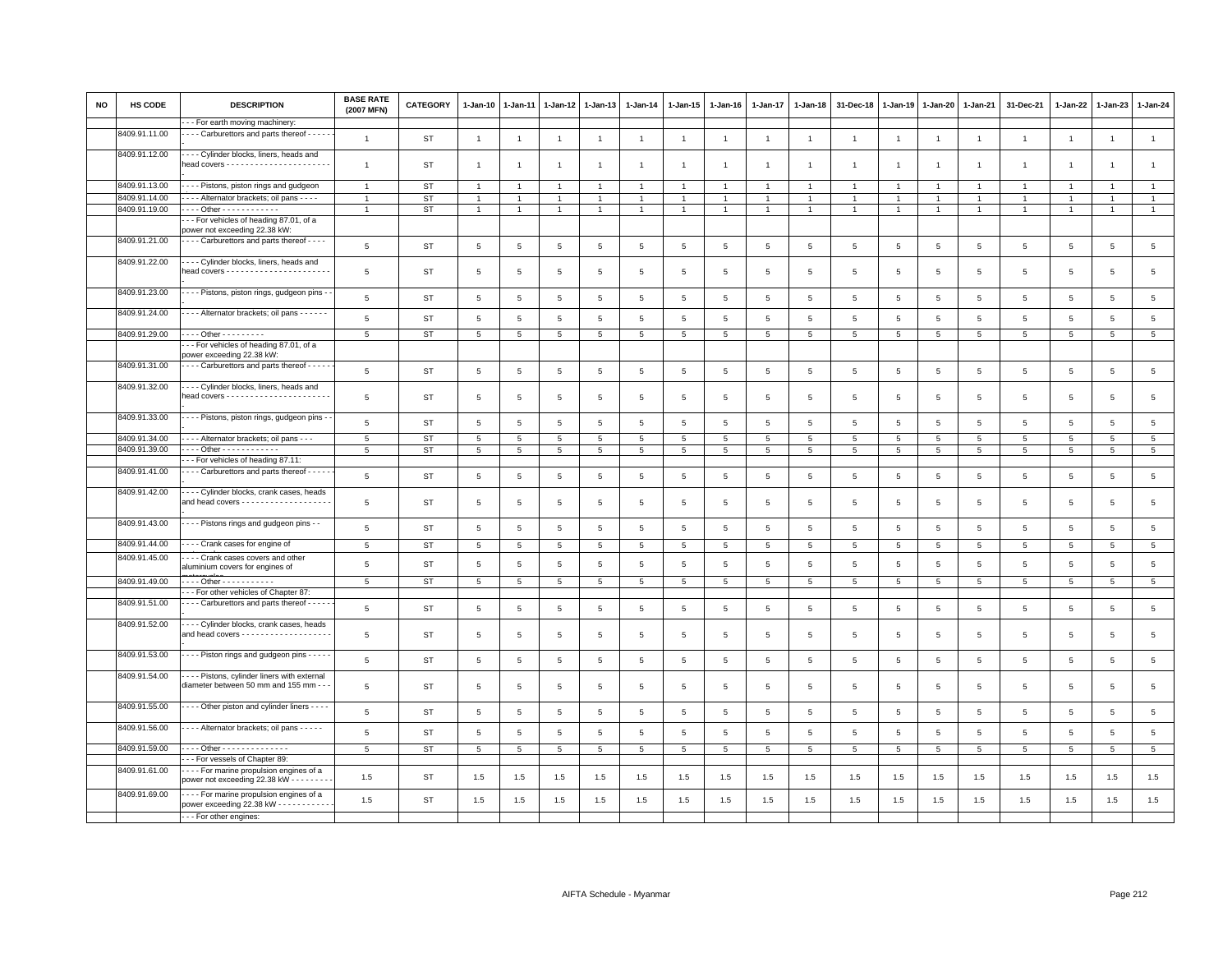| NO | HS CODE | DESCRIPTION | BASE RATE (2007 MFN) | CATEGORY | 1-Jan-10 | 1-Jan-11 | 1-Jan-12 | 1-Jan-13 | 1-Jan-14 | 1-Jan-15 | 1-Jan-16 | 1-Jan-17 | 1-Jan-18 | 31-Dec-18 | 1-Jan-19 | 1-Jan-20 | 1-Jan-21 | 31-Dec-21 | 1-Jan-22 | 1-Jan-23 | 1-Jan-24 |
|---|---|---|---|---|---|---|---|---|---|---|---|---|---|---|---|---|---|---|---|---|---|
| | | - - - For earth moving machinery: | | | | | | | | | | | | | | | | | | | |
| | 8409.91.11.00 | - - - - Carburettors and parts thereof - - - - - | 1 | ST | 1 | 1 | 1 | 1 | 1 | 1 | 1 | 1 | 1 | 1 | 1 | 1 | 1 | 1 | 1 | 1 | 1 |
| | 8409.91.12.00 | - - - - Cylinder blocks, liners, heads and head covers - - - - - - - - - - - - - - - - - - - - - - | 1 | ST | 1 | 1 | 1 | 1 | 1 | 1 | 1 | 1 | 1 | 1 | 1 | 1 | 1 | 1 | 1 | 1 | 1 |
| | 8409.91.13.00 | - - - - Pistons, piston rings and gudgeon | 1 | ST | 1 | 1 | 1 | 1 | 1 | 1 | 1 | 1 | 1 | 1 | 1 | 1 | 1 | 1 | 1 | 1 | 1 |
| | 8409.91.14.00 | - - - - Alternator brackets; oil pans - - - - | 1 | ST | 1 | 1 | 1 | 1 | 1 | 1 | 1 | 1 | 1 | 1 | 1 | 1 | 1 | 1 | 1 | 1 | 1 |
| | 8409.91.19.00 | - - - - Other - - - - - - - - - - - - | 1 | ST | 1 | 1 | 1 | 1 | 1 | 1 | 1 | 1 | 1 | 1 | 1 | 1 | 1 | 1 | 1 | 1 | 1 |
| | | - - - For vehicles of heading 87.01, of a power not exceeding 22.38 kW: | | | | | | | | | | | | | | | | | | | |
| | 8409.91.21.00 | - - - - Carburettors and parts thereof - - - - | 5 | ST | 5 | 5 | 5 | 5 | 5 | 5 | 5 | 5 | 5 | 5 | 5 | 5 | 5 | 5 | 5 | 5 | 5 |
| | 8409.91.22.00 | - - - - Cylinder blocks, liners, heads and head covers - - - - - - - - - - - - - - - - - - - - - - | 5 | ST | 5 | 5 | 5 | 5 | 5 | 5 | 5 | 5 | 5 | 5 | 5 | 5 | 5 | 5 | 5 | 5 | 5 |
| | 8409.91.23.00 | - - - - Pistons, piston rings, gudgeon pins - - | 5 | ST | 5 | 5 | 5 | 5 | 5 | 5 | 5 | 5 | 5 | 5 | 5 | 5 | 5 | 5 | 5 | 5 | 5 |
| | 8409.91.24.00 | - - - - Alternator brackets; oil pans - - - - - - | 5 | ST | 5 | 5 | 5 | 5 | 5 | 5 | 5 | 5 | 5 | 5 | 5 | 5 | 5 | 5 | 5 | 5 | 5 |
| | 8409.91.29.00 | - - - - Other - - - - - - - - - | 5 | ST | 5 | 5 | 5 | 5 | 5 | 5 | 5 | 5 | 5 | 5 | 5 | 5 | 5 | 5 | 5 | 5 | 5 |
| | | - - - For vehicles of heading 87.01, of a power exceeding 22.38 kW: | | | | | | | | | | | | | | | | | | | |
| | 8409.91.31.00 | - - - - Carburettors and parts thereof - - - - - | 5 | ST | 5 | 5 | 5 | 5 | 5 | 5 | 5 | 5 | 5 | 5 | 5 | 5 | 5 | 5 | 5 | 5 | 5 |
| | 8409.91.32.00 | - - - - Cylinder blocks, liners, heads and head covers - - - - - - - - - - - - - - - - - - - - - - | 5 | ST | 5 | 5 | 5 | 5 | 5 | 5 | 5 | 5 | 5 | 5 | 5 | 5 | 5 | 5 | 5 | 5 | 5 |
| | 8409.91.33.00 | - - - - Pistons, piston rings, gudgeon pins - - | 5 | ST | 5 | 5 | 5 | 5 | 5 | 5 | 5 | 5 | 5 | 5 | 5 | 5 | 5 | 5 | 5 | 5 | 5 |
| | 8409.91.34.00 | - - - - Alternator brackets; oil pans - - - | 5 | ST | 5 | 5 | 5 | 5 | 5 | 5 | 5 | 5 | 5 | 5 | 5 | 5 | 5 | 5 | 5 | 5 | 5 |
| | 8409.91.39.00 | - - - - Other - - - - - - - - - - - - | 5 | ST | 5 | 5 | 5 | 5 | 5 | 5 | 5 | 5 | 5 | 5 | 5 | 5 | 5 | 5 | 5 | 5 | 5 |
| | | - - - For vehicles of heading 87.11: | | | | | | | | | | | | | | | | | | | |
| | 8409.91.41.00 | - - - - Carburettors and parts thereof - - - - - | 5 | ST | 5 | 5 | 5 | 5 | 5 | 5 | 5 | 5 | 5 | 5 | 5 | 5 | 5 | 5 | 5 | 5 | 5 |
| | 8409.91.42.00 | - - - - Cylinder blocks, crank cases, heads and head covers - - - - - - - - - - - - - - - - - - - - | 5 | ST | 5 | 5 | 5 | 5 | 5 | 5 | 5 | 5 | 5 | 5 | 5 | 5 | 5 | 5 | 5 | 5 | 5 |
| | 8409.91.43.00 | - - - - Pistons rings and gudgeon pins - - | 5 | ST | 5 | 5 | 5 | 5 | 5 | 5 | 5 | 5 | 5 | 5 | 5 | 5 | 5 | 5 | 5 | 5 | 5 |
| | 8409.91.44.00 | - - - - Crank cases for engine of | 5 | ST | 5 | 5 | 5 | 5 | 5 | 5 | 5 | 5 | 5 | 5 | 5 | 5 | 5 | 5 | 5 | 5 | 5 |
| | 8409.91.45.00 | - - - - Crank cases covers and other aluminium covers for engines of | 5 | ST | 5 | 5 | 5 | 5 | 5 | 5 | 5 | 5 | 5 | 5 | 5 | 5 | 5 | 5 | 5 | 5 | 5 |
| | 8409.91.49.00 | - - - - Other - - - - - - - - - - - | 5 | ST | 5 | 5 | 5 | 5 | 5 | 5 | 5 | 5 | 5 | 5 | 5 | 5 | 5 | 5 | 5 | 5 | 5 |
| | | - - - For other vehicles of Chapter 87: | | | | | | | | | | | | | | | | | | | |
| | 8409.91.51.00 | - - - - Carburettors and parts thereof - - - - - | 5 | ST | 5 | 5 | 5 | 5 | 5 | 5 | 5 | 5 | 5 | 5 | 5 | 5 | 5 | 5 | 5 | 5 | 5 |
| | 8409.91.52.00 | - - - - Cylinder blocks, crank cases, heads and head covers - - - - - - - - - - - - - - - - - - - - | 5 | ST | 5 | 5 | 5 | 5 | 5 | 5 | 5 | 5 | 5 | 5 | 5 | 5 | 5 | 5 | 5 | 5 | 5 |
| | 8409.91.53.00 | - - - - Piston rings and gudgeon pins - - - - - | 5 | ST | 5 | 5 | 5 | 5 | 5 | 5 | 5 | 5 | 5 | 5 | 5 | 5 | 5 | 5 | 5 | 5 | 5 |
| | 8409.91.54.00 | - - - - Pistons, cylinder liners with external diameter between 50 mm and 155 mm - - - | 5 | ST | 5 | 5 | 5 | 5 | 5 | 5 | 5 | 5 | 5 | 5 | 5 | 5 | 5 | 5 | 5 | 5 | 5 |
| | 8409.91.55.00 | - - - - Other piston and cylinder liners - - - - | 5 | ST | 5 | 5 | 5 | 5 | 5 | 5 | 5 | 5 | 5 | 5 | 5 | 5 | 5 | 5 | 5 | 5 | 5 |
| | 8409.91.56.00 | - - - - Alternator brackets; oil pans - - - - - | 5 | ST | 5 | 5 | 5 | 5 | 5 | 5 | 5 | 5 | 5 | 5 | 5 | 5 | 5 | 5 | 5 | 5 | 5 |
| | 8409.91.59.00 | - - - - Other - - - - - - - - - - - - - - | 5 | ST | 5 | 5 | 5 | 5 | 5 | 5 | 5 | 5 | 5 | 5 | 5 | 5 | 5 | 5 | 5 | 5 | 5 |
| | | - - - For vessels of Chapter 89: | | | | | | | | | | | | | | | | | | | |
| | 8409.91.61.00 | - - - - For marine propulsion engines of a power not exceeding 22.38 kW - - - - - - - - - | 1.5 | ST | 1.5 | 1.5 | 1.5 | 1.5 | 1.5 | 1.5 | 1.5 | 1.5 | 1.5 | 1.5 | 1.5 | 1.5 | 1.5 | 1.5 | 1.5 | 1.5 | 1.5 |
| | 8409.91.69.00 | - - - - For marine propulsion engines of a power exceeding 22.38 kW - - - - - - - - - - - | 1.5 | ST | 1.5 | 1.5 | 1.5 | 1.5 | 1.5 | 1.5 | 1.5 | 1.5 | 1.5 | 1.5 | 1.5 | 1.5 | 1.5 | 1.5 | 1.5 | 1.5 | 1.5 |
| | | - - - For other engines: | | | | | | | | | | | | | | | | | | | |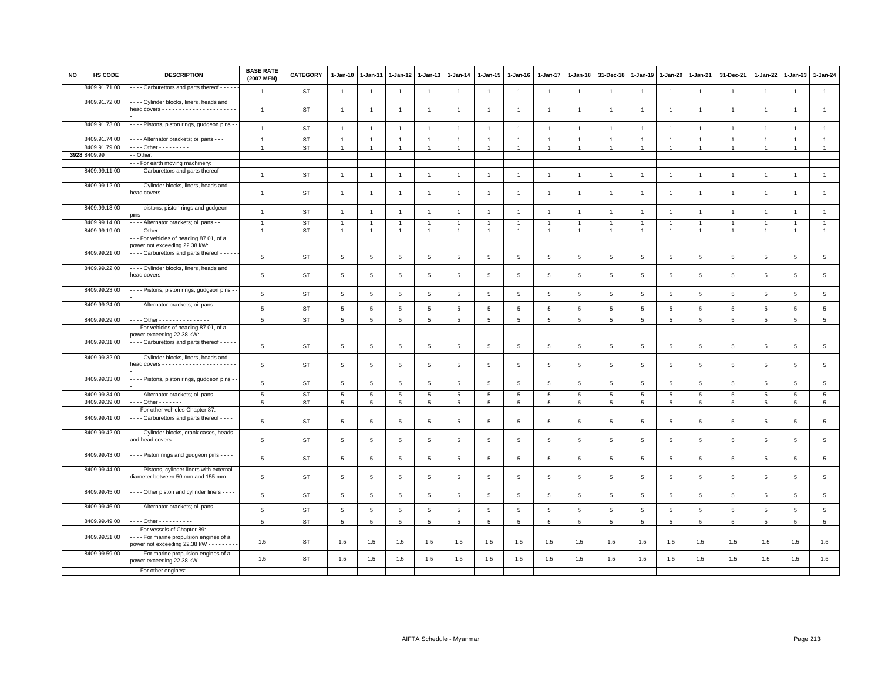| NO | HS CODE | DESCRIPTION | BASE RATE (2007 MFN) | CATEGORY | 1-Jan-10 | 1-Jan-11 | 1-Jan-12 | 1-Jan-13 | 1-Jan-14 | 1-Jan-15 | 1-Jan-16 | 1-Jan-17 | 1-Jan-18 | 31-Dec-18 | 1-Jan-19 | 1-Jan-20 | 1-Jan-21 | 31-Dec-21 | 1-Jan-22 | 1-Jan-23 | 1-Jan-24 |
|---|---|---|---|---|---|---|---|---|---|---|---|---|---|---|---|---|---|---|---|---|---|
| | 8409.91.71.00 | - - - - Carburettors and parts thereof - - - - - - | 1 | ST | 1 | 1 | 1 | 1 | 1 | 1 | 1 | 1 | 1 | 1 | 1 | 1 | 1 | 1 | 1 | 1 | 1 |
| | 8409.91.72.00 | - - - - Cylinder blocks, liners, heads and head covers - - - - - - - - - - - - - - - - - - - - - - - | 1 | ST | 1 | 1 | 1 | 1 | 1 | 1 | 1 | 1 | 1 | 1 | 1 | 1 | 1 | 1 | 1 | 1 | 1 |
| | 8409.91.73.00 | - - - - Pistons, piston rings, gudgeon pins - - | 1 | ST | 1 | 1 | 1 | 1 | 1 | 1 | 1 | 1 | 1 | 1 | 1 | 1 | 1 | 1 | 1 | 1 | 1 |
| | 8409.91.74.00 | - - - - Alternator brackets; oil pans - - - | 1 | ST | 1 | 1 | 1 | 1 | 1 | 1 | 1 | 1 | 1 | 1 | 1 | 1 | 1 | 1 | 1 | 1 | 1 |
| | 8409.91.79.00 | - - - - Other - - - - - - - - - | 1 | ST | 1 | 1 | 1 | 1 | 1 | 1 | 1 | 1 | 1 | 1 | 1 | 1 | 1 | 1 | 1 | 1 | 1 |
| 3928 | 8409.99 | - - Other: | | | | | | | | | | | | | | | | | | | |
| | | - - - For earth moving machinery: | | | | | | | | | | | | | | | | | | | |
| | 8409.99.11.00 | - - - - Carburettors and parts thereof - - - - - | 1 | ST | 1 | 1 | 1 | 1 | 1 | 1 | 1 | 1 | 1 | 1 | 1 | 1 | 1 | 1 | 1 | 1 | 1 |
| | 8409.99.12.00 | - - - - Cylinder blocks, liners, heads and head covers - - - - - - - - - - - - - - - - - - - - - - - | 1 | ST | 1 | 1 | 1 | 1 | 1 | 1 | 1 | 1 | 1 | 1 | 1 | 1 | 1 | 1 | 1 | 1 | 1 |
| | 8409.99.13.00 | - - - - pistons, piston rings and gudgeon pins - | 1 | ST | 1 | 1 | 1 | 1 | 1 | 1 | 1 | 1 | 1 | 1 | 1 | 1 | 1 | 1 | 1 | 1 | 1 |
| | 8409.99.14.00 | - - - - Alternator brackets; oil pans - - | 1 | ST | 1 | 1 | 1 | 1 | 1 | 1 | 1 | 1 | 1 | 1 | 1 | 1 | 1 | 1 | 1 | 1 | 1 |
| | 8409.99.19.00 | - - - - Other - - - - - - | 1 | ST | 1 | 1 | 1 | 1 | 1 | 1 | 1 | 1 | 1 | 1 | 1 | 1 | 1 | 1 | 1 | 1 | 1 |
| | | - - - For vehicles of heading 87.01, of a power not exceeding 22.38 kW: | | | | | | | | | | | | | | | | | | | |
| | 8409.99.21.00 | - - - - Carburettors and parts thereof - - - - - - | 5 | ST | 5 | 5 | 5 | 5 | 5 | 5 | 5 | 5 | 5 | 5 | 5 | 5 | 5 | 5 | 5 | 5 | 5 |
| | 8409.99.22.00 | - - - - Cylinder blocks, liners, heads and head covers - - - - - - - - - - - - - - - - - - - - - - - | 5 | ST | 5 | 5 | 5 | 5 | 5 | 5 | 5 | 5 | 5 | 5 | 5 | 5 | 5 | 5 | 5 | 5 | 5 |
| | 8409.99.23.00 | - - - - Pistons, piston rings, gudgeon pins - - | 5 | ST | 5 | 5 | 5 | 5 | 5 | 5 | 5 | 5 | 5 | 5 | 5 | 5 | 5 | 5 | 5 | 5 | 5 |
| | 8409.99.24.00 | - - - - Alternator brackets; oil pans - - - - - | 5 | ST | 5 | 5 | 5 | 5 | 5 | 5 | 5 | 5 | 5 | 5 | 5 | 5 | 5 | 5 | 5 | 5 | 5 |
| | 8409.99.29.00 | - - - - Other - - - - - - - - - - - - - - - | 5 | ST | 5 | 5 | 5 | 5 | 5 | 5 | 5 | 5 | 5 | 5 | 5 | 5 | 5 | 5 | 5 | 5 | 5 |
| | | - - - For vehicles of heading 87.01, of a power exceeding 22.38 kW: | | | | | | | | | | | | | | | | | | | |
| | 8409.99.31.00 | - - - - Carburettors and parts thereof - - - - - | 5 | ST | 5 | 5 | 5 | 5 | 5 | 5 | 5 | 5 | 5 | 5 | 5 | 5 | 5 | 5 | 5 | 5 | 5 |
| | 8409.99.32.00 | - - - - Cylinder blocks, liners, heads and head covers - - - - - - - - - - - - - - - - - - - - - - - | 5 | ST | 5 | 5 | 5 | 5 | 5 | 5 | 5 | 5 | 5 | 5 | 5 | 5 | 5 | 5 | 5 | 5 | 5 |
| | 8409.99.33.00 | - - - - Pistons, piston rings, gudgeon pins - - | 5 | ST | 5 | 5 | 5 | 5 | 5 | 5 | 5 | 5 | 5 | 5 | 5 | 5 | 5 | 5 | 5 | 5 | 5 |
| | 8409.99.34.00 | - - - - Alternator brackets; oil pans - - - | 5 | ST | 5 | 5 | 5 | 5 | 5 | 5 | 5 | 5 | 5 | 5 | 5 | 5 | 5 | 5 | 5 | 5 | 5 |
| | 8409.99.39.00 | - - - - Other - - - - - - - | 5 | ST | 5 | 5 | 5 | 5 | 5 | 5 | 5 | 5 | 5 | 5 | 5 | 5 | 5 | 5 | 5 | 5 | 5 |
| | | - - - For other vehicles Chapter 87: | | | | | | | | | | | | | | | | | | | |
| | 8409.99.41.00 | - - - - Carburettors and parts thereof - - - - | 5 | ST | 5 | 5 | 5 | 5 | 5 | 5 | 5 | 5 | 5 | 5 | 5 | 5 | 5 | 5 | 5 | 5 | 5 |
| | 8409.99.42.00 | - - - - Cylinder blocks, crank cases, heads and head covers - - - - - - - - - - - - - - - - - - - | 5 | ST | 5 | 5 | 5 | 5 | 5 | 5 | 5 | 5 | 5 | 5 | 5 | 5 | 5 | 5 | 5 | 5 | 5 |
| | 8409.99.43.00 | - - - - Piston rings and gudgeon pins - - - - | 5 | ST | 5 | 5 | 5 | 5 | 5 | 5 | 5 | 5 | 5 | 5 | 5 | 5 | 5 | 5 | 5 | 5 | 5 |
| | 8409.99.44.00 | - - - - Pistons, cylinder liners with external diameter between 50 mm and 155 mm - - - | 5 | ST | 5 | 5 | 5 | 5 | 5 | 5 | 5 | 5 | 5 | 5 | 5 | 5 | 5 | 5 | 5 | 5 | 5 |
| | 8409.99.45.00 | - - - - Other piston and cylinder liners - - - - | 5 | ST | 5 | 5 | 5 | 5 | 5 | 5 | 5 | 5 | 5 | 5 | 5 | 5 | 5 | 5 | 5 | 5 | 5 |
| | 8409.99.46.00 | - - - - Alternator brackets; oil pans - - - - - | 5 | ST | 5 | 5 | 5 | 5 | 5 | 5 | 5 | 5 | 5 | 5 | 5 | 5 | 5 | 5 | 5 | 5 | 5 |
| | 8409.99.49.00 | - - - - Other - - - - - - - - - - | 5 | ST | 5 | 5 | 5 | 5 | 5 | 5 | 5 | 5 | 5 | 5 | 5 | 5 | 5 | 5 | 5 | 5 | 5 |
| | | - - - For vessels of Chapter 89: | | | | | | | | | | | | | | | | | | | |
| | 8409.99.51.00 | - - - - For marine propulsion engines of a power not exceeding 22.38 kW - - - - - - - - - | 1.5 | ST | 1.5 | 1.5 | 1.5 | 1.5 | 1.5 | 1.5 | 1.5 | 1.5 | 1.5 | 1.5 | 1.5 | 1.5 | 1.5 | 1.5 | 1.5 | 1.5 | 1.5 |
| | 8409.99.59.00 | - - - - For marine propulsion engines of a power exceeding 22.38 kW - - - - - - - - - - - - | 1.5 | ST | 1.5 | 1.5 | 1.5 | 1.5 | 1.5 | 1.5 | 1.5 | 1.5 | 1.5 | 1.5 | 1.5 | 1.5 | 1.5 | 1.5 | 1.5 | 1.5 | 1.5 |
| | | - - - For other engines: | | | | | | | | | | | | | | | | | | | |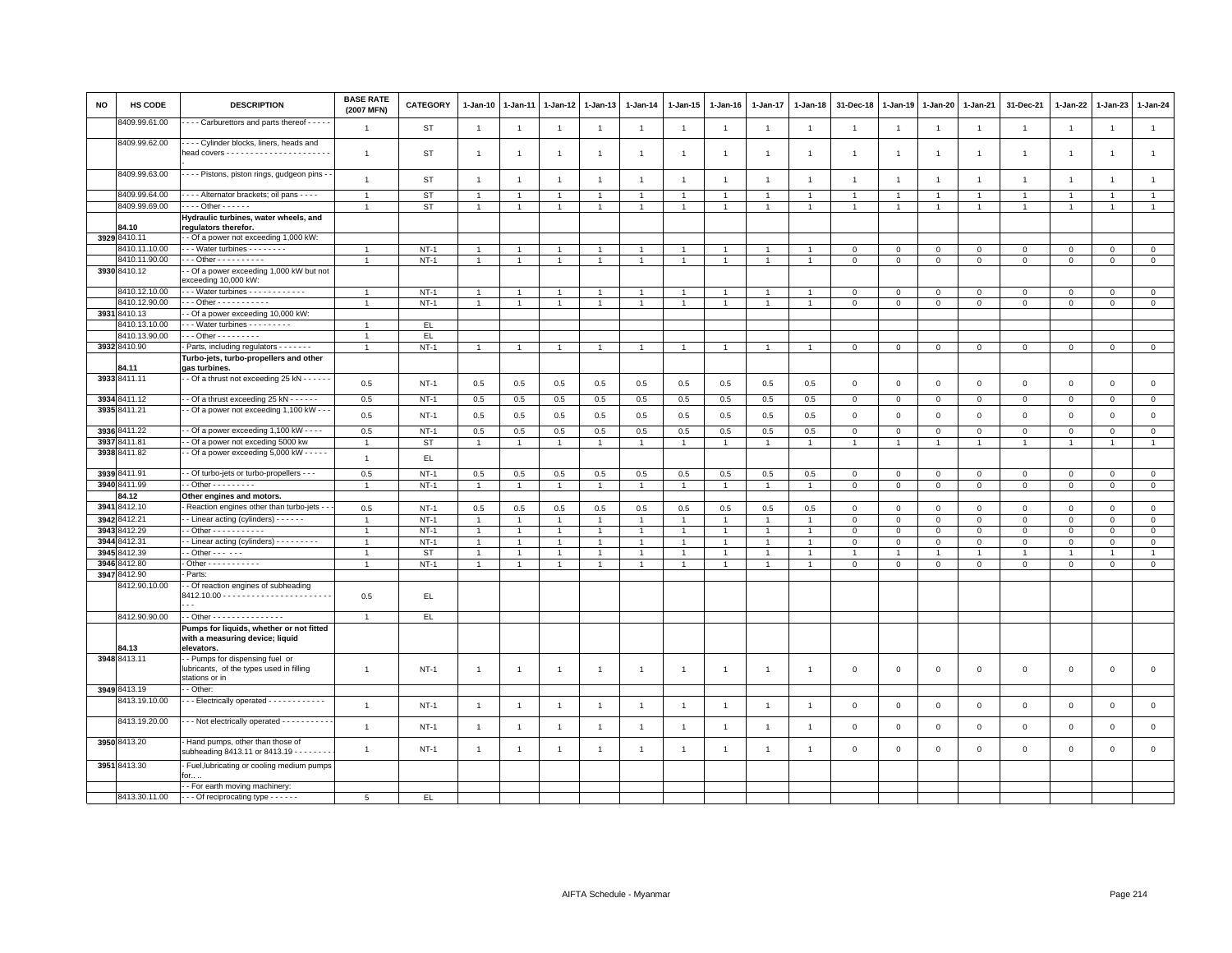| NO | HS CODE | DESCRIPTION | BASE RATE (2007 MFN) | CATEGORY | 1-Jan-10 | 1-Jan-11 | 1-Jan-12 | 1-Jan-13 | 1-Jan-14 | 1-Jan-15 | 1-Jan-16 | 1-Jan-17 | 1-Jan-18 | 31-Dec-18 | 1-Jan-19 | 1-Jan-20 | 1-Jan-21 | 31-Dec-21 | 1-Jan-22 | 1-Jan-23 | 1-Jan-24 |
|---|---|---|---|---|---|---|---|---|---|---|---|---|---|---|---|---|---|---|---|---|---|
| | 8409.99.61.00 | - - - - Carburettors and parts thereof - - - - - | 1 | ST | 1 | 1 | 1 | 1 | 1 | 1 | 1 | 1 | 1 | 1 | 1 | 1 | 1 | 1 | 1 | 1 | 1 |
| | 8409.99.62.00 | - - - - Cylinder blocks, liners, heads and head covers - - - - - - - - - - - - - - - - - - - - - - - | 1 | ST | 1 | 1 | 1 | 1 | 1 | 1 | 1 | 1 | 1 | 1 | 1 | 1 | 1 | 1 | 1 | 1 | 1 |
| | 8409.99.63.00 | - - - - Pistons, piston rings, gudgeon pins - - | 1 | ST | 1 | 1 | 1 | 1 | 1 | 1 | 1 | 1 | 1 | 1 | 1 | 1 | 1 | 1 | 1 | 1 | 1 |
| | 8409.99.64.00 | - - - - Alternator brackets; oil pans - - - - | 1 | ST | 1 | 1 | 1 | 1 | 1 | 1 | 1 | 1 | 1 | 1 | 1 | 1 | 1 | 1 | 1 | 1 | 1 |
| | 8409.99.69.00 | - - - - Other - - - - - - | 1 | ST | 1 | 1 | 1 | 1 | 1 | 1 | 1 | 1 | 1 | 1 | 1 | 1 | 1 | 1 | 1 | 1 | 1 |
| | **84.10** | **Hydraulic turbines, water wheels, and regulators therefor.** | | | | | | | | | | | | | | | | | | | |
| 3929 | 8410.11 | - - Of a power not exceeding 1,000 kW: | | | | | | | | | | | | | | | | | | | |
| | 8410.11.10.00 | - - - Water turbines - - - - - - - - | 1 | NT-1 | 1 | 1 | 1 | 1 | 1 | 1 | 1 | 1 | 1 | 0 | 0 | 0 | 0 | 0 | 0 | 0 | 0 |
| | 8410.11.90.00 | - - - Other - - - - - - - - - - | 1 | NT-1 | 1 | 1 | 1 | 1 | 1 | 1 | 1 | 1 | 1 | 0 | 0 | 0 | 0 | 0 | 0 | 0 | 0 |
| 3930 | 8410.12 | - - Of a power exceeding 1,000 kW but not exceeding 10,000 kW: | | | | | | | | | | | | | | | | | | | |
| | 8410.12.10.00 | - - - Water turbines - - - - - - - - - - - - | 1 | NT-1 | 1 | 1 | 1 | 1 | 1 | 1 | 1 | 1 | 1 | 0 | 0 | 0 | 0 | 0 | 0 | 0 | 0 |
| | 8410.12.90.00 | - - - Other - - - - - - - - - - - | 1 | NT-1 | 1 | 1 | 1 | 1 | 1 | 1 | 1 | 1 | 1 | 0 | 0 | 0 | 0 | 0 | 0 | 0 | 0 |
| 3931 | 8410.13 | - - Of a power exceeding 10,000 kW: | | | | | | | | | | | | | | | | | | | |
| | 8410.13.10.00 | - - - Water turbines - - - - - - - - - | 1 | EL | | | | | | | | | | | | | | | | | |
| | 8410.13.90.00 | - - - Other - - - - - - - - - | 1 | EL | | | | | | | | | | | | | | | | | |
| 3932 | 8410.90 | - Parts, including regulators - - - - - - - | 1 | NT-1 | 1 | 1 | 1 | 1 | 1 | 1 | 1 | 1 | 1 | 0 | 0 | 0 | 0 | 0 | 0 | 0 | 0 |
| | **84.11** | **Turbo-jets, turbo-propellers and other gas turbines.** | | | | | | | | | | | | | | | | | | | |
| 3933 | 8411.11 | - - Of a thrust not exceeding 25 kN - - - - - - | 0.5 | NT-1 | 0.5 | 0.5 | 0.5 | 0.5 | 0.5 | 0.5 | 0.5 | 0.5 | 0.5 | 0 | 0 | 0 | 0 | 0 | 0 | 0 | 0 |
| 3934 | 8411.12 | - - Of a thrust exceeding 25 kN - - - - - - | 0.5 | NT-1 | 0.5 | 0.5 | 0.5 | 0.5 | 0.5 | 0.5 | 0.5 | 0.5 | 0.5 | 0 | 0 | 0 | 0 | 0 | 0 | 0 | 0 |
| 3935 | 8411.21 | - - Of a power not exceeding 1,100 kW - - - | 0.5 | NT-1 | 0.5 | 0.5 | 0.5 | 0.5 | 0.5 | 0.5 | 0.5 | 0.5 | 0.5 | 0 | 0 | 0 | 0 | 0 | 0 | 0 | 0 |
| 3936 | 8411.22 | - - Of a power exceeding 1,100 kW - - - - | 0.5 | NT-1 | 0.5 | 0.5 | 0.5 | 0.5 | 0.5 | 0.5 | 0.5 | 0.5 | 0.5 | 0 | 0 | 0 | 0 | 0 | 0 | 0 | 0 |
| 3937 | 8411.81 | - - Of a power not exceding 5000 kw | 1 | ST | 1 | 1 | 1 | 1 | 1 | 1 | 1 | 1 | 1 | 1 | 1 | 1 | 1 | 1 | 1 | 1 | 1 |
| 3938 | 8411.82 | - - Of a power exceeding 5,000 kW - - - - - | 1 | EL | | | | | | | | | | | | | | | | | |
| 3939 | 8411.91 | - - Of turbo-jets or turbo-propellers - - - | 0.5 | NT-1 | 0.5 | 0.5 | 0.5 | 0.5 | 0.5 | 0.5 | 0.5 | 0.5 | 0.5 | 0 | 0 | 0 | 0 | 0 | 0 | 0 | 0 |
| 3940 | 8411.99 | - - Other - - - - - - - - - | 1 | NT-1 | 1 | 1 | 1 | 1 | 1 | 1 | 1 | 1 | 1 | 0 | 0 | 0 | 0 | 0 | 0 | 0 | 0 |
| | **84.12** | **Other engines and motors.** | | | | | | | | | | | | | | | | | | | |
| 3941 | 8412.10 | - Reaction engines other than turbo-jets - - - | 0.5 | NT-1 | 0.5 | 0.5 | 0.5 | 0.5 | 0.5 | 0.5 | 0.5 | 0.5 | 0.5 | 0 | 0 | 0 | 0 | 0 | 0 | 0 | 0 |
| 3942 | 8412.21 | - - Linear acting (cylinders) - - - - - - | 1 | NT-1 | 1 | 1 | 1 | 1 | 1 | 1 | 1 | 1 | 1 | 0 | 0 | 0 | 0 | 0 | 0 | 0 | 0 |
| 3943 | 8412.29 | - - Other - - - - - - - - - - - | 1 | NT-1 | 1 | 1 | 1 | 1 | 1 | 1 | 1 | 1 | 1 | 0 | 0 | 0 | 0 | 0 | 0 | 0 | 0 |
| 3944 | 8412.31 | - - Linear acting (cylinders) - - - - - - - - - | 1 | NT-1 | 1 | 1 | 1 | 1 | 1 | 1 | 1 | 1 | 1 | 0 | 0 | 0 | 0 | 0 | 0 | 0 | 0 |
| 3945 | 8412.39 | - - Other - - - - - - | 1 | ST | 1 | 1 | 1 | 1 | 1 | 1 | 1 | 1 | 1 | 1 | 1 | 1 | 1 | 1 | 1 | 1 | 1 |
| 3946 | 8412.80 | - Other - - - - - - - - - - - | 1 | NT-1 | 1 | 1 | 1 | 1 | 1 | 1 | 1 | 1 | 1 | 0 | 0 | 0 | 0 | 0 | 0 | 0 | 0 |
| 3947 | 8412.90 | - Parts: | | | | | | | | | | | | | | | | | | | |
| | 8412.90.10.00 | - - Of reaction engines of subheading 8412.10.00 - - - - - - - - - - - - - - - - - - - - - - - - - - | 0.5 | EL | | | | | | | | | | | | | | | | | |
| | 8412.90.90.00 | - - Other - - - - - - - - - - - - - - - | 1 | EL | | | | | | | | | | | | | | | | | |
| | **84.13** | **Pumps for liquids, whether or not fitted with a measuring device; liquid elevators.** | | | | | | | | | | | | | | | | | | | |
| 3948 | 8413.11 | - - Pumps for dispensing fuel or lubricants, of the types used in filling stations or in | 1 | NT-1 | 1 | 1 | 1 | 1 | 1 | 1 | 1 | 1 | 1 | 0 | 0 | 0 | 0 | 0 | 0 | 0 | 0 |
| 3949 | 8413.19 | - - Other: | | | | | | | | | | | | | | | | | | | |
| | 8413.19.10.00 | - - - Electrically operated - - - - - - - - - - - - | 1 | NT-1 | 1 | 1 | 1 | 1 | 1 | 1 | 1 | 1 | 1 | 0 | 0 | 0 | 0 | 0 | 0 | 0 | 0 |
| | 8413.19.20.00 | - - - Not electrically operated - - - - - - - - - - - | 1 | NT-1 | 1 | 1 | 1 | 1 | 1 | 1 | 1 | 1 | 1 | 0 | 0 | 0 | 0 | 0 | 0 | 0 | 0 |
| 3950 | 8413.20 | - Hand pumps, other than those of subheading 8413.11 or 8413.19 - - - - - - - - | 1 | NT-1 | 1 | 1 | 1 | 1 | 1 | 1 | 1 | 1 | 1 | 0 | 0 | 0 | 0 | 0 | 0 | 0 | 0 |
| 3951 | 8413.30 | - Fuel,lubricating or cooling medium pumps for.. .. | | | | | | | | | | | | | | | | | | | |
| | | - - For earth moving machinery: | | | | | | | | | | | | | | | | | | | |
| | 8413.30.11.00 | - - - Of reciprocating type - - - - - - | 5 | EL | | | | | | | | | | | | | | | | | |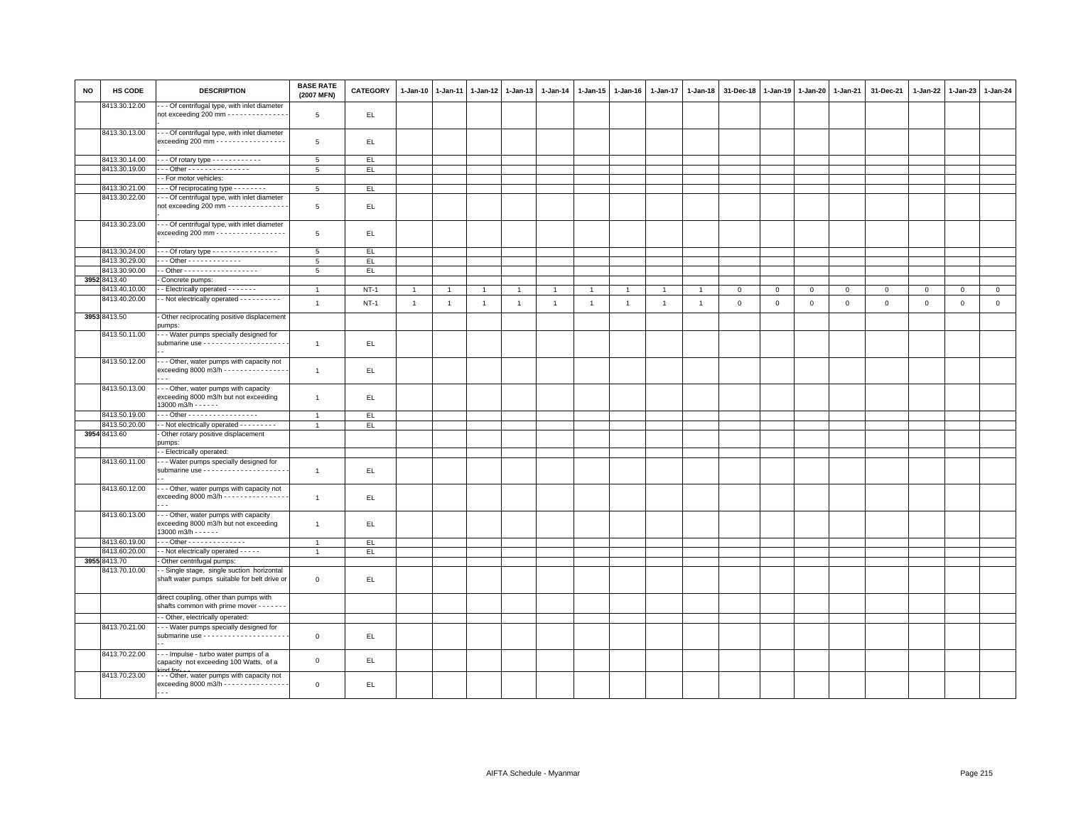| NO | HS CODE | DESCRIPTION | BASE RATE (2007 MFN) | CATEGORY | 1-Jan-10 | 1-Jan-11 | 1-Jan-12 | 1-Jan-13 | 1-Jan-14 | 1-Jan-15 | 1-Jan-16 | 1-Jan-17 | 1-Jan-18 | 31-Dec-18 | 1-Jan-19 | 1-Jan-20 | 1-Jan-21 | 31-Dec-21 | 1-Jan-22 | 1-Jan-23 | 1-Jan-24 |
|---|---|---|---|---|---|---|---|---|---|---|---|---|---|---|---|---|---|---|---|---|---|
| | 8413.30.12.00 | - - - Of centrifugal type, with inlet diameter not exceeding 200 mm - - - - - - - - - - - - - - - - | 5 | EL | | | | | | | | | | | | | | | | | |
| | 8413.30.13.00 | - - - Of centrifugal type, with inlet diameter exceeding 200 mm - - - - - - - - - - - - - - - - - - | 5 | EL | | | | | | | | | | | | | | | | | |
| | 8413.30.14.00 | - - - Of rotary type - - - - - - - - - - - - | 5 | EL | | | | | | | | | | | | | | | | | |
| | 8413.30.19.00 | - - - Other - - - - - - - - - - - - - - - | 5 | EL | | | | | | | | | | | | | | | | | |
| | | - - For motor vehicles: | | | | | | | | | | | | | | | | | | | |
| | 8413.30.21.00 | - - - Of reciprocating type - - - - - - - - | 5 | EL | | | | | | | | | | | | | | | | | |
| | 8413.30.22.00 | - - - Of centrifugal type, with inlet diameter not exceeding 200 mm - - - - - - - - - - - - - - - - | 5 | EL | | | | | | | | | | | | | | | | | |
| | 8413.30.23.00 | - - - Of centrifugal type, with inlet diameter exceeding 200 mm - - - - - - - - - - - - - - - - - - | 5 | EL | | | | | | | | | | | | | | | | | |
| | 8413.30.24.00 | - - - Of rotary type - - - - - - - - - - - - - - - - | 5 | EL | | | | | | | | | | | | | | | | | |
| | 8413.30.29.00 | - - - Other - - - - - - - - - - - - - | 5 | EL | | | | | | | | | | | | | | | | | |
| | 8413.30.90.00 | - - Other - - - - - - - - - - - - - - - - - - | 5 | EL | | | | | | | | | | | | | | | | | |
| 3952 | 8413.40 | - Concrete pumps: | | | | | | | | | | | | | | | | | | | |
| | 8413.40.10.00 | - - Electrically operated - - - - - - - | 1 | NT-1 | 1 | 1 | 1 | 1 | 1 | 1 | 1 | 1 | 1 | 0 | 0 | 0 | 0 | 0 | 0 | 0 | 0 |
| | 8413.40.20.00 | - - Not electrically operated - - - - - - - - - - | 1 | NT-1 | 1 | 1 | 1 | 1 | 1 | 1 | 1 | 1 | 1 | 0 | 0 | 0 | 0 | 0 | 0 | 0 | 0 |
| 3953 | 8413.50 | - Other reciprocating positive displacement pumps: | | | | | | | | | | | | | | | | | | | |
| | 8413.50.11.00 | - - - Water pumps specially designed for submarine use - - - - - - - - - - - - - - - - - - - - - - - | 1 | EL | | | | | | | | | | | | | | | | | |
| | 8413.50.12.00 | - - - Other, water pumps with capacity not exceeding 8000 m3/h - - - - - - - - - - - - - - - - - - - | 1 | EL | | | | | | | | | | | | | | | | | |
| | 8413.50.13.00 | - - - Other, water pumps with capacity exceeding 8000 m3/h but not exceeding 13000 m3/h - - - - - - | 1 | EL | | | | | | | | | | | | | | | | | |
| | 8413.50.19.00 | - - - Other - - - - - - - - - - - - - - - - - | 1 | EL | | | | | | | | | | | | | | | | | |
| | 8413.50.20.00 | - - Not electrically operated - - - - - - - - - | 1 | EL | | | | | | | | | | | | | | | | | |
| 3954 | 8413.60 | - Other rotary positive displacement pumps: | | | | | | | | | | | | | | | | | | | |
| | | - - Electrically operated: | | | | | | | | | | | | | | | | | | | |
| | 8413.60.11.00 | - - - Water pumps specially designed for submarine use - - - - - - - - - - - - - - - - - - - - - - - | 1 | EL | | | | | | | | | | | | | | | | | |
| | 8413.60.12.00 | - - - Other, water pumps with capacity not exceeding 8000 m3/h - - - - - - - - - - - - - - - - - - - | 1 | EL | | | | | | | | | | | | | | | | | |
| | 8413.60.13.00 | - - - Other, water pumps with capacity exceeding 8000 m3/h but not exceeding 13000 m3/h - - - - - - | 1 | EL | | | | | | | | | | | | | | | | | |
| | 8413.60.19.00 | - - - Other - - - - - - - - - - - - - - | 1 | EL | | | | | | | | | | | | | | | | | |
| | 8413.60.20.00 | - - Not electrically operated - - - - - | 1 | EL | | | | | | | | | | | | | | | | | |
| 3955 | 8413.70 | - Other centrifugal pumps: | | | | | | | | | | | | | | | | | | | |
| | 8413.70.10.00 | - - Single stage, single suction horizontal shaft water pumps suitable for belt drive or | 0 | EL | | | | | | | | | | | | | | | | | |
| | | direct coupling, other than pumps with shafts common with prime mover - - - - - - - | | | | | | | | | | | | | | | | | | | |
| | | - - Other, electrically operated: | | | | | | | | | | | | | | | | | | | |
| | 8413.70.21.00 | - - - Water pumps specially designed for submarine use - - - - - - - - - - - - - - - - - - - - - - - | 0 | EL | | | | | | | | | | | | | | | | | |
| | 8413.70.22.00 | - - - Impulse - turbo water pumps of a capacity not exceeding 100 Watts, of a kind for - - - | 0 | EL | | | | | | | | | | | | | | | | | |
| | 8413.70.23.00 | - - - Other, water pumps with capacity not exceeding 8000 m3/h - - - - - - - - - - - - - - - - - - - | 0 | EL | | | | | | | | | | | | | | | | | |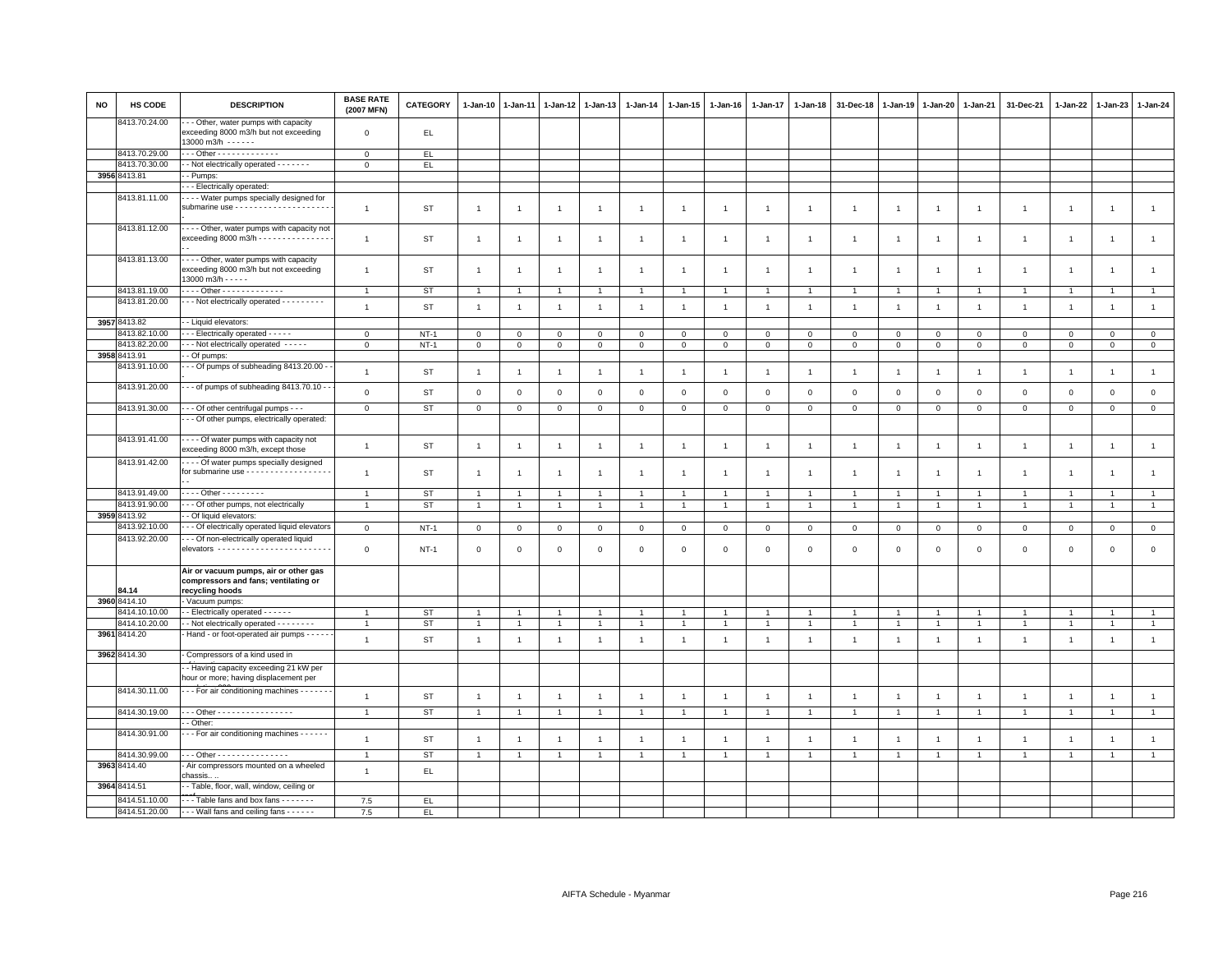| NO | HS CODE | DESCRIPTION | BASE RATE (2007 MFN) | CATEGORY | 1-Jan-10 | 1-Jan-11 | 1-Jan-12 | 1-Jan-13 | 1-Jan-14 | 1-Jan-15 | 1-Jan-16 | 1-Jan-17 | 1-Jan-18 | 31-Dec-18 | 1-Jan-19 | 1-Jan-20 | 1-Jan-21 | 31-Dec-21 | 1-Jan-22 | 1-Jan-23 | 1-Jan-24 |
|---|---|---|---|---|---|---|---|---|---|---|---|---|---|---|---|---|---|---|---|---|---|
| | 8413.70.24.00 | - - - Other, water pumps with capacity exceeding 8000 m3/h but not exceeding 13000 m3/h - - - - - - | 0 | EL | | | | | | | | | | | | | | | | | |
| | 8413.70.29.00 | - - - Other - - - - - - - - - - - - - | 0 | EL | | | | | | | | | | | | | | | | | |
| | 8413.70.30.00 | - - Not electrically operated - - - - - - - | 0 | EL | | | | | | | | | | | | | | | | | |
| 3956 | 8413.81 | - - Pumps: | | | | | | | | | | | | | | | | | | | |
| | | - - - Electrically operated: | | | | | | | | | | | | | | | | | | | |
| | 8413.81.11.00 | - - - - Water pumps specially designed for submarine use - - - - - - - - - - - - - - - - - - - - - | 1 | ST | 1 | 1 | 1 | 1 | 1 | 1 | 1 | 1 | 1 | 1 | 1 | 1 | 1 | 1 | 1 | 1 | 1 |
| | 8413.81.12.00 | - - - - Other, water pumps with capacity not exceeding 8000 m3/h - - - - - - - - - - - - - - - - - - | 1 | ST | 1 | 1 | 1 | 1 | 1 | 1 | 1 | 1 | 1 | 1 | 1 | 1 | 1 | 1 | 1 | 1 | 1 |
| | 8413.81.13.00 | - - - - Other, water pumps with capacity exceeding 8000 m3/h but not exceeding 13000 m3/h - - - - - | 1 | ST | 1 | 1 | 1 | 1 | 1 | 1 | 1 | 1 | 1 | 1 | 1 | 1 | 1 | 1 | 1 | 1 | 1 |
| | 8413.81.19.00 | - - - - Other - - - - - - - - - - - - - | 1 | ST | 1 | 1 | 1 | 1 | 1 | 1 | 1 | 1 | 1 | 1 | 1 | 1 | 1 | 1 | 1 | 1 | 1 |
| | 8413.81.20.00 | - - - Not electrically operated - - - - - - - - - | 1 | ST | 1 | 1 | 1 | 1 | 1 | 1 | 1 | 1 | 1 | 1 | 1 | 1 | 1 | 1 | 1 | 1 | 1 |
| 3957 | 8413.82 | - - Liquid elevators: | | | | | | | | | | | | | | | | | | | |
| | 8413.82.10.00 | - - - Electrically operated - - - - - | 0 | NT-1 | 0 | 0 | 0 | 0 | 0 | 0 | 0 | 0 | 0 | 0 | 0 | 0 | 0 | 0 | 0 | 0 | 0 |
| | 8413.82.20.00 | - - - Not electrically operated - - - - - | 0 | NT-1 | 0 | 0 | 0 | 0 | 0 | 0 | 0 | 0 | 0 | 0 | 0 | 0 | 0 | 0 | 0 | 0 | 0 |
| 3958 | 8413.91 | - - Of pumps: | | | | | | | | | | | | | | | | | | | |
| | 8413.91.10.00 | - - - Of pumps of subheading 8413.20.00 - - - | 1 | ST | 1 | 1 | 1 | 1 | 1 | 1 | 1 | 1 | 1 | 1 | 1 | 1 | 1 | 1 | 1 | 1 | 1 |
| | 8413.91.20.00 | - - - of pumps of subheading 8413.70.10 - - - | 0 | ST | 0 | 0 | 0 | 0 | 0 | 0 | 0 | 0 | 0 | 0 | 0 | 0 | 0 | 0 | 0 | 0 | 0 |
| | 8413.91.30.00 | - - - Of other centrifugal pumps - - - | 0 | ST | 0 | 0 | 0 | 0 | 0 | 0 | 0 | 0 | 0 | 0 | 0 | 0 | 0 | 0 | 0 | 0 | 0 |
| | | - - - Of other pumps, electrically operated: | | | | | | | | | | | | | | | | | | | |
| | 8413.91.41.00 | - - - - Of water pumps with capacity not exceeding 8000 m3/h, except those | 1 | ST | 1 | 1 | 1 | 1 | 1 | 1 | 1 | 1 | 1 | 1 | 1 | 1 | 1 | 1 | 1 | 1 | 1 |
| | 8413.91.42.00 | - - - - Of water pumps specially designed for submarine use - - - - - - - - - - - - - - - - - - - - | 1 | ST | 1 | 1 | 1 | 1 | 1 | 1 | 1 | 1 | 1 | 1 | 1 | 1 | 1 | 1 | 1 | 1 | 1 |
| | 8413.91.49.00 | - - - - Other - - - - - - - - - | 1 | ST | 1 | 1 | 1 | 1 | 1 | 1 | 1 | 1 | 1 | 1 | 1 | 1 | 1 | 1 | 1 | 1 | 1 |
| | 8413.91.90.00 | - - - Of other pumps, not electrically | 1 | ST | 1 | 1 | 1 | 1 | 1 | 1 | 1 | 1 | 1 | 1 | 1 | 1 | 1 | 1 | 1 | 1 | 1 |
| 3959 | 8413.92 | - - Of liquid elevators: | | | | | | | | | | | | | | | | | | | |
| | 8413.92.10.00 | - - - Of electrically operated liquid elevators | 0 | NT-1 | 0 | 0 | 0 | 0 | 0 | 0 | 0 | 0 | 0 | 0 | 0 | 0 | 0 | 0 | 0 | 0 | 0 |
| | 8413.92.20.00 | - - - Of non-electrically operated liquid elevators - - - - - - - - - - - - - - - - - - - - - - - - - | 0 | NT-1 | 0 | 0 | 0 | 0 | 0 | 0 | 0 | 0 | 0 | 0 | 0 | 0 | 0 | 0 | 0 | 0 | 0 |
| | 84.14 | **Air or vacuum pumps, air or other gas compressors and fans; ventilating or recycling hoods** | | | | | | | | | | | | | | | | | | | |
| 3960 | 8414.10 | - Vacuum pumps: | | | | | | | | | | | | | | | | | | | |
| | 8414.10.10.00 | - - Electrically operated - - - - - - | 1 | ST | 1 | 1 | 1 | 1 | 1 | 1 | 1 | 1 | 1 | 1 | 1 | 1 | 1 | 1 | 1 | 1 | 1 |
| | 8414.10.20.00 | - - Not electrically operated - - - - - - - - | 1 | ST | 1 | 1 | 1 | 1 | 1 | 1 | 1 | 1 | 1 | 1 | 1 | 1 | 1 | 1 | 1 | 1 | 1 |
| 3961 | 8414.20 | - Hand - or foot-operated air pumps - - - - - | 1 | ST | 1 | 1 | 1 | 1 | 1 | 1 | 1 | 1 | 1 | 1 | 1 | 1 | 1 | 1 | 1 | 1 | 1 |
| 3962 | 8414.30 | - Compressors of a kind used in | | | | | | | | | | | | | | | | | | | |
| | | - - Having capacity exceeding 21 kW per hour or more; having displacement per | | | | | | | | | | | | | | | | | | | |
| | 8414.30.11.00 | - - - For air conditioning machines - - - - - - - | 1 | ST | 1 | 1 | 1 | 1 | 1 | 1 | 1 | 1 | 1 | 1 | 1 | 1 | 1 | 1 | 1 | 1 | 1 |
| | 8414.30.19.00 | - - - Other - - - - - - - - - - - - - - - - | 1 | ST | 1 | 1 | 1 | 1 | 1 | 1 | 1 | 1 | 1 | 1 | 1 | 1 | 1 | 1 | 1 | 1 | 1 |
| | | - - Other: | | | | | | | | | | | | | | | | | | | |
| | 8414.30.91.00 | - - - For air conditioning machines - - - - - - | 1 | ST | 1 | 1 | 1 | 1 | 1 | 1 | 1 | 1 | 1 | 1 | 1 | 1 | 1 | 1 | 1 | 1 | 1 |
| | 8414.30.99.00 | - - - Other - - - - - - - - - - - - - - - | 1 | ST | 1 | 1 | 1 | 1 | 1 | 1 | 1 | 1 | 1 | 1 | 1 | 1 | 1 | 1 | 1 | 1 | 1 |
| 3963 | 8414.40 | - Air compressors mounted on a wheeled chassis.. .. | 1 | EL | | | | | | | | | | | | | | | | | |
| 3964 | 8414.51 | - - Table, floor, wall, window, ceiling or | | | | | | | | | | | | | | | | | | | |
| | 8414.51.10.00 | - - - Table fans and box fans - - - - - - - | 7.5 | EL | | | | | | | | | | | | | | | | | |
| | 8414.51.20.00 | - - - Wall fans and ceiling fans - - - - - - | 7.5 | EL | | | | | | | | | | | | | | | | | |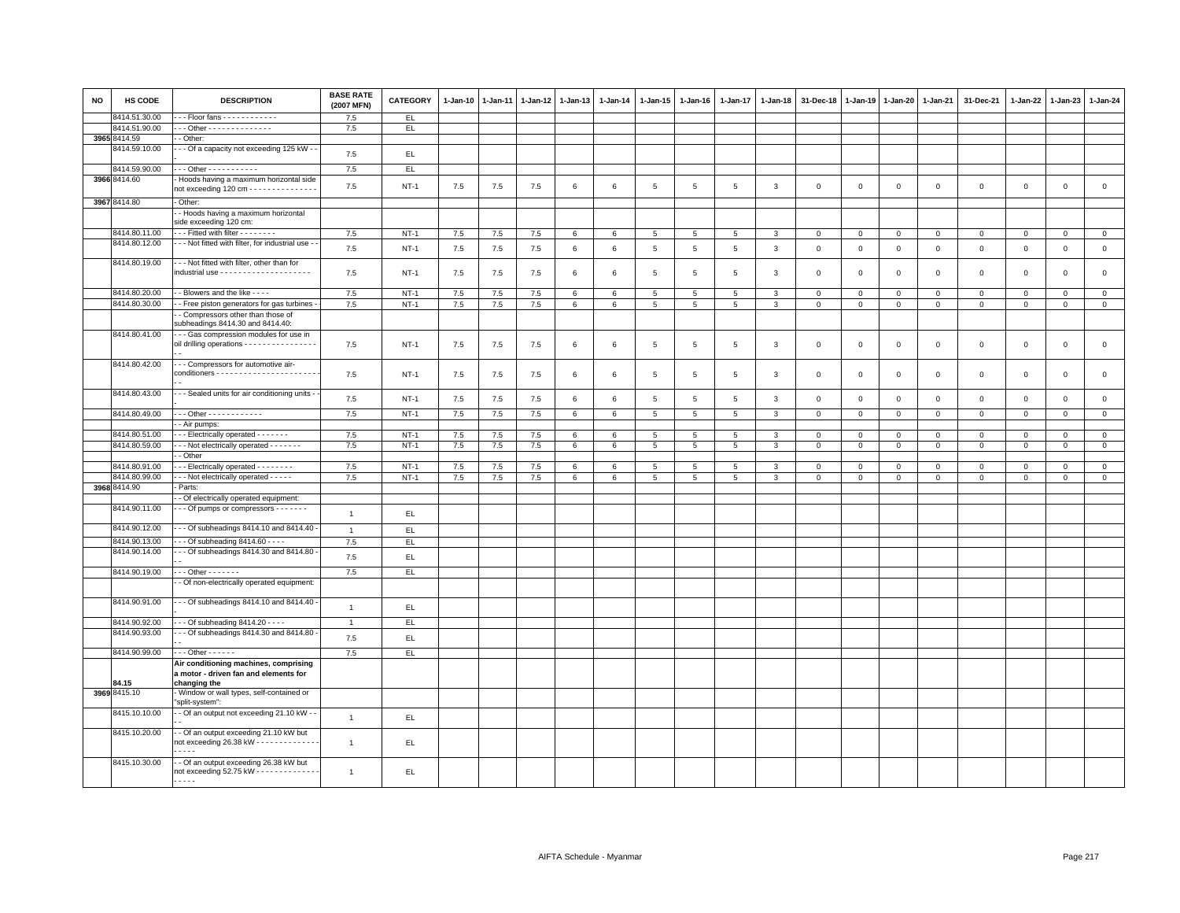| NO | HS CODE | DESCRIPTION | BASE RATE (2007 MFN) | CATEGORY | 1-Jan-10 | 1-Jan-11 | 1-Jan-12 | 1-Jan-13 | 1-Jan-14 | 1-Jan-15 | 1-Jan-16 | 1-Jan-17 | 1-Jan-18 | 31-Dec-18 | 1-Jan-19 | 1-Jan-20 | 1-Jan-21 | 31-Dec-21 | 1-Jan-22 | 1-Jan-23 | 1-Jan-24 |
|---|---|---|---|---|---|---|---|---|---|---|---|---|---|---|---|---|---|---|---|---|---|
| | 8414.51.30.00 | - - - Floor fans - - - - - - - - - - - - | 7.5 | EL | | | | | | | | | | | | | | | | | |
| | 8414.51.90.00 | - - - Other - - - - - - - - - - - - - - - | 7.5 | EL | | | | | | | | | | | | | | | | | |
| 3965 | 8414.59 | - - Other: | | | | | | | | | | | | | | | | | | | |
| | 8414.59.10.00 | - - - Of a capacity not exceeding 125 kW - - | 7.5 | EL | | | | | | | | | | | | | | | | | |
| | 8414.59.90.00 | - - - Other - - - - - - - - - - - | 7.5 | EL | | | | | | | | | | | | | | | | | |
| 3966 | 8414.60 | - Hoods having a maximum horizontal side not exceeding 120 cm - - - - - - - - - - - - - - - | 7.5 | NT-1 | 7.5 | 7.5 | 7.5 | 6 | 6 | 5 | 5 | 5 | 3 | 0 | 0 | 0 | 0 | 0 | 0 | 0 | 0 |
| 3967 | 8414.80 | - Other: | | | | | | | | | | | | | | | | | | | |
| | | - - Hoods having a maximum horizontal side exceeding 120 cm: | | | | | | | | | | | | | | | | | | | |
| | 8414.80.11.00 | - - - Fitted with filter - - - - - - - - | 7.5 | NT-1 | 7.5 | 7.5 | 7.5 | 6 | 6 | 5 | 5 | 5 | 3 | 0 | 0 | 0 | 0 | 0 | 0 | 0 | 0 |
| | 8414.80.12.00 | - - - Not fitted with filter, for industrial use - - | 7.5 | NT-1 | 7.5 | 7.5 | 7.5 | 6 | 6 | 5 | 5 | 5 | 3 | 0 | 0 | 0 | 0 | 0 | 0 | 0 | 0 |
| | 8414.80.19.00 | - - - Not fitted with filter, other than for industrial use - - - - - - - - - - - - - - - - - - - - | 7.5 | NT-1 | 7.5 | 7.5 | 7.5 | 6 | 6 | 5 | 5 | 5 | 3 | 0 | 0 | 0 | 0 | 0 | 0 | 0 | 0 |
| | 8414.80.20.00 | - - Blowers and the like - - - - | 7.5 | NT-1 | 7.5 | 7.5 | 7.5 | 6 | 6 | 5 | 5 | 5 | 3 | 0 | 0 | 0 | 0 | 0 | 0 | 0 | 0 |
| | 8414.80.30.00 | - - Free piston generators for gas turbines - | 7.5 | NT-1 | 7.5 | 7.5 | 7.5 | 6 | 6 | 5 | 5 | 5 | 3 | 0 | 0 | 0 | 0 | 0 | 0 | 0 | 0 |
| | | - - Compressors other than those of subheadings 8414.30 and 8414.40: | | | | | | | | | | | | | | | | | | | |
| | 8414.80.41.00 | - - - Gas compression modules for use in oil drilling operations - - - - - - - - - - - - - - - - - - | 7.5 | NT-1 | 7.5 | 7.5 | 7.5 | 6 | 6 | 5 | 5 | 5 | 3 | 0 | 0 | 0 | 0 | 0 | 0 | 0 | 0 |
| | 8414.80.42.00 | - - - Compressors for automotive air-conditioners - - - - - - - - - - - - - - - - - - - - - - - - | 7.5 | NT-1 | 7.5 | 7.5 | 7.5 | 6 | 6 | 5 | 5 | 5 | 3 | 0 | 0 | 0 | 0 | 0 | 0 | 0 | 0 |
| | 8414.80.43.00 | - - - Sealed units for air conditioning units - - | 7.5 | NT-1 | 7.5 | 7.5 | 7.5 | 6 | 6 | 5 | 5 | 5 | 3 | 0 | 0 | 0 | 0 | 0 | 0 | 0 | 0 |
| | 8414.80.49.00 | - - - Other - - - - - - - - - - - - | 7.5 | NT-1 | 7.5 | 7.5 | 7.5 | 6 | 6 | 5 | 5 | 5 | 3 | 0 | 0 | 0 | 0 | 0 | 0 | 0 | 0 |
| | | - - Air pumps: | | | | | | | | | | | | | | | | | | | |
| | 8414.80.51.00 | - - - Electrically operated - - - - - - - | 7.5 | NT-1 | 7.5 | 7.5 | 7.5 | 6 | 6 | 5 | 5 | 5 | 3 | 0 | 0 | 0 | 0 | 0 | 0 | 0 | 0 |
| | 8414.80.59.00 | - - - Not electrically operated - - - - - - - | 7.5 | NT-1 | 7.5 | 7.5 | 7.5 | 6 | 6 | 5 | 5 | 5 | 3 | 0 | 0 | 0 | 0 | 0 | 0 | 0 | 0 |
| | | - - Other | | | | | | | | | | | | | | | | | | | |
| | 8414.80.91.00 | - - - Electrically operated - - - - - - - - | 7.5 | NT-1 | 7.5 | 7.5 | 7.5 | 6 | 6 | 5 | 5 | 5 | 3 | 0 | 0 | 0 | 0 | 0 | 0 | 0 | 0 |
| | 8414.80.99.00 | - - - Not electrically operated - - - - - | 7.5 | NT-1 | 7.5 | 7.5 | 7.5 | 6 | 6 | 5 | 5 | 5 | 3 | 0 | 0 | 0 | 0 | 0 | 0 | 0 | 0 |
| 3968 | 8414.90 | - Parts: | | | | | | | | | | | | | | | | | | | |
| | | - - Of electrically operated equipment: | | | | | | | | | | | | | | | | | | | |
| | 8414.90.11.00 | - - - Of pumps or compressors - - - - - - - | 1 | EL | | | | | | | | | | | | | | | | | |
| | 8414.90.12.00 | - - - Of subheadings 8414.10 and 8414.40 - | 1 | EL | | | | | | | | | | | | | | | | | |
| | 8414.90.13.00 | - - - Of subheading 8414.60 - - - - | 7.5 | EL | | | | | | | | | | | | | | | | | |
| | 8414.90.14.00 | - - - Of subheadings 8414.30 and 8414.80 - - - | 7.5 | EL | | | | | | | | | | | | | | | | | |
| | 8414.90.19.00 | - - - Other - - - - - - - | 7.5 | EL | | | | | | | | | | | | | | | | | |
| | | - - Of non-electrically operated equipment: | | | | | | | | | | | | | | | | | | | |
| | 8414.90.91.00 | - - - Of subheadings 8414.10 and 8414.40 - | 1 | EL | | | | | | | | | | | | | | | | | |
| | 8414.90.92.00 | - - - Of subheading 8414.20 - - - - | 1 | EL | | | | | | | | | | | | | | | | | |
| | 8414.90.93.00 | - - - Of subheadings 8414.30 and 8414.80 - - - | 7.5 | EL | | | | | | | | | | | | | | | | | |
| | 8414.90.99.00 | - - - Other - - - - - - | 7.5 | EL | | | | | | | | | | | | | | | | | |
| | 84.15 | **Air conditioning machines, comprising a motor - driven fan and elements for changing the** | | | | | | | | | | | | | | | | | | | |
| 3969 | 8415.10 | - Window or wall types, self-contained or "split-system": | | | | | | | | | | | | | | | | | | | |
| | 8415.10.10.00 | - - Of an output not exceeding 21.10 kW - - - - | 1 | EL | | | | | | | | | | | | | | | | | |
| | 8415.10.20.00 | - - Of an output exceeding 21.10 kW but not exceeding 26.38 kW - - - - - - - - - - - - - - - - - - - | 1 | EL | | | | | | | | | | | | | | | | | |
| | 8415.10.30.00 | - - Of an output exceeding 26.38 kW but not exceeding 52.75 kW - - - - - - - - - - - - - - - - - - - | 1 | EL | | | | | | | | | | | | | | | | | |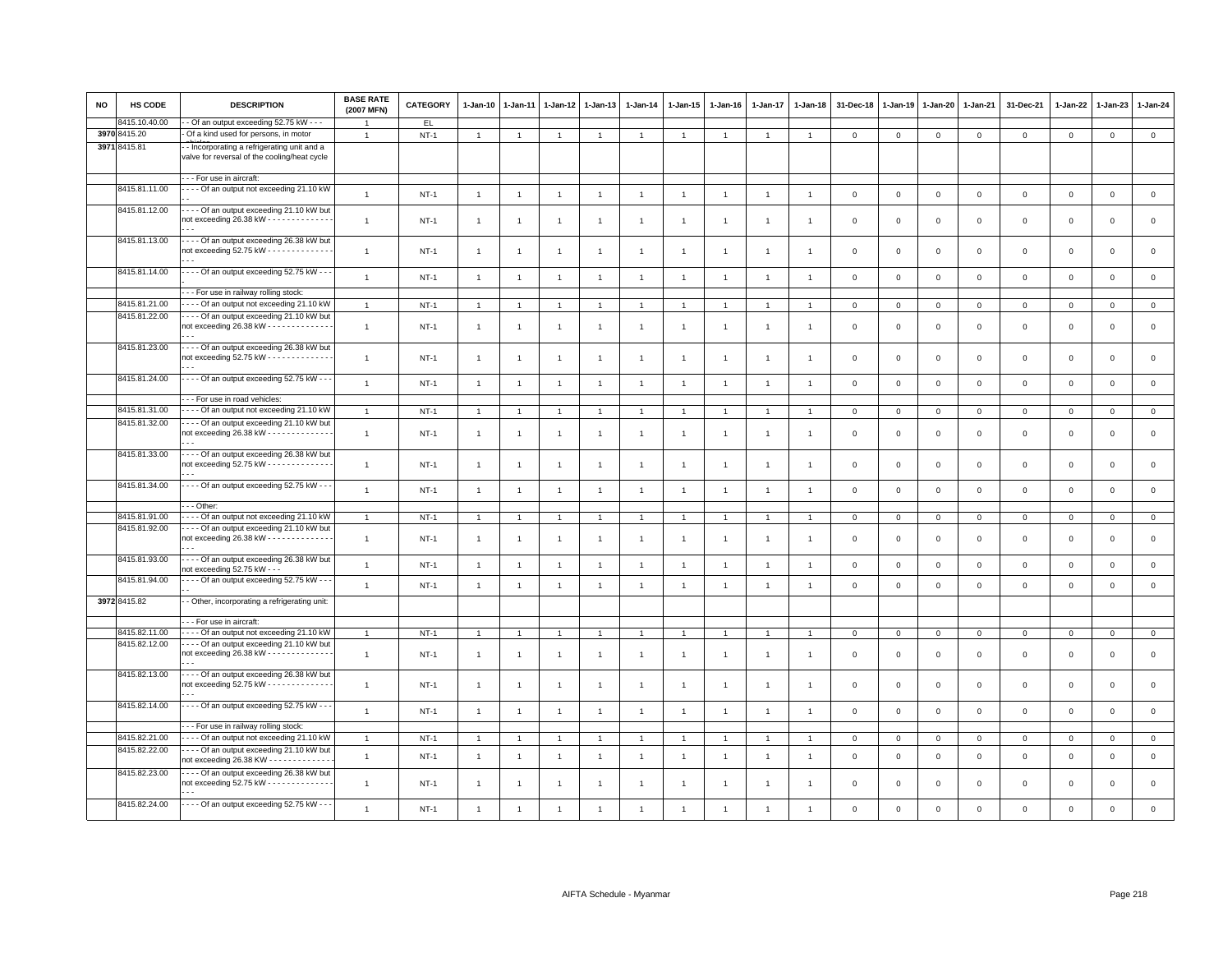| NO | HS CODE | DESCRIPTION | BASE RATE (2007 MFN) | CATEGORY | 1-Jan-10 | 1-Jan-11 | 1-Jan-12 | 1-Jan-13 | 1-Jan-14 | 1-Jan-15 | 1-Jan-16 | 1-Jan-17 | 1-Jan-18 | 31-Dec-18 | 1-Jan-19 | 1-Jan-20 | 1-Jan-21 | 31-Dec-21 | 1-Jan-22 | 1-Jan-23 | 1-Jan-24 |
|---|---|---|---|---|---|---|---|---|---|---|---|---|---|---|---|---|---|---|---|---|---|
| | 8415.10.40.00 | - - Of an output exceeding 52.75 kW - - - | 1 | EL | | | | | | | | | | | | | | | | | |
| 3970 | 8415.20 | - Of a kind used for persons, in motor vehicles | 1 | NT-1 | 1 | 1 | 1 | 1 | 1 | 1 | 1 | 1 | 1 | 0 | 0 | 0 | 0 | 0 | 0 | 0 | 0 |
| 3971 | 8415.81 | - - Incorporating a refrigerating unit and a valve for reversal of the cooling/heat cycle | | | | | | | | | | | | | | | | | | | |
| | | - - - For use in aircraft: | | | | | | | | | | | | | | | | | | | |
| | 8415.81.11.00 | - - - - Of an output not exceeding 21.10 kW - - | 1 | NT-1 | 1 | 1 | 1 | 1 | 1 | 1 | 1 | 1 | 1 | 0 | 0 | 0 | 0 | 0 | 0 | 0 | 0 |
| | 8415.81.12.00 | - - - - Of an output exceeding 21.10 kW but not exceeding 26.38 kW - - - - - - - - - - - - - - - - | 1 | NT-1 | 1 | 1 | 1 | 1 | 1 | 1 | 1 | 1 | 1 | 0 | 0 | 0 | 0 | 0 | 0 | 0 | 0 |
| | 8415.81.13.00 | - - - - Of an output exceeding 26.38 kW but not exceeding 52.75 kW - - - - - - - - - - - - - - - - | 1 | NT-1 | 1 | 1 | 1 | 1 | 1 | 1 | 1 | 1 | 1 | 0 | 0 | 0 | 0 | 0 | 0 | 0 | 0 |
| | 8415.81.14.00 | - - - - Of an output exceeding 52.75 kW - - - | 1 | NT-1 | 1 | 1 | 1 | 1 | 1 | 1 | 1 | 1 | 1 | 0 | 0 | 0 | 0 | 0 | 0 | 0 | 0 |
| | | - - - For use in railway rolling stock: | | | | | | | | | | | | | | | | | | | |
| | 8415.81.21.00 | - - - - Of an output not exceeding 21.10 kW | 1 | NT-1 | 1 | 1 | 1 | 1 | 1 | 1 | 1 | 1 | 1 | 0 | 0 | 0 | 0 | 0 | 0 | 0 | 0 |
| | 8415.81.22.00 | - - - - Of an output exceeding 21.10 kW but not exceeding 26.38 kW - - - - - - - - - - - - - - - - | 1 | NT-1 | 1 | 1 | 1 | 1 | 1 | 1 | 1 | 1 | 1 | 0 | 0 | 0 | 0 | 0 | 0 | 0 | 0 |
| | 8415.81.23.00 | - - - - Of an output exceeding 26.38 kW but not exceeding 52.75 kW - - - - - - - - - - - - - - - - | 1 | NT-1 | 1 | 1 | 1 | 1 | 1 | 1 | 1 | 1 | 1 | 0 | 0 | 0 | 0 | 0 | 0 | 0 | 0 |
| | 8415.81.24.00 | - - - - Of an output exceeding 52.75 kW - - - | 1 | NT-1 | 1 | 1 | 1 | 1 | 1 | 1 | 1 | 1 | 1 | 0 | 0 | 0 | 0 | 0 | 0 | 0 | 0 |
| | | - - - For use in road vehicles: | | | | | | | | | | | | | | | | | | | |
| | 8415.81.31.00 | - - - - Of an output not exceeding 21.10 kW | 1 | NT-1 | 1 | 1 | 1 | 1 | 1 | 1 | 1 | 1 | 1 | 0 | 0 | 0 | 0 | 0 | 0 | 0 | 0 |
| | 8415.81.32.00 | - - - - Of an output exceeding 21.10 kW but not exceeding 26.38 kW - - - - - - - - - - - - - - - - | 1 | NT-1 | 1 | 1 | 1 | 1 | 1 | 1 | 1 | 1 | 1 | 0 | 0 | 0 | 0 | 0 | 0 | 0 | 0 |
| | 8415.81.33.00 | - - - - Of an output exceeding 26.38 kW but not exceeding 52.75 kW - - - - - - - - - - - - - - - - | 1 | NT-1 | 1 | 1 | 1 | 1 | 1 | 1 | 1 | 1 | 1 | 0 | 0 | 0 | 0 | 0 | 0 | 0 | 0 |
| | 8415.81.34.00 | - - - - Of an output exceeding 52.75 kW - - - | 1 | NT-1 | 1 | 1 | 1 | 1 | 1 | 1 | 1 | 1 | 1 | 0 | 0 | 0 | 0 | 0 | 0 | 0 | 0 |
| | | - - - Other: | | | | | | | | | | | | | | | | | | | |
| | 8415.81.91.00 | - - - - Of an output not exceeding 21.10 kW | 1 | NT-1 | 1 | 1 | 1 | 1 | 1 | 1 | 1 | 1 | 1 | 0 | 0 | 0 | 0 | 0 | 0 | 0 | 0 |
| | 8415.81.92.00 | - - - - Of an output exceeding 21.10 kW but not exceeding 26.38 kW - - - - - - - - - - - - - - - - | 1 | NT-1 | 1 | 1 | 1 | 1 | 1 | 1 | 1 | 1 | 1 | 0 | 0 | 0 | 0 | 0 | 0 | 0 | 0 |
| | 8415.81.93.00 | - - - - Of an output exceeding 26.38 kW but not exceeding 52.75 kW - - - | 1 | NT-1 | 1 | 1 | 1 | 1 | 1 | 1 | 1 | 1 | 1 | 0 | 0 | 0 | 0 | 0 | 0 | 0 | 0 |
| | 8415.81.94.00 | - - - - Of an output exceeding 52.75 kW - - - - - | 1 | NT-1 | 1 | 1 | 1 | 1 | 1 | 1 | 1 | 1 | 1 | 0 | 0 | 0 | 0 | 0 | 0 | 0 | 0 |
| 3972 | 8415.82 | - - Other, incorporating a refrigerating unit: | | | | | | | | | | | | | | | | | | | |
| | | - - - For use in aircraft: | | | | | | | | | | | | | | | | | | | |
| | 8415.82.11.00 | - - - - Of an output not exceeding 21.10 kW | 1 | NT-1 | 1 | 1 | 1 | 1 | 1 | 1 | 1 | 1 | 1 | 0 | 0 | 0 | 0 | 0 | 0 | 0 | 0 |
| | 8415.82.12.00 | - - - - Of an output exceeding 21.10 kW but not exceeding 26.38 kW - - - - - - - - - - - - - - - - | 1 | NT-1 | 1 | 1 | 1 | 1 | 1 | 1 | 1 | 1 | 1 | 0 | 0 | 0 | 0 | 0 | 0 | 0 | 0 |
| | 8415.82.13.00 | - - - - Of an output exceeding 26.38 kW but not exceeding 52.75 kW - - - - - - - - - - - - - - - - | 1 | NT-1 | 1 | 1 | 1 | 1 | 1 | 1 | 1 | 1 | 1 | 0 | 0 | 0 | 0 | 0 | 0 | 0 | 0 |
| | 8415.82.14.00 | - - - - Of an output exceeding 52.75 kW - - - | 1 | NT-1 | 1 | 1 | 1 | 1 | 1 | 1 | 1 | 1 | 1 | 0 | 0 | 0 | 0 | 0 | 0 | 0 | 0 |
| | | - - - For use in railway rolling stock: | | | | | | | | | | | | | | | | | | | |
| | 8415.82.21.00 | - - - - Of an output not exceeding 21.10 kW | 1 | NT-1 | 1 | 1 | 1 | 1 | 1 | 1 | 1 | 1 | 1 | 0 | 0 | 0 | 0 | 0 | 0 | 0 | 0 |
| | 8415.82.22.00 | - - - - Of an output exceeding 21.10 kW but not exceeding 26.38 KW - - - - - - - - - - - - - | 1 | NT-1 | 1 | 1 | 1 | 1 | 1 | 1 | 1 | 1 | 1 | 0 | 0 | 0 | 0 | 0 | 0 | 0 | 0 |
| | 8415.82.23.00 | - - - - Of an output exceeding 26.38 kW but not exceeding 52.75 kW - - - - - - - - - - - - - - - - | 1 | NT-1 | 1 | 1 | 1 | 1 | 1 | 1 | 1 | 1 | 1 | 0 | 0 | 0 | 0 | 0 | 0 | 0 | 0 |
| | 8415.82.24.00 | - - - - Of an output exceeding 52.75 kW - - - | 1 | NT-1 | 1 | 1 | 1 | 1 | 1 | 1 | 1 | 1 | 1 | 0 | 0 | 0 | 0 | 0 | 0 | 0 | 0 |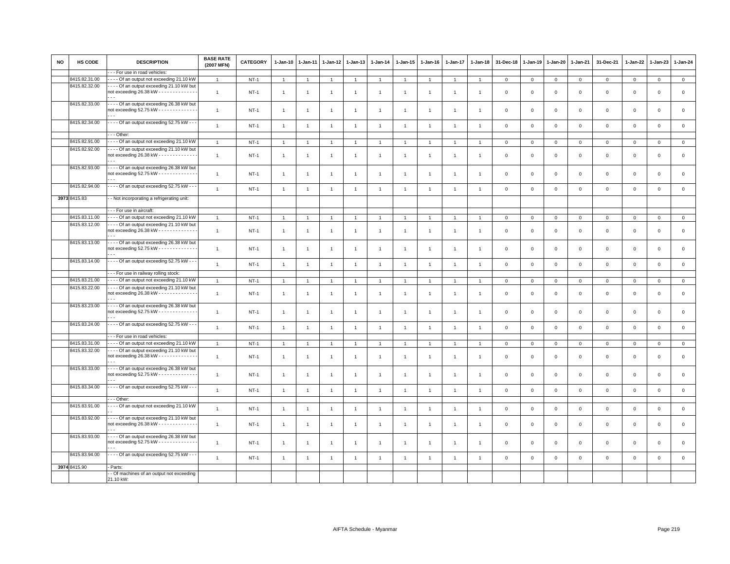| NO | HS CODE | DESCRIPTION | BASE RATE (2007 MFN) | CATEGORY | 1-Jan-10 | 1-Jan-11 | 1-Jan-12 | 1-Jan-13 | 1-Jan-14 | 1-Jan-15 | 1-Jan-16 | 1-Jan-17 | 1-Jan-18 | 31-Dec-18 | 1-Jan-19 | 1-Jan-20 | 1-Jan-21 | 31-Dec-21 | 1-Jan-22 | 1-Jan-23 | 1-Jan-24 |
|---|---|---|---|---|---|---|---|---|---|---|---|---|---|---|---|---|---|---|---|---|---|
| | | - - - For use in road vehicles: | | | | | | | | | | | | | | | | | | | |
| | 8415.82.31.00 | - - - - Of an output not exceeding 21.10 kW | 1 | NT-1 | 1 | 1 | 1 | 1 | 1 | 1 | 1 | 1 | 1 | 0 | 0 | 0 | 0 | 0 | 0 | 0 | 0 |
| | 8415.82.32.00 | - - - - Of an output exceeding 21.10 kW but not exceeding 26.38 kW - - - - - - - - - - - - - - - - | 1 | NT-1 | 1 | 1 | 1 | 1 | 1 | 1 | 1 | 1 | 1 | 0 | 0 | 0 | 0 | 0 | 0 | 0 | 0 |
| | 8415.82.33.00 | - - - - Of an output exceeding 26.38 kW but not exceeding 52.75 kW - - - - - - - - - - - - - - - - | 1 | NT-1 | 1 | 1 | 1 | 1 | 1 | 1 | 1 | 1 | 1 | 0 | 0 | 0 | 0 | 0 | 0 | 0 | 0 |
| | 8415.82.34.00 | - - - - Of an output exceeding 52.75 kW - - - | 1 | NT-1 | 1 | 1 | 1 | 1 | 1 | 1 | 1 | 1 | 1 | 0 | 0 | 0 | 0 | 0 | 0 | 0 | 0 |
| | | - - - Other: | | | | | | | | | | | | | | | | | | | |
| | 8415.82.91.00 | - - - - Of an output not exceeding 21.10 kW | 1 | NT-1 | 1 | 1 | 1 | 1 | 1 | 1 | 1 | 1 | 1 | 0 | 0 | 0 | 0 | 0 | 0 | 0 | 0 |
| | 8415.82.92.00 | - - - - Of an output exceeding 21.10 kW but not exceeding 26.38 kW - - - - - - - - - - - - - - - - | 1 | NT-1 | 1 | 1 | 1 | 1 | 1 | 1 | 1 | 1 | 1 | 0 | 0 | 0 | 0 | 0 | 0 | 0 | 0 |
| | 8415.82.93.00 | - - - - Of an output exceeding 26.38 kW but not exceeding 52.75 kW - - - - - - - - - - - - - - - - | 1 | NT-1 | 1 | 1 | 1 | 1 | 1 | 1 | 1 | 1 | 1 | 0 | 0 | 0 | 0 | 0 | 0 | 0 | 0 |
| | 8415.82.94.00 | - - - - Of an output exceeding 52.75 kW - - - | 1 | NT-1 | 1 | 1 | 1 | 1 | 1 | 1 | 1 | 1 | 1 | 0 | 0 | 0 | 0 | 0 | 0 | 0 | 0 |
| 3973 | 8415.83 | - - Not incorporating a refrigerating unit: | | | | | | | | | | | | | | | | | | | |
| | | - - - For use in aircraft: | | | | | | | | | | | | | | | | | | | |
| | 8415.83.11.00 | - - - - Of an output not exceeding 21.10 kW | 1 | NT-1 | 1 | 1 | 1 | 1 | 1 | 1 | 1 | 1 | 1 | 0 | 0 | 0 | 0 | 0 | 0 | 0 | 0 |
| | 8415.83.12.00 | - - - - Of an output exceeding 21.10 kW but not exceeding 26.38 kW - - - - - - - - - - - - - - - - | 1 | NT-1 | 1 | 1 | 1 | 1 | 1 | 1 | 1 | 1 | 1 | 0 | 0 | 0 | 0 | 0 | 0 | 0 | 0 |
| | 8415.83.13.00 | - - - - Of an output exceeding 26.38 kW but not exceeding 52.75 kW - - - - - - - - - - - - - - - - | 1 | NT-1 | 1 | 1 | 1 | 1 | 1 | 1 | 1 | 1 | 1 | 0 | 0 | 0 | 0 | 0 | 0 | 0 | 0 |
| | 8415.83.14.00 | - - - - Of an output exceeding 52.75 kW - - - | 1 | NT-1 | 1 | 1 | 1 | 1 | 1 | 1 | 1 | 1 | 1 | 0 | 0 | 0 | 0 | 0 | 0 | 0 | 0 |
| | | - - - For use in railway rolling stock: | | | | | | | | | | | | | | | | | | | |
| | 8415.83.21.00 | - - - - Of an output not exceeding 21.10 kW | 1 | NT-1 | 1 | 1 | 1 | 1 | 1 | 1 | 1 | 1 | 1 | 0 | 0 | 0 | 0 | 0 | 0 | 0 | 0 |
| | 8415.83.22.00 | - - - - Of an output exceeding 21.10 kW but not exceeding 26.38 kW - - - - - - - - - - - - - - - - | 1 | NT-1 | 1 | 1 | 1 | 1 | 1 | 1 | 1 | 1 | 1 | 0 | 0 | 0 | 0 | 0 | 0 | 0 | 0 |
| | 8415.83.23.00 | - - - - Of an output exceeding 26.38 kW but not exceeding 52.75 kW - - - - - - - - - - - - - - - - | 1 | NT-1 | 1 | 1 | 1 | 1 | 1 | 1 | 1 | 1 | 1 | 0 | 0 | 0 | 0 | 0 | 0 | 0 | 0 |
| | 8415.83.24.00 | - - - - Of an output exceeding 52.75 kW - - - | 1 | NT-1 | 1 | 1 | 1 | 1 | 1 | 1 | 1 | 1 | 1 | 0 | 0 | 0 | 0 | 0 | 0 | 0 | 0 |
| | | - - - For use in road vehicles: | | | | | | | | | | | | | | | | | | | |
| | 8415.83.31.00 | - - - - Of an output not exceeding 21.10 kW | 1 | NT-1 | 1 | 1 | 1 | 1 | 1 | 1 | 1 | 1 | 1 | 0 | 0 | 0 | 0 | 0 | 0 | 0 | 0 |
| | 8415.83.32.00 | - - - - Of an output exceeding 21.10 kW but not exceeding 26.38 kW - - - - - - - - - - - - - - - - | 1 | NT-1 | 1 | 1 | 1 | 1 | 1 | 1 | 1 | 1 | 1 | 0 | 0 | 0 | 0 | 0 | 0 | 0 | 0 |
| | 8415.83.33.00 | - - - - Of an output exceeding 26.38 kW but not exceeding 52.75 kW - - - - - - - - - - - - - - - - | 1 | NT-1 | 1 | 1 | 1 | 1 | 1 | 1 | 1 | 1 | 1 | 0 | 0 | 0 | 0 | 0 | 0 | 0 | 0 |
| | 8415.83.34.00 | - - - - Of an output exceeding 52.75 kW - - - | 1 | NT-1 | 1 | 1 | 1 | 1 | 1 | 1 | 1 | 1 | 1 | 0 | 0 | 0 | 0 | 0 | 0 | 0 | 0 |
| | | - - - Other: | | | | | | | | | | | | | | | | | | | |
| | 8415.83.91.00 | - - - - Of an output not exceeding 21.10 kW - - | 1 | NT-1 | 1 | 1 | 1 | 1 | 1 | 1 | 1 | 1 | 1 | 0 | 0 | 0 | 0 | 0 | 0 | 0 | 0 |
| | 8415.83.92.00 | - - - - Of an output exceeding 21.10 kW but not exceeding 26.38 kW - - - - - - - - - - - - - - - - | 1 | NT-1 | 1 | 1 | 1 | 1 | 1 | 1 | 1 | 1 | 1 | 0 | 0 | 0 | 0 | 0 | 0 | 0 | 0 |
| | 8415.83.93.00 | - - - - Of an output exceeding 26.38 kW but not exceeding 52.75 kW - - - - - - - - - - - - - - - - | 1 | NT-1 | 1 | 1 | 1 | 1 | 1 | 1 | 1 | 1 | 1 | 0 | 0 | 0 | 0 | 0 | 0 | 0 | 0 |
| | 8415.83.94.00 | - - - - Of an output exceeding 52.75 kW - - - | 1 | NT-1 | 1 | 1 | 1 | 1 | 1 | 1 | 1 | 1 | 1 | 0 | 0 | 0 | 0 | 0 | 0 | 0 | 0 |
| 3974 | 8415.90 | - Parts: | | | | | | | | | | | | | | | | | | | |
| | | - - Of machines of an output not exceeding 21.10 kW: | | | | | | | | | | | | | | | | | | | |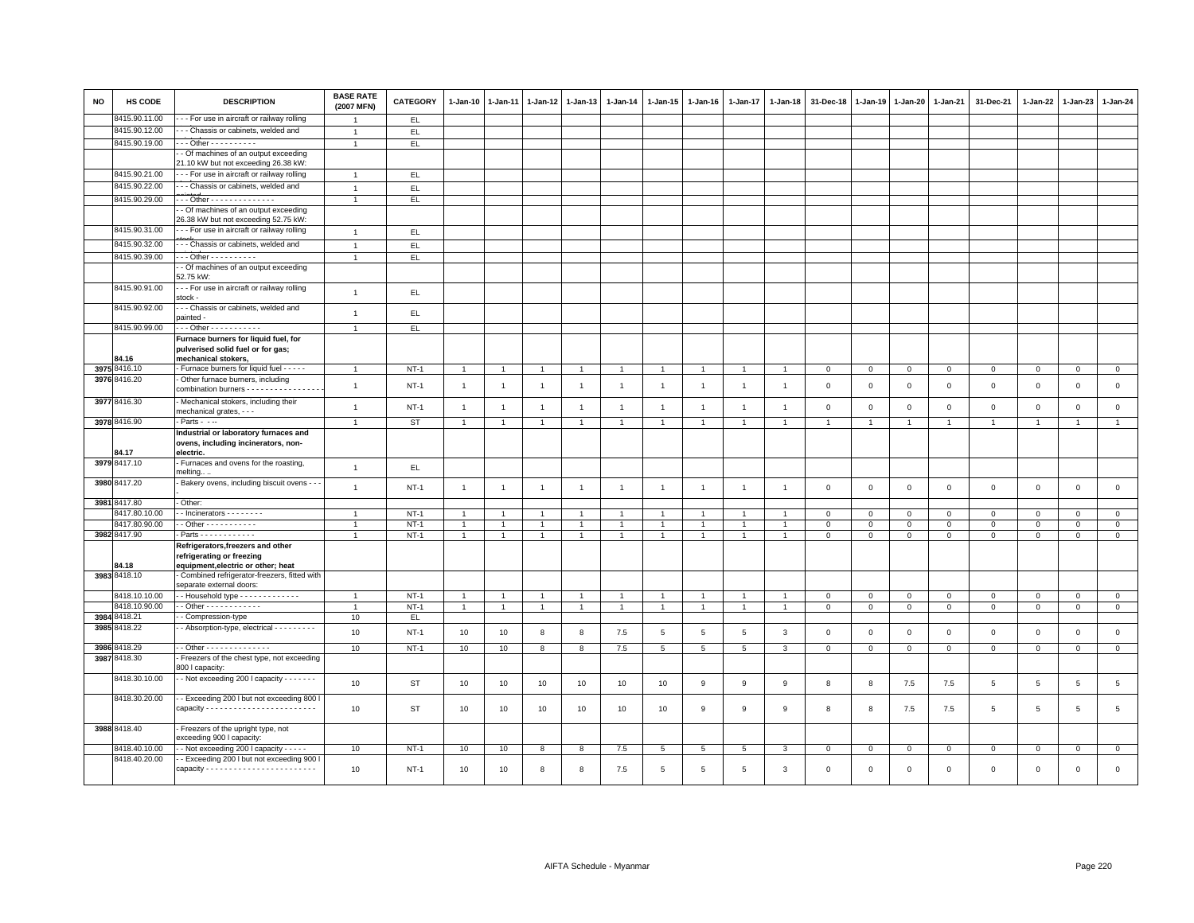| NO | HS CODE | DESCRIPTION | BASE RATE (2007 MFN) | CATEGORY | 1-Jan-10 | 1-Jan-11 | 1-Jan-12 | 1-Jan-13 | 1-Jan-14 | 1-Jan-15 | 1-Jan-16 | 1-Jan-17 | 1-Jan-18 | 31-Dec-18 | 1-Jan-19 | 1-Jan-20 | 1-Jan-21 | 31-Dec-21 | 1-Jan-22 | 1-Jan-23 | 1-Jan-24 |
|---|---|---|---|---|---|---|---|---|---|---|---|---|---|---|---|---|---|---|---|---|---|
| | 8415.90.11.00 | - - - For use in aircraft or railway rolling | 1 | EL | | | | | | | | | | | | | | | | | |
| | 8415.90.12.00 | - - - Chassis or cabinets, welded and | 1 | EL | | | | | | | | | | | | | | | | | |
| | 8415.90.19.00 | - - - Other - - - - - - - - - - | 1 | EL | | | | | | | | | | | | | | | | | |
| | | - - Of machines of an output exceeding 21.10 kW but not exceeding 26.38 kW: | | | | | | | | | | | | | | | | | | | |
| | 8415.90.21.00 | - - - For use in aircraft or railway rolling | 1 | EL | | | | | | | | | | | | | | | | | |
| | 8415.90.22.00 | - - - Chassis or cabinets, welded and | 1 | EL | | | | | | | | | | | | | | | | | |
| | 8415.90.29.00 | - - - Other - - - - - - - - - - - - - - | 1 | EL | | | | | | | | | | | | | | | | | |
| | | - - Of machines of an output exceeding 26.38 kW but not exceeding 52.75 kW: | | | | | | | | | | | | | | | | | | | |
| | 8415.90.31.00 | - - - For use in aircraft or railway rolling | 1 | EL | | | | | | | | | | | | | | | | | |
| | 8415.90.32.00 | - - - Chassis or cabinets, welded and | 1 | EL | | | | | | | | | | | | | | | | | |
| | 8415.90.39.00 | - - - Other - - - - - - - - - - | 1 | EL | | | | | | | | | | | | | | | | | |
| | | - - Of machines of an output exceeding 52.75 kW: | | | | | | | | | | | | | | | | | | | |
| | 8415.90.91.00 | - - - For use in aircraft or railway rolling stock - | 1 | EL | | | | | | | | | | | | | | | | | |
| | 8415.90.92.00 | - - - Chassis or cabinets, welded and painted - | 1 | EL | | | | | | | | | | | | | | | | | |
| | 8415.90.99.00 | - - - Other - - - - - - - - - - - | 1 | EL | | | | | | | | | | | | | | | | | |
| | 84.16 | **Furnace burners for liquid fuel, for pulverised solid fuel or for gas; mechanical stokers,** | | | | | | | | | | | | | | | | | | | |
| 3975 | 8416.10 | - Furnace burners for liquid fuel - - - - - | 1 | NT-1 | 1 | 1 | 1 | 1 | 1 | 1 | 1 | 1 | 1 | 0 | 0 | 0 | 0 | 0 | 0 | 0 | 0 |
| 3976 | 8416.20 | - Other furnace burners, including combination burners - - - - - - - - - - - - - - - - | 1 | NT-1 | 1 | 1 | 1 | 1 | 1 | 1 | 1 | 1 | 1 | 0 | 0 | 0 | 0 | 0 | 0 | 0 | 0 |
| 3977 | 8416.30 | - Mechanical stokers, including their mechanical grates, - - - | 1 | NT-1 | 1 | 1 | 1 | 1 | 1 | 1 | 1 | 1 | 1 | 0 | 0 | 0 | 0 | 0 | 0 | 0 | 0 |
| 3978 | 8416.90 | - Parts - - -- | 1 | ST | 1 | 1 | 1 | 1 | 1 | 1 | 1 | 1 | 1 | 1 | 1 | 1 | 1 | 1 | 1 | 1 | 1 |
| | 84.17 | **Industrial or laboratory furnaces and ovens, including incinerators, non-electric.** | | | | | | | | | | | | | | | | | | | |
| 3979 | 8417.10 | - Furnaces and ovens for the roasting, melting.. .. | 1 | EL | | | | | | | | | | | | | | | | | |
| 3980 | 8417.20 | - Bakery ovens, including biscuit ovens - - - - | 1 | NT-1 | 1 | 1 | 1 | 1 | 1 | 1 | 1 | 1 | 1 | 0 | 0 | 0 | 0 | 0 | 0 | 0 | 0 |
| 3981 | 8417.80 | - Other: | | | | | | | | | | | | | | | | | | | |
| | 8417.80.10.00 | - - Incinerators - - - - - - - - | 1 | NT-1 | 1 | 1 | 1 | 1 | 1 | 1 | 1 | 1 | 1 | 0 | 0 | 0 | 0 | 0 | 0 | 0 | 0 |
| | 8417.80.90.00 | - - Other - - - - - - - - - - - | 1 | NT-1 | 1 | 1 | 1 | 1 | 1 | 1 | 1 | 1 | 1 | 0 | 0 | 0 | 0 | 0 | 0 | 0 | 0 |
| 3982 | 8417.90 | - Parts - - - - - - - - - - - - | 1 | NT-1 | 1 | 1 | 1 | 1 | 1 | 1 | 1 | 1 | 1 | 0 | 0 | 0 | 0 | 0 | 0 | 0 | 0 |
| | 84.18 | **Refrigerators,freezers and other refrigerating or freezing equipment,electric or other; heat** | | | | | | | | | | | | | | | | | | | |
| 3983 | 8418.10 | - Combined refrigerator-freezers, fitted with separate external doors: | | | | | | | | | | | | | | | | | | | |
| | 8418.10.10.00 | - - Household type - - - - - - - - - - - - - | 1 | NT-1 | 1 | 1 | 1 | 1 | 1 | 1 | 1 | 1 | 1 | 0 | 0 | 0 | 0 | 0 | 0 | 0 | 0 |
| | 8418.10.90.00 | - - Other - - - - - - - - - - - - | 1 | NT-1 | 1 | 1 | 1 | 1 | 1 | 1 | 1 | 1 | 1 | 0 | 0 | 0 | 0 | 0 | 0 | 0 | 0 |
| 3984 | 8418.21 | - - Compression-type | 10 | EL | | | | | | | | | | | | | | | | | |
| 3985 | 8418.22 | - - Absorption-type, electrical - - - - - - - - - | 10 | NT-1 | 10 | 10 | 8 | 8 | 7.5 | 5 | 5 | 5 | 3 | 0 | 0 | 0 | 0 | 0 | 0 | 0 | 0 |
| 3986 | 8418.29 | - - Other - - - - - - - - - - - - - - | 10 | NT-1 | 10 | 10 | 8 | 8 | 7.5 | 5 | 5 | 5 | 3 | 0 | 0 | 0 | 0 | 0 | 0 | 0 | 0 |
| 3987 | 8418.30 | - Freezers of the chest type, not exceeding 800 l capacity: | | | | | | | | | | | | | | | | | | | |
| | 8418.30.10.00 | - - Not exceeding 200 l capacity - - - - - - - | 10 | ST | 10 | 10 | 10 | 10 | 10 | 10 | 9 | 9 | 9 | 8 | 8 | 7.5 | 7.5 | 5 | 5 | 5 | 5 |
| | 8418.30.20.00 | - - Exceeding 200 l but not exceeding 800 l capacity - - - - - - - - - - - - - - - - - - - - - - - - | 10 | ST | 10 | 10 | 10 | 10 | 10 | 10 | 9 | 9 | 9 | 8 | 8 | 7.5 | 7.5 | 5 | 5 | 5 | 5 |
| 3988 | 8418.40 | - Freezers of the upright type, not exceeding 900 l capacity: | | | | | | | | | | | | | | | | | | | |
| | 8418.40.10.00 | - - Not exceeding 200 l capacity - - - - - | 10 | NT-1 | 10 | 10 | 8 | 8 | 7.5 | 5 | 5 | 5 | 3 | 0 | 0 | 0 | 0 | 0 | 0 | 0 | 0 |
| | 8418.40.20.00 | - - Exceeding 200 l but not exceeding 900 l capacity - - - - - - - - - - - - - - - - - - - - - - - - | 10 | NT-1 | 10 | 10 | 8 | 8 | 7.5 | 5 | 5 | 5 | 3 | 0 | 0 | 0 | 0 | 0 | 0 | 0 | 0 |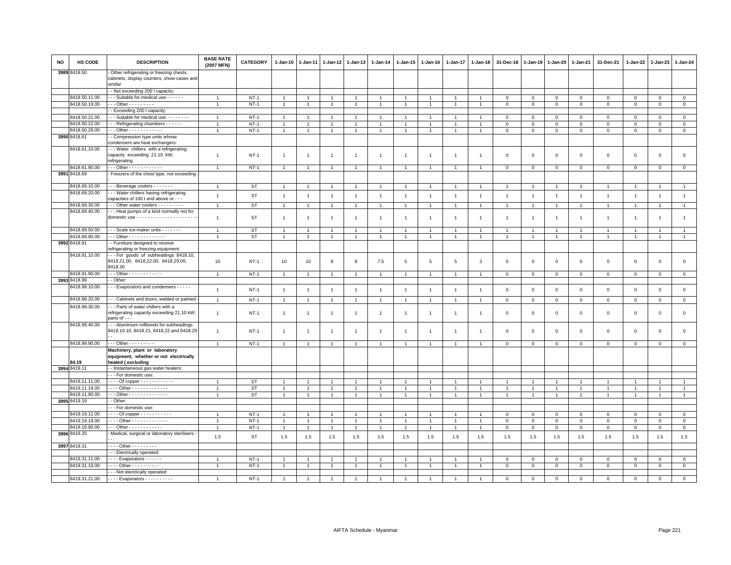| NO | HS CODE | DESCRIPTION | BASE RATE (2007 MFN) | CATEGORY | 1-Jan-10 | 1-Jan-11 | 1-Jan-12 | 1-Jan-13 | 1-Jan-14 | 1-Jan-15 | 1-Jan-16 | 1-Jan-17 | 1-Jan-18 | 31-Dec-18 | 1-Jan-19 | 1-Jan-20 | 1-Jan-21 | 31-Dec-21 | 1-Jan-22 | 1-Jan-23 | 1-Jan-24 |
|---|---|---|---|---|---|---|---|---|---|---|---|---|---|---|---|---|---|---|---|---|---|
| 3989 | 8418.50 | - Other refrigerating or freezing chests, cabinets, display counters, show-cases and similar | | | | | | | | | | | | | | | | | | | |
| | | - - Not exceeding 200 l capacity: | | | | | | | | | | | | | | | | | | | |
| | 8418.50.11.00 | - - - Suitable for medical use - - - - - - | 1 | NT-1 | 1 | 1 | 1 | 1 | 1 | 1 | 1 | 1 | 1 | 0 | 0 | 0 | 0 | 0 | 0 | 0 | 0 |
| | 8418.50.19.00 | - - - Other - - - - - - - - - | 1 | NT-1 | 1 | 1 | 1 | 1 | 1 | 1 | 1 | 1 | 1 | 0 | 0 | 0 | 0 | 0 | 0 | 0 | 0 |
| | | - - Exceeding 200 l capacity: | | | | | | | | | | | | | | | | | | | |
| | 8418.50.21.00 | - - - Suitable for medical use - - - - - - - - | 1 | NT-1 | 1 | 1 | 1 | 1 | 1 | 1 | 1 | 1 | 1 | 0 | 0 | 0 | 0 | 0 | 0 | 0 | 0 |
| | 8418.50.22.00 | - - - Refrigerating chambers - - - - - - | 1 | NT-1 | 1 | 1 | 1 | 1 | 1 | 1 | 1 | 1 | 1 | 0 | 0 | 0 | 0 | 0 | 0 | 0 | 0 |
| | 8418.50.29.00 | - - - Other - - - - - - - - - - - - | 1 | NT-1 | 1 | 1 | 1 | 1 | 1 | 1 | 1 | 1 | 1 | 0 | 0 | 0 | 0 | 0 | 0 | 0 | 0 |
| 3990 | 8418.61 | - - Compression type units whose condensers are heat exchangers: | | | | | | | | | | | | | | | | | | | |
| | 8418.61.10.00 | - - - Water chillers with a refrigerating capacity exceeding 21.10 kW; refrigerating | 1 | NT-1 | 1 | 1 | 1 | 1 | 1 | 1 | 1 | 1 | 1 | 0 | 0 | 0 | 0 | 0 | 0 | 0 | 0 |
| | 8418.61.90.00 | - - - Other - - - - - - - - - - - - | 1 | NT-1 | 1 | 1 | 1 | 1 | 1 | 1 | 1 | 1 | 1 | 0 | 0 | 0 | 0 | 0 | 0 | 0 | 0 |
| 3991 | 8418.69 | - Freezers of the chest type, not exceeding - - | | | | | | | | | | | | | | | | | | | |
| | 8418.69.10.00 | - - - Beverage coolers - - - - - - - | 1 | ST | 1 | 1 | 1 | 1 | 1 | 1 | 1 | 1 | 1 | 1 | 1 | 1 | 1 | 1 | 1 | 1 | 1 |
| | 8418.69.20.00 | - - - Water chillers having refrigerating capacities of 100 t and above or - - - | 1 | ST | 1 | 1 | 1 | 1 | 1 | 1 | 1 | 1 | 1 | 1 | 1 | 1 | 1 | 1 | 1 | 1 | 1 |
| | 8418.69.30.00 | - - - Other water coolers - - - - - - - - - | 1 | ST | 1 | 1 | 1 | 1 | 1 | 1 | 1 | 1 | 1 | 1 | 1 | 1 | 1 | 1 | 1 | 1 | 1 |
| | 8418.69.40.00 | - - - Heat pumps of a kind normally not for domestic use - - - - - - - - - - - - - - - - - - - - - - | 1 | ST | 1 | 1 | 1 | 1 | 1 | 1 | 1 | 1 | 1 | 1 | 1 | 1 | 1 | 1 | 1 | 1 | 1 |
| | 8418.69.50.00 | - - - Scale ice-maker units - - - - - - - | 1 | ST | 1 | 1 | 1 | 1 | 1 | 1 | 1 | 1 | 1 | 1 | 1 | 1 | 1 | 1 | 1 | 1 | 1 |
| | 8418.69.90.00 | - - - Other - - - - - - - - - - - - - | 1 | ST | 1 | 1 | 1 | 1 | 1 | 1 | 1 | 1 | 1 | 1 | 1 | 1 | 1 | 1 | 1 | 1 | 1 |
| 3992 | 8418.91 | - - Furniture designed to receive refrigerating or freezing equipment: | | | | | | | | | | | | | | | | | | | |
| | 8418.91.10.00 | - - - For goods of subheadings 8418.10, 8418.21.00, 8418.22.00, 8418.29.00, 8418.30 | 10 | NT-1 | 10 | 10 | 8 | 8 | 7.5 | 5 | 5 | 5 | 3 | 0 | 0 | 0 | 0 | 0 | 0 | 0 | 0 |
| | 8418.91.90.00 | - - - Other - - - - - - - - - - - - | 1 | NT-1 | 1 | 1 | 1 | 1 | 1 | 1 | 1 | 1 | 1 | 0 | 0 | 0 | 0 | 0 | 0 | 0 | 0 |
| 3993 | 8418.99 | - - Other: | | | | | | | | | | | | | | | | | | | |
| | 8418.99.10.00 | - - - Evaporators and condensers - - - - - | 1 | NT-1 | 1 | 1 | 1 | 1 | 1 | 1 | 1 | 1 | 1 | 0 | 0 | 0 | 0 | 0 | 0 | 0 | 0 |
| | 8418.99.20.00 | - - - Cabinets and doors, welded or painted - | 1 | NT-1 | 1 | 1 | 1 | 1 | 1 | 1 | 1 | 1 | 1 | 0 | 0 | 0 | 0 | 0 | 0 | 0 | 0 |
| | 8418.99.30.00 | - - - Parts of water chillers with a refrigerating capacity exceeding 21.10 kW; parts of - - - | 1 | NT-1 | 1 | 1 | 1 | 1 | 1 | 1 | 1 | 1 | 1 | 0 | 0 | 0 | 0 | 0 | 0 | 0 | 0 |
| | 8418.99.40.00 | - - - Aluminium rollbonds for subheadings 8418.10.10, 8418.21, 8418.22 and 8418.29 - - | 1 | NT-1 | 1 | 1 | 1 | 1 | 1 | 1 | 1 | 1 | 1 | 0 | 0 | 0 | 0 | 0 | 0 | 0 | 0 |
| | 8418.99.90.00 | - - - Other - - - - - - - - - | 1 | NT-1 | 1 | 1 | 1 | 1 | 1 | 1 | 1 | 1 | 1 | 0 | 0 | 0 | 0 | 0 | 0 | 0 | 0 |
| | **84.19** | **Machinery, plant or laboratory equipment, whether or not electrically heated ( excluding** | | | | | | | | | | | | | | | | | | | |
| 3994 | 8419.11 | - - Instantaneous gas water heaters: | | | | | | | | | | | | | | | | | | | |
| | | - - - For domestic use: | | | | | | | | | | | | | | | | | | | |
| | 8419.11.11.00 | - - - - Of copper - - - - - - - - - - - - | 1 | ST | 1 | 1 | 1 | 1 | 1 | 1 | 1 | 1 | 1 | 1 | 1 | 1 | 1 | 1 | 1 | 1 | 1 |
| | 8419.11.19.00 | - - - - Other - - - - - - - - - - - - - | 1 | ST | 1 | 1 | 1 | 1 | 1 | 1 | 1 | 1 | 1 | 1 | 1 | 1 | 1 | 1 | 1 | 1 | 1 |
| | 8419.11.90.00 | - - - Other - - - - - - - - - - - - - - | 1 | ST | 1 | 1 | 1 | 1 | 1 | 1 | 1 | 1 | 1 | 1 | 1 | 1 | 1 | 1 | 1 | 1 | 1 |
| 3995 | 8419.19 | - - Other: | | | | | | | | | | | | | | | | | | | |
| | | - - - For domestic use: | | | | | | | | | | | | | | | | | | | |
| | 8419.19.11.00 | - - - - Of copper - - - - - - - - - - - | 1 | NT-1 | 1 | 1 | 1 | 1 | 1 | 1 | 1 | 1 | 1 | 0 | 0 | 0 | 0 | 0 | 0 | 0 | 0 |
| | 8419.19.19.00 | - - - - Other - - - - - - - - - - - - - | 1 | NT-1 | 1 | 1 | 1 | 1 | 1 | 1 | 1 | 1 | 1 | 0 | 0 | 0 | 0 | 0 | 0 | 0 | 0 |
| | 8419.19.90.00 | - - - Other - - - - - - - - - - - - | 1 | NT-1 | 1 | 1 | 1 | 1 | 1 | 1 | 1 | 1 | 1 | 0 | 0 | 0 | 0 | 0 | 0 | 0 | 0 |
| 3996 | 8419.20 | - Medical, surgical or laboratory sterilisers - - - | 1.5 | ST | 1.5 | 1.5 | 1.5 | 1.5 | 1.5 | 1.5 | 1.5 | 1.5 | 1.5 | 1.5 | 1.5 | 1.5 | 1.5 | 1.5 | 1.5 | 1.5 | 1.5 |
| 3997 | 8419.31 | - - - - Other - - - - - - - - - | | | | | | | | | | | | | | | | | | | |
| | | - - - Electrically operated: | | | | | | | | | | | | | | | | | | | |
| | 8419.31.11.00 | - - - - Evaporators - - - - - - | 1 | NT-1 | 1 | 1 | 1 | 1 | 1 | 1 | 1 | 1 | 1 | 0 | 0 | 0 | 0 | 0 | 0 | 0 | 0 |
| | 8419.31.19.00 | - - - - Other - - - - - - - - - - | 1 | NT-1 | 1 | 1 | 1 | 1 | 1 | 1 | 1 | 1 | 1 | 0 | 0 | 0 | 0 | 0 | 0 | 0 | 0 |
| | | - - - Not electrically operated: | | | | | | | | | | | | | | | | | | | |
| | 8419.31.21.00 | - - - - Evaporators - - - - - - - - - - | 1 | NT-1 | 1 | 1 | 1 | 1 | 1 | 1 | 1 | 1 | 1 | 0 | 0 | 0 | 0 | 0 | 0 | 0 | 0 |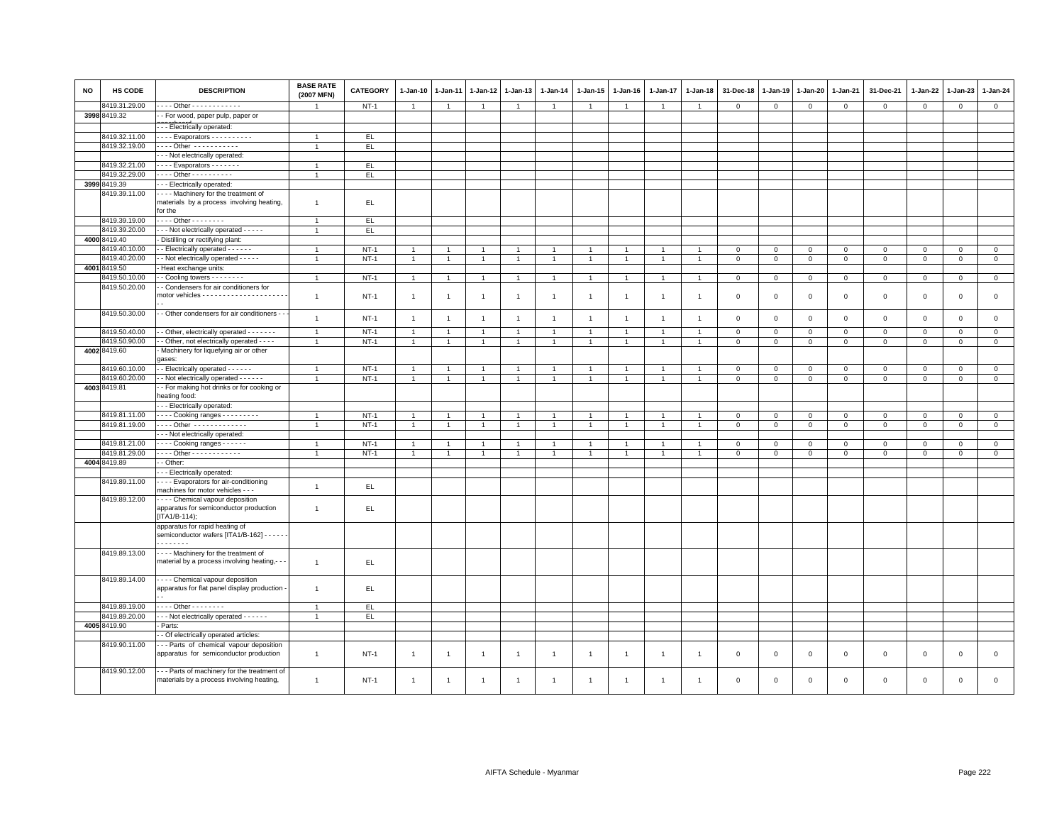| NO | HS CODE | DESCRIPTION | BASE RATE (2007 MFN) | CATEGORY | 1-Jan-10 | 1-Jan-11 | 1-Jan-12 | 1-Jan-13 | 1-Jan-14 | 1-Jan-15 | 1-Jan-16 | 1-Jan-17 | 1-Jan-18 | 31-Dec-18 | 1-Jan-19 | 1-Jan-20 | 1-Jan-21 | 31-Dec-21 | 1-Jan-22 | 1-Jan-23 | 1-Jan-24 |
|---|---|---|---|---|---|---|---|---|---|---|---|---|---|---|---|---|---|---|---|---|---|
| | 8419.31.29.00 | - - - - Other - - - - - - - - - - - - | 1 | NT-1 | 1 | 1 | 1 | 1 | 1 | 1 | 1 | 1 | 1 | 0 | 0 | 0 | 0 | 0 | 0 | 0 | 0 |
| 3998 | 8419.32 | - - For wood, paper pulp, paper or paperboard: | | | | | | | | | | | | | | | | | | | |
| | | - - - Electrically operated: | | | | | | | | | | | | | | | | | | | |
| | 8419.32.11.00 | - - - - Evaporators - - - - - - - - - - | 1 | EL | | | | | | | | | | | | | | | | | |
| | 8419.32.19.00 | - - - - Other - - - - - - - - - - - | 1 | EL | | | | | | | | | | | | | | | | | |
| | | - - - Not electrically operated: | | | | | | | | | | | | | | | | | | | |
| | 8419.32.21.00 | - - - - Evaporators - - - - - - - | 1 | EL | | | | | | | | | | | | | | | | | |
| | 8419.32.29.00 | - - - - Other - - - - - - - - - - | 1 | EL | | | | | | | | | | | | | | | | | |
| 3999 | 8419.39 | - - - Electrically operated: | | | | | | | | | | | | | | | | | | | |
| | 8419.39.11.00 | - - - - Machinery for the treatment of materials by a process involving heating, for the | 1 | EL | | | | | | | | | | | | | | | | | |
| | 8419.39.19.00 | - - - - Other - - - - - - - - | 1 | EL | | | | | | | | | | | | | | | | | |
| | 8419.39.20.00 | - - - Not electrically operated - - - - - | 1 | EL | | | | | | | | | | | | | | | | | |
| 4000 | 8419.40 | - Distilling or rectifying plant: | | | | | | | | | | | | | | | | | | | |
| | 8419.40.10.00 | - - Electrically operated - - - - - - | 1 | NT-1 | 1 | 1 | 1 | 1 | 1 | 1 | 1 | 1 | 1 | 0 | 0 | 0 | 0 | 0 | 0 | 0 | 0 |
| | 8419.40.20.00 | - - Not electrically operated - - - - - | 1 | NT-1 | 1 | 1 | 1 | 1 | 1 | 1 | 1 | 1 | 1 | 0 | 0 | 0 | 0 | 0 | 0 | 0 | 0 |
| 4001 | 8419.50 | - Heat exchange units: | | | | | | | | | | | | | | | | | | | |
| | 8419.50.10.00 | - - Cooling towers - - - - - - - - | 1 | NT-1 | 1 | 1 | 1 | 1 | 1 | 1 | 1 | 1 | 1 | 0 | 0 | 0 | 0 | 0 | 0 | 0 | 0 |
| | 8419.50.20.00 | - - Condensers for air conditioners for motor vehicles - - - - - - - - - - - - - - - - - - - - - - - | 1 | NT-1 | 1 | 1 | 1 | 1 | 1 | 1 | 1 | 1 | 1 | 0 | 0 | 0 | 0 | 0 | 0 | 0 | 0 |
| | 8419.50.30.00 | - - Other condensers for air conditioners - - - | 1 | NT-1 | 1 | 1 | 1 | 1 | 1 | 1 | 1 | 1 | 1 | 0 | 0 | 0 | 0 | 0 | 0 | 0 | 0 |
| | 8419.50.40.00 | - - Other, electrically operated - - - - - - - | 1 | NT-1 | 1 | 1 | 1 | 1 | 1 | 1 | 1 | 1 | 1 | 0 | 0 | 0 | 0 | 0 | 0 | 0 | 0 |
| | 8419.50.90.00 | - - Other, not electrically operated - - - - | 1 | NT-1 | 1 | 1 | 1 | 1 | 1 | 1 | 1 | 1 | 1 | 0 | 0 | 0 | 0 | 0 | 0 | 0 | 0 |
| 4002 | 8419.60 | - Machinery for liquefying air or other gases: | | | | | | | | | | | | | | | | | | | |
| | 8419.60.10.00 | - - Electrically operated - - - - - - | 1 | NT-1 | 1 | 1 | 1 | 1 | 1 | 1 | 1 | 1 | 1 | 0 | 0 | 0 | 0 | 0 | 0 | 0 | 0 |
| | 8419.60.20.00 | - - Not electrically operated - - - - - - | 1 | NT-1 | 1 | 1 | 1 | 1 | 1 | 1 | 1 | 1 | 1 | 0 | 0 | 0 | 0 | 0 | 0 | 0 | 0 |
| 4003 | 8419.81 | - - For making hot drinks or for cooking or heating food: | | | | | | | | | | | | | | | | | | | |
| | | - - - Electrically operated: | | | | | | | | | | | | | | | | | | | |
| | 8419.81.11.00 | - - - - Cooking ranges - - - - - - - - - | 1 | NT-1 | 1 | 1 | 1 | 1 | 1 | 1 | 1 | 1 | 1 | 0 | 0 | 0 | 0 | 0 | 0 | 0 | 0 |
| | 8419.81.19.00 | - - - - Other - - - - - - - - - - - - - | 1 | NT-1 | 1 | 1 | 1 | 1 | 1 | 1 | 1 | 1 | 1 | 0 | 0 | 0 | 0 | 0 | 0 | 0 | 0 |
| | | - - - Not electrically operated: | | | | | | | | | | | | | | | | | | | |
| | 8419.81.21.00 | - - - - Cooking ranges - - - - - - | 1 | NT-1 | 1 | 1 | 1 | 1 | 1 | 1 | 1 | 1 | 1 | 0 | 0 | 0 | 0 | 0 | 0 | 0 | 0 |
| | 8419.81.29.00 | - - - - Other - - - - - - - - - - - - | 1 | NT-1 | 1 | 1 | 1 | 1 | 1 | 1 | 1 | 1 | 1 | 0 | 0 | 0 | 0 | 0 | 0 | 0 | 0 |
| 4004 | 8419.89 | - - Other: | | | | | | | | | | | | | | | | | | | |
| | | - - - Electrically operated: | | | | | | | | | | | | | | | | | | | |
| | 8419.89.11.00 | - - - - Evaporators for air-conditioning machines for motor vehicles - - - | 1 | EL | | | | | | | | | | | | | | | | | |
| | 8419.89.12.00 | - - - - Chemical vapour deposition apparatus for semiconductor production [ITA1/B-114); | 1 | EL | | | | | | | | | | | | | | | | | |
| | | apparatus for rapid heating of semiconductor wafers [ITA1/B-162] - - - - - - - - - - - - - | | | | | | | | | | | | | | | | | | | |
| | 8419.89.13.00 | - - - - Machinery for the treatment of material by a process involving heating,- - - | 1 | EL | | | | | | | | | | | | | | | | | |
| | 8419.89.14.00 | - - - - Chemical vapour deposition apparatus for flat panel display production - - - | 1 | EL | | | | | | | | | | | | | | | | | |
| | 8419.89.19.00 | - - - - Other - - - - - - - - | 1 | EL | | | | | | | | | | | | | | | | | |
| | 8419.89.20.00 | - - - Not electrically operated - - - - - - | 1 | EL | | | | | | | | | | | | | | | | | |
| 4005 | 8419.90 | - Parts: | | | | | | | | | | | | | | | | | | | |
| | | - - Of electrically operated articles: | | | | | | | | | | | | | | | | | | | |
| | 8419.90.11.00 | - - - Parts of chemical vapour deposition apparatus for semiconductor production | 1 | NT-1 | 1 | 1 | 1 | 1 | 1 | 1 | 1 | 1 | 1 | 0 | 0 | 0 | 0 | 0 | 0 | 0 | 0 |
| | 8419.90.12.00 | - - - Parts of machinery for the treatment of materials by a process involving heating, | 1 | NT-1 | 1 | 1 | 1 | 1 | 1 | 1 | 1 | 1 | 1 | 0 | 0 | 0 | 0 | 0 | 0 | 0 | 0 |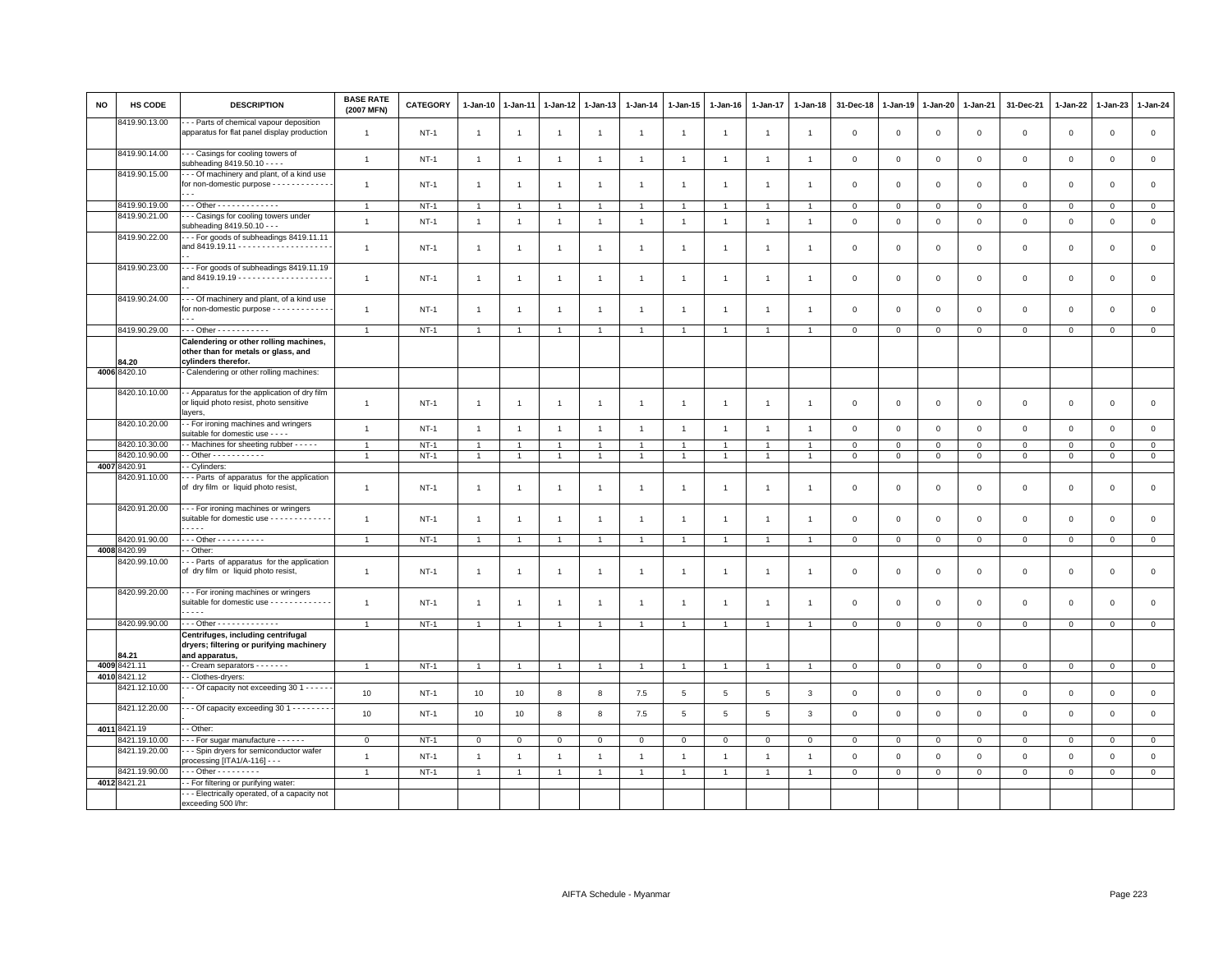| NO | HS CODE | DESCRIPTION | BASE RATE (2007 MFN) | CATEGORY | 1-Jan-10 | 1-Jan-11 | 1-Jan-12 | 1-Jan-13 | 1-Jan-14 | 1-Jan-15 | 1-Jan-16 | 1-Jan-17 | 1-Jan-18 | 31-Dec-18 | 1-Jan-19 | 1-Jan-20 | 1-Jan-21 | 31-Dec-21 | 1-Jan-22 | 1-Jan-23 | 1-Jan-24 |
|---|---|---|---|---|---|---|---|---|---|---|---|---|---|---|---|---|---|---|---|---|---|
| | 8419.90.13.00 | - - - Parts of chemical vapour deposition apparatus for flat panel display production | 1 | NT-1 | 1 | 1 | 1 | 1 | 1 | 1 | 1 | 1 | 1 | 0 | 0 | 0 | 0 | 0 | 0 | 0 | 0 |
| | 8419.90.14.00 | - - - Casings for cooling towers of subheading 8419.50.10 - - - - | 1 | NT-1 | 1 | 1 | 1 | 1 | 1 | 1 | 1 | 1 | 1 | 0 | 0 | 0 | 0 | 0 | 0 | 0 | 0 |
| | 8419.90.15.00 | - - - Of machinery and plant, of a kind use for non-domestic purpose - - - - - - - - - - - - - - - | 1 | NT-1 | 1 | 1 | 1 | 1 | 1 | 1 | 1 | 1 | 1 | 0 | 0 | 0 | 0 | 0 | 0 | 0 | 0 |
| | 8419.90.19.00 | - - - Other - - - - - - - - - - - - - | 1 | NT-1 | 1 | 1 | 1 | 1 | 1 | 1 | 1 | 1 | 1 | 0 | 0 | 0 | 0 | 0 | 0 | 0 | 0 |
| | 8419.90.21.00 | - - - Casings for cooling towers under subheading 8419.50.10 - - - | 1 | NT-1 | 1 | 1 | 1 | 1 | 1 | 1 | 1 | 1 | 1 | 0 | 0 | 0 | 0 | 0 | 0 | 0 | 0 |
| | 8419.90.22.00 | - - - For goods of subheadings 8419.11.11 and 8419.19.11 - - - - - - - - - - - - - - - - - - - - - - | 1 | NT-1 | 1 | 1 | 1 | 1 | 1 | 1 | 1 | 1 | 1 | 0 | 0 | 0 | 0 | 0 | 0 | 0 | 0 |
| | 8419.90.23.00 | - - - For goods of subheadings 8419.11.19 and 8419.19.19 - - - - - - - - - - - - - - - - - - - - - - | 1 | NT-1 | 1 | 1 | 1 | 1 | 1 | 1 | 1 | 1 | 1 | 0 | 0 | 0 | 0 | 0 | 0 | 0 | 0 |
| | 8419.90.24.00 | - - - Of machinery and plant, of a kind use for non-domestic purpose - - - - - - - - - - - - - - - - | 1 | NT-1 | 1 | 1 | 1 | 1 | 1 | 1 | 1 | 1 | 1 | 0 | 0 | 0 | 0 | 0 | 0 | 0 | 0 |
| | 8419.90.29.00 | - - - Other - - - - - - - - - - - | 1 | NT-1 | 1 | 1 | 1 | 1 | 1 | 1 | 1 | 1 | 1 | 0 | 0 | 0 | 0 | 0 | 0 | 0 | 0 |
| | 84.20 | **Calendering or other rolling machines, other than for metals or glass, and cylinders therefor.** | | | | | | | | | | | | | | | | | | | |
| 4006 | 8420.10 | - Calendering or other rolling machines: | | | | | | | | | | | | | | | | | | | |
| | 8420.10.10.00 | - - Apparatus for the application of dry film or liquid photo resist, photo sensitive layers, | 1 | NT-1 | 1 | 1 | 1 | 1 | 1 | 1 | 1 | 1 | 1 | 0 | 0 | 0 | 0 | 0 | 0 | 0 | 0 |
| | 8420.10.20.00 | - - For ironing machines and wringers suitable for domestic use - - - - | 1 | NT-1 | 1 | 1 | 1 | 1 | 1 | 1 | 1 | 1 | 1 | 0 | 0 | 0 | 0 | 0 | 0 | 0 | 0 |
| | 8420.10.30.00 | - - Machines for sheeting rubber - - - - - | 1 | NT-1 | 1 | 1 | 1 | 1 | 1 | 1 | 1 | 1 | 1 | 0 | 0 | 0 | 0 | 0 | 0 | 0 | 0 |
| | 8420.10.90.00 | - - Other - - - - - - - - - - - | 1 | NT-1 | 1 | 1 | 1 | 1 | 1 | 1 | 1 | 1 | 1 | 0 | 0 | 0 | 0 | 0 | 0 | 0 | 0 |
| 4007 | 8420.91 | - - Cylinders: | | | | | | | | | | | | | | | | | | | |
| | 8420.91.10.00 | - - - Parts of apparatus for the application of dry film or liquid photo resist, | 1 | NT-1 | 1 | 1 | 1 | 1 | 1 | 1 | 1 | 1 | 1 | 0 | 0 | 0 | 0 | 0 | 0 | 0 | 0 |
| | 8420.91.20.00 | - - - For ironing machines or wringers suitable for domestic use - - - - - - - - - - - - - - - - - - | 1 | NT-1 | 1 | 1 | 1 | 1 | 1 | 1 | 1 | 1 | 1 | 0 | 0 | 0 | 0 | 0 | 0 | 0 | 0 |
| | 8420.91.90.00 | - - - Other - - - - - - - - - - | 1 | NT-1 | 1 | 1 | 1 | 1 | 1 | 1 | 1 | 1 | 1 | 0 | 0 | 0 | 0 | 0 | 0 | 0 | 0 |
| 4008 | 8420.99 | - - Other: | | | | | | | | | | | | | | | | | | | |
| | 8420.99.10.00 | - - - Parts of apparatus for the application of dry film or liquid photo resist, | 1 | NT-1 | 1 | 1 | 1 | 1 | 1 | 1 | 1 | 1 | 1 | 0 | 0 | 0 | 0 | 0 | 0 | 0 | 0 |
| | 8420.99.20.00 | - - - For ironing machines or wringers suitable for domestic use - - - - - - - - - - - - - - - - - - | 1 | NT-1 | 1 | 1 | 1 | 1 | 1 | 1 | 1 | 1 | 1 | 0 | 0 | 0 | 0 | 0 | 0 | 0 | 0 |
| | 8420.99.90.00 | - - - Other - - - - - - - - - - - - - | 1 | NT-1 | 1 | 1 | 1 | 1 | 1 | 1 | 1 | 1 | 1 | 0 | 0 | 0 | 0 | 0 | 0 | 0 | 0 |
| | 84.21 | **Centrifuges, including centrifugal dryers; filtering or purifying machinery and apparatus,** | | | | | | | | | | | | | | | | | | | |
| 4009 | 8421.11 | - - Cream separators - - - - - - - | 1 | NT-1 | 1 | 1 | 1 | 1 | 1 | 1 | 1 | 1 | 1 | 0 | 0 | 0 | 0 | 0 | 0 | 0 | 0 |
| 4010 | 8421.12 | - - Clothes-dryers: | | | | | | | | | | | | | | | | | | | |
| | 8421.12.10.00 | - - - Of capacity not exceeding 30 1 - - - - - - | 10 | NT-1 | 10 | 10 | 8 | 8 | 7.5 | 5 | 5 | 5 | 3 | 0 | 0 | 0 | 0 | 0 | 0 | 0 | 0 |
| | 8421.12.20.00 | - - - Of capacity exceeding 30 1 - - - - - - - - - - | 10 | NT-1 | 10 | 10 | 8 | 8 | 7.5 | 5 | 5 | 5 | 3 | 0 | 0 | 0 | 0 | 0 | 0 | 0 | 0 |
| 4011 | 8421.19 | - - Other: | | | | | | | | | | | | | | | | | | | |
| | 8421.19.10.00 | - - - For sugar manufacture - - - - - - | 0 | NT-1 | 0 | 0 | 0 | 0 | 0 | 0 | 0 | 0 | 0 | 0 | 0 | 0 | 0 | 0 | 0 | 0 | 0 |
| | 8421.19.20.00 | - - - Spin dryers for semiconductor wafer processing [ITA1/A-116] - - - | 1 | NT-1 | 1 | 1 | 1 | 1 | 1 | 1 | 1 | 1 | 1 | 0 | 0 | 0 | 0 | 0 | 0 | 0 | 0 |
| | 8421.19.90.00 | - - - Other - - - - - - - - - | 1 | NT-1 | 1 | 1 | 1 | 1 | 1 | 1 | 1 | 1 | 1 | 0 | 0 | 0 | 0 | 0 | 0 | 0 | 0 |
| 4012 | 8421.21 | - - For filtering or purifying water: | | | | | | | | | | | | | | | | | | | |
| | | - - - Electrically operated, of a capacity not exceeding 500 l/hr: | | | | | | | | | | | | | | | | | | | |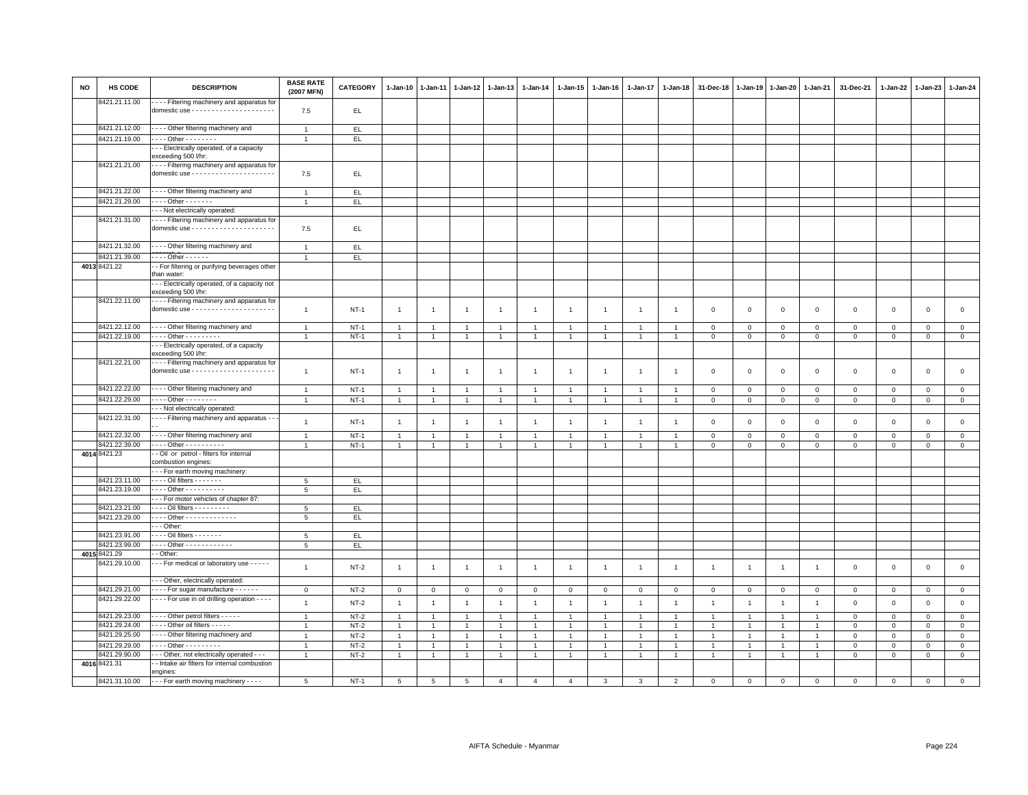| NO | HS CODE | DESCRIPTION | BASE RATE (2007 MFN) | CATEGORY | 1-Jan-10 | 1-Jan-11 | 1-Jan-12 | 1-Jan-13 | 1-Jan-14 | 1-Jan-15 | 1-Jan-16 | 1-Jan-17 | 1-Jan-18 | 31-Dec-18 | 1-Jan-19 | 1-Jan-20 | 1-Jan-21 | 31-Dec-21 | 1-Jan-22 | 1-Jan-23 | 1-Jan-24 |
|---|---|---|---|---|---|---|---|---|---|---|---|---|---|---|---|---|---|---|---|---|---|
| | 8421.21.11.00 | - - - - Filtering machinery and apparatus for domestic use - - - - - - - - - - - - - - - - - - - - - | 7.5 | EL | | | | | | | | | | | | | | | | | |
| | 8421.21.12.00 | - - - - Other filtering machinery and | 1 | EL | | | | | | | | | | | | | | | | | |
| | 8421.21.19.00 | - - - - Other - - - - - - - - | 1 | EL | | | | | | | | | | | | | | | | | |
| | | - - - Electrically operated, of a capacity exceeding 500 l/hr: | | | | | | | | | | | | | | | | | | | |
| | 8421.21.21.00 | - - - - Filtering machinery and apparatus for domestic use - - - - - - - - - - - - - - - - - - - - - | 7.5 | EL | | | | | | | | | | | | | | | | | |
| | 8421.21.22.00 | - - - - Other filtering machinery and | 1 | EL | | | | | | | | | | | | | | | | | |
| | 8421.21.29.00 | - - - - Other - - - - - - - | 1 | EL | | | | | | | | | | | | | | | | | |
| | | - - - Not electrically operated: | | | | | | | | | | | | | | | | | | | |
| | 8421.21.31.00 | - - - - Filtering machinery and apparatus for domestic use - - - - - - - - - - - - - - - - - - - - - | 7.5 | EL | | | | | | | | | | | | | | | | | |
| | 8421.21.32.00 | - - - - Other filtering machinery and | 1 | EL | | | | | | | | | | | | | | | | | |
| | 8421.21.39.00 | - - - - Other - - - - - - | 1 | EL | | | | | | | | | | | | | | | | | |
| 4013 | 8421.22 | - - For filtering or purifying beverages other than water: | | | | | | | | | | | | | | | | | | | |
| | | - - - Electrically operated, of a capacity not exceeding 500 l/hr: | | | | | | | | | | | | | | | | | | | |
| | 8421.22.11.00 | - - - - Filtering machinery and apparatus for domestic use - - - - - - - - - - - - - - - - - - - - - | 1 | NT-1 | 1 | 1 | 1 | 1 | 1 | 1 | 1 | 1 | 1 | 0 | 0 | 0 | 0 | 0 | 0 | 0 | 0 |
| | 8421.22.12.00 | - - - - Other filtering machinery and | 1 | NT-1 | 1 | 1 | 1 | 1 | 1 | 1 | 1 | 1 | 1 | 0 | 0 | 0 | 0 | 0 | 0 | 0 | 0 |
| | 8421.22.19.00 | - - - - Other - - - - - - - - - | 1 | NT-1 | 1 | 1 | 1 | 1 | 1 | 1 | 1 | 1 | 1 | 0 | 0 | 0 | 0 | 0 | 0 | 0 | 0 |
| | | - - - Electrically operated, of a capacity exceeding 500 l/hr: | | | | | | | | | | | | | | | | | | | |
| | 8421.22.21.00 | - - - - Filtering machinery and apparatus for domestic use - - - - - - - - - - - - - - - - - - - - - | 1 | NT-1 | 1 | 1 | 1 | 1 | 1 | 1 | 1 | 1 | 1 | 0 | 0 | 0 | 0 | 0 | 0 | 0 | 0 |
| | 8421.22.22.00 | - - - - Other filtering machinery and | 1 | NT-1 | 1 | 1 | 1 | 1 | 1 | 1 | 1 | 1 | 1 | 0 | 0 | 0 | 0 | 0 | 0 | 0 | 0 |
| | 8421.22.29.00 | - - - - Other - - - - - - - - | 1 | NT-1 | 1 | 1 | 1 | 1 | 1 | 1 | 1 | 1 | 1 | 0 | 0 | 0 | 0 | 0 | 0 | 0 | 0 |
| | | - - - Not electrically operated: | | | | | | | | | | | | | | | | | | | |
| | 8421.22.31.00 | - - - - Filtering machinery and apparatus - - - - - | 1 | NT-1 | 1 | 1 | 1 | 1 | 1 | 1 | 1 | 1 | 1 | 0 | 0 | 0 | 0 | 0 | 0 | 0 | 0 |
| | 8421.22.32.00 | - - - - Other filtering machinery and | 1 | NT-1 | 1 | 1 | 1 | 1 | 1 | 1 | 1 | 1 | 1 | 0 | 0 | 0 | 0 | 0 | 0 | 0 | 0 |
| | 8421.22.39.00 | - - - - Other - - - - - - - - - - | 1 | NT-1 | 1 | 1 | 1 | 1 | 1 | 1 | 1 | 1 | 1 | 0 | 0 | 0 | 0 | 0 | 0 | 0 | 0 |
| 4014 | 8421.23 | - - Oil or petrol - filters for internal combustion engines: | | | | | | | | | | | | | | | | | | | |
| | | - - - For earth moving machinery: | | | | | | | | | | | | | | | | | | | |
| | 8421.23.11.00 | - - - - Oil filters - - - - - - - | 5 | EL | | | | | | | | | | | | | | | | | |
| | 8421.23.19.00 | - - - - Other - - - - - - - - - - | 5 | EL | | | | | | | | | | | | | | | | | |
| | | - - - For motor vehicles of chapter 87: | | | | | | | | | | | | | | | | | | | |
| | 8421.23.21.00 | - - - - Oil filters - - - - - - - - - | 5 | EL | | | | | | | | | | | | | | | | | |
| | 8421.23.29.00 | - - - - Other - - - - - - - - - - - - - | 5 | EL | | | | | | | | | | | | | | | | | |
| | | - - - Other: | | | | | | | | | | | | | | | | | | | |
| | 8421.23.91.00 | - - - - Oil filters - - - - - - - | 5 | EL | | | | | | | | | | | | | | | | | |
| | 8421.23.99.00 | - - - - Other - - - - - - - - - - - - | 5 | EL | | | | | | | | | | | | | | | | | |
| 4015 | 8421.29 | - - Other: | | | | | | | | | | | | | | | | | | | |
| | 8421.29.10.00 | - - - For medical or laboratory use - - - - - | 1 | NT-2 | 1 | 1 | 1 | 1 | 1 | 1 | 1 | 1 | 1 | 1 | 1 | 1 | 1 | 0 | 0 | 0 | 0 |
| | | - - - Other, electrically operated: | | | | | | | | | | | | | | | | | | | |
| | 8421.29.21.00 | - - - - For sugar manufacture - - - - - - | 0 | NT-2 | 0 | 0 | 0 | 0 | 0 | 0 | 0 | 0 | 0 | 0 | 0 | 0 | 0 | 0 | 0 | 0 | 0 |
| | 8421.29.22.00 | - - - - For use in oil drilling operation - - - - | 1 | NT-2 | 1 | 1 | 1 | 1 | 1 | 1 | 1 | 1 | 1 | 1 | 1 | 1 | 1 | 0 | 0 | 0 | 0 |
| | 8421.29.23.00 | - - - - Other petrol filters - - - - - | 1 | NT-2 | 1 | 1 | 1 | 1 | 1 | 1 | 1 | 1 | 1 | 1 | 1 | 1 | 1 | 0 | 0 | 0 | 0 |
| | 8421.29.24.00 | - - - - Other oil filters - - - - - | 1 | NT-2 | 1 | 1 | 1 | 1 | 1 | 1 | 1 | 1 | 1 | 1 | 1 | 1 | 1 | 0 | 0 | 0 | 0 |
| | 8421.29.25.00 | - - - - Other filtering machinery and | 1 | NT-2 | 1 | 1 | 1 | 1 | 1 | 1 | 1 | 1 | 1 | 1 | 1 | 1 | 1 | 0 | 0 | 0 | 0 |
| | 8421.29.29.00 | - - - - Other - - - - - - - - - | 1 | NT-2 | 1 | 1 | 1 | 1 | 1 | 1 | 1 | 1 | 1 | 1 | 1 | 1 | 1 | 0 | 0 | 0 | 0 |
| | 8421.29.90.00 | - - - Other, not electrically operated - - - | 1 | NT-2 | 1 | 1 | 1 | 1 | 1 | 1 | 1 | 1 | 1 | 1 | 1 | 1 | 1 | 0 | 0 | 0 | 0 |
| 4016 | 8421.31 | - - Intake air filters for internal combustion engines: | | | | | | | | | | | | | | | | | | | |
| | 8421.31.10.00 | - - - For earth moving machinery - - - - | 5 | NT-1 | 5 | 5 | 5 | 4 | 4 | 4 | 3 | 3 | 2 | 0 | 0 | 0 | 0 | 0 | 0 | 0 | 0 |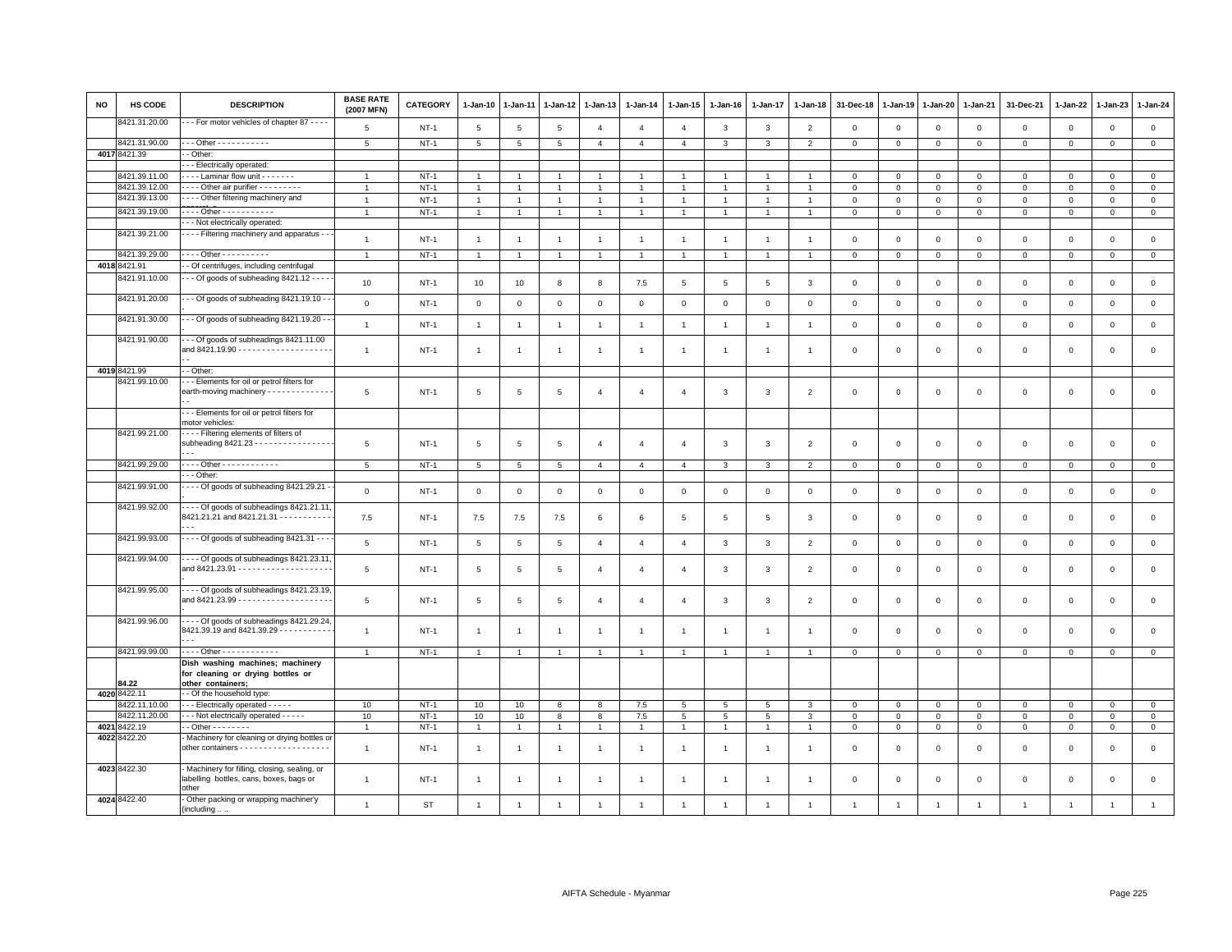| NO | HS CODE | DESCRIPTION | BASE RATE (2007 MFN) | CATEGORY | 1-Jan-10 | 1-Jan-11 | 1-Jan-12 | 1-Jan-13 | 1-Jan-14 | 1-Jan-15 | 1-Jan-16 | 1-Jan-17 | 1-Jan-18 | 31-Dec-18 | 1-Jan-19 | 1-Jan-20 | 1-Jan-21 | 31-Dec-21 | 1-Jan-22 | 1-Jan-23 | 1-Jan-24 |
|---|---|---|---|---|---|---|---|---|---|---|---|---|---|---|---|---|---|---|---|---|---|
| | 8421.31.20.00 | - - - For motor vehicles of chapter 87 - - - - | 5 | NT-1 | 5 | 5 | 5 | 4 | 4 | 4 | 3 | 3 | 2 | 0 | 0 | 0 | 0 | 0 | 0 | 0 | 0 |
| | 8421.31.90.00 | - - - Other - - - - - - - - - - - | 5 | NT-1 | 5 | 5 | 5 | 4 | 4 | 4 | 3 | 3 | 2 | 0 | 0 | 0 | 0 | 0 | 0 | 0 | 0 |
| 4017 | 8421.39 | - - Other: | | | | | | | | | | | | | | | | | | | |
| | | - - - Electrically operated: | | | | | | | | | | | | | | | | | | | |
| | 8421.39.11.00 | - - - - Laminar flow unit - - - - - - - | 1 | NT-1 | 1 | 1 | 1 | 1 | 1 | 1 | 1 | 1 | 1 | 0 | 0 | 0 | 0 | 0 | 0 | 0 | 0 |
| | 8421.39.12.00 | - - - - Other air purifier - - - - - - - - - | 1 | NT-1 | 1 | 1 | 1 | 1 | 1 | 1 | 1 | 1 | 1 | 0 | 0 | 0 | 0 | 0 | 0 | 0 | 0 |
| | 8421.39.13.00 | - - - - Other filtering machinery and | 1 | NT-1 | 1 | 1 | 1 | 1 | 1 | 1 | 1 | 1 | 1 | 0 | 0 | 0 | 0 | 0 | 0 | 0 | 0 |
| | 8421.39.19.00 | - - - - Other - - - - - - - - - - - | 1 | NT-1 | 1 | 1 | 1 | 1 | 1 | 1 | 1 | 1 | 1 | 0 | 0 | 0 | 0 | 0 | 0 | 0 | 0 |
| | | - - - Not electrically operated: | | | | | | | | | | | | | | | | | | | |
| | 8421.39.21.00 | - - - - Filtering machinery and apparatus - - - | 1 | NT-1 | 1 | 1 | 1 | 1 | 1 | 1 | 1 | 1 | 1 | 0 | 0 | 0 | 0 | 0 | 0 | 0 | 0 |
| | 8421.39.29.00 | - - - - Other - - - - - - - - - - | 1 | NT-1 | 1 | 1 | 1 | 1 | 1 | 1 | 1 | 1 | 1 | 0 | 0 | 0 | 0 | 0 | 0 | 0 | 0 |
| 4018 | 8421.91 | - - Of centrifuges, including centrifugal | | | | | | | | | | | | | | | | | | | |
| | 8421.91.10.00 | - - - Of goods of subheading 8421.12 - - - - - | 10 | NT-1 | 10 | 10 | 8 | 8 | 7.5 | 5 | 5 | 5 | 3 | 0 | 0 | 0 | 0 | 0 | 0 | 0 | 0 |
| | 8421.91.20.00 | - - - Of goods of subheading 8421.19.10 - - - | 0 | NT-1 | 0 | 0 | 0 | 0 | 0 | 0 | 0 | 0 | 0 | 0 | 0 | 0 | 0 | 0 | 0 | 0 | 0 |
| | 8421.91.30.00 | - - - Of goods of subheading 8421.19.20 - - - | 1 | NT-1 | 1 | 1 | 1 | 1 | 1 | 1 | 1 | 1 | 1 | 0 | 0 | 0 | 0 | 0 | 0 | 0 | 0 |
| | 8421.91.90.00 | - - - Of goods of subheadings 8421.11.00 and 8421.19.90 - - - - - - - - - - - - - - - - - - - - - - | 1 | NT-1 | 1 | 1 | 1 | 1 | 1 | 1 | 1 | 1 | 1 | 0 | 0 | 0 | 0 | 0 | 0 | 0 | 0 |
| 4019 | 8421.99 | - - Other: | | | | | | | | | | | | | | | | | | | |
| | 8421.99.10.00 | - - - Elements for oil or petrol filters for earth-moving machinery - - - - - - - - - - - - - - - - | 5 | NT-1 | 5 | 5 | 5 | 4 | 4 | 4 | 3 | 3 | 2 | 0 | 0 | 0 | 0 | 0 | 0 | 0 | 0 |
| | | - - - Elements for oil or petrol filters for motor vehicles: | | | | | | | | | | | | | | | | | | | |
| | 8421.99.21.00 | - - - - Filtering elements of filters of subheading 8421.23 - - - - - - - - - - - - - - - - - - - | 5 | NT-1 | 5 | 5 | 5 | 4 | 4 | 4 | 3 | 3 | 2 | 0 | 0 | 0 | 0 | 0 | 0 | 0 | 0 |
| | 8421.99.29.00 | - - - - Other - - - - - - - - - - - - | 5 | NT-1 | 5 | 5 | 5 | 4 | 4 | 4 | 3 | 3 | 2 | 0 | 0 | 0 | 0 | 0 | 0 | 0 | 0 |
| | | - - - Other: | | | | | | | | | | | | | | | | | | | |
| | 8421.99.91.00 | - - - - Of goods of subheading 8421.29.21 - - | 0 | NT-1 | 0 | 0 | 0 | 0 | 0 | 0 | 0 | 0 | 0 | 0 | 0 | 0 | 0 | 0 | 0 | 0 | 0 |
| | 8421.99.92.00 | - - - - Of goods of subheadings 8421.21.11, 8421.21.21 and 8421.21.31 - - - - - - - - - - - - - - | 7.5 | NT-1 | 7.5 | 7.5 | 7.5 | 6 | 6 | 5 | 5 | 5 | 3 | 0 | 0 | 0 | 0 | 0 | 0 | 0 | 0 |
| | 8421.99.93.00 | - - - - Of goods of subheading 8421.31 - - - - | 5 | NT-1 | 5 | 5 | 5 | 4 | 4 | 4 | 3 | 3 | 2 | 0 | 0 | 0 | 0 | 0 | 0 | 0 | 0 |
| | 8421.99.94.00 | - - - - Of goods of subheadings 8421.23.11, and 8421.23.91 - - - - - - - - - - - - - - - - - - - - - | 5 | NT-1 | 5 | 5 | 5 | 4 | 4 | 4 | 3 | 3 | 2 | 0 | 0 | 0 | 0 | 0 | 0 | 0 | 0 |
| | 8421.99.95.00 | - - - - Of goods of subheadings 8421.23.19, and 8421.23.99 - - - - - - - - - - - - - - - - - - - - - | 5 | NT-1 | 5 | 5 | 5 | 4 | 4 | 4 | 3 | 3 | 2 | 0 | 0 | 0 | 0 | 0 | 0 | 0 | 0 |
| | 8421.99.96.00 | - - - - Of goods of subheadings 8421.29.24, 8421.39.19 and 8421.39.29 - - - - - - - - - - - - - - | 1 | NT-1 | 1 | 1 | 1 | 1 | 1 | 1 | 1 | 1 | 1 | 0 | 0 | 0 | 0 | 0 | 0 | 0 | 0 |
| | 8421.99.99.00 | - - - - Other - - - - - - - - - - - - | 1 | NT-1 | 1 | 1 | 1 | 1 | 1 | 1 | 1 | 1 | 1 | 0 | 0 | 0 | 0 | 0 | 0 | 0 | 0 |
| | 84.22 | **Dish washing machines; machinery for cleaning or drying bottles or other containers;** | | | | | | | | | | | | | | | | | | | |
| 4020 | 8422.11 | - - Of the household type: | | | | | | | | | | | | | | | | | | | |
| | 8422.11.10.00 | - - - Electrically operated - - - - - | 10 | NT-1 | 10 | 10 | 8 | 8 | 7.5 | 5 | 5 | 5 | 3 | 0 | 0 | 0 | 0 | 0 | 0 | 0 | 0 |
| | 8422.11.20.00 | - - - Not electrically operated - - - - - | 10 | NT-1 | 10 | 10 | 8 | 8 | 7.5 | 5 | 5 | 5 | 3 | 0 | 0 | 0 | 0 | 0 | 0 | 0 | 0 |
| 4021 | 8422.19 | - - Other - - - - - - - - | 1 | NT-1 | 1 | 1 | 1 | 1 | 1 | 1 | 1 | 1 | 1 | 0 | 0 | 0 | 0 | 0 | 0 | 0 | 0 |
| 4022 | 8422.20 | - Machinery for cleaning or drying bottles or other containers - - - - - - - - - - - - - - - - - - - | 1 | NT-1 | 1 | 1 | 1 | 1 | 1 | 1 | 1 | 1 | 1 | 0 | 0 | 0 | 0 | 0 | 0 | 0 | 0 |
| 4023 | 8422.30 | - Machinery for filling, closing, sealing, or labelling bottles, cans, boxes, bags or other | 1 | NT-1 | 1 | 1 | 1 | 1 | 1 | 1 | 1 | 1 | 1 | 0 | 0 | 0 | 0 | 0 | 0 | 0 | 0 |
| 4024 | 8422.40 | - Other packing or wrapping machinery (including .. .. | 1 | ST | 1 | 1 | 1 | 1 | 1 | 1 | 1 | 1 | 1 | 1 | 1 | 1 | 1 | 1 | 1 | 1 | 1 |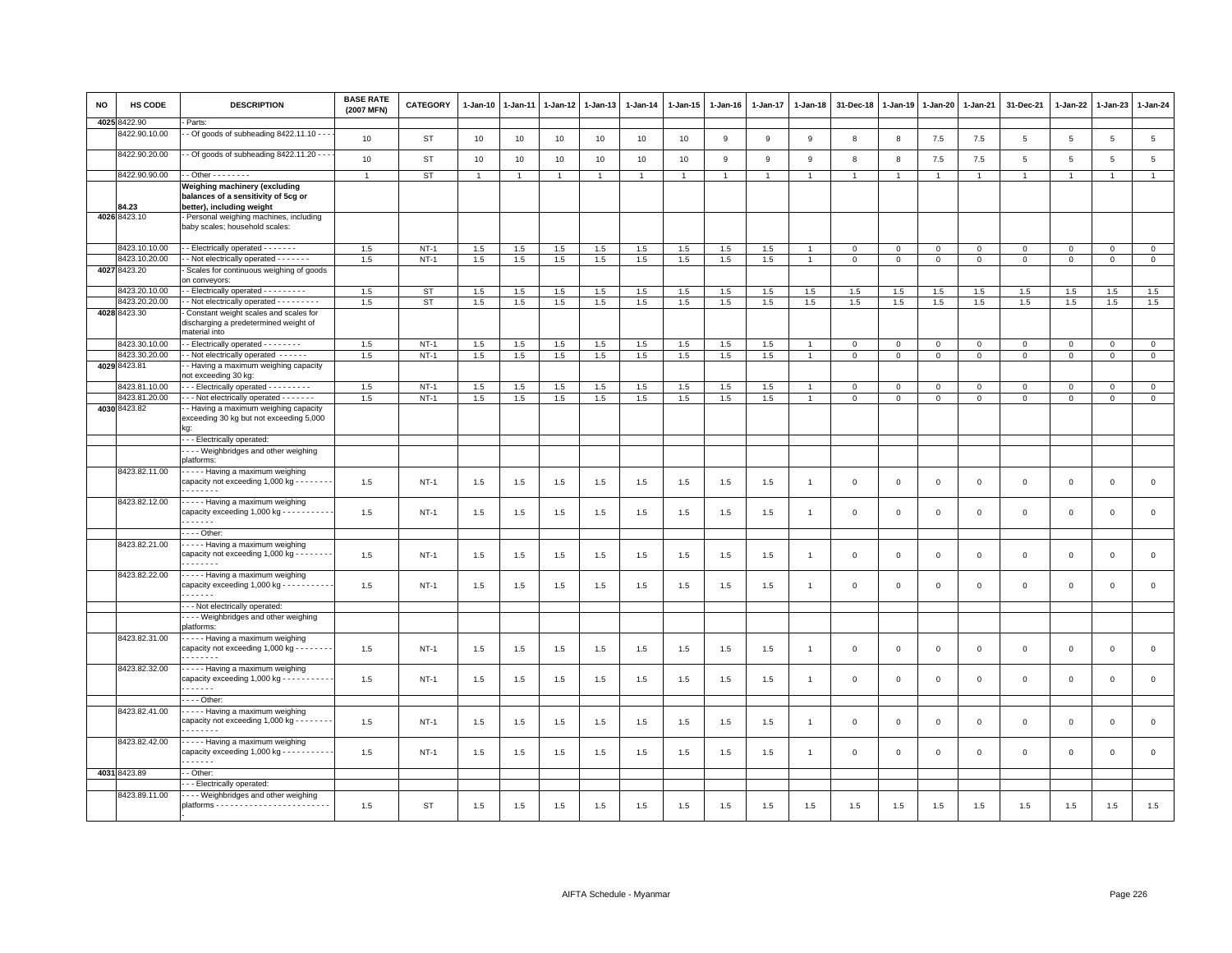| NO | HS CODE | DESCRIPTION | BASE RATE (2007 MFN) | CATEGORY | 1-Jan-10 | 1-Jan-11 | 1-Jan-12 | 1-Jan-13 | 1-Jan-14 | 1-Jan-15 | 1-Jan-16 | 1-Jan-17 | 1-Jan-18 | 31-Dec-18 | 1-Jan-19 | 1-Jan-20 | 1-Jan-21 | 31-Dec-21 | 1-Jan-22 | 1-Jan-23 | 1-Jan-24 |
|---|---|---|---|---|---|---|---|---|---|---|---|---|---|---|---|---|---|---|---|---|---|
| 4025 | 8422.90 | - Parts: | | | | | | | | | | | | | | | | | | | |
| | 8422.90.10.00 | - - Of goods of subheading 8422.11.10 - - - | 10 | ST | 10 | 10 | 10 | 10 | 10 | 10 | 9 | 9 | 9 | 8 | 8 | 7.5 | 7.5 | 5 | 5 | 5 | 5 |
| | 8422.90.20.00 | - - Of goods of subheading 8422.11.20 - - - | 10 | ST | 10 | 10 | 10 | 10 | 10 | 10 | 9 | 9 | 9 | 8 | 8 | 7.5 | 7.5 | 5 | 5 | 5 | 5 |
| | 8422.90.90.00 | - - Other - - - - - - - - | 1 | ST | 1 | 1 | 1 | 1 | 1 | 1 | 1 | 1 | 1 | 1 | 1 | 1 | 1 | 1 | 1 | 1 | 1 |
| | 84.23 | **Weighing machinery (excluding balances of a sensitivity of 5cg or better), including weight** | | | | | | | | | | | | | | | | | | | |
| 4026 | 8423.10 | - Personal weighing machines, including baby scales; household scales: | | | | | | | | | | | | | | | | | | | |
| | 8423.10.10.00 | - - Electrically operated - - - - - - - | 1.5 | NT-1 | 1.5 | 1.5 | 1.5 | 1.5 | 1.5 | 1.5 | 1.5 | 1.5 | 1 | 0 | 0 | 0 | 0 | 0 | 0 | 0 | 0 |
| | 8423.10.20.00 | - - Not electrically operated - - - - - - - | 1.5 | NT-1 | 1.5 | 1.5 | 1.5 | 1.5 | 1.5 | 1.5 | 1.5 | 1.5 | 1 | 0 | 0 | 0 | 0 | 0 | 0 | 0 | 0 |
| 4027 | 8423.20 | - Scales for continuous weighing of goods on conveyors: | | | | | | | | | | | | | | | | | | | |
| | 8423.20.10.00 | - - Electrically operated - - - - - - - - - | 1.5 | ST | 1.5 | 1.5 | 1.5 | 1.5 | 1.5 | 1.5 | 1.5 | 1.5 | 1.5 | 1.5 | 1.5 | 1.5 | 1.5 | 1.5 | 1.5 | 1.5 | 1.5 |
| | 8423.20.20.00 | - - Not electrically operated - - - - - - - - - | 1.5 | ST | 1.5 | 1.5 | 1.5 | 1.5 | 1.5 | 1.5 | 1.5 | 1.5 | 1.5 | 1.5 | 1.5 | 1.5 | 1.5 | 1.5 | 1.5 | 1.5 | 1.5 |
| 4028 | 8423.30 | - Constant weight scales and scales for discharging a predetermined weight of material into | | | | | | | | | | | | | | | | | | | |
| | 8423.30.10.00 | - - Electrically operated - - - - - - - - | 1.5 | NT-1 | 1.5 | 1.5 | 1.5 | 1.5 | 1.5 | 1.5 | 1.5 | 1.5 | 1 | 0 | 0 | 0 | 0 | 0 | 0 | 0 | 0 |
| | 8423.30.20.00 | - - Not electrically operated - - - - - - | 1.5 | NT-1 | 1.5 | 1.5 | 1.5 | 1.5 | 1.5 | 1.5 | 1.5 | 1.5 | 1 | 0 | 0 | 0 | 0 | 0 | 0 | 0 | 0 |
| 4029 | 8423.81 | - - Having a maximum weighing capacity not exceeding 30 kg: | | | | | | | | | | | | | | | | | | | |
| | 8423.81.10.00 | - - - Electrically operated - - - - - - - - - | 1.5 | NT-1 | 1.5 | 1.5 | 1.5 | 1.5 | 1.5 | 1.5 | 1.5 | 1.5 | 1 | 0 | 0 | 0 | 0 | 0 | 0 | 0 | 0 |
| | 8423.81.20.00 | - - - Not electrically operated - - - - - - - | 1.5 | NT-1 | 1.5 | 1.5 | 1.5 | 1.5 | 1.5 | 1.5 | 1.5 | 1.5 | 1 | 0 | 0 | 0 | 0 | 0 | 0 | 0 | 0 |
| 4030 | 8423.82 | - - Having a maximum weighing capacity exceeding 30 kg but not exceeding 5,000 kg: | | | | | | | | | | | | | | | | | | | |
| | | - - - Electrically operated: | | | | | | | | | | | | | | | | | | | |
| | | - - - - Weighbridges and other weighing platforms: | | | | | | | | | | | | | | | | | | | |
| | 8423.82.11.00 | - - - - - Having a maximum weighing capacity not exceeding 1,000 kg - - - - - - - - - - - - - - - | 1.5 | NT-1 | 1.5 | 1.5 | 1.5 | 1.5 | 1.5 | 1.5 | 1.5 | 1.5 | 1 | 0 | 0 | 0 | 0 | 0 | 0 | 0 | 0 |
| | 8423.82.12.00 | - - - - - Having a maximum weighing capacity exceeding 1,000 kg - - - - - - - - - - - - - - - - - | 1.5 | NT-1 | 1.5 | 1.5 | 1.5 | 1.5 | 1.5 | 1.5 | 1.5 | 1.5 | 1 | 0 | 0 | 0 | 0 | 0 | 0 | 0 | 0 |
| | | - - - - Other: | | | | | | | | | | | | | | | | | | | |
| | 8423.82.21.00 | - - - - - Having a maximum weighing capacity not exceeding 1,000 kg - - - - - - - - - - - - - - - | 1.5 | NT-1 | 1.5 | 1.5 | 1.5 | 1.5 | 1.5 | 1.5 | 1.5 | 1.5 | 1 | 0 | 0 | 0 | 0 | 0 | 0 | 0 | 0 |
| | 8423.82.22.00 | - - - - - Having a maximum weighing capacity exceeding 1,000 kg - - - - - - - - - - - - - - - - - | 1.5 | NT-1 | 1.5 | 1.5 | 1.5 | 1.5 | 1.5 | 1.5 | 1.5 | 1.5 | 1 | 0 | 0 | 0 | 0 | 0 | 0 | 0 | 0 |
| | | - - - Not electrically operated: | | | | | | | | | | | | | | | | | | | |
| | | - - - - Weighbridges and other weighing platforms: | | | | | | | | | | | | | | | | | | | |
| | 8423.82.31.00 | - - - - - Having a maximum weighing capacity not exceeding 1,000 kg - - - - - - - - - - - - - - - | 1.5 | NT-1 | 1.5 | 1.5 | 1.5 | 1.5 | 1.5 | 1.5 | 1.5 | 1.5 | 1 | 0 | 0 | 0 | 0 | 0 | 0 | 0 | 0 |
| | 8423.82.32.00 | - - - - - Having a maximum weighing capacity exceeding 1,000 kg - - - - - - - - - - - - - - - - - | 1.5 | NT-1 | 1.5 | 1.5 | 1.5 | 1.5 | 1.5 | 1.5 | 1.5 | 1.5 | 1 | 0 | 0 | 0 | 0 | 0 | 0 | 0 | 0 |
| | | - - - - Other: | | | | | | | | | | | | | | | | | | | |
| | 8423.82.41.00 | - - - - - Having a maximum weighing capacity not exceeding 1,000 kg - - - - - - - - - - - - - - - | 1.5 | NT-1 | 1.5 | 1.5 | 1.5 | 1.5 | 1.5 | 1.5 | 1.5 | 1.5 | 1 | 0 | 0 | 0 | 0 | 0 | 0 | 0 | 0 |
| | 8423.82.42.00 | - - - - - Having a maximum weighing capacity exceeding 1,000 kg - - - - - - - - - - - - - - - - - | 1.5 | NT-1 | 1.5 | 1.5 | 1.5 | 1.5 | 1.5 | 1.5 | 1.5 | 1.5 | 1 | 0 | 0 | 0 | 0 | 0 | 0 | 0 | 0 |
| 4031 | 8423.89 | - - Other: | | | | | | | | | | | | | | | | | | | |
| | | - - - Electrically operated: | | | | | | | | | | | | | | | | | | | |
| | 8423.89.11.00 | - - - - Weighbridges and other weighing platforms - - - - - - - - - - - - - - - - - - - - - - - - | 1.5 | ST | 1.5 | 1.5 | 1.5 | 1.5 | 1.5 | 1.5 | 1.5 | 1.5 | 1.5 | 1.5 | 1.5 | 1.5 | 1.5 | 1.5 | 1.5 | 1.5 | 1.5 |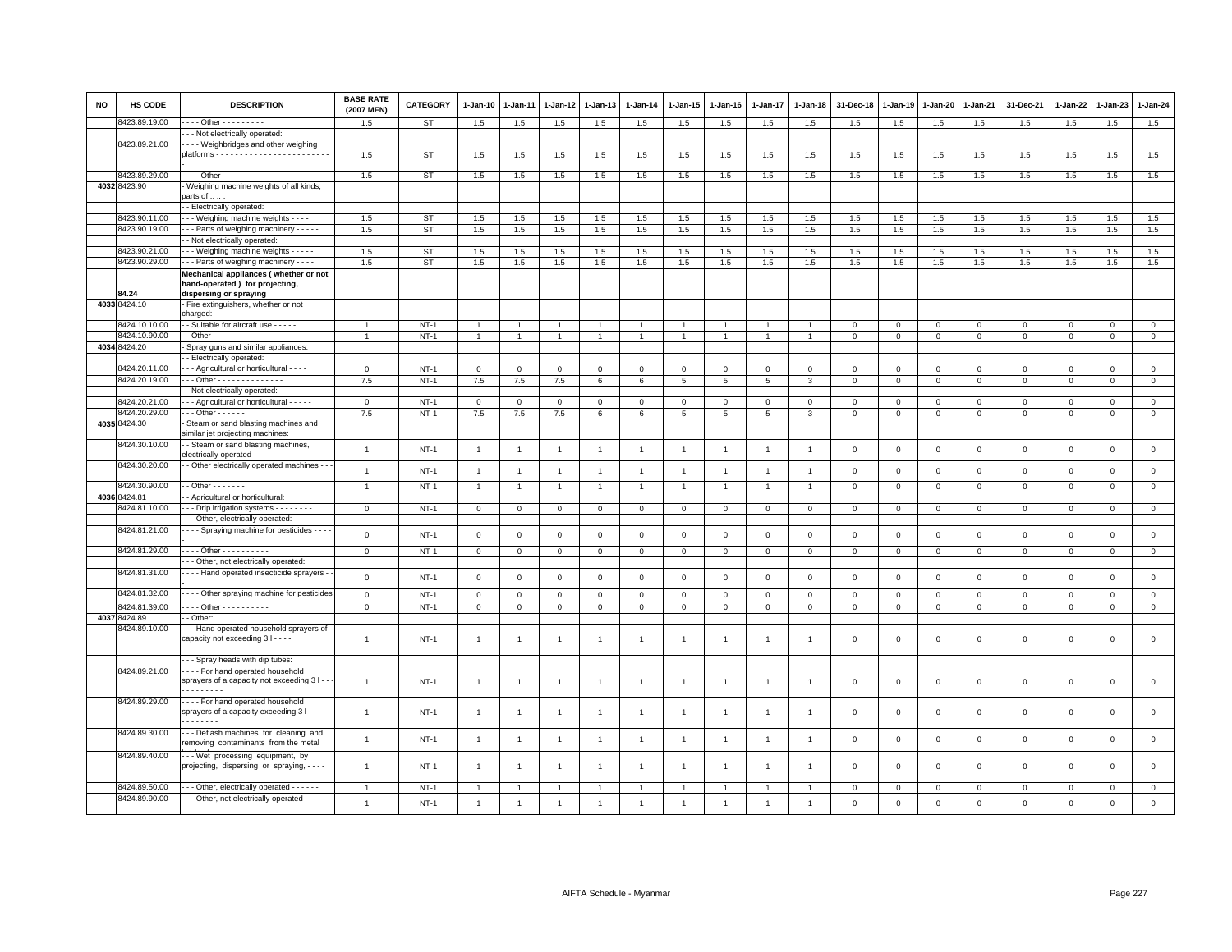| NO | HS CODE | DESCRIPTION | BASE RATE (2007 MFN) | CATEGORY | 1-Jan-10 | 1-Jan-11 | 1-Jan-12 | 1-Jan-13 | 1-Jan-14 | 1-Jan-15 | 1-Jan-16 | 1-Jan-17 | 1-Jan-18 | 31-Dec-18 | 1-Jan-19 | 1-Jan-20 | 1-Jan-21 | 31-Dec-21 | 1-Jan-22 | 1-Jan-23 | 1-Jan-24 |
|---|---|---|---|---|---|---|---|---|---|---|---|---|---|---|---|---|---|---|---|---|---|
| | 8423.89.19.00 | - - - - Other - - - - - - - - - | 1.5 | ST | 1.5 | 1.5 | 1.5 | 1.5 | 1.5 | 1.5 | 1.5 | 1.5 | 1.5 | 1.5 | 1.5 | 1.5 | 1.5 | 1.5 | 1.5 | 1.5 | 1.5 |
| | | - - - Not electrically operated: | | | | | | | | | | | | | | | | | | | |
| | 8423.89.21.00 | - - - - Weighbridges and other weighing platforms - - - - - - - - - - - - - - - - - - - - - - - - - | 1.5 | ST | 1.5 | 1.5 | 1.5 | 1.5 | 1.5 | 1.5 | 1.5 | 1.5 | 1.5 | 1.5 | 1.5 | 1.5 | 1.5 | 1.5 | 1.5 | 1.5 | 1.5 |
| | 8423.89.29.00 | - - - - Other - - - - - - - - - - - - - | 1.5 | ST | 1.5 | 1.5 | 1.5 | 1.5 | 1.5 | 1.5 | 1.5 | 1.5 | 1.5 | 1.5 | 1.5 | 1.5 | 1.5 | 1.5 | 1.5 | 1.5 | 1.5 |
| 4032 | 8423.90 | - Weighing machine weights of all kinds; parts of .. .. . | | | | | | | | | | | | | | | | | | | |
| | | - - Electrically operated: | | | | | | | | | | | | | | | | | | | |
| | 8423.90.11.00 | - - - Weighing machine weights - - - - | 1.5 | ST | 1.5 | 1.5 | 1.5 | 1.5 | 1.5 | 1.5 | 1.5 | 1.5 | 1.5 | 1.5 | 1.5 | 1.5 | 1.5 | 1.5 | 1.5 | 1.5 | 1.5 |
| | 8423.90.19.00 | - - - Parts of weighing machinery - - - - - | 1.5 | ST | 1.5 | 1.5 | 1.5 | 1.5 | 1.5 | 1.5 | 1.5 | 1.5 | 1.5 | 1.5 | 1.5 | 1.5 | 1.5 | 1.5 | 1.5 | 1.5 | 1.5 |
| | | - - Not electrically operated: | | | | | | | | | | | | | | | | | | | |
| | 8423.90.21.00 | - - - Weighing machine weights - - - - - | 1.5 | ST | 1.5 | 1.5 | 1.5 | 1.5 | 1.5 | 1.5 | 1.5 | 1.5 | 1.5 | 1.5 | 1.5 | 1.5 | 1.5 | 1.5 | 1.5 | 1.5 | 1.5 |
| | 8423.90.29.00 | - - - Parts of weighing machinery - - - - | 1.5 | ST | 1.5 | 1.5 | 1.5 | 1.5 | 1.5 | 1.5 | 1.5 | 1.5 | 1.5 | 1.5 | 1.5 | 1.5 | 1.5 | 1.5 | 1.5 | 1.5 | 1.5 |
| | 84.24 | **Mechanical appliances ( whether or not hand-operated ) for projecting, dispersing or spraying** | | | | | | | | | | | | | | | | | | | |
| 4033 | 8424.10 | - Fire extinguishers, whether or not charged: | | | | | | | | | | | | | | | | | | | |
| | 8424.10.10.00 | - - Suitable for aircraft use - - - - - | 1 | NT-1 | 1 | 1 | 1 | 1 | 1 | 1 | 1 | 1 | 1 | 0 | 0 | 0 | 0 | 0 | 0 | 0 | 0 |
| | 8424.10.90.00 | - - Other - - - - - - - - - | 1 | NT-1 | 1 | 1 | 1 | 1 | 1 | 1 | 1 | 1 | 1 | 0 | 0 | 0 | 0 | 0 | 0 | 0 | 0 |
| 4034 | 8424.20 | - Spray guns and similar appliances: | | | | | | | | | | | | | | | | | | | |
| | | - - Electrically operated: | | | | | | | | | | | | | | | | | | | |
| | 8424.20.11.00 | - - - Agricultural or horticultural - - - - | 0 | NT-1 | 0 | 0 | 0 | 0 | 0 | 0 | 0 | 0 | 0 | 0 | 0 | 0 | 0 | 0 | 0 | 0 | 0 |
| | 8424.20.19.00 | - - - Other - - - - - - - - - - - - - - | 7.5 | NT-1 | 7.5 | 7.5 | 7.5 | 6 | 6 | 5 | 5 | 5 | 3 | 0 | 0 | 0 | 0 | 0 | 0 | 0 | 0 |
| | | - - Not electrically operated: | | | | | | | | | | | | | | | | | | | |
| | 8424.20.21.00 | - - - Agricultural or horticultural - - - - - | 0 | NT-1 | 0 | 0 | 0 | 0 | 0 | 0 | 0 | 0 | 0 | 0 | 0 | 0 | 0 | 0 | 0 | 0 | 0 |
| | 8424.20.29.00 | - - - Other - - - - - - | 7.5 | NT-1 | 7.5 | 7.5 | 7.5 | 6 | 6 | 5 | 5 | 5 | 3 | 0 | 0 | 0 | 0 | 0 | 0 | 0 | 0 |
| 4035 | 8424.30 | - Steam or sand blasting machines and similar jet projecting machines: | | | | | | | | | | | | | | | | | | | |
| | 8424.30.10.00 | - - Steam or sand blasting machines, electrically operated - - - | 1 | NT-1 | 1 | 1 | 1 | 1 | 1 | 1 | 1 | 1 | 1 | 0 | 0 | 0 | 0 | 0 | 0 | 0 | 0 |
| | 8424.30.20.00 | - - Other electrically operated machines - - - | 1 | NT-1 | 1 | 1 | 1 | 1 | 1 | 1 | 1 | 1 | 1 | 0 | 0 | 0 | 0 | 0 | 0 | 0 | 0 |
| | 8424.30.90.00 | - - Other - - - - - - - | 1 | NT-1 | 1 | 1 | 1 | 1 | 1 | 1 | 1 | 1 | 1 | 0 | 0 | 0 | 0 | 0 | 0 | 0 | 0 |
| 4036 | 8424.81 | - - Agricultural or horticultural: | | | | | | | | | | | | | | | | | | | |
| | 8424.81.10.00 | - - - Drip irrigation systems - - - - - - - - | 0 | NT-1 | 0 | 0 | 0 | 0 | 0 | 0 | 0 | 0 | 0 | 0 | 0 | 0 | 0 | 0 | 0 | 0 | 0 |
| | | - - - Other, electrically operated: | | | | | | | | | | | | | | | | | | | |
| | 8424.81.21.00 | - - - - Spraying machine for pesticides - - - - | 0 | NT-1 | 0 | 0 | 0 | 0 | 0 | 0 | 0 | 0 | 0 | 0 | 0 | 0 | 0 | 0 | 0 | 0 | 0 |
| | 8424.81.29.00 | - - - - Other - - - - - - - - - - | 0 | NT-1 | 0 | 0 | 0 | 0 | 0 | 0 | 0 | 0 | 0 | 0 | 0 | 0 | 0 | 0 | 0 | 0 | 0 |
| | | - - - Other, not electrically operated: | | | | | | | | | | | | | | | | | | | |
| | 8424.81.31.00 | - - - - Hand operated insecticide sprayers - - | 0 | NT-1 | 0 | 0 | 0 | 0 | 0 | 0 | 0 | 0 | 0 | 0 | 0 | 0 | 0 | 0 | 0 | 0 | 0 |
| | 8424.81.32.00 | - - - - Other spraying machine for pesticides | 0 | NT-1 | 0 | 0 | 0 | 0 | 0 | 0 | 0 | 0 | 0 | 0 | 0 | 0 | 0 | 0 | 0 | 0 | 0 |
| | 8424.81.39.00 | - - - - Other - - - - - - - - - - | 0 | NT-1 | 0 | 0 | 0 | 0 | 0 | 0 | 0 | 0 | 0 | 0 | 0 | 0 | 0 | 0 | 0 | 0 | 0 |
| 4037 | 8424.89 | - - Other: | | | | | | | | | | | | | | | | | | | |
| | 8424.89.10.00 | - - - Hand operated household sprayers of capacity not exceeding 3 l - - - - | 1 | NT-1 | 1 | 1 | 1 | 1 | 1 | 1 | 1 | 1 | 1 | 0 | 0 | 0 | 0 | 0 | 0 | 0 | 0 |
| | | - - - Spray heads with dip tubes: | | | | | | | | | | | | | | | | | | | |
| | 8424.89.21.00 | - - - - For hand operated household sprayers of a capacity not exceeding 3 l - - - - - - - - - - - - | 1 | NT-1 | 1 | 1 | 1 | 1 | 1 | 1 | 1 | 1 | 1 | 0 | 0 | 0 | 0 | 0 | 0 | 0 | 0 |
| | 8424.89.29.00 | - - - - For hand operated household sprayers of a capacity exceeding 3 l - - - - - - - - - - - - | 1 | NT-1 | 1 | 1 | 1 | 1 | 1 | 1 | 1 | 1 | 1 | 0 | 0 | 0 | 0 | 0 | 0 | 0 | 0 |
| | 8424.89.30.00 | - - - Deflash machines for cleaning and removing contaminants from the metal | 1 | NT-1 | 1 | 1 | 1 | 1 | 1 | 1 | 1 | 1 | 1 | 0 | 0 | 0 | 0 | 0 | 0 | 0 | 0 |
| | 8424.89.40.00 | - - - Wet processing equipment, by projecting, dispersing or spraying, - - - - | 1 | NT-1 | 1 | 1 | 1 | 1 | 1 | 1 | 1 | 1 | 1 | 0 | 0 | 0 | 0 | 0 | 0 | 0 | 0 |
| | 8424.89.50.00 | - - - Other, electrically operated - - - - - - | 1 | NT-1 | 1 | 1 | 1 | 1 | 1 | 1 | 1 | 1 | 1 | 0 | 0 | 0 | 0 | 0 | 0 | 0 | 0 |
| | 8424.89.90.00 | - - - Other, not electrically operated - - - - - - | 1 | NT-1 | 1 | 1 | 1 | 1 | 1 | 1 | 1 | 1 | 1 | 0 | 0 | 0 | 0 | 0 | 0 | 0 | 0 |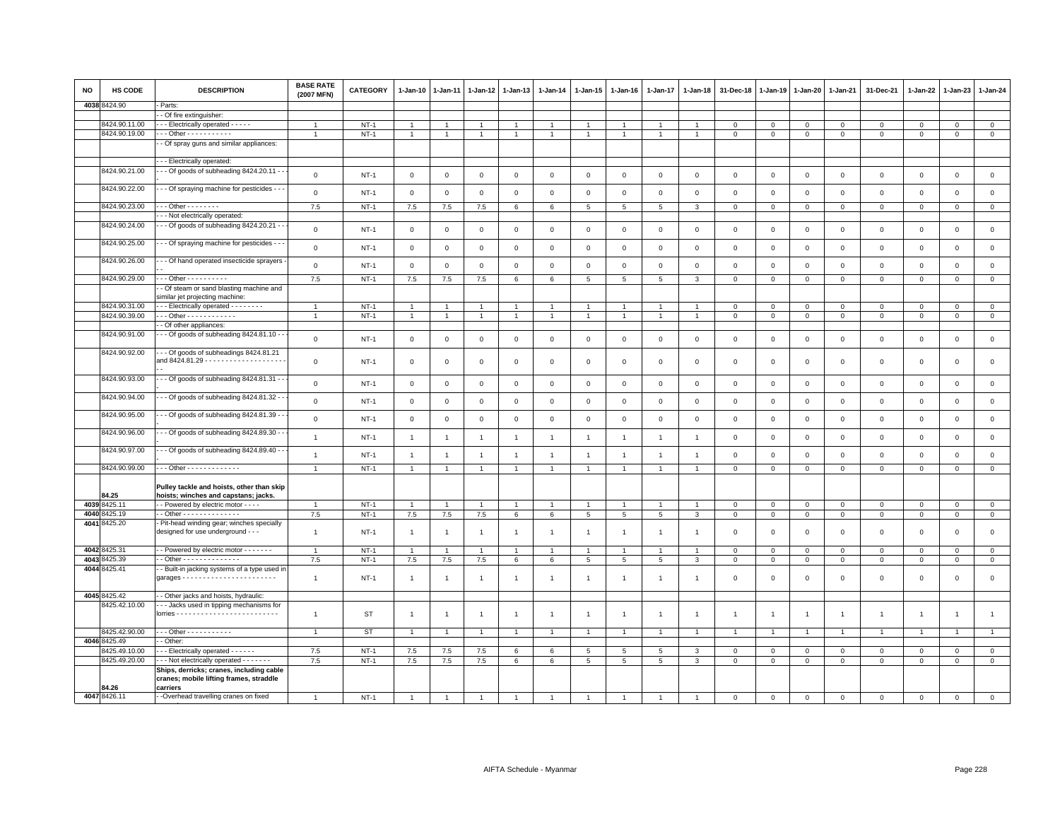| NO | HS CODE | DESCRIPTION | BASE RATE (2007 MFN) | CATEGORY | 1-Jan-10 | 1-Jan-11 | 1-Jan-12 | 1-Jan-13 | 1-Jan-14 | 1-Jan-15 | 1-Jan-16 | 1-Jan-17 | 1-Jan-18 | 31-Dec-18 | 1-Jan-19 | 1-Jan-20 | 1-Jan-21 | 31-Dec-21 | 1-Jan-22 | 1-Jan-23 | 1-Jan-24 |
|---|---|---|---|---|---|---|---|---|---|---|---|---|---|---|---|---|---|---|---|---|---|
| 4038 | 8424.90 | - Parts: | | | | | | | | | | | | | | | | | | | |
| | | - - Of fire extinguisher: | | | | | | | | | | | | | | | | | | | |
| | 8424.90.11.00 | - - - Electrically operated - - - - - | 1 | NT-1 | 1 | 1 | 1 | 1 | 1 | 1 | 1 | 1 | 1 | 0 | 0 | 0 | 0 | 0 | 0 | 0 | 0 |
| | 8424.90.19.00 | - - - Other - - - - - - - - - - - | 1 | NT-1 | 1 | 1 | 1 | 1 | 1 | 1 | 1 | 1 | 1 | 0 | 0 | 0 | 0 | 0 | 0 | 0 | 0 |
| | | - - Of spray guns and similar appliances: | | | | | | | | | | | | | | | | | | | |
| | | - - - Electrically operated: | | | | | | | | | | | | | | | | | | | |
| | 8424.90.21.00 | - - - Of goods of subheading 8424.20.11 - - - | 0 | NT-1 | 0 | 0 | 0 | 0 | 0 | 0 | 0 | 0 | 0 | 0 | 0 | 0 | 0 | 0 | 0 | 0 | 0 |
| | 8424.90.22.00 | - - - Of spraying machine for pesticides - - - | 0 | NT-1 | 0 | 0 | 0 | 0 | 0 | 0 | 0 | 0 | 0 | 0 | 0 | 0 | 0 | 0 | 0 | 0 | 0 |
| | 8424.90.23.00 | - - - Other - - - - - - - - | 7.5 | NT-1 | 7.5 | 7.5 | 7.5 | 6 | 6 | 5 | 5 | 5 | 3 | 0 | 0 | 0 | 0 | 0 | 0 | 0 | 0 |
| | | - - - Not electrically operated: | | | | | | | | | | | | | | | | | | | |
| | 8424.90.24.00 | - - - Of goods of subheading 8424.20.21 - - - | 0 | NT-1 | 0 | 0 | 0 | 0 | 0 | 0 | 0 | 0 | 0 | 0 | 0 | 0 | 0 | 0 | 0 | 0 | 0 |
| | 8424.90.25.00 | - - - Of spraying machine for pesticides - - - | 0 | NT-1 | 0 | 0 | 0 | 0 | 0 | 0 | 0 | 0 | 0 | 0 | 0 | 0 | 0 | 0 | 0 | 0 | 0 |
| | 8424.90.26.00 | - - - Of hand operated insecticide sprayers - - - | 0 | NT-1 | 0 | 0 | 0 | 0 | 0 | 0 | 0 | 0 | 0 | 0 | 0 | 0 | 0 | 0 | 0 | 0 | 0 |
| | 8424.90.29.00 | - - - Other - - - - - - - - - - | 7.5 | NT-1 | 7.5 | 7.5 | 7.5 | 6 | 6 | 5 | 5 | 5 | 3 | 0 | 0 | 0 | 0 | 0 | 0 | 0 | 0 |
| | | - - Of steam or sand blasting machine and similar jet projecting machine: | | | | | | | | | | | | | | | | | | | |
| | 8424.90.31.00 | - - - Electrically operated - - - - - - - - | 1 | NT-1 | 1 | 1 | 1 | 1 | 1 | 1 | 1 | 1 | 1 | 0 | 0 | 0 | 0 | 0 | 0 | 0 | 0 |
| | 8424.90.39.00 | - - - Other - - - - - - - - - - - - | 1 | NT-1 | 1 | 1 | 1 | 1 | 1 | 1 | 1 | 1 | 1 | 0 | 0 | 0 | 0 | 0 | 0 | 0 | 0 |
| | | - - Of other appliances: | | | | | | | | | | | | | | | | | | | |
| | 8424.90.91.00 | - - - Of goods of subheading 8424.81.10 - - - | 0 | NT-1 | 0 | 0 | 0 | 0 | 0 | 0 | 0 | 0 | 0 | 0 | 0 | 0 | 0 | 0 | 0 | 0 | 0 |
| | 8424.90.92.00 | - - - Of goods of subheadings 8424.81.21 and 8424.81.29 - - - - - - - - - - - - - - - - - - - - - - | 0 | NT-1 | 0 | 0 | 0 | 0 | 0 | 0 | 0 | 0 | 0 | 0 | 0 | 0 | 0 | 0 | 0 | 0 | 0 |
| | 8424.90.93.00 | - - - Of goods of subheading 8424.81.31 - - - | 0 | NT-1 | 0 | 0 | 0 | 0 | 0 | 0 | 0 | 0 | 0 | 0 | 0 | 0 | 0 | 0 | 0 | 0 | 0 |
| | 8424.90.94.00 | - - - Of goods of subheading 8424.81.32 - - - | 0 | NT-1 | 0 | 0 | 0 | 0 | 0 | 0 | 0 | 0 | 0 | 0 | 0 | 0 | 0 | 0 | 0 | 0 | 0 |
| | 8424.90.95.00 | - - - Of goods of subheading 8424.81.39 - - - | 0 | NT-1 | 0 | 0 | 0 | 0 | 0 | 0 | 0 | 0 | 0 | 0 | 0 | 0 | 0 | 0 | 0 | 0 | 0 |
| | 8424.90.96.00 | - - - Of goods of subheading 8424.89.30 - - - | 1 | NT-1 | 1 | 1 | 1 | 1 | 1 | 1 | 1 | 1 | 1 | 0 | 0 | 0 | 0 | 0 | 0 | 0 | 0 |
| | 8424.90.97.00 | - - - Of goods of subheading 8424.89.40 - - - | 1 | NT-1 | 1 | 1 | 1 | 1 | 1 | 1 | 1 | 1 | 1 | 0 | 0 | 0 | 0 | 0 | 0 | 0 | 0 |
| | 8424.90.99.00 | - - - Other - - - - - - - - - - - - - | 1 | NT-1 | 1 | 1 | 1 | 1 | 1 | 1 | 1 | 1 | 1 | 0 | 0 | 0 | 0 | 0 | 0 | 0 | 0 |
| | 84.25 | **Pulley tackle and hoists, other than skip hoists; winches and capstans; jacks.** | | | | | | | | | | | | | | | | | | | |
| 4039 | 8425.11 | - - Powered by electric motor - - - - | 1 | NT-1 | 1 | 1 | 1 | 1 | 1 | 1 | 1 | 1 | 1 | 0 | 0 | 0 | 0 | 0 | 0 | 0 | 0 |
| 4040 | 8425.19 | - - Other - - - - - - - - - - - - - - | 7.5 | NT-1 | 7.5 | 7.5 | 7.5 | 6 | 6 | 5 | 5 | 5 | 3 | 0 | 0 | 0 | 0 | 0 | 0 | 0 | 0 |
| 4041 | 8425.20 | - Pit-head winding gear; winches specially designed for use underground - - - | 1 | NT-1 | 1 | 1 | 1 | 1 | 1 | 1 | 1 | 1 | 1 | 0 | 0 | 0 | 0 | 0 | 0 | 0 | 0 |
| 4042 | 8425.31 | - - Powered by electric motor - - - - - - - | 1 | NT-1 | 1 | 1 | 1 | 1 | 1 | 1 | 1 | 1 | 1 | 0 | 0 | 0 | 0 | 0 | 0 | 0 | 0 |
| 4043 | 8425.39 | - - Other - - - - - - - - - - - - - - | 7.5 | NT-1 | 7.5 | 7.5 | 7.5 | 6 | 6 | 5 | 5 | 5 | 3 | 0 | 0 | 0 | 0 | 0 | 0 | 0 | 0 |
| 4044 | 8425.41 | - - Built-in jacking systems of a type used in garages - - - - - - - - - - - - - - - - - - - - - - - | 1 | NT-1 | 1 | 1 | 1 | 1 | 1 | 1 | 1 | 1 | 1 | 0 | 0 | 0 | 0 | 0 | 0 | 0 | 0 |
| 4045 | 8425.42 | - - Other jacks and hoists, hydraulic: | | | | | | | | | | | | | | | | | | | |
| | 8425.42.10.00 | - - - Jacks used in tipping mechanisms for lorries - - - - - - - - - - - - - - - - - - - - - - - - - | 1 | ST | 1 | 1 | 1 | 1 | 1 | 1 | 1 | 1 | 1 | 1 | 1 | 1 | 1 | 1 | 1 | 1 | 1 |
| | 8425.42.90.00 | - - - Other - - - - - - - - - - - | 1 | ST | 1 | 1 | 1 | 1 | 1 | 1 | 1 | 1 | 1 | 1 | 1 | 1 | 1 | 1 | 1 | 1 | 1 |
| 4046 | 8425.49 | - - Other: | | | | | | | | | | | | | | | | | | | |
| | 8425.49.10.00 | - - - Electrically operated - - - - - - | 7.5 | NT-1 | 7.5 | 7.5 | 7.5 | 6 | 6 | 5 | 5 | 5 | 3 | 0 | 0 | 0 | 0 | 0 | 0 | 0 | 0 |
| | 8425.49.20.00 | - - - Not electrically operated - - - - - - - | 7.5 | NT-1 | 7.5 | 7.5 | 7.5 | 6 | 6 | 5 | 5 | 5 | 3 | 0 | 0 | 0 | 0 | 0 | 0 | 0 | 0 |
| | 84.26 | **Ships, derricks; cranes, including cable cranes; mobile lifting frames, straddle carriers** | | | | | | | | | | | | | | | | | | | |
| 4047 | 8426.11 | - -Overhead travelling cranes on fixed | 1 | NT-1 | 1 | 1 | 1 | 1 | 1 | 1 | 1 | 1 | 1 | 0 | 0 | 0 | 0 | 0 | 0 | 0 | 0 |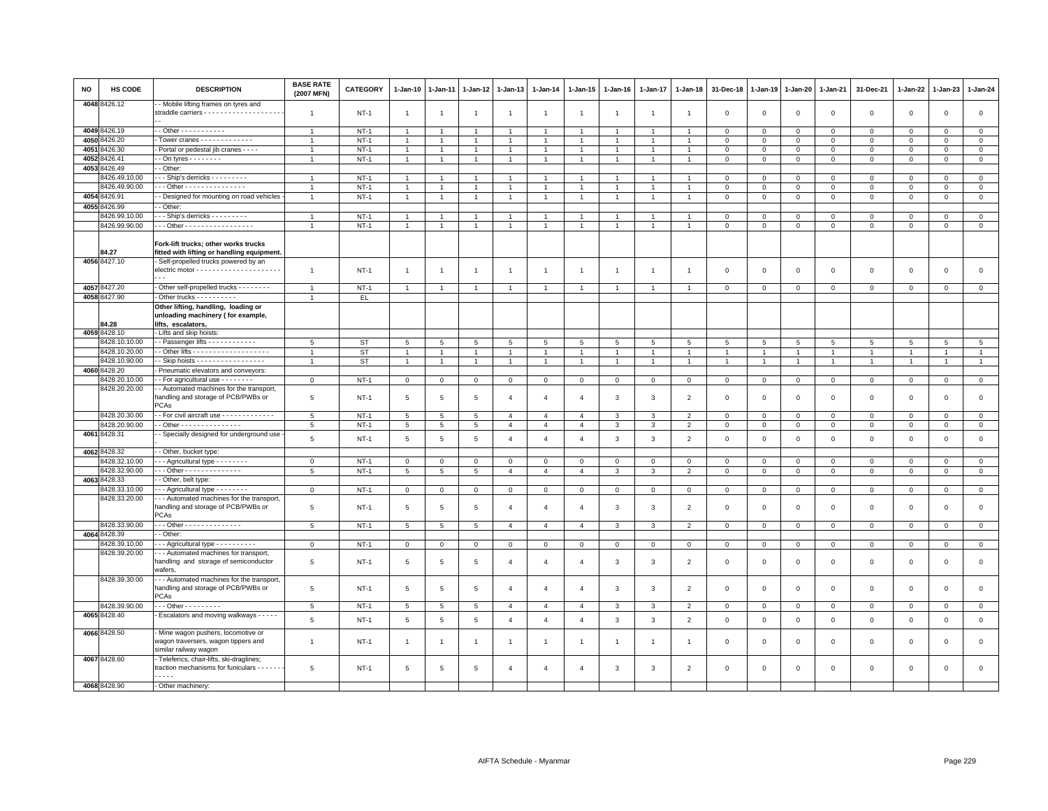| NO | HS CODE | DESCRIPTION | BASE RATE (2007 MFN) | CATEGORY | 1-Jan-10 | 1-Jan-11 | 1-Jan-12 | 1-Jan-13 | 1-Jan-14 | 1-Jan-15 | 1-Jan-16 | 1-Jan-17 | 1-Jan-18 | 31-Dec-18 | 1-Jan-19 | 1-Jan-20 | 1-Jan-21 | 31-Dec-21 | 1-Jan-22 | 1-Jan-23 | 1-Jan-24 |
|---|---|---|---|---|---|---|---|---|---|---|---|---|---|---|---|---|---|---|---|---|---|
| 4048 | 8426.12 | - - Mobile lifting frames on tyres and straddle carriers - - - - - - - - - - - - - - - - - - - - - - | 1 | NT-1 | 1 | 1 | 1 | 1 | 1 | 1 | 1 | 1 | 1 | 0 | 0 | 0 | 0 | 0 | 0 | 0 | 0 |
| 4049 | 8426.19 | - - Other - - - - - - - - - - - | 1 | NT-1 | 1 | 1 | 1 | 1 | 1 | 1 | 1 | 1 | 1 | 0 | 0 | 0 | 0 | 0 | 0 | 0 | 0 |
| 4050 | 8426.20 | - Tower cranes - - - - - - - - - - - - - | 1 | NT-1 | 1 | 1 | 1 | 1 | 1 | 1 | 1 | 1 | 1 | 0 | 0 | 0 | 0 | 0 | 0 | 0 | 0 |
| 4051 | 8426.30 | - Portal or pedestal jib cranes - - - - | 1 | NT-1 | 1 | 1 | 1 | 1 | 1 | 1 | 1 | 1 | 1 | 0 | 0 | 0 | 0 | 0 | 0 | 0 | 0 |
| 4052 | 8426.41 | - - On tyres - - - - - - - - | 1 | NT-1 | 1 | 1 | 1 | 1 | 1 | 1 | 1 | 1 | 1 | 0 | 0 | 0 | 0 | 0 | 0 | 0 | 0 |
| 4053 | 8426.49 | - - Other: | | | | | | | | | | | | | | | | | | | |
| | 8426.49.10.00 | - - - Ship's derricks - - - - - - - - - | 1 | NT-1 | 1 | 1 | 1 | 1 | 1 | 1 | 1 | 1 | 1 | 0 | 0 | 0 | 0 | 0 | 0 | 0 | 0 |
| | 8426.49.90.00 | - - - Other - - - - - - - - - - - - - - - | 1 | NT-1 | 1 | 1 | 1 | 1 | 1 | 1 | 1 | 1 | 1 | 0 | 0 | 0 | 0 | 0 | 0 | 0 | 0 |
| 4054 | 8426.91 | - - Designed for mounting on road vehicles - | 1 | NT-1 | 1 | 1 | 1 | 1 | 1 | 1 | 1 | 1 | 1 | 0 | 0 | 0 | 0 | 0 | 0 | 0 | 0 |
| 4055 | 8426.99 | - - Other: | | | | | | | | | | | | | | | | | | | |
| | 8426.99.10.00 | - - - Ship's derricks - - - - - - - - - | 1 | NT-1 | 1 | 1 | 1 | 1 | 1 | 1 | 1 | 1 | 1 | 0 | 0 | 0 | 0 | 0 | 0 | 0 | 0 |
| | 8426.99.90.00 | - - - Other - - - - - - - - - - - - - - - - - | 1 | NT-1 | 1 | 1 | 1 | 1 | 1 | 1 | 1 | 1 | 1 | 0 | 0 | 0 | 0 | 0 | 0 | 0 | 0 |
| | **84.27** | **Fork-lift trucks; other works trucks fitted with lifting or handling equipment.** | | | | | | | | | | | | | | | | | | | |
| 4056 | 8427.10 | - Self-propelled trucks powered by an electric motor - - - - - - - - - - - - - - - - - - - - - - - - | 1 | NT-1 | 1 | 1 | 1 | 1 | 1 | 1 | 1 | 1 | 1 | 0 | 0 | 0 | 0 | 0 | 0 | 0 | 0 |
| 4057 | 8427.20 | - Other self-propelled trucks - - - - - - - - | 1 | NT-1 | 1 | 1 | 1 | 1 | 1 | 1 | 1 | 1 | 1 | 0 | 0 | 0 | 0 | 0 | 0 | 0 | 0 |
| 4058 | 8427.90 | - Other trucks - - - - - - - - - - | 1 | EL | | | | | | | | | | | | | | | | | |
| | **84.28** | **Other lifting, handling, loading or unloading machinery ( for example, lifts, escalators,** | | | | | | | | | | | | | | | | | | | |
| 4059 | 8428.10 | - Lifts and skip hoists: | | | | | | | | | | | | | | | | | | | |
| | 8428.10.10.00 | - - Passenger lifts - - - - - - - - - - - - - | 5 | ST | 5 | 5 | 5 | 5 | 5 | 5 | 5 | 5 | 5 | 5 | 5 | 5 | 5 | 5 | 5 | 5 | 5 |
| | 8428.10.20.00 | - - Other lifts - - - - - - - - - - - - - - - - - - - | 1 | ST | 1 | 1 | 1 | 1 | 1 | 1 | 1 | 1 | 1 | 1 | 1 | 1 | 1 | 1 | 1 | 1 | 1 |
| | 8428.10.90.00 | - - Skip hoists - - - - - - - - - - - - - - - - - | 1 | ST | 1 | 1 | 1 | 1 | 1 | 1 | 1 | 1 | 1 | 1 | 1 | 1 | 1 | 1 | 1 | 1 | 1 |
| 4060 | 8428.20 | - Pneumatic elevators and conveyors: | | | | | | | | | | | | | | | | | | | |
| | 8428.20.10.00 | - - For agricultural use - - - - - - - - | 0 | NT-1 | 0 | 0 | 0 | 0 | 0 | 0 | 0 | 0 | 0 | 0 | 0 | 0 | 0 | 0 | 0 | 0 | 0 |
| | 8428.20.20.00 | - - Automated machines for the transport, handling and storage of PCB/PWBs or PCAs | 5 | NT-1 | 5 | 5 | 5 | 4 | 4 | 4 | 3 | 3 | 2 | 0 | 0 | 0 | 0 | 0 | 0 | 0 | 0 |
| | 8428.20.30.00 | - - For civil aircraft use - - - - - - - - - - - - - | 5 | NT-1 | 5 | 5 | 5 | 4 | 4 | 4 | 3 | 3 | 2 | 0 | 0 | 0 | 0 | 0 | 0 | 0 | 0 |
| | 8428.20.90.00 | - - Other - - - - - - - - - - - - - - - | 5 | NT-1 | 5 | 5 | 5 | 4 | 4 | 4 | 3 | 3 | 2 | 0 | 0 | 0 | 0 | 0 | 0 | 0 | 0 |
| 4061 | 8428.31 | - - Specially designed for underground use - | 5 | NT-1 | 5 | 5 | 5 | 4 | 4 | 4 | 3 | 3 | 2 | 0 | 0 | 0 | 0 | 0 | 0 | 0 | 0 |
| 4062 | 8428.32 | - - Other, bucket type: | | | | | | | | | | | | | | | | | | | |
| | 8428.32.10.00 | - - - Agricultural type - - - - - - - - | 0 | NT-1 | 0 | 0 | 0 | 0 | 0 | 0 | 0 | 0 | 0 | 0 | 0 | 0 | 0 | 0 | 0 | 0 | 0 |
| | 8428.32.90.00 | - - - Other - - - - - - - - - - - - - - | 5 | NT-1 | 5 | 5 | 5 | 4 | 4 | 4 | 3 | 3 | 2 | 0 | 0 | 0 | 0 | 0 | 0 | 0 | 0 |
| 4063 | 8428.33 | - - Other, belt type: | | | | | | | | | | | | | | | | | | | |
| | 8428.33.10.00 | - - - Agricultural type - - - - - - - - | 0 | NT-1 | 0 | 0 | 0 | 0 | 0 | 0 | 0 | 0 | 0 | 0 | 0 | 0 | 0 | 0 | 0 | 0 | 0 |
| | 8428.33.20.00 | - - - Automated machines for the transport, handling and storage of PCB/PWBs or PCAs | 5 | NT-1 | 5 | 5 | 5 | 4 | 4 | 4 | 3 | 3 | 2 | 0 | 0 | 0 | 0 | 0 | 0 | 0 | 0 |
| | 8428.33.90.00 | - - - Other - - - - - - - - - - - - - - | 5 | NT-1 | 5 | 5 | 5 | 4 | 4 | 4 | 3 | 3 | 2 | 0 | 0 | 0 | 0 | 0 | 0 | 0 | 0 |
| 4064 | 8428.39 | - - Other: | | | | | | | | | | | | | | | | | | | |
| | 8428.39.10.00 | - - - Agricultural type - - - - - - - - - - | 0 | NT-1 | 0 | 0 | 0 | 0 | 0 | 0 | 0 | 0 | 0 | 0 | 0 | 0 | 0 | 0 | 0 | 0 | 0 |
| | 8428.39.20.00 | - - - Automated machines for transport, handling and storage of semiconductor wafers, | 5 | NT-1 | 5 | 5 | 5 | 4 | 4 | 4 | 3 | 3 | 2 | 0 | 0 | 0 | 0 | 0 | 0 | 0 | 0 |
| | 8428.39.30.00 | - - - Automated machines for the transport, handling and storage of PCB/PWBs or PCAs | 5 | NT-1 | 5 | 5 | 5 | 4 | 4 | 4 | 3 | 3 | 2 | 0 | 0 | 0 | 0 | 0 | 0 | 0 | 0 |
| | 8428.39.90.00 | - - - Other - - - - - - - - - | 5 | NT-1 | 5 | 5 | 5 | 4 | 4 | 4 | 3 | 3 | 2 | 0 | 0 | 0 | 0 | 0 | 0 | 0 | 0 |
| 4065 | 8428.40 | - Escalators and moving walkways - - - - - | 5 | NT-1 | 5 | 5 | 5 | 4 | 4 | 4 | 3 | 3 | 2 | 0 | 0 | 0 | 0 | 0 | 0 | 0 | 0 |
| 4066 | 8428.50 | - Mine wagon pushers, locomotive or wagon traversers, wagon tippers and similar railway wagon | 1 | NT-1 | 1 | 1 | 1 | 1 | 1 | 1 | 1 | 1 | 1 | 0 | 0 | 0 | 0 | 0 | 0 | 0 | 0 |
| 4067 | 8428.60 | - Teleferics, chair-lifts, ski-draglines; traction mechanisms for funiculars - - - - - - - - - - - | 5 | NT-1 | 5 | 5 | 5 | 4 | 4 | 4 | 3 | 3 | 2 | 0 | 0 | 0 | 0 | 0 | 0 | 0 | 0 |
| 4068 | 8428.90 | - Other machinery: | | | | | | | | | | | | | | | | | | | |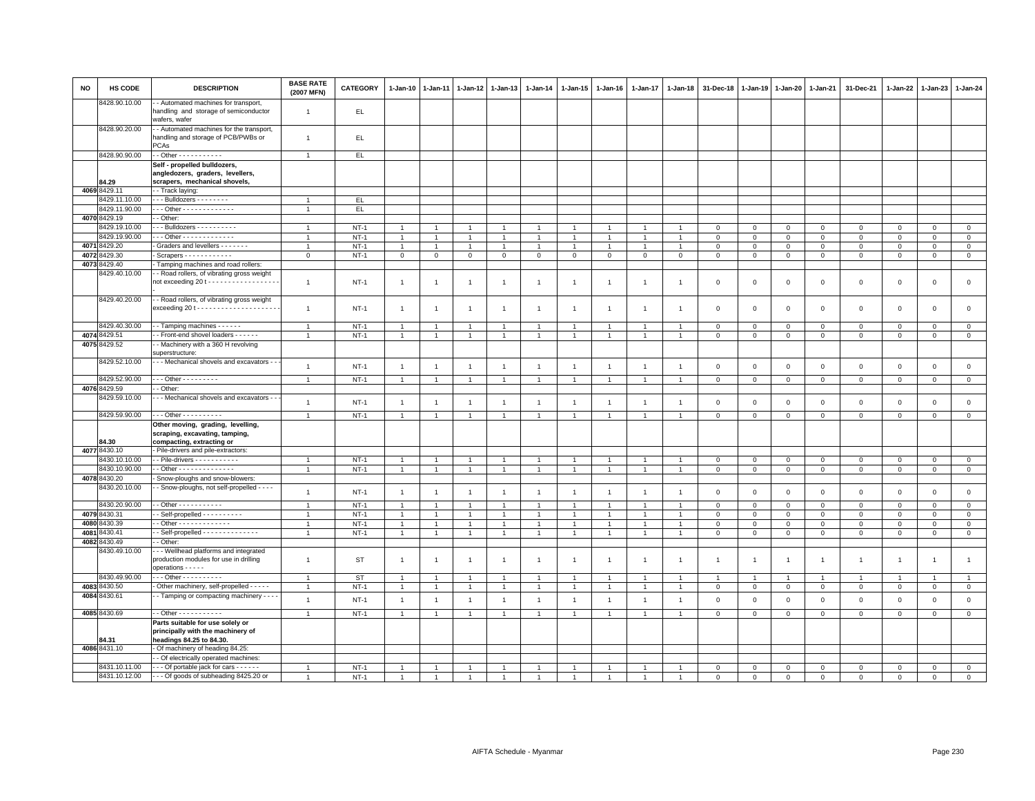| NO | HS CODE | DESCRIPTION | BASE RATE (2007 MFN) | CATEGORY | 1-Jan-10 | 1-Jan-11 | 1-Jan-12 | 1-Jan-13 | 1-Jan-14 | 1-Jan-15 | 1-Jan-16 | 1-Jan-17 | 1-Jan-18 | 31-Dec-18 | 1-Jan-19 | 1-Jan-20 | 1-Jan-21 | 31-Dec-21 | 1-Jan-22 | 1-Jan-23 | 1-Jan-24 |
|---|---|---|---|---|---|---|---|---|---|---|---|---|---|---|---|---|---|---|---|---|---|
| | 8428.90.10.00 | - - Automated machines for transport, handling and storage of semiconductor wafers, wafer | 1 | EL | | | | | | | | | | | | | | | | | |
| | 8428.90.20.00 | - - Automated machines for the transport, handling and storage of PCB/PWBs or PCAs | 1 | EL | | | | | | | | | | | | | | | | | |
| | 8428.90.90.00 | - - Other - - - - - - - - - - - | 1 | EL | | | | | | | | | | | | | | | | | |
| | 84.29 | **Self - propelled bulldozers, angledozers, graders, levellers, scrapers, mechanical shovels,** | | | | | | | | | | | | | | | | | | | |
| 4069 | 8429.11 | - - Track laying: | | | | | | | | | | | | | | | | | | | |
| | 8429.11.10.00 | - - - Bulldozers - - - - - - - - | 1 | EL | | | | | | | | | | | | | | | | | |
| | 8429.11.90.00 | - - - Other - - - - - - - - - - - - - | 1 | EL | | | | | | | | | | | | | | | | | |
| 4070 | 8429.19 | - - Other: | | | | | | | | | | | | | | | | | | | |
| | 8429.19.10.00 | - - - Bulldozers - - - - - - - - - - | 1 | NT-1 | 1 | 1 | 1 | 1 | 1 | 1 | 1 | 1 | 1 | 0 | 0 | 0 | 0 | 0 | 0 | 0 | 0 |
| | 8429.19.90.00 | - - - Other - - - - - - - - - - - - - | 1 | NT-1 | 1 | 1 | 1 | 1 | 1 | 1 | 1 | 1 | 1 | 0 | 0 | 0 | 0 | 0 | 0 | 0 | 0 |
| 4071 | 8429.20 | - Graders and levellers - - - - - - - | 1 | NT-1 | 1 | 1 | 1 | 1 | 1 | 1 | 1 | 1 | 1 | 0 | 0 | 0 | 0 | 0 | 0 | 0 | 0 |
| 4072 | 8429.30 | - Scrapers - - - - - - - - - - - - | 0 | NT-1 | 0 | 0 | 0 | 0 | 0 | 0 | 0 | 0 | 0 | 0 | 0 | 0 | 0 | 0 | 0 | 0 | 0 |
| 4073 | 8429.40 | - Tamping machines and road rollers: | | | | | | | | | | | | | | | | | | | |
| | 8429.40.10.00 | - - Road rollers, of vibrating gross weight not exceeding 20 t - - - - - - - - - - - - - - - - - - | 1 | NT-1 | 1 | 1 | 1 | 1 | 1 | 1 | 1 | 1 | 1 | 0 | 0 | 0 | 0 | 0 | 0 | 0 | 0 |
| | 8429.40.20.00 | - - Road rollers, of vibrating gross weight exceeding 20 t - - - - - - - - - - - - - - - - - - - - | 1 | NT-1 | 1 | 1 | 1 | 1 | 1 | 1 | 1 | 1 | 1 | 0 | 0 | 0 | 0 | 0 | 0 | 0 | 0 |
| | 8429.40.30.00 | - - Tamping machines - - - - - - | 1 | NT-1 | 1 | 1 | 1 | 1 | 1 | 1 | 1 | 1 | 1 | 0 | 0 | 0 | 0 | 0 | 0 | 0 | 0 |
| 4074 | 8429.51 | - - Front-end shovel loaders - - - - - - | 1 | NT-1 | 1 | 1 | 1 | 1 | 1 | 1 | 1 | 1 | 1 | 0 | 0 | 0 | 0 | 0 | 0 | 0 | 0 |
| 4075 | 8429.52 | - - Machinery with a 360 H revolving superstructure: | | | | | | | | | | | | | | | | | | | |
| | 8429.52.10.00 | - - - Mechanical shovels and excavators - - - | 1 | NT-1 | 1 | 1 | 1 | 1 | 1 | 1 | 1 | 1 | 1 | 0 | 0 | 0 | 0 | 0 | 0 | 0 | 0 |
| | 8429.52.90.00 | - - - Other - - - - - - - - - | 1 | NT-1 | 1 | 1 | 1 | 1 | 1 | 1 | 1 | 1 | 1 | 0 | 0 | 0 | 0 | 0 | 0 | 0 | 0 |
| 4076 | 8429.59 | - - Other: | | | | | | | | | | | | | | | | | | | |
| | 8429.59.10.00 | - - - Mechanical shovels and excavators - - - | 1 | NT-1 | 1 | 1 | 1 | 1 | 1 | 1 | 1 | 1 | 1 | 0 | 0 | 0 | 0 | 0 | 0 | 0 | 0 |
| | 8429.59.90.00 | - - - Other - - - - - - - - - - | 1 | NT-1 | 1 | 1 | 1 | 1 | 1 | 1 | 1 | 1 | 1 | 0 | 0 | 0 | 0 | 0 | 0 | 0 | 0 |
| | 84.30 | **Other moving, grading, levelling, scraping, excavating, tamping, compacting, extracting or** | | | | | | | | | | | | | | | | | | | |
| 4077 | 8430.10 | - Pile-drivers and pile-extractors: | | | | | | | | | | | | | | | | | | | |
| | 8430.10.10.00 | - - Pile-drivers - - - - - - - - - - - | 1 | NT-1 | 1 | 1 | 1 | 1 | 1 | 1 | 1 | 1 | 1 | 0 | 0 | 0 | 0 | 0 | 0 | 0 | 0 |
| | 8430.10.90.00 | - - Other - - - - - - - - - - - - - - | 1 | NT-1 | 1 | 1 | 1 | 1 | 1 | 1 | 1 | 1 | 1 | 0 | 0 | 0 | 0 | 0 | 0 | 0 | 0 |
| 4078 | 8430.20 | - Snow-ploughs and snow-blowers: | | | | | | | | | | | | | | | | | | | |
| | 8430.20.10.00 | - - Snow-ploughs, not self-propelled - - - - | 1 | NT-1 | 1 | 1 | 1 | 1 | 1 | 1 | 1 | 1 | 1 | 0 | 0 | 0 | 0 | 0 | 0 | 0 | 0 |
| | 8430.20.90.00 | - - Other - - - - - - - - - - - | 1 | NT-1 | 1 | 1 | 1 | 1 | 1 | 1 | 1 | 1 | 1 | 0 | 0 | 0 | 0 | 0 | 0 | 0 | 0 |
| 4079 | 8430.31 | - - Self-propelled - - - - - - - - - - | 1 | NT-1 | 1 | 1 | 1 | 1 | 1 | 1 | 1 | 1 | 1 | 0 | 0 | 0 | 0 | 0 | 0 | 0 | 0 |
| 4080 | 8430.39 | - - Other - - - - - - - - - - - - - | 1 | NT-1 | 1 | 1 | 1 | 1 | 1 | 1 | 1 | 1 | 1 | 0 | 0 | 0 | 0 | 0 | 0 | 0 | 0 |
| 4081 | 8430.41 | - - Self-propelled - - - - - - - - - - - - - - | 1 | NT-1 | 1 | 1 | 1 | 1 | 1 | 1 | 1 | 1 | 1 | 0 | 0 | 0 | 0 | 0 | 0 | 0 | 0 |
| 4082 | 8430.49 | - - Other: | | | | | | | | | | | | | | | | | | | |
| | 8430.49.10.00 | - - - Wellhead platforms and integrated production modules for use in drilling operations - - - - - | 1 | ST | 1 | 1 | 1 | 1 | 1 | 1 | 1 | 1 | 1 | 1 | 1 | 1 | 1 | 1 | 1 | 1 | 1 |
| | 8430.49.90.00 | - - - Other - - - - - - - - - - | 1 | ST | 1 | 1 | 1 | 1 | 1 | 1 | 1 | 1 | 1 | 1 | 1 | 1 | 1 | 1 | 1 | 1 | 1 |
| 4083 | 8430.50 | - Other machinery, self-propelled - - - - - | 1 | NT-1 | 1 | 1 | 1 | 1 | 1 | 1 | 1 | 1 | 1 | 0 | 0 | 0 | 0 | 0 | 0 | 0 | 0 |
| 4084 | 8430.61 | - - Tamping or compacting machinery - - - - | 1 | NT-1 | 1 | 1 | 1 | 1 | 1 | 1 | 1 | 1 | 1 | 0 | 0 | 0 | 0 | 0 | 0 | 0 | 0 |
| 4085 | 8430.69 | - - Other - - - - - - - - - - - | 1 | NT-1 | 1 | 1 | 1 | 1 | 1 | 1 | 1 | 1 | 1 | 0 | 0 | 0 | 0 | 0 | 0 | 0 | 0 |
| | 84.31 | **Parts suitable for use solely or principally with the machinery of headings 84.25 to 84.30.** | | | | | | | | | | | | | | | | | | | |
| 4086 | 8431.10 | - Of machinery of heading 84.25: | | | | | | | | | | | | | | | | | | | |
| | | - - Of electrically operated machines: | | | | | | | | | | | | | | | | | | | |
| | 8431.10.11.00 | - - - Of portable jack for cars - - - - - - | 1 | NT-1 | 1 | 1 | 1 | 1 | 1 | 1 | 1 | 1 | 1 | 0 | 0 | 0 | 0 | 0 | 0 | 0 | 0 |
| | 8431.10.12.00 | - - - Of goods of subheading 8425.20 or | 1 | NT-1 | 1 | 1 | 1 | 1 | 1 | 1 | 1 | 1 | 1 | 0 | 0 | 0 | 0 | 0 | 0 | 0 | 0 |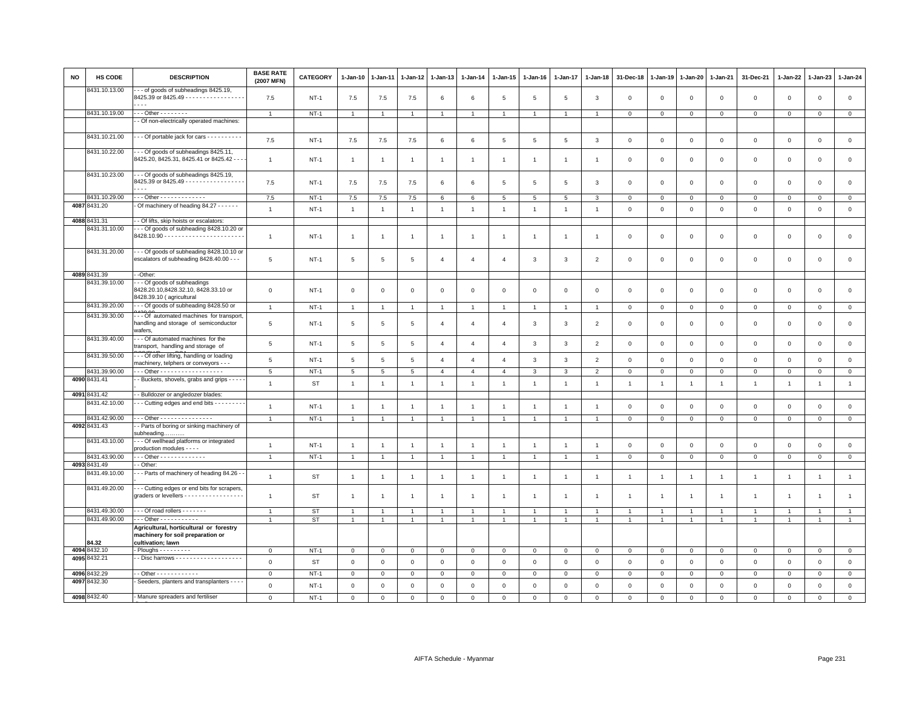| NO | HS CODE | DESCRIPTION | BASE RATE (2007 MFN) | CATEGORY | 1-Jan-10 | 1-Jan-11 | 1-Jan-12 | 1-Jan-13 | 1-Jan-14 | 1-Jan-15 | 1-Jan-16 | 1-Jan-17 | 1-Jan-18 | 31-Dec-18 | 1-Jan-19 | 1-Jan-20 | 1-Jan-21 | 31-Dec-21 | 1-Jan-22 | 1-Jan-23 | 1-Jan-24 |
|---|---|---|---|---|---|---|---|---|---|---|---|---|---|---|---|---|---|---|---|---|---|
| | 8431.10.13.00 | - - - of goods of subheadings 8425.19, 8425.39 or 8425.49 - - - - - - - - - - - - - - - - - - - - - | 7.5 | NT-1 | 7.5 | 7.5 | 7.5 | 6 | 6 | 5 | 5 | 5 | 3 | 0 | 0 | 0 | 0 | 0 | 0 | 0 | 0 |
| | 8431.10.19.00 | - - - Other - - - - - - - - | 1 | NT-1 | 1 | 1 | 1 | 1 | 1 | 1 | 1 | 1 | 1 | 0 | 0 | 0 | 0 | 0 | 0 | 0 | 0 |
| | | - - Of non-electrically operated machines: | | | | | | | | | | | | | | | | | | | |
| | 8431.10.21.00 | - - - Of portable jack for cars - - - - - - - - - - | 7.5 | NT-1 | 7.5 | 7.5 | 7.5 | 6 | 6 | 5 | 5 | 5 | 3 | 0 | 0 | 0 | 0 | 0 | 0 | 0 | 0 |
| | 8431.10.22.00 | - - - Of goods of subheadings 8425.11, 8425.20, 8425.31, 8425.41 or 8425.42 - - - | 1 | NT-1 | 1 | 1 | 1 | 1 | 1 | 1 | 1 | 1 | 1 | 0 | 0 | 0 | 0 | 0 | 0 | 0 | 0 |
| | 8431.10.23.00 | - - - Of goods of subheadings 8425.19, 8425.39 or 8425.49 - - - - - - - - - - - - - - - - - - - - - | 7.5 | NT-1 | 7.5 | 7.5 | 7.5 | 6 | 6 | 5 | 5 | 5 | 3 | 0 | 0 | 0 | 0 | 0 | 0 | 0 | 0 |
| | 8431.10.29.00 | - - - Other - - - - - - - - - - - - - | 7.5 | NT-1 | 7.5 | 7.5 | 7.5 | 6 | 6 | 5 | 5 | 5 | 3 | 0 | 0 | 0 | 0 | 0 | 0 | 0 | 0 |
| 4087 | 8431.20 | - Of machinery of heading 84.27 - - - - - - | 1 | NT-1 | 1 | 1 | 1 | 1 | 1 | 1 | 1 | 1 | 1 | 0 | 0 | 0 | 0 | 0 | 0 | 0 | 0 |
| 4088 | 8431.31 | - - Of lifts, skip hoists or escalators: | | | | | | | | | | | | | | | | | | | |
| | 8431.31.10.00 | - - - Of goods of subheading 8428.10.20 or 8428.10.90 - - - - - - - - - - - - - - - - - - - - - - - | 1 | NT-1 | 1 | 1 | 1 | 1 | 1 | 1 | 1 | 1 | 1 | 0 | 0 | 0 | 0 | 0 | 0 | 0 | 0 |
| | 8431.31.20.00 | - - - Of goods of subheading 8428.10.10 or escalators of subheading 8428.40.00 - - - | 5 | NT-1 | 5 | 5 | 5 | 4 | 4 | 4 | 3 | 3 | 2 | 0 | 0 | 0 | 0 | 0 | 0 | 0 | 0 |
| 4089 | 8431.39 | - -Other: | | | | | | | | | | | | | | | | | | | |
| | 8431.39.10.00 | - - - Of goods of subheadings 8428.20.10,8428.32.10, 8428.33.10 or 8428.39.10 ( agricultural | 0 | NT-1 | 0 | 0 | 0 | 0 | 0 | 0 | 0 | 0 | 0 | 0 | 0 | 0 | 0 | 0 | 0 | 0 | 0 |
| | 8431.39.20.00 | - - - Of goods of subheading 8428.50 or | 1 | NT-1 | 1 | 1 | 1 | 1 | 1 | 1 | 1 | 1 | 1 | 0 | 0 | 0 | 0 | 0 | 0 | 0 | 0 |
| | 8431.39.30.00 | - - - Of automated machines for transport, handling and storage of semiconductor wafers, | 5 | NT-1 | 5 | 5 | 5 | 4 | 4 | 4 | 3 | 3 | 2 | 0 | 0 | 0 | 0 | 0 | 0 | 0 | 0 |
| | 8431.39.40.00 | - - - Of automated machines for the transport, handling and storage of | 5 | NT-1 | 5 | 5 | 5 | 4 | 4 | 4 | 3 | 3 | 2 | 0 | 0 | 0 | 0 | 0 | 0 | 0 | 0 |
| | 8431.39.50.00 | - - - Of other lifting, handling or loading machinery, telphers or conveyors - - - | 5 | NT-1 | 5 | 5 | 5 | 4 | 4 | 4 | 3 | 3 | 2 | 0 | 0 | 0 | 0 | 0 | 0 | 0 | 0 |
| | 8431.39.90.00 | - - - Other - - - - - - - - - - - - - - - - - - | 5 | NT-1 | 5 | 5 | 5 | 4 | 4 | 4 | 3 | 3 | 2 | 0 | 0 | 0 | 0 | 0 | 0 | 0 | 0 |
| 4090 | 8431.41 | - - Buckets, shovels, grabs and grips - - - - - | 1 | ST | 1 | 1 | 1 | 1 | 1 | 1 | 1 | 1 | 1 | 1 | 1 | 1 | 1 | 1 | 1 | 1 | 1 |
| 4091 | 8431.42 | - - Bulldozer or angledozer blades: | | | | | | | | | | | | | | | | | | | |
| | 8431.42.10.00 | - - - Cutting edges and end bits - - - - - - - - - | 1 | NT-1 | 1 | 1 | 1 | 1 | 1 | 1 | 1 | 1 | 1 | 0 | 0 | 0 | 0 | 0 | 0 | 0 | 0 |
| | 8431.42.90.00 | - - - Other - - - - - - - - - - - - - - - | 1 | NT-1 | 1 | 1 | 1 | 1 | 1 | 1 | 1 | 1 | 1 | 0 | 0 | 0 | 0 | 0 | 0 | 0 | 0 |
| 4092 | 8431.43 | - - Parts of boring or sinking machinery of subheading……….. | | | | | | | | | | | | | | | | | | | |
| | 8431.43.10.00 | - - - Of wellhead platforms or integrated production modules - - - - | 1 | NT-1 | 1 | 1 | 1 | 1 | 1 | 1 | 1 | 1 | 1 | 0 | 0 | 0 | 0 | 0 | 0 | 0 | 0 |
| | 8431.43.90.00 | - - - Other - - - - - - - - - - - - - | 1 | NT-1 | 1 | 1 | 1 | 1 | 1 | 1 | 1 | 1 | 1 | 0 | 0 | 0 | 0 | 0 | 0 | 0 | 0 |
| 4093 | 8431.49 | - - Other: | | | | | | | | | | | | | | | | | | | |
| | 8431.49.10.00 | - - - Parts of machinery of heading 84.26 - - - | 1 | ST | 1 | 1 | 1 | 1 | 1 | 1 | 1 | 1 | 1 | 1 | 1 | 1 | 1 | 1 | 1 | 1 | 1 |
| | 8431.49.20.00 | - - - Cutting edges or end bits for scrapers, graders or levellers - - - - - - - - - - - - - - - - - - | 1 | ST | 1 | 1 | 1 | 1 | 1 | 1 | 1 | 1 | 1 | 1 | 1 | 1 | 1 | 1 | 1 | 1 | 1 |
| | 8431.49.30.00 | - - - Of road rollers - - - - - - - | 1 | ST | 1 | 1 | 1 | 1 | 1 | 1 | 1 | 1 | 1 | 1 | 1 | 1 | 1 | 1 | 1 | 1 | 1 |
| | 8431.49.90.00 | - - - Other - - - - - - - - - - - | 1 | ST | 1 | 1 | 1 | 1 | 1 | 1 | 1 | 1 | 1 | 1 | 1 | 1 | 1 | 1 | 1 | 1 | 1 |
| | 84.32 | **Agricultural, horticultural or forestry machinery for soil preparation or cultivation; lawn** | | | | | | | | | | | | | | | | | | | |
| 4094 | 8432.10 | - Ploughs - - - - - - - - - | 0 | NT-1 | 0 | 0 | 0 | 0 | 0 | 0 | 0 | 0 | 0 | 0 | 0 | 0 | 0 | 0 | 0 | 0 | 0 |
| 4095 | 8432.21 | - - Disc harrows - - - - - - - - - - - - - - - - - - - - | 0 | ST | 0 | 0 | 0 | 0 | 0 | 0 | 0 | 0 | 0 | 0 | 0 | 0 | 0 | 0 | 0 | 0 | 0 |
| 4096 | 8432.29 | - - Other - - - - - - - - - - - - | 0 | NT-1 | 0 | 0 | 0 | 0 | 0 | 0 | 0 | 0 | 0 | 0 | 0 | 0 | 0 | 0 | 0 | 0 | 0 |
| 4097 | 8432.30 | - Seeders, planters and transplanters - - - - | 0 | NT-1 | 0 | 0 | 0 | 0 | 0 | 0 | 0 | 0 | 0 | 0 | 0 | 0 | 0 | 0 | 0 | 0 | 0 |
| 4098 | 8432.40 | - Manure spreaders and fertiliser | 0 | NT-1 | 0 | 0 | 0 | 0 | 0 | 0 | 0 | 0 | 0 | 0 | 0 | 0 | 0 | 0 | 0 | 0 | 0 |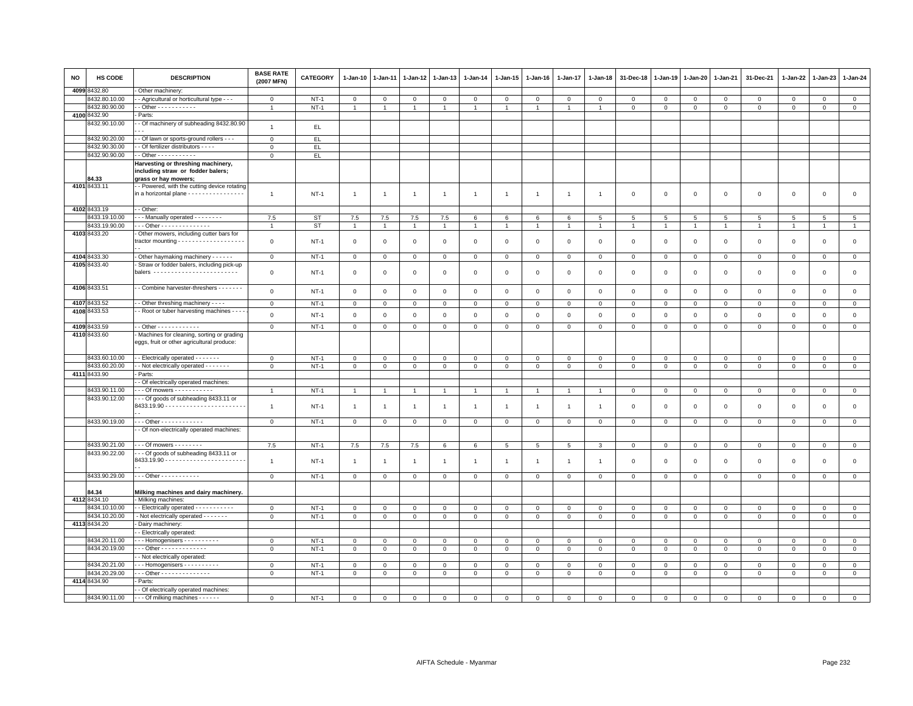| NO | HS CODE | DESCRIPTION | BASE RATE (2007 MFN) | CATEGORY | 1-Jan-10 | 1-Jan-11 | 1-Jan-12 | 1-Jan-13 | 1-Jan-14 | 1-Jan-15 | 1-Jan-16 | 1-Jan-17 | 1-Jan-18 | 31-Dec-18 | 1-Jan-19 | 1-Jan-20 | 1-Jan-21 | 31-Dec-21 | 1-Jan-22 | 1-Jan-23 | 1-Jan-24 |
|---|---|---|---|---|---|---|---|---|---|---|---|---|---|---|---|---|---|---|---|---|---|
| 4099 | 8432.80 | - Other machinery: | | | | | | | | | | | | | | | | | | | |
| | 8432.80.10.00 | - - Agricultural or horticultural type - - - | 0 | NT-1 | 0 | 0 | 0 | 0 | 0 | 0 | 0 | 0 | 0 | 0 | 0 | 0 | 0 | 0 | 0 | 0 | 0 |
| | 8432.80.90.00 | - - Other - - - - - - - - - - - | 1 | NT-1 | 1 | 1 | 1 | 1 | 1 | 1 | 1 | 1 | 1 | 0 | 0 | 0 | 0 | 0 | 0 | 0 | 0 |
| 4100 | 8432.90 | - Parts: | | | | | | | | | | | | | | | | | | | |
| | 8432.90.10.00 | - - Of machinery of subheading 8432.80.90 - - - | 1 | EL | | | | | | | | | | | | | | | | | |
| | 8432.90.20.00 | - - Of lawn or sports-ground rollers - - - | 0 | EL | | | | | | | | | | | | | | | | | |
| | 8432.90.30.00 | - - Of fertilizer distributors - - - - | 0 | EL | | | | | | | | | | | | | | | | | |
| | 8432.90.90.00 | - - Other - - - - - - - - - - - | 0 | EL | | | | | | | | | | | | | | | | | |
| | 84.33 | **Harvesting or threshing machinery, including straw or fodder balers; grass or hay mowers;** | | | | | | | | | | | | | | | | | | | |
| 4101 | 8433.11 | - - Powered, with the cutting device rotating in a horizontal plane - - - - - - - - - - - - - - - - | 1 | NT-1 | 1 | 1 | 1 | 1 | 1 | 1 | 1 | 1 | 1 | 0 | 0 | 0 | 0 | 0 | 0 | 0 | 0 |
| 4102 | 8433.19 | - - Other: | | | | | | | | | | | | | | | | | | | |
| | 8433.19.10.00 | - - - Manually operated - - - - - - - - | 7.5 | ST | 7.5 | 7.5 | 7.5 | 7.5 | 6 | 6 | 6 | 6 | 5 | 5 | 5 | 5 | 5 | 5 | 5 | 5 | 5 |
| | 8433.19.90.00 | - - - Other - - - - - - - - - - - - - - | 1 | ST | 1 | 1 | 1 | 1 | 1 | 1 | 1 | 1 | 1 | 1 | 1 | 1 | 1 | 1 | 1 | 1 | 1 |
| 4103 | 8433.20 | - Other mowers, including cutter bars for tractor mounting - - - - - - - - - - - - - - - - - - - - | 0 | NT-1 | 0 | 0 | 0 | 0 | 0 | 0 | 0 | 0 | 0 | 0 | 0 | 0 | 0 | 0 | 0 | 0 | 0 |
| 4104 | 8433.30 | - Other haymaking machinery - - - - - - | 0 | NT-1 | 0 | 0 | 0 | 0 | 0 | 0 | 0 | 0 | 0 | 0 | 0 | 0 | 0 | 0 | 0 | 0 | 0 |
| 4105 | 8433.40 | - Straw or fodder balers, including pick-up balers - - - - - - - - - - - - - - - - - - - - - - - - | 0 | NT-1 | 0 | 0 | 0 | 0 | 0 | 0 | 0 | 0 | 0 | 0 | 0 | 0 | 0 | 0 | 0 | 0 | 0 |
| 4106 | 8433.51 | - - Combine harvester-threshers - - - - - - - | 0 | NT-1 | 0 | 0 | 0 | 0 | 0 | 0 | 0 | 0 | 0 | 0 | 0 | 0 | 0 | 0 | 0 | 0 | 0 |
| 4107 | 8433.52 | - - Other threshing machinery - - - - | 0 | NT-1 | 0 | 0 | 0 | 0 | 0 | 0 | 0 | 0 | 0 | 0 | 0 | 0 | 0 | 0 | 0 | 0 | 0 |
| 4108 | 8433.53 | - - Root or tuber harvesting machines - - - - | 0 | NT-1 | 0 | 0 | 0 | 0 | 0 | 0 | 0 | 0 | 0 | 0 | 0 | 0 | 0 | 0 | 0 | 0 | 0 |
| 4109 | 8433.59 | - - Other - - - - - - - - - - - - | 0 | NT-1 | 0 | 0 | 0 | 0 | 0 | 0 | 0 | 0 | 0 | 0 | 0 | 0 | 0 | 0 | 0 | 0 | 0 |
| 4110 | 8433.60 | - Machines for cleaning, sorting or grading eggs, fruit or other agricultural produce: | | | | | | | | | | | | | | | | | | | |
| | 8433.60.10.00 | - - Electrically operated - - - - - - - | 0 | NT-1 | 0 | 0 | 0 | 0 | 0 | 0 | 0 | 0 | 0 | 0 | 0 | 0 | 0 | 0 | 0 | 0 | 0 |
| | 8433.60.20.00 | - - Not electrically operated - - - - - - - | 0 | NT-1 | 0 | 0 | 0 | 0 | 0 | 0 | 0 | 0 | 0 | 0 | 0 | 0 | 0 | 0 | 0 | 0 | 0 |
| 4111 | 8433.90 | - Parts: | | | | | | | | | | | | | | | | | | | |
| | | - - Of electrically operated machines: | | | | | | | | | | | | | | | | | | | |
| | 8433.90.11.00 | - - - Of mowers - - - - - - - - - - - | 1 | NT-1 | 1 | 1 | 1 | 1 | 1 | 1 | 1 | 1 | 1 | 0 | 0 | 0 | 0 | 0 | 0 | 0 | 0 |
| | 8433.90.12.00 | - - - Of goods of subheading 8433.11 or 8433.19.90 - - - - - - - - - - - - - - - - - - - - - - - - - - | 1 | NT-1 | 1 | 1 | 1 | 1 | 1 | 1 | 1 | 1 | 1 | 0 | 0 | 0 | 0 | 0 | 0 | 0 | 0 |
| | 8433.90.19.00 | - - - Other - - - - - - - - - - - - | 0 | NT-1 | 0 | 0 | 0 | 0 | 0 | 0 | 0 | 0 | 0 | 0 | 0 | 0 | 0 | 0 | 0 | 0 | 0 |
| | | - - Of non-electrically operated machines: | | | | | | | | | | | | | | | | | | | |
| | 8433.90.21.00 | - - - Of mowers - - - - - - - - | 7.5 | NT-1 | 7.5 | 7.5 | 7.5 | 6 | 6 | 5 | 5 | 5 | 3 | 0 | 0 | 0 | 0 | 0 | 0 | 0 | 0 |
| | 8433.90.22.00 | - - - Of goods of subheading 8433.11 or 8433.19.90 - - - - - - - - - - - - - - - - - - - - - - - - - - | 1 | NT-1 | 1 | 1 | 1 | 1 | 1 | 1 | 1 | 1 | 1 | 0 | 0 | 0 | 0 | 0 | 0 | 0 | 0 |
| | 8433.90.29.00 | - - - Other - - - - - - - - - - - | 0 | NT-1 | 0 | 0 | 0 | 0 | 0 | 0 | 0 | 0 | 0 | 0 | 0 | 0 | 0 | 0 | 0 | 0 | 0 |
| | 84.34 | **Milking machines and dairy machinery.** | | | | | | | | | | | | | | | | | | | |
| 4112 | 8434.10 | - Milking machines: | | | | | | | | | | | | | | | | | | | |
| | 8434.10.10.00 | - - Electrically operated - - - - - - - - - - - | 0 | NT-1 | 0 | 0 | 0 | 0 | 0 | 0 | 0 | 0 | 0 | 0 | 0 | 0 | 0 | 0 | 0 | 0 | 0 |
| | 8434.10.20.00 | - Not electrically operated - - - - - - - | 0 | NT-1 | 0 | 0 | 0 | 0 | 0 | 0 | 0 | 0 | 0 | 0 | 0 | 0 | 0 | 0 | 0 | 0 | 0 |
| 4113 | 8434.20 | - Dairy machinery: | | | | | | | | | | | | | | | | | | | |
| | | - - Electrically operated: | | | | | | | | | | | | | | | | | | | |
| | 8434.20.11.00 | - - - Homogenisers - - - - - - - - - - | 0 | NT-1 | 0 | 0 | 0 | 0 | 0 | 0 | 0 | 0 | 0 | 0 | 0 | 0 | 0 | 0 | 0 | 0 | 0 |
| | 8434.20.19.00 | - - - Other - - - - - - - - - - - - - | 0 | NT-1 | 0 | 0 | 0 | 0 | 0 | 0 | 0 | 0 | 0 | 0 | 0 | 0 | 0 | 0 | 0 | 0 | 0 |
| | | - - Not electrically operated: | | | | | | | | | | | | | | | | | | | |
| | 8434.20.21.00 | - - - Homogenisers - - - - - - - - - - | 0 | NT-1 | 0 | 0 | 0 | 0 | 0 | 0 | 0 | 0 | 0 | 0 | 0 | 0 | 0 | 0 | 0 | 0 | 0 |
| | 8434.20.29.00 | - - - Other - - - - - - - - - - - - - - | 0 | NT-1 | 0 | 0 | 0 | 0 | 0 | 0 | 0 | 0 | 0 | 0 | 0 | 0 | 0 | 0 | 0 | 0 | 0 |
| 4114 | 8434.90 | - Parts: | | | | | | | | | | | | | | | | | | | |
| | | - - Of electrically operated machines: | | | | | | | | | | | | | | | | | | | |
| | 8434.90.11.00 | - - - Of milking machines - - - - - - | 0 | NT-1 | 0 | 0 | 0 | 0 | 0 | 0 | 0 | 0 | 0 | 0 | 0 | 0 | 0 | 0 | 0 | 0 | 0 |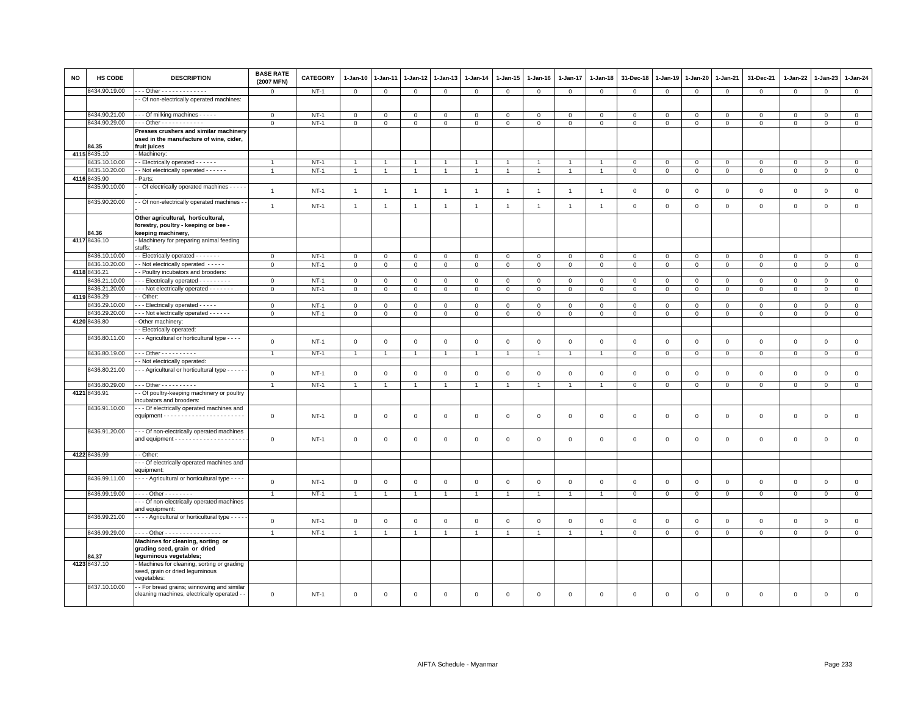| NO | HS CODE | DESCRIPTION | BASE RATE (2007 MFN) | CATEGORY | 1-Jan-10 | 1-Jan-11 | 1-Jan-12 | 1-Jan-13 | 1-Jan-14 | 1-Jan-15 | 1-Jan-16 | 1-Jan-17 | 1-Jan-18 | 31-Dec-18 | 1-Jan-19 | 1-Jan-20 | 1-Jan-21 | 31-Dec-21 | 1-Jan-22 | 1-Jan-23 | 1-Jan-24 |
|---|---|---|---|---|---|---|---|---|---|---|---|---|---|---|---|---|---|---|---|---|---|
| | 8434.90.19.00 | - - - Other - - - - - - - - - - - - - | 0 | NT-1 | 0 | 0 | 0 | 0 | 0 | 0 | 0 | 0 | 0 | 0 | 0 | 0 | 0 | 0 | 0 | 0 | 0 |
| | | - - Of non-electrically operated machines: | | | | | | | | | | | | | | | | | | | |
| | 8434.90.21.00 | - - - Of milking machines - - - - - | 0 | NT-1 | 0 | 0 | 0 | 0 | 0 | 0 | 0 | 0 | 0 | 0 | 0 | 0 | 0 | 0 | 0 | 0 | 0 |
| | 8434.90.29.00 | - - - Other - - - - - - - - - - - - | 0 | NT-1 | 0 | 0 | 0 | 0 | 0 | 0 | 0 | 0 | 0 | 0 | 0 | 0 | 0 | 0 | 0 | 0 | 0 |
| | 84.35 | **Presses crushers and similar machinery used in the manufacture of wine, cider, fruit juices** | | | | | | | | | | | | | | | | | | | |
| 4115 | 8435.10 | - Machinery: | | | | | | | | | | | | | | | | | | | |
| | 8435.10.10.00 | - - Electrically operated - - - - - - | 1 | NT-1 | 1 | 1 | 1 | 1 | 1 | 1 | 1 | 1 | 1 | 0 | 0 | 0 | 0 | 0 | 0 | 0 | 0 |
| | 8435.10.20.00 | - - Not electrically operated - - - - - - | 1 | NT-1 | 1 | 1 | 1 | 1 | 1 | 1 | 1 | 1 | 1 | 0 | 0 | 0 | 0 | 0 | 0 | 0 | 0 |
| 4116 | 8435.90 | - Parts: | | | | | | | | | | | | | | | | | | | |
| | 8435.90.10.00 | - - Of electrically operated machines - - - - - | 1 | NT-1 | 1 | 1 | 1 | 1 | 1 | 1 | 1 | 1 | 1 | 0 | 0 | 0 | 0 | 0 | 0 | 0 | 0 |
| | 8435.90.20.00 | - - Of non-electrically operated machines - - - | 1 | NT-1 | 1 | 1 | 1 | 1 | 1 | 1 | 1 | 1 | 1 | 0 | 0 | 0 | 0 | 0 | 0 | 0 | 0 |
| | 84.36 | **Other agricultural, horticultural, forestry, poultry - keeping or bee - keeping machinery,** | | | | | | | | | | | | | | | | | | | |
| 4117 | 8436.10 | - Machinery for preparing animal feeding stuffs: | | | | | | | | | | | | | | | | | | | |
| | 8436.10.10.00 | - - Electrically operated - - - - - - - | 0 | NT-1 | 0 | 0 | 0 | 0 | 0 | 0 | 0 | 0 | 0 | 0 | 0 | 0 | 0 | 0 | 0 | 0 | 0 |
| | 8436.10.20.00 | - - Not electrically operated - - - - - | 0 | NT-1 | 0 | 0 | 0 | 0 | 0 | 0 | 0 | 0 | 0 | 0 | 0 | 0 | 0 | 0 | 0 | 0 | 0 |
| 4118 | 8436.21 | - - Poultry incubators and brooders: | | | | | | | | | | | | | | | | | | | |
| | 8436.21.10.00 | - - - Electrically operated - - - - - - - - - | 0 | NT-1 | 0 | 0 | 0 | 0 | 0 | 0 | 0 | 0 | 0 | 0 | 0 | 0 | 0 | 0 | 0 | 0 | 0 |
| | 8436.21.20.00 | - - - Not electrically operated - - - - - - - | 0 | NT-1 | 0 | 0 | 0 | 0 | 0 | 0 | 0 | 0 | 0 | 0 | 0 | 0 | 0 | 0 | 0 | 0 | 0 |
| 4119 | 8436.29 | - - Other: | | | | | | | | | | | | | | | | | | | |
| | 8436.29.10.00 | - - - Electrically operated - - - - - | 0 | NT-1 | 0 | 0 | 0 | 0 | 0 | 0 | 0 | 0 | 0 | 0 | 0 | 0 | 0 | 0 | 0 | 0 | 0 |
| | 8436.29.20.00 | - - - Not electrically operated - - - - - - | 0 | NT-1 | 0 | 0 | 0 | 0 | 0 | 0 | 0 | 0 | 0 | 0 | 0 | 0 | 0 | 0 | 0 | 0 | 0 |
| 4120 | 8436.80 | - Other machinery: | | | | | | | | | | | | | | | | | | | |
| | | - - Electrically operated: | | | | | | | | | | | | | | | | | | | |
| | 8436.80.11.00 | - - - Agricultural or horticultural type - - - - | 0 | NT-1 | 0 | 0 | 0 | 0 | 0 | 0 | 0 | 0 | 0 | 0 | 0 | 0 | 0 | 0 | 0 | 0 | 0 |
| | 8436.80.19.00 | - - - Other - - - - - - - - - - | 1 | NT-1 | 1 | 1 | 1 | 1 | 1 | 1 | 1 | 1 | 1 | 0 | 0 | 0 | 0 | 0 | 0 | 0 | 0 |
| | | - - Not electrically operated: | | | | | | | | | | | | | | | | | | | |
| | 8436.80.21.00 | - - - Agricultural or horticultural type - - - - - - | 0 | NT-1 | 0 | 0 | 0 | 0 | 0 | 0 | 0 | 0 | 0 | 0 | 0 | 0 | 0 | 0 | 0 | 0 | 0 |
| | 8436.80.29.00 | - - - Other - - - - - - - - - - | 1 | NT-1 | 1 | 1 | 1 | 1 | 1 | 1 | 1 | 1 | 1 | 0 | 0 | 0 | 0 | 0 | 0 | 0 | 0 |
| 4121 | 8436.91 | - - Of poultry-keeping machinery or poultry incubators and brooders: | | | | | | | | | | | | | | | | | | | |
| | 8436.91.10.00 | - - - Of electrically operated machines and equipment - - - - - - - - - - - - - - - - - - - - - - - | 0 | NT-1 | 0 | 0 | 0 | 0 | 0 | 0 | 0 | 0 | 0 | 0 | 0 | 0 | 0 | 0 | 0 | 0 | 0 |
| | 8436.91.20.00 | - - - Of non-electrically operated machines and equipment - - - - - - - - - - - - - - - - - - - - - | 0 | NT-1 | 0 | 0 | 0 | 0 | 0 | 0 | 0 | 0 | 0 | 0 | 0 | 0 | 0 | 0 | 0 | 0 | 0 |
| 4122 | 8436.99 | - - Other: | | | | | | | | | | | | | | | | | | | |
| | | - - - Of electrically operated machines and equipment: | | | | | | | | | | | | | | | | | | | |
| | 8436.99.11.00 | - - - - Agricultural or horticultural type - - - - | 0 | NT-1 | 0 | 0 | 0 | 0 | 0 | 0 | 0 | 0 | 0 | 0 | 0 | 0 | 0 | 0 | 0 | 0 | 0 |
| | 8436.99.19.00 | - - - - Other - - - - - - - - | 1 | NT-1 | 1 | 1 | 1 | 1 | 1 | 1 | 1 | 1 | 1 | 0 | 0 | 0 | 0 | 0 | 0 | 0 | 0 |
| | | - - - Of non-electrically operated machines and equipment: | | | | | | | | | | | | | | | | | | | |
| | 8436.99.21.00 | - - - - Agricultural or horticultural type - - - - - | 0 | NT-1 | 0 | 0 | 0 | 0 | 0 | 0 | 0 | 0 | 0 | 0 | 0 | 0 | 0 | 0 | 0 | 0 | 0 |
| | 8436.99.29.00 | - - - - Other - - - - - - - - - - - - - - - - | 1 | NT-1 | 1 | 1 | 1 | 1 | 1 | 1 | 1 | 1 | 1 | 0 | 0 | 0 | 0 | 0 | 0 | 0 | 0 |
| | 84.37 | **Machines for cleaning, sorting or grading seed, grain or dried leguminous vegetables;** | | | | | | | | | | | | | | | | | | | |
| 4123 | 8437.10 | - Machines for cleaning, sorting or grading seed, grain or dried leguminous vegetables: | | | | | | | | | | | | | | | | | | | |
| | 8437.10.10.00 | - - For bread grains; winnowing and similar cleaning machines, electrically operated - - | 0 | NT-1 | 0 | 0 | 0 | 0 | 0 | 0 | 0 | 0 | 0 | 0 | 0 | 0 | 0 | 0 | 0 | 0 | 0 |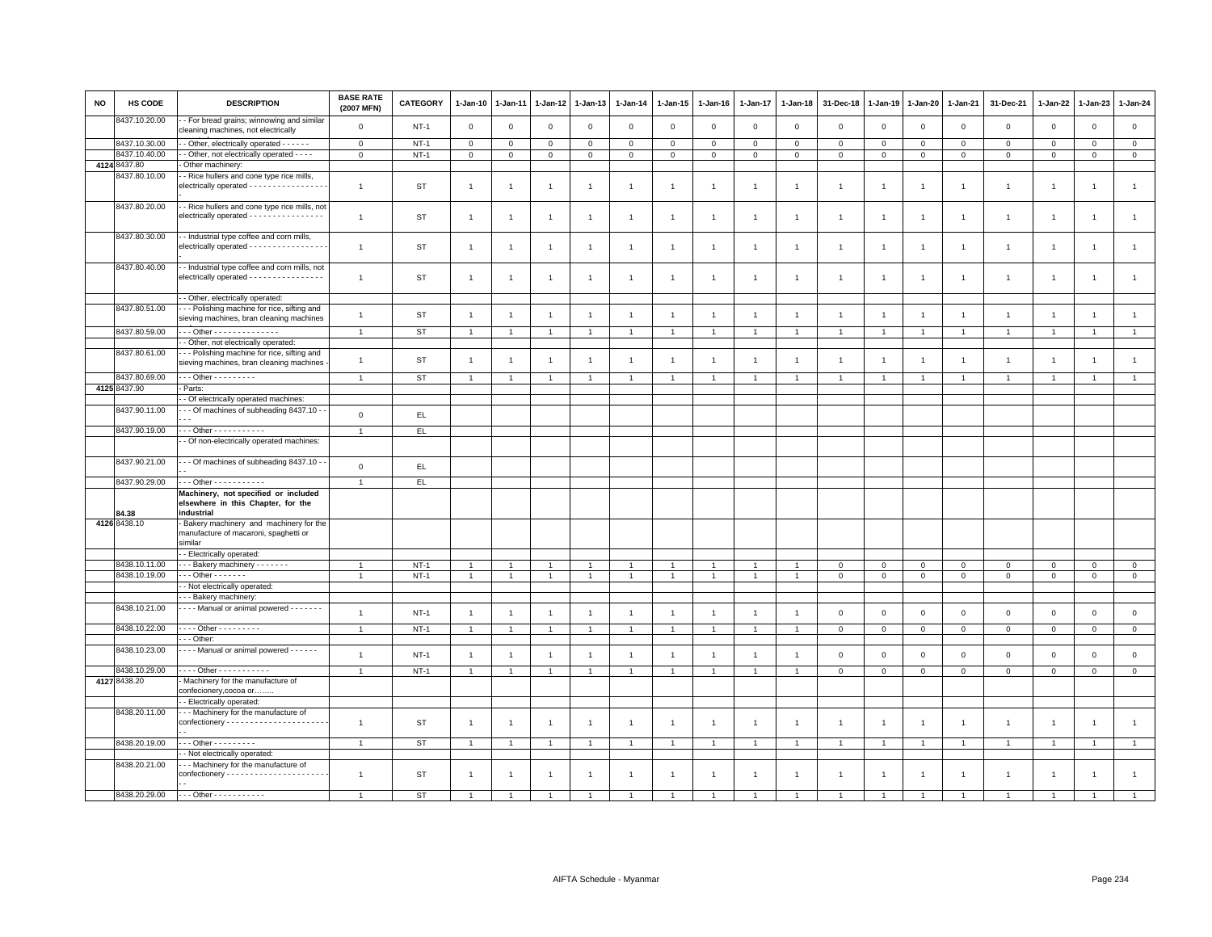| NO | HS CODE | DESCRIPTION | BASE RATE (2007 MFN) | CATEGORY | 1-Jan-10 | 1-Jan-11 | 1-Jan-12 | 1-Jan-13 | 1-Jan-14 | 1-Jan-15 | 1-Jan-16 | 1-Jan-17 | 1-Jan-18 | 31-Dec-18 | 1-Jan-19 | 1-Jan-20 | 1-Jan-21 | 31-Dec-21 | 1-Jan-22 | 1-Jan-23 | 1-Jan-24 |
|---|---|---|---|---|---|---|---|---|---|---|---|---|---|---|---|---|---|---|---|---|---|
| | 8437.10.20.00 | - - For bread grains; winnowing and similar cleaning machines, not electrically | 0 | NT-1 | 0 | 0 | 0 | 0 | 0 | 0 | 0 | 0 | 0 | 0 | 0 | 0 | 0 | 0 | 0 | 0 | 0 |
| | 8437.10.30.00 | - - Other, electrically operated - - - - - - | 0 | NT-1 | 0 | 0 | 0 | 0 | 0 | 0 | 0 | 0 | 0 | 0 | 0 | 0 | 0 | 0 | 0 | 0 | 0 |
| | 8437.10.40.00 | - - Other, not electrically operated - - - - | 0 | NT-1 | 0 | 0 | 0 | 0 | 0 | 0 | 0 | 0 | 0 | 0 | 0 | 0 | 0 | 0 | 0 | 0 | 0 |
| 4124 | 8437.80 | - Other machinery: | | | | | | | | | | | | | | | | | | | |
| | 8437.80.10.00 | - - Rice hullers and cone type rice mills, electrically operated - - - - - - - - - - - - - - - - - - | 1 | ST | 1 | 1 | 1 | 1 | 1 | 1 | 1 | 1 | 1 | 1 | 1 | 1 | 1 | 1 | 1 | 1 | 1 |
| | 8437.80.20.00 | - - Rice hullers and cone type rice mills, not electrically operated - - - - - - - - - - - - - - - - - | 1 | ST | 1 | 1 | 1 | 1 | 1 | 1 | 1 | 1 | 1 | 1 | 1 | 1 | 1 | 1 | 1 | 1 | 1 |
| | 8437.80.30.00 | - - Industrial type coffee and corn mills, electrically operated - - - - - - - - - - - - - - - - - - | 1 | ST | 1 | 1 | 1 | 1 | 1 | 1 | 1 | 1 | 1 | 1 | 1 | 1 | 1 | 1 | 1 | 1 | 1 |
| | 8437.80.40.00 | - - Industrial type coffee and corn mills, not electrically operated - - - - - - - - - - - - - - - - - | 1 | ST | 1 | 1 | 1 | 1 | 1 | 1 | 1 | 1 | 1 | 1 | 1 | 1 | 1 | 1 | 1 | 1 | 1 |
| | | - - Other, electrically operated: | | | | | | | | | | | | | | | | | | | |
| | 8437.80.51.00 | - - - Polishing machine for rice, sifting and sieving machines, bran cleaning machines | 1 | ST | 1 | 1 | 1 | 1 | 1 | 1 | 1 | 1 | 1 | 1 | 1 | 1 | 1 | 1 | 1 | 1 | 1 |
| | 8437.80.59.00 | - - - Other - - - - - - - - - - - - - - | 1 | ST | 1 | 1 | 1 | 1 | 1 | 1 | 1 | 1 | 1 | 1 | 1 | 1 | 1 | 1 | 1 | 1 | 1 |
| | | - - Other, not electrically operated: | | | | | | | | | | | | | | | | | | | |
| | 8437.80.61.00 | - - - Polishing machine for rice, sifting and sieving machines, bran cleaning machines - | 1 | ST | 1 | 1 | 1 | 1 | 1 | 1 | 1 | 1 | 1 | 1 | 1 | 1 | 1 | 1 | 1 | 1 | 1 |
| | 8437.80.69.00 | - - - Other - - - - - - - - - | 1 | ST | 1 | 1 | 1 | 1 | 1 | 1 | 1 | 1 | 1 | 1 | 1 | 1 | 1 | 1 | 1 | 1 | 1 |
| 4125 | 8437.90 | - Parts: | | | | | | | | | | | | | | | | | | | |
| | | - - Of electrically operated machines: | | | | | | | | | | | | | | | | | | | |
| | 8437.90.11.00 | - - - Of machines of subheading 8437.10 - - - - | 0 | EL | | | | | | | | | | | | | | | | | |
| | 8437.90.19.00 | - - - Other - - - - - - - - - - - | 1 | EL | | | | | | | | | | | | | | | | | |
| | | - - Of non-electrically operated machines: | | | | | | | | | | | | | | | | | | | |
| | 8437.90.21.00 | - - - Of machines of subheading 8437.10 - - - - | 0 | EL | | | | | | | | | | | | | | | | | |
| | 8437.90.29.00 | - - - Other - - - - - - - - - - - | 1 | EL | | | | | | | | | | | | | | | | | |
| | **84.38** | **Machinery, not specified or included elsewhere in this Chapter, for the industrial** | | | | | | | | | | | | | | | | | | | |
| 4126 | 8438.10 | - Bakery machinery and machinery for the manufacture of macaroni, spaghetti or similar | | | | | | | | | | | | | | | | | | | |
| | | - - Electrically operated: | | | | | | | | | | | | | | | | | | | |
| | 8438.10.11.00 | - - - Bakery machinery - - - - - - - | 1 | NT-1 | 1 | 1 | 1 | 1 | 1 | 1 | 1 | 1 | 1 | 0 | 0 | 0 | 0 | 0 | 0 | 0 | 0 |
| | 8438.10.19.00 | - - - Other - - - - - - - | 1 | NT-1 | 1 | 1 | 1 | 1 | 1 | 1 | 1 | 1 | 1 | 0 | 0 | 0 | 0 | 0 | 0 | 0 | 0 |
| | | - - Not electrically operated: | | | | | | | | | | | | | | | | | | | |
| | | - - - Bakery machinery: | | | | | | | | | | | | | | | | | | | |
| | 8438.10.21.00 | - - - - Manual or animal powered - - - - - - - | 1 | NT-1 | 1 | 1 | 1 | 1 | 1 | 1 | 1 | 1 | 1 | 0 | 0 | 0 | 0 | 0 | 0 | 0 | 0 |
| | 8438.10.22.00 | - - - - Other - - - - - - - - - | 1 | NT-1 | 1 | 1 | 1 | 1 | 1 | 1 | 1 | 1 | 1 | 0 | 0 | 0 | 0 | 0 | 0 | 0 | 0 |
| | | - - - Other: | | | | | | | | | | | | | | | | | | | |
| | 8438.10.23.00 | - - - - Manual or animal powered - - - - - - | 1 | NT-1 | 1 | 1 | 1 | 1 | 1 | 1 | 1 | 1 | 1 | 0 | 0 | 0 | 0 | 0 | 0 | 0 | 0 |
| | 8438.10.29.00 | - - - - Other - - - - - - - - - - - | 1 | NT-1 | 1 | 1 | 1 | 1 | 1 | 1 | 1 | 1 | 1 | 0 | 0 | 0 | 0 | 0 | 0 | 0 | 0 |
| 4127 | 8438.20 | - Machinery for the manufacture of confecionery,cocoa or…….. | | | | | | | | | | | | | | | | | | | |
| | | - - Electrically operated: | | | | | | | | | | | | | | | | | | | |
| | 8438.20.11.00 | - - - Machinery for the manufacture of confectionery - - - - - - - - - - - - - - - - - - - - - - - - | 1 | ST | 1 | 1 | 1 | 1 | 1 | 1 | 1 | 1 | 1 | 1 | 1 | 1 | 1 | 1 | 1 | 1 | 1 |
| | 8438.20.19.00 | - - - Other - - - - - - - - - | 1 | ST | 1 | 1 | 1 | 1 | 1 | 1 | 1 | 1 | 1 | 1 | 1 | 1 | 1 | 1 | 1 | 1 | 1 |
| | | - - Not electrically operated: | | | | | | | | | | | | | | | | | | | |
| | 8438.20.21.00 | - - - Machinery for the manufacture of confectionery - - - - - - - - - - - - - - - - - - - - - - - - | 1 | ST | 1 | 1 | 1 | 1 | 1 | 1 | 1 | 1 | 1 | 1 | 1 | 1 | 1 | 1 | 1 | 1 | 1 |
| | 8438.20.29.00 | - - - Other - - - - - - - - - - - | 1 | ST | 1 | 1 | 1 | 1 | 1 | 1 | 1 | 1 | 1 | 1 | 1 | 1 | 1 | 1 | 1 | 1 | 1 |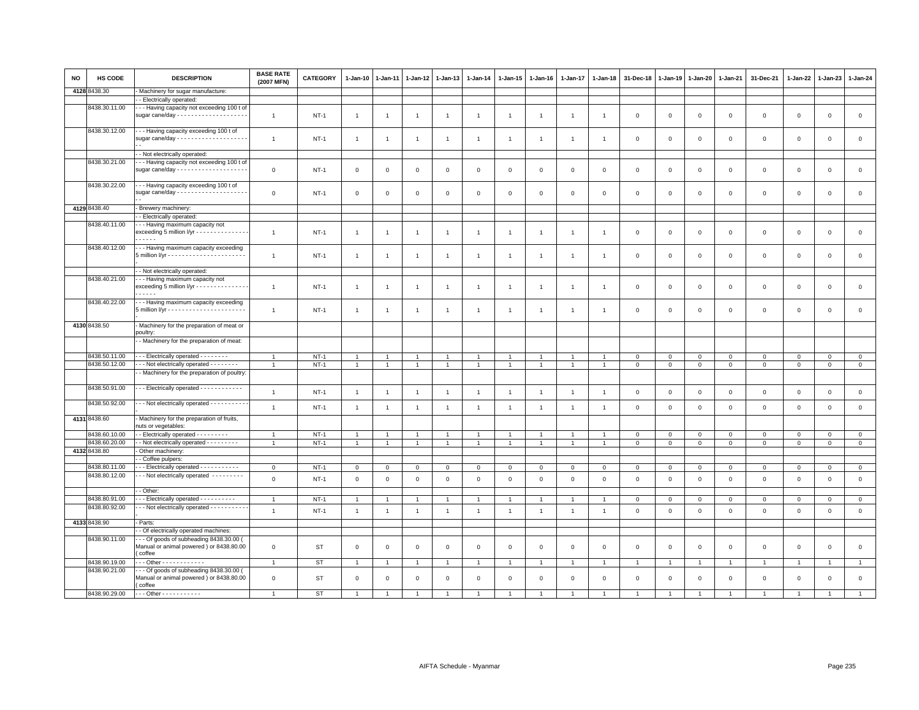| NO | HS CODE | DESCRIPTION | BASE RATE (2007 MFN) | CATEGORY | 1-Jan-10 | 1-Jan-11 | 1-Jan-12 | 1-Jan-13 | 1-Jan-14 | 1-Jan-15 | 1-Jan-16 | 1-Jan-17 | 1-Jan-18 | 31-Dec-18 | 1-Jan-19 | 1-Jan-20 | 1-Jan-21 | 31-Dec-21 | 1-Jan-22 | 1-Jan-23 | 1-Jan-24 |
|---|---|---|---|---|---|---|---|---|---|---|---|---|---|---|---|---|---|---|---|---|---|
| 4128 | 8438.30 | - Machinery for sugar manufacture: | | | | | | | | | | | | | | | | | | | |
| | | - - Electrically operated: | | | | | | | | | | | | | | | | | | | |
| | 8438.30.11.00 | - - - Having capacity not exceeding 100 t of sugar cane/day - - - - - - - - - - - - - - - - - - - - | 1 | NT-1 | 1 | 1 | 1 | 1 | 1 | 1 | 1 | 1 | 1 | 0 | 0 | 0 | 0 | 0 | 0 | 0 | 0 |
| | 8438.30.12.00 | - - - Having capacity exceeding 100 t of sugar cane/day - - - - - - - - - - - - - - - - - - - - | 1 | NT-1 | 1 | 1 | 1 | 1 | 1 | 1 | 1 | 1 | 1 | 0 | 0 | 0 | 0 | 0 | 0 | 0 | 0 |
| | | - - Not electrically operated: | | | | | | | | | | | | | | | | | | | |
| | 8438.30.21.00 | - - - Having capacity not exceeding 100 t of sugar cane/day - - - - - - - - - - - - - - - - - - - - | 0 | NT-1 | 0 | 0 | 0 | 0 | 0 | 0 | 0 | 0 | 0 | 0 | 0 | 0 | 0 | 0 | 0 | 0 | 0 |
| | 8438.30.22.00 | - - - Having capacity exceeding 100 t of sugar cane/day - - - - - - - - - - - - - - - - - - - - - - | 0 | NT-1 | 0 | 0 | 0 | 0 | 0 | 0 | 0 | 0 | 0 | 0 | 0 | 0 | 0 | 0 | 0 | 0 | 0 |
| 4129 | 8438.40 | - Brewery machinery: | | | | | | | | | | | | | | | | | | | |
| | | - - Electrically operated: | | | | | | | | | | | | | | | | | | | |
| | 8438.40.11.00 | - - - Having maximum capacity not exceeding 5 million l/yr - - - - - - - - - - - - - - - - - - - - | 1 | NT-1 | 1 | 1 | 1 | 1 | 1 | 1 | 1 | 1 | 1 | 0 | 0 | 0 | 0 | 0 | 0 | 0 | 0 |
| | 8438.40.12.00 | - - - Having maximum capacity exceeding 5 million l/yr - - - - - - - - - - - - - - - - - - - - - - - | 1 | NT-1 | 1 | 1 | 1 | 1 | 1 | 1 | 1 | 1 | 1 | 0 | 0 | 0 | 0 | 0 | 0 | 0 | 0 |
| | | - - Not electrically operated: | | | | | | | | | | | | | | | | | | | |
| | 8438.40.21.00 | - - - Having maximum capacity not exceeding 5 million l/yr - - - - - - - - - - - - - - - - - - - - | 1 | NT-1 | 1 | 1 | 1 | 1 | 1 | 1 | 1 | 1 | 1 | 0 | 0 | 0 | 0 | 0 | 0 | 0 | 0 |
| | 8438.40.22.00 | - - - Having maximum capacity exceeding 5 million l/yr - - - - - - - - - - - - - - - - - - - - - - | 1 | NT-1 | 1 | 1 | 1 | 1 | 1 | 1 | 1 | 1 | 1 | 0 | 0 | 0 | 0 | 0 | 0 | 0 | 0 |
| 4130 | 8438.50 | - Machinery for the preparation of meat or poultry: | | | | | | | | | | | | | | | | | | | |
| | | - - Machinery for the preparation of meat: | | | | | | | | | | | | | | | | | | | |
| | 8438.50.11.00 | - - - Electrically operated - - - - - - - - | 1 | NT-1 | 1 | 1 | 1 | 1 | 1 | 1 | 1 | 1 | 1 | 0 | 0 | 0 | 0 | 0 | 0 | 0 | 0 |
| | 8438.50.12.00 | - - - Not electrically operated - - - - - - - - | 1 | NT-1 | 1 | 1 | 1 | 1 | 1 | 1 | 1 | 1 | 1 | 0 | 0 | 0 | 0 | 0 | 0 | 0 | 0 |
| | | - - Machinery for the preparation of poultry: | | | | | | | | | | | | | | | | | | | |
| | 8438.50.91.00 | - - - Electrically operated - - - - - - - - - - - - | 1 | NT-1 | 1 | 1 | 1 | 1 | 1 | 1 | 1 | 1 | 1 | 0 | 0 | 0 | 0 | 0 | 0 | 0 | 0 |
| | 8438.50.92.00 | - - - Not electrically operated - - - - - - - - - - - | 1 | NT-1 | 1 | 1 | 1 | 1 | 1 | 1 | 1 | 1 | 1 | 0 | 0 | 0 | 0 | 0 | 0 | 0 | 0 |
| 4131 | 8438.60 | - Machinery for the preparation of fruits, nuts or vegetables: | | | | | | | | | | | | | | | | | | | |
| | 8438.60.10.00 | - - Electrically operated - - - - - - - - - | 1 | NT-1 | 1 | 1 | 1 | 1 | 1 | 1 | 1 | 1 | 1 | 0 | 0 | 0 | 0 | 0 | 0 | 0 | 0 |
| | 8438.60.20.00 | - - Not electrically operated - - - - - - - - - | 1 | NT-1 | 1 | 1 | 1 | 1 | 1 | 1 | 1 | 1 | 1 | 0 | 0 | 0 | 0 | 0 | 0 | 0 | 0 |
| 4132 | 8438.80 | - Other machinery: | | | | | | | | | | | | | | | | | | | |
| | | - - Coffee pulpers: | | | | | | | | | | | | | | | | | | | |
| | 8438.80.11.00 | - - - Electrically operated - - - - - - - - - - - | 0 | NT-1 | 0 | 0 | 0 | 0 | 0 | 0 | 0 | 0 | 0 | 0 | 0 | 0 | 0 | 0 | 0 | 0 | 0 |
| | 8438.80.12.00 | - - - Not electrically operated - - - - - - - - - | 0 | NT-1 | 0 | 0 | 0 | 0 | 0 | 0 | 0 | 0 | 0 | 0 | 0 | 0 | 0 | 0 | 0 | 0 | 0 |
| | | - - Other: | | | | | | | | | | | | | | | | | | | |
| | 8438.80.91.00 | - - - Electrically operated - - - - - - - - - - | 1 | NT-1 | 1 | 1 | 1 | 1 | 1 | 1 | 1 | 1 | 1 | 0 | 0 | 0 | 0 | 0 | 0 | 0 | 0 |
| | 8438.80.92.00 | - - - Not electrically operated - - - - - - - - - - - | 1 | NT-1 | 1 | 1 | 1 | 1 | 1 | 1 | 1 | 1 | 1 | 0 | 0 | 0 | 0 | 0 | 0 | 0 | 0 |
| 4133 | 8438.90 | - Parts: | | | | | | | | | | | | | | | | | | | |
| | | - - Of electrically operated machines: | | | | | | | | | | | | | | | | | | | |
| | 8438.90.11.00 | - - - Of goods of subheading 8438.30.00 ( Manual or animal powered ) or 8438.80.00 ( coffee | 0 | ST | 0 | 0 | 0 | 0 | 0 | 0 | 0 | 0 | 0 | 0 | 0 | 0 | 0 | 0 | 0 | 0 | 0 |
| | 8438.90.19.00 | - - - Other - - - - - - - - - - - - | 1 | ST | 1 | 1 | 1 | 1 | 1 | 1 | 1 | 1 | 1 | 1 | 1 | 1 | 1 | 1 | 1 | 1 | 1 |
| | 8438.90.21.00 | - - - Of goods of subheading 8438.30.00 ( Manual or animal powered ) or 8438.80.00 ( coffee | 0 | ST | 0 | 0 | 0 | 0 | 0 | 0 | 0 | 0 | 0 | 0 | 0 | 0 | 0 | 0 | 0 | 0 | 0 |
| | 8438.90.29.00 | - - - Other - - - - - - - - - - - | 1 | ST | 1 | 1 | 1 | 1 | 1 | 1 | 1 | 1 | 1 | 1 | 1 | 1 | 1 | 1 | 1 | 1 | 1 |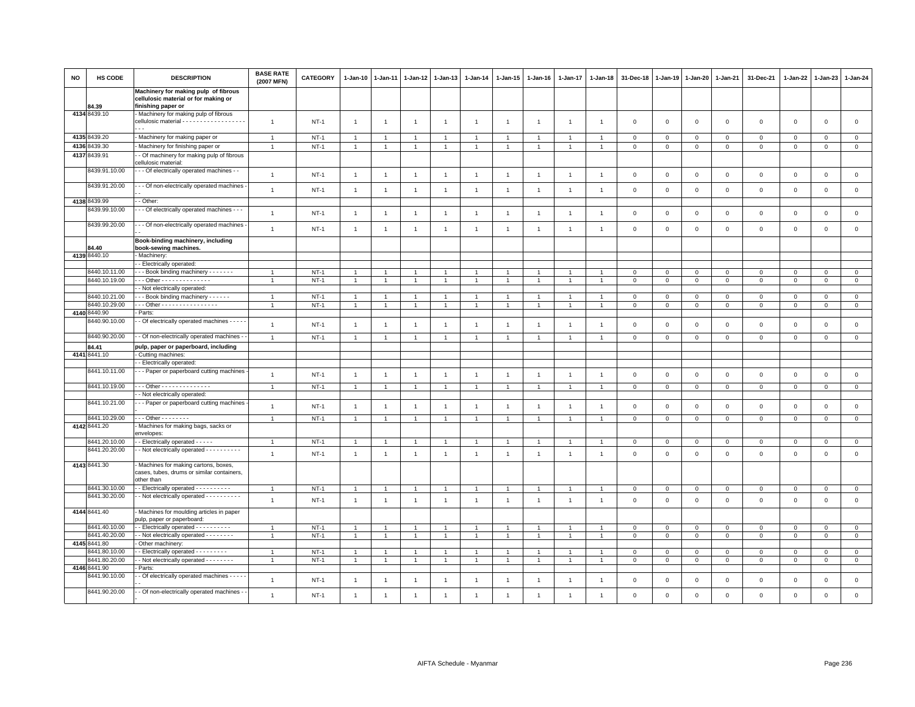| NO | HS CODE | DESCRIPTION | BASE RATE (2007 MFN) | CATEGORY | 1-Jan-10 | 1-Jan-11 | 1-Jan-12 | 1-Jan-13 | 1-Jan-14 | 1-Jan-15 | 1-Jan-16 | 1-Jan-17 | 1-Jan-18 | 31-Dec-18 | 1-Jan-19 | 1-Jan-20 | 1-Jan-21 | 31-Dec-21 | 1-Jan-22 | 1-Jan-23 | 1-Jan-24 |
|---|---|---|---|---|---|---|---|---|---|---|---|---|---|---|---|---|---|---|---|---|---|
| | 84.39 | **Machinery for making pulp of fibrous cellulosic material or for making or finishing paper or** | | | | | | | | | | | | | | | | | | | |
| 4134 | 8439.10 | - Machinery for making pulp of fibrous cellulosic material - - - - - - - - - - - - - - - - - - - - - | 1 | NT-1 | 1 | 1 | 1 | 1 | 1 | 1 | 1 | 1 | 1 | 0 | 0 | 0 | 0 | 0 | 0 | 0 | 0 |
| 4135 | 8439.20 | - Machinery for making paper or | 1 | NT-1 | 1 | 1 | 1 | 1 | 1 | 1 | 1 | 1 | 1 | 0 | 0 | 0 | 0 | 0 | 0 | 0 | 0 |
| 4136 | 8439.30 | - Machinery for finishing paper or | 1 | NT-1 | 1 | 1 | 1 | 1 | 1 | 1 | 1 | 1 | 1 | 0 | 0 | 0 | 0 | 0 | 0 | 0 | 0 |
| 4137 | 8439.91 | - - Of machinery for making pulp of fibrous cellulosic material: | | | | | | | | | | | | | | | | | | | |
| | 8439.91.10.00 | - - - Of electrically operated machines - - | 1 | NT-1 | 1 | 1 | 1 | 1 | 1 | 1 | 1 | 1 | 1 | 0 | 0 | 0 | 0 | 0 | 0 | 0 | 0 |
| | 8439.91.20.00 | - - - Of non-electrically operated machines - - - | 1 | NT-1 | 1 | 1 | 1 | 1 | 1 | 1 | 1 | 1 | 1 | 0 | 0 | 0 | 0 | 0 | 0 | 0 | 0 |
| 4138 | 8439.99 | - - Other: | | | | | | | | | | | | | | | | | | | |
| | 8439.99.10.00 | - - - Of electrically operated machines - - - | 1 | NT-1 | 1 | 1 | 1 | 1 | 1 | 1 | 1 | 1 | 1 | 0 | 0 | 0 | 0 | 0 | 0 | 0 | 0 |
| | 8439.99.20.00 | - - - Of non-electrically operated machines - - - | 1 | NT-1 | 1 | 1 | 1 | 1 | 1 | 1 | 1 | 1 | 1 | 0 | 0 | 0 | 0 | 0 | 0 | 0 | 0 |
| | 84.40 | **Book-binding machinery, including book-sewing machines.** | | | | | | | | | | | | | | | | | | | |
| 4139 | 8440.10 | - Machinery: | | | | | | | | | | | | | | | | | | | |
| | | - - Electrically operated: | | | | | | | | | | | | | | | | | | | |
| | 8440.10.11.00 | - - - Book binding machinery - - - - - - - | 1 | NT-1 | 1 | 1 | 1 | 1 | 1 | 1 | 1 | 1 | 1 | 0 | 0 | 0 | 0 | 0 | 0 | 0 | 0 |
| | 8440.10.19.00 | - - - Other - - - - - - - - - - - - - - | 1 | NT-1 | 1 | 1 | 1 | 1 | 1 | 1 | 1 | 1 | 1 | 0 | 0 | 0 | 0 | 0 | 0 | 0 | 0 |
| | | - - Not electrically operated: | | | | | | | | | | | | | | | | | | | |
| | 8440.10.21.00 | - - - Book binding machinery - - - - - - | 1 | NT-1 | 1 | 1 | 1 | 1 | 1 | 1 | 1 | 1 | 1 | 0 | 0 | 0 | 0 | 0 | 0 | 0 | 0 |
| | 8440.10.29.00 | - - - Other - - - - - - - - - - - - - - - - | 1 | NT-1 | 1 | 1 | 1 | 1 | 1 | 1 | 1 | 1 | 1 | 0 | 0 | 0 | 0 | 0 | 0 | 0 | 0 |
| 4140 | 8440.90 | - Parts: | | | | | | | | | | | | | | | | | | | |
| | 8440.90.10.00 | - - Of electrically operated machines - - - - - | 1 | NT-1 | 1 | 1 | 1 | 1 | 1 | 1 | 1 | 1 | 1 | 0 | 0 | 0 | 0 | 0 | 0 | 0 | 0 |
| | 8440.90.20.00 | - - Of non-electrically operated machines - - | 1 | NT-1 | 1 | 1 | 1 | 1 | 1 | 1 | 1 | 1 | 1 | 0 | 0 | 0 | 0 | 0 | 0 | 0 | 0 |
| | 84.41 | **pulp, paper or paperboard, including** | | | | | | | | | | | | | | | | | | | |
| 4141 | 8441.10 | - Cutting machines: | | | | | | | | | | | | | | | | | | | |
| | | - - Electrically operated: | | | | | | | | | | | | | | | | | | | |
| | 8441.10.11.00 | - - - Paper or paperboard cutting machines - | 1 | NT-1 | 1 | 1 | 1 | 1 | 1 | 1 | 1 | 1 | 1 | 0 | 0 | 0 | 0 | 0 | 0 | 0 | 0 |
| | 8441.10.19.00 | - - - Other - - - - - - - - - - - - - - | 1 | NT-1 | 1 | 1 | 1 | 1 | 1 | 1 | 1 | 1 | 1 | 0 | 0 | 0 | 0 | 0 | 0 | 0 | 0 |
| | | - - Not electrically operated: | | | | | | | | | | | | | | | | | | | |
| | 8441.10.21.00 | - - - Paper or paperboard cutting machines - | 1 | NT-1 | 1 | 1 | 1 | 1 | 1 | 1 | 1 | 1 | 1 | 0 | 0 | 0 | 0 | 0 | 0 | 0 | 0 |
| | 8441.10.29.00 | - - - Other - - - - - - - - | 1 | NT-1 | 1 | 1 | 1 | 1 | 1 | 1 | 1 | 1 | 1 | 0 | 0 | 0 | 0 | 0 | 0 | 0 | 0 |
| 4142 | 8441.20 | - Machines for making bags, sacks or envelopes: | | | | | | | | | | | | | | | | | | | |
| | 8441.20.10.00 | - - Electrically operated - - - - - | 1 | NT-1 | 1 | 1 | 1 | 1 | 1 | 1 | 1 | 1 | 1 | 0 | 0 | 0 | 0 | 0 | 0 | 0 | 0 |
| | 8441.20.20.00 | - - Not electrically operated - - - - - - - - - - | 1 | NT-1 | 1 | 1 | 1 | 1 | 1 | 1 | 1 | 1 | 1 | 0 | 0 | 0 | 0 | 0 | 0 | 0 | 0 |
| 4143 | 8441.30 | - Machines for making cartons, boxes, cases, tubes, drums or similar containers, other than | | | | | | | | | | | | | | | | | | | |
| | 8441.30.10.00 | - - Electrically operated - - - - - - - - - - | 1 | NT-1 | 1 | 1 | 1 | 1 | 1 | 1 | 1 | 1 | 1 | 0 | 0 | 0 | 0 | 0 | 0 | 0 | 0 |
| | 8441.30.20.00 | - - Not electrically operated - - - - - - - - - - | 1 | NT-1 | 1 | 1 | 1 | 1 | 1 | 1 | 1 | 1 | 1 | 0 | 0 | 0 | 0 | 0 | 0 | 0 | 0 |
| 4144 | 8441.40 | - Machines for moulding articles in paper pulp, paper or paperboard: | | | | | | | | | | | | | | | | | | | |
| | 8441.40.10.00 | - - Electrically operated - - - - - - - - - - | 1 | NT-1 | 1 | 1 | 1 | 1 | 1 | 1 | 1 | 1 | 1 | 0 | 0 | 0 | 0 | 0 | 0 | 0 | 0 |
| | 8441.40.20.00 | - - Not electrically operated - - - - - - - - | 1 | NT-1 | 1 | 1 | 1 | 1 | 1 | 1 | 1 | 1 | 1 | 0 | 0 | 0 | 0 | 0 | 0 | 0 | 0 |
| 4145 | 8441.80 | - Other machinery: | | | | | | | | | | | | | | | | | | | |
| | 8441.80.10.00 | - - Electrically operated - - - - - - - - - | 1 | NT-1 | 1 | 1 | 1 | 1 | 1 | 1 | 1 | 1 | 1 | 0 | 0 | 0 | 0 | 0 | 0 | 0 | 0 |
| | 8441.80.20.00 | - - Not electrically operated - - - - - - - - | 1 | NT-1 | 1 | 1 | 1 | 1 | 1 | 1 | 1 | 1 | 1 | 0 | 0 | 0 | 0 | 0 | 0 | 0 | 0 |
| 4146 | 8441.90 | - Parts: | | | | | | | | | | | | | | | | | | | |
| | 8441.90.10.00 | - - Of electrically operated machines - - - - - - - | 1 | NT-1 | 1 | 1 | 1 | 1 | 1 | 1 | 1 | 1 | 1 | 0 | 0 | 0 | 0 | 0 | 0 | 0 | 0 |
| | 8441.90.20.00 | - - Of non-electrically operated machines - - - | 1 | NT-1 | 1 | 1 | 1 | 1 | 1 | 1 | 1 | 1 | 1 | 0 | 0 | 0 | 0 | 0 | 0 | 0 | 0 |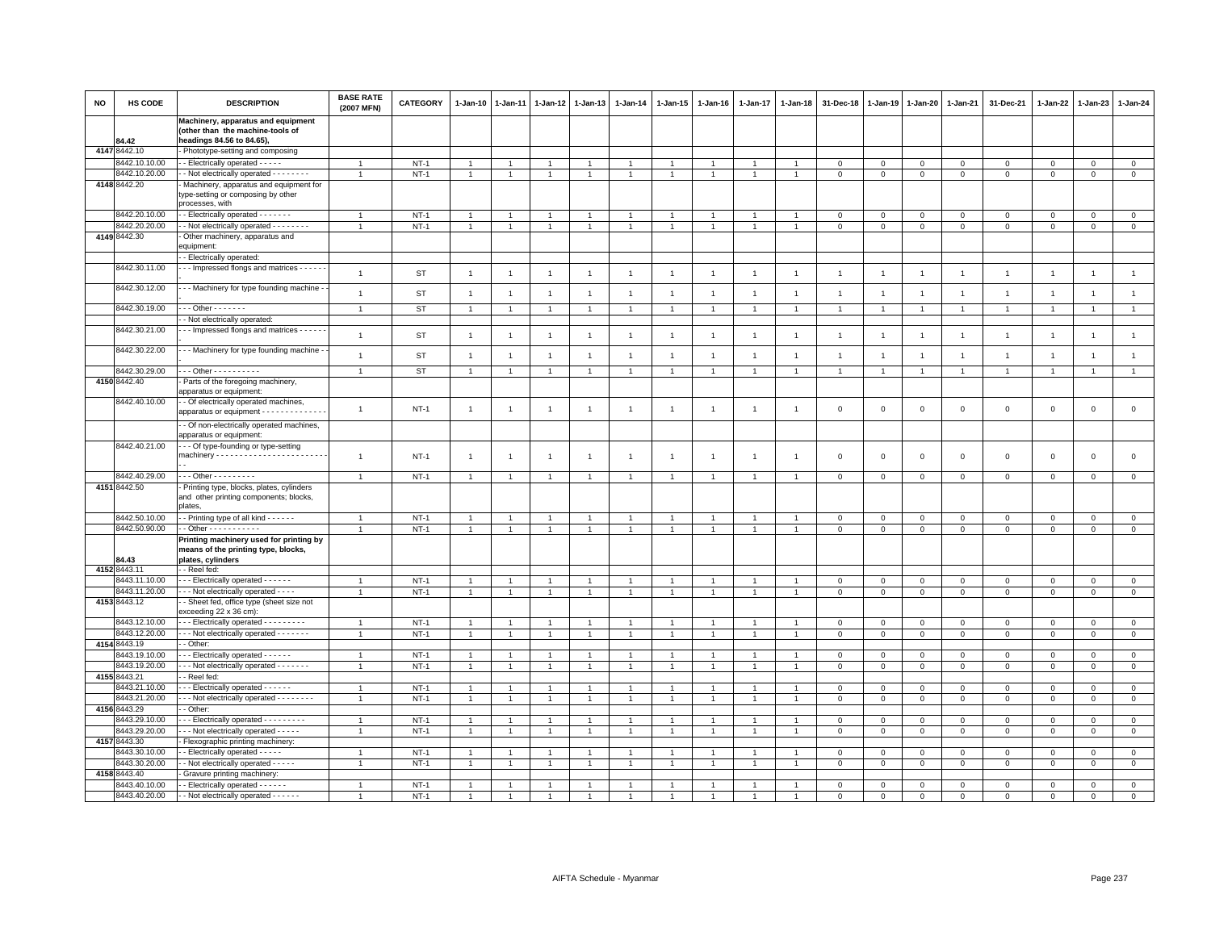| NO | HS CODE | DESCRIPTION | BASE RATE (2007 MFN) | CATEGORY | 1-Jan-10 | 1-Jan-11 | 1-Jan-12 | 1-Jan-13 | 1-Jan-14 | 1-Jan-15 | 1-Jan-16 | 1-Jan-17 | 1-Jan-18 | 31-Dec-18 | 1-Jan-19 | 1-Jan-20 | 1-Jan-21 | 31-Dec-21 | 1-Jan-22 | 1-Jan-23 | 1-Jan-24 |
|---|---|---|---|---|---|---|---|---|---|---|---|---|---|---|---|---|---|---|---|---|---|
| | 84.42 | **Machinery, apparatus and equipment (other than the machine-tools of headings 84.56 to 84.65),** | | | | | | | | | | | | | | | | | | | |
| 4147 | 8442.10 | - Phototype-setting and composing | | | | | | | | | | | | | | | | | | | |
| | 8442.10.10.00 | - - Electrically operated - - - - - | 1 | NT-1 | 1 | 1 | 1 | 1 | 1 | 1 | 1 | 1 | 1 | 0 | 0 | 0 | 0 | 0 | 0 | 0 | 0 |
| | 8442.10.20.00 | - - Not electrically operated - - - - - - - - | 1 | NT-1 | 1 | 1 | 1 | 1 | 1 | 1 | 1 | 1 | 1 | 0 | 0 | 0 | 0 | 0 | 0 | 0 | 0 |
| 4148 | 8442.20 | - Machinery, apparatus and equipment for type-setting or composing by other processes, with | | | | | | | | | | | | | | | | | | | |
| | 8442.20.10.00 | - - Electrically operated - - - - - - - | 1 | NT-1 | 1 | 1 | 1 | 1 | 1 | 1 | 1 | 1 | 1 | 0 | 0 | 0 | 0 | 0 | 0 | 0 | 0 |
| | 8442.20.20.00 | - - Not electrically operated - - - - - - - - | 1 | NT-1 | 1 | 1 | 1 | 1 | 1 | 1 | 1 | 1 | 1 | 0 | 0 | 0 | 0 | 0 | 0 | 0 | 0 |
| 4149 | 8442.30 | - Other machinery, apparatus and equipment: | | | | | | | | | | | | | | | | | | | |
| | | - - Electrically operated: | | | | | | | | | | | | | | | | | | | |
| | 8442.30.11.00 | - - - Impressed flongs and matrices - - - - - - | 1 | ST | 1 | 1 | 1 | 1 | 1 | 1 | 1 | 1 | 1 | 1 | 1 | 1 | 1 | 1 | 1 | 1 | 1 |
| | 8442.30.12.00 | - - - Machinery for type founding machine - - | 1 | ST | 1 | 1 | 1 | 1 | 1 | 1 | 1 | 1 | 1 | 1 | 1 | 1 | 1 | 1 | 1 | 1 | 1 |
| | 8442.30.19.00 | - - - Other - - - - - - - | 1 | ST | 1 | 1 | 1 | 1 | 1 | 1 | 1 | 1 | 1 | 1 | 1 | 1 | 1 | 1 | 1 | 1 | 1 |
| | | - - Not electrically operated: | | | | | | | | | | | | | | | | | | | |
| | 8442.30.21.00 | - - - Impressed flongs and matrices - - - - - - | 1 | ST | 1 | 1 | 1 | 1 | 1 | 1 | 1 | 1 | 1 | 1 | 1 | 1 | 1 | 1 | 1 | 1 | 1 |
| | 8442.30.22.00 | - - - Machinery for type founding machine - - | 1 | ST | 1 | 1 | 1 | 1 | 1 | 1 | 1 | 1 | 1 | 1 | 1 | 1 | 1 | 1 | 1 | 1 | 1 |
| | 8442.30.29.00 | - - - Other - - - - - - - - - - | 1 | ST | 1 | 1 | 1 | 1 | 1 | 1 | 1 | 1 | 1 | 1 | 1 | 1 | 1 | 1 | 1 | 1 | 1 |
| 4150 | 8442.40 | - Parts of the foregoing machinery, apparatus or equipment: | | | | | | | | | | | | | | | | | | | |
| | 8442.40.10.00 | - - Of electrically operated machines, apparatus or equipment - - - - - - - - - - - - - - | 1 | NT-1 | 1 | 1 | 1 | 1 | 1 | 1 | 1 | 1 | 1 | 0 | 0 | 0 | 0 | 0 | 0 | 0 | 0 |
| | | - - Of non-electrically operated machines, apparatus or equipment: | | | | | | | | | | | | | | | | | | | |
| | 8442.40.21.00 | - - - Of type-founding or type-setting machinery - - - - - - - - - - - - - - - - - - - - - - - - - - | 1 | NT-1 | 1 | 1 | 1 | 1 | 1 | 1 | 1 | 1 | 1 | 0 | 0 | 0 | 0 | 0 | 0 | 0 | 0 |
| | 8442.40.29.00 | - - - Other - - - - - - - - - | 1 | NT-1 | 1 | 1 | 1 | 1 | 1 | 1 | 1 | 1 | 1 | 0 | 0 | 0 | 0 | 0 | 0 | 0 | 0 |
| 4151 | 8442.50 | - Printing type, blocks, plates, cylinders and other printing components; blocks, plates, | | | | | | | | | | | | | | | | | | | |
| | 8442.50.10.00 | - - Printing type of all kind - - - - - - | 1 | NT-1 | 1 | 1 | 1 | 1 | 1 | 1 | 1 | 1 | 1 | 0 | 0 | 0 | 0 | 0 | 0 | 0 | 0 |
| | 8442.50.90.00 | - - Other - - - - - - - - - - - | 1 | NT-1 | 1 | 1 | 1 | 1 | 1 | 1 | 1 | 1 | 1 | 0 | 0 | 0 | 0 | 0 | 0 | 0 | 0 |
| | 84.43 | **Printing machinery used for printing by means of the printing type, blocks, plates, cylinders** | | | | | | | | | | | | | | | | | | | |
| 4152 | 8443.11 | - - Reel fed: | | | | | | | | | | | | | | | | | | | |
| | 8443.11.10.00 | - - - Electrically operated - - - - - - | 1 | NT-1 | 1 | 1 | 1 | 1 | 1 | 1 | 1 | 1 | 1 | 0 | 0 | 0 | 0 | 0 | 0 | 0 | 0 |
| | 8443.11.20.00 | - - - Not electrically operated - - - - | 1 | NT-1 | 1 | 1 | 1 | 1 | 1 | 1 | 1 | 1 | 1 | 0 | 0 | 0 | 0 | 0 | 0 | 0 | 0 |
| 4153 | 8443.12 | - - Sheet fed, office type (sheet size not exceeding 22 x 36 cm): | | | | | | | | | | | | | | | | | | | |
| | 8443.12.10.00 | - - - Electrically operated - - - - - - - - - | 1 | NT-1 | 1 | 1 | 1 | 1 | 1 | 1 | 1 | 1 | 1 | 0 | 0 | 0 | 0 | 0 | 0 | 0 | 0 |
| | 8443.12.20.00 | - - - Not electrically operated - - - - - - - | 1 | NT-1 | 1 | 1 | 1 | 1 | 1 | 1 | 1 | 1 | 1 | 0 | 0 | 0 | 0 | 0 | 0 | 0 | 0 |
| 4154 | 8443.19 | - - Other: | | | | | | | | | | | | | | | | | | | |
| | 8443.19.10.00 | - - - Electrically operated - - - - - - | 1 | NT-1 | 1 | 1 | 1 | 1 | 1 | 1 | 1 | 1 | 1 | 0 | 0 | 0 | 0 | 0 | 0 | 0 | 0 |
| | 8443.19.20.00 | - - - Not electrically operated - - - - - - - | 1 | NT-1 | 1 | 1 | 1 | 1 | 1 | 1 | 1 | 1 | 1 | 0 | 0 | 0 | 0 | 0 | 0 | 0 | 0 |
| 4155 | 8443.21 | - - Reel fed: | | | | | | | | | | | | | | | | | | | |
| | 8443.21.10.00 | - - - Electrically operated - - - - - - | 1 | NT-1 | 1 | 1 | 1 | 1 | 1 | 1 | 1 | 1 | 1 | 0 | 0 | 0 | 0 | 0 | 0 | 0 | 0 |
| | 8443.21.20.00 | - - - Not electrically operated - - - - - - - - | 1 | NT-1 | 1 | 1 | 1 | 1 | 1 | 1 | 1 | 1 | 1 | 0 | 0 | 0 | 0 | 0 | 0 | 0 | 0 |
| 4156 | 8443.29 | - - Other: | | | | | | | | | | | | | | | | | | | |
| | 8443.29.10.00 | - - - Electrically operated - - - - - - - - - | 1 | NT-1 | 1 | 1 | 1 | 1 | 1 | 1 | 1 | 1 | 1 | 0 | 0 | 0 | 0 | 0 | 0 | 0 | 0 |
| | 8443.29.20.00 | - - - Not electrically operated - - - - - | 1 | NT-1 | 1 | 1 | 1 | 1 | 1 | 1 | 1 | 1 | 1 | 0 | 0 | 0 | 0 | 0 | 0 | 0 | 0 |
| 4157 | 8443.30 | - Flexographic printing machinery: | | | | | | | | | | | | | | | | | | | |
| | 8443.30.10.00 | - - Electrically operated - - - - - | 1 | NT-1 | 1 | 1 | 1 | 1 | 1 | 1 | 1 | 1 | 1 | 0 | 0 | 0 | 0 | 0 | 0 | 0 | 0 |
| | 8443.30.20.00 | - - Not electrically operated - - - - - | 1 | NT-1 | 1 | 1 | 1 | 1 | 1 | 1 | 1 | 1 | 1 | 0 | 0 | 0 | 0 | 0 | 0 | 0 | 0 |
| 4158 | 8443.40 | - Gravure printing machinery: | | | | | | | | | | | | | | | | | | | |
| | 8443.40.10.00 | - - Electrically operated - - - - - - | 1 | NT-1 | 1 | 1 | 1 | 1 | 1 | 1 | 1 | 1 | 1 | 0 | 0 | 0 | 0 | 0 | 0 | 0 | 0 |
| | 8443.40.20.00 | - - Not electrically operated - - - - - - | 1 | NT-1 | 1 | 1 | 1 | 1 | 1 | 1 | 1 | 1 | 1 | 0 | 0 | 0 | 0 | 0 | 0 | 0 | 0 |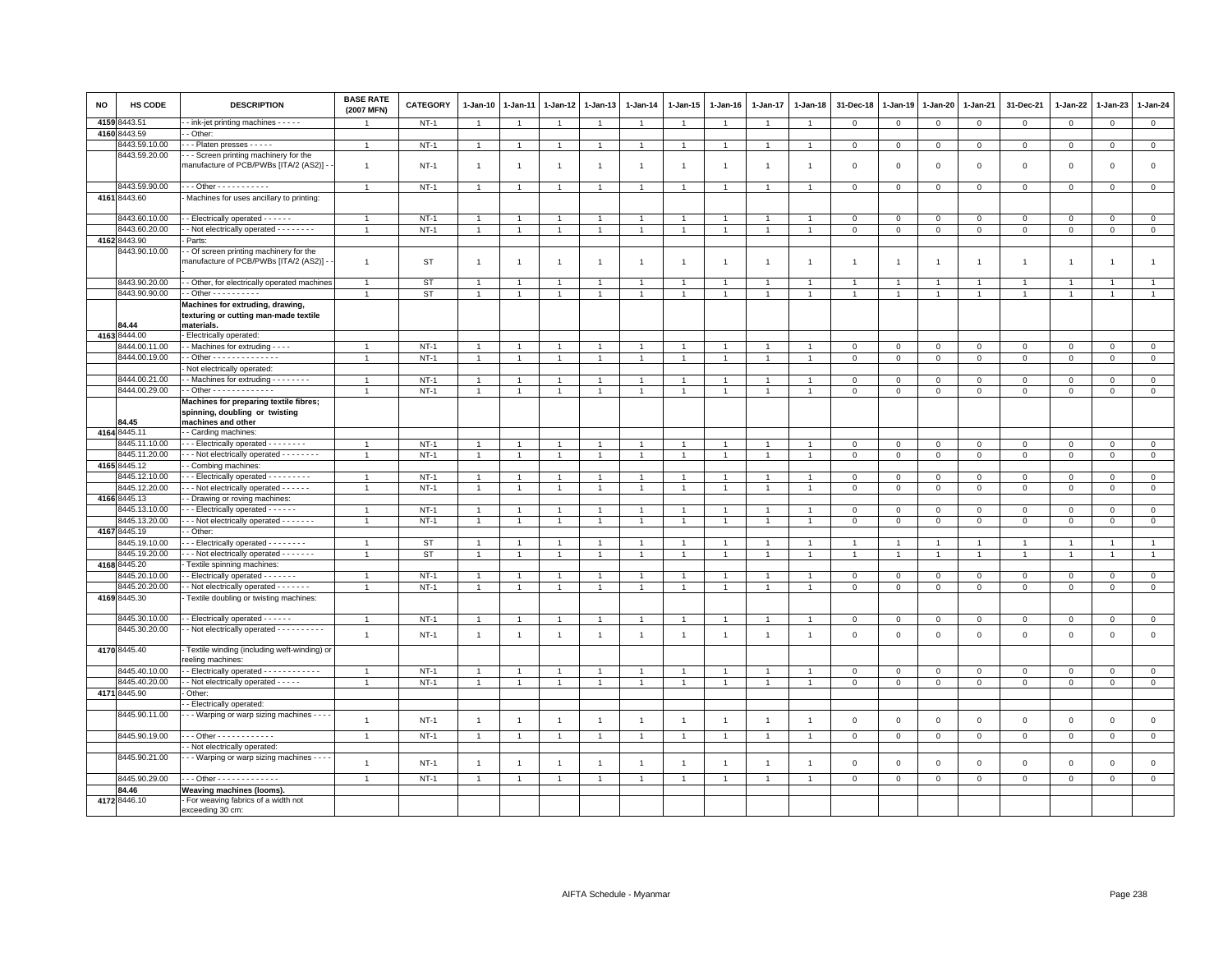| NO | HS CODE | DESCRIPTION | BASE RATE (2007 MFN) | CATEGORY | 1-Jan-10 | 1-Jan-11 | 1-Jan-12 | 1-Jan-13 | 1-Jan-14 | 1-Jan-15 | 1-Jan-16 | 1-Jan-17 | 1-Jan-18 | 31-Dec-18 | 1-Jan-19 | 1-Jan-20 | 1-Jan-21 | 31-Dec-21 | 1-Jan-22 | 1-Jan-23 | 1-Jan-24 |
|---|---|---|---|---|---|---|---|---|---|---|---|---|---|---|---|---|---|---|---|---|---|
| 4159 | 8443.51 | - - ink-jet printing machines - - - - - | 1 | NT-1 | 1 | 1 | 1 | 1 | 1 | 1 | 1 | 1 | 1 | 0 | 0 | 0 | 0 | 0 | 0 | 0 | 0 |
| 4160 | 8443.59 | - - Other: | | | | | | | | | | | | | | | | | | | |
| | 8443.59.10.00 | - - - Platen presses - - - - - | 1 | NT-1 | 1 | 1 | 1 | 1 | 1 | 1 | 1 | 1 | 1 | 0 | 0 | 0 | 0 | 0 | 0 | 0 | 0 |
| | 8443.59.20.00 | - - - Screen printing machinery for the manufacture of PCB/PWBs [ITA/2 (AS2)] - - | 1 | NT-1 | 1 | 1 | 1 | 1 | 1 | 1 | 1 | 1 | 1 | 0 | 0 | 0 | 0 | 0 | 0 | 0 | 0 |
| | 8443.59.90.00 | - - - Other - - - - - - - - - - - | 1 | NT-1 | 1 | 1 | 1 | 1 | 1 | 1 | 1 | 1 | 1 | 0 | 0 | 0 | 0 | 0 | 0 | 0 | 0 |
| 4161 | 8443.60 | - Machines for uses ancillary to printing: | | | | | | | | | | | | | | | | | | | |
| | 8443.60.10.00 | - - Electrically operated - - - - - - | 1 | NT-1 | 1 | 1 | 1 | 1 | 1 | 1 | 1 | 1 | 1 | 0 | 0 | 0 | 0 | 0 | 0 | 0 | 0 |
| | 8443.60.20.00 | - - Not electrically operated - - - - - - - - | 1 | NT-1 | 1 | 1 | 1 | 1 | 1 | 1 | 1 | 1 | 1 | 0 | 0 | 0 | 0 | 0 | 0 | 0 | 0 |
| 4162 | 8443.90 | - Parts: | | | | | | | | | | | | | | | | | | | |
| | 8443.90.10.00 | - - Of screen printing machinery for the manufacture of PCB/PWBs [ITA/2 (AS2)] - - | 1 | ST | 1 | 1 | 1 | 1 | 1 | 1 | 1 | 1 | 1 | 1 | 1 | 1 | 1 | 1 | 1 | 1 | 1 |
| | 8443.90.20.00 | - - Other, for electrically operated machines | 1 | ST | 1 | 1 | 1 | 1 | 1 | 1 | 1 | 1 | 1 | 1 | 1 | 1 | 1 | 1 | 1 | 1 | 1 |
| | 8443.90.90.00 | - - Other - - - - - - - - - - | 1 | ST | 1 | 1 | 1 | 1 | 1 | 1 | 1 | 1 | 1 | 1 | 1 | 1 | 1 | 1 | 1 | 1 | 1 |
| | 84.44 | **Machines for extruding, drawing, texturing or cutting man-made textile materials.** | | | | | | | | | | | | | | | | | | | |
| 4163 | 8444.00 | - Electrically operated: | | | | | | | | | | | | | | | | | | | |
| | 8444.00.11.00 | - - Machines for extruding - - - - | 1 | NT-1 | 1 | 1 | 1 | 1 | 1 | 1 | 1 | 1 | 1 | 0 | 0 | 0 | 0 | 0 | 0 | 0 | 0 |
| | 8444.00.19.00 | - - Other - - - - - - - - - - - - - - | 1 | NT-1 | 1 | 1 | 1 | 1 | 1 | 1 | 1 | 1 | 1 | 0 | 0 | 0 | 0 | 0 | 0 | 0 | 0 |
| | | - Not electrically operated: | | | | | | | | | | | | | | | | | | | |
| | 8444.00.21.00 | - - Machines for extruding - - - - - - - - | 1 | NT-1 | 1 | 1 | 1 | 1 | 1 | 1 | 1 | 1 | 1 | 0 | 0 | 0 | 0 | 0 | 0 | 0 | 0 |
| | 8444.00.29.00 | - - Other - - - - - - - - - - - - - - | 1 | NT-1 | 1 | 1 | 1 | 1 | 1 | 1 | 1 | 1 | 1 | 0 | 0 | 0 | 0 | 0 | 0 | 0 | 0 |
| | 84.45 | **Machines for preparing textile fibres; spinning, doubling or twisting machines and other** | | | | | | | | | | | | | | | | | | | |
| 4164 | 8445.11 | - - Carding machines: | | | | | | | | | | | | | | | | | | | |
| | 8445.11.10.00 | - - - Electrically operated - - - - - - - - | 1 | NT-1 | 1 | 1 | 1 | 1 | 1 | 1 | 1 | 1 | 1 | 0 | 0 | 0 | 0 | 0 | 0 | 0 | 0 |
| | 8445.11.20.00 | - - - Not electrically operated - - - - - - - - | 1 | NT-1 | 1 | 1 | 1 | 1 | 1 | 1 | 1 | 1 | 1 | 0 | 0 | 0 | 0 | 0 | 0 | 0 | 0 |
| 4165 | 8445.12 | - - Combing machines: | | | | | | | | | | | | | | | | | | | |
| | 8445.12.10.00 | - - - Electrically operated - - - - - - - - - | 1 | NT-1 | 1 | 1 | 1 | 1 | 1 | 1 | 1 | 1 | 1 | 0 | 0 | 0 | 0 | 0 | 0 | 0 | 0 |
| | 8445.12.20.00 | - - - Not electrically operated - - - - - - | 1 | NT-1 | 1 | 1 | 1 | 1 | 1 | 1 | 1 | 1 | 1 | 0 | 0 | 0 | 0 | 0 | 0 | 0 | 0 |
| 4166 | 8445.13 | - - Drawing or roving machines: | | | | | | | | | | | | | | | | | | | |
| | 8445.13.10.00 | - - - Electrically operated - - - - - - | 1 | NT-1 | 1 | 1 | 1 | 1 | 1 | 1 | 1 | 1 | 1 | 0 | 0 | 0 | 0 | 0 | 0 | 0 | 0 |
| | 8445.13.20.00 | - - - Not electrically operated - - - - - - - | 1 | NT-1 | 1 | 1 | 1 | 1 | 1 | 1 | 1 | 1 | 1 | 0 | 0 | 0 | 0 | 0 | 0 | 0 | 0 |
| 4167 | 8445.19 | - - Other: | | | | | | | | | | | | | | | | | | | |
| | 8445.19.10.00 | - - - Electrically operated - - - - - - - - | 1 | ST | 1 | 1 | 1 | 1 | 1 | 1 | 1 | 1 | 1 | 1 | 1 | 1 | 1 | 1 | 1 | 1 | 1 |
| | 8445.19.20.00 | - - - Not electrically operated - - - - - - - | 1 | ST | 1 | 1 | 1 | 1 | 1 | 1 | 1 | 1 | 1 | 1 | 1 | 1 | 1 | 1 | 1 | 1 | 1 |
| 4168 | 8445.20 | - Textile spinning machines: | | | | | | | | | | | | | | | | | | | |
| | 8445.20.10.00 | - - Electrically operated - - - - - - - | 1 | NT-1 | 1 | 1 | 1 | 1 | 1 | 1 | 1 | 1 | 1 | 0 | 0 | 0 | 0 | 0 | 0 | 0 | 0 |
| | 8445.20.20.00 | - - Not electrically operated - - - - - - - | 1 | NT-1 | 1 | 1 | 1 | 1 | 1 | 1 | 1 | 1 | 1 | 0 | 0 | 0 | 0 | 0 | 0 | 0 | 0 |
| 4169 | 8445.30 | - Textile doubling or twisting machines: | | | | | | | | | | | | | | | | | | | |
| | 8445.30.10.00 | - - Electrically operated - - - - - - | 1 | NT-1 | 1 | 1 | 1 | 1 | 1 | 1 | 1 | 1 | 1 | 0 | 0 | 0 | 0 | 0 | 0 | 0 | 0 |
| | 8445.30.20.00 | - - Not electrically operated - - - - - - - - - - | 1 | NT-1 | 1 | 1 | 1 | 1 | 1 | 1 | 1 | 1 | 1 | 0 | 0 | 0 | 0 | 0 | 0 | 0 | 0 |
| 4170 | 8445.40 | - Textile winding (including weft-winding) or reeling machines: | | | | | | | | | | | | | | | | | | | |
| | 8445.40.10.00 | - - Electrically operated - - - - - - - - - - - - | 1 | NT-1 | 1 | 1 | 1 | 1 | 1 | 1 | 1 | 1 | 1 | 0 | 0 | 0 | 0 | 0 | 0 | 0 | 0 |
| | 8445.40.20.00 | - - Not electrically operated - - - - - | 1 | NT-1 | 1 | 1 | 1 | 1 | 1 | 1 | 1 | 1 | 1 | 0 | 0 | 0 | 0 | 0 | 0 | 0 | 0 |
| 4171 | 8445.90 | - Other: | | | | | | | | | | | | | | | | | | | |
| | | - - Electrically operated: | | | | | | | | | | | | | | | | | | | |
| | 8445.90.11.00 | - - - Warping or warp sizing machines - - - - | 1 | NT-1 | 1 | 1 | 1 | 1 | 1 | 1 | 1 | 1 | 1 | 0 | 0 | 0 | 0 | 0 | 0 | 0 | 0 |
| | 8445.90.19.00 | - - - Other - - - - - - - - - - - - | 1 | NT-1 | 1 | 1 | 1 | 1 | 1 | 1 | 1 | 1 | 1 | 0 | 0 | 0 | 0 | 0 | 0 | 0 | 0 |
| | | - - Not electrically operated: | | | | | | | | | | | | | | | | | | | |
| | 8445.90.21.00 | - - - Warping or warp sizing machines - - - - | 1 | NT-1 | 1 | 1 | 1 | 1 | 1 | 1 | 1 | 1 | 1 | 0 | 0 | 0 | 0 | 0 | 0 | 0 | 0 |
| | 8445.90.29.00 | - - - Other - - - - - - - - - - - - - | 1 | NT-1 | 1 | 1 | 1 | 1 | 1 | 1 | 1 | 1 | 1 | 0 | 0 | 0 | 0 | 0 | 0 | 0 | 0 |
| | 84.46 | **Weaving machines (looms).** | | | | | | | | | | | | | | | | | | | |
| 4172 | 8446.10 | - For weaving fabrics of a width not exceeding 30 cm: | | | | | | | | | | | | | | | | | | | |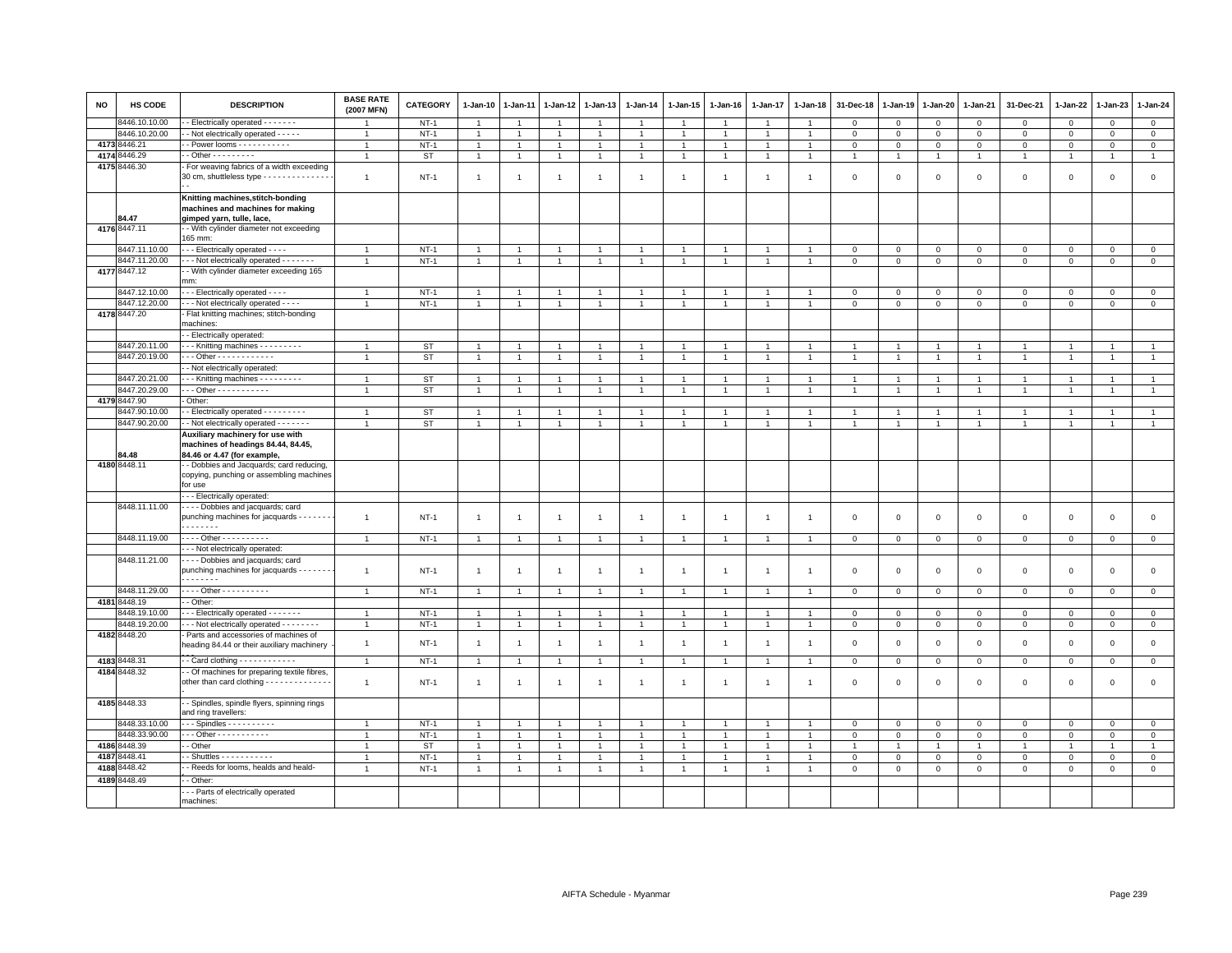| NO | HS CODE | DESCRIPTION | BASE RATE (2007 MFN) | CATEGORY | 1-Jan-10 | 1-Jan-11 | 1-Jan-12 | 1-Jan-13 | 1-Jan-14 | 1-Jan-15 | 1-Jan-16 | 1-Jan-17 | 1-Jan-18 | 31-Dec-18 | 1-Jan-19 | 1-Jan-20 | 1-Jan-21 | 31-Dec-21 | 1-Jan-22 | 1-Jan-23 | 1-Jan-24 |
|---|---|---|---|---|---|---|---|---|---|---|---|---|---|---|---|---|---|---|---|---|---|
| | 8446.10.10.00 | - - Electrically operated - - - - - - - | 1 | NT-1 | 1 | 1 | 1 | 1 | 1 | 1 | 1 | 1 | 1 | 0 | 0 | 0 | 0 | 0 | 0 | 0 | 0 |
| | 8446.10.20.00 | - - Not electrically operated - - - - - | 1 | NT-1 | 1 | 1 | 1 | 1 | 1 | 1 | 1 | 1 | 1 | 0 | 0 | 0 | 0 | 0 | 0 | 0 | 0 |
| 4173 | 8446.21 | - - Power looms - - - - - - - - - - - | 1 | NT-1 | 1 | 1 | 1 | 1 | 1 | 1 | 1 | 1 | 1 | 0 | 0 | 0 | 0 | 0 | 0 | 0 | 0 |
| 4174 | 8446.29 | - - Other - - - - - - - - - | 1 | ST | 1 | 1 | 1 | 1 | 1 | 1 | 1 | 1 | 1 | 1 | 1 | 1 | 1 | 1 | 1 | 1 | 1 |
| 4175 | 8446.30 | - For weaving fabrics of a width exceeding 30 cm, shuttleless type - - - - - - - - - - - - - - - - - | 1 | NT-1 | 1 | 1 | 1 | 1 | 1 | 1 | 1 | 1 | 1 | 0 | 0 | 0 | 0 | 0 | 0 | 0 | 0 |
| | 84.47 | **Knitting machines,stitch-bonding machines and machines for making gimped yarn, tulle, lace,** | | | | | | | | | | | | | | | | | | | |
| 4176 | 8447.11 | - - With cylinder diameter not exceeding 165 mm: | | | | | | | | | | | | | | | | | | | |
| | 8447.11.10.00 | - - - Electrically operated - - - - | 1 | NT-1 | 1 | 1 | 1 | 1 | 1 | 1 | 1 | 1 | 1 | 0 | 0 | 0 | 0 | 0 | 0 | 0 | 0 |
| | 8447.11.20.00 | - - - Not electrically operated - - - - - - - | 1 | NT-1 | 1 | 1 | 1 | 1 | 1 | 1 | 1 | 1 | 1 | 0 | 0 | 0 | 0 | 0 | 0 | 0 | 0 |
| 4177 | 8447.12 | - - With cylinder diameter exceeding 165 mm: | | | | | | | | | | | | | | | | | | | |
| | 8447.12.10.00 | - - - Electrically operated - - - - | 1 | NT-1 | 1 | 1 | 1 | 1 | 1 | 1 | 1 | 1 | 1 | 0 | 0 | 0 | 0 | 0 | 0 | 0 | 0 |
| | 8447.12.20.00 | - - - Not electrically operated - - - - | 1 | NT-1 | 1 | 1 | 1 | 1 | 1 | 1 | 1 | 1 | 1 | 0 | 0 | 0 | 0 | 0 | 0 | 0 | 0 |
| 4178 | 8447.20 | - Flat knitting machines; stitch-bonding machines: | | | | | | | | | | | | | | | | | | | |
| | | - - Electrically operated: | | | | | | | | | | | | | | | | | | | |
| | 8447.20.11.00 | - - - Knitting machines - - - - - - - - - | 1 | ST | 1 | 1 | 1 | 1 | 1 | 1 | 1 | 1 | 1 | 1 | 1 | 1 | 1 | 1 | 1 | 1 | 1 |
| | 8447.20.19.00 | - - - Other - - - - - - - - - - - - | 1 | ST | 1 | 1 | 1 | 1 | 1 | 1 | 1 | 1 | 1 | 1 | 1 | 1 | 1 | 1 | 1 | 1 | 1 |
| | | - - Not electrically operated: | | | | | | | | | | | | | | | | | | | |
| | 8447.20.21.00 | - - - Knitting machines - - - - - - - - - | 1 | ST | 1 | 1 | 1 | 1 | 1 | 1 | 1 | 1 | 1 | 1 | 1 | 1 | 1 | 1 | 1 | 1 | 1 |
| | 8447.20.29.00 | - - - Other - - - - - - - - - - - | 1 | ST | 1 | 1 | 1 | 1 | 1 | 1 | 1 | 1 | 1 | 1 | 1 | 1 | 1 | 1 | 1 | 1 | 1 |
| 4179 | 8447.90 | - Other: | | | | | | | | | | | | | | | | | | | |
| | 8447.90.10.00 | - - Electrically operated - - - - - - - - - | 1 | ST | 1 | 1 | 1 | 1 | 1 | 1 | 1 | 1 | 1 | 1 | 1 | 1 | 1 | 1 | 1 | 1 | 1 |
| | 8447.90.20.00 | - - Not electrically operated - - - - - - - | 1 | ST | 1 | 1 | 1 | 1 | 1 | 1 | 1 | 1 | 1 | 1 | 1 | 1 | 1 | 1 | 1 | 1 | 1 |
| | 84.48 | **Auxiliary machinery for use with machines of headings 84.44, 84.45, 84.46 or 4.47 (for example,** | | | | | | | | | | | | | | | | | | | |
| 4180 | 8448.11 | - - Dobbies and Jacquards; card reducing, copying, punching or assembling machines for use | | | | | | | | | | | | | | | | | | | |
| | | - - - Electrically operated: | | | | | | | | | | | | | | | | | | | |
| | 8448.11.11.00 | - - - - Dobbies and jacquards; card punching machines for jacquards - - - - - - - - - - - - - - - | 1 | NT-1 | 1 | 1 | 1 | 1 | 1 | 1 | 1 | 1 | 1 | 0 | 0 | 0 | 0 | 0 | 0 | 0 | 0 |
| | 8448.11.19.00 | - - - - Other - - - - - - - - - - | 1 | NT-1 | 1 | 1 | 1 | 1 | 1 | 1 | 1 | 1 | 1 | 0 | 0 | 0 | 0 | 0 | 0 | 0 | 0 |
| | | - - - Not electrically operated: | | | | | | | | | | | | | | | | | | | |
| | 8448.11.21.00 | - - - - Dobbies and jacquards; card punching machines for jacquards - - - - - - - - - - - - - - - | 1 | NT-1 | 1 | 1 | 1 | 1 | 1 | 1 | 1 | 1 | 1 | 0 | 0 | 0 | 0 | 0 | 0 | 0 | 0 |
| | 8448.11.29.00 | - - - - Other - - - - - - - - - - | 1 | NT-1 | 1 | 1 | 1 | 1 | 1 | 1 | 1 | 1 | 1 | 0 | 0 | 0 | 0 | 0 | 0 | 0 | 0 |
| 4181 | 8448.19 | - - Other: | | | | | | | | | | | | | | | | | | | |
| | 8448.19.10.00 | - - - Electrically operated - - - - - - - | 1 | NT-1 | 1 | 1 | 1 | 1 | 1 | 1 | 1 | 1 | 1 | 0 | 0 | 0 | 0 | 0 | 0 | 0 | 0 |
| | 8448.19.20.00 | - - - Not electrically operated - - - - - - - - | 1 | NT-1 | 1 | 1 | 1 | 1 | 1 | 1 | 1 | 1 | 1 | 0 | 0 | 0 | 0 | 0 | 0 | 0 | 0 |
| 4182 | 8448.20 | - Parts and accessories of machines of heading 84.44 or their auxiliary machinery - - - | 1 | NT-1 | 1 | 1 | 1 | 1 | 1 | 1 | 1 | 1 | 1 | 0 | 0 | 0 | 0 | 0 | 0 | 0 | 0 |
| 4183 | 8448.31 | - - Card clothing - - - - - - - - - - - - | 1 | NT-1 | 1 | 1 | 1 | 1 | 1 | 1 | 1 | 1 | 1 | 0 | 0 | 0 | 0 | 0 | 0 | 0 | 0 |
| 4184 | 8448.32 | - - Of machines for preparing textile fibres, other than card clothing - - - - - - - - - - - - - - - | 1 | NT-1 | 1 | 1 | 1 | 1 | 1 | 1 | 1 | 1 | 1 | 0 | 0 | 0 | 0 | 0 | 0 | 0 | 0 |
| 4185 | 8448.33 | - - Spindles, spindle flyers, spinning rings and ring travellers: | | | | | | | | | | | | | | | | | | | |
| | 8448.33.10.00 | - - - Spindles - - - - - - - - - - | 1 | NT-1 | 1 | 1 | 1 | 1 | 1 | 1 | 1 | 1 | 1 | 0 | 0 | 0 | 0 | 0 | 0 | 0 | 0 |
| | 8448.33.90.00 | - - - Other - - - - - - - - - - - | 1 | NT-1 | 1 | 1 | 1 | 1 | 1 | 1 | 1 | 1 | 1 | 0 | 0 | 0 | 0 | 0 | 0 | 0 | 0 |
| 4186 | 8448.39 | - - Other | 1 | ST | 1 | 1 | 1 | 1 | 1 | 1 | 1 | 1 | 1 | 1 | 1 | 1 | 1 | 1 | 1 | 1 | 1 |
| 4187 | 8448.41 | - - Shuttles - - - - - - - - - - - | 1 | NT-1 | 1 | 1 | 1 | 1 | 1 | 1 | 1 | 1 | 1 | 0 | 0 | 0 | 0 | 0 | 0 | 0 | 0 |
| 4188 | 8448.42 | - - Reeds for looms, healds and heald- | 1 | NT-1 | 1 | 1 | 1 | 1 | 1 | 1 | 1 | 1 | 1 | 0 | 0 | 0 | 0 | 0 | 0 | 0 | 0 |
| 4189 | 8448.49 | - - Other: | | | | | | | | | | | | | | | | | | | |
| | | - - - Parts of electrically operated machines: | | | | | | | | | | | | | | | | | | | |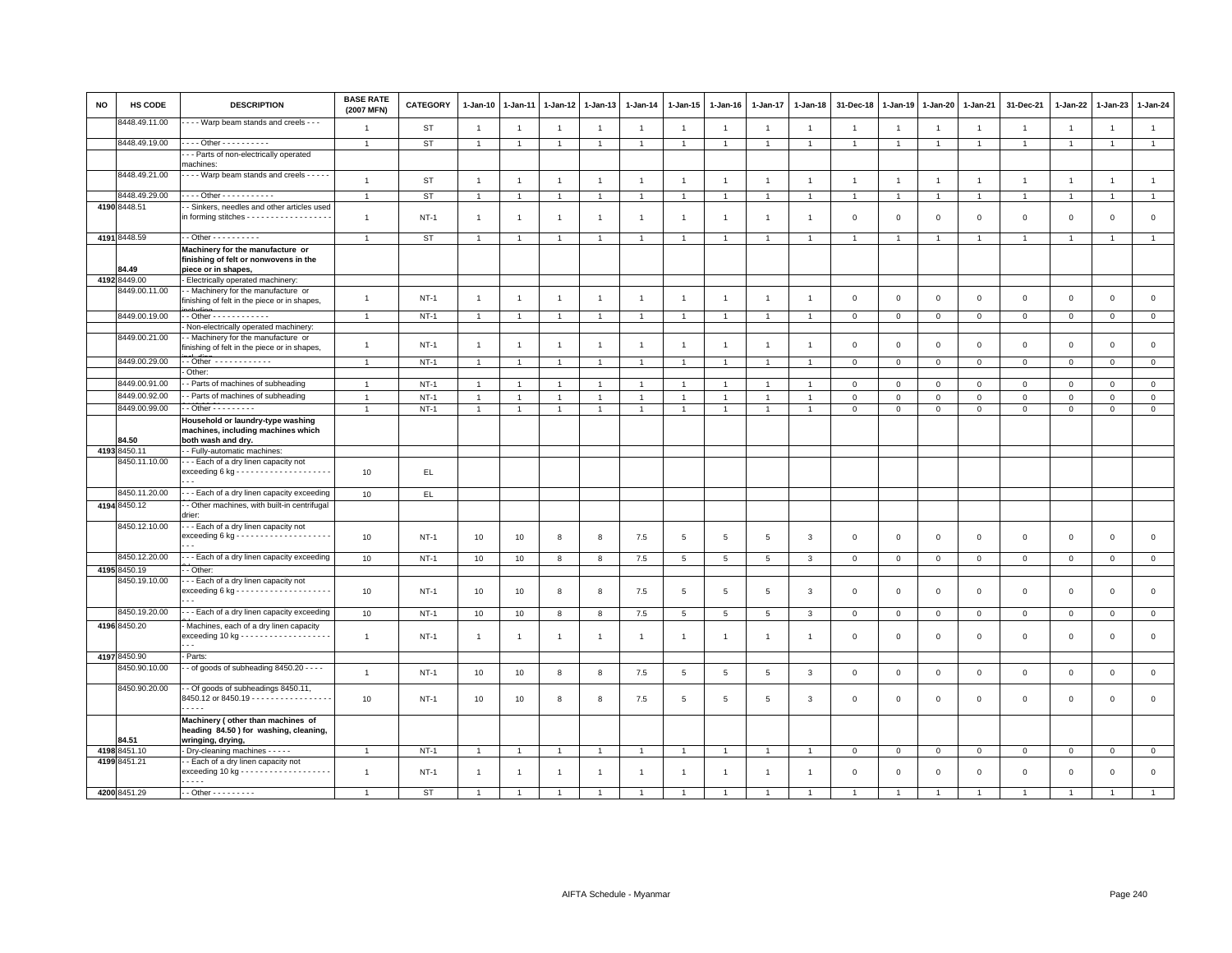| NO | HS CODE | DESCRIPTION | BASE RATE (2007 MFN) | CATEGORY | 1-Jan-10 | 1-Jan-11 | 1-Jan-12 | 1-Jan-13 | 1-Jan-14 | 1-Jan-15 | 1-Jan-16 | 1-Jan-17 | 1-Jan-18 | 31-Dec-18 | 1-Jan-19 | 1-Jan-20 | 1-Jan-21 | 31-Dec-21 | 1-Jan-22 | 1-Jan-23 | 1-Jan-24 |
|---|---|---|---|---|---|---|---|---|---|---|---|---|---|---|---|---|---|---|---|---|---|
| | 8448.49.11.00 | - - - - Warp beam stands and creels - - - | 1 | ST | 1 | 1 | 1 | 1 | 1 | 1 | 1 | 1 | 1 | 1 | 1 | 1 | 1 | 1 | 1 | 1 | 1 |
| | 8448.49.19.00 | - - - - Other - - - - - - - - - - | 1 | ST | 1 | 1 | 1 | 1 | 1 | 1 | 1 | 1 | 1 | 1 | 1 | 1 | 1 | 1 | 1 | 1 | 1 |
| | | - - - Parts of non-electrically operated machines: | | | | | | | | | | | | | | | | | | | |
| | 8448.49.21.00 | - - - - Warp beam stands and creels - - - - - | 1 | ST | 1 | 1 | 1 | 1 | 1 | 1 | 1 | 1 | 1 | 1 | 1 | 1 | 1 | 1 | 1 | 1 | 1 |
| | 8448.49.29.00 | - - - - Other - - - - - - - - - - - | 1 | ST | 1 | 1 | 1 | 1 | 1 | 1 | 1 | 1 | 1 | 1 | 1 | 1 | 1 | 1 | 1 | 1 | 1 |
| 4190 | 8448.51 | - - Sinkers, needles and other articles used in forming stitches - - - - - - - - - - - - - - - - - - | 1 | NT-1 | 1 | 1 | 1 | 1 | 1 | 1 | 1 | 1 | 1 | 0 | 0 | 0 | 0 | 0 | 0 | 0 | 0 |
| 4191 | 8448.59 | - - Other - - - - - - - - - - | 1 | ST | 1 | 1 | 1 | 1 | 1 | 1 | 1 | 1 | 1 | 1 | 1 | 1 | 1 | 1 | 1 | 1 | 1 |
| | 84.49 | **Machinery for the manufacture or finishing of felt or nonwovens in the piece or in shapes,** | | | | | | | | | | | | | | | | | | | |
| 4192 | 8449.00 | - Electrically operated machinery: | | | | | | | | | | | | | | | | | | | |
| | 8449.00.11.00 | - - Machinery for the manufacture or finishing of felt in the piece or in shapes, including | 1 | NT-1 | 1 | 1 | 1 | 1 | 1 | 1 | 1 | 1 | 1 | 0 | 0 | 0 | 0 | 0 | 0 | 0 | 0 |
| | 8449.00.19.00 | - - Other - - - - - - - - - - - - | 1 | NT-1 | 1 | 1 | 1 | 1 | 1 | 1 | 1 | 1 | 1 | 0 | 0 | 0 | 0 | 0 | 0 | 0 | 0 |
| | | - Non-electrically operated machinery: | | | | | | | | | | | | | | | | | | | |
| | 8449.00.21.00 | - - Machinery for the manufacture or finishing of felt in the piece or in shapes, including | 1 | NT-1 | 1 | 1 | 1 | 1 | 1 | 1 | 1 | 1 | 1 | 0 | 0 | 0 | 0 | 0 | 0 | 0 | 0 |
| | 8449.00.29.00 | - - Other - - - - - - - - - - - - | 1 | NT-1 | 1 | 1 | 1 | 1 | 1 | 1 | 1 | 1 | 1 | 0 | 0 | 0 | 0 | 0 | 0 | 0 | 0 |
| | | - Other: | | | | | | | | | | | | | | | | | | | |
| | 8449.00.91.00 | - - Parts of machines of subheading | 1 | NT-1 | 1 | 1 | 1 | 1 | 1 | 1 | 1 | 1 | 1 | 0 | 0 | 0 | 0 | 0 | 0 | 0 | 0 |
| | 8449.00.92.00 | - - Parts of machines of subheading | 1 | NT-1 | 1 | 1 | 1 | 1 | 1 | 1 | 1 | 1 | 1 | 0 | 0 | 0 | 0 | 0 | 0 | 0 | 0 |
| | 8449.00.99.00 | - - Other - - - - - - - - - | 1 | NT-1 | 1 | 1 | 1 | 1 | 1 | 1 | 1 | 1 | 1 | 0 | 0 | 0 | 0 | 0 | 0 | 0 | 0 |
| | 84.50 | **Household or laundry-type washing machines, including machines which both wash and dry.** | | | | | | | | | | | | | | | | | | | |
| 4193 | 8450.11 | - - Fully-automatic machines: | | | | | | | | | | | | | | | | | | | |
| | 8450.11.10.00 | - - - Each of a dry linen capacity not exceeding 6 kg - - - - - - - - - - - - - - - - - - - - - - - | 10 | EL | | | | | | | | | | | | | | | | | |
| | 8450.11.20.00 | - - - Each of a dry linen capacity exceeding | 10 | EL | | | | | | | | | | | | | | | | | |
| 4194 | 8450.12 | - - Other machines, with built-in centrifugal drier: | | | | | | | | | | | | | | | | | | | |
| | 8450.12.10.00 | - - - Each of a dry linen capacity not exceeding 6 kg - - - - - - - - - - - - - - - - - - - - - - - | 10 | NT-1 | 10 | 10 | 8 | 8 | 7.5 | 5 | 5 | 5 | 3 | 0 | 0 | 0 | 0 | 0 | 0 | 0 | 0 |
| | 8450.12.20.00 | - - - Each of a dry linen capacity exceeding | 10 | NT-1 | 10 | 10 | 8 | 8 | 7.5 | 5 | 5 | 5 | 3 | 0 | 0 | 0 | 0 | 0 | 0 | 0 | 0 |
| 4195 | 8450.19 | - - Other: | | | | | | | | | | | | | | | | | | | |
| | 8450.19.10.00 | - - - Each of a dry linen capacity not exceeding 6 kg - - - - - - - - - - - - - - - - - - - - - - - | 10 | NT-1 | 10 | 10 | 8 | 8 | 7.5 | 5 | 5 | 5 | 3 | 0 | 0 | 0 | 0 | 0 | 0 | 0 | 0 |
| | 8450.19.20.00 | - - - Each of a dry linen capacity exceeding | 10 | NT-1 | 10 | 10 | 8 | 8 | 7.5 | 5 | 5 | 5 | 3 | 0 | 0 | 0 | 0 | 0 | 0 | 0 | 0 |
| 4196 | 8450.20 | - Machines, each of a dry linen capacity exceeding 10 kg - - - - - - - - - - - - - - - - - - - - - | 1 | NT-1 | 1 | 1 | 1 | 1 | 1 | 1 | 1 | 1 | 1 | 0 | 0 | 0 | 0 | 0 | 0 | 0 | 0 |
| 4197 | 8450.90 | - Parts: | | | | | | | | | | | | | | | | | | | |
| | 8450.90.10.00 | - - of goods of subheading 8450.20 - - - - | 1 | NT-1 | 10 | 10 | 8 | 8 | 7.5 | 5 | 5 | 5 | 3 | 0 | 0 | 0 | 0 | 0 | 0 | 0 | 0 |
| | 8450.90.20.00 | - - Of goods of subheadings 8450.11, 8450.12 or 8450.19 - - - - - - - - - - - - - - - - - - - - - - | 10 | NT-1 | 10 | 10 | 8 | 8 | 7.5 | 5 | 5 | 5 | 3 | 0 | 0 | 0 | 0 | 0 | 0 | 0 | 0 |
| | 84.51 | **Machinery ( other than machines of heading 84.50 ) for washing, cleaning, wringing, drying,** | | | | | | | | | | | | | | | | | | | |
| 4198 | 8451.10 | - Dry-cleaning machines - - - - - | 1 | NT-1 | 1 | 1 | 1 | 1 | 1 | 1 | 1 | 1 | 1 | 0 | 0 | 0 | 0 | 0 | 0 | 0 | 0 |
| 4199 | 8451.21 | - - Each of a dry linen capacity not exceeding 10 kg - - - - - - - - - - - - - - - - - - - - - - - - | 1 | NT-1 | 1 | 1 | 1 | 1 | 1 | 1 | 1 | 1 | 1 | 0 | 0 | 0 | 0 | 0 | 0 | 0 | 0 |
| 4200 | 8451.29 | - - Other - - - - - - - - - | 1 | ST | 1 | 1 | 1 | 1 | 1 | 1 | 1 | 1 | 1 | 1 | 1 | 1 | 1 | 1 | 1 | 1 | 1 |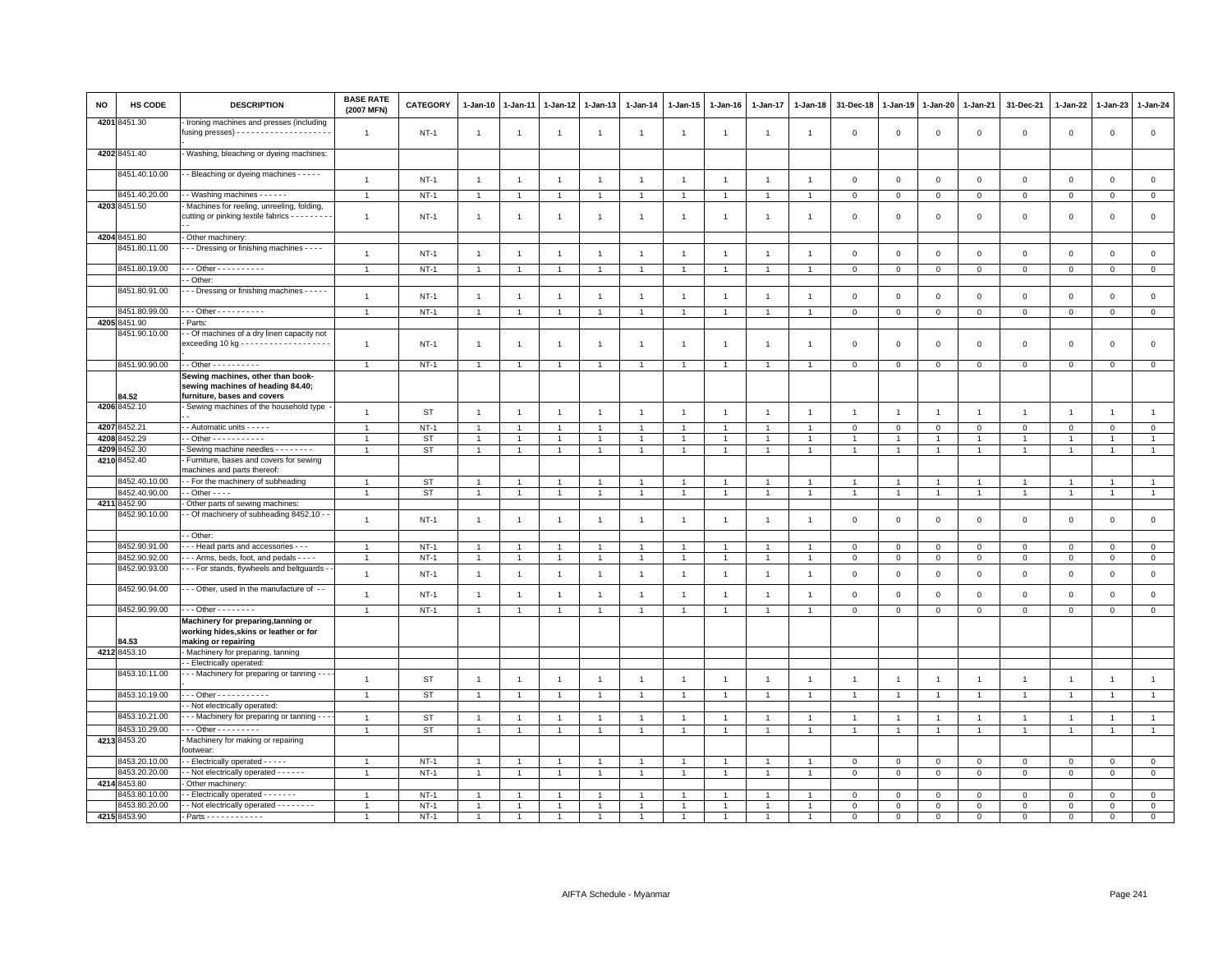| NO | HS CODE | DESCRIPTION | BASE RATE (2007 MFN) | CATEGORY | 1-Jan-10 | 1-Jan-11 | 1-Jan-12 | 1-Jan-13 | 1-Jan-14 | 1-Jan-15 | 1-Jan-16 | 1-Jan-17 | 1-Jan-18 | 31-Dec-18 | 1-Jan-19 | 1-Jan-20 | 1-Jan-21 | 31-Dec-21 | 1-Jan-22 | 1-Jan-23 | 1-Jan-24 |
|---|---|---|---|---|---|---|---|---|---|---|---|---|---|---|---|---|---|---|---|---|---|
| 4201 | 8451.30 | - Ironing machines and presses (including fusing presses) - - - - - - - - - - - - - - - - - - - - - | 1 | NT-1 | 1 | 1 | 1 | 1 | 1 | 1 | 1 | 1 | 1 | 0 | 0 | 0 | 0 | 0 | 0 | 0 | 0 |
| 4202 | 8451.40 | - Washing, bleaching or dyeing machines: | | | | | | | | | | | | | | | | | | | |
| | 8451.40.10.00 | - - Bleaching or dyeing machines - - - - - | 1 | NT-1 | 1 | 1 | 1 | 1 | 1 | 1 | 1 | 1 | 1 | 0 | 0 | 0 | 0 | 0 | 0 | 0 | 0 |
| | 8451.40.20.00 | - - Washing machines - - - - - - | 1 | NT-1 | 1 | 1 | 1 | 1 | 1 | 1 | 1 | 1 | 1 | 0 | 0 | 0 | 0 | 0 | 0 | 0 | 0 |
| 4203 | 8451.50 | - Machines for reeling, unreeling, folding, cutting or pinking textile fabrics - - - - - - - - - - - | 1 | NT-1 | 1 | 1 | 1 | 1 | 1 | 1 | 1 | 1 | 1 | 0 | 0 | 0 | 0 | 0 | 0 | 0 | 0 |
| 4204 | 8451.80 | - Other machinery: | | | | | | | | | | | | | | | | | | | |
| | 8451.80.11.00 | - - - Dressing or finishing machines - - - - | 1 | NT-1 | 1 | 1 | 1 | 1 | 1 | 1 | 1 | 1 | 1 | 0 | 0 | 0 | 0 | 0 | 0 | 0 | 0 |
| | 8451.80.19.00 | - - - Other - - - - - - - - - - | 1 | NT-1 | 1 | 1 | 1 | 1 | 1 | 1 | 1 | 1 | 1 | 0 | 0 | 0 | 0 | 0 | 0 | 0 | 0 |
| | | - - Other: | | | | | | | | | | | | | | | | | | | |
| | 8451.80.91.00 | - - - Dressing or finishing machines - - - - - | 1 | NT-1 | 1 | 1 | 1 | 1 | 1 | 1 | 1 | 1 | 1 | 0 | 0 | 0 | 0 | 0 | 0 | 0 | 0 |
| | 8451.80.99.00 | - - - Other - - - - - - - - - - | 1 | NT-1 | 1 | 1 | 1 | 1 | 1 | 1 | 1 | 1 | 1 | 0 | 0 | 0 | 0 | 0 | 0 | 0 | 0 |
| 4205 | 8451.90 | - Parts: | | | | | | | | | | | | | | | | | | | |
| | 8451.90.10.00 | - - Of machines of a dry linen capacity not exceeding 10 kg - - - - - - - - - - - - - - - - - - - | 1 | NT-1 | 1 | 1 | 1 | 1 | 1 | 1 | 1 | 1 | 1 | 0 | 0 | 0 | 0 | 0 | 0 | 0 | 0 |
| | 8451.90.90.00 | - - Other - - - - - - - - - - | 1 | NT-1 | 1 | 1 | 1 | 1 | 1 | 1 | 1 | 1 | 1 | 0 | 0 | 0 | 0 | 0 | 0 | 0 | 0 |
| | 84.52 | **Sewing machines, other than book-sewing machines of heading 84.40; furniture, bases and covers** | | | | | | | | | | | | | | | | | | | |
| 4206 | 8452.10 | - Sewing machines of the household type - - - | 1 | ST | 1 | 1 | 1 | 1 | 1 | 1 | 1 | 1 | 1 | 1 | 1 | 1 | 1 | 1 | 1 | 1 | 1 |
| 4207 | 8452.21 | - - Automatic units - - - - - | 1 | NT-1 | 1 | 1 | 1 | 1 | 1 | 1 | 1 | 1 | 1 | 0 | 0 | 0 | 0 | 0 | 0 | 0 | 0 |
| 4208 | 8452.29 | - - Other - - - - - - - - - - - | 1 | ST | 1 | 1 | 1 | 1 | 1 | 1 | 1 | 1 | 1 | 1 | 1 | 1 | 1 | 1 | 1 | 1 | 1 |
| 4209 | 8452.30 | - Sewing machine needles - - - - - - - - | 1 | ST | 1 | 1 | 1 | 1 | 1 | 1 | 1 | 1 | 1 | 1 | 1 | 1 | 1 | 1 | 1 | 1 | 1 |
| 4210 | 8452.40 | - Furniture, bases and covers for sewing machines and parts thereof: | | | | | | | | | | | | | | | | | | | |
| | 8452.40.10.00 | - - For the machinery of subheading | 1 | ST | 1 | 1 | 1 | 1 | 1 | 1 | 1 | 1 | 1 | 1 | 1 | 1 | 1 | 1 | 1 | 1 | 1 |
| | 8452.40.90.00 | - - Other - - - - | 1 | ST | 1 | 1 | 1 | 1 | 1 | 1 | 1 | 1 | 1 | 1 | 1 | 1 | 1 | 1 | 1 | 1 | 1 |
| 4211 | 8452.90 | - Other parts of sewing machines: | | | | | | | | | | | | | | | | | | | |
| | 8452.90.10.00 | - - Of machinery of subheading 8452.10 - - | 1 | NT-1 | 1 | 1 | 1 | 1 | 1 | 1 | 1 | 1 | 1 | 0 | 0 | 0 | 0 | 0 | 0 | 0 | 0 |
| | | - - Other: | | | | | | | | | | | | | | | | | | | |
| | 8452.90.91.00 | - - - Head parts and accessories - - - | 1 | NT-1 | 1 | 1 | 1 | 1 | 1 | 1 | 1 | 1 | 1 | 0 | 0 | 0 | 0 | 0 | 0 | 0 | 0 |
| | 8452.90.92.00 | - - - Arms, beds, foot, and pedals - - - - | 1 | NT-1 | 1 | 1 | 1 | 1 | 1 | 1 | 1 | 1 | 1 | 0 | 0 | 0 | 0 | 0 | 0 | 0 | 0 |
| | 8452.90.93.00 | - - - For stands, flywheels and beltguards - - | 1 | NT-1 | 1 | 1 | 1 | 1 | 1 | 1 | 1 | 1 | 1 | 0 | 0 | 0 | 0 | 0 | 0 | 0 | 0 |
| | 8452.90.94.00 | - - - Other, used in the manufacture of - - | 1 | NT-1 | 1 | 1 | 1 | 1 | 1 | 1 | 1 | 1 | 1 | 0 | 0 | 0 | 0 | 0 | 0 | 0 | 0 |
| | 8452.90.99.00 | - - - Other - - - - - - - - | 1 | NT-1 | 1 | 1 | 1 | 1 | 1 | 1 | 1 | 1 | 1 | 0 | 0 | 0 | 0 | 0 | 0 | 0 | 0 |
| | 84.53 | **Machinery for preparing,tanning or working hides,skins or leather or for making or repairing** | | | | | | | | | | | | | | | | | | | |
| 4212 | 8453.10 | - Machinery for preparing, tanning | | | | | | | | | | | | | | | | | | | |
| | | - - Electrically operated: | | | | | | | | | | | | | | | | | | | |
| | 8453.10.11.00 | - - - Machinery for preparing or tanning - - - - | 1 | ST | 1 | 1 | 1 | 1 | 1 | 1 | 1 | 1 | 1 | 1 | 1 | 1 | 1 | 1 | 1 | 1 | 1 |
| | 8453.10.19.00 | - - - Other - - - - - - - - - - - | 1 | ST | 1 | 1 | 1 | 1 | 1 | 1 | 1 | 1 | 1 | 1 | 1 | 1 | 1 | 1 | 1 | 1 | 1 |
| | | - - Not electrically operated: | | | | | | | | | | | | | | | | | | | |
| | 8453.10.21.00 | - - - Machinery for preparing or tanning - - - | 1 | ST | 1 | 1 | 1 | 1 | 1 | 1 | 1 | 1 | 1 | 1 | 1 | 1 | 1 | 1 | 1 | 1 | 1 |
| | 8453.10.29.00 | - - - Other - - - - - - - - - | 1 | ST | 1 | 1 | 1 | 1 | 1 | 1 | 1 | 1 | 1 | 1 | 1 | 1 | 1 | 1 | 1 | 1 | 1 |
| 4213 | 8453.20 | - Machinery for making or repairing footwear: | | | | | | | | | | | | | | | | | | | |
| | 8453.20.10.00 | - - Electrically operated - - - - - | 1 | NT-1 | 1 | 1 | 1 | 1 | 1 | 1 | 1 | 1 | 1 | 0 | 0 | 0 | 0 | 0 | 0 | 0 | 0 |
| | 8453.20.20.00 | - - Not electrically operated - - - - - - | 1 | NT-1 | 1 | 1 | 1 | 1 | 1 | 1 | 1 | 1 | 1 | 0 | 0 | 0 | 0 | 0 | 0 | 0 | 0 |
| 4214 | 8453.80 | - Other machinery: | | | | | | | | | | | | | | | | | | | |
| | 8453.80.10.00 | - - Electrically operated - - - - - - - | 1 | NT-1 | 1 | 1 | 1 | 1 | 1 | 1 | 1 | 1 | 1 | 0 | 0 | 0 | 0 | 0 | 0 | 0 | 0 |
| | 8453.80.20.00 | - - Not electrically operated - - - - - - - - | 1 | NT-1 | 1 | 1 | 1 | 1 | 1 | 1 | 1 | 1 | 1 | 0 | 0 | 0 | 0 | 0 | 0 | 0 | 0 |
| 4215 | 8453.90 | - Parts - - - - - - - - - - - - | 1 | NT-1 | 1 | 1 | 1 | 1 | 1 | 1 | 1 | 1 | 1 | 0 | 0 | 0 | 0 | 0 | 0 | 0 | 0 |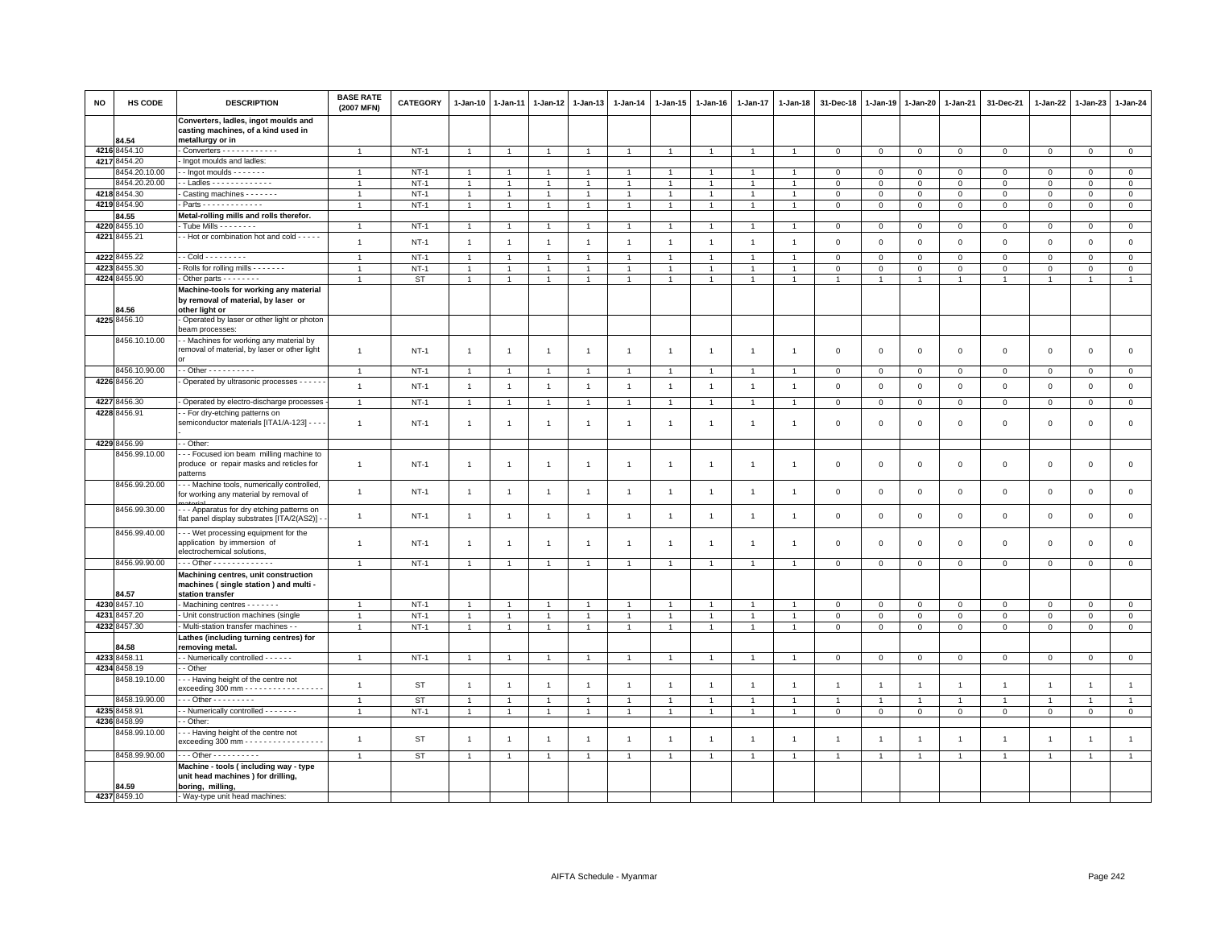| NO | HS CODE | DESCRIPTION | BASE RATE (2007 MFN) | CATEGORY | 1-Jan-10 | 1-Jan-11 | 1-Jan-12 | 1-Jan-13 | 1-Jan-14 | 1-Jan-15 | 1-Jan-16 | 1-Jan-17 | 1-Jan-18 | 31-Dec-18 | 1-Jan-19 | 1-Jan-20 | 1-Jan-21 | 31-Dec-21 | 1-Jan-22 | 1-Jan-23 | 1-Jan-24 |
|---|---|---|---|---|---|---|---|---|---|---|---|---|---|---|---|---|---|---|---|---|---|
| | 84.54 | **Converters, ladles, ingot moulds and casting machines, of a kind used in metallurgy or in** | | | | | | | | | | | | | | | | | | | |
| 4216 | 8454.10 | - Converters - - - - - - - - - - - - | 1 | NT-1 | 1 | 1 | 1 | 1 | 1 | 1 | 1 | 1 | 1 | 0 | 0 | 0 | 0 | 0 | 0 | 0 | 0 |
| 4217 | 8454.20 | - Ingot moulds and ladles: | | | | | | | | | | | | | | | | | | | |
| | 8454.20.10.00 | - - Ingot moulds - - - - - - - | 1 | NT-1 | 1 | 1 | 1 | 1 | 1 | 1 | 1 | 1 | 1 | 0 | 0 | 0 | 0 | 0 | 0 | 0 | 0 |
| | 8454.20.20.00 | - - Ladles - - - - - - - - - - - - - - | 1 | NT-1 | 1 | 1 | 1 | 1 | 1 | 1 | 1 | 1 | 1 | 0 | 0 | 0 | 0 | 0 | 0 | 0 | 0 |
| 4218 | 8454.30 | - Casting machines - - - - - - - | 1 | NT-1 | 1 | 1 | 1 | 1 | 1 | 1 | 1 | 1 | 1 | 0 | 0 | 0 | 0 | 0 | 0 | 0 | 0 |
| 4219 | 8454.90 | - Parts - - - - - - - - - - - - - | 1 | NT-1 | 1 | 1 | 1 | 1 | 1 | 1 | 1 | 1 | 1 | 0 | 0 | 0 | 0 | 0 | 0 | 0 | 0 |
| | 84.55 | **Metal-rolling mills and rolls therefor.** | | | | | | | | | | | | | | | | | | | |
| 4220 | 8455.10 | - Tube Mills - - - - - - - - | 1 | NT-1 | 1 | 1 | 1 | 1 | 1 | 1 | 1 | 1 | 1 | 0 | 0 | 0 | 0 | 0 | 0 | 0 | 0 |
| 4221 | 8455.21 | - - Hot or combination hot and cold - - - - - | 1 | NT-1 | 1 | 1 | 1 | 1 | 1 | 1 | 1 | 1 | 1 | 0 | 0 | 0 | 0 | 0 | 0 | 0 | 0 |
| 4222 | 8455.22 | - - Cold - - - - - - - - - | 1 | NT-1 | 1 | 1 | 1 | 1 | 1 | 1 | 1 | 1 | 1 | 0 | 0 | 0 | 0 | 0 | 0 | 0 | 0 |
| 4223 | 8455.30 | - Rolls for rolling mills - - - - - - - | 1 | NT-1 | 1 | 1 | 1 | 1 | 1 | 1 | 1 | 1 | 1 | 0 | 0 | 0 | 0 | 0 | 0 | 0 | 0 |
| 4224 | 8455.90 | - Other parts - - - - - - - - | 1 | ST | 1 | 1 | 1 | 1 | 1 | 1 | 1 | 1 | 1 | 1 | 1 | 1 | 1 | 1 | 1 | 1 | 1 |
| | 84.56 | **Machine-tools for working any material by removal of material, by laser or other light or** | | | | | | | | | | | | | | | | | | | |
| 4225 | 8456.10 | - Operated by laser or other light or photon beam processes: | | | | | | | | | | | | | | | | | | | |
| | 8456.10.10.00 | - - Machines for working any material by removal of material, by laser or other light or | 1 | NT-1 | 1 | 1 | 1 | 1 | 1 | 1 | 1 | 1 | 1 | 0 | 0 | 0 | 0 | 0 | 0 | 0 | 0 |
| | 8456.10.90.00 | - - Other - - - - - - - - - - | 1 | NT-1 | 1 | 1 | 1 | 1 | 1 | 1 | 1 | 1 | 1 | 0 | 0 | 0 | 0 | 0 | 0 | 0 | 0 |
| 4226 | 8456.20 | - Operated by ultrasonic processes - - - - - | 1 | NT-1 | 1 | 1 | 1 | 1 | 1 | 1 | 1 | 1 | 1 | 0 | 0 | 0 | 0 | 0 | 0 | 0 | 0 |
| 4227 | 8456.30 | - Operated by electro-discharge processes - | 1 | NT-1 | 1 | 1 | 1 | 1 | 1 | 1 | 1 | 1 | 1 | 0 | 0 | 0 | 0 | 0 | 0 | 0 | 0 |
| 4228 | 8456.91 | - - For dry-etching patterns on semiconductor materials [ITA1/A-123] - - - - | 1 | NT-1 | 1 | 1 | 1 | 1 | 1 | 1 | 1 | 1 | 1 | 0 | 0 | 0 | 0 | 0 | 0 | 0 | 0 |
| 4229 | 8456.99 | - - Other: | | | | | | | | | | | | | | | | | | | |
| | 8456.99.10.00 | - - - Focused ion beam milling machine to produce or repair masks and reticles for patterns | 1 | NT-1 | 1 | 1 | 1 | 1 | 1 | 1 | 1 | 1 | 1 | 0 | 0 | 0 | 0 | 0 | 0 | 0 | 0 |
| | 8456.99.20.00 | - - - Machine tools, numerically controlled, for working any material by removal of material | 1 | NT-1 | 1 | 1 | 1 | 1 | 1 | 1 | 1 | 1 | 1 | 0 | 0 | 0 | 0 | 0 | 0 | 0 | 0 |
| | 8456.99.30.00 | - - - Apparatus for dry etching patterns on flat panel display substrates [ITA/2(AS2)] - - | 1 | NT-1 | 1 | 1 | 1 | 1 | 1 | 1 | 1 | 1 | 1 | 0 | 0 | 0 | 0 | 0 | 0 | 0 | 0 |
| | 8456.99.40.00 | - - - Wet processing equipment for the application by immersion of electrochemical solutions, | 1 | NT-1 | 1 | 1 | 1 | 1 | 1 | 1 | 1 | 1 | 1 | 0 | 0 | 0 | 0 | 0 | 0 | 0 | 0 |
| | 8456.99.90.00 | - - - Other - - - - - - - - - - - - - | 1 | NT-1 | 1 | 1 | 1 | 1 | 1 | 1 | 1 | 1 | 1 | 0 | 0 | 0 | 0 | 0 | 0 | 0 | 0 |
| | 84.57 | **Machining centres, unit construction machines ( single station ) and multi - station transfer** | | | | | | | | | | | | | | | | | | | |
| 4230 | 8457.10 | - Machining centres - - - - - - - | 1 | NT-1 | 1 | 1 | 1 | 1 | 1 | 1 | 1 | 1 | 1 | 0 | 0 | 0 | 0 | 0 | 0 | 0 | 0 |
| 4231 | 8457.20 | - Unit construction machines (single | 1 | NT-1 | 1 | 1 | 1 | 1 | 1 | 1 | 1 | 1 | 1 | 0 | 0 | 0 | 0 | 0 | 0 | 0 | 0 |
| 4232 | 8457.30 | - Multi-station transfer machines - - | 1 | NT-1 | 1 | 1 | 1 | 1 | 1 | 1 | 1 | 1 | 1 | 0 | 0 | 0 | 0 | 0 | 0 | 0 | 0 |
| | 84.58 | **Lathes (including turning centres) for removing metal.** | | | | | | | | | | | | | | | | | | | |
| 4233 | 8458.11 | - - Numerically controlled - - - - - - | 1 | NT-1 | 1 | 1 | 1 | 1 | 1 | 1 | 1 | 1 | 1 | 0 | 0 | 0 | 0 | 0 | 0 | 0 | 0 |
| 4234 | 8458.19 | - - Other | | | | | | | | | | | | | | | | | | | |
| | 8458.19.10.00 | - - - Having height of the centre not exceeding 300 mm - - - - - - - - - - - - - - - - - | 1 | ST | 1 | 1 | 1 | 1 | 1 | 1 | 1 | 1 | 1 | 1 | 1 | 1 | 1 | 1 | 1 | 1 | 1 |
| | 8458.19.90.00 | - - - Other - - - - - - - - - - | 1 | ST | 1 | 1 | 1 | 1 | 1 | 1 | 1 | 1 | 1 | 1 | 1 | 1 | 1 | 1 | 1 | 1 | 1 |
| 4235 | 8458.91 | - - Numerically controlled - - - - - - - | 1 | NT-1 | 1 | 1 | 1 | 1 | 1 | 1 | 1 | 1 | 1 | 0 | 0 | 0 | 0 | 0 | 0 | 0 | 0 |
| 4236 | 8458.99 | - - Other: | | | | | | | | | | | | | | | | | | | |
| | 8458.99.10.00 | - - - Having height of the centre not exceeding 300 mm - - - - - - - - - - - - - - - - - | 1 | ST | 1 | 1 | 1 | 1 | 1 | 1 | 1 | 1 | 1 | 1 | 1 | 1 | 1 | 1 | 1 | 1 | 1 |
| | 8458.99.90.00 | - - - Other - - - - - - - - - - | 1 | ST | 1 | 1 | 1 | 1 | 1 | 1 | 1 | 1 | 1 | 1 | 1 | 1 | 1 | 1 | 1 | 1 | 1 |
| | 84.59 | **Machine - tools ( including way - type unit head machines ) for drilling, boring, milling,** | | | | | | | | | | | | | | | | | | | |
| 4237 | 8459.10 | - Way-type unit head machines: | | | | | | | | | | | | | | | | | | | |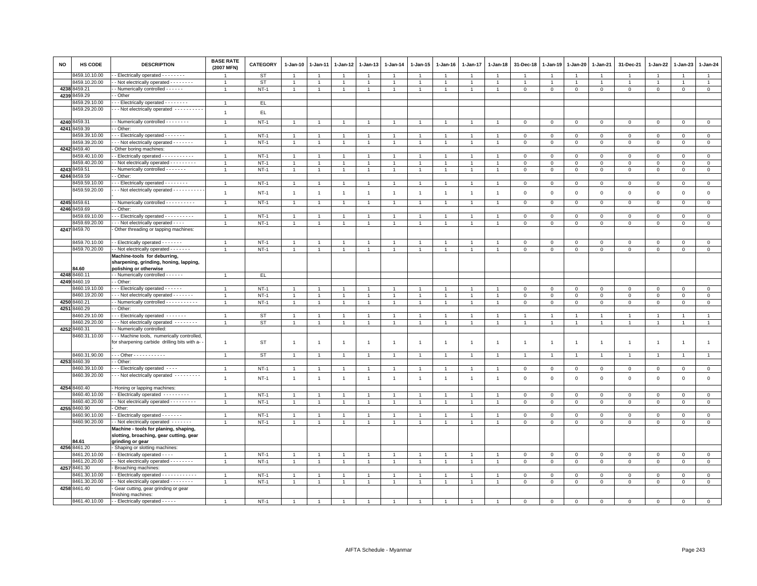| NO | HS CODE | DESCRIPTION | BASE RATE (2007 MFN) | CATEGORY | 1-Jan-10 | 1-Jan-11 | 1-Jan-12 | 1-Jan-13 | 1-Jan-14 | 1-Jan-15 | 1-Jan-16 | 1-Jan-17 | 1-Jan-18 | 31-Dec-18 | 1-Jan-19 | 1-Jan-20 | 1-Jan-21 | 31-Dec-21 | 1-Jan-22 | 1-Jan-23 | 1-Jan-24 |
|---|---|---|---|---|---|---|---|---|---|---|---|---|---|---|---|---|---|---|---|---|---|
| | 8459.10.10.00 | - - Electrically operated - - - - - - - - | 1 | ST | 1 | 1 | 1 | 1 | 1 | 1 | 1 | 1 | 1 | 1 | 1 | 1 | 1 | 1 | 1 | 1 | 1 |
| | 8459.10.20.00 | - - Not electrically operated - - - - - - - - | 1 | ST | 1 | 1 | 1 | 1 | 1 | 1 | 1 | 1 | 1 | 1 | 1 | 1 | 1 | 1 | 1 | 1 | 1 |
| 4238 | 8459.21 | - - Numerically controlled - - - - - - | 1 | NT-1 | 1 | 1 | 1 | 1 | 1 | 1 | 1 | 1 | 1 | 0 | 0 | 0 | 0 | 0 | 0 | 0 | 0 |
| 4239 | 8459.29 | - - Other | | | | | | | | | | | | | | | | | | | |
| | 8459.29.10.00 | - - - Electrically operated - - - - - - - - | 1 | EL | | | | | | | | | | | | | | | | | |
| | 8459.29.20.00 | - - - Not electrically operated - - - - - - - - - - | 1 | EL | | | | | | | | | | | | | | | | | |
| 4240 | 8459.31 | - - Numerically controlled - - - - - - - - | 1 | NT-1 | 1 | 1 | 1 | 1 | 1 | 1 | 1 | 1 | 1 | 0 | 0 | 0 | 0 | 0 | 0 | 0 | 0 |
| 4241 | 8459.39 | - - Other: | | | | | | | | | | | | | | | | | | | |
| | 8459.39.10.00 | - - - Electrically operated - - - - - - - | 1 | NT-1 | 1 | 1 | 1 | 1 | 1 | 1 | 1 | 1 | 1 | 0 | 0 | 0 | 0 | 0 | 0 | 0 | 0 |
| | 8459.39.20.00 | - - - Not electrically operated - - - - - - - | 1 | NT-1 | 1 | 1 | 1 | 1 | 1 | 1 | 1 | 1 | 1 | 0 | 0 | 0 | 0 | 0 | 0 | 0 | 0 |
| 4242 | 8459.40 | - Other boring machines: | | | | | | | | | | | | | | | | | | | |
| | 8459.40.10.00 | - - Electrically operated - - - - - - - - - - - | 1 | NT-1 | 1 | 1 | 1 | 1 | 1 | 1 | 1 | 1 | 1 | 0 | 0 | 0 | 0 | 0 | 0 | 0 | 0 |
| | 8459.40.20.00 | - - Not electrically operated - - - - - - - - - | 1 | NT-1 | 1 | 1 | 1 | 1 | 1 | 1 | 1 | 1 | 1 | 0 | 0 | 0 | 0 | 0 | 0 | 0 | 0 |
| 4243 | 8459.51 | - - Numerically controlled - - - - - - - | 1 | NT-1 | 1 | 1 | 1 | 1 | 1 | 1 | 1 | 1 | 1 | 0 | 0 | 0 | 0 | 0 | 0 | 0 | 0 |
| 4244 | 8459.59 | - - Other: | | | | | | | | | | | | | | | | | | | |
| | 8459.59.10.00 | - - - Electrically operated - - - - - - - - | 1 | NT-1 | 1 | 1 | 1 | 1 | 1 | 1 | 1 | 1 | 1 | 0 | 0 | 0 | 0 | 0 | 0 | 0 | 0 |
| | 8459.59.20.00 | - - - Not electrically operated - - - - - - - - - - - | 1 | NT-1 | 1 | 1 | 1 | 1 | 1 | 1 | 1 | 1 | 1 | 0 | 0 | 0 | 0 | 0 | 0 | 0 | 0 |
| 4245 | 8459.61 | - - Numerically controlled - - - - - - - - - - | 1 | NT-1 | 1 | 1 | 1 | 1 | 1 | 1 | 1 | 1 | 1 | 0 | 0 | 0 | 0 | 0 | 0 | 0 | 0 |
| 4246 | 8459.69 | - - Other: | | | | | | | | | | | | | | | | | | | |
| | 8459.69.10.00 | - - - Electrically operated - - - - - - - - - - | 1 | NT-1 | 1 | 1 | 1 | 1 | 1 | 1 | 1 | 1 | 1 | 0 | 0 | 0 | 0 | 0 | 0 | 0 | 0 |
| | 8459.69.20.00 | - - - Not electrically operated - - - - | 1 | NT-1 | 1 | 1 | 1 | 1 | 1 | 1 | 1 | 1 | 1 | 0 | 0 | 0 | 0 | 0 | 0 | 0 | 0 |
| 4247 | 8459.70 | - Other threading or tapping machines: | | | | | | | | | | | | | | | | | | | |
| | 8459.70.10.00 | - - Electrically operated - - - - - - - | 1 | NT-1 | 1 | 1 | 1 | 1 | 1 | 1 | 1 | 1 | 1 | 0 | 0 | 0 | 0 | 0 | 0 | 0 | 0 |
| | 8459.70.20.00 | - - Not electrically operated - - - - - - - | 1 | NT-1 | 1 | 1 | 1 | 1 | 1 | 1 | 1 | 1 | 1 | 0 | 0 | 0 | 0 | 0 | 0 | 0 | 0 |
| | 84.60 | **Machine-tools for deburring, sharpening, grinding, honing, lapping, polishing or otherwise** | | | | | | | | | | | | | | | | | | | |
| 4248 | 8460.11 | - - Numerically controlled - - - - - - | 1 | EL | | | | | | | | | | | | | | | | | |
| 4249 | 8460.19 | - - Other: | | | | | | | | | | | | | | | | | | | |
| | 8460.19.10.00 | - - - Electrically operated - - - - - - | 1 | NT-1 | 1 | 1 | 1 | 1 | 1 | 1 | 1 | 1 | 1 | 0 | 0 | 0 | 0 | 0 | 0 | 0 | 0 |
| | 8460.19.20.00 | - - - Not electrically operated - - - - - - - | 1 | NT-1 | 1 | 1 | 1 | 1 | 1 | 1 | 1 | 1 | 1 | 0 | 0 | 0 | 0 | 0 | 0 | 0 | 0 |
| 4250 | 8460.21 | - - Numerically controlled - - - - - - - - - - - | 1 | NT-1 | 1 | 1 | 1 | 1 | 1 | 1 | 1 | 1 | 1 | 0 | 0 | 0 | 0 | 0 | 0 | 0 | 0 |
| 4251 | 8460.29 | - - Other: | | | | | | | | | | | | | | | | | | | |
| | 8460.29.10.00 | - - - Electrically operated - - - - - - - | 1 | ST | 1 | 1 | 1 | 1 | 1 | 1 | 1 | 1 | 1 | 1 | 1 | 1 | 1 | 1 | 1 | 1 | 1 |
| | 8460.29.20.00 | - - - Not electrically operated - - - - - - - - | 1 | ST | 1 | 1 | 1 | 1 | 1 | 1 | 1 | 1 | 1 | 1 | 1 | 1 | 1 | 1 | 1 | 1 | 1 |
| 4252 | 8460.31 | - - Numerically controlled: | | | | | | | | | | | | | | | | | | | |
| | 8460.31.10.00 | - - - Machine tools, numerically controlled, for sharpening carbide drilling bits with a- - - | 1 | ST | 1 | 1 | 1 | 1 | 1 | 1 | 1 | 1 | 1 | 1 | 1 | 1 | 1 | 1 | 1 | 1 | 1 |
| | 8460.31.90.00 | - - - Other - - - - - - - - - - - | 1 | ST | 1 | 1 | 1 | 1 | 1 | 1 | 1 | 1 | 1 | 1 | 1 | 1 | 1 | 1 | 1 | 1 | 1 |
| 4253 | 8460.39 | - - Other: | | | | | | | | | | | | | | | | | | | |
| | 8460.39.10.00 | - - - Electrically operated - - - - | 1 | NT-1 | 1 | 1 | 1 | 1 | 1 | 1 | 1 | 1 | 1 | 0 | 0 | 0 | 0 | 0 | 0 | 0 | 0 |
| | 8460.39.20.00 | - - - Not electrically operated - - - - - - - - - | 1 | NT-1 | 1 | 1 | 1 | 1 | 1 | 1 | 1 | 1 | 1 | 0 | 0 | 0 | 0 | 0 | 0 | 0 | 0 |
| 4254 | 8460.40 | - Honing or lapping machines: | | | | | | | | | | | | | | | | | | | |
| | 8460.40.10.00 | - - Electrically operated - - - - - - - - - | 1 | NT-1 | 1 | 1 | 1 | 1 | 1 | 1 | 1 | 1 | 1 | 0 | 0 | 0 | 0 | 0 | 0 | 0 | 0 |
| | 8460.40.20.00 | - - Not electrically operated - - - - - - - - - | 1 | NT-1 | 1 | 1 | 1 | 1 | 1 | 1 | 1 | 1 | 1 | 0 | 0 | 0 | 0 | 0 | 0 | 0 | 0 |
| 4255 | 8460.90 | - Other: | | | | | | | | | | | | | | | | | | | |
| | 8460.90.10.00 | - - Electrically operated - - - - - - - | 1 | NT-1 | 1 | 1 | 1 | 1 | 1 | 1 | 1 | 1 | 1 | 0 | 0 | 0 | 0 | 0 | 0 | 0 | 0 |
| | 8460.90.20.00 | - - Not electrically operated - - - - - - - | 1 | NT-1 | 1 | 1 | 1 | 1 | 1 | 1 | 1 | 1 | 1 | 0 | 0 | 0 | 0 | 0 | 0 | 0 | 0 |
| | 84.61 | **Machine - tools for planing, shaping, slotting, broaching, gear cutting, gear grinding or gear** | | | | | | | | | | | | | | | | | | | |
| 4256 | 8461.20 | - Shaping or slotting machines: | | | | | | | | | | | | | | | | | | | |
| | 8461.20.10.00 | - - Electrically operated - - - - | 1 | NT-1 | 1 | 1 | 1 | 1 | 1 | 1 | 1 | 1 | 1 | 0 | 0 | 0 | 0 | 0 | 0 | 0 | 0 |
| | 8461.20.20.00 | - - Not electrically operated - - - - - - - - | 1 | NT-1 | 1 | 1 | 1 | 1 | 1 | 1 | 1 | 1 | 1 | 0 | 0 | 0 | 0 | 0 | 0 | 0 | 0 |
| 4257 | 8461.30 | - Broaching machines: | | | | | | | | | | | | | | | | | | | |
| | 8461.30.10.00 | - - Electrically operated - - - - - - - - - - - - | 1 | NT-1 | 1 | 1 | 1 | 1 | 1 | 1 | 1 | 1 | 1 | 0 | 0 | 0 | 0 | 0 | 0 | 0 | 0 |
| | 8461.30.20.00 | - - Not electrically operated - - - - - - - - | 1 | NT-1 | 1 | 1 | 1 | 1 | 1 | 1 | 1 | 1 | 1 | 0 | 0 | 0 | 0 | 0 | 0 | 0 | 0 |
| 4258 | 8461.40 | - Gear cutting, gear grinding or gear finishing machines: | | | | | | | | | | | | | | | | | | | |
| | 8461.40.10.00 | - - Electrically operated - - - - - | 1 | NT-1 | 1 | 1 | 1 | 1 | 1 | 1 | 1 | 1 | 1 | 0 | 0 | 0 | 0 | 0 | 0 | 0 | 0 |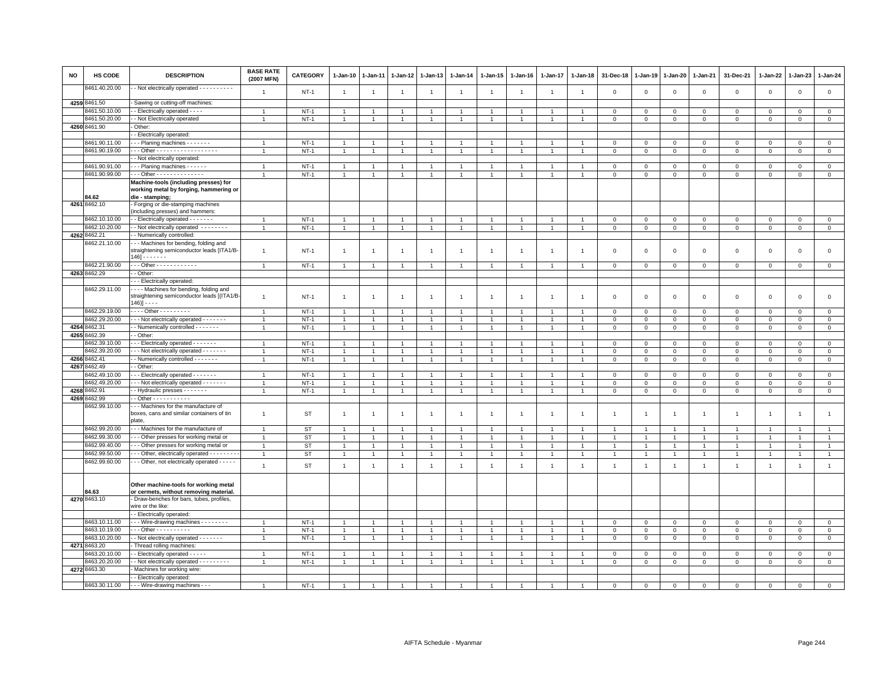| NO | HS CODE | DESCRIPTION | BASE RATE (2007 MFN) | CATEGORY | 1-Jan-10 | 1-Jan-11 | 1-Jan-12 | 1-Jan-13 | 1-Jan-14 | 1-Jan-15 | 1-Jan-16 | 1-Jan-17 | 1-Jan-18 | 31-Dec-18 | 1-Jan-19 | 1-Jan-20 | 1-Jan-21 | 31-Dec-21 | 1-Jan-22 | 1-Jan-23 | 1-Jan-24 |
|---|---|---|---|---|---|---|---|---|---|---|---|---|---|---|---|---|---|---|---|---|---|
| | 8461.40.20.00 | - - Not electrically operated - - - - - - - - - - | 1 | NT-1 | 1 | 1 | 1 | 1 | 1 | 1 | 1 | 1 | 1 | 0 | 0 | 0 | 0 | 0 | 0 | 0 | 0 |
| 4259 | 8461.50 | - Sawing or cutting-off machines: | | | | | | | | | | | | | | | | | | | |
| | 8461.50.10.00 | - - Electrically operated - - - - | 1 | NT-1 | 1 | 1 | 1 | 1 | 1 | 1 | 1 | 1 | 1 | 0 | 0 | 0 | 0 | 0 | 0 | 0 | 0 |
| | 8461.50.20.00 | - - Not Electrically operated | 1 | NT-1 | 1 | 1 | 1 | 1 | 1 | 1 | 1 | 1 | 1 | 0 | 0 | 0 | 0 | 0 | 0 | 0 | 0 |
| 4260 | 8461.90 | - Other: | | | | | | | | | | | | | | | | | | | |
| | | - - Electrically operated: | | | | | | | | | | | | | | | | | | | |
| | 8461.90.11.00 | - - - Planing machines - - - - - - - | 1 | NT-1 | 1 | 1 | 1 | 1 | 1 | 1 | 1 | 1 | 1 | 0 | 0 | 0 | 0 | 0 | 0 | 0 | 0 |
| | 8461.90.19.00 | - - - Other - - - - - - - - - - - - - - - - - - | 1 | NT-1 | 1 | 1 | 1 | 1 | 1 | 1 | 1 | 1 | 1 | 0 | 0 | 0 | 0 | 0 | 0 | 0 | 0 |
| | | - - Not electrically operated: | | | | | | | | | | | | | | | | | | | |
| | 8461.90.91.00 | - - - Planing machines - - - - - - | 1 | NT-1 | 1 | 1 | 1 | 1 | 1 | 1 | 1 | 1 | 1 | 0 | 0 | 0 | 0 | 0 | 0 | 0 | 0 |
| | 8461.90.99.00 | - - - Other - - - - - - - - - - - - - - | 1 | NT-1 | 1 | 1 | 1 | 1 | 1 | 1 | 1 | 1 | 1 | 0 | 0 | 0 | 0 | 0 | 0 | 0 | 0 |
| | 84.62 | **Machine-tools (including presses) for working metal by forging, hammering or die - stamping;** | | | | | | | | | | | | | | | | | | | |
| 4261 | 8462.10 | - Forging or die-stamping machines (including presses) and hammers: | | | | | | | | | | | | | | | | | | | |
| | 8462.10.10.00 | - - Electrically operated - - - - - - - | 1 | NT-1 | 1 | 1 | 1 | 1 | 1 | 1 | 1 | 1 | 1 | 0 | 0 | 0 | 0 | 0 | 0 | 0 | 0 |
| | 8462.10.20.00 | - - Not electrically operated - - - - - - - - | 1 | NT-1 | 1 | 1 | 1 | 1 | 1 | 1 | 1 | 1 | 1 | 0 | 0 | 0 | 0 | 0 | 0 | 0 | 0 |
| 4262 | 8462.21 | - - Numerically controlled: | | | | | | | | | | | | | | | | | | | |
| | 8462.21.10.00 | - - - Machines for bending, folding and straightening semiconductor leads [ITA1/B-146] - - - - - - - | 1 | NT-1 | 1 | 1 | 1 | 1 | 1 | 1 | 1 | 1 | 1 | 0 | 0 | 0 | 0 | 0 | 0 | 0 | 0 |
| | 8462.21.90.00 | - - - Other - - - - - - - - - - - - | 1 | NT-1 | 1 | 1 | 1 | 1 | 1 | 1 | 1 | 1 | 1 | 0 | 0 | 0 | 0 | 0 | 0 | 0 | 0 |
| 4263 | 8462.29 | - - Other: | | | | | | | | | | | | | | | | | | | |
| | | - - - Electrically operated: | | | | | | | | | | | | | | | | | | | |
| | 8462.29.11.00 | - - - - Machines for bending, folding and straightening semiconductor leads [(ITA1/B-146)] - - - - | 1 | NT-1 | 1 | 1 | 1 | 1 | 1 | 1 | 1 | 1 | 1 | 0 | 0 | 0 | 0 | 0 | 0 | 0 | 0 |
| | 8462.29.19.00 | - - - - Other - - - - - - - - - | 1 | NT-1 | 1 | 1 | 1 | 1 | 1 | 1 | 1 | 1 | 1 | 0 | 0 | 0 | 0 | 0 | 0 | 0 | 0 |
| | 8462.29.20.00 | - - - Not electrically operated - - - - - - - | 1 | NT-1 | 1 | 1 | 1 | 1 | 1 | 1 | 1 | 1 | 1 | 0 | 0 | 0 | 0 | 0 | 0 | 0 | 0 |
| 4264 | 8462.31 | - - Numenically controlled - - - - - - - | 1 | NT-1 | 1 | 1 | 1 | 1 | 1 | 1 | 1 | 1 | 1 | 0 | 0 | 0 | 0 | 0 | 0 | 0 | 0 |
| 4265 | 8462.39 | - - Other: | | | | | | | | | | | | | | | | | | | |
| | 8462.39.10.00 | - - - Electrically operated - - - - - - - | 1 | NT-1 | 1 | 1 | 1 | 1 | 1 | 1 | 1 | 1 | 1 | 0 | 0 | 0 | 0 | 0 | 0 | 0 | 0 |
| | 8462.39.20.00 | - - - Not electrically operated - - - - - - - | 1 | NT-1 | 1 | 1 | 1 | 1 | 1 | 1 | 1 | 1 | 1 | 0 | 0 | 0 | 0 | 0 | 0 | 0 | 0 |
| 4266 | 8462.41 | - - Numerically controlled - - - - - - - | 1 | NT-1 | 1 | 1 | 1 | 1 | 1 | 1 | 1 | 1 | 1 | 0 | 0 | 0 | 0 | 0 | 0 | 0 | 0 |
| 4267 | 8462.49 | - - Other: | | | | | | | | | | | | | | | | | | | |
| | 8462.49.10.00 | - - - Electrically operated - - - - - - - | 1 | NT-1 | 1 | 1 | 1 | 1 | 1 | 1 | 1 | 1 | 1 | 0 | 0 | 0 | 0 | 0 | 0 | 0 | 0 |
| | 8462.49.20.00 | - - - Not electrically operated - - - - - - - | 1 | NT-1 | 1 | 1 | 1 | 1 | 1 | 1 | 1 | 1 | 1 | 0 | 0 | 0 | 0 | 0 | 0 | 0 | 0 |
| 4268 | 8462.91 | - - Hydraulic presses - - - - - - - | 1 | NT-1 | 1 | 1 | 1 | 1 | 1 | 1 | 1 | 1 | 1 | 0 | 0 | 0 | 0 | 0 | 0 | 0 | 0 |
| 4269 | 8462.99 | - - Other - - - - - - - - - - - | | | | | | | | | | | | | | | | | | | |
| | 8462.99.10.00 | - - - Machines for the manufacture of boxes, cans and similar containers of tin plate, | 1 | ST | 1 | 1 | 1 | 1 | 1 | 1 | 1 | 1 | 1 | 1 | 1 | 1 | 1 | 1 | 1 | 1 | 1 |
| | 8462.99.20.00 | - - - Machines for the manufacture of | 1 | ST | 1 | 1 | 1 | 1 | 1 | 1 | 1 | 1 | 1 | 1 | 1 | 1 | 1 | 1 | 1 | 1 | 1 |
| | 8462.99.30.00 | - - - Other presses for working metal or | 1 | ST | 1 | 1 | 1 | 1 | 1 | 1 | 1 | 1 | 1 | 1 | 1 | 1 | 1 | 1 | 1 | 1 | 1 |
| | 8462.99.40.00 | - - - Other presses for working metal or | 1 | ST | 1 | 1 | 1 | 1 | 1 | 1 | 1 | 1 | 1 | 1 | 1 | 1 | 1 | 1 | 1 | 1 | 1 |
| | 8462.99.50.00 | - - - Other, electrically operated - - - - - - - - - | 1 | ST | 1 | 1 | 1 | 1 | 1 | 1 | 1 | 1 | 1 | 1 | 1 | 1 | 1 | 1 | 1 | 1 | 1 |
| | 8462.99.60.00 | - - - Other, not electrically operated - - - - - | 1 | ST | 1 | 1 | 1 | 1 | 1 | 1 | 1 | 1 | 1 | 1 | 1 | 1 | 1 | 1 | 1 | 1 | 1 |
| | 84.63 | **Other machine-tools for working metal or cermets, without removing material.** | | | | | | | | | | | | | | | | | | | |
| 4270 | 8463.10 | - Draw-benches for bars, tubes, profiles, wire or the like: | | | | | | | | | | | | | | | | | | | |
| | | - - Electrically operated: | | | | | | | | | | | | | | | | | | | |
| | 8463.10.11.00 | - - - Wire-drawing machines - - - - - - - - | 1 | NT-1 | 1 | 1 | 1 | 1 | 1 | 1 | 1 | 1 | 1 | 0 | 0 | 0 | 0 | 0 | 0 | 0 | 0 |
| | 8463.10.19.00 | - - - Other - - - - - - - - - - | 1 | NT-1 | 1 | 1 | 1 | 1 | 1 | 1 | 1 | 1 | 1 | 0 | 0 | 0 | 0 | 0 | 0 | 0 | 0 |
| | 8463.10.20.00 | - - Not electrically operated - - - - - - - | 1 | NT-1 | 1 | 1 | 1 | 1 | 1 | 1 | 1 | 1 | 1 | 0 | 0 | 0 | 0 | 0 | 0 | 0 | 0 |
| 4271 | 8463.20 | - Thread rolling machines: | | | | | | | | | | | | | | | | | | | |
| | 8463.20.10.00 | - - Electrically operated - - - - - | 1 | NT-1 | 1 | 1 | 1 | 1 | 1 | 1 | 1 | 1 | 1 | 0 | 0 | 0 | 0 | 0 | 0 | 0 | 0 |
| | 8463.20.20.00 | - - Not electrically operated - - - - - - - - - | 1 | NT-1 | 1 | 1 | 1 | 1 | 1 | 1 | 1 | 1 | 1 | 0 | 0 | 0 | 0 | 0 | 0 | 0 | 0 |
| 4272 | 8463.30 | - Machines for working wire: | | | | | | | | | | | | | | | | | | | |
| | | - - Electrically operated: | | | | | | | | | | | | | | | | | | | |
| | 8463.30.11.00 | - - - Wire-drawing machines - - - | 1 | NT-1 | 1 | 1 | 1 | 1 | 1 | 1 | 1 | 1 | 1 | 0 | 0 | 0 | 0 | 0 | 0 | 0 | 0 |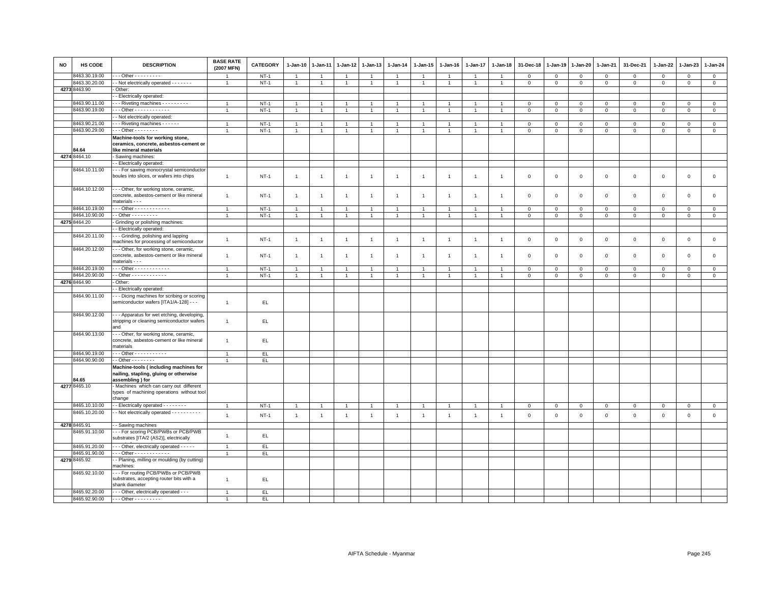| NO | HS CODE | DESCRIPTION | BASE RATE (2007 MFN) | CATEGORY | 1-Jan-10 | 1-Jan-11 | 1-Jan-12 | 1-Jan-13 | 1-Jan-14 | 1-Jan-15 | 1-Jan-16 | 1-Jan-17 | 1-Jan-18 | 31-Dec-18 | 1-Jan-19 | 1-Jan-20 | 1-Jan-21 | 31-Dec-21 | 1-Jan-22 | 1-Jan-23 | 1-Jan-24 |
|---|---|---|---|---|---|---|---|---|---|---|---|---|---|---|---|---|---|---|---|---|---|
| | 8463.30.19.00 | - - - Other - - - - - - - - - | 1 | NT-1 | 1 | 1 | 1 | 1 | 1 | 1 | 1 | 1 | 1 | 0 | 0 | 0 | 0 | 0 | 0 | 0 | 0 |
| | 8463.30.20.00 | - - Not electrically operated - - - - - - - | 1 | NT-1 | 1 | 1 | 1 | 1 | 1 | 1 | 1 | 1 | 1 | 0 | 0 | 0 | 0 | 0 | 0 | 0 | 0 |
| 4273 | 8463.90 | - Other: | | | | | | | | | | | | | | | | | | | |
| | | - - Electrically operated: | | | | | | | | | | | | | | | | | | | |
| | 8463.90.11.00 | - - - Riveting machines - - - - - - - - - | 1 | NT-1 | 1 | 1 | 1 | 1 | 1 | 1 | 1 | 1 | 1 | 0 | 0 | 0 | 0 | 0 | 0 | 0 | 0 |
| | 8463.90.19.00 | - - - Other - - - - - - - - - - - - | 1 | NT-1 | 1 | 1 | 1 | 1 | 1 | 1 | 1 | 1 | 1 | 0 | 0 | 0 | 0 | 0 | 0 | 0 | 0 |
| | | - - Not electrically operated: | | | | | | | | | | | | | | | | | | | |
| | 8463.90.21.00 | - - - Riveting machines - - - - - - | 1 | NT-1 | 1 | 1 | 1 | 1 | 1 | 1 | 1 | 1 | 1 | 0 | 0 | 0 | 0 | 0 | 0 | 0 | 0 |
| | 8463.90.29.00 | - - - Other - - - - - - - - | 1 | NT-1 | 1 | 1 | 1 | 1 | 1 | 1 | 1 | 1 | 1 | 0 | 0 | 0 | 0 | 0 | 0 | 0 | 0 |
| | 84.64 | **Machine-tools for working stone, ceramics, concrete, asbestos-cement or like mineral materials** | | | | | | | | | | | | | | | | | | | |
| 4274 | 8464.10 | - Sawing machines: | | | | | | | | | | | | | | | | | | | |
| | | - - Electrically operated: | | | | | | | | | | | | | | | | | | | |
| | 8464.10.11.00 | - - - For sawing monocrystal semiconductor boules into slices, or wafers into chips | 1 | NT-1 | 1 | 1 | 1 | 1 | 1 | 1 | 1 | 1 | 1 | 0 | 0 | 0 | 0 | 0 | 0 | 0 | 0 |
| | 8464.10.12.00 | - - - Other, for working stone, ceramic, concrete, asbestos-cement or like mineral materials - - - | 1 | NT-1 | 1 | 1 | 1 | 1 | 1 | 1 | 1 | 1 | 1 | 0 | 0 | 0 | 0 | 0 | 0 | 0 | 0 |
| | 8464.10.19.00 | - - - Other - - - - - - - - - - - - | 1 | NT-1 | 1 | 1 | 1 | 1 | 1 | 1 | 1 | 1 | 1 | 0 | 0 | 0 | 0 | 0 | 0 | 0 | 0 |
| | 8464.10.90.00 | - - Other - - - - - - - - - | 1 | NT-1 | 1 | 1 | 1 | 1 | 1 | 1 | 1 | 1 | 1 | 0 | 0 | 0 | 0 | 0 | 0 | 0 | 0 |
| 4275 | 8464.20 | - Grinding or polishing machines: | | | | | | | | | | | | | | | | | | | |
| | | - - Electrically operated: | | | | | | | | | | | | | | | | | | | |
| | 8464.20.11.00 | - - - Grinding, polishing and lapping machines for processing of semiconductor | 1 | NT-1 | 1 | 1 | 1 | 1 | 1 | 1 | 1 | 1 | 1 | 0 | 0 | 0 | 0 | 0 | 0 | 0 | 0 |
| | 8464.20.12.00 | - - - Other, for working stone, ceramic, concrete, asbestos-cement or like mineral materials - - - | 1 | NT-1 | 1 | 1 | 1 | 1 | 1 | 1 | 1 | 1 | 1 | 0 | 0 | 0 | 0 | 0 | 0 | 0 | 0 |
| | 8464.20.19.00 | - - - Other - - - - - - - - - - - - | 1 | NT-1 | 1 | 1 | 1 | 1 | 1 | 1 | 1 | 1 | 1 | 0 | 0 | 0 | 0 | 0 | 0 | 0 | 0 |
| | 8464.20.90.00 | - - Other - - - - - - - - - - - - | 1 | NT-1 | 1 | 1 | 1 | 1 | 1 | 1 | 1 | 1 | 1 | 0 | 0 | 0 | 0 | 0 | 0 | 0 | 0 |
| 4276 | 8464.90 | - Other: | | | | | | | | | | | | | | | | | | | |
| | | - - Electrically operated: | | | | | | | | | | | | | | | | | | | |
| | 8464.90.11.00 | - - - Dicing machines for scribing or scoring semiconductor wafers [ITA1/A-128] - - - | 1 | EL | | | | | | | | | | | | | | | | | |
| | 8464.90.12.00 | - - - Apparatus for wet etching, developing, stripping or cleaning semiconductor wafers and | 1 | EL | | | | | | | | | | | | | | | | | |
| | 8464.90.13.00 | - - - Other, for working stone, ceramic, concrete, asbestos-cement or like mineral materials | 1 | EL | | | | | | | | | | | | | | | | | |
| | 8464.90.19.00 | - - - Other - - - - - - - - - - - | 1 | EL | | | | | | | | | | | | | | | | | |
| | 8464.90.90.00 | - - Other - - - - - - - - | 1 | EL | | | | | | | | | | | | | | | | | |
| | 84.65 | **Machine-tools ( including machines for nailing, stapling, gluing or otherwise assembling ) for** | | | | | | | | | | | | | | | | | | | |
| 4277 | 8465.10 | - Machines which can carry out different types of machining operations without tool change | | | | | | | | | | | | | | | | | | | |
| | 8465.10.10.00 | - - Electrically operated - - - - - - - - | 1 | NT-1 | 1 | 1 | 1 | 1 | 1 | 1 | 1 | 1 | 1 | 0 | 0 | 0 | 0 | 0 | 0 | 0 | 0 |
| | 8465.10.20.00 | - - Not electrically operated - - - - - - - - - - | 1 | NT-1 | 1 | 1 | 1 | 1 | 1 | 1 | 1 | 1 | 1 | 0 | 0 | 0 | 0 | 0 | 0 | 0 | 0 |
| 4278 | 8465.91 | - - Sawing machines | | | | | | | | | | | | | | | | | | | |
| | 8465.91.10.00 | - - - For scoring PCB/PWBs or PCB/PWB substrates [ITA/2 (AS2)], electrically | 1 | EL | | | | | | | | | | | | | | | | | |
| | 8465.91.20.00 | - - - Other, electrically operated - - - - - | 1 | EL | | | | | | | | | | | | | | | | | |
| | 8465.91.90.00 | - - - Other - - - - - - - - - - - - | 1 | EL | | | | | | | | | | | | | | | | | |
| 4279 | 8465.92 | - - Planing, milling or moulding (by cutting) machines: | | | | | | | | | | | | | | | | | | | |
| | 8465.92.10.00 | - - - For routing PCB/PWBs or PCB/PWB substrates, accepting router bits with a shank diameter | 1 | EL | | | | | | | | | | | | | | | | | |
| | 8465.92.20.00 | - - - Other, electrically operated - - - | 1 | EL | | | | | | | | | | | | | | | | | |
| | 8465.92.90.00 | - - - Other - - - - - - - - - | 1 | EL | | | | | | | | | | | | | | | | | |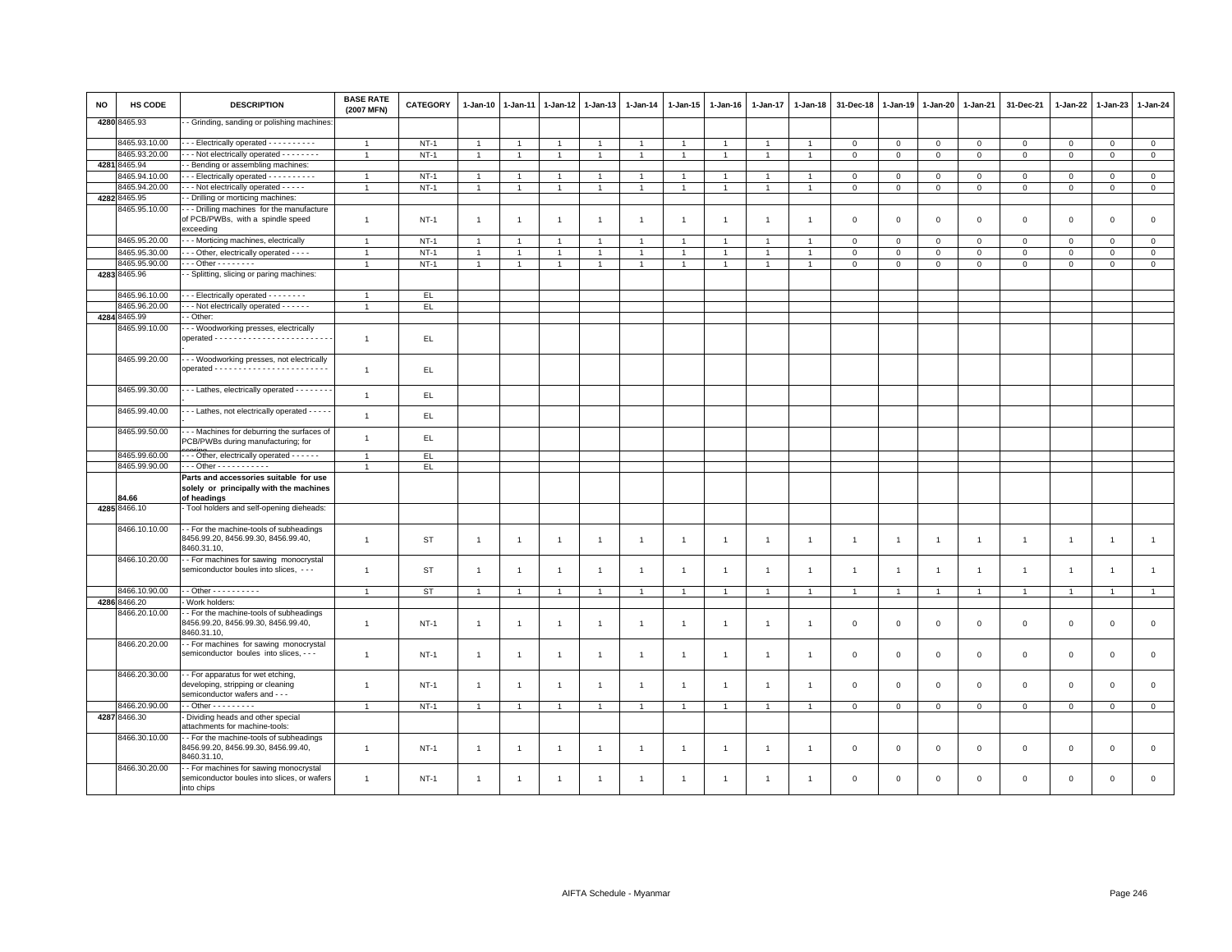| NO | HS CODE | DESCRIPTION | BASE RATE (2007 MFN) | CATEGORY | 1-Jan-10 | 1-Jan-11 | 1-Jan-12 | 1-Jan-13 | 1-Jan-14 | 1-Jan-15 | 1-Jan-16 | 1-Jan-17 | 1-Jan-18 | 31-Dec-18 | 1-Jan-19 | 1-Jan-20 | 1-Jan-21 | 31-Dec-21 | 1-Jan-22 | 1-Jan-23 | 1-Jan-24 |
|---|---|---|---|---|---|---|---|---|---|---|---|---|---|---|---|---|---|---|---|---|---|
| 4280 | 8465.93 | - - Grinding, sanding or polishing machines: | | | | | | | | | | | | | | | | | | | |
| | 8465.93.10.00 | - - - Electrically operated - - - - - - - - - - | 1 | NT-1 | 1 | 1 | 1 | 1 | 1 | 1 | 1 | 1 | 1 | 0 | 0 | 0 | 0 | 0 | 0 | 0 | 0 |
| | 8465.93.20.00 | - - - Not electrically operated - - - - - - - - | 1 | NT-1 | 1 | 1 | 1 | 1 | 1 | 1 | 1 | 1 | 1 | 0 | 0 | 0 | 0 | 0 | 0 | 0 | 0 |
| 4281 | 8465.94 | - - Bending or assembling machines: | | | | | | | | | | | | | | | | | | | |
| | 8465.94.10.00 | - - - Electrically operated - - - - - - - - - - | 1 | NT-1 | 1 | 1 | 1 | 1 | 1 | 1 | 1 | 1 | 1 | 0 | 0 | 0 | 0 | 0 | 0 | 0 | 0 |
| | 8465.94.20.00 | - - - Not electrically operated - - - - - | 1 | NT-1 | 1 | 1 | 1 | 1 | 1 | 1 | 1 | 1 | 1 | 0 | 0 | 0 | 0 | 0 | 0 | 0 | 0 |
| 4282 | 8465.95 | - - Drilling or morticing machines: | | | | | | | | | | | | | | | | | | | |
| | 8465.95.10.00 | - - - Drilling machines for the manufacture of PCB/PWBs, with a spindle speed exceeding | 1 | NT-1 | 1 | 1 | 1 | 1 | 1 | 1 | 1 | 1 | 1 | 0 | 0 | 0 | 0 | 0 | 0 | 0 | 0 |
| | 8465.95.20.00 | - - - Morticing machines, electrically | 1 | NT-1 | 1 | 1 | 1 | 1 | 1 | 1 | 1 | 1 | 1 | 0 | 0 | 0 | 0 | 0 | 0 | 0 | 0 |
| | 8465.95.30.00 | - - - Other, electrically operated - - - - | 1 | NT-1 | 1 | 1 | 1 | 1 | 1 | 1 | 1 | 1 | 1 | 0 | 0 | 0 | 0 | 0 | 0 | 0 | 0 |
| | 8465.95.90.00 | - - - Other - - - - - - - - | 1 | NT-1 | 1 | 1 | 1 | 1 | 1 | 1 | 1 | 1 | 1 | 0 | 0 | 0 | 0 | 0 | 0 | 0 | 0 |
| 4283 | 8465.96 | - - Splitting, slicing or paring machines: | | | | | | | | | | | | | | | | | | | |
| | 8465.96.10.00 | - - - Electrically operated - - - - - - - - | 1 | EL | | | | | | | | | | | | | | | | | |
| | 8465.96.20.00 | - - - Not electrically operated - - - - - - | 1 | EL | | | | | | | | | | | | | | | | | |
| 4284 | 8465.99 | - - Other: | | | | | | | | | | | | | | | | | | | |
| | 8465.99.10.00 | - - - Woodworking presses, electrically operated - - - - - - - - - - - - - - - - - - - - - - - - - | 1 | EL | | | | | | | | | | | | | | | | | |
| | 8465.99.20.00 | - - - Woodworking presses, not electrically operated - - - - - - - - - - - - - - - - - - - - - - - | 1 | EL | | | | | | | | | | | | | | | | | |
| | 8465.99.30.00 | - - - Lathes, electrically operated - - - - - - - - | 1 | EL | | | | | | | | | | | | | | | | | |
| | 8465.99.40.00 | - - - Lathes, not electrically operated - - - - - - | 1 | EL | | | | | | | | | | | | | | | | | |
| | 8465.99.50.00 | - - - Machines for deburring the surfaces of PCB/PWBs during manufacturing; for scoring | 1 | EL | | | | | | | | | | | | | | | | | |
| | 8465.99.60.00 | - - - Other, electrically operated - - - - - - | 1 | EL | | | | | | | | | | | | | | | | | |
| | 8465.99.90.00 | - - - Other - - - - - - - - - - - | 1 | EL | | | | | | | | | | | | | | | | | |
| | 84.66 | **Parts and accessories suitable for use solely or principally with the machines of headings** | | | | | | | | | | | | | | | | | | | |
| 4285 | 8466.10 | - Tool holders and self-opening dieheads: | | | | | | | | | | | | | | | | | | | |
| | 8466.10.10.00 | - - For the machine-tools of subheadings 8456.99.20, 8456.99.30, 8456.99.40, 8460.31.10, | 1 | ST | 1 | 1 | 1 | 1 | 1 | 1 | 1 | 1 | 1 | 1 | 1 | 1 | 1 | 1 | 1 | 1 | 1 |
| | 8466.10.20.00 | - - For machines for sawing monocrystal semiconductor boules into slices, - - - | 1 | ST | 1 | 1 | 1 | 1 | 1 | 1 | 1 | 1 | 1 | 1 | 1 | 1 | 1 | 1 | 1 | 1 | 1 |
| | 8466.10.90.00 | - - Other - - - - - - - - - - | 1 | ST | 1 | 1 | 1 | 1 | 1 | 1 | 1 | 1 | 1 | 1 | 1 | 1 | 1 | 1 | 1 | 1 | 1 |
| 4286 | 8466.20 | - Work holders: | | | | | | | | | | | | | | | | | | | |
| | 8466.20.10.00 | - - For the machine-tools of subheadings 8456.99.20, 8456.99.30, 8456.99.40, 8460.31.10, | 1 | NT-1 | 1 | 1 | 1 | 1 | 1 | 1 | 1 | 1 | 1 | 0 | 0 | 0 | 0 | 0 | 0 | 0 | 0 |
| | 8466.20.20.00 | - - For machines for sawing monocrystal semiconductor boules into slices, - - - | 1 | NT-1 | 1 | 1 | 1 | 1 | 1 | 1 | 1 | 1 | 1 | 0 | 0 | 0 | 0 | 0 | 0 | 0 | 0 |
| | 8466.20.30.00 | - - For apparatus for wet etching, developing, stripping or cleaning semiconductor wafers and - - - | 1 | NT-1 | 1 | 1 | 1 | 1 | 1 | 1 | 1 | 1 | 1 | 0 | 0 | 0 | 0 | 0 | 0 | 0 | 0 |
| | 8466.20.90.00 | - - Other - - - - - - - - - | 1 | NT-1 | 1 | 1 | 1 | 1 | 1 | 1 | 1 | 1 | 1 | 0 | 0 | 0 | 0 | 0 | 0 | 0 | 0 |
| 4287 | 8466.30 | - Dividing heads and other special attachments for machine-tools: | | | | | | | | | | | | | | | | | | | |
| | 8466.30.10.00 | - - For the machine-tools of subheadings 8456.99.20, 8456.99.30, 8456.99.40, 8460.31.10, | 1 | NT-1 | 1 | 1 | 1 | 1 | 1 | 1 | 1 | 1 | 1 | 0 | 0 | 0 | 0 | 0 | 0 | 0 | 0 |
| | 8466.30.20.00 | - - For machines for sawing monocrystal semiconductor boules into slices, or wafers into chips | 1 | NT-1 | 1 | 1 | 1 | 1 | 1 | 1 | 1 | 1 | 1 | 0 | 0 | 0 | 0 | 0 | 0 | 0 | 0 |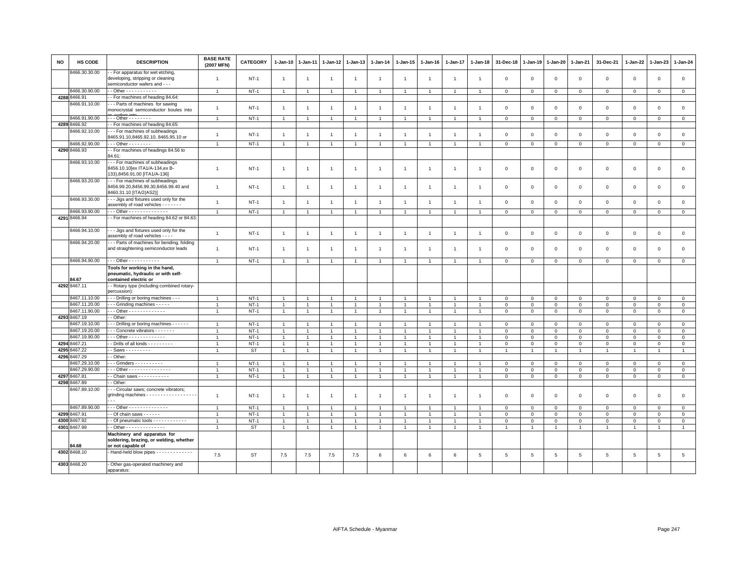| NO | HS CODE | DESCRIPTION | BASE RATE (2007 MFN) | CATEGORY | 1-Jan-10 | 1-Jan-11 | 1-Jan-12 | 1-Jan-13 | 1-Jan-14 | 1-Jan-15 | 1-Jan-16 | 1-Jan-17 | 1-Jan-18 | 31-Dec-18 | 1-Jan-19 | 1-Jan-20 | 1-Jan-21 | 31-Dec-21 | 1-Jan-22 | 1-Jan-23 | 1-Jan-24 |
|---|---|---|---|---|---|---|---|---|---|---|---|---|---|---|---|---|---|---|---|---|---|
| | 8466.30.30.00 | - - For apparatus for wet etching, developing, stripping or cleaning semiconductor wafers and - - - | 1 | NT-1 | 1 | 1 | 1 | 1 | 1 | 1 | 1 | 1 | 1 | 0 | 0 | 0 | 0 | 0 | 0 | 0 | 0 |
| | 8466.30.90.00 | - - Other - - - - - - - - - - - | 1 | NT-1 | 1 | 1 | 1 | 1 | 1 | 1 | 1 | 1 | 1 | 0 | 0 | 0 | 0 | 0 | 0 | 0 | 0 |
| 4288 | 8466.91 | - - For machines of heading 84.64: | | | | | | | | | | | | | | | | | | | |
| | 8466.91.10.00 | - - - Parts of machines for sawing monocrystal semiconductor boules into or wafers into | 1 | NT-1 | 1 | 1 | 1 | 1 | 1 | 1 | 1 | 1 | 1 | 0 | 0 | 0 | 0 | 0 | 0 | 0 | 0 |
| | 8466.91.90.00 | - - - Other - - - - - - - - | 1 | NT-1 | 1 | 1 | 1 | 1 | 1 | 1 | 1 | 1 | 1 | 0 | 0 | 0 | 0 | 0 | 0 | 0 | 0 |
| 4289 | 8466.92 | - - For machines of heading 84.65: | | | | | | | | | | | | | | | | | | | |
| | 8466.92.10.00 | - - - For machines of subheadings 8465.91.10,8465.92.10, 8465.95.10 or | 1 | NT-1 | 1 | 1 | 1 | 1 | 1 | 1 | 1 | 1 | 1 | 0 | 0 | 0 | 0 | 0 | 0 | 0 | 0 |
| | 8466.92.90.00 | - - - Other - - - - - - - - | 1 | NT-1 | 1 | 1 | 1 | 1 | 1 | 1 | 1 | 1 | 1 | 0 | 0 | 0 | 0 | 0 | 0 | 0 | 0 |
| 4290 | 8466.93 | - - For machines of headings 84.56 to 84.61: | | | | | | | | | | | | | | | | | | | |
| | 8466.93.10.00 | - - - For machines of subheadings 8456.10.10[ex ITA1/A-134,ex B-133),8456.91.00 [ITA1/A-136] | 1 | NT-1 | 1 | 1 | 1 | 1 | 1 | 1 | 1 | 1 | 1 | 0 | 0 | 0 | 0 | 0 | 0 | 0 | 0 |
| | 8466.93.20.00 | - - - For machines of subheadings 8456.99.20,8456.99.30,8456.99.40 and 8460.31.10 [ITA/2(AS2)] | 1 | NT-1 | 1 | 1 | 1 | 1 | 1 | 1 | 1 | 1 | 1 | 0 | 0 | 0 | 0 | 0 | 0 | 0 | 0 |
| | 8466.93.30.00 | - - - Jigs and fixtures used only for the assembly of road vehicles - - - - - - - | 1 | NT-1 | 1 | 1 | 1 | 1 | 1 | 1 | 1 | 1 | 1 | 0 | 0 | 0 | 0 | 0 | 0 | 0 | 0 |
| | 8466.93.90.00 | - - - Other - - - - - - - - - - - - - - | 1 | NT-1 | 1 | 1 | 1 | 1 | 1 | 1 | 1 | 1 | 1 | 0 | 0 | 0 | 0 | 0 | 0 | 0 | 0 |
| 4291 | 8466.94 | - - For machines of heading 84.62 or 84.63: | | | | | | | | | | | | | | | | | | | |
| | 8466.94.10.00 | - - - Jigs and fixtures used only for the assembly of road vehicles - - - - | 1 | NT-1 | 1 | 1 | 1 | 1 | 1 | 1 | 1 | 1 | 1 | 0 | 0 | 0 | 0 | 0 | 0 | 0 | 0 |
| | 8466.94.20.00 | - - - Parts of machines for bending, folding and straightening semiconductor leads | 1 | NT-1 | 1 | 1 | 1 | 1 | 1 | 1 | 1 | 1 | 1 | 0 | 0 | 0 | 0 | 0 | 0 | 0 | 0 |
| | 8466.94.90.00 | - - - Other - - - - - - - - - - - | 1 | NT-1 | 1 | 1 | 1 | 1 | 1 | 1 | 1 | 1 | 1 | 0 | 0 | 0 | 0 | 0 | 0 | 0 | 0 |
| | 84.67 | **Tools for working in the hand, pneumatic, hydraulic or with self-contained electric or** | | | | | | | | | | | | | | | | | | | |
| 4292 | 8467.11 | - - Rotary type (including combined rotary-percussion): | | | | | | | | | | | | | | | | | | | |
| | 8467.11.10.00 | - - - Drilling or boring machines - - - | 1 | NT-1 | 1 | 1 | 1 | 1 | 1 | 1 | 1 | 1 | 1 | 0 | 0 | 0 | 0 | 0 | 0 | 0 | 0 |
| | 8467.11.20.00 | - - - Grinding machines - - - - - | 1 | NT-1 | 1 | 1 | 1 | 1 | 1 | 1 | 1 | 1 | 1 | 0 | 0 | 0 | 0 | 0 | 0 | 0 | 0 |
| | 8467.11.90.00 | - - - Other - - - - - - - - - - - - - | 1 | NT-1 | 1 | 1 | 1 | 1 | 1 | 1 | 1 | 1 | 1 | 0 | 0 | 0 | 0 | 0 | 0 | 0 | 0 |
| 4293 | 8467.19 | - - Other: | | | | | | | | | | | | | | | | | | | |
| | 8467.19.10.00 | - - - Drilling or boring machines - - - - - - | 1 | NT-1 | 1 | 1 | 1 | 1 | 1 | 1 | 1 | 1 | 1 | 0 | 0 | 0 | 0 | 0 | 0 | 0 | 0 |
| | 8467.19.20.00 | - - - Concrete vibrators - - - - - - - | 1 | NT-1 | 1 | 1 | 1 | 1 | 1 | 1 | 1 | 1 | 1 | 0 | 0 | 0 | 0 | 0 | 0 | 0 | 0 |
| | 8467.19.90.00 | - - - Other - - - - - - - - - - - - - | 1 | NT-1 | 1 | 1 | 1 | 1 | 1 | 1 | 1 | 1 | 1 | 0 | 0 | 0 | 0 | 0 | 0 | 0 | 0 |
| 4294 | 8467.21 | - - Drills of all kinds - - - - - - - - - | 1 | NT-1 | 1 | 1 | 1 | 1 | 1 | 1 | 1 | 1 | 1 | 0 | 0 | 0 | 0 | 0 | 0 | 0 | 0 |
| 4295 | 8467.22 | - - Saws - - - - - - - - - | 1 | ST | 1 | 1 | 1 | 1 | 1 | 1 | 1 | 1 | 1 | 1 | 1 | 1 | 1 | 1 | 1 | 1 | 1 |
| 4296 | 8467.29 | - - Other: | | | | | | | | | | | | | | | | | | | |
| | 8467.29.10.00 | - - - Grinders - - - - - - - - - - | 1 | NT-1 | 1 | 1 | 1 | 1 | 1 | 1 | 1 | 1 | 1 | 0 | 0 | 0 | 0 | 0 | 0 | 0 | 0 |
| | 8467.29.90.00 | - - - Other - - - - - - - - - - - - - - - | 1 | NT-1 | 1 | 1 | 1 | 1 | 1 | 1 | 1 | 1 | 1 | 0 | 0 | 0 | 0 | 0 | 0 | 0 | 0 |
| 4297 | 8467.81 | - - Chain saws - - - - - - - - - - - | 1 | NT-1 | 1 | 1 | 1 | 1 | 1 | 1 | 1 | 1 | 1 | 0 | 0 | 0 | 0 | 0 | 0 | 0 | 0 |
| 4298 | 8467.89 | - - Other: | | | | | | | | | | | | | | | | | | | |
| | 8467.89.10.00 | - - - Circular saws; concrete vibrators; grinding machines - - - - - - - - - - - - - - - - - - - - - | 1 | NT-1 | 1 | 1 | 1 | 1 | 1 | 1 | 1 | 1 | 1 | 0 | 0 | 0 | 0 | 0 | 0 | 0 | 0 |
| | 8467.89.90.00 | - - - Other - - - - - - - - - - - - - - | 1 | NT-1 | 1 | 1 | 1 | 1 | 1 | 1 | 1 | 1 | 1 | 0 | 0 | 0 | 0 | 0 | 0 | 0 | 0 |
| 4299 | 8467.91 | - - Of chain saws - - - - - - | 1 | NT-1 | 1 | 1 | 1 | 1 | 1 | 1 | 1 | 1 | 1 | 0 | 0 | 0 | 0 | 0 | 0 | 0 | 0 |
| 4300 | 8467.92 | - - Of pneumatic tools - - - - - - - - - - - - | 1 | NT-1 | 1 | 1 | 1 | 1 | 1 | 1 | 1 | 1 | 1 | 0 | 0 | 0 | 0 | 0 | 0 | 0 | 0 |
| 4301 | 8467.99 | - - Other - - - - - - - - - - - - - - | 1 | ST | 1 | 1 | 1 | 1 | 1 | 1 | 1 | 1 | 1 | 1 | 1 | 1 | 1 | 1 | 1 | 1 | 1 |
| | 84.68 | **Machinery and apparatus for soldering, brazing, or welding, whether or not capable of** | | | | | | | | | | | | | | | | | | | |
| 4302 | 8468.10 | - Hand-held blow pipes - - - - - - - - - - - - - | 7.5 | ST | 7.5 | 7.5 | 7.5 | 7.5 | 6 | 6 | 6 | 6 | 5 | 5 | 5 | 5 | 5 | 5 | 5 | 5 | 5 |
| 4303 | 8468.20 | - Other gas-operated machinery and apparatus: | | | | | | | | | | | | | | | | | | | |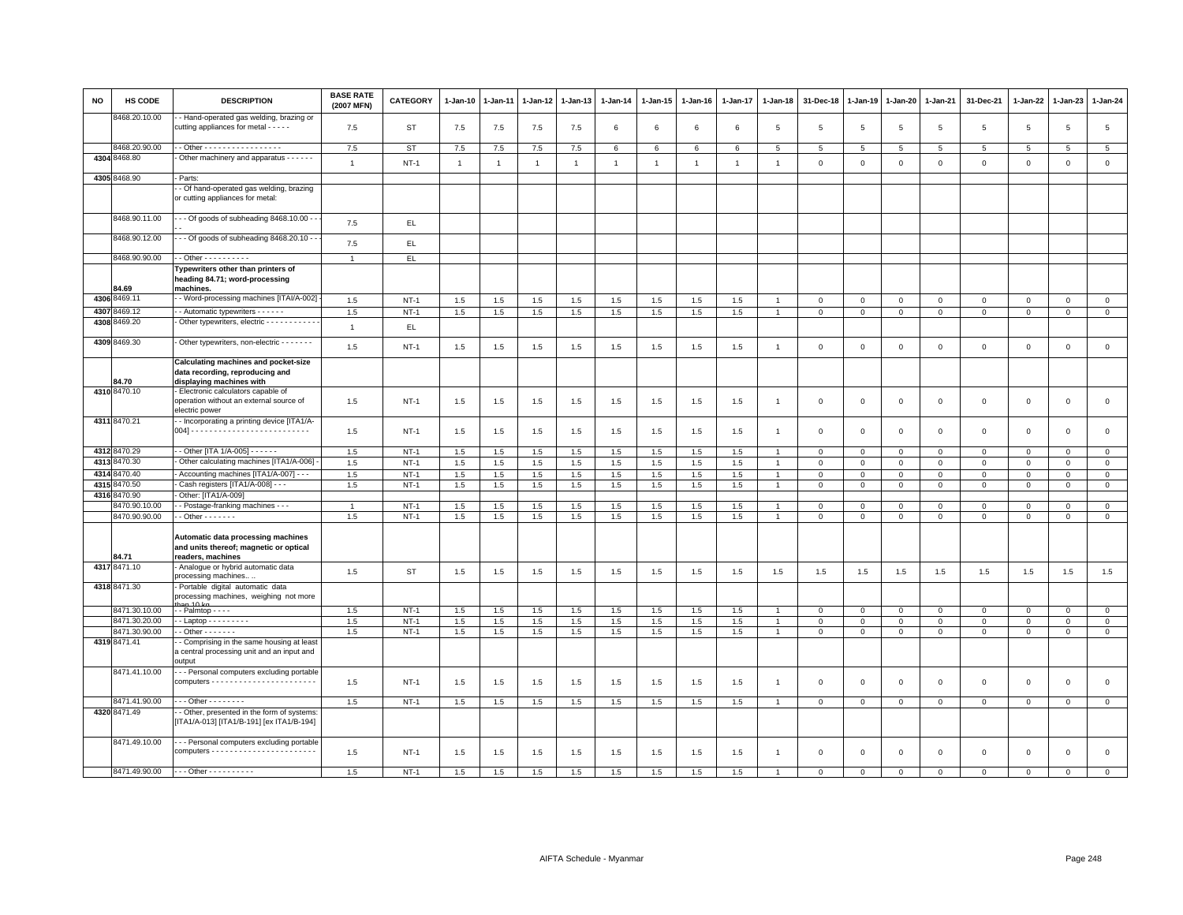| NO | HS CODE | DESCRIPTION | BASE RATE (2007 MFN) | CATEGORY | 1-Jan-10 | 1-Jan-11 | 1-Jan-12 | 1-Jan-13 | 1-Jan-14 | 1-Jan-15 | 1-Jan-16 | 1-Jan-17 | 1-Jan-18 | 31-Dec-18 | 1-Jan-19 | 1-Jan-20 | 1-Jan-21 | 31-Dec-21 | 1-Jan-22 | 1-Jan-23 | 1-Jan-24 |
|---|---|---|---|---|---|---|---|---|---|---|---|---|---|---|---|---|---|---|---|---|---|
| | 8468.20.10.00 | - - Hand-operated gas welding, brazing or cutting appliances for metal - - - - - | 7.5 | ST | 7.5 | 7.5 | 7.5 | 7.5 | 6 | 6 | 6 | 6 | 5 | 5 | 5 | 5 | 5 | 5 | 5 | 5 | 5 |
| | 8468.20.90.00 | - - Other - - - - - - - - - - - - - - - - - | 7.5 | ST | 7.5 | 7.5 | 7.5 | 7.5 | 6 | 6 | 6 | 6 | 5 | 5 | 5 | 5 | 5 | 5 | 5 | 5 | 5 |
| 4304 | 8468.80 | - Other machinery and apparatus - - - - - - | 1 | NT-1 | 1 | 1 | 1 | 1 | 1 | 1 | 1 | 1 | 1 | 0 | 0 | 0 | 0 | 0 | 0 | 0 | 0 |
| 4305 | 8468.90 | - Parts: | | | | | | | | | | | | | | | | | | | |
| | | - - Of hand-operated gas welding, brazing or cutting appliances for metal: | | | | | | | | | | | | | | | | | | | |
| | 8468.90.11.00 | - - - Of goods of subheading 8468.10.00 - - - - | 7.5 | EL | | | | | | | | | | | | | | | | | |
| | 8468.90.12.00 | - - - Of goods of subheading 8468.20.10 - - | 7.5 | EL | | | | | | | | | | | | | | | | | |
| | 8468.90.90.00 | - - Other - - - - - - - - - - | 1 | EL | | | | | | | | | | | | | | | | | |
| | 84.69 | **Typewriters other than printers of heading 84.71; word-processing machines.** | | | | | | | | | | | | | | | | | | | |
| 4306 | 8469.11 | - - Word-processing machines [ITAI/A-002] - | 1.5 | NT-1 | 1.5 | 1.5 | 1.5 | 1.5 | 1.5 | 1.5 | 1.5 | 1.5 | 1 | 0 | 0 | 0 | 0 | 0 | 0 | 0 | 0 |
| 4307 | 8469.12 | - - Automatic typewriters - - - - - - | 1.5 | NT-1 | 1.5 | 1.5 | 1.5 | 1.5 | 1.5 | 1.5 | 1.5 | 1.5 | 1 | 0 | 0 | 0 | 0 | 0 | 0 | 0 | 0 |
| 4308 | 8469.20 | - Other typewriters, electric - - - - - - - - - - - - | 1 | EL | | | | | | | | | | | | | | | | | |
| 4309 | 8469.30 | - Other typewriters, non-electric - - - - - - - | 1.5 | NT-1 | 1.5 | 1.5 | 1.5 | 1.5 | 1.5 | 1.5 | 1.5 | 1.5 | 1 | 0 | 0 | 0 | 0 | 0 | 0 | 0 | 0 |
| | 84.70 | **Calculating machines and pocket-size data recording, reproducing and displaying machines with** | | | | | | | | | | | | | | | | | | | |
| 4310 | 8470.10 | - Electronic calculators capable of operation without an external source of electric power | 1.5 | NT-1 | 1.5 | 1.5 | 1.5 | 1.5 | 1.5 | 1.5 | 1.5 | 1.5 | 1 | 0 | 0 | 0 | 0 | 0 | 0 | 0 | 0 |
| 4311 | 8470.21 | - - Incorporating a printing device [ITA1/A-004] - - - - - - - - - - - - - - - - - - - - - - - - - - | 1.5 | NT-1 | 1.5 | 1.5 | 1.5 | 1.5 | 1.5 | 1.5 | 1.5 | 1.5 | 1 | 0 | 0 | 0 | 0 | 0 | 0 | 0 | 0 |
| 4312 | 8470.29 | - - Other [ITA 1/A-005] - - - - - - | 1.5 | NT-1 | 1.5 | 1.5 | 1.5 | 1.5 | 1.5 | 1.5 | 1.5 | 1.5 | 1 | 0 | 0 | 0 | 0 | 0 | 0 | 0 | 0 |
| 4313 | 8470.30 | - Other calculating machines [ITA1/A-006] - | 1.5 | NT-1 | 1.5 | 1.5 | 1.5 | 1.5 | 1.5 | 1.5 | 1.5 | 1.5 | 1 | 0 | 0 | 0 | 0 | 0 | 0 | 0 | 0 |
| 4314 | 8470.40 | - Accounting machines [ITA1/A-007] - - - | 1.5 | NT-1 | 1.5 | 1.5 | 1.5 | 1.5 | 1.5 | 1.5 | 1.5 | 1.5 | 1 | 0 | 0 | 0 | 0 | 0 | 0 | 0 | 0 |
| 4315 | 8470.50 | - Cash registers [ITA1/A-008] - - - | 1.5 | NT-1 | 1.5 | 1.5 | 1.5 | 1.5 | 1.5 | 1.5 | 1.5 | 1.5 | 1 | 0 | 0 | 0 | 0 | 0 | 0 | 0 | 0 |
| 4316 | 8470.90 | - Other: [ITA1/A-009] | | | | | | | | | | | | | | | | | | | |
| | 8470.90.10.00 | - - Postage-franking machines - - - | 1 | NT-1 | 1.5 | 1.5 | 1.5 | 1.5 | 1.5 | 1.5 | 1.5 | 1.5 | 1 | 0 | 0 | 0 | 0 | 0 | 0 | 0 | 0 |
| | 8470.90.90.00 | - - Other - - - - - - - | 1.5 | NT-1 | 1.5 | 1.5 | 1.5 | 1.5 | 1.5 | 1.5 | 1.5 | 1.5 | 1 | 0 | 0 | 0 | 0 | 0 | 0 | 0 | 0 |
| | 84.71 | **Automatic data processing machines and units thereof; magnetic or optical readers, machines** | | | | | | | | | | | | | | | | | | | |
| 4317 | 8471.10 | - Analogue or hybrid automatic data processing machines.. .. | 1.5 | ST | 1.5 | 1.5 | 1.5 | 1.5 | 1.5 | 1.5 | 1.5 | 1.5 | 1.5 | 1.5 | 1.5 | 1.5 | 1.5 | 1.5 | 1.5 | 1.5 | 1.5 |
| 4318 | 8471.30 | - Portable digital automatic data processing machines, weighing not more than 10 kg | | | | | | | | | | | | | | | | | | | |
| | 8471.30.10.00 | - - Palmtop - - - - | 1.5 | NT-1 | 1.5 | 1.5 | 1.5 | 1.5 | 1.5 | 1.5 | 1.5 | 1.5 | 1 | 0 | 0 | 0 | 0 | 0 | 0 | 0 | 0 |
| | 8471.30.20.00 | - - Laptop - - - - - - - - - | 1.5 | NT-1 | 1.5 | 1.5 | 1.5 | 1.5 | 1.5 | 1.5 | 1.5 | 1.5 | 1 | 0 | 0 | 0 | 0 | 0 | 0 | 0 | 0 |
| | 8471.30.90.00 | - - Other - - - - - - - | 1.5 | NT-1 | 1.5 | 1.5 | 1.5 | 1.5 | 1.5 | 1.5 | 1.5 | 1.5 | 1 | 0 | 0 | 0 | 0 | 0 | 0 | 0 | 0 |
| 4319 | 8471.41 | - - Comprising in the same housing at least a central processing unit and an input and output | | | | | | | | | | | | | | | | | | | |
| | 8471.41.10.00 | - - - Personal computers excluding portable computers - - - - - - - - - - - - - - - - - - - - - - - | 1.5 | NT-1 | 1.5 | 1.5 | 1.5 | 1.5 | 1.5 | 1.5 | 1.5 | 1.5 | 1 | 0 | 0 | 0 | 0 | 0 | 0 | 0 | 0 |
| | 8471.41.90.00 | - - - Other - - - - - - - - | 1.5 | NT-1 | 1.5 | 1.5 | 1.5 | 1.5 | 1.5 | 1.5 | 1.5 | 1.5 | 1 | 0 | 0 | 0 | 0 | 0 | 0 | 0 | 0 |
| 4320 | 8471.49 | - - Other, presented in the form of systems: [ITA1/A-013] [ITA1/B-191] [ex ITA1/B-194] | | | | | | | | | | | | | | | | | | | |
| | 8471.49.10.00 | - - - Personal computers excluding portable computers - - - - - - - - - - - - - - - - - - - - - - - | 1.5 | NT-1 | 1.5 | 1.5 | 1.5 | 1.5 | 1.5 | 1.5 | 1.5 | 1.5 | 1 | 0 | 0 | 0 | 0 | 0 | 0 | 0 | 0 |
| | 8471.49.90.00 | - - - Other - - - - - - - - - - | 1.5 | NT-1 | 1.5 | 1.5 | 1.5 | 1.5 | 1.5 | 1.5 | 1.5 | 1.5 | 1 | 0 | 0 | 0 | 0 | 0 | 0 | 0 | 0 |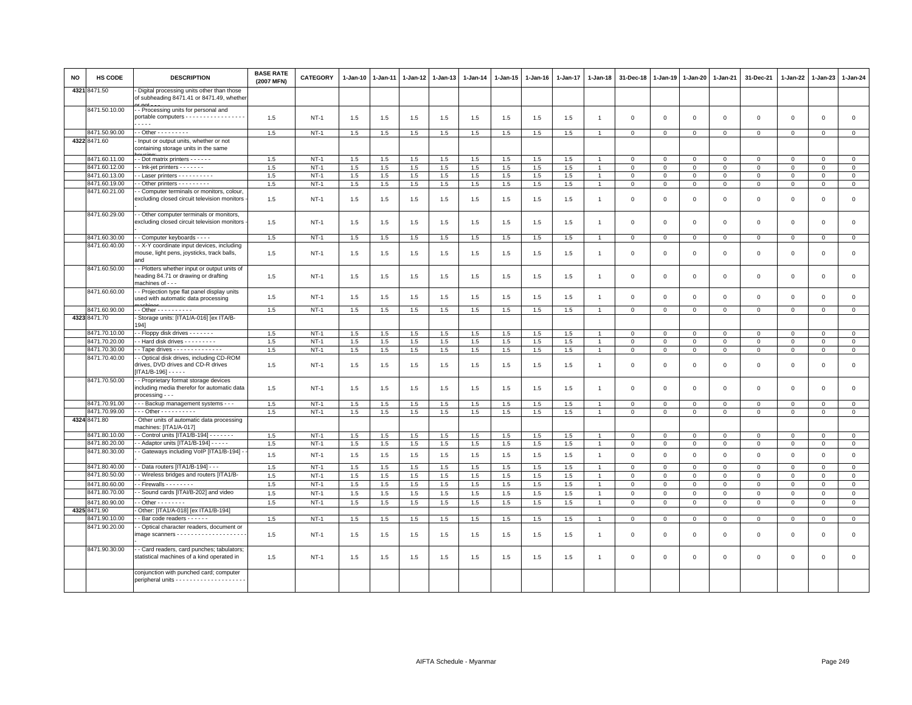| NO | HS CODE | DESCRIPTION | BASE RATE (2007 MFN) | CATEGORY | 1-Jan-10 | 1-Jan-11 | 1-Jan-12 | 1-Jan-13 | 1-Jan-14 | 1-Jan-15 | 1-Jan-16 | 1-Jan-17 | 1-Jan-18 | 31-Dec-18 | 1-Jan-19 | 1-Jan-20 | 1-Jan-21 | 31-Dec-21 | 1-Jan-22 | 1-Jan-23 | 1-Jan-24 |
|---|---|---|---|---|---|---|---|---|---|---|---|---|---|---|---|---|---|---|---|---|---|
| 4321 | 8471.50 | - Digital processing units other than those of subheading 8471.41 or 8471.49, whether or not - - - | | | | | | | | | | | | | | | | | | | |
| | 8471.50.10.00 | - - Processing units for personal and portable computers - - - - - - - - - - - - - - - - - - - - - - | 1.5 | NT-1 | 1.5 | 1.5 | 1.5 | 1.5 | 1.5 | 1.5 | 1.5 | 1.5 | 1 | 0 | 0 | 0 | 0 | 0 | 0 | 0 | 0 |
| | 8471.50.90.00 | - - Other - - - - - - - - - | 1.5 | NT-1 | 1.5 | 1.5 | 1.5 | 1.5 | 1.5 | 1.5 | 1.5 | 1.5 | 1 | 0 | 0 | 0 | 0 | 0 | 0 | 0 | 0 |
| 4322 | 8471.60 | - Input or output units, whether or not containing storage units in the same housing: | | | | | | | | | | | | | | | | | | | |
| | 8471.60.11.00 | - - Dot matrix printers - - - - - - | 1.5 | NT-1 | 1.5 | 1.5 | 1.5 | 1.5 | 1.5 | 1.5 | 1.5 | 1.5 | 1 | 0 | 0 | 0 | 0 | 0 | 0 | 0 | 0 |
| | 8471.60.12.00 | - - Ink-jet printers - - - - - - - | 1.5 | NT-1 | 1.5 | 1.5 | 1.5 | 1.5 | 1.5 | 1.5 | 1.5 | 1.5 | 1 | 0 | 0 | 0 | 0 | 0 | 0 | 0 | 0 |
| | 8471.60.13.00 | - - Laser printers - - - - - - - - - - | 1.5 | NT-1 | 1.5 | 1.5 | 1.5 | 1.5 | 1.5 | 1.5 | 1.5 | 1.5 | 1 | 0 | 0 | 0 | 0 | 0 | 0 | 0 | 0 |
| | 8471.60.19.00 | - - Other printers - - - - - - - - - | 1.5 | NT-1 | 1.5 | 1.5 | 1.5 | 1.5 | 1.5 | 1.5 | 1.5 | 1.5 | 1 | 0 | 0 | 0 | 0 | 0 | 0 | 0 | 0 |
| | 8471.60.21.00 | - - Computer terminals or monitors, colour, excluding closed circuit television monitors - - | 1.5 | NT-1 | 1.5 | 1.5 | 1.5 | 1.5 | 1.5 | 1.5 | 1.5 | 1.5 | 1 | 0 | 0 | 0 | 0 | 0 | 0 | 0 | 0 |
| | 8471.60.29.00 | - - Other computer terminals or monitors, excluding closed circuit television monitors - - | 1.5 | NT-1 | 1.5 | 1.5 | 1.5 | 1.5 | 1.5 | 1.5 | 1.5 | 1.5 | 1 | 0 | 0 | 0 | 0 | 0 | 0 | 0 | 0 |
| | 8471.60.30.00 | - - Computer keyboards - - - - | 1.5 | NT-1 | 1.5 | 1.5 | 1.5 | 1.5 | 1.5 | 1.5 | 1.5 | 1.5 | 1 | 0 | 0 | 0 | 0 | 0 | 0 | 0 | 0 |
| | 8471.60.40.00 | - - X-Y coordinate input devices, including mouse, light pens, joysticks, track balls, and | 1.5 | NT-1 | 1.5 | 1.5 | 1.5 | 1.5 | 1.5 | 1.5 | 1.5 | 1.5 | 1 | 0 | 0 | 0 | 0 | 0 | 0 | 0 | 0 |
| | 8471.60.50.00 | - - Plotters whether input or output units of heading 84.71 or drawing or drafting machines of - - - | 1.5 | NT-1 | 1.5 | 1.5 | 1.5 | 1.5 | 1.5 | 1.5 | 1.5 | 1.5 | 1 | 0 | 0 | 0 | 0 | 0 | 0 | 0 | 0 |
| | 8471.60.60.00 | - - Projection type flat panel display units used with automatic data processing machines | 1.5 | NT-1 | 1.5 | 1.5 | 1.5 | 1.5 | 1.5 | 1.5 | 1.5 | 1.5 | 1 | 0 | 0 | 0 | 0 | 0 | 0 | 0 | 0 |
| | 8471.60.90.00 | - - Other - - - - - - - - - - | 1.5 | NT-1 | 1.5 | 1.5 | 1.5 | 1.5 | 1.5 | 1.5 | 1.5 | 1.5 | 1 | 0 | 0 | 0 | 0 | 0 | 0 | 0 | 0 |
| 4323 | 8471.70 | - Storage units: [ITA1/A-016] [ex ITA/B-194] | | | | | | | | | | | | | | | | | | | |
| | 8471.70.10.00 | - - Floppy disk drives - - - - - - - | 1.5 | NT-1 | 1.5 | 1.5 | 1.5 | 1.5 | 1.5 | 1.5 | 1.5 | 1.5 | 1 | 0 | 0 | 0 | 0 | 0 | 0 | 0 | 0 |
| | 8471.70.20.00 | - - Hard disk drives - - - - - - - - - | 1.5 | NT-1 | 1.5 | 1.5 | 1.5 | 1.5 | 1.5 | 1.5 | 1.5 | 1.5 | 1 | 0 | 0 | 0 | 0 | 0 | 0 | 0 | 0 |
| | 8471.70.30.00 | - - Tape drives - - - - - - - - - - - - - - | 1.5 | NT-1 | 1.5 | 1.5 | 1.5 | 1.5 | 1.5 | 1.5 | 1.5 | 1.5 | 1 | 0 | 0 | 0 | 0 | 0 | 0 | 0 | 0 |
| | 8471.70.40.00 | - - Optical disk drives, including CD-ROM drives, DVD drives and CD-R drives [ITA1/B-196] - - - - - | 1.5 | NT-1 | 1.5 | 1.5 | 1.5 | 1.5 | 1.5 | 1.5 | 1.5 | 1.5 | 1 | 0 | 0 | 0 | 0 | 0 | 0 | 0 | 0 |
| | 8471.70.50.00 | - - Proprietary format storage devices including media therefor for automatic data processing - - - | 1.5 | NT-1 | 1.5 | 1.5 | 1.5 | 1.5 | 1.5 | 1.5 | 1.5 | 1.5 | 1 | 0 | 0 | 0 | 0 | 0 | 0 | 0 | 0 |
| | 8471.70.91.00 | - - - Backup management systems - - - | 1.5 | NT-1 | 1.5 | 1.5 | 1.5 | 1.5 | 1.5 | 1.5 | 1.5 | 1.5 | 1 | 0 | 0 | 0 | 0 | 0 | 0 | 0 | 0 |
| | 8471.70.99.00 | - - - Other - - - - - - - - - - | 1.5 | NT-1 | 1.5 | 1.5 | 1.5 | 1.5 | 1.5 | 1.5 | 1.5 | 1.5 | 1 | 0 | 0 | 0 | 0 | 0 | 0 | 0 | 0 |
| 4324 | 8471.80 | - Other units of automatic data processing machines: [ITA1/A-017] | | | | | | | | | | | | | | | | | | | |
| | 8471.80.10.00 | - - Control units [ITA1/B-194] - - - - - - - | 1.5 | NT-1 | 1.5 | 1.5 | 1.5 | 1.5 | 1.5 | 1.5 | 1.5 | 1.5 | 1 | 0 | 0 | 0 | 0 | 0 | 0 | 0 | 0 |
| | 8471.80.20.00 | - - Adaptor units [ITA1/B-194] - - - - - | 1.5 | NT-1 | 1.5 | 1.5 | 1.5 | 1.5 | 1.5 | 1.5 | 1.5 | 1.5 | 1 | 0 | 0 | 0 | 0 | 0 | 0 | 0 | 0 |
| | 8471.80.30.00 | - - Gateways including VoIP [ITA1/B-194] - - | 1.5 | NT-1 | 1.5 | 1.5 | 1.5 | 1.5 | 1.5 | 1.5 | 1.5 | 1.5 | 1 | 0 | 0 | 0 | 0 | 0 | 0 | 0 | 0 |
| | 8471.80.40.00 | - - Data routers [ITA1/B-194] - - - | 1.5 | NT-1 | 1.5 | 1.5 | 1.5 | 1.5 | 1.5 | 1.5 | 1.5 | 1.5 | 1 | 0 | 0 | 0 | 0 | 0 | 0 | 0 | 0 |
| | 8471.80.50.00 | - - Wireless bridges and routers [ITA1/B- | 1.5 | NT-1 | 1.5 | 1.5 | 1.5 | 1.5 | 1.5 | 1.5 | 1.5 | 1.5 | 1 | 0 | 0 | 0 | 0 | 0 | 0 | 0 | 0 |
| | 8471.80.60.00 | - - Firewalls - - - - - - - - | 1.5 | NT-1 | 1.5 | 1.5 | 1.5 | 1.5 | 1.5 | 1.5 | 1.5 | 1.5 | 1 | 0 | 0 | 0 | 0 | 0 | 0 | 0 | 0 |
| | 8471.80.70.00 | - - Sound cards [ITAI/B-202] and video | 1.5 | NT-1 | 1.5 | 1.5 | 1.5 | 1.5 | 1.5 | 1.5 | 1.5 | 1.5 | 1 | 0 | 0 | 0 | 0 | 0 | 0 | 0 | 0 |
| | 8471.80.90.00 | - - Other - - - - - - - - | 1.5 | NT-1 | 1.5 | 1.5 | 1.5 | 1.5 | 1.5 | 1.5 | 1.5 | 1.5 | 1 | 0 | 0 | 0 | 0 | 0 | 0 | 0 | 0 |
| 4325 | 8471.90 | - Other: [ITA1/A-018] [ex ITA1/B-194] | | | | | | | | | | | | | | | | | | | |
| | 8471.90.10.00 | - - Bar code readers - - - - - - | 1.5 | NT-1 | 1.5 | 1.5 | 1.5 | 1.5 | 1.5 | 1.5 | 1.5 | 1.5 | 1 | 0 | 0 | 0 | 0 | 0 | 0 | 0 | 0 |
| | 8471.90.20.00 | - - Optical character readers, document or image scanners - - - - - - - - - - - - - - - - - - - - - | 1.5 | NT-1 | 1.5 | 1.5 | 1.5 | 1.5 | 1.5 | 1.5 | 1.5 | 1.5 | 1 | 0 | 0 | 0 | 0 | 0 | 0 | 0 | 0 |
| | 8471.90.30.00 | - - Card readers, card punches; tabulators; statistical machines of a kind operated in | 1.5 | NT-1 | 1.5 | 1.5 | 1.5 | 1.5 | 1.5 | 1.5 | 1.5 | 1.5 | 1 | 0 | 0 | 0 | 0 | 0 | 0 | 0 | 0 |
| | | conjunction with punched card; computer peripheral units - - - - - - - - - - - - - - - - - - - - - | | | | | | | | | | | | | | | | | | | |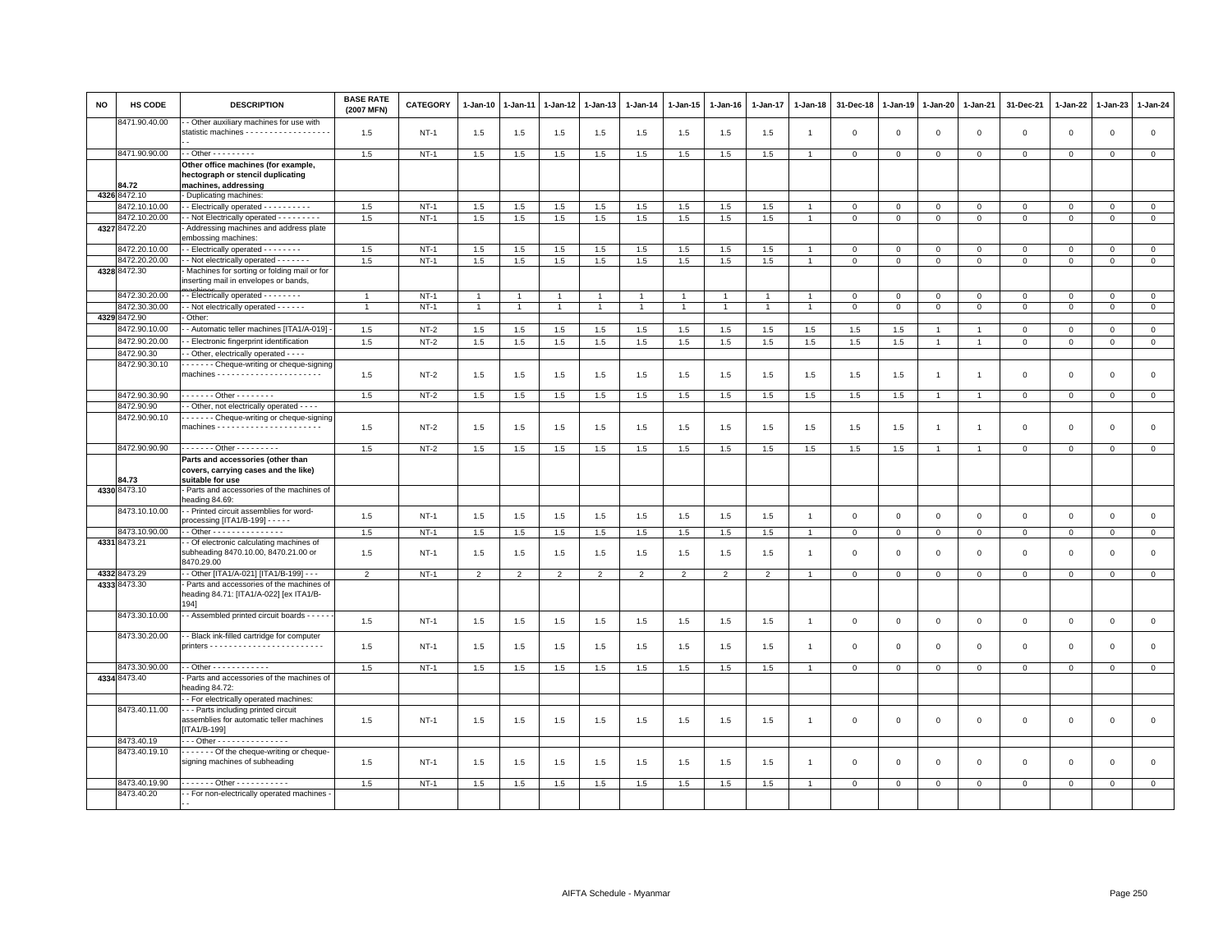| NO | HS CODE | DESCRIPTION | BASE RATE (2007 MFN) | CATEGORY | 1-Jan-10 | 1-Jan-11 | 1-Jan-12 | 1-Jan-13 | 1-Jan-14 | 1-Jan-15 | 1-Jan-16 | 1-Jan-17 | 1-Jan-18 | 31-Dec-18 | 1-Jan-19 | 1-Jan-20 | 1-Jan-21 | 31-Dec-21 | 1-Jan-22 | 1-Jan-23 | 1-Jan-24 |
|---|---|---|---|---|---|---|---|---|---|---|---|---|---|---|---|---|---|---|---|---|---|
| | 8471.90.40.00 | - - Other auxiliary machines for use with statistic machines - - - - - - - - - - - - - - - - - - - - | 1.5 | NT-1 | 1.5 | 1.5 | 1.5 | 1.5 | 1.5 | 1.5 | 1.5 | 1.5 | 1 | 0 | 0 | 0 | 0 | 0 | 0 | 0 | 0 |
| | 8471.90.90.00 | - - Other - - - - - - - - - | 1.5 | NT-1 | 1.5 | 1.5 | 1.5 | 1.5 | 1.5 | 1.5 | 1.5 | 1.5 | 1 | 0 | 0 | 0 | 0 | 0 | 0 | 0 | 0 |
| | 84.72 | **Other office machines (for example, hectograph or stencil duplicating machines, addressing** | | | | | | | | | | | | | | | | | | | |
| 4326 | 8472.10 | - Duplicating machines: | | | | | | | | | | | | | | | | | | | |
| | 8472.10.10.00 | - - Electrically operated - - - - - - - - - - | 1.5 | NT-1 | 1.5 | 1.5 | 1.5 | 1.5 | 1.5 | 1.5 | 1.5 | 1.5 | 1 | 0 | 0 | 0 | 0 | 0 | 0 | 0 | 0 |
| | 8472.10.20.00 | - - Not Electrically operated - - - - - - - - - | 1.5 | NT-1 | 1.5 | 1.5 | 1.5 | 1.5 | 1.5 | 1.5 | 1.5 | 1.5 | 1 | 0 | 0 | 0 | 0 | 0 | 0 | 0 | 0 |
| 4327 | 8472.20 | - Addressing machines and address plate embossing machines: | | | | | | | | | | | | | | | | | | | |
| | 8472.20.10.00 | - - Electrically operated - - - - - - - - | 1.5 | NT-1 | 1.5 | 1.5 | 1.5 | 1.5 | 1.5 | 1.5 | 1.5 | 1.5 | 1 | 0 | 0 | 0 | 0 | 0 | 0 | 0 | 0 |
| | 8472.20.20.00 | - - Not electrically operated - - - - - - - | 1.5 | NT-1 | 1.5 | 1.5 | 1.5 | 1.5 | 1.5 | 1.5 | 1.5 | 1.5 | 1 | 0 | 0 | 0 | 0 | 0 | 0 | 0 | 0 |
| 4328 | 8472.30 | - Machines for sorting or folding mail or for inserting mail in envelopes or bands, machines | | | | | | | | | | | | | | | | | | | |
| | 8472.30.20.00 | - - Electrically operated - - - - - - - - | 1 | NT-1 | 1 | 1 | 1 | 1 | 1 | 1 | 1 | 1 | 1 | 0 | 0 | 0 | 0 | 0 | 0 | 0 | 0 |
| | 8472.30.30.00 | - - Not electrically operated - - - - - - | 1 | NT-1 | 1 | 1 | 1 | 1 | 1 | 1 | 1 | 1 | 1 | 0 | 0 | 0 | 0 | 0 | 0 | 0 | 0 |
| 4329 | 8472.90 | - Other: | | | | | | | | | | | | | | | | | | | |
| | 8472.90.10.00 | - - Automatic teller machines [ITA1/A-019] - | 1.5 | NT-2 | 1.5 | 1.5 | 1.5 | 1.5 | 1.5 | 1.5 | 1.5 | 1.5 | 1.5 | 1.5 | 1.5 | 1 | 1 | 0 | 0 | 0 | 0 |
| | 8472.90.20.00 | - - Electronic fingerprint identification | 1.5 | NT-2 | 1.5 | 1.5 | 1.5 | 1.5 | 1.5 | 1.5 | 1.5 | 1.5 | 1.5 | 1.5 | 1.5 | 1 | 1 | 0 | 0 | 0 | 0 |
| | 8472.90.30 | - - Other, electrically operated - - - - | | | | | | | | | | | | | | | | | | | |
| | 8472.90.30.10 | - - - - - - - Cheque-writing or cheque-signing machines - - - - - - - - - - - - - - - - - - - - - - | 1.5 | NT-2 | 1.5 | 1.5 | 1.5 | 1.5 | 1.5 | 1.5 | 1.5 | 1.5 | 1.5 | 1.5 | 1.5 | 1 | 1 | 0 | 0 | 0 | 0 |
| | 8472.90.30.90 | - - - - - - - Other - - - - - - - - | 1.5 | NT-2 | 1.5 | 1.5 | 1.5 | 1.5 | 1.5 | 1.5 | 1.5 | 1.5 | 1.5 | 1.5 | 1.5 | 1 | 1 | 0 | 0 | 0 | 0 |
| | 8472.90.90 | - - Other, not electrically operated - - - - | | | | | | | | | | | | | | | | | | | |
| | 8472.90.90.10 | - - - - - - - Cheque-writing or cheque-signing machines - - - - - - - - - - - - - - - - - - - - - - | 1.5 | NT-2 | 1.5 | 1.5 | 1.5 | 1.5 | 1.5 | 1.5 | 1.5 | 1.5 | 1.5 | 1.5 | 1.5 | 1 | 1 | 0 | 0 | 0 | 0 |
| | 8472.90.90.90 | - - - - - - - Other - - - - - - - - - | 1.5 | NT-2 | 1.5 | 1.5 | 1.5 | 1.5 | 1.5 | 1.5 | 1.5 | 1.5 | 1.5 | 1.5 | 1.5 | 1 | 1 | 0 | 0 | 0 | 0 |
| | 84.73 | **Parts and accessories (other than covers, carrying cases and the like) suitable for use** | | | | | | | | | | | | | | | | | | | |
| 4330 | 8473.10 | - Parts and accessories of the machines of heading 84.69: | | | | | | | | | | | | | | | | | | | |
| | 8473.10.10.00 | - - Printed circuit assemblies for word-processing [ITA1/B-199] - - - - - | 1.5 | NT-1 | 1.5 | 1.5 | 1.5 | 1.5 | 1.5 | 1.5 | 1.5 | 1.5 | 1 | 0 | 0 | 0 | 0 | 0 | 0 | 0 | 0 |
| | 8473.10.90.00 | - - Other - - - - - - - - - - - - - - - | 1.5 | NT-1 | 1.5 | 1.5 | 1.5 | 1.5 | 1.5 | 1.5 | 1.5 | 1.5 | 1 | 0 | 0 | 0 | 0 | 0 | 0 | 0 | 0 |
| 4331 | 8473.21 | - - Of electronic calculating machines of subheading 8470.10.00, 8470.21.00 or 8470.29.00 | 1.5 | NT-1 | 1.5 | 1.5 | 1.5 | 1.5 | 1.5 | 1.5 | 1.5 | 1.5 | 1 | 0 | 0 | 0 | 0 | 0 | 0 | 0 | 0 |
| 4332 | 8473.29 | - - Other [ITA1/A-021] [ITA1/B-199] - - - | 2 | NT-1 | 2 | 2 | 2 | 2 | 2 | 2 | 2 | 2 | 1 | 0 | 0 | 0 | 0 | 0 | 0 | 0 | 0 |
| 4333 | 8473.30 | - Parts and accessories of the machines of heading 84.71: [ITA1/A-022] [ex ITA1/B-194] | | | | | | | | | | | | | | | | | | | |
| | 8473.30.10.00 | - - Assembled printed circuit boards - - - - - | 1.5 | NT-1 | 1.5 | 1.5 | 1.5 | 1.5 | 1.5 | 1.5 | 1.5 | 1.5 | 1 | 0 | 0 | 0 | 0 | 0 | 0 | 0 | 0 |
| | 8473.30.20.00 | - - Black ink-filled cartridge for computer printers - - - - - - - - - - - - - - - - - - - - - - - - - | 1.5 | NT-1 | 1.5 | 1.5 | 1.5 | 1.5 | 1.5 | 1.5 | 1.5 | 1.5 | 1 | 0 | 0 | 0 | 0 | 0 | 0 | 0 | 0 |
| | 8473.30.90.00 | - - Other - - - - - - - - - - - - | 1.5 | NT-1 | 1.5 | 1.5 | 1.5 | 1.5 | 1.5 | 1.5 | 1.5 | 1.5 | 1 | 0 | 0 | 0 | 0 | 0 | 0 | 0 | 0 |
| 4334 | 8473.40 | - Parts and accessories of the machines of heading 84.72: | | | | | | | | | | | | | | | | | | | |
| | | - - For electrically operated machines: | | | | | | | | | | | | | | | | | | | |
| | 8473.40.11.00 | - - - Parts including printed circuit assemblies for automatic teller machines [ITA1/B-199] | 1.5 | NT-1 | 1.5 | 1.5 | 1.5 | 1.5 | 1.5 | 1.5 | 1.5 | 1.5 | 1 | 0 | 0 | 0 | 0 | 0 | 0 | 0 | 0 |
| | 8473.40.19 | - - - Other - - - - - - - - - - - - - - - | | | | | | | | | | | | | | | | | | | |
| | 8473.40.19.10 | - - - - - - - Of the cheque-writing or cheque-signing machines of subheading | 1.5 | NT-1 | 1.5 | 1.5 | 1.5 | 1.5 | 1.5 | 1.5 | 1.5 | 1.5 | 1 | 0 | 0 | 0 | 0 | 0 | 0 | 0 | 0 |
| | 8473.40.19.90 | - - - - - - - Other - - - - - - - - - - - | 1.5 | NT-1 | 1.5 | 1.5 | 1.5 | 1.5 | 1.5 | 1.5 | 1.5 | 1.5 | 1 | 0 | 0 | 0 | 0 | 0 | 0 | 0 | 0 |
| | 8473.40.20 | - - For non-electrically operated machines - - - | | | | | | | | | | | | | | | | | | | |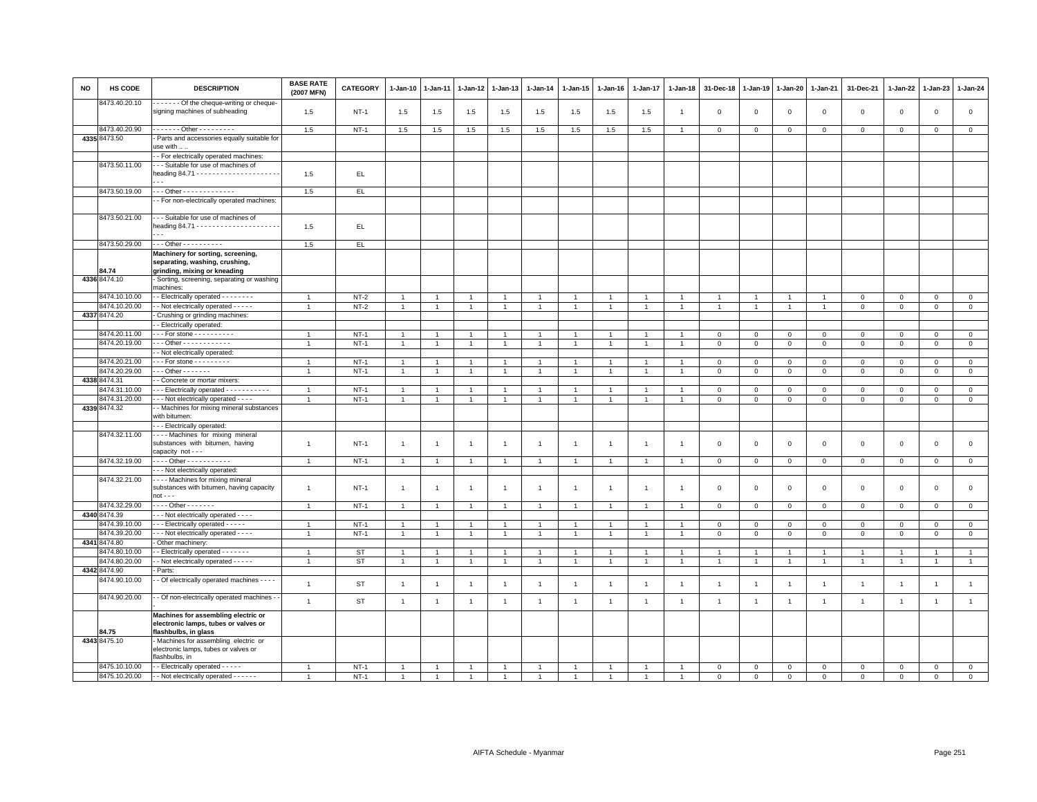| NO | HS CODE | DESCRIPTION | BASE RATE (2007 MFN) | CATEGORY | 1-Jan-10 | 1-Jan-11 | 1-Jan-12 | 1-Jan-13 | 1-Jan-14 | 1-Jan-15 | 1-Jan-16 | 1-Jan-17 | 1-Jan-18 | 31-Dec-18 | 1-Jan-19 | 1-Jan-20 | 1-Jan-21 | 31-Dec-21 | 1-Jan-22 | 1-Jan-23 | 1-Jan-24 |
|---|---|---|---|---|---|---|---|---|---|---|---|---|---|---|---|---|---|---|---|---|---|
| | 8473.40.20.10 | - - - - - - Of the cheque-writing or cheque-signing machines of subheading | 1.5 | NT-1 | 1.5 | 1.5 | 1.5 | 1.5 | 1.5 | 1.5 | 1.5 | 1.5 | 1 | 0 | 0 | 0 | 0 | 0 | 0 | 0 | 0 |
| | 8473.40.20.90 | - - - - - - - Other - - - - - - - - - | 1.5 | NT-1 | 1.5 | 1.5 | 1.5 | 1.5 | 1.5 | 1.5 | 1.5 | 1.5 | 1 | 0 | 0 | 0 | 0 | 0 | 0 | 0 | 0 |
| 4335 | 8473.50 | - Parts and accessories equally suitable for use with .. .. | | | | | | | | | | | | | | | | | | | |
| | | - - For electrically operated machines: | | | | | | | | | | | | | | | | | | | |
| | 8473.50.11.00 | - - - Suitable for use of machines of heading 84.71 - - - - - - - - - - - - - - - - - - - - - - - | 1.5 | EL | | | | | | | | | | | | | | | | | |
| | 8473.50.19.00 | - - - Other - - - - - - - - - - - - - | 1.5 | EL | | | | | | | | | | | | | | | | | |
| | | - - For non-electrically operated machines: | | | | | | | | | | | | | | | | | | | |
| | 8473.50.21.00 | - - - Suitable for use of machines of heading 84.71 - - - - - - - - - - - - - - - - - - - - - - - | 1.5 | EL | | | | | | | | | | | | | | | | | |
| | 8473.50.29.00 | - - - Other - - - - - - - - - - | 1.5 | EL | | | | | | | | | | | | | | | | | |
| | 84.74 | **Machinery for sorting, screening, separating, washing, crushing, grinding, mixing or kneading** | | | | | | | | | | | | | | | | | | | |
| 4336 | 8474.10 | - Sorting, screening, separating or washing machines: | | | | | | | | | | | | | | | | | | | |
| | 8474.10.10.00 | - - Electrically operated - - - - - - - - | 1 | NT-2 | 1 | 1 | 1 | 1 | 1 | 1 | 1 | 1 | 1 | 1 | 1 | 1 | 1 | 0 | 0 | 0 | 0 |
| | 8474.10.20.00 | - - Not electrically operated - - - - - | 1 | NT-2 | 1 | 1 | 1 | 1 | 1 | 1 | 1 | 1 | 1 | 1 | 1 | 1 | 1 | 0 | 0 | 0 | 0 |
| 4337 | 8474.20 | - Crushing or grinding machines: | | | | | | | | | | | | | | | | | | | |
| | | - - Electrically operated: | | | | | | | | | | | | | | | | | | | |
| | 8474.20.11.00 | - - - For stone - - - - - - - - - - | 1 | NT-1 | 1 | 1 | 1 | 1 | 1 | 1 | 1 | 1 | 1 | 0 | 0 | 0 | 0 | 0 | 0 | 0 | 0 |
| | 8474.20.19.00 | - - - Other - - - - - - - - - - - - | 1 | NT-1 | 1 | 1 | 1 | 1 | 1 | 1 | 1 | 1 | 1 | 0 | 0 | 0 | 0 | 0 | 0 | 0 | 0 |
| | | - - Not electrically operated: | | | | | | | | | | | | | | | | | | | |
| | 8474.20.21.00 | - - - For stone - - - - - - - - - | 1 | NT-1 | 1 | 1 | 1 | 1 | 1 | 1 | 1 | 1 | 1 | 0 | 0 | 0 | 0 | 0 | 0 | 0 | 0 |
| | 8474.20.29.00 | - - - Other - - - - - - - | 1 | NT-1 | 1 | 1 | 1 | 1 | 1 | 1 | 1 | 1 | 1 | 0 | 0 | 0 | 0 | 0 | 0 | 0 | 0 |
| 4338 | 8474.31 | - - Concrete or mortar mixers: | | | | | | | | | | | | | | | | | | | |
| | 8474.31.10.00 | - - - Electrically operated - - - - - - - - - - - | 1 | NT-1 | 1 | 1 | 1 | 1 | 1 | 1 | 1 | 1 | 1 | 0 | 0 | 0 | 0 | 0 | 0 | 0 | 0 |
| | 8474.31.20.00 | - - - Not electrically operated - - - - | 1 | NT-1 | 1 | 1 | 1 | 1 | 1 | 1 | 1 | 1 | 1 | 0 | 0 | 0 | 0 | 0 | 0 | 0 | 0 |
| 4339 | 8474.32 | - - Machines for mixing mineral substances with bitumen: | | | | | | | | | | | | | | | | | | | |
| | | - - - Electrically operated: | | | | | | | | | | | | | | | | | | | |
| | 8474.32.11.00 | - - - - Machines for mixing mineral substances with bitumen, having capacity not - - - | 1 | NT-1 | 1 | 1 | 1 | 1 | 1 | 1 | 1 | 1 | 1 | 0 | 0 | 0 | 0 | 0 | 0 | 0 | 0 |
| | 8474.32.19.00 | - - - - Other - - - - - - - - - - - | 1 | NT-1 | 1 | 1 | 1 | 1 | 1 | 1 | 1 | 1 | 1 | 0 | 0 | 0 | 0 | 0 | 0 | 0 | 0 |
| | | - - - Not electrically operated: | | | | | | | | | | | | | | | | | | | |
| | 8474.32.21.00 | - - - - Machines for mixing mineral substances with bitumen, having capacity not - - - | 1 | NT-1 | 1 | 1 | 1 | 1 | 1 | 1 | 1 | 1 | 1 | 0 | 0 | 0 | 0 | 0 | 0 | 0 | 0 |
| | 8474.32.29.00 | - - - - Other - - - - - - - | 1 | NT-1 | 1 | 1 | 1 | 1 | 1 | 1 | 1 | 1 | 1 | 0 | 0 | 0 | 0 | 0 | 0 | 0 | 0 |
| 4340 | 8474.39 | - - - Not electrically operated - - - - | | | | | | | | | | | | | | | | | | | |
| | 8474.39.10.00 | - - - Electrically operated - - - - - | 1 | NT-1 | 1 | 1 | 1 | 1 | 1 | 1 | 1 | 1 | 1 | 0 | 0 | 0 | 0 | 0 | 0 | 0 | 0 |
| | 8474.39.20.00 | - - - Not electrically operated - - - - | 1 | NT-1 | 1 | 1 | 1 | 1 | 1 | 1 | 1 | 1 | 1 | 0 | 0 | 0 | 0 | 0 | 0 | 0 | 0 |
| 4341 | 8474.80 | - Other machinery: | | | | | | | | | | | | | | | | | | | |
| | 8474.80.10.00 | - - Electrically operated - - - - - - - | 1 | ST | 1 | 1 | 1 | 1 | 1 | 1 | 1 | 1 | 1 | 1 | 1 | 1 | 1 | 1 | 1 | 1 | 1 |
| | 8474.80.20.00 | - - Not electrically operated - - - - - | 1 | ST | 1 | 1 | 1 | 1 | 1 | 1 | 1 | 1 | 1 | 1 | 1 | 1 | 1 | 1 | 1 | 1 | 1 |
| 4342 | 8474.90 | - Parts: | | | | | | | | | | | | | | | | | | | |
| | 8474.90.10.00 | - - Of electrically operated machines - - - - | 1 | ST | 1 | 1 | 1 | 1 | 1 | 1 | 1 | 1 | 1 | 1 | 1 | 1 | 1 | 1 | 1 | 1 | 1 |
| | 8474.90.20.00 | - - Of non-electrically operated machines - - - | 1 | ST | 1 | 1 | 1 | 1 | 1 | 1 | 1 | 1 | 1 | 1 | 1 | 1 | 1 | 1 | 1 | 1 | 1 |
| | 84.75 | **Machines for assembling electric or electronic lamps, tubes or valves or flashbulbs, in glass** | | | | | | | | | | | | | | | | | | | |
| 4343 | 8475.10 | - Machines for assembling electric or electronic lamps, tubes or valves or flashbulbs, in | | | | | | | | | | | | | | | | | | | |
| | 8475.10.10.00 | - - Electrically operated - - - - - | 1 | NT-1 | 1 | 1 | 1 | 1 | 1 | 1 | 1 | 1 | 1 | 0 | 0 | 0 | 0 | 0 | 0 | 0 | 0 |
| | 8475.10.20.00 | - - Not electrically operated - - - - - - | 1 | NT-1 | 1 | 1 | 1 | 1 | 1 | 1 | 1 | 1 | 1 | 0 | 0 | 0 | 0 | 0 | 0 | 0 | 0 |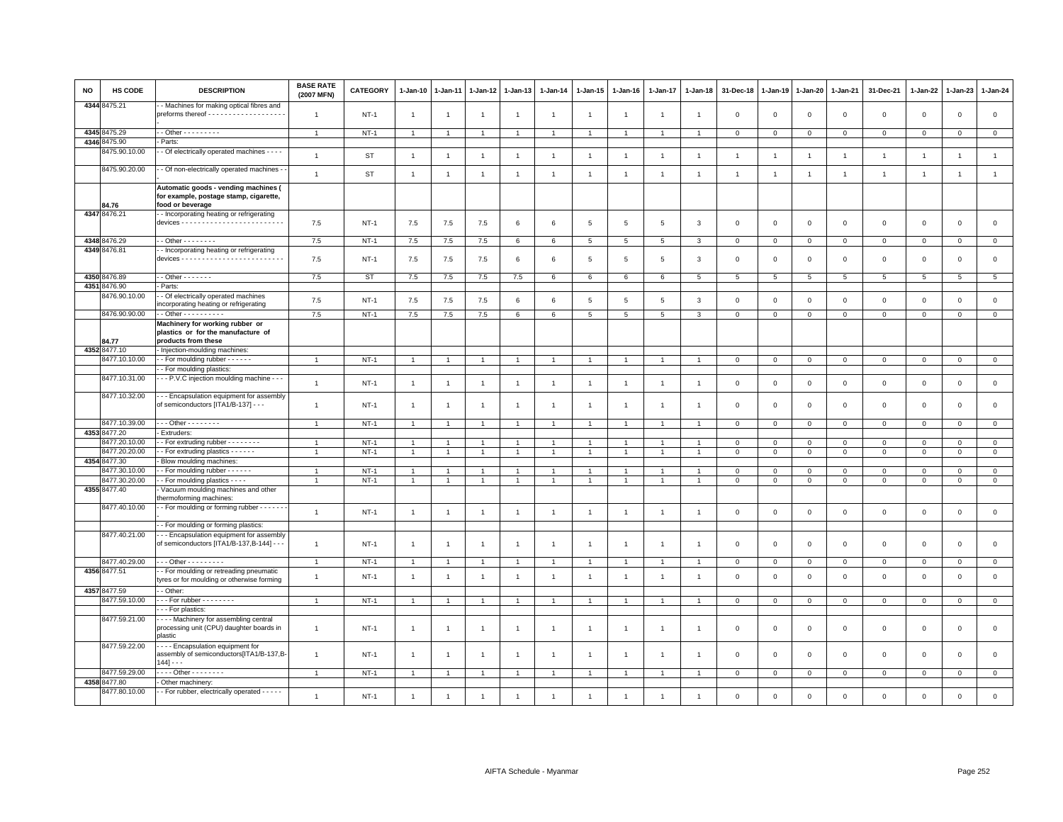| NO | HS CODE | DESCRIPTION | BASE RATE (2007 MFN) | CATEGORY | 1-Jan-10 | 1-Jan-11 | 1-Jan-12 | 1-Jan-13 | 1-Jan-14 | 1-Jan-15 | 1-Jan-16 | 1-Jan-17 | 1-Jan-18 | 31-Dec-18 | 1-Jan-19 | 1-Jan-20 | 1-Jan-21 | 31-Dec-21 | 1-Jan-22 | 1-Jan-23 | 1-Jan-24 |
|---|---|---|---|---|---|---|---|---|---|---|---|---|---|---|---|---|---|---|---|---|---|
| 4344 | 8475.21 | - - Machines for making optical fibres and preforms thereof - - - - - - - - - - - - - - - - - - - - | 1 | NT-1 | 1 | 1 | 1 | 1 | 1 | 1 | 1 | 1 | 1 | 0 | 0 | 0 | 0 | 0 | 0 | 0 | 0 |
| 4345 | 8475.29 | - - Other - - - - - - - - - | 1 | NT-1 | 1 | 1 | 1 | 1 | 1 | 1 | 1 | 1 | 1 | 0 | 0 | 0 | 0 | 0 | 0 | 0 | 0 |
| 4346 | 8475.90 | - Parts: | | | | | | | | | | | | | | | | | | | |
| | 8475.90.10.00 | - - Of electrically operated machines - - - - | 1 | ST | 1 | 1 | 1 | 1 | 1 | 1 | 1 | 1 | 1 | 1 | 1 | 1 | 1 | 1 | 1 | 1 | 1 |
| | 8475.90.20.00 | - - Of non-electrically operated machines - - | 1 | ST | 1 | 1 | 1 | 1 | 1 | 1 | 1 | 1 | 1 | 1 | 1 | 1 | 1 | 1 | 1 | 1 | 1 |
| | 84.76 | **Automatic goods - vending machines ( for example, postage stamp, cigarette, food or beverage** | | | | | | | | | | | | | | | | | | | |
| 4347 | 8476.21 | - - Incorporating heating or refrigerating devices - - - - - - - - - - - - - - - - - - - - - - - - - | 7.5 | NT-1 | 7.5 | 7.5 | 7.5 | 6 | 6 | 5 | 5 | 5 | 3 | 0 | 0 | 0 | 0 | 0 | 0 | 0 | 0 |
| 4348 | 8476.29 | - - Other - - - - - - - - | 7.5 | NT-1 | 7.5 | 7.5 | 7.5 | 6 | 6 | 5 | 5 | 5 | 3 | 0 | 0 | 0 | 0 | 0 | 0 | 0 | 0 |
| 4349 | 8476.81 | - - Incorporating heating or refrigerating devices - - - - - - - - - - - - - - - - - - - - - - - - - | 7.5 | NT-1 | 7.5 | 7.5 | 7.5 | 6 | 6 | 5 | 5 | 5 | 3 | 0 | 0 | 0 | 0 | 0 | 0 | 0 | 0 |
| 4350 | 8476.89 | - - Other - - - - - - - | 7.5 | ST | 7.5 | 7.5 | 7.5 | 7.5 | 6 | 6 | 6 | 6 | 5 | 5 | 5 | 5 | 5 | 5 | 5 | 5 | 5 |
| 4351 | 8476.90 | - Parts: | | | | | | | | | | | | | | | | | | | |
| | 8476.90.10.00 | - - Of electrically operated machines incorporating heating or refrigerating | 7.5 | NT-1 | 7.5 | 7.5 | 7.5 | 6 | 6 | 5 | 5 | 5 | 3 | 0 | 0 | 0 | 0 | 0 | 0 | 0 | 0 |
| | 8476.90.90.00 | - - Other - - - - - - - - - - | 7.5 | NT-1 | 7.5 | 7.5 | 7.5 | 6 | 6 | 5 | 5 | 5 | 3 | 0 | 0 | 0 | 0 | 0 | 0 | 0 | 0 |
| | 84.77 | **Machinery for working rubber or plastics or for the manufacture of products from these** | | | | | | | | | | | | | | | | | | | |
| 4352 | 8477.10 | - Injection-moulding machines: | | | | | | | | | | | | | | | | | | | |
| | 8477.10.10.00 | - - For moulding rubber - - - - - - | 1 | NT-1 | 1 | 1 | 1 | 1 | 1 | 1 | 1 | 1 | 1 | 0 | 0 | 0 | 0 | 0 | 0 | 0 | 0 |
| | | - - For moulding plastics: | | | | | | | | | | | | | | | | | | | |
| | 8477.10.31.00 | - - - P.V.C injection moulding machine - - - | 1 | NT-1 | 1 | 1 | 1 | 1 | 1 | 1 | 1 | 1 | 1 | 0 | 0 | 0 | 0 | 0 | 0 | 0 | 0 |
| | 8477.10.32.00 | - - - Encapsulation equipment for assembly of semiconductors [ITA1/B-137] - - - | 1 | NT-1 | 1 | 1 | 1 | 1 | 1 | 1 | 1 | 1 | 1 | 0 | 0 | 0 | 0 | 0 | 0 | 0 | 0 |
| | 8477.10.39.00 | - - - Other - - - - - - - - | 1 | NT-1 | 1 | 1 | 1 | 1 | 1 | 1 | 1 | 1 | 1 | 0 | 0 | 0 | 0 | 0 | 0 | 0 | 0 |
| 4353 | 8477.20 | - Extruders: | | | | | | | | | | | | | | | | | | | |
| | 8477.20.10.00 | - - For extruding rubber - - - - - - - - | 1 | NT-1 | 1 | 1 | 1 | 1 | 1 | 1 | 1 | 1 | 1 | 0 | 0 | 0 | 0 | 0 | 0 | 0 | 0 |
| | 8477.20.20.00 | - - For extruding plastics - - - - - - | 1 | NT-1 | 1 | 1 | 1 | 1 | 1 | 1 | 1 | 1 | 1 | 0 | 0 | 0 | 0 | 0 | 0 | 0 | 0 |
| 4354 | 8477.30 | - Blow moulding machines: | | | | | | | | | | | | | | | | | | | |
| | 8477.30.10.00 | - - For moulding rubber - - - - - - | 1 | NT-1 | 1 | 1 | 1 | 1 | 1 | 1 | 1 | 1 | 1 | 0 | 0 | 0 | 0 | 0 | 0 | 0 | 0 |
| | 8477.30.20.00 | - - For moulding plastics - - - - | 1 | NT-1 | 1 | 1 | 1 | 1 | 1 | 1 | 1 | 1 | 1 | 0 | 0 | 0 | 0 | 0 | 0 | 0 | 0 |
| 4355 | 8477.40 | - Vacuum moulding machines and other thermoforming machines: | | | | | | | | | | | | | | | | | | | |
| | 8477.40.10.00 | - - For moulding or forming rubber - - - - - - - | 1 | NT-1 | 1 | 1 | 1 | 1 | 1 | 1 | 1 | 1 | 1 | 0 | 0 | 0 | 0 | 0 | 0 | 0 | 0 |
| | | - - For moulding or forming plastics: | | | | | | | | | | | | | | | | | | | |
| | 8477.40.21.00 | - - - Encapsulation equipment for assembly of semiconductors [ITA1/B-137,B-144] - - - | 1 | NT-1 | 1 | 1 | 1 | 1 | 1 | 1 | 1 | 1 | 1 | 0 | 0 | 0 | 0 | 0 | 0 | 0 | 0 |
| | 8477.40.29.00 | - - - Other - - - - - - - - - | 1 | NT-1 | 1 | 1 | 1 | 1 | 1 | 1 | 1 | 1 | 1 | 0 | 0 | 0 | 0 | 0 | 0 | 0 | 0 |
| 4356 | 8477.51 | - - For moulding or retreading pneumatic tyres or for moulding or otherwise forming | 1 | NT-1 | 1 | 1 | 1 | 1 | 1 | 1 | 1 | 1 | 1 | 0 | 0 | 0 | 0 | 0 | 0 | 0 | 0 |
| 4357 | 8477.59 | - - Other: | | | | | | | | | | | | | | | | | | | |
| | 8477.59.10.00 | - - - For rubber - - - - - - - - | 1 | NT-1 | 1 | 1 | 1 | 1 | 1 | 1 | 1 | 1 | 1 | 0 | 0 | 0 | 0 | 0 | 0 | 0 | 0 |
| | | - - - For plastics: | | | | | | | | | | | | | | | | | | | |
| | 8477.59.21.00 | - - - - Machinery for assembling central processing unit (CPU) daughter boards in plastic | 1 | NT-1 | 1 | 1 | 1 | 1 | 1 | 1 | 1 | 1 | 1 | 0 | 0 | 0 | 0 | 0 | 0 | 0 | 0 |
| | 8477.59.22.00 | - - - - Encapsulation equipment for assembly of semiconductors[ITA1/B-137,B-144] - - - | 1 | NT-1 | 1 | 1 | 1 | 1 | 1 | 1 | 1 | 1 | 1 | 0 | 0 | 0 | 0 | 0 | 0 | 0 | 0 |
| | 8477.59.29.00 | - - - - Other - - - - - - - - | 1 | NT-1 | 1 | 1 | 1 | 1 | 1 | 1 | 1 | 1 | 1 | 0 | 0 | 0 | 0 | 0 | 0 | 0 | 0 |
| 4358 | 8477.80 | - Other machinery: | | | | | | | | | | | | | | | | | | | |
| | 8477.80.10.00 | - - For rubber, electrically operated - - - - - | 1 | NT-1 | 1 | 1 | 1 | 1 | 1 | 1 | 1 | 1 | 1 | 0 | 0 | 0 | 0 | 0 | 0 | 0 | 0 |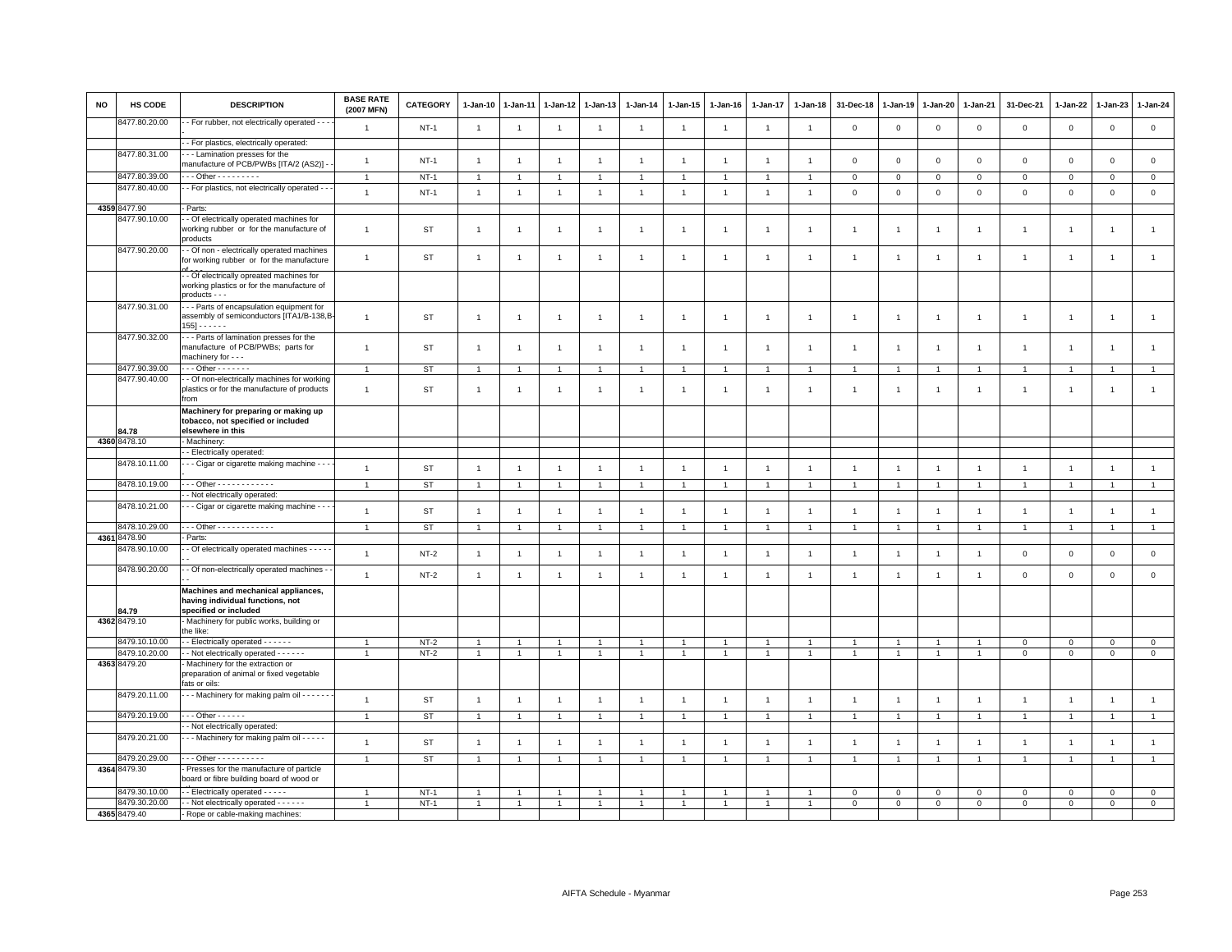| NO | HS CODE | DESCRIPTION | BASE RATE (2007 MFN) | CATEGORY | 1-Jan-10 | 1-Jan-11 | 1-Jan-12 | 1-Jan-13 | 1-Jan-14 | 1-Jan-15 | 1-Jan-16 | 1-Jan-17 | 1-Jan-18 | 31-Dec-18 | 1-Jan-19 | 1-Jan-20 | 1-Jan-21 | 31-Dec-21 | 1-Jan-22 | 1-Jan-23 | 1-Jan-24 |
|---|---|---|---|---|---|---|---|---|---|---|---|---|---|---|---|---|---|---|---|---|---|
| | 8477.80.20.00 | - - For rubber, not electrically operated - - - - | 1 | NT-1 | 1 | 1 | 1 | 1 | 1 | 1 | 1 | 1 | 1 | 0 | 0 | 0 | 0 | 0 | 0 | 0 | 0 |
| | | - - For plastics, electrically operated: | | | | | | | | | | | | | | | | | | | |
| | 8477.80.31.00 | - - - Lamination presses for the manufacture of PCB/PWBs [ITA/2 (AS2)] - - | 1 | NT-1 | 1 | 1 | 1 | 1 | 1 | 1 | 1 | 1 | 1 | 0 | 0 | 0 | 0 | 0 | 0 | 0 | 0 |
| | 8477.80.39.00 | - - - Other - - - - - - - - - | 1 | NT-1 | 1 | 1 | 1 | 1 | 1 | 1 | 1 | 1 | 1 | 0 | 0 | 0 | 0 | 0 | 0 | 0 | 0 |
| | 8477.80.40.00 | - - For plastics, not electrically operated - - - | 1 | NT-1 | 1 | 1 | 1 | 1 | 1 | 1 | 1 | 1 | 1 | 0 | 0 | 0 | 0 | 0 | 0 | 0 | 0 |
| 4359 | 8477.90 | - Parts: | | | | | | | | | | | | | | | | | | | |
| | 8477.90.10.00 | - - Of electrically operated machines for working rubber or for the manufacture of products | 1 | ST | 1 | 1 | 1 | 1 | 1 | 1 | 1 | 1 | 1 | 1 | 1 | 1 | 1 | 1 | 1 | 1 | 1 |
| | 8477.90.20.00 | - - Of non - electrically operated machines for working rubber or for the manufacture of - - - | 1 | ST | 1 | 1 | 1 | 1 | 1 | 1 | 1 | 1 | 1 | 1 | 1 | 1 | 1 | 1 | 1 | 1 | 1 |
| | | - - Of electrically opreated machines for working plastics or for the manufacture of products - - - | | | | | | | | | | | | | | | | | | | |
| | 8477.90.31.00 | - - - Parts of encapsulation equipment for assembly of semiconductors [ITA1/B-138,B-155] - - - - - - | 1 | ST | 1 | 1 | 1 | 1 | 1 | 1 | 1 | 1 | 1 | 1 | 1 | 1 | 1 | 1 | 1 | 1 | 1 |
| | 8477.90.32.00 | - - - Parts of lamination presses for the manufacture of PCB/PWBs; parts for machinery for - - - | 1 | ST | 1 | 1 | 1 | 1 | 1 | 1 | 1 | 1 | 1 | 1 | 1 | 1 | 1 | 1 | 1 | 1 | 1 |
| | 8477.90.39.00 | - - - Other - - - - - - - | 1 | ST | 1 | 1 | 1 | 1 | 1 | 1 | 1 | 1 | 1 | 1 | 1 | 1 | 1 | 1 | 1 | 1 | 1 |
| | 8477.90.40.00 | - - Of non-electrically machines for working plastics or for the manufacture of products from | 1 | ST | 1 | 1 | 1 | 1 | 1 | 1 | 1 | 1 | 1 | 1 | 1 | 1 | 1 | 1 | 1 | 1 | 1 |
| | 84.78 | **Machinery for preparing or making up tobacco, not specified or included elsewhere in this** | | | | | | | | | | | | | | | | | | | |
| 4360 | 8478.10 | - Machinery: | | | | | | | | | | | | | | | | | | | |
| | | - - Electrically operated: | | | | | | | | | | | | | | | | | | | |
| | 8478.10.11.00 | - - - Cigar or cigarette making machine - - - | 1 | ST | 1 | 1 | 1 | 1 | 1 | 1 | 1 | 1 | 1 | 1 | 1 | 1 | 1 | 1 | 1 | 1 | 1 |
| | 8478.10.19.00 | - - - Other - - - - - - - - - - - - | 1 | ST | 1 | 1 | 1 | 1 | 1 | 1 | 1 | 1 | 1 | 1 | 1 | 1 | 1 | 1 | 1 | 1 | 1 |
| | | - - Not electrically operated: | | | | | | | | | | | | | | | | | | | |
| | 8478.10.21.00 | - - - Cigar or cigarette making machine - - - | 1 | ST | 1 | 1 | 1 | 1 | 1 | 1 | 1 | 1 | 1 | 1 | 1 | 1 | 1 | 1 | 1 | 1 | 1 |
| | 8478.10.29.00 | - - - Other - - - - - - - - - - - - | 1 | ST | 1 | 1 | 1 | 1 | 1 | 1 | 1 | 1 | 1 | 1 | 1 | 1 | 1 | 1 | 1 | 1 | 1 |
| 4361 | 8478.90 | - Parts: | | | | | | | | | | | | | | | | | | | |
| | 8478.90.10.00 | - - Of electrically operated machines - - - - - - | 1 | NT-2 | 1 | 1 | 1 | 1 | 1 | 1 | 1 | 1 | 1 | 1 | 1 | 1 | 1 | 0 | 0 | 0 | 0 |
| | 8478.90.20.00 | - - Of non-electrically operated machines - - - | 1 | NT-2 | 1 | 1 | 1 | 1 | 1 | 1 | 1 | 1 | 1 | 1 | 1 | 1 | 1 | 0 | 0 | 0 | 0 |
| | 84.79 | **Machines and mechanical appliances, having individual functions, not specified or included** | | | | | | | | | | | | | | | | | | | |
| 4362 | 8479.10 | - Machinery for public works, building or the like: | | | | | | | | | | | | | | | | | | | |
| | 8479.10.10.00 | - - Electrically operated - - - - - - | 1 | NT-2 | 1 | 1 | 1 | 1 | 1 | 1 | 1 | 1 | 1 | 1 | 1 | 1 | 1 | 0 | 0 | 0 | 0 |
| | 8479.10.20.00 | - - Not electrically operated - - - - - - | 1 | NT-2 | 1 | 1 | 1 | 1 | 1 | 1 | 1 | 1 | 1 | 1 | 1 | 1 | 1 | 0 | 0 | 0 | 0 |
| 4363 | 8479.20 | - Machinery for the extraction or preparation of animal or fixed vegetable fats or oils: | | | | | | | | | | | | | | | | | | | |
| | 8479.20.11.00 | - - - Machinery for making palm oil - - - - - - - | 1 | ST | 1 | 1 | 1 | 1 | 1 | 1 | 1 | 1 | 1 | 1 | 1 | 1 | 1 | 1 | 1 | 1 | 1 |
| | 8479.20.19.00 | - - - Other - - - - - - | 1 | ST | 1 | 1 | 1 | 1 | 1 | 1 | 1 | 1 | 1 | 1 | 1 | 1 | 1 | 1 | 1 | 1 | 1 |
| | | - - Not electrically operated: | | | | | | | | | | | | | | | | | | | |
| | 8479.20.21.00 | - - - Machinery for making palm oil - - - - - | 1 | ST | 1 | 1 | 1 | 1 | 1 | 1 | 1 | 1 | 1 | 1 | 1 | 1 | 1 | 1 | 1 | 1 | 1 |
| | 8479.20.29.00 | - - - Other - - - - - - - - - - | 1 | ST | 1 | 1 | 1 | 1 | 1 | 1 | 1 | 1 | 1 | 1 | 1 | 1 | 1 | 1 | 1 | 1 | 1 |
| 4364 | 8479.30 | - Presses for the manufacture of particle board or fibre building board of wood or | | | | | | | | | | | | | | | | | | | |
| | 8479.30.10.00 | - - Electrically operated - - - - - | 1 | NT-1 | 1 | 1 | 1 | 1 | 1 | 1 | 1 | 1 | 1 | 0 | 0 | 0 | 0 | 0 | 0 | 0 | 0 |
| | 8479.30.20.00 | - - Not electrically operated - - - - - - | 1 | NT-1 | 1 | 1 | 1 | 1 | 1 | 1 | 1 | 1 | 1 | 0 | 0 | 0 | 0 | 0 | 0 | 0 | 0 |
| 4365 | 8479.40 | - Rope or cable-making machines: | | | | | | | | | | | | | | | | | | | |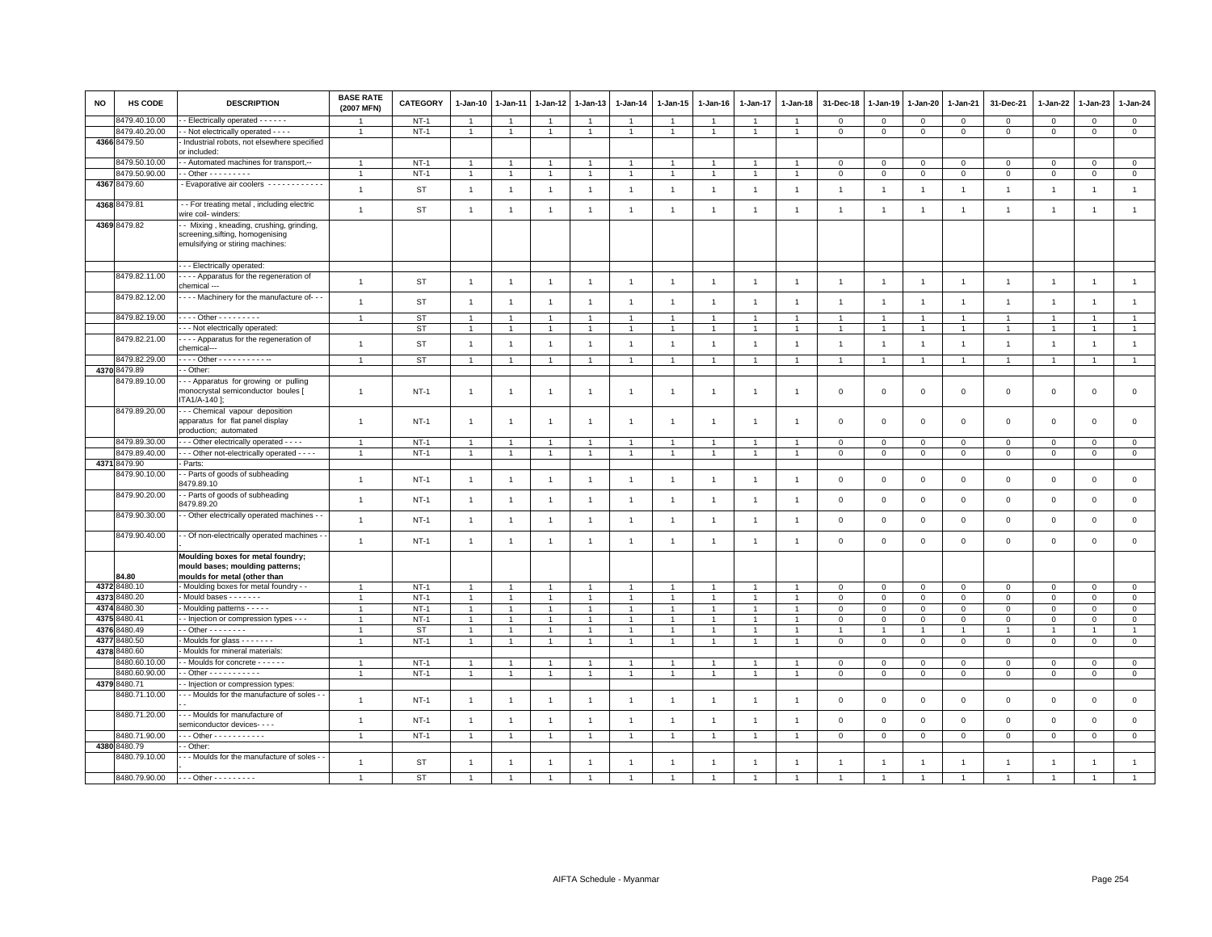| NO | HS CODE | DESCRIPTION | BASE RATE (2007 MFN) | CATEGORY | 1-Jan-10 | 1-Jan-11 | 1-Jan-12 | 1-Jan-13 | 1-Jan-14 | 1-Jan-15 | 1-Jan-16 | 1-Jan-17 | 1-Jan-18 | 31-Dec-18 | 1-Jan-19 | 1-Jan-20 | 1-Jan-21 | 31-Dec-21 | 1-Jan-22 | 1-Jan-23 | 1-Jan-24 |
|---|---|---|---|---|---|---|---|---|---|---|---|---|---|---|---|---|---|---|---|---|---|
| | 8479.40.10.00 | - - Electrically operated - - - - - - | 1 | NT-1 | 1 | 1 | 1 | 1 | 1 | 1 | 1 | 1 | 1 | 0 | 0 | 0 | 0 | 0 | 0 | 0 | 0 |
| | 8479.40.20.00 | - - Not electrically operated - - - - | 1 | NT-1 | 1 | 1 | 1 | 1 | 1 | 1 | 1 | 1 | 1 | 0 | 0 | 0 | 0 | 0 | 0 | 0 | 0 |
| 4366 | 8479.50 | - Industrial robots, not elsewhere specified or included: | | | | | | | | | | | | | | | | | | | |
| | 8479.50.10.00 | - - Automated machines for transport,-- | 1 | NT-1 | 1 | 1 | 1 | 1 | 1 | 1 | 1 | 1 | 1 | 0 | 0 | 0 | 0 | 0 | 0 | 0 | 0 |
| | 8479.50.90.00 | - - Other - - - - - - - - - | 1 | NT-1 | 1 | 1 | 1 | 1 | 1 | 1 | 1 | 1 | 1 | 0 | 0 | 0 | 0 | 0 | 0 | 0 | 0 |
| 4367 | 8479.60 | - Evaporative air coolers - - - - - - - - - - - - | 1 | ST | 1 | 1 | 1 | 1 | 1 | 1 | 1 | 1 | 1 | 1 | 1 | 1 | 1 | 1 | 1 | 1 | 1 |
| 4368 | 8479.81 | - - For treating metal , including electric wire coil- winders: | 1 | ST | 1 | 1 | 1 | 1 | 1 | 1 | 1 | 1 | 1 | 1 | 1 | 1 | 1 | 1 | 1 | 1 | 1 |
| 4369 | 8479.82 | - - Mixing , kneading, crushing, grinding, screening,sifting, homogenising emulsifying or stiring machines: | | | | | | | | | | | | | | | | | | | |
| | | - - - Electrically operated: | | | | | | | | | | | | | | | | | | | |
| | 8479.82.11.00 | - - - - Apparatus for the regeneration of chemical --- | 1 | ST | 1 | 1 | 1 | 1 | 1 | 1 | 1 | 1 | 1 | 1 | 1 | 1 | 1 | 1 | 1 | 1 | 1 |
| | 8479.82.12.00 | - - - - Machinery for the manufacture of- - - | 1 | ST | 1 | 1 | 1 | 1 | 1 | 1 | 1 | 1 | 1 | 1 | 1 | 1 | 1 | 1 | 1 | 1 | 1 |
| | 8479.82.19.00 | - - - - Other - - - - - - - - - | 1 | ST | 1 | 1 | 1 | 1 | 1 | 1 | 1 | 1 | 1 | 1 | 1 | 1 | 1 | 1 | 1 | 1 | 1 |
| | | - - - Not electrically operated: | | ST | 1 | 1 | 1 | 1 | 1 | 1 | 1 | 1 | 1 | 1 | 1 | 1 | 1 | 1 | 1 | 1 | 1 |
| | 8479.82.21.00 | - - - - Apparatus for the regeneration of chemical--- | 1 | ST | 1 | 1 | 1 | 1 | 1 | 1 | 1 | 1 | 1 | 1 | 1 | 1 | 1 | 1 | 1 | 1 | 1 |
| | 8479.82.29.00 | - - - - Other - - - - - - - - - - - -- | 1 | ST | 1 | 1 | 1 | 1 | 1 | 1 | 1 | 1 | 1 | 1 | 1 | 1 | 1 | 1 | 1 | 1 | 1 |
| 4370 | 8479.89 | - - Other: | | | | | | | | | | | | | | | | | | | |
| | 8479.89.10.00 | - - - Apparatus for growing or pulling monocrystal semiconductor boules [ ITA1/A-140 ]; | 1 | NT-1 | 1 | 1 | 1 | 1 | 1 | 1 | 1 | 1 | 1 | 0 | 0 | 0 | 0 | 0 | 0 | 0 | 0 |
| | 8479.89.20.00 | - - - Chemical vapour deposition apparatus for flat panel display production; automated | 1 | NT-1 | 1 | 1 | 1 | 1 | 1 | 1 | 1 | 1 | 1 | 0 | 0 | 0 | 0 | 0 | 0 | 0 | 0 |
| | 8479.89.30.00 | - - - Other electrically operated - - - - | 1 | NT-1 | 1 | 1 | 1 | 1 | 1 | 1 | 1 | 1 | 1 | 0 | 0 | 0 | 0 | 0 | 0 | 0 | 0 |
| | 8479.89.40.00 | - - - Other not-electrically operated - - - - | 1 | NT-1 | 1 | 1 | 1 | 1 | 1 | 1 | 1 | 1 | 1 | 0 | 0 | 0 | 0 | 0 | 0 | 0 | 0 |
| 4371 | 8479.90 | - Parts: | | | | | | | | | | | | | | | | | | | |
| | 8479.90.10.00 | - - Parts of goods of subheading 8479.89.10 | 1 | NT-1 | 1 | 1 | 1 | 1 | 1 | 1 | 1 | 1 | 1 | 0 | 0 | 0 | 0 | 0 | 0 | 0 | 0 |
| | 8479.90.20.00 | - - Parts of goods of subheading 8479.89.20 | 1 | NT-1 | 1 | 1 | 1 | 1 | 1 | 1 | 1 | 1 | 1 | 0 | 0 | 0 | 0 | 0 | 0 | 0 | 0 |
| | 8479.90.30.00 | - - Other electrically operated machines - - | 1 | NT-1 | 1 | 1 | 1 | 1 | 1 | 1 | 1 | 1 | 1 | 0 | 0 | 0 | 0 | 0 | 0 | 0 | 0 |
| | 8479.90.40.00 | - - Of non-electrically operated machines - - | 1 | NT-1 | 1 | 1 | 1 | 1 | 1 | 1 | 1 | 1 | 1 | 0 | 0 | 0 | 0 | 0 | 0 | 0 | 0 |
| | 84.80 | **Moulding boxes for metal foundry; mould bases; moulding patterns; moulds for metal (other than** | | | | | | | | | | | | | | | | | | | |
| 4372 | 8480.10 | - Moulding boxes for metal foundry - - | 1 | NT-1 | 1 | 1 | 1 | 1 | 1 | 1 | 1 | 1 | 1 | 0 | 0 | 0 | 0 | 0 | 0 | 0 | 0 |
| 4373 | 8480.20 | - Mould bases - - - - - - - | 1 | NT-1 | 1 | 1 | 1 | 1 | 1 | 1 | 1 | 1 | 1 | 0 | 0 | 0 | 0 | 0 | 0 | 0 | 0 |
| 4374 | 8480.30 | - Moulding patterns - - - - - | 1 | NT-1 | 1 | 1 | 1 | 1 | 1 | 1 | 1 | 1 | 1 | 0 | 0 | 0 | 0 | 0 | 0 | 0 | 0 |
| 4375 | 8480.41 | - - Injection or compression types - - - | 1 | NT-1 | 1 | 1 | 1 | 1 | 1 | 1 | 1 | 1 | 1 | 0 | 0 | 0 | 0 | 0 | 0 | 0 | 0 |
| 4376 | 8480.49 | - - Other - - - - - - - - | 1 | ST | 1 | 1 | 1 | 1 | 1 | 1 | 1 | 1 | 1 | 1 | 1 | 1 | 1 | 1 | 1 | 1 | 1 |
| 4377 | 8480.50 | - Moulds for glass - - - - - - - | 1 | NT-1 | 1 | 1 | 1 | 1 | 1 | 1 | 1 | 1 | 1 | 0 | 0 | 0 | 0 | 0 | 0 | 0 | 0 |
| 4378 | 8480.60 | - Moulds for mineral materials: | | | | | | | | | | | | | | | | | | | |
| | 8480.60.10.00 | - - Moulds for concrete - - - - - - | 1 | NT-1 | 1 | 1 | 1 | 1 | 1 | 1 | 1 | 1 | 1 | 0 | 0 | 0 | 0 | 0 | 0 | 0 | 0 |
| | 8480.60.90.00 | - - Other - - - - - - - - - - - | 1 | NT-1 | 1 | 1 | 1 | 1 | 1 | 1 | 1 | 1 | 1 | 0 | 0 | 0 | 0 | 0 | 0 | 0 | 0 |
| 4379 | 8480.71 | - - Injection or compression types: | | | | | | | | | | | | | | | | | | | |
| | 8480.71.10.00 | - - - Moulds for the manufacture of soles - - - | 1 | NT-1 | 1 | 1 | 1 | 1 | 1 | 1 | 1 | 1 | 1 | 0 | 0 | 0 | 0 | 0 | 0 | 0 | 0 |
| | 8480.71.20.00 | - - - Moulds for manufacture of semiconductor devices- - - - | 1 | NT-1 | 1 | 1 | 1 | 1 | 1 | 1 | 1 | 1 | 1 | 0 | 0 | 0 | 0 | 0 | 0 | 0 | 0 |
| | 8480.71.90.00 | - - - Other - - - - - - - - - - - | 1 | NT-1 | 1 | 1 | 1 | 1 | 1 | 1 | 1 | 1 | 1 | 0 | 0 | 0 | 0 | 0 | 0 | 0 | 0 |
| 4380 | 8480.79 | - - Other: | | | | | | | | | | | | | | | | | | | |
| | 8480.79.10.00 | - - - Moulds for the manufacture of soles - - - | 1 | ST | 1 | 1 | 1 | 1 | 1 | 1 | 1 | 1 | 1 | 1 | 1 | 1 | 1 | 1 | 1 | 1 | 1 |
| | 8480.79.90.00 | - - - Other - - - - - - - - - | 1 | ST | 1 | 1 | 1 | 1 | 1 | 1 | 1 | 1 | 1 | 1 | 1 | 1 | 1 | 1 | 1 | 1 | 1 |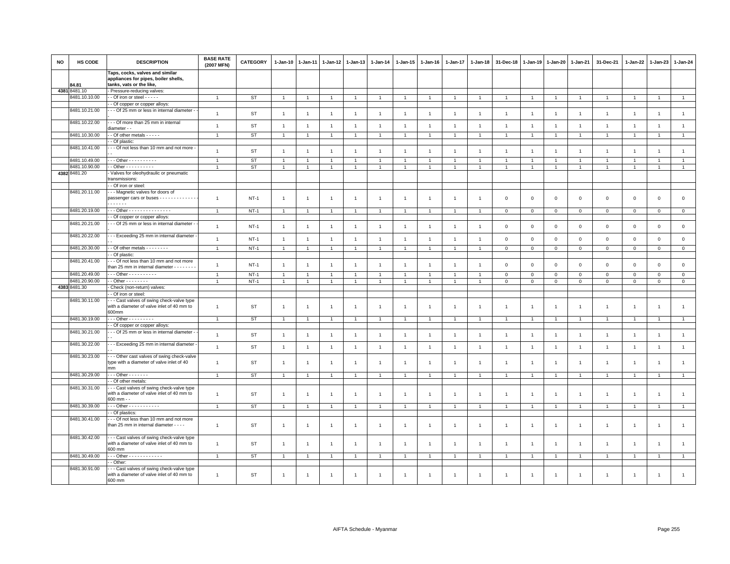| NO | HS CODE | DESCRIPTION | BASE RATE (2007 MFN) | CATEGORY | 1-Jan-10 | 1-Jan-11 | 1-Jan-12 | 1-Jan-13 | 1-Jan-14 | 1-Jan-15 | 1-Jan-16 | 1-Jan-17 | 1-Jan-18 | 31-Dec-18 | 1-Jan-19 | 1-Jan-20 | 1-Jan-21 | 31-Dec-21 | 1-Jan-22 | 1-Jan-23 | 1-Jan-24 |
|---|---|---|---|---|---|---|---|---|---|---|---|---|---|---|---|---|---|---|---|---|---|
| | 84.81 | Taps, cocks, valves and similar appliances for pipes, boiler shells, tanks, vats or the like, | | | | | | | | | | | | | | | | | | | |
| 4381 | 8481.10 | - Pressure-reducing valves: | | | | | | | | | | | | | | | | | | | |
| | 8481.10.10.00 | - - Of iron or steel - - - - - | 1 | ST | 1 | 1 | 1 | 1 | 1 | 1 | 1 | 1 | 1 | 1 | 1 | 1 | 1 | 1 | 1 | 1 | 1 |
| | | - - Of copper or copper alloys: | | | | | | | | | | | | | | | | | | | |
| | 8481.10.21.00 | - - - Of 25 mm or less in internal diameter - - | 1 | ST | 1 | 1 | 1 | 1 | 1 | 1 | 1 | 1 | 1 | 1 | 1 | 1 | 1 | 1 | 1 | 1 | 1 |
| | 8481.10.22.00 | - - - Of more than 25 mm in internal diameter - - | 1 | ST | 1 | 1 | 1 | 1 | 1 | 1 | 1 | 1 | 1 | 1 | 1 | 1 | 1 | 1 | 1 | 1 | 1 |
| | 8481.10.30.00 | - - Of other metals - - - - - | 1 | ST | 1 | 1 | 1 | 1 | 1 | 1 | 1 | 1 | 1 | 1 | 1 | 1 | 1 | 1 | 1 | 1 | 1 |
| | | - - Of plastic: | | | | | | | | | | | | | | | | | | | |
| | 8481.10.41.00 | - - - Of not less than 10 mm and not more - - | 1 | ST | 1 | 1 | 1 | 1 | 1 | 1 | 1 | 1 | 1 | 1 | 1 | 1 | 1 | 1 | 1 | 1 | 1 |
| | 8481.10.49.00 | - - - Other - - - - - - - - - - | 1 | ST | 1 | 1 | 1 | 1 | 1 | 1 | 1 | 1 | 1 | 1 | 1 | 1 | 1 | 1 | 1 | 1 | 1 |
| | 8481.10.90.00 | - - Other - - - - - - - - - - | 1 | ST | 1 | 1 | 1 | 1 | 1 | 1 | 1 | 1 | 1 | 1 | 1 | 1 | 1 | 1 | 1 | 1 | 1 |
| 4382 | 8481.20 | - Valves for oleohydraulic or pneumatic transmissions: | | | | | | | | | | | | | | | | | | | |
| | | - - Of iron or steel: | | | | | | | | | | | | | | | | | | | |
| | 8481.20.11.00 | - - - Magnetic valves for doors of passenger cars or buses - - - - - - - - - - - - - - - - - - - | 1 | NT-1 | 1 | 1 | 1 | 1 | 1 | 1 | 1 | 1 | 1 | 0 | 0 | 0 | 0 | 0 | 0 | 0 | 0 |
| | 8481.20.19.00 | - - - Other - - - - - - - - - - - - - - - | 1 | NT-1 | 1 | 1 | 1 | 1 | 1 | 1 | 1 | 1 | 1 | 0 | 0 | 0 | 0 | 0 | 0 | 0 | 0 |
| | | - - Of copper or copper alloys: | | | | | | | | | | | | | | | | | | | |
| | 8481.20.21.00 | - - - Of 25 mm or less in internal diameter - - - | 1 | NT-1 | 1 | 1 | 1 | 1 | 1 | 1 | 1 | 1 | 1 | 0 | 0 | 0 | 0 | 0 | 0 | 0 | 0 |
| | 8481.20.22.00 | - - - Exceeding 25 mm in internal diameter - - - | 1 | NT-1 | 1 | 1 | 1 | 1 | 1 | 1 | 1 | 1 | 1 | 0 | 0 | 0 | 0 | 0 | 0 | 0 | 0 |
| | 8481.20.30.00 | - - Of other metals - - - - - - - - | 1 | NT-1 | 1 | 1 | 1 | 1 | 1 | 1 | 1 | 1 | 1 | 0 | 0 | 0 | 0 | 0 | 0 | 0 | 0 |
| | | - - Of plastic: | | | | | | | | | | | | | | | | | | | |
| | 8481.20.41.00 | - - - Of not less than 10 mm and not more than 25 mm in internal diameter - - - - - - - - | 1 | NT-1 | 1 | 1 | 1 | 1 | 1 | 1 | 1 | 1 | 1 | 0 | 0 | 0 | 0 | 0 | 0 | 0 | 0 |
| | 8481.20.49.00 | - - - Other - - - - - - - - - - | 1 | NT-1 | 1 | 1 | 1 | 1 | 1 | 1 | 1 | 1 | 1 | 0 | 0 | 0 | 0 | 0 | 0 | 0 | 0 |
| | 8481.20.90.00 | - - Other - - - - - - - - | 1 | NT-1 | 1 | 1 | 1 | 1 | 1 | 1 | 1 | 1 | 1 | 0 | 0 | 0 | 0 | 0 | 0 | 0 | 0 |
| 4383 | 8481.30 | - Check (non-return) valves: | | | | | | | | | | | | | | | | | | | |
| | | - - Of iron or steel: | | | | | | | | | | | | | | | | | | | |
| | 8481.30.11.00 | - - - Cast valves of swing check-valve type with a diameter of valve inlet of 40 mm to 600mm | 1 | ST | 1 | 1 | 1 | 1 | 1 | 1 | 1 | 1 | 1 | 1 | 1 | 1 | 1 | 1 | 1 | 1 | 1 |
| | 8481.30.19.00 | - - - Other - - - - - - - - - | 1 | ST | 1 | 1 | 1 | 1 | 1 | 1 | 1 | 1 | 1 | 1 | 1 | 1 | 1 | 1 | 1 | 1 | 1 |
| | | - - Of copper or copper alloys: | | | | | | | | | | | | | | | | | | | |
| | 8481.30.21.00 | - - - Of 25 mm or less in internal diameter - - - | 1 | ST | 1 | 1 | 1 | 1 | 1 | 1 | 1 | 1 | 1 | 1 | 1 | 1 | 1 | 1 | 1 | 1 | 1 |
| | 8481.30.22.00 | - - - Exceeding 25 mm in internal diameter - - - | 1 | ST | 1 | 1 | 1 | 1 | 1 | 1 | 1 | 1 | 1 | 1 | 1 | 1 | 1 | 1 | 1 | 1 | 1 |
| | 8481.30.23.00 | - - - Other cast valves of swing check-valve type with a diameter of valve inlet of 40 mm | 1 | ST | 1 | 1 | 1 | 1 | 1 | 1 | 1 | 1 | 1 | 1 | 1 | 1 | 1 | 1 | 1 | 1 | 1 |
| | 8481.30.29.00 | - - - Other - - - - - - - | 1 | ST | 1 | 1 | 1 | 1 | 1 | 1 | 1 | 1 | 1 | 1 | 1 | 1 | 1 | 1 | 1 | 1 | 1 |
| | | - - Of other metals: | | | | | | | | | | | | | | | | | | | |
| | 8481.30.31.00 | - - - Cast valves of swing check-valve type with a diameter of valve inlet of 40 mm to 600 mm - - | 1 | ST | 1 | 1 | 1 | 1 | 1 | 1 | 1 | 1 | 1 | 1 | 1 | 1 | 1 | 1 | 1 | 1 | 1 |
| | 8481.30.39.00 | - - - Other - - - - - - - - - - - | 1 | ST | 1 | 1 | 1 | 1 | 1 | 1 | 1 | 1 | 1 | 1 | 1 | 1 | 1 | 1 | 1 | 1 | 1 |
| | | - - Of plastics: | | | | | | | | | | | | | | | | | | | |
| | 8481.30.41.00 | - - - Of not less than 10 mm and not more than 25 mm in internal diameter - - - - | 1 | ST | 1 | 1 | 1 | 1 | 1 | 1 | 1 | 1 | 1 | 1 | 1 | 1 | 1 | 1 | 1 | 1 | 1 |
| | 8481.30.42.00 | - - - Cast valves of swing check-valve type with a diameter of valve inlet of 40 mm to 600 mm | 1 | ST | 1 | 1 | 1 | 1 | 1 | 1 | 1 | 1 | 1 | 1 | 1 | 1 | 1 | 1 | 1 | 1 | 1 |
| | 8481.30.49.00 | - - - Other - - - - - - - - - - - - | 1 | ST | 1 | 1 | 1 | 1 | 1 | 1 | 1 | 1 | 1 | 1 | 1 | 1 | 1 | 1 | 1 | 1 | 1 |
| | | - - Other: | | | | | | | | | | | | | | | | | | | |
| | 8481.30.91.00 | - - - Cast valves of swing check-valve type with a diameter of valve inlet of 40 mm to 600 mm | 1 | ST | 1 | 1 | 1 | 1 | 1 | 1 | 1 | 1 | 1 | 1 | 1 | 1 | 1 | 1 | 1 | 1 | 1 |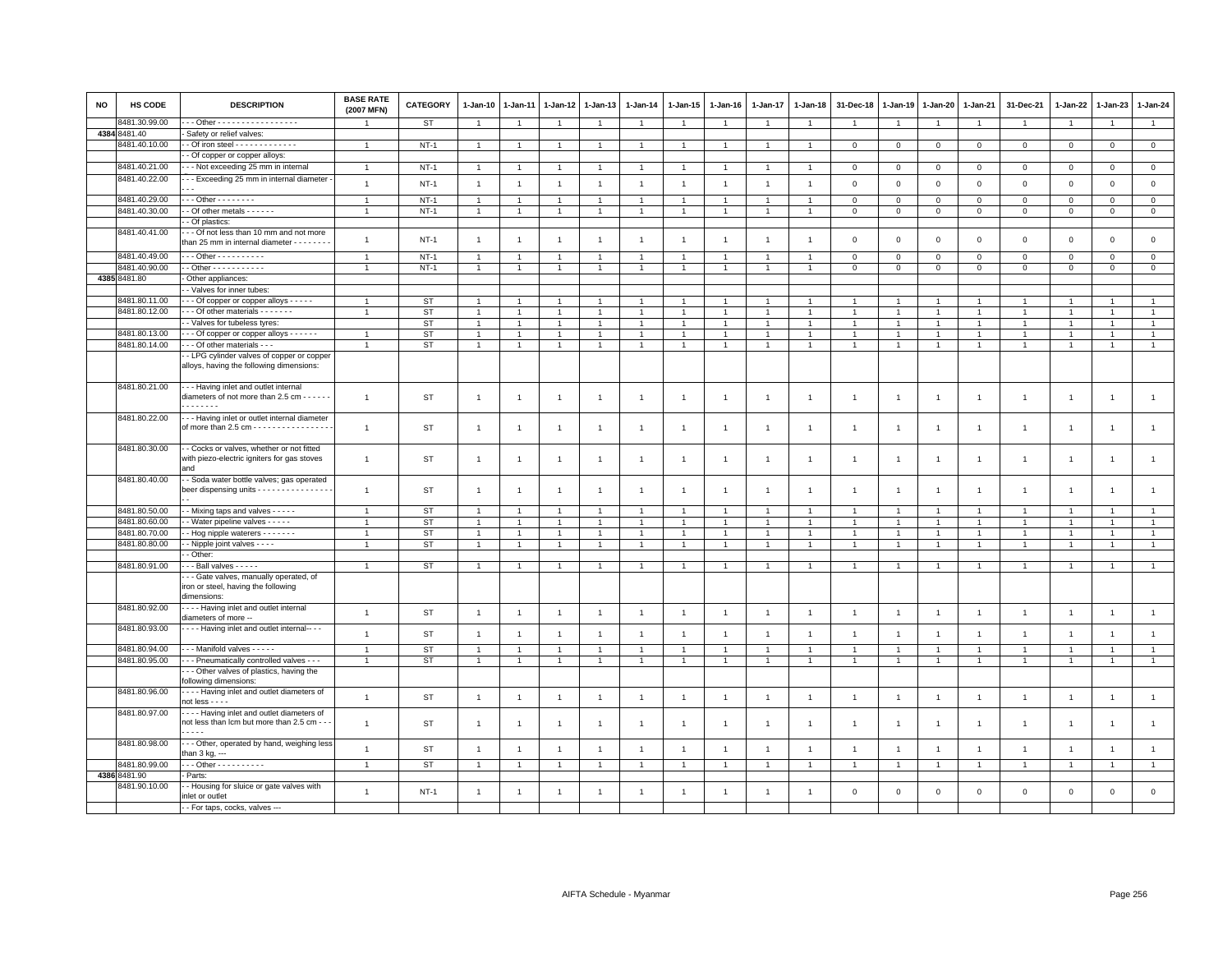| NO | HS CODE | DESCRIPTION | BASE RATE (2007 MFN) | CATEGORY | 1-Jan-10 | 1-Jan-11 | 1-Jan-12 | 1-Jan-13 | 1-Jan-14 | 1-Jan-15 | 1-Jan-16 | 1-Jan-17 | 1-Jan-18 | 31-Dec-18 | 1-Jan-19 | 1-Jan-20 | 1-Jan-21 | 31-Dec-21 | 1-Jan-22 | 1-Jan-23 | 1-Jan-24 |
|---|---|---|---|---|---|---|---|---|---|---|---|---|---|---|---|---|---|---|---|---|---|
| | 8481.30.99.00 | - - - Other - - - - - - - - - - - - - - - - - | 1 | ST | 1 | 1 | 1 | 1 | 1 | 1 | 1 | 1 | 1 | 1 | 1 | 1 | 1 | 1 | 1 | 1 | 1 |
| 4384 | 8481.40 | - Safety or relief valves: | | | | | | | | | | | | | | | | | | | |
| | 8481.40.10.00 | - - Of iron steel - - - - - - - - - - - - - | 1 | NT-1 | 1 | 1 | 1 | 1 | 1 | 1 | 1 | 1 | 1 | 0 | 0 | 0 | 0 | 0 | 0 | 0 | 0 |
| | | - - Of copper or copper alloys: | | | | | | | | | | | | | | | | | | | |
| | 8481.40.21.00 | - - - Not exceeding 25 mm in internal | 1 | NT-1 | 1 | 1 | 1 | 1 | 1 | 1 | 1 | 1 | 1 | 0 | 0 | 0 | 0 | 0 | 0 | 0 | 0 |
| | 8481.40.22.00 | - - - Exceeding 25 mm in internal diameter - - - | 1 | NT-1 | 1 | 1 | 1 | 1 | 1 | 1 | 1 | 1 | 1 | 0 | 0 | 0 | 0 | 0 | 0 | 0 | 0 |
| | 8481.40.29.00 | - - - Other - - - - - - - - | 1 | NT-1 | 1 | 1 | 1 | 1 | 1 | 1 | 1 | 1 | 1 | 0 | 0 | 0 | 0 | 0 | 0 | 0 | 0 |
| | 8481.40.30.00 | - - Of other metals - - - - - - | 1 | NT-1 | 1 | 1 | 1 | 1 | 1 | 1 | 1 | 1 | 1 | 0 | 0 | 0 | 0 | 0 | 0 | 0 | 0 |
| | | - - Of plastics: | | | | | | | | | | | | | | | | | | | |
| | 8481.40.41.00 | - - - Of not less than 10 mm and not more than 25 mm in internal diameter - - - - - - - - | 1 | NT-1 | 1 | 1 | 1 | 1 | 1 | 1 | 1 | 1 | 1 | 0 | 0 | 0 | 0 | 0 | 0 | 0 | 0 |
| | 8481.40.49.00 | - - - Other - - - - - - - - - - | 1 | NT-1 | 1 | 1 | 1 | 1 | 1 | 1 | 1 | 1 | 1 | 0 | 0 | 0 | 0 | 0 | 0 | 0 | 0 |
| | 8481.40.90.00 | - - Other - - - - - - - - - - - | 1 | NT-1 | 1 | 1 | 1 | 1 | 1 | 1 | 1 | 1 | 1 | 0 | 0 | 0 | 0 | 0 | 0 | 0 | 0 |
| 4385 | 8481.80 | - Other appliances: | | | | | | | | | | | | | | | | | | | |
| | | - - Valves for inner tubes: | | | | | | | | | | | | | | | | | | | |
| | 8481.80.11.00 | - - - Of copper or copper alloys - - - - - | 1 | ST | 1 | 1 | 1 | 1 | 1 | 1 | 1 | 1 | 1 | 1 | 1 | 1 | 1 | 1 | 1 | 1 | 1 |
| | 8481.80.12.00 | - - - Of other materials - - - - - - - | 1 | ST | 1 | 1 | 1 | 1 | 1 | 1 | 1 | 1 | 1 | 1 | 1 | 1 | 1 | 1 | 1 | 1 | 1 |
| | | - - Valves for tubeless tyres: | | ST | 1 | 1 | 1 | 1 | 1 | 1 | 1 | 1 | 1 | 1 | 1 | 1 | 1 | 1 | 1 | 1 | 1 |
| | 8481.80.13.00 | - - - Of copper or copper alloys - - - - - - | 1 | ST | 1 | 1 | 1 | 1 | 1 | 1 | 1 | 1 | 1 | 1 | 1 | 1 | 1 | 1 | 1 | 1 | 1 |
| | 8481.80.14.00 | - - - Of other materials - - - | 1 | ST | 1 | 1 | 1 | 1 | 1 | 1 | 1 | 1 | 1 | 1 | 1 | 1 | 1 | 1 | 1 | 1 | 1 |
| | | - - LPG cylinder valves of copper or copper alloys, having the following dimensions: | | | | | | | | | | | | | | | | | | | |
| | 8481.80.21.00 | - - - Having inlet and outlet internal diameters of not more than 2.5 cm - - - - - - - - - - - - - - | 1 | ST | 1 | 1 | 1 | 1 | 1 | 1 | 1 | 1 | 1 | 1 | 1 | 1 | 1 | 1 | 1 | 1 | 1 |
| | 8481.80.22.00 | - - - Having inlet or outlet internal diameter of more than 2.5 cm - - - - - - - - - - - - - - - - - | 1 | ST | 1 | 1 | 1 | 1 | 1 | 1 | 1 | 1 | 1 | 1 | 1 | 1 | 1 | 1 | 1 | 1 | 1 |
| | 8481.80.30.00 | - - Cocks or valves, whether or not fitted with piezo-electric igniters for gas stoves and | 1 | ST | 1 | 1 | 1 | 1 | 1 | 1 | 1 | 1 | 1 | 1 | 1 | 1 | 1 | 1 | 1 | 1 | 1 |
| | 8481.80.40.00 | - - Soda water bottle valves; gas operated beer dispensing units - - - - - - - - - - - - - - - - - - | 1 | ST | 1 | 1 | 1 | 1 | 1 | 1 | 1 | 1 | 1 | 1 | 1 | 1 | 1 | 1 | 1 | 1 | 1 |
| | 8481.80.50.00 | - - Mixing taps and valves - - - - - | 1 | ST | 1 | 1 | 1 | 1 | 1 | 1 | 1 | 1 | 1 | 1 | 1 | 1 | 1 | 1 | 1 | 1 | 1 |
| | 8481.80.60.00 | - - Water pipeline valves - - - - - | 1 | ST | 1 | 1 | 1 | 1 | 1 | 1 | 1 | 1 | 1 | 1 | 1 | 1 | 1 | 1 | 1 | 1 | 1 |
| | 8481.80.70.00 | - - Hog nipple waterers - - - - - - - | 1 | ST | 1 | 1 | 1 | 1 | 1 | 1 | 1 | 1 | 1 | 1 | 1 | 1 | 1 | 1 | 1 | 1 | 1 |
| | 8481.80.80.00 | - - Nipple joint valves - - - - | 1 | ST | 1 | 1 | 1 | 1 | 1 | 1 | 1 | 1 | 1 | 1 | 1 | 1 | 1 | 1 | 1 | 1 | 1 |
| | | - - Other: | | | | | | | | | | | | | | | | | | | |
| | 8481.80.91.00 | - - - Ball valves - - - - - | 1 | ST | 1 | 1 | 1 | 1 | 1 | 1 | 1 | 1 | 1 | 1 | 1 | 1 | 1 | 1 | 1 | 1 | 1 |
| | | - - - Gate valves, manually operated, of iron or steel, having the following dimensions: | | | | | | | | | | | | | | | | | | | |
| | 8481.80.92.00 | - - - - Having inlet and outlet internal diameters of more -- | 1 | ST | 1 | 1 | 1 | 1 | 1 | 1 | 1 | 1 | 1 | 1 | 1 | 1 | 1 | 1 | 1 | 1 | 1 |
| | 8481.80.93.00 | - - - - Having inlet and outlet internal-- - - | 1 | ST | 1 | 1 | 1 | 1 | 1 | 1 | 1 | 1 | 1 | 1 | 1 | 1 | 1 | 1 | 1 | 1 | 1 |
| | 8481.80.94.00 | - - - Manifold valves - - - - - | 1 | ST | 1 | 1 | 1 | 1 | 1 | 1 | 1 | 1 | 1 | 1 | 1 | 1 | 1 | 1 | 1 | 1 | 1 |
| | 8481.80.95.00 | - - - Pneumatically controlled valves - - - | 1 | ST | 1 | 1 | 1 | 1 | 1 | 1 | 1 | 1 | 1 | 1 | 1 | 1 | 1 | 1 | 1 | 1 | 1 |
| | | - - - Other valves of plastics, having the following dimensions: | | | | | | | | | | | | | | | | | | | |
| | 8481.80.96.00 | - - - - Having inlet and outlet diameters of not less - - - - | 1 | ST | 1 | 1 | 1 | 1 | 1 | 1 | 1 | 1 | 1 | 1 | 1 | 1 | 1 | 1 | 1 | 1 | 1 |
| | 8481.80.97.00 | - - - - Having inlet and outlet diameters of not less than lcm but more than 2.5 cm - - - - - - - - | 1 | ST | 1 | 1 | 1 | 1 | 1 | 1 | 1 | 1 | 1 | 1 | 1 | 1 | 1 | 1 | 1 | 1 | 1 |
| | 8481.80.98.00 | - - - Other, operated by hand, weighing less than 3 kg, --- | 1 | ST | 1 | 1 | 1 | 1 | 1 | 1 | 1 | 1 | 1 | 1 | 1 | 1 | 1 | 1 | 1 | 1 | 1 |
| | 8481.80.99.00 | - - - Other - - - - - - - - - - | 1 | ST | 1 | 1 | 1 | 1 | 1 | 1 | 1 | 1 | 1 | 1 | 1 | 1 | 1 | 1 | 1 | 1 | 1 |
| 4386 | 8481.90 | - Parts: | | | | | | | | | | | | | | | | | | | |
| | 8481.90.10.00 | - - Housing for sluice or gate valves with inlet or outlet | 1 | NT-1 | 1 | 1 | 1 | 1 | 1 | 1 | 1 | 1 | 1 | 0 | 0 | 0 | 0 | 0 | 0 | 0 | 0 |
| | | - - For taps, cocks, valves --- | | | | | | | | | | | | | | | | | | | |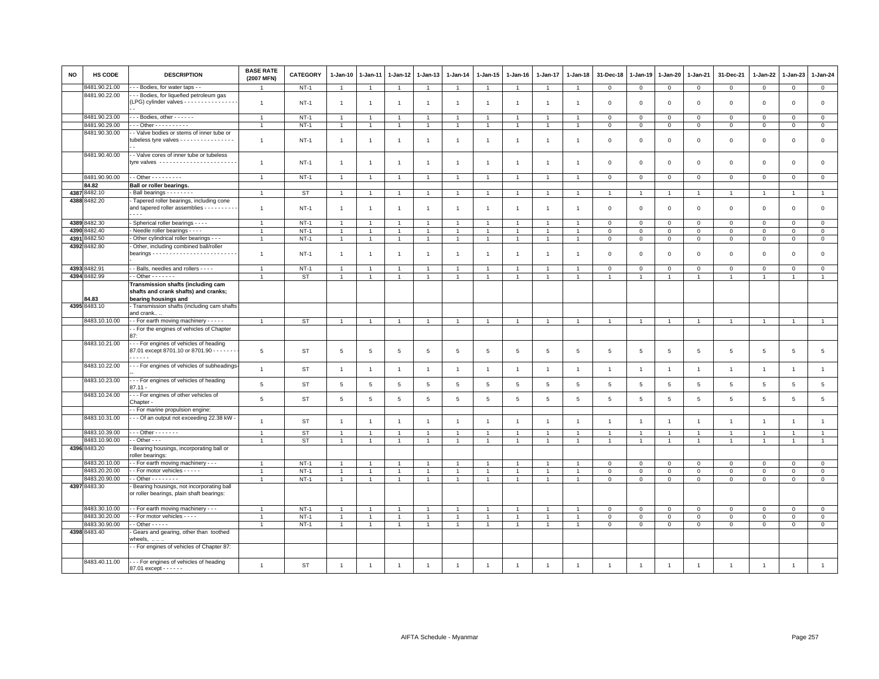| NO | HS CODE | DESCRIPTION | BASE RATE (2007 MFN) | CATEGORY | 1-Jan-10 | 1-Jan-11 | 1-Jan-12 | 1-Jan-13 | 1-Jan-14 | 1-Jan-15 | 1-Jan-16 | 1-Jan-17 | 1-Jan-18 | 31-Dec-18 | 1-Jan-19 | 1-Jan-20 | 1-Jan-21 | 31-Dec-21 | 1-Jan-22 | 1-Jan-23 | 1-Jan-24 |
|---|---|---|---|---|---|---|---|---|---|---|---|---|---|---|---|---|---|---|---|---|---|
| | 8481.90.21.00 | - - - Bodies, for water taps - - | 1 | NT-1 | 1 | 1 | 1 | 1 | 1 | 1 | 1 | 1 | 1 | 0 | 0 | 0 | 0 | 0 | 0 | 0 | 0 |
| | 8481.90.22.00 | - - - Bodies, for liquefied petroleum gas (LPG) cylinder valves - - - - - - - - - - - - - - - - - - | 1 | NT-1 | 1 | 1 | 1 | 1 | 1 | 1 | 1 | 1 | 1 | 0 | 0 | 0 | 0 | 0 | 0 | 0 | 0 |
| | 8481.90.23.00 | - - - Bodies, other - - - - - - | 1 | NT-1 | 1 | 1 | 1 | 1 | 1 | 1 | 1 | 1 | 1 | 0 | 0 | 0 | 0 | 0 | 0 | 0 | 0 |
| | 8481.90.29.00 | - - - Other - - - - - - - - - - | 1 | NT-1 | 1 | 1 | 1 | 1 | 1 | 1 | 1 | 1 | 1 | 0 | 0 | 0 | 0 | 0 | 0 | 0 | 0 |
| | 8481.90.30.00 | - - Valve bodies or stems of inner tube or tubeless tyre valves - - - - - - - - - - - - - - - - - - | 1 | NT-1 | 1 | 1 | 1 | 1 | 1 | 1 | 1 | 1 | 1 | 0 | 0 | 0 | 0 | 0 | 0 | 0 | 0 |
| | 8481.90.40.00 | - - Valve cores of inner tube or tubeless tyre valves - - - - - - - - - - - - - - - - - - - - - - - | 1 | NT-1 | 1 | 1 | 1 | 1 | 1 | 1 | 1 | 1 | 1 | 0 | 0 | 0 | 0 | 0 | 0 | 0 | 0 |
| | 8481.90.90.00 | - - Other - - - - - - - - - | 1 | NT-1 | 1 | 1 | 1 | 1 | 1 | 1 | 1 | 1 | 1 | 0 | 0 | 0 | 0 | 0 | 0 | 0 | 0 |
| | **84.82** | **Ball or roller bearings.** | | | | | | | | | | | | | | | | | | | |
| 4387 | 8482.10 | - Ball bearings - - - - - - - - | 1 | ST | 1 | 1 | 1 | 1 | 1 | 1 | 1 | 1 | 1 | 1 | 1 | 1 | 1 | 1 | 1 | 1 | 1 |
| 4388 | 8482.20 | - Tapered roller bearings, including cone and tapered roller assemblies - - - - - - - - - - - - - - | 1 | NT-1 | 1 | 1 | 1 | 1 | 1 | 1 | 1 | 1 | 1 | 0 | 0 | 0 | 0 | 0 | 0 | 0 | 0 |
| 4389 | 8482.30 | - Spherical roller bearings - - - - | 1 | NT-1 | 1 | 1 | 1 | 1 | 1 | 1 | 1 | 1 | 1 | 0 | 0 | 0 | 0 | 0 | 0 | 0 | 0 |
| 4390 | 8482.40 | - Needle roller bearings - - - - | 1 | NT-1 | 1 | 1 | 1 | 1 | 1 | 1 | 1 | 1 | 1 | 0 | 0 | 0 | 0 | 0 | 0 | 0 | 0 |
| 4391 | 8482.50 | - Other cylindrical roller bearings - - - | 1 | NT-1 | 1 | 1 | 1 | 1 | 1 | 1 | 1 | 1 | 1 | 0 | 0 | 0 | 0 | 0 | 0 | 0 | 0 |
| 4392 | 8482.80 | - Other, including combined ball/roller bearings - - - - - - - - - - - - - - - - - - - - - - - - - | 1 | NT-1 | 1 | 1 | 1 | 1 | 1 | 1 | 1 | 1 | 1 | 0 | 0 | 0 | 0 | 0 | 0 | 0 | 0 |
| 4393 | 8482.91 | - - Balls, needles and rollers - - - - | 1 | NT-1 | 1 | 1 | 1 | 1 | 1 | 1 | 1 | 1 | 1 | 0 | 0 | 0 | 0 | 0 | 0 | 0 | 0 |
| 4394 | 8482.99 | - - Other - - - - - - - | 1 | ST | 1 | 1 | 1 | 1 | 1 | 1 | 1 | 1 | 1 | 1 | 1 | 1 | 1 | 1 | 1 | 1 | 1 |
| | **84.83** | **Transmission shafts (including cam shafts and crank shafts) and cranks; bearing housings and** | | | | | | | | | | | | | | | | | | | |
| 4395 | 8483.10 | - Transmission shafts (including cam shafts and crank.. .. | | | | | | | | | | | | | | | | | | | |
| | 8483.10.10.00 | - - For earth moving machinery - - - - - | 1 | ST | 1 | 1 | 1 | 1 | 1 | 1 | 1 | 1 | 1 | 1 | 1 | 1 | 1 | 1 | 1 | 1 | 1 |
| | | - - For the engines of vehicles of Chapter 87: | | | | | | | | | | | | | | | | | | | |
| | 8483.10.21.00 | - - - For engines of vehicles of heading 87.01 except 8701.10 or 8701.90 - - - - - - - - - - - - - | 5 | ST | 5 | 5 | 5 | 5 | 5 | 5 | 5 | 5 | 5 | 5 | 5 | 5 | 5 | 5 | 5 | 5 | 5 |
| | 8483.10.22.00 | - - - For engines of vehicles of subheadings- -- | 1 | ST | 1 | 1 | 1 | 1 | 1 | 1 | 1 | 1 | 1 | 1 | 1 | 1 | 1 | 1 | 1 | 1 | 1 |
| | 8483.10.23.00 | - - - For engines of vehicles of heading 87.11 - | 5 | ST | 5 | 5 | 5 | 5 | 5 | 5 | 5 | 5 | 5 | 5 | 5 | 5 | 5 | 5 | 5 | 5 | 5 |
| | 8483.10.24.00 | - - - For engines of other vehicles of Chapter - | 5 | ST | 5 | 5 | 5 | 5 | 5 | 5 | 5 | 5 | 5 | 5 | 5 | 5 | 5 | 5 | 5 | 5 | 5 |
| | | - - For marine propulsion engine: | | | | | | | | | | | | | | | | | | | |
| | 8483.10.31.00 | - - - Of an output not exceeding 22.38 kW - | 1 | ST | 1 | 1 | 1 | 1 | 1 | 1 | 1 | 1 | 1 | 1 | 1 | 1 | 1 | 1 | 1 | 1 | 1 |
| | 8483.10.39.00 | - - - Other - - - - - - - | 1 | ST | 1 | 1 | 1 | 1 | 1 | 1 | 1 | 1 | 1 | 1 | 1 | 1 | 1 | 1 | 1 | 1 | 1 |
| | 8483.10.90.00 | - - Other - - - | 1 | ST | 1 | 1 | 1 | 1 | 1 | 1 | 1 | 1 | 1 | 1 | 1 | 1 | 1 | 1 | 1 | 1 | 1 |
| 4396 | 8483.20 | - Bearing housings, incorporating ball or roller bearings: | | | | | | | | | | | | | | | | | | | |
| | 8483.20.10.00 | - - For earth moving machinery - - - | 1 | NT-1 | 1 | 1 | 1 | 1 | 1 | 1 | 1 | 1 | 1 | 0 | 0 | 0 | 0 | 0 | 0 | 0 | 0 |
| | 8483.20.20.00 | - - For motor vehicles - - - - - | 1 | NT-1 | 1 | 1 | 1 | 1 | 1 | 1 | 1 | 1 | 1 | 0 | 0 | 0 | 0 | 0 | 0 | 0 | 0 |
| | 8483.20.90.00 | - - Other - - - - - - - - | 1 | NT-1 | 1 | 1 | 1 | 1 | 1 | 1 | 1 | 1 | 1 | 0 | 0 | 0 | 0 | 0 | 0 | 0 | 0 |
| 4397 | 8483.30 | - Bearing housings, not incorporating ball or roller bearings, plain shaft bearings: | | | | | | | | | | | | | | | | | | | |
| | 8483.30.10.00 | - - For earth moving machinery - - - | 1 | NT-1 | 1 | 1 | 1 | 1 | 1 | 1 | 1 | 1 | 1 | 0 | 0 | 0 | 0 | 0 | 0 | 0 | 0 |
| | 8483.30.20.00 | - - For motor vehicles - - - - | 1 | NT-1 | 1 | 1 | 1 | 1 | 1 | 1 | 1 | 1 | 1 | 0 | 0 | 0 | 0 | 0 | 0 | 0 | 0 |
| | 8483.30.90.00 | - - Other - - - - - | 1 | NT-1 | 1 | 1 | 1 | 1 | 1 | 1 | 1 | 1 | 1 | 0 | 0 | 0 | 0 | 0 | 0 | 0 | 0 |
| 4398 | 8483.40 | - Gears and gearing, other than toothed wheels, .. .. .. | | | | | | | | | | | | | | | | | | | |
| | | - - For engines of vehicles of Chapter 87: | | | | | | | | | | | | | | | | | | | |
| | 8483.40.11.00 | - - - For engines of vehicles of heading 87.01 except - - - - - - | 1 | ST | 1 | 1 | 1 | 1 | 1 | 1 | 1 | 1 | 1 | 1 | 1 | 1 | 1 | 1 | 1 | 1 | 1 |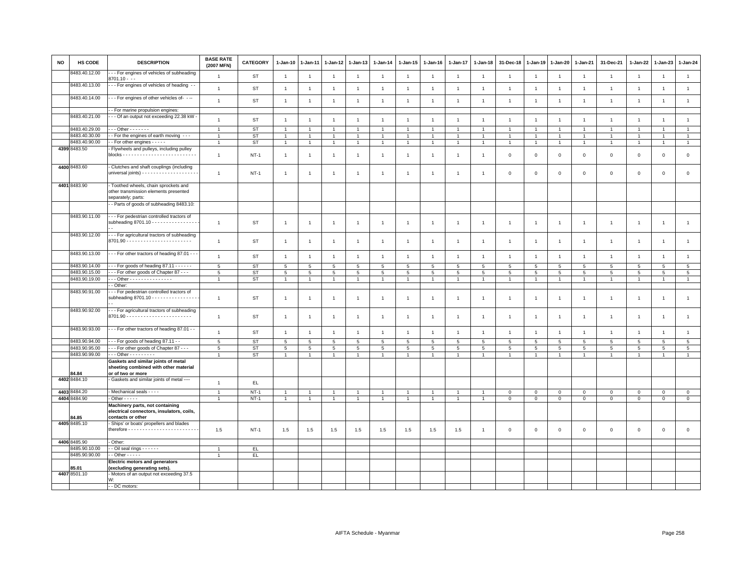| NO | HS CODE | DESCRIPTION | BASE RATE (2007 MFN) | CATEGORY | 1-Jan-10 | 1-Jan-11 | 1-Jan-12 | 1-Jan-13 | 1-Jan-14 | 1-Jan-15 | 1-Jan-16 | 1-Jan-17 | 1-Jan-18 | 31-Dec-18 | 1-Jan-19 | 1-Jan-20 | 1-Jan-21 | 31-Dec-21 | 1-Jan-22 | 1-Jan-23 | 1-Jan-24 |
|---|---|---|---|---|---|---|---|---|---|---|---|---|---|---|---|---|---|---|---|---|---|
| | 8483.40.12.00 | - - - For engines of vehicles of subheading 8701.10 - - - | 1 | ST | 1 | 1 | 1 | 1 | 1 | 1 | 1 | 1 | 1 | 1 | 1 | 1 | 1 | 1 | 1 | 1 | 1 |
| | 8483.40.13.00 | - - - For engines of vehicles of heading - - | 1 | ST | 1 | 1 | 1 | 1 | 1 | 1 | 1 | 1 | 1 | 1 | 1 | 1 | 1 | 1 | 1 | 1 | 1 |
| | 8483.40.14.00 | - - - For engines of other vehicles of- - -- | 1 | ST | 1 | 1 | 1 | 1 | 1 | 1 | 1 | 1 | 1 | 1 | 1 | 1 | 1 | 1 | 1 | 1 | 1 |
| | | - - For marine propulsion engines: | | | | | | | | | | | | | | | | | | | |
| | 8483.40.21.00 | - - - Of an output not exceeding 22.38 kW - | 1 | ST | 1 | 1 | 1 | 1 | 1 | 1 | 1 | 1 | 1 | 1 | 1 | 1 | 1 | 1 | 1 | 1 | 1 |
| | 8483.40.29.00 | - - - Other - - - - - - - | 1 | ST | 1 | 1 | 1 | 1 | 1 | 1 | 1 | 1 | 1 | 1 | 1 | 1 | 1 | 1 | 1 | 1 | 1 |
| | 8483.40.30.00 | - - For the engines of earth moving - - - | 1 | ST | 1 | 1 | 1 | 1 | 1 | 1 | 1 | 1 | 1 | 1 | 1 | 1 | 1 | 1 | 1 | 1 | 1 |
| | 8483.40.90.00 | - - For other engines - - - - - | 1 | ST | 1 | 1 | 1 | 1 | 1 | 1 | 1 | 1 | 1 | 1 | 1 | 1 | 1 | 1 | 1 | 1 | 1 |
| 4399 | 8483.50 | - Flywheels and pulleys, including pulley blocks - - - - - - - - - - - - - - - - - - - - - - - - - - - | 1 | NT-1 | 1 | 1 | 1 | 1 | 1 | 1 | 1 | 1 | 1 | 0 | 0 | 0 | 0 | 0 | 0 | 0 | 0 |
| 4400 | 8483.60 | - Clutches and shaft couplings (including universal joints) - - - - - - - - - - - - - - - - - - - - | 1 | NT-1 | 1 | 1 | 1 | 1 | 1 | 1 | 1 | 1 | 1 | 0 | 0 | 0 | 0 | 0 | 0 | 0 | 0 |
| 4401 | 8483.90 | - Toothed wheels, chain sprockets and other transmission elements presented separately; parts: | | | | | | | | | | | | | | | | | | | |
| | | - - Parts of goods of subheading 8483.10: | | | | | | | | | | | | | | | | | | | |
| | 8483.90.11.00 | - - - For pedestrian controlled tractors of subheading 8701.10 - - - - - - - - - - - - - - - - - - | 1 | ST | 1 | 1 | 1 | 1 | 1 | 1 | 1 | 1 | 1 | 1 | 1 | 1 | 1 | 1 | 1 | 1 | 1 |
| | 8483.90.12.00 | - - - For agricultural tractors of subheading 8701.90 - - - - - - - - - - - - - - - - - - - - - - - | 1 | ST | 1 | 1 | 1 | 1 | 1 | 1 | 1 | 1 | 1 | 1 | 1 | 1 | 1 | 1 | 1 | 1 | 1 |
| | 8483.90.13.00 | - - - For other tractors of heading 87.01 - - - | 1 | ST | 1 | 1 | 1 | 1 | 1 | 1 | 1 | 1 | 1 | 1 | 1 | 1 | 1 | 1 | 1 | 1 | 1 |
| | 8483.90.14.00 | - - - For goods of heading 87.11 - - - - - - | 5 | ST | 5 | 5 | 5 | 5 | 5 | 5 | 5 | 5 | 5 | 5 | 5 | 5 | 5 | 5 | 5 | 5 | 5 |
| | 8483.90.15.00 | - - - For other goods of Chapter 87 - - - | 5 | ST | 5 | 5 | 5 | 5 | 5 | 5 | 5 | 5 | 5 | 5 | 5 | 5 | 5 | 5 | 5 | 5 | 5 |
| | 8483.90.19.00 | - - - Other - - - - - - - - - - - - - - - | 1 | ST | 1 | 1 | 1 | 1 | 1 | 1 | 1 | 1 | 1 | 1 | 1 | 1 | 1 | 1 | 1 | 1 | 1 |
| | | - - Other: | | | | | | | | | | | | | | | | | | | |
| | 8483.90.91.00 | - - - For pedestrian controlled tractors of subheading 8701.10 - - - - - - - - - - - - - - - - - - | 1 | ST | 1 | 1 | 1 | 1 | 1 | 1 | 1 | 1 | 1 | 1 | 1 | 1 | 1 | 1 | 1 | 1 | 1 |
| | 8483.90.92.00 | - - - For agricultural tractors of subheading 8701.90 - - - - - - - - - - - - - - - - - - - - - - - | 1 | ST | 1 | 1 | 1 | 1 | 1 | 1 | 1 | 1 | 1 | 1 | 1 | 1 | 1 | 1 | 1 | 1 | 1 |
| | 8483.90.93.00 | - - - For other tractors of heading 87.01 - - | 1 | ST | 1 | 1 | 1 | 1 | 1 | 1 | 1 | 1 | 1 | 1 | 1 | 1 | 1 | 1 | 1 | 1 | 1 |
| | 8483.90.94.00 | - - - For goods of heading 87.11 - - | 5 | ST | 5 | 5 | 5 | 5 | 5 | 5 | 5 | 5 | 5 | 5 | 5 | 5 | 5 | 5 | 5 | 5 | 5 |
| | 8483.90.95.00 | - - - For other goods of Chapter 87 - - - | 5 | ST | 5 | 5 | 5 | 5 | 5 | 5 | 5 | 5 | 5 | 5 | 5 | 5 | 5 | 5 | 5 | 5 | 5 |
| | 8483.90.99.00 | - - - Other - - - - - - - - - | 1 | ST | 1 | 1 | 1 | 1 | 1 | 1 | 1 | 1 | 1 | 1 | 1 | 1 | 1 | 1 | 1 | 1 | 1 |
| | 84.84 | **Gaskets and similar joints of metal sheeting combined with other material or of two or more** | | | | | | | | | | | | | | | | | | | |
| 4402 | 8484.10 | - Gaskets and similar joints of metal ---- | 1 | EL | | | | | | | | | | | | | | | | | |
| 4403 | 8484.20 | - Mechanical seals - - - - | 1 | NT-1 | 1 | 1 | 1 | 1 | 1 | 1 | 1 | 1 | 1 | 0 | 0 | 0 | 0 | 0 | 0 | 0 | 0 |
| 4404 | 8484.90 | - Other - - - - - | 1 | NT-1 | 1 | 1 | 1 | 1 | 1 | 1 | 1 | 1 | 1 | 0 | 0 | 0 | 0 | 0 | 0 | 0 | 0 |
| | 84.85 | **Machinery parts, not containing electrical connectors, insulators, coils, contacts or other** | | | | | | | | | | | | | | | | | | | |
| 4405 | 8485.10 | - Ships' or boats' propellers and blades therefore - - - - - - - - - - - - - - - - - - - - - - - - - | 1.5 | NT-1 | 1.5 | 1.5 | 1.5 | 1.5 | 1.5 | 1.5 | 1.5 | 1.5 | 1 | 0 | 0 | 0 | 0 | 0 | 0 | 0 | 0 |
| 4406 | 8485.90 | - Other: | | | | | | | | | | | | | | | | | | | |
| | 8485.90.10.00 | - - Oil seal rings - - - - - - | 1 | EL | | | | | | | | | | | | | | | | | |
| | 8485.90.90.00 | - - Other - - - - - | 1 | EL | | | | | | | | | | | | | | | | | |
| | 85.01 | **Electric motors and generators (excluding generating sets).** | | | | | | | | | | | | | | | | | | | |
| 4407 | 8501.10 | - Motors of an output not exceeding 37.5 W: | | | | | | | | | | | | | | | | | | | |
| | | - - DC motors: | | | | | | | | | | | | | | | | | | | |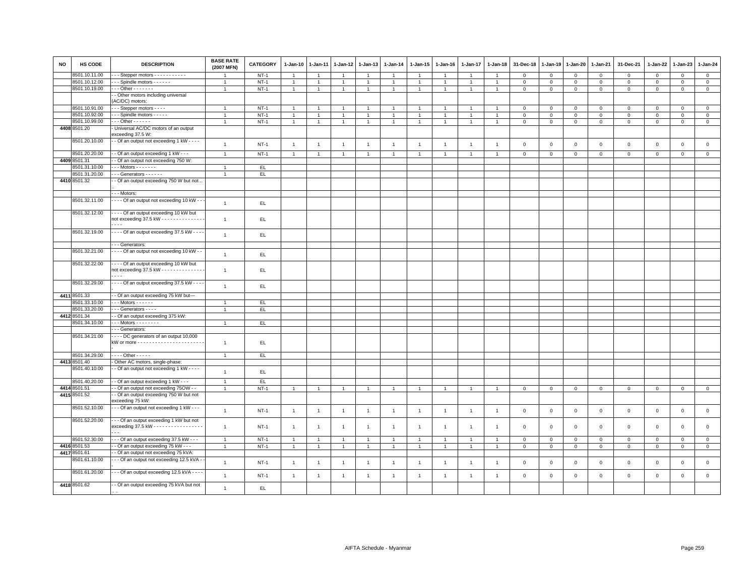| NO | HS CODE | DESCRIPTION | BASE RATE (2007 MFN) | CATEGORY | 1-Jan-10 | 1-Jan-11 | 1-Jan-12 | 1-Jan-13 | 1-Jan-14 | 1-Jan-15 | 1-Jan-16 | 1-Jan-17 | 1-Jan-18 | 31-Dec-18 | 1-Jan-19 | 1-Jan-20 | 1-Jan-21 | 31-Dec-21 | 1-Jan-22 | 1-Jan-23 | 1-Jan-24 |
|---|---|---|---|---|---|---|---|---|---|---|---|---|---|---|---|---|---|---|---|---|---|
| | 8501.10.11.00 | - - - Stepper motors - - - - - - - - - - - | 1 | NT-1 | 1 | 1 | 1 | 1 | 1 | 1 | 1 | 1 | 1 | 0 | 0 | 0 | 0 | 0 | 0 | 0 | 0 |
| | 8501.10.12.00 | - - - Spindle motors - - - - - - | 1 | NT-1 | 1 | 1 | 1 | 1 | 1 | 1 | 1 | 1 | 1 | 0 | 0 | 0 | 0 | 0 | 0 | 0 | 0 |
| | 8501.10.19.00 | - - - Other - - - - - - - | 1 | NT-1 | 1 | 1 | 1 | 1 | 1 | 1 | 1 | 1 | 1 | 0 | 0 | 0 | 0 | 0 | 0 | 0 | 0 |
| | | - - Other motors including universal (AC/DC) motors: | | | | | | | | | | | | | | | | | | | |
| | 8501.10.91.00 | - - - Stepper motors - - - - | 1 | NT-1 | 1 | 1 | 1 | 1 | 1 | 1 | 1 | 1 | 1 | 0 | 0 | 0 | 0 | 0 | 0 | 0 | 0 |
| | 8501.10.92.00 | - - - Spindle motors - - - - - | 1 | NT-1 | 1 | 1 | 1 | 1 | 1 | 1 | 1 | 1 | 1 | 0 | 0 | 0 | 0 | 0 | 0 | 0 | 0 |
| | 8501.10.99.00 | - - - Other - - - - - - | 1 | NT-1 | 1 | 1 | 1 | 1 | 1 | 1 | 1 | 1 | 1 | 0 | 0 | 0 | 0 | 0 | 0 | 0 | 0 |
| 4408 | 8501.20 | - Universal AC/DC motors of an output exceeding 37.5 W: | | | | | | | | | | | | | | | | | | | |
| | 8501.20.10.00 | - - Of an output not exceeding 1 kW - - - - | 1 | NT-1 | 1 | 1 | 1 | 1 | 1 | 1 | 1 | 1 | 1 | 0 | 0 | 0 | 0 | 0 | 0 | 0 | 0 |
| | 8501.20.20.00 | - - Of an output exceeding 1 kW - - - | 1 | NT-1 | 1 | 1 | 1 | 1 | 1 | 1 | 1 | 1 | 1 | 0 | 0 | 0 | 0 | 0 | 0 | 0 | 0 |
| 4409 | 8501.31 | - - Of an output not exceeding 750 W: | | | | | | | | | | | | | | | | | | | |
| | 8501.31.10.00 | - - - Motors - - - - - - - | 1 | EL | | | | | | | | | | | | | | | | | |
| | 8501.31.20.00 | - - - Generators - - - - - - | 1 | EL | | | | | | | | | | | | | | | | | |
| 4410 | 8501.32 | - - Of an output exceeding 750 W but not .. .. | | | | | | | | | | | | | | | | | | | |
| | | - - - Motors: | | | | | | | | | | | | | | | | | | | |
| | 8501.32.11.00 | - - - - Of an output not exceeding 10 kW - - - | 1 | EL | | | | | | | | | | | | | | | | | |
| | 8501.32.12.00 | - - - - Of an output exceeding 10 kW but not exceeding 37.5 kW - - - - - - - - - - - - - - - - - - - | 1 | EL | | | | | | | | | | | | | | | | | |
| | 8501.32.19.00 | - - - - Of an output exceeding 37.5 kW - - - - | 1 | EL | | | | | | | | | | | | | | | | | |
| | | - - - Generators: | | | | | | | | | | | | | | | | | | | |
| | 8501.32.21.00 | - - - - Of an output not exceeding 10 kW - - | 1 | EL | | | | | | | | | | | | | | | | | |
| | 8501.32.22.00 | - - - - Of an output exceeding 10 kW but not exceeding 37.5 kW - - - - - - - - - - - - - - - - - - | 1 | EL | | | | | | | | | | | | | | | | | |
| | 8501.32.29.00 | - - - - Of an output exceeding 37.5 kW - - - - - | 1 | EL | | | | | | | | | | | | | | | | | |
| 4411 | 8501.33 | - - Of an output exceeding 75 kW but--- | | | | | | | | | | | | | | | | | | | |
| | 8501.33.10.00 | - - - Motors - - - - - - | 1 | EL | | | | | | | | | | | | | | | | | |
| | 8501.33.20.00 | - - - Generators - - - - | 1 | EL | | | | | | | | | | | | | | | | | |
| 4412 | 8501.34 | - - Of an output exceeding 375 kW: | | | | | | | | | | | | | | | | | | | |
| | 8501.34.10.00 | - - - Motors - - - - - - - - | 1 | EL | | | | | | | | | | | | | | | | | |
| | | - - - Generators: | | | | | | | | | | | | | | | | | | | |
| | 8501.34.21.00 | - - - - DC generators of an output 10,000 kW or more - - - - - - - - - - - - - - - - - - - - - - - - | 1 | EL | | | | | | | | | | | | | | | | | |
| | 8501.34.29.00 | - - - - Other - - - - - | 1 | EL | | | | | | | | | | | | | | | | | |
| 4413 | 8501.40 | - Other AC motors, single-phase: | | | | | | | | | | | | | | | | | | | |
| | 8501.40.10.00 | - - Of an output not exceeding 1 kW - - - - | 1 | EL | | | | | | | | | | | | | | | | | |
| | 8501.40.20.00 | - - Of an output exceeding 1 kW - - - | 1 | EL | | | | | | | | | | | | | | | | | |
| 4414 | 8501.51 | - - Of an output not exceeding 75OW - - | 1 | NT-1 | 1 | 1 | 1 | 1 | 1 | 1 | 1 | 1 | 1 | 0 | 0 | 0 | 0 | 0 | 0 | 0 | 0 |
| 4415 | 8501.52 | - - Of an output exceeding 750 W but not exceeding 75 kW: | | | | | | | | | | | | | | | | | | | |
| | 8501.52.10.00 | - - - Of an output not exceeding 1 kW - - - | 1 | NT-1 | 1 | 1 | 1 | 1 | 1 | 1 | 1 | 1 | 1 | 0 | 0 | 0 | 0 | 0 | 0 | 0 | 0 |
| | 8501.52.20.00 | - - - Of an output exceeding 1 kW but not exceeding 37.5 kW - - - - - - - - - - - - - - - - - - - - | 1 | NT-1 | 1 | 1 | 1 | 1 | 1 | 1 | 1 | 1 | 1 | 0 | 0 | 0 | 0 | 0 | 0 | 0 | 0 |
| | 8501.52.30.00 | - - - Of an output exceeding 37.5 kW - - - | 1 | NT-1 | 1 | 1 | 1 | 1 | 1 | 1 | 1 | 1 | 1 | 0 | 0 | 0 | 0 | 0 | 0 | 0 | 0 |
| 4416 | 8501.53 | - - Of an output exceeding 75 kW - - - | 1 | NT-1 | 1 | 1 | 1 | 1 | 1 | 1 | 1 | 1 | 1 | 0 | 0 | 0 | 0 | 0 | 0 | 0 | 0 |
| 4417 | 8501.61 | - - Of an output not exceeding 75 kVA: | | | | | | | | | | | | | | | | | | | |
| | 8501.61.10.00 | - - - Of an output not exceeding 12.5 kVA - - - | 1 | NT-1 | 1 | 1 | 1 | 1 | 1 | 1 | 1 | 1 | 1 | 0 | 0 | 0 | 0 | 0 | 0 | 0 | 0 |
| | 8501.61.20.00 | - - - Of an output exceeding 12.5 kVA - - - - | 1 | NT-1 | 1 | 1 | 1 | 1 | 1 | 1 | 1 | 1 | 1 | 0 | 0 | 0 | 0 | 0 | 0 | 0 | 0 |
| 4418 | 8501.62 | - - Of an output exceeding 75 kVA but not .. .. | 1 | EL | | | | | | | | | | | | | | | | | |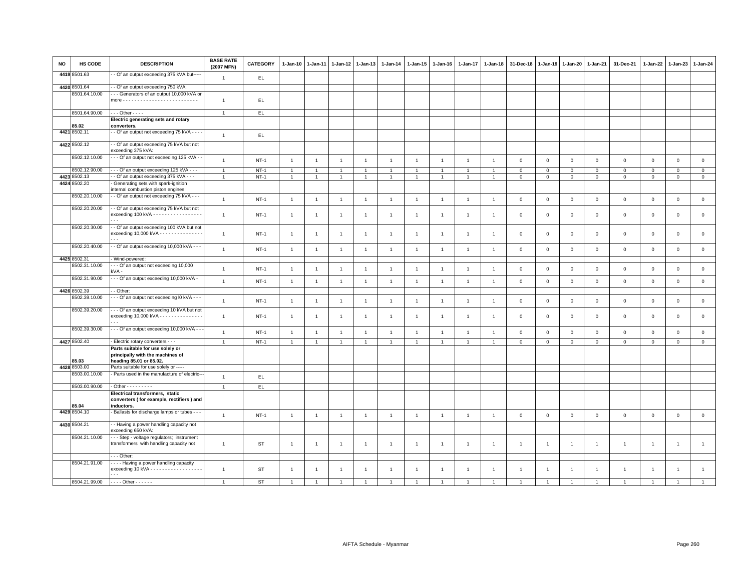| NO | HS CODE | DESCRIPTION | BASE RATE (2007 MFN) | CATEGORY | 1-Jan-10 | 1-Jan-11 | 1-Jan-12 | 1-Jan-13 | 1-Jan-14 | 1-Jan-15 | 1-Jan-16 | 1-Jan-17 | 1-Jan-18 | 31-Dec-18 | 1-Jan-19 | 1-Jan-20 | 1-Jan-21 | 31-Dec-21 | 1-Jan-22 | 1-Jan-23 | 1-Jan-24 |
|---|---|---|---|---|---|---|---|---|---|---|---|---|---|---|---|---|---|---|---|---|---|
| 4419 | 8501.63 | - - Of an output exceeding 375 kVA but----- | 1 | EL | | | | | | | | | | | | | | | | | |
| 4420 | 8501.64 | - - Of an output exceeding 750 kVA: | | | | | | | | | | | | | | | | | | | |
| | 8501.64.10.00 | - - - Generators of an output 10,000 kVA or more - - - - - - - - - - - - - - - - - - - - - - - - - | 1 | EL | | | | | | | | | | | | | | | | | |
| | 8501.64.90.00 | - - - Other - - - - | 1 | EL | | | | | | | | | | | | | | | | | |
| | 85.02 | **Electric generating sets and rotary converters.** | | | | | | | | | | | | | | | | | | | |
| 4421 | 8502.11 | - - Of an output not exceeding 75 kVA - - - - | 1 | EL | | | | | | | | | | | | | | | | | |
| 4422 | 8502.12 | - - Of an output exceeding 75 kVA but not exceeding 375 kVA: | | | | | | | | | | | | | | | | | | | |
| | 8502.12.10.00 | - - - Of an output not exceeding 125 kVA - - | 1 | NT-1 | 1 | 1 | 1 | 1 | 1 | 1 | 1 | 1 | 1 | 0 | 0 | 0 | 0 | 0 | 0 | 0 | 0 |
| | 8502.12.90.00 | - - - Of an output exceeding 125 kVA - - - | 1 | NT-1 | 1 | 1 | 1 | 1 | 1 | 1 | 1 | 1 | 1 | 0 | 0 | 0 | 0 | 0 | 0 | 0 | 0 |
| 4423 | 8502.13 | - - Of an output exceeding 375 kVA - - - | 1 | NT-1 | 1 | 1 | 1 | 1 | 1 | 1 | 1 | 1 | 1 | 0 | 0 | 0 | 0 | 0 | 0 | 0 | 0 |
| 4424 | 8502.20 | - Generating sets with spark-ignition internal combustion piston engines: | | | | | | | | | | | | | | | | | | | |
| | 8502.20.10.00 | - - Of an output not exceeding 75 kVA - - - | 1 | NT-1 | 1 | 1 | 1 | 1 | 1 | 1 | 1 | 1 | 1 | 0 | 0 | 0 | 0 | 0 | 0 | 0 | 0 |
| | 8502.20.20.00 | - - Of an output exceeding 75 kVA but not exceeding 100 kVA - - - - - - - - - - - - - - - - - - - - | 1 | NT-1 | 1 | 1 | 1 | 1 | 1 | 1 | 1 | 1 | 1 | 0 | 0 | 0 | 0 | 0 | 0 | 0 | 0 |
| | 8502.20.30.00 | - - Of an output exceeding 100 kVA but not exceeding 10,000 kVA - - - - - - - - - - - - - - - - - - | 1 | NT-1 | 1 | 1 | 1 | 1 | 1 | 1 | 1 | 1 | 1 | 0 | 0 | 0 | 0 | 0 | 0 | 0 | 0 |
| | 8502.20.40.00 | - - Of an output exceeding 10,000 kVA - - - | 1 | NT-1 | 1 | 1 | 1 | 1 | 1 | 1 | 1 | 1 | 1 | 0 | 0 | 0 | 0 | 0 | 0 | 0 | 0 |
| 4425 | 8502.31 | - Wind-powered: | | | | | | | | | | | | | | | | | | | |
| | 8502.31.10.00 | - - - Of an output not exceeding 10,000 kVA - | 1 | NT-1 | 1 | 1 | 1 | 1 | 1 | 1 | 1 | 1 | 1 | 0 | 0 | 0 | 0 | 0 | 0 | 0 | 0 |
| | 8502.31.90.00 | - - - Of an output exceeding 10,000 kVA - | 1 | NT-1 | 1 | 1 | 1 | 1 | 1 | 1 | 1 | 1 | 1 | 0 | 0 | 0 | 0 | 0 | 0 | 0 | 0 |
| 4426 | 8502.39 | - - Other: | | | | | | | | | | | | | | | | | | | |
| | 8502.39.10.00 | - - - Of an output not exceeding l0 kVA - - - | 1 | NT-1 | 1 | 1 | 1 | 1 | 1 | 1 | 1 | 1 | 1 | 0 | 0 | 0 | 0 | 0 | 0 | 0 | 0 |
| | 8502.39.20.00 | - - - Of an output exceeding 10 kVA but not exceeding 10,000 kVA - - - - - - - - - - - - - - - - - - | 1 | NT-1 | 1 | 1 | 1 | 1 | 1 | 1 | 1 | 1 | 1 | 0 | 0 | 0 | 0 | 0 | 0 | 0 | 0 |
| | 8502.39.30.00 | - - - Of an output exceeding 10,000 kVA - - - | 1 | NT-1 | 1 | 1 | 1 | 1 | 1 | 1 | 1 | 1 | 1 | 0 | 0 | 0 | 0 | 0 | 0 | 0 | 0 |
| 4427 | 8502.40 | - Electric rotary converters - - - | 1 | NT-1 | 1 | 1 | 1 | 1 | 1 | 1 | 1 | 1 | 1 | 0 | 0 | 0 | 0 | 0 | 0 | 0 | 0 |
| | 85.03 | **Parts suitable for use solely or principally with the machines of heading 85.01 or 85.02.** | | | | | | | | | | | | | | | | | | | |
| 4428 | 8503.00 | Parts suitable for use solely or ----- | | | | | | | | | | | | | | | | | | | |
| | 8503.00.10.00 | - Parts used in the manufacture of electric--- | 1 | EL | | | | | | | | | | | | | | | | | |
| | 8503.00.90.00 | - Other - - - - - - - - - | 1 | EL | | | | | | | | | | | | | | | | | |
| | 85.04 | **Electrical transformers, static converters ( for example, rectifiers ) and inductors.** | | | | | | | | | | | | | | | | | | | |
| 4429 | 8504.10 | - Ballasts for discharge lamps or tubes - - - | 1 | NT-1 | 1 | 1 | 1 | 1 | 1 | 1 | 1 | 1 | 1 | 0 | 0 | 0 | 0 | 0 | 0 | 0 | 0 |
| 4430 | 8504.21 | - - Having a power handling capacity not exceeding 650 kVA: | | | | | | | | | | | | | | | | | | | |
| | 8504.21.10.00 | - - - Step - voltage regulators; instrument transformers with handling capacity not | 1 | ST | 1 | 1 | 1 | 1 | 1 | 1 | 1 | 1 | 1 | 1 | 1 | 1 | 1 | 1 | 1 | 1 | 1 |
| | | - - - Other: | | | | | | | | | | | | | | | | | | | |
| | 8504.21.91.00 | - - - - Having a power handling capacity exceeding 10 kVA - - - - - - - - - - - - - - - - - - - - - | 1 | ST | 1 | 1 | 1 | 1 | 1 | 1 | 1 | 1 | 1 | 1 | 1 | 1 | 1 | 1 | 1 | 1 | 1 |
| | 8504.21.99.00 | - - - - Other - - - - - - | 1 | ST | 1 | 1 | 1 | 1 | 1 | 1 | 1 | 1 | 1 | 1 | 1 | 1 | 1 | 1 | 1 | 1 | 1 |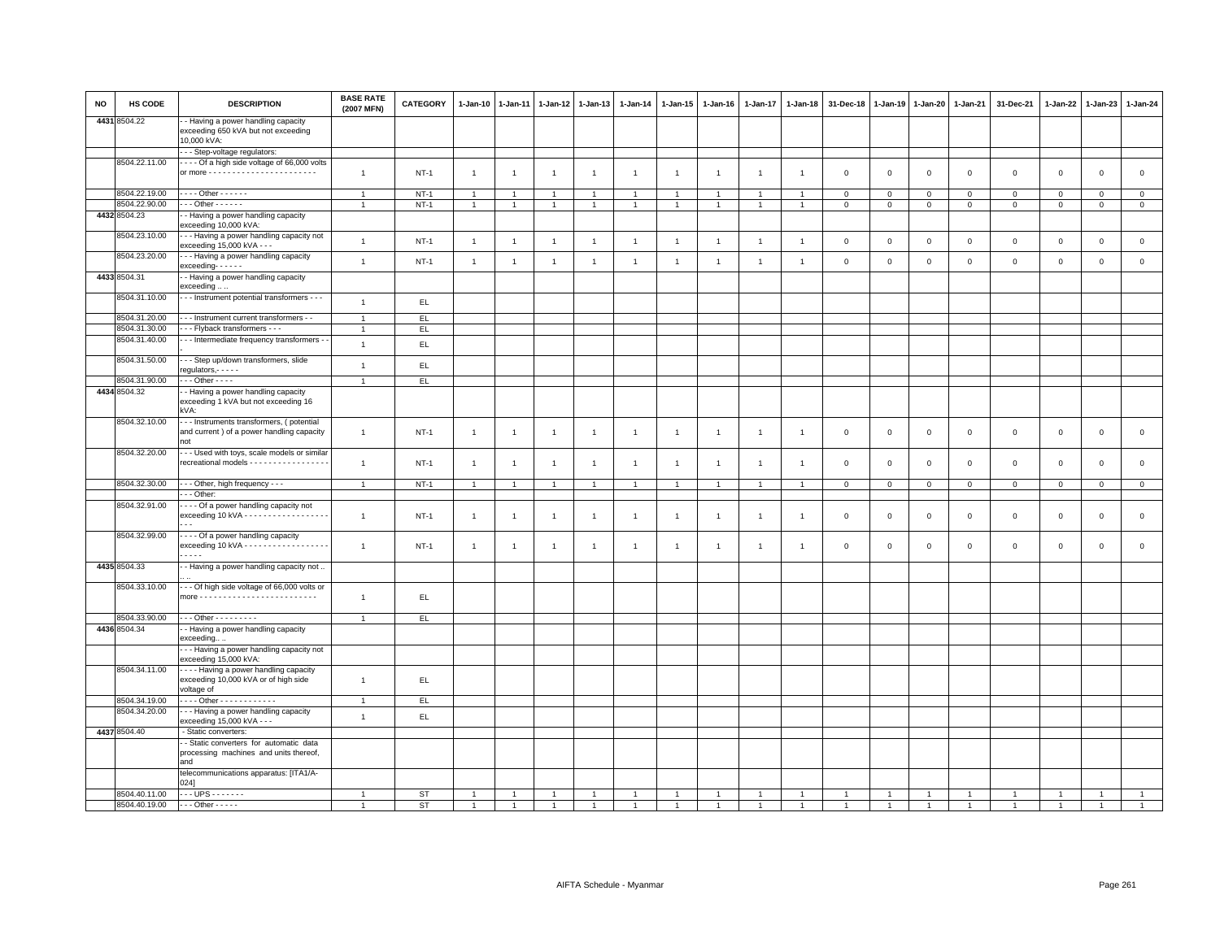| NO | HS CODE | DESCRIPTION | BASE RATE (2007 MFN) | CATEGORY | 1-Jan-10 | 1-Jan-11 | 1-Jan-12 | 1-Jan-13 | 1-Jan-14 | 1-Jan-15 | 1-Jan-16 | 1-Jan-17 | 1-Jan-18 | 31-Dec-18 | 1-Jan-19 | 1-Jan-20 | 1-Jan-21 | 31-Dec-21 | 1-Jan-22 | 1-Jan-23 | 1-Jan-24 |
|---|---|---|---|---|---|---|---|---|---|---|---|---|---|---|---|---|---|---|---|---|---|
| 4431 | 8504.22 | - - Having a power handling capacity exceeding 650 kVA but not exceeding 10,000 kVA: | | | | | | | | | | | | | | | | | | | |
| | | - - - Step-voltage regulators: | | | | | | | | | | | | | | | | | | | |
| | 8504.22.11.00 | - - - - Of a high side voltage of 66,000 volts or more - - - - - - - - - - - - - - - - - - - - - - - - | 1 | NT-1 | 1 | 1 | 1 | 1 | 1 | 1 | 1 | 1 | 1 | 0 | 0 | 0 | 0 | 0 | 0 | 0 | 0 |
| | 8504.22.19.00 | - - - - Other - - - - - - | 1 | NT-1 | 1 | 1 | 1 | 1 | 1 | 1 | 1 | 1 | 1 | 0 | 0 | 0 | 0 | 0 | 0 | 0 | 0 |
| | 8504.22.90.00 | - - - Other - - - - - - | 1 | NT-1 | 1 | 1 | 1 | 1 | 1 | 1 | 1 | 1 | 1 | 0 | 0 | 0 | 0 | 0 | 0 | 0 | 0 |
| 4432 | 8504.23 | - - Having a power handling capacity exceeding 10,000 kVA: | | | | | | | | | | | | | | | | | | | |
| | 8504.23.10.00 | - - - Having a power handling capacity not exceeding 15,000 kVA - - - | 1 | NT-1 | 1 | 1 | 1 | 1 | 1 | 1 | 1 | 1 | 1 | 0 | 0 | 0 | 0 | 0 | 0 | 0 | 0 |
| | 8504.23.20.00 | - - - Having a power handling capacity exceeding- - - - - - | 1 | NT-1 | 1 | 1 | 1 | 1 | 1 | 1 | 1 | 1 | 1 | 0 | 0 | 0 | 0 | 0 | 0 | 0 | 0 |
| 4433 | 8504.31 | - - Having a power handling capacity exceeding .. .. | | | | | | | | | | | | | | | | | | | |
| | 8504.31.10.00 | - - - Instrument potential transformers - - - | 1 | EL | | | | | | | | | | | | | | | | | |
| | 8504.31.20.00 | - - - Instrument current transformers - - | 1 | EL | | | | | | | | | | | | | | | | | |
| | 8504.31.30.00 | - - - Flyback transformers - - - | 1 | EL | | | | | | | | | | | | | | | | | |
| | 8504.31.40.00 | - - - Intermediate frequency transformers - - - | 1 | EL | | | | | | | | | | | | | | | | | |
| | 8504.31.50.00 | - - - Step up/down transformers, slide regulators,- - - - - | 1 | EL | | | | | | | | | | | | | | | | | |
| | 8504.31.90.00 | - - - Other - - - - | 1 | EL | | | | | | | | | | | | | | | | | |
| 4434 | 8504.32 | - - Having a power handling capacity exceeding 1 kVA but not exceeding 16 kVA: | | | | | | | | | | | | | | | | | | | |
| | 8504.32.10.00 | - - - Instruments transformers, ( potential and current ) of a power handling capacity not | 1 | NT-1 | 1 | 1 | 1 | 1 | 1 | 1 | 1 | 1 | 1 | 0 | 0 | 0 | 0 | 0 | 0 | 0 | 0 |
| | 8504.32.20.00 | - - - Used with toys, scale models or similar recreational models - - - - - - - - - - - - - - - - - | 1 | NT-1 | 1 | 1 | 1 | 1 | 1 | 1 | 1 | 1 | 1 | 0 | 0 | 0 | 0 | 0 | 0 | 0 | 0 |
| | 8504.32.30.00 | - - - Other, high frequency - - - | 1 | NT-1 | 1 | 1 | 1 | 1 | 1 | 1 | 1 | 1 | 1 | 0 | 0 | 0 | 0 | 0 | 0 | 0 | 0 |
| | | - - - Other: | | | | | | | | | | | | | | | | | | | |
| | 8504.32.91.00 | - - - - Of a power handling capacity not exceeding 10 kVA - - - - - - - - - - - - - - - - - - - - - | 1 | NT-1 | 1 | 1 | 1 | 1 | 1 | 1 | 1 | 1 | 1 | 0 | 0 | 0 | 0 | 0 | 0 | 0 | 0 |
| | 8504.32.99.00 | - - - - Of a power handling capacity exceeding 10 kVA - - - - - - - - - - - - - - - - - - - - - - - | 1 | NT-1 | 1 | 1 | 1 | 1 | 1 | 1 | 1 | 1 | 1 | 0 | 0 | 0 | 0 | 0 | 0 | 0 | 0 |
| 4435 | 8504.33 | - - Having a power handling capacity not .. .. .. | | | | | | | | | | | | | | | | | | | |
| | 8504.33.10.00 | - - - Of high side voltage of 66,000 volts or more - - - - - - - - - - - - - - - - - - - - - - - - - | 1 | EL | | | | | | | | | | | | | | | | | |
| | 8504.33.90.00 | - - - Other - - - - - - - - - | 1 | EL | | | | | | | | | | | | | | | | | |
| 4436 | 8504.34 | - - Having a power handling capacity exceeding.. .. | | | | | | | | | | | | | | | | | | | |
| | | - - - Having a power handling capacity not exceeding 15,000 kVA: | | | | | | | | | | | | | | | | | | | |
| | 8504.34.11.00 | - - - - Having a power handling capacity exceeding 10,000 kVA or of high side voltage of | 1 | EL | | | | | | | | | | | | | | | | | |
| | 8504.34.19.00 | - - - - Other - - - - - - - - - - - - | 1 | EL | | | | | | | | | | | | | | | | | |
| | 8504.34.20.00 | - - - Having a power handling capacity exceeding 15,000 kVA - - - | 1 | EL | | | | | | | | | | | | | | | | | |
| 4437 | 8504.40 | - Static converters: | | | | | | | | | | | | | | | | | | | |
| | | - - Static converters for automatic data processing machines and units thereof, and | | | | | | | | | | | | | | | | | | | |
| | | telecommunications apparatus: [ITA1/A-024] | | | | | | | | | | | | | | | | | | | |
| | 8504.40.11.00 | - - - UPS - - - - - - - | 1 | ST | 1 | 1 | 1 | 1 | 1 | 1 | 1 | 1 | 1 | 1 | 1 | 1 | 1 | 1 | 1 | 1 | 1 |
| | 8504.40.19.00 | - - - Other - - - - - | 1 | ST | 1 | 1 | 1 | 1 | 1 | 1 | 1 | 1 | 1 | 1 | 1 | 1 | 1 | 1 | 1 | 1 | 1 |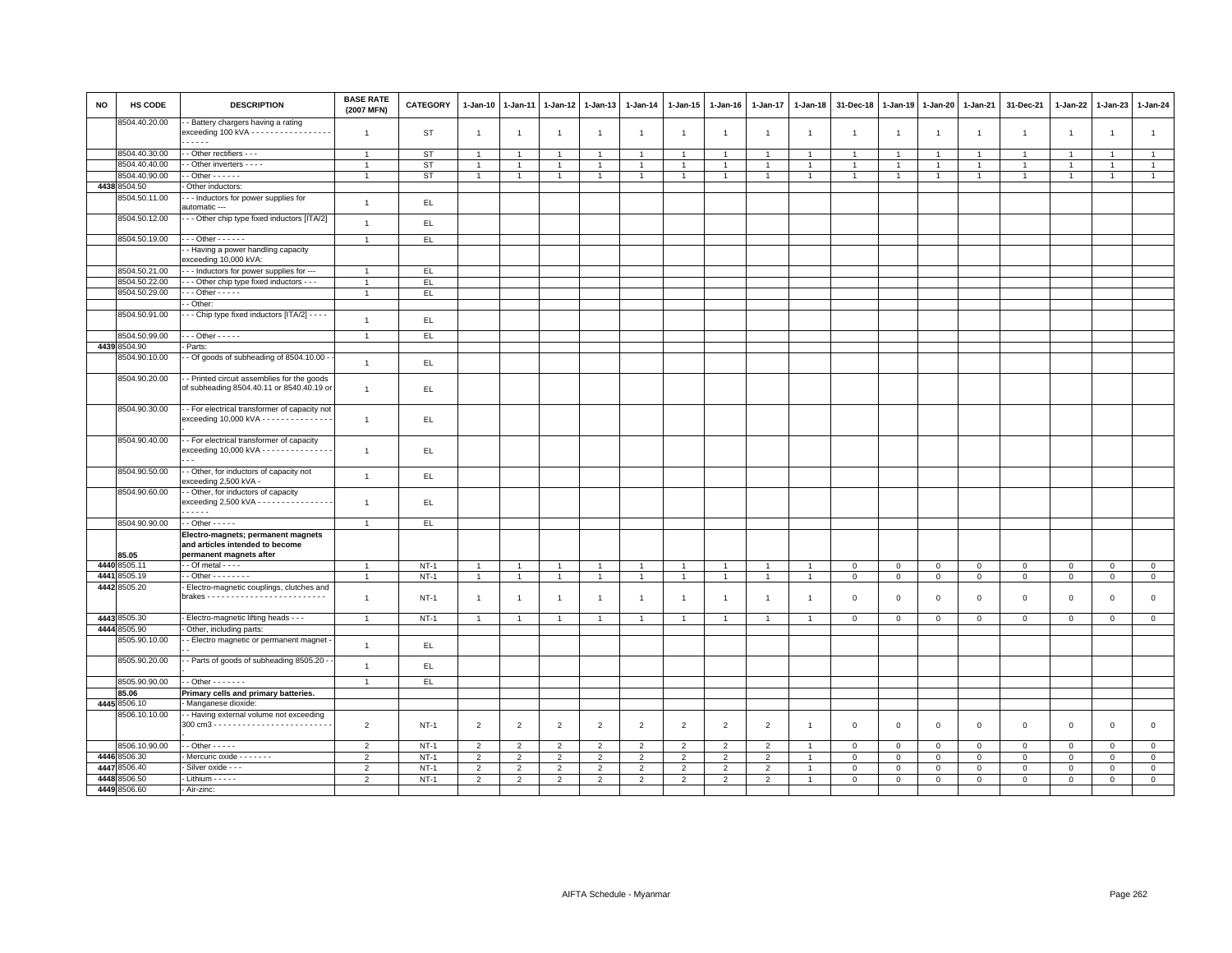| NO | HS CODE | DESCRIPTION | BASE RATE (2007 MFN) | CATEGORY | 1-Jan-10 | 1-Jan-11 | 1-Jan-12 | 1-Jan-13 | 1-Jan-14 | 1-Jan-15 | 1-Jan-16 | 1-Jan-17 | 1-Jan-18 | 31-Dec-18 | 1-Jan-19 | 1-Jan-20 | 1-Jan-21 | 31-Dec-21 | 1-Jan-22 | 1-Jan-23 | 1-Jan-24 |
|---|---|---|---|---|---|---|---|---|---|---|---|---|---|---|---|---|---|---|---|---|---|
| | 8504.40.20.00 | - - Battery chargers having a rating exceeding 100 kVA - - - - - - - - - - - - - - - - - - - - - - - | 1 | ST | 1 | 1 | 1 | 1 | 1 | 1 | 1 | 1 | 1 | 1 | 1 | 1 | 1 | 1 | 1 | 1 | 1 |
| | 8504.40.30.00 | - - Other rectifiers - - - | 1 | ST | 1 | 1 | 1 | 1 | 1 | 1 | 1 | 1 | 1 | 1 | 1 | 1 | 1 | 1 | 1 | 1 | 1 |
| | 8504.40.40.00 | - - Other inverters - - - - | 1 | ST | 1 | 1 | 1 | 1 | 1 | 1 | 1 | 1 | 1 | 1 | 1 | 1 | 1 | 1 | 1 | 1 | 1 |
| | 8504.40.90.00 | - - Other - - - - - - | 1 | ST | 1 | 1 | 1 | 1 | 1 | 1 | 1 | 1 | 1 | 1 | 1 | 1 | 1 | 1 | 1 | 1 | 1 |
| 4438 | 8504.50 | - Other inductors: | | | | | | | | | | | | | | | | | | | |
| | 8504.50.11.00 | - - - Inductors for power supplies for automatic --- | 1 | EL | | | | | | | | | | | | | | | | | |
| | 8504.50.12.00 | - - - Other chip type fixed inductors [ITA/2] | 1 | EL | | | | | | | | | | | | | | | | | |
| | 8504.50.19.00 | - - - Other - - - - - - | 1 | EL | | | | | | | | | | | | | | | | | |
| | | - - Having a power handling capacity exceeding 10,000 kVA: | | | | | | | | | | | | | | | | | | | |
| | 8504.50.21.00 | - - - Inductors for power supplies for --- | 1 | EL | | | | | | | | | | | | | | | | | |
| | 8504.50.22.00 | - - - Other chip type fixed inductors - - - | 1 | EL | | | | | | | | | | | | | | | | | |
| | 8504.50.29.00 | - - - Other - - - - - | 1 | EL | | | | | | | | | | | | | | | | | |
| | | - - Other: | | | | | | | | | | | | | | | | | | | |
| | 8504.50.91.00 | - - - Chip type fixed inductors [ITA/2] - - - - | 1 | EL | | | | | | | | | | | | | | | | | |
| | 8504.50.99.00 | - - - Other - - - - - | 1 | EL | | | | | | | | | | | | | | | | | |
| 4439 | 8504.90 | - Parts: | | | | | | | | | | | | | | | | | | | |
| | 8504.90.10.00 | - - Of goods of subheading of 8504.10.00 - - | 1 | EL | | | | | | | | | | | | | | | | | |
| | 8504.90.20.00 | - - Printed circuit assemblies for the goods of subheading 8504.40.11 or 8540.40.19 or | 1 | EL | | | | | | | | | | | | | | | | | |
| | 8504.90.30.00 | - - For electrical transformer of capacity not exceeding 10,000 kVA - - - - - - - - - - - - - - - - | 1 | EL | | | | | | | | | | | | | | | | | |
| | 8504.90.40.00 | - - For electrical transformer of capacity exceeding 10,000 kVA - - - - - - - - - - - - - - - - - - | 1 | EL | | | | | | | | | | | | | | | | | |
| | 8504.90.50.00 | - - Other, for inductors of capacity not exceeding 2,500 kVA - | 1 | EL | | | | | | | | | | | | | | | | | |
| | 8504.90.60.00 | - - Other, for inductors of capacity exceeding 2,500 kVA - - - - - - - - - - - - - - - - - - - - - - | 1 | EL | | | | | | | | | | | | | | | | | |
| | 8504.90.90.00 | - - Other - - - - - | 1 | EL | | | | | | | | | | | | | | | | | |
| | 85.05 | **Electro-magnets; permanent magnets and articles intended to become permanent magnets after** | | | | | | | | | | | | | | | | | | | |
| 4440 | 8505.11 | - - Of metal - - - - | 1 | NT-1 | 1 | 1 | 1 | 1 | 1 | 1 | 1 | 1 | 1 | 0 | 0 | 0 | 0 | 0 | 0 | 0 | 0 |
| 4441 | 8505.19 | - - Other - - - - - - - - | 1 | NT-1 | 1 | 1 | 1 | 1 | 1 | 1 | 1 | 1 | 1 | 0 | 0 | 0 | 0 | 0 | 0 | 0 | 0 |
| 4442 | 8505.20 | - Electro-magnetic couplings, clutches and brakes - - - - - - - - - - - - - - - - - - - - - - - - - | 1 | NT-1 | 1 | 1 | 1 | 1 | 1 | 1 | 1 | 1 | 1 | 0 | 0 | 0 | 0 | 0 | 0 | 0 | 0 |
| 4443 | 8505.30 | - Electro-magnetic lifting heads - - - | 1 | NT-1 | 1 | 1 | 1 | 1 | 1 | 1 | 1 | 1 | 1 | 0 | 0 | 0 | 0 | 0 | 0 | 0 | 0 |
| 4444 | 8505.90 | - Other, including parts: | | | | | | | | | | | | | | | | | | | |
| | 8505.90.10.00 | - - Electro magnetic or permanent magnet - - - | 1 | EL | | | | | | | | | | | | | | | | | |
| | 8505.90.20.00 | - - Parts of goods of subheading 8505.20 - - - | 1 | EL | | | | | | | | | | | | | | | | | |
| | 8505.90.90.00 | - - Other - - - - - - - | 1 | EL | | | | | | | | | | | | | | | | | |
| | 85.06 | **Primary cells and primary batteries.** | | | | | | | | | | | | | | | | | | | |
| 4445 | 8506.10 | - Manganese dioxide: | | | | | | | | | | | | | | | | | | | |
| | 8506.10.10.00 | - - Having external volume not exceeding 300 cm3 - - - - - - - - - - - - - - - - - - - - - - - - - - | 2 | NT-1 | 2 | 2 | 2 | 2 | 2 | 2 | 2 | 2 | 1 | 0 | 0 | 0 | 0 | 0 | 0 | 0 | 0 |
| | 8506.10.90.00 | - - Other - - - - - | 2 | NT-1 | 2 | 2 | 2 | 2 | 2 | 2 | 2 | 2 | 1 | 0 | 0 | 0 | 0 | 0 | 0 | 0 | 0 |
| 4446 | 8506.30 | - Mercuric oxide - - - - - - - | 2 | NT-1 | 2 | 2 | 2 | 2 | 2 | 2 | 2 | 2 | 1 | 0 | 0 | 0 | 0 | 0 | 0 | 0 | 0 |
| 4447 | 8506.40 | - Silver oxide - - - | 2 | NT-1 | 2 | 2 | 2 | 2 | 2 | 2 | 2 | 2 | 1 | 0 | 0 | 0 | 0 | 0 | 0 | 0 | 0 |
| 4448 | 8506.50 | - Lithium - - - - - | 2 | NT-1 | 2 | 2 | 2 | 2 | 2 | 2 | 2 | 2 | 1 | 0 | 0 | 0 | 0 | 0 | 0 | 0 | 0 |
| 4449 | 8506.60 | - Air-zinc: | | | | | | | | | | | | | | | | | | | |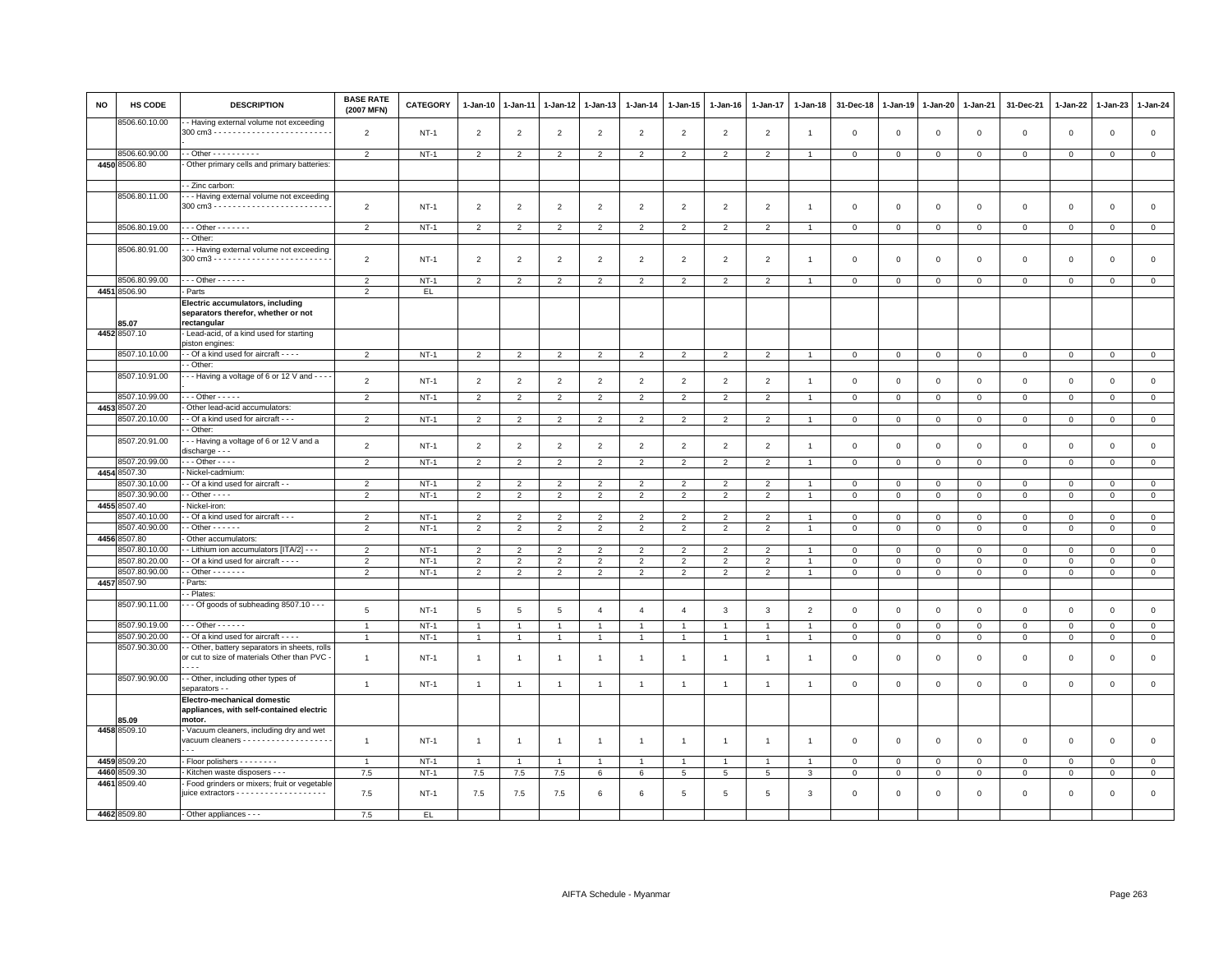| NO | HS CODE | DESCRIPTION | BASE RATE (2007 MFN) | CATEGORY | 1-Jan-10 | 1-Jan-11 | 1-Jan-12 | 1-Jan-13 | 1-Jan-14 | 1-Jan-15 | 1-Jan-16 | 1-Jan-17 | 1-Jan-18 | 31-Dec-18 | 1-Jan-19 | 1-Jan-20 | 1-Jan-21 | 31-Dec-21 | 1-Jan-22 | 1-Jan-23 | 1-Jan-24 |
|---|---|---|---|---|---|---|---|---|---|---|---|---|---|---|---|---|---|---|---|---|---|
| | 8506.60.10.00 | - - Having external volume not exceeding 300 cm3 - - - - - - - - - - - - - - - - - - - - - - - - - - | 2 | NT-1 | 2 | 2 | 2 | 2 | 2 | 2 | 2 | 2 | 1 | 0 | 0 | 0 | 0 | 0 | 0 | 0 | 0 |
| | 8506.60.90.00 | - - Other - - - - - - - - - - | 2 | NT-1 | 2 | 2 | 2 | 2 | 2 | 2 | 2 | 2 | 1 | 0 | 0 | 0 | 0 | 0 | 0 | 0 | 0 |
| 4450 | 8506.80 | - Other primary cells and primary batteries: | | | | | | | | | | | | | | | | | | | |
| | | - - Zinc carbon: | | | | | | | | | | | | | | | | | | | |
| | 8506.80.11.00 | - - - Having external volume not exceeding 300 cm3 - - - - - - - - - - - - - - - - - - - - - - - - - | 2 | NT-1 | 2 | 2 | 2 | 2 | 2 | 2 | 2 | 2 | 1 | 0 | 0 | 0 | 0 | 0 | 0 | 0 | 0 |
| | 8506.80.19.00 | - - - Other - - - - - - - | 2 | NT-1 | 2 | 2 | 2 | 2 | 2 | 2 | 2 | 2 | 1 | 0 | 0 | 0 | 0 | 0 | 0 | 0 | 0 |
| | | - - Other: | | | | | | | | | | | | | | | | | | | |
| | 8506.80.91.00 | - - - Having external volume not exceeding 300 cm3 - - - - - - - - - - - - - - - - - - - - - - - - - | 2 | NT-1 | 2 | 2 | 2 | 2 | 2 | 2 | 2 | 2 | 1 | 0 | 0 | 0 | 0 | 0 | 0 | 0 | 0 |
| | 8506.80.99.00 | - - - Other - - - - - - | 2 | NT-1 | 2 | 2 | 2 | 2 | 2 | 2 | 2 | 2 | 1 | 0 | 0 | 0 | 0 | 0 | 0 | 0 | 0 |
| 4451 | 8506.90 | - Parts | 2 | EL | | | | | | | | | | | | | | | | | |
| | 85.07 | **Electric accumulators, including separators therefor, whether or not rectangular** | | | | | | | | | | | | | | | | | | | |
| 4452 | 8507.10 | - Lead-acid, of a kind used for starting piston engines: | | | | | | | | | | | | | | | | | | | |
| | 8507.10.10.00 | - - Of a kind used for aircraft - - - - | 2 | NT-1 | 2 | 2 | 2 | 2 | 2 | 2 | 2 | 2 | 1 | 0 | 0 | 0 | 0 | 0 | 0 | 0 | 0 |
| | | - - Other: | | | | | | | | | | | | | | | | | | | |
| | 8507.10.91.00 | - - - Having a voltage of 6 or 12 V and - - - - | 2 | NT-1 | 2 | 2 | 2 | 2 | 2 | 2 | 2 | 2 | 1 | 0 | 0 | 0 | 0 | 0 | 0 | 0 | 0 |
| | 8507.10.99.00 | - - - Other - - - - - | 2 | NT-1 | 2 | 2 | 2 | 2 | 2 | 2 | 2 | 2 | 1 | 0 | 0 | 0 | 0 | 0 | 0 | 0 | 0 |
| 4453 | 8507.20 | - Other lead-acid accumulators: | | | | | | | | | | | | | | | | | | | |
| | 8507.20.10.00 | - - Of a kind used for aircraft - - - | 2 | NT-1 | 2 | 2 | 2 | 2 | 2 | 2 | 2 | 2 | 1 | 0 | 0 | 0 | 0 | 0 | 0 | 0 | 0 |
| | | - - Other: | | | | | | | | | | | | | | | | | | | |
| | 8507.20.91.00 | - - - Having a voltage of 6 or 12 V and a discharge - - - | 2 | NT-1 | 2 | 2 | 2 | 2 | 2 | 2 | 2 | 2 | 1 | 0 | 0 | 0 | 0 | 0 | 0 | 0 | 0 |
| | 8507.20.99.00 | - - - Other - - - - | 2 | NT-1 | 2 | 2 | 2 | 2 | 2 | 2 | 2 | 2 | 1 | 0 | 0 | 0 | 0 | 0 | 0 | 0 | 0 |
| 4454 | 8507.30 | - Nickel-cadmium: | | | | | | | | | | | | | | | | | | | |
| | 8507.30.10.00 | - - Of a kind used for aircraft - - | 2 | NT-1 | 2 | 2 | 2 | 2 | 2 | 2 | 2 | 2 | 1 | 0 | 0 | 0 | 0 | 0 | 0 | 0 | 0 |
| | 8507.30.90.00 | - - Other - - - - | 2 | NT-1 | 2 | 2 | 2 | 2 | 2 | 2 | 2 | 2 | 1 | 0 | 0 | 0 | 0 | 0 | 0 | 0 | 0 |
| 4455 | 8507.40 | - Nickel-iron: | | | | | | | | | | | | | | | | | | | |
| | 8507.40.10.00 | - - Of a kind used for aircraft - - - | 2 | NT-1 | 2 | 2 | 2 | 2 | 2 | 2 | 2 | 2 | 1 | 0 | 0 | 0 | 0 | 0 | 0 | 0 | 0 |
| | 8507.40.90.00 | - - Other - - - - - - | 2 | NT-1 | 2 | 2 | 2 | 2 | 2 | 2 | 2 | 2 | 1 | 0 | 0 | 0 | 0 | 0 | 0 | 0 | 0 |
| 4456 | 8507.80 | - Other accumulators: | | | | | | | | | | | | | | | | | | | |
| | 8507.80.10.00 | - - Lithium ion accumulators [ITA/2] - - - | 2 | NT-1 | 2 | 2 | 2 | 2 | 2 | 2 | 2 | 2 | 1 | 0 | 0 | 0 | 0 | 0 | 0 | 0 | 0 |
| | 8507.80.20.00 | - - Of a kind used for aircraft - - - - | 2 | NT-1 | 2 | 2 | 2 | 2 | 2 | 2 | 2 | 2 | 1 | 0 | 0 | 0 | 0 | 0 | 0 | 0 | 0 |
| | 8507.80.90.00 | - - Other - - - - - - - | 2 | NT-1 | 2 | 2 | 2 | 2 | 2 | 2 | 2 | 2 | 1 | 0 | 0 | 0 | 0 | 0 | 0 | 0 | 0 |
| 4457 | 8507.90 | - Parts: | | | | | | | | | | | | | | | | | | | |
| | | - - Plates: | | | | | | | | | | | | | | | | | | | |
| | 8507.90.11.00 | - - - Of goods of subheading 8507.10 - - - | 5 | NT-1 | 5 | 5 | 5 | 4 | 4 | 4 | 3 | 3 | 2 | 0 | 0 | 0 | 0 | 0 | 0 | 0 | 0 |
| | 8507.90.19.00 | - - - Other - - - - - - | 1 | NT-1 | 1 | 1 | 1 | 1 | 1 | 1 | 1 | 1 | 1 | 0 | 0 | 0 | 0 | 0 | 0 | 0 | 0 |
| | 8507.90.20.00 | - - Of a kind used for aircraft - - - - | 1 | NT-1 | 1 | 1 | 1 | 1 | 1 | 1 | 1 | 1 | 1 | 0 | 0 | 0 | 0 | 0 | 0 | 0 | 0 |
| | 8507.90.30.00 | - - Other, battery separators in sheets, rolls or cut to size of materials Other than PVC - - - - | 1 | NT-1 | 1 | 1 | 1 | 1 | 1 | 1 | 1 | 1 | 1 | 0 | 0 | 0 | 0 | 0 | 0 | 0 | 0 |
| | 8507.90.90.00 | - - Other, including other types of separators - - | 1 | NT-1 | 1 | 1 | 1 | 1 | 1 | 1 | 1 | 1 | 1 | 0 | 0 | 0 | 0 | 0 | 0 | 0 | 0 |
| | 85.09 | **Electro-mechanical domestic appliances, with self-contained electric motor.** | | | | | | | | | | | | | | | | | | | |
| 4458 | 8509.10 | - Vacuum cleaners, including dry and wet vacuum cleaners - - - - - - - - - - - - - - - - - - - - - | 1 | NT-1 | 1 | 1 | 1 | 1 | 1 | 1 | 1 | 1 | 1 | 0 | 0 | 0 | 0 | 0 | 0 | 0 | 0 |
| 4459 | 8509.20 | - Floor polishers - - - - - - - - | 1 | NT-1 | 1 | 1 | 1 | 1 | 1 | 1 | 1 | 1 | 1 | 0 | 0 | 0 | 0 | 0 | 0 | 0 | 0 |
| 4460 | 8509.30 | - Kitchen waste disposers - - - | 7.5 | NT-1 | 7.5 | 7.5 | 7.5 | 6 | 6 | 5 | 5 | 5 | 3 | 0 | 0 | 0 | 0 | 0 | 0 | 0 | 0 |
| 4461 | 8509.40 | - Food grinders or mixers; fruit or vegetable juice extractors - - - - - - - - - - - - - - - - - - - | 7.5 | NT-1 | 7.5 | 7.5 | 7.5 | 6 | 6 | 5 | 5 | 5 | 3 | 0 | 0 | 0 | 0 | 0 | 0 | 0 | 0 |
| 4462 | 8509.80 | - Other appliances - - - | 7.5 | EL | | | | | | | | | | | | | | | | | |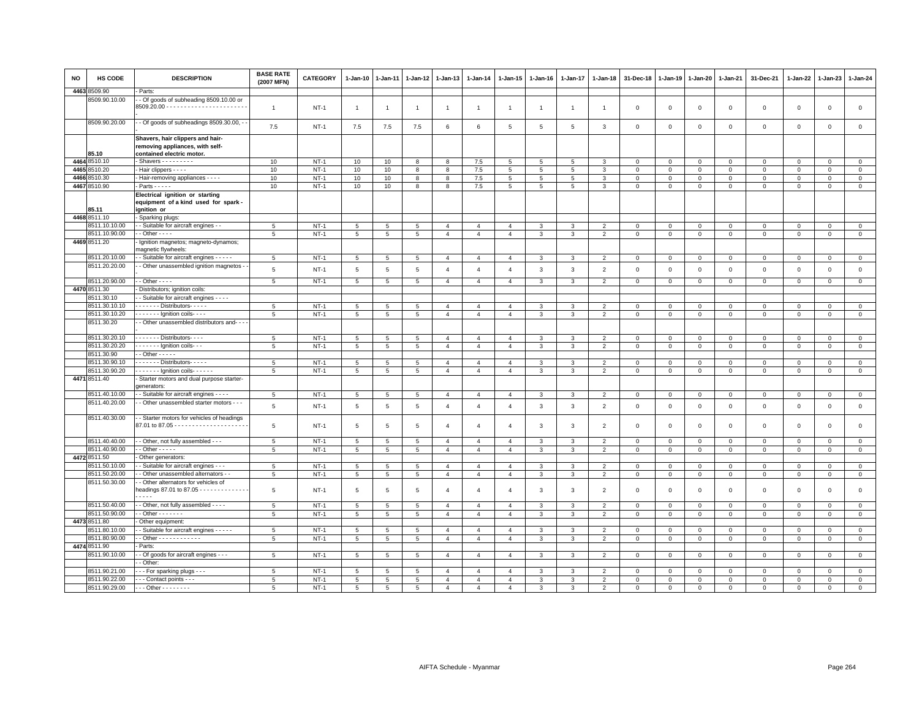| NO | HS CODE | DESCRIPTION | BASE RATE (2007 MFN) | CATEGORY | 1-Jan-10 | 1-Jan-11 | 1-Jan-12 | 1-Jan-13 | 1-Jan-14 | 1-Jan-15 | 1-Jan-16 | 1-Jan-17 | 1-Jan-18 | 31-Dec-18 | 1-Jan-19 | 1-Jan-20 | 1-Jan-21 | 31-Dec-21 | 1-Jan-22 | 1-Jan-23 | 1-Jan-24 |
|---|---|---|---|---|---|---|---|---|---|---|---|---|---|---|---|---|---|---|---|---|---|
| 4463 | 8509.90 | - Parts: | | | | | | | | | | | | | | | | | | | |
| | 8509.90.10.00 | - - Of goods of subheading 8509.10.00 or 8509.20.00 - - - - - - - - - - - - - - - - - - - - - - - - | 1 | NT-1 | 1 | 1 | 1 | 1 | 1 | 1 | 1 | 1 | 1 | 0 | 0 | 0 | 0 | 0 | 0 | 0 | 0 |
| | 8509.90.20.00 | - - Of goods of subheadings 8509.30.00, - - | 7.5 | NT-1 | 7.5 | 7.5 | 7.5 | 6 | 6 | 5 | 5 | 5 | 3 | 0 | 0 | 0 | 0 | 0 | 0 | 0 | 0 |
| | 85.10 | **Shavers, hair clippers and hair-removing appliances, with self-contained electric motor.** | | | | | | | | | | | | | | | | | | | |
| 4464 | 8510.10 | - Shavers - - - - - - - - - | 10 | NT-1 | 10 | 10 | 8 | 8 | 7.5 | 5 | 5 | 5 | 3 | 0 | 0 | 0 | 0 | 0 | 0 | 0 | 0 |
| 4465 | 8510.20 | - Hair clippers - - - - | 10 | NT-1 | 10 | 10 | 8 | 8 | 7.5 | 5 | 5 | 5 | 3 | 0 | 0 | 0 | 0 | 0 | 0 | 0 | 0 |
| 4466 | 8510.30 | - Hair-removing appliances - - - - | 10 | NT-1 | 10 | 10 | 8 | 8 | 7.5 | 5 | 5 | 5 | 3 | 0 | 0 | 0 | 0 | 0 | 0 | 0 | 0 |
| 4467 | 8510.90 | - Parts - - - - - | 10 | NT-1 | 10 | 10 | 8 | 8 | 7.5 | 5 | 5 | 5 | 3 | 0 | 0 | 0 | 0 | 0 | 0 | 0 | 0 |
| | 85.11 | **Electrical ignition or starting equipment of a kind used for spark-ignition or** | | | | | | | | | | | | | | | | | | | |
| 4468 | 8511.10 | - Sparking plugs: | | | | | | | | | | | | | | | | | | | |
| | 8511.10.10.00 | - - Suitable for aircraft engines - - | 5 | NT-1 | 5 | 5 | 5 | 4 | 4 | 4 | 3 | 3 | 2 | 0 | 0 | 0 | 0 | 0 | 0 | 0 | 0 |
| | 8511.10.90.00 | - - Other - - - - | 5 | NT-1 | 5 | 5 | 5 | 4 | 4 | 4 | 3 | 3 | 2 | 0 | 0 | 0 | 0 | 0 | 0 | 0 | 0 |
| 4469 | 8511.20 | - Ignition magnetos; magneto-dynamos; magnetic flywheels: | | | | | | | | | | | | | | | | | | | |
| | 8511.20.10.00 | - - Suitable for aircraft engines - - - - - | 5 | NT-1 | 5 | 5 | 5 | 4 | 4 | 4 | 3 | 3 | 2 | 0 | 0 | 0 | 0 | 0 | 0 | 0 | 0 |
| | 8511.20.20.00 | - - Other unassembled ignition magnetos - - - | 5 | NT-1 | 5 | 5 | 5 | 4 | 4 | 4 | 3 | 3 | 2 | 0 | 0 | 0 | 0 | 0 | 0 | 0 | 0 |
| | 8511.20.90.00 | - - Other - - - - | 5 | NT-1 | 5 | 5 | 5 | 4 | 4 | 4 | 3 | 3 | 2 | 0 | 0 | 0 | 0 | 0 | 0 | 0 | 0 |
| 4470 | 8511.30 | - Distributors; ignition coils: | | | | | | | | | | | | | | | | | | | |
| | 8511.30.10 | - - Suitable for aircraft engines - - - - | | | | | | | | | | | | | | | | | | | |
| | 8511.30.10.10 | - - - - - - - Distributors- - - - - | 5 | NT-1 | 5 | 5 | 5 | 4 | 4 | 4 | 3 | 3 | 2 | 0 | 0 | 0 | 0 | 0 | 0 | 0 | 0 |
| | 8511.30.10.20 | - - - - - - - Ignition coils- - - - | 5 | NT-1 | 5 | 5 | 5 | 4 | 4 | 4 | 3 | 3 | 2 | 0 | 0 | 0 | 0 | 0 | 0 | 0 | 0 |
| | 8511.30.20 | - - Other unassembled distributors and- - - - | | | | | | | | | | | | | | | | | | | |
| | 8511.30.20.10 | - - - - - - - Distributors- - - - | 5 | NT-1 | 5 | 5 | 5 | 4 | 4 | 4 | 3 | 3 | 2 | 0 | 0 | 0 | 0 | 0 | 0 | 0 | 0 |
| | 8511.30.20.20 | - - - - - - - Ignition coils- - - | 5 | NT-1 | 5 | 5 | 5 | 4 | 4 | 4 | 3 | 3 | 2 | 0 | 0 | 0 | 0 | 0 | 0 | 0 | 0 |
| | 8511.30.90 | - - Other - - - - - | | | | | | | | | | | | | | | | | | | |
| | 8511.30.90.10 | - - - - - - - Distributors- - - - - | 5 | NT-1 | 5 | 5 | 5 | 4 | 4 | 4 | 3 | 3 | 2 | 0 | 0 | 0 | 0 | 0 | 0 | 0 | 0 |
| | 8511.30.90.20 | - - - - - - - Ignition coils- - - - - - | 5 | NT-1 | 5 | 5 | 5 | 4 | 4 | 4 | 3 | 3 | 2 | 0 | 0 | 0 | 0 | 0 | 0 | 0 | 0 |
| 4471 | 8511.40 | - Starter motors and dual purpose starter-generators: | | | | | | | | | | | | | | | | | | | |
| | 8511.40.10.00 | - - Suitable for aircraft engines - - - - | 5 | NT-1 | 5 | 5 | 5 | 4 | 4 | 4 | 3 | 3 | 2 | 0 | 0 | 0 | 0 | 0 | 0 | 0 | 0 |
| | 8511.40.20.00 | - - Other unassembled starter motors - - - | 5 | NT-1 | 5 | 5 | 5 | 4 | 4 | 4 | 3 | 3 | 2 | 0 | 0 | 0 | 0 | 0 | 0 | 0 | 0 |
| | 8511.40.30.00 | - - Starter motors for vehicles of headings 87.01 to 87.05 - - - - - - - - - - - - - - - - - - - - - - | 5 | NT-1 | 5 | 5 | 5 | 4 | 4 | 4 | 3 | 3 | 2 | 0 | 0 | 0 | 0 | 0 | 0 | 0 | 0 |
| | 8511.40.40.00 | - - Other, not fully assembled - - - | 5 | NT-1 | 5 | 5 | 5 | 4 | 4 | 4 | 3 | 3 | 2 | 0 | 0 | 0 | 0 | 0 | 0 | 0 | 0 |
| | 8511.40.90.00 | - - Other - - - - - | 5 | NT-1 | 5 | 5 | 5 | 4 | 4 | 4 | 3 | 3 | 2 | 0 | 0 | 0 | 0 | 0 | 0 | 0 | 0 |
| 4472 | 8511.50 | - Other generators: | | | | | | | | | | | | | | | | | | | |
| | 8511.50.10.00 | - - Suitable for aircraft engines - - - | 5 | NT-1 | 5 | 5 | 5 | 4 | 4 | 4 | 3 | 3 | 2 | 0 | 0 | 0 | 0 | 0 | 0 | 0 | 0 |
| | 8511.50.20.00 | - - Other unassembled alternators - - | 5 | NT-1 | 5 | 5 | 5 | 4 | 4 | 4 | 3 | 3 | 2 | 0 | 0 | 0 | 0 | 0 | 0 | 0 | 0 |
| | 8511.50.30.00 | - - Other alternators for vehicles of headings 87.01 to 87.05 - - - - - - - - - - - - - - - - - - - | 5 | NT-1 | 5 | 5 | 5 | 4 | 4 | 4 | 3 | 3 | 2 | 0 | 0 | 0 | 0 | 0 | 0 | 0 | 0 |
| | 8511.50.40.00 | - - Other, not fully assembled - - - - | 5 | NT-1 | 5 | 5 | 5 | 4 | 4 | 4 | 3 | 3 | 2 | 0 | 0 | 0 | 0 | 0 | 0 | 0 | 0 |
| | 8511.50.90.00 | - - Other - - - - - - - | 5 | NT-1 | 5 | 5 | 5 | 4 | 4 | 4 | 3 | 3 | 2 | 0 | 0 | 0 | 0 | 0 | 0 | 0 | 0 |
| 4473 | 8511.80 | - Other equipment: | | | | | | | | | | | | | | | | | | | |
| | 8511.80.10.00 | - - Suitable for aircraft engines - - - - - | 5 | NT-1 | 5 | 5 | 5 | 4 | 4 | 4 | 3 | 3 | 2 | 0 | 0 | 0 | 0 | 0 | 0 | 0 | 0 |
| | 8511.80.90.00 | - - Other - - - - - - - - - - - - | 5 | NT-1 | 5 | 5 | 5 | 4 | 4 | 4 | 3 | 3 | 2 | 0 | 0 | 0 | 0 | 0 | 0 | 0 | 0 |
| 4474 | 8511.90 | - Parts: | | | | | | | | | | | | | | | | | | | |
| | 8511.90.10.00 | - - Of goods for aircraft engines - - - | 5 | NT-1 | 5 | 5 | 5 | 4 | 4 | 4 | 3 | 3 | 2 | 0 | 0 | 0 | 0 | 0 | 0 | 0 | 0 |
| | | - - Other: | | | | | | | | | | | | | | | | | | | |
| | 8511.90.21.00 | - - - For sparking plugs - - - | 5 | NT-1 | 5 | 5 | 5 | 4 | 4 | 4 | 3 | 3 | 2 | 0 | 0 | 0 | 0 | 0 | 0 | 0 | 0 |
| | 8511.90.22.00 | - - - Contact points - - - | 5 | NT-1 | 5 | 5 | 5 | 4 | 4 | 4 | 3 | 3 | 2 | 0 | 0 | 0 | 0 | 0 | 0 | 0 | 0 |
| | 8511.90.29.00 | - - - Other - - - - - - - - | 5 | NT-1 | 5 | 5 | 5 | 4 | 4 | 4 | 3 | 3 | 2 | 0 | 0 | 0 | 0 | 0 | 0 | 0 | 0 |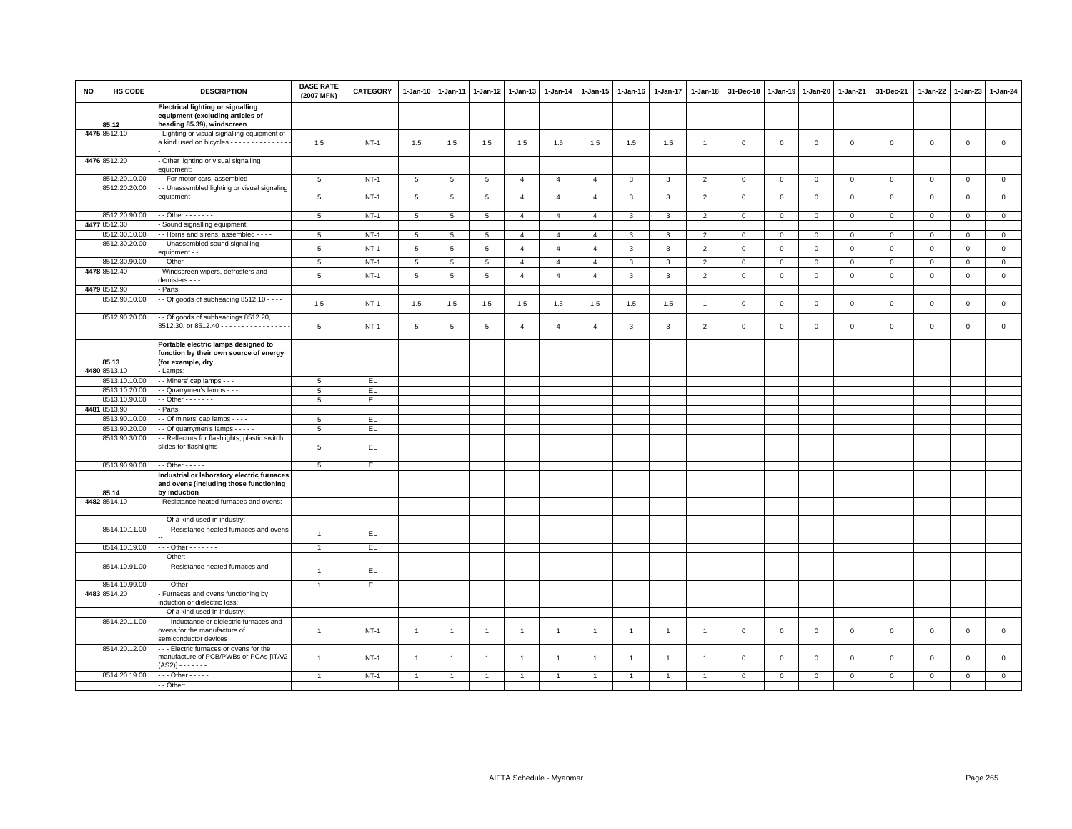| NO | HS CODE | DESCRIPTION | BASE RATE (2007 MFN) | CATEGORY | 1-Jan-10 | 1-Jan-11 | 1-Jan-12 | 1-Jan-13 | 1-Jan-14 | 1-Jan-15 | 1-Jan-16 | 1-Jan-17 | 1-Jan-18 | 31-Dec-18 | 1-Jan-19 | 1-Jan-20 | 1-Jan-21 | 31-Dec-21 | 1-Jan-22 | 1-Jan-23 | 1-Jan-24 |
|---|---|---|---|---|---|---|---|---|---|---|---|---|---|---|---|---|---|---|---|---|---|
| | 85.12 | **Electrical lighting or signalling equipment (excluding articles of heading 85.39), windscreen** | | | | | | | | | | | | | | | | | | | |
| 4475 | 8512.10 | - Lighting or visual signalling equipment of a kind used on bicycles - - - - - - - - - - - - - - - | 1.5 | NT-1 | 1.5 | 1.5 | 1.5 | 1.5 | 1.5 | 1.5 | 1.5 | 1.5 | 1 | 0 | 0 | 0 | 0 | 0 | 0 | 0 | 0 |
| 4476 | 8512.20 | - Other lighting or visual signalling equipment: | | | | | | | | | | | | | | | | | | | |
| | 8512.20.10.00 | - - For motor cars, assembled - - - - | 5 | NT-1 | 5 | 5 | 5 | 4 | 4 | 4 | 3 | 3 | 2 | 0 | 0 | 0 | 0 | 0 | 0 | 0 | 0 |
| | 8512.20.20.00 | - - Unassembled lighting or visual signaling equipment - - - - - - - - - - - - - - - - - - - - - - - - | 5 | NT-1 | 5 | 5 | 5 | 4 | 4 | 4 | 3 | 3 | 2 | 0 | 0 | 0 | 0 | 0 | 0 | 0 | 0 |
| | 8512.20.90.00 | - - Other - - - - - - - | 5 | NT-1 | 5 | 5 | 5 | 4 | 4 | 4 | 3 | 3 | 2 | 0 | 0 | 0 | 0 | 0 | 0 | 0 | 0 |
| 4477 | 8512.30 | - Sound signalling equipment: | | | | | | | | | | | | | | | | | | | |
| | 8512.30.10.00 | - - Horns and sirens, assembled - - - - | 5 | NT-1 | 5 | 5 | 5 | 4 | 4 | 4 | 3 | 3 | 2 | 0 | 0 | 0 | 0 | 0 | 0 | 0 | 0 |
| | 8512.30.20.00 | - - Unassembled sound signalling equipment - - | 5 | NT-1 | 5 | 5 | 5 | 4 | 4 | 4 | 3 | 3 | 2 | 0 | 0 | 0 | 0 | 0 | 0 | 0 | 0 |
| | 8512.30.90.00 | - - Other - - - - | 5 | NT-1 | 5 | 5 | 5 | 4 | 4 | 4 | 3 | 3 | 2 | 0 | 0 | 0 | 0 | 0 | 0 | 0 | 0 |
| 4478 | 8512.40 | - Windscreen wipers, defrosters and demisters - - - | 5 | NT-1 | 5 | 5 | 5 | 4 | 4 | 4 | 3 | 3 | 2 | 0 | 0 | 0 | 0 | 0 | 0 | 0 | 0 |
| 4479 | 8512.90 | - Parts: | | | | | | | | | | | | | | | | | | | |
| | 8512.90.10.00 | - - Of goods of subheading 8512.10 - - - - | 1.5 | NT-1 | 1.5 | 1.5 | 1.5 | 1.5 | 1.5 | 1.5 | 1.5 | 1.5 | 1 | 0 | 0 | 0 | 0 | 0 | 0 | 0 | 0 |
| | 8512.90.20.00 | - - Of goods of subheadings 8512.20, 8512.30, or 8512.40 - - - - - - - - - - - - - - - - - - - - - - | 5 | NT-1 | 5 | 5 | 5 | 4 | 4 | 4 | 3 | 3 | 2 | 0 | 0 | 0 | 0 | 0 | 0 | 0 | 0 |
| | 85.13 | **Portable electric lamps designed to function by their own source of energy (for example, dry** | | | | | | | | | | | | | | | | | | | |
| 4480 | 8513.10 | - Lamps: | | | | | | | | | | | | | | | | | | | |
| | 8513.10.10.00 | - - Miners' cap lamps - - - | 5 | EL | | | | | | | | | | | | | | | | | |
| | 8513.10.20.00 | - - Quarrymen's lamps - - - | 5 | EL | | | | | | | | | | | | | | | | | |
| | 8513.10.90.00 | - - Other - - - - - - - | 5 | EL | | | | | | | | | | | | | | | | | |
| 4481 | 8513.90 | - Parts: | | | | | | | | | | | | | | | | | | | |
| | 8513.90.10.00 | - - Of miners' cap lamps - - - - | 5 | EL | | | | | | | | | | | | | | | | | |
| | 8513.90.20.00 | - - Of quarrymen's lamps - - - - - | 5 | EL | | | | | | | | | | | | | | | | | |
| | 8513.90.30.00 | - - Reflectors for flashlights; plastic switch slides for flashlights - - - - - - - - - - - - - - - - | 5 | EL | | | | | | | | | | | | | | | | | |
| | 8513.90.90.00 | - - Other - - - - - | 5 | EL | | | | | | | | | | | | | | | | | |
| | 85.14 | **Industrial or laboratory electric furnaces and ovens (including those functioning by induction** | | | | | | | | | | | | | | | | | | | |
| 4482 | 8514.10 | - Resistance heated furnaces and ovens: | | | | | | | | | | | | | | | | | | | |
| | | - - Of a kind used in industry: | | | | | | | | | | | | | | | | | | | |
| | 8514.10.11.00 | - - - Resistance heated furnaces and ovens- -- | 1 | EL | | | | | | | | | | | | | | | | | |
| | 8514.10.19.00 | - - - Other - - - - - - - | 1 | EL | | | | | | | | | | | | | | | | | |
| | | - - Other: | | | | | | | | | | | | | | | | | | | |
| | 8514.10.91.00 | - - - Resistance heated furnaces and ---- | 1 | EL | | | | | | | | | | | | | | | | | |
| | 8514.10.99.00 | - - - Other - - - - - - | 1 | EL | | | | | | | | | | | | | | | | | |
| 4483 | 8514.20 | - Furnaces and ovens functioning by induction or dielectric loss: | | | | | | | | | | | | | | | | | | | |
| | | - - Of a kind used in industry: | | | | | | | | | | | | | | | | | | | |
| | 8514.20.11.00 | - - - Inductance or dielectric furnaces and ovens for the manufacture of semiconductor devices | 1 | NT-1 | 1 | 1 | 1 | 1 | 1 | 1 | 1 | 1 | 1 | 0 | 0 | 0 | 0 | 0 | 0 | 0 | 0 |
| | 8514.20.12.00 | - - - Electric furnaces or ovens for the manufacture of PCB/PWBs or PCAs [ITA/2 (AS2)] - - - - - - - | 1 | NT-1 | 1 | 1 | 1 | 1 | 1 | 1 | 1 | 1 | 1 | 0 | 0 | 0 | 0 | 0 | 0 | 0 | 0 |
| | 8514.20.19.00 | - - - Other - - - - - | 1 | NT-1 | 1 | 1 | 1 | 1 | 1 | 1 | 1 | 1 | 1 | 0 | 0 | 0 | 0 | 0 | 0 | 0 | 0 |
| | | - - Other: | | | | | | | | | | | | | | | | | | | |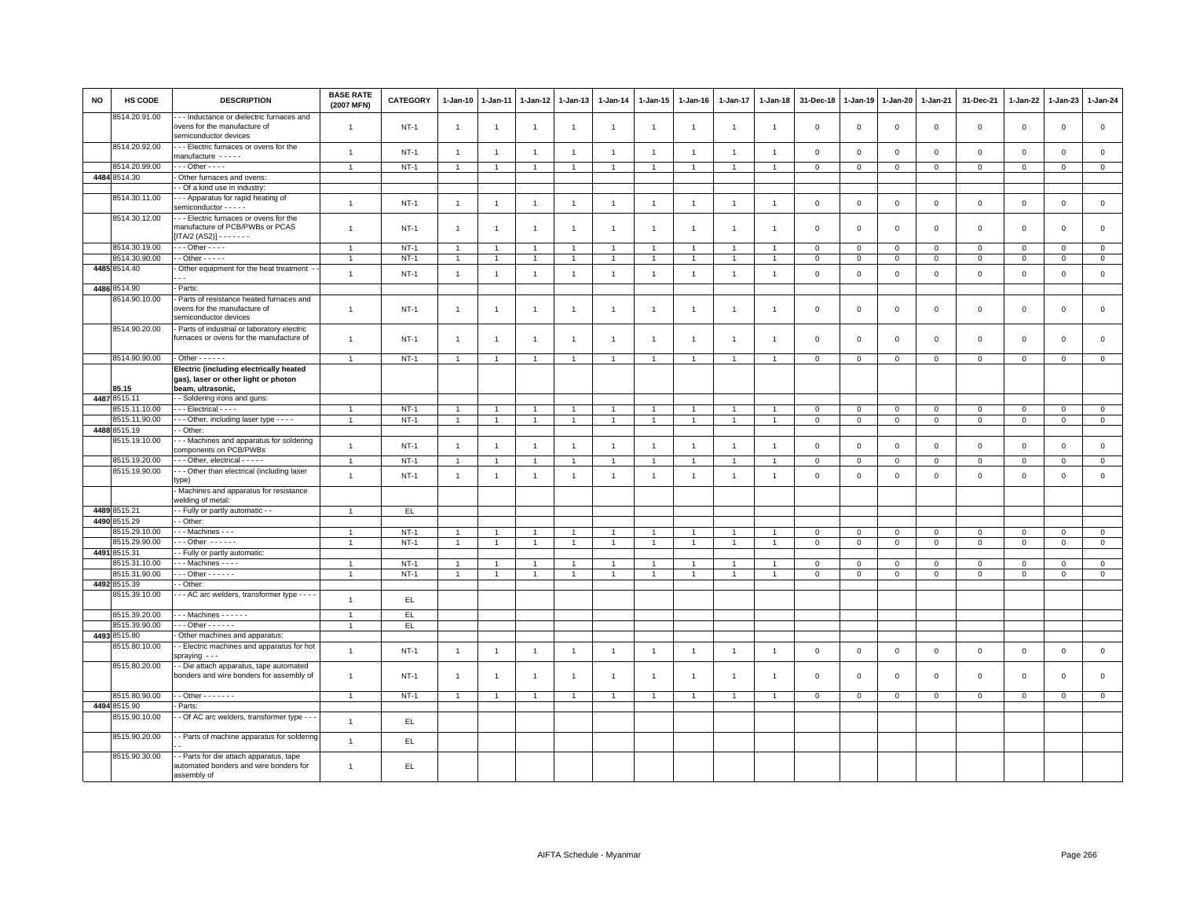| NO | HS CODE | DESCRIPTION | BASE RATE (2007 MFN) | CATEGORY | 1-Jan-10 | 1-Jan-11 | 1-Jan-12 | 1-Jan-13 | 1-Jan-14 | 1-Jan-15 | 1-Jan-16 | 1-Jan-17 | 1-Jan-18 | 31-Dec-18 | 1-Jan-19 | 1-Jan-20 | 1-Jan-21 | 31-Dec-21 | 1-Jan-22 | 1-Jan-23 | 1-Jan-24 |
|---|---|---|---|---|---|---|---|---|---|---|---|---|---|---|---|---|---|---|---|---|---|
| | 8514.20.91.00 | - - - Inductance or dielectric furnaces and ovens for the manufacture of semiconductor devices | 1 | NT-1 | 1 | 1 | 1 | 1 | 1 | 1 | 1 | 1 | 1 | 0 | 0 | 0 | 0 | 0 | 0 | 0 | 0 |
| | 8514.20.92.00 | - - - Electric furnaces or ovens for the manufacture - - - - - | 1 | NT-1 | 1 | 1 | 1 | 1 | 1 | 1 | 1 | 1 | 1 | 0 | 0 | 0 | 0 | 0 | 0 | 0 | 0 |
| | 8514.20.99.00 | - - - Other - - - - | 1 | NT-1 | 1 | 1 | 1 | 1 | 1 | 1 | 1 | 1 | 1 | 0 | 0 | 0 | 0 | 0 | 0 | 0 | 0 |
| 4484 | 8514.30 | - Other furnaces and ovens: | | | | | | | | | | | | | | | | | | | |
| | | - - Of a kind use in industry: | | | | | | | | | | | | | | | | | | | |
| | 8514.30.11.00 | - - - Apparatus for rapid heating of semiconductor - - - - - | 1 | NT-1 | 1 | 1 | 1 | 1 | 1 | 1 | 1 | 1 | 1 | 0 | 0 | 0 | 0 | 0 | 0 | 0 | 0 |
| | 8514.30.12.00 | - - - Electric furnaces or ovens for the manufacture of PCB/PWBs or PCAS [ITA/2 (AS2)] - - - - - - - | 1 | NT-1 | 1 | 1 | 1 | 1 | 1 | 1 | 1 | 1 | 1 | 0 | 0 | 0 | 0 | 0 | 0 | 0 | 0 |
| | 8514.30.19.00 | - - - Other - - - - | 1 | NT-1 | 1 | 1 | 1 | 1 | 1 | 1 | 1 | 1 | 1 | 0 | 0 | 0 | 0 | 0 | 0 | 0 | 0 |
| | 8514.30.90.00 | - - Other - - - - - | 1 | NT-1 | 1 | 1 | 1 | 1 | 1 | 1 | 1 | 1 | 1 | 0 | 0 | 0 | 0 | 0 | 0 | 0 | 0 |
| 4485 | 8514.40 | - Other equipment for the heat treatment - - - - | 1 | NT-1 | 1 | 1 | 1 | 1 | 1 | 1 | 1 | 1 | 1 | 0 | 0 | 0 | 0 | 0 | 0 | 0 | 0 |
| 4486 | 8514.90 | - Parts: | | | | | | | | | | | | | | | | | | | |
| | 8514.90.10.00 | - Parts of resistance heated furnaces and ovens for the manufacture of semiconductor devices | 1 | NT-1 | 1 | 1 | 1 | 1 | 1 | 1 | 1 | 1 | 1 | 0 | 0 | 0 | 0 | 0 | 0 | 0 | 0 |
| | 8514.90.20.00 | - Parts of industrial or laboratory electric furnaces or ovens for the manufacture of | 1 | NT-1 | 1 | 1 | 1 | 1 | 1 | 1 | 1 | 1 | 1 | 0 | 0 | 0 | 0 | 0 | 0 | 0 | 0 |
| | 8514.90.90.00 | - Other - - - - - - | 1 | NT-1 | 1 | 1 | 1 | 1 | 1 | 1 | 1 | 1 | 1 | 0 | 0 | 0 | 0 | 0 | 0 | 0 | 0 |
| | 85.15 | **Electric (including electrically heated gas), laser or other light or photon beam, ultrasonic,** | | | | | | | | | | | | | | | | | | | |
| 4487 | 8515.11 | - - Soldering irons and guns: | | | | | | | | | | | | | | | | | | | |
| | 8515.11.10.00 | - - - Electrical - - - - | 1 | NT-1 | 1 | 1 | 1 | 1 | 1 | 1 | 1 | 1 | 1 | 0 | 0 | 0 | 0 | 0 | 0 | 0 | 0 |
| | 8515.11.90.00 | - - - Other, including laser type - - - - | 1 | NT-1 | 1 | 1 | 1 | 1 | 1 | 1 | 1 | 1 | 1 | 0 | 0 | 0 | 0 | 0 | 0 | 0 | 0 |
| 4488 | 8515.19 | - - Other: | | | | | | | | | | | | | | | | | | | |
| | 8515.19.10.00 | - - - Machines and apparatus for soldering components on PCB/PWBs | 1 | NT-1 | 1 | 1 | 1 | 1 | 1 | 1 | 1 | 1 | 1 | 0 | 0 | 0 | 0 | 0 | 0 | 0 | 0 |
| | 8515.19.20.00 | - - - Other, electrical - - - - - | 1 | NT-1 | 1 | 1 | 1 | 1 | 1 | 1 | 1 | 1 | 1 | 0 | 0 | 0 | 0 | 0 | 0 | 0 | 0 |
| | 8515.19.90.00 | - - - Other than electrical (including laser type) | 1 | NT-1 | 1 | 1 | 1 | 1 | 1 | 1 | 1 | 1 | 1 | 0 | 0 | 0 | 0 | 0 | 0 | 0 | 0 |
| | | - Machines and apparatus for resistance welding of metal: | | | | | | | | | | | | | | | | | | | |
| 4489 | 8515.21 | - - Fully or partly automatic - - | 1 | EL | | | | | | | | | | | | | | | | | |
| 4490 | 8515.29 | - - Other: | | | | | | | | | | | | | | | | | | | |
| | 8515.29.10.00 | - - - Machines - - - | 1 | NT-1 | 1 | 1 | 1 | 1 | 1 | 1 | 1 | 1 | 1 | 0 | 0 | 0 | 0 | 0 | 0 | 0 | 0 |
| | 8515.29.90.00 | - - - Other - - - - - - | 1 | NT-1 | 1 | 1 | 1 | 1 | 1 | 1 | 1 | 1 | 1 | 0 | 0 | 0 | 0 | 0 | 0 | 0 | 0 |
| 4491 | 8515.31 | - - Fully or partly automatic: | | | | | | | | | | | | | | | | | | | |
| | 8515.31.10.00 | - - - Machines - - - - | 1 | NT-1 | 1 | 1 | 1 | 1 | 1 | 1 | 1 | 1 | 1 | 0 | 0 | 0 | 0 | 0 | 0 | 0 | 0 |
| | 8515.31.90.00 | - - - Other - - - - - - | 1 | NT-1 | 1 | 1 | 1 | 1 | 1 | 1 | 1 | 1 | 1 | 0 | 0 | 0 | 0 | 0 | 0 | 0 | 0 |
| 4492 | 8515.39 | - - Other: | | | | | | | | | | | | | | | | | | | |
| | 8515.39.10.00 | - - - AC arc welders, transformer type - - - - | 1 | EL | | | | | | | | | | | | | | | | | |
| | 8515.39.20.00 | - - - Machines - - - - - - | 1 | EL | | | | | | | | | | | | | | | | | |
| | 8515.39.90.00 | - - - Other - - - - - - | 1 | EL | | | | | | | | | | | | | | | | | |
| 4493 | 8515.80 | - Other machines and apparatus: | | | | | | | | | | | | | | | | | | | |
| | 8515.80.10.00 | - - Electric machines and apparatus for hot spraying - - - | 1 | NT-1 | 1 | 1 | 1 | 1 | 1 | 1 | 1 | 1 | 1 | 0 | 0 | 0 | 0 | 0 | 0 | 0 | 0 |
| | 8515.80.20.00 | - - Die attach apparatus, tape automated bonders and wire bonders for assembly of | 1 | NT-1 | 1 | 1 | 1 | 1 | 1 | 1 | 1 | 1 | 1 | 0 | 0 | 0 | 0 | 0 | 0 | 0 | 0 |
| | 8515.80.90.00 | - - Other - - - - - - - | 1 | NT-1 | 1 | 1 | 1 | 1 | 1 | 1 | 1 | 1 | 1 | 0 | 0 | 0 | 0 | 0 | 0 | 0 | 0 |
| 4494 | 8515.90 | - Parts: | | | | | | | | | | | | | | | | | | | |
| | 8515.90.10.00 | - - Of AC arc welders, transformer type - - - | 1 | EL | | | | | | | | | | | | | | | | | |
| | 8515.90.20.00 | - - Parts of machine apparatus for soldering - - | 1 | EL | | | | | | | | | | | | | | | | | |
| | 8515.90.30.00 | - - Parts for die attach apparatus, tape automated bonders and wire bonders for assembly of | 1 | EL | | | | | | | | | | | | | | | | | |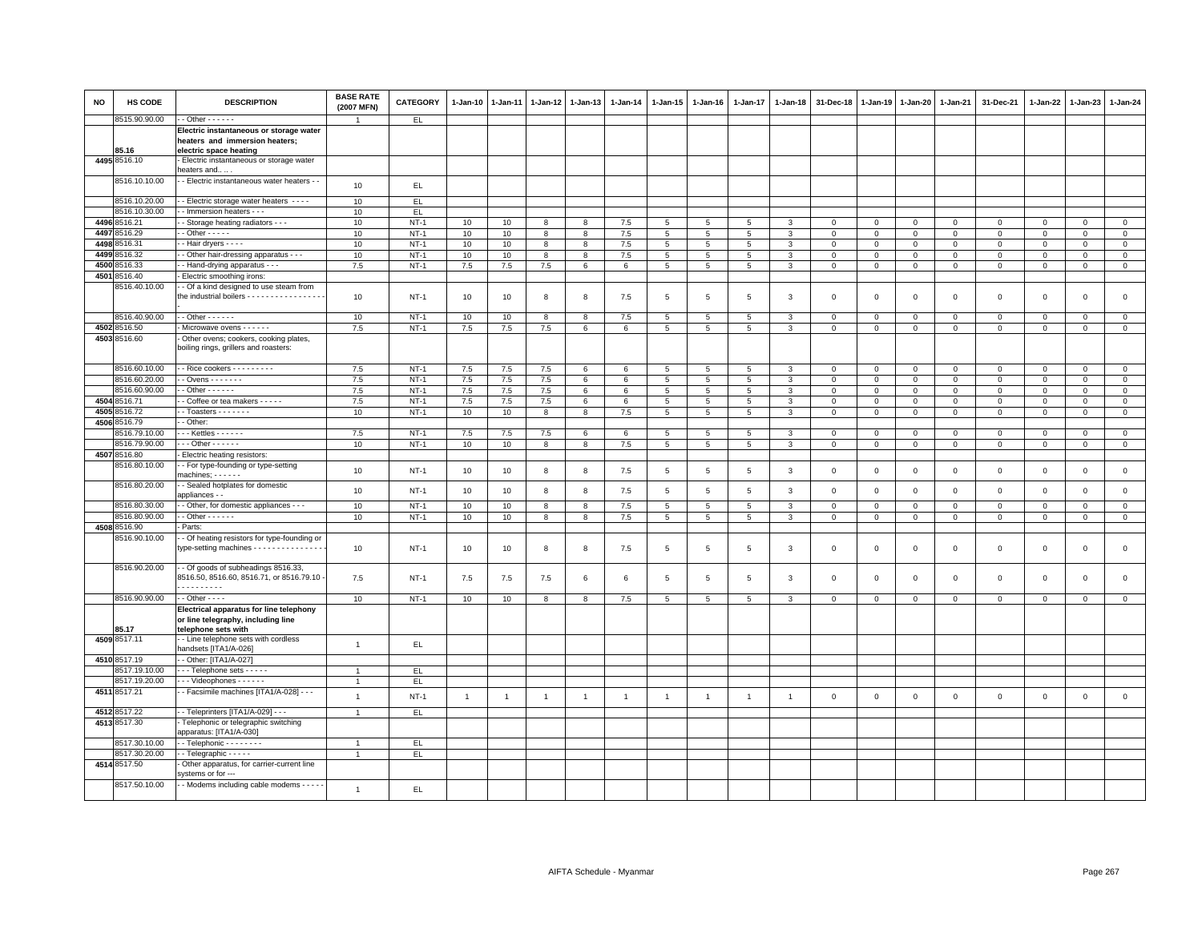| NO | HS CODE | DESCRIPTION | BASE RATE (2007 MFN) | CATEGORY | 1-Jan-10 | 1-Jan-11 | 1-Jan-12 | 1-Jan-13 | 1-Jan-14 | 1-Jan-15 | 1-Jan-16 | 1-Jan-17 | 1-Jan-18 | 31-Dec-18 | 1-Jan-19 | 1-Jan-20 | 1-Jan-21 | 31-Dec-21 | 1-Jan-22 | 1-Jan-23 | 1-Jan-24 |
|---|---|---|---|---|---|---|---|---|---|---|---|---|---|---|---|---|---|---|---|---|---|
| | 8515.90.90.00 | - - Other - - - - - - | 1 | EL | | | | | | | | | | | | | | | | | |
| | 85.16 | **Electric instantaneous or storage water heaters and immersion heaters; electric space heating** | | | | | | | | | | | | | | | | | | | |
| 4495 | 8516.10 | - Electric instantaneous or storage water heaters and.. .. . | | | | | | | | | | | | | | | | | | | |
| | 8516.10.10.00 | - - Electric instantaneous water heaters - - | 10 | EL | | | | | | | | | | | | | | | | | |
| | 8516.10.20.00 | - - Electric storage water heaters - - - - | 10 | EL | | | | | | | | | | | | | | | | | |
| | 8516.10.30.00 | - - Immersion heaters - - - | 10 | EL | | | | | | | | | | | | | | | | | |
| 4496 | 8516.21 | - - Storage heating radiators - - - | 10 | NT-1 | 10 | 10 | 8 | 8 | 7.5 | 5 | 5 | 5 | 3 | 0 | 0 | 0 | 0 | 0 | 0 | 0 | 0 |
| 4497 | 8516.29 | - - Other - - - - - | 10 | NT-1 | 10 | 10 | 8 | 8 | 7.5 | 5 | 5 | 5 | 3 | 0 | 0 | 0 | 0 | 0 | 0 | 0 | 0 |
| 4498 | 8516.31 | - - Hair dryers - - - - | 10 | NT-1 | 10 | 10 | 8 | 8 | 7.5 | 5 | 5 | 5 | 3 | 0 | 0 | 0 | 0 | 0 | 0 | 0 | 0 |
| 4499 | 8516.32 | - - Other hair-dressing apparatus - - - | 10 | NT-1 | 10 | 10 | 8 | 8 | 7.5 | 5 | 5 | 5 | 3 | 0 | 0 | 0 | 0 | 0 | 0 | 0 | 0 |
| 4500 | 8516.33 | - - Hand-drying apparatus - - - | 7.5 | NT-1 | 7.5 | 7.5 | 7.5 | 6 | 6 | 5 | 5 | 5 | 3 | 0 | 0 | 0 | 0 | 0 | 0 | 0 | 0 |
| 4501 | 8516.40 | - Electric smoothing irons: | | | | | | | | | | | | | | | | | | | |
| | 8516.40.10.00 | - - Of a kind designed to use steam from the industrial boilers - - - - - - - - - - - - - - - - - - | 10 | NT-1 | 10 | 10 | 8 | 8 | 7.5 | 5 | 5 | 5 | 3 | 0 | 0 | 0 | 0 | 0 | 0 | 0 | 0 |
| | 8516.40.90.00 | - - Other - - - - - - | 10 | NT-1 | 10 | 10 | 8 | 8 | 7.5 | 5 | 5 | 5 | 3 | 0 | 0 | 0 | 0 | 0 | 0 | 0 | 0 |
| 4502 | 8516.50 | - Microwave ovens - - - - - - | 7.5 | NT-1 | 7.5 | 7.5 | 7.5 | 6 | 6 | 5 | 5 | 5 | 3 | 0 | 0 | 0 | 0 | 0 | 0 | 0 | 0 |
| 4503 | 8516.60 | - Other ovens; cookers, cooking plates, boiling rings, grillers and roasters: | | | | | | | | | | | | | | | | | | | |
| | 8516.60.10.00 | - - Rice cookers - - - - - - - - - - | 7.5 | NT-1 | 7.5 | 7.5 | 7.5 | 6 | 6 | 5 | 5 | 5 | 3 | 0 | 0 | 0 | 0 | 0 | 0 | 0 | 0 |
| | 8516.60.20.00 | - - Ovens - - - - - - - | 7.5 | NT-1 | 7.5 | 7.5 | 7.5 | 6 | 6 | 5 | 5 | 5 | 3 | 0 | 0 | 0 | 0 | 0 | 0 | 0 | 0 |
| | 8516.60.90.00 | - - Other - - - - - - | 7.5 | NT-1 | 7.5 | 7.5 | 7.5 | 6 | 6 | 5 | 5 | 5 | 3 | 0 | 0 | 0 | 0 | 0 | 0 | 0 | 0 |
| 4504 | 8516.71 | - - Coffee or tea makers - - - - - | 7.5 | NT-1 | 7.5 | 7.5 | 7.5 | 6 | 6 | 5 | 5 | 5 | 3 | 0 | 0 | 0 | 0 | 0 | 0 | 0 | 0 |
| 4505 | 8516.72 | - - Toasters - - - - - - - | 10 | NT-1 | 10 | 10 | 8 | 8 | 7.5 | 5 | 5 | 5 | 3 | 0 | 0 | 0 | 0 | 0 | 0 | 0 | 0 |
| 4506 | 8516.79 | - - Other: | | | | | | | | | | | | | | | | | | | |
| | 8516.79.10.00 | - - - Kettles - - - - - - | 7.5 | NT-1 | 7.5 | 7.5 | 7.5 | 6 | 6 | 5 | 5 | 5 | 3 | 0 | 0 | 0 | 0 | 0 | 0 | 0 | 0 |
| | 8516.79.90.00 | - - - Other - - - - - - | 10 | NT-1 | 10 | 10 | 8 | 8 | 7.5 | 5 | 5 | 5 | 3 | 0 | 0 | 0 | 0 | 0 | 0 | 0 | 0 |
| 4507 | 8516.80 | - Electric heating resistors: | | | | | | | | | | | | | | | | | | | |
| | 8516.80.10.00 | - - For type-founding or type-setting machines; - - - - - - | 10 | NT-1 | 10 | 10 | 8 | 8 | 7.5 | 5 | 5 | 5 | 3 | 0 | 0 | 0 | 0 | 0 | 0 | 0 | 0 |
| | 8516.80.20.00 | - - Sealed hotplates for domestic appliances - - | 10 | NT-1 | 10 | 10 | 8 | 8 | 7.5 | 5 | 5 | 5 | 3 | 0 | 0 | 0 | 0 | 0 | 0 | 0 | 0 |
| | 8516.80.30.00 | - - Other, for domestic appliances - - - | 10 | NT-1 | 10 | 10 | 8 | 8 | 7.5 | 5 | 5 | 5 | 3 | 0 | 0 | 0 | 0 | 0 | 0 | 0 | 0 |
| | 8516.80.90.00 | - - Other - - - - - - | 10 | NT-1 | 10 | 10 | 8 | 8 | 7.5 | 5 | 5 | 5 | 3 | 0 | 0 | 0 | 0 | 0 | 0 | 0 | 0 |
| 4508 | 8516.90 | - Parts: | | | | | | | | | | | | | | | | | | | |
| | 8516.90.10.00 | - - Of heating resistors for type-founding or type-setting machines - - - - - - - - - - - - - - - - | 10 | NT-1 | 10 | 10 | 8 | 8 | 7.5 | 5 | 5 | 5 | 3 | 0 | 0 | 0 | 0 | 0 | 0 | 0 | 0 |
| | 8516.90.20.00 | - - Of goods of subheadings 8516.33, 8516.50, 8516.60, 8516.71, or 8516.79.10 - - - - - - - - - - - | 7.5 | NT-1 | 7.5 | 7.5 | 7.5 | 6 | 6 | 5 | 5 | 5 | 3 | 0 | 0 | 0 | 0 | 0 | 0 | 0 | 0 |
| | 8516.90.90.00 | - - Other - - - - | 10 | NT-1 | 10 | 10 | 8 | 8 | 7.5 | 5 | 5 | 5 | 3 | 0 | 0 | 0 | 0 | 0 | 0 | 0 | 0 |
| | 85.17 | **Electrical apparatus for line telephony or line telegraphy, including line telephone sets with** | | | | | | | | | | | | | | | | | | | |
| 4509 | 8517.11 | - - Line telephone sets with cordless handsets [ITA1/A-026] | 1 | EL | | | | | | | | | | | | | | | | | |
| 4510 | 8517.19 | - - Other: [ITA1/A-027] | | | | | | | | | | | | | | | | | | | |
| | 8517.19.10.00 | - - - Telephone sets - - - - - | 1 | EL | | | | | | | | | | | | | | | | | |
| | 8517.19.20.00 | - - - Videophones - - - - - - | 1 | EL | | | | | | | | | | | | | | | | | |
| 4511 | 8517.21 | - - Facsimile machines [ITA1/A-028] - - - | 1 | NT-1 | 1 | 1 | 1 | 1 | 1 | 1 | 1 | 1 | 1 | 0 | 0 | 0 | 0 | 0 | 0 | 0 | 0 |
| 4512 | 8517.22 | - - Teleprinters [ITA1/A-029] - - - | 1 | EL | | | | | | | | | | | | | | | | | |
| 4513 | 8517.30 | - Telephonic or telegraphic switching apparatus: [ITA1/A-030] | | | | | | | | | | | | | | | | | | | |
| | 8517.30.10.00 | - - Telephonic - - - - - - - - | 1 | EL | | | | | | | | | | | | | | | | | |
| | 8517.30.20.00 | - - Telegraphic - - - - - | 1 | EL | | | | | | | | | | | | | | | | | |
| 4514 | 8517.50 | - Other apparatus, for carrier-current line systems or for --- | | | | | | | | | | | | | | | | | | | |
| | 8517.50.10.00 | - - Modems including cable modems - - - - - | 1 | EL | | | | | | | | | | | | | | | | | |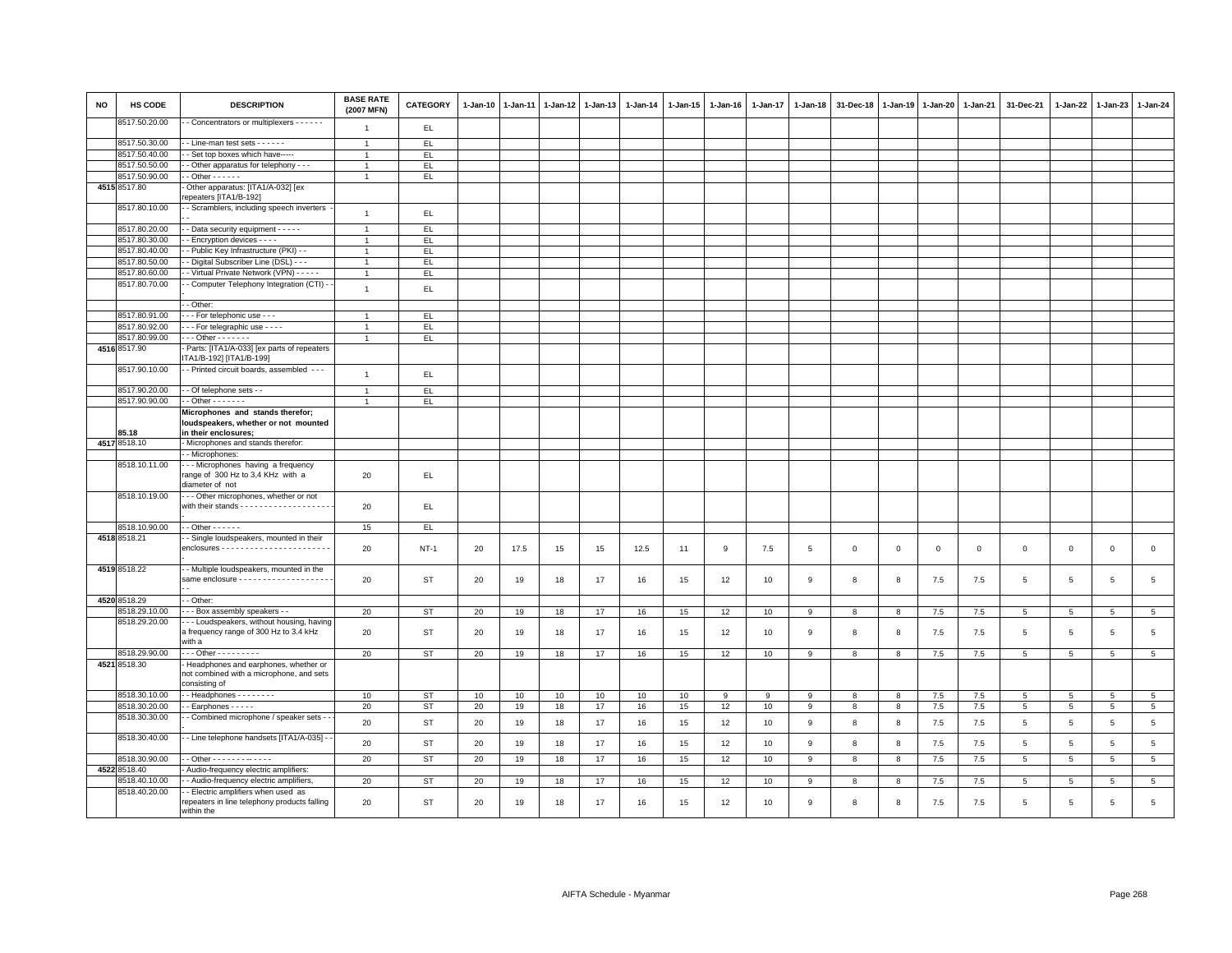| NO | HS CODE | DESCRIPTION | BASE RATE (2007 MFN) | CATEGORY | 1-Jan-10 | 1-Jan-11 | 1-Jan-12 | 1-Jan-13 | 1-Jan-14 | 1-Jan-15 | 1-Jan-16 | 1-Jan-17 | 1-Jan-18 | 31-Dec-18 | 1-Jan-19 | 1-Jan-20 | 1-Jan-21 | 31-Dec-21 | 1-Jan-22 | 1-Jan-23 | 1-Jan-24 |
|---|---|---|---|---|---|---|---|---|---|---|---|---|---|---|---|---|---|---|---|---|---|
| | 8517.50.20.00 | - - Concentrators or multiplexers - - - - - - | 1 | EL | | | | | | | | | | | | | | | | | |
| | 8517.50.30.00 | - - Line-man test sets - - - - - - | 1 | EL | | | | | | | | | | | | | | | | | |
| | 8517.50.40.00 | - - Set top boxes which have----- | 1 | EL | | | | | | | | | | | | | | | | | |
| | 8517.50.50.00 | - - Other apparatus for telephony - - - | 1 | EL | | | | | | | | | | | | | | | | | |
| | 8517.50.90.00 | - - Other - - - - - - | 1 | EL | | | | | | | | | | | | | | | | | |
| 4515 | 8517.80 | - Other apparatus: [ITA1/A-032] [ex repeaters [ITA1/B-192] | | | | | | | | | | | | | | | | | | | |
| | 8517.80.10.00 | - - Scramblers, including speech inverters - - - | 1 | EL | | | | | | | | | | | | | | | | | |
| | 8517.80.20.00 | - - Data security equipment - - - - - | 1 | EL | | | | | | | | | | | | | | | | | |
| | 8517.80.30.00 | - - Encryption devices - - - - | 1 | EL | | | | | | | | | | | | | | | | | |
| | 8517.80.40.00 | - - Public Key Infrastructure (PKI) - - | 1 | EL | | | | | | | | | | | | | | | | | |
| | 8517.80.50.00 | - - Digital Subscriber Line (DSL) - - - | 1 | EL | | | | | | | | | | | | | | | | | |
| | 8517.80.60.00 | - - Virtual Private Network (VPN) - - - - - | 1 | EL | | | | | | | | | | | | | | | | | |
| | 8517.80.70.00 | - - Computer Telephony Integration (CTI) - - - | 1 | EL | | | | | | | | | | | | | | | | | |
| | | - - Other: | | | | | | | | | | | | | | | | | | | |
| | 8517.80.91.00 | - - - For telephonic use - - - | 1 | EL | | | | | | | | | | | | | | | | | |
| | 8517.80.92.00 | - - - For telegraphic use - - - - | 1 | EL | | | | | | | | | | | | | | | | | |
| | 8517.80.99.00 | - - - Other - - - - - - - | 1 | EL | | | | | | | | | | | | | | | | | |
| 4516 | 8517.90 | - Parts: [ITA1/A-033] [ex parts of repeaters ITA1/B-192] [ITA1/B-199] | | | | | | | | | | | | | | | | | | | |
| | 8517.90.10.00 | - - Printed circuit boards, assembled - - - | 1 | EL | | | | | | | | | | | | | | | | | |
| | 8517.90.20.00 | - - Of telephone sets - - | 1 | EL | | | | | | | | | | | | | | | | | |
| | 8517.90.90.00 | - - Other - - - - - - - | 1 | EL | | | | | | | | | | | | | | | | | |
| | 85.18 | **Microphones and stands therefor; loudspeakers, whether or not mounted in their enclosures;** | | | | | | | | | | | | | | | | | | | |
| 4517 | 8518.10 | - Microphones and stands therefor: | | | | | | | | | | | | | | | | | | | |
| | | - - Microphones: | | | | | | | | | | | | | | | | | | | |
| | 8518.10.11.00 | - - - Microphones having a frequency range of 300 Hz to 3,4 KHz with a diameter of not | 20 | EL | | | | | | | | | | | | | | | | | |
| | 8518.10.19.00 | - - - Other microphones, whether or not with their stands - - - - - - - - - - - - - - - - - - - - | 20 | EL | | | | | | | | | | | | | | | | | |
| | 8518.10.90.00 | - - Other - - - - - - | 15 | EL | | | | | | | | | | | | | | | | | |
| 4518 | 8518.21 | - - Single loudspeakers, mounted in their enclosures - - - - - - - - - - - - - - - - - - - - - - - - | 20 | NT-1 | 20 | 17.5 | 15 | 15 | 12.5 | 11 | 9 | 7.5 | 5 | 0 | 0 | 0 | 0 | 0 | 0 | 0 | 0 |
| 4519 | 8518.22 | - - Multiple loudspeakers, mounted in the same enclosure - - - - - - - - - - - - - - - - - - - - - - | 20 | ST | 20 | 19 | 18 | 17 | 16 | 15 | 12 | 10 | 9 | 8 | 8 | 7.5 | 7.5 | 5 | 5 | 5 | 5 |
| 4520 | 8518.29 | - - Other: | | | | | | | | | | | | | | | | | | | |
| | 8518.29.10.00 | - - - Box assembly speakers - - | 20 | ST | 20 | 19 | 18 | 17 | 16 | 15 | 12 | 10 | 9 | 8 | 8 | 7.5 | 7.5 | 5 | 5 | 5 | 5 |
| | 8518.29.20.00 | - - - Loudspeakers, without housing, having a frequency range of 300 Hz to 3.4 kHz with a | 20 | ST | 20 | 19 | 18 | 17 | 16 | 15 | 12 | 10 | 9 | 8 | 8 | 7.5 | 7.5 | 5 | 5 | 5 | 5 |
| | 8518.29.90.00 | - - - Other - - - - - - - - - | 20 | ST | 20 | 19 | 18 | 17 | 16 | 15 | 12 | 10 | 9 | 8 | 8 | 7.5 | 7.5 | 5 | 5 | 5 | 5 |
| 4521 | 8518.30 | - Headphones and earphones, whether or not combined with a microphone, and sets consisting of | | | | | | | | | | | | | | | | | | | |
| | 8518.30.10.00 | - - Headphones - - - - - - - - | 10 | ST | 10 | 10 | 10 | 10 | 10 | 10 | 9 | 9 | 9 | 8 | 8 | 7.5 | 7.5 | 5 | 5 | 5 | 5 |
| | 8518.30.20.00 | - - Earphones - - - - - | 20 | ST | 20 | 19 | 18 | 17 | 16 | 15 | 12 | 10 | 9 | 8 | 8 | 7.5 | 7.5 | 5 | 5 | 5 | 5 |
| | 8518.30.30.00 | - - Combined microphone / speaker sets - - | 20 | ST | 20 | 19 | 18 | 17 | 16 | 15 | 12 | 10 | 9 | 8 | 8 | 7.5 | 7.5 | 5 | 5 | 5 | 5 |
| | 8518.30.40.00 | - - Line telephone handsets [ITA1/A-035] - - | 20 | ST | 20 | 19 | 18 | 17 | 16 | 15 | 12 | 10 | 9 | 8 | 8 | 7.5 | 7.5 | 5 | 5 | 5 | 5 |
| | 8518.30.90.00 | - - Other - - - - - - - - - - - - - | 20 | ST | 20 | 19 | 18 | 17 | 16 | 15 | 12 | 10 | 9 | 8 | 8 | 7.5 | 7.5 | 5 | 5 | 5 | 5 |
| 4522 | 8518.40 | - Audio-frequency electric amplifiers: | | | | | | | | | | | | | | | | | | | |
| | 8518.40.10.00 | - - Audio-frequency electric amplifiers, | 20 | ST | 20 | 19 | 18 | 17 | 16 | 15 | 12 | 10 | 9 | 8 | 8 | 7.5 | 7.5 | 5 | 5 | 5 | 5 |
| | 8518.40.20.00 | - - Electric amplifiers when used as repeaters in line telephony products falling within the | 20 | ST | 20 | 19 | 18 | 17 | 16 | 15 | 12 | 10 | 9 | 8 | 8 | 7.5 | 7.5 | 5 | 5 | 5 | 5 |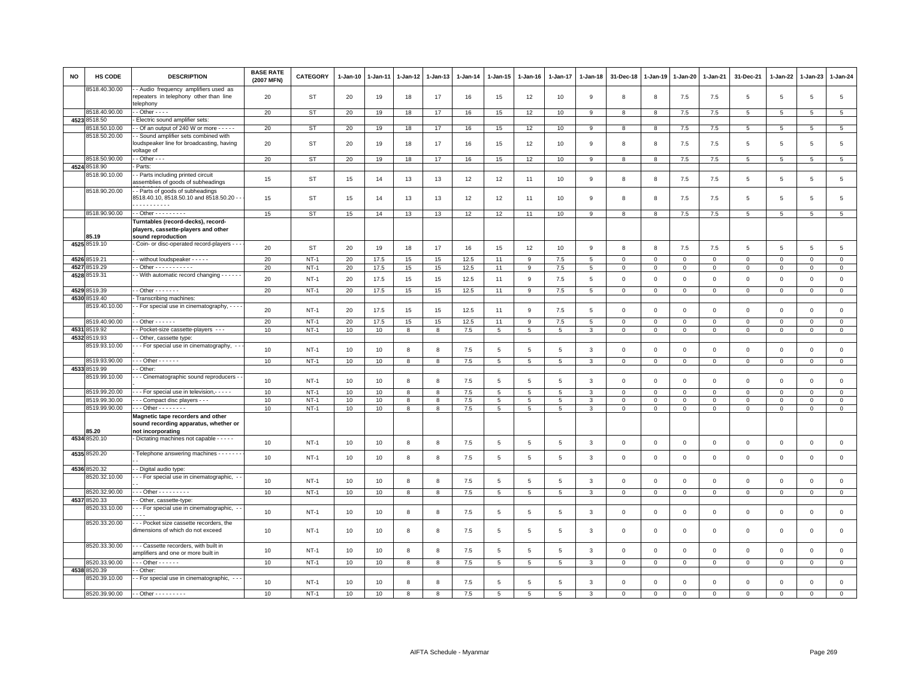| NO | HS CODE | DESCRIPTION | BASE RATE (2007 MFN) | CATEGORY | 1-Jan-10 | 1-Jan-11 | 1-Jan-12 | 1-Jan-13 | 1-Jan-14 | 1-Jan-15 | 1-Jan-16 | 1-Jan-17 | 1-Jan-18 | 31-Dec-18 | 1-Jan-19 | 1-Jan-20 | 1-Jan-21 | 31-Dec-21 | 1-Jan-22 | 1-Jan-23 | 1-Jan-24 |
|---|---|---|---|---|---|---|---|---|---|---|---|---|---|---|---|---|---|---|---|---|---|
| | 8518.40.30.00 | - - Audio frequency amplifiers used as repeaters in telephony other than line telephony | 20 | ST | 20 | 19 | 18 | 17 | 16 | 15 | 12 | 10 | 9 | 8 | 8 | 7.5 | 7.5 | 5 | 5 | 5 | 5 |
| | 8518.40.90.00 | - - Other - - - - | 20 | ST | 20 | 19 | 18 | 17 | 16 | 15 | 12 | 10 | 9 | 8 | 8 | 7.5 | 7.5 | 5 | 5 | 5 | 5 |
| 4523 | 8518.50 | - Electric sound amplifier sets: | | | | | | | | | | | | | | | | | | | |
| | 8518.50.10.00 | - - Of an output of 240 W or more - - - - - | 20 | ST | 20 | 19 | 18 | 17 | 16 | 15 | 12 | 10 | 9 | 8 | 8 | 7.5 | 7.5 | 5 | 5 | 5 | 5 |
| | 8518.50.20.00 | - - Sound amplifier sets combined with loudspeaker line for broadcasting, having voltage of | 20 | ST | 20 | 19 | 18 | 17 | 16 | 15 | 12 | 10 | 9 | 8 | 8 | 7.5 | 7.5 | 5 | 5 | 5 | 5 |
| | 8518.50.90.00 | - - Other - - - | 20 | ST | 20 | 19 | 18 | 17 | 16 | 15 | 12 | 10 | 9 | 8 | 8 | 7.5 | 7.5 | 5 | 5 | 5 | 5 |
| 4524 | 8518.90 | - Parts: | | | | | | | | | | | | | | | | | | | |
| | 8518.90.10.00 | - - Parts including printed circuit assemblies of goods of subheadings | 15 | ST | 15 | 14 | 13 | 13 | 12 | 12 | 11 | 10 | 9 | 8 | 8 | 7.5 | 7.5 | 5 | 5 | 5 | 5 |
| | 8518.90.20.00 | - - Parts of goods of subheadings 8518.40.10, 8518.50.10 and 8518.50.20 - - - - - - - - - - - - - | 15 | ST | 15 | 14 | 13 | 13 | 12 | 12 | 11 | 10 | 9 | 8 | 8 | 7.5 | 7.5 | 5 | 5 | 5 | 5 |
| | 8518.90.90.00 | - - Other - - - - - - - - - | 15 | ST | 15 | 14 | 13 | 13 | 12 | 12 | 11 | 10 | 9 | 8 | 8 | 7.5 | 7.5 | 5 | 5 | 5 | 5 |
| | 85.19 | **Turntables (record-decks), record-players, cassette-players and other sound reproduction** | | | | | | | | | | | | | | | | | | | |
| 4525 | 8519.10 | - Coin- or disc-operated record-players - - - | 20 | ST | 20 | 19 | 18 | 17 | 16 | 15 | 12 | 10 | 9 | 8 | 8 | 7.5 | 7.5 | 5 | 5 | 5 | 5 |
| 4526 | 8519.21 | - - without loudspeaker - - - - - | 20 | NT-1 | 20 | 17.5 | 15 | 15 | 12.5 | 11 | 9 | 7.5 | 5 | 0 | 0 | 0 | 0 | 0 | 0 | 0 | 0 |
| 4527 | 8519.29 | - - Other - - - - - - - - - - - | 20 | NT-1 | 20 | 17.5 | 15 | 15 | 12.5 | 11 | 9 | 7.5 | 5 | 0 | 0 | 0 | 0 | 0 | 0 | 0 | 0 |
| 4528 | 8519.31 | - - With automatic record changing - - - - - - | 20 | NT-1 | 20 | 17.5 | 15 | 15 | 12.5 | 11 | 9 | 7.5 | 5 | 0 | 0 | 0 | 0 | 0 | 0 | 0 | 0 |
| 4529 | 8519.39 | - - Other - - - - - - - | 20 | NT-1 | 20 | 17.5 | 15 | 15 | 12.5 | 11 | 9 | 7.5 | 5 | 0 | 0 | 0 | 0 | 0 | 0 | 0 | 0 |
| 4530 | 8519.40 | - Transcribing machines: | | | | | | | | | | | | | | | | | | | |
| | 8519.40.10.00 | - - For special use in cinematography, - - - - | 20 | NT-1 | 20 | 17.5 | 15 | 15 | 12.5 | 11 | 9 | 7.5 | 5 | 0 | 0 | 0 | 0 | 0 | 0 | 0 | 0 |
| | 8519.40.90.00 | - - Other - - - - - - | 20 | NT-1 | 20 | 17.5 | 15 | 15 | 12.5 | 11 | 9 | 7.5 | 5 | 0 | 0 | 0 | 0 | 0 | 0 | 0 | 0 |
| 4531 | 8519.92 | - - Pocket-size cassette-players - - - | 10 | NT-1 | 10 | 10 | 8 | 8 | 7.5 | 5 | 5 | 5 | 3 | 0 | 0 | 0 | 0 | 0 | 0 | 0 | 0 |
| 4532 | 8519.93 | - - Other, cassette type: | | | | | | | | | | | | | | | | | | | |
| | 8519.93.10.00 | - - - For special use in cinematography, - - - | 10 | NT-1 | 10 | 10 | 8 | 8 | 7.5 | 5 | 5 | 5 | 3 | 0 | 0 | 0 | 0 | 0 | 0 | 0 | 0 |
| | 8519.93.90.00 | - - - Other - - - - - - | 10 | NT-1 | 10 | 10 | 8 | 8 | 7.5 | 5 | 5 | 5 | 3 | 0 | 0 | 0 | 0 | 0 | 0 | 0 | 0 |
| 4533 | 8519.99 | - - Other: | | | | | | | | | | | | | | | | | | | |
| | 8519.99.10.00 | - - - Cinematographic sound reproducers - - | 10 | NT-1 | 10 | 10 | 8 | 8 | 7.5 | 5 | 5 | 5 | 3 | 0 | 0 | 0 | 0 | 0 | 0 | 0 | 0 |
| | 8519.99.20.00 | - - - For special use in television,- - - - - | 10 | NT-1 | 10 | 10 | 8 | 8 | 7.5 | 5 | 5 | 5 | 3 | 0 | 0 | 0 | 0 | 0 | 0 | 0 | 0 |
| | 8519.99.30.00 | - - - Compact disc players - - - | 10 | NT-1 | 10 | 10 | 8 | 8 | 7.5 | 5 | 5 | 5 | 3 | 0 | 0 | 0 | 0 | 0 | 0 | 0 | 0 |
| | 8519.99.90.00 | - - - Other - - - - - - - - | 10 | NT-1 | 10 | 10 | 8 | 8 | 7.5 | 5 | 5 | 5 | 3 | 0 | 0 | 0 | 0 | 0 | 0 | 0 | 0 |
| | 85.20 | **Magnetic tape recorders and other sound recording apparatus, whether or not incorporating** | | | | | | | | | | | | | | | | | | | |
| 4534 | 8520.10 | - Dictating machines not capable - - - - - | 10 | NT-1 | 10 | 10 | 8 | 8 | 7.5 | 5 | 5 | 5 | 3 | 0 | 0 | 0 | 0 | 0 | 0 | 0 | 0 |
| 4535 | 8520.20 | - Telephone answering machines - - - - - - - - | 10 | NT-1 | 10 | 10 | 8 | 8 | 7.5 | 5 | 5 | 5 | 3 | 0 | 0 | 0 | 0 | 0 | 0 | 0 | 0 |
| 4536 | 8520.32 | - - Digital audio type: | | | | | | | | | | | | | | | | | | | |
| | 8520.32.10.00 | - - - For special use in cinematographic, - - - | 10 | NT-1 | 10 | 10 | 8 | 8 | 7.5 | 5 | 5 | 5 | 3 | 0 | 0 | 0 | 0 | 0 | 0 | 0 | 0 |
| | 8520.32.90.00 | - - - Other - - - - - - - - - | 10 | NT-1 | 10 | 10 | 8 | 8 | 7.5 | 5 | 5 | 5 | 3 | 0 | 0 | 0 | 0 | 0 | 0 | 0 | 0 |
| 4537 | 8520.33 | - - Other, cassette-type: | | | | | | | | | | | | | | | | | | | |
| | 8520.33.10.00 | - - - For special use in cinematographic, - - - - - | 10 | NT-1 | 10 | 10 | 8 | 8 | 7.5 | 5 | 5 | 5 | 3 | 0 | 0 | 0 | 0 | 0 | 0 | 0 | 0 |
| | 8520.33.20.00 | - - - Pocket size cassette recorders, the dimensions of which do not exceed | 10 | NT-1 | 10 | 10 | 8 | 8 | 7.5 | 5 | 5 | 5 | 3 | 0 | 0 | 0 | 0 | 0 | 0 | 0 | 0 |
| | 8520.33.30.00 | - - - Cassette recorders, with built in amplifiers and one or more built in | 10 | NT-1 | 10 | 10 | 8 | 8 | 7.5 | 5 | 5 | 5 | 3 | 0 | 0 | 0 | 0 | 0 | 0 | 0 | 0 |
| | 8520.33.90.00 | - - - Other - - - - - - | 10 | NT-1 | 10 | 10 | 8 | 8 | 7.5 | 5 | 5 | 5 | 3 | 0 | 0 | 0 | 0 | 0 | 0 | 0 | 0 |
| 4538 | 8520.39 | - - Other: | | | | | | | | | | | | | | | | | | | |
| | 8520.39.10.00 | - - For special use in cinematographic, - - - | 10 | NT-1 | 10 | 10 | 8 | 8 | 7.5 | 5 | 5 | 5 | 3 | 0 | 0 | 0 | 0 | 0 | 0 | 0 | 0 |
| | 8520.39.90.00 | - - Other - - - - - - - - - | 10 | NT-1 | 10 | 10 | 8 | 8 | 7.5 | 5 | 5 | 5 | 3 | 0 | 0 | 0 | 0 | 0 | 0 | 0 | 0 |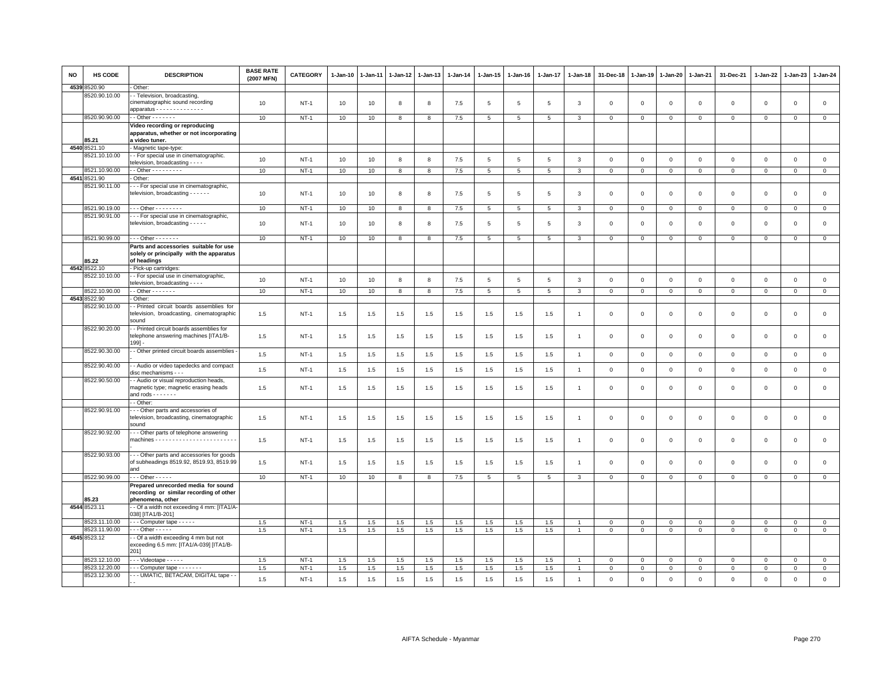| NO | HS CODE | DESCRIPTION | BASE RATE (2007 MFN) | CATEGORY | 1-Jan-10 | 1-Jan-11 | 1-Jan-12 | 1-Jan-13 | 1-Jan-14 | 1-Jan-15 | 1-Jan-16 | 1-Jan-17 | 1-Jan-18 | 31-Dec-18 | 1-Jan-19 | 1-Jan-20 | 1-Jan-21 | 31-Dec-21 | 1-Jan-22 | 1-Jan-23 | 1-Jan-24 |
|---|---|---|---|---|---|---|---|---|---|---|---|---|---|---|---|---|---|---|---|---|---|
| 4539 | 8520.90 | - Other: | | | | | | | | | | | | | | | | | | | |
| | 8520.90.10.00 | - - Television, broadcasting, cinematographic sound recording apparatus - - - - - - - - - - - - - - | 10 | NT-1 | 10 | 10 | 8 | 8 | 7.5 | 5 | 5 | 5 | 3 | 0 | 0 | 0 | 0 | 0 | 0 | 0 | 0 |
| | 8520.90.90.00 | - - Other - - - - - - - | 10 | NT-1 | 10 | 10 | 8 | 8 | 7.5 | 5 | 5 | 5 | 3 | 0 | 0 | 0 | 0 | 0 | 0 | 0 | 0 |
| | 85.21 | **Video recording or reproducing apparatus, whether or not incorporating a video tuner.** | | | | | | | | | | | | | | | | | | | |
| 4540 | 8521.10 | - Magnetic tape-type: | | | | | | | | | | | | | | | | | | | |
| | 8521.10.10.00 | - - For special use in cinematographic. television, broadcasting - - - - | 10 | NT-1 | 10 | 10 | 8 | 8 | 7.5 | 5 | 5 | 5 | 3 | 0 | 0 | 0 | 0 | 0 | 0 | 0 | 0 |
| | 8521.10.90.00 | - - Other - - - - - - - - - | 10 | NT-1 | 10 | 10 | 8 | 8 | 7.5 | 5 | 5 | 5 | 3 | 0 | 0 | 0 | 0 | 0 | 0 | 0 | 0 |
| 4541 | 8521.90 | - Other: | | | | | | | | | | | | | | | | | | | |
| | 8521.90.11.00 | - - - For special use in cinematographic, television, broadcasting - - - - - - | 10 | NT-1 | 10 | 10 | 8 | 8 | 7.5 | 5 | 5 | 5 | 3 | 0 | 0 | 0 | 0 | 0 | 0 | 0 | 0 |
| | 8521.90.19.00 | - - - Other - - - - - - - - | 10 | NT-1 | 10 | 10 | 8 | 8 | 7.5 | 5 | 5 | 5 | 3 | 0 | 0 | 0 | 0 | 0 | 0 | 0 | 0 |
| | 8521.90.91.00 | - - - For special use in cinematographic, television, broadcasting - - - - - | 10 | NT-1 | 10 | 10 | 8 | 8 | 7.5 | 5 | 5 | 5 | 3 | 0 | 0 | 0 | 0 | 0 | 0 | 0 | 0 |
| | 8521.90.99.00 | - - - Other - - - - - - - | 10 | NT-1 | 10 | 10 | 8 | 8 | 7.5 | 5 | 5 | 5 | 3 | 0 | 0 | 0 | 0 | 0 | 0 | 0 | 0 |
| | 85.22 | **Parts and accessories suitable for use solely or principally with the apparatus of headings** | | | | | | | | | | | | | | | | | | | |
| 4542 | 8522.10 | - Pick-up cartridges: | | | | | | | | | | | | | | | | | | | |
| | 8522.10.10.00 | - - For special use in cinematographic, television, broadcasting - - - - | 10 | NT-1 | 10 | 10 | 8 | 8 | 7.5 | 5 | 5 | 5 | 3 | 0 | 0 | 0 | 0 | 0 | 0 | 0 | 0 |
| | 8522.10.90.00 | - - Other - - - - - - - | 10 | NT-1 | 10 | 10 | 8 | 8 | 7.5 | 5 | 5 | 5 | 3 | 0 | 0 | 0 | 0 | 0 | 0 | 0 | 0 |
| 4543 | 8522.90 | - Other: | | | | | | | | | | | | | | | | | | | |
| | 8522.90.10.00 | - - Printed circuit boards assemblies for television, broadcasting, cinematographic sound | 1.5 | NT-1 | 1.5 | 1.5 | 1.5 | 1.5 | 1.5 | 1.5 | 1.5 | 1.5 | 1 | 0 | 0 | 0 | 0 | 0 | 0 | 0 | 0 |
| | 8522.90.20.00 | - - Printed circuit boards assemblies for telephone answering machines [ITA1/B-199] - | 1.5 | NT-1 | 1.5 | 1.5 | 1.5 | 1.5 | 1.5 | 1.5 | 1.5 | 1.5 | 1 | 0 | 0 | 0 | 0 | 0 | 0 | 0 | 0 |
| | 8522.90.30.00 | - - Other printed circuit boards assemblies - - | 1.5 | NT-1 | 1.5 | 1.5 | 1.5 | 1.5 | 1.5 | 1.5 | 1.5 | 1.5 | 1 | 0 | 0 | 0 | 0 | 0 | 0 | 0 | 0 |
| | 8522.90.40.00 | - - Audio or video tapedecks and compact disc mechanisms - - - | 1.5 | NT-1 | 1.5 | 1.5 | 1.5 | 1.5 | 1.5 | 1.5 | 1.5 | 1.5 | 1 | 0 | 0 | 0 | 0 | 0 | 0 | 0 | 0 |
| | 8522.90.50.00 | - - Audio or visual reproduction heads, magnetic type; magnetic erasing heads and rods - - - - - - - | 1.5 | NT-1 | 1.5 | 1.5 | 1.5 | 1.5 | 1.5 | 1.5 | 1.5 | 1.5 | 1 | 0 | 0 | 0 | 0 | 0 | 0 | 0 | 0 |
| | | - - Other: | | | | | | | | | | | | | | | | | | | |
| | 8522.90.91.00 | - - - Other parts and accessories of television, broadcasting, cinematographic sound | 1.5 | NT-1 | 1.5 | 1.5 | 1.5 | 1.5 | 1.5 | 1.5 | 1.5 | 1.5 | 1 | 0 | 0 | 0 | 0 | 0 | 0 | 0 | 0 |
| | 8522.90.92.00 | - - - Other parts of telephone answering machines - - - - - - - - - - - - - - - - - - - - - - - - - | 1.5 | NT-1 | 1.5 | 1.5 | 1.5 | 1.5 | 1.5 | 1.5 | 1.5 | 1.5 | 1 | 0 | 0 | 0 | 0 | 0 | 0 | 0 | 0 |
| | 8522.90.93.00 | - - - Other parts and accessories for goods of subheadings 8519.92, 8519.93, 8519.99 and | 1.5 | NT-1 | 1.5 | 1.5 | 1.5 | 1.5 | 1.5 | 1.5 | 1.5 | 1.5 | 1 | 0 | 0 | 0 | 0 | 0 | 0 | 0 | 0 |
| | 8522.90.99.00 | - - - Other - - - - - | 10 | NT-1 | 10 | 10 | 8 | 8 | 7.5 | 5 | 5 | 5 | 3 | 0 | 0 | 0 | 0 | 0 | 0 | 0 | 0 |
| | 85.23 | **Prepared unrecorded media for sound recording or similar recording of other phenomena, other** | | | | | | | | | | | | | | | | | | | |
| 4544 | 8523.11 | - - Of a width not exceeding 4 mm: [ITA1/A-038] [ITA1/B-201] | | | | | | | | | | | | | | | | | | | |
| | 8523.11.10.00 | - - - Computer tape - - - - - | 1.5 | NT-1 | 1.5 | 1.5 | 1.5 | 1.5 | 1.5 | 1.5 | 1.5 | 1.5 | 1 | 0 | 0 | 0 | 0 | 0 | 0 | 0 | 0 |
| | 8523.11.90.00 | - - - Other - - - - - | 1.5 | NT-1 | 1.5 | 1.5 | 1.5 | 1.5 | 1.5 | 1.5 | 1.5 | 1.5 | 1 | 0 | 0 | 0 | 0 | 0 | 0 | 0 | 0 |
| 4545 | 8523.12 | - - Of a width exceeding 4 mm but not exceeding 6.5 mm: [ITA1/A-039] [ITA1/B-201] | | | | | | | | | | | | | | | | | | | |
| | 8523.12.10.00 | - - - Videotape - - - - - | 1.5 | NT-1 | 1.5 | 1.5 | 1.5 | 1.5 | 1.5 | 1.5 | 1.5 | 1.5 | 1 | 0 | 0 | 0 | 0 | 0 | 0 | 0 | 0 |
| | 8523.12.20.00 | - - - Computer tape - - - - - - - | 1.5 | NT-1 | 1.5 | 1.5 | 1.5 | 1.5 | 1.5 | 1.5 | 1.5 | 1.5 | 1 | 0 | 0 | 0 | 0 | 0 | 0 | 0 | 0 |
| | 8523.12.30.00 | - - - UMATIC, BETACAM, DIGITAL tape - - - - | 1.5 | NT-1 | 1.5 | 1.5 | 1.5 | 1.5 | 1.5 | 1.5 | 1.5 | 1.5 | 1 | 0 | 0 | 0 | 0 | 0 | 0 | 0 | 0 |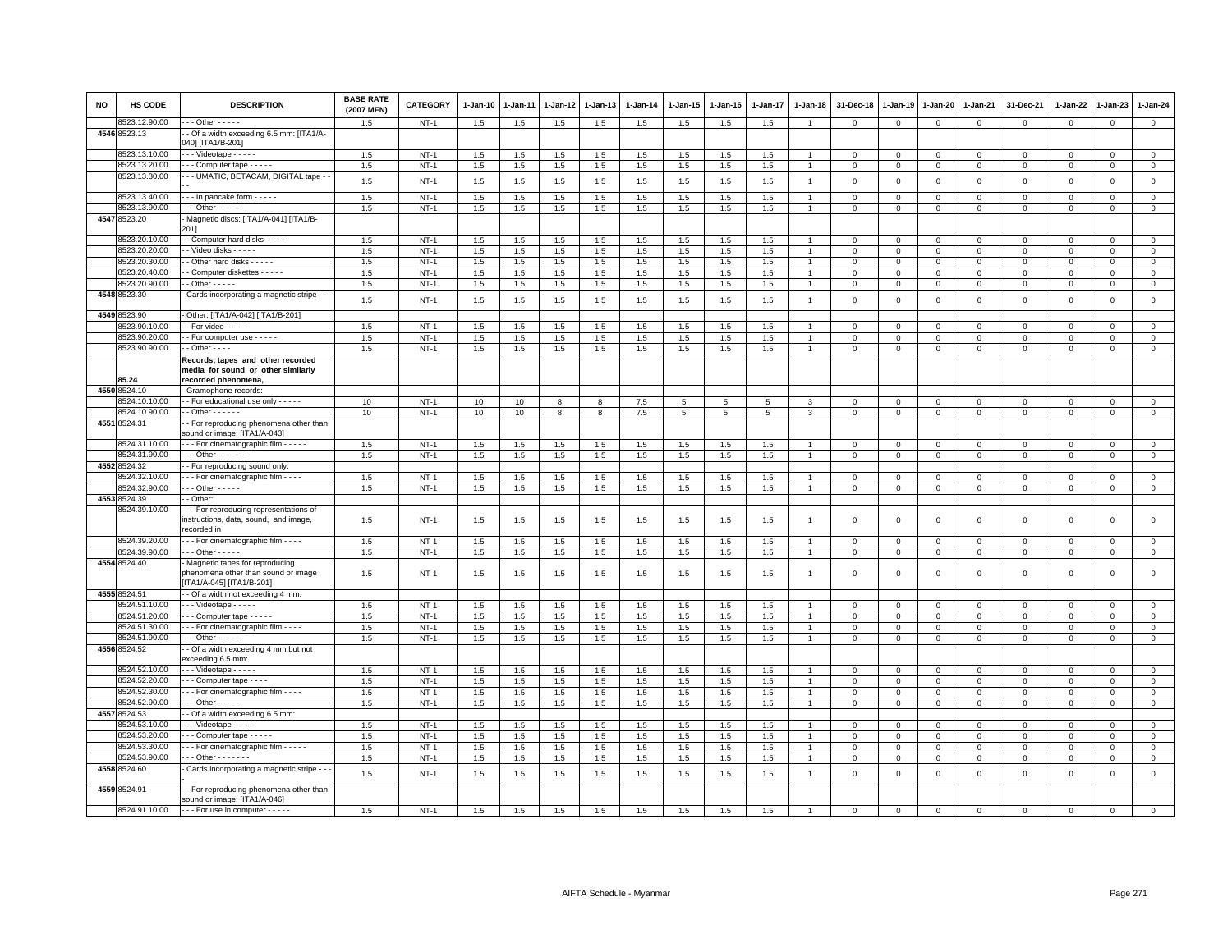| NO | HS CODE | DESCRIPTION | BASE RATE (2007 MFN) | CATEGORY | 1-Jan-10 | 1-Jan-11 | 1-Jan-12 | 1-Jan-13 | 1-Jan-14 | 1-Jan-15 | 1-Jan-16 | 1-Jan-17 | 1-Jan-18 | 31-Dec-18 | 1-Jan-19 | 1-Jan-20 | 1-Jan-21 | 31-Dec-21 | 1-Jan-22 | 1-Jan-23 | 1-Jan-24 |
|---|---|---|---|---|---|---|---|---|---|---|---|---|---|---|---|---|---|---|---|---|---|
| | 8523.12.90.00 | - - - Other - - - - - | 1.5 | NT-1 | 1.5 | 1.5 | 1.5 | 1.5 | 1.5 | 1.5 | 1.5 | 1.5 | 1 | 0 | 0 | 0 | 0 | 0 | 0 | 0 | 0 |
| 4546 | 8523.13 | - - Of a width exceeding 6.5 mm: [ITA1/A-040] [ITA1/B-201] | | | | | | | | | | | | | | | | | | | |
| | 8523.13.10.00 | - - - Videotape - - - - - | 1.5 | NT-1 | 1.5 | 1.5 | 1.5 | 1.5 | 1.5 | 1.5 | 1.5 | 1.5 | 1 | 0 | 0 | 0 | 0 | 0 | 0 | 0 | 0 |
| | 8523.13.20.00 | - - - Computer tape - - - - - | 1.5 | NT-1 | 1.5 | 1.5 | 1.5 | 1.5 | 1.5 | 1.5 | 1.5 | 1.5 | 1 | 0 | 0 | 0 | 0 | 0 | 0 | 0 | 0 |
| | 8523.13.30.00 | - - - UMATIC, BETACAM, DIGITAL tape - - - - | 1.5 | NT-1 | 1.5 | 1.5 | 1.5 | 1.5 | 1.5 | 1.5 | 1.5 | 1.5 | 1 | 0 | 0 | 0 | 0 | 0 | 0 | 0 | 0 |
| | 8523.13.40.00 | - - - In pancake form - - - - - | 1.5 | NT-1 | 1.5 | 1.5 | 1.5 | 1.5 | 1.5 | 1.5 | 1.5 | 1.5 | 1 | 0 | 0 | 0 | 0 | 0 | 0 | 0 | 0 |
| | 8523.13.90.00 | - - - Other - - - - - | 1.5 | NT-1 | 1.5 | 1.5 | 1.5 | 1.5 | 1.5 | 1.5 | 1.5 | 1.5 | 1 | 0 | 0 | 0 | 0 | 0 | 0 | 0 | 0 |
| 4547 | 8523.20 | - Magnetic discs: [ITA1/A-041] [ITA1/B-201] | | | | | | | | | | | | | | | | | | | |
| | 8523.20.10.00 | - - Computer hard disks - - - - - | 1.5 | NT-1 | 1.5 | 1.5 | 1.5 | 1.5 | 1.5 | 1.5 | 1.5 | 1.5 | 1 | 0 | 0 | 0 | 0 | 0 | 0 | 0 | 0 |
| | 8523.20.20.00 | - - Video disks - - - - - | 1.5 | NT-1 | 1.5 | 1.5 | 1.5 | 1.5 | 1.5 | 1.5 | 1.5 | 1.5 | 1 | 0 | 0 | 0 | 0 | 0 | 0 | 0 | 0 |
| | 8523.20.30.00 | - - Other hard disks - - - - - | 1.5 | NT-1 | 1.5 | 1.5 | 1.5 | 1.5 | 1.5 | 1.5 | 1.5 | 1.5 | 1 | 0 | 0 | 0 | 0 | 0 | 0 | 0 | 0 |
| | 8523.20.40.00 | - - Computer diskettes - - - - - | 1.5 | NT-1 | 1.5 | 1.5 | 1.5 | 1.5 | 1.5 | 1.5 | 1.5 | 1.5 | 1 | 0 | 0 | 0 | 0 | 0 | 0 | 0 | 0 |
| | 8523.20.90.00 | - - Other - - - - - | 1.5 | NT-1 | 1.5 | 1.5 | 1.5 | 1.5 | 1.5 | 1.5 | 1.5 | 1.5 | 1 | 0 | 0 | 0 | 0 | 0 | 0 | 0 | 0 |
| 4548 | 8523.30 | - Cards incorporating a magnetic stripe - - - | 1.5 | NT-1 | 1.5 | 1.5 | 1.5 | 1.5 | 1.5 | 1.5 | 1.5 | 1.5 | 1 | 0 | 0 | 0 | 0 | 0 | 0 | 0 | 0 |
| 4549 | 8523.90 | - Other: [ITA1/A-042] [ITA1/B-201] | | | | | | | | | | | | | | | | | | | |
| | 8523.90.10.00 | - - For video - - - - - | 1.5 | NT-1 | 1.5 | 1.5 | 1.5 | 1.5 | 1.5 | 1.5 | 1.5 | 1.5 | 1 | 0 | 0 | 0 | 0 | 0 | 0 | 0 | 0 |
| | 8523.90.20.00 | - - For computer use - - - - - | 1.5 | NT-1 | 1.5 | 1.5 | 1.5 | 1.5 | 1.5 | 1.5 | 1.5 | 1.5 | 1 | 0 | 0 | 0 | 0 | 0 | 0 | 0 | 0 |
| | 8523.90.90.00 | - - Other - - - - | 1.5 | NT-1 | 1.5 | 1.5 | 1.5 | 1.5 | 1.5 | 1.5 | 1.5 | 1.5 | 1 | 0 | 0 | 0 | 0 | 0 | 0 | 0 | 0 |
| | 85.24 | **Records, tapes and other recorded media for sound or other similarly recorded phenomena,** | | | | | | | | | | | | | | | | | | | |
| 4550 | 8524.10 | - Gramophone records: | | | | | | | | | | | | | | | | | | | |
| | 8524.10.10.00 | - - For educational use only - - - - - | 10 | NT-1 | 10 | 10 | 8 | 8 | 7.5 | 5 | 5 | 5 | 3 | 0 | 0 | 0 | 0 | 0 | 0 | 0 | 0 |
| | 8524.10.90.00 | - - Other - - - - - - | 10 | NT-1 | 10 | 10 | 8 | 8 | 7.5 | 5 | 5 | 5 | 3 | 0 | 0 | 0 | 0 | 0 | 0 | 0 | 0 |
| 4551 | 8524.31 | - - For reproducing phenomena other than sound or image: [ITA1/A-043] | | | | | | | | | | | | | | | | | | | |
| | 8524.31.10.00 | - - - For cinematographic film - - - - - | 1.5 | NT-1 | 1.5 | 1.5 | 1.5 | 1.5 | 1.5 | 1.5 | 1.5 | 1.5 | 1 | 0 | 0 | 0 | 0 | 0 | 0 | 0 | 0 |
| | 8524.31.90.00 | - - - Other - - - - - - | 1.5 | NT-1 | 1.5 | 1.5 | 1.5 | 1.5 | 1.5 | 1.5 | 1.5 | 1.5 | 1 | 0 | 0 | 0 | 0 | 0 | 0 | 0 | 0 |
| 4552 | 8524.32 | - - For reproducing sound only: | | | | | | | | | | | | | | | | | | | |
| | 8524.32.10.00 | - - - For cinematographic film - - - - | 1.5 | NT-1 | 1.5 | 1.5 | 1.5 | 1.5 | 1.5 | 1.5 | 1.5 | 1.5 | 1 | 0 | 0 | 0 | 0 | 0 | 0 | 0 | 0 |
| | 8524.32.90.00 | - - - Other - - - - - | 1.5 | NT-1 | 1.5 | 1.5 | 1.5 | 1.5 | 1.5 | 1.5 | 1.5 | 1.5 | 1 | 0 | 0 | 0 | 0 | 0 | 0 | 0 | 0 |
| 4553 | 8524.39 | - - Other: | | | | | | | | | | | | | | | | | | | |
| | 8524.39.10.00 | - - - For reproducing representations of instructions, data, sound, and image, recorded in | 1.5 | NT-1 | 1.5 | 1.5 | 1.5 | 1.5 | 1.5 | 1.5 | 1.5 | 1.5 | 1 | 0 | 0 | 0 | 0 | 0 | 0 | 0 | 0 |
| | 8524.39.20.00 | - - - For cinematographic film - - - - | 1.5 | NT-1 | 1.5 | 1.5 | 1.5 | 1.5 | 1.5 | 1.5 | 1.5 | 1.5 | 1 | 0 | 0 | 0 | 0 | 0 | 0 | 0 | 0 |
| | 8524.39.90.00 | - - - Other - - - - - | 1.5 | NT-1 | 1.5 | 1.5 | 1.5 | 1.5 | 1.5 | 1.5 | 1.5 | 1.5 | 1 | 0 | 0 | 0 | 0 | 0 | 0 | 0 | 0 |
| 4554 | 8524.40 | - Magnetic tapes for reproducing phenomena other than sound or image [ITA1/A-045] [ITA1/B-201] | 1.5 | NT-1 | 1.5 | 1.5 | 1.5 | 1.5 | 1.5 | 1.5 | 1.5 | 1.5 | 1 | 0 | 0 | 0 | 0 | 0 | 0 | 0 | 0 |
| 4555 | 8524.51 | - - Of a width not exceeding 4 mm: | | | | | | | | | | | | | | | | | | | |
| | 8524.51.10.00 | - - - Videotape - - - - - | 1.5 | NT-1 | 1.5 | 1.5 | 1.5 | 1.5 | 1.5 | 1.5 | 1.5 | 1.5 | 1 | 0 | 0 | 0 | 0 | 0 | 0 | 0 | 0 |
| | 8524.51.20.00 | - - - Computer tape - - - - - | 1.5 | NT-1 | 1.5 | 1.5 | 1.5 | 1.5 | 1.5 | 1.5 | 1.5 | 1.5 | 1 | 0 | 0 | 0 | 0 | 0 | 0 | 0 | 0 |
| | 8524.51.30.00 | - - - For cinematographic film - - - - | 1.5 | NT-1 | 1.5 | 1.5 | 1.5 | 1.5 | 1.5 | 1.5 | 1.5 | 1.5 | 1 | 0 | 0 | 0 | 0 | 0 | 0 | 0 | 0 |
| | 8524.51.90.00 | - - - Other - - - - - | 1.5 | NT-1 | 1.5 | 1.5 | 1.5 | 1.5 | 1.5 | 1.5 | 1.5 | 1.5 | 1 | 0 | 0 | 0 | 0 | 0 | 0 | 0 | 0 |
| 4556 | 8524.52 | - - Of a width exceeding 4 mm but not exceeding 6.5 mm: | | | | | | | | | | | | | | | | | | | |
| | 8524.52.10.00 | - - - Videotape - - - - - | 1.5 | NT-1 | 1.5 | 1.5 | 1.5 | 1.5 | 1.5 | 1.5 | 1.5 | 1.5 | 1 | 0 | 0 | 0 | 0 | 0 | 0 | 0 | 0 |
| | 8524.52.20.00 | - - - Computer tape - - - - | 1.5 | NT-1 | 1.5 | 1.5 | 1.5 | 1.5 | 1.5 | 1.5 | 1.5 | 1.5 | 1 | 0 | 0 | 0 | 0 | 0 | 0 | 0 | 0 |
| | 8524.52.30.00 | - - - For cinematographic film - - - - | 1.5 | NT-1 | 1.5 | 1.5 | 1.5 | 1.5 | 1.5 | 1.5 | 1.5 | 1.5 | 1 | 0 | 0 | 0 | 0 | 0 | 0 | 0 | 0 |
| | 8524.52.90.00 | - - - Other - - - - - | 1.5 | NT-1 | 1.5 | 1.5 | 1.5 | 1.5 | 1.5 | 1.5 | 1.5 | 1.5 | 1 | 0 | 0 | 0 | 0 | 0 | 0 | 0 | 0 |
| 4557 | 8524.53 | - - Of a width exceeding 6.5 mm: | | | | | | | | | | | | | | | | | | | |
| | 8524.53.10.00 | - - - Videotape - - - - | 1.5 | NT-1 | 1.5 | 1.5 | 1.5 | 1.5 | 1.5 | 1.5 | 1.5 | 1.5 | 1 | 0 | 0 | 0 | 0 | 0 | 0 | 0 | 0 |
| | 8524.53.20.00 | - - - Computer tape - - - - - | 1.5 | NT-1 | 1.5 | 1.5 | 1.5 | 1.5 | 1.5 | 1.5 | 1.5 | 1.5 | 1 | 0 | 0 | 0 | 0 | 0 | 0 | 0 | 0 |
| | 8524.53.30.00 | - - - For cinematographic film - - - - - | 1.5 | NT-1 | 1.5 | 1.5 | 1.5 | 1.5 | 1.5 | 1.5 | 1.5 | 1.5 | 1 | 0 | 0 | 0 | 0 | 0 | 0 | 0 | 0 |
| | 8524.53.90.00 | - - - Other - - - - - - - | 1.5 | NT-1 | 1.5 | 1.5 | 1.5 | 1.5 | 1.5 | 1.5 | 1.5 | 1.5 | 1 | 0 | 0 | 0 | 0 | 0 | 0 | 0 | 0 |
| 4558 | 8524.60 | - Cards incorporating a magnetic stripe - - - | 1.5 | NT-1 | 1.5 | 1.5 | 1.5 | 1.5 | 1.5 | 1.5 | 1.5 | 1.5 | 1 | 0 | 0 | 0 | 0 | 0 | 0 | 0 | 0 |
| 4559 | 8524.91 | - - For reproducing phenomena other than sound or image: [ITA1/A-046] | | | | | | | | | | | | | | | | | | | |
| | 8524.91.10.00 | - - - For use in computer - - - - - | 1.5 | NT-1 | 1.5 | 1.5 | 1.5 | 1.5 | 1.5 | 1.5 | 1.5 | 1.5 | 1 | 0 | 0 | 0 | 0 | 0 | 0 | 0 | 0 |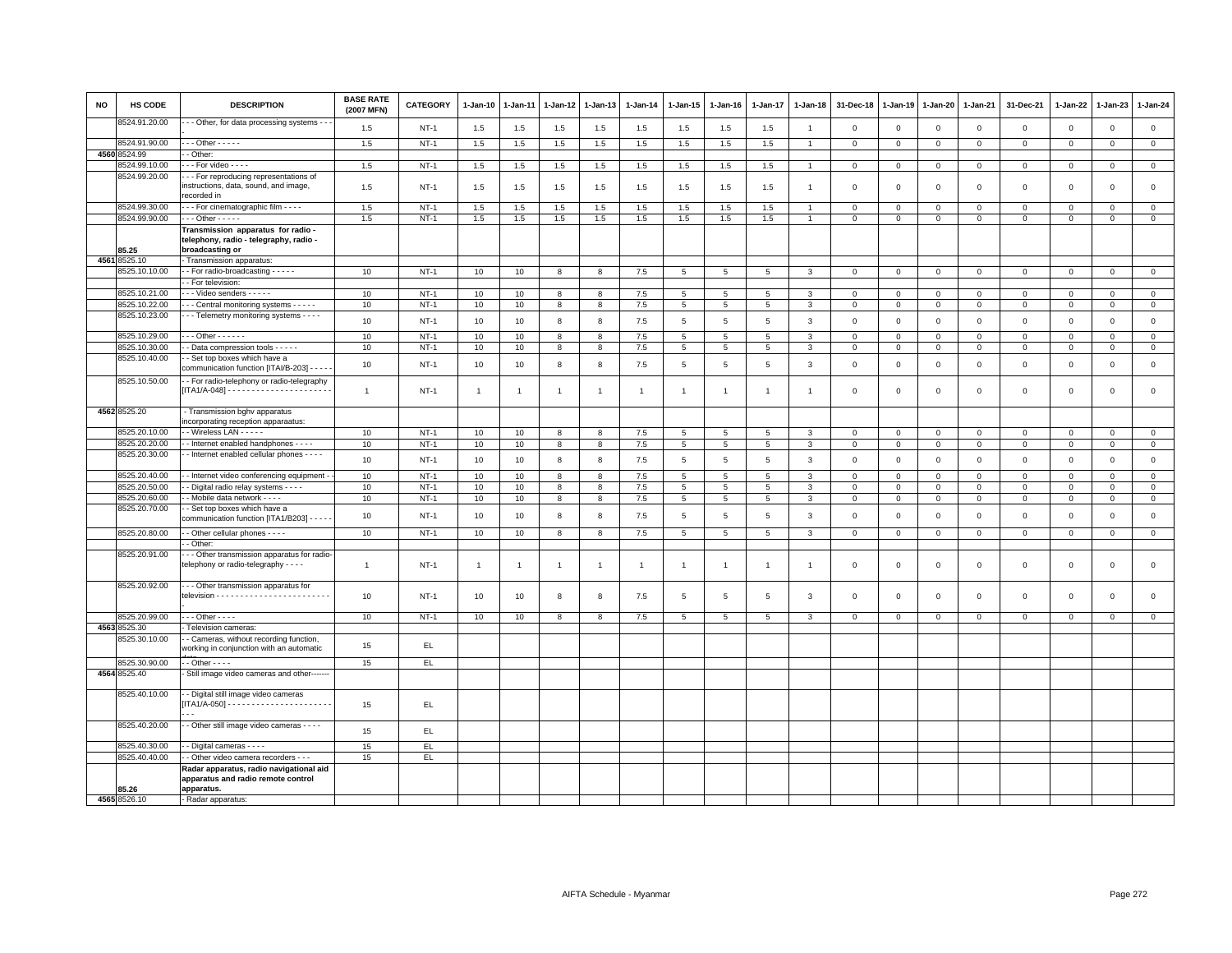| NO | HS CODE | DESCRIPTION | BASE RATE (2007 MFN) | CATEGORY | 1-Jan-10 | 1-Jan-11 | 1-Jan-12 | 1-Jan-13 | 1-Jan-14 | 1-Jan-15 | 1-Jan-16 | 1-Jan-17 | 1-Jan-18 | 31-Dec-18 | 1-Jan-19 | 1-Jan-20 | 1-Jan-21 | 31-Dec-21 | 1-Jan-22 | 1-Jan-23 | 1-Jan-24 |
|---|---|---|---|---|---|---|---|---|---|---|---|---|---|---|---|---|---|---|---|---|---|
| | 8524.91.20.00 | - - - Other, for data processing systems - - - | 1.5 | NT-1 | 1.5 | 1.5 | 1.5 | 1.5 | 1.5 | 1.5 | 1.5 | 1.5 | 1 | 0 | 0 | 0 | 0 | 0 | 0 | 0 | 0 |
| | 8524.91.90.00 | - - - Other - - - - - | 1.5 | NT-1 | 1.5 | 1.5 | 1.5 | 1.5 | 1.5 | 1.5 | 1.5 | 1.5 | 1 | 0 | 0 | 0 | 0 | 0 | 0 | 0 | 0 |
| 4560 | 8524.99 | - - Other: | | | | | | | | | | | | | | | | | | | |
| | 8524.99.10.00 | - - - For video - - - - | 1.5 | NT-1 | 1.5 | 1.5 | 1.5 | 1.5 | 1.5 | 1.5 | 1.5 | 1.5 | 1 | 0 | 0 | 0 | 0 | 0 | 0 | 0 | 0 |
| | 8524.99.20.00 | - - - For reproducing representations of instructions, data, sound, and image, recorded in | 1.5 | NT-1 | 1.5 | 1.5 | 1.5 | 1.5 | 1.5 | 1.5 | 1.5 | 1.5 | 1 | 0 | 0 | 0 | 0 | 0 | 0 | 0 | 0 |
| | 8524.99.30.00 | - - - For cinematographic film - - - - | 1.5 | NT-1 | 1.5 | 1.5 | 1.5 | 1.5 | 1.5 | 1.5 | 1.5 | 1.5 | 1 | 0 | 0 | 0 | 0 | 0 | 0 | 0 | 0 |
| | 8524.99.90.00 | - - - Other - - - - - | 1.5 | NT-1 | 1.5 | 1.5 | 1.5 | 1.5 | 1.5 | 1.5 | 1.5 | 1.5 | 1 | 0 | 0 | 0 | 0 | 0 | 0 | 0 | 0 |
| | 85.25 | **Transmission apparatus for radio - telephony, radio - telegraphy, radio - broadcasting or** | | | | | | | | | | | | | | | | | | | |
| 4561 | 8525.10 | - Transmission apparatus: | | | | | | | | | | | | | | | | | | | |
| | 8525.10.10.00 | - - For radio-broadcasting - - - - - | 10 | NT-1 | 10 | 10 | 8 | 8 | 7.5 | 5 | 5 | 5 | 3 | 0 | 0 | 0 | 0 | 0 | 0 | 0 | 0 |
| | | - - For television: | | | | | | | | | | | | | | | | | | | |
| | 8525.10.21.00 | - - - Video senders - - - - - | 10 | NT-1 | 10 | 10 | 8 | 8 | 7.5 | 5 | 5 | 5 | 3 | 0 | 0 | 0 | 0 | 0 | 0 | 0 | 0 |
| | 8525.10.22.00 | - - - Central monitoring systems - - - - - | 10 | NT-1 | 10 | 10 | 8 | 8 | 7.5 | 5 | 5 | 5 | 3 | 0 | 0 | 0 | 0 | 0 | 0 | 0 | 0 |
| | 8525.10.23.00 | - - - Telemetry monitoring systems - - - - | 10 | NT-1 | 10 | 10 | 8 | 8 | 7.5 | 5 | 5 | 5 | 3 | 0 | 0 | 0 | 0 | 0 | 0 | 0 | 0 |
| | 8525.10.29.00 | - - - Other - - - - - - | 10 | NT-1 | 10 | 10 | 8 | 8 | 7.5 | 5 | 5 | 5 | 3 | 0 | 0 | 0 | 0 | 0 | 0 | 0 | 0 |
| | 8525.10.30.00 | - - Data compression tools - - - - - | 10 | NT-1 | 10 | 10 | 8 | 8 | 7.5 | 5 | 5 | 5 | 3 | 0 | 0 | 0 | 0 | 0 | 0 | 0 | 0 |
| | 8525.10.40.00 | - - Set top boxes which have a communication function [ITAI/B-203] - - - - - | 10 | NT-1 | 10 | 10 | 8 | 8 | 7.5 | 5 | 5 | 5 | 3 | 0 | 0 | 0 | 0 | 0 | 0 | 0 | 0 |
| | 8525.10.50.00 | - - For radio-telephony or radio-telegraphy [ITA1/A-048] - - - - - - - - - - - - - - - - - - - - - - | 1 | NT-1 | 1 | 1 | 1 | 1 | 1 | 1 | 1 | 1 | 1 | 0 | 0 | 0 | 0 | 0 | 0 | 0 | 0 |
| 4562 | 8525.20 | - Transmission bghv apparatus incorporating reception apparaatus: | | | | | | | | | | | | | | | | | | | |
| | 8525.20.10.00 | - - Wireless LAN - - - - - | 10 | NT-1 | 10 | 10 | 8 | 8 | 7.5 | 5 | 5 | 5 | 3 | 0 | 0 | 0 | 0 | 0 | 0 | 0 | 0 |
| | 8525.20.20.00 | - - Internet enabled handphones - - - - | 10 | NT-1 | 10 | 10 | 8 | 8 | 7.5 | 5 | 5 | 5 | 3 | 0 | 0 | 0 | 0 | 0 | 0 | 0 | 0 |
| | 8525.20.30.00 | - - Internet enabled cellular phones - - - - | 10 | NT-1 | 10 | 10 | 8 | 8 | 7.5 | 5 | 5 | 5 | 3 | 0 | 0 | 0 | 0 | 0 | 0 | 0 | 0 |
| | 8525.20.40.00 | - - Internet video conferencing equipment - - | 10 | NT-1 | 10 | 10 | 8 | 8 | 7.5 | 5 | 5 | 5 | 3 | 0 | 0 | 0 | 0 | 0 | 0 | 0 | 0 |
| | 8525.20.50.00 | - - Digital radio relay systems - - - - | 10 | NT-1 | 10 | 10 | 8 | 8 | 7.5 | 5 | 5 | 5 | 3 | 0 | 0 | 0 | 0 | 0 | 0 | 0 | 0 |
| | 8525.20.60.00 | - - Mobile data network - - - - | 10 | NT-1 | 10 | 10 | 8 | 8 | 7.5 | 5 | 5 | 5 | 3 | 0 | 0 | 0 | 0 | 0 | 0 | 0 | 0 |
| | 8525.20.70.00 | - - Set top boxes which have a communication function [ITA1/B203] - - - - - | 10 | NT-1 | 10 | 10 | 8 | 8 | 7.5 | 5 | 5 | 5 | 3 | 0 | 0 | 0 | 0 | 0 | 0 | 0 | 0 |
| | 8525.20.80.00 | - - Other cellular phones - - - - | 10 | NT-1 | 10 | 10 | 8 | 8 | 7.5 | 5 | 5 | 5 | 3 | 0 | 0 | 0 | 0 | 0 | 0 | 0 | 0 |
| | | - - Other: | | | | | | | | | | | | | | | | | | | |
| | 8525.20.91.00 | - - - Other transmission apparatus for radio-telephony or radio-telegraphy - - - - | 1 | NT-1 | 1 | 1 | 1 | 1 | 1 | 1 | 1 | 1 | 1 | 0 | 0 | 0 | 0 | 0 | 0 | 0 | 0 |
| | 8525.20.92.00 | - - - Other transmission apparatus for television - - - - - - - - - - - - - - - - - - - - - - - - - | 10 | NT-1 | 10 | 10 | 8 | 8 | 7.5 | 5 | 5 | 5 | 3 | 0 | 0 | 0 | 0 | 0 | 0 | 0 | 0 |
| | 8525.20.99.00 | - - - Other - - - - | 10 | NT-1 | 10 | 10 | 8 | 8 | 7.5 | 5 | 5 | 5 | 3 | 0 | 0 | 0 | 0 | 0 | 0 | 0 | 0 |
| 4563 | 8525.30 | - Television cameras: | | | | | | | | | | | | | | | | | | | |
| | 8525.30.10.00 | - - Cameras, without recording function, working in conjunction with an automatic data | 15 | EL | | | | | | | | | | | | | | | | | |
| | 8525.30.90.00 | - - Other - - - - | 15 | EL | | | | | | | | | | | | | | | | | |
| 4564 | 8525.40 | - Still image video cameras and other------- | | | | | | | | | | | | | | | | | | | |
| | 8525.40.10.00 | - - Digital still image video cameras [ITA1/A-050] - - - - - - - - - - - - - - - - - - - - - - - - - | 15 | EL | | | | | | | | | | | | | | | | | |
| | 8525.40.20.00 | - - Other still image video cameras - - - - | 15 | EL | | | | | | | | | | | | | | | | | |
| | 8525.40.30.00 | - - Digital cameras - - - - | 15 | EL | | | | | | | | | | | | | | | | | |
| | 8525.40.40.00 | - - Other video camera recorders - - - | 15 | EL | | | | | | | | | | | | | | | | | |
| | 85.26 | **Radar apparatus, radio navigational aid apparatus and radio remote control apparatus.** | | | | | | | | | | | | | | | | | | | |
| 4565 | 8526.10 | - Radar apparatus: | | | | | | | | | | | | | | | | | | | |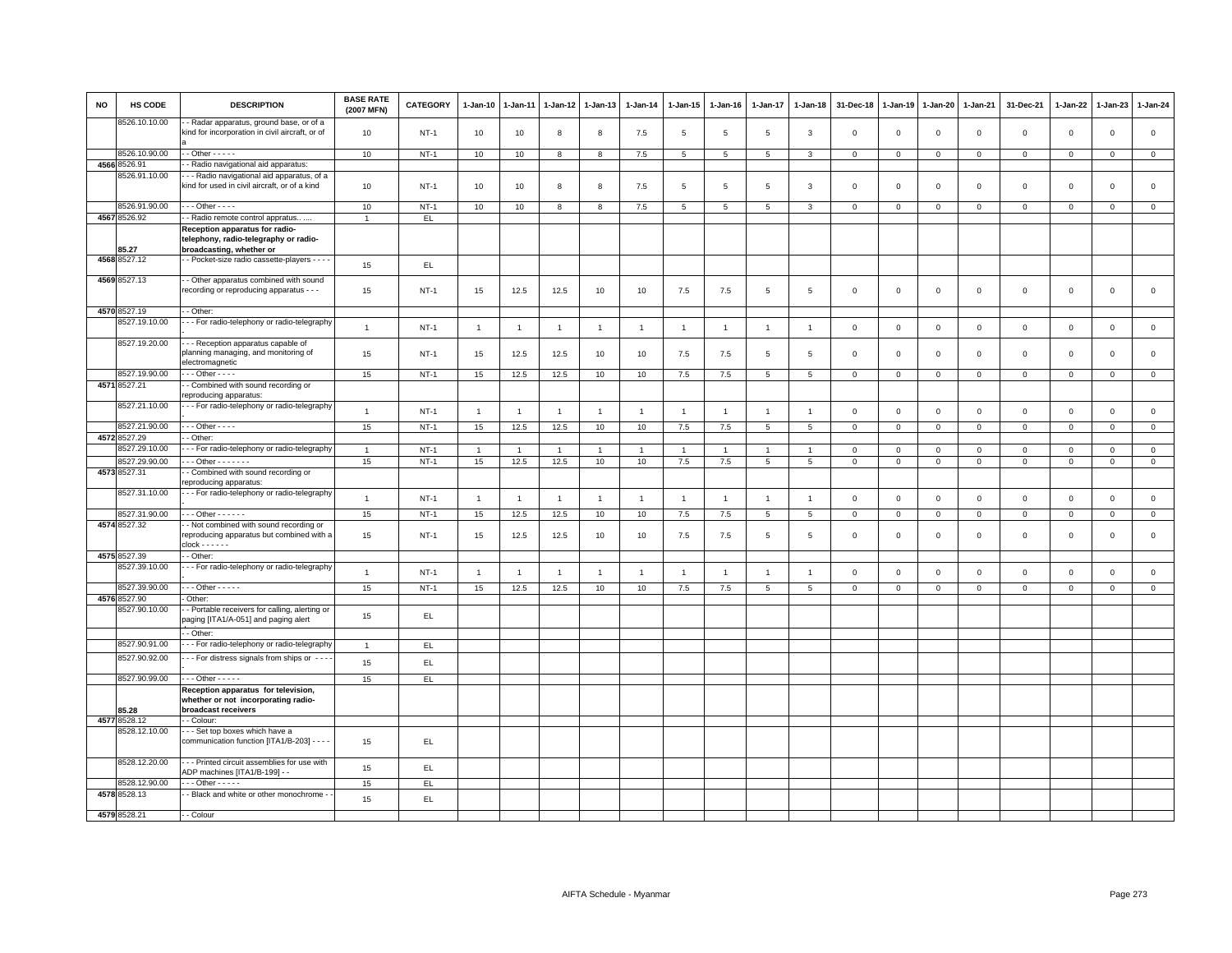| NO | HS CODE | DESCRIPTION | BASE RATE (2007 MFN) | CATEGORY | 1-Jan-10 | 1-Jan-11 | 1-Jan-12 | 1-Jan-13 | 1-Jan-14 | 1-Jan-15 | 1-Jan-16 | 1-Jan-17 | 1-Jan-18 | 31-Dec-18 | 1-Jan-19 | 1-Jan-20 | 1-Jan-21 | 31-Dec-21 | 1-Jan-22 | 1-Jan-23 | 1-Jan-24 |
|---|---|---|---|---|---|---|---|---|---|---|---|---|---|---|---|---|---|---|---|---|---|
| | 8526.10.10.00 | - - Radar apparatus, ground base, or of a kind for incorporation in civil aircraft, or of a | 10 | NT-1 | 10 | 10 | 8 | 8 | 7.5 | 5 | 5 | 5 | 3 | 0 | 0 | 0 | 0 | 0 | 0 | 0 | 0 |
| | 8526.10.90.00 | - - Other - - - - - | 10 | NT-1 | 10 | 10 | 8 | 8 | 7.5 | 5 | 5 | 5 | 3 | 0 | 0 | 0 | 0 | 0 | 0 | 0 | 0 |
| 4566 | 8526.91 | - - Radio navigational aid apparatus: | | | | | | | | | | | | | | | | | | | |
| | 8526.91.10.00 | - - - Radio navigational aid apparatus, of a kind for used in civil aircraft, or of a kind | 10 | NT-1 | 10 | 10 | 8 | 8 | 7.5 | 5 | 5 | 5 | 3 | 0 | 0 | 0 | 0 | 0 | 0 | 0 | 0 |
| | 8526.91.90.00 | - - - Other - - - - | 10 | NT-1 | 10 | 10 | 8 | 8 | 7.5 | 5 | 5 | 5 | 3 | 0 | 0 | 0 | 0 | 0 | 0 | 0 | 0 |
| 4567 | 8526.92 | - - Radio remote control appratus.. .... | 1 | EL | | | | | | | | | | | | | | | | | |
| | 85.27 | **Reception apparatus for radio-telephony, radio-telegraphy or radio-broadcasting, whether or** | | | | | | | | | | | | | | | | | | | |
| 4568 | 8527.12 | - - Pocket-size radio cassette-players - - - - | 15 | EL | | | | | | | | | | | | | | | | | |
| 4569 | 8527.13 | - - Other apparatus combined with sound recording or reproducing apparatus - - - | 15 | NT-1 | 15 | 12.5 | 12.5 | 10 | 10 | 7.5 | 7.5 | 5 | 5 | 0 | 0 | 0 | 0 | 0 | 0 | 0 | 0 |
| 4570 | 8527.19 | - - Other: | | | | | | | | | | | | | | | | | | | |
| | 8527.19.10.00 | - - - For radio-telephony or radio-telegraphy - | 1 | NT-1 | 1 | 1 | 1 | 1 | 1 | 1 | 1 | 1 | 1 | 0 | 0 | 0 | 0 | 0 | 0 | 0 | 0 |
| | 8527.19.20.00 | - - - Reception apparatus capable of planning managing, and monitoring of electromagnetic | 15 | NT-1 | 15 | 12.5 | 12.5 | 10 | 10 | 7.5 | 7.5 | 5 | 5 | 0 | 0 | 0 | 0 | 0 | 0 | 0 | 0 |
| | 8527.19.90.00 | - - - Other - - - - | 15 | NT-1 | 15 | 12.5 | 12.5 | 10 | 10 | 7.5 | 7.5 | 5 | 5 | 0 | 0 | 0 | 0 | 0 | 0 | 0 | 0 |
| 4571 | 8527.21 | - - Combined with sound recording or reproducing apparatus: | | | | | | | | | | | | | | | | | | | |
| | 8527.21.10.00 | - - - For radio-telephony or radio-telegraphy - | 1 | NT-1 | 1 | 1 | 1 | 1 | 1 | 1 | 1 | 1 | 1 | 0 | 0 | 0 | 0 | 0 | 0 | 0 | 0 |
| | 8527.21.90.00 | - - - Other - - - - | 15 | NT-1 | 15 | 12.5 | 12.5 | 10 | 10 | 7.5 | 7.5 | 5 | 5 | 0 | 0 | 0 | 0 | 0 | 0 | 0 | 0 |
| 4572 | 8527.29 | - - Other: | | | | | | | | | | | | | | | | | | | |
| | 8527.29.10.00 | - - - For radio-telephony or radio-telegraphy | 1 | NT-1 | 1 | 1 | 1 | 1 | 1 | 1 | 1 | 1 | 1 | 0 | 0 | 0 | 0 | 0 | 0 | 0 | 0 |
| | 8527.29.90.00 | - - - Other - - - - - - - | 15 | NT-1 | 15 | 12.5 | 12.5 | 10 | 10 | 7.5 | 7.5 | 5 | 5 | 0 | 0 | 0 | 0 | 0 | 0 | 0 | 0 |
| 4573 | 8527.31 | - - Combined with sound recording or reproducing apparatus: | | | | | | | | | | | | | | | | | | | |
| | 8527.31.10.00 | - - - For radio-telephony or radio-telegraphy - | 1 | NT-1 | 1 | 1 | 1 | 1 | 1 | 1 | 1 | 1 | 1 | 0 | 0 | 0 | 0 | 0 | 0 | 0 | 0 |
| | 8527.31.90.00 | - - - Other - - - - - - | 15 | NT-1 | 15 | 12.5 | 12.5 | 10 | 10 | 7.5 | 7.5 | 5 | 5 | 0 | 0 | 0 | 0 | 0 | 0 | 0 | 0 |
| 4574 | 8527.32 | - - Not combined with sound recording or reproducing apparatus but combined with a clock - - - - - - | 15 | NT-1 | 15 | 12.5 | 12.5 | 10 | 10 | 7.5 | 7.5 | 5 | 5 | 0 | 0 | 0 | 0 | 0 | 0 | 0 | 0 |
| 4575 | 8527.39 | - - Other: | | | | | | | | | | | | | | | | | | | |
| | 8527.39.10.00 | - - - For radio-telephony or radio-telegraphy - | 1 | NT-1 | 1 | 1 | 1 | 1 | 1 | 1 | 1 | 1 | 1 | 0 | 0 | 0 | 0 | 0 | 0 | 0 | 0 |
| | 8527.39.90.00 | - - - Other - - - - - | 15 | NT-1 | 15 | 12.5 | 12.5 | 10 | 10 | 7.5 | 7.5 | 5 | 5 | 0 | 0 | 0 | 0 | 0 | 0 | 0 | 0 |
| 4576 | 8527.90 | - Other: | | | | | | | | | | | | | | | | | | | |
| | 8527.90.10.00 | - - Portable receivers for calling, alerting or paging [ITA1/A-051] and paging alert | 15 | EL | | | | | | | | | | | | | | | | | |
| | | - - Other: | | | | | | | | | | | | | | | | | | | |
| | 8527.90.91.00 | - - - For radio-telephony or radio-telegraphy | 1 | EL | | | | | | | | | | | | | | | | | |
| | 8527.90.92.00 | - - - For distress signals from ships or - - - - | 15 | EL | | | | | | | | | | | | | | | | | |
| | 8527.90.99.00 | - - - Other - - - - - | 15 | EL | | | | | | | | | | | | | | | | | |
| | 85.28 | **Reception apparatus for television, whether or not incorporating radio-broadcast receivers** | | | | | | | | | | | | | | | | | | | |
| 4577 | 8528.12 | - - Colour: | | | | | | | | | | | | | | | | | | | |
| | 8528.12.10.00 | - - - Set top boxes which have a communication function [ITA1/B-203] - - - - | 15 | EL | | | | | | | | | | | | | | | | | |
| | 8528.12.20.00 | - - - Printed circuit assemblies for use with ADP machines [ITA1/B-199] - - | 15 | EL | | | | | | | | | | | | | | | | | |
| | 8528.12.90.00 | - - - Other - - - - - | 15 | EL | | | | | | | | | | | | | | | | | |
| 4578 | 8528.13 | - - Black and white or other monochrome - - | 15 | EL | | | | | | | | | | | | | | | | | |
| 4579 | 8528.21 | - - Colour | | | | | | | | | | | | | | | | | | | |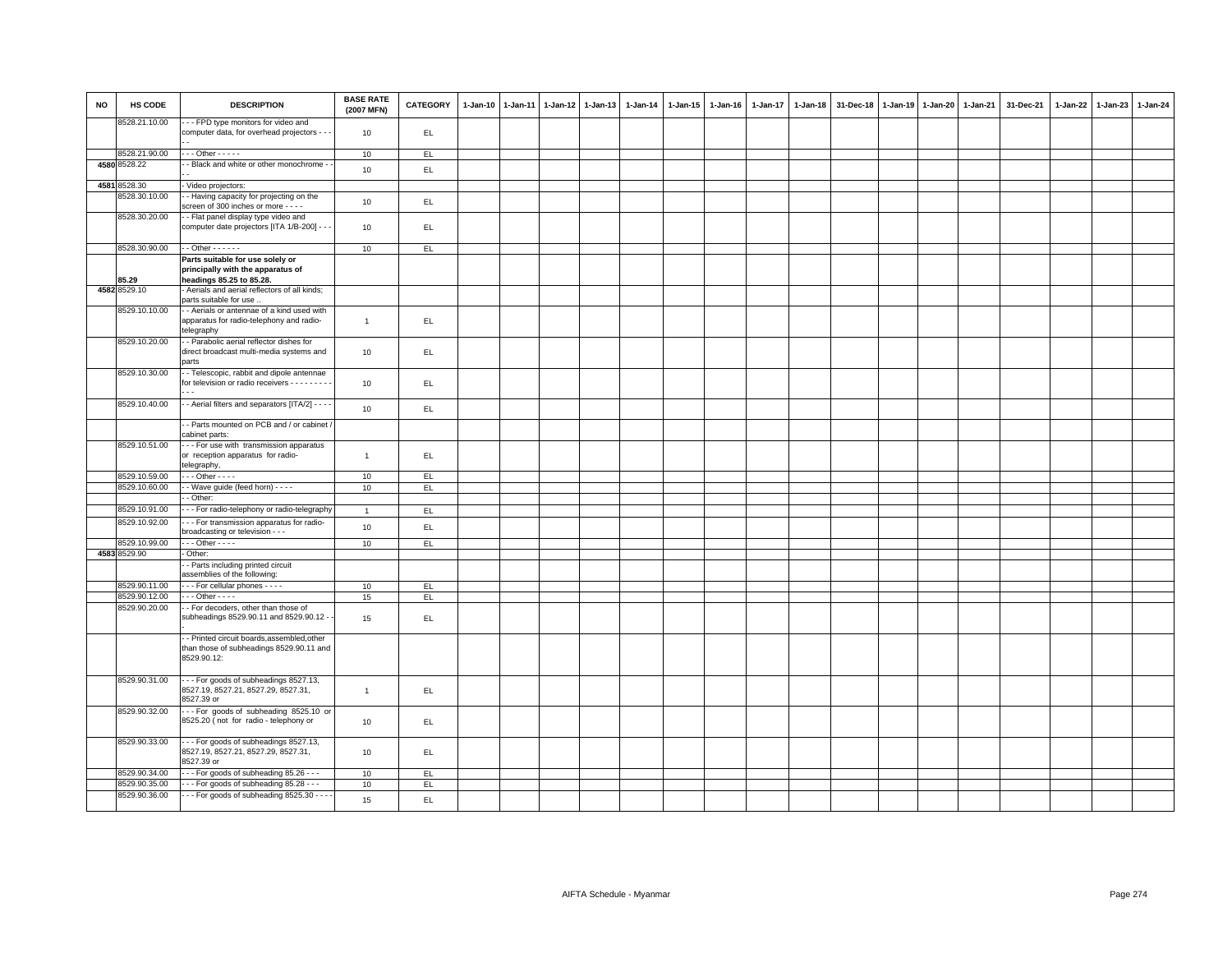| NO | HS CODE | DESCRIPTION | BASE RATE (2007 MFN) | CATEGORY | 1-Jan-10 | 1-Jan-11 | 1-Jan-12 | 1-Jan-13 | 1-Jan-14 | 1-Jan-15 | 1-Jan-16 | 1-Jan-17 | 1-Jan-18 | 31-Dec-18 | 1-Jan-19 | 1-Jan-20 | 1-Jan-21 | 31-Dec-21 | 1-Jan-22 | 1-Jan-23 | 1-Jan-24 |
|---|---|---|---|---|---|---|---|---|---|---|---|---|---|---|---|---|---|---|---|---|---|
| | 8528.21.10.00 | - - - FPD type monitors for video and computer data, for overhead projectors - - - - - | 10 | EL | | | | | | | | | | | | | | | | | |
| | 8528.21.90.00 | - - - Other - - - - - | 10 | EL | | | | | | | | | | | | | | | | | |
| 4580 | 8528.22 | - - Black and white or other monochrome - - - - | 10 | EL | | | | | | | | | | | | | | | | | |
| 4581 | 8528.30 | - Video projectors: | | | | | | | | | | | | | | | | | | | |
| | 8528.30.10.00 | - - Having capacity for projecting on the screen of 300 inches or more - - - - | 10 | EL | | | | | | | | | | | | | | | | | |
| | 8528.30.20.00 | - - Flat panel display type video and computer date projectors [ITA 1/B-200] - - - | 10 | EL | | | | | | | | | | | | | | | | | |
| | 8528.30.90.00 | - - Other - - - - - - | 10 | EL | | | | | | | | | | | | | | | | | |
| | 85.29 | **Parts suitable for use solely or principally with the apparatus of headings 85.25 to 85.28.** | | | | | | | | | | | | | | | | | | | |
| 4582 | 8529.10 | - Aerials and aerial reflectors of all kinds; parts suitable for use .. | | | | | | | | | | | | | | | | | | | |
| | 8529.10.10.00 | - - Aerials or antennae of a kind used with apparatus for radio-telephony and radio-telegraphy | 1 | EL | | | | | | | | | | | | | | | | | |
| | 8529.10.20.00 | - - Parabolic aerial reflector dishes for direct broadcast multi-media systems and parts | 10 | EL | | | | | | | | | | | | | | | | | |
| | 8529.10.30.00 | - - Telescopic, rabbit and dipole antennae for television or radio receivers - - - - - - - - - - - | 10 | EL | | | | | | | | | | | | | | | | | |
| | 8529.10.40.00 | - - Aerial filters and separators [ITA/2] - - - - | 10 | EL | | | | | | | | | | | | | | | | | |
| | | - - Parts mounted on PCB and / or cabinet / cabinet parts: | | | | | | | | | | | | | | | | | | | |
| | 8529.10.51.00 | - - - For use with transmission apparatus or reception apparatus for radio-telegraphy, | 1 | EL | | | | | | | | | | | | | | | | | |
| | 8529.10.59.00 | - - - Other - - - - | 10 | EL | | | | | | | | | | | | | | | | | |
| | 8529.10.60.00 | - - Wave guide (feed horn) - - - - | 10 | EL | | | | | | | | | | | | | | | | | |
| | | - - Other: | | | | | | | | | | | | | | | | | | | |
| | 8529.10.91.00 | - - - For radio-telephony or radio-telegraphy | 1 | EL | | | | | | | | | | | | | | | | | |
| | 8529.10.92.00 | - - - For transmission apparatus for radio-broadcasting or television - - - | 10 | EL | | | | | | | | | | | | | | | | | |
| | 8529.10.99.00 | - - - Other - - - - | 10 | EL | | | | | | | | | | | | | | | | | |
| 4583 | 8529.90 | - Other: | | | | | | | | | | | | | | | | | | | |
| | | - - Parts including printed circuit assemblies of the following: | | | | | | | | | | | | | | | | | | | |
| | 8529.90.11.00 | - - - For cellular phones - - - - | 10 | EL | | | | | | | | | | | | | | | | | |
| | 8529.90.12.00 | - - - Other - - - - | 15 | EL | | | | | | | | | | | | | | | | | |
| | 8529.90.20.00 | - - For decoders, other than those of subheadings 8529.90.11 and 8529.90.12 - - - | 15 | EL | | | | | | | | | | | | | | | | | |
| | | - - Printed circuit boards,assembled,other than those of subheadings 8529.90.11 and 8529.90.12: | | | | | | | | | | | | | | | | | | | |
| | 8529.90.31.00 | - - - For goods of subheadings 8527.13, 8527.19, 8527.21, 8527.29, 8527.31, 8527.39 or | 1 | EL | | | | | | | | | | | | | | | | | |
| | 8529.90.32.00 | - - - For goods of subheading 8525.10 or 8525.20 ( not for radio - telephony or | 10 | EL | | | | | | | | | | | | | | | | | |
| | 8529.90.33.00 | - - - For goods of subheadings 8527.13, 8527.19, 8527.21, 8527.29, 8527.31, 8527.39 or | 10 | EL | | | | | | | | | | | | | | | | | |
| | 8529.90.34.00 | - - - For goods of subheading 85.26 - - - | 10 | EL | | | | | | | | | | | | | | | | | |
| | 8529.90.35.00 | - - - For goods of subheading 85.28 - - - | 10 | EL | | | | | | | | | | | | | | | | | |
| | 8529.90.36.00 | - - - For goods of subheading 8525.30 - - - - | 15 | EL | | | | | | | | | | | | | | | | | |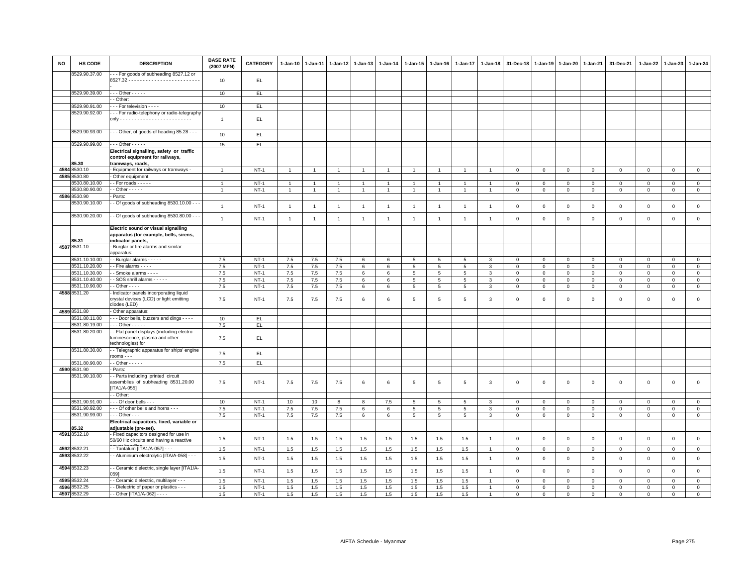| NO | HS CODE | DESCRIPTION | BASE RATE (2007 MFN) | CATEGORY | 1-Jan-10 | 1-Jan-11 | 1-Jan-12 | 1-Jan-13 | 1-Jan-14 | 1-Jan-15 | 1-Jan-16 | 1-Jan-17 | 1-Jan-18 | 31-Dec-18 | 1-Jan-19 | 1-Jan-20 | 1-Jan-21 | 31-Dec-21 | 1-Jan-22 | 1-Jan-23 | 1-Jan-24 |
|---|---|---|---|---|---|---|---|---|---|---|---|---|---|---|---|---|---|---|---|---|---|
| | 8529.90.37.00 | - - - For goods of subheading 8527.12 or 8527.32 - - - - - - - - - - - - - - - - - - - - - - - - - | 10 | EL | | | | | | | | | | | | | | | | | |
| | 8529.90.39.00 | - - - Other - - - - - | 10 | EL | | | | | | | | | | | | | | | | | |
| | | - - Other: | | | | | | | | | | | | | | | | | | | |
| | 8529.90.91.00 | - - - For television - - - - | 10 | EL | | | | | | | | | | | | | | | | | |
| | 8529.90.92.00 | - - - For radio-telephony or radio-telegraphy only - - - - - - - - - - - - - - - - - - - - - - - - - | 1 | EL | | | | | | | | | | | | | | | | | |
| | 8529.90.93.00 | - - - Other, of goods of heading 85.28 - - - | 10 | EL | | | | | | | | | | | | | | | | | |
| | 8529.90.99.00 | - - - Other - - - - - | 15 | EL | | | | | | | | | | | | | | | | | |
| | 85.30 | **Electrical signalling, safety or traffic control equipment for railways, tramways, roads,** | | | | | | | | | | | | | | | | | | | |
| 4584 | 8530.10 | - Equipment for railways or tramways - | 1 | NT-1 | 1 | 1 | 1 | 1 | 1 | 1 | 1 | 1 | 1 | 0 | 0 | 0 | 0 | 0 | 0 | 0 | 0 |
| 4585 | 8530.80 | - Other equipment: | | | | | | | | | | | | | | | | | | | |
| | 8530.80.10.00 | - - For roads - - - - - | 1 | NT-1 | 1 | 1 | 1 | 1 | 1 | 1 | 1 | 1 | 1 | 0 | 0 | 0 | 0 | 0 | 0 | 0 | 0 |
| | 8530.80.90.00 | - - Other - - - - - | 1 | NT-1 | 1 | 1 | 1 | 1 | 1 | 1 | 1 | 1 | 1 | 0 | 0 | 0 | 0 | 0 | 0 | 0 | 0 |
| 4586 | 8530.90 | - Parts: | | | | | | | | | | | | | | | | | | | |
| | 8530.90.10.00 | - - Of goods of subheading 8530.10.00 - - - | 1 | NT-1 | 1 | 1 | 1 | 1 | 1 | 1 | 1 | 1 | 1 | 0 | 0 | 0 | 0 | 0 | 0 | 0 | 0 |
| | 8530.90.20.00 | - - Of goods of subheading 8530.80.00 - - - | 1 | NT-1 | 1 | 1 | 1 | 1 | 1 | 1 | 1 | 1 | 1 | 0 | 0 | 0 | 0 | 0 | 0 | 0 | 0 |
| | 85.31 | **Electric sound or visual signalling apparatus (for example, bells, sirens, indicator panels,** | | | | | | | | | | | | | | | | | | | |
| 4587 | 8531.10 | - Burglar or fire alarms and similar apparatus: | | | | | | | | | | | | | | | | | | | |
| | 8531.10.10.00 | - - Burglar alarms - - - - - | 7.5 | NT-1 | 7.5 | 7.5 | 7.5 | 6 | 6 | 5 | 5 | 5 | 3 | 0 | 0 | 0 | 0 | 0 | 0 | 0 | 0 |
| | 8531.10.20.00 | - - Fire alarms - - - - | 7.5 | NT-1 | 7.5 | 7.5 | 7.5 | 6 | 6 | 5 | 5 | 5 | 3 | 0 | 0 | 0 | 0 | 0 | 0 | 0 | 0 |
| | 8531.10.30.00 | - - Smoke alarms - - - - | 7.5 | NT-1 | 7.5 | 7.5 | 7.5 | 6 | 6 | 5 | 5 | 5 | 3 | 0 | 0 | 0 | 0 | 0 | 0 | 0 | 0 |
| | 8531.10.40.00 | - - SOS shrill alarms - - - - - | 7.5 | NT-1 | 7.5 | 7.5 | 7.5 | 6 | 6 | 5 | 5 | 5 | 3 | 0 | 0 | 0 | 0 | 0 | 0 | 0 | 0 |
| | 8531.10.90.00 | - - Other - - - - | 7.5 | NT-1 | 7.5 | 7.5 | 7.5 | 6 | 6 | 5 | 5 | 5 | 3 | 0 | 0 | 0 | 0 | 0 | 0 | 0 | 0 |
| 4588 | 8531.20 | - Indicator panels incorporating liquid crystal devices (LCD) or light emitting diodes (LED) | 7.5 | NT-1 | 7.5 | 7.5 | 7.5 | 6 | 6 | 5 | 5 | 5 | 3 | 0 | 0 | 0 | 0 | 0 | 0 | 0 | 0 |
| 4589 | 8531.80 | - Other apparatus: | | | | | | | | | | | | | | | | | | | |
| | 8531.80.11.00 | - - - Door bells, buzzers and dings - - - - | 10 | EL | | | | | | | | | | | | | | | | | |
| | 8531.80.19.00 | - - - Other - - - - - | 7.5 | EL | | | | | | | | | | | | | | | | | |
| | 8531.80.20.00 | - - Flat panel displays (including electro luminescence, plasma and other technologies) for | 7.5 | EL | | | | | | | | | | | | | | | | | |
| | 8531.80.30.00 | - - Telegraphic apparatus for ships' engine rooms - - - | 7.5 | EL | | | | | | | | | | | | | | | | | |
| | 8531.80.90.00 | - - Other - - - - - | 7.5 | EL | | | | | | | | | | | | | | | | | |
| 4590 | 8531.90 | - Parts: | | | | | | | | | | | | | | | | | | | |
| | 8531.90.10.00 | - - Parts including printed circuit assemblies of subheading 8531.20.00 [ITA1/A-055] | 7.5 | NT-1 | 7.5 | 7.5 | 7.5 | 6 | 6 | 5 | 5 | 5 | 3 | 0 | 0 | 0 | 0 | 0 | 0 | 0 | 0 |
| | | - - Other: | | | | | | | | | | | | | | | | | | | |
| | 8531.90.91.00 | - - - Of door bells - - - | 10 | NT-1 | 10 | 10 | 8 | 8 | 7.5 | 5 | 5 | 5 | 3 | 0 | 0 | 0 | 0 | 0 | 0 | 0 | 0 |
| | 8531.90.92.00 | - - - Of other bells and horns - - - | 7.5 | NT-1 | 7.5 | 7.5 | 7.5 | 6 | 6 | 5 | 5 | 5 | 3 | 0 | 0 | 0 | 0 | 0 | 0 | 0 | 0 |
| | 8531.90.99.00 | - - - Other - - - | 7.5 | NT-1 | 7.5 | 7.5 | 7.5 | 6 | 6 | 5 | 5 | 5 | 3 | 0 | 0 | 0 | 0 | 0 | 0 | 0 | 0 |
| | 85.32 | **Electrical capacitors, fixed, variable or adjustable (pre-set).** | | | | | | | | | | | | | | | | | | | |
| 4591 | 8532.10 | - Fixed capacitors designed for use in 50/60 Hz circuits and having a reactive power handling | 1.5 | NT-1 | 1.5 | 1.5 | 1.5 | 1.5 | 1.5 | 1.5 | 1.5 | 1.5 | 1 | 0 | 0 | 0 | 0 | 0 | 0 | 0 | 0 |
| 4592 | 8532.21 | - - Tantalum [ITA1/A-057] - - - | 1.5 | NT-1 | 1.5 | 1.5 | 1.5 | 1.5 | 1.5 | 1.5 | 1.5 | 1.5 | 1 | 0 | 0 | 0 | 0 | 0 | 0 | 0 | 0 |
| 4593 | 8532.22 | - - Aluminium electrolytic [ITA/A-058] - - - | 1.5 | NT-1 | 1.5 | 1.5 | 1.5 | 1.5 | 1.5 | 1.5 | 1.5 | 1.5 | 1 | 0 | 0 | 0 | 0 | 0 | 0 | 0 | 0 |
| 4594 | 8532.23 | - - Ceramic dielectric, single layer [ITA1/A-059] | 1.5 | NT-1 | 1.5 | 1.5 | 1.5 | 1.5 | 1.5 | 1.5 | 1.5 | 1.5 | 1 | 0 | 0 | 0 | 0 | 0 | 0 | 0 | 0 |
| 4595 | 8532.24 | - - Ceramic dielectric, multilayer - - - | 1.5 | NT-1 | 1.5 | 1.5 | 1.5 | 1.5 | 1.5 | 1.5 | 1.5 | 1.5 | 1 | 0 | 0 | 0 | 0 | 0 | 0 | 0 | 0 |
| 4596 | 8532.25 | - - Dielectric of paper or plastics - - - | 1.5 | NT-1 | 1.5 | 1.5 | 1.5 | 1.5 | 1.5 | 1.5 | 1.5 | 1.5 | 1 | 0 | 0 | 0 | 0 | 0 | 0 | 0 | 0 |
| 4597 | 8532.29 | - - Other [ITA1/A-062] - - - - | 1.5 | NT-1 | 1.5 | 1.5 | 1.5 | 1.5 | 1.5 | 1.5 | 1.5 | 1.5 | 1 | 0 | 0 | 0 | 0 | 0 | 0 | 0 | 0 |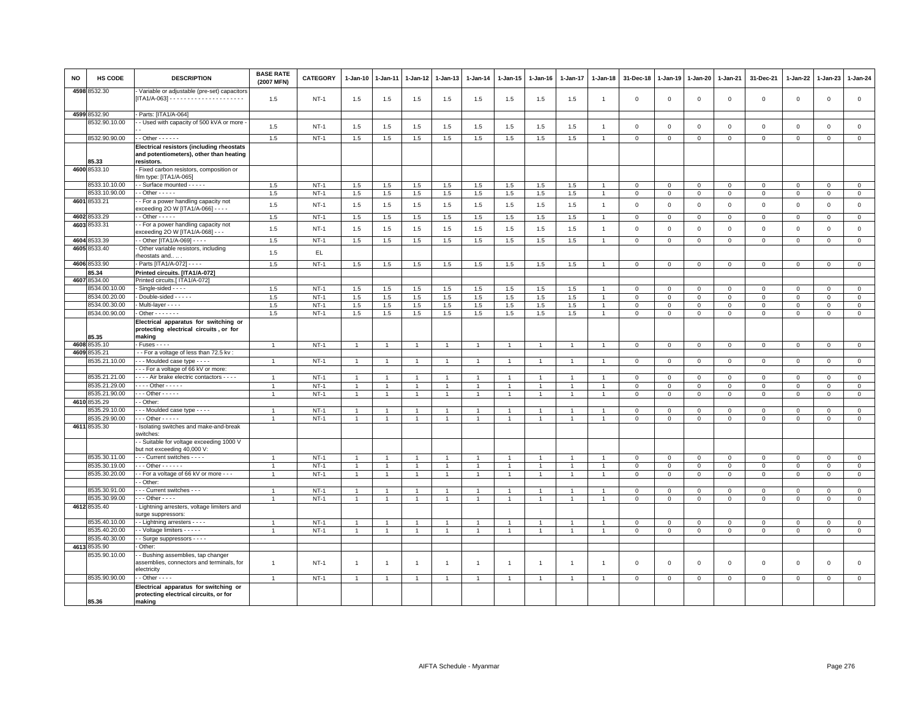| NO | HS CODE | DESCRIPTION | BASE RATE (2007 MFN) | CATEGORY | 1-Jan-10 | 1-Jan-11 | 1-Jan-12 | 1-Jan-13 | 1-Jan-14 | 1-Jan-15 | 1-Jan-16 | 1-Jan-17 | 1-Jan-18 | 31-Dec-18 | 1-Jan-19 | 1-Jan-20 | 1-Jan-21 | 31-Dec-21 | 1-Jan-22 | 1-Jan-23 | 1-Jan-24 |
|---|---|---|---|---|---|---|---|---|---|---|---|---|---|---|---|---|---|---|---|---|---|
| 4598 | 8532.30 | - Variable or adjustable (pre-set) capacitors [ITA1/A-063] - - - - - - - - - - - - - - - - - - - - - | 1.5 | NT-1 | 1.5 | 1.5 | 1.5 | 1.5 | 1.5 | 1.5 | 1.5 | 1.5 | 1 | 0 | 0 | 0 | 0 | 0 | 0 | 0 | 0 |
| 4599 | 8532.90 | - Parts: [ITA1/A-064] | | | | | | | | | | | | | | | | | | | |
| | 8532.90.10.00 | - - Used with capacity of 500 kVA or more - - - | 1.5 | NT-1 | 1.5 | 1.5 | 1.5 | 1.5 | 1.5 | 1.5 | 1.5 | 1.5 | 1 | 0 | 0 | 0 | 0 | 0 | 0 | 0 | 0 |
| | 8532.90.90.00 | - - Other - - - - - - | 1.5 | NT-1 | 1.5 | 1.5 | 1.5 | 1.5 | 1.5 | 1.5 | 1.5 | 1.5 | 1 | 0 | 0 | 0 | 0 | 0 | 0 | 0 | 0 |
| | 85.33 | **Electrical resistors (including rheostats and potentiometers), other than heating resistors.** | | | | | | | | | | | | | | | | | | | |
| 4600 | 8533.10 | - Fixed carbon resistors, composition or film type: [ITA1/A-065] | | | | | | | | | | | | | | | | | | | |
| | 8533.10.10.00 | - - Surface mounted - - - - - | 1.5 | NT-1 | 1.5 | 1.5 | 1.5 | 1.5 | 1.5 | 1.5 | 1.5 | 1.5 | 1 | 0 | 0 | 0 | 0 | 0 | 0 | 0 | 0 |
| | 8533.10.90.00 | - - Other - - - - - | 1.5 | NT-1 | 1.5 | 1.5 | 1.5 | 1.5 | 1.5 | 1.5 | 1.5 | 1.5 | 1 | 0 | 0 | 0 | 0 | 0 | 0 | 0 | 0 |
| 4601 | 8533.21 | - - For a power handling capacity not exceeding 2O W [ITA1/A-066] - - - - | 1.5 | NT-1 | 1.5 | 1.5 | 1.5 | 1.5 | 1.5 | 1.5 | 1.5 | 1.5 | 1 | 0 | 0 | 0 | 0 | 0 | 0 | 0 | 0 |
| 4602 | 8533.29 | - - Other - - - - - | 1.5 | NT-1 | 1.5 | 1.5 | 1.5 | 1.5 | 1.5 | 1.5 | 1.5 | 1.5 | 1 | 0 | 0 | 0 | 0 | 0 | 0 | 0 | 0 |
| 4603 | 8533.31 | - - For a power handling capacity not exceeding 2O W [ITA1/A-068] - - - | 1.5 | NT-1 | 1.5 | 1.5 | 1.5 | 1.5 | 1.5 | 1.5 | 1.5 | 1.5 | 1 | 0 | 0 | 0 | 0 | 0 | 0 | 0 | 0 |
| 4604 | 8533.39 | - - Other [ITA1/A-069] - - - - | 1.5 | NT-1 | 1.5 | 1.5 | 1.5 | 1.5 | 1.5 | 1.5 | 1.5 | 1.5 | 1 | 0 | 0 | 0 | 0 | 0 | 0 | 0 | 0 |
| 4605 | 8533.40 | - Other variable resistors, including rheostats and. . . . | 1.5 | EL | | | | | | | | | | | | | | | | | |
| 4606 | 8533.90 | - Parts [ITA1/A-072] - - - - | 1.5 | NT-1 | 1.5 | 1.5 | 1.5 | 1.5 | 1.5 | 1.5 | 1.5 | 1.5 | 1 | 0 | 0 | 0 | 0 | 0 | 0 | 0 | 0 |
| | 85.34 | **Printed circuits. [ITA1/A-072]** | | | | | | | | | | | | | | | | | | | |
| 4607 | 8534.00 | Printed circuits.[ ITA1/A-072] | | | | | | | | | | | | | | | | | | | |
| | 8534.00.10.00 | - Single-sided - - - - | 1.5 | NT-1 | 1.5 | 1.5 | 1.5 | 1.5 | 1.5 | 1.5 | 1.5 | 1.5 | 1 | 0 | 0 | 0 | 0 | 0 | 0 | 0 | 0 |
| | 8534.00.20.00 | - Double-sided - - - - - | 1.5 | NT-1 | 1.5 | 1.5 | 1.5 | 1.5 | 1.5 | 1.5 | 1.5 | 1.5 | 1 | 0 | 0 | 0 | 0 | 0 | 0 | 0 | 0 |
| | 8534.00.30.00 | - Multi-layer - - - - | 1.5 | NT-1 | 1.5 | 1.5 | 1.5 | 1.5 | 1.5 | 1.5 | 1.5 | 1.5 | 1 | 0 | 0 | 0 | 0 | 0 | 0 | 0 | 0 |
| | 8534.00.90.00 | - Other - - - - - - - | 1.5 | NT-1 | 1.5 | 1.5 | 1.5 | 1.5 | 1.5 | 1.5 | 1.5 | 1.5 | 1 | 0 | 0 | 0 | 0 | 0 | 0 | 0 | 0 |
| | 85.35 | **Electrical apparatus for switching or protecting electrical circuits , or for making** | | | | | | | | | | | | | | | | | | | |
| 4608 | 8535.10 | - Fuses - - - - | 1 | NT-1 | 1 | 1 | 1 | 1 | 1 | 1 | 1 | 1 | 1 | 0 | 0 | 0 | 0 | 0 | 0 | 0 | 0 |
| 4609 | 8535.21 | - - For a voltage of less than 72.5 kv : | | | | | | | | | | | | | | | | | | | |
| | 8535.21.10.00 | - - - Moulded case type - - - - | 1 | NT-1 | 1 | 1 | 1 | 1 | 1 | 1 | 1 | 1 | 1 | 0 | 0 | 0 | 0 | 0 | 0 | 0 | 0 |
| | | - - - For a voltage of 66 kV or more: | | | | | | | | | | | | | | | | | | | |
| | 8535.21.21.00 | - - - - Air brake electric contactors - - - - | 1 | NT-1 | 1 | 1 | 1 | 1 | 1 | 1 | 1 | 1 | 1 | 0 | 0 | 0 | 0 | 0 | 0 | 0 | 0 |
| | 8535.21.29.00 | - - - - Other - - - - - | 1 | NT-1 | 1 | 1 | 1 | 1 | 1 | 1 | 1 | 1 | 1 | 0 | 0 | 0 | 0 | 0 | 0 | 0 | 0 |
| | 8535.21.90.00 | - - - Other - - - - - | 1 | NT-1 | 1 | 1 | 1 | 1 | 1 | 1 | 1 | 1 | 1 | 0 | 0 | 0 | 0 | 0 | 0 | 0 | 0 |
| 4610 | 8535.29 | - - Other: | | | | | | | | | | | | | | | | | | | |
| | 8535.29.10.00 | - - - Moulded case type - - - - | 1 | NT-1 | 1 | 1 | 1 | 1 | 1 | 1 | 1 | 1 | 1 | 0 | 0 | 0 | 0 | 0 | 0 | 0 | 0 |
| | 8535.29.90.00 | - - - Other - - - - - | 1 | NT-1 | 1 | 1 | 1 | 1 | 1 | 1 | 1 | 1 | 1 | 0 | 0 | 0 | 0 | 0 | 0 | 0 | 0 |
| 4611 | 8535.30 | - Isolating switches and make-and-break switches: | | | | | | | | | | | | | | | | | | | |
| | | - - Suitable for voltage exceeding 1000 V but not exceeding 40,000 V: | | | | | | | | | | | | | | | | | | | |
| | 8535.30.11.00 | - - - Current switches - - - - | 1 | NT-1 | 1 | 1 | 1 | 1 | 1 | 1 | 1 | 1 | 1 | 0 | 0 | 0 | 0 | 0 | 0 | 0 | 0 |
| | 8535.30.19.00 | - - - Other - - - - - - | 1 | NT-1 | 1 | 1 | 1 | 1 | 1 | 1 | 1 | 1 | 1 | 0 | 0 | 0 | 0 | 0 | 0 | 0 | 0 |
| | 8535.30.20.00 | - - For a voltage of 66 kV or more - - - | 1 | NT-1 | 1 | 1 | 1 | 1 | 1 | 1 | 1 | 1 | 1 | 0 | 0 | 0 | 0 | 0 | 0 | 0 | 0 |
| | | - - Other: | | | | | | | | | | | | | | | | | | | |
| | 8535.30.91.00 | - - - Current switches - - - | 1 | NT-1 | 1 | 1 | 1 | 1 | 1 | 1 | 1 | 1 | 1 | 0 | 0 | 0 | 0 | 0 | 0 | 0 | 0 |
| | 8535.30.99.00 | - - - Other - - - - | 1 | NT-1 | 1 | 1 | 1 | 1 | 1 | 1 | 1 | 1 | 1 | 0 | 0 | 0 | 0 | 0 | 0 | 0 | 0 |
| 4612 | 8535.40 | - Lightning arresters, voltage limiters and surge suppressors: | | | | | | | | | | | | | | | | | | | |
| | 8535.40.10.00 | - - Lightning arresters - - - - | 1 | NT-1 | 1 | 1 | 1 | 1 | 1 | 1 | 1 | 1 | 1 | 0 | 0 | 0 | 0 | 0 | 0 | 0 | 0 |
| | 8535.40.20.00 | - - Voltage limiters - - - - - | 1 | NT-1 | 1 | 1 | 1 | 1 | 1 | 1 | 1 | 1 | 1 | 0 | 0 | 0 | 0 | 0 | 0 | 0 | 0 |
| | 8535.40.30.00 | - - Surge suppressors - - - - | | | | | | | | | | | | | | | | | | | |
| 4613 | 8535.90 | - Other: | | | | | | | | | | | | | | | | | | | |
| | 8535.90.10.00 | - - Bushing assemblies, tap changer assemblies, connectors and terminals, for electricity | 1 | NT-1 | 1 | 1 | 1 | 1 | 1 | 1 | 1 | 1 | 1 | 0 | 0 | 0 | 0 | 0 | 0 | 0 | 0 |
| | 8535.90.90.00 | - - Other - - - - | 1 | NT-1 | 1 | 1 | 1 | 1 | 1 | 1 | 1 | 1 | 1 | 0 | 0 | 0 | 0 | 0 | 0 | 0 | 0 |
| | 85.36 | **Electrical apparatus for switching or protecting electrical circuits, or for making** | | | | | | | | | | | | | | | | | | | |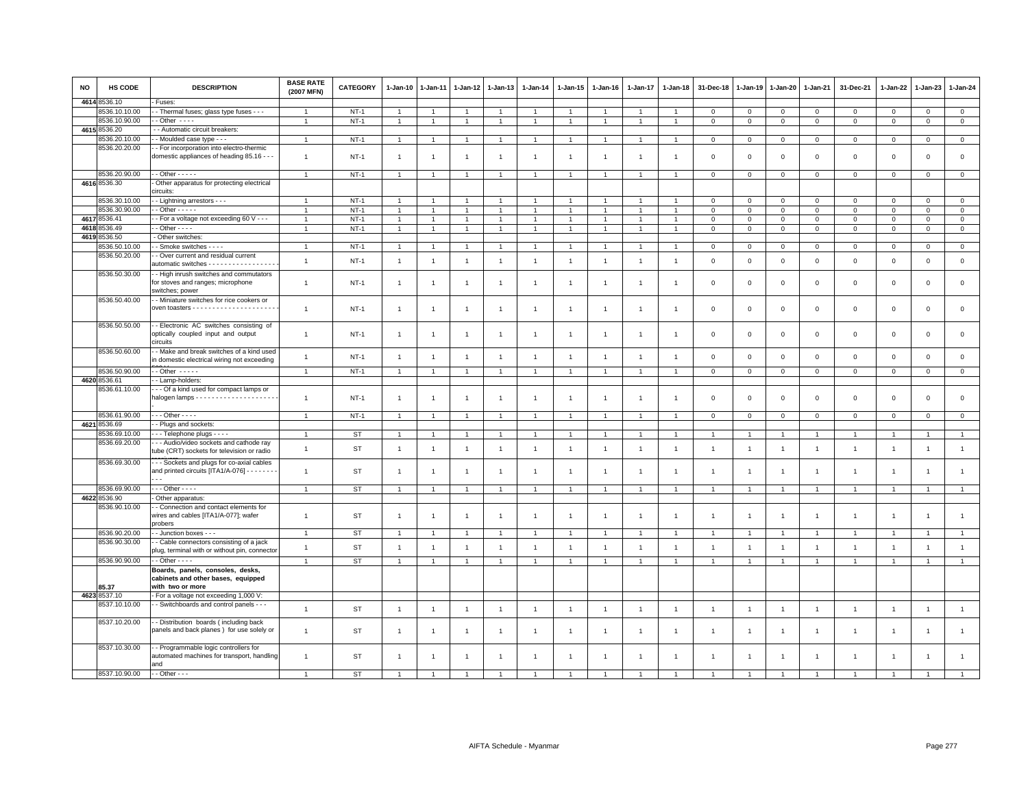| NO | HS CODE | DESCRIPTION | BASE RATE (2007 MFN) | CATEGORY | 1-Jan-10 | 1-Jan-11 | 1-Jan-12 | 1-Jan-13 | 1-Jan-14 | 1-Jan-15 | 1-Jan-16 | 1-Jan-17 | 1-Jan-18 | 31-Dec-18 | 1-Jan-19 | 1-Jan-20 | 1-Jan-21 | 31-Dec-21 | 1-Jan-22 | 1-Jan-23 | 1-Jan-24 |
|---|---|---|---|---|---|---|---|---|---|---|---|---|---|---|---|---|---|---|---|---|---|
| 4614 | 8536.10 | - Fuses: | | | | | | | | | | | | | | | | | | | |
| | 8536.10.10.00 | - - Thermal fuses; glass type fuses - - - | 1 | NT-1 | 1 | 1 | 1 | 1 | 1 | 1 | 1 | 1 | 1 | 0 | 0 | 0 | 0 | 0 | 0 | 0 | 0 |
| | 8536.10.90.00 | - - Other - - - - | 1 | NT-1 | 1 | 1 | 1 | 1 | 1 | 1 | 1 | 1 | 1 | 0 | 0 | 0 | 0 | 0 | 0 | 0 | 0 |
| 4615 | 8536.20 | - - Automatic circuit breakers: | | | | | | | | | | | | | | | | | | | |
| | 8536.20.10.00 | - - Moulded case type - - - | 1 | NT-1 | 1 | 1 | 1 | 1 | 1 | 1 | 1 | 1 | 1 | 0 | 0 | 0 | 0 | 0 | 0 | 0 | 0 |
| | 8536.20.20.00 | - - For incorporation into electro-thermic domestic appliances of heading 85.16 - - - | 1 | NT-1 | 1 | 1 | 1 | 1 | 1 | 1 | 1 | 1 | 1 | 0 | 0 | 0 | 0 | 0 | 0 | 0 | 0 |
| | 8536.20.90.00 | - - Other - - - - - | 1 | NT-1 | 1 | 1 | 1 | 1 | 1 | 1 | 1 | 1 | 1 | 0 | 0 | 0 | 0 | 0 | 0 | 0 | 0 |
| 4616 | 8536.30 | - Other apparatus for protecting electrical circuits: | | | | | | | | | | | | | | | | | | | |
| | 8536.30.10.00 | - - Lightning arrestors - - - | 1 | NT-1 | 1 | 1 | 1 | 1 | 1 | 1 | 1 | 1 | 1 | 0 | 0 | 0 | 0 | 0 | 0 | 0 | 0 |
| | 8536.30.90.00 | - - Other - - - - - | 1 | NT-1 | 1 | 1 | 1 | 1 | 1 | 1 | 1 | 1 | 1 | 0 | 0 | 0 | 0 | 0 | 0 | 0 | 0 |
| 4617 | 8536.41 | - - For a voltage not exceeding 60 V - - - | 1 | NT-1 | 1 | 1 | 1 | 1 | 1 | 1 | 1 | 1 | 1 | 0 | 0 | 0 | 0 | 0 | 0 | 0 | 0 |
| 4618 | 8536.49 | - - Other - - - - | 1 | NT-1 | 1 | 1 | 1 | 1 | 1 | 1 | 1 | 1 | 1 | 0 | 0 | 0 | 0 | 0 | 0 | 0 | 0 |
| 4619 | 8536.50 | - Other switches: | | | | | | | | | | | | | | | | | | | |
| | 8536.50.10.00 | - - Smoke switches - - - - | 1 | NT-1 | 1 | 1 | 1 | 1 | 1 | 1 | 1 | 1 | 1 | 0 | 0 | 0 | 0 | 0 | 0 | 0 | 0 |
| | 8536.50.20.00 | - - Over current and residual current automatic switches - - - - - - - - - - - - - - - - - | 1 | NT-1 | 1 | 1 | 1 | 1 | 1 | 1 | 1 | 1 | 1 | 0 | 0 | 0 | 0 | 0 | 0 | 0 | 0 |
| | 8536.50.30.00 | - - High inrush switches and commutators for stoves and ranges; microphone switches; power | 1 | NT-1 | 1 | 1 | 1 | 1 | 1 | 1 | 1 | 1 | 1 | 0 | 0 | 0 | 0 | 0 | 0 | 0 | 0 |
| | 8536.50.40.00 | - - Miniature switches for rice cookers or oven toasters - - - - - - - - - - - - - - - - - - - - - | 1 | NT-1 | 1 | 1 | 1 | 1 | 1 | 1 | 1 | 1 | 1 | 0 | 0 | 0 | 0 | 0 | 0 | 0 | 0 |
| | 8536.50.50.00 | - - Electronic AC switches consisting of optically coupled input and output circuits | 1 | NT-1 | 1 | 1 | 1 | 1 | 1 | 1 | 1 | 1 | 1 | 0 | 0 | 0 | 0 | 0 | 0 | 0 | 0 |
| | 8536.50.60.00 | - - Make and break switches of a kind used in domestic electrical wiring not exceeding | 1 | NT-1 | 1 | 1 | 1 | 1 | 1 | 1 | 1 | 1 | 1 | 0 | 0 | 0 | 0 | 0 | 0 | 0 | 0 |
| | 8536.50.90.00 | - - Other - - - - - | 1 | NT-1 | 1 | 1 | 1 | 1 | 1 | 1 | 1 | 1 | 1 | 0 | 0 | 0 | 0 | 0 | 0 | 0 | 0 |
| 4620 | 8536.61 | - - Lamp-holders: | | | | | | | | | | | | | | | | | | | |
| | 8536.61.10.00 | - - - Of a kind used for compact lamps or halogen lamps - - - - - - - - - - - - - - - - - - - - - | 1 | NT-1 | 1 | 1 | 1 | 1 | 1 | 1 | 1 | 1 | 1 | 0 | 0 | 0 | 0 | 0 | 0 | 0 | 0 |
| | 8536.61.90.00 | - - - Other - - - - | 1 | NT-1 | 1 | 1 | 1 | 1 | 1 | 1 | 1 | 1 | 1 | 0 | 0 | 0 | 0 | 0 | 0 | 0 | 0 |
| 4621 | 8536.69 | - - Plugs and sockets: | | | | | | | | | | | | | | | | | | | |
| | 8536.69.10.00 | - - - Telephone plugs - - - - | 1 | ST | 1 | 1 | 1 | 1 | 1 | 1 | 1 | 1 | 1 | 1 | 1 | 1 | 1 | 1 | 1 | 1 | 1 |
| | 8536.69.20.00 | - - - Audio/video sockets and cathode ray tube (CRT) sockets for television or radio | 1 | ST | 1 | 1 | 1 | 1 | 1 | 1 | 1 | 1 | 1 | 1 | 1 | 1 | 1 | 1 | 1 | 1 | 1 |
| | 8536.69.30.00 | - - - Sockets and plugs for co-axial cables and printed circuits [ITA1/A-076] - - - - - - - - - - | 1 | ST | 1 | 1 | 1 | 1 | 1 | 1 | 1 | 1 | 1 | 1 | 1 | 1 | 1 | 1 | 1 | 1 | 1 |
| | 8536.69.90.00 | - - - Other - - - - | 1 | ST | 1 | 1 | 1 | 1 | 1 | 1 | 1 | 1 | 1 | 1 | 1 | 1 | 1 | 1 | 1 | 1 | 1 |
| 4622 | 8536.90 | - Other apparatus: | | | | | | | | | | | | | | | | | | | |
| | 8536.90.10.00 | - - Connection and contact elements for wires and cables [ITA1/A-077]; wafer probers | 1 | ST | 1 | 1 | 1 | 1 | 1 | 1 | 1 | 1 | 1 | 1 | 1 | 1 | 1 | 1 | 1 | 1 | 1 |
| | 8536.90.20.00 | - - Junction boxes - - - | 1 | ST | 1 | 1 | 1 | 1 | 1 | 1 | 1 | 1 | 1 | 1 | 1 | 1 | 1 | 1 | 1 | 1 | 1 |
| | 8536.90.30.00 | - - Cable connectors consisting of a jack plug, terminal with or without pin, connector | 1 | ST | 1 | 1 | 1 | 1 | 1 | 1 | 1 | 1 | 1 | 1 | 1 | 1 | 1 | 1 | 1 | 1 | 1 |
| | 8536.90.90.00 | - - Other - - - - | 1 | ST | 1 | 1 | 1 | 1 | 1 | 1 | 1 | 1 | 1 | 1 | 1 | 1 | 1 | 1 | 1 | 1 | 1 |
| | 85.37 | **Boards, panels, consoles, desks, cabinets and other bases, equipped with two or more** | | | | | | | | | | | | | | | | | | | |
| 4623 | 8537.10 | - For a voltage not exceeding 1,000 V: | | | | | | | | | | | | | | | | | | | |
| | 8537.10.10.00 | - - Switchboards and control panels - - - | 1 | ST | 1 | 1 | 1 | 1 | 1 | 1 | 1 | 1 | 1 | 1 | 1 | 1 | 1 | 1 | 1 | 1 | 1 |
| | 8537.10.20.00 | - - Distribution boards ( including back panels and back planes ) for use solely or | 1 | ST | 1 | 1 | 1 | 1 | 1 | 1 | 1 | 1 | 1 | 1 | 1 | 1 | 1 | 1 | 1 | 1 | 1 |
| | 8537.10.30.00 | - - Programmable logic controllers for automated machines for transport, handling and | 1 | ST | 1 | 1 | 1 | 1 | 1 | 1 | 1 | 1 | 1 | 1 | 1 | 1 | 1 | 1 | 1 | 1 | 1 |
| | 8537.10.90.00 | - - Other - - - | 1 | ST | 1 | 1 | 1 | 1 | 1 | 1 | 1 | 1 | 1 | 1 | 1 | 1 | 1 | 1 | 1 | 1 | 1 |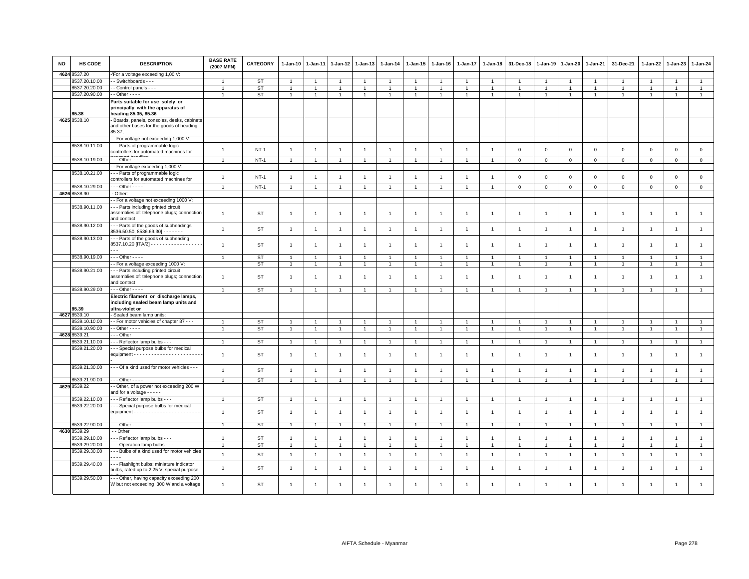| NO | HS CODE | DESCRIPTION | BASE RATE (2007 MFN) | CATEGORY | 1-Jan-10 | 1-Jan-11 | 1-Jan-12 | 1-Jan-13 | 1-Jan-14 | 1-Jan-15 | 1-Jan-16 | 1-Jan-17 | 1-Jan-18 | 31-Dec-18 | 1-Jan-19 | 1-Jan-20 | 1-Jan-21 | 31-Dec-21 | 1-Jan-22 | 1-Jan-23 | 1-Jan-24 |
|---|---|---|---|---|---|---|---|---|---|---|---|---|---|---|---|---|---|---|---|---|---|
| 4624 | 8537.20 | -'For a voltage exceeding 1,00 V: | | | | | | | | | | | | | | | | | | | |
| | 8537.20.10.00 | - - Switchboards - - - | 1 | ST | 1 | 1 | 1 | 1 | 1 | 1 | 1 | 1 | 1 | 1 | 1 | 1 | 1 | 1 | 1 | 1 | 1 |
| | 8537.20.20.00 | - - Control panels - - - | 1 | ST | 1 | 1 | 1 | 1 | 1 | 1 | 1 | 1 | 1 | 1 | 1 | 1 | 1 | 1 | 1 | 1 | 1 |
| | 8537.20.90.00 | - - Other - - - - | 1 | ST | 1 | 1 | 1 | 1 | 1 | 1 | 1 | 1 | 1 | 1 | 1 | 1 | 1 | 1 | 1 | 1 | 1 |
| | 85.38 | **Parts suitable for use solely or principally with the apparatus of heading 85.35, 85.36** | | | | | | | | | | | | | | | | | | | |
| 4625 | 8538.10 | - Boards, panels, consoles, desks, cabinets and other bases for the goods of heading 85.37, | | | | | | | | | | | | | | | | | | | |
| | | - - For voltage not exceeding 1,000 V: | | | | | | | | | | | | | | | | | | | |
| | 8538.10.11.00 | - - - Parts of programmable logic controllers for automated machines for | 1 | NT-1 | 1 | 1 | 1 | 1 | 1 | 1 | 1 | 1 | 1 | 0 | 0 | 0 | 0 | 0 | 0 | 0 | 0 |
| | 8538.10.19.00 | - - - Other - - - - | 1 | NT-1 | 1 | 1 | 1 | 1 | 1 | 1 | 1 | 1 | 1 | 0 | 0 | 0 | 0 | 0 | 0 | 0 | 0 |
| | | - - For voltage exceeding 1,000 V: | | | | | | | | | | | | | | | | | | | |
| | 8538.10.21.00 | - - - Parts of programmable logic controllers for automated machines for | 1 | NT-1 | 1 | 1 | 1 | 1 | 1 | 1 | 1 | 1 | 1 | 0 | 0 | 0 | 0 | 0 | 0 | 0 | 0 |
| | 8538.10.29.00 | - - - Other - - - - | 1 | NT-1 | 1 | 1 | 1 | 1 | 1 | 1 | 1 | 1 | 1 | 0 | 0 | 0 | 0 | 0 | 0 | 0 | 0 |
| 4626 | 8538.90 | - Other: | | | | | | | | | | | | | | | | | | | |
| | | - - For a voltage not exceeding 1000 V: | | | | | | | | | | | | | | | | | | | |
| | 8538.90.11.00 | - - - Parts including printed circuit assemblies of: telephone plugs; connection and contact | 1 | ST | 1 | 1 | 1 | 1 | 1 | 1 | 1 | 1 | 1 | 1 | 1 | 1 | 1 | 1 | 1 | 1 | 1 |
| | 8538.90.12.00 | - - - Parts of the goods of subheadings 8536.50.50, 8536.69.30] - - - - - - - | 1 | ST | 1 | 1 | 1 | 1 | 1 | 1 | 1 | 1 | 1 | 1 | 1 | 1 | 1 | 1 | 1 | 1 | 1 |
| | 8538.90.13.00 | - - - Parts of the goods of subheading 8537.10.20 [ITA/2] - - - - - - - - - - - - - - - - - - - | 1 | ST | 1 | 1 | 1 | 1 | 1 | 1 | 1 | 1 | 1 | 1 | 1 | 1 | 1 | 1 | 1 | 1 | 1 |
| | 8538.90.19.00 | - - - Other - - - - | 1 | ST | 1 | 1 | 1 | 1 | 1 | 1 | 1 | 1 | 1 | 1 | 1 | 1 | 1 | 1 | 1 | 1 | 1 |
| | | - - For a voltage exceeding 1000 V: | | ST | 1 | 1 | 1 | 1 | 1 | 1 | 1 | 1 | 1 | 1 | 1 | 1 | 1 | 1 | 1 | 1 | 1 |
| | 8538.90.21.00 | - - - Parts including printed circuit assemblies of: telephone plugs; connection and contact | 1 | ST | 1 | 1 | 1 | 1 | 1 | 1 | 1 | 1 | 1 | 1 | 1 | 1 | 1 | 1 | 1 | 1 | 1 |
| | 8538.90.29.00 | - - - Other - - - - | 1 | ST | 1 | 1 | 1 | 1 | 1 | 1 | 1 | 1 | 1 | 1 | 1 | 1 | 1 | 1 | 1 | 1 | 1 |
| | 85.39 | **Electric filament or discharge lamps, including sealed beam lamp units and ultra-violet or** | | | | | | | | | | | | | | | | | | | |
| 4627 | 8539.10 | - Sealed beam lamp units: | | | | | | | | | | | | | | | | | | | |
| | 8539.10.10.00 | - - For motor vehicles of chapter 87 - - - | 1 | ST | 1 | 1 | 1 | 1 | 1 | 1 | 1 | 1 | 1 | 1 | 1 | 1 | 1 | 1 | 1 | 1 | 1 |
| | 8539.10.90.00 | - - Other - - - - | 1 | ST | 1 | 1 | 1 | 1 | 1 | 1 | 1 | 1 | 1 | 1 | 1 | 1 | 1 | 1 | 1 | 1 | 1 |
| 4628 | 8539.21 | - - - Other | | | | | | | | | | | | | | | | | | | |
| | 8539.21.10.00 | - - - Reflector lamp bulbs - - - | 1 | ST | 1 | 1 | 1 | 1 | 1 | 1 | 1 | 1 | 1 | 1 | 1 | 1 | 1 | 1 | 1 | 1 | 1 |
| | 8539.21.20.00 | - - - Special purpose bulbs for medical equipment - - - - - - - - - - - - - - - - - - - - - - - - | 1 | ST | 1 | 1 | 1 | 1 | 1 | 1 | 1 | 1 | 1 | 1 | 1 | 1 | 1 | 1 | 1 | 1 | 1 |
| | 8539.21.30.00 | - - - Of a kind used for motor vehicles - - - | 1 | ST | 1 | 1 | 1 | 1 | 1 | 1 | 1 | 1 | 1 | 1 | 1 | 1 | 1 | 1 | 1 | 1 | 1 |
| | 8539.21.90.00 | - - - Other - - - - | 1 | ST | 1 | 1 | 1 | 1 | 1 | 1 | 1 | 1 | 1 | 1 | 1 | 1 | 1 | 1 | 1 | 1 | 1 |
| 4629 | 8539.22 | - - Other, of a power not exceeding 200 W and for a voltage - - - - - | | | | | | | | | | | | | | | | | | | |
| | 8539.22.10.00 | - - - Reflector lamp bulbs - - - | 1 | ST | 1 | 1 | 1 | 1 | 1 | 1 | 1 | 1 | 1 | 1 | 1 | 1 | 1 | 1 | 1 | 1 | 1 |
| | 8539.22.20.00 | - - - Special purpose bulbs for medical equipment - - - - - - - - - - - - - - - - - - - - - - - - | 1 | ST | 1 | 1 | 1 | 1 | 1 | 1 | 1 | 1 | 1 | 1 | 1 | 1 | 1 | 1 | 1 | 1 | 1 |
| | 8539.22.90.00 | - - - Other - - - - - | 1 | ST | 1 | 1 | 1 | 1 | 1 | 1 | 1 | 1 | 1 | 1 | 1 | 1 | 1 | 1 | 1 | 1 | 1 |
| 4630 | 8539.29 | - - Other | | | | | | | | | | | | | | | | | | | |
| | 8539.29.10.00 | - - - Reflector lamp bulbs - - - | 1 | ST | 1 | 1 | 1 | 1 | 1 | 1 | 1 | 1 | 1 | 1 | 1 | 1 | 1 | 1 | 1 | 1 | 1 |
| | 8539.29.20.00 | - - - Operation lamp bulbs - - - | 1 | ST | 1 | 1 | 1 | 1 | 1 | 1 | 1 | 1 | 1 | 1 | 1 | 1 | 1 | 1 | 1 | 1 | 1 |
| | 8539.29.30.00 | - - - Bulbs of a kind used for motor vehicles - - - - | 1 | ST | 1 | 1 | 1 | 1 | 1 | 1 | 1 | 1 | 1 | 1 | 1 | 1 | 1 | 1 | 1 | 1 | 1 |
| | 8539.29.40.00 | - - - Flashlight bulbs; miniature indicator bulbs, rated up to 2.25 V; special purpose | 1 | ST | 1 | 1 | 1 | 1 | 1 | 1 | 1 | 1 | 1 | 1 | 1 | 1 | 1 | 1 | 1 | 1 | 1 |
| | 8539.29.50.00 | - - - Other, having capacity exceeding 200 W but not exceeding 300 W and a voltage | 1 | ST | 1 | 1 | 1 | 1 | 1 | 1 | 1 | 1 | 1 | 1 | 1 | 1 | 1 | 1 | 1 | 1 | 1 |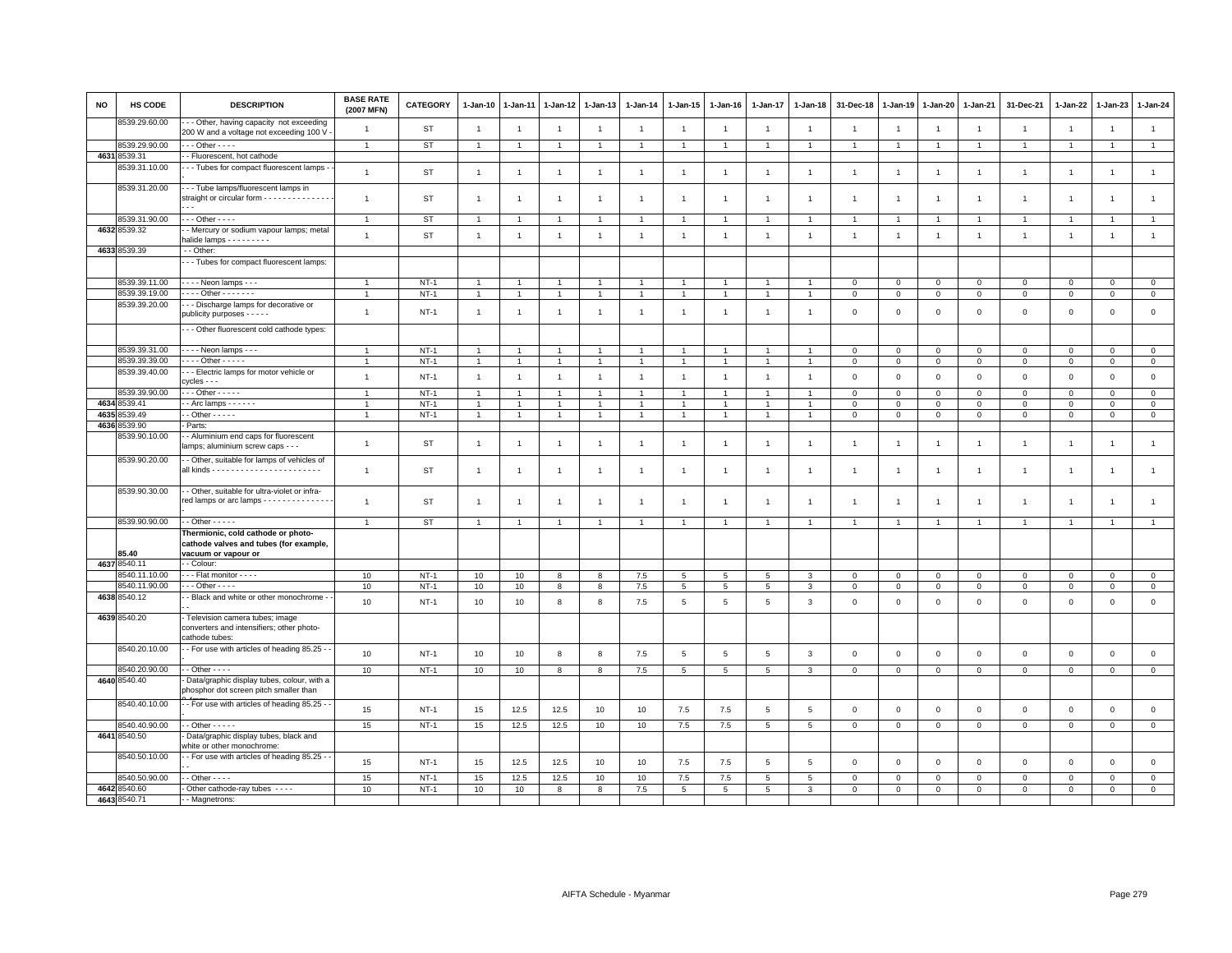| NO | HS CODE | DESCRIPTION | BASE RATE (2007 MFN) | CATEGORY | 1-Jan-10 | 1-Jan-11 | 1-Jan-12 | 1-Jan-13 | 1-Jan-14 | 1-Jan-15 | 1-Jan-16 | 1-Jan-17 | 1-Jan-18 | 31-Dec-18 | 1-Jan-19 | 1-Jan-20 | 1-Jan-21 | 31-Dec-21 | 1-Jan-22 | 1-Jan-23 | 1-Jan-24 |
|---|---|---|---|---|---|---|---|---|---|---|---|---|---|---|---|---|---|---|---|---|---|
| | 8539.29.60.00 | - - - Other, having capacity not exceeding 200 W and a voltage not exceeding 100 V - | 1 | ST | 1 | 1 | 1 | 1 | 1 | 1 | 1 | 1 | 1 | 1 | 1 | 1 | 1 | 1 | 1 | 1 | 1 |
| | 8539.29.90.00 | - - - Other - - - - | 1 | ST | 1 | 1 | 1 | 1 | 1 | 1 | 1 | 1 | 1 | 1 | 1 | 1 | 1 | 1 | 1 | 1 | 1 |
| 4631 | 8539.31 | - - Fluorescent, hot cathode | | | | | | | | | | | | | | | | | | | |
| | 8539.31.10.00 | - - - Tubes for compact fluorescent lamps - - | 1 | ST | 1 | 1 | 1 | 1 | 1 | 1 | 1 | 1 | 1 | 1 | 1 | 1 | 1 | 1 | 1 | 1 | 1 |
| | 8539.31.20.00 | - - - Tube lamps/fluorescent lamps in straight or circular form - - - - - - - - - - - - - - - - - - | 1 | ST | 1 | 1 | 1 | 1 | 1 | 1 | 1 | 1 | 1 | 1 | 1 | 1 | 1 | 1 | 1 | 1 | 1 |
| | 8539.31.90.00 | - - - Other - - - - | 1 | ST | 1 | 1 | 1 | 1 | 1 | 1 | 1 | 1 | 1 | 1 | 1 | 1 | 1 | 1 | 1 | 1 | 1 |
| 4632 | 8539.32 | - - Mercury or sodium vapour lamps; metal halide lamps - - - - - - - - - | 1 | ST | 1 | 1 | 1 | 1 | 1 | 1 | 1 | 1 | 1 | 1 | 1 | 1 | 1 | 1 | 1 | 1 | 1 |
| 4633 | 8539.39 | - - Other: | | | | | | | | | | | | | | | | | | | |
| | | - - - Tubes for compact fluorescent lamps: | | | | | | | | | | | | | | | | | | | |
| | 8539.39.11.00 | - - - - Neon lamps - - - | 1 | NT-1 | 1 | 1 | 1 | 1 | 1 | 1 | 1 | 1 | 1 | 0 | 0 | 0 | 0 | 0 | 0 | 0 | 0 |
| | 8539.39.19.00 | - - - - Other - - - - - - - | 1 | NT-1 | 1 | 1 | 1 | 1 | 1 | 1 | 1 | 1 | 1 | 0 | 0 | 0 | 0 | 0 | 0 | 0 | 0 |
| | 8539.39.20.00 | - - - Discharge lamps for decorative or publicity purposes - - - - - | 1 | NT-1 | 1 | 1 | 1 | 1 | 1 | 1 | 1 | 1 | 1 | 0 | 0 | 0 | 0 | 0 | 0 | 0 | 0 |
| | | - - - Other fluorescent cold cathode types: | | | | | | | | | | | | | | | | | | | |
| | 8539.39.31.00 | - - - - Neon lamps - - - | 1 | NT-1 | 1 | 1 | 1 | 1 | 1 | 1 | 1 | 1 | 1 | 0 | 0 | 0 | 0 | 0 | 0 | 0 | 0 |
| | 8539.39.39.00 | - - - - Other - - - - - | 1 | NT-1 | 1 | 1 | 1 | 1 | 1 | 1 | 1 | 1 | 1 | 0 | 0 | 0 | 0 | 0 | 0 | 0 | 0 |
| | 8539.39.40.00 | - - - Electric lamps for motor vehicle or cycles - - - | 1 | NT-1 | 1 | 1 | 1 | 1 | 1 | 1 | 1 | 1 | 1 | 0 | 0 | 0 | 0 | 0 | 0 | 0 | 0 |
| | 8539.39.90.00 | - - - Other - - - - - | 1 | NT-1 | 1 | 1 | 1 | 1 | 1 | 1 | 1 | 1 | 1 | 0 | 0 | 0 | 0 | 0 | 0 | 0 | 0 |
| 4634 | 8539.41 | - - Arc lamps - - - - - - | 1 | NT-1 | 1 | 1 | 1 | 1 | 1 | 1 | 1 | 1 | 1 | 0 | 0 | 0 | 0 | 0 | 0 | 0 | 0 |
| 4635 | 8539.49 | - - Other - - - - - | 1 | NT-1 | 1 | 1 | 1 | 1 | 1 | 1 | 1 | 1 | 1 | 0 | 0 | 0 | 0 | 0 | 0 | 0 | 0 |
| 4636 | 8539.90 | - Parts: | | | | | | | | | | | | | | | | | | | |
| | 8539.90.10.00 | - - Aluminium end caps for fluorescent lamps; aluminium screw caps - - - | 1 | ST | 1 | 1 | 1 | 1 | 1 | 1 | 1 | 1 | 1 | 1 | 1 | 1 | 1 | 1 | 1 | 1 | 1 |
| | 8539.90.20.00 | - - Other, suitable for lamps of vehicles of all kinds - - - - - - - - - - - - - - - - - - - - - - - | 1 | ST | 1 | 1 | 1 | 1 | 1 | 1 | 1 | 1 | 1 | 1 | 1 | 1 | 1 | 1 | 1 | 1 | 1 |
| | 8539.90.30.00 | - - Other, suitable for ultra-violet or infra-red lamps or arc lamps - - - - - - - - - - - - - - - - | 1 | ST | 1 | 1 | 1 | 1 | 1 | 1 | 1 | 1 | 1 | 1 | 1 | 1 | 1 | 1 | 1 | 1 | 1 |
| | 8539.90.90.00 | - - Other - - - - - | 1 | ST | 1 | 1 | 1 | 1 | 1 | 1 | 1 | 1 | 1 | 1 | 1 | 1 | 1 | 1 | 1 | 1 | 1 |
| | 85.40 | **Thermionic, cold cathode or photo-cathode valves and tubes (for example, vacuum or vapour or** | | | | | | | | | | | | | | | | | | | |
| 4637 | 8540.11 | - - Colour: | | | | | | | | | | | | | | | | | | | |
| | 8540.11.10.00 | - - - Flat monitor - - - - | 10 | NT-1 | 10 | 10 | 8 | 8 | 7.5 | 5 | 5 | 5 | 3 | 0 | 0 | 0 | 0 | 0 | 0 | 0 | 0 |
| | 8540.11.90.00 | - - - Other - - - - | 10 | NT-1 | 10 | 10 | 8 | 8 | 7.5 | 5 | 5 | 5 | 3 | 0 | 0 | 0 | 0 | 0 | 0 | 0 | 0 |
| 4638 | 8540.12 | - - Black and white or other monochrome - - - | 10 | NT-1 | 10 | 10 | 8 | 8 | 7.5 | 5 | 5 | 5 | 3 | 0 | 0 | 0 | 0 | 0 | 0 | 0 | 0 |
| 4639 | 8540.20 | - Television camera tubes; image converters and intensifiers; other photo-cathode tubes: | | | | | | | | | | | | | | | | | | | |
| | 8540.20.10.00 | - - For use with articles of heading 85.25 - - | 10 | NT-1 | 10 | 10 | 8 | 8 | 7.5 | 5 | 5 | 5 | 3 | 0 | 0 | 0 | 0 | 0 | 0 | 0 | 0 |
| | 8540.20.90.00 | - - Other - - - - | 10 | NT-1 | 10 | 10 | 8 | 8 | 7.5 | 5 | 5 | 5 | 3 | 0 | 0 | 0 | 0 | 0 | 0 | 0 | 0 |
| 4640 | 8540.40 | - Data/graphic display tubes, colour, with a phosphor dot screen pitch smaller than | | | | | | | | | | | | | | | | | | | |
| | 8540.40.10.00 | - - For use with articles of heading 85.25 - - | 15 | NT-1 | 15 | 12.5 | 12.5 | 10 | 10 | 7.5 | 7.5 | 5 | 5 | 0 | 0 | 0 | 0 | 0 | 0 | 0 | 0 |
| | 8540.40.90.00 | - - Other - - - - - | 15 | NT-1 | 15 | 12.5 | 12.5 | 10 | 10 | 7.5 | 7.5 | 5 | 5 | 0 | 0 | 0 | 0 | 0 | 0 | 0 | 0 |
| 4641 | 8540.50 | - Data/graphic display tubes, black and white or other monochrome: | | | | | | | | | | | | | | | | | | | |
| | 8540.50.10.00 | - - For use with articles of heading 85.25 - - - | 15 | NT-1 | 15 | 12.5 | 12.5 | 10 | 10 | 7.5 | 7.5 | 5 | 5 | 0 | 0 | 0 | 0 | 0 | 0 | 0 | 0 |
| | 8540.50.90.00 | - - Other - - - - | 15 | NT-1 | 15 | 12.5 | 12.5 | 10 | 10 | 7.5 | 7.5 | 5 | 5 | 0 | 0 | 0 | 0 | 0 | 0 | 0 | 0 |
| 4642 | 8540.60 | - Other cathode-ray tubes - - - - | 10 | NT-1 | 10 | 10 | 8 | 8 | 7.5 | 5 | 5 | 5 | 3 | 0 | 0 | 0 | 0 | 0 | 0 | 0 | 0 |
| 4643 | 8540.71 | - - Magnetrons: | | | | | | | | | | | | | | | | | | | |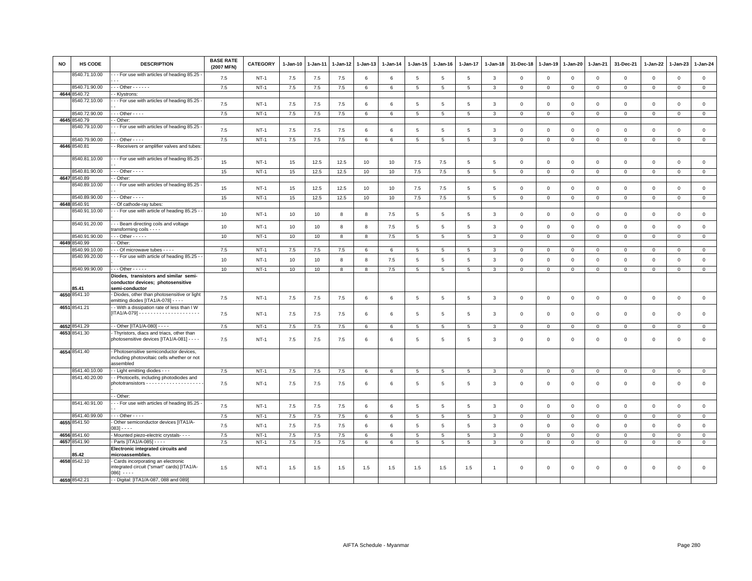| NO | HS CODE | DESCRIPTION | BASE RATE (2007 MFN) | CATEGORY | 1-Jan-10 | 1-Jan-11 | 1-Jan-12 | 1-Jan-13 | 1-Jan-14 | 1-Jan-15 | 1-Jan-16 | 1-Jan-17 | 1-Jan-18 | 31-Dec-18 | 1-Jan-19 | 1-Jan-20 | 1-Jan-21 | 31-Dec-21 | 1-Jan-22 | 1-Jan-23 | 1-Jan-24 |
|---|---|---|---|---|---|---|---|---|---|---|---|---|---|---|---|---|---|---|---|---|---|
| | 8540.71.10.00 | - - - For use with articles of heading 85.25 - - - - | 7.5 | NT-1 | 7.5 | 7.5 | 7.5 | 6 | 6 | 5 | 5 | 5 | 3 | 0 | 0 | 0 | 0 | 0 | 0 | 0 | 0 |
| | 8540.71.90.00 | - - - Other - - - - - - | 7.5 | NT-1 | 7.5 | 7.5 | 7.5 | 6 | 6 | 5 | 5 | 5 | 3 | 0 | 0 | 0 | 0 | 0 | 0 | 0 | 0 |
| 4644 | 8540.72 | - - Klystrons: | | | | | | | | | | | | | | | | | | | |
| | 8540.72.10.00 | - - - For use with articles of heading 85.25 - - - | 7.5 | NT-1 | 7.5 | 7.5 | 7.5 | 6 | 6 | 5 | 5 | 5 | 3 | 0 | 0 | 0 | 0 | 0 | 0 | 0 | 0 |
| | 8540.72.90.00 | - - - Other - - - - | 7.5 | NT-1 | 7.5 | 7.5 | 7.5 | 6 | 6 | 5 | 5 | 5 | 3 | 0 | 0 | 0 | 0 | 0 | 0 | 0 | 0 |
| 4645 | 8540.79 | - - Other: | | | | | | | | | | | | | | | | | | | |
| | 8540.79.10.00 | - - - For use with articles of heading 85.25 - - - | 7.5 | NT-1 | 7.5 | 7.5 | 7.5 | 6 | 6 | 5 | 5 | 5 | 3 | 0 | 0 | 0 | 0 | 0 | 0 | 0 | 0 |
| | 8540.79.90.00 | - - - Other - - - - | 7.5 | NT-1 | 7.5 | 7.5 | 7.5 | 6 | 6 | 5 | 5 | 5 | 3 | 0 | 0 | 0 | 0 | 0 | 0 | 0 | 0 |
| 4646 | 8540.81 | - - Receivers or amplifier valves and tubes: | | | | | | | | | | | | | | | | | | | |
| | 8540.81.10.00 | - - - For use with articles of heading 85.25 - - - | 15 | NT-1 | 15 | 12.5 | 12.5 | 10 | 10 | 7.5 | 7.5 | 5 | 5 | 0 | 0 | 0 | 0 | 0 | 0 | 0 | 0 |
| | 8540.81.90.00 | - - - Other - - - - | 15 | NT-1 | 15 | 12.5 | 12.5 | 10 | 10 | 7.5 | 7.5 | 5 | 5 | 0 | 0 | 0 | 0 | 0 | 0 | 0 | 0 |
| 4647 | 8540.89 | - - Other: | | | | | | | | | | | | | | | | | | | |
| | 8540.89.10.00 | - - - For use with articles of heading 85.25 - - - | 15 | NT-1 | 15 | 12.5 | 12.5 | 10 | 10 | 7.5 | 7.5 | 5 | 5 | 0 | 0 | 0 | 0 | 0 | 0 | 0 | 0 |
| | 8540.89.90.00 | - - - Other - - - - | 15 | NT-1 | 15 | 12.5 | 12.5 | 10 | 10 | 7.5 | 7.5 | 5 | 5 | 0 | 0 | 0 | 0 | 0 | 0 | 0 | 0 |
| 4648 | 8540.91 | - - Of cathode-ray tubes: | | | | | | | | | | | | | | | | | | | |
| | 8540.91.10.00 | - - - For use with article of heading 85.25 - - | 10 | NT-1 | 10 | 10 | 8 | 8 | 7.5 | 5 | 5 | 5 | 3 | 0 | 0 | 0 | 0 | 0 | 0 | 0 | 0 |
| | 8540.91.20.00 | - - - Beam directing coils and voltage transforming coils - - - - | 10 | NT-1 | 10 | 10 | 8 | 8 | 7.5 | 5 | 5 | 5 | 3 | 0 | 0 | 0 | 0 | 0 | 0 | 0 | 0 |
| | 8540.91.90.00 | - - - Other - - - - - | 10 | NT-1 | 10 | 10 | 8 | 8 | 7.5 | 5 | 5 | 5 | 3 | 0 | 0 | 0 | 0 | 0 | 0 | 0 | 0 |
| 4649 | 8540.99 | - - Other: | | | | | | | | | | | | | | | | | | | |
| | 8540.99.10.00 | - - - Of microwave tubes - - - - | 7.5 | NT-1 | 7.5 | 7.5 | 7.5 | 6 | 6 | 5 | 5 | 5 | 3 | 0 | 0 | 0 | 0 | 0 | 0 | 0 | 0 |
| | 8540.99.20.00 | - - - For use with article of heading 85.25 - - | 10 | NT-1 | 10 | 10 | 8 | 8 | 7.5 | 5 | 5 | 5 | 3 | 0 | 0 | 0 | 0 | 0 | 0 | 0 | 0 |
| | 8540.99.90.00 | - - - Other - - - - - | 10 | NT-1 | 10 | 10 | 8 | 8 | 7.5 | 5 | 5 | 5 | 3 | 0 | 0 | 0 | 0 | 0 | 0 | 0 | 0 |
| | 85.41 | **Diodes, transistors and similar semi-conductor devices; photosensitive semi-conductor** | | | | | | | | | | | | | | | | | | | |
| 4650 | 8541.10 | - Diodes, other than photosensitive or light emitting diodes [ITA1/A-078] - - - - | 7.5 | NT-1 | 7.5 | 7.5 | 7.5 | 6 | 6 | 5 | 5 | 5 | 3 | 0 | 0 | 0 | 0 | 0 | 0 | 0 | 0 |
| 4651 | 8541.21 | - - With a dissipation rate of less than l W [ITA1/A-079] - - - - - - - - - - - - - - - - - - - - - | 7.5 | NT-1 | 7.5 | 7.5 | 7.5 | 6 | 6 | 5 | 5 | 5 | 3 | 0 | 0 | 0 | 0 | 0 | 0 | 0 | 0 |
| 4652 | 8541.29 | - - Other [ITA1/A-080] - - - - | 7.5 | NT-1 | 7.5 | 7.5 | 7.5 | 6 | 6 | 5 | 5 | 5 | 3 | 0 | 0 | 0 | 0 | 0 | 0 | 0 | 0 |
| 4653 | 8541.30 | - Thyristors, diacs and triacs, other than photosensitive devices [ITA1/A-081] - - - - | 7.5 | NT-1 | 7.5 | 7.5 | 7.5 | 6 | 6 | 5 | 5 | 5 | 3 | 0 | 0 | 0 | 0 | 0 | 0 | 0 | 0 |
| 4654 | 8541.40 | - Photosensitive semiconductor devices, including photovoltaic cells whether or not assembled | | | | | | | | | | | | | | | | | | | |
| | 8541.40.10.00 | - - Light emitting diodes - - - | 7.5 | NT-1 | 7.5 | 7.5 | 7.5 | 6 | 6 | 5 | 5 | 5 | 3 | 0 | 0 | 0 | 0 | 0 | 0 | 0 | 0 |
| | 8541.40.20.00 | - - Photocells, including photodiodes and phototransistors - - - - - - - - - - - - - - - - - - - - - | 7.5 | NT-1 | 7.5 | 7.5 | 7.5 | 6 | 6 | 5 | 5 | 5 | 3 | 0 | 0 | 0 | 0 | 0 | 0 | 0 | 0 |
| | | - - Other: | | | | | | | | | | | | | | | | | | | |
| | 8541.40.91.00 | - - - For use with articles of heading 85.25 - - - | 7.5 | NT-1 | 7.5 | 7.5 | 7.5 | 6 | 6 | 5 | 5 | 5 | 3 | 0 | 0 | 0 | 0 | 0 | 0 | 0 | 0 |
| | 8541.40.99.00 | - - - Other - - - - | 7.5 | NT-1 | 7.5 | 7.5 | 7.5 | 6 | 6 | 5 | 5 | 5 | 3 | 0 | 0 | 0 | 0 | 0 | 0 | 0 | 0 |
| 4655 | 8541.50 | - Other semiconductor devices [ITA1/A-083] - - - - | 7.5 | NT-1 | 7.5 | 7.5 | 7.5 | 6 | 6 | 5 | 5 | 5 | 3 | 0 | 0 | 0 | 0 | 0 | 0 | 0 | 0 |
| 4656 | 8541.60 | - Mounted piezo-electric crystals- - - - | 7.5 | NT-1 | 7.5 | 7.5 | 7.5 | 6 | 6 | 5 | 5 | 5 | 3 | 0 | 0 | 0 | 0 | 0 | 0 | 0 | 0 |
| 4657 | 8541.90 | - Parts [ITA1/A-085] - - - - | 7.5 | NT-1 | 7.5 | 7.5 | 7.5 | 6 | 6 | 5 | 5 | 5 | 3 | 0 | 0 | 0 | 0 | 0 | 0 | 0 | 0 |
| | 85.42 | **Electronic integrated circuits and microassemblies.** | | | | | | | | | | | | | | | | | | | |
| 4658 | 8542.10 | - Cards incorporating an electronic integrated circuit ("smart" cards) [ITA1/A-086] - - - - | 1.5 | NT-1 | 1.5 | 1.5 | 1.5 | 1.5 | 1.5 | 1.5 | 1.5 | 1.5 | 1 | 0 | 0 | 0 | 0 | 0 | 0 | 0 | 0 |
| 4659 | 8542.21 | - - Digital: [ITA1/A-087, 088 and 089] | | | | | | | | | | | | | | | | | | | |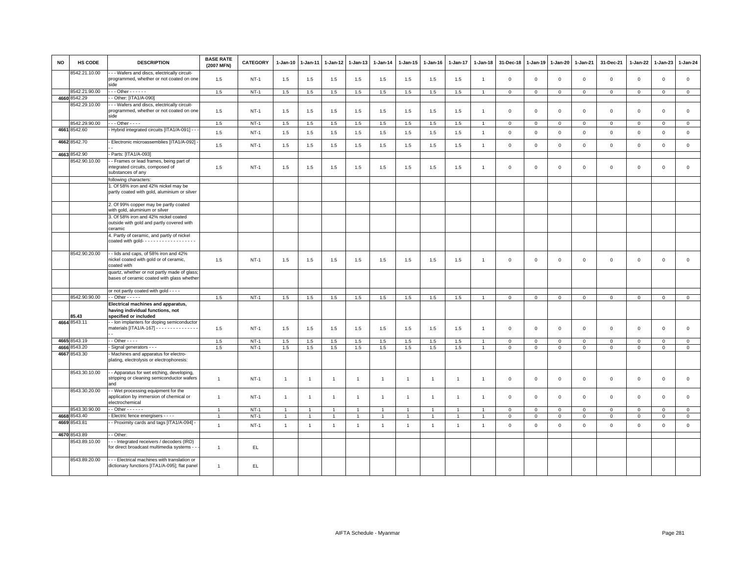| NO | HS CODE | DESCRIPTION | BASE RATE (2007 MFN) | CATEGORY | 1-Jan-10 | 1-Jan-11 | 1-Jan-12 | 1-Jan-13 | 1-Jan-14 | 1-Jan-15 | 1-Jan-16 | 1-Jan-17 | 1-Jan-18 | 31-Dec-18 | 1-Jan-19 | 1-Jan-20 | 1-Jan-21 | 31-Dec-21 | 1-Jan-22 | 1-Jan-23 | 1-Jan-24 |
|---|---|---|---|---|---|---|---|---|---|---|---|---|---|---|---|---|---|---|---|---|---|
| | 8542.21.10.00 | - - - Wafers and discs, electrically circuit-programmed, whether or not coated on one side | 1.5 | NT-1 | 1.5 | 1.5 | 1.5 | 1.5 | 1.5 | 1.5 | 1.5 | 1.5 | 1 | 0 | 0 | 0 | 0 | 0 | 0 | 0 | 0 |
| | 8542.21.90.00 | - - - Other - - - - - - | 1.5 | NT-1 | 1.5 | 1.5 | 1.5 | 1.5 | 1.5 | 1.5 | 1.5 | 1.5 | 1 | 0 | 0 | 0 | 0 | 0 | 0 | 0 | 0 |
| 4660 | 8542.29 | - - Other: [ITA1/A-090] | | | | | | | | | | | | | | | | | | | |
| | 8542.29.10.00 | - - - Wafers and discs, electrically circuit-programmed, whether or not coated on one side | 1.5 | NT-1 | 1.5 | 1.5 | 1.5 | 1.5 | 1.5 | 1.5 | 1.5 | 1.5 | 1 | 0 | 0 | 0 | 0 | 0 | 0 | 0 | 0 |
| | 8542.29.90.00 | - - - Other - - - - | 1.5 | NT-1 | 1.5 | 1.5 | 1.5 | 1.5 | 1.5 | 1.5 | 1.5 | 1.5 | 1 | 0 | 0 | 0 | 0 | 0 | 0 | 0 | 0 |
| 4661 | 8542.60 | - Hybrid integrated circuits [ITA1/A-091] - - - | 1.5 | NT-1 | 1.5 | 1.5 | 1.5 | 1.5 | 1.5 | 1.5 | 1.5 | 1.5 | 1 | 0 | 0 | 0 | 0 | 0 | 0 | 0 | 0 |
| 4662 | 8542.70 | - Electronic microassemblies [ITA1/A-092] - - - | 1.5 | NT-1 | 1.5 | 1.5 | 1.5 | 1.5 | 1.5 | 1.5 | 1.5 | 1.5 | 1 | 0 | 0 | 0 | 0 | 0 | 0 | 0 | 0 |
| 4663 | 8542.90 | - Parts: [ITA1/A-093] | | | | | | | | | | | | | | | | | | | |
| | 8542.90.10.00 | - - Frames or lead frames, being part of integrated circuits, composed of substances of any | 1.5 | NT-1 | 1.5 | 1.5 | 1.5 | 1.5 | 1.5 | 1.5 | 1.5 | 1.5 | 1 | 0 | 0 | 0 | 0 | 0 | 0 | 0 | 0 |
| | | following characters: | | | | | | | | | | | | | | | | | | | |
| | | 1. Of 58% iron and 42% nickel may be partly coated with gold, aluminium or silver | | | | | | | | | | | | | | | | | | | |
| | | 2. Of 99% copper may be partly coated with gold, aluminium or silver | | | | | | | | | | | | | | | | | | | |
| | | 3. Of 58% iron and 42% nickel coated outside with gold and partly covered with ceramic | | | | | | | | | | | | | | | | | | | |
| | | 4. Partly of ceramic, and partly of nickel coated with gold- - - - - - - - - - - - - - - - - - - | | | | | | | | | | | | | | | | | | | |
| | 8542.90.20.00 | - - lids and caps, of 58% iron and 42% nickel coated with gold or of ceramic, coated with | 1.5 | NT-1 | 1.5 | 1.5 | 1.5 | 1.5 | 1.5 | 1.5 | 1.5 | 1.5 | 1 | 0 | 0 | 0 | 0 | 0 | 0 | 0 | 0 |
| | | quartz, whether or not partly made of glass; bases of ceramic coated with glass whether | | | | | | | | | | | | | | | | | | | |
| | | or not partly coated with gold - - - - | | | | | | | | | | | | | | | | | | | |
| | 8542.90.90.00 | - - Other - - - - - | 1.5 | NT-1 | 1.5 | 1.5 | 1.5 | 1.5 | 1.5 | 1.5 | 1.5 | 1.5 | 1 | 0 | 0 | 0 | 0 | 0 | 0 | 0 | 0 |
| | 85.43 | **Electrical machines and apparatus, having individual functions, not specified or included** | | | | | | | | | | | | | | | | | | | |
| 4664 | 8543.11 | - - Ion implanters for doping semiconductor materials [ITA1/A-167] - - - - - - - - - - - - - - - - - | 1.5 | NT-1 | 1.5 | 1.5 | 1.5 | 1.5 | 1.5 | 1.5 | 1.5 | 1.5 | 1 | 0 | 0 | 0 | 0 | 0 | 0 | 0 | 0 |
| 4665 | 8543.19 | - - Other - - - - | 1.5 | NT-1 | 1.5 | 1.5 | 1.5 | 1.5 | 1.5 | 1.5 | 1.5 | 1.5 | 1 | 0 | 0 | 0 | 0 | 0 | 0 | 0 | 0 |
| 4666 | 8543.20 | - Signal generators - - - | 1.5 | NT-1 | 1.5 | 1.5 | 1.5 | 1.5 | 1.5 | 1.5 | 1.5 | 1.5 | 1 | 0 | 0 | 0 | 0 | 0 | 0 | 0 | 0 |
| 4667 | 8543.30 | - Machines and apparatus for electro-plating, electrolysis or electrophoresis: | | | | | | | | | | | | | | | | | | | |
| | 8543.30.10.00 | - - Apparatus for wet etching, developing, stripping or cleaning semiconductor wafers and | 1 | NT-1 | 1 | 1 | 1 | 1 | 1 | 1 | 1 | 1 | 1 | 0 | 0 | 0 | 0 | 0 | 0 | 0 | 0 |
| | 8543.30.20.00 | - - Wet processing equipment for the application by immersion of chemical or electrochemical | 1 | NT-1 | 1 | 1 | 1 | 1 | 1 | 1 | 1 | 1 | 1 | 0 | 0 | 0 | 0 | 0 | 0 | 0 | 0 |
| | 8543.30.90.00 | - - Other - - - - - - | 1 | NT-1 | 1 | 1 | 1 | 1 | 1 | 1 | 1 | 1 | 1 | 0 | 0 | 0 | 0 | 0 | 0 | 0 | 0 |
| 4668 | 8543.40 | - Electric fence energisers - - - - | 1 | NT-1 | 1 | 1 | 1 | 1 | 1 | 1 | 1 | 1 | 1 | 0 | 0 | 0 | 0 | 0 | 0 | 0 | 0 |
| 4669 | 8543.81 | - - Proximity cards and tags [ITA1/A-094] - | 1 | NT-1 | 1 | 1 | 1 | 1 | 1 | 1 | 1 | 1 | 1 | 0 | 0 | 0 | 0 | 0 | 0 | 0 | 0 |
| 4670 | 8543.89 | - - Other: | | | | | | | | | | | | | | | | | | | |
| | 8543.89.10.00 | - - - Integrated receivers / decoders (IRD) for direct broadcast multimedia systems - - - | 1 | EL | | | | | | | | | | | | | | | | | |
| | 8543.89.20.00 | - - - Electrical machines with translation or dictionary functions [ITA1/A-095]; flat panel | 1 | EL | | | | | | | | | | | | | | | | | |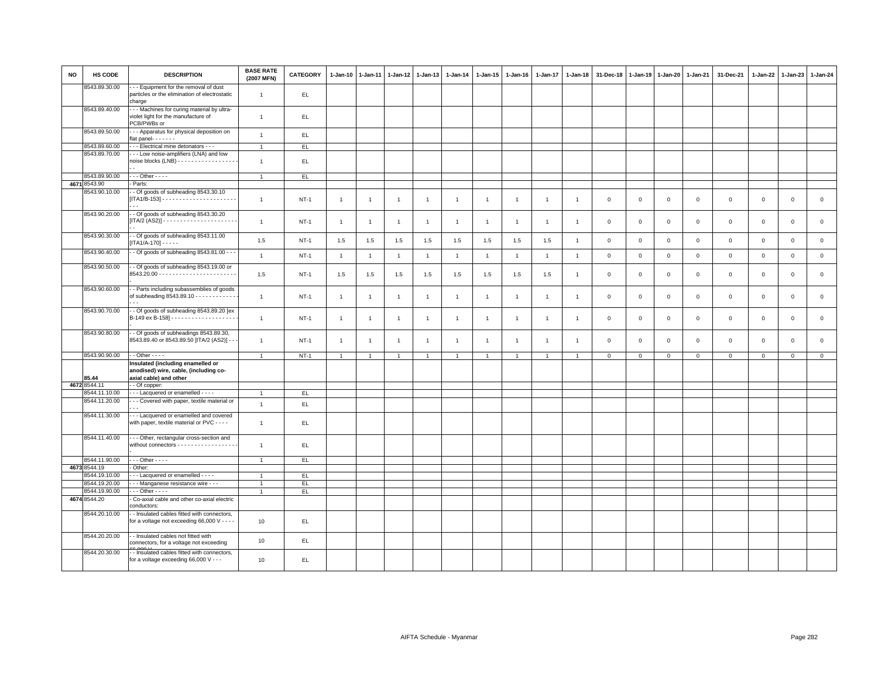| NO | HS CODE | DESCRIPTION | BASE RATE (2007 MFN) | CATEGORY | 1-Jan-10 | 1-Jan-11 | 1-Jan-12 | 1-Jan-13 | 1-Jan-14 | 1-Jan-15 | 1-Jan-16 | 1-Jan-17 | 1-Jan-18 | 31-Dec-18 | 1-Jan-19 | 1-Jan-20 | 1-Jan-21 | 31-Dec-21 | 1-Jan-22 | 1-Jan-23 | 1-Jan-24 |
|---|---|---|---|---|---|---|---|---|---|---|---|---|---|---|---|---|---|---|---|---|---|
| | 8543.89.30.00 | - - - Equipment for the removal of dust particles or the elimination of electrostatic charge | 1 | EL | | | | | | | | | | | | | | | | | |
| | 8543.89.40.00 | - - - Machines for curing material by ultra-violet light for the manufacture of PCB/PWBs or | 1 | EL | | | | | | | | | | | | | | | | | |
| | 8543.89.50.00 | - - - Apparatus for physical deposition on flat panel- - - - - - - | 1 | EL | | | | | | | | | | | | | | | | | |
| | 8543.89.60.00 | - - - Electrical mine detonators - - - | 1 | EL | | | | | | | | | | | | | | | | | |
| | 8543.89.70.00 | - - - Low noise-amplifiers (LNA) and low noise blocks (LNB) - - - - - - - - - - - - - - - - - - - - | 1 | EL | | | | | | | | | | | | | | | | | |
| | 8543.89.90.00 | - - - Other - - - - | 1 | EL | | | | | | | | | | | | | | | | | |
| 4671 | 8543.90 | - Parts: | | | | | | | | | | | | | | | | | | | |
| | 8543.90.10.00 | - - Of goods of subheading 8543.30.10 [ITA1/B-153] - - - - - - - - - - - - - - - - - - - - - - - - - | 1 | NT-1 | 1 | 1 | 1 | 1 | 1 | 1 | 1 | 1 | 1 | 0 | 0 | 0 | 0 | 0 | 0 | 0 | 0 |
| | 8543.90.20.00 | - - Of goods of subheading 8543.30.20 [ITA/2 (AS2)] - - - - - - - - - - - - - - - - - - - - - - - - | 1 | NT-1 | 1 | 1 | 1 | 1 | 1 | 1 | 1 | 1 | 1 | 0 | 0 | 0 | 0 | 0 | 0 | 0 | 0 |
| | 8543.90.30.00 | - - Of goods of subheading 8543.11.00 [ITA1/A-170] - - - - - | 1.5 | NT-1 | 1.5 | 1.5 | 1.5 | 1.5 | 1.5 | 1.5 | 1.5 | 1.5 | 1 | 0 | 0 | 0 | 0 | 0 | 0 | 0 | 0 |
| | 8543.90.40.00 | - - Of goods of subheading 8543.81.00 - - - | 1 | NT-1 | 1 | 1 | 1 | 1 | 1 | 1 | 1 | 1 | 1 | 0 | 0 | 0 | 0 | 0 | 0 | 0 | 0 |
| | 8543.90.50.00 | - - Of goods of subheading 8543.19.00 or 8543.20.00 - - - - - - - - - - - - - - - - - - - - - - - - | 1.5 | NT-1 | 1.5 | 1.5 | 1.5 | 1.5 | 1.5 | 1.5 | 1.5 | 1.5 | 1 | 0 | 0 | 0 | 0 | 0 | 0 | 0 | 0 |
| | 8543.90.60.00 | - - Parts including subassemblies of goods of subheading 8543.89.10 - - - - - - - - - - - - - - - | 1 | NT-1 | 1 | 1 | 1 | 1 | 1 | 1 | 1 | 1 | 1 | 0 | 0 | 0 | 0 | 0 | 0 | 0 | 0 |
| | 8543.90.70.00 | - - Of goods of subheading 8543.89.20 [ex B-149 ex B-158] - - - - - - - - - - - - - - - - - - - - - | 1 | NT-1 | 1 | 1 | 1 | 1 | 1 | 1 | 1 | 1 | 1 | 0 | 0 | 0 | 0 | 0 | 0 | 0 | 0 |
| | 8543.90.80.00 | - - Of goods of subheadings 8543.89.30, 8543.89.40 or 8543.89.50 [ITA/2 (AS2)] - - - | 1 | NT-1 | 1 | 1 | 1 | 1 | 1 | 1 | 1 | 1 | 1 | 0 | 0 | 0 | 0 | 0 | 0 | 0 | 0 |
| | 8543.90.90.00 | - - Other - - - - | 1 | NT-1 | 1 | 1 | 1 | 1 | 1 | 1 | 1 | 1 | 1 | 0 | 0 | 0 | 0 | 0 | 0 | 0 | 0 |
| | 85.44 | **Insulated (including enamelled or anodised) wire, cable, (including co-axial cable) and other** | | | | | | | | | | | | | | | | | | | |
| 4672 | 8544.11 | - - Of copper: | | | | | | | | | | | | | | | | | | | |
| | 8544.11.10.00 | - - - Lacquered or enamelled - - - - | 1 | EL | | | | | | | | | | | | | | | | | |
| | 8544.11.20.00 | - - - Covered with paper, textile material or - - - | 1 | EL | | | | | | | | | | | | | | | | | |
| | 8544.11.30.00 | - - - Lacquered or enamelled and covered with paper, textile material or PVC - - - - | 1 | EL | | | | | | | | | | | | | | | | | |
| | 8544.11.40.00 | - - - Other, rectangular cross-section and without connectors - - - - - - - - - - - - - - - - - - - | 1 | EL | | | | | | | | | | | | | | | | | |
| | 8544.11.90.00 | - - - Other - - - - | 1 | EL | | | | | | | | | | | | | | | | | |
| 4673 | 8544.19 | - Other: | | | | | | | | | | | | | | | | | | | |
| | 8544.19.10.00 | - - - Lacquered or enamelled - - - - | 1 | EL | | | | | | | | | | | | | | | | | |
| | 8544.19.20.00 | - - - Manganese resistance wire - - - | 1 | EL | | | | | | | | | | | | | | | | | |
| | 8544.19.90.00 | - - - Other - - - - | 1 | EL | | | | | | | | | | | | | | | | | |
| 4674 | 8544.20 | - Co-axial cable and other co-axial electric conductors: | | | | | | | | | | | | | | | | | | | |
| | 8544.20.10.00 | - - Insulated cables fitted with connectors, for a voltage not exceeding 66,000 V - - - - | 10 | EL | | | | | | | | | | | | | | | | | |
| | 8544.20.20.00 | - - Insulated cables not fitted with connectors, for a voltage not exceeding 66,000 - - - | 10 | EL | | | | | | | | | | | | | | | | | |
| | 8544.20.30.00 | - - Insulated cables fitted with connectors, for a voltage exceeding 66,000 V - - - | 10 | EL | | | | | | | | | | | | | | | | | |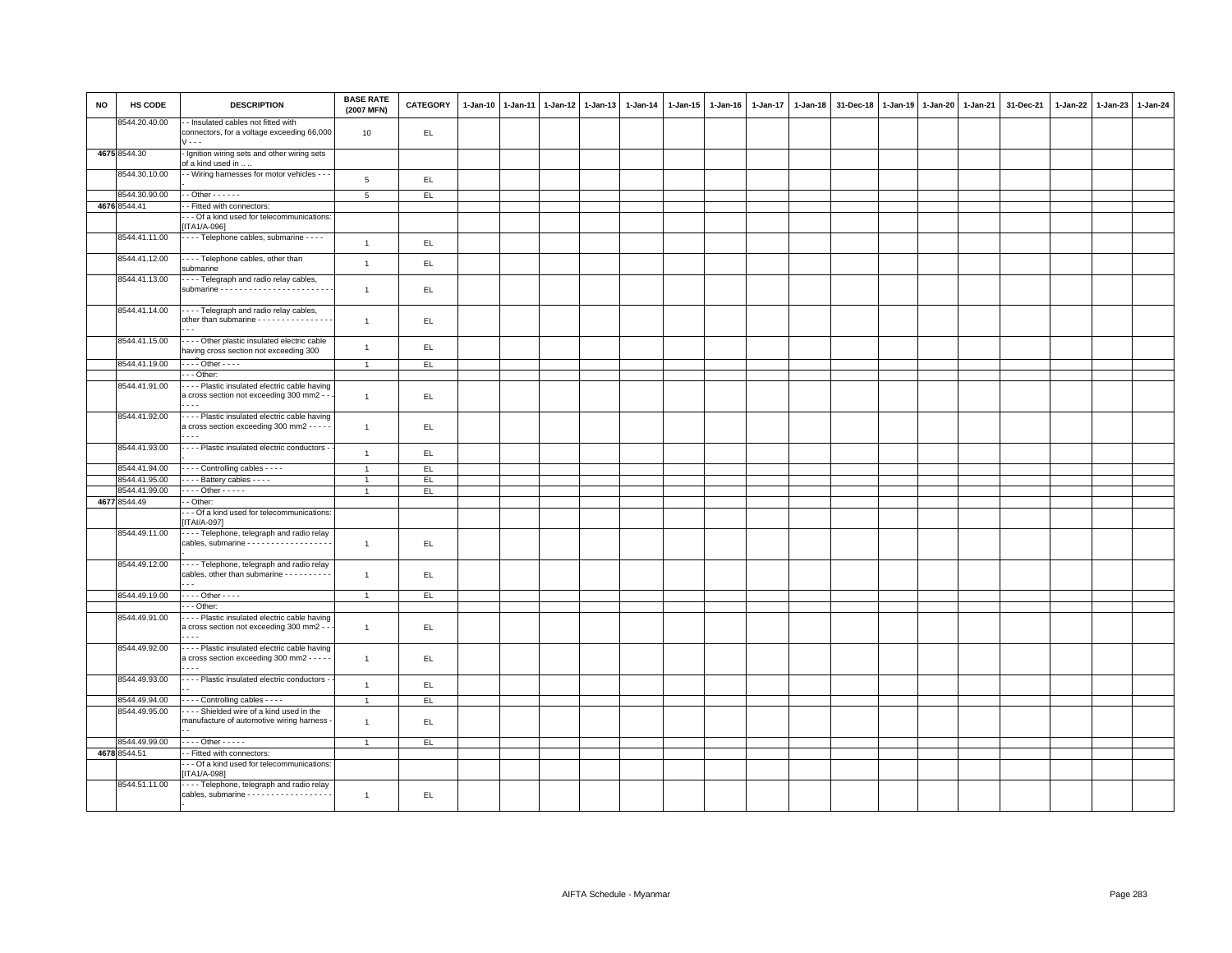| NO | HS CODE | DESCRIPTION | BASE RATE (2007 MFN) | CATEGORY | 1-Jan-10 | 1-Jan-11 | 1-Jan-12 | 1-Jan-13 | 1-Jan-14 | 1-Jan-15 | 1-Jan-16 | 1-Jan-17 | 1-Jan-18 | 31-Dec-18 | 1-Jan-19 | 1-Jan-20 | 1-Jan-21 | 31-Dec-21 | 1-Jan-22 | 1-Jan-23 | 1-Jan-24 |
|---|---|---|---|---|---|---|---|---|---|---|---|---|---|---|---|---|---|---|---|---|---|
| | 8544.20.40.00 | - - Insulated cables not fitted with connectors, for a voltage exceeding 66,000 V - - - | 10 | EL | | | | | | | | | | | | | | | | | |
| 4675 | 8544.30 | - Ignition wiring sets and other wiring sets of a kind used in .. .. | | | | | | | | | | | | | | | | | | | |
| | 8544.30.10.00 | - - Wiring harnesses for motor vehicles - - - - | 5 | EL | | | | | | | | | | | | | | | | | |
| | 8544.30.90.00 | - - Other - - - - - - | 5 | EL | | | | | | | | | | | | | | | | | |
| 4676 | 8544.41 | - - Fitted with connectors: | | | | | | | | | | | | | | | | | | | |
| | | - - - Of a kind used for telecommunications: [ITA1/A-096] | | | | | | | | | | | | | | | | | | | |
| | 8544.41.11.00 | - - - - Telephone cables, submarine - - - - | 1 | EL | | | | | | | | | | | | | | | | | |
| | 8544.41.12.00 | - - - - Telephone cables, other than submarine | 1 | EL | | | | | | | | | | | | | | | | | |
| | 8544.41.13.00 | - - - - Telegraph and radio relay cables, submarine - - - - - - - - - - - - - - - - - - - - - - - - | 1 | EL | | | | | | | | | | | | | | | | | |
| | 8544.41.14.00 | - - - - Telegraph and radio relay cables, other than submarine - - - - - - - - - - - - - - - - - - - | 1 | EL | | | | | | | | | | | | | | | | | |
| | 8544.41.15.00 | - - - - Other plastic insulated electric cable having cross section not exceeding 300 | 1 | EL | | | | | | | | | | | | | | | | | |
| | 8544.41.19.00 | - - - - Other - - - - | 1 | EL | | | | | | | | | | | | | | | | | |
| | | - - - Other: | | | | | | | | | | | | | | | | | | | |
| | 8544.41.91.00 | - - - - Plastic insulated electric cable having a cross section not exceeding 300 mm2 - - - - - - - | 1 | EL | | | | | | | | | | | | | | | | | |
| | 8544.41.92.00 | - - - - Plastic insulated electric cable having a cross section exceeding 300 mm2 - - - - - - - - - | 1 | EL | | | | | | | | | | | | | | | | | |
| | 8544.41.93.00 | - - - - Plastic insulated electric conductors - - - | 1 | EL | | | | | | | | | | | | | | | | | |
| | 8544.41.94.00 | - - - - Controlling cables - - - - | 1 | EL | | | | | | | | | | | | | | | | | |
| | 8544.41.95.00 | - - - - Battery cables - - - - | 1 | EL | | | | | | | | | | | | | | | | | |
| | 8544.41.99.00 | - - - - Other - - - - - | 1 | EL | | | | | | | | | | | | | | | | | |
| 4677 | 8544.49 | - - Other: | | | | | | | | | | | | | | | | | | | |
| | | - - - Of a kind used for telecommunications: [ITAI/A-097] | | | | | | | | | | | | | | | | | | | |
| | 8544.49.11.00 | - - - - Telephone, telegraph and radio relay cables, submarine - - - - - - - - - - - - - - - - - - - | 1 | EL | | | | | | | | | | | | | | | | | |
| | 8544.49.12.00 | - - - - Telephone, telegraph and radio relay cables, other than submarine - - - - - - - - - - - - - | 1 | EL | | | | | | | | | | | | | | | | | |
| | 8544.49.19.00 | - - - - Other - - - - | 1 | EL | | | | | | | | | | | | | | | | | |
| | | - - - Other: | | | | | | | | | | | | | | | | | | | |
| | 8544.49.91.00 | - - - - Plastic insulated electric cable having a cross section not exceeding 300 mm2 - - - - - - - | 1 | EL | | | | | | | | | | | | | | | | | |
| | 8544.49.92.00 | - - - - Plastic insulated electric cable having a cross section exceeding 300 mm2 - - - - - - - - - | 1 | EL | | | | | | | | | | | | | | | | | |
| | 8544.49.93.00 | - - - - Plastic insulated electric conductors - - - - | 1 | EL | | | | | | | | | | | | | | | | | |
| | 8544.49.94.00 | - - - - Controlling cables - - - - | 1 | EL | | | | | | | | | | | | | | | | | |
| | 8544.49.95.00 | - - - - Shielded wire of a kind used in the manufacture of automotive wiring harness - - - | 1 | EL | | | | | | | | | | | | | | | | | |
| | 8544.49.99.00 | - - - - Other - - - - - | 1 | EL | | | | | | | | | | | | | | | | | |
| 4678 | 8544.51 | - - Fitted with connectors: | | | | | | | | | | | | | | | | | | | |
| | | - - - Of a kind used for telecommunications: [ITA1/A-098] | | | | | | | | | | | | | | | | | | | |
| | 8544.51.11.00 | - - - - Telephone, telegraph and radio relay cables, submarine - - - - - - - - - - - - - - - - - - - | 1 | EL | | | | | | | | | | | | | | | | | |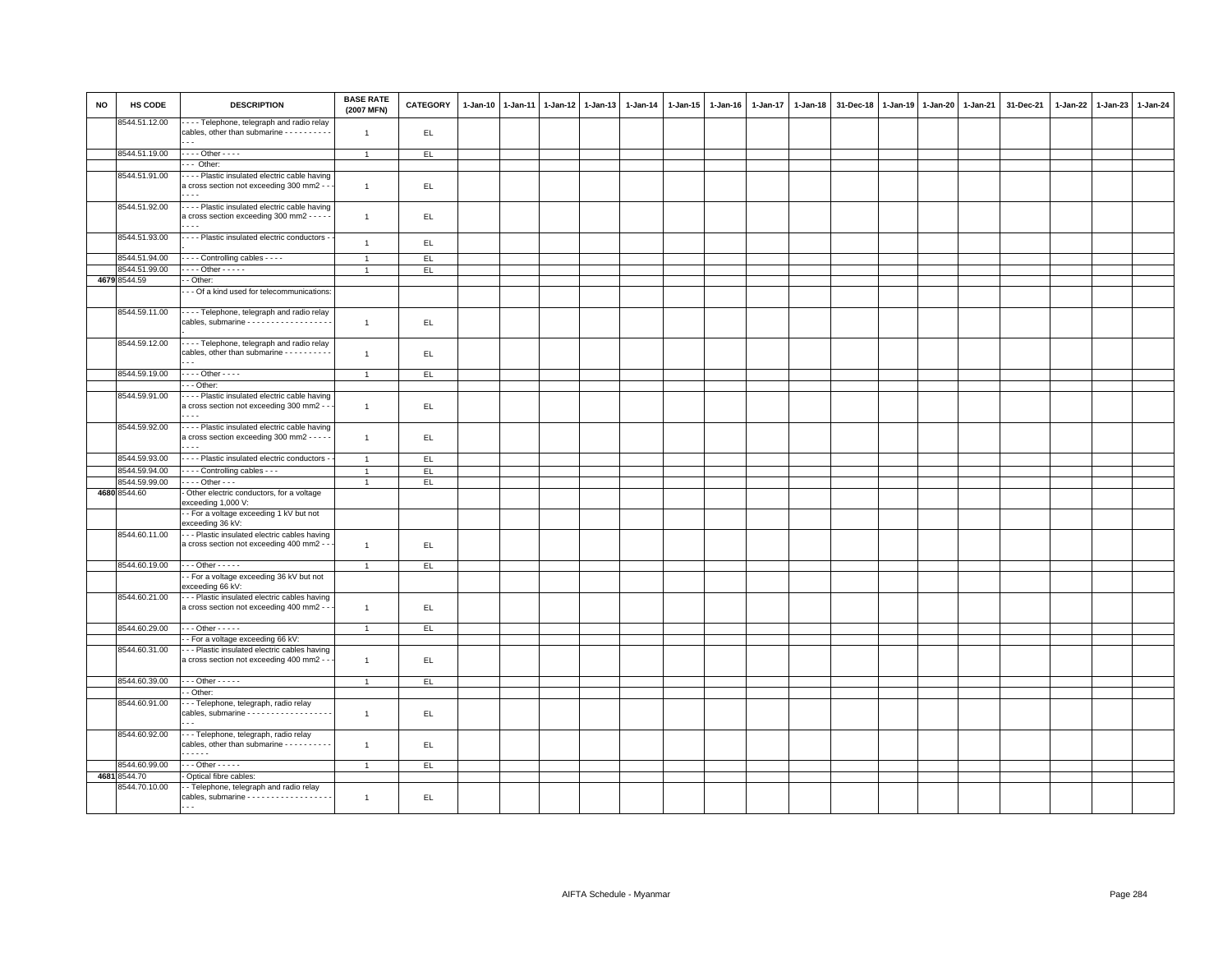| NO | HS CODE | DESCRIPTION | BASE RATE (2007 MFN) | CATEGORY | 1-Jan-10 | 1-Jan-11 | 1-Jan-12 | 1-Jan-13 | 1-Jan-14 | 1-Jan-15 | 1-Jan-16 | 1-Jan-17 | 1-Jan-18 | 31-Dec-18 | 1-Jan-19 | 1-Jan-20 | 1-Jan-21 | 31-Dec-21 | 1-Jan-22 | 1-Jan-23 | 1-Jan-24 |
|---|---|---|---|---|---|---|---|---|---|---|---|---|---|---|---|---|---|---|---|---|---|
| | 8544.51.12.00 | - - - - Telephone, telegraph and radio relay cables, other than submarine - - - - - - - - - - - - - | 1 | EL | | | | | | | | | | | | | | | | | |
| | 8544.51.19.00 | - - - - Other - - - - | 1 | EL | | | | | | | | | | | | | | | | | |
| | | - - - Other: | | | | | | | | | | | | | | | | | | | |
| | 8544.51.91.00 | - - - - Plastic insulated electric cable having a cross section not exceeding 300 mm2 - - - - - - | 1 | EL | | | | | | | | | | | | | | | | | |
| | 8544.51.92.00 | - - - - Plastic insulated electric cable having a cross section exceeding 300 mm2 - - - - - - - - - | 1 | EL | | | | | | | | | | | | | | | | | |
| | 8544.51.93.00 | - - - - Plastic insulated electric conductors - - - | 1 | EL | | | | | | | | | | | | | | | | | |
| | 8544.51.94.00 | - - - - Controlling cables - - - - | 1 | EL | | | | | | | | | | | | | | | | | |
| | 8544.51.99.00 | - - - - Other - - - - - | 1 | EL | | | | | | | | | | | | | | | | | |
| 4679 | 8544.59 | - - Other: | | | | | | | | | | | | | | | | | | | |
| | | - - - Of a kind used for telecommunications: | | | | | | | | | | | | | | | | | | | |
| | 8544.59.11.00 | - - - - Telephone, telegraph and radio relay cables, submarine - - - - - - - - - - - - - - - - - - - | 1 | EL | | | | | | | | | | | | | | | | | |
| | 8544.59.12.00 | - - - - Telephone, telegraph and radio relay cables, other than submarine - - - - - - - - - - - - - | 1 | EL | | | | | | | | | | | | | | | | | |
| | 8544.59.19.00 | - - - - Other - - - - | 1 | EL | | | | | | | | | | | | | | | | | |
| | | - - - Other: | | | | | | | | | | | | | | | | | | | |
| | 8544.59.91.00 | - - - - Plastic insulated electric cable having a cross section not exceeding 300 mm2 - - - - - - - | 1 | EL | | | | | | | | | | | | | | | | | |
| | 8544.59.92.00 | - - - - Plastic insulated electric cable having a cross section exceeding 300 mm2 - - - - - - - - - | 1 | EL | | | | | | | | | | | | | | | | | |
| | 8544.59.93.00 | - - - - Plastic insulated electric conductors - - | 1 | EL | | | | | | | | | | | | | | | | | |
| | 8544.59.94.00 | - - - - Controlling cables - - - | 1 | EL | | | | | | | | | | | | | | | | | |
| | 8544.59.99.00 | - - - - Other - - - | 1 | EL | | | | | | | | | | | | | | | | | |
| 4680 | 8544.60 | - Other electric conductors, for a voltage exceeding 1,000 V: | | | | | | | | | | | | | | | | | | | |
| | | - - For a voltage exceeding 1 kV but not exceeding 36 kV: | | | | | | | | | | | | | | | | | | | |
| | 8544.60.11.00 | - - - Plastic insulated electric cables having a cross section not exceeding 400 mm2 - - - | 1 | EL | | | | | | | | | | | | | | | | | |
| | 8544.60.19.00 | - - - Other - - - - - | 1 | EL | | | | | | | | | | | | | | | | | |
| | | - - For a voltage exceeding 36 kV but not exceeding 66 kV: | | | | | | | | | | | | | | | | | | | |
| | 8544.60.21.00 | - - - Plastic insulated electric cables having a cross section not exceeding 400 mm2 - - - | 1 | EL | | | | | | | | | | | | | | | | | |
| | 8544.60.29.00 | - - - Other - - - - - | 1 | EL | | | | | | | | | | | | | | | | | |
| | | - - For a voltage exceeding 66 kV: | | | | | | | | | | | | | | | | | | | |
| | 8544.60.31.00 | - - - Plastic insulated electric cables having a cross section not exceeding 400 mm2 - - - | 1 | EL | | | | | | | | | | | | | | | | | |
| | 8544.60.39.00 | - - - Other - - - - - | 1 | EL | | | | | | | | | | | | | | | | | |
| | | - - Other: | | | | | | | | | | | | | | | | | | | |
| | 8544.60.91.00 | - - - Telephone, telegraph, radio relay cables, submarine - - - - - - - - - - - - - - - - - - - - - | 1 | EL | | | | | | | | | | | | | | | | | |
| | 8544.60.92.00 | - - - Telephone, telegraph, radio relay cables, other than submarine - - - - - - - - - - - - - - - - | 1 | EL | | | | | | | | | | | | | | | | | |
| | 8544.60.99.00 | - - - Other - - - - - | 1 | EL | | | | | | | | | | | | | | | | | |
| 4681 | 8544.70 | - Optical fibre cables: | | | | | | | | | | | | | | | | | | | |
| | 8544.70.10.00 | - - Telephone, telegraph and radio relay cables, submarine - - - - - - - - - - - - - - - - - - - - - | 1 | EL | | | | | | | | | | | | | | | | | |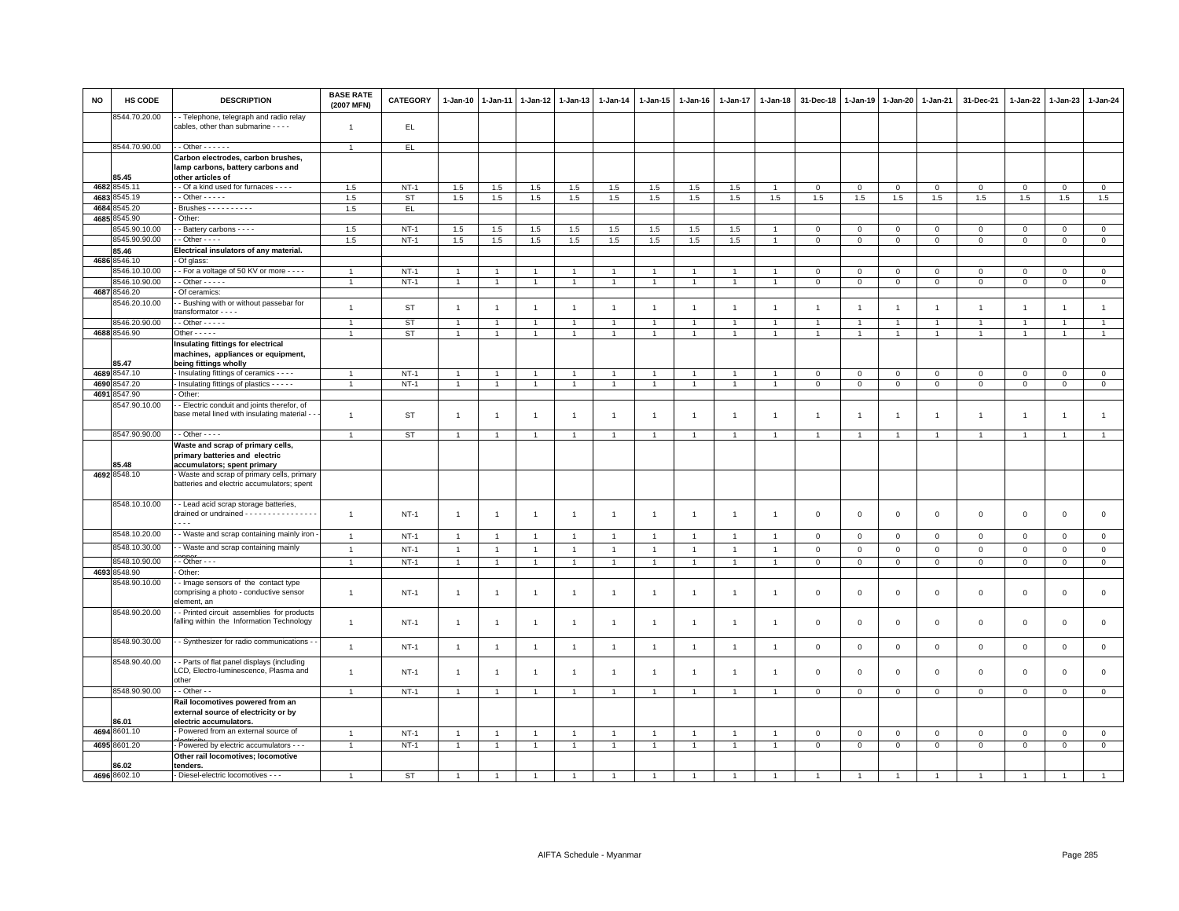| NO | HS CODE | DESCRIPTION | BASE RATE (2007 MFN) | CATEGORY | 1-Jan-10 | 1-Jan-11 | 1-Jan-12 | 1-Jan-13 | 1-Jan-14 | 1-Jan-15 | 1-Jan-16 | 1-Jan-17 | 1-Jan-18 | 31-Dec-18 | 1-Jan-19 | 1-Jan-20 | 1-Jan-21 | 31-Dec-21 | 1-Jan-22 | 1-Jan-23 | 1-Jan-24 |
|---|---|---|---|---|---|---|---|---|---|---|---|---|---|---|---|---|---|---|---|---|---|
| | 8544.70.20.00 | - - Telephone, telegraph and radio relay cables, other than submarine - - - - | 1 | EL | | | | | | | | | | | | | | | | | |
| | 8544.70.90.00 | - - Other - - - - - - | 1 | EL | | | | | | | | | | | | | | | | | |
| | 85.45 | **Carbon electrodes, carbon brushes, lamp carbons, battery carbons and other articles of** | | | | | | | | | | | | | | | | | | | |
| 4682 | 8545.11 | - - Of a kind used for furnaces - - - - | 1.5 | NT-1 | 1.5 | 1.5 | 1.5 | 1.5 | 1.5 | 1.5 | 1.5 | 1.5 | 1 | 0 | 0 | 0 | 0 | 0 | 0 | 0 | 0 |
| 4683 | 8545.19 | - - Other - - - - - | 1.5 | ST | 1.5 | 1.5 | 1.5 | 1.5 | 1.5 | 1.5 | 1.5 | 1.5 | 1.5 | 1.5 | 1.5 | 1.5 | 1.5 | 1.5 | 1.5 | 1.5 | 1.5 |
| 4684 | 8545.20 | - Brushes - - - - - - - - - - - | 1.5 | EL | | | | | | | | | | | | | | | | | |
| 4685 | 8545.90 | - Other: | | | | | | | | | | | | | | | | | | | |
| | 8545.90.10.00 | - - Battery carbons - - - - | 1.5 | NT-1 | 1.5 | 1.5 | 1.5 | 1.5 | 1.5 | 1.5 | 1.5 | 1.5 | 1 | 0 | 0 | 0 | 0 | 0 | 0 | 0 | 0 |
| | 8545.90.90.00 | - - Other - - - - | 1.5 | NT-1 | 1.5 | 1.5 | 1.5 | 1.5 | 1.5 | 1.5 | 1.5 | 1.5 | 1 | 0 | 0 | 0 | 0 | 0 | 0 | 0 | 0 |
| | 85.46 | **Electrical insulators of any material.** | | | | | | | | | | | | | | | | | | | |
| 4686 | 8546.10 | - Of glass: | | | | | | | | | | | | | | | | | | | |
| | 8546.10.10.00 | - - For a voltage of 50 KV or more - - - - | 1 | NT-1 | 1 | 1 | 1 | 1 | 1 | 1 | 1 | 1 | 1 | 0 | 0 | 0 | 0 | 0 | 0 | 0 | 0 |
| | 8546.10.90.00 | - - Other - - - - - | 1 | NT-1 | 1 | 1 | 1 | 1 | 1 | 1 | 1 | 1 | 1 | 0 | 0 | 0 | 0 | 0 | 0 | 0 | 0 |
| 4687 | 8546.20 | - Of ceramics: | | | | | | | | | | | | | | | | | | | |
| | 8546.20.10.00 | - - Bushing with or without passebar for transformator - - - - | 1 | ST | 1 | 1 | 1 | 1 | 1 | 1 | 1 | 1 | 1 | 1 | 1 | 1 | 1 | 1 | 1 | 1 | 1 |
| | 8546.20.90.00 | - - Other - - - - - | 1 | ST | 1 | 1 | 1 | 1 | 1 | 1 | 1 | 1 | 1 | 1 | 1 | 1 | 1 | 1 | 1 | 1 | 1 |
| 4688 | 8546.90 | Other - - - - - | 1 | ST | 1 | 1 | 1 | 1 | 1 | 1 | 1 | 1 | 1 | 1 | 1 | 1 | 1 | 1 | 1 | 1 | 1 |
| | 85.47 | **Insulating fittings for electrical machines, appliances or equipment, being fittings wholly** | | | | | | | | | | | | | | | | | | | |
| 4689 | 8547.10 | - Insulating fittings of ceramics - - - - | 1 | NT-1 | 1 | 1 | 1 | 1 | 1 | 1 | 1 | 1 | 1 | 0 | 0 | 0 | 0 | 0 | 0 | 0 | 0 |
| 4690 | 8547.20 | - Insulating fittings of plastics - - - - - | 1 | NT-1 | 1 | 1 | 1 | 1 | 1 | 1 | 1 | 1 | 1 | 0 | 0 | 0 | 0 | 0 | 0 | 0 | 0 |
| 4691 | 8547.90 | - Other: | | | | | | | | | | | | | | | | | | | |
| | 8547.90.10.00 | - - Electric conduit and joints therefor, of base metal lined with insulating material - - | 1 | ST | 1 | 1 | 1 | 1 | 1 | 1 | 1 | 1 | 1 | 1 | 1 | 1 | 1 | 1 | 1 | 1 | 1 |
| | 8547.90.90.00 | - - Other - - - - | 1 | ST | 1 | 1 | 1 | 1 | 1 | 1 | 1 | 1 | 1 | 1 | 1 | 1 | 1 | 1 | 1 | 1 | 1 |
| | 85.48 | **Waste and scrap of primary cells, primary batteries and electric accumulators; spent primary** | | | | | | | | | | | | | | | | | | | |
| 4692 | 8548.10 | - Waste and scrap of primary cells, primary batteries and electric accumulators; spent | | | | | | | | | | | | | | | | | | | |
| | 8548.10.10.00 | - - Lead acid scrap storage batteries, drained or undrained - - - - - - - - - - - - - - - - - - - - | 1 | NT-1 | 1 | 1 | 1 | 1 | 1 | 1 | 1 | 1 | 1 | 0 | 0 | 0 | 0 | 0 | 0 | 0 | 0 |
| | 8548.10.20.00 | - - Waste and scrap containing mainly iron - | 1 | NT-1 | 1 | 1 | 1 | 1 | 1 | 1 | 1 | 1 | 1 | 0 | 0 | 0 | 0 | 0 | 0 | 0 | 0 |
| | 8548.10.30.00 | - - Waste and scrap containing mainly copper | 1 | NT-1 | 1 | 1 | 1 | 1 | 1 | 1 | 1 | 1 | 1 | 0 | 0 | 0 | 0 | 0 | 0 | 0 | 0 |
| | 8548.10.90.00 | - - Other - - - | 1 | NT-1 | 1 | 1 | 1 | 1 | 1 | 1 | 1 | 1 | 1 | 0 | 0 | 0 | 0 | 0 | 0 | 0 | 0 |
| 4693 | 8548.90 | - Other: | | | | | | | | | | | | | | | | | | | |
| | 8548.90.10.00 | - - Image sensors of the contact type comprising a photo - conductive sensor element, an | 1 | NT-1 | 1 | 1 | 1 | 1 | 1 | 1 | 1 | 1 | 1 | 0 | 0 | 0 | 0 | 0 | 0 | 0 | 0 |
| | 8548.90.20.00 | - - Printed circuit assemblies for products falling within the Information Technology | 1 | NT-1 | 1 | 1 | 1 | 1 | 1 | 1 | 1 | 1 | 1 | 0 | 0 | 0 | 0 | 0 | 0 | 0 | 0 |
| | 8548.90.30.00 | - - Synthesizer for radio communications - - | 1 | NT-1 | 1 | 1 | 1 | 1 | 1 | 1 | 1 | 1 | 1 | 0 | 0 | 0 | 0 | 0 | 0 | 0 | 0 |
| | 8548.90.40.00 | - - Parts of flat panel displays (including LCD, Electro-luminescence, Plasma and other | 1 | NT-1 | 1 | 1 | 1 | 1 | 1 | 1 | 1 | 1 | 1 | 0 | 0 | 0 | 0 | 0 | 0 | 0 | 0 |
| | 8548.90.90.00 | - - Other - - | 1 | NT-1 | 1 | 1 | 1 | 1 | 1 | 1 | 1 | 1 | 1 | 0 | 0 | 0 | 0 | 0 | 0 | 0 | 0 |
| | 86.01 | **Rail locomotives powered from an external source of electricity or by electric accumulators.** | | | | | | | | | | | | | | | | | | | |
| 4694 | 8601.10 | - Powered from an external source of electricity | 1 | NT-1 | 1 | 1 | 1 | 1 | 1 | 1 | 1 | 1 | 1 | 0 | 0 | 0 | 0 | 0 | 0 | 0 | 0 |
| 4695 | 8601.20 | - Powered by electric accumulators - - - | 1 | NT-1 | 1 | 1 | 1 | 1 | 1 | 1 | 1 | 1 | 1 | 0 | 0 | 0 | 0 | 0 | 0 | 0 | 0 |
| | 86.02 | **Other rail locomotives; locomotive tenders.** | | | | | | | | | | | | | | | | | | | |
| 4696 | 8602.10 | - Diesel-electric locomotives - - - | 1 | ST | 1 | 1 | 1 | 1 | 1 | 1 | 1 | 1 | 1 | 1 | 1 | 1 | 1 | 1 | 1 | 1 | 1 |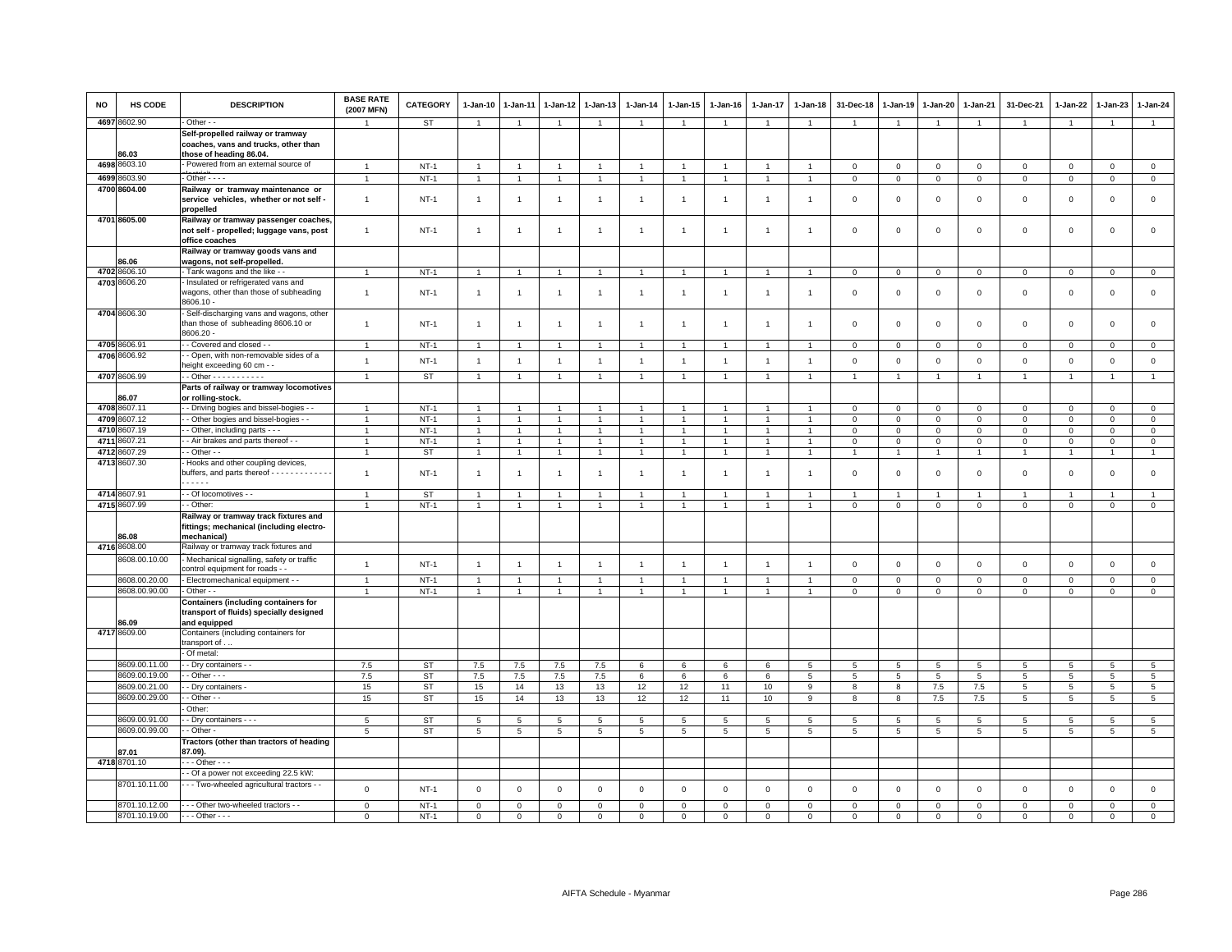| NO | HS CODE | DESCRIPTION | BASE RATE (2007 MFN) | CATEGORY | 1-Jan-10 | 1-Jan-11 | 1-Jan-12 | 1-Jan-13 | 1-Jan-14 | 1-Jan-15 | 1-Jan-16 | 1-Jan-17 | 1-Jan-18 | 31-Dec-18 | 1-Jan-19 | 1-Jan-20 | 1-Jan-21 | 31-Dec-21 | 1-Jan-22 | 1-Jan-23 | 1-Jan-24 |
|---|---|---|---|---|---|---|---|---|---|---|---|---|---|---|---|---|---|---|---|---|---|
| 4697 | 8602.90 | - Other - - | 1 | ST | 1 | 1 | 1 | 1 | 1 | 1 | 1 | 1 | 1 | 1 | 1 | 1 | 1 | 1 | 1 | 1 | 1 |
| | 86.03 | **Self-propelled railway or tramway coaches, vans and trucks, other than those of heading 86.04.** | | | | | | | | | | | | | | | | | | | |
| 4698 | 8603.10 | - Powered from an external source of | 1 | NT-1 | 1 | 1 | 1 | 1 | 1 | 1 | 1 | 1 | 1 | 0 | 0 | 0 | 0 | 0 | 0 | 0 | 0 |
| 4699 | 8603.90 | - Other - - - - | 1 | NT-1 | 1 | 1 | 1 | 1 | 1 | 1 | 1 | 1 | 1 | 0 | 0 | 0 | 0 | 0 | 0 | 0 | 0 |
| 4700 | 8604.00 | **Railway or tramway maintenance or service vehicles, whether or not self - propelled** | 1 | NT-1 | 1 | 1 | 1 | 1 | 1 | 1 | 1 | 1 | 1 | 0 | 0 | 0 | 0 | 0 | 0 | 0 | 0 |
| 4701 | 8605.00 | **Railway or tramway passenger coaches, not self - propelled; luggage vans, post office coaches** | 1 | NT-1 | 1 | 1 | 1 | 1 | 1 | 1 | 1 | 1 | 1 | 0 | 0 | 0 | 0 | 0 | 0 | 0 | 0 |
| | 86.06 | **Railway or tramway goods vans and wagons, not self-propelled.** | | | | | | | | | | | | | | | | | | | |
| 4702 | 8606.10 | - Tank wagons and the like - - | 1 | NT-1 | 1 | 1 | 1 | 1 | 1 | 1 | 1 | 1 | 1 | 0 | 0 | 0 | 0 | 0 | 0 | 0 | 0 |
| 4703 | 8606.20 | - Insulated or refrigerated vans and wagons, other than those of subheading 8606.10 - | 1 | NT-1 | 1 | 1 | 1 | 1 | 1 | 1 | 1 | 1 | 1 | 0 | 0 | 0 | 0 | 0 | 0 | 0 | 0 |
| 4704 | 8606.30 | - Self-discharging vans and wagons, other than those of subheading 8606.10 or 8606.20 - | 1 | NT-1 | 1 | 1 | 1 | 1 | 1 | 1 | 1 | 1 | 1 | 0 | 0 | 0 | 0 | 0 | 0 | 0 | 0 |
| 4705 | 8606.91 | - - Covered and closed - - | 1 | NT-1 | 1 | 1 | 1 | 1 | 1 | 1 | 1 | 1 | 1 | 0 | 0 | 0 | 0 | 0 | 0 | 0 | 0 |
| 4706 | 8606.92 | - - Open, with non-removable sides of a height exceeding 60 cm - - | 1 | NT-1 | 1 | 1 | 1 | 1 | 1 | 1 | 1 | 1 | 1 | 0 | 0 | 0 | 0 | 0 | 0 | 0 | 0 |
| 4707 | 8606.99 | - - Other - - - - - - - - - - - | 1 | ST | 1 | 1 | 1 | 1 | 1 | 1 | 1 | 1 | 1 | 1 | 1 | 1 | 1 | 1 | 1 | 1 | 1 |
| | 86.07 | **Parts of railway or tramway locomotives or rolling-stock.** | | | | | | | | | | | | | | | | | | | |
| 4708 | 8607.11 | - - Driving bogies and bissel-bogies - - | 1 | NT-1 | 1 | 1 | 1 | 1 | 1 | 1 | 1 | 1 | 1 | 0 | 0 | 0 | 0 | 0 | 0 | 0 | 0 |
| 4709 | 8607.12 | - - Other bogies and bissel-bogies - - | 1 | NT-1 | 1 | 1 | 1 | 1 | 1 | 1 | 1 | 1 | 1 | 0 | 0 | 0 | 0 | 0 | 0 | 0 | 0 |
| 4710 | 8607.19 | - - Other, including parts - - - | 1 | NT-1 | 1 | 1 | 1 | 1 | 1 | 1 | 1 | 1 | 1 | 0 | 0 | 0 | 0 | 0 | 0 | 0 | 0 |
| 4711 | 8607.21 | - - Air brakes and parts thereof - - | 1 | NT-1 | 1 | 1 | 1 | 1 | 1 | 1 | 1 | 1 | 1 | 0 | 0 | 0 | 0 | 0 | 0 | 0 | 0 |
| 4712 | 8607.29 | - - Other - - | 1 | ST | 1 | 1 | 1 | 1 | 1 | 1 | 1 | 1 | 1 | 1 | 1 | 1 | 1 | 1 | 1 | 1 | 1 |
| 4713 | 8607.30 | - Hooks and other coupling devices, buffers, and parts thereof - - - - - - - - - - - - - - - - - - - | 1 | NT-1 | 1 | 1 | 1 | 1 | 1 | 1 | 1 | 1 | 1 | 0 | 0 | 0 | 0 | 0 | 0 | 0 | 0 |
| 4714 | 8607.91 | - - Of locomotives - - | 1 | ST | 1 | 1 | 1 | 1 | 1 | 1 | 1 | 1 | 1 | 1 | 1 | 1 | 1 | 1 | 1 | 1 | 1 |
| 4715 | 8607.99 | - - Other: | 1 | NT-1 | 1 | 1 | 1 | 1 | 1 | 1 | 1 | 1 | 1 | 0 | 0 | 0 | 0 | 0 | 0 | 0 | 0 |
| | 86.08 | **Railway or tramway track fixtures and fittings; mechanical (including electro-mechanical)** | | | | | | | | | | | | | | | | | | | |
| 4716 | 8608.00 | Railway or tramway track fixtures and | | | | | | | | | | | | | | | | | | | |
| | 8608.00.10.00 | - Mechanical signalling, safety or traffic control equipment for roads - - | 1 | NT-1 | 1 | 1 | 1 | 1 | 1 | 1 | 1 | 1 | 1 | 0 | 0 | 0 | 0 | 0 | 0 | 0 | 0 |
| | 8608.00.20.00 | - Electromechanical equipment - - | 1 | NT-1 | 1 | 1 | 1 | 1 | 1 | 1 | 1 | 1 | 1 | 0 | 0 | 0 | 0 | 0 | 0 | 0 | 0 |
| | 8608.00.90.00 | - Other - - | 1 | NT-1 | 1 | 1 | 1 | 1 | 1 | 1 | 1 | 1 | 1 | 0 | 0 | 0 | 0 | 0 | 0 | 0 | 0 |
| | 86.09 | **Containers (including containers for transport of fluids) specially designed and equipped** | | | | | | | | | | | | | | | | | | | |
| 4717 | 8609.00 | Containers (including containers for transport of . .. | | | | | | | | | | | | | | | | | | | |
| | | - Of metal: | | | | | | | | | | | | | | | | | | | |
| | 8609.00.11.00 | - - Dry containers - - | 7.5 | ST | 7.5 | 7.5 | 7.5 | 7.5 | 6 | 6 | 6 | 6 | 5 | 5 | 5 | 5 | 5 | 5 | 5 | 5 | 5 |
| | 8609.00.19.00 | - - Other - - - | 7.5 | ST | 7.5 | 7.5 | 7.5 | 7.5 | 6 | 6 | 6 | 6 | 5 | 5 | 5 | 5 | 5 | 5 | 5 | 5 | 5 |
| | 8609.00.21.00 | - - Dry containers - | 15 | ST | 15 | 14 | 13 | 13 | 12 | 12 | 11 | 10 | 9 | 8 | 8 | 7.5 | 7.5 | 5 | 5 | 5 | 5 |
| | 8609.00.29.00 | - - Other - - | 15 | ST | 15 | 14 | 13 | 13 | 12 | 12 | 11 | 10 | 9 | 8 | 8 | 7.5 | 7.5 | 5 | 5 | 5 | 5 |
| | | - Other: | | | | | | | | | | | | | | | | | | | |
| | 8609.00.91.00 | - - Dry containers - - - | 5 | ST | 5 | 5 | 5 | 5 | 5 | 5 | 5 | 5 | 5 | 5 | 5 | 5 | 5 | 5 | 5 | 5 | 5 |
| | 8609.00.99.00 | - - Other - | 5 | ST | 5 | 5 | 5 | 5 | 5 | 5 | 5 | 5 | 5 | 5 | 5 | 5 | 5 | 5 | 5 | 5 | 5 |
| | 87.01 | **Tractors (other than tractors of heading 87.09).** | | | | | | | | | | | | | | | | | | | |
| 4718 | 8701.10 | - - - Other - - - | | | | | | | | | | | | | | | | | | | |
| | | - - Of a power not exceeding 22.5 kW: | | | | | | | | | | | | | | | | | | | |
| | 8701.10.11.00 | - - - Two-wheeled agricultural tractors - - | 0 | NT-1 | 0 | 0 | 0 | 0 | 0 | 0 | 0 | 0 | 0 | 0 | 0 | 0 | 0 | 0 | 0 | 0 | 0 |
| | 8701.10.12.00 | - - - Other two-wheeled tractors - - | 0 | NT-1 | 0 | 0 | 0 | 0 | 0 | 0 | 0 | 0 | 0 | 0 | 0 | 0 | 0 | 0 | 0 | 0 | 0 |
| | 8701.10.19.00 | - - - Other - - - | 0 | NT-1 | 0 | 0 | 0 | 0 | 0 | 0 | 0 | 0 | 0 | 0 | 0 | 0 | 0 | 0 | 0 | 0 | 0 |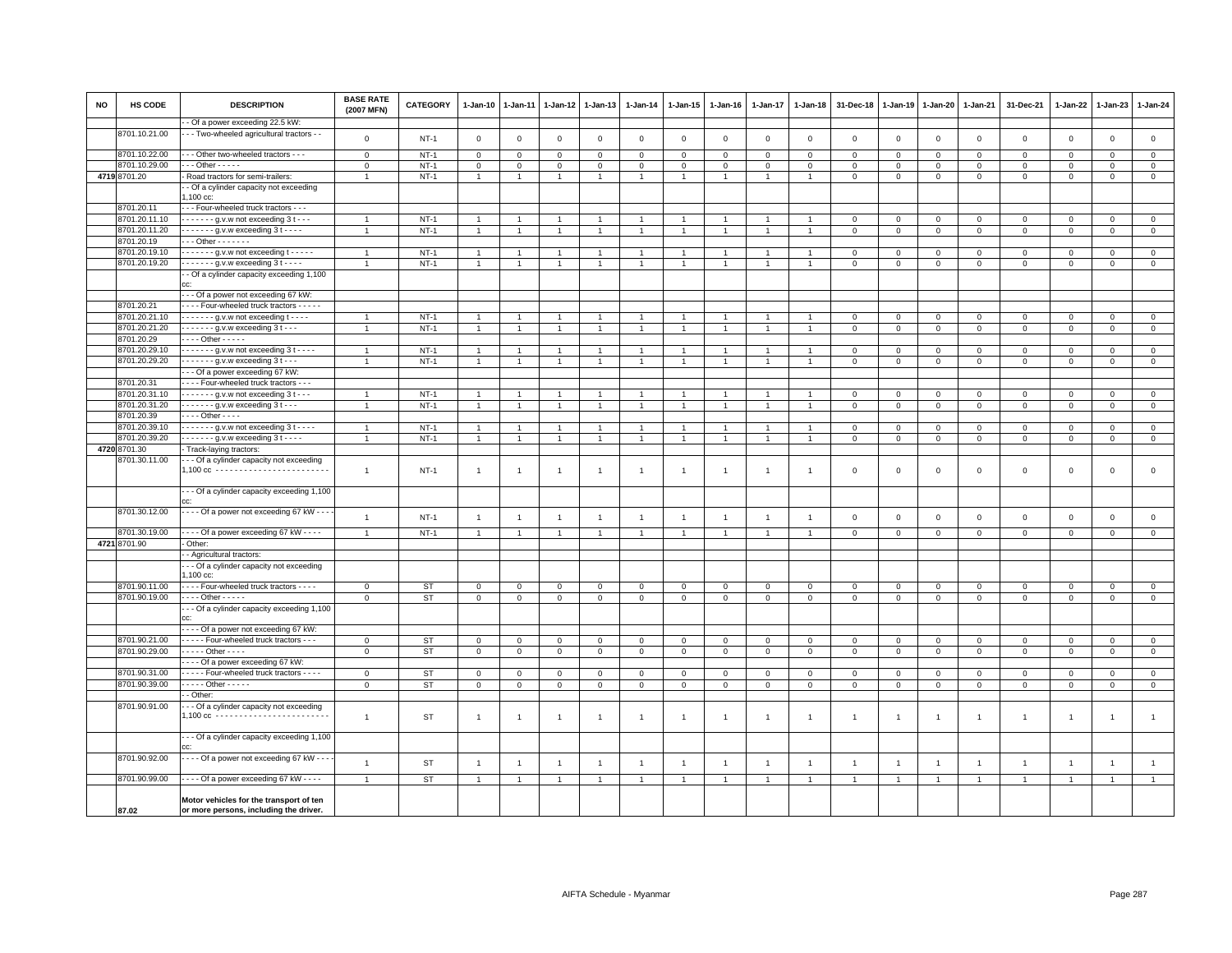| NO | HS CODE | DESCRIPTION | BASE RATE (2007 MFN) | CATEGORY | 1-Jan-10 | 1-Jan-11 | 1-Jan-12 | 1-Jan-13 | 1-Jan-14 | 1-Jan-15 | 1-Jan-16 | 1-Jan-17 | 1-Jan-18 | 31-Dec-18 | 1-Jan-19 | 1-Jan-20 | 1-Jan-21 | 31-Dec-21 | 1-Jan-22 | 1-Jan-23 | 1-Jan-24 |
|---|---|---|---|---|---|---|---|---|---|---|---|---|---|---|---|---|---|---|---|---|---|
| | | - - Of a power exceeding 22.5 kW: | | | | | | | | | | | | | | | | | | | |
| | 8701.10.21.00 | - - - Two-wheeled agricultural tractors - - | 0 | NT-1 | 0 | 0 | 0 | 0 | 0 | 0 | 0 | 0 | 0 | 0 | 0 | 0 | 0 | 0 | 0 | 0 | 0 |
| | 8701.10.22.00 | - - - Other two-wheeled tractors - - - | 0 | NT-1 | 0 | 0 | 0 | 0 | 0 | 0 | 0 | 0 | 0 | 0 | 0 | 0 | 0 | 0 | 0 | 0 | 0 |
| | 8701.10.29.00 | - - - Other - - - - - | 0 | NT-1 | 0 | 0 | 0 | 0 | 0 | 0 | 0 | 0 | 0 | 0 | 0 | 0 | 0 | 0 | 0 | 0 | 0 |
| 4719 | 8701.20 | - Road tractors for semi-trailers: | 1 | NT-1 | 1 | 1 | 1 | 1 | 1 | 1 | 1 | 1 | 1 | 0 | 0 | 0 | 0 | 0 | 0 | 0 | 0 |
| | | - - Of a cylinder capacity not exceeding 1,100 cc: | | | | | | | | | | | | | | | | | | | |
| | 8701.20.11 | - - - Four-wheeled truck tractors - - - | | | | | | | | | | | | | | | | | | | |
| | 8701.20.11.10 | - - - - - - - g.v.w not exceeding 3 t - - - | 1 | NT-1 | 1 | 1 | 1 | 1 | 1 | 1 | 1 | 1 | 1 | 0 | 0 | 0 | 0 | 0 | 0 | 0 | 0 |
| | 8701.20.11.20 | - - - - - - - g.v.w exceeding 3 t - - - - | 1 | NT-1 | 1 | 1 | 1 | 1 | 1 | 1 | 1 | 1 | 1 | 0 | 0 | 0 | 0 | 0 | 0 | 0 | 0 |
| | 8701.20.19 | - - - Other - - - - - - - | | | | | | | | | | | | | | | | | | | |
| | 8701.20.19.10 | - - - - - - - g.v.w not exceeding t - - - - - | 1 | NT-1 | 1 | 1 | 1 | 1 | 1 | 1 | 1 | 1 | 1 | 0 | 0 | 0 | 0 | 0 | 0 | 0 | 0 |
| | 8701.20.19.20 | - - - - - - - g.v.w exceeding 3 t - - - - | 1 | NT-1 | 1 | 1 | 1 | 1 | 1 | 1 | 1 | 1 | 1 | 0 | 0 | 0 | 0 | 0 | 0 | 0 | 0 |
| | | - - Of a cylinder capacity exceeding 1,100 cc: | | | | | | | | | | | | | | | | | | | |
| | | - - - Of a power not exceeding 67 kW: | | | | | | | | | | | | | | | | | | | |
| | 8701.20.21 | - - - - Four-wheeled truck tractors - - - - - | | | | | | | | | | | | | | | | | | | |
| | 8701.20.21.10 | - - - - - - - g.v.w not exceeding t - - - - | 1 | NT-1 | 1 | 1 | 1 | 1 | 1 | 1 | 1 | 1 | 1 | 0 | 0 | 0 | 0 | 0 | 0 | 0 | 0 |
| | 8701.20.21.20 | - - - - - - - g.v.w exceeding 3 t - - - | 1 | NT-1 | 1 | 1 | 1 | 1 | 1 | 1 | 1 | 1 | 1 | 0 | 0 | 0 | 0 | 0 | 0 | 0 | 0 |
| | 8701.20.29 | - - - - Other - - - - - | | | | | | | | | | | | | | | | | | | |
| | 8701.20.29.10 | - - - - - - - g.v.w not exceeding 3 t - - - - | 1 | NT-1 | 1 | 1 | 1 | 1 | 1 | 1 | 1 | 1 | 1 | 0 | 0 | 0 | 0 | 0 | 0 | 0 | 0 |
| | 8701.20.29.20 | - - - - - - - g.v.w exceeding 3 t - - - | 1 | NT-1 | 1 | 1 | 1 | 1 | 1 | 1 | 1 | 1 | 1 | 0 | 0 | 0 | 0 | 0 | 0 | 0 | 0 |
| | | - - - Of a power exceeding 67 kW: | | | | | | | | | | | | | | | | | | | |
| | 8701.20.31 | - - - - Four-wheeled truck tractors - - - | | | | | | | | | | | | | | | | | | | |
| | 8701.20.31.10 | - - - - - - - g.v.w not exceeding 3 t - - - | 1 | NT-1 | 1 | 1 | 1 | 1 | 1 | 1 | 1 | 1 | 1 | 0 | 0 | 0 | 0 | 0 | 0 | 0 | 0 |
| | 8701.20.31.20 | - - - - - - - g.v.w exceeding 3 t - - - | 1 | NT-1 | 1 | 1 | 1 | 1 | 1 | 1 | 1 | 1 | 1 | 0 | 0 | 0 | 0 | 0 | 0 | 0 | 0 |
| | 8701.20.39 | - - - - Other - - - - | | | | | | | | | | | | | | | | | | | |
| | 8701.20.39.10 | - - - - - - - g.v.w not exceeding 3 t - - - - | 1 | NT-1 | 1 | 1 | 1 | 1 | 1 | 1 | 1 | 1 | 1 | 0 | 0 | 0 | 0 | 0 | 0 | 0 | 0 |
| | 8701.20.39.20 | - - - - - - - g.v.w exceeding 3 t - - - - | 1 | NT-1 | 1 | 1 | 1 | 1 | 1 | 1 | 1 | 1 | 1 | 0 | 0 | 0 | 0 | 0 | 0 | 0 | 0 |
| 4720 | 8701.30 | - Track-laying tractors: | | | | | | | | | | | | | | | | | | | |
| | 8701.30.11.00 | - - - Of a cylinder capacity not exceeding 1,100 cc - - - - - - - - - - - - - - - - - - - - - - - - | 1 | NT-1 | 1 | 1 | 1 | 1 | 1 | 1 | 1 | 1 | 1 | 0 | 0 | 0 | 0 | 0 | 0 | 0 | 0 |
| | | - - - Of a cylinder capacity exceeding 1,100 cc: | | | | | | | | | | | | | | | | | | | |
| | 8701.30.12.00 | - - - - Of a power not exceeding 67 kW - - - - | 1 | NT-1 | 1 | 1 | 1 | 1 | 1 | 1 | 1 | 1 | 1 | 0 | 0 | 0 | 0 | 0 | 0 | 0 | 0 |
| | 8701.30.19.00 | - - - - Of a power exceeding 67 kW - - - - | 1 | NT-1 | 1 | 1 | 1 | 1 | 1 | 1 | 1 | 1 | 1 | 0 | 0 | 0 | 0 | 0 | 0 | 0 | 0 |
| 4721 | 8701.90 | - Other: | | | | | | | | | | | | | | | | | | | |
| | | - - Agricultural tractors: | | | | | | | | | | | | | | | | | | | |
| | | - - - Of a cylinder capacity not exceeding 1,100 cc: | | | | | | | | | | | | | | | | | | | |
| | 8701.90.11.00 | - - - - Four-wheeled truck tractors - - - - | 0 | ST | 0 | 0 | 0 | 0 | 0 | 0 | 0 | 0 | 0 | 0 | 0 | 0 | 0 | 0 | 0 | 0 | 0 |
| | 8701.90.19.00 | - - - - Other - - - - - | 0 | ST | 0 | 0 | 0 | 0 | 0 | 0 | 0 | 0 | 0 | 0 | 0 | 0 | 0 | 0 | 0 | 0 | 0 |
| | | - - - Of a cylinder capacity exceeding 1,100 cc: | | | | | | | | | | | | | | | | | | | |
| | | - - - - Of a power not exceeding 67 kW: | | | | | | | | | | | | | | | | | | | |
| | 8701.90.21.00 | - - - - - Four-wheeled truck tractors - - - | 0 | ST | 0 | 0 | 0 | 0 | 0 | 0 | 0 | 0 | 0 | 0 | 0 | 0 | 0 | 0 | 0 | 0 | 0 |
| | 8701.90.29.00 | - - - - - Other - - - - | 0 | ST | 0 | 0 | 0 | 0 | 0 | 0 | 0 | 0 | 0 | 0 | 0 | 0 | 0 | 0 | 0 | 0 | 0 |
| | | - - - - Of a power exceeding 67 kW: | | | | | | | | | | | | | | | | | | | |
| | 8701.90.31.00 | - - - - - Four-wheeled truck tractors - - - - | 0 | ST | 0 | 0 | 0 | 0 | 0 | 0 | 0 | 0 | 0 | 0 | 0 | 0 | 0 | 0 | 0 | 0 | 0 |
| | 8701.90.39.00 | - - - - - Other - - - - - | 0 | ST | 0 | 0 | 0 | 0 | 0 | 0 | 0 | 0 | 0 | 0 | 0 | 0 | 0 | 0 | 0 | 0 | 0 |
| | | - - Other: | | | | | | | | | | | | | | | | | | | |
| | 8701.90.91.00 | - - - Of a cylinder capacity not exceeding 1,100 cc - - - - - - - - - - - - - - - - - - - - - - - - | 1 | ST | 1 | 1 | 1 | 1 | 1 | 1 | 1 | 1 | 1 | 1 | 1 | 1 | 1 | 1 | 1 | 1 | 1 |
| | | - - - Of a cylinder capacity exceeding 1,100 cc: | | | | | | | | | | | | | | | | | | | |
| | 8701.90.92.00 | - - - - Of a power not exceeding 67 kW - - - - | 1 | ST | 1 | 1 | 1 | 1 | 1 | 1 | 1 | 1 | 1 | 1 | 1 | 1 | 1 | 1 | 1 | 1 | 1 |
| | 8701.90.99.00 | - - - - Of a power exceeding 67 kW - - - - | 1 | ST | 1 | 1 | 1 | 1 | 1 | 1 | 1 | 1 | 1 | 1 | 1 | 1 | 1 | 1 | 1 | 1 | 1 |
| | 87.02 | **Motor vehicles for the transport of ten or more persons, including the driver.** | | | | | | | | | | | | | | | | | | | |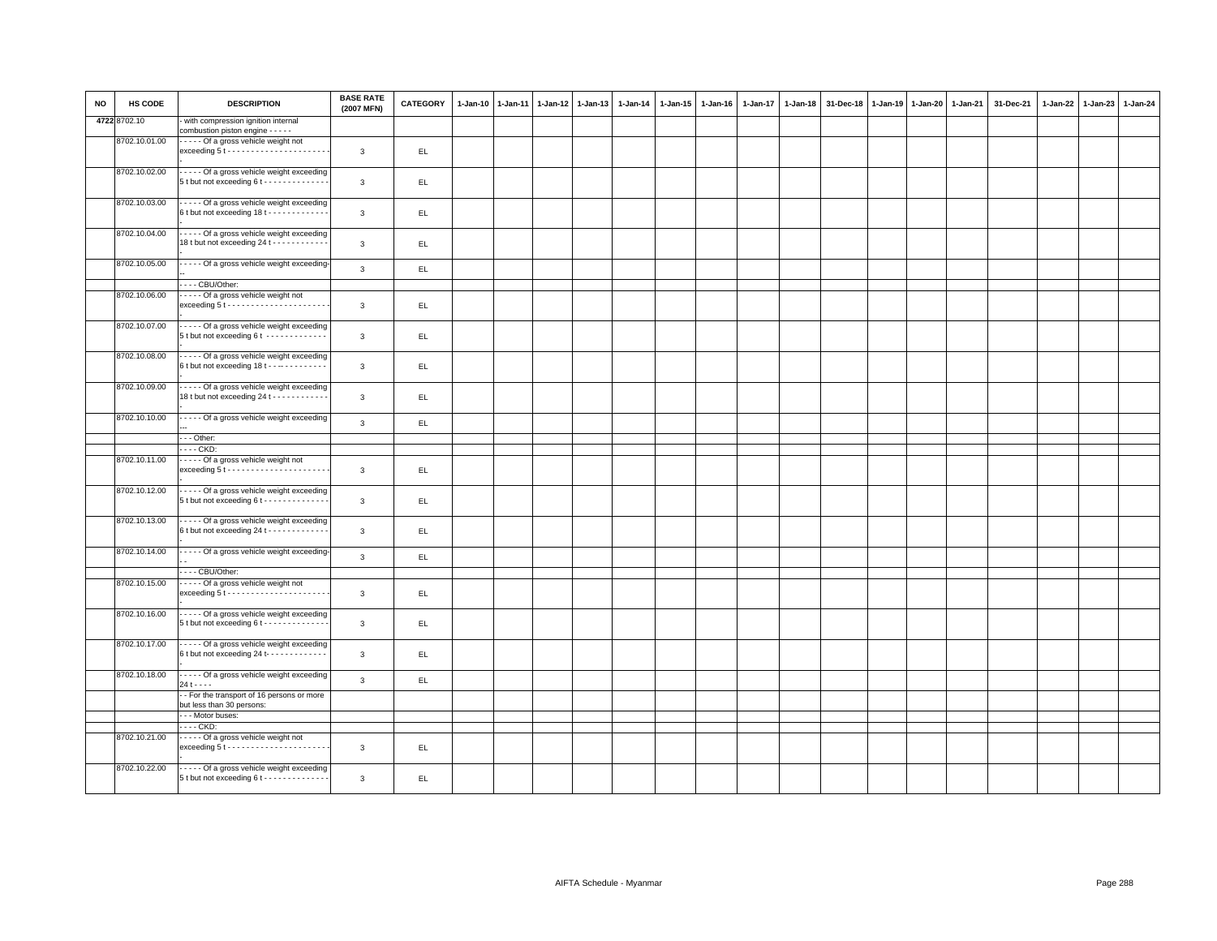| NO | HS CODE | DESCRIPTION | BASE RATE (2007 MFN) | CATEGORY | 1-Jan-10 | 1-Jan-11 | 1-Jan-12 | 1-Jan-13 | 1-Jan-14 | 1-Jan-15 | 1-Jan-16 | 1-Jan-17 | 1-Jan-18 | 31-Dec-18 | 1-Jan-19 | 1-Jan-20 | 1-Jan-21 | 31-Dec-21 | 1-Jan-22 | 1-Jan-23 | 1-Jan-24 |
|---|---|---|---|---|---|---|---|---|---|---|---|---|---|---|---|---|---|---|---|---|---|
| 4722 | 8702.10 | - with compression ignition internal combustion piston engine - - - - - | | | | | | | | | | | | | | | | | | | |
| | 8702.10.01.00 | - - - - - Of a gross vehicle weight not exceeding 5 t - - - - - - - - - - - - - - - - - - - - - - - | 3 | EL | | | | | | | | | | | | | | | | | |
| | 8702.10.02.00 | - - - - - Of a gross vehicle weight exceeding 5 t but not exceeding 6 t - - - - - - - - - - - - - - | 3 | EL | | | | | | | | | | | | | | | | | |
| | 8702.10.03.00 | - - - - - Of a gross vehicle weight exceeding 6 t but not exceeding 18 t - - - - - - - - - - - - - - | 3 | EL | | | | | | | | | | | | | | | | | |
| | 8702.10.04.00 | - - - - - Of a gross vehicle weight exceeding 18 t but not exceeding 24 t - - - - - - - - - - - - - | 3 | EL | | | | | | | | | | | | | | | | | |
| | 8702.10.05.00 | - - - - - Of a gross vehicle weight exceeding- - - | 3 | EL | | | | | | | | | | | | | | | | | |
| | | - - - - CBU/Other: | | | | | | | | | | | | | | | | | | | |
| | 8702.10.06.00 | - - - - - Of a gross vehicle weight not exceeding 5 t - - - - - - - - - - - - - - - - - - - - - - - | 3 | EL | | | | | | | | | | | | | | | | | |
| | 8702.10.07.00 | - - - - - Of a gross vehicle weight exceeding 5 t but not exceeding 6 t - - - - - - - - - - - - - - | 3 | EL | | | | | | | | | | | | | | | | | |
| | 8702.10.08.00 | - - - - - Of a gross vehicle weight exceeding 6 t but not exceeding 18 t - - - - - - - - - - - - - - | 3 | EL | | | | | | | | | | | | | | | | | |
| | 8702.10.09.00 | - - - - - Of a gross vehicle weight exceeding 18 t but not exceeding 24 t - - - - - - - - - - - - - | 3 | EL | | | | | | | | | | | | | | | | | |
| | 8702.10.10.00 | - - - - - Of a gross vehicle weight exceeding - - - | 3 | EL | | | | | | | | | | | | | | | | | |
| | | - - - Other: | | | | | | | | | | | | | | | | | | | |
| | | - - - - CKD: | | | | | | | | | | | | | | | | | | | |
| | 8702.10.11.00 | - - - - - Of a gross vehicle weight not exceeding 5 t - - - - - - - - - - - - - - - - - - - - - - - | 3 | EL | | | | | | | | | | | | | | | | | |
| | 8702.10.12.00 | - - - - - Of a gross vehicle weight exceeding 5 t but not exceeding 6 t - - - - - - - - - - - - - - | 3 | EL | | | | | | | | | | | | | | | | | |
| | 8702.10.13.00 | - - - - - Of a gross vehicle weight exceeding 6 t but not exceeding 24 t - - - - - - - - - - - - - - | 3 | EL | | | | | | | | | | | | | | | | | |
| | 8702.10.14.00 | - - - - - Of a gross vehicle weight exceeding- - - | 3 | EL | | | | | | | | | | | | | | | | | |
| | | - - - - CBU/Other: | | | | | | | | | | | | | | | | | | | |
| | 8702.10.15.00 | - - - - - Of a gross vehicle weight not exceeding 5 t - - - - - - - - - - - - - - - - - - - - - - - | 3 | EL | | | | | | | | | | | | | | | | | |
| | 8702.10.16.00 | - - - - - Of a gross vehicle weight exceeding 5 t but not exceeding 6 t - - - - - - - - - - - - - - | 3 | EL | | | | | | | | | | | | | | | | | |
| | 8702.10.17.00 | - - - - - Of a gross vehicle weight exceeding 6 t but not exceeding 24 t- - - - - - - - - - - - - - | 3 | EL | | | | | | | | | | | | | | | | | |
| | 8702.10.18.00 | - - - - - Of a gross vehicle weight exceeding 24 t - - - - | 3 | EL | | | | | | | | | | | | | | | | | |
| | | - - For the transport of 16 persons or more but less than 30 persons: | | | | | | | | | | | | | | | | | | | |
| | | - - - Motor buses: | | | | | | | | | | | | | | | | | | | |
| | | - - - - CKD: | | | | | | | | | | | | | | | | | | | |
| | 8702.10.21.00 | - - - - - Of a gross vehicle weight not exceeding 5 t - - - - - - - - - - - - - - - - - - - - - - - | 3 | EL | | | | | | | | | | | | | | | | | |
| | 8702.10.22.00 | - - - - - Of a gross vehicle weight exceeding 5 t but not exceeding 6 t - - - - - - - - - - - - - - | 3 | EL | | | | | | | | | | | | | | | | | |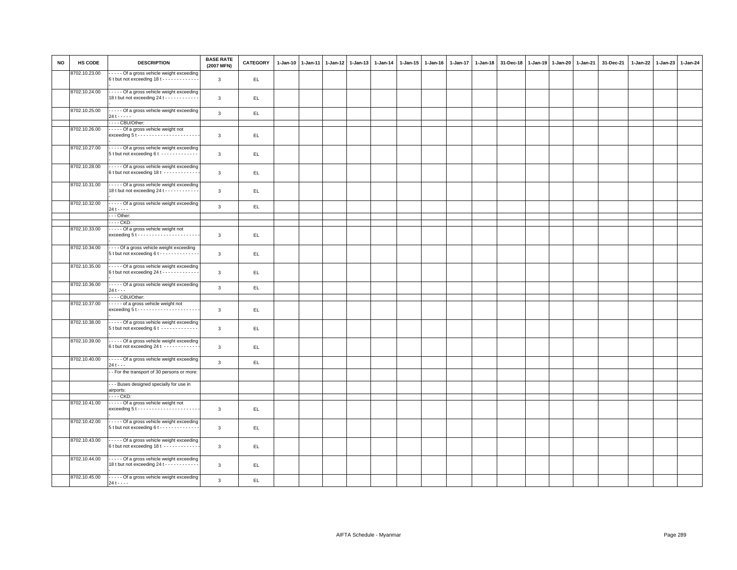| NO | HS CODE | DESCRIPTION | BASE RATE (2007 MFN) | CATEGORY | 1-Jan-10 | 1-Jan-11 | 1-Jan-12 | 1-Jan-13 | 1-Jan-14 | 1-Jan-15 | 1-Jan-16 | 1-Jan-17 | 1-Jan-18 | 31-Dec-18 | 1-Jan-19 | 1-Jan-20 | 1-Jan-21 | 31-Dec-21 | 1-Jan-22 | 1-Jan-23 | 1-Jan-24 |
|---|---|---|---|---|---|---|---|---|---|---|---|---|---|---|---|---|---|---|---|---|---|
| | 8702.10.23.00 | - - - - - Of a gross vehicle weight exceeding 6 t but not exceeding 18 t - - - - - - - - - - - - - - | 3 | EL | | | | | | | | | | | | | | | | | |
| | 8702.10.24.00 | - - - - - Of a gross vehicle weight exceeding 18 t but not exceeding 24 t - - - - - - - - - - - - - | 3 | EL | | | | | | | | | | | | | | | | | |
| | 8702.10.25.00 | - - - - - Of a gross vehicle weight exceeding 24 t - - - - - | 3 | EL | | | | | | | | | | | | | | | | | |
| | | - - - - CBU/Other: | | | | | | | | | | | | | | | | | | | |
| | 8702.10.26.00 | - - - - - Of a gross vehicle weight not exceeding 5 t - - - - - - - - - - - - - - - - - - - - - - - | 3 | EL | | | | | | | | | | | | | | | | | |
| | 8702.10.27.00 | - - - - - Of a gross vehicle weight exceeding 5 t but not exceeding 6 t - - - - - - - - - - - - - - | 3 | EL | | | | | | | | | | | | | | | | | |
| | 8702.10.28.00 | - - - - - Of a gross vehicle weight exceeding 6 t but not exceeding 18 t - - - - - - - - - - - - - | 3 | EL | | | | | | | | | | | | | | | | | |
| | 8702.10.31.00 | - - - - - Of a gross vehicle weight exceeding 18 t but not exceeding 24 t - - - - - - - - - - - - - | 3 | EL | | | | | | | | | | | | | | | | | |
| | 8702.10.32.00 | - - - - - Of a gross vehicle weight exceeding 24 t - - - - | 3 | EL | | | | | | | | | | | | | | | | | |
| | | - - - Other: | | | | | | | | | | | | | | | | | | | |
| | | - - - - CKD: | | | | | | | | | | | | | | | | | | | |
| | 8702.10.33.00 | - - - - - Of a gross vehicle weight not exceeding 5 t - - - - - - - - - - - - - - - - - - - - - - - | 3 | EL | | | | | | | | | | | | | | | | | |
| | 8702.10.34.00 | - - - - Of a gross vehicle weight exceeding 5 t but not exceeding 6 t - - - - - - - - - - - - - - - | 3 | EL | | | | | | | | | | | | | | | | | |
| | 8702.10.35.00 | - - - - - Of a gross vehicle weight exceeding 6 t but not exceeding 24 t - - - - - - - - - - - - - - | 3 | EL | | | | | | | | | | | | | | | | | |
| | 8702.10.36.00 | - - - - - Of a gross vehicle weight exceeding 24 t - - - | 3 | EL | | | | | | | | | | | | | | | | | |
| | | - - - - CBU/Other: | | | | | | | | | | | | | | | | | | | |
| | 8702.10.37.00 | - - - - - of a gross vehicle weight not exceeding 5 t - - - - - - - - - - - - - - - - - - - - - - - | 3 | EL | | | | | | | | | | | | | | | | | |
| | 8702.10.38.00 | - - - - - Of a gross vehicle weight exceeding 5 t but not exceeding 6 t - - - - - - - - - - - - - - | 3 | EL | | | | | | | | | | | | | | | | | |
| | 8702.10.39.00 | - - - - - Of a gross vehicle weight exceeding 6 t but not exceeding 24 t - - - - - - - - - - - - - | 3 | EL | | | | | | | | | | | | | | | | | |
| | 8702.10.40.00 | - - - - - Of a gross vehicle weight exceeding 24 t - - - | 3 | EL | | | | | | | | | | | | | | | | | |
| | | - - For the transport of 30 persons or more: | | | | | | | | | | | | | | | | | | | |
| | | - - - Buses designed specially for use in airports: | | | | | | | | | | | | | | | | | | | |
| | | - - - - CKD: | | | | | | | | | | | | | | | | | | | |
| | 8702.10.41.00 | - - - - - Of a gross vehicle weight not exceeding 5 t - - - - - - - - - - - - - - - - - - - - - - - | 3 | EL | | | | | | | | | | | | | | | | | |
| | 8702.10.42.00 | - - - - - Of a gross vehicle weight exceeding 5 t but not exceeding 6 t - - - - - - - - - - - - - - | 3 | EL | | | | | | | | | | | | | | | | | |
| | 8702.10.43.00 | - - - - - Of a gross vehicle weight exceeding 6 t but not exceeding 18 t - - - - - - - - - - - - - | 3 | EL | | | | | | | | | | | | | | | | | |
| | 8702.10.44.00 | - - - - - Of a gross vehicle weight exceeding 18 t but not exceeding 24 t - - - - - - - - - - - - - | 3 | EL | | | | | | | | | | | | | | | | | |
| | 8702.10.45.00 | - - - - - Of a gross vehicle weight exceeding 24 t - - - - | 3 | EL | | | | | | | | | | | | | | | | | |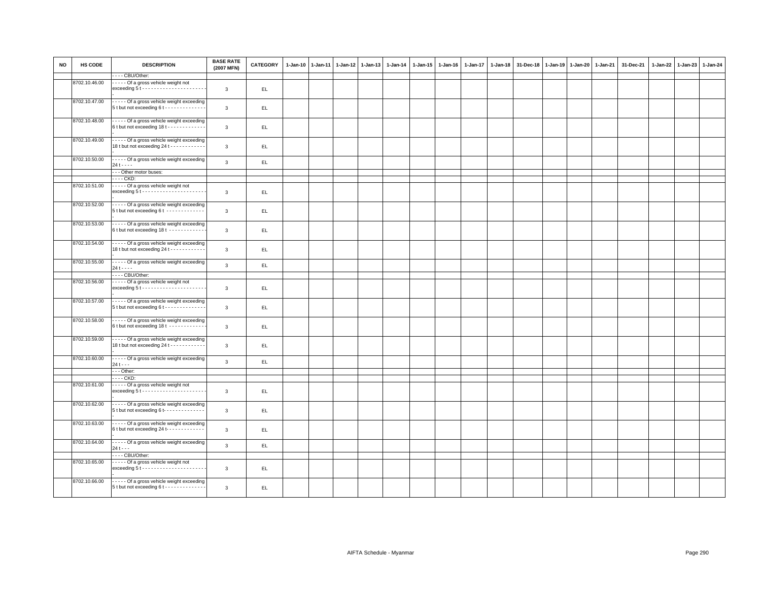| NO | HS CODE | DESCRIPTION | BASE RATE (2007 MFN) | CATEGORY | 1-Jan-10 | 1-Jan-11 | 1-Jan-12 | 1-Jan-13 | 1-Jan-14 | 1-Jan-15 | 1-Jan-16 | 1-Jan-17 | 1-Jan-18 | 31-Dec-18 | 1-Jan-19 | 1-Jan-20 | 1-Jan-21 | 31-Dec-21 | 1-Jan-22 | 1-Jan-23 | 1-Jan-24 |
|---|---|---|---|---|---|---|---|---|---|---|---|---|---|---|---|---|---|---|---|---|---|
| | | - - - - CBU/Other: | | | | | | | | | | | | | | | | | | | |
| | 8702.10.46.00 | - - - - - Of a gross vehicle weight not exceeding 5 t - - - - - - - - - - - - - - - - - - - - - - - | 3 | EL | | | | | | | | | | | | | | | | | |
| | 8702.10.47.00 | - - - - - Of a gross vehicle weight exceeding 5 t but not exceeding 6 t - - - - - - - - - - - - - - | 3 | EL | | | | | | | | | | | | | | | | | |
| | 8702.10.48.00 | - - - - - Of a gross vehicle weight exceeding 6 t but not exceeding 18 t - - - - - - - - - - - - - | 3 | EL | | | | | | | | | | | | | | | | | |
| | 8702.10.49.00 | - - - - - Of a gross vehicle weight exceeding 18 t but not exceeding 24 t - - - - - - - - - - - - - | 3 | EL | | | | | | | | | | | | | | | | | |
| | 8702.10.50.00 | - - - - - Of a gross vehicle weight exceeding 24 t - - - - | 3 | EL | | | | | | | | | | | | | | | | | |
| | | - - - Other motor buses: | | | | | | | | | | | | | | | | | | | |
| | | - - - - CKD: | | | | | | | | | | | | | | | | | | | |
| | 8702.10.51.00 | - - - - - Of a gross vehicle weight not exceeding 5 t - - - - - - - - - - - - - - - - - - - - - - - | 3 | EL | | | | | | | | | | | | | | | | | |
| | 8702.10.52.00 | - - - - - Of a gross vehicle weight exceeding 5 t but not exceeding 6 t - - - - - - - - - - - - - - | 3 | EL | | | | | | | | | | | | | | | | | |
| | 8702.10.53.00 | - - - - - Of a gross vehicle weight exceeding 6 t but not exceeding 18 t - - - - - - - - - - - - - | 3 | EL | | | | | | | | | | | | | | | | | |
| | 8702.10.54.00 | - - - - - Of a gross vehicle weight exceeding 18 t but not exceeding 24 t - - - - - - - - - - - - - | 3 | EL | | | | | | | | | | | | | | | | | |
| | 8702.10.55.00 | - - - - - Of a gross vehicle weight exceeding 24 t - - - - | 3 | EL | | | | | | | | | | | | | | | | | |
| | | - - - - CBU/Other: | | | | | | | | | | | | | | | | | | | |
| | 8702.10.56.00 | - - - - - Of a gross vehicle weight not exceeding 5 t - - - - - - - - - - - - - - - - - - - - - - - | 3 | EL | | | | | | | | | | | | | | | | | |
| | 8702.10.57.00 | - - - - - Of a gross vehicle weight exceeding 5 t but not exceeding 6 t - - - - - - - - - - - - - - | 3 | EL | | | | | | | | | | | | | | | | | |
| | 8702.10.58.00 | - - - - - Of a gross vehicle weight exceeding 6 t but not exceeding 18 t - - - - - - - - - - - - - | 3 | EL | | | | | | | | | | | | | | | | | |
| | 8702.10.59.00 | - - - - - Of a gross vehicle weight exceeding 18 t but not exceeding 24 t - - - - - - - - - - - - - | 3 | EL | | | | | | | | | | | | | | | | | |
| | 8702.10.60.00 | - - - - - Of a gross vehicle weight exceeding 24 t - - - | 3 | EL | | | | | | | | | | | | | | | | | |
| | | - - - Other: | | | | | | | | | | | | | | | | | | | |
| | | - - - - CKD: | | | | | | | | | | | | | | | | | | | |
| | 8702.10.61.00 | - - - - - Of a gross vehicle weight not exceeding 5 t - - - - - - - - - - - - - - - - - - - - - - - | 3 | EL | | | | | | | | | | | | | | | | | |
| | 8702.10.62.00 | - - - - - Of a gross vehicle weight exceeding 5 t but not exceeding 6 t- - - - - - - - - - - - - - - | 3 | EL | | | | | | | | | | | | | | | | | |
| | 8702.10.63.00 | - - - - - Of a gross vehicle weight exceeding 6 t but not exceeding 24 t- - - - - - - - - - - - - - | 3 | EL | | | | | | | | | | | | | | | | | |
| | 8702.10.64.00 | - - - - - Of a gross vehicle weight exceeding 24 t - - - | 3 | EL | | | | | | | | | | | | | | | | | |
| | | - - - - CBU/Other: | | | | | | | | | | | | | | | | | | | |
| | 8702.10.65.00 | - - - - - Of a gross vehicle weight not exceeding 5 t - - - - - - - - - - - - - - - - - - - - - - - | 3 | EL | | | | | | | | | | | | | | | | | |
| | 8702.10.66.00 | - - - - - Of a gross vehicle weight exceeding 5 t but not exceeding 6 t - - - - - - - - - - - - - - | 3 | EL | | | | | | | | | | | | | | | | | |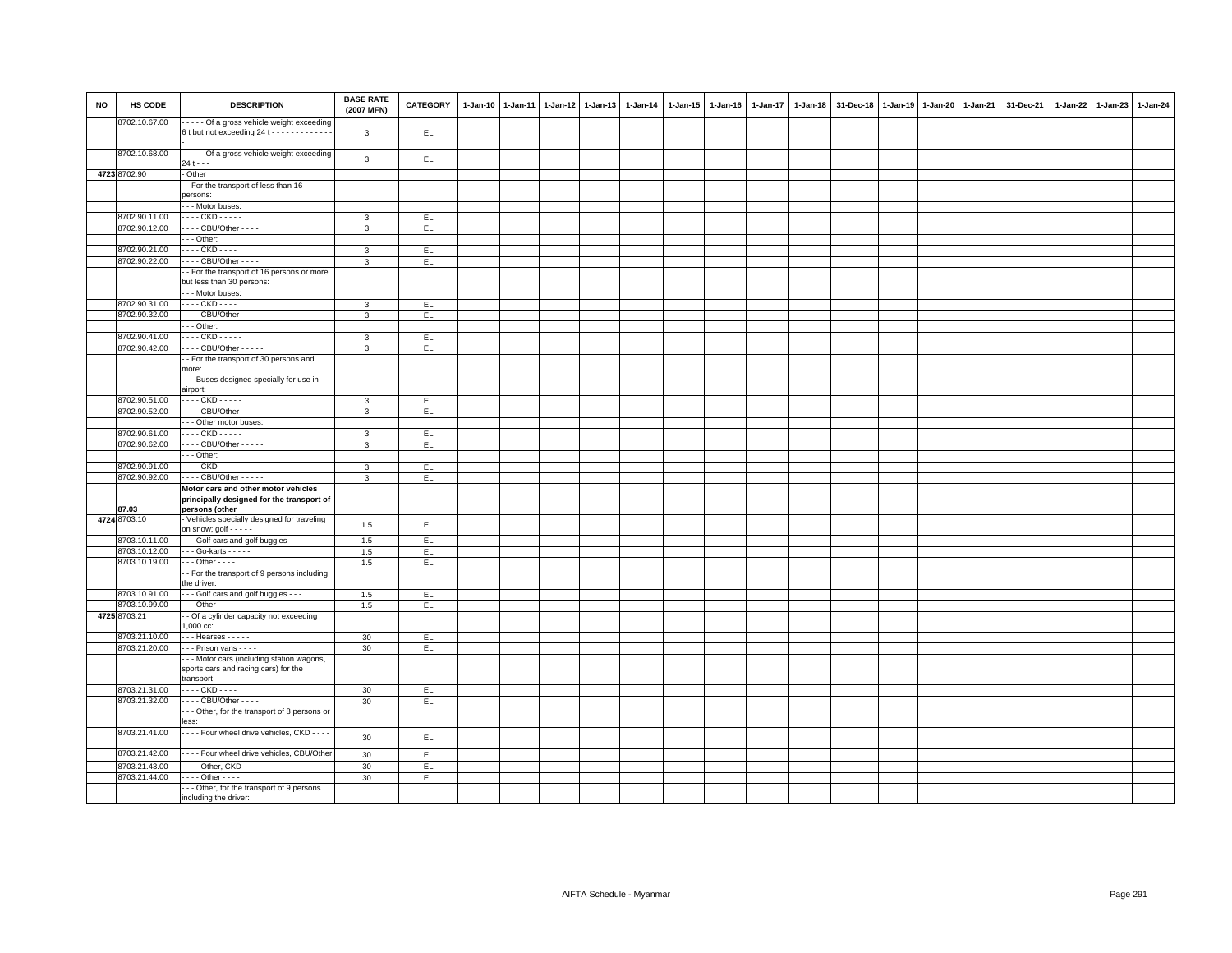| NO | HS CODE | DESCRIPTION | BASE RATE (2007 MFN) | CATEGORY | 1-Jan-10 | 1-Jan-11 | 1-Jan-12 | 1-Jan-13 | 1-Jan-14 | 1-Jan-15 | 1-Jan-16 | 1-Jan-17 | 1-Jan-18 | 31-Dec-18 | 1-Jan-19 | 1-Jan-20 | 1-Jan-21 | 31-Dec-21 | 1-Jan-22 | 1-Jan-23 | 1-Jan-24 |
|---|---|---|---|---|---|---|---|---|---|---|---|---|---|---|---|---|---|---|---|---|---|
| | 8702.10.67.00 | - - - - - Of a gross vehicle weight exceeding 6 t but not exceeding 24 t - - - - - - - - - - - - - - | 3 | EL | | | | | | | | | | | | | | | | | |
| | 8702.10.68.00 | - - - - - Of a gross vehicle weight exceeding 24 t - - - | 3 | EL | | | | | | | | | | | | | | | | | |
| 4723 | 8702.90 | - Other | | | | | | | | | | | | | | | | | | | |
| | | - - For the transport of less than 16 persons: | | | | | | | | | | | | | | | | | | | |
| | | - - - Motor buses: | | | | | | | | | | | | | | | | | | | |
| | 8702.90.11.00 | - - - - CKD - - - - - | 3 | EL | | | | | | | | | | | | | | | | | |
| | 8702.90.12.00 | - - - - CBU/Other - - - - | 3 | EL | | | | | | | | | | | | | | | | | |
| | | - - - Other: | | | | | | | | | | | | | | | | | | | |
| | 8702.90.21.00 | - - - - CKD - - - - | 3 | EL | | | | | | | | | | | | | | | | | |
| | 8702.90.22.00 | - - - - CBU/Other - - - - | 3 | EL | | | | | | | | | | | | | | | | | |
| | | - - For the transport of 16 persons or more but less than 30 persons: | | | | | | | | | | | | | | | | | | | |
| | | - - - Motor buses: | | | | | | | | | | | | | | | | | | | |
| | 8702.90.31.00 | - - - - CKD - - - - | 3 | EL | | | | | | | | | | | | | | | | | |
| | 8702.90.32.00 | - - - - CBU/Other - - - - | 3 | EL | | | | | | | | | | | | | | | | | |
| | | - - - Other: | | | | | | | | | | | | | | | | | | | |
| | 8702.90.41.00 | - - - - CKD - - - - - | 3 | EL | | | | | | | | | | | | | | | | | |
| | 8702.90.42.00 | - - - - CBU/Other - - - - - | 3 | EL | | | | | | | | | | | | | | | | | |
| | | - - For the transport of 30 persons and more: | | | | | | | | | | | | | | | | | | | |
| | | - - - Buses designed specially for use in airport: | | | | | | | | | | | | | | | | | | | |
| | 8702.90.51.00 | - - - - CKD - - - - - | 3 | EL | | | | | | | | | | | | | | | | | |
| | 8702.90.52.00 | - - - - CBU/Other - - - - - - | 3 | EL | | | | | | | | | | | | | | | | | |
| | | - - - Other motor buses: | | | | | | | | | | | | | | | | | | | |
| | 8702.90.61.00 | - - - - CKD - - - - - | 3 | EL | | | | | | | | | | | | | | | | | |
| | 8702.90.62.00 | - - - - CBU/Other - - - - - | 3 | EL | | | | | | | | | | | | | | | | | |
| | | - - - Other: | | | | | | | | | | | | | | | | | | | |
| | 8702.90.91.00 | - - - - CKD - - - - | 3 | EL | | | | | | | | | | | | | | | | | |
| | 8702.90.92.00 | - - - - CBU/Other - - - - - | 3 | EL | | | | | | | | | | | | | | | | | |
| | 87.03 | **Motor cars and other motor vehicles principally designed for the transport of persons (other** | | | | | | | | | | | | | | | | | | | |
| 4724 | 8703.10 | - Vehicles specially designed for traveling on snow; golf - - - - - | 1.5 | EL | | | | | | | | | | | | | | | | | |
| | 8703.10.11.00 | - - - Golf cars and golf buggies - - - - | 1.5 | EL | | | | | | | | | | | | | | | | | |
| | 8703.10.12.00 | - - - Go-karts - - - - - | 1.5 | EL | | | | | | | | | | | | | | | | | |
| | 8703.10.19.00 | - - - Other - - - - | 1.5 | EL | | | | | | | | | | | | | | | | | |
| | | - - For the transport of 9 persons including the driver: | | | | | | | | | | | | | | | | | | | |
| | 8703.10.91.00 | - - - Golf cars and golf buggies - - - | 1.5 | EL | | | | | | | | | | | | | | | | | |
| | 8703.10.99.00 | - - - Other - - - - | 1.5 | EL | | | | | | | | | | | | | | | | | |
| 4725 | 8703.21 | - - Of a cylinder capacity not exceeding 1,000 cc: | | | | | | | | | | | | | | | | | | | |
| | 8703.21.10.00 | - - - Hearses - - - - - | 30 | EL | | | | | | | | | | | | | | | | | |
| | 8703.21.20.00 | - - - Prison vans - - - - | 30 | EL | | | | | | | | | | | | | | | | | |
| | | - - - Motor cars (including station wagons, sports cars and racing cars) for the transport | | | | | | | | | | | | | | | | | | | |
| | 8703.21.31.00 | - - - - CKD - - - - | 30 | EL | | | | | | | | | | | | | | | | | |
| | 8703.21.32.00 | - - - - CBU/Other - - - - | 30 | EL | | | | | | | | | | | | | | | | | |
| | | - - - Other, for the transport of 8 persons or less: | | | | | | | | | | | | | | | | | | | |
| | 8703.21.41.00 | - - - - Four wheel drive vehicles, CKD - - - - | 30 | EL | | | | | | | | | | | | | | | | | |
| | 8703.21.42.00 | - - - - Four wheel drive vehicles, CBU/Other | 30 | EL | | | | | | | | | | | | | | | | | |
| | 8703.21.43.00 | - - - - Other, CKD - - - - | 30 | EL | | | | | | | | | | | | | | | | | |
| | 8703.21.44.00 | - - - - Other - - - - | 30 | EL | | | | | | | | | | | | | | | | | |
| | | - - - Other, for the transport of 9 persons including the driver: | | | | | | | | | | | | | | | | | | | |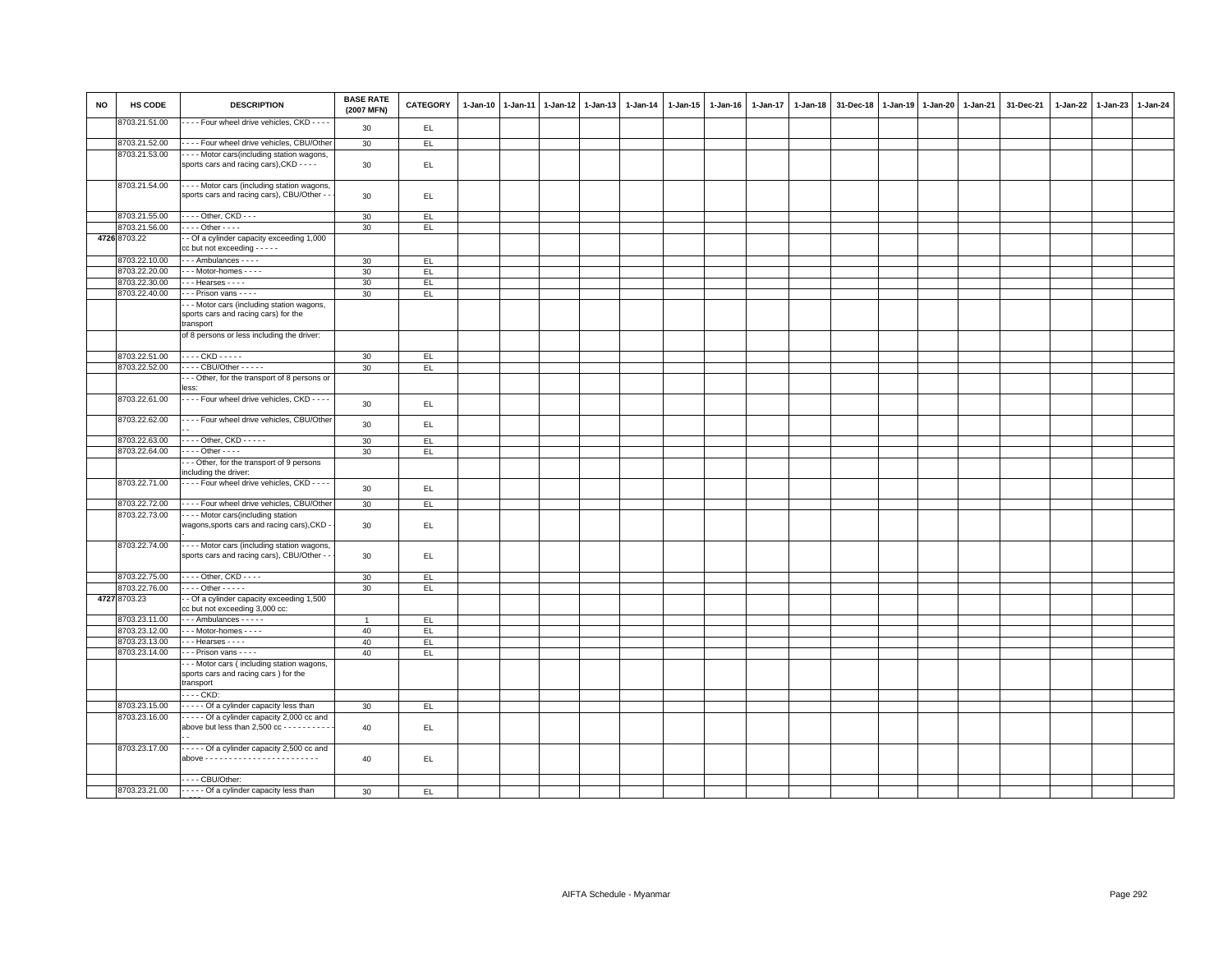| NO | HS CODE | DESCRIPTION | BASE RATE (2007 MFN) | CATEGORY | 1-Jan-10 | 1-Jan-11 | 1-Jan-12 | 1-Jan-13 | 1-Jan-14 | 1-Jan-15 | 1-Jan-16 | 1-Jan-17 | 1-Jan-18 | 31-Dec-18 | 1-Jan-19 | 1-Jan-20 | 1-Jan-21 | 31-Dec-21 | 1-Jan-22 | 1-Jan-23 | 1-Jan-24 |
|---|---|---|---|---|---|---|---|---|---|---|---|---|---|---|---|---|---|---|---|---|---|
| | 8703.21.51.00 | - - - - Four wheel drive vehicles, CKD - - - - | 30 | EL | | | | | | | | | | | | | | | | | |
| | 8703.21.52.00 | - - - - Four wheel drive vehicles, CBU/Other | 30 | EL | | | | | | | | | | | | | | | | | |
| | 8703.21.53.00 | - - - - Motor cars(including station wagons, sports cars and racing cars),CKD - - - - | 30 | EL | | | | | | | | | | | | | | | | | |
| | 8703.21.54.00 | - - - - Motor cars (including station wagons, sports cars and racing cars), CBU/Other - - | 30 | EL | | | | | | | | | | | | | | | | | |
| | 8703.21.55.00 | - - - - Other, CKD - - - | 30 | EL | | | | | | | | | | | | | | | | | |
| | 8703.21.56.00 | - - - - Other - - - - | 30 | EL | | | | | | | | | | | | | | | | | |
| 4726 | 8703.22 | - - Of a cylinder capacity exceeding 1,000 cc but not exceeding - - - - - | | | | | | | | | | | | | | | | | | | |
| | 8703.22.10.00 | - - - Ambulances - - - - | 30 | EL | | | | | | | | | | | | | | | | | |
| | 8703.22.20.00 | - - - Motor-homes - - - - | 30 | EL | | | | | | | | | | | | | | | | | |
| | 8703.22.30.00 | - - - Hearses - - - - | 30 | EL | | | | | | | | | | | | | | | | | |
| | 8703.22.40.00 | - - - Prison vans - - - - | 30 | EL | | | | | | | | | | | | | | | | | |
| | | - - - Motor cars (including station wagons, sports cars and racing cars) for the transport | | | | | | | | | | | | | | | | | | | |
| | | of 8 persons or less including the driver: | | | | | | | | | | | | | | | | | | | |
| | 8703.22.51.00 | - - - - CKD - - - - - | 30 | EL | | | | | | | | | | | | | | | | | |
| | 8703.22.52.00 | - - - - CBU/Other - - - - - | 30 | EL | | | | | | | | | | | | | | | | | |
| | | - - - Other, for the transport of 8 persons or less: | | | | | | | | | | | | | | | | | | | |
| | 8703.22.61.00 | - - - - Four wheel drive vehicles, CKD - - - - | 30 | EL | | | | | | | | | | | | | | | | | |
| | 8703.22.62.00 | - - - - Four wheel drive vehicles, CBU/Other - - | 30 | EL | | | | | | | | | | | | | | | | | |
| | 8703.22.63.00 | - - - - Other, CKD - - - - - | 30 | EL | | | | | | | | | | | | | | | | | |
| | 8703.22.64.00 | - - - - Other - - - - | 30 | EL | | | | | | | | | | | | | | | | | |
| | | - - - Other, for the transport of 9 persons including the driver: | | | | | | | | | | | | | | | | | | | |
| | 8703.22.71.00 | - - - - Four wheel drive vehicles, CKD - - - - | 30 | EL | | | | | | | | | | | | | | | | | |
| | 8703.22.72.00 | - - - - Four wheel drive vehicles, CBU/Other | 30 | EL | | | | | | | | | | | | | | | | | |
| | 8703.22.73.00 | - - - - Motor cars(including station wagons,sports cars and racing cars),CKD - - | 30 | EL | | | | | | | | | | | | | | | | | |
| | 8703.22.74.00 | - - - - Motor cars (including station wagons, sports cars and racing cars), CBU/Other - - | 30 | EL | | | | | | | | | | | | | | | | | |
| | 8703.22.75.00 | - - - - Other, CKD - - - - | 30 | EL | | | | | | | | | | | | | | | | | |
| | 8703.22.76.00 | - - - - Other - - - - - | 30 | EL | | | | | | | | | | | | | | | | | |
| 4727 | 8703.23 | - - Of a cylinder capacity exceeding 1,500 cc but not exceeding 3,000 cc: | | | | | | | | | | | | | | | | | | | |
| | 8703.23.11.00 | - - - Ambulances - - - - - | 1 | EL | | | | | | | | | | | | | | | | | |
| | 8703.23.12.00 | - - - Motor-homes - - - - | 40 | EL | | | | | | | | | | | | | | | | | |
| | 8703.23.13.00 | - - - Hearses - - - - | 40 | EL | | | | | | | | | | | | | | | | | |
| | 8703.23.14.00 | - - - Prison vans - - - - | 40 | EL | | | | | | | | | | | | | | | | | |
| | | - - - Motor cars ( including station wagons, sports cars and racing cars ) for the transport | | | | | | | | | | | | | | | | | | | |
| | | - - - - CKD: | | | | | | | | | | | | | | | | | | | |
| | 8703.23.15.00 | - - - - - Of a cylinder capacity less than | 30 | EL | | | | | | | | | | | | | | | | | |
| | 8703.23.16.00 | - - - - - Of a cylinder capacity 2,000 cc and above but less than 2,500 cc - - - - - - - - - - - - | 40 | EL | | | | | | | | | | | | | | | | | |
| | 8703.23.17.00 | - - - - - Of a cylinder capacity 2,500 cc and above - - - - - - - - - - - - - - - - - - - - - - - - | 40 | EL | | | | | | | | | | | | | | | | | |
| | | - - - - CBU/Other: | | | | | | | | | | | | | | | | | | | |
| | 8703.23.21.00 | - - - - - Of a cylinder capacity less than | 30 | EL | | | | | | | | | | | | | | | | | |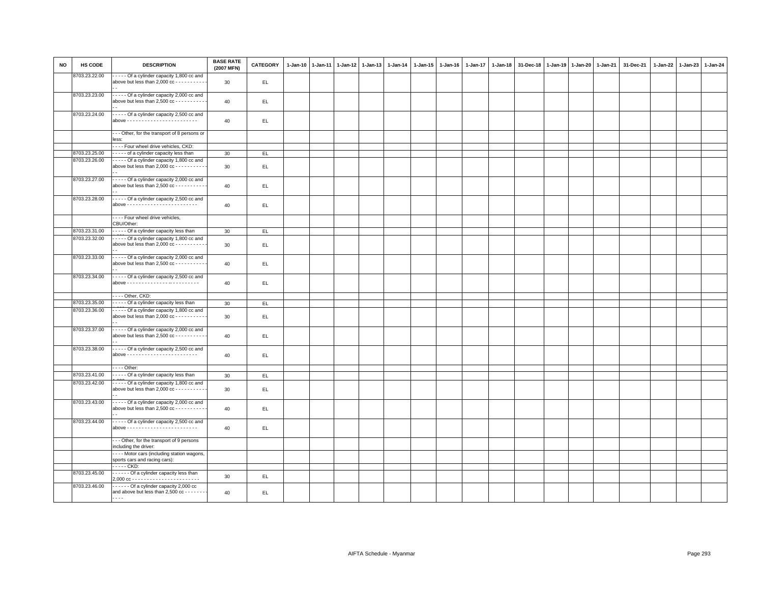| NO | HS CODE | DESCRIPTION | BASE RATE (2007 MFN) | CATEGORY | 1-Jan-10 | 1-Jan-11 | 1-Jan-12 | 1-Jan-13 | 1-Jan-14 | 1-Jan-15 | 1-Jan-16 | 1-Jan-17 | 1-Jan-18 | 31-Dec-18 | 1-Jan-19 | 1-Jan-20 | 1-Jan-21 | 31-Dec-21 | 1-Jan-22 | 1-Jan-23 | 1-Jan-24 |
|---|---|---|---|---|---|---|---|---|---|---|---|---|---|---|---|---|---|---|---|---|---|
| | 8703.23.22.00 | - - - - - Of a cylinder capacity 1,800 cc and above but less than 2,000 cc - - - - - - - - - - - - - | 30 | EL | | | | | | | | | | | | | | | | | |
| | 8703.23.23.00 | - - - - - Of a cylinder capacity 2,000 cc and above but less than 2,500 cc - - - - - - - - - - - - - | 40 | EL | | | | | | | | | | | | | | | | | |
| | 8703.23.24.00 | - - - - - Of a cylinder capacity 2,500 cc and above - - - - - - - - - - - - - - - - - - - - - - - - | 40 | EL | | | | | | | | | | | | | | | | | |
| | | - - - Other, for the transport of 8 persons or less: | | | | | | | | | | | | | | | | | | | |
| | | - - - - Four wheel drive vehicles, CKD: | | | | | | | | | | | | | | | | | | | |
| | 8703.23.25.00 | - - - - - of a cylinder capacity less than | 30 | EL | | | | | | | | | | | | | | | | | |
| | 8703.23.26.00 | - - - - - Of a cylinder capacity 1,800 cc and above but less than 2,000 cc - - - - - - - - - - - - - | 30 | EL | | | | | | | | | | | | | | | | | |
| | 8703.23.27.00 | - - - - - Of a cylinder capacity 2,000 cc and above but less than 2,500 cc - - - - - - - - - - - - - | 40 | EL | | | | | | | | | | | | | | | | | |
| | 8703.23.28.00 | - - - - - Of a cylinder capacity 2,500 cc and above - - - - - - - - - - - - - - - - - - - - - - - - | 40 | EL | | | | | | | | | | | | | | | | | |
| | | - - - - Four wheel drive vehicles, CBU/Other: | | | | | | | | | | | | | | | | | | | |
| | 8703.23.31.00 | - - - - - Of a cylinder capacity less than | 30 | EL | | | | | | | | | | | | | | | | | |
| | 8703.23.32.00 | - - - - - Of a cylinder capacity 1,800 cc and above but less than 2,000 cc - - - - - - - - - - - - - | 30 | EL | | | | | | | | | | | | | | | | | |
| | 8703.23.33.00 | - - - - - Of a cylinder capacity 2,000 cc and above but less than 2,500 cc - - - - - - - - - - - - - | 40 | EL | | | | | | | | | | | | | | | | | |
| | 8703.23.34.00 | - - - - - Of a cylinder capacity 2,500 cc and above - - - - - - - - - - - - - - - - - - - - - - - - | 40 | EL | | | | | | | | | | | | | | | | | |
| | | - - - - Other, CKD: | | | | | | | | | | | | | | | | | | | |
| | 8703.23.35.00 | - - - - - Of a cylinder capacity less than | 30 | EL | | | | | | | | | | | | | | | | | |
| | 8703.23.36.00 | - - - - - Of a cylinder capacity 1,800 cc and above but less than 2,000 cc - - - - - - - - - - - - - | 30 | EL | | | | | | | | | | | | | | | | | |
| | 8703.23.37.00 | - - - - - Of a cylinder capacity 2,000 cc and above but less than 2,500 cc - - - - - - - - - - - - - | 40 | EL | | | | | | | | | | | | | | | | | |
| | 8703.23.38.00 | - - - - - Of a cylinder capacity 2,500 cc and above - - - - - - - - - - - - - - - - - - - - - - - - | 40 | EL | | | | | | | | | | | | | | | | | |
| | | - - - - Other: | | | | | | | | | | | | | | | | | | | |
| | 8703.23.41.00 | - - - - - Of a cylinder capacity less than | 30 | EL | | | | | | | | | | | | | | | | | |
| | 8703.23.42.00 | - - - - - Of a cylinder capacity 1,800 cc and above but less than 2,000 cc - - - - - - - - - - - - - | 30 | EL | | | | | | | | | | | | | | | | | |
| | 8703.23.43.00 | - - - - - Of a cylinder capacity 2,000 cc and above but less than 2,500 cc - - - - - - - - - - - - - | 40 | EL | | | | | | | | | | | | | | | | | |
| | 8703.23.44.00 | - - - - - Of a cylinder capacity 2,500 cc and above - - - - - - - - - - - - - - - - - - - - - - - - | 40 | EL | | | | | | | | | | | | | | | | | |
| | | - - - Other, for the transport of 9 persons including the driver: | | | | | | | | | | | | | | | | | | | |
| | | - - - - Motor cars (including station wagons, sports cars and racing cars): | | | | | | | | | | | | | | | | | | | |
| | | - - - - - CKD: | | | | | | | | | | | | | | | | | | | |
| | 8703.23.45.00 | - - - - - - Of a cylinder capacity less than 2,000 cc - - - - - - - - - - - - - - - - - - - - - - - | 30 | EL | | | | | | | | | | | | | | | | | |
| | 8703.23.46.00 | - - - - - - Of a cylinder capacity 2,000 cc and above but less than 2,500 cc - - - - - - - - - - - | 40 | EL | | | | | | | | | | | | | | | | | |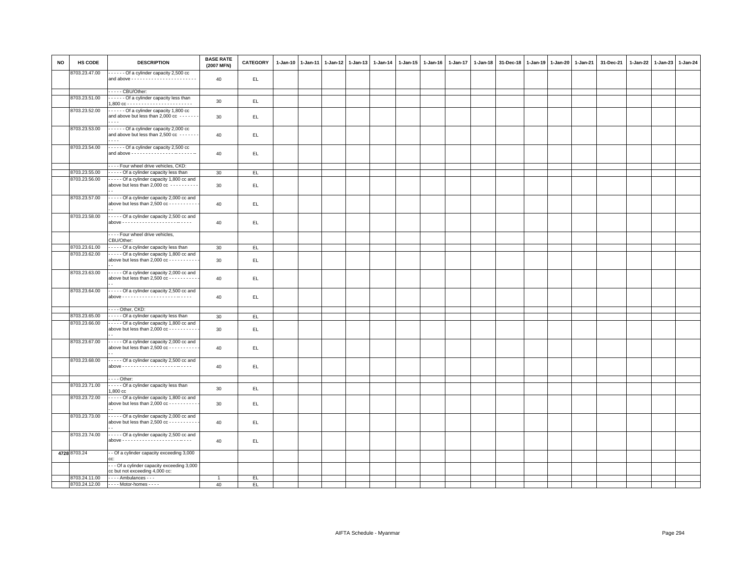| NO | HS CODE | DESCRIPTION | BASE RATE (2007 MFN) | CATEGORY | 1-Jan-10 | 1-Jan-11 | 1-Jan-12 | 1-Jan-13 | 1-Jan-14 | 1-Jan-15 | 1-Jan-16 | 1-Jan-17 | 1-Jan-18 | 31-Dec-18 | 1-Jan-19 | 1-Jan-20 | 1-Jan-21 | 31-Dec-21 | 1-Jan-22 | 1-Jan-23 | 1-Jan-24 |
|---|---|---|---|---|---|---|---|---|---|---|---|---|---|---|---|---|---|---|---|---|---|
| | 8703.23.47.00 | - - - - - - Of a cylinder capacity 2,500 cc and above - - - - - - - - - - - - - - - - - - - - - - - | 40 | EL | | | | | | | | | | | | | | | | | |
| | | - - - - - CBU/Other: | | | | | | | | | | | | | | | | | | | |
| | 8703.23.51.00 | - - - - - - Of a cylinder capacity less than 1,800 cc - - - - - - - - - - - - - - - - - - - - - - - | 30 | EL | | | | | | | | | | | | | | | | | |
| | 8703.23.52.00 | - - - - - - Of a cylinder capacity 1,800 cc and above but less than 2,000 cc - - - - - - - - - - - | 30 | EL | | | | | | | | | | | | | | | | | |
| | 8703.23.53.00 | - - - - - - Of a cylinder capacity 2,000 cc and above but less than 2,500 cc - - - - - - - - - - - | 40 | EL | | | | | | | | | | | | | | | | | |
| | 8703.23.54.00 | - - - - - - Of a cylinder capacity 2,500 cc and above - - - - - - - - - - - - - - - - - - - - - - - - | 40 | EL | | | | | | | | | | | | | | | | | |
| | | - - - - Four wheel drive vehicles, CKD: | | | | | | | | | | | | | | | | | | | |
| | 8703.23.55.00 | - - - - - Of a cylinder capacity less than | 30 | EL | | | | | | | | | | | | | | | | | |
| | 8703.23.56.00 | - - - - - Of a cylinder capacity 1,800 cc and above but less than 2,000 cc - - - - - - - - - - - - | 30 | EL | | | | | | | | | | | | | | | | | |
| | 8703.23.57.00 | - - - - - Of a cylinder capacity 2,000 cc and above but less than 2,500 cc - - - - - - - - - - - - | 40 | EL | | | | | | | | | | | | | | | | | |
| | 8703.23.58.00 | - - - - - Of a cylinder capacity 2,500 cc and above - - - - - - - - - - - - - - - - - - - - - - - - - | 40 | EL | | | | | | | | | | | | | | | | | |
| | | - - - - Four wheel drive vehicles, CBU/Other: | | | | | | | | | | | | | | | | | | | |
| | 8703.23.61.00 | - - - - - Of a cylinder capacity less than | 30 | EL | | | | | | | | | | | | | | | | | |
| | 8703.23.62.00 | - - - - - Of a cylinder capacity 1,800 cc and above but less than 2,000 cc - - - - - - - - - - - - | 30 | EL | | | | | | | | | | | | | | | | | |
| | 8703.23.63.00 | - - - - - Of a cylinder capacity 2,000 cc and above but less than 2,500 cc - - - - - - - - - - - - | 40 | EL | | | | | | | | | | | | | | | | | |
| | 8703.23.64.00 | - - - - - Of a cylinder capacity 2,500 cc and above - - - - - - - - - - - - - - - - - - - - - - - - - | 40 | EL | | | | | | | | | | | | | | | | | |
| | | - - - - Other, CKD: | | | | | | | | | | | | | | | | | | | |
| | 8703.23.65.00 | - - - - - Of a cylinder capacity less than | 30 | EL | | | | | | | | | | | | | | | | | |
| | 8703.23.66.00 | - - - - - Of a cylinder capacity 1,800 cc and above but less than 2,000 cc - - - - - - - - - - - - | 30 | EL | | | | | | | | | | | | | | | | | |
| | 8703.23.67.00 | - - - - - Of a cylinder capacity 2,000 cc and above but less than 2,500 cc - - - - - - - - - - - - | 40 | EL | | | | | | | | | | | | | | | | | |
| | 8703.23.68.00 | - - - - - Of a cylinder capacity 2,500 cc and above - - - - - - - - - - - - - - - - - - - - - - - - - | 40 | EL | | | | | | | | | | | | | | | | | |
| | | - - - - Other: | | | | | | | | | | | | | | | | | | | |
| | 8703.23.71.00 | - - - - - Of a cylinder capacity less than 1,800 cc | 30 | EL | | | | | | | | | | | | | | | | | |
| | 8703.23.72.00 | - - - - - Of a cylinder capacity 1,800 cc and above but less than 2,000 cc - - - - - - - - - - - - | 30 | EL | | | | | | | | | | | | | | | | | |
| | 8703.23.73.00 | - - - - - Of a cylinder capacity 2,000 cc and above but less than 2,500 cc - - - - - - - - - - - - | 40 | EL | | | | | | | | | | | | | | | | | |
| | 8703.23.74.00 | - - - - - Of a cylinder capacity 2,500 cc and above - - - - - - - - - - - - - - - - - - - - - - - - - | 40 | EL | | | | | | | | | | | | | | | | | |
| 4728 | 8703.24 | - - Of a cylinder capacity exceeding 3,000 cc: | | | | | | | | | | | | | | | | | | | |
| | | - - - Of a cylinder capacity exceeding 3,000 cc but not exceeding 4,000 cc: | | | | | | | | | | | | | | | | | | | |
| | 8703.24.11.00 | - - - - Ambulances - - - | 1 | EL | | | | | | | | | | | | | | | | | |
| | 8703.24.12.00 | - - - - Motor-homes - - - - | 40 | EL | | | | | | | | | | | | | | | | | |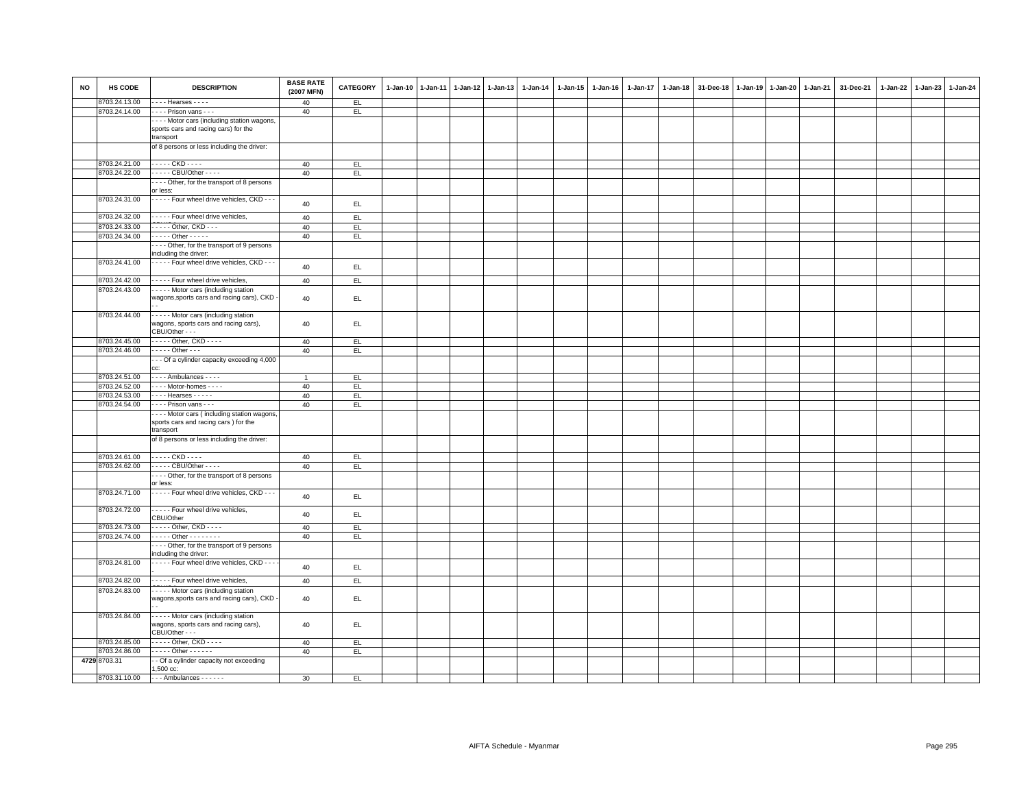| NO | HS CODE | DESCRIPTION | BASE RATE (2007 MFN) | CATEGORY | 1-Jan-10 | 1-Jan-11 | 1-Jan-12 | 1-Jan-13 | 1-Jan-14 | 1-Jan-15 | 1-Jan-16 | 1-Jan-17 | 1-Jan-18 | 31-Dec-18 | 1-Jan-19 | 1-Jan-20 | 1-Jan-21 | 31-Dec-21 | 1-Jan-22 | 1-Jan-23 | 1-Jan-24 |
|---|---|---|---|---|---|---|---|---|---|---|---|---|---|---|---|---|---|---|---|---|---|
| | 8703.24.13.00 | - - - - Hearses - - - - | 40 | EL | | | | | | | | | | | | | | | | | |
| | 8703.24.14.00 | - - - - Prison vans - - - | 40 | EL | | | | | | | | | | | | | | | | | |
| | | - - - - Motor cars (including station wagons, sports cars and racing cars) for the transport | | | | | | | | | | | | | | | | | | | |
| | | of 8 persons or less including the driver: | | | | | | | | | | | | | | | | | | | |
| | 8703.24.21.00 | - - - - - CKD - - - - | 40 | EL | | | | | | | | | | | | | | | | | |
| | 8703.24.22.00 | - - - - - CBU/Other - - - - | 40 | EL | | | | | | | | | | | | | | | | | |
| | | - - - - Other, for the transport of 8 persons or less: | | | | | | | | | | | | | | | | | | | |
| | 8703.24.31.00 | - - - - - Four wheel drive vehicles, CKD - - - | 40 | EL | | | | | | | | | | | | | | | | | |
| | 8703.24.32.00 | - - - - - Four wheel drive vehicles, | 40 | EL | | | | | | | | | | | | | | | | | |
| | 8703.24.33.00 | - - - - - Other, CKD - - - | 40 | EL | | | | | | | | | | | | | | | | | |
| | 8703.24.34.00 | - - - - - Other - - - - - | 40 | EL | | | | | | | | | | | | | | | | | |
| | | - - - - Other, for the transport of 9 persons including the driver: | | | | | | | | | | | | | | | | | | | |
| | 8703.24.41.00 | - - - - - Four wheel drive vehicles, CKD - - - | 40 | EL | | | | | | | | | | | | | | | | | |
| | 8703.24.42.00 | - - - - - Four wheel drive vehicles, | 40 | EL | | | | | | | | | | | | | | | | | |
| | 8703.24.43.00 | - - - - - Motor cars (including station wagons,sports cars and racing cars), CKD - - - | 40 | EL | | | | | | | | | | | | | | | | | |
| | 8703.24.44.00 | - - - - - Motor cars (including station wagons, sports cars and racing cars), CBU/Other - - - | 40 | EL | | | | | | | | | | | | | | | | | |
| | 8703.24.45.00 | - - - - - Other, CKD - - - - | 40 | EL | | | | | | | | | | | | | | | | | |
| | 8703.24.46.00 | - - - - - Other - - - | 40 | EL | | | | | | | | | | | | | | | | | |
| | | - - - Of a cylinder capacity exceeding 4,000 cc: | | | | | | | | | | | | | | | | | | | |
| | 8703.24.51.00 | - - - - Ambulances - - - - | 1 | EL | | | | | | | | | | | | | | | | | |
| | 8703.24.52.00 | - - - - Motor-homes - - - - | 40 | EL | | | | | | | | | | | | | | | | | |
| | 8703.24.53.00 | - - - - Hearses - - - - - | 40 | EL | | | | | | | | | | | | | | | | | |
| | 8703.24.54.00 | - - - - Prison vans - - - | 40 | EL | | | | | | | | | | | | | | | | | |
| | | - - - - Motor cars ( including station wagons, sports cars and racing cars ) for the transport | | | | | | | | | | | | | | | | | | | |
| | | of 8 persons or less including the driver: | | | | | | | | | | | | | | | | | | | |
| | 8703.24.61.00 | - - - - - CKD - - - - | 40 | EL | | | | | | | | | | | | | | | | | |
| | 8703.24.62.00 | - - - - - CBU/Other - - - - | 40 | EL | | | | | | | | | | | | | | | | | |
| | | - - - - Other, for the transport of 8 persons or less: | | | | | | | | | | | | | | | | | | | |
| | 8703.24.71.00 | - - - - - Four wheel drive vehicles, CKD - - - | 40 | EL | | | | | | | | | | | | | | | | | |
| | 8703.24.72.00 | - - - - - Four wheel drive vehicles, CBU/Other | 40 | EL | | | | | | | | | | | | | | | | | |
| | 8703.24.73.00 | - - - - - Other, CKD - - - - | 40 | EL | | | | | | | | | | | | | | | | | |
| | 8703.24.74.00 | - - - - - Other - - - - - - - - | 40 | EL | | | | | | | | | | | | | | | | | |
| | | - - - - Other, for the transport of 9 persons including the driver: | | | | | | | | | | | | | | | | | | | |
| | 8703.24.81.00 | - - - - - Four wheel drive vehicles, CKD - - - - | 40 | EL | | | | | | | | | | | | | | | | | |
| | 8703.24.82.00 | - - - - - Four wheel drive vehicles, | 40 | EL | | | | | | | | | | | | | | | | | |
| | 8703.24.83.00 | - - - - - Motor cars (including station wagons,sports cars and racing cars), CKD - - - | 40 | EL | | | | | | | | | | | | | | | | | |
| | 8703.24.84.00 | - - - - - Motor cars (including station wagons, sports cars and racing cars), CBU/Other - - - | 40 | EL | | | | | | | | | | | | | | | | | |
| | 8703.24.85.00 | - - - - - Other, CKD - - - - | 40 | EL | | | | | | | | | | | | | | | | | |
| | 8703.24.86.00 | - - - - - Other - - - - - - | 40 | EL | | | | | | | | | | | | | | | | | |
| 4729 | 8703.31 | - - Of a cylinder capacity not exceeding 1,500 cc: | | | | | | | | | | | | | | | | | | | |
| | 8703.31.10.00 | - - - Ambulances - - - - - - | 30 | EL | | | | | | | | | | | | | | | | | |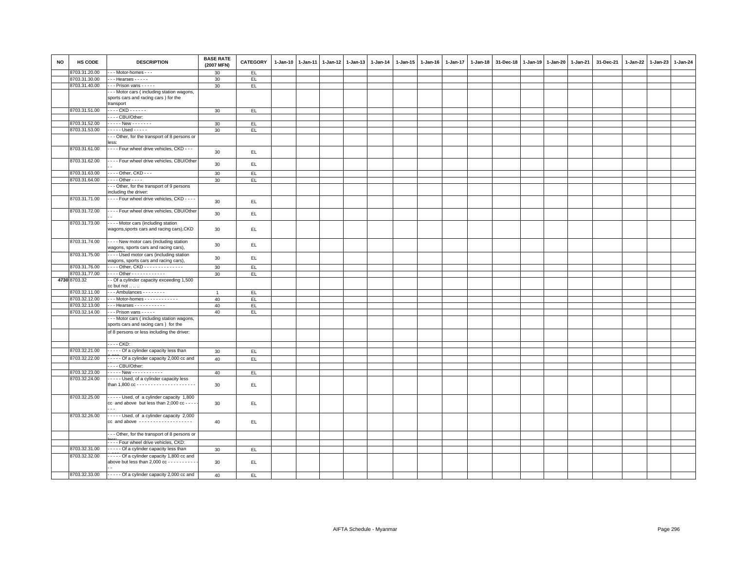| NO | HS CODE | DESCRIPTION | BASE RATE (2007 MFN) | CATEGORY | 1-Jan-10 | 1-Jan-11 | 1-Jan-12 | 1-Jan-13 | 1-Jan-14 | 1-Jan-15 | 1-Jan-16 | 1-Jan-17 | 1-Jan-18 | 31-Dec-18 | 1-Jan-19 | 1-Jan-20 | 1-Jan-21 | 31-Dec-21 | 1-Jan-22 | 1-Jan-23 | 1-Jan-24 |
|---|---|---|---|---|---|---|---|---|---|---|---|---|---|---|---|---|---|---|---|---|---|
| | 8703.31.20.00 | - - - Motor-homes - - - | 30 | EL | | | | | | | | | | | | | | | | | |
| | 8703.31.30.00 | - - - Hearses - - - - - | 30 | EL | | | | | | | | | | | | | | | | | |
| | 8703.31.40.00 | - - - Prison vans - - - - - | 30 | EL | | | | | | | | | | | | | | | | | |
| | | - - - Motor cars ( including station wagons, sports cars and racing cars ) for the transport | | | | | | | | | | | | | | | | | | | |
| | 8703.31.51.00 | - - - - CKD - - - - - - | 30 | EL | | | | | | | | | | | | | | | | | |
| | | - - - - CBU/Other: | | | | | | | | | | | | | | | | | | | |
| | 8703.31.52.00 | - - - - - New - - - - - - - | 30 | EL | | | | | | | | | | | | | | | | | |
| | 8703.31.53.00 | - - - - - Used - - - - - | 30 | EL | | | | | | | | | | | | | | | | | |
| | | - - - Other, for the transport of 8 persons or less: | | | | | | | | | | | | | | | | | | | |
| | 8703.31.61.00 | - - - - Four wheel drive vehicles, CKD - - - | 30 | EL | | | | | | | | | | | | | | | | | |
| | 8703.31.62.00 | - - - - Four wheel drive vehicles, CBU/Other - - | 30 | EL | | | | | | | | | | | | | | | | | |
| | 8703.31.63.00 | - - - - Other, CKD - - - | 30 | EL | | | | | | | | | | | | | | | | | |
| | 8703.31.64.00 | - - - - Other - - - - | 30 | EL | | | | | | | | | | | | | | | | | |
| | | - - - Other, for the transport of 9 persons including the driver: | | | | | | | | | | | | | | | | | | | |
| | 8703.31.71.00 | - - - - Four wheel drive vehicles, CKD - - - - | 30 | EL | | | | | | | | | | | | | | | | | |
| | 8703.31.72.00 | - - - - Four wheel drive vehicles, CBU/Other - - | 30 | EL | | | | | | | | | | | | | | | | | |
| | 8703.31.73.00 | - - - - Motor cars (including station wagons,sports cars and racing cars),CKD | 30 | EL | | | | | | | | | | | | | | | | | |
| | 8703.31.74.00 | - - - - New motor cars (including station wagons, sports cars and racing cars), | 30 | EL | | | | | | | | | | | | | | | | | |
| | 8703.31.75.00 | - - - - Used motor cars (including station wagons, sports cars and racing cars), | 30 | EL | | | | | | | | | | | | | | | | | |
| | 8703.31.76.00 | - - - - Other, CKD - - - - - - - - - - - - - - | 30 | EL | | | | | | | | | | | | | | | | | |
| | 8703.31.77.00 | - - - - Other - - - - - - - - - - - - | 30 | EL | | | | | | | | | | | | | | | | | |
| 4730 | 8703.32 | - - Of a cylinder capacity exceeding 1,500 cc but not ... .. | | | | | | | | | | | | | | | | | | | |
| | 8703.32.11.00 | - - - Ambulances - - - - - - - - - | 1 | EL | | | | | | | | | | | | | | | | | |
| | 8703.32.12.00 | - - - Motor-homes - - - - - - - - - - - - | 40 | EL | | | | | | | | | | | | | | | | | |
| | 8703.32.13.00 | - - - Hearses - - - - - - - - - - - | 40 | EL | | | | | | | | | | | | | | | | | |
| | 8703.32.14.00 | - - - Prison vans - - - - - | 40 | EL | | | | | | | | | | | | | | | | | |
| | | - - - Motor cars ( including station wagons, sports cars and racing cars ) for the | | | | | | | | | | | | | | | | | | | |
| | | of 8 persons or less including the driver: | | | | | | | | | | | | | | | | | | | |
| | | - - - - CKD: | | | | | | | | | | | | | | | | | | | |
| | 8703.32.21.00 | - - - - - Of a cylinder capacity less than | 30 | EL | | | | | | | | | | | | | | | | | |
| | 8703.32.22.00 | - - - - - Of a cylinder capacity 2,000 cc and | 40 | EL | | | | | | | | | | | | | | | | | |
| | | - - - - CBU/Other: | | | | | | | | | | | | | | | | | | | |
| | 8703.32.23.00 | - - - - - New - - - - - - - - - - - | 40 | EL | | | | | | | | | | | | | | | | | |
| | 8703.32.24.00 | - - - - - Used, of a cylinder capacity less than 1,800 cc - - - - - - - - - - - - - - - - - - - - - | 30 | EL | | | | | | | | | | | | | | | | | |
| | 8703.32.25.00 | - - - - - Used, of a cylinder capacity 1,800 cc and above but less than 2,000 cc - - - - - - - | 30 | EL | | | | | | | | | | | | | | | | | |
| | 8703.32.26.00 | - - - - - Used, of a cylinder capacity 2,000 cc and above - - - - - - - - - - - - - - - - - - - | 40 | EL | | | | | | | | | | | | | | | | | |
| | | - - - Other, for the transport of 8 persons or less: | | | | | | | | | | | | | | | | | | | |
| | | - - - - Four wheel drive vehicles, CKD: | | | | | | | | | | | | | | | | | | | |
| | 8703.32.31.00 | - - - - - Of a cylinder capacity less than | 30 | EL | | | | | | | | | | | | | | | | | |
| | 8703.32.32.00 | - - - - - Of a cylinder capacity 1,800 cc and above but less than 2,000 cc - - - - - - - - - - - - | 30 | EL | | | | | | | | | | | | | | | | | |
| | 8703.32.33.00 | - - - - - Of a cylinder capacity 2,000 cc and | 40 | EL | | | | | | | | | | | | | | | | | |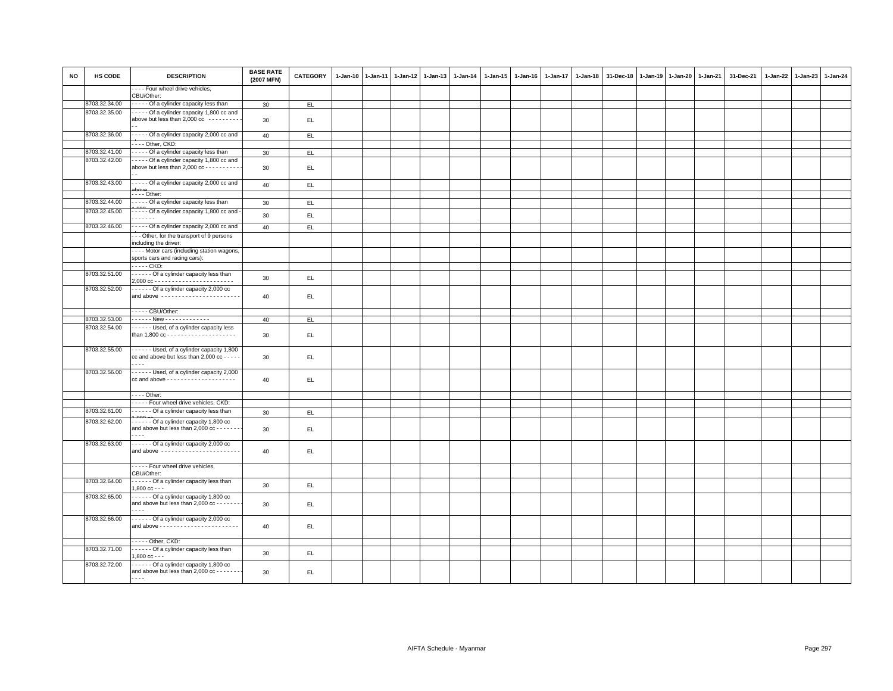| NO | HS CODE | DESCRIPTION | BASE RATE (2007 MFN) | CATEGORY | 1-Jan-10 | 1-Jan-11 | 1-Jan-12 | 1-Jan-13 | 1-Jan-14 | 1-Jan-15 | 1-Jan-16 | 1-Jan-17 | 1-Jan-18 | 31-Dec-18 | 1-Jan-19 | 1-Jan-20 | 1-Jan-21 | 31-Dec-21 | 1-Jan-22 | 1-Jan-23 | 1-Jan-24 |
|---|---|---|---|---|---|---|---|---|---|---|---|---|---|---|---|---|---|---|---|---|---|
| | | - - - - Four wheel drive vehicles, CBU/Other: | | | | | | | | | | | | | | | | | | | |
| | 8703.32.34.00 | - - - - - Of a cylinder capacity less than | 30 | EL | | | | | | | | | | | | | | | | | |
| | 8703.32.35.00 | - - - - - Of a cylinder capacity 1,800 cc and above but less than 2,000 cc - - - - - - - - - - - | 30 | EL | | | | | | | | | | | | | | | | | |
| | 8703.32.36.00 | - - - - - Of a cylinder capacity 2,000 cc and | 40 | EL | | | | | | | | | | | | | | | | | |
| | | - - - - Other, CKD: | | | | | | | | | | | | | | | | | | | |
| | 8703.32.41.00 | - - - - - Of a cylinder capacity less than | 30 | EL | | | | | | | | | | | | | | | | | |
| | 8703.32.42.00 | - - - - - Of a cylinder capacity 1,800 cc and above but less than 2,000 cc - - - - - - - - - - - - | 30 | EL | | | | | | | | | | | | | | | | | |
| | 8703.32.43.00 | - - - - - Of a cylinder capacity 2,000 cc and above | 40 | EL | | | | | | | | | | | | | | | | | |
| | | - - - - Other: | | | | | | | | | | | | | | | | | | | |
| | 8703.32.44.00 | - - - - - Of a cylinder capacity less than | 30 | EL | | | | | | | | | | | | | | | | | |
| | 8703.32.45.00 | - - - - - Of a cylinder capacity 1,800 cc and - - - - - - - | 30 | EL | | | | | | | | | | | | | | | | | |
| | 8703.32.46.00 | - - - - - Of a cylinder capacity 2,000 cc and | 40 | EL | | | | | | | | | | | | | | | | | |
| | | - - - Other, for the transport of 9 persons including the driver: | | | | | | | | | | | | | | | | | | | |
| | | - - - - Motor cars (including station wagons, sports cars and racing cars): | | | | | | | | | | | | | | | | | | | |
| | | - - - - - CKD: | | | | | | | | | | | | | | | | | | | |
| | 8703.32.51.00 | - - - - - - Of a cylinder capacity less than 2,000 cc - - - - - - - - - - - - - - - - - - - - - - - | 30 | EL | | | | | | | | | | | | | | | | | |
| | 8703.32.52.00 | - - - - - - Of a cylinder capacity 2,000 cc and above - - - - - - - - - - - - - - - - - - - - - - - | 40 | EL | | | | | | | | | | | | | | | | | |
| | | - - - - - CBU/Other: | | | | | | | | | | | | | | | | | | | |
| | 8703.32.53.00 | - - - - - - New - - - - - - - - - - - - - | 40 | EL | | | | | | | | | | | | | | | | | |
| | 8703.32.54.00 | - - - - - - Used, of a cylinder capacity less than 1,800 cc - - - - - - - - - - - - - - - - - - - - | 30 | EL | | | | | | | | | | | | | | | | | |
| | 8703.32.55.00 | - - - - - - Used, of a cylinder capacity 1,800 cc and above but less than 2,000 cc - - - - - - - - - | 30 | EL | | | | | | | | | | | | | | | | | |
| | 8703.32.56.00 | - - - - - - Used, of a cylinder capacity 2,000 cc and above - - - - - - - - - - - - - - - - - - - - | 40 | EL | | | | | | | | | | | | | | | | | |
| | | - - - - Other: | | | | | | | | | | | | | | | | | | | |
| | | - - - - - Four wheel drive vehicles, CKD: | | | | | | | | | | | | | | | | | | | |
| | 8703.32.61.00 | - - - - - - Of a cylinder capacity less than | 30 | EL | | | | | | | | | | | | | | | | | |
| | 8703.32.62.00 | - - - - - - Of a cylinder capacity 1,800 cc and above but less than 2,000 cc - - - - - - - - - - - | 30 | EL | | | | | | | | | | | | | | | | | |
| | 8703.32.63.00 | - - - - - - Of a cylinder capacity 2,000 cc and above - - - - - - - - - - - - - - - - - - - - - - - | 40 | EL | | | | | | | | | | | | | | | | | |
| | | - - - - - Four wheel drive vehicles, CBU/Other: | | | | | | | | | | | | | | | | | | | |
| | 8703.32.64.00 | - - - - - - Of a cylinder capacity less than 1,800 cc - - - | 30 | EL | | | | | | | | | | | | | | | | | |
| | 8703.32.65.00 | - - - - - - Of a cylinder capacity 1,800 cc and above but less than 2,000 cc - - - - - - - - - - - | 30 | EL | | | | | | | | | | | | | | | | | |
| | 8703.32.66.00 | - - - - - - Of a cylinder capacity 2,000 cc and above - - - - - - - - - - - - - - - - - - - - - - - | 40 | EL | | | | | | | | | | | | | | | | | |
| | | - - - - - Other, CKD: | | | | | | | | | | | | | | | | | | | |
| | 8703.32.71.00 | - - - - - - Of a cylinder capacity less than 1,800 cc - - - | 30 | EL | | | | | | | | | | | | | | | | | |
| | 8703.32.72.00 | - - - - - - Of a cylinder capacity 1,800 cc and above but less than 2,000 cc - - - - - - - - - - - | 30 | EL | | | | | | | | | | | | | | | | | |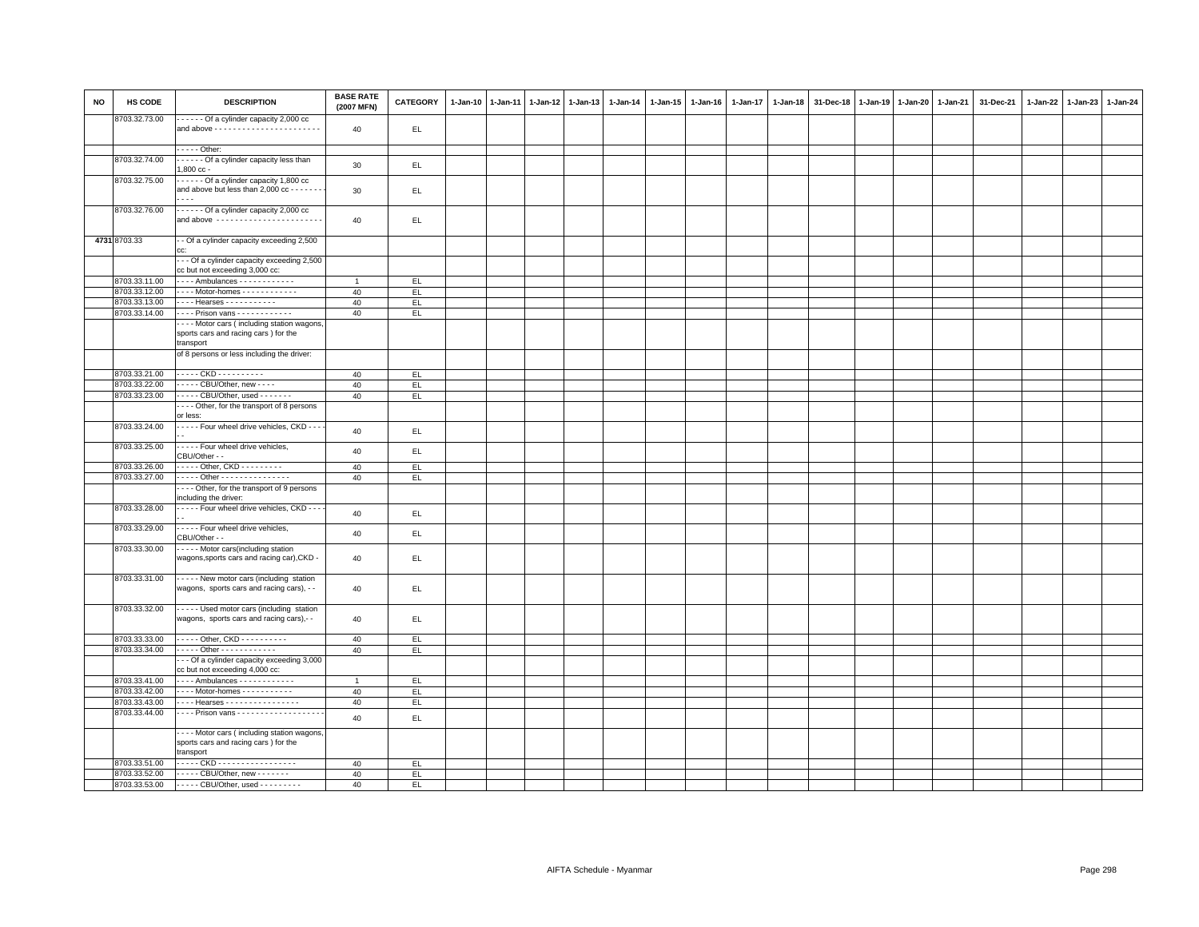| NO | HS CODE | DESCRIPTION | BASE RATE (2007 MFN) | CATEGORY | 1-Jan-10 | 1-Jan-11 | 1-Jan-12 | 1-Jan-13 | 1-Jan-14 | 1-Jan-15 | 1-Jan-16 | 1-Jan-17 | 1-Jan-18 | 31-Dec-18 | 1-Jan-19 | 1-Jan-20 | 1-Jan-21 | 31-Dec-21 | 1-Jan-22 | 1-Jan-23 | 1-Jan-24 |
|---|---|---|---|---|---|---|---|---|---|---|---|---|---|---|---|---|---|---|---|---|---|
| | 8703.32.73.00 | - - - - - - Of a cylinder capacity 2,000 cc and above - - - - - - - - - - - - - - - - - - - - - - - | 40 | EL | | | | | | | | | | | | | | | | | |
| | | - - - - - Other: | | | | | | | | | | | | | | | | | | | |
| | 8703.32.74.00 | - - - - - - Of a cylinder capacity less than 1,800 cc - | 30 | EL | | | | | | | | | | | | | | | | | |
| | 8703.32.75.00 | - - - - - - Of a cylinder capacity 1,800 cc and above but less than 2,000 cc - - - - - - - - - - - | 30 | EL | | | | | | | | | | | | | | | | | |
| | 8703.32.76.00 | - - - - - - Of a cylinder capacity 2,000 cc and above - - - - - - - - - - - - - - - - - - - - - - - | 40 | EL | | | | | | | | | | | | | | | | | |
| 4731 | 8703.33 | - - Of a cylinder capacity exceeding 2,500 cc: | | | | | | | | | | | | | | | | | | | |
| | | - - - Of a cylinder capacity exceeding 2,500 cc but not exceeding 3,000 cc: | | | | | | | | | | | | | | | | | | | |
| | 8703.33.11.00 | - - - - Ambulances - - - - - - - - - - - - | 1 | EL | | | | | | | | | | | | | | | | | |
| | 8703.33.12.00 | - - - - Motor-homes - - - - - - - - - - - - | 40 | EL | | | | | | | | | | | | | | | | | |
| | 8703.33.13.00 | - - - - Hearses - - - - - - - - - - - | 40 | EL | | | | | | | | | | | | | | | | | |
| | 8703.33.14.00 | - - - - Prison vans - - - - - - - - - - - - | 40 | EL | | | | | | | | | | | | | | | | | |
| | | - - - - Motor cars ( including station wagons, sports cars and racing cars ) for the transport | | | | | | | | | | | | | | | | | | | |
| | | of 8 persons or less including the driver: | | | | | | | | | | | | | | | | | | | |
| | 8703.33.21.00 | - - - - - CKD - - - - - - - - - - | 40 | EL | | | | | | | | | | | | | | | | | |
| | 8703.33.22.00 | - - - - - CBU/Other, new - - - - | 40 | EL | | | | | | | | | | | | | | | | | |
| | 8703.33.23.00 | - - - - - CBU/Other, used - - - - - - - | 40 | EL | | | | | | | | | | | | | | | | | |
| | | - - - - Other, for the transport of 8 persons or less: | | | | | | | | | | | | | | | | | | | |
| | 8703.33.24.00 | - - - - - Four wheel drive vehicles, CKD - - - - - | 40 | EL | | | | | | | | | | | | | | | | | |
| | 8703.33.25.00 | - - - - - Four wheel drive vehicles, CBU/Other - - | 40 | EL | | | | | | | | | | | | | | | | | |
| | 8703.33.26.00 | - - - - - Other, CKD - - - - - - - - - | 40 | EL | | | | | | | | | | | | | | | | | |
| | 8703.33.27.00 | - - - - - Other - - - - - - - - - - - - - - - | 40 | EL | | | | | | | | | | | | | | | | | |
| | | - - - - Other, for the transport of 9 persons including the driver: | | | | | | | | | | | | | | | | | | | |
| | 8703.33.28.00 | - - - - - Four wheel drive vehicles, CKD - - - - - | 40 | EL | | | | | | | | | | | | | | | | | |
| | 8703.33.29.00 | - - - - - Four wheel drive vehicles, CBU/Other - - | 40 | EL | | | | | | | | | | | | | | | | | |
| | 8703.33.30.00 | - - - - - Motor cars(including station wagons,sports cars and racing car),CKD - | 40 | EL | | | | | | | | | | | | | | | | | |
| | 8703.33.31.00 | - - - - - New motor cars (including station wagons, sports cars and racing cars), - - | 40 | EL | | | | | | | | | | | | | | | | | |
| | 8703.33.32.00 | - - - - - Used motor cars (including station wagons, sports cars and racing cars),- - | 40 | EL | | | | | | | | | | | | | | | | | |
| | 8703.33.33.00 | - - - - - Other, CKD - - - - - - - - - - | 40 | EL | | | | | | | | | | | | | | | | | |
| | 8703.33.34.00 | - - - - - Other - - - - - - - - - - - - | 40 | EL | | | | | | | | | | | | | | | | | |
| | | - - - Of a cylinder capacity exceeding 3,000 cc but not exceeding 4,000 cc: | | | | | | | | | | | | | | | | | | | |
| | 8703.33.41.00 | - - - - Ambulances - - - - - - - - - - - - | 1 | EL | | | | | | | | | | | | | | | | | |
| | 8703.33.42.00 | - - - - Motor-homes - - - - - - - - - - - | 40 | EL | | | | | | | | | | | | | | | | | |
| | 8703.33.43.00 | - - - - Hearses - - - - - - - - - - - - - - - - | 40 | EL | | | | | | | | | | | | | | | | | |
| | 8703.33.44.00 | - - - - Prison vans - - - - - - - - - - - - - - - - - - - | 40 | EL | | | | | | | | | | | | | | | | | |
| | | - - - - Motor cars ( including station wagons, sports cars and racing cars ) for the transport | | | | | | | | | | | | | | | | | | | |
| | 8703.33.51.00 | - - - - - CKD - - - - - - - - - - - - - - - - - | 40 | EL | | | | | | | | | | | | | | | | | |
| | 8703.33.52.00 | - - - - - CBU/Other, new - - - - - - - | 40 | EL | | | | | | | | | | | | | | | | | |
| | 8703.33.53.00 | - - - - - CBU/Other, used - - - - - - - - - | 40 | EL | | | | | | | | | | | | | | | | | |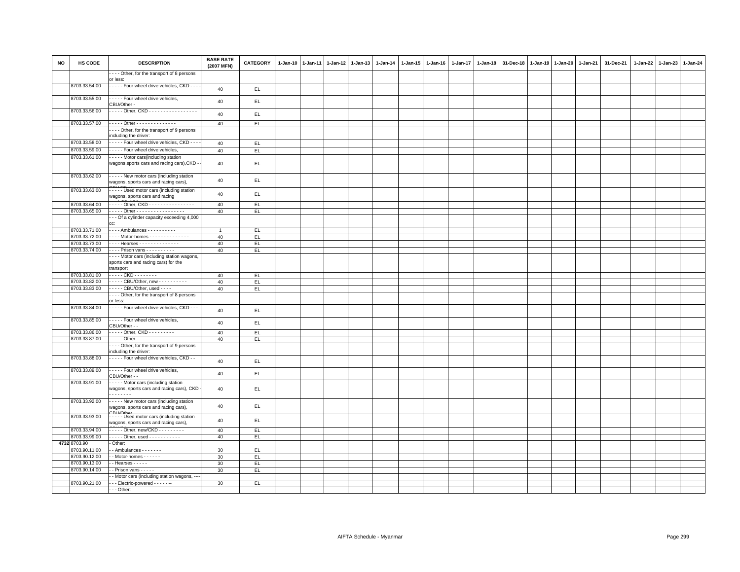| NO | HS CODE | DESCRIPTION | BASE RATE (2007 MFN) | CATEGORY | 1-Jan-10 | 1-Jan-11 | 1-Jan-12 | 1-Jan-13 | 1-Jan-14 | 1-Jan-15 | 1-Jan-16 | 1-Jan-17 | 1-Jan-18 | 31-Dec-18 | 1-Jan-19 | 1-Jan-20 | 1-Jan-21 | 31-Dec-21 | 1-Jan-22 | 1-Jan-23 | 1-Jan-24 |
|---|---|---|---|---|---|---|---|---|---|---|---|---|---|---|---|---|---|---|---|---|---|
| | | - - - - Other, for the transport of 8 persons or less: | | | | | | | | | | | | | | | | | | | |
| | 8703.33.54.00 | - - - - - Four wheel drive vehicles, CKD - - - - - - | 40 | EL | | | | | | | | | | | | | | | | | |
| | 8703.33.55.00 | - - - - - Four wheel drive vehicles, CBU/Other - | 40 | EL | | | | | | | | | | | | | | | | | |
| | 8703.33.56.00 | - - - - - Other, CKD - - - - - - - - - - - - - - - - - | 40 | EL | | | | | | | | | | | | | | | | | |
| | 8703.33.57.00 | - - - - - Other - - - - - - - - - - - - - - | 40 | EL | | | | | | | | | | | | | | | | | |
| | | - - - - Other, for the transport of 9 persons including the driver: | | | | | | | | | | | | | | | | | | | |
| | 8703.33.58.00 | - - - - - Four wheel drive vehicles, CKD - - - - | 40 | EL | | | | | | | | | | | | | | | | | |
| | 8703.33.59.00 | - - - - - Four wheel drive vehicles, | 40 | EL | | | | | | | | | | | | | | | | | |
| | 8703.33.61.00 | - - - - - Motor cars(including station wagons,sports cars and racing cars),CKD - | 40 | EL | | | | | | | | | | | | | | | | | |
| | 8703.33.62.00 | - - - - - New motor cars (including station wagons, sports cars and racing cars), | 40 | EL | | | | | | | | | | | | | | | | | |
| | 8703.33.63.00 | - - - - - Used motor cars (including station wagons, sports cars and racing | 40 | EL | | | | | | | | | | | | | | | | | |
| | 8703.33.64.00 | - - - - - Other, CKD - - - - - - - - - - - - - - - - | 40 | EL | | | | | | | | | | | | | | | | | |
| | 8703.33.65.00 | - - - - - Other - - - - - - - - - - - - - - - - - | 40 | EL | | | | | | | | | | | | | | | | | |
| | | - - - Of a cylinder capacity exceeding 4,000 cc: | | | | | | | | | | | | | | | | | | | |
| | 8703.33.71.00 | - - - - Ambulances - - - - - - - - - - | 1 | EL | | | | | | | | | | | | | | | | | |
| | 8703.33.72.00 | - - - - Motor-homes - - - - - - - - - - - - - - | 40 | EL | | | | | | | | | | | | | | | | | |
| | 8703.33.73.00 | - - - - Hearses - - - - - - - - - - - - - - | 40 | EL | | | | | | | | | | | | | | | | | |
| | 8703.33.74.00 | - - - - Prison vans - - - - - - - - - - | 40 | EL | | | | | | | | | | | | | | | | | |
| | | - - - - Motor cars (including station wagons, sports cars and racing cars) for the transport | | | | | | | | | | | | | | | | | | | |
| | 8703.33.81.00 | - - - - - CKD - - - - - - - - | 40 | EL | | | | | | | | | | | | | | | | | |
| | 8703.33.82.00 | - - - - - CBU/Other, new - - - - - - - - - - | 40 | EL | | | | | | | | | | | | | | | | | |
| | 8703.33.83.00 | - - - - - CBU/Other, used - - - - | 40 | EL | | | | | | | | | | | | | | | | | |
| | | - - - - Other, for the transport of 8 persons or less: | | | | | | | | | | | | | | | | | | | |
| | 8703.33.84.00 | - - - - - Four wheel drive vehicles, CKD - - - | 40 | EL | | | | | | | | | | | | | | | | | |
| | 8703.33.85.00 | - - - - - Four wheel drive vehicles, CBU/Other - - | 40 | EL | | | | | | | | | | | | | | | | | |
| | 8703.33.86.00 | - - - - - Other, CKD - - - - - - - - - | 40 | EL | | | | | | | | | | | | | | | | | |
| | 8703.33.87.00 | - - - - - Other - - - - - - - - - - - | 40 | EL | | | | | | | | | | | | | | | | | |
| | | - - - - Other, for the transport of 9 persons including the driver: | | | | | | | | | | | | | | | | | | | |
| | 8703.33.88.00 | - - - - - Four wheel drive vehicles, CKD - - | 40 | EL | | | | | | | | | | | | | | | | | |
| | 8703.33.89.00 | - - - - - Four wheel drive vehicles, CBU/Other - - | 40 | EL | | | | | | | | | | | | | | | | | |
| | 8703.33.91.00 | - - - - - Motor cars (including station wagons, sports cars and racing cars), CKD - - - - - - - - - | 40 | EL | | | | | | | | | | | | | | | | | |
| | 8703.33.92.00 | - - - - - New motor cars (including station wagons, sports cars and racing cars), CBU/Other | 40 | EL | | | | | | | | | | | | | | | | | |
| | 8703.33.93.00 | - - - - - Used motor cars (including station wagons, sports cars and racing cars), | 40 | EL | | | | | | | | | | | | | | | | | |
| | 8703.33.94.00 | - - - - - Other, new/CKD - - - - - - - - - | 40 | EL | | | | | | | | | | | | | | | | | |
| | 8703.33.99.00 | - - - - - Other, used - - - - - - - - - - - | 40 | EL | | | | | | | | | | | | | | | | | |
| 4732 | 8703.90 | - Other: | | | | | | | | | | | | | | | | | | | |
| | 8703.90.11.00 | - - Ambulances - - - - - - - | 30 | EL | | | | | | | | | | | | | | | | | |
| | 8703.90.12.00 | - - Motor-homes - - - - - - | 30 | EL | | | | | | | | | | | | | | | | | |
| | 8703.90.13.00 | - - Hearses - - - - - | 30 | EL | | | | | | | | | | | | | | | | | |
| | 8703.90.14.00 | - - Prison vans - - - - - | 30 | EL | | | | | | | | | | | | | | | | | |
| | | - - Motor cars (including station wagons, ---- | | | | | | | | | | | | | | | | | | | |
| | 8703.90.21.00 | - - - Electric-powered - - - - - -- | 30 | EL | | | | | | | | | | | | | | | | | |
| | | - - - Other: | | | | | | | | | | | | | | | | | | | |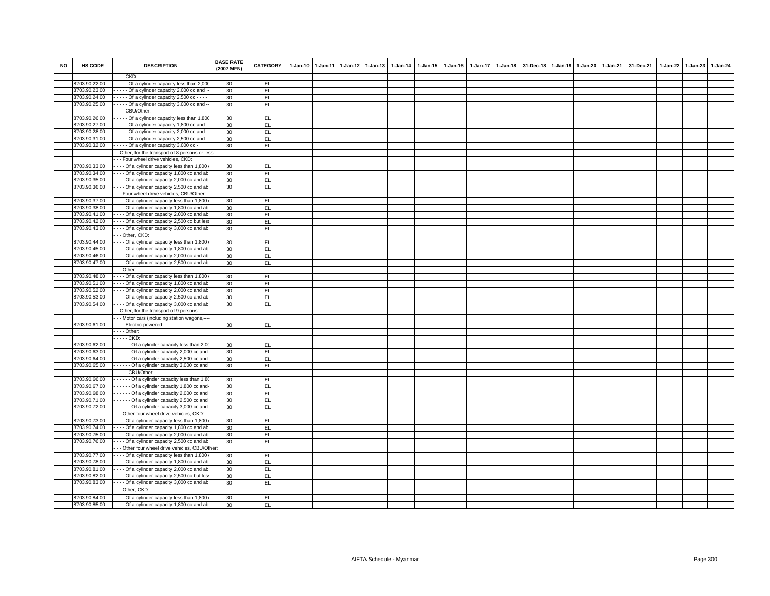| NO | HS CODE | DESCRIPTION | BASE RATE (2007 MFN) | CATEGORY | 1-Jan-10 | 1-Jan-11 | 1-Jan-12 | 1-Jan-13 | 1-Jan-14 | 1-Jan-15 | 1-Jan-16 | 1-Jan-17 | 1-Jan-18 | 31-Dec-18 | 1-Jan-19 | 1-Jan-20 | 1-Jan-21 | 31-Dec-21 | 1-Jan-22 | 1-Jan-23 | 1-Jan-24 |
|---|---|---|---|---|---|---|---|---|---|---|---|---|---|---|---|---|---|---|---|---|---|
| | | - - - - CKD: | | | | | | | | | | | | | | | | | | | |
| | 8703.90.22.00 | - - - - - Of a cylinder capacity less than 2,000 | 30 | EL | | | | | | | | | | | | | | | | | |
| | 8703.90.23.00 | - - - - - Of a cylinder capacity 2,000 cc and | 30 | EL | | | | | | | | | | | | | | | | | |
| | 8703.90.24.00 | - - - - - Of a cylinder capacity 2,500 cc - - - - | 30 | EL | | | | | | | | | | | | | | | | | |
| | 8703.90.25.00 | - - - - - Of a cylinder capacity 3,000 cc and - | 30 | EL | | | | | | | | | | | | | | | | | |
| | | - - - - CBU/Other: | | | | | | | | | | | | | | | | | | | |
| | 8703.90.26.00 | - - - - - Of a cylinder capacity less than 1,800 | 30 | EL | | | | | | | | | | | | | | | | | |
| | 8703.90.27.00 | - - - - - Of a cylinder capacity 1,800 cc and | 30 | EL | | | | | | | | | | | | | | | | | |
| | 8703.90.28.00 | - - - - - Of a cylinder capacity 2,000 cc and - | 30 | EL | | | | | | | | | | | | | | | | | |
| | 8703.90.31.00 | - - - - - Of a cylinder capacity 2,500 cc and | 30 | EL | | | | | | | | | | | | | | | | | |
| | 8703.90.32.00 | - - - - - Of a cylinder capacity 3,000 cc - | 30 | EL | | | | | | | | | | | | | | | | | |
| | | - - Other, for the transport of 8 persons or less: | | | | | | | | | | | | | | | | | | | |
| | | - - - Four wheel drive vehicles, CKD: | | | | | | | | | | | | | | | | | | | |
| | 8703.90.33.00 | - - - - Of a cylinder capacity less than 1,800 | 30 | EL | | | | | | | | | | | | | | | | | |
| | 8703.90.34.00 | - - - - Of a cylinder capacity 1,800 cc and ab | 30 | EL | | | | | | | | | | | | | | | | | |
| | 8703.90.35.00 | - - - - Of a cylinder capacity 2,000 cc and ab | 30 | EL | | | | | | | | | | | | | | | | | |
| | 8703.90.36.00 | - - - - Of a cylinder capacity 2,500 cc and ab | 30 | EL | | | | | | | | | | | | | | | | | |
| | | - - - Four wheel drive vehicles, CBU/Other: | | | | | | | | | | | | | | | | | | | |
| | 8703.90.37.00 | - - - - Of a cylinder capacity less than 1,800 | 30 | EL | | | | | | | | | | | | | | | | | |
| | 8703.90.38.00 | - - - - Of a cylinder capacity 1,800 cc and ab | 30 | EL | | | | | | | | | | | | | | | | | |
| | 8703.90.41.00 | - - - - Of a cylinder capacity 2,000 cc and ab | 30 | EL | | | | | | | | | | | | | | | | | |
| | 8703.90.42.00 | - - - - Of a cylinder capacity 2,500 cc but les | 30 | EL | | | | | | | | | | | | | | | | | |
| | 8703.90.43.00 | - - - - Of a cylinder capacity 3,000 cc and ab | 30 | EL | | | | | | | | | | | | | | | | | |
| | | - - - Other, CKD: | | | | | | | | | | | | | | | | | | | |
| | 8703.90.44.00 | - - - - Of a cylinder capacity less than 1,800 | 30 | EL | | | | | | | | | | | | | | | | | |
| | 8703.90.45.00 | - - - - Of a cylinder capacity 1,800 cc and ab | 30 | EL | | | | | | | | | | | | | | | | | |
| | 8703.90.46.00 | - - - - Of a cylinder capacity 2,000 cc and ab | 30 | EL | | | | | | | | | | | | | | | | | |
| | 8703.90.47.00 | - - - - Of a cylinder capacity 2,500 cc and ab | 30 | EL | | | | | | | | | | | | | | | | | |
| | | - - - Other: | | | | | | | | | | | | | | | | | | | |
| | 8703.90.48.00 | - - - - Of a cylinder capacity less than 1,800 | 30 | EL | | | | | | | | | | | | | | | | | |
| | 8703.90.51.00 | - - - - Of a cylinder capacity 1,800 cc and ab | 30 | EL | | | | | | | | | | | | | | | | | |
| | 8703.90.52.00 | - - - - Of a cylinder capacity 2,000 cc and ab | 30 | EL | | | | | | | | | | | | | | | | | |
| | 8703.90.53.00 | - - - - Of a cylinder capacity 2,500 cc and ab | 30 | EL | | | | | | | | | | | | | | | | | |
| | 8703.90.54.00 | - - - - Of a cylinder capacity 3,000 cc and ab | 30 | EL | | | | | | | | | | | | | | | | | |
| | | - - Other, for the transport of 9 persons: | | | | | | | | | | | | | | | | | | | |
| | | - - - Motor cars (including station wagons,---- | | | | | | | | | | | | | | | | | | | |
| | 8703.90.61.00 | - - - - Electric-powered - - - - - - - - - - | 30 | EL | | | | | | | | | | | | | | | | | |
| | | - - - - Other: | | | | | | | | | | | | | | | | | | | |
| | | - - - - - CKD: | | | | | | | | | | | | | | | | | | | |
| | 8703.90.62.00 | - - - - - - Of a cylinder capacity less than 2,00 | 30 | EL | | | | | | | | | | | | | | | | | |
| | 8703.90.63.00 | - - - - - - Of a cylinder capacity 2,000 cc and | 30 | EL | | | | | | | | | | | | | | | | | |
| | 8703.90.64.00 | - - - - - - Of a cylinder capacity 2,500 cc and | 30 | EL | | | | | | | | | | | | | | | | | |
| | 8703.90.65.00 | - - - - - - Of a cylinder capacity 3,000 cc and | 30 | EL | | | | | | | | | | | | | | | | | |
| | | - - - - - CBU/Other: | | | | | | | | | | | | | | | | | | | |
| | 8703.90.66.00 | - - - - - - Of a cylinder capacity less than 1,80 | 30 | EL | | | | | | | | | | | | | | | | | |
| | 8703.90.67.00 | - - - - - - Of a cylinder capacity 1,800 cc and- | 30 | EL | | | | | | | | | | | | | | | | | |
| | 8703.90.68.00 | - - - - - - Of a cylinder capacity 2,000 cc and | 30 | EL | | | | | | | | | | | | | | | | | |
| | 8703.90.71.00 | - - - - - - Of a cylinder capacity 2,500 cc and | 30 | EL | | | | | | | | | | | | | | | | | |
| | 8703.90.72.00 | - - - - - - Of a cylinder capacity 3,000 cc and | 30 | EL | | | | | | | | | | | | | | | | | |
| | | - - - Other four wheel drive vehicles, CKD: | | | | | | | | | | | | | | | | | | | |
| | 8703.90.73.00 | - - - - Of a cylinder capacity less than 1,800 | 30 | EL | | | | | | | | | | | | | | | | | |
| | 8703.90.74.00 | - - - - Of a cylinder capacity 1,800 cc and ab | 30 | EL | | | | | | | | | | | | | | | | | |
| | 8703.90.75.00 | - - - - Of a cylinder capacity 2,000 cc and ab | 30 | EL | | | | | | | | | | | | | | | | | |
| | 8703.90.76.00 | - - - - Of a cylinder capacity 2,500 cc and ab | 30 | EL | | | | | | | | | | | | | | | | | |
| | | - - - Other four wheel drive vehicles, CBU/Other: | | | | | | | | | | | | | | | | | | | |
| | 8703.90.77.00 | - - - - Of a cylinder capacity less than 1,800 | 30 | EL | | | | | | | | | | | | | | | | | |
| | 8703.90.78.00 | - - - - Of a cylinder capacity 1,800 cc and ab | 30 | EL | | | | | | | | | | | | | | | | | |
| | 8703.90.81.00 | - - - - Of a cylinder capacity 2,000 cc and ab | 30 | EL | | | | | | | | | | | | | | | | | |
| | 8703.90.82.00 | - - - - Of a cylinder capacity 2,500 cc but les | 30 | EL | | | | | | | | | | | | | | | | | |
| | 8703.90.83.00 | - - - - Of a cylinder capacity 3,000 cc and ab | 30 | EL | | | | | | | | | | | | | | | | | |
| | | - - - Other, CKD: | | | | | | | | | | | | | | | | | | | |
| | 8703.90.84.00 | - - - - Of a cylinder capacity less than 1,800 | 30 | EL | | | | | | | | | | | | | | | | | |
| | 8703.90.85.00 | - - - - Of a cylinder capacity 1,800 cc and ab | 30 | EL | | | | | | | | | | | | | | | | | |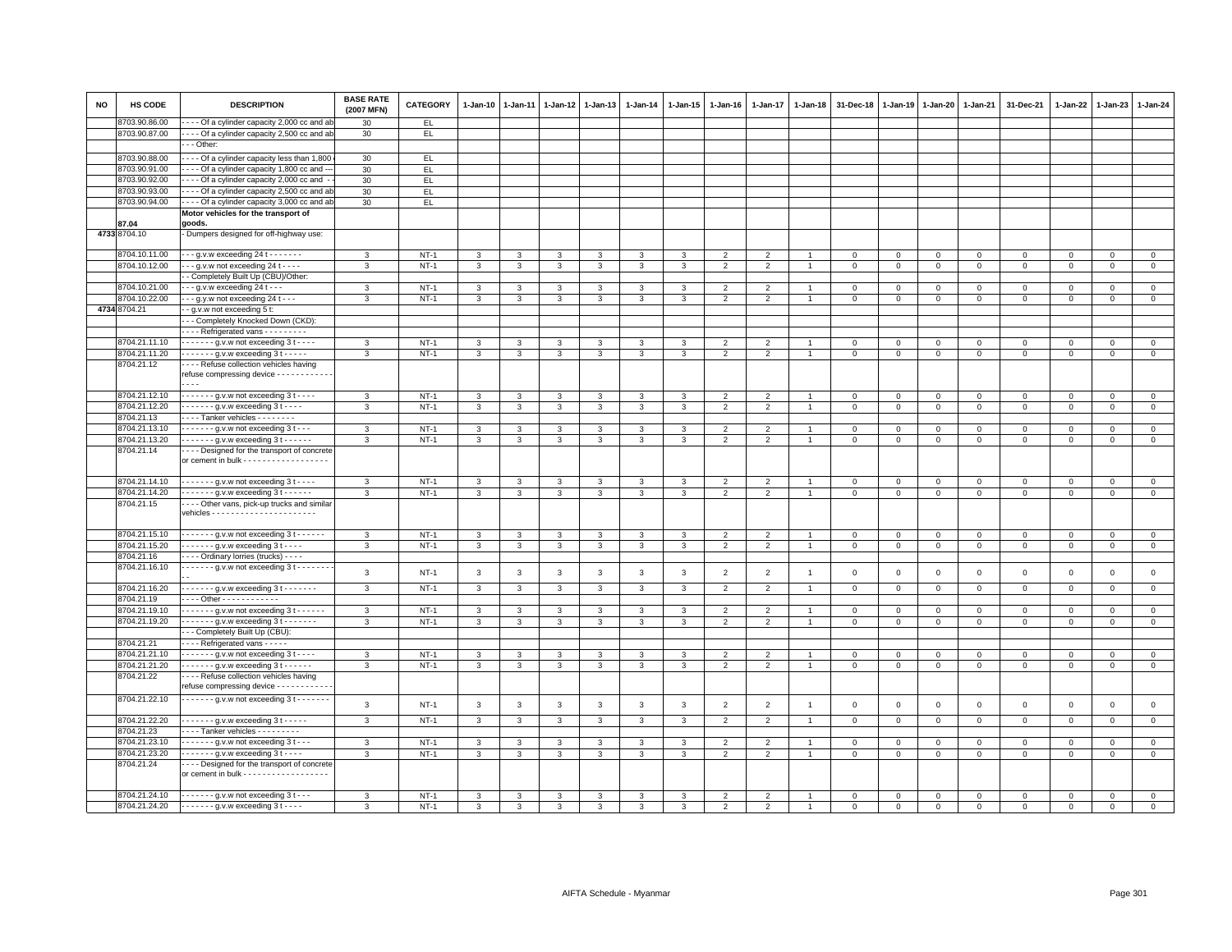| NO | HS CODE | DESCRIPTION | BASE RATE (2007 MFN) | CATEGORY | 1-Jan-10 | 1-Jan-11 | 1-Jan-12 | 1-Jan-13 | 1-Jan-14 | 1-Jan-15 | 1-Jan-16 | 1-Jan-17 | 1-Jan-18 | 31-Dec-18 | 1-Jan-19 | 1-Jan-20 | 1-Jan-21 | 31-Dec-21 | 1-Jan-22 | 1-Jan-23 | 1-Jan-24 |
|---|---|---|---|---|---|---|---|---|---|---|---|---|---|---|---|---|---|---|---|---|---|
| | 8703.90.86.00 | - - - - Of a cylinder capacity 2,000 cc and ab | 30 | EL | | | | | | | | | | | | | | | | | |
| | 8703.90.87.00 | - - - - Of a cylinder capacity 2,500 cc and ab | 30 | EL | | | | | | | | | | | | | | | | | |
| | | - - - Other: | | | | | | | | | | | | | | | | | | | |
| | 8703.90.88.00 | - - - - Of a cylinder capacity less than 1,800 | 30 | EL | | | | | | | | | | | | | | | | | |
| | 8703.90.91.00 | - - - - Of a cylinder capacity 1,800 cc and --- | 30 | EL | | | | | | | | | | | | | | | | | |
| | 8703.90.92.00 | - - - - Of a cylinder capacity 2,000 cc and - - | 30 | EL | | | | | | | | | | | | | | | | | |
| | 8703.90.93.00 | - - - - Of a cylinder capacity 2,500 cc and ab | 30 | EL | | | | | | | | | | | | | | | | | |
| | 8703.90.94.00 | - - - - Of a cylinder capacity 3,000 cc and ab | 30 | EL | | | | | | | | | | | | | | | | | |
| | 87.04 | **Motor vehicles for the transport of goods.** | | | | | | | | | | | | | | | | | | | |
| 4733 | 8704.10 | - Dumpers designed for off-highway use: | | | | | | | | | | | | | | | | | | | |
| | 8704.10.11.00 | - - - g.v.w exceeding 24 t - - - - - - - | 3 | NT-1 | 3 | 3 | 3 | 3 | 3 | 3 | 2 | 2 | 1 | 0 | 0 | 0 | 0 | 0 | 0 | 0 | 0 |
| | 8704.10.12.00 | - - - g.v.w not exceeding 24 t - - - - | 3 | NT-1 | 3 | 3 | 3 | 3 | 3 | 3 | 2 | 2 | 1 | 0 | 0 | 0 | 0 | 0 | 0 | 0 | 0 |
| | | - - Completely Built Up (CBU)/Other: | | | | | | | | | | | | | | | | | | | |
| | 8704.10.21.00 | - - - g.v.w exceeding 24 t - - - | 3 | NT-1 | 3 | 3 | 3 | 3 | 3 | 3 | 2 | 2 | 1 | 0 | 0 | 0 | 0 | 0 | 0 | 0 | 0 |
| | 8704.10.22.00 | - - - g.v.w not exceeding 24 t - - - | 3 | NT-1 | 3 | 3 | 3 | 3 | 3 | 3 | 2 | 2 | 1 | 0 | 0 | 0 | 0 | 0 | 0 | 0 | 0 |
| 4734 | 8704.21 | - - g.v.w not exceeding 5 t: | | | | | | | | | | | | | | | | | | | |
| | | - - - Completely Knocked Down (CKD): | | | | | | | | | | | | | | | | | | | |
| | | - - - - Refrigerated vans - - - - - - - - - | | | | | | | | | | | | | | | | | | | |
| | 8704.21.11.10 | - - - - - - - g.v.w not exceeding 3 t - - - - | 3 | NT-1 | 3 | 3 | 3 | 3 | 3 | 3 | 2 | 2 | 1 | 0 | 0 | 0 | 0 | 0 | 0 | 0 | 0 |
| | 8704.21.11.20 | - - - - - - - g.v.w exceeding 3 t - - - - - | 3 | NT-1 | 3 | 3 | 3 | 3 | 3 | 3 | 2 | 2 | 1 | 0 | 0 | 0 | 0 | 0 | 0 | 0 | 0 |
| | 8704.21.12 | - - - - Refuse collection vehicles having refuse compressing device - - - - - - - - - - - - - - - - | | | | | | | | | | | | | | | | | | | |
| | 8704.21.12.10 | - - - - - - - g.v.w not exceeding 3 t - - - - | 3 | NT-1 | 3 | 3 | 3 | 3 | 3 | 3 | 2 | 2 | 1 | 0 | 0 | 0 | 0 | 0 | 0 | 0 | 0 |
| | 8704.21.12.20 | - - - - - - - g.v.w exceeding 3 t - - - - | 3 | NT-1 | 3 | 3 | 3 | 3 | 3 | 3 | 2 | 2 | 1 | 0 | 0 | 0 | 0 | 0 | 0 | 0 | 0 |
| | 8704.21.13 | - - - - Tanker vehicles - - - - - - - - | | | | | | | | | | | | | | | | | | | |
| | 8704.21.13.10 | - - - - - - - g.v.w not exceeding 3 t - - - | 3 | NT-1 | 3 | 3 | 3 | 3 | 3 | 3 | 2 | 2 | 1 | 0 | 0 | 0 | 0 | 0 | 0 | 0 | 0 |
| | 8704.21.13.20 | - - - - - - - g.v.w exceeding 3 t - - - - - - | 3 | NT-1 | 3 | 3 | 3 | 3 | 3 | 3 | 2 | 2 | 1 | 0 | 0 | 0 | 0 | 0 | 0 | 0 | 0 |
| | 8704.21.14 | - - - - Designed for the transport of concrete or cement in bulk - - - - - - - - - - - - - - - - - - | | | | | | | | | | | | | | | | | | | |
| | 8704.21.14.10 | - - - - - - - g.v.w not exceeding 3 t - - - - | 3 | NT-1 | 3 | 3 | 3 | 3 | 3 | 3 | 2 | 2 | 1 | 0 | 0 | 0 | 0 | 0 | 0 | 0 | 0 |
| | 8704.21.14.20 | - - - - - - - g.v.w exceeding 3 t - - - - - - | 3 | NT-1 | 3 | 3 | 3 | 3 | 3 | 3 | 2 | 2 | 1 | 0 | 0 | 0 | 0 | 0 | 0 | 0 | 0 |
| | 8704.21.15 | - - - - Other vans, pick-up trucks and similar vehicles - - - - - - - - - - - - - - - - - - - - - - | | | | | | | | | | | | | | | | | | | |
| | 8704.21.15.10 | - - - - - - - g.v.w not exceeding 3 t - - - - - - | 3 | NT-1 | 3 | 3 | 3 | 3 | 3 | 3 | 2 | 2 | 1 | 0 | 0 | 0 | 0 | 0 | 0 | 0 | 0 |
| | 8704.21.15.20 | - - - - - - - g.v.w exceeding 3 t - - - - | 3 | NT-1 | 3 | 3 | 3 | 3 | 3 | 3 | 2 | 2 | 1 | 0 | 0 | 0 | 0 | 0 | 0 | 0 | 0 |
| | 8704.21.16 | - - - - Ordinary lorries (trucks) - - - - | | | | | | | | | | | | | | | | | | | |
| | 8704.21.16.10 | - - - - - - - g.v.w not exceeding 3 t - - - - - - - - - | 3 | NT-1 | 3 | 3 | 3 | 3 | 3 | 3 | 2 | 2 | 1 | 0 | 0 | 0 | 0 | 0 | 0 | 0 | 0 |
| | 8704.21.16.20 | - - - - - - - g.v.w exceeding 3 t - - - - - - - | 3 | NT-1 | 3 | 3 | 3 | 3 | 3 | 3 | 2 | 2 | 1 | 0 | 0 | 0 | 0 | 0 | 0 | 0 | 0 |
| | 8704.21.19 | - - - - Other - - - - - - - - - - - - | | | | | | | | | | | | | | | | | | | |
| | 8704.21.19.10 | - - - - - - - g.v.w not exceeding 3 t - - - - - - | 3 | NT-1 | 3 | 3 | 3 | 3 | 3 | 3 | 2 | 2 | 1 | 0 | 0 | 0 | 0 | 0 | 0 | 0 | 0 |
| | 8704.21.19.20 | - - - - - - - g.v.w exceeding 3 t - - - - - - - | 3 | NT-1 | 3 | 3 | 3 | 3 | 3 | 3 | 2 | 2 | 1 | 0 | 0 | 0 | 0 | 0 | 0 | 0 | 0 |
| | | - - - Completely Built Up (CBU): | | | | | | | | | | | | | | | | | | | |
| | 8704.21.21 | - - - - Refrigerated vans - - - - - | | | | | | | | | | | | | | | | | | | |
| | 8704.21.21.10 | - - - - - - - g.v.w not exceeding 3 t - - - - | 3 | NT-1 | 3 | 3 | 3 | 3 | 3 | 3 | 2 | 2 | 1 | 0 | 0 | 0 | 0 | 0 | 0 | 0 | 0 |
| | 8704.21.21.20 | - - - - - - - g.v.w exceeding 3 t - - - - - - | 3 | NT-1 | 3 | 3 | 3 | 3 | 3 | 3 | 2 | 2 | 1 | 0 | 0 | 0 | 0 | 0 | 0 | 0 | 0 |
| | 8704.21.22 | - - - - Refuse collection vehicles having refuse compressing device - - - - - - - - - - - - | | | | | | | | | | | | | | | | | | | |
| | 8704.21.22.10 | - - - - - - - g.v.w not exceeding 3 t - - - - - - - | 3 | NT-1 | 3 | 3 | 3 | 3 | 3 | 3 | 2 | 2 | 1 | 0 | 0 | 0 | 0 | 0 | 0 | 0 | 0 |
| | 8704.21.22.20 | - - - - - - - g.v.w exceeding 3 t - - - - - | 3 | NT-1 | 3 | 3 | 3 | 3 | 3 | 3 | 2 | 2 | 1 | 0 | 0 | 0 | 0 | 0 | 0 | 0 | 0 |
| | 8704.21.23 | - - - - Tanker vehicles - - - - - - - - - - | | | | | | | | | | | | | | | | | | | |
| | 8704.21.23.10 | - - - - - - - g.v.w not exceeding 3 t - - - | 3 | NT-1 | 3 | 3 | 3 | 3 | 3 | 3 | 2 | 2 | 1 | 0 | 0 | 0 | 0 | 0 | 0 | 0 | 0 |
| | 8704.21.23.20 | - - - - - - - g.v.w exceeding 3 t - - - - | 3 | NT-1 | 3 | 3 | 3 | 3 | 3 | 3 | 2 | 2 | 1 | 0 | 0 | 0 | 0 | 0 | 0 | 0 | 0 |
| | 8704.21.24 | - - - - Designed for the transport of concrete or cement in bulk - - - - - - - - - - - - - - - - - - | | | | | | | | | | | | | | | | | | | |
| | 8704.21.24.10 | - - - - - - - g.v.w not exceeding 3 t - - - | 3 | NT-1 | 3 | 3 | 3 | 3 | 3 | 3 | 2 | 2 | 1 | 0 | 0 | 0 | 0 | 0 | 0 | 0 | 0 |
| | 8704.21.24.20 | - - - - - - - g.v.w exceeding 3 t - - - - | 3 | NT-1 | 3 | 3 | 3 | 3 | 3 | 3 | 2 | 2 | 1 | 0 | 0 | 0 | 0 | 0 | 0 | 0 | 0 |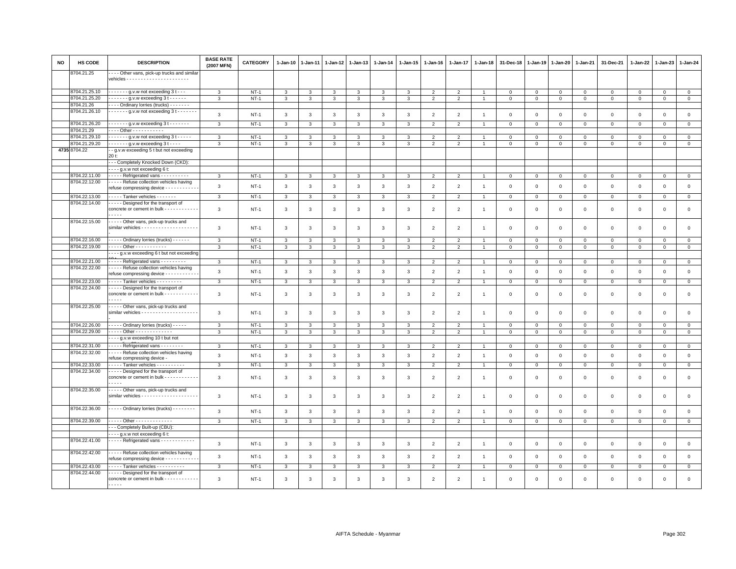| NO | HS CODE | DESCRIPTION | BASE RATE (2007 MFN) | CATEGORY | 1-Jan-10 | 1-Jan-11 | 1-Jan-12 | 1-Jan-13 | 1-Jan-14 | 1-Jan-15 | 1-Jan-16 | 1-Jan-17 | 1-Jan-18 | 31-Dec-18 | 1-Jan-19 | 1-Jan-20 | 1-Jan-21 | 31-Dec-21 | 1-Jan-22 | 1-Jan-23 | 1-Jan-24 |
|---|---|---|---|---|---|---|---|---|---|---|---|---|---|---|---|---|---|---|---|---|---|
| | 8704.21.25 | - - - - Other vans, pick-up trucks and similar vehicles - - - - - - - - - - - - - - - - - - - - - - | | | | | | | | | | | | | | | | | | | |
| | 8704.21.25.10 | - - - - - - - g.v.w not exceeding 3 t - - - | 3 | NT-1 | 3 | 3 | 3 | 3 | 3 | 3 | 2 | 2 | 1 | 0 | 0 | 0 | 0 | 0 | 0 | 0 | 0 |
| | 8704.21.25.20 | - - - - - - - g.v.w exceeding 3 t - - - - - - | 3 | NT-1 | 3 | 3 | 3 | 3 | 3 | 3 | 2 | 2 | 1 | 0 | 0 | 0 | 0 | 0 | 0 | 0 | 0 |
| | 8704.21.26 | - - - - Ordinary lorries (trucks) - - - - - - - | | | | | | | | | | | | | | | | | | | |
| | 8704.21.26.10 | - - - - - - - g.v.w not exceeding 3 t - - - - - - - | 3 | NT-1 | 3 | 3 | 3 | 3 | 3 | 3 | 2 | 2 | 1 | 0 | 0 | 0 | 0 | 0 | 0 | 0 | 0 |
| | 8704.21.26.20 | - - - - - - - g.v.w exceeding 3 t - - - - - - - | 3 | NT-1 | 3 | 3 | 3 | 3 | 3 | 3 | 2 | 2 | 1 | 0 | 0 | 0 | 0 | 0 | 0 | 0 | 0 |
| | 8704.21.29 | - - - - Other - - - - - - - - - - - | | | | | | | | | | | | | | | | | | | |
| | 8704.21.29.10 | - - - - - - - g.v.w not exceeding 3 t - - - - - | 3 | NT-1 | 3 | 3 | 3 | 3 | 3 | 3 | 2 | 2 | 1 | 0 | 0 | 0 | 0 | 0 | 0 | 0 | 0 |
| | 8704.21.29.20 | - - - - - - - g.v.w exceeding 3 t - - - - | 3 | NT-1 | 3 | 3 | 3 | 3 | 3 | 3 | 2 | 2 | 1 | 0 | 0 | 0 | 0 | 0 | 0 | 0 | 0 |
| 4735 | 8704.22 | - - g.v.w exceeding 5 t but not exceeding 20 t: | | | | | | | | | | | | | | | | | | | |
| | | - - - Completely Knocked Down (CKD): | | | | | | | | | | | | | | | | | | | |
| | | - - - - g.v.w not exceeding 6 t: | | | | | | | | | | | | | | | | | | | |
| | 8704.22.11.00 | - - - - - Refrigerated vans - - - - - - - - - - | 3 | NT-1 | 3 | 3 | 3 | 3 | 3 | 3 | 2 | 2 | 1 | 0 | 0 | 0 | 0 | 0 | 0 | 0 | 0 |
| | 8704.22.12.00 | - - - - - Refuse collection vehicles having refuse compressing device - - - - - - - - - - - - | 3 | NT-1 | 3 | 3 | 3 | 3 | 3 | 3 | 2 | 2 | 1 | 0 | 0 | 0 | 0 | 0 | 0 | 0 | 0 |
| | 8704.22.13.00 | - - - - - Tanker vehicles - - - - - - - | 3 | NT-1 | 3 | 3 | 3 | 3 | 3 | 3 | 2 | 2 | 1 | 0 | 0 | 0 | 0 | 0 | 0 | 0 | 0 |
| | 8704.22.14.00 | - - - - - Designed for the transport of concrete or cement in bulk - - - - - - - - - - - - - - - - - | 3 | NT-1 | 3 | 3 | 3 | 3 | 3 | 3 | 2 | 2 | 1 | 0 | 0 | 0 | 0 | 0 | 0 | 0 | 0 |
| | 8704.22.15.00 | - - - - - Other vans, pick-up trucks and similar vehicles - - - - - - - - - - - - - - - - - - - - - | 3 | NT-1 | 3 | 3 | 3 | 3 | 3 | 3 | 2 | 2 | 1 | 0 | 0 | 0 | 0 | 0 | 0 | 0 | 0 |
| | 8704.22.16.00 | - - - - - Ordinary lorries (trucks) - - - - - - | 3 | NT-1 | 3 | 3 | 3 | 3 | 3 | 3 | 2 | 2 | 1 | 0 | 0 | 0 | 0 | 0 | 0 | 0 | 0 |
| | 8704.22.19.00 | - - - - - Other - - - - - - - - - - - - | 3 | NT-1 | 3 | 3 | 3 | 3 | 3 | 3 | 2 | 2 | 1 | 0 | 0 | 0 | 0 | 0 | 0 | 0 | 0 |
| | | - - - - g.v.w exceeding 6 t but not exceeding 10 t: | | | | | | | | | | | | | | | | | | | |
| | 8704.22.21.00 | - - - - - Refrigerated vans - - - - - - - - - | 3 | NT-1 | 3 | 3 | 3 | 3 | 3 | 3 | 2 | 2 | 1 | 0 | 0 | 0 | 0 | 0 | 0 | 0 | 0 |
| | 8704.22.22.00 | - - - - - Refuse collection vehicles having refuse compressing device - - - - - - - - - - - - | 3 | NT-1 | 3 | 3 | 3 | 3 | 3 | 3 | 2 | 2 | 1 | 0 | 0 | 0 | 0 | 0 | 0 | 0 | 0 |
| | 8704.22.23.00 | - - - - - Tanker vehicles - - - - - - - - - - | 3 | NT-1 | 3 | 3 | 3 | 3 | 3 | 3 | 2 | 2 | 1 | 0 | 0 | 0 | 0 | 0 | 0 | 0 | 0 |
| | 8704.22.24.00 | - - - - - Designed for the transport of concrete or cement in bulk - - - - - - - - - - - - - - - - - | 3 | NT-1 | 3 | 3 | 3 | 3 | 3 | 3 | 2 | 2 | 1 | 0 | 0 | 0 | 0 | 0 | 0 | 0 | 0 |
| | 8704.22.25.00 | - - - - - Other vans, pick-up trucks and similar vehicles - - - - - - - - - - - - - - - - - - - - - | 3 | NT-1 | 3 | 3 | 3 | 3 | 3 | 3 | 2 | 2 | 1 | 0 | 0 | 0 | 0 | 0 | 0 | 0 | 0 |
| | 8704.22.26.00 | - - - - - Ordinary lorries (trucks) - - - - - | 3 | NT-1 | 3 | 3 | 3 | 3 | 3 | 3 | 2 | 2 | 1 | 0 | 0 | 0 | 0 | 0 | 0 | 0 | 0 |
| | 8704.22.29.00 | - - - - - Other - - - - - - - - - - - - - | 3 | NT-1 | 3 | 3 | 3 | 3 | 3 | 3 | 2 | 2 | 1 | 0 | 0 | 0 | 0 | 0 | 0 | 0 | 0 |
| | | - - - - g.v.w exceeding 10 t but not exceeding 20 t: | | | | | | | | | | | | | | | | | | | |
| | 8704.22.31.00 | - - - - - Refrigerated vans - - - - - - - - | 3 | NT-1 | 3 | 3 | 3 | 3 | 3 | 3 | 2 | 2 | 1 | 0 | 0 | 0 | 0 | 0 | 0 | 0 | 0 |
| | 8704.22.32.00 | - - - - - Refuse collection vehicles having refuse compressing device - | 3 | NT-1 | 3 | 3 | 3 | 3 | 3 | 3 | 2 | 2 | 1 | 0 | 0 | 0 | 0 | 0 | 0 | 0 | 0 |
| | 8704.22.33.00 | - - - - - Tanker vehicles - - - - - - - - - - | 3 | NT-1 | 3 | 3 | 3 | 3 | 3 | 3 | 2 | 2 | 1 | 0 | 0 | 0 | 0 | 0 | 0 | 0 | 0 |
| | 8704.22.34.00 | - - - - - Designed for the transport of concrete or cement in bulk - - - - - - - - - - - - - - - - - | 3 | NT-1 | 3 | 3 | 3 | 3 | 3 | 3 | 2 | 2 | 1 | 0 | 0 | 0 | 0 | 0 | 0 | 0 | 0 |
| | 8704.22.35.00 | - - - - - Other vans, pick-up trucks and similar vehicles - - - - - - - - - - - - - - - - - - - - - | 3 | NT-1 | 3 | 3 | 3 | 3 | 3 | 3 | 2 | 2 | 1 | 0 | 0 | 0 | 0 | 0 | 0 | 0 | 0 |
| | 8704.22.36.00 | - - - - - Ordinary lorries (trucks) - - - - - - - - | 3 | NT-1 | 3 | 3 | 3 | 3 | 3 | 3 | 2 | 2 | 1 | 0 | 0 | 0 | 0 | 0 | 0 | 0 | 0 |
| | 8704.22.39.00 | - - - - - Other - - - - - - - - - - - - - | 3 | NT-1 | 3 | 3 | 3 | 3 | 3 | 3 | 2 | 2 | 1 | 0 | 0 | 0 | 0 | 0 | 0 | 0 | 0 |
| | | - - - Completely Built-up (CBU): | | | | | | | | | | | | | | | | | | | |
| | | - - - - g.v.w not exceeding 6 t: | | | | | | | | | | | | | | | | | | | |
| | 8704.22.41.00 | - - - - - Refrigerated vans - - - - - - - - - - - - | 3 | NT-1 | 3 | 3 | 3 | 3 | 3 | 3 | 2 | 2 | 1 | 0 | 0 | 0 | 0 | 0 | 0 | 0 | 0 |
| | 8704.22.42.00 | - - - - - Refuse collection vehicles having refuse compressing device - - - - - - - - - - - - | 3 | NT-1 | 3 | 3 | 3 | 3 | 3 | 3 | 2 | 2 | 1 | 0 | 0 | 0 | 0 | 0 | 0 | 0 | 0 |
| | 8704.22.43.00 | - - - - - Tanker vehicles - - - - - - - - - - | 3 | NT-1 | 3 | 3 | 3 | 3 | 3 | 3 | 2 | 2 | 1 | 0 | 0 | 0 | 0 | 0 | 0 | 0 | 0 |
| | 8704.22.44.00 | - - - - - Designed for the transport of concrete or cement in bulk - - - - - - - - - - - - - - - - - | 3 | NT-1 | 3 | 3 | 3 | 3 | 3 | 3 | 2 | 2 | 1 | 0 | 0 | 0 | 0 | 0 | 0 | 0 | 0 |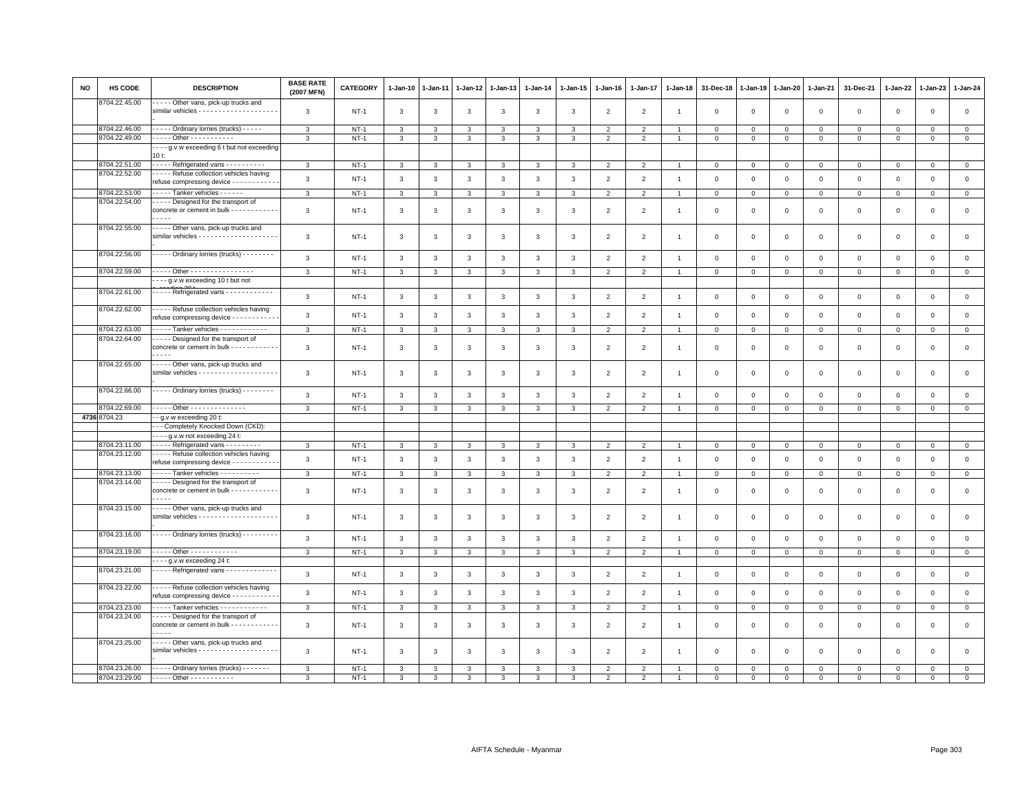| NO | HS CODE | DESCRIPTION | BASE RATE (2007 MFN) | CATEGORY | 1-Jan-10 | 1-Jan-11 | 1-Jan-12 | 1-Jan-13 | 1-Jan-14 | 1-Jan-15 | 1-Jan-16 | 1-Jan-17 | 1-Jan-18 | 31-Dec-18 | 1-Jan-19 | 1-Jan-20 | 1-Jan-21 | 31-Dec-21 | 1-Jan-22 | 1-Jan-23 | 1-Jan-24 |
|---|---|---|---|---|---|---|---|---|---|---|---|---|---|---|---|---|---|---|---|---|---|
| | 8704.22.45.00 | - - - - - Other vans, pick-up trucks and similar vehicles - - - - - - - - - - - - - - - - - - - - - | 3 | NT-1 | 3 | 3 | 3 | 3 | 3 | 3 | 2 | 2 | 1 | 0 | 0 | 0 | 0 | 0 | 0 | 0 | 0 |
| | 8704.22.46.00 | - - - - - Ordinary lorries (trucks) - - - - - | 3 | NT-1 | 3 | 3 | 3 | 3 | 3 | 3 | 2 | 2 | 1 | 0 | 0 | 0 | 0 | 0 | 0 | 0 | 0 |
| | 8704.22.49.00 | - - - - - Other - - - - - - - - - - - | 3 | NT-1 | 3 | 3 | 3 | 3 | 3 | 3 | 2 | 2 | 1 | 0 | 0 | 0 | 0 | 0 | 0 | 0 | 0 |
| | | - - - - g.v.w exceeding 6 t but not exceeding 10 t: | | | | | | | | | | | | | | | | | | | |
| | 8704.22.51.00 | - - - - - Refrigerated vans - - - - - - - - - - | 3 | NT-1 | 3 | 3 | 3 | 3 | 3 | 3 | 2 | 2 | 1 | 0 | 0 | 0 | 0 | 0 | 0 | 0 | 0 |
| | 8704.22.52.00 | - - - - - Refuse collection vehicles having refuse compressing device - - - - - - - - - - - - | 3 | NT-1 | 3 | 3 | 3 | 3 | 3 | 3 | 2 | 2 | 1 | 0 | 0 | 0 | 0 | 0 | 0 | 0 | 0 |
| | 8704.22.53.00 | - - - - - Tanker vehicles - - - - - - | 3 | NT-1 | 3 | 3 | 3 | 3 | 3 | 3 | 2 | 2 | 1 | 0 | 0 | 0 | 0 | 0 | 0 | 0 | 0 |
| | 8704.22.54.00 | - - - - - Designed for the transport of concrete or cement in bulk - - - - - - - - - - - - - - - - - | 3 | NT-1 | 3 | 3 | 3 | 3 | 3 | 3 | 2 | 2 | 1 | 0 | 0 | 0 | 0 | 0 | 0 | 0 | 0 |
| | 8704.22.55.00 | - - - - - Other vans, pick-up trucks and similar vehicles - - - - - - - - - - - - - - - - - - - - - | 3 | NT-1 | 3 | 3 | 3 | 3 | 3 | 3 | 2 | 2 | 1 | 0 | 0 | 0 | 0 | 0 | 0 | 0 | 0 |
| | 8704.22.56.00 | - - - - - Ordinary lorries (trucks) - - - - - - - - | 3 | NT-1 | 3 | 3 | 3 | 3 | 3 | 3 | 2 | 2 | 1 | 0 | 0 | 0 | 0 | 0 | 0 | 0 | 0 |
| | 8704.22.59.00 | - - - - - Other - - - - - - - - - - - - - - - - | 3 | NT-1 | 3 | 3 | 3 | 3 | 3 | 3 | 2 | 2 | 1 | 0 | 0 | 0 | 0 | 0 | 0 | 0 | 0 |
| | | - - - - g.v.w exceeding 10 t but not exceeding 20 t: | | | | | | | | | | | | | | | | | | | |
| | 8704.22.61.00 | - - - - - Refrigerated vans - - - - - - - - - - - - | 3 | NT-1 | 3 | 3 | 3 | 3 | 3 | 3 | 2 | 2 | 1 | 0 | 0 | 0 | 0 | 0 | 0 | 0 | 0 |
| | 8704.22.62.00 | - - - - - Refuse collection vehicles having refuse compressing device - - - - - - - - - - - - | 3 | NT-1 | 3 | 3 | 3 | 3 | 3 | 3 | 2 | 2 | 1 | 0 | 0 | 0 | 0 | 0 | 0 | 0 | 0 |
| | 8704.22.63.00 | - - - - - Tanker vehicles - - - - - - - - - - - - | 3 | NT-1 | 3 | 3 | 3 | 3 | 3 | 3 | 2 | 2 | 1 | 0 | 0 | 0 | 0 | 0 | 0 | 0 | 0 |
| | 8704.22.64.00 | - - - - - Designed for the transport of concrete or cement in bulk - - - - - - - - - - - - - - - - - | 3 | NT-1 | 3 | 3 | 3 | 3 | 3 | 3 | 2 | 2 | 1 | 0 | 0 | 0 | 0 | 0 | 0 | 0 | 0 |
| | 8704.22.65.00 | - - - - - Other vans, pick-up trucks and similar vehicles - - - - - - - - - - - - - - - - - - - - - | 3 | NT-1 | 3 | 3 | 3 | 3 | 3 | 3 | 2 | 2 | 1 | 0 | 0 | 0 | 0 | 0 | 0 | 0 | 0 |
| | 8704.22.66.00 | - - - - - Ordinary lorries (trucks) - - - - - - - - | 3 | NT-1 | 3 | 3 | 3 | 3 | 3 | 3 | 2 | 2 | 1 | 0 | 0 | 0 | 0 | 0 | 0 | 0 | 0 |
| | 8704.22.69.00 | - - - - - Other - - - - - - - - - - - - - - | 3 | NT-1 | 3 | 3 | 3 | 3 | 3 | 3 | 2 | 2 | 1 | 0 | 0 | 0 | 0 | 0 | 0 | 0 | 0 |
| 4736 | 8704.23 | - - g.v.w exceeding 20 t: | | | | | | | | | | | | | | | | | | | |
| | | - - - Completely Knocked Down (CKD): | | | | | | | | | | | | | | | | | | | |
| | | - - - - g.v.w not exceeding 24 t: | | | | | | | | | | | | | | | | | | | |
| | 8704.23.11.00 | - - - - - Refrigerated vans - - - - - - - - - | 3 | NT-1 | 3 | 3 | 3 | 3 | 3 | 3 | 2 | 2 | 1 | 0 | 0 | 0 | 0 | 0 | 0 | 0 | 0 |
| | 8704.23.12.00 | - - - - - Refuse collection vehicles having refuse compressing device - - - - - - - - - - - - | 3 | NT-1 | 3 | 3 | 3 | 3 | 3 | 3 | 2 | 2 | 1 | 0 | 0 | 0 | 0 | 0 | 0 | 0 | 0 |
| | 8704.23.13.00 | - - - - - Tanker vehicles - - - - - - - - - - | 3 | NT-1 | 3 | 3 | 3 | 3 | 3 | 3 | 2 | 2 | 1 | 0 | 0 | 0 | 0 | 0 | 0 | 0 | 0 |
| | 8704.23.14.00 | - - - - - Designed for the transport of concrete or cement in bulk - - - - - - - - - - - - - - - - - | 3 | NT-1 | 3 | 3 | 3 | 3 | 3 | 3 | 2 | 2 | 1 | 0 | 0 | 0 | 0 | 0 | 0 | 0 | 0 |
| | 8704.23.15.00 | - - - - - Other vans, pick-up trucks and similar vehicles - - - - - - - - - - - - - - - - - - - - - | 3 | NT-1 | 3 | 3 | 3 | 3 | 3 | 3 | 2 | 2 | 1 | 0 | 0 | 0 | 0 | 0 | 0 | 0 | 0 |
| | 8704.23.16.00 | - - - - - Ordinary lorries (trucks) - - - - - - - - - | 3 | NT-1 | 3 | 3 | 3 | 3 | 3 | 3 | 2 | 2 | 1 | 0 | 0 | 0 | 0 | 0 | 0 | 0 | 0 |
| | 8704.23.19.00 | - - - - - Other - - - - - - - - - - - - | 3 | NT-1 | 3 | 3 | 3 | 3 | 3 | 3 | 2 | 2 | 1 | 0 | 0 | 0 | 0 | 0 | 0 | 0 | 0 |
| | | - - - - g.v.w exceeding 24 t: | | | | | | | | | | | | | | | | | | | |
| | 8704.23.21.00 | - - - - - Refrigerated vans - - - - - - - - - - - - - | 3 | NT-1 | 3 | 3 | 3 | 3 | 3 | 3 | 2 | 2 | 1 | 0 | 0 | 0 | 0 | 0 | 0 | 0 | 0 |
| | 8704.23.22.00 | - - - - - Refuse collection vehicles having refuse compressing device - - - - - - - - - - - - | 3 | NT-1 | 3 | 3 | 3 | 3 | 3 | 3 | 2 | 2 | 1 | 0 | 0 | 0 | 0 | 0 | 0 | 0 | 0 |
| | 8704.23.23.00 | - - - - - Tanker vehicles - - - - - - - - - - - - | 3 | NT-1 | 3 | 3 | 3 | 3 | 3 | 3 | 2 | 2 | 1 | 0 | 0 | 0 | 0 | 0 | 0 | 0 | 0 |
| | 8704.23.24.00 | - - - - - Designed for the transport of concrete or cement in bulk - - - - - - - - - - - - - - - - - | 3 | NT-1 | 3 | 3 | 3 | 3 | 3 | 3 | 2 | 2 | 1 | 0 | 0 | 0 | 0 | 0 | 0 | 0 | 0 |
| | 8704.23.25.00 | - - - - - Other vans, pick-up trucks and similar vehicles - - - - - - - - - - - - - - - - - - - - - | 3 | NT-1 | 3 | 3 | 3 | 3 | 3 | 3 | 2 | 2 | 1 | 0 | 0 | 0 | 0 | 0 | 0 | 0 | 0 |
| | 8704.23.26.00 | - - - - - Ordinary lorries (trucks) - - - - - - - | 3 | NT-1 | 3 | 3 | 3 | 3 | 3 | 3 | 2 | 2 | 1 | 0 | 0 | 0 | 0 | 0 | 0 | 0 | 0 |
| | 8704.23.29.00 | - - - - - Other - - - - - - - - - - - | 3 | NT-1 | 3 | 3 | 3 | 3 | 3 | 3 | 2 | 2 | 1 | 0 | 0 | 0 | 0 | 0 | 0 | 0 | 0 |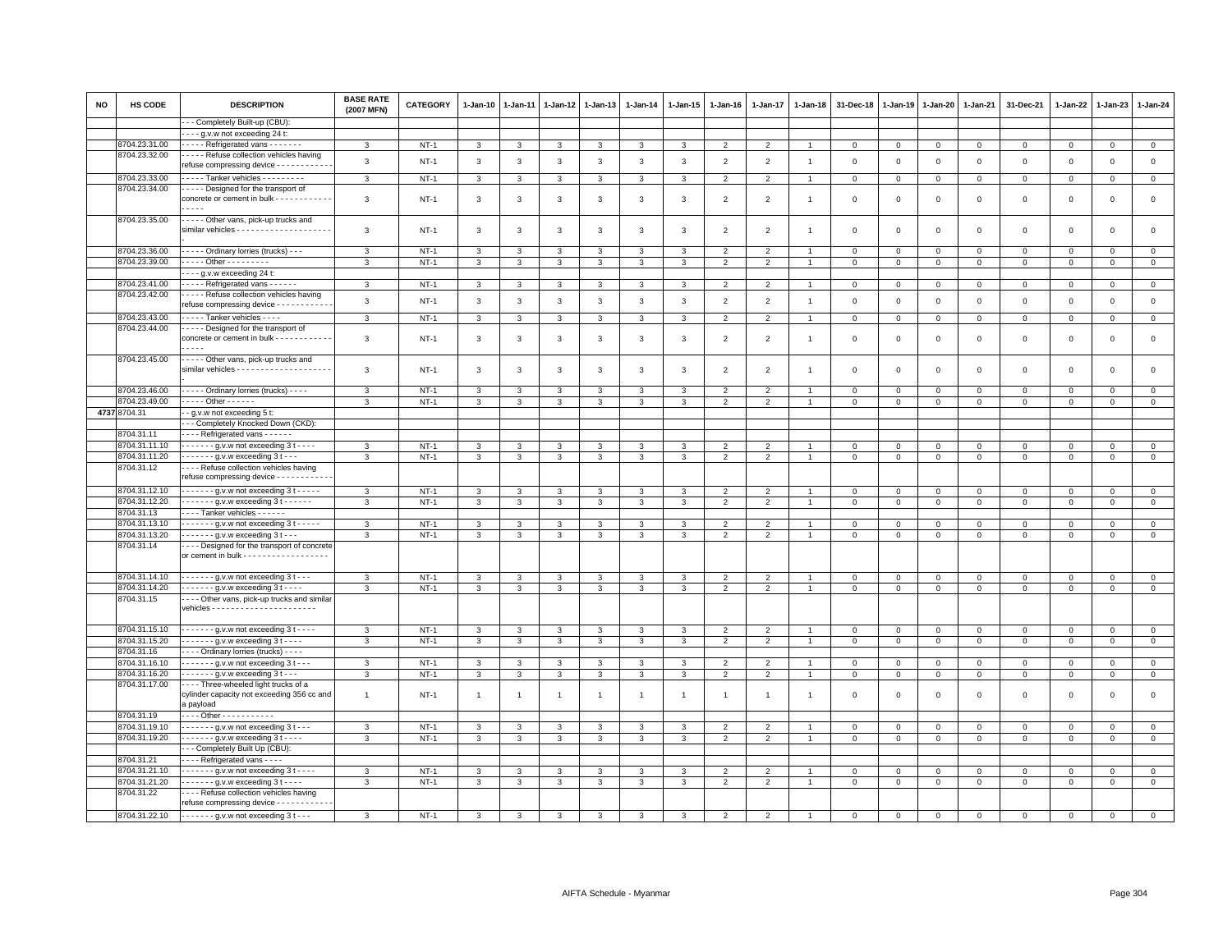| NO | HS CODE | DESCRIPTION | BASE RATE (2007 MFN) | CATEGORY | 1-Jan-10 | 1-Jan-11 | 1-Jan-12 | 1-Jan-13 | 1-Jan-14 | 1-Jan-15 | 1-Jan-16 | 1-Jan-17 | 1-Jan-18 | 31-Dec-18 | 1-Jan-19 | 1-Jan-20 | 1-Jan-21 | 31-Dec-21 | 1-Jan-22 | 1-Jan-23 | 1-Jan-24 |
|---|---|---|---|---|---|---|---|---|---|---|---|---|---|---|---|---|---|---|---|---|---|
| | | - - - Completely Built-up (CBU): | | | | | | | | | | | | | | | | | | | |
| | | - - - - g.v.w not exceeding 24 t: | | | | | | | | | | | | | | | | | | | |
| | 8704.23.31.00 | - - - - - Refrigerated vans - - - - - - - | 3 | NT-1 | 3 | 3 | 3 | 3 | 3 | 3 | 2 | 2 | 1 | 0 | 0 | 0 | 0 | 0 | 0 | 0 | 0 |
| | 8704.23.32.00 | - - - - - Refuse collection vehicles having refuse compressing device - - - - - - - - - - - - | 3 | NT-1 | 3 | 3 | 3 | 3 | 3 | 3 | 2 | 2 | 1 | 0 | 0 | 0 | 0 | 0 | 0 | 0 | 0 |
| | 8704.23.33.00 | - - - - - Tanker vehicles - - - - - - - - - | 3 | NT-1 | 3 | 3 | 3 | 3 | 3 | 3 | 2 | 2 | 1 | 0 | 0 | 0 | 0 | 0 | 0 | 0 | 0 |
| | 8704.23.34.00 | - - - - - Designed for the transport of concrete or cement in bulk - - - - - - - - - - - - - - - - - | 3 | NT-1 | 3 | 3 | 3 | 3 | 3 | 3 | 2 | 2 | 1 | 0 | 0 | 0 | 0 | 0 | 0 | 0 | 0 |
| | 8704.23.35.00 | - - - - - Other vans, pick-up trucks and similar vehicles - - - - - - - - - - - - - - - - - - - - - | 3 | NT-1 | 3 | 3 | 3 | 3 | 3 | 3 | 2 | 2 | 1 | 0 | 0 | 0 | 0 | 0 | 0 | 0 | 0 |
| | 8704.23.36.00 | - - - - - Ordinary lorries (trucks) - - - | 3 | NT-1 | 3 | 3 | 3 | 3 | 3 | 3 | 2 | 2 | 1 | 0 | 0 | 0 | 0 | 0 | 0 | 0 | 0 |
| | 8704.23.39.00 | - - - - - Other - - - - - - - - - | 3 | NT-1 | 3 | 3 | 3 | 3 | 3 | 3 | 2 | 2 | 1 | 0 | 0 | 0 | 0 | 0 | 0 | 0 | 0 |
| | | - - - - g.v.w exceeding 24 t: | | | | | | | | | | | | | | | | | | | |
| | 8704.23.41.00 | - - - - - Refrigerated vans - - - - - - | 3 | NT-1 | 3 | 3 | 3 | 3 | 3 | 3 | 2 | 2 | 1 | 0 | 0 | 0 | 0 | 0 | 0 | 0 | 0 |
| | 8704.23.42.00 | - - - - - Refuse collection vehicles having refuse compressing device - - - - - - - - - - - - | 3 | NT-1 | 3 | 3 | 3 | 3 | 3 | 3 | 2 | 2 | 1 | 0 | 0 | 0 | 0 | 0 | 0 | 0 | 0 |
| | 8704.23.43.00 | - - - - - Tanker vehicles - - - - | 3 | NT-1 | 3 | 3 | 3 | 3 | 3 | 3 | 2 | 2 | 1 | 0 | 0 | 0 | 0 | 0 | 0 | 0 | 0 |
| | 8704.23.44.00 | - - - - - Designed for the transport of concrete or cement in bulk - - - - - - - - - - - - - - - - - | 3 | NT-1 | 3 | 3 | 3 | 3 | 3 | 3 | 2 | 2 | 1 | 0 | 0 | 0 | 0 | 0 | 0 | 0 | 0 |
| | 8704.23.45.00 | - - - - - Other vans, pick-up trucks and similar vehicles - - - - - - - - - - - - - - - - - - - - - | 3 | NT-1 | 3 | 3 | 3 | 3 | 3 | 3 | 2 | 2 | 1 | 0 | 0 | 0 | 0 | 0 | 0 | 0 | 0 |
| | 8704.23.46.00 | - - - - - Ordinary lorries (trucks) - - - - | 3 | NT-1 | 3 | 3 | 3 | 3 | 3 | 3 | 2 | 2 | 1 | 0 | 0 | 0 | 0 | 0 | 0 | 0 | 0 |
| | 8704.23.49.00 | - - - - - Other - - - - - - | 3 | NT-1 | 3 | 3 | 3 | 3 | 3 | 3 | 2 | 2 | 1 | 0 | 0 | 0 | 0 | 0 | 0 | 0 | 0 |
| 4737 | 8704.31 | - - g.v.w not exceeding 5 t: | | | | | | | | | | | | | | | | | | | |
| | | - - - Completely Knocked Down (CKD): | | | | | | | | | | | | | | | | | | | |
| | 8704.31.11 | - - - - Refrigerated vans - - - - - - | | | | | | | | | | | | | | | | | | | |
| | 8704.31.11.10 | - - - - - - - g.v.w not exceeding 3 t - - - - | 3 | NT-1 | 3 | 3 | 3 | 3 | 3 | 3 | 2 | 2 | 1 | 0 | 0 | 0 | 0 | 0 | 0 | 0 | 0 |
| | 8704.31.11.20 | - - - - - - - g.v.w exceeding 3 t - - - | 3 | NT-1 | 3 | 3 | 3 | 3 | 3 | 3 | 2 | 2 | 1 | 0 | 0 | 0 | 0 | 0 | 0 | 0 | 0 |
| | 8704.31.12 | - - - - Refuse collection vehicles having refuse compressing device - - - - - - - - - - - - | | | | | | | | | | | | | | | | | | | |
| | 8704.31.12.10 | - - - - - - - g.v.w not exceeding 3 t - - - - - | 3 | NT-1 | 3 | 3 | 3 | 3 | 3 | 3 | 2 | 2 | 1 | 0 | 0 | 0 | 0 | 0 | 0 | 0 | 0 |
| | 8704.31.12.20 | - - - - - - - g.v.w exceeding 3 t - - - - - - | 3 | NT-1 | 3 | 3 | 3 | 3 | 3 | 3 | 2 | 2 | 1 | 0 | 0 | 0 | 0 | 0 | 0 | 0 | 0 |
| | 8704.31.13 | - - - - Tanker vehicles - - - - - - | | | | | | | | | | | | | | | | | | | |
| | 8704.31.13.10 | - - - - - - - g.v.w not exceeding 3 t - - - - - | 3 | NT-1 | 3 | 3 | 3 | 3 | 3 | 3 | 2 | 2 | 1 | 0 | 0 | 0 | 0 | 0 | 0 | 0 | 0 |
| | 8704.31.13.20 | - - - - - - - g.v.w exceeding 3 t - - - | 3 | NT-1 | 3 | 3 | 3 | 3 | 3 | 3 | 2 | 2 | 1 | 0 | 0 | 0 | 0 | 0 | 0 | 0 | 0 |
| | 8704.31.14 | - - - - Designed for the transport of concrete or cement in bulk - - - - - - - - - - - - - - - - - - | | | | | | | | | | | | | | | | | | | |
| | 8704.31.14.10 | - - - - - - - g.v.w not exceeding 3 t - - - | 3 | NT-1 | 3 | 3 | 3 | 3 | 3 | 3 | 2 | 2 | 1 | 0 | 0 | 0 | 0 | 0 | 0 | 0 | 0 |
| | 8704.31.14.20 | - - - - - - - g.v.w exceeding 3 t - - - - | 3 | NT-1 | 3 | 3 | 3 | 3 | 3 | 3 | 2 | 2 | 1 | 0 | 0 | 0 | 0 | 0 | 0 | 0 | 0 |
| | 8704.31.15 | - - - - Other vans, pick-up trucks and similar vehicles - - - - - - - - - - - - - - - - - - - - - - | | | | | | | | | | | | | | | | | | | |
| | 8704.31.15.10 | - - - - - - - g.v.w not exceeding 3 t - - - - | 3 | NT-1 | 3 | 3 | 3 | 3 | 3 | 3 | 2 | 2 | 1 | 0 | 0 | 0 | 0 | 0 | 0 | 0 | 0 |
| | 8704.31.15.20 | - - - - - - - g.v.w exceeding 3 t - - - - | 3 | NT-1 | 3 | 3 | 3 | 3 | 3 | 3 | 2 | 2 | 1 | 0 | 0 | 0 | 0 | 0 | 0 | 0 | 0 |
| | 8704.31.16 | - - - - Ordinary lorries (trucks) - - - - | | | | | | | | | | | | | | | | | | | |
| | 8704.31.16.10 | - - - - - - - g.v.w not exceeding 3 t - - - | 3 | NT-1 | 3 | 3 | 3 | 3 | 3 | 3 | 2 | 2 | 1 | 0 | 0 | 0 | 0 | 0 | 0 | 0 | 0 |
| | 8704.31.16.20 | - - - - - - - g.v.w exceeding 3 t - - - | 3 | NT-1 | 3 | 3 | 3 | 3 | 3 | 3 | 2 | 2 | 1 | 0 | 0 | 0 | 0 | 0 | 0 | 0 | 0 |
| | 8704.31.17.00 | - - - - Three-wheeled light trucks of a cylinder capacity not exceeding 356 cc and a payload | 1 | NT-1 | 1 | 1 | 1 | 1 | 1 | 1 | 1 | 1 | 1 | 0 | 0 | 0 | 0 | 0 | 0 | 0 | 0 |
| | 8704.31.19 | - - - - Other - - - - - - - - - - - | | | | | | | | | | | | | | | | | | | |
| | 8704.31.19.10 | - - - - - - - g.v.w not exceeding 3 t - - - | 3 | NT-1 | 3 | 3 | 3 | 3 | 3 | 3 | 2 | 2 | 1 | 0 | 0 | 0 | 0 | 0 | 0 | 0 | 0 |
| | 8704.31.19.20 | - - - - - - - g.v.w exceeding 3 t - - - - | 3 | NT-1 | 3 | 3 | 3 | 3 | 3 | 3 | 2 | 2 | 1 | 0 | 0 | 0 | 0 | 0 | 0 | 0 | 0 |
| | | - - - Completely Built Up (CBU): | | | | | | | | | | | | | | | | | | | |
| | 8704.31.21 | - - - - Refrigerated vans - - - - | | | | | | | | | | | | | | | | | | | |
| | 8704.31.21.10 | - - - - - - - g.v.w not exceeding 3 t - - - - | 3 | NT-1 | 3 | 3 | 3 | 3 | 3 | 3 | 2 | 2 | 1 | 0 | 0 | 0 | 0 | 0 | 0 | 0 | 0 |
| | 8704.31.21.20 | - - - - - - - g.v.w exceeding 3 t - - - - | 3 | NT-1 | 3 | 3 | 3 | 3 | 3 | 3 | 2 | 2 | 1 | 0 | 0 | 0 | 0 | 0 | 0 | 0 | 0 |
| | 8704.31.22 | - - - - Refuse collection vehicles having refuse compressing device - - - - - - - - - - - - - | | | | | | | | | | | | | | | | | | | |
| | 8704.31.22.10 | - - - - - - - g.v.w not exceeding 3 t - - - | 3 | NT-1 | 3 | 3 | 3 | 3 | 3 | 3 | 2 | 2 | 1 | 0 | 0 | 0 | 0 | 0 | 0 | 0 | 0 |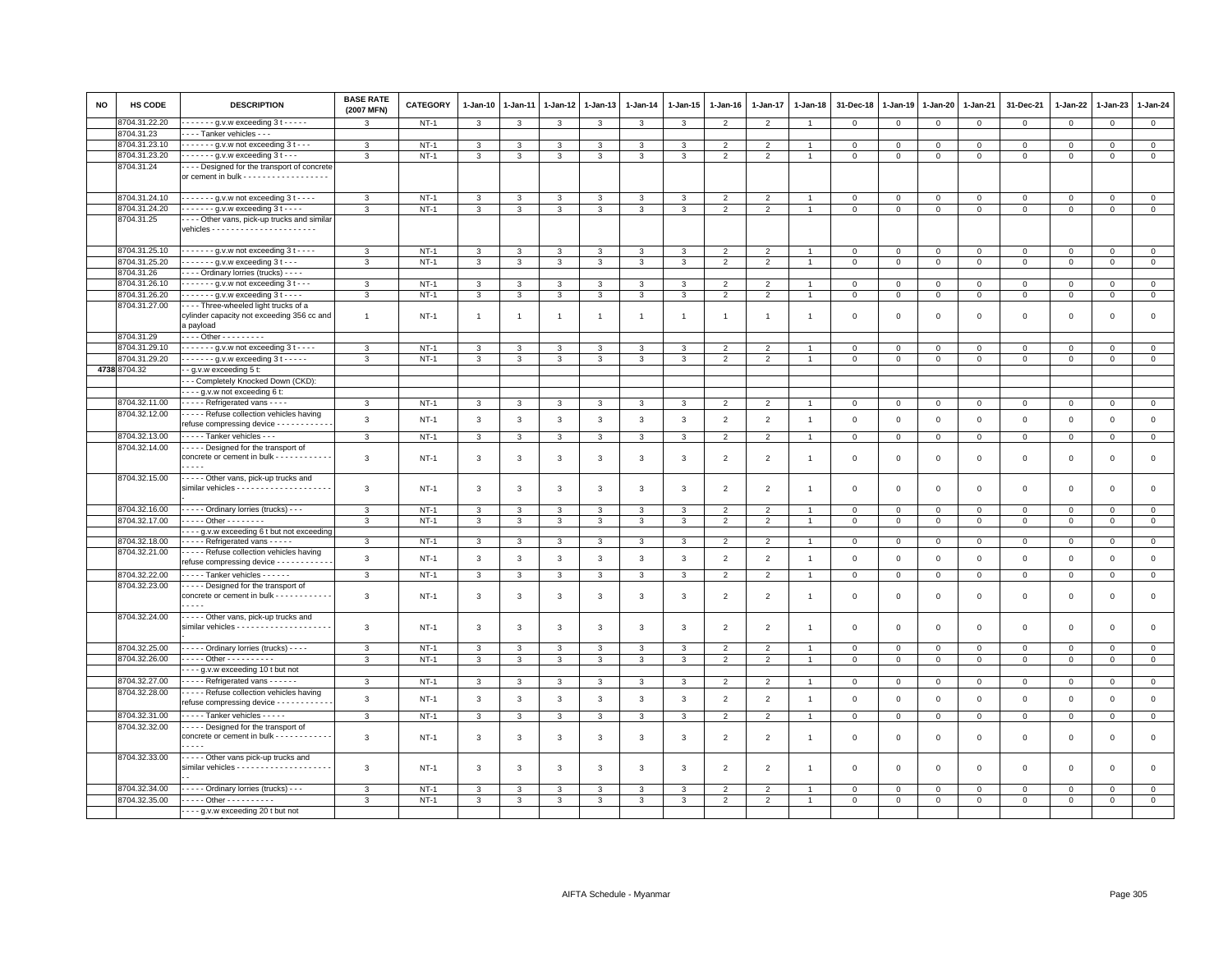| NO | HS CODE | DESCRIPTION | BASE RATE (2007 MFN) | CATEGORY | 1-Jan-10 | 1-Jan-11 | 1-Jan-12 | 1-Jan-13 | 1-Jan-14 | 1-Jan-15 | 1-Jan-16 | 1-Jan-17 | 1-Jan-18 | 31-Dec-18 | 1-Jan-19 | 1-Jan-20 | 1-Jan-21 | 31-Dec-21 | 1-Jan-22 | 1-Jan-23 | 1-Jan-24 |
|---|---|---|---|---|---|---|---|---|---|---|---|---|---|---|---|---|---|---|---|---|---|
| | 8704.31.22.20 | - - - - - - - g.v.w exceeding 3 t - - - - - | 3 | NT-1 | 3 | 3 | 3 | 3 | 3 | 3 | 2 | 2 | 1 | 0 | 0 | 0 | 0 | 0 | 0 | 0 | 0 |
| | 8704.31.23 | - - - - Tanker vehicles - - - | | | | | | | | | | | | | | | | | | | |
| | 8704.31.23.10 | - - - - - - - g.v.w not exceeding 3 t - - - | 3 | NT-1 | 3 | 3 | 3 | 3 | 3 | 3 | 2 | 2 | 1 | 0 | 0 | 0 | 0 | 0 | 0 | 0 | 0 |
| | 8704.31.23.20 | - - - - - - - g.v.w exceeding 3 t - - - | 3 | NT-1 | 3 | 3 | 3 | 3 | 3 | 3 | 2 | 2 | 1 | 0 | 0 | 0 | 0 | 0 | 0 | 0 | 0 |
| | 8704.31.24 | - - - - Designed for the transport of concrete or cement in bulk - - - - - - - - - - - - - - - - - - - | | | | | | | | | | | | | | | | | | | |
| | 8704.31.24.10 | - - - - - - - g.v.w not exceeding 3 t - - - - | 3 | NT-1 | 3 | 3 | 3 | 3 | 3 | 3 | 2 | 2 | 1 | 0 | 0 | 0 | 0 | 0 | 0 | 0 | 0 |
| | 8704.31.24.20 | - - - - - - - g.v.w exceeding 3 t - - - - | 3 | NT-1 | 3 | 3 | 3 | 3 | 3 | 3 | 2 | 2 | 1 | 0 | 0 | 0 | 0 | 0 | 0 | 0 | 0 |
| | 8704.31.25 | - - - - Other vans, pick-up trucks and similar vehicles - - - - - - - - - - - - - - - - - - - - - - | | | | | | | | | | | | | | | | | | | |
| | 8704.31.25.10 | - - - - - - - g.v.w not exceeding 3 t - - - - | 3 | NT-1 | 3 | 3 | 3 | 3 | 3 | 3 | 2 | 2 | 1 | 0 | 0 | 0 | 0 | 0 | 0 | 0 | 0 |
| | 8704.31.25.20 | - - - - - - - g.v.w exceeding 3 t - - - | 3 | NT-1 | 3 | 3 | 3 | 3 | 3 | 3 | 2 | 2 | 1 | 0 | 0 | 0 | 0 | 0 | 0 | 0 | 0 |
| | 8704.31.26 | - - - - Ordinary lorries (trucks) - - - - | | | | | | | | | | | | | | | | | | | |
| | 8704.31.26.10 | - - - - - - - g.v.w not exceeding 3 t - - - | 3 | NT-1 | 3 | 3 | 3 | 3 | 3 | 3 | 2 | 2 | 1 | 0 | 0 | 0 | 0 | 0 | 0 | 0 | 0 |
| | 8704.31.26.20 | - - - - - - - g.v.w exceeding 3 t - - - - | 3 | NT-1 | 3 | 3 | 3 | 3 | 3 | 3 | 2 | 2 | 1 | 0 | 0 | 0 | 0 | 0 | 0 | 0 | 0 |
| | 8704.31.27.00 | - - - - Three-wheeled light trucks of a cylinder capacity not exceeding 356 cc and a payload | 1 | NT-1 | 1 | 1 | 1 | 1 | 1 | 1 | 1 | 1 | 1 | 0 | 0 | 0 | 0 | 0 | 0 | 0 | 0 |
| | 8704.31.29 | - - - - Other - - - - - - - - - | | | | | | | | | | | | | | | | | | | |
| | 8704.31.29.10 | - - - - - - - g.v.w not exceeding 3 t - - - - | 3 | NT-1 | 3 | 3 | 3 | 3 | 3 | 3 | 2 | 2 | 1 | 0 | 0 | 0 | 0 | 0 | 0 | 0 | 0 |
| | 8704.31.29.20 | - - - - - - - g.v.w exceeding 3 t - - - - - | 3 | NT-1 | 3 | 3 | 3 | 3 | 3 | 3 | 2 | 2 | 1 | 0 | 0 | 0 | 0 | 0 | 0 | 0 | 0 |
| 4738 | 8704.32 | - - g.v.w exceeding 5 t: | | | | | | | | | | | | | | | | | | | |
| | | - - - Completely Knocked Down (CKD): | | | | | | | | | | | | | | | | | | | |
| | | - - - - g.v.w not exceeding 6 t: | | | | | | | | | | | | | | | | | | | |
| | 8704.32.11.00 | - - - - - Refrigerated vans - - - - | 3 | NT-1 | 3 | 3 | 3 | 3 | 3 | 3 | 2 | 2 | 1 | 0 | 0 | 0 | 0 | 0 | 0 | 0 | 0 |
| | 8704.32.12.00 | - - - - - Refuse collection vehicles having refuse compressing device - - - - - - - - - - - - | 3 | NT-1 | 3 | 3 | 3 | 3 | 3 | 3 | 2 | 2 | 1 | 0 | 0 | 0 | 0 | 0 | 0 | 0 | 0 |
| | 8704.32.13.00 | - - - - - Tanker vehicles - - - | 3 | NT-1 | 3 | 3 | 3 | 3 | 3 | 3 | 2 | 2 | 1 | 0 | 0 | 0 | 0 | 0 | 0 | 0 | 0 |
| | 8704.32.14.00 | - - - - - Designed for the transport of concrete or cement in bulk - - - - - - - - - - - - - - - - - | 3 | NT-1 | 3 | 3 | 3 | 3 | 3 | 3 | 2 | 2 | 1 | 0 | 0 | 0 | 0 | 0 | 0 | 0 | 0 |
| | 8704.32.15.00 | - - - - - Other vans, pick-up trucks and similar vehicles - - - - - - - - - - - - - - - - - - - - - | 3 | NT-1 | 3 | 3 | 3 | 3 | 3 | 3 | 2 | 2 | 1 | 0 | 0 | 0 | 0 | 0 | 0 | 0 | 0 |
| | 8704.32.16.00 | - - - - - Ordinary lorries (trucks) - - - | 3 | NT-1 | 3 | 3 | 3 | 3 | 3 | 3 | 2 | 2 | 1 | 0 | 0 | 0 | 0 | 0 | 0 | 0 | 0 |
| | 8704.32.17.00 | - - - - - Other - - - - - - - - | 3 | NT-1 | 3 | 3 | 3 | 3 | 3 | 3 | 2 | 2 | 1 | 0 | 0 | 0 | 0 | 0 | 0 | 0 | 0 |
| | | - - - - g.v.w exceeding 6 t but not exceeding | | | | | | | | | | | | | | | | | | | |
| | 8704.32.18.00 | - - - - - Refrigerated vans - - - - - | 3 | NT-1 | 3 | 3 | 3 | 3 | 3 | 3 | 2 | 2 | 1 | 0 | 0 | 0 | 0 | 0 | 0 | 0 | 0 |
| | 8704.32.21.00 | - - - - - Refuse collection vehicles having refuse compressing device - - - - - - - - - - - - | 3 | NT-1 | 3 | 3 | 3 | 3 | 3 | 3 | 2 | 2 | 1 | 0 | 0 | 0 | 0 | 0 | 0 | 0 | 0 |
| | 8704.32.22.00 | - - - - - Tanker vehicles - - - - - - | 3 | NT-1 | 3 | 3 | 3 | 3 | 3 | 3 | 2 | 2 | 1 | 0 | 0 | 0 | 0 | 0 | 0 | 0 | 0 |
| | 8704.32.23.00 | - - - - - Designed for the transport of concrete or cement in bulk - - - - - - - - - - - - - - - - - | 3 | NT-1 | 3 | 3 | 3 | 3 | 3 | 3 | 2 | 2 | 1 | 0 | 0 | 0 | 0 | 0 | 0 | 0 | 0 |
| | 8704.32.24.00 | - - - - - Other vans, pick-up trucks and similar vehicles - - - - - - - - - - - - - - - - - - - - - | 3 | NT-1 | 3 | 3 | 3 | 3 | 3 | 3 | 2 | 2 | 1 | 0 | 0 | 0 | 0 | 0 | 0 | 0 | 0 |
| | 8704.32.25.00 | - - - - - Ordinary lorries (trucks) - - - - | 3 | NT-1 | 3 | 3 | 3 | 3 | 3 | 3 | 2 | 2 | 1 | 0 | 0 | 0 | 0 | 0 | 0 | 0 | 0 |
| | 8704.32.26.00 | - - - - - Other - - - - - - - - - - | 3 | NT-1 | 3 | 3 | 3 | 3 | 3 | 3 | 2 | 2 | 1 | 0 | 0 | 0 | 0 | 0 | 0 | 0 | 0 |
| | | - - - - g.v.w exceeding 10 t but not | | | | | | | | | | | | | | | | | | | |
| | 8704.32.27.00 | - - - - - Refrigerated vans - - - - - - | 3 | NT-1 | 3 | 3 | 3 | 3 | 3 | 3 | 2 | 2 | 1 | 0 | 0 | 0 | 0 | 0 | 0 | 0 | 0 |
| | 8704.32.28.00 | - - - - - Refuse collection vehicles having refuse compressing device - - - - - - - - - - - - | 3 | NT-1 | 3 | 3 | 3 | 3 | 3 | 3 | 2 | 2 | 1 | 0 | 0 | 0 | 0 | 0 | 0 | 0 | 0 |
| | 8704.32.31.00 | - - - - - Tanker vehicles - - - - - | 3 | NT-1 | 3 | 3 | 3 | 3 | 3 | 3 | 2 | 2 | 1 | 0 | 0 | 0 | 0 | 0 | 0 | 0 | 0 |
| | 8704.32.32.00 | - - - - - Designed for the transport of concrete or cement in bulk - - - - - - - - - - - - - - - - - | 3 | NT-1 | 3 | 3 | 3 | 3 | 3 | 3 | 2 | 2 | 1 | 0 | 0 | 0 | 0 | 0 | 0 | 0 | 0 |
| | 8704.32.33.00 | - - - - - Other vans pick-up trucks and similar vehicles - - - - - - - - - - - - - - - - - - - - - - - | 3 | NT-1 | 3 | 3 | 3 | 3 | 3 | 3 | 2 | 2 | 1 | 0 | 0 | 0 | 0 | 0 | 0 | 0 | 0 |
| | 8704.32.34.00 | - - - - - Ordinary lorries (trucks) - - - | 3 | NT-1 | 3 | 3 | 3 | 3 | 3 | 3 | 2 | 2 | 1 | 0 | 0 | 0 | 0 | 0 | 0 | 0 | 0 |
| | 8704.32.35.00 | - - - - - Other - - - - - - - - - - | 3 | NT-1 | 3 | 3 | 3 | 3 | 3 | 3 | 2 | 2 | 1 | 0 | 0 | 0 | 0 | 0 | 0 | 0 | 0 |
| | | - - - - g.v.w exceeding 20 t but not | | | | | | | | | | | | | | | | | | | |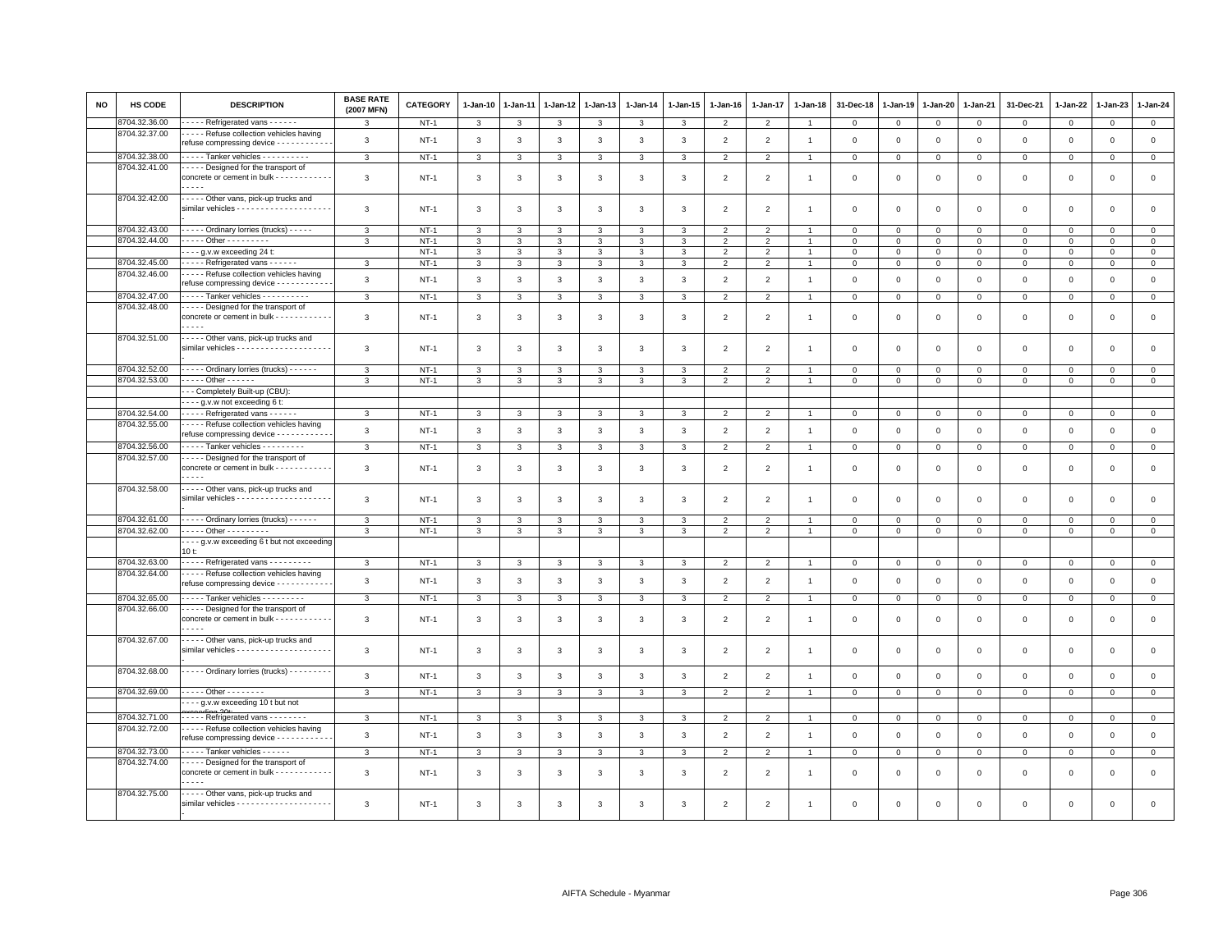| NO | HS CODE | DESCRIPTION | BASE RATE (2007 MFN) | CATEGORY | 1-Jan-10 | 1-Jan-11 | 1-Jan-12 | 1-Jan-13 | 1-Jan-14 | 1-Jan-15 | 1-Jan-16 | 1-Jan-17 | 1-Jan-18 | 31-Dec-18 | 1-Jan-19 | 1-Jan-20 | 1-Jan-21 | 31-Dec-21 | 1-Jan-22 | 1-Jan-23 | 1-Jan-24 |
|---|---|---|---|---|---|---|---|---|---|---|---|---|---|---|---|---|---|---|---|---|---|
| | 8704.32.36.00 | - - - - - Refrigerated vans - - - - - - | 3 | NT-1 | 3 | 3 | 3 | 3 | 3 | 3 | 2 | 2 | 1 | 0 | 0 | 0 | 0 | 0 | 0 | 0 | 0 |
| | 8704.32.37.00 | - - - - - Refuse collection vehicles having refuse compressing device - - - - - - - - - - - - | 3 | NT-1 | 3 | 3 | 3 | 3 | 3 | 3 | 2 | 2 | 1 | 0 | 0 | 0 | 0 | 0 | 0 | 0 | 0 |
| | 8704.32.38.00 | - - - - - Tanker vehicles - - - - - - - - - - | 3 | NT-1 | 3 | 3 | 3 | 3 | 3 | 3 | 2 | 2 | 1 | 0 | 0 | 0 | 0 | 0 | 0 | 0 | 0 |
| | 8704.32.41.00 | - - - - - Designed for the transport of concrete or cement in bulk - - - - - - - - - - - - - - - - - | 3 | NT-1 | 3 | 3 | 3 | 3 | 3 | 3 | 2 | 2 | 1 | 0 | 0 | 0 | 0 | 0 | 0 | 0 | 0 |
| | 8704.32.42.00 | - - - - - Other vans, pick-up trucks and similar vehicles - - - - - - - - - - - - - - - - - - - - | 3 | NT-1 | 3 | 3 | 3 | 3 | 3 | 3 | 2 | 2 | 1 | 0 | 0 | 0 | 0 | 0 | 0 | 0 | 0 |
| | 8704.32.43.00 | - - - - - Ordinary lorries (trucks) - - - - - | 3 | NT-1 | 3 | 3 | 3 | 3 | 3 | 3 | 2 | 2 | 1 | 0 | 0 | 0 | 0 | 0 | 0 | 0 | 0 |
| | 8704.32.44.00 | - - - - - Other - - - - - - - - - - | 3 | NT-1 | 3 | 3 | 3 | 3 | 3 | 3 | 2 | 2 | 1 | 0 | 0 | 0 | 0 | 0 | 0 | 0 | 0 |
| | | - - - - g.v.w exceeding 24 t: | | NT-1 | 3 | 3 | 3 | 3 | 3 | 3 | 2 | 2 | 1 | 0 | 0 | 0 | 0 | 0 | 0 | 0 | 0 |
| | 8704.32.45.00 | - - - - - Refrigerated vans - - - - - - | 3 | NT-1 | 3 | 3 | 3 | 3 | 3 | 3 | 2 | 2 | 1 | 0 | 0 | 0 | 0 | 0 | 0 | 0 | 0 |
| | 8704.32.46.00 | - - - - - Refuse collection vehicles having refuse compressing device - - - - - - - - - - - - | 3 | NT-1 | 3 | 3 | 3 | 3 | 3 | 3 | 2 | 2 | 1 | 0 | 0 | 0 | 0 | 0 | 0 | 0 | 0 |
| | 8704.32.47.00 | - - - - - Tanker vehicles - - - - - - - - - - | 3 | NT-1 | 3 | 3 | 3 | 3 | 3 | 3 | 2 | 2 | 1 | 0 | 0 | 0 | 0 | 0 | 0 | 0 | 0 |
| | 8704.32.48.00 | - - - - - Designed for the transport of concrete or cement in bulk - - - - - - - - - - - - - - - - - | 3 | NT-1 | 3 | 3 | 3 | 3 | 3 | 3 | 2 | 2 | 1 | 0 | 0 | 0 | 0 | 0 | 0 | 0 | 0 |
| | 8704.32.51.00 | - - - - - Other vans, pick-up trucks and similar vehicles - - - - - - - - - - - - - - - - - - - - | 3 | NT-1 | 3 | 3 | 3 | 3 | 3 | 3 | 2 | 2 | 1 | 0 | 0 | 0 | 0 | 0 | 0 | 0 | 0 |
| | 8704.32.52.00 | - - - - - Ordinary lorries (trucks) - - - - - - | 3 | NT-1 | 3 | 3 | 3 | 3 | 3 | 3 | 2 | 2 | 1 | 0 | 0 | 0 | 0 | 0 | 0 | 0 | 0 |
| | 8704.32.53.00 | - - - - - Other - - - - - - | 3 | NT-1 | 3 | 3 | 3 | 3 | 3 | 3 | 2 | 2 | 1 | 0 | 0 | 0 | 0 | 0 | 0 | 0 | 0 |
| | | - - - Completely Built-up (CBU): | | | | | | | | | | | | | | | | | | | |
| | | - - - - g.v.w not exceeding 6 t: | | | | | | | | | | | | | | | | | | | |
| | 8704.32.54.00 | - - - - - Refrigerated vans - - - - - - | 3 | NT-1 | 3 | 3 | 3 | 3 | 3 | 3 | 2 | 2 | 1 | 0 | 0 | 0 | 0 | 0 | 0 | 0 | 0 |
| | 8704.32.55.00 | - - - - - Refuse collection vehicles having refuse compressing device - - - - - - - - - - - - | 3 | NT-1 | 3 | 3 | 3 | 3 | 3 | 3 | 2 | 2 | 1 | 0 | 0 | 0 | 0 | 0 | 0 | 0 | 0 |
| | 8704.32.56.00 | - - - - - Tanker vehicles - - - - - - - - - | 3 | NT-1 | 3 | 3 | 3 | 3 | 3 | 3 | 2 | 2 | 1 | 0 | 0 | 0 | 0 | 0 | 0 | 0 | 0 |
| | 8704.32.57.00 | - - - - - Designed for the transport of concrete or cement in bulk - - - - - - - - - - - - - - - - - | 3 | NT-1 | 3 | 3 | 3 | 3 | 3 | 3 | 2 | 2 | 1 | 0 | 0 | 0 | 0 | 0 | 0 | 0 | 0 |
| | 8704.32.58.00 | - - - - - Other vans, pick-up trucks and similar vehicles - - - - - - - - - - - - - - - - - - - - | 3 | NT-1 | 3 | 3 | 3 | 3 | 3 | 3 | 2 | 2 | 1 | 0 | 0 | 0 | 0 | 0 | 0 | 0 | 0 |
| | 8704.32.61.00 | - - - - - Ordinary lorries (trucks) - - - - - - | 3 | NT-1 | 3 | 3 | 3 | 3 | 3 | 3 | 2 | 2 | 1 | 0 | 0 | 0 | 0 | 0 | 0 | 0 | 0 |
| | 8704.32.62.00 | - - - - - Other - - - - - - - - - - | 3 | NT-1 | 3 | 3 | 3 | 3 | 3 | 3 | 2 | 2 | 1 | 0 | 0 | 0 | 0 | 0 | 0 | 0 | 0 |
| | | - - - - g.v.w exceeding 6 t but not exceeding 10 t: | | | | | | | | | | | | | | | | | | | |
| | 8704.32.63.00 | - - - - - Refrigerated vans - - - - - - - - - | 3 | NT-1 | 3 | 3 | 3 | 3 | 3 | 3 | 2 | 2 | 1 | 0 | 0 | 0 | 0 | 0 | 0 | 0 | 0 |
| | 8704.32.64.00 | - - - - - Refuse collection vehicles having refuse compressing device - - - - - - - - - - - - | 3 | NT-1 | 3 | 3 | 3 | 3 | 3 | 3 | 2 | 2 | 1 | 0 | 0 | 0 | 0 | 0 | 0 | 0 | 0 |
| | 8704.32.65.00 | - - - - - Tanker vehicles - - - - - - - - - | 3 | NT-1 | 3 | 3 | 3 | 3 | 3 | 3 | 2 | 2 | 1 | 0 | 0 | 0 | 0 | 0 | 0 | 0 | 0 |
| | 8704.32.66.00 | - - - - - Designed for the transport of concrete or cement in bulk - - - - - - - - - - - - - - - - - | 3 | NT-1 | 3 | 3 | 3 | 3 | 3 | 3 | 2 | 2 | 1 | 0 | 0 | 0 | 0 | 0 | 0 | 0 | 0 |
| | 8704.32.67.00 | - - - - - Other vans, pick-up trucks and similar vehicles - - - - - - - - - - - - - - - - - - - - | 3 | NT-1 | 3 | 3 | 3 | 3 | 3 | 3 | 2 | 2 | 1 | 0 | 0 | 0 | 0 | 0 | 0 | 0 | 0 |
| | 8704.32.68.00 | - - - - - Ordinary lorries (trucks) - - - - - - - - - | 3 | NT-1 | 3 | 3 | 3 | 3 | 3 | 3 | 2 | 2 | 1 | 0 | 0 | 0 | 0 | 0 | 0 | 0 | 0 |
| | 8704.32.69.00 | - - - - - Other - - - - - - - - | 3 | NT-1 | 3 | 3 | 3 | 3 | 3 | 3 | 2 | 2 | 1 | 0 | 0 | 0 | 0 | 0 | 0 | 0 | 0 |
| | | - - - - g.v.w exceeding 10 t but not exceeding 20t: | | | | | | | | | | | | | | | | | | | |
| | 8704.32.71.00 | - - - - - Refrigerated vans - - - - - - - - | 3 | NT-1 | 3 | 3 | 3 | 3 | 3 | 3 | 2 | 2 | 1 | 0 | 0 | 0 | 0 | 0 | 0 | 0 | 0 |
| | 8704.32.72.00 | - - - - - Refuse collection vehicles having refuse compressing device - - - - - - - - - - - - | 3 | NT-1 | 3 | 3 | 3 | 3 | 3 | 3 | 2 | 2 | 1 | 0 | 0 | 0 | 0 | 0 | 0 | 0 | 0 |
| | 8704.32.73.00 | - - - - - Tanker vehicles - - - - - - | 3 | NT-1 | 3 | 3 | 3 | 3 | 3 | 3 | 2 | 2 | 1 | 0 | 0 | 0 | 0 | 0 | 0 | 0 | 0 |
| | 8704.32.74.00 | - - - - - Designed for the transport of concrete or cement in bulk - - - - - - - - - - - - - - - - - | 3 | NT-1 | 3 | 3 | 3 | 3 | 3 | 3 | 2 | 2 | 1 | 0 | 0 | 0 | 0 | 0 | 0 | 0 | 0 |
| | 8704.32.75.00 | - - - - - Other vans, pick-up trucks and similar vehicles - - - - - - - - - - - - - - - - - - - - | 3 | NT-1 | 3 | 3 | 3 | 3 | 3 | 3 | 2 | 2 | 1 | 0 | 0 | 0 | 0 | 0 | 0 | 0 | 0 |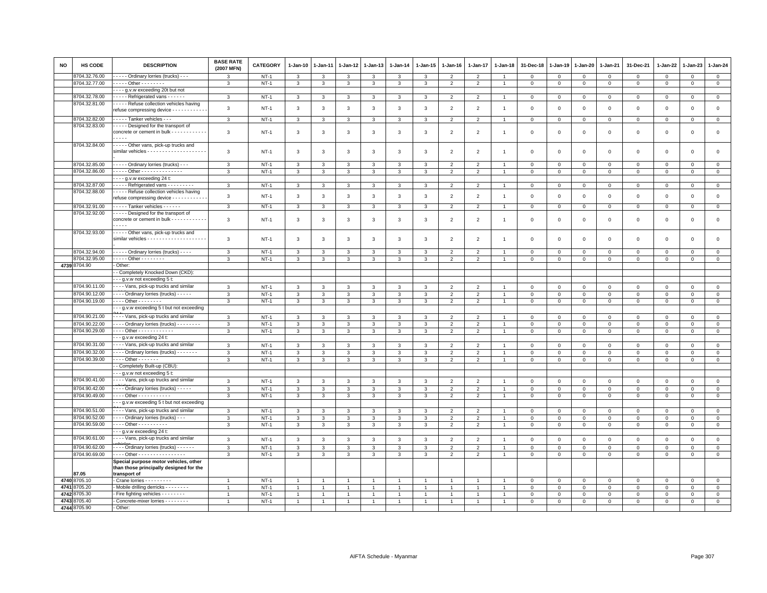| NO | HS CODE | DESCRIPTION | BASE RATE (2007 MFN) | CATEGORY | 1-Jan-10 | 1-Jan-11 | 1-Jan-12 | 1-Jan-13 | 1-Jan-14 | 1-Jan-15 | 1-Jan-16 | 1-Jan-17 | 1-Jan-18 | 31-Dec-18 | 1-Jan-19 | 1-Jan-20 | 1-Jan-21 | 31-Dec-21 | 1-Jan-22 | 1-Jan-23 | 1-Jan-24 |
|---|---|---|---|---|---|---|---|---|---|---|---|---|---|---|---|---|---|---|---|---|---|
| | 8704.32.76.00 | - - - - - Ordinary lorries (trucks) - - - | 3 | NT-1 | 3 | 3 | 3 | 3 | 3 | 3 | 2 | 2 | 1 | 0 | 0 | 0 | 0 | 0 | 0 | 0 | 0 |
| | 8704.32.77.00 | - - - - - Other - - - - - - - - | 3 | NT-1 | 3 | 3 | 3 | 3 | 3 | 3 | 2 | 2 | 1 | 0 | 0 | 0 | 0 | 0 | 0 | 0 | 0 |
| | | - - - - g.v.w exceeding 20t but not | | | | | | | | | | | | | | | | | | | |
| | 8704.32.78.00 | - - - - - Refrigerated vans - - - - - - | 3 | NT-1 | 3 | 3 | 3 | 3 | 3 | 3 | 2 | 2 | 1 | 0 | 0 | 0 | 0 | 0 | 0 | 0 | 0 |
| | 8704.32.81.00 | - - - - - Refuse collection vehicles having refuse compressing device - - - - - - - - - - - - | 3 | NT-1 | 3 | 3 | 3 | 3 | 3 | 3 | 2 | 2 | 1 | 0 | 0 | 0 | 0 | 0 | 0 | 0 | 0 |
| | 8704.32.82.00 | - - - - - Tanker vehicles - - - | 3 | NT-1 | 3 | 3 | 3 | 3 | 3 | 3 | 2 | 2 | 1 | 0 | 0 | 0 | 0 | 0 | 0 | 0 | 0 |
| | 8704.32.83.00 | - - - - - Designed for the transport of concrete or cement in bulk - - - - - - - - - - - - - - - - - | 3 | NT-1 | 3 | 3 | 3 | 3 | 3 | 3 | 2 | 2 | 1 | 0 | 0 | 0 | 0 | 0 | 0 | 0 | 0 |
| | 8704.32.84.00 | - - - - - Other vans, pick-up trucks and similar vehicles - - - - - - - - - - - - - - - - - - - - - | 3 | NT-1 | 3 | 3 | 3 | 3 | 3 | 3 | 2 | 2 | 1 | 0 | 0 | 0 | 0 | 0 | 0 | 0 | 0 |
| | 8704.32.85.00 | - - - - - Ordinary lorries (trucks) - - - | 3 | NT-1 | 3 | 3 | 3 | 3 | 3 | 3 | 2 | 2 | 1 | 0 | 0 | 0 | 0 | 0 | 0 | 0 | 0 |
| | 8704.32.86.00 | - - - - - Other - - - - - - - - - - - - - - - | 3 | NT-1 | 3 | 3 | 3 | 3 | 3 | 3 | 2 | 2 | 1 | 0 | 0 | 0 | 0 | 0 | 0 | 0 | 0 |
| | | - - - - g.v.w exceeding 24 t: | | | | | | | | | | | | | | | | | | | |
| | 8704.32.87.00 | - - - - - Refrigerated vans - - - - - - - - - | 3 | NT-1 | 3 | 3 | 3 | 3 | 3 | 3 | 2 | 2 | 1 | 0 | 0 | 0 | 0 | 0 | 0 | 0 | 0 |
| | 8704.32.88.00 | - - - - - Refuse collection vehicles having refuse compressing device - - - - - - - - - - - - | 3 | NT-1 | 3 | 3 | 3 | 3 | 3 | 3 | 2 | 2 | 1 | 0 | 0 | 0 | 0 | 0 | 0 | 0 | 0 |
| | 8704.32.91.00 | - - - - - Tanker vehicles - - - - - - | 3 | NT-1 | 3 | 3 | 3 | 3 | 3 | 3 | 2 | 2 | 1 | 0 | 0 | 0 | 0 | 0 | 0 | 0 | 0 |
| | 8704.32.92.00 | - - - - - Designed for the transport of concrete or cement in bulk - - - - - - - - - - - - - - - - - | 3 | NT-1 | 3 | 3 | 3 | 3 | 3 | 3 | 2 | 2 | 1 | 0 | 0 | 0 | 0 | 0 | 0 | 0 | 0 |
| | 8704.32.93.00 | - - - - - Other vans, pick-up trucks and similar vehicles - - - - - - - - - - - - - - - - - - - - - | 3 | NT-1 | 3 | 3 | 3 | 3 | 3 | 3 | 2 | 2 | 1 | 0 | 0 | 0 | 0 | 0 | 0 | 0 | 0 |
| | 8704.32.94.00 | - - - - - Ordinary lorries (trucks) - - - - | 3 | NT-1 | 3 | 3 | 3 | 3 | 3 | 3 | 2 | 2 | 1 | 0 | 0 | 0 | 0 | 0 | 0 | 0 | 0 |
| | 8704.32.95.00 | - - - - - Other - - - - - - - - | 3 | NT-1 | 3 | 3 | 3 | 3 | 3 | 3 | 2 | 2 | 1 | 0 | 0 | 0 | 0 | 0 | 0 | 0 | 0 |
| 4739 | 8704.90 | - Other: | | | | | | | | | | | | | | | | | | | |
| | | - - Completely Knocked Down (CKD): | | | | | | | | | | | | | | | | | | | |
| | | - - - g.v.w not exceeding 5 t: | | | | | | | | | | | | | | | | | | | |
| | 8704.90.11.00 | - - - - Vans, pick-up trucks and similar | 3 | NT-1 | 3 | 3 | 3 | 3 | 3 | 3 | 2 | 2 | 1 | 0 | 0 | 0 | 0 | 0 | 0 | 0 | 0 |
| | 8704.90.12.00 | - - - - Ordinary lorries (trucks) - - - - - | 3 | NT-1 | 3 | 3 | 3 | 3 | 3 | 3 | 2 | 2 | 1 | 0 | 0 | 0 | 0 | 0 | 0 | 0 | 0 |
| | 8704.90.19.00 | - - - - Other - - - - - - - - | 3 | NT-1 | 3 | 3 | 3 | 3 | 3 | 3 | 2 | 2 | 1 | 0 | 0 | 0 | 0 | 0 | 0 | 0 | 0 |
| | | - - - g.v.w exceeding 5 t but not exceeding | | | | | | | | | | | | | | | | | | | |
| | 8704.90.21.00 | - - - - Vans, pick-up trucks and similar | 3 | NT-1 | 3 | 3 | 3 | 3 | 3 | 3 | 2 | 2 | 1 | 0 | 0 | 0 | 0 | 0 | 0 | 0 | 0 |
| | 8704.90.22.00 | - - - - Ordinary lorries (trucks) - - - - - - - - | 3 | NT-1 | 3 | 3 | 3 | 3 | 3 | 3 | 2 | 2 | 1 | 0 | 0 | 0 | 0 | 0 | 0 | 0 | 0 |
| | 8704.90.29.00 | - - - - Other - - - - - - - - - - - - | 3 | NT-1 | 3 | 3 | 3 | 3 | 3 | 3 | 2 | 2 | 1 | 0 | 0 | 0 | 0 | 0 | 0 | 0 | 0 |
| | | - - - g.v.w exceeding 24 t: | | | | | | | | | | | | | | | | | | | |
| | 8704.90.31.00 | - - - - Vans, pick-up trucks and similar | 3 | NT-1 | 3 | 3 | 3 | 3 | 3 | 3 | 2 | 2 | 1 | 0 | 0 | 0 | 0 | 0 | 0 | 0 | 0 |
| | 8704.90.32.00 | - - - - Ordinary lorries (trucks) - - - - - - - | 3 | NT-1 | 3 | 3 | 3 | 3 | 3 | 3 | 2 | 2 | 1 | 0 | 0 | 0 | 0 | 0 | 0 | 0 | 0 |
| | 8704.90.39.00 | - - - - Other - - - - - - - | 3 | NT-1 | 3 | 3 | 3 | 3 | 3 | 3 | 2 | 2 | 1 | 0 | 0 | 0 | 0 | 0 | 0 | 0 | 0 |
| | | - - Completely Built-up (CBU): | | | | | | | | | | | | | | | | | | | |
| | | - - - g.v.w not exceeding 5 t: | | | | | | | | | | | | | | | | | | | |
| | 8704.90.41.00 | - - - - Vans, pick-up trucks and similar | 3 | NT-1 | 3 | 3 | 3 | 3 | 3 | 3 | 2 | 2 | 1 | 0 | 0 | 0 | 0 | 0 | 0 | 0 | 0 |
| | 8704.90.42.00 | - - - - Ordinary lorries (trucks) - - - - - | 3 | NT-1 | 3 | 3 | 3 | 3 | 3 | 3 | 2 | 2 | 1 | 0 | 0 | 0 | 0 | 0 | 0 | 0 | 0 |
| | 8704.90.49.00 | - - - - Other - - - - - - - - - - - | 3 | NT-1 | 3 | 3 | 3 | 3 | 3 | 3 | 2 | 2 | 1 | 0 | 0 | 0 | 0 | 0 | 0 | 0 | 0 |
| | | - - - g.v.w exceeding 5 t but not exceeding | | | | | | | | | | | | | | | | | | | |
| | 8704.90.51.00 | - - - - Vans, pick-up trucks and similar | 3 | NT-1 | 3 | 3 | 3 | 3 | 3 | 3 | 2 | 2 | 1 | 0 | 0 | 0 | 0 | 0 | 0 | 0 | 0 |
| | 8704.90.52.00 | - - - - Ordinary lorries (trucks) - - - | 3 | NT-1 | 3 | 3 | 3 | 3 | 3 | 3 | 2 | 2 | 1 | 0 | 0 | 0 | 0 | 0 | 0 | 0 | 0 |
| | 8704.90.59.00 | - - - - Other - - - - - - - - - - | 3 | NT-1 | 3 | 3 | 3 | 3 | 3 | 3 | 2 | 2 | 1 | 0 | 0 | 0 | 0 | 0 | 0 | 0 | 0 |
| | | - - - g.v.w exceeding 24 t: | | | | | | | | | | | | | | | | | | | |
| | 8704.90.61.00 | - - - - Vans, pick-up trucks and similar | 3 | NT-1 | 3 | 3 | 3 | 3 | 3 | 3 | 2 | 2 | 1 | 0 | 0 | 0 | 0 | 0 | 0 | 0 | 0 |
| | 8704.90.62.00 | - - - - Ordinary lorries (trucks) - - - - - - | 3 | NT-1 | 3 | 3 | 3 | 3 | 3 | 3 | 2 | 2 | 1 | 0 | 0 | 0 | 0 | 0 | 0 | 0 | 0 |
| | 8704.90.69.00 | - - - - Other - - - - - - - - - - - - - - - - | 3 | NT-1 | 3 | 3 | 3 | 3 | 3 | 3 | 2 | 2 | 1 | 0 | 0 | 0 | 0 | 0 | 0 | 0 | 0 |
| | 87.05 | **Special purpose motor vehicles, other than those principally designed for the transport of** | | | | | | | | | | | | | | | | | | | |
| 4740 | 8705.10 | - Crane lorries - - - - - - - - - | 1 | NT-1 | 1 | 1 | 1 | 1 | 1 | 1 | 1 | 1 | 1 | 0 | 0 | 0 | 0 | 0 | 0 | 0 | 0 |
| 4741 | 8705.20 | - Mobile drilling derricks - - - - - - - - | 1 | NT-1 | 1 | 1 | 1 | 1 | 1 | 1 | 1 | 1 | 1 | 0 | 0 | 0 | 0 | 0 | 0 | 0 | 0 |
| 4742 | 8705.30 | - Fire fighting vehicles - - - - - - - - | 1 | NT-1 | 1 | 1 | 1 | 1 | 1 | 1 | 1 | 1 | 1 | 0 | 0 | 0 | 0 | 0 | 0 | 0 | 0 |
| 4743 | 8705.40 | - Concrete-mixer lorries - - - - - - - - | 1 | NT-1 | 1 | 1 | 1 | 1 | 1 | 1 | 1 | 1 | 1 | 0 | 0 | 0 | 0 | 0 | 0 | 0 | 0 |
| 4744 | 8705.90 | - Other: | | | | | | | | | | | | | | | | | | | |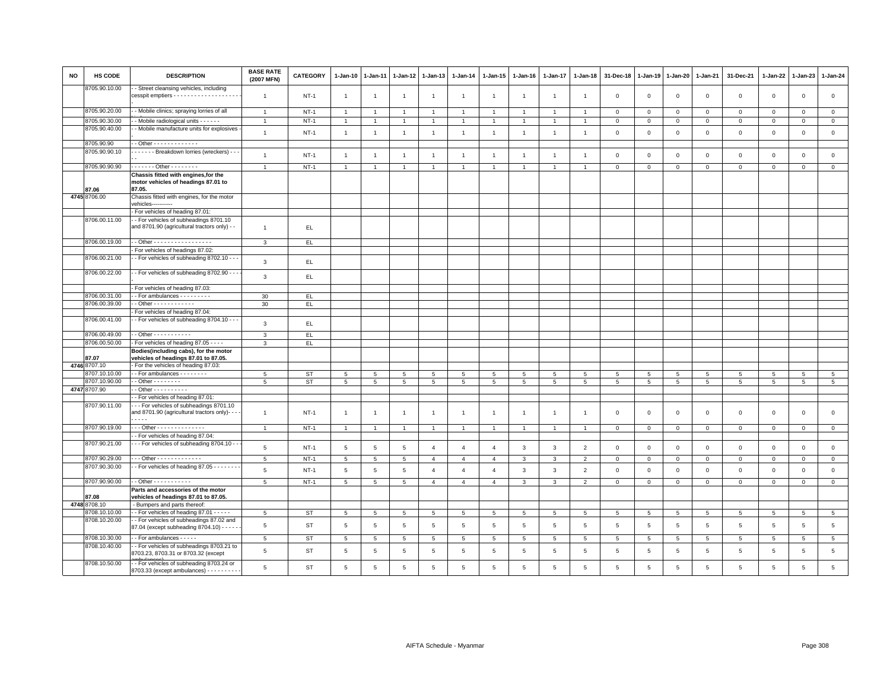| NO | HS CODE | DESCRIPTION | BASE RATE (2007 MFN) | CATEGORY | 1-Jan-10 | 1-Jan-11 | 1-Jan-12 | 1-Jan-13 | 1-Jan-14 | 1-Jan-15 | 1-Jan-16 | 1-Jan-17 | 1-Jan-18 | 31-Dec-18 | 1-Jan-19 | 1-Jan-20 | 1-Jan-21 | 31-Dec-21 | 1-Jan-22 | 1-Jan-23 | 1-Jan-24 |
|---|---|---|---|---|---|---|---|---|---|---|---|---|---|---|---|---|---|---|---|---|---|
| | 8705.90.10.00 | - - Street cleansing vehicles, including cesspit emptiers - - - - - - - - - - - - - - - - - - - - - | 1 | NT-1 | 1 | 1 | 1 | 1 | 1 | 1 | 1 | 1 | 1 | 0 | 0 | 0 | 0 | 0 | 0 | 0 | 0 |
| | 8705.90.20.00 | - - Mobile clinics; spraying lorries of all | 1 | NT-1 | 1 | 1 | 1 | 1 | 1 | 1 | 1 | 1 | 1 | 0 | 0 | 0 | 0 | 0 | 0 | 0 | 0 |
| | 8705.90.30.00 | - - Mobile radiological units - - - - - - | 1 | NT-1 | 1 | 1 | 1 | 1 | 1 | 1 | 1 | 1 | 1 | 0 | 0 | 0 | 0 | 0 | 0 | 0 | 0 |
| | 8705.90.40.00 | - - Mobile manufacture units for explosives - | 1 | NT-1 | 1 | 1 | 1 | 1 | 1 | 1 | 1 | 1 | 1 | 0 | 0 | 0 | 0 | 0 | 0 | 0 | 0 |
| | 8705.90.90 | - - Other - - - - - - - - - - - - - | | | | | | | | | | | | | | | | | | | |
| | 8705.90.90.10 | - - - - - - - Breakdown lorries (wreckers) - - - - - | 1 | NT-1 | 1 | 1 | 1 | 1 | 1 | 1 | 1 | 1 | 1 | 0 | 0 | 0 | 0 | 0 | 0 | 0 | 0 |
| | 8705.90.90.90 | - - - - - - - Other - - - - - - - - | 1 | NT-1 | 1 | 1 | 1 | 1 | 1 | 1 | 1 | 1 | 1 | 0 | 0 | 0 | 0 | 0 | 0 | 0 | 0 |
| | 87.06 | **Chassis fitted with engines,for the motor vehicles of headings 87.01 to 87.05.** | | | | | | | | | | | | | | | | | | | |
| 4745 | 8706.00 | Chassis fitted with engines, for the motor vehicles----------- | | | | | | | | | | | | | | | | | | | |
| | | - For vehicles of heading 87.01: | | | | | | | | | | | | | | | | | | | |
| | 8706.00.11.00 | - - For vehicles of subheadings 8701.10 and 8701.90 (agricultural tractors only) - - | 1 | EL | | | | | | | | | | | | | | | | | |
| | 8706.00.19.00 | - - Other - - - - - - - - - - - - - - - - - | 3 | EL | | | | | | | | | | | | | | | | | |
| | | - For vehicles of headings 87.02: | | | | | | | | | | | | | | | | | | | |
| | 8706.00.21.00 | - - For vehicles of subheading 8702.10 - - - | 3 | EL | | | | | | | | | | | | | | | | | |
| | 8706.00.22.00 | - - For vehicles of subheading 8702.90 - - - - | 3 | EL | | | | | | | | | | | | | | | | | |
| | | - For vehicles of heading 87.03: | | | | | | | | | | | | | | | | | | | |
| | 8706.00.31.00 | - - For ambulances - - - - - - - - - | 30 | EL | | | | | | | | | | | | | | | | | |
| | 8706.00.39.00 | - - Other - - - - - - - - - - - - | 30 | EL | | | | | | | | | | | | | | | | | |
| | | - For vehicles of heading 87.04: | | | | | | | | | | | | | | | | | | | |
| | 8706.00.41.00 | - - For vehicles of subheading 8704.10 - - - | 3 | EL | | | | | | | | | | | | | | | | | |
| | 8706.00.49.00 | - - Other - - - - - - - - - - - | 3 | EL | | | | | | | | | | | | | | | | | |
| | 8706.00.50.00 | - For vehicles of heading 87.05 - - - - | 3 | EL | | | | | | | | | | | | | | | | | |
| | 87.07 | **Bodies(including cabs), for the motor vehicles of headings 87.01 to 87.05.** | | | | | | | | | | | | | | | | | | | |
| 4746 | 8707.10 | - For the vehicles of heading 87.03: | | | | | | | | | | | | | | | | | | | |
| | 8707.10.10.00 | - - For ambulances - - - - - - - - | 5 | ST | 5 | 5 | 5 | 5 | 5 | 5 | 5 | 5 | 5 | 5 | 5 | 5 | 5 | 5 | 5 | 5 | 5 |
| | 8707.10.90.00 | - - Other - - - - - - - - | 5 | ST | 5 | 5 | 5 | 5 | 5 | 5 | 5 | 5 | 5 | 5 | 5 | 5 | 5 | 5 | 5 | 5 | 5 |
| 4747 | 8707.90 | - - Other - - - - - - - - - - | | | | | | | | | | | | | | | | | | | |
| | | - - For vehicles of heading 87.01: | | | | | | | | | | | | | | | | | | | |
| | 8707.90.11.00 | - - - For vehicles of subheadings 8701.10 and 8701.90 (agricultural tractors only)- - - - - - - - | 1 | NT-1 | 1 | 1 | 1 | 1 | 1 | 1 | 1 | 1 | 1 | 0 | 0 | 0 | 0 | 0 | 0 | 0 | 0 |
| | 8707.90.19.00 | - - - Other - - - - - - - - - - - - - - | 1 | NT-1 | 1 | 1 | 1 | 1 | 1 | 1 | 1 | 1 | 1 | 0 | 0 | 0 | 0 | 0 | 0 | 0 | 0 |
| | | - - For vehicles of heading 87.04: | | | | | | | | | | | | | | | | | | | |
| | 8707.90.21.00 | - - - For vehicles of subheading 8704.10 - - - | 5 | NT-1 | 5 | 5 | 5 | 4 | 4 | 4 | 3 | 3 | 2 | 0 | 0 | 0 | 0 | 0 | 0 | 0 | 0 |
| | 8707.90.29.00 | - - - Other - - - - - - - - - - - - - | 5 | NT-1 | 5 | 5 | 5 | 4 | 4 | 4 | 3 | 3 | 2 | 0 | 0 | 0 | 0 | 0 | 0 | 0 | 0 |
| | 8707.90.30.00 | - - For vehicles of heading 87.05 - - - - - - - - | 5 | NT-1 | 5 | 5 | 5 | 4 | 4 | 4 | 3 | 3 | 2 | 0 | 0 | 0 | 0 | 0 | 0 | 0 | 0 |
| | 8707.90.90.00 | - - Other - - - - - - - - - - - | 5 | NT-1 | 5 | 5 | 5 | 4 | 4 | 4 | 3 | 3 | 2 | 0 | 0 | 0 | 0 | 0 | 0 | 0 | 0 |
| | 87.08 | **Parts and accessories of the motor vehicles of headings 87.01 to 87.05.** | | | | | | | | | | | | | | | | | | | |
| 4748 | 8708.10 | - Bumpers and parts thereof: | | | | | | | | | | | | | | | | | | | |
| | 8708.10.10.00 | - - For vehicles of heading 87.01 - - - - - | 5 | ST | 5 | 5 | 5 | 5 | 5 | 5 | 5 | 5 | 5 | 5 | 5 | 5 | 5 | 5 | 5 | 5 | 5 |
| | 8708.10.20.00 | - - For vehicles of subheadings 87.02 and 87.04 (except subheading 8704.10) - - - - - - | 5 | ST | 5 | 5 | 5 | 5 | 5 | 5 | 5 | 5 | 5 | 5 | 5 | 5 | 5 | 5 | 5 | 5 | 5 |
| | 8708.10.30.00 | - - For ambulances - - - - - | 5 | ST | 5 | 5 | 5 | 5 | 5 | 5 | 5 | 5 | 5 | 5 | 5 | 5 | 5 | 5 | 5 | 5 | 5 |
| | 8708.10.40.00 | - - For vehicles of subheadings 8703.21 to 8703.23, 8703.31 or 8703.32 (except ambulances) | 5 | ST | 5 | 5 | 5 | 5 | 5 | 5 | 5 | 5 | 5 | 5 | 5 | 5 | 5 | 5 | 5 | 5 | 5 |
| | 8708.10.50.00 | - - For vehicles of subheading 8703.24 or 8703.33 (except ambulances) - - - - - - - - - - | 5 | ST | 5 | 5 | 5 | 5 | 5 | 5 | 5 | 5 | 5 | 5 | 5 | 5 | 5 | 5 | 5 | 5 | 5 |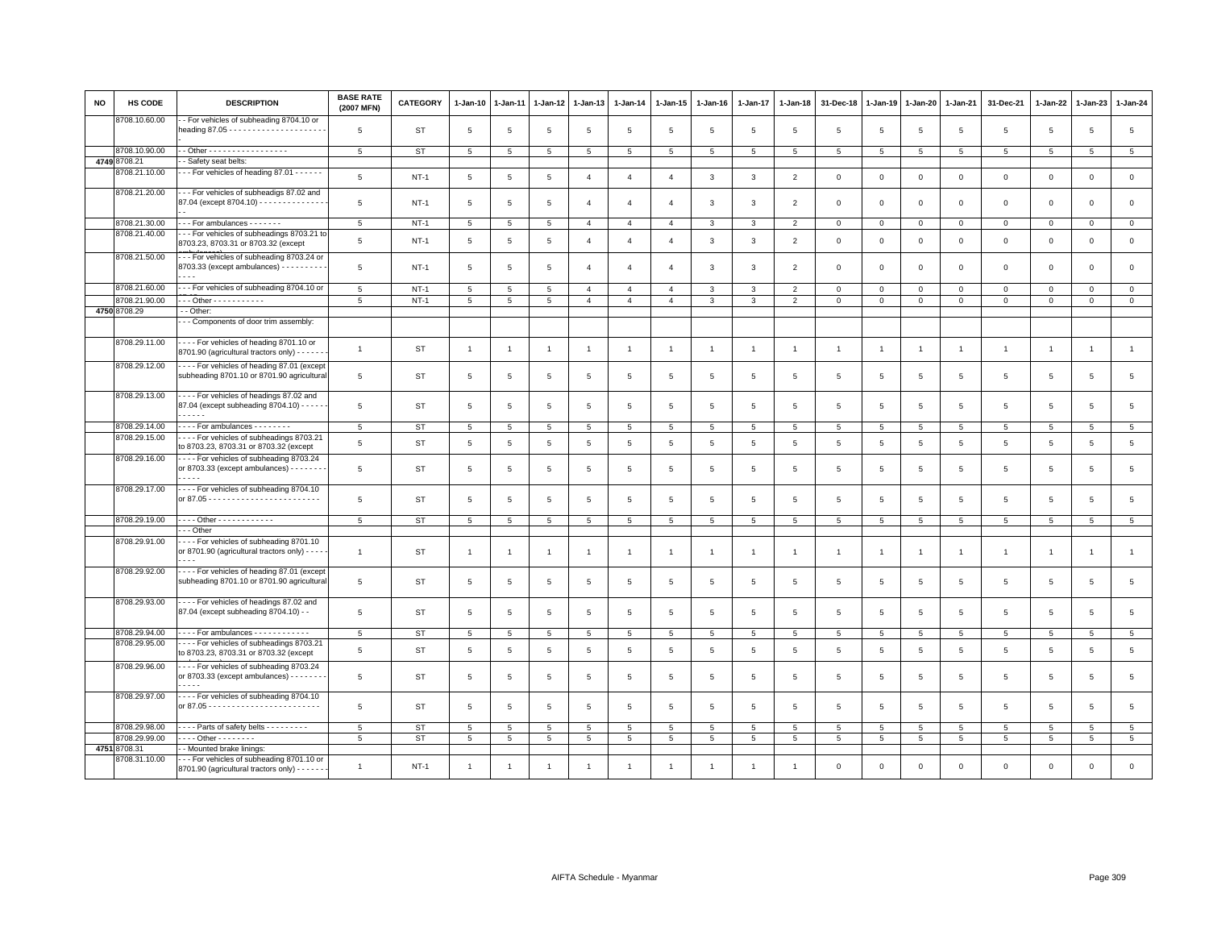| NO | HS CODE | DESCRIPTION | BASE RATE (2007 MFN) | CATEGORY | 1-Jan-10 | 1-Jan-11 | 1-Jan-12 | 1-Jan-13 | 1-Jan-14 | 1-Jan-15 | 1-Jan-16 | 1-Jan-17 | 1-Jan-18 | 31-Dec-18 | 1-Jan-19 | 1-Jan-20 | 1-Jan-21 | 31-Dec-21 | 1-Jan-22 | 1-Jan-23 | 1-Jan-24 |
|---|---|---|---|---|---|---|---|---|---|---|---|---|---|---|---|---|---|---|---|---|---|
| | 8708.10.60.00 | - - For vehicles of subheading 8704.10 or heading 87.05 - - - - - - - - - - - - - - - - - - - - - - | 5 | ST | 5 | 5 | 5 | 5 | 5 | 5 | 5 | 5 | 5 | 5 | 5 | 5 | 5 | 5 | 5 | 5 | 5 |
| | 8708.10.90.00 | - - Other - - - - - - - - - - - - - - - - - | 5 | ST | 5 | 5 | 5 | 5 | 5 | 5 | 5 | 5 | 5 | 5 | 5 | 5 | 5 | 5 | 5 | 5 | 5 |
| 4749 | 8708.21 | - - Safety seat belts: | | | | | | | | | | | | | | | | | | | |
| | 8708.21.10.00 | - - - For vehicles of heading 87.01 - - - - - - | 5 | NT-1 | 5 | 5 | 5 | 4 | 4 | 4 | 3 | 3 | 2 | 0 | 0 | 0 | 0 | 0 | 0 | 0 | 0 |
| | 8708.21.20.00 | - - - For vehicles of subheadigs 87.02 and 87.04 (except 8704.10) - - - - - - - - - - - - - - - - | 5 | NT-1 | 5 | 5 | 5 | 4 | 4 | 4 | 3 | 3 | 2 | 0 | 0 | 0 | 0 | 0 | 0 | 0 | 0 |
| | 8708.21.30.00 | - - - For ambulances - - - - - - - | 5 | NT-1 | 5 | 5 | 5 | 4 | 4 | 4 | 3 | 3 | 2 | 0 | 0 | 0 | 0 | 0 | 0 | 0 | 0 |
| | 8708.21.40.00 | - - - For vehicles of subheadings 8703.21 to 8703.23, 8703.31 or 8703.32 (except ambulances) | 5 | NT-1 | 5 | 5 | 5 | 4 | 4 | 4 | 3 | 3 | 2 | 0 | 0 | 0 | 0 | 0 | 0 | 0 | 0 |
| | 8708.21.50.00 | - - - For vehicles of subheading 8703.24 or 8703.33 (except ambulances) - - - - - - - - - - - - - - | 5 | NT-1 | 5 | 5 | 5 | 4 | 4 | 4 | 3 | 3 | 2 | 0 | 0 | 0 | 0 | 0 | 0 | 0 | 0 |
| | 8708.21.60.00 | - - - For vehicles of subheading 8704.10 or | 5 | NT-1 | 5 | 5 | 5 | 4 | 4 | 4 | 3 | 3 | 2 | 0 | 0 | 0 | 0 | 0 | 0 | 0 | 0 |
| | 8708.21.90.00 | - - - Other - - - - - - - - - - - | 5 | NT-1 | 5 | 5 | 5 | 4 | 4 | 4 | 3 | 3 | 2 | 0 | 0 | 0 | 0 | 0 | 0 | 0 | 0 |
| 4750 | 8708.29 | - - Other: | | | | | | | | | | | | | | | | | | | |
| | | - - - Components of door trim assembly: | | | | | | | | | | | | | | | | | | | |
| | 8708.29.11.00 | - - - - For vehicles of heading 8701.10 or 8701.90 (agricultural tractors only) - - - - - - - | 1 | ST | 1 | 1 | 1 | 1 | 1 | 1 | 1 | 1 | 1 | 1 | 1 | 1 | 1 | 1 | 1 | 1 | 1 |
| | 8708.29.12.00 | - - - - For vehicles of heading 87.01 (except subheading 8701.10 or 8701.90 agricultural | 5 | ST | 5 | 5 | 5 | 5 | 5 | 5 | 5 | 5 | 5 | 5 | 5 | 5 | 5 | 5 | 5 | 5 | 5 |
| | 8708.29.13.00 | - - - - For vehicles of headings 87.02 and 87.04 (except subheading 8704.10) - - - - - - - - - - - | 5 | ST | 5 | 5 | 5 | 5 | 5 | 5 | 5 | 5 | 5 | 5 | 5 | 5 | 5 | 5 | 5 | 5 | 5 |
| | 8708.29.14.00 | - - - - For ambulances - - - - - - - - - | 5 | ST | 5 | 5 | 5 | 5 | 5 | 5 | 5 | 5 | 5 | 5 | 5 | 5 | 5 | 5 | 5 | 5 | 5 |
| | 8708.29.15.00 | - - - - For vehicles of subheadings 8703.21 to 8703.23, 8703.31 or 8703.32 (except | 5 | ST | 5 | 5 | 5 | 5 | 5 | 5 | 5 | 5 | 5 | 5 | 5 | 5 | 5 | 5 | 5 | 5 | 5 |
| | 8708.29.16.00 | - - - - For vehicles of subheading 8703.24 or 8703.33 (except ambulances) - - - - - - - - - - - - - | 5 | ST | 5 | 5 | 5 | 5 | 5 | 5 | 5 | 5 | 5 | 5 | 5 | 5 | 5 | 5 | 5 | 5 | 5 |
| | 8708.29.17.00 | - - - - For vehicles of subheading 8704.10 or 87.05 - - - - - - - - - - - - - - - - - - - - - - - - | 5 | ST | 5 | 5 | 5 | 5 | 5 | 5 | 5 | 5 | 5 | 5 | 5 | 5 | 5 | 5 | 5 | 5 | 5 |
| | 8708.29.19.00 | - - - - Other - - - - - - - - - - - - | 5 | ST | 5 | 5 | 5 | 5 | 5 | 5 | 5 | 5 | 5 | 5 | 5 | 5 | 5 | 5 | 5 | 5 | 5 |
| | | - - - Other | | | | | | | | | | | | | | | | | | | |
| | 8708.29.91.00 | - - - - For vehicles of subheading 8701.10 or 8701.90 (agricultural tractors only) - - - - - - - - - | 1 | ST | 1 | 1 | 1 | 1 | 1 | 1 | 1 | 1 | 1 | 1 | 1 | 1 | 1 | 1 | 1 | 1 | 1 |
| | 8708.29.92.00 | - - - - For vehicles of heading 87.01 (except subheading 8701.10 or 8701.90 agricultural | 5 | ST | 5 | 5 | 5 | 5 | 5 | 5 | 5 | 5 | 5 | 5 | 5 | 5 | 5 | 5 | 5 | 5 | 5 |
| | 8708.29.93.00 | - - - - For vehicles of headings 87.02 and 87.04 (except subheading 8704.10) - - | 5 | ST | 5 | 5 | 5 | 5 | 5 | 5 | 5 | 5 | 5 | 5 | 5 | 5 | 5 | 5 | 5 | 5 | 5 |
| | 8708.29.94.00 | - - - - For ambulances - - - - - - - - - - - - | 5 | ST | 5 | 5 | 5 | 5 | 5 | 5 | 5 | 5 | 5 | 5 | 5 | 5 | 5 | 5 | 5 | 5 | 5 |
| | 8708.29.95.00 | - - - - For vehicles of subheadings 8703.21 to 8703.23, 8703.31 or 8703.32 (except | 5 | ST | 5 | 5 | 5 | 5 | 5 | 5 | 5 | 5 | 5 | 5 | 5 | 5 | 5 | 5 | 5 | 5 | 5 |
| | 8708.29.96.00 | - - - - For vehicles of subheading 8703.24 or 8703.33 (except ambulances) - - - - - - - - - - - - - | 5 | ST | 5 | 5 | 5 | 5 | 5 | 5 | 5 | 5 | 5 | 5 | 5 | 5 | 5 | 5 | 5 | 5 | 5 |
| | 8708.29.97.00 | - - - - For vehicles of subheading 8704.10 or 87.05 - - - - - - - - - - - - - - - - - - - - - - - - | 5 | ST | 5 | 5 | 5 | 5 | 5 | 5 | 5 | 5 | 5 | 5 | 5 | 5 | 5 | 5 | 5 | 5 | 5 |
| | 8708.29.98.00 | - - - - Parts of safety belts - - - - - - - - - | 5 | ST | 5 | 5 | 5 | 5 | 5 | 5 | 5 | 5 | 5 | 5 | 5 | 5 | 5 | 5 | 5 | 5 | 5 |
| | 8708.29.99.00 | - - - - Other - - - - - - - - | 5 | ST | 5 | 5 | 5 | 5 | 5 | 5 | 5 | 5 | 5 | 5 | 5 | 5 | 5 | 5 | 5 | 5 | 5 |
| 4751 | 8708.31 | - - Mounted brake linings: | | | | | | | | | | | | | | | | | | | |
| | 8708.31.10.00 | - - - For vehicles of subheading 8701.10 or 8701.90 (agricultural tractors only) - - - - - - - | 1 | NT-1 | 1 | 1 | 1 | 1 | 1 | 1 | 1 | 1 | 1 | 0 | 0 | 0 | 0 | 0 | 0 | 0 | 0 |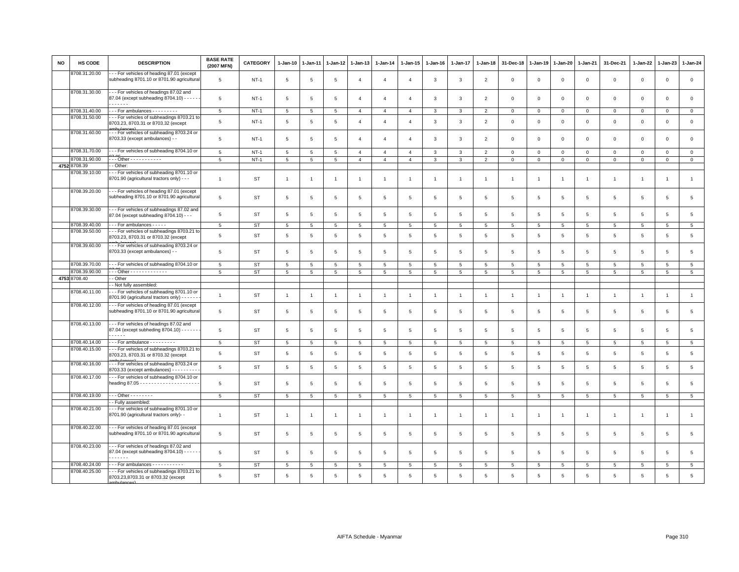| NO | HS CODE | DESCRIPTION | BASE RATE (2007 MFN) | CATEGORY | 1-Jan-10 | 1-Jan-11 | 1-Jan-12 | 1-Jan-13 | 1-Jan-14 | 1-Jan-15 | 1-Jan-16 | 1-Jan-17 | 1-Jan-18 | 31-Dec-18 | 1-Jan-19 | 1-Jan-20 | 1-Jan-21 | 31-Dec-21 | 1-Jan-22 | 1-Jan-23 | 1-Jan-24 |
|---|---|---|---|---|---|---|---|---|---|---|---|---|---|---|---|---|---|---|---|---|---|
| | 8708.31.20.00 | - - - For vehicles of heading 87.01 (except subheading 8701.10 or 8701.90 agricultural | 5 | NT-1 | 5 | 5 | 5 | 4 | 4 | 4 | 3 | 3 | 2 | 0 | 0 | 0 | 0 | 0 | 0 | 0 | 0 |
| | 8708.31.30.00 | - - - For vehicles of headings 87.02 and 87.04 (except subheading 8704.10) - - - - - - - - - - - - | 5 | NT-1 | 5 | 5 | 5 | 4 | 4 | 4 | 3 | 3 | 2 | 0 | 0 | 0 | 0 | 0 | 0 | 0 | 0 |
| | 8708.31.40.00 | - - - For ambulances - - - - - - - - - | 5 | NT-1 | 5 | 5 | 5 | 4 | 4 | 4 | 3 | 3 | 2 | 0 | 0 | 0 | 0 | 0 | 0 | 0 | 0 |
| | 8708.31.50.00 | - - - For vehicles of subheadings 8703.21 to 8703.23, 8703.31 or 8703.32 (except ambulances) | 5 | NT-1 | 5 | 5 | 5 | 4 | 4 | 4 | 3 | 3 | 2 | 0 | 0 | 0 | 0 | 0 | 0 | 0 | 0 |
| | 8708.31.60.00 | - - - For vehicles of subheading 8703.24 or 8703.33 (except ambulances) - - | 5 | NT-1 | 5 | 5 | 5 | 4 | 4 | 4 | 3 | 3 | 2 | 0 | 0 | 0 | 0 | 0 | 0 | 0 | 0 |
| | 8708.31.70.00 | - - - For vehicles of subheading 8704.10 or 87.05 | 5 | NT-1 | 5 | 5 | 5 | 4 | 4 | 4 | 3 | 3 | 2 | 0 | 0 | 0 | 0 | 0 | 0 | 0 | 0 |
| | 8708.31.90.00 | - - - Other - - - - - - - - - - - | 5 | NT-1 | 5 | 5 | 5 | 4 | 4 | 4 | 3 | 3 | 2 | 0 | 0 | 0 | 0 | 0 | 0 | 0 | 0 |
| 4752 | 8708.39 | - - Other: | | | | | | | | | | | | | | | | | | | |
| | 8708.39.10.00 | - - - For vehicles of subheading 8701.10 or 8701.90 (agricultural tractors only) - - - | 1 | ST | 1 | 1 | 1 | 1 | 1 | 1 | 1 | 1 | 1 | 1 | 1 | 1 | 1 | 1 | 1 | 1 | 1 |
| | 8708.39.20.00 | - - - For vehicles of heading 87.01 (except subheading 8701.10 or 8701.90 agricultural | 5 | ST | 5 | 5 | 5 | 5 | 5 | 5 | 5 | 5 | 5 | 5 | 5 | 5 | 5 | 5 | 5 | 5 | 5 |
| | 8708.39.30.00 | - - - For vehicles of subheadings 87.02 and 87.04 (except subheading 8704.10) - - - | 5 | ST | 5 | 5 | 5 | 5 | 5 | 5 | 5 | 5 | 5 | 5 | 5 | 5 | 5 | 5 | 5 | 5 | 5 |
| | 8708.39.40.00 | - - - For ambulances - - - - - | 5 | ST | 5 | 5 | 5 | 5 | 5 | 5 | 5 | 5 | 5 | 5 | 5 | 5 | 5 | 5 | 5 | 5 | 5 |
| | 8708.39.50.00 | - - - For vehicles of subheadings 8703.21 to 8703.23, 8703.31 or 8703.32 (except ambulances) | 5 | ST | 5 | 5 | 5 | 5 | 5 | 5 | 5 | 5 | 5 | 5 | 5 | 5 | 5 | 5 | 5 | 5 | 5 |
| | 8708.39.60.00 | - - - For vehicles of subheading 8703.24 or 8703.33 (except ambulances) - - | 5 | ST | 5 | 5 | 5 | 5 | 5 | 5 | 5 | 5 | 5 | 5 | 5 | 5 | 5 | 5 | 5 | 5 | 5 |
| | 8708.39.70.00 | - - - For vehicles of subheading 8704.10 or 87.05 | 5 | ST | 5 | 5 | 5 | 5 | 5 | 5 | 5 | 5 | 5 | 5 | 5 | 5 | 5 | 5 | 5 | 5 | 5 |
| | 8708.39.90.00 | - - - Other - - - - - - - - - - - - - | 5 | ST | 5 | 5 | 5 | 5 | 5 | 5 | 5 | 5 | 5 | 5 | 5 | 5 | 5 | 5 | 5 | 5 | 5 |
| 4753 | 8708.40 | - - Other | | | | | | | | | | | | | | | | | | | |
| | | - - Not fully assembled: | | | | | | | | | | | | | | | | | | | |
| | 8708.40.11.00 | - - - For vehicles of subheading 8701.10 or 8701.90 (agricultural tractors only) - - - - - - | 1 | ST | 1 | 1 | 1 | 1 | 1 | 1 | 1 | 1 | 1 | 1 | 1 | 1 | 1 | 1 | 1 | 1 | 1 |
| | 8708.40.12.00 | - - - For vehicles of heading 87.01 (except subheading 8701.10 or 8701.90 agricultural | 5 | ST | 5 | 5 | 5 | 5 | 5 | 5 | 5 | 5 | 5 | 5 | 5 | 5 | 5 | 5 | 5 | 5 | 5 |
| | 8708.40.13.00 | - - - For vehicles of headings 87.02 and 87.04 (except subheding 8704.10) - - - - - - - - - - - | 5 | ST | 5 | 5 | 5 | 5 | 5 | 5 | 5 | 5 | 5 | 5 | 5 | 5 | 5 | 5 | 5 | 5 | 5 |
| | 8708.40.14.00 | - - - For ambulance - - - - - - - - - | 5 | ST | 5 | 5 | 5 | 5 | 5 | 5 | 5 | 5 | 5 | 5 | 5 | 5 | 5 | 5 | 5 | 5 | 5 |
| | 8708.40.15.00 | - - - For vehicles of subheadings 8703.21 to 8703.23, 8703.31 or 8703.32 (except ambulances) | 5 | ST | 5 | 5 | 5 | 5 | 5 | 5 | 5 | 5 | 5 | 5 | 5 | 5 | 5 | 5 | 5 | 5 | 5 |
| | 8708.40.16.00 | - - - For vehicles of subheading 8703.24 or 8703.33 (except ambulances) - - - - - - - - - | 5 | ST | 5 | 5 | 5 | 5 | 5 | 5 | 5 | 5 | 5 | 5 | 5 | 5 | 5 | 5 | 5 | 5 | 5 |
| | 8708.40.17.00 | - - - For vehicles of subheading 8704.10 or heading 87.05 - - - - - - - - - - - - - - - - - - - - - | 5 | ST | 5 | 5 | 5 | 5 | 5 | 5 | 5 | 5 | 5 | 5 | 5 | 5 | 5 | 5 | 5 | 5 | 5 |
| | 8708.40.19.00 | - - - Other - - - - - - - - | 5 | ST | 5 | 5 | 5 | 5 | 5 | 5 | 5 | 5 | 5 | 5 | 5 | 5 | 5 | 5 | 5 | 5 | 5 |
| | | - - Fully assembled: | | | | | | | | | | | | | | | | | | | |
| | 8708.40.21.00 | - - - For vehicles of subheading 8701.10 or 8701.90 (agricultural tractors only)- - | 1 | ST | 1 | 1 | 1 | 1 | 1 | 1 | 1 | 1 | 1 | 1 | 1 | 1 | 1 | 1 | 1 | 1 | 1 |
| | 8708.40.22.00 | - - - For vehicles of heading 87.01 (except subheading 8701.10 or 8701.90 agricultural | 5 | ST | 5 | 5 | 5 | 5 | 5 | 5 | 5 | 5 | 5 | 5 | 5 | 5 | 5 | 5 | 5 | 5 | 5 |
| | 8708.40.23.00 | - - - For vehicles of headings 87.02 and 87.04 (except subheading 8704.10) - - - - - - - - - - - - | 5 | ST | 5 | 5 | 5 | 5 | 5 | 5 | 5 | 5 | 5 | 5 | 5 | 5 | 5 | 5 | 5 | 5 | 5 |
| | 8708.40.24.00 | - - - For ambulances - - - - - - - - - - - | 5 | ST | 5 | 5 | 5 | 5 | 5 | 5 | 5 | 5 | 5 | 5 | 5 | 5 | 5 | 5 | 5 | 5 | 5 |
| | 8708.40.25.00 | - - - For vehicles of subheadings 8703.21 to 8703.23,8703.31 or 8703.32 (except ambulances) | 5 | ST | 5 | 5 | 5 | 5 | 5 | 5 | 5 | 5 | 5 | 5 | 5 | 5 | 5 | 5 | 5 | 5 | 5 |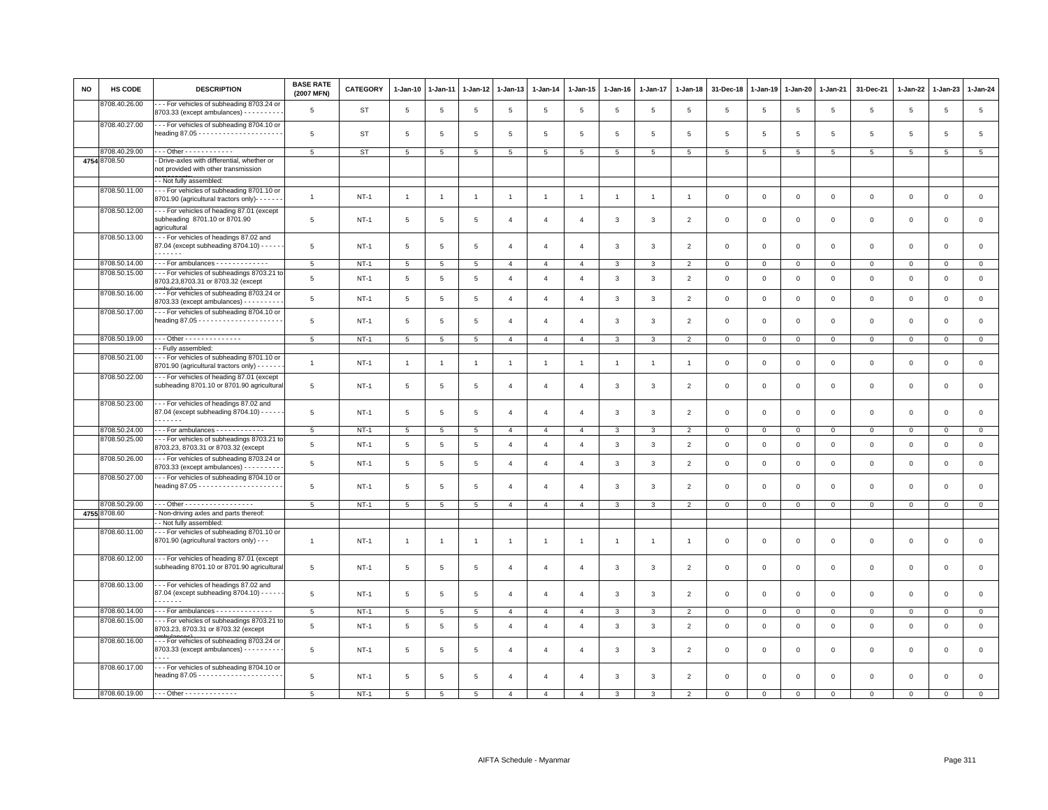| NO | HS CODE | DESCRIPTION | BASE RATE (2007 MFN) | CATEGORY | 1-Jan-10 | 1-Jan-11 | 1-Jan-12 | 1-Jan-13 | 1-Jan-14 | 1-Jan-15 | 1-Jan-16 | 1-Jan-17 | 1-Jan-18 | 31-Dec-18 | 1-Jan-19 | 1-Jan-20 | 1-Jan-21 | 31-Dec-21 | 1-Jan-22 | 1-Jan-23 | 1-Jan-24 |
|---|---|---|---|---|---|---|---|---|---|---|---|---|---|---|---|---|---|---|---|---|---|
| | 8708.40.26.00 | - - - For vehicles of subheading 8703.24 or 8703.33 (except ambulances) - - - - - - - - - - | 5 | ST | 5 | 5 | 5 | 5 | 5 | 5 | 5 | 5 | 5 | 5 | 5 | 5 | 5 | 5 | 5 | 5 | 5 |
| | 8708.40.27.00 | - - - For vehicles of subheading 8704.10 or heading 87.05 - - - - - - - - - - - - - - - - - - - - - | 5 | ST | 5 | 5 | 5 | 5 | 5 | 5 | 5 | 5 | 5 | 5 | 5 | 5 | 5 | 5 | 5 | 5 | 5 |
| | 8708.40.29.00 | - - - Other - - - - - - - - - - - - | 5 | ST | 5 | 5 | 5 | 5 | 5 | 5 | 5 | 5 | 5 | 5 | 5 | 5 | 5 | 5 | 5 | 5 | 5 |
| 4754 | 8708.50 | - Drive-axles with differential, whether or not provided with other transmission components | | | | | | | | | | | | | | | | | | | |
| | | - - Not fully assembled: | | | | | | | | | | | | | | | | | | | |
| | 8708.50.11.00 | - - - For vehicles of subheading 8701.10 or 8701.90 (agricultural tractors only)- - - - - - - | 1 | NT-1 | 1 | 1 | 1 | 1 | 1 | 1 | 1 | 1 | 1 | 0 | 0 | 0 | 0 | 0 | 0 | 0 | 0 |
| | 8708.50.12.00 | - - - For vehicles of heading 87.01 (except subheading 8701.10 or 8701.90 agricultural | 5 | NT-1 | 5 | 5 | 5 | 4 | 4 | 4 | 3 | 3 | 2 | 0 | 0 | 0 | 0 | 0 | 0 | 0 | 0 |
| | 8708.50.13.00 | - - - For vehicles of headings 87.02 and 87.04 (except subheading 8704.10) - - - - - - - - - - - - - | 5 | NT-1 | 5 | 5 | 5 | 4 | 4 | 4 | 3 | 3 | 2 | 0 | 0 | 0 | 0 | 0 | 0 | 0 | 0 |
| | 8708.50.14.00 | - - - For ambulances - - - - - - - - - - - - - - | 5 | NT-1 | 5 | 5 | 5 | 4 | 4 | 4 | 3 | 3 | 2 | 0 | 0 | 0 | 0 | 0 | 0 | 0 | 0 |
| | 8708.50.15.00 | - - - For vehicles of subheadings 8703.21 to 8703.23,8703.31 or 8703.32 (except ambulances) | 5 | NT-1 | 5 | 5 | 5 | 4 | 4 | 4 | 3 | 3 | 2 | 0 | 0 | 0 | 0 | 0 | 0 | 0 | 0 |
| | 8708.50.16.00 | - - - For vehicles of subheading 8703.24 or 8703.33 (except ambulances) - - - - - - - - - - | 5 | NT-1 | 5 | 5 | 5 | 4 | 4 | 4 | 3 | 3 | 2 | 0 | 0 | 0 | 0 | 0 | 0 | 0 | 0 |
| | 8708.50.17.00 | - - - For vehicles of subheading 8704.10 or heading 87.05 - - - - - - - - - - - - - - - - - - - - - | 5 | NT-1 | 5 | 5 | 5 | 4 | 4 | 4 | 3 | 3 | 2 | 0 | 0 | 0 | 0 | 0 | 0 | 0 | 0 |
| | 8708.50.19.00 | - - - Other - - - - - - - - - - - - - - | 5 | NT-1 | 5 | 5 | 5 | 4 | 4 | 4 | 3 | 3 | 2 | 0 | 0 | 0 | 0 | 0 | 0 | 0 | 0 |
| | | - - Fully assembled: | | | | | | | | | | | | | | | | | | | |
| | 8708.50.21.00 | - - - For vehicles of subheading 8701.10 or 8701.90 (agricultural tractors only) - - - - - - - | 1 | NT-1 | 1 | 1 | 1 | 1 | 1 | 1 | 1 | 1 | 1 | 0 | 0 | 0 | 0 | 0 | 0 | 0 | 0 |
| | 8708.50.22.00 | - - - For vehicles of heading 87.01 (except subheading 8701.10 or 8701.90 agricultural | 5 | NT-1 | 5 | 5 | 5 | 4 | 4 | 4 | 3 | 3 | 2 | 0 | 0 | 0 | 0 | 0 | 0 | 0 | 0 |
| | 8708.50.23.00 | - - - For vehicles of headings 87.02 and 87.04 (except subheading 8704.10) - - - - - - - - - - - - - | 5 | NT-1 | 5 | 5 | 5 | 4 | 4 | 4 | 3 | 3 | 2 | 0 | 0 | 0 | 0 | 0 | 0 | 0 | 0 |
| | 8708.50.24.00 | - - - For ambulances - - - - - - - - - - - - | 5 | NT-1 | 5 | 5 | 5 | 4 | 4 | 4 | 3 | 3 | 2 | 0 | 0 | 0 | 0 | 0 | 0 | 0 | 0 |
| | 8708.50.25.00 | - - - For vehicles of subheadings 8703.21 to 8703.23, 8703.31 or 8703.32 (except | 5 | NT-1 | 5 | 5 | 5 | 4 | 4 | 4 | 3 | 3 | 2 | 0 | 0 | 0 | 0 | 0 | 0 | 0 | 0 |
| | 8708.50.26.00 | - - - For vehicles of subheading 8703.24 or 8703.33 (except ambulances) - - - - - - - - - - | 5 | NT-1 | 5 | 5 | 5 | 4 | 4 | 4 | 3 | 3 | 2 | 0 | 0 | 0 | 0 | 0 | 0 | 0 | 0 |
| | 8708.50.27.00 | - - - For vehicles of subheading 8704.10 or heading 87.05 - - - - - - - - - - - - - - - - - - - - - | 5 | NT-1 | 5 | 5 | 5 | 4 | 4 | 4 | 3 | 3 | 2 | 0 | 0 | 0 | 0 | 0 | 0 | 0 | 0 |
| | 8708.50.29.00 | - - - Other - - - - - - - - - - - - - - - - - | 5 | NT-1 | 5 | 5 | 5 | 4 | 4 | 4 | 3 | 3 | 2 | 0 | 0 | 0 | 0 | 0 | 0 | 0 | 0 |
| 4755 | 8708.60 | - Non-driving axles and parts thereof: | | | | | | | | | | | | | | | | | | | |
| | | - - Not fully assembled: | | | | | | | | | | | | | | | | | | | |
| | 8708.60.11.00 | - - - For vehicles of subheading 8701.10 or 8701.90 (agricultural tractors only) - - - | 1 | NT-1 | 1 | 1 | 1 | 1 | 1 | 1 | 1 | 1 | 1 | 0 | 0 | 0 | 0 | 0 | 0 | 0 | 0 |
| | 8708.60.12.00 | - - - For vehicles of heading 87.01 (except subheading 8701.10 or 8701.90 agricultural | 5 | NT-1 | 5 | 5 | 5 | 4 | 4 | 4 | 3 | 3 | 2 | 0 | 0 | 0 | 0 | 0 | 0 | 0 | 0 |
| | 8708.60.13.00 | - - - For vehicles of headings 87.02 and 87.04 (except subheading 8704.10) - - - - - - - - - - - - - | 5 | NT-1 | 5 | 5 | 5 | 4 | 4 | 4 | 3 | 3 | 2 | 0 | 0 | 0 | 0 | 0 | 0 | 0 | 0 |
| | 8708.60.14.00 | - - - For ambulances - - - - - - - - - - - - - - | 5 | NT-1 | 5 | 5 | 5 | 4 | 4 | 4 | 3 | 3 | 2 | 0 | 0 | 0 | 0 | 0 | 0 | 0 | 0 |
| | 8708.60.15.00 | - - - For vehicles of subheadings 8703.21 to 8703.23, 8703.31 or 8703.32 (except ambulances) | 5 | NT-1 | 5 | 5 | 5 | 4 | 4 | 4 | 3 | 3 | 2 | 0 | 0 | 0 | 0 | 0 | 0 | 0 | 0 |
| | 8708.60.16.00 | - - - For vehicles of subheading 8703.24 or 8703.33 (except ambulances) - - - - - - - - - - - - - - | 5 | NT-1 | 5 | 5 | 5 | 4 | 4 | 4 | 3 | 3 | 2 | 0 | 0 | 0 | 0 | 0 | 0 | 0 | 0 |
| | 8708.60.17.00 | - - - For vehicles of subheading 8704.10 or heading 87.05 - - - - - - - - - - - - - - - - - - - - - | 5 | NT-1 | 5 | 5 | 5 | 4 | 4 | 4 | 3 | 3 | 2 | 0 | 0 | 0 | 0 | 0 | 0 | 0 | 0 |
| | 8708.60.19.00 | - - - Other - - - - - - - - - - - - - - | 5 | NT-1 | 5 | 5 | 5 | 4 | 4 | 4 | 3 | 3 | 2 | 0 | 0 | 0 | 0 | 0 | 0 | 0 | 0 |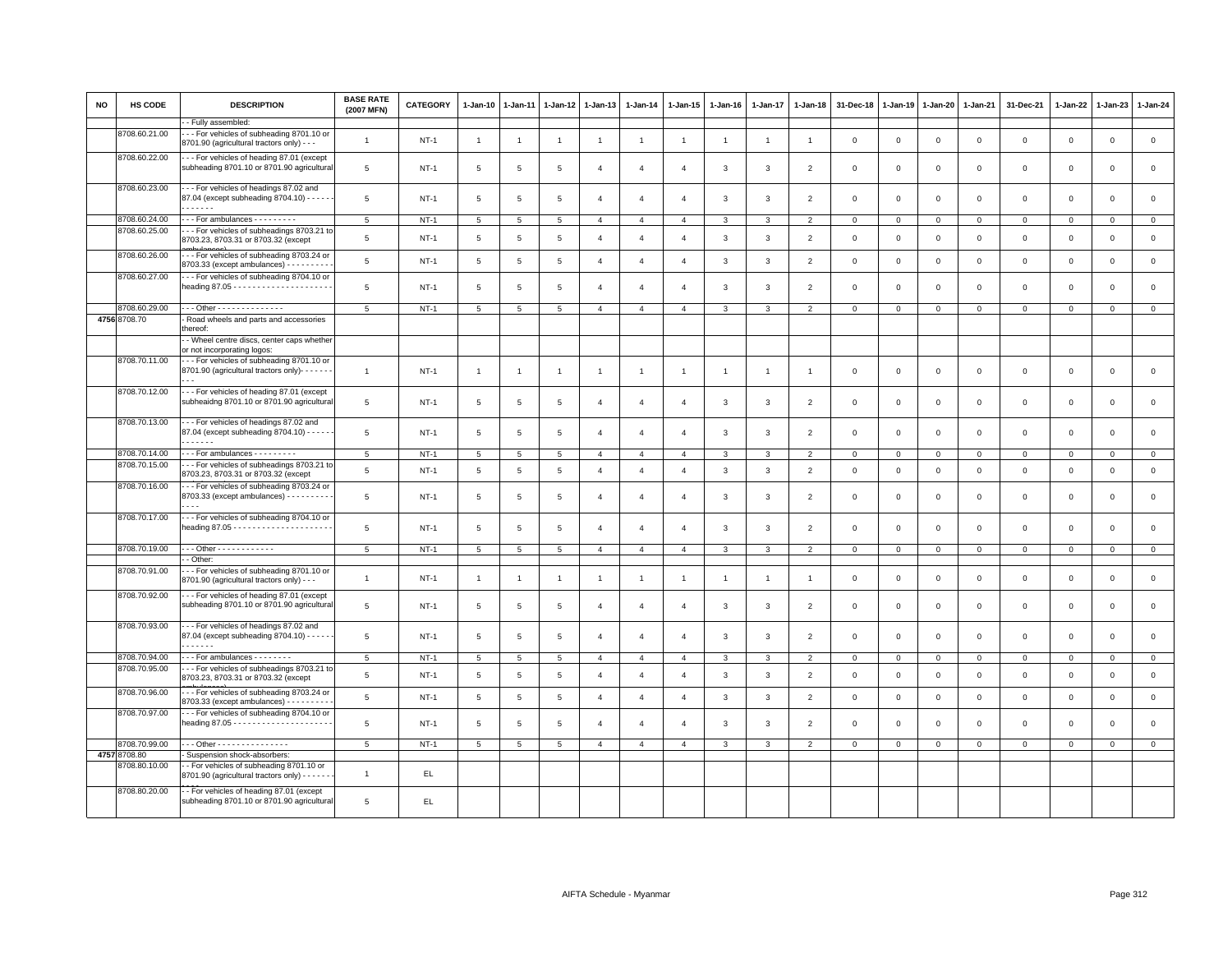| NO | HS CODE | DESCRIPTION | BASE RATE (2007 MFN) | CATEGORY | 1-Jan-10 | 1-Jan-11 | 1-Jan-12 | 1-Jan-13 | 1-Jan-14 | 1-Jan-15 | 1-Jan-16 | 1-Jan-17 | 1-Jan-18 | 31-Dec-18 | 1-Jan-19 | 1-Jan-20 | 1-Jan-21 | 31-Dec-21 | 1-Jan-22 | 1-Jan-23 | 1-Jan-24 |
|---|---|---|---|---|---|---|---|---|---|---|---|---|---|---|---|---|---|---|---|---|---|
| | | - - Fully assembled: | | | | | | | | | | | | | | | | | | | |
| | 8708.60.21.00 | - - - For vehicles of subheading 8701.10 or 8701.90 (agricultural tractors only) - - - | 1 | NT-1 | 1 | 1 | 1 | 1 | 1 | 1 | 1 | 1 | 1 | 0 | 0 | 0 | 0 | 0 | 0 | 0 | 0 |
| | 8708.60.22.00 | - - - For vehicles of heading 87.01 (except subheading 8701.10 or 8701.90 agricultural | 5 | NT-1 | 5 | 5 | 5 | 4 | 4 | 4 | 3 | 3 | 2 | 0 | 0 | 0 | 0 | 0 | 0 | 0 | 0 |
| | 8708.60.23.00 | - - - For vehicles of headings 87.02 and 87.04 (except subheading 8704.10) - - - - - - - - - - - - | 5 | NT-1 | 5 | 5 | 5 | 4 | 4 | 4 | 3 | 3 | 2 | 0 | 0 | 0 | 0 | 0 | 0 | 0 | 0 |
| | 8708.60.24.00 | - - - For ambulances - - - - - - - - - | 5 | NT-1 | 5 | 5 | 5 | 4 | 4 | 4 | 3 | 3 | 2 | 0 | 0 | 0 | 0 | 0 | 0 | 0 | 0 |
| | 8708.60.25.00 | - - - For vehicles of subheadings 8703.21 to 8703.23, 8703.31 or 8703.32 (except ambulances) | 5 | NT-1 | 5 | 5 | 5 | 4 | 4 | 4 | 3 | 3 | 2 | 0 | 0 | 0 | 0 | 0 | 0 | 0 | 0 |
| | 8708.60.26.00 | - - - For vehicles of subheading 8703.24 or 8703.33 (except ambulances) - - - - - - - - - | 5 | NT-1 | 5 | 5 | 5 | 4 | 4 | 4 | 3 | 3 | 2 | 0 | 0 | 0 | 0 | 0 | 0 | 0 | 0 |
| | 8708.60.27.00 | - - - For vehicles of subheading 8704.10 or heading 87.05 - - - - - - - - - - - - - - - - - - - - - | 5 | NT-1 | 5 | 5 | 5 | 4 | 4 | 4 | 3 | 3 | 2 | 0 | 0 | 0 | 0 | 0 | 0 | 0 | 0 |
| | 8708.60.29.00 | - - - Other - - - - - - - - - - - - - - | 5 | NT-1 | 5 | 5 | 5 | 4 | 4 | 4 | 3 | 3 | 2 | 0 | 0 | 0 | 0 | 0 | 0 | 0 | 0 |
| 4756 | 8708.70 | - Road wheels and parts and accessories thereof: | | | | | | | | | | | | | | | | | | | |
| | | - - Wheel centre discs, center caps whether or not incorporating logos: | | | | | | | | | | | | | | | | | | | |
| | 8708.70.11.00 | - - - For vehicles of subheading 8701.10 or 8701.90 (agricultural tractors only)- - - - - - - - - | 1 | NT-1 | 1 | 1 | 1 | 1 | 1 | 1 | 1 | 1 | 1 | 0 | 0 | 0 | 0 | 0 | 0 | 0 | 0 |
| | 8708.70.12.00 | - - - For vehicles of heading 87.01 (except subheaidng 8701.10 or 8701.90 agricultural | 5 | NT-1 | 5 | 5 | 5 | 4 | 4 | 4 | 3 | 3 | 2 | 0 | 0 | 0 | 0 | 0 | 0 | 0 | 0 |
| | 8708.70.13.00 | - - - For vehicles of headings 87.02 and 87.04 (except subheading 8704.10) - - - - - - - - - - - - | 5 | NT-1 | 5 | 5 | 5 | 4 | 4 | 4 | 3 | 3 | 2 | 0 | 0 | 0 | 0 | 0 | 0 | 0 | 0 |
| | 8708.70.14.00 | - - - For ambulances - - - - - - - - - | 5 | NT-1 | 5 | 5 | 5 | 4 | 4 | 4 | 3 | 3 | 2 | 0 | 0 | 0 | 0 | 0 | 0 | 0 | 0 |
| | 8708.70.15.00 | - - - For vehicles of subheadings 8703.21 to 8703.23, 8703.31 or 8703.32 (except | 5 | NT-1 | 5 | 5 | 5 | 4 | 4 | 4 | 3 | 3 | 2 | 0 | 0 | 0 | 0 | 0 | 0 | 0 | 0 |
| | 8708.70.16.00 | - - - For vehicles of subheading 8703.24 or 8703.33 (except ambulances) - - - - - - - - - - - - - | 5 | NT-1 | 5 | 5 | 5 | 4 | 4 | 4 | 3 | 3 | 2 | 0 | 0 | 0 | 0 | 0 | 0 | 0 | 0 |
| | 8708.70.17.00 | - - - For vehicles of subheading 8704.10 or heading 87.05 - - - - - - - - - - - - - - - - - - - - - | 5 | NT-1 | 5 | 5 | 5 | 4 | 4 | 4 | 3 | 3 | 2 | 0 | 0 | 0 | 0 | 0 | 0 | 0 | 0 |
| | 8708.70.19.00 | - - - Other - - - - - - - - - - - - | 5 | NT-1 | 5 | 5 | 5 | 4 | 4 | 4 | 3 | 3 | 2 | 0 | 0 | 0 | 0 | 0 | 0 | 0 | 0 |
| | | - - Other: | | | | | | | | | | | | | | | | | | | |
| | 8708.70.91.00 | - - - For vehicles of subheading 8701.10 or 8701.90 (agricultural tractors only) - - - | 1 | NT-1 | 1 | 1 | 1 | 1 | 1 | 1 | 1 | 1 | 1 | 0 | 0 | 0 | 0 | 0 | 0 | 0 | 0 |
| | 8708.70.92.00 | - - - For vehicles of heading 87.01 (except subheading 8701.10 or 8701.90 agricultural | 5 | NT-1 | 5 | 5 | 5 | 4 | 4 | 4 | 3 | 3 | 2 | 0 | 0 | 0 | 0 | 0 | 0 | 0 | 0 |
| | 8708.70.93.00 | - - - For vehicles of headings 87.02 and 87.04 (except subheading 8704.10) - - - - - - - - - - - - | 5 | NT-1 | 5 | 5 | 5 | 4 | 4 | 4 | 3 | 3 | 2 | 0 | 0 | 0 | 0 | 0 | 0 | 0 | 0 |
| | 8708.70.94.00 | - - - For ambulances - - - - - - - - | 5 | NT-1 | 5 | 5 | 5 | 4 | 4 | 4 | 3 | 3 | 2 | 0 | 0 | 0 | 0 | 0 | 0 | 0 | 0 |
| | 8708.70.95.00 | - - - For vehicles of subheadings 8703.21 to 8703.23, 8703.31 or 8703.32 (except ambulances) | 5 | NT-1 | 5 | 5 | 5 | 4 | 4 | 4 | 3 | 3 | 2 | 0 | 0 | 0 | 0 | 0 | 0 | 0 | 0 |
| | 8708.70.96.00 | - - - For vehicles of subheading 8703.24 or 8703.33 (except ambulances) - - - - - - - - - | 5 | NT-1 | 5 | 5 | 5 | 4 | 4 | 4 | 3 | 3 | 2 | 0 | 0 | 0 | 0 | 0 | 0 | 0 | 0 |
| | 8708.70.97.00 | - - - For vehicles of subheading 8704.10 or heading 87.05 - - - - - - - - - - - - - - - - - - - - - | 5 | NT-1 | 5 | 5 | 5 | 4 | 4 | 4 | 3 | 3 | 2 | 0 | 0 | 0 | 0 | 0 | 0 | 0 | 0 |
| | 8708.70.99.00 | - - - Other - - - - - - - - - - - - - - - | 5 | NT-1 | 5 | 5 | 5 | 4 | 4 | 4 | 3 | 3 | 2 | 0 | 0 | 0 | 0 | 0 | 0 | 0 | 0 |
| 4757 | 8708.80 | - Suspension shock-absorbers: | | | | | | | | | | | | | | | | | | | |
| | 8708.80.10.00 | - - For vehicles of subheading 8701.10 or 8701.90 (agricultural tractors only) - - - - - - - - - | 1 | EL | | | | | | | | | | | | | | | | | |
| | 8708.80.20.00 | - - For vehicles of heading 87.01 (except subheading 8701.10 or 8701.90 agricultural | 5 | EL | | | | | | | | | | | | | | | | | |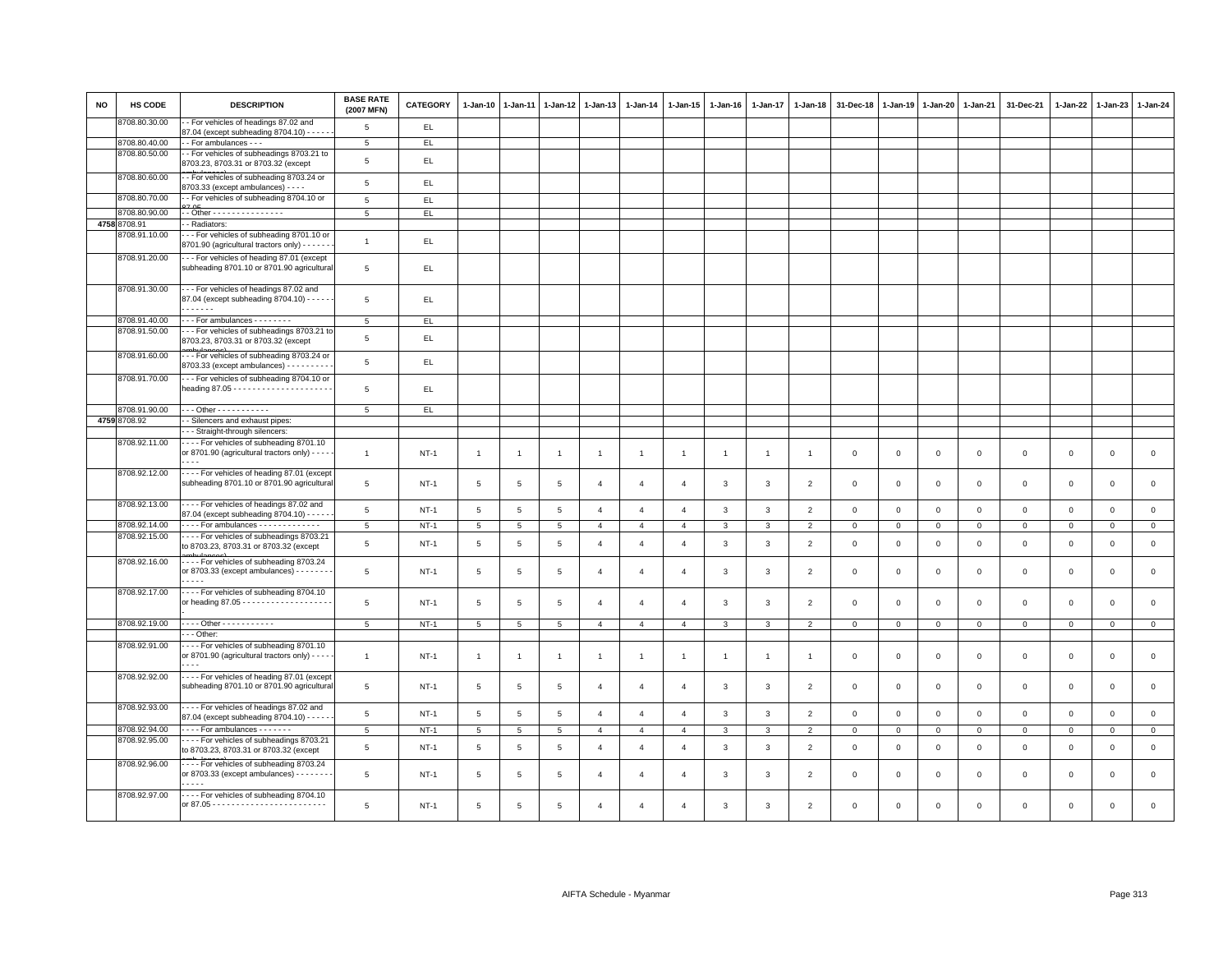| NO | HS CODE | DESCRIPTION | BASE RATE (2007 MFN) | CATEGORY | 1-Jan-10 | 1-Jan-11 | 1-Jan-12 | 1-Jan-13 | 1-Jan-14 | 1-Jan-15 | 1-Jan-16 | 1-Jan-17 | 1-Jan-18 | 31-Dec-18 | 1-Jan-19 | 1-Jan-20 | 1-Jan-21 | 31-Dec-21 | 1-Jan-22 | 1-Jan-23 | 1-Jan-24 |
|---|---|---|---|---|---|---|---|---|---|---|---|---|---|---|---|---|---|---|---|---|---|
| | 8708.80.30.00 | - - For vehicles of headings 87.02 and 87.04 (except subheading 8704.10) - - - - - - | 5 | EL | | | | | | | | | | | | | | | | | |
| | 8708.80.40.00 | - - For ambulances - - - | 5 | EL | | | | | | | | | | | | | | | | | |
| | 8708.80.50.00 | - - For vehicles of subheadings 8703.21 to 8703.23, 8703.31 or 8703.32 (except ambulances) | 5 | EL | | | | | | | | | | | | | | | | | |
| | 8708.80.60.00 | - - For vehicles of subheading 8703.24 or 8703.33 (except ambulances) - - - - | 5 | EL | | | | | | | | | | | | | | | | | |
| | 8708.80.70.00 | - - For vehicles of subheading 8704.10 or 87.05 | 5 | EL | | | | | | | | | | | | | | | | | |
| | 8708.80.90.00 | - - Other - - - - - - - - - - - - - - - | 5 | EL | | | | | | | | | | | | | | | | | |
| 4758 | 8708.91 | - - Radiators: | | | | | | | | | | | | | | | | | | | |
| | 8708.91.10.00 | - - - For vehicles of subheading 8701.10 or 8701.90 (agricultural tractors only) - - - - - - - | 1 | EL | | | | | | | | | | | | | | | | | |
| | 8708.91.20.00 | - - - For vehicles of heading 87.01 (except subheading 8701.10 or 8701.90 agricultural | 5 | EL | | | | | | | | | | | | | | | | | |
| | 8708.91.30.00 | - - - For vehicles of headings 87.02 and 87.04 (except subheading 8704.10) - - - - - - - - - - - - - | 5 | EL | | | | | | | | | | | | | | | | | |
| | 8708.91.40.00 | - - - For ambulances - - - - - - - - | 5 | EL | | | | | | | | | | | | | | | | | |
| | 8708.91.50.00 | - - - For vehicles of subheadings 8703.21 to 8703.23, 8703.31 or 8703.32 (except ambulances) | 5 | EL | | | | | | | | | | | | | | | | | |
| | 8708.91.60.00 | - - - For vehicles of subheading 8703.24 or 8703.33 (except ambulances) - - - - - - - - - - | 5 | EL | | | | | | | | | | | | | | | | | |
| | 8708.91.70.00 | - - - For vehicles of subheading 8704.10 or heading 87.05 - - - - - - - - - - - - - - - - - - - - - | 5 | EL | | | | | | | | | | | | | | | | | |
| | 8708.91.90.00 | - - - Other - - - - - - - - - - - | 5 | EL | | | | | | | | | | | | | | | | | |
| 4759 | 8708.92 | - - Silencers and exhaust pipes: | | | | | | | | | | | | | | | | | | | |
| | | - - - Straight-through silencers: | | | | | | | | | | | | | | | | | | | |
| | 8708.92.11.00 | - - - - For vehicles of subheading 8701.10 or 8701.90 (agricultural tractors only) - - - - - - - - - | 1 | NT-1 | 1 | 1 | 1 | 1 | 1 | 1 | 1 | 1 | 1 | 0 | 0 | 0 | 0 | 0 | 0 | 0 | 0 |
| | 8708.92.12.00 | - - - - For vehicles of heading 87.01 (except subheading 8701.10 or 8701.90 agricultural | 5 | NT-1 | 5 | 5 | 5 | 4 | 4 | 4 | 3 | 3 | 2 | 0 | 0 | 0 | 0 | 0 | 0 | 0 | 0 |
| | 8708.92.13.00 | - - - - For vehicles of headings 87.02 and 87.04 (except subheading 8704.10) - - - - - - | 5 | NT-1 | 5 | 5 | 5 | 4 | 4 | 4 | 3 | 3 | 2 | 0 | 0 | 0 | 0 | 0 | 0 | 0 | 0 |
| | 8708.92.14.00 | - - - - For ambulances - - - - - - - - - - - - - | 5 | NT-1 | 5 | 5 | 5 | 4 | 4 | 4 | 3 | 3 | 2 | 0 | 0 | 0 | 0 | 0 | 0 | 0 | 0 |
| | 8708.92.15.00 | - - - - For vehicles of subheadings 8703.21 to 8703.23, 8703.31 or 8703.32 (except ambulances) | 5 | NT-1 | 5 | 5 | 5 | 4 | 4 | 4 | 3 | 3 | 2 | 0 | 0 | 0 | 0 | 0 | 0 | 0 | 0 |
| | 8708.92.16.00 | - - - - For vehicles of subheading 8703.24 or 8703.33 (except ambulances) - - - - - - - - - - - - - | 5 | NT-1 | 5 | 5 | 5 | 4 | 4 | 4 | 3 | 3 | 2 | 0 | 0 | 0 | 0 | 0 | 0 | 0 | 0 |
| | 8708.92.17.00 | - - - - For vehicles of subheading 8704.10 or heading 87.05 - - - - - - - - - - - - - - - - - - - - - | 5 | NT-1 | 5 | 5 | 5 | 4 | 4 | 4 | 3 | 3 | 2 | 0 | 0 | 0 | 0 | 0 | 0 | 0 | 0 |
| | 8708.92.19.00 | - - - - Other - - - - - - - - - - - | 5 | NT-1 | 5 | 5 | 5 | 4 | 4 | 4 | 3 | 3 | 2 | 0 | 0 | 0 | 0 | 0 | 0 | 0 | 0 |
| | | - - - Other: | | | | | | | | | | | | | | | | | | | |
| | 8708.92.91.00 | - - - - For vehicles of subheading 8701.10 or 8701.90 (agricultural tractors only) - - - - - - - - - | 1 | NT-1 | 1 | 1 | 1 | 1 | 1 | 1 | 1 | 1 | 1 | 0 | 0 | 0 | 0 | 0 | 0 | 0 | 0 |
| | 8708.92.92.00 | - - - - For vehicles of heading 87.01 (except subheading 8701.10 or 8701.90 agricultural | 5 | NT-1 | 5 | 5 | 5 | 4 | 4 | 4 | 3 | 3 | 2 | 0 | 0 | 0 | 0 | 0 | 0 | 0 | 0 |
| | 8708.92.93.00 | - - - - For vehicles of headings 87.02 and 87.04 (except subheading 8704.10) - - - - - - | 5 | NT-1 | 5 | 5 | 5 | 4 | 4 | 4 | 3 | 3 | 2 | 0 | 0 | 0 | 0 | 0 | 0 | 0 | 0 |
| | 8708.92.94.00 | - - - - For ambulances - - - - - - - | 5 | NT-1 | 5 | 5 | 5 | 4 | 4 | 4 | 3 | 3 | 2 | 0 | 0 | 0 | 0 | 0 | 0 | 0 | 0 |
| | 8708.92.95.00 | - - - - For vehicles of subheadings 8703.21 to 8703.23, 8703.31 or 8703.32 (except ambulances) | 5 | NT-1 | 5 | 5 | 5 | 4 | 4 | 4 | 3 | 3 | 2 | 0 | 0 | 0 | 0 | 0 | 0 | 0 | 0 |
| | 8708.92.96.00 | - - - - For vehicles of subheading 8703.24 or 8703.33 (except ambulances) - - - - - - - - - - - - - | 5 | NT-1 | 5 | 5 | 5 | 4 | 4 | 4 | 3 | 3 | 2 | 0 | 0 | 0 | 0 | 0 | 0 | 0 | 0 |
| | 8708.92.97.00 | - - - - For vehicles of subheading 8704.10 or 87.05 - - - - - - - - - - - - - - - - - - - - - - - - | 5 | NT-1 | 5 | 5 | 5 | 4 | 4 | 4 | 3 | 3 | 2 | 0 | 0 | 0 | 0 | 0 | 0 | 0 | 0 |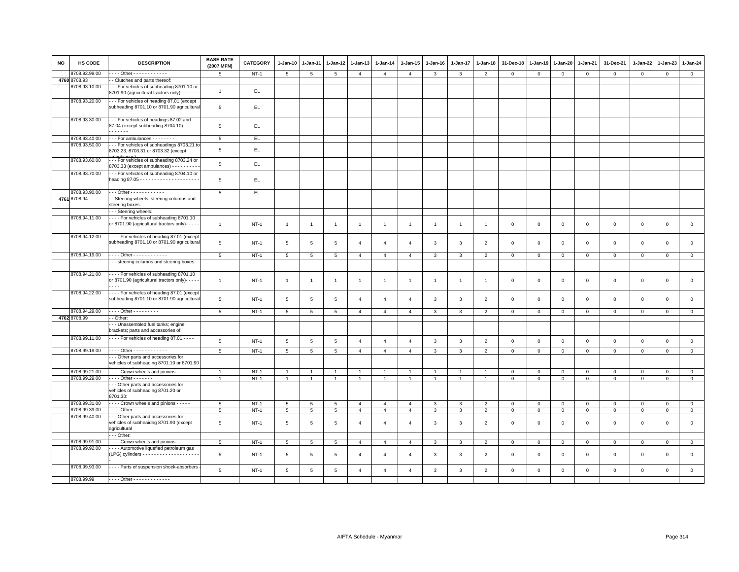| NO | HS CODE | DESCRIPTION | BASE RATE (2007 MFN) | CATEGORY | 1-Jan-10 | 1-Jan-11 | 1-Jan-12 | 1-Jan-13 | 1-Jan-14 | 1-Jan-15 | 1-Jan-16 | 1-Jan-17 | 1-Jan-18 | 31-Dec-18 | 1-Jan-19 | 1-Jan-20 | 1-Jan-21 | 31-Dec-21 | 1-Jan-22 | 1-Jan-23 | 1-Jan-24 |
|---|---|---|---|---|---|---|---|---|---|---|---|---|---|---|---|---|---|---|---|---|---|
| | 8708.92.99.00 | - - - - Other - - - - - - - - - - - - | 5 | NT-1 | 5 | 5 | 5 | 4 | 4 | 4 | 3 | 3 | 2 | 0 | 0 | 0 | 0 | 0 | 0 | 0 | 0 |
| 4760 | 8708.93 | - - Clutches and parts thereof: | | | | | | | | | | | | | | | | | | | |
| | 8708.93.10.00 | - - - For vehicles of subheading 8701.10 or 8701.90 (agricultural tractors only) - - - - - - - | 1 | EL | | | | | | | | | | | | | | | | | |
| | 8708.93.20.00 | - - - For vehicles of heading 87.01 (except subheading 8701.10 or 8701.90 agricultural | 5 | EL | | | | | | | | | | | | | | | | | |
| | 8708.93.30.00 | - - - For vehicles of headings 87.02 and 87.04 (except subheading 8704.10) - - - - - - - - - - - - - | 5 | EL | | | | | | | | | | | | | | | | | |
| | 8708.93.40.00 | - - - For ambulances - - - - - - - - | 5 | EL | | | | | | | | | | | | | | | | | |
| | 8708.93.50.00 | - - - For vehicles of subheadings 8703.21 to 8703.23, 8703.31 or 8703.32 (except ambulances) | 5 | EL | | | | | | | | | | | | | | | | | |
| | 8708.93.60.00 | - - - For vehicles of subheading 8703.24 or 8703.33 (except ambulances) - - - - - - - - - - | 5 | EL | | | | | | | | | | | | | | | | | |
| | 8708.93.70.00 | - - - For vehicles of subheading 8704.10 or heading 87.05 - - - - - - - - - - - - - - - - - - - - - | 5 | EL | | | | | | | | | | | | | | | | | |
| | 8708.93.90.00 | - - - Other - - - - - - - - - - - - | 5 | EL | | | | | | | | | | | | | | | | | |
| 4761 | 8708.94 | - - Steering wheels, steering columns and steering boxes: | | | | | | | | | | | | | | | | | | | |
| | | - - - Steering wheels: | | | | | | | | | | | | | | | | | | | |
| | 8708.94.11.00 | - - - - For vehicles of subheading 8701.10 or 8701.90 (agricultural tractors only)- - - - - - - - | 1 | NT-1 | 1 | 1 | 1 | 1 | 1 | 1 | 1 | 1 | 1 | 0 | 0 | 0 | 0 | 0 | 0 | 0 | 0 |
| | 8708.94.12.00 | - - - - For vehicles of heading 87.01 (except subheading 8701.10 or 8701.90 agricultural | 5 | NT-1 | 5 | 5 | 5 | 4 | 4 | 4 | 3 | 3 | 2 | 0 | 0 | 0 | 0 | 0 | 0 | 0 | 0 |
| | 8708.94.19.00 | - - - - Other - - - - - - - - - - - - | 5 | NT-1 | 5 | 5 | 5 | 4 | 4 | 4 | 3 | 3 | 2 | 0 | 0 | 0 | 0 | 0 | 0 | 0 | 0 |
| | | - - - steering columns and steering boxes: | | | | | | | | | | | | | | | | | | | |
| | 8708.94.21.00 | - - - - For vehicles of subheading 8701.10 or 8701.90 (agricultural tractors only)- - - - - - - - | 1 | NT-1 | 1 | 1 | 1 | 1 | 1 | 1 | 1 | 1 | 1 | 0 | 0 | 0 | 0 | 0 | 0 | 0 | 0 |
| | 8708.94.22.00 | - - - - For vehicles of heading 87.01 (except subheading 8701.10 or 8701.90 agricultural | 5 | NT-1 | 5 | 5 | 5 | 4 | 4 | 4 | 3 | 3 | 2 | 0 | 0 | 0 | 0 | 0 | 0 | 0 | 0 |
| | 8708.94.29.00 | - - - - Other - - - - - - - - - | 5 | NT-1 | 5 | 5 | 5 | 4 | 4 | 4 | 3 | 3 | 2 | 0 | 0 | 0 | 0 | 0 | 0 | 0 | 0 |
| 4762 | 8708.99 | - - Other: | | | | | | | | | | | | | | | | | | | |
| | | - - - Unassembled fuel tanks; engine brackets; parts and accessories of | | | | | | | | | | | | | | | | | | | |
| | 8708.99.11.00 | - - - - For vehicles of heading 87.01 - - - - | 5 | NT-1 | 5 | 5 | 5 | 4 | 4 | 4 | 3 | 3 | 2 | 0 | 0 | 0 | 0 | 0 | 0 | 0 | 0 |
| | 8708.99.19.00 | - - - - Other - - - - - - - - - - - - | 5 | NT-1 | 5 | 5 | 5 | 4 | 4 | 4 | 3 | 3 | 2 | 0 | 0 | 0 | 0 | 0 | 0 | 0 | 0 |
| | | - - - Other parts and accessories for vehicles of subheading 8701.10 or 8701.90 (agricultural) | | | | | | | | | | | | | | | | | | | |
| | 8708.99.21.00 | - - - - Crown wheels and pinions - - - | 1 | NT-1 | 1 | 1 | 1 | 1 | 1 | 1 | 1 | 1 | 1 | 0 | 0 | 0 | 0 | 0 | 0 | 0 | 0 |
| | 8708.99.29.00 | - - - - Other - - - - - - - | 1 | NT-1 | 1 | 1 | 1 | 1 | 1 | 1 | 1 | 1 | 1 | 0 | 0 | 0 | 0 | 0 | 0 | 0 | 0 |
| | | - - - Other parts and accessories for vehicles of subheading 8701.20 or 8701.30: | | | | | | | | | | | | | | | | | | | |
| | 8708.99.31.00 | - - - - Crown wheels and pinions - - - - - | 5 | NT-1 | 5 | 5 | 5 | 4 | 4 | 4 | 3 | 3 | 2 | 0 | 0 | 0 | 0 | 0 | 0 | 0 | 0 |
| | 8708.99.39.00 | - - - - Other - - - - - - - | 5 | NT-1 | 5 | 5 | 5 | 4 | 4 | 4 | 3 | 3 | 2 | 0 | 0 | 0 | 0 | 0 | 0 | 0 | 0 |
| | 8708.99.40.00 | - - - Other parts and accessories for vehicles of subheaidng 8701.90 (except agricultural | 5 | NT-1 | 5 | 5 | 5 | 4 | 4 | 4 | 3 | 3 | 2 | 0 | 0 | 0 | 0 | 0 | 0 | 0 | 0 |
| | | - - - Other: | | | | | | | | | | | | | | | | | | | |
| | 8708.99.91.00 | - - - - Crown wheels and pinions - - | 5 | NT-1 | 5 | 5 | 5 | 4 | 4 | 4 | 3 | 3 | 2 | 0 | 0 | 0 | 0 | 0 | 0 | 0 | 0 |
| | 8708.99.92.00 | - - - - Automotive liquefied petroleum gas (LPG) cylinders - - - - - - - - - - - - - - - - - - - - - | 5 | NT-1 | 5 | 5 | 5 | 4 | 4 | 4 | 3 | 3 | 2 | 0 | 0 | 0 | 0 | 0 | 0 | 0 | 0 |
| | 8708.99.93.00 | - - - - Parts of suspension shock-absorbers - - | 5 | NT-1 | 5 | 5 | 5 | 4 | 4 | 4 | 3 | 3 | 2 | 0 | 0 | 0 | 0 | 0 | 0 | 0 | 0 |
| | 8708.99.99 | - - - - Other - - - - - - - - - - - - - - | | | | | | | | | | | | | | | | | | | |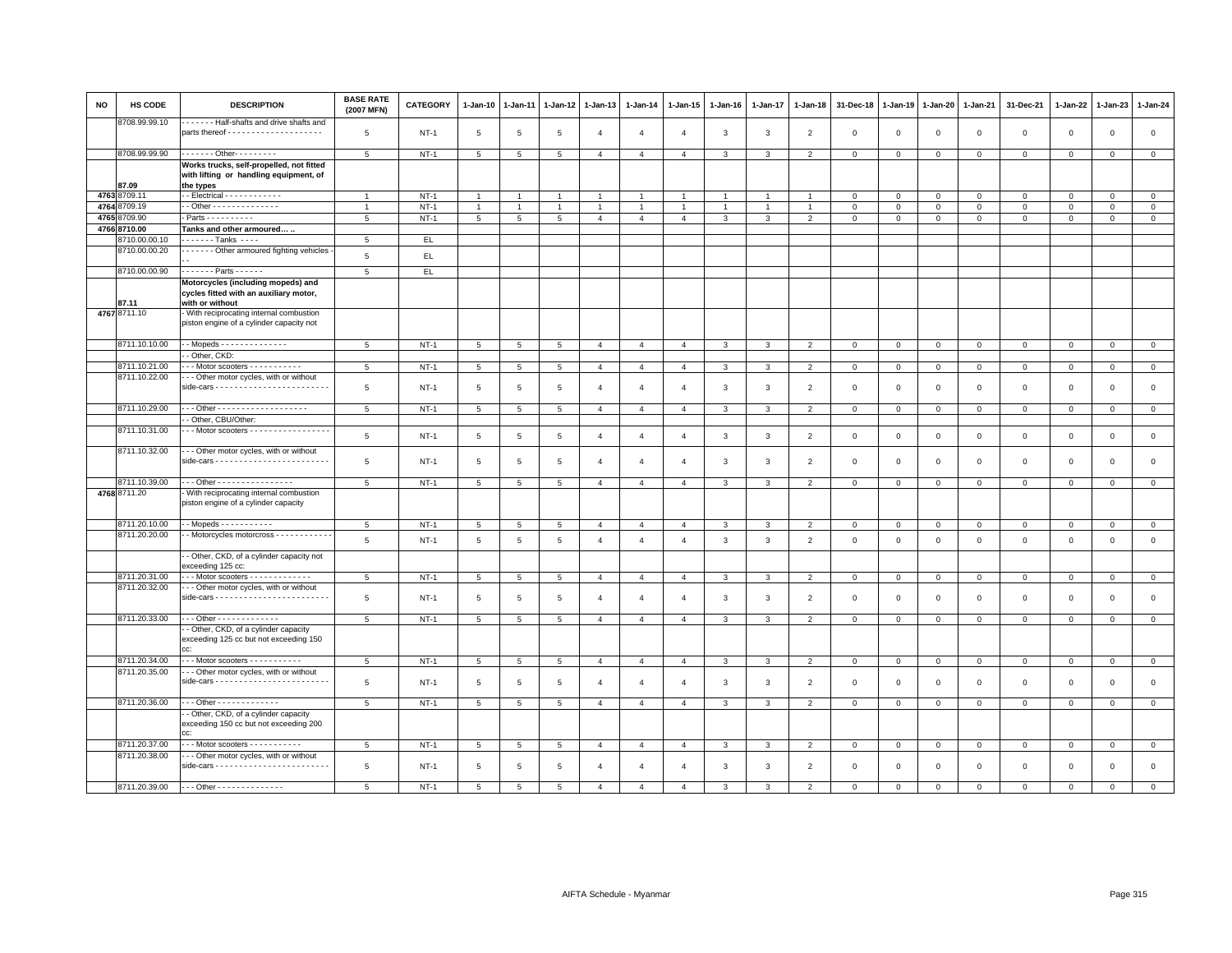| NO | HS CODE | DESCRIPTION | BASE RATE (2007 MFN) | CATEGORY | 1-Jan-10 | 1-Jan-11 | 1-Jan-12 | 1-Jan-13 | 1-Jan-14 | 1-Jan-15 | 1-Jan-16 | 1-Jan-17 | 1-Jan-18 | 31-Dec-18 | 1-Jan-19 | 1-Jan-20 | 1-Jan-21 | 31-Dec-21 | 1-Jan-22 | 1-Jan-23 | 1-Jan-24 |
|---|---|---|---|---|---|---|---|---|---|---|---|---|---|---|---|---|---|---|---|---|---|
| | 8708.99.99.10 | - - - - - - - Half-shafts and drive shafts and parts thereof - - - - - - - - - - - - - - - - - - - - | 5 | NT-1 | 5 | 5 | 5 | 4 | 4 | 4 | 3 | 3 | 2 | 0 | 0 | 0 | 0 | 0 | 0 | 0 | 0 |
| | 8708.99.99.90 | - - - - - - - Other- - - - - - - - - | 5 | NT-1 | 5 | 5 | 5 | 4 | 4 | 4 | 3 | 3 | 2 | 0 | 0 | 0 | 0 | 0 | 0 | 0 | 0 |
| | 87.09 | **Works trucks, self-propelled, not fitted with lifting or handling equipment, of the types** | | | | | | | | | | | | | | | | | | | |
| 4763 | 8709.11 | - - Electrical - - - - - - - - - - - - | 1 | NT-1 | 1 | 1 | 1 | 1 | 1 | 1 | 1 | 1 | 1 | 0 | 0 | 0 | 0 | 0 | 0 | 0 | 0 |
| 4764 | 8709.19 | - - Other - - - - - - - - - - - - - - | 1 | NT-1 | 1 | 1 | 1 | 1 | 1 | 1 | 1 | 1 | 1 | 0 | 0 | 0 | 0 | 0 | 0 | 0 | 0 |
| 4765 | 8709.90 | - Parts - - - - - - - - - - | 5 | NT-1 | 5 | 5 | 5 | 4 | 4 | 4 | 3 | 3 | 2 | 0 | 0 | 0 | 0 | 0 | 0 | 0 | 0 |
| 4766 | 8710.00 | **Tanks and other armoured… ..** | | | | | | | | | | | | | | | | | | | |
| | 8710.00.00.10 | - - - - - - - Tanks - - - - | 5 | EL | | | | | | | | | | | | | | | | | |
| | 8710.00.00.20 | - - - - - - - Other armoured fighting vehicles - - - | 5 | EL | | | | | | | | | | | | | | | | | |
| | 8710.00.00.90 | - - - - - - - Parts - - - - - - | 5 | EL | | | | | | | | | | | | | | | | | |
| | 87.11 | **Motorcycles (including mopeds) and cycles fitted with an auxiliary motor, with or without** | | | | | | | | | | | | | | | | | | | |
| 4767 | 8711.10 | - With reciprocating internal combustion piston engine of a cylinder capacity not | | | | | | | | | | | | | | | | | | | |
| | 8711.10.10.00 | - - Mopeds - - - - - - - - - - - - - - | 5 | NT-1 | 5 | 5 | 5 | 4 | 4 | 4 | 3 | 3 | 2 | 0 | 0 | 0 | 0 | 0 | 0 | 0 | 0 |
| | | - - Other, CKD: | | | | | | | | | | | | | | | | | | | |
| | 8711.10.21.00 | - - - Motor scooters - - - - - - - - - - - | 5 | NT-1 | 5 | 5 | 5 | 4 | 4 | 4 | 3 | 3 | 2 | 0 | 0 | 0 | 0 | 0 | 0 | 0 | 0 |
| | 8711.10.22.00 | - - - Other motor cycles, with or without side-cars - - - - - - - - - - - - - - - - - - - - - - - - | 5 | NT-1 | 5 | 5 | 5 | 4 | 4 | 4 | 3 | 3 | 2 | 0 | 0 | 0 | 0 | 0 | 0 | 0 | 0 |
| | 8711.10.29.00 | - - - Other - - - - - - - - - - - - - - - - - - - | 5 | NT-1 | 5 | 5 | 5 | 4 | 4 | 4 | 3 | 3 | 2 | 0 | 0 | 0 | 0 | 0 | 0 | 0 | 0 |
| | | - - Other, CBU/Other: | | | | | | | | | | | | | | | | | | | |
| | 8711.10.31.00 | - - - Motor scooters - - - - - - - - - - - - - - - - - | 5 | NT-1 | 5 | 5 | 5 | 4 | 4 | 4 | 3 | 3 | 2 | 0 | 0 | 0 | 0 | 0 | 0 | 0 | 0 |
| | 8711.10.32.00 | - - - Other motor cycles, with or without side-cars - - - - - - - - - - - - - - - - - - - - - - - - | 5 | NT-1 | 5 | 5 | 5 | 4 | 4 | 4 | 3 | 3 | 2 | 0 | 0 | 0 | 0 | 0 | 0 | 0 | 0 |
| | 8711.10.39.00 | - - - Other - - - - - - - - - - - - - - - - | 5 | NT-1 | 5 | 5 | 5 | 4 | 4 | 4 | 3 | 3 | 2 | 0 | 0 | 0 | 0 | 0 | 0 | 0 | 0 |
| 4768 | 8711.20 | - With reciprocating internal combustion piston engine of a cylinder capacity | | | | | | | | | | | | | | | | | | | |
| | 8711.20.10.00 | - - Mopeds - - - - - - - - - - - | 5 | NT-1 | 5 | 5 | 5 | 4 | 4 | 4 | 3 | 3 | 2 | 0 | 0 | 0 | 0 | 0 | 0 | 0 | 0 |
| | 8711.20.20.00 | - - Motorcycles motorcross - - - - - - - - - - - - | 5 | NT-1 | 5 | 5 | 5 | 4 | 4 | 4 | 3 | 3 | 2 | 0 | 0 | 0 | 0 | 0 | 0 | 0 | 0 |
| | | - - Other, CKD, of a cylinder capacity not exceeding 125 cc: | | | | | | | | | | | | | | | | | | | |
| | 8711.20.31.00 | - - - Motor scooters - - - - - - - - - - - - - | 5 | NT-1 | 5 | 5 | 5 | 4 | 4 | 4 | 3 | 3 | 2 | 0 | 0 | 0 | 0 | 0 | 0 | 0 | 0 |
| | 8711.20.32.00 | - - - Other motor cycles, with or without side-cars - - - - - - - - - - - - - - - - - - - - - - - - | 5 | NT-1 | 5 | 5 | 5 | 4 | 4 | 4 | 3 | 3 | 2 | 0 | 0 | 0 | 0 | 0 | 0 | 0 | 0 |
| | 8711.20.33.00 | - - - Other - - - - - - - - - - - - - | 5 | NT-1 | 5 | 5 | 5 | 4 | 4 | 4 | 3 | 3 | 2 | 0 | 0 | 0 | 0 | 0 | 0 | 0 | 0 |
| | | - - Other, CKD, of a cylinder capacity exceeding 125 cc but not exceeding 150 cc: | | | | | | | | | | | | | | | | | | | |
| | 8711.20.34.00 | - - - Motor scooters - - - - - - - - - - - | 5 | NT-1 | 5 | 5 | 5 | 4 | 4 | 4 | 3 | 3 | 2 | 0 | 0 | 0 | 0 | 0 | 0 | 0 | 0 |
| | 8711.20.35.00 | - - - Other motor cycles, with or without side-cars - - - - - - - - - - - - - - - - - - - - - - - - | 5 | NT-1 | 5 | 5 | 5 | 4 | 4 | 4 | 3 | 3 | 2 | 0 | 0 | 0 | 0 | 0 | 0 | 0 | 0 |
| | 8711.20.36.00 | - - - Other - - - - - - - - - - - - - | 5 | NT-1 | 5 | 5 | 5 | 4 | 4 | 4 | 3 | 3 | 2 | 0 | 0 | 0 | 0 | 0 | 0 | 0 | 0 |
| | | - - Other, CKD, of a cylinder capacity exceeding 150 cc but not exceeding 200 cc: | | | | | | | | | | | | | | | | | | | |
| | 8711.20.37.00 | - - - Motor scooters - - - - - - - - - - - | 5 | NT-1 | 5 | 5 | 5 | 4 | 4 | 4 | 3 | 3 | 2 | 0 | 0 | 0 | 0 | 0 | 0 | 0 | 0 |
| | 8711.20.38.00 | - - - Other motor cycles, with or without side-cars - - - - - - - - - - - - - - - - - - - - - - - - | 5 | NT-1 | 5 | 5 | 5 | 4 | 4 | 4 | 3 | 3 | 2 | 0 | 0 | 0 | 0 | 0 | 0 | 0 | 0 |
| | 8711.20.39.00 | - - - Other - - - - - - - - - - - - - - | 5 | NT-1 | 5 | 5 | 5 | 4 | 4 | 4 | 3 | 3 | 2 | 0 | 0 | 0 | 0 | 0 | 0 | 0 | 0 |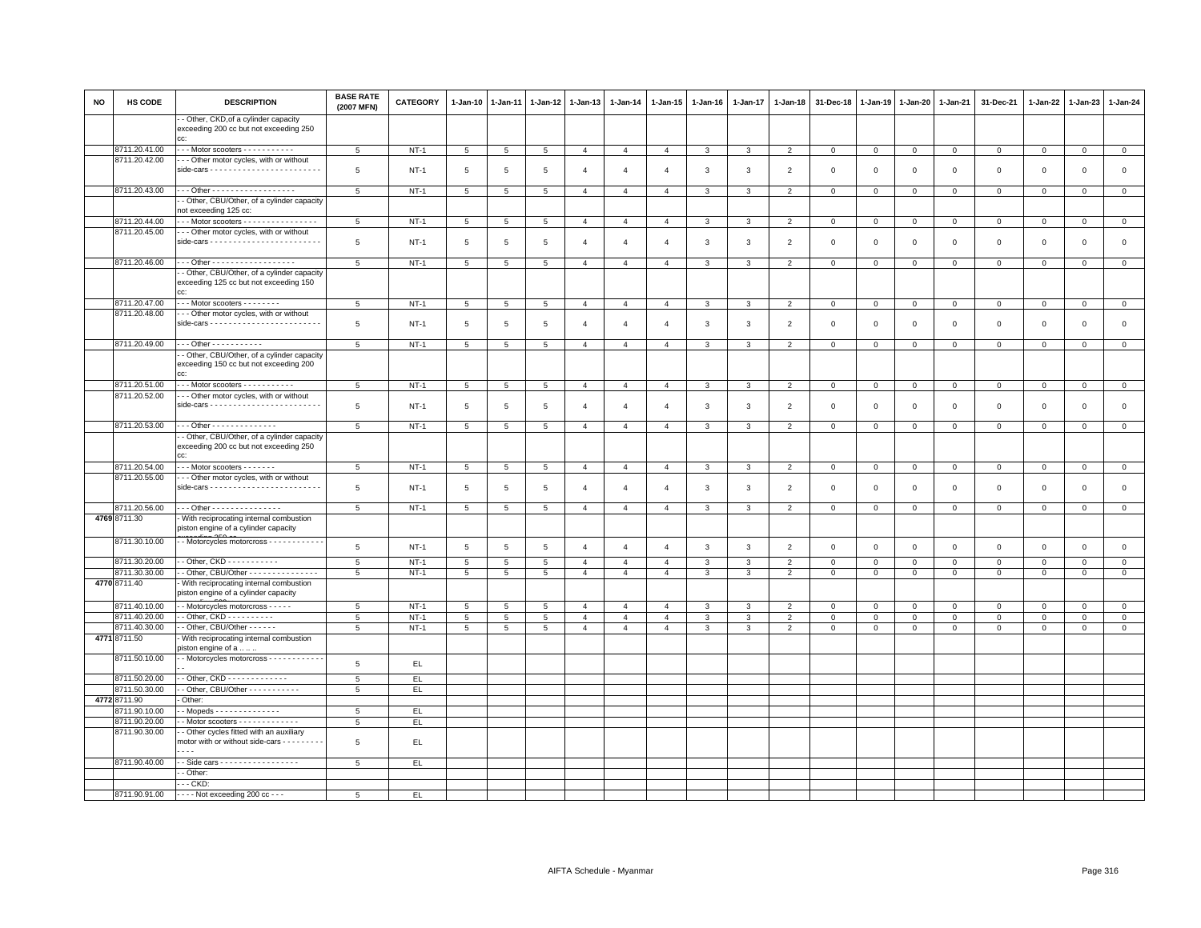| NO | HS CODE | DESCRIPTION | BASE RATE (2007 MFN) | CATEGORY | 1-Jan-10 | 1-Jan-11 | 1-Jan-12 | 1-Jan-13 | 1-Jan-14 | 1-Jan-15 | 1-Jan-16 | 1-Jan-17 | 1-Jan-18 | 31-Dec-18 | 1-Jan-19 | 1-Jan-20 | 1-Jan-21 | 31-Dec-21 | 1-Jan-22 | 1-Jan-23 | 1-Jan-24 |
|---|---|---|---|---|---|---|---|---|---|---|---|---|---|---|---|---|---|---|---|---|---|
| | | - - Other, CKD,of a cylinder capacity exceeding 200 cc but not exceeding 250 cc: | | | | | | | | | | | | | | | | | | | |
| | 8711.20.41.00 | - - - Motor scooters - - - - - - - - - - - | 5 | NT-1 | 5 | 5 | 5 | 4 | 4 | 4 | 3 | 3 | 2 | 0 | 0 | 0 | 0 | 0 | 0 | 0 | 0 |
| | 8711.20.42.00 | - - - Other motor cycles, with or without side-cars - - - - - - - - - - - - - - - - - - - - - - - - | 5 | NT-1 | 5 | 5 | 5 | 4 | 4 | 4 | 3 | 3 | 2 | 0 | 0 | 0 | 0 | 0 | 0 | 0 | 0 |
| | 8711.20.43.00 | - - - Other - - - - - - - - - - - - - - - - - - | 5 | NT-1 | 5 | 5 | 5 | 4 | 4 | 4 | 3 | 3 | 2 | 0 | 0 | 0 | 0 | 0 | 0 | 0 | 0 |
| | | - - Other, CBU/Other, of a cylinder capacity not exceeding 125 cc: | | | | | | | | | | | | | | | | | | | |
| | 8711.20.44.00 | - - - Motor scooters - - - - - - - - - - - - - - - - | 5 | NT-1 | 5 | 5 | 5 | 4 | 4 | 4 | 3 | 3 | 2 | 0 | 0 | 0 | 0 | 0 | 0 | 0 | 0 |
| | 8711.20.45.00 | - - - Other motor cycles, with or without side-cars - - - - - - - - - - - - - - - - - - - - - - - - | 5 | NT-1 | 5 | 5 | 5 | 4 | 4 | 4 | 3 | 3 | 2 | 0 | 0 | 0 | 0 | 0 | 0 | 0 | 0 |
| | 8711.20.46.00 | - - - Other - - - - - - - - - - - - - - - - - - | 5 | NT-1 | 5 | 5 | 5 | 4 | 4 | 4 | 3 | 3 | 2 | 0 | 0 | 0 | 0 | 0 | 0 | 0 | 0 |
| | | - - Other, CBU/Other, of a cylinder capacity exceeding 125 cc but not exceeding 150 cc: | | | | | | | | | | | | | | | | | | | |
| | 8711.20.47.00 | - - - Motor scooters - - - - - - - - | 5 | NT-1 | 5 | 5 | 5 | 4 | 4 | 4 | 3 | 3 | 2 | 0 | 0 | 0 | 0 | 0 | 0 | 0 | 0 |
| | 8711.20.48.00 | - - - Other motor cycles, with or without side-cars - - - - - - - - - - - - - - - - - - - - - - - - | 5 | NT-1 | 5 | 5 | 5 | 4 | 4 | 4 | 3 | 3 | 2 | 0 | 0 | 0 | 0 | 0 | 0 | 0 | 0 |
| | 8711.20.49.00 | - - - Other - - - - - - - - - - - | 5 | NT-1 | 5 | 5 | 5 | 4 | 4 | 4 | 3 | 3 | 2 | 0 | 0 | 0 | 0 | 0 | 0 | 0 | 0 |
| | | - - Other, CBU/Other, of a cylinder capacity exceeding 150 cc but not exceeding 200 cc: | | | | | | | | | | | | | | | | | | | |
| | 8711.20.51.00 | - - - Motor scooters - - - - - - - - - - - | 5 | NT-1 | 5 | 5 | 5 | 4 | 4 | 4 | 3 | 3 | 2 | 0 | 0 | 0 | 0 | 0 | 0 | 0 | 0 |
| | 8711.20.52.00 | - - - Other motor cycles, with or without side-cars - - - - - - - - - - - - - - - - - - - - - - - - | 5 | NT-1 | 5 | 5 | 5 | 4 | 4 | 4 | 3 | 3 | 2 | 0 | 0 | 0 | 0 | 0 | 0 | 0 | 0 |
| | 8711.20.53.00 | - - - Other - - - - - - - - - - - - - - | 5 | NT-1 | 5 | 5 | 5 | 4 | 4 | 4 | 3 | 3 | 2 | 0 | 0 | 0 | 0 | 0 | 0 | 0 | 0 |
| | | - - Other, CBU/Other, of a cylinder capacity exceeding 200 cc but not exceeding 250 cc: | | | | | | | | | | | | | | | | | | | |
| | 8711.20.54.00 | - - - Motor scooters - - - - - - - | 5 | NT-1 | 5 | 5 | 5 | 4 | 4 | 4 | 3 | 3 | 2 | 0 | 0 | 0 | 0 | 0 | 0 | 0 | 0 |
| | 8711.20.55.00 | - - - Other motor cycles, with or without side-cars - - - - - - - - - - - - - - - - - - - - - - - - | 5 | NT-1 | 5 | 5 | 5 | 4 | 4 | 4 | 3 | 3 | 2 | 0 | 0 | 0 | 0 | 0 | 0 | 0 | 0 |
| | 8711.20.56.00 | - - - Other - - - - - - - - - - - - - - - | 5 | NT-1 | 5 | 5 | 5 | 4 | 4 | 4 | 3 | 3 | 2 | 0 | 0 | 0 | 0 | 0 | 0 | 0 | 0 |
| 4769 | 8711.30 | - With reciprocating internal combustion piston engine of a cylinder capacity exceeding 250 cc | | | | | | | | | | | | | | | | | | | |
| | 8711.30.10.00 | - - Motorcycles motorcross - - - - - - - - - - - - | 5 | NT-1 | 5 | 5 | 5 | 4 | 4 | 4 | 3 | 3 | 2 | 0 | 0 | 0 | 0 | 0 | 0 | 0 | 0 |
| | 8711.30.20.00 | - - Other, CKD - - - - - - - - - - - | 5 | NT-1 | 5 | 5 | 5 | 4 | 4 | 4 | 3 | 3 | 2 | 0 | 0 | 0 | 0 | 0 | 0 | 0 | 0 |
| | 8711.30.30.00 | - - Other, CBU/Other - - - - - - - - - - - - - - - | 5 | NT-1 | 5 | 5 | 5 | 4 | 4 | 4 | 3 | 3 | 2 | 0 | 0 | 0 | 0 | 0 | 0 | 0 | 0 |
| 4770 | 8711.40 | - With reciprocating internal combustion piston engine of a cylinder capacity exceeding 500 cc | | | | | | | | | | | | | | | | | | | |
| | 8711.40.10.00 | - - Motorcycles motorcross - - - - - | 5 | NT-1 | 5 | 5 | 5 | 4 | 4 | 4 | 3 | 3 | 2 | 0 | 0 | 0 | 0 | 0 | 0 | 0 | 0 |
| | 8711.40.20.00 | - - Other, CKD - - - - - - - - - - | 5 | NT-1 | 5 | 5 | 5 | 4 | 4 | 4 | 3 | 3 | 2 | 0 | 0 | 0 | 0 | 0 | 0 | 0 | 0 |
| | 8711.40.30.00 | - - Other, CBU/Other - - - - - - | 5 | NT-1 | 5 | 5 | 5 | 4 | 4 | 4 | 3 | 3 | 2 | 0 | 0 | 0 | 0 | 0 | 0 | 0 | 0 |
| 4771 | 8711.50 | - With reciprocating internal combustion piston engine of a . . .. | | | | | | | | | | | | | | | | | | | |
| | 8711.50.10.00 | - - Motorcycles motorcross - - - - - - - - - - - - - - | 5 | EL | | | | | | | | | | | | | | | | | |
| | 8711.50.20.00 | - - Other, CKD - - - - - - - - - - - - - | 5 | EL | | | | | | | | | | | | | | | | | |
| | 8711.50.30.00 | - - Other, CBU/Other - - - - - - - - - - - | 5 | EL | | | | | | | | | | | | | | | | | |
| 4772 | 8711.90 | - Other: | | | | | | | | | | | | | | | | | | | |
| | 8711.90.10.00 | - - Mopeds - - - - - - - - - - - - - - | 5 | EL | | | | | | | | | | | | | | | | | |
| | 8711.90.20.00 | - - Motor scooters - - - - - - - - - - - - - | 5 | EL | | | | | | | | | | | | | | | | | |
| | 8711.90.30.00 | - - Other cycles fitted with an auxiliary motor with or without side-cars - - - - - - - - - - - - | 5 | EL | | | | | | | | | | | | | | | | | |
| | 8711.90.40.00 | - - Side cars - - - - - - - - - - - - - - - - - | 5 | EL | | | | | | | | | | | | | | | | | |
| | | - - Other: | | | | | | | | | | | | | | | | | | | |
| | | - - - CKD: | | | | | | | | | | | | | | | | | | | |
| | 8711.90.91.00 | - - - - Not exceeding 200 cc - - - | 5 | EL | | | | | | | | | | | | | | | | | |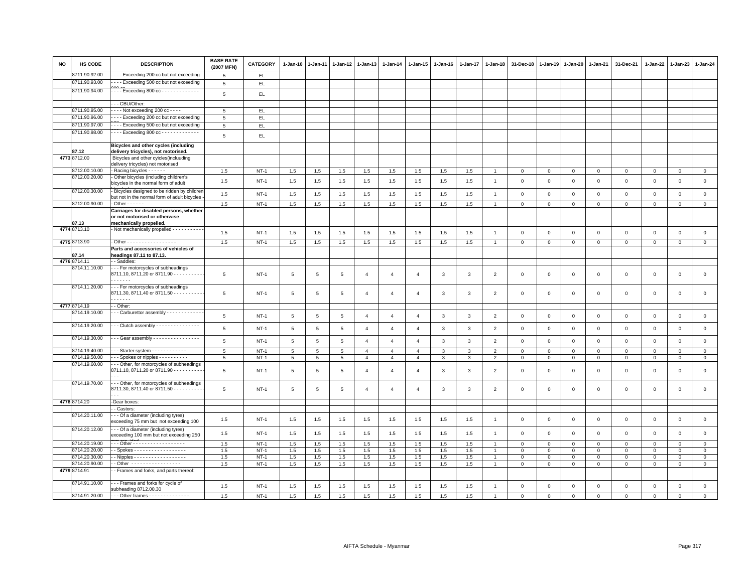| NO | HS CODE | DESCRIPTION | BASE RATE (2007 MFN) | CATEGORY | 1-Jan-10 | 1-Jan-11 | 1-Jan-12 | 1-Jan-13 | 1-Jan-14 | 1-Jan-15 | 1-Jan-16 | 1-Jan-17 | 1-Jan-18 | 31-Dec-18 | 1-Jan-19 | 1-Jan-20 | 1-Jan-21 | 31-Dec-21 | 1-Jan-22 | 1-Jan-23 | 1-Jan-24 |
|---|---|---|---|---|---|---|---|---|---|---|---|---|---|---|---|---|---|---|---|---|---|
| | 8711.90.92.00 | - - - - Exceeding 200 cc but not exceeding | 5 | EL | | | | | | | | | | | | | | | | | |
| | 8711.90.93.00 | - - - - Exceeding 500 cc but not exceeding | 5 | EL | | | | | | | | | | | | | | | | | |
| | 8711.90.94.00 | - - - - Exceeding 800 cc - - - - - - - - - - - - - - | 5 | EL | | | | | | | | | | | | | | | | | |
| | | - - - CBU/Other: | | | | | | | | | | | | | | | | | | | |
| | 8711.90.95.00 | - - - - Not exceeding 200 cc - - - - | 5 | EL | | | | | | | | | | | | | | | | | |
| | 8711.90.96.00 | - - - - Exceeding 200 cc but not exceeding | 5 | EL | | | | | | | | | | | | | | | | | |
| | 8711.90.97.00 | - - - - Exceeding 500 cc but not exceeding | 5 | EL | | | | | | | | | | | | | | | | | |
| | 8711.90.98.00 | - - - - Exceeding 800 cc - - - - - - - - - - - - - - | 5 | EL | | | | | | | | | | | | | | | | | |
| | 87.12 | **Bicycles and other cycles (including delivery tricycles), not motorised.** | | | | | | | | | | | | | | | | | | | |
| 4773 | 8712.00 | Bicycles and other cyicles(incluuding delivery tricycles) not motorised | | | | | | | | | | | | | | | | | | | |
| | 8712.00.10.00 | - Racing bicycles - - - - - - | 1.5 | NT-1 | 1.5 | 1.5 | 1.5 | 1.5 | 1.5 | 1.5 | 1.5 | 1.5 | 1 | 0 | 0 | 0 | 0 | 0 | 0 | 0 | 0 |
| | 8712.00.20.00 | - Other bicycles (including children's bicycles in the normal form of adult | 1.5 | NT-1 | 1.5 | 1.5 | 1.5 | 1.5 | 1.5 | 1.5 | 1.5 | 1.5 | 1 | 0 | 0 | 0 | 0 | 0 | 0 | 0 | 0 |
| | 8712.00.30.00 | - Bicycles designed to be ridden by children but not in the normal form of adult bicycles - | 1.5 | NT-1 | 1.5 | 1.5 | 1.5 | 1.5 | 1.5 | 1.5 | 1.5 | 1.5 | 1 | 0 | 0 | 0 | 0 | 0 | 0 | 0 | 0 |
| | 8712.00.90.00 | - Other - - - - - - | 1.5 | NT-1 | 1.5 | 1.5 | 1.5 | 1.5 | 1.5 | 1.5 | 1.5 | 1.5 | 1 | 0 | 0 | 0 | 0 | 0 | 0 | 0 | 0 |
| | 87.13 | **Carriages for disabled persons, whether or not motorised or otherwise mechanically propelled.** | | | | | | | | | | | | | | | | | | | |
| 4774 | 8713.10 | - Not mechanically propelled - - - - - - - - - - - | 1.5 | NT-1 | 1.5 | 1.5 | 1.5 | 1.5 | 1.5 | 1.5 | 1.5 | 1.5 | 1 | 0 | 0 | 0 | 0 | 0 | 0 | 0 | 0 |
| 4775 | 8713.90 | - Other - - - - - - - - - - - - - - - - - - | 1.5 | NT-1 | 1.5 | 1.5 | 1.5 | 1.5 | 1.5 | 1.5 | 1.5 | 1.5 | 1 | 0 | 0 | 0 | 0 | 0 | 0 | 0 | 0 |
| | 87.14 | **Parts and accessories of vehicles of headings 87.11 to 87.13.** | | | | | | | | | | | | | | | | | | | |
| 4776 | 8714.11 | - - Saddles: | | | | | | | | | | | | | | | | | | | |
| | 8714.11.10.00 | - - - For motorcycles of subheadings 8711.10, 8711.20 or 8711.90 - - - - - - - - - - - - - - - - - | 5 | NT-1 | 5 | 5 | 5 | 4 | 4 | 4 | 3 | 3 | 2 | 0 | 0 | 0 | 0 | 0 | 0 | 0 | 0 |
| | 8714.11.20.00 | - - - For motorcycles of subheadings 8711.30, 8711.40 or 8711.50 - - - - - - - - - - - - - - - - - | 5 | NT-1 | 5 | 5 | 5 | 4 | 4 | 4 | 3 | 3 | 2 | 0 | 0 | 0 | 0 | 0 | 0 | 0 | 0 |
| 4777 | 8714.19 | - - Other: | | | | | | | | | | | | | | | | | | | |
| | 8714.19.10.00 | - - - Carburettor assembly - - - - - - - - - - - - - | 5 | NT-1 | 5 | 5 | 5 | 4 | 4 | 4 | 3 | 3 | 2 | 0 | 0 | 0 | 0 | 0 | 0 | 0 | 0 |
| | 8714.19.20.00 | - - - Clutch assembly - - - - - - - - - - - - - - - | 5 | NT-1 | 5 | 5 | 5 | 4 | 4 | 4 | 3 | 3 | 2 | 0 | 0 | 0 | 0 | 0 | 0 | 0 | 0 |
| | 8714.19.30.00 | - - - Gear assembly - - - - - - - - - - - - - - - - | 5 | NT-1 | 5 | 5 | 5 | 4 | 4 | 4 | 3 | 3 | 2 | 0 | 0 | 0 | 0 | 0 | 0 | 0 | 0 |
| | 8714.19.40.00 | - - - Starter system - - - - - - - - - - - - | 5 | NT-1 | 5 | 5 | 5 | 4 | 4 | 4 | 3 | 3 | 2 | 0 | 0 | 0 | 0 | 0 | 0 | 0 | 0 |
| | 8714.19.50.00 | - - - Spokes or nipples - - - - - - - - - - | 5 | NT-1 | 5 | 5 | 5 | 4 | 4 | 4 | 3 | 3 | 2 | 0 | 0 | 0 | 0 | 0 | 0 | 0 | 0 |
| | 8714.19.60.00 | - - - Other, for motorcycles of subheadings 8711.10, 8711.20 or 8711.90 - - - - - - - - - - - - - | 5 | NT-1 | 5 | 5 | 5 | 4 | 4 | 4 | 3 | 3 | 2 | 0 | 0 | 0 | 0 | 0 | 0 | 0 | 0 |
| | 8714.19.70.00 | - - - Other, for motorcycles of subheadings 8711.30, 8711.40 or 8711.50 - - - - - - - - - - - - - | 5 | NT-1 | 5 | 5 | 5 | 4 | 4 | 4 | 3 | 3 | 2 | 0 | 0 | 0 | 0 | 0 | 0 | 0 | 0 |
| 4778 | 8714.20 | -Gear boxes: | | | | | | | | | | | | | | | | | | | |
| | | - - Castors: | | | | | | | | | | | | | | | | | | | |
| | 8714.20.11.00 | - - - Of a diameter (including tyres) exceeding 75 mm but not exceeding 100 | 1.5 | NT-1 | 1.5 | 1.5 | 1.5 | 1.5 | 1.5 | 1.5 | 1.5 | 1.5 | 1 | 0 | 0 | 0 | 0 | 0 | 0 | 0 | 0 |
| | 8714.20.12.00 | - - - Of a diameter (including tyres) exceeding 100 mm but not exceeding 250 | 1.5 | NT-1 | 1.5 | 1.5 | 1.5 | 1.5 | 1.5 | 1.5 | 1.5 | 1.5 | 1 | 0 | 0 | 0 | 0 | 0 | 0 | 0 | 0 |
| | 8714.20.19.00 | - - - Other - - - - - - - - - - - - - - - - - - | 1.5 | NT-1 | 1.5 | 1.5 | 1.5 | 1.5 | 1.5 | 1.5 | 1.5 | 1.5 | 1 | 0 | 0 | 0 | 0 | 0 | 0 | 0 | 0 |
| | 8714.20.20.00 | - - Spokes - - - - - - - - - - - - - - - - - - | 1.5 | NT-1 | 1.5 | 1.5 | 1.5 | 1.5 | 1.5 | 1.5 | 1.5 | 1.5 | 1 | 0 | 0 | 0 | 0 | 0 | 0 | 0 | 0 |
| | 8714.20.30.00 | - - Nipples - - - - - - - - - - - - - - - - - - | 1.5 | NT-1 | 1.5 | 1.5 | 1.5 | 1.5 | 1.5 | 1.5 | 1.5 | 1.5 | 1 | 0 | 0 | 0 | 0 | 0 | 0 | 0 | 0 |
| | 8714.20.90.00 | - - Other - - - - - - - - - - - - - - - - - | 1.5 | NT-1 | 1.5 | 1.5 | 1.5 | 1.5 | 1.5 | 1.5 | 1.5 | 1.5 | 1 | 0 | 0 | 0 | 0 | 0 | 0 | 0 | 0 |
| 4779 | 8714.91 | - - Frames and forks, and parts thereof: | | | | | | | | | | | | | | | | | | | |
| | 8714.91.10.00 | - - - Frames and forks for cycle of subheading 8712.00.30 | 1.5 | NT-1 | 1.5 | 1.5 | 1.5 | 1.5 | 1.5 | 1.5 | 1.5 | 1.5 | 1 | 0 | 0 | 0 | 0 | 0 | 0 | 0 | 0 |
| | 8714.91.20.00 | - - - Other frames - - - - - - - - - - - - - - | 1.5 | NT-1 | 1.5 | 1.5 | 1.5 | 1.5 | 1.5 | 1.5 | 1.5 | 1.5 | 1 | 0 | 0 | 0 | 0 | 0 | 0 | 0 | 0 |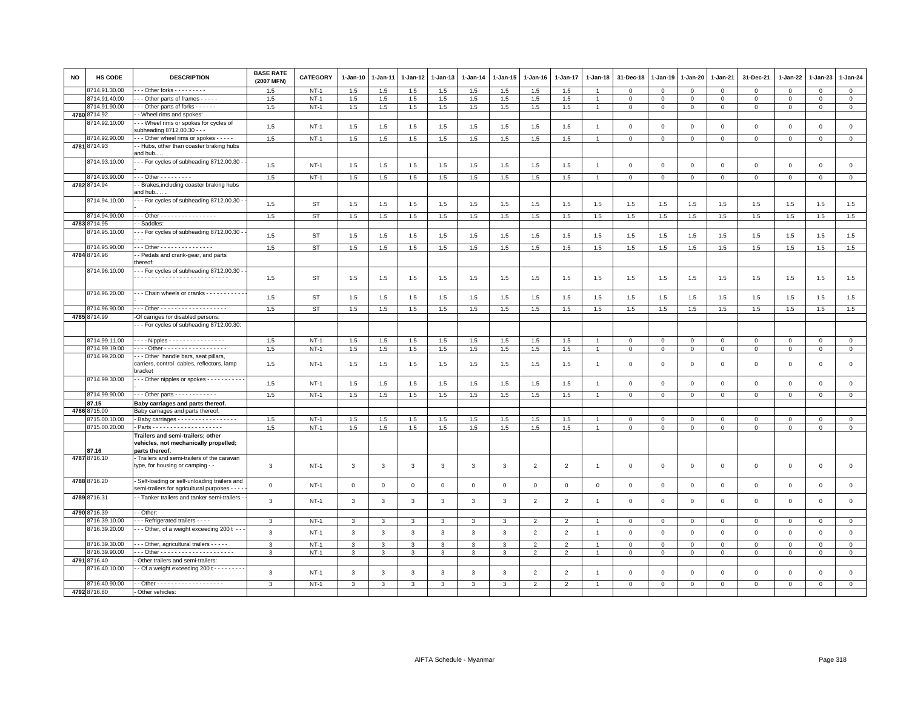| NO | HS CODE | DESCRIPTION | BASE RATE (2007 MFN) | CATEGORY | 1-Jan-10 | 1-Jan-11 | 1-Jan-12 | 1-Jan-13 | 1-Jan-14 | 1-Jan-15 | 1-Jan-16 | 1-Jan-17 | 1-Jan-18 | 31-Dec-18 | 1-Jan-19 | 1-Jan-20 | 1-Jan-21 | 31-Dec-21 | 1-Jan-22 | 1-Jan-23 | 1-Jan-24 |
|---|---|---|---|---|---|---|---|---|---|---|---|---|---|---|---|---|---|---|---|---|---|
| | 8714.91.30.00 | - - - Other forks - - - - - - - - - | 1.5 | NT-1 | 1.5 | 1.5 | 1.5 | 1.5 | 1.5 | 1.5 | 1.5 | 1.5 | 1 | 0 | 0 | 0 | 0 | 0 | 0 | 0 | 0 |
| | 8714.91.40.00 | - - - Other parts of frames - - - - - | 1.5 | NT-1 | 1.5 | 1.5 | 1.5 | 1.5 | 1.5 | 1.5 | 1.5 | 1.5 | 1 | 0 | 0 | 0 | 0 | 0 | 0 | 0 | 0 |
| | 8714.91.90.00 | - - - Other parts of forks - - - - - - | 1.5 | NT-1 | 1.5 | 1.5 | 1.5 | 1.5 | 1.5 | 1.5 | 1.5 | 1.5 | 1 | 0 | 0 | 0 | 0 | 0 | 0 | 0 | 0 |
| 4780 | 8714.92 | - - Wheel rims and spokes: | | | | | | | | | | | | | | | | | | | |
| | 8714.92.10.00 | - - - Wheel rims or spokes for cycles of subheading 8712.00.30 - - - | 1.5 | NT-1 | 1.5 | 1.5 | 1.5 | 1.5 | 1.5 | 1.5 | 1.5 | 1.5 | 1 | 0 | 0 | 0 | 0 | 0 | 0 | 0 | 0 |
| | 8714.92.90.00 | - - - Other wheel rims or spokes - - - - - | 1.5 | NT-1 | 1.5 | 1.5 | 1.5 | 1.5 | 1.5 | 1.5 | 1.5 | 1.5 | 1 | 0 | 0 | 0 | 0 | 0 | 0 | 0 | 0 |
| 4781 | 8714.93 | - - Hubs, other than coaster braking hubs and hub.. .. | | | | | | | | | | | | | | | | | | | |
| | 8714.93.10.00 | - - - For cycles of subheading 8712.00.30 - - - | 1.5 | NT-1 | 1.5 | 1.5 | 1.5 | 1.5 | 1.5 | 1.5 | 1.5 | 1.5 | 1 | 0 | 0 | 0 | 0 | 0 | 0 | 0 | 0 |
| | 8714.93.90.00 | - - - Other - - - - - - - - - | 1.5 | NT-1 | 1.5 | 1.5 | 1.5 | 1.5 | 1.5 | 1.5 | 1.5 | 1.5 | 1 | 0 | 0 | 0 | 0 | 0 | 0 | 0 | 0 |
| 4782 | 8714.94 | - - Brakes,including coaster braking hubs and hub.. .. .. | | | | | | | | | | | | | | | | | | | |
| | 8714.94.10.00 | - - - For cycles of subheading 8712.00.30 - - - | 1.5 | ST | 1.5 | 1.5 | 1.5 | 1.5 | 1.5 | 1.5 | 1.5 | 1.5 | 1.5 | 1.5 | 1.5 | 1.5 | 1.5 | 1.5 | 1.5 | 1.5 | 1.5 |
| | 8714.94.90.00 | - - - Other - - - - - - - - - - - - - - - - | 1.5 | ST | 1.5 | 1.5 | 1.5 | 1.5 | 1.5 | 1.5 | 1.5 | 1.5 | 1.5 | 1.5 | 1.5 | 1.5 | 1.5 | 1.5 | 1.5 | 1.5 | 1.5 |
| 4783 | 8714.95 | - - Saddles: | | | | | | | | | | | | | | | | | | | |
| | 8714.95.10.00 | - - - For cycles of subheading 8712.00.30 - - - - - | 1.5 | ST | 1.5 | 1.5 | 1.5 | 1.5 | 1.5 | 1.5 | 1.5 | 1.5 | 1.5 | 1.5 | 1.5 | 1.5 | 1.5 | 1.5 | 1.5 | 1.5 | 1.5 |
| | 8714.95.90.00 | - - - Other - - - - - - - - - - - - - - - | 1.5 | ST | 1.5 | 1.5 | 1.5 | 1.5 | 1.5 | 1.5 | 1.5 | 1.5 | 1.5 | 1.5 | 1.5 | 1.5 | 1.5 | 1.5 | 1.5 | 1.5 | 1.5 |
| 4784 | 8714.96 | - - Pedals and crank-gear, and parts thereof: | | | | | | | | | | | | | | | | | | | |
| | 8714.96.10.00 | - - - For cycles of subheading 8712.00.30 - - - - - - - - - - - - - - - - - - - - - - - - - - - - - - | 1.5 | ST | 1.5 | 1.5 | 1.5 | 1.5 | 1.5 | 1.5 | 1.5 | 1.5 | 1.5 | 1.5 | 1.5 | 1.5 | 1.5 | 1.5 | 1.5 | 1.5 | 1.5 |
| | 8714.96.20.00 | - - - Chain wheels or cranks - - - - - - - - - - - | 1.5 | ST | 1.5 | 1.5 | 1.5 | 1.5 | 1.5 | 1.5 | 1.5 | 1.5 | 1.5 | 1.5 | 1.5 | 1.5 | 1.5 | 1.5 | 1.5 | 1.5 | 1.5 |
| | 8714.96.90.00 | - - - Other - - - - - - - - - - - - - - - - - - - | 1.5 | ST | 1.5 | 1.5 | 1.5 | 1.5 | 1.5 | 1.5 | 1.5 | 1.5 | 1.5 | 1.5 | 1.5 | 1.5 | 1.5 | 1.5 | 1.5 | 1.5 | 1.5 |
| 4785 | 8714.99 | -Of carriges for disabled persons: | | | | | | | | | | | | | | | | | | | |
| | | - - - For cycles of subheading 8712.00.30: | | | | | | | | | | | | | | | | | | | |
| | 8714.99.11.00 | - - - - Nipples - - - - - - - - - - - - - - - - | 1.5 | NT-1 | 1.5 | 1.5 | 1.5 | 1.5 | 1.5 | 1.5 | 1.5 | 1.5 | 1 | 0 | 0 | 0 | 0 | 0 | 0 | 0 | 0 |
| | 8714.99.19.00 | - - - - Other - - - - - - - - - - - - - - - - - - | 1.5 | NT-1 | 1.5 | 1.5 | 1.5 | 1.5 | 1.5 | 1.5 | 1.5 | 1.5 | 1 | 0 | 0 | 0 | 0 | 0 | 0 | 0 | 0 |
| | 8714.99.20.00 | - - - Other handle bars, seat pillars, carriers, control cables, reflectors, lamp bracket | 1.5 | NT-1 | 1.5 | 1.5 | 1.5 | 1.5 | 1.5 | 1.5 | 1.5 | 1.5 | 1 | 0 | 0 | 0 | 0 | 0 | 0 | 0 | 0 |
| | 8714.99.30.00 | - - - Other nipples or spokes - - - - - - - - - - - | 1.5 | NT-1 | 1.5 | 1.5 | 1.5 | 1.5 | 1.5 | 1.5 | 1.5 | 1.5 | 1 | 0 | 0 | 0 | 0 | 0 | 0 | 0 | 0 |
| | 8714.99.90.00 | - - - Other parts - - - - - - - - - - - - | 1.5 | NT-1 | 1.5 | 1.5 | 1.5 | 1.5 | 1.5 | 1.5 | 1.5 | 1.5 | 1 | 0 | 0 | 0 | 0 | 0 | 0 | 0 | 0 |
| | **87.15** | **Baby carriages and parts thereof.** | | | | | | | | | | | | | | | | | | | |
| 4786 | 8715.00 | Baby carriages and parts thereof. | | | | | | | | | | | | | | | | | | | |
| | 8715.00.10.00 | - Baby carriages - - - - - - - - - - - - - - - - - | 1.5 | NT-1 | 1.5 | 1.5 | 1.5 | 1.5 | 1.5 | 1.5 | 1.5 | 1.5 | 1 | 0 | 0 | 0 | 0 | 0 | 0 | 0 | 0 |
| | 8715.00.20.00 | - Parts - - - - - - - - - - - - - - - - - - - - | 1.5 | NT-1 | 1.5 | 1.5 | 1.5 | 1.5 | 1.5 | 1.5 | 1.5 | 1.5 | 1 | 0 | 0 | 0 | 0 | 0 | 0 | 0 | 0 |
| | **87.16** | **Trailers and semi-trailers; other vehicles, not mechanically propelled; parts thereof.** | | | | | | | | | | | | | | | | | | | |
| 4787 | 8716.10 | - Trailers and semi-trailers of the caravan type, for housing or camping - - | 3 | NT-1 | 3 | 3 | 3 | 3 | 3 | 3 | 2 | 2 | 1 | 0 | 0 | 0 | 0 | 0 | 0 | 0 | 0 |
| 4788 | 8716.20 | - Self-loading or self-unloading trailers and semi-trailers for agricultural purposes - - - - | 0 | NT-1 | 0 | 0 | 0 | 0 | 0 | 0 | 0 | 0 | 0 | 0 | 0 | 0 | 0 | 0 | 0 | 0 | 0 |
| 4789 | 8716.31 | - - Tanker trailers and tanker semi-trailers - - | 3 | NT-1 | 3 | 3 | 3 | 3 | 3 | 3 | 2 | 2 | 1 | 0 | 0 | 0 | 0 | 0 | 0 | 0 | 0 |
| 4790 | 8716.39 | - - Other: | | | | | | | | | | | | | | | | | | | |
| | 8716.39.10.00 | - - - Refrigerated trailers - - - - | 3 | NT-1 | 3 | 3 | 3 | 3 | 3 | 3 | 2 | 2 | 1 | 0 | 0 | 0 | 0 | 0 | 0 | 0 | 0 |
| | 8716.39.20.00 | - - - Other, of a weight exceeding 200 t - - - | 3 | NT-1 | 3 | 3 | 3 | 3 | 3 | 3 | 2 | 2 | 1 | 0 | 0 | 0 | 0 | 0 | 0 | 0 | 0 |
| | 8716.39.30.00 | - - - Other, agricultural trailers - - - - - | 3 | NT-1 | 3 | 3 | 3 | 3 | 3 | 3 | 2 | 2 | 1 | 0 | 0 | 0 | 0 | 0 | 0 | 0 | 0 |
| | 8716.39.90.00 | - - - Other - - - - - - - - - - - - - - - - - - - - - | 3 | NT-1 | 3 | 3 | 3 | 3 | 3 | 3 | 2 | 2 | 1 | 0 | 0 | 0 | 0 | 0 | 0 | 0 | 0 |
| 4791 | 8716.40 | - Other trailers and semi-trailers: | | | | | | | | | | | | | | | | | | | |
| | 8716.40.10.00 | - - Of a weight exceeding 200 t - - - - - - - - - | 3 | NT-1 | 3 | 3 | 3 | 3 | 3 | 3 | 2 | 2 | 1 | 0 | 0 | 0 | 0 | 0 | 0 | 0 | 0 |
| | 8716.40.90.00 | - - Other - - - - - - - - - - - - - - - - - - - | 3 | NT-1 | 3 | 3 | 3 | 3 | 3 | 3 | 2 | 2 | 1 | 0 | 0 | 0 | 0 | 0 | 0 | 0 | 0 |
| 4792 | 8716.80 | - Other vehicles: | | | | | | | | | | | | | | | | | | | |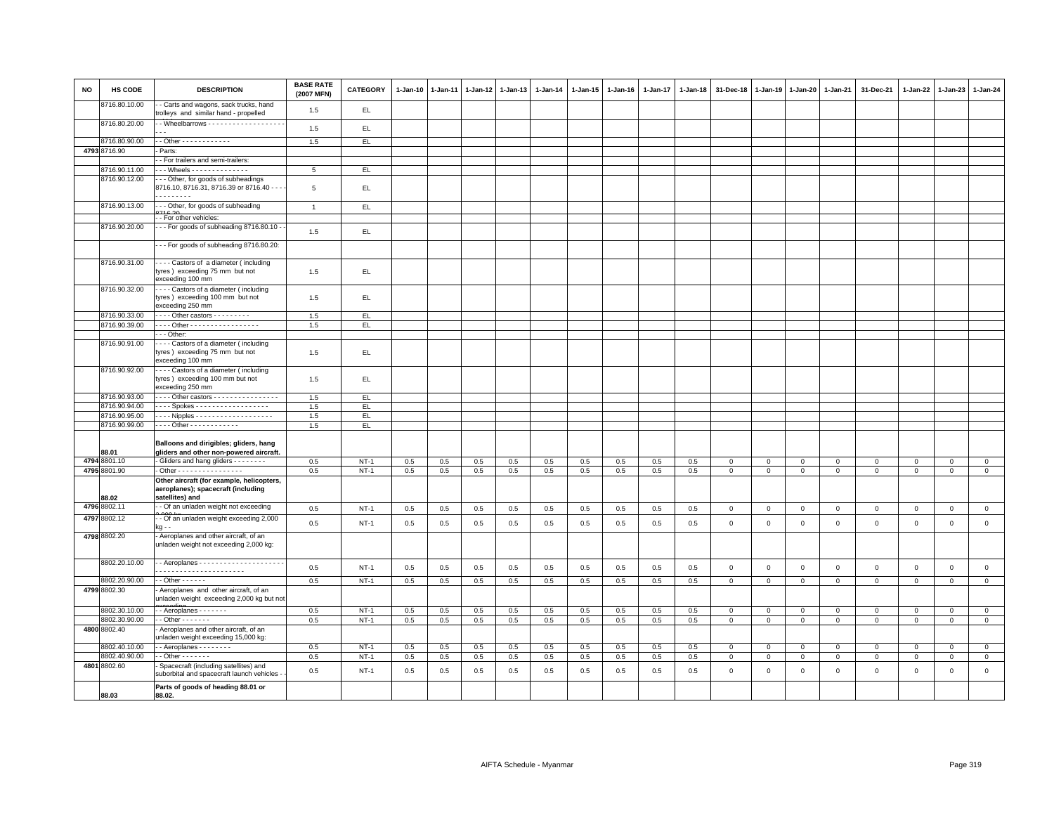| NO | HS CODE | DESCRIPTION | BASE RATE (2007 MFN) | CATEGORY | 1-Jan-10 | 1-Jan-11 | 1-Jan-12 | 1-Jan-13 | 1-Jan-14 | 1-Jan-15 | 1-Jan-16 | 1-Jan-17 | 1-Jan-18 | 31-Dec-18 | 1-Jan-19 | 1-Jan-20 | 1-Jan-21 | 31-Dec-21 | 1-Jan-22 | 1-Jan-23 | 1-Jan-24 |
|---|---|---|---|---|---|---|---|---|---|---|---|---|---|---|---|---|---|---|---|---|---|
| | 8716.80.10.00 | - - Carts and wagons, sack trucks, hand trolleys and similar hand - propelled | 1.5 | EL | | | | | | | | | | | | | | | | | |
| | 8716.80.20.00 | - - Wheelbarrows - - - - - - - - - - - - - - - - - - - - - | 1.5 | EL | | | | | | | | | | | | | | | | | |
| | 8716.80.90.00 | - - Other - - - - - - - - - - - - | 1.5 | EL | | | | | | | | | | | | | | | | | |
| 4793 | 8716.90 | - Parts: | | | | | | | | | | | | | | | | | | | |
| | | - - For trailers and semi-trailers: | | | | | | | | | | | | | | | | | | | |
| | 8716.90.11.00 | - - - Wheels - - - - - - - - - - - - - - | 5 | EL | | | | | | | | | | | | | | | | | |
| | 8716.90.12.00 | - - - Other, for goods of subheadings 8716.10, 8716.31, 8716.39 or 8716.40 - - - - - - - - - - - - | 5 | EL | | | | | | | | | | | | | | | | | |
| | 8716.90.13.00 | - - - Other, for goods of subheading 8716.20 | 1 | EL | | | | | | | | | | | | | | | | | |
| | | - - For other vehicles: | | | | | | | | | | | | | | | | | | | |
| | 8716.90.20.00 | - - - For goods of subheading 8716.80.10 - - | 1.5 | EL | | | | | | | | | | | | | | | | | |
| | | - - - For goods of subheading 8716.80.20: | | | | | | | | | | | | | | | | | | | |
| | 8716.90.31.00 | - - - - Castors of a diameter ( including tyres ) exceeding 75 mm but not exceeding 100 mm | 1.5 | EL | | | | | | | | | | | | | | | | | |
| | 8716.90.32.00 | - - - - Castors of a diameter ( including tyres ) exceeding 100 mm but not exceeding 250 mm | 1.5 | EL | | | | | | | | | | | | | | | | | |
| | 8716.90.33.00 | - - - - Other castors - - - - - - - - - | 1.5 | EL | | | | | | | | | | | | | | | | | |
| | 8716.90.39.00 | - - - - Other - - - - - - - - - - - - - - - - - | 1.5 | EL | | | | | | | | | | | | | | | | | |
| | | - - - Other: | | | | | | | | | | | | | | | | | | | |
| | 8716.90.91.00 | - - - - Castors of a diameter ( including tyres ) exceeding 75 mm but not exceeding 100 mm | 1.5 | EL | | | | | | | | | | | | | | | | | |
| | 8716.90.92.00 | - - - - Castors of a diameter ( including tyres ) exceeding 100 mm but not exceeding 250 mm | 1.5 | EL | | | | | | | | | | | | | | | | | |
| | 8716.90.93.00 | - - - - Other castors - - - - - - - - - - - - - - - - | 1.5 | EL | | | | | | | | | | | | | | | | | |
| | 8716.90.94.00 | - - - - Spokes - - - - - - - - - - - - - - - - - - | 1.5 | EL | | | | | | | | | | | | | | | | | |
| | 8716.90.95.00 | - - - - Nipples - - - - - - - - - - - - - - - - - - - | 1.5 | EL | | | | | | | | | | | | | | | | | |
| | 8716.90.99.00 | - - - - Other - - - - - - - - - - - - | 1.5 | EL | | | | | | | | | | | | | | | | | |
| | 88.01 | **Balloons and dirigibles; gliders, hang gliders and other non-powered aircraft.** | | | | | | | | | | | | | | | | | | | |
| 4794 | 8801.10 | - Gliders and hang gliders - - - - - - - - | 0.5 | NT-1 | 0.5 | 0.5 | 0.5 | 0.5 | 0.5 | 0.5 | 0.5 | 0.5 | 0.5 | 0 | 0 | 0 | 0 | 0 | 0 | 0 | 0 |
| 4795 | 8801.90 | - Other - - - - - - - - - - - - - - - - | 0.5 | NT-1 | 0.5 | 0.5 | 0.5 | 0.5 | 0.5 | 0.5 | 0.5 | 0.5 | 0.5 | 0 | 0 | 0 | 0 | 0 | 0 | 0 | 0 |
| | 88.02 | **Other aircraft (for example, helicopters, aeroplanes); spacecraft (including satellites) and** | | | | | | | | | | | | | | | | | | | |
| 4796 | 8802.11 | - - Of an unladen weight not exceeding 2,000 kg | 0.5 | NT-1 | 0.5 | 0.5 | 0.5 | 0.5 | 0.5 | 0.5 | 0.5 | 0.5 | 0.5 | 0 | 0 | 0 | 0 | 0 | 0 | 0 | 0 |
| 4797 | 8802.12 | - - Of an unladen weight exceeding 2,000 kg - - | 0.5 | NT-1 | 0.5 | 0.5 | 0.5 | 0.5 | 0.5 | 0.5 | 0.5 | 0.5 | 0.5 | 0 | 0 | 0 | 0 | 0 | 0 | 0 | 0 |
| 4798 | 8802.20 | - Aeroplanes and other aircraft, of an unladen weight not exceeding 2,000 kg: | | | | | | | | | | | | | | | | | | | |
| | 8802.20.10.00 | - - Aeroplanes - - - - - - - - - - - - - - - - - - - - - - - - - - - - - - - - - - - - - - - - - - - - | 0.5 | NT-1 | 0.5 | 0.5 | 0.5 | 0.5 | 0.5 | 0.5 | 0.5 | 0.5 | 0.5 | 0 | 0 | 0 | 0 | 0 | 0 | 0 | 0 |
| | 8802.20.90.00 | - - Other - - - - - - | 0.5 | NT-1 | 0.5 | 0.5 | 0.5 | 0.5 | 0.5 | 0.5 | 0.5 | 0.5 | 0.5 | 0 | 0 | 0 | 0 | 0 | 0 | 0 | 0 |
| 4799 | 8802.30 | - Aeroplanes and other aircraft, of an unladen weight exceeding 2,000 kg but not exceeding | | | | | | | | | | | | | | | | | | | |
| | 8802.30.10.00 | - - Aeroplanes - - - - - - - | 0.5 | NT-1 | 0.5 | 0.5 | 0.5 | 0.5 | 0.5 | 0.5 | 0.5 | 0.5 | 0.5 | 0 | 0 | 0 | 0 | 0 | 0 | 0 | 0 |
| | 8802.30.90.00 | - - Other - - - - - - - | 0.5 | NT-1 | 0.5 | 0.5 | 0.5 | 0.5 | 0.5 | 0.5 | 0.5 | 0.5 | 0.5 | 0 | 0 | 0 | 0 | 0 | 0 | 0 | 0 |
| 4800 | 8802.40 | - Aeroplanes and other aircraft, of an unladen weight exceeding 15,000 kg: | | | | | | | | | | | | | | | | | | | |
| | 8802.40.10.00 | - - Aeroplanes - - - - - - - - | 0.5 | NT-1 | 0.5 | 0.5 | 0.5 | 0.5 | 0.5 | 0.5 | 0.5 | 0.5 | 0.5 | 0 | 0 | 0 | 0 | 0 | 0 | 0 | 0 |
| | 8802.40.90.00 | - - Other - - - - - - - | 0.5 | NT-1 | 0.5 | 0.5 | 0.5 | 0.5 | 0.5 | 0.5 | 0.5 | 0.5 | 0.5 | 0 | 0 | 0 | 0 | 0 | 0 | 0 | 0 |
| 4801 | 8802.60 | - Spacecraft (including satellites) and suborbital and spacecraft launch vehicles - - | 0.5 | NT-1 | 0.5 | 0.5 | 0.5 | 0.5 | 0.5 | 0.5 | 0.5 | 0.5 | 0.5 | 0 | 0 | 0 | 0 | 0 | 0 | 0 | 0 |
| | 88.03 | **Parts of goods of heading 88.01 or 88.02.** | | | | | | | | | | | | | | | | | | | |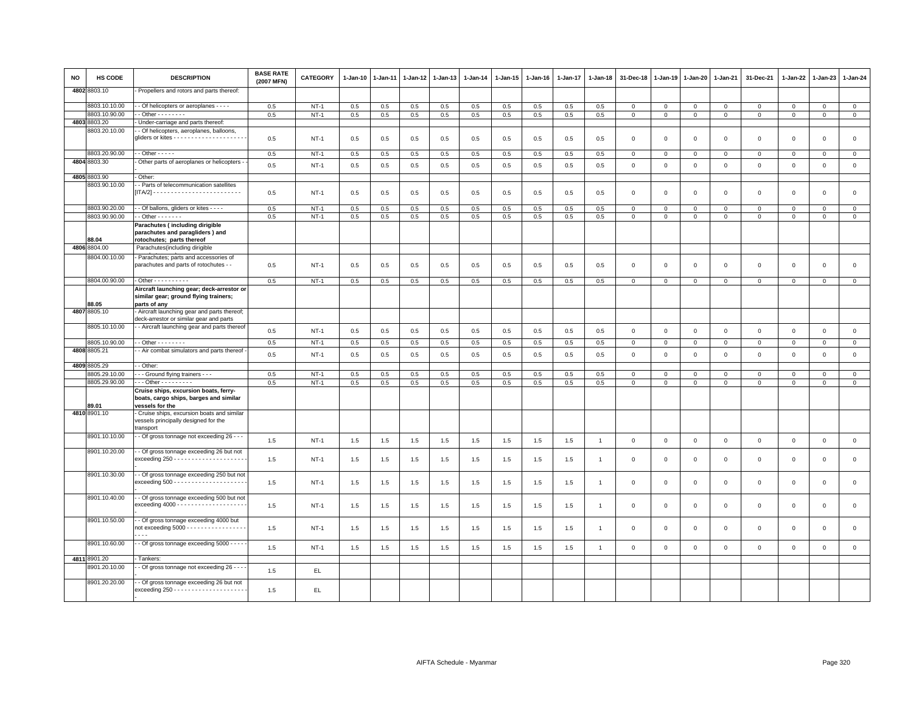| NO | HS CODE | DESCRIPTION | BASE RATE (2007 MFN) | CATEGORY | 1-Jan-10 | 1-Jan-11 | 1-Jan-12 | 1-Jan-13 | 1-Jan-14 | 1-Jan-15 | 1-Jan-16 | 1-Jan-17 | 1-Jan-18 | 31-Dec-18 | 1-Jan-19 | 1-Jan-20 | 1-Jan-21 | 31-Dec-21 | 1-Jan-22 | 1-Jan-23 | 1-Jan-24 |
|---|---|---|---|---|---|---|---|---|---|---|---|---|---|---|---|---|---|---|---|---|---|
| 4802 | 8803.10 | - Propellers and rotors and parts thereof: | | | | | | | | | | | | | | | | | | | |
| | 8803.10.10.00 | - - Of helicopters or aeroplanes - - - - | 0.5 | NT-1 | 0.5 | 0.5 | 0.5 | 0.5 | 0.5 | 0.5 | 0.5 | 0.5 | 0.5 | 0 | 0 | 0 | 0 | 0 | 0 | 0 | 0 |
| | 8803.10.90.00 | - - Other - - - - - - - - | 0.5 | NT-1 | 0.5 | 0.5 | 0.5 | 0.5 | 0.5 | 0.5 | 0.5 | 0.5 | 0.5 | 0 | 0 | 0 | 0 | 0 | 0 | 0 | 0 |
| 4803 | 8803.20 | - Under-carriage and parts thereof: | | | | | | | | | | | | | | | | | | | |
| | 8803.20.10.00 | - - Of helicopters, aeroplanes, balloons, gliders or kites - - - - - - - - - - - - - - - - - - - - - | 0.5 | NT-1 | 0.5 | 0.5 | 0.5 | 0.5 | 0.5 | 0.5 | 0.5 | 0.5 | 0.5 | 0 | 0 | 0 | 0 | 0 | 0 | 0 | 0 |
| | 8803.20.90.00 | - - Other - - - - - | 0.5 | NT-1 | 0.5 | 0.5 | 0.5 | 0.5 | 0.5 | 0.5 | 0.5 | 0.5 | 0.5 | 0 | 0 | 0 | 0 | 0 | 0 | 0 | 0 |
| 4804 | 8803.30 | - Other parts of aeroplanes or helicopters - - | 0.5 | NT-1 | 0.5 | 0.5 | 0.5 | 0.5 | 0.5 | 0.5 | 0.5 | 0.5 | 0.5 | 0 | 0 | 0 | 0 | 0 | 0 | 0 | 0 |
| 4805 | 8803.90 | - Other: | | | | | | | | | | | | | | | | | | | |
| | 8803.90.10.00 | - - Parts of telecommunication satellites [ITA/2] - - - - - - - - - - - - - - - - - - - - - - - - - | 0.5 | NT-1 | 0.5 | 0.5 | 0.5 | 0.5 | 0.5 | 0.5 | 0.5 | 0.5 | 0.5 | 0 | 0 | 0 | 0 | 0 | 0 | 0 | 0 |
| | 8803.90.20.00 | - - Of ballons, gliders or kites - - - - | 0.5 | NT-1 | 0.5 | 0.5 | 0.5 | 0.5 | 0.5 | 0.5 | 0.5 | 0.5 | 0.5 | 0 | 0 | 0 | 0 | 0 | 0 | 0 | 0 |
| | 8803.90.90.00 | - - Other - - - - - - - | 0.5 | NT-1 | 0.5 | 0.5 | 0.5 | 0.5 | 0.5 | 0.5 | 0.5 | 0.5 | 0.5 | 0 | 0 | 0 | 0 | 0 | 0 | 0 | 0 |
| | 88.04 | **Parachutes ( including dirigible parachutes and paragliders ) and rotochutes; parts thereof** | | | | | | | | | | | | | | | | | | | |
| 4806 | 8804.00 | Parachutes(including dirigible | | | | | | | | | | | | | | | | | | | |
| | 8804.00.10.00 | - Parachutes; parts and accessories of parachutes and parts of rotochutes - - | 0.5 | NT-1 | 0.5 | 0.5 | 0.5 | 0.5 | 0.5 | 0.5 | 0.5 | 0.5 | 0.5 | 0 | 0 | 0 | 0 | 0 | 0 | 0 | 0 |
| | 8804.00.90.00 | - Other - - - - - - - - - - | 0.5 | NT-1 | 0.5 | 0.5 | 0.5 | 0.5 | 0.5 | 0.5 | 0.5 | 0.5 | 0.5 | 0 | 0 | 0 | 0 | 0 | 0 | 0 | 0 |
| | 88.05 | **Aircraft launching gear; deck-arrestor or similar gear; ground flying trainers; parts of any** | | | | | | | | | | | | | | | | | | | |
| 4807 | 8805.10 | - Aircraft launching gear and parts thereof; deck-arrestor or similar gear and parts | | | | | | | | | | | | | | | | | | | |
| | 8805.10.10.00 | - - Aircraft launching gear and parts thereof | 0.5 | NT-1 | 0.5 | 0.5 | 0.5 | 0.5 | 0.5 | 0.5 | 0.5 | 0.5 | 0.5 | 0 | 0 | 0 | 0 | 0 | 0 | 0 | 0 |
| | 8805.10.90.00 | - - Other - - - - - - - - | 0.5 | NT-1 | 0.5 | 0.5 | 0.5 | 0.5 | 0.5 | 0.5 | 0.5 | 0.5 | 0.5 | 0 | 0 | 0 | 0 | 0 | 0 | 0 | 0 |
| 4808 | 8805.21 | - - Air combat simulators and parts thereof - | 0.5 | NT-1 | 0.5 | 0.5 | 0.5 | 0.5 | 0.5 | 0.5 | 0.5 | 0.5 | 0.5 | 0 | 0 | 0 | 0 | 0 | 0 | 0 | 0 |
| 4809 | 8805.29 | - - Other: | | | | | | | | | | | | | | | | | | | |
| | 8805.29.10.00 | - - - Ground flying trainers - - - | 0.5 | NT-1 | 0.5 | 0.5 | 0.5 | 0.5 | 0.5 | 0.5 | 0.5 | 0.5 | 0.5 | 0 | 0 | 0 | 0 | 0 | 0 | 0 | 0 |
| | 8805.29.90.00 | - - - Other - - - - - - - - - | 0.5 | NT-1 | 0.5 | 0.5 | 0.5 | 0.5 | 0.5 | 0.5 | 0.5 | 0.5 | 0.5 | 0 | 0 | 0 | 0 | 0 | 0 | 0 | 0 |
| | 89.01 | **Cruise ships, excursion boats, ferry-boats, cargo ships, barges and similar vessels for the** | | | | | | | | | | | | | | | | | | | |
| 4810 | 8901.10 | - Cruise ships, excursion boats and similar vessels principally designed for the transport | | | | | | | | | | | | | | | | | | | |
| | 8901.10.10.00 | - - Of gross tonnage not exceeding 26 - - - | 1.5 | NT-1 | 1.5 | 1.5 | 1.5 | 1.5 | 1.5 | 1.5 | 1.5 | 1.5 | 1 | 0 | 0 | 0 | 0 | 0 | 0 | 0 | 0 |
| | 8901.10.20.00 | - - Of gross tonnage exceeding 26 but not exceeding 250 - - - - - - - - - - - - - - - - - - - - - - | 1.5 | NT-1 | 1.5 | 1.5 | 1.5 | 1.5 | 1.5 | 1.5 | 1.5 | 1.5 | 1 | 0 | 0 | 0 | 0 | 0 | 0 | 0 | 0 |
| | 8901.10.30.00 | - - Of gross tonnage exceeding 250 but not exceeding 500 - - - - - - - - - - - - - - - - - - - - - - | 1.5 | NT-1 | 1.5 | 1.5 | 1.5 | 1.5 | 1.5 | 1.5 | 1.5 | 1.5 | 1 | 0 | 0 | 0 | 0 | 0 | 0 | 0 | 0 |
| | 8901.10.40.00 | - - Of gross tonnage exceeding 500 but not exceeding 4000 - - - - - - - - - - - - - - - - - - - - - | 1.5 | NT-1 | 1.5 | 1.5 | 1.5 | 1.5 | 1.5 | 1.5 | 1.5 | 1.5 | 1 | 0 | 0 | 0 | 0 | 0 | 0 | 0 | 0 |
| | 8901.10.50.00 | - - Of gross tonnage exceeding 4000 but not exceeding 5000 - - - - - - - - - - - - - - - - - - - - - | 1.5 | NT-1 | 1.5 | 1.5 | 1.5 | 1.5 | 1.5 | 1.5 | 1.5 | 1.5 | 1 | 0 | 0 | 0 | 0 | 0 | 0 | 0 | 0 |
| | 8901.10.60.00 | - - Of gross tonnage exceeding 5000 - - - - - | 1.5 | NT-1 | 1.5 | 1.5 | 1.5 | 1.5 | 1.5 | 1.5 | 1.5 | 1.5 | 1 | 0 | 0 | 0 | 0 | 0 | 0 | 0 | 0 |
| 4811 | 8901.20 | - Tankers: | | | | | | | | | | | | | | | | | | | |
| | 8901.20.10.00 | - - Of gross tonnage not exceeding 26 - - - - | 1.5 | EL | | | | | | | | | | | | | | | | | |
| | 8901.20.20.00 | - - Of gross tonnage exceeding 26 but not exceeding 250 - - - - - - - - - - - - - - - - - - - - - - | 1.5 | EL | | | | | | | | | | | | | | | | | |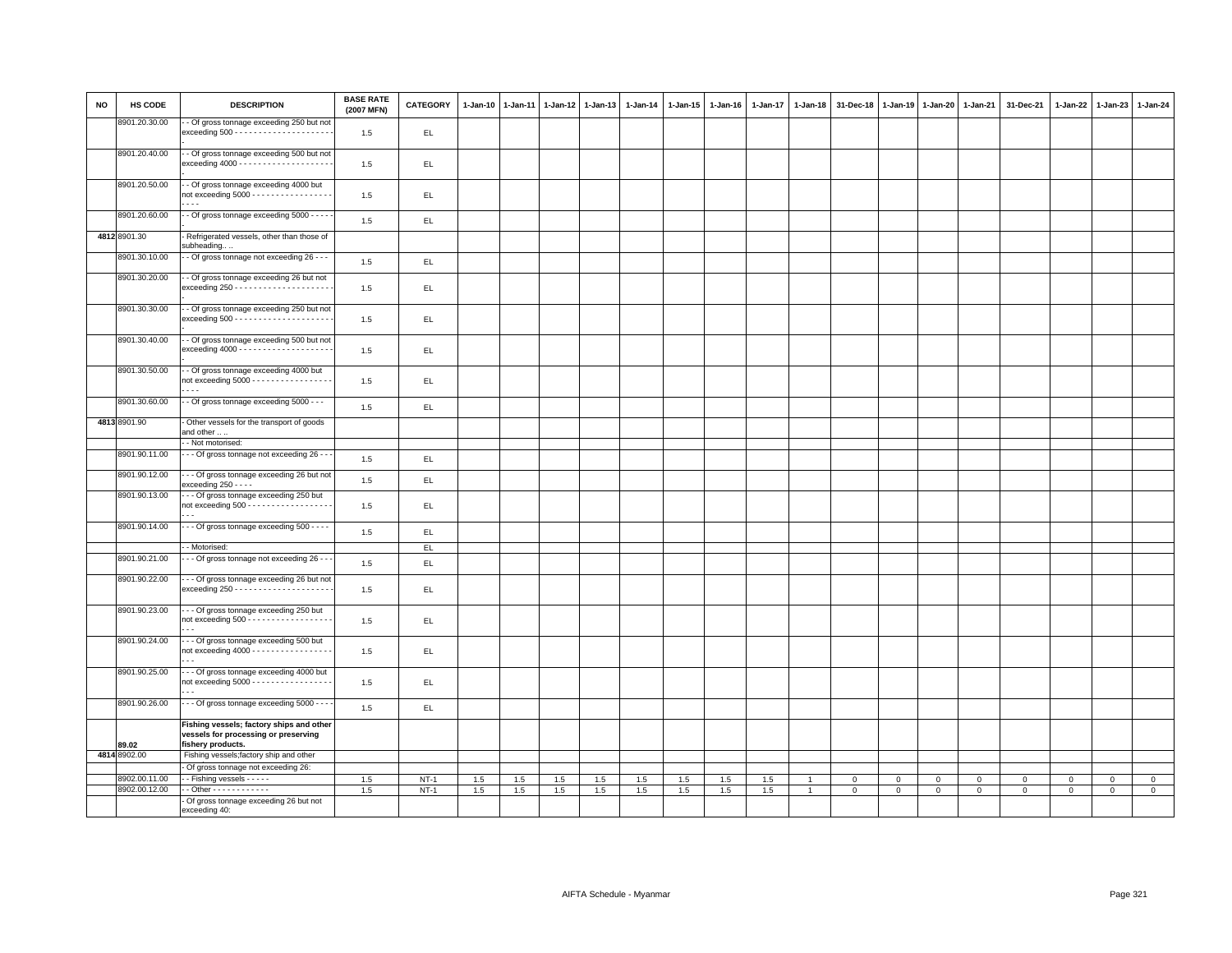| NO | HS CODE | DESCRIPTION | BASE RATE (2007 MFN) | CATEGORY | 1-Jan-10 | 1-Jan-11 | 1-Jan-12 | 1-Jan-13 | 1-Jan-14 | 1-Jan-15 | 1-Jan-16 | 1-Jan-17 | 1-Jan-18 | 31-Dec-18 | 1-Jan-19 | 1-Jan-20 | 1-Jan-21 | 31-Dec-21 | 1-Jan-22 | 1-Jan-23 | 1-Jan-24 |
|---|---|---|---|---|---|---|---|---|---|---|---|---|---|---|---|---|---|---|---|---|---|
| | 8901.20.30.00 | - - Of gross tonnage exceeding 250 but not exceeding 500 - - - - - - - - - - - - - - - - - - - - - - | 1.5 | EL | | | | | | | | | | | | | | | | | |
| | 8901.20.40.00 | - - Of gross tonnage exceeding 500 but not exceeding 4000 - - - - - - - - - - - - - - - - - - - - - | 1.5 | EL | | | | | | | | | | | | | | | | | |
| | 8901.20.50.00 | - - Of gross tonnage exceeding 4000 but not exceeding 5000 - - - - - - - - - - - - - - - - - - - - - | 1.5 | EL | | | | | | | | | | | | | | | | | |
| | 8901.20.60.00 | - - Of gross tonnage exceeding 5000 - - - - - | 1.5 | EL | | | | | | | | | | | | | | | | | |
| 4812 | 8901.30 | - Refrigerated vessels, other than those of subheading.. .. | | | | | | | | | | | | | | | | | | | |
| | 8901.30.10.00 | - - Of gross tonnage not exceeding 26 - - - | 1.5 | EL | | | | | | | | | | | | | | | | | |
| | 8901.30.20.00 | - - Of gross tonnage exceeding 26 but not exceeding 250 - - - - - - - - - - - - - - - - - - - - - - | 1.5 | EL | | | | | | | | | | | | | | | | | |
| | 8901.30.30.00 | - - Of gross tonnage exceeding 250 but not exceeding 500 - - - - - - - - - - - - - - - - - - - - - - | 1.5 | EL | | | | | | | | | | | | | | | | | |
| | 8901.30.40.00 | - - Of gross tonnage exceeding 500 but not exceeding 4000 - - - - - - - - - - - - - - - - - - - - - | 1.5 | EL | | | | | | | | | | | | | | | | | |
| | 8901.30.50.00 | - - Of gross tonnage exceeding 4000 but not exceeding 5000 - - - - - - - - - - - - - - - - - - - - - | 1.5 | EL | | | | | | | | | | | | | | | | | |
| | 8901.30.60.00 | - - Of gross tonnage exceeding 5000 - - - | 1.5 | EL | | | | | | | | | | | | | | | | | |
| 4813 | 8901.90 | - Other vessels for the transport of goods and other .. .. | | | | | | | | | | | | | | | | | | | |
| | | - - Not motorised: | | | | | | | | | | | | | | | | | | | |
| | 8901.90.11.00 | - - - Of gross tonnage not exceeding 26 - - - | 1.5 | EL | | | | | | | | | | | | | | | | | |
| | 8901.90.12.00 | - - - Of gross tonnage exceeding 26 but not exceeding 250 - - - - | 1.5 | EL | | | | | | | | | | | | | | | | | |
| | 8901.90.13.00 | - - - Of gross tonnage exceeding 250 but not exceeding 500 - - - - - - - - - - - - - - - - - - - - - | 1.5 | EL | | | | | | | | | | | | | | | | | |
| | 8901.90.14.00 | - - - Of gross tonnage exceeding 500 - - - - | 1.5 | EL | | | | | | | | | | | | | | | | | |
| | | - - Motorised: | | EL | | | | | | | | | | | | | | | | | |
| | 8901.90.21.00 | - - - Of gross tonnage not exceeding 26 - - - | 1.5 | EL | | | | | | | | | | | | | | | | | |
| | 8901.90.22.00 | - - - Of gross tonnage exceeding 26 but not exceeding 250 - - - - - - - - - - - - - - - - - - - - - - | 1.5 | EL | | | | | | | | | | | | | | | | | |
| | 8901.90.23.00 | - - - Of gross tonnage exceeding 250 but not exceeding 500 - - - - - - - - - - - - - - - - - - - - - | 1.5 | EL | | | | | | | | | | | | | | | | | |
| | 8901.90.24.00 | - - - Of gross tonnage exceeding 500 but not exceeding 4000 - - - - - - - - - - - - - - - - - - - - | 1.5 | EL | | | | | | | | | | | | | | | | | |
| | 8901.90.25.00 | - - - Of gross tonnage exceeding 4000 but not exceeding 5000 - - - - - - - - - - - - - - - - - - - - | 1.5 | EL | | | | | | | | | | | | | | | | | |
| | 8901.90.26.00 | - - - Of gross tonnage exceeding 5000 - - - - | 1.5 | EL | | | | | | | | | | | | | | | | | |
| | 89.02 | **Fishing vessels; factory ships and other vessels for processing or preserving fishery products.** | | | | | | | | | | | | | | | | | | | |
| 4814 | 8902.00 | Fishing vessels;factory ship and other | | | | | | | | | | | | | | | | | | | |
| | | - Of gross tonnage not exceeding 26: | | | | | | | | | | | | | | | | | | | |
| | 8902.00.11.00 | - - Fishing vessels - - - - - | 1.5 | NT-1 | 1.5 | 1.5 | 1.5 | 1.5 | 1.5 | 1.5 | 1.5 | 1.5 | 1 | 0 | 0 | 0 | 0 | 0 | 0 | 0 | 0 |
| | 8902.00.12.00 | - - Other - - - - - - - - - - - - | 1.5 | NT-1 | 1.5 | 1.5 | 1.5 | 1.5 | 1.5 | 1.5 | 1.5 | 1.5 | 1 | 0 | 0 | 0 | 0 | 0 | 0 | 0 | 0 |
| | | - Of gross tonnage exceeding 26 but not exceeding 40: | | | | | | | | | | | | | | | | | | | |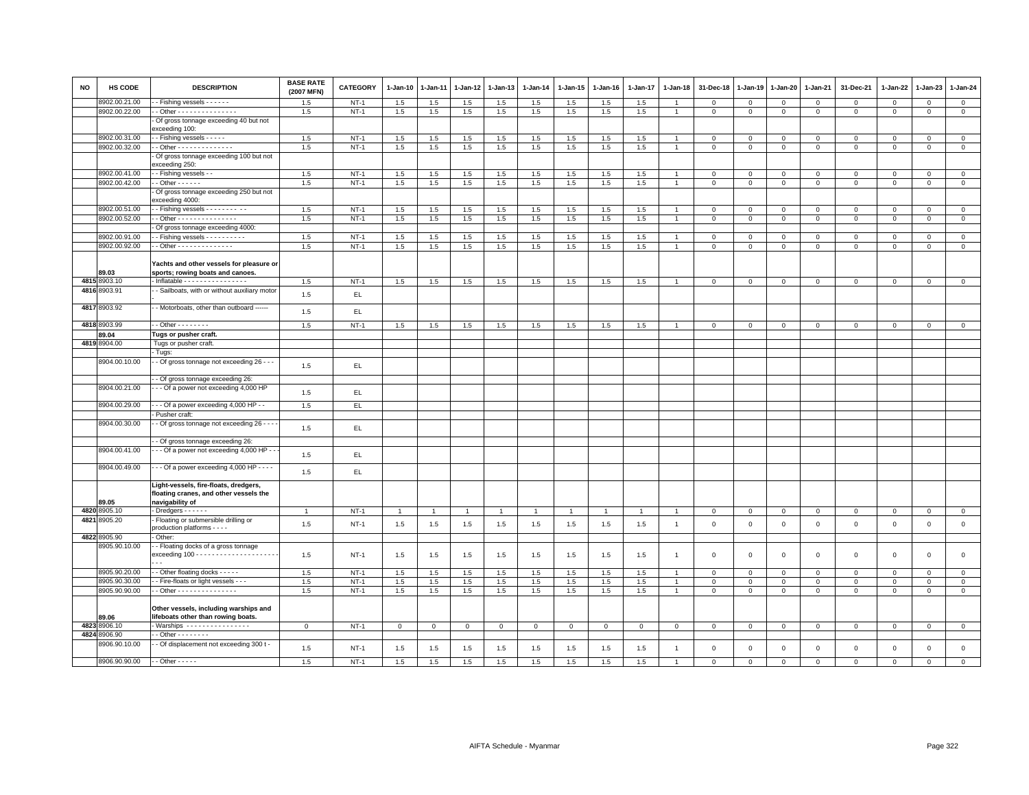| NO | HS CODE | DESCRIPTION | BASE RATE (2007 MFN) | CATEGORY | 1-Jan-10 | 1-Jan-11 | 1-Jan-12 | 1-Jan-13 | 1-Jan-14 | 1-Jan-15 | 1-Jan-16 | 1-Jan-17 | 1-Jan-18 | 31-Dec-18 | 1-Jan-19 | 1-Jan-20 | 1-Jan-21 | 31-Dec-21 | 1-Jan-22 | 1-Jan-23 | 1-Jan-24 |
|---|---|---|---|---|---|---|---|---|---|---|---|---|---|---|---|---|---|---|---|---|---|
| | 8902.00.21.00 | - - Fishing vessels - - - - - - | 1.5 | NT-1 | 1.5 | 1.5 | 1.5 | 1.5 | 1.5 | 1.5 | 1.5 | 1.5 | 1 | 0 | 0 | 0 | 0 | 0 | 0 | 0 | 0 |
| | 8902.00.22.00 | - - Other - - - - - - - - - - - - - - - | 1.5 | NT-1 | 1.5 | 1.5 | 1.5 | 1.5 | 1.5 | 1.5 | 1.5 | 1.5 | 1 | 0 | 0 | 0 | 0 | 0 | 0 | 0 | 0 |
| | | - Of gross tonnage exceeding 40 but not exceeding 100: | | | | | | | | | | | | | | | | | | | |
| | 8902.00.31.00 | - - Fishing vessels - - - - - | 1.5 | NT-1 | 1.5 | 1.5 | 1.5 | 1.5 | 1.5 | 1.5 | 1.5 | 1.5 | 1 | 0 | 0 | 0 | 0 | 0 | 0 | 0 | 0 |
| | 8902.00.32.00 | - - Other - - - - - - - - - - - - - - | 1.5 | NT-1 | 1.5 | 1.5 | 1.5 | 1.5 | 1.5 | 1.5 | 1.5 | 1.5 | 1 | 0 | 0 | 0 | 0 | 0 | 0 | 0 | 0 |
| | | - Of gross tonnage exceeding 100 but not exceeding 250: | | | | | | | | | | | | | | | | | | | |
| | 8902.00.41.00 | - - Fishing vessels - - | 1.5 | NT-1 | 1.5 | 1.5 | 1.5 | 1.5 | 1.5 | 1.5 | 1.5 | 1.5 | 1 | 0 | 0 | 0 | 0 | 0 | 0 | 0 | 0 |
| | 8902.00.42.00 | - - Other - - - - - - | 1.5 | NT-1 | 1.5 | 1.5 | 1.5 | 1.5 | 1.5 | 1.5 | 1.5 | 1.5 | 1 | 0 | 0 | 0 | 0 | 0 | 0 | 0 | 0 |
| | | - Of gross tonnage exceeding 250 but not exceeding 4000: | | | | | | | | | | | | | | | | | | | |
| | 8902.00.51.00 | - - Fishing vessels - - - - - - - - - - - | 1.5 | NT-1 | 1.5 | 1.5 | 1.5 | 1.5 | 1.5 | 1.5 | 1.5 | 1.5 | 1 | 0 | 0 | 0 | 0 | 0 | 0 | 0 | 0 |
| | 8902.00.52.00 | - - Other - - - - - - - - - - - - - - - | 1.5 | NT-1 | 1.5 | 1.5 | 1.5 | 1.5 | 1.5 | 1.5 | 1.5 | 1.5 | 1 | 0 | 0 | 0 | 0 | 0 | 0 | 0 | 0 |
| | | - Of gross tonnage exceeding 4000: | | | | | | | | | | | | | | | | | | | |
| | 8902.00.91.00 | - - Fishing vessels - - - - - - - - - - | 1.5 | NT-1 | 1.5 | 1.5 | 1.5 | 1.5 | 1.5 | 1.5 | 1.5 | 1.5 | 1 | 0 | 0 | 0 | 0 | 0 | 0 | 0 | 0 |
| | 8902.00.92.00 | - - Other - - - - - - - - - - - - - - | 1.5 | NT-1 | 1.5 | 1.5 | 1.5 | 1.5 | 1.5 | 1.5 | 1.5 | 1.5 | 1 | 0 | 0 | 0 | 0 | 0 | 0 | 0 | 0 |
| | 89.03 | **Yachts and other vessels for pleasure or sports; rowing boats and canoes.** | | | | | | | | | | | | | | | | | | | |
| 4815 | 8903.10 | - Inflatable - - - - - - - - - - - - - - - - | 1.5 | NT-1 | 1.5 | 1.5 | 1.5 | 1.5 | 1.5 | 1.5 | 1.5 | 1.5 | 1 | 0 | 0 | 0 | 0 | 0 | 0 | 0 | 0 |
| 4816 | 8903.91 | - - Sailboats, with or without auxiliary motor - | 1.5 | EL | | | | | | | | | | | | | | | | | |
| 4817 | 8903.92 | - - Motorboats, other than outboard ------ | 1.5 | EL | | | | | | | | | | | | | | | | | |
| 4818 | 8903.99 | - - Other - - - - - - - - | 1.5 | NT-1 | 1.5 | 1.5 | 1.5 | 1.5 | 1.5 | 1.5 | 1.5 | 1.5 | 1 | 0 | 0 | 0 | 0 | 0 | 0 | 0 | 0 |
| | 89.04 | **Tugs or pusher craft.** | | | | | | | | | | | | | | | | | | | |
| 4819 | 8904.00 | Tugs or pusher craft. | | | | | | | | | | | | | | | | | | | |
| | | - Tugs: | | | | | | | | | | | | | | | | | | | |
| | 8904.00.10.00 | - - Of gross tonnage not exceeding 26 - - - | 1.5 | EL | | | | | | | | | | | | | | | | | |
| | | - - Of gross tonnage exceeding 26: | | | | | | | | | | | | | | | | | | | |
| | 8904.00.21.00 | - - - Of a power not exceeding 4,000 HP | 1.5 | EL | | | | | | | | | | | | | | | | | |
| | 8904.00.29.00 | - - - Of a power exceeding 4,000 HP - - | 1.5 | EL | | | | | | | | | | | | | | | | | |
| | | - Pusher craft: | | | | | | | | | | | | | | | | | | | |
| | 8904.00.30.00 | - - Of gross tonnage not exceeding 26 - - - - | 1.5 | EL | | | | | | | | | | | | | | | | | |
| | | - - Of gross tonnage exceeding 26: | | | | | | | | | | | | | | | | | | | |
| | 8904.00.41.00 | - - - Of a power not exceeding 4,000 HP - - - | 1.5 | EL | | | | | | | | | | | | | | | | | |
| | 8904.00.49.00 | - - - Of a power exceeding 4,000 HP - - - - | 1.5 | EL | | | | | | | | | | | | | | | | | |
| | 89.05 | **Light-vessels, fire-floats, dredgers, floating cranes, and other vessels the navigability of** | | | | | | | | | | | | | | | | | | | |
| 4820 | 8905.10 | - Dredgers - - - - - - | 1 | NT-1 | 1 | 1 | 1 | 1 | 1 | 1 | 1 | 1 | 1 | 0 | 0 | 0 | 0 | 0 | 0 | 0 | 0 |
| 4821 | 8905.20 | - Floating or submersible drilling or production platforms - - - - | 1.5 | NT-1 | 1.5 | 1.5 | 1.5 | 1.5 | 1.5 | 1.5 | 1.5 | 1.5 | 1 | 0 | 0 | 0 | 0 | 0 | 0 | 0 | 0 |
| 4822 | 8905.90 | - Other: | | | | | | | | | | | | | | | | | | | |
| | 8905.90.10.00 | - - Floating docks of a gross tonnage exceeding 100 - - - - - - - - - - - - - - - - - - - - - - - - | 1.5 | NT-1 | 1.5 | 1.5 | 1.5 | 1.5 | 1.5 | 1.5 | 1.5 | 1.5 | 1 | 0 | 0 | 0 | 0 | 0 | 0 | 0 | 0 |
| | 8905.90.20.00 | - - Other floating docks - - - - - | 1.5 | NT-1 | 1.5 | 1.5 | 1.5 | 1.5 | 1.5 | 1.5 | 1.5 | 1.5 | 1 | 0 | 0 | 0 | 0 | 0 | 0 | 0 | 0 |
| | 8905.90.30.00 | - - Fire-floats or light vessels - - - | 1.5 | NT-1 | 1.5 | 1.5 | 1.5 | 1.5 | 1.5 | 1.5 | 1.5 | 1.5 | 1 | 0 | 0 | 0 | 0 | 0 | 0 | 0 | 0 |
| | 8905.90.90.00 | - - Other - - - - - - - - - - - - - - - | 1.5 | NT-1 | 1.5 | 1.5 | 1.5 | 1.5 | 1.5 | 1.5 | 1.5 | 1.5 | 1 | 0 | 0 | 0 | 0 | 0 | 0 | 0 | 0 |
| | 89.06 | **Other vessels, including warships and lifeboats other than rowing boats.** | | | | | | | | | | | | | | | | | | | |
| 4823 | 8906.10 | - Warships - - - - - - - - - - - - - - - - | 0 | NT-1 | 0 | 0 | 0 | 0 | 0 | 0 | 0 | 0 | 0 | 0 | 0 | 0 | 0 | 0 | 0 | 0 | 0 |
| 4824 | 8906.90 | - - Other - - - - - - - - | | | | | | | | | | | | | | | | | | | |
| | 8906.90.10.00 | - - Of displacement not exceeding 300 t - | 1.5 | NT-1 | 1.5 | 1.5 | 1.5 | 1.5 | 1.5 | 1.5 | 1.5 | 1.5 | 1 | 0 | 0 | 0 | 0 | 0 | 0 | 0 | 0 |
| | 8906.90.90.00 | - - Other - - - - - | 1.5 | NT-1 | 1.5 | 1.5 | 1.5 | 1.5 | 1.5 | 1.5 | 1.5 | 1.5 | 1 | 0 | 0 | 0 | 0 | 0 | 0 | 0 | 0 |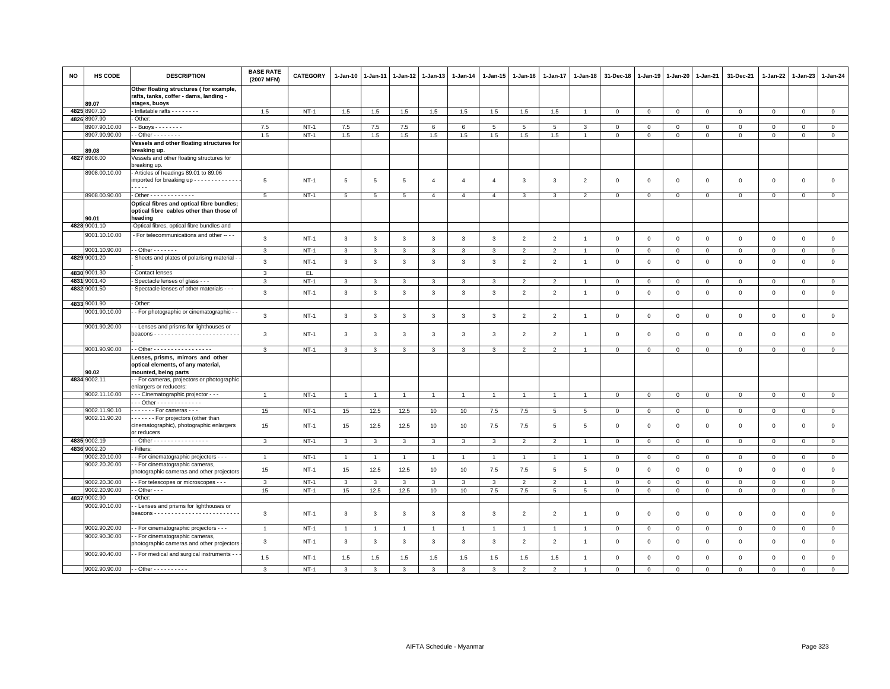| NO | HS CODE | DESCRIPTION | BASE RATE (2007 MFN) | CATEGORY | 1-Jan-10 | 1-Jan-11 | 1-Jan-12 | 1-Jan-13 | 1-Jan-14 | 1-Jan-15 | 1-Jan-16 | 1-Jan-17 | 1-Jan-18 | 31-Dec-18 | 1-Jan-19 | 1-Jan-20 | 1-Jan-21 | 31-Dec-21 | 1-Jan-22 | 1-Jan-23 | 1-Jan-24 |
|---|---|---|---|---|---|---|---|---|---|---|---|---|---|---|---|---|---|---|---|---|---|
| | 89.07 | **Other floating structures ( for example, rafts, tanks, coffer - dams, landing - stages, buoys** | | | | | | | | | | | | | | | | | | | |
| 4825 | 8907.10 | - Inflatable rafts - - - - - - - - | 1.5 | NT-1 | 1.5 | 1.5 | 1.5 | 1.5 | 1.5 | 1.5 | 1.5 | 1.5 | 1 | 0 | 0 | 0 | 0 | 0 | 0 | 0 | 0 |
| 4826 | 8907.90 | - Other: | | | | | | | | | | | | | | | | | | | |
| | 8907.90.10.00 | - - Buoys - - - - - - - - | 7.5 | NT-1 | 7.5 | 7.5 | 7.5 | 6 | 6 | 5 | 5 | 5 | 3 | 0 | 0 | 0 | 0 | 0 | 0 | 0 | 0 |
| | 8907.90.90.00 | - - Other - - - - - - - - | 1.5 | NT-1 | 1.5 | 1.5 | 1.5 | 1.5 | 1.5 | 1.5 | 1.5 | 1.5 | 1 | 0 | 0 | 0 | 0 | 0 | 0 | 0 | 0 |
| | 89.08 | **Vessels and other floating structures for breaking up.** | | | | | | | | | | | | | | | | | | | |
| 4827 | 8908.00 | Vessels and other floating structures for breaking up. | | | | | | | | | | | | | | | | | | | |
| | 8908.00.10.00 | - Articles of headings 89.01 to 89.06 imported for breaking up - - - - - - - - - - - - - - - - - - - | 5 | NT-1 | 5 | 5 | 5 | 4 | 4 | 4 | 3 | 3 | 2 | 0 | 0 | 0 | 0 | 0 | 0 | 0 | 0 |
| | 8908.00.90.00 | - Other - - - - - - - - - - - - - | 5 | NT-1 | 5 | 5 | 5 | 4 | 4 | 4 | 3 | 3 | 2 | 0 | 0 | 0 | 0 | 0 | 0 | 0 | 0 |
| | 90.01 | **Optical fibres and optical fibre bundles; optical fibre cables other than those of heading** | | | | | | | | | | | | | | | | | | | |
| 4828 | 9001.10 | -Optical fibres, optical fibre bundles and | | | | | | | | | | | | | | | | | | | |
| | 9001.10.10.00 | - For telecommunications and other -- - - | 3 | NT-1 | 3 | 3 | 3 | 3 | 3 | 3 | 2 | 2 | 1 | 0 | 0 | 0 | 0 | 0 | 0 | 0 | 0 |
| | 9001.10.90.00 | - - Other - - - - - - - | 3 | NT-1 | 3 | 3 | 3 | 3 | 3 | 3 | 2 | 2 | 1 | 0 | 0 | 0 | 0 | 0 | 0 | 0 | 0 |
| 4829 | 9001.20 | - Sheets and plates of polarising material - - | 3 | NT-1 | 3 | 3 | 3 | 3 | 3 | 3 | 2 | 2 | 1 | 0 | 0 | 0 | 0 | 0 | 0 | 0 | 0 |
| 4830 | 9001.30 | - Contact lenses | 3 | EL | | | | | | | | | | | | | | | | | |
| 4831 | 9001.40 | - Spectacle lenses of glass - - - | 3 | NT-1 | 3 | 3 | 3 | 3 | 3 | 3 | 2 | 2 | 1 | 0 | 0 | 0 | 0 | 0 | 0 | 0 | 0 |
| 4832 | 9001.50 | - Spectacle lenses of other materials - - - | 3 | NT-1 | 3 | 3 | 3 | 3 | 3 | 3 | 2 | 2 | 1 | 0 | 0 | 0 | 0 | 0 | 0 | 0 | 0 |
| 4833 | 9001.90 | - Other: | | | | | | | | | | | | | | | | | | | |
| | 9001.90.10.00 | - - For photographic or cinematographic - - | 3 | NT-1 | 3 | 3 | 3 | 3 | 3 | 3 | 2 | 2 | 1 | 0 | 0 | 0 | 0 | 0 | 0 | 0 | 0 |
| | 9001.90.20.00 | - - Lenses and prisms for lighthouses or beacons - - - - - - - - - - - - - - - - - - - - - - - - - - | 3 | NT-1 | 3 | 3 | 3 | 3 | 3 | 3 | 2 | 2 | 1 | 0 | 0 | 0 | 0 | 0 | 0 | 0 | 0 |
| | 9001.90.90.00 | - - Other - - - - - - - - - - - - - - - - - | 3 | NT-1 | 3 | 3 | 3 | 3 | 3 | 3 | 2 | 2 | 1 | 0 | 0 | 0 | 0 | 0 | 0 | 0 | 0 |
| | 90.02 | **Lenses, prisms, mirrors and other optical elements, of any material, mounted, being parts** | | | | | | | | | | | | | | | | | | | |
| 4834 | 9002.11 | - - For cameras, projectors or photographic enlargers or reducers: | | | | | | | | | | | | | | | | | | | |
| | 9002.11.10.00 | - - - Cinematographic projector - - - | 1 | NT-1 | 1 | 1 | 1 | 1 | 1 | 1 | 1 | 1 | 1 | 0 | 0 | 0 | 0 | 0 | 0 | 0 | 0 |
| | | - - - Other - - - - - - - - - - - - - | | | | | | | | | | | | | | | | | | | |
| | 9002.11.90.10 | - - - - - - - For cameras - - - | 15 | NT-1 | 15 | 12.5 | 12.5 | 10 | 10 | 7.5 | 7.5 | 5 | 5 | 0 | 0 | 0 | 0 | 0 | 0 | 0 | 0 |
| | 9002.11.90.20 | - - - - - - - For projectors (other than cinematographic), photographic enlargers or reducers | 15 | NT-1 | 15 | 12.5 | 12.5 | 10 | 10 | 7.5 | 7.5 | 5 | 5 | 0 | 0 | 0 | 0 | 0 | 0 | 0 | 0 |
| 4835 | 9002.19 | - - Other - - - - - - - - - - - - - - - - | 3 | NT-1 | 3 | 3 | 3 | 3 | 3 | 3 | 2 | 2 | 1 | 0 | 0 | 0 | 0 | 0 | 0 | 0 | 0 |
| 4836 | 9002.20 | - Filters: | | | | | | | | | | | | | | | | | | | |
| | 9002.20.10.00 | - - For cinematographic projectors - - - | 1 | NT-1 | 1 | 1 | 1 | 1 | 1 | 1 | 1 | 1 | 1 | 0 | 0 | 0 | 0 | 0 | 0 | 0 | 0 |
| | 9002.20.20.00 | - - For cinematographic cameras, photographic cameras and other projectors | 15 | NT-1 | 15 | 12.5 | 12.5 | 10 | 10 | 7.5 | 7.5 | 5 | 5 | 0 | 0 | 0 | 0 | 0 | 0 | 0 | 0 |
| | 9002.20.30.00 | - - For telescopes or microscopes - - - | 3 | NT-1 | 3 | 3 | 3 | 3 | 3 | 3 | 2 | 2 | 1 | 0 | 0 | 0 | 0 | 0 | 0 | 0 | 0 |
| | 9002.20.90.00 | - - Other - - - | 15 | NT-1 | 15 | 12.5 | 12.5 | 10 | 10 | 7.5 | 7.5 | 5 | 5 | 0 | 0 | 0 | 0 | 0 | 0 | 0 | 0 |
| 4837 | 9002.90 | - Other: | | | | | | | | | | | | | | | | | | | |
| | 9002.90.10.00 | - - Lenses and prisms for lighthouses or beacons - - - - - - - - - - - - - - - - - - - - - - - - - - | 3 | NT-1 | 3 | 3 | 3 | 3 | 3 | 3 | 2 | 2 | 1 | 0 | 0 | 0 | 0 | 0 | 0 | 0 | 0 |
| | 9002.90.20.00 | - - For cinematographic projectors - - - | 1 | NT-1 | 1 | 1 | 1 | 1 | 1 | 1 | 1 | 1 | 1 | 0 | 0 | 0 | 0 | 0 | 0 | 0 | 0 |
| | 9002.90.30.00 | - - For cinematographic cameras, photographic cameras and other projectors | 3 | NT-1 | 3 | 3 | 3 | 3 | 3 | 3 | 2 | 2 | 1 | 0 | 0 | 0 | 0 | 0 | 0 | 0 | 0 |
| | 9002.90.40.00 | - - For medical and surgical instruments - - - | 1.5 | NT-1 | 1.5 | 1.5 | 1.5 | 1.5 | 1.5 | 1.5 | 1.5 | 1.5 | 1 | 0 | 0 | 0 | 0 | 0 | 0 | 0 | 0 |
| | 9002.90.90.00 | - - Other - - - - - - - - - - | 3 | NT-1 | 3 | 3 | 3 | 3 | 3 | 3 | 2 | 2 | 1 | 0 | 0 | 0 | 0 | 0 | 0 | 0 | 0 |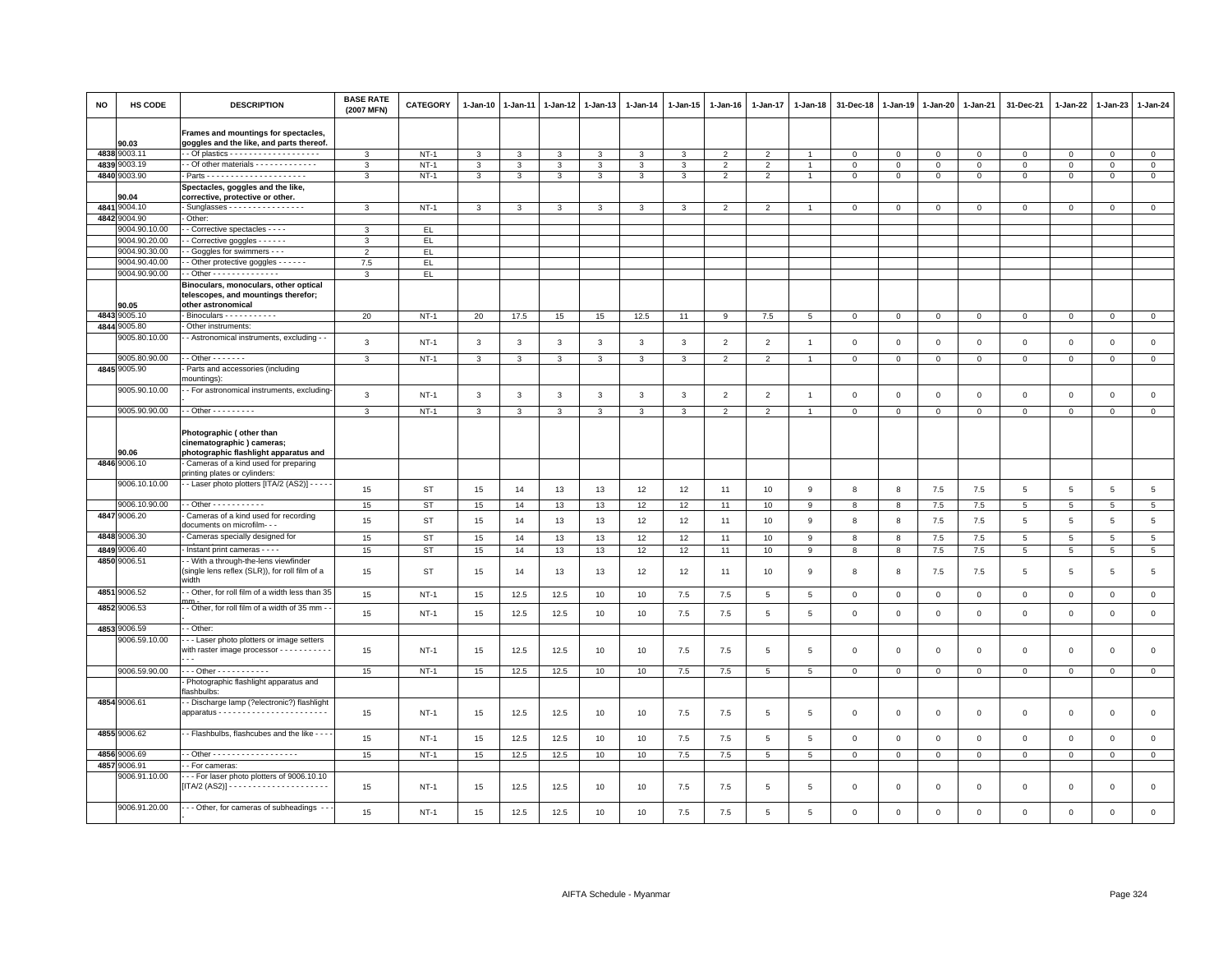| NO | HS CODE | DESCRIPTION | BASE RATE (2007 MFN) | CATEGORY | 1-Jan-10 | 1-Jan-11 | 1-Jan-12 | 1-Jan-13 | 1-Jan-14 | 1-Jan-15 | 1-Jan-16 | 1-Jan-17 | 1-Jan-18 | 31-Dec-18 | 1-Jan-19 | 1-Jan-20 | 1-Jan-21 | 31-Dec-21 | 1-Jan-22 | 1-Jan-23 | 1-Jan-24 |
|---|---|---|---|---|---|---|---|---|---|---|---|---|---|---|---|---|---|---|---|---|---|
| | 90.03 | **Frames and mountings for spectacles, goggles and the like, and parts thereof.** | | | | | | | | | | | | | | | | | | | |
| 4838 | 9003.11 | - - Of plastics - - - - - - - - - - - - - - - - - - - | 3 | NT-1 | 3 | 3 | 3 | 3 | 3 | 3 | 2 | 2 | 1 | 0 | 0 | 0 | 0 | 0 | 0 | 0 | 0 |
| 4839 | 9003.19 | - - Of other materials - - - - - - - - - - - - - | 3 | NT-1 | 3 | 3 | 3 | 3 | 3 | 3 | 2 | 2 | 1 | 0 | 0 | 0 | 0 | 0 | 0 | 0 | 0 |
| 4840 | 9003.90 | - Parts - - - - - - - - - - - - - - - - - - - - - | 3 | NT-1 | 3 | 3 | 3 | 3 | 3 | 3 | 2 | 2 | 1 | 0 | 0 | 0 | 0 | 0 | 0 | 0 | 0 |
| | 90.04 | **Spectacles, goggles and the like, corrective, protective or other.** | | | | | | | | | | | | | | | | | | | |
| 4841 | 9004.10 | - Sunglasses - - - - - - - - - - - - - - - - | 3 | NT-1 | 3 | 3 | 3 | 3 | 3 | 3 | 2 | 2 | 1 | 0 | 0 | 0 | 0 | 0 | 0 | 0 | 0 |
| 4842 | 9004.90 | - Other: | | | | | | | | | | | | | | | | | | | |
| | 9004.90.10.00 | - - Corrective spectacles - - - - | 3 | EL | | | | | | | | | | | | | | | | | |
| | 9004.90.20.00 | - - Corrective goggles - - - - - - | 3 | EL | | | | | | | | | | | | | | | | | |
| | 9004.90.30.00 | - - Goggles for swimmers - - - | 2 | EL | | | | | | | | | | | | | | | | | |
| | 9004.90.40.00 | - - Other protective goggles - - - - - - | 7.5 | EL | | | | | | | | | | | | | | | | | |
| | 9004.90.90.00 | - - Other - - - - - - - - - - - - - - | 3 | EL | | | | | | | | | | | | | | | | | |
| | 90.05 | **Binoculars, monoculars, other optical telescopes, and mountings therefor; other astronomical** | | | | | | | | | | | | | | | | | | | |
| 4843 | 9005.10 | - Binoculars - - - - - - - - - - - | 20 | NT-1 | 20 | 17.5 | 15 | 15 | 12.5 | 11 | 9 | 7.5 | 5 | 0 | 0 | 0 | 0 | 0 | 0 | 0 | 0 |
| 4844 | 9005.80 | - Other instruments: | | | | | | | | | | | | | | | | | | | |
| | 9005.80.10.00 | - - Astronomical instruments, excluding - - | 3 | NT-1 | 3 | 3 | 3 | 3 | 3 | 3 | 2 | 2 | 1 | 0 | 0 | 0 | 0 | 0 | 0 | 0 | 0 |
| | 9005.80.90.00 | - - Other - - - - - - - | 3 | NT-1 | 3 | 3 | 3 | 3 | 3 | 3 | 2 | 2 | 1 | 0 | 0 | 0 | 0 | 0 | 0 | 0 | 0 |
| 4845 | 9005.90 | - Parts and accessories (including mountings): | | | | | | | | | | | | | | | | | | | |
| | 9005.90.10.00 | - - For astronomical instruments, excluding- - | 3 | NT-1 | 3 | 3 | 3 | 3 | 3 | 3 | 2 | 2 | 1 | 0 | 0 | 0 | 0 | 0 | 0 | 0 | 0 |
| | 9005.90.90.00 | - - Other - - - - - - - - - | 3 | NT-1 | 3 | 3 | 3 | 3 | 3 | 3 | 2 | 2 | 1 | 0 | 0 | 0 | 0 | 0 | 0 | 0 | 0 |
| | 90.06 | **Photographic ( other than cinematographic ) cameras; photographic flashlight apparatus and** | | | | | | | | | | | | | | | | | | | |
| 4846 | 9006.10 | - Cameras of a kind used for preparing printing plates or cylinders: | | | | | | | | | | | | | | | | | | | |
| | 9006.10.10.00 | - - Laser photo plotters [ITA/2 (AS2)] - - - - - | 15 | ST | 15 | 14 | 13 | 13 | 12 | 12 | 11 | 10 | 9 | 8 | 8 | 7.5 | 7.5 | 5 | 5 | 5 | 5 |
| | 9006.10.90.00 | - - Other - - - - - - - - - - - | 15 | ST | 15 | 14 | 13 | 13 | 12 | 12 | 11 | 10 | 9 | 8 | 8 | 7.5 | 7.5 | 5 | 5 | 5 | 5 |
| 4847 | 9006.20 | - Cameras of a kind used for recording documents on microfilm- - - | 15 | ST | 15 | 14 | 13 | 13 | 12 | 12 | 11 | 10 | 9 | 8 | 8 | 7.5 | 7.5 | 5 | 5 | 5 | 5 |
| 4848 | 9006.30 | - Cameras specially designed for | 15 | ST | 15 | 14 | 13 | 13 | 12 | 12 | 11 | 10 | 9 | 8 | 8 | 7.5 | 7.5 | 5 | 5 | 5 | 5 |
| 4849 | 9006.40 | - Instant print cameras - - - - | 15 | ST | 15 | 14 | 13 | 13 | 12 | 12 | 11 | 10 | 9 | 8 | 8 | 7.5 | 7.5 | 5 | 5 | 5 | 5 |
| 4850 | 9006.51 | - - With a through-the-lens viewfinder (single lens reflex (SLR)), for roll film of a width | 15 | ST | 15 | 14 | 13 | 13 | 12 | 12 | 11 | 10 | 9 | 8 | 8 | 7.5 | 7.5 | 5 | 5 | 5 | 5 |
| 4851 | 9006.52 | - - Other, for roll film of a width less than 35 mm - | 15 | NT-1 | 15 | 12.5 | 12.5 | 10 | 10 | 7.5 | 7.5 | 5 | 5 | 0 | 0 | 0 | 0 | 0 | 0 | 0 | 0 |
| 4852 | 9006.53 | - - Other, for roll film of a width of 35 mm - - - | 15 | NT-1 | 15 | 12.5 | 12.5 | 10 | 10 | 7.5 | 7.5 | 5 | 5 | 0 | 0 | 0 | 0 | 0 | 0 | 0 | 0 |
| 4853 | 9006.59 | - - Other: | | | | | | | | | | | | | | | | | | | |
| | 9006.59.10.00 | - - - Laser photo plotters or image setters with raster image processor - - - - - - - - - - - - - - | 15 | NT-1 | 15 | 12.5 | 12.5 | 10 | 10 | 7.5 | 7.5 | 5 | 5 | 0 | 0 | 0 | 0 | 0 | 0 | 0 | 0 |
| | 9006.59.90.00 | - - - Other - - - - - - - - - - - | 15 | NT-1 | 15 | 12.5 | 12.5 | 10 | 10 | 7.5 | 7.5 | 5 | 5 | 0 | 0 | 0 | 0 | 0 | 0 | 0 | 0 |
| | | - Photographic flashlight apparatus and flashbulbs: | | | | | | | | | | | | | | | | | | | |
| 4854 | 9006.61 | - - Discharge lamp (?electronic?) flashlight apparatus - - - - - - - - - - - - - - - - - - - - - - - | 15 | NT-1 | 15 | 12.5 | 12.5 | 10 | 10 | 7.5 | 7.5 | 5 | 5 | 0 | 0 | 0 | 0 | 0 | 0 | 0 | 0 |
| 4855 | 9006.62 | - - Flashbulbs, flashcubes and the like - - - - | 15 | NT-1 | 15 | 12.5 | 12.5 | 10 | 10 | 7.5 | 7.5 | 5 | 5 | 0 | 0 | 0 | 0 | 0 | 0 | 0 | 0 |
| 4856 | 9006.69 | - - Other - - - - - - - - - - - - - - - - - - | 15 | NT-1 | 15 | 12.5 | 12.5 | 10 | 10 | 7.5 | 7.5 | 5 | 5 | 0 | 0 | 0 | 0 | 0 | 0 | 0 | 0 |
| 4857 | 9006.91 | - - For cameras: | | | | | | | | | | | | | | | | | | | |
| | 9006.91.10.00 | - - - For laser photo plotters of 9006.10.10 [ITA/2 (AS2)] - - - - - - - - - - - - - - - - - - - - - | 15 | NT-1 | 15 | 12.5 | 12.5 | 10 | 10 | 7.5 | 7.5 | 5 | 5 | 0 | 0 | 0 | 0 | 0 | 0 | 0 | 0 |
| | 9006.91.20.00 | - - - Other, for cameras of subheadings - - - - | 15 | NT-1 | 15 | 12.5 | 12.5 | 10 | 10 | 7.5 | 7.5 | 5 | 5 | 0 | 0 | 0 | 0 | 0 | 0 | 0 | 0 |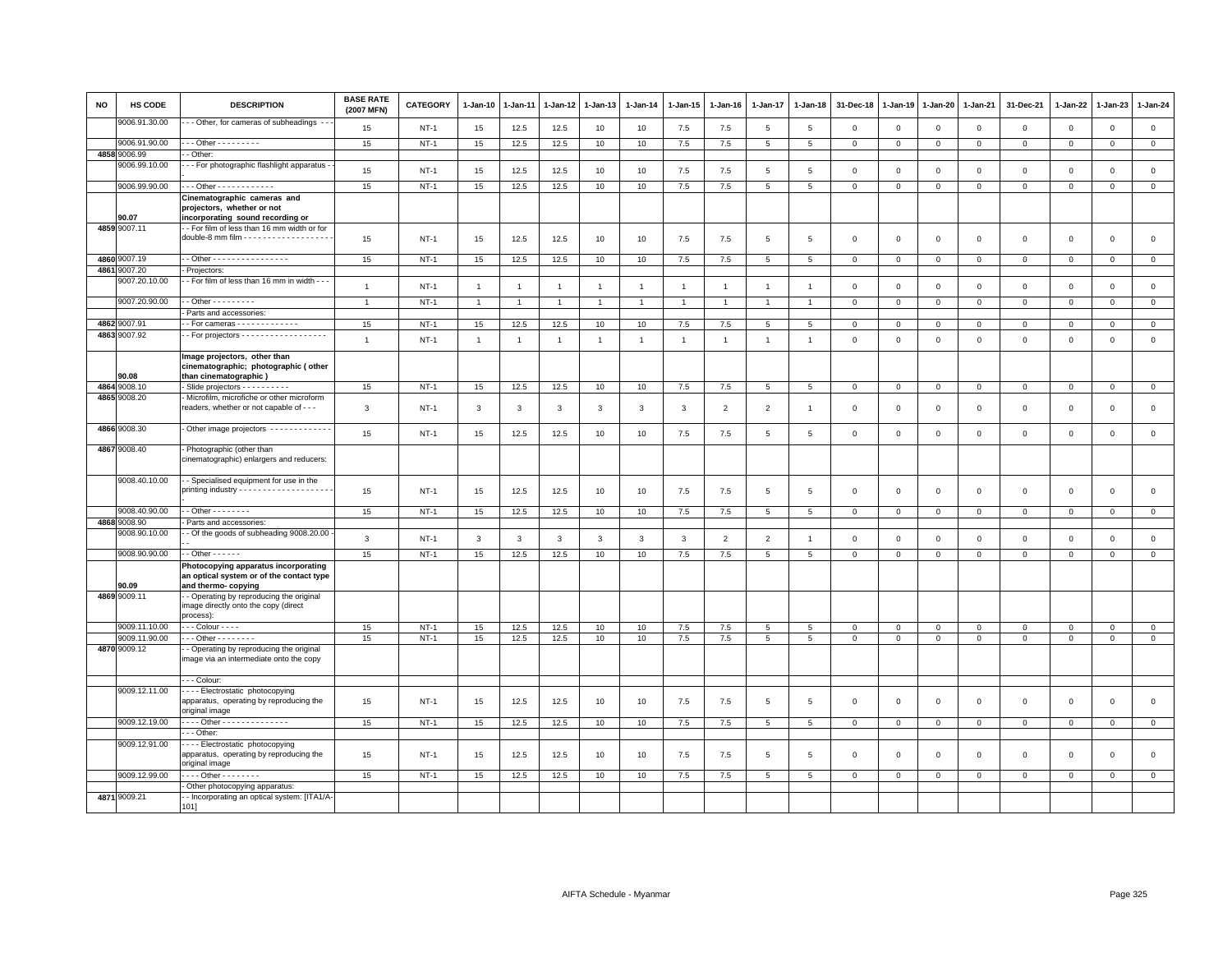| NO | HS CODE | DESCRIPTION | BASE RATE (2007 MFN) | CATEGORY | 1-Jan-10 | 1-Jan-11 | 1-Jan-12 | 1-Jan-13 | 1-Jan-14 | 1-Jan-15 | 1-Jan-16 | 1-Jan-17 | 1-Jan-18 | 31-Dec-18 | 1-Jan-19 | 1-Jan-20 | 1-Jan-21 | 31-Dec-21 | 1-Jan-22 | 1-Jan-23 | 1-Jan-24 |
|---|---|---|---|---|---|---|---|---|---|---|---|---|---|---|---|---|---|---|---|---|---|
| | 9006.91.30.00 | - - - Other, for cameras of subheadings - - - | 15 | NT-1 | 15 | 12.5 | 12.5 | 10 | 10 | 7.5 | 7.5 | 5 | 5 | 0 | 0 | 0 | 0 | 0 | 0 | 0 | 0 |
| | 9006.91.90.00 | - - - Other - - - - - - - - - | 15 | NT-1 | 15 | 12.5 | 12.5 | 10 | 10 | 7.5 | 7.5 | 5 | 5 | 0 | 0 | 0 | 0 | 0 | 0 | 0 | 0 |
| 4858 | 9006.99 | - - Other: | | | | | | | | | | | | | | | | | | | |
| | 9006.99.10.00 | - - - For photographic flashlight apparatus - - | 15 | NT-1 | 15 | 12.5 | 12.5 | 10 | 10 | 7.5 | 7.5 | 5 | 5 | 0 | 0 | 0 | 0 | 0 | 0 | 0 | 0 |
| | 9006.99.90.00 | - - - Other - - - - - - - - - - - - | 15 | NT-1 | 15 | 12.5 | 12.5 | 10 | 10 | 7.5 | 7.5 | 5 | 5 | 0 | 0 | 0 | 0 | 0 | 0 | 0 | 0 |
| | 90.07 | **Cinematographic cameras and projectors, whether or not incorporating sound recording or** | | | | | | | | | | | | | | | | | | | |
| 4859 | 9007.11 | - - For film of less than 16 mm width or for double-8 mm film - - - - - - - - - - - - - - - - - - - | 15 | NT-1 | 15 | 12.5 | 12.5 | 10 | 10 | 7.5 | 7.5 | 5 | 5 | 0 | 0 | 0 | 0 | 0 | 0 | 0 | 0 |
| 4860 | 9007.19 | - - Other - - - - - - - - - - - - - - - - | 15 | NT-1 | 15 | 12.5 | 12.5 | 10 | 10 | 7.5 | 7.5 | 5 | 5 | 0 | 0 | 0 | 0 | 0 | 0 | 0 | 0 |
| 4861 | 9007.20 | - Projectors: | | | | | | | | | | | | | | | | | | | |
| | 9007.20.10.00 | - - For film of less than 16 mm in width - - - | 1 | NT-1 | 1 | 1 | 1 | 1 | 1 | 1 | 1 | 1 | 1 | 0 | 0 | 0 | 0 | 0 | 0 | 0 | 0 |
| | 9007.20.90.00 | - - Other - - - - - - - - - | 1 | NT-1 | 1 | 1 | 1 | 1 | 1 | 1 | 1 | 1 | 1 | 0 | 0 | 0 | 0 | 0 | 0 | 0 | 0 |
| | | - Parts and accessories: | | | | | | | | | | | | | | | | | | | |
| 4862 | 9007.91 | - - For cameras - - - - - - - - - - - - - | 15 | NT-1 | 15 | 12.5 | 12.5 | 10 | 10 | 7.5 | 7.5 | 5 | 5 | 0 | 0 | 0 | 0 | 0 | 0 | 0 | 0 |
| 4863 | 9007.92 | - - For projectors - - - - - - - - - - - - - - - - - - | 1 | NT-1 | 1 | 1 | 1 | 1 | 1 | 1 | 1 | 1 | 1 | 0 | 0 | 0 | 0 | 0 | 0 | 0 | 0 |
| | 90.08 | **Image projectors, other than cinematographic; photographic ( other than cinematographic )** | | | | | | | | | | | | | | | | | | | |
| 4864 | 9008.10 | - Slide projectors - - - - - - - - - - | 15 | NT-1 | 15 | 12.5 | 12.5 | 10 | 10 | 7.5 | 7.5 | 5 | 5 | 0 | 0 | 0 | 0 | 0 | 0 | 0 | 0 |
| 4865 | 9008.20 | - Microfilm, microfiche or other microform readers, whether or not capable of - - - | 3 | NT-1 | 3 | 3 | 3 | 3 | 3 | 3 | 2 | 2 | 1 | 0 | 0 | 0 | 0 | 0 | 0 | 0 | 0 |
| 4866 | 9008.30 | - Other image projectors - - - - - - - - - - - - - | 15 | NT-1 | 15 | 12.5 | 12.5 | 10 | 10 | 7.5 | 7.5 | 5 | 5 | 0 | 0 | 0 | 0 | 0 | 0 | 0 | 0 |
| 4867 | 9008.40 | - Photographic (other than cinematographic) enlargers and reducers: | | | | | | | | | | | | | | | | | | | |
| | 9008.40.10.00 | - - Specialised equipment for use in the printing industry - - - - - - - - - - - - - - - - - - - - - | 15 | NT-1 | 15 | 12.5 | 12.5 | 10 | 10 | 7.5 | 7.5 | 5 | 5 | 0 | 0 | 0 | 0 | 0 | 0 | 0 | 0 |
| | 9008.40.90.00 | - - Other - - - - - - - - | 15 | NT-1 | 15 | 12.5 | 12.5 | 10 | 10 | 7.5 | 7.5 | 5 | 5 | 0 | 0 | 0 | 0 | 0 | 0 | 0 | 0 |
| 4868 | 9008.90 | - Parts and accessories: | | | | | | | | | | | | | | | | | | | |
| | 9008.90.10.00 | - - Of the goods of subheading 9008.20.00 - - - | 3 | NT-1 | 3 | 3 | 3 | 3 | 3 | 3 | 2 | 2 | 1 | 0 | 0 | 0 | 0 | 0 | 0 | 0 | 0 |
| | 9008.90.90.00 | - - Other - - - - - - | 15 | NT-1 | 15 | 12.5 | 12.5 | 10 | 10 | 7.5 | 7.5 | 5 | 5 | 0 | 0 | 0 | 0 | 0 | 0 | 0 | 0 |
| | 90.09 | **Photocopying apparatus incorporating an optical system or of the contact type and thermo- copying** | | | | | | | | | | | | | | | | | | | |
| 4869 | 9009.11 | - - Operating by reproducing the original image directly onto the copy (direct process): | | | | | | | | | | | | | | | | | | | |
| | 9009.11.10.00 | - - - Colour - - - - | 15 | NT-1 | 15 | 12.5 | 12.5 | 10 | 10 | 7.5 | 7.5 | 5 | 5 | 0 | 0 | 0 | 0 | 0 | 0 | 0 | 0 |
| | 9009.11.90.00 | - - - Other - - - - - - - - | 15 | NT-1 | 15 | 12.5 | 12.5 | 10 | 10 | 7.5 | 7.5 | 5 | 5 | 0 | 0 | 0 | 0 | 0 | 0 | 0 | 0 |
| 4870 | 9009.12 | - - Operating by reproducing the original image via an intermediate onto the copy | | | | | | | | | | | | | | | | | | | |
| | | - - - Colour: | | | | | | | | | | | | | | | | | | | |
| | 9009.12.11.00 | - - - - Electrostatic photocopying apparatus, operating by reproducing the original image | 15 | NT-1 | 15 | 12.5 | 12.5 | 10 | 10 | 7.5 | 7.5 | 5 | 5 | 0 | 0 | 0 | 0 | 0 | 0 | 0 | 0 |
| | 9009.12.19.00 | - - - - Other - - - - - - - - - - - - - - | 15 | NT-1 | 15 | 12.5 | 12.5 | 10 | 10 | 7.5 | 7.5 | 5 | 5 | 0 | 0 | 0 | 0 | 0 | 0 | 0 | 0 |
| | | - - - Other: | | | | | | | | | | | | | | | | | | | |
| | 9009.12.91.00 | - - - - Electrostatic photocopying apparatus, operating by reproducing the original image | 15 | NT-1 | 15 | 12.5 | 12.5 | 10 | 10 | 7.5 | 7.5 | 5 | 5 | 0 | 0 | 0 | 0 | 0 | 0 | 0 | 0 |
| | 9009.12.99.00 | - - - - Other - - - - - - - - | 15 | NT-1 | 15 | 12.5 | 12.5 | 10 | 10 | 7.5 | 7.5 | 5 | 5 | 0 | 0 | 0 | 0 | 0 | 0 | 0 | 0 |
| | | - Other photocopying apparatus: | | | | | | | | | | | | | | | | | | | |
| 4871 | 9009.21 | - - Incorporating an optical system: [ITA1/A-101] | | | | | | | | | | | | | | | | | | | |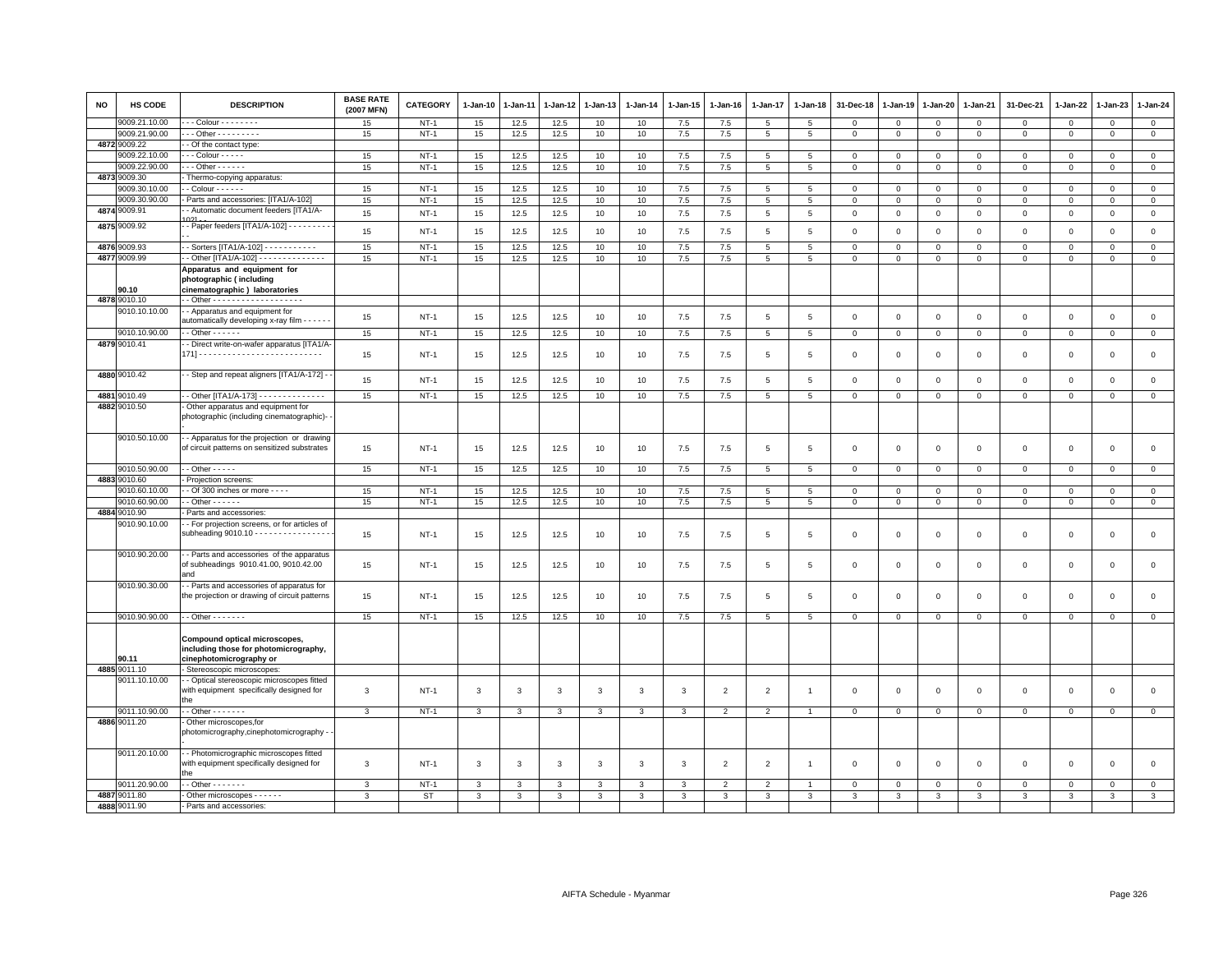| NO | HS CODE | DESCRIPTION | BASE RATE (2007 MFN) | CATEGORY | 1-Jan-10 | 1-Jan-11 | 1-Jan-12 | 1-Jan-13 | 1-Jan-14 | 1-Jan-15 | 1-Jan-16 | 1-Jan-17 | 1-Jan-18 | 31-Dec-18 | 1-Jan-19 | 1-Jan-20 | 1-Jan-21 | 31-Dec-21 | 1-Jan-22 | 1-Jan-23 | 1-Jan-24 |
|---|---|---|---|---|---|---|---|---|---|---|---|---|---|---|---|---|---|---|---|---|---|
| | 9009.21.10.00 | - - - Colour - - - - - - - - | 15 | NT-1 | 15 | 12.5 | 12.5 | 10 | 10 | 7.5 | 7.5 | 5 | 5 | 0 | 0 | 0 | 0 | 0 | 0 | 0 | 0 |
| | 9009.21.90.00 | - - - Other - - - - - - - - - | 15 | NT-1 | 15 | 12.5 | 12.5 | 10 | 10 | 7.5 | 7.5 | 5 | 5 | 0 | 0 | 0 | 0 | 0 | 0 | 0 | 0 |
| 4872 | 9009.22 | - - Of the contact type: | | | | | | | | | | | | | | | | | | | |
| | 9009.22.10.00 | - - - Colour - - - - - | 15 | NT-1 | 15 | 12.5 | 12.5 | 10 | 10 | 7.5 | 7.5 | 5 | 5 | 0 | 0 | 0 | 0 | 0 | 0 | 0 | 0 |
| | 9009.22.90.00 | - - - Other - - - - - - | 15 | NT-1 | 15 | 12.5 | 12.5 | 10 | 10 | 7.5 | 7.5 | 5 | 5 | 0 | 0 | 0 | 0 | 0 | 0 | 0 | 0 |
| 4873 | 9009.30 | - Thermo-copying apparatus: | | | | | | | | | | | | | | | | | | | |
| | 9009.30.10.00 | - - Colour - - - - - - | 15 | NT-1 | 15 | 12.5 | 12.5 | 10 | 10 | 7.5 | 7.5 | 5 | 5 | 0 | 0 | 0 | 0 | 0 | 0 | 0 | 0 |
| | 9009.30.90.00 | - Parts and accessories: [ITA1/A-102] | 15 | NT-1 | 15 | 12.5 | 12.5 | 10 | 10 | 7.5 | 7.5 | 5 | 5 | 0 | 0 | 0 | 0 | 0 | 0 | 0 | 0 |
| 4874 | 9009.91 | - - Automatic document feeders [ITA1/A-102] - - | 15 | NT-1 | 15 | 12.5 | 12.5 | 10 | 10 | 7.5 | 7.5 | 5 | 5 | 0 | 0 | 0 | 0 | 0 | 0 | 0 | 0 |
| 4875 | 9009.92 | - - Paper feeders [ITA1/A-102] - - - - - - - - - - - | 15 | NT-1 | 15 | 12.5 | 12.5 | 10 | 10 | 7.5 | 7.5 | 5 | 5 | 0 | 0 | 0 | 0 | 0 | 0 | 0 | 0 |
| 4876 | 9009.93 | - - Sorters [ITA1/A-102] - - - - - - - - - - - | 15 | NT-1 | 15 | 12.5 | 12.5 | 10 | 10 | 7.5 | 7.5 | 5 | 5 | 0 | 0 | 0 | 0 | 0 | 0 | 0 | 0 |
| 4877 | 9009.99 | - - Other [ITA1/A-102] - - - - - - - - - - - - - - | 15 | NT-1 | 15 | 12.5 | 12.5 | 10 | 10 | 7.5 | 7.5 | 5 | 5 | 0 | 0 | 0 | 0 | 0 | 0 | 0 | 0 |
| | 90.10 | **Apparatus and equipment for photographic ( including cinematographic ) laboratories** | | | | | | | | | | | | | | | | | | | |
| 4878 | 9010.10 | - - Other - - - - - - - - - - - - - - - - - - - | | | | | | | | | | | | | | | | | | | |
| | 9010.10.10.00 | - - Apparatus and equipment for automatically developing x-ray film - - - - - - | 15 | NT-1 | 15 | 12.5 | 12.5 | 10 | 10 | 7.5 | 7.5 | 5 | 5 | 0 | 0 | 0 | 0 | 0 | 0 | 0 | 0 |
| | 9010.10.90.00 | - - Other - - - - - - | 15 | NT-1 | 15 | 12.5 | 12.5 | 10 | 10 | 7.5 | 7.5 | 5 | 5 | 0 | 0 | 0 | 0 | 0 | 0 | 0 | 0 |
| 4879 | 9010.41 | - - Direct write-on-wafer apparatus [ITA1/A-171] - - - - - - - - - - - - - - - - - - - - - - - - - - | 15 | NT-1 | 15 | 12.5 | 12.5 | 10 | 10 | 7.5 | 7.5 | 5 | 5 | 0 | 0 | 0 | 0 | 0 | 0 | 0 | 0 |
| 4880 | 9010.42 | - - Step and repeat aligners [ITA1/A-172] - - | 15 | NT-1 | 15 | 12.5 | 12.5 | 10 | 10 | 7.5 | 7.5 | 5 | 5 | 0 | 0 | 0 | 0 | 0 | 0 | 0 | 0 |
| 4881 | 9010.49 | - - Other [ITA1/A-173] - - - - - - - - - - - - - - | 15 | NT-1 | 15 | 12.5 | 12.5 | 10 | 10 | 7.5 | 7.5 | 5 | 5 | 0 | 0 | 0 | 0 | 0 | 0 | 0 | 0 |
| 4882 | 9010.50 | - Other apparatus and equipment for photographic (including cinematographic)- - - | | | | | | | | | | | | | | | | | | | |
| | 9010.50.10.00 | - - Apparatus for the projection or drawing of circuit patterns on sensitized substrates | 15 | NT-1 | 15 | 12.5 | 12.5 | 10 | 10 | 7.5 | 7.5 | 5 | 5 | 0 | 0 | 0 | 0 | 0 | 0 | 0 | 0 |
| | 9010.50.90.00 | - - Other - - - - - | 15 | NT-1 | 15 | 12.5 | 12.5 | 10 | 10 | 7.5 | 7.5 | 5 | 5 | 0 | 0 | 0 | 0 | 0 | 0 | 0 | 0 |
| 4883 | 9010.60 | - Projection screens: | | | | | | | | | | | | | | | | | | | |
| | 9010.60.10.00 | - - Of 300 inches or more - - - - | 15 | NT-1 | 15 | 12.5 | 12.5 | 10 | 10 | 7.5 | 7.5 | 5 | 5 | 0 | 0 | 0 | 0 | 0 | 0 | 0 | 0 |
| | 9010.60.90.00 | - - Other - - - - - - | 15 | NT-1 | 15 | 12.5 | 12.5 | 10 | 10 | 7.5 | 7.5 | 5 | 5 | 0 | 0 | 0 | 0 | 0 | 0 | 0 | 0 |
| 4884 | 9010.90 | - Parts and accessories: | | | | | | | | | | | | | | | | | | | |
| | 9010.90.10.00 | - - For projection screens, or for articles of subheading 9010.10 - - - - - - - - - - - - - - - - - | 15 | NT-1 | 15 | 12.5 | 12.5 | 10 | 10 | 7.5 | 7.5 | 5 | 5 | 0 | 0 | 0 | 0 | 0 | 0 | 0 | 0 |
| | 9010.90.20.00 | - - Parts and accessories of the apparatus of subheadings 9010.41.00, 9010.42.00 and | 15 | NT-1 | 15 | 12.5 | 12.5 | 10 | 10 | 7.5 | 7.5 | 5 | 5 | 0 | 0 | 0 | 0 | 0 | 0 | 0 | 0 |
| | 9010.90.30.00 | - - Parts and accessories of apparatus for the projection or drawing of circuit patterns | 15 | NT-1 | 15 | 12.5 | 12.5 | 10 | 10 | 7.5 | 7.5 | 5 | 5 | 0 | 0 | 0 | 0 | 0 | 0 | 0 | 0 |
| | 9010.90.90.00 | - - Other - - - - - - - | 15 | NT-1 | 15 | 12.5 | 12.5 | 10 | 10 | 7.5 | 7.5 | 5 | 5 | 0 | 0 | 0 | 0 | 0 | 0 | 0 | 0 |
| | 90.11 | **Compound optical microscopes, including those for photomicrography, cinephotomicrography or** | | | | | | | | | | | | | | | | | | | |
| 4885 | 9011.10 | - Stereoscopic microscopes: | | | | | | | | | | | | | | | | | | | |
| | 9011.10.10.00 | - - Optical stereoscopic microscopes fitted with equipment specifically designed for the | 3 | NT-1 | 3 | 3 | 3 | 3 | 3 | 3 | 2 | 2 | 1 | 0 | 0 | 0 | 0 | 0 | 0 | 0 | 0 |
| | 9011.10.90.00 | - - Other - - - - - - - | 3 | NT-1 | 3 | 3 | 3 | 3 | 3 | 3 | 2 | 2 | 1 | 0 | 0 | 0 | 0 | 0 | 0 | 0 | 0 |
| 4886 | 9011.20 | - Other microscopes,for photomicrography,cinephotomicrography - - - | | | | | | | | | | | | | | | | | | | |
| | 9011.20.10.00 | - - Photomicrographic microscopes fitted with equipment specifically designed for the | 3 | NT-1 | 3 | 3 | 3 | 3 | 3 | 3 | 2 | 2 | 1 | 0 | 0 | 0 | 0 | 0 | 0 | 0 | 0 |
| | 9011.20.90.00 | - - Other - - - - - - - | 3 | NT-1 | 3 | 3 | 3 | 3 | 3 | 3 | 2 | 2 | 1 | 0 | 0 | 0 | 0 | 0 | 0 | 0 | 0 |
| 4887 | 9011.80 | - Other microscopes - - - - - - | 3 | ST | 3 | 3 | 3 | 3 | 3 | 3 | 3 | 3 | 3 | 3 | 3 | 3 | 3 | 3 | 3 | 3 | 3 |
| 4888 | 9011.90 | - Parts and accessories: | | | | | | | | | | | | | | | | | | | |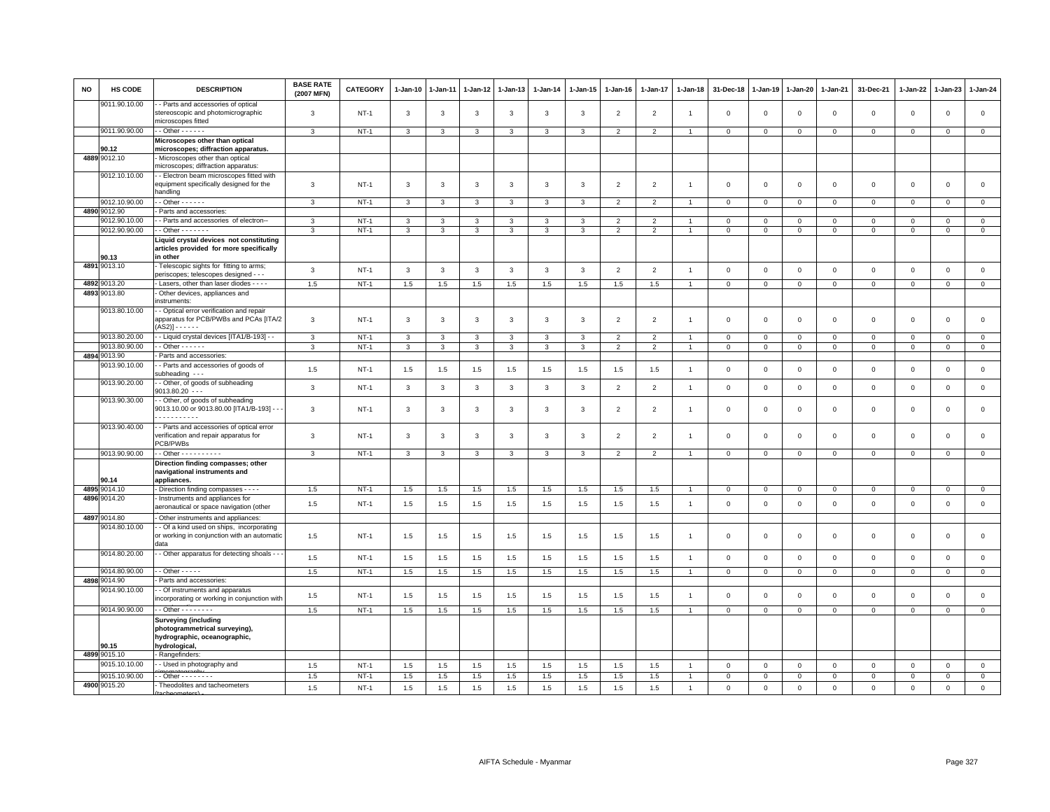| NO | HS CODE | DESCRIPTION | BASE RATE (2007 MFN) | CATEGORY | 1-Jan-10 | 1-Jan-11 | 1-Jan-12 | 1-Jan-13 | 1-Jan-14 | 1-Jan-15 | 1-Jan-16 | 1-Jan-17 | 1-Jan-18 | 31-Dec-18 | 1-Jan-19 | 1-Jan-20 | 1-Jan-21 | 31-Dec-21 | 1-Jan-22 | 1-Jan-23 | 1-Jan-24 |
|---|---|---|---|---|---|---|---|---|---|---|---|---|---|---|---|---|---|---|---|---|---|
| | 9011.90.10.00 | - - Parts and accessories of optical stereoscopic and photomicrographic microscopes fitted | 3 | NT-1 | 3 | 3 | 3 | 3 | 3 | 3 | 2 | 2 | 1 | 0 | 0 | 0 | 0 | 0 | 0 | 0 | 0 |
| | 9011.90.90.00 | - - Other - - - - - - | 3 | NT-1 | 3 | 3 | 3 | 3 | 3 | 3 | 2 | 2 | 1 | 0 | 0 | 0 | 0 | 0 | 0 | 0 | 0 |
| | 90.12 | **Microscopes other than optical microscopes; diffraction apparatus.** | | | | | | | | | | | | | | | | | | | |
| 4889 | 9012.10 | - Microscopes other than optical microscopes; diffraction apparatus: | | | | | | | | | | | | | | | | | | | |
| | 9012.10.10.00 | - - Electron beam microscopes fitted with equipment specifically designed for the handling | 3 | NT-1 | 3 | 3 | 3 | 3 | 3 | 3 | 2 | 2 | 1 | 0 | 0 | 0 | 0 | 0 | 0 | 0 | 0 |
| | 9012.10.90.00 | - - Other - - - - - - | 3 | NT-1 | 3 | 3 | 3 | 3 | 3 | 3 | 2 | 2 | 1 | 0 | 0 | 0 | 0 | 0 | 0 | 0 | 0 |
| 4890 | 9012.90 | - Parts and accessories: | | | | | | | | | | | | | | | | | | | |
| | 9012.90.10.00 | - - Parts and accessories of electron-- | 3 | NT-1 | 3 | 3 | 3 | 3 | 3 | 3 | 2 | 2 | 1 | 0 | 0 | 0 | 0 | 0 | 0 | 0 | 0 |
| | 9012.90.90.00 | - - Other - - - - - - - | 3 | NT-1 | 3 | 3 | 3 | 3 | 3 | 3 | 2 | 2 | 1 | 0 | 0 | 0 | 0 | 0 | 0 | 0 | 0 |
| | 90.13 | **Liquid crystal devices not constituting articles provided for more specifically in other** | | | | | | | | | | | | | | | | | | | |
| 4891 | 9013.10 | - Telescopic sights for fitting to arms; periscopes; telescopes designed - - - | 3 | NT-1 | 3 | 3 | 3 | 3 | 3 | 3 | 2 | 2 | 1 | 0 | 0 | 0 | 0 | 0 | 0 | 0 | 0 |
| 4892 | 9013.20 | - Lasers, other than laser diodes - - - - | 1.5 | NT-1 | 1.5 | 1.5 | 1.5 | 1.5 | 1.5 | 1.5 | 1.5 | 1.5 | 1 | 0 | 0 | 0 | 0 | 0 | 0 | 0 | 0 |
| 4893 | 9013.80 | - Other devices, appliances and instruments: | | | | | | | | | | | | | | | | | | | |
| | 9013.80.10.00 | - - Optical error verification and repair apparatus for PCB/PWBs and PCAs [ITA/2 (AS2)] - - - - - - | 3 | NT-1 | 3 | 3 | 3 | 3 | 3 | 3 | 2 | 2 | 1 | 0 | 0 | 0 | 0 | 0 | 0 | 0 | 0 |
| | 9013.80.20.00 | - - Liquid crystal devices [ITA1/B-193] - - | 3 | NT-1 | 3 | 3 | 3 | 3 | 3 | 3 | 2 | 2 | 1 | 0 | 0 | 0 | 0 | 0 | 0 | 0 | 0 |
| | 9013.80.90.00 | - - Other - - - - - - | 3 | NT-1 | 3 | 3 | 3 | 3 | 3 | 3 | 2 | 2 | 1 | 0 | 0 | 0 | 0 | 0 | 0 | 0 | 0 |
| 4894 | 9013.90 | - Parts and accessories: | | | | | | | | | | | | | | | | | | | |
| | 9013.90.10.00 | - - Parts and accessories of goods of subheading - - - | 1.5 | NT-1 | 1.5 | 1.5 | 1.5 | 1.5 | 1.5 | 1.5 | 1.5 | 1.5 | 1 | 0 | 0 | 0 | 0 | 0 | 0 | 0 | 0 |
| | 9013.90.20.00 | - - Other, of goods of subheading 9013.80.20 - - - | 3 | NT-1 | 3 | 3 | 3 | 3 | 3 | 3 | 2 | 2 | 1 | 0 | 0 | 0 | 0 | 0 | 0 | 0 | 0 |
| | 9013.90.30.00 | - - Other, of goods of subheading 9013.10.00 or 9013.80.00 [ITA1/B-193] - - - - - - - - - - - - - - | 3 | NT-1 | 3 | 3 | 3 | 3 | 3 | 3 | 2 | 2 | 1 | 0 | 0 | 0 | 0 | 0 | 0 | 0 | 0 |
| | 9013.90.40.00 | - - Parts and accessories of optical error verification and repair apparatus for PCB/PWBs | 3 | NT-1 | 3 | 3 | 3 | 3 | 3 | 3 | 2 | 2 | 1 | 0 | 0 | 0 | 0 | 0 | 0 | 0 | 0 |
| | 9013.90.90.00 | - - Other - - - - - - - - - - | 3 | NT-1 | 3 | 3 | 3 | 3 | 3 | 3 | 2 | 2 | 1 | 0 | 0 | 0 | 0 | 0 | 0 | 0 | 0 |
| | 90.14 | **Direction finding compasses; other navigational instruments and appliances.** | | | | | | | | | | | | | | | | | | | |
| 4895 | 9014.10 | - Direction finding compasses - - - - | 1.5 | NT-1 | 1.5 | 1.5 | 1.5 | 1.5 | 1.5 | 1.5 | 1.5 | 1.5 | 1 | 0 | 0 | 0 | 0 | 0 | 0 | 0 | 0 |
| 4896 | 9014.20 | - Instruments and appliances for aeronautical or space navigation (other | 1.5 | NT-1 | 1.5 | 1.5 | 1.5 | 1.5 | 1.5 | 1.5 | 1.5 | 1.5 | 1 | 0 | 0 | 0 | 0 | 0 | 0 | 0 | 0 |
| 4897 | 9014.80 | - Other instruments and appliances: | | | | | | | | | | | | | | | | | | | |
| | 9014.80.10.00 | - - Of a kind used on ships, incorporating or working in conjunction with an automatic data | 1.5 | NT-1 | 1.5 | 1.5 | 1.5 | 1.5 | 1.5 | 1.5 | 1.5 | 1.5 | 1 | 0 | 0 | 0 | 0 | 0 | 0 | 0 | 0 |
| | 9014.80.20.00 | - - Other apparatus for detecting shoals - - - | 1.5 | NT-1 | 1.5 | 1.5 | 1.5 | 1.5 | 1.5 | 1.5 | 1.5 | 1.5 | 1 | 0 | 0 | 0 | 0 | 0 | 0 | 0 | 0 |
| | 9014.80.90.00 | - - Other - - - - - | 1.5 | NT-1 | 1.5 | 1.5 | 1.5 | 1.5 | 1.5 | 1.5 | 1.5 | 1.5 | 1 | 0 | 0 | 0 | 0 | 0 | 0 | 0 | 0 |
| 4898 | 9014.90 | - Parts and accessories: | | | | | | | | | | | | | | | | | | | |
| | 9014.90.10.00 | - - Of instruments and apparatus incorporating or working in conjunction with | 1.5 | NT-1 | 1.5 | 1.5 | 1.5 | 1.5 | 1.5 | 1.5 | 1.5 | 1.5 | 1 | 0 | 0 | 0 | 0 | 0 | 0 | 0 | 0 |
| | 9014.90.90.00 | - - Other - - - - - - - - | 1.5 | NT-1 | 1.5 | 1.5 | 1.5 | 1.5 | 1.5 | 1.5 | 1.5 | 1.5 | 1 | 0 | 0 | 0 | 0 | 0 | 0 | 0 | 0 |
| | 90.15 | **Surveying (including photogrammetrical surveying), hydrographic, oceanographic, hydrological,** | | | | | | | | | | | | | | | | | | | |
| 4899 | 9015.10 | - Rangefinders: | | | | | | | | | | | | | | | | | | | |
| | 9015.10.10.00 | - - Used in photography and cinematography | 1.5 | NT-1 | 1.5 | 1.5 | 1.5 | 1.5 | 1.5 | 1.5 | 1.5 | 1.5 | 1 | 0 | 0 | 0 | 0 | 0 | 0 | 0 | 0 |
| | 9015.10.90.00 | - - Other - - - - - - - - | 1.5 | NT-1 | 1.5 | 1.5 | 1.5 | 1.5 | 1.5 | 1.5 | 1.5 | 1.5 | 1 | 0 | 0 | 0 | 0 | 0 | 0 | 0 | 0 |
| 4900 | 9015.20 | - Theodolites and tacheometers (tacheometers) - | 1.5 | NT-1 | 1.5 | 1.5 | 1.5 | 1.5 | 1.5 | 1.5 | 1.5 | 1.5 | 1 | 0 | 0 | 0 | 0 | 0 | 0 | 0 | 0 |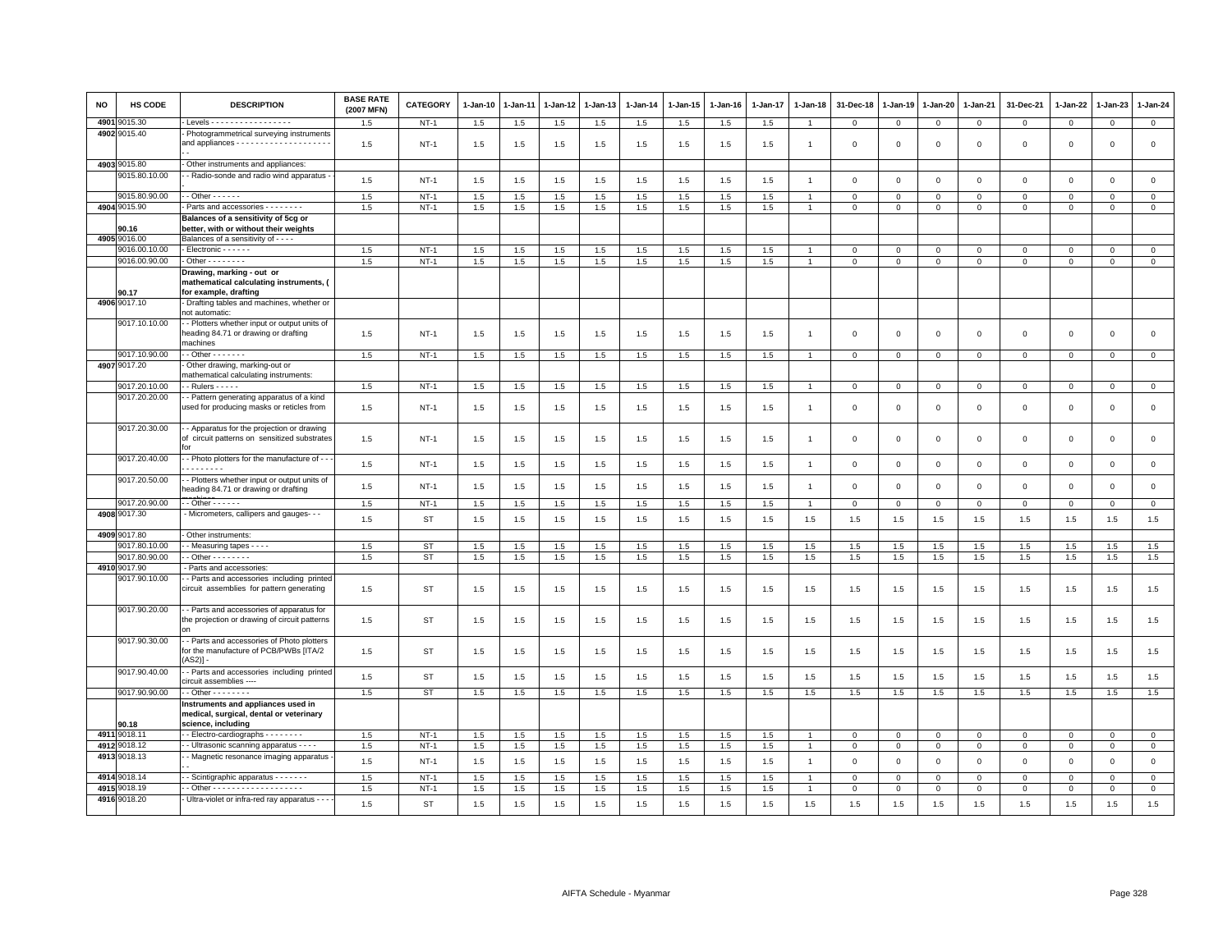| NO | HS CODE | DESCRIPTION | BASE RATE (2007 MFN) | CATEGORY | 1-Jan-10 | 1-Jan-11 | 1-Jan-12 | 1-Jan-13 | 1-Jan-14 | 1-Jan-15 | 1-Jan-16 | 1-Jan-17 | 1-Jan-18 | 31-Dec-18 | 1-Jan-19 | 1-Jan-20 | 1-Jan-21 | 31-Dec-21 | 1-Jan-22 | 1-Jan-23 | 1-Jan-24 |
|---|---|---|---|---|---|---|---|---|---|---|---|---|---|---|---|---|---|---|---|---|---|
| 4901 | 9015.30 | - Levels - - - - - - - - - - - - - - - - - | 1.5 | NT-1 | 1.5 | 1.5 | 1.5 | 1.5 | 1.5 | 1.5 | 1.5 | 1.5 | 1 | 0 | 0 | 0 | 0 | 0 | 0 | 0 | 0 |
| 4902 | 9015.40 | - Photogrammetrical surveying instruments and appliances - - - - - - - - - - - - - - - - - - - - - - | 1.5 | NT-1 | 1.5 | 1.5 | 1.5 | 1.5 | 1.5 | 1.5 | 1.5 | 1.5 | 1 | 0 | 0 | 0 | 0 | 0 | 0 | 0 | 0 |
| 4903 | 9015.80 | - Other instruments and appliances: | | | | | | | | | | | | | | | | | | | |
| | 9015.80.10.00 | - - Radio-sonde and radio wind apparatus - - | 1.5 | NT-1 | 1.5 | 1.5 | 1.5 | 1.5 | 1.5 | 1.5 | 1.5 | 1.5 | 1 | 0 | 0 | 0 | 0 | 0 | 0 | 0 | 0 |
| | 9015.80.90.00 | - - Other - - - - - - | 1.5 | NT-1 | 1.5 | 1.5 | 1.5 | 1.5 | 1.5 | 1.5 | 1.5 | 1.5 | 1 | 0 | 0 | 0 | 0 | 0 | 0 | 0 | 0 |
| 4904 | 9015.90 | - Parts and accessories - - - - - - - - | 1.5 | NT-1 | 1.5 | 1.5 | 1.5 | 1.5 | 1.5 | 1.5 | 1.5 | 1.5 | 1 | 0 | 0 | 0 | 0 | 0 | 0 | 0 | 0 |
| | 90.16 | **Balances of a sensitivity of 5cg or better, with or without their weights** | | | | | | | | | | | | | | | | | | | |
| 4905 | 9016.00 | Balances of a sensitivity of - - - - | | | | | | | | | | | | | | | | | | | |
| | 9016.00.10.00 | - Electronic - - - - - - | 1.5 | NT-1 | 1.5 | 1.5 | 1.5 | 1.5 | 1.5 | 1.5 | 1.5 | 1.5 | 1 | 0 | 0 | 0 | 0 | 0 | 0 | 0 | 0 |
| | 9016.00.90.00 | - Other - - - - - - - - | 1.5 | NT-1 | 1.5 | 1.5 | 1.5 | 1.5 | 1.5 | 1.5 | 1.5 | 1.5 | 1 | 0 | 0 | 0 | 0 | 0 | 0 | 0 | 0 |
| | 90.17 | **Drawing, marking - out or mathematical calculating instruments, ( for example, drafting** | | | | | | | | | | | | | | | | | | | |
| 4906 | 9017.10 | - Drafting tables and machines, whether or not automatic: | | | | | | | | | | | | | | | | | | | |
| | 9017.10.10.00 | - - Plotters whether input or output units of heading 84.71 or drawing or drafting machines | 1.5 | NT-1 | 1.5 | 1.5 | 1.5 | 1.5 | 1.5 | 1.5 | 1.5 | 1.5 | 1 | 0 | 0 | 0 | 0 | 0 | 0 | 0 | 0 |
| | 9017.10.90.00 | - - Other - - - - - - - | 1.5 | NT-1 | 1.5 | 1.5 | 1.5 | 1.5 | 1.5 | 1.5 | 1.5 | 1.5 | 1 | 0 | 0 | 0 | 0 | 0 | 0 | 0 | 0 |
| 4907 | 9017.20 | - Other drawing, marking-out or mathematical calculating instruments: | | | | | | | | | | | | | | | | | | | |
| | 9017.20.10.00 | - - Rulers - - - - - | 1.5 | NT-1 | 1.5 | 1.5 | 1.5 | 1.5 | 1.5 | 1.5 | 1.5 | 1.5 | 1 | 0 | 0 | 0 | 0 | 0 | 0 | 0 | 0 |
| | 9017.20.20.00 | - - Pattern generating apparatus of a kind used for producing masks or reticles from | 1.5 | NT-1 | 1.5 | 1.5 | 1.5 | 1.5 | 1.5 | 1.5 | 1.5 | 1.5 | 1 | 0 | 0 | 0 | 0 | 0 | 0 | 0 | 0 |
| | 9017.20.30.00 | - - Apparatus for the projection or drawing of circuit patterns on sensitized substrates for | 1.5 | NT-1 | 1.5 | 1.5 | 1.5 | 1.5 | 1.5 | 1.5 | 1.5 | 1.5 | 1 | 0 | 0 | 0 | 0 | 0 | 0 | 0 | 0 |
| | 9017.20.40.00 | - - Photo plotters for the manufacture of - - - - - - - - - - - | 1.5 | NT-1 | 1.5 | 1.5 | 1.5 | 1.5 | 1.5 | 1.5 | 1.5 | 1.5 | 1 | 0 | 0 | 0 | 0 | 0 | 0 | 0 | 0 |
| | 9017.20.50.00 | - - Plotters whether input or output units of heading 84.71 or drawing or drafting machines | 1.5 | NT-1 | 1.5 | 1.5 | 1.5 | 1.5 | 1.5 | 1.5 | 1.5 | 1.5 | 1 | 0 | 0 | 0 | 0 | 0 | 0 | 0 | 0 |
| | 9017.20.90.00 | - - Other - - - - - - | 1.5 | NT-1 | 1.5 | 1.5 | 1.5 | 1.5 | 1.5 | 1.5 | 1.5 | 1.5 | 1 | 0 | 0 | 0 | 0 | 0 | 0 | 0 | 0 |
| 4908 | 9017.30 | - Micrometers, callipers and gauges- - - | 1.5 | ST | 1.5 | 1.5 | 1.5 | 1.5 | 1.5 | 1.5 | 1.5 | 1.5 | 1.5 | 1.5 | 1.5 | 1.5 | 1.5 | 1.5 | 1.5 | 1.5 | 1.5 |
| 4909 | 9017.80 | - Other instruments: | | | | | | | | | | | | | | | | | | | |
| | 9017.80.10.00 | - - Measuring tapes - - - - | 1.5 | ST | 1.5 | 1.5 | 1.5 | 1.5 | 1.5 | 1.5 | 1.5 | 1.5 | 1.5 | 1.5 | 1.5 | 1.5 | 1.5 | 1.5 | 1.5 | 1.5 | 1.5 |
| | 9017.80.90.00 | - - Other - - - - - - - - | 1.5 | ST | 1.5 | 1.5 | 1.5 | 1.5 | 1.5 | 1.5 | 1.5 | 1.5 | 1.5 | 1.5 | 1.5 | 1.5 | 1.5 | 1.5 | 1.5 | 1.5 | 1.5 |
| 4910 | 9017.90 | - Parts and accessories: | | | | | | | | | | | | | | | | | | | |
| | 9017.90.10.00 | - - Parts and accessories including printed circuit assemblies for pattern generating | 1.5 | ST | 1.5 | 1.5 | 1.5 | 1.5 | 1.5 | 1.5 | 1.5 | 1.5 | 1.5 | 1.5 | 1.5 | 1.5 | 1.5 | 1.5 | 1.5 | 1.5 | 1.5 |
| | 9017.90.20.00 | - - Parts and accessories of apparatus for the projection or drawing of circuit patterns on | 1.5 | ST | 1.5 | 1.5 | 1.5 | 1.5 | 1.5 | 1.5 | 1.5 | 1.5 | 1.5 | 1.5 | 1.5 | 1.5 | 1.5 | 1.5 | 1.5 | 1.5 | 1.5 |
| | 9017.90.30.00 | - - Parts and accessories of Photo plotters for the manufacture of PCB/PWBs [ITA/2 (AS2)] - | 1.5 | ST | 1.5 | 1.5 | 1.5 | 1.5 | 1.5 | 1.5 | 1.5 | 1.5 | 1.5 | 1.5 | 1.5 | 1.5 | 1.5 | 1.5 | 1.5 | 1.5 | 1.5 |
| | 9017.90.40.00 | - - Parts and accessories including printed circuit assemblies ---- | 1.5 | ST | 1.5 | 1.5 | 1.5 | 1.5 | 1.5 | 1.5 | 1.5 | 1.5 | 1.5 | 1.5 | 1.5 | 1.5 | 1.5 | 1.5 | 1.5 | 1.5 | 1.5 |
| | 9017.90.90.00 | - - Other - - - - - - - - | 1.5 | ST | 1.5 | 1.5 | 1.5 | 1.5 | 1.5 | 1.5 | 1.5 | 1.5 | 1.5 | 1.5 | 1.5 | 1.5 | 1.5 | 1.5 | 1.5 | 1.5 | 1.5 |
| | 90.18 | **Instruments and appliances used in medical, surgical, dental or veterinary science, including** | | | | | | | | | | | | | | | | | | | |
| 4911 | 9018.11 | - - Electro-cardiographs - - - - - - - - | 1.5 | NT-1 | 1.5 | 1.5 | 1.5 | 1.5 | 1.5 | 1.5 | 1.5 | 1.5 | 1 | 0 | 0 | 0 | 0 | 0 | 0 | 0 | 0 |
| 4912 | 9018.12 | - - Ultrasonic scanning apparatus - - - - | 1.5 | NT-1 | 1.5 | 1.5 | 1.5 | 1.5 | 1.5 | 1.5 | 1.5 | 1.5 | 1 | 0 | 0 | 0 | 0 | 0 | 0 | 0 | 0 |
| 4913 | 9018.13 | - - Magnetic resonance imaging apparatus - - - | 1.5 | NT-1 | 1.5 | 1.5 | 1.5 | 1.5 | 1.5 | 1.5 | 1.5 | 1.5 | 1 | 0 | 0 | 0 | 0 | 0 | 0 | 0 | 0 |
| 4914 | 9018.14 | - - Scintigraphic apparatus - - - - - - - | 1.5 | NT-1 | 1.5 | 1.5 | 1.5 | 1.5 | 1.5 | 1.5 | 1.5 | 1.5 | 1 | 0 | 0 | 0 | 0 | 0 | 0 | 0 | 0 |
| 4915 | 9018.19 | - - Other - - - - - - - - - - - - - - - - - - - | 1.5 | NT-1 | 1.5 | 1.5 | 1.5 | 1.5 | 1.5 | 1.5 | 1.5 | 1.5 | 1 | 0 | 0 | 0 | 0 | 0 | 0 | 0 | 0 |
| 4916 | 9018.20 | - Ultra-violet or infra-red ray apparatus - - - | 1.5 | ST | 1.5 | 1.5 | 1.5 | 1.5 | 1.5 | 1.5 | 1.5 | 1.5 | 1.5 | 1.5 | 1.5 | 1.5 | 1.5 | 1.5 | 1.5 | 1.5 | 1.5 |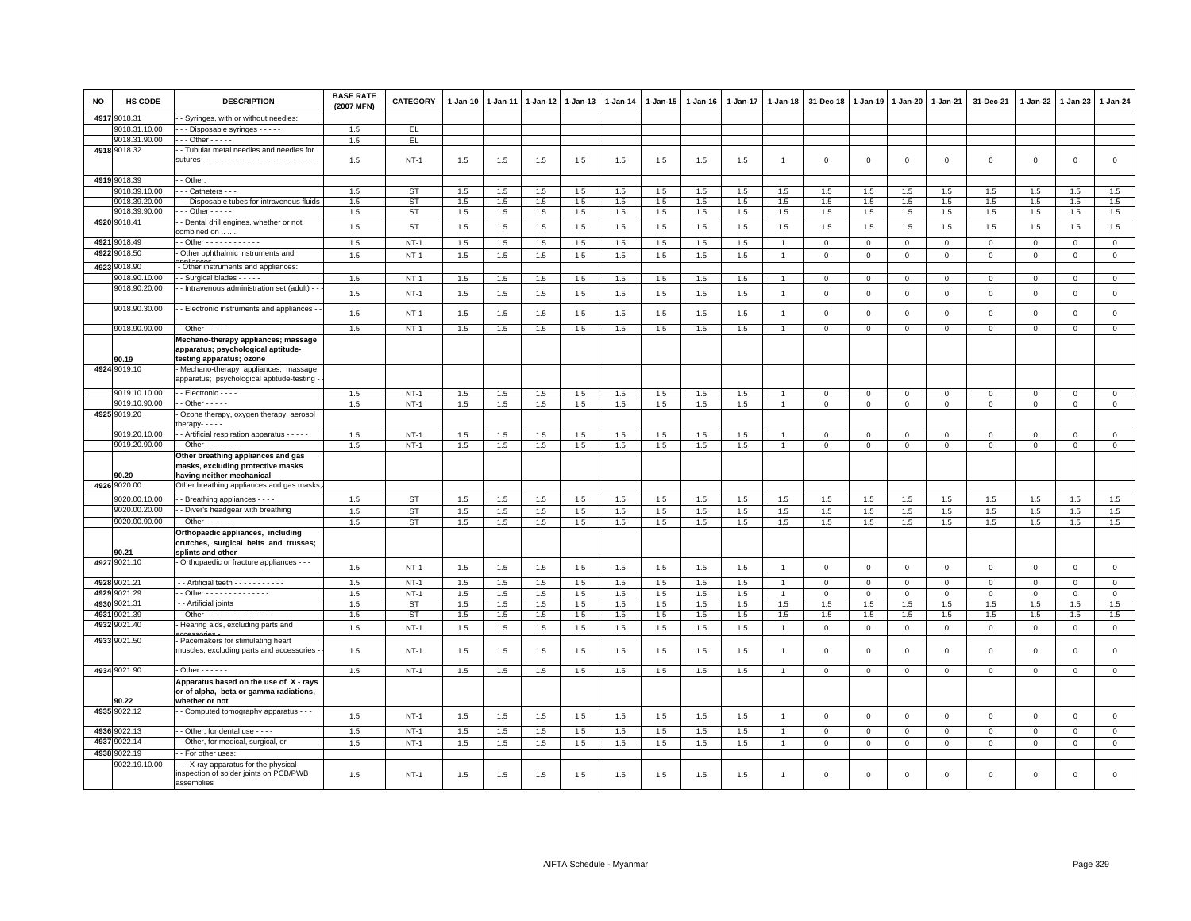| NO | HS CODE | DESCRIPTION | BASE RATE (2007 MFN) | CATEGORY | 1-Jan-10 | 1-Jan-11 | 1-Jan-12 | 1-Jan-13 | 1-Jan-14 | 1-Jan-15 | 1-Jan-16 | 1-Jan-17 | 1-Jan-18 | 31-Dec-18 | 1-Jan-19 | 1-Jan-20 | 1-Jan-21 | 31-Dec-21 | 1-Jan-22 | 1-Jan-23 | 1-Jan-24 |
|---|---|---|---|---|---|---|---|---|---|---|---|---|---|---|---|---|---|---|---|---|---|
| 4917 | 9018.31 | - - Syringes, with or without needles: | | | | | | | | | | | | | | | | | | | |
| | 9018.31.10.00 | - - - Disposable syringes - - - - - | 1.5 | EL | | | | | | | | | | | | | | | | | |
| | 9018.31.90.00 | - - - Other - - - - - | 1.5 | EL | | | | | | | | | | | | | | | | | |
| 4918 | 9018.32 | - - Tubular metal needles and needles for sutures - - - - - - - - - - - - - - - - - - - - - - - - - | 1.5 | NT-1 | 1.5 | 1.5 | 1.5 | 1.5 | 1.5 | 1.5 | 1.5 | 1.5 | 1 | 0 | 0 | 0 | 0 | 0 | 0 | 0 | 0 |
| 4919 | 9018.39 | - - Other: | | | | | | | | | | | | | | | | | | | |
| | 9018.39.10.00 | - - - Catheters - - - | 1.5 | ST | 1.5 | 1.5 | 1.5 | 1.5 | 1.5 | 1.5 | 1.5 | 1.5 | 1.5 | 1.5 | 1.5 | 1.5 | 1.5 | 1.5 | 1.5 | 1.5 | 1.5 |
| | 9018.39.20.00 | - - - Disposable tubes for intravenous fluids | 1.5 | ST | 1.5 | 1.5 | 1.5 | 1.5 | 1.5 | 1.5 | 1.5 | 1.5 | 1.5 | 1.5 | 1.5 | 1.5 | 1.5 | 1.5 | 1.5 | 1.5 | 1.5 |
| | 9018.39.90.00 | - - - Other - - - - - | 1.5 | ST | 1.5 | 1.5 | 1.5 | 1.5 | 1.5 | 1.5 | 1.5 | 1.5 | 1.5 | 1.5 | 1.5 | 1.5 | 1.5 | 1.5 | 1.5 | 1.5 | 1.5 |
| 4920 | 9018.41 | - - Dental drill engines, whether or not combined on . . . . | 1.5 | ST | 1.5 | 1.5 | 1.5 | 1.5 | 1.5 | 1.5 | 1.5 | 1.5 | 1.5 | 1.5 | 1.5 | 1.5 | 1.5 | 1.5 | 1.5 | 1.5 | 1.5 |
| 4921 | 9018.49 | - - Other - - - - - - - - - - - - | 1.5 | NT-1 | 1.5 | 1.5 | 1.5 | 1.5 | 1.5 | 1.5 | 1.5 | 1.5 | 1 | 0 | 0 | 0 | 0 | 0 | 0 | 0 | 0 |
| 4922 | 9018.50 | - Other ophthalmic instruments and appliances | 1.5 | NT-1 | 1.5 | 1.5 | 1.5 | 1.5 | 1.5 | 1.5 | 1.5 | 1.5 | 1 | 0 | 0 | 0 | 0 | 0 | 0 | 0 | 0 |
| 4923 | 9018.90 | - Other instruments and appliances: | | | | | | | | | | | | | | | | | | | |
| | 9018.90.10.00 | - - Surgical blades - - - - - | 1.5 | NT-1 | 1.5 | 1.5 | 1.5 | 1.5 | 1.5 | 1.5 | 1.5 | 1.5 | 1 | 0 | 0 | 0 | 0 | 0 | 0 | 0 | 0 |
| | 9018.90.20.00 | - - Intravenous administration set (adult) - - | 1.5 | NT-1 | 1.5 | 1.5 | 1.5 | 1.5 | 1.5 | 1.5 | 1.5 | 1.5 | 1 | 0 | 0 | 0 | 0 | 0 | 0 | 0 | 0 |
| | 9018.90.30.00 | - - Electronic instruments and appliances - - | 1.5 | NT-1 | 1.5 | 1.5 | 1.5 | 1.5 | 1.5 | 1.5 | 1.5 | 1.5 | 1 | 0 | 0 | 0 | 0 | 0 | 0 | 0 | 0 |
| | 9018.90.90.00 | - - Other - - - - - | 1.5 | NT-1 | 1.5 | 1.5 | 1.5 | 1.5 | 1.5 | 1.5 | 1.5 | 1.5 | 1 | 0 | 0 | 0 | 0 | 0 | 0 | 0 | 0 |
| | 90.19 | **Mechano-therapy appliances; massage apparatus; psychological aptitude-testing apparatus; ozone** | | | | | | | | | | | | | | | | | | | |
| 4924 | 9019.10 | - Mechano-therapy appliances; massage apparatus; psychological aptitude-testing - | | | | | | | | | | | | | | | | | | | |
| | 9019.10.10.00 | - - Electronic - - - - | 1.5 | NT-1 | 1.5 | 1.5 | 1.5 | 1.5 | 1.5 | 1.5 | 1.5 | 1.5 | 1 | 0 | 0 | 0 | 0 | 0 | 0 | 0 | 0 |
| | 9019.10.90.00 | - - Other - - - - - | 1.5 | NT-1 | 1.5 | 1.5 | 1.5 | 1.5 | 1.5 | 1.5 | 1.5 | 1.5 | 1 | 0 | 0 | 0 | 0 | 0 | 0 | 0 | 0 |
| 4925 | 9019.20 | - Ozone therapy, oxygen therapy, aerosol therapy- - - - - | | | | | | | | | | | | | | | | | | | |
| | 9019.20.10.00 | - - Artificial respiration apparatus - - - - - | 1.5 | NT-1 | 1.5 | 1.5 | 1.5 | 1.5 | 1.5 | 1.5 | 1.5 | 1.5 | 1 | 0 | 0 | 0 | 0 | 0 | 0 | 0 | 0 |
| | 9019.20.90.00 | - - Other - - - - - - - | 1.5 | NT-1 | 1.5 | 1.5 | 1.5 | 1.5 | 1.5 | 1.5 | 1.5 | 1.5 | 1 | 0 | 0 | 0 | 0 | 0 | 0 | 0 | 0 |
| | 90.20 | **Other breathing appliances and gas masks, excluding protective masks having neither mechanical** | | | | | | | | | | | | | | | | | | | |
| 4926 | 9020.00 | Other breathing appliances and gas masks, | | | | | | | | | | | | | | | | | | | |
| | 9020.00.10.00 | - - Breathing appliances - - - - | 1.5 | ST | 1.5 | 1.5 | 1.5 | 1.5 | 1.5 | 1.5 | 1.5 | 1.5 | 1.5 | 1.5 | 1.5 | 1.5 | 1.5 | 1.5 | 1.5 | 1.5 | 1.5 |
| | 9020.00.20.00 | - - Diver's headgear with breathing | 1.5 | ST | 1.5 | 1.5 | 1.5 | 1.5 | 1.5 | 1.5 | 1.5 | 1.5 | 1.5 | 1.5 | 1.5 | 1.5 | 1.5 | 1.5 | 1.5 | 1.5 | 1.5 |
| | 9020.00.90.00 | - - Other - - - - - - | 1.5 | ST | 1.5 | 1.5 | 1.5 | 1.5 | 1.5 | 1.5 | 1.5 | 1.5 | 1.5 | 1.5 | 1.5 | 1.5 | 1.5 | 1.5 | 1.5 | 1.5 | 1.5 |
| | 90.21 | **Orthopaedic appliances, including crutches, surgical belts and trusses; splints and other** | | | | | | | | | | | | | | | | | | | |
| 4927 | 9021.10 | - Orthopaedic or fracture appliances - - - | 1.5 | NT-1 | 1.5 | 1.5 | 1.5 | 1.5 | 1.5 | 1.5 | 1.5 | 1.5 | 1 | 0 | 0 | 0 | 0 | 0 | 0 | 0 | 0 |
| 4928 | 9021.21 | - - Artificial teeth - - - - - - - - - - - | 1.5 | NT-1 | 1.5 | 1.5 | 1.5 | 1.5 | 1.5 | 1.5 | 1.5 | 1.5 | 1 | 0 | 0 | 0 | 0 | 0 | 0 | 0 | 0 |
| 4929 | 9021.29 | - - Other - - - - - - - - - - - - - - | 1.5 | NT-1 | 1.5 | 1.5 | 1.5 | 1.5 | 1.5 | 1.5 | 1.5 | 1.5 | 1 | 0 | 0 | 0 | 0 | 0 | 0 | 0 | 0 |
| 4930 | 9021.31 | - - Artificial joints | 1.5 | ST | 1.5 | 1.5 | 1.5 | 1.5 | 1.5 | 1.5 | 1.5 | 1.5 | 1.5 | 1.5 | 1.5 | 1.5 | 1.5 | 1.5 | 1.5 | 1.5 | 1.5 |
| 4931 | 9021.39 | - - Other - - - - - - - - - - - - - - | 1.5 | ST | 1.5 | 1.5 | 1.5 | 1.5 | 1.5 | 1.5 | 1.5 | 1.5 | 1.5 | 1.5 | 1.5 | 1.5 | 1.5 | 1.5 | 1.5 | 1.5 | 1.5 |
| 4932 | 9021.40 | - Hearing aids, excluding parts and accessories - | 1.5 | NT-1 | 1.5 | 1.5 | 1.5 | 1.5 | 1.5 | 1.5 | 1.5 | 1.5 | 1 | 0 | 0 | 0 | 0 | 0 | 0 | 0 | 0 |
| 4933 | 9021.50 | - Pacemakers for stimulating heart muscles, excluding parts and accessories - | 1.5 | NT-1 | 1.5 | 1.5 | 1.5 | 1.5 | 1.5 | 1.5 | 1.5 | 1.5 | 1 | 0 | 0 | 0 | 0 | 0 | 0 | 0 | 0 |
| 4934 | 9021.90 | - Other - - - - - - | 1.5 | NT-1 | 1.5 | 1.5 | 1.5 | 1.5 | 1.5 | 1.5 | 1.5 | 1.5 | 1 | 0 | 0 | 0 | 0 | 0 | 0 | 0 | 0 |
| | 90.22 | **Apparatus based on the use of X - rays or of alpha, beta or gamma radiations, whether or not** | | | | | | | | | | | | | | | | | | | |
| 4935 | 9022.12 | - - Computed tomography apparatus - - - | 1.5 | NT-1 | 1.5 | 1.5 | 1.5 | 1.5 | 1.5 | 1.5 | 1.5 | 1.5 | 1 | 0 | 0 | 0 | 0 | 0 | 0 | 0 | 0 |
| 4936 | 9022.13 | - - Other, for dental use - - - - | 1.5 | NT-1 | 1.5 | 1.5 | 1.5 | 1.5 | 1.5 | 1.5 | 1.5 | 1.5 | 1 | 0 | 0 | 0 | 0 | 0 | 0 | 0 | 0 |
| 4937 | 9022.14 | - - Other, for medical, surgical, or | 1.5 | NT-1 | 1.5 | 1.5 | 1.5 | 1.5 | 1.5 | 1.5 | 1.5 | 1.5 | 1 | 0 | 0 | 0 | 0 | 0 | 0 | 0 | 0 |
| 4938 | 9022.19 | - - For other uses: | | | | | | | | | | | | | | | | | | | |
| | 9022.19.10.00 | - - - X-ray apparatus for the physical inspection of solder joints on PCB/PWB assemblies | 1.5 | NT-1 | 1.5 | 1.5 | 1.5 | 1.5 | 1.5 | 1.5 | 1.5 | 1.5 | 1 | 0 | 0 | 0 | 0 | 0 | 0 | 0 | 0 |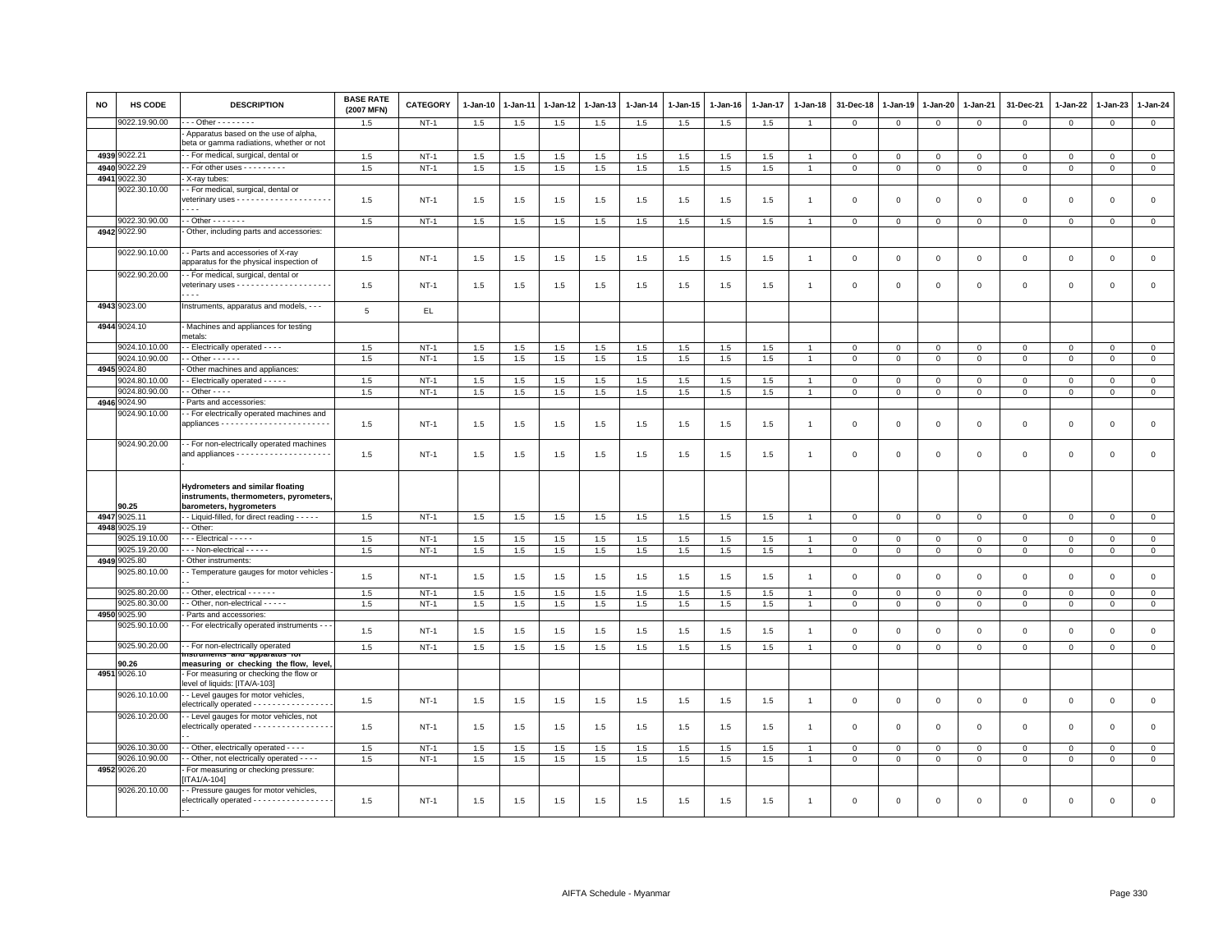| NO | HS CODE | DESCRIPTION | BASE RATE (2007 MFN) | CATEGORY | 1-Jan-10 | 1-Jan-11 | 1-Jan-12 | 1-Jan-13 | 1-Jan-14 | 1-Jan-15 | 1-Jan-16 | 1-Jan-17 | 1-Jan-18 | 31-Dec-18 | 1-Jan-19 | 1-Jan-20 | 1-Jan-21 | 31-Dec-21 | 1-Jan-22 | 1-Jan-23 | 1-Jan-24 |
|---|---|---|---|---|---|---|---|---|---|---|---|---|---|---|---|---|---|---|---|---|---|
| | 9022.19.90.00 | - - - Other - - - - - - - - | 1.5 | NT-1 | 1.5 | 1.5 | 1.5 | 1.5 | 1.5 | 1.5 | 1.5 | 1.5 | 1 | 0 | 0 | 0 | 0 | 0 | 0 | 0 | 0 |
| | | - Apparatus based on the use of alpha, beta or gamma radiations, whether or not | | | | | | | | | | | | | | | | | | | |
| 4939 | 9022.21 | - - For medical, surgical, dental or | 1.5 | NT-1 | 1.5 | 1.5 | 1.5 | 1.5 | 1.5 | 1.5 | 1.5 | 1.5 | 1 | 0 | 0 | 0 | 0 | 0 | 0 | 0 | 0 |
| 4940 | 9022.29 | - - For other uses - - - - - - - - - | 1.5 | NT-1 | 1.5 | 1.5 | 1.5 | 1.5 | 1.5 | 1.5 | 1.5 | 1.5 | 1 | 0 | 0 | 0 | 0 | 0 | 0 | 0 | 0 |
| 4941 | 9022.30 | - X-ray tubes: | | | | | | | | | | | | | | | | | | | |
| | 9022.30.10.00 | - - For medical, surgical, dental or veterinary uses - - - - - - - - - - - - - - - - - - - - - - - - | 1.5 | NT-1 | 1.5 | 1.5 | 1.5 | 1.5 | 1.5 | 1.5 | 1.5 | 1.5 | 1 | 0 | 0 | 0 | 0 | 0 | 0 | 0 | 0 |
| | 9022.30.90.00 | - - Other - - - - - - - | 1.5 | NT-1 | 1.5 | 1.5 | 1.5 | 1.5 | 1.5 | 1.5 | 1.5 | 1.5 | 1 | 0 | 0 | 0 | 0 | 0 | 0 | 0 | 0 |
| 4942 | 9022.90 | - Other, including parts and accessories: | | | | | | | | | | | | | | | | | | | |
| | 9022.90.10.00 | - - Parts and accessories of X-ray apparatus for the physical inspection of | 1.5 | NT-1 | 1.5 | 1.5 | 1.5 | 1.5 | 1.5 | 1.5 | 1.5 | 1.5 | 1 | 0 | 0 | 0 | 0 | 0 | 0 | 0 | 0 |
| | 9022.90.20.00 | - - For medical, surgical, dental or veterinary uses - - - - - - - - - - - - - - - - - - - - - - - - | 1.5 | NT-1 | 1.5 | 1.5 | 1.5 | 1.5 | 1.5 | 1.5 | 1.5 | 1.5 | 1 | 0 | 0 | 0 | 0 | 0 | 0 | 0 | 0 |
| 4943 | 9023.00 | Instruments, apparatus and models, - - - | 5 | EL | | | | | | | | | | | | | | | | | |
| 4944 | 9024.10 | - Machines and appliances for testing metals: | | | | | | | | | | | | | | | | | | | |
| | 9024.10.10.00 | - - Electrically operated - - - - | 1.5 | NT-1 | 1.5 | 1.5 | 1.5 | 1.5 | 1.5 | 1.5 | 1.5 | 1.5 | 1 | 0 | 0 | 0 | 0 | 0 | 0 | 0 | 0 |
| | 9024.10.90.00 | - - Other - - - - - - | 1.5 | NT-1 | 1.5 | 1.5 | 1.5 | 1.5 | 1.5 | 1.5 | 1.5 | 1.5 | 1 | 0 | 0 | 0 | 0 | 0 | 0 | 0 | 0 |
| 4945 | 9024.80 | - Other machines and appliances: | | | | | | | | | | | | | | | | | | | |
| | 9024.80.10.00 | - - Electrically operated - - - - - | 1.5 | NT-1 | 1.5 | 1.5 | 1.5 | 1.5 | 1.5 | 1.5 | 1.5 | 1.5 | 1 | 0 | 0 | 0 | 0 | 0 | 0 | 0 | 0 |
| | 9024.80.90.00 | - - Other - - - - | 1.5 | NT-1 | 1.5 | 1.5 | 1.5 | 1.5 | 1.5 | 1.5 | 1.5 | 1.5 | 1 | 0 | 0 | 0 | 0 | 0 | 0 | 0 | 0 |
| 4946 | 9024.90 | - Parts and accessories: | | | | | | | | | | | | | | | | | | | |
| | 9024.90.10.00 | - - For electrically operated machines and appliances - - - - - - - - - - - - - - - - - - - - - - - | 1.5 | NT-1 | 1.5 | 1.5 | 1.5 | 1.5 | 1.5 | 1.5 | 1.5 | 1.5 | 1 | 0 | 0 | 0 | 0 | 0 | 0 | 0 | 0 |
| | 9024.90.20.00 | - - For non-electrically operated machines and appliances - - - - - - - - - - - - - - - - - - - - - | 1.5 | NT-1 | 1.5 | 1.5 | 1.5 | 1.5 | 1.5 | 1.5 | 1.5 | 1.5 | 1 | 0 | 0 | 0 | 0 | 0 | 0 | 0 | 0 |
| | 90.25 | **Hydrometers and similar floating instruments, thermometers, pyrometers, barometers, hygrometers** | | | | | | | | | | | | | | | | | | | |
| 4947 | 9025.11 | - - Liquid-filled, for direct reading - - - - - | 1.5 | NT-1 | 1.5 | 1.5 | 1.5 | 1.5 | 1.5 | 1.5 | 1.5 | 1.5 | 1 | 0 | 0 | 0 | 0 | 0 | 0 | 0 | 0 |
| 4948 | 9025.19 | - - Other: | | | | | | | | | | | | | | | | | | | |
| | 9025.19.10.00 | - - - Electrical - - - - - | 1.5 | NT-1 | 1.5 | 1.5 | 1.5 | 1.5 | 1.5 | 1.5 | 1.5 | 1.5 | 1 | 0 | 0 | 0 | 0 | 0 | 0 | 0 | 0 |
| | 9025.19.20.00 | - - - Non-electrical - - - - - | 1.5 | NT-1 | 1.5 | 1.5 | 1.5 | 1.5 | 1.5 | 1.5 | 1.5 | 1.5 | 1 | 0 | 0 | 0 | 0 | 0 | 0 | 0 | 0 |
| 4949 | 9025.80 | - Other instruments: | | | | | | | | | | | | | | | | | | | |
| | 9025.80.10.00 | - - Temperature gauges for motor vehicles - - - | 1.5 | NT-1 | 1.5 | 1.5 | 1.5 | 1.5 | 1.5 | 1.5 | 1.5 | 1.5 | 1 | 0 | 0 | 0 | 0 | 0 | 0 | 0 | 0 |
| | 9025.80.20.00 | - - Other, electrical - - - - - - | 1.5 | NT-1 | 1.5 | 1.5 | 1.5 | 1.5 | 1.5 | 1.5 | 1.5 | 1.5 | 1 | 0 | 0 | 0 | 0 | 0 | 0 | 0 | 0 |
| | 9025.80.30.00 | - - Other, non-electrical - - - - - | 1.5 | NT-1 | 1.5 | 1.5 | 1.5 | 1.5 | 1.5 | 1.5 | 1.5 | 1.5 | 1 | 0 | 0 | 0 | 0 | 0 | 0 | 0 | 0 |
| 4950 | 9025.90 | - Parts and accessories: | | | | | | | | | | | | | | | | | | | |
| | 9025.90.10.00 | - - For electrically operated instruments - - - | 1.5 | NT-1 | 1.5 | 1.5 | 1.5 | 1.5 | 1.5 | 1.5 | 1.5 | 1.5 | 1 | 0 | 0 | 0 | 0 | 0 | 0 | 0 | 0 |
| | 9025.90.20.00 | - - For non-electrically operated | 1.5 | NT-1 | 1.5 | 1.5 | 1.5 | 1.5 | 1.5 | 1.5 | 1.5 | 1.5 | 1 | 0 | 0 | 0 | 0 | 0 | 0 | 0 | 0 |
| | 90.26 | **Instruments and apparatus for measuring or checking the flow, level,** | | | | | | | | | | | | | | | | | | | |
| 4951 | 9026.10 | - For measuring or checking the flow or level of liquids: [ITA/A-103] | | | | | | | | | | | | | | | | | | | |
| | 9026.10.10.00 | - - Level gauges for motor vehicles, electrically operated - - - - - - - - - - - - - - - - - | 1.5 | NT-1 | 1.5 | 1.5 | 1.5 | 1.5 | 1.5 | 1.5 | 1.5 | 1.5 | 1 | 0 | 0 | 0 | 0 | 0 | 0 | 0 | 0 |
| | 9026.10.20.00 | - - Level gauges for motor vehicles, not electrically operated - - - - - - - - - - - - - - - - - - - | 1.5 | NT-1 | 1.5 | 1.5 | 1.5 | 1.5 | 1.5 | 1.5 | 1.5 | 1.5 | 1 | 0 | 0 | 0 | 0 | 0 | 0 | 0 | 0 |
| | 9026.10.30.00 | - - Other, electrically operated - - - - | 1.5 | NT-1 | 1.5 | 1.5 | 1.5 | 1.5 | 1.5 | 1.5 | 1.5 | 1.5 | 1 | 0 | 0 | 0 | 0 | 0 | 0 | 0 | 0 |
| | 9026.10.90.00 | - - Other, not electrically operated - - - - | 1.5 | NT-1 | 1.5 | 1.5 | 1.5 | 1.5 | 1.5 | 1.5 | 1.5 | 1.5 | 1 | 0 | 0 | 0 | 0 | 0 | 0 | 0 | 0 |
| 4952 | 9026.20 | - For measuring or checking pressure: [ITA1/A-104] | | | | | | | | | | | | | | | | | | | |
| | 9026.20.10.00 | - - Pressure gauges for motor vehicles, electrically operated - - - - - - - - - - - - - - - - - - - | 1.5 | NT-1 | 1.5 | 1.5 | 1.5 | 1.5 | 1.5 | 1.5 | 1.5 | 1.5 | 1 | 0 | 0 | 0 | 0 | 0 | 0 | 0 | 0 |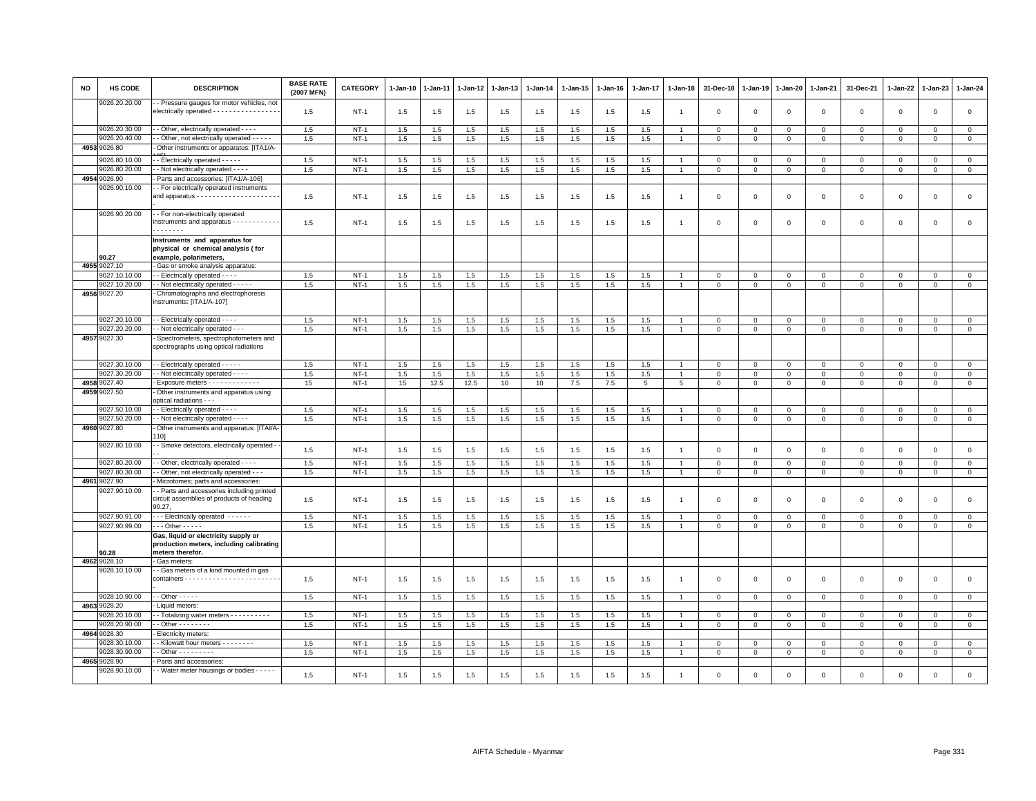| NO | HS CODE | DESCRIPTION | BASE RATE (2007 MFN) | CATEGORY | 1-Jan-10 | 1-Jan-11 | 1-Jan-12 | 1-Jan-13 | 1-Jan-14 | 1-Jan-15 | 1-Jan-16 | 1-Jan-17 | 1-Jan-18 | 31-Dec-18 | 1-Jan-19 | 1-Jan-20 | 1-Jan-21 | 31-Dec-21 | 1-Jan-22 | 1-Jan-23 | 1-Jan-24 |
|---|---|---|---|---|---|---|---|---|---|---|---|---|---|---|---|---|---|---|---|---|---|
| | 9026.20.20.00 | - - Pressure gauges for motor vehicles, not electrically operated - - - - - - - - - - - - - - - - - | 1.5 | NT-1 | 1.5 | 1.5 | 1.5 | 1.5 | 1.5 | 1.5 | 1.5 | 1.5 | 1 | 0 | 0 | 0 | 0 | 0 | 0 | 0 | 0 |
| | 9026.20.30.00 | - - Other, electrically operated - - - - | 1.5 | NT-1 | 1.5 | 1.5 | 1.5 | 1.5 | 1.5 | 1.5 | 1.5 | 1.5 | 1 | 0 | 0 | 0 | 0 | 0 | 0 | 0 | 0 |
| | 9026.20.40.00 | - - Other, not electrically operated - - - - - | 1.5 | NT-1 | 1.5 | 1.5 | 1.5 | 1.5 | 1.5 | 1.5 | 1.5 | 1.5 | 1 | 0 | 0 | 0 | 0 | 0 | 0 | 0 | 0 |
| 4953 | 9026.80 | - Other instruments or apparatus: [ITA1/A-105] | | | | | | | | | | | | | | | | | | | |
| | 9026.80.10.00 | - - Electrically operated - - - - - | 1.5 | NT-1 | 1.5 | 1.5 | 1.5 | 1.5 | 1.5 | 1.5 | 1.5 | 1.5 | 1 | 0 | 0 | 0 | 0 | 0 | 0 | 0 | 0 |
| | 9026.80.20.00 | - - Not electrically operated - - - - | 1.5 | NT-1 | 1.5 | 1.5 | 1.5 | 1.5 | 1.5 | 1.5 | 1.5 | 1.5 | 1 | 0 | 0 | 0 | 0 | 0 | 0 | 0 | 0 |
| 4954 | 9026.90 | - Parts and accessories: [ITA1/A-106] | | | | | | | | | | | | | | | | | | | |
| | 9026.90.10.00 | - - For electrically operated instruments and apparatus - - - - - - - - - - - - - - - - - - - - - | 1.5 | NT-1 | 1.5 | 1.5 | 1.5 | 1.5 | 1.5 | 1.5 | 1.5 | 1.5 | 1 | 0 | 0 | 0 | 0 | 0 | 0 | 0 | 0 |
| | 9026.90.20.00 | - - For non-electrically operated instruments and apparatus - - - - - - - - - - - - - - - - - - - - | 1.5 | NT-1 | 1.5 | 1.5 | 1.5 | 1.5 | 1.5 | 1.5 | 1.5 | 1.5 | 1 | 0 | 0 | 0 | 0 | 0 | 0 | 0 | 0 |
| | 90.27 | **Instruments and apparatus for physical or chemical analysis ( for example, polarimeters,** | | | | | | | | | | | | | | | | | | | |
| 4955 | 9027.10 | - Gas or smoke analysis apparatus: | | | | | | | | | | | | | | | | | | | |
| | 9027.10.10.00 | - - Electrically operated - - - - | 1.5 | NT-1 | 1.5 | 1.5 | 1.5 | 1.5 | 1.5 | 1.5 | 1.5 | 1.5 | 1 | 0 | 0 | 0 | 0 | 0 | 0 | 0 | 0 |
| | 9027.10.20.00 | - - Not electrically operated - - - - - | 1.5 | NT-1 | 1.5 | 1.5 | 1.5 | 1.5 | 1.5 | 1.5 | 1.5 | 1.5 | 1 | 0 | 0 | 0 | 0 | 0 | 0 | 0 | 0 |
| 4956 | 9027.20 | - Chromatographs and electrophoresis instruments: [ITA1/A-107] | | | | | | | | | | | | | | | | | | | |
| | 9027.20.10.00 | - - Electrically operated - - - - | 1.5 | NT-1 | 1.5 | 1.5 | 1.5 | 1.5 | 1.5 | 1.5 | 1.5 | 1.5 | 1 | 0 | 0 | 0 | 0 | 0 | 0 | 0 | 0 |
| | 9027.20.20.00 | - - Not electrically operated - - - | 1.5 | NT-1 | 1.5 | 1.5 | 1.5 | 1.5 | 1.5 | 1.5 | 1.5 | 1.5 | 1 | 0 | 0 | 0 | 0 | 0 | 0 | 0 | 0 |
| 4957 | 9027.30 | - Spectrometers, spectrophotometers and spectrographs using optical radiations | | | | | | | | | | | | | | | | | | | |
| | 9027.30.10.00 | - - Electrically operated - - - - - | 1.5 | NT-1 | 1.5 | 1.5 | 1.5 | 1.5 | 1.5 | 1.5 | 1.5 | 1.5 | 1 | 0 | 0 | 0 | 0 | 0 | 0 | 0 | 0 |
| | 9027.30.20.00 | - - Not electrically operated - - - - | 1.5 | NT-1 | 1.5 | 1.5 | 1.5 | 1.5 | 1.5 | 1.5 | 1.5 | 1.5 | 1 | 0 | 0 | 0 | 0 | 0 | 0 | 0 | 0 |
| 4958 | 9027.40 | - Exposure meters - - - - - - - - - - - - - | 15 | NT-1 | 15 | 12.5 | 12.5 | 10 | 10 | 7.5 | 7.5 | 5 | 5 | 0 | 0 | 0 | 0 | 0 | 0 | 0 | 0 |
| 4959 | 9027.50 | - Other instruments and apparatus using optical radiations - - - | | | | | | | | | | | | | | | | | | | |
| | 9027.50.10.00 | - - Electrically operated - - - - | 1.5 | NT-1 | 1.5 | 1.5 | 1.5 | 1.5 | 1.5 | 1.5 | 1.5 | 1.5 | 1 | 0 | 0 | 0 | 0 | 0 | 0 | 0 | 0 |
| | 9027.50.20.00 | - - Not electrically operated - - - - | 1.5 | NT-1 | 1.5 | 1.5 | 1.5 | 1.5 | 1.5 | 1.5 | 1.5 | 1.5 | 1 | 0 | 0 | 0 | 0 | 0 | 0 | 0 | 0 |
| 4960 | 9027.80 | - Other instruments and apparatus: [ITAI/A-110] | | | | | | | | | | | | | | | | | | | |
| | 9027.80.10.00 | - - Smoke detectors, electrically operated - - - | 1.5 | NT-1 | 1.5 | 1.5 | 1.5 | 1.5 | 1.5 | 1.5 | 1.5 | 1.5 | 1 | 0 | 0 | 0 | 0 | 0 | 0 | 0 | 0 |
| | 9027.80.20.00 | - - Other, electrically operated - - - - | 1.5 | NT-1 | 1.5 | 1.5 | 1.5 | 1.5 | 1.5 | 1.5 | 1.5 | 1.5 | 1 | 0 | 0 | 0 | 0 | 0 | 0 | 0 | 0 |
| | 9027.80.30.00 | - - Other, not electrically operated - - - | 1.5 | NT-1 | 1.5 | 1.5 | 1.5 | 1.5 | 1.5 | 1.5 | 1.5 | 1.5 | 1 | 0 | 0 | 0 | 0 | 0 | 0 | 0 | 0 |
| 4961 | 9027.90 | - Microtomes; parts and accessories: | | | | | | | | | | | | | | | | | | | |
| | 9027.90.10.00 | - - Parts and accessories including printed circuit assemblies of products of heading 90.27, | 1.5 | NT-1 | 1.5 | 1.5 | 1.5 | 1.5 | 1.5 | 1.5 | 1.5 | 1.5 | 1 | 0 | 0 | 0 | 0 | 0 | 0 | 0 | 0 |
| | 9027.90.91.00 | - - - Electrically operated - - - - - - | 1.5 | NT-1 | 1.5 | 1.5 | 1.5 | 1.5 | 1.5 | 1.5 | 1.5 | 1.5 | 1 | 0 | 0 | 0 | 0 | 0 | 0 | 0 | 0 |
| | 9027.90.99.00 | - - - Other - - - - - | 1.5 | NT-1 | 1.5 | 1.5 | 1.5 | 1.5 | 1.5 | 1.5 | 1.5 | 1.5 | 1 | 0 | 0 | 0 | 0 | 0 | 0 | 0 | 0 |
| | 90.28 | **Gas, liquid or electricity supply or production meters, including calibrating meters therefor.** | | | | | | | | | | | | | | | | | | | |
| 4962 | 9028.10 | - Gas meters: | | | | | | | | | | | | | | | | | | | |
| | 9028.10.10.00 | - - Gas meters of a kind mounted in gas containers - - - - - - - - - - - - - - - - - - - - - - - - | 1.5 | NT-1 | 1.5 | 1.5 | 1.5 | 1.5 | 1.5 | 1.5 | 1.5 | 1.5 | 1 | 0 | 0 | 0 | 0 | 0 | 0 | 0 | 0 |
| | 9028.10.90.00 | - - Other - - - - - | 1.5 | NT-1 | 1.5 | 1.5 | 1.5 | 1.5 | 1.5 | 1.5 | 1.5 | 1.5 | 1 | 0 | 0 | 0 | 0 | 0 | 0 | 0 | 0 |
| 4963 | 9028.20 | - Liquid meters: | | | | | | | | | | | | | | | | | | | |
| | 9028.20.10.00 | - - Totalizing water meters - - - - - - - - - - | 1.5 | NT-1 | 1.5 | 1.5 | 1.5 | 1.5 | 1.5 | 1.5 | 1.5 | 1.5 | 1 | 0 | 0 | 0 | 0 | 0 | 0 | 0 | 0 |
| | 9028.20.90.00 | - - Other - - - - - - - - | 1.5 | NT-1 | 1.5 | 1.5 | 1.5 | 1.5 | 1.5 | 1.5 | 1.5 | 1.5 | 1 | 0 | 0 | 0 | 0 | 0 | 0 | 0 | 0 |
| 4964 | 9028.30 | - Electricity meters: | | | | | | | | | | | | | | | | | | | |
| | 9028.30.10.00 | - - Kilowatt hour meters - - - - - - - - | 1.5 | NT-1 | 1.5 | 1.5 | 1.5 | 1.5 | 1.5 | 1.5 | 1.5 | 1.5 | 1 | 0 | 0 | 0 | 0 | 0 | 0 | 0 | 0 |
| | 9028.30.90.00 | - - Other - - - - - - - - - | 1.5 | NT-1 | 1.5 | 1.5 | 1.5 | 1.5 | 1.5 | 1.5 | 1.5 | 1.5 | 1 | 0 | 0 | 0 | 0 | 0 | 0 | 0 | 0 |
| 4965 | 9028.90 | - Parts and accessories: | | | | | | | | | | | | | | | | | | | |
| | 9028.90.10.00 | - - Water meter housings or bodies - - - - - | 1.5 | NT-1 | 1.5 | 1.5 | 1.5 | 1.5 | 1.5 | 1.5 | 1.5 | 1.5 | 1 | 0 | 0 | 0 | 0 | 0 | 0 | 0 | 0 |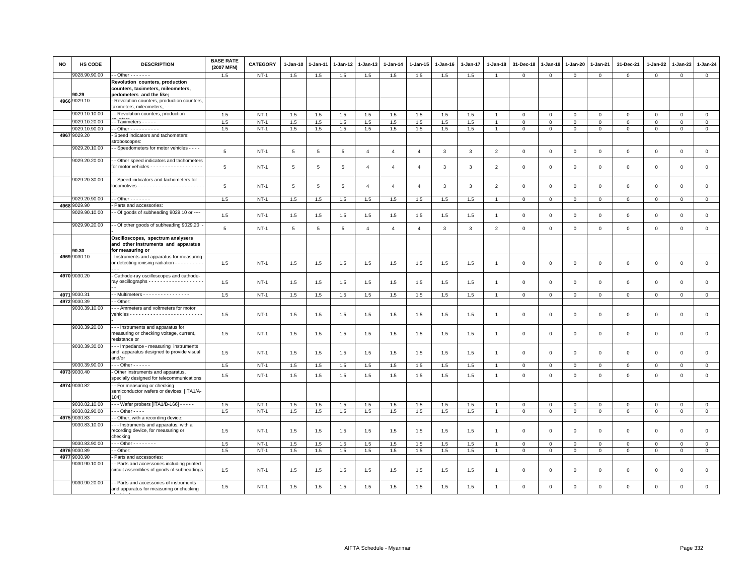| NO | HS CODE | DESCRIPTION | BASE RATE (2007 MFN) | CATEGORY | 1-Jan-10 | 1-Jan-11 | 1-Jan-12 | 1-Jan-13 | 1-Jan-14 | 1-Jan-15 | 1-Jan-16 | 1-Jan-17 | 1-Jan-18 | 31-Dec-18 | 1-Jan-19 | 1-Jan-20 | 1-Jan-21 | 31-Dec-21 | 1-Jan-22 | 1-Jan-23 | 1-Jan-24 |
|---|---|---|---|---|---|---|---|---|---|---|---|---|---|---|---|---|---|---|---|---|---|
| | 9028.90.90.00 | - - Other - - - - - - - | 1.5 | NT-1 | 1.5 | 1.5 | 1.5 | 1.5 | 1.5 | 1.5 | 1.5 | 1.5 | 1 | 0 | 0 | 0 | 0 | 0 | 0 | 0 | 0 |
| | 90.29 | **Revolution counters, production counters, taximeters, mileometers, pedometers and the like;** | | | | | | | | | | | | | | | | | | | |
| 4966 | 9029.10 | - Revolution counters, production counters, taximeters, mileometers, - - - | | | | | | | | | | | | | | | | | | | |
| | 9029.10.10.00 | - - Revolution counters, production | 1.5 | NT-1 | 1.5 | 1.5 | 1.5 | 1.5 | 1.5 | 1.5 | 1.5 | 1.5 | 1 | 0 | 0 | 0 | 0 | 0 | 0 | 0 | 0 |
| | 9029.10.20.00 | - - Taximeters - - - - - | 1.5 | NT-1 | 1.5 | 1.5 | 1.5 | 1.5 | 1.5 | 1.5 | 1.5 | 1.5 | 1 | 0 | 0 | 0 | 0 | 0 | 0 | 0 | 0 |
| | 9029.10.90.00 | - - Other - - - - - - - - - - | 1.5 | NT-1 | 1.5 | 1.5 | 1.5 | 1.5 | 1.5 | 1.5 | 1.5 | 1.5 | 1 | 0 | 0 | 0 | 0 | 0 | 0 | 0 | 0 |
| 4967 | 9029.20 | - Speed indicators and tachometers; stroboscopes: | | | | | | | | | | | | | | | | | | | |
| | 9029.20.10.00 | - - Speedometers for motor vehicles - - - - | 5 | NT-1 | 5 | 5 | 5 | 4 | 4 | 4 | 3 | 3 | 2 | 0 | 0 | 0 | 0 | 0 | 0 | 0 | 0 |
| | 9029.20.20.00 | - - Other speed indicators and tachometers for motor vehicles - - - - - - - - - - - - - - - - - - - | 5 | NT-1 | 5 | 5 | 5 | 4 | 4 | 4 | 3 | 3 | 2 | 0 | 0 | 0 | 0 | 0 | 0 | 0 | 0 |
| | 9029.20.30.00 | - - Speed indicators and tachometers for locomotives - - - - - - - - - - - - - - - - - - - - - - - | 5 | NT-1 | 5 | 5 | 5 | 4 | 4 | 4 | 3 | 3 | 2 | 0 | 0 | 0 | 0 | 0 | 0 | 0 | 0 |
| | 9029.20.90.00 | - - Other - - - - - - - | 1.5 | NT-1 | 1.5 | 1.5 | 1.5 | 1.5 | 1.5 | 1.5 | 1.5 | 1.5 | 1 | 0 | 0 | 0 | 0 | 0 | 0 | 0 | 0 |
| 4968 | 9029.90 | - Parts and accessories: | | | | | | | | | | | | | | | | | | | |
| | 9029.90.10.00 | - - Of goods of subheading 9029.10 or ---- | 1.5 | NT-1 | 1.5 | 1.5 | 1.5 | 1.5 | 1.5 | 1.5 | 1.5 | 1.5 | 1 | 0 | 0 | 0 | 0 | 0 | 0 | 0 | 0 |
| | 9029.90.20.00 | - - Of other goods of subheading 9029.20 - | 5 | NT-1 | 5 | 5 | 5 | 4 | 4 | 4 | 3 | 3 | 2 | 0 | 0 | 0 | 0 | 0 | 0 | 0 | 0 |
| | 90.30 | **Oscilloscopes, spectrum analysers and other instruments and apparatus for measuring or** | | | | | | | | | | | | | | | | | | | |
| 4969 | 9030.10 | - Instruments and apparatus for measuring or detecting ionising radiation - - - - - - - - - - - - - | 1.5 | NT-1 | 1.5 | 1.5 | 1.5 | 1.5 | 1.5 | 1.5 | 1.5 | 1.5 | 1 | 0 | 0 | 0 | 0 | 0 | 0 | 0 | 0 |
| 4970 | 9030.20 | - Cathode-ray oscilloscopes and cathode-ray oscillographs - - - - - - - - - - - - - - - - - - - - - | 1.5 | NT-1 | 1.5 | 1.5 | 1.5 | 1.5 | 1.5 | 1.5 | 1.5 | 1.5 | 1 | 0 | 0 | 0 | 0 | 0 | 0 | 0 | 0 |
| 4971 | 9030.31 | - - Multimeters - - - - - - - - - - - - - - - - | 1.5 | NT-1 | 1.5 | 1.5 | 1.5 | 1.5 | 1.5 | 1.5 | 1.5 | 1.5 | 1 | 0 | 0 | 0 | 0 | 0 | 0 | 0 | 0 |
| 4972 | 9030.39 | - - Other: | | | | | | | | | | | | | | | | | | | |
| | 9030.39.10.00 | - - - Ammeters and voltmeters for motor vehicles - - - - - - - - - - - - - - - - - - - - - - - - - | 1.5 | NT-1 | 1.5 | 1.5 | 1.5 | 1.5 | 1.5 | 1.5 | 1.5 | 1.5 | 1 | 0 | 0 | 0 | 0 | 0 | 0 | 0 | 0 |
| | 9030.39.20.00 | - - - Instruments and apparatus for measuring or checking voltage, current, resistance or | 1.5 | NT-1 | 1.5 | 1.5 | 1.5 | 1.5 | 1.5 | 1.5 | 1.5 | 1.5 | 1 | 0 | 0 | 0 | 0 | 0 | 0 | 0 | 0 |
| | 9030.39.30.00 | - - - Impedance - measuring instruments and apparatus designed to provide visual and/or | 1.5 | NT-1 | 1.5 | 1.5 | 1.5 | 1.5 | 1.5 | 1.5 | 1.5 | 1.5 | 1 | 0 | 0 | 0 | 0 | 0 | 0 | 0 | 0 |
| | 9030.39.90.00 | - - - Other - - - - - - | 1.5 | NT-1 | 1.5 | 1.5 | 1.5 | 1.5 | 1.5 | 1.5 | 1.5 | 1.5 | 1 | 0 | 0 | 0 | 0 | 0 | 0 | 0 | 0 |
| 4973 | 9030.40 | - Other instruments and apparatus, specially designed for telecommunications | 1.5 | NT-1 | 1.5 | 1.5 | 1.5 | 1.5 | 1.5 | 1.5 | 1.5 | 1.5 | 1 | 0 | 0 | 0 | 0 | 0 | 0 | 0 | 0 |
| 4974 | 9030.82 | - - For measuring or checking semiconductor wafers or devices: [ITA1/A-184] | | | | | | | | | | | | | | | | | | | |
| | 9030.82.10.00 | - - - Wafer probers [ITA1/B-166] - - - - - | 1.5 | NT-1 | 1.5 | 1.5 | 1.5 | 1.5 | 1.5 | 1.5 | 1.5 | 1.5 | 1 | 0 | 0 | 0 | 0 | 0 | 0 | 0 | 0 |
| | 9030.82.90.00 | - - - Other - - - - | 1.5 | NT-1 | 1.5 | 1.5 | 1.5 | 1.5 | 1.5 | 1.5 | 1.5 | 1.5 | 1 | 0 | 0 | 0 | 0 | 0 | 0 | 0 | 0 |
| 4975 | 9030.83 | - - Other, with a recording device: | | | | | | | | | | | | | | | | | | | |
| | 9030.83.10.00 | - - - Instruments and apparatus, with a recording device, for measuring or checking | 1.5 | NT-1 | 1.5 | 1.5 | 1.5 | 1.5 | 1.5 | 1.5 | 1.5 | 1.5 | 1 | 0 | 0 | 0 | 0 | 0 | 0 | 0 | 0 |
| | 9030.83.90.00 | - - - Other - - - - - - - - | 1.5 | NT-1 | 1.5 | 1.5 | 1.5 | 1.5 | 1.5 | 1.5 | 1.5 | 1.5 | 1 | 0 | 0 | 0 | 0 | 0 | 0 | 0 | 0 |
| 4976 | 9030.89 | - - Other: | 1.5 | NT-1 | 1.5 | 1.5 | 1.5 | 1.5 | 1.5 | 1.5 | 1.5 | 1.5 | 1 | 0 | 0 | 0 | 0 | 0 | 0 | 0 | 0 |
| 4977 | 9030.90 | - Parts and accessories: | | | | | | | | | | | | | | | | | | | |
| | 9030.90.10.00 | - - Parts and accessories including printed circuit assemblies of goods of subheadings | 1.5 | NT-1 | 1.5 | 1.5 | 1.5 | 1.5 | 1.5 | 1.5 | 1.5 | 1.5 | 1 | 0 | 0 | 0 | 0 | 0 | 0 | 0 | 0 |
| | 9030.90.20.00 | - - Parts and accessories of instruments and apparatus for measuring or checking | 1.5 | NT-1 | 1.5 | 1.5 | 1.5 | 1.5 | 1.5 | 1.5 | 1.5 | 1.5 | 1 | 0 | 0 | 0 | 0 | 0 | 0 | 0 | 0 |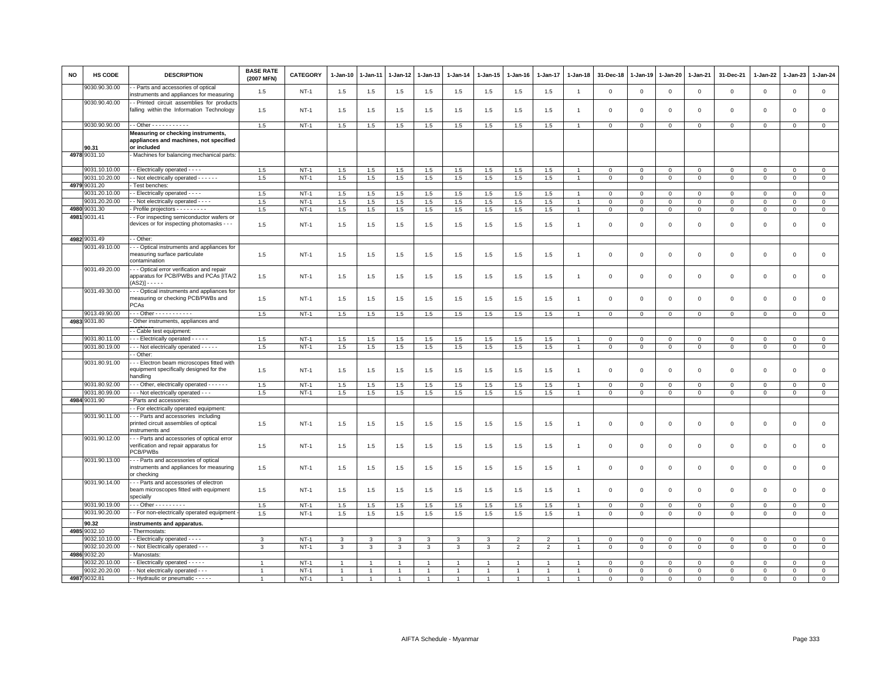| NO | HS CODE | DESCRIPTION | BASE RATE (2007 MFN) | CATEGORY | 1-Jan-10 | 1-Jan-11 | 1-Jan-12 | 1-Jan-13 | 1-Jan-14 | 1-Jan-15 | 1-Jan-16 | 1-Jan-17 | 1-Jan-18 | 31-Dec-18 | 1-Jan-19 | 1-Jan-20 | 1-Jan-21 | 31-Dec-21 | 1-Jan-22 | 1-Jan-23 | 1-Jan-24 |
|---|---|---|---|---|---|---|---|---|---|---|---|---|---|---|---|---|---|---|---|---|---|
| | 9030.90.30.00 | - - Parts and accessories of optical instruments and appliances for measuring | 1.5 | NT-1 | 1.5 | 1.5 | 1.5 | 1.5 | 1.5 | 1.5 | 1.5 | 1.5 | 1 | 0 | 0 | 0 | 0 | 0 | 0 | 0 | 0 |
| | 9030.90.40.00 | - - Printed circuit assemblies for products falling within the Information Technology | 1.5 | NT-1 | 1.5 | 1.5 | 1.5 | 1.5 | 1.5 | 1.5 | 1.5 | 1.5 | 1 | 0 | 0 | 0 | 0 | 0 | 0 | 0 | 0 |
| | 9030.90.90.00 | - - Other - - - - - - - - - - - | 1.5 | NT-1 | 1.5 | 1.5 | 1.5 | 1.5 | 1.5 | 1.5 | 1.5 | 1.5 | 1 | 0 | 0 | 0 | 0 | 0 | 0 | 0 | 0 |
| | 90.31 | **Measuring or checking instruments, appliances and machines, not specified or included** | | | | | | | | | | | | | | | | | | | |
| 4978 | 9031.10 | - Machines for balancing mechanical parts: | | | | | | | | | | | | | | | | | | | |
| | 9031.10.10.00 | - - Electrically operated - - - - | 1.5 | NT-1 | 1.5 | 1.5 | 1.5 | 1.5 | 1.5 | 1.5 | 1.5 | 1.5 | 1 | 0 | 0 | 0 | 0 | 0 | 0 | 0 | 0 |
| | 9031.10.20.00 | - - Not electrically operated - - - - - - | 1.5 | NT-1 | 1.5 | 1.5 | 1.5 | 1.5 | 1.5 | 1.5 | 1.5 | 1.5 | 1 | 0 | 0 | 0 | 0 | 0 | 0 | 0 | 0 |
| 4979 | 9031.20 | - Test benches: | | | | | | | | | | | | | | | | | | | |
| | 9031.20.10.00 | - - Electrically operated - - - - | 1.5 | NT-1 | 1.5 | 1.5 | 1.5 | 1.5 | 1.5 | 1.5 | 1.5 | 1.5 | 1 | 0 | 0 | 0 | 0 | 0 | 0 | 0 | 0 |
| | 9031.20.20.00 | - - Not electrically operated - - - - | 1.5 | NT-1 | 1.5 | 1.5 | 1.5 | 1.5 | 1.5 | 1.5 | 1.5 | 1.5 | 1 | 0 | 0 | 0 | 0 | 0 | 0 | 0 | 0 |
| 4980 | 9031.30 | - Profile projectors - - - - - - - - - | 1.5 | NT-1 | 1.5 | 1.5 | 1.5 | 1.5 | 1.5 | 1.5 | 1.5 | 1.5 | 1 | 0 | 0 | 0 | 0 | 0 | 0 | 0 | 0 |
| 4981 | 9031.41 | - - For inspecting semiconductor wafers or devices or for inspecting photomasks - - - | 1.5 | NT-1 | 1.5 | 1.5 | 1.5 | 1.5 | 1.5 | 1.5 | 1.5 | 1.5 | 1 | 0 | 0 | 0 | 0 | 0 | 0 | 0 | 0 |
| 4982 | 9031.49 | - - Other: | | | | | | | | | | | | | | | | | | | |
| | 9031.49.10.00 | - - - Optical instruments and appliances for measuring surface particulate contamination | 1.5 | NT-1 | 1.5 | 1.5 | 1.5 | 1.5 | 1.5 | 1.5 | 1.5 | 1.5 | 1 | 0 | 0 | 0 | 0 | 0 | 0 | 0 | 0 |
| | 9031.49.20.00 | - - - Optical error verification and repair apparatus for PCB/PWBs and PCAs [ITA/2 (AS2)] - - - - - | 1.5 | NT-1 | 1.5 | 1.5 | 1.5 | 1.5 | 1.5 | 1.5 | 1.5 | 1.5 | 1 | 0 | 0 | 0 | 0 | 0 | 0 | 0 | 0 |
| | 9031.49.30.00 | - - - Optical instruments and appliances for measuring or checking PCB/PWBs and PCAs | 1.5 | NT-1 | 1.5 | 1.5 | 1.5 | 1.5 | 1.5 | 1.5 | 1.5 | 1.5 | 1 | 0 | 0 | 0 | 0 | 0 | 0 | 0 | 0 |
| | 9013.49.90.00 | - - - Other - - - - - - - - - - - | 1.5 | NT-1 | 1.5 | 1.5 | 1.5 | 1.5 | 1.5 | 1.5 | 1.5 | 1.5 | 1 | 0 | 0 | 0 | 0 | 0 | 0 | 0 | 0 |
| 4983 | 9031.80 | - Other instruments, appliances and machines | | | | | | | | | | | | | | | | | | | |
| | | - - Cable test equipment: | | | | | | | | | | | | | | | | | | | |
| | 9031.80.11.00 | - - - Electrically operated - - - - - | 1.5 | NT-1 | 1.5 | 1.5 | 1.5 | 1.5 | 1.5 | 1.5 | 1.5 | 1.5 | 1 | 0 | 0 | 0 | 0 | 0 | 0 | 0 | 0 |
| | 9031.80.19.00 | - - - Not electrically operated - - - - - | 1.5 | NT-1 | 1.5 | 1.5 | 1.5 | 1.5 | 1.5 | 1.5 | 1.5 | 1.5 | 1 | 0 | 0 | 0 | 0 | 0 | 0 | 0 | 0 |
| | | - - Other: | | | | | | | | | | | | | | | | | | | |
| | 9031.80.91.00 | - - - Electron beam microscopes fitted with equipment specifically designed for the handling | 1.5 | NT-1 | 1.5 | 1.5 | 1.5 | 1.5 | 1.5 | 1.5 | 1.5 | 1.5 | 1 | 0 | 0 | 0 | 0 | 0 | 0 | 0 | 0 |
| | 9031.80.92.00 | - - - Other, electrically operated - - - - - - | 1.5 | NT-1 | 1.5 | 1.5 | 1.5 | 1.5 | 1.5 | 1.5 | 1.5 | 1.5 | 1 | 0 | 0 | 0 | 0 | 0 | 0 | 0 | 0 |
| | 9031.80.99.00 | - - - Not electrically operated - - - | 1.5 | NT-1 | 1.5 | 1.5 | 1.5 | 1.5 | 1.5 | 1.5 | 1.5 | 1.5 | 1 | 0 | 0 | 0 | 0 | 0 | 0 | 0 | 0 |
| 4984 | 9031.90 | - Parts and accessories: | | | | | | | | | | | | | | | | | | | |
| | | - - For electrically operated equipment: | | | | | | | | | | | | | | | | | | | |
| | 9031.90.11.00 | - - - Parts and accessories including printed circuit assemblies of optical instruments and | 1.5 | NT-1 | 1.5 | 1.5 | 1.5 | 1.5 | 1.5 | 1.5 | 1.5 | 1.5 | 1 | 0 | 0 | 0 | 0 | 0 | 0 | 0 | 0 |
| | 9031.90.12.00 | - - - Parts and accessories of optical error verification and repair apparatus for PCB/PWBs | 1.5 | NT-1 | 1.5 | 1.5 | 1.5 | 1.5 | 1.5 | 1.5 | 1.5 | 1.5 | 1 | 0 | 0 | 0 | 0 | 0 | 0 | 0 | 0 |
| | 9031.90.13.00 | - - - Parts and accessories of optical instruments and appliances for measuring or checking | 1.5 | NT-1 | 1.5 | 1.5 | 1.5 | 1.5 | 1.5 | 1.5 | 1.5 | 1.5 | 1 | 0 | 0 | 0 | 0 | 0 | 0 | 0 | 0 |
| | 9031.90.14.00 | - - - Parts and accessories of electron beam microscopes fitted with equipment specially | 1.5 | NT-1 | 1.5 | 1.5 | 1.5 | 1.5 | 1.5 | 1.5 | 1.5 | 1.5 | 1 | 0 | 0 | 0 | 0 | 0 | 0 | 0 | 0 |
| | 9031.90.19.00 | - - - Other - - - - - - - - - | 1.5 | NT-1 | 1.5 | 1.5 | 1.5 | 1.5 | 1.5 | 1.5 | 1.5 | 1.5 | 1 | 0 | 0 | 0 | 0 | 0 | 0 | 0 | 0 |
| | 9031.90.20.00 | - - For non-electrically operated equipment - | 1.5 | NT-1 | 1.5 | 1.5 | 1.5 | 1.5 | 1.5 | 1.5 | 1.5 | 1.5 | 1 | 0 | 0 | 0 | 0 | 0 | 0 | 0 | 0 |
| | 90.32 | **instruments and apparatus.** | | | | | | | | | | | | | | | | | | | |
| 4985 | 9032.10 | - Thermostats: | | | | | | | | | | | | | | | | | | | |
| | 9032.10.10.00 | - - Electrically operated - - - - | 3 | NT-1 | 3 | 3 | 3 | 3 | 3 | 3 | 2 | 2 | 1 | 0 | 0 | 0 | 0 | 0 | 0 | 0 | 0 |
| | 9032.10.20.00 | - - Not Electrically operated - - - | 3 | NT-1 | 3 | 3 | 3 | 3 | 3 | 3 | 2 | 2 | 1 | 0 | 0 | 0 | 0 | 0 | 0 | 0 | 0 |
| 4986 | 9032.20 | - Manostats: | | | | | | | | | | | | | | | | | | | |
| | 9032.20.10.00 | - - Electrically operated - - - - - | 1 | NT-1 | 1 | 1 | 1 | 1 | 1 | 1 | 1 | 1 | 1 | 0 | 0 | 0 | 0 | 0 | 0 | 0 | 0 |
| | 9032.20.20.00 | - - Not electrically operated - - - | 1 | NT-1 | 1 | 1 | 1 | 1 | 1 | 1 | 1 | 1 | 1 | 0 | 0 | 0 | 0 | 0 | 0 | 0 | 0 |
| 4987 | 9032.81 | - - Hydraulic or pneumatic - - - - - | 1 | NT-1 | 1 | 1 | 1 | 1 | 1 | 1 | 1 | 1 | 1 | 0 | 0 | 0 | 0 | 0 | 0 | 0 | 0 |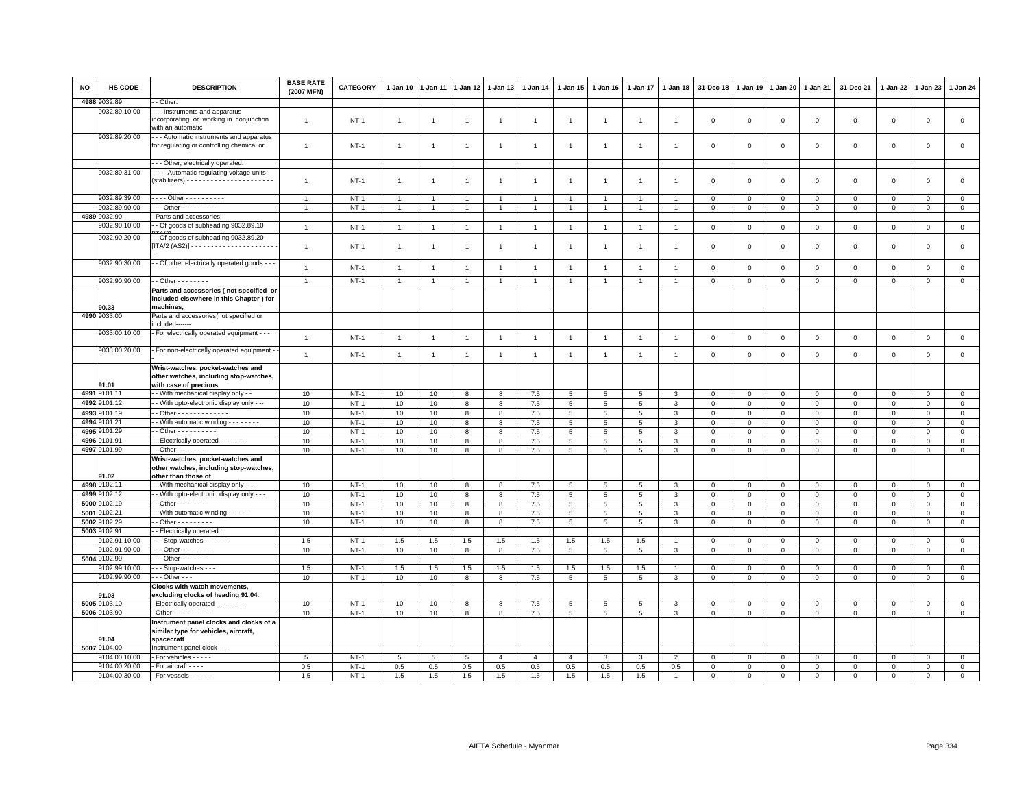| NO | HS CODE | DESCRIPTION | BASE RATE (2007 MFN) | CATEGORY | 1-Jan-10 | 1-Jan-11 | 1-Jan-12 | 1-Jan-13 | 1-Jan-14 | 1-Jan-15 | 1-Jan-16 | 1-Jan-17 | 1-Jan-18 | 31-Dec-18 | 1-Jan-19 | 1-Jan-20 | 1-Jan-21 | 31-Dec-21 | 1-Jan-22 | 1-Jan-23 | 1-Jan-24 |
|---|---|---|---|---|---|---|---|---|---|---|---|---|---|---|---|---|---|---|---|---|---|
| 4988 | 9032.89 | - - Other: | | | | | | | | | | | | | | | | | | | |
| | 9032.89.10.00 | - - - Instruments and apparatus incorporating or working in conjunction with an automatic | 1 | NT-1 | 1 | 1 | 1 | 1 | 1 | 1 | 1 | 1 | 1 | 0 | 0 | 0 | 0 | 0 | 0 | 0 | 0 |
| | 9032.89.20.00 | - - - Automatic instruments and apparatus for regulating or controlling chemical or | 1 | NT-1 | 1 | 1 | 1 | 1 | 1 | 1 | 1 | 1 | 1 | 0 | 0 | 0 | 0 | 0 | 0 | 0 | 0 |
| | | - - - Other, electrically operated: | | | | | | | | | | | | | | | | | | | |
| | 9032.89.31.00 | - - - - Automatic regulating voltage units (stabilizers) - - - - - - - - - - - - - - - - - - - - - - | 1 | NT-1 | 1 | 1 | 1 | 1 | 1 | 1 | 1 | 1 | 1 | 0 | 0 | 0 | 0 | 0 | 0 | 0 | 0 |
| | 9032.89.39.00 | - - - - Other - - - - - - - - - - | 1 | NT-1 | 1 | 1 | 1 | 1 | 1 | 1 | 1 | 1 | 1 | 0 | 0 | 0 | 0 | 0 | 0 | 0 | 0 |
| | 9032.89.90.00 | - - - Other - - - - - - - - - | 1 | NT-1 | 1 | 1 | 1 | 1 | 1 | 1 | 1 | 1 | 1 | 0 | 0 | 0 | 0 | 0 | 0 | 0 | 0 |
| 4989 | 9032.90 | - Parts and accessories: | | | | | | | | | | | | | | | | | | | |
| | 9032.90.10.00 | - - Of goods of subheading 9032.89.10 | 1 | NT-1 | 1 | 1 | 1 | 1 | 1 | 1 | 1 | 1 | 1 | 0 | 0 | 0 | 0 | 0 | 0 | 0 | 0 |
| | 9032.90.20.00 | - - Of goods of subheading 9032.89.20 [ITA/2 (AS2)] - - - - - - - - - - - - - - - - - - - - - - - - | 1 | NT-1 | 1 | 1 | 1 | 1 | 1 | 1 | 1 | 1 | 1 | 0 | 0 | 0 | 0 | 0 | 0 | 0 | 0 |
| | 9032.90.30.00 | - - Of other electrically operated goods - - - | 1 | NT-1 | 1 | 1 | 1 | 1 | 1 | 1 | 1 | 1 | 1 | 0 | 0 | 0 | 0 | 0 | 0 | 0 | 0 |
| | 9032.90.90.00 | - - Other - - - - - - - - | 1 | NT-1 | 1 | 1 | 1 | 1 | 1 | 1 | 1 | 1 | 1 | 0 | 0 | 0 | 0 | 0 | 0 | 0 | 0 |
| | 90.33 | **Parts and accessories ( not specified or included elsewhere in this Chapter ) for machines,** | | | | | | | | | | | | | | | | | | | |
| 4990 | 9033.00 | Parts and accessories(not specified or included------- | | | | | | | | | | | | | | | | | | | |
| | 9033.00.10.00 | - For electrically operated equipment - - - | 1 | NT-1 | 1 | 1 | 1 | 1 | 1 | 1 | 1 | 1 | 1 | 0 | 0 | 0 | 0 | 0 | 0 | 0 | 0 |
| | 9033.00.20.00 | - For non-electrically operated equipment - - | 1 | NT-1 | 1 | 1 | 1 | 1 | 1 | 1 | 1 | 1 | 1 | 0 | 0 | 0 | 0 | 0 | 0 | 0 | 0 |
| | 91.01 | **Wrist-watches, pocket-watches and other watches, including stop-watches, with case of precious** | | | | | | | | | | | | | | | | | | | |
| 4991 | 9101.11 | - - With mechanical display only - - | 10 | NT-1 | 10 | 10 | 8 | 8 | 7.5 | 5 | 5 | 5 | 3 | 0 | 0 | 0 | 0 | 0 | 0 | 0 | 0 |
| 4992 | 9101.12 | - - With opto-electronic display only - -- | 10 | NT-1 | 10 | 10 | 8 | 8 | 7.5 | 5 | 5 | 5 | 3 | 0 | 0 | 0 | 0 | 0 | 0 | 0 | 0 |
| 4993 | 9101.19 | - - Other - - - - - - - - - - - - - | 10 | NT-1 | 10 | 10 | 8 | 8 | 7.5 | 5 | 5 | 5 | 3 | 0 | 0 | 0 | 0 | 0 | 0 | 0 | 0 |
| 4994 | 9101.21 | - - With automatic winding - - - - - - - - | 10 | NT-1 | 10 | 10 | 8 | 8 | 7.5 | 5 | 5 | 5 | 3 | 0 | 0 | 0 | 0 | 0 | 0 | 0 | 0 |
| 4995 | 9101.29 | - - Other - - - - - - - - - - | 10 | NT-1 | 10 | 10 | 8 | 8 | 7.5 | 5 | 5 | 5 | 3 | 0 | 0 | 0 | 0 | 0 | 0 | 0 | 0 |
| 4996 | 9101.91 | - - Electrically operated - - - - - - - | 10 | NT-1 | 10 | 10 | 8 | 8 | 7.5 | 5 | 5 | 5 | 3 | 0 | 0 | 0 | 0 | 0 | 0 | 0 | 0 |
| 4997 | 9101.99 | - - Other - - - - - - - | 10 | NT-1 | 10 | 10 | 8 | 8 | 7.5 | 5 | 5 | 5 | 3 | 0 | 0 | 0 | 0 | 0 | 0 | 0 | 0 |
| | 91.02 | **Wrist-watches, pocket-watches and other watches, including stop-watches, other than those of** | | | | | | | | | | | | | | | | | | | |
| 4998 | 9102.11 | - - With mechanical display only - - - | 10 | NT-1 | 10 | 10 | 8 | 8 | 7.5 | 5 | 5 | 5 | 3 | 0 | 0 | 0 | 0 | 0 | 0 | 0 | 0 |
| 4999 | 9102.12 | - - With opto-electronic display only - - - | 10 | NT-1 | 10 | 10 | 8 | 8 | 7.5 | 5 | 5 | 5 | 3 | 0 | 0 | 0 | 0 | 0 | 0 | 0 | 0 |
| 5000 | 9102.19 | - - Other - - - - - - - | 10 | NT-1 | 10 | 10 | 8 | 8 | 7.5 | 5 | 5 | 5 | 3 | 0 | 0 | 0 | 0 | 0 | 0 | 0 | 0 |
| 5001 | 9102.21 | - - With automatic winding - - - - - - | 10 | NT-1 | 10 | 10 | 8 | 8 | 7.5 | 5 | 5 | 5 | 3 | 0 | 0 | 0 | 0 | 0 | 0 | 0 | 0 |
| 5002 | 9102.29 | - - Other - - - - - - - - - - | 10 | NT-1 | 10 | 10 | 8 | 8 | 7.5 | 5 | 5 | 5 | 3 | 0 | 0 | 0 | 0 | 0 | 0 | 0 | 0 |
| 5003 | 9102.91 | - - Electrically operated: | | | | | | | | | | | | | | | | | | | |
| | 9102.91.10.00 | - - - Stop-watches - - - - - - | 1.5 | NT-1 | 1.5 | 1.5 | 1.5 | 1.5 | 1.5 | 1.5 | 1.5 | 1.5 | 1 | 0 | 0 | 0 | 0 | 0 | 0 | 0 | 0 |
| | 9102.91.90.00 | - - - Other - - - - - - - - | 10 | NT-1 | 10 | 10 | 8 | 8 | 7.5 | 5 | 5 | 5 | 3 | 0 | 0 | 0 | 0 | 0 | 0 | 0 | 0 |
| 5004 | 9102.99 | - - - Other - - - - - - - | | | | | | | | | | | | | | | | | | | |
| | 9102.99.10.00 | - - - Stop-watches - - - | 1.5 | NT-1 | 1.5 | 1.5 | 1.5 | 1.5 | 1.5 | 1.5 | 1.5 | 1.5 | 1 | 0 | 0 | 0 | 0 | 0 | 0 | 0 | 0 |
| | 9102.99.90.00 | - - - Other - - - | 10 | NT-1 | 10 | 10 | 8 | 8 | 7.5 | 5 | 5 | 5 | 3 | 0 | 0 | 0 | 0 | 0 | 0 | 0 | 0 |
| | 91.03 | **Clocks with watch movements, excluding clocks of heading 91.04.** | | | | | | | | | | | | | | | | | | | |
| 5005 | 9103.10 | - Electrically operated - - - - - - - - - | 10 | NT-1 | 10 | 10 | 8 | 8 | 7.5 | 5 | 5 | 5 | 3 | 0 | 0 | 0 | 0 | 0 | 0 | 0 | 0 |
| 5006 | 9103.90 | - Other - - - - - - - - - - - | 10 | NT-1 | 10 | 10 | 8 | 8 | 7.5 | 5 | 5 | 5 | 3 | 0 | 0 | 0 | 0 | 0 | 0 | 0 | 0 |
| | 91.04 | **Instrument panel clocks and clocks of a similar type for vehicles, aircraft, spacecraft** | | | | | | | | | | | | | | | | | | | |
| 5007 | 9104.00 | Instrument panel clock---- | | | | | | | | | | | | | | | | | | | |
| | 9104.00.10.00 | - For vehicles - - - - - | 5 | NT-1 | 5 | 5 | 5 | 4 | 4 | 4 | 3 | 3 | 2 | 0 | 0 | 0 | 0 | 0 | 0 | 0 | 0 |
| | 9104.00.20.00 | - For aircraft - - - - | 0.5 | NT-1 | 0.5 | 0.5 | 0.5 | 0.5 | 0.5 | 0.5 | 0.5 | 0.5 | 0.5 | 0 | 0 | 0 | 0 | 0 | 0 | 0 | 0 |
| | 9104.00.30.00 | - For vessels - - - - - | 1.5 | NT-1 | 1.5 | 1.5 | 1.5 | 1.5 | 1.5 | 1.5 | 1.5 | 1.5 | 1 | 0 | 0 | 0 | 0 | 0 | 0 | 0 | 0 |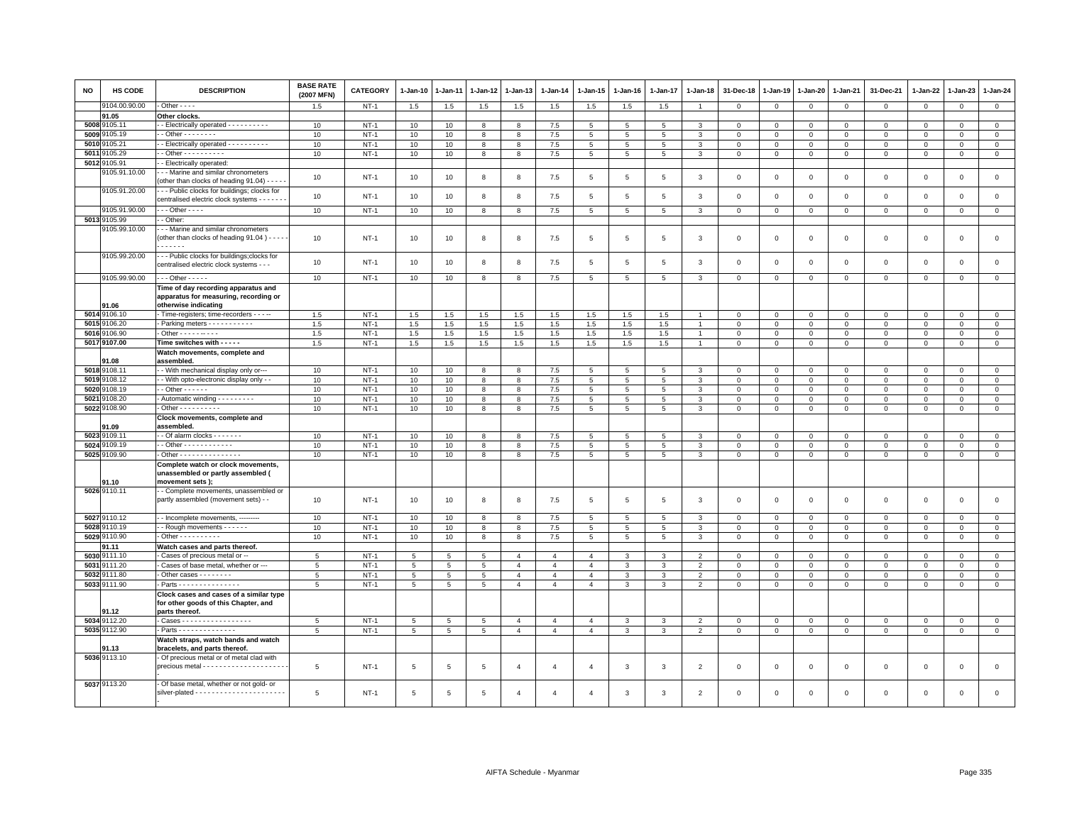| NO | HS CODE | DESCRIPTION | BASE RATE (2007 MFN) | CATEGORY | 1-Jan-10 | 1-Jan-11 | 1-Jan-12 | 1-Jan-13 | 1-Jan-14 | 1-Jan-15 | 1-Jan-16 | 1-Jan-17 | 1-Jan-18 | 31-Dec-18 | 1-Jan-19 | 1-Jan-20 | 1-Jan-21 | 31-Dec-21 | 1-Jan-22 | 1-Jan-23 | 1-Jan-24 |
|---|---|---|---|---|---|---|---|---|---|---|---|---|---|---|---|---|---|---|---|---|---|
| | 9104.00.90.00 | - Other - - - - | 1.5 | NT-1 | 1.5 | 1.5 | 1.5 | 1.5 | 1.5 | 1.5 | 1.5 | 1.5 | 1 | 0 | 0 | 0 | 0 | 0 | 0 | 0 | 0 |
| | 91.05 | **Other clocks.** | | | | | | | | | | | | | | | | | | | |
| 5008 | 9105.11 | - - Electrically operated - - - - - - - - - - | 10 | NT-1 | 10 | 10 | 8 | 8 | 7.5 | 5 | 5 | 5 | 3 | 0 | 0 | 0 | 0 | 0 | 0 | 0 | 0 |
| 5009 | 9105.19 | - - Other - - - - - - - - | 10 | NT-1 | 10 | 10 | 8 | 8 | 7.5 | 5 | 5 | 5 | 3 | 0 | 0 | 0 | 0 | 0 | 0 | 0 | 0 |
| 5010 | 9105.21 | - - Electrically operated - - - - - - - - - - | 10 | NT-1 | 10 | 10 | 8 | 8 | 7.5 | 5 | 5 | 5 | 3 | 0 | 0 | 0 | 0 | 0 | 0 | 0 | 0 |
| 5011 | 9105.29 | - - Other - - - - - - - - - - | 10 | NT-1 | 10 | 10 | 8 | 8 | 7.5 | 5 | 5 | 5 | 3 | 0 | 0 | 0 | 0 | 0 | 0 | 0 | 0 |
| 5012 | 9105.91 | - - Electrically operated: | | | | | | | | | | | | | | | | | | | |
| | 9105.91.10.00 | - - - Marine and similar chronometers (other than clocks of heading 91.04) - - - - - | 10 | NT-1 | 10 | 10 | 8 | 8 | 7.5 | 5 | 5 | 5 | 3 | 0 | 0 | 0 | 0 | 0 | 0 | 0 | 0 |
| | 9105.91.20.00 | - - - Public clocks for buildings; clocks for centralised electric clock systems - - - - - - - | 10 | NT-1 | 10 | 10 | 8 | 8 | 7.5 | 5 | 5 | 5 | 3 | 0 | 0 | 0 | 0 | 0 | 0 | 0 | 0 |
| | 9105.91.90.00 | - - - Other - - - - | 10 | NT-1 | 10 | 10 | 8 | 8 | 7.5 | 5 | 5 | 5 | 3 | 0 | 0 | 0 | 0 | 0 | 0 | 0 | 0 |
| 5013 | 9105.99 | - - Other: | | | | | | | | | | | | | | | | | | | |
| | 9105.99.10.00 | - - - Marine and similar chronometers (other than clocks of heading 91.04 ) - - - - - - - - - - - | 10 | NT-1 | 10 | 10 | 8 | 8 | 7.5 | 5 | 5 | 5 | 3 | 0 | 0 | 0 | 0 | 0 | 0 | 0 | 0 |
| | 9105.99.20.00 | - - - Public clocks for buildings;clocks for centralised electric clock systems - - - | 10 | NT-1 | 10 | 10 | 8 | 8 | 7.5 | 5 | 5 | 5 | 3 | 0 | 0 | 0 | 0 | 0 | 0 | 0 | 0 |
| | 9105.99.90.00 | - - - Other - - - - - | 10 | NT-1 | 10 | 10 | 8 | 8 | 7.5 | 5 | 5 | 5 | 3 | 0 | 0 | 0 | 0 | 0 | 0 | 0 | 0 |
| | 91.06 | **Time of day recording apparatus and apparatus for measuring, recording or otherwise indicating** | | | | | | | | | | | | | | | | | | | |
| 5014 | 9106.10 | - Time-registers; time-recorders - - - -- | 1.5 | NT-1 | 1.5 | 1.5 | 1.5 | 1.5 | 1.5 | 1.5 | 1.5 | 1.5 | 1 | 0 | 0 | 0 | 0 | 0 | 0 | 0 | 0 |
| 5015 | 9106.20 | - Parking meters - - - - - - - - - - - | 1.5 | NT-1 | 1.5 | 1.5 | 1.5 | 1.5 | 1.5 | 1.5 | 1.5 | 1.5 | 1 | 0 | 0 | 0 | 0 | 0 | 0 | 0 | 0 |
| 5016 | 9106.90 | - Other - - - - -- - - - | 1.5 | NT-1 | 1.5 | 1.5 | 1.5 | 1.5 | 1.5 | 1.5 | 1.5 | 1.5 | 1 | 0 | 0 | 0 | 0 | 0 | 0 | 0 | 0 |
| 5017 | **9107.00** | **Time switches with - - - - -** | 1.5 | NT-1 | 1.5 | 1.5 | 1.5 | 1.5 | 1.5 | 1.5 | 1.5 | 1.5 | 1 | 0 | 0 | 0 | 0 | 0 | 0 | 0 | 0 |
| | 91.08 | **Watch movements, complete and assembled.** | | | | | | | | | | | | | | | | | | | |
| 5018 | 9108.11 | - - With mechanical display only or--- | 10 | NT-1 | 10 | 10 | 8 | 8 | 7.5 | 5 | 5 | 5 | 3 | 0 | 0 | 0 | 0 | 0 | 0 | 0 | 0 |
| 5019 | 9108.12 | - - With opto-electronic display only - - | 10 | NT-1 | 10 | 10 | 8 | 8 | 7.5 | 5 | 5 | 5 | 3 | 0 | 0 | 0 | 0 | 0 | 0 | 0 | 0 |
| 5020 | 9108.19 | - - Other - - - - - - | 10 | NT-1 | 10 | 10 | 8 | 8 | 7.5 | 5 | 5 | 5 | 3 | 0 | 0 | 0 | 0 | 0 | 0 | 0 | 0 |
| 5021 | 9108.20 | - Automatic winding - - - - - - - - - | 10 | NT-1 | 10 | 10 | 8 | 8 | 7.5 | 5 | 5 | 5 | 3 | 0 | 0 | 0 | 0 | 0 | 0 | 0 | 0 |
| 5022 | 9108.90 | - Other - - - - - - - - - - | 10 | NT-1 | 10 | 10 | 8 | 8 | 7.5 | 5 | 5 | 5 | 3 | 0 | 0 | 0 | 0 | 0 | 0 | 0 | 0 |
| | 91.09 | **Clock movements, complete and assembled.** | | | | | | | | | | | | | | | | | | | |
| 5023 | 9109.11 | - - Of alarm clocks - - - - - - - | 10 | NT-1 | 10 | 10 | 8 | 8 | 7.5 | 5 | 5 | 5 | 3 | 0 | 0 | 0 | 0 | 0 | 0 | 0 | 0 |
| 5024 | 9109.19 | - - Other - - - - - - - - - - - - | 10 | NT-1 | 10 | 10 | 8 | 8 | 7.5 | 5 | 5 | 5 | 3 | 0 | 0 | 0 | 0 | 0 | 0 | 0 | 0 |
| 5025 | 9109.90 | - Other - - - - - - - - - - - - - - - | 10 | NT-1 | 10 | 10 | 8 | 8 | 7.5 | 5 | 5 | 5 | 3 | 0 | 0 | 0 | 0 | 0 | 0 | 0 | 0 |
| | 91.10 | **Complete watch or clock movements, unassembled or partly assembled ( movement sets );** | | | | | | | | | | | | | | | | | | | |
| 5026 | 9110.11 | - - Complete movements, unassembled or partly assembled (movement sets) - - | 10 | NT-1 | 10 | 10 | 8 | 8 | 7.5 | 5 | 5 | 5 | 3 | 0 | 0 | 0 | 0 | 0 | 0 | 0 | 0 |
| 5027 | 9110.12 | - - Incomplete movements, --------- | 10 | NT-1 | 10 | 10 | 8 | 8 | 7.5 | 5 | 5 | 5 | 3 | 0 | 0 | 0 | 0 | 0 | 0 | 0 | 0 |
| 5028 | 9110.19 | - - Rough movements - - - - - - | 10 | NT-1 | 10 | 10 | 8 | 8 | 7.5 | 5 | 5 | 5 | 3 | 0 | 0 | 0 | 0 | 0 | 0 | 0 | 0 |
| 5029 | 9110.90 | - Other - - - - - - - - - - | 10 | NT-1 | 10 | 10 | 8 | 8 | 7.5 | 5 | 5 | 5 | 3 | 0 | 0 | 0 | 0 | 0 | 0 | 0 | 0 |
| | 91.11 | **Watch cases and parts thereof.** | | | | | | | | | | | | | | | | | | | |
| 5030 | 9111.10 | - Cases of precious metal or -- | 5 | NT-1 | 5 | 5 | 5 | 4 | 4 | 4 | 3 | 3 | 2 | 0 | 0 | 0 | 0 | 0 | 0 | 0 | 0 |
| 5031 | 9111.20 | - Cases of base metal, whether or --- | 5 | NT-1 | 5 | 5 | 5 | 4 | 4 | 4 | 3 | 3 | 2 | 0 | 0 | 0 | 0 | 0 | 0 | 0 | 0 |
| 5032 | 9111.80 | - Other cases - - - - - - - - | 5 | NT-1 | 5 | 5 | 5 | 4 | 4 | 4 | 3 | 3 | 2 | 0 | 0 | 0 | 0 | 0 | 0 | 0 | 0 |
| 5033 | 9111.90 | - Parts - - - - - - - - - - - - - - - | 5 | NT-1 | 5 | 5 | 5 | 4 | 4 | 4 | 3 | 3 | 2 | 0 | 0 | 0 | 0 | 0 | 0 | 0 | 0 |
| | 91.12 | **Clock cases and cases of a similar type for other goods of this Chapter, and parts thereof.** | | | | | | | | | | | | | | | | | | | |
| 5034 | 9112.20 | - Cases - - - - - - - - - - - - - - - - - | 5 | NT-1 | 5 | 5 | 5 | 4 | 4 | 4 | 3 | 3 | 2 | 0 | 0 | 0 | 0 | 0 | 0 | 0 | 0 |
| 5035 | 9112.90 | - Parts - - - - - - - - - - - - - - | 5 | NT-1 | 5 | 5 | 5 | 4 | 4 | 4 | 3 | 3 | 2 | 0 | 0 | 0 | 0 | 0 | 0 | 0 | 0 |
| | 91.13 | **Watch straps, watch bands and watch bracelets, and parts thereof.** | | | | | | | | | | | | | | | | | | | |
| 5036 | 9113.10 | - Of precious metal or of metal clad with precious metal - - - - - - - - - - - - - - - - - - - - - | 5 | NT-1 | 5 | 5 | 5 | 4 | 4 | 4 | 3 | 3 | 2 | 0 | 0 | 0 | 0 | 0 | 0 | 0 | 0 |
| 5037 | 9113.20 | - Of base metal, whether or not gold- or silver-plated - - - - - - - - - - - - - - - - - - - - - - - | 5 | NT-1 | 5 | 5 | 5 | 4 | 4 | 4 | 3 | 3 | 2 | 0 | 0 | 0 | 0 | 0 | 0 | 0 | 0 |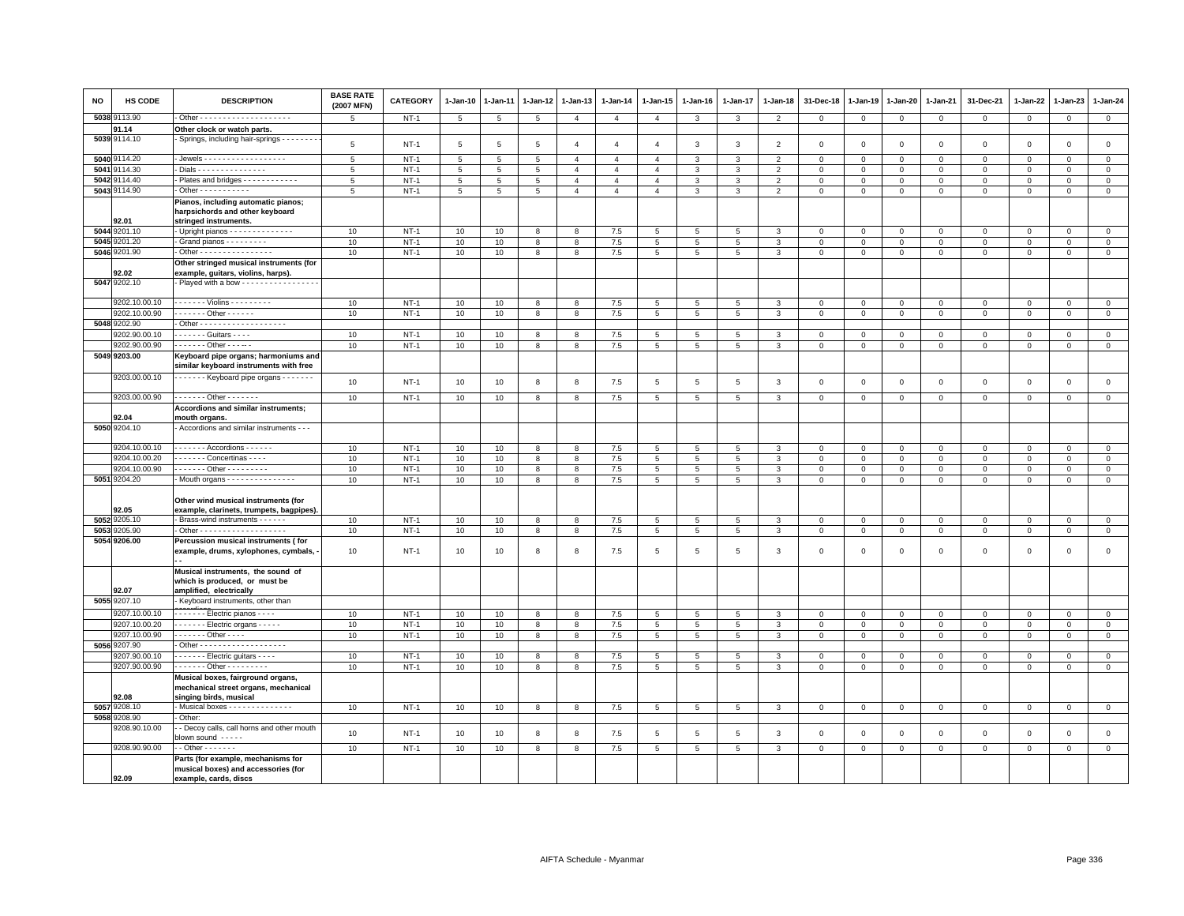| NO | HS CODE | DESCRIPTION | BASE RATE (2007 MFN) | CATEGORY | 1-Jan-10 | 1-Jan-11 | 1-Jan-12 | 1-Jan-13 | 1-Jan-14 | 1-Jan-15 | 1-Jan-16 | 1-Jan-17 | 1-Jan-18 | 31-Dec-18 | 1-Jan-19 | 1-Jan-20 | 1-Jan-21 | 31-Dec-21 | 1-Jan-22 | 1-Jan-23 | 1-Jan-24 |
|---|---|---|---|---|---|---|---|---|---|---|---|---|---|---|---|---|---|---|---|---|---|
| 5038 | 9113.90 | - Other - - - - - - - - - - - - - - - - - - - - | 5 | NT-1 | 5 | 5 | 5 | 4 | 4 | 4 | 3 | 3 | 2 | 0 | 0 | 0 | 0 | 0 | 0 | 0 | 0 |
| | 91.14 | **Other clock or watch parts.** | | | | | | | | | | | | | | | | | | | |
| 5039 | 9114.10 | - Springs, including hair-springs - - - - - - - - | 5 | NT-1 | 5 | 5 | 5 | 4 | 4 | 4 | 3 | 3 | 2 | 0 | 0 | 0 | 0 | 0 | 0 | 0 | 0 |
| 5040 | 9114.20 | - Jewels - - - - - - - - - - - - - - - - - - | 5 | NT-1 | 5 | 5 | 5 | 4 | 4 | 4 | 3 | 3 | 2 | 0 | 0 | 0 | 0 | 0 | 0 | 0 | 0 |
| 5041 | 9114.30 | - Dials - - - - - - - - - - - - - - - - | 5 | NT-1 | 5 | 5 | 5 | 4 | 4 | 4 | 3 | 3 | 2 | 0 | 0 | 0 | 0 | 0 | 0 | 0 | 0 |
| 5042 | 9114.40 | - Plates and bridges - - - - - - - - - - - - | 5 | NT-1 | 5 | 5 | 5 | 4 | 4 | 4 | 3 | 3 | 2 | 0 | 0 | 0 | 0 | 0 | 0 | 0 | 0 |
| 5043 | 9114.90 | - Other - - - - - - - - - - - | 5 | NT-1 | 5 | 5 | 5 | 4 | 4 | 4 | 3 | 3 | 2 | 0 | 0 | 0 | 0 | 0 | 0 | 0 | 0 |
| | 92.01 | **Pianos, including automatic pianos; harpsichords and other keyboard stringed instruments.** | | | | | | | | | | | | | | | | | | | |
| 5044 | 9201.10 | - Upright pianos - - - - - - - - - - - - - - | 10 | NT-1 | 10 | 10 | 8 | 8 | 7.5 | 5 | 5 | 5 | 3 | 0 | 0 | 0 | 0 | 0 | 0 | 0 | 0 |
| 5045 | 9201.20 | - Grand pianos - - - - - - - - - | 10 | NT-1 | 10 | 10 | 8 | 8 | 7.5 | 5 | 5 | 5 | 3 | 0 | 0 | 0 | 0 | 0 | 0 | 0 | 0 |
| 5046 | 9201.90 | - Other - - - - - - - - - - - - - - - - | 10 | NT-1 | 10 | 10 | 8 | 8 | 7.5 | 5 | 5 | 5 | 3 | 0 | 0 | 0 | 0 | 0 | 0 | 0 | 0 |
| | 92.02 | **Other stringed musical instruments (for example, guitars, violins, harps).** | | | | | | | | | | | | | | | | | | | |
| 5047 | 9202.10 | - Played with a bow - - - - - - - - - - - - - - - - - | | | | | | | | | | | | | | | | | | | |
| | 9202.10.00.10 | - - - - - - - Violins - - - - - - - - - | 10 | NT-1 | 10 | 10 | 8 | 8 | 7.5 | 5 | 5 | 5 | 3 | 0 | 0 | 0 | 0 | 0 | 0 | 0 | 0 |
| | 9202.10.00.90 | - - - - - - - Other - - - - - - | 10 | NT-1 | 10 | 10 | 8 | 8 | 7.5 | 5 | 5 | 5 | 3 | 0 | 0 | 0 | 0 | 0 | 0 | 0 | 0 |
| 5048 | 9202.90 | - Other - - - - - - - - - - - - - - - - - - - | | | | | | | | | | | | | | | | | | | |
| | 9202.90.00.10 | - - - - - - - Guitars - - - - | 10 | NT-1 | 10 | 10 | 8 | 8 | 7.5 | 5 | 5 | 5 | 3 | 0 | 0 | 0 | 0 | 0 | 0 | 0 | 0 |
| | 9202.90.00.90 | - - - - - - - Other - - - - - | 10 | NT-1 | 10 | 10 | 8 | 8 | 7.5 | 5 | 5 | 5 | 3 | 0 | 0 | 0 | 0 | 0 | 0 | 0 | 0 |
| 5049 | 9203.00 | **Keyboard pipe organs; harmoniums and similar keyboard instruments with free** | | | | | | | | | | | | | | | | | | | |
| | 9203.00.00.10 | - - - - - - - Keyboard pipe organs - - - - - - - | 10 | NT-1 | 10 | 10 | 8 | 8 | 7.5 | 5 | 5 | 5 | 3 | 0 | 0 | 0 | 0 | 0 | 0 | 0 | 0 |
| | 9203.00.00.90 | - - - - - - - Other - - - - - - - | 10 | NT-1 | 10 | 10 | 8 | 8 | 7.5 | 5 | 5 | 5 | 3 | 0 | 0 | 0 | 0 | 0 | 0 | 0 | 0 |
| | 92.04 | **Accordions and similar instruments; mouth organs.** | | | | | | | | | | | | | | | | | | | |
| 5050 | 9204.10 | - Accordions and similar instruments - - - | | | | | | | | | | | | | | | | | | | |
| | 9204.10.00.10 | - - - - - - - Accordions - - - - - - | 10 | NT-1 | 10 | 10 | 8 | 8 | 7.5 | 5 | 5 | 5 | 3 | 0 | 0 | 0 | 0 | 0 | 0 | 0 | 0 |
| | 9204.10.00.20 | - - - - - - - Concertinas - - - - | 10 | NT-1 | 10 | 10 | 8 | 8 | 7.5 | 5 | 5 | 5 | 3 | 0 | 0 | 0 | 0 | 0 | 0 | 0 | 0 |
| | 9204.10.00.90 | - - - - - - - Other - - - - - - - - - | 10 | NT-1 | 10 | 10 | 8 | 8 | 7.5 | 5 | 5 | 5 | 3 | 0 | 0 | 0 | 0 | 0 | 0 | 0 | 0 |
| 5051 | 9204.20 | - Mouth organs - - - - - - - - - - - - - - - | 10 | NT-1 | 10 | 10 | 8 | 8 | 7.5 | 5 | 5 | 5 | 3 | 0 | 0 | 0 | 0 | 0 | 0 | 0 | 0 |
| | 92.05 | **Other wind musical instruments (for example, clarinets, trumpets, bagpipes).** | | | | | | | | | | | | | | | | | | | |
| 5052 | 9205.10 | - Brass-wind instruments - - - - - - | 10 | NT-1 | 10 | 10 | 8 | 8 | 7.5 | 5 | 5 | 5 | 3 | 0 | 0 | 0 | 0 | 0 | 0 | 0 | 0 |
| 5053 | 9205.90 | - Other - - - - - - - - - - - - - - - - - - - | 10 | NT-1 | 10 | 10 | 8 | 8 | 7.5 | 5 | 5 | 5 | 3 | 0 | 0 | 0 | 0 | 0 | 0 | 0 | 0 |
| 5054 | 9206.00 | **Percussion musical instruments ( for example, drums, xylophones, cymbals, - - -** | 10 | NT-1 | 10 | 10 | 8 | 8 | 7.5 | 5 | 5 | 5 | 3 | 0 | 0 | 0 | 0 | 0 | 0 | 0 | 0 |
| | 92.07 | **Musical instruments, the sound of which is produced, or must be amplified, electrically** | | | | | | | | | | | | | | | | | | | |
| 5055 | 9207.10 | - Keyboard instruments, other than | | | | | | | | | | | | | | | | | | | |
| | 9207.10.00.10 | - - - - - - - Electric pianos - - - - | 10 | NT-1 | 10 | 10 | 8 | 8 | 7.5 | 5 | 5 | 5 | 3 | 0 | 0 | 0 | 0 | 0 | 0 | 0 | 0 |
| | 9207.10.00.20 | - - - - - - - Electric organs - - - - - | 10 | NT-1 | 10 | 10 | 8 | 8 | 7.5 | 5 | 5 | 5 | 3 | 0 | 0 | 0 | 0 | 0 | 0 | 0 | 0 |
| | 9207.10.00.90 | - - - - - - - Other - - - - | 10 | NT-1 | 10 | 10 | 8 | 8 | 7.5 | 5 | 5 | 5 | 3 | 0 | 0 | 0 | 0 | 0 | 0 | 0 | 0 |
| 5056 | 9207.90 | - Other - - - - - - - - - - - - - - - - - - - | | | | | | | | | | | | | | | | | | | |
| | 9207.90.00.10 | - - - - - - - Electric guitars - - - - | 10 | NT-1 | 10 | 10 | 8 | 8 | 7.5 | 5 | 5 | 5 | 3 | 0 | 0 | 0 | 0 | 0 | 0 | 0 | 0 |
| | 9207.90.00.90 | - - - - - - - Other - - - - - - - - - | 10 | NT-1 | 10 | 10 | 8 | 8 | 7.5 | 5 | 5 | 5 | 3 | 0 | 0 | 0 | 0 | 0 | 0 | 0 | 0 |
| | 92.08 | **Musical boxes, fairground organs, mechanical street organs, mechanical singing birds, musical** | | | | | | | | | | | | | | | | | | | |
| 5057 | 9208.10 | - Musical boxes - - - - - - - - - - - - - - | 10 | NT-1 | 10 | 10 | 8 | 8 | 7.5 | 5 | 5 | 5 | 3 | 0 | 0 | 0 | 0 | 0 | 0 | 0 | 0 |
| 5058 | 9208.90 | - Other: | | | | | | | | | | | | | | | | | | | |
| | 9208.90.10.00 | - - Decoy calls, call horns and other mouth blown sound - - - - - | 10 | NT-1 | 10 | 10 | 8 | 8 | 7.5 | 5 | 5 | 5 | 3 | 0 | 0 | 0 | 0 | 0 | 0 | 0 | 0 |
| | 9208.90.90.00 | - - Other - - - - - - - | 10 | NT-1 | 10 | 10 | 8 | 8 | 7.5 | 5 | 5 | 5 | 3 | 0 | 0 | 0 | 0 | 0 | 0 | 0 | 0 |
| | 92.09 | **Parts (for example, mechanisms for musical boxes) and accessories (for example, cards, discs** | | | | | | | | | | | | | | | | | | | |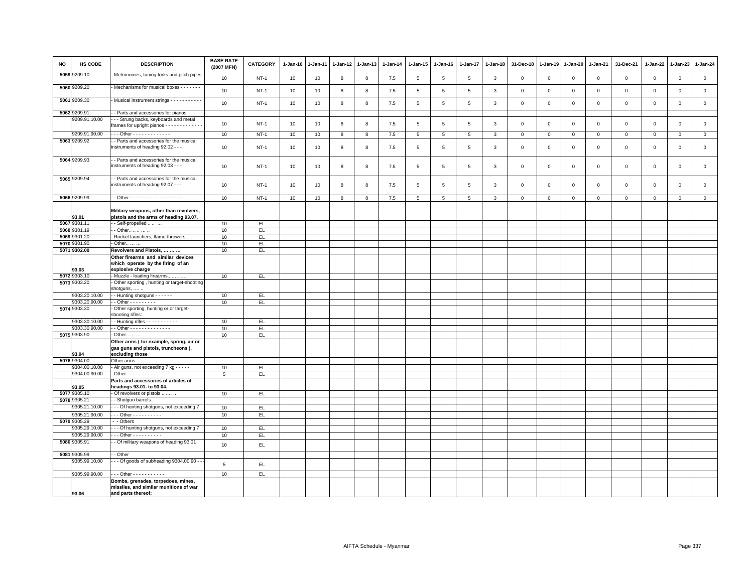| NO | HS CODE | DESCRIPTION | BASE RATE (2007 MFN) | CATEGORY | 1-Jan-10 | 1-Jan-11 | 1-Jan-12 | 1-Jan-13 | 1-Jan-14 | 1-Jan-15 | 1-Jan-16 | 1-Jan-17 | 1-Jan-18 | 31-Dec-18 | 1-Jan-19 | 1-Jan-20 | 1-Jan-21 | 31-Dec-21 | 1-Jan-22 | 1-Jan-23 | 1-Jan-24 |
|---|---|---|---|---|---|---|---|---|---|---|---|---|---|---|---|---|---|---|---|---|---|
| 5059 | 9209.10 | - Metronomes, tuning forks and pitch pipes - | 10 | NT-1 | 10 | 10 | 8 | 8 | 7.5 | 5 | 5 | 5 | 3 | 0 | 0 | 0 | 0 | 0 | 0 | 0 | 0 |
| 5060 | 9209.20 | - Mechanisms for musical boxes - - - - - - - | 10 | NT-1 | 10 | 10 | 8 | 8 | 7.5 | 5 | 5 | 5 | 3 | 0 | 0 | 0 | 0 | 0 | 0 | 0 | 0 |
| 5061 | 9209.30 | - Musical instrument strings - - - - - - - - - - - | 10 | NT-1 | 10 | 10 | 8 | 8 | 7.5 | 5 | 5 | 5 | 3 | 0 | 0 | 0 | 0 | 0 | 0 | 0 | 0 |
| 5062 | 9209.91 | - - Parts and accessories for pianos: | | | | | | | | | | | | | | | | | | | |
| | 9209.91.10.00 | - - - Strung backs, keyboards and metal frames for upright pianos - - - - - - - - - - - - - | 10 | NT-1 | 10 | 10 | 8 | 8 | 7.5 | 5 | 5 | 5 | 3 | 0 | 0 | 0 | 0 | 0 | 0 | 0 | 0 |
| | 9209.91.90.00 | - - - Other - - - - - - - - - - - - - | 10 | NT-1 | 10 | 10 | 8 | 8 | 7.5 | 5 | 5 | 5 | 3 | 0 | 0 | 0 | 0 | 0 | 0 | 0 | 0 |
| 5063 | 9209.92 | - - Parts and accessories for the musical instruments of heading 92.02 - - - | 10 | NT-1 | 10 | 10 | 8 | 8 | 7.5 | 5 | 5 | 5 | 3 | 0 | 0 | 0 | 0 | 0 | 0 | 0 | 0 |
| 5064 | 9209.93 | - - Parts and accessories for the musical instruments of heading 92.03 - - - | 10 | NT-1 | 10 | 10 | 8 | 8 | 7.5 | 5 | 5 | 5 | 3 | 0 | 0 | 0 | 0 | 0 | 0 | 0 | 0 |
| 5065 | 9209.94 | - - Parts and accessories for the musical instruments of heading 92.07 - - - | 10 | NT-1 | 10 | 10 | 8 | 8 | 7.5 | 5 | 5 | 5 | 3 | 0 | 0 | 0 | 0 | 0 | 0 | 0 | 0 |
| 5066 | 9209.99 | - - Other - - - - - - - - - - - - - - - - - - | 10 | NT-1 | 10 | 10 | 8 | 8 | 7.5 | 5 | 5 | 5 | 3 | 0 | 0 | 0 | 0 | 0 | 0 | 0 | 0 |
| | 93.01 | **Military weapons, other than revolvers, pistols and the arms of heading 93.07.** | | | | | | | | | | | | | | | | | | | |
| 5067 | 9301.11 | - - Self-propelled .. .. ... | 10 | EL | | | | | | | | | | | | | | | | | |
| 5068 | 9301.19 | - - Other.. .. .. ... .. | 10 | EL | | | | | | | | | | | | | | | | | |
| 5069 | 9301.20 | - Rocket launchers; flame-throwers.. .. | 10 | EL | | | | | | | | | | | | | | | | | |
| 5070 | 9301.90 | - Other.. ... ... | 10 | EL | | | | | | | | | | | | | | | | | |
| 5071 | 9302.00 | **Revolvers and Pistols, ... ... ...** | 10 | EL | | | | | | | | | | | | | | | | | |
| | 93.03 | **Other firearms and similar devices which operate by the firing of an explosive charge** | | | | | | | | | | | | | | | | | | | |
| 5072 | 9303.10 | - Muzzle - loading firearms.. ..... ..... | 10 | EL | | | | | | | | | | | | | | | | | |
| 5073 | 9303.20 | - Other sporting , hunting or target-shooting shotguns, ..... .. | | | | | | | | | | | | | | | | | | | |
| | 9303.20.10.00 | - - Hunting shotguns - - - - - - | 10 | EL | | | | | | | | | | | | | | | | | |
| | 9303.20.90.00 | - - Other - - - - - - - - - - | 10 | EL | | | | | | | | | | | | | | | | | |
| 5074 | 9303.30 | - Other sporting, hunting or or target-shooting rifles: | | | | | | | | | | | | | | | | | | | |
| | 9303.30.10.00 | - - Hunting rifles - - - - - - - - - - - | 10 | EL | | | | | | | | | | | | | | | | | |
| | 9303.30.90.00 | - - Other - - - - - - - - - - - - - - | 10 | EL | | | | | | | | | | | | | | | | | |
| 5075 | 9303.90 | - Other.. ... ... | 10 | EL | | | | | | | | | | | | | | | | | |
| | 93.04 | **Other arms ( for example, spring, air or gas guns and pistols, truncheons ), excluding those** | | | | | | | | | | | | | | | | | | | |
| 5076 | 9304.00 | Other arms .. ... ... | | | | | | | | | | | | | | | | | | | |
| | 9304.00.10.00 | - Air guns, not exceeding 7 kg - - - - - | 10 | EL | | | | | | | | | | | | | | | | | |
| | 9304.00.90.00 | - Other - - - - - - - - - - | 5 | EL | | | | | | | | | | | | | | | | | |
| | 93.05 | **Parts and accessories of articles of headings 93.01. to 93.04.** | | | | | | | | | | | | | | | | | | | |
| 5077 | 9305.10 | - Of revolvers or pistols .. ..... ... | 10 | EL | | | | | | | | | | | | | | | | | |
| 5078 | 9305.21 | - - Shotgun barrels | | | | | | | | | | | | | | | | | | | |
| | 9305.21.10.00 | - - - Of hunting shotguns, not exceeding 7 | 10 | EL | | | | | | | | | | | | | | | | | |
| | 9305.21.90.00 | - - - Other - - - - - - - - - - | 10 | EL | | | | | | | | | | | | | | | | | |
| 5079 | 9305.29 | - - Others | | | | | | | | | | | | | | | | | | | |
| | 9305.29.10.00 | - - - Of hunting shotguns, not exceeding 7 | 10 | EL | | | | | | | | | | | | | | | | | |
| | 9305.29.90.00 | - - - Other - - - - - - - - - - | 10 | EL | | | | | | | | | | | | | | | | | |
| 5080 | 9305.91 | - - Of military weapons of heading 93.01 | 10 | EL | | | | | | | | | | | | | | | | | |
| 5081 | 9305.99 | - - Other | | | | | | | | | | | | | | | | | | | |
| | 9305.99.10.00 | - - - Of goods of subheading 9304.00.90 - - | 5 | EL | | | | | | | | | | | | | | | | | |
| | 9305.99.90.00 | - - - Other - - - - - - - - - - - | 10 | EL | | | | | | | | | | | | | | | | | |
| | 93.06 | **Bombs, grenades, torpedoes, mines, missiles, and similar munitions of war and parts thereof;** | | | | | | | | | | | | | | | | | | | |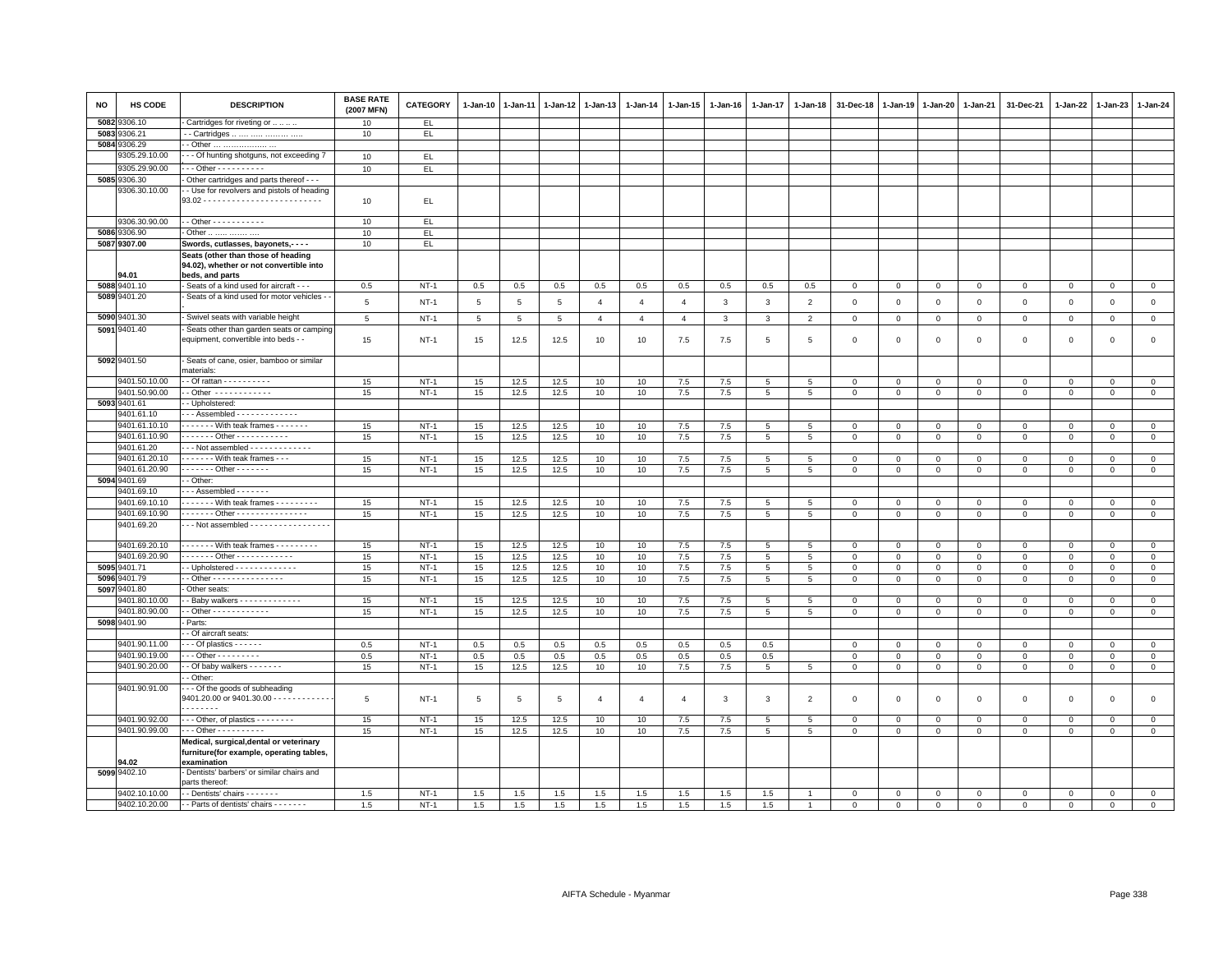| NO | HS CODE | DESCRIPTION | BASE RATE (2007 MFN) | CATEGORY | 1-Jan-10 | 1-Jan-11 | 1-Jan-12 | 1-Jan-13 | 1-Jan-14 | 1-Jan-15 | 1-Jan-16 | 1-Jan-17 | 1-Jan-18 | 31-Dec-18 | 1-Jan-19 | 1-Jan-20 | 1-Jan-21 | 31-Dec-21 | 1-Jan-22 | 1-Jan-23 | 1-Jan-24 |
|---|---|---|---|---|---|---|---|---|---|---|---|---|---|---|---|---|---|---|---|---|---|
| 5082 | 9306.10 | - Cartridges for riveting or .. .. .. .. | 10 | EL | | | | | | | | | | | | | | | | | |
| 5083 | 9306.21 | - - Cartridges .. ..... ..... ......... ..... | 10 | EL | | | | | | | | | | | | | | | | | |
| 5084 | 9306.29 | - - Other ... .................. ... | | | | | | | | | | | | | | | | | | | |
| | 9305.29.10.00 | - - - Of hunting shotguns, not exceeding 7 | 10 | EL | | | | | | | | | | | | | | | | | |
| | 9305.29.90.00 | - - - Other - - - - - - - - - - | 10 | EL | | | | | | | | | | | | | | | | | |
| 5085 | 9306.30 | - Other cartridges and parts thereof - - - | | | | | | | | | | | | | | | | | | | |
| | 9306.30.10.00 | - - Use for revolvers and pistols of heading 93.02 - - - - - - - - - - - - - - - - - - - - - - - - - | 10 | EL | | | | | | | | | | | | | | | | | |
| | 9306.30.90.00 | - - Other - - - - - - - - - - - | 10 | EL | | | | | | | | | | | | | | | | | |
| 5086 | 9306.90 | - Other .. ..... ....... .... | 10 | EL | | | | | | | | | | | | | | | | | |
| 5087 | **9307.00** | **Swords, cutlasses, bayonets,- - - -** | 10 | EL | | | | | | | | | | | | | | | | | |
| | **94.01** | **Seats (other than those of heading 94.02), whether or not convertible into beds, and parts** | | | | | | | | | | | | | | | | | | | |
| 5088 | 9401.10 | - Seats of a kind used for aircraft - - - | 0.5 | NT-1 | 0.5 | 0.5 | 0.5 | 0.5 | 0.5 | 0.5 | 0.5 | 0.5 | 0.5 | 0 | 0 | 0 | 0 | 0 | 0 | 0 | 0 |
| 5089 | 9401.20 | - Seats of a kind used for motor vehicles - - | 5 | NT-1 | 5 | 5 | 5 | 4 | 4 | 4 | 3 | 3 | 2 | 0 | 0 | 0 | 0 | 0 | 0 | 0 | 0 |
| 5090 | 9401.30 | - Swivel seats with variable height | 5 | NT-1 | 5 | 5 | 5 | 4 | 4 | 4 | 3 | 3 | 2 | 0 | 0 | 0 | 0 | 0 | 0 | 0 | 0 |
| 5091 | 9401.40 | - Seats other than garden seats or camping equipment, convertible into beds - - | 15 | NT-1 | 15 | 12.5 | 12.5 | 10 | 10 | 7.5 | 7.5 | 5 | 5 | 0 | 0 | 0 | 0 | 0 | 0 | 0 | 0 |
| 5092 | 9401.50 | - Seats of cane, osier, bamboo or similar materials: | | | | | | | | | | | | | | | | | | | |
| | 9401.50.10.00 | - - Of rattan - - - - - - - - - - | 15 | NT-1 | 15 | 12.5 | 12.5 | 10 | 10 | 7.5 | 7.5 | 5 | 5 | 0 | 0 | 0 | 0 | 0 | 0 | 0 | 0 |
| | 9401.50.90.00 | - - Other - - - - - - - - - - - - | 15 | NT-1 | 15 | 12.5 | 12.5 | 10 | 10 | 7.5 | 7.5 | 5 | 5 | 0 | 0 | 0 | 0 | 0 | 0 | 0 | 0 |
| 5093 | 9401.61 | - - Upholstered: | | | | | | | | | | | | | | | | | | | |
| | 9401.61.10 | - - - Assembled - - - - - - - - - - - - - | | | | | | | | | | | | | | | | | | | |
| | 9401.61.10.10 | - - - - - - - With teak frames - - - - - - - | 15 | NT-1 | 15 | 12.5 | 12.5 | 10 | 10 | 7.5 | 7.5 | 5 | 5 | 0 | 0 | 0 | 0 | 0 | 0 | 0 | 0 |
| | 9401.61.10.90 | - - - - - - - Other - - - - - - - - - - - | 15 | NT-1 | 15 | 12.5 | 12.5 | 10 | 10 | 7.5 | 7.5 | 5 | 5 | 0 | 0 | 0 | 0 | 0 | 0 | 0 | 0 |
| | 9401.61.20 | - - - Not assembled - - - - - - - - - - - - - | | | | | | | | | | | | | | | | | | | |
| | 9401.61.20.10 | - - - - - - - With teak frames - - - | 15 | NT-1 | 15 | 12.5 | 12.5 | 10 | 10 | 7.5 | 7.5 | 5 | 5 | 0 | 0 | 0 | 0 | 0 | 0 | 0 | 0 |
| | 9401.61.20.90 | - - - - - - - Other - - - - - - - | 15 | NT-1 | 15 | 12.5 | 12.5 | 10 | 10 | 7.5 | 7.5 | 5 | 5 | 0 | 0 | 0 | 0 | 0 | 0 | 0 | 0 |
| 5094 | 9401.69 | - - Other: | | | | | | | | | | | | | | | | | | | |
| | 9401.69.10 | - - - Assembled - - - - - - - | | | | | | | | | | | | | | | | | | | |
| | 9401.69.10.10 | - - - - - - - With teak frames - - - - - - - - - | 15 | NT-1 | 15 | 12.5 | 12.5 | 10 | 10 | 7.5 | 7.5 | 5 | 5 | 0 | 0 | 0 | 0 | 0 | 0 | 0 | 0 |
| | 9401.69.10.90 | - - - - - - - Other - - - - - - - - - - - - - - - | 15 | NT-1 | 15 | 12.5 | 12.5 | 10 | 10 | 7.5 | 7.5 | 5 | 5 | 0 | 0 | 0 | 0 | 0 | 0 | 0 | 0 |
| | 9401.69.20 | - - - Not assembled - - - - - - - - - - - - - - - - - - | | | | | | | | | | | | | | | | | | | |
| | 9401.69.20.10 | - - - - - - - With teak frames - - - - - - - - - | 15 | NT-1 | 15 | 12.5 | 12.5 | 10 | 10 | 7.5 | 7.5 | 5 | 5 | 0 | 0 | 0 | 0 | 0 | 0 | 0 | 0 |
| | 9401.69.20.90 | - - - - - - - Other - - - - - - - - - - - - | 15 | NT-1 | 15 | 12.5 | 12.5 | 10 | 10 | 7.5 | 7.5 | 5 | 5 | 0 | 0 | 0 | 0 | 0 | 0 | 0 | 0 |
| 5095 | 9401.71 | - - Upholstered - - - - - - - - - - - - - | 15 | NT-1 | 15 | 12.5 | 12.5 | 10 | 10 | 7.5 | 7.5 | 5 | 5 | 0 | 0 | 0 | 0 | 0 | 0 | 0 | 0 |
| 5096 | 9401.79 | - - Other - - - - - - - - - - - - - - - | 15 | NT-1 | 15 | 12.5 | 12.5 | 10 | 10 | 7.5 | 7.5 | 5 | 5 | 0 | 0 | 0 | 0 | 0 | 0 | 0 | 0 |
| 5097 | 9401.80 | - Other seats: | | | | | | | | | | | | | | | | | | | |
| | 9401.80.10.00 | - - Baby walkers - - - - - - - - - - - - - - | 15 | NT-1 | 15 | 12.5 | 12.5 | 10 | 10 | 7.5 | 7.5 | 5 | 5 | 0 | 0 | 0 | 0 | 0 | 0 | 0 | 0 |
| | 9401.80.90.00 | - - Other - - - - - - - - - - - - | 15 | NT-1 | 15 | 12.5 | 12.5 | 10 | 10 | 7.5 | 7.5 | 5 | 5 | 0 | 0 | 0 | 0 | 0 | 0 | 0 | 0 |
| 5098 | 9401.90 | - Parts: | | | | | | | | | | | | | | | | | | | |
| | | - - Of aircraft seats: | | | | | | | | | | | | | | | | | | | |
| | 9401.90.11.00 | - - - Of plastics - - - - - - | 0.5 | NT-1 | 0.5 | 0.5 | 0.5 | 0.5 | 0.5 | 0.5 | 0.5 | 0.5 | | 0 | 0 | 0 | 0 | 0 | 0 | 0 | 0 |
| | 9401.90.19.00 | - - - Other - - - - - - - - - | 0.5 | NT-1 | 0.5 | 0.5 | 0.5 | 0.5 | 0.5 | 0.5 | 0.5 | 0.5 | | 0 | 0 | 0 | 0 | 0 | 0 | 0 | 0 |
| | 9401.90.20.00 | - - Of baby walkers - - - - - - - | 15 | NT-1 | 15 | 12.5 | 12.5 | 10 | 10 | 7.5 | 7.5 | 5 | 5 | 0 | 0 | 0 | 0 | 0 | 0 | 0 | 0 |
| | | - - Other: | | | | | | | | | | | | | | | | | | | |
| | 9401.90.91.00 | - - - Of the goods of subheading 9401.20.00 or 9401.30.00 - - - - - - - - - - - - - - - - - - - - | 5 | NT-1 | 5 | 5 | 5 | 4 | 4 | 4 | 3 | 3 | 2 | 0 | 0 | 0 | 0 | 0 | 0 | 0 | 0 |
| | 9401.90.92.00 | - - - Other, of plastics - - - - - - - - | 15 | NT-1 | 15 | 12.5 | 12.5 | 10 | 10 | 7.5 | 7.5 | 5 | 5 | 0 | 0 | 0 | 0 | 0 | 0 | 0 | 0 |
| | 9401.90.99.00 | - - - Other - - - - - - - - - - | 15 | NT-1 | 15 | 12.5 | 12.5 | 10 | 10 | 7.5 | 7.5 | 5 | 5 | 0 | 0 | 0 | 0 | 0 | 0 | 0 | 0 |
| | **94.02** | **Medical, surgical,dental or veterinary furniture(for example, operating tables, examination** | | | | | | | | | | | | | | | | | | | |
| 5099 | 9402.10 | - Dentists' barbers' or similar chairs and parts thereof: | | | | | | | | | | | | | | | | | | | |
| | 9402.10.10.00 | - - Dentists' chairs - - - - - - - | 1.5 | NT-1 | 1.5 | 1.5 | 1.5 | 1.5 | 1.5 | 1.5 | 1.5 | 1.5 | 1 | 0 | 0 | 0 | 0 | 0 | 0 | 0 | 0 |
| | 9402.10.20.00 | - - Parts of dentists' chairs - - - - - - - | 1.5 | NT-1 | 1.5 | 1.5 | 1.5 | 1.5 | 1.5 | 1.5 | 1.5 | 1.5 | 1 | 0 | 0 | 0 | 0 | 0 | 0 | 0 | 0 |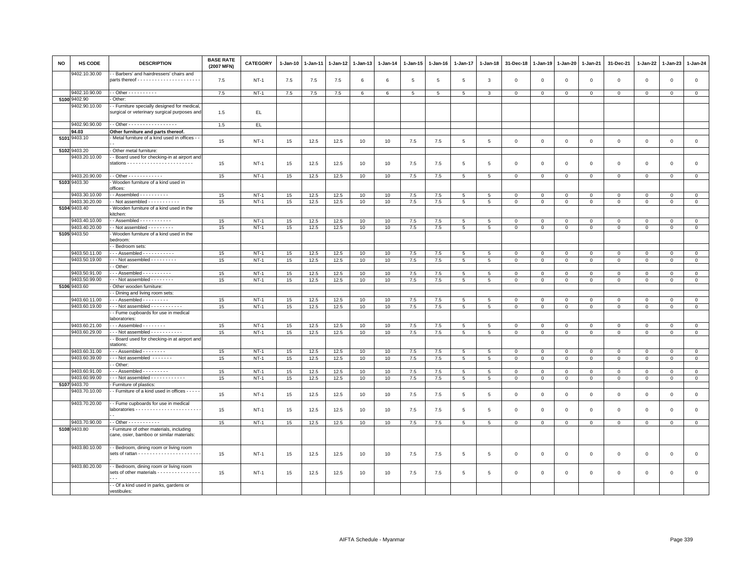| NO | HS CODE | DESCRIPTION | BASE RATE (2007 MFN) | CATEGORY | 1-Jan-10 | 1-Jan-11 | 1-Jan-12 | 1-Jan-13 | 1-Jan-14 | 1-Jan-15 | 1-Jan-16 | 1-Jan-17 | 1-Jan-18 | 31-Dec-18 | 1-Jan-19 | 1-Jan-20 | 1-Jan-21 | 31-Dec-21 | 1-Jan-22 | 1-Jan-23 | 1-Jan-24 |
|---|---|---|---|---|---|---|---|---|---|---|---|---|---|---|---|---|---|---|---|---|---|
| | 9402.10.30.00 | - - Barbers' and hairdressers' chairs and parts thereof - - - - - - - - - - - - - - - - - - - - - - | 7.5 | NT-1 | 7.5 | 7.5 | 7.5 | 6 | 6 | 5 | 5 | 5 | 3 | 0 | 0 | 0 | 0 | 0 | 0 | 0 | 0 |
| | 9402.10.90.00 | - - Other - - - - - - - - - - | 7.5 | NT-1 | 7.5 | 7.5 | 7.5 | 6 | 6 | 5 | 5 | 5 | 3 | 0 | 0 | 0 | 0 | 0 | 0 | 0 | 0 |
| 5100 | 9402.90 | - Other: | | | | | | | | | | | | | | | | | | | |
| | 9402.90.10.00 | - - Furniture specially designed for medical, surgical or veterinary surgical purposes and | 1.5 | EL | | | | | | | | | | | | | | | | | |
| | 9402.90.90.00 | - - Other - - - - - - - - - - - - - - - - - | 1.5 | EL | | | | | | | | | | | | | | | | | |
| | **94.03** | **Other furniture and parts thereof.** | | | | | | | | | | | | | | | | | | | |
| 5101 | 9403.10 | - Metal furniture of a kind used in offices - - - - | 15 | NT-1 | 15 | 12.5 | 12.5 | 10 | 10 | 7.5 | 7.5 | 5 | 5 | 0 | 0 | 0 | 0 | 0 | 0 | 0 | 0 |
| 5102 | 9403.20 | - Other metal furniture: | | | | | | | | | | | | | | | | | | | |
| | 9403.20.10.00 | - - Board used for checking-in at airport and stations - - - - - - - - - - - - - - - - - - - - - - - | 15 | NT-1 | 15 | 12.5 | 12.5 | 10 | 10 | 7.5 | 7.5 | 5 | 5 | 0 | 0 | 0 | 0 | 0 | 0 | 0 | 0 |
| | 9403.20.90.00 | - - Other - - - - - - - - - - - - | 15 | NT-1 | 15 | 12.5 | 12.5 | 10 | 10 | 7.5 | 7.5 | 5 | 5 | 0 | 0 | 0 | 0 | 0 | 0 | 0 | 0 |
| 5103 | 9403.30 | - Wooden furniture of a kind used in offices: | | | | | | | | | | | | | | | | | | | |
| | 9403.30.10.00 | - - Assembled - - - - - - - - - - | 15 | NT-1 | 15 | 12.5 | 12.5 | 10 | 10 | 7.5 | 7.5 | 5 | 5 | 0 | 0 | 0 | 0 | 0 | 0 | 0 | 0 |
| | 9403.30.20.00 | - - Not assembled - - - - - - - - - - - | 15 | NT-1 | 15 | 12.5 | 12.5 | 10 | 10 | 7.5 | 7.5 | 5 | 5 | 0 | 0 | 0 | 0 | 0 | 0 | 0 | 0 |
| 5104 | 9403.40 | - Wooden furniture of a kind used in the kitchen: | | | | | | | | | | | | | | | | | | | |
| | 9403.40.10.00 | - - Assembled - - - - - - - - - - - | 15 | NT-1 | 15 | 12.5 | 12.5 | 10 | 10 | 7.5 | 7.5 | 5 | 5 | 0 | 0 | 0 | 0 | 0 | 0 | 0 | 0 |
| | 9403.40.20.00 | - - Not assembled - - - - - - - - - | 15 | NT-1 | 15 | 12.5 | 12.5 | 10 | 10 | 7.5 | 7.5 | 5 | 5 | 0 | 0 | 0 | 0 | 0 | 0 | 0 | 0 |
| 5105 | 9403.50 | - Wooden furniture of a kind used in the bedroom: | | | | | | | | | | | | | | | | | | | |
| | | - - Bedroom sets: | | | | | | | | | | | | | | | | | | | |
| | 9403.50.11.00 | - - - Assembled - - - - - - - - - - - | 15 | NT-1 | 15 | 12.5 | 12.5 | 10 | 10 | 7.5 | 7.5 | 5 | 5 | 0 | 0 | 0 | 0 | 0 | 0 | 0 | 0 |
| | 9403.50.19.00 | - - - Not assembled - - - - - - - - - | 15 | NT-1 | 15 | 12.5 | 12.5 | 10 | 10 | 7.5 | 7.5 | 5 | 5 | 0 | 0 | 0 | 0 | 0 | 0 | 0 | 0 |
| | | - - Other: | | | | | | | | | | | | | | | | | | | |
| | 9403.50.91.00 | - - - Assembled - - - - - - - - - - | 15 | NT-1 | 15 | 12.5 | 12.5 | 10 | 10 | 7.5 | 7.5 | 5 | 5 | 0 | 0 | 0 | 0 | 0 | 0 | 0 | 0 |
| | 9403.50.99.00 | - - - Not assembled - - - - - - - - | 15 | NT-1 | 15 | 12.5 | 12.5 | 10 | 10 | 7.5 | 7.5 | 5 | 5 | 0 | 0 | 0 | 0 | 0 | 0 | 0 | 0 |
| 5106 | 9403.60 | - Other wooden furniture: | | | | | | | | | | | | | | | | | | | |
| | | - - Dining and living room sets: | | | | | | | | | | | | | | | | | | | |
| | 9403.60.11.00 | - - - Assembled - - - - - - - - - | 15 | NT-1 | 15 | 12.5 | 12.5 | 10 | 10 | 7.5 | 7.5 | 5 | 5 | 0 | 0 | 0 | 0 | 0 | 0 | 0 | 0 |
| | 9403.60.19.00 | - - - Not assembled - - - - - - - - - - - | 15 | NT-1 | 15 | 12.5 | 12.5 | 10 | 10 | 7.5 | 7.5 | 5 | 5 | 0 | 0 | 0 | 0 | 0 | 0 | 0 | 0 |
| | | - - Fume cupboards for use in medical laboratories: | | | | | | | | | | | | | | | | | | | |
| | 9403.60.21.00 | - - - Assembled - - - - - - - - | 15 | NT-1 | 15 | 12.5 | 12.5 | 10 | 10 | 7.5 | 7.5 | 5 | 5 | 0 | 0 | 0 | 0 | 0 | 0 | 0 | 0 |
| | 9403.60.29.00 | - - - Not assembled - - - - - - - - - - - | 15 | NT-1 | 15 | 12.5 | 12.5 | 10 | 10 | 7.5 | 7.5 | 5 | 5 | 0 | 0 | 0 | 0 | 0 | 0 | 0 | 0 |
| | | - - Board used for checking-in at airport and stations: | | | | | | | | | | | | | | | | | | | |
| | 9403.60.31.00 | - - - Assembled - - - - - - - - | 15 | NT-1 | 15 | 12.5 | 12.5 | 10 | 10 | 7.5 | 7.5 | 5 | 5 | 0 | 0 | 0 | 0 | 0 | 0 | 0 | 0 |
| | 9403.60.39.00 | - - - Not assembled - - - - - - - | 15 | NT-1 | 15 | 12.5 | 12.5 | 10 | 10 | 7.5 | 7.5 | 5 | 5 | 0 | 0 | 0 | 0 | 0 | 0 | 0 | 0 |
| | | - - Other: | | | | | | | | | | | | | | | | | | | |
| | 9403.60.91.00 | - - - Assembled - - - - - - - - - | 15 | NT-1 | 15 | 12.5 | 12.5 | 10 | 10 | 7.5 | 7.5 | 5 | 5 | 0 | 0 | 0 | 0 | 0 | 0 | 0 | 0 |
| | 9403.60.99.00 | - - - Not assembled - - - - - - - - - - - - | 15 | NT-1 | 15 | 12.5 | 12.5 | 10 | 10 | 7.5 | 7.5 | 5 | 5 | 0 | 0 | 0 | 0 | 0 | 0 | 0 | 0 |
| 5107 | 9403.70 | - Furniture of plastics: | | | | | | | | | | | | | | | | | | | |
| | 9403.70.10.00 | - - Furniture of a kind used in offices - - - - - | 15 | NT-1 | 15 | 12.5 | 12.5 | 10 | 10 | 7.5 | 7.5 | 5 | 5 | 0 | 0 | 0 | 0 | 0 | 0 | 0 | 0 |
| | 9403.70.20.00 | - - Fume cupboards for use in medical laboratories - - - - - - - - - - - - - - - - - - - - - - - - | 15 | NT-1 | 15 | 12.5 | 12.5 | 10 | 10 | 7.5 | 7.5 | 5 | 5 | 0 | 0 | 0 | 0 | 0 | 0 | 0 | 0 |
| | 9403.70.90.00 | - - Other - - - - - - - - - - - | 15 | NT-1 | 15 | 12.5 | 12.5 | 10 | 10 | 7.5 | 7.5 | 5 | 5 | 0 | 0 | 0 | 0 | 0 | 0 | 0 | 0 |
| 5108 | 9403.80 | - Furniture of other materials, including cane, osier, bamboo or similar materials: | | | | | | | | | | | | | | | | | | | |
| | 9403.80.10.00 | - - Bedroom, dining room or living room sets of rattan - - - - - - - - - - - - - - - - - - - - - - - | 15 | NT-1 | 15 | 12.5 | 12.5 | 10 | 10 | 7.5 | 7.5 | 5 | 5 | 0 | 0 | 0 | 0 | 0 | 0 | 0 | 0 |
| | 9403.80.20.00 | - - Bedroom, dining room or living room sets of other materials - - - - - - - - - - - - - - - - - - | 15 | NT-1 | 15 | 12.5 | 12.5 | 10 | 10 | 7.5 | 7.5 | 5 | 5 | 0 | 0 | 0 | 0 | 0 | 0 | 0 | 0 |
| | | - - Of a kind used in parks, gardens or vestibules: | | | | | | | | | | | | | | | | | | | |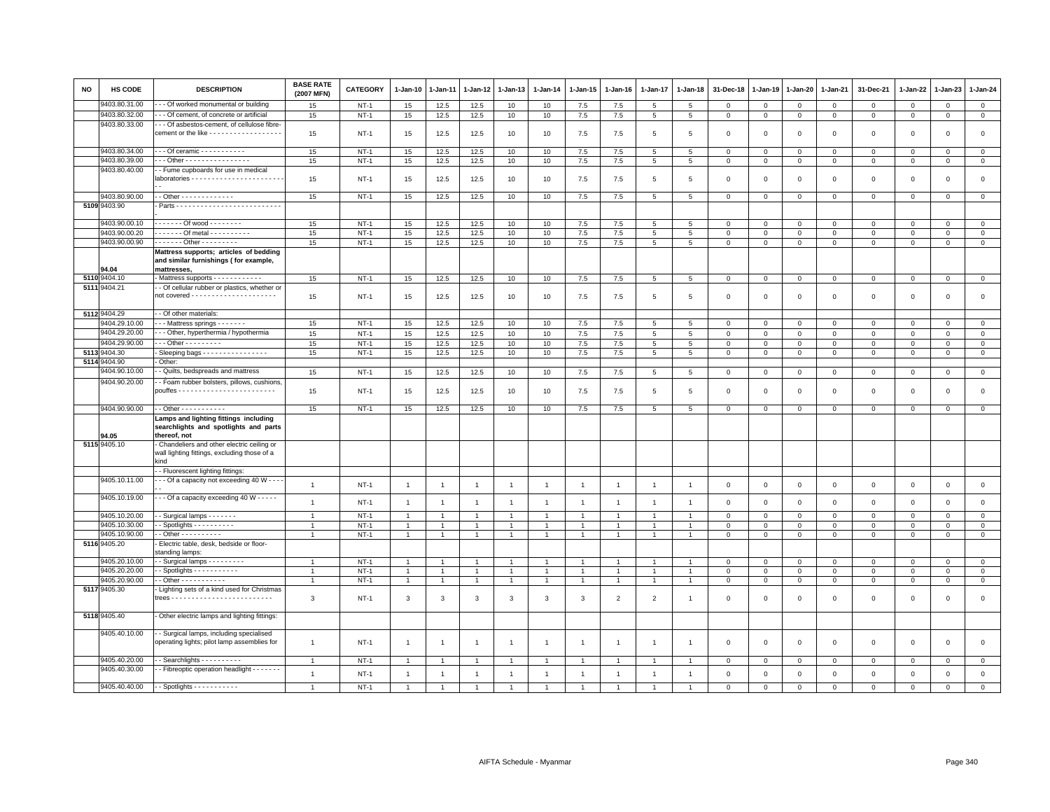| NO | HS CODE | DESCRIPTION | BASE RATE (2007 MFN) | CATEGORY | 1-Jan-10 | 1-Jan-11 | 1-Jan-12 | 1-Jan-13 | 1-Jan-14 | 1-Jan-15 | 1-Jan-16 | 1-Jan-17 | 1-Jan-18 | 31-Dec-18 | 1-Jan-19 | 1-Jan-20 | 1-Jan-21 | 31-Dec-21 | 1-Jan-22 | 1-Jan-23 | 1-Jan-24 |
|---|---|---|---|---|---|---|---|---|---|---|---|---|---|---|---|---|---|---|---|---|---|
| | 9403.80.31.00 | - - - Of worked monumental or building | 15 | NT-1 | 15 | 12.5 | 12.5 | 10 | 10 | 7.5 | 7.5 | 5 | 5 | 0 | 0 | 0 | 0 | 0 | 0 | 0 | 0 |
| | 9403.80.32.00 | - - - Of cement, of concrete or artificial | 15 | NT-1 | 15 | 12.5 | 12.5 | 10 | 10 | 7.5 | 7.5 | 5 | 5 | 0 | 0 | 0 | 0 | 0 | 0 | 0 | 0 |
| | 9403.80.33.00 | - - - Of asbestos-cement, of cellulose fibre-cement or the like - - - - - - - - - - - - - - - - - - | 15 | NT-1 | 15 | 12.5 | 12.5 | 10 | 10 | 7.5 | 7.5 | 5 | 5 | 0 | 0 | 0 | 0 | 0 | 0 | 0 | 0 |
| | 9403.80.34.00 | - - - Of ceramic - - - - - - - - - - - | 15 | NT-1 | 15 | 12.5 | 12.5 | 10 | 10 | 7.5 | 7.5 | 5 | 5 | 0 | 0 | 0 | 0 | 0 | 0 | 0 | 0 |
| | 9403.80.39.00 | - - - Other - - - - - - - - - - - - - - - - | 15 | NT-1 | 15 | 12.5 | 12.5 | 10 | 10 | 7.5 | 7.5 | 5 | 5 | 0 | 0 | 0 | 0 | 0 | 0 | 0 | 0 |
| | 9403.80.40.00 | - - Fume cupboards for use in medical laboratories - - - - - - - - - - - - - - - - - - - - - - - - | 15 | NT-1 | 15 | 12.5 | 12.5 | 10 | 10 | 7.5 | 7.5 | 5 | 5 | 0 | 0 | 0 | 0 | 0 | 0 | 0 | 0 |
| | 9403.80.90.00 | - - Other - - - - - - - - - - - - - | 15 | NT-1 | 15 | 12.5 | 12.5 | 10 | 10 | 7.5 | 7.5 | 5 | 5 | 0 | 0 | 0 | 0 | 0 | 0 | 0 | 0 |
| 5109 | 9403.90 | - Parts - - - - - - - - - - - - - - - - - - - - - - - - - - - | | | | | | | | | | | | | | | | | | | |
| | 9403.90.00.10 | - - - - - - - Of wood - - - - - - - - | 15 | NT-1 | 15 | 12.5 | 12.5 | 10 | 10 | 7.5 | 7.5 | 5 | 5 | 0 | 0 | 0 | 0 | 0 | 0 | 0 | 0 |
| | 9403.90.00.20 | - - - - - - - Of metal - - - - - - - - - - | 15 | NT-1 | 15 | 12.5 | 12.5 | 10 | 10 | 7.5 | 7.5 | 5 | 5 | 0 | 0 | 0 | 0 | 0 | 0 | 0 | 0 |
| | 9403.90.00.90 | - - - - - - - Other - - - - - - - - - | 15 | NT-1 | 15 | 12.5 | 12.5 | 10 | 10 | 7.5 | 7.5 | 5 | 5 | 0 | 0 | 0 | 0 | 0 | 0 | 0 | 0 |
| | 94.04 | **Mattress supports; articles of bedding and similar furnishings ( for example, mattresses,** | | | | | | | | | | | | | | | | | | | |
| 5110 | 9404.10 | - Mattress supports - - - - - - - - - - - - | 15 | NT-1 | 15 | 12.5 | 12.5 | 10 | 10 | 7.5 | 7.5 | 5 | 5 | 0 | 0 | 0 | 0 | 0 | 0 | 0 | 0 |
| 5111 | 9404.21 | - - Of cellular rubber or plastics, whether or not covered - - - - - - - - - - - - - - - - - - - - - | 15 | NT-1 | 15 | 12.5 | 12.5 | 10 | 10 | 7.5 | 7.5 | 5 | 5 | 0 | 0 | 0 | 0 | 0 | 0 | 0 | 0 |
| 5112 | 9404.29 | - - Of other materials: | | | | | | | | | | | | | | | | | | | |
| | 9404.29.10.00 | - - - Mattress springs - - - - - - - | 15 | NT-1 | 15 | 12.5 | 12.5 | 10 | 10 | 7.5 | 7.5 | 5 | 5 | 0 | 0 | 0 | 0 | 0 | 0 | 0 | 0 |
| | 9404.29.20.00 | - - - Other, hyperthermia / hypothermia | 15 | NT-1 | 15 | 12.5 | 12.5 | 10 | 10 | 7.5 | 7.5 | 5 | 5 | 0 | 0 | 0 | 0 | 0 | 0 | 0 | 0 |
| | 9404.29.90.00 | - - - Other - - - - - - - - - | 15 | NT-1 | 15 | 12.5 | 12.5 | 10 | 10 | 7.5 | 7.5 | 5 | 5 | 0 | 0 | 0 | 0 | 0 | 0 | 0 | 0 |
| 5113 | 9404.30 | - Sleeping bags - - - - - - - - - - - - - - - - | 15 | NT-1 | 15 | 12.5 | 12.5 | 10 | 10 | 7.5 | 7.5 | 5 | 5 | 0 | 0 | 0 | 0 | 0 | 0 | 0 | 0 |
| 5114 | 9404.90 | - Other: | | | | | | | | | | | | | | | | | | | |
| | 9404.90.10.00 | - - Quilts, bedspreads and mattress | 15 | NT-1 | 15 | 12.5 | 12.5 | 10 | 10 | 7.5 | 7.5 | 5 | 5 | 0 | 0 | 0 | 0 | 0 | 0 | 0 | 0 |
| | 9404.90.20.00 | - - Foam rubber bolsters, pillows, cushions, pouffes - - - - - - - - - - - - - - - - - - - - - - - - | 15 | NT-1 | 15 | 12.5 | 12.5 | 10 | 10 | 7.5 | 7.5 | 5 | 5 | 0 | 0 | 0 | 0 | 0 | 0 | 0 | 0 |
| | 9404.90.90.00 | - - Other - - - - - - - - - - - | 15 | NT-1 | 15 | 12.5 | 12.5 | 10 | 10 | 7.5 | 7.5 | 5 | 5 | 0 | 0 | 0 | 0 | 0 | 0 | 0 | 0 |
| | 94.05 | **Lamps and lighting fittings including searchlights and spotlights and parts thereof, not** | | | | | | | | | | | | | | | | | | | |
| 5115 | 9405.10 | - Chandeliers and other electric ceiling or wall lighting fittings, excluding those of a kind | | | | | | | | | | | | | | | | | | | |
| | | - - Fluorescent lighting fittings: | | | | | | | | | | | | | | | | | | | |
| | 9405.10.11.00 | - - - Of a capacity not exceeding 40 W - - - - - | 1 | NT-1 | 1 | 1 | 1 | 1 | 1 | 1 | 1 | 1 | 1 | 0 | 0 | 0 | 0 | 0 | 0 | 0 | 0 |
| | 9405.10.19.00 | - - - Of a capacity exceeding 40 W - - - - - | 1 | NT-1 | 1 | 1 | 1 | 1 | 1 | 1 | 1 | 1 | 1 | 0 | 0 | 0 | 0 | 0 | 0 | 0 | 0 |
| | 9405.10.20.00 | - - Surgical lamps - - - - - - - | 1 | NT-1 | 1 | 1 | 1 | 1 | 1 | 1 | 1 | 1 | 1 | 0 | 0 | 0 | 0 | 0 | 0 | 0 | 0 |
| | 9405.10.30.00 | - - Spotlights - - - - - - - - - - | 1 | NT-1 | 1 | 1 | 1 | 1 | 1 | 1 | 1 | 1 | 1 | 0 | 0 | 0 | 0 | 0 | 0 | 0 | 0 |
| | 9405.10.90.00 | - - Other - - - - - - - - - - | 1 | NT-1 | 1 | 1 | 1 | 1 | 1 | 1 | 1 | 1 | 1 | 0 | 0 | 0 | 0 | 0 | 0 | 0 | 0 |
| 5116 | 9405.20 | - Electric table, desk, bedside or floor-standing lamps: | | | | | | | | | | | | | | | | | | | |
| | 9405.20.10.00 | - - Surgical lamps - - - - - - - - - | 1 | NT-1 | 1 | 1 | 1 | 1 | 1 | 1 | 1 | 1 | 1 | 0 | 0 | 0 | 0 | 0 | 0 | 0 | 0 |
| | 9405.20.20.00 | - - Spotlights - - - - - - - - - - - | 1 | NT-1 | 1 | 1 | 1 | 1 | 1 | 1 | 1 | 1 | 1 | 0 | 0 | 0 | 0 | 0 | 0 | 0 | 0 |
| | 9405.20.90.00 | - - Other - - - - - - - - - - - | 1 | NT-1 | 1 | 1 | 1 | 1 | 1 | 1 | 1 | 1 | 1 | 0 | 0 | 0 | 0 | 0 | 0 | 0 | 0 |
| 5117 | 9405.30 | - Lighting sets of a kind used for Christmas trees - - - - - - - - - - - - - - - - - - - - - - - - - | 3 | NT-1 | 3 | 3 | 3 | 3 | 3 | 3 | 2 | 2 | 1 | 0 | 0 | 0 | 0 | 0 | 0 | 0 | 0 |
| 5118 | 9405.40 | - Other electric lamps and lighting fittings: | | | | | | | | | | | | | | | | | | | |
| | 9405.40.10.00 | - - Surgical lamps, including specialised operating lights; pilot lamp assemblies for | 1 | NT-1 | 1 | 1 | 1 | 1 | 1 | 1 | 1 | 1 | 1 | 0 | 0 | 0 | 0 | 0 | 0 | 0 | 0 |
| | 9405.40.20.00 | - - Searchlights - - - - - - - - - - | 1 | NT-1 | 1 | 1 | 1 | 1 | 1 | 1 | 1 | 1 | 1 | 0 | 0 | 0 | 0 | 0 | 0 | 0 | 0 |
| | 9405.40.30.00 | - - Fibreoptic operation headlight - - - - - - - | 1 | NT-1 | 1 | 1 | 1 | 1 | 1 | 1 | 1 | 1 | 1 | 0 | 0 | 0 | 0 | 0 | 0 | 0 | 0 |
| | 9405.40.40.00 | - - Spotlights - - - - - - - - - - - | 1 | NT-1 | 1 | 1 | 1 | 1 | 1 | 1 | 1 | 1 | 1 | 0 | 0 | 0 | 0 | 0 | 0 | 0 | 0 |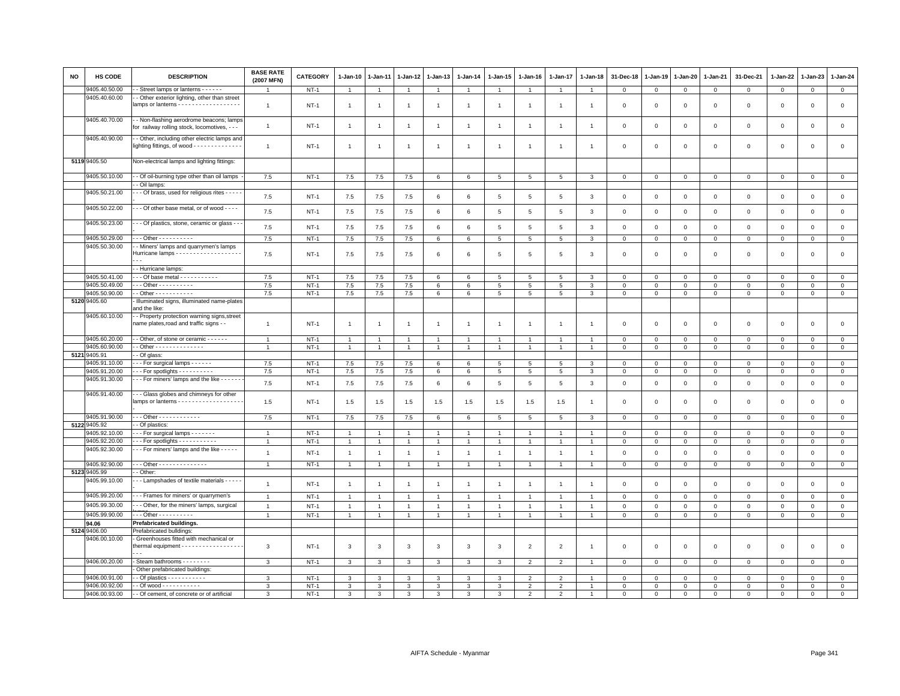| NO | HS CODE | DESCRIPTION | BASE RATE (2007 MFN) | CATEGORY | 1-Jan-10 | 1-Jan-11 | 1-Jan-12 | 1-Jan-13 | 1-Jan-14 | 1-Jan-15 | 1-Jan-16 | 1-Jan-17 | 1-Jan-18 | 31-Dec-18 | 1-Jan-19 | 1-Jan-20 | 1-Jan-21 | 31-Dec-21 | 1-Jan-22 | 1-Jan-23 | 1-Jan-24 |
|---|---|---|---|---|---|---|---|---|---|---|---|---|---|---|---|---|---|---|---|---|---|
| | 9405.40.50.00 | - - Street lamps or lanterns - - - - - - | 1 | NT-1 | 1 | 1 | 1 | 1 | 1 | 1 | 1 | 1 | 1 | 0 | 0 | 0 | 0 | 0 | 0 | 0 | 0 |
| | 9405.40.60.00 | - - Other exterior lighting, other than street lamps or lanterns - - - - - - - - - - - - - - - - - - | 1 | NT-1 | 1 | 1 | 1 | 1 | 1 | 1 | 1 | 1 | 1 | 0 | 0 | 0 | 0 | 0 | 0 | 0 | 0 |
| | 9405.40.70.00 | - - Non-flashing aerodrome beacons; lamps for railway rolling stock, locomotives, - - - | 1 | NT-1 | 1 | 1 | 1 | 1 | 1 | 1 | 1 | 1 | 1 | 0 | 0 | 0 | 0 | 0 | 0 | 0 | 0 |
| | 9405.40.90.00 | - - Other, including other electric lamps and lighting fittings, of wood - - - - - - - - - - - - - - | 1 | NT-1 | 1 | 1 | 1 | 1 | 1 | 1 | 1 | 1 | 1 | 0 | 0 | 0 | 0 | 0 | 0 | 0 | 0 |
| 5119 | 9405.50 | Non-electrical lamps and lighting fittings: | | | | | | | | | | | | | | | | | | | |
| | 9405.50.10.00 | - - Of oil-burning type other than oil lamps - | 7.5 | NT-1 | 7.5 | 7.5 | 7.5 | 6 | 6 | 5 | 5 | 5 | 3 | 0 | 0 | 0 | 0 | 0 | 0 | 0 | 0 |
| | | - - Oil lamps: | | | | | | | | | | | | | | | | | | | |
| | 9405.50.21.00 | - - - Of brass, used for religious rites - - - - - | 7.5 | NT-1 | 7.5 | 7.5 | 7.5 | 6 | 6 | 5 | 5 | 5 | 3 | 0 | 0 | 0 | 0 | 0 | 0 | 0 | 0 |
| | 9405.50.22.00 | - - - Of other base metal, or of wood - - - - | 7.5 | NT-1 | 7.5 | 7.5 | 7.5 | 6 | 6 | 5 | 5 | 5 | 3 | 0 | 0 | 0 | 0 | 0 | 0 | 0 | 0 |
| | 9405.50.23.00 | - - - Of plastics, stone, ceramic or glass - - - | 7.5 | NT-1 | 7.5 | 7.5 | 7.5 | 6 | 6 | 5 | 5 | 5 | 3 | 0 | 0 | 0 | 0 | 0 | 0 | 0 | 0 |
| | 9405.50.29.00 | - - - Other - - - - - - - - - - | 7.5 | NT-1 | 7.5 | 7.5 | 7.5 | 6 | 6 | 5 | 5 | 5 | 3 | 0 | 0 | 0 | 0 | 0 | 0 | 0 | 0 |
| | 9405.50.30.00 | - - Miners' lamps and quarrymen's lamps Hurricane lamps - - - - - - - - - - - - - - - - - - - - - | 7.5 | NT-1 | 7.5 | 7.5 | 7.5 | 6 | 6 | 5 | 5 | 5 | 3 | 0 | 0 | 0 | 0 | 0 | 0 | 0 | 0 |
| | | - - Hurricane lamps: | | | | | | | | | | | | | | | | | | | |
| | 9405.50.41.00 | - - - Of base metal - - - - - - - - - - - | 7.5 | NT-1 | 7.5 | 7.5 | 7.5 | 6 | 6 | 5 | 5 | 5 | 3 | 0 | 0 | 0 | 0 | 0 | 0 | 0 | 0 |
| | 9405.50.49.00 | - - - Other - - - - - - - - - - | 7.5 | NT-1 | 7.5 | 7.5 | 7.5 | 6 | 6 | 5 | 5 | 5 | 3 | 0 | 0 | 0 | 0 | 0 | 0 | 0 | 0 |
| | 9405.50.90.00 | - - Other - - - - - - - - - - | 7.5 | NT-1 | 7.5 | 7.5 | 7.5 | 6 | 6 | 5 | 5 | 5 | 3 | 0 | 0 | 0 | 0 | 0 | 0 | 0 | 0 |
| 5120 | 9405.60 | - Illuminated signs, illuminated name-plates and the like: | | | | | | | | | | | | | | | | | | | |
| | 9405.60.10.00 | - - Property protection warning signs,street name plates,road and traffic signs - - | 1 | NT-1 | 1 | 1 | 1 | 1 | 1 | 1 | 1 | 1 | 1 | 0 | 0 | 0 | 0 | 0 | 0 | 0 | 0 |
| | 9405.60.20.00 | - - Other, of stone or ceramic - - - - - - | 1 | NT-1 | 1 | 1 | 1 | 1 | 1 | 1 | 1 | 1 | 1 | 0 | 0 | 0 | 0 | 0 | 0 | 0 | 0 |
| | 9405.60.90.00 | - - Other - - - - - - - - - - - - - - | 1 | NT-1 | 1 | 1 | 1 | 1 | 1 | 1 | 1 | 1 | 1 | 0 | 0 | 0 | 0 | 0 | 0 | 0 | 0 |
| 5121 | 9405.91 | - - Of glass: | | | | | | | | | | | | | | | | | | | |
| | 9405.91.10.00 | - - - For surgical lamps - - - - - - | 7.5 | NT-1 | 7.5 | 7.5 | 7.5 | 6 | 6 | 5 | 5 | 5 | 3 | 0 | 0 | 0 | 0 | 0 | 0 | 0 | 0 |
| | 9405.91.20.00 | - - - For spotlights - - - - - - - - - - | 7.5 | NT-1 | 7.5 | 7.5 | 7.5 | 6 | 6 | 5 | 5 | 5 | 3 | 0 | 0 | 0 | 0 | 0 | 0 | 0 | 0 |
| | 9405.91.30.00 | - - - For miners' lamps and the like - - - - - - | 7.5 | NT-1 | 7.5 | 7.5 | 7.5 | 6 | 6 | 5 | 5 | 5 | 3 | 0 | 0 | 0 | 0 | 0 | 0 | 0 | 0 |
| | 9405.91.40.00 | - - - Glass globes and chimneys for other lamps or lanterns - - - - - - - - - - - - - - - - - - - - | 1.5 | NT-1 | 1.5 | 1.5 | 1.5 | 1.5 | 1.5 | 1.5 | 1.5 | 1.5 | 1 | 0 | 0 | 0 | 0 | 0 | 0 | 0 | 0 |
| | 9405.91.90.00 | - - - Other - - - - - - - - - - - - | 7.5 | NT-1 | 7.5 | 7.5 | 7.5 | 6 | 6 | 5 | 5 | 5 | 3 | 0 | 0 | 0 | 0 | 0 | 0 | 0 | 0 |
| 5122 | 9405.92 | - - Of plastics: | | | | | | | | | | | | | | | | | | | |
| | 9405.92.10.00 | - - - For surgical lamps - - - - - - - | 1 | NT-1 | 1 | 1 | 1 | 1 | 1 | 1 | 1 | 1 | 1 | 0 | 0 | 0 | 0 | 0 | 0 | 0 | 0 |
| | 9405.92.20.00 | - - - For spotlights - - - - - - - - - - - | 1 | NT-1 | 1 | 1 | 1 | 1 | 1 | 1 | 1 | 1 | 1 | 0 | 0 | 0 | 0 | 0 | 0 | 0 | 0 |
| | 9405.92.30.00 | - - - For miners' lamps and the like - - - - - | 1 | NT-1 | 1 | 1 | 1 | 1 | 1 | 1 | 1 | 1 | 1 | 0 | 0 | 0 | 0 | 0 | 0 | 0 | 0 |
| | 9405.92.90.00 | - - - Other - - - - - - - - - - - - - - | 1 | NT-1 | 1 | 1 | 1 | 1 | 1 | 1 | 1 | 1 | 1 | 0 | 0 | 0 | 0 | 0 | 0 | 0 | 0 |
| 5123 | 9405.99 | - - Other: | | | | | | | | | | | | | | | | | | | |
| | 9405.99.10.00 | - - - Lampshades of textile materials - - - - - | 1 | NT-1 | 1 | 1 | 1 | 1 | 1 | 1 | 1 | 1 | 1 | 0 | 0 | 0 | 0 | 0 | 0 | 0 | 0 |
| | 9405.99.20.00 | - - - Frames for miners' or quarrymen's | 1 | NT-1 | 1 | 1 | 1 | 1 | 1 | 1 | 1 | 1 | 1 | 0 | 0 | 0 | 0 | 0 | 0 | 0 | 0 |
| | 9405.99.30.00 | - - - Other, for the miners' lamps, surgical lamps | 1 | NT-1 | 1 | 1 | 1 | 1 | 1 | 1 | 1 | 1 | 1 | 0 | 0 | 0 | 0 | 0 | 0 | 0 | 0 |
| | 9405.99.90.00 | - - - Other - - - - - - - - - - | 1 | NT-1 | 1 | 1 | 1 | 1 | 1 | 1 | 1 | 1 | 1 | 0 | 0 | 0 | 0 | 0 | 0 | 0 | 0 |
| | **94.06** | **Prefabricated buildings.** | | | | | | | | | | | | | | | | | | | |
| 5124 | 9406.00 | Prefabricated buildings: | | | | | | | | | | | | | | | | | | | |
| | 9406.00.10.00 | - Greenhouses fitted with mechanical or thermal equipment - - - - - - - - - - - - - - - - - - - - - | 3 | NT-1 | 3 | 3 | 3 | 3 | 3 | 3 | 2 | 2 | 1 | 0 | 0 | 0 | 0 | 0 | 0 | 0 | 0 |
| | 9406.00.20.00 | - Steam bathrooms - - - - - - - - | 3 | NT-1 | 3 | 3 | 3 | 3 | 3 | 3 | 2 | 2 | 1 | 0 | 0 | 0 | 0 | 0 | 0 | 0 | 0 |
| | | - Other prefabricated buildings: | | | | | | | | | | | | | | | | | | | |
| | 9406.00.91.00 | - - Of plastics - - - - - - - - - - - | 3 | NT-1 | 3 | 3 | 3 | 3 | 3 | 3 | 2 | 2 | 1 | 0 | 0 | 0 | 0 | 0 | 0 | 0 | 0 |
| | 9406.00.92.00 | - - Of wood - - - - - - - - - - - | 3 | NT-1 | 3 | 3 | 3 | 3 | 3 | 3 | 2 | 2 | 1 | 0 | 0 | 0 | 0 | 0 | 0 | 0 | 0 |
| | 9406.00.93.00 | - - Of cement, of concrete or of artificial | 3 | NT-1 | 3 | 3 | 3 | 3 | 3 | 3 | 2 | 2 | 1 | 0 | 0 | 0 | 0 | 0 | 0 | 0 | 0 |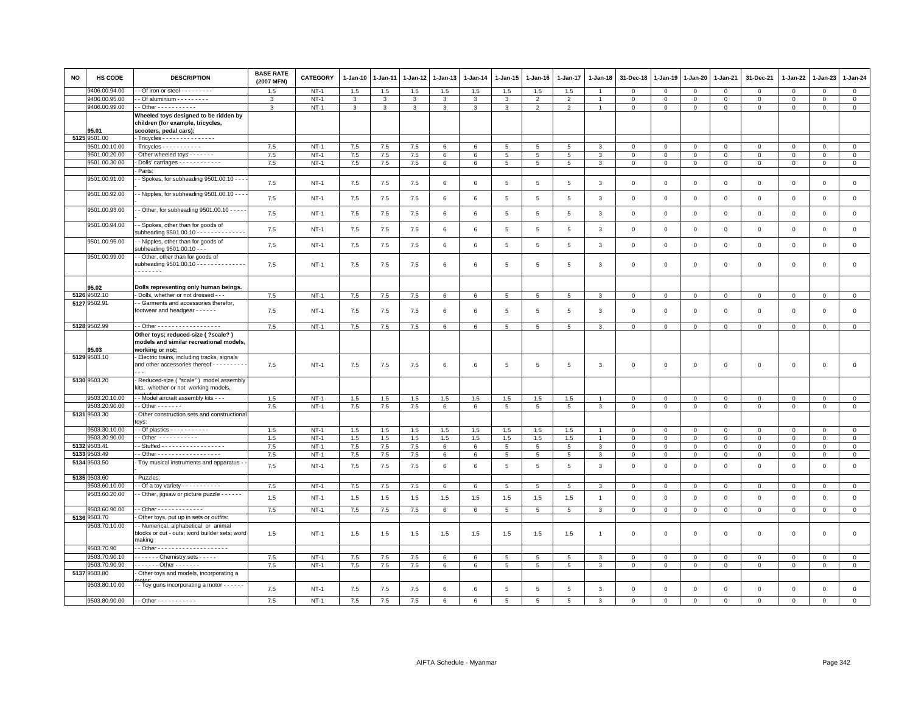| NO | HS CODE | DESCRIPTION | BASE RATE (2007 MFN) | CATEGORY | 1-Jan-10 | 1-Jan-11 | 1-Jan-12 | 1-Jan-13 | 1-Jan-14 | 1-Jan-15 | 1-Jan-16 | 1-Jan-17 | 1-Jan-18 | 31-Dec-18 | 1-Jan-19 | 1-Jan-20 | 1-Jan-21 | 31-Dec-21 | 1-Jan-22 | 1-Jan-23 | 1-Jan-24 |
|---|---|---|---|---|---|---|---|---|---|---|---|---|---|---|---|---|---|---|---|---|---|
| | 9406.00.94.00 | - - Of iron or steel - - - - - - - - - | 1.5 | NT-1 | 1.5 | 1.5 | 1.5 | 1.5 | 1.5 | 1.5 | 1.5 | 1.5 | 1 | 0 | 0 | 0 | 0 | 0 | 0 | 0 | 0 |
| | 9406.00.95.00 | - - Of aluminium - - - - - - - - - | 3 | NT-1 | 3 | 3 | 3 | 3 | 3 | 3 | 2 | 2 | 1 | 0 | 0 | 0 | 0 | 0 | 0 | 0 | 0 |
| | 9406.00.99.00 | - - Other - - - - - - - - - - - | 3 | NT-1 | 3 | 3 | 3 | 3 | 3 | 3 | 2 | 2 | 1 | 0 | 0 | 0 | 0 | 0 | 0 | 0 | 0 |
| | 95.01 | **Wheeled toys designed to be ridden by children (for example, tricycles, scooters, pedal cars);** | | | | | | | | | | | | | | | | | | | |
| 5125 | 9501.00 | - Tricycles - - - - - - - - - - - - - - - - | | | | | | | | | | | | | | | | | | | |
| | 9501.00.10.00 | - Tricycles - - - - - - - - - - - - | 7.5 | NT-1 | 7.5 | 7.5 | 7.5 | 6 | 6 | 5 | 5 | 5 | 3 | 0 | 0 | 0 | 0 | 0 | 0 | 0 | 0 |
| | 9501.00.20.00 | - Other wheeled toys - - - - - - - | 7.5 | NT-1 | 7.5 | 7.5 | 7.5 | 6 | 6 | 5 | 5 | 5 | 3 | 0 | 0 | 0 | 0 | 0 | 0 | 0 | 0 |
| | 9501.00.30.00 | - Dolls' carriages - - - - - - - - - - - - - | 7.5 | NT-1 | 7.5 | 7.5 | 7.5 | 6 | 6 | 5 | 5 | 5 | 3 | 0 | 0 | 0 | 0 | 0 | 0 | 0 | 0 |
| | | - Parts: | | | | | | | | | | | | | | | | | | | |
| | 9501.00.91.00 | - - Spokes, for subheading 9501.00.10 - - - - | 7.5 | NT-1 | 7.5 | 7.5 | 7.5 | 6 | 6 | 5 | 5 | 5 | 3 | 0 | 0 | 0 | 0 | 0 | 0 | 0 | 0 |
| | 9501.00.92.00 | - - Nipples, for subheading 9501.00.10 - - - - | 7.5 | NT-1 | 7.5 | 7.5 | 7.5 | 6 | 6 | 5 | 5 | 5 | 3 | 0 | 0 | 0 | 0 | 0 | 0 | 0 | 0 |
| | 9501.00.93.00 | - - Other, for subheading 9501.00.10 - - - - - | 7.5 | NT-1 | 7.5 | 7.5 | 7.5 | 6 | 6 | 5 | 5 | 5 | 3 | 0 | 0 | 0 | 0 | 0 | 0 | 0 | 0 |
| | 9501.00.94.00 | - - Spokes, other than for goods of subheading 9501.00.10 - - - - - - - - - - - - - - - | 7.5 | NT-1 | 7.5 | 7.5 | 7.5 | 6 | 6 | 5 | 5 | 5 | 3 | 0 | 0 | 0 | 0 | 0 | 0 | 0 | 0 |
| | 9501.00.95.00 | - - Nipples, other than for goods of subheading 9501.00.10 - - - | 7.5 | NT-1 | 7.5 | 7.5 | 7.5 | 6 | 6 | 5 | 5 | 5 | 3 | 0 | 0 | 0 | 0 | 0 | 0 | 0 | 0 |
| | 9501.00.99.00 | - - Other, other than for goods of subheading 9501.00.10 - - - - - - - - - - - - - - - - - - - - - - | 7.5 | NT-1 | 7.5 | 7.5 | 7.5 | 6 | 6 | 5 | 5 | 5 | 3 | 0 | 0 | 0 | 0 | 0 | 0 | 0 | 0 |
| | 95.02 | **Dolls representing only human beings.** | | | | | | | | | | | | | | | | | | | |
| 5126 | 9502.10 | - Dolls, whether or not dressed - - - | 7.5 | NT-1 | 7.5 | 7.5 | 7.5 | 6 | 6 | 5 | 5 | 5 | 3 | 0 | 0 | 0 | 0 | 0 | 0 | 0 | 0 |
| 5127 | 9502.91 | - - Garments and accessories therefor, footwear and headgear - - - - - - | 7.5 | NT-1 | 7.5 | 7.5 | 7.5 | 6 | 6 | 5 | 5 | 5 | 3 | 0 | 0 | 0 | 0 | 0 | 0 | 0 | 0 |
| 5128 | 9502.99 | - - Other - - - - - - - - - - - - - - - - - - | 7.5 | NT-1 | 7.5 | 7.5 | 7.5 | 6 | 6 | 5 | 5 | 5 | 3 | 0 | 0 | 0 | 0 | 0 | 0 | 0 | 0 |
| | 95.03 | **Other toys; reduced-size ( ?scale? ) models and similar recreational models, working or not;** | | | | | | | | | | | | | | | | | | | |
| 5129 | 9503.10 | - Electric trains, including tracks, signals and other accessories thereof - - - - - - - - - - - - | 7.5 | NT-1 | 7.5 | 7.5 | 7.5 | 6 | 6 | 5 | 5 | 5 | 3 | 0 | 0 | 0 | 0 | 0 | 0 | 0 | 0 |
| 5130 | 9503.20 | - Reduced-size ( "scale" ) model assembly kits, whether or not working models, | | | | | | | | | | | | | | | | | | | |
| | 9503.20.10.00 | - - Model aircraft assembly kits - - - | 1.5 | NT-1 | 1.5 | 1.5 | 1.5 | 1.5 | 1.5 | 1.5 | 1.5 | 1.5 | 1 | 0 | 0 | 0 | 0 | 0 | 0 | 0 | 0 |
| | 9503.20.90.00 | - - Other - - - - - - - | 7.5 | NT-1 | 7.5 | 7.5 | 7.5 | 6 | 6 | 5 | 5 | 5 | 3 | 0 | 0 | 0 | 0 | 0 | 0 | 0 | 0 |
| 5131 | 9503.30 | - Other construction sets and constructional toys: | | | | | | | | | | | | | | | | | | | |
| | 9503.30.10.00 | - - Of plastics - - - - - - - - - - - | 1.5 | NT-1 | 1.5 | 1.5 | 1.5 | 1.5 | 1.5 | 1.5 | 1.5 | 1.5 | 1 | 0 | 0 | 0 | 0 | 0 | 0 | 0 | 0 |
| | 9503.30.90.00 | - - Other - - - - - - - - - - - | 1.5 | NT-1 | 1.5 | 1.5 | 1.5 | 1.5 | 1.5 | 1.5 | 1.5 | 1.5 | 1 | 0 | 0 | 0 | 0 | 0 | 0 | 0 | 0 |
| 5132 | 9503.41 | - - Stuffed - - - - - - - - - - - - - - - - - - | 7.5 | NT-1 | 7.5 | 7.5 | 7.5 | 6 | 6 | 5 | 5 | 5 | 3 | 0 | 0 | 0 | 0 | 0 | 0 | 0 | 0 |
| 5133 | 9503.49 | - - Other - - - - - - - - - - - - - - - - - - | 7.5 | NT-1 | 7.5 | 7.5 | 7.5 | 6 | 6 | 5 | 5 | 5 | 3 | 0 | 0 | 0 | 0 | 0 | 0 | 0 | 0 |
| 5134 | 9503.50 | - Toy musical instruments and apparatus - - | 7.5 | NT-1 | 7.5 | 7.5 | 7.5 | 6 | 6 | 5 | 5 | 5 | 3 | 0 | 0 | 0 | 0 | 0 | 0 | 0 | 0 |
| 5135 | 9503.60 | - Puzzles: | | | | | | | | | | | | | | | | | | | |
| | 9503.60.10.00 | - - Of a toy variety - - - - - - - - - - - | 7.5 | NT-1 | 7.5 | 7.5 | 7.5 | 6 | 6 | 5 | 5 | 5 | 3 | 0 | 0 | 0 | 0 | 0 | 0 | 0 | 0 |
| | 9503.60.20.00 | - - Other, jigsaw or picture puzzle - - - - - - | 1.5 | NT-1 | 1.5 | 1.5 | 1.5 | 1.5 | 1.5 | 1.5 | 1.5 | 1.5 | 1 | 0 | 0 | 0 | 0 | 0 | 0 | 0 | 0 |
| | 9503.60.90.00 | - - Other - - - - - - - - - - - - - | 7.5 | NT-1 | 7.5 | 7.5 | 7.5 | 6 | 6 | 5 | 5 | 5 | 3 | 0 | 0 | 0 | 0 | 0 | 0 | 0 | 0 |
| 5136 | 9503.70 | - Other toys, put up in sets or outfits: | | | | | | | | | | | | | | | | | | | |
| | 9503.70.10.00 | - - Numerical, alphabetical or animal blocks or cut - outs; word builder sets; word making | 1.5 | NT-1 | 1.5 | 1.5 | 1.5 | 1.5 | 1.5 | 1.5 | 1.5 | 1.5 | 1 | 0 | 0 | 0 | 0 | 0 | 0 | 0 | 0 |
| | 9503.70.90 | - - Other - - - - - - - - - - - - - - - - - - - - | | | | | | | | | | | | | | | | | | | |
| | 9503.70.90.10 | - - - - - - - Chemistry sets - - - - - | 7.5 | NT-1 | 7.5 | 7.5 | 7.5 | 6 | 6 | 5 | 5 | 5 | 3 | 0 | 0 | 0 | 0 | 0 | 0 | 0 | 0 |
| | 9503.70.90.90 | - - - - - - - Other - - - - - - - | 7.5 | NT-1 | 7.5 | 7.5 | 7.5 | 6 | 6 | 5 | 5 | 5 | 3 | 0 | 0 | 0 | 0 | 0 | 0 | 0 | 0 |
| 5137 | 9503.80 | - Other toys and models, incorporating a motor: | | | | | | | | | | | | | | | | | | | |
| | 9503.80.10.00 | - - Toy guns incorporating a motor - - - - - - | 7.5 | NT-1 | 7.5 | 7.5 | 7.5 | 6 | 6 | 5 | 5 | 5 | 3 | 0 | 0 | 0 | 0 | 0 | 0 | 0 | 0 |
| | 9503.80.90.00 | - - Other - - - - - - - - - - - | 7.5 | NT-1 | 7.5 | 7.5 | 7.5 | 6 | 6 | 5 | 5 | 5 | 3 | 0 | 0 | 0 | 0 | 0 | 0 | 0 | 0 |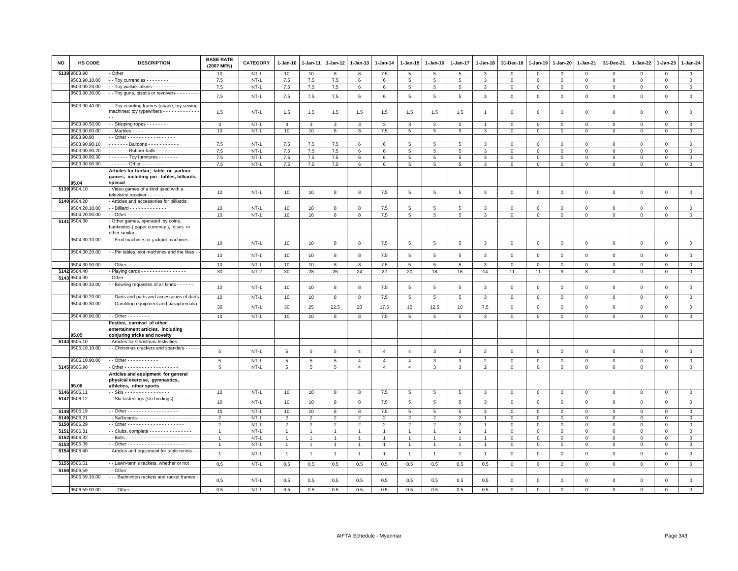| NO | HS CODE | DESCRIPTION | BASE RATE (2007 MFN) | CATEGORY | 1-Jan-10 | 1-Jan-11 | 1-Jan-12 | 1-Jan-13 | 1-Jan-14 | 1-Jan-15 | 1-Jan-16 | 1-Jan-17 | 1-Jan-18 | 31-Dec-18 | 1-Jan-19 | 1-Jan-20 | 1-Jan-21 | 31-Dec-21 | 1-Jan-22 | 1-Jan-23 | 1-Jan-24 |
|---|---|---|---|---|---|---|---|---|---|---|---|---|---|---|---|---|---|---|---|---|---|
| 5138 | 9503.90 | - Other | 10 | NT-1 | 10 | 10 | 8 | 8 | 7.5 | 5 | 5 | 5 | 3 | 0 | 0 | 0 | 0 | 0 | 0 | 0 | 0 |
| | 9503.90.10.00 | - - Toy currencies - - - - - - - - | 7.5 | NT-1 | 7.5 | 7.5 | 7.5 | 6 | 6 | 5 | 5 | 5 | 3 | 0 | 0 | 0 | 0 | 0 | 0 | 0 | 0 |
| | 9503.90.20.00 | - - Toy walkie-talkies - - - - - - - - | 7.5 | NT-1 | 7.5 | 7.5 | 7.5 | 6 | 6 | 5 | 5 | 5 | 3 | 0 | 0 | 0 | 0 | 0 | 0 | 0 | 0 |
| | 9503.90.30.00 | - - Toy guns, pistols or revolvers - - - - - - - - | 7.5 | NT-1 | 7.5 | 7.5 | 7.5 | 6 | 6 | 5 | 5 | 5 | 3 | 0 | 0 | 0 | 0 | 0 | 0 | 0 | 0 |
| | 9503.90.40.00 | - - Toy counting frames (abaci); toy sewing machines; toy typewriters - - - - - - - - - - - - - - - | 1.5 | NT-1 | 1.5 | 1.5 | 1.5 | 1.5 | 1.5 | 1.5 | 1.5 | 1.5 | 1 | 0 | 0 | 0 | 0 | 0 | 0 | 0 | 0 |
| | 9503.90.50.00 | - - Skipping ropes - - - - - - - | 3 | NT-1 | 3 | 3 | 3 | 3 | 3 | 3 | 2 | 2 | 1 | 0 | 0 | 0 | 0 | 0 | 0 | 0 | 0 |
| | 9503.90.60.00 | - - Marbles - - - - | 10 | NT-1 | 10 | 10 | 8 | 8 | 7.5 | 5 | 5 | 5 | 3 | 0 | 0 | 0 | 0 | 0 | 0 | 0 | 0 |
| | 9503.90.90 | - - Other - - - - - - - - - - - - - - - - - - | | | | | | | | | | | | | | | | | | | |
| | 9503.90.90.10 | - - - - - - - Balloons - - - - - - - - - - - | 7.5 | NT-1 | 7.5 | 7.5 | 7.5 | 6 | 6 | 5 | 5 | 5 | 3 | 0 | 0 | 0 | 0 | 0 | 0 | 0 | 0 |
| | 9503.90.90.20 | - - - - - - - Rubber balls - - - - - - - - | 7.5 | NT-1 | 7.5 | 7.5 | 7.5 | 6 | 6 | 5 | 5 | 5 | 3 | 0 | 0 | 0 | 0 | 0 | 0 | 0 | 0 |
| | 9503.90.90.30 | - - - - - - - Toy furnitures - - - - - - - | 7.5 | NT-1 | 7.5 | 7.5 | 7.5 | 6 | 6 | 5 | 5 | 5 | 3 | 0 | 0 | 0 | 0 | 0 | 0 | 0 | 0 |
| | 9503.90.90.90 | - - - - - - - Other - - - - - - - - | 7.5 | NT-1 | 7.5 | 7.5 | 7.5 | 6 | 6 | 5 | 5 | 5 | 3 | 0 | 0 | 0 | 0 | 0 | 0 | 0 | 0 |
| | 95.04 | **Articles for funfair, table or parlour games, including pin - tables, billiards, special** | | | | | | | | | | | | | | | | | | | |
| 5139 | 9504.10 | - Video games of a kind used with a television receiver - - - - - - | 10 | NT-1 | 10 | 10 | 8 | 8 | 7.5 | 5 | 5 | 5 | 3 | 0 | 0 | 0 | 0 | 0 | 0 | 0 | 0 |
| 5140 | 9504.20 | - Articles and accessories for billiards: | | | | | | | | | | | | | | | | | | | |
| | 9504.20.10.00 | - - Billiard - - - - - - - - - - - - - | 10 | NT-1 | 10 | 10 | 8 | 8 | 7.5 | 5 | 5 | 5 | 3 | 0 | 0 | 0 | 0 | 0 | 0 | 0 | 0 |
| | 9504.20.90.00 | - - Other - - - - - - - - - - | 10 | NT-1 | 10 | 10 | 8 | 8 | 7.5 | 5 | 5 | 5 | 3 | 0 | 0 | 0 | 0 | 0 | 0 | 0 | 0 |
| 5141 | 9504.30 | - Other games, operated by coins, banknotes ( paper currency ), discs or other similar | | | | | | | | | | | | | | | | | | | |
| | 9504.30.10.00 | - - Fruit machines or jackpot machines - - - | 10 | NT-1 | 10 | 10 | 8 | 8 | 7.5 | 5 | 5 | 5 | 3 | 0 | 0 | 0 | 0 | 0 | 0 | 0 | 0 |
| | 9504.30.20.00 | - - Pin tables, slot machines and the likes - - | 10 | NT-1 | 10 | 10 | 8 | 8 | 7.5 | 5 | 5 | 5 | 3 | 0 | 0 | 0 | 0 | 0 | 0 | 0 | 0 |
| | 9504.30.90.00 | - - Other - - - - - - - - | 10 | NT-1 | 10 | 10 | 8 | 8 | 7.5 | 5 | 5 | 5 | 3 | 0 | 0 | 0 | 0 | 0 | 0 | 0 | 0 |
| 5142 | 9504.40 | - Playing cards - - - - - - - - - - - - - - - - | 30 | NT-2 | 30 | 28 | 26 | 24 | 22 | 20 | 18 | 16 | 14 | 11 | 11 | 9 | 8 | 0 | 0 | 0 | 0 |
| 5143 | 9504.90 | - Other: | | | | | | | | | | | | | | | | | | | |
| | 9504.90.10.00 | - - Bowling requisites of all kinds - - - - - - | 10 | NT-1 | 10 | 10 | 8 | 8 | 7.5 | 5 | 5 | 5 | 3 | 0 | 0 | 0 | 0 | 0 | 0 | 0 | 0 |
| | 9504.90.20.00 | - - Darts and parts and accessories of darts | 10 | NT-1 | 10 | 10 | 8 | 8 | 7.5 | 5 | 5 | 5 | 3 | 0 | 0 | 0 | 0 | 0 | 0 | 0 | 0 |
| | 9504.90.30.00 | - - Gambling equipment and paraphernalia - - - | 30 | NT-1 | 30 | 25 | 22.5 | 20 | 17.5 | 15 | 12.5 | 10 | 7.5 | 0 | 0 | 0 | 0 | 0 | 0 | 0 | 0 |
| | 9504.90.90.00 | - - Other - - - - - - - - | 10 | NT-1 | 10 | 10 | 8 | 8 | 7.5 | 5 | 5 | 5 | 3 | 0 | 0 | 0 | 0 | 0 | 0 | 0 | 0 |
| | 95.05 | **Festive, carnival of other entertainment articles, including conjuring tricks and novelty** | | | | | | | | | | | | | | | | | | | |
| 5144 | 9505.10 | - Articles for Christmas festivities: | | | | | | | | | | | | | | | | | | | |
| | 9505.10.10.00 | - - Christmas crackers and sparklers - - - - - | 5 | NT-1 | 5 | 5 | 5 | 4 | 4 | 4 | 3 | 3 | 2 | 0 | 0 | 0 | 0 | 0 | 0 | 0 | 0 |
| | 9505.10.90.00 | - - Other - - - - - - - - - - - | 5 | NT-1 | 5 | 5 | 5 | 4 | 4 | 4 | 3 | 3 | 2 | 0 | 0 | 0 | 0 | 0 | 0 | 0 | 0 |
| 5145 | 9505.90 | - Other - - - - - - - - - - - - - - - - - - - | 5 | NT-1 | 5 | 5 | 5 | 4 | 4 | 4 | 3 | 3 | 2 | 0 | 0 | 0 | 0 | 0 | 0 | 0 | 0 |
| | 95.06 | **Articles and equipment for general physical exercise, gymnastics, athletics, other sports** | | | | | | | | | | | | | | | | | | | |
| 5146 | 9506.11 | - - Skis - - - - - - - - - - - - - - - - | 10 | NT-1 | 10 | 10 | 8 | 8 | 7.5 | 5 | 5 | 5 | 3 | 0 | 0 | 0 | 0 | 0 | 0 | 0 | 0 |
| 5147 | 9506.12 | - - Ski-fastenings (ski-bindings) - - - - - - - | 10 | NT-1 | 10 | 10 | 8 | 8 | 7.5 | 5 | 5 | 5 | 3 | 0 | 0 | 0 | 0 | 0 | 0 | 0 | 0 |
| 5148 | 9506.19 | - - Other - - - - - - - - - - - - - - - - - - | 10 | NT-1 | 10 | 10 | 8 | 8 | 7.5 | 5 | 5 | 5 | 3 | 0 | 0 | 0 | 0 | 0 | 0 | 0 | 0 |
| 5149 | 9506.21 | - - Sailboards - - - - - - - - - - - - - - - - - - - - | 2 | NT-1 | 2 | 2 | 2 | 2 | 2 | 2 | 2 | 2 | 1 | 0 | 0 | 0 | 0 | 0 | 0 | 0 | 0 |
| 5150 | 9506.29 | - - Other - - - - - - - - - - - - - - - - - - - - - | 2 | NT-1 | 2 | 2 | 2 | 2 | 2 | 2 | 2 | 2 | 1 | 0 | 0 | 0 | 0 | 0 | 0 | 0 | 0 |
| 5151 | 9506.31 | - - Clubs, complete - - - - - - - - - - - - - - - | 1 | NT-1 | 1 | 1 | 1 | 1 | 1 | 1 | 1 | 1 | 1 | 0 | 0 | 0 | 0 | 0 | 0 | 0 | 0 |
| 5152 | 9506.32 | - - Balls - - - - - - - - - - - - - - - - - - - - - - - - | 1 | NT-1 | 1 | 1 | 1 | 1 | 1 | 1 | 1 | 1 | 1 | 0 | 0 | 0 | 0 | 0 | 0 | 0 | 0 |
| 5153 | 9506.39 | - - Other - - - - - - - - - - - - - - - - - - - - - - | 1 | NT-1 | 1 | 1 | 1 | 1 | 1 | 1 | 1 | 1 | 1 | 0 | 0 | 0 | 0 | 0 | 0 | 0 | 0 |
| 5154 | 9506.40 | - Articles and equipment for table-tennis - - - | 1 | NT-1 | 1 | 1 | 1 | 1 | 1 | 1 | 1 | 1 | 1 | 0 | 0 | 0 | 0 | 0 | 0 | 0 | 0 |
| 5155 | 9506.51 | - - Lawn-tennis rackets, whether or not | 0.5 | NT-1 | 0.5 | 0.5 | 0.5 | 0.5 | 0.5 | 0.5 | 0.5 | 0.5 | 0.5 | 0 | 0 | 0 | 0 | 0 | 0 | 0 | 0 |
| 5156 | 9506.59 | - - Other: | | | | | | | | | | | | | | | | | | | |
| | 9506.59.10.00 | - - - Badminton rackets and racket frames - - - - | 0.5 | NT-1 | 0.5 | 0.5 | 0.5 | 0.5 | 0.5 | 0.5 | 0.5 | 0.5 | 0.5 | 0 | 0 | 0 | 0 | 0 | 0 | 0 | 0 |
| | 9506.59.90.00 | - - - Other - - - - - - - - - | 0.5 | NT-1 | 0.5 | 0.5 | 0.5 | 0.5 | 0.5 | 0.5 | 0.5 | 0.5 | 0.5 | 0 | 0 | 0 | 0 | 0 | 0 | 0 | 0 |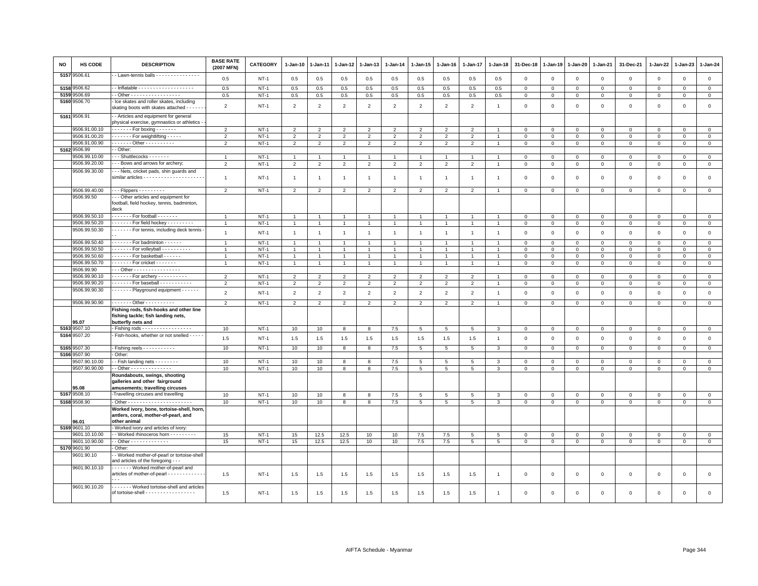| NO | HS CODE | DESCRIPTION | BASE RATE (2007 MFN) | CATEGORY | 1-Jan-10 | 1-Jan-11 | 1-Jan-12 | 1-Jan-13 | 1-Jan-14 | 1-Jan-15 | 1-Jan-16 | 1-Jan-17 | 1-Jan-18 | 31-Dec-18 | 1-Jan-19 | 1-Jan-20 | 1-Jan-21 | 31-Dec-21 | 1-Jan-22 | 1-Jan-23 | 1-Jan-24 |
|---|---|---|---|---|---|---|---|---|---|---|---|---|---|---|---|---|---|---|---|---|---|
| 5157 | 9506.61 | - - Lawn-tennis balls - - - - - - - - - - - - - - - | 0.5 | NT-1 | 0.5 | 0.5 | 0.5 | 0.5 | 0.5 | 0.5 | 0.5 | 0.5 | 0.5 | 0 | 0 | 0 | 0 | 0 | 0 | 0 | 0 |
| 5158 | 9506.62 | - - Inflatable - - - - - - - - - - - - - - - - - - - | 0.5 | NT-1 | 0.5 | 0.5 | 0.5 | 0.5 | 0.5 | 0.5 | 0.5 | 0.5 | 0.5 | 0 | 0 | 0 | 0 | 0 | 0 | 0 | 0 |
| 5159 | 9506.69 | - - Other - - - - - - - - - - - - - - - - - | 0.5 | NT-1 | 0.5 | 0.5 | 0.5 | 0.5 | 0.5 | 0.5 | 0.5 | 0.5 | 0.5 | 0 | 0 | 0 | 0 | 0 | 0 | 0 | 0 |
| 5160 | 9506.70 | - Ice skates and roller skates, including skating boots with skates attached - - - - - - | 2 | NT-1 | 2 | 2 | 2 | 2 | 2 | 2 | 2 | 2 | 1 | 0 | 0 | 0 | 0 | 0 | 0 | 0 | 0 |
| 5161 | 9506.91 | - - Articles and equipment for general physical exercise, gymnastics or athletics - - | | | | | | | | | | | | | | | | | | | |
| | 9506.91.00.10 | - - - - - - - For boxing - - - - - - - | 2 | NT-1 | 2 | 2 | 2 | 2 | 2 | 2 | 2 | 2 | 1 | 0 | 0 | 0 | 0 | 0 | 0 | 0 | 0 |
| | 9506.91.00.20 | - - - - - - - For weightlifting - - - - - | 2 | NT-1 | 2 | 2 | 2 | 2 | 2 | 2 | 2 | 2 | 1 | 0 | 0 | 0 | 0 | 0 | 0 | 0 | 0 |
| | 9506.91.00.90 | - - - - - - - Other - - - - - - - - - - | 2 | NT-1 | 2 | 2 | 2 | 2 | 2 | 2 | 2 | 2 | 1 | 0 | 0 | 0 | 0 | 0 | 0 | 0 | 0 |
| 5162 | 9506.99 | - - Other: | | | | | | | | | | | | | | | | | | | |
| | 9506.99.10.00 | - - - Shuttlecocks - - - - - - - | 1 | NT-1 | 1 | 1 | 1 | 1 | 1 | 1 | 1 | 1 | 1 | 0 | 0 | 0 | 0 | 0 | 0 | 0 | 0 |
| | 9506.99.20.00 | - - - Bows and arrows for archery; | 2 | NT-1 | 2 | 2 | 2 | 2 | 2 | 2 | 2 | 2 | 1 | 0 | 0 | 0 | 0 | 0 | 0 | 0 | 0 |
| | 9506.99.30.00 | - - - Nets, cricket pads, shin guards and similar articles - - - - - - - - - - - - - - - - - - - - - | 1 | NT-1 | 1 | 1 | 1 | 1 | 1 | 1 | 1 | 1 | 1 | 0 | 0 | 0 | 0 | 0 | 0 | 0 | 0 |
| | 9506.99.40.00 | - - - Flippers - - - - - - - - - | 2 | NT-1 | 2 | 2 | 2 | 2 | 2 | 2 | 2 | 2 | 1 | 0 | 0 | 0 | 0 | 0 | 0 | 0 | 0 |
| | 9506.99.50 | - - - Other articles and equipment for football, field hockey, tennis, badminton, deck | | | | | | | | | | | | | | | | | | | |
| | 9506.99.50.10 | - - - - - - - For football - - - - - - - | 1 | NT-1 | 1 | 1 | 1 | 1 | 1 | 1 | 1 | 1 | 1 | 0 | 0 | 0 | 0 | 0 | 0 | 0 | 0 |
| | 9506.99.50.20 | - - - - - - - For field hockey - - - - - - - - - | 1 | NT-1 | 1 | 1 | 1 | 1 | 1 | 1 | 1 | 1 | 1 | 0 | 0 | 0 | 0 | 0 | 0 | 0 | 0 |
| | 9506.99.50.30 | - - - - - - - For tennis, including deck tennis - - - | 1 | NT-1 | 1 | 1 | 1 | 1 | 1 | 1 | 1 | 1 | 1 | 0 | 0 | 0 | 0 | 0 | 0 | 0 | 0 |
| | 9506.99.50.40 | - - - - - - - For badminton - - - - - - | 1 | NT-1 | 1 | 1 | 1 | 1 | 1 | 1 | 1 | 1 | 1 | 0 | 0 | 0 | 0 | 0 | 0 | 0 | 0 |
| | 9506.99.50.50 | - - - - - - - For volleyball - - - - - - - - - - | 1 | NT-1 | 1 | 1 | 1 | 1 | 1 | 1 | 1 | 1 | 1 | 0 | 0 | 0 | 0 | 0 | 0 | 0 | 0 |
| | 9506.99.50.60 | - - - - - - - For basketball - - - - - - | 1 | NT-1 | 1 | 1 | 1 | 1 | 1 | 1 | 1 | 1 | 1 | 0 | 0 | 0 | 0 | 0 | 0 | 0 | 0 |
| | 9506.99.50.70 | - - - - - - - For cricket - - - - - - - | 1 | NT-1 | 1 | 1 | 1 | 1 | 1 | 1 | 1 | 1 | 1 | 0 | 0 | 0 | 0 | 0 | 0 | 0 | 0 |
| | 9506.99.90 | - - - Other - - - - - - - - - - - - - - - - - | | | | | | | | | | | | | | | | | | | |
| | 9506.99.90.10 | - - - - - - - For archery - - - - - - - - - - | 2 | NT-1 | 2 | 2 | 2 | 2 | 2 | 2 | 2 | 2 | 1 | 0 | 0 | 0 | 0 | 0 | 0 | 0 | 0 |
| | 9506.99.90.20 | - - - - - - - For baseball - - - - - - - - - - - | 2 | NT-1 | 2 | 2 | 2 | 2 | 2 | 2 | 2 | 2 | 1 | 0 | 0 | 0 | 0 | 0 | 0 | 0 | 0 |
| | 9506.99.90.30 | - - - - - - - Playground equipment - - - - - - | 2 | NT-1 | 2 | 2 | 2 | 2 | 2 | 2 | 2 | 2 | 1 | 0 | 0 | 0 | 0 | 0 | 0 | 0 | 0 |
| | 9506.99.90.90 | - - - - - - - Other - - - - - - - - - - | 2 | NT-1 | 2 | 2 | 2 | 2 | 2 | 2 | 2 | 2 | 1 | 0 | 0 | 0 | 0 | 0 | 0 | 0 | 0 |
| | 95.07 | **Fishing rods, fish-hooks and other line fishing tackle; fish landing nets, butterfly nets and** | | | | | | | | | | | | | | | | | | | |
| 5163 | 9507.10 | - Fishing rods - - - - - - - - - - - - - - - - - | 10 | NT-1 | 10 | 10 | 8 | 8 | 7.5 | 5 | 5 | 5 | 3 | 0 | 0 | 0 | 0 | 0 | 0 | 0 | 0 |
| 5164 | 9507.20 | - Fish-hooks, whether or not snelled - - - - - | 1.5 | NT-1 | 1.5 | 1.5 | 1.5 | 1.5 | 1.5 | 1.5 | 1.5 | 1.5 | 1 | 0 | 0 | 0 | 0 | 0 | 0 | 0 | 0 |
| 5165 | 9507.30 | - Fishing reels - - - - - - - - - - - | 10 | NT-1 | 10 | 10 | 8 | 8 | 7.5 | 5 | 5 | 5 | 3 | 0 | 0 | 0 | 0 | 0 | 0 | 0 | 0 |
| 5166 | 9507.90 | - Other: | | | | | | | | | | | | | | | | | | | |
| | 9507.90.10.00 | - - Fish landing nets - - - - - - - - | 10 | NT-1 | 10 | 10 | 8 | 8 | 7.5 | 5 | 5 | 5 | 3 | 0 | 0 | 0 | 0 | 0 | 0 | 0 | 0 |
| | 9507.90.90.00 | - - Other - - - - - - - - - - - - - - | 10 | NT-1 | 10 | 10 | 8 | 8 | 7.5 | 5 | 5 | 5 | 3 | 0 | 0 | 0 | 0 | 0 | 0 | 0 | 0 |
| | 95.08 | **Roundabouts, swings, shooting galleries and other fairground amusements; travelling circuses** | | | | | | | | | | | | | | | | | | | |
| 5167 | 9508.10 | -Travelling circuses and travelling | 10 | NT-1 | 10 | 10 | 8 | 8 | 7.5 | 5 | 5 | 5 | 3 | 0 | 0 | 0 | 0 | 0 | 0 | 0 | 0 |
| 5168 | 9508.90 | - Other - - - - - - - - - - - - - - - - - - - - - - | 10 | NT-1 | 10 | 10 | 8 | 8 | 7.5 | 5 | 5 | 5 | 3 | 0 | 0 | 0 | 0 | 0 | 0 | 0 | 0 |
| | 96.01 | **Worked ivory, bone, tortoise-shell, horn, antlers, coral, mother-of-pearl, and other animal** | | | | | | | | | | | | | | | | | | | |
| 5169 | 9601.10 | - Worked ivory and articles of ivory: | | | | | | | | | | | | | | | | | | | |
| | 9601.10.10.00 | - - Worked rhinoceros horn - - - - - - - - - | 15 | NT-1 | 15 | 12.5 | 12.5 | 10 | 10 | 7.5 | 7.5 | 5 | 5 | 0 | 0 | 0 | 0 | 0 | 0 | 0 | 0 |
| | 9601.10.90.00 | - - Other - - - - - - - - - - - - - | 15 | NT-1 | 15 | 12.5 | 12.5 | 10 | 10 | 7.5 | 7.5 | 5 | 5 | 0 | 0 | 0 | 0 | 0 | 0 | 0 | 0 |
| 5170 | 9601.90 | - Other: | | | | | | | | | | | | | | | | | | | |
| | 9601.90.10 | - - Worked mother-of-pearl or tortoise-shell and articles of the foregoing - - - | | | | | | | | | | | | | | | | | | | |
| | 9601.90.10.10 | - - - - - - - Worked mother-of-pearl and articles of mother-of-pearl - - - - - - - - - - - - - - - | 1.5 | NT-1 | 1.5 | 1.5 | 1.5 | 1.5 | 1.5 | 1.5 | 1.5 | 1.5 | 1 | 0 | 0 | 0 | 0 | 0 | 0 | 0 | 0 |
| | 9601.90.10.20 | - - - - - - - Worked tortoise-shell and articles of tortoise-shell - - - - - - - - - - - - - - - - - | 1.5 | NT-1 | 1.5 | 1.5 | 1.5 | 1.5 | 1.5 | 1.5 | 1.5 | 1.5 | 1 | 0 | 0 | 0 | 0 | 0 | 0 | 0 | 0 |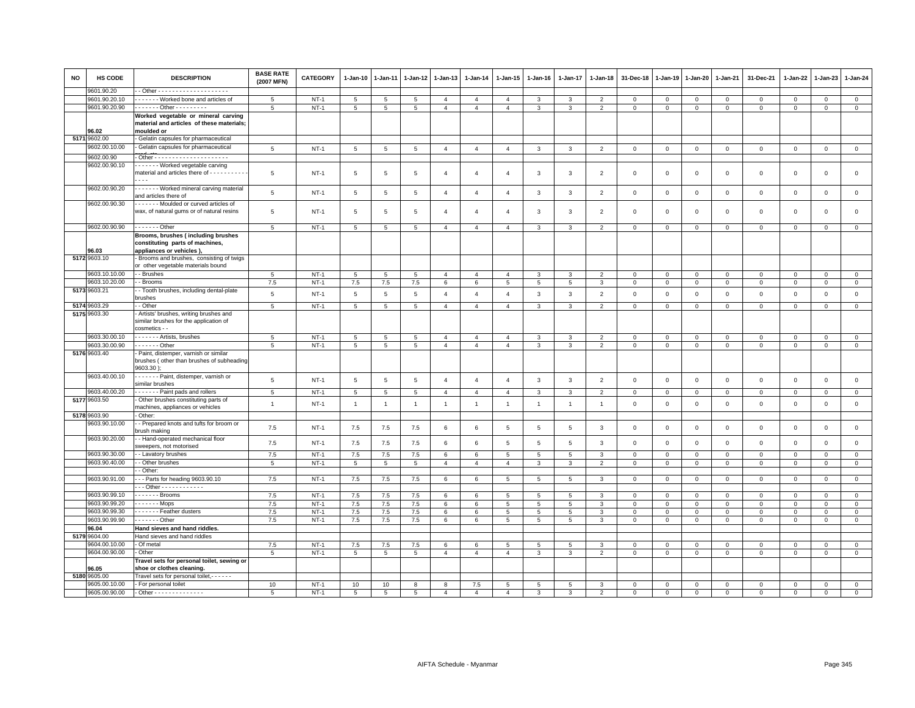| NO | HS CODE | DESCRIPTION | BASE RATE (2007 MFN) | CATEGORY | 1-Jan-10 | 1-Jan-11 | 1-Jan-12 | 1-Jan-13 | 1-Jan-14 | 1-Jan-15 | 1-Jan-16 | 1-Jan-17 | 1-Jan-18 | 31-Dec-18 | 1-Jan-19 | 1-Jan-20 | 1-Jan-21 | 31-Dec-21 | 1-Jan-22 | 1-Jan-23 | 1-Jan-24 |
|---|---|---|---|---|---|---|---|---|---|---|---|---|---|---|---|---|---|---|---|---|---|
| | 9601.90.20 | - - Other - - - - - - - - - - - - - - - - - - - - | | | | | | | | | | | | | | | | | | | |
| | 9601.90.20.10 | - - - - - - - Worked bone and articles of | 5 | NT-1 | 5 | 5 | 5 | 4 | 4 | 4 | 3 | 3 | 2 | 0 | 0 | 0 | 0 | 0 | 0 | 0 | 0 |
| | 9601.90.20.90 | - - - - - - - Other - - - - - - - - - | 5 | NT-1 | 5 | 5 | 5 | 4 | 4 | 4 | 3 | 3 | 2 | 0 | 0 | 0 | 0 | 0 | 0 | 0 | 0 |
| | 96.02 | **Worked vegetable or mineral carving material and articles of these materials; moulded or** | | | | | | | | | | | | | | | | | | | |
| 5171 | 9602.00 | - Gelatin capsules for pharmaceutical | | | | | | | | | | | | | | | | | | | |
| | 9602.00.10.00 | - Gelatin capsules for pharmaceutical | 5 | NT-1 | 5 | 5 | 5 | 4 | 4 | 4 | 3 | 3 | 2 | 0 | 0 | 0 | 0 | 0 | 0 | 0 | 0 |
| | 9602.00.90 | - Other - - - - - - - - - - - - - - - - - - - - - | | | | | | | | | | | | | | | | | | | |
| | 9602.00.90.10 | - - - - - - - Worked vegetable carving material and articles there of - - - - - - - - - - - - - - - | 5 | NT-1 | 5 | 5 | 5 | 4 | 4 | 4 | 3 | 3 | 2 | 0 | 0 | 0 | 0 | 0 | 0 | 0 | 0 |
| | 9602.00.90.20 | - - - - - - - Worked mineral carving material and articles there of | 5 | NT-1 | 5 | 5 | 5 | 4 | 4 | 4 | 3 | 3 | 2 | 0 | 0 | 0 | 0 | 0 | 0 | 0 | 0 |
| | 9602.00.90.30 | - - - - - - - Moulded or curved articles of wax, of natural gums or of natural resins | 5 | NT-1 | 5 | 5 | 5 | 4 | 4 | 4 | 3 | 3 | 2 | 0 | 0 | 0 | 0 | 0 | 0 | 0 | 0 |
| | 9602.00.90.90 | - - - - - - - Other | 5 | NT-1 | 5 | 5 | 5 | 4 | 4 | 4 | 3 | 3 | 2 | 0 | 0 | 0 | 0 | 0 | 0 | 0 | 0 |
| | 96.03 | **Brooms, brushes ( including brushes constituting parts of machines, appliances or vehicles ),** | | | | | | | | | | | | | | | | | | | |
| 5172 | 9603.10 | - Brooms and brushes, consisting of twigs or other vegetable materials bound | | | | | | | | | | | | | | | | | | | |
| | 9603.10.10.00 | - - Brushes | 5 | NT-1 | 5 | 5 | 5 | 4 | 4 | 4 | 3 | 3 | 2 | 0 | 0 | 0 | 0 | 0 | 0 | 0 | 0 |
| | 9603.10.20.00 | - - Brooms | 7.5 | NT-1 | 7.5 | 7.5 | 7.5 | 6 | 6 | 5 | 5 | 5 | 3 | 0 | 0 | 0 | 0 | 0 | 0 | 0 | 0 |
| 5173 | 9603.21 | - - Tooth brushes, including dental-plate brushes | 5 | NT-1 | 5 | 5 | 5 | 4 | 4 | 4 | 3 | 3 | 2 | 0 | 0 | 0 | 0 | 0 | 0 | 0 | 0 |
| 5174 | 9603.29 | - - Other | 5 | NT-1 | 5 | 5 | 5 | 4 | 4 | 4 | 3 | 3 | 2 | 0 | 0 | 0 | 0 | 0 | 0 | 0 | 0 |
| 5175 | 9603.30 | - Artists' brushes, writing brushes and similar brushes for the application of cosmetics - - | | | | | | | | | | | | | | | | | | | |
| | 9603.30.00.10 | - - - - - - - Artists, brushes | 5 | NT-1 | 5 | 5 | 5 | 4 | 4 | 4 | 3 | 3 | 2 | 0 | 0 | 0 | 0 | 0 | 0 | 0 | 0 |
| | 9603.30.00.90 | - - - - - - - Other | 5 | NT-1 | 5 | 5 | 5 | 4 | 4 | 4 | 3 | 3 | 2 | 0 | 0 | 0 | 0 | 0 | 0 | 0 | 0 |
| 5176 | 9603.40 | - Paint, distemper, varnish or similar brushes ( other than brushes of subheading 9603.30 ); | | | | | | | | | | | | | | | | | | | |
| | 9603.40.00.10 | - - - - - - - Paint, distemper, varnish or similar brushes | 5 | NT-1 | 5 | 5 | 5 | 4 | 4 | 4 | 3 | 3 | 2 | 0 | 0 | 0 | 0 | 0 | 0 | 0 | 0 |
| | 9603.40.00.20 | - - - - - - - Paint pads and rollers | 5 | NT-1 | 5 | 5 | 5 | 4 | 4 | 4 | 3 | 3 | 2 | 0 | 0 | 0 | 0 | 0 | 0 | 0 | 0 |
| 5177 | 9603.50 | - Other brushes constituting parts of machines, appliances or vehicles | 1 | NT-1 | 1 | 1 | 1 | 1 | 1 | 1 | 1 | 1 | 1 | 0 | 0 | 0 | 0 | 0 | 0 | 0 | 0 |
| 5178 | 9603.90 | - Other: | | | | | | | | | | | | | | | | | | | |
| | 9603.90.10.00 | - - Prepared knots and tufts for broom or brush making | 7.5 | NT-1 | 7.5 | 7.5 | 7.5 | 6 | 6 | 5 | 5 | 5 | 3 | 0 | 0 | 0 | 0 | 0 | 0 | 0 | 0 |
| | 9603.90.20.00 | - - Hand-operated mechanical floor sweepers, not motorised | 7.5 | NT-1 | 7.5 | 7.5 | 7.5 | 6 | 6 | 5 | 5 | 5 | 3 | 0 | 0 | 0 | 0 | 0 | 0 | 0 | 0 |
| | 9603.90.30.00 | - - Lavatory brushes | 7.5 | NT-1 | 7.5 | 7.5 | 7.5 | 6 | 6 | 5 | 5 | 5 | 3 | 0 | 0 | 0 | 0 | 0 | 0 | 0 | 0 |
| | 9603.90.40.00 | - - Other brushes | 5 | NT-1 | 5 | 5 | 5 | 4 | 4 | 4 | 3 | 3 | 2 | 0 | 0 | 0 | 0 | 0 | 0 | 0 | 0 |
| | | - - Other: | | | | | | | | | | | | | | | | | | | |
| | 9603.90.91.00 | - - - Parts for heading 9603.90.10 | 7.5 | NT-1 | 7.5 | 7.5 | 7.5 | 6 | 6 | 5 | 5 | 5 | 3 | 0 | 0 | 0 | 0 | 0 | 0 | 0 | 0 |
| | | - - - Other - - - - - - - - - - - - | | | | | | | | | | | | | | | | | | | |
| | 9603.90.99.10 | - - - - - - - Brooms | 7.5 | NT-1 | 7.5 | 7.5 | 7.5 | 6 | 6 | 5 | 5 | 5 | 3 | 0 | 0 | 0 | 0 | 0 | 0 | 0 | 0 |
| | 9603.90.99.20 | - - - - - - - Mops | 7.5 | NT-1 | 7.5 | 7.5 | 7.5 | 6 | 6 | 5 | 5 | 5 | 3 | 0 | 0 | 0 | 0 | 0 | 0 | 0 | 0 |
| | 9603.90.99.30 | - - - - - - - Feather dusters | 7.5 | NT-1 | 7.5 | 7.5 | 7.5 | 6 | 6 | 5 | 5 | 5 | 3 | 0 | 0 | 0 | 0 | 0 | 0 | 0 | 0 |
| | 9603.90.99.90 | - - - - - - - Other | 7.5 | NT-1 | 7.5 | 7.5 | 7.5 | 6 | 6 | 5 | 5 | 5 | 3 | 0 | 0 | 0 | 0 | 0 | 0 | 0 | 0 |
| | 96.04 | **Hand sieves and hand riddles.** | | | | | | | | | | | | | | | | | | | |
| 5179 | 9604.00 | Hand sieves and hand riddles | | | | | | | | | | | | | | | | | | | |
| | 9604.00.10.00 | - Of metal | 7.5 | NT-1 | 7.5 | 7.5 | 7.5 | 6 | 6 | 5 | 5 | 5 | 3 | 0 | 0 | 0 | 0 | 0 | 0 | 0 | 0 |
| | 9604.00.90.00 | - Other | 5 | NT-1 | 5 | 5 | 5 | 4 | 4 | 4 | 3 | 3 | 2 | 0 | 0 | 0 | 0 | 0 | 0 | 0 | 0 |
| | 96.05 | **Travel sets for personal toilet, sewing or shoe or clothes cleaning.** | | | | | | | | | | | | | | | | | | | |
| 5180 | 9605.00 | Travel sets for personal toilet,- - - - - - | | | | | | | | | | | | | | | | | | | |
| | 9605.00.10.00 | - For personal toilet | 10 | NT-1 | 10 | 10 | 8 | 8 | 7.5 | 5 | 5 | 5 | 3 | 0 | 0 | 0 | 0 | 0 | 0 | 0 | 0 |
| | 9605.00.90.00 | - Other - - - - - - - - - - - - - - | 5 | NT-1 | 5 | 5 | 5 | 4 | 4 | 4 | 3 | 3 | 2 | 0 | 0 | 0 | 0 | 0 | 0 | 0 | 0 |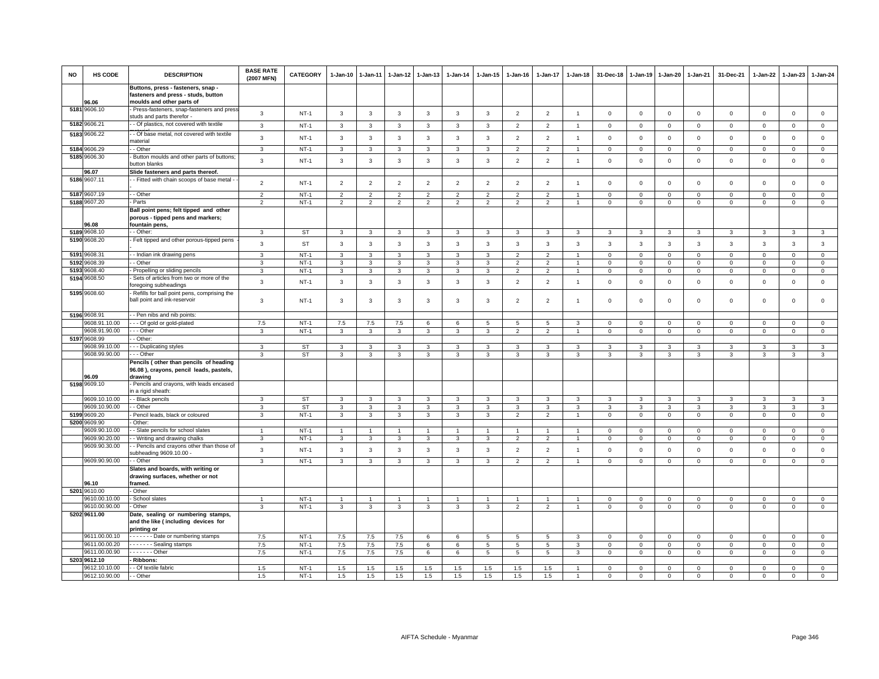| NO | HS CODE | DESCRIPTION | BASE RATE (2007 MFN) | CATEGORY | 1-Jan-10 | 1-Jan-11 | 1-Jan-12 | 1-Jan-13 | 1-Jan-14 | 1-Jan-15 | 1-Jan-16 | 1-Jan-17 | 1-Jan-18 | 31-Dec-18 | 1-Jan-19 | 1-Jan-20 | 1-Jan-21 | 31-Dec-21 | 1-Jan-22 | 1-Jan-23 | 1-Jan-24 |
|---|---|---|---|---|---|---|---|---|---|---|---|---|---|---|---|---|---|---|---|---|---|
| | 96.06 | **Buttons, press - fasteners, snap - fasteners and press - studs, button moulds and other parts of** | | | | | | | | | | | | | | | | | | | |
| 5181 | 9606.10 | - Press-fasteners, snap-fasteners and press studs and parts therefor - | 3 | NT-1 | 3 | 3 | 3 | 3 | 3 | 3 | 2 | 2 | 1 | 0 | 0 | 0 | 0 | 0 | 0 | 0 | 0 |
| 5182 | 9606.21 | - - Of plastics, not covered with textile material | 3 | NT-1 | 3 | 3 | 3 | 3 | 3 | 3 | 2 | 2 | 1 | 0 | 0 | 0 | 0 | 0 | 0 | 0 | 0 |
| 5183 | 9606.22 | - - Of base metal, not covered with textile material | 3 | NT-1 | 3 | 3 | 3 | 3 | 3 | 3 | 2 | 2 | 1 | 0 | 0 | 0 | 0 | 0 | 0 | 0 | 0 |
| 5184 | 9606.29 | - - Other | 3 | NT-1 | 3 | 3 | 3 | 3 | 3 | 3 | 2 | 2 | 1 | 0 | 0 | 0 | 0 | 0 | 0 | 0 | 0 |
| 5185 | 9606.30 | - Button moulds and other parts of buttons; button blanks | 3 | NT-1 | 3 | 3 | 3 | 3 | 3 | 3 | 2 | 2 | 1 | 0 | 0 | 0 | 0 | 0 | 0 | 0 | 0 |
| | 96.07 | **Slide fasteners and parts thereof.** | | | | | | | | | | | | | | | | | | | |
| 5186 | 9607.11 | - - Fitted with chain scoops of base metal - - | 2 | NT-1 | 2 | 2 | 2 | 2 | 2 | 2 | 2 | 2 | 1 | 0 | 0 | 0 | 0 | 0 | 0 | 0 | 0 |
| 5187 | 9607.19 | - - Other | 2 | NT-1 | 2 | 2 | 2 | 2 | 2 | 2 | 2 | 2 | 1 | 0 | 0 | 0 | 0 | 0 | 0 | 0 | 0 |
| 5188 | 9607.20 | - Parts | 2 | NT-1 | 2 | 2 | 2 | 2 | 2 | 2 | 2 | 2 | 1 | 0 | 0 | 0 | 0 | 0 | 0 | 0 | 0 |
| | 96.08 | **Ball point pens; felt tipped and other porous - tipped pens and markers; fountain pens,** | | | | | | | | | | | | | | | | | | | |
| 5189 | 9608.10 | - - Other: | 3 | ST | 3 | 3 | 3 | 3 | 3 | 3 | 3 | 3 | 3 | 3 | 3 | 3 | 3 | 3 | 3 | 3 | 3 |
| 5190 | 9608.20 | - Felt tipped and other porous-tipped pens - | 3 | ST | 3 | 3 | 3 | 3 | 3 | 3 | 3 | 3 | 3 | 3 | 3 | 3 | 3 | 3 | 3 | 3 | 3 |
| 5191 | 9608.31 | - - Indian ink drawing pens | 3 | NT-1 | 3 | 3 | 3 | 3 | 3 | 3 | 2 | 2 | 1 | 0 | 0 | 0 | 0 | 0 | 0 | 0 | 0 |
| 5192 | 9608.39 | - - Other | 3 | NT-1 | 3 | 3 | 3 | 3 | 3 | 3 | 2 | 2 | 1 | 0 | 0 | 0 | 0 | 0 | 0 | 0 | 0 |
| 5193 | 9608.40 | - Propelling or sliding pencils | 3 | NT-1 | 3 | 3 | 3 | 3 | 3 | 3 | 2 | 2 | 1 | 0 | 0 | 0 | 0 | 0 | 0 | 0 | 0 |
| 5194 | 9608.50 | - Sets of articles from two or more of the foregoing subheadings | 3 | NT-1 | 3 | 3 | 3 | 3 | 3 | 3 | 2 | 2 | 1 | 0 | 0 | 0 | 0 | 0 | 0 | 0 | 0 |
| 5195 | 9608.60 | - Refills for ball point pens, comprising the ball point and ink-reservoir | 3 | NT-1 | 3 | 3 | 3 | 3 | 3 | 3 | 2 | 2 | 1 | 0 | 0 | 0 | 0 | 0 | 0 | 0 | 0 |
| 5196 | 9608.91 | - - Pen nibs and nib points: | | | | | | | | | | | | | | | | | | | |
| | 9608.91.10.00 | - - - Of gold or gold-plated | 7.5 | NT-1 | 7.5 | 7.5 | 7.5 | 6 | 6 | 5 | 5 | 5 | 3 | 0 | 0 | 0 | 0 | 0 | 0 | 0 | 0 |
| | 9608.91.90.00 | - - - Other | 3 | NT-1 | 3 | 3 | 3 | 3 | 3 | 3 | 2 | 2 | 1 | 0 | 0 | 0 | 0 | 0 | 0 | 0 | 0 |
| 5197 | 9608.99 | - - Other: | | | | | | | | | | | | | | | | | | | |
| | 9608.99.10.00 | - - - Duplicating styles | 3 | ST | 3 | 3 | 3 | 3 | 3 | 3 | 3 | 3 | 3 | 3 | 3 | 3 | 3 | 3 | 3 | 3 | 3 |
| | 9608.99.90.00 | - - - Other | 3 | ST | 3 | 3 | 3 | 3 | 3 | 3 | 3 | 3 | 3 | 3 | 3 | 3 | 3 | 3 | 3 | 3 | 3 |
| | 96.09 | **Pencils ( other than pencils of heading 96.08 ), crayons, pencil leads, pastels, drawing** | | | | | | | | | | | | | | | | | | | |
| 5198 | 9609.10 | - Pencils and crayons, with leads encased in a rigid sheath: | | | | | | | | | | | | | | | | | | | |
| | 9609.10.10.00 | - - Black pencils | 3 | ST | 3 | 3 | 3 | 3 | 3 | 3 | 3 | 3 | 3 | 3 | 3 | 3 | 3 | 3 | 3 | 3 | 3 |
| | 9609.10.90.00 | - - Other | 3 | ST | 3 | 3 | 3 | 3 | 3 | 3 | 3 | 3 | 3 | 3 | 3 | 3 | 3 | 3 | 3 | 3 | 3 |
| 5199 | 9609.20 | - Pencil leads, black or coloured | 3 | NT-1 | 3 | 3 | 3 | 3 | 3 | 3 | 2 | 2 | 1 | 0 | 0 | 0 | 0 | 0 | 0 | 0 | 0 |
| 5200 | 9609.90 | - Other: | | | | | | | | | | | | | | | | | | | |
| | 9609.90.10.00 | - - Slate pencils for school slates | 1 | NT-1 | 1 | 1 | 1 | 1 | 1 | 1 | 1 | 1 | 1 | 0 | 0 | 0 | 0 | 0 | 0 | 0 | 0 |
| | 9609.90.20.00 | - - Writing and drawing chalks | 3 | NT-1 | 3 | 3 | 3 | 3 | 3 | 3 | 2 | 2 | 1 | 0 | 0 | 0 | 0 | 0 | 0 | 0 | 0 |
| | 9609.90.30.00 | - - Pencils and crayons other than those of subheading 9609.10.00 - | 3 | NT-1 | 3 | 3 | 3 | 3 | 3 | 3 | 2 | 2 | 1 | 0 | 0 | 0 | 0 | 0 | 0 | 0 | 0 |
| | 9609.90.90.00 | - - Other | 3 | NT-1 | 3 | 3 | 3 | 3 | 3 | 3 | 2 | 2 | 1 | 0 | 0 | 0 | 0 | 0 | 0 | 0 | 0 |
| | 96.10 | **Slates and boards, with writing or drawing surfaces, whether or not framed.** | | | | | | | | | | | | | | | | | | | |
| 5201 | 9610.00 | - Other | | | | | | | | | | | | | | | | | | | |
| | 9610.00.10.00 | - School slates | 1 | NT-1 | 1 | 1 | 1 | 1 | 1 | 1 | 1 | 1 | 1 | 0 | 0 | 0 | 0 | 0 | 0 | 0 | 0 |
| | 9610.00.90.00 | - Other | 3 | NT-1 | 3 | 3 | 3 | 3 | 3 | 3 | 2 | 2 | 1 | 0 | 0 | 0 | 0 | 0 | 0 | 0 | 0 |
| 5202 | **9611.00** | **Date, sealing or numbering stamps, and the like ( including devices for printing or** | | | | | | | | | | | | | | | | | | | |
| | 9611.00.00.10 | - - - - - - - Date or numbering stamps | 7.5 | NT-1 | 7.5 | 7.5 | 7.5 | 6 | 6 | 5 | 5 | 5 | 3 | 0 | 0 | 0 | 0 | 0 | 0 | 0 | 0 |
| | 9611.00.00.20 | - - - - - - - Sealing stamps | 7.5 | NT-1 | 7.5 | 7.5 | 7.5 | 6 | 6 | 5 | 5 | 5 | 3 | 0 | 0 | 0 | 0 | 0 | 0 | 0 | 0 |
| | 9611.00.00.90 | - - - - - - - Other | 7.5 | NT-1 | 7.5 | 7.5 | 7.5 | 6 | 6 | 5 | 5 | 5 | 3 | 0 | 0 | 0 | 0 | 0 | 0 | 0 | 0 |
| 5203 | **9612.10** | **- Ribbons:** | | | | | | | | | | | | | | | | | | | |
| | 9612.10.10.00 | - - Of textile fabric | 1.5 | NT-1 | 1.5 | 1.5 | 1.5 | 1.5 | 1.5 | 1.5 | 1.5 | 1.5 | 1 | 0 | 0 | 0 | 0 | 0 | 0 | 0 | 0 |
| | 9612.10.90.00 | - - Other | 1.5 | NT-1 | 1.5 | 1.5 | 1.5 | 1.5 | 1.5 | 1.5 | 1.5 | 1.5 | 1 | 0 | 0 | 0 | 0 | 0 | 0 | 0 | 0 |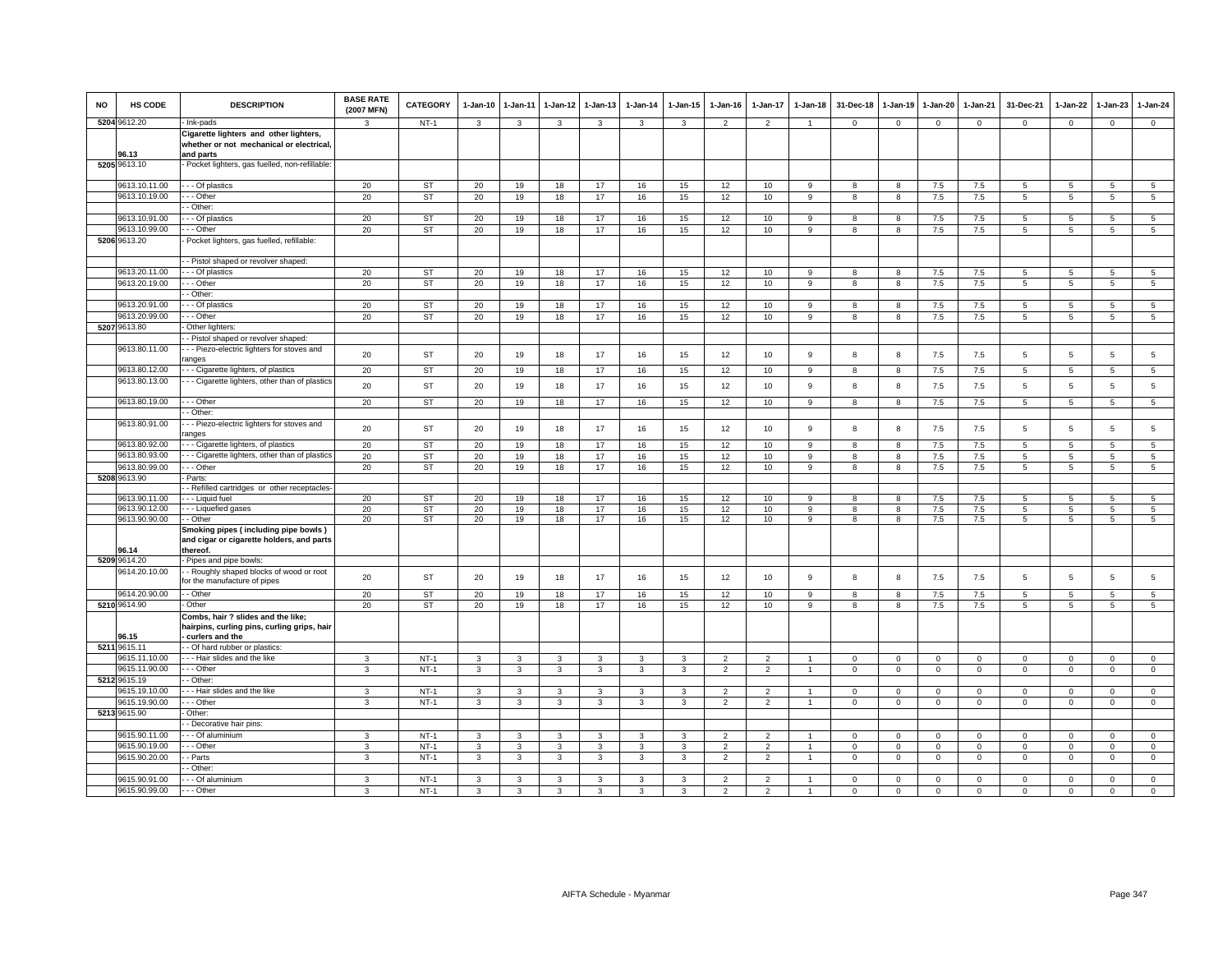| NO | HS CODE | DESCRIPTION | BASE RATE (2007 MFN) | CATEGORY | 1-Jan-10 | 1-Jan-11 | 1-Jan-12 | 1-Jan-13 | 1-Jan-14 | 1-Jan-15 | 1-Jan-16 | 1-Jan-17 | 1-Jan-18 | 31-Dec-18 | 1-Jan-19 | 1-Jan-20 | 1-Jan-21 | 31-Dec-21 | 1-Jan-22 | 1-Jan-23 | 1-Jan-24 |
|---|---|---|---|---|---|---|---|---|---|---|---|---|---|---|---|---|---|---|---|---|---|
| 5204 | 9612.20 | - Ink-pads | 3 | NT-1 | 3 | 3 | 3 | 3 | 3 | 3 | 2 | 2 | 1 | 0 | 0 | 0 | 0 | 0 | 0 | 0 | 0 |
| | 96.13 | **Cigarette lighters and other lighters, whether or not mechanical or electrical, and parts** | | | | | | | | | | | | | | | | | | | |
| 5205 | 9613.10 | - Pocket lighters, gas fuelled, non-refillable: | | | | | | | | | | | | | | | | | | | |
| | 9613.10.11.00 | - - - Of plastics | 20 | ST | 20 | 19 | 18 | 17 | 16 | 15 | 12 | 10 | 9 | 8 | 8 | 7.5 | 7.5 | 5 | 5 | 5 | 5 |
| | 9613.10.19.00 | - - - Other | 20 | ST | 20 | 19 | 18 | 17 | 16 | 15 | 12 | 10 | 9 | 8 | 8 | 7.5 | 7.5 | 5 | 5 | 5 | 5 |
| | | - - Other: | | | | | | | | | | | | | | | | | | | |
| | 9613.10.91.00 | - - - Of plastics | 20 | ST | 20 | 19 | 18 | 17 | 16 | 15 | 12 | 10 | 9 | 8 | 8 | 7.5 | 7.5 | 5 | 5 | 5 | 5 |
| | 9613.10.99.00 | - - - Other | 20 | ST | 20 | 19 | 18 | 17 | 16 | 15 | 12 | 10 | 9 | 8 | 8 | 7.5 | 7.5 | 5 | 5 | 5 | 5 |
| 5206 | 9613.20 | - Pocket lighters, gas fuelled, refillable: | | | | | | | | | | | | | | | | | | | |
| | | - - Pistol shaped or revolver shaped: | | | | | | | | | | | | | | | | | | | |
| | 9613.20.11.00 | - - - Of plastics | 20 | ST | 20 | 19 | 18 | 17 | 16 | 15 | 12 | 10 | 9 | 8 | 8 | 7.5 | 7.5 | 5 | 5 | 5 | 5 |
| | 9613.20.19.00 | - - - Other | 20 | ST | 20 | 19 | 18 | 17 | 16 | 15 | 12 | 10 | 9 | 8 | 8 | 7.5 | 7.5 | 5 | 5 | 5 | 5 |
| | | - - Other: | | | | | | | | | | | | | | | | | | | |
| | 9613.20.91.00 | - - - Of plastics | 20 | ST | 20 | 19 | 18 | 17 | 16 | 15 | 12 | 10 | 9 | 8 | 8 | 7.5 | 7.5 | 5 | 5 | 5 | 5 |
| | 9613.20.99.00 | - - - Other | 20 | ST | 20 | 19 | 18 | 17 | 16 | 15 | 12 | 10 | 9 | 8 | 8 | 7.5 | 7.5 | 5 | 5 | 5 | 5 |
| 5207 | 9613.80 | - Other lighters: | | | | | | | | | | | | | | | | | | | |
| | | - - Pistol shaped or revolver shaped: | | | | | | | | | | | | | | | | | | | |
| | 9613.80.11.00 | - - - Piezo-electric lighters for stoves and ranges | 20 | ST | 20 | 19 | 18 | 17 | 16 | 15 | 12 | 10 | 9 | 8 | 8 | 7.5 | 7.5 | 5 | 5 | 5 | 5 |
| | 9613.80.12.00 | - - - Cigarette lighters, of plastics | 20 | ST | 20 | 19 | 18 | 17 | 16 | 15 | 12 | 10 | 9 | 8 | 8 | 7.5 | 7.5 | 5 | 5 | 5 | 5 |
| | 9613.80.13.00 | - - - Cigarette lighters, other than of plastics | 20 | ST | 20 | 19 | 18 | 17 | 16 | 15 | 12 | 10 | 9 | 8 | 8 | 7.5 | 7.5 | 5 | 5 | 5 | 5 |
| | 9613.80.19.00 | - - - Other | 20 | ST | 20 | 19 | 18 | 17 | 16 | 15 | 12 | 10 | 9 | 8 | 8 | 7.5 | 7.5 | 5 | 5 | 5 | 5 |
| | | - - Other: | | | | | | | | | | | | | | | | | | | |
| | 9613.80.91.00 | - - - Piezo-electric lighters for stoves and ranges | 20 | ST | 20 | 19 | 18 | 17 | 16 | 15 | 12 | 10 | 9 | 8 | 8 | 7.5 | 7.5 | 5 | 5 | 5 | 5 |
| | 9613.80.92.00 | - - - Cigarette lighters, of plastics | 20 | ST | 20 | 19 | 18 | 17 | 16 | 15 | 12 | 10 | 9 | 8 | 8 | 7.5 | 7.5 | 5 | 5 | 5 | 5 |
| | 9613.80.93.00 | - - - Cigarette lighters, other than of plastics | 20 | ST | 20 | 19 | 18 | 17 | 16 | 15 | 12 | 10 | 9 | 8 | 8 | 7.5 | 7.5 | 5 | 5 | 5 | 5 |
| | 9613.80.99.00 | - - - Other | 20 | ST | 20 | 19 | 18 | 17 | 16 | 15 | 12 | 10 | 9 | 8 | 8 | 7.5 | 7.5 | 5 | 5 | 5 | 5 |
| 5208 | 9613.90 | - Parts: | | | | | | | | | | | | | | | | | | | |
| | | - - Refilled cartridges or other receptacles- | | | | | | | | | | | | | | | | | | | |
| | 9613.90.11.00 | - - - Liquid fuel | 20 | ST | 20 | 19 | 18 | 17 | 16 | 15 | 12 | 10 | 9 | 8 | 8 | 7.5 | 7.5 | 5 | 5 | 5 | 5 |
| | 9613.90.12.00 | - - - Liquefied gases | 20 | ST | 20 | 19 | 18 | 17 | 16 | 15 | 12 | 10 | 9 | 8 | 8 | 7.5 | 7.5 | 5 | 5 | 5 | 5 |
| | 9613.90.90.00 | - - Other | 20 | ST | 20 | 19 | 18 | 17 | 16 | 15 | 12 | 10 | 9 | 8 | 8 | 7.5 | 7.5 | 5 | 5 | 5 | 5 |
| | 96.14 | **Smoking pipes ( including pipe bowls ) and cigar or cigarette holders, and parts thereof.** | | | | | | | | | | | | | | | | | | | |
| 5209 | 9614.20 | - Pipes and pipe bowls: | | | | | | | | | | | | | | | | | | | |
| | 9614.20.10.00 | - - Roughly shaped blocks of wood or root for the manufacture of pipes | 20 | ST | 20 | 19 | 18 | 17 | 16 | 15 | 12 | 10 | 9 | 8 | 8 | 7.5 | 7.5 | 5 | 5 | 5 | 5 |
| | 9614.20.90.00 | - - Other | 20 | ST | 20 | 19 | 18 | 17 | 16 | 15 | 12 | 10 | 9 | 8 | 8 | 7.5 | 7.5 | 5 | 5 | 5 | 5 |
| 5210 | 9614.90 | - Other | 20 | ST | 20 | 19 | 18 | 17 | 16 | 15 | 12 | 10 | 9 | 8 | 8 | 7.5 | 7.5 | 5 | 5 | 5 | 5 |
| | 96.15 | **Combs, hair ? slides and the like; hairpins, curling pins, curling grips, hair - curlers and the** | | | | | | | | | | | | | | | | | | | |
| 5211 | 9615.11 | - - Of hard rubber or plastics: | | | | | | | | | | | | | | | | | | | |
| | 9615.11.10.00 | - - - Hair slides and the like | 3 | NT-1 | 3 | 3 | 3 | 3 | 3 | 3 | 2 | 2 | 1 | 0 | 0 | 0 | 0 | 0 | 0 | 0 | 0 |
| | 9615.11.90.00 | - - - Other | 3 | NT-1 | 3 | 3 | 3 | 3 | 3 | 3 | 2 | 2 | 1 | 0 | 0 | 0 | 0 | 0 | 0 | 0 | 0 |
| 5212 | 9615.19 | - - Other: | | | | | | | | | | | | | | | | | | | |
| | 9615.19.10.00 | - - - Hair slides and the like | 3 | NT-1 | 3 | 3 | 3 | 3 | 3 | 3 | 2 | 2 | 1 | 0 | 0 | 0 | 0 | 0 | 0 | 0 | 0 |
| | 9615.19.90.00 | - - - Other | 3 | NT-1 | 3 | 3 | 3 | 3 | 3 | 3 | 2 | 2 | 1 | 0 | 0 | 0 | 0 | 0 | 0 | 0 | 0 |
| 5213 | 9615.90 | - Other: | | | | | | | | | | | | | | | | | | | |
| | | - - Decorative hair pins: | | | | | | | | | | | | | | | | | | | |
| | 9615.90.11.00 | - - - Of aluminium | 3 | NT-1 | 3 | 3 | 3 | 3 | 3 | 3 | 2 | 2 | 1 | 0 | 0 | 0 | 0 | 0 | 0 | 0 | 0 |
| | 9615.90.19.00 | - - - Other | 3 | NT-1 | 3 | 3 | 3 | 3 | 3 | 3 | 2 | 2 | 1 | 0 | 0 | 0 | 0 | 0 | 0 | 0 | 0 |
| | 9615.90.20.00 | - - Parts | 3 | NT-1 | 3 | 3 | 3 | 3 | 3 | 3 | 2 | 2 | 1 | 0 | 0 | 0 | 0 | 0 | 0 | 0 | 0 |
| | | - - Other: | | | | | | | | | | | | | | | | | | | |
| | 9615.90.91.00 | - - - Of aluminium | 3 | NT-1 | 3 | 3 | 3 | 3 | 3 | 3 | 2 | 2 | 1 | 0 | 0 | 0 | 0 | 0 | 0 | 0 | 0 |
| | 9615.90.99.00 | - - - Other | 3 | NT-1 | 3 | 3 | 3 | 3 | 3 | 3 | 2 | 2 | 1 | 0 | 0 | 0 | 0 | 0 | 0 | 0 | 0 |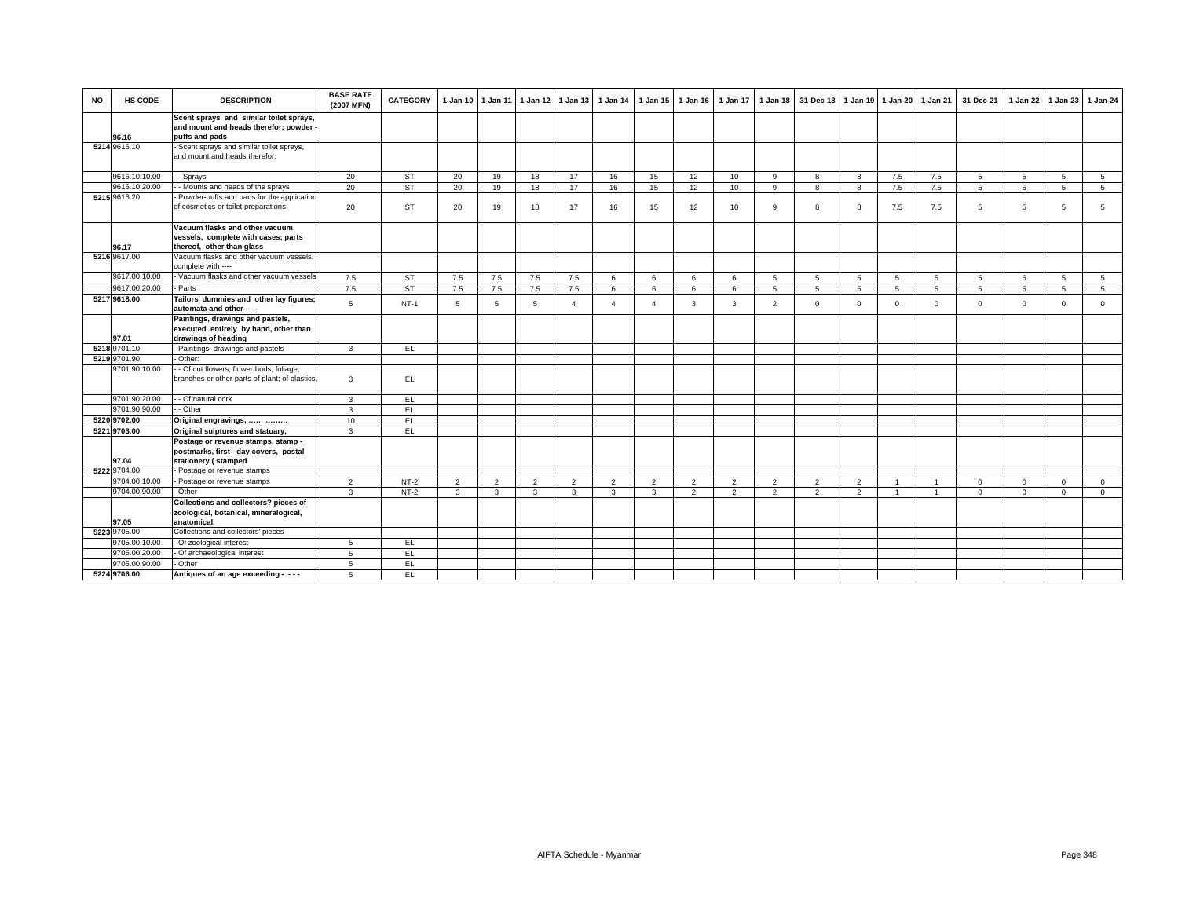| NO | HS CODE | DESCRIPTION | BASE RATE (2007 MFN) | CATEGORY | 1-Jan-10 | 1-Jan-11 | 1-Jan-12 | 1-Jan-13 | 1-Jan-14 | 1-Jan-15 | 1-Jan-16 | 1-Jan-17 | 1-Jan-18 | 31-Dec-18 | 1-Jan-19 | 1-Jan-20 | 1-Jan-21 | 31-Dec-21 | 1-Jan-22 | 1-Jan-23 | 1-Jan-24 |
|---|---|---|---|---|---|---|---|---|---|---|---|---|---|---|---|---|---|---|---|---|---|
| | 96.16 | **Scent sprays and similar toilet sprays, and mount and heads therefor; powder - puffs and pads** | | | | | | | | | | | | | | | | | | | |
| 5214 | 9616.10 | - Scent sprays and similar toilet sprays, and mount and heads therefor: | | | | | | | | | | | | | | | | | | | |
| | 9616.10.10.00 | - - Sprays | 20 | ST | 20 | 19 | 18 | 17 | 16 | 15 | 12 | 10 | 9 | 8 | 8 | 7.5 | 7.5 | 5 | 5 | 5 | 5 |
| | 9616.10.20.00 | - - Mounts and heads of the sprays | 20 | ST | 20 | 19 | 18 | 17 | 16 | 15 | 12 | 10 | 9 | 8 | 8 | 7.5 | 7.5 | 5 | 5 | 5 | 5 |
| 5215 | 9616.20 | - Powder-puffs and pads for the application of cosmetics or toilet preparations | 20 | ST | 20 | 19 | 18 | 17 | 16 | 15 | 12 | 10 | 9 | 8 | 8 | 7.5 | 7.5 | 5 | 5 | 5 | 5 |
| | 96.17 | **Vacuum flasks and other vacuum vessels, complete with cases; parts thereof, other than glass** | | | | | | | | | | | | | | | | | | | |
| 5216 | 9617.00 | Vacuum flasks and other vacuum vessels, complete with ---- | | | | | | | | | | | | | | | | | | | |
| | 9617.00.10.00 | - Vacuum flasks and other vacuum vessels | 7.5 | ST | 7.5 | 7.5 | 7.5 | 7.5 | 6 | 6 | 6 | 6 | 5 | 5 | 5 | 5 | 5 | 5 | 5 | 5 | 5 |
| | 9617.00.20.00 | - Parts | 7.5 | ST | 7.5 | 7.5 | 7.5 | 7.5 | 6 | 6 | 6 | 6 | 5 | 5 | 5 | 5 | 5 | 5 | 5 | 5 | 5 |
| 5217 | **9618.00** | **Tailors' dummies and other lay figures; automata and other - - -** | 5 | NT-1 | 5 | 5 | 5 | 4 | 4 | 4 | 3 | 3 | 2 | 0 | 0 | 0 | 0 | 0 | 0 | 0 | 0 |
| | 97.01 | **Paintings, drawings and pastels, executed entirely by hand, other than drawings of heading** | | | | | | | | | | | | | | | | | | | |
| 5218 | 9701.10 | - Paintings, drawings and pastels | 3 | EL | | | | | | | | | | | | | | | | | |
| 5219 | 9701.90 | - Other: | | | | | | | | | | | | | | | | | | | |
| | 9701.90.10.00 | - - Of cut flowers, flower buds, foliage, branches or other parts of plant; of plastics, | 3 | EL | | | | | | | | | | | | | | | | | |
| | 9701.90.20.00 | - - Of natural cork | 3 | EL | | | | | | | | | | | | | | | | | |
| | 9701.90.90.00 | - - Other | 3 | EL | | | | | | | | | | | | | | | | | |
| 5220 | **9702.00** | **Original engravings, …… ………** | 10 | EL | | | | | | | | | | | | | | | | | |
| 5221 | **9703.00** | **Original sulptures and statuary,** | 3 | EL | | | | | | | | | | | | | | | | | |
| | 97.04 | **Postage or revenue stamps, stamp - postmarks, first - day covers, postal stationery ( stamped** | | | | | | | | | | | | | | | | | | | |
| 5222 | 9704.00 | - Postage or revenue stamps | | | | | | | | | | | | | | | | | | | |
| | 9704.00.10.00 | - Postage or revenue stamps | 2 | NT-2 | 2 | 2 | 2 | 2 | 2 | 2 | 2 | 2 | 2 | 2 | 2 | 1 | 1 | 0 | 0 | 0 | 0 |
| | 9704.00.90.00 | - Other | 3 | NT-2 | 3 | 3 | 3 | 3 | 3 | 3 | 2 | 2 | 2 | 2 | 2 | 1 | 1 | 0 | 0 | 0 | 0 |
| | 97.05 | **Collections and collectors? pieces of zoological, botanical, mineralogical, anatomical,** | | | | | | | | | | | | | | | | | | | |
| 5223 | 9705.00 | Collections and collectors' pieces | | | | | | | | | | | | | | | | | | | |
| | 9705.00.10.00 | - Of zoological interest | 5 | EL | | | | | | | | | | | | | | | | | |
| | 9705.00.20.00 | - Of archaeological interest | 5 | EL | | | | | | | | | | | | | | | | | |
| | 9705.00.90.00 | - Other | 5 | EL | | | | | | | | | | | | | | | | | |
| 5224 | **9706.00** | **Antiques of an age exceeding - - - -** | 5 | EL | | | | | | | | | | | | | | | | | |